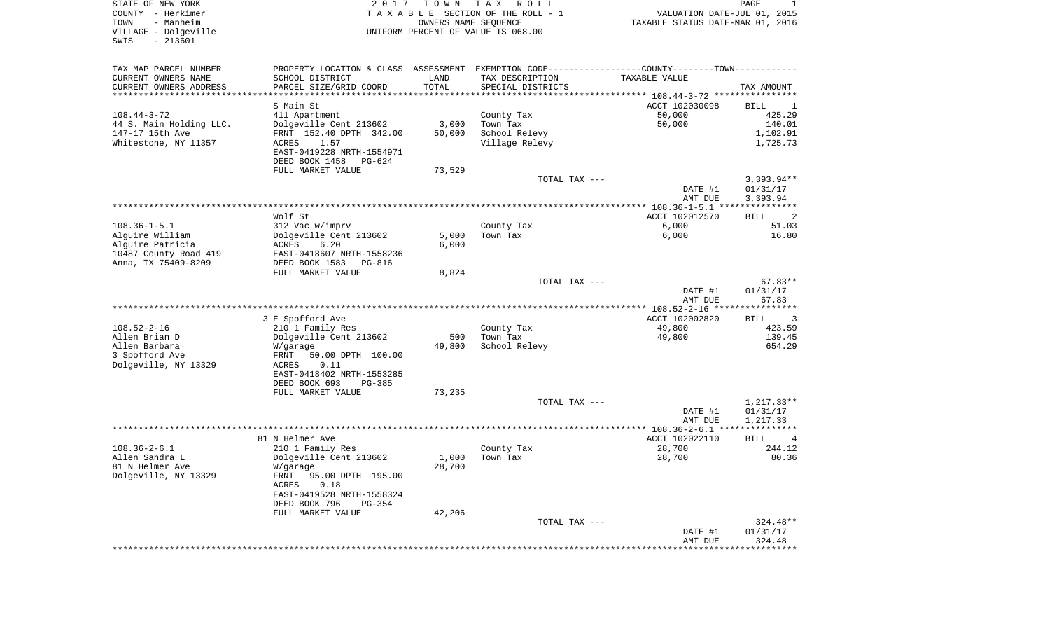STATE OF NEW YORK
COUNTY - Herkimer
TOWN - Manheim
VILLAGE - Dolgeville
SWIS - 213601

2 0 1 7 T O W N T A X R O L L
T A X A B L E SECTION OF THE ROLL - 1
OWNERS NAME SEQUENCE
UNIFORM PERCENT OF VALUE IS 068.00

VALUATION DATE-JUL 01, 2015
TAXABLE STATUS DATE-MAR 01, 2016

| TAX MAP PARCEL NUMBER<br>CURRENT OWNERS NAME<br>CURRENT OWNERS ADDRESS | PROPERTY LOCATION & CLASS<br>SCHOOL DISTRICT<br>PARCEL SIZE/GRID COORD | ASSESSMENT<br>LAND<br>TOTAL | EXEMPTION CODE<br>TAX DESCRIPTION<br>SPECIAL DISTRICTS | COUNTY--------TOWN<br>TAXABLE VALUE | TAX AMOUNT |
|---|---|---|---|---|---|
| | S Main St | | | ACCT 102030098 | BILL 1 |
| 108.44-3-72 | 411 Apartment | | County Tax | 50,000 | 425.29 |
| 44 S. Main Holding LLC. | Dolgeville Cent 213602 | 3,000 | Town Tax | 50,000 | 140.01 |
| 147-17 15th Ave | FRNT 152.40 DPTH 342.00 | 50,000 | School Relevy | | 1,102.91 |
| Whitestone, NY 11357 | ACRES 1.57 | | Village Relevy | | 1,725.73 |
| | EAST-0419228 NRTH-1554971 | | | | |
| | DEED BOOK 1458 PG-624 | | | | |
| | FULL MARKET VALUE | 73,529 | | | |
| | | | TOTAL TAX --- | | 3,393.94** |
| | | | | DATE #1 | 01/31/17 |
| | | | | AMT DUE | 3,393.94 |
| | Wolf St | | | ACCT 102012570 | BILL 2 |
| 108.36-1-5.1 | 312 Vac w/imprv | | County Tax | 6,000 | 51.03 |
| Alguire William | Dolgeville Cent 213602 | 5,000 | Town Tax | 6,000 | 16.80 |
| Alguire Patricia | ACRES 6.20 | 6,000 | | | |
| 10487 County Road 419 | EAST-0418607 NRTH-1558236 | | | | |
| Anna, TX 75409-8209 | DEED BOOK 1583 PG-816 | | | | |
| | FULL MARKET VALUE | 8,824 | | | |
| | | | TOTAL TAX --- | | 67.83** |
| | | | | DATE #1 | 01/31/17 |
| | | | | AMT DUE | 67.83 |
| | 3 E Spofford Ave | | | ACCT 102002820 | BILL 3 |
| 108.52-2-16 | 210 1 Family Res | | County Tax | 49,800 | 423.59 |
| Allen Brian D | Dolgeville Cent 213602 | 500 | Town Tax | 49,800 | 139.45 |
| Allen Barbara | W/garage | 49,800 | School Relevy | | 654.29 |
| 3 Spofford Ave | FRNT 50.00 DPTH 100.00 | | | | |
| Dolgeville, NY 13329 | ACRES 0.11 | | | | |
| | EAST-0418402 NRTH-1553285 | | | | |
| | DEED BOOK 693 PG-385 | | | | |
| | FULL MARKET VALUE | 73,235 | | | |
| | | | TOTAL TAX --- | | 1,217.33** |
| | | | | DATE #1 | 01/31/17 |
| | | | | AMT DUE | 1,217.33 |
| | 81 N Helmer Ave | | | ACCT 102022110 | BILL 4 |
| 108.36-2-6.1 | 210 1 Family Res | | County Tax | 28,700 | 244.12 |
| Allen Sandra L | Dolgeville Cent 213602 | 1,000 | Town Tax | 28,700 | 80.36 |
| 81 N Helmer Ave | W/garage | 28,700 | | | |
| Dolgeville, NY 13329 | FRNT 95.00 DPTH 195.00 | | | | |
| | ACRES 0.18 | | | | |
| | EAST-0419528 NRTH-1558324 | | | | |
| | DEED BOOK 796 PG-354 | | | | |
| | FULL MARKET VALUE | 42,206 | | | |
| | | | TOTAL TAX --- | | 324.48** |
| | | | | DATE #1 | 01/31/17 |
| | | | | AMT DUE | 324.48 |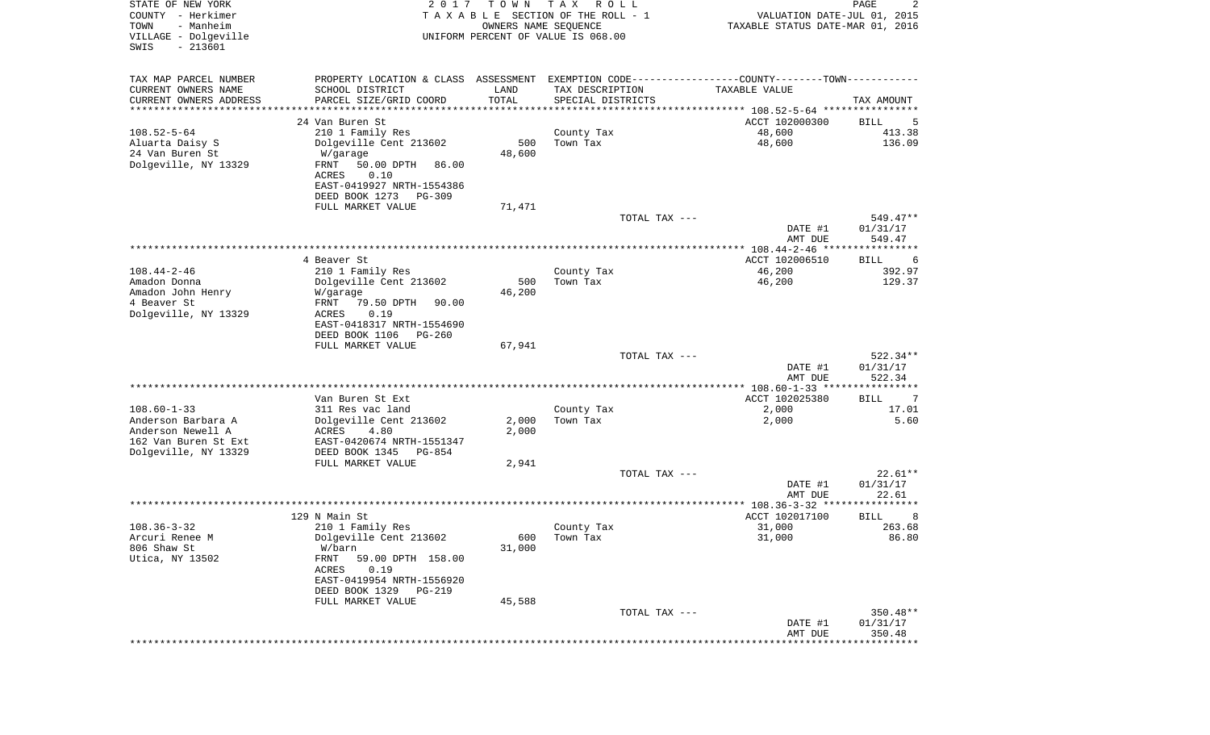STATE OF NEW YORK
COUNTY - Herkimer
TOWN - Manheim
VILLAGE - Dolgeville
SWIS - 213601

2017 TOWN TAX ROLL
TAXABLE SECTION OF THE ROLL - 1
OWNERS NAME SEQUENCE
UNIFORM PERCENT OF VALUE IS 068.00

VALUATION DATE-JUL 01, 2015
TAXABLE STATUS DATE-MAR 01, 2016

| TAX MAP PARCEL NUMBER / CURRENT OWNERS NAME / CURRENT OWNERS ADDRESS | PROPERTY LOCATION & CLASS / SCHOOL DISTRICT / PARCEL SIZE/GRID COORD | ASSESSMENT LAND / TOTAL | TAX DESCRIPTION / SPECIAL DISTRICTS | TAXABLE VALUE | TAX AMOUNT |
|---|---|---|---|---|---|
| 108.52-5-64 | 24 Van Buren St | | | ACCT 102000300 | BILL 5 |
| | 210 1 Family Res | | County Tax | 48,600 | 413.38 |
| Aluarta Daisy S | Dolgeville Cent 213602 | 500 | Town Tax | 48,600 | 136.09 |
| 24 Van Buren St | W/garage | 48,600 | | | |
| Dolgeville, NY 13329 | FRNT 50.00 DPTH 86.00 | | | | |
| | ACRES 0.10 | | | | |
| | EAST-0419927 NRTH-1554386 | | | | |
| | DEED BOOK 1273 PG-309 | | | | |
| | FULL MARKET VALUE | 71,471 | | | |
| | | | TOTAL TAX --- | | 549.47** |
| | | | | DATE #1 | 01/31/17 |
| | | | | AMT DUE | 549.47 |
| 108.44-2-46 | 4 Beaver St | | | ACCT 102006510 | BILL 6 |
| | 210 1 Family Res | | County Tax | 46,200 | 392.97 |
| Amadon Donna | Dolgeville Cent 213602 | 500 | Town Tax | 46,200 | 129.37 |
| Amadon John Henry | W/garage | 46,200 | | | |
| 4 Beaver St | FRNT 79.50 DPTH 90.00 | | | | |
| Dolgeville, NY 13329 | ACRES 0.19 | | | | |
| | EAST-0418317 NRTH-1554690 | | | | |
| | DEED BOOK 1106 PG-260 | | | | |
| | FULL MARKET VALUE | 67,941 | | | |
| | | | TOTAL TAX --- | | 522.34** |
| | | | | DATE #1 | 01/31/17 |
| | | | | AMT DUE | 522.34 |
| 108.60-1-33 | Van Buren St Ext | | | ACCT 102025380 | BILL 7 |
| | 311 Res vac land | | County Tax | 2,000 | 17.01 |
| Anderson Barbara A | Dolgeville Cent 213602 | 2,000 | Town Tax | 2,000 | 5.60 |
| Anderson Newell A | ACRES 4.80 | 2,000 | | | |
| 162 Van Buren St Ext | EAST-0420674 NRTH-1551347 | | | | |
| Dolgeville, NY 13329 | DEED BOOK 1345 PG-854 | | | | |
| | FULL MARKET VALUE | 2,941 | | | |
| | | | TOTAL TAX --- | | 22.61** |
| | | | | DATE #1 | 01/31/17 |
| | | | | AMT DUE | 22.61 |
| 108.36-3-32 | 129 N Main St | | | ACCT 102017100 | BILL 8 |
| | 210 1 Family Res | | County Tax | 31,000 | 263.68 |
| Arcuri Renee M | Dolgeville Cent 213602 | 600 | Town Tax | 31,000 | 86.80 |
| 806 Shaw St | W/barn | 31,000 | | | |
| Utica, NY 13502 | FRNT 59.00 DPTH 158.00 | | | | |
| | ACRES 0.19 | | | | |
| | EAST-0419954 NRTH-1556920 | | | | |
| | DEED BOOK 1329 PG-219 | | | | |
| | FULL MARKET VALUE | 45,588 | | | |
| | | | TOTAL TAX --- | | 350.48** |
| | | | | DATE #1 | 01/31/17 |
| | | | | AMT DUE | 350.48 |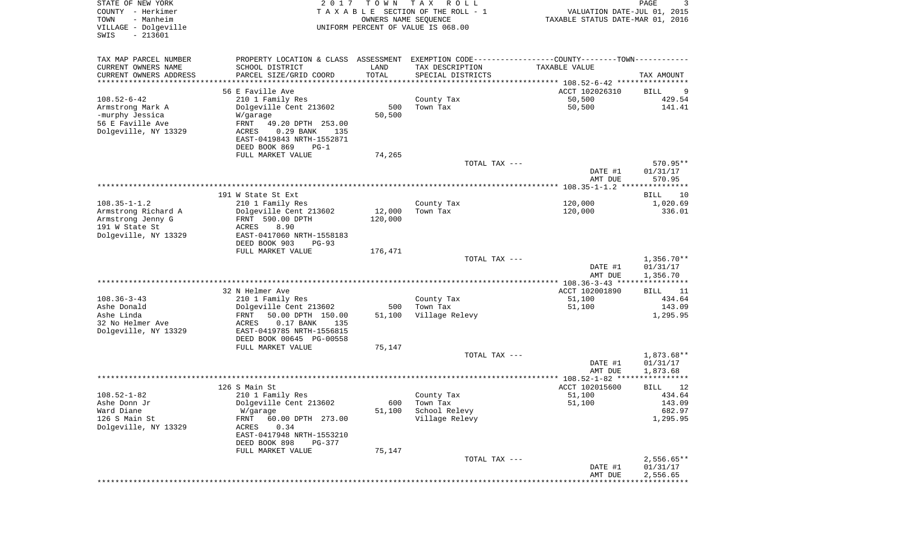STATE OF NEW YORK
COUNTY - Herkimer
TOWN - Manheim
VILLAGE - Dolgeville
SWIS - 213601

2 0 1 7 T O W N T A X R O L L
T A X A B L E SECTION OF THE ROLL - 1
OWNERS NAME SEQUENCE
UNIFORM PERCENT OF VALUE IS 068.00

VALUATION DATE-JUL 01, 2015
TAXABLE STATUS DATE-MAR 01, 2016

| TAX MAP PARCEL NUMBER / CURRENT OWNERS NAME / CURRENT OWNERS ADDRESS | PROPERTY LOCATION & CLASS / SCHOOL DISTRICT / PARCEL SIZE/GRID COORD | ASSESSMENT LAND / TOTAL | EXEMPTION CODE / TAX DESCRIPTION / SPECIAL DISTRICTS | TAXABLE VALUE | TAX AMOUNT |
|---|---|---|---|---|---|
| 108.52-6-42 | 56 E Faville Ave | | | ACCT 102026310 | BILL 9 |
| Armstrong Mark A | 210 1 Family Res | | County Tax | 50,500 | 429.54 |
| -murphy Jessica | Dolgeville Cent 213602 | 500 | Town Tax | 50,500 | 141.41 |
| 56 E Faville Ave | W/garage | 50,500 | | | |
| Dolgeville, NY 13329 | FRNT 49.20 DPTH 253.00 | | | | |
| | ACRES 0.29 BANK 135 | | | | |
| | EAST-0419843 NRTH-1552871 | | | | |
| | DEED BOOK 869 PG-1 | | | | |
| | FULL MARKET VALUE | 74,265 | | | |
| | | | TOTAL TAX --- | | 570.95** |
| | | | | DATE #1 | 01/31/17 |
| | | | | AMT DUE | 570.95 |
| 108.35-1-1.2 | 191 W State St Ext | | | | BILL 10 |
| Armstrong Richard A | 210 1 Family Res | | County Tax | 120,000 | 1,020.69 |
| Armstrong Jenny G | Dolgeville Cent 213602 | 12,000 | Town Tax | 120,000 | 336.01 |
| 191 W State St | FRNT 590.00 DPTH | 120,000 | | | |
| Dolgeville, NY 13329 | ACRES 8.90 | | | | |
| | EAST-0417060 NRTH-1558183 | | | | |
| | DEED BOOK 903 PG-93 | | | | |
| | FULL MARKET VALUE | 176,471 | | | |
| | | | TOTAL TAX --- | | 1,356.70** |
| | | | | DATE #1 | 01/31/17 |
| | | | | AMT DUE | 1,356.70 |
| 108.36-3-43 | 32 N Helmer Ave | | | ACCT 102001890 | BILL 11 |
| Ashe Donald | 210 1 Family Res | | County Tax | 51,100 | 434.64 |
| Ashe Linda | Dolgeville Cent 213602 | 500 | Town Tax | 51,100 | 143.09 |
| 32 No Helmer Ave | FRNT 50.00 DPTH 150.00 | 51,100 | Village Relevy | | 1,295.95 |
| Dolgeville, NY 13329 | ACRES 0.17 BANK 135 | | | | |
| | EAST-0419785 NRTH-1556815 | | | | |
| | DEED BOOK 00645 PG-00558 | | | | |
| | FULL MARKET VALUE | 75,147 | | | |
| | | | TOTAL TAX --- | | 1,873.68** |
| | | | | DATE #1 | 01/31/17 |
| | | | | AMT DUE | 1,873.68 |
| 108.52-1-82 | 126 S Main St | | | ACCT 102015600 | BILL 12 |
| Ashe Donn Jr | 210 1 Family Res | | County Tax | 51,100 | 434.64 |
| Ward Diane | Dolgeville Cent 213602 | 600 | Town Tax | 51,100 | 143.09 |
| 126 S Main St | W/garage | 51,100 | School Relevy | | 682.97 |
| Dolgeville, NY 13329 | FRNT 60.00 DPTH 273.00 | | Village Relevy | | 1,295.95 |
| | ACRES 0.34 | | | | |
| | EAST-0417948 NRTH-1553210 | | | | |
| | DEED BOOK 898 PG-377 | | | | |
| | FULL MARKET VALUE | 75,147 | | | |
| | | | TOTAL TAX --- | | 2,556.65** |
| | | | | DATE #1 | 01/31/17 |
| | | | | AMT DUE | 2,556.65 |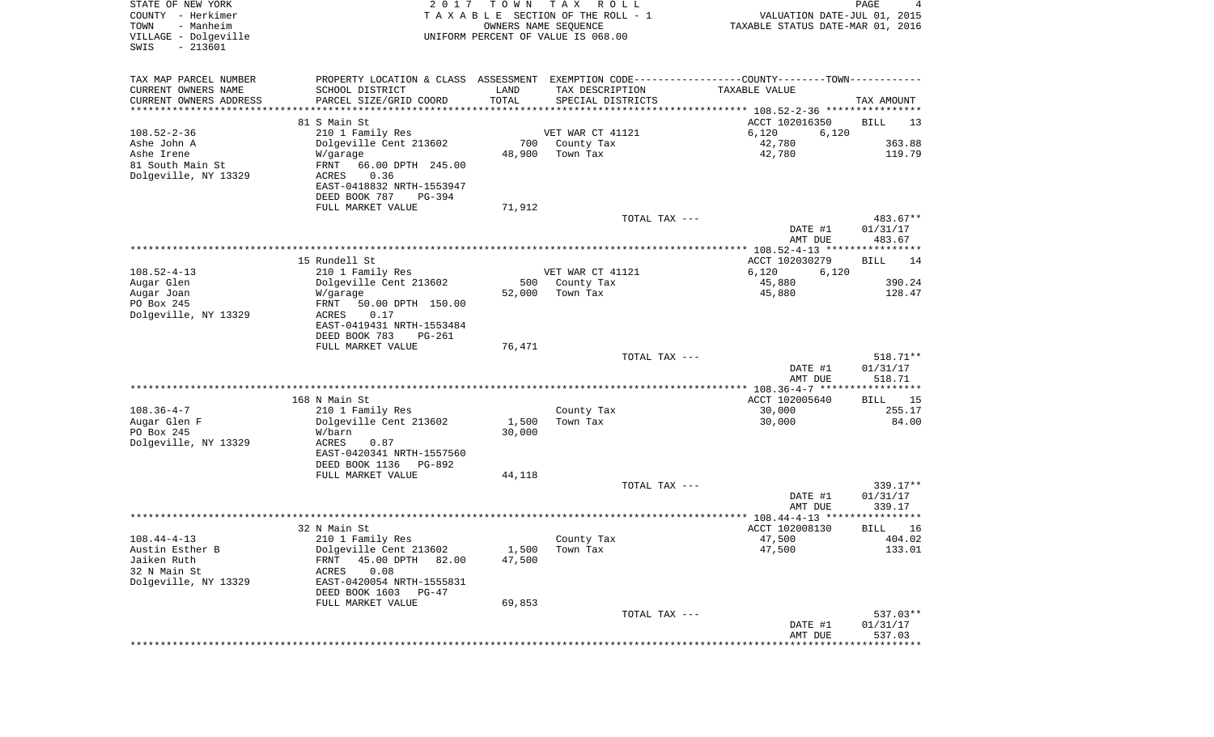STATE OF NEW YORK
COUNTY - Herkimer
TOWN - Manheim
VILLAGE - Dolgeville
SWIS - 213601

2017 TOWN TAX ROLL
TAXABLE SECTION OF THE ROLL - 1
OWNERS NAME SEQUENCE
UNIFORM PERCENT OF VALUE IS 068.00

VALUATION DATE-JUL 01, 2015
TAXABLE STATUS DATE-MAR 01, 2016

| TAX MAP PARCEL NUMBER / CURRENT OWNERS NAME / CURRENT OWNERS ADDRESS | PROPERTY LOCATION & CLASS / SCHOOL DISTRICT / PARCEL SIZE/GRID COORD | ASSESSMENT LAND / TOTAL | EXEMPTION CODE / TAX DESCRIPTION / SPECIAL DISTRICTS | COUNTY / TOWN TAXABLE VALUE | TAX AMOUNT |
|---|---|---|---|---|---|
| 108.52-2-36 | 81 S Main St | | | ACCT 102016350 | BILL 13 |
| | 210 1 Family Res | | VET WAR CT 41121 | 6,120 6,120 | |
| Ashe John A | Dolgeville Cent 213602 | 700 | County Tax | 42,780 | 363.88 |
| Ashe Irene | W/garage | 48,900 | Town Tax | 42,780 | 119.79 |
| 81 South Main St | FRNT 66.00 DPTH 245.00 | | | | |
| Dolgeville, NY 13329 | ACRES 0.36 | | | | |
| | EAST-0418832 NRTH-1553947 | | | | |
| | DEED BOOK 787 PG-394 | | | | |
| | FULL MARKET VALUE | 71,912 | | | |
| | | | TOTAL TAX --- | | 483.67** |
| | | | | DATE #1 | 01/31/17 |
| | | | | AMT DUE | 483.67 |
| 108.52-4-13 | 15 Rundell St | | | ACCT 102030279 | BILL 14 |
| | 210 1 Family Res | | VET WAR CT 41121 | 6,120 6,120 | |
| Augar Glen | Dolgeville Cent 213602 | 500 | County Tax | 45,880 | 390.24 |
| Augar Joan | W/garage | 52,000 | Town Tax | 45,880 | 128.47 |
| PO Box 245 | FRNT 50.00 DPTH 150.00 | | | | |
| Dolgeville, NY 13329 | ACRES 0.17 | | | | |
| | EAST-0419431 NRTH-1553484 | | | | |
| | DEED BOOK 783 PG-261 | | | | |
| | FULL MARKET VALUE | 76,471 | | | |
| | | | TOTAL TAX --- | | 518.71** |
| | | | | DATE #1 | 01/31/17 |
| | | | | AMT DUE | 518.71 |
| 108.36-4-7 | 168 N Main St | | | ACCT 102005640 | BILL 15 |
| | 210 1 Family Res | | County Tax | 30,000 | 255.17 |
| Augar Glen F | Dolgeville Cent 213602 | 1,500 | Town Tax | 30,000 | 84.00 |
| PO Box 245 | W/barn | 30,000 | | | |
| Dolgeville, NY 13329 | ACRES 0.87 | | | | |
| | EAST-0420341 NRTH-1557560 | | | | |
| | DEED BOOK 1136 PG-892 | | | | |
| | FULL MARKET VALUE | 44,118 | | | |
| | | | TOTAL TAX --- | | 339.17** |
| | | | | DATE #1 | 01/31/17 |
| | | | | AMT DUE | 339.17 |
| 108.44-4-13 | 32 N Main St | | | ACCT 102008130 | BILL 16 |
| | 210 1 Family Res | | County Tax | 47,500 | 404.02 |
| Austin Esther B | Dolgeville Cent 213602 | 1,500 | Town Tax | 47,500 | 133.01 |
| Jaiken Ruth | FRNT 45.00 DPTH 82.00 | 47,500 | | | |
| 32 N Main St | ACRES 0.08 | | | | |
| Dolgeville, NY 13329 | EAST-0420054 NRTH-1555831 | | | | |
| | DEED BOOK 1603 PG-47 | | | | |
| | FULL MARKET VALUE | 69,853 | | | |
| | | | TOTAL TAX --- | | 537.03** |
| | | | | DATE #1 | 01/31/17 |
| | | | | AMT DUE | 537.03 |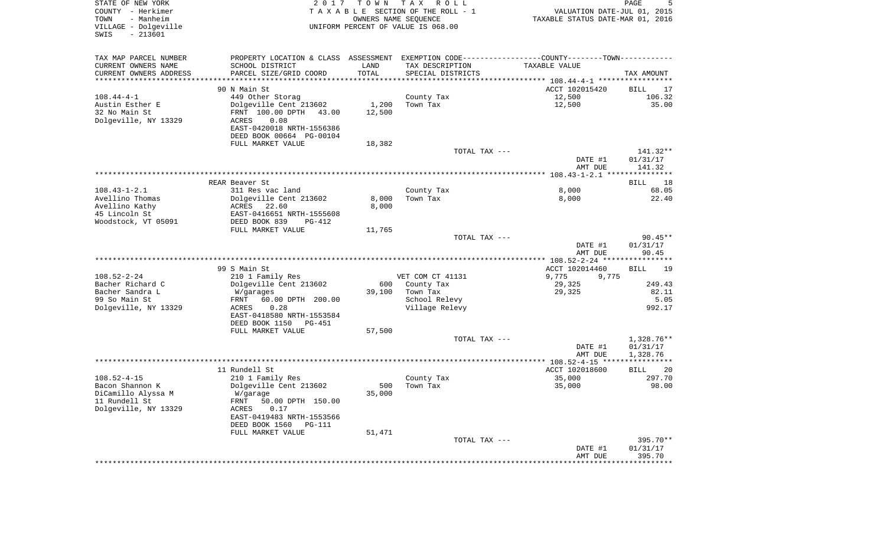STATE OF NEW YORK
COUNTY - Herkimer
TOWN - Manheim
VILLAGE - Dolgeville
SWIS - 213601

2 0 1 7 T O W N T A X R O L L
T A X A B L E SECTION OF THE ROLL - 1
OWNERS NAME SEQUENCE
UNIFORM PERCENT OF VALUE IS 068.00

VALUATION DATE-JUL 01, 2015
TAXABLE STATUS DATE-MAR 01, 2016

| TAX MAP PARCEL NUMBER / CURRENT OWNERS NAME / CURRENT OWNERS ADDRESS | PROPERTY LOCATION & CLASS / SCHOOL DISTRICT / PARCEL SIZE/GRID COORD | ASSESSMENT LAND | TOTAL | EXEMPTION CODE / TAX DESCRIPTION / SPECIAL DISTRICTS | TAXABLE VALUE | TAX AMOUNT |
|---|---|---|---|---|---|---|
| **108.44-4-1** | 90 N Main St | | | | ACCT 102015420 | BILL 17 |
| Austin Esther E | 449 Other Storag | | | | | |
| 32 No Main St | Dolgeville Cent 213602 | 1,200 | | County Tax | 12,500 | 106.32 |
| Dolgeville, NY 13329 | FRNT 100.00 DPTH 43.00 | | 12,500 | Town Tax | 12,500 | 35.00 |
| | ACRES 0.08 | | | | | |
| | EAST-0420018 NRTH-1556386 | | | | | |
| | DEED BOOK 00664 PG-00104 | | | | | |
| | FULL MARKET VALUE | | 18,382 | | | |
| | | | | TOTAL TAX --- | | 141.32** |
| | | | | | DATE #1 | 01/31/17 |
| | | | | | AMT DUE | 141.32 |
| **108.43-1-2.1** | REAR Beaver St | | | | | BILL 18 |
| Avellino Thomas | 311 Res vac land | | | County Tax | 8,000 | 68.05 |
| Avellino Kathy | Dolgeville Cent 213602 | 8,000 | | Town Tax | 8,000 | 22.40 |
| 45 Lincoln St | ACRES 22.60 | | 8,000 | | | |
| Woodstock, VT 05091 | EAST-0416651 NRTH-1555608 | | | | | |
| | DEED BOOK 839 PG-412 | | | | | |
| | FULL MARKET VALUE | | 11,765 | | | |
| | | | | TOTAL TAX --- | | 90.45** |
| | | | | | DATE #1 | 01/31/17 |
| | | | | | AMT DUE | 90.45 |
| **108.52-2-24** | 99 S Main St | | | | ACCT 102014460 | BILL 19 |
| Bacher Richard C | 210 1 Family Res | | | VET COM CT 41131 | 9,775 9,775 | |
| Bacher Sandra L | Dolgeville Cent 213602 | 600 | | County Tax | 29,325 | 249.43 |
| 99 So Main St | W/garages | | 39,100 | Town Tax | 29,325 | 82.11 |
| Dolgeville, NY 13329 | FRNT 60.00 DPTH 200.00 | | | School Relevy | | 5.05 |
| | ACRES 0.28 | | | Village Relevy | | 992.17 |
| | EAST-0418580 NRTH-1553584 | | | | | |
| | DEED BOOK 1150 PG-451 | | | | | |
| | FULL MARKET VALUE | | 57,500 | | | |
| | | | | TOTAL TAX --- | | 1,328.76** |
| | | | | | DATE #1 | 01/31/17 |
| | | | | | AMT DUE | 1,328.76 |
| **108.52-4-15** | 11 Rundell St | | | | ACCT 102018600 | BILL 20 |
| Bacon Shannon K | 210 1 Family Res | | | County Tax | 35,000 | 297.70 |
| DiCamillo Alyssa M | Dolgeville Cent 213602 | 500 | | Town Tax | 35,000 | 98.00 |
| 11 Rundell St | W/garage | | 35,000 | | | |
| Dolgeville, NY 13329 | FRNT 50.00 DPTH 150.00 | | | | | |
| | ACRES 0.17 | | | | | |
| | EAST-0419483 NRTH-1553566 | | | | | |
| | DEED BOOK 1560 PG-111 | | | | | |
| | FULL MARKET VALUE | | 51,471 | | | |
| | | | | TOTAL TAX --- | | 395.70** |
| | | | | | DATE #1 | 01/31/17 |
| | | | | | AMT DUE | 395.70 |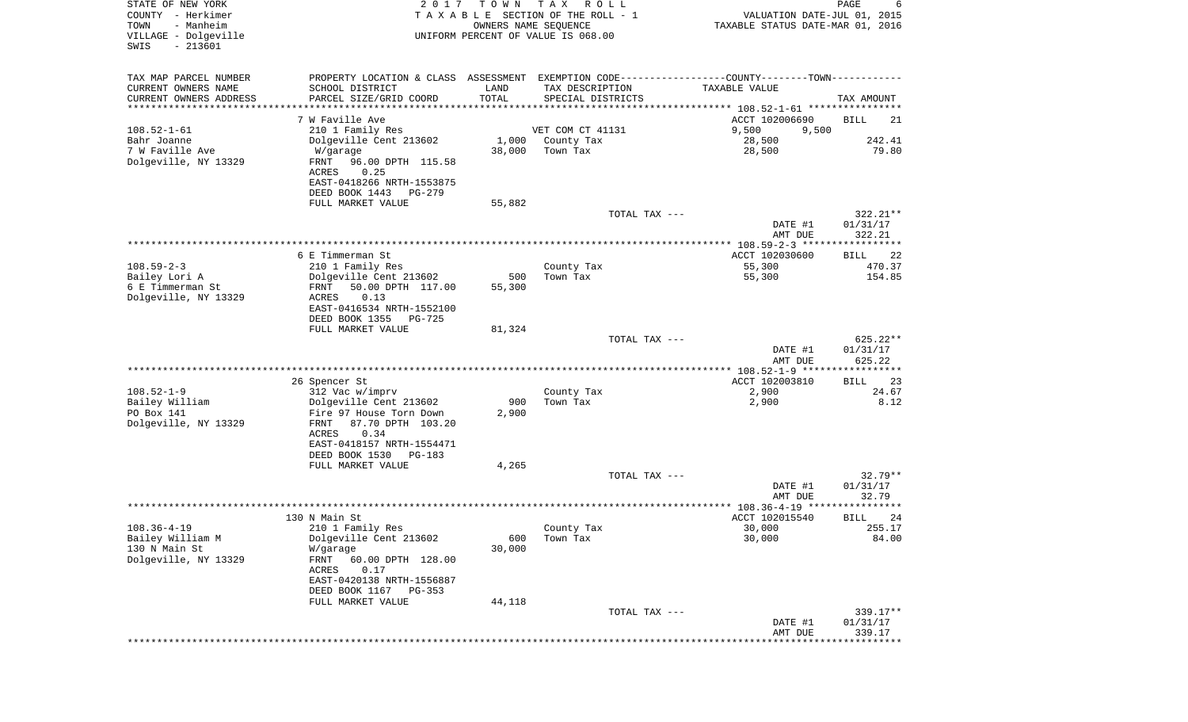STATE OF NEW YORK
COUNTY - Herkimer
TOWN - Manheim
VILLAGE - Dolgeville
SWIS - 213601

2 0 1 7 T O W N T A X R O L L
T A X A B L E SECTION OF THE ROLL - 1
OWNERS NAME SEQUENCE
UNIFORM PERCENT OF VALUE IS 068.00

VALUATION DATE-JUL 01, 2015
TAXABLE STATUS DATE-MAR 01, 2016

| TAX MAP PARCEL NUMBER / CURRENT OWNERS NAME / CURRENT OWNERS ADDRESS | PROPERTY LOCATION & CLASS / SCHOOL DISTRICT / PARCEL SIZE/GRID COORD | ASSESSMENT LAND | TOTAL | EXEMPTION CODE / TAX DESCRIPTION / SPECIAL DISTRICTS | COUNTY TAXABLE VALUE | TOWN TAXABLE VALUE | TAX AMOUNT |
|---|---|---|---|---|---|---|---|
| 108.52-1-61 | 7 W Faville Ave | | | | ACCT 102006690 | | BILL 21 |
| Bahr Joanne | 210 1 Family Res | | | VET COM CT 41131 | 9,500 | 9,500 | |
| 7 W Faville Ave | Dolgeville Cent 213602 | 1,000 | | County Tax | 28,500 | | 242.41 |
| Dolgeville, NY 13329 | W/garage | | 38,000 | Town Tax | 28,500 | | 79.80 |
| | FRNT 96.00 DPTH 115.58 | | | | | | |
| | ACRES 0.25 | | | | | | |
| | EAST-0418266 NRTH-1553875 | | | | | | |
| | DEED BOOK 1443 PG-279 | | | | | | |
| | FULL MARKET VALUE | | 55,882 | | | | |
| | | | | TOTAL TAX --- | | | 322.21** |
| | | | | | DATE #1 | | 01/31/17 |
| | | | | | AMT DUE | | 322.21 |
| 108.59-2-3 | 6 E Timmerman St | | | | ACCT 102030600 | | BILL 22 |
| Bailey Lori A | 210 1 Family Res | | | County Tax | 55,300 | | 470.37 |
| 6 E Timmerman St | Dolgeville Cent 213602 | 500 | | Town Tax | 55,300 | | 154.85 |
| Dolgeville, NY 13329 | FRNT 50.00 DPTH 117.00 | | 55,300 | | | | |
| | ACRES 0.13 | | | | | | |
| | EAST-0416534 NRTH-1552100 | | | | | | |
| | DEED BOOK 1355 PG-725 | | | | | | |
| | FULL MARKET VALUE | | 81,324 | | | | |
| | | | | TOTAL TAX --- | | | 625.22** |
| | | | | | DATE #1 | | 01/31/17 |
| | | | | | AMT DUE | | 625.22 |
| 108.52-1-9 | 26 Spencer St | | | | ACCT 102003810 | | BILL 23 |
| Bailey William | 312 Vac w/imprv | | | County Tax | 2,900 | | 24.67 |
| PO Box 141 | Dolgeville Cent 213602 | 900 | | Town Tax | 2,900 | | 8.12 |
| Dolgeville, NY 13329 | Fire 97 House Torn Down | | 2,900 | | | | |
| | FRNT 87.70 DPTH 103.20 | | | | | | |
| | ACRES 0.34 | | | | | | |
| | EAST-0418157 NRTH-1554471 | | | | | | |
| | DEED BOOK 1530 PG-183 | | | | | | |
| | FULL MARKET VALUE | | 4,265 | | | | |
| | | | | TOTAL TAX --- | | | 32.79** |
| | | | | | DATE #1 | | 01/31/17 |
| | | | | | AMT DUE | | 32.79 |
| 108.36-4-19 | 130 N Main St | | | | ACCT 102015540 | | BILL 24 |
| Bailey William M | 210 1 Family Res | | | County Tax | 30,000 | | 255.17 |
| 130 N Main St | Dolgeville Cent 213602 | 600 | | Town Tax | 30,000 | | 84.00 |
| Dolgeville, NY 13329 | W/garage | | 30,000 | | | | |
| | FRNT 60.00 DPTH 128.00 | | | | | | |
| | ACRES 0.17 | | | | | | |
| | EAST-0420138 NRTH-1556887 | | | | | | |
| | DEED BOOK 1167 PG-353 | | | | | | |
| | FULL MARKET VALUE | | 44,118 | | | | |
| | | | | TOTAL TAX --- | | | 339.17** |
| | | | | | DATE #1 | | 01/31/17 |
| | | | | | AMT DUE | | 339.17 |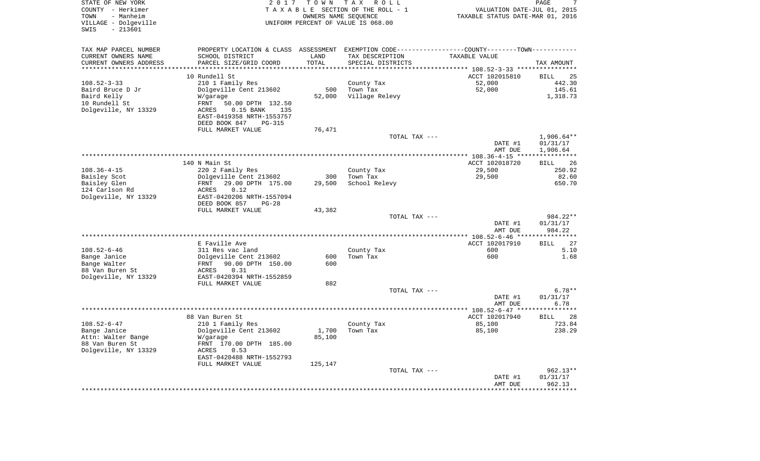STATE OF NEW YORK — 2017 TOWN TAX ROLL
COUNTY - Herkimer — TAXABLE SECTION OF THE ROLL - 1 — VALUATION DATE-JUL 01, 2015
TOWN - Manheim — OWNERS NAME SEQUENCE — TAXABLE STATUS DATE-MAR 01, 2016
VILLAGE - Dolgeville — UNIFORM PERCENT OF VALUE IS 068.00
SWIS - 213601

| TAX MAP PARCEL NUMBER / CURRENT OWNERS NAME / CURRENT OWNERS ADDRESS | PROPERTY LOCATION & CLASS / SCHOOL DISTRICT / PARCEL SIZE/GRID COORD | ASSESSMENT LAND / TOTAL | EXEMPTION CODE / TAX DESCRIPTION / SPECIAL DISTRICTS | COUNTY--------TOWN / TAXABLE VALUE | TAX AMOUNT |
|---|---|---|---|---|---|
| | 10 Rundell St | | | ACCT 102015810 | BILL 25 |
| 108.52-3-33 | 210 1 Family Res | | County Tax | 52,000 | 442.30 |
| Baird Bruce D Jr | Dolgeville Cent 213602 | 500 | Town Tax | 52,000 | 145.61 |
| Baird Kelly | W/garage | 52,000 | Village Relevy | | 1,318.73 |
| 10 Rundell St | FRNT 50.00 DPTH 132.50 | | | | |
| Dolgeville, NY 13329 | ACRES 0.15 BANK 135 | | | | |
| | EAST-0419358 NRTH-1553757 | | | | |
| | DEED BOOK 847 PG-315 | | | | |
| | FULL MARKET VALUE | 76,471 | | | |
| | | | TOTAL TAX --- | | 1,906.64** |
| | | | | DATE #1 | 01/31/17 |
| | | | | AMT DUE | 1,906.64 |
| | 140 N Main St | | | ACCT 102018720 | BILL 26 |
| 108.36-4-15 | 220 2 Family Res | | County Tax | 29,500 | 250.92 |
| Baisley Scot | Dolgeville Cent 213602 | 300 | Town Tax | 29,500 | 82.60 |
| Baisley Glen | FRNT 29.00 DPTH 175.00 | 29,500 | School Relevy | | 650.70 |
| 124 Carlson Rd | ACRES 0.12 | | | | |
| Dolgeville, NY 13329 | EAST-0420206 NRTH-1557094 | | | | |
| | DEED BOOK 857 PG-28 | | | | |
| | FULL MARKET VALUE | 43,382 | | | |
| | | | TOTAL TAX --- | | 984.22** |
| | | | | DATE #1 | 01/31/17 |
| | | | | AMT DUE | 984.22 |
| | E Faville Ave | | | ACCT 102017910 | BILL 27 |
| 108.52-6-46 | 311 Res vac land | | County Tax | 600 | 5.10 |
| Bange Janice | Dolgeville Cent 213602 | 600 | Town Tax | 600 | 1.68 |
| Bange Walter | FRNT 90.00 DPTH 150.00 | 600 | | | |
| 88 Van Buren St | ACRES 0.31 | | | | |
| Dolgeville, NY 13329 | EAST-0420394 NRTH-1552859 | | | | |
| | FULL MARKET VALUE | 882 | | | |
| | | | TOTAL TAX --- | | 6.78** |
| | | | | DATE #1 | 01/31/17 |
| | | | | AMT DUE | 6.78 |
| | 88 Van Buren St | | | ACCT 102017940 | BILL 28 |
| 108.52-6-47 | 210 1 Family Res | | County Tax | 85,100 | 723.84 |
| Bange Janice | Dolgeville Cent 213602 | 1,700 | Town Tax | 85,100 | 238.29 |
| Attn: Walter Bange | W/garage | 85,100 | | | |
| 88 Van Buren St | FRNT 170.00 DPTH 185.00 | | | | |
| Dolgeville, NY 13329 | ACRES 0.53 | | | | |
| | EAST-0420488 NRTH-1552793 | | | | |
| | FULL MARKET VALUE | 125,147 | | | |
| | | | TOTAL TAX --- | | 962.13** |
| | | | | DATE #1 | 01/31/17 |
| | | | | AMT DUE | 962.13 |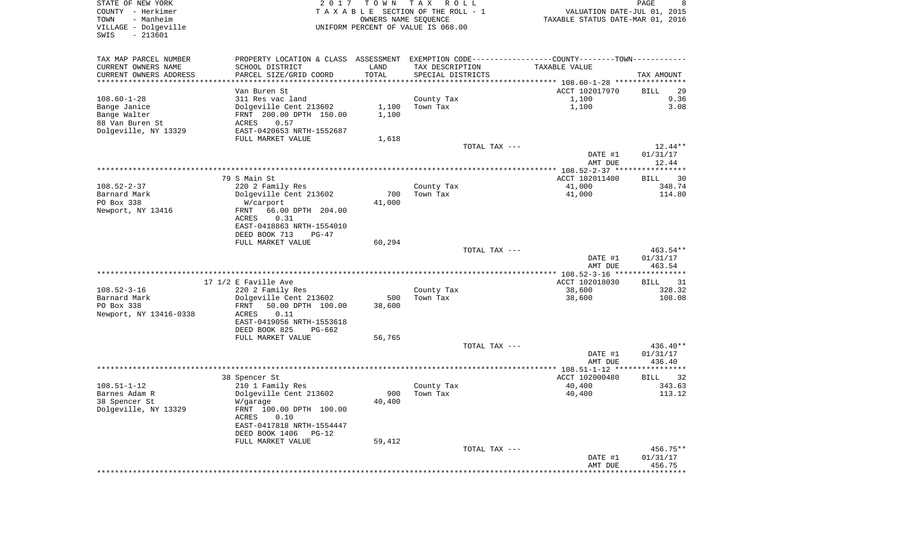STATE OF NEW YORK
COUNTY - Herkimer
TOWN - Manheim
VILLAGE - Dolgeville
SWIS - 213601

2 0 1 7 T O W N T A X R O L L
T A X A B L E SECTION OF THE ROLL - 1
OWNERS NAME SEQUENCE
UNIFORM PERCENT OF VALUE IS 068.00

VALUATION DATE-JUL 01, 2015
TAXABLE STATUS DATE-MAR 01, 2016

| TAX MAP PARCEL NUMBER<br>CURRENT OWNERS NAME<br>CURRENT OWNERS ADDRESS | PROPERTY LOCATION & CLASS<br>SCHOOL DISTRICT<br>PARCEL SIZE/GRID COORD | ASSESSMENT<br>LAND<br>TOTAL | EXEMPTION CODE<br>TAX DESCRIPTION<br>SPECIAL DISTRICTS | COUNTY--------TOWN<br>TAXABLE VALUE | TAX AMOUNT |
|---|---|---|---|---|---|
| | Van Buren St | | | ACCT 102017970 | BILL 29 |
| 108.60-1-28 | 311 Res vac land | | County Tax | 1,100 | 9.36 |
| Bange Janice | Dolgeville Cent 213602 | 1,100 | Town Tax | 1,100 | 3.08 |
| Bange Walter | FRNT 200.00 DPTH 150.00 | 1,100 | | | |
| 88 Van Buren St | ACRES 0.57 | | | | |
| Dolgeville, NY 13329 | EAST-0420653 NRTH-1552687 | | | | |
| | FULL MARKET VALUE | 1,618 | | | |
| | | | TOTAL TAX --- | | 12.44** |
| | | | | DATE #1 | 01/31/17 |
| | | | | AMT DUE | 12.44 |
| | 79 S Main St | | | ACCT 102011400 | BILL 30 |
| 108.52-2-37 | 220 2 Family Res | | County Tax | 41,000 | 348.74 |
| Barnard Mark | Dolgeville Cent 213602 | 700 | Town Tax | 41,000 | 114.80 |
| PO Box 338 | W/carport | 41,000 | | | |
| Newport, NY 13416 | FRNT 66.00 DPTH 204.00 | | | | |
| | ACRES 0.31 | | | | |
| | EAST-0418863 NRTH-1554010 | | | | |
| | DEED BOOK 713 PG-47 | | | | |
| | FULL MARKET VALUE | 60,294 | | | |
| | | | TOTAL TAX --- | | 463.54** |
| | | | | DATE #1 | 01/31/17 |
| | | | | AMT DUE | 463.54 |
| | 17 1/2 E Faville Ave | | | ACCT 102018030 | BILL 31 |
| 108.52-3-16 | 220 2 Family Res | | County Tax | 38,600 | 328.32 |
| Barnard Mark | Dolgeville Cent 213602 | 500 | Town Tax | 38,600 | 108.08 |
| PO Box 338 | FRNT 50.00 DPTH 100.00 | 38,600 | | | |
| Newport, NY 13416-0338 | ACRES 0.11 | | | | |
| | EAST-0419056 NRTH-1553618 | | | | |
| | DEED BOOK 825 PG-662 | | | | |
| | FULL MARKET VALUE | 56,765 | | | |
| | | | TOTAL TAX --- | | 436.40** |
| | | | | DATE #1 | 01/31/17 |
| | | | | AMT DUE | 436.40 |
| | 38 Spencer St | | | ACCT 102000480 | BILL 32 |
| 108.51-1-12 | 210 1 Family Res | | County Tax | 40,400 | 343.63 |
| Barnes Adam R | Dolgeville Cent 213602 | 900 | Town Tax | 40,400 | 113.12 |
| 38 Spencer St | W/garage | 40,400 | | | |
| Dolgeville, NY 13329 | FRNT 100.00 DPTH 100.00 | | | | |
| | ACRES 0.10 | | | | |
| | EAST-0417818 NRTH-1554447 | | | | |
| | DEED BOOK 1406 PG-12 | | | | |
| | FULL MARKET VALUE | 59,412 | | | |
| | | | TOTAL TAX --- | | 456.75** |
| | | | | DATE #1 | 01/31/17 |
| | | | | AMT DUE | 456.75 |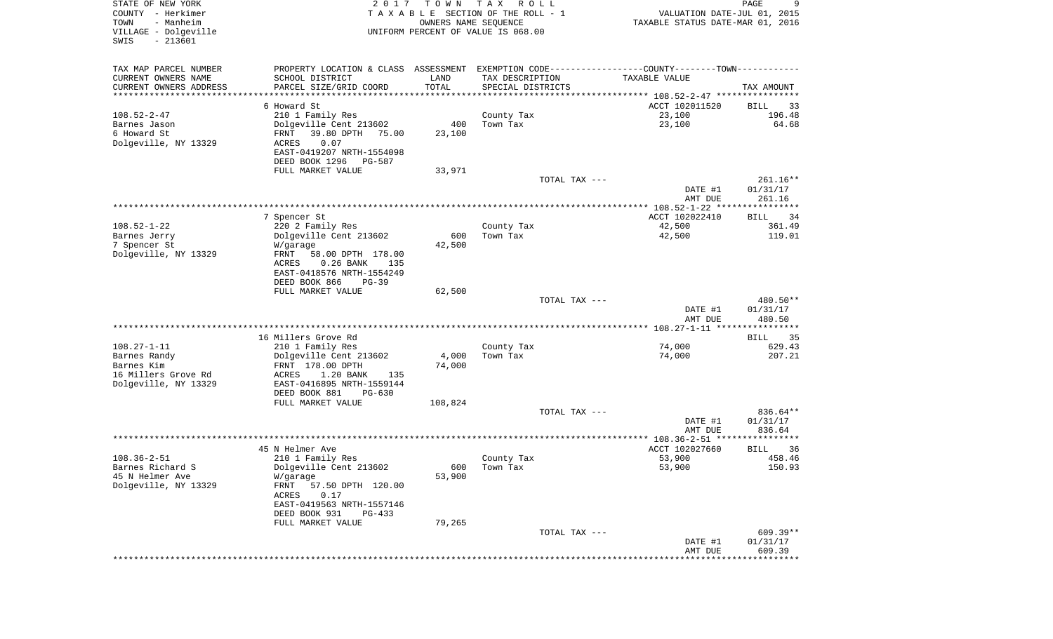STATE OF NEW YORK
COUNTY - Herkimer
TOWN - Manheim
VILLAGE - Dolgeville
SWIS - 213601

2017 TOWN TAX ROLL
TAXABLE SECTION OF THE ROLL - 1
OWNERS NAME SEQUENCE
UNIFORM PERCENT OF VALUE IS 068.00

VALUATION DATE-JUL 01, 2015
TAXABLE STATUS DATE-MAR 01, 2016

| TAX MAP PARCEL NUMBER / CURRENT OWNERS NAME / CURRENT OWNERS ADDRESS | PROPERTY LOCATION & CLASS / SCHOOL DISTRICT / PARCEL SIZE/GRID COORD | ASSESSMENT LAND / TOTAL | EXEMPTION CODE / TAX DESCRIPTION / SPECIAL DISTRICTS | COUNTY--------TOWN / TAXABLE VALUE | TAX AMOUNT |
|---|---|---|---|---|---|
| | 6 Howard St | | | ACCT 102011520 | BILL 33 |
| 108.52-2-47 | 210 1 Family Res | | County Tax | 23,100 | 196.48 |
| Barnes Jason | Dolgeville Cent 213602 | 400 | Town Tax | 23,100 | 64.68 |
| 6 Howard St | FRNT 39.80 DPTH 75.00 | 23,100 | | | |
| Dolgeville, NY 13329 | ACRES 0.07 | | | | |
| | EAST-0419207 NRTH-1554098 | | | | |
| | DEED BOOK 1296 PG-587 | | | | |
| | FULL MARKET VALUE | 33,971 | | | |
| | | | TOTAL TAX --- | | 261.16** |
| | | | | DATE #1 | 01/31/17 |
| | | | | AMT DUE | 261.16 |
| | 7 Spencer St | | | ACCT 102022410 | BILL 34 |
| 108.52-1-22 | 220 2 Family Res | | County Tax | 42,500 | 361.49 |
| Barnes Jerry | Dolgeville Cent 213602 | 600 | Town Tax | 42,500 | 119.01 |
| 7 Spencer St | W/garage | 42,500 | | | |
| Dolgeville, NY 13329 | FRNT 58.00 DPTH 178.00 | | | | |
| | ACRES 0.26 BANK 135 | | | | |
| | EAST-0418576 NRTH-1554249 | | | | |
| | DEED BOOK 866 PG-39 | | | | |
| | FULL MARKET VALUE | 62,500 | | | |
| | | | TOTAL TAX --- | | 480.50** |
| | | | | DATE #1 | 01/31/17 |
| | | | | AMT DUE | 480.50 |
| | 16 Millers Grove Rd | | | | BILL 35 |
| 108.27-1-11 | 210 1 Family Res | | County Tax | 74,000 | 629.43 |
| Barnes Randy | Dolgeville Cent 213602 | 4,000 | Town Tax | 74,000 | 207.21 |
| Barnes Kim | FRNT 178.00 DPTH | 74,000 | | | |
| 16 Millers Grove Rd | ACRES 1.20 BANK 135 | | | | |
| Dolgeville, NY 13329 | EAST-0416895 NRTH-1559144 | | | | |
| | DEED BOOK 881 PG-630 | | | | |
| | FULL MARKET VALUE | 108,824 | | | |
| | | | TOTAL TAX --- | | 836.64** |
| | | | | DATE #1 | 01/31/17 |
| | | | | AMT DUE | 836.64 |
| | 45 N Helmer Ave | | | ACCT 102027660 | BILL 36 |
| 108.36-2-51 | 210 1 Family Res | | County Tax | 53,900 | 458.46 |
| Barnes Richard S | Dolgeville Cent 213602 | 600 | Town Tax | 53,900 | 150.93 |
| 45 N Helmer Ave | W/garage | 53,900 | | | |
| Dolgeville, NY 13329 | FRNT 57.50 DPTH 120.00 | | | | |
| | ACRES 0.17 | | | | |
| | EAST-0419563 NRTH-1557146 | | | | |
| | DEED BOOK 931 PG-433 | | | | |
| | FULL MARKET VALUE | 79,265 | | | |
| | | | TOTAL TAX --- | | 609.39** |
| | | | | DATE #1 | 01/31/17 |
| | | | | AMT DUE | 609.39 |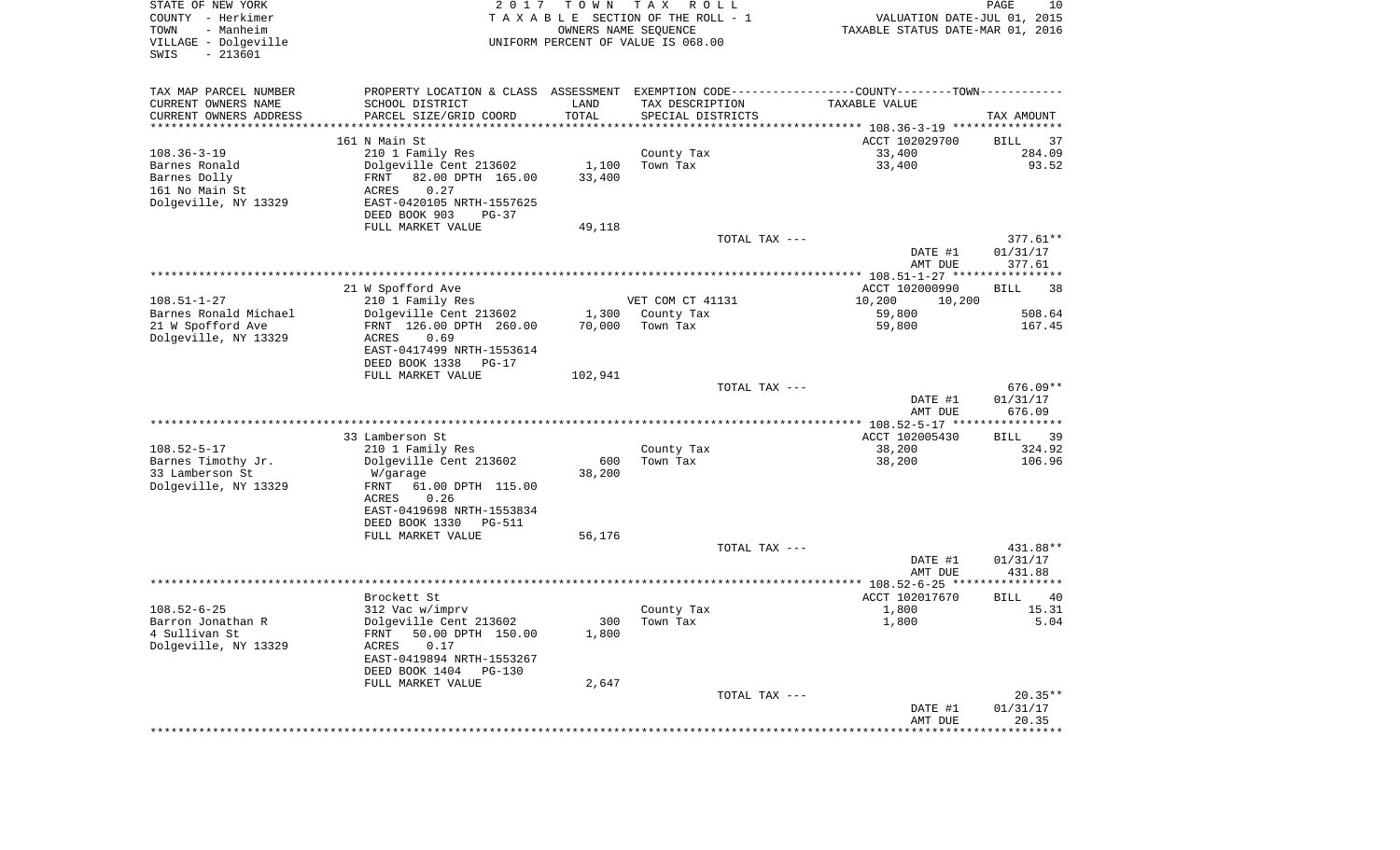STATE OF NEW YORK
COUNTY - Herkimer
TOWN - Manheim
VILLAGE - Dolgeville
SWIS - 213601

2017 TOWN TAX ROLL
TAXABLE SECTION OF THE ROLL - 1
OWNERS NAME SEQUENCE
UNIFORM PERCENT OF VALUE IS 068.00

VALUATION DATE-JUL 01, 2015
TAXABLE STATUS DATE-MAR 01, 2016

| TAX MAP PARCEL NUMBER<br>CURRENT OWNERS NAME<br>CURRENT OWNERS ADDRESS | PROPERTY LOCATION & CLASS<br>SCHOOL DISTRICT<br>PARCEL SIZE/GRID COORD | ASSESSMENT<br>LAND<br>TOTAL | EXEMPTION CODE<br>TAX DESCRIPTION<br>SPECIAL DISTRICTS | COUNTY--------TOWN<br>TAXABLE VALUE | TAX AMOUNT |
|---|---|---|---|---|---|
| | 161 N Main St | | | ACCT 102029700 | BILL 37 |
| 108.36-3-19 | 210 1 Family Res | | County Tax | 33,400 | 284.09 |
| Barnes Ronald | Dolgeville Cent 213602 | 1,100 | Town Tax | 33,400 | 93.52 |
| Barnes Dolly | FRNT 82.00 DPTH 165.00 | 33,400 | | | |
| 161 No Main St | ACRES 0.27 | | | | |
| Dolgeville, NY 13329 | EAST-0420105 NRTH-1557625 | | | | |
| | DEED BOOK 903 PG-37 | | | | |
| | FULL MARKET VALUE | 49,118 | | | |
| | | | TOTAL TAX --- | | 377.61** |
| | | | | DATE #1 | 01/31/17 |
| | | | | AMT DUE | 377.61 |
| | 21 W Spofford Ave | | | ACCT 102000990 | BILL 38 |
| 108.51-1-27 | 210 1 Family Res | | VET COM CT 41131 | 10,200 10,200 | |
| Barnes Ronald Michael | Dolgeville Cent 213602 | 1,300 | County Tax | 59,800 | 508.64 |
| 21 W Spofford Ave | FRNT 126.00 DPTH 260.00 | 70,000 | Town Tax | 59,800 | 167.45 |
| Dolgeville, NY 13329 | ACRES 0.69 | | | | |
| | EAST-0417499 NRTH-1553614 | | | | |
| | DEED BOOK 1338 PG-17 | | | | |
| | FULL MARKET VALUE | 102,941 | | | |
| | | | TOTAL TAX --- | | 676.09** |
| | | | | DATE #1 | 01/31/17 |
| | | | | AMT DUE | 676.09 |
| | 33 Lamberson St | | | ACCT 102005430 | BILL 39 |
| 108.52-5-17 | 210 1 Family Res | | County Tax | 38,200 | 324.92 |
| Barnes Timothy Jr. | Dolgeville Cent 213602 | 600 | Town Tax | 38,200 | 106.96 |
| 33 Lamberson St | W/garage | 38,200 | | | |
| Dolgeville, NY 13329 | FRNT 61.00 DPTH 115.00 | | | | |
| | ACRES 0.26 | | | | |
| | EAST-0419698 NRTH-1553834 | | | | |
| | DEED BOOK 1330 PG-511 | | | | |
| | FULL MARKET VALUE | 56,176 | | | |
| | | | TOTAL TAX --- | | 431.88** |
| | | | | DATE #1 | 01/31/17 |
| | | | | AMT DUE | 431.88 |
| | Brockett St | | | ACCT 102017670 | BILL 40 |
| 108.52-6-25 | 312 Vac w/imprv | | County Tax | 1,800 | 15.31 |
| Barron Jonathan R | Dolgeville Cent 213602 | 300 | Town Tax | 1,800 | 5.04 |
| 4 Sullivan St | FRNT 50.00 DPTH 150.00 | 1,800 | | | |
| Dolgeville, NY 13329 | ACRES 0.17 | | | | |
| | EAST-0419894 NRTH-1553267 | | | | |
| | DEED BOOK 1404 PG-130 | | | | |
| | FULL MARKET VALUE | 2,647 | | | |
| | | | TOTAL TAX --- | | 20.35** |
| | | | | DATE #1 | 01/31/17 |
| | | | | AMT DUE | 20.35 |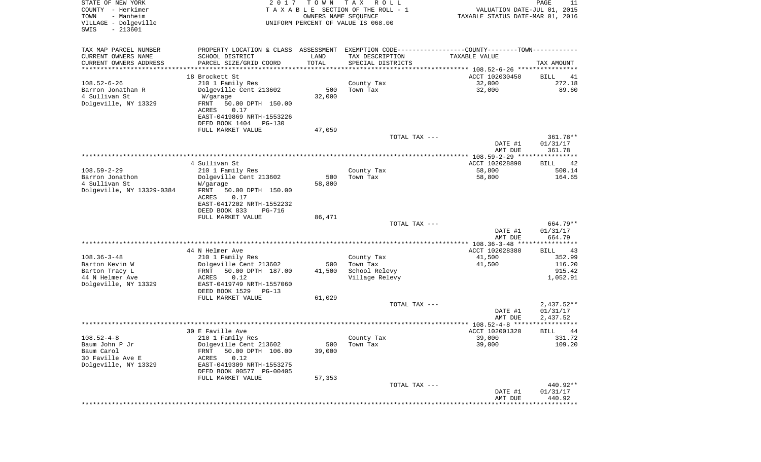STATE OF NEW YORK
COUNTY - Herkimer
TOWN - Manheim
VILLAGE - Dolgeville
SWIS - 213601

2017 TOWN TAX ROLL
TAXABLE SECTION OF THE ROLL - 1
OWNERS NAME SEQUENCE
UNIFORM PERCENT OF VALUE IS 068.00

VALUATION DATE-JUL 01, 2015
TAXABLE STATUS DATE-MAR 01, 2016

| TAX MAP PARCEL NUMBER / CURRENT OWNERS NAME / CURRENT OWNERS ADDRESS | PROPERTY LOCATION & CLASS / SCHOOL DISTRICT / PARCEL SIZE/GRID COORD | ASSESSMENT LAND | TOTAL | EXEMPTION CODE / TAX DESCRIPTION / SPECIAL DISTRICTS | COUNTY--------TOWN TAXABLE VALUE | TAX AMOUNT |
|---|---|---|---|---|---|---|
| **108.52-6-26** | 18 Brockett St | | | | ACCT 102030450 | BILL 41 |
| Barron Jonathan R | 210 1 Family Res | | | County Tax | 32,000 | 272.18 |
| 4 Sullivan St | Dolgeville Cent 213602 | 500 | | Town Tax | 32,000 | 89.60 |
| Dolgeville, NY 13329 | W/garage | | 32,000 | | | |
| | FRNT 50.00 DPTH 150.00 | | | | | |
| | ACRES 0.17 | | | | | |
| | EAST-0419869 NRTH-1553226 | | | | | |
| | DEED BOOK 1404 PG-130 | | | | | |
| | FULL MARKET VALUE | 47,059 | | | | |
| | | | | TOTAL TAX --- | | 361.78** |
| | | | | | DATE #1 | 01/31/17 |
| | | | | | AMT DUE | 361.78 |
| **108.59-2-29** | 4 Sullivan St | | | | ACCT 102028890 | BILL 42 |
| Barron Jonathon | 210 1 Family Res | | | County Tax | 58,800 | 500.14 |
| 4 Sullivan St | Dolgeville Cent 213602 | 500 | | Town Tax | 58,800 | 164.65 |
| Dolgeville, NY 13329-0384 | W/garage | | 58,800 | | | |
| | FRNT 50.00 DPTH 150.00 | | | | | |
| | ACRES 0.17 | | | | | |
| | EAST-0417202 NRTH-1552232 | | | | | |
| | DEED BOOK 833 PG-716 | | | | | |
| | FULL MARKET VALUE | 86,471 | | | | |
| | | | | TOTAL TAX --- | | 664.79** |
| | | | | | DATE #1 | 01/31/17 |
| | | | | | AMT DUE | 664.79 |
| **108.36-3-48** | 44 N Helmer Ave | | | | ACCT 102028380 | BILL 43 |
| Barton Kevin W | 210 1 Family Res | | | County Tax | 41,500 | 352.99 |
| Barton Tracy L | Dolgeville Cent 213602 | 500 | | Town Tax | 41,500 | 116.20 |
| 44 N Helmer Ave | FRNT 50.00 DPTH 187.00 | | 41,500 | School Relevy | | 915.42 |
| Dolgeville, NY 13329 | ACRES 0.12 | | | Village Relevy | | 1,052.91 |
| | EAST-0419749 NRTH-1557060 | | | | | |
| | DEED BOOK 1529 PG-13 | | | | | |
| | FULL MARKET VALUE | 61,029 | | | | |
| | | | | TOTAL TAX --- | | 2,437.52** |
| | | | | | DATE #1 | 01/31/17 |
| | | | | | AMT DUE | 2,437.52 |
| **108.52-4-8** | 30 E Faville Ave | | | | ACCT 102001320 | BILL 44 |
| Baum John P Jr | 210 1 Family Res | | | County Tax | 39,000 | 331.72 |
| Baum Carol | Dolgeville Cent 213602 | 500 | | Town Tax | 39,000 | 109.20 |
| 30 Faville Ave E | FRNT 50.00 DPTH 106.00 | | 39,000 | | | |
| Dolgeville, NY 13329 | ACRES 0.12 | | | | | |
| | EAST-0419309 NRTH-1553275 | | | | | |
| | DEED BOOK 00577 PG-00405 | | | | | |
| | FULL MARKET VALUE | 57,353 | | | | |
| | | | | TOTAL TAX --- | | 440.92** |
| | | | | | DATE #1 | 01/31/17 |
| | | | | | AMT DUE | 440.92 |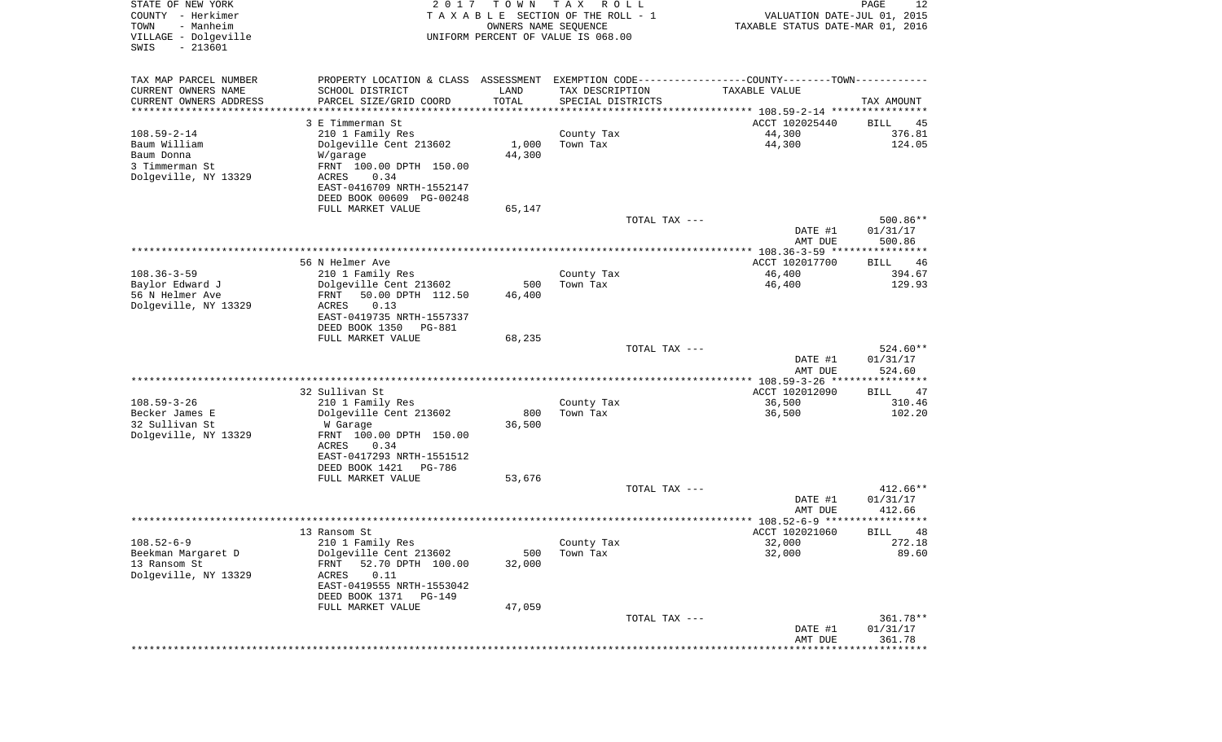STATE OF NEW YORK
COUNTY - Herkimer
TOWN - Manheim
VILLAGE - Dolgeville
SWIS - 213601

2017 TOWN TAX ROLL
TAXABLE SECTION OF THE ROLL - 1
OWNERS NAME SEQUENCE
UNIFORM PERCENT OF VALUE IS 068.00

VALUATION DATE-JUL 01, 2015
TAXABLE STATUS DATE-MAR 01, 2016

| TAX MAP PARCEL NUMBER / CURRENT OWNERS NAME / CURRENT OWNERS ADDRESS | PROPERTY LOCATION & CLASS / SCHOOL DISTRICT / PARCEL SIZE/GRID COORD | ASSESSMENT LAND / TOTAL | EXEMPTION CODE / TAX DESCRIPTION / SPECIAL DISTRICTS | TAXABLE VALUE | TAX AMOUNT |
|---|---|---|---|---|---|
| 108.59-2-14 | 3 E Timmerman St | | | ACCT 102025440 | BILL 45 |
| Baum William | 210 1 Family Res | | County Tax | 44,300 | 376.81 |
| Baum Donna | Dolgeville Cent 213602 | 1,000 | Town Tax | 44,300 | 124.05 |
| 3 Timmerman St | W/garage | 44,300 | | | |
| Dolgeville, NY 13329 | FRNT 100.00 DPTH 150.00 | | | | |
| | ACRES 0.34 | | | | |
| | EAST-0416709 NRTH-1552147 | | | | |
| | DEED BOOK 00609 PG-00248 | | | | |
| | FULL MARKET VALUE | 65,147 | | | |
| | | | TOTAL TAX --- | | 500.86** |
| | | | | DATE #1 | 01/31/17 |
| | | | | AMT DUE | 500.86 |
| 108.36-3-59 | 56 N Helmer Ave | | | ACCT 102017700 | BILL 46 |
| Baylor Edward J | 210 1 Family Res | | County Tax | 46,400 | 394.67 |
| 56 N Helmer Ave | Dolgeville Cent 213602 | 500 | Town Tax | 46,400 | 129.93 |
| Dolgeville, NY 13329 | FRNT 50.00 DPTH 112.50 | 46,400 | | | |
| | ACRES 0.13 | | | | |
| | EAST-0419735 NRTH-1557337 | | | | |
| | DEED BOOK 1350 PG-881 | | | | |
| | FULL MARKET VALUE | 68,235 | | | |
| | | | TOTAL TAX --- | | 524.60** |
| | | | | DATE #1 | 01/31/17 |
| | | | | AMT DUE | 524.60 |
| 108.59-3-26 | 32 Sullivan St | | | ACCT 102012090 | BILL 47 |
| Becker James E | 210 1 Family Res | | County Tax | 36,500 | 310.46 |
| 32 Sullivan St | Dolgeville Cent 213602 | 800 | Town Tax | 36,500 | 102.20 |
| Dolgeville, NY 13329 | W Garage | 36,500 | | | |
| | FRNT 100.00 DPTH 150.00 | | | | |
| | ACRES 0.34 | | | | |
| | EAST-0417293 NRTH-1551512 | | | | |
| | DEED BOOK 1421 PG-786 | | | | |
| | FULL MARKET VALUE | 53,676 | | | |
| | | | TOTAL TAX --- | | 412.66** |
| | | | | DATE #1 | 01/31/17 |
| | | | | AMT DUE | 412.66 |
| 108.52-6-9 | 13 Ransom St | | | ACCT 102021060 | BILL 48 |
| Beekman Margaret D | 210 1 Family Res | | County Tax | 32,000 | 272.18 |
| 13 Ransom St | Dolgeville Cent 213602 | 500 | Town Tax | 32,000 | 89.60 |
| Dolgeville, NY 13329 | FRNT 52.70 DPTH 100.00 | 32,000 | | | |
| | ACRES 0.11 | | | | |
| | EAST-0419555 NRTH-1553042 | | | | |
| | DEED BOOK 1371 PG-149 | | | | |
| | FULL MARKET VALUE | 47,059 | | | |
| | | | TOTAL TAX --- | | 361.78** |
| | | | | DATE #1 | 01/31/17 |
| | | | | AMT DUE | 361.78 |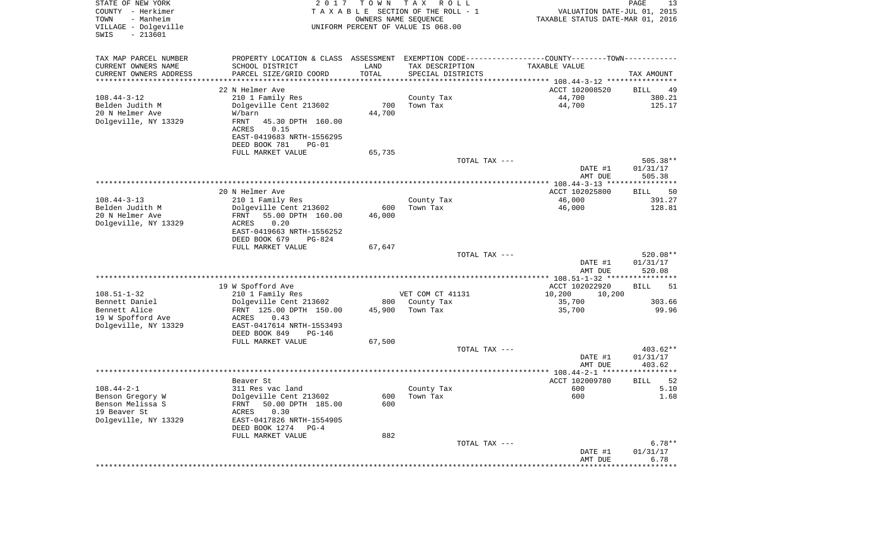STATE OF NEW YORK
COUNTY - Herkimer
TOWN - Manheim
VILLAGE - Dolgeville
SWIS - 213601

2017 TOWN TAX ROLL
TAXABLE SECTION OF THE ROLL - 1
OWNERS NAME SEQUENCE
UNIFORM PERCENT OF VALUE IS 068.00

VALUATION DATE-JUL 01, 2015
TAXABLE STATUS DATE-MAR 01, 2016

| TAX MAP PARCEL NUMBER / CURRENT OWNERS NAME / CURRENT OWNERS ADDRESS | PROPERTY LOCATION & CLASS / SCHOOL DISTRICT / PARCEL SIZE/GRID COORD | ASSESSMENT LAND / TOTAL | EXEMPTION CODE / TAX DESCRIPTION / SPECIAL DISTRICTS | COUNTY / TOWN TAXABLE VALUE | TAX AMOUNT |
|---|---|---|---|---|---|
| | 22 N Helmer Ave | | | ACCT 102008520 | BILL 49 |
| 108.44-3-12 | 210 1 Family Res | | County Tax | 44,700 | 380.21 |
| Belden Judith M | Dolgeville Cent 213602 | 700 | Town Tax | 44,700 | 125.17 |
| 20 N Helmer Ave | W/barn | 44,700 | | | |
| Dolgeville, NY 13329 | FRNT 45.30 DPTH 160.00 | | | | |
| | ACRES 0.15 | | | | |
| | EAST-0419683 NRTH-1556295 | | | | |
| | DEED BOOK 781 PG-01 | | | | |
| | FULL MARKET VALUE | 65,735 | | | |
| | | | TOTAL TAX --- | | 505.38** |
| | | | | DATE #1 | 01/31/17 |
| | | | | AMT DUE | 505.38 |
| | 20 N Helmer Ave | | | ACCT 102025800 | BILL 50 |
| 108.44-3-13 | 210 1 Family Res | | County Tax | 46,000 | 391.27 |
| Belden Judith M | Dolgeville Cent 213602 | 600 | Town Tax | 46,000 | 128.81 |
| 20 N Helmer Ave | FRNT 55.00 DPTH 160.00 | 46,000 | | | |
| Dolgeville, NY 13329 | ACRES 0.20 | | | | |
| | EAST-0419663 NRTH-1556252 | | | | |
| | DEED BOOK 679 PG-824 | | | | |
| | FULL MARKET VALUE | 67,647 | | | |
| | | | TOTAL TAX --- | | 520.08** |
| | | | | DATE #1 | 01/31/17 |
| | | | | AMT DUE | 520.08 |
| | 19 W Spofford Ave | | | ACCT 102022920 | BILL 51 |
| 108.51-1-32 | 210 1 Family Res | | VET COM CT 41131 | 10,200 10,200 | |
| Bennett Daniel | Dolgeville Cent 213602 | 800 | County Tax | 35,700 | 303.66 |
| Bennett Alice | FRNT 125.00 DPTH 150.00 | 45,900 | Town Tax | 35,700 | 99.96 |
| 19 W Spofford Ave | ACRES 0.43 | | | | |
| Dolgeville, NY 13329 | EAST-0417614 NRTH-1553493 | | | | |
| | DEED BOOK 849 PG-146 | | | | |
| | FULL MARKET VALUE | 67,500 | | | |
| | | | TOTAL TAX --- | | 403.62** |
| | | | | DATE #1 | 01/31/17 |
| | | | | AMT DUE | 403.62 |
| | Beaver St | | | ACCT 102009780 | BILL 52 |
| 108.44-2-1 | 311 Res vac land | | County Tax | 600 | 5.10 |
| Benson Gregory W | Dolgeville Cent 213602 | 600 | Town Tax | 600 | 1.68 |
| Benson Melissa S | FRNT 50.00 DPTH 185.00 | 600 | | | |
| 19 Beaver St | ACRES 0.30 | | | | |
| Dolgeville, NY 13329 | EAST-0417826 NRTH-1554905 | | | | |
| | DEED BOOK 1274 PG-4 | | | | |
| | FULL MARKET VALUE | 882 | | | |
| | | | TOTAL TAX --- | | 6.78** |
| | | | | DATE #1 | 01/31/17 |
| | | | | AMT DUE | 6.78 |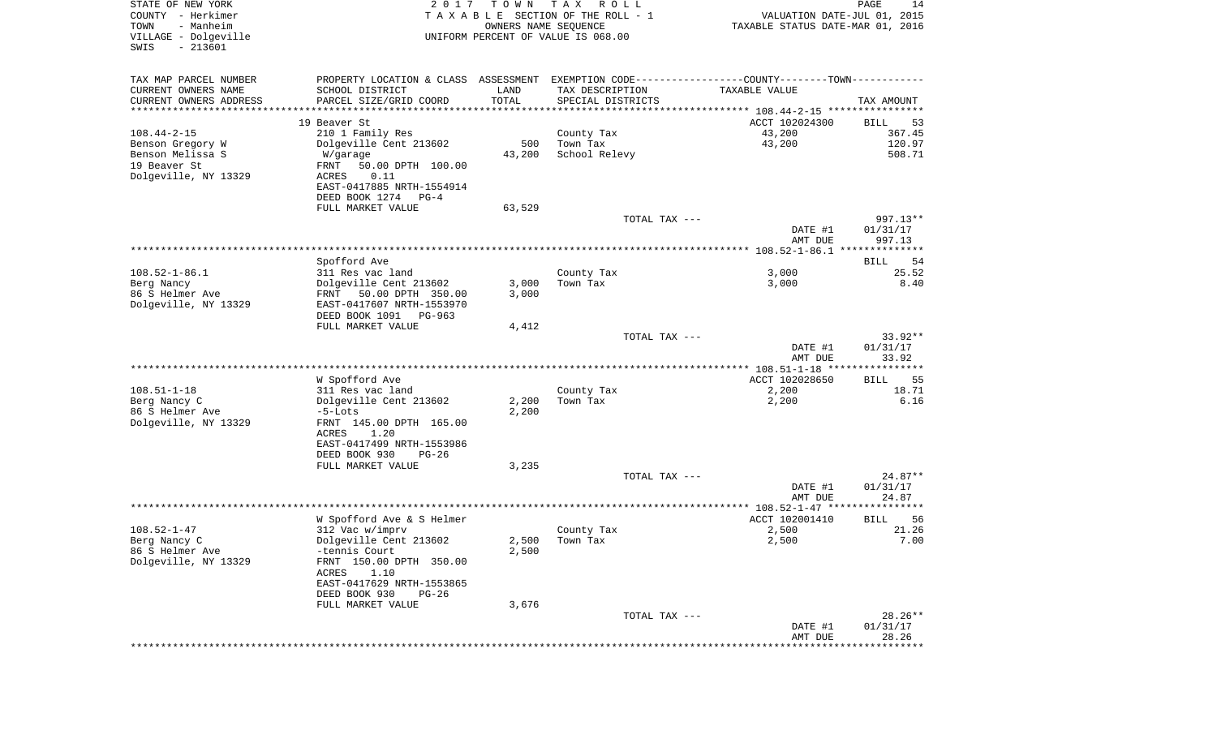STATE OF NEW YORK — 2017 TOWN TAX ROLL — PAGE 14
COUNTY - Herkimer — T A X A B L E SECTION OF THE ROLL - 1 — VALUATION DATE-JUL 01, 2015
TOWN - Manheim — OWNERS NAME SEQUENCE — TAXABLE STATUS DATE-MAR 01, 2016
VILLAGE - Dolgeville — UNIFORM PERCENT OF VALUE IS 068.00
SWIS - 213601

| TAX MAP PARCEL NUMBER / CURRENT OWNERS NAME / CURRENT OWNERS ADDRESS | PROPERTY LOCATION & CLASS / SCHOOL DISTRICT / PARCEL SIZE/GRID COORD | ASSESSMENT LAND | TOTAL | EXEMPTION CODE / TAX DESCRIPTION / SPECIAL DISTRICTS | TAXABLE VALUE | TAX AMOUNT |
|---|---|---|---|---|---|---|
| 108.44-2-15 | 19 Beaver St | | | | ACCT 102024300 | BILL 53 |
| | 210 1 Family Res | | | County Tax | 43,200 | 367.45 |
| Benson Gregory W | Dolgeville Cent 213602 | 500 | | Town Tax | 43,200 | 120.97 |
| Benson Melissa S | W/garage | | 43,200 | School Relevy | | 508.71 |
| 19 Beaver St | FRNT 50.00 DPTH 100.00 | | | | | |
| Dolgeville, NY 13329 | ACRES 0.11 | | | | | |
| | EAST-0417885 NRTH-1554914 | | | | | |
| | DEED BOOK 1274 PG-4 | | | | | |
| | FULL MARKET VALUE | 63,529 | | | | |
| | | | | TOTAL TAX --- | | 997.13** |
| | | | | | DATE #1 | 01/31/17 |
| | | | | | AMT DUE | 997.13 |
| 108.52-1-86.1 | Spofford Ave | | | | | BILL 54 |
| | 311 Res vac land | | | County Tax | 3,000 | 25.52 |
| Berg Nancy | Dolgeville Cent 213602 | 3,000 | | Town Tax | 3,000 | 8.40 |
| 86 S Helmer Ave | FRNT 50.00 DPTH 350.00 | | 3,000 | | | |
| Dolgeville, NY 13329 | EAST-0417607 NRTH-1553970 | | | | | |
| | DEED BOOK 1091 PG-963 | | | | | |
| | FULL MARKET VALUE | 4,412 | | | | |
| | | | | TOTAL TAX --- | | 33.92** |
| | | | | | DATE #1 | 01/31/17 |
| | | | | | AMT DUE | 33.92 |
| 108.51-1-18 | W Spofford Ave | | | | ACCT 102028650 | BILL 55 |
| | 311 Res vac land | | | County Tax | 2,200 | 18.71 |
| Berg Nancy C | Dolgeville Cent 213602 | 2,200 | | Town Tax | 2,200 | 6.16 |
| 86 S Helmer Ave | -5-Lots | | 2,200 | | | |
| Dolgeville, NY 13329 | FRNT 145.00 DPTH 165.00 | | | | | |
| | ACRES 1.20 | | | | | |
| | EAST-0417499 NRTH-1553986 | | | | | |
| | DEED BOOK 930 PG-26 | | | | | |
| | FULL MARKET VALUE | 3,235 | | | | |
| | | | | TOTAL TAX --- | | 24.87** |
| | | | | | DATE #1 | 01/31/17 |
| | | | | | AMT DUE | 24.87 |
| 108.52-1-47 | W Spofford Ave & S Helmer | | | | ACCT 102001410 | BILL 56 |
| | 312 Vac w/imprv | | | County Tax | 2,500 | 21.26 |
| Berg Nancy C | Dolgeville Cent 213602 | 2,500 | | Town Tax | 2,500 | 7.00 |
| 86 S Helmer Ave | -tennis Court | | 2,500 | | | |
| Dolgeville, NY 13329 | FRNT 150.00 DPTH 350.00 | | | | | |
| | ACRES 1.10 | | | | | |
| | EAST-0417629 NRTH-1553865 | | | | | |
| | DEED BOOK 930 PG-26 | | | | | |
| | FULL MARKET VALUE | 3,676 | | | | |
| | | | | TOTAL TAX --- | | 28.26** |
| | | | | | DATE #1 | 01/31/17 |
| | | | | | AMT DUE | 28.26 |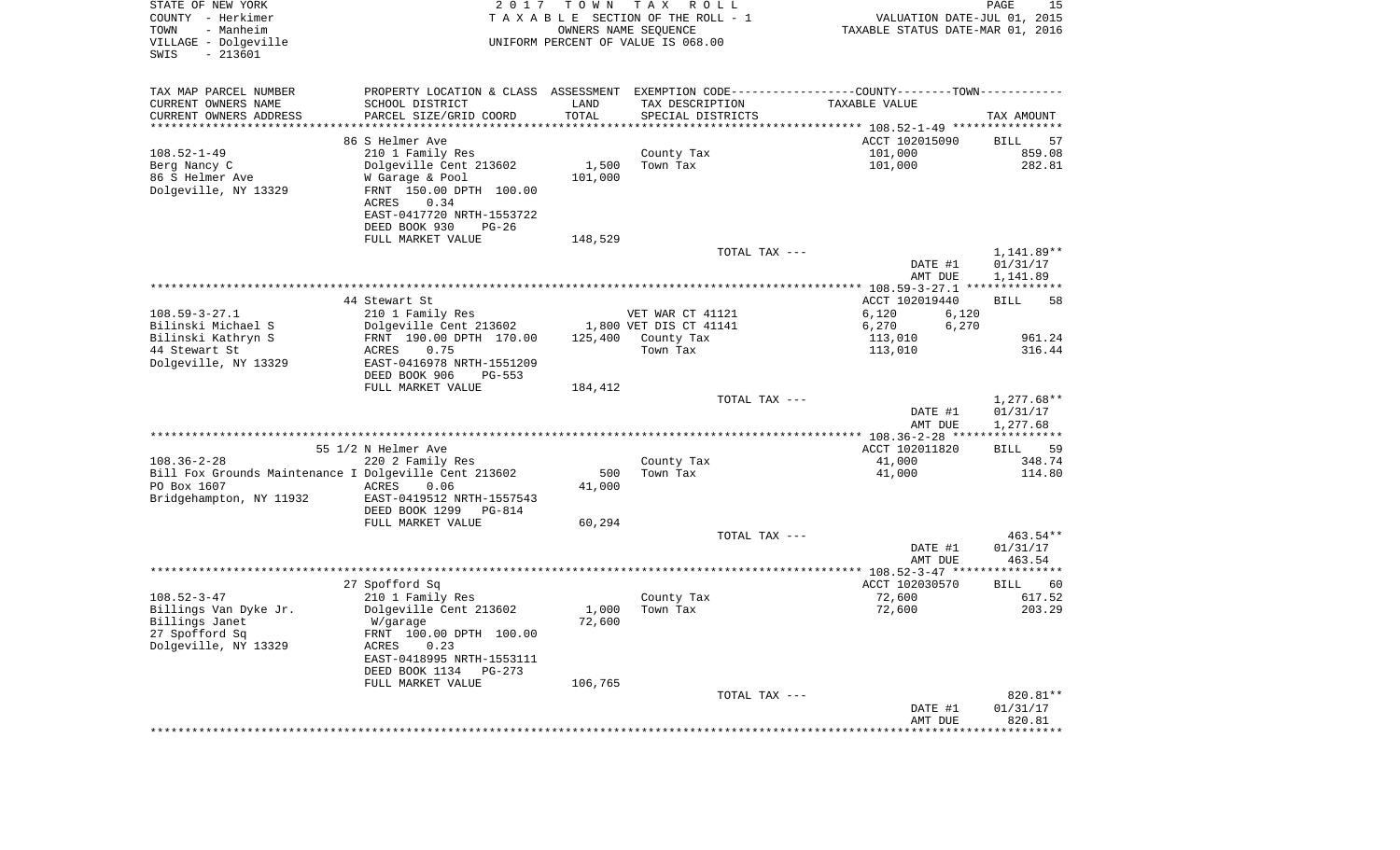STATE OF NEW YORK
COUNTY - Herkimer
TOWN - Manheim
VILLAGE - Dolgeville
SWIS - 213601

2017 TOWN TAX ROLL
TAXABLE SECTION OF THE ROLL - 1
OWNERS NAME SEQUENCE
UNIFORM PERCENT OF VALUE IS 068.00

VALUATION DATE-JUL 01, 2015
TAXABLE STATUS DATE-MAR 01, 2016

| TAX MAP PARCEL NUMBER<br>CURRENT OWNERS NAME<br>CURRENT OWNERS ADDRESS | PROPERTY LOCATION & CLASS<br>SCHOOL DISTRICT<br>PARCEL SIZE/GRID COORD | ASSESSMENT<br>LAND<br>TOTAL | EXEMPTION CODE<br>TAX DESCRIPTION<br>SPECIAL DISTRICTS | COUNTY / TOWN<br>TAXABLE VALUE | TAX AMOUNT |
|---|---|---|---|---|---|
| 108.52-1-49 | 86 S Helmer Ave | | | ACCT 102015090 | BILL 57 |
| | 210 1 Family Res | | County Tax | 101,000 | 859.08 |
| Berg Nancy C | Dolgeville Cent 213602 | 1,500 | Town Tax | 101,000 | 282.81 |
| 86 S Helmer Ave | W Garage & Pool | 101,000 | | | |
| Dolgeville, NY 13329 | FRNT 150.00 DPTH 100.00 | | | | |
| | ACRES 0.34 | | | | |
| | EAST-0417720 NRTH-1553722 | | | | |
| | DEED BOOK 930 PG-26 | | | | |
| | FULL MARKET VALUE | 148,529 | | | |
| | | | TOTAL TAX --- | | 1,141.89** |
| | | | | DATE #1 | 01/31/17 |
| | | | | AMT DUE | 1,141.89 |
| 108.59-3-27.1 | 44 Stewart St | | | ACCT 102019440 | BILL 58 |
| | 210 1 Family Res | | VET WAR CT 41121 | 6,120 6,120 | |
| Bilinski Michael S | Dolgeville Cent 213602 | 1,800 | VET DIS CT 41141 | 6,270 6,270 | |
| Bilinski Kathryn S | FRNT 190.00 DPTH 170.00 | 125,400 | County Tax | 113,010 | 961.24 |
| 44 Stewart St | ACRES 0.75 | | Town Tax | 113,010 | 316.44 |
| Dolgeville, NY 13329 | EAST-0416978 NRTH-1551209 | | | | |
| | DEED BOOK 906 PG-553 | | | | |
| | FULL MARKET VALUE | 184,412 | | | |
| | | | TOTAL TAX --- | | 1,277.68** |
| | | | | DATE #1 | 01/31/17 |
| | | | | AMT DUE | 1,277.68 |
| 108.36-2-28 | 55 1/2 N Helmer Ave | | | ACCT 102011820 | BILL 59 |
| | 220 2 Family Res | | County Tax | 41,000 | 348.74 |
| Bill Fox Grounds Maintenance I | Dolgeville Cent 213602 | 500 | Town Tax | 41,000 | 114.80 |
| PO Box 1607 | ACRES 0.06 | 41,000 | | | |
| Bridgehampton, NY 11932 | EAST-0419512 NRTH-1557543 | | | | |
| | DEED BOOK 1299 PG-814 | | | | |
| | FULL MARKET VALUE | 60,294 | | | |
| | | | TOTAL TAX --- | | 463.54** |
| | | | | DATE #1 | 01/31/17 |
| | | | | AMT DUE | 463.54 |
| 108.52-3-47 | 27 Spofford Sq | | | ACCT 102030570 | BILL 60 |
| | 210 1 Family Res | | County Tax | 72,600 | 617.52 |
| Billings Van Dyke Jr. | Dolgeville Cent 213602 | 1,000 | Town Tax | 72,600 | 203.29 |
| Billings Janet | W/garage | 72,600 | | | |
| 27 Spofford Sq | FRNT 100.00 DPTH 100.00 | | | | |
| Dolgeville, NY 13329 | ACRES 0.23 | | | | |
| | EAST-0418995 NRTH-1553111 | | | | |
| | DEED BOOK 1134 PG-273 | | | | |
| | FULL MARKET VALUE | 106,765 | | | |
| | | | TOTAL TAX --- | | 820.81** |
| | | | | DATE #1 | 01/31/17 |
| | | | | AMT DUE | 820.81 |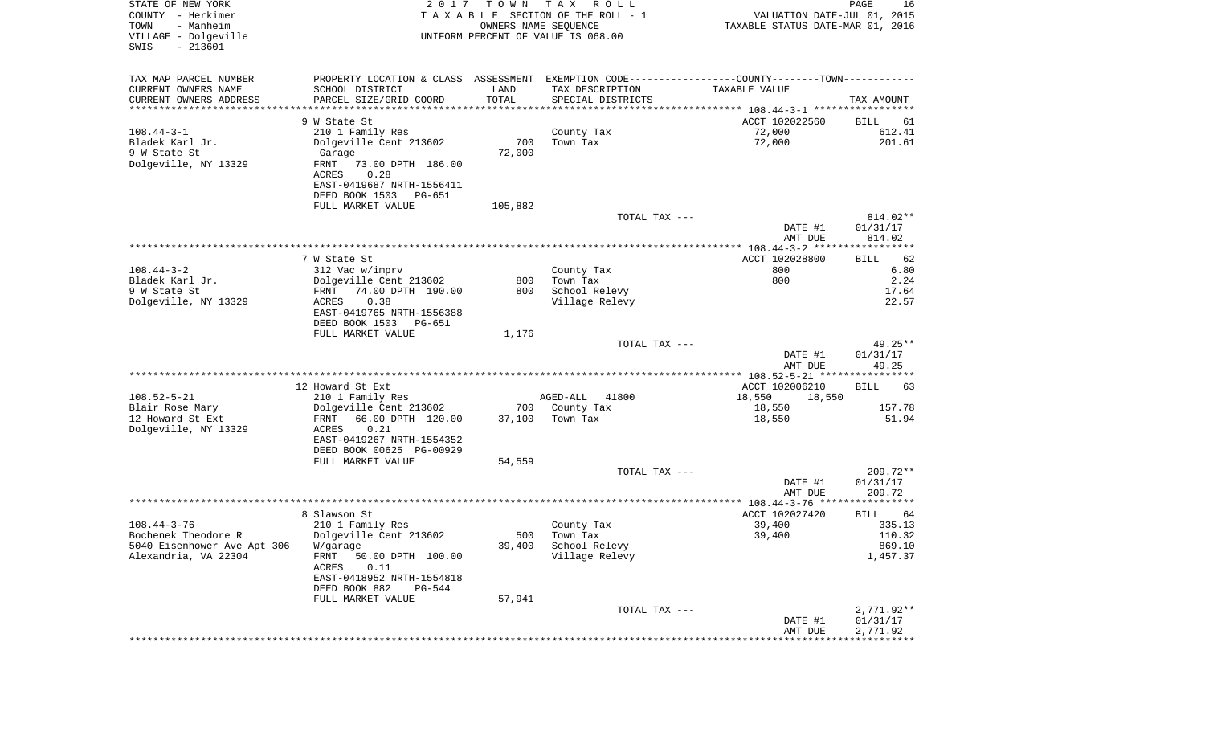STATE OF NEW YORK  
COUNTY - Herkimer  
TOWN - Manheim  
VILLAGE - Dolgeville  
SWIS - 213601

2 0 1 7 T O W N T A X R O L L  
T A X A B L E SECTION OF THE ROLL - 1  
OWNERS NAME SEQUENCE  
UNIFORM PERCENT OF VALUE IS 068.00

VALUATION DATE-JUL 01, 2015  
TAXABLE STATUS DATE-MAR 01, 2016

| TAX MAP PARCEL NUMBER / CURRENT OWNERS NAME / CURRENT OWNERS ADDRESS | PROPERTY LOCATION & CLASS / SCHOOL DISTRICT / PARCEL SIZE/GRID COORD | ASSESSMENT LAND / TOTAL | EXEMPTION CODE / TAX DESCRIPTION / SPECIAL DISTRICTS | COUNTY--------TOWN TAXABLE VALUE | TAX AMOUNT |
|---|---|---|---|---|---|
| **108.44-3-1** | 9 W State St | | | ACCT 102022560 | BILL 61 |
| 108.44-3-1 | 210 1 Family Res | | County Tax | 72,000 | 612.41 |
| Bladek Karl Jr. | Dolgeville Cent 213602 | 700 | Town Tax | 72,000 | 201.61 |
| 9 W State St | Garage | 72,000 | | | |
| Dolgeville, NY 13329 | FRNT 73.00 DPTH 186.00 | | | | |
| | ACRES 0.28 | | | | |
| | EAST-0419687 NRTH-1556411 | | | | |
| | DEED BOOK 1503 PG-651 | | | | |
| | FULL MARKET VALUE | 105,882 | | | |
| | | | TOTAL TAX --- | | 814.02** |
| | | | | DATE #1 | 01/31/17 |
| | | | | AMT DUE | 814.02 |
| **108.44-3-2** | 7 W State St | | | ACCT 102028800 | BILL 62 |
| 108.44-3-2 | 312 Vac w/imprv | | County Tax | 800 | 6.80 |
| Bladek Karl Jr. | Dolgeville Cent 213602 | 800 | Town Tax | 800 | 2.24 |
| 9 W State St | FRNT 74.00 DPTH 190.00 | 800 | School Relevy | | 17.64 |
| Dolgeville, NY 13329 | ACRES 0.38 | | Village Relevy | | 22.57 |
| | EAST-0419765 NRTH-1556388 | | | | |
| | DEED BOOK 1503 PG-651 | | | | |
| | FULL MARKET VALUE | 1,176 | | | |
| | | | TOTAL TAX --- | | 49.25** |
| | | | | DATE #1 | 01/31/17 |
| | | | | AMT DUE | 49.25 |
| **108.52-5-21** | 12 Howard St Ext | | | ACCT 102006210 | BILL 63 |
| 108.52-5-21 | 210 1 Family Res | | AGED-ALL 41800 | 18,550 18,550 | |
| Blair Rose Mary | Dolgeville Cent 213602 | 700 | County Tax | 18,550 | 157.78 |
| 12 Howard St Ext | FRNT 66.00 DPTH 120.00 | 37,100 | Town Tax | 18,550 | 51.94 |
| Dolgeville, NY 13329 | ACRES 0.21 | | | | |
| | EAST-0419267 NRTH-1554352 | | | | |
| | DEED BOOK 00625 PG-00929 | | | | |
| | FULL MARKET VALUE | 54,559 | | | |
| | | | TOTAL TAX --- | | 209.72** |
| | | | | DATE #1 | 01/31/17 |
| | | | | AMT DUE | 209.72 |
| **108.44-3-76** | 8 Slawson St | | | ACCT 102027420 | BILL 64 |
| 108.44-3-76 | 210 1 Family Res | | County Tax | 39,400 | 335.13 |
| Bochenek Theodore R | Dolgeville Cent 213602 | 500 | Town Tax | 39,400 | 110.32 |
| 5040 Eisenhower Ave Apt 306 | W/garage | 39,400 | School Relevy | | 869.10 |
| Alexandria, VA 22304 | FRNT 50.00 DPTH 100.00 | | Village Relevy | | 1,457.37 |
| | ACRES 0.11 | | | | |
| | EAST-0418952 NRTH-1554818 | | | | |
| | DEED BOOK 882 PG-544 | | | | |
| | FULL MARKET VALUE | 57,941 | | | |
| | | | TOTAL TAX --- | | 2,771.92** |
| | | | | DATE #1 | 01/31/17 |
| | | | | AMT DUE | 2,771.92 |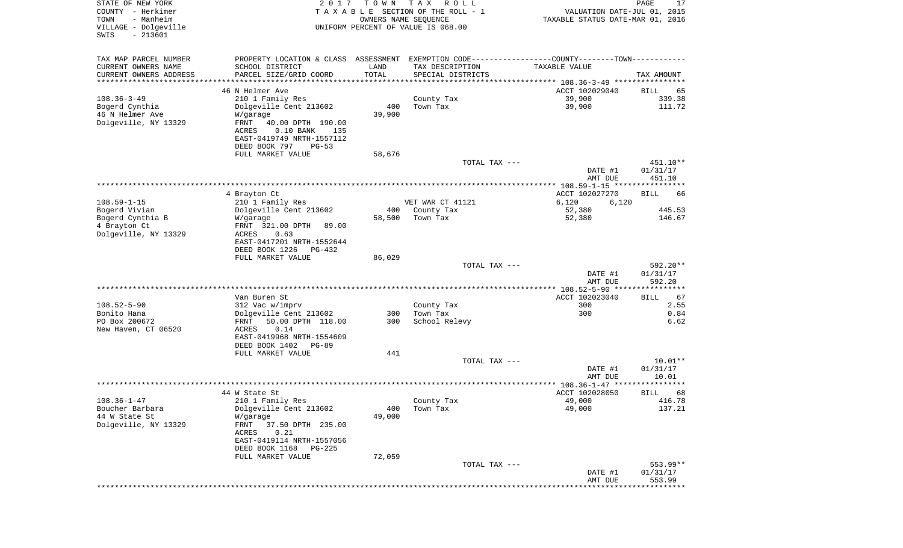STATE OF NEW YORK
COUNTY - Herkimer
TOWN - Manheim
VILLAGE - Dolgeville
SWIS - 213601

2017 TOWN TAX ROLL
TAXABLE SECTION OF THE ROLL - 1
OWNERS NAME SEQUENCE
UNIFORM PERCENT OF VALUE IS 068.00

VALUATION DATE-JUL 01, 2015
TAXABLE STATUS DATE-MAR 01, 2016

| TAX MAP PARCEL NUMBER / CURRENT OWNERS NAME / CURRENT OWNERS ADDRESS | PROPERTY LOCATION & CLASS / SCHOOL DISTRICT / PARCEL SIZE/GRID COORD | ASSESSMENT LAND | TOTAL | EXEMPTION CODE / TAX DESCRIPTION / SPECIAL DISTRICTS | COUNTY / TOWN TAXABLE VALUE | TAX AMOUNT |
|---|---|---|---|---|---|---|
| | 46 N Helmer Ave | | | | ACCT 102029040 | BILL 65 |
| 108.36-3-49 | 210 1 Family Res | | | County Tax | 39,900 | 339.38 |
| Bogerd Cynthia | Dolgeville Cent 213602 | 400 | | Town Tax | 39,900 | 111.72 |
| 46 N Helmer Ave | W/garage | | 39,900 | | | |
| Dolgeville, NY 13329 | FRNT 40.00 DPTH 190.00 | | | | | |
| | ACRES 0.10 BANK 135 | | | | | |
| | EAST-0419749 NRTH-1557112 | | | | | |
| | DEED BOOK 797 PG-53 | | | | | |
| | FULL MARKET VALUE | | 58,676 | | | |
| | | | | TOTAL TAX --- | | 451.10** |
| | | | | | DATE #1 | 01/31/17 |
| | | | | | AMT DUE | 451.10 |
| | 4 Brayton Ct | | | | ACCT 102027270 | BILL 66 |
| 108.59-1-15 | 210 1 Family Res | | | VET WAR CT 41121 | 6,120 6,120 | |
| Bogerd Vivian | Dolgeville Cent 213602 | 400 | | County Tax | 52,380 | 445.53 |
| Bogerd Cynthia B | W/garage | | 58,500 | Town Tax | 52,380 | 146.67 |
| 4 Brayton Ct | FRNT 321.00 DPTH 89.00 | | | | | |
| Dolgeville, NY 13329 | ACRES 0.63 | | | | | |
| | EAST-0417201 NRTH-1552644 | | | | | |
| | DEED BOOK 1226 PG-432 | | | | | |
| | FULL MARKET VALUE | | 86,029 | | | |
| | | | | TOTAL TAX --- | | 592.20** |
| | | | | | DATE #1 | 01/31/17 |
| | | | | | AMT DUE | 592.20 |
| | Van Buren St | | | | ACCT 102023040 | BILL 67 |
| 108.52-5-90 | 312 Vac w/imprv | | | County Tax | 300 | 2.55 |
| Bonito Hana | Dolgeville Cent 213602 | 300 | | Town Tax | 300 | 0.84 |
| PO Box 200672 | FRNT 50.00 DPTH 118.00 | | 300 | School Relevy | | 6.62 |
| New Haven, CT 06520 | ACRES 0.14 | | | | | |
| | EAST-0419968 NRTH-1554609 | | | | | |
| | DEED BOOK 1402 PG-89 | | | | | |
| | FULL MARKET VALUE | | 441 | | | |
| | | | | TOTAL TAX --- | | 10.01** |
| | | | | | DATE #1 | 01/31/17 |
| | | | | | AMT DUE | 10.01 |
| | 44 W State St | | | | ACCT 102028050 | BILL 68 |
| 108.36-1-47 | 210 1 Family Res | | | County Tax | 49,000 | 416.78 |
| Boucher Barbara | Dolgeville Cent 213602 | 400 | | Town Tax | 49,000 | 137.21 |
| 44 W State St | W/garage | | 49,000 | | | |
| Dolgeville, NY 13329 | FRNT 37.50 DPTH 235.00 | | | | | |
| | ACRES 0.21 | | | | | |
| | EAST-0419114 NRTH-1557056 | | | | | |
| | DEED BOOK 1168 PG-225 | | | | | |
| | FULL MARKET VALUE | | 72,059 | | | |
| | | | | TOTAL TAX --- | | 553.99** |
| | | | | | DATE #1 | 01/31/17 |
| | | | | | AMT DUE | 553.99 |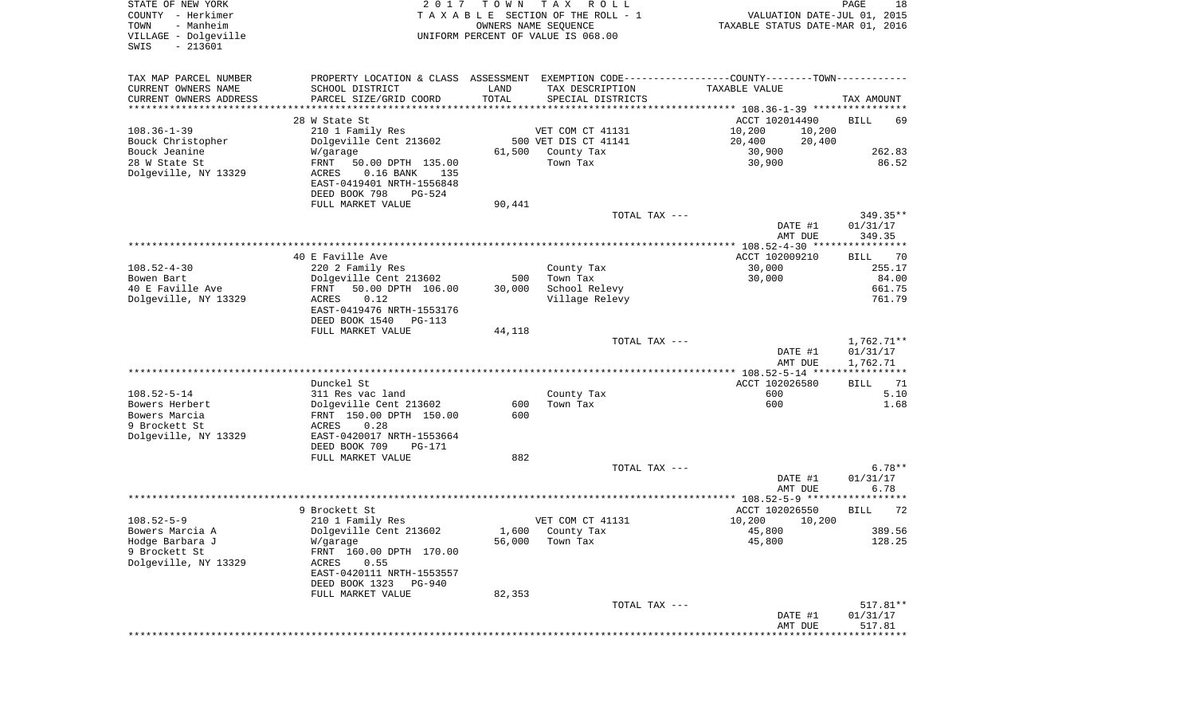STATE OF NEW YORK
COUNTY - Herkimer
TOWN - Manheim
VILLAGE - Dolgeville
SWIS - 213601

2017 TOWN TAX ROLL
TAXABLE SECTION OF THE ROLL - 1
OWNERS NAME SEQUENCE
UNIFORM PERCENT OF VALUE IS 068.00

VALUATION DATE-JUL 01, 2015
TAXABLE STATUS DATE-MAR 01, 2016

| TAX MAP PARCEL NUMBER / CURRENT OWNERS NAME / CURRENT OWNERS ADDRESS | PROPERTY LOCATION & CLASS / SCHOOL DISTRICT / PARCEL SIZE/GRID COORD | ASSESSMENT LAND / TOTAL | EXEMPTION CODE / TAX DESCRIPTION / SPECIAL DISTRICTS | COUNTY | TOWN TAXABLE VALUE | TAX AMOUNT |
|---|---|---|---|---|---|---|
| **108.36-1-39** | 28 W State St | | | ACCT 102014490 | | BILL 69 |
| 108.36-1-39 | 210 1 Family Res | | VET COM CT 41131 | 10,200 | 10,200 | |
| Bouck Christopher | Dolgeville Cent 213602 | 500 | VET DIS CT 41141 | 20,400 | 20,400 | |
| Bouck Jeanine | W/garage | 61,500 | County Tax | 30,900 | | 262.83 |
| 28 W State St | FRNT 50.00 DPTH 135.00 | | Town Tax | 30,900 | | 86.52 |
| Dolgeville, NY 13329 | ACRES 0.16 BANK 135 | | | | | |
| | EAST-0419401 NRTH-1556848 | | | | | |
| | DEED BOOK 798 PG-524 | | | | | |
| | FULL MARKET VALUE | 90,441 | | | | |
| | | | TOTAL TAX --- | | | 349.35** |
| | | | | DATE #1 | | 01/31/17 |
| | | | | AMT DUE | | 349.35 |
| **108.52-4-30** | 40 E Faville Ave | | | ACCT 102009210 | | BILL 70 |
| 108.52-4-30 | 220 2 Family Res | | County Tax | 30,000 | | 255.17 |
| Bowen Bart | Dolgeville Cent 213602 | 500 | Town Tax | 30,000 | | 84.00 |
| 40 E Faville Ave | FRNT 50.00 DPTH 106.00 | 30,000 | School Relevy | | | 661.75 |
| Dolgeville, NY 13329 | ACRES 0.12 | | Village Relevy | | | 761.79 |
| | EAST-0419476 NRTH-1553176 | | | | | |
| | DEED BOOK 1540 PG-113 | | | | | |
| | FULL MARKET VALUE | 44,118 | | | | |
| | | | TOTAL TAX --- | | | 1,762.71** |
| | | | | DATE #1 | | 01/31/17 |
| | | | | AMT DUE | | 1,762.71 |
| **108.52-5-14** | Dunckel St | | | ACCT 102026580 | | BILL 71 |
| 108.52-5-14 | 311 Res vac land | | County Tax | 600 | | 5.10 |
| Bowers Herbert | Dolgeville Cent 213602 | 600 | Town Tax | 600 | | 1.68 |
| Bowers Marcia | FRNT 150.00 DPTH 150.00 | 600 | | | | |
| 9 Brockett St | ACRES 0.28 | | | | | |
| Dolgeville, NY 13329 | EAST-0420017 NRTH-1553664 | | | | | |
| | DEED BOOK 709 PG-171 | | | | | |
| | FULL MARKET VALUE | 882 | | | | |
| | | | TOTAL TAX --- | | | 6.78** |
| | | | | DATE #1 | | 01/31/17 |
| | | | | AMT DUE | | 6.78 |
| **108.52-5-9** | 9 Brockett St | | | ACCT 102026550 | | BILL 72 |
| 108.52-5-9 | 210 1 Family Res | | VET COM CT 41131 | 10,200 | 10,200 | |
| Bowers Marcia A | Dolgeville Cent 213602 | 1,600 | County Tax | 45,800 | | 389.56 |
| Hodge Barbara J | W/garage | 56,000 | Town Tax | 45,800 | | 128.25 |
| 9 Brockett St | FRNT 160.00 DPTH 170.00 | | | | | |
| Dolgeville, NY 13329 | ACRES 0.55 | | | | | |
| | EAST-0420111 NRTH-1553557 | | | | | |
| | DEED BOOK 1323 PG-940 | | | | | |
| | FULL MARKET VALUE | 82,353 | | | | |
| | | | TOTAL TAX --- | | | 517.81** |
| | | | | DATE #1 | | 01/31/17 |
| | | | | AMT DUE | | 517.81 |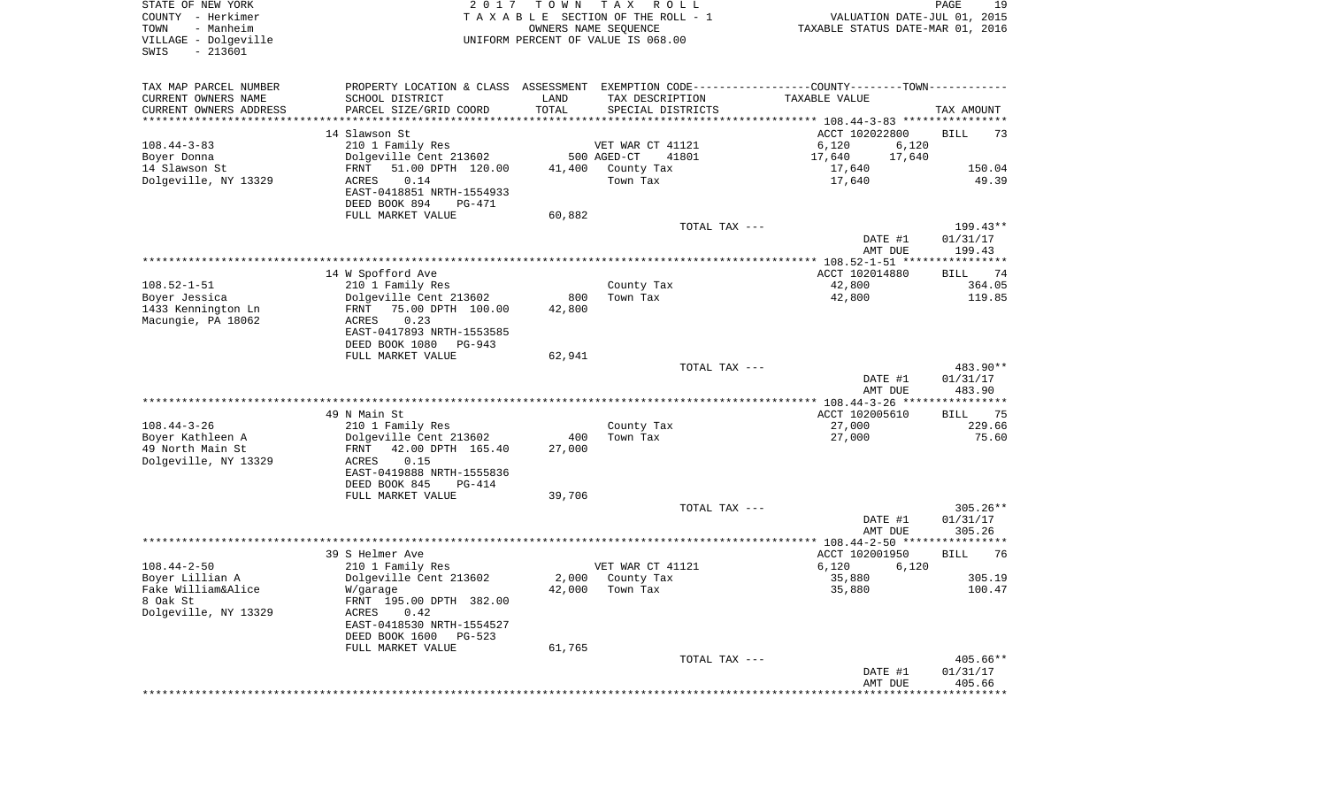STATE OF NEW YORK | COUNTY - Herkimer | TOWN - Manheim | VILLAGE - Dolgeville | SWIS - 213601

**2017 TOWN TAX ROLL**
TAXABLE SECTION OF THE ROLL - 1
OWNERS NAME SEQUENCE
UNIFORM PERCENT OF VALUE IS 068.00

VALUATION DATE-JUL 01, 2015
TAXABLE STATUS DATE-MAR 01, 2016

| TAX MAP PARCEL NUMBER / CURRENT OWNERS NAME / CURRENT OWNERS ADDRESS | PROPERTY LOCATION & CLASS / SCHOOL DISTRICT / PARCEL SIZE/GRID COORD | ASSESSMENT LAND / TOTAL | EXEMPTION CODE / TAX DESCRIPTION / SPECIAL DISTRICTS | COUNTY / TOWN TAXABLE VALUE | TAX AMOUNT |
|---|---|---|---|---|---|
| | 14 Slawson St | | | ACCT 102022800 | BILL 73 |
| 108.44-3-83 | 210 1 Family Res | | VET WAR CT 41121 | 6,120 6,120 | |
| Boyer Donna | Dolgeville Cent 213602 | 500 | AGED-CT 41801 | 17,640 17,640 | |
| 14 Slawson St | FRNT 51.00 DPTH 120.00 | 41,400 | County Tax | 17,640 | 150.04 |
| Dolgeville, NY 13329 | ACRES 0.14 | | Town Tax | 17,640 | 49.39 |
| | EAST-0418851 NRTH-1554933 | | | | |
| | DEED BOOK 894 PG-471 | | | | |
| | FULL MARKET VALUE | 60,882 | | | |
| | | | TOTAL TAX --- | | 199.43** |
| | | | | DATE #1 | 01/31/17 |
| | | | | AMT DUE | 199.43 |
| | 14 W Spofford Ave | | | ACCT 102014880 | BILL 74 |
| 108.52-1-51 | 210 1 Family Res | | County Tax | 42,800 | 364.05 |
| Boyer Jessica | Dolgeville Cent 213602 | 800 | Town Tax | 42,800 | 119.85 |
| 1433 Kennington Ln | FRNT 75.00 DPTH 100.00 | 42,800 | | | |
| Macungie, PA 18062 | ACRES 0.23 | | | | |
| | EAST-0417893 NRTH-1553585 | | | | |
| | DEED BOOK 1080 PG-943 | | | | |
| | FULL MARKET VALUE | 62,941 | | | |
| | | | TOTAL TAX --- | | 483.90** |
| | | | | DATE #1 | 01/31/17 |
| | | | | AMT DUE | 483.90 |
| | 49 N Main St | | | ACCT 102005610 | BILL 75 |
| 108.44-3-26 | 210 1 Family Res | | County Tax | 27,000 | 229.66 |
| Boyer Kathleen A | Dolgeville Cent 213602 | 400 | Town Tax | 27,000 | 75.60 |
| 49 North Main St | FRNT 42.00 DPTH 165.40 | 27,000 | | | |
| Dolgeville, NY 13329 | ACRES 0.15 | | | | |
| | EAST-0419888 NRTH-1555836 | | | | |
| | DEED BOOK 845 PG-414 | | | | |
| | FULL MARKET VALUE | 39,706 | | | |
| | | | TOTAL TAX --- | | 305.26** |
| | | | | DATE #1 | 01/31/17 |
| | | | | AMT DUE | 305.26 |
| | 39 S Helmer Ave | | | ACCT 102001950 | BILL 76 |
| 108.44-2-50 | 210 1 Family Res | | VET WAR CT 41121 | 6,120 6,120 | |
| Boyer Lillian A | Dolgeville Cent 213602 | 2,000 | County Tax | 35,880 | 305.19 |
| Fake William&Alice | W/garage | 42,000 | Town Tax | 35,880 | 100.47 |
| 8 Oak St | FRNT 195.00 DPTH 382.00 | | | | |
| Dolgeville, NY 13329 | ACRES 0.42 | | | | |
| | EAST-0418530 NRTH-1554527 | | | | |
| | DEED BOOK 1600 PG-523 | | | | |
| | FULL MARKET VALUE | 61,765 | | | |
| | | | TOTAL TAX --- | | 405.66** |
| | | | | DATE #1 | 01/31/17 |
| | | | | AMT DUE | 405.66 |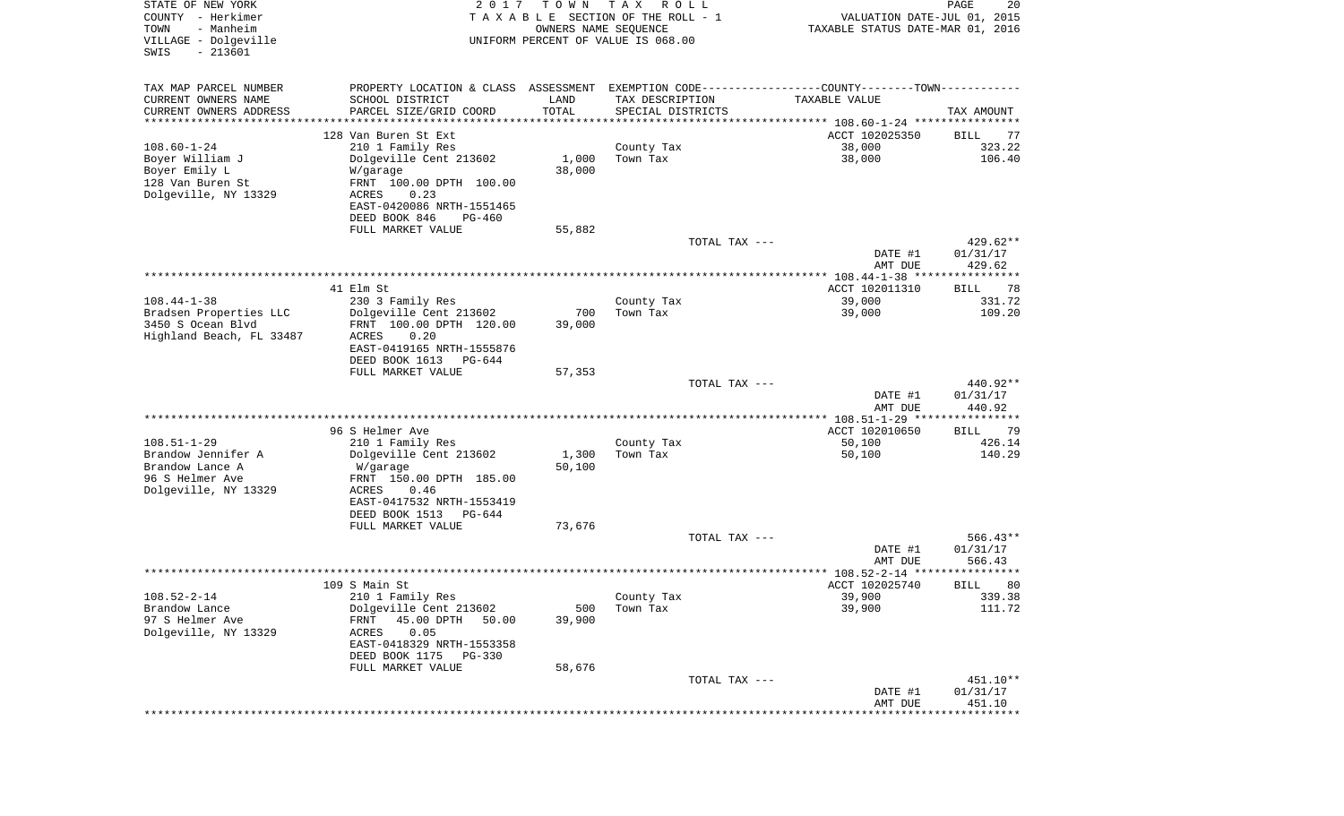STATE OF NEW YORK
COUNTY - Herkimer
TOWN - Manheim
VILLAGE - Dolgeville
SWIS - 213601

2 0 1 7 T O W N T A X R O L L
T A X A B L E SECTION OF THE ROLL - 1
OWNERS NAME SEQUENCE
UNIFORM PERCENT OF VALUE IS 068.00

VALUATION DATE-JUL 01, 2015
TAXABLE STATUS DATE-MAR 01, 2016

| TAX MAP PARCEL NUMBER<br>CURRENT OWNERS NAME<br>CURRENT OWNERS ADDRESS | PROPERTY LOCATION & CLASS<br>SCHOOL DISTRICT<br>PARCEL SIZE/GRID COORD | ASSESSMENT<br>LAND<br>TOTAL | EXEMPTION CODE<br>TAX DESCRIPTION<br>SPECIAL DISTRICTS | COUNTY--------TOWN<br>TAXABLE VALUE | TAX AMOUNT |
|---|---|---|---|---|---|
| | 128 Van Buren St Ext | | | ACCT 102025350 | BILL 77 |
| 108.60-1-24 | 210 1 Family Res | | County Tax | 38,000 | 323.22 |
| Boyer William J | Dolgeville Cent 213602 | 1,000 | Town Tax | 38,000 | 106.40 |
| Boyer Emily L | W/garage | 38,000 | | | |
| 128 Van Buren St | FRNT 100.00 DPTH 100.00 | | | | |
| Dolgeville, NY 13329 | ACRES 0.23 | | | | |
| | EAST-0420086 NRTH-1551465 | | | | |
| | DEED BOOK 846 PG-460 | | | | |
| | FULL MARKET VALUE | 55,882 | | | |
| | | | TOTAL TAX --- | | 429.62** |
| | | | | DATE #1 | 01/31/17 |
| | | | | AMT DUE | 429.62 |
| | 41 Elm St | | | ACCT 102011310 | BILL 78 |
| 108.44-1-38 | 230 3 Family Res | | County Tax | 39,000 | 331.72 |
| Bradsen Properties LLC | Dolgeville Cent 213602 | 700 | Town Tax | 39,000 | 109.20 |
| 3450 S Ocean Blvd | FRNT 100.00 DPTH 120.00 | 39,000 | | | |
| Highland Beach, FL 33487 | ACRES 0.20 | | | | |
| | EAST-0419165 NRTH-1555876 | | | | |
| | DEED BOOK 1613 PG-644 | | | | |
| | FULL MARKET VALUE | 57,353 | | | |
| | | | TOTAL TAX --- | | 440.92** |
| | | | | DATE #1 | 01/31/17 |
| | | | | AMT DUE | 440.92 |
| | 96 S Helmer Ave | | | ACCT 102010650 | BILL 79 |
| 108.51-1-29 | 210 1 Family Res | | County Tax | 50,100 | 426.14 |
| Brandow Jennifer A | Dolgeville Cent 213602 | 1,300 | Town Tax | 50,100 | 140.29 |
| Brandow Lance A | W/garage | 50,100 | | | |
| 96 S Helmer Ave | FRNT 150.00 DPTH 185.00 | | | | |
| Dolgeville, NY 13329 | ACRES 0.46 | | | | |
| | EAST-0417532 NRTH-1553419 | | | | |
| | DEED BOOK 1513 PG-644 | | | | |
| | FULL MARKET VALUE | 73,676 | | | |
| | | | TOTAL TAX --- | | 566.43** |
| | | | | DATE #1 | 01/31/17 |
| | | | | AMT DUE | 566.43 |
| | 109 S Main St | | | ACCT 102025740 | BILL 80 |
| 108.52-2-14 | 210 1 Family Res | | County Tax | 39,900 | 339.38 |
| Brandow Lance | Dolgeville Cent 213602 | 500 | Town Tax | 39,900 | 111.72 |
| 97 S Helmer Ave | FRNT 45.00 DPTH 50.00 | 39,900 | | | |
| Dolgeville, NY 13329 | ACRES 0.05 | | | | |
| | EAST-0418329 NRTH-1553358 | | | | |
| | DEED BOOK 1175 PG-330 | | | | |
| | FULL MARKET VALUE | 58,676 | | | |
| | | | TOTAL TAX --- | | 451.10** |
| | | | | DATE #1 | 01/31/17 |
| | | | | AMT DUE | 451.10 |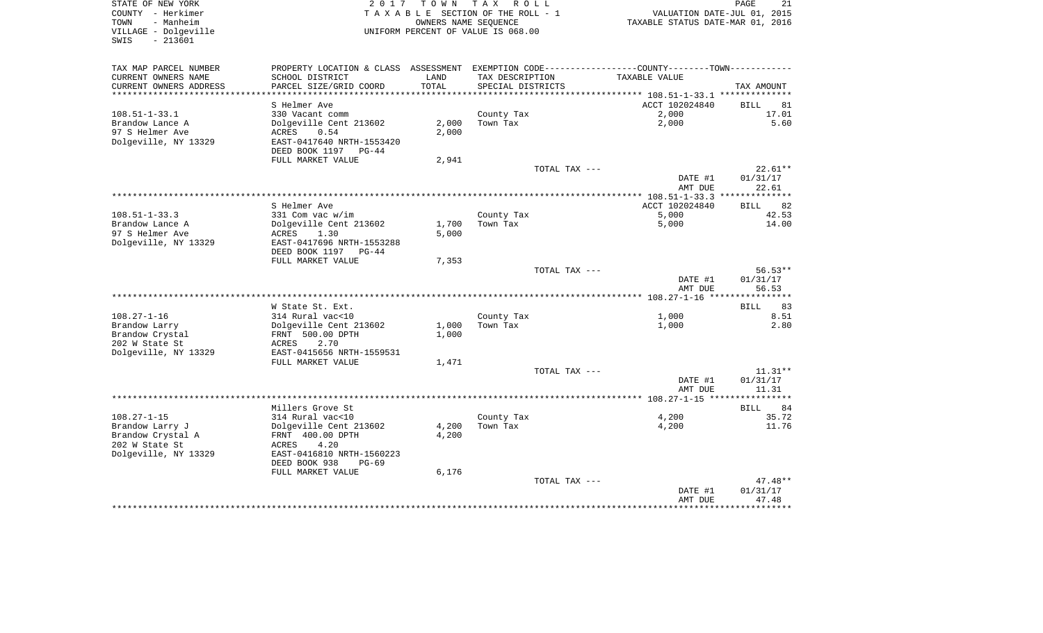STATE OF NEW YORK                    2017 TOWN TAX ROLL
COUNTY - Herkimer                    TAXABLE SECTION OF THE ROLL - 1                    VALUATION DATE-JUL 01, 2015
TOWN - Manheim                    OWNERS NAME SEQUENCE                    TAXABLE STATUS DATE-MAR 01, 2016
VILLAGE - Dolgeville                    UNIFORM PERCENT OF VALUE IS 068.00
SWIS - 213601

| TAX MAP PARCEL NUMBER / CURRENT OWNERS NAME / CURRENT OWNERS ADDRESS | PROPERTY LOCATION & CLASS / SCHOOL DISTRICT / PARCEL SIZE/GRID COORD | ASSESSMENT LAND | ASSESSMENT TOTAL | EXEMPTION CODE / TAX DESCRIPTION / SPECIAL DISTRICTS | TAXABLE VALUE | TAX AMOUNT |
|---|---|---|---|---|---|---|
| 108.51-1-33.1 | S Helmer Ave | | | | ACCT 102024840 | BILL 81 |
| Brandow Lance A | 330 Vacant comm | | | County Tax | 2,000 | 17.01 |
| 97 S Helmer Ave | Dolgeville Cent 213602 | 2,000 | | Town Tax | 2,000 | 5.60 |
| Dolgeville, NY 13329 | ACRES 0.54 | | 2,000 | | | |
| | EAST-0417640 NRTH-1553420 | | | | | |
| | DEED BOOK 1197 PG-44 | | | | | |
| | FULL MARKET VALUE | | 2,941 | | | |
| | | | | TOTAL TAX --- | | 22.61** |
| | | | | | DATE #1 | 01/31/17 |
| | | | | | AMT DUE | 22.61 |
| 108.51-1-33.3 | S Helmer Ave | | | | ACCT 102024840 | BILL 82 |
| Brandow Lance A | 331 Com vac w/im | | | County Tax | 5,000 | 42.53 |
| 97 S Helmer Ave | Dolgeville Cent 213602 | 1,700 | | Town Tax | 5,000 | 14.00 |
| Dolgeville, NY 13329 | ACRES 1.30 | | 5,000 | | | |
| | EAST-0417696 NRTH-1553288 | | | | | |
| | DEED BOOK 1197 PG-44 | | | | | |
| | FULL MARKET VALUE | | 7,353 | | | |
| | | | | TOTAL TAX --- | | 56.53** |
| | | | | | DATE #1 | 01/31/17 |
| | | | | | AMT DUE | 56.53 |
| 108.27-1-16 | W State St. Ext. | | | | | BILL 83 |
| Brandow Larry | 314 Rural vac<10 | | | County Tax | 1,000 | 8.51 |
| Brandow Crystal | Dolgeville Cent 213602 | 1,000 | | Town Tax | 1,000 | 2.80 |
| 202 W State St | FRNT 500.00 DPTH | | 1,000 | | | |
| Dolgeville, NY 13329 | ACRES 2.70 | | | | | |
| | EAST-0415656 NRTH-1559531 | | | | | |
| | FULL MARKET VALUE | | 1,471 | | | |
| | | | | TOTAL TAX --- | | 11.31** |
| | | | | | DATE #1 | 01/31/17 |
| | | | | | AMT DUE | 11.31 |
| 108.27-1-15 | Millers Grove St | | | | | BILL 84 |
| Brandow Larry J | 314 Rural vac<10 | | | County Tax | 4,200 | 35.72 |
| Brandow Crystal A | Dolgeville Cent 213602 | 4,200 | | Town Tax | 4,200 | 11.76 |
| 202 W State St | FRNT 400.00 DPTH | | 4,200 | | | |
| Dolgeville, NY 13329 | ACRES 4.20 | | | | | |
| | EAST-0416810 NRTH-1560223 | | | | | |
| | DEED BOOK 938 PG-69 | | | | | |
| | FULL MARKET VALUE | | 6,176 | | | |
| | | | | TOTAL TAX --- | | 47.48** |
| | | | | | DATE #1 | 01/31/17 |
| | | | | | AMT DUE | 47.48 |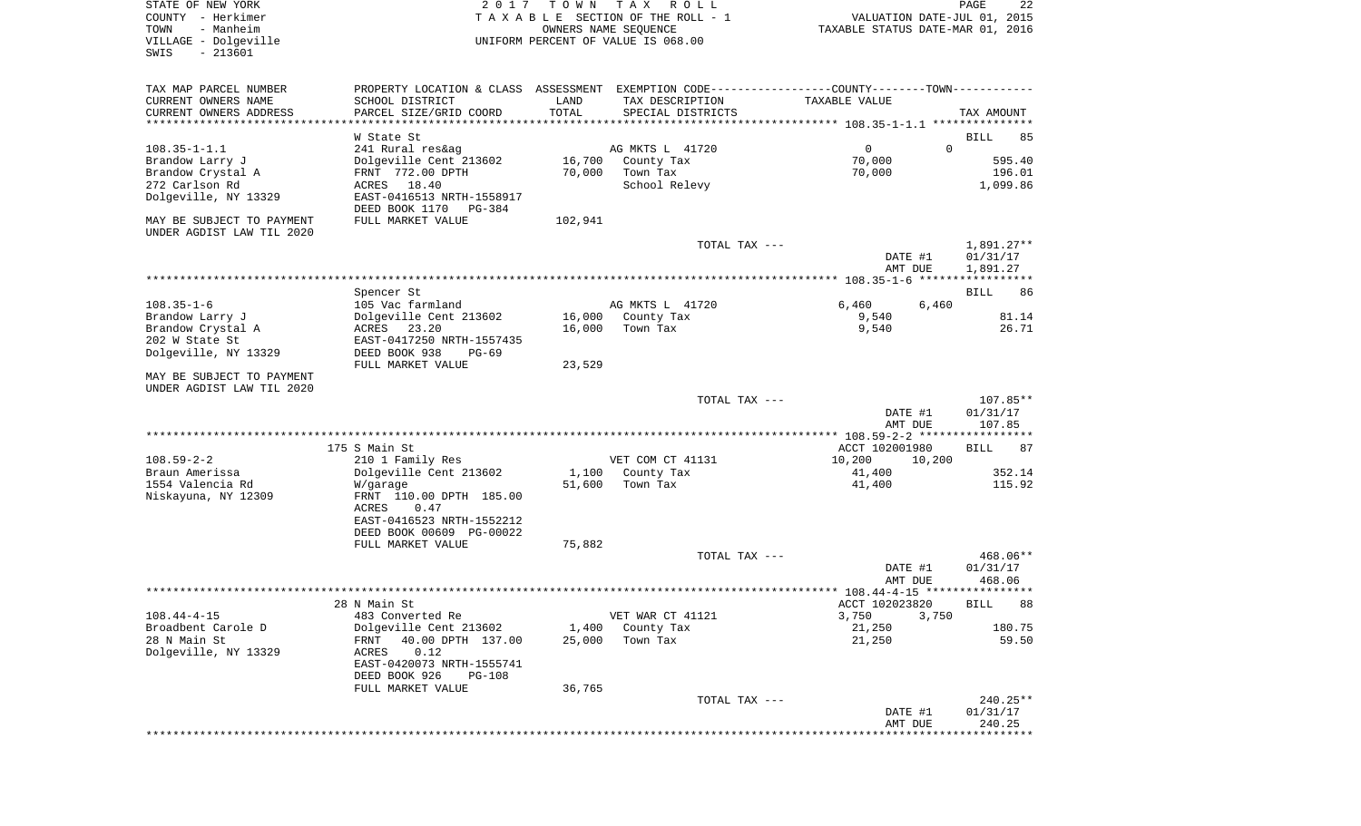STATE OF NEW YORK
COUNTY - Herkimer
TOWN - Manheim
VILLAGE - Dolgeville
SWIS - 213601

2017 TOWN TAX ROLL
TAXABLE SECTION OF THE ROLL - 1
OWNERS NAME SEQUENCE
UNIFORM PERCENT OF VALUE IS 068.00

VALUATION DATE-JUL 01, 2015
TAXABLE STATUS DATE-MAR 01, 2016

| TAX MAP PARCEL NUMBER / CURRENT OWNERS NAME / CURRENT OWNERS ADDRESS | PROPERTY LOCATION & CLASS / SCHOOL DISTRICT / PARCEL SIZE/GRID COORD | ASSESSMENT LAND | TOTAL | EXEMPTION CODE / TAX DESCRIPTION / SPECIAL DISTRICTS | COUNTY | TOWN / TAXABLE VALUE | TAX AMOUNT |
|---|---|---|---|---|---|---|---|
| 108.35-1-1.1 | W State St | | | | | | BILL 85 |
| | 241 Rural res&ag | | | AG MKTS L 41720 | 0 | 0 | |
| Brandow Larry J | Dolgeville Cent 213602 | 16,700 | | County Tax | 70,000 | | 595.40 |
| Brandow Crystal A | FRNT 772.00 DPTH | | 70,000 | Town Tax | 70,000 | | 196.01 |
| 272 Carlson Rd | ACRES 18.40 | | | School Relevy | | | 1,099.86 |
| Dolgeville, NY 13329 | EAST-0416513 NRTH-1558917 | | | | | | |
| | DEED BOOK 1170 PG-384 | | | | | | |
| MAY BE SUBJECT TO PAYMENT UNDER AGDIST LAW TIL 2020 | FULL MARKET VALUE | | 102,941 | | | | |
| | | | | TOTAL TAX --- | | | 1,891.27** |
| | | | | | DATE #1 | | 01/31/17 |
| | | | | | AMT DUE | | 1,891.27 |
| 108.35-1-6 | Spencer St | | | | | | BILL 86 |
| | 105 Vac farmland | | | AG MKTS L 41720 | 6,460 | 6,460 | |
| Brandow Larry J | Dolgeville Cent 213602 | 16,000 | | County Tax | 9,540 | | 81.14 |
| Brandow Crystal A | ACRES 23.20 | | 16,000 | Town Tax | 9,540 | | 26.71 |
| 202 W State St | EAST-0417250 NRTH-1557435 | | | | | | |
| Dolgeville, NY 13329 | DEED BOOK 938 PG-69 | | | | | | |
| | FULL MARKET VALUE | | 23,529 | | | | |
| MAY BE SUBJECT TO PAYMENT UNDER AGDIST LAW TIL 2020 | | | | | | | |
| | | | | TOTAL TAX --- | | | 107.85** |
| | | | | | DATE #1 | | 01/31/17 |
| | | | | | AMT DUE | | 107.85 |
| 108.59-2-2 | 175 S Main St | | | | ACCT 102001980 | | BILL 87 |
| | 210 1 Family Res | | | VET COM CT 41131 | 10,200 | 10,200 | |
| Braun Amerissa | Dolgeville Cent 213602 | 1,100 | | County Tax | 41,400 | | 352.14 |
| 1554 Valencia Rd | W/garage | | 51,600 | Town Tax | 41,400 | | 115.92 |
| Niskayuna, NY 12309 | FRNT 110.00 DPTH 185.00 | | | | | | |
| | ACRES 0.47 | | | | | | |
| | EAST-0416523 NRTH-1552212 | | | | | | |
| | DEED BOOK 00609 PG-00022 | | | | | | |
| | FULL MARKET VALUE | | 75,882 | | | | |
| | | | | TOTAL TAX --- | | | 468.06** |
| | | | | | DATE #1 | | 01/31/17 |
| | | | | | AMT DUE | | 468.06 |
| 108.44-4-15 | 28 N Main St | | | | ACCT 102023820 | | BILL 88 |
| | 483 Converted Re | | | VET WAR CT 41121 | 3,750 | 3,750 | |
| Broadbent Carole D | Dolgeville Cent 213602 | 1,400 | | County Tax | 21,250 | | 180.75 |
| 28 N Main St | FRNT 40.00 DPTH 137.00 | | 25,000 | Town Tax | 21,250 | | 59.50 |
| Dolgeville, NY 13329 | ACRES 0.12 | | | | | | |
| | EAST-0420073 NRTH-1555741 | | | | | | |
| | DEED BOOK 926 PG-108 | | | | | | |
| | FULL MARKET VALUE | | 36,765 | | | | |
| | | | | TOTAL TAX --- | | | 240.25** |
| | | | | | DATE #1 | | 01/31/17 |
| | | | | | AMT DUE | | 240.25 |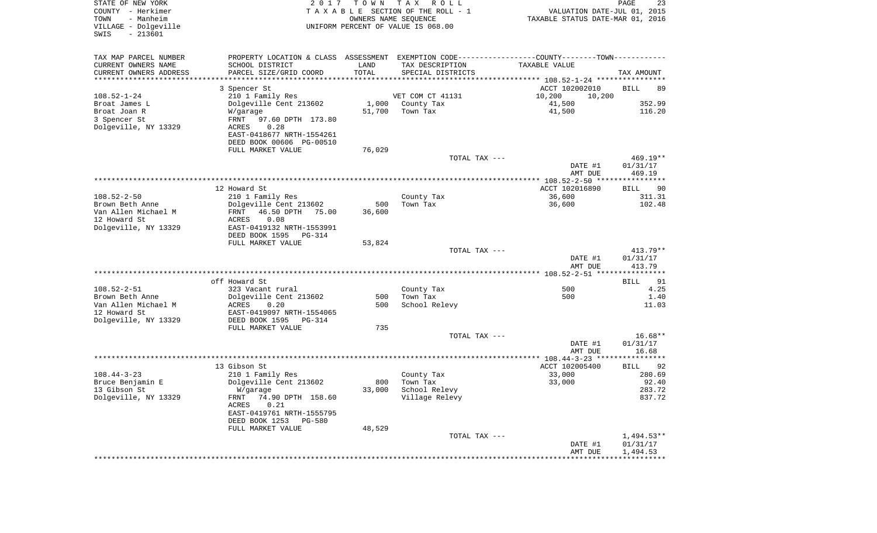STATE OF NEW YORK — 2017 TOWN TAX ROLL
COUNTY - Herkimer — TAXABLE SECTION OF THE ROLL - 1 — VALUATION DATE-JUL 01, 2015
TOWN - Manheim — OWNERS NAME SEQUENCE — TAXABLE STATUS DATE-MAR 01, 2016
VILLAGE - Dolgeville — UNIFORM PERCENT OF VALUE IS 068.00
SWIS - 213601

| TAX MAP PARCEL NUMBER / CURRENT OWNERS NAME / CURRENT OWNERS ADDRESS | PROPERTY LOCATION & CLASS / SCHOOL DISTRICT / PARCEL SIZE/GRID COORD | ASSESSMENT LAND / TOTAL | EXEMPTION CODE / TAX DESCRIPTION / SPECIAL DISTRICTS | COUNTY / TOWN TAXABLE VALUE | TAX AMOUNT |
|---|---|---|---|---|---|
| | 3 Spencer St | | | ACCT 102002010 | BILL 89 |
| 108.52-1-24 | 210 1 Family Res | | VET COM CT 41131 | 10,200 10,200 | |
| Broat James L | Dolgeville Cent 213602 | 1,000 | County Tax | 41,500 | 352.99 |
| Broat Joan R | W/garage | 51,700 | Town Tax | 41,500 | 116.20 |
| 3 Spencer St | FRNT 97.60 DPTH 173.80 | | | | |
| Dolgeville, NY 13329 | ACRES 0.28 | | | | |
| | EAST-0418677 NRTH-1554261 | | | | |
| | DEED BOOK 00606 PG-00510 | | | | |
| | FULL MARKET VALUE | 76,029 | | | |
| | | | TOTAL TAX --- | | 469.19** |
| | | | | DATE #1 | 01/31/17 |
| | | | | AMT DUE | 469.19 |
| | 12 Howard St | | | ACCT 102016890 | BILL 90 |
| 108.52-2-50 | 210 1 Family Res | | County Tax | 36,600 | 311.31 |
| Brown Beth Anne | Dolgeville Cent 213602 | 500 | Town Tax | 36,600 | 102.48 |
| Van Allen Michael M | FRNT 46.50 DPTH 75.00 | 36,600 | | | |
| 12 Howard St | ACRES 0.08 | | | | |
| Dolgeville, NY 13329 | EAST-0419132 NRTH-1553991 | | | | |
| | DEED BOOK 1595 PG-314 | | | | |
| | FULL MARKET VALUE | 53,824 | | | |
| | | | TOTAL TAX --- | | 413.79** |
| | | | | DATE #1 | 01/31/17 |
| | | | | AMT DUE | 413.79 |
| | off Howard St | | | | BILL 91 |
| 108.52-2-51 | 323 Vacant rural | | County Tax | 500 | 4.25 |
| Brown Beth Anne | Dolgeville Cent 213602 | 500 | Town Tax | 500 | 1.40 |
| Van Allen Michael M | ACRES 0.20 | 500 | School Relevy | | 11.03 |
| 12 Howard St | EAST-0419097 NRTH-1554065 | | | | |
| Dolgeville, NY 13329 | DEED BOOK 1595 PG-314 | | | | |
| | FULL MARKET VALUE | 735 | | | |
| | | | TOTAL TAX --- | | 16.68** |
| | | | | DATE #1 | 01/31/17 |
| | | | | AMT DUE | 16.68 |
| | 13 Gibson St | | | ACCT 102005400 | BILL 92 |
| 108.44-3-23 | 210 1 Family Res | | County Tax | 33,000 | 280.69 |
| Bruce Benjamin E | Dolgeville Cent 213602 | 800 | Town Tax | 33,000 | 92.40 |
| 13 Gibson St | W/garage | 33,000 | School Relevy | | 283.72 |
| Dolgeville, NY 13329 | FRNT 74.90 DPTH 158.60 | | Village Relevy | | 837.72 |
| | ACRES 0.21 | | | | |
| | EAST-0419761 NRTH-1555795 | | | | |
| | DEED BOOK 1253 PG-580 | | | | |
| | FULL MARKET VALUE | 48,529 | | | |
| | | | TOTAL TAX --- | | 1,494.53** |
| | | | | DATE #1 | 01/31/17 |
| | | | | AMT DUE | 1,494.53 |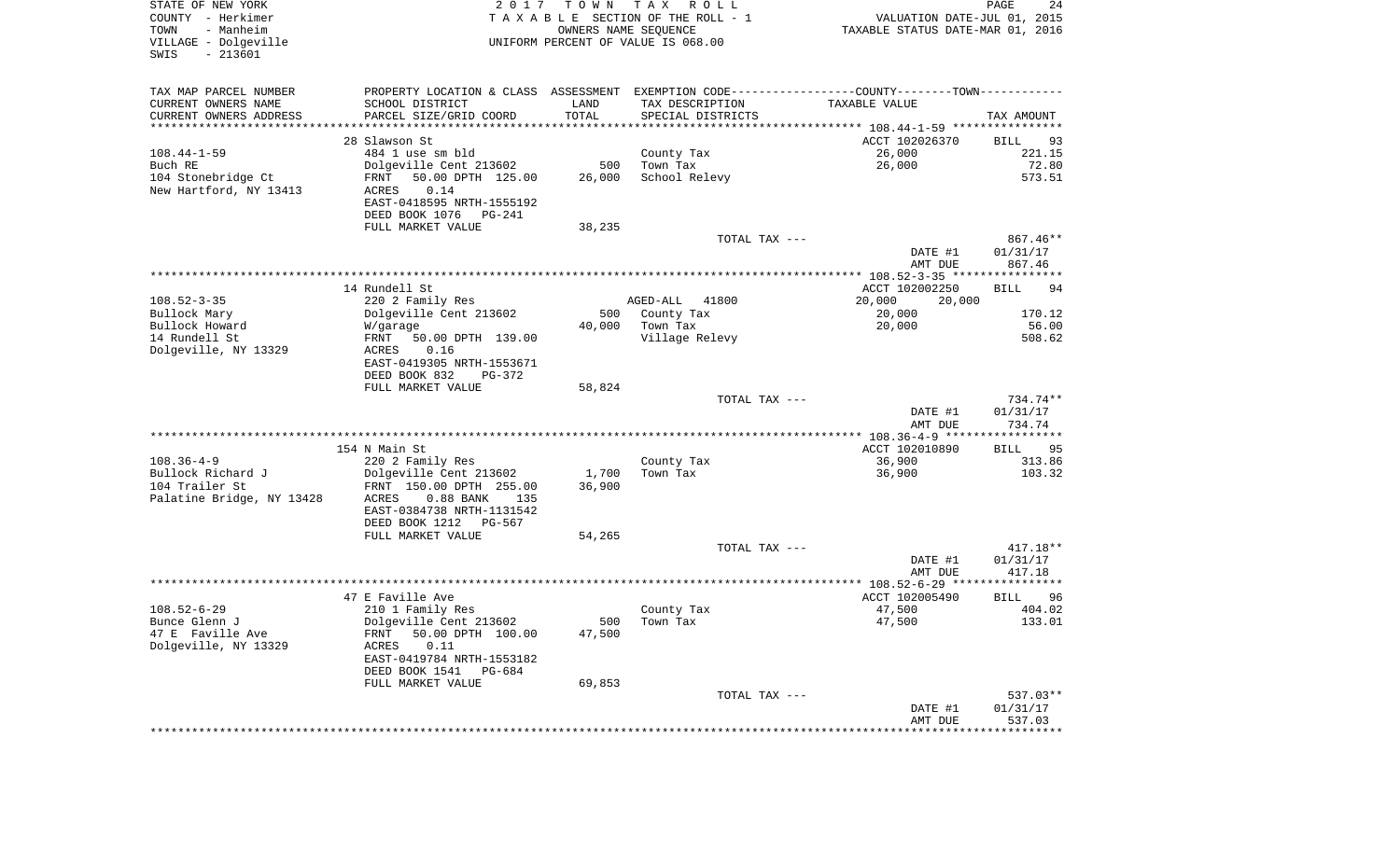STATE OF NEW YORK
COUNTY - Herkimer
TOWN - Manheim
VILLAGE - Dolgeville
SWIS - 213601

2017 TOWN TAX ROLL
TAXABLE SECTION OF THE ROLL - 1
OWNERS NAME SEQUENCE
UNIFORM PERCENT OF VALUE IS 068.00

VALUATION DATE-JUL 01, 2015
TAXABLE STATUS DATE-MAR 01, 2016

| TAX MAP PARCEL NUMBER<br>CURRENT OWNERS NAME<br>CURRENT OWNERS ADDRESS | PROPERTY LOCATION & CLASS<br>SCHOOL DISTRICT<br>PARCEL SIZE/GRID COORD | ASSESSMENT<br>LAND<br>TOTAL | EXEMPTION CODE<br>TAX DESCRIPTION<br>SPECIAL DISTRICTS | COUNTY / TOWN<br>TAXABLE VALUE | TAX AMOUNT |
|---|---|---|---|---|---|
| | 28 Slawson St | | | ACCT 102026370 | BILL 93 |
| 108.44-1-59 | 484 1 use sm bld | | County Tax | 26,000 | 221.15 |
| Buch RE | Dolgeville Cent 213602 | 500 | Town Tax | 26,000 | 72.80 |
| 104 Stonebridge Ct | FRNT 50.00 DPTH 125.00 | 26,000 | School Relevy | | 573.51 |
| New Hartford, NY 13413 | ACRES 0.14 | | | | |
| | EAST-0418595 NRTH-1555192 | | | | |
| | DEED BOOK 1076 PG-241 | | | | |
| | FULL MARKET VALUE | 38,235 | | | |
| | | | TOTAL TAX --- | | 867.46** |
| | | | | DATE #1 | 01/31/17 |
| | | | | AMT DUE | 867.46 |
| | 14 Rundell St | | | ACCT 102002250 | BILL 94 |
| 108.52-3-35 | 220 2 Family Res | | AGED-ALL 41800 | 20,000 20,000 | |
| Bullock Mary | Dolgeville Cent 213602 | 500 | County Tax | 20,000 | 170.12 |
| Bullock Howard | W/garage | 40,000 | Town Tax | 20,000 | 56.00 |
| 14 Rundell St | FRNT 50.00 DPTH 139.00 | | Village Relevy | | 508.62 |
| Dolgeville, NY 13329 | ACRES 0.16 | | | | |
| | EAST-0419305 NRTH-1553671 | | | | |
| | DEED BOOK 832 PG-372 | | | | |
| | FULL MARKET VALUE | 58,824 | | | |
| | | | TOTAL TAX --- | | 734.74** |
| | | | | DATE #1 | 01/31/17 |
| | | | | AMT DUE | 734.74 |
| | 154 N Main St | | | ACCT 102010890 | BILL 95 |
| 108.36-4-9 | 220 2 Family Res | | County Tax | 36,900 | 313.86 |
| Bullock Richard J | Dolgeville Cent 213602 | 1,700 | Town Tax | 36,900 | 103.32 |
| 104 Trailer St | FRNT 150.00 DPTH 255.00 | 36,900 | | | |
| Palatine Bridge, NY 13428 | ACRES 0.88 BANK 135 | | | | |
| | EAST-0384738 NRTH-1131542 | | | | |
| | DEED BOOK 1212 PG-567 | | | | |
| | FULL MARKET VALUE | 54,265 | | | |
| | | | TOTAL TAX --- | | 417.18** |
| | | | | DATE #1 | 01/31/17 |
| | | | | AMT DUE | 417.18 |
| | 47 E Faville Ave | | | ACCT 102005490 | BILL 96 |
| 108.52-6-29 | 210 1 Family Res | | County Tax | 47,500 | 404.02 |
| Bunce Glenn J | Dolgeville Cent 213602 | 500 | Town Tax | 47,500 | 133.01 |
| 47 E Faville Ave | FRNT 50.00 DPTH 100.00 | 47,500 | | | |
| Dolgeville, NY 13329 | ACRES 0.11 | | | | |
| | EAST-0419784 NRTH-1553182 | | | | |
| | DEED BOOK 1541 PG-684 | | | | |
| | FULL MARKET VALUE | 69,853 | | | |
| | | | TOTAL TAX --- | | 537.03** |
| | | | | DATE #1 | 01/31/17 |
| | | | | AMT DUE | 537.03 |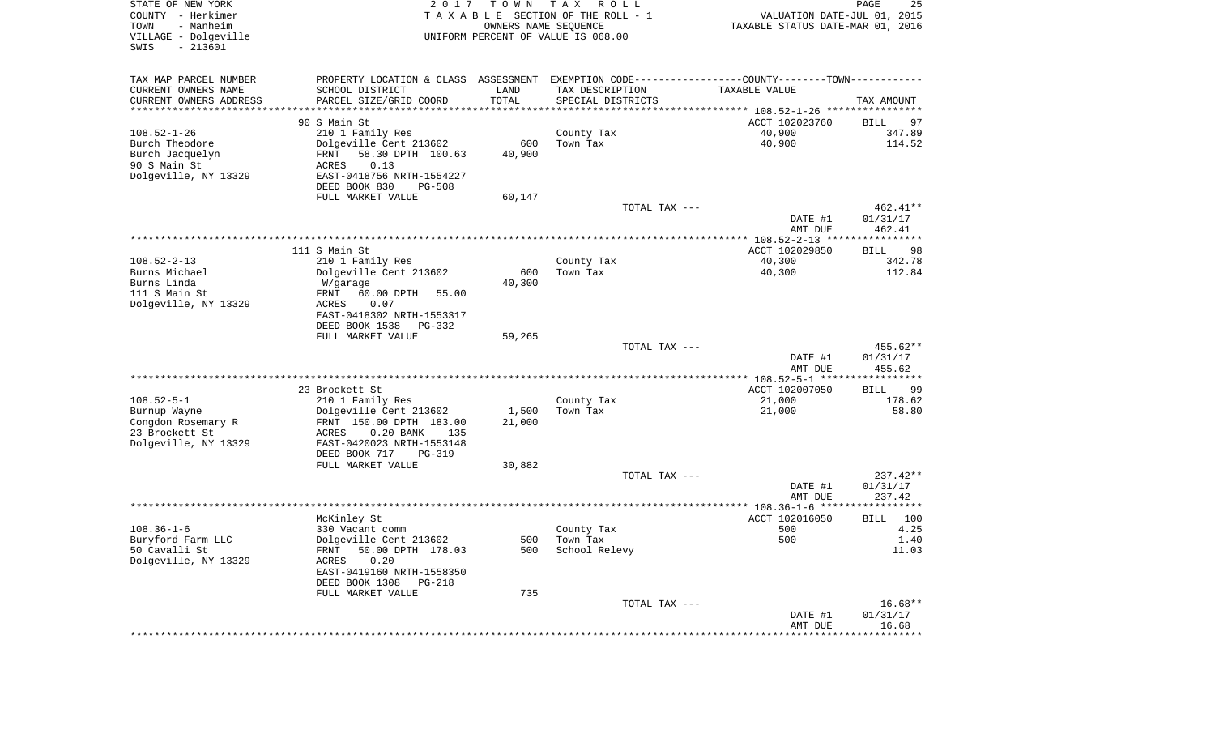STATE OF NEW YORK — 2017 TOWN TAX ROLL
COUNTY - Herkimer — TAXABLE SECTION OF THE ROLL - 1 — VALUATION DATE-JUL 01, 2015
TOWN - Manheim — OWNERS NAME SEQUENCE — TAXABLE STATUS DATE-MAR 01, 2016
VILLAGE - Dolgeville — UNIFORM PERCENT OF VALUE IS 068.00
SWIS - 213601

| TAX MAP PARCEL NUMBER / CURRENT OWNERS NAME / CURRENT OWNERS ADDRESS | PROPERTY LOCATION & CLASS / SCHOOL DISTRICT / PARCEL SIZE/GRID COORD | ASSESSMENT LAND | TOTAL | EXEMPTION CODE / TAX DESCRIPTION / SPECIAL DISTRICTS | COUNTY--------TOWN TAXABLE VALUE | TAX AMOUNT |
|---|---|---|---|---|---|---|
| **108.52-1-26** | 90 S Main St | | | | ACCT 102023760 | BILL 97 |
| 108.52-1-26 | 210 1 Family Res | | | County Tax | 40,900 | 347.89 |
| Burch Theodore | Dolgeville Cent 213602 | 600 | | Town Tax | 40,900 | 114.52 |
| Burch Jacquelyn | FRNT 58.30 DPTH 100.63 | | 40,900 | | | |
| 90 S Main St | ACRES 0.13 | | | | | |
| Dolgeville, NY 13329 | EAST-0418756 NRTH-1554227 | | | | | |
| | DEED BOOK 830 PG-508 | | | | | |
| | FULL MARKET VALUE | | 60,147 | | | |
| | | | | TOTAL TAX --- | | 462.41** |
| | | | | | DATE #1 | 01/31/17 |
| | | | | | AMT DUE | 462.41 |
| **108.52-2-13** | 111 S Main St | | | | ACCT 102029850 | BILL 98 |
| 108.52-2-13 | 210 1 Family Res | | | County Tax | 40,300 | 342.78 |
| Burns Michael | Dolgeville Cent 213602 | 600 | | Town Tax | 40,300 | 112.84 |
| Burns Linda | W/garage | | 40,300 | | | |
| 111 S Main St | FRNT 60.00 DPTH 55.00 | | | | | |
| Dolgeville, NY 13329 | ACRES 0.07 | | | | | |
| | EAST-0418302 NRTH-1553317 | | | | | |
| | DEED BOOK 1538 PG-332 | | | | | |
| | FULL MARKET VALUE | | 59,265 | | | |
| | | | | TOTAL TAX --- | | 455.62** |
| | | | | | DATE #1 | 01/31/17 |
| | | | | | AMT DUE | 455.62 |
| **108.52-5-1** | 23 Brockett St | | | | ACCT 102007050 | BILL 99 |
| 108.52-5-1 | 210 1 Family Res | | | County Tax | 21,000 | 178.62 |
| Burnup Wayne | Dolgeville Cent 213602 | 1,500 | | Town Tax | 21,000 | 58.80 |
| Congdon Rosemary R | FRNT 150.00 DPTH 183.00 | | 21,000 | | | |
| 23 Brockett St | ACRES 0.20 BANK 135 | | | | | |
| Dolgeville, NY 13329 | EAST-0420023 NRTH-1553148 | | | | | |
| | DEED BOOK 717 PG-319 | | | | | |
| | FULL MARKET VALUE | | 30,882 | | | |
| | | | | TOTAL TAX --- | | 237.42** |
| | | | | | DATE #1 | 01/31/17 |
| | | | | | AMT DUE | 237.42 |
| **108.36-1-6** | McKinley St | | | | ACCT 102016050 | BILL 100 |
| 108.36-1-6 | 330 Vacant comm | | | County Tax | 500 | 4.25 |
| Buryford Farm LLC | Dolgeville Cent 213602 | 500 | | Town Tax | 500 | 1.40 |
| 50 Cavalli St | FRNT 50.00 DPTH 178.03 | | 500 | School Relevy | | 11.03 |
| Dolgeville, NY 13329 | ACRES 0.20 | | | | | |
| | EAST-0419160 NRTH-1558350 | | | | | |
| | DEED BOOK 1308 PG-218 | | | | | |
| | FULL MARKET VALUE | | 735 | | | |
| | | | | TOTAL TAX --- | | 16.68** |
| | | | | | DATE #1 | 01/31/17 |
| | | | | | AMT DUE | 16.68 |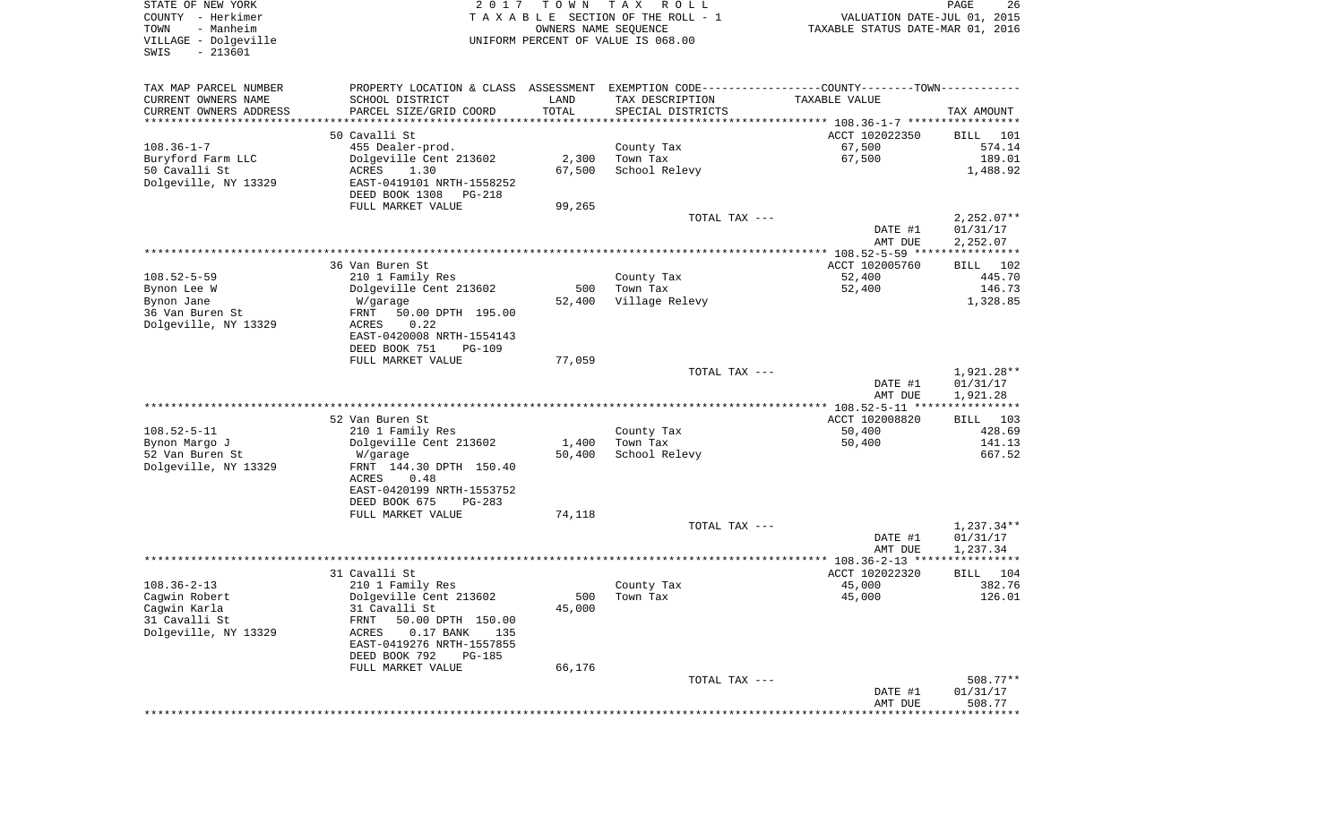STATE OF NEW YORK
COUNTY - Herkimer
TOWN - Manheim
VILLAGE - Dolgeville
SWIS - 213601

2017 TOWN TAX ROLL
TAXABLE SECTION OF THE ROLL - 1
OWNERS NAME SEQUENCE
UNIFORM PERCENT OF VALUE IS 068.00

VALUATION DATE-JUL 01, 2015
TAXABLE STATUS DATE-MAR 01, 2016

| TAX MAP PARCEL NUMBER / CURRENT OWNERS NAME / CURRENT OWNERS ADDRESS | PROPERTY LOCATION & CLASS / SCHOOL DISTRICT / PARCEL SIZE/GRID COORD | ASSESSMENT LAND / TOTAL | EXEMPTION CODE / TAX DESCRIPTION / SPECIAL DISTRICTS | COUNTY--------TOWN TAXABLE VALUE | TAX AMOUNT |
|---|---|---|---|---|---|
| 108.36-1-7 | 50 Cavalli St | | | ACCT 102022350 | BILL 101 |
| 108.36-1-7 | 455 Dealer-prod. | | County Tax | 67,500 | 574.14 |
| Buryford Farm LLC | Dolgeville Cent 213602 | 2,300 | Town Tax | 67,500 | 189.01 |
| 50 Cavalli St | ACRES 1.30 | 67,500 | School Relevy | | 1,488.92 |
| Dolgeville, NY 13329 | EAST-0419101 NRTH-1558252 | | | | |
| | DEED BOOK 1308 PG-218 | | | | |
| | FULL MARKET VALUE | 99,265 | | | |
| | | | TOTAL TAX --- | | 2,252.07** |
| | | | | DATE #1 | 01/31/17 |
| | | | | AMT DUE | 2,252.07 |
| 108.52-5-59 | 36 Van Buren St | | | ACCT 102005760 | BILL 102 |
| 108.52-5-59 | 210 1 Family Res | | County Tax | 52,400 | 445.70 |
| Bynon Lee W | Dolgeville Cent 213602 | 500 | Town Tax | 52,400 | 146.73 |
| Bynon Jane | W/garage | 52,400 | Village Relevy | | 1,328.85 |
| 36 Van Buren St | FRNT 50.00 DPTH 195.00 | | | | |
| Dolgeville, NY 13329 | ACRES 0.22 | | | | |
| | EAST-0420008 NRTH-1554143 | | | | |
| | DEED BOOK 751 PG-109 | | | | |
| | FULL MARKET VALUE | 77,059 | | | |
| | | | TOTAL TAX --- | | 1,921.28** |
| | | | | DATE #1 | 01/31/17 |
| | | | | AMT DUE | 1,921.28 |
| 108.52-5-11 | 52 Van Buren St | | | ACCT 102008820 | BILL 103 |
| 108.52-5-11 | 210 1 Family Res | | County Tax | 50,400 | 428.69 |
| Bynon Margo J | Dolgeville Cent 213602 | 1,400 | Town Tax | 50,400 | 141.13 |
| 52 Van Buren St | W/garage | 50,400 | School Relevy | | 667.52 |
| Dolgeville, NY 13329 | FRNT 144.30 DPTH 150.40 | | | | |
| | ACRES 0.48 | | | | |
| | EAST-0420199 NRTH-1553752 | | | | |
| | DEED BOOK 675 PG-283 | | | | |
| | FULL MARKET VALUE | 74,118 | | | |
| | | | TOTAL TAX --- | | 1,237.34** |
| | | | | DATE #1 | 01/31/17 |
| | | | | AMT DUE | 1,237.34 |
| 108.36-2-13 | 31 Cavalli St | | | ACCT 102022320 | BILL 104 |
| 108.36-2-13 | 210 1 Family Res | | County Tax | 45,000 | 382.76 |
| Cagwin Robert | Dolgeville Cent 213602 | 500 | Town Tax | 45,000 | 126.01 |
| Cagwin Karla | 31 Cavalli St | 45,000 | | | |
| 31 Cavalli St | FRNT 50.00 DPTH 150.00 | | | | |
| Dolgeville, NY 13329 | ACRES 0.17 BANK 135 | | | | |
| | EAST-0419276 NRTH-1557855 | | | | |
| | DEED BOOK 792 PG-185 | | | | |
| | FULL MARKET VALUE | 66,176 | | | |
| | | | TOTAL TAX --- | | 508.77** |
| | | | | DATE #1 | 01/31/17 |
| | | | | AMT DUE | 508.77 |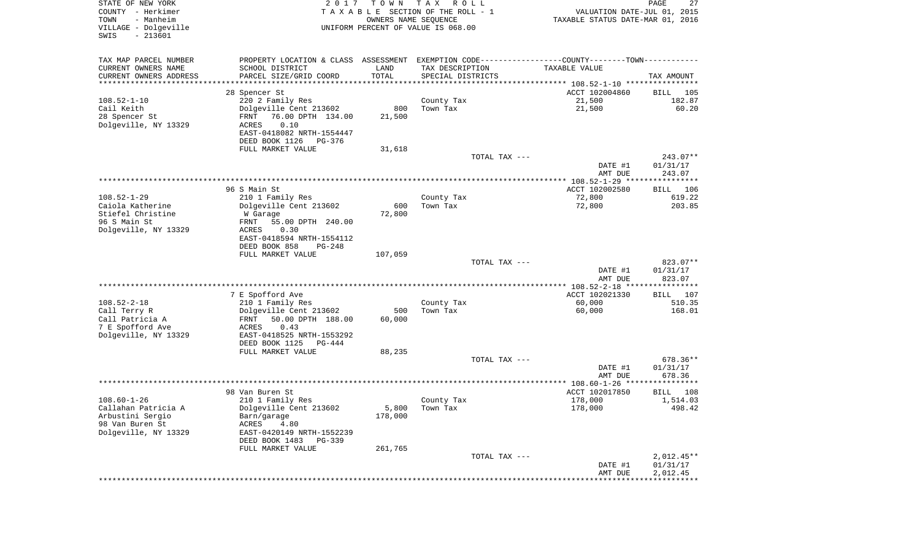STATE OF NEW YORK
COUNTY - Herkimer
TOWN - Manheim
VILLAGE - Dolgeville
SWIS - 213601

2 0 1 7 T O W N T A X R O L L
T A X A B L E SECTION OF THE ROLL - 1
OWNERS NAME SEQUENCE
UNIFORM PERCENT OF VALUE IS 068.00

VALUATION DATE-JUL 01, 2015
TAXABLE STATUS DATE-MAR 01, 2016

| TAX MAP PARCEL NUMBER<br>CURRENT OWNERS NAME<br>CURRENT OWNERS ADDRESS | PROPERTY LOCATION & CLASS<br>SCHOOL DISTRICT<br>PARCEL SIZE/GRID COORD | ASSESSMENT<br>LAND<br>TOTAL | EXEMPTION CODE<br>TAX DESCRIPTION<br>SPECIAL DISTRICTS | COUNTY--------TOWN<br>TAXABLE VALUE | TAX AMOUNT |
|---|---|---|---|---|---|
| | 28 Spencer St | | | ACCT 102004860 | BILL 105 |
| 108.52-1-10 | 220 2 Family Res | | County Tax | 21,500 | 182.87 |
| Cail Keith | Dolgeville Cent 213602 | 800 | Town Tax | 21,500 | 60.20 |
| 28 Spencer St | FRNT 76.00 DPTH 134.00 | 21,500 | | | |
| Dolgeville, NY 13329 | ACRES 0.10 | | | | |
| | EAST-0418082 NRTH-1554447 | | | | |
| | DEED BOOK 1126 PG-376 | | | | |
| | FULL MARKET VALUE | 31,618 | | | |
| | | | TOTAL TAX --- | | 243.07** |
| | | | | DATE #1 | 01/31/17 |
| | | | | AMT DUE | 243.07 |
| | 96 S Main St | | | ACCT 102002580 | BILL 106 |
| 108.52-1-29 | 210 1 Family Res | | County Tax | 72,800 | 619.22 |
| Caiola Katherine | Dolgeville Cent 213602 | 600 | Town Tax | 72,800 | 203.85 |
| Stiefel Christine | W Garage | 72,800 | | | |
| 96 S Main St | FRNT 55.00 DPTH 240.00 | | | | |
| Dolgeville, NY 13329 | ACRES 0.30 | | | | |
| | EAST-0418594 NRTH-1554112 | | | | |
| | DEED BOOK 858 PG-248 | | | | |
| | FULL MARKET VALUE | 107,059 | | | |
| | | | TOTAL TAX --- | | 823.07** |
| | | | | DATE #1 | 01/31/17 |
| | | | | AMT DUE | 823.07 |
| | 7 E Spofford Ave | | | ACCT 102021330 | BILL 107 |
| 108.52-2-18 | 210 1 Family Res | | County Tax | 60,000 | 510.35 |
| Call Terry R | Dolgeville Cent 213602 | 500 | Town Tax | 60,000 | 168.01 |
| Call Patricia A | FRNT 50.00 DPTH 188.00 | 60,000 | | | |
| 7 E Spofford Ave | ACRES 0.43 | | | | |
| Dolgeville, NY 13329 | EAST-0418525 NRTH-1553292 | | | | |
| | DEED BOOK 1125 PG-444 | | | | |
| | FULL MARKET VALUE | 88,235 | | | |
| | | | TOTAL TAX --- | | 678.36** |
| | | | | DATE #1 | 01/31/17 |
| | | | | AMT DUE | 678.36 |
| | 98 Van Buren St | | | ACCT 102017850 | BILL 108 |
| 108.60-1-26 | 210 1 Family Res | | County Tax | 178,000 | 1,514.03 |
| Callahan Patricia A | Dolgeville Cent 213602 | 5,800 | Town Tax | 178,000 | 498.42 |
| Arbustini Sergio | Barn/garage | 178,000 | | | |
| 98 Van Buren St | ACRES 4.80 | | | | |
| Dolgeville, NY 13329 | EAST-0420149 NRTH-1552239 | | | | |
| | DEED BOOK 1483 PG-339 | | | | |
| | FULL MARKET VALUE | 261,765 | | | |
| | | | TOTAL TAX --- | | 2,012.45** |
| | | | | DATE #1 | 01/31/17 |
| | | | | AMT DUE | 2,012.45 |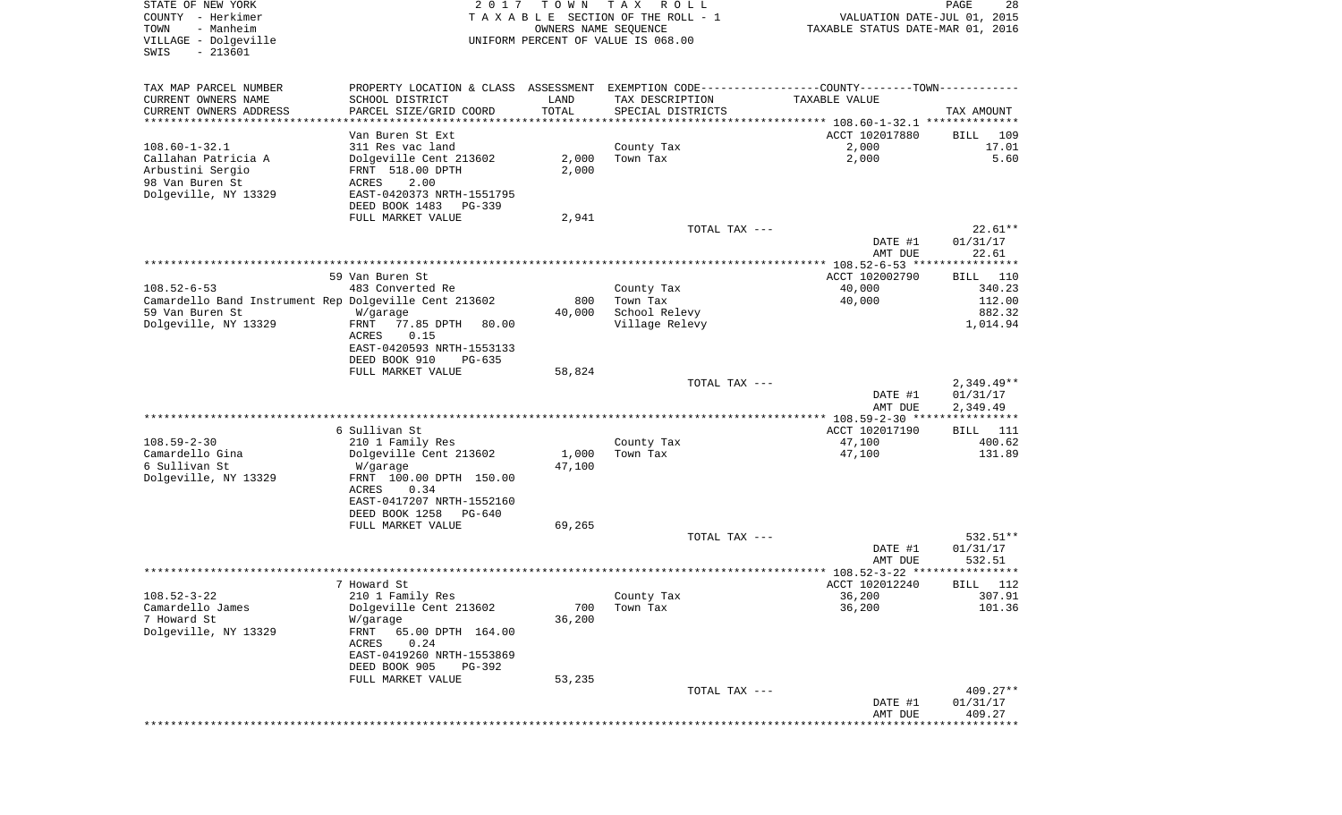STATE OF NEW YORK
COUNTY - Herkimer
TOWN - Manheim
VILLAGE - Dolgeville
SWIS - 213601

2 0 1 7 T O W N T A X R O L L
T A X A B L E SECTION OF THE ROLL - 1
OWNERS NAME SEQUENCE
UNIFORM PERCENT OF VALUE IS 068.00

VALUATION DATE-JUL 01, 2015
TAXABLE STATUS DATE-MAR 01, 2016

| TAX MAP PARCEL NUMBER<br>CURRENT OWNERS NAME<br>CURRENT OWNERS ADDRESS | PROPERTY LOCATION & CLASS<br>SCHOOL DISTRICT<br>PARCEL SIZE/GRID COORD | ASSESSMENT<br>LAND<br>TOTAL | EXEMPTION CODE<br>TAX DESCRIPTION<br>SPECIAL DISTRICTS | COUNTY--------TOWN<br>TAXABLE VALUE | TAX AMOUNT |
|---|---|---|---|---|---|
| 108.60-1-32.1 | Van Buren St Ext | | | ACCT 102017880 | BILL 109 |
| Callahan Patricia A | 311 Res vac land | | County Tax | 2,000 | 17.01 |
| Arbustini Sergio | Dolgeville Cent 213602 | 2,000 | Town Tax | 2,000 | 5.60 |
| 98 Van Buren St | FRNT 518.00 DPTH | 2,000 | | | |
| Dolgeville, NY 13329 | ACRES 2.00 | | | | |
| | EAST-0420373 NRTH-1551795 | | | | |
| | DEED BOOK 1483 PG-339 | | | | |
| | FULL MARKET VALUE | 2,941 | | | |
| | | | TOTAL TAX --- | | 22.61** |
| | | | | DATE #1 | 01/31/17 |
| | | | | AMT DUE | 22.61 |
| 108.52-6-53 | 59 Van Buren St | | | ACCT 102002790 | BILL 110 |
| Camardello Band Instrument Rep | 483 Converted Re | | County Tax | 40,000 | 340.23 |
| 59 Van Buren St | Dolgeville Cent 213602 | 800 | Town Tax | 40,000 | 112.00 |
| Dolgeville, NY 13329 | W/garage | 40,000 | School Relevy | | 882.32 |
| | FRNT 77.85 DPTH 80.00 | | Village Relevy | | 1,014.94 |
| | ACRES 0.15 | | | | |
| | EAST-0420593 NRTH-1553133 | | | | |
| | DEED BOOK 910 PG-635 | | | | |
| | FULL MARKET VALUE | 58,824 | | | |
| | | | TOTAL TAX --- | | 2,349.49** |
| | | | | DATE #1 | 01/31/17 |
| | | | | AMT DUE | 2,349.49 |
| 108.59-2-30 | 6 Sullivan St | | | ACCT 102017190 | BILL 111 |
| Camardello Gina | 210 1 Family Res | | County Tax | 47,100 | 400.62 |
| 6 Sullivan St | Dolgeville Cent 213602 | 1,000 | Town Tax | 47,100 | 131.89 |
| Dolgeville, NY 13329 | W/garage | 47,100 | | | |
| | FRNT 100.00 DPTH 150.00 | | | | |
| | ACRES 0.34 | | | | |
| | EAST-0417207 NRTH-1552160 | | | | |
| | DEED BOOK 1258 PG-640 | | | | |
| | FULL MARKET VALUE | 69,265 | | | |
| | | | TOTAL TAX --- | | 532.51** |
| | | | | DATE #1 | 01/31/17 |
| | | | | AMT DUE | 532.51 |
| 108.52-3-22 | 7 Howard St | | | ACCT 102012240 | BILL 112 |
| Camardello James | 210 1 Family Res | | County Tax | 36,200 | 307.91 |
| 7 Howard St | Dolgeville Cent 213602 | 700 | Town Tax | 36,200 | 101.36 |
| Dolgeville, NY 13329 | W/garage | 36,200 | | | |
| | FRNT 65.00 DPTH 164.00 | | | | |
| | ACRES 0.24 | | | | |
| | EAST-0419260 NRTH-1553869 | | | | |
| | DEED BOOK 905 PG-392 | | | | |
| | FULL MARKET VALUE | 53,235 | | | |
| | | | TOTAL TAX --- | | 409.27** |
| | | | | DATE #1 | 01/31/17 |
| | | | | AMT DUE | 409.27 |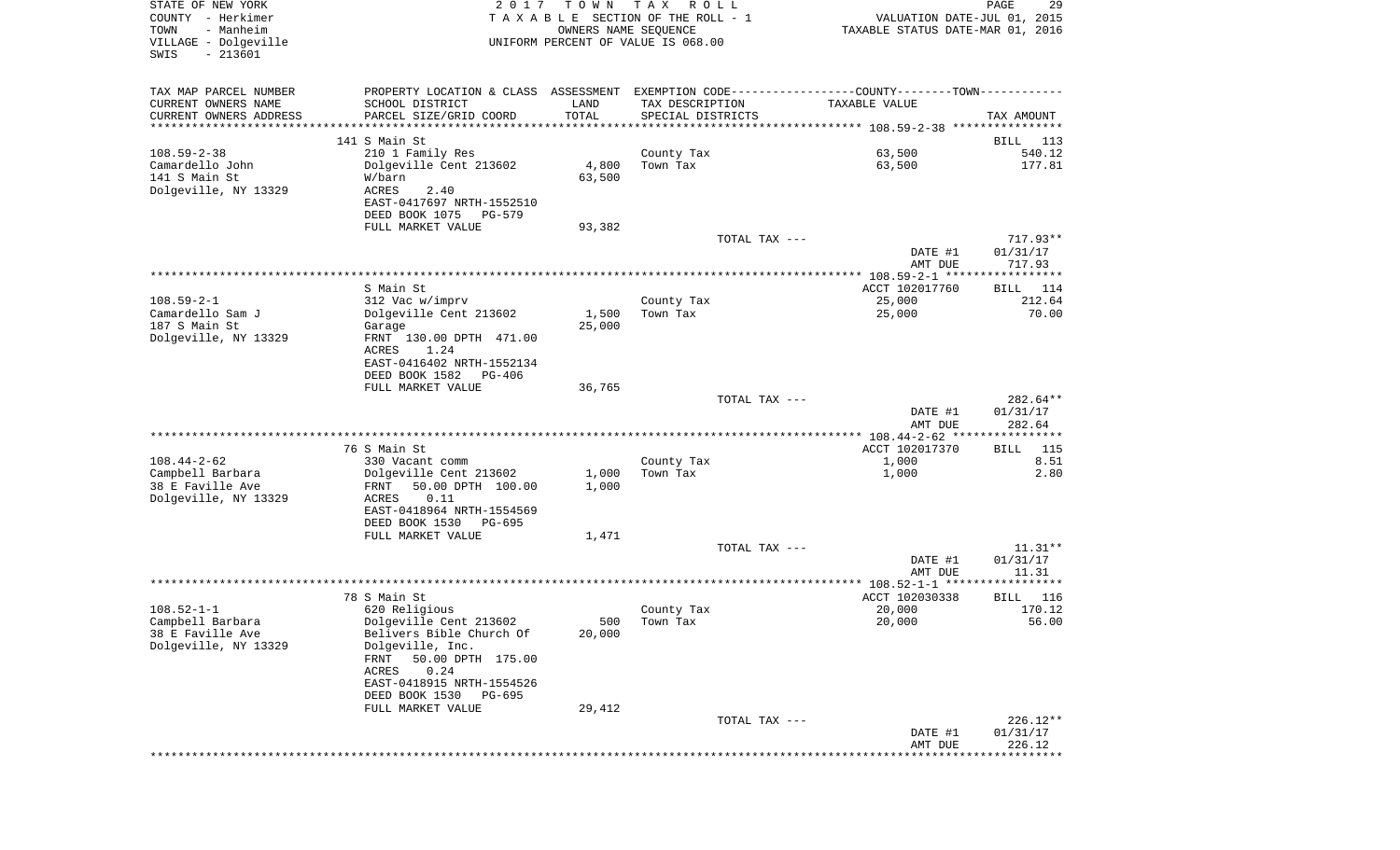STATE OF NEW YORK
COUNTY - Herkimer
TOWN - Manheim
VILLAGE - Dolgeville
SWIS - 213601

2017 TOWN TAX ROLL
TAXABLE SECTION OF THE ROLL - 1
OWNERS NAME SEQUENCE
UNIFORM PERCENT OF VALUE IS 068.00

VALUATION DATE-JUL 01, 2015
TAXABLE STATUS DATE-MAR 01, 2016

| TAX MAP PARCEL NUMBER<br>CURRENT OWNERS NAME<br>CURRENT OWNERS ADDRESS | PROPERTY LOCATION & CLASS<br>SCHOOL DISTRICT<br>PARCEL SIZE/GRID COORD | ASSESSMENT<br>LAND<br>TOTAL | EXEMPTION CODE<br>TAX DESCRIPTION<br>SPECIAL DISTRICTS | COUNTY--------TOWN<br>TAXABLE VALUE | TAX AMOUNT |
|---|---|---|---|---|---|
| 108.59-2-38 | 141 S Main St | | | | BILL 113 |
| 108.59-2-38 | 210 1 Family Res | | County Tax | 63,500 | 540.12 |
| Camardello John | Dolgeville Cent 213602 | 4,800 | Town Tax | 63,500 | 177.81 |
| 141 S Main St | W/barn | 63,500 | | | |
| Dolgeville, NY 13329 | ACRES 2.40 | | | | |
| | EAST-0417697 NRTH-1552510 | | | | |
| | DEED BOOK 1075 PG-579 | | | | |
| | FULL MARKET VALUE | 93,382 | | | |
| | | | TOTAL TAX --- | | 717.93** |
| | | | | DATE #1 | 01/31/17 |
| | | | | AMT DUE | 717.93 |
| 108.59-2-1 | S Main St | | | ACCT 102017760 | BILL 114 |
| 108.59-2-1 | 312 Vac w/imprv | | County Tax | 25,000 | 212.64 |
| Camardello Sam J | Dolgeville Cent 213602 | 1,500 | Town Tax | 25,000 | 70.00 |
| 187 S Main St | Garage | 25,000 | | | |
| Dolgeville, NY 13329 | FRNT 130.00 DPTH 471.00 | | | | |
| | ACRES 1.24 | | | | |
| | EAST-0416402 NRTH-1552134 | | | | |
| | DEED BOOK 1582 PG-406 | | | | |
| | FULL MARKET VALUE | 36,765 | | | |
| | | | TOTAL TAX --- | | 282.64** |
| | | | | DATE #1 | 01/31/17 |
| | | | | AMT DUE | 282.64 |
| 108.44-2-62 | 76 S Main St | | | ACCT 102017370 | BILL 115 |
| 108.44-2-62 | 330 Vacant comm | | County Tax | 1,000 | 8.51 |
| Campbell Barbara | Dolgeville Cent 213602 | 1,000 | Town Tax | 1,000 | 2.80 |
| 38 E Faville Ave | FRNT 50.00 DPTH 100.00 | 1,000 | | | |
| Dolgeville, NY 13329 | ACRES 0.11 | | | | |
| | EAST-0418964 NRTH-1554569 | | | | |
| | DEED BOOK 1530 PG-695 | | | | |
| | FULL MARKET VALUE | 1,471 | | | |
| | | | TOTAL TAX --- | | 11.31** |
| | | | | DATE #1 | 01/31/17 |
| | | | | AMT DUE | 11.31 |
| 108.52-1-1 | 78 S Main St | | | ACCT 102030338 | BILL 116 |
| 108.52-1-1 | 620 Religious | | County Tax | 20,000 | 170.12 |
| Campbell Barbara | Dolgeville Cent 213602 | 500 | Town Tax | 20,000 | 56.00 |
| 38 E Faville Ave | Belivers Bible Church Of | 20,000 | | | |
| Dolgeville, NY 13329 | Dolgeville, Inc. | | | | |
| | FRNT 50.00 DPTH 175.00 | | | | |
| | ACRES 0.24 | | | | |
| | EAST-0418915 NRTH-1554526 | | | | |
| | DEED BOOK 1530 PG-695 | | | | |
| | FULL MARKET VALUE | 29,412 | | | |
| | | | TOTAL TAX --- | | 226.12** |
| | | | | DATE #1 | 01/31/17 |
| | | | | AMT DUE | 226.12 |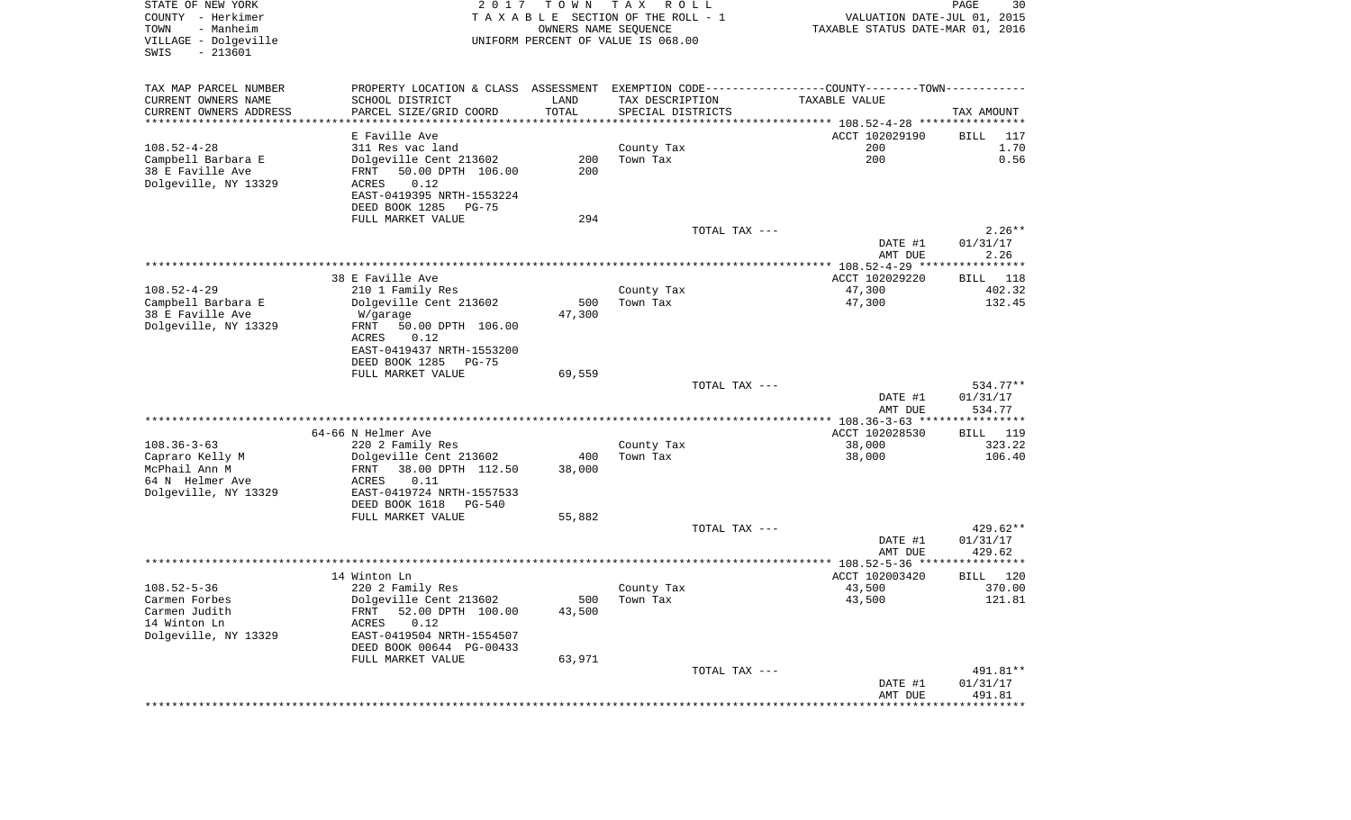STATE OF NEW YORK
COUNTY - Herkimer
TOWN - Manheim
VILLAGE - Dolgeville
SWIS - 213601

2017 TOWN TAX ROLL
TAXABLE SECTION OF THE ROLL - 1
OWNERS NAME SEQUENCE
UNIFORM PERCENT OF VALUE IS 068.00

VALUATION DATE-JUL 01, 2015
TAXABLE STATUS DATE-MAR 01, 2016

| TAX MAP PARCEL NUMBER<br>CURRENT OWNERS NAME<br>CURRENT OWNERS ADDRESS | PROPERTY LOCATION & CLASS<br>SCHOOL DISTRICT<br>PARCEL SIZE/GRID COORD | ASSESSMENT<br>LAND<br>TOTAL | EXEMPTION CODE<br>TAX DESCRIPTION<br>SPECIAL DISTRICTS | COUNTY--------TOWN<br>TAXABLE VALUE | TAX AMOUNT |
|---|---|---|---|---|---|
| | E Faville Ave | | | ACCT 102029190 | BILL 117 |
| 108.52-4-28 | 311 Res vac land | | County Tax | 200 | 1.70 |
| Campbell Barbara E | Dolgeville Cent 213602 | 200 | Town Tax | 200 | 0.56 |
| 38 E Faville Ave | FRNT 50.00 DPTH 106.00 | 200 | | | |
| Dolgeville, NY 13329 | ACRES 0.12 | | | | |
| | EAST-0419395 NRTH-1553224 | | | | |
| | DEED BOOK 1285 PG-75 | | | | |
| | FULL MARKET VALUE | 294 | | | |
| | | | TOTAL TAX --- | | 2.26** |
| | | | | DATE #1 | 01/31/17 |
| | | | | AMT DUE | 2.26 |
| | 38 E Faville Ave | | | ACCT 102029220 | BILL 118 |
| 108.52-4-29 | 210 1 Family Res | | County Tax | 47,300 | 402.32 |
| Campbell Barbara E | Dolgeville Cent 213602 | 500 | Town Tax | 47,300 | 132.45 |
| 38 E Faville Ave | W/garage | 47,300 | | | |
| Dolgeville, NY 13329 | FRNT 50.00 DPTH 106.00 | | | | |
| | ACRES 0.12 | | | | |
| | EAST-0419437 NRTH-1553200 | | | | |
| | DEED BOOK 1285 PG-75 | | | | |
| | FULL MARKET VALUE | 69,559 | | | |
| | | | TOTAL TAX --- | | 534.77** |
| | | | | DATE #1 | 01/31/17 |
| | | | | AMT DUE | 534.77 |
| | 64-66 N Helmer Ave | | | ACCT 102028530 | BILL 119 |
| 108.36-3-63 | 220 2 Family Res | | County Tax | 38,000 | 323.22 |
| Capraro Kelly M | Dolgeville Cent 213602 | 400 | Town Tax | 38,000 | 106.40 |
| McPhail Ann M | FRNT 38.00 DPTH 112.50 | 38,000 | | | |
| 64 N Helmer Ave | ACRES 0.11 | | | | |
| Dolgeville, NY 13329 | EAST-0419724 NRTH-1557533 | | | | |
| | DEED BOOK 1618 PG-540 | | | | |
| | FULL MARKET VALUE | 55,882 | | | |
| | | | TOTAL TAX --- | | 429.62** |
| | | | | DATE #1 | 01/31/17 |
| | | | | AMT DUE | 429.62 |
| | 14 Winton Ln | | | ACCT 102003420 | BILL 120 |
| 108.52-5-36 | 220 2 Family Res | | County Tax | 43,500 | 370.00 |
| Carmen Forbes | Dolgeville Cent 213602 | 500 | Town Tax | 43,500 | 121.81 |
| Carmen Judith | FRNT 52.00 DPTH 100.00 | 43,500 | | | |
| 14 Winton Ln | ACRES 0.12 | | | | |
| Dolgeville, NY 13329 | EAST-0419504 NRTH-1554507 | | | | |
| | DEED BOOK 00644 PG-00433 | | | | |
| | FULL MARKET VALUE | 63,971 | | | |
| | | | TOTAL TAX --- | | 491.81** |
| | | | | DATE #1 | 01/31/17 |
| | | | | AMT DUE | 491.81 |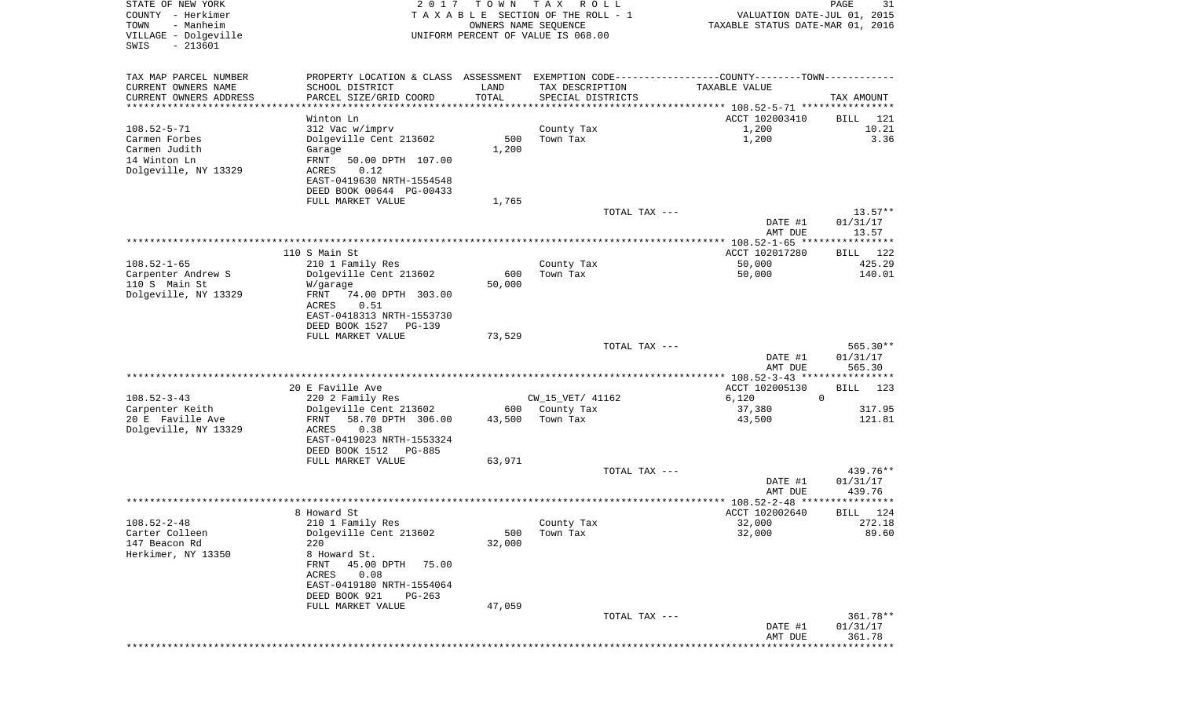STATE OF NEW YORK — 2017 TOWN TAX ROLL — PAGE 31
COUNTY - Herkimer — TAXABLE SECTION OF THE ROLL - 1 — VALUATION DATE-JUL 01, 2015
TOWN - Manheim — OWNERS NAME SEQUENCE — TAXABLE STATUS DATE-MAR 01, 2016
VILLAGE - Dolgeville — UNIFORM PERCENT OF VALUE IS 068.00
SWIS - 213601

| TAX MAP PARCEL NUMBER / CURRENT OWNERS NAME / CURRENT OWNERS ADDRESS | PROPERTY LOCATION & CLASS / SCHOOL DISTRICT / PARCEL SIZE/GRID COORD | ASSESSMENT LAND / TOTAL | EXEMPTION CODE / TAX DESCRIPTION / SPECIAL DISTRICTS | COUNTY--------TOWN / TAXABLE VALUE | TAX AMOUNT |
|---|---|---|---|---|---|
| **108.52-5-71** | Winton Ln | | | ACCT 102003410 | BILL 121 |
| 108.52-5-71 | 312 Vac w/imprv | | County Tax | 1,200 | 10.21 |
| Carmen Forbes | Dolgeville Cent 213602 | 500 | Town Tax | 1,200 | 3.36 |
| Carmen Judith | Garage | 1,200 | | | |
| 14 Winton Ln | FRNT 50.00 DPTH 107.00 | | | | |
| Dolgeville, NY 13329 | ACRES 0.12 | | | | |
| | EAST-0419630 NRTH-1554548 | | | | |
| | DEED BOOK 00644 PG-00433 | | | | |
| | FULL MARKET VALUE | 1,765 | | | |
| | | | TOTAL TAX --- | | 13.57** |
| | | | | DATE #1 | 01/31/17 |
| | | | | AMT DUE | 13.57 |
| **108.52-1-65** | 110 S Main St | | | ACCT 102017280 | BILL 122 |
| 108.52-1-65 | 210 1 Family Res | | County Tax | 50,000 | 425.29 |
| Carpenter Andrew S | Dolgeville Cent 213602 | 600 | Town Tax | 50,000 | 140.01 |
| 110 S Main St | W/garage | 50,000 | | | |
| Dolgeville, NY 13329 | FRNT 74.00 DPTH 303.00 | | | | |
| | ACRES 0.51 | | | | |
| | EAST-0418313 NRTH-1553730 | | | | |
| | DEED BOOK 1527 PG-139 | | | | |
| | FULL MARKET VALUE | 73,529 | | | |
| | | | TOTAL TAX --- | | 565.30** |
| | | | | DATE #1 | 01/31/17 |
| | | | | AMT DUE | 565.30 |
| **108.52-3-43** | 20 E Faville Ave | | | ACCT 102005130 | BILL 123 |
| 108.52-3-43 | 220 2 Family Res | | CW_15_VET/ 41162 | 6,120 0 | |
| Carpenter Keith | Dolgeville Cent 213602 | 600 | County Tax | 37,380 | 317.95 |
| 20 E Faville Ave | FRNT 58.70 DPTH 306.00 | 43,500 | Town Tax | 43,500 | 121.81 |
| Dolgeville, NY 13329 | ACRES 0.38 | | | | |
| | EAST-0419023 NRTH-1553324 | | | | |
| | DEED BOOK 1512 PG-885 | | | | |
| | FULL MARKET VALUE | 63,971 | | | |
| | | | TOTAL TAX --- | | 439.76** |
| | | | | DATE #1 | 01/31/17 |
| | | | | AMT DUE | 439.76 |
| **108.52-2-48** | 8 Howard St | | | ACCT 102002640 | BILL 124 |
| 108.52-2-48 | 210 1 Family Res | | County Tax | 32,000 | 272.18 |
| Carter Colleen | Dolgeville Cent 213602 | 500 | Town Tax | 32,000 | 89.60 |
| 147 Beacon Rd | 220 | 32,000 | | | |
| Herkimer, NY 13350 | 8 Howard St. | | | | |
| | FRNT 45.00 DPTH 75.00 | | | | |
| | ACRES 0.08 | | | | |
| | EAST-0419180 NRTH-1554064 | | | | |
| | DEED BOOK 921 PG-263 | | | | |
| | FULL MARKET VALUE | 47,059 | | | |
| | | | TOTAL TAX --- | | 361.78** |
| | | | | DATE #1 | 01/31/17 |
| | | | | AMT DUE | 361.78 |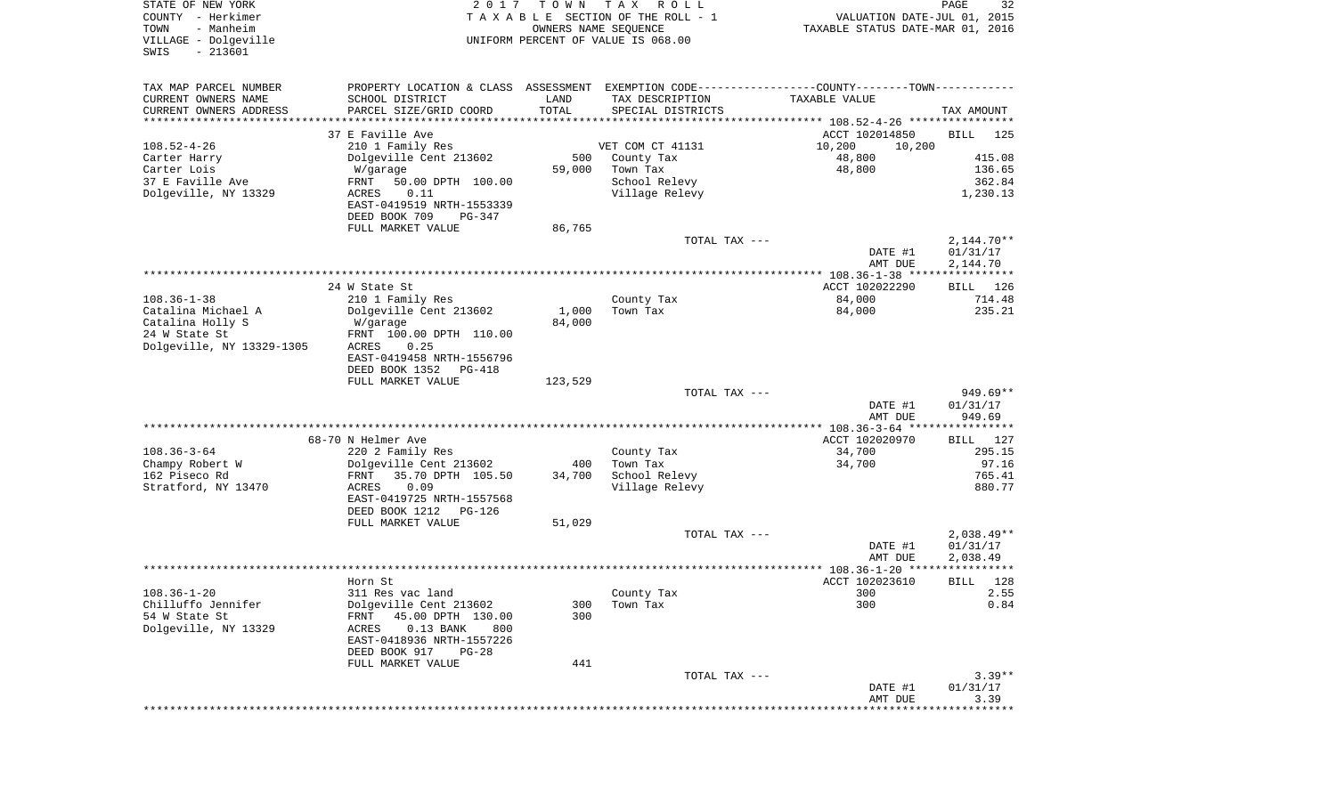STATE OF NEW YORK
COUNTY - Herkimer
TOWN - Manheim
VILLAGE - Dolgeville
SWIS - 213601

2017 TOWN TAX ROLL
TAXABLE SECTION OF THE ROLL - 1
OWNERS NAME SEQUENCE
UNIFORM PERCENT OF VALUE IS 068.00

VALUATION DATE-JUL 01, 2015
TAXABLE STATUS DATE-MAR 01, 2016

| TAX MAP PARCEL NUMBER / CURRENT OWNERS NAME / CURRENT OWNERS ADDRESS | PROPERTY LOCATION & CLASS / SCHOOL DISTRICT / PARCEL SIZE/GRID COORD | ASSESSMENT LAND | ASSESSMENT TOTAL | EXEMPTION CODE / TAX DESCRIPTION / SPECIAL DISTRICTS | COUNTY TAXABLE VALUE | TOWN TAXABLE VALUE | TAX AMOUNT |
|---|---|---|---|---|---|---|---|
| | 37 E Faville Ave | | | | ACCT 102014850 | | BILL 125 |
| 108.52-4-26 | 210 1 Family Res | | | VET COM CT 41131 | 10,200 | 10,200 | |
| Carter Harry | Dolgeville Cent 213602 | 500 | | County Tax | 48,800 | | 415.08 |
| Carter Lois | W/garage | | 59,000 | Town Tax | 48,800 | | 136.65 |
| 37 E Faville Ave | FRNT 50.00 DPTH 100.00 | | | School Relevy | | | 362.84 |
| Dolgeville, NY 13329 | ACRES 0.11 | | | Village Relevy | | | 1,230.13 |
| | EAST-0419519 NRTH-1553339 | | | | | | |
| | DEED BOOK 709 PG-347 | | | | | | |
| | FULL MARKET VALUE | 86,765 | | | | | |
| | | | | TOTAL TAX --- | | | 2,144.70** |
| | | | | | DATE #1 | | 01/31/17 |
| | | | | | AMT DUE | | 2,144.70 |
| | 24 W State St | | | | ACCT 102022290 | | BILL 126 |
| 108.36-1-38 | 210 1 Family Res | | | County Tax | 84,000 | | 714.48 |
| Catalina Michael A | Dolgeville Cent 213602 | 1,000 | | Town Tax | 84,000 | | 235.21 |
| Catalina Holly S | W/garage | | 84,000 | | | | |
| 24 W State St | FRNT 100.00 DPTH 110.00 | | | | | | |
| Dolgeville, NY 13329-1305 | ACRES 0.25 | | | | | | |
| | EAST-0419458 NRTH-1556796 | | | | | | |
| | DEED BOOK 1352 PG-418 | | | | | | |
| | FULL MARKET VALUE | 123,529 | | | | | |
| | | | | TOTAL TAX --- | | | 949.69** |
| | | | | | DATE #1 | | 01/31/17 |
| | | | | | AMT DUE | | 949.69 |
| | 68-70 N Helmer Ave | | | | ACCT 102020970 | | BILL 127 |
| 108.36-3-64 | 220 2 Family Res | | | County Tax | 34,700 | | 295.15 |
| Champy Robert W | Dolgeville Cent 213602 | 400 | | Town Tax | 34,700 | | 97.16 |
| 162 Piseco Rd | FRNT 35.70 DPTH 105.50 | | 34,700 | School Relevy | | | 765.41 |
| Stratford, NY 13470 | ACRES 0.09 | | | Village Relevy | | | 880.77 |
| | EAST-0419725 NRTH-1557568 | | | | | | |
| | DEED BOOK 1212 PG-126 | | | | | | |
| | FULL MARKET VALUE | 51,029 | | | | | |
| | | | | TOTAL TAX --- | | | 2,038.49** |
| | | | | | DATE #1 | | 01/31/17 |
| | | | | | AMT DUE | | 2,038.49 |
| | Horn St | | | | ACCT 102023610 | | BILL 128 |
| 108.36-1-20 | 311 Res vac land | | | County Tax | 300 | | 2.55 |
| Chilluffo Jennifer | Dolgeville Cent 213602 | 300 | | Town Tax | 300 | | 0.84 |
| 54 W State St | FRNT 45.00 DPTH 130.00 | | 300 | | | | |
| Dolgeville, NY 13329 | ACRES 0.13 BANK 800 | | | | | | |
| | EAST-0418936 NRTH-1557226 | | | | | | |
| | DEED BOOK 917 PG-28 | | | | | | |
| | FULL MARKET VALUE | 441 | | | | | |
| | | | | TOTAL TAX --- | | | 3.39** |
| | | | | | DATE #1 | | 01/31/17 |
| | | | | | AMT DUE | | 3.39 |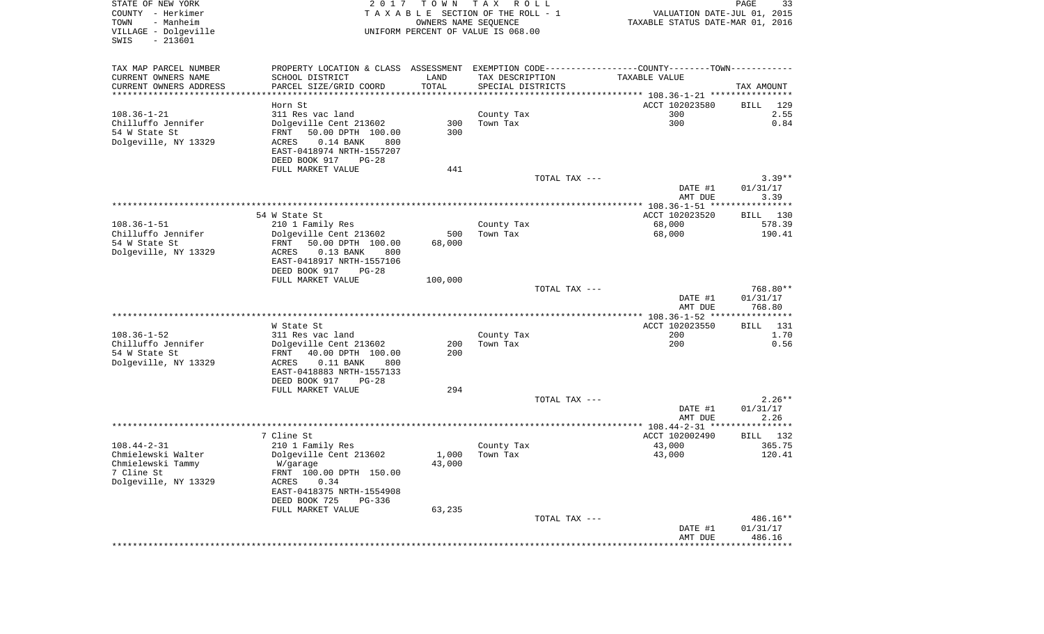STATE OF NEW YORK
COUNTY - Herkimer
TOWN - Manheim
VILLAGE - Dolgeville
SWIS - 213601

2 0 1 7 T O W N T A X R O L L
T A X A B L E SECTION OF THE ROLL - 1
OWNERS NAME SEQUENCE
UNIFORM PERCENT OF VALUE IS 068.00

VALUATION DATE-JUL 01, 2015
TAXABLE STATUS DATE-MAR 01, 2016

| TAX MAP PARCEL NUMBER / CURRENT OWNERS NAME / CURRENT OWNERS ADDRESS | PROPERTY LOCATION & CLASS / SCHOOL DISTRICT / PARCEL SIZE/GRID COORD | ASSESSMENT LAND / TOTAL | EXEMPTION CODE / TAX DESCRIPTION / SPECIAL DISTRICTS | COUNTY--------TOWN / TAXABLE VALUE | TAX AMOUNT |
|---|---|---|---|---|---|
| 108.36-1-21 | Horn St | | | ACCT 102023580 | BILL 129 |
| Chilluffo Jennifer | 311 Res vac land | | County Tax | 300 | 2.55 |
| 54 W State St | Dolgeville Cent 213602 | 300 | Town Tax | 300 | 0.84 |
| Dolgeville, NY 13329 | FRNT 50.00 DPTH 100.00 | 300 | | | |
| | ACRES 0.14 BANK 800 | | | | |
| | EAST-0418974 NRTH-1557207 | | | | |
| | DEED BOOK 917 PG-28 | | | | |
| | FULL MARKET VALUE | 441 | | | |
| | | | TOTAL TAX --- | | 3.39** |
| | | | | DATE #1 | 01/31/17 |
| | | | | AMT DUE | 3.39 |
| 108.36-1-51 | 54 W State St | | | ACCT 102023520 | BILL 130 |
| Chilluffo Jennifer | 210 1 Family Res | | County Tax | 68,000 | 578.39 |
| 54 W State St | Dolgeville Cent 213602 | 500 | Town Tax | 68,000 | 190.41 |
| Dolgeville, NY 13329 | FRNT 50.00 DPTH 100.00 | 68,000 | | | |
| | ACRES 0.13 BANK 800 | | | | |
| | EAST-0418917 NRTH-1557106 | | | | |
| | DEED BOOK 917 PG-28 | | | | |
| | FULL MARKET VALUE | 100,000 | | | |
| | | | TOTAL TAX --- | | 768.80** |
| | | | | DATE #1 | 01/31/17 |
| | | | | AMT DUE | 768.80 |
| 108.36-1-52 | W State St | | | ACCT 102023550 | BILL 131 |
| Chilluffo Jennifer | 311 Res vac land | | County Tax | 200 | 1.70 |
| 54 W State St | Dolgeville Cent 213602 | 200 | Town Tax | 200 | 0.56 |
| Dolgeville, NY 13329 | FRNT 40.00 DPTH 100.00 | 200 | | | |
| | ACRES 0.11 BANK 800 | | | | |
| | EAST-0418883 NRTH-1557133 | | | | |
| | DEED BOOK 917 PG-28 | | | | |
| | FULL MARKET VALUE | 294 | | | |
| | | | TOTAL TAX --- | | 2.26** |
| | | | | DATE #1 | 01/31/17 |
| | | | | AMT DUE | 2.26 |
| 108.44-2-31 | 7 Cline St | | | ACCT 102002490 | BILL 132 |
| Chmielewski Walter | 210 1 Family Res | | County Tax | 43,000 | 365.75 |
| Chmielewski Tammy | Dolgeville Cent 213602 | 1,000 | Town Tax | 43,000 | 120.41 |
| 7 Cline St | W/garage | 43,000 | | | |
| Dolgeville, NY 13329 | FRNT 100.00 DPTH 150.00 | | | | |
| | ACRES 0.34 | | | | |
| | EAST-0418375 NRTH-1554908 | | | | |
| | DEED BOOK 725 PG-336 | | | | |
| | FULL MARKET VALUE | 63,235 | | | |
| | | | TOTAL TAX --- | | 486.16** |
| | | | | DATE #1 | 01/31/17 |
| | | | | AMT DUE | 486.16 |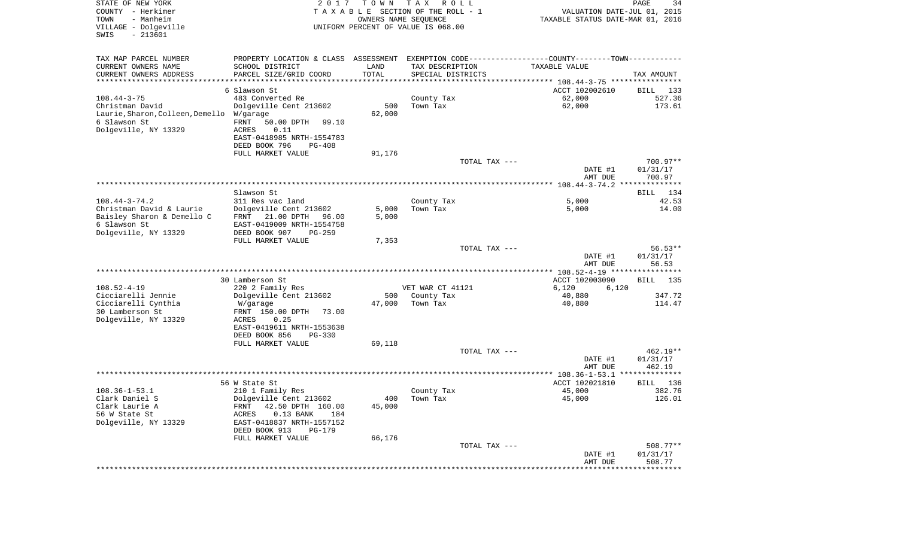STATE OF NEW YORK
COUNTY - Herkimer
TOWN - Manheim
VILLAGE - Dolgeville
SWIS - 213601

2017 TOWN TAX ROLL
TAXABLE SECTION OF THE ROLL - 1
OWNERS NAME SEQUENCE
UNIFORM PERCENT OF VALUE IS 068.00

VALUATION DATE-JUL 01, 2015
TAXABLE STATUS DATE-MAR 01, 2016

| TAX MAP PARCEL NUMBER / CURRENT OWNERS NAME / CURRENT OWNERS ADDRESS | PROPERTY LOCATION & CLASS / SCHOOL DISTRICT / PARCEL SIZE/GRID COORD | ASSESSMENT LAND / TOTAL | EXEMPTION CODE / TAX DESCRIPTION / SPECIAL DISTRICTS | COUNTY / TOWN TAXABLE VALUE | TAX AMOUNT |
|---|---|---|---|---|---|
| **108.44-3-75** | 6 Slawson St | | | ACCT 102002610 | BILL 133 |
| Christman David | 483 Converted Re | | County Tax | 62,000 | 527.36 |
| Laurie,Sharon,Colleen,Demello | Dolgeville Cent 213602 | 500 | Town Tax | 62,000 | 173.61 |
| 6 Slawson St | W/garage | 62,000 | | | |
| Dolgeville, NY 13329 | FRNT 50.00 DPTH 99.10 | | | | |
| | ACRES 0.11 | | | | |
| | EAST-0418985 NRTH-1554783 | | | | |
| | DEED BOOK 796 PG-408 | | | | |
| | FULL MARKET VALUE | 91,176 | | | |
| | | | TOTAL TAX --- | | 700.97** |
| | | | | DATE #1 | 01/31/17 |
| | | | | AMT DUE | 700.97 |
| **108.44-3-74.2** | Slawson St | | | | BILL 134 |
| Christman David & Laurie | 311 Res vac land | | County Tax | 5,000 | 42.53 |
| Baisley Sharon & Demello C | Dolgeville Cent 213602 | 5,000 | Town Tax | 5,000 | 14.00 |
| 6 Slawson St | FRNT 21.00 DPTH 96.00 | 5,000 | | | |
| Dolgeville, NY 13329 | EAST-0419009 NRTH-1554758 | | | | |
| | DEED BOOK 907 PG-259 | | | | |
| | FULL MARKET VALUE | 7,353 | | | |
| | | | TOTAL TAX --- | | 56.53** |
| | | | | DATE #1 | 01/31/17 |
| | | | | AMT DUE | 56.53 |
| **108.52-4-19** | 30 Lamberson St | | | ACCT 102003090 | BILL 135 |
| Cicciarelli Jennie | 220 2 Family Res | | VET WAR CT 41121 | 6,120 6,120 | |
| Cicciarelli Cynthia | Dolgeville Cent 213602 | 500 | County Tax | 40,880 | 347.72 |
| 30 Lamberson St | W/garage | 47,000 | Town Tax | 40,880 | 114.47 |
| Dolgeville, NY 13329 | FRNT 150.00 DPTH 73.00 | | | | |
| | ACRES 0.25 | | | | |
| | EAST-0419611 NRTH-1553638 | | | | |
| | DEED BOOK 856 PG-330 | | | | |
| | FULL MARKET VALUE | 69,118 | | | |
| | | | TOTAL TAX --- | | 462.19** |
| | | | | DATE #1 | 01/31/17 |
| | | | | AMT DUE | 462.19 |
| **108.36-1-53.1** | 56 W State St | | | ACCT 102021810 | BILL 136 |
| Clark Daniel S | 210 1 Family Res | | County Tax | 45,000 | 382.76 |
| Clark Laurie A | Dolgeville Cent 213602 | 400 | Town Tax | 45,000 | 126.01 |
| 56 W State St | FRNT 42.50 DPTH 160.00 | 45,000 | | | |
| Dolgeville, NY 13329 | ACRES 0.13 BANK 184 | | | | |
| | EAST-0418837 NRTH-1557152 | | | | |
| | DEED BOOK 913 PG-179 | | | | |
| | FULL MARKET VALUE | 66,176 | | | |
| | | | TOTAL TAX --- | | 508.77** |
| | | | | DATE #1 | 01/31/17 |
| | | | | AMT DUE | 508.77 |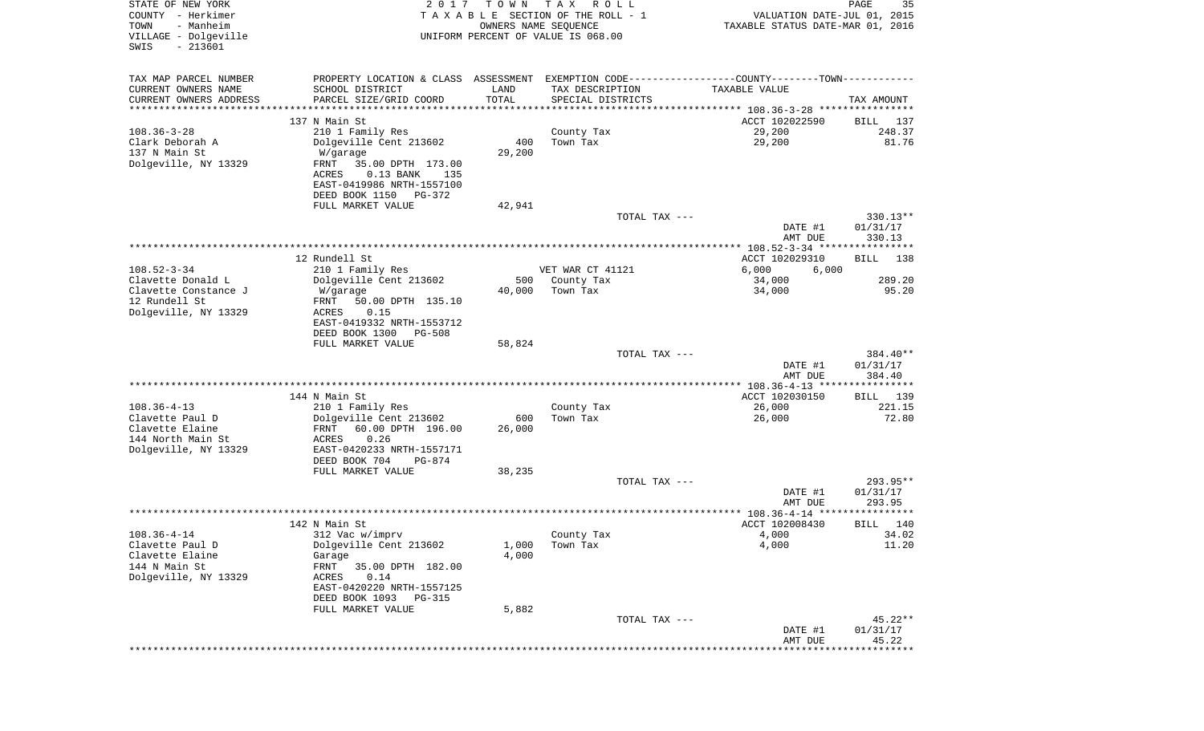STATE OF NEW YORK — 2017 TOWN TAX ROLL
COUNTY - Herkimer — TAXABLE SECTION OF THE ROLL - 1 — VALUATION DATE-JUL 01, 2015
TOWN - Manheim — OWNERS NAME SEQUENCE — TAXABLE STATUS DATE-MAR 01, 2016
VILLAGE - Dolgeville — UNIFORM PERCENT OF VALUE IS 068.00
SWIS - 213601

| TAX MAP PARCEL NUMBER / CURRENT OWNERS NAME / CURRENT OWNERS ADDRESS | PROPERTY LOCATION & CLASS / SCHOOL DISTRICT / PARCEL SIZE/GRID COORD | ASSESSMENT LAND | TOTAL | EXEMPTION CODE / TAX DESCRIPTION / SPECIAL DISTRICTS | TAXABLE VALUE | TAX AMOUNT |
|---|---|---|---|---|---|---|
| | 137 N Main St | | | | ACCT 102022590 | BILL 137 |
| 108.36-3-28 | 210 1 Family Res | | | County Tax | 29,200 | 248.37 |
| Clark Deborah A | Dolgeville Cent 213602 | 400 | | Town Tax | 29,200 | 81.76 |
| 137 N Main St | W/garage | | 29,200 | | | |
| Dolgeville, NY 13329 | FRNT 35.00 DPTH 173.00 | | | | | |
| | ACRES 0.13 BANK 135 | | | | | |
| | EAST-0419986 NRTH-1557100 | | | | | |
| | DEED BOOK 1150 PG-372 | | | | | |
| | FULL MARKET VALUE | | 42,941 | | | |
| | | | | TOTAL TAX --- | | 330.13** |
| | | | | | DATE #1 | 01/31/17 |
| | | | | | AMT DUE | 330.13 |
| | 12 Rundell St | | | | ACCT 102029310 | BILL 138 |
| 108.52-3-34 | 210 1 Family Res | | | VET WAR CT 41121 | 6,000 6,000 | |
| Clavette Donald L | Dolgeville Cent 213602 | 500 | | County Tax | 34,000 | 289.20 |
| Clavette Constance J | W/garage | | 40,000 | Town Tax | 34,000 | 95.20 |
| 12 Rundell St | FRNT 50.00 DPTH 135.10 | | | | | |
| Dolgeville, NY 13329 | ACRES 0.15 | | | | | |
| | EAST-0419332 NRTH-1553712 | | | | | |
| | DEED BOOK 1300 PG-508 | | | | | |
| | FULL MARKET VALUE | | 58,824 | | | |
| | | | | TOTAL TAX --- | | 384.40** |
| | | | | | DATE #1 | 01/31/17 |
| | | | | | AMT DUE | 384.40 |
| | 144 N Main St | | | | ACCT 102030150 | BILL 139 |
| 108.36-4-13 | 210 1 Family Res | | | County Tax | 26,000 | 221.15 |
| Clavette Paul D | Dolgeville Cent 213602 | 600 | | Town Tax | 26,000 | 72.80 |
| Clavette Elaine | FRNT 60.00 DPTH 196.00 | | 26,000 | | | |
| 144 North Main St | ACRES 0.26 | | | | | |
| Dolgeville, NY 13329 | EAST-0420233 NRTH-1557171 | | | | | |
| | DEED BOOK 704 PG-874 | | | | | |
| | FULL MARKET VALUE | | 38,235 | | | |
| | | | | TOTAL TAX --- | | 293.95** |
| | | | | | DATE #1 | 01/31/17 |
| | | | | | AMT DUE | 293.95 |
| | 142 N Main St | | | | ACCT 102008430 | BILL 140 |
| 108.36-4-14 | 312 Vac w/imprv | | | County Tax | 4,000 | 34.02 |
| Clavette Paul D | Dolgeville Cent 213602 | 1,000 | | Town Tax | 4,000 | 11.20 |
| Clavette Elaine | Garage | | 4,000 | | | |
| 144 N Main St | FRNT 35.00 DPTH 182.00 | | | | | |
| Dolgeville, NY 13329 | ACRES 0.14 | | | | | |
| | EAST-0420220 NRTH-1557125 | | | | | |
| | DEED BOOK 1093 PG-315 | | | | | |
| | FULL MARKET VALUE | | 5,882 | | | |
| | | | | TOTAL TAX --- | | 45.22** |
| | | | | | DATE #1 | 01/31/17 |
| | | | | | AMT DUE | 45.22 |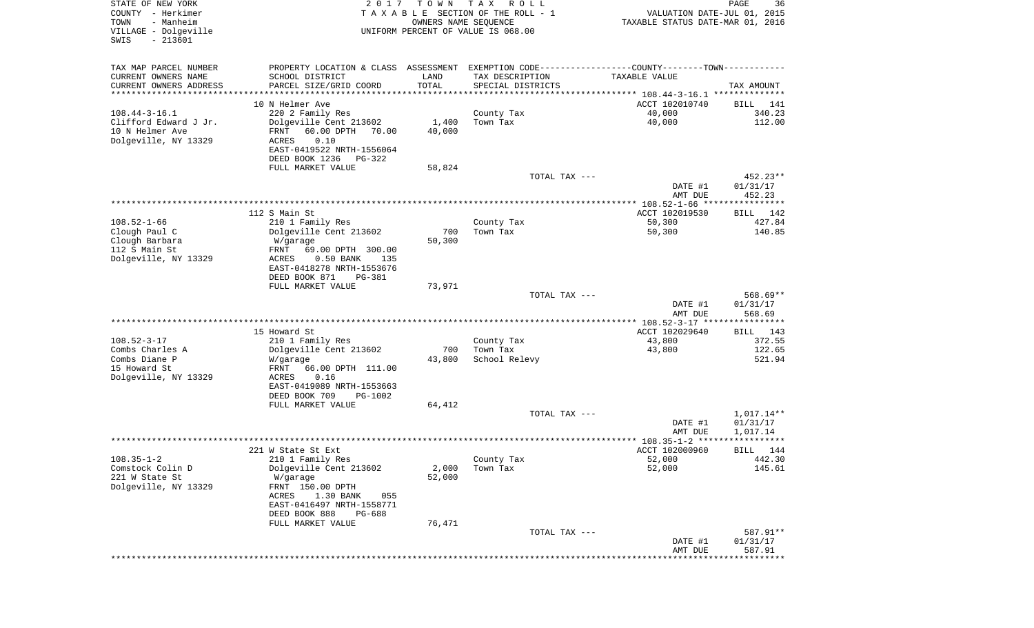STATE OF NEW YORK
COUNTY - Herkimer
TOWN - Manheim
VILLAGE - Dolgeville
SWIS - 213601

2017 TOWN TAX ROLL
TAXABLE SECTION OF THE ROLL - 1
OWNERS NAME SEQUENCE
UNIFORM PERCENT OF VALUE IS 068.00

VALUATION DATE-JUL 01, 2015
TAXABLE STATUS DATE-MAR 01, 2016

| TAX MAP PARCEL NUMBER / CURRENT OWNERS NAME / CURRENT OWNERS ADDRESS | PROPERTY LOCATION & CLASS / SCHOOL DISTRICT / PARCEL SIZE/GRID COORD | ASSESSMENT LAND / TOTAL | EXEMPTION CODE / TAX DESCRIPTION / SPECIAL DISTRICTS | COUNTY--------TOWN / TAXABLE VALUE | TAX AMOUNT |
|---|---|---|---|---|---|
| | 10 N Helmer Ave | | | ACCT 102010740 | BILL 141 |
| 108.44-3-16.1 | 220 2 Family Res | | County Tax | 40,000 | 340.23 |
| Clifford Edward J Jr. | Dolgeville Cent 213602 | 1,400 | Town Tax | 40,000 | 112.00 |
| 10 N Helmer Ave | FRNT 60.00 DPTH 70.00 | 40,000 | | | |
| Dolgeville, NY 13329 | ACRES 0.10 | | | | |
| | EAST-0419522 NRTH-1556064 | | | | |
| | DEED BOOK 1236 PG-322 | | | | |
| | FULL MARKET VALUE | 58,824 | | | |
| | | | TOTAL TAX --- | | 452.23** |
| | | | | DATE #1 | 01/31/17 |
| | | | | AMT DUE | 452.23 |
| | 112 S Main St | | | ACCT 102019530 | BILL 142 |
| 108.52-1-66 | 210 1 Family Res | | County Tax | 50,300 | 427.84 |
| Clough Paul C | Dolgeville Cent 213602 | 700 | Town Tax | 50,300 | 140.85 |
| Clough Barbara | W/garage | 50,300 | | | |
| 112 S Main St | FRNT 69.00 DPTH 300.00 | | | | |
| Dolgeville, NY 13329 | ACRES 0.50 BANK 135 | | | | |
| | EAST-0418278 NRTH-1553676 | | | | |
| | DEED BOOK 871 PG-381 | | | | |
| | FULL MARKET VALUE | 73,971 | | | |
| | | | TOTAL TAX --- | | 568.69** |
| | | | | DATE #1 | 01/31/17 |
| | | | | AMT DUE | 568.69 |
| | 15 Howard St | | | ACCT 102029640 | BILL 143 |
| 108.52-3-17 | 210 1 Family Res | | County Tax | 43,800 | 372.55 |
| Combs Charles A | Dolgeville Cent 213602 | 700 | Town Tax | 43,800 | 122.65 |
| Combs Diane P | W/garage | 43,800 | School Relevy | | 521.94 |
| 15 Howard St | FRNT 66.00 DPTH 111.00 | | | | |
| Dolgeville, NY 13329 | ACRES 0.16 | | | | |
| | EAST-0419089 NRTH-1553663 | | | | |
| | DEED BOOK 709 PG-1002 | | | | |
| | FULL MARKET VALUE | 64,412 | | | |
| | | | TOTAL TAX --- | | 1,017.14** |
| | | | | DATE #1 | 01/31/17 |
| | | | | AMT DUE | 1,017.14 |
| | 221 W State St Ext | | | ACCT 102000960 | BILL 144 |
| 108.35-1-2 | 210 1 Family Res | | County Tax | 52,000 | 442.30 |
| Comstock Colin D | Dolgeville Cent 213602 | 2,000 | Town Tax | 52,000 | 145.61 |
| 221 W State St | W/garage | 52,000 | | | |
| Dolgeville, NY 13329 | FRNT 150.00 DPTH | | | | |
| | ACRES 1.30 BANK 055 | | | | |
| | EAST-0416497 NRTH-1558771 | | | | |
| | DEED BOOK 888 PG-688 | | | | |
| | FULL MARKET VALUE | 76,471 | | | |
| | | | TOTAL TAX --- | | 587.91** |
| | | | | DATE #1 | 01/31/17 |
| | | | | AMT DUE | 587.91 |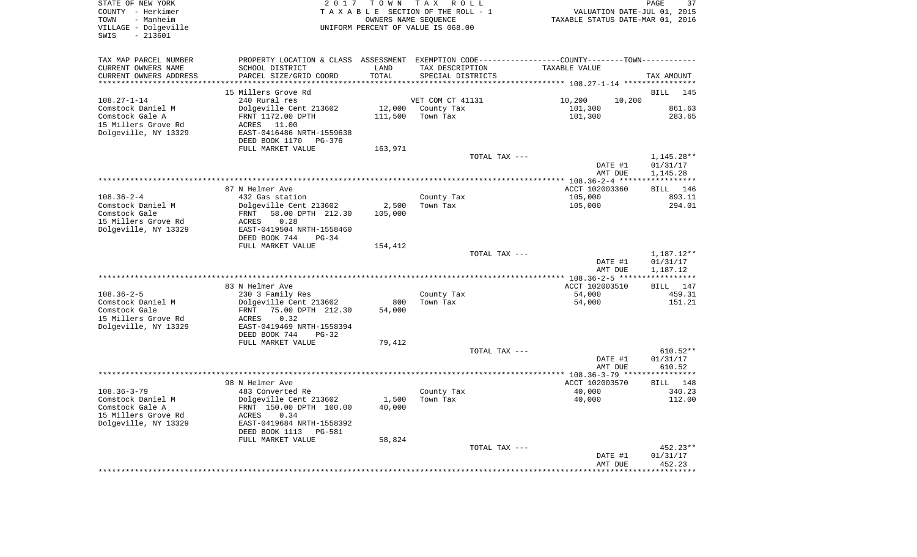STATE OF NEW YORK
COUNTY - Herkimer
TOWN - Manheim
VILLAGE - Dolgeville
SWIS - 213601

2017 TOWN TAX ROLL
TAXABLE SECTION OF THE ROLL - 1
OWNERS NAME SEQUENCE
UNIFORM PERCENT OF VALUE IS 068.00

VALUATION DATE-JUL 01, 2015
TAXABLE STATUS DATE-MAR 01, 2016

| TAX MAP PARCEL NUMBER / CURRENT OWNERS NAME / CURRENT OWNERS ADDRESS | PROPERTY LOCATION & CLASS / SCHOOL DISTRICT / PARCEL SIZE/GRID COORD | ASSESSMENT LAND / TOTAL | EXEMPTION CODE / TAX DESCRIPTION / SPECIAL DISTRICTS | COUNTY / TOWN TAXABLE VALUE | TAX AMOUNT |
|---|---|---|---|---|---|
| **108.27-1-14** | 15 Millers Grove Rd | | | | BILL 145 |
| | 240 Rural res | | VET COM CT 41131 | 10,200 10,200 | |
| Comstock Daniel M | Dolgeville Cent 213602 | 12,000 | County Tax | 101,300 | 861.63 |
| Comstock Gale A | FRNT 1172.00 DPTH | 111,500 | Town Tax | 101,300 | 283.65 |
| 15 Millers Grove Rd | ACRES 11.00 | | | | |
| Dolgeville, NY 13329 | EAST-0416486 NRTH-1559638 | | | | |
| | DEED BOOK 1170 PG-376 | | | | |
| | FULL MARKET VALUE | 163,971 | | | |
| | | | TOTAL TAX --- | | 1,145.28** |
| | | | | DATE #1 | 01/31/17 |
| | | | | AMT DUE | 1,145.28 |
| **108.36-2-4** | 87 N Helmer Ave | | | ACCT 102003360 | BILL 146 |
| | 432 Gas station | | County Tax | 105,000 | 893.11 |
| Comstock Daniel M | Dolgeville Cent 213602 | 2,500 | Town Tax | 105,000 | 294.01 |
| Comstock Gale | FRNT 58.00 DPTH 212.30 | 105,000 | | | |
| 15 Millers Grove Rd | ACRES 0.28 | | | | |
| Dolgeville, NY 13329 | EAST-0419504 NRTH-1558460 | | | | |
| | DEED BOOK 744 PG-34 | | | | |
| | FULL MARKET VALUE | 154,412 | | | |
| | | | TOTAL TAX --- | | 1,187.12** |
| | | | | DATE #1 | 01/31/17 |
| | | | | AMT DUE | 1,187.12 |
| **108.36-2-5** | 83 N Helmer Ave | | | ACCT 102003510 | BILL 147 |
| | 230 3 Family Res | | County Tax | 54,000 | 459.31 |
| Comstock Daniel M | Dolgeville Cent 213602 | 800 | Town Tax | 54,000 | 151.21 |
| Comstock Gale | FRNT 75.00 DPTH 212.30 | 54,000 | | | |
| 15 Millers Grove Rd | ACRES 0.32 | | | | |
| Dolgeville, NY 13329 | EAST-0419469 NRTH-1558394 | | | | |
| | DEED BOOK 744 PG-32 | | | | |
| | FULL MARKET VALUE | 79,412 | | | |
| | | | TOTAL TAX --- | | 610.52** |
| | | | | DATE #1 | 01/31/17 |
| | | | | AMT DUE | 610.52 |
| **108.36-3-79** | 98 N Helmer Ave | | | ACCT 102003570 | BILL 148 |
| | 483 Converted Re | | County Tax | 40,000 | 340.23 |
| Comstock Daniel M | Dolgeville Cent 213602 | 1,500 | Town Tax | 40,000 | 112.00 |
| Comstock Gale A | FRNT 150.00 DPTH 100.00 | 40,000 | | | |
| 15 Millers Grove Rd | ACRES 0.34 | | | | |
| Dolgeville, NY 13329 | EAST-0419684 NRTH-1558392 | | | | |
| | DEED BOOK 1113 PG-581 | | | | |
| | FULL MARKET VALUE | 58,824 | | | |
| | | | TOTAL TAX --- | | 452.23** |
| | | | | DATE #1 | 01/31/17 |
| | | | | AMT DUE | 452.23 |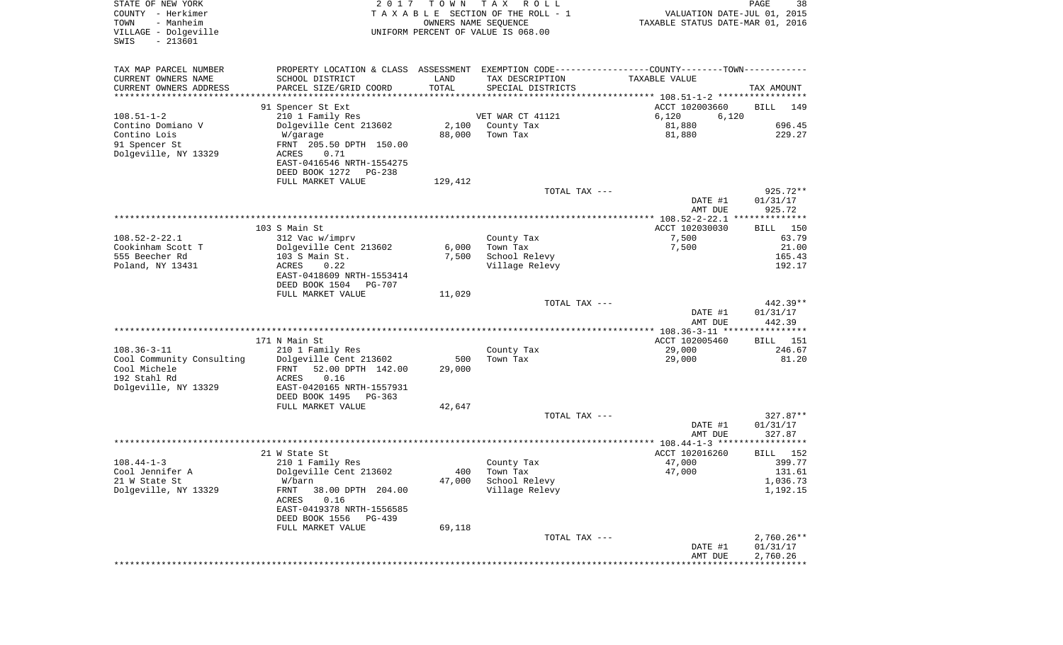STATE OF NEW YORK
COUNTY - Herkimer
TOWN - Manheim
VILLAGE - Dolgeville
SWIS - 213601

2 0 1 7 T O W N T A X R O L L
T A X A B L E SECTION OF THE ROLL - 1
OWNERS NAME SEQUENCE
UNIFORM PERCENT OF VALUE IS 068.00

VALUATION DATE-JUL 01, 2015
TAXABLE STATUS DATE-MAR 01, 2016

| TAX MAP PARCEL NUMBER / CURRENT OWNERS NAME / CURRENT OWNERS ADDRESS | PROPERTY LOCATION & CLASS / SCHOOL DISTRICT / PARCEL SIZE/GRID COORD | ASSESSMENT LAND / TOTAL | EXEMPTION CODE / TAX DESCRIPTION / SPECIAL DISTRICTS | COUNTY--------TOWN / TAXABLE VALUE | TAX AMOUNT |
|---|---|---|---|---|---|
| 108.51-1-2 | 91 Spencer St Ext | | | ACCT 102003660 | BILL 149 |
| Contino Domiano V | 210 1 Family Res | | VET WAR CT 41121 | 6,120 6,120 | |
| Contino Lois | Dolgeville Cent 213602 | 2,100 | County Tax | 81,880 | 696.45 |
| 91 Spencer St | W/garage | 88,000 | Town Tax | 81,880 | 229.27 |
| Dolgeville, NY 13329 | FRNT 205.50 DPTH 150.00 | | | | |
| | ACRES 0.71 | | | | |
| | EAST-0416546 NRTH-1554275 | | | | |
| | DEED BOOK 1272 PG-238 | | | | |
| | FULL MARKET VALUE | 129,412 | | | |
| | | | TOTAL TAX --- | | 925.72** |
| | | | | DATE #1 | 01/31/17 |
| | | | | AMT DUE | 925.72 |
| 108.52-2-22.1 | 103 S Main St | | | ACCT 102030030 | BILL 150 |
| Cookinham Scott T | 312 Vac w/imprv | | County Tax | 7,500 | 63.79 |
| 555 Beecher Rd | Dolgeville Cent 213602 | 6,000 | Town Tax | 7,500 | 21.00 |
| Poland, NY 13431 | 103 S Main St. | 7,500 | School Relevy | | 165.43 |
| | ACRES 0.22 | | Village Relevy | | 192.17 |
| | EAST-0418609 NRTH-1553414 | | | | |
| | DEED BOOK 1504 PG-707 | | | | |
| | FULL MARKET VALUE | 11,029 | | | |
| | | | TOTAL TAX --- | | 442.39** |
| | | | | DATE #1 | 01/31/17 |
| | | | | AMT DUE | 442.39 |
| 108.36-3-11 | 171 N Main St | | | ACCT 102005460 | BILL 151 |
| Cool Community Consulting | 210 1 Family Res | | County Tax | 29,000 | 246.67 |
| Cool Michele | Dolgeville Cent 213602 | 500 | Town Tax | 29,000 | 81.20 |
| 192 Stahl Rd | FRNT 52.00 DPTH 142.00 | 29,000 | | | |
| Dolgeville, NY 13329 | ACRES 0.16 | | | | |
| | EAST-0420165 NRTH-1557931 | | | | |
| | DEED BOOK 1495 PG-363 | | | | |
| | FULL MARKET VALUE | 42,647 | | | |
| | | | TOTAL TAX --- | | 327.87** |
| | | | | DATE #1 | 01/31/17 |
| | | | | AMT DUE | 327.87 |
| 108.44-1-3 | 21 W State St | | | ACCT 102016260 | BILL 152 |
| Cool Jennifer A | 210 1 Family Res | | County Tax | 47,000 | 399.77 |
| 21 W State St | Dolgeville Cent 213602 | 400 | Town Tax | 47,000 | 131.61 |
| Dolgeville, NY 13329 | W/barn | 47,000 | School Relevy | | 1,036.73 |
| | FRNT 38.00 DPTH 204.00 | | Village Relevy | | 1,192.15 |
| | ACRES 0.16 | | | | |
| | EAST-0419378 NRTH-1556585 | | | | |
| | DEED BOOK 1556 PG-439 | | | | |
| | FULL MARKET VALUE | 69,118 | | | |
| | | | TOTAL TAX --- | | 2,760.26** |
| | | | | DATE #1 | 01/31/17 |
| | | | | AMT DUE | 2,760.26 |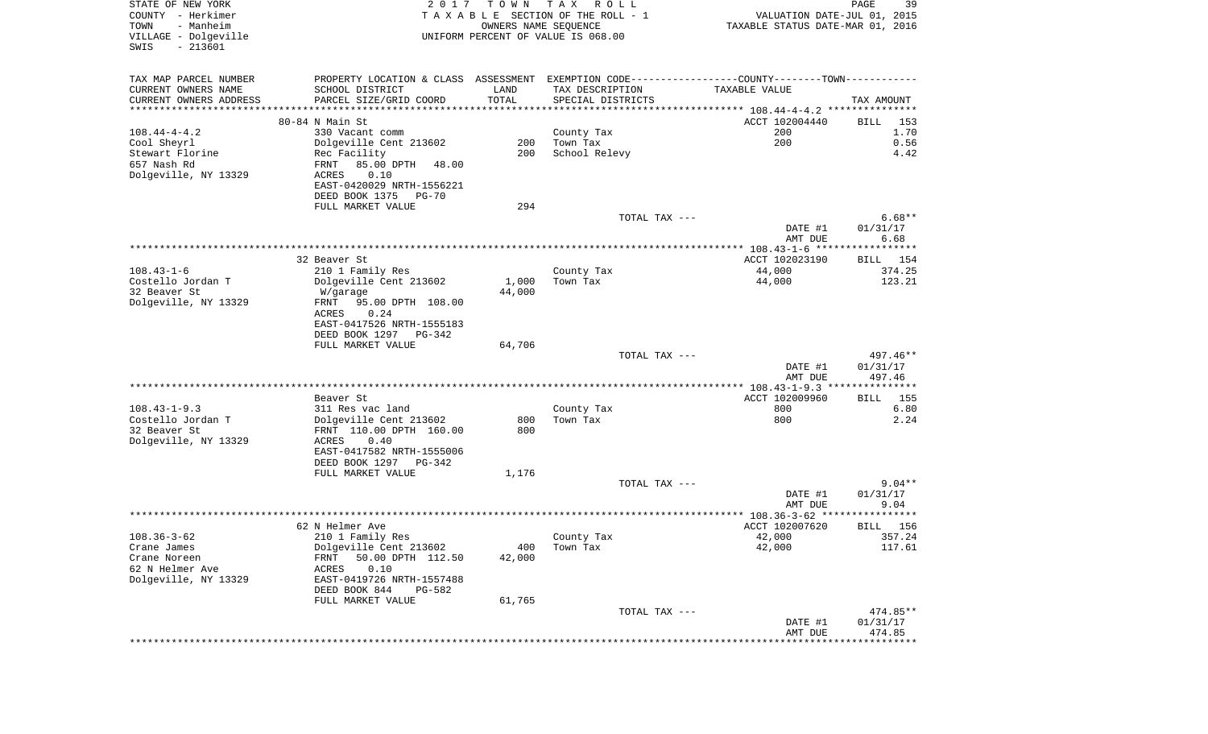STATE OF NEW YORK
COUNTY - Herkimer
TOWN - Manheim
VILLAGE - Dolgeville
SWIS - 213601

2017 TOWN TAX ROLL
TAXABLE SECTION OF THE ROLL - 1
OWNERS NAME SEQUENCE
UNIFORM PERCENT OF VALUE IS 068.00

VALUATION DATE-JUL 01, 2015
TAXABLE STATUS DATE-MAR 01, 2016

| TAX MAP PARCEL NUMBER / CURRENT OWNERS NAME / CURRENT OWNERS ADDRESS | PROPERTY LOCATION & CLASS / SCHOOL DISTRICT / PARCEL SIZE/GRID COORD | ASSESSMENT LAND | TOTAL | TAX DESCRIPTION / SPECIAL DISTRICTS | TAXABLE VALUE | TAX AMOUNT |
|---|---|---|---|---|---|---|
| 108.44-4-4.2 | 80-84 N Main St | | | | ACCT 102004440 | BILL 153 |
| Cool Sheyrl | 330 Vacant comm | | | County Tax | 200 | 1.70 |
| Stewart Florine | Dolgeville Cent 213602 | 200 | | Town Tax | 200 | 0.56 |
| 657 Nash Rd | Rec Facility | | 200 | School Relevy | | 4.42 |
| Dolgeville, NY 13329 | FRNT 85.00 DPTH 48.00 | | | | | |
| | ACRES 0.10 | | | | | |
| | EAST-0420029 NRTH-1556221 | | | | | |
| | DEED BOOK 1375 PG-70 | | | | | |
| | FULL MARKET VALUE | | 294 | | | |
| | | | | TOTAL TAX --- | | 6.68** |
| | | | | | DATE #1 | 01/31/17 |
| | | | | | AMT DUE | 6.68 |
| 108.43-1-6 | 32 Beaver St | | | | ACCT 102023190 | BILL 154 |
| Costello Jordan T | 210 1 Family Res | | | County Tax | 44,000 | 374.25 |
| 32 Beaver St | Dolgeville Cent 213602 | 1,000 | | Town Tax | 44,000 | 123.21 |
| Dolgeville, NY 13329 | W/garage | | 44,000 | | | |
| | FRNT 95.00 DPTH 108.00 | | | | | |
| | ACRES 0.24 | | | | | |
| | EAST-0417526 NRTH-1555183 | | | | | |
| | DEED BOOK 1297 PG-342 | | | | | |
| | FULL MARKET VALUE | | 64,706 | | | |
| | | | | TOTAL TAX --- | | 497.46** |
| | | | | | DATE #1 | 01/31/17 |
| | | | | | AMT DUE | 497.46 |
| 108.43-1-9.3 | Beaver St | | | | ACCT 102009960 | BILL 155 |
| Costello Jordan T | 311 Res vac land | | | County Tax | 800 | 6.80 |
| 32 Beaver St | Dolgeville Cent 213602 | 800 | | Town Tax | 800 | 2.24 |
| Dolgeville, NY 13329 | FRNT 110.00 DPTH 160.00 | | 800 | | | |
| | ACRES 0.40 | | | | | |
| | EAST-0417582 NRTH-1555006 | | | | | |
| | DEED BOOK 1297 PG-342 | | | | | |
| | FULL MARKET VALUE | | 1,176 | | | |
| | | | | TOTAL TAX --- | | 9.04** |
| | | | | | DATE #1 | 01/31/17 |
| | | | | | AMT DUE | 9.04 |
| 108.36-3-62 | 62 N Helmer Ave | | | | ACCT 102007620 | BILL 156 |
| Crane James | 210 1 Family Res | | | County Tax | 42,000 | 357.24 |
| Crane Noreen | Dolgeville Cent 213602 | 400 | | Town Tax | 42,000 | 117.61 |
| 62 N Helmer Ave | FRNT 50.00 DPTH 112.50 | | 42,000 | | | |
| Dolgeville, NY 13329 | ACRES 0.10 | | | | | |
| | EAST-0419726 NRTH-1557488 | | | | | |
| | DEED BOOK 844 PG-582 | | | | | |
| | FULL MARKET VALUE | | 61,765 | | | |
| | | | | TOTAL TAX --- | | 474.85** |
| | | | | | DATE #1 | 01/31/17 |
| | | | | | AMT DUE | 474.85 |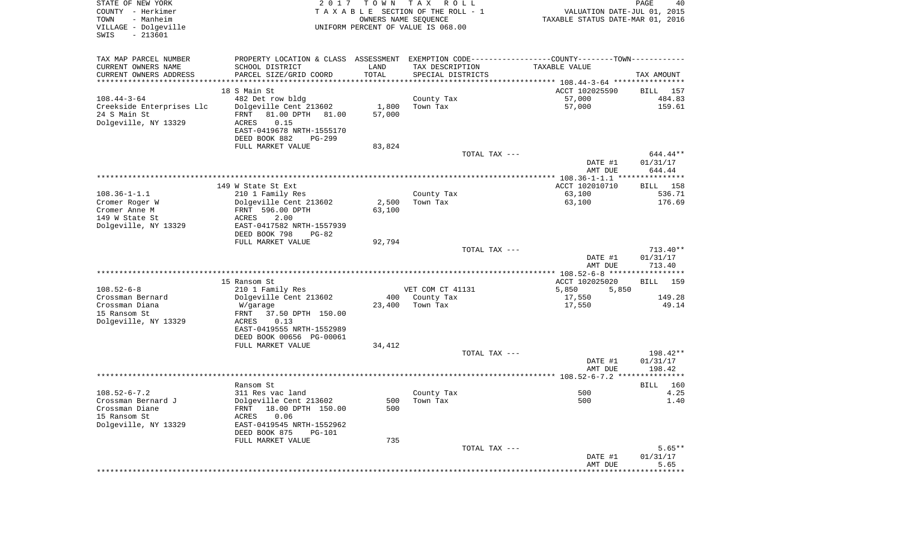STATE OF NEW YORK
COUNTY - Herkimer
TOWN - Manheim
VILLAGE - Dolgeville
SWIS - 213601

2017 TOWN TAX ROLL
TAXABLE SECTION OF THE ROLL - 1
OWNERS NAME SEQUENCE
UNIFORM PERCENT OF VALUE IS 068.00

VALUATION DATE-JUL 01, 2015
TAXABLE STATUS DATE-MAR 01, 2016

| TAX MAP PARCEL NUMBER / CURRENT OWNERS NAME / CURRENT OWNERS ADDRESS | PROPERTY LOCATION & CLASS / SCHOOL DISTRICT / PARCEL SIZE/GRID COORD | ASSESSMENT LAND / TOTAL | EXEMPTION CODE / TAX DESCRIPTION / SPECIAL DISTRICTS | COUNTY--------TOWN / TAXABLE VALUE | TAX AMOUNT |
|---|---|---|---|---|---|
| 108.44-3-64 | 18 S Main St | | | ACCT 102025590 | BILL 157 |
| Creekside Enterprises Llc | 482 Det row bldg | | County Tax | 57,000 | 484.83 |
| 24 S Main St | Dolgeville Cent 213602 | 1,800 | Town Tax | 57,000 | 159.61 |
| Dolgeville, NY 13329 | FRNT 81.00 DPTH 81.00 | 57,000 | | | |
| | ACRES 0.15 | | | | |
| | EAST-0419678 NRTH-1555170 | | | | |
| | DEED BOOK 882 PG-299 | | | | |
| | FULL MARKET VALUE | 83,824 | | | |
| | | | TOTAL TAX --- | | 644.44** |
| | | | | DATE #1 | 01/31/17 |
| | | | | AMT DUE | 644.44 |
| 108.36-1-1.1 | 149 W State St Ext | | | ACCT 102010710 | BILL 158 |
| Cromer Roger W | 210 1 Family Res | | County Tax | 63,100 | 536.71 |
| Cromer Anne M | Dolgeville Cent 213602 | 2,500 | Town Tax | 63,100 | 176.69 |
| 149 W State St | FRNT 596.00 DPTH | 63,100 | | | |
| Dolgeville, NY 13329 | ACRES 2.00 | | | | |
| | EAST-0417582 NRTH-1557939 | | | | |
| | DEED BOOK 798 PG-82 | | | | |
| | FULL MARKET VALUE | 92,794 | | | |
| | | | TOTAL TAX --- | | 713.40** |
| | | | | DATE #1 | 01/31/17 |
| | | | | AMT DUE | 713.40 |
| 108.52-6-8 | 15 Ransom St | | | ACCT 102025020 | BILL 159 |
| Crossman Bernard | 210 1 Family Res | | VET COM CT 41131 | 5,850 5,850 | |
| Crossman Diana | Dolgeville Cent 213602 | 400 | County Tax | 17,550 | 149.28 |
| 15 Ransom St | W/garage | 23,400 | Town Tax | 17,550 | 49.14 |
| Dolgeville, NY 13329 | FRNT 37.50 DPTH 150.00 | | | | |
| | ACRES 0.13 | | | | |
| | EAST-0419555 NRTH-1552989 | | | | |
| | DEED BOOK 00656 PG-00061 | | | | |
| | FULL MARKET VALUE | 34,412 | | | |
| | | | TOTAL TAX --- | | 198.42** |
| | | | | DATE #1 | 01/31/17 |
| | | | | AMT DUE | 198.42 |
| 108.52-6-7.2 | Ransom St | | | | BILL 160 |
| Crossman Bernard J | 311 Res vac land | | County Tax | 500 | 4.25 |
| Crossman Diane | Dolgeville Cent 213602 | 500 | Town Tax | 500 | 1.40 |
| 15 Ransom St | FRNT 18.00 DPTH 150.00 | 500 | | | |
| Dolgeville, NY 13329 | ACRES 0.06 | | | | |
| | EAST-0419545 NRTH-1552962 | | | | |
| | DEED BOOK 875 PG-101 | | | | |
| | FULL MARKET VALUE | 735 | | | |
| | | | TOTAL TAX --- | | 5.65** |
| | | | | DATE #1 | 01/31/17 |
| | | | | AMT DUE | 5.65 |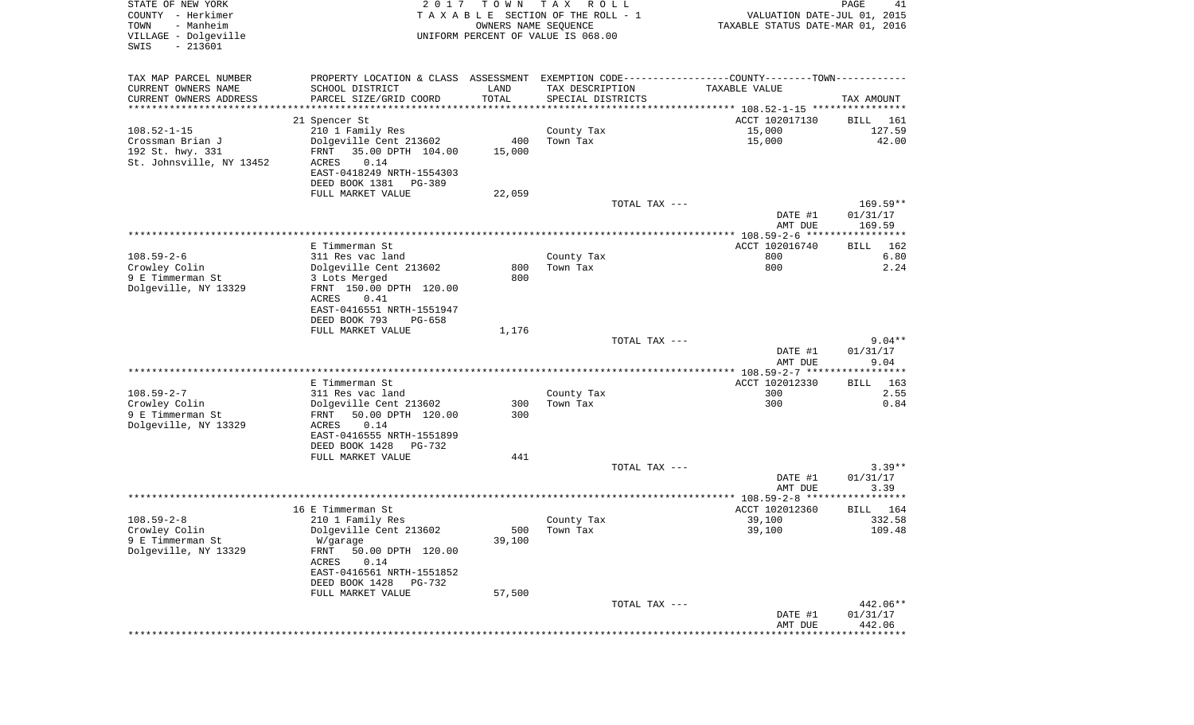STATE OF NEW YORK
COUNTY - Herkimer
TOWN - Manheim
VILLAGE - Dolgeville
SWIS - 213601

2017 TOWN TAX ROLL
TAXABLE SECTION OF THE ROLL - 1
OWNERS NAME SEQUENCE
UNIFORM PERCENT OF VALUE IS 068.00

VALUATION DATE-JUL 01, 2015
TAXABLE STATUS DATE-MAR 01, 2016

| TAX MAP PARCEL NUMBER / CURRENT OWNERS NAME / CURRENT OWNERS ADDRESS | PROPERTY LOCATION & CLASS / SCHOOL DISTRICT / PARCEL SIZE/GRID COORD | ASSESSMENT LAND | TOTAL | EXEMPTION CODE / TAX DESCRIPTION / SPECIAL DISTRICTS | TAXABLE VALUE | TAX AMOUNT |
|---|---|---|---|---|---|---|
| 108.52-1-15 | 21 Spencer St | | | | ACCT 102017130 | BILL 161 |
| Crossman Brian J | 210 1 Family Res | | | County Tax | 15,000 | 127.59 |
| 192 St. hwy. 331 | Dolgeville Cent 213602 | 400 | | Town Tax | 15,000 | 42.00 |
| St. Johnsville, NY 13452 | FRNT 35.00 DPTH 104.00 | | 15,000 | | | |
| | ACRES 0.14 | | | | | |
| | EAST-0418249 NRTH-1554303 | | | | | |
| | DEED BOOK 1381 PG-389 | | | | | |
| | FULL MARKET VALUE | | 22,059 | | | |
| | | | | TOTAL TAX --- | | 169.59** |
| | | | | | DATE #1 | 01/31/17 |
| | | | | | AMT DUE | 169.59 |
| 108.59-2-6 | E Timmerman St | | | | ACCT 102016740 | BILL 162 |
| Crowley Colin | 311 Res vac land | | | County Tax | 800 | 6.80 |
| 9 E Timmerman St | Dolgeville Cent 213602 | 800 | | Town Tax | 800 | 2.24 |
| Dolgeville, NY 13329 | 3 Lots Merged | | 800 | | | |
| | FRNT 150.00 DPTH 120.00 | | | | | |
| | ACRES 0.41 | | | | | |
| | EAST-0416551 NRTH-1551947 | | | | | |
| | DEED BOOK 793 PG-658 | | | | | |
| | FULL MARKET VALUE | | 1,176 | | | |
| | | | | TOTAL TAX --- | | 9.04** |
| | | | | | DATE #1 | 01/31/17 |
| | | | | | AMT DUE | 9.04 |
| 108.59-2-7 | E Timmerman St | | | | ACCT 102012330 | BILL 163 |
| Crowley Colin | 311 Res vac land | | | County Tax | 300 | 2.55 |
| 9 E Timmerman St | Dolgeville Cent 213602 | 300 | | Town Tax | 300 | 0.84 |
| Dolgeville, NY 13329 | FRNT 50.00 DPTH 120.00 | | 300 | | | |
| | ACRES 0.14 | | | | | |
| | EAST-0416555 NRTH-1551899 | | | | | |
| | DEED BOOK 1428 PG-732 | | | | | |
| | FULL MARKET VALUE | | 441 | | | |
| | | | | TOTAL TAX --- | | 3.39** |
| | | | | | DATE #1 | 01/31/17 |
| | | | | | AMT DUE | 3.39 |
| 108.59-2-8 | 16 E Timmerman St | | | | ACCT 102012360 | BILL 164 |
| Crowley Colin | 210 1 Family Res | | | County Tax | 39,100 | 332.58 |
| 9 E Timmerman St | Dolgeville Cent 213602 | 500 | | Town Tax | 39,100 | 109.48 |
| Dolgeville, NY 13329 | W/garage | | 39,100 | | | |
| | FRNT 50.00 DPTH 120.00 | | | | | |
| | ACRES 0.14 | | | | | |
| | EAST-0416561 NRTH-1551852 | | | | | |
| | DEED BOOK 1428 PG-732 | | | | | |
| | FULL MARKET VALUE | | 57,500 | | | |
| | | | | TOTAL TAX --- | | 442.06** |
| | | | | | DATE #1 | 01/31/17 |
| | | | | | AMT DUE | 442.06 |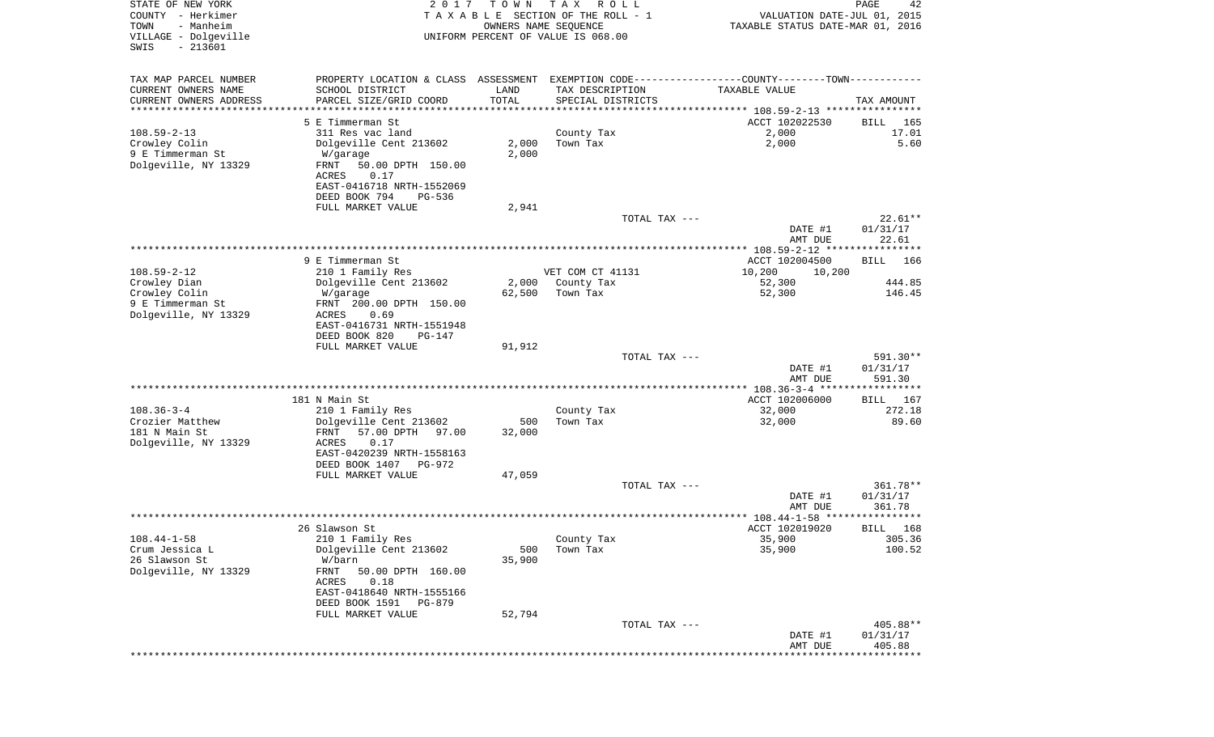STATE OF NEW YORK
COUNTY - Herkimer
TOWN - Manheim
VILLAGE - Dolgeville
SWIS - 213601

2 0 1 7 T O W N T A X R O L L
T A X A B L E SECTION OF THE ROLL - 1
OWNERS NAME SEQUENCE
UNIFORM PERCENT OF VALUE IS 068.00

VALUATION DATE-JUL 01, 2015
TAXABLE STATUS DATE-MAR 01, 2016

| TAX MAP PARCEL NUMBER / CURRENT OWNERS NAME / CURRENT OWNERS ADDRESS | PROPERTY LOCATION & CLASS / SCHOOL DISTRICT / PARCEL SIZE/GRID COORD | ASSESSMENT LAND | TOTAL | EXEMPTION CODE / TAX DESCRIPTION / SPECIAL DISTRICTS | COUNTY TAXABLE VALUE | TOWN TAXABLE VALUE | TAX AMOUNT |
|---|---|---|---|---|---|---|---|
| **108.59-2-13** | 5 E Timmerman St | | | | ACCT 102022530 | | BILL 165 |
| Crowley Colin | 311 Res vac land | | | County Tax | 2,000 | | 17.01 |
| 9 E Timmerman St | Dolgeville Cent 213602 | 2,000 | | Town Tax | 2,000 | | 5.60 |
| Dolgeville, NY 13329 | W/garage | | 2,000 | | | | |
| | FRNT 50.00 DPTH 150.00 | | | | | | |
| | ACRES 0.17 | | | | | | |
| | EAST-0416718 NRTH-1552069 | | | | | | |
| | DEED BOOK 794 PG-536 | | | | | | |
| | FULL MARKET VALUE | | 2,941 | | | | |
| | | | | TOTAL TAX --- | | | 22.61** |
| | | | | | DATE #1 | | 01/31/17 |
| | | | | | AMT DUE | | 22.61 |
| **108.59-2-12** | 9 E Timmerman St | | | | ACCT 102004500 | | BILL 166 |
| Crowley Dian | 210 1 Family Res | | | VET COM CT 41131 | 10,200 | 10,200 | |
| Crowley Colin | Dolgeville Cent 213602 | 2,000 | | County Tax | 52,300 | | 444.85 |
| 9 E Timmerman St | W/garage | | 62,500 | Town Tax | 52,300 | | 146.45 |
| Dolgeville, NY 13329 | FRNT 200.00 DPTH 150.00 | | | | | | |
| | ACRES 0.69 | | | | | | |
| | EAST-0416731 NRTH-1551948 | | | | | | |
| | DEED BOOK 820 PG-147 | | | | | | |
| | FULL MARKET VALUE | | 91,912 | | | | |
| | | | | TOTAL TAX --- | | | 591.30** |
| | | | | | DATE #1 | | 01/31/17 |
| | | | | | AMT DUE | | 591.30 |
| **108.36-3-4** | 181 N Main St | | | | ACCT 102006000 | | BILL 167 |
| Crozier Matthew | 210 1 Family Res | | | County Tax | 32,000 | | 272.18 |
| 181 N Main St | Dolgeville Cent 213602 | 500 | | Town Tax | 32,000 | | 89.60 |
| Dolgeville, NY 13329 | FRNT 57.00 DPTH 97.00 | | 32,000 | | | | |
| | ACRES 0.17 | | | | | | |
| | EAST-0420239 NRTH-1558163 | | | | | | |
| | DEED BOOK 1407 PG-972 | | | | | | |
| | FULL MARKET VALUE | | 47,059 | | | | |
| | | | | TOTAL TAX --- | | | 361.78** |
| | | | | | DATE #1 | | 01/31/17 |
| | | | | | AMT DUE | | 361.78 |
| **108.44-1-58** | 26 Slawson St | | | | ACCT 102019020 | | BILL 168 |
| Crum Jessica L | 210 1 Family Res | | | County Tax | 35,900 | | 305.36 |
| 26 Slawson St | Dolgeville Cent 213602 | 500 | | Town Tax | 35,900 | | 100.52 |
| Dolgeville, NY 13329 | W/barn | | 35,900 | | | | |
| | FRNT 50.00 DPTH 160.00 | | | | | | |
| | ACRES 0.18 | | | | | | |
| | EAST-0418640 NRTH-1555166 | | | | | | |
| | DEED BOOK 1591 PG-879 | | | | | | |
| | FULL MARKET VALUE | | 52,794 | | | | |
| | | | | TOTAL TAX --- | | | 405.88** |
| | | | | | DATE #1 | | 01/31/17 |
| | | | | | AMT DUE | | 405.88 |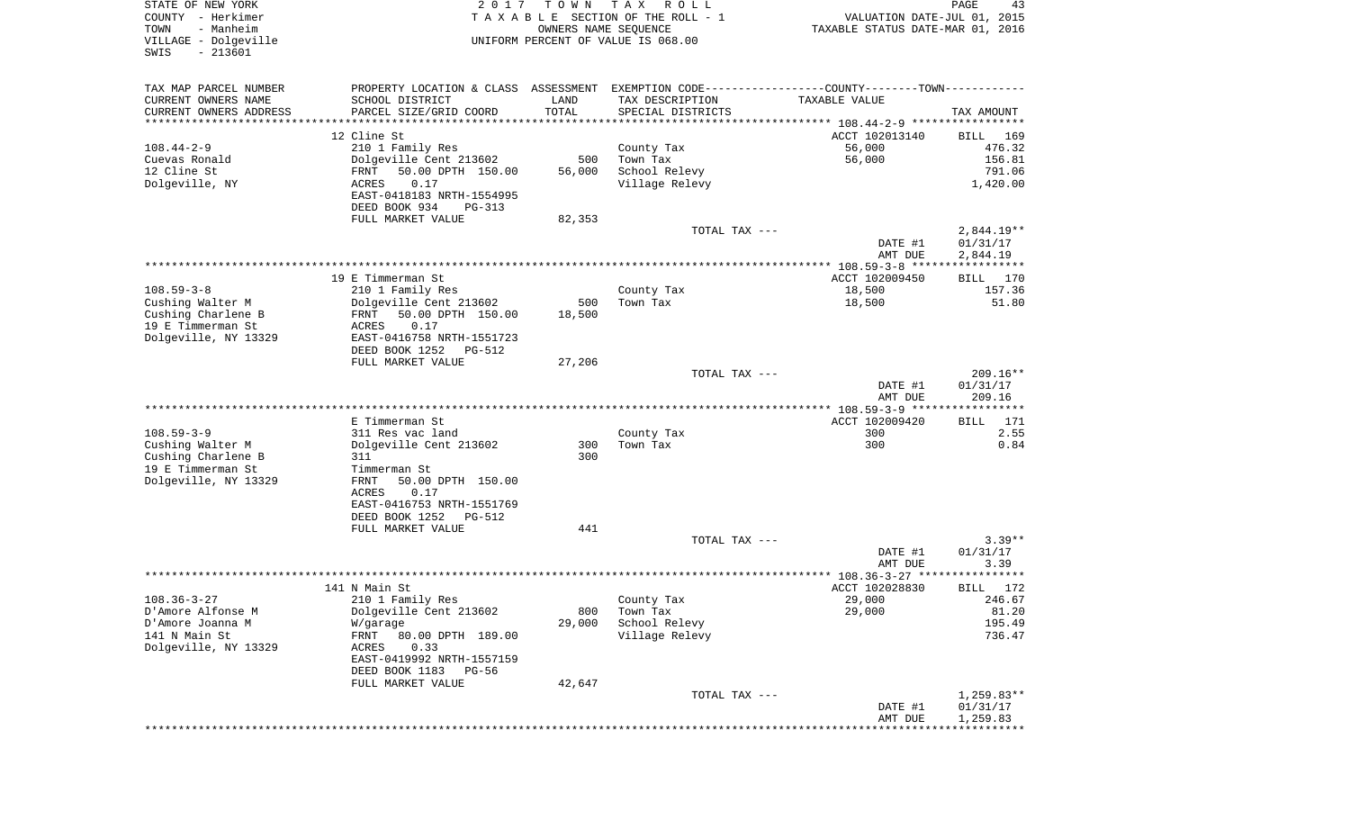STATE OF NEW YORK | 2017 TOWN TAX ROLL
COUNTY - Herkimer | TAXABLE SECTION OF THE ROLL - 1 | VALUATION DATE-JUL 01, 2015
TOWN - Manheim | OWNERS NAME SEQUENCE | TAXABLE STATUS DATE-MAR 01, 2016
VILLAGE - Dolgeville | UNIFORM PERCENT OF VALUE IS 068.00
SWIS - 213601

| TAX MAP PARCEL NUMBER / CURRENT OWNERS NAME / CURRENT OWNERS ADDRESS | PROPERTY LOCATION & CLASS / SCHOOL DISTRICT / PARCEL SIZE/GRID COORD | ASSESSMENT LAND / TOTAL | EXEMPTION CODE / TAX DESCRIPTION / SPECIAL DISTRICTS | TAXABLE VALUE | TAX AMOUNT |
|---|---|---|---|---|---|
| | 12 Cline St | | | ACCT 102013140 | BILL 169 |
| 108.44-2-9 | 210 1 Family Res | | County Tax | 56,000 | 476.32 |
| Cuevas Ronald | Dolgeville Cent 213602 | 500 | Town Tax | 56,000 | 156.81 |
| 12 Cline St | FRNT 50.00 DPTH 150.00 | 56,000 | School Relevy | | 791.06 |
| Dolgeville, NY | ACRES 0.17 | | Village Relevy | | 1,420.00 |
| | EAST-0418183 NRTH-1554995 | | | | |
| | DEED BOOK 934 PG-313 | | | | |
| | FULL MARKET VALUE | 82,353 | | | |
| | | | TOTAL TAX --- | | 2,844.19** |
| | | | | DATE #1 | 01/31/17 |
| | | | | AMT DUE | 2,844.19 |
| | 19 E Timmerman St | | | ACCT 102009450 | BILL 170 |
| 108.59-3-8 | 210 1 Family Res | | County Tax | 18,500 | 157.36 |
| Cushing Walter M | Dolgeville Cent 213602 | 500 | Town Tax | 18,500 | 51.80 |
| Cushing Charlene B | FRNT 50.00 DPTH 150.00 | 18,500 | | | |
| 19 E Timmerman St | ACRES 0.17 | | | | |
| Dolgeville, NY 13329 | EAST-0416758 NRTH-1551723 | | | | |
| | DEED BOOK 1252 PG-512 | | | | |
| | FULL MARKET VALUE | 27,206 | | | |
| | | | TOTAL TAX --- | | 209.16** |
| | | | | DATE #1 | 01/31/17 |
| | | | | AMT DUE | 209.16 |
| | E Timmerman St | | | ACCT 102009420 | BILL 171 |
| 108.59-3-9 | 311 Res vac land | | County Tax | 300 | 2.55 |
| Cushing Walter M | Dolgeville Cent 213602 | 300 | Town Tax | 300 | 0.84 |
| Cushing Charlene B | 311 | 300 | | | |
| 19 E Timmerman St | Timmerman St | | | | |
| Dolgeville, NY 13329 | FRNT 50.00 DPTH 150.00 | | | | |
| | ACRES 0.17 | | | | |
| | EAST-0416753 NRTH-1551769 | | | | |
| | DEED BOOK 1252 PG-512 | | | | |
| | FULL MARKET VALUE | 441 | | | |
| | | | TOTAL TAX --- | | 3.39** |
| | | | | DATE #1 | 01/31/17 |
| | | | | AMT DUE | 3.39 |
| | 141 N Main St | | | ACCT 102028830 | BILL 172 |
| 108.36-3-27 | 210 1 Family Res | | County Tax | 29,000 | 246.67 |
| D'Amore Alfonse M | Dolgeville Cent 213602 | 800 | Town Tax | 29,000 | 81.20 |
| D'Amore Joanna M | W/garage | 29,000 | School Relevy | | 195.49 |
| 141 N Main St | FRNT 80.00 DPTH 189.00 | | Village Relevy | | 736.47 |
| Dolgeville, NY 13329 | ACRES 0.33 | | | | |
| | EAST-0419992 NRTH-1557159 | | | | |
| | DEED BOOK 1183 PG-56 | | | | |
| | FULL MARKET VALUE | 42,647 | | | |
| | | | TOTAL TAX --- | | 1,259.83** |
| | | | | DATE #1 | 01/31/17 |
| | | | | AMT DUE | 1,259.83 |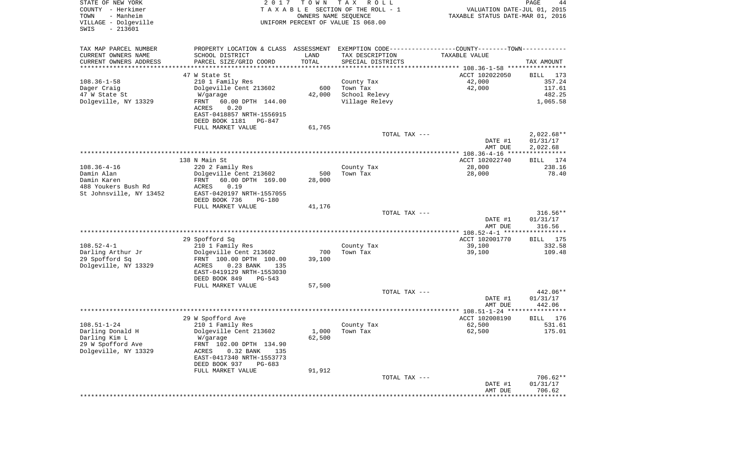STATE OF NEW YORK
COUNTY - Herkimer
TOWN - Manheim
VILLAGE - Dolgeville
SWIS - 213601

2017 TOWN TAX ROLL
TAXABLE SECTION OF THE ROLL - 1
OWNERS NAME SEQUENCE
UNIFORM PERCENT OF VALUE IS 068.00

VALUATION DATE-JUL 01, 2015
TAXABLE STATUS DATE-MAR 01, 2016

| TAX MAP PARCEL NUMBER / CURRENT OWNERS NAME / CURRENT OWNERS ADDRESS | PROPERTY LOCATION & CLASS / SCHOOL DISTRICT / PARCEL SIZE/GRID COORD | ASSESSMENT LAND / TOTAL | EXEMPTION CODE / TAX DESCRIPTION / SPECIAL DISTRICTS | COUNTY--------TOWN TAXABLE VALUE | TAX AMOUNT |
|---|---|---|---|---|---|
| 108.36-1-58 | 47 W State St | | | ACCT 102022050 | BILL 173 |
| Dager Craig | 210 1 Family Res | | County Tax | 42,000 | 357.24 |
| 47 W State St | Dolgeville Cent 213602 | 600 | Town Tax | 42,000 | 117.61 |
| Dolgeville, NY 13329 | W/garage | 42,000 | School Relevy | | 482.25 |
| | FRNT 60.00 DPTH 144.00 | | Village Relevy | | 1,065.58 |
| | ACRES 0.20 | | | | |
| | EAST-0418857 NRTH-1556915 | | | | |
| | DEED BOOK 1181 PG-847 | | | | |
| | FULL MARKET VALUE | 61,765 | | | |
| | | | TOTAL TAX --- | | 2,022.68** |
| | | | | DATE #1 | 01/31/17 |
| | | | | AMT DUE | 2,022.68 |
| 108.36-4-16 | 138 N Main St | | | ACCT 102022740 | BILL 174 |
| Damin Alan | 220 2 Family Res | | County Tax | 28,000 | 238.16 |
| Damin Karen | Dolgeville Cent 213602 | 500 | Town Tax | 28,000 | 78.40 |
| 488 Youkers Bush Rd | FRNT 60.00 DPTH 169.00 | 28,000 | | | |
| St Johnsville, NY 13452 | ACRES 0.19 | | | | |
| | EAST-0420197 NRTH-1557055 | | | | |
| | DEED BOOK 736 PG-180 | | | | |
| | FULL MARKET VALUE | 41,176 | | | |
| | | | TOTAL TAX --- | | 316.56** |
| | | | | DATE #1 | 01/31/17 |
| | | | | AMT DUE | 316.56 |
| 108.52-4-1 | 29 Spofford Sq | | | ACCT 102001770 | BILL 175 |
| Darling Arthur Jr | 210 1 Family Res | | County Tax | 39,100 | 332.58 |
| 29 Spofford Sq | Dolgeville Cent 213602 | 700 | Town Tax | 39,100 | 109.48 |
| Dolgeville, NY 13329 | FRNT 100.00 DPTH 100.00 | 39,100 | | | |
| | ACRES 0.23 BANK 135 | | | | |
| | EAST-0419129 NRTH-1553030 | | | | |
| | DEED BOOK 849 PG-543 | | | | |
| | FULL MARKET VALUE | 57,500 | | | |
| | | | TOTAL TAX --- | | 442.06** |
| | | | | DATE #1 | 01/31/17 |
| | | | | AMT DUE | 442.06 |
| 108.51-1-24 | 29 W Spofford Ave | | | ACCT 102008190 | BILL 176 |
| Darling Donald H | 210 1 Family Res | | County Tax | 62,500 | 531.61 |
| Darling Kim L | Dolgeville Cent 213602 | 1,000 | Town Tax | 62,500 | 175.01 |
| 29 W Spofford Ave | W/garage | 62,500 | | | |
| Dolgeville, NY 13329 | FRNT 102.00 DPTH 134.90 | | | | |
| | ACRES 0.32 BANK 135 | | | | |
| | EAST-0417340 NRTH-1553773 | | | | |
| | DEED BOOK 937 PG-683 | | | | |
| | FULL MARKET VALUE | 91,912 | | | |
| | | | TOTAL TAX --- | | 706.62** |
| | | | | DATE #1 | 01/31/17 |
| | | | | AMT DUE | 706.62 |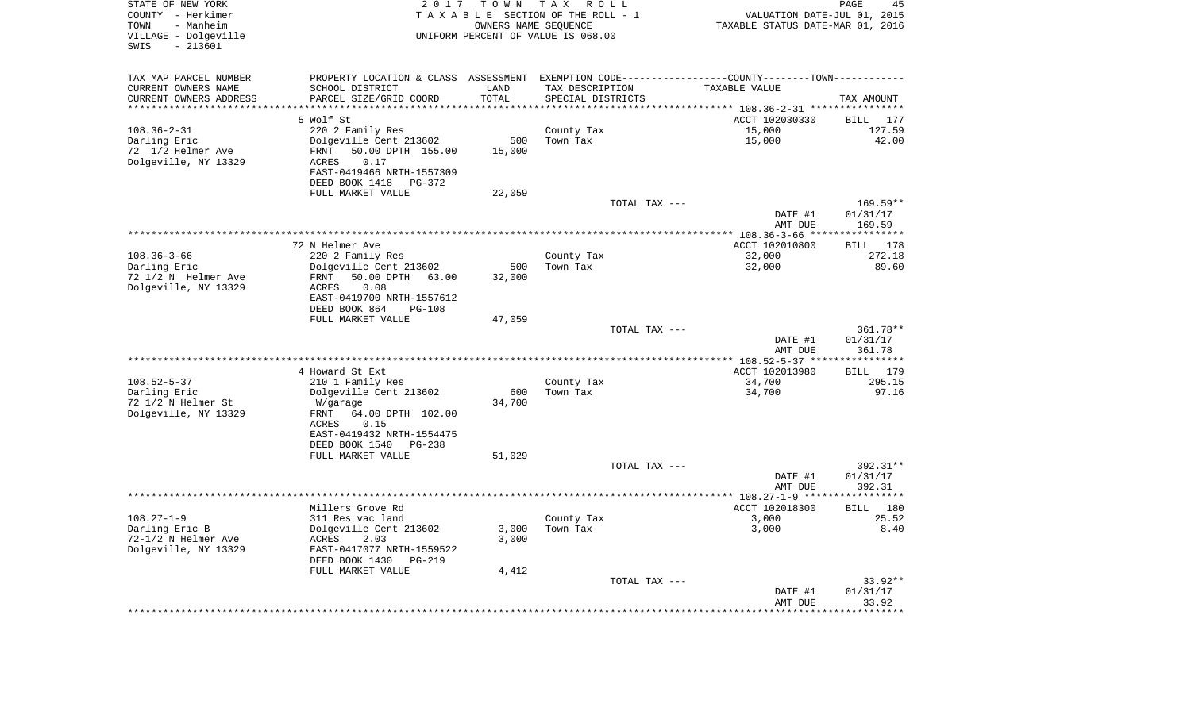STATE OF NEW YORK
COUNTY - Herkimer
TOWN - Manheim
VILLAGE - Dolgeville
SWIS - 213601

2017 TOWN TAX ROLL
TAXABLE SECTION OF THE ROLL - 1
OWNERS NAME SEQUENCE
UNIFORM PERCENT OF VALUE IS 068.00

VALUATION DATE-JUL 01, 2015
TAXABLE STATUS DATE-MAR 01, 2016

| TAX MAP PARCEL NUMBER / CURRENT OWNERS NAME / CURRENT OWNERS ADDRESS | PROPERTY LOCATION & CLASS / SCHOOL DISTRICT / PARCEL SIZE/GRID COORD | ASSESSMENT LAND | TOTAL | EXEMPTION CODE / TAX DESCRIPTION / SPECIAL DISTRICTS | TAXABLE VALUE | TAX AMOUNT |
|---|---|---|---|---|---|---|
| **108.36-2-31** | 5 Wolf St | | | | ACCT 102030330 | BILL 177 |
| Darling Eric | 220 2 Family Res | | | County Tax | 15,000 | 127.59 |
| 72 1/2 Helmer Ave | Dolgeville Cent 213602 | 500 | | Town Tax | 15,000 | 42.00 |
| Dolgeville, NY 13329 | FRNT 50.00 DPTH 155.00 | | 15,000 | | | |
| | ACRES 0.17 | | | | | |
| | EAST-0419466 NRTH-1557309 | | | | | |
| | DEED BOOK 1418 PG-372 | | | | | |
| | FULL MARKET VALUE | | 22,059 | | | |
| | | | | TOTAL TAX --- | | 169.59** |
| | | | | | DATE #1 | 01/31/17 |
| | | | | | AMT DUE | 169.59 |
| **108.36-3-66** | 72 N Helmer Ave | | | | ACCT 102010800 | BILL 178 |
| Darling Eric | 220 2 Family Res | | | County Tax | 32,000 | 272.18 |
| 72 1/2 N Helmer Ave | Dolgeville Cent 213602 | 500 | | Town Tax | 32,000 | 89.60 |
| Dolgeville, NY 13329 | FRNT 50.00 DPTH 63.00 | | 32,000 | | | |
| | ACRES 0.08 | | | | | |
| | EAST-0419700 NRTH-1557612 | | | | | |
| | DEED BOOK 864 PG-108 | | | | | |
| | FULL MARKET VALUE | | 47,059 | | | |
| | | | | TOTAL TAX --- | | 361.78** |
| | | | | | DATE #1 | 01/31/17 |
| | | | | | AMT DUE | 361.78 |
| **108.52-5-37** | 4 Howard St Ext | | | | ACCT 102013980 | BILL 179 |
| Darling Eric | 210 1 Family Res | | | County Tax | 34,700 | 295.15 |
| 72 1/2 N Helmer St | Dolgeville Cent 213602 | 600 | | Town Tax | 34,700 | 97.16 |
| Dolgeville, NY 13329 | W/garage | | 34,700 | | | |
| | FRNT 64.00 DPTH 102.00 | | | | | |
| | ACRES 0.15 | | | | | |
| | EAST-0419432 NRTH-1554475 | | | | | |
| | DEED BOOK 1540 PG-238 | | | | | |
| | FULL MARKET VALUE | | 51,029 | | | |
| | | | | TOTAL TAX --- | | 392.31** |
| | | | | | DATE #1 | 01/31/17 |
| | | | | | AMT DUE | 392.31 |
| **108.27-1-9** | Millers Grove Rd | | | | ACCT 102018300 | BILL 180 |
| Darling Eric B | 311 Res vac land | | | County Tax | 3,000 | 25.52 |
| 72-1/2 N Helmer Ave | Dolgeville Cent 213602 | 3,000 | | Town Tax | 3,000 | 8.40 |
| Dolgeville, NY 13329 | ACRES 2.03 | | 3,000 | | | |
| | EAST-0417077 NRTH-1559522 | | | | | |
| | DEED BOOK 1430 PG-219 | | | | | |
| | FULL MARKET VALUE | | 4,412 | | | |
| | | | | TOTAL TAX --- | | 33.92** |
| | | | | | DATE #1 | 01/31/17 |
| | | | | | AMT DUE | 33.92 |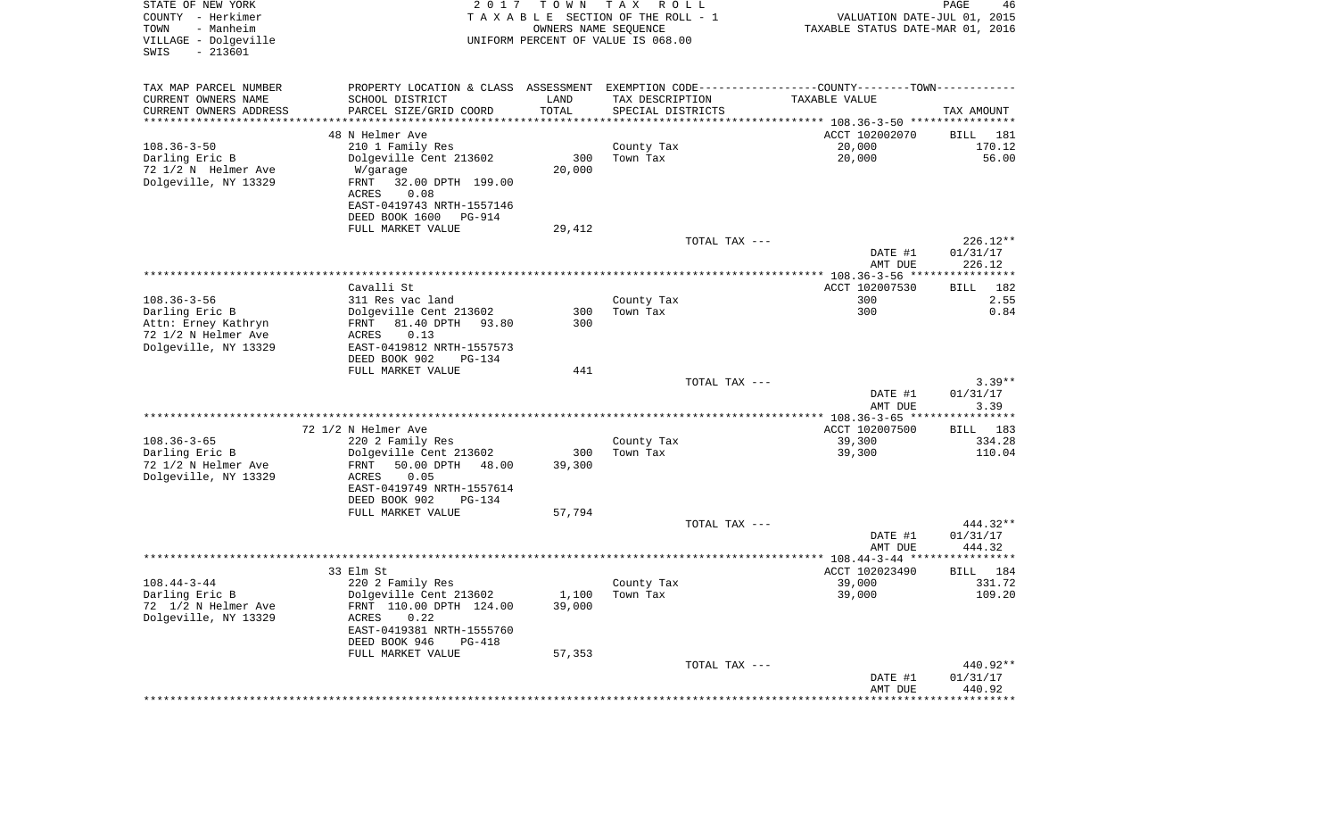STATE OF NEW YORK
COUNTY - Herkimer
TOWN - Manheim
VILLAGE - Dolgeville
SWIS - 213601

2017 TOWN TAX ROLL
TAXABLE SECTION OF THE ROLL - 1
OWNERS NAME SEQUENCE
UNIFORM PERCENT OF VALUE IS 068.00

VALUATION DATE-JUL 01, 2015
TAXABLE STATUS DATE-MAR 01, 2016

| TAX MAP PARCEL NUMBER / CURRENT OWNERS NAME / CURRENT OWNERS ADDRESS | PROPERTY LOCATION & CLASS / SCHOOL DISTRICT / PARCEL SIZE/GRID COORD | ASSESSMENT LAND / TOTAL | EXEMPTION CODE / TAX DESCRIPTION / SPECIAL DISTRICTS | TAXABLE VALUE | TAX AMOUNT |
|---|---|---|---|---|---|
| | 48 N Helmer Ave | | | ACCT 102002070 | BILL 181 |
| 108.36-3-50 | 210 1 Family Res | | County Tax | 20,000 | 170.12 |
| Darling Eric B | Dolgeville Cent 213602 | 300 | Town Tax | 20,000 | 56.00 |
| 72 1/2 N Helmer Ave | W/garage | 20,000 | | | |
| Dolgeville, NY 13329 | FRNT 32.00 DPTH 199.00 | | | | |
| | ACRES 0.08 | | | | |
| | EAST-0419743 NRTH-1557146 | | | | |
| | DEED BOOK 1600 PG-914 | | | | |
| | FULL MARKET VALUE | 29,412 | | | |
| | | | TOTAL TAX --- | | 226.12** |
| | | | | DATE #1 | 01/31/17 |
| | | | | AMT DUE | 226.12 |
| | Cavalli St | | | ACCT 102007530 | BILL 182 |
| 108.36-3-56 | 311 Res vac land | | County Tax | 300 | 2.55 |
| Darling Eric B | Dolgeville Cent 213602 | 300 | Town Tax | 300 | 0.84 |
| Attn: Erney Kathryn | FRNT 81.40 DPTH 93.80 | 300 | | | |
| 72 1/2 N Helmer Ave | ACRES 0.13 | | | | |
| Dolgeville, NY 13329 | EAST-0419812 NRTH-1557573 | | | | |
| | DEED BOOK 902 PG-134 | | | | |
| | FULL MARKET VALUE | 441 | | | |
| | | | TOTAL TAX --- | | 3.39** |
| | | | | DATE #1 | 01/31/17 |
| | | | | AMT DUE | 3.39 |
| | 72 1/2 N Helmer Ave | | | ACCT 102007500 | BILL 183 |
| 108.36-3-65 | 220 2 Family Res | | County Tax | 39,300 | 334.28 |
| Darling Eric B | Dolgeville Cent 213602 | 300 | Town Tax | 39,300 | 110.04 |
| 72 1/2 N Helmer Ave | FRNT 50.00 DPTH 48.00 | 39,300 | | | |
| Dolgeville, NY 13329 | ACRES 0.05 | | | | |
| | EAST-0419749 NRTH-1557614 | | | | |
| | DEED BOOK 902 PG-134 | | | | |
| | FULL MARKET VALUE | 57,794 | | | |
| | | | TOTAL TAX --- | | 444.32** |
| | | | | DATE #1 | 01/31/17 |
| | | | | AMT DUE | 444.32 |
| | 33 Elm St | | | ACCT 102023490 | BILL 184 |
| 108.44-3-44 | 220 2 Family Res | | County Tax | 39,000 | 331.72 |
| Darling Eric B | Dolgeville Cent 213602 | 1,100 | Town Tax | 39,000 | 109.20 |
| 72 1/2 N Helmer Ave | FRNT 110.00 DPTH 124.00 | 39,000 | | | |
| Dolgeville, NY 13329 | ACRES 0.22 | | | | |
| | EAST-0419381 NRTH-1555760 | | | | |
| | DEED BOOK 946 PG-418 | | | | |
| | FULL MARKET VALUE | 57,353 | | | |
| | | | TOTAL TAX --- | | 440.92** |
| | | | | DATE #1 | 01/31/17 |
| | | | | AMT DUE | 440.92 |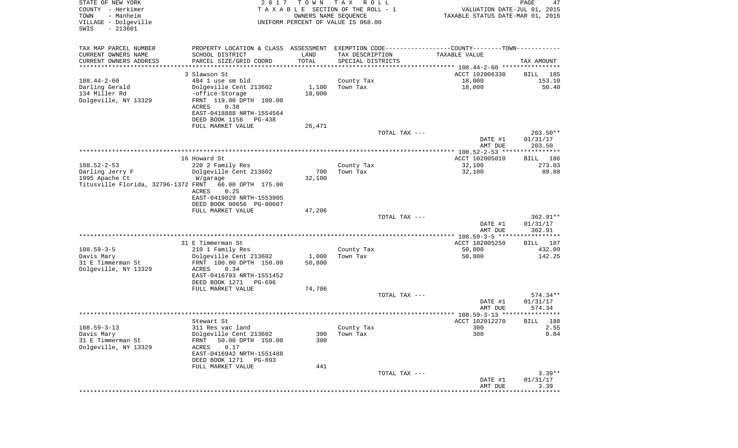STATE OF NEW YORK
COUNTY - Herkimer
TOWN - Manheim
VILLAGE - Dolgeville
SWIS - 213601

2 0 1 7 T O W N T A X R O L L
T A X A B L E SECTION OF THE ROLL - 1
OWNERS NAME SEQUENCE
UNIFORM PERCENT OF VALUE IS 068.00

VALUATION DATE-JUL 01, 2015
TAXABLE STATUS DATE-MAR 01, 2016

| TAX MAP PARCEL NUMBER<br>CURRENT OWNERS NAME<br>CURRENT OWNERS ADDRESS | PROPERTY LOCATION & CLASS<br>SCHOOL DISTRICT<br>PARCEL SIZE/GRID COORD | ASSESSMENT<br>LAND<br>TOTAL | EXEMPTION CODE<br>TAX DESCRIPTION<br>SPECIAL DISTRICTS | COUNTY--------TOWN<br>TAXABLE VALUE | TAX AMOUNT |
|---|---|---|---|---|---|
| 108.44-2-60 | 3 Slawson St | | | ACCT 102006330 | BILL 185 |
| 108.44-2-60 | 484 1 use sm bld | | County Tax | 18,000 | 153.10 |
| Darling Gerald | Dolgeville Cent 213602 | 1,100 | Town Tax | 18,000 | 50.40 |
| 134 Miller Rd | -office-Storage | 18,000 | | | |
| Dolgeville, NY 13329 | FRNT 119.00 DPTH 100.00 | | | | |
| | ACRES 0.38 | | | | |
| | EAST-0418888 NRTH-1554564 | | | | |
| | DEED BOOK 1156 PG-438 | | | | |
| | FULL MARKET VALUE | 26,471 | | | |
| | | | TOTAL TAX --- | | 203.50** |
| | | | | DATE #1 | 01/31/17 |
| | | | | AMT DUE | 203.50 |
| 108.52-2-53 | 16 Howard St | | | ACCT 102005010 | BILL 186 |
| 108.52-2-53 | 220 2 Family Res | | County Tax | 32,100 | 273.03 |
| Darling Jerry F | Dolgeville Cent 213602 | 700 | Town Tax | 32,100 | 89.88 |
| 1995 Apache Ct | W/garage | 32,100 | | | |
| Titusville Florida, 32796-1372 | FRNT 66.00 DPTH 175.00 | | | | |
| | ACRES 0.25 | | | | |
| | EAST-0419029 NRTH-1553905 | | | | |
| | DEED BOOK 00656 PG-00607 | | | | |
| | FULL MARKET VALUE | 47,206 | | | |
| | | | TOTAL TAX --- | | 362.91** |
| | | | | DATE #1 | 01/31/17 |
| | | | | AMT DUE | 362.91 |
| 108.59-3-5 | 31 E Timmerman St | | | ACCT 102005250 | BILL 187 |
| 108.59-3-5 | 210 1 Family Res | | County Tax | 50,800 | 432.09 |
| Davis Mary | Dolgeville Cent 213602 | 1,000 | Town Tax | 50,800 | 142.25 |
| 31 E Timmerman St | FRNT 100.00 DPTH 150.00 | 50,800 | | | |
| Dolgeville, NY 13329 | ACRES 0.34 | | | | |
| | EAST-0416793 NRTH-1551452 | | | | |
| | DEED BOOK 1271 PG-696 | | | | |
| | FULL MARKET VALUE | 74,706 | | | |
| | | | TOTAL TAX --- | | 574.34** |
| | | | | DATE #1 | 01/31/17 |
| | | | | AMT DUE | 574.34 |
| 108.59-3-13 | Stewart St | | | ACCT 102012270 | BILL 188 |
| 108.59-3-13 | 311 Res vac land | | County Tax | 300 | 2.55 |
| Davis Mary | Dolgeville Cent 213602 | 300 | Town Tax | 300 | 0.84 |
| 31 E Timmerman St | FRNT 50.00 DPTH 150.00 | 300 | | | |
| Dolgeville, NY 13329 | ACRES 0.17 | | | | |
| | EAST-0416942 NRTH-1551488 | | | | |
| | DEED BOOK 1271 PG-693 | | | | |
| | FULL MARKET VALUE | 441 | | | |
| | | | TOTAL TAX --- | | 3.39** |
| | | | | DATE #1 | 01/31/17 |
| | | | | AMT DUE | 3.39 |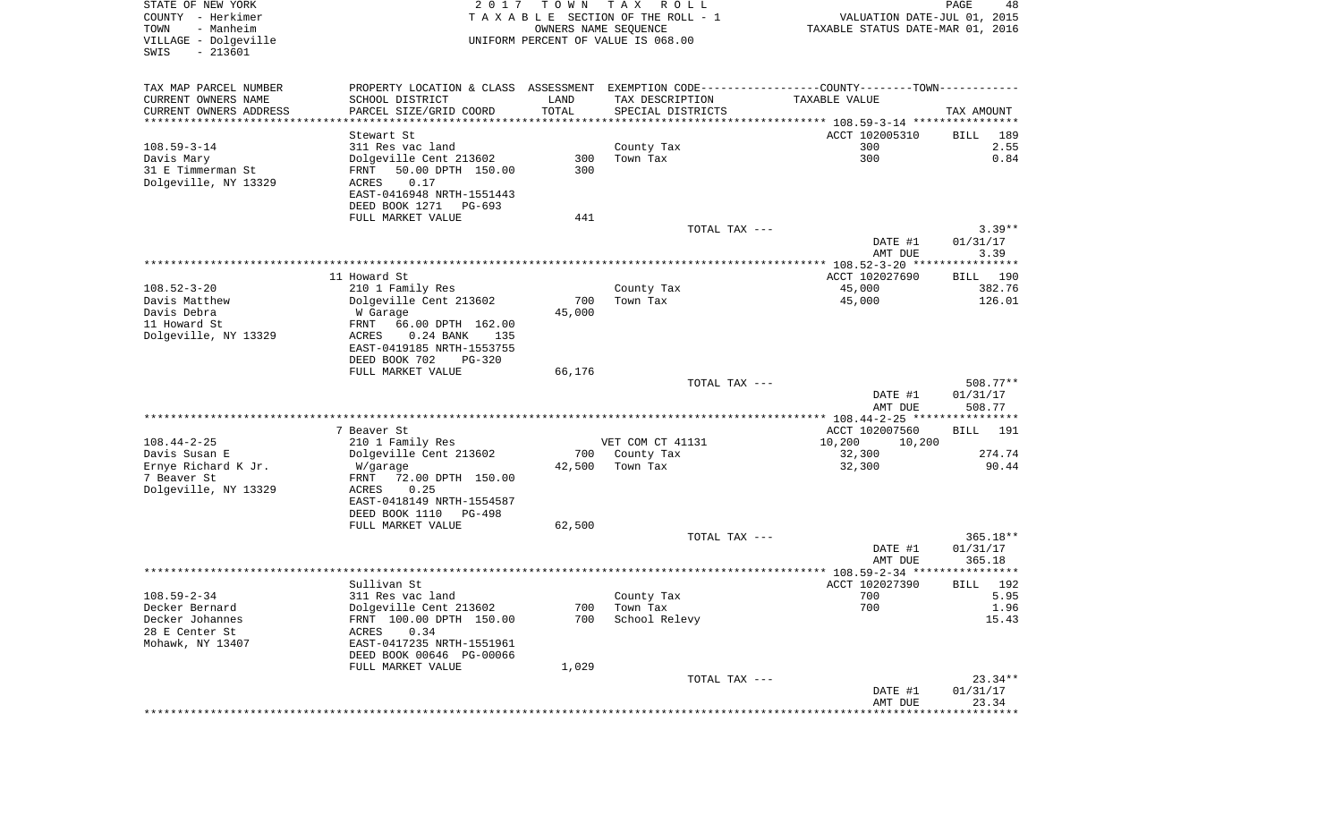STATE OF NEW YORK
COUNTY - Herkimer
TOWN - Manheim
VILLAGE - Dolgeville
SWIS - 213601

2 0 1 7 T O W N T A X R O L L
T A X A B L E SECTION OF THE ROLL - 1
OWNERS NAME SEQUENCE
UNIFORM PERCENT OF VALUE IS 068.00

VALUATION DATE-JUL 01, 2015
TAXABLE STATUS DATE-MAR 01, 2016

| TAX MAP PARCEL NUMBER / CURRENT OWNERS NAME / CURRENT OWNERS ADDRESS | PROPERTY LOCATION & CLASS / SCHOOL DISTRICT / PARCEL SIZE/GRID COORD | ASSESSMENT LAND / TOTAL | EXEMPTION CODE / TAX DESCRIPTION / SPECIAL DISTRICTS | COUNTY--------TOWN / TAXABLE VALUE | TAX AMOUNT |
|---|---|---|---|---|---|
| 108.59-3-14 | Stewart St | | | ACCT 102005310 | BILL 189 |
| Davis Mary | 311 Res vac land | | County Tax | 300 | 2.55 |
| 31 E Timmerman St | Dolgeville Cent 213602 | 300 | Town Tax | 300 | 0.84 |
| Dolgeville, NY 13329 | FRNT 50.00 DPTH 150.00 | 300 | | | |
| | ACRES 0.17 | | | | |
| | EAST-0416948 NRTH-1551443 | | | | |
| | DEED BOOK 1271 PG-693 | | | | |
| | FULL MARKET VALUE | 441 | | | |
| | | | TOTAL TAX --- | | 3.39** |
| | | | | DATE #1 | 01/31/17 |
| | | | | AMT DUE | 3.39 |
| 108.52-3-20 | 11 Howard St | | | ACCT 102027690 | BILL 190 |
| Davis Matthew | 210 1 Family Res | | County Tax | 45,000 | 382.76 |
| Davis Debra | Dolgeville Cent 213602 | 700 | Town Tax | 45,000 | 126.01 |
| 11 Howard St | W Garage | 45,000 | | | |
| Dolgeville, NY 13329 | FRNT 66.00 DPTH 162.00 | | | | |
| | ACRES 0.24 BANK 135 | | | | |
| | EAST-0419185 NRTH-1553755 | | | | |
| | DEED BOOK 702 PG-320 | | | | |
| | FULL MARKET VALUE | 66,176 | | | |
| | | | TOTAL TAX --- | | 508.77** |
| | | | | DATE #1 | 01/31/17 |
| | | | | AMT DUE | 508.77 |
| 108.44-2-25 | 7 Beaver St | | | ACCT 102007560 | BILL 191 |
| Davis Susan E | 210 1 Family Res | | VET COM CT 41131 | 10,200 10,200 | |
| Ernye Richard K Jr. | Dolgeville Cent 213602 | 700 | County Tax | 32,300 | 274.74 |
| 7 Beaver St | W/garage | 42,500 | Town Tax | 32,300 | 90.44 |
| Dolgeville, NY 13329 | FRNT 72.00 DPTH 150.00 | | | | |
| | ACRES 0.25 | | | | |
| | EAST-0418149 NRTH-1554587 | | | | |
| | DEED BOOK 1110 PG-498 | | | | |
| | FULL MARKET VALUE | 62,500 | | | |
| | | | TOTAL TAX --- | | 365.18** |
| | | | | DATE #1 | 01/31/17 |
| | | | | AMT DUE | 365.18 |
| 108.59-2-34 | Sullivan St | | | ACCT 102027390 | BILL 192 |
| Decker Bernard | 311 Res vac land | | County Tax | 700 | 5.95 |
| Decker Johannes | Dolgeville Cent 213602 | 700 | Town Tax | 700 | 1.96 |
| 28 E Center St | FRNT 100.00 DPTH 150.00 | 700 | School Relevy | | 15.43 |
| Mohawk, NY 13407 | ACRES 0.34 | | | | |
| | EAST-0417235 NRTH-1551961 | | | | |
| | DEED BOOK 00646 PG-00066 | | | | |
| | FULL MARKET VALUE | 1,029 | | | |
| | | | TOTAL TAX --- | | 23.34** |
| | | | | DATE #1 | 01/31/17 |
| | | | | AMT DUE | 23.34 |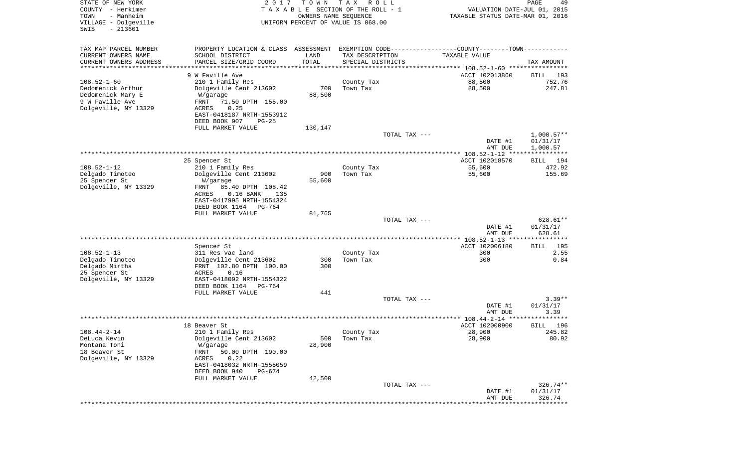STATE OF NEW YORK
COUNTY - Herkimer
TOWN - Manheim
VILLAGE - Dolgeville
SWIS - 213601

2017 TOWN TAX ROLL
TAXABLE SECTION OF THE ROLL - 1
OWNERS NAME SEQUENCE
UNIFORM PERCENT OF VALUE IS 068.00

VALUATION DATE-JUL 01, 2015
TAXABLE STATUS DATE-MAR 01, 2016

| TAX MAP PARCEL NUMBER / CURRENT OWNERS NAME / CURRENT OWNERS ADDRESS | PROPERTY LOCATION & CLASS / SCHOOL DISTRICT / PARCEL SIZE/GRID COORD | ASSESSMENT LAND / TOTAL | EXEMPTION CODE / TAX DESCRIPTION / SPECIAL DISTRICTS | COUNTY--------TOWN / TAXABLE VALUE | TAX AMOUNT |
|---|---|---|---|---|---|
| **108.52-1-60** | 9 W Faville Ave | | | ACCT 102013860 | BILL 193 |
| 108.52-1-60 | 210 1 Family Res | | County Tax | 88,500 | 752.76 |
| Dedomenick Arthur | Dolgeville Cent 213602 | 700 | Town Tax | 88,500 | 247.81 |
| Dedomenick Mary E | W/garage | 88,500 | | | |
| 9 W Faville Ave | FRNT 71.50 DPTH 155.00 | | | | |
| Dolgeville, NY 13329 | ACRES 0.25 | | | | |
| | EAST-0418187 NRTH-1553912 | | | | |
| | DEED BOOK 907 PG-25 | | | | |
| | FULL MARKET VALUE | 130,147 | | | |
| | | | TOTAL TAX --- | | 1,000.57** |
| | | | | DATE #1 | 01/31/17 |
| | | | | AMT DUE | 1,000.57 |
| **108.52-1-12** | 25 Spencer St | | | ACCT 102018570 | BILL 194 |
| 108.52-1-12 | 210 1 Family Res | | County Tax | 55,600 | 472.92 |
| Delgado Timoteo | Dolgeville Cent 213602 | 900 | Town Tax | 55,600 | 155.69 |
| 25 Spencer St | W/garage | 55,600 | | | |
| Dolgeville, NY 13329 | FRNT 85.40 DPTH 108.42 | | | | |
| | ACRES 0.16 BANK 135 | | | | |
| | EAST-0417995 NRTH-1554324 | | | | |
| | DEED BOOK 1164 PG-764 | | | | |
| | FULL MARKET VALUE | 81,765 | | | |
| | | | TOTAL TAX --- | | 628.61** |
| | | | | DATE #1 | 01/31/17 |
| | | | | AMT DUE | 628.61 |
| **108.52-1-13** | Spencer St | | | ACCT 102006180 | BILL 195 |
| 108.52-1-13 | 311 Res vac land | | County Tax | 300 | 2.55 |
| Delgado Timoteo | Dolgeville Cent 213602 | 300 | Town Tax | 300 | 0.84 |
| Delgado Mirtha | FRNT 102.80 DPTH 100.00 | 300 | | | |
| 25 Spencer St | ACRES 0.16 | | | | |
| Dolgeville, NY 13329 | EAST-0418092 NRTH-1554322 | | | | |
| | DEED BOOK 1164 PG-764 | | | | |
| | FULL MARKET VALUE | 441 | | | |
| | | | TOTAL TAX --- | | 3.39** |
| | | | | DATE #1 | 01/31/17 |
| | | | | AMT DUE | 3.39 |
| **108.44-2-14** | 18 Beaver St | | | ACCT 102000900 | BILL 196 |
| 108.44-2-14 | 210 1 Family Res | | County Tax | 28,900 | 245.82 |
| DeLuca Kevin | Dolgeville Cent 213602 | 500 | Town Tax | 28,900 | 80.92 |
| Montana Toni | W/garage | 28,900 | | | |
| 18 Beaver St | FRNT 50.00 DPTH 190.00 | | | | |
| Dolgeville, NY 13329 | ACRES 0.22 | | | | |
| | EAST-0418032 NRTH-1555059 | | | | |
| | DEED BOOK 940 PG-674 | | | | |
| | FULL MARKET VALUE | 42,500 | | | |
| | | | TOTAL TAX --- | | 326.74** |
| | | | | DATE #1 | 01/31/17 |
| | | | | AMT DUE | 326.74 |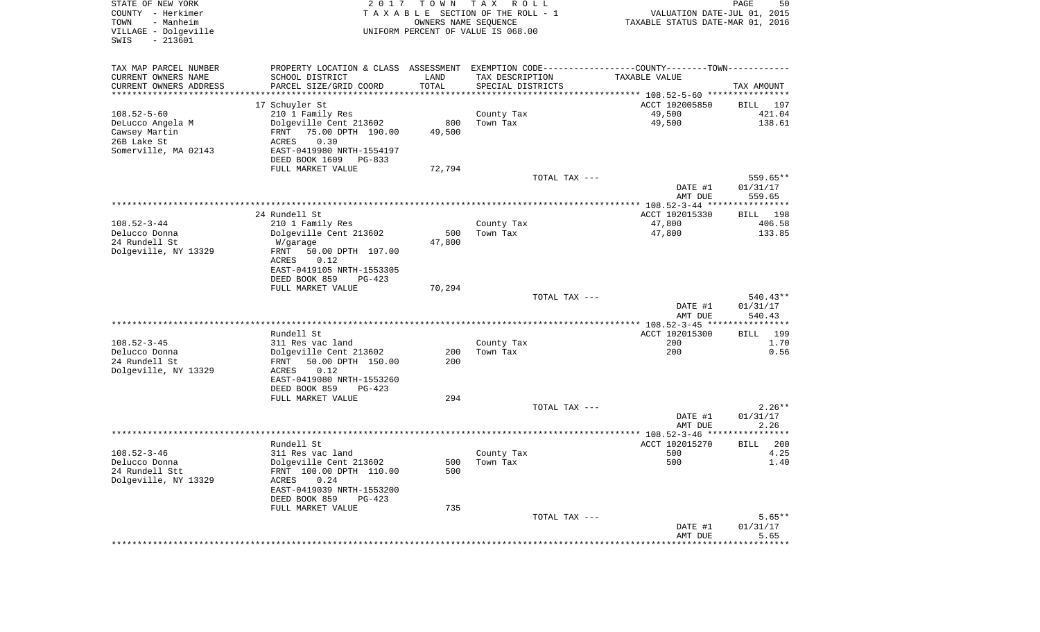STATE OF NEW YORK — COUNTY - Herkimer — TOWN - Manheim — VILLAGE - Dolgeville — SWIS - 213601

2017 TOWN TAX ROLL
TAXABLE SECTION OF THE ROLL - 1
OWNERS NAME SEQUENCE
UNIFORM PERCENT OF VALUE IS 068.00

VALUATION DATE-JUL 01, 2015
TAXABLE STATUS DATE-MAR 01, 2016

| TAX MAP PARCEL NUMBER / CURRENT OWNERS NAME / CURRENT OWNERS ADDRESS | PROPERTY LOCATION & CLASS / SCHOOL DISTRICT / PARCEL SIZE/GRID COORD | ASSESSMENT LAND / TOTAL | EXEMPTION CODE / TAX DESCRIPTION / SPECIAL DISTRICTS | TAXABLE VALUE | TAX AMOUNT |
|---|---|---|---|---|---|
| | 17 Schuyler St | | | ACCT 102005850 | BILL 197 |
| 108.52-5-60 | 210 1 Family Res | | County Tax | 49,500 | 421.04 |
| DeLucco Angela M | Dolgeville Cent 213602 | 800 | Town Tax | 49,500 | 138.61 |
| Cawsey Martin | FRNT 75.00 DPTH 190.00 | 49,500 | | | |
| 26B Lake St | ACRES 0.30 | | | | |
| Somerville, MA 02143 | EAST-0419980 NRTH-1554197 | | | | |
| | DEED BOOK 1609 PG-833 | | | | |
| | FULL MARKET VALUE | 72,794 | | | |
| | | | TOTAL TAX --- | | 559.65** |
| | | | | DATE #1 | 01/31/17 |
| | | | | AMT DUE | 559.65 |
| | 24 Rundell St | | | ACCT 102015330 | BILL 198 |
| 108.52-3-44 | 210 1 Family Res | | County Tax | 47,800 | 406.58 |
| Delucco Donna | Dolgeville Cent 213602 | 500 | Town Tax | 47,800 | 133.85 |
| 24 Rundell St | W/garage | 47,800 | | | |
| Dolgeville, NY 13329 | FRNT 50.00 DPTH 107.00 | | | | |
| | ACRES 0.12 | | | | |
| | EAST-0419105 NRTH-1553305 | | | | |
| | DEED BOOK 859 PG-423 | | | | |
| | FULL MARKET VALUE | 70,294 | | | |
| | | | TOTAL TAX --- | | 540.43** |
| | | | | DATE #1 | 01/31/17 |
| | | | | AMT DUE | 540.43 |
| | Rundell St | | | ACCT 102015300 | BILL 199 |
| 108.52-3-45 | 311 Res vac land | | County Tax | 200 | 1.70 |
| Delucco Donna | Dolgeville Cent 213602 | 200 | Town Tax | 200 | 0.56 |
| 24 Rundell St | FRNT 50.00 DPTH 150.00 | 200 | | | |
| Dolgeville, NY 13329 | ACRES 0.12 | | | | |
| | EAST-0419080 NRTH-1553260 | | | | |
| | DEED BOOK 859 PG-423 | | | | |
| | FULL MARKET VALUE | 294 | | | |
| | | | TOTAL TAX --- | | 2.26** |
| | | | | DATE #1 | 01/31/17 |
| | | | | AMT DUE | 2.26 |
| | Rundell St | | | ACCT 102015270 | BILL 200 |
| 108.52-3-46 | 311 Res vac land | | County Tax | 500 | 4.25 |
| Delucco Donna | Dolgeville Cent 213602 | 500 | Town Tax | 500 | 1.40 |
| 24 Rundell Stt | FRNT 100.00 DPTH 110.00 | 500 | | | |
| Dolgeville, NY 13329 | ACRES 0.24 | | | | |
| | EAST-0419039 NRTH-1553200 | | | | |
| | DEED BOOK 859 PG-423 | | | | |
| | FULL MARKET VALUE | 735 | | | |
| | | | TOTAL TAX --- | | 5.65** |
| | | | | DATE #1 | 01/31/17 |
| | | | | AMT DUE | 5.65 |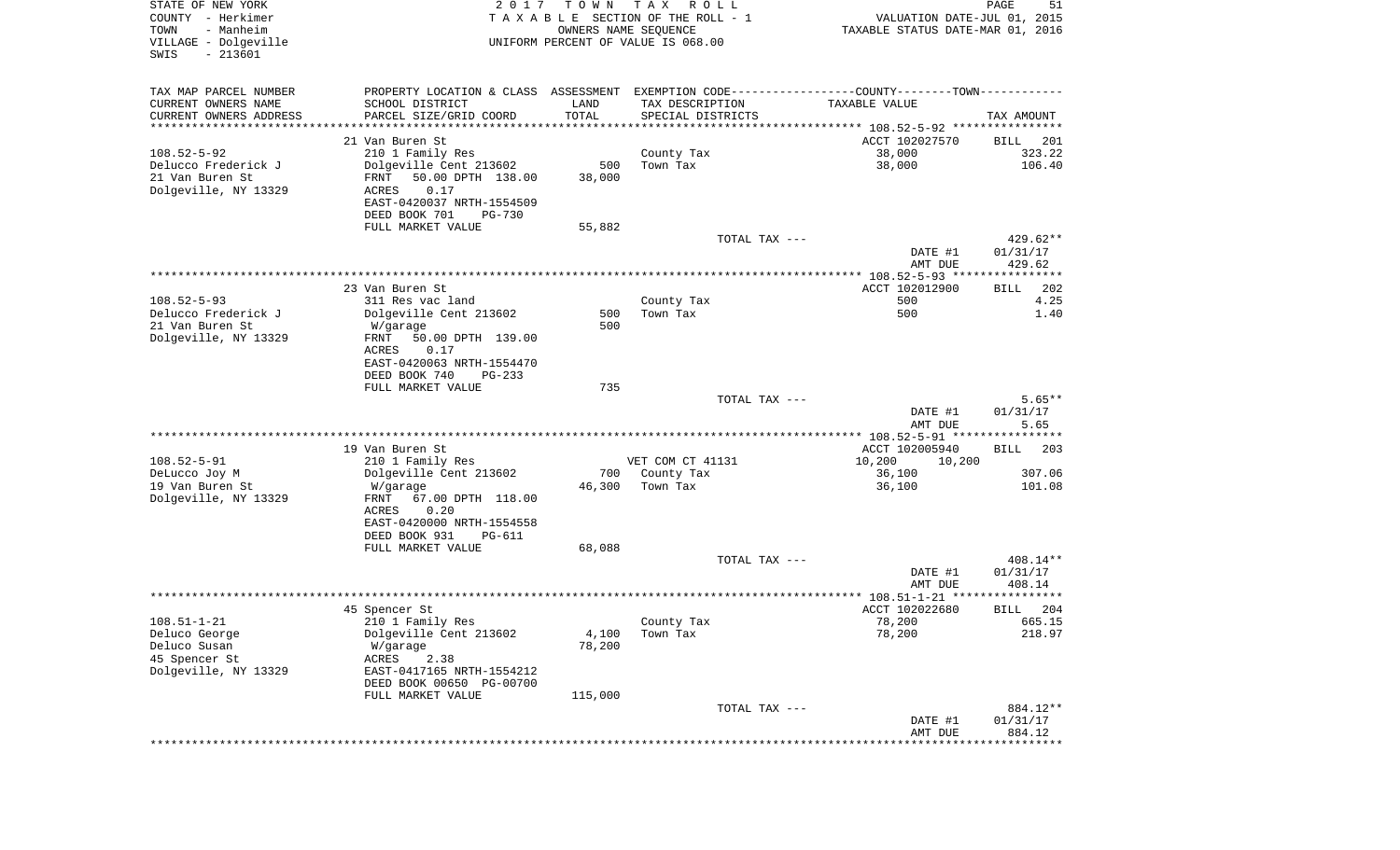STATE OF NEW YORK
COUNTY - Herkimer
TOWN - Manheim
VILLAGE - Dolgeville
SWIS - 213601

2017 TOWN TAX ROLL
TAXABLE SECTION OF THE ROLL - 1
OWNERS NAME SEQUENCE
UNIFORM PERCENT OF VALUE IS 068.00

VALUATION DATE-JUL 01, 2015
TAXABLE STATUS DATE-MAR 01, 2016

| TAX MAP PARCEL NUMBER / CURRENT OWNERS NAME / CURRENT OWNERS ADDRESS | PROPERTY LOCATION & CLASS / SCHOOL DISTRICT / PARCEL SIZE/GRID COORD | ASSESSMENT LAND | TOTAL | EXEMPTION CODE / TAX DESCRIPTION / SPECIAL DISTRICTS | COUNTY-TOWN TAXABLE VALUE | TAX AMOUNT |
|---|---|---|---|---|---|---|
| **108.52-5-92** | 21 Van Buren St | | | | ACCT 102027570 | BILL 201 |
| Delucco Frederick J | 210 1 Family Res | | | County Tax | 38,000 | 323.22 |
| 21 Van Buren St | Dolgeville Cent 213602 | 500 | | Town Tax | 38,000 | 106.40 |
| Dolgeville, NY 13329 | FRNT 50.00 DPTH 138.00 | | 38,000 | | | |
| | ACRES 0.17 | | | | | |
| | EAST-0420037 NRTH-1554509 | | | | | |
| | DEED BOOK 701 PG-730 | | | | | |
| | FULL MARKET VALUE | | 55,882 | | | |
| | | | | TOTAL TAX --- | | 429.62** |
| | | | | | DATE #1 | 01/31/17 |
| | | | | | AMT DUE | 429.62 |
| **108.52-5-93** | 23 Van Buren St | | | | ACCT 102012900 | BILL 202 |
| Delucco Frederick J | 311 Res vac land | | | County Tax | 500 | 4.25 |
| 21 Van Buren St | Dolgeville Cent 213602 | 500 | | Town Tax | 500 | 1.40 |
| Dolgeville, NY 13329 | W/garage | | 500 | | | |
| | FRNT 50.00 DPTH 139.00 | | | | | |
| | ACRES 0.17 | | | | | |
| | EAST-0420063 NRTH-1554470 | | | | | |
| | DEED BOOK 740 PG-233 | | | | | |
| | FULL MARKET VALUE | | 735 | | | |
| | | | | TOTAL TAX --- | | 5.65** |
| | | | | | DATE #1 | 01/31/17 |
| | | | | | AMT DUE | 5.65 |
| **108.52-5-91** | 19 Van Buren St | | | | ACCT 102005940 | BILL 203 |
| DeLucco Joy M | 210 1 Family Res | | | VET COM CT 41131 | 10,200 10,200 | |
| 19 Van Buren St | Dolgeville Cent 213602 | 700 | | County Tax | 36,100 | 307.06 |
| Dolgeville, NY 13329 | W/garage | | 46,300 | Town Tax | 36,100 | 101.08 |
| | FRNT 67.00 DPTH 118.00 | | | | | |
| | ACRES 0.20 | | | | | |
| | EAST-0420000 NRTH-1554558 | | | | | |
| | DEED BOOK 931 PG-611 | | | | | |
| | FULL MARKET VALUE | | 68,088 | | | |
| | | | | TOTAL TAX --- | | 408.14** |
| | | | | | DATE #1 | 01/31/17 |
| | | | | | AMT DUE | 408.14 |
| **108.51-1-21** | 45 Spencer St | | | | ACCT 102022680 | BILL 204 |
| Deluco George | 210 1 Family Res | | | County Tax | 78,200 | 665.15 |
| Deluco Susan | Dolgeville Cent 213602 | 4,100 | | Town Tax | 78,200 | 218.97 |
| 45 Spencer St | W/garage | | 78,200 | | | |
| Dolgeville, NY 13329 | ACRES 2.38 | | | | | |
| | EAST-0417165 NRTH-1554212 | | | | | |
| | DEED BOOK 00650 PG-00700 | | | | | |
| | FULL MARKET VALUE | | 115,000 | | | |
| | | | | TOTAL TAX --- | | 884.12** |
| | | | | | DATE #1 | 01/31/17 |
| | | | | | AMT DUE | 884.12 |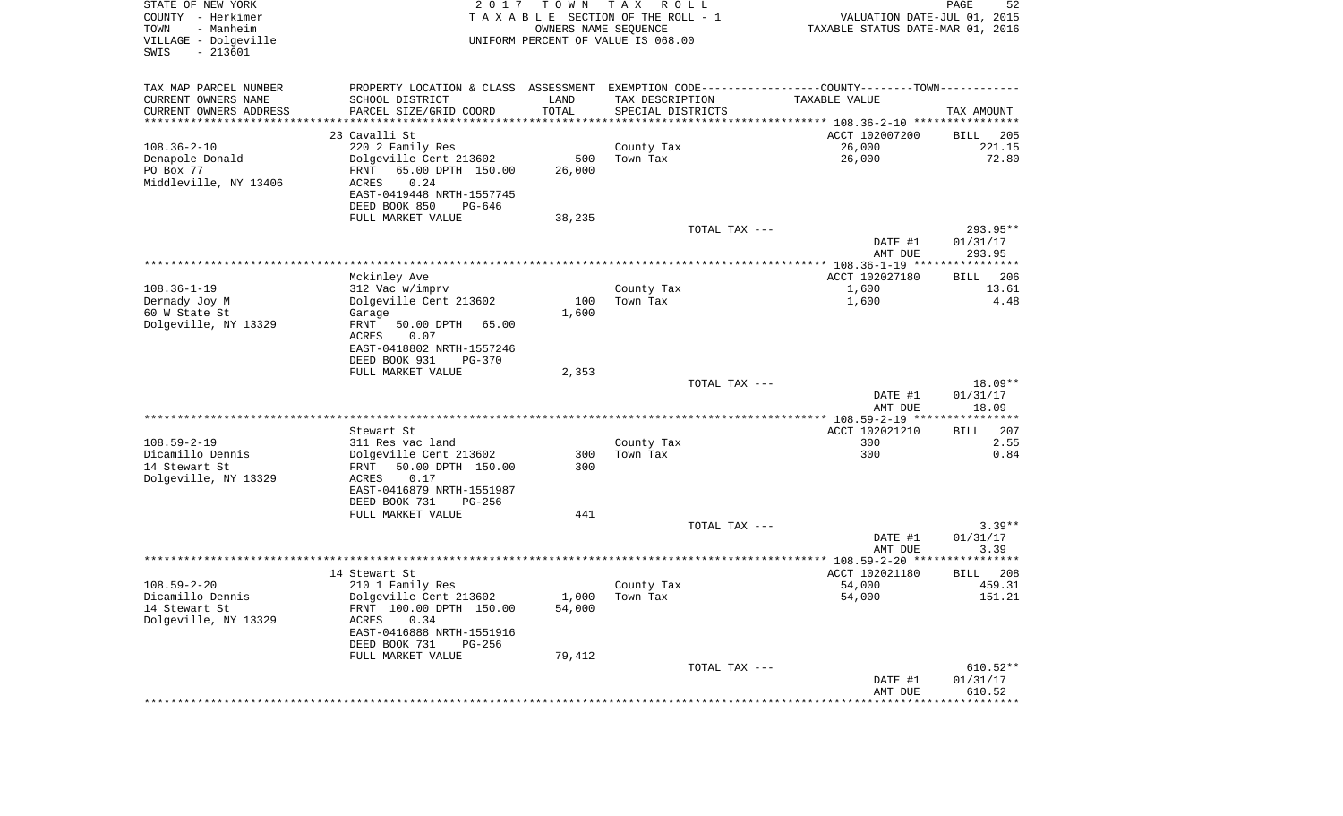STATE OF NEW YORK
COUNTY - Herkimer
TOWN - Manheim
VILLAGE - Dolgeville
SWIS - 213601

2017 TOWN TAX ROLL
TAXABLE SECTION OF THE ROLL - 1
OWNERS NAME SEQUENCE
UNIFORM PERCENT OF VALUE IS 068.00

VALUATION DATE-JUL 01, 2015
TAXABLE STATUS DATE-MAR 01, 2016

| TAX MAP PARCEL NUMBER<br>CURRENT OWNERS NAME<br>CURRENT OWNERS ADDRESS | PROPERTY LOCATION & CLASS<br>SCHOOL DISTRICT<br>PARCEL SIZE/GRID COORD | ASSESSMENT<br>LAND<br>TOTAL | EXEMPTION CODE<br>TAX DESCRIPTION<br>SPECIAL DISTRICTS | COUNTY--------TOWN<br>TAXABLE VALUE | TAX AMOUNT |
|---|---|---|---|---|---|
| | 23 Cavalli St | | | ACCT 102007200 | BILL 205 |
| 108.36-2-10 | 220 2 Family Res | | County Tax | 26,000 | 221.15 |
| Denapole Donald | Dolgeville Cent 213602 | 500 | Town Tax | 26,000 | 72.80 |
| PO Box 77 | FRNT 65.00 DPTH 150.00 | 26,000 | | | |
| Middleville, NY 13406 | ACRES 0.24 | | | | |
| | EAST-0419448 NRTH-1557745 | | | | |
| | DEED BOOK 850 PG-646 | | | | |
| | FULL MARKET VALUE | 38,235 | | | |
| | | | TOTAL TAX --- | | 293.95** |
| | | | | DATE #1 | 01/31/17 |
| | | | | AMT DUE | 293.95 |
| | Mckinley Ave | | | ACCT 102027180 | BILL 206 |
| 108.36-1-19 | 312 Vac w/imprv | | County Tax | 1,600 | 13.61 |
| Dermady Joy M | Dolgeville Cent 213602 | 100 | Town Tax | 1,600 | 4.48 |
| 60 W State St | Garage | 1,600 | | | |
| Dolgeville, NY 13329 | FRNT 50.00 DPTH 65.00 | | | | |
| | ACRES 0.07 | | | | |
| | EAST-0418802 NRTH-1557246 | | | | |
| | DEED BOOK 931 PG-370 | | | | |
| | FULL MARKET VALUE | 2,353 | | | |
| | | | TOTAL TAX --- | | 18.09** |
| | | | | DATE #1 | 01/31/17 |
| | | | | AMT DUE | 18.09 |
| | Stewart St | | | ACCT 102021210 | BILL 207 |
| 108.59-2-19 | 311 Res vac land | | County Tax | 300 | 2.55 |
| Dicamillo Dennis | Dolgeville Cent 213602 | 300 | Town Tax | 300 | 0.84 |
| 14 Stewart St | FRNT 50.00 DPTH 150.00 | 300 | | | |
| Dolgeville, NY 13329 | ACRES 0.17 | | | | |
| | EAST-0416879 NRTH-1551987 | | | | |
| | DEED BOOK 731 PG-256 | | | | |
| | FULL MARKET VALUE | 441 | | | |
| | | | TOTAL TAX --- | | 3.39** |
| | | | | DATE #1 | 01/31/17 |
| | | | | AMT DUE | 3.39 |
| | 14 Stewart St | | | ACCT 102021180 | BILL 208 |
| 108.59-2-20 | 210 1 Family Res | | County Tax | 54,000 | 459.31 |
| Dicamillo Dennis | Dolgeville Cent 213602 | 1,000 | Town Tax | 54,000 | 151.21 |
| 14 Stewart St | FRNT 100.00 DPTH 150.00 | 54,000 | | | |
| Dolgeville, NY 13329 | ACRES 0.34 | | | | |
| | EAST-0416888 NRTH-1551916 | | | | |
| | DEED BOOK 731 PG-256 | | | | |
| | FULL MARKET VALUE | 79,412 | | | |
| | | | TOTAL TAX --- | | 610.52** |
| | | | | DATE #1 | 01/31/17 |
| | | | | AMT DUE | 610.52 |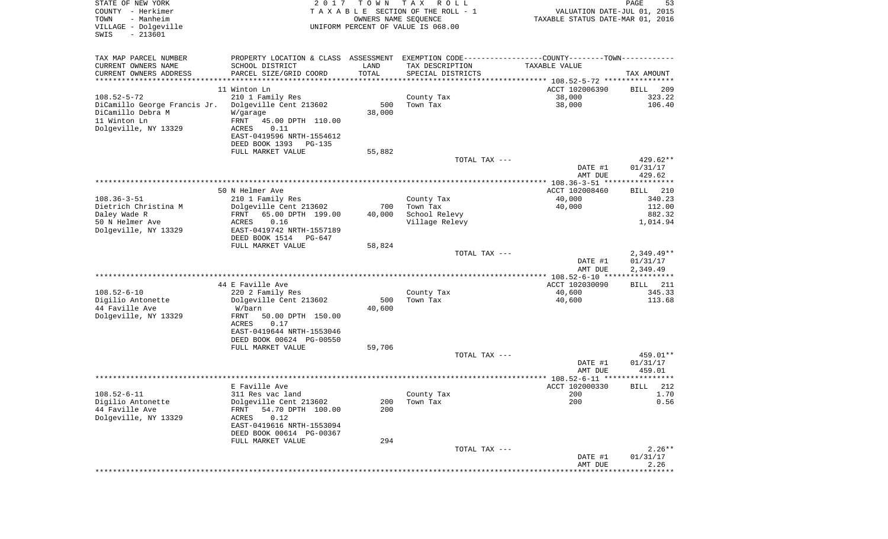STATE OF NEW YORK
COUNTY - Herkimer
TOWN - Manheim
VILLAGE - Dolgeville
SWIS - 213601

2017 TOWN TAX ROLL
TAXABLE SECTION OF THE ROLL - 1
OWNERS NAME SEQUENCE
UNIFORM PERCENT OF VALUE IS 068.00

VALUATION DATE-JUL 01, 2015
TAXABLE STATUS DATE-MAR 01, 2016

| TAX MAP PARCEL NUMBER / CURRENT OWNERS NAME / CURRENT OWNERS ADDRESS | PROPERTY LOCATION & CLASS / SCHOOL DISTRICT / PARCEL SIZE/GRID COORD | ASSESSMENT LAND / TOTAL | EXEMPTION CODE / TAX DESCRIPTION / SPECIAL DISTRICTS | COUNTY--------TOWN TAXABLE VALUE | TAX AMOUNT |
|---|---|---|---|---|---|
| ********* 108.52-5-72 ********* | | | | | |
| | 11 Winton Ln | | | ACCT 102006390 | BILL 209 |
| 108.52-5-72 | 210 1 Family Res | | County Tax | 38,000 | 323.22 |
| DiCamillo George Francis Jr. | Dolgeville Cent 213602 | 500 | Town Tax | 38,000 | 106.40 |
| DiCamillo Debra M | W/garage | 38,000 | | | |
| 11 Winton Ln | FRNT 45.00 DPTH 110.00 | | | | |
| Dolgeville, NY 13329 | ACRES 0.11 | | | | |
| | EAST-0419596 NRTH-1554612 | | | | |
| | DEED BOOK 1393 PG-135 | | | | |
| | FULL MARKET VALUE | 55,882 | | | |
| | | | TOTAL TAX --- | | 429.62** |
| | | | | DATE #1 | 01/31/17 |
| | | | | AMT DUE | 429.62 |
| ********* 108.36-3-51 ********* | | | | | |
| | 50 N Helmer Ave | | | ACCT 102008460 | BILL 210 |
| 108.36-3-51 | 210 1 Family Res | | County Tax | 40,000 | 340.23 |
| Dietrich Christina M | Dolgeville Cent 213602 | 700 | Town Tax | 40,000 | 112.00 |
| Daley Wade R | FRNT 65.00 DPTH 199.00 | 40,000 | School Relevy | | 882.32 |
| 50 N Helmer Ave | ACRES 0.16 | | Village Relevy | | 1,014.94 |
| Dolgeville, NY 13329 | EAST-0419742 NRTH-1557189 | | | | |
| | DEED BOOK 1514 PG-647 | | | | |
| | FULL MARKET VALUE | 58,824 | | | |
| | | | TOTAL TAX --- | | 2,349.49** |
| | | | | DATE #1 | 01/31/17 |
| | | | | AMT DUE | 2,349.49 |
| ********* 108.52-6-10 ********* | | | | | |
| | 44 E Faville Ave | | | ACCT 102030090 | BILL 211 |
| 108.52-6-10 | 220 2 Family Res | | County Tax | 40,600 | 345.33 |
| Digilio Antonette | Dolgeville Cent 213602 | 500 | Town Tax | 40,600 | 113.68 |
| 44 Faville Ave | W/barn | 40,600 | | | |
| Dolgeville, NY 13329 | FRNT 50.00 DPTH 150.00 | | | | |
| | ACRES 0.17 | | | | |
| | EAST-0419644 NRTH-1553046 | | | | |
| | DEED BOOK 00624 PG-00550 | | | | |
| | FULL MARKET VALUE | 59,706 | | | |
| | | | TOTAL TAX --- | | 459.01** |
| | | | | DATE #1 | 01/31/17 |
| | | | | AMT DUE | 459.01 |
| ********* 108.52-6-11 ********* | | | | | |
| | E Faville Ave | | | ACCT 102000330 | BILL 212 |
| 108.52-6-11 | 311 Res vac land | | County Tax | 200 | 1.70 |
| Digilio Antonette | Dolgeville Cent 213602 | 200 | Town Tax | 200 | 0.56 |
| 44 Faville Ave | FRNT 54.70 DPTH 100.00 | 200 | | | |
| Dolgeville, NY 13329 | ACRES 0.12 | | | | |
| | EAST-0419616 NRTH-1553094 | | | | |
| | DEED BOOK 00614 PG-00367 | | | | |
| | FULL MARKET VALUE | 294 | | | |
| | | | TOTAL TAX --- | | 2.26** |
| | | | | DATE #1 | 01/31/17 |
| | | | | AMT DUE | 2.26 |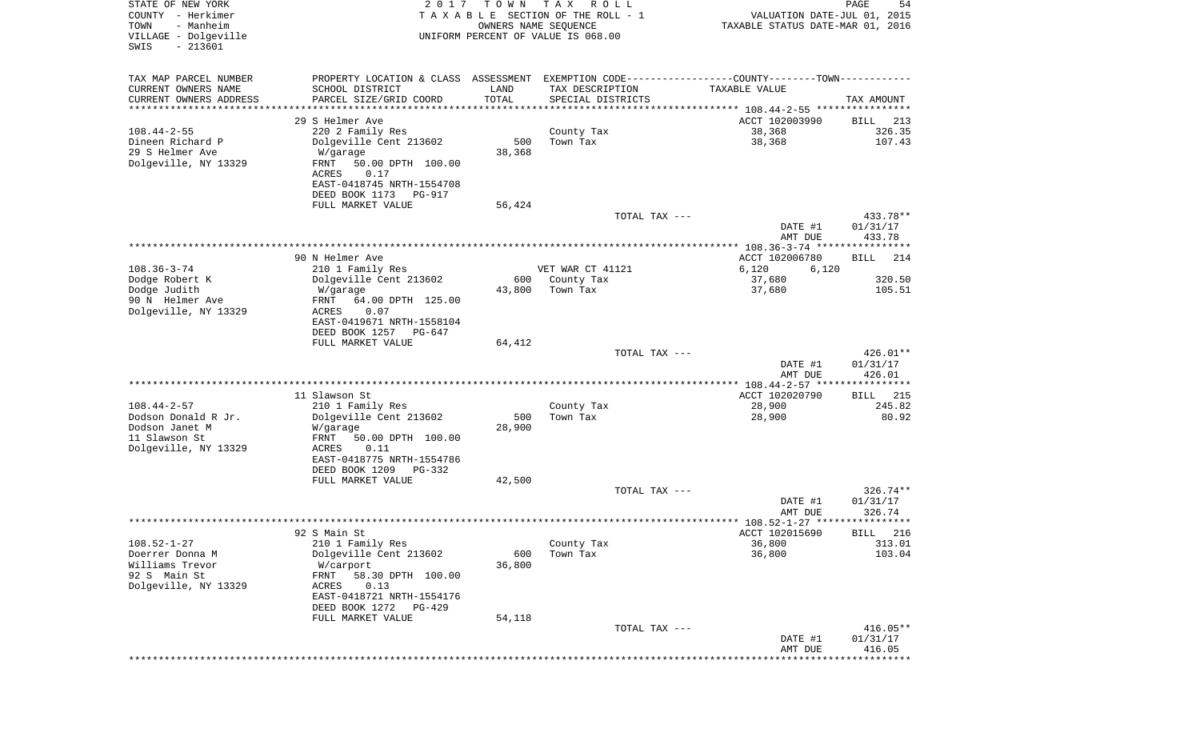STATE OF NEW YORK
COUNTY - Herkimer
TOWN - Manheim
VILLAGE - Dolgeville
SWIS - 213601

2017 TOWN TAX ROLL
TAXABLE SECTION OF THE ROLL - 1
OWNERS NAME SEQUENCE
UNIFORM PERCENT OF VALUE IS 068.00

VALUATION DATE-JUL 01, 2015
TAXABLE STATUS DATE-MAR 01, 2016

| TAX MAP PARCEL NUMBER / CURRENT OWNERS NAME / CURRENT OWNERS ADDRESS | PROPERTY LOCATION & CLASS / SCHOOL DISTRICT / PARCEL SIZE/GRID COORD | ASSESSMENT LAND / TOTAL | EXEMPTION CODE / TAX DESCRIPTION / SPECIAL DISTRICTS | COUNTY / TOWN TAXABLE VALUE | TAX AMOUNT |
|---|---|---|---|---|---|
| | 29 S Helmer Ave | | | ACCT 102003990 | BILL 213 |
| 108.44-2-55 | 220 2 Family Res | | County Tax | 38,368 | 326.35 |
| Dineen Richard P | Dolgeville Cent 213602 | 500 | Town Tax | 38,368 | 107.43 |
| 29 S Helmer Ave | W/garage | 38,368 | | | |
| Dolgeville, NY 13329 | FRNT 50.00 DPTH 100.00 | | | | |
| | ACRES 0.17 | | | | |
| | EAST-0418745 NRTH-1554708 | | | | |
| | DEED BOOK 1173 PG-917 | | | | |
| | FULL MARKET VALUE | 56,424 | | | |
| | | | TOTAL TAX --- | | 433.78** |
| | | | | DATE #1 | 01/31/17 |
| | | | | AMT DUE | 433.78 |
| | 90 N Helmer Ave | | | ACCT 102006780 | BILL 214 |
| 108.36-3-74 | 210 1 Family Res | | VET WAR CT 41121 | 6,120 6,120 | |
| Dodge Robert K | Dolgeville Cent 213602 | 600 | County Tax | 37,680 | 320.50 |
| Dodge Judith | W/garage | 43,800 | Town Tax | 37,680 | 105.51 |
| 90 N Helmer Ave | FRNT 64.00 DPTH 125.00 | | | | |
| Dolgeville, NY 13329 | ACRES 0.07 | | | | |
| | EAST-0419671 NRTH-1558104 | | | | |
| | DEED BOOK 1257 PG-647 | | | | |
| | FULL MARKET VALUE | 64,412 | | | |
| | | | TOTAL TAX --- | | 426.01** |
| | | | | DATE #1 | 01/31/17 |
| | | | | AMT DUE | 426.01 |
| | 11 Slawson St | | | ACCT 102020790 | BILL 215 |
| 108.44-2-57 | 210 1 Family Res | | County Tax | 28,900 | 245.82 |
| Dodson Donald R Jr. | Dolgeville Cent 213602 | 500 | Town Tax | 28,900 | 80.92 |
| Dodson Janet M | W/garage | 28,900 | | | |
| 11 Slawson St | FRNT 50.00 DPTH 100.00 | | | | |
| Dolgeville, NY 13329 | ACRES 0.11 | | | | |
| | EAST-0418775 NRTH-1554786 | | | | |
| | DEED BOOK 1209 PG-332 | | | | |
| | FULL MARKET VALUE | 42,500 | | | |
| | | | TOTAL TAX --- | | 326.74** |
| | | | | DATE #1 | 01/31/17 |
| | | | | AMT DUE | 326.74 |
| | 92 S Main St | | | ACCT 102015690 | BILL 216 |
| 108.52-1-27 | 210 1 Family Res | | County Tax | 36,800 | 313.01 |
| Doerrer Donna M | Dolgeville Cent 213602 | 600 | Town Tax | 36,800 | 103.04 |
| Williams Trevor | W/carport | 36,800 | | | |
| 92 S Main St | FRNT 58.30 DPTH 100.00 | | | | |
| Dolgeville, NY 13329 | ACRES 0.13 | | | | |
| | EAST-0418721 NRTH-1554176 | | | | |
| | DEED BOOK 1272 PG-429 | | | | |
| | FULL MARKET VALUE | 54,118 | | | |
| | | | TOTAL TAX --- | | 416.05** |
| | | | | DATE #1 | 01/31/17 |
| | | | | AMT DUE | 416.05 |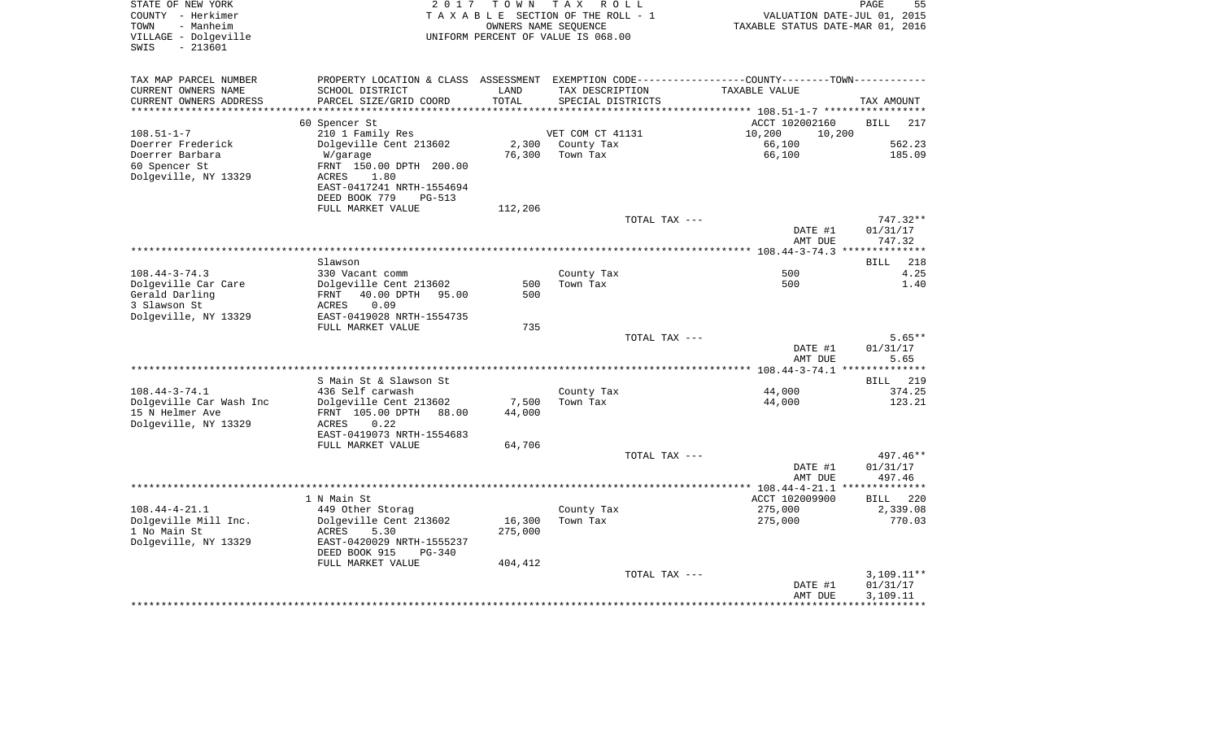STATE OF NEW YORK
COUNTY - Herkimer
TOWN - Manheim
VILLAGE - Dolgeville
SWIS - 213601

2 0 1 7 T O W N T A X R O L L
T A X A B L E SECTION OF THE ROLL - 1
OWNERS NAME SEQUENCE
UNIFORM PERCENT OF VALUE IS 068.00

VALUATION DATE-JUL 01, 2015
TAXABLE STATUS DATE-MAR 01, 2016

| TAX MAP PARCEL NUMBER / CURRENT OWNERS NAME / CURRENT OWNERS ADDRESS | PROPERTY LOCATION & CLASS / SCHOOL DISTRICT / PARCEL SIZE/GRID COORD | ASSESSMENT LAND / TOTAL | EXEMPTION CODE / TAX DESCRIPTION / SPECIAL DISTRICTS | COUNTY / TOWN TAXABLE VALUE | TAX AMOUNT |
|---|---|---|---|---|---|
| 108.51-1-7 | 60 Spencer St | | | ACCT 102002160 | BILL 217 |
| | 210 1 Family Res | | VET COM CT 41131 | 10,200 10,200 | |
| Doerrer Frederick | Dolgeville Cent 213602 | 2,300 | County Tax | 66,100 | 562.23 |
| Doerrer Barbara | W/garage | 76,300 | Town Tax | 66,100 | 185.09 |
| 60 Spencer St | FRNT 150.00 DPTH 200.00 | | | | |
| Dolgeville, NY 13329 | ACRES 1.80 | | | | |
| | EAST-0417241 NRTH-1554694 | | | | |
| | DEED BOOK 779 PG-513 | | | | |
| | FULL MARKET VALUE | 112,206 | | | |
| | | | TOTAL TAX --- | | 747.32** |
| | | | | DATE #1 | 01/31/17 |
| | | | | AMT DUE | 747.32 |
| 108.44-3-74.3 | Slawson | | | | BILL 218 |
| | 330 Vacant comm | | County Tax | 500 | 4.25 |
| Dolgeville Car Care | Dolgeville Cent 213602 | 500 | Town Tax | 500 | 1.40 |
| Gerald Darling | FRNT 40.00 DPTH 95.00 | 500 | | | |
| 3 Slawson St | ACRES 0.09 | | | | |
| Dolgeville, NY 13329 | EAST-0419028 NRTH-1554735 | | | | |
| | FULL MARKET VALUE | 735 | | | |
| | | | TOTAL TAX --- | | 5.65** |
| | | | | DATE #1 | 01/31/17 |
| | | | | AMT DUE | 5.65 |
| 108.44-3-74.1 | S Main St & Slawson St | | | | BILL 219 |
| | 436 Self carwash | | County Tax | 44,000 | 374.25 |
| Dolgeville Car Wash Inc | Dolgeville Cent 213602 | 7,500 | Town Tax | 44,000 | 123.21 |
| 15 N Helmer Ave | FRNT 105.00 DPTH 88.00 | 44,000 | | | |
| Dolgeville, NY 13329 | ACRES 0.22 | | | | |
| | EAST-0419073 NRTH-1554683 | | | | |
| | FULL MARKET VALUE | 64,706 | | | |
| | | | TOTAL TAX --- | | 497.46** |
| | | | | DATE #1 | 01/31/17 |
| | | | | AMT DUE | 497.46 |
| 108.44-4-21.1 | 1 N Main St | | | ACCT 102009900 | BILL 220 |
| | 449 Other Storag | | County Tax | 275,000 | 2,339.08 |
| Dolgeville Mill Inc. | Dolgeville Cent 213602 | 16,300 | Town Tax | 275,000 | 770.03 |
| 1 No Main St | ACRES 5.30 | 275,000 | | | |
| Dolgeville, NY 13329 | EAST-0420029 NRTH-1555237 | | | | |
| | DEED BOOK 915 PG-340 | | | | |
| | FULL MARKET VALUE | 404,412 | | | |
| | | | TOTAL TAX --- | | 3,109.11** |
| | | | | DATE #1 | 01/31/17 |
| | | | | AMT DUE | 3,109.11 |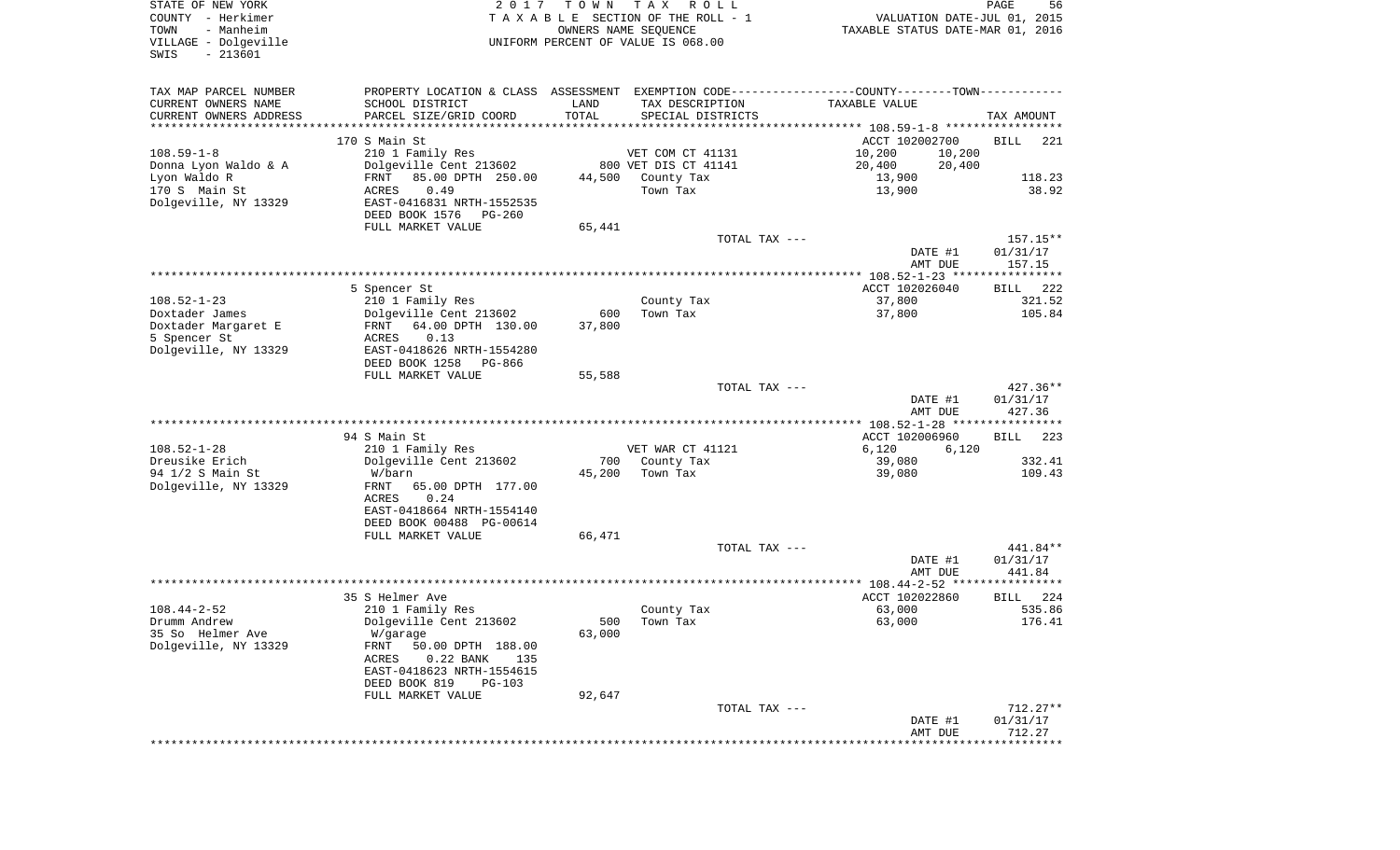STATE OF NEW YORK
COUNTY - Herkimer
TOWN - Manheim
VILLAGE - Dolgeville
SWIS - 213601

2017 TOWN TAX ROLL
TAXABLE SECTION OF THE ROLL - 1
OWNERS NAME SEQUENCE
UNIFORM PERCENT OF VALUE IS 068.00

VALUATION DATE-JUL 01, 2015
TAXABLE STATUS DATE-MAR 01, 2016

| TAX MAP PARCEL NUMBER<br>CURRENT OWNERS NAME<br>CURRENT OWNERS ADDRESS | PROPERTY LOCATION & CLASS<br>SCHOOL DISTRICT<br>PARCEL SIZE/GRID COORD | ASSESSMENT<br>LAND<br>TOTAL | EXEMPTION CODE<br>TAX DESCRIPTION<br>SPECIAL DISTRICTS | COUNTY / TOWN<br>TAXABLE VALUE | TAX AMOUNT |
|---|---|---|---|---|---|
| **108.59-1-8** | 170 S Main St | | | ACCT 102002700 | BILL 221 |
| 108.59-1-8 | 210 1 Family Res | | VET COM CT 41131 | 10,200 10,200 | |
| Donna Lyon Waldo & A | Dolgeville Cent 213602 | 800 | VET DIS CT 41141 | 20,400 20,400 | |
| Lyon Waldo R | FRNT 85.00 DPTH 250.00 | 44,500 | County Tax | 13,900 | 118.23 |
| 170 S Main St | ACRES 0.49 | | Town Tax | 13,900 | 38.92 |
| Dolgeville, NY 13329 | EAST-0416831 NRTH-1552535 | | | | |
| | DEED BOOK 1576 PG-260 | | | | |
| | FULL MARKET VALUE | 65,441 | | | |
| | | | TOTAL TAX --- | | 157.15** |
| | | | | DATE #1 | 01/31/17 |
| | | | | AMT DUE | 157.15 |
| **108.52-1-23** | 5 Spencer St | | | ACCT 102026040 | BILL 222 |
| 108.52-1-23 | 210 1 Family Res | | County Tax | 37,800 | 321.52 |
| Doxtader James | Dolgeville Cent 213602 | 600 | Town Tax | 37,800 | 105.84 |
| Doxtader Margaret E | FRNT 64.00 DPTH 130.00 | 37,800 | | | |
| 5 Spencer St | ACRES 0.13 | | | | |
| Dolgeville, NY 13329 | EAST-0418626 NRTH-1554280 | | | | |
| | DEED BOOK 1258 PG-866 | | | | |
| | FULL MARKET VALUE | 55,588 | | | |
| | | | TOTAL TAX --- | | 427.36** |
| | | | | DATE #1 | 01/31/17 |
| | | | | AMT DUE | 427.36 |
| **108.52-1-28** | 94 S Main St | | | ACCT 102006960 | BILL 223 |
| 108.52-1-28 | 210 1 Family Res | | VET WAR CT 41121 | 6,120 6,120 | |
| Dreusike Erich | Dolgeville Cent 213602 | 700 | County Tax | 39,080 | 332.41 |
| 94 1/2 S Main St | W/barn | 45,200 | Town Tax | 39,080 | 109.43 |
| Dolgeville, NY 13329 | FRNT 65.00 DPTH 177.00 | | | | |
| | ACRES 0.24 | | | | |
| | EAST-0418664 NRTH-1554140 | | | | |
| | DEED BOOK 00488 PG-00614 | | | | |
| | FULL MARKET VALUE | 66,471 | | | |
| | | | TOTAL TAX --- | | 441.84** |
| | | | | DATE #1 | 01/31/17 |
| | | | | AMT DUE | 441.84 |
| **108.44-2-52** | 35 S Helmer Ave | | | ACCT 102022860 | BILL 224 |
| 108.44-2-52 | 210 1 Family Res | | County Tax | 63,000 | 535.86 |
| Drumm Andrew | Dolgeville Cent 213602 | 500 | Town Tax | 63,000 | 176.41 |
| 35 So Helmer Ave | W/garage | 63,000 | | | |
| Dolgeville, NY 13329 | FRNT 50.00 DPTH 188.00 | | | | |
| | ACRES 0.22 BANK 135 | | | | |
| | EAST-0418623 NRTH-1554615 | | | | |
| | DEED BOOK 819 PG-103 | | | | |
| | FULL MARKET VALUE | 92,647 | | | |
| | | | TOTAL TAX --- | | 712.27** |
| | | | | DATE #1 | 01/31/17 |
| | | | | AMT DUE | 712.27 |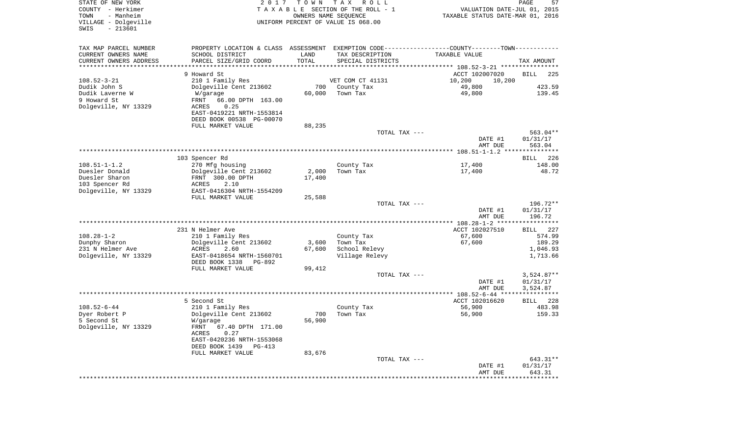STATE OF NEW YORK
COUNTY - Herkimer
TOWN - Manheim
VILLAGE - Dolgeville
SWIS - 213601

2 0 1 7 T O W N T A X R O L L
T A X A B L E SECTION OF THE ROLL - 1
OWNERS NAME SEQUENCE
UNIFORM PERCENT OF VALUE IS 068.00

VALUATION DATE-JUL 01, 2015
TAXABLE STATUS DATE-MAR 01, 2016

| TAX MAP PARCEL NUMBER / CURRENT OWNERS NAME / CURRENT OWNERS ADDRESS | PROPERTY LOCATION & CLASS / SCHOOL DISTRICT / PARCEL SIZE/GRID COORD | ASSESSMENT LAND / TOTAL | EXEMPTION CODE / TAX DESCRIPTION / SPECIAL DISTRICTS | TAXABLE VALUE (COUNTY / TOWN) | TAX AMOUNT |
|---|---|---|---|---|---|
| **108.52-3-21** | 9 Howard St | | | ACCT 102007020 | BILL 225 |
| 108.52-3-21 | 210 1 Family Res | | VET COM CT 41131 | 10,200 10,200 | |
| Dudik John S | Dolgeville Cent 213602 | 700 | County Tax | 49,800 | 423.59 |
| Dudik Laverne W | W/garage | 60,000 | Town Tax | 49,800 | 139.45 |
| 9 Howard St | FRNT 66.00 DPTH 163.00 | | | | |
| Dolgeville, NY 13329 | ACRES 0.25 | | | | |
| | EAST-0419221 NRTH-1553814 | | | | |
| | DEED BOOK 00538 PG-00070 | | | | |
| | FULL MARKET VALUE | 88,235 | | | |
| | | | TOTAL TAX --- | | 563.04** |
| | | | | DATE #1 | 01/31/17 |
| | | | | AMT DUE | 563.04 |
| **108.51-1-1.2** | 103 Spencer Rd | | | | BILL 226 |
| 108.51-1-1.2 | 270 Mfg housing | | County Tax | 17,400 | 148.00 |
| Duesler Donald | Dolgeville Cent 213602 | 2,000 | Town Tax | 17,400 | 48.72 |
| Duesler Sharon | FRNT 300.00 DPTH | 17,400 | | | |
| 103 Spencer Rd | ACRES 2.10 | | | | |
| Dolgeville, NY 13329 | EAST-0416304 NRTH-1554209 | | | | |
| | FULL MARKET VALUE | 25,588 | | | |
| | | | TOTAL TAX --- | | 196.72** |
| | | | | DATE #1 | 01/31/17 |
| | | | | AMT DUE | 196.72 |
| **108.28-1-2** | 231 N Helmer Ave | | | ACCT 102027510 | BILL 227 |
| 108.28-1-2 | 210 1 Family Res | | County Tax | 67,600 | 574.99 |
| Dunphy Sharon | Dolgeville Cent 213602 | 3,600 | Town Tax | 67,600 | 189.29 |
| 231 N Helmer Ave | ACRES 2.60 | 67,600 | School Relevy | | 1,046.93 |
| Dolgeville, NY 13329 | EAST-0418654 NRTH-1560701 | | Village Relevy | | 1,713.66 |
| | DEED BOOK 1338 PG-892 | | | | |
| | FULL MARKET VALUE | 99,412 | | | |
| | | | TOTAL TAX --- | | 3,524.87** |
| | | | | DATE #1 | 01/31/17 |
| | | | | AMT DUE | 3,524.87 |
| **108.52-6-44** | 5 Second St | | | ACCT 102016620 | BILL 228 |
| 108.52-6-44 | 210 1 Family Res | | County Tax | 56,900 | 483.98 |
| Dyer Robert P | Dolgeville Cent 213602 | 700 | Town Tax | 56,900 | 159.33 |
| 5 Second St | W/garage | 56,900 | | | |
| Dolgeville, NY 13329 | FRNT 67.40 DPTH 171.00 | | | | |
| | ACRES 0.27 | | | | |
| | EAST-0420236 NRTH-1553068 | | | | |
| | DEED BOOK 1439 PG-413 | | | | |
| | FULL MARKET VALUE | 83,676 | | | |
| | | | TOTAL TAX --- | | 643.31** |
| | | | | DATE #1 | 01/31/17 |
| | | | | AMT DUE | 643.31 |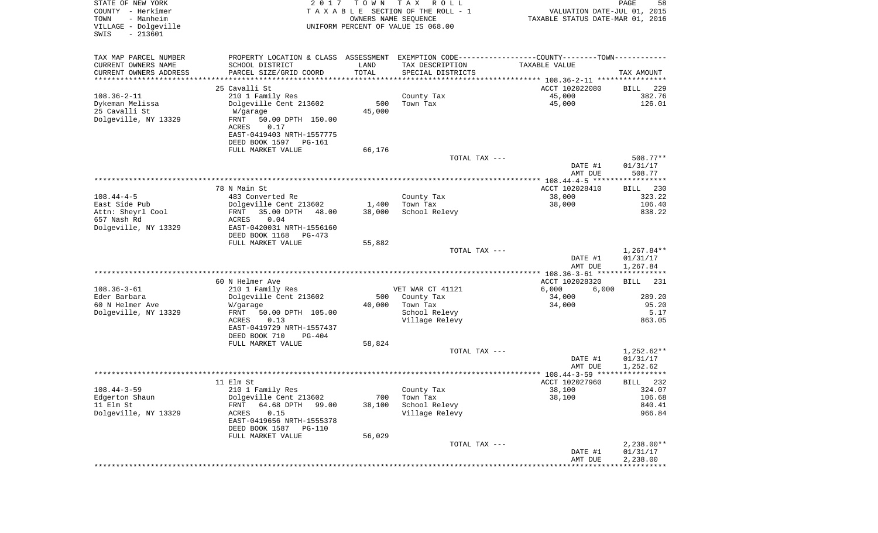STATE OF NEW YORK
COUNTY - Herkimer
TOWN - Manheim
VILLAGE - Dolgeville
SWIS - 213601

2017 TOWN TAX ROLL
TAXABLE SECTION OF THE ROLL - 1
OWNERS NAME SEQUENCE
UNIFORM PERCENT OF VALUE IS 068.00

VALUATION DATE-JUL 01, 2015
TAXABLE STATUS DATE-MAR 01, 2016

| TAX MAP PARCEL NUMBER / CURRENT OWNERS NAME / CURRENT OWNERS ADDRESS | PROPERTY LOCATION & CLASS / SCHOOL DISTRICT / PARCEL SIZE/GRID COORD | ASSESSMENT LAND / TOTAL | EXEMPTION CODE / TAX DESCRIPTION / SPECIAL DISTRICTS | COUNTY / TOWN TAXABLE VALUE | TAX AMOUNT |
|---|---|---|---|---|---|
| 108.36-2-11 | 25 Cavalli St | | | ACCT 102022080 | BILL 229 |
| Dykeman Melissa | 210 1 Family Res | | County Tax | 45,000 | 382.76 |
| 25 Cavalli St | Dolgeville Cent 213602 | 500 | Town Tax | 45,000 | 126.01 |
| Dolgeville, NY 13329 | W/garage | 45,000 | | | |
| | FRNT 50.00 DPTH 150.00 | | | | |
| | ACRES 0.17 | | | | |
| | EAST-0419403 NRTH-1557775 | | | | |
| | DEED BOOK 1597 PG-161 | | | | |
| | FULL MARKET VALUE | 66,176 | | | |
| | | | TOTAL TAX --- | | 508.77** |
| | | | | DATE #1 | 01/31/17 |
| | | | | AMT DUE | 508.77 |
| 108.44-4-5 | 78 N Main St | | | ACCT 102028410 | BILL 230 |
| East Side Pub | 483 Converted Re | | County Tax | 38,000 | 323.22 |
| Attn: Sheyrl Cool | Dolgeville Cent 213602 | 1,400 | Town Tax | 38,000 | 106.40 |
| 657 Nash Rd | FRNT 35.00 DPTH 48.00 | 38,000 | School Relevy | | 838.22 |
| Dolgeville, NY 13329 | ACRES 0.04 | | | | |
| | EAST-0420031 NRTH-1556160 | | | | |
| | DEED BOOK 1168 PG-473 | | | | |
| | FULL MARKET VALUE | 55,882 | | | |
| | | | TOTAL TAX --- | | 1,267.84** |
| | | | | DATE #1 | 01/31/17 |
| | | | | AMT DUE | 1,267.84 |
| 108.36-3-61 | 60 N Helmer Ave | | | ACCT 102028320 | BILL 231 |
| Eder Barbara | 210 1 Family Res | | VET WAR CT 41121 | 6,000 6,000 | |
| 60 N Helmer Ave | Dolgeville Cent 213602 | 500 | County Tax | 34,000 | 289.20 |
| Dolgeville, NY 13329 | W/garage | 40,000 | Town Tax | 34,000 | 95.20 |
| | FRNT 50.00 DPTH 105.00 | | School Relevy | | 5.17 |
| | ACRES 0.13 | | Village Relevy | | 863.05 |
| | EAST-0419729 NRTH-1557437 | | | | |
| | DEED BOOK 710 PG-404 | | | | |
| | FULL MARKET VALUE | 58,824 | | | |
| | | | TOTAL TAX --- | | 1,252.62** |
| | | | | DATE #1 | 01/31/17 |
| | | | | AMT DUE | 1,252.62 |
| 108.44-3-59 | 11 Elm St | | | ACCT 102027960 | BILL 232 |
| Edgerton Shaun | 210 1 Family Res | | County Tax | 38,100 | 324.07 |
| 11 Elm St | Dolgeville Cent 213602 | 700 | Town Tax | 38,100 | 106.68 |
| Dolgeville, NY 13329 | FRNT 64.68 DPTH 99.00 | 38,100 | School Relevy | | 840.41 |
| | ACRES 0.15 | | Village Relevy | | 966.84 |
| | EAST-0419656 NRTH-1555378 | | | | |
| | DEED BOOK 1587 PG-110 | | | | |
| | FULL MARKET VALUE | 56,029 | | | |
| | | | TOTAL TAX --- | | 2,238.00** |
| | | | | DATE #1 | 01/31/17 |
| | | | | AMT DUE | 2,238.00 |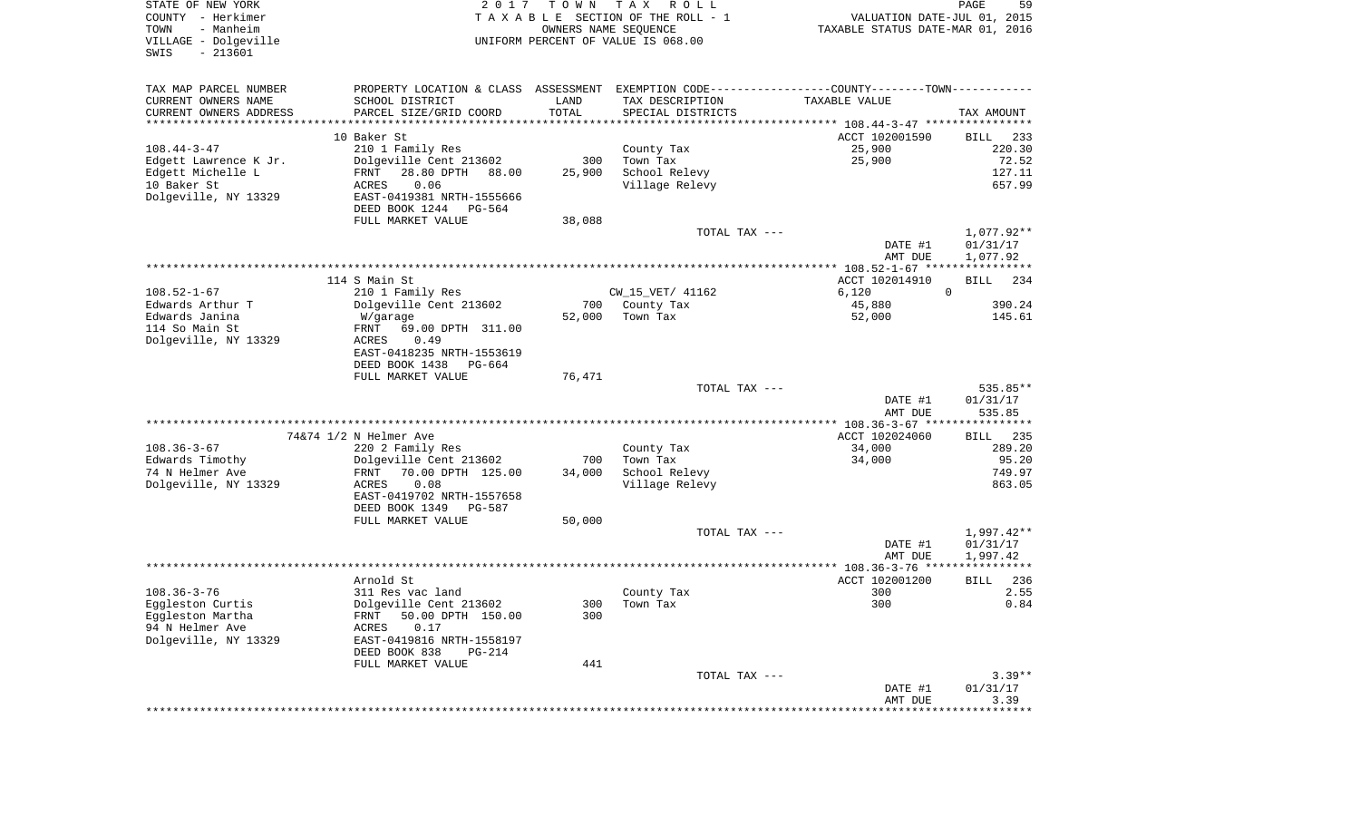STATE OF NEW YORK | COUNTY - Herkimer | TOWN - Manheim | VILLAGE - Dolgeville | SWIS - 213601

2017 TOWN TAX ROLL
TAXABLE SECTION OF THE ROLL - 1
OWNERS NAME SEQUENCE
UNIFORM PERCENT OF VALUE IS 068.00

VALUATION DATE-JUL 01, 2015
TAXABLE STATUS DATE-MAR 01, 2016

| TAX MAP PARCEL NUMBER / CURRENT OWNERS NAME / CURRENT OWNERS ADDRESS | PROPERTY LOCATION & CLASS / SCHOOL DISTRICT / PARCEL SIZE/GRID COORD | ASSESSMENT LAND | TOTAL | EXEMPTION CODE / TAX DESCRIPTION / SPECIAL DISTRICTS | TAXABLE VALUE | TAX AMOUNT |
|---|---|---|---|---|---|---|
| **108.44-3-47** | 10 Baker St | | | | ACCT 102001590 | BILL 233 |
| Edgett Lawrence K Jr. | 210 1 Family Res | | | County Tax | 25,900 | 220.30 |
| Edgett Michelle L | Dolgeville Cent 213602 | 300 | | Town Tax | 25,900 | 72.52 |
| 10 Baker St | FRNT 28.80 DPTH 88.00 | | 25,900 | School Relevy | | 127.11 |
| Dolgeville, NY 13329 | ACRES 0.06 | | | Village Relevy | | 657.99 |
| | EAST-0419381 NRTH-1555666 | | | | | |
| | DEED BOOK 1244 PG-564 | | | | | |
| | FULL MARKET VALUE | | 38,088 | | | |
| | | | | TOTAL TAX --- | | 1,077.92** |
| | | | | | DATE #1 | 01/31/17 |
| | | | | | AMT DUE | 1,077.92 |
| **108.52-1-67** | 114 S Main St | | | | ACCT 102014910 | BILL 234 |
| Edwards Arthur T | 210 1 Family Res | | | CW_15_VET/ 41162 | 6,120 | 0 |
| Edwards Janina | Dolgeville Cent 213602 | 700 | | County Tax | 45,880 | 390.24 |
| 114 So Main St | W/garage | | 52,000 | Town Tax | 52,000 | 145.61 |
| Dolgeville, NY 13329 | FRNT 69.00 DPTH 311.00 | | | | | |
| | ACRES 0.49 | | | | | |
| | EAST-0418235 NRTH-1553619 | | | | | |
| | DEED BOOK 1438 PG-664 | | | | | |
| | FULL MARKET VALUE | | 76,471 | | | |
| | | | | TOTAL TAX --- | | 535.85** |
| | | | | | DATE #1 | 01/31/17 |
| | | | | | AMT DUE | 535.85 |
| **108.36-3-67** | 74&74 1/2 N Helmer Ave | | | | ACCT 102024060 | BILL 235 |
| Edwards Timothy | 220 2 Family Res | | | County Tax | 34,000 | 289.20 |
| 74 N Helmer Ave | Dolgeville Cent 213602 | 700 | | Town Tax | 34,000 | 95.20 |
| Dolgeville, NY 13329 | FRNT 70.00 DPTH 125.00 | | 34,000 | School Relevy | | 749.97 |
| | ACRES 0.08 | | | Village Relevy | | 863.05 |
| | EAST-0419702 NRTH-1557658 | | | | | |
| | DEED BOOK 1349 PG-587 | | | | | |
| | FULL MARKET VALUE | | 50,000 | | | |
| | | | | TOTAL TAX --- | | 1,997.42** |
| | | | | | DATE #1 | 01/31/17 |
| | | | | | AMT DUE | 1,997.42 |
| **108.36-3-76** | Arnold St | | | | ACCT 102001200 | BILL 236 |
| Eggleston Curtis | 311 Res vac land | | | County Tax | 300 | 2.55 |
| Eggleston Martha | Dolgeville Cent 213602 | 300 | | Town Tax | 300 | 0.84 |
| 94 N Helmer Ave | FRNT 50.00 DPTH 150.00 | | 300 | | | |
| Dolgeville, NY 13329 | ACRES 0.17 | | | | | |
| | EAST-0419816 NRTH-1558197 | | | | | |
| | DEED BOOK 838 PG-214 | | | | | |
| | FULL MARKET VALUE | | 441 | | | |
| | | | | TOTAL TAX --- | | 3.39** |
| | | | | | DATE #1 | 01/31/17 |
| | | | | | AMT DUE | 3.39 |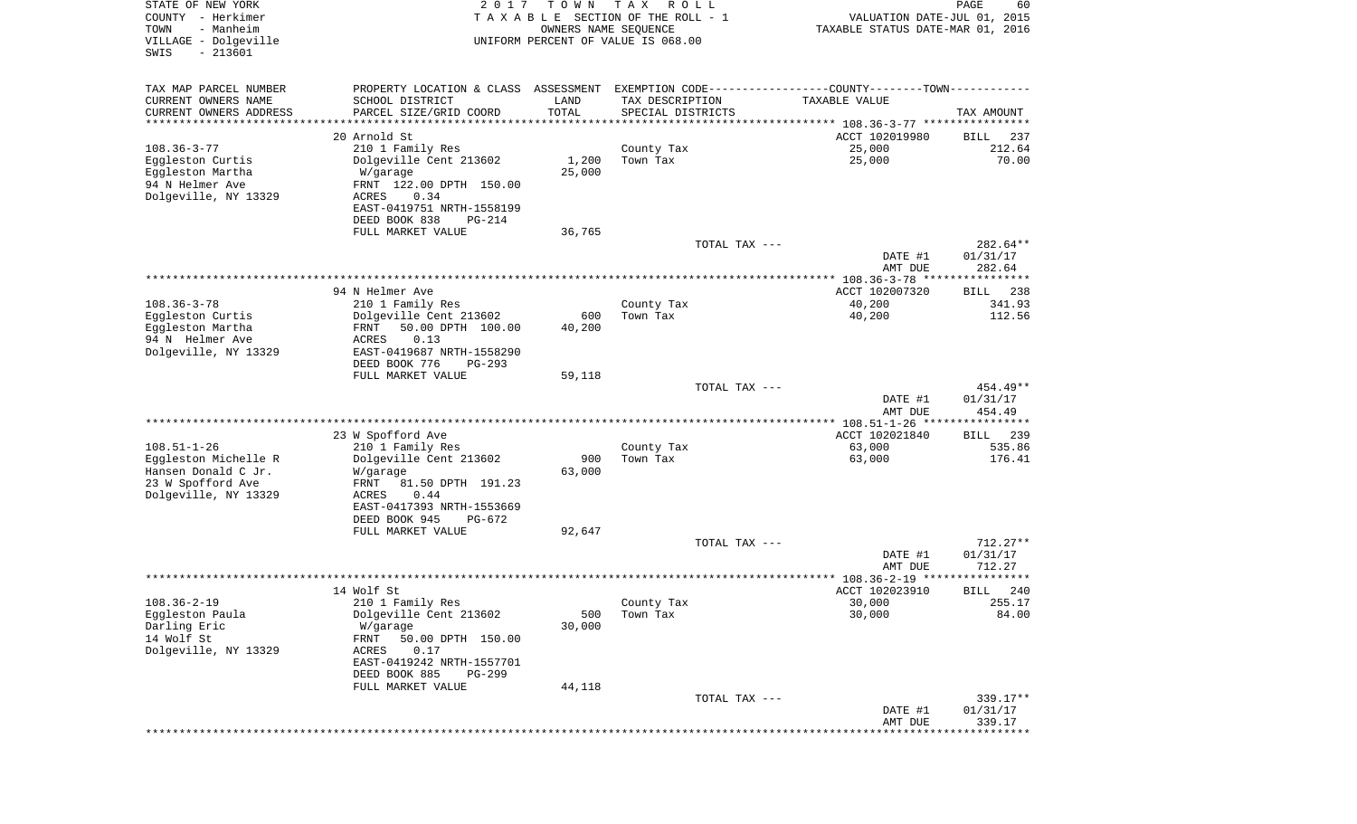STATE OF NEW YORK
COUNTY - Herkimer
TOWN - Manheim
VILLAGE - Dolgeville
SWIS - 213601

2017 TOWN TAX ROLL
TAXABLE SECTION OF THE ROLL - 1
OWNERS NAME SEQUENCE
UNIFORM PERCENT OF VALUE IS 068.00

VALUATION DATE-JUL 01, 2015
TAXABLE STATUS DATE-MAR 01, 2016

| TAX MAP PARCEL NUMBER / CURRENT OWNERS NAME / CURRENT OWNERS ADDRESS | PROPERTY LOCATION & CLASS / SCHOOL DISTRICT / PARCEL SIZE/GRID COORD | ASSESSMENT LAND / TOTAL | EXEMPTION CODE / TAX DESCRIPTION / SPECIAL DISTRICTS | COUNTY--------TOWN / TAXABLE VALUE | TAX AMOUNT |
|---|---|---|---|---|---|
| 108.36-3-77 | 20 Arnold St | | | ACCT 102019980 | BILL 237 |
| | 210 1 Family Res | | | | |
| Eggleston Curtis | Dolgeville Cent 213602 | 1,200 | County Tax | 25,000 | 212.64 |
| Eggleston Martha | W/garage | 25,000 | Town Tax | 25,000 | 70.00 |
| 94 N Helmer Ave | FRNT 122.00 DPTH 150.00 | | | | |
| Dolgeville, NY 13329 | ACRES 0.34 | | | | |
| | EAST-0419751 NRTH-1558199 | | | | |
| | DEED BOOK 838 PG-214 | | | | |
| | FULL MARKET VALUE | 36,765 | | | |
| | | | TOTAL TAX --- | | 282.64** |
| | | | | DATE #1 | 01/31/17 |
| | | | | AMT DUE | 282.64 |
| 108.36-3-78 | 94 N Helmer Ave | | | ACCT 102007320 | BILL 238 |
| | 210 1 Family Res | | | | |
| Eggleston Curtis | Dolgeville Cent 213602 | 600 | County Tax | 40,200 | 341.93 |
| Eggleston Martha | FRNT 50.00 DPTH 100.00 | 40,200 | Town Tax | 40,200 | 112.56 |
| 94 N Helmer Ave | ACRES 0.13 | | | | |
| Dolgeville, NY 13329 | EAST-0419687 NRTH-1558290 | | | | |
| | DEED BOOK 776 PG-293 | | | | |
| | FULL MARKET VALUE | 59,118 | | | |
| | | | TOTAL TAX --- | | 454.49** |
| | | | | DATE #1 | 01/31/17 |
| | | | | AMT DUE | 454.49 |
| 108.51-1-26 | 23 W Spofford Ave | | | ACCT 102021840 | BILL 239 |
| | 210 1 Family Res | | | | |
| Eggleston Michelle R | Dolgeville Cent 213602 | 900 | County Tax | 63,000 | 535.86 |
| Hansen Donald C Jr. | W/garage | 63,000 | Town Tax | 63,000 | 176.41 |
| 23 W Spofford Ave | FRNT 81.50 DPTH 191.23 | | | | |
| Dolgeville, NY 13329 | ACRES 0.44 | | | | |
| | EAST-0417393 NRTH-1553669 | | | | |
| | DEED BOOK 945 PG-672 | | | | |
| | FULL MARKET VALUE | 92,647 | | | |
| | | | TOTAL TAX --- | | 712.27** |
| | | | | DATE #1 | 01/31/17 |
| | | | | AMT DUE | 712.27 |
| 108.36-2-19 | 14 Wolf St | | | ACCT 102023910 | BILL 240 |
| | 210 1 Family Res | | | | |
| Eggleston Paula | Dolgeville Cent 213602 | 500 | County Tax | 30,000 | 255.17 |
| Darling Eric | W/garage | 30,000 | Town Tax | 30,000 | 84.00 |
| 14 Wolf St | FRNT 50.00 DPTH 150.00 | | | | |
| Dolgeville, NY 13329 | ACRES 0.17 | | | | |
| | EAST-0419242 NRTH-1557701 | | | | |
| | DEED BOOK 885 PG-299 | | | | |
| | FULL MARKET VALUE | 44,118 | | | |
| | | | TOTAL TAX --- | | 339.17** |
| | | | | DATE #1 | 01/31/17 |
| | | | | AMT DUE | 339.17 |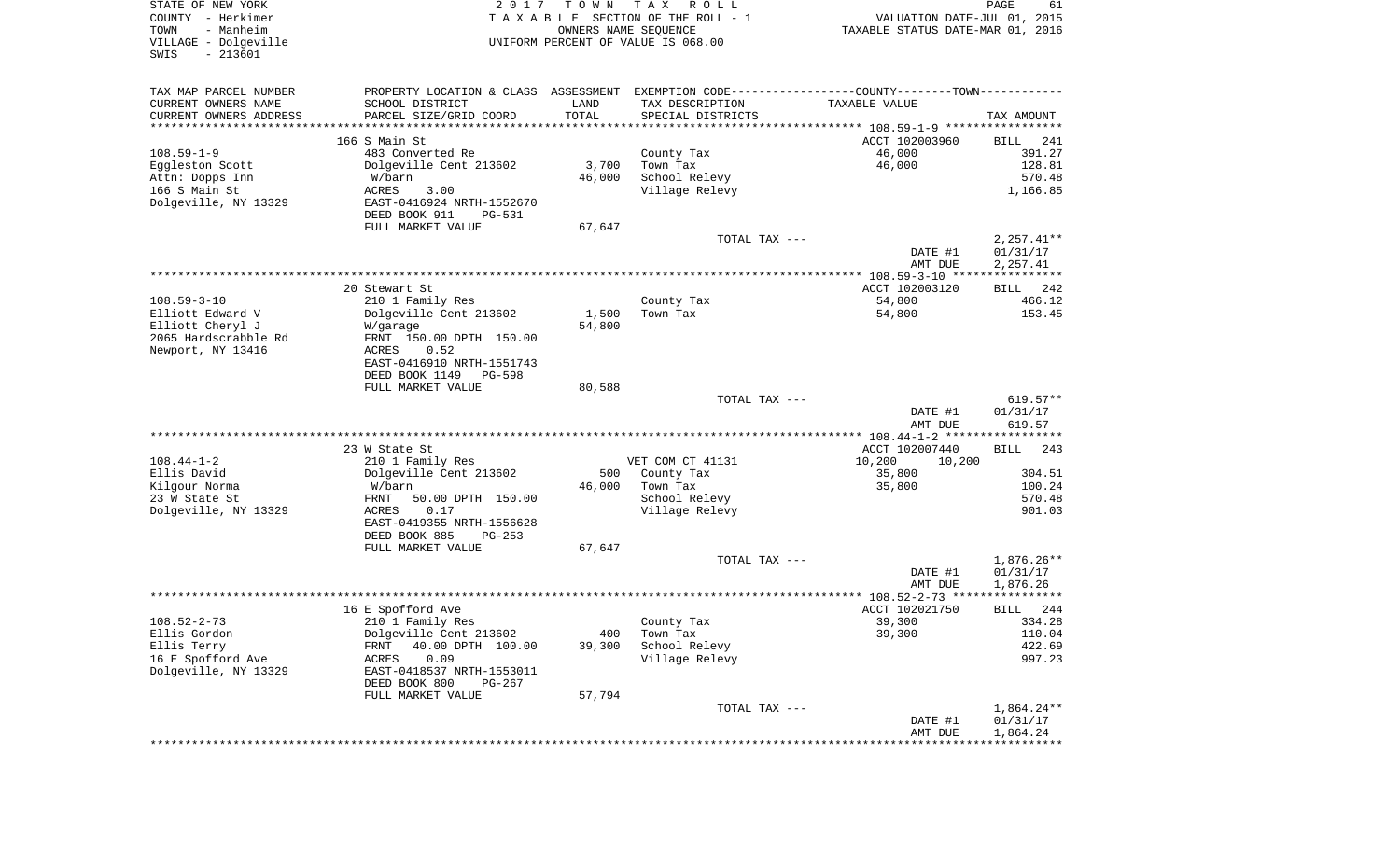STATE OF NEW YORK　　　　　　　　　　2 0 1 7　T O W N　T A X　R O L L
COUNTY - Herkimer　　　　　　　　T A X A B L E SECTION OF THE ROLL - 1　　　　VALUATION DATE-JUL 01, 2015
TOWN - Manheim　　　　　　　　　　　OWNERS NAME SEQUENCE　　　　　　TAXABLE STATUS DATE-MAR 01, 2016
VILLAGE - Dolgeville　　　　　　UNIFORM PERCENT OF VALUE IS 068.00
SWIS - 213601

| TAX MAP PARCEL NUMBER / CURRENT OWNERS NAME / CURRENT OWNERS ADDRESS | PROPERTY LOCATION & CLASS / SCHOOL DISTRICT / PARCEL SIZE/GRID COORD | ASSESSMENT LAND / TOTAL | EXEMPTION CODE / TAX DESCRIPTION / SPECIAL DISTRICTS | COUNTY / TOWN TAXABLE VALUE | TAX AMOUNT |
|---|---|---|---|---|---|
| | 166 S Main St | | | ACCT 102003960 | BILL 241 |
| 108.59-1-9 | 483 Converted Re | | County Tax | 46,000 | 391.27 |
| Eggleston Scott | Dolgeville Cent 213602 | 3,700 | Town Tax | 46,000 | 128.81 |
| Attn: Dopps Inn | W/barn | 46,000 | School Relevy | | 570.48 |
| 166 S Main St | ACRES 3.00 | | Village Relevy | | 1,166.85 |
| Dolgeville, NY 13329 | EAST-0416924 NRTH-1552670 | | | | |
| | DEED BOOK 911 PG-531 | | | | |
| | FULL MARKET VALUE | 67,647 | | | |
| | | | TOTAL TAX --- | | 2,257.41** |
| | | | | DATE #1 | 01/31/17 |
| | | | | AMT DUE | 2,257.41 |
| | 20 Stewart St | | | ACCT 102003120 | BILL 242 |
| 108.59-3-10 | 210 1 Family Res | | County Tax | 54,800 | 466.12 |
| Elliott Edward V | Dolgeville Cent 213602 | 1,500 | Town Tax | 54,800 | 153.45 |
| Elliott Cheryl J | W/garage | 54,800 | | | |
| 2065 Hardscrabble Rd | FRNT 150.00 DPTH 150.00 | | | | |
| Newport, NY 13416 | ACRES 0.52 | | | | |
| | EAST-0416910 NRTH-1551743 | | | | |
| | DEED BOOK 1149 PG-598 | | | | |
| | FULL MARKET VALUE | 80,588 | | | |
| | | | TOTAL TAX --- | | 619.57** |
| | | | | DATE #1 | 01/31/17 |
| | | | | AMT DUE | 619.57 |
| | 23 W State St | | | ACCT 102007440 | BILL 243 |
| 108.44-1-2 | 210 1 Family Res | | VET COM CT 41131 | 10,200 10,200 | |
| Ellis David | Dolgeville Cent 213602 | 500 | County Tax | 35,800 | 304.51 |
| Kilgour Norma | W/barn | 46,000 | Town Tax | 35,800 | 100.24 |
| 23 W State St | FRNT 50.00 DPTH 150.00 | | School Relevy | | 570.48 |
| Dolgeville, NY 13329 | ACRES 0.17 | | Village Relevy | | 901.03 |
| | EAST-0419355 NRTH-1556628 | | | | |
| | DEED BOOK 885 PG-253 | | | | |
| | FULL MARKET VALUE | 67,647 | | | |
| | | | TOTAL TAX --- | | 1,876.26** |
| | | | | DATE #1 | 01/31/17 |
| | | | | AMT DUE | 1,876.26 |
| | 16 E Spofford Ave | | | ACCT 102021750 | BILL 244 |
| 108.52-2-73 | 210 1 Family Res | | County Tax | 39,300 | 334.28 |
| Ellis Gordon | Dolgeville Cent 213602 | 400 | Town Tax | 39,300 | 110.04 |
| Ellis Terry | FRNT 40.00 DPTH 100.00 | 39,300 | School Relevy | | 422.69 |
| 16 E Spofford Ave | ACRES 0.09 | | Village Relevy | | 997.23 |
| Dolgeville, NY 13329 | EAST-0418537 NRTH-1553011 | | | | |
| | DEED BOOK 800 PG-267 | | | | |
| | FULL MARKET VALUE | 57,794 | | | |
| | | | TOTAL TAX --- | | 1,864.24** |
| | | | | DATE #1 | 01/31/17 |
| | | | | AMT DUE | 1,864.24 |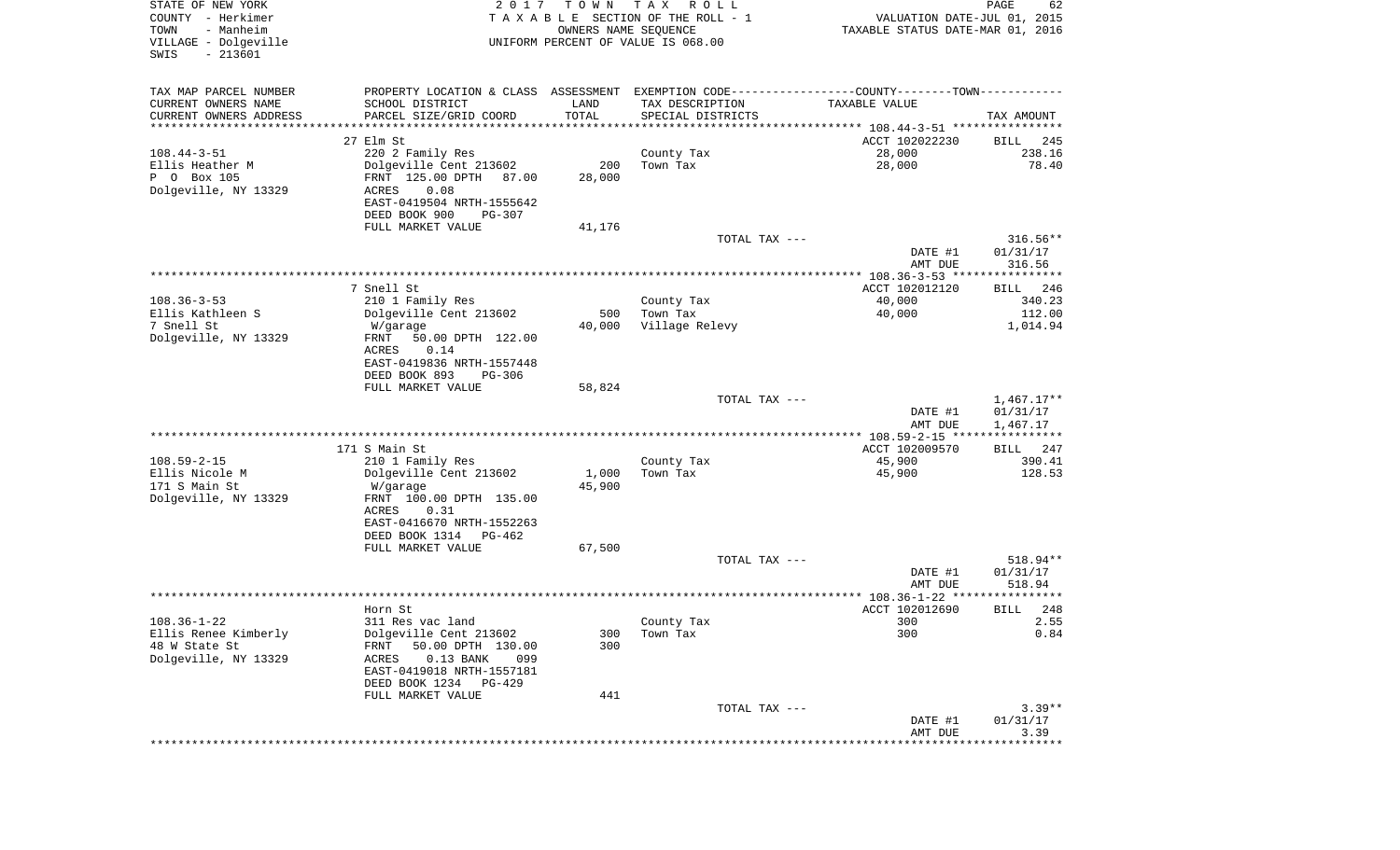STATE OF NEW YORK
COUNTY - Herkimer
TOWN - Manheim
VILLAGE - Dolgeville
SWIS - 213601

2 0 1 7 T O W N T A X R O L L
T A X A B L E SECTION OF THE ROLL - 1
OWNERS NAME SEQUENCE
UNIFORM PERCENT OF VALUE IS 068.00

VALUATION DATE-JUL 01, 2015
TAXABLE STATUS DATE-MAR 01, 2016

| TAX MAP PARCEL NUMBER / CURRENT OWNERS NAME / CURRENT OWNERS ADDRESS | PROPERTY LOCATION & CLASS / SCHOOL DISTRICT / PARCEL SIZE/GRID COORD | ASSESSMENT LAND / TOTAL | EXEMPTION CODE / TAX DESCRIPTION / SPECIAL DISTRICTS | COUNTY--------TOWN TAXABLE VALUE | TAX AMOUNT |
|---|---|---|---|---|---|
| | 27 Elm St | | | ACCT 102022230 | BILL 245 |
| 108.44-3-51 | 220 2 Family Res | | County Tax | 28,000 | 238.16 |
| Ellis Heather M | Dolgeville Cent 213602 | 200 | Town Tax | 28,000 | 78.40 |
| P O Box 105 | FRNT 125.00 DPTH 87.00 | 28,000 | | | |
| Dolgeville, NY 13329 | ACRES 0.08 | | | | |
| | EAST-0419504 NRTH-1555642 | | | | |
| | DEED BOOK 900 PG-307 | | | | |
| | FULL MARKET VALUE | 41,176 | | | |
| | | | TOTAL TAX --- | | 316.56** |
| | | | | DATE #1 | 01/31/17 |
| | | | | AMT DUE | 316.56 |
| | 7 Snell St | | | ACCT 102012120 | BILL 246 |
| 108.36-3-53 | 210 1 Family Res | | County Tax | 40,000 | 340.23 |
| Ellis Kathleen S | Dolgeville Cent 213602 | 500 | Town Tax | 40,000 | 112.00 |
| 7 Snell St | W/garage | 40,000 | Village Relevy | | 1,014.94 |
| Dolgeville, NY 13329 | FRNT 50.00 DPTH 122.00 | | | | |
| | ACRES 0.14 | | | | |
| | EAST-0419836 NRTH-1557448 | | | | |
| | DEED BOOK 893 PG-306 | | | | |
| | FULL MARKET VALUE | 58,824 | | | |
| | | | TOTAL TAX --- | | 1,467.17** |
| | | | | DATE #1 | 01/31/17 |
| | | | | AMT DUE | 1,467.17 |
| | 171 S Main St | | | ACCT 102009570 | BILL 247 |
| 108.59-2-15 | 210 1 Family Res | | County Tax | 45,900 | 390.41 |
| Ellis Nicole M | Dolgeville Cent 213602 | 1,000 | Town Tax | 45,900 | 128.53 |
| 171 S Main St | W/garage | 45,900 | | | |
| Dolgeville, NY 13329 | FRNT 100.00 DPTH 135.00 | | | | |
| | ACRES 0.31 | | | | |
| | EAST-0416670 NRTH-1552263 | | | | |
| | DEED BOOK 1314 PG-462 | | | | |
| | FULL MARKET VALUE | 67,500 | | | |
| | | | TOTAL TAX --- | | 518.94** |
| | | | | DATE #1 | 01/31/17 |
| | | | | AMT DUE | 518.94 |
| | Horn St | | | ACCT 102012690 | BILL 248 |
| 108.36-1-22 | 311 Res vac land | | County Tax | 300 | 2.55 |
| Ellis Renee Kimberly | Dolgeville Cent 213602 | 300 | Town Tax | 300 | 0.84 |
| 48 W State St | FRNT 50.00 DPTH 130.00 | 300 | | | |
| Dolgeville, NY 13329 | ACRES 0.13 BANK 099 | | | | |
| | EAST-0419018 NRTH-1557181 | | | | |
| | DEED BOOK 1234 PG-429 | | | | |
| | FULL MARKET VALUE | 441 | | | |
| | | | TOTAL TAX --- | | 3.39** |
| | | | | DATE #1 | 01/31/17 |
| | | | | AMT DUE | 3.39 |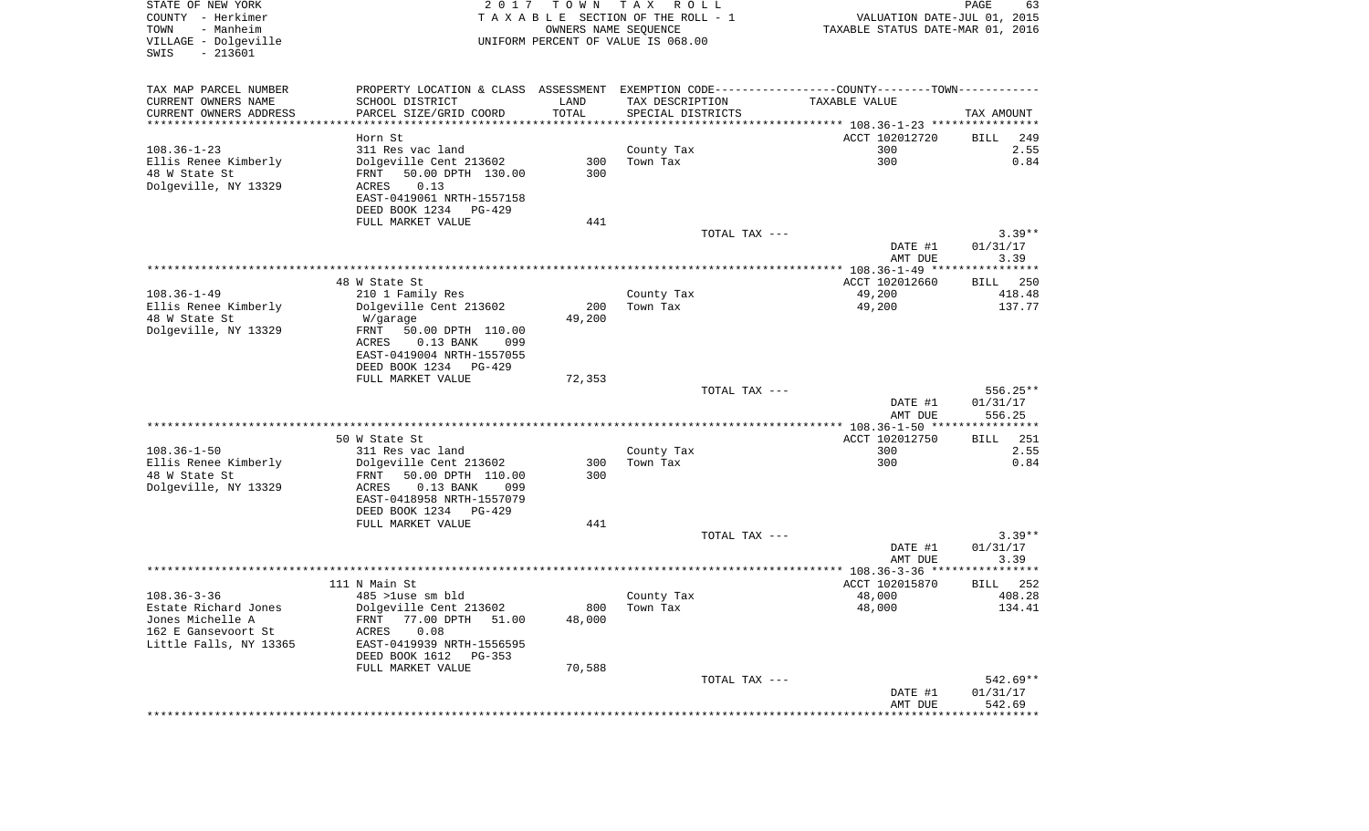STATE OF NEW YORK
COUNTY - Herkimer
TOWN - Manheim
VILLAGE - Dolgeville
SWIS - 213601

2017 TOWN TAX ROLL
TAXABLE SECTION OF THE ROLL - 1
OWNERS NAME SEQUENCE
UNIFORM PERCENT OF VALUE IS 068.00

VALUATION DATE-JUL 01, 2015
TAXABLE STATUS DATE-MAR 01, 2016

| TAX MAP PARCEL NUMBER / CURRENT OWNERS NAME / CURRENT OWNERS ADDRESS | PROPERTY LOCATION & CLASS / SCHOOL DISTRICT / PARCEL SIZE/GRID COORD | ASSESSMENT LAND / TOTAL | EXEMPTION CODE / TAX DESCRIPTION / SPECIAL DISTRICTS | COUNTY--------TOWN / TAXABLE VALUE | TAX AMOUNT |
|---|---|---|---|---|---|
| **108.36-1-23** | Horn St | | | ACCT 102012720 | BILL 249 |
| | 311 Res vac land | | | | |
| Ellis Renee Kimberly | Dolgeville Cent 213602 | 300 | County Tax | 300 | 2.55 |
| 48 W State St | FRNT 50.00 DPTH 130.00 | 300 | Town Tax | 300 | 0.84 |
| Dolgeville, NY 13329 | ACRES 0.13 | | | | |
| | EAST-0419061 NRTH-1557158 | | | | |
| | DEED BOOK 1234 PG-429 | | | | |
| | FULL MARKET VALUE | 441 | | | |
| | | | TOTAL TAX --- | | 3.39** |
| | | | | DATE #1 | 01/31/17 |
| | | | | AMT DUE | 3.39 |
| **108.36-1-49** | 48 W State St | | | ACCT 102012660 | BILL 250 |
| | 210 1 Family Res | | | | |
| Ellis Renee Kimberly | Dolgeville Cent 213602 | 200 | County Tax | 49,200 | 418.48 |
| 48 W State St | W/garage | 49,200 | Town Tax | 49,200 | 137.77 |
| Dolgeville, NY 13329 | FRNT 50.00 DPTH 110.00 | | | | |
| | ACRES 0.13 BANK 099 | | | | |
| | EAST-0419004 NRTH-1557055 | | | | |
| | DEED BOOK 1234 PG-429 | | | | |
| | FULL MARKET VALUE | 72,353 | | | |
| | | | TOTAL TAX --- | | 556.25** |
| | | | | DATE #1 | 01/31/17 |
| | | | | AMT DUE | 556.25 |
| **108.36-1-50** | 50 W State St | | | ACCT 102012750 | BILL 251 |
| | 311 Res vac land | | | | |
| Ellis Renee Kimberly | Dolgeville Cent 213602 | 300 | County Tax | 300 | 2.55 |
| 48 W State St | FRNT 50.00 DPTH 110.00 | 300 | Town Tax | 300 | 0.84 |
| Dolgeville, NY 13329 | ACRES 0.13 BANK 099 | | | | |
| | EAST-0418958 NRTH-1557079 | | | | |
| | DEED BOOK 1234 PG-429 | | | | |
| | FULL MARKET VALUE | 441 | | | |
| | | | TOTAL TAX --- | | 3.39** |
| | | | | DATE #1 | 01/31/17 |
| | | | | AMT DUE | 3.39 |
| **108.36-3-36** | 111 N Main St | | | ACCT 102015870 | BILL 252 |
| | 485 >1use sm bld | | | | |
| Estate Richard Jones | Dolgeville Cent 213602 | 800 | County Tax | 48,000 | 408.28 |
| Jones Michelle A | FRNT 77.00 DPTH 51.00 | 48,000 | Town Tax | 48,000 | 134.41 |
| 162 E Gansevoort St | ACRES 0.08 | | | | |
| Little Falls, NY 13365 | EAST-0419939 NRTH-1556595 | | | | |
| | DEED BOOK 1612 PG-353 | | | | |
| | FULL MARKET VALUE | 70,588 | | | |
| | | | TOTAL TAX --- | | 542.69** |
| | | | | DATE #1 | 01/31/17 |
| | | | | AMT DUE | 542.69 |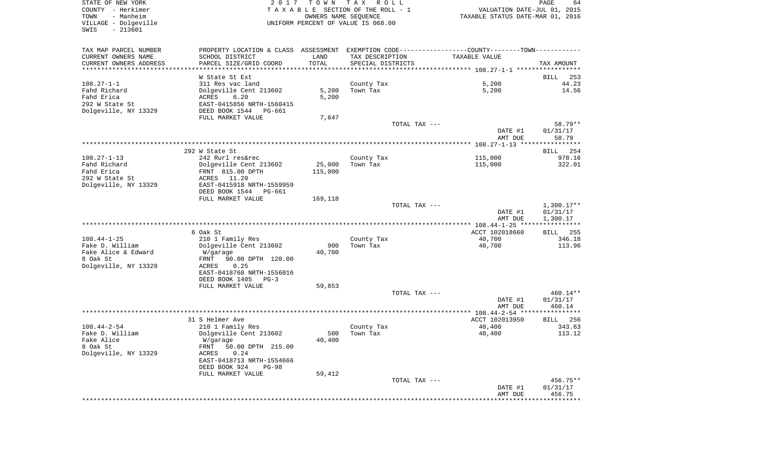STATE OF NEW YORK
COUNTY - Herkimer
TOWN - Manheim
VILLAGE - Dolgeville
SWIS - 213601

2 0 1 7 T O W N T A X R O L L
T A X A B L E SECTION OF THE ROLL - 1
OWNERS NAME SEQUENCE
UNIFORM PERCENT OF VALUE IS 068.00

VALUATION DATE-JUL 01, 2015
TAXABLE STATUS DATE-MAR 01, 2016

| TAX MAP PARCEL NUMBER / CURRENT OWNERS NAME / CURRENT OWNERS ADDRESS | PROPERTY LOCATION & CLASS / SCHOOL DISTRICT / PARCEL SIZE/GRID COORD | ASSESSMENT LAND / TOTAL | EXEMPTION CODE / TAX DESCRIPTION / SPECIAL DISTRICTS | COUNTY--TOWN TAXABLE VALUE | TAX AMOUNT |
|---|---|---|---|---|---|
| 108.27-1-1 | W State St Ext | | | | BILL 253 |
| Fahd Richard | 311 Res vac land | | County Tax | 5,200 | 44.23 |
| Fahd Erica | Dolgeville Cent 213602 | 5,200 | Town Tax | 5,200 | 14.56 |
| 292 W State St | ACRES 6.20 | 5,200 | | | |
| Dolgeville, NY 13329 | EAST-0415856 NRTH-1560415 | | | | |
| | DEED BOOK 1544 PG-661 | | | | |
| | FULL MARKET VALUE | 7,647 | | | |
| | | | TOTAL TAX --- | | 58.79** |
| | | | | DATE #1 | 01/31/17 |
| | | | | AMT DUE | 58.79 |
| 108.27-1-13 | 292 W State St | | | | BILL 254 |
| Fahd Richard | 242 Rurl res&rec | | County Tax | 115,000 | 978.16 |
| Fahd Erica | Dolgeville Cent 213602 | 25,000 | Town Tax | 115,000 | 322.01 |
| 292 W State St | FRNT 815.00 DPTH | 115,000 | | | |
| Dolgeville, NY 13329 | ACRES 11.20 | | | | |
| | EAST-0415918 NRTH-1559959 | | | | |
| | DEED BOOK 1544 PG-661 | | | | |
| | FULL MARKET VALUE | 169,118 | | | |
| | | | TOTAL TAX --- | | 1,300.17** |
| | | | | DATE #1 | 01/31/17 |
| | | | | AMT DUE | 1,300.17 |
| 108.44-1-25 | 6 Oak St | | | ACCT 102018660 | BILL 255 |
| Fake D. William | 210 1 Family Res | | County Tax | 40,700 | 346.18 |
| Fake Alice & Edward | Dolgeville Cent 213602 | 900 | Town Tax | 40,700 | 113.96 |
| 8 Oak St | W/garage | 40,700 | | | |
| Dolgeville, NY 13329 | FRNT 90.00 DPTH 120.00 | | | | |
| | ACRES 0.25 | | | | |
| | EAST-0418768 NRTH-1556016 | | | | |
| | DEED BOOK 1405 PG-3 | | | | |
| | FULL MARKET VALUE | 59,853 | | | |
| | | | TOTAL TAX --- | | 460.14** |
| | | | | DATE #1 | 01/31/17 |
| | | | | AMT DUE | 460.14 |
| 108.44-2-54 | 31 S Helmer Ave | | | ACCT 102013950 | BILL 256 |
| Fake D. William | 210 1 Family Res | | County Tax | 40,400 | 343.63 |
| Fake Alice | Dolgeville Cent 213602 | 500 | Town Tax | 40,400 | 113.12 |
| 8 Oak St | W/garage | 40,400 | | | |
| Dolgeville, NY 13329 | FRNT 50.00 DPTH 215.00 | | | | |
| | ACRES 0.24 | | | | |
| | EAST-0418713 NRTH-1554666 | | | | |
| | DEED BOOK 924 PG-98 | | | | |
| | FULL MARKET VALUE | 59,412 | | | |
| | | | TOTAL TAX --- | | 456.75** |
| | | | | DATE #1 | 01/31/17 |
| | | | | AMT DUE | 456.75 |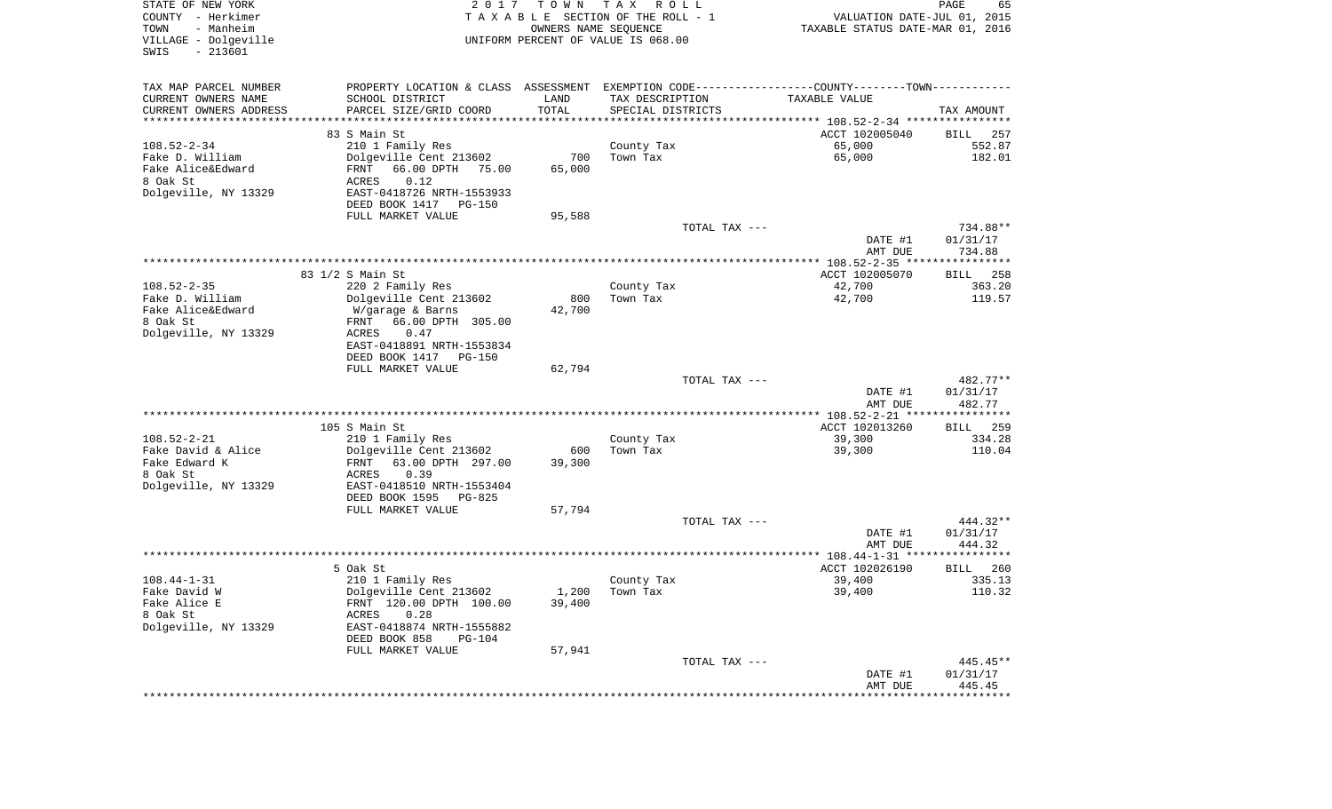STATE OF NEW YORK
COUNTY - Herkimer
TOWN - Manheim
VILLAGE - Dolgeville
SWIS - 213601

2 0 1 7 T O W N T A X R O L L
T A X A B L E SECTION OF THE ROLL - 1
OWNERS NAME SEQUENCE
UNIFORM PERCENT OF VALUE IS 068.00

VALUATION DATE-JUL 01, 2015
TAXABLE STATUS DATE-MAR 01, 2016

| TAX MAP PARCEL NUMBER / CURRENT OWNERS NAME / CURRENT OWNERS ADDRESS | PROPERTY LOCATION & CLASS / SCHOOL DISTRICT / PARCEL SIZE/GRID COORD | ASSESSMENT LAND / TOTAL | EXEMPTION CODE / TAX DESCRIPTION / SPECIAL DISTRICTS | COUNTY--------TOWN / TAXABLE VALUE | TAX AMOUNT |
|---|---|---|---|---|---|
| | 83 S Main St | | | ACCT 102005040 | BILL 257 |
| 108.52-2-34 | 210 1 Family Res | | County Tax | 65,000 | 552.87 |
| Fake D. William | Dolgeville Cent 213602 | 700 | Town Tax | 65,000 | 182.01 |
| Fake Alice&Edward | FRNT 66.00 DPTH 75.00 | 65,000 | | | |
| 8 Oak St | ACRES 0.12 | | | | |
| Dolgeville, NY 13329 | EAST-0418726 NRTH-1553933 | | | | |
| | DEED BOOK 1417 PG-150 | | | | |
| | FULL MARKET VALUE | 95,588 | | | |
| | | | TOTAL TAX --- | | 734.88** |
| | | | | DATE #1 | 01/31/17 |
| | | | | AMT DUE | 734.88 |
| | 83 1/2 S Main St | | | ACCT 102005070 | BILL 258 |
| 108.52-2-35 | 220 2 Family Res | | County Tax | 42,700 | 363.20 |
| Fake D. William | Dolgeville Cent 213602 | 800 | Town Tax | 42,700 | 119.57 |
| Fake Alice&Edward | W/garage & Barns | 42,700 | | | |
| 8 Oak St | FRNT 66.00 DPTH 305.00 | | | | |
| Dolgeville, NY 13329 | ACRES 0.47 | | | | |
| | EAST-0418891 NRTH-1553834 | | | | |
| | DEED BOOK 1417 PG-150 | | | | |
| | FULL MARKET VALUE | 62,794 | | | |
| | | | TOTAL TAX --- | | 482.77** |
| | | | | DATE #1 | 01/31/17 |
| | | | | AMT DUE | 482.77 |
| | 105 S Main St | | | ACCT 102013260 | BILL 259 |
| 108.52-2-21 | 210 1 Family Res | | County Tax | 39,300 | 334.28 |
| Fake David & Alice | Dolgeville Cent 213602 | 600 | Town Tax | 39,300 | 110.04 |
| Fake Edward K | FRNT 63.00 DPTH 297.00 | 39,300 | | | |
| 8 Oak St | ACRES 0.39 | | | | |
| Dolgeville, NY 13329 | EAST-0418510 NRTH-1553404 | | | | |
| | DEED BOOK 1595 PG-825 | | | | |
| | FULL MARKET VALUE | 57,794 | | | |
| | | | TOTAL TAX --- | | 444.32** |
| | | | | DATE #1 | 01/31/17 |
| | | | | AMT DUE | 444.32 |
| | 5 Oak St | | | ACCT 102026190 | BILL 260 |
| 108.44-1-31 | 210 1 Family Res | | County Tax | 39,400 | 335.13 |
| Fake David W | Dolgeville Cent 213602 | 1,200 | Town Tax | 39,400 | 110.32 |
| Fake Alice E | FRNT 120.00 DPTH 100.00 | 39,400 | | | |
| 8 Oak St | ACRES 0.28 | | | | |
| Dolgeville, NY 13329 | EAST-0418874 NRTH-1555882 | | | | |
| | DEED BOOK 858 PG-104 | | | | |
| | FULL MARKET VALUE | 57,941 | | | |
| | | | TOTAL TAX --- | | 445.45** |
| | | | | DATE #1 | 01/31/17 |
| | | | | AMT DUE | 445.45 |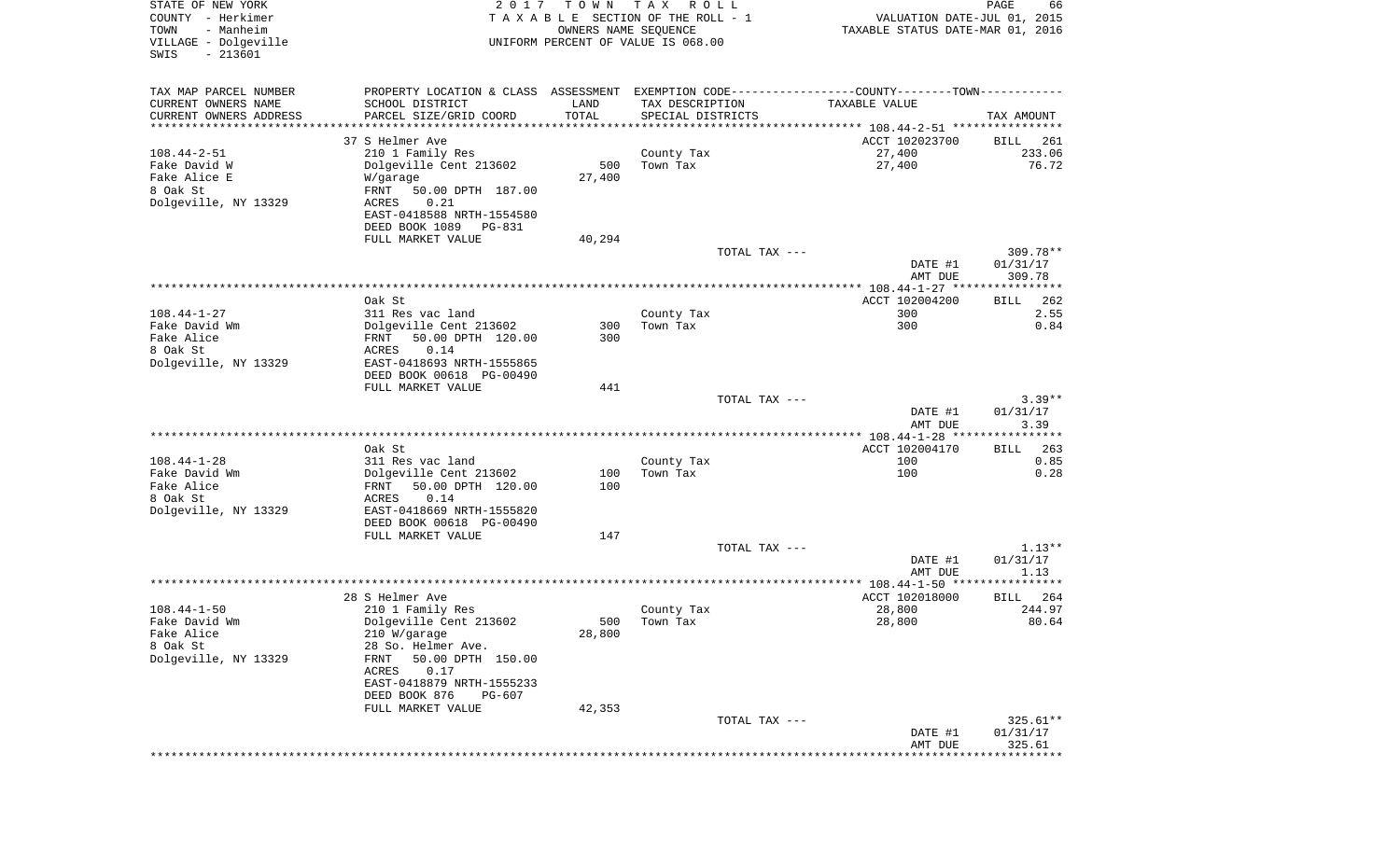STATE OF NEW YORK
COUNTY - Herkimer
TOWN - Manheim
VILLAGE - Dolgeville
SWIS - 213601

2 0 1 7 T O W N T A X R O L L
T A X A B L E SECTION OF THE ROLL - 1
OWNERS NAME SEQUENCE
UNIFORM PERCENT OF VALUE IS 068.00

VALUATION DATE-JUL 01, 2015
TAXABLE STATUS DATE-MAR 01, 2016

| TAX MAP PARCEL NUMBER / CURRENT OWNERS NAME / CURRENT OWNERS ADDRESS | PROPERTY LOCATION & CLASS / SCHOOL DISTRICT / PARCEL SIZE/GRID COORD | ASSESSMENT LAND / TOTAL | EXEMPTION CODE / TAX DESCRIPTION / SPECIAL DISTRICTS | COUNTY--------TOWN / TAXABLE VALUE | TAX AMOUNT |
|---|---|---|---|---|---|
| 108.44-2-51 | 37 S Helmer Ave | | | ACCT 102023700 | BILL 261 |
| | 210 1 Family Res | | County Tax | 27,400 | 233.06 |
| Fake David W | Dolgeville Cent 213602 | 500 | Town Tax | 27,400 | 76.72 |
| Fake Alice E | W/garage | 27,400 | | | |
| 8 Oak St | FRNT 50.00 DPTH 187.00 | | | | |
| Dolgeville, NY 13329 | ACRES 0.21 | | | | |
| | EAST-0418588 NRTH-1554580 | | | | |
| | DEED BOOK 1089 PG-831 | | | | |
| | FULL MARKET VALUE | 40,294 | | | |
| | | | TOTAL TAX --- | | 309.78** |
| | | | | DATE #1 | 01/31/17 |
| | | | | AMT DUE | 309.78 |
| 108.44-1-27 | Oak St | | | ACCT 102004200 | BILL 262 |
| | 311 Res vac land | | County Tax | 300 | 2.55 |
| Fake David Wm | Dolgeville Cent 213602 | 300 | Town Tax | 300 | 0.84 |
| Fake Alice | FRNT 50.00 DPTH 120.00 | 300 | | | |
| 8 Oak St | ACRES 0.14 | | | | |
| Dolgeville, NY 13329 | EAST-0418693 NRTH-1555865 | | | | |
| | DEED BOOK 00618 PG-00490 | | | | |
| | FULL MARKET VALUE | 441 | | | |
| | | | TOTAL TAX --- | | 3.39** |
| | | | | DATE #1 | 01/31/17 |
| | | | | AMT DUE | 3.39 |
| 108.44-1-28 | Oak St | | | ACCT 102004170 | BILL 263 |
| | 311 Res vac land | | County Tax | 100 | 0.85 |
| Fake David Wm | Dolgeville Cent 213602 | 100 | Town Tax | 100 | 0.28 |
| Fake Alice | FRNT 50.00 DPTH 120.00 | 100 | | | |
| 8 Oak St | ACRES 0.14 | | | | |
| Dolgeville, NY 13329 | EAST-0418669 NRTH-1555820 | | | | |
| | DEED BOOK 00618 PG-00490 | | | | |
| | FULL MARKET VALUE | 147 | | | |
| | | | TOTAL TAX --- | | 1.13** |
| | | | | DATE #1 | 01/31/17 |
| | | | | AMT DUE | 1.13 |
| 108.44-1-50 | 28 S Helmer Ave | | | ACCT 102018000 | BILL 264 |
| | 210 1 Family Res | | County Tax | 28,800 | 244.97 |
| Fake David Wm | Dolgeville Cent 213602 | 500 | Town Tax | 28,800 | 80.64 |
| Fake Alice | 210 W/garage | 28,800 | | | |
| 8 Oak St | 28 So. Helmer Ave. | | | | |
| Dolgeville, NY 13329 | FRNT 50.00 DPTH 150.00 | | | | |
| | ACRES 0.17 | | | | |
| | EAST-0418879 NRTH-1555233 | | | | |
| | DEED BOOK 876 PG-607 | | | | |
| | FULL MARKET VALUE | 42,353 | | | |
| | | | TOTAL TAX --- | | 325.61** |
| | | | | DATE #1 | 01/31/17 |
| | | | | AMT DUE | 325.61 |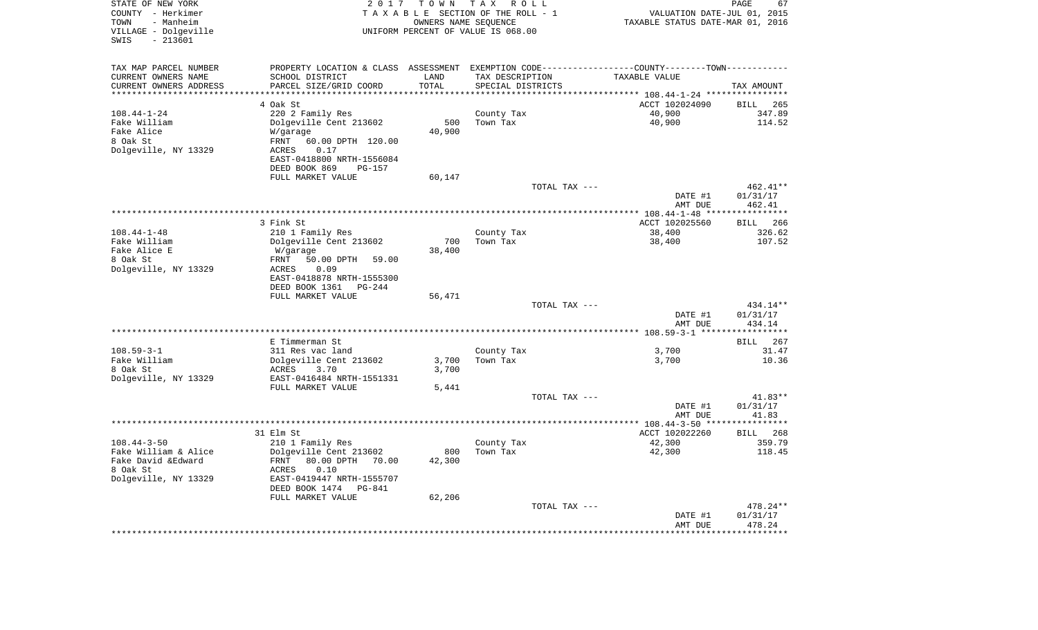STATE OF NEW YORK
COUNTY - Herkimer
TOWN - Manheim
VILLAGE - Dolgeville
SWIS - 213601

2 0 1 7 T O W N T A X R O L L
T A X A B L E SECTION OF THE ROLL - 1
OWNERS NAME SEQUENCE
UNIFORM PERCENT OF VALUE IS 068.00

VALUATION DATE-JUL 01, 2015
TAXABLE STATUS DATE-MAR 01, 2016

| TAX MAP PARCEL NUMBER<br>CURRENT OWNERS NAME<br>CURRENT OWNERS ADDRESS | PROPERTY LOCATION & CLASS<br>SCHOOL DISTRICT<br>PARCEL SIZE/GRID COORD | ASSESSMENT<br>LAND<br>TOTAL | EXEMPTION CODE<br>TAX DESCRIPTION<br>SPECIAL DISTRICTS | COUNTY--------TOWN<br>TAXABLE VALUE | TAX AMOUNT |
|---|---|---|---|---|---|
| | 4 Oak St | | | ACCT 102024090 | BILL 265 |
| 108.44-1-24 | 220 2 Family Res | | County Tax | 40,900 | 347.89 |
| Fake William | Dolgeville Cent 213602 | 500 | Town Tax | 40,900 | 114.52 |
| Fake Alice | W/garage | 40,900 | | | |
| 8 Oak St | FRNT 60.00 DPTH 120.00 | | | | |
| Dolgeville, NY 13329 | ACRES 0.17 | | | | |
| | EAST-0418800 NRTH-1556084 | | | | |
| | DEED BOOK 869 PG-157 | | | | |
| | FULL MARKET VALUE | 60,147 | | | |
| | | | TOTAL TAX --- | | 462.41** |
| | | | | DATE #1 | 01/31/17 |
| | | | | AMT DUE | 462.41 |
| | 3 Fink St | | | ACCT 102025560 | BILL 266 |
| 108.44-1-48 | 210 1 Family Res | | County Tax | 38,400 | 326.62 |
| Fake William | Dolgeville Cent 213602 | 700 | Town Tax | 38,400 | 107.52 |
| Fake Alice E | W/garage | 38,400 | | | |
| 8 Oak St | FRNT 50.00 DPTH 59.00 | | | | |
| Dolgeville, NY 13329 | ACRES 0.09 | | | | |
| | EAST-0418878 NRTH-1555300 | | | | |
| | DEED BOOK 1361 PG-244 | | | | |
| | FULL MARKET VALUE | 56,471 | | | |
| | | | TOTAL TAX --- | | 434.14** |
| | | | | DATE #1 | 01/31/17 |
| | | | | AMT DUE | 434.14 |
| | E Timmerman St | | | | BILL 267 |
| 108.59-3-1 | 311 Res vac land | | County Tax | 3,700 | 31.47 |
| Fake William | Dolgeville Cent 213602 | 3,700 | Town Tax | 3,700 | 10.36 |
| 8 Oak St | ACRES 3.70 | 3,700 | | | |
| Dolgeville, NY 13329 | EAST-0416484 NRTH-1551331 | | | | |
| | FULL MARKET VALUE | 5,441 | | | |
| | | | TOTAL TAX --- | | 41.83** |
| | | | | DATE #1 | 01/31/17 |
| | | | | AMT DUE | 41.83 |
| | 31 Elm St | | | ACCT 102022260 | BILL 268 |
| 108.44-3-50 | 210 1 Family Res | | County Tax | 42,300 | 359.79 |
| Fake William & Alice | Dolgeville Cent 213602 | 800 | Town Tax | 42,300 | 118.45 |
| Fake David &Edward | FRNT 80.00 DPTH 70.00 | 42,300 | | | |
| 8 Oak St | ACRES 0.10 | | | | |
| Dolgeville, NY 13329 | EAST-0419447 NRTH-1555707 | | | | |
| | DEED BOOK 1474 PG-841 | | | | |
| | FULL MARKET VALUE | 62,206 | | | |
| | | | TOTAL TAX --- | | 478.24** |
| | | | | DATE #1 | 01/31/17 |
| | | | | AMT DUE | 478.24 |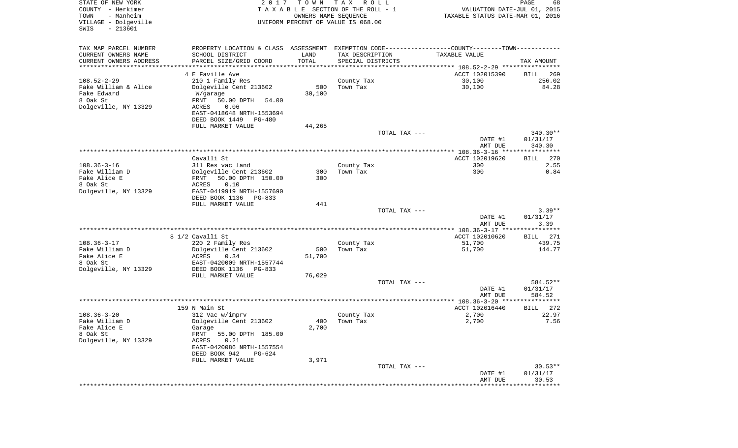STATE OF NEW YORK
COUNTY - Herkimer
TOWN - Manheim
VILLAGE - Dolgeville
SWIS - 213601

2 0 1 7 T O W N T A X R O L L
T A X A B L E SECTION OF THE ROLL - 1
OWNERS NAME SEQUENCE
UNIFORM PERCENT OF VALUE IS 068.00

VALUATION DATE-JUL 01, 2015
TAXABLE STATUS DATE-MAR 01, 2016

| TAX MAP PARCEL NUMBER / CURRENT OWNERS NAME / CURRENT OWNERS ADDRESS | PROPERTY LOCATION & CLASS / SCHOOL DISTRICT / PARCEL SIZE/GRID COORD | ASSESSMENT LAND / TOTAL | EXEMPTION CODE / TAX DESCRIPTION / SPECIAL DISTRICTS | COUNTY--------TOWN / TAXABLE VALUE | TAX AMOUNT |
|---|---|---|---|---|---|
| | 4 E Faville Ave | | | ACCT 102015390 | BILL 269 |
| 108.52-2-29 | 210 1 Family Res | | County Tax | 30,100 | 256.02 |
| Fake William & Alice | Dolgeville Cent 213602 | 500 | Town Tax | 30,100 | 84.28 |
| Fake Edward | W/garage | 30,100 | | | |
| 8 Oak St | FRNT 50.00 DPTH 54.00 | | | | |
| Dolgeville, NY 13329 | ACRES 0.06 | | | | |
| | EAST-0418648 NRTH-1553694 | | | | |
| | DEED BOOK 1449 PG-480 | | | | |
| | FULL MARKET VALUE | 44,265 | | | |
| | | | TOTAL TAX --- | | 340.30** |
| | | | | DATE #1 | 01/31/17 |
| | | | | AMT DUE | 340.30 |
| | Cavalli St | | | ACCT 102019620 | BILL 270 |
| 108.36-3-16 | 311 Res vac land | | County Tax | 300 | 2.55 |
| Fake William D | Dolgeville Cent 213602 | 300 | Town Tax | 300 | 0.84 |
| Fake Alice E | FRNT 50.00 DPTH 150.00 | 300 | | | |
| 8 Oak St | ACRES 0.10 | | | | |
| Dolgeville, NY 13329 | EAST-0419919 NRTH-1557690 | | | | |
| | DEED BOOK 1136 PG-833 | | | | |
| | FULL MARKET VALUE | 441 | | | |
| | | | TOTAL TAX --- | | 3.39** |
| | | | | DATE #1 | 01/31/17 |
| | | | | AMT DUE | 3.39 |
| | 8 1/2 Cavalli St | | | ACCT 102010620 | BILL 271 |
| 108.36-3-17 | 220 2 Family Res | | County Tax | 51,700 | 439.75 |
| Fake William D | Dolgeville Cent 213602 | 500 | Town Tax | 51,700 | 144.77 |
| Fake Alice E | ACRES 0.34 | 51,700 | | | |
| 8 Oak St | EAST-0420009 NRTH-1557744 | | | | |
| Dolgeville, NY 13329 | DEED BOOK 1136 PG-833 | | | | |
| | FULL MARKET VALUE | 76,029 | | | |
| | | | TOTAL TAX --- | | 584.52** |
| | | | | DATE #1 | 01/31/17 |
| | | | | AMT DUE | 584.52 |
| | 159 N Main St | | | ACCT 102016440 | BILL 272 |
| 108.36-3-20 | 312 Vac w/imprv | | County Tax | 2,700 | 22.97 |
| Fake William D | Dolgeville Cent 213602 | 400 | Town Tax | 2,700 | 7.56 |
| Fake Alice E | Garage | 2,700 | | | |
| 8 Oak St | FRNT 55.00 DPTH 185.00 | | | | |
| Dolgeville, NY 13329 | ACRES 0.21 | | | | |
| | EAST-0420086 NRTH-1557554 | | | | |
| | DEED BOOK 942 PG-624 | | | | |
| | FULL MARKET VALUE | 3,971 | | | |
| | | | TOTAL TAX --- | | 30.53** |
| | | | | DATE #1 | 01/31/17 |
| | | | | AMT DUE | 30.53 |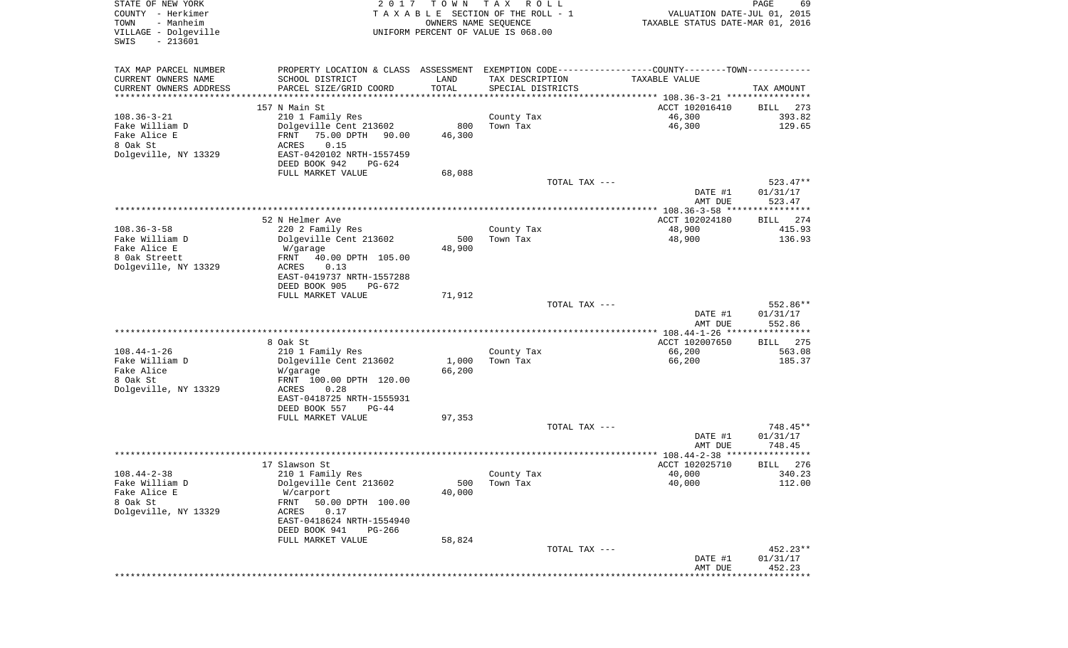STATE OF NEW YORK
COUNTY - Herkimer
TOWN - Manheim
VILLAGE - Dolgeville
SWIS - 213601

2 0 1 7 T O W N T A X R O L L
T A X A B L E SECTION OF THE ROLL - 1
OWNERS NAME SEQUENCE
UNIFORM PERCENT OF VALUE IS 068.00

VALUATION DATE-JUL 01, 2015
TAXABLE STATUS DATE-MAR 01, 2016

| TAX MAP PARCEL NUMBER<br>CURRENT OWNERS NAME<br>CURRENT OWNERS ADDRESS | PROPERTY LOCATION & CLASS<br>SCHOOL DISTRICT<br>PARCEL SIZE/GRID COORD | ASSESSMENT<br>LAND<br>TOTAL | EXEMPTION CODE<br>TAX DESCRIPTION<br>SPECIAL DISTRICTS | COUNTY--------TOWN<br>TAXABLE VALUE | TAX AMOUNT |
|---|---|---|---|---|---|
| | 157 N Main St | | | ACCT 102016410 | BILL 273 |
| 108.36-3-21 | 210 1 Family Res | | County Tax | 46,300 | 393.82 |
| Fake William D | Dolgeville Cent 213602 | 800 | Town Tax | 46,300 | 129.65 |
| Fake Alice E | FRNT 75.00 DPTH 90.00 | 46,300 | | | |
| 8 Oak St | ACRES 0.15 | | | | |
| Dolgeville, NY 13329 | EAST-0420102 NRTH-1557459 | | | | |
| | DEED BOOK 942 PG-624 | | | | |
| | FULL MARKET VALUE | 68,088 | | | |
| | | | TOTAL TAX --- | | 523.47** |
| | | | | DATE #1 | 01/31/17 |
| | | | | AMT DUE | 523.47 |
| | 52 N Helmer Ave | | | ACCT 102024180 | BILL 274 |
| 108.36-3-58 | 220 2 Family Res | | County Tax | 48,900 | 415.93 |
| Fake William D | Dolgeville Cent 213602 | 500 | Town Tax | 48,900 | 136.93 |
| Fake Alice E | W/garage | 48,900 | | | |
| 8 Oak Streett | FRNT 40.00 DPTH 105.00 | | | | |
| Dolgeville, NY 13329 | ACRES 0.13 | | | | |
| | EAST-0419737 NRTH-1557288 | | | | |
| | DEED BOOK 905 PG-672 | | | | |
| | FULL MARKET VALUE | 71,912 | | | |
| | | | TOTAL TAX --- | | 552.86** |
| | | | | DATE #1 | 01/31/17 |
| | | | | AMT DUE | 552.86 |
| | 8 Oak St | | | ACCT 102007650 | BILL 275 |
| 108.44-1-26 | 210 1 Family Res | | County Tax | 66,200 | 563.08 |
| Fake William D | Dolgeville Cent 213602 | 1,000 | Town Tax | 66,200 | 185.37 |
| Fake Alice | W/garage | 66,200 | | | |
| 8 Oak St | FRNT 100.00 DPTH 120.00 | | | | |
| Dolgeville, NY 13329 | ACRES 0.28 | | | | |
| | EAST-0418725 NRTH-1555931 | | | | |
| | DEED BOOK 557 PG-44 | | | | |
| | FULL MARKET VALUE | 97,353 | | | |
| | | | TOTAL TAX --- | | 748.45** |
| | | | | DATE #1 | 01/31/17 |
| | | | | AMT DUE | 748.45 |
| | 17 Slawson St | | | ACCT 102025710 | BILL 276 |
| 108.44-2-38 | 210 1 Family Res | | County Tax | 40,000 | 340.23 |
| Fake William D | Dolgeville Cent 213602 | 500 | Town Tax | 40,000 | 112.00 |
| Fake Alice E | W/carport | 40,000 | | | |
| 8 Oak St | FRNT 50.00 DPTH 100.00 | | | | |
| Dolgeville, NY 13329 | ACRES 0.17 | | | | |
| | EAST-0418624 NRTH-1554940 | | | | |
| | DEED BOOK 941 PG-266 | | | | |
| | FULL MARKET VALUE | 58,824 | | | |
| | | | TOTAL TAX --- | | 452.23** |
| | | | | DATE #1 | 01/31/17 |
| | | | | AMT DUE | 452.23 |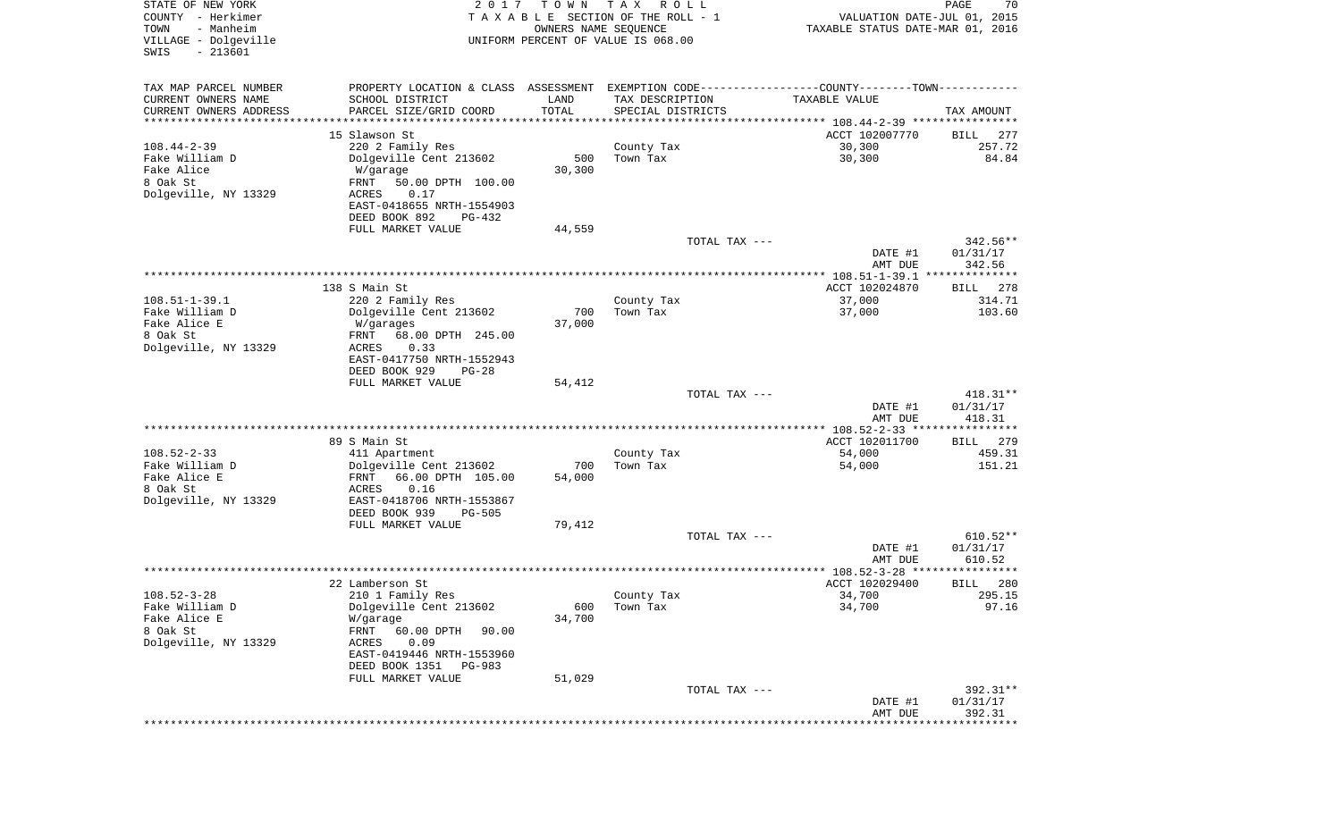STATE OF NEW YORK
COUNTY - Herkimer
TOWN - Manheim
VILLAGE - Dolgeville
SWIS - 213601

2017 TOWN TAX ROLL
TAXABLE SECTION OF THE ROLL - 1
OWNERS NAME SEQUENCE
UNIFORM PERCENT OF VALUE IS 068.00

VALUATION DATE-JUL 01, 2015
TAXABLE STATUS DATE-MAR 01, 2016

| TAX MAP PARCEL NUMBER<br>CURRENT OWNERS NAME<br>CURRENT OWNERS ADDRESS | PROPERTY LOCATION & CLASS<br>SCHOOL DISTRICT<br>PARCEL SIZE/GRID COORD | ASSESSMENT<br>LAND<br>TOTAL | EXEMPTION CODE<br>TAX DESCRIPTION<br>SPECIAL DISTRICTS | COUNTY--------TOWN<br>TAXABLE VALUE | TAX AMOUNT |
|---|---|---|---|---|---|
| 108.44-2-39 | 15 Slawson St | | | ACCT 102007770 | BILL 277 |
| Fake William D | 220 2 Family Res | 500 | County Tax | 30,300 | 257.72 |
| Fake Alice | Dolgeville Cent 213602 | 30,300 | Town Tax | 30,300 | 84.84 |
| 8 Oak St | W/garage | | | | |
| Dolgeville, NY 13329 | FRNT 50.00 DPTH 100.00 | | | | |
| | ACRES 0.17 | | | | |
| | EAST-0418655 NRTH-1554903 | | | | |
| | DEED BOOK 892 PG-432 | | | | |
| | FULL MARKET VALUE | 44,559 | | | |
| | | | TOTAL TAX --- | | 342.56** |
| | | | | DATE #1 | 01/31/17 |
| | | | | AMT DUE | 342.56 |
| 108.51-1-39.1 | 138 S Main St | | | ACCT 102024870 | BILL 278 |
| Fake William D | 220 2 Family Res | 700 | County Tax | 37,000 | 314.71 |
| Fake Alice E | Dolgeville Cent 213602 | 37,000 | Town Tax | 37,000 | 103.60 |
| 8 Oak St | W/garages | | | | |
| Dolgeville, NY 13329 | FRNT 68.00 DPTH 245.00 | | | | |
| | ACRES 0.33 | | | | |
| | EAST-0417750 NRTH-1552943 | | | | |
| | DEED BOOK 929 PG-28 | | | | |
| | FULL MARKET VALUE | 54,412 | | | |
| | | | TOTAL TAX --- | | 418.31** |
| | | | | DATE #1 | 01/31/17 |
| | | | | AMT DUE | 418.31 |
| 108.52-2-33 | 89 S Main St | | | ACCT 102011700 | BILL 279 |
| Fake William D | 411 Apartment | 700 | County Tax | 54,000 | 459.31 |
| Fake Alice E | Dolgeville Cent 213602 | 54,000 | Town Tax | 54,000 | 151.21 |
| 8 Oak St | FRNT 66.00 DPTH 105.00 | | | | |
| Dolgeville, NY 13329 | ACRES 0.16 | | | | |
| | EAST-0418706 NRTH-1553867 | | | | |
| | DEED BOOK 939 PG-505 | | | | |
| | FULL MARKET VALUE | 79,412 | | | |
| | | | TOTAL TAX --- | | 610.52** |
| | | | | DATE #1 | 01/31/17 |
| | | | | AMT DUE | 610.52 |
| 108.52-3-28 | 22 Lamberson St | | | ACCT 102029400 | BILL 280 |
| Fake William D | 210 1 Family Res | 600 | County Tax | 34,700 | 295.15 |
| Fake Alice E | Dolgeville Cent 213602 | 34,700 | Town Tax | 34,700 | 97.16 |
| 8 Oak St | W/garage | | | | |
| Dolgeville, NY 13329 | FRNT 60.00 DPTH 90.00 | | | | |
| | ACRES 0.09 | | | | |
| | EAST-0419446 NRTH-1553960 | | | | |
| | DEED BOOK 1351 PG-983 | | | | |
| | FULL MARKET VALUE | 51,029 | | | |
| | | | TOTAL TAX --- | | 392.31** |
| | | | | DATE #1 | 01/31/17 |
| | | | | AMT DUE | 392.31 |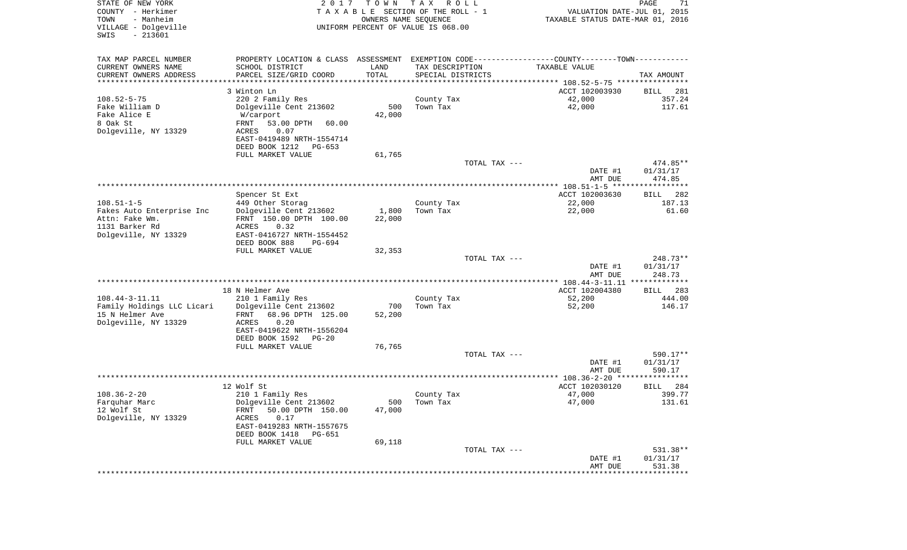STATE OF NEW YORK | 2017 TOWN TAX ROLL | VALUATION DATE-JUL 01, 2015
COUNTY - Herkimer | TAXABLE SECTION OF THE ROLL - 1 | TAXABLE STATUS DATE-MAR 01, 2016
TOWN - Manheim | OWNERS NAME SEQUENCE
VILLAGE - Dolgeville | UNIFORM PERCENT OF VALUE IS 068.00
SWIS - 213601

| TAX MAP PARCEL NUMBER / CURRENT OWNERS NAME / CURRENT OWNERS ADDRESS | PROPERTY LOCATION & CLASS / SCHOOL DISTRICT / PARCEL SIZE/GRID COORD | ASSESSMENT LAND / TOTAL | EXEMPTION CODE / TAX DESCRIPTION / SPECIAL DISTRICTS | TAXABLE VALUE | TAX AMOUNT |
|---|---|---|---|---|---|
| | 3 Winton Ln | | | ACCT 102003930 | BILL 281 |
| 108.52-5-75 | 220 2 Family Res | | County Tax | 42,000 | 357.24 |
| Fake William D | Dolgeville Cent 213602 | 500 | Town Tax | 42,000 | 117.61 |
| Fake Alice E | W/carport | 42,000 | | | |
| 8 Oak St | FRNT 53.00 DPTH 60.00 | | | | |
| Dolgeville, NY 13329 | ACRES 0.07 | | | | |
| | EAST-0419489 NRTH-1554714 | | | | |
| | DEED BOOK 1212 PG-653 | | | | |
| | FULL MARKET VALUE | 61,765 | | | |
| | | | TOTAL TAX --- | | 474.85** |
| | | | | DATE #1 | 01/31/17 |
| | | | | AMT DUE | 474.85 |
| | Spencer St Ext | | | ACCT 102003630 | BILL 282 |
| 108.51-1-5 | 449 Other Storag | | County Tax | 22,000 | 187.13 |
| Fakes Auto Enterprise Inc | Dolgeville Cent 213602 | 1,800 | Town Tax | 22,000 | 61.60 |
| Attn: Fake Wm. | FRNT 150.00 DPTH 100.00 | 22,000 | | | |
| 1131 Barker Rd | ACRES 0.32 | | | | |
| Dolgeville, NY 13329 | EAST-0416727 NRTH-1554452 | | | | |
| | DEED BOOK 888 PG-694 | | | | |
| | FULL MARKET VALUE | 32,353 | | | |
| | | | TOTAL TAX --- | | 248.73** |
| | | | | DATE #1 | 01/31/17 |
| | | | | AMT DUE | 248.73 |
| | 18 N Helmer Ave | | | ACCT 102004380 | BILL 283 |
| 108.44-3-11.11 | 210 1 Family Res | | County Tax | 52,200 | 444.00 |
| Family Holdings LLC Licari | Dolgeville Cent 213602 | 700 | Town Tax | 52,200 | 146.17 |
| 15 N Helmer Ave | FRNT 68.96 DPTH 125.00 | 52,200 | | | |
| Dolgeville, NY 13329 | ACRES 0.20 | | | | |
| | EAST-0419622 NRTH-1556204 | | | | |
| | DEED BOOK 1592 PG-20 | | | | |
| | FULL MARKET VALUE | 76,765 | | | |
| | | | TOTAL TAX --- | | 590.17** |
| | | | | DATE #1 | 01/31/17 |
| | | | | AMT DUE | 590.17 |
| | 12 Wolf St | | | ACCT 102030120 | BILL 284 |
| 108.36-2-20 | 210 1 Family Res | | County Tax | 47,000 | 399.77 |
| Farquhar Marc | Dolgeville Cent 213602 | 500 | Town Tax | 47,000 | 131.61 |
| 12 Wolf St | FRNT 50.00 DPTH 150.00 | 47,000 | | | |
| Dolgeville, NY 13329 | ACRES 0.17 | | | | |
| | EAST-0419283 NRTH-1557675 | | | | |
| | DEED BOOK 1418 PG-651 | | | | |
| | FULL MARKET VALUE | 69,118 | | | |
| | | | TOTAL TAX --- | | 531.38** |
| | | | | DATE #1 | 01/31/17 |
| | | | | AMT DUE | 531.38 |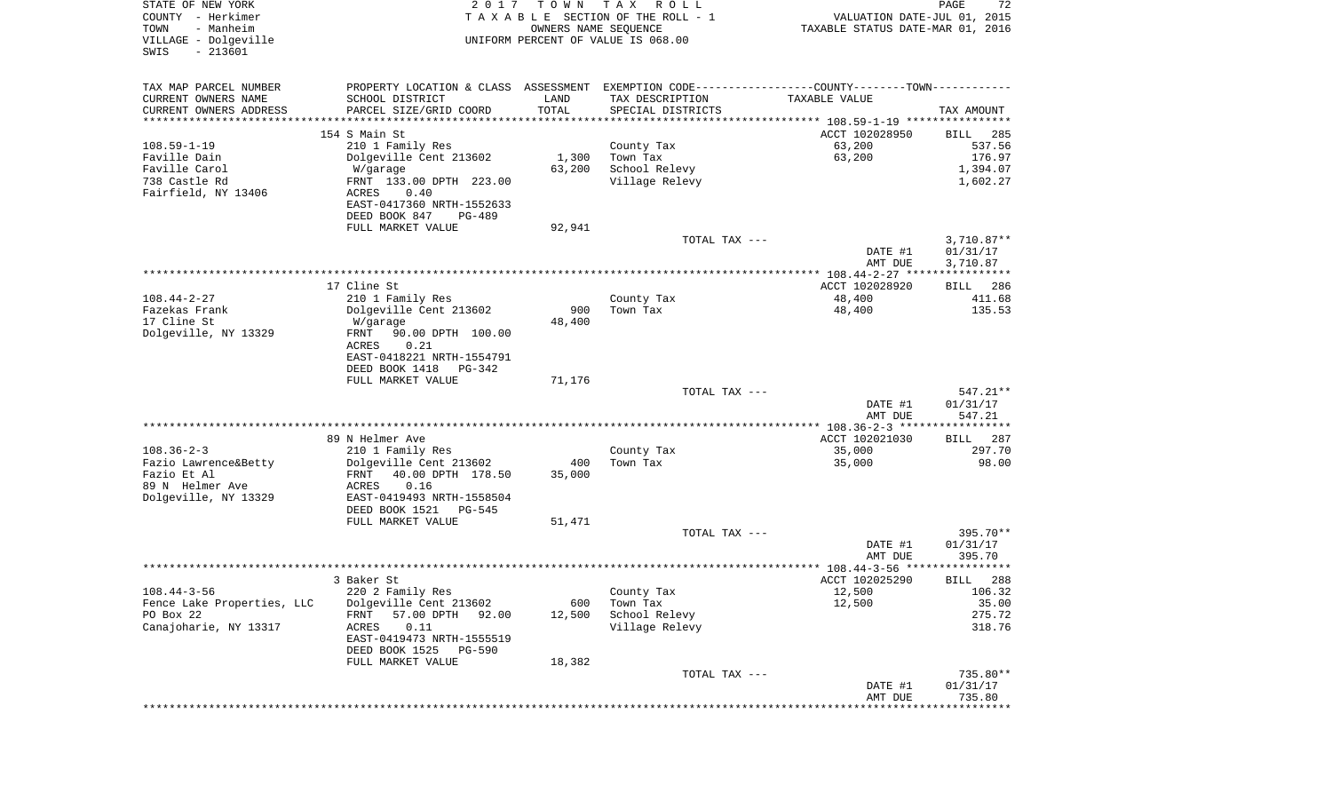STATE OF NEW YORK
COUNTY - Herkimer
TOWN - Manheim
VILLAGE - Dolgeville
SWIS - 213601

2017 TOWN TAX ROLL
TAXABLE SECTION OF THE ROLL - 1
OWNERS NAME SEQUENCE
UNIFORM PERCENT OF VALUE IS 068.00

VALUATION DATE-JUL 01, 2015
TAXABLE STATUS DATE-MAR 01, 2016

| TAX MAP PARCEL NUMBER<br>CURRENT OWNERS NAME<br>CURRENT OWNERS ADDRESS | PROPERTY LOCATION & CLASS<br>SCHOOL DISTRICT<br>PARCEL SIZE/GRID COORD | ASSESSMENT<br>LAND<br>TOTAL | EXEMPTION CODE<br>TAX DESCRIPTION<br>SPECIAL DISTRICTS | COUNTY--------TOWN<br>TAXABLE VALUE | TAX AMOUNT |
|---|---|---|---|---|---|
| | 154 S Main St | | | ACCT 102028950 | BILL 285 |
| 108.59-1-19 | 210 1 Family Res | | County Tax | 63,200 | 537.56 |
| Faville Dain | Dolgeville Cent 213602 | 1,300 | Town Tax | 63,200 | 176.97 |
| Faville Carol | W/garage | 63,200 | School Relevy | | 1,394.07 |
| 738 Castle Rd | FRNT 133.00 DPTH 223.00 | | Village Relevy | | 1,602.27 |
| Fairfield, NY 13406 | ACRES 0.40 | | | | |
| | EAST-0417360 NRTH-1552633 | | | | |
| | DEED BOOK 847 PG-489 | | | | |
| | FULL MARKET VALUE | 92,941 | | | |
| | | | TOTAL TAX --- | | 3,710.87** |
| | | | | DATE #1 | 01/31/17 |
| | | | | AMT DUE | 3,710.87 |
| | 17 Cline St | | | ACCT 102028920 | BILL 286 |
| 108.44-2-27 | 210 1 Family Res | | County Tax | 48,400 | 411.68 |
| Fazekas Frank | Dolgeville Cent 213602 | 900 | Town Tax | 48,400 | 135.53 |
| 17 Cline St | W/garage | 48,400 | | | |
| Dolgeville, NY 13329 | FRNT 90.00 DPTH 100.00 | | | | |
| | ACRES 0.21 | | | | |
| | EAST-0418221 NRTH-1554791 | | | | |
| | DEED BOOK 1418 PG-342 | | | | |
| | FULL MARKET VALUE | 71,176 | | | |
| | | | TOTAL TAX --- | | 547.21** |
| | | | | DATE #1 | 01/31/17 |
| | | | | AMT DUE | 547.21 |
| | 89 N Helmer Ave | | | ACCT 102021030 | BILL 287 |
| 108.36-2-3 | 210 1 Family Res | | County Tax | 35,000 | 297.70 |
| Fazio Lawrence&Betty | Dolgeville Cent 213602 | 400 | Town Tax | 35,000 | 98.00 |
| Fazio Et Al | FRNT 40.00 DPTH 178.50 | 35,000 | | | |
| 89 N Helmer Ave | ACRES 0.16 | | | | |
| Dolgeville, NY 13329 | EAST-0419493 NRTH-1558504 | | | | |
| | DEED BOOK 1521 PG-545 | | | | |
| | FULL MARKET VALUE | 51,471 | | | |
| | | | TOTAL TAX --- | | 395.70** |
| | | | | DATE #1 | 01/31/17 |
| | | | | AMT DUE | 395.70 |
| | 3 Baker St | | | ACCT 102025290 | BILL 288 |
| 108.44-3-56 | 220 2 Family Res | | County Tax | 12,500 | 106.32 |
| Fence Lake Properties, LLC | Dolgeville Cent 213602 | 600 | Town Tax | 12,500 | 35.00 |
| PO Box 22 | FRNT 57.00 DPTH 92.00 | 12,500 | School Relevy | | 275.72 |
| Canajoharie, NY 13317 | ACRES 0.11 | | Village Relevy | | 318.76 |
| | EAST-0419473 NRTH-1555519 | | | | |
| | DEED BOOK 1525 PG-590 | | | | |
| | FULL MARKET VALUE | 18,382 | | | |
| | | | TOTAL TAX --- | | 735.80** |
| | | | | DATE #1 | 01/31/17 |
| | | | | AMT DUE | 735.80 |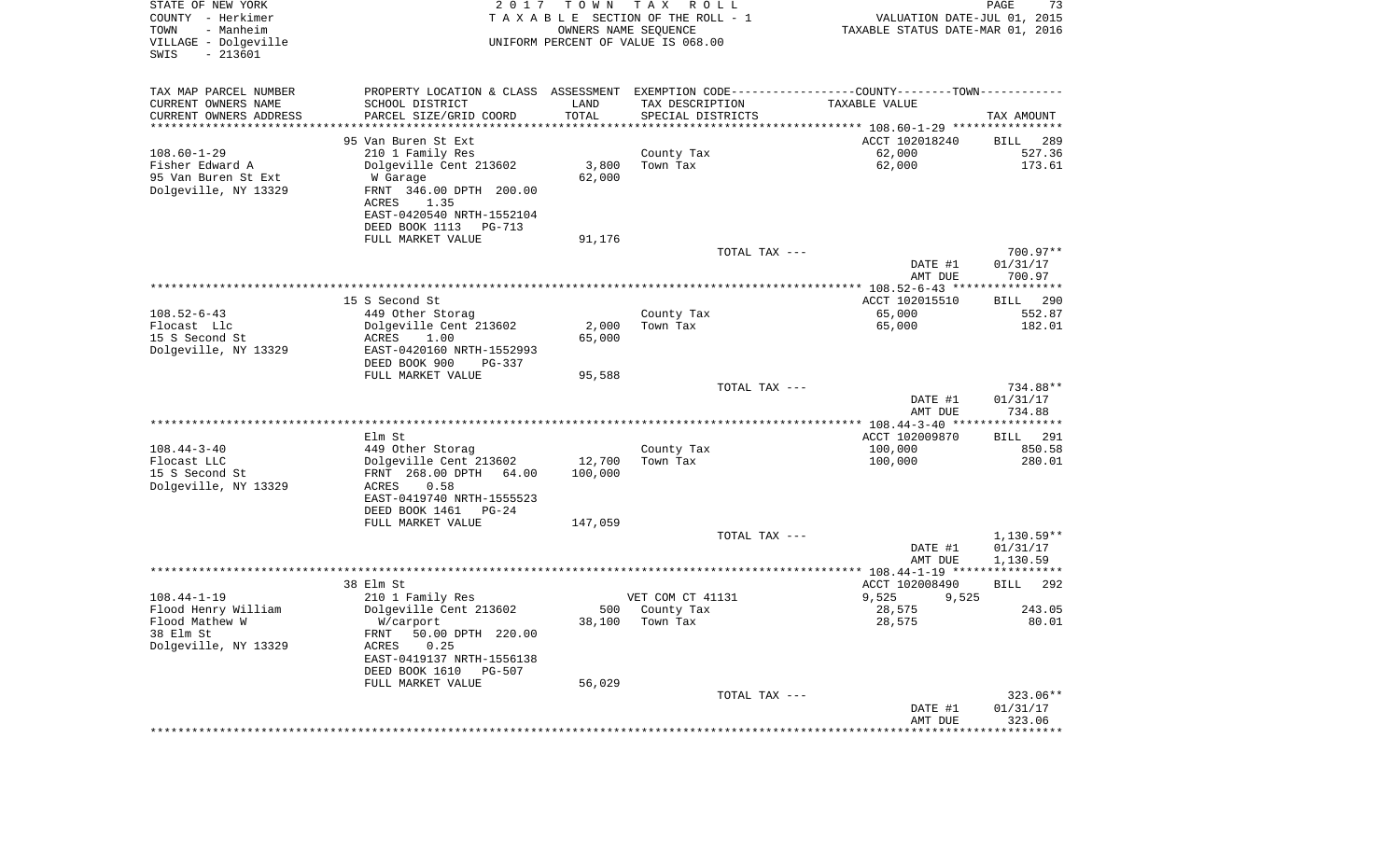STATE OF NEW YORK
COUNTY - Herkimer
TOWN - Manheim
VILLAGE - Dolgeville
SWIS - 213601

2 0 1 7 T O W N T A X R O L L
T A X A B L E SECTION OF THE ROLL - 1
OWNERS NAME SEQUENCE
UNIFORM PERCENT OF VALUE IS 068.00

VALUATION DATE-JUL 01, 2015
TAXABLE STATUS DATE-MAR 01, 2016

| TAX MAP PARCEL NUMBER / CURRENT OWNERS NAME / CURRENT OWNERS ADDRESS | PROPERTY LOCATION & CLASS / SCHOOL DISTRICT / PARCEL SIZE/GRID COORD | ASSESSMENT LAND / TOTAL | EXEMPTION CODE / TAX DESCRIPTION / SPECIAL DISTRICTS | COUNTY--------TOWN / TAXABLE VALUE | TAX AMOUNT |
|---|---|---|---|---|---|
| 108.60-1-29 | 95 Van Buren St Ext | | | ACCT 102018240 | BILL 289 |
| Fisher Edward A | 210 1 Family Res | | County Tax | 62,000 | 527.36 |
| 95 Van Buren St Ext | Dolgeville Cent 213602 | 3,800 | Town Tax | 62,000 | 173.61 |
| Dolgeville, NY 13329 | W Garage | 62,000 | | | |
| | FRNT 346.00 DPTH 200.00 | | | | |
| | ACRES 1.35 | | | | |
| | EAST-0420540 NRTH-1552104 | | | | |
| | DEED BOOK 1113 PG-713 | | | | |
| | FULL MARKET VALUE | 91,176 | | | |
| | | | TOTAL TAX --- | | 700.97** |
| | | | | DATE #1 | 01/31/17 |
| | | | | AMT DUE | 700.97 |
| 108.52-6-43 | 15 S Second St | | | ACCT 102015510 | BILL 290 |
| Flocast Llc | 449 Other Storag | | County Tax | 65,000 | 552.87 |
| 15 S Second St | Dolgeville Cent 213602 | 2,000 | Town Tax | 65,000 | 182.01 |
| Dolgeville, NY 13329 | ACRES 1.00 | 65,000 | | | |
| | EAST-0420160 NRTH-1552993 | | | | |
| | DEED BOOK 900 PG-337 | | | | |
| | FULL MARKET VALUE | 95,588 | | | |
| | | | TOTAL TAX --- | | 734.88** |
| | | | | DATE #1 | 01/31/17 |
| | | | | AMT DUE | 734.88 |
| 108.44-3-40 | Elm St | | | ACCT 102009870 | BILL 291 |
| Flocast LLC | 449 Other Storag | | County Tax | 100,000 | 850.58 |
| 15 S Second St | Dolgeville Cent 213602 | 12,700 | Town Tax | 100,000 | 280.01 |
| Dolgeville, NY 13329 | FRNT 268.00 DPTH 64.00 | 100,000 | | | |
| | ACRES 0.58 | | | | |
| | EAST-0419740 NRTH-1555523 | | | | |
| | DEED BOOK 1461 PG-24 | | | | |
| | FULL MARKET VALUE | 147,059 | | | |
| | | | TOTAL TAX --- | | 1,130.59** |
| | | | | DATE #1 | 01/31/17 |
| | | | | AMT DUE | 1,130.59 |
| 108.44-1-19 | 38 Elm St | | | ACCT 102008490 | BILL 292 |
| Flood Henry William | 210 1 Family Res | | VET COM CT 41131 | 9,525 9,525 | |
| Flood Mathew W | Dolgeville Cent 213602 | 500 | County Tax | 28,575 | 243.05 |
| 38 Elm St | W/carport | 38,100 | Town Tax | 28,575 | 80.01 |
| Dolgeville, NY 13329 | FRNT 50.00 DPTH 220.00 | | | | |
| | ACRES 0.25 | | | | |
| | EAST-0419137 NRTH-1556138 | | | | |
| | DEED BOOK 1610 PG-507 | | | | |
| | FULL MARKET VALUE | 56,029 | | | |
| | | | TOTAL TAX --- | | 323.06** |
| | | | | DATE #1 | 01/31/17 |
| | | | | AMT DUE | 323.06 |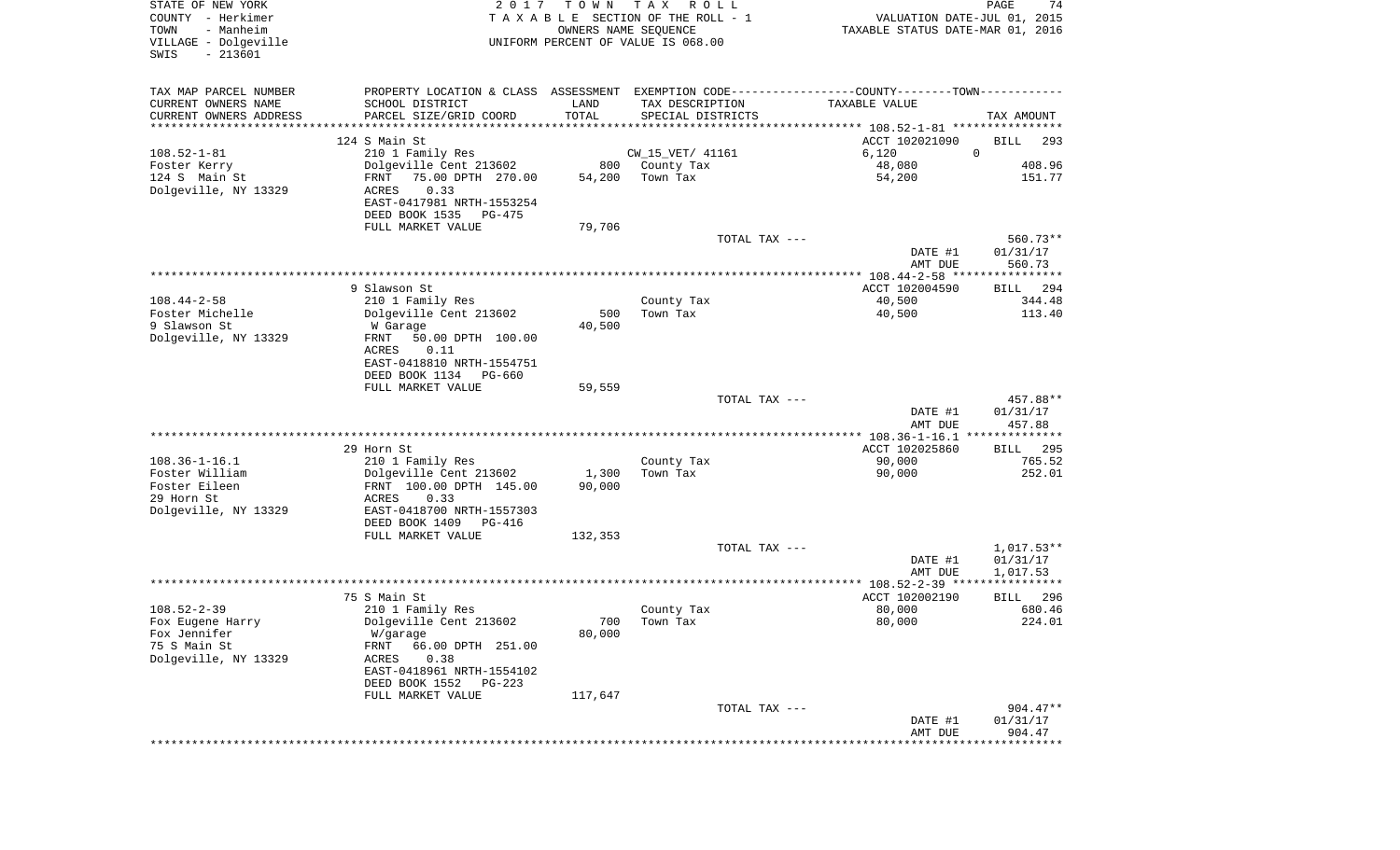STATE OF NEW YORK
COUNTY - Herkimer
TOWN - Manheim
VILLAGE - Dolgeville
SWIS - 213601

2 0 1 7   T O W N   T A X   R O L L
T A X A B L E SECTION OF THE ROLL - 1
OWNERS NAME SEQUENCE
UNIFORM PERCENT OF VALUE IS 068.00

VALUATION DATE-JUL 01, 2015
TAXABLE STATUS DATE-MAR 01, 2016

| TAX MAP PARCEL NUMBER / CURRENT OWNERS NAME / CURRENT OWNERS ADDRESS | PROPERTY LOCATION & CLASS / SCHOOL DISTRICT / PARCEL SIZE/GRID COORD | ASSESSMENT LAND / TOTAL | EXEMPTION CODE / TAX DESCRIPTION / SPECIAL DISTRICTS | COUNTY--------TOWN / TAXABLE VALUE | TAX AMOUNT |
|---|---|---|---|---|---|
| 108.52-1-81 | 124 S Main St | | | ACCT 102021090 | BILL 293 |
| | 210 1 Family Res | | CW_15_VET/ 41161 | 6,120 0 | |
| Foster Kerry | Dolgeville Cent 213602 | 800 | County Tax | 48,080 | 408.96 |
| 124 S Main St | FRNT 75.00 DPTH 270.00 | 54,200 | Town Tax | 54,200 | 151.77 |
| Dolgeville, NY 13329 | ACRES 0.33 | | | | |
| | EAST-0417981 NRTH-1553254 | | | | |
| | DEED BOOK 1535 PG-475 | | | | |
| | FULL MARKET VALUE | 79,706 | | | |
| | | | TOTAL TAX --- | | 560.73** |
| | | | | DATE #1 | 01/31/17 |
| | | | | AMT DUE | 560.73 |
| 108.44-2-58 | 9 Slawson St | | | ACCT 102004590 | BILL 294 |
| | 210 1 Family Res | | County Tax | 40,500 | 344.48 |
| Foster Michelle | Dolgeville Cent 213602 | 500 | Town Tax | 40,500 | 113.40 |
| 9 Slawson St | W Garage | 40,500 | | | |
| Dolgeville, NY 13329 | FRNT 50.00 DPTH 100.00 | | | | |
| | ACRES 0.11 | | | | |
| | EAST-0418810 NRTH-1554751 | | | | |
| | DEED BOOK 1134 PG-660 | | | | |
| | FULL MARKET VALUE | 59,559 | | | |
| | | | TOTAL TAX --- | | 457.88** |
| | | | | DATE #1 | 01/31/17 |
| | | | | AMT DUE | 457.88 |
| 108.36-1-16.1 | 29 Horn St | | | ACCT 102025860 | BILL 295 |
| | 210 1 Family Res | | County Tax | 90,000 | 765.52 |
| Foster William | Dolgeville Cent 213602 | 1,300 | Town Tax | 90,000 | 252.01 |
| Foster Eileen | FRNT 100.00 DPTH 145.00 | 90,000 | | | |
| 29 Horn St | ACRES 0.33 | | | | |
| Dolgeville, NY 13329 | EAST-0418700 NRTH-1557303 | | | | |
| | DEED BOOK 1409 PG-416 | | | | |
| | FULL MARKET VALUE | 132,353 | | | |
| | | | TOTAL TAX --- | | 1,017.53** |
| | | | | DATE #1 | 01/31/17 |
| | | | | AMT DUE | 1,017.53 |
| 108.52-2-39 | 75 S Main St | | | ACCT 102002190 | BILL 296 |
| | 210 1 Family Res | | County Tax | 80,000 | 680.46 |
| Fox Eugene Harry | Dolgeville Cent 213602 | 700 | Town Tax | 80,000 | 224.01 |
| Fox Jennifer | W/garage | 80,000 | | | |
| 75 S Main St | FRNT 66.00 DPTH 251.00 | | | | |
| Dolgeville, NY 13329 | ACRES 0.38 | | | | |
| | EAST-0418961 NRTH-1554102 | | | | |
| | DEED BOOK 1552 PG-223 | | | | |
| | FULL MARKET VALUE | 117,647 | | | |
| | | | TOTAL TAX --- | | 904.47** |
| | | | | DATE #1 | 01/31/17 |
| | | | | AMT DUE | 904.47 |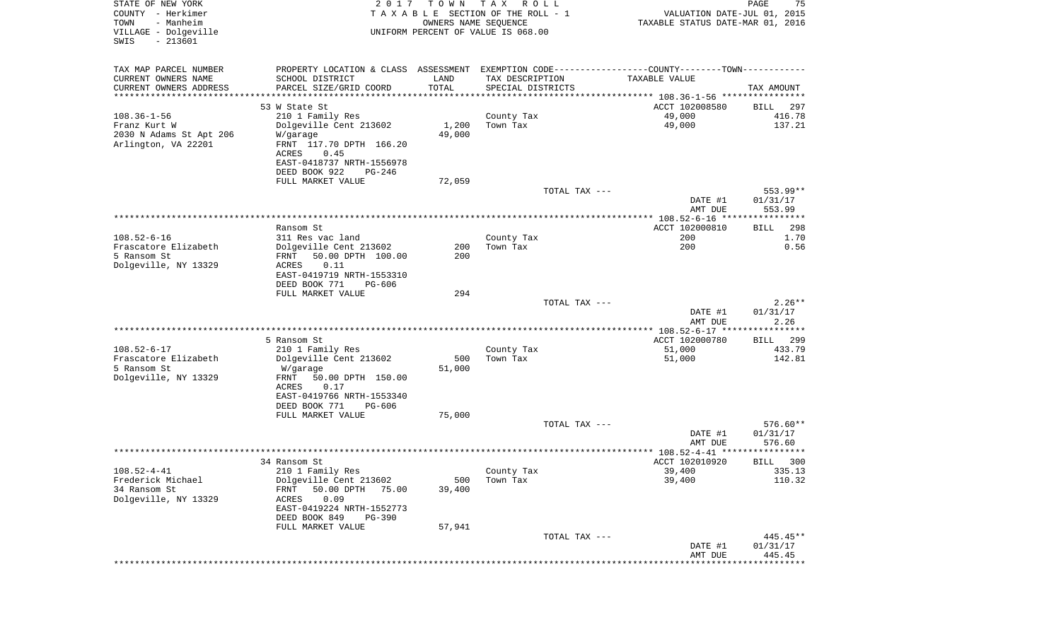STATE OF NEW YORK
COUNTY - Herkimer
TOWN - Manheim
VILLAGE - Dolgeville
SWIS - 213601

2017 TOWN TAX ROLL
TAXABLE SECTION OF THE ROLL - 1
OWNERS NAME SEQUENCE
UNIFORM PERCENT OF VALUE IS 068.00

VALUATION DATE-JUL 01, 2015
TAXABLE STATUS DATE-MAR 01, 2016

| TAX MAP PARCEL NUMBER<br>CURRENT OWNERS NAME<br>CURRENT OWNERS ADDRESS | PROPERTY LOCATION & CLASS<br>SCHOOL DISTRICT<br>PARCEL SIZE/GRID COORD | ASSESSMENT<br>LAND<br>TOTAL | EXEMPTION CODE<br>TAX DESCRIPTION<br>SPECIAL DISTRICTS | COUNTY--------TOWN<br>TAXABLE VALUE | TAX AMOUNT |
|---|---|---|---|---|---|
| | 53 W State St | | | ACCT 102008580 | BILL 297 |
| 108.36-1-56 | 210 1 Family Res | | County Tax | 49,000 | 416.78 |
| Franz Kurt W | Dolgeville Cent 213602 | 1,200 | Town Tax | 49,000 | 137.21 |
| 2030 N Adams St Apt 206 | W/garage | 49,000 | | | |
| Arlington, VA 22201 | FRNT 117.70 DPTH 166.20 | | | | |
| | ACRES 0.45 | | | | |
| | EAST-0418737 NRTH-1556978 | | | | |
| | DEED BOOK 922 PG-246 | | | | |
| | FULL MARKET VALUE | 72,059 | | | |
| | | | TOTAL TAX --- | | 553.99** |
| | | | | DATE #1 | 01/31/17 |
| | | | | AMT DUE | 553.99 |
| | Ransom St | | | ACCT 102000810 | BILL 298 |
| 108.52-6-16 | 311 Res vac land | | County Tax | 200 | 1.70 |
| Frascatore Elizabeth | Dolgeville Cent 213602 | 200 | Town Tax | 200 | 0.56 |
| 5 Ransom St | FRNT 50.00 DPTH 100.00 | 200 | | | |
| Dolgeville, NY 13329 | ACRES 0.11 | | | | |
| | EAST-0419719 NRTH-1553310 | | | | |
| | DEED BOOK 771 PG-606 | | | | |
| | FULL MARKET VALUE | 294 | | | |
| | | | TOTAL TAX --- | | 2.26** |
| | | | | DATE #1 | 01/31/17 |
| | | | | AMT DUE | 2.26 |
| | 5 Ransom St | | | ACCT 102000780 | BILL 299 |
| 108.52-6-17 | 210 1 Family Res | | County Tax | 51,000 | 433.79 |
| Frascatore Elizabeth | Dolgeville Cent 213602 | 500 | Town Tax | 51,000 | 142.81 |
| 5 Ransom St | W/garage | 51,000 | | | |
| Dolgeville, NY 13329 | FRNT 50.00 DPTH 150.00 | | | | |
| | ACRES 0.17 | | | | |
| | EAST-0419766 NRTH-1553340 | | | | |
| | DEED BOOK 771 PG-606 | | | | |
| | FULL MARKET VALUE | 75,000 | | | |
| | | | TOTAL TAX --- | | 576.60** |
| | | | | DATE #1 | 01/31/17 |
| | | | | AMT DUE | 576.60 |
| | 34 Ransom St | | | ACCT 102010920 | BILL 300 |
| 108.52-4-41 | 210 1 Family Res | | County Tax | 39,400 | 335.13 |
| Frederick Michael | Dolgeville Cent 213602 | 500 | Town Tax | 39,400 | 110.32 |
| 34 Ransom St | FRNT 50.00 DPTH 75.00 | 39,400 | | | |
| Dolgeville, NY 13329 | ACRES 0.09 | | | | |
| | EAST-0419224 NRTH-1552773 | | | | |
| | DEED BOOK 849 PG-390 | | | | |
| | FULL MARKET VALUE | 57,941 | | | |
| | | | TOTAL TAX --- | | 445.45** |
| | | | | DATE #1 | 01/31/17 |
| | | | | AMT DUE | 445.45 |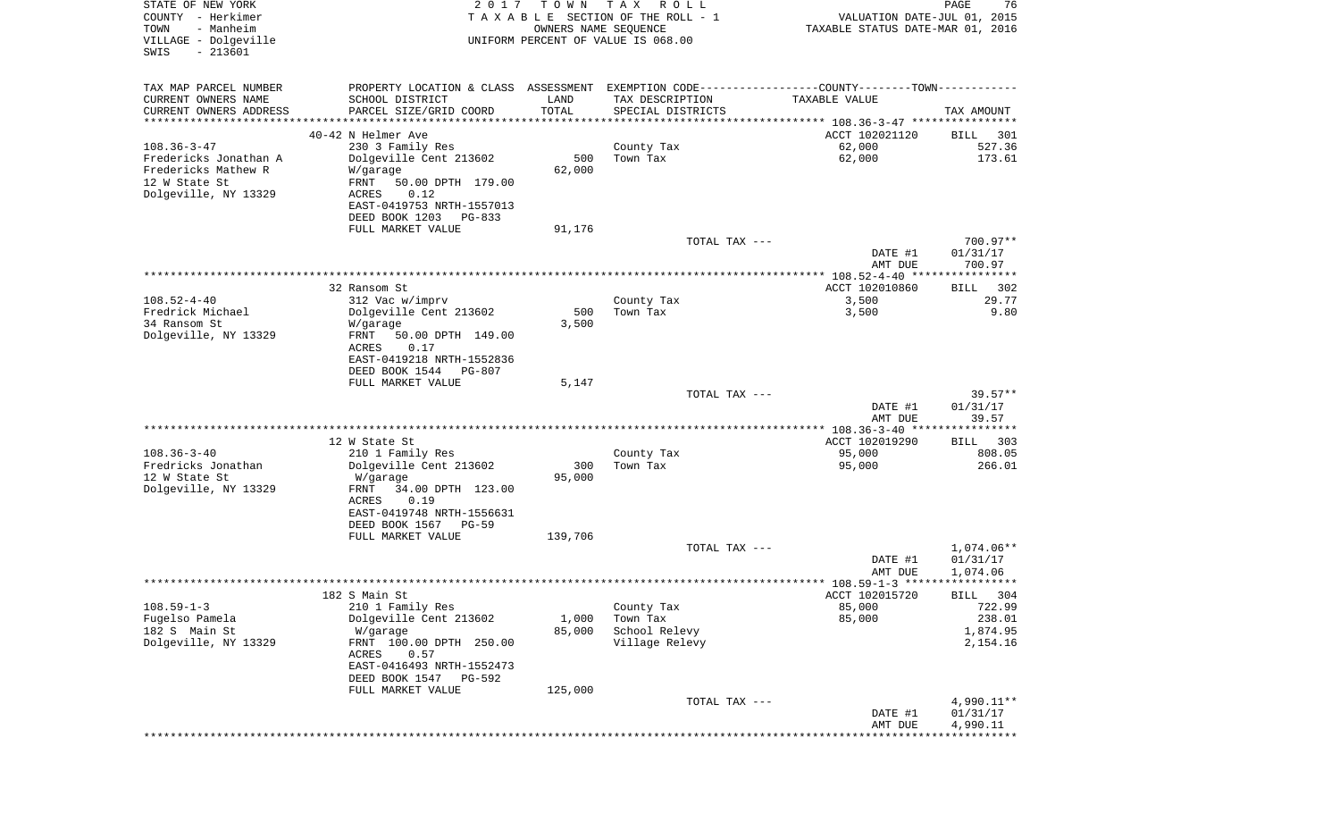STATE OF NEW YORK
COUNTY - Herkimer
TOWN - Manheim
VILLAGE - Dolgeville
SWIS - 213601

2017 TOWN TAX ROLL
TAXABLE SECTION OF THE ROLL - 1
OWNERS NAME SEQUENCE
UNIFORM PERCENT OF VALUE IS 068.00

VALUATION DATE-JUL 01, 2015
TAXABLE STATUS DATE-MAR 01, 2016

| TAX MAP PARCEL NUMBER / CURRENT OWNERS NAME / CURRENT OWNERS ADDRESS | PROPERTY LOCATION & CLASS / SCHOOL DISTRICT / PARCEL SIZE/GRID COORD | ASSESSMENT LAND / TOTAL | EXEMPTION CODE / TAX DESCRIPTION / SPECIAL DISTRICTS | COUNTY--------TOWN / TAXABLE VALUE | TAX AMOUNT |
|---|---|---|---|---|---|
| **108.36-3-47** | 40-42 N Helmer Ave | | | ACCT 102021120 | BILL 301 |
| 108.36-3-47 | 230 3 Family Res | | County Tax | 62,000 | 527.36 |
| Fredericks Jonathan A | Dolgeville Cent 213602 | 500 | Town Tax | 62,000 | 173.61 |
| Fredericks Mathew R | W/garage | 62,000 | | | |
| 12 W State St | FRNT 50.00 DPTH 179.00 | | | | |
| Dolgeville, NY 13329 | ACRES 0.12 | | | | |
| | EAST-0419753 NRTH-1557013 | | | | |
| | DEED BOOK 1203 PG-833 | | | | |
| | FULL MARKET VALUE | 91,176 | | | |
| | | | TOTAL TAX --- | | 700.97** |
| | | | | DATE #1 | 01/31/17 |
| | | | | AMT DUE | 700.97 |
| **108.52-4-40** | 32 Ransom St | | | ACCT 102010860 | BILL 302 |
| 108.52-4-40 | 312 Vac w/imprv | | County Tax | 3,500 | 29.77 |
| Fredrick Michael | Dolgeville Cent 213602 | 500 | Town Tax | 3,500 | 9.80 |
| 34 Ransom St | W/garage | 3,500 | | | |
| Dolgeville, NY 13329 | FRNT 50.00 DPTH 149.00 | | | | |
| | ACRES 0.17 | | | | |
| | EAST-0419218 NRTH-1552836 | | | | |
| | DEED BOOK 1544 PG-807 | | | | |
| | FULL MARKET VALUE | 5,147 | | | |
| | | | TOTAL TAX --- | | 39.57** |
| | | | | DATE #1 | 01/31/17 |
| | | | | AMT DUE | 39.57 |
| **108.36-3-40** | 12 W State St | | | ACCT 102019290 | BILL 303 |
| 108.36-3-40 | 210 1 Family Res | | County Tax | 95,000 | 808.05 |
| Fredricks Jonathan | Dolgeville Cent 213602 | 300 | Town Tax | 95,000 | 266.01 |
| 12 W State St | W/garage | 95,000 | | | |
| Dolgeville, NY 13329 | FRNT 34.00 DPTH 123.00 | | | | |
| | ACRES 0.19 | | | | |
| | EAST-0419748 NRTH-1556631 | | | | |
| | DEED BOOK 1567 PG-59 | | | | |
| | FULL MARKET VALUE | 139,706 | | | |
| | | | TOTAL TAX --- | | 1,074.06** |
| | | | | DATE #1 | 01/31/17 |
| | | | | AMT DUE | 1,074.06 |
| **108.59-1-3** | 182 S Main St | | | ACCT 102015720 | BILL 304 |
| 108.59-1-3 | 210 1 Family Res | | County Tax | 85,000 | 722.99 |
| Fugelso Pamela | Dolgeville Cent 213602 | 1,000 | Town Tax | 85,000 | 238.01 |
| 182 S Main St | W/garage | 85,000 | School Relevy | | 1,874.95 |
| Dolgeville, NY 13329 | FRNT 100.00 DPTH 250.00 | | Village Relevy | | 2,154.16 |
| | ACRES 0.57 | | | | |
| | EAST-0416493 NRTH-1552473 | | | | |
| | DEED BOOK 1547 PG-592 | | | | |
| | FULL MARKET VALUE | 125,000 | | | |
| | | | TOTAL TAX --- | | 4,990.11** |
| | | | | DATE #1 | 01/31/17 |
| | | | | AMT DUE | 4,990.11 |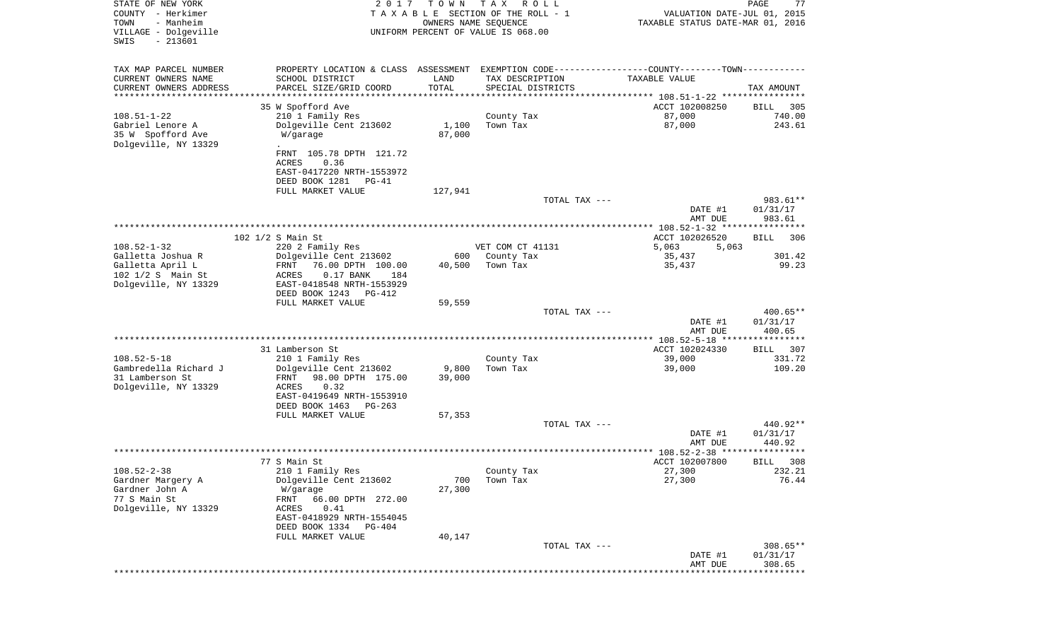STATE OF NEW YORK
COUNTY - Herkimer
TOWN - Manheim
VILLAGE - Dolgeville
SWIS - 213601

2017 TOWN TAX ROLL
TAXABLE SECTION OF THE ROLL - 1
OWNERS NAME SEQUENCE
UNIFORM PERCENT OF VALUE IS 068.00

VALUATION DATE-JUL 01, 2015
TAXABLE STATUS DATE-MAR 01, 2016

| TAX MAP PARCEL NUMBER / CURRENT OWNERS NAME / CURRENT OWNERS ADDRESS | PROPERTY LOCATION & CLASS / SCHOOL DISTRICT / PARCEL SIZE/GRID COORD | ASSESSMENT LAND / TOTAL | EXEMPTION CODE / TAX DESCRIPTION / SPECIAL DISTRICTS | COUNTY--------TOWN TAXABLE VALUE | TAX AMOUNT |
|---|---|---|---|---|---|
| 108.51-1-22 | 35 W Spofford Ave | | | ACCT 102008250 | BILL 305 |
| Gabriel Lenore A | 210 1 Family Res | | County Tax | 87,000 | 740.00 |
| 35 W Spofford Ave | Dolgeville Cent 213602 | 1,100 | Town Tax | 87,000 | 243.61 |
| Dolgeville, NY 13329 | W/garage | 87,000 | | | |
| | . | | | | |
| | FRNT 105.78 DPTH 121.72 | | | | |
| | ACRES 0.36 | | | | |
| | EAST-0417220 NRTH-1553972 | | | | |
| | DEED BOOK 1281 PG-41 | | | | |
| | FULL MARKET VALUE | 127,941 | | | |
| | | | TOTAL TAX --- | | 983.61** |
| | | | | DATE #1 | 01/31/17 |
| | | | | AMT DUE | 983.61 |
| 108.52-1-32 | 102 1/2 S Main St | | | ACCT 102026520 | BILL 306 |
| Galletta Joshua R | 220 2 Family Res | | VET COM CT 41131 | 5,063 5,063 | |
| Galletta April L | Dolgeville Cent 213602 | 600 | County Tax | 35,437 | 301.42 |
| 102 1/2 S Main St | FRNT 76.00 DPTH 100.00 | 40,500 | Town Tax | 35,437 | 99.23 |
| Dolgeville, NY 13329 | ACRES 0.17 BANK 184 | | | | |
| | EAST-0418548 NRTH-1553929 | | | | |
| | DEED BOOK 1243 PG-412 | | | | |
| | FULL MARKET VALUE | 59,559 | | | |
| | | | TOTAL TAX --- | | 400.65** |
| | | | | DATE #1 | 01/31/17 |
| | | | | AMT DUE | 400.65 |
| 108.52-5-18 | 31 Lamberson St | | | ACCT 102024330 | BILL 307 |
| Gambredella Richard J | 210 1 Family Res | | County Tax | 39,000 | 331.72 |
| 31 Lamberson St | Dolgeville Cent 213602 | 9,800 | Town Tax | 39,000 | 109.20 |
| Dolgeville, NY 13329 | FRNT 98.00 DPTH 175.00 | 39,000 | | | |
| | ACRES 0.32 | | | | |
| | EAST-0419649 NRTH-1553910 | | | | |
| | DEED BOOK 1463 PG-263 | | | | |
| | FULL MARKET VALUE | 57,353 | | | |
| | | | TOTAL TAX --- | | 440.92** |
| | | | | DATE #1 | 01/31/17 |
| | | | | AMT DUE | 440.92 |
| 108.52-2-38 | 77 S Main St | | | ACCT 102007800 | BILL 308 |
| Gardner Margery A | 210 1 Family Res | | County Tax | 27,300 | 232.21 |
| Gardner John A | Dolgeville Cent 213602 | 700 | Town Tax | 27,300 | 76.44 |
| 77 S Main St | W/garage | 27,300 | | | |
| Dolgeville, NY 13329 | FRNT 66.00 DPTH 272.00 | | | | |
| | ACRES 0.41 | | | | |
| | EAST-0418929 NRTH-1554045 | | | | |
| | DEED BOOK 1334 PG-404 | | | | |
| | FULL MARKET VALUE | 40,147 | | | |
| | | | TOTAL TAX --- | | 308.65** |
| | | | | DATE #1 | 01/31/17 |
| | | | | AMT DUE | 308.65 |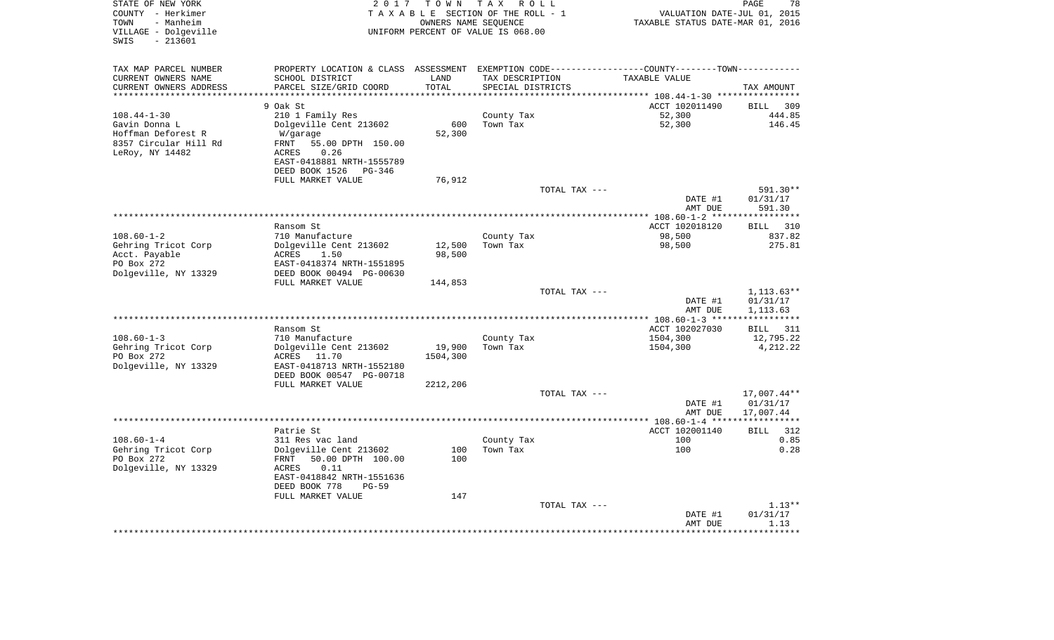STATE OF NEW YORK
COUNTY - Herkimer
TOWN - Manheim
VILLAGE - Dolgeville
SWIS - 213601

2 0 1 7 T O W N T A X R O L L
T A X A B L E SECTION OF THE ROLL - 1
OWNERS NAME SEQUENCE
UNIFORM PERCENT OF VALUE IS 068.00

VALUATION DATE-JUL 01, 2015
TAXABLE STATUS DATE-MAR 01, 2016

| TAX MAP PARCEL NUMBER<br>CURRENT OWNERS NAME<br>CURRENT OWNERS ADDRESS | PROPERTY LOCATION & CLASS<br>SCHOOL DISTRICT<br>PARCEL SIZE/GRID COORD | ASSESSMENT<br>LAND<br>TOTAL | EXEMPTION CODE-----COUNTY-----TOWN-----<br>TAX DESCRIPTION<br>SPECIAL DISTRICTS | TAXABLE VALUE | TAX AMOUNT |
|---|---|---|---|---|---|
| 108.44-1-30 | 9 Oak St | | | ACCT 102011490 | BILL 309 |
| 108.44-1-30 | 210 1 Family Res | | County Tax | 52,300 | 444.85 |
| Gavin Donna L | Dolgeville Cent 213602 | 600 | Town Tax | 52,300 | 146.45 |
| Hoffman Deforest R | W/garage | 52,300 | | | |
| 8357 Circular Hill Rd | FRNT 55.00 DPTH 150.00 | | | | |
| LeRoy, NY 14482 | ACRES 0.26 | | | | |
| | EAST-0418881 NRTH-1555789 | | | | |
| | DEED BOOK 1526 PG-346 | | | | |
| | FULL MARKET VALUE | 76,912 | | | |
| | | | TOTAL TAX --- | | 591.30** |
| | | | | DATE #1 | 01/31/17 |
| | | | | AMT DUE | 591.30 |
| 108.60-1-2 | Ransom St | | | ACCT 102018120 | BILL 310 |
| 108.60-1-2 | 710 Manufacture | | County Tax | 98,500 | 837.82 |
| Gehring Tricot Corp | Dolgeville Cent 213602 | 12,500 | Town Tax | 98,500 | 275.81 |
| Acct. Payable | ACRES 1.50 | 98,500 | | | |
| PO Box 272 | EAST-0418374 NRTH-1551895 | | | | |
| Dolgeville, NY 13329 | DEED BOOK 00494 PG-00630 | | | | |
| | FULL MARKET VALUE | 144,853 | | | |
| | | | TOTAL TAX --- | | 1,113.63** |
| | | | | DATE #1 | 01/31/17 |
| | | | | AMT DUE | 1,113.63 |
| 108.60-1-3 | Ransom St | | | ACCT 102027030 | BILL 311 |
| 108.60-1-3 | 710 Manufacture | | County Tax | 1504,300 | 12,795.22 |
| Gehring Tricot Corp | Dolgeville Cent 213602 | 19,900 | Town Tax | 1504,300 | 4,212.22 |
| PO Box 272 | ACRES 11.70 | 1504,300 | | | |
| Dolgeville, NY 13329 | EAST-0418713 NRTH-1552180 | | | | |
| | DEED BOOK 00547 PG-00718 | | | | |
| | FULL MARKET VALUE | 2212,206 | | | |
| | | | TOTAL TAX --- | | 17,007.44** |
| | | | | DATE #1 | 01/31/17 |
| | | | | AMT DUE | 17,007.44 |
| 108.60-1-4 | Patrie St | | | ACCT 102001140 | BILL 312 |
| 108.60-1-4 | 311 Res vac land | | County Tax | 100 | 0.85 |
| Gehring Tricot Corp | Dolgeville Cent 213602 | 100 | Town Tax | 100 | 0.28 |
| PO Box 272 | FRNT 50.00 DPTH 100.00 | 100 | | | |
| Dolgeville, NY 13329 | ACRES 0.11 | | | | |
| | EAST-0418842 NRTH-1551636 | | | | |
| | DEED BOOK 778 PG-59 | | | | |
| | FULL MARKET VALUE | 147 | | | |
| | | | TOTAL TAX --- | | 1.13** |
| | | | | DATE #1 | 01/31/17 |
| | | | | AMT DUE | 1.13 |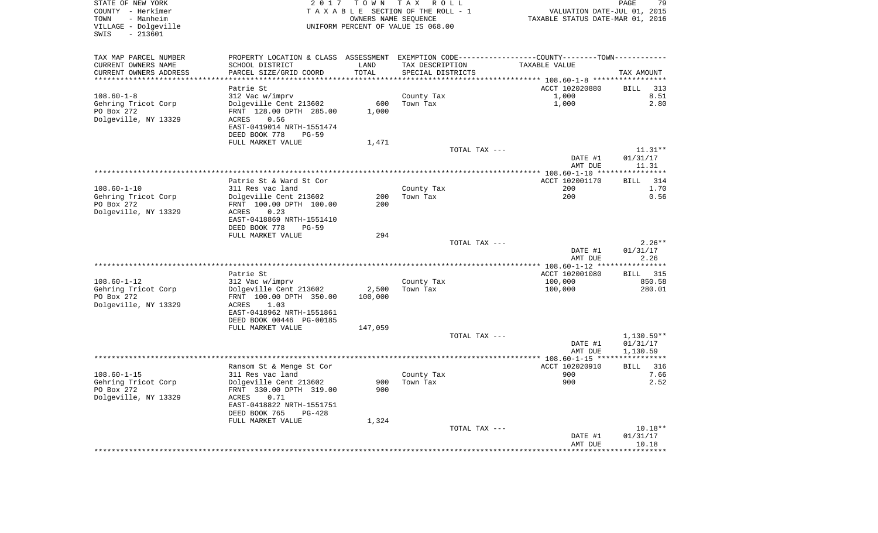STATE OF NEW YORK
COUNTY - Herkimer
TOWN - Manheim
VILLAGE - Dolgeville
SWIS - 213601

2 0 1 7 T O W N T A X R O L L
T A X A B L E SECTION OF THE ROLL - 1
OWNERS NAME SEQUENCE
UNIFORM PERCENT OF VALUE IS 068.00

VALUATION DATE-JUL 01, 2015
TAXABLE STATUS DATE-MAR 01, 2016

| TAX MAP PARCEL NUMBER<br>CURRENT OWNERS NAME<br>CURRENT OWNERS ADDRESS | PROPERTY LOCATION & CLASS<br>SCHOOL DISTRICT<br>PARCEL SIZE/GRID COORD | ASSESSMENT LAND | TOTAL | EXEMPTION CODE-----COUNTY-----TOWN------<br>TAX DESCRIPTION<br>SPECIAL DISTRICTS | TAXABLE VALUE | TAX AMOUNT |
|---|---|---|---|---|---|---|
| **108.60-1-8** | Patrie St | | | | ACCT 102020880 | BILL 313 |
| 108.60-1-8 | 312 Vac w/imprv | | | County Tax | 1,000 | 8.51 |
| Gehring Tricot Corp | Dolgeville Cent 213602 | 600 | | Town Tax | 1,000 | 2.80 |
| PO Box 272 | FRNT 128.00 DPTH 285.00 | | 1,000 | | | |
| Dolgeville, NY 13329 | ACRES 0.56 | | | | | |
| | EAST-0419014 NRTH-1551474 | | | | | |
| | DEED BOOK 778 PG-59 | | | | | |
| | FULL MARKET VALUE | | 1,471 | | | |
| | | | | TOTAL TAX --- | | 11.31** |
| | | | | | DATE #1 | 01/31/17 |
| | | | | | AMT DUE | 11.31 |
| **108.60-1-10** | Patrie St & Ward St Cor | | | | ACCT 102001170 | BILL 314 |
| 108.60-1-10 | 311 Res vac land | | | County Tax | 200 | 1.70 |
| Gehring Tricot Corp | Dolgeville Cent 213602 | 200 | | Town Tax | 200 | 0.56 |
| PO Box 272 | FRNT 100.00 DPTH 100.00 | | 200 | | | |
| Dolgeville, NY 13329 | ACRES 0.23 | | | | | |
| | EAST-0418869 NRTH-1551410 | | | | | |
| | DEED BOOK 778 PG-59 | | | | | |
| | FULL MARKET VALUE | | 294 | | | |
| | | | | TOTAL TAX --- | | 2.26** |
| | | | | | DATE #1 | 01/31/17 |
| | | | | | AMT DUE | 2.26 |
| **108.60-1-12** | Patrie St | | | | ACCT 102001080 | BILL 315 |
| 108.60-1-12 | 312 Vac w/imprv | | | County Tax | 100,000 | 850.58 |
| Gehring Tricot Corp | Dolgeville Cent 213602 | 2,500 | | Town Tax | 100,000 | 280.01 |
| PO Box 272 | FRNT 100.00 DPTH 350.00 | | 100,000 | | | |
| Dolgeville, NY 13329 | ACRES 1.03 | | | | | |
| | EAST-0418962 NRTH-1551861 | | | | | |
| | DEED BOOK 00446 PG-00185 | | | | | |
| | FULL MARKET VALUE | | 147,059 | | | |
| | | | | TOTAL TAX --- | | 1,130.59** |
| | | | | | DATE #1 | 01/31/17 |
| | | | | | AMT DUE | 1,130.59 |
| **108.60-1-15** | Ransom St & Menge St Cor | | | | ACCT 102020910 | BILL 316 |
| 108.60-1-15 | 311 Res vac land | | | County Tax | 900 | 7.66 |
| Gehring Tricot Corp | Dolgeville Cent 213602 | 900 | | Town Tax | 900 | 2.52 |
| PO Box 272 | FRNT 330.00 DPTH 319.00 | | 900 | | | |
| Dolgeville, NY 13329 | ACRES 0.71 | | | | | |
| | EAST-0418822 NRTH-1551751 | | | | | |
| | DEED BOOK 765 PG-428 | | | | | |
| | FULL MARKET VALUE | | 1,324 | | | |
| | | | | TOTAL TAX --- | | 10.18** |
| | | | | | DATE #1 | 01/31/17 |
| | | | | | AMT DUE | 10.18 |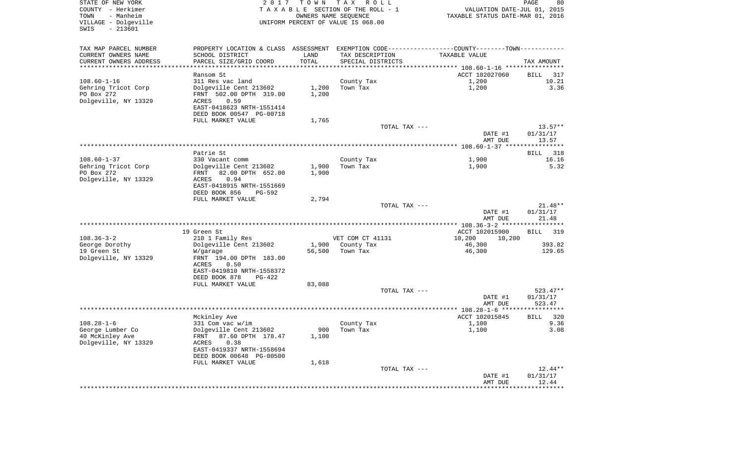STATE OF NEW YORK
COUNTY - Herkimer
TOWN - Manheim
VILLAGE - Dolgeville
SWIS - 213601

2 0 1 7 T O W N T A X R O L L
T A X A B L E SECTION OF THE ROLL - 1
OWNERS NAME SEQUENCE
UNIFORM PERCENT OF VALUE IS 068.00

VALUATION DATE-JUL 01, 2015
TAXABLE STATUS DATE-MAR 01, 2016

| TAX MAP PARCEL NUMBER<br>CURRENT OWNERS NAME<br>CURRENT OWNERS ADDRESS | PROPERTY LOCATION & CLASS<br>SCHOOL DISTRICT<br>PARCEL SIZE/GRID COORD | ASSESSMENT<br>LAND<br>TOTAL | EXEMPTION CODE<br>TAX DESCRIPTION<br>SPECIAL DISTRICTS | COUNTY--------TOWN<br>TAXABLE VALUE | TAX AMOUNT |
|---|---|---|---|---|---|
| | Ransom St | | | ACCT 102027060 | BILL 317 |
| 108.60-1-16 | 311 Res vac land | | County Tax | 1,200 | 10.21 |
| Gehring Tricot Corp | Dolgeville Cent 213602 | 1,200 | Town Tax | 1,200 | 3.36 |
| PO Box 272 | FRNT 502.00 DPTH 319.00 | 1,200 | | | |
| Dolgeville, NY 13329 | ACRES 0.59 | | | | |
| | EAST-0418623 NRTH-1551414 | | | | |
| | DEED BOOK 00547 PG-00718 | | | | |
| | FULL MARKET VALUE | 1,765 | | | |
| | | | TOTAL TAX --- | | 13.57** |
| | | | | DATE #1 | 01/31/17 |
| | | | | AMT DUE | 13.57 |
| | Patrie St | | | | BILL 318 |
| 108.60-1-37 | 330 Vacant comm | | County Tax | 1,900 | 16.16 |
| Gehring Tricot Corp | Dolgeville Cent 213602 | 1,900 | Town Tax | 1,900 | 5.32 |
| PO Box 272 | FRNT 82.00 DPTH 652.00 | 1,900 | | | |
| Dolgeville, NY 13329 | ACRES 0.94 | | | | |
| | EAST-0418915 NRTH-1551669 | | | | |
| | DEED BOOK 856 PG-592 | | | | |
| | FULL MARKET VALUE | 2,794 | | | |
| | | | TOTAL TAX --- | | 21.48** |
| | | | | DATE #1 | 01/31/17 |
| | | | | AMT DUE | 21.48 |
| | 19 Green St | | | ACCT 102015900 | BILL 319 |
| 108.36-3-2 | 210 1 Family Res | | VET COM CT 41131 | 10,200 10,200 | |
| George Dorothy | Dolgeville Cent 213602 | 1,900 | County Tax | 46,300 | 393.82 |
| 19 Green St | W/garage | 56,500 | Town Tax | 46,300 | 129.65 |
| Dolgeville, NY 13329 | FRNT 194.00 DPTH 183.00 | | | | |
| | ACRES 0.50 | | | | |
| | EAST-0419810 NRTH-1558372 | | | | |
| | DEED BOOK 878 PG-422 | | | | |
| | FULL MARKET VALUE | 83,088 | | | |
| | | | TOTAL TAX --- | | 523.47** |
| | | | | DATE #1 | 01/31/17 |
| | | | | AMT DUE | 523.47 |
| | Mckinley Ave | | | ACCT 102015845 | BILL 320 |
| 108.28-1-6 | 331 Com vac w/im | | County Tax | 1,100 | 9.36 |
| George Lumber Co | Dolgeville Cent 213602 | 900 | Town Tax | 1,100 | 3.08 |
| 40 McKinley Ave | FRNT 87.60 DPTH 178.47 | 1,100 | | | |
| Dolgeville, NY 13329 | ACRES 0.38 | | | | |
| | EAST-0419337 NRTH-1558694 | | | | |
| | DEED BOOK 00648 PG-00500 | | | | |
| | FULL MARKET VALUE | 1,618 | | | |
| | | | TOTAL TAX --- | | 12.44** |
| | | | | DATE #1 | 01/31/17 |
| | | | | AMT DUE | 12.44 |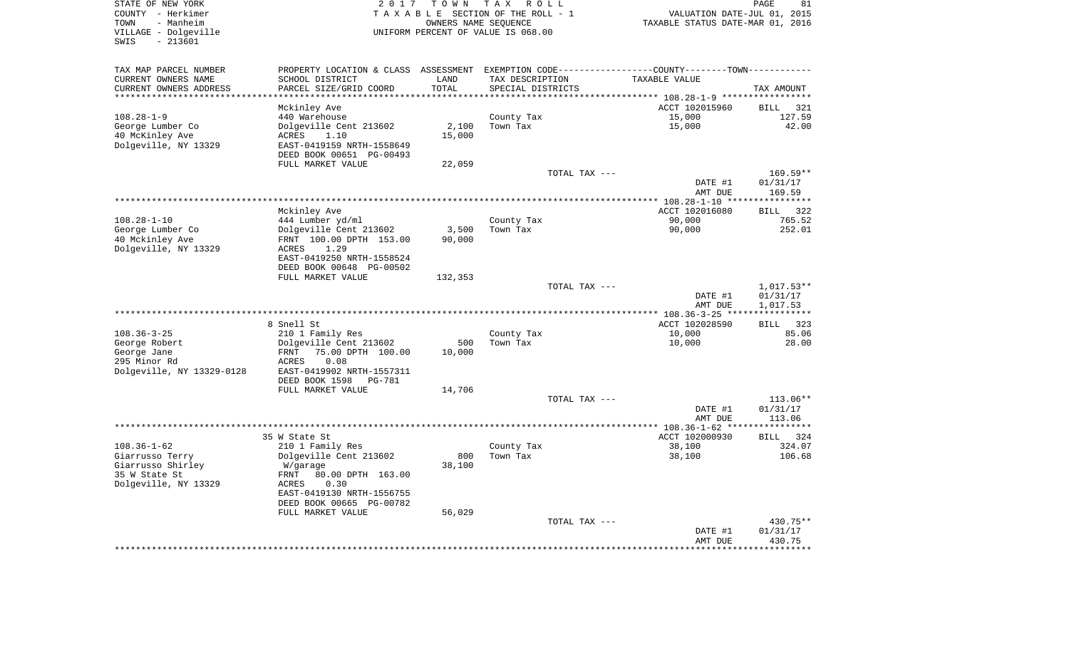STATE OF NEW YORK
COUNTY - Herkimer
TOWN - Manheim
VILLAGE - Dolgeville
SWIS - 213601

2 0 1 7 T O W N T A X R O L L
T A X A B L E SECTION OF THE ROLL - 1
OWNERS NAME SEQUENCE
UNIFORM PERCENT OF VALUE IS 068.00

VALUATION DATE-JUL 01, 2015
TAXABLE STATUS DATE-MAR 01, 2016

| TAX MAP PARCEL NUMBER / CURRENT OWNERS NAME / CURRENT OWNERS ADDRESS | PROPERTY LOCATION & CLASS / SCHOOL DISTRICT / PARCEL SIZE/GRID COORD | ASSESSMENT LAND / TOTAL | EXEMPTION CODE / TAX DESCRIPTION / SPECIAL DISTRICTS | COUNTY--------TOWN TAXABLE VALUE | TAX AMOUNT |
|---|---|---|---|---|---|
| 108.28-1-9 | Mckinley Ave | | | ACCT 102015960 | BILL 321 |
| | 440 Warehouse | | County Tax | 15,000 | 127.59 |
| George Lumber Co | Dolgeville Cent 213602 | 2,100 | Town Tax | 15,000 | 42.00 |
| 40 McKinley Ave | ACRES 1.10 | 15,000 | | | |
| Dolgeville, NY 13329 | EAST-0419159 NRTH-1558649 | | | | |
| | DEED BOOK 00651 PG-00493 | | | | |
| | FULL MARKET VALUE | 22,059 | | | |
| | | | TOTAL TAX --- | | 169.59** |
| | | | | DATE #1 | 01/31/17 |
| | | | | AMT DUE | 169.59 |
| 108.28-1-10 | Mckinley Ave | | | ACCT 102016080 | BILL 322 |
| | 444 Lumber yd/ml | | County Tax | 90,000 | 765.52 |
| George Lumber Co | Dolgeville Cent 213602 | 3,500 | Town Tax | 90,000 | 252.01 |
| 40 Mckinley Ave | FRNT 100.00 DPTH 153.00 | 90,000 | | | |
| Dolgeville, NY 13329 | ACRES 1.29 | | | | |
| | EAST-0419250 NRTH-1558524 | | | | |
| | DEED BOOK 00648 PG-00502 | | | | |
| | FULL MARKET VALUE | 132,353 | | | |
| | | | TOTAL TAX --- | | 1,017.53** |
| | | | | DATE #1 | 01/31/17 |
| | | | | AMT DUE | 1,017.53 |
| 108.36-3-25 | 8 Snell St | | | ACCT 102028590 | BILL 323 |
| | 210 1 Family Res | | County Tax | 10,000 | 85.06 |
| George Robert | Dolgeville Cent 213602 | 500 | Town Tax | 10,000 | 28.00 |
| George Jane | FRNT 75.00 DPTH 100.00 | 10,000 | | | |
| 295 Minor Rd | ACRES 0.08 | | | | |
| Dolgeville, NY 13329-0128 | EAST-0419902 NRTH-1557311 | | | | |
| | DEED BOOK 1598 PG-781 | | | | |
| | FULL MARKET VALUE | 14,706 | | | |
| | | | TOTAL TAX --- | | 113.06** |
| | | | | DATE #1 | 01/31/17 |
| | | | | AMT DUE | 113.06 |
| 108.36-1-62 | 35 W State St | | | ACCT 102000930 | BILL 324 |
| | 210 1 Family Res | | County Tax | 38,100 | 324.07 |
| Giarrusso Terry | Dolgeville Cent 213602 | 800 | Town Tax | 38,100 | 106.68 |
| Giarrusso Shirley | W/garage | 38,100 | | | |
| 35 W State St | FRNT 80.00 DPTH 163.00 | | | | |
| Dolgeville, NY 13329 | ACRES 0.30 | | | | |
| | EAST-0419130 NRTH-1556755 | | | | |
| | DEED BOOK 00665 PG-00782 | | | | |
| | FULL MARKET VALUE | 56,029 | | | |
| | | | TOTAL TAX --- | | 430.75** |
| | | | | DATE #1 | 01/31/17 |
| | | | | AMT DUE | 430.75 |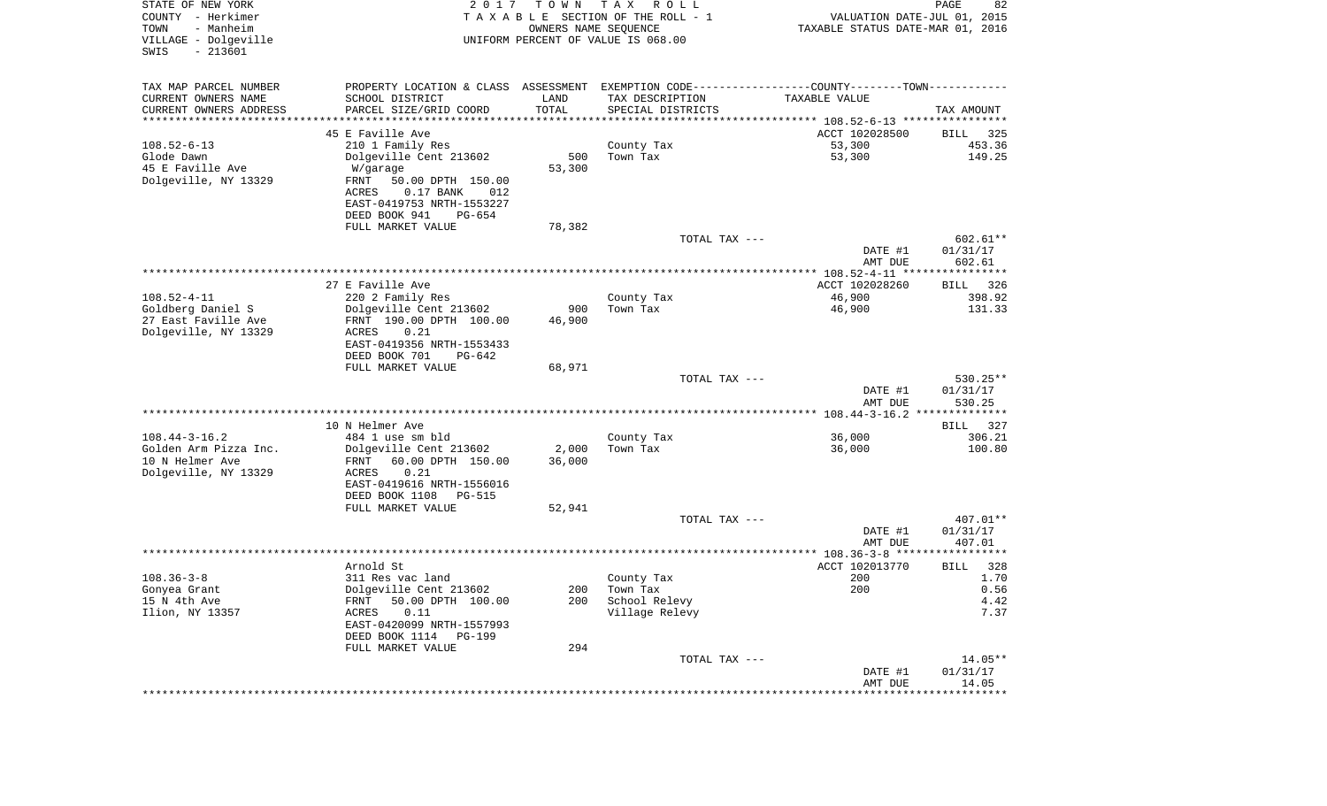STATE OF NEW YORK
COUNTY - Herkimer
TOWN - Manheim
VILLAGE - Dolgeville
SWIS - 213601

2017 TOWN TAX ROLL
TAXABLE SECTION OF THE ROLL - 1
OWNERS NAME SEQUENCE
UNIFORM PERCENT OF VALUE IS 068.00

VALUATION DATE-JUL 01, 2015
TAXABLE STATUS DATE-MAR 01, 2016

| TAX MAP PARCEL NUMBER<br>CURRENT OWNERS NAME<br>CURRENT OWNERS ADDRESS | PROPERTY LOCATION & CLASS<br>SCHOOL DISTRICT<br>PARCEL SIZE/GRID COORD | ASSESSMENT<br>LAND<br>TOTAL | EXEMPTION CODE<br>TAX DESCRIPTION<br>SPECIAL DISTRICTS | COUNTY--------TOWN<br>TAXABLE VALUE | TAX AMOUNT |
|---|---|---|---|---|---|
| 108.52-6-13 | 45 E Faville Ave |  |  | ACCT 102028500 | BILL 325 |
| 108.52-6-13 | 210 1 Family Res |  | County Tax | 53,300 | 453.36 |
| Glode Dawn | Dolgeville Cent 213602 | 500 | Town Tax | 53,300 | 149.25 |
| 45 E Faville Ave | W/garage | 53,300 |  |  |  |
| Dolgeville, NY 13329 | FRNT 50.00 DPTH 150.00 |  |  |  |  |
|  | ACRES 0.17 BANK 012 |  |  |  |  |
|  | EAST-0419753 NRTH-1553227 |  |  |  |  |
|  | DEED BOOK 941 PG-654 |  |  |  |  |
|  | FULL MARKET VALUE | 78,382 |  |  |  |
|  |  |  | TOTAL TAX --- |  | 602.61** |
|  |  |  |  | DATE #1 | 01/31/17 |
|  |  |  |  | AMT DUE | 602.61 |
| 108.52-4-11 | 27 E Faville Ave |  |  | ACCT 102028260 | BILL 326 |
| 108.52-4-11 | 220 2 Family Res |  | County Tax | 46,900 | 398.92 |
| Goldberg Daniel S | Dolgeville Cent 213602 | 900 | Town Tax | 46,900 | 131.33 |
| 27 East Faville Ave | FRNT 190.00 DPTH 100.00 | 46,900 |  |  |  |
| Dolgeville, NY 13329 | ACRES 0.21 |  |  |  |  |
|  | EAST-0419356 NRTH-1553433 |  |  |  |  |
|  | DEED BOOK 701 PG-642 |  |  |  |  |
|  | FULL MARKET VALUE | 68,971 |  |  |  |
|  |  |  | TOTAL TAX --- |  | 530.25** |
|  |  |  |  | DATE #1 | 01/31/17 |
|  |  |  |  | AMT DUE | 530.25 |
| 108.44-3-16.2 | 10 N Helmer Ave |  |  |  | BILL 327 |
| 108.44-3-16.2 | 484 1 use sm bld |  | County Tax | 36,000 | 306.21 |
| Golden Arm Pizza Inc. | Dolgeville Cent 213602 | 2,000 | Town Tax | 36,000 | 100.80 |
| 10 N Helmer Ave | FRNT 60.00 DPTH 150.00 | 36,000 |  |  |  |
| Dolgeville, NY 13329 | ACRES 0.21 |  |  |  |  |
|  | EAST-0419616 NRTH-1556016 |  |  |  |  |
|  | DEED BOOK 1108 PG-515 |  |  |  |  |
|  | FULL MARKET VALUE | 52,941 |  |  |  |
|  |  |  | TOTAL TAX --- |  | 407.01** |
|  |  |  |  | DATE #1 | 01/31/17 |
|  |  |  |  | AMT DUE | 407.01 |
| 108.36-3-8 | Arnold St |  |  | ACCT 102013770 | BILL 328 |
| 108.36-3-8 | 311 Res vac land |  | County Tax | 200 | 1.70 |
| Gonyea Grant | Dolgeville Cent 213602 | 200 | Town Tax | 200 | 0.56 |
| 15 N 4th Ave | FRNT 50.00 DPTH 100.00 | 200 | School Relevy |  | 4.42 |
| Ilion, NY 13357 | ACRES 0.11 |  | Village Relevy |  | 7.37 |
|  | EAST-0420099 NRTH-1557993 |  |  |  |  |
|  | DEED BOOK 1114 PG-199 |  |  |  |  |
|  | FULL MARKET VALUE | 294 |  |  |  |
|  |  |  | TOTAL TAX --- |  | 14.05** |
|  |  |  |  | DATE #1 | 01/31/17 |
|  |  |  |  | AMT DUE | 14.05 |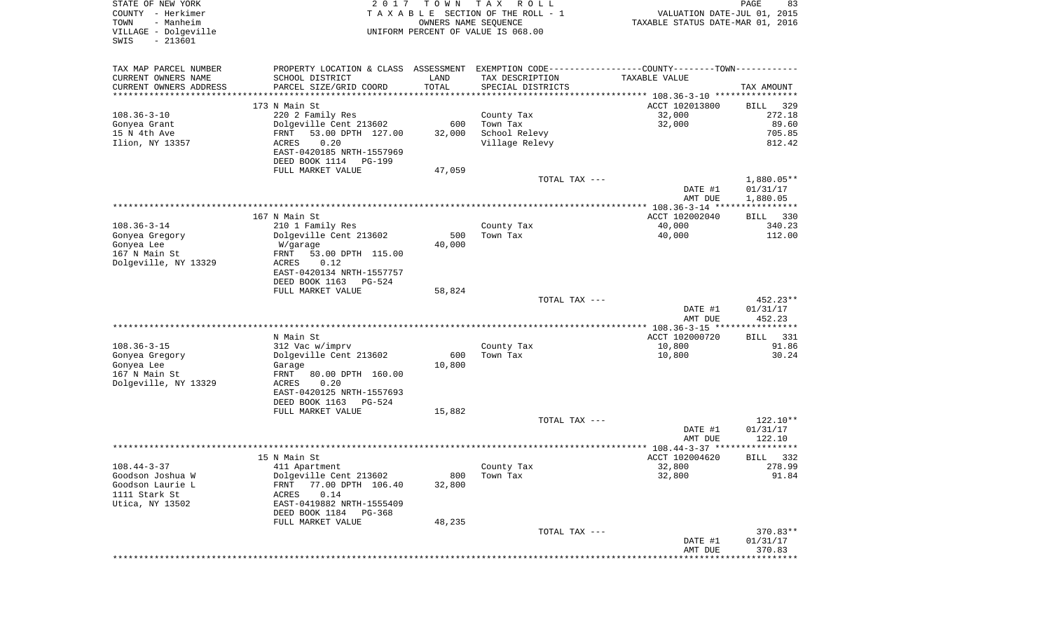STATE OF NEW YORK
COUNTY - Herkimer
TOWN - Manheim
VILLAGE - Dolgeville
SWIS - 213601

2017 TOWN TAX ROLL
TAXABLE SECTION OF THE ROLL - 1
OWNERS NAME SEQUENCE
UNIFORM PERCENT OF VALUE IS 068.00

VALUATION DATE-JUL 01, 2015
TAXABLE STATUS DATE-MAR 01, 2016

| TAX MAP PARCEL NUMBER<br>CURRENT OWNERS NAME<br>CURRENT OWNERS ADDRESS | PROPERTY LOCATION & CLASS<br>SCHOOL DISTRICT<br>PARCEL SIZE/GRID COORD | ASSESSMENT<br>LAND<br>TOTAL | EXEMPTION CODE<br>TAX DESCRIPTION<br>SPECIAL DISTRICTS | COUNTY--------TOWN<br>TAXABLE VALUE | TAX AMOUNT |
|---|---|---|---|---|---|
| | 173 N Main St | | | ACCT 102013800 | BILL 329 |
| 108.36-3-10 | 220 2 Family Res | | County Tax | 32,000 | 272.18 |
| Gonyea Grant | Dolgeville Cent 213602 | 600 | Town Tax | 32,000 | 89.60 |
| 15 N 4th Ave | FRNT 53.00 DPTH 127.00 | 32,000 | School Relevy | | 705.85 |
| Ilion, NY 13357 | ACRES 0.20 | | Village Relevy | | 812.42 |
| | EAST-0420185 NRTH-1557969 | | | | |
| | DEED BOOK 1114 PG-199 | | | | |
| | FULL MARKET VALUE | 47,059 | | | |
| | | | TOTAL TAX --- | | 1,880.05** |
| | | | | DATE #1 | 01/31/17 |
| | | | | AMT DUE | 1,880.05 |
| | 167 N Main St | | | ACCT 102002040 | BILL 330 |
| 108.36-3-14 | 210 1 Family Res | | County Tax | 40,000 | 340.23 |
| Gonyea Gregory | Dolgeville Cent 213602 | 500 | Town Tax | 40,000 | 112.00 |
| Gonyea Lee | W/garage | 40,000 | | | |
| 167 N Main St | FRNT 53.00 DPTH 115.00 | | | | |
| Dolgeville, NY 13329 | ACRES 0.12 | | | | |
| | EAST-0420134 NRTH-1557757 | | | | |
| | DEED BOOK 1163 PG-524 | | | | |
| | FULL MARKET VALUE | 58,824 | | | |
| | | | TOTAL TAX --- | | 452.23** |
| | | | | DATE #1 | 01/31/17 |
| | | | | AMT DUE | 452.23 |
| | N Main St | | | ACCT 102000720 | BILL 331 |
| 108.36-3-15 | 312 Vac w/imprv | | County Tax | 10,800 | 91.86 |
| Gonyea Gregory | Dolgeville Cent 213602 | 600 | Town Tax | 10,800 | 30.24 |
| Gonyea Lee | Garage | 10,800 | | | |
| 167 N Main St | FRNT 80.00 DPTH 160.00 | | | | |
| Dolgeville, NY 13329 | ACRES 0.20 | | | | |
| | EAST-0420125 NRTH-1557693 | | | | |
| | DEED BOOK 1163 PG-524 | | | | |
| | FULL MARKET VALUE | 15,882 | | | |
| | | | TOTAL TAX --- | | 122.10** |
| | | | | DATE #1 | 01/31/17 |
| | | | | AMT DUE | 122.10 |
| | 15 N Main St | | | ACCT 102004620 | BILL 332 |
| 108.44-3-37 | 411 Apartment | | County Tax | 32,800 | 278.99 |
| Goodson Joshua W | Dolgeville Cent 213602 | 800 | Town Tax | 32,800 | 91.84 |
| Goodson Laurie L | FRNT 77.00 DPTH 106.40 | 32,800 | | | |
| 1111 Stark St | ACRES 0.14 | | | | |
| Utica, NY 13502 | EAST-0419882 NRTH-1555409 | | | | |
| | DEED BOOK 1184 PG-368 | | | | |
| | FULL MARKET VALUE | 48,235 | | | |
| | | | TOTAL TAX --- | | 370.83** |
| | | | | DATE #1 | 01/31/17 |
| | | | | AMT DUE | 370.83 |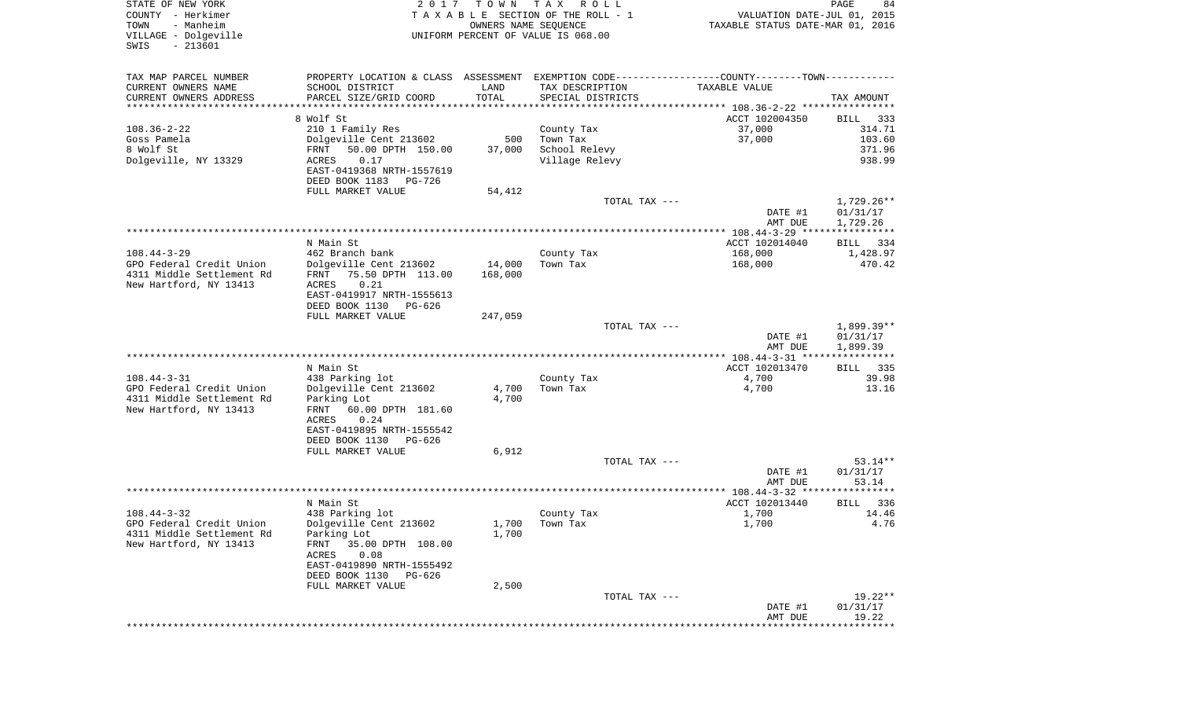STATE OF NEW YORK — 2017 TOWN TAX ROLL — PAGE 84
COUNTY - Herkimer — TAXABLE SECTION OF THE ROLL - 1 — VALUATION DATE-JUL 01, 2015
TOWN - Manheim — OWNERS NAME SEQUENCE — TAXABLE STATUS DATE-MAR 01, 2016
VILLAGE - Dolgeville — UNIFORM PERCENT OF VALUE IS 068.00
SWIS - 213601

| TAX MAP PARCEL NUMBER / CURRENT OWNERS NAME / CURRENT OWNERS ADDRESS | PROPERTY LOCATION & CLASS / SCHOOL DISTRICT / PARCEL SIZE/GRID COORD | ASSESSMENT LAND | TOTAL | EXEMPTION CODE / TAX DESCRIPTION / SPECIAL DISTRICTS | TAXABLE VALUE | TAX AMOUNT |
|---|---|---|---|---|---|---|
| **108.36-2-22** | 8 Wolf St | | | | ACCT 102004350 | BILL 333 |
| Goss Pamela | 210 1 Family Res | | | County Tax | 37,000 | 314.71 |
| 8 Wolf St | Dolgeville Cent 213602 | 500 | | Town Tax | 37,000 | 103.60 |
| Dolgeville, NY 13329 | FRNT 50.00 DPTH 150.00 | | 37,000 | School Relevy | | 371.96 |
| | ACRES 0.17 | | | Village Relevy | | 938.99 |
| | EAST-0419368 NRTH-1557619 | | | | | |
| | DEED BOOK 1183 PG-726 | | | | | |
| | FULL MARKET VALUE | 54,412 | | | | |
| | | | | TOTAL TAX --- | | 1,729.26** |
| | | | | | DATE #1 | 01/31/17 |
| | | | | | AMT DUE | 1,729.26 |
| **108.44-3-29** | N Main St | | | | ACCT 102014040 | BILL 334 |
| GPO Federal Credit Union | 462 Branch bank | | | County Tax | 168,000 | 1,428.97 |
| 4311 Middle Settlement Rd | Dolgeville Cent 213602 | 14,000 | | Town Tax | 168,000 | 470.42 |
| New Hartford, NY 13413 | FRNT 75.50 DPTH 113.00 | | 168,000 | | | |
| | ACRES 0.21 | | | | | |
| | EAST-0419917 NRTH-1555613 | | | | | |
| | DEED BOOK 1130 PG-626 | | | | | |
| | FULL MARKET VALUE | 247,059 | | | | |
| | | | | TOTAL TAX --- | | 1,899.39** |
| | | | | | DATE #1 | 01/31/17 |
| | | | | | AMT DUE | 1,899.39 |
| **108.44-3-31** | N Main St | | | | ACCT 102013470 | BILL 335 |
| GPO Federal Credit Union | 438 Parking lot | | | County Tax | 4,700 | 39.98 |
| 4311 Middle Settlement Rd | Dolgeville Cent 213602 | 4,700 | | Town Tax | 4,700 | 13.16 |
| New Hartford, NY 13413 | Parking Lot | | 4,700 | | | |
| | FRNT 60.00 DPTH 181.60 | | | | | |
| | ACRES 0.24 | | | | | |
| | EAST-0419895 NRTH-1555542 | | | | | |
| | DEED BOOK 1130 PG-626 | | | | | |
| | FULL MARKET VALUE | 6,912 | | | | |
| | | | | TOTAL TAX --- | | 53.14** |
| | | | | | DATE #1 | 01/31/17 |
| | | | | | AMT DUE | 53.14 |
| **108.44-3-32** | N Main St | | | | ACCT 102013440 | BILL 336 |
| GPO Federal Credit Union | 438 Parking lot | | | County Tax | 1,700 | 14.46 |
| 4311 Middle Settlement Rd | Dolgeville Cent 213602 | 1,700 | | Town Tax | 1,700 | 4.76 |
| New Hartford, NY 13413 | Parking Lot | | 1,700 | | | |
| | FRNT 35.00 DPTH 108.00 | | | | | |
| | ACRES 0.08 | | | | | |
| | EAST-0419890 NRTH-1555492 | | | | | |
| | DEED BOOK 1130 PG-626 | | | | | |
| | FULL MARKET VALUE | 2,500 | | | | |
| | | | | TOTAL TAX --- | | 19.22** |
| | | | | | DATE #1 | 01/31/17 |
| | | | | | AMT DUE | 19.22 |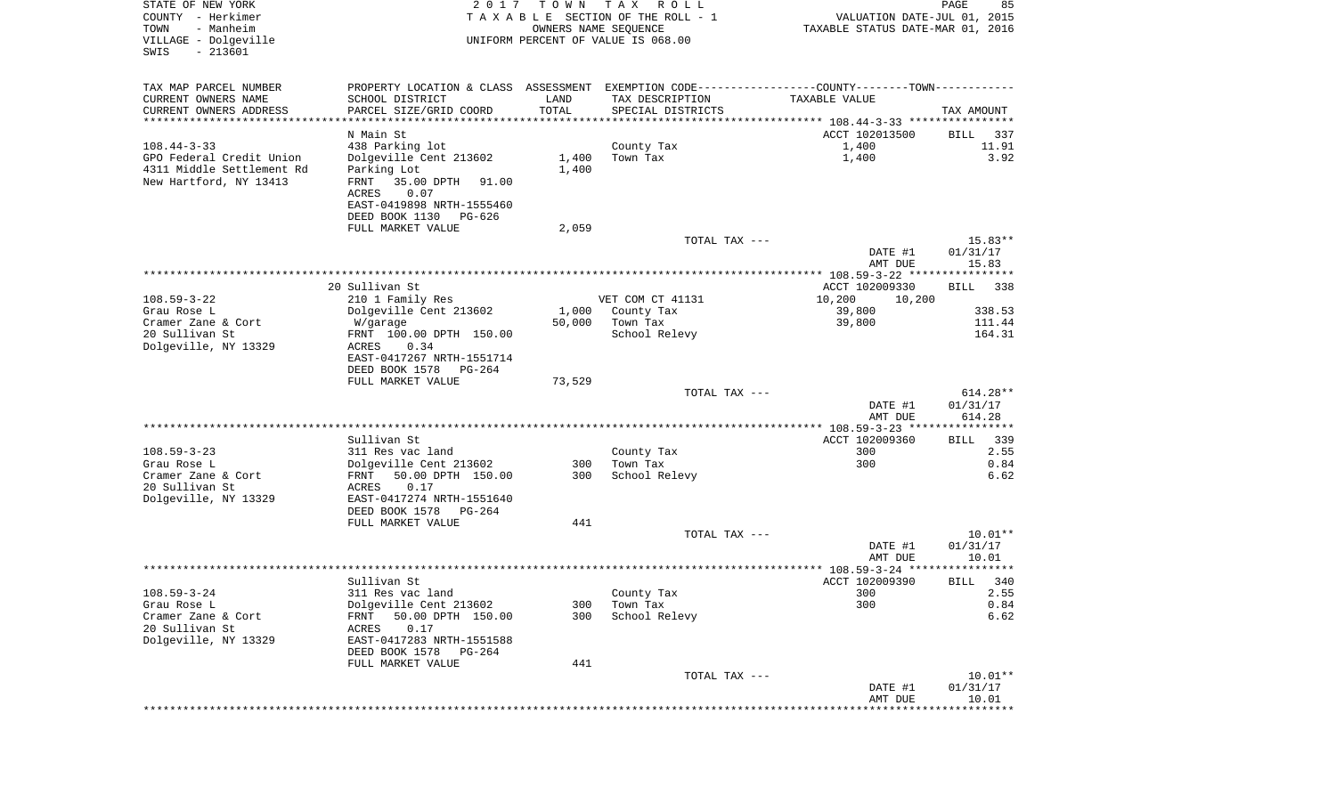STATE OF NEW YORK
COUNTY - Herkimer
TOWN - Manheim
VILLAGE - Dolgeville
SWIS - 213601

2 0 1 7 T O W N T A X R O L L
T A X A B L E SECTION OF THE ROLL - 1
OWNERS NAME SEQUENCE
UNIFORM PERCENT OF VALUE IS 068.00

VALUATION DATE-JUL 01, 2015
TAXABLE STATUS DATE-MAR 01, 2016

| TAX MAP PARCEL NUMBER<br>CURRENT OWNERS NAME<br>CURRENT OWNERS ADDRESS | PROPERTY LOCATION & CLASS<br>SCHOOL DISTRICT<br>PARCEL SIZE/GRID COORD | ASSESSMENT<br>LAND<br>TOTAL | EXEMPTION CODE<br>TAX DESCRIPTION<br>SPECIAL DISTRICTS | COUNTY--------TOWN<br>TAXABLE VALUE | TAX AMOUNT |
|---|---|---|---|---|---|
| | N Main St | | | ACCT 102013500 | BILL 337 |
| 108.44-3-33 | 438 Parking lot | | County Tax | 1,400 | 11.91 |
| GPO Federal Credit Union | Dolgeville Cent 213602 | 1,400 | Town Tax | 1,400 | 3.92 |
| 4311 Middle Settlement Rd | Parking Lot | 1,400 | | | |
| New Hartford, NY 13413 | FRNT 35.00 DPTH 91.00 | | | | |
| | ACRES 0.07 | | | | |
| | EAST-0419898 NRTH-1555460 | | | | |
| | DEED BOOK 1130 PG-626 | | | | |
| | FULL MARKET VALUE | 2,059 | | | |
| | | | TOTAL TAX --- | | 15.83** |
| | | | | DATE #1 | 01/31/17 |
| | | | | AMT DUE | 15.83 |
| | 20 Sullivan St | | | ACCT 102009330 | BILL 338 |
| 108.59-3-22 | 210 1 Family Res | | VET COM CT 41131 | 10,200 10,200 | |
| Grau Rose L | Dolgeville Cent 213602 | 1,000 | County Tax | 39,800 | 338.53 |
| Cramer Zane & Cort | W/garage | 50,000 | Town Tax | 39,800 | 111.44 |
| 20 Sullivan St | FRNT 100.00 DPTH 150.00 | | School Relevy | | 164.31 |
| Dolgeville, NY 13329 | ACRES 0.34 | | | | |
| | EAST-0417267 NRTH-1551714 | | | | |
| | DEED BOOK 1578 PG-264 | | | | |
| | FULL MARKET VALUE | 73,529 | | | |
| | | | TOTAL TAX --- | | 614.28** |
| | | | | DATE #1 | 01/31/17 |
| | | | | AMT DUE | 614.28 |
| | Sullivan St | | | ACCT 102009360 | BILL 339 |
| 108.59-3-23 | 311 Res vac land | | County Tax | 300 | 2.55 |
| Grau Rose L | Dolgeville Cent 213602 | 300 | Town Tax | 300 | 0.84 |
| Cramer Zane & Cort | FRNT 50.00 DPTH 150.00 | 300 | School Relevy | | 6.62 |
| 20 Sullivan St | ACRES 0.17 | | | | |
| Dolgeville, NY 13329 | EAST-0417274 NRTH-1551640 | | | | |
| | DEED BOOK 1578 PG-264 | | | | |
| | FULL MARKET VALUE | 441 | | | |
| | | | TOTAL TAX --- | | 10.01** |
| | | | | DATE #1 | 01/31/17 |
| | | | | AMT DUE | 10.01 |
| | Sullivan St | | | ACCT 102009390 | BILL 340 |
| 108.59-3-24 | 311 Res vac land | | County Tax | 300 | 2.55 |
| Grau Rose L | Dolgeville Cent 213602 | 300 | Town Tax | 300 | 0.84 |
| Cramer Zane & Cort | FRNT 50.00 DPTH 150.00 | 300 | School Relevy | | 6.62 |
| 20 Sullivan St | ACRES 0.17 | | | | |
| Dolgeville, NY 13329 | EAST-0417283 NRTH-1551588 | | | | |
| | DEED BOOK 1578 PG-264 | | | | |
| | FULL MARKET VALUE | 441 | | | |
| | | | TOTAL TAX --- | | 10.01** |
| | | | | DATE #1 | 01/31/17 |
| | | | | AMT DUE | 10.01 |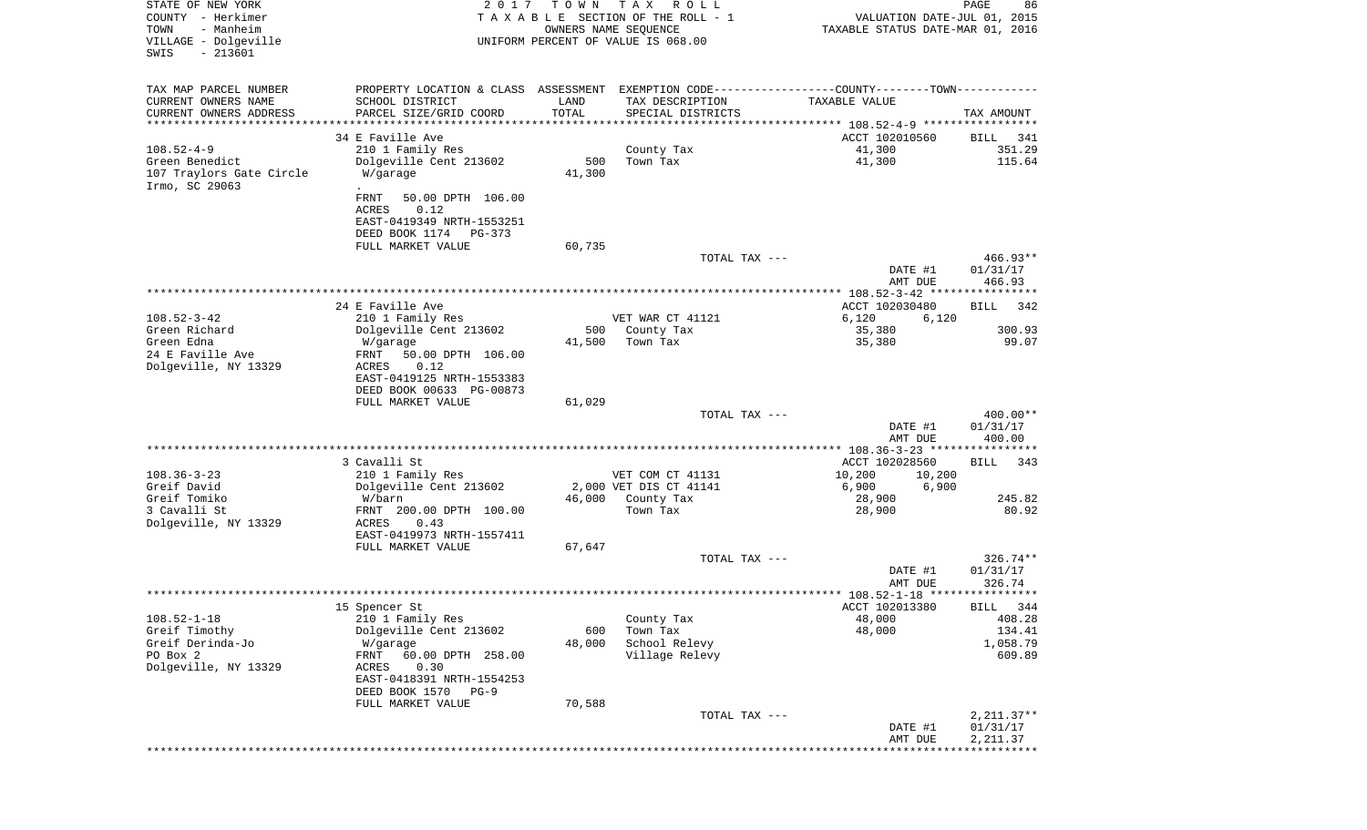STATE OF NEW YORK
COUNTY - Herkimer
TOWN - Manheim
VILLAGE - Dolgeville
SWIS - 213601

2017 TOWN TAX ROLL
TAXABLE SECTION OF THE ROLL - 1
OWNERS NAME SEQUENCE
UNIFORM PERCENT OF VALUE IS 068.00

VALUATION DATE-JUL 01, 2015
TAXABLE STATUS DATE-MAR 01, 2016

| TAX MAP PARCEL NUMBER<br>CURRENT OWNERS NAME<br>CURRENT OWNERS ADDRESS | PROPERTY LOCATION & CLASS<br>SCHOOL DISTRICT<br>PARCEL SIZE/GRID COORD | ASSESSMENT<br>LAND<br>TOTAL | EXEMPTION CODE<br>TAX DESCRIPTION<br>SPECIAL DISTRICTS | COUNTY | TOWN<br>TAXABLE VALUE | TAX AMOUNT |
|---|---|---|---|---|---|---|
| | 34 E Faville Ave | | | ACCT 102010560 | | BILL 341 |
| 108.52-4-9 | 210 1 Family Res | | County Tax | 41,300 | | 351.29 |
| Green Benedict | Dolgeville Cent 213602 | 500 | Town Tax | 41,300 | | 115.64 |
| 107 Traylors Gate Circle | W/garage | 41,300 | | | | |
| Irmo, SC 29063 | . | | | | | |
| | FRNT 50.00 DPTH 106.00 | | | | | |
| | ACRES 0.12 | | | | | |
| | EAST-0419349 NRTH-1553251 | | | | | |
| | DEED BOOK 1174 PG-373 | | | | | |
| | FULL MARKET VALUE | 60,735 | | | | |
| | | | TOTAL TAX --- | | | 466.93** |
| | | | | DATE #1 | | 01/31/17 |
| | | | | AMT DUE | | 466.93 |
| | 24 E Faville Ave | | | ACCT 102030480 | | BILL 342 |
| 108.52-3-42 | 210 1 Family Res | | VET WAR CT 41121 | 6,120 | 6,120 | |
| Green Richard | Dolgeville Cent 213602 | 500 | County Tax | 35,380 | | 300.93 |
| Green Edna | W/garage | 41,500 | Town Tax | 35,380 | | 99.07 |
| 24 E Faville Ave | FRNT 50.00 DPTH 106.00 | | | | | |
| Dolgeville, NY 13329 | ACRES 0.12 | | | | | |
| | EAST-0419125 NRTH-1553383 | | | | | |
| | DEED BOOK 00633 PG-00873 | | | | | |
| | FULL MARKET VALUE | 61,029 | | | | |
| | | | TOTAL TAX --- | | | 400.00** |
| | | | | DATE #1 | | 01/31/17 |
| | | | | AMT DUE | | 400.00 |
| | 3 Cavalli St | | | ACCT 102028560 | | BILL 343 |
| 108.36-3-23 | 210 1 Family Res | | VET COM CT 41131 | 10,200 | 10,200 | |
| Greif David | Dolgeville Cent 213602 | 2,000 | VET DIS CT 41141 | 6,900 | 6,900 | |
| Greif Tomiko | W/barn | 46,000 | County Tax | 28,900 | | 245.82 |
| 3 Cavalli St | FRNT 200.00 DPTH 100.00 | | Town Tax | 28,900 | | 80.92 |
| Dolgeville, NY 13329 | ACRES 0.43 | | | | | |
| | EAST-0419973 NRTH-1557411 | | | | | |
| | FULL MARKET VALUE | 67,647 | | | | |
| | | | TOTAL TAX --- | | | 326.74** |
| | | | | DATE #1 | | 01/31/17 |
| | | | | AMT DUE | | 326.74 |
| | 15 Spencer St | | | ACCT 102013380 | | BILL 344 |
| 108.52-1-18 | 210 1 Family Res | | County Tax | 48,000 | | 408.28 |
| Greif Timothy | Dolgeville Cent 213602 | 600 | Town Tax | 48,000 | | 134.41 |
| Greif Derinda-Jo | W/garage | 48,000 | School Relevy | | | 1,058.79 |
| PO Box 2 | FRNT 60.00 DPTH 258.00 | | Village Relevy | | | 609.89 |
| Dolgeville, NY 13329 | ACRES 0.30 | | | | | |
| | EAST-0418391 NRTH-1554253 | | | | | |
| | DEED BOOK 1570 PG-9 | | | | | |
| | FULL MARKET VALUE | 70,588 | | | | |
| | | | TOTAL TAX --- | | | 2,211.37** |
| | | | | DATE #1 | | 01/31/17 |
| | | | | AMT DUE | | 2,211.37 |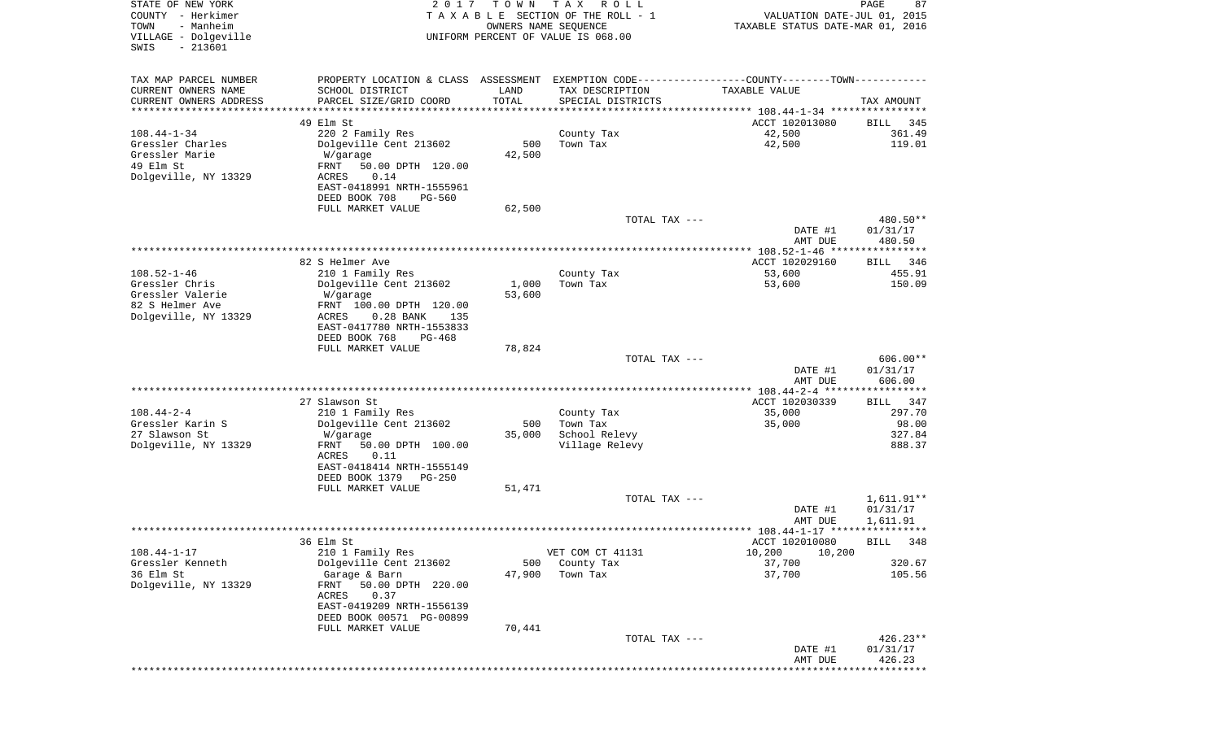STATE OF NEW YORK
COUNTY - Herkimer
TOWN - Manheim
VILLAGE - Dolgeville
SWIS - 213601

2017 TOWN TAX ROLL
TAXABLE SECTION OF THE ROLL - 1
OWNERS NAME SEQUENCE
UNIFORM PERCENT OF VALUE IS 068.00

VALUATION DATE-JUL 01, 2015
TAXABLE STATUS DATE-MAR 01, 2016

| TAX MAP PARCEL NUMBER / CURRENT OWNERS NAME / CURRENT OWNERS ADDRESS | PROPERTY LOCATION & CLASS / SCHOOL DISTRICT / PARCEL SIZE/GRID COORD | ASSESSMENT LAND / TOTAL | EXEMPTION CODE / TAX DESCRIPTION / SPECIAL DISTRICTS | COUNTY / TOWN TAXABLE VALUE | TAX AMOUNT |
|---|---|---|---|---|---|
| | 49 Elm St | | | ACCT 102013080 | BILL 345 |
| 108.44-1-34 | 220 2 Family Res | | County Tax | 42,500 | 361.49 |
| Gressler Charles | Dolgeville Cent 213602 | 500 | Town Tax | 42,500 | 119.01 |
| Gressler Marie | W/garage | 42,500 | | | |
| 49 Elm St | FRNT 50.00 DPTH 120.00 | | | | |
| Dolgeville, NY 13329 | ACRES 0.14 | | | | |
| | EAST-0418991 NRTH-1555961 | | | | |
| | DEED BOOK 708 PG-560 | | | | |
| | FULL MARKET VALUE | 62,500 | | | |
| | | | TOTAL TAX --- | | 480.50** |
| | | | | DATE #1 | 01/31/17 |
| | | | | AMT DUE | 480.50 |
| | 82 S Helmer Ave | | | ACCT 102029160 | BILL 346 |
| 108.52-1-46 | 210 1 Family Res | | County Tax | 53,600 | 455.91 |
| Gressler Chris | Dolgeville Cent 213602 | 1,000 | Town Tax | 53,600 | 150.09 |
| Gressler Valerie | W/garage | 53,600 | | | |
| 82 S Helmer Ave | FRNT 100.00 DPTH 120.00 | | | | |
| Dolgeville, NY 13329 | ACRES 0.28 BANK 135 | | | | |
| | EAST-0417780 NRTH-1553833 | | | | |
| | DEED BOOK 768 PG-468 | | | | |
| | FULL MARKET VALUE | 78,824 | | | |
| | | | TOTAL TAX --- | | 606.00** |
| | | | | DATE #1 | 01/31/17 |
| | | | | AMT DUE | 606.00 |
| | 27 Slawson St | | | ACCT 102030339 | BILL 347 |
| 108.44-2-4 | 210 1 Family Res | | County Tax | 35,000 | 297.70 |
| Gressler Karin S | Dolgeville Cent 213602 | 500 | Town Tax | 35,000 | 98.00 |
| 27 Slawson St | W/garage | 35,000 | School Relevy | | 327.84 |
| Dolgeville, NY 13329 | FRNT 50.00 DPTH 100.00 | | Village Relevy | | 888.37 |
| | ACRES 0.11 | | | | |
| | EAST-0418414 NRTH-1555149 | | | | |
| | DEED BOOK 1379 PG-250 | | | | |
| | FULL MARKET VALUE | 51,471 | | | |
| | | | TOTAL TAX --- | | 1,611.91** |
| | | | | DATE #1 | 01/31/17 |
| | | | | AMT DUE | 1,611.91 |
| | 36 Elm St | | | ACCT 102010080 | BILL 348 |
| 108.44-1-17 | 210 1 Family Res | | VET COM CT 41131 | 10,200 10,200 | |
| Gressler Kenneth | Dolgeville Cent 213602 | 500 | County Tax | 37,700 | 320.67 |
| 36 Elm St | Garage & Barn | 47,900 | Town Tax | 37,700 | 105.56 |
| Dolgeville, NY 13329 | FRNT 50.00 DPTH 220.00 | | | | |
| | ACRES 0.37 | | | | |
| | EAST-0419209 NRTH-1556139 | | | | |
| | DEED BOOK 00571 PG-00899 | | | | |
| | FULL MARKET VALUE | 70,441 | | | |
| | | | TOTAL TAX --- | | 426.23** |
| | | | | DATE #1 | 01/31/17 |
| | | | | AMT DUE | 426.23 |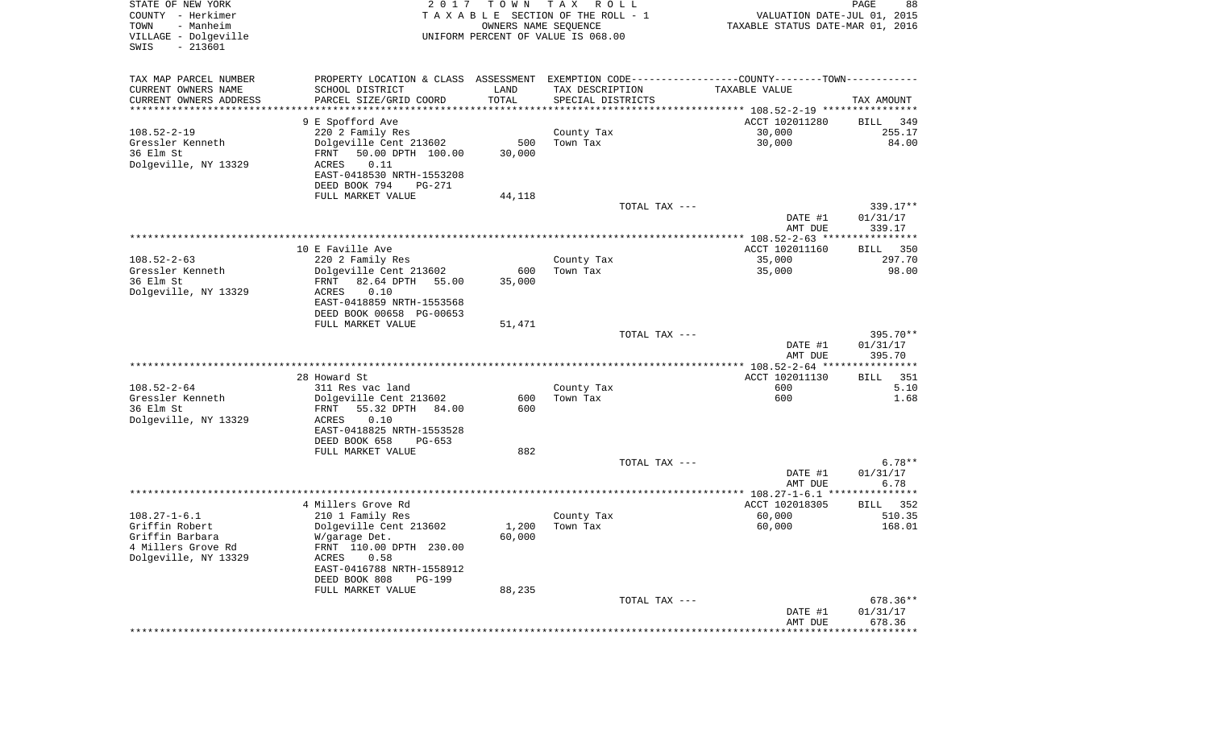STATE OF NEW YORK
COUNTY - Herkimer
TOWN - Manheim
VILLAGE - Dolgeville
SWIS - 213601

2017 TOWN TAX ROLL
TAXABLE SECTION OF THE ROLL - 1
OWNERS NAME SEQUENCE
UNIFORM PERCENT OF VALUE IS 068.00

VALUATION DATE-JUL 01, 2015
TAXABLE STATUS DATE-MAR 01, 2016

| TAX MAP PARCEL NUMBER / CURRENT OWNERS NAME / CURRENT OWNERS ADDRESS | PROPERTY LOCATION & CLASS / SCHOOL DISTRICT / PARCEL SIZE/GRID COORD | ASSESSMENT LAND / TOTAL | EXEMPTION CODE / TAX DESCRIPTION / SPECIAL DISTRICTS | TAXABLE VALUE | TAX AMOUNT |
|---|---|---|---|---|---|
| | 9 E Spofford Ave | | | ACCT 102011280 | BILL 349 |
| 108.52-2-19 | 220 2 Family Res | | County Tax | 30,000 | 255.17 |
| Gressler Kenneth | Dolgeville Cent 213602 | 500 | Town Tax | 30,000 | 84.00 |
| 36 Elm St | FRNT 50.00 DPTH 100.00 | 30,000 | | | |
| Dolgeville, NY 13329 | ACRES 0.11 | | | | |
| | EAST-0418530 NRTH-1553208 | | | | |
| | DEED BOOK 794 PG-271 | | | | |
| | FULL MARKET VALUE | 44,118 | | | |
| | | | TOTAL TAX --- | | 339.17** |
| | | | | DATE #1 | 01/31/17 |
| | | | | AMT DUE | 339.17 |
| | 10 E Faville Ave | | | ACCT 102011160 | BILL 350 |
| 108.52-2-63 | 220 2 Family Res | | County Tax | 35,000 | 297.70 |
| Gressler Kenneth | Dolgeville Cent 213602 | 600 | Town Tax | 35,000 | 98.00 |
| 36 Elm St | FRNT 82.64 DPTH 55.00 | 35,000 | | | |
| Dolgeville, NY 13329 | ACRES 0.10 | | | | |
| | EAST-0418859 NRTH-1553568 | | | | |
| | DEED BOOK 00658 PG-00653 | | | | |
| | FULL MARKET VALUE | 51,471 | | | |
| | | | TOTAL TAX --- | | 395.70** |
| | | | | DATE #1 | 01/31/17 |
| | | | | AMT DUE | 395.70 |
| | 28 Howard St | | | ACCT 102011130 | BILL 351 |
| 108.52-2-64 | 311 Res vac land | | County Tax | 600 | 5.10 |
| Gressler Kenneth | Dolgeville Cent 213602 | 600 | Town Tax | 600 | 1.68 |
| 36 Elm St | FRNT 55.32 DPTH 84.00 | 600 | | | |
| Dolgeville, NY 13329 | ACRES 0.10 | | | | |
| | EAST-0418825 NRTH-1553528 | | | | |
| | DEED BOOK 658 PG-653 | | | | |
| | FULL MARKET VALUE | 882 | | | |
| | | | TOTAL TAX --- | | 6.78** |
| | | | | DATE #1 | 01/31/17 |
| | | | | AMT DUE | 6.78 |
| | 4 Millers Grove Rd | | | ACCT 102018305 | BILL 352 |
| 108.27-1-6.1 | 210 1 Family Res | | County Tax | 60,000 | 510.35 |
| Griffin Robert | Dolgeville Cent 213602 | 1,200 | Town Tax | 60,000 | 168.01 |
| Griffin Barbara | W/garage Det. | 60,000 | | | |
| 4 Millers Grove Rd | FRNT 110.00 DPTH 230.00 | | | | |
| Dolgeville, NY 13329 | ACRES 0.58 | | | | |
| | EAST-0416788 NRTH-1558912 | | | | |
| | DEED BOOK 808 PG-199 | | | | |
| | FULL MARKET VALUE | 88,235 | | | |
| | | | TOTAL TAX --- | | 678.36** |
| | | | | DATE #1 | 01/31/17 |
| | | | | AMT DUE | 678.36 |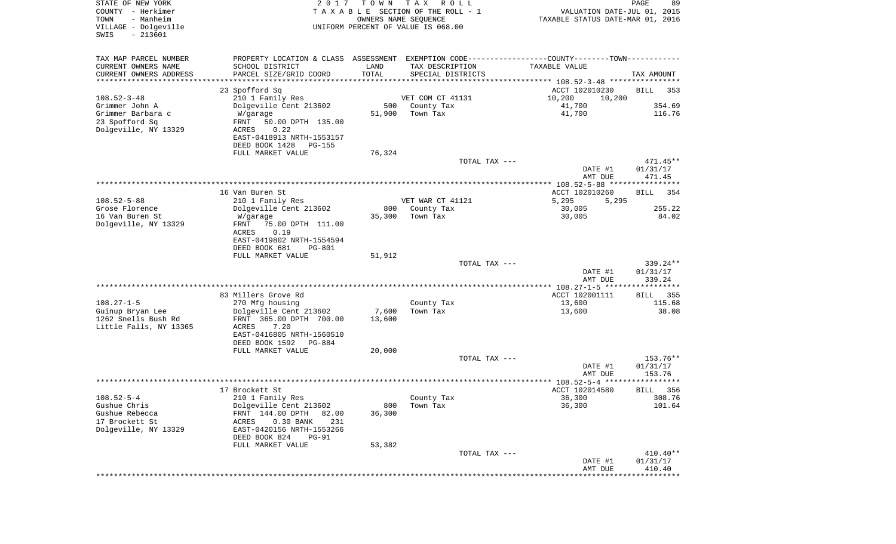STATE OF NEW YORK
COUNTY - Herkimer
TOWN - Manheim
VILLAGE - Dolgeville
SWIS - 213601

2 0 1 7 T O W N T A X R O L L
T A X A B L E SECTION OF THE ROLL - 1
OWNERS NAME SEQUENCE
UNIFORM PERCENT OF VALUE IS 068.00

VALUATION DATE-JUL 01, 2015
TAXABLE STATUS DATE-MAR 01, 2016

| TAX MAP PARCEL NUMBER<br>CURRENT OWNERS NAME<br>CURRENT OWNERS ADDRESS | PROPERTY LOCATION & CLASS<br>SCHOOL DISTRICT<br>PARCEL SIZE/GRID COORD | ASSESSMENT<br>LAND<br>TOTAL | EXEMPTION CODE<br>TAX DESCRIPTION<br>SPECIAL DISTRICTS | COUNTY--------TOWN<br>TAXABLE VALUE | TAX AMOUNT |
|---|---|---|---|---|---|
| | 23 Spofford Sq | | | ACCT 102010230 | BILL 353 |
| 108.52-3-48 | 210 1 Family Res | | VET COM CT 41131 | 10,200 10,200 | |
| Grimmer John A | Dolgeville Cent 213602 | 500 | County Tax | 41,700 | 354.69 |
| Grimmer Barbara c | W/garage | 51,900 | Town Tax | 41,700 | 116.76 |
| 23 Spofford Sq | FRNT 50.00 DPTH 135.00 | | | | |
| Dolgeville, NY 13329 | ACRES 0.22 | | | | |
| | EAST-0418913 NRTH-1553157 | | | | |
| | DEED BOOK 1428 PG-155 | | | | |
| | FULL MARKET VALUE | 76,324 | | | |
| | | | TOTAL TAX --- | | 471.45** |
| | | | | DATE #1 | 01/31/17 |
| | | | | AMT DUE | 471.45 |
| | 16 Van Buren St | | | ACCT 102010260 | BILL 354 |
| 108.52-5-88 | 210 1 Family Res | | VET WAR CT 41121 | 5,295 5,295 | |
| Grose Florence | Dolgeville Cent 213602 | 800 | County Tax | 30,005 | 255.22 |
| 16 Van Buren St | W/garage | 35,300 | Town Tax | 30,005 | 84.02 |
| Dolgeville, NY 13329 | FRNT 75.00 DPTH 111.00 | | | | |
| | ACRES 0.19 | | | | |
| | EAST-0419802 NRTH-1554594 | | | | |
| | DEED BOOK 681 PG-801 | | | | |
| | FULL MARKET VALUE | 51,912 | | | |
| | | | TOTAL TAX --- | | 339.24** |
| | | | | DATE #1 | 01/31/17 |
| | | | | AMT DUE | 339.24 |
| | 83 Millers Grove Rd | | | ACCT 102001111 | BILL 355 |
| 108.27-1-5 | 270 Mfg housing | | County Tax | 13,600 | 115.68 |
| Guinup Bryan Lee | Dolgeville Cent 213602 | 7,600 | Town Tax | 13,600 | 38.08 |
| 1262 Snells Bush Rd | FRNT 365.00 DPTH 700.00 | 13,600 | | | |
| Little Falls, NY 13365 | ACRES 7.20 | | | | |
| | EAST-0416805 NRTH-1560510 | | | | |
| | DEED BOOK 1592 PG-884 | | | | |
| | FULL MARKET VALUE | 20,000 | | | |
| | | | TOTAL TAX --- | | 153.76** |
| | | | | DATE #1 | 01/31/17 |
| | | | | AMT DUE | 153.76 |
| | 17 Brockett St | | | ACCT 102014580 | BILL 356 |
| 108.52-5-4 | 210 1 Family Res | | County Tax | 36,300 | 308.76 |
| Gushue Chris | Dolgeville Cent 213602 | 800 | Town Tax | 36,300 | 101.64 |
| Gushue Rebecca | FRNT 144.00 DPTH 82.00 | 36,300 | | | |
| 17 Brockett St | ACRES 0.30 BANK 231 | | | | |
| Dolgeville, NY 13329 | EAST-0420156 NRTH-1553266 | | | | |
| | DEED BOOK 824 PG-91 | | | | |
| | FULL MARKET VALUE | 53,382 | | | |
| | | | TOTAL TAX --- | | 410.40** |
| | | | | DATE #1 | 01/31/17 |
| | | | | AMT DUE | 410.40 |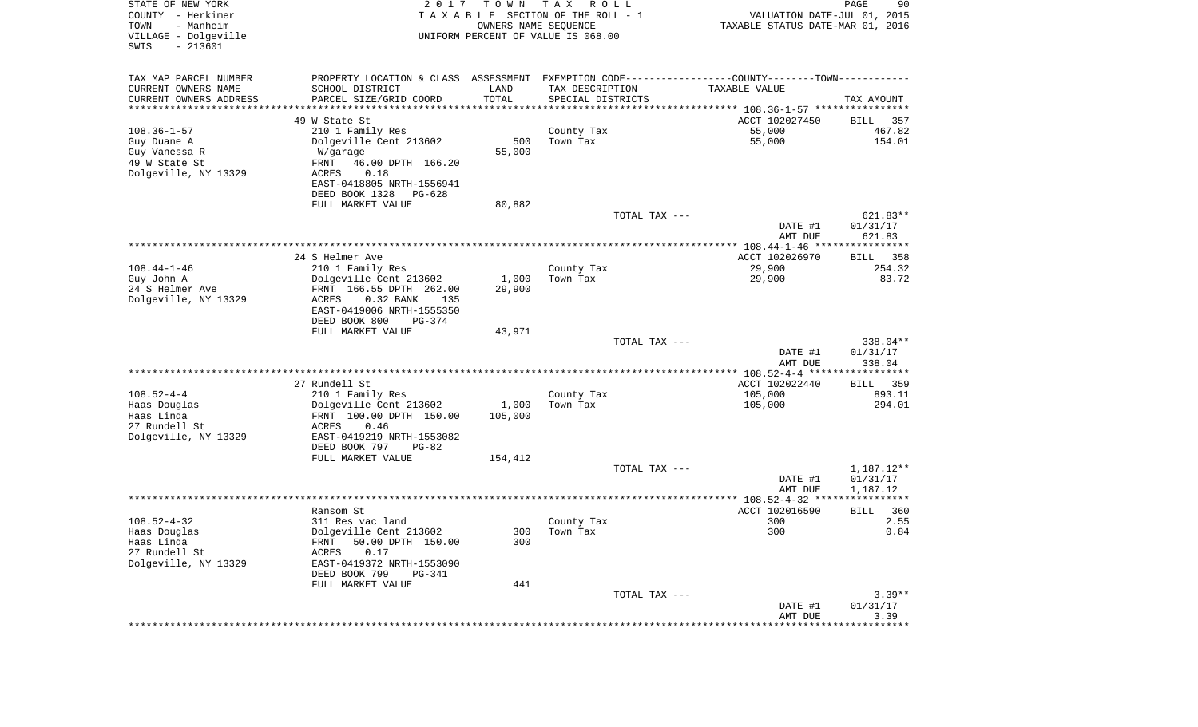STATE OF NEW YORK | COUNTY - Herkimer | TOWN - Manheim | VILLAGE - Dolgeville | SWIS - 213601

2 0 1 7 T O W N T A X R O L L
T A X A B L E SECTION OF THE ROLL - 1
OWNERS NAME SEQUENCE
UNIFORM PERCENT OF VALUE IS 068.00

VALUATION DATE-JUL 01, 2015
TAXABLE STATUS DATE-MAR 01, 2016

| TAX MAP PARCEL NUMBER / CURRENT OWNERS NAME / CURRENT OWNERS ADDRESS | PROPERTY LOCATION & CLASS / SCHOOL DISTRICT / PARCEL SIZE/GRID COORD | ASSESSMENT LAND / TOTAL | EXEMPTION CODE / TAX DESCRIPTION / SPECIAL DISTRICTS | COUNTY--------TOWN / TAXABLE VALUE | TAX AMOUNT |
|---|---|---|---|---|---|
| 108.36-1-57 | 49 W State St | | | ACCT 102027450 | BILL 357 |
| | 210 1 Family Res | | County Tax | 55,000 | 467.82 |
| Guy Duane A | Dolgeville Cent 213602 | 500 | Town Tax | 55,000 | 154.01 |
| Guy Vanessa R | W/garage | 55,000 | | | |
| 49 W State St | FRNT 46.00 DPTH 166.20 | | | | |
| Dolgeville, NY 13329 | ACRES 0.18 | | | | |
| | EAST-0418805 NRTH-1556941 | | | | |
| | DEED BOOK 1328 PG-628 | | | | |
| | FULL MARKET VALUE | 80,882 | | | |
| | | | TOTAL TAX --- | | 621.83** |
| | | | | DATE #1 | 01/31/17 |
| | | | | AMT DUE | 621.83 |
| 108.44-1-46 | 24 S Helmer Ave | | | ACCT 102026970 | BILL 358 |
| | 210 1 Family Res | | County Tax | 29,900 | 254.32 |
| Guy John A | Dolgeville Cent 213602 | 1,000 | Town Tax | 29,900 | 83.72 |
| 24 S Helmer Ave | FRNT 166.55 DPTH 262.00 | 29,900 | | | |
| Dolgeville, NY 13329 | ACRES 0.32 BANK 135 | | | | |
| | EAST-0419006 NRTH-1555350 | | | | |
| | DEED BOOK 800 PG-374 | | | | |
| | FULL MARKET VALUE | 43,971 | | | |
| | | | TOTAL TAX --- | | 338.04** |
| | | | | DATE #1 | 01/31/17 |
| | | | | AMT DUE | 338.04 |
| 108.52-4-4 | 27 Rundell St | | | ACCT 102022440 | BILL 359 |
| | 210 1 Family Res | | County Tax | 105,000 | 893.11 |
| Haas Douglas | Dolgeville Cent 213602 | 1,000 | Town Tax | 105,000 | 294.01 |
| Haas Linda | FRNT 100.00 DPTH 150.00 | 105,000 | | | |
| 27 Rundell St | ACRES 0.46 | | | | |
| Dolgeville, NY 13329 | EAST-0419219 NRTH-1553082 | | | | |
| | DEED BOOK 797 PG-82 | | | | |
| | FULL MARKET VALUE | 154,412 | | | |
| | | | TOTAL TAX --- | | 1,187.12** |
| | | | | DATE #1 | 01/31/17 |
| | | | | AMT DUE | 1,187.12 |
| 108.52-4-32 | Ransom St | | | ACCT 102016590 | BILL 360 |
| | 311 Res vac land | | County Tax | 300 | 2.55 |
| Haas Douglas | Dolgeville Cent 213602 | 300 | Town Tax | 300 | 0.84 |
| Haas Linda | FRNT 50.00 DPTH 150.00 | 300 | | | |
| 27 Rundell St | ACRES 0.17 | | | | |
| Dolgeville, NY 13329 | EAST-0419372 NRTH-1553090 | | | | |
| | DEED BOOK 799 PG-341 | | | | |
| | FULL MARKET VALUE | 441 | | | |
| | | | TOTAL TAX --- | | 3.39** |
| | | | | DATE #1 | 01/31/17 |
| | | | | AMT DUE | 3.39 |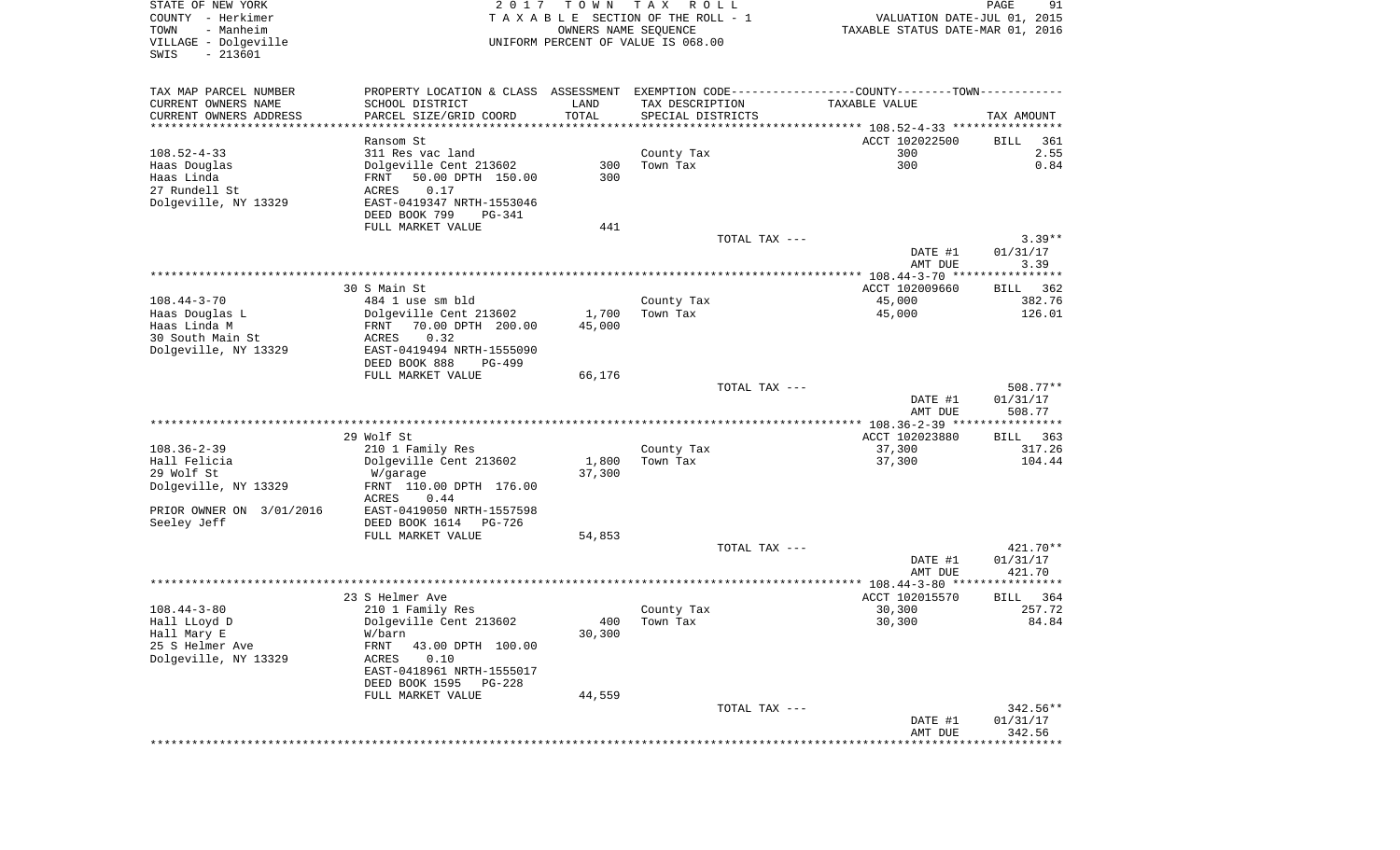STATE OF NEW YORK
COUNTY - Herkimer
TOWN - Manheim
VILLAGE - Dolgeville
SWIS - 213601

2017 TOWN TAX ROLL
TAXABLE SECTION OF THE ROLL - 1
OWNERS NAME SEQUENCE
UNIFORM PERCENT OF VALUE IS 068.00

VALUATION DATE-JUL 01, 2015
TAXABLE STATUS DATE-MAR 01, 2016

| TAX MAP PARCEL NUMBER / CURRENT OWNERS NAME / CURRENT OWNERS ADDRESS | PROPERTY LOCATION & CLASS / SCHOOL DISTRICT / PARCEL SIZE/GRID COORD | ASSESSMENT LAND / TOTAL | EXEMPTION CODE / TAX DESCRIPTION / SPECIAL DISTRICTS | TAXABLE VALUE | TAX AMOUNT |
|---|---|---|---|---|---|
| | Ransom St | | | ACCT 102022500 | BILL 361 |
| 108.52-4-33 | 311 Res vac land | | County Tax | 300 | 2.55 |
| Haas Douglas | Dolgeville Cent 213602 | 300 | Town Tax | 300 | 0.84 |
| Haas Linda | FRNT 50.00 DPTH 150.00 | 300 | | | |
| 27 Rundell St | ACRES 0.17 | | | | |
| Dolgeville, NY 13329 | EAST-0419347 NRTH-1553046 | | | | |
| | DEED BOOK 799 PG-341 | | | | |
| | FULL MARKET VALUE | 441 | | | |
| | | | TOTAL TAX --- | | 3.39** |
| | | | | DATE #1 | 01/31/17 |
| | | | | AMT DUE | 3.39 |
| | 30 S Main St | | | ACCT 102009660 | BILL 362 |
| 108.44-3-70 | 484 1 use sm bld | | County Tax | 45,000 | 382.76 |
| Haas Douglas L | Dolgeville Cent 213602 | 1,700 | Town Tax | 45,000 | 126.01 |
| Haas Linda M | FRNT 70.00 DPTH 200.00 | 45,000 | | | |
| 30 South Main St | ACRES 0.32 | | | | |
| Dolgeville, NY 13329 | EAST-0419494 NRTH-1555090 | | | | |
| | DEED BOOK 888 PG-499 | | | | |
| | FULL MARKET VALUE | 66,176 | | | |
| | | | TOTAL TAX --- | | 508.77** |
| | | | | DATE #1 | 01/31/17 |
| | | | | AMT DUE | 508.77 |
| | 29 Wolf St | | | ACCT 102023880 | BILL 363 |
| 108.36-2-39 | 210 1 Family Res | | County Tax | 37,300 | 317.26 |
| Hall Felicia | Dolgeville Cent 213602 | 1,800 | Town Tax | 37,300 | 104.44 |
| 29 Wolf St | W/garage | 37,300 | | | |
| Dolgeville, NY 13329 | FRNT 110.00 DPTH 176.00 | | | | |
| | ACRES 0.44 | | | | |
| PRIOR OWNER ON 3/01/2016 | EAST-0419050 NRTH-1557598 | | | | |
| Seeley Jeff | DEED BOOK 1614 PG-726 | | | | |
| | FULL MARKET VALUE | 54,853 | | | |
| | | | TOTAL TAX --- | | 421.70** |
| | | | | DATE #1 | 01/31/17 |
| | | | | AMT DUE | 421.70 |
| | 23 S Helmer Ave | | | ACCT 102015570 | BILL 364 |
| 108.44-3-80 | 210 1 Family Res | | County Tax | 30,300 | 257.72 |
| Hall LLoyd D | Dolgeville Cent 213602 | 400 | Town Tax | 30,300 | 84.84 |
| Hall Mary E | W/barn | 30,300 | | | |
| 25 S Helmer Ave | FRNT 43.00 DPTH 100.00 | | | | |
| Dolgeville, NY 13329 | ACRES 0.10 | | | | |
| | EAST-0418961 NRTH-1555017 | | | | |
| | DEED BOOK 1595 PG-228 | | | | |
| | FULL MARKET VALUE | 44,559 | | | |
| | | | TOTAL TAX --- | | 342.56** |
| | | | | DATE #1 | 01/31/17 |
| | | | | AMT DUE | 342.56 |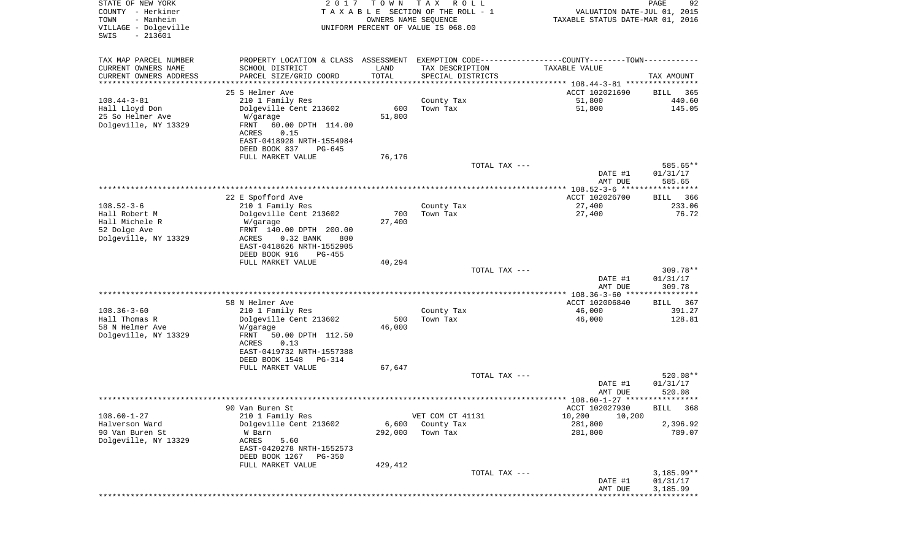STATE OF NEW YORK
COUNTY - Herkimer
TOWN - Manheim
VILLAGE - Dolgeville
SWIS - 213601

2 0 1 7 T O W N T A X R O L L
T A X A B L E SECTION OF THE ROLL - 1
OWNERS NAME SEQUENCE
UNIFORM PERCENT OF VALUE IS 068.00

VALUATION DATE-JUL 01, 2015
TAXABLE STATUS DATE-MAR 01, 2016

| TAX MAP PARCEL NUMBER / CURRENT OWNERS NAME / CURRENT OWNERS ADDRESS | PROPERTY LOCATION & CLASS / SCHOOL DISTRICT / PARCEL SIZE/GRID COORD | ASSESSMENT LAND | TOTAL | EXEMPTION CODE / TAX DESCRIPTION / SPECIAL DISTRICTS | TAXABLE VALUE (COUNTY--------TOWN) | TAX AMOUNT |
|---|---|---|---|---|---|---|
| 108.44-3-81 | 25 S Helmer Ave | | | | ACCT 102021690 | BILL 365 |
| Hall Lloyd Don | 210 1 Family Res | | | County Tax | 51,800 | 440.60 |
| 25 So Helmer Ave | Dolgeville Cent 213602 | 600 | | Town Tax | 51,800 | 145.05 |
| Dolgeville, NY 13329 | W/garage | | 51,800 | | | |
| | FRNT 60.00 DPTH 114.00 | | | | | |
| | ACRES 0.15 | | | | | |
| | EAST-0418928 NRTH-1554984 | | | | | |
| | DEED BOOK 837 PG-645 | | | | | |
| | FULL MARKET VALUE | | 76,176 | | | |
| | | | | TOTAL TAX --- | | 585.65** |
| | | | | | DATE #1 | 01/31/17 |
| | | | | | AMT DUE | 585.65 |
| 108.52-3-6 | 22 E Spofford Ave | | | | ACCT 102026700 | BILL 366 |
| Hall Robert M | 210 1 Family Res | | | County Tax | 27,400 | 233.06 |
| Hall Michele R | Dolgeville Cent 213602 | 700 | | Town Tax | 27,400 | 76.72 |
| 52 Dolge Ave | W/garage | | 27,400 | | | |
| Dolgeville, NY 13329 | FRNT 140.00 DPTH 200.00 | | | | | |
| | ACRES 0.32 BANK 800 | | | | | |
| | EAST-0418626 NRTH-1552905 | | | | | |
| | DEED BOOK 916 PG-455 | | | | | |
| | FULL MARKET VALUE | | 40,294 | | | |
| | | | | TOTAL TAX --- | | 309.78** |
| | | | | | DATE #1 | 01/31/17 |
| | | | | | AMT DUE | 309.78 |
| 108.36-3-60 | 58 N Helmer Ave | | | | ACCT 102006840 | BILL 367 |
| Hall Thomas R | 210 1 Family Res | | | County Tax | 46,000 | 391.27 |
| 58 N Helmer Ave | Dolgeville Cent 213602 | 500 | | Town Tax | 46,000 | 128.81 |
| Dolgeville, NY 13329 | W/garage | | 46,000 | | | |
| | FRNT 50.00 DPTH 112.50 | | | | | |
| | ACRES 0.13 | | | | | |
| | EAST-0419732 NRTH-1557388 | | | | | |
| | DEED BOOK 1548 PG-314 | | | | | |
| | FULL MARKET VALUE | | 67,647 | | | |
| | | | | TOTAL TAX --- | | 520.08** |
| | | | | | DATE #1 | 01/31/17 |
| | | | | | AMT DUE | 520.08 |
| 108.60-1-27 | 90 Van Buren St | | | | ACCT 102027930 | BILL 368 |
| Halverson Ward | 210 1 Family Res | | | VET COM CT 41131 | 10,200 10,200 | |
| 90 Van Buren St | Dolgeville Cent 213602 | 6,600 | | County Tax | 281,800 | 2,396.92 |
| Dolgeville, NY 13329 | W Barn | | 292,000 | Town Tax | 281,800 | 789.07 |
| | ACRES 5.60 | | | | | |
| | EAST-0420278 NRTH-1552573 | | | | | |
| | DEED BOOK 1267 PG-350 | | | | | |
| | FULL MARKET VALUE | | 429,412 | | | |
| | | | | TOTAL TAX --- | | 3,185.99** |
| | | | | | DATE #1 | 01/31/17 |
| | | | | | AMT DUE | 3,185.99 |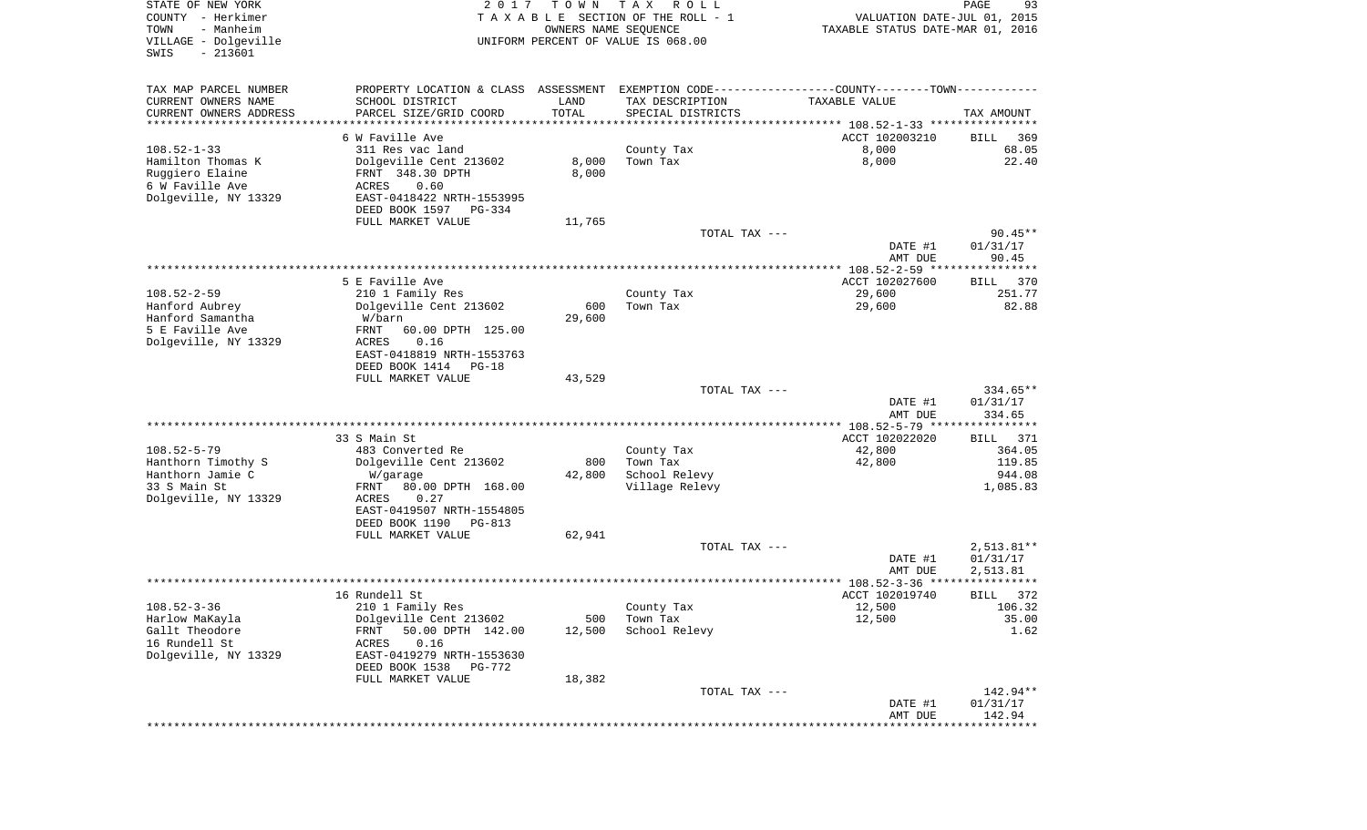STATE OF NEW YORK
COUNTY - Herkimer
TOWN - Manheim
VILLAGE - Dolgeville
SWIS - 213601

2017 TOWN TAX ROLL
TAXABLE SECTION OF THE ROLL - 1
OWNERS NAME SEQUENCE
UNIFORM PERCENT OF VALUE IS 068.00

VALUATION DATE-JUL 01, 2015
TAXABLE STATUS DATE-MAR 01, 2016

| TAX MAP PARCEL NUMBER<br>CURRENT OWNERS NAME<br>CURRENT OWNERS ADDRESS | PROPERTY LOCATION & CLASS<br>SCHOOL DISTRICT<br>PARCEL SIZE/GRID COORD | ASSESSMENT<br>LAND<br>TOTAL | EXEMPTION CODE<br>TAX DESCRIPTION<br>SPECIAL DISTRICTS | TAXABLE VALUE | TAX AMOUNT |
|---|---|---|---|---|---|
| **108.52-1-33** | 6 W Faville Ave | | | ACCT 102003210 | BILL 369 |
| 108.52-1-33 | 311 Res vac land | | County Tax | 8,000 | 68.05 |
| Hamilton Thomas K | Dolgeville Cent 213602 | 8,000 | Town Tax | 8,000 | 22.40 |
| Ruggiero Elaine | FRNT 348.30 DPTH | 8,000 | | | |
| 6 W Faville Ave | ACRES 0.60 | | | | |
| Dolgeville, NY 13329 | EAST-0418422 NRTH-1553995 | | | | |
| | DEED BOOK 1597 PG-334 | | | | |
| | FULL MARKET VALUE | 11,765 | | | |
| | | | TOTAL TAX --- | | 90.45** |
| | | | | DATE #1 | 01/31/17 |
| | | | | AMT DUE | 90.45 |
| **108.52-2-59** | 5 E Faville Ave | | | ACCT 102027600 | BILL 370 |
| 108.52-2-59 | 210 1 Family Res | | County Tax | 29,600 | 251.77 |
| Hanford Aubrey | Dolgeville Cent 213602 | 600 | Town Tax | 29,600 | 82.88 |
| Hanford Samantha | W/barn | 29,600 | | | |
| 5 E Faville Ave | FRNT 60.00 DPTH 125.00 | | | | |
| Dolgeville, NY 13329 | ACRES 0.16 | | | | |
| | EAST-0418819 NRTH-1553763 | | | | |
| | DEED BOOK 1414 PG-18 | | | | |
| | FULL MARKET VALUE | 43,529 | | | |
| | | | TOTAL TAX --- | | 334.65** |
| | | | | DATE #1 | 01/31/17 |
| | | | | AMT DUE | 334.65 |
| **108.52-5-79** | 33 S Main St | | | ACCT 102022020 | BILL 371 |
| 108.52-5-79 | 483 Converted Re | | County Tax | 42,800 | 364.05 |
| Hanthorn Timothy S | Dolgeville Cent 213602 | 800 | Town Tax | 42,800 | 119.85 |
| Hanthorn Jamie C | W/garage | 42,800 | School Relevy | | 944.08 |
| 33 S Main St | FRNT 80.00 DPTH 168.00 | | Village Relevy | | 1,085.83 |
| Dolgeville, NY 13329 | ACRES 0.27 | | | | |
| | EAST-0419507 NRTH-1554805 | | | | |
| | DEED BOOK 1190 PG-813 | | | | |
| | FULL MARKET VALUE | 62,941 | | | |
| | | | TOTAL TAX --- | | 2,513.81** |
| | | | | DATE #1 | 01/31/17 |
| | | | | AMT DUE | 2,513.81 |
| **108.52-3-36** | 16 Rundell St | | | ACCT 102019740 | BILL 372 |
| 108.52-3-36 | 210 1 Family Res | | County Tax | 12,500 | 106.32 |
| Harlow MaKayla | Dolgeville Cent 213602 | 500 | Town Tax | 12,500 | 35.00 |
| Gallt Theodore | FRNT 50.00 DPTH 142.00 | 12,500 | School Relevy | | 1.62 |
| 16 Rundell St | ACRES 0.16 | | | | |
| Dolgeville, NY 13329 | EAST-0419279 NRTH-1553630 | | | | |
| | DEED BOOK 1538 PG-772 | | | | |
| | FULL MARKET VALUE | 18,382 | | | |
| | | | TOTAL TAX --- | | 142.94** |
| | | | | DATE #1 | 01/31/17 |
| | | | | AMT DUE | 142.94 |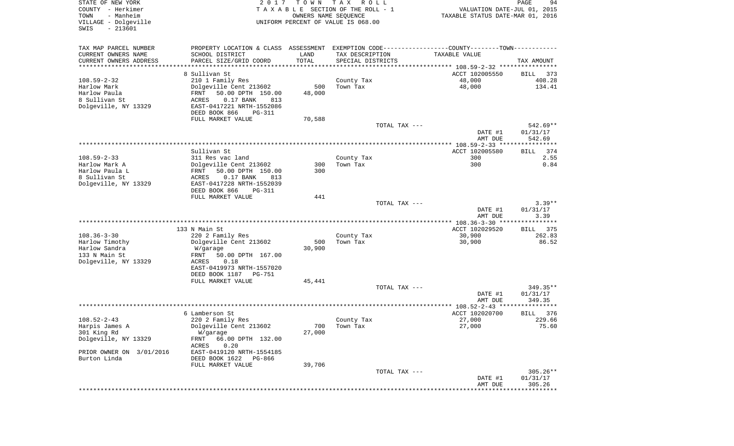STATE OF NEW YORK
COUNTY - Herkimer
TOWN - Manheim
VILLAGE - Dolgeville
SWIS - 213601

2017 TOWN TAX ROLL
TAXABLE SECTION OF THE ROLL - 1
OWNERS NAME SEQUENCE
UNIFORM PERCENT OF VALUE IS 068.00

VALUATION DATE-JUL 01, 2015
TAXABLE STATUS DATE-MAR 01, 2016

| TAX MAP PARCEL NUMBER / CURRENT OWNERS NAME / CURRENT OWNERS ADDRESS | PROPERTY LOCATION & CLASS / SCHOOL DISTRICT / PARCEL SIZE/GRID COORD | ASSESSMENT LAND | TOTAL | TAX DESCRIPTION / SPECIAL DISTRICTS | TAXABLE VALUE | TAX AMOUNT |
|---|---|---|---|---|---|---|
| **108.59-2-32** | 8 Sullivan St | | | | ACCT 102005550 | BILL 373 |
| 108.59-2-32 | 210 1 Family Res | | | County Tax | 48,000 | 408.28 |
| Harlow Mark | Dolgeville Cent 213602 | 500 | | Town Tax | 48,000 | 134.41 |
| Harlow Paula | FRNT 50.00 DPTH 150.00 | | 48,000 | | | |
| 8 Sullivan St | ACRES 0.17 BANK 813 | | | | | |
| Dolgeville, NY 13329 | EAST-0417221 NRTH-1552086 | | | | | |
| | DEED BOOK 866 PG-311 | | | | | |
| | FULL MARKET VALUE | | 70,588 | | | |
| | | | | TOTAL TAX --- | | 542.69** |
| | | | | | DATE #1 | 01/31/17 |
| | | | | | AMT DUE | 542.69 |
| **108.59-2-33** | Sullivan St | | | | ACCT 102005580 | BILL 374 |
| 108.59-2-33 | 311 Res vac land | | | County Tax | 300 | 2.55 |
| Harlow Mark A | Dolgeville Cent 213602 | 300 | | Town Tax | 300 | 0.84 |
| Harlow Paula L | FRNT 50.00 DPTH 150.00 | | 300 | | | |
| 8 Sullivan St | ACRES 0.17 BANK 813 | | | | | |
| Dolgeville, NY 13329 | EAST-0417228 NRTH-1552039 | | | | | |
| | DEED BOOK 866 PG-311 | | | | | |
| | FULL MARKET VALUE | | 441 | | | |
| | | | | TOTAL TAX --- | | 3.39** |
| | | | | | DATE #1 | 01/31/17 |
| | | | | | AMT DUE | 3.39 |
| **108.36-3-30** | 133 N Main St | | | | ACCT 102029520 | BILL 375 |
| 108.36-3-30 | 220 2 Family Res | | | County Tax | 30,900 | 262.83 |
| Harlow Timothy | Dolgeville Cent 213602 | 500 | | Town Tax | 30,900 | 86.52 |
| Harlow Sandra | W/garage | | 30,900 | | | |
| 133 N Main St | FRNT 50.00 DPTH 167.00 | | | | | |
| Dolgeville, NY 13329 | ACRES 0.18 | | | | | |
| | EAST-0419973 NRTH-1557020 | | | | | |
| | DEED BOOK 1187 PG-751 | | | | | |
| | FULL MARKET VALUE | | 45,441 | | | |
| | | | | TOTAL TAX --- | | 349.35** |
| | | | | | DATE #1 | 01/31/17 |
| | | | | | AMT DUE | 349.35 |
| **108.52-2-43** | 6 Lamberson St | | | | ACCT 102020700 | BILL 376 |
| 108.52-2-43 | 220 2 Family Res | | | County Tax | 27,000 | 229.66 |
| Harpis James A | Dolgeville Cent 213602 | 700 | | Town Tax | 27,000 | 75.60 |
| 301 King Rd | W/garage | | 27,000 | | | |
| Dolgeville, NY 13329 | FRNT 66.00 DPTH 132.00 | | | | | |
| | ACRES 0.20 | | | | | |
| PRIOR OWNER ON 3/01/2016 | EAST-0419120 NRTH-1554185 | | | | | |
| Burton Linda | DEED BOOK 1622 PG-866 | | | | | |
| | FULL MARKET VALUE | | 39,706 | | | |
| | | | | TOTAL TAX --- | | 305.26** |
| | | | | | DATE #1 | 01/31/17 |
| | | | | | AMT DUE | 305.26 |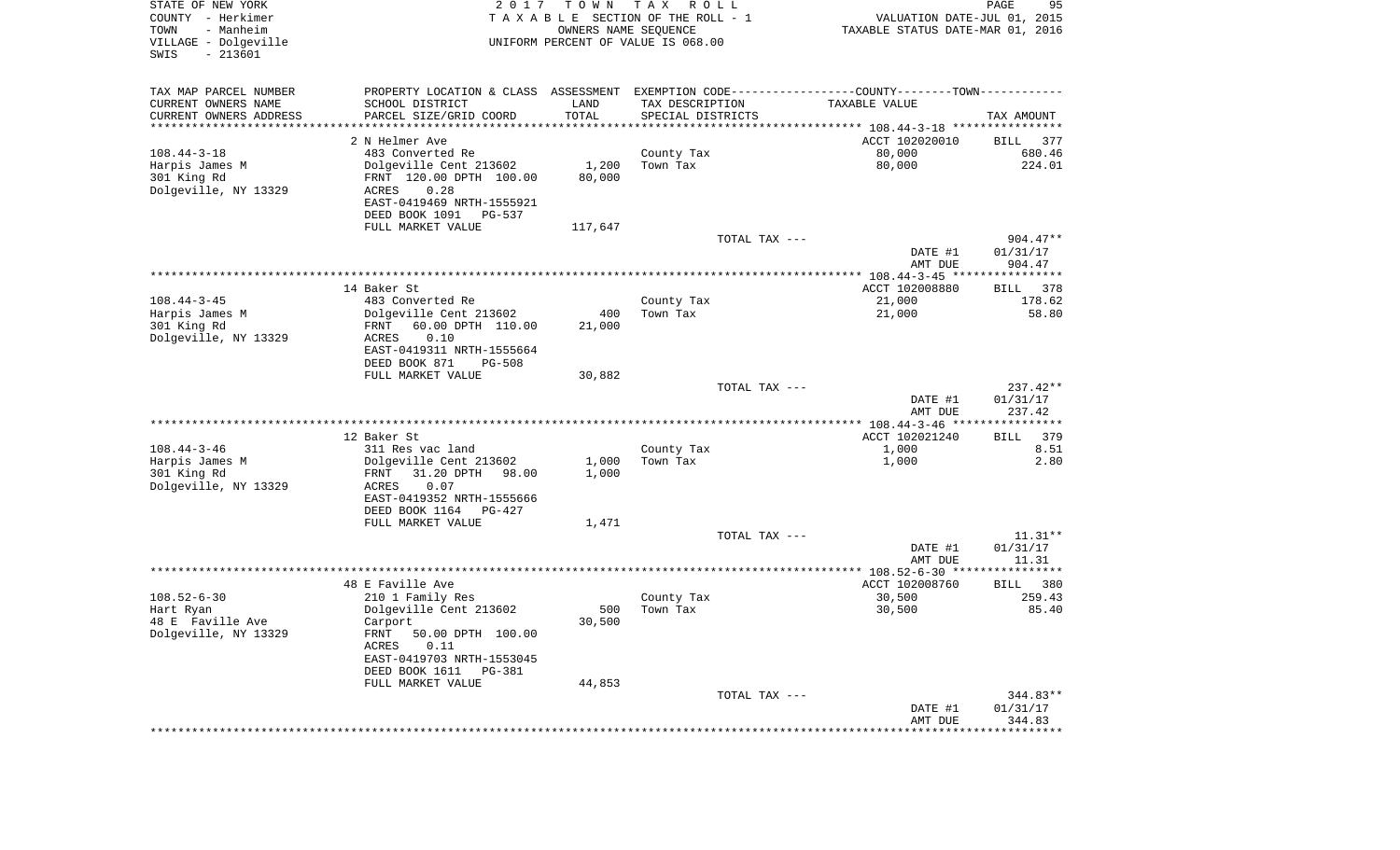STATE OF NEW YORK
COUNTY - Herkimer
TOWN - Manheim
VILLAGE - Dolgeville
SWIS - 213601

2017 TOWN TAX ROLL
TAXABLE SECTION OF THE ROLL - 1
OWNERS NAME SEQUENCE
UNIFORM PERCENT OF VALUE IS 068.00

VALUATION DATE-JUL 01, 2015
TAXABLE STATUS DATE-MAR 01, 2016

| TAX MAP PARCEL NUMBER / CURRENT OWNERS NAME / CURRENT OWNERS ADDRESS | PROPERTY LOCATION & CLASS / SCHOOL DISTRICT / PARCEL SIZE/GRID COORD | ASSESSMENT LAND | TOTAL | TAX DESCRIPTION / SPECIAL DISTRICTS | TAXABLE VALUE | TAX AMOUNT |
|---|---|---|---|---|---|---|
| | 2 N Helmer Ave | | | | ACCT 102020010 | BILL 377 |
| 108.44-3-18 | 483 Converted Re | | | County Tax | 80,000 | 680.46 |
| Harpis James M | Dolgeville Cent 213602 | 1,200 | | Town Tax | 80,000 | 224.01 |
| 301 King Rd | FRNT 120.00 DPTH 100.00 | | 80,000 | | | |
| Dolgeville, NY 13329 | ACRES 0.28 | | | | | |
| | EAST-0419469 NRTH-1555921 | | | | | |
| | DEED BOOK 1091 PG-537 | | | | | |
| | FULL MARKET VALUE | 117,647 | | | | |
| | | | | TOTAL TAX --- | | 904.47** |
| | | | | | DATE #1 | 01/31/17 |
| | | | | | AMT DUE | 904.47 |
| | 14 Baker St | | | | ACCT 102008880 | BILL 378 |
| 108.44-3-45 | 483 Converted Re | | | County Tax | 21,000 | 178.62 |
| Harpis James M | Dolgeville Cent 213602 | 400 | | Town Tax | 21,000 | 58.80 |
| 301 King Rd | FRNT 60.00 DPTH 110.00 | | 21,000 | | | |
| Dolgeville, NY 13329 | ACRES 0.10 | | | | | |
| | EAST-0419311 NRTH-1555664 | | | | | |
| | DEED BOOK 871 PG-508 | | | | | |
| | FULL MARKET VALUE | 30,882 | | | | |
| | | | | TOTAL TAX --- | | 237.42** |
| | | | | | DATE #1 | 01/31/17 |
| | | | | | AMT DUE | 237.42 |
| | 12 Baker St | | | | ACCT 102021240 | BILL 379 |
| 108.44-3-46 | 311 Res vac land | | | County Tax | 1,000 | 8.51 |
| Harpis James M | Dolgeville Cent 213602 | 1,000 | | Town Tax | 1,000 | 2.80 |
| 301 King Rd | FRNT 31.20 DPTH 98.00 | | 1,000 | | | |
| Dolgeville, NY 13329 | ACRES 0.07 | | | | | |
| | EAST-0419352 NRTH-1555666 | | | | | |
| | DEED BOOK 1164 PG-427 | | | | | |
| | FULL MARKET VALUE | 1,471 | | | | |
| | | | | TOTAL TAX --- | | 11.31** |
| | | | | | DATE #1 | 01/31/17 |
| | | | | | AMT DUE | 11.31 |
| | 48 E Faville Ave | | | | ACCT 102008760 | BILL 380 |
| 108.52-6-30 | 210 1 Family Res | | | County Tax | 30,500 | 259.43 |
| Hart Ryan | Dolgeville Cent 213602 | 500 | | Town Tax | 30,500 | 85.40 |
| 48 E Faville Ave | Carport | | 30,500 | | | |
| Dolgeville, NY 13329 | FRNT 50.00 DPTH 100.00 | | | | | |
| | ACRES 0.11 | | | | | |
| | EAST-0419703 NRTH-1553045 | | | | | |
| | DEED BOOK 1611 PG-381 | | | | | |
| | FULL MARKET VALUE | 44,853 | | | | |
| | | | | TOTAL TAX --- | | 344.83** |
| | | | | | DATE #1 | 01/31/17 |
| | | | | | AMT DUE | 344.83 |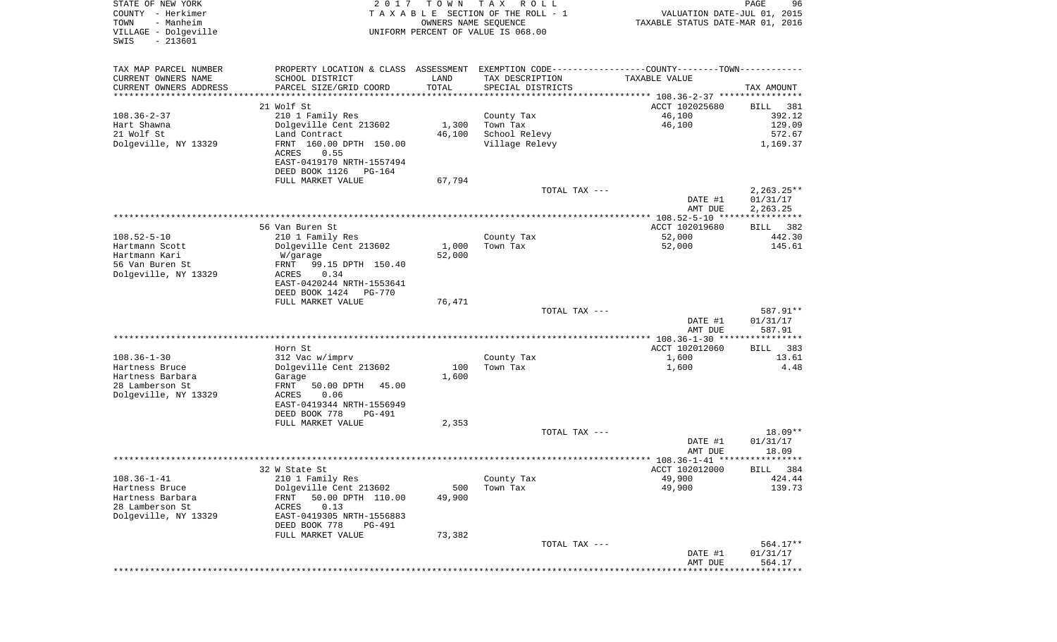STATE OF NEW YORK
COUNTY - Herkimer
TOWN - Manheim
VILLAGE - Dolgeville
SWIS - 213601

2017 TOWN TAX ROLL
TAXABLE SECTION OF THE ROLL - 1
OWNERS NAME SEQUENCE
UNIFORM PERCENT OF VALUE IS 068.00

VALUATION DATE-JUL 01, 2015
TAXABLE STATUS DATE-MAR 01, 2016

| TAX MAP PARCEL NUMBER<br>CURRENT OWNERS NAME<br>CURRENT OWNERS ADDRESS | PROPERTY LOCATION & CLASS<br>SCHOOL DISTRICT<br>PARCEL SIZE/GRID COORD | ASSESSMENT<br>LAND<br>TOTAL | EXEMPTION CODE<br>TAX DESCRIPTION<br>SPECIAL DISTRICTS | COUNTY--------TOWN<br>TAXABLE VALUE | TAX AMOUNT |
|---|---|---|---|---|---|
| | 21 Wolf St | | | ACCT 102025680 | BILL 381 |
| 108.36-2-37 | 210 1 Family Res | | County Tax | 46,100 | 392.12 |
| Hart Shawna | Dolgeville Cent 213602 | 1,300 | Town Tax | 46,100 | 129.09 |
| 21 Wolf St | Land Contract | 46,100 | School Relevy | | 572.67 |
| Dolgeville, NY 13329 | FRNT 160.00 DPTH 150.00 | | Village Relevy | | 1,169.37 |
| | ACRES 0.55 | | | | |
| | EAST-0419170 NRTH-1557494 | | | | |
| | DEED BOOK 1126 PG-164 | | | | |
| | FULL MARKET VALUE | 67,794 | | | |
| | | | TOTAL TAX --- | | 2,263.25** |
| | | | | DATE #1 | 01/31/17 |
| | | | | AMT DUE | 2,263.25 |
| | 56 Van Buren St | | | ACCT 102019680 | BILL 382 |
| 108.52-5-10 | 210 1 Family Res | | County Tax | 52,000 | 442.30 |
| Hartmann Scott | Dolgeville Cent 213602 | 1,000 | Town Tax | 52,000 | 145.61 |
| Hartmann Kari | W/garage | 52,000 | | | |
| 56 Van Buren St | FRNT 99.15 DPTH 150.40 | | | | |
| Dolgeville, NY 13329 | ACRES 0.34 | | | | |
| | EAST-0420244 NRTH-1553641 | | | | |
| | DEED BOOK 1424 PG-770 | | | | |
| | FULL MARKET VALUE | 76,471 | | | |
| | | | TOTAL TAX --- | | 587.91** |
| | | | | DATE #1 | 01/31/17 |
| | | | | AMT DUE | 587.91 |
| | Horn St | | | ACCT 102012060 | BILL 383 |
| 108.36-1-30 | 312 Vac w/imprv | | County Tax | 1,600 | 13.61 |
| Hartness Bruce | Dolgeville Cent 213602 | 100 | Town Tax | 1,600 | 4.48 |
| Hartness Barbara | Garage | 1,600 | | | |
| 28 Lamberson St | FRNT 50.00 DPTH 45.00 | | | | |
| Dolgeville, NY 13329 | ACRES 0.06 | | | | |
| | EAST-0419344 NRTH-1556949 | | | | |
| | DEED BOOK 778 PG-491 | | | | |
| | FULL MARKET VALUE | 2,353 | | | |
| | | | TOTAL TAX --- | | 18.09** |
| | | | | DATE #1 | 01/31/17 |
| | | | | AMT DUE | 18.09 |
| | 32 W State St | | | ACCT 102012000 | BILL 384 |
| 108.36-1-41 | 210 1 Family Res | | County Tax | 49,900 | 424.44 |
| Hartness Bruce | Dolgeville Cent 213602 | 500 | Town Tax | 49,900 | 139.73 |
| Hartness Barbara | FRNT 50.00 DPTH 110.00 | 49,900 | | | |
| 28 Lamberson St | ACRES 0.13 | | | | |
| Dolgeville, NY 13329 | EAST-0419305 NRTH-1556883 | | | | |
| | DEED BOOK 778 PG-491 | | | | |
| | FULL MARKET VALUE | 73,382 | | | |
| | | | TOTAL TAX --- | | 564.17** |
| | | | | DATE #1 | 01/31/17 |
| | | | | AMT DUE | 564.17 |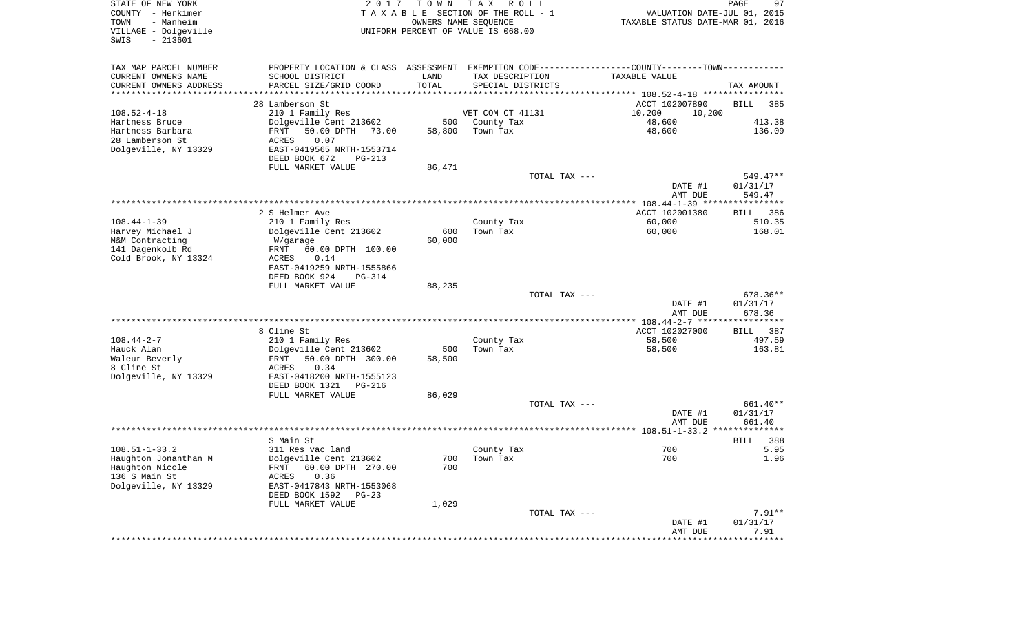STATE OF NEW YORK
COUNTY - Herkimer
TOWN - Manheim
VILLAGE - Dolgeville
SWIS - 213601

2 0 1 7 T O W N T A X R O L L
T A X A B L E SECTION OF THE ROLL - 1
OWNERS NAME SEQUENCE
UNIFORM PERCENT OF VALUE IS 068.00

VALUATION DATE-JUL 01, 2015
TAXABLE STATUS DATE-MAR 01, 2016

| TAX MAP PARCEL NUMBER / CURRENT OWNERS NAME / CURRENT OWNERS ADDRESS | PROPERTY LOCATION & CLASS / SCHOOL DISTRICT / PARCEL SIZE/GRID COORD | ASSESSMENT LAND / TOTAL | EXEMPTION CODE / TAX DESCRIPTION / SPECIAL DISTRICTS | COUNTY--------TOWN TAXABLE VALUE | TAX AMOUNT |
|---|---|---|---|---|---|
| 108.52-4-18 | 28 Lamberson St | | | ACCT 102007890 | BILL 385 |
| Hartness Bruce | 210 1 Family Res | | VET COM CT 41131 | 10,200 10,200 | |
| Hartness Barbara | Dolgeville Cent 213602 | 500 | County Tax | 48,600 | 413.38 |
| 28 Lamberson St | FRNT 50.00 DPTH 73.00 | 58,800 | Town Tax | 48,600 | 136.09 |
| Dolgeville, NY 13329 | ACRES 0.07 | | | | |
| | EAST-0419565 NRTH-1553714 | | | | |
| | DEED BOOK 672 PG-213 | | | | |
| | FULL MARKET VALUE | 86,471 | | | |
| | | | TOTAL TAX --- | | 549.47** |
| | | | | DATE #1 | 01/31/17 |
| | | | | AMT DUE | 549.47 |
| 108.44-1-39 | 2 S Helmer Ave | | | ACCT 102001380 | BILL 386 |
| Harvey Michael J | 210 1 Family Res | | County Tax | 60,000 | 510.35 |
| M&M Contracting | Dolgeville Cent 213602 | 600 | Town Tax | 60,000 | 168.01 |
| 141 Dagenkolb Rd | W/garage | 60,000 | | | |
| Cold Brook, NY 13324 | FRNT 60.00 DPTH 100.00 | | | | |
| | ACRES 0.14 | | | | |
| | EAST-0419259 NRTH-1555866 | | | | |
| | DEED BOOK 924 PG-314 | | | | |
| | FULL MARKET VALUE | 88,235 | | | |
| | | | TOTAL TAX --- | | 678.36** |
| | | | | DATE #1 | 01/31/17 |
| | | | | AMT DUE | 678.36 |
| 108.44-2-7 | 8 Cline St | | | ACCT 102027000 | BILL 387 |
| Hauck Alan | 210 1 Family Res | | County Tax | 58,500 | 497.59 |
| Waleur Beverly | Dolgeville Cent 213602 | 500 | Town Tax | 58,500 | 163.81 |
| 8 Cline St | FRNT 50.00 DPTH 300.00 | 58,500 | | | |
| Dolgeville, NY 13329 | ACRES 0.34 | | | | |
| | EAST-0418200 NRTH-1555123 | | | | |
| | DEED BOOK 1321 PG-216 | | | | |
| | FULL MARKET VALUE | 86,029 | | | |
| | | | TOTAL TAX --- | | 661.40** |
| | | | | DATE #1 | 01/31/17 |
| | | | | AMT DUE | 661.40 |
| 108.51-1-33.2 | S Main St | | | | BILL 388 |
| Haughton Jonanthan M | 311 Res vac land | | County Tax | 700 | 5.95 |
| Haughton Nicole | Dolgeville Cent 213602 | 700 | Town Tax | 700 | 1.96 |
| 136 S Main St | FRNT 60.00 DPTH 270.00 | 700 | | | |
| Dolgeville, NY 13329 | ACRES 0.36 | | | | |
| | EAST-0417843 NRTH-1553068 | | | | |
| | DEED BOOK 1592 PG-23 | | | | |
| | FULL MARKET VALUE | 1,029 | | | |
| | | | TOTAL TAX --- | | 7.91** |
| | | | | DATE #1 | 01/31/17 |
| | | | | AMT DUE | 7.91 |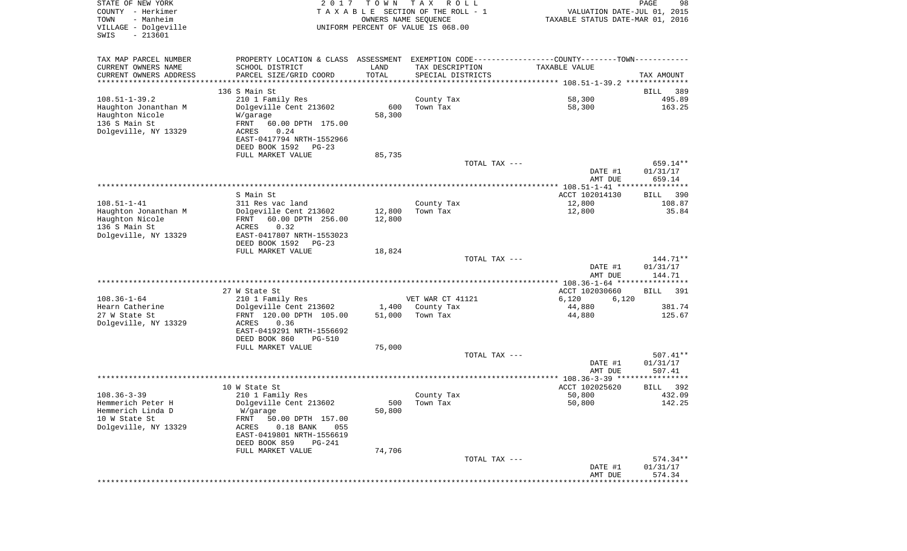STATE OF NEW YORK · COUNTY - Herkimer · TOWN - Manheim · VILLAGE - Dolgeville · SWIS - 213601

2017 TOWN TAX ROLL
TAXABLE SECTION OF THE ROLL - 1
OWNERS NAME SEQUENCE
UNIFORM PERCENT OF VALUE IS 068.00

VALUATION DATE-JUL 01, 2015
TAXABLE STATUS DATE-MAR 01, 2016

| TAX MAP PARCEL NUMBER / CURRENT OWNERS NAME / CURRENT OWNERS ADDRESS | PROPERTY LOCATION & CLASS / SCHOOL DISTRICT / PARCEL SIZE/GRID COORD | ASSESSMENT LAND / TOTAL | EXEMPTION CODE / TAX DESCRIPTION / SPECIAL DISTRICTS | COUNTY / TOWN TAXABLE VALUE | TAX AMOUNT |
|---|---|---|---|---|---|
| **108.51-1-39.2** | 136 S Main St | | | | BILL 389 |
| Haughton Jonanthan M | 210 1 Family Res | | County Tax | 58,300 | 495.89 |
| Haughton Nicole | Dolgeville Cent 213602 | 600 | Town Tax | 58,300 | 163.25 |
| 136 S Main St | W/garage | 58,300 | | | |
| Dolgeville, NY 13329 | FRNT 60.00 DPTH 175.00 | | | | |
| | ACRES 0.24 | | | | |
| | EAST-0417794 NRTH-1552966 | | | | |
| | DEED BOOK 1592 PG-23 | | | | |
| | FULL MARKET VALUE | 85,735 | | | |
| | | | TOTAL TAX --- | | 659.14** |
| | | | | DATE #1 | 01/31/17 |
| | | | | AMT DUE | 659.14 |
| **108.51-1-41** | S Main St | | | ACCT 102014130 | BILL 390 |
| Haughton Jonanthan M | 311 Res vac land | | County Tax | 12,800 | 108.87 |
| Haughton Nicole | Dolgeville Cent 213602 | 12,800 | Town Tax | 12,800 | 35.84 |
| 136 S Main St | FRNT 60.00 DPTH 256.00 | 12,800 | | | |
| Dolgeville, NY 13329 | ACRES 0.32 | | | | |
| | EAST-0417807 NRTH-1553023 | | | | |
| | DEED BOOK 1592 PG-23 | | | | |
| | FULL MARKET VALUE | 18,824 | | | |
| | | | TOTAL TAX --- | | 144.71** |
| | | | | DATE #1 | 01/31/17 |
| | | | | AMT DUE | 144.71 |
| **108.36-1-64** | 27 W State St | | | ACCT 102030660 | BILL 391 |
| Hearn Catherine | 210 1 Family Res | | VET WAR CT 41121 | 6,120 6,120 | |
| 27 W State St | Dolgeville Cent 213602 | 1,400 | County Tax | 44,880 | 381.74 |
| Dolgeville, NY 13329 | FRNT 120.00 DPTH 105.00 | 51,000 | Town Tax | 44,880 | 125.67 |
| | ACRES 0.36 | | | | |
| | EAST-0419291 NRTH-1556692 | | | | |
| | DEED BOOK 860 PG-510 | | | | |
| | FULL MARKET VALUE | 75,000 | | | |
| | | | TOTAL TAX --- | | 507.41** |
| | | | | DATE #1 | 01/31/17 |
| | | | | AMT DUE | 507.41 |
| **108.36-3-39** | 10 W State St | | | ACCT 102025620 | BILL 392 |
| Hemmerich Peter H | 210 1 Family Res | | County Tax | 50,800 | 432.09 |
| Hemmerich Linda D | Dolgeville Cent 213602 | 500 | Town Tax | 50,800 | 142.25 |
| 10 W State St | W/garage | 50,800 | | | |
| Dolgeville, NY 13329 | FRNT 50.00 DPTH 157.00 | | | | |
| | ACRES 0.18 BANK 055 | | | | |
| | EAST-0419801 NRTH-1556619 | | | | |
| | DEED BOOK 859 PG-241 | | | | |
| | FULL MARKET VALUE | 74,706 | | | |
| | | | TOTAL TAX --- | | 574.34** |
| | | | | DATE #1 | 01/31/17 |
| | | | | AMT DUE | 574.34 |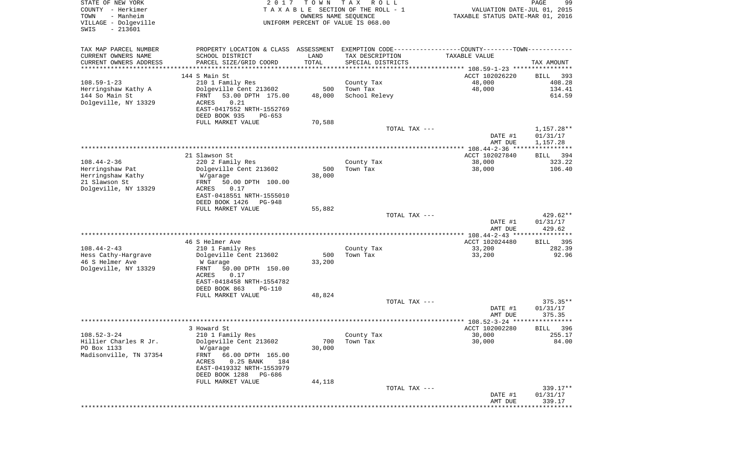STATE OF NEW YORK
COUNTY - Herkimer
TOWN - Manheim
VILLAGE - Dolgeville
SWIS - 213601

2017 TOWN TAX ROLL
TAXABLE SECTION OF THE ROLL - 1
OWNERS NAME SEQUENCE
UNIFORM PERCENT OF VALUE IS 068.00

VALUATION DATE-JUL 01, 2015
TAXABLE STATUS DATE-MAR 01, 2016

| TAX MAP PARCEL NUMBER<br>CURRENT OWNERS NAME<br>CURRENT OWNERS ADDRESS | PROPERTY LOCATION & CLASS<br>SCHOOL DISTRICT<br>PARCEL SIZE/GRID COORD | ASSESSMENT<br>LAND<br>TOTAL | EXEMPTION CODE---COUNTY----TOWN---<br>TAX DESCRIPTION<br>SPECIAL DISTRICTS | TAXABLE VALUE | TAX AMOUNT |
|---|---|---|---|---|---|
| | 144 S Main St | | | ACCT 102026220 | BILL 393 |
| 108.59-1-23 | 210 1 Family Res | | County Tax | 48,000 | 408.28 |
| Herringshaw Kathy A | Dolgeville Cent 213602 | 500 | Town Tax | 48,000 | 134.41 |
| 144 So Main St | FRNT 53.00 DPTH 175.00 | 48,000 | School Relevy | | 614.59 |
| Dolgeville, NY 13329 | ACRES 0.21 | | | | |
| | EAST-0417552 NRTH-1552769 | | | | |
| | DEED BOOK 935 PG-653 | | | | |
| | FULL MARKET VALUE | 70,588 | | | |
| | | | TOTAL TAX --- | | 1,157.28** |
| | | | | DATE #1 | 01/31/17 |
| | | | | AMT DUE | 1,157.28 |
| | 21 Slawson St | | | ACCT 102027840 | BILL 394 |
| 108.44-2-36 | 220 2 Family Res | | County Tax | 38,000 | 323.22 |
| Herringshaw Pat | Dolgeville Cent 213602 | 500 | Town Tax | 38,000 | 106.40 |
| Herringshaw Kathy | W/garage | 38,000 | | | |
| 21 Slawson St | FRNT 50.00 DPTH 100.00 | | | | |
| Dolgeville, NY 13329 | ACRES 0.17 | | | | |
| | EAST-0418551 NRTH-1555010 | | | | |
| | DEED BOOK 1426 PG-948 | | | | |
| | FULL MARKET VALUE | 55,882 | | | |
| | | | TOTAL TAX --- | | 429.62** |
| | | | | DATE #1 | 01/31/17 |
| | | | | AMT DUE | 429.62 |
| | 46 S Helmer Ave | | | ACCT 102024480 | BILL 395 |
| 108.44-2-43 | 210 1 Family Res | | County Tax | 33,200 | 282.39 |
| Hess Cathy-Hargrave | Dolgeville Cent 213602 | 500 | Town Tax | 33,200 | 92.96 |
| 46 S Helmer Ave | W Garage | 33,200 | | | |
| Dolgeville, NY 13329 | FRNT 50.00 DPTH 150.00 | | | | |
| | ACRES 0.17 | | | | |
| | EAST-0418458 NRTH-1554782 | | | | |
| | DEED BOOK 863 PG-110 | | | | |
| | FULL MARKET VALUE | 48,824 | | | |
| | | | TOTAL TAX --- | | 375.35** |
| | | | | DATE #1 | 01/31/17 |
| | | | | AMT DUE | 375.35 |
| | 3 Howard St | | | ACCT 102002280 | BILL 396 |
| 108.52-3-24 | 210 1 Family Res | | County Tax | 30,000 | 255.17 |
| Hillier Charles R Jr. | Dolgeville Cent 213602 | 700 | Town Tax | 30,000 | 84.00 |
| PO Box 1133 | W/garage | 30,000 | | | |
| Madisonville, TN 37354 | FRNT 66.00 DPTH 165.00 | | | | |
| | ACRES 0.25 BANK 184 | | | | |
| | EAST-0419332 NRTH-1553979 | | | | |
| | DEED BOOK 1288 PG-686 | | | | |
| | FULL MARKET VALUE | 44,118 | | | |
| | | | TOTAL TAX --- | | 339.17** |
| | | | | DATE #1 | 01/31/17 |
| | | | | AMT DUE | 339.17 |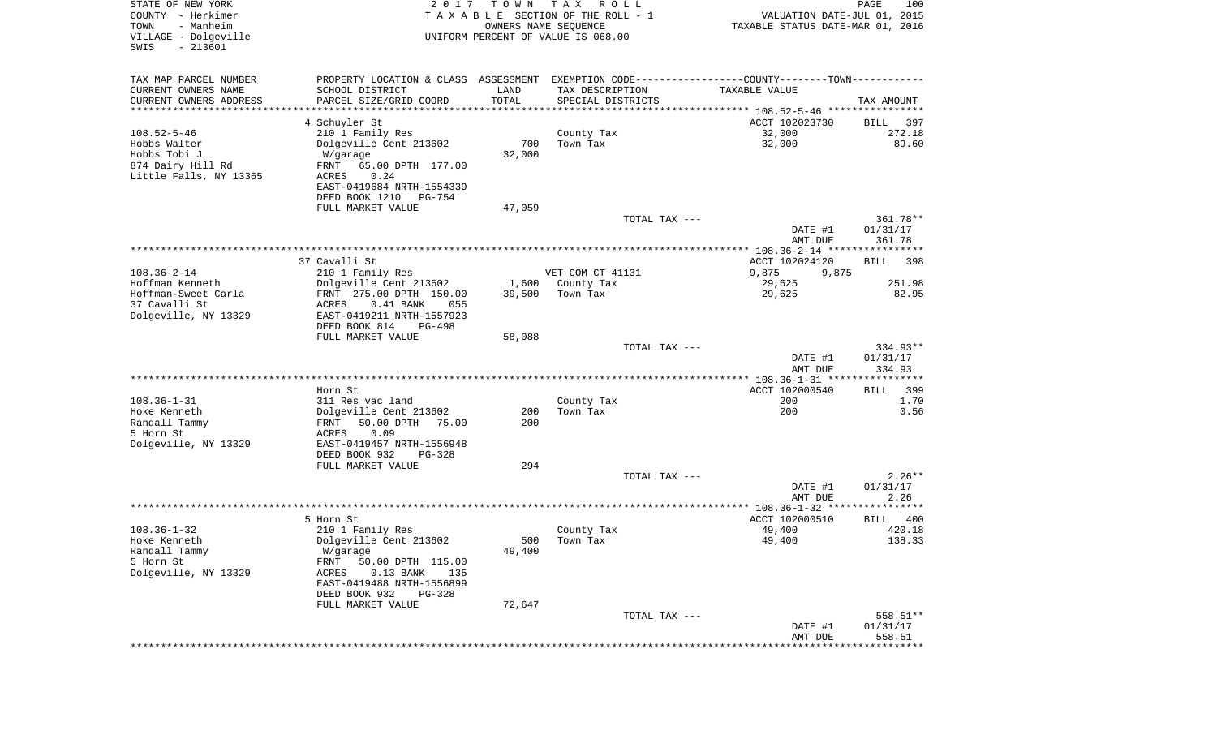STATE OF NEW YORK
COUNTY - Herkimer
TOWN - Manheim
VILLAGE - Dolgeville
SWIS - 213601

2017 TOWN TAX ROLL
TAXABLE SECTION OF THE ROLL - 1
OWNERS NAME SEQUENCE
UNIFORM PERCENT OF VALUE IS 068.00

VALUATION DATE-JUL 01, 2015
TAXABLE STATUS DATE-MAR 01, 2016

| TAX MAP PARCEL NUMBER<br>CURRENT OWNERS NAME<br>CURRENT OWNERS ADDRESS | PROPERTY LOCATION & CLASS<br>SCHOOL DISTRICT<br>PARCEL SIZE/GRID COORD | ASSESSMENT<br>LAND<br>TOTAL | EXEMPTION CODE<br>TAX DESCRIPTION<br>SPECIAL DISTRICTS | COUNTY--------TOWN<br>TAXABLE VALUE | TAX AMOUNT |
|---|---|---|---|---|---|
| **108.52-5-46** | 4 Schuyler St | | | ACCT 102023730 | BILL 397 |
| 108.52-5-46 | 210 1 Family Res | | County Tax | 32,000 | 272.18 |
| Hobbs Walter | Dolgeville Cent 213602 | 700 | Town Tax | 32,000 | 89.60 |
| Hobbs Tobi J | W/garage | 32,000 | | | |
| 874 Dairy Hill Rd | FRNT 65.00 DPTH 177.00 | | | | |
| Little Falls, NY 13365 | ACRES 0.24 | | | | |
| | EAST-0419684 NRTH-1554339 | | | | |
| | DEED BOOK 1210 PG-754 | | | | |
| | FULL MARKET VALUE | 47,059 | | | |
| | | | TOTAL TAX --- | | 361.78** |
| | | | | DATE #1 | 01/31/17 |
| | | | | AMT DUE | 361.78 |
| **108.36-2-14** | 37 Cavalli St | | | ACCT 102024120 | BILL 398 |
| 108.36-2-14 | 210 1 Family Res | | VET COM CT 41131 | 9,875 9,875 | |
| Hoffman Kenneth | Dolgeville Cent 213602 | 1,600 | County Tax | 29,625 | 251.98 |
| Hoffman-Sweet Carla | FRNT 275.00 DPTH 150.00 | 39,500 | Town Tax | 29,625 | 82.95 |
| 37 Cavalli St | ACRES 0.41 BANK 055 | | | | |
| Dolgeville, NY 13329 | EAST-0419211 NRTH-1557923 | | | | |
| | DEED BOOK 814 PG-498 | | | | |
| | FULL MARKET VALUE | 58,088 | | | |
| | | | TOTAL TAX --- | | 334.93** |
| | | | | DATE #1 | 01/31/17 |
| | | | | AMT DUE | 334.93 |
| **108.36-1-31** | Horn St | | | ACCT 102000540 | BILL 399 |
| 108.36-1-31 | 311 Res vac land | | County Tax | 200 | 1.70 |
| Hoke Kenneth | Dolgeville Cent 213602 | 200 | Town Tax | 200 | 0.56 |
| Randall Tammy | FRNT 50.00 DPTH 75.00 | 200 | | | |
| 5 Horn St | ACRES 0.09 | | | | |
| Dolgeville, NY 13329 | EAST-0419457 NRTH-1556948 | | | | |
| | DEED BOOK 932 PG-328 | | | | |
| | FULL MARKET VALUE | 294 | | | |
| | | | TOTAL TAX --- | | 2.26** |
| | | | | DATE #1 | 01/31/17 |
| | | | | AMT DUE | 2.26 |
| **108.36-1-32** | 5 Horn St | | | ACCT 102000510 | BILL 400 |
| 108.36-1-32 | 210 1 Family Res | | County Tax | 49,400 | 420.18 |
| Hoke Kenneth | Dolgeville Cent 213602 | 500 | Town Tax | 49,400 | 138.33 |
| Randall Tammy | W/garage | 49,400 | | | |
| 5 Horn St | FRNT 50.00 DPTH 115.00 | | | | |
| Dolgeville, NY 13329 | ACRES 0.13 BANK 135 | | | | |
| | EAST-0419488 NRTH-1556899 | | | | |
| | DEED BOOK 932 PG-328 | | | | |
| | FULL MARKET VALUE | 72,647 | | | |
| | | | TOTAL TAX --- | | 558.51** |
| | | | | DATE #1 | 01/31/17 |
| | | | | AMT DUE | 558.51 |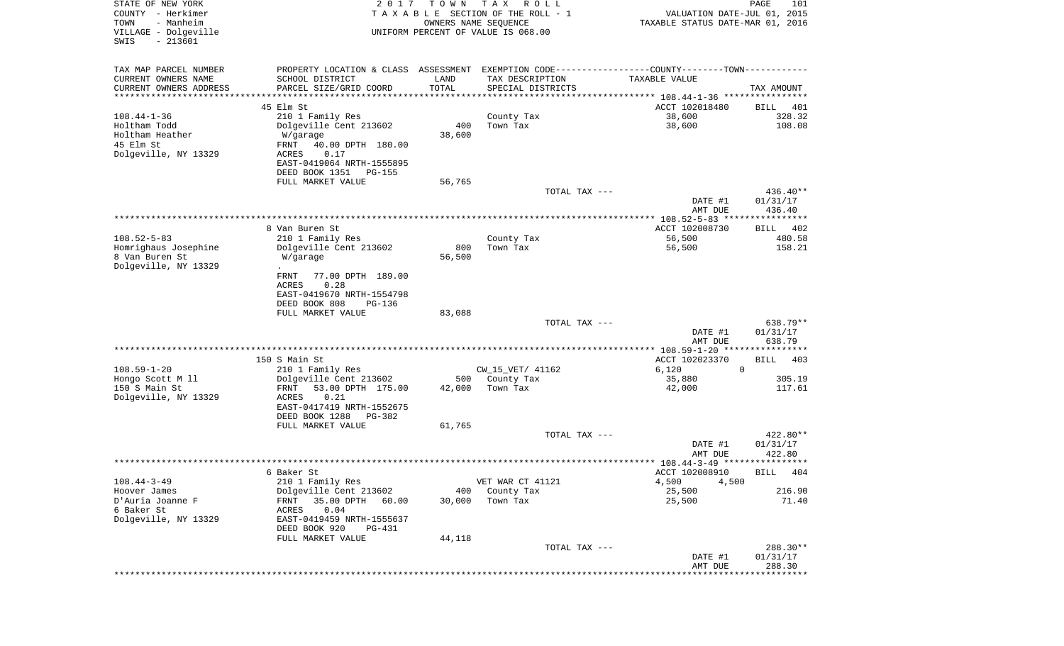STATE OF NEW YORK | COUNTY - Herkimer | TOWN - Manheim | VILLAGE - Dolgeville | SWIS - 213601

2017 TOWN TAX ROLL
TAXABLE SECTION OF THE ROLL - 1
OWNERS NAME SEQUENCE
UNIFORM PERCENT OF VALUE IS 068.00

VALUATION DATE-JUL 01, 2015
TAXABLE STATUS DATE-MAR 01, 2016

| TAX MAP PARCEL NUMBER / CURRENT OWNERS NAME / CURRENT OWNERS ADDRESS | PROPERTY LOCATION & CLASS / SCHOOL DISTRICT / PARCEL SIZE/GRID COORD | ASSESSMENT LAND / TOTAL | EXEMPTION CODE / TAX DESCRIPTION / SPECIAL DISTRICTS | COUNTY / TOWN TAXABLE VALUE | TAX AMOUNT |
|---|---|---|---|---|---|
| 108.44-1-36 | 45 Elm St | | | ACCT 102018480 | BILL 401 |
| | 210 1 Family Res | | County Tax | 38,600 | 328.32 |
| Holtham Todd | Dolgeville Cent 213602 | 400 | Town Tax | 38,600 | 108.08 |
| Holtham Heather | W/garage | 38,600 | | | |
| 45 Elm St | FRNT 40.00 DPTH 180.00 | | | | |
| Dolgeville, NY 13329 | ACRES 0.17 | | | | |
| | EAST-0419064 NRTH-1555895 | | | | |
| | DEED BOOK 1351 PG-155 | | | | |
| | FULL MARKET VALUE | 56,765 | | | |
| | | | TOTAL TAX --- | | 436.40** |
| | | | | DATE #1 | 01/31/17 |
| | | | | AMT DUE | 436.40 |
| 108.52-5-83 | 8 Van Buren St | | | ACCT 102008730 | BILL 402 |
| | 210 1 Family Res | | County Tax | 56,500 | 480.58 |
| Homrighaus Josephine | Dolgeville Cent 213602 | 800 | Town Tax | 56,500 | 158.21 |
| 8 Van Buren St | W/garage | 56,500 | | | |
| Dolgeville, NY 13329 | . | | | | |
| | FRNT 77.00 DPTH 189.00 | | | | |
| | ACRES 0.28 | | | | |
| | EAST-0419670 NRTH-1554798 | | | | |
| | DEED BOOK 808 PG-136 | | | | |
| | FULL MARKET VALUE | 83,088 | | | |
| | | | TOTAL TAX --- | | 638.79** |
| | | | | DATE #1 | 01/31/17 |
| | | | | AMT DUE | 638.79 |
| 108.59-1-20 | 150 S Main St | | | ACCT 102023370 | BILL 403 |
| | 210 1 Family Res | | CW_15_VET/ 41162 | 6,120 0 | |
| Hongo Scott M ll | Dolgeville Cent 213602 | 500 | County Tax | 35,880 | 305.19 |
| 150 S Main St | FRNT 53.00 DPTH 175.00 | 42,000 | Town Tax | 42,000 | 117.61 |
| Dolgeville, NY 13329 | ACRES 0.21 | | | | |
| | EAST-0417419 NRTH-1552675 | | | | |
| | DEED BOOK 1288 PG-382 | | | | |
| | FULL MARKET VALUE | 61,765 | | | |
| | | | TOTAL TAX --- | | 422.80** |
| | | | | DATE #1 | 01/31/17 |
| | | | | AMT DUE | 422.80 |
| 108.44-3-49 | 6 Baker St | | | ACCT 102008910 | BILL 404 |
| | 210 1 Family Res | | VET WAR CT 41121 | 4,500 4,500 | |
| Hoover James | Dolgeville Cent 213602 | 400 | County Tax | 25,500 | 216.90 |
| D'Auria Joanne F | FRNT 35.00 DPTH 60.00 | 30,000 | Town Tax | 25,500 | 71.40 |
| 6 Baker St | ACRES 0.04 | | | | |
| Dolgeville, NY 13329 | EAST-0419459 NRTH-1555637 | | | | |
| | DEED BOOK 920 PG-431 | | | | |
| | FULL MARKET VALUE | 44,118 | | | |
| | | | TOTAL TAX --- | | 288.30** |
| | | | | DATE #1 | 01/31/17 |
| | | | | AMT DUE | 288.30 |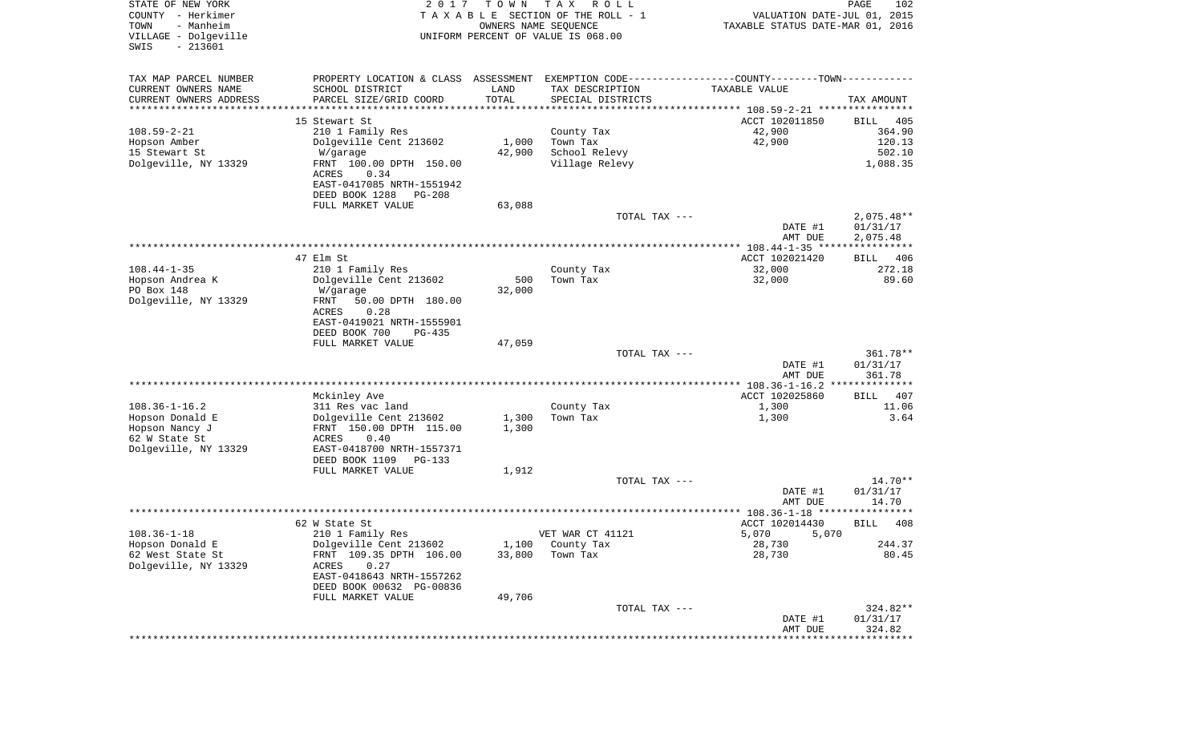STATE OF NEW YORK
COUNTY - Herkimer
TOWN - Manheim
VILLAGE - Dolgeville
SWIS - 213601

2 0 1 7 T O W N T A X R O L L
T A X A B L E SECTION OF THE ROLL - 1
OWNERS NAME SEQUENCE
UNIFORM PERCENT OF VALUE IS 068.00

VALUATION DATE-JUL 01, 2015
TAXABLE STATUS DATE-MAR 01, 2016

| TAX MAP PARCEL NUMBER / CURRENT OWNERS NAME / CURRENT OWNERS ADDRESS | PROPERTY LOCATION & CLASS / SCHOOL DISTRICT / PARCEL SIZE/GRID COORD | ASSESSMENT LAND / TOTAL | EXEMPTION CODE / TAX DESCRIPTION / SPECIAL DISTRICTS | COUNTY--------TOWN / TAXABLE VALUE | TAX AMOUNT |
|---|---|---|---|---|---|
| 108.59-2-21 | 15 Stewart St | | | ACCT 102011850 | BILL 405 |
| Hopson Amber | 210 1 Family Res | 1,000 | County Tax | 42,900 | 364.90 |
| 15 Stewart St | Dolgeville Cent 213602 | 42,900 | Town Tax | 42,900 | 120.13 |
| Dolgeville, NY 13329 | W/garage | | School Relevy | | 502.10 |
| | FRNT 100.00 DPTH 150.00 | | Village Relevy | | 1,088.35 |
| | ACRES 0.34 | | | | |
| | EAST-0417085 NRTH-1551942 | | | | |
| | DEED BOOK 1288 PG-208 | | | | |
| | FULL MARKET VALUE | 63,088 | | | |
| | | | TOTAL TAX --- | | 2,075.48** |
| | | | | DATE #1 | 01/31/17 |
| | | | | AMT DUE | 2,075.48 |
| 108.44-1-35 | 47 Elm St | | | ACCT 102021420 | BILL 406 |
| Hopson Andrea K | 210 1 Family Res | 500 | County Tax | 32,000 | 272.18 |
| PO Box 148 | Dolgeville Cent 213602 | 32,000 | Town Tax | 32,000 | 89.60 |
| Dolgeville, NY 13329 | W/garage | | | | |
| | FRNT 50.00 DPTH 180.00 | | | | |
| | ACRES 0.28 | | | | |
| | EAST-0419021 NRTH-1555901 | | | | |
| | DEED BOOK 700 PG-435 | | | | |
| | FULL MARKET VALUE | 47,059 | | | |
| | | | TOTAL TAX --- | | 361.78** |
| | | | | DATE #1 | 01/31/17 |
| | | | | AMT DUE | 361.78 |
| 108.36-1-16.2 | Mckinley Ave | | | ACCT 102025860 | BILL 407 |
| Hopson Donald E | 311 Res vac land | 1,300 | County Tax | 1,300 | 11.06 |
| Hopson Nancy J | Dolgeville Cent 213602 | 1,300 | Town Tax | 1,300 | 3.64 |
| 62 W State St | FRNT 150.00 DPTH 115.00 | | | | |
| Dolgeville, NY 13329 | ACRES 0.40 | | | | |
| | EAST-0418700 NRTH-1557371 | | | | |
| | DEED BOOK 1109 PG-133 | | | | |
| | FULL MARKET VALUE | 1,912 | | | |
| | | | TOTAL TAX --- | | 14.70** |
| | | | | DATE #1 | 01/31/17 |
| | | | | AMT DUE | 14.70 |
| 108.36-1-18 | 62 W State St | | | ACCT 102014430 | BILL 408 |
| Hopson Donald E | 210 1 Family Res | | VET WAR CT 41121 | 5,070 5,070 | |
| 62 West State St | Dolgeville Cent 213602 | 1,100 | County Tax | 28,730 | 244.37 |
| Dolgeville, NY 13329 | FRNT 109.35 DPTH 106.00 | 33,800 | Town Tax | 28,730 | 80.45 |
| | ACRES 0.27 | | | | |
| | EAST-0418643 NRTH-1557262 | | | | |
| | DEED BOOK 00632 PG-00836 | | | | |
| | FULL MARKET VALUE | 49,706 | | | |
| | | | TOTAL TAX --- | | 324.82** |
| | | | | DATE #1 | 01/31/17 |
| | | | | AMT DUE | 324.82 |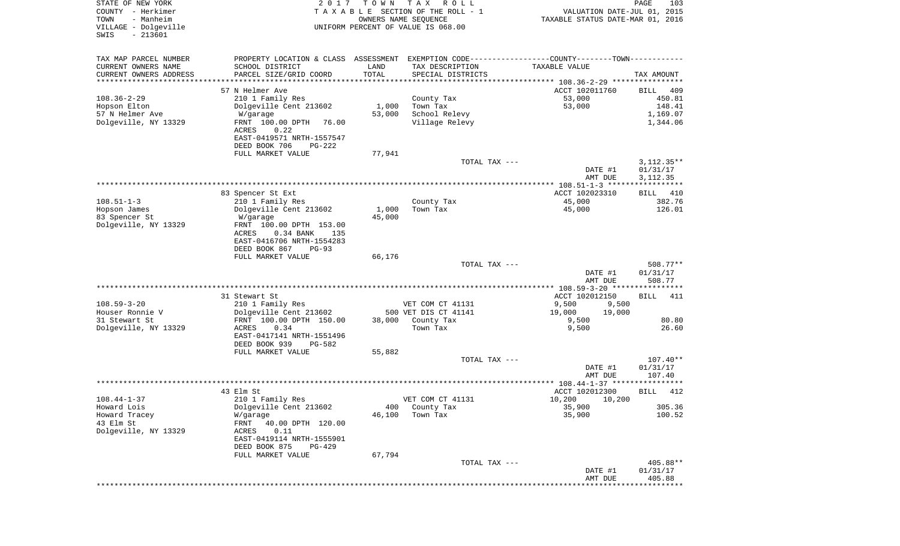STATE OF NEW YORK — COUNTY - Herkimer — TOWN - Manheim — VILLAGE - Dolgeville — SWIS - 213601

2017 TOWN TAX ROLL
TAXABLE SECTION OF THE ROLL - 1
OWNERS NAME SEQUENCE
UNIFORM PERCENT OF VALUE IS 068.00

VALUATION DATE-JUL 01, 2015
TAXABLE STATUS DATE-MAR 01, 2016

| TAX MAP PARCEL NUMBER / CURRENT OWNERS NAME / CURRENT OWNERS ADDRESS | PROPERTY LOCATION & CLASS / SCHOOL DISTRICT / PARCEL SIZE/GRID COORD | ASSESSMENT LAND | TOTAL | EXEMPTION CODE / TAX DESCRIPTION / SPECIAL DISTRICTS | COUNTY TAXABLE VALUE | TOWN TAXABLE VALUE | TAX AMOUNT |
|---|---|---|---|---|---|---|---|
| 108.36-2-29 | 57 N Helmer Ave | | | | ACCT 102011760 | | BILL 409 |
| Hopson Elton | 210 1 Family Res | | | County Tax | 53,000 | | 450.81 |
| 57 N Helmer Ave | Dolgeville Cent 213602 | 1,000 | | Town Tax | 53,000 | | 148.41 |
| Dolgeville, NY 13329 | W/garage | | 53,000 | School Relevy | | | 1,169.07 |
| | FRNT 100.00 DPTH 76.00 | | | Village Relevy | | | 1,344.06 |
| | ACRES 0.22 | | | | | | |
| | EAST-0419571 NRTH-1557547 | | | | | | |
| | DEED BOOK 706 PG-222 | | | | | | |
| | FULL MARKET VALUE | | 77,941 | | | | |
| | | | | TOTAL TAX --- | | | 3,112.35** |
| | | | | | DATE #1 | | 01/31/17 |
| | | | | | AMT DUE | | 3,112.35 |
| 108.51-1-3 | 83 Spencer St Ext | | | | ACCT 102023310 | | BILL 410 |
| Hopson James | 210 1 Family Res | | | County Tax | 45,000 | | 382.76 |
| 83 Spencer St | Dolgeville Cent 213602 | 1,000 | | Town Tax | 45,000 | | 126.01 |
| Dolgeville, NY 13329 | W/garage | | 45,000 | | | | |
| | FRNT 100.00 DPTH 153.00 | | | | | | |
| | ACRES 0.34 BANK 135 | | | | | | |
| | EAST-0416706 NRTH-1554283 | | | | | | |
| | DEED BOOK 867 PG-93 | | | | | | |
| | FULL MARKET VALUE | | 66,176 | | | | |
| | | | | TOTAL TAX --- | | | 508.77** |
| | | | | | DATE #1 | | 01/31/17 |
| | | | | | AMT DUE | | 508.77 |
| 108.59-3-20 | 31 Stewart St | | | | ACCT 102012150 | | BILL 411 |
| Houser Ronnie V | 210 1 Family Res | | | VET COM CT 41131 | 9,500 | 9,500 | |
| 31 Stewart St | Dolgeville Cent 213602 | 500 | | VET DIS CT 41141 | 19,000 | 19,000 | |
| Dolgeville, NY 13329 | FRNT 100.00 DPTH 150.00 | | 38,000 | County Tax | 9,500 | | 80.80 |
| | ACRES 0.34 | | | Town Tax | 9,500 | | 26.60 |
| | EAST-0417141 NRTH-1551496 | | | | | | |
| | DEED BOOK 939 PG-582 | | | | | | |
| | FULL MARKET VALUE | | 55,882 | | | | |
| | | | | TOTAL TAX --- | | | 107.40** |
| | | | | | DATE #1 | | 01/31/17 |
| | | | | | AMT DUE | | 107.40 |
| 108.44-1-37 | 43 Elm St | | | | ACCT 102012300 | | BILL 412 |
| Howard Lois | 210 1 Family Res | | | VET COM CT 41131 | 10,200 | 10,200 | |
| Howard Tracey | Dolgeville Cent 213602 | 400 | | County Tax | 35,900 | | 305.36 |
| 43 Elm St | W/garage | | 46,100 | Town Tax | 35,900 | | 100.52 |
| Dolgeville, NY 13329 | FRNT 40.00 DPTH 120.00 | | | | | | |
| | ACRES 0.11 | | | | | | |
| | EAST-0419114 NRTH-1555901 | | | | | | |
| | DEED BOOK 875 PG-429 | | | | | | |
| | FULL MARKET VALUE | | 67,794 | | | | |
| | | | | TOTAL TAX --- | | | 405.88** |
| | | | | | DATE #1 | | 01/31/17 |
| | | | | | AMT DUE | | 405.88 |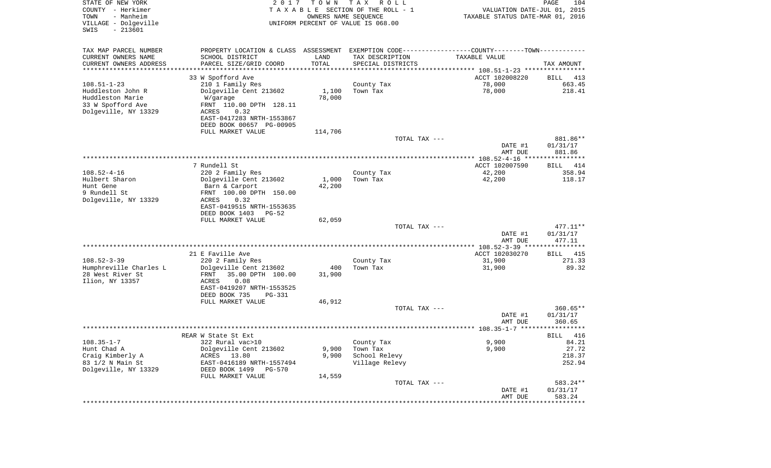STATE OF NEW YORK | 2017 TOWN TAX ROLL
COUNTY - Herkimer | TAXABLE SECTION OF THE ROLL - 1 | VALUATION DATE-JUL 01, 2015
TOWN - Manheim | OWNERS NAME SEQUENCE | TAXABLE STATUS DATE-MAR 01, 2016
VILLAGE - Dolgeville | UNIFORM PERCENT OF VALUE IS 068.00
SWIS - 213601

| TAX MAP PARCEL NUMBER / CURRENT OWNERS NAME / CURRENT OWNERS ADDRESS | PROPERTY LOCATION & CLASS / SCHOOL DISTRICT / PARCEL SIZE/GRID COORD | ASSESSMENT LAND | TOTAL | EXEMPTION CODE / TAX DESCRIPTION / SPECIAL DISTRICTS | TAXABLE VALUE (COUNTY--TOWN) | TAX AMOUNT |
|---|---|---|---|---|---|---|
| | 33 W Spofford Ave | | | | ACCT 102008220 | BILL 413 |
| 108.51-1-23 | 210 1 Family Res | | | County Tax | 78,000 | 663.45 |
| Huddleston John R | Dolgeville Cent 213602 | 1,100 | | Town Tax | 78,000 | 218.41 |
| Huddleston Marie | W/garage | | 78,000 | | | |
| 33 W Spofford Ave | FRNT 110.00 DPTH 128.11 | | | | | |
| Dolgeville, NY 13329 | ACRES 0.32 | | | | | |
| | EAST-0417283 NRTH-1553867 | | | | | |
| | DEED BOOK 00657 PG-00905 | | | | | |
| | FULL MARKET VALUE | | 114,706 | | | |
| | | | | TOTAL TAX --- | | 881.86** |
| | | | | | DATE #1 | 01/31/17 |
| | | | | | AMT DUE | 881.86 |
| | 7 Rundell St | | | | ACCT 102007590 | BILL 414 |
| 108.52-4-16 | 220 2 Family Res | | | County Tax | 42,200 | 358.94 |
| Hulbert Sharon | Dolgeville Cent 213602 | 1,000 | | Town Tax | 42,200 | 118.17 |
| Hunt Gene | Barn & Carport | | 42,200 | | | |
| 9 Rundell St | FRNT 100.00 DPTH 150.00 | | | | | |
| Dolgeville, NY 13329 | ACRES 0.32 | | | | | |
| | EAST-0419515 NRTH-1553635 | | | | | |
| | DEED BOOK 1403 PG-52 | | | | | |
| | FULL MARKET VALUE | | 62,059 | | | |
| | | | | TOTAL TAX --- | | 477.11** |
| | | | | | DATE #1 | 01/31/17 |
| | | | | | AMT DUE | 477.11 |
| | 21 E Faville Ave | | | | ACCT 102030270 | BILL 415 |
| 108.52-3-39 | 220 2 Family Res | | | County Tax | 31,900 | 271.33 |
| Humphreville Charles L | Dolgeville Cent 213602 | 400 | | Town Tax | 31,900 | 89.32 |
| 28 West River St | FRNT 35.00 DPTH 100.00 | | 31,900 | | | |
| Ilion, NY 13357 | ACRES 0.08 | | | | | |
| | EAST-0419207 NRTH-1553525 | | | | | |
| | DEED BOOK 735 PG-331 | | | | | |
| | FULL MARKET VALUE | | 46,912 | | | |
| | | | | TOTAL TAX --- | | 360.65** |
| | | | | | DATE #1 | 01/31/17 |
| | | | | | AMT DUE | 360.65 |
| | REAR W State St Ext | | | | | BILL 416 |
| 108.35-1-7 | 322 Rural vac>10 | | | County Tax | 9,900 | 84.21 |
| Hunt Chad A | Dolgeville Cent 213602 | 9,900 | | Town Tax | 9,900 | 27.72 |
| Craig Kimberly A | ACRES 13.80 | | 9,900 | School Relevy | | 218.37 |
| 83 1/2 N Main St | EAST-0416189 NRTH-1557494 | | | Village Relevy | | 252.94 |
| Dolgeville, NY 13329 | DEED BOOK 1499 PG-570 | | | | | |
| | FULL MARKET VALUE | | 14,559 | | | |
| | | | | TOTAL TAX --- | | 583.24** |
| | | | | | DATE #1 | 01/31/17 |
| | | | | | AMT DUE | 583.24 |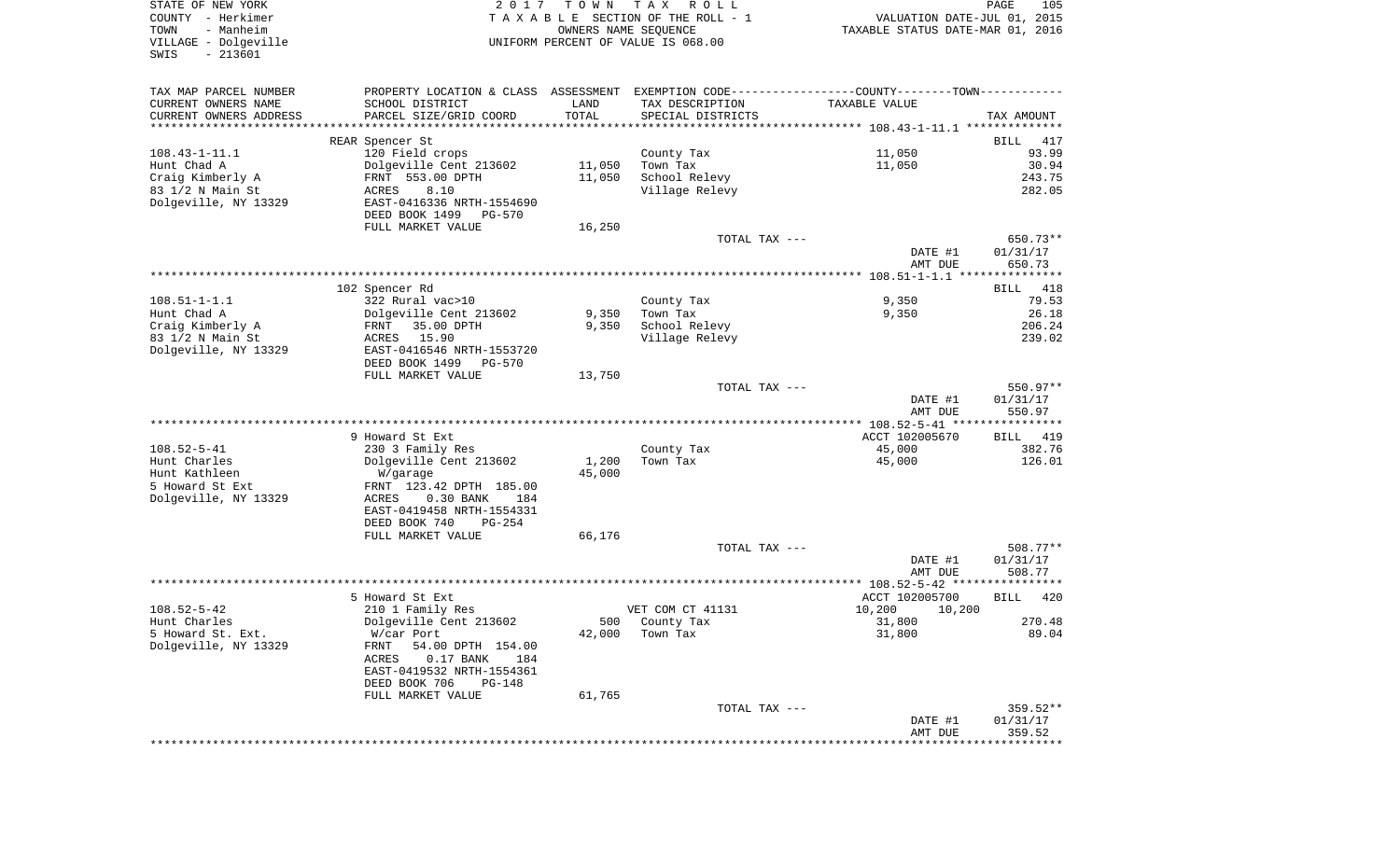STATE OF NEW YORK
COUNTY - Herkimer
TOWN - Manheim
VILLAGE - Dolgeville
SWIS - 213601

2017 TOWN TAX ROLL
TAXABLE SECTION OF THE ROLL - 1
OWNERS NAME SEQUENCE
UNIFORM PERCENT OF VALUE IS 068.00

VALUATION DATE-JUL 01, 2015
TAXABLE STATUS DATE-MAR 01, 2016

| TAX MAP PARCEL NUMBER / CURRENT OWNERS NAME / CURRENT OWNERS ADDRESS | PROPERTY LOCATION & CLASS / SCHOOL DISTRICT / PARCEL SIZE/GRID COORD | ASSESSMENT LAND | TOTAL | EXEMPTION CODE / TAX DESCRIPTION / SPECIAL DISTRICTS | COUNTY--------TOWN TAXABLE VALUE | TAX AMOUNT |
|---|---|---|---|---|---|---|
| **108.43-1-11.1** | REAR Spencer St | | | | | BILL 417 |
| 108.43-1-11.1 | 120 Field crops | | | County Tax | 11,050 | 93.99 |
| Hunt Chad A | Dolgeville Cent 213602 | 11,050 | | Town Tax | 11,050 | 30.94 |
| Craig Kimberly A | FRNT 553.00 DPTH | | 11,050 | School Relevy | | 243.75 |
| 83 1/2 N Main St | ACRES 8.10 | | | Village Relevy | | 282.05 |
| Dolgeville, NY 13329 | EAST-0416336 NRTH-1554690 | | | | | |
| | DEED BOOK 1499 PG-570 | | | | | |
| | FULL MARKET VALUE | | 16,250 | | | |
| | | | | TOTAL TAX --- | | 650.73** |
| | | | | | DATE #1 | 01/31/17 |
| | | | | | AMT DUE | 650.73 |
| **108.51-1-1.1** | 102 Spencer Rd | | | | | BILL 418 |
| 108.51-1-1.1 | 322 Rural vac>10 | | | County Tax | 9,350 | 79.53 |
| Hunt Chad A | Dolgeville Cent 213602 | 9,350 | | Town Tax | 9,350 | 26.18 |
| Craig Kimberly A | FRNT 35.00 DPTH | | 9,350 | School Relevy | | 206.24 |
| 83 1/2 N Main St | ACRES 15.90 | | | Village Relevy | | 239.02 |
| Dolgeville, NY 13329 | EAST-0416546 NRTH-1553720 | | | | | |
| | DEED BOOK 1499 PG-570 | | | | | |
| | FULL MARKET VALUE | | 13,750 | | | |
| | | | | TOTAL TAX --- | | 550.97** |
| | | | | | DATE #1 | 01/31/17 |
| | | | | | AMT DUE | 550.97 |
| **108.52-5-41** | 9 Howard St Ext | | | | ACCT 102005670 | BILL 419 |
| 108.52-5-41 | 230 3 Family Res | | | County Tax | 45,000 | 382.76 |
| Hunt Charles | Dolgeville Cent 213602 | 1,200 | | Town Tax | 45,000 | 126.01 |
| Hunt Kathleen | W/garage | | 45,000 | | | |
| 5 Howard St Ext | FRNT 123.42 DPTH 185.00 | | | | | |
| Dolgeville, NY 13329 | ACRES 0.30 BANK 184 | | | | | |
| | EAST-0419458 NRTH-1554331 | | | | | |
| | DEED BOOK 740 PG-254 | | | | | |
| | FULL MARKET VALUE | | 66,176 | | | |
| | | | | TOTAL TAX --- | | 508.77** |
| | | | | | DATE #1 | 01/31/17 |
| | | | | | AMT DUE | 508.77 |
| **108.52-5-42** | 5 Howard St Ext | | | | ACCT 102005700 | BILL 420 |
| 108.52-5-42 | 210 1 Family Res | | | VET COM CT 41131 | 10,200 10,200 | |
| Hunt Charles | Dolgeville Cent 213602 | 500 | | County Tax | 31,800 | 270.48 |
| 5 Howard St. Ext. | W/car Port | | 42,000 | Town Tax | 31,800 | 89.04 |
| Dolgeville, NY 13329 | FRNT 54.00 DPTH 154.00 | | | | | |
| | ACRES 0.17 BANK 184 | | | | | |
| | EAST-0419532 NRTH-1554361 | | | | | |
| | DEED BOOK 706 PG-148 | | | | | |
| | FULL MARKET VALUE | | 61,765 | | | |
| | | | | TOTAL TAX --- | | 359.52** |
| | | | | | DATE #1 | 01/31/17 |
| | | | | | AMT DUE | 359.52 |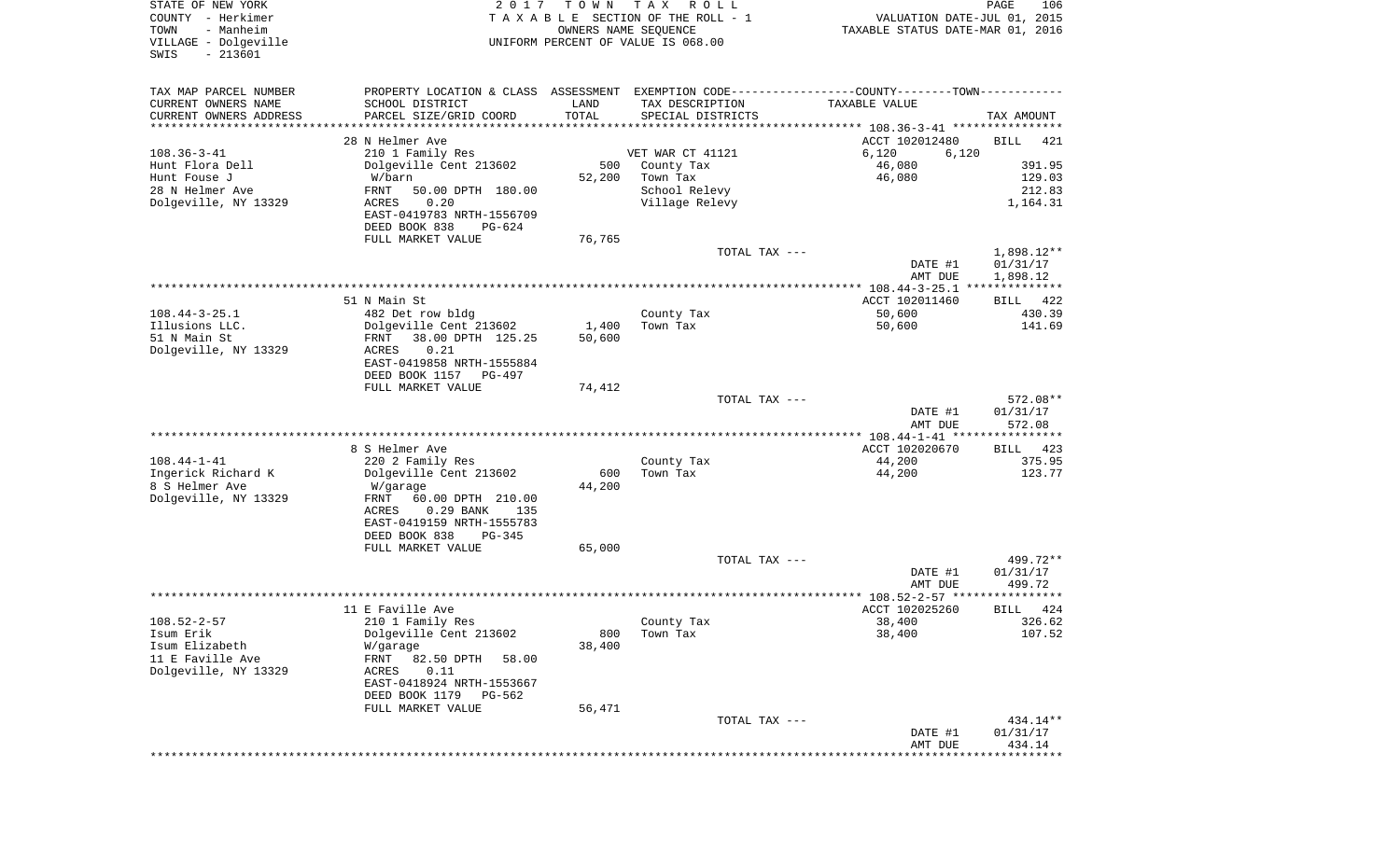STATE OF NEW YORK
COUNTY - Herkimer
TOWN - Manheim
VILLAGE - Dolgeville
SWIS - 213601

2017 TOWN TAX ROLL
TAXABLE SECTION OF THE ROLL - 1
OWNERS NAME SEQUENCE
UNIFORM PERCENT OF VALUE IS 068.00

VALUATION DATE-JUL 01, 2015
TAXABLE STATUS DATE-MAR 01, 2016

| TAX MAP PARCEL NUMBER / CURRENT OWNERS NAME / CURRENT OWNERS ADDRESS | PROPERTY LOCATION & CLASS / SCHOOL DISTRICT / PARCEL SIZE/GRID COORD | ASSESSMENT LAND / TOTAL | EXEMPTION CODE / TAX DESCRIPTION / SPECIAL DISTRICTS | COUNTY / TOWN TAXABLE VALUE | TAX AMOUNT |
|---|---|---|---|---|---|
| 108.36-3-41 | 28 N Helmer Ave | | | ACCT 102012480 | BILL 421 |
| Hunt Flora Dell | 210 1 Family Res | | VET WAR CT 41121 | 6,120 6,120 | |
| Hunt Fouse J | Dolgeville Cent 213602 | 500 | County Tax | 46,080 | 391.95 |
| 28 N Helmer Ave | W/barn | 52,200 | Town Tax | 46,080 | 129.03 |
| Dolgeville, NY 13329 | FRNT 50.00 DPTH 180.00 | | School Relevy | | 212.83 |
| | ACRES 0.20 | | Village Relevy | | 1,164.31 |
| | EAST-0419783 NRTH-1556709 | | | | |
| | DEED BOOK 838 PG-624 | | | | |
| | FULL MARKET VALUE | 76,765 | | | |
| | | | TOTAL TAX --- | | 1,898.12** |
| | | | | DATE #1 | 01/31/17 |
| | | | | AMT DUE | 1,898.12 |
| 108.44-3-25.1 | 51 N Main St | | | ACCT 102011460 | BILL 422 |
| Illusions LLC. | 482 Det row bldg | | County Tax | 50,600 | 430.39 |
| 51 N Main St | Dolgeville Cent 213602 | 1,400 | Town Tax | 50,600 | 141.69 |
| Dolgeville, NY 13329 | FRNT 38.00 DPTH 125.25 | 50,600 | | | |
| | ACRES 0.21 | | | | |
| | EAST-0419858 NRTH-1555884 | | | | |
| | DEED BOOK 1157 PG-497 | | | | |
| | FULL MARKET VALUE | 74,412 | | | |
| | | | TOTAL TAX --- | | 572.08** |
| | | | | DATE #1 | 01/31/17 |
| | | | | AMT DUE | 572.08 |
| 108.44-1-41 | 8 S Helmer Ave | | | ACCT 102020670 | BILL 423 |
| Ingerick Richard K | 220 2 Family Res | | County Tax | 44,200 | 375.95 |
| 8 S Helmer Ave | Dolgeville Cent 213602 | 600 | Town Tax | 44,200 | 123.77 |
| Dolgeville, NY 13329 | W/garage | 44,200 | | | |
| | FRNT 60.00 DPTH 210.00 | | | | |
| | ACRES 0.29 BANK 135 | | | | |
| | EAST-0419159 NRTH-1555783 | | | | |
| | DEED BOOK 838 PG-345 | | | | |
| | FULL MARKET VALUE | 65,000 | | | |
| | | | TOTAL TAX --- | | 499.72** |
| | | | | DATE #1 | 01/31/17 |
| | | | | AMT DUE | 499.72 |
| 108.52-2-57 | 11 E Faville Ave | | | ACCT 102025260 | BILL 424 |
| Isum Erik | 210 1 Family Res | | County Tax | 38,400 | 326.62 |
| Isum Elizabeth | Dolgeville Cent 213602 | 800 | Town Tax | 38,400 | 107.52 |
| 11 E Faville Ave | W/garage | 38,400 | | | |
| Dolgeville, NY 13329 | FRNT 82.50 DPTH 58.00 | | | | |
| | ACRES 0.11 | | | | |
| | EAST-0418924 NRTH-1553667 | | | | |
| | DEED BOOK 1179 PG-562 | | | | |
| | FULL MARKET VALUE | 56,471 | | | |
| | | | TOTAL TAX --- | | 434.14** |
| | | | | DATE #1 | 01/31/17 |
| | | | | AMT DUE | 434.14 |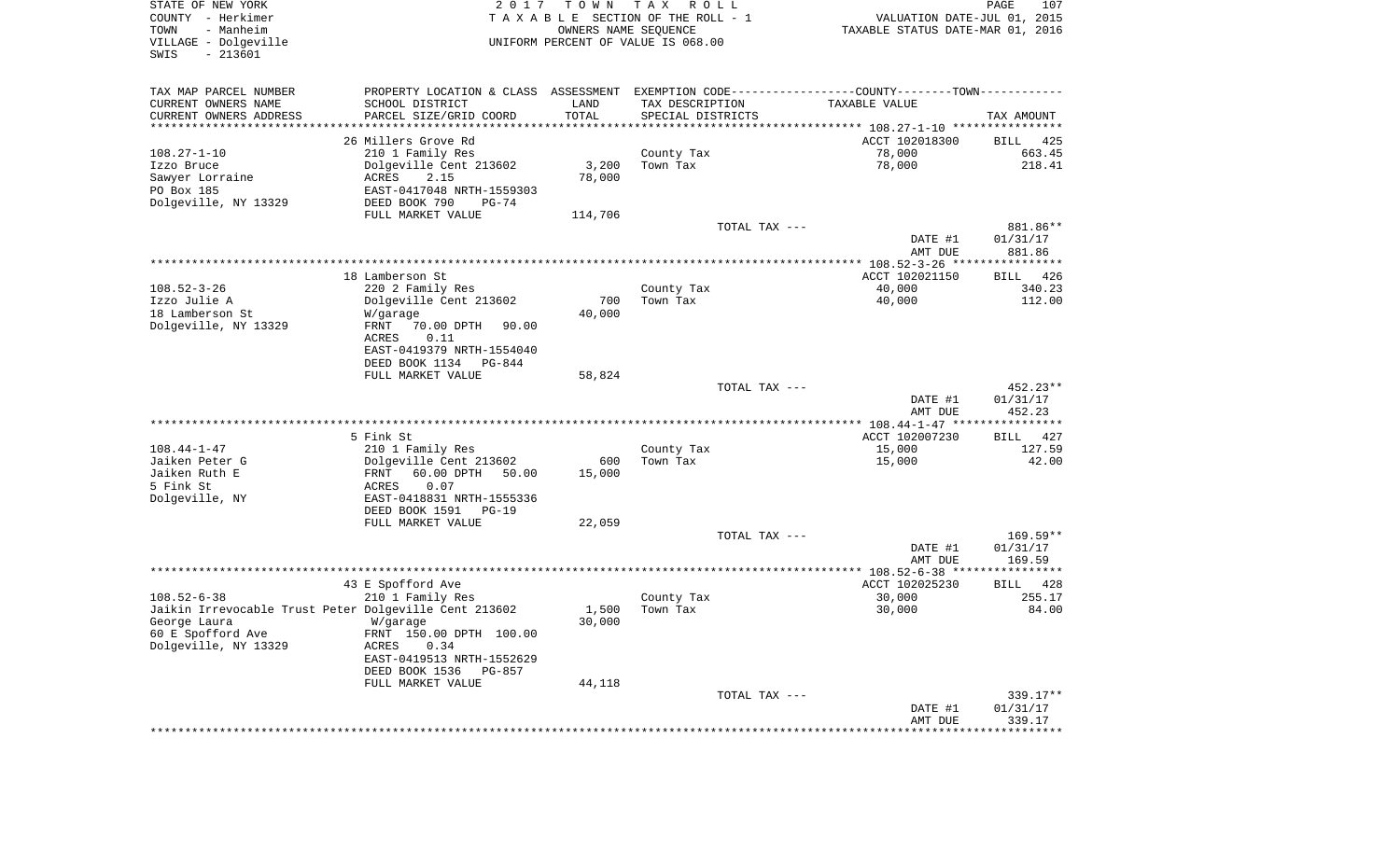STATE OF NEW YORK
COUNTY - Herkimer
TOWN - Manheim
VILLAGE - Dolgeville
SWIS - 213601

2017 TOWN TAX ROLL
TAXABLE SECTION OF THE ROLL - 1
OWNERS NAME SEQUENCE
UNIFORM PERCENT OF VALUE IS 068.00

VALUATION DATE-JUL 01, 2015
TAXABLE STATUS DATE-MAR 01, 2016

| TAX MAP PARCEL NUMBER / CURRENT OWNERS NAME / CURRENT OWNERS ADDRESS | PROPERTY LOCATION & CLASS / SCHOOL DISTRICT / PARCEL SIZE/GRID COORD | ASSESSMENT LAND / TOTAL | EXEMPTION CODE / TAX DESCRIPTION / SPECIAL DISTRICTS | TAXABLE VALUE | TAX AMOUNT |
|---|---|---|---|---|---|
| | 26 Millers Grove Rd | | | ACCT 102018300 | BILL 425 |
| 108.27-1-10 | 210 1 Family Res | | County Tax | 78,000 | 663.45 |
| Izzo Bruce | Dolgeville Cent 213602 | 3,200 | Town Tax | 78,000 | 218.41 |
| Sawyer Lorraine | ACRES 2.15 | 78,000 | | | |
| PO Box 185 | EAST-0417048 NRTH-1559303 | | | | |
| Dolgeville, NY 13329 | DEED BOOK 790 PG-74 | | | | |
| | FULL MARKET VALUE | 114,706 | | | |
| | | | TOTAL TAX --- | | 881.86** |
| | | | | DATE #1 | 01/31/17 |
| | | | | AMT DUE | 881.86 |
| | 18 Lamberson St | | | ACCT 102021150 | BILL 426 |
| 108.52-3-26 | 220 2 Family Res | | County Tax | 40,000 | 340.23 |
| Izzo Julie A | Dolgeville Cent 213602 | 700 | Town Tax | 40,000 | 112.00 |
| 18 Lamberson St | W/garage | 40,000 | | | |
| Dolgeville, NY 13329 | FRNT 70.00 DPTH 90.00 | | | | |
| | ACRES 0.11 | | | | |
| | EAST-0419379 NRTH-1554040 | | | | |
| | DEED BOOK 1134 PG-844 | | | | |
| | FULL MARKET VALUE | 58,824 | | | |
| | | | TOTAL TAX --- | | 452.23** |
| | | | | DATE #1 | 01/31/17 |
| | | | | AMT DUE | 452.23 |
| | 5 Fink St | | | ACCT 102007230 | BILL 427 |
| 108.44-1-47 | 210 1 Family Res | | County Tax | 15,000 | 127.59 |
| Jaiken Peter G | Dolgeville Cent 213602 | 600 | Town Tax | 15,000 | 42.00 |
| Jaiken Ruth E | FRNT 60.00 DPTH 50.00 | 15,000 | | | |
| 5 Fink St | ACRES 0.07 | | | | |
| Dolgeville, NY | EAST-0418831 NRTH-1555336 | | | | |
| | DEED BOOK 1591 PG-19 | | | | |
| | FULL MARKET VALUE | 22,059 | | | |
| | | | TOTAL TAX --- | | 169.59** |
| | | | | DATE #1 | 01/31/17 |
| | | | | AMT DUE | 169.59 |
| | 43 E Spofford Ave | | | ACCT 102025230 | BILL 428 |
| 108.52-6-38 | 210 1 Family Res | | County Tax | 30,000 | 255.17 |
| Jaikin Irrevocable Trust Peter | Dolgeville Cent 213602 | 1,500 | Town Tax | 30,000 | 84.00 |
| George Laura | W/garage | 30,000 | | | |
| 60 E Spofford Ave | FRNT 150.00 DPTH 100.00 | | | | |
| Dolgeville, NY 13329 | ACRES 0.34 | | | | |
| | EAST-0419513 NRTH-1552629 | | | | |
| | DEED BOOK 1536 PG-857 | | | | |
| | FULL MARKET VALUE | 44,118 | | | |
| | | | TOTAL TAX --- | | 339.17** |
| | | | | DATE #1 | 01/31/17 |
| | | | | AMT DUE | 339.17 |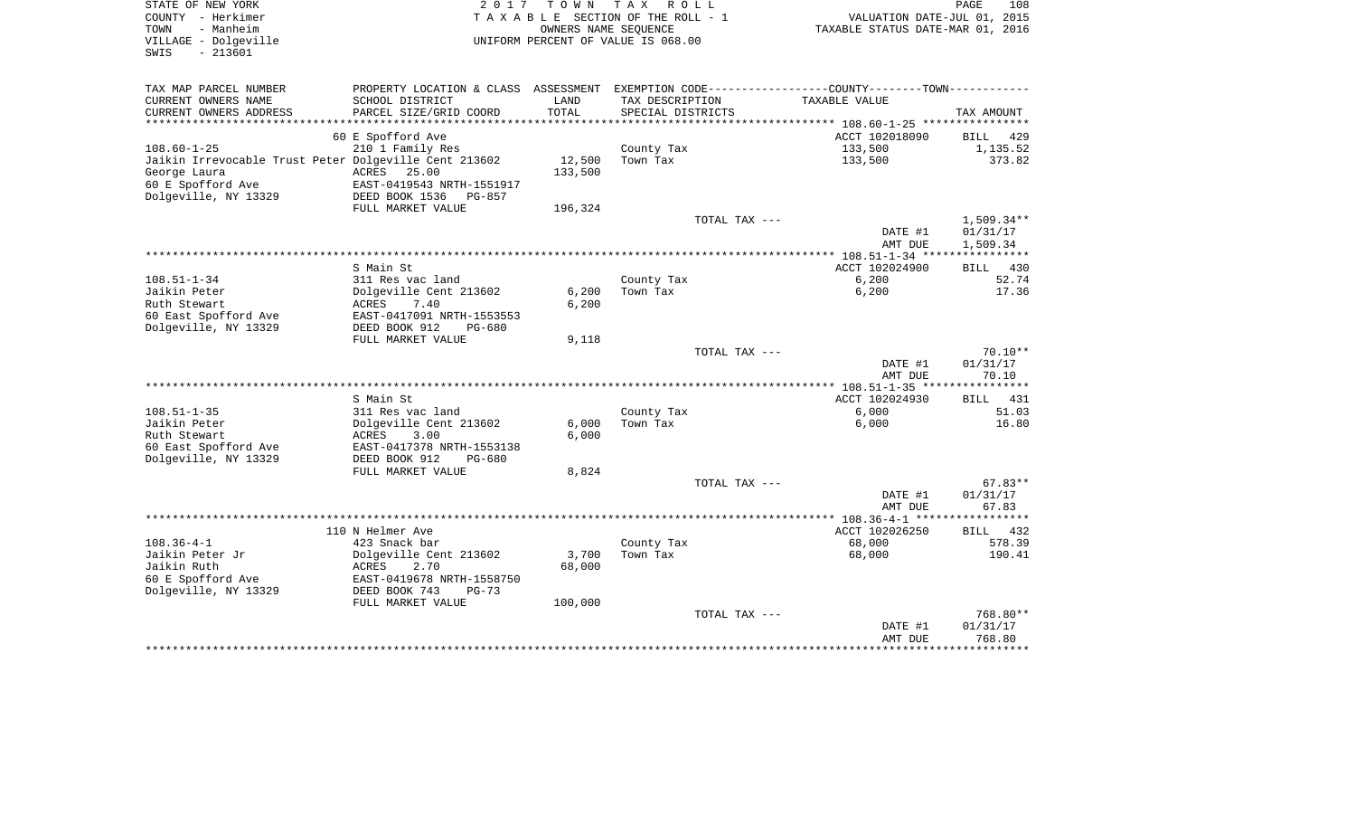STATE OF NEW YORK
COUNTY - Herkimer
TOWN - Manheim
VILLAGE - Dolgeville
SWIS - 213601

2017 TOWN TAX ROLL
TAXABLE SECTION OF THE ROLL - 1
OWNERS NAME SEQUENCE
UNIFORM PERCENT OF VALUE IS 068.00

VALUATION DATE-JUL 01, 2015
TAXABLE STATUS DATE-MAR 01, 2016

| TAX MAP PARCEL NUMBER / CURRENT OWNERS NAME / CURRENT OWNERS ADDRESS | PROPERTY LOCATION & CLASS / SCHOOL DISTRICT / PARCEL SIZE/GRID COORD | ASSESSMENT LAND / TOTAL | EXEMPTION CODE / TAX DESCRIPTION / SPECIAL DISTRICTS | COUNTY--------TOWN / TAXABLE VALUE | TAX AMOUNT |
|---|---|---|---|---|---|
| | 60 E Spofford Ave | | | ACCT 102018090 | BILL 429 |
| 108.60-1-25 | 210 1 Family Res | | County Tax | 133,500 | 1,135.52 |
| Jaikin Irrevocable Trust Peter | Dolgeville Cent 213602 | 12,500 | Town Tax | 133,500 | 373.82 |
| George Laura | ACRES 25.00 | 133,500 | | | |
| 60 E Spofford Ave | EAST-0419543 NRTH-1551917 | | | | |
| Dolgeville, NY 13329 | DEED BOOK 1536 PG-857 | | | | |
| | FULL MARKET VALUE | 196,324 | | | |
| | | | TOTAL TAX --- | | 1,509.34** |
| | | | | DATE #1 | 01/31/17 |
| | | | | AMT DUE | 1,509.34 |
| | S Main St | | | ACCT 102024900 | BILL 430 |
| 108.51-1-34 | 311 Res vac land | | County Tax | 6,200 | 52.74 |
| Jaikin Peter | Dolgeville Cent 213602 | 6,200 | Town Tax | 6,200 | 17.36 |
| Ruth Stewart | ACRES 7.40 | 6,200 | | | |
| 60 East Spofford Ave | EAST-0417091 NRTH-1553553 | | | | |
| Dolgeville, NY 13329 | DEED BOOK 912 PG-680 | | | | |
| | FULL MARKET VALUE | 9,118 | | | |
| | | | TOTAL TAX --- | | 70.10** |
| | | | | DATE #1 | 01/31/17 |
| | | | | AMT DUE | 70.10 |
| | S Main St | | | ACCT 102024930 | BILL 431 |
| 108.51-1-35 | 311 Res vac land | | County Tax | 6,000 | 51.03 |
| Jaikin Peter | Dolgeville Cent 213602 | 6,000 | Town Tax | 6,000 | 16.80 |
| Ruth Stewart | ACRES 3.00 | 6,000 | | | |
| 60 East Spofford Ave | EAST-0417378 NRTH-1553138 | | | | |
| Dolgeville, NY 13329 | DEED BOOK 912 PG-680 | | | | |
| | FULL MARKET VALUE | 8,824 | | | |
| | | | TOTAL TAX --- | | 67.83** |
| | | | | DATE #1 | 01/31/17 |
| | | | | AMT DUE | 67.83 |
| | 110 N Helmer Ave | | | ACCT 102026250 | BILL 432 |
| 108.36-4-1 | 423 Snack bar | | County Tax | 68,000 | 578.39 |
| Jaikin Peter Jr | Dolgeville Cent 213602 | 3,700 | Town Tax | 68,000 | 190.41 |
| Jaikin Ruth | ACRES 2.70 | 68,000 | | | |
| 60 E Spofford Ave | EAST-0419678 NRTH-1558750 | | | | |
| Dolgeville, NY 13329 | DEED BOOK 743 PG-73 | | | | |
| | FULL MARKET VALUE | 100,000 | | | |
| | | | TOTAL TAX --- | | 768.80** |
| | | | | DATE #1 | 01/31/17 |
| | | | | AMT DUE | 768.80 |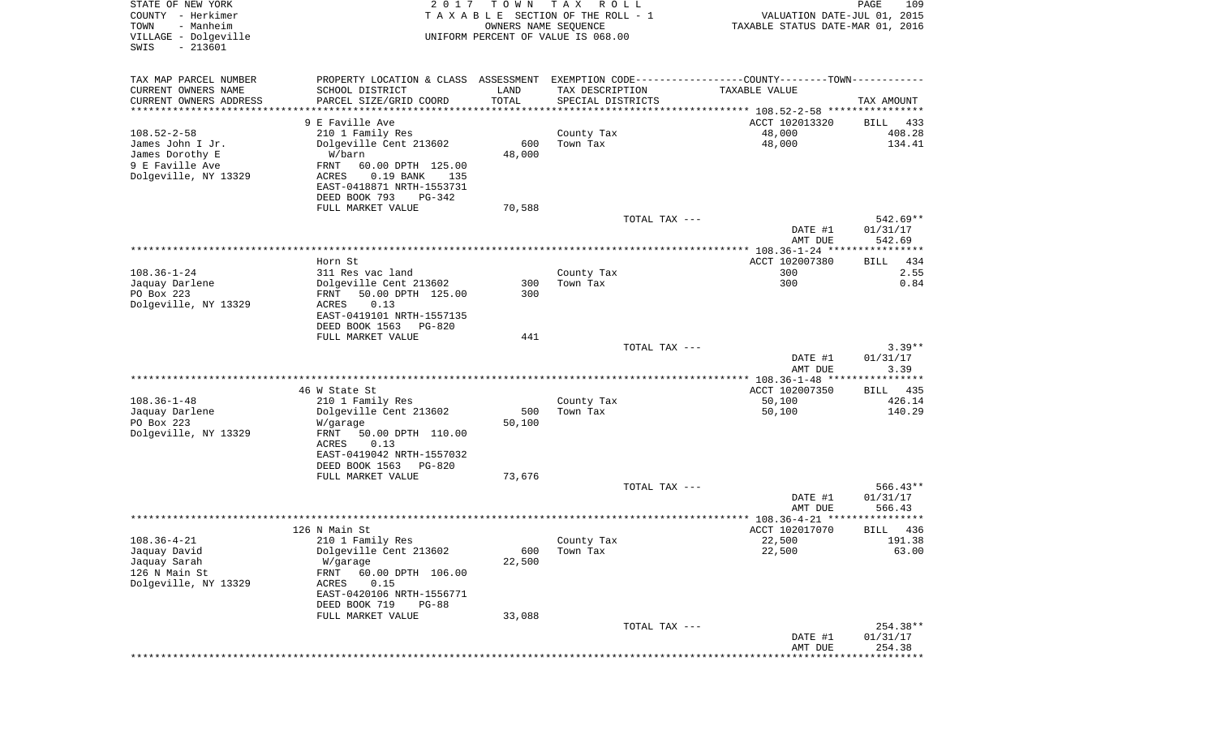STATE OF NEW YORK
COUNTY - Herkimer
TOWN - Manheim
VILLAGE - Dolgeville
SWIS - 213601

2 0 1 7 T O W N T A X R O L L
T A X A B L E SECTION OF THE ROLL - 1
OWNERS NAME SEQUENCE
UNIFORM PERCENT OF VALUE IS 068.00

VALUATION DATE-JUL 01, 2015
TAXABLE STATUS DATE-MAR 01, 2016

| TAX MAP PARCEL NUMBER / CURRENT OWNERS NAME / CURRENT OWNERS ADDRESS | PROPERTY LOCATION & CLASS / SCHOOL DISTRICT / PARCEL SIZE/GRID COORD | ASSESSMENT LAND / TOTAL | EXEMPTION CODE / TAX DESCRIPTION / SPECIAL DISTRICTS | COUNTY--------TOWN TAXABLE VALUE | TAX AMOUNT |
|---|---|---|---|---|---|
| 108.52-2-58 | 9 E Faville Ave | | | ACCT 102013320 | BILL 433 |
| James John I Jr. | 210 1 Family Res | | County Tax | 48,000 | 408.28 |
| James Dorothy E | Dolgeville Cent 213602 | 600 | Town Tax | 48,000 | 134.41 |
| 9 E Faville Ave | W/barn | 48,000 | | | |
| Dolgeville, NY 13329 | FRNT 60.00 DPTH 125.00 | | | | |
| | ACRES 0.19 BANK 135 | | | | |
| | EAST-0418871 NRTH-1553731 | | | | |
| | DEED BOOK 793 PG-342 | | | | |
| | FULL MARKET VALUE | 70,588 | | | |
| | | | TOTAL TAX --- | | 542.69** |
| | | | | DATE #1 | 01/31/17 |
| | | | | AMT DUE | 542.69 |
| 108.36-1-24 | Horn St | | | ACCT 102007380 | BILL 434 |
| Jaquay Darlene | 311 Res vac land | | County Tax | 300 | 2.55 |
| PO Box 223 | Dolgeville Cent 213602 | 300 | Town Tax | 300 | 0.84 |
| Dolgeville, NY 13329 | FRNT 50.00 DPTH 125.00 | 300 | | | |
| | ACRES 0.13 | | | | |
| | EAST-0419101 NRTH-1557135 | | | | |
| | DEED BOOK 1563 PG-820 | | | | |
| | FULL MARKET VALUE | 441 | | | |
| | | | TOTAL TAX --- | | 3.39** |
| | | | | DATE #1 | 01/31/17 |
| | | | | AMT DUE | 3.39 |
| 108.36-1-48 | 46 W State St | | | ACCT 102007350 | BILL 435 |
| Jaquay Darlene | 210 1 Family Res | | County Tax | 50,100 | 426.14 |
| PO Box 223 | Dolgeville Cent 213602 | 500 | Town Tax | 50,100 | 140.29 |
| Dolgeville, NY 13329 | W/garage | 50,100 | | | |
| | FRNT 50.00 DPTH 110.00 | | | | |
| | ACRES 0.13 | | | | |
| | EAST-0419042 NRTH-1557032 | | | | |
| | DEED BOOK 1563 PG-820 | | | | |
| | FULL MARKET VALUE | 73,676 | | | |
| | | | TOTAL TAX --- | | 566.43** |
| | | | | DATE #1 | 01/31/17 |
| | | | | AMT DUE | 566.43 |
| 108.36-4-21 | 126 N Main St | | | ACCT 102017070 | BILL 436 |
| Jaquay David | 210 1 Family Res | | County Tax | 22,500 | 191.38 |
| Jaquay Sarah | Dolgeville Cent 213602 | 600 | Town Tax | 22,500 | 63.00 |
| 126 N Main St | W/garage | 22,500 | | | |
| Dolgeville, NY 13329 | FRNT 60.00 DPTH 106.00 | | | | |
| | ACRES 0.15 | | | | |
| | EAST-0420106 NRTH-1556771 | | | | |
| | DEED BOOK 719 PG-88 | | | | |
| | FULL MARKET VALUE | 33,088 | | | |
| | | | TOTAL TAX --- | | 254.38** |
| | | | | DATE #1 | 01/31/17 |
| | | | | AMT DUE | 254.38 |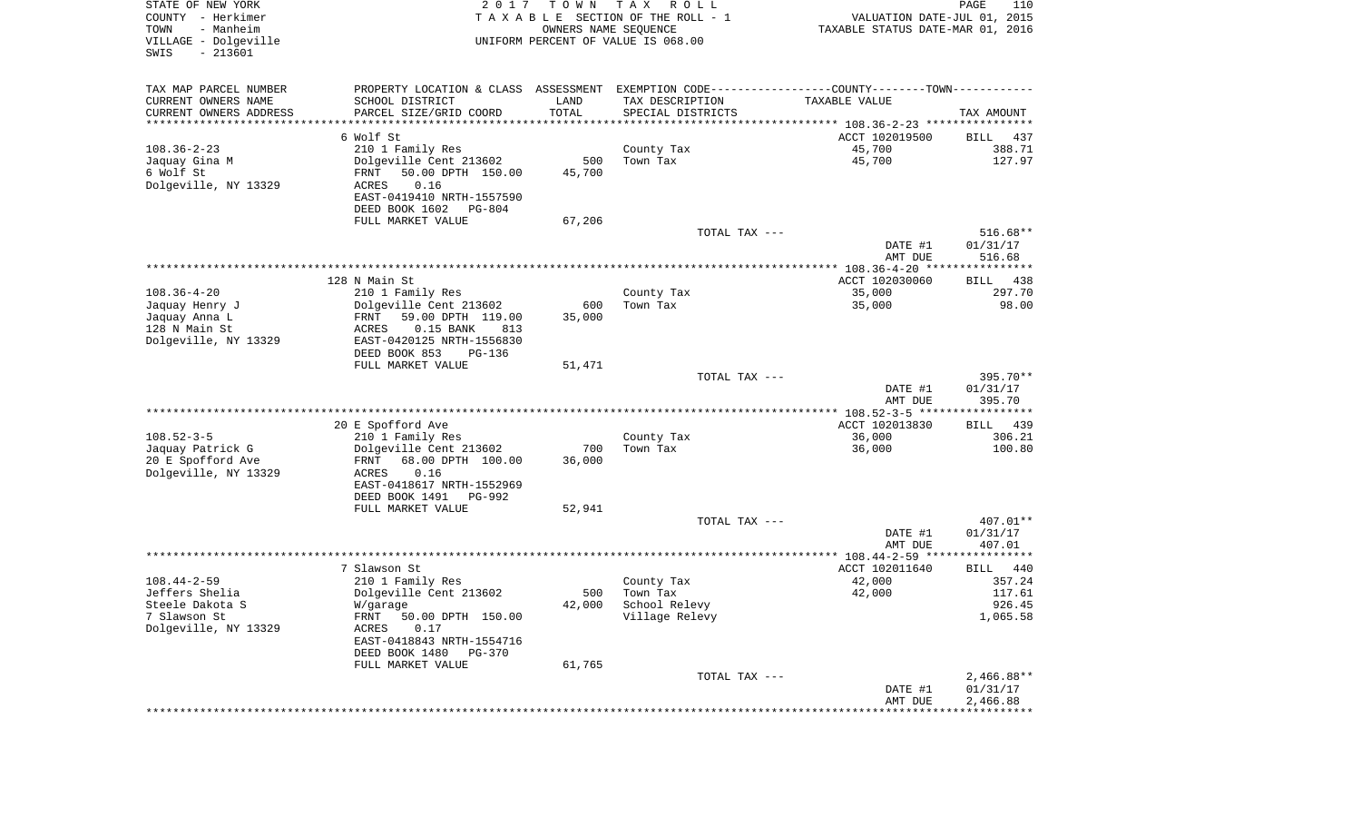STATE OF NEW YORK | 2 0 1 7 T O W N T A X R O L L | VALUATION DATE-JUL 01, 2015
COUNTY - Herkimer | T A X A B L E SECTION OF THE ROLL - 1 | TAXABLE STATUS DATE-MAR 01, 2016
TOWN - Manheim | OWNERS NAME SEQUENCE
VILLAGE - Dolgeville | UNIFORM PERCENT OF VALUE IS 068.00
SWIS - 213601

| TAX MAP PARCEL NUMBER / CURRENT OWNERS NAME / CURRENT OWNERS ADDRESS | PROPERTY LOCATION & CLASS / SCHOOL DISTRICT / PARCEL SIZE/GRID COORD | ASSESSMENT LAND / TOTAL | EXEMPTION CODE / TAX DESCRIPTION / SPECIAL DISTRICTS | COUNTY--------TOWN / TAXABLE VALUE | TAX AMOUNT |
|---|---|---|---|---|---|
| 108.36-2-23 | 6 Wolf St | | | ACCT 102019500 | BILL 437 |
| 108.36-2-23 | 210 1 Family Res | | County Tax | 45,700 | 388.71 |
| Jaquay Gina M | Dolgeville Cent 213602 | 500 | Town Tax | 45,700 | 127.97 |
| 6 Wolf St | FRNT 50.00 DPTH 150.00 | 45,700 | | | |
| Dolgeville, NY 13329 | ACRES 0.16 | | | | |
| | EAST-0419410 NRTH-1557590 | | | | |
| | DEED BOOK 1602 PG-804 | | | | |
| | FULL MARKET VALUE | 67,206 | | | |
| | | | TOTAL TAX --- | | 516.68** |
| | | | | DATE #1 | 01/31/17 |
| | | | | AMT DUE | 516.68 |
| 108.36-4-20 | 128 N Main St | | | ACCT 102030060 | BILL 438 |
| 108.36-4-20 | 210 1 Family Res | | County Tax | 35,000 | 297.70 |
| Jaquay Henry J | Dolgeville Cent 213602 | 600 | Town Tax | 35,000 | 98.00 |
| Jaquay Anna L | FRNT 59.00 DPTH 119.00 | 35,000 | | | |
| 128 N Main St | ACRES 0.15 BANK 813 | | | | |
| Dolgeville, NY 13329 | EAST-0420125 NRTH-1556830 | | | | |
| | DEED BOOK 853 PG-136 | | | | |
| | FULL MARKET VALUE | 51,471 | | | |
| | | | TOTAL TAX --- | | 395.70** |
| | | | | DATE #1 | 01/31/17 |
| | | | | AMT DUE | 395.70 |
| 108.52-3-5 | 20 E Spofford Ave | | | ACCT 102013830 | BILL 439 |
| 108.52-3-5 | 210 1 Family Res | | County Tax | 36,000 | 306.21 |
| Jaquay Patrick G | Dolgeville Cent 213602 | 700 | Town Tax | 36,000 | 100.80 |
| 20 E Spofford Ave | FRNT 68.00 DPTH 100.00 | 36,000 | | | |
| Dolgeville, NY 13329 | ACRES 0.16 | | | | |
| | EAST-0418617 NRTH-1552969 | | | | |
| | DEED BOOK 1491 PG-992 | | | | |
| | FULL MARKET VALUE | 52,941 | | | |
| | | | TOTAL TAX --- | | 407.01** |
| | | | | DATE #1 | 01/31/17 |
| | | | | AMT DUE | 407.01 |
| 108.44-2-59 | 7 Slawson St | | | ACCT 102011640 | BILL 440 |
| 108.44-2-59 | 210 1 Family Res | | County Tax | 42,000 | 357.24 |
| Jeffers Shelia | Dolgeville Cent 213602 | 500 | Town Tax | 42,000 | 117.61 |
| Steele Dakota S | W/garage | 42,000 | School Relevy | | 926.45 |
| 7 Slawson St | FRNT 50.00 DPTH 150.00 | | Village Relevy | | 1,065.58 |
| Dolgeville, NY 13329 | ACRES 0.17 | | | | |
| | EAST-0418843 NRTH-1554716 | | | | |
| | DEED BOOK 1480 PG-370 | | | | |
| | FULL MARKET VALUE | 61,765 | | | |
| | | | TOTAL TAX --- | | 2,466.88** |
| | | | | DATE #1 | 01/31/17 |
| | | | | AMT DUE | 2,466.88 |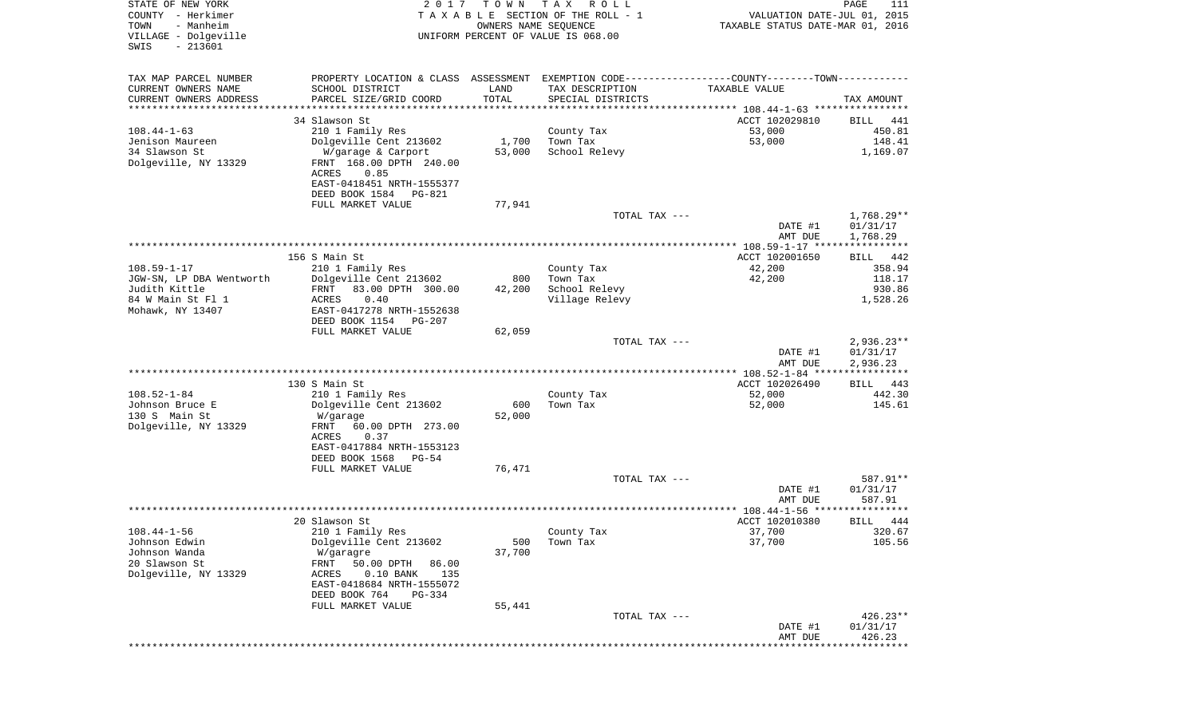STATE OF NEW YORK
COUNTY - Herkimer
TOWN - Manheim
VILLAGE - Dolgeville
SWIS - 213601

2017 TOWN TAX ROLL
TAXABLE SECTION OF THE ROLL - 1
OWNERS NAME SEQUENCE
UNIFORM PERCENT OF VALUE IS 068.00

VALUATION DATE-JUL 01, 2015
TAXABLE STATUS DATE-MAR 01, 2016

| TAX MAP PARCEL NUMBER<br>CURRENT OWNERS NAME<br>CURRENT OWNERS ADDRESS | PROPERTY LOCATION & CLASS<br>SCHOOL DISTRICT<br>PARCEL SIZE/GRID COORD | ASSESSMENT<br>LAND<br>TOTAL | EXEMPTION CODE<br>TAX DESCRIPTION<br>SPECIAL DISTRICTS | COUNTY--------TOWN<br>TAXABLE VALUE | TAX AMOUNT |
|---|---|---|---|---|---|
| 108.44-1-63 | 34 Slawson St | | | ACCT 102029810 | BILL 441 |
| 108.44-1-63 | 210 1 Family Res | | County Tax | 53,000 | 450.81 |
| Jenison Maureen | Dolgeville Cent 213602 | 1,700 | Town Tax | 53,000 | 148.41 |
| 34 Slawson St | W/garage & Carport | 53,000 | School Relevy | | 1,169.07 |
| Dolgeville, NY 13329 | FRNT 168.00 DPTH 240.00 | | | | |
| | ACRES 0.85 | | | | |
| | EAST-0418451 NRTH-1555377 | | | | |
| | DEED BOOK 1584 PG-821 | | | | |
| | FULL MARKET VALUE | 77,941 | | | |
| | | | TOTAL TAX --- | | 1,768.29** |
| | | | | DATE #1 | 01/31/17 |
| | | | | AMT DUE | 1,768.29 |
| 108.59-1-17 | 156 S Main St | | | ACCT 102001650 | BILL 442 |
| 108.59-1-17 | 210 1 Family Res | | County Tax | 42,200 | 358.94 |
| JGW-SN, LP DBA Wentworth | Dolgeville Cent 213602 | 800 | Town Tax | 42,200 | 118.17 |
| Judith Kittle | FRNT 83.00 DPTH 300.00 | 42,200 | School Relevy | | 930.86 |
| 84 W Main St Fl 1 | ACRES 0.40 | | Village Relevy | | 1,528.26 |
| Mohawk, NY 13407 | EAST-0417278 NRTH-1552638 | | | | |
| | DEED BOOK 1154 PG-207 | | | | |
| | FULL MARKET VALUE | 62,059 | | | |
| | | | TOTAL TAX --- | | 2,936.23** |
| | | | | DATE #1 | 01/31/17 |
| | | | | AMT DUE | 2,936.23 |
| 108.52-1-84 | 130 S Main St | | | ACCT 102026490 | BILL 443 |
| 108.52-1-84 | 210 1 Family Res | | County Tax | 52,000 | 442.30 |
| Johnson Bruce E | Dolgeville Cent 213602 | 600 | Town Tax | 52,000 | 145.61 |
| 130 S Main St | W/garage | 52,000 | | | |
| Dolgeville, NY 13329 | FRNT 60.00 DPTH 273.00 | | | | |
| | ACRES 0.37 | | | | |
| | EAST-0417884 NRTH-1553123 | | | | |
| | DEED BOOK 1568 PG-54 | | | | |
| | FULL MARKET VALUE | 76,471 | | | |
| | | | TOTAL TAX --- | | 587.91** |
| | | | | DATE #1 | 01/31/17 |
| | | | | AMT DUE | 587.91 |
| 108.44-1-56 | 20 Slawson St | | | ACCT 102010380 | BILL 444 |
| 108.44-1-56 | 210 1 Family Res | | County Tax | 37,700 | 320.67 |
| Johnson Edwin | Dolgeville Cent 213602 | 500 | Town Tax | 37,700 | 105.56 |
| Johnson Wanda | W/garagre | 37,700 | | | |
| 20 Slawson St | FRNT 50.00 DPTH 86.00 | | | | |
| Dolgeville, NY 13329 | ACRES 0.10 BANK 135 | | | | |
| | EAST-0418684 NRTH-1555072 | | | | |
| | DEED BOOK 764 PG-334 | | | | |
| | FULL MARKET VALUE | 55,441 | | | |
| | | | TOTAL TAX --- | | 426.23** |
| | | | | DATE #1 | 01/31/17 |
| | | | | AMT DUE | 426.23 |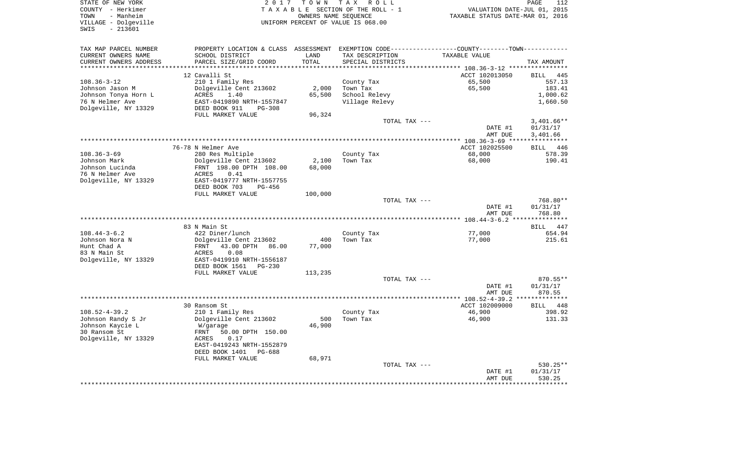STATE OF NEW YORK
COUNTY - Herkimer
TOWN - Manheim
VILLAGE - Dolgeville
SWIS - 213601

2 0 1 7 T O W N T A X R O L L
T A X A B L E SECTION OF THE ROLL - 1
OWNERS NAME SEQUENCE
UNIFORM PERCENT OF VALUE IS 068.00

VALUATION DATE-JUL 01, 2015
TAXABLE STATUS DATE-MAR 01, 2016

| TAX MAP PARCEL NUMBER<br>CURRENT OWNERS NAME<br>CURRENT OWNERS ADDRESS | PROPERTY LOCATION & CLASS<br>SCHOOL DISTRICT<br>PARCEL SIZE/GRID COORD | ASSESSMENT<br>LAND<br>TOTAL | EXEMPTION CODE------COUNTY--------TOWN------<br>TAX DESCRIPTION<br>SPECIAL DISTRICTS | TAXABLE VALUE | TAX AMOUNT |
|---|---|---|---|---|---|
| | 12 Cavalli St | | | ACCT 102013050 | BILL 445 |
| 108.36-3-12 | 210 1 Family Res | | County Tax | 65,500 | 557.13 |
| Johnson Jason M | Dolgeville Cent 213602 | 2,000 | Town Tax | 65,500 | 183.41 |
| Johnson Tonya Horn L | ACRES 1.40 | 65,500 | School Relevy | | 1,000.62 |
| 76 N Helmer Ave | EAST-0419890 NRTH-1557847 | | Village Relevy | | 1,660.50 |
| Dolgeville, NY 13329 | DEED BOOK 911 PG-308 | | | | |
| | FULL MARKET VALUE | 96,324 | | | |
| | | | TOTAL TAX --- | | 3,401.66** |
| | | | | DATE #1 | 01/31/17 |
| | | | | AMT DUE | 3,401.66 |
| | 76-78 N Helmer Ave | | | ACCT 102025500 | BILL 446 |
| 108.36-3-69 | 280 Res Multiple | | County Tax | 68,000 | 578.39 |
| Johnson Mark | Dolgeville Cent 213602 | 2,100 | Town Tax | 68,000 | 190.41 |
| Johnson Lucinda | FRNT 198.00 DPTH 108.00 | 68,000 | | | |
| 76 N Helmer Ave | ACRES 0.41 | | | | |
| Dolgeville, NY 13329 | EAST-0419777 NRTH-1557755 | | | | |
| | DEED BOOK 703 PG-456 | | | | |
| | FULL MARKET VALUE | 100,000 | | | |
| | | | TOTAL TAX --- | | 768.80** |
| | | | | DATE #1 | 01/31/17 |
| | | | | AMT DUE | 768.80 |
| | 83 N Main St | | | | BILL 447 |
| 108.44-3-6.2 | 422 Diner/lunch | | County Tax | 77,000 | 654.94 |
| Johnson Nora N | Dolgeville Cent 213602 | 400 | Town Tax | 77,000 | 215.61 |
| Hunt Chad A | FRNT 43.00 DPTH 86.00 | 77,000 | | | |
| 83 N Main St | ACRES 0.08 | | | | |
| Dolgeville, NY 13329 | EAST-0419910 NRTH-1556187 | | | | |
| | DEED BOOK 1561 PG-230 | | | | |
| | FULL MARKET VALUE | 113,235 | | | |
| | | | TOTAL TAX --- | | 870.55** |
| | | | | DATE #1 | 01/31/17 |
| | | | | AMT DUE | 870.55 |
| | 30 Ransom St | | | ACCT 102009000 | BILL 448 |
| 108.52-4-39.2 | 210 1 Family Res | | County Tax | 46,900 | 398.92 |
| Johnson Randy S Jr | Dolgeville Cent 213602 | 500 | Town Tax | 46,900 | 131.33 |
| Johnson Kaycie L | W/garage | 46,900 | | | |
| 30 Ransom St | FRNT 50.00 DPTH 150.00 | | | | |
| Dolgeville, NY 13329 | ACRES 0.17 | | | | |
| | EAST-0419243 NRTH-1552879 | | | | |
| | DEED BOOK 1401 PG-688 | | | | |
| | FULL MARKET VALUE | 68,971 | | | |
| | | | TOTAL TAX --- | | 530.25** |
| | | | | DATE #1 | 01/31/17 |
| | | | | AMT DUE | 530.25 |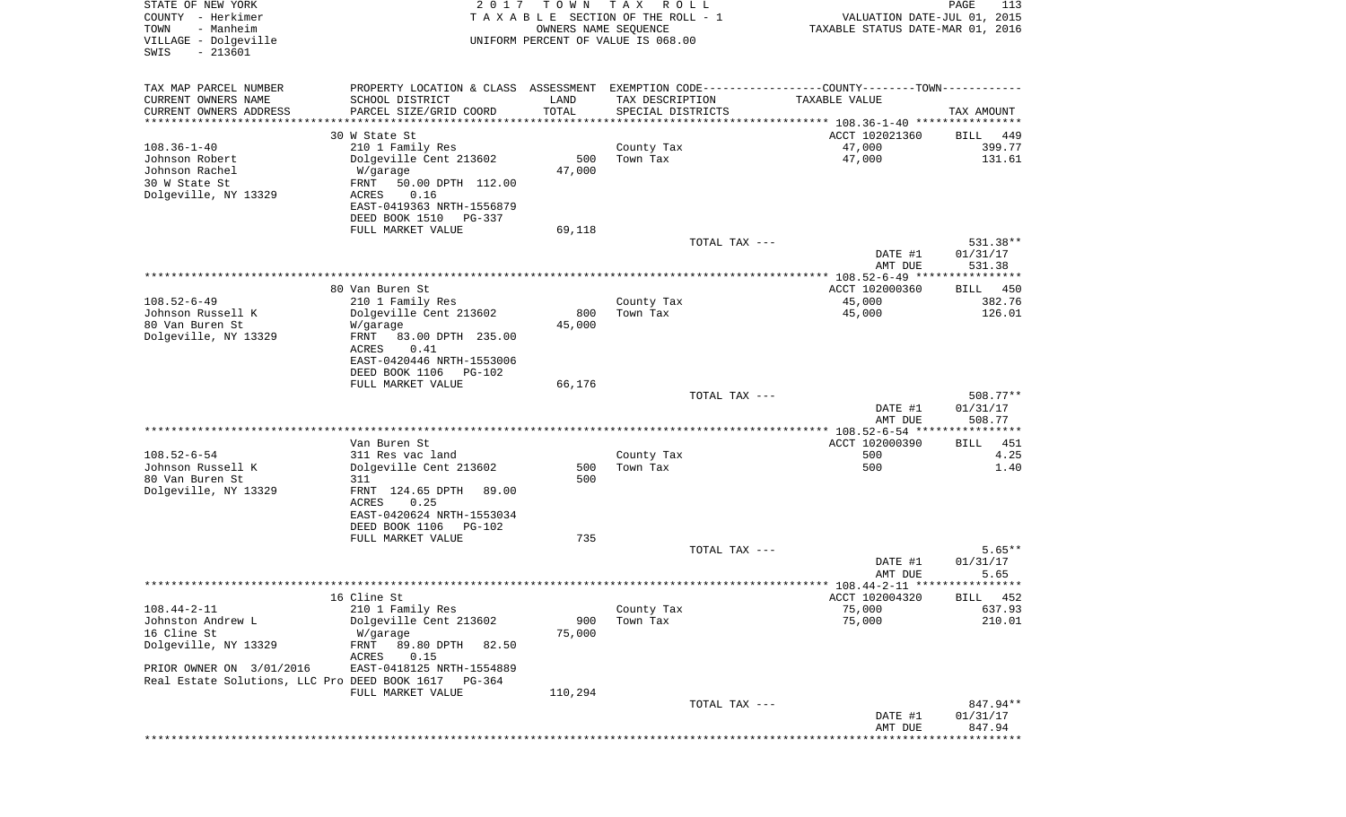STATE OF NEW YORK
COUNTY - Herkimer
TOWN - Manheim
VILLAGE - Dolgeville
SWIS - 213601

2 0 1 7 T O W N T A X R O L L
T A X A B L E SECTION OF THE ROLL - 1
OWNERS NAME SEQUENCE
UNIFORM PERCENT OF VALUE IS 068.00

VALUATION DATE-JUL 01, 2015
TAXABLE STATUS DATE-MAR 01, 2016

| TAX MAP PARCEL NUMBER<br>CURRENT OWNERS NAME<br>CURRENT OWNERS ADDRESS | PROPERTY LOCATION & CLASS<br>SCHOOL DISTRICT<br>PARCEL SIZE/GRID COORD | ASSESSMENT<br>LAND<br>TOTAL | EXEMPTION CODE<br>TAX DESCRIPTION<br>SPECIAL DISTRICTS | COUNTY--------TOWN<br>TAXABLE VALUE | TAX AMOUNT |
|---|---|---|---|---|---|
| | 30 W State St | | | ACCT 102021360 | BILL 449 |
| 108.36-1-40 | 210 1 Family Res | | County Tax | 47,000 | 399.77 |
| Johnson Robert | Dolgeville Cent 213602 | 500 | Town Tax | 47,000 | 131.61 |
| Johnson Rachel | W/garage | 47,000 | | | |
| 30 W State St | FRNT 50.00 DPTH 112.00 | | | | |
| Dolgeville, NY 13329 | ACRES 0.16 | | | | |
| | EAST-0419363 NRTH-1556879 | | | | |
| | DEED BOOK 1510 PG-337 | | | | |
| | FULL MARKET VALUE | 69,118 | | | |
| | | | TOTAL TAX --- | | 531.38** |
| | | | | DATE #1 | 01/31/17 |
| | | | | AMT DUE | 531.38 |
| | 80 Van Buren St | | | ACCT 102000360 | BILL 450 |
| 108.52-6-49 | 210 1 Family Res | | County Tax | 45,000 | 382.76 |
| Johnson Russell K | Dolgeville Cent 213602 | 800 | Town Tax | 45,000 | 126.01 |
| 80 Van Buren St | W/garage | 45,000 | | | |
| Dolgeville, NY 13329 | FRNT 83.00 DPTH 235.00 | | | | |
| | ACRES 0.41 | | | | |
| | EAST-0420446 NRTH-1553006 | | | | |
| | DEED BOOK 1106 PG-102 | | | | |
| | FULL MARKET VALUE | 66,176 | | | |
| | | | TOTAL TAX --- | | 508.77** |
| | | | | DATE #1 | 01/31/17 |
| | | | | AMT DUE | 508.77 |
| | Van Buren St | | | ACCT 102000390 | BILL 451 |
| 108.52-6-54 | 311 Res vac land | | County Tax | 500 | 4.25 |
| Johnson Russell K | Dolgeville Cent 213602 | 500 | Town Tax | 500 | 1.40 |
| 80 Van Buren St | 311 | 500 | | | |
| Dolgeville, NY 13329 | FRNT 124.65 DPTH 89.00 | | | | |
| | ACRES 0.25 | | | | |
| | EAST-0420624 NRTH-1553034 | | | | |
| | DEED BOOK 1106 PG-102 | | | | |
| | FULL MARKET VALUE | 735 | | | |
| | | | TOTAL TAX --- | | 5.65** |
| | | | | DATE #1 | 01/31/17 |
| | | | | AMT DUE | 5.65 |
| | 16 Cline St | | | ACCT 102004320 | BILL 452 |
| 108.44-2-11 | 210 1 Family Res | | County Tax | 75,000 | 637.93 |
| Johnston Andrew L | Dolgeville Cent 213602 | 900 | Town Tax | 75,000 | 210.01 |
| 16 Cline St | W/garage | 75,000 | | | |
| Dolgeville, NY 13329 | FRNT 89.80 DPTH 82.50 | | | | |
| | ACRES 0.15 | | | | |
| PRIOR OWNER ON 3/01/2016 | EAST-0418125 NRTH-1554889 | | | | |
| Real Estate Solutions, LLC Pro | DEED BOOK 1617 PG-364 | | | | |
| | FULL MARKET VALUE | 110,294 | | | |
| | | | TOTAL TAX --- | | 847.94** |
| | | | | DATE #1 | 01/31/17 |
| | | | | AMT DUE | 847.94 |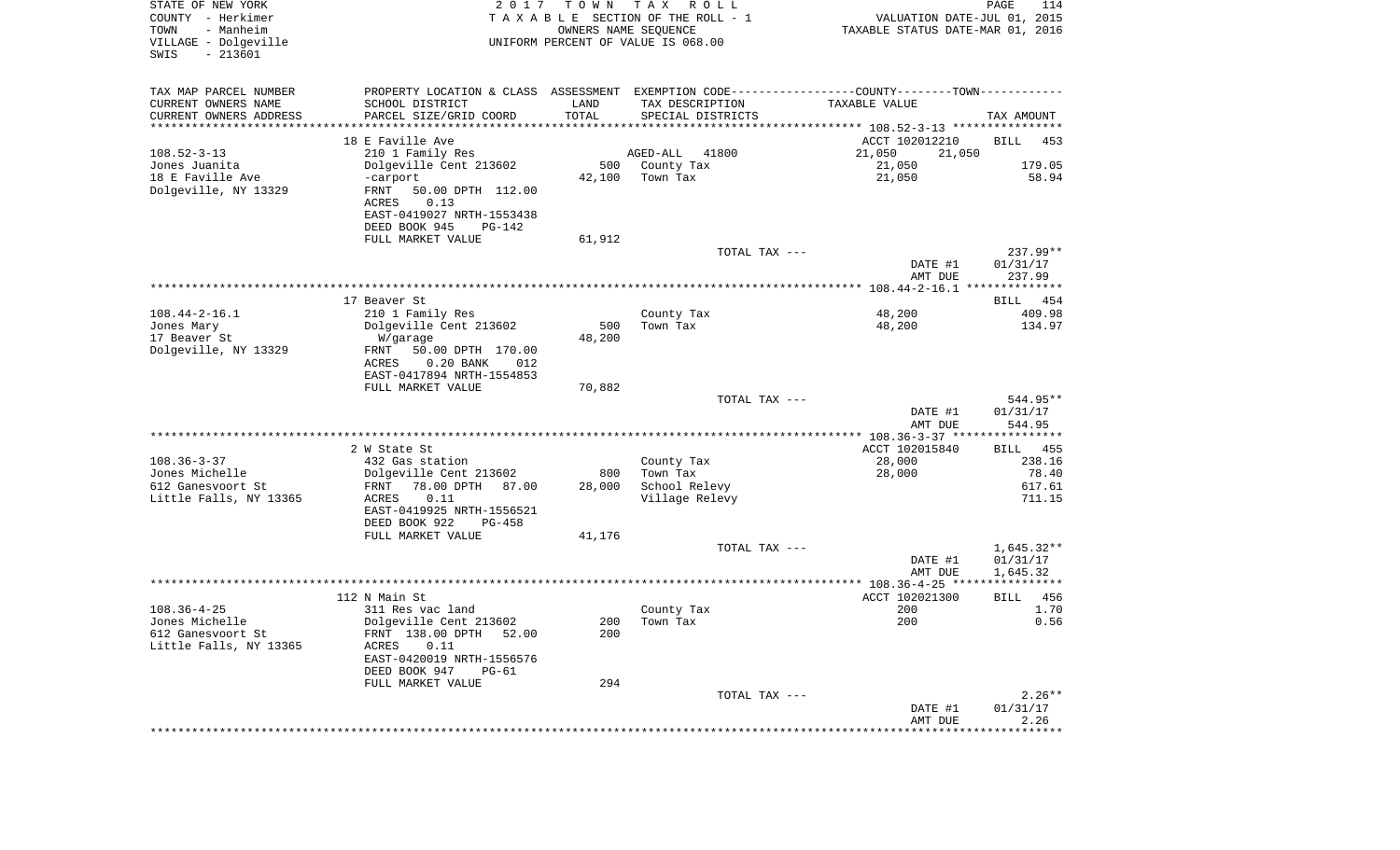STATE OF NEW YORK
COUNTY - Herkimer
TOWN - Manheim
VILLAGE - Dolgeville
SWIS - 213601

2017 TOWN TAX ROLL
TAXABLE SECTION OF THE ROLL - 1
OWNERS NAME SEQUENCE
UNIFORM PERCENT OF VALUE IS 068.00

VALUATION DATE-JUL 01, 2015
TAXABLE STATUS DATE-MAR 01, 2016

| TAX MAP PARCEL NUMBER / CURRENT OWNERS NAME / CURRENT OWNERS ADDRESS | PROPERTY LOCATION & CLASS / SCHOOL DISTRICT / PARCEL SIZE/GRID COORD | ASSESSMENT LAND / TOTAL | EXEMPTION CODE / TAX DESCRIPTION / SPECIAL DISTRICTS | COUNTY / TOWN TAXABLE VALUE | TAX AMOUNT |
|---|---|---|---|---|---|
| **108.52-3-13** | 18 E Faville Ave | | | ACCT 102012210 | BILL 453 |
| Jones Juanita | 210 1 Family Res | | AGED-ALL 41800 | 21,050 21,050 | |
| 18 E Faville Ave | Dolgeville Cent 213602 | 500 | County Tax | 21,050 | 179.05 |
| Dolgeville, NY 13329 | -carport | 42,100 | Town Tax | 21,050 | 58.94 |
| | FRNT 50.00 DPTH 112.00 | | | | |
| | ACRES 0.13 | | | | |
| | EAST-0419027 NRTH-1553438 | | | | |
| | DEED BOOK 945 PG-142 | | | | |
| | FULL MARKET VALUE | 61,912 | | | |
| | | | TOTAL TAX --- | | 237.99** |
| | | | | DATE #1 | 01/31/17 |
| | | | | AMT DUE | 237.99 |
| **108.44-2-16.1** | 17 Beaver St | | | | BILL 454 |
| Jones Mary | 210 1 Family Res | | County Tax | 48,200 | 409.98 |
| 17 Beaver St | Dolgeville Cent 213602 | 500 | Town Tax | 48,200 | 134.97 |
| Dolgeville, NY 13329 | W/garage | 48,200 | | | |
| | FRNT 50.00 DPTH 170.00 | | | | |
| | ACRES 0.20 BANK 012 | | | | |
| | EAST-0417894 NRTH-1554853 | | | | |
| | FULL MARKET VALUE | 70,882 | | | |
| | | | TOTAL TAX --- | | 544.95** |
| | | | | DATE #1 | 01/31/17 |
| | | | | AMT DUE | 544.95 |
| **108.36-3-37** | 2 W State St | | | ACCT 102015840 | BILL 455 |
| Jones Michelle | 432 Gas station | | County Tax | 28,000 | 238.16 |
| 612 Ganesvoort St | Dolgeville Cent 213602 | 800 | Town Tax | 28,000 | 78.40 |
| Little Falls, NY 13365 | FRNT 78.00 DPTH 87.00 | 28,000 | School Relevy | | 617.61 |
| | ACRES 0.11 | | Village Relevy | | 711.15 |
| | EAST-0419925 NRTH-1556521 | | | | |
| | DEED BOOK 922 PG-458 | | | | |
| | FULL MARKET VALUE | 41,176 | | | |
| | | | TOTAL TAX --- | | 1,645.32** |
| | | | | DATE #1 | 01/31/17 |
| | | | | AMT DUE | 1,645.32 |
| **108.36-4-25** | 112 N Main St | | | ACCT 102021300 | BILL 456 |
| Jones Michelle | 311 Res vac land | | County Tax | 200 | 1.70 |
| 612 Ganesvoort St | Dolgeville Cent 213602 | 200 | Town Tax | 200 | 0.56 |
| Little Falls, NY 13365 | FRNT 138.00 DPTH 52.00 | 200 | | | |
| | ACRES 0.11 | | | | |
| | EAST-0420019 NRTH-1556576 | | | | |
| | DEED BOOK 947 PG-61 | | | | |
| | FULL MARKET VALUE | 294 | | | |
| | | | TOTAL TAX --- | | 2.26** |
| | | | | DATE #1 | 01/31/17 |
| | | | | AMT DUE | 2.26 |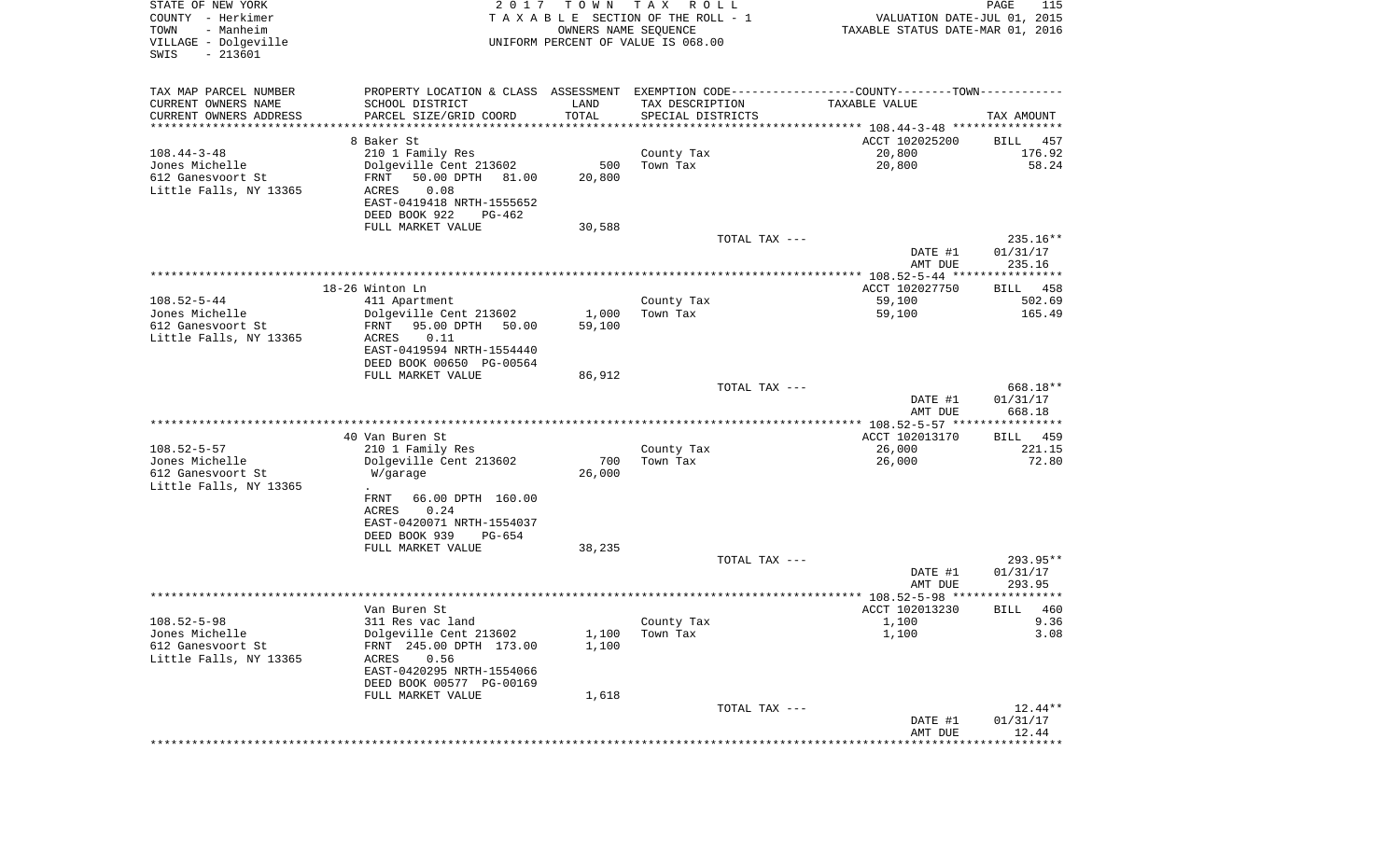STATE OF NEW YORK
COUNTY - Herkimer
TOWN - Manheim
VILLAGE - Dolgeville
SWIS - 213601

2 0 1 7 T O W N T A X R O L L
T A X A B L E SECTION OF THE ROLL - 1
OWNERS NAME SEQUENCE
UNIFORM PERCENT OF VALUE IS 068.00

VALUATION DATE-JUL 01, 2015
TAXABLE STATUS DATE-MAR 01, 2016

| TAX MAP PARCEL NUMBER / CURRENT OWNERS NAME / CURRENT OWNERS ADDRESS | PROPERTY LOCATION & CLASS / SCHOOL DISTRICT / PARCEL SIZE/GRID COORD | ASSESSMENT LAND / TOTAL | EXEMPTION CODE / TAX DESCRIPTION / SPECIAL DISTRICTS | COUNTY--------TOWN / TAXABLE VALUE | TAX AMOUNT |
|---|---|---|---|---|---|
| 108.44-3-48 | 8 Baker St | | | ACCT 102025200 | BILL 457 |
| | 210 1 Family Res | | County Tax | 20,800 | 176.92 |
| Jones Michelle | Dolgeville Cent 213602 | 500 | Town Tax | 20,800 | 58.24 |
| 612 Ganesvoort St | FRNT 50.00 DPTH 81.00 | 20,800 | | | |
| Little Falls, NY 13365 | ACRES 0.08 | | | | |
| | EAST-0419418 NRTH-1555652 | | | | |
| | DEED BOOK 922 PG-462 | | | | |
| | FULL MARKET VALUE | 30,588 | | | |
| | | | TOTAL TAX --- | | 235.16** |
| | | | | DATE #1 | 01/31/17 |
| | | | | AMT DUE | 235.16 |
| 108.52-5-44 | 18-26 Winton Ln | | | ACCT 102027750 | BILL 458 |
| | 411 Apartment | | County Tax | 59,100 | 502.69 |
| Jones Michelle | Dolgeville Cent 213602 | 1,000 | Town Tax | 59,100 | 165.49 |
| 612 Ganesvoort St | FRNT 95.00 DPTH 50.00 | 59,100 | | | |
| Little Falls, NY 13365 | ACRES 0.11 | | | | |
| | EAST-0419594 NRTH-1554440 | | | | |
| | DEED BOOK 00650 PG-00564 | | | | |
| | FULL MARKET VALUE | 86,912 | | | |
| | | | TOTAL TAX --- | | 668.18** |
| | | | | DATE #1 | 01/31/17 |
| | | | | AMT DUE | 668.18 |
| 108.52-5-57 | 40 Van Buren St | | | ACCT 102013170 | BILL 459 |
| | 210 1 Family Res | | County Tax | 26,000 | 221.15 |
| Jones Michelle | Dolgeville Cent 213602 | 700 | Town Tax | 26,000 | 72.80 |
| 612 Ganesvoort St | W/garage | 26,000 | | | |
| Little Falls, NY 13365 | . | | | | |
| | FRNT 66.00 DPTH 160.00 | | | | |
| | ACRES 0.24 | | | | |
| | EAST-0420071 NRTH-1554037 | | | | |
| | DEED BOOK 939 PG-654 | | | | |
| | FULL MARKET VALUE | 38,235 | | | |
| | | | TOTAL TAX --- | | 293.95** |
| | | | | DATE #1 | 01/31/17 |
| | | | | AMT DUE | 293.95 |
| 108.52-5-98 | Van Buren St | | | ACCT 102013230 | BILL 460 |
| | 311 Res vac land | | County Tax | 1,100 | 9.36 |
| Jones Michelle | Dolgeville Cent 213602 | 1,100 | Town Tax | 1,100 | 3.08 |
| 612 Ganesvoort St | FRNT 245.00 DPTH 173.00 | 1,100 | | | |
| Little Falls, NY 13365 | ACRES 0.56 | | | | |
| | EAST-0420295 NRTH-1554066 | | | | |
| | DEED BOOK 00577 PG-00169 | | | | |
| | FULL MARKET VALUE | 1,618 | | | |
| | | | TOTAL TAX --- | | 12.44** |
| | | | | DATE #1 | 01/31/17 |
| | | | | AMT DUE | 12.44 |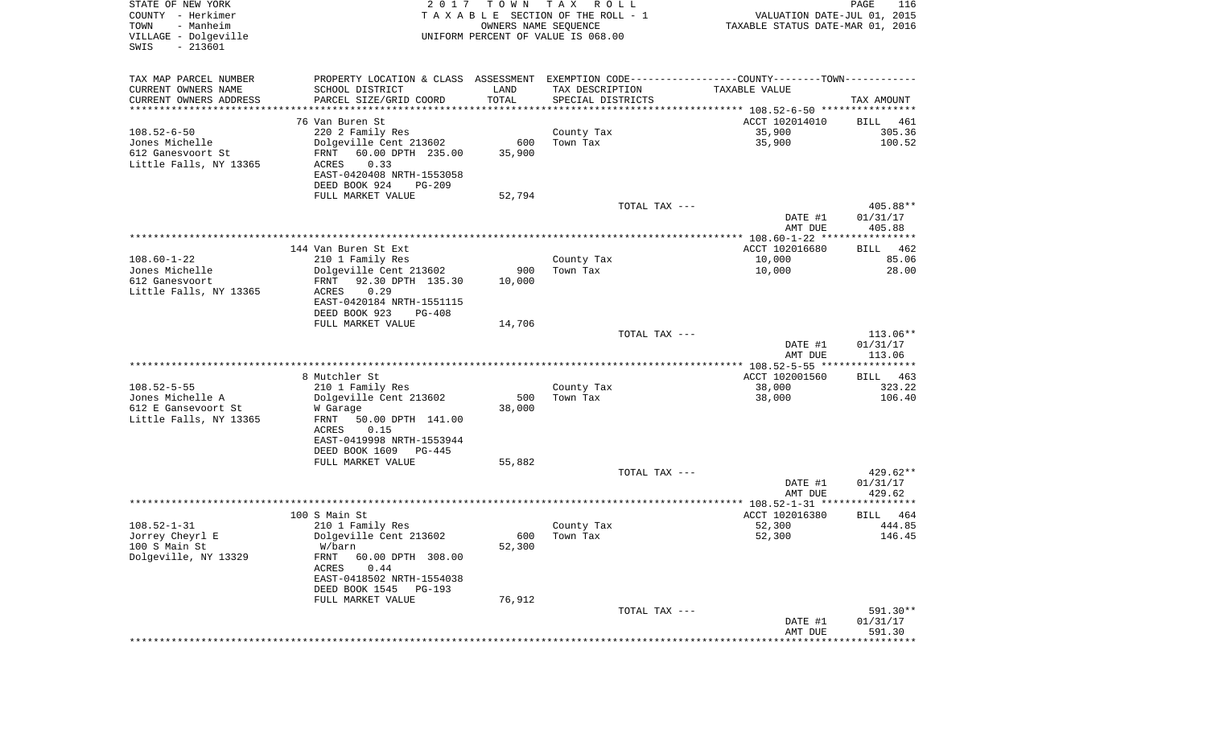STATE OF NEW YORK
COUNTY - Herkimer
TOWN - Manheim
VILLAGE - Dolgeville
SWIS - 213601

2017 TOWN TAX ROLL
TAXABLE SECTION OF THE ROLL - 1
OWNERS NAME SEQUENCE
UNIFORM PERCENT OF VALUE IS 068.00

VALUATION DATE-JUL 01, 2015
TAXABLE STATUS DATE-MAR 01, 2016

| TAX MAP PARCEL NUMBER<br>CURRENT OWNERS NAME<br>CURRENT OWNERS ADDRESS | PROPERTY LOCATION & CLASS<br>SCHOOL DISTRICT<br>PARCEL SIZE/GRID COORD | ASSESSMENT<br>LAND<br>TOTAL | EXEMPTION CODE------COUNTY--------TOWN------<br>TAX DESCRIPTION<br>SPECIAL DISTRICTS | TAXABLE VALUE | TAX AMOUNT |
|---|---|---|---|---|---|
| | 76 Van Buren St | | | ACCT 102014010 | BILL 461 |
| 108.52-6-50 | 220 2 Family Res | | County Tax | 35,900 | 305.36 |
| Jones Michelle | Dolgeville Cent 213602 | 600 | Town Tax | 35,900 | 100.52 |
| 612 Ganesvoort St | FRNT 60.00 DPTH 235.00 | 35,900 | | | |
| Little Falls, NY 13365 | ACRES 0.33 | | | | |
| | EAST-0420408 NRTH-1553058 | | | | |
| | DEED BOOK 924 PG-209 | | | | |
| | FULL MARKET VALUE | 52,794 | | | |
| | | | TOTAL TAX --- | | 405.88** |
| | | | | DATE #1 | 01/31/17 |
| | | | | AMT DUE | 405.88 |
| | 144 Van Buren St Ext | | | ACCT 102016680 | BILL 462 |
| 108.60-1-22 | 210 1 Family Res | | County Tax | 10,000 | 85.06 |
| Jones Michelle | Dolgeville Cent 213602 | 900 | Town Tax | 10,000 | 28.00 |
| 612 Ganesvoort | FRNT 92.30 DPTH 135.30 | 10,000 | | | |
| Little Falls, NY 13365 | ACRES 0.29 | | | | |
| | EAST-0420184 NRTH-1551115 | | | | |
| | DEED BOOK 923 PG-408 | | | | |
| | FULL MARKET VALUE | 14,706 | | | |
| | | | TOTAL TAX --- | | 113.06** |
| | | | | DATE #1 | 01/31/17 |
| | | | | AMT DUE | 113.06 |
| | 8 Mutchler St | | | ACCT 102001560 | BILL 463 |
| 108.52-5-55 | 210 1 Family Res | | County Tax | 38,000 | 323.22 |
| Jones Michelle A | Dolgeville Cent 213602 | 500 | Town Tax | 38,000 | 106.40 |
| 612 E Gansevoort St | W Garage | 38,000 | | | |
| Little Falls, NY 13365 | FRNT 50.00 DPTH 141.00 | | | | |
| | ACRES 0.15 | | | | |
| | EAST-0419998 NRTH-1553944 | | | | |
| | DEED BOOK 1609 PG-445 | | | | |
| | FULL MARKET VALUE | 55,882 | | | |
| | | | TOTAL TAX --- | | 429.62** |
| | | | | DATE #1 | 01/31/17 |
| | | | | AMT DUE | 429.62 |
| | 100 S Main St | | | ACCT 102016380 | BILL 464 |
| 108.52-1-31 | 210 1 Family Res | | County Tax | 52,300 | 444.85 |
| Jorrey Cheyrl E | Dolgeville Cent 213602 | 600 | Town Tax | 52,300 | 146.45 |
| 100 S Main St | W/barn | 52,300 | | | |
| Dolgeville, NY 13329 | FRNT 60.00 DPTH 308.00 | | | | |
| | ACRES 0.44 | | | | |
| | EAST-0418502 NRTH-1554038 | | | | |
| | DEED BOOK 1545 PG-193 | | | | |
| | FULL MARKET VALUE | 76,912 | | | |
| | | | TOTAL TAX --- | | 591.30** |
| | | | | DATE #1 | 01/31/17 |
| | | | | AMT DUE | 591.30 |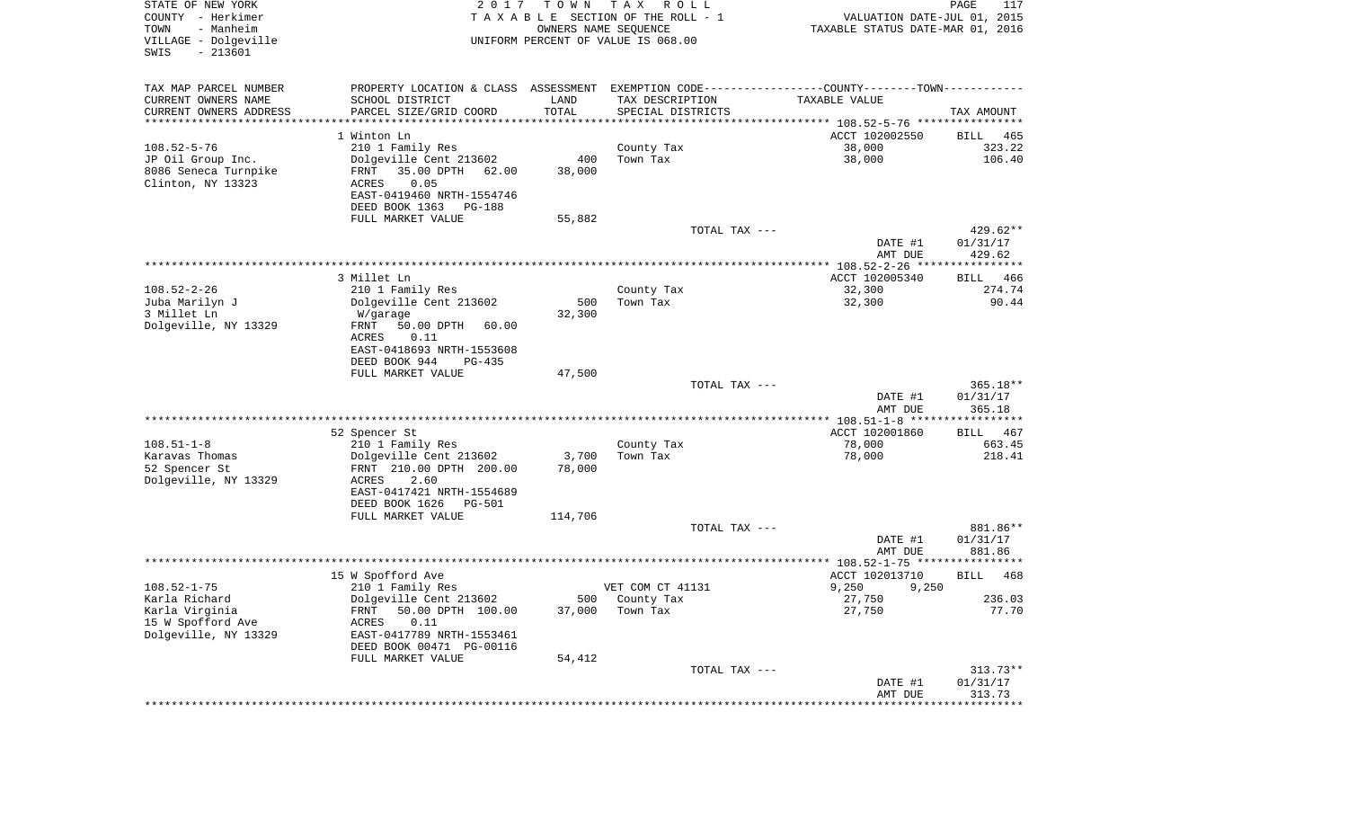STATE OF NEW YORK
COUNTY - Herkimer
TOWN - Manheim
VILLAGE - Dolgeville
SWIS - 213601

2 0 1 7 T O W N T A X R O L L
T A X A B L E SECTION OF THE ROLL - 1
OWNERS NAME SEQUENCE
UNIFORM PERCENT OF VALUE IS 068.00

VALUATION DATE-JUL 01, 2015
TAXABLE STATUS DATE-MAR 01, 2016

| TAX MAP PARCEL NUMBER / CURRENT OWNERS NAME / CURRENT OWNERS ADDRESS | PROPERTY LOCATION & CLASS / SCHOOL DISTRICT / PARCEL SIZE/GRID COORD | ASSESSMENT LAND / TOTAL | EXEMPTION CODE / TAX DESCRIPTION / SPECIAL DISTRICTS | COUNTY--------TOWN / TAXABLE VALUE | TAX AMOUNT |
|---|---|---|---|---|---|
| | 1 Winton Ln | | | ACCT 102002550 | BILL 465 |
| 108.52-5-76 | 210 1 Family Res | | County Tax | 38,000 | 323.22 |
| JP Oil Group Inc. | Dolgeville Cent 213602 | 400 | Town Tax | 38,000 | 106.40 |
| 8086 Seneca Turnpike | FRNT 35.00 DPTH 62.00 | 38,000 | | | |
| Clinton, NY 13323 | ACRES 0.05 | | | | |
| | EAST-0419460 NRTH-1554746 | | | | |
| | DEED BOOK 1363 PG-188 | | | | |
| | FULL MARKET VALUE | 55,882 | | | |
| | | | TOTAL TAX --- | | 429.62** |
| | | | | DATE #1 | 01/31/17 |
| | | | | AMT DUE | 429.62 |
| | 3 Millet Ln | | | ACCT 102005340 | BILL 466 |
| 108.52-2-26 | 210 1 Family Res | | County Tax | 32,300 | 274.74 |
| Juba Marilyn J | Dolgeville Cent 213602 | 500 | Town Tax | 32,300 | 90.44 |
| 3 Millet Ln | W/garage | 32,300 | | | |
| Dolgeville, NY 13329 | FRNT 50.00 DPTH 60.00 | | | | |
| | ACRES 0.11 | | | | |
| | EAST-0418693 NRTH-1553608 | | | | |
| | DEED BOOK 944 PG-435 | | | | |
| | FULL MARKET VALUE | 47,500 | | | |
| | | | TOTAL TAX --- | | 365.18** |
| | | | | DATE #1 | 01/31/17 |
| | | | | AMT DUE | 365.18 |
| | 52 Spencer St | | | ACCT 102001860 | BILL 467 |
| 108.51-1-8 | 210 1 Family Res | | County Tax | 78,000 | 663.45 |
| Karavas Thomas | Dolgeville Cent 213602 | 3,700 | Town Tax | 78,000 | 218.41 |
| 52 Spencer St | FRNT 210.00 DPTH 200.00 | 78,000 | | | |
| Dolgeville, NY 13329 | ACRES 2.60 | | | | |
| | EAST-0417421 NRTH-1554689 | | | | |
| | DEED BOOK 1626 PG-501 | | | | |
| | FULL MARKET VALUE | 114,706 | | | |
| | | | TOTAL TAX --- | | 881.86** |
| | | | | DATE #1 | 01/31/17 |
| | | | | AMT DUE | 881.86 |
| | 15 W Spofford Ave | | | ACCT 102013710 | BILL 468 |
| 108.52-1-75 | 210 1 Family Res | | VET COM CT 41131 | 9,250 9,250 | |
| Karla Richard | Dolgeville Cent 213602 | 500 | County Tax | 27,750 | 236.03 |
| Karla Virginia | FRNT 50.00 DPTH 100.00 | 37,000 | Town Tax | 27,750 | 77.70 |
| 15 W Spofford Ave | ACRES 0.11 | | | | |
| Dolgeville, NY 13329 | EAST-0417789 NRTH-1553461 | | | | |
| | DEED BOOK 00471 PG-00116 | | | | |
| | FULL MARKET VALUE | 54,412 | | | |
| | | | TOTAL TAX --- | | 313.73** |
| | | | | DATE #1 | 01/31/17 |
| | | | | AMT DUE | 313.73 |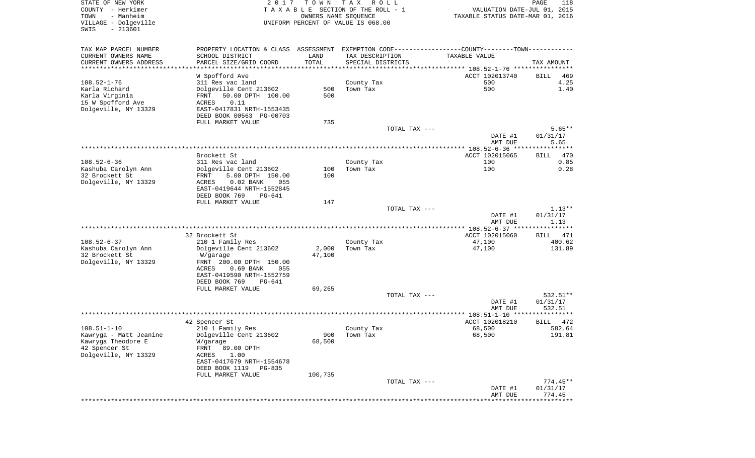STATE OF NEW YORK
COUNTY - Herkimer
TOWN - Manheim
VILLAGE - Dolgeville
SWIS - 213601

2017 TOWN TAX ROLL
TAXABLE SECTION OF THE ROLL - 1
OWNERS NAME SEQUENCE
UNIFORM PERCENT OF VALUE IS 068.00

VALUATION DATE-JUL 01, 2015
TAXABLE STATUS DATE-MAR 01, 2016

| TAX MAP PARCEL NUMBER / CURRENT OWNERS NAME / CURRENT OWNERS ADDRESS | PROPERTY LOCATION & CLASS / SCHOOL DISTRICT / PARCEL SIZE/GRID COORD | ASSESSMENT LAND | TOTAL | EXEMPTION CODE / TAX DESCRIPTION / SPECIAL DISTRICTS | TAXABLE VALUE | TAX AMOUNT |
|---|---|---|---|---|---|---|
| 108.52-1-76 | W Spofford Ave | | | | ACCT 102013740 | BILL 469 |
| | 311 Res vac land | | | County Tax | 500 | 4.25 |
| Karla Richard | Dolgeville Cent 213602 | 500 | | Town Tax | 500 | 1.40 |
| Karla Virginia | FRNT 50.00 DPTH 100.00 | | 500 | | | |
| 15 W Spofford Ave | ACRES 0.11 | | | | | |
| Dolgeville, NY 13329 | EAST-0417831 NRTH-1553435 | | | | | |
| | DEED BOOK 00563 PG-00703 | | | | | |
| | FULL MARKET VALUE | | 735 | | | |
| | | | | TOTAL TAX --- | | 5.65** |
| | | | | | DATE #1 | 01/31/17 |
| | | | | | AMT DUE | 5.65 |
| 108.52-6-36 | Brockett St | | | | ACCT 102015065 | BILL 470 |
| | 311 Res vac land | | | County Tax | 100 | 0.85 |
| Kashuba Carolyn Ann | Dolgeville Cent 213602 | 100 | | Town Tax | 100 | 0.28 |
| 32 Brockett St | FRNT 5.00 DPTH 150.00 | | 100 | | | |
| Dolgeville, NY 13329 | ACRES 0.02 BANK 055 | | | | | |
| | EAST-0419644 NRTH-1552845 | | | | | |
| | DEED BOOK 769 PG-641 | | | | | |
| | FULL MARKET VALUE | | 147 | | | |
| | | | | TOTAL TAX --- | | 1.13** |
| | | | | | DATE #1 | 01/31/17 |
| | | | | | AMT DUE | 1.13 |
| 108.52-6-37 | 32 Brockett St | | | | ACCT 102015060 | BILL 471 |
| | 210 1 Family Res | | | County Tax | 47,100 | 400.62 |
| Kashuba Carolyn Ann | Dolgeville Cent 213602 | 2,000 | | Town Tax | 47,100 | 131.89 |
| 32 Brockett St | W/garage | | 47,100 | | | |
| Dolgeville, NY 13329 | FRNT 200.00 DPTH 150.00 | | | | | |
| | ACRES 0.69 BANK 055 | | | | | |
| | EAST-0419590 NRTH-1552759 | | | | | |
| | DEED BOOK 769 PG-641 | | | | | |
| | FULL MARKET VALUE | | 69,265 | | | |
| | | | | TOTAL TAX --- | | 532.51** |
| | | | | | DATE #1 | 01/31/17 |
| | | | | | AMT DUE | 532.51 |
| 108.51-1-10 | 42 Spencer St | | | | ACCT 102018210 | BILL 472 |
| | 210 1 Family Res | | | County Tax | 68,500 | 582.64 |
| Kawryga - Matt Jeanine | Dolgeville Cent 213602 | 900 | | Town Tax | 68,500 | 191.81 |
| Kawryga Theodore E | W/garage | | 68,500 | | | |
| 42 Spencer St | FRNT 89.00 DPTH | | | | | |
| Dolgeville, NY 13329 | ACRES 1.00 | | | | | |
| | EAST-0417679 NRTH-1554678 | | | | | |
| | DEED BOOK 1119 PG-835 | | | | | |
| | FULL MARKET VALUE | | 100,735 | | | |
| | | | | TOTAL TAX --- | | 774.45** |
| | | | | | DATE #1 | 01/31/17 |
| | | | | | AMT DUE | 774.45 |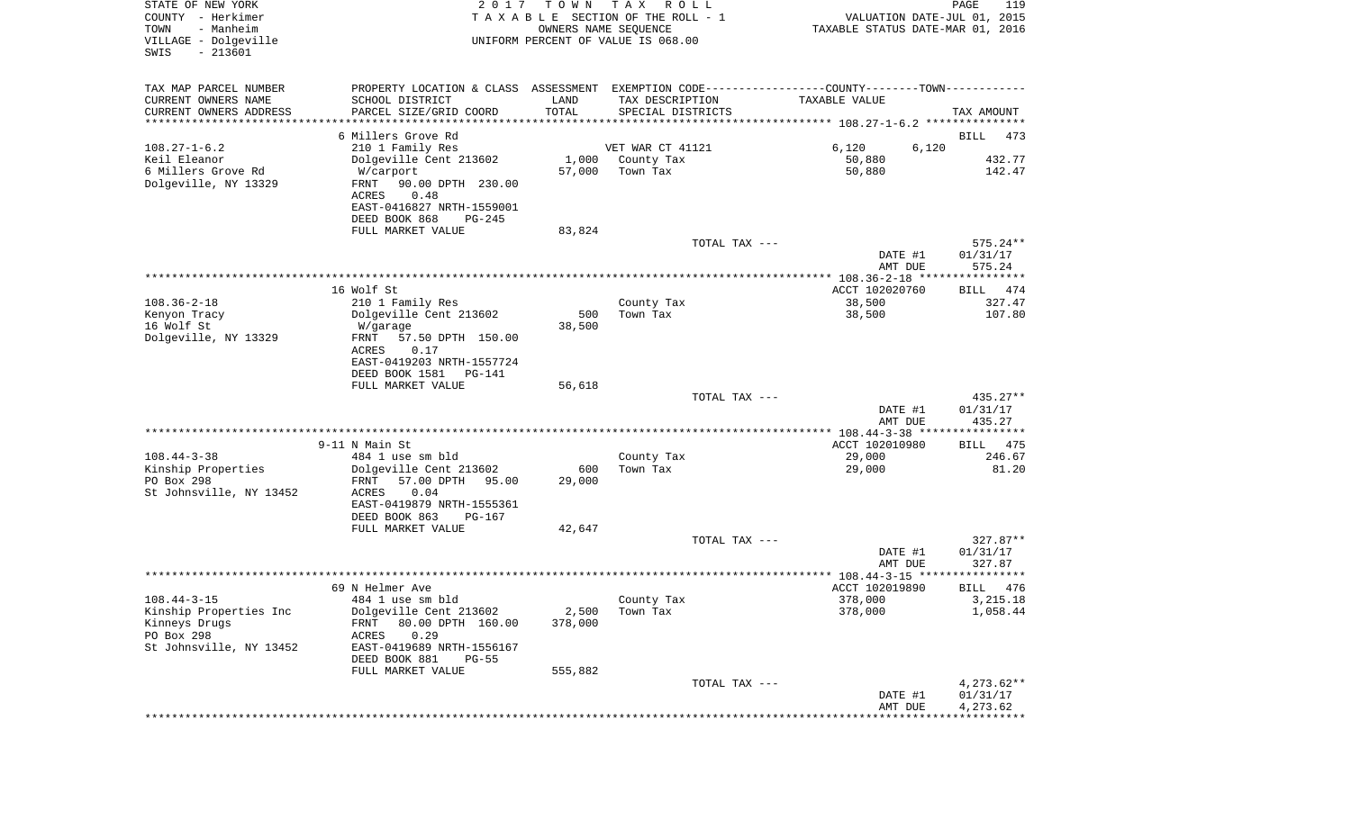STATE OF NEW YORK
COUNTY - Herkimer
TOWN - Manheim
VILLAGE - Dolgeville
SWIS - 213601

2 0 1 7 T O W N T A X R O L L
T A X A B L E SECTION OF THE ROLL - 1
OWNERS NAME SEQUENCE
UNIFORM PERCENT OF VALUE IS 068.00

VALUATION DATE-JUL 01, 2015
TAXABLE STATUS DATE-MAR 01, 2016

| TAX MAP PARCEL NUMBER<br>CURRENT OWNERS NAME<br>CURRENT OWNERS ADDRESS | PROPERTY LOCATION & CLASS<br>SCHOOL DISTRICT<br>PARCEL SIZE/GRID COORD | ASSESSMENT<br>LAND<br>TOTAL | EXEMPTION CODE<br>TAX DESCRIPTION<br>SPECIAL DISTRICTS | COUNTY--------TOWN<br>TAXABLE VALUE | TAX AMOUNT |
|---|---|---|---|---|---|
| | 6 Millers Grove Rd | | | | BILL 473 |
| 108.27-1-6.2 | 210 1 Family Res | | VET WAR CT 41121 | 6,120 6,120 | |
| Keil Eleanor | Dolgeville Cent 213602 | 1,000 | County Tax | 50,880 | 432.77 |
| 6 Millers Grove Rd | W/carport | 57,000 | Town Tax | 50,880 | 142.47 |
| Dolgeville, NY 13329 | FRNT 90.00 DPTH 230.00 | | | | |
| | ACRES 0.48 | | | | |
| | EAST-0416827 NRTH-1559001 | | | | |
| | DEED BOOK 868 PG-245 | | | | |
| | FULL MARKET VALUE | 83,824 | | | |
| | | | TOTAL TAX --- | | 575.24** |
| | | | | DATE #1 | 01/31/17 |
| | | | | AMT DUE | 575.24 |
| | 16 Wolf St | | | ACCT 102020760 | BILL 474 |
| 108.36-2-18 | 210 1 Family Res | | County Tax | 38,500 | 327.47 |
| Kenyon Tracy | Dolgeville Cent 213602 | 500 | Town Tax | 38,500 | 107.80 |
| 16 Wolf St | W/garage | 38,500 | | | |
| Dolgeville, NY 13329 | FRNT 57.50 DPTH 150.00 | | | | |
| | ACRES 0.17 | | | | |
| | EAST-0419203 NRTH-1557724 | | | | |
| | DEED BOOK 1581 PG-141 | | | | |
| | FULL MARKET VALUE | 56,618 | | | |
| | | | TOTAL TAX --- | | 435.27** |
| | | | | DATE #1 | 01/31/17 |
| | | | | AMT DUE | 435.27 |
| | 9-11 N Main St | | | ACCT 102010980 | BILL 475 |
| 108.44-3-38 | 484 1 use sm bld | | County Tax | 29,000 | 246.67 |
| Kinship Properties | Dolgeville Cent 213602 | 600 | Town Tax | 29,000 | 81.20 |
| PO Box 298 | FRNT 57.00 DPTH 95.00 | 29,000 | | | |
| St Johnsville, NY 13452 | ACRES 0.04 | | | | |
| | EAST-0419879 NRTH-1555361 | | | | |
| | DEED BOOK 863 PG-167 | | | | |
| | FULL MARKET VALUE | 42,647 | | | |
| | | | TOTAL TAX --- | | 327.87** |
| | | | | DATE #1 | 01/31/17 |
| | | | | AMT DUE | 327.87 |
| | 69 N Helmer Ave | | | ACCT 102019890 | BILL 476 |
| 108.44-3-15 | 484 1 use sm bld | | County Tax | 378,000 | 3,215.18 |
| Kinship Properties Inc | Dolgeville Cent 213602 | 2,500 | Town Tax | 378,000 | 1,058.44 |
| Kinneys Drugs | FRNT 80.00 DPTH 160.00 | 378,000 | | | |
| PO Box 298 | ACRES 0.29 | | | | |
| St Johnsville, NY 13452 | EAST-0419689 NRTH-1556167 | | | | |
| | DEED BOOK 881 PG-55 | | | | |
| | FULL MARKET VALUE | 555,882 | | | |
| | | | TOTAL TAX --- | | 4,273.62** |
| | | | | DATE #1 | 01/31/17 |
| | | | | AMT DUE | 4,273.62 |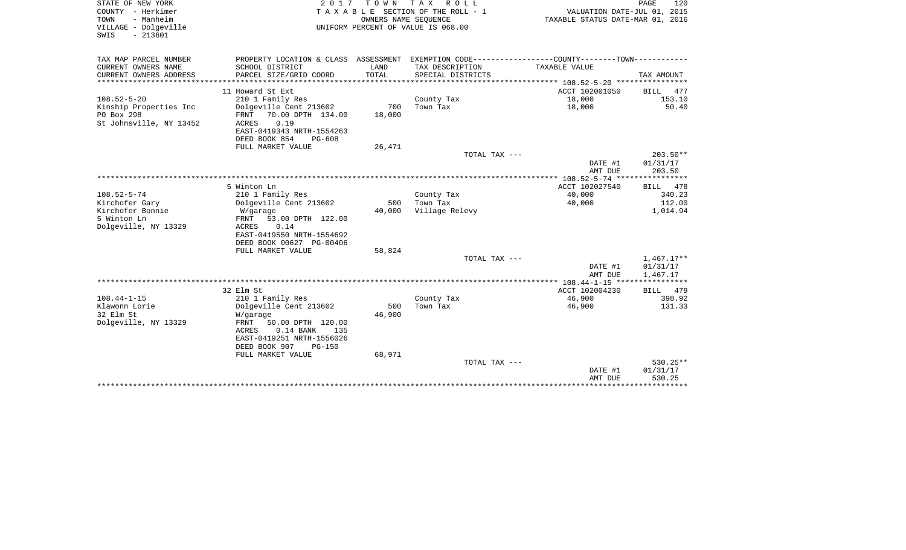STATE OF NEW YORK
COUNTY - Herkimer
TOWN - Manheim
VILLAGE - Dolgeville
SWIS - 213601

2017 TOWN TAX ROLL
TAXABLE SECTION OF THE ROLL - 1
OWNERS NAME SEQUENCE
UNIFORM PERCENT OF VALUE IS 068.00

VALUATION DATE-JUL 01, 2015
TAXABLE STATUS DATE-MAR 01, 2016

| TAX MAP PARCEL NUMBER / CURRENT OWNERS NAME / CURRENT OWNERS ADDRESS | PROPERTY LOCATION & CLASS / SCHOOL DISTRICT / PARCEL SIZE/GRID COORD | ASSESSMENT LAND / TOTAL | EXEMPTION CODE / TAX DESCRIPTION / SPECIAL DISTRICTS | COUNTY--------TOWN / TAXABLE VALUE | TAX AMOUNT |
|---|---|---|---|---|---|
| 108.52-5-20 | 11 Howard St Ext | | | ACCT 102001050 | BILL 477 |
| | 210 1 Family Res | | County Tax | 18,000 | 153.10 |
| Kinship Properties Inc | Dolgeville Cent 213602 | 700 | Town Tax | 18,000 | 50.40 |
| PO Box 298 | FRNT 70.00 DPTH 134.00 | 18,000 | | | |
| St Johnsville, NY 13452 | ACRES 0.19 | | | | |
| | EAST-0419343 NRTH-1554263 | | | | |
| | DEED BOOK 854 PG-608 | | | | |
| | FULL MARKET VALUE | 26,471 | | | |
| | | | TOTAL TAX --- | | 203.50** |
| | | | | DATE #1 | 01/31/17 |
| | | | | AMT DUE | 203.50 |
| 108.52-5-74 | 5 Winton Ln | | | ACCT 102027540 | BILL 478 |
| | 210 1 Family Res | | County Tax | 40,000 | 340.23 |
| Kirchofer Gary | Dolgeville Cent 213602 | 500 | Town Tax | 40,000 | 112.00 |
| Kirchofer Bonnie | W/garage | 40,000 | Village Relevy | | 1,014.94 |
| 5 Winton Ln | FRNT 53.00 DPTH 122.00 | | | | |
| Dolgeville, NY 13329 | ACRES 0.14 | | | | |
| | EAST-0419550 NRTH-1554692 | | | | |
| | DEED BOOK 00627 PG-00406 | | | | |
| | FULL MARKET VALUE | 58,824 | | | |
| | | | TOTAL TAX --- | | 1,467.17** |
| | | | | DATE #1 | 01/31/17 |
| | | | | AMT DUE | 1,467.17 |
| 108.44-1-15 | 32 Elm St | | | ACCT 102004230 | BILL 479 |
| | 210 1 Family Res | | County Tax | 46,900 | 398.92 |
| Klawonn Lorie | Dolgeville Cent 213602 | 500 | Town Tax | 46,900 | 131.33 |
| 32 Elm St | W/garage | 46,900 | | | |
| Dolgeville, NY 13329 | FRNT 50.00 DPTH 120.00 | | | | |
| | ACRES 0.14 BANK 135 | | | | |
| | EAST-0419251 NRTH-1556026 | | | | |
| | DEED BOOK 907 PG-150 | | | | |
| | FULL MARKET VALUE | 68,971 | | | |
| | | | TOTAL TAX --- | | 530.25** |
| | | | | DATE #1 | 01/31/17 |
| | | | | AMT DUE | 530.25 |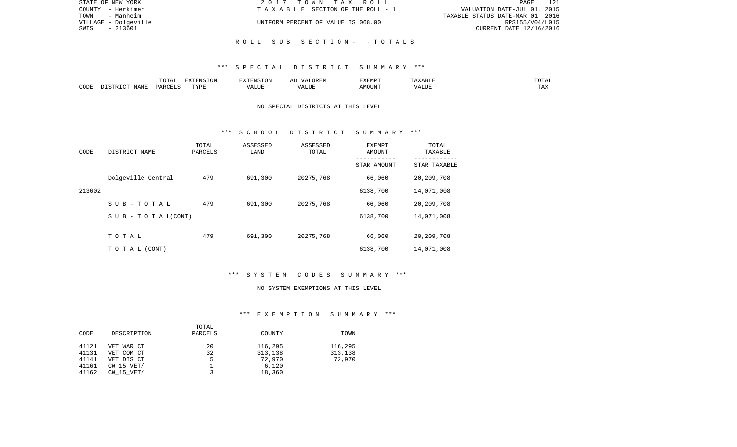STATE OF NEW YORK | 2017 TOWN TAX ROLL
COUNTY - Herkimer | TAXABLE SECTION OF THE ROLL - 1 | VALUATION DATE-JUL 01, 2015
TOWN - Manheim | TAXABLE STATUS DATE-MAR 01, 2016
VILLAGE - Dolgeville | UNIFORM PERCENT OF VALUE IS 068.00 | RPS155/V04/L015
SWIS - 213601 | CURRENT DATE 12/16/2016

## ROLL SUB SECTION - - TOTALS

### *** SPECIAL DISTRICT SUMMARY ***

| CODE | DISTRICT NAME | TOTAL PARCELS | EXTENSION TYPE | EXTENSION VALUE | AD VALOREM VALUE | EXEMPT AMOUNT | TAXABLE VALUE | TOTAL TAX |
|---|---|---|---|---|---|---|---|---|

NO SPECIAL DISTRICTS AT THIS LEVEL

### *** SCHOOL DISTRICT SUMMARY ***

| CODE | DISTRICT NAME | TOTAL PARCELS | ASSESSED LAND | ASSESSED TOTAL | EXEMPT AMOUNT / STAR AMOUNT | TOTAL TAXABLE / STAR TAXABLE |
|---|---|---|---|---|---|---|
| | Dolgeville Central | 479 | 691,300 | 20275,768 | 66,060 | 20,209,708 |
| 213602 | | | | | 6138,700 | 14,071,008 |
| | SUB-TOTAL | 479 | 691,300 | 20275,768 | 66,060 | 20,209,708 |
| | SUB-TOTAL(CONT) | | | | 6138,700 | 14,071,008 |
| | TOTAL | 479 | 691,300 | 20275,768 | 66,060 | 20,209,708 |
| | TOTAL (CONT) | | | | 6138,700 | 14,071,008 |

### *** SYSTEM CODES SUMMARY ***

NO SYSTEM EXEMPTIONS AT THIS LEVEL

### *** EXEMPTION SUMMARY ***

| CODE | DESCRIPTION | TOTAL PARCELS | COUNTY | TOWN |
|---|---|---|---|---|
| 41121 | VET WAR CT | 20 | 116,295 | 116,295 |
| 41131 | VET COM CT | 32 | 313,138 | 313,138 |
| 41141 | VET DIS CT | 5 | 72,970 | 72,970 |
| 41161 | CW_15_VET/ | 1 | 6,120 | |
| 41162 | CW_15_VET/ | 3 | 18,360 | |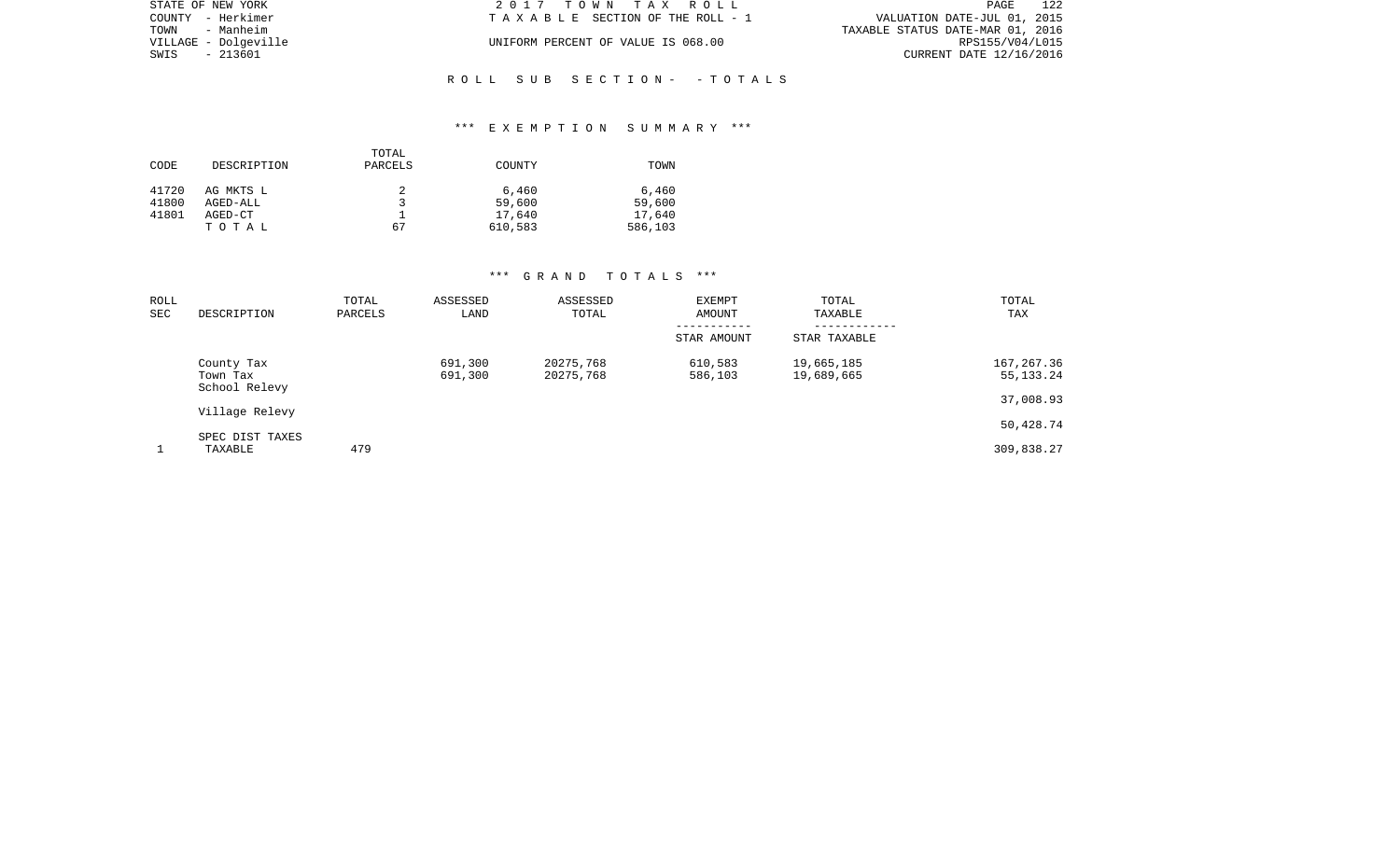STATE OF NEW YORK | 2017 TOWN TAX ROLL
COUNTY - Herkimer | TAXABLE SECTION OF THE ROLL - 1 | VALUATION DATE-JUL 01, 2015
TOWN - Manheim | | TAXABLE STATUS DATE-MAR 01, 2016
VILLAGE - Dolgeville | UNIFORM PERCENT OF VALUE IS 068.00 | RPS155/V04/L015
SWIS - 213601 | | CURRENT DATE 12/16/2016

ROLL SUB SECTION- - TOTALS

*** EXEMPTION SUMMARY ***

| CODE | DESCRIPTION | TOTAL PARCELS | COUNTY | TOWN |
|---|---|---|---|---|
| 41720 | AG MKTS L | 2 | 6,460 | 6,460 |
| 41800 | AGED-ALL | 3 | 59,600 | 59,600 |
| 41801 | AGED-CT | 1 | 17,640 | 17,640 |
| | TOTAL | 67 | 610,583 | 586,103 |

*** GRAND TOTALS ***

| ROLL SEC | DESCRIPTION | TOTAL PARCELS | ASSESSED LAND | ASSESSED TOTAL | EXEMPT AMOUNT / STAR AMOUNT | TOTAL TAXABLE / STAR TAXABLE | TOTAL TAX |
|---|---|---|---|---|---|---|---|
| | County Tax | | 691,300 | 20275,768 | 610,583 | 19,665,185 | 167,267.36 |
| | Town Tax | | 691,300 | 20275,768 | 586,103 | 19,689,665 | 55,133.24 |
| | School Relevy | | | | | | 37,008.93 |
| | Village Relevy | | | | | | 50,428.74 |
| | SPEC DIST TAXES | | | | | | |
| 1 | TAXABLE | 479 | | | | | 309,838.27 |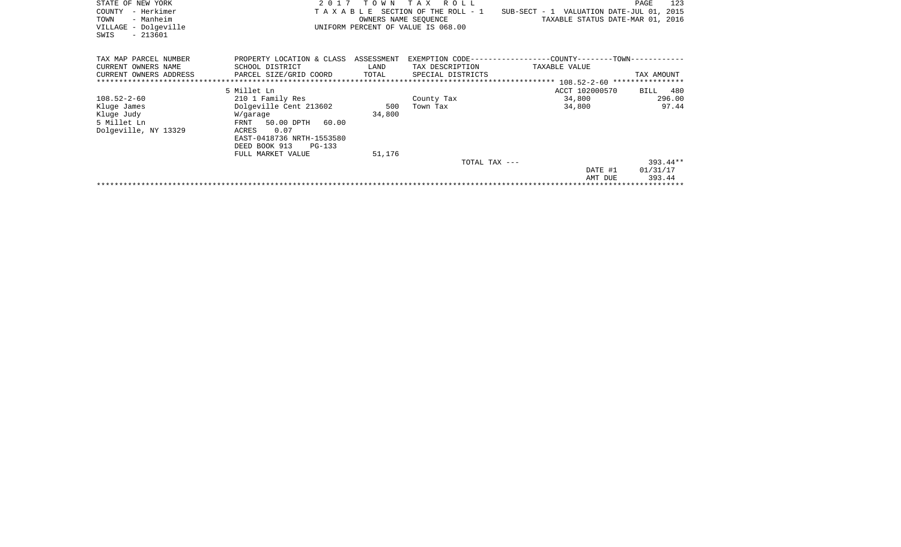STATE OF NEW YORK
COUNTY - Herkimer
TOWN - Manheim
VILLAGE - Dolgeville
SWIS - 213601

2 0 1 7 T O W N T A X R O L L
T A X A B L E SECTION OF THE ROLL - 1
OWNERS NAME SEQUENCE
UNIFORM PERCENT OF VALUE IS 068.00

SUB-SECT - 1 VALUATION DATE-JUL 01, 2015
TAXABLE STATUS DATE-MAR 01, 2016

| TAX MAP PARCEL NUMBER / CURRENT OWNERS NAME / CURRENT OWNERS ADDRESS | PROPERTY LOCATION & CLASS / SCHOOL DISTRICT / PARCEL SIZE/GRID COORD | ASSESSMENT LAND / TOTAL | EXEMPTION CODE / TAX DESCRIPTION / SPECIAL DISTRICTS | COUNTY--------TOWN / TAXABLE VALUE | TAX AMOUNT |
|---|---|---|---|---|---|
| ****************************** | | | | 108.52-2-60 | **************** |
| | 5 Millet Ln | | | ACCT 102000570 | BILL 480 |
| 108.52-2-60 | 210 1 Family Res | | County Tax | 34,800 | 296.00 |
| Kluge James | Dolgeville Cent 213602 | 500 | Town Tax | 34,800 | 97.44 |
| Kluge Judy | W/garage | 34,800 | | | |
| 5 Millet Ln | FRNT 50.00 DPTH 60.00 | | | | |
| Dolgeville, NY 13329 | ACRES 0.07 | | | | |
| | EAST-0418736 NRTH-1553580 | | | | |
| | DEED BOOK 913 PG-133 | | | | |
| | FULL MARKET VALUE | 51,176 | | | |
| | | | TOTAL TAX --- | | 393.44** |
| | | | | DATE #1 | 01/31/17 |
| | | | | AMT DUE | 393.44 |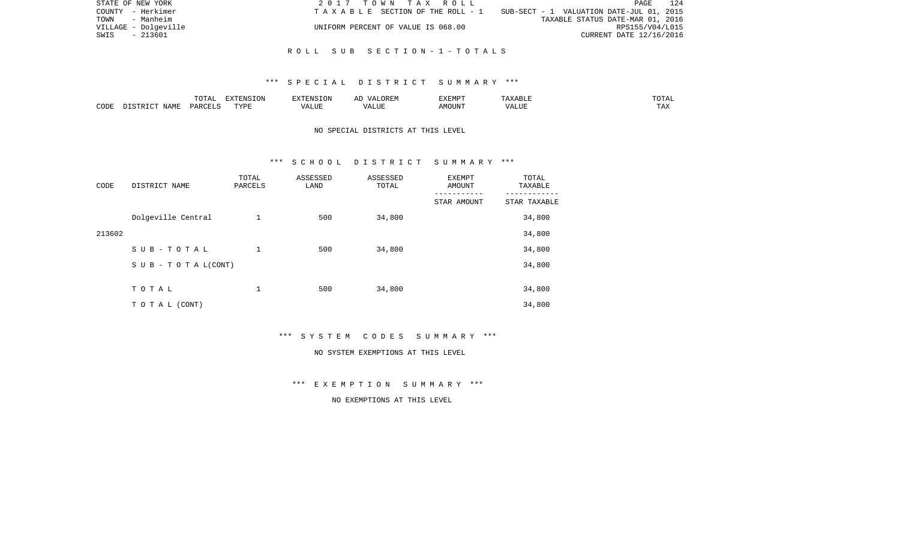STATE OF NEW YORK | 2017 TOWN TAX ROLL
COUNTY - Herkimer | TAXABLE SECTION OF THE ROLL - 1 | SUB-SECT - 1 VALUATION DATE-JUL 01, 2015
TOWN - Manheim | TAXABLE STATUS DATE-MAR 01, 2016
VILLAGE - Dolgeville | UNIFORM PERCENT OF VALUE IS 068.00 | RPS155/V04/L015
SWIS - 213601 | CURRENT DATE 12/16/2016

## ROLL SUB SECTION-1-TOTALS

### *** SPECIAL DISTRICT SUMMARY ***

| CODE | DISTRICT NAME | TOTAL PARCELS | EXTENSION TYPE | EXTENSION VALUE | AD VALOREM VALUE | EXEMPT AMOUNT | TAXABLE VALUE | TOTAL TAX |
|---|---|---|---|---|---|---|---|---|

NO SPECIAL DISTRICTS AT THIS LEVEL

### *** SCHOOL DISTRICT SUMMARY ***

| CODE | DISTRICT NAME | TOTAL PARCELS | ASSESSED LAND | ASSESSED TOTAL | EXEMPT AMOUNT / STAR AMOUNT | TOTAL TAXABLE / STAR TAXABLE |
|---|---|---|---|---|---|---|
| | Dolgeville Central | 1 | 500 | 34,800 | | 34,800 |
| 213602 | | | | | | 34,800 |
| | SUB-TOTAL | 1 | 500 | 34,800 | | 34,800 |
| | SUB-TOTAL(CONT) | | | | | 34,800 |
| | TOTAL | 1 | 500 | 34,800 | | 34,800 |
| | TOTAL (CONT) | | | | | 34,800 |

### *** SYSTEM CODES SUMMARY ***

NO SYSTEM EXEMPTIONS AT THIS LEVEL

### *** EXEMPTION SUMMARY ***

NO EXEMPTIONS AT THIS LEVEL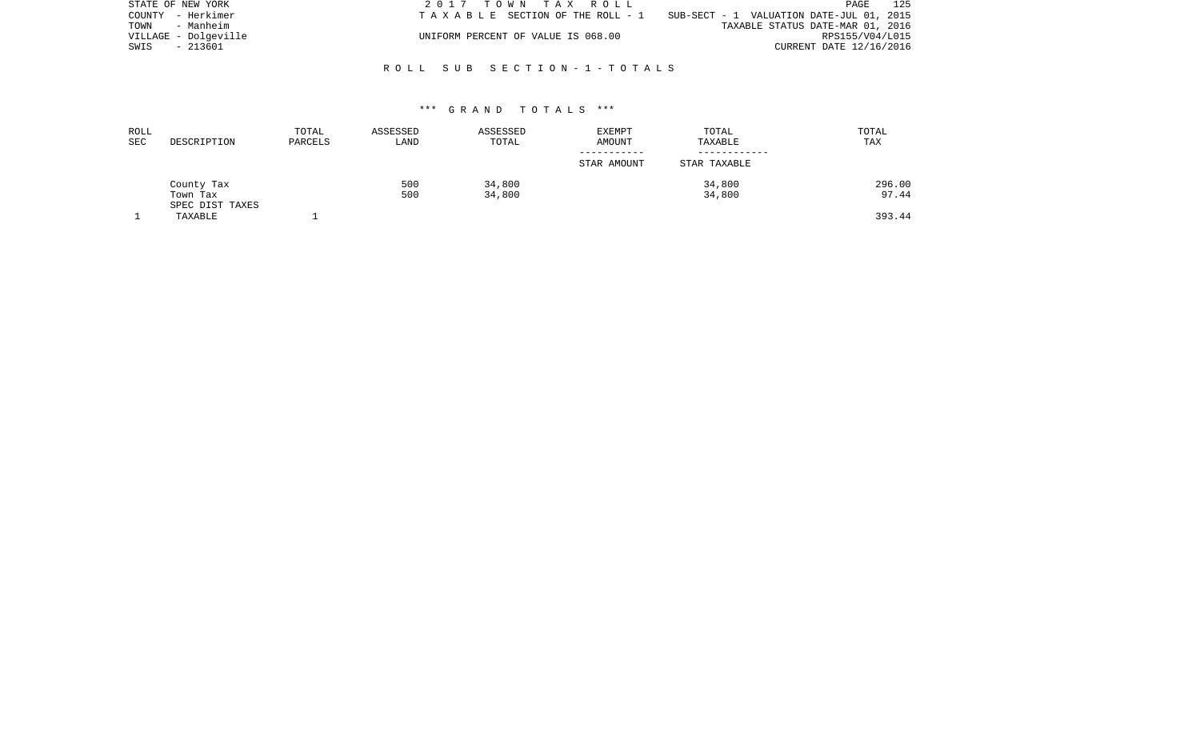STATE OF NEW YORK
COUNTY - Herkimer
TOWN - Manheim
VILLAGE - Dolgeville
SWIS - 213601

2017 TOWN TAX ROLL
TAXABLE SECTION OF THE ROLL - 1
UNIFORM PERCENT OF VALUE IS 068.00

SUB-SECT - 1 VALUATION DATE-JUL 01, 2015
TAXABLE STATUS DATE-MAR 01, 2016
RPS155/V04/L015
CURRENT DATE 12/16/2016

## ROLL SUB SECTION-1-TOTALS

### *** GRAND TOTALS ***

| ROLL SEC | DESCRIPTION | TOTAL PARCELS | ASSESSED LAND | ASSESSED TOTAL | EXEMPT AMOUNT<br>-----------<br>STAR AMOUNT | TOTAL TAXABLE<br>------------<br>STAR TAXABLE | TOTAL TAX |
|---|---|---|---|---|---|---|---|
| | County Tax | | 500 | 34,800 | | 34,800 | 296.00 |
| | Town Tax | | 500 | 34,800 | | 34,800 | 97.44 |
| | SPEC DIST TAXES | | | | | | |
| 1 | TAXABLE | 1 | | | | | 393.44 |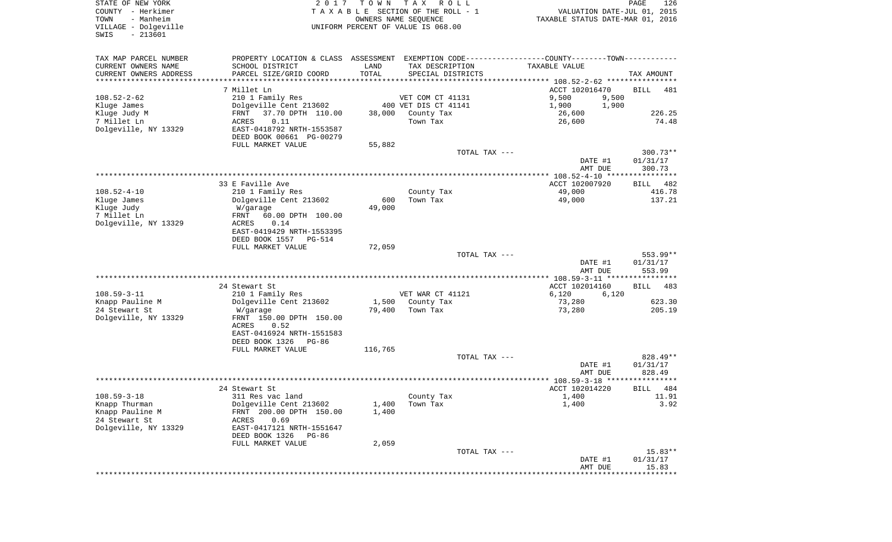STATE OF NEW YORK
COUNTY - Herkimer
TOWN - Manheim
VILLAGE - Dolgeville
SWIS - 213601

2017 TOWN TAX ROLL
TAXABLE SECTION OF THE ROLL - 1
OWNERS NAME SEQUENCE
UNIFORM PERCENT OF VALUE IS 068.00

VALUATION DATE-JUL 01, 2015
TAXABLE STATUS DATE-MAR 01, 2016

| TAX MAP PARCEL NUMBER / CURRENT OWNERS NAME / CURRENT OWNERS ADDRESS | PROPERTY LOCATION & CLASS / SCHOOL DISTRICT / PARCEL SIZE/GRID COORD | ASSESSMENT LAND / TOTAL | EXEMPTION CODE / TAX DESCRIPTION / SPECIAL DISTRICTS | COUNTY TAXABLE VALUE | TOWN TAXABLE VALUE | TAX AMOUNT |
|---|---|---|---|---|---|---|
| **108.52-2-62** | 7 Millet Ln | | | ACCT 102016470 | | BILL 481 |
| 108.52-2-62 | 210 1 Family Res | | VET COM CT 41131 | 9,500 | 9,500 | |
| Kluge James | Dolgeville Cent 213602 | 400 | VET DIS CT 41141 | 1,900 | 1,900 | |
| Kluge Judy M | FRNT 37.70 DPTH 110.00 | 38,000 | County Tax | 26,600 | | 226.25 |
| 7 Millet Ln | ACRES 0.11 | | Town Tax | 26,600 | | 74.48 |
| Dolgeville, NY 13329 | EAST-0418792 NRTH-1553587 | | | | | |
| | DEED BOOK 00661 PG-00279 | | | | | |
| | FULL MARKET VALUE | 55,882 | | | | |
| | | | TOTAL TAX --- | | | 300.73** |
| | | | | DATE #1 | | 01/31/17 |
| | | | | AMT DUE | | 300.73 |
| **108.52-4-10** | 33 E Faville Ave | | | ACCT 102007920 | | BILL 482 |
| 108.52-4-10 | 210 1 Family Res | | County Tax | 49,000 | | 416.78 |
| Kluge James | Dolgeville Cent 213602 | 600 | Town Tax | 49,000 | | 137.21 |
| Kluge Judy | W/garage | 49,000 | | | | |
| 7 Millet Ln | FRNT 60.00 DPTH 100.00 | | | | | |
| Dolgeville, NY 13329 | ACRES 0.14 | | | | | |
| | EAST-0419429 NRTH-1553395 | | | | | |
| | DEED BOOK 1557 PG-514 | | | | | |
| | FULL MARKET VALUE | 72,059 | | | | |
| | | | TOTAL TAX --- | | | 553.99** |
| | | | | DATE #1 | | 01/31/17 |
| | | | | AMT DUE | | 553.99 |
| **108.59-3-11** | 24 Stewart St | | | ACCT 102014160 | | BILL 483 |
| 108.59-3-11 | 210 1 Family Res | | VET WAR CT 41121 | 6,120 | 6,120 | |
| Knapp Pauline M | Dolgeville Cent 213602 | 1,500 | County Tax | 73,280 | | 623.30 |
| 24 Stewart St | W/garage | 79,400 | Town Tax | 73,280 | | 205.19 |
| Dolgeville, NY 13329 | FRNT 150.00 DPTH 150.00 | | | | | |
| | ACRES 0.52 | | | | | |
| | EAST-0416924 NRTH-1551583 | | | | | |
| | DEED BOOK 1326 PG-86 | | | | | |
| | FULL MARKET VALUE | 116,765 | | | | |
| | | | TOTAL TAX --- | | | 828.49** |
| | | | | DATE #1 | | 01/31/17 |
| | | | | AMT DUE | | 828.49 |
| **108.59-3-18** | 24 Stewart St | | | ACCT 102014220 | | BILL 484 |
| 108.59-3-18 | 311 Res vac land | | County Tax | 1,400 | | 11.91 |
| Knapp Thurman | Dolgeville Cent 213602 | 1,400 | Town Tax | 1,400 | | 3.92 |
| Knapp Pauline M | FRNT 200.00 DPTH 150.00 | 1,400 | | | | |
| 24 Stewart St | ACRES 0.69 | | | | | |
| Dolgeville, NY 13329 | EAST-0417121 NRTH-1551647 | | | | | |
| | DEED BOOK 1326 PG-86 | | | | | |
| | FULL MARKET VALUE | 2,059 | | | | |
| | | | TOTAL TAX --- | | | 15.83** |
| | | | | DATE #1 | | 01/31/17 |
| | | | | AMT DUE | | 15.83 |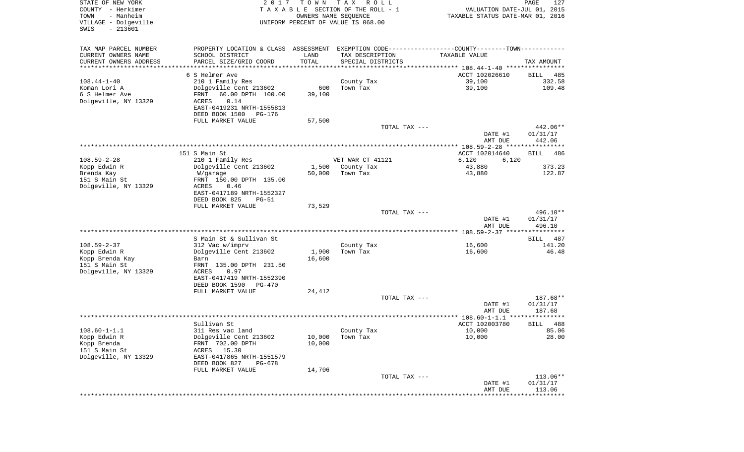STATE OF NEW YORK
COUNTY - Herkimer
TOWN - Manheim
VILLAGE - Dolgeville
SWIS - 213601

2 0 1 7 T O W N T A X R O L L
T A X A B L E SECTION OF THE ROLL - 1
OWNERS NAME SEQUENCE
UNIFORM PERCENT OF VALUE IS 068.00

VALUATION DATE-JUL 01, 2015
TAXABLE STATUS DATE-MAR 01, 2016

| TAX MAP PARCEL NUMBER / CURRENT OWNERS NAME / CURRENT OWNERS ADDRESS | PROPERTY LOCATION & CLASS / SCHOOL DISTRICT / PARCEL SIZE/GRID COORD | ASSESSMENT LAND | TOTAL | EXEMPTION CODE / TAX DESCRIPTION / SPECIAL DISTRICTS | TAXABLE VALUE | TAX AMOUNT |
|---|---|---|---|---|---|---|
| **108.44-1-40** | 6 S Helmer Ave | | | | ACCT 102026610 | BILL 485 |
| Koman Lori A | 210 1 Family Res | | | County Tax | 39,100 | 332.58 |
| 6 S Helmer Ave | Dolgeville Cent 213602 | 600 | | Town Tax | 39,100 | 109.48 |
| Dolgeville, NY 13329 | FRNT 60.00 DPTH 100.00 | | 39,100 | | | |
| | ACRES 0.14 | | | | | |
| | EAST-0419231 NRTH-1555813 | | | | | |
| | DEED BOOK 1500 PG-176 | | | | | |
| | FULL MARKET VALUE | | 57,500 | | | |
| | | | | TOTAL TAX --- | | 442.06** |
| | | | | | DATE #1 | 01/31/17 |
| | | | | | AMT DUE | 442.06 |
| **108.59-2-28** | 151 S Main St | | | | ACCT 102014640 | BILL 486 |
| Kopp Edwin R | 210 1 Family Res | | | VET WAR CT 41121 | 6,120 6,120 | |
| Brenda Kay | Dolgeville Cent 213602 | 1,500 | | County Tax | 43,880 | 373.23 |
| 151 S Main St | W/garage | | 50,000 | Town Tax | 43,880 | 122.87 |
| Dolgeville, NY 13329 | FRNT 150.00 DPTH 135.00 | | | | | |
| | ACRES 0.46 | | | | | |
| | EAST-0417189 NRTH-1552327 | | | | | |
| | DEED BOOK 825 PG-51 | | | | | |
| | FULL MARKET VALUE | | 73,529 | | | |
| | | | | TOTAL TAX --- | | 496.10** |
| | | | | | DATE #1 | 01/31/17 |
| | | | | | AMT DUE | 496.10 |
| **108.59-2-37** | S Main St & Sullivan St | | | | | BILL 487 |
| Kopp Edwin R | 312 Vac w/imprv | | | County Tax | 16,600 | 141.20 |
| Kopp Brenda Kay | Dolgeville Cent 213602 | 1,900 | | Town Tax | 16,600 | 46.48 |
| 151 S Main St | Barn | | 16,600 | | | |
| Dolgeville, NY 13329 | FRNT 135.00 DPTH 231.50 | | | | | |
| | ACRES 0.97 | | | | | |
| | EAST-0417419 NRTH-1552390 | | | | | |
| | DEED BOOK 1590 PG-470 | | | | | |
| | FULL MARKET VALUE | | 24,412 | | | |
| | | | | TOTAL TAX --- | | 187.68** |
| | | | | | DATE #1 | 01/31/17 |
| | | | | | AMT DUE | 187.68 |
| **108.60-1-1.1** | Sullivan St | | | | ACCT 102003780 | BILL 488 |
| Kopp Edwin R | 311 Res vac land | | | County Tax | 10,000 | 85.06 |
| Kopp Brenda | Dolgeville Cent 213602 | 10,000 | | Town Tax | 10,000 | 28.00 |
| 151 S Main St | FRNT 702.00 DPTH | | 10,000 | | | |
| Dolgeville, NY 13329 | ACRES 15.30 | | | | | |
| | EAST-0417865 NRTH-1551579 | | | | | |
| | DEED BOOK 827 PG-678 | | | | | |
| | FULL MARKET VALUE | | 14,706 | | | |
| | | | | TOTAL TAX --- | | 113.06** |
| | | | | | DATE #1 | 01/31/17 |
| | | | | | AMT DUE | 113.06 |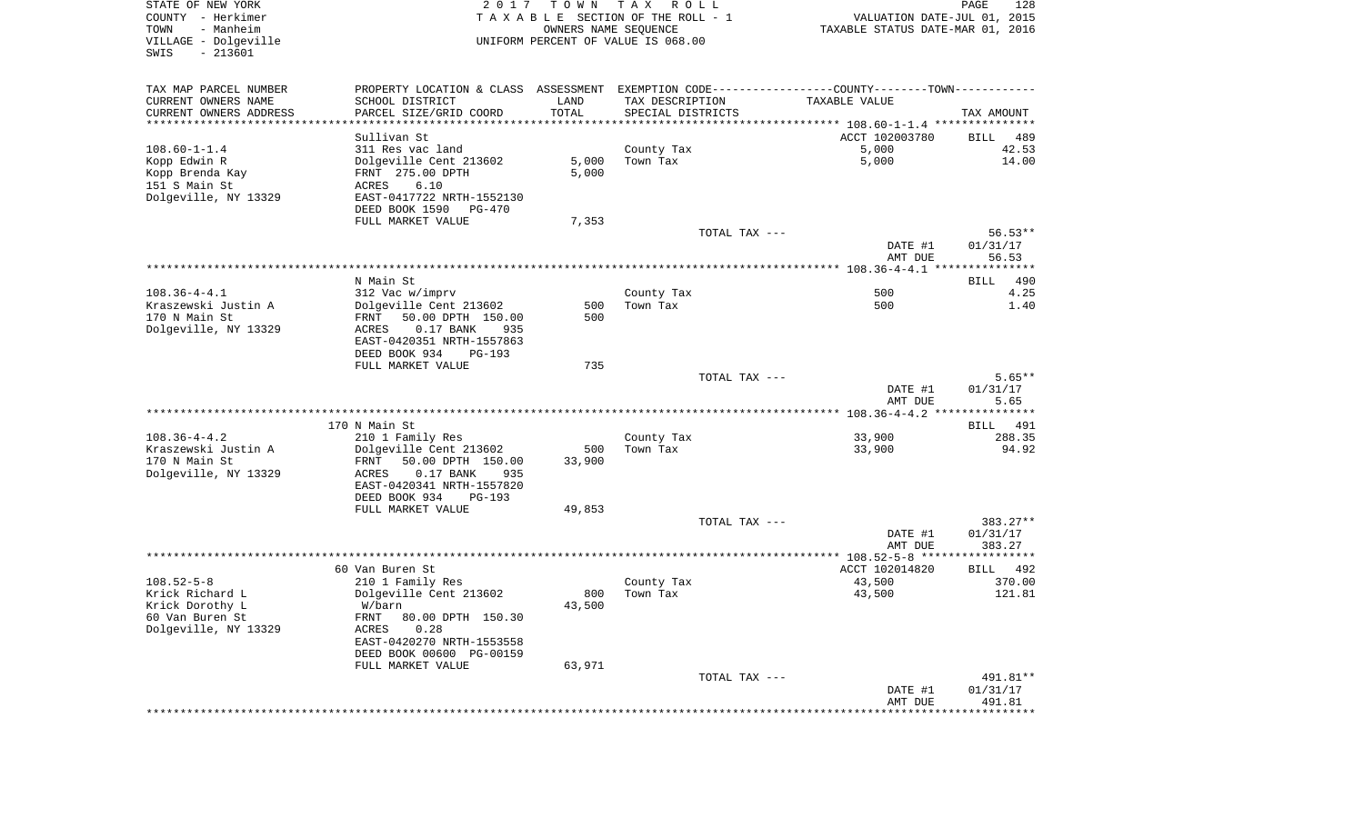STATE OF NEW YORK
COUNTY - Herkimer
TOWN - Manheim
VILLAGE - Dolgeville
SWIS - 213601

2 0 1 7 T O W N T A X R O L L
T A X A B L E SECTION OF THE ROLL - 1
OWNERS NAME SEQUENCE
UNIFORM PERCENT OF VALUE IS 068.00

VALUATION DATE-JUL 01, 2015
TAXABLE STATUS DATE-MAR 01, 2016

| TAX MAP PARCEL NUMBER / CURRENT OWNERS NAME / CURRENT OWNERS ADDRESS | PROPERTY LOCATION & CLASS / SCHOOL DISTRICT / PARCEL SIZE/GRID COORD | ASSESSMENT LAND | TOTAL | EXEMPTION CODE / TAX DESCRIPTION / SPECIAL DISTRICTS | TAXABLE VALUE | TAX AMOUNT |
|---|---|---|---|---|---|---|
| **108.60-1-1.4** | Sullivan St | | | | ACCT 102003780 | BILL 489 |
| 108.60-1-1.4 | 311 Res vac land | | | County Tax | 5,000 | 42.53 |
| Kopp Edwin R | Dolgeville Cent 213602 | 5,000 | | Town Tax | 5,000 | 14.00 |
| Kopp Brenda Kay | FRNT 275.00 DPTH | | 5,000 | | | |
| 151 S Main St | ACRES 6.10 | | | | | |
| Dolgeville, NY 13329 | EAST-0417722 NRTH-1552130 | | | | | |
| | DEED BOOK 1590 PG-470 | | | | | |
| | FULL MARKET VALUE | | 7,353 | | | |
| | | | | TOTAL TAX --- | | 56.53** |
| | | | | | DATE #1 | 01/31/17 |
| | | | | | AMT DUE | 56.53 |
| **108.36-4-4.1** | N Main St | | | | | BILL 490 |
| 108.36-4-4.1 | 312 Vac w/imprv | | | County Tax | 500 | 4.25 |
| Kraszewski Justin A | Dolgeville Cent 213602 | 500 | | Town Tax | 500 | 1.40 |
| 170 N Main St | FRNT 50.00 DPTH 150.00 | | 500 | | | |
| Dolgeville, NY 13329 | ACRES 0.17 BANK 935 | | | | | |
| | EAST-0420351 NRTH-1557863 | | | | | |
| | DEED BOOK 934 PG-193 | | | | | |
| | FULL MARKET VALUE | | 735 | | | |
| | | | | TOTAL TAX --- | | 5.65** |
| | | | | | DATE #1 | 01/31/17 |
| | | | | | AMT DUE | 5.65 |
| **108.36-4-4.2** | 170 N Main St | | | | | BILL 491 |
| 108.36-4-4.2 | 210 1 Family Res | | | County Tax | 33,900 | 288.35 |
| Kraszewski Justin A | Dolgeville Cent 213602 | 500 | | Town Tax | 33,900 | 94.92 |
| 170 N Main St | FRNT 50.00 DPTH 150.00 | | 33,900 | | | |
| Dolgeville, NY 13329 | ACRES 0.17 BANK 935 | | | | | |
| | EAST-0420341 NRTH-1557820 | | | | | |
| | DEED BOOK 934 PG-193 | | | | | |
| | FULL MARKET VALUE | | 49,853 | | | |
| | | | | TOTAL TAX --- | | 383.27** |
| | | | | | DATE #1 | 01/31/17 |
| | | | | | AMT DUE | 383.27 |
| **108.52-5-8** | 60 Van Buren St | | | | ACCT 102014820 | BILL 492 |
| 108.52-5-8 | 210 1 Family Res | | | County Tax | 43,500 | 370.00 |
| Krick Richard L | Dolgeville Cent 213602 | 800 | | Town Tax | 43,500 | 121.81 |
| Krick Dorothy L | W/barn | | 43,500 | | | |
| 60 Van Buren St | FRNT 80.00 DPTH 150.30 | | | | | |
| Dolgeville, NY 13329 | ACRES 0.28 | | | | | |
| | EAST-0420270 NRTH-1553558 | | | | | |
| | DEED BOOK 00600 PG-00159 | | | | | |
| | FULL MARKET VALUE | | 63,971 | | | |
| | | | | TOTAL TAX --- | | 491.81** |
| | | | | | DATE #1 | 01/31/17 |
| | | | | | AMT DUE | 491.81 |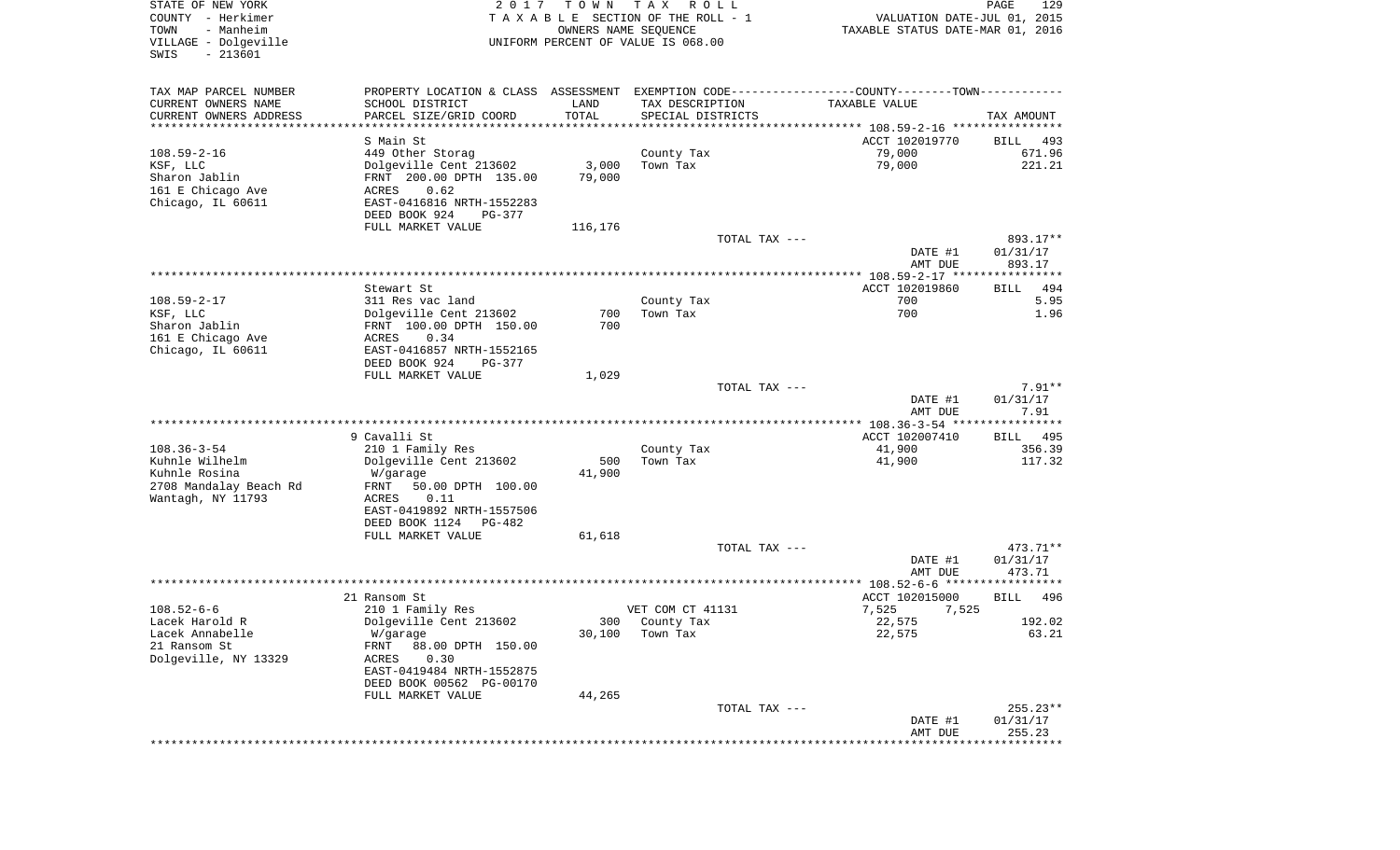STATE OF NEW YORK
COUNTY - Herkimer
TOWN - Manheim
VILLAGE - Dolgeville
SWIS - 213601

2017 TOWN TAX ROLL
TAXABLE SECTION OF THE ROLL - 1
OWNERS NAME SEQUENCE
UNIFORM PERCENT OF VALUE IS 068.00

VALUATION DATE-JUL 01, 2015
TAXABLE STATUS DATE-MAR 01, 2016

| TAX MAP PARCEL NUMBER / CURRENT OWNERS NAME / CURRENT OWNERS ADDRESS | PROPERTY LOCATION & CLASS / SCHOOL DISTRICT / PARCEL SIZE/GRID COORD | ASSESSMENT LAND / TOTAL | EXEMPTION CODE / TAX DESCRIPTION / SPECIAL DISTRICTS | COUNTY--------TOWN / TAXABLE VALUE | TAX AMOUNT |
|---|---|---|---|---|---|
| 108.59-2-16 | S Main St | | | ACCT 102019770 | BILL 493 |
| | 449 Other Storag | | County Tax | 79,000 | 671.96 |
| KSF, LLC | Dolgeville Cent 213602 | 3,000 | Town Tax | 79,000 | 221.21 |
| Sharon Jablin | FRNT 200.00 DPTH 135.00 | 79,000 | | | |
| 161 E Chicago Ave | ACRES 0.62 | | | | |
| Chicago, IL 60611 | EAST-0416816 NRTH-1552283 | | | | |
| | DEED BOOK 924 PG-377 | | | | |
| | FULL MARKET VALUE | 116,176 | | | |
| | | | TOTAL TAX --- | | 893.17** |
| | | | | DATE #1 | 01/31/17 |
| | | | | AMT DUE | 893.17 |
| 108.59-2-17 | Stewart St | | | ACCT 102019860 | BILL 494 |
| | 311 Res vac land | | County Tax | 700 | 5.95 |
| KSF, LLC | Dolgeville Cent 213602 | 700 | Town Tax | 700 | 1.96 |
| Sharon Jablin | FRNT 100.00 DPTH 150.00 | 700 | | | |
| 161 E Chicago Ave | ACRES 0.34 | | | | |
| Chicago, IL 60611 | EAST-0416857 NRTH-1552165 | | | | |
| | DEED BOOK 924 PG-377 | | | | |
| | FULL MARKET VALUE | 1,029 | | | |
| | | | TOTAL TAX --- | | 7.91** |
| | | | | DATE #1 | 01/31/17 |
| | | | | AMT DUE | 7.91 |
| 108.36-3-54 | 9 Cavalli St | | | ACCT 102007410 | BILL 495 |
| | 210 1 Family Res | | County Tax | 41,900 | 356.39 |
| Kuhnle Wilhelm | Dolgeville Cent 213602 | 500 | Town Tax | 41,900 | 117.32 |
| Kuhnle Rosina | W/garage | 41,900 | | | |
| 2708 Mandalay Beach Rd | FRNT 50.00 DPTH 100.00 | | | | |
| Wantagh, NY 11793 | ACRES 0.11 | | | | |
| | EAST-0419892 NRTH-1557506 | | | | |
| | DEED BOOK 1124 PG-482 | | | | |
| | FULL MARKET VALUE | 61,618 | | | |
| | | | TOTAL TAX --- | | 473.71** |
| | | | | DATE #1 | 01/31/17 |
| | | | | AMT DUE | 473.71 |
| 108.52-6-6 | 21 Ransom St | | | ACCT 102015000 | BILL 496 |
| | 210 1 Family Res | | VET COM CT 41131 | 7,525 7,525 | |
| Lacek Harold R | Dolgeville Cent 213602 | 300 | County Tax | 22,575 | 192.02 |
| Lacek Annabelle | W/garage | 30,100 | Town Tax | 22,575 | 63.21 |
| 21 Ransom St | FRNT 88.00 DPTH 150.00 | | | | |
| Dolgeville, NY 13329 | ACRES 0.30 | | | | |
| | EAST-0419484 NRTH-1552875 | | | | |
| | DEED BOOK 00562 PG-00170 | | | | |
| | FULL MARKET VALUE | 44,265 | | | |
| | | | TOTAL TAX --- | | 255.23** |
| | | | | DATE #1 | 01/31/17 |
| | | | | AMT DUE | 255.23 |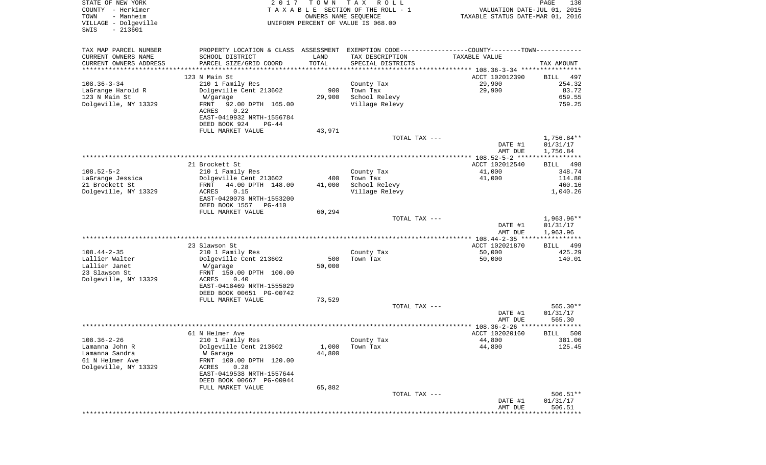STATE OF NEW YORK
COUNTY - Herkimer
TOWN - Manheim
VILLAGE - Dolgeville
SWIS - 213601

2017 TOWN TAX ROLL
TAXABLE SECTION OF THE ROLL - 1
OWNERS NAME SEQUENCE
UNIFORM PERCENT OF VALUE IS 068.00

VALUATION DATE-JUL 01, 2015
TAXABLE STATUS DATE-MAR 01, 2016

| TAX MAP PARCEL NUMBER<br>CURRENT OWNERS NAME<br>CURRENT OWNERS ADDRESS | PROPERTY LOCATION & CLASS<br>SCHOOL DISTRICT<br>PARCEL SIZE/GRID COORD | ASSESSMENT<br>LAND<br>TOTAL | EXEMPTION CODE-----COUNTY-----TOWN<br>TAX DESCRIPTION<br>SPECIAL DISTRICTS | TAXABLE VALUE | TAX AMOUNT |
|---|---|---|---|---|---|
| | 123 N Main St | | | ACCT 102012390 | BILL 497 |
| 108.36-3-34 | 210 1 Family Res | | County Tax | 29,900 | 254.32 |
| LaGrange Harold R | Dolgeville Cent 213602 | 900 | Town Tax | 29,900 | 83.72 |
| 123 N Main St | W/garage | 29,900 | School Relevy | | 659.55 |
| Dolgeville, NY 13329 | FRNT 92.00 DPTH 165.00 | | Village Relevy | | 759.25 |
| | ACRES 0.22 | | | | |
| | EAST-0419932 NRTH-1556784 | | | | |
| | DEED BOOK 924 PG-44 | | | | |
| | FULL MARKET VALUE | 43,971 | | | |
| | | | TOTAL TAX --- | | 1,756.84** |
| | | | | DATE #1 | 01/31/17 |
| | | | | AMT DUE | 1,756.84 |
| | 21 Brockett St | | | ACCT 102012540 | BILL 498 |
| 108.52-5-2 | 210 1 Family Res | | County Tax | 41,000 | 348.74 |
| LaGrange Jessica | Dolgeville Cent 213602 | 400 | Town Tax | 41,000 | 114.80 |
| 21 Brockett St | FRNT 44.00 DPTH 148.00 | 41,000 | School Relevy | | 460.16 |
| Dolgeville, NY 13329 | ACRES 0.15 | | Village Relevy | | 1,040.26 |
| | EAST-0420078 NRTH-1553200 | | | | |
| | DEED BOOK 1557 PG-410 | | | | |
| | FULL MARKET VALUE | 60,294 | | | |
| | | | TOTAL TAX --- | | 1,963.96** |
| | | | | DATE #1 | 01/31/17 |
| | | | | AMT DUE | 1,963.96 |
| | 23 Slawson St | | | ACCT 102021870 | BILL 499 |
| 108.44-2-35 | 210 1 Family Res | | County Tax | 50,000 | 425.29 |
| Lallier Walter | Dolgeville Cent 213602 | 500 | Town Tax | 50,000 | 140.01 |
| Lallier Janet | W/garage | 50,000 | | | |
| 23 Slawson St | FRNT 150.00 DPTH 100.00 | | | | |
| Dolgeville, NY 13329 | ACRES 0.40 | | | | |
| | EAST-0418469 NRTH-1555029 | | | | |
| | DEED BOOK 00651 PG-00742 | | | | |
| | FULL MARKET VALUE | 73,529 | | | |
| | | | TOTAL TAX --- | | 565.30** |
| | | | | DATE #1 | 01/31/17 |
| | | | | AMT DUE | 565.30 |
| | 61 N Helmer Ave | | | ACCT 102020160 | BILL 500 |
| 108.36-2-26 | 210 1 Family Res | | County Tax | 44,800 | 381.06 |
| Lamanna John R | Dolgeville Cent 213602 | 1,000 | Town Tax | 44,800 | 125.45 |
| Lamanna Sandra | W Garage | 44,800 | | | |
| 61 N Helmer Ave | FRNT 100.00 DPTH 120.00 | | | | |
| Dolgeville, NY 13329 | ACRES 0.28 | | | | |
| | EAST-0419538 NRTH-1557644 | | | | |
| | DEED BOOK 00667 PG-00944 | | | | |
| | FULL MARKET VALUE | 65,882 | | | |
| | | | TOTAL TAX --- | | 506.51** |
| | | | | DATE #1 | 01/31/17 |
| | | | | AMT DUE | 506.51 |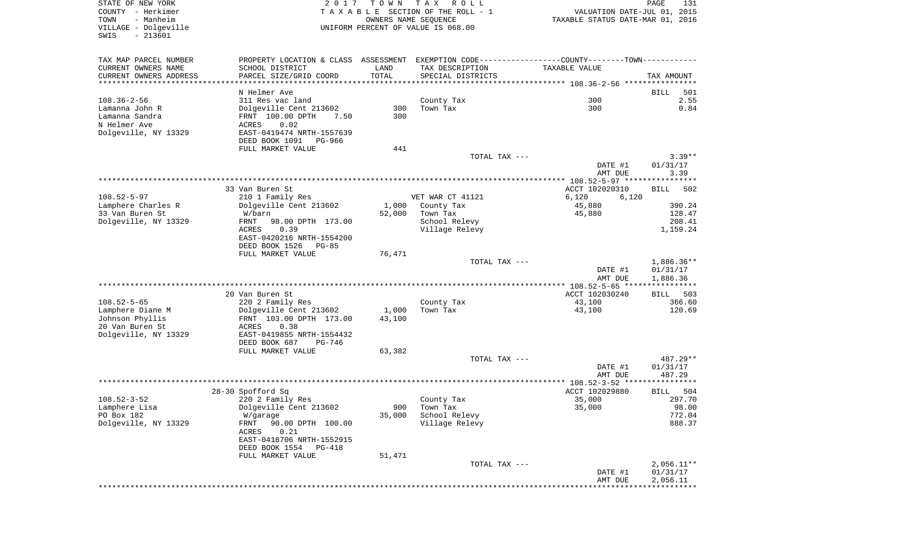STATE OF NEW YORK — 2017 TOWN TAX ROLL
COUNTY - Herkimer — TAXABLE SECTION OF THE ROLL - 1 — VALUATION DATE-JUL 01, 2015
TOWN - Manheim — OWNERS NAME SEQUENCE — TAXABLE STATUS DATE-MAR 01, 2016
VILLAGE - Dolgeville — UNIFORM PERCENT OF VALUE IS 068.00
SWIS - 213601

| TAX MAP PARCEL NUMBER<br>CURRENT OWNERS NAME<br>CURRENT OWNERS ADDRESS | PROPERTY LOCATION & CLASS<br>SCHOOL DISTRICT<br>PARCEL SIZE/GRID COORD | ASSESSMENT<br>LAND<br>TOTAL | EXEMPTION CODE<br>TAX DESCRIPTION<br>SPECIAL DISTRICTS | COUNTY--------TOWN<br>TAXABLE VALUE | TAX AMOUNT |
|---|---|---|---|---|---|
| | N Helmer Ave | | | | BILL 501 |
| 108.36-2-56 | 311 Res vac land | | County Tax | 300 | 2.55 |
| Lamanna John R | Dolgeville Cent 213602 | 300 | Town Tax | 300 | 0.84 |
| Lamanna Sandra | FRNT 100.00 DPTH 7.50 | 300 | | | |
| N Helmer Ave | ACRES 0.02 | | | | |
| Dolgeville, NY 13329 | EAST-0419474 NRTH-1557639 | | | | |
| | DEED BOOK 1091 PG-966 | | | | |
| | FULL MARKET VALUE | 441 | | | |
| | | | TOTAL TAX --- | | 3.39** |
| | | | | DATE #1 | 01/31/17 |
| | | | | AMT DUE | 3.39 |
| | 33 Van Buren St | | | ACCT 102020310 | BILL 502 |
| 108.52-5-97 | 210 1 Family Res | | VET WAR CT 41121 | 6,120 6,120 | |
| Lamphere Charles R | Dolgeville Cent 213602 | 1,000 | County Tax | 45,880 | 390.24 |
| 33 Van Buren St | W/barn | 52,000 | Town Tax | 45,880 | 128.47 |
| Dolgeville, NY 13329 | FRNT 98.00 DPTH 173.00 | | School Relevy | | 208.41 |
| | ACRES 0.39 | | Village Relevy | | 1,159.24 |
| | EAST-0420216 NRTH-1554200 | | | | |
| | DEED BOOK 1526 PG-85 | | | | |
| | FULL MARKET VALUE | 76,471 | | | |
| | | | TOTAL TAX --- | | 1,886.36** |
| | | | | DATE #1 | 01/31/17 |
| | | | | AMT DUE | 1,886.36 |
| | 20 Van Buren St | | | ACCT 102030240 | BILL 503 |
| 108.52-5-65 | 220 2 Family Res | | County Tax | 43,100 | 366.60 |
| Lamphere Diane M | Dolgeville Cent 213602 | 1,000 | Town Tax | 43,100 | 120.69 |
| Johnson Phyllis | FRNT 103.00 DPTH 173.00 | 43,100 | | | |
| 20 Van Buren St | ACRES 0.38 | | | | |
| Dolgeville, NY 13329 | EAST-0419855 NRTH-1554432 | | | | |
| | DEED BOOK 687 PG-746 | | | | |
| | FULL MARKET VALUE | 63,382 | | | |
| | | | TOTAL TAX --- | | 487.29** |
| | | | | DATE #1 | 01/31/17 |
| | | | | AMT DUE | 487.29 |
| | 28-30 Spofford Sq | | | ACCT 102029880 | BILL 504 |
| 108.52-3-52 | 220 2 Family Res | | County Tax | 35,000 | 297.70 |
| Lamphere Lisa | Dolgeville Cent 213602 | 900 | Town Tax | 35,000 | 98.00 |
| PO Box 182 | W/garage | 35,000 | School Relevy | | 772.04 |
| Dolgeville, NY 13329 | FRNT 90.00 DPTH 100.00 | | Village Relevy | | 888.37 |
| | ACRES 0.21 | | | | |
| | EAST-0418706 NRTH-1552915 | | | | |
| | DEED BOOK 1554 PG-418 | | | | |
| | FULL MARKET VALUE | 51,471 | | | |
| | | | TOTAL TAX --- | | 2,056.11** |
| | | | | DATE #1 | 01/31/17 |
| | | | | AMT DUE | 2,056.11 |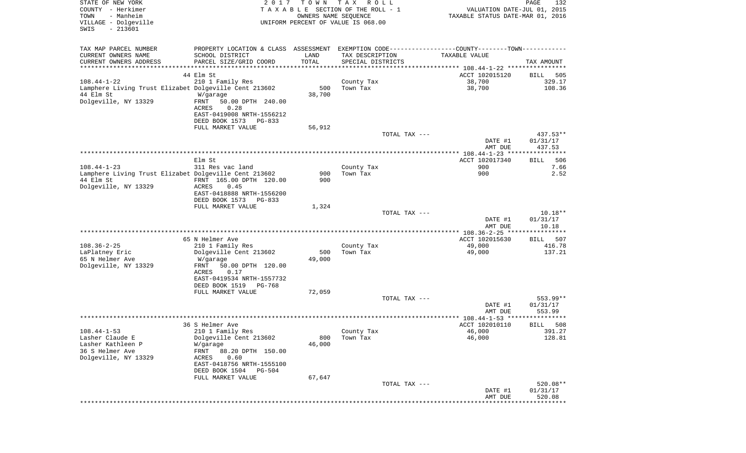STATE OF NEW YORK
COUNTY - Herkimer
TOWN - Manheim
VILLAGE - Dolgeville
SWIS - 213601

2 0 1 7 T O W N T A X R O L L
T A X A B L E SECTION OF THE ROLL - 1
OWNERS NAME SEQUENCE
UNIFORM PERCENT OF VALUE IS 068.00

VALUATION DATE-JUL 01, 2015
TAXABLE STATUS DATE-MAR 01, 2016

| TAX MAP PARCEL NUMBER / CURRENT OWNERS NAME / CURRENT OWNERS ADDRESS | PROPERTY LOCATION & CLASS / SCHOOL DISTRICT / PARCEL SIZE/GRID COORD | ASSESSMENT LAND | TOTAL | EXEMPTION CODE / TAX DESCRIPTION / SPECIAL DISTRICTS | TAXABLE VALUE (COUNTY--------TOWN) | TAX AMOUNT |
|---|---|---|---|---|---|---|
| 108.44-1-22 | 44 Elm St | | | | ACCT 102015120 | BILL 505 |
| Lamphere Living Trust Elizabet | 210 1 Family Res | | | County Tax | 38,700 | 329.17 |
| 44 Elm St | Dolgeville Cent 213602 | 500 | | Town Tax | 38,700 | 108.36 |
| Dolgeville, NY 13329 | W/garage | | 38,700 | | | |
| | FRNT 50.00 DPTH 240.00 | | | | | |
| | ACRES 0.28 | | | | | |
| | EAST-0419008 NRTH-1556212 | | | | | |
| | DEED BOOK 1573 PG-833 | | | | | |
| | FULL MARKET VALUE | 56,912 | | | | |
| | | | | TOTAL TAX --- | | 437.53** |
| | | | | | DATE #1 | 01/31/17 |
| | | | | | AMT DUE | 437.53 |
| 108.44-1-23 | Elm St | | | | ACCT 102017340 | BILL 506 |
| Lamphere Living Trust Elizabet | 311 Res vac land | | | County Tax | 900 | 7.66 |
| 44 Elm St | Dolgeville Cent 213602 | 900 | | Town Tax | 900 | 2.52 |
| Dolgeville, NY 13329 | FRNT 165.00 DPTH 120.00 | | 900 | | | |
| | ACRES 0.45 | | | | | |
| | EAST-0418888 NRTH-1556200 | | | | | |
| | DEED BOOK 1573 PG-833 | | | | | |
| | FULL MARKET VALUE | 1,324 | | | | |
| | | | | TOTAL TAX --- | | 10.18** |
| | | | | | DATE #1 | 01/31/17 |
| | | | | | AMT DUE | 10.18 |
| 108.36-2-25 | 65 N Helmer Ave | | | | ACCT 102015630 | BILL 507 |
| LaPlatney Eric | 210 1 Family Res | | | County Tax | 49,000 | 416.78 |
| 65 N Helmer Ave | Dolgeville Cent 213602 | 500 | | Town Tax | 49,000 | 137.21 |
| Dolgeville, NY 13329 | W/garage | | 49,000 | | | |
| | FRNT 50.00 DPTH 120.00 | | | | | |
| | ACRES 0.17 | | | | | |
| | EAST-0419534 NRTH-1557732 | | | | | |
| | DEED BOOK 1519 PG-768 | | | | | |
| | FULL MARKET VALUE | 72,059 | | | | |
| | | | | TOTAL TAX --- | | 553.99** |
| | | | | | DATE #1 | 01/31/17 |
| | | | | | AMT DUE | 553.99 |
| 108.44-1-53 | 36 S Helmer Ave | | | | ACCT 102010110 | BILL 508 |
| Lasher Claude E | 210 1 Family Res | | | County Tax | 46,000 | 391.27 |
| Lasher Kathleen P | Dolgeville Cent 213602 | 800 | | Town Tax | 46,000 | 128.81 |
| 36 S Helmer Ave | W/garage | | 46,000 | | | |
| Dolgeville, NY 13329 | FRNT 88.20 DPTH 150.00 | | | | | |
| | ACRES 0.60 | | | | | |
| | EAST-0418756 NRTH-1555100 | | | | | |
| | DEED BOOK 1504 PG-504 | | | | | |
| | FULL MARKET VALUE | 67,647 | | | | |
| | | | | TOTAL TAX --- | | 520.08** |
| | | | | | DATE #1 | 01/31/17 |
| | | | | | AMT DUE | 520.08 |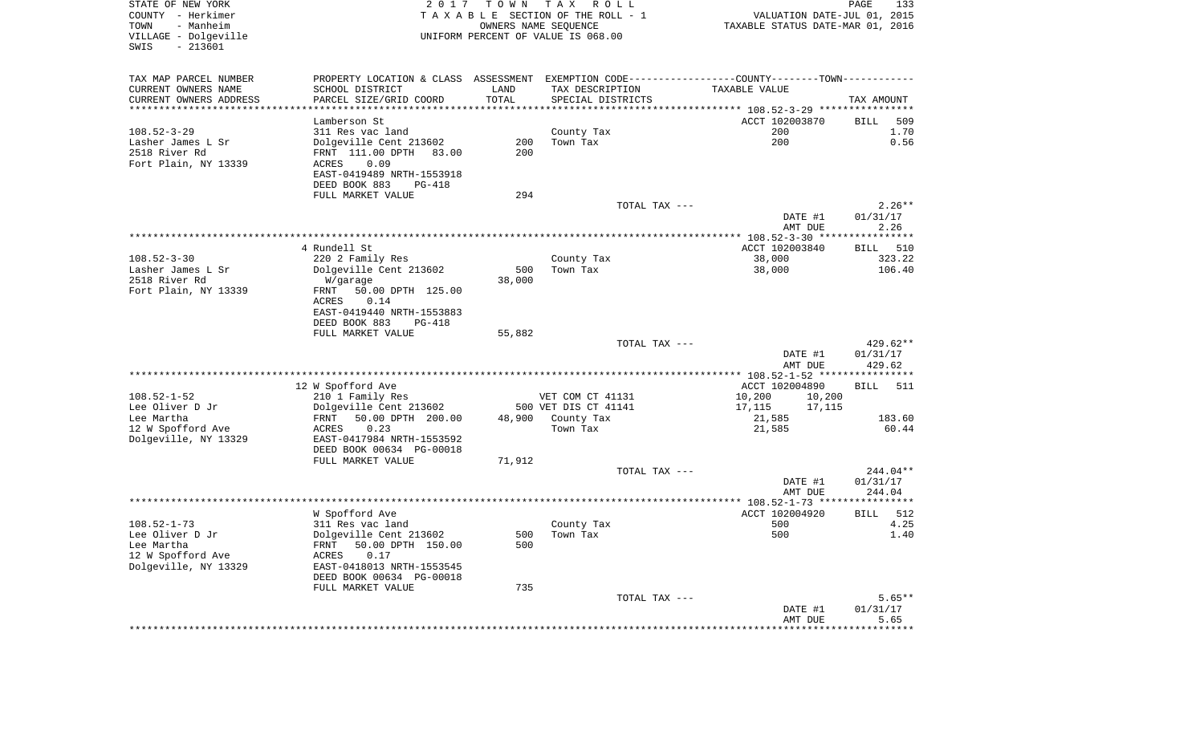STATE OF NEW YORK
COUNTY - Herkimer
TOWN - Manheim
VILLAGE - Dolgeville
SWIS - 213601

2017 TOWN TAX ROLL
TAXABLE SECTION OF THE ROLL - 1
OWNERS NAME SEQUENCE
UNIFORM PERCENT OF VALUE IS 068.00

VALUATION DATE-JUL 01, 2015
TAXABLE STATUS DATE-MAR 01, 2016

| TAX MAP PARCEL NUMBER / CURRENT OWNERS NAME / CURRENT OWNERS ADDRESS | PROPERTY LOCATION & CLASS / SCHOOL DISTRICT / PARCEL SIZE/GRID COORD | ASSESSMENT LAND / TOTAL | EXEMPTION CODE / TAX DESCRIPTION / SPECIAL DISTRICTS | COUNTY / TOWN TAXABLE VALUE | TAX AMOUNT |
|---|---|---|---|---|---|
| 108.52-3-29 | Lamberson St | | | ACCT 102003870 | BILL 509 |
| Lasher James L Sr | 311 Res vac land | | County Tax | 200 | 1.70 |
| 2518 River Rd | Dolgeville Cent 213602 | 200 | Town Tax | 200 | 0.56 |
| Fort Plain, NY 13339 | FRNT 111.00 DPTH 83.00 | 200 | | | |
| | ACRES 0.09 | | | | |
| | EAST-0419489 NRTH-1553918 | | | | |
| | DEED BOOK 883 PG-418 | | | | |
| | FULL MARKET VALUE | 294 | | | |
| | | | TOTAL TAX --- | | 2.26** |
| | | | | DATE #1 | 01/31/17 |
| | | | | AMT DUE | 2.26 |
| 108.52-3-30 | 4 Rundell St | | | ACCT 102003840 | BILL 510 |
| Lasher James L Sr | 220 2 Family Res | | County Tax | 38,000 | 323.22 |
| 2518 River Rd | Dolgeville Cent 213602 | 500 | Town Tax | 38,000 | 106.40 |
| Fort Plain, NY 13339 | W/garage | 38,000 | | | |
| | FRNT 50.00 DPTH 125.00 | | | | |
| | ACRES 0.14 | | | | |
| | EAST-0419440 NRTH-1553883 | | | | |
| | DEED BOOK 883 PG-418 | | | | |
| | FULL MARKET VALUE | 55,882 | | | |
| | | | TOTAL TAX --- | | 429.62** |
| | | | | DATE #1 | 01/31/17 |
| | | | | AMT DUE | 429.62 |
| 108.52-1-52 | 12 W Spofford Ave | | | ACCT 102004890 | BILL 511 |
| Lee Oliver D Jr | 210 1 Family Res | | VET COM CT 41131 | 10,200 10,200 | |
| Lee Martha | Dolgeville Cent 213602 | 500 | VET DIS CT 41141 | 17,115 17,115 | |
| 12 W Spofford Ave | FRNT 50.00 DPTH 200.00 | 48,900 | County Tax | 21,585 | 183.60 |
| Dolgeville, NY 13329 | ACRES 0.23 | | Town Tax | 21,585 | 60.44 |
| | EAST-0417984 NRTH-1553592 | | | | |
| | DEED BOOK 00634 PG-00018 | | | | |
| | FULL MARKET VALUE | 71,912 | | | |
| | | | TOTAL TAX --- | | 244.04** |
| | | | | DATE #1 | 01/31/17 |
| | | | | AMT DUE | 244.04 |
| 108.52-1-73 | W Spofford Ave | | | ACCT 102004920 | BILL 512 |
| Lee Oliver D Jr | 311 Res vac land | | County Tax | 500 | 4.25 |
| Lee Martha | Dolgeville Cent 213602 | 500 | Town Tax | 500 | 1.40 |
| 12 W Spofford Ave | FRNT 50.00 DPTH 150.00 | 500 | | | |
| Dolgeville, NY 13329 | ACRES 0.17 | | | | |
| | EAST-0418013 NRTH-1553545 | | | | |
| | DEED BOOK 00634 PG-00018 | | | | |
| | FULL MARKET VALUE | 735 | | | |
| | | | TOTAL TAX --- | | 5.65** |
| | | | | DATE #1 | 01/31/17 |
| | | | | AMT DUE | 5.65 |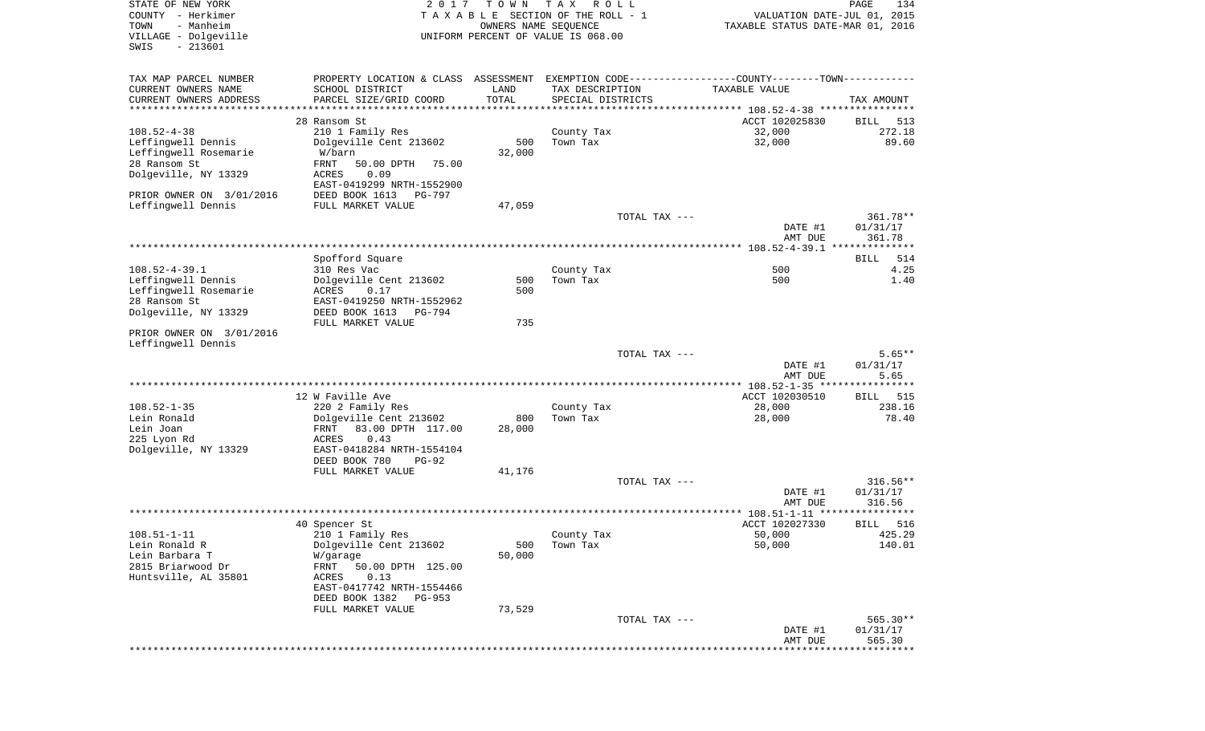STATE OF NEW YORK COUNTY - Herkimer TOWN - Manheim VILLAGE - Dolgeville SWIS - 213601

2017 TOWN TAX ROLL
TAXABLE SECTION OF THE ROLL - 1
OWNERS NAME SEQUENCE
UNIFORM PERCENT OF VALUE IS 068.00

VALUATION DATE-JUL 01, 2015
TAXABLE STATUS DATE-MAR 01, 2016

| TAX MAP PARCEL NUMBER / CURRENT OWNERS NAME / CURRENT OWNERS ADDRESS | PROPERTY LOCATION & CLASS / SCHOOL DISTRICT / PARCEL SIZE/GRID COORD | ASSESSMENT LAND / TOTAL | EXEMPTION CODE / TAX DESCRIPTION / SPECIAL DISTRICTS | TAXABLE VALUE | TAX AMOUNT |
|---|---|---|---|---|---|
| | 28 Ransom St | | | ACCT 102025830 | BILL 513 |
| 108.52-4-38 | 210 1 Family Res | | County Tax | 32,000 | 272.18 |
| Leffingwell Dennis | Dolgeville Cent 213602 | 500 | Town Tax | 32,000 | 89.60 |
| Leffingwell Rosemarie | W/barn | 32,000 | | | |
| 28 Ransom St | FRNT 50.00 DPTH 75.00 | | | | |
| Dolgeville, NY 13329 | ACRES 0.09 | | | | |
| | EAST-0419299 NRTH-1552900 | | | | |
| PRIOR OWNER ON 3/01/2016 | DEED BOOK 1613 PG-797 | | | | |
| Leffingwell Dennis | FULL MARKET VALUE | 47,059 | | | |
| | | | TOTAL TAX --- | | 361.78** |
| | | | | DATE #1 | 01/31/17 |
| | | | | AMT DUE | 361.78 |
| | Spofford Square | | | | BILL 514 |
| 108.52-4-39.1 | 310 Res Vac | | County Tax | 500 | 4.25 |
| Leffingwell Dennis | Dolgeville Cent 213602 | 500 | Town Tax | 500 | 1.40 |
| Leffingwell Rosemarie | ACRES 0.17 | 500 | | | |
| 28 Ransom St | EAST-0419250 NRTH-1552962 | | | | |
| Dolgeville, NY 13329 | DEED BOOK 1613 PG-794 | | | | |
| | FULL MARKET VALUE | 735 | | | |
| PRIOR OWNER ON 3/01/2016 | | | | | |
| Leffingwell Dennis | | | | | |
| | | | TOTAL TAX --- | | 5.65** |
| | | | | DATE #1 | 01/31/17 |
| | | | | AMT DUE | 5.65 |
| | 12 W Faville Ave | | | ACCT 102030510 | BILL 515 |
| 108.52-1-35 | 220 2 Family Res | | County Tax | 28,000 | 238.16 |
| Lein Ronald | Dolgeville Cent 213602 | 800 | Town Tax | 28,000 | 78.40 |
| Lein Joan | FRNT 83.00 DPTH 117.00 | 28,000 | | | |
| 225 Lyon Rd | ACRES 0.43 | | | | |
| Dolgeville, NY 13329 | EAST-0418284 NRTH-1554104 | | | | |
| | DEED BOOK 780 PG-92 | | | | |
| | FULL MARKET VALUE | 41,176 | | | |
| | | | TOTAL TAX --- | | 316.56** |
| | | | | DATE #1 | 01/31/17 |
| | | | | AMT DUE | 316.56 |
| | 40 Spencer St | | | ACCT 102027330 | BILL 516 |
| 108.51-1-11 | 210 1 Family Res | | County Tax | 50,000 | 425.29 |
| Lein Ronald R | Dolgeville Cent 213602 | 500 | Town Tax | 50,000 | 140.01 |
| Lein Barbara T | W/garage | 50,000 | | | |
| 2815 Briarwood Dr | FRNT 50.00 DPTH 125.00 | | | | |
| Huntsville, AL 35801 | ACRES 0.13 | | | | |
| | EAST-0417742 NRTH-1554466 | | | | |
| | DEED BOOK 1382 PG-953 | | | | |
| | FULL MARKET VALUE | 73,529 | | | |
| | | | TOTAL TAX --- | | 565.30** |
| | | | | DATE #1 | 01/31/17 |
| | | | | AMT DUE | 565.30 |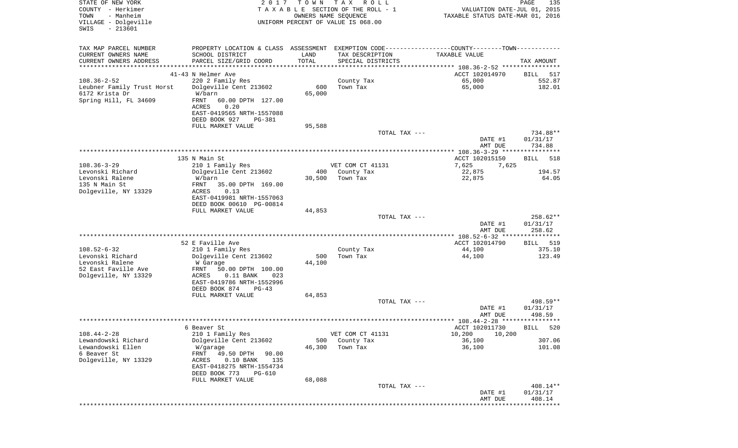STATE OF NEW YORK
COUNTY - Herkimer
TOWN - Manheim
VILLAGE - Dolgeville
SWIS - 213601

2017 TOWN TAX ROLL
TAXABLE SECTION OF THE ROLL - 1
OWNERS NAME SEQUENCE
UNIFORM PERCENT OF VALUE IS 068.00

VALUATION DATE-JUL 01, 2015
TAXABLE STATUS DATE-MAR 01, 2016

| TAX MAP PARCEL NUMBER / CURRENT OWNERS NAME / CURRENT OWNERS ADDRESS | PROPERTY LOCATION & CLASS / SCHOOL DISTRICT / PARCEL SIZE/GRID COORD | ASSESSMENT LAND / TOTAL | EXEMPTION CODE / TAX DESCRIPTION / SPECIAL DISTRICTS | COUNTY / TOWN TAXABLE VALUE | TAX AMOUNT |
|---|---|---|---|---|---|
| | 41-43 N Helmer Ave | | | ACCT 102014970 | BILL 517 |
| 108.36-2-52 | 220 2 Family Res | | County Tax | 65,000 | 552.87 |
| Leubner Family Trust Horst | Dolgeville Cent 213602 | 600 | Town Tax | 65,000 | 182.01 |
| 6172 Krista Dr | W/barn | 65,000 | | | |
| Spring Hill, FL 34609 | FRNT 60.00 DPTH 127.00 | | | | |
| | ACRES 0.20 | | | | |
| | EAST-0419565 NRTH-1557088 | | | | |
| | DEED BOOK 927 PG-381 | | | | |
| | FULL MARKET VALUE | 95,588 | | | |
| | | | TOTAL TAX --- | | 734.88** |
| | | | | DATE #1 | 01/31/17 |
| | | | | AMT DUE | 734.88 |
| | 135 N Main St | | | ACCT 102015150 | BILL 518 |
| 108.36-3-29 | 210 1 Family Res | | VET COM CT 41131 | 7,625 7,625 | |
| Levonski Richard | Dolgeville Cent 213602 | 400 | County Tax | 22,875 | 194.57 |
| Levonski Ralene | W/barn | 30,500 | Town Tax | 22,875 | 64.05 |
| 135 N Main St | FRNT 35.00 DPTH 169.00 | | | | |
| Dolgeville, NY 13329 | ACRES 0.13 | | | | |
| | EAST-0419981 NRTH-1557063 | | | | |
| | DEED BOOK 00610 PG-00814 | | | | |
| | FULL MARKET VALUE | 44,853 | | | |
| | | | TOTAL TAX --- | | 258.62** |
| | | | | DATE #1 | 01/31/17 |
| | | | | AMT DUE | 258.62 |
| | 52 E Faville Ave | | | ACCT 102014790 | BILL 519 |
| 108.52-6-32 | 210 1 Family Res | | County Tax | 44,100 | 375.10 |
| Levonski Richard | Dolgeville Cent 213602 | 500 | Town Tax | 44,100 | 123.49 |
| Levonski Ralene | W Garage | 44,100 | | | |
| 52 East Faville Ave | FRNT 50.00 DPTH 100.00 | | | | |
| Dolgeville, NY 13329 | ACRES 0.11 BANK 023 | | | | |
| | EAST-0419786 NRTH-1552996 | | | | |
| | DEED BOOK 874 PG-43 | | | | |
| | FULL MARKET VALUE | 64,853 | | | |
| | | | TOTAL TAX --- | | 498.59** |
| | | | | DATE #1 | 01/31/17 |
| | | | | AMT DUE | 498.59 |
| | 6 Beaver St | | | ACCT 102011730 | BILL 520 |
| 108.44-2-28 | 210 1 Family Res | | VET COM CT 41131 | 10,200 10,200 | |
| Lewandowski Richard | Dolgeville Cent 213602 | 500 | County Tax | 36,100 | 307.06 |
| Lewandowski Ellen | W/garage | 46,300 | Town Tax | 36,100 | 101.08 |
| 6 Beaver St | FRNT 49.50 DPTH 90.00 | | | | |
| Dolgeville, NY 13329 | ACRES 0.10 BANK 135 | | | | |
| | EAST-0418275 NRTH-1554734 | | | | |
| | DEED BOOK 773 PG-610 | | | | |
| | FULL MARKET VALUE | 68,088 | | | |
| | | | TOTAL TAX --- | | 408.14** |
| | | | | DATE #1 | 01/31/17 |
| | | | | AMT DUE | 408.14 |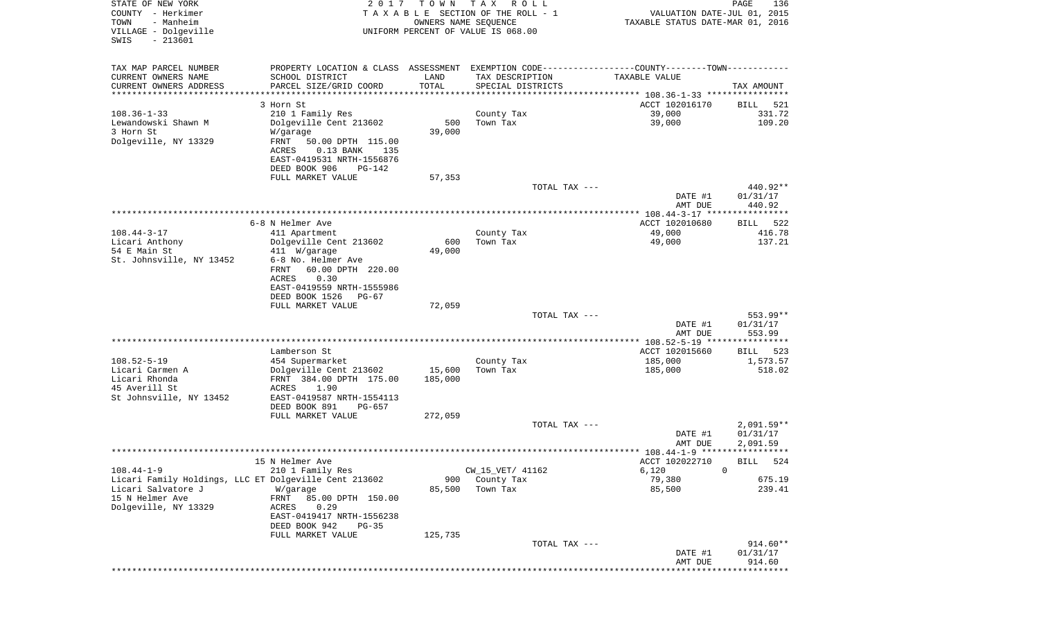STATE OF NEW YORK
COUNTY - Herkimer
TOWN - Manheim
VILLAGE - Dolgeville
SWIS - 213601

2017 TOWN TAX ROLL
TAXABLE SECTION OF THE ROLL - 1
OWNERS NAME SEQUENCE
UNIFORM PERCENT OF VALUE IS 068.00

VALUATION DATE-JUL 01, 2015
TAXABLE STATUS DATE-MAR 01, 2016

```
TAX MAP PARCEL NUMBER     PROPERTY LOCATION & CLASS  ASSESSMENT  EXEMPTION CODE------------------COUNTY--------TOWN-----------
CURRENT OWNERS NAME       SCHOOL DISTRICT               LAND      TAX DESCRIPTION            TAXABLE VALUE
CURRENT OWNERS ADDRESS    PARCEL SIZE/GRID COORD        TOTAL     SPECIAL DISTRICTS                                    TAX AMOUNT
******************************************************************************************** 108.36-1-33 ****************
                          3 Horn St                                                          ACCT 102016170     BILL  521
108.36-1-33               210 1 Family Res                        County Tax                  39,000                331.72
Lewandowski Shawn M       Dolgeville Cent 213602         500      Town Tax                    39,000                109.20
3 Horn St                 W/garage                     39,000
Dolgeville, NY 13329      FRNT   50.00 DPTH 115.00
                          ACRES    0.13 BANK    135
                          EAST-0419531 NRTH-1556876
                          DEED BOOK 906    PG-142
                          FULL MARKET VALUE            57,353
                                                                  TOTAL TAX ---                                    440.92**
                                                                                             DATE #1              01/31/17
                                                                                             AMT DUE                440.92
******************************************************************************************** 108.44-3-17 ****************
                          6-8 N Helmer Ave                                                   ACCT 102010680     BILL  522
108.44-3-17               411 Apartment                           County Tax                  49,000                416.78
Licari Anthony            Dolgeville Cent 213602         600      Town Tax                    49,000                137.21
54 E Main St              411  W/garage                49,000
St. Johnsville, NY 13452  6-8 No. Helmer Ave
                          FRNT   60.00 DPTH 220.00
                          ACRES    0.30
                          EAST-0419559 NRTH-1555986
                          DEED BOOK 1526   PG-67
                          FULL MARKET VALUE            72,059
                                                                  TOTAL TAX ---                                    553.99**
                                                                                             DATE #1              01/31/17
                                                                                             AMT DUE                553.99
******************************************************************************************** 108.52-5-19 ****************
                          Lamberson St                                                       ACCT 102015660     BILL  523
108.52-5-19               454 Supermarket                         County Tax                 185,000              1,573.57
Licari Carmen A           Dolgeville Cent 213602      15,600      Town Tax                   185,000                518.02
Licari Rhonda             FRNT  384.00 DPTH 175.00   185,000
45 Averill St             ACRES    1.90
St Johnsville, NY 13452   EAST-0419587 NRTH-1554113
                          DEED BOOK 891    PG-657
                          FULL MARKET VALUE           272,059
                                                                  TOTAL TAX ---                                  2,091.59**
                                                                                             DATE #1              01/31/17
                                                                                             AMT DUE              2,091.59
******************************************************************************************** 108.44-1-9 *****************
                          15 N Helmer Ave                                                    ACCT 102022710     BILL  524
108.44-1-9                210 1 Family Res                        CW_15_VET/ 41162             6,120          0
Licari Family Holdings, LLC ET Dolgeville Cent 213602    900      County Tax                  79,380                675.19
Licari Salvatore J        W/garage                     85,500     Town Tax                    85,500                239.41
15 N Helmer Ave           FRNT   85.00 DPTH 150.00
Dolgeville, NY 13329      ACRES    0.29
                          EAST-0419417 NRTH-1556238
                          DEED BOOK 942    PG-35
                          FULL MARKET VALUE           125,735
                                                                  TOTAL TAX ---                                    914.60**
                                                                                             DATE #1              01/31/17
                                                                                             AMT DUE                914.60
************************************************************************************************************************
```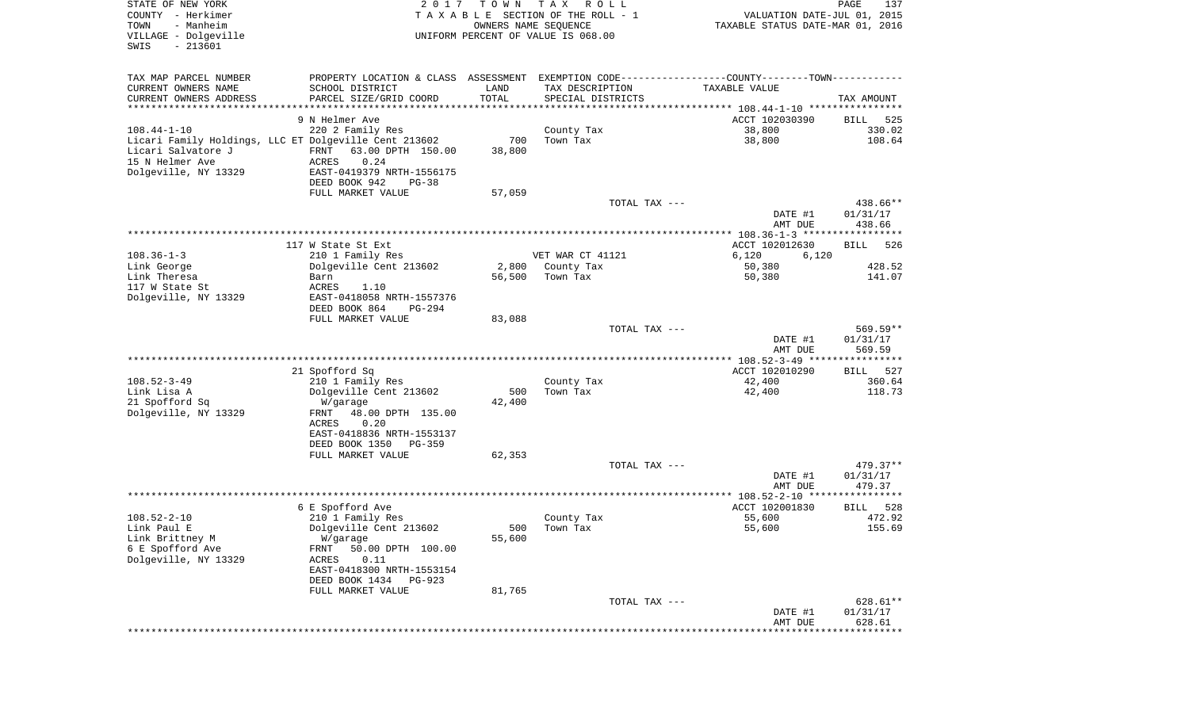STATE OF NEW YORK
COUNTY - Herkimer
TOWN - Manheim
VILLAGE - Dolgeville
SWIS - 213601

2017 TOWN TAX ROLL
TAXABLE SECTION OF THE ROLL - 1
OWNERS NAME SEQUENCE
UNIFORM PERCENT OF VALUE IS 068.00

VALUATION DATE-JUL 01, 2015
TAXABLE STATUS DATE-MAR 01, 2016

| TAX MAP PARCEL NUMBER<br>CURRENT OWNERS NAME<br>CURRENT OWNERS ADDRESS | PROPERTY LOCATION & CLASS<br>SCHOOL DISTRICT<br>PARCEL SIZE/GRID COORD | ASSESSMENT<br>LAND<br>TOTAL | EXEMPTION CODE<br>TAX DESCRIPTION<br>SPECIAL DISTRICTS | COUNTY / TOWN<br>TAXABLE VALUE | TAX AMOUNT |
|---|---|---|---|---|---|
| 108.44-1-10 | 9 N Helmer Ave | | | ACCT 102030390 | BILL 525 |
| Licari Family Holdings, LLC ET | 220 2 Family Res | | County Tax | 38,800 | 330.02 |
| Licari Salvatore J | Dolgeville Cent 213602 | 700 | Town Tax | 38,800 | 108.64 |
| 15 N Helmer Ave | FRNT 63.00 DPTH 150.00 | 38,800 | | | |
| Dolgeville, NY 13329 | ACRES 0.24 | | | | |
| | EAST-0419379 NRTH-1556175 | | | | |
| | DEED BOOK 942 PG-38 | | | | |
| | FULL MARKET VALUE | 57,059 | | | |
| | | | TOTAL TAX --- | | 438.66** |
| | | | | DATE #1 | 01/31/17 |
| | | | | AMT DUE | 438.66 |
| 108.36-1-3 | 117 W State St Ext | | | ACCT 102012630 | BILL 526 |
| Link George | 210 1 Family Res | | VET WAR CT 41121 | 6,120 6,120 | |
| Link Theresa | Dolgeville Cent 213602 | 2,800 | County Tax | 50,380 | 428.52 |
| 117 W State St | Barn | 56,500 | Town Tax | 50,380 | 141.07 |
| Dolgeville, NY 13329 | ACRES 1.10 | | | | |
| | EAST-0418058 NRTH-1557376 | | | | |
| | DEED BOOK 864 PG-294 | | | | |
| | FULL MARKET VALUE | 83,088 | | | |
| | | | TOTAL TAX --- | | 569.59** |
| | | | | DATE #1 | 01/31/17 |
| | | | | AMT DUE | 569.59 |
| 108.52-3-49 | 21 Spofford Sq | | | ACCT 102010290 | BILL 527 |
| Link Lisa A | 210 1 Family Res | | County Tax | 42,400 | 360.64 |
| 21 Spofford Sq | Dolgeville Cent 213602 | 500 | Town Tax | 42,400 | 118.73 |
| Dolgeville, NY 13329 | W/garage | 42,400 | | | |
| | FRNT 48.00 DPTH 135.00 | | | | |
| | ACRES 0.20 | | | | |
| | EAST-0418836 NRTH-1553137 | | | | |
| | DEED BOOK 1350 PG-359 | | | | |
| | FULL MARKET VALUE | 62,353 | | | |
| | | | TOTAL TAX --- | | 479.37** |
| | | | | DATE #1 | 01/31/17 |
| | | | | AMT DUE | 479.37 |
| 108.52-2-10 | 6 E Spofford Ave | | | ACCT 102001830 | BILL 528 |
| Link Paul E | 210 1 Family Res | | County Tax | 55,600 | 472.92 |
| Link Brittney M | Dolgeville Cent 213602 | 500 | Town Tax | 55,600 | 155.69 |
| 6 E Spofford Ave | W/garage | 55,600 | | | |
| Dolgeville, NY 13329 | FRNT 50.00 DPTH 100.00 | | | | |
| | ACRES 0.11 | | | | |
| | EAST-0418300 NRTH-1553154 | | | | |
| | DEED BOOK 1434 PG-923 | | | | |
| | FULL MARKET VALUE | 81,765 | | | |
| | | | TOTAL TAX --- | | 628.61** |
| | | | | DATE #1 | 01/31/17 |
| | | | | AMT DUE | 628.61 |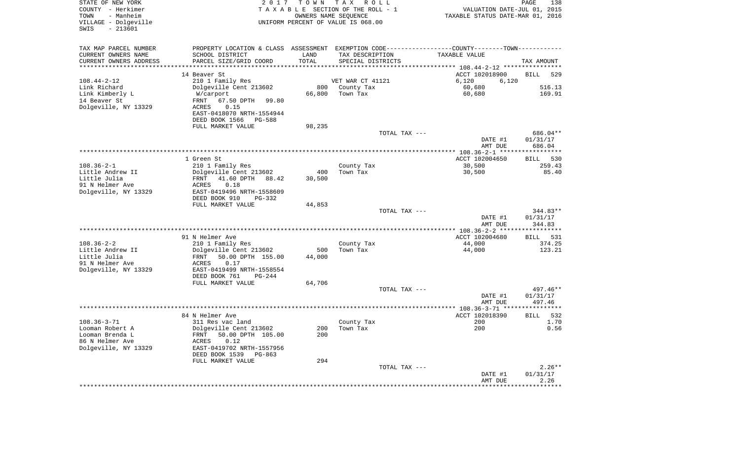STATE OF NEW YORK
COUNTY - Herkimer
TOWN - Manheim
VILLAGE - Dolgeville
SWIS - 213601

2 0 1 7 T O W N T A X R O L L
T A X A B L E SECTION OF THE ROLL - 1
OWNERS NAME SEQUENCE
UNIFORM PERCENT OF VALUE IS 068.00

VALUATION DATE-JUL 01, 2015
TAXABLE STATUS DATE-MAR 01, 2016

| TAX MAP PARCEL NUMBER<br>CURRENT OWNERS NAME<br>CURRENT OWNERS ADDRESS | PROPERTY LOCATION & CLASS<br>SCHOOL DISTRICT<br>PARCEL SIZE/GRID COORD | ASSESSMENT<br>LAND<br>TOTAL | EXEMPTION CODE<br>TAX DESCRIPTION<br>SPECIAL DISTRICTS | COUNTY--------TOWN<br>TAXABLE VALUE | TAX AMOUNT |
|---|---|---|---|---|---|
| | 14 Beaver St | | | ACCT 102018900 | BILL 529 |
| 108.44-2-12 | 210 1 Family Res | | VET WAR CT 41121 | 6,120 6,120 | |
| Link Richard | Dolgeville Cent 213602 | 800 | County Tax | 60,680 | 516.13 |
| Link Kimberly L | W/carport | 66,800 | Town Tax | 60,680 | 169.91 |
| 14 Beaver St | FRNT 67.50 DPTH 99.80 | | | | |
| Dolgeville, NY 13329 | ACRES 0.15 | | | | |
| | EAST-0418070 NRTH-1554944 | | | | |
| | DEED BOOK 1566 PG-588 | | | | |
| | FULL MARKET VALUE | 98,235 | | | |
| | | | TOTAL TAX --- | | 686.04** |
| | | | | DATE #1 | 01/31/17 |
| | | | | AMT DUE | 686.04 |
| | 1 Green St | | | ACCT 102004650 | BILL 530 |
| 108.36-2-1 | 210 1 Family Res | | County Tax | 30,500 | 259.43 |
| Little Andrew II | Dolgeville Cent 213602 | 400 | Town Tax | 30,500 | 85.40 |
| Little Julia | FRNT 41.60 DPTH 88.42 | 30,500 | | | |
| 91 N Helmer Ave | ACRES 0.18 | | | | |
| Dolgeville, NY 13329 | EAST-0419496 NRTH-1558609 | | | | |
| | DEED BOOK 910 PG-332 | | | | |
| | FULL MARKET VALUE | 44,853 | | | |
| | | | TOTAL TAX --- | | 344.83** |
| | | | | DATE #1 | 01/31/17 |
| | | | | AMT DUE | 344.83 |
| | 91 N Helmer Ave | | | ACCT 102004680 | BILL 531 |
| 108.36-2-2 | 210 1 Family Res | | County Tax | 44,000 | 374.25 |
| Little Andrew II | Dolgeville Cent 213602 | 500 | Town Tax | 44,000 | 123.21 |
| Little Julia | FRNT 50.00 DPTH 155.00 | 44,000 | | | |
| 91 N Helmer Ave | ACRES 0.17 | | | | |
| Dolgeville, NY 13329 | EAST-0419499 NRTH-1558554 | | | | |
| | DEED BOOK 761 PG-244 | | | | |
| | FULL MARKET VALUE | 64,706 | | | |
| | | | TOTAL TAX --- | | 497.46** |
| | | | | DATE #1 | 01/31/17 |
| | | | | AMT DUE | 497.46 |
| | 84 N Helmer Ave | | | ACCT 102018390 | BILL 532 |
| 108.36-3-71 | 311 Res vac land | | County Tax | 200 | 1.70 |
| Looman Robert A | Dolgeville Cent 213602 | 200 | Town Tax | 200 | 0.56 |
| Looman Brenda L | FRNT 50.00 DPTH 105.00 | 200 | | | |
| 86 N Helmer Ave | ACRES 0.12 | | | | |
| Dolgeville, NY 13329 | EAST-0419702 NRTH-1557956 | | | | |
| | DEED BOOK 1539 PG-863 | | | | |
| | FULL MARKET VALUE | 294 | | | |
| | | | TOTAL TAX --- | | 2.26** |
| | | | | DATE #1 | 01/31/17 |
| | | | | AMT DUE | 2.26 |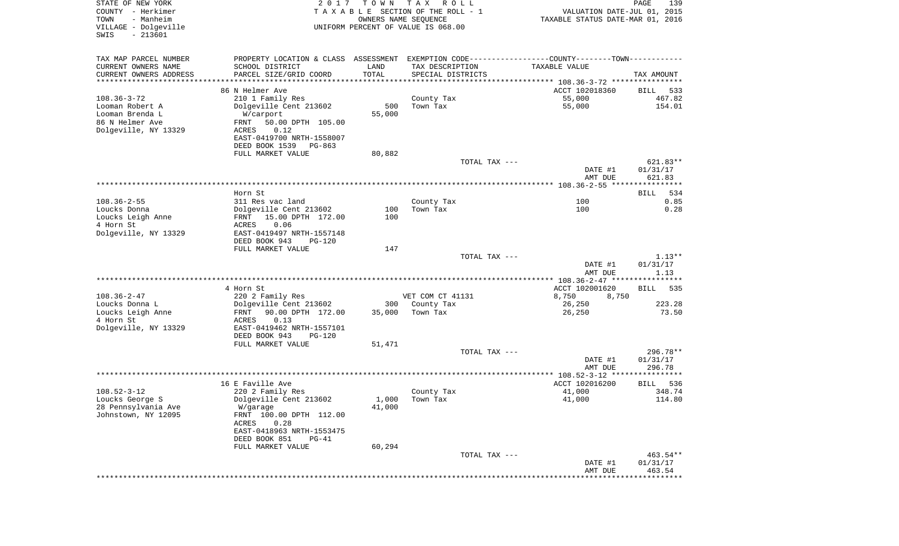STATE OF NEW YORK
COUNTY - Herkimer
TOWN - Manheim
VILLAGE - Dolgeville
SWIS - 213601

2017 TOWN TAX ROLL
TAXABLE SECTION OF THE ROLL - 1
OWNERS NAME SEQUENCE
UNIFORM PERCENT OF VALUE IS 068.00

VALUATION DATE-JUL 01, 2015
TAXABLE STATUS DATE-MAR 01, 2016

| TAX MAP PARCEL NUMBER / CURRENT OWNERS NAME / CURRENT OWNERS ADDRESS | PROPERTY LOCATION & CLASS / SCHOOL DISTRICT / PARCEL SIZE/GRID COORD | ASSESSMENT LAND / TOTAL | EXEMPTION CODE / TAX DESCRIPTION / SPECIAL DISTRICTS | COUNTY--------TOWN / TAXABLE VALUE | TAX AMOUNT |
|---|---|---|---|---|---|
| 108.36-3-72 | 86 N Helmer Ave | | | ACCT 102018360 | BILL 533 |
| Looman Robert A | 210 1 Family Res | | County Tax | 55,000 | 467.82 |
| Looman Brenda L | Dolgeville Cent 213602 | 500 | Town Tax | 55,000 | 154.01 |
| 86 N Helmer Ave | W/carport | 55,000 | | | |
| Dolgeville, NY 13329 | FRNT 50.00 DPTH 105.00 | | | | |
| | ACRES 0.12 | | | | |
| | EAST-0419700 NRTH-1558007 | | | | |
| | DEED BOOK 1539 PG-863 | | | | |
| | FULL MARKET VALUE | 80,882 | | | |
| | | | TOTAL TAX --- | | 621.83** |
| | | | | DATE #1 | 01/31/17 |
| | | | | AMT DUE | 621.83 |
| 108.36-2-55 | Horn St | | | | BILL 534 |
| Loucks Donna | 311 Res vac land | | County Tax | 100 | 0.85 |
| Loucks Leigh Anne | Dolgeville Cent 213602 | 100 | Town Tax | 100 | 0.28 |
| 4 Horn St | FRNT 15.00 DPTH 172.00 | 100 | | | |
| Dolgeville, NY 13329 | ACRES 0.06 | | | | |
| | EAST-0419497 NRTH-1557148 | | | | |
| | DEED BOOK 943 PG-120 | | | | |
| | FULL MARKET VALUE | 147 | | | |
| | | | TOTAL TAX --- | | 1.13** |
| | | | | DATE #1 | 01/31/17 |
| | | | | AMT DUE | 1.13 |
| 108.36-2-47 | 4 Horn St | | | ACCT 102001620 | BILL 535 |
| Loucks Donna L | 220 2 Family Res | | VET COM CT 41131 | 8,750 8,750 | |
| Loucks Leigh Anne | Dolgeville Cent 213602 | 300 | County Tax | 26,250 | 223.28 |
| 4 Horn St | FRNT 90.00 DPTH 172.00 | 35,000 | Town Tax | 26,250 | 73.50 |
| Dolgeville, NY 13329 | ACRES 0.13 | | | | |
| | EAST-0419462 NRTH-1557101 | | | | |
| | DEED BOOK 943 PG-120 | | | | |
| | FULL MARKET VALUE | 51,471 | | | |
| | | | TOTAL TAX --- | | 296.78** |
| | | | | DATE #1 | 01/31/17 |
| | | | | AMT DUE | 296.78 |
| 108.52-3-12 | 16 E Faville Ave | | | ACCT 102016200 | BILL 536 |
| Loucks George S | 220 2 Family Res | | County Tax | 41,000 | 348.74 |
| 28 Pennsylvania Ave | Dolgeville Cent 213602 | 1,000 | Town Tax | 41,000 | 114.80 |
| Johnstown, NY 12095 | W/garage | 41,000 | | | |
| | FRNT 100.00 DPTH 112.00 | | | | |
| | ACRES 0.28 | | | | |
| | EAST-0418963 NRTH-1553475 | | | | |
| | DEED BOOK 851 PG-41 | | | | |
| | FULL MARKET VALUE | 60,294 | | | |
| | | | TOTAL TAX --- | | 463.54** |
| | | | | DATE #1 | 01/31/17 |
| | | | | AMT DUE | 463.54 |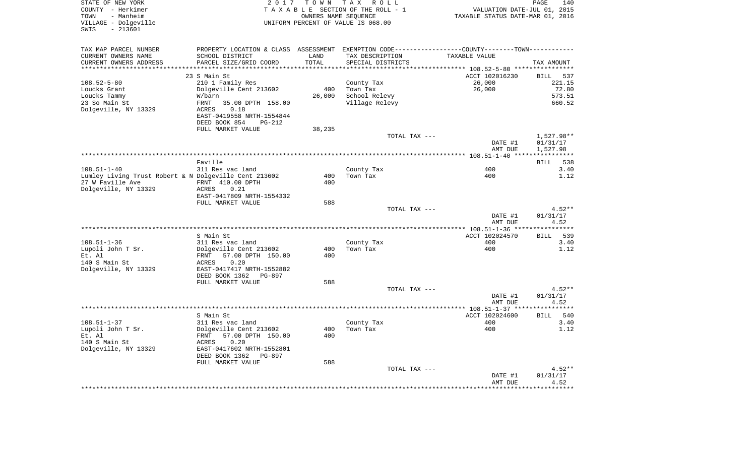STATE OF NEW YORK
COUNTY - Herkimer
TOWN - Manheim
VILLAGE - Dolgeville
SWIS - 213601

2017 TOWN TAX ROLL
TAXABLE SECTION OF THE ROLL - 1
OWNERS NAME SEQUENCE
UNIFORM PERCENT OF VALUE IS 068.00

VALUATION DATE-JUL 01, 2015
TAXABLE STATUS DATE-MAR 01, 2016

| TAX MAP PARCEL NUMBER / CURRENT OWNERS NAME / CURRENT OWNERS ADDRESS | PROPERTY LOCATION & CLASS / SCHOOL DISTRICT / PARCEL SIZE/GRID COORD | ASSESSMENT LAND / TOTAL | EXEMPTION CODE / TAX DESCRIPTION / SPECIAL DISTRICTS | TAXABLE VALUE | TAX AMOUNT |
|---|---|---|---|---|---|
| | 23 S Main St | | | ACCT 102016230 | BILL 537 |
| 108.52-5-80 | 210 1 Family Res | | County Tax | 26,000 | 221.15 |
| Loucks Grant | Dolgeville Cent 213602 | 400 | Town Tax | 26,000 | 72.80 |
| Loucks Tammy | W/barn | 26,000 | School Relevy | | 573.51 |
| 23 So Main St | FRNT 35.00 DPTH 158.00 | | Village Relevy | | 660.52 |
| Dolgeville, NY 13329 | ACRES 0.18 | | | | |
| | EAST-0419558 NRTH-1554844 | | | | |
| | DEED BOOK 854 PG-212 | | | | |
| | FULL MARKET VALUE | 38,235 | | | |
| | | | TOTAL TAX --- | | 1,527.98** |
| | | | | DATE #1 | 01/31/17 |
| | | | | AMT DUE | 1,527.98 |
| | Faville | | | | BILL 538 |
| 108.51-1-40 | 311 Res vac land | | County Tax | 400 | 3.40 |
| Lumley Living Trust Robert & N | Dolgeville Cent 213602 | 400 | Town Tax | 400 | 1.12 |
| 27 W Faville Ave | FRNT 410.00 DPTH | 400 | | | |
| Dolgeville, NY 13329 | ACRES 0.21 | | | | |
| | EAST-0417809 NRTH-1554332 | | | | |
| | FULL MARKET VALUE | 588 | | | |
| | | | TOTAL TAX --- | | 4.52** |
| | | | | DATE #1 | 01/31/17 |
| | | | | AMT DUE | 4.52 |
| | S Main St | | | ACCT 102024570 | BILL 539 |
| 108.51-1-36 | 311 Res vac land | | County Tax | 400 | 3.40 |
| Lupoli John T Sr. | Dolgeville Cent 213602 | 400 | Town Tax | 400 | 1.12 |
| Et. Al | FRNT 57.00 DPTH 150.00 | 400 | | | |
| 140 S Main St | ACRES 0.20 | | | | |
| Dolgeville, NY 13329 | EAST-0417417 NRTH-1552882 | | | | |
| | DEED BOOK 1362 PG-897 | | | | |
| | FULL MARKET VALUE | 588 | | | |
| | | | TOTAL TAX --- | | 4.52** |
| | | | | DATE #1 | 01/31/17 |
| | | | | AMT DUE | 4.52 |
| | S Main St | | | ACCT 102024600 | BILL 540 |
| 108.51-1-37 | 311 Res vac land | | County Tax | 400 | 3.40 |
| Lupoli John T Sr. | Dolgeville Cent 213602 | 400 | Town Tax | 400 | 1.12 |
| Et. Al | FRNT 57.00 DPTH 150.00 | 400 | | | |
| 140 S Main St | ACRES 0.20 | | | | |
| Dolgeville, NY 13329 | EAST-0417602 NRTH-1552801 | | | | |
| | DEED BOOK 1362 PG-897 | | | | |
| | FULL MARKET VALUE | 588 | | | |
| | | | TOTAL TAX --- | | 4.52** |
| | | | | DATE #1 | 01/31/17 |
| | | | | AMT DUE | 4.52 |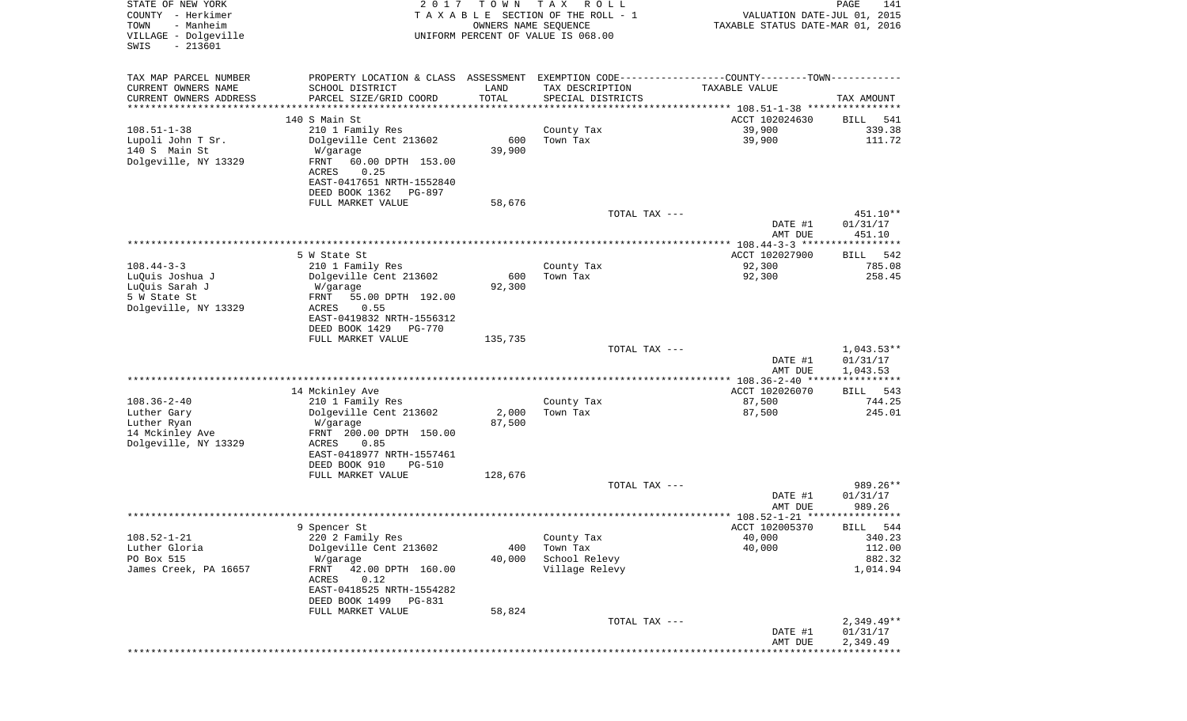STATE OF NEW YORK
COUNTY - Herkimer
TOWN - Manheim
VILLAGE - Dolgeville
SWIS - 213601

2017 TOWN TAX ROLL
TAXABLE SECTION OF THE ROLL - 1
OWNERS NAME SEQUENCE
UNIFORM PERCENT OF VALUE IS 068.00

VALUATION DATE-JUL 01, 2015
TAXABLE STATUS DATE-MAR 01, 2016

| TAX MAP PARCEL NUMBER / CURRENT OWNERS NAME / CURRENT OWNERS ADDRESS | PROPERTY LOCATION & CLASS / SCHOOL DISTRICT / PARCEL SIZE/GRID COORD | ASSESSMENT LAND / TOTAL | EXEMPTION CODE / TAX DESCRIPTION / SPECIAL DISTRICTS | COUNTY--------TOWN / TAXABLE VALUE | TAX AMOUNT |
|---|---|---|---|---|---|
| **108.51-1-38** | 140 S Main St | | | ACCT 102024630 | BILL 541 |
| Lupoli John T Sr. | 210 1 Family Res | | County Tax | 39,900 | 339.38 |
| 140 S Main St | Dolgeville Cent 213602 | 600 | Town Tax | 39,900 | 111.72 |
| Dolgeville, NY 13329 | W/garage | 39,900 | | | |
| | FRNT 60.00 DPTH 153.00 | | | | |
| | ACRES 0.25 | | | | |
| | EAST-0417651 NRTH-1552840 | | | | |
| | DEED BOOK 1362 PG-897 | | | | |
| | FULL MARKET VALUE | 58,676 | | | |
| | | | TOTAL TAX --- | | 451.10** |
| | | | | DATE #1 | 01/31/17 |
| | | | | AMT DUE | 451.10 |
| **108.44-3-3** | 5 W State St | | | ACCT 102027900 | BILL 542 |
| LuQuis Joshua J | 210 1 Family Res | | County Tax | 92,300 | 785.08 |
| LuQuis Sarah J | Dolgeville Cent 213602 | 600 | Town Tax | 92,300 | 258.45 |
| 5 W State St | W/garage | 92,300 | | | |
| Dolgeville, NY 13329 | FRNT 55.00 DPTH 192.00 | | | | |
| | ACRES 0.55 | | | | |
| | EAST-0419832 NRTH-1556312 | | | | |
| | DEED BOOK 1429 PG-770 | | | | |
| | FULL MARKET VALUE | 135,735 | | | |
| | | | TOTAL TAX --- | | 1,043.53** |
| | | | | DATE #1 | 01/31/17 |
| | | | | AMT DUE | 1,043.53 |
| **108.36-2-40** | 14 Mckinley Ave | | | ACCT 102026070 | BILL 543 |
| Luther Gary | 210 1 Family Res | | County Tax | 87,500 | 744.25 |
| Luther Ryan | Dolgeville Cent 213602 | 2,000 | Town Tax | 87,500 | 245.01 |
| 14 Mckinley Ave | W/garage | 87,500 | | | |
| Dolgeville, NY 13329 | FRNT 200.00 DPTH 150.00 | | | | |
| | ACRES 0.85 | | | | |
| | EAST-0418977 NRTH-1557461 | | | | |
| | DEED BOOK 910 PG-510 | | | | |
| | FULL MARKET VALUE | 128,676 | | | |
| | | | TOTAL TAX --- | | 989.26** |
| | | | | DATE #1 | 01/31/17 |
| | | | | AMT DUE | 989.26 |
| **108.52-1-21** | 9 Spencer St | | | ACCT 102005370 | BILL 544 |
| Luther Gloria | 220 2 Family Res | | County Tax | 40,000 | 340.23 |
| PO Box 515 | Dolgeville Cent 213602 | 400 | Town Tax | 40,000 | 112.00 |
| James Creek, PA 16657 | W/garage | 40,000 | School Relevy | | 882.32 |
| | FRNT 42.00 DPTH 160.00 | | Village Relevy | | 1,014.94 |
| | ACRES 0.12 | | | | |
| | EAST-0418525 NRTH-1554282 | | | | |
| | DEED BOOK 1499 PG-831 | | | | |
| | FULL MARKET VALUE | 58,824 | | | |
| | | | TOTAL TAX --- | | 2,349.49** |
| | | | | DATE #1 | 01/31/17 |
| | | | | AMT DUE | 2,349.49 |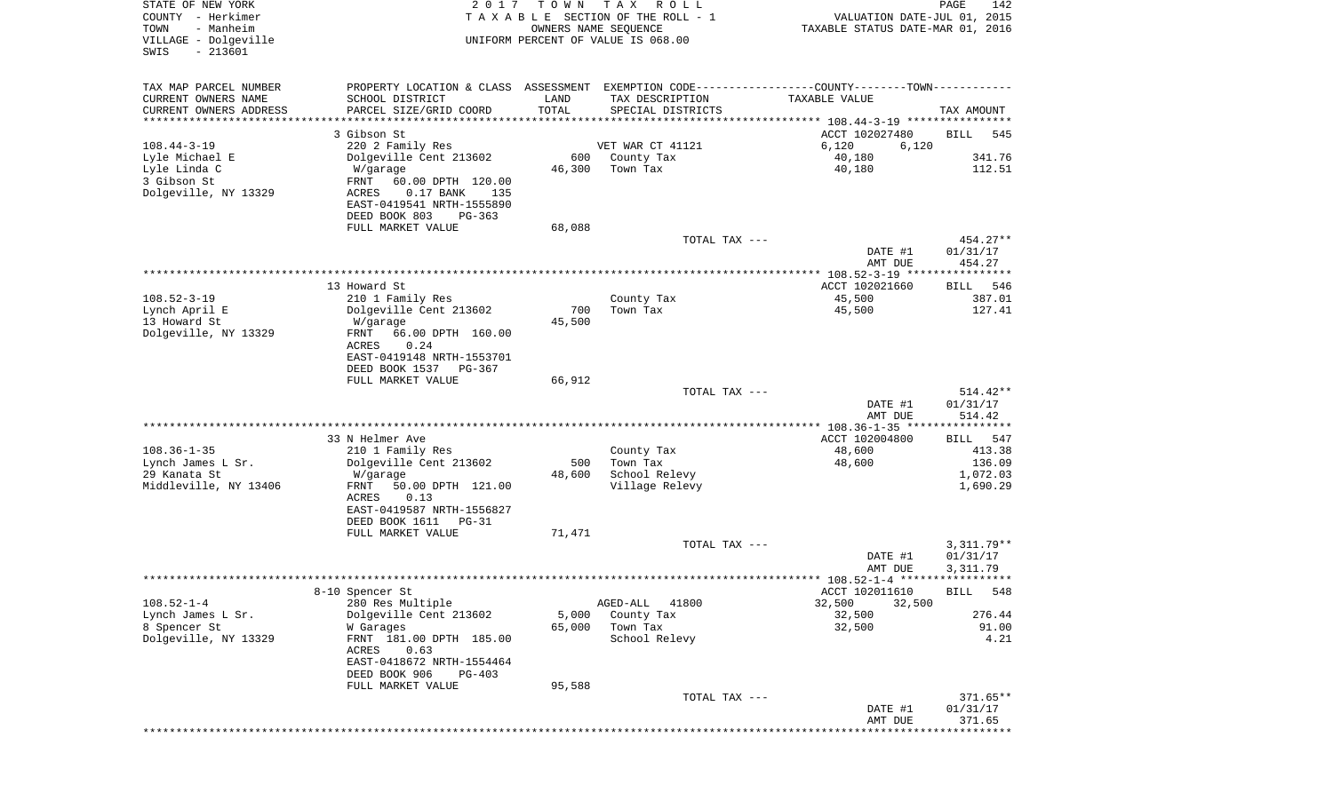STATE OF NEW YORK
COUNTY - Herkimer
TOWN - Manheim
VILLAGE - Dolgeville
SWIS - 213601

**2017 TOWN TAX ROLL**
TAXABLE SECTION OF THE ROLL - 1
OWNERS NAME SEQUENCE
UNIFORM PERCENT OF VALUE IS 068.00

VALUATION DATE-JUL 01, 2015
TAXABLE STATUS DATE-MAR 01, 2016

| TAX MAP PARCEL NUMBER / CURRENT OWNERS NAME / CURRENT OWNERS ADDRESS | PROPERTY LOCATION & CLASS / SCHOOL DISTRICT / PARCEL SIZE/GRID COORD | ASSESSMENT LAND / TOTAL | EXEMPTION CODE / TAX DESCRIPTION / SPECIAL DISTRICTS | COUNTY / TOWN TAXABLE VALUE | TAX AMOUNT |
|---|---|---|---|---|---|
| **108.44-3-19** | 3 Gibson St | | | ACCT 102027480 | BILL 545 |
| Lyle Michael E | 220 2 Family Res | | VET WAR CT 41121 | 6,120 6,120 | |
| Lyle Linda C | Dolgeville Cent 213602 | 600 | County Tax | 40,180 | 341.76 |
| 3 Gibson St | W/garage | 46,300 | Town Tax | 40,180 | 112.51 |
| Dolgeville, NY 13329 | FRNT 60.00 DPTH 120.00 | | | | |
| | ACRES 0.17 BANK 135 | | | | |
| | EAST-0419541 NRTH-1555890 | | | | |
| | DEED BOOK 803 PG-363 | | | | |
| | FULL MARKET VALUE | 68,088 | | | |
| | | | TOTAL TAX --- | | 454.27** |
| | | | | DATE #1 | 01/31/17 |
| | | | | AMT DUE | 454.27 |
| **108.52-3-19** | 13 Howard St | | | ACCT 102021660 | BILL 546 |
| Lynch April E | 210 1 Family Res | | County Tax | 45,500 | 387.01 |
| 13 Howard St | Dolgeville Cent 213602 | 700 | Town Tax | 45,500 | 127.41 |
| Dolgeville, NY 13329 | W/garage | 45,500 | | | |
| | FRNT 66.00 DPTH 160.00 | | | | |
| | ACRES 0.24 | | | | |
| | EAST-0419148 NRTH-1553701 | | | | |
| | DEED BOOK 1537 PG-367 | | | | |
| | FULL MARKET VALUE | 66,912 | | | |
| | | | TOTAL TAX --- | | 514.42** |
| | | | | DATE #1 | 01/31/17 |
| | | | | AMT DUE | 514.42 |
| **108.36-1-35** | 33 N Helmer Ave | | | ACCT 102004800 | BILL 547 |
| Lynch James L Sr. | 210 1 Family Res | | County Tax | 48,600 | 413.38 |
| 29 Kanata St | Dolgeville Cent 213602 | 500 | Town Tax | 48,600 | 136.09 |
| Middleville, NY 13406 | W/garage | 48,600 | School Relevy | | 1,072.03 |
| | FRNT 50.00 DPTH 121.00 | | Village Relevy | | 1,690.29 |
| | ACRES 0.13 | | | | |
| | EAST-0419587 NRTH-1556827 | | | | |
| | DEED BOOK 1611 PG-31 | | | | |
| | FULL MARKET VALUE | 71,471 | | | |
| | | | TOTAL TAX --- | | 3,311.79** |
| | | | | DATE #1 | 01/31/17 |
| | | | | AMT DUE | 3,311.79 |
| **108.52-1-4** | 8-10 Spencer St | | | ACCT 102011610 | BILL 548 |
| Lynch James L Sr. | 280 Res Multiple | | AGED-ALL 41800 | 32,500 32,500 | |
| 8 Spencer St | Dolgeville Cent 213602 | 5,000 | County Tax | 32,500 | 276.44 |
| Dolgeville, NY 13329 | W Garages | 65,000 | Town Tax | 32,500 | 91.00 |
| | FRNT 181.00 DPTH 185.00 | | School Relevy | | 4.21 |
| | ACRES 0.63 | | | | |
| | EAST-0418672 NRTH-1554464 | | | | |
| | DEED BOOK 906 PG-403 | | | | |
| | FULL MARKET VALUE | 95,588 | | | |
| | | | TOTAL TAX --- | | 371.65** |
| | | | | DATE #1 | 01/31/17 |
| | | | | AMT DUE | 371.65 |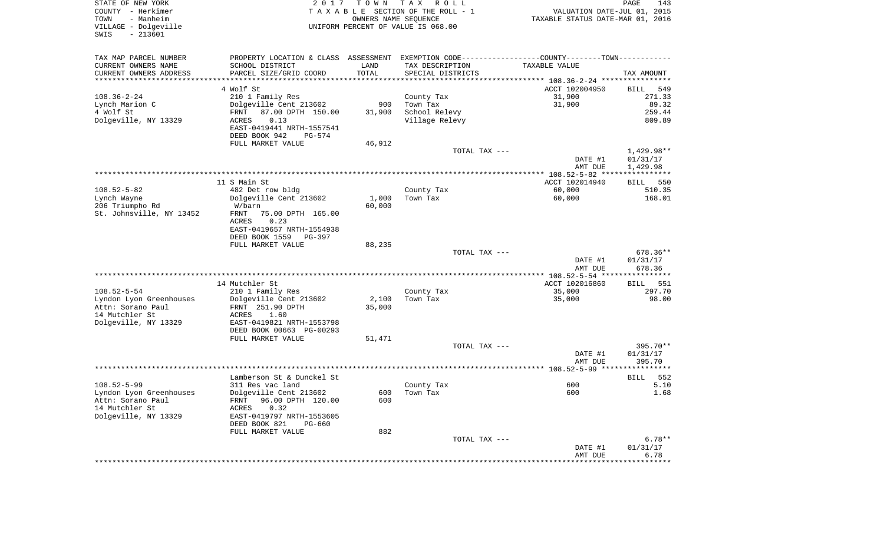STATE OF NEW YORK
COUNTY - Herkimer
TOWN - Manheim
VILLAGE - Dolgeville
SWIS - 213601

2 0 1 7 T O W N T A X R O L L
T A X A B L E SECTION OF THE ROLL - 1
OWNERS NAME SEQUENCE
UNIFORM PERCENT OF VALUE IS 068.00

VALUATION DATE-JUL 01, 2015
TAXABLE STATUS DATE-MAR 01, 2016

| TAX MAP PARCEL NUMBER<br>CURRENT OWNERS NAME<br>CURRENT OWNERS ADDRESS | PROPERTY LOCATION & CLASS<br>SCHOOL DISTRICT<br>PARCEL SIZE/GRID COORD | ASSESSMENT<br>LAND<br>TOTAL | EXEMPTION CODE<br>TAX DESCRIPTION<br>SPECIAL DISTRICTS | COUNTY--------TOWN<br>TAXABLE VALUE | TAX AMOUNT |
|---|---|---|---|---|---|
| | 4 Wolf St | | | ACCT 102004950 | BILL 549 |
| 108.36-2-24 | 210 1 Family Res | | County Tax | 31,900 | 271.33 |
| Lynch Marion C | Dolgeville Cent 213602 | 900 | Town Tax | 31,900 | 89.32 |
| 4 Wolf St | FRNT 87.00 DPTH 150.00 | 31,900 | School Relevy | | 259.44 |
| Dolgeville, NY 13329 | ACRES 0.13 | | Village Relevy | | 809.89 |
| | EAST-0419441 NRTH-1557541 | | | | |
| | DEED BOOK 942 PG-574 | | | | |
| | FULL MARKET VALUE | 46,912 | | | |
| | | | TOTAL TAX --- | | 1,429.98** |
| | | | | DATE #1 | 01/31/17 |
| | | | | AMT DUE | 1,429.98 |
| | 11 S Main St | | | ACCT 102014940 | BILL 550 |
| 108.52-5-82 | 482 Det row bldg | | County Tax | 60,000 | 510.35 |
| Lynch Wayne | Dolgeville Cent 213602 | 1,000 | Town Tax | 60,000 | 168.01 |
| 206 Triumpho Rd | W/barn | 60,000 | | | |
| St. Johnsville, NY 13452 | FRNT 75.00 DPTH 165.00 | | | | |
| | ACRES 0.23 | | | | |
| | EAST-0419657 NRTH-1554938 | | | | |
| | DEED BOOK 1559 PG-397 | | | | |
| | FULL MARKET VALUE | 88,235 | | | |
| | | | TOTAL TAX --- | | 678.36** |
| | | | | DATE #1 | 01/31/17 |
| | | | | AMT DUE | 678.36 |
| | 14 Mutchler St | | | ACCT 102016860 | BILL 551 |
| 108.52-5-54 | 210 1 Family Res | | County Tax | 35,000 | 297.70 |
| Lyndon Lyon Greenhouses | Dolgeville Cent 213602 | 2,100 | Town Tax | 35,000 | 98.00 |
| Attn: Sorano Paul | FRNT 251.90 DPTH | 35,000 | | | |
| 14 Mutchler St | ACRES 1.60 | | | | |
| Dolgeville, NY 13329 | EAST-0419821 NRTH-1553798 | | | | |
| | DEED BOOK 00663 PG-00293 | | | | |
| | FULL MARKET VALUE | 51,471 | | | |
| | | | TOTAL TAX --- | | 395.70** |
| | | | | DATE #1 | 01/31/17 |
| | | | | AMT DUE | 395.70 |
| | Lamberson St & Dunckel St | | | | BILL 552 |
| 108.52-5-99 | 311 Res vac land | | County Tax | 600 | 5.10 |
| Lyndon Lyon Greenhouses | Dolgeville Cent 213602 | 600 | Town Tax | 600 | 1.68 |
| Attn: Sorano Paul | FRNT 96.00 DPTH 120.00 | 600 | | | |
| 14 Mutchler St | ACRES 0.32 | | | | |
| Dolgeville, NY 13329 | EAST-0419797 NRTH-1553605 | | | | |
| | DEED BOOK 821 PG-660 | | | | |
| | FULL MARKET VALUE | 882 | | | |
| | | | TOTAL TAX --- | | 6.78** |
| | | | | DATE #1 | 01/31/17 |
| | | | | AMT DUE | 6.78 |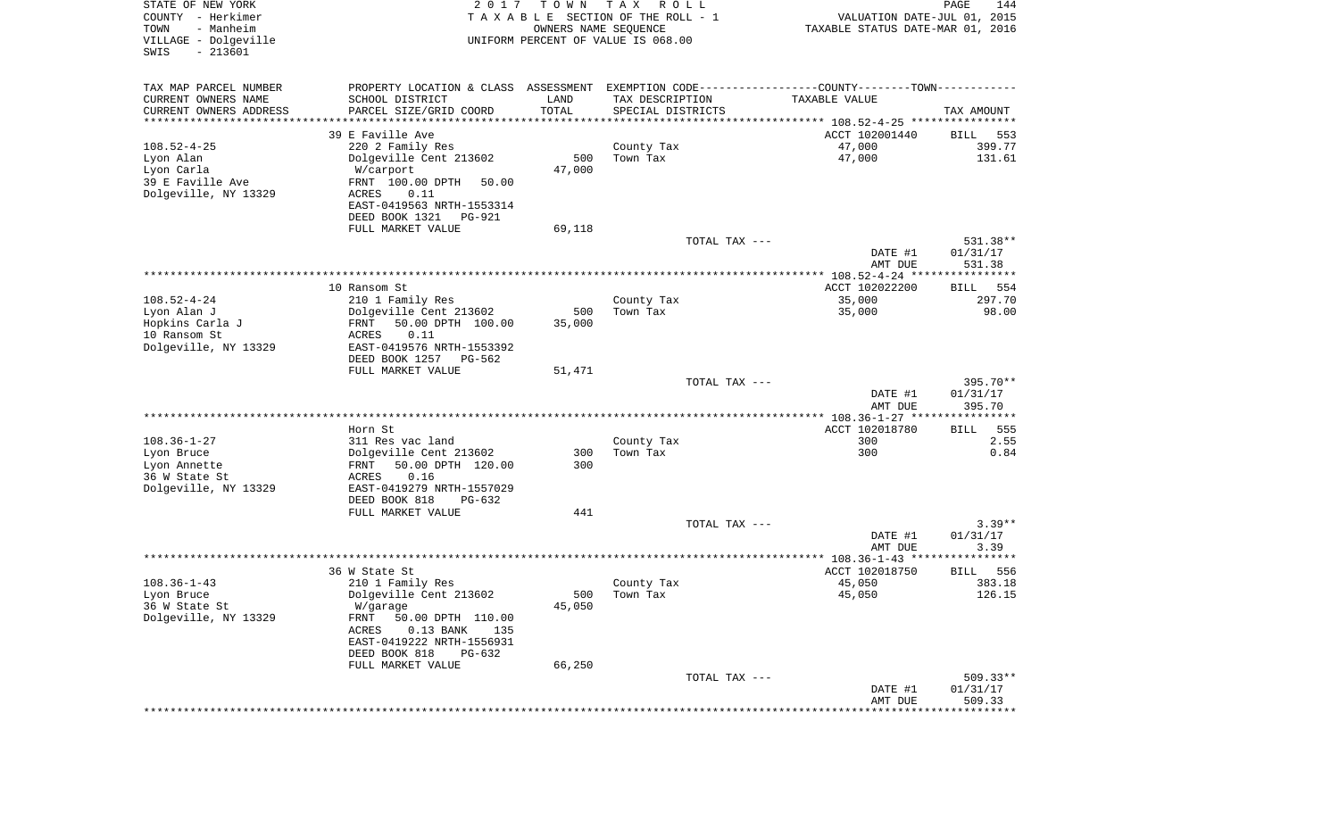STATE OF NEW YORK 2 0 1 7 T O W N T A X R O L L
COUNTY - Herkimer T A X A B L E SECTION OF THE ROLL - 1 VALUATION DATE-JUL 01, 2015
TOWN - Manheim OWNERS NAME SEQUENCE TAXABLE STATUS DATE-MAR 01, 2016
VILLAGE - Dolgeville UNIFORM PERCENT OF VALUE IS 068.00
SWIS - 213601

| TAX MAP PARCEL NUMBER<br>CURRENT OWNERS NAME<br>CURRENT OWNERS ADDRESS | PROPERTY LOCATION & CLASS<br>SCHOOL DISTRICT<br>PARCEL SIZE/GRID COORD | ASSESSMENT<br>LAND<br>TOTAL | EXEMPTION CODE<br>TAX DESCRIPTION<br>SPECIAL DISTRICTS | COUNTY--------TOWN<br>TAXABLE VALUE | TAX AMOUNT |
|---|---|---|---|---|---|
| | 39 E Faville Ave | | | ACCT 102001440 | BILL 553 |
| 108.52-4-25 | 220 2 Family Res | | County Tax | 47,000 | 399.77 |
| Lyon Alan | Dolgeville Cent 213602 | 500 | Town Tax | 47,000 | 131.61 |
| Lyon Carla | W/carport | 47,000 | | | |
| 39 E Faville Ave | FRNT 100.00 DPTH 50.00 | | | | |
| Dolgeville, NY 13329 | ACRES 0.11 | | | | |
| | EAST-0419563 NRTH-1553314 | | | | |
| | DEED BOOK 1321 PG-921 | | | | |
| | FULL MARKET VALUE | 69,118 | | | |
| | | | TOTAL TAX --- | | 531.38** |
| | | | | DATE #1 | 01/31/17 |
| | | | | AMT DUE | 531.38 |
| | 10 Ransom St | | | ACCT 102022200 | BILL 554 |
| 108.52-4-24 | 210 1 Family Res | | County Tax | 35,000 | 297.70 |
| Lyon Alan J | Dolgeville Cent 213602 | 500 | Town Tax | 35,000 | 98.00 |
| Hopkins Carla J | FRNT 50.00 DPTH 100.00 | 35,000 | | | |
| 10 Ransom St | ACRES 0.11 | | | | |
| Dolgeville, NY 13329 | EAST-0419576 NRTH-1553392 | | | | |
| | DEED BOOK 1257 PG-562 | | | | |
| | FULL MARKET VALUE | 51,471 | | | |
| | | | TOTAL TAX --- | | 395.70** |
| | | | | DATE #1 | 01/31/17 |
| | | | | AMT DUE | 395.70 |
| | Horn St | | | ACCT 102018780 | BILL 555 |
| 108.36-1-27 | 311 Res vac land | | County Tax | 300 | 2.55 |
| Lyon Bruce | Dolgeville Cent 213602 | 300 | Town Tax | 300 | 0.84 |
| Lyon Annette | FRNT 50.00 DPTH 120.00 | 300 | | | |
| 36 W State St | ACRES 0.16 | | | | |
| Dolgeville, NY 13329 | EAST-0419279 NRTH-1557029 | | | | |
| | DEED BOOK 818 PG-632 | | | | |
| | FULL MARKET VALUE | 441 | | | |
| | | | TOTAL TAX --- | | 3.39** |
| | | | | DATE #1 | 01/31/17 |
| | | | | AMT DUE | 3.39 |
| | 36 W State St | | | ACCT 102018750 | BILL 556 |
| 108.36-1-43 | 210 1 Family Res | | County Tax | 45,050 | 383.18 |
| Lyon Bruce | Dolgeville Cent 213602 | 500 | Town Tax | 45,050 | 126.15 |
| 36 W State St | W/garage | 45,050 | | | |
| Dolgeville, NY 13329 | FRNT 50.00 DPTH 110.00 | | | | |
| | ACRES 0.13 BANK 135 | | | | |
| | EAST-0419222 NRTH-1556931 | | | | |
| | DEED BOOK 818 PG-632 | | | | |
| | FULL MARKET VALUE | 66,250 | | | |
| | | | TOTAL TAX --- | | 509.33** |
| | | | | DATE #1 | 01/31/17 |
| | | | | AMT DUE | 509.33 |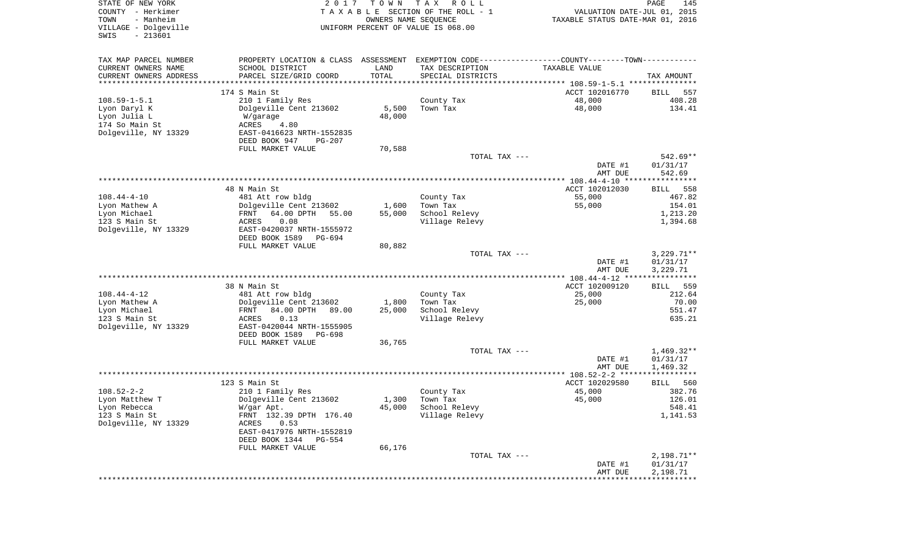STATE OF NEW YORK
COUNTY - Herkimer
TOWN - Manheim
VILLAGE - Dolgeville
SWIS - 213601

2 0 1 7 T O W N T A X R O L L
T A X A B L E SECTION OF THE ROLL - 1
OWNERS NAME SEQUENCE
UNIFORM PERCENT OF VALUE IS 068.00

VALUATION DATE-JUL 01, 2015
TAXABLE STATUS DATE-MAR 01, 2016

| TAX MAP PARCEL NUMBER / CURRENT OWNERS NAME / CURRENT OWNERS ADDRESS | PROPERTY LOCATION & CLASS / SCHOOL DISTRICT / PARCEL SIZE/GRID COORD | ASSESSMENT LAND / TOTAL | EXEMPTION CODE / TAX DESCRIPTION / SPECIAL DISTRICTS | COUNTY--------TOWN / TAXABLE VALUE | TAX AMOUNT |
|---|---|---|---|---|---|
| | 174 S Main St | | | ACCT 102016770 | BILL 557 |
| 108.59-1-5.1 | 210 1 Family Res | | County Tax | 48,000 | 408.28 |
| Lyon Daryl K | Dolgeville Cent 213602 | 5,500 | Town Tax | 48,000 | 134.41 |
| Lyon Julia L | W/garage | 48,000 | | | |
| 174 So Main St | ACRES 4.80 | | | | |
| Dolgeville, NY 13329 | EAST-0416623 NRTH-1552835 | | | | |
| | DEED BOOK 947 PG-207 | | | | |
| | FULL MARKET VALUE | 70,588 | | | |
| | | | TOTAL TAX --- | | 542.69** |
| | | | | DATE #1 | 01/31/17 |
| | | | | AMT DUE | 542.69 |
| | 48 N Main St | | | ACCT 102012030 | BILL 558 |
| 108.44-4-10 | 481 Att row bldg | | County Tax | 55,000 | 467.82 |
| Lyon Mathew A | Dolgeville Cent 213602 | 1,600 | Town Tax | 55,000 | 154.01 |
| Lyon Michael | FRNT 64.00 DPTH 55.00 | 55,000 | School Relevy | | 1,213.20 |
| 123 S Main St | ACRES 0.08 | | Village Relevy | | 1,394.68 |
| Dolgeville, NY 13329 | EAST-0420037 NRTH-1555972 | | | | |
| | DEED BOOK 1589 PG-694 | | | | |
| | FULL MARKET VALUE | 80,882 | | | |
| | | | TOTAL TAX --- | | 3,229.71** |
| | | | | DATE #1 | 01/31/17 |
| | | | | AMT DUE | 3,229.71 |
| | 38 N Main St | | | ACCT 102009120 | BILL 559 |
| 108.44-4-12 | 481 Att row bldg | | County Tax | 25,000 | 212.64 |
| Lyon Mathew A | Dolgeville Cent 213602 | 1,800 | Town Tax | 25,000 | 70.00 |
| Lyon Michael | FRNT 84.00 DPTH 89.00 | 25,000 | School Relevy | | 551.47 |
| 123 S Main St | ACRES 0.13 | | Village Relevy | | 635.21 |
| Dolgeville, NY 13329 | EAST-0420044 NRTH-1555905 | | | | |
| | DEED BOOK 1589 PG-698 | | | | |
| | FULL MARKET VALUE | 36,765 | | | |
| | | | TOTAL TAX --- | | 1,469.32** |
| | | | | DATE #1 | 01/31/17 |
| | | | | AMT DUE | 1,469.32 |
| | 123 S Main St | | | ACCT 102029580 | BILL 560 |
| 108.52-2-2 | 210 1 Family Res | | County Tax | 45,000 | 382.76 |
| Lyon Matthew T | Dolgeville Cent 213602 | 1,300 | Town Tax | 45,000 | 126.01 |
| Lyon Rebecca | W/gar Apt. | 45,000 | School Relevy | | 548.41 |
| 123 S Main St | FRNT 132.39 DPTH 176.40 | | Village Relevy | | 1,141.53 |
| Dolgeville, NY 13329 | ACRES 0.53 | | | | |
| | EAST-0417976 NRTH-1552819 | | | | |
| | DEED BOOK 1344 PG-554 | | | | |
| | FULL MARKET VALUE | 66,176 | | | |
| | | | TOTAL TAX --- | | 2,198.71** |
| | | | | DATE #1 | 01/31/17 |
| | | | | AMT DUE | 2,198.71 |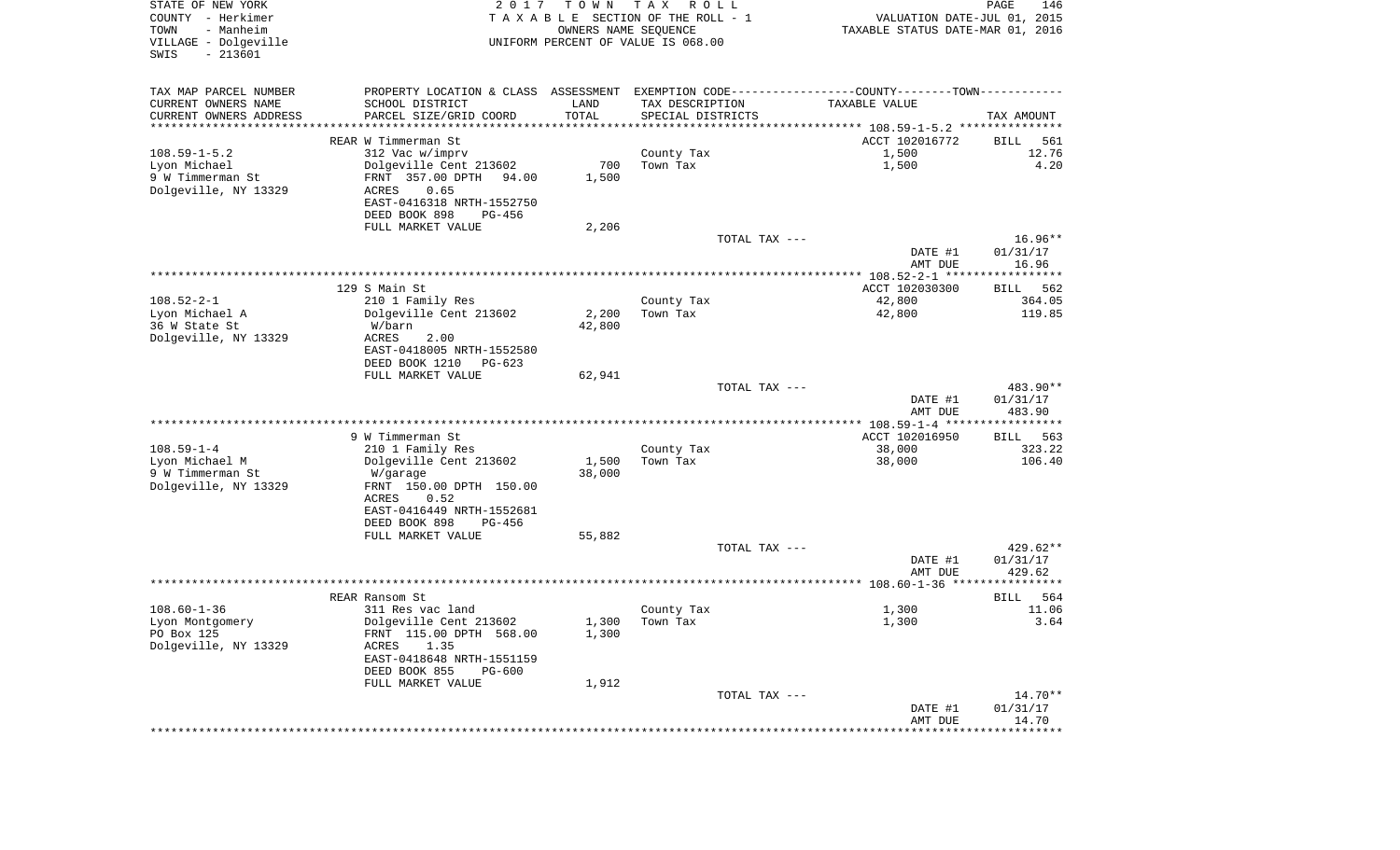STATE OF NEW YORK
COUNTY - Herkimer
TOWN - Manheim
VILLAGE - Dolgeville
SWIS - 213601

2017 TOWN TAX ROLL
TAXABLE SECTION OF THE ROLL - 1
OWNERS NAME SEQUENCE
UNIFORM PERCENT OF VALUE IS 068.00

VALUATION DATE-JUL 01, 2015
TAXABLE STATUS DATE-MAR 01, 2016

| TAX MAP PARCEL NUMBER / CURRENT OWNERS NAME / CURRENT OWNERS ADDRESS | PROPERTY LOCATION & CLASS / SCHOOL DISTRICT / PARCEL SIZE/GRID COORD | ASSESSMENT LAND | TOTAL | EXEMPTION CODE / TAX DESCRIPTION / SPECIAL DISTRICTS | TAXABLE VALUE | TAX AMOUNT |
|---|---|---|---|---|---|---|
| 108.59-1-5.2 | REAR W Timmerman St | | | | ACCT 102016772 | BILL 561 |
| 108.59-1-5.2 | 312 Vac w/imprv | | | County Tax | 1,500 | 12.76 |
| Lyon Michael | Dolgeville Cent 213602 | 700 | | Town Tax | 1,500 | 4.20 |
| 9 W Timmerman St | FRNT 357.00 DPTH 94.00 | | 1,500 | | | |
| Dolgeville, NY 13329 | ACRES 0.65 | | | | | |
| | EAST-0416318 NRTH-1552750 | | | | | |
| | DEED BOOK 898 PG-456 | | | | | |
| | FULL MARKET VALUE | | 2,206 | | | |
| | | | | TOTAL TAX --- | | 16.96** |
| | | | | | DATE #1 | 01/31/17 |
| | | | | | AMT DUE | 16.96 |
| 108.52-2-1 | 129 S Main St | | | | ACCT 102030300 | BILL 562 |
| 108.52-2-1 | 210 1 Family Res | | | County Tax | 42,800 | 364.05 |
| Lyon Michael A | Dolgeville Cent 213602 | 2,200 | | Town Tax | 42,800 | 119.85 |
| 36 W State St | W/barn | | 42,800 | | | |
| Dolgeville, NY 13329 | ACRES 2.00 | | | | | |
| | EAST-0418005 NRTH-1552580 | | | | | |
| | DEED BOOK 1210 PG-623 | | | | | |
| | FULL MARKET VALUE | | 62,941 | | | |
| | | | | TOTAL TAX --- | | 483.90** |
| | | | | | DATE #1 | 01/31/17 |
| | | | | | AMT DUE | 483.90 |
| 108.59-1-4 | 9 W Timmerman St | | | | ACCT 102016950 | BILL 563 |
| 108.59-1-4 | 210 1 Family Res | | | County Tax | 38,000 | 323.22 |
| Lyon Michael M | Dolgeville Cent 213602 | 1,500 | | Town Tax | 38,000 | 106.40 |
| 9 W Timmerman St | W/garage | | 38,000 | | | |
| Dolgeville, NY 13329 | FRNT 150.00 DPTH 150.00 | | | | | |
| | ACRES 0.52 | | | | | |
| | EAST-0416449 NRTH-1552681 | | | | | |
| | DEED BOOK 898 PG-456 | | | | | |
| | FULL MARKET VALUE | | 55,882 | | | |
| | | | | TOTAL TAX --- | | 429.62** |
| | | | | | DATE #1 | 01/31/17 |
| | | | | | AMT DUE | 429.62 |
| 108.60-1-36 | REAR Ransom St | | | | | BILL 564 |
| 108.60-1-36 | 311 Res vac land | | | County Tax | 1,300 | 11.06 |
| Lyon Montgomery | Dolgeville Cent 213602 | 1,300 | | Town Tax | 1,300 | 3.64 |
| PO Box 125 | FRNT 115.00 DPTH 568.00 | | 1,300 | | | |
| Dolgeville, NY 13329 | ACRES 1.35 | | | | | |
| | EAST-0418648 NRTH-1551159 | | | | | |
| | DEED BOOK 855 PG-600 | | | | | |
| | FULL MARKET VALUE | | 1,912 | | | |
| | | | | TOTAL TAX --- | | 14.70** |
| | | | | | DATE #1 | 01/31/17 |
| | | | | | AMT DUE | 14.70 |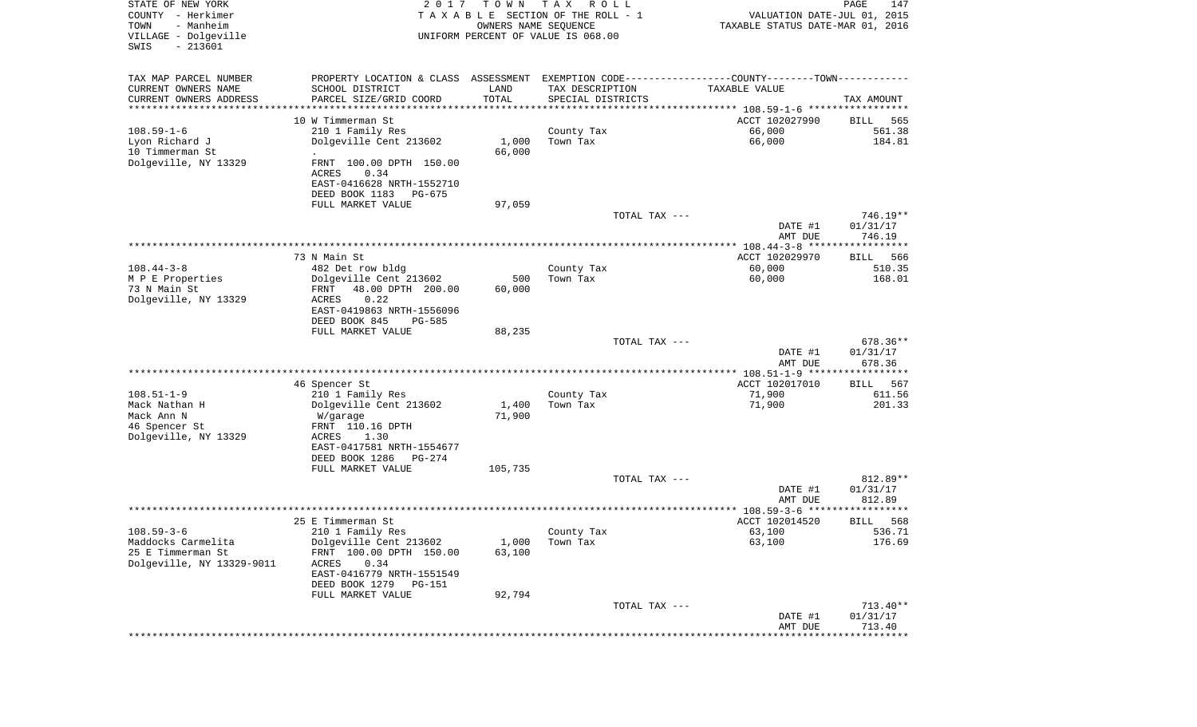STATE OF NEW YORK
COUNTY - Herkimer
TOWN - Manheim
VILLAGE - Dolgeville
SWIS - 213601

2 0 1 7 T O W N T A X R O L L
T A X A B L E SECTION OF THE ROLL - 1
OWNERS NAME SEQUENCE
UNIFORM PERCENT OF VALUE IS 068.00

VALUATION DATE-JUL 01, 2015
TAXABLE STATUS DATE-MAR 01, 2016

| TAX MAP PARCEL NUMBER / CURRENT OWNERS NAME / CURRENT OWNERS ADDRESS | PROPERTY LOCATION & CLASS / SCHOOL DISTRICT / PARCEL SIZE/GRID COORD | ASSESSMENT LAND / TOTAL | EXEMPTION CODE / TAX DESCRIPTION / SPECIAL DISTRICTS | COUNTY--------TOWN / TAXABLE VALUE | TAX AMOUNT |
|---|---|---|---|---|---|
| | 10 W Timmerman St | | | ACCT 102027990 | BILL 565 |
| 108.59-1-6 | 210 1 Family Res | | County Tax | 66,000 | 561.38 |
| Lyon Richard J | Dolgeville Cent 213602 | 1,000 | Town Tax | 66,000 | 184.81 |
| 10 Timmerman St | . | 66,000 | | | |
| Dolgeville, NY 13329 | FRNT 100.00 DPTH 150.00 | | | | |
| | ACRES 0.34 | | | | |
| | EAST-0416628 NRTH-1552710 | | | | |
| | DEED BOOK 1183 PG-675 | | | | |
| | FULL MARKET VALUE | 97,059 | | | |
| | | | TOTAL TAX --- | | 746.19** |
| | | | | DATE #1 | 01/31/17 |
| | | | | AMT DUE | 746.19 |
| | 73 N Main St | | | ACCT 102029970 | BILL 566 |
| 108.44-3-8 | 482 Det row bldg | | County Tax | 60,000 | 510.35 |
| M P E Properties | Dolgeville Cent 213602 | 500 | Town Tax | 60,000 | 168.01 |
| 73 N Main St | FRNT 48.00 DPTH 200.00 | 60,000 | | | |
| Dolgeville, NY 13329 | ACRES 0.22 | | | | |
| | EAST-0419863 NRTH-1556096 | | | | |
| | DEED BOOK 845 PG-585 | | | | |
| | FULL MARKET VALUE | 88,235 | | | |
| | | | TOTAL TAX --- | | 678.36** |
| | | | | DATE #1 | 01/31/17 |
| | | | | AMT DUE | 678.36 |
| | 46 Spencer St | | | ACCT 102017010 | BILL 567 |
| 108.51-1-9 | 210 1 Family Res | | County Tax | 71,900 | 611.56 |
| Mack Nathan H | Dolgeville Cent 213602 | 1,400 | Town Tax | 71,900 | 201.33 |
| Mack Ann N | W/garage | 71,900 | | | |
| 46 Spencer St | FRNT 110.16 DPTH | | | | |
| Dolgeville, NY 13329 | ACRES 1.30 | | | | |
| | EAST-0417581 NRTH-1554677 | | | | |
| | DEED BOOK 1286 PG-274 | | | | |
| | FULL MARKET VALUE | 105,735 | | | |
| | | | TOTAL TAX --- | | 812.89** |
| | | | | DATE #1 | 01/31/17 |
| | | | | AMT DUE | 812.89 |
| | 25 E Timmerman St | | | ACCT 102014520 | BILL 568 |
| 108.59-3-6 | 210 1 Family Res | | County Tax | 63,100 | 536.71 |
| Maddocks Carmelita | Dolgeville Cent 213602 | 1,000 | Town Tax | 63,100 | 176.69 |
| 25 E Timmerman St | FRNT 100.00 DPTH 150.00 | 63,100 | | | |
| Dolgeville, NY 13329-9011 | ACRES 0.34 | | | | |
| | EAST-0416779 NRTH-1551549 | | | | |
| | DEED BOOK 1279 PG-151 | | | | |
| | FULL MARKET VALUE | 92,794 | | | |
| | | | TOTAL TAX --- | | 713.40** |
| | | | | DATE #1 | 01/31/17 |
| | | | | AMT DUE | 713.40 |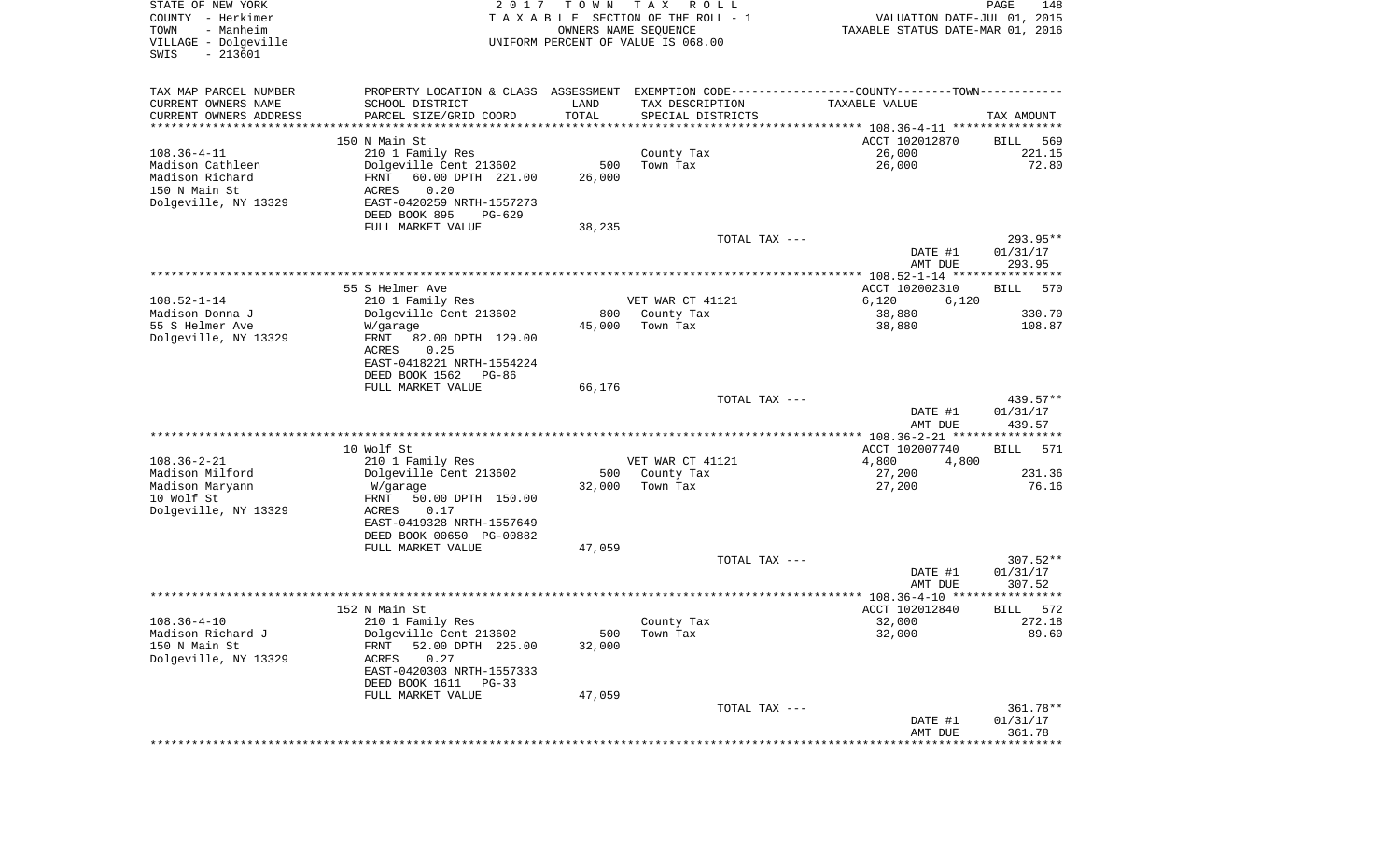STATE OF NEW YORK
COUNTY - Herkimer
TOWN - Manheim
VILLAGE - Dolgeville
SWIS - 213601

2017 TOWN TAX ROLL
TAXABLE SECTION OF THE ROLL - 1
OWNERS NAME SEQUENCE
UNIFORM PERCENT OF VALUE IS 068.00

VALUATION DATE-JUL 01, 2015
TAXABLE STATUS DATE-MAR 01, 2016

| TAX MAP PARCEL NUMBER / CURRENT OWNERS NAME / CURRENT OWNERS ADDRESS | PROPERTY LOCATION & CLASS / SCHOOL DISTRICT / PARCEL SIZE/GRID COORD | ASSESSMENT LAND / TOTAL | EXEMPTION CODE / TAX DESCRIPTION / SPECIAL DISTRICTS | COUNTY / TOWN TAXABLE VALUE | TAX AMOUNT |
|---|---|---|---|---|---|
| 108.36-4-11 | 150 N Main St | | | ACCT 102012870 | BILL 569 |
| Madison Cathleen | 210 1 Family Res | | County Tax | 26,000 | 221.15 |
| Madison Richard | Dolgeville Cent 213602 | 500 | Town Tax | 26,000 | 72.80 |
| 150 N Main St | FRNT 60.00 DPTH 221.00 | 26,000 | | | |
| Dolgeville, NY 13329 | ACRES 0.20 | | | | |
| | EAST-0420259 NRTH-1557273 | | | | |
| | DEED BOOK 895 PG-629 | | | | |
| | FULL MARKET VALUE | 38,235 | | | |
| | | | TOTAL TAX --- | | 293.95** |
| | | | | DATE #1 | 01/31/17 |
| | | | | AMT DUE | 293.95 |
| 108.52-1-14 | 55 S Helmer Ave | | | ACCT 102002310 | BILL 570 |
| Madison Donna J | 210 1 Family Res | | VET WAR CT 41121 | 6,120 6,120 | |
| 55 S Helmer Ave | Dolgeville Cent 213602 | 800 | County Tax | 38,880 | 330.70 |
| Dolgeville, NY 13329 | W/garage | 45,000 | Town Tax | 38,880 | 108.87 |
| | FRNT 82.00 DPTH 129.00 | | | | |
| | ACRES 0.25 | | | | |
| | EAST-0418221 NRTH-1554224 | | | | |
| | DEED BOOK 1562 PG-86 | | | | |
| | FULL MARKET VALUE | 66,176 | | | |
| | | | TOTAL TAX --- | | 439.57** |
| | | | | DATE #1 | 01/31/17 |
| | | | | AMT DUE | 439.57 |
| 108.36-2-21 | 10 Wolf St | | | ACCT 102007740 | BILL 571 |
| Madison Milford | 210 1 Family Res | | VET WAR CT 41121 | 4,800 4,800 | |
| Madison Maryann | Dolgeville Cent 213602 | 500 | County Tax | 27,200 | 231.36 |
| 10 Wolf St | W/garage | 32,000 | Town Tax | 27,200 | 76.16 |
| Dolgeville, NY 13329 | FRNT 50.00 DPTH 150.00 | | | | |
| | ACRES 0.17 | | | | |
| | EAST-0419328 NRTH-1557649 | | | | |
| | DEED BOOK 00650 PG-00882 | | | | |
| | FULL MARKET VALUE | 47,059 | | | |
| | | | TOTAL TAX --- | | 307.52** |
| | | | | DATE #1 | 01/31/17 |
| | | | | AMT DUE | 307.52 |
| 108.36-4-10 | 152 N Main St | | | ACCT 102012840 | BILL 572 |
| Madison Richard J | 210 1 Family Res | | County Tax | 32,000 | 272.18 |
| 150 N Main St | Dolgeville Cent 213602 | 500 | Town Tax | 32,000 | 89.60 |
| Dolgeville, NY 13329 | FRNT 52.00 DPTH 225.00 | 32,000 | | | |
| | ACRES 0.27 | | | | |
| | EAST-0420303 NRTH-1557333 | | | | |
| | DEED BOOK 1611 PG-33 | | | | |
| | FULL MARKET VALUE | 47,059 | | | |
| | | | TOTAL TAX --- | | 361.78** |
| | | | | DATE #1 | 01/31/17 |
| | | | | AMT DUE | 361.78 |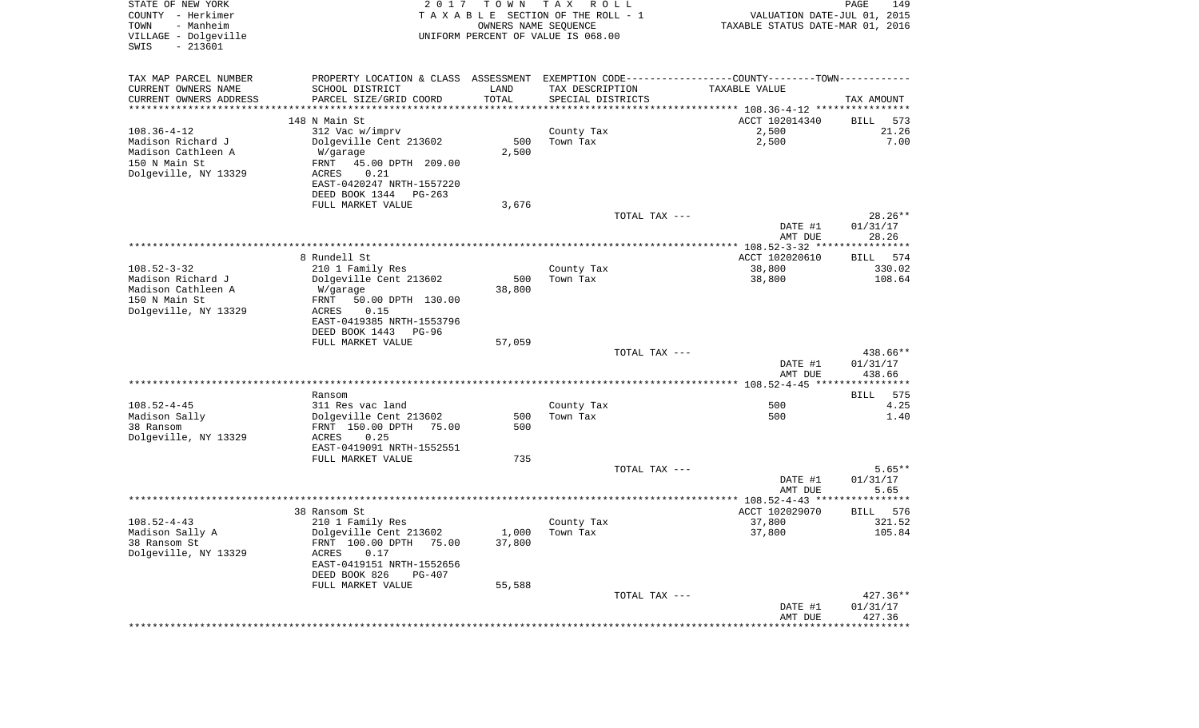STATE OF NEW YORK | COUNTY - Herkimer | TOWN - Manheim | VILLAGE - Dolgeville | SWIS - 213601

2017 TOWN TAX ROLL
TAXABLE SECTION OF THE ROLL - 1
OWNERS NAME SEQUENCE
UNIFORM PERCENT OF VALUE IS 068.00

VALUATION DATE-JUL 01, 2015
TAXABLE STATUS DATE-MAR 01, 2016

| TAX MAP PARCEL NUMBER<br>CURRENT OWNERS NAME<br>CURRENT OWNERS ADDRESS | PROPERTY LOCATION & CLASS<br>SCHOOL DISTRICT<br>PARCEL SIZE/GRID COORD | ASSESSMENT<br>LAND<br>TOTAL | EXEMPTION CODE<br>TAX DESCRIPTION<br>SPECIAL DISTRICTS | COUNTY--------TOWN<br>TAXABLE VALUE | TAX AMOUNT |
|---|---|---|---|---|---|
| 108.36-4-12 | 148 N Main St | | | ACCT 102014340 | BILL 573 |
| 108.36-4-12 | 312 Vac w/imprv | | County Tax | 2,500 | 21.26 |
| Madison Richard J | Dolgeville Cent 213602 | 500 | Town Tax | 2,500 | 7.00 |
| Madison Cathleen A | W/garage | 2,500 | | | |
| 150 N Main St | FRNT 45.00 DPTH 209.00 | | | | |
| Dolgeville, NY 13329 | ACRES 0.21 | | | | |
| | EAST-0420247 NRTH-1557220 | | | | |
| | DEED BOOK 1344 PG-263 | | | | |
| | FULL MARKET VALUE | 3,676 | | | |
| | | | TOTAL TAX --- | | 28.26** |
| | | | | DATE #1 | 01/31/17 |
| | | | | AMT DUE | 28.26 |
| 108.52-3-32 | 8 Rundell St | | | ACCT 102020610 | BILL 574 |
| 108.52-3-32 | 210 1 Family Res | | County Tax | 38,800 | 330.02 |
| Madison Richard J | Dolgeville Cent 213602 | 500 | Town Tax | 38,800 | 108.64 |
| Madison Cathleen A | W/garage | 38,800 | | | |
| 150 N Main St | FRNT 50.00 DPTH 130.00 | | | | |
| Dolgeville, NY 13329 | ACRES 0.15 | | | | |
| | EAST-0419385 NRTH-1553796 | | | | |
| | DEED BOOK 1443 PG-96 | | | | |
| | FULL MARKET VALUE | 57,059 | | | |
| | | | TOTAL TAX --- | | 438.66** |
| | | | | DATE #1 | 01/31/17 |
| | | | | AMT DUE | 438.66 |
| 108.52-4-45 | Ransom | | | | BILL 575 |
| 108.52-4-45 | 311 Res vac land | | County Tax | 500 | 4.25 |
| Madison Sally | Dolgeville Cent 213602 | 500 | Town Tax | 500 | 1.40 |
| 38 Ransom | FRNT 150.00 DPTH 75.00 | 500 | | | |
| Dolgeville, NY 13329 | ACRES 0.25 | | | | |
| | EAST-0419091 NRTH-1552551 | | | | |
| | FULL MARKET VALUE | 735 | | | |
| | | | TOTAL TAX --- | | 5.65** |
| | | | | DATE #1 | 01/31/17 |
| | | | | AMT DUE | 5.65 |
| 108.52-4-43 | 38 Ransom St | | | ACCT 102029070 | BILL 576 |
| 108.52-4-43 | 210 1 Family Res | | County Tax | 37,800 | 321.52 |
| Madison Sally A | Dolgeville Cent 213602 | 1,000 | Town Tax | 37,800 | 105.84 |
| 38 Ransom St | FRNT 100.00 DPTH 75.00 | 37,800 | | | |
| Dolgeville, NY 13329 | ACRES 0.17 | | | | |
| | EAST-0419151 NRTH-1552656 | | | | |
| | DEED BOOK 826 PG-407 | | | | |
| | FULL MARKET VALUE | 55,588 | | | |
| | | | TOTAL TAX --- | | 427.36** |
| | | | | DATE #1 | 01/31/17 |
| | | | | AMT DUE | 427.36 |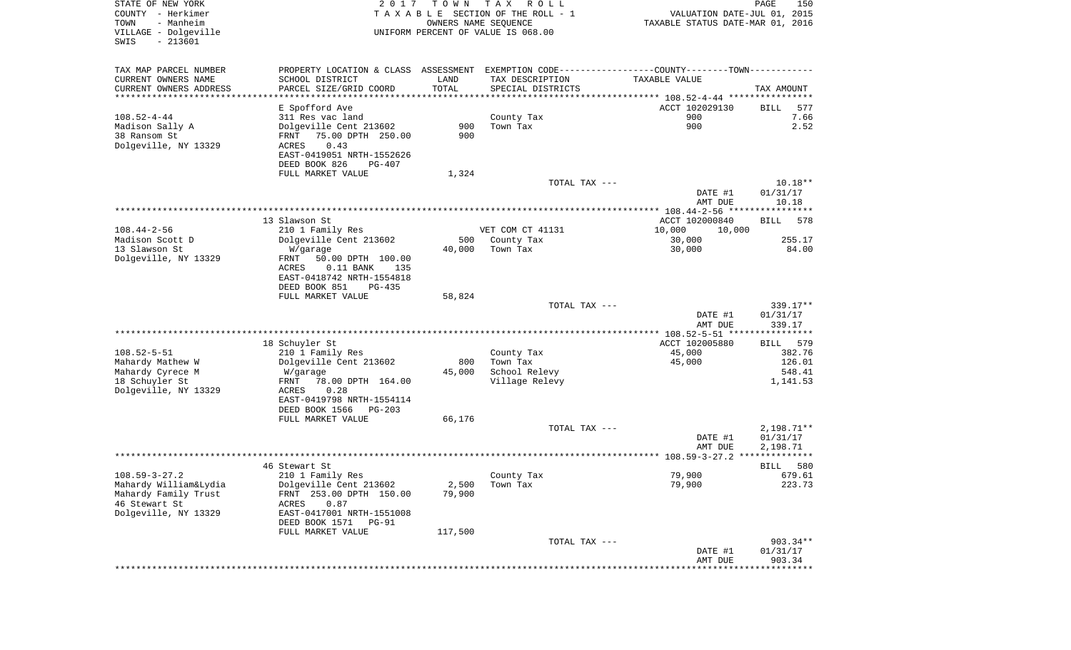STATE OF NEW YORK
COUNTY - Herkimer
TOWN - Manheim
VILLAGE - Dolgeville
SWIS - 213601

2017 TOWN TAX ROLL
TAXABLE SECTION OF THE ROLL - 1
OWNERS NAME SEQUENCE
UNIFORM PERCENT OF VALUE IS 068.00

VALUATION DATE-JUL 01, 2015
TAXABLE STATUS DATE-MAR 01, 2016

| TAX MAP PARCEL NUMBER / CURRENT OWNERS NAME / CURRENT OWNERS ADDRESS | PROPERTY LOCATION & CLASS / SCHOOL DISTRICT / PARCEL SIZE/GRID COORD | ASSESSMENT LAND | TOTAL | EXEMPTION CODE / TAX DESCRIPTION / SPECIAL DISTRICTS | TAXABLE VALUE | TAX AMOUNT |
|---|---|---|---|---|---|---|
| 108.52-4-44 | E Spofford Ave | | | | ACCT 102029130 | BILL 577 |
| Madison Sally A | 311 Res vac land | | | County Tax | 900 | 7.66 |
| 38 Ransom St | Dolgeville Cent 213602 | 900 | | Town Tax | 900 | 2.52 |
| Dolgeville, NY 13329 | FRNT 75.00 DPTH 250.00 | | 900 | | | |
| | ACRES 0.43 | | | | | |
| | EAST-0419051 NRTH-1552626 | | | | | |
| | DEED BOOK 826 PG-407 | | | | | |
| | FULL MARKET VALUE | 1,324 | | | | |
| | | | | TOTAL TAX --- | | 10.18** |
| | | | | | DATE #1 | 01/31/17 |
| | | | | | AMT DUE | 10.18 |
| 108.44-2-56 | 13 Slawson St | | | | ACCT 102000840 | BILL 578 |
| Madison Scott D | 210 1 Family Res | | | VET COM CT 41131 | 10,000 10,000 | |
| 13 Slawson St | Dolgeville Cent 213602 | 500 | | County Tax | 30,000 | 255.17 |
| Dolgeville, NY 13329 | W/garage | | 40,000 | Town Tax | 30,000 | 84.00 |
| | FRNT 50.00 DPTH 100.00 | | | | | |
| | ACRES 0.11 BANK 135 | | | | | |
| | EAST-0418742 NRTH-1554818 | | | | | |
| | DEED BOOK 851 PG-435 | | | | | |
| | FULL MARKET VALUE | 58,824 | | | | |
| | | | | TOTAL TAX --- | | 339.17** |
| | | | | | DATE #1 | 01/31/17 |
| | | | | | AMT DUE | 339.17 |
| 108.52-5-51 | 18 Schuyler St | | | | ACCT 102005880 | BILL 579 |
| Mahardy Mathew W | 210 1 Family Res | | | County Tax | 45,000 | 382.76 |
| Mahardy Cyrece M | Dolgeville Cent 213602 | 800 | | Town Tax | 45,000 | 126.01 |
| 18 Schuyler St | W/garage | | 45,000 | School Relevy | | 548.41 |
| Dolgeville, NY 13329 | FRNT 78.00 DPTH 164.00 | | | Village Relevy | | 1,141.53 |
| | ACRES 0.28 | | | | | |
| | EAST-0419798 NRTH-1554114 | | | | | |
| | DEED BOOK 1566 PG-203 | | | | | |
| | FULL MARKET VALUE | 66,176 | | | | |
| | | | | TOTAL TAX --- | | 2,198.71** |
| | | | | | DATE #1 | 01/31/17 |
| | | | | | AMT DUE | 2,198.71 |
| 108.59-3-27.2 | 46 Stewart St | | | | | BILL 580 |
| Mahardy William&Lydia | 210 1 Family Res | | | County Tax | 79,900 | 679.61 |
| Mahardy Family Trust | Dolgeville Cent 213602 | 2,500 | | Town Tax | 79,900 | 223.73 |
| 46 Stewart St | FRNT 253.00 DPTH 150.00 | | 79,900 | | | |
| Dolgeville, NY 13329 | ACRES 0.87 | | | | | |
| | EAST-0417001 NRTH-1551008 | | | | | |
| | DEED BOOK 1571 PG-91 | | | | | |
| | FULL MARKET VALUE | 117,500 | | | | |
| | | | | TOTAL TAX --- | | 903.34** |
| | | | | | DATE #1 | 01/31/17 |
| | | | | | AMT DUE | 903.34 |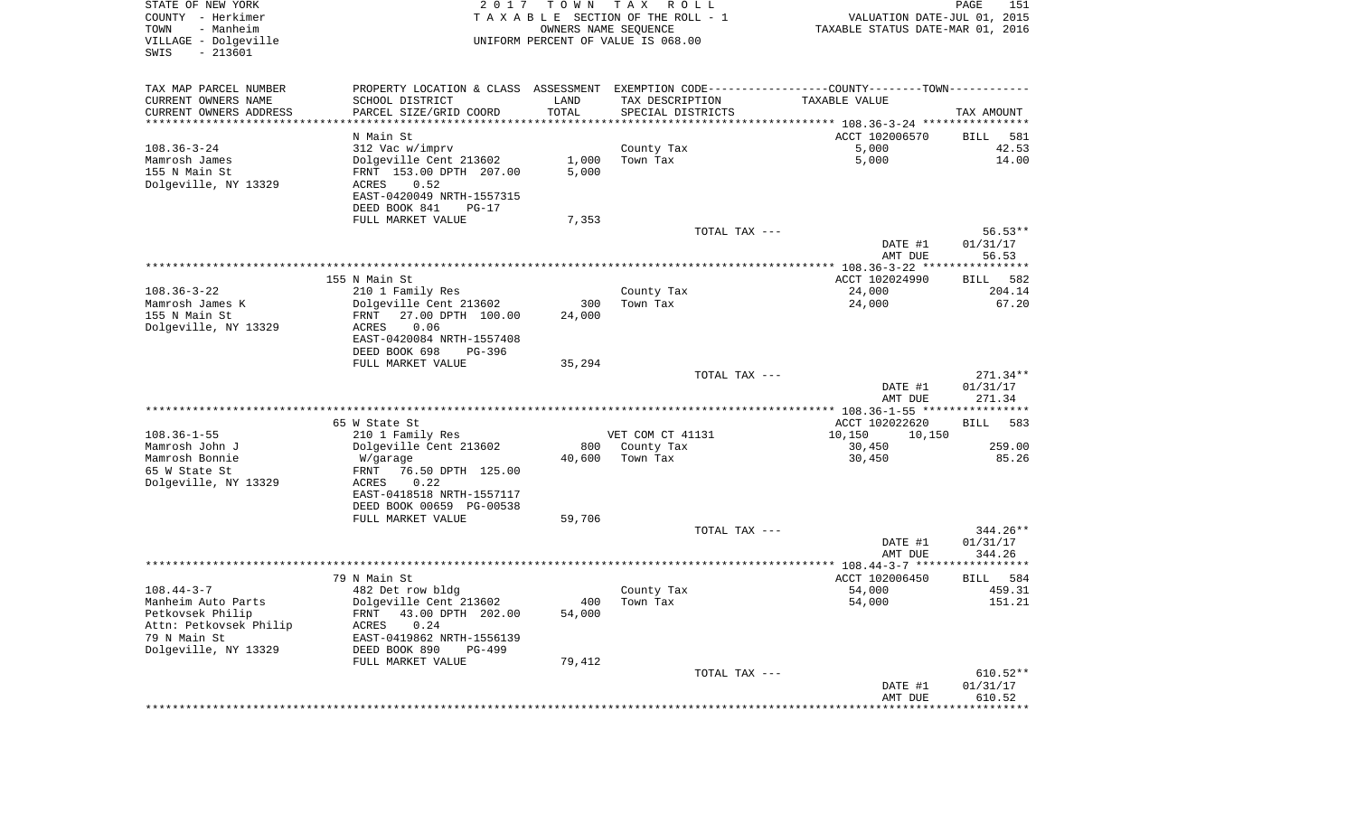STATE OF NEW YORK
COUNTY - Herkimer
TOWN - Manheim
VILLAGE - Dolgeville
SWIS - 213601

2017 TOWN TAX ROLL
TAXABLE SECTION OF THE ROLL - 1
OWNERS NAME SEQUENCE
UNIFORM PERCENT OF VALUE IS 068.00

VALUATION DATE-JUL 01, 2015
TAXABLE STATUS DATE-MAR 01, 2016

| TAX MAP PARCEL NUMBER / CURRENT OWNERS NAME / CURRENT OWNERS ADDRESS | PROPERTY LOCATION & CLASS / SCHOOL DISTRICT / PARCEL SIZE/GRID COORD | ASSESSMENT LAND | TOTAL | EXEMPTION CODE / TAX DESCRIPTION / SPECIAL DISTRICTS | COUNTY | TOWN / TAXABLE VALUE | TAX AMOUNT |
|---|---|---|---|---|---|---|---|
| | N Main St | | | | ACCT 102006570 | | BILL 581 |
| 108.36-3-24 | 312 Vac w/imprv | | | County Tax | 5,000 | | 42.53 |
| Mamrosh James | Dolgeville Cent 213602 | 1,000 | | Town Tax | 5,000 | | 14.00 |
| 155 N Main St | FRNT 153.00 DPTH 207.00 | | 5,000 | | | | |
| Dolgeville, NY 13329 | ACRES 0.52 | | | | | | |
| | EAST-0420049 NRTH-1557315 | | | | | | |
| | DEED BOOK 841 PG-17 | | | | | | |
| | FULL MARKET VALUE | | 7,353 | | | | |
| | | | | TOTAL TAX --- | | | 56.53** |
| | | | | | DATE #1 | | 01/31/17 |
| | | | | | AMT DUE | | 56.53 |
| | 155 N Main St | | | | ACCT 102024990 | | BILL 582 |
| 108.36-3-22 | 210 1 Family Res | | | County Tax | 24,000 | | 204.14 |
| Mamrosh James K | Dolgeville Cent 213602 | 300 | | Town Tax | 24,000 | | 67.20 |
| 155 N Main St | FRNT 27.00 DPTH 100.00 | | 24,000 | | | | |
| Dolgeville, NY 13329 | ACRES 0.06 | | | | | | |
| | EAST-0420084 NRTH-1557408 | | | | | | |
| | DEED BOOK 698 PG-396 | | | | | | |
| | FULL MARKET VALUE | | 35,294 | | | | |
| | | | | TOTAL TAX --- | | | 271.34** |
| | | | | | DATE #1 | | 01/31/17 |
| | | | | | AMT DUE | | 271.34 |
| | 65 W State St | | | | ACCT 102022620 | | BILL 583 |
| 108.36-1-55 | 210 1 Family Res | | | VET COM CT 41131 | 10,150 | 10,150 | |
| Mamrosh John J | Dolgeville Cent 213602 | 800 | | County Tax | 30,450 | | 259.00 |
| Mamrosh Bonnie | W/garage | | 40,600 | Town Tax | 30,450 | | 85.26 |
| 65 W State St | FRNT 76.50 DPTH 125.00 | | | | | | |
| Dolgeville, NY 13329 | ACRES 0.22 | | | | | | |
| | EAST-0418518 NRTH-1557117 | | | | | | |
| | DEED BOOK 00659 PG-00538 | | | | | | |
| | FULL MARKET VALUE | | 59,706 | | | | |
| | | | | TOTAL TAX --- | | | 344.26** |
| | | | | | DATE #1 | | 01/31/17 |
| | | | | | AMT DUE | | 344.26 |
| | 79 N Main St | | | | ACCT 102006450 | | BILL 584 |
| 108.44-3-7 | 482 Det row bldg | | | County Tax | 54,000 | | 459.31 |
| Manheim Auto Parts | Dolgeville Cent 213602 | 400 | | Town Tax | 54,000 | | 151.21 |
| Petkovsek Philip | FRNT 43.00 DPTH 202.00 | | 54,000 | | | | |
| Attn: Petkovsek Philip | ACRES 0.24 | | | | | | |
| 79 N Main St | EAST-0419862 NRTH-1556139 | | | | | | |
| Dolgeville, NY 13329 | DEED BOOK 890 PG-499 | | | | | | |
| | FULL MARKET VALUE | | 79,412 | | | | |
| | | | | TOTAL TAX --- | | | 610.52** |
| | | | | | DATE #1 | | 01/31/17 |
| | | | | | AMT DUE | | 610.52 |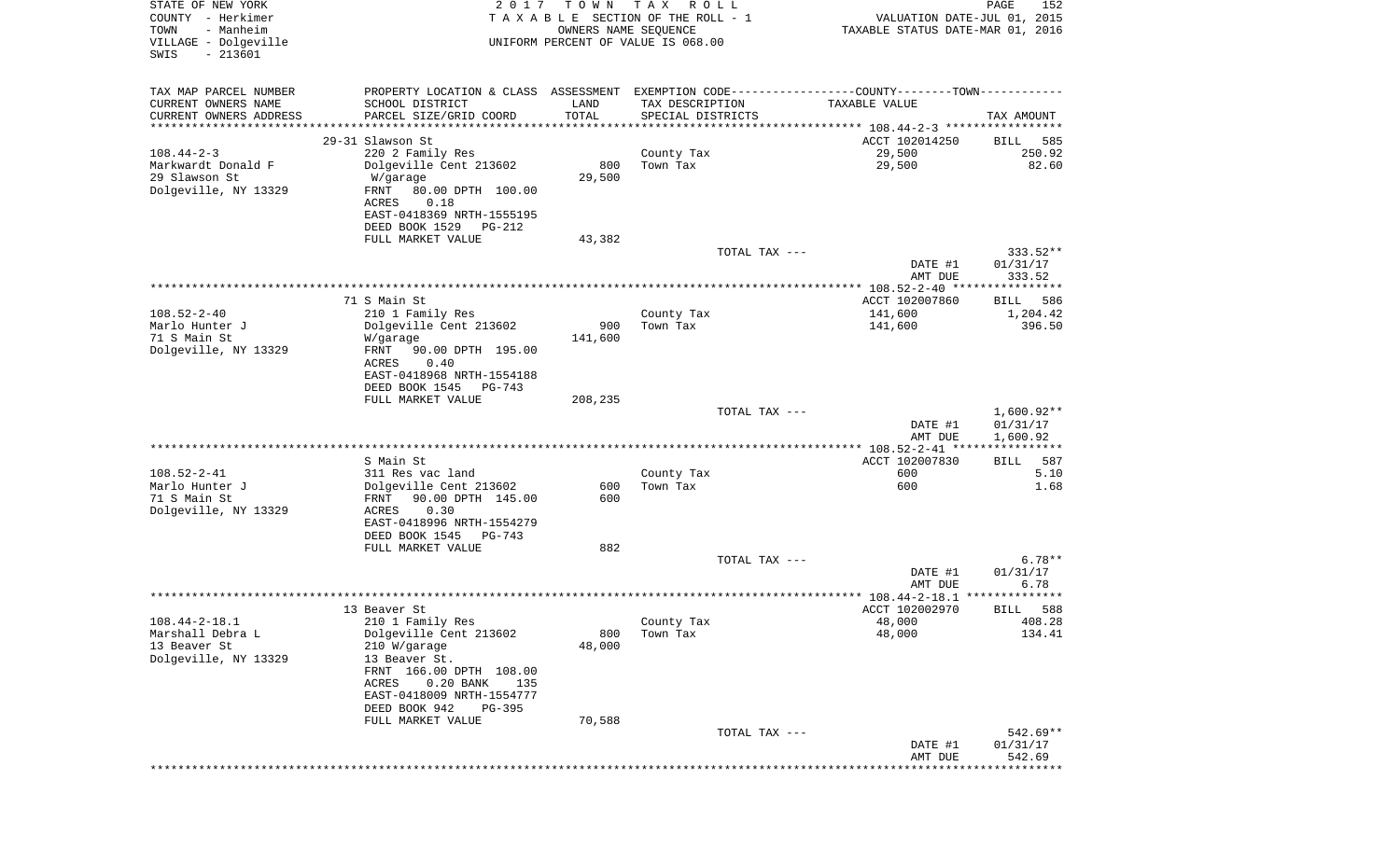STATE OF NEW YORK
COUNTY - Herkimer
TOWN - Manheim
VILLAGE - Dolgeville
SWIS - 213601

2 0 1 7 T O W N T A X R O L L
T A X A B L E SECTION OF THE ROLL - 1
OWNERS NAME SEQUENCE
UNIFORM PERCENT OF VALUE IS 068.00

VALUATION DATE-JUL 01, 2015
TAXABLE STATUS DATE-MAR 01, 2016

| TAX MAP PARCEL NUMBER<br>CURRENT OWNERS NAME<br>CURRENT OWNERS ADDRESS | PROPERTY LOCATION & CLASS<br>SCHOOL DISTRICT<br>PARCEL SIZE/GRID COORD | ASSESSMENT<br>LAND<br>TOTAL | EXEMPTION CODE<br>TAX DESCRIPTION<br>SPECIAL DISTRICTS | COUNTY--------TOWN<br>TAXABLE VALUE | TAX AMOUNT |
|---|---|---|---|---|---|
| | 29-31 Slawson St | | | ACCT 102014250 | BILL 585 |
| 108.44-2-3 | 220 2 Family Res | | County Tax | 29,500 | 250.92 |
| Markwardt Donald F | Dolgeville Cent 213602 | 800 | Town Tax | 29,500 | 82.60 |
| 29 Slawson St | W/garage | 29,500 | | | |
| Dolgeville, NY 13329 | FRNT 80.00 DPTH 100.00 | | | | |
| | ACRES 0.18 | | | | |
| | EAST-0418369 NRTH-1555195 | | | | |
| | DEED BOOK 1529 PG-212 | | | | |
| | FULL MARKET VALUE | 43,382 | | | |
| | | | TOTAL TAX --- | | 333.52** |
| | | | | DATE #1 | 01/31/17 |
| | | | | AMT DUE | 333.52 |
| | 71 S Main St | | | ACCT 102007860 | BILL 586 |
| 108.52-2-40 | 210 1 Family Res | | County Tax | 141,600 | 1,204.42 |
| Marlo Hunter J | Dolgeville Cent 213602 | 900 | Town Tax | 141,600 | 396.50 |
| 71 S Main St | W/garage | 141,600 | | | |
| Dolgeville, NY 13329 | FRNT 90.00 DPTH 195.00 | | | | |
| | ACRES 0.40 | | | | |
| | EAST-0418968 NRTH-1554188 | | | | |
| | DEED BOOK 1545 PG-743 | | | | |
| | FULL MARKET VALUE | 208,235 | | | |
| | | | TOTAL TAX --- | | 1,600.92** |
| | | | | DATE #1 | 01/31/17 |
| | | | | AMT DUE | 1,600.92 |
| | S Main St | | | ACCT 102007830 | BILL 587 |
| 108.52-2-41 | 311 Res vac land | | County Tax | 600 | 5.10 |
| Marlo Hunter J | Dolgeville Cent 213602 | 600 | Town Tax | 600 | 1.68 |
| 71 S Main St | FRNT 90.00 DPTH 145.00 | 600 | | | |
| Dolgeville, NY 13329 | ACRES 0.30 | | | | |
| | EAST-0418996 NRTH-1554279 | | | | |
| | DEED BOOK 1545 PG-743 | | | | |
| | FULL MARKET VALUE | 882 | | | |
| | | | TOTAL TAX --- | | 6.78** |
| | | | | DATE #1 | 01/31/17 |
| | | | | AMT DUE | 6.78 |
| | 13 Beaver St | | | ACCT 102002970 | BILL 588 |
| 108.44-2-18.1 | 210 1 Family Res | | County Tax | 48,000 | 408.28 |
| Marshall Debra L | Dolgeville Cent 213602 | 800 | Town Tax | 48,000 | 134.41 |
| 13 Beaver St | 210 W/garage | 48,000 | | | |
| Dolgeville, NY 13329 | 13 Beaver St. | | | | |
| | FRNT 166.00 DPTH 108.00 | | | | |
| | ACRES 0.20 BANK 135 | | | | |
| | EAST-0418009 NRTH-1554777 | | | | |
| | DEED BOOK 942 PG-395 | | | | |
| | FULL MARKET VALUE | 70,588 | | | |
| | | | TOTAL TAX --- | | 542.69** |
| | | | | DATE #1 | 01/31/17 |
| | | | | AMT DUE | 542.69 |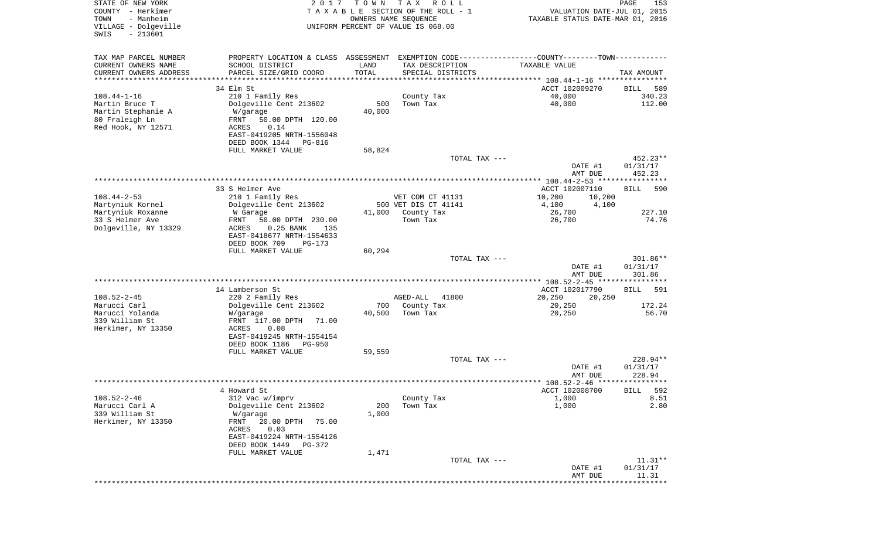STATE OF NEW YORK
COUNTY - Herkimer
TOWN - Manheim
VILLAGE - Dolgeville
SWIS - 213601

2017 TOWN TAX ROLL
TAXABLE SECTION OF THE ROLL - 1
OWNERS NAME SEQUENCE
UNIFORM PERCENT OF VALUE IS 068.00

VALUATION DATE-JUL 01, 2015
TAXABLE STATUS DATE-MAR 01, 2016

| TAX MAP PARCEL NUMBER / CURRENT OWNERS NAME / CURRENT OWNERS ADDRESS | PROPERTY LOCATION & CLASS / SCHOOL DISTRICT / PARCEL SIZE/GRID COORD | ASSESSMENT LAND / TOTAL | EXEMPTION CODE / TAX DESCRIPTION / SPECIAL DISTRICTS | COUNTY / TAXABLE VALUE | TOWN | TAX AMOUNT |
|---|---|---|---|---|---|---|
| 108.44-1-16 | 34 Elm St | | | ACCT 102009270 | | BILL 589 |
| Martin Bruce T | 210 1 Family Res | | County Tax | 40,000 | | 340.23 |
| Martin Stephanie A | Dolgeville Cent 213602 | 500 | Town Tax | 40,000 | | 112.00 |
| 80 Fraleigh Ln | W/garage | 40,000 | | | | |
| Red Hook, NY 12571 | FRNT 50.00 DPTH 120.00 | | | | | |
| | ACRES 0.14 | | | | | |
| | EAST-0419205 NRTH-1556048 | | | | | |
| | DEED BOOK 1344 PG-816 | | | | | |
| | FULL MARKET VALUE | 58,824 | | | | |
| | | | TOTAL TAX --- | | | 452.23** |
| | | | | DATE #1 | | 01/31/17 |
| | | | | AMT DUE | | 452.23 |
| 108.44-2-53 | 33 S Helmer Ave | | | ACCT 102007110 | | BILL 590 |
| Martyniuk Kornel | 210 1 Family Res | | VET COM CT 41131 | 10,200 | 10,200 | |
| Martyniuk Roxanne | Dolgeville Cent 213602 | 500 | VET DIS CT 41141 | 4,100 | 4,100 | |
| 33 S Helmer Ave | W Garage | 41,000 | County Tax | 26,700 | | 227.10 |
| Dolgeville, NY 13329 | FRNT 50.00 DPTH 230.00 | | Town Tax | 26,700 | | 74.76 |
| | ACRES 0.25 BANK 135 | | | | | |
| | EAST-0418677 NRTH-1554633 | | | | | |
| | DEED BOOK 709 PG-173 | | | | | |
| | FULL MARKET VALUE | 60,294 | | | | |
| | | | TOTAL TAX --- | | | 301.86** |
| | | | | DATE #1 | | 01/31/17 |
| | | | | AMT DUE | | 301.86 |
| 108.52-2-45 | 14 Lamberson St | | | ACCT 102017790 | | BILL 591 |
| Marucci Carl | 220 2 Family Res | | AGED-ALL 41800 | 20,250 | 20,250 | |
| Marucci Yolanda | Dolgeville Cent 213602 | 700 | County Tax | 20,250 | | 172.24 |
| 339 William St | W/garage | 40,500 | Town Tax | 20,250 | | 56.70 |
| Herkimer, NY 13350 | FRNT 117.00 DPTH 71.00 | | | | | |
| | ACRES 0.08 | | | | | |
| | EAST-0419245 NRTH-1554154 | | | | | |
| | DEED BOOK 1186 PG-950 | | | | | |
| | FULL MARKET VALUE | 59,559 | | | | |
| | | | TOTAL TAX --- | | | 228.94** |
| | | | | DATE #1 | | 01/31/17 |
| | | | | AMT DUE | | 228.94 |
| 108.52-2-46 | 4 Howard St | | | ACCT 102008700 | | BILL 592 |
| Marucci Carl A | 312 Vac w/imprv | | County Tax | 1,000 | | 8.51 |
| 339 William St | Dolgeville Cent 213602 | 200 | Town Tax | 1,000 | | 2.80 |
| Herkimer, NY 13350 | W/garage | 1,000 | | | | |
| | FRNT 20.00 DPTH 75.00 | | | | | |
| | ACRES 0.03 | | | | | |
| | EAST-0419224 NRTH-1554126 | | | | | |
| | DEED BOOK 1449 PG-372 | | | | | |
| | FULL MARKET VALUE | 1,471 | | | | |
| | | | TOTAL TAX --- | | | 11.31** |
| | | | | DATE #1 | | 01/31/17 |
| | | | | AMT DUE | | 11.31 |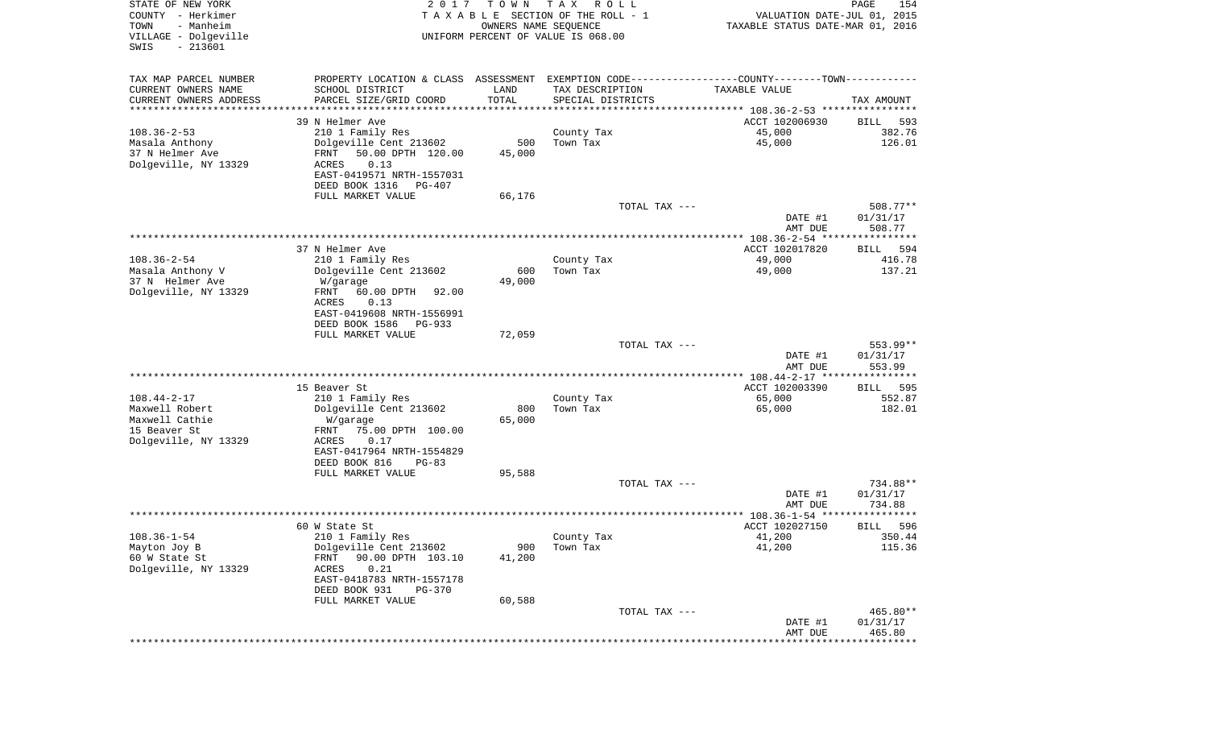STATE OF NEW YORK
COUNTY - Herkimer
TOWN - Manheim
VILLAGE - Dolgeville
SWIS - 213601

2017 TOWN TAX ROLL
TAXABLE SECTION OF THE ROLL - 1
OWNERS NAME SEQUENCE
UNIFORM PERCENT OF VALUE IS 068.00

VALUATION DATE-JUL 01, 2015
TAXABLE STATUS DATE-MAR 01, 2016

| TAX MAP PARCEL NUMBER / CURRENT OWNERS NAME / CURRENT OWNERS ADDRESS | PROPERTY LOCATION & CLASS / SCHOOL DISTRICT / PARCEL SIZE/GRID COORD | ASSESSMENT LAND | TOTAL | EXEMPTION CODE / TAX DESCRIPTION / SPECIAL DISTRICTS | TAXABLE VALUE | TAX AMOUNT |
|---|---|---|---|---|---|---|
| 108.36-2-53 | 39 N Helmer Ave | | | | ACCT 102006930 | BILL 593 |
| Masala Anthony | 210 1 Family Res | | | County Tax | 45,000 | 382.76 |
| 37 N Helmer Ave | Dolgeville Cent 213602 | 500 | | Town Tax | 45,000 | 126.01 |
| Dolgeville, NY 13329 | FRNT 50.00 DPTH 120.00 | | 45,000 | | | |
| | ACRES 0.13 | | | | | |
| | EAST-0419571 NRTH-1557031 | | | | | |
| | DEED BOOK 1316 PG-407 | | | | | |
| | FULL MARKET VALUE | 66,176 | | | | |
| | | | | TOTAL TAX --- | | 508.77** |
| | | | | | DATE #1 | 01/31/17 |
| | | | | | AMT DUE | 508.77 |
| 108.36-2-54 | 37 N Helmer Ave | | | | ACCT 102017820 | BILL 594 |
| Masala Anthony V | 210 1 Family Res | | | County Tax | 49,000 | 416.78 |
| 37 N Helmer Ave | Dolgeville Cent 213602 | 600 | | Town Tax | 49,000 | 137.21 |
| Dolgeville, NY 13329 | W/garage | | 49,000 | | | |
| | FRNT 60.00 DPTH 92.00 | | | | | |
| | ACRES 0.13 | | | | | |
| | EAST-0419608 NRTH-1556991 | | | | | |
| | DEED BOOK 1586 PG-933 | | | | | |
| | FULL MARKET VALUE | 72,059 | | | | |
| | | | | TOTAL TAX --- | | 553.99** |
| | | | | | DATE #1 | 01/31/17 |
| | | | | | AMT DUE | 553.99 |
| 108.44-2-17 | 15 Beaver St | | | | ACCT 102003390 | BILL 595 |
| Maxwell Robert | 210 1 Family Res | | | County Tax | 65,000 | 552.87 |
| Maxwell Cathie | Dolgeville Cent 213602 | 800 | | Town Tax | 65,000 | 182.01 |
| 15 Beaver St | W/garage | | 65,000 | | | |
| Dolgeville, NY 13329 | FRNT 75.00 DPTH 100.00 | | | | | |
| | ACRES 0.17 | | | | | |
| | EAST-0417964 NRTH-1554829 | | | | | |
| | DEED BOOK 816 PG-83 | | | | | |
| | FULL MARKET VALUE | 95,588 | | | | |
| | | | | TOTAL TAX --- | | 734.88** |
| | | | | | DATE #1 | 01/31/17 |
| | | | | | AMT DUE | 734.88 |
| 108.36-1-54 | 60 W State St | | | | ACCT 102027150 | BILL 596 |
| Mayton Joy B | 210 1 Family Res | | | County Tax | 41,200 | 350.44 |
| 60 W State St | Dolgeville Cent 213602 | 900 | | Town Tax | 41,200 | 115.36 |
| Dolgeville, NY 13329 | FRNT 90.00 DPTH 103.10 | | 41,200 | | | |
| | ACRES 0.21 | | | | | |
| | EAST-0418783 NRTH-1557178 | | | | | |
| | DEED BOOK 931 PG-370 | | | | | |
| | FULL MARKET VALUE | 60,588 | | | | |
| | | | | TOTAL TAX --- | | 465.80** |
| | | | | | DATE #1 | 01/31/17 |
| | | | | | AMT DUE | 465.80 |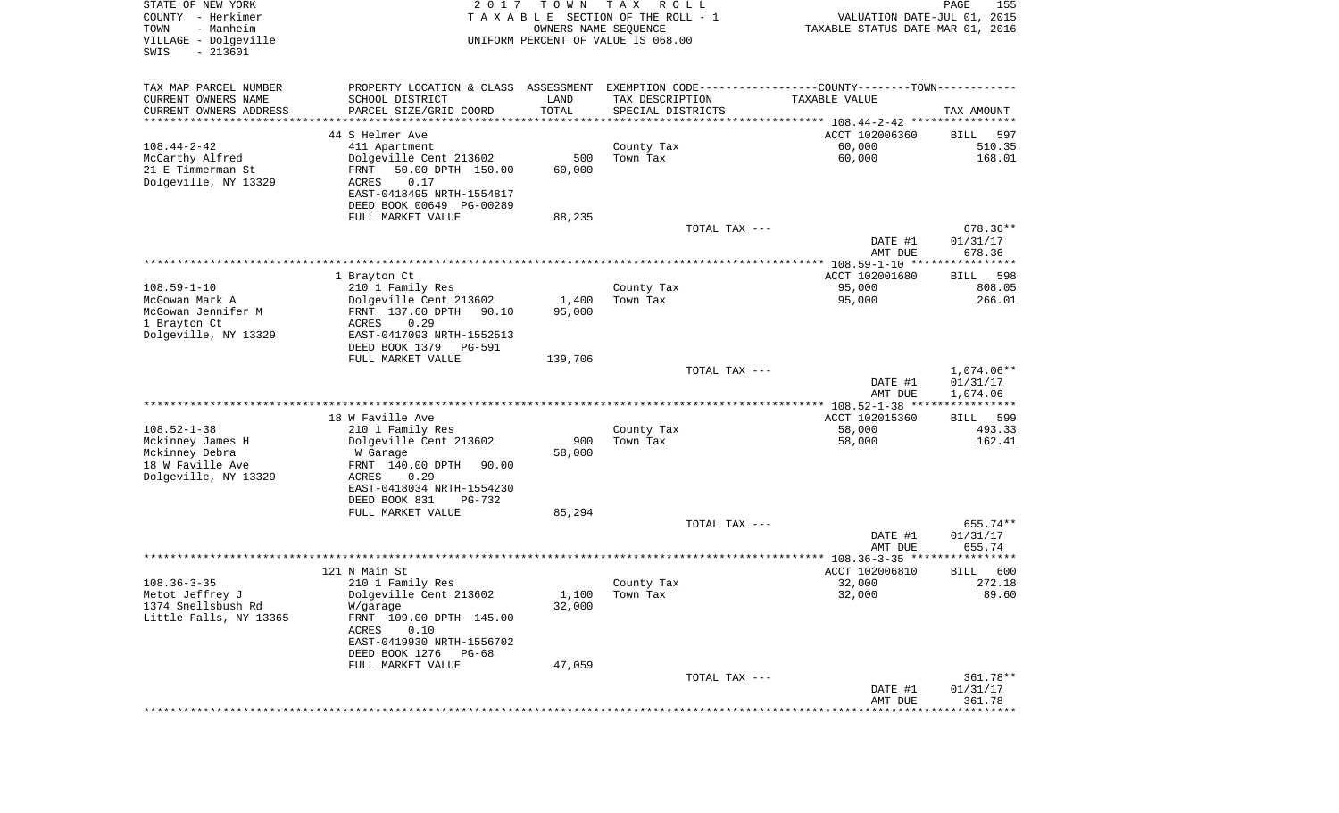STATE OF NEW YORK
COUNTY - Herkimer
TOWN - Manheim
VILLAGE - Dolgeville
SWIS - 213601

2017 TOWN TAX ROLL
TAXABLE SECTION OF THE ROLL - 1
OWNERS NAME SEQUENCE
UNIFORM PERCENT OF VALUE IS 068.00

VALUATION DATE-JUL 01, 2015
TAXABLE STATUS DATE-MAR 01, 2016

| TAX MAP PARCEL NUMBER / CURRENT OWNERS NAME / CURRENT OWNERS ADDRESS | PROPERTY LOCATION & CLASS / SCHOOL DISTRICT / PARCEL SIZE/GRID COORD | ASSESSMENT LAND / TOTAL | EXEMPTION CODE / TAX DESCRIPTION / SPECIAL DISTRICTS | TAXABLE VALUE | TAX AMOUNT |
|---|---|---|---|---|---|
| 108.44-2-42 | 44 S Helmer Ave | | | ACCT 102006360 | BILL 597 |
| McCarthy Alfred | 411 Apartment | | County Tax | 60,000 | 510.35 |
| 21 E Timmerman St | Dolgeville Cent 213602 | 500 | Town Tax | 60,000 | 168.01 |
| Dolgeville, NY 13329 | FRNT 50.00 DPTH 150.00 | 60,000 | | | |
| | ACRES 0.17 | | | | |
| | EAST-0418495 NRTH-1554817 | | | | |
| | DEED BOOK 00649 PG-00289 | | | | |
| | FULL MARKET VALUE | 88,235 | | | |
| | | | TOTAL TAX --- | | 678.36** |
| | | | | DATE #1 | 01/31/17 |
| | | | | AMT DUE | 678.36 |
| 108.59-1-10 | 1 Brayton Ct | | | ACCT 102001680 | BILL 598 |
| McGowan Mark A | 210 1 Family Res | | County Tax | 95,000 | 808.05 |
| McGowan Jennifer M | Dolgeville Cent 213602 | 1,400 | Town Tax | 95,000 | 266.01 |
| 1 Brayton Ct | FRNT 137.60 DPTH 90.10 | 95,000 | | | |
| Dolgeville, NY 13329 | ACRES 0.29 | | | | |
| | EAST-0417093 NRTH-1552513 | | | | |
| | DEED BOOK 1379 PG-591 | | | | |
| | FULL MARKET VALUE | 139,706 | | | |
| | | | TOTAL TAX --- | | 1,074.06** |
| | | | | DATE #1 | 01/31/17 |
| | | | | AMT DUE | 1,074.06 |
| 108.52-1-38 | 18 W Faville Ave | | | ACCT 102015360 | BILL 599 |
| Mckinney James H | 210 1 Family Res | | County Tax | 58,000 | 493.33 |
| Mckinney Debra | Dolgeville Cent 213602 | 900 | Town Tax | 58,000 | 162.41 |
| 18 W Faville Ave | W Garage | 58,000 | | | |
| Dolgeville, NY 13329 | FRNT 140.00 DPTH 90.00 | | | | |
| | ACRES 0.29 | | | | |
| | EAST-0418034 NRTH-1554230 | | | | |
| | DEED BOOK 831 PG-732 | | | | |
| | FULL MARKET VALUE | 85,294 | | | |
| | | | TOTAL TAX --- | | 655.74** |
| | | | | DATE #1 | 01/31/17 |
| | | | | AMT DUE | 655.74 |
| 108.36-3-35 | 121 N Main St | | | ACCT 102006810 | BILL 600 |
| Metot Jeffrey J | 210 1 Family Res | | County Tax | 32,000 | 272.18 |
| 1374 Snellsbush Rd | Dolgeville Cent 213602 | 1,100 | Town Tax | 32,000 | 89.60 |
| Little Falls, NY 13365 | W/garage | 32,000 | | | |
| | FRNT 109.00 DPTH 145.00 | | | | |
| | ACRES 0.10 | | | | |
| | EAST-0419930 NRTH-1556702 | | | | |
| | DEED BOOK 1276 PG-68 | | | | |
| | FULL MARKET VALUE | 47,059 | | | |
| | | | TOTAL TAX --- | | 361.78** |
| | | | | DATE #1 | 01/31/17 |
| | | | | AMT DUE | 361.78 |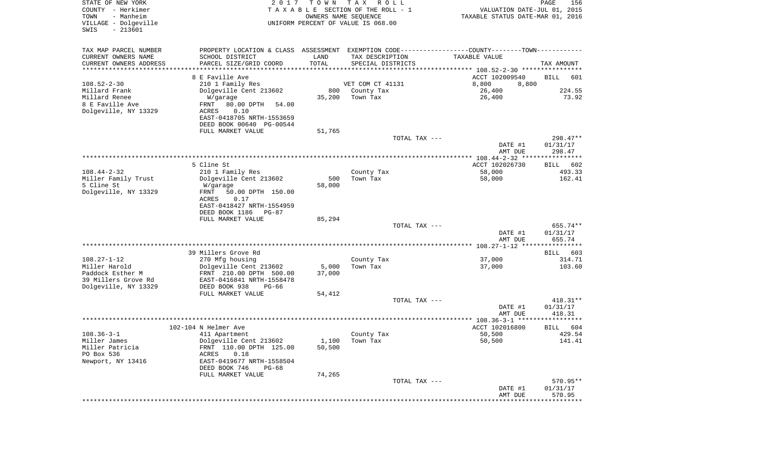STATE OF NEW YORK
COUNTY - Herkimer
TOWN - Manheim
VILLAGE - Dolgeville
SWIS - 213601

2017 TOWN TAX ROLL
TAXABLE SECTION OF THE ROLL - 1
OWNERS NAME SEQUENCE
UNIFORM PERCENT OF VALUE IS 068.00

VALUATION DATE-JUL 01, 2015
TAXABLE STATUS DATE-MAR 01, 2016

| TAX MAP PARCEL NUMBER / CURRENT OWNERS NAME / CURRENT OWNERS ADDRESS | PROPERTY LOCATION & CLASS / SCHOOL DISTRICT / PARCEL SIZE/GRID COORD | ASSESSMENT LAND / TOTAL | EXEMPTION CODE / TAX DESCRIPTION / SPECIAL DISTRICTS | TAXABLE VALUE | TAX AMOUNT |
|---|---|---|---|---|---|
| 108.52-2-30 | 8 E Faville Ave | | | ACCT 102009540 | BILL 601 |
| Millard Frank | 210 1 Family Res | | VET COM CT 41131 | 8,800 8,800 | |
| Millard Renee | Dolgeville Cent 213602 | 800 | County Tax | 26,400 | 224.55 |
| 8 E Faville Ave | W/garage | 35,200 | Town Tax | 26,400 | 73.92 |
| Dolgeville, NY 13329 | FRNT 80.00 DPTH 54.00 | | | | |
| | ACRES 0.10 | | | | |
| | EAST-0418705 NRTH-1553659 | | | | |
| | DEED BOOK 00640 PG-00544 | | | | |
| | FULL MARKET VALUE | 51,765 | | | |
| | | | TOTAL TAX --- | | 298.47** |
| | | | | DATE #1 | 01/31/17 |
| | | | | AMT DUE | 298.47 |
| 108.44-2-32 | 5 Cline St | | | ACCT 102026730 | BILL 602 |
| Miller Family Trust | 210 1 Family Res | | County Tax | 58,000 | 493.33 |
| 5 Cline St | Dolgeville Cent 213602 | 500 | Town Tax | 58,000 | 162.41 |
| Dolgeville, NY 13329 | W/garage | 58,000 | | | |
| | FRNT 50.00 DPTH 150.00 | | | | |
| | ACRES 0.17 | | | | |
| | EAST-0418427 NRTH-1554959 | | | | |
| | DEED BOOK 1186 PG-87 | | | | |
| | FULL MARKET VALUE | 85,294 | | | |
| | | | TOTAL TAX --- | | 655.74** |
| | | | | DATE #1 | 01/31/17 |
| | | | | AMT DUE | 655.74 |
| 108.27-1-12 | 39 Millers Grove Rd | | | | BILL 603 |
| Miller Harold | 270 Mfg housing | | County Tax | 37,000 | 314.71 |
| Paddock Esther M | Dolgeville Cent 213602 | 5,000 | Town Tax | 37,000 | 103.60 |
| 39 Millers Grove Rd | FRNT 210.00 DPTH 500.00 | 37,000 | | | |
| Dolgeville, NY 13329 | EAST-0416841 NRTH-1558478 | | | | |
| | DEED BOOK 938 PG-66 | | | | |
| | FULL MARKET VALUE | 54,412 | | | |
| | | | TOTAL TAX --- | | 418.31** |
| | | | | DATE #1 | 01/31/17 |
| | | | | AMT DUE | 418.31 |
| 108.36-3-1 | 102-104 N Helmer Ave | | | ACCT 102016800 | BILL 604 |
| Miller James | 411 Apartment | | County Tax | 50,500 | 429.54 |
| Miller Patricia | Dolgeville Cent 213602 | 1,100 | Town Tax | 50,500 | 141.41 |
| PO Box 536 | FRNT 110.00 DPTH 125.00 | 50,500 | | | |
| Newport, NY 13416 | ACRES 0.18 | | | | |
| | EAST-0419677 NRTH-1558504 | | | | |
| | DEED BOOK 746 PG-68 | | | | |
| | FULL MARKET VALUE | 74,265 | | | |
| | | | TOTAL TAX --- | | 570.95** |
| | | | | DATE #1 | 01/31/17 |
| | | | | AMT DUE | 570.95 |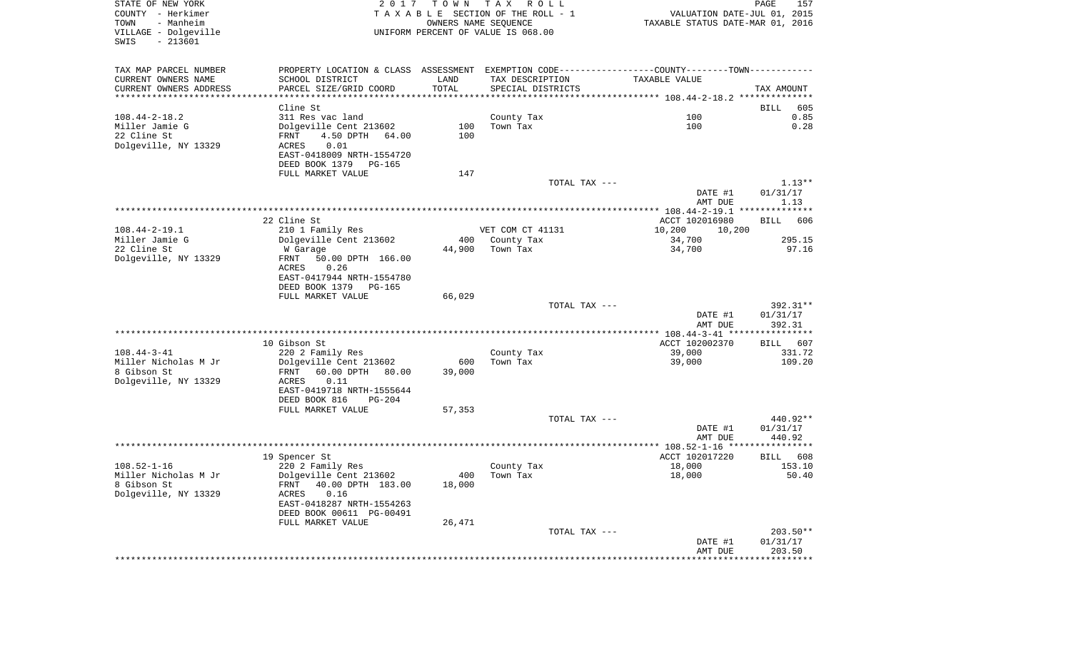STATE OF NEW YORK
COUNTY - Herkimer
TOWN - Manheim
VILLAGE - Dolgeville
SWIS - 213601

2017 TOWN TAX ROLL
TAXABLE SECTION OF THE ROLL - 1
OWNERS NAME SEQUENCE
UNIFORM PERCENT OF VALUE IS 068.00

VALUATION DATE-JUL 01, 2015
TAXABLE STATUS DATE-MAR 01, 2016

| TAX MAP PARCEL NUMBER / CURRENT OWNERS NAME / CURRENT OWNERS ADDRESS | PROPERTY LOCATION & CLASS / SCHOOL DISTRICT / PARCEL SIZE/GRID COORD | ASSESSMENT LAND / TOTAL | EXEMPTION CODE / TAX DESCRIPTION / SPECIAL DISTRICTS | COUNTY / TOWN TAXABLE VALUE | TAX AMOUNT |
|---|---|---|---|---|---|
| **108.44-2-18.2** | Cline St | | | | BILL 605 |
| 108.44-2-18.2 | 311 Res vac land | | County Tax | 100 | 0.85 |
| Miller Jamie G | Dolgeville Cent 213602 | 100 | Town Tax | 100 | 0.28 |
| 22 Cline St | FRNT 4.50 DPTH 64.00 | 100 | | | |
| Dolgeville, NY 13329 | ACRES 0.01 | | | | |
| | EAST-0418009 NRTH-1554720 | | | | |
| | DEED BOOK 1379 PG-165 | | | | |
| | FULL MARKET VALUE | 147 | | | |
| | | | TOTAL TAX --- | | 1.13** |
| | | | | DATE #1 | 01/31/17 |
| | | | | AMT DUE | 1.13 |
| **108.44-2-19.1** | 22 Cline St | | | ACCT 102016980 | BILL 606 |
| 108.44-2-19.1 | 210 1 Family Res | | VET COM CT 41131 | 10,200 10,200 | |
| Miller Jamie G | Dolgeville Cent 213602 | 400 | County Tax | 34,700 | 295.15 |
| 22 Cline St | W Garage | 44,900 | Town Tax | 34,700 | 97.16 |
| Dolgeville, NY 13329 | FRNT 50.00 DPTH 166.00 | | | | |
| | ACRES 0.26 | | | | |
| | EAST-0417944 NRTH-1554780 | | | | |
| | DEED BOOK 1379 PG-165 | | | | |
| | FULL MARKET VALUE | 66,029 | | | |
| | | | TOTAL TAX --- | | 392.31** |
| | | | | DATE #1 | 01/31/17 |
| | | | | AMT DUE | 392.31 |
| **108.44-3-41** | 10 Gibson St | | | ACCT 102002370 | BILL 607 |
| 108.44-3-41 | 220 2 Family Res | | County Tax | 39,000 | 331.72 |
| Miller Nicholas M Jr | Dolgeville Cent 213602 | 600 | Town Tax | 39,000 | 109.20 |
| 8 Gibson St | FRNT 60.00 DPTH 80.00 | 39,000 | | | |
| Dolgeville, NY 13329 | ACRES 0.11 | | | | |
| | EAST-0419718 NRTH-1555644 | | | | |
| | DEED BOOK 816 PG-204 | | | | |
| | FULL MARKET VALUE | 57,353 | | | |
| | | | TOTAL TAX --- | | 440.92** |
| | | | | DATE #1 | 01/31/17 |
| | | | | AMT DUE | 440.92 |
| **108.52-1-16** | 19 Spencer St | | | ACCT 102017220 | BILL 608 |
| 108.52-1-16 | 220 2 Family Res | | County Tax | 18,000 | 153.10 |
| Miller Nicholas M Jr | Dolgeville Cent 213602 | 400 | Town Tax | 18,000 | 50.40 |
| 8 Gibson St | FRNT 40.00 DPTH 183.00 | 18,000 | | | |
| Dolgeville, NY 13329 | ACRES 0.16 | | | | |
| | EAST-0418287 NRTH-1554263 | | | | |
| | DEED BOOK 00611 PG-00491 | | | | |
| | FULL MARKET VALUE | 26,471 | | | |
| | | | TOTAL TAX --- | | 203.50** |
| | | | | DATE #1 | 01/31/17 |
| | | | | AMT DUE | 203.50 |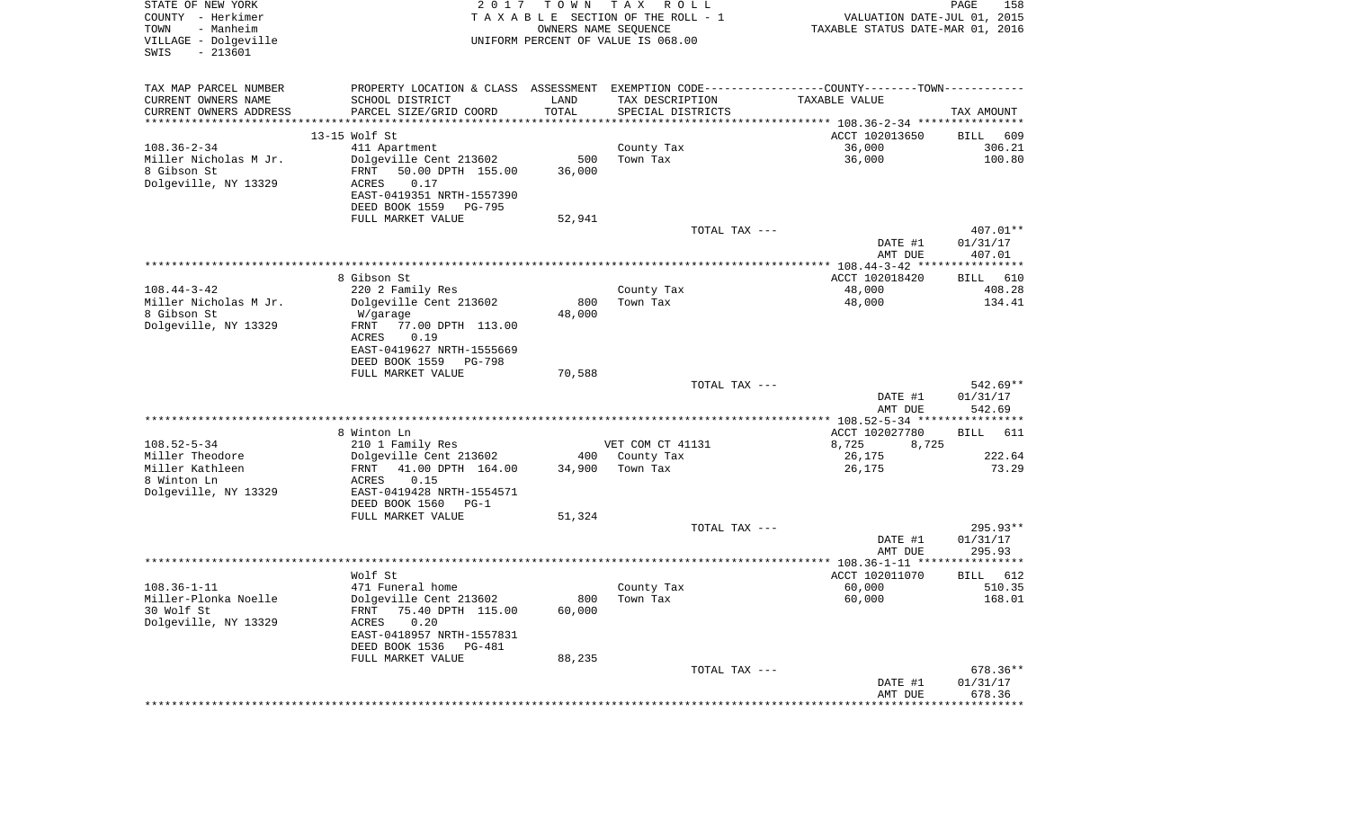STATE OF NEW YORK
COUNTY - Herkimer
TOWN - Manheim
VILLAGE - Dolgeville
SWIS - 213601

2 0 1 7 T O W N T A X R O L L
T A X A B L E SECTION OF THE ROLL - 1
OWNERS NAME SEQUENCE
UNIFORM PERCENT OF VALUE IS 068.00

VALUATION DATE-JUL 01, 2015
TAXABLE STATUS DATE-MAR 01, 2016

| TAX MAP PARCEL NUMBER / CURRENT OWNERS NAME / CURRENT OWNERS ADDRESS | PROPERTY LOCATION & CLASS / SCHOOL DISTRICT / PARCEL SIZE/GRID COORD | ASSESSMENT LAND / TOTAL | EXEMPTION CODE / TAX DESCRIPTION / SPECIAL DISTRICTS | COUNTY--------TOWN / TAXABLE VALUE | TAX AMOUNT |
|---|---|---|---|---|---|
| 108.36-2-34 | 13-15 Wolf St | | | ACCT 102013650 | BILL 609 |
| Miller Nicholas M Jr. | 411 Apartment | | County Tax | 36,000 | 306.21 |
| 8 Gibson St | Dolgeville Cent 213602 | 500 | Town Tax | 36,000 | 100.80 |
| Dolgeville, NY 13329 | FRNT 50.00 DPTH 155.00 | 36,000 | | | |
| | ACRES 0.17 | | | | |
| | EAST-0419351 NRTH-1557390 | | | | |
| | DEED BOOK 1559 PG-795 | | | | |
| | FULL MARKET VALUE | 52,941 | | | |
| | | | TOTAL TAX --- | | 407.01** |
| | | | | DATE #1 | 01/31/17 |
| | | | | AMT DUE | 407.01 |
| 108.44-3-42 | 8 Gibson St | | | ACCT 102018420 | BILL 610 |
| Miller Nicholas M Jr. | 220 2 Family Res | | County Tax | 48,000 | 408.28 |
| 8 Gibson St | Dolgeville Cent 213602 | 800 | Town Tax | 48,000 | 134.41 |
| Dolgeville, NY 13329 | W/garage | 48,000 | | | |
| | FRNT 77.00 DPTH 113.00 | | | | |
| | ACRES 0.19 | | | | |
| | EAST-0419627 NRTH-1555669 | | | | |
| | DEED BOOK 1559 PG-798 | | | | |
| | FULL MARKET VALUE | 70,588 | | | |
| | | | TOTAL TAX --- | | 542.69** |
| | | | | DATE #1 | 01/31/17 |
| | | | | AMT DUE | 542.69 |
| 108.52-5-34 | 8 Winton Ln | | | ACCT 102027780 | BILL 611 |
| Miller Theodore | 210 1 Family Res | | VET COM CT 41131 | 8,725 8,725 | |
| Miller Kathleen | Dolgeville Cent 213602 | 400 | County Tax | 26,175 | 222.64 |
| 8 Winton Ln | FRNT 41.00 DPTH 164.00 | 34,900 | Town Tax | 26,175 | 73.29 |
| Dolgeville, NY 13329 | ACRES 0.15 | | | | |
| | EAST-0419428 NRTH-1554571 | | | | |
| | DEED BOOK 1560 PG-1 | | | | |
| | FULL MARKET VALUE | 51,324 | | | |
| | | | TOTAL TAX --- | | 295.93** |
| | | | | DATE #1 | 01/31/17 |
| | | | | AMT DUE | 295.93 |
| 108.36-1-11 | Wolf St | | | ACCT 102011070 | BILL 612 |
| Miller-Plonka Noelle | 471 Funeral home | | County Tax | 60,000 | 510.35 |
| 30 Wolf St | Dolgeville Cent 213602 | 800 | Town Tax | 60,000 | 168.01 |
| Dolgeville, NY 13329 | FRNT 75.40 DPTH 115.00 | 60,000 | | | |
| | ACRES 0.20 | | | | |
| | EAST-0418957 NRTH-1557831 | | | | |
| | DEED BOOK 1536 PG-481 | | | | |
| | FULL MARKET VALUE | 88,235 | | | |
| | | | TOTAL TAX --- | | 678.36** |
| | | | | DATE #1 | 01/31/17 |
| | | | | AMT DUE | 678.36 |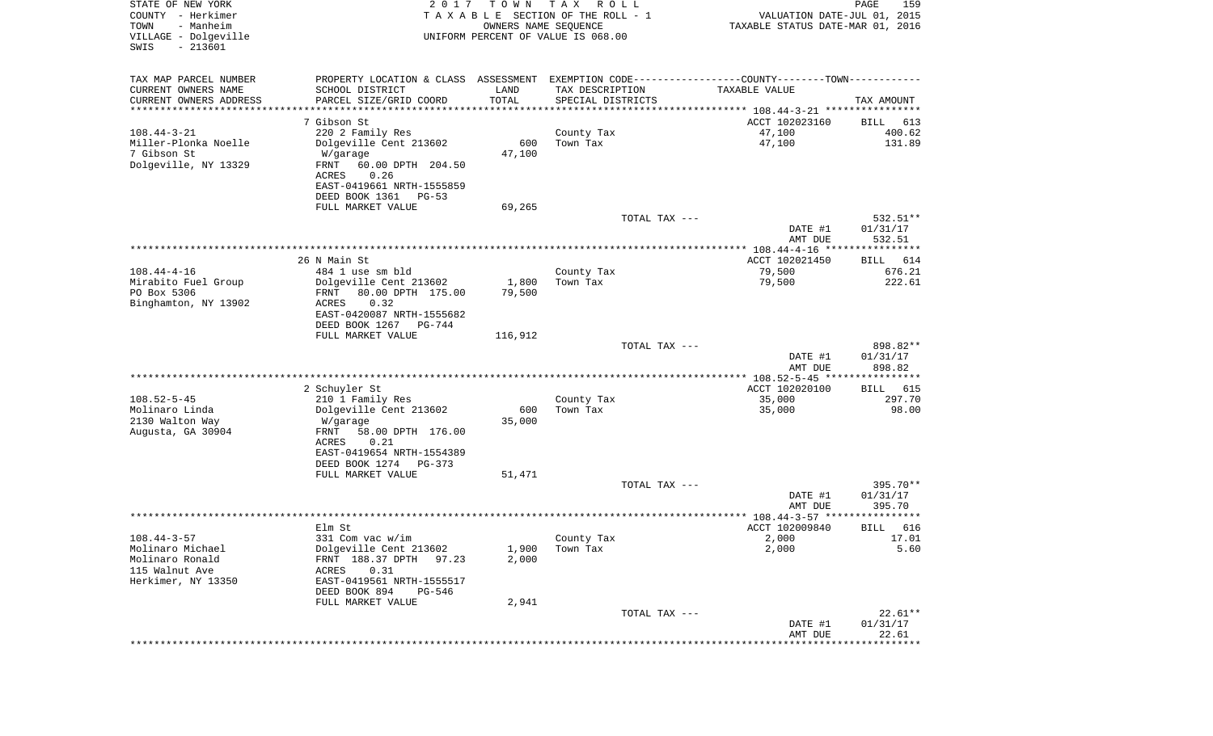STATE OF NEW YORK
COUNTY - Herkimer
TOWN - Manheim
VILLAGE - Dolgeville
SWIS - 213601

2017 TOWN TAX ROLL
TAXABLE SECTION OF THE ROLL - 1
OWNERS NAME SEQUENCE
UNIFORM PERCENT OF VALUE IS 068.00

VALUATION DATE-JUL 01, 2015
TAXABLE STATUS DATE-MAR 01, 2016

| TAX MAP PARCEL NUMBER / CURRENT OWNERS NAME / CURRENT OWNERS ADDRESS | PROPERTY LOCATION & CLASS / SCHOOL DISTRICT / PARCEL SIZE/GRID COORD | ASSESSMENT LAND / TOTAL | EXEMPTION CODE / TAX DESCRIPTION / SPECIAL DISTRICTS | TAXABLE VALUE | TAX AMOUNT |
|---|---|---|---|---|---|
| 108.44-3-21 | 7 Gibson St | | | ACCT 102023160 | BILL 613 |
| | 220 2 Family Res | | County Tax | 47,100 | 400.62 |
| Miller-Plonka Noelle | Dolgeville Cent 213602 | 600 | Town Tax | 47,100 | 131.89 |
| 7 Gibson St | W/garage | 47,100 | | | |
| Dolgeville, NY 13329 | FRNT 60.00 DPTH 204.50 | | | | |
| | ACRES 0.26 | | | | |
| | EAST-0419661 NRTH-1555859 | | | | |
| | DEED BOOK 1361 PG-53 | | | | |
| | FULL MARKET VALUE | 69,265 | | | |
| | | | TOTAL TAX --- | | 532.51** |
| | | | | DATE #1 | 01/31/17 |
| | | | | AMT DUE | 532.51 |
| 108.44-4-16 | 26 N Main St | | | ACCT 102021450 | BILL 614 |
| | 484 1 use sm bld | | County Tax | 79,500 | 676.21 |
| Mirabito Fuel Group | Dolgeville Cent 213602 | 1,800 | Town Tax | 79,500 | 222.61 |
| PO Box 5306 | FRNT 80.00 DPTH 175.00 | 79,500 | | | |
| Binghamton, NY 13902 | ACRES 0.32 | | | | |
| | EAST-0420087 NRTH-1555682 | | | | |
| | DEED BOOK 1267 PG-744 | | | | |
| | FULL MARKET VALUE | 116,912 | | | |
| | | | TOTAL TAX --- | | 898.82** |
| | | | | DATE #1 | 01/31/17 |
| | | | | AMT DUE | 898.82 |
| 108.52-5-45 | 2 Schuyler St | | | ACCT 102020100 | BILL 615 |
| | 210 1 Family Res | | County Tax | 35,000 | 297.70 |
| Molinaro Linda | Dolgeville Cent 213602 | 600 | Town Tax | 35,000 | 98.00 |
| 2130 Walton Way | W/garage | 35,000 | | | |
| Augusta, GA 30904 | FRNT 58.00 DPTH 176.00 | | | | |
| | ACRES 0.21 | | | | |
| | EAST-0419654 NRTH-1554389 | | | | |
| | DEED BOOK 1274 PG-373 | | | | |
| | FULL MARKET VALUE | 51,471 | | | |
| | | | TOTAL TAX --- | | 395.70** |
| | | | | DATE #1 | 01/31/17 |
| | | | | AMT DUE | 395.70 |
| 108.44-3-57 | Elm St | | | ACCT 102009840 | BILL 616 |
| | 331 Com vac w/im | | County Tax | 2,000 | 17.01 |
| Molinaro Michael | Dolgeville Cent 213602 | 1,900 | Town Tax | 2,000 | 5.60 |
| Molinaro Ronald | FRNT 188.37 DPTH 97.23 | 2,000 | | | |
| 115 Walnut Ave | ACRES 0.31 | | | | |
| Herkimer, NY 13350 | EAST-0419561 NRTH-1555517 | | | | |
| | DEED BOOK 894 PG-546 | | | | |
| | FULL MARKET VALUE | 2,941 | | | |
| | | | TOTAL TAX --- | | 22.61** |
| | | | | DATE #1 | 01/31/17 |
| | | | | AMT DUE | 22.61 |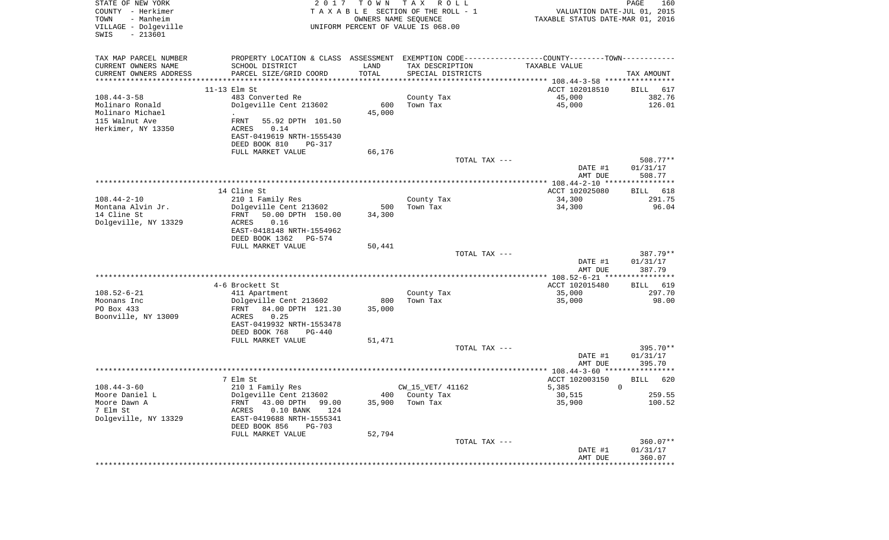STATE OF NEW YORK
COUNTY - Herkimer
TOWN - Manheim
VILLAGE - Dolgeville
SWIS - 213601

2017 TOWN TAX ROLL
TAXABLE SECTION OF THE ROLL - 1
OWNERS NAME SEQUENCE
UNIFORM PERCENT OF VALUE IS 068.00

VALUATION DATE-JUL 01, 2015
TAXABLE STATUS DATE-MAR 01, 2016

| TAX MAP PARCEL NUMBER / CURRENT OWNERS NAME / CURRENT OWNERS ADDRESS | PROPERTY LOCATION & CLASS / SCHOOL DISTRICT / PARCEL SIZE/GRID COORD | ASSESSMENT LAND / TOTAL | EXEMPTION CODE / TAX DESCRIPTION / SPECIAL DISTRICTS | TAXABLE VALUE | TAX AMOUNT |
|---|---|---|---|---|---|
| | 11-13 Elm St | | | ACCT 102018510 | BILL 617 |
| 108.44-3-58 | 483 Converted Re | | County Tax | 45,000 | 382.76 |
| Molinaro Ronald | Dolgeville Cent 213602 | 600 | Town Tax | 45,000 | 126.01 |
| Molinaro Michael | . | 45,000 | | | |
| 115 Walnut Ave | FRNT 55.92 DPTH 101.50 | | | | |
| Herkimer, NY 13350 | ACRES 0.14 | | | | |
| | EAST-0419619 NRTH-1555430 | | | | |
| | DEED BOOK 810 PG-317 | | | | |
| | FULL MARKET VALUE | 66,176 | | | |
| | | | TOTAL TAX --- | | 508.77** |
| | | | | DATE #1 | 01/31/17 |
| | | | | AMT DUE | 508.77 |
| | 14 Cline St | | | ACCT 102025080 | BILL 618 |
| 108.44-2-10 | 210 1 Family Res | | County Tax | 34,300 | 291.75 |
| Montana Alvin Jr. | Dolgeville Cent 213602 | 500 | Town Tax | 34,300 | 96.04 |
| 14 Cline St | FRNT 50.00 DPTH 150.00 | 34,300 | | | |
| Dolgeville, NY 13329 | ACRES 0.16 | | | | |
| | EAST-0418148 NRTH-1554962 | | | | |
| | DEED BOOK 1362 PG-574 | | | | |
| | FULL MARKET VALUE | 50,441 | | | |
| | | | TOTAL TAX --- | | 387.79** |
| | | | | DATE #1 | 01/31/17 |
| | | | | AMT DUE | 387.79 |
| | 4-6 Brockett St | | | ACCT 102015480 | BILL 619 |
| 108.52-6-21 | 411 Apartment | | County Tax | 35,000 | 297.70 |
| Moonans Inc | Dolgeville Cent 213602 | 800 | Town Tax | 35,000 | 98.00 |
| PO Box 433 | FRNT 84.00 DPTH 121.30 | 35,000 | | | |
| Boonville, NY 13009 | ACRES 0.25 | | | | |
| | EAST-0419932 NRTH-1553478 | | | | |
| | DEED BOOK 768 PG-440 | | | | |
| | FULL MARKET VALUE | 51,471 | | | |
| | | | TOTAL TAX --- | | 395.70** |
| | | | | DATE #1 | 01/31/17 |
| | | | | AMT DUE | 395.70 |
| | 7 Elm St | | | ACCT 102003150 | BILL 620 |
| 108.44-3-60 | 210 1 Family Res | | CW_15_VET/ 41162 | 5,385 0 | |
| Moore Daniel L | Dolgeville Cent 213602 | 400 | County Tax | 30,515 | 259.55 |
| Moore Dawn A | FRNT 43.00 DPTH 99.00 | 35,900 | Town Tax | 35,900 | 100.52 |
| 7 Elm St | ACRES 0.10 BANK 124 | | | | |
| Dolgeville, NY 13329 | EAST-0419688 NRTH-1555341 | | | | |
| | DEED BOOK 856 PG-703 | | | | |
| | FULL MARKET VALUE | 52,794 | | | |
| | | | TOTAL TAX --- | | 360.07** |
| | | | | DATE #1 | 01/31/17 |
| | | | | AMT DUE | 360.07 |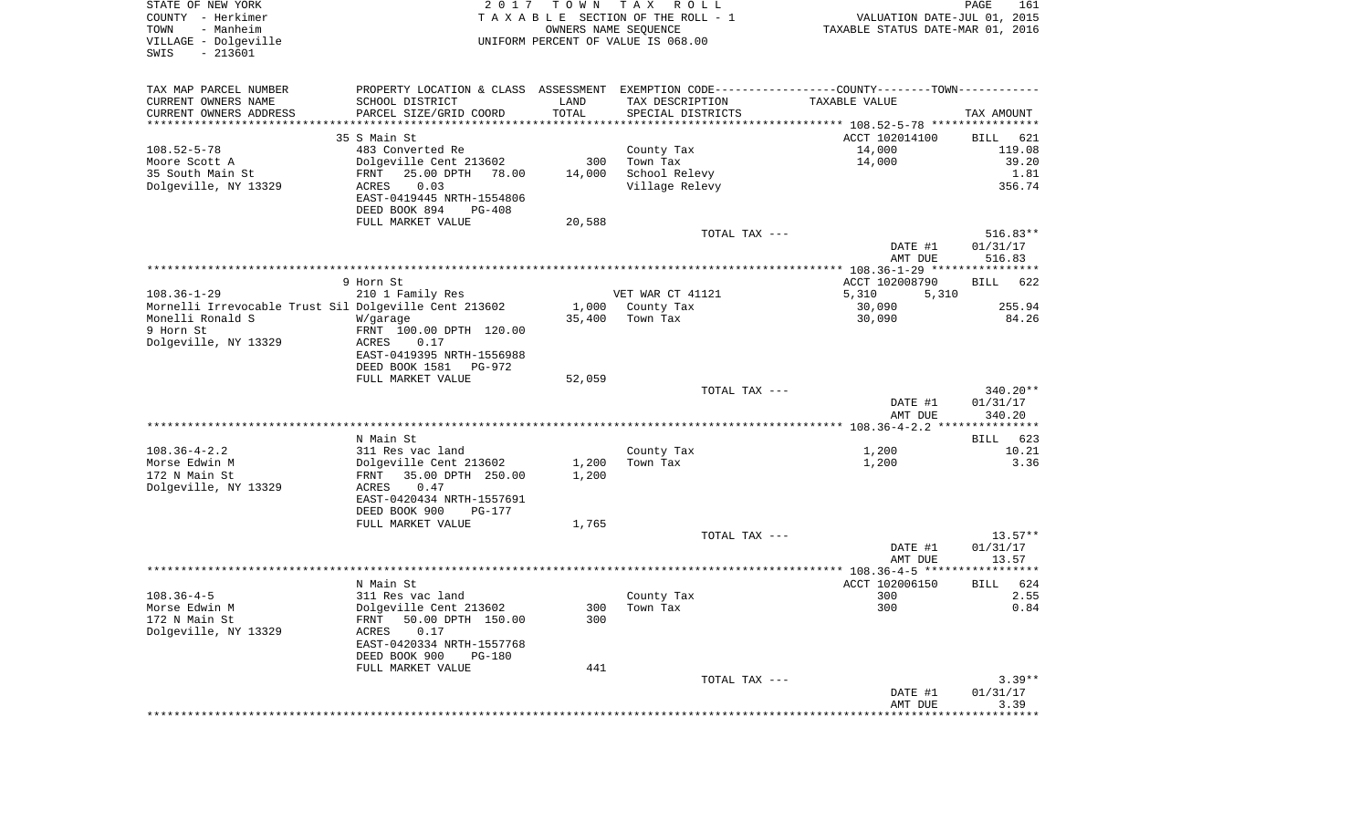STATE OF NEW YORK — COUNTY - Herkimer — TOWN - Manheim — VILLAGE - Dolgeville — SWIS - 213601

2017 TOWN TAX ROLL
TAXABLE SECTION OF THE ROLL - 1
OWNERS NAME SEQUENCE
UNIFORM PERCENT OF VALUE IS 068.00

VALUATION DATE-JUL 01, 2015
TAXABLE STATUS DATE-MAR 01, 2016

| TAX MAP PARCEL NUMBER / CURRENT OWNERS NAME / CURRENT OWNERS ADDRESS | PROPERTY LOCATION & CLASS / SCHOOL DISTRICT / PARCEL SIZE/GRID COORD | ASSESSMENT LAND | TOTAL | EXEMPTION CODE / TAX DESCRIPTION / SPECIAL DISTRICTS | COUNTY / TOWN TAXABLE VALUE | TAX AMOUNT |
|---|---|---|---|---|---|---|
| **108.52-5-78** | 35 S Main St | | | | ACCT 102014100 | BILL 621 |
| Moore Scott A | 483 Converted Re | | | County Tax | 14,000 | 119.08 |
| 35 South Main St | Dolgeville Cent 213602 | 300 | | Town Tax | 14,000 | 39.20 |
| Dolgeville, NY 13329 | FRNT 25.00 DPTH 78.00 | | 14,000 | School Relevy | | 1.81 |
| | ACRES 0.03 | | | Village Relevy | | 356.74 |
| | EAST-0419445 NRTH-1554806 | | | | | |
| | DEED BOOK 894 PG-408 | | | | | |
| | FULL MARKET VALUE | | 20,588 | | | |
| | | | | TOTAL TAX --- | | 516.83** |
| | | | | | DATE #1 | 01/31/17 |
| | | | | | AMT DUE | 516.83 |
| **108.36-1-29** | 9 Horn St | | | | ACCT 102008790 | BILL 622 |
| Mornelli Irrevocable Trust Sil | 210 1 Family Res | | | VET WAR CT 41121 | 5,310 5,310 | |
| Monelli Ronald S | Dolgeville Cent 213602 | 1,000 | | County Tax | 30,090 | 255.94 |
| 9 Horn St | W/garage | | 35,400 | Town Tax | 30,090 | 84.26 |
| Dolgeville, NY 13329 | FRNT 100.00 DPTH 120.00 | | | | | |
| | ACRES 0.17 | | | | | |
| | EAST-0419395 NRTH-1556988 | | | | | |
| | DEED BOOK 1581 PG-972 | | | | | |
| | FULL MARKET VALUE | | 52,059 | | | |
| | | | | TOTAL TAX --- | | 340.20** |
| | | | | | DATE #1 | 01/31/17 |
| | | | | | AMT DUE | 340.20 |
| **108.36-4-2.2** | N Main St | | | | | BILL 623 |
| Morse Edwin M | 311 Res vac land | | | County Tax | 1,200 | 10.21 |
| 172 N Main St | Dolgeville Cent 213602 | 1,200 | | Town Tax | 1,200 | 3.36 |
| Dolgeville, NY 13329 | FRNT 35.00 DPTH 250.00 | | 1,200 | | | |
| | ACRES 0.47 | | | | | |
| | EAST-0420434 NRTH-1557691 | | | | | |
| | DEED BOOK 900 PG-177 | | | | | |
| | FULL MARKET VALUE | | 1,765 | | | |
| | | | | TOTAL TAX --- | | 13.57** |
| | | | | | DATE #1 | 01/31/17 |
| | | | | | AMT DUE | 13.57 |
| **108.36-4-5** | N Main St | | | | ACCT 102006150 | BILL 624 |
| Morse Edwin M | 311 Res vac land | | | County Tax | 300 | 2.55 |
| 172 N Main St | Dolgeville Cent 213602 | 300 | | Town Tax | 300 | 0.84 |
| Dolgeville, NY 13329 | FRNT 50.00 DPTH 150.00 | | 300 | | | |
| | ACRES 0.17 | | | | | |
| | EAST-0420334 NRTH-1557768 | | | | | |
| | DEED BOOK 900 PG-180 | | | | | |
| | FULL MARKET VALUE | | 441 | | | |
| | | | | TOTAL TAX --- | | 3.39** |
| | | | | | DATE #1 | 01/31/17 |
| | | | | | AMT DUE | 3.39 |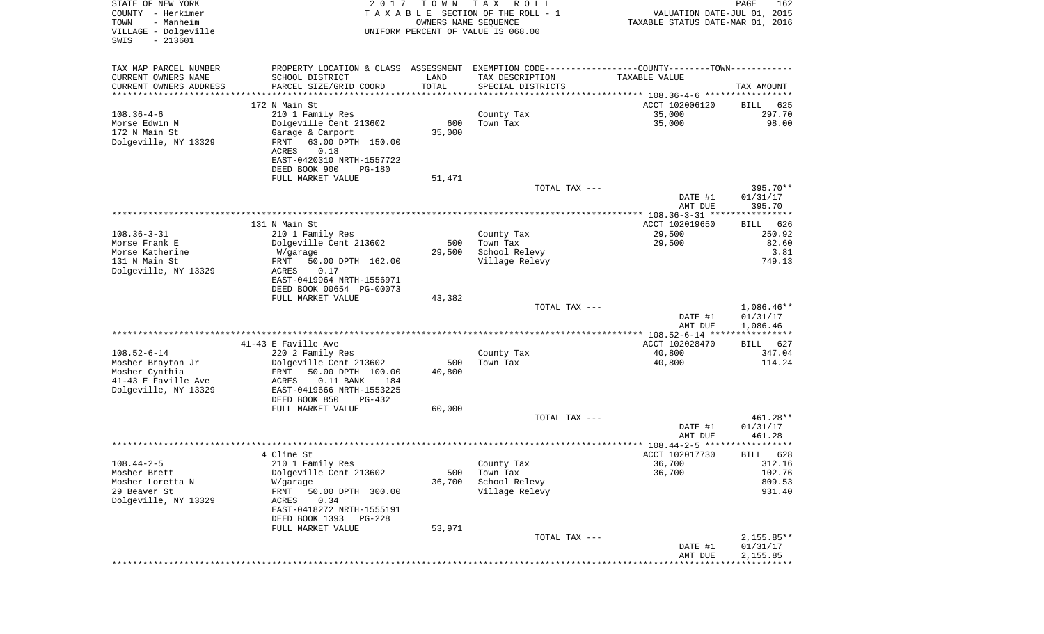STATE OF NEW YORK
COUNTY - Herkimer
TOWN - Manheim
VILLAGE - Dolgeville
SWIS - 213601

2 0 1 7 T O W N T A X R O L L
T A X A B L E SECTION OF THE ROLL - 1
OWNERS NAME SEQUENCE
UNIFORM PERCENT OF VALUE IS 068.00

VALUATION DATE-JUL 01, 2015
TAXABLE STATUS DATE-MAR 01, 2016

| TAX MAP PARCEL NUMBER<br>CURRENT OWNERS NAME<br>CURRENT OWNERS ADDRESS | PROPERTY LOCATION & CLASS<br>SCHOOL DISTRICT<br>PARCEL SIZE/GRID COORD | ASSESSMENT<br>LAND<br>TOTAL | EXEMPTION CODE-----COUNTY--------TOWN<br>TAX DESCRIPTION<br>SPECIAL DISTRICTS | TAXABLE VALUE | TAX AMOUNT |
|---|---|---|---|---|---|
| | 172 N Main St | | | ACCT 102006120 | BILL 625 |
| 108.36-4-6 | 210 1 Family Res | | County Tax | 35,000 | 297.70 |
| Morse Edwin M | Dolgeville Cent 213602 | 600 | Town Tax | 35,000 | 98.00 |
| 172 N Main St | Garage & Carport | 35,000 | | | |
| Dolgeville, NY 13329 | FRNT 63.00 DPTH 150.00 | | | | |
| | ACRES 0.18 | | | | |
| | EAST-0420310 NRTH-1557722 | | | | |
| | DEED BOOK 900 PG-180 | | | | |
| | FULL MARKET VALUE | 51,471 | | | |
| | | | TOTAL TAX --- | | 395.70** |
| | | | | DATE #1 | 01/31/17 |
| | | | | AMT DUE | 395.70 |
| | 131 N Main St | | | ACCT 102019650 | BILL 626 |
| 108.36-3-31 | 210 1 Family Res | | County Tax | 29,500 | 250.92 |
| Morse Frank E | Dolgeville Cent 213602 | 500 | Town Tax | 29,500 | 82.60 |
| Morse Katherine | W/garage | 29,500 | School Relevy | | 3.81 |
| 131 N Main St | FRNT 50.00 DPTH 162.00 | | Village Relevy | | 749.13 |
| Dolgeville, NY 13329 | ACRES 0.17 | | | | |
| | EAST-0419964 NRTH-1556971 | | | | |
| | DEED BOOK 00654 PG-00073 | | | | |
| | FULL MARKET VALUE | 43,382 | | | |
| | | | TOTAL TAX --- | | 1,086.46** |
| | | | | DATE #1 | 01/31/17 |
| | | | | AMT DUE | 1,086.46 |
| | 41-43 E Faville Ave | | | ACCT 102028470 | BILL 627 |
| 108.52-6-14 | 220 2 Family Res | | County Tax | 40,800 | 347.04 |
| Mosher Brayton Jr | Dolgeville Cent 213602 | 500 | Town Tax | 40,800 | 114.24 |
| Mosher Cynthia | FRNT 50.00 DPTH 100.00 | 40,800 | | | |
| 41-43 E Faville Ave | ACRES 0.11 BANK 184 | | | | |
| Dolgeville, NY 13329 | EAST-0419666 NRTH-1553225 | | | | |
| | DEED BOOK 850 PG-432 | | | | |
| | FULL MARKET VALUE | 60,000 | | | |
| | | | TOTAL TAX --- | | 461.28** |
| | | | | DATE #1 | 01/31/17 |
| | | | | AMT DUE | 461.28 |
| | 4 Cline St | | | ACCT 102017730 | BILL 628 |
| 108.44-2-5 | 210 1 Family Res | | County Tax | 36,700 | 312.16 |
| Mosher Brett | Dolgeville Cent 213602 | 500 | Town Tax | 36,700 | 102.76 |
| Mosher Loretta N | W/garage | 36,700 | School Relevy | | 809.53 |
| 29 Beaver St | FRNT 50.00 DPTH 300.00 | | Village Relevy | | 931.40 |
| Dolgeville, NY 13329 | ACRES 0.34 | | | | |
| | EAST-0418272 NRTH-1555191 | | | | |
| | DEED BOOK 1393 PG-228 | | | | |
| | FULL MARKET VALUE | 53,971 | | | |
| | | | TOTAL TAX --- | | 2,155.85** |
| | | | | DATE #1 | 01/31/17 |
| | | | | AMT DUE | 2,155.85 |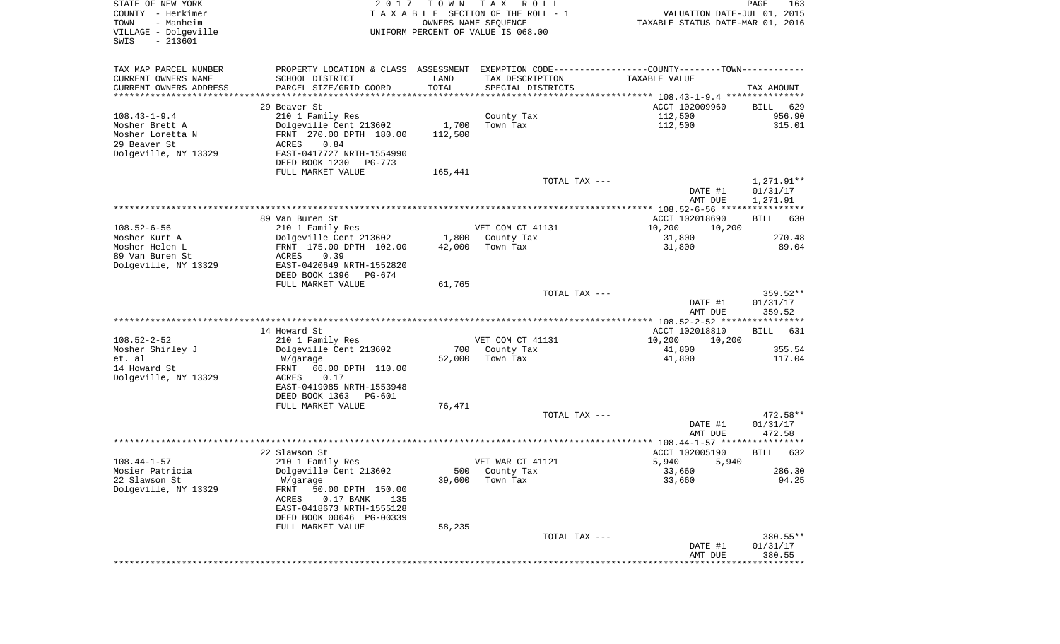STATE OF NEW YORK
COUNTY - Herkimer
TOWN - Manheim
VILLAGE - Dolgeville
SWIS - 213601

2017 TOWN TAX ROLL
TAXABLE SECTION OF THE ROLL - 1
OWNERS NAME SEQUENCE
UNIFORM PERCENT OF VALUE IS 068.00

VALUATION DATE-JUL 01, 2015
TAXABLE STATUS DATE-MAR 01, 2016

| TAX MAP PARCEL NUMBER / CURRENT OWNERS NAME / CURRENT OWNERS ADDRESS | PROPERTY LOCATION & CLASS / SCHOOL DISTRICT / PARCEL SIZE/GRID COORD | ASSESSMENT LAND / TOTAL | EXEMPTION CODE / TAX DESCRIPTION / SPECIAL DISTRICTS | COUNTY / TOWN TAXABLE VALUE | TAX AMOUNT |
|---|---|---|---|---|---|
| 108.43-1-9.4 | 29 Beaver St | | | ACCT 102009960 | BILL 629 |
| Mosher Brett A | 210 1 Family Res | | County Tax | 112,500 | 956.90 |
| Mosher Loretta N | Dolgeville Cent 213602 | 1,700 | Town Tax | 112,500 | 315.01 |
| 29 Beaver St | FRNT 270.00 DPTH 180.00 | 112,500 | | | |
| Dolgeville, NY 13329 | ACRES 0.84 | | | | |
| | EAST-0417727 NRTH-1554990 | | | | |
| | DEED BOOK 1230 PG-773 | | | | |
| | FULL MARKET VALUE | 165,441 | | | |
| | | | TOTAL TAX --- | | 1,271.91** |
| | | | | DATE #1 | 01/31/17 |
| | | | | AMT DUE | 1,271.91 |
| 108.52-6-56 | 89 Van Buren St | | | ACCT 102018690 | BILL 630 |
| Mosher Kurt A | 210 1 Family Res | | VET COM CT 41131 | 10,200 10,200 | |
| Mosher Helen L | Dolgeville Cent 213602 | 1,800 | County Tax | 31,800 | 270.48 |
| 89 Van Buren St | FRNT 175.00 DPTH 102.00 | 42,000 | Town Tax | 31,800 | 89.04 |
| Dolgeville, NY 13329 | ACRES 0.39 | | | | |
| | EAST-0420649 NRTH-1552820 | | | | |
| | DEED BOOK 1396 PG-674 | | | | |
| | FULL MARKET VALUE | 61,765 | | | |
| | | | TOTAL TAX --- | | 359.52** |
| | | | | DATE #1 | 01/31/17 |
| | | | | AMT DUE | 359.52 |
| 108.52-2-52 | 14 Howard St | | | ACCT 102018810 | BILL 631 |
| Mosher Shirley J | 210 1 Family Res | | VET COM CT 41131 | 10,200 10,200 | |
| et. al | Dolgeville Cent 213602 | 700 | County Tax | 41,800 | 355.54 |
| 14 Howard St | W/garage | 52,000 | Town Tax | 41,800 | 117.04 |
| Dolgeville, NY 13329 | FRNT 66.00 DPTH 110.00 | | | | |
| | ACRES 0.17 | | | | |
| | EAST-0419085 NRTH-1553948 | | | | |
| | DEED BOOK 1363 PG-601 | | | | |
| | FULL MARKET VALUE | 76,471 | | | |
| | | | TOTAL TAX --- | | 472.58** |
| | | | | DATE #1 | 01/31/17 |
| | | | | AMT DUE | 472.58 |
| 108.44-1-57 | 22 Slawson St | | | ACCT 102005190 | BILL 632 |
| Mosier Patricia | 210 1 Family Res | | VET WAR CT 41121 | 5,940 5,940 | |
| 22 Slawson St | Dolgeville Cent 213602 | 500 | County Tax | 33,660 | 286.30 |
| Dolgeville, NY 13329 | W/garage | 39,600 | Town Tax | 33,660 | 94.25 |
| | FRNT 50.00 DPTH 150.00 | | | | |
| | ACRES 0.17 BANK 135 | | | | |
| | EAST-0418673 NRTH-1555128 | | | | |
| | DEED BOOK 00646 PG-00339 | | | | |
| | FULL MARKET VALUE | 58,235 | | | |
| | | | TOTAL TAX --- | | 380.55** |
| | | | | DATE #1 | 01/31/17 |
| | | | | AMT DUE | 380.55 |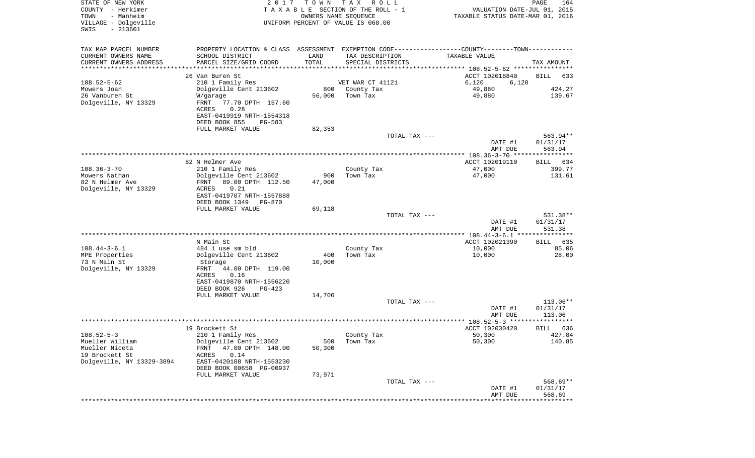STATE OF NEW YORK
COUNTY - Herkimer
TOWN - Manheim
VILLAGE - Dolgeville
SWIS - 213601

2017 TOWN TAX ROLL
TAXABLE SECTION OF THE ROLL - 1
OWNERS NAME SEQUENCE
UNIFORM PERCENT OF VALUE IS 068.00

VALUATION DATE-JUL 01, 2015
TAXABLE STATUS DATE-MAR 01, 2016

| TAX MAP PARCEL NUMBER / CURRENT OWNERS NAME / CURRENT OWNERS ADDRESS | PROPERTY LOCATION & CLASS / SCHOOL DISTRICT / PARCEL SIZE/GRID COORD | ASSESSMENT LAND / TOTAL | EXEMPTION CODE / TAX DESCRIPTION / SPECIAL DISTRICTS | COUNTY--------TOWN TAXABLE VALUE | TAX AMOUNT |
|---|---|---|---|---|---|
| 108.52-5-62 | 26 Van Buren St | | | ACCT 102018840 | BILL 633 |
| Mowers Joan | 210 1 Family Res | | VET WAR CT 41121 | 6,120 6,120 | |
| 26 Vanburen St | Dolgeville Cent 213602 | 800 | County Tax | 49,880 | 424.27 |
| Dolgeville, NY 13329 | W/garage | 56,000 | Town Tax | 49,880 | 139.67 |
| | FRNT 77.70 DPTH 157.60 | | | | |
| | ACRES 0.28 | | | | |
| | EAST-0419919 NRTH-1554318 | | | | |
| | DEED BOOK 855 PG-583 | | | | |
| | FULL MARKET VALUE | 82,353 | | | |
| | | | TOTAL TAX --- | | 563.94** |
| | | | | DATE #1 | 01/31/17 |
| | | | | AMT DUE | 563.94 |
| 108.36-3-70 | 82 N Helmer Ave | | | ACCT 102019110 | BILL 634 |
| Mowers Nathan | 210 1 Family Res | | County Tax | 47,000 | 399.77 |
| 82 N Helmer Ave | Dolgeville Cent 213602 | 900 | Town Tax | 47,000 | 131.61 |
| Dolgeville, NY 13329 | FRNT 89.00 DPTH 112.50 | 47,000 | | | |
| | ACRES 0.21 | | | | |
| | EAST-0419707 NRTH-1557888 | | | | |
| | DEED BOOK 1349 PG-870 | | | | |
| | FULL MARKET VALUE | 69,118 | | | |
| | | | TOTAL TAX --- | | 531.38** |
| | | | | DATE #1 | 01/31/17 |
| | | | | AMT DUE | 531.38 |
| 108.44-3-6.1 | N Main St | | | ACCT 102021390 | BILL 635 |
| MPE Properties | 484 1 use sm bld | | County Tax | 10,000 | 85.06 |
| 73 N Main St | Dolgeville Cent 213602 | 400 | Town Tax | 10,000 | 28.00 |
| Dolgeville, NY 13329 | Storage | 10,000 | | | |
| | FRNT 44.00 DPTH 119.00 | | | | |
| | ACRES 0.16 | | | | |
| | EAST-0419870 NRTH-1556220 | | | | |
| | DEED BOOK 926 PG-423 | | | | |
| | FULL MARKET VALUE | 14,706 | | | |
| | | | TOTAL TAX --- | | 113.06** |
| | | | | DATE #1 | 01/31/17 |
| | | | | AMT DUE | 113.06 |
| 108.52-5-3 | 19 Brockett St | | | ACCT 102030420 | BILL 636 |
| Mueller William | 210 1 Family Res | | County Tax | 50,300 | 427.84 |
| Mueller Niceta | Dolgeville Cent 213602 | 500 | Town Tax | 50,300 | 140.85 |
| 19 Brockett St | FRNT 47.00 DPTH 148.00 | 50,300 | | | |
| Dolgeville, NY 13329-3894 | ACRES 0.14 | | | | |
| | EAST-0420108 NRTH-1553230 | | | | |
| | DEED BOOK 00658 PG-00937 | | | | |
| | FULL MARKET VALUE | 73,971 | | | |
| | | | TOTAL TAX --- | | 568.69** |
| | | | | DATE #1 | 01/31/17 |
| | | | | AMT DUE | 568.69 |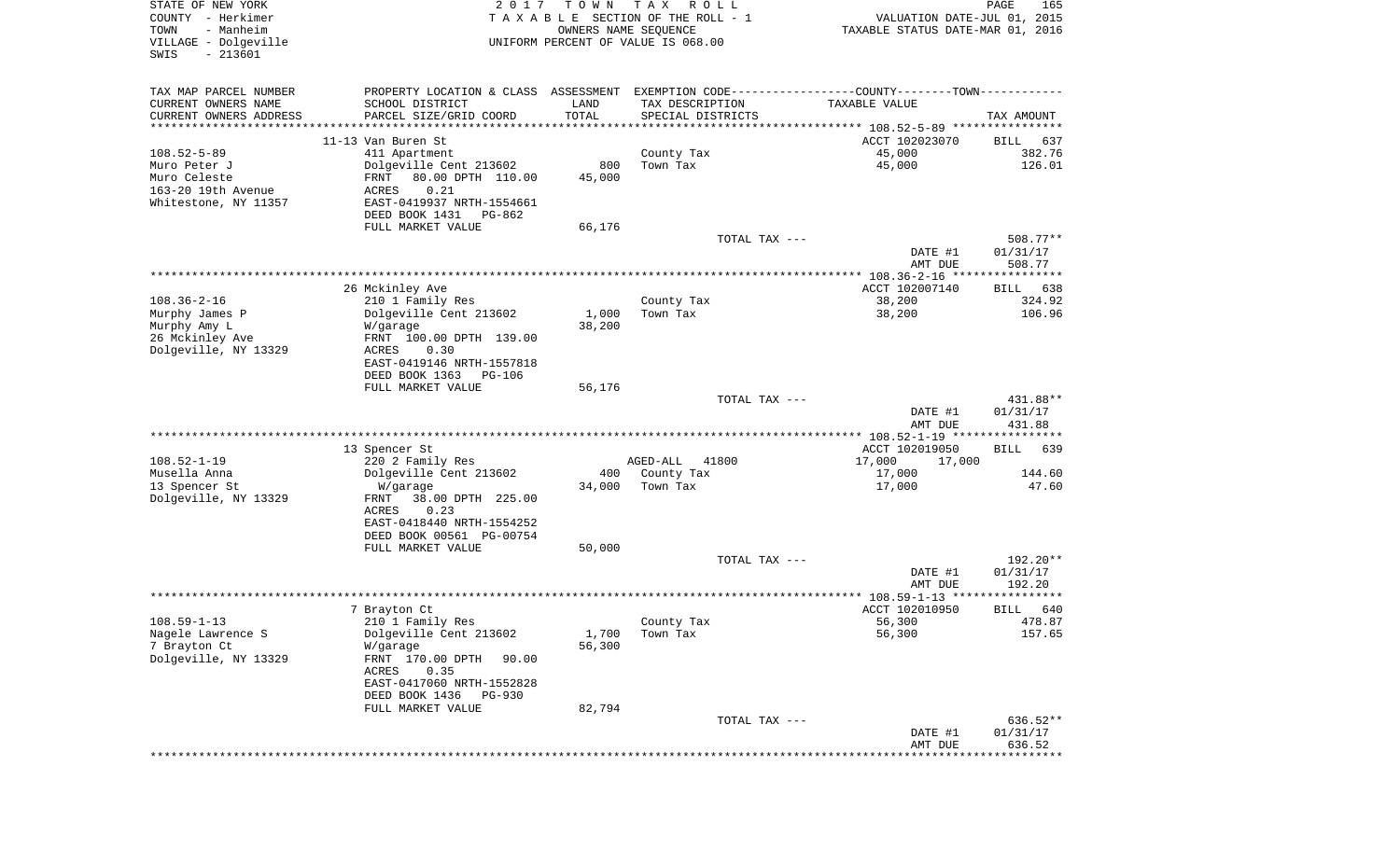STATE OF NEW YORK · COUNTY - Herkimer · TOWN - Manheim · VILLAGE - Dolgeville · SWIS - 213601

2017 TOWN TAX ROLL
TAXABLE SECTION OF THE ROLL - 1
OWNERS NAME SEQUENCE
UNIFORM PERCENT OF VALUE IS 068.00

VALUATION DATE-JUL 01, 2015
TAXABLE STATUS DATE-MAR 01, 2016

| TAX MAP PARCEL NUMBER / CURRENT OWNERS NAME / CURRENT OWNERS ADDRESS | PROPERTY LOCATION & CLASS / SCHOOL DISTRICT / PARCEL SIZE/GRID COORD | ASSESSMENT LAND / TOTAL | EXEMPTION CODE / TAX DESCRIPTION / SPECIAL DISTRICTS | COUNTY / TOWN TAXABLE VALUE | TAX AMOUNT |
|---|---|---|---|---|---|
| 108.52-5-89 | 11-13 Van Buren St | | | ACCT 102023070 | BILL 637 |
| Muro Peter J | 411 Apartment | | County Tax | 45,000 | 382.76 |
| Muro Celeste | Dolgeville Cent 213602 | 800 | Town Tax | 45,000 | 126.01 |
| 163-20 19th Avenue | FRNT 80.00 DPTH 110.00 | 45,000 | | | |
| Whitestone, NY 11357 | ACRES 0.21 | | | | |
| | EAST-0419937 NRTH-1554661 | | | | |
| | DEED BOOK 1431 PG-862 | | | | |
| | FULL MARKET VALUE | 66,176 | | | |
| | | | TOTAL TAX --- | | 508.77** |
| | | | | DATE #1 | 01/31/17 |
| | | | | AMT DUE | 508.77 |
| 108.36-2-16 | 26 Mckinley Ave | | | ACCT 102007140 | BILL 638 |
| Murphy James P | 210 1 Family Res | | County Tax | 38,200 | 324.92 |
| Murphy Amy L | Dolgeville Cent 213602 | 1,000 | Town Tax | 38,200 | 106.96 |
| 26 Mckinley Ave | W/garage | 38,200 | | | |
| Dolgeville, NY 13329 | FRNT 100.00 DPTH 139.00 | | | | |
| | ACRES 0.30 | | | | |
| | EAST-0419146 NRTH-1557818 | | | | |
| | DEED BOOK 1363 PG-106 | | | | |
| | FULL MARKET VALUE | 56,176 | | | |
| | | | TOTAL TAX --- | | 431.88** |
| | | | | DATE #1 | 01/31/17 |
| | | | | AMT DUE | 431.88 |
| 108.52-1-19 | 13 Spencer St | | | ACCT 102019050 | BILL 639 |
| Musella Anna | 220 2 Family Res | | AGED-ALL 41800 | 17,000 17,000 | |
| 13 Spencer St | Dolgeville Cent 213602 | 400 | County Tax | 17,000 | 144.60 |
| Dolgeville, NY 13329 | W/garage | 34,000 | Town Tax | 17,000 | 47.60 |
| | FRNT 38.00 DPTH 225.00 | | | | |
| | ACRES 0.23 | | | | |
| | EAST-0418440 NRTH-1554252 | | | | |
| | DEED BOOK 00561 PG-00754 | | | | |
| | FULL MARKET VALUE | 50,000 | | | |
| | | | TOTAL TAX --- | | 192.20** |
| | | | | DATE #1 | 01/31/17 |
| | | | | AMT DUE | 192.20 |
| 108.59-1-13 | 7 Brayton Ct | | | ACCT 102010950 | BILL 640 |
| Nagele Lawrence S | 210 1 Family Res | | County Tax | 56,300 | 478.87 |
| 7 Brayton Ct | Dolgeville Cent 213602 | 1,700 | Town Tax | 56,300 | 157.65 |
| Dolgeville, NY 13329 | W/garage | 56,300 | | | |
| | FRNT 170.00 DPTH 90.00 | | | | |
| | ACRES 0.35 | | | | |
| | EAST-0417060 NRTH-1552828 | | | | |
| | DEED BOOK 1436 PG-930 | | | | |
| | FULL MARKET VALUE | 82,794 | | | |
| | | | TOTAL TAX --- | | 636.52** |
| | | | | DATE #1 | 01/31/17 |
| | | | | AMT DUE | 636.52 |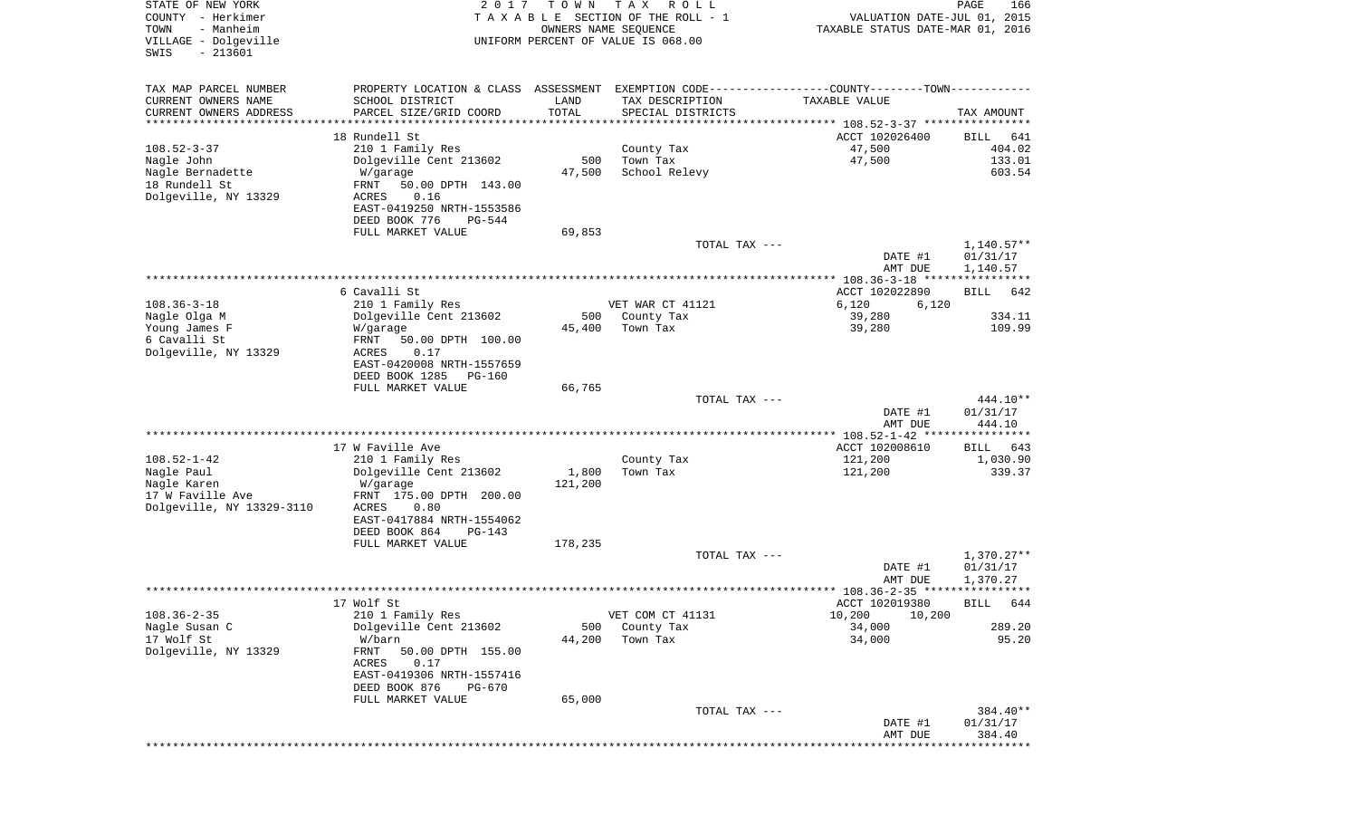STATE OF NEW YORK
COUNTY - Herkimer
TOWN - Manheim
VILLAGE - Dolgeville
SWIS - 213601

2017 TOWN TAX ROLL
TAXABLE SECTION OF THE ROLL - 1
OWNERS NAME SEQUENCE
UNIFORM PERCENT OF VALUE IS 068.00

VALUATION DATE-JUL 01, 2015
TAXABLE STATUS DATE-MAR 01, 2016

| TAX MAP PARCEL NUMBER<br>CURRENT OWNERS NAME<br>CURRENT OWNERS ADDRESS | PROPERTY LOCATION & CLASS<br>SCHOOL DISTRICT<br>PARCEL SIZE/GRID COORD | ASSESSMENT LAND | TOTAL | EXEMPTION CODE<br>TAX DESCRIPTION<br>SPECIAL DISTRICTS | COUNTY | TOWN<br>TAXABLE VALUE | TAX AMOUNT |
|---|---|---|---|---|---|---|---|
| 108.52-3-37 | 18 Rundell St | | | | ACCT 102026400 | | BILL 641 |
| Nagle John | 210 1 Family Res | | | County Tax | 47,500 | | 404.02 |
| Nagle Bernadette | Dolgeville Cent 213602 | 500 | | Town Tax | 47,500 | | 133.01 |
| 18 Rundell St | W/garage | | 47,500 | School Relevy | | | 603.54 |
| Dolgeville, NY 13329 | FRNT 50.00 DPTH 143.00 | | | | | | |
| | ACRES 0.16 | | | | | | |
| | EAST-0419250 NRTH-1553586 | | | | | | |
| | DEED BOOK 776 PG-544 | | | | | | |
| | FULL MARKET VALUE | 69,853 | | | | | |
| | | | | TOTAL TAX --- | | | 1,140.57** |
| | | | | | | DATE #1 | 01/31/17 |
| | | | | | | AMT DUE | 1,140.57 |
| 108.36-3-18 | 6 Cavalli St | | | | ACCT 102022890 | | BILL 642 |
| Nagle Olga M | 210 1 Family Res | | | VET WAR CT 41121 | 6,120 | 6,120 | |
| Young James F | Dolgeville Cent 213602 | 500 | | County Tax | 39,280 | | 334.11 |
| 6 Cavalli St | W/garage | | 45,400 | Town Tax | 39,280 | | 109.99 |
| Dolgeville, NY 13329 | FRNT 50.00 DPTH 100.00 | | | | | | |
| | ACRES 0.17 | | | | | | |
| | EAST-0420008 NRTH-1557659 | | | | | | |
| | DEED BOOK 1285 PG-160 | | | | | | |
| | FULL MARKET VALUE | 66,765 | | | | | |
| | | | | TOTAL TAX --- | | | 444.10** |
| | | | | | | DATE #1 | 01/31/17 |
| | | | | | | AMT DUE | 444.10 |
| 108.52-1-42 | 17 W Faville Ave | | | | ACCT 102008610 | | BILL 643 |
| Nagle Paul | 210 1 Family Res | | | County Tax | 121,200 | | 1,030.90 |
| Nagle Karen | Dolgeville Cent 213602 | 1,800 | | Town Tax | 121,200 | | 339.37 |
| 17 W Faville Ave | W/garage | | 121,200 | | | | |
| Dolgeville, NY 13329-3110 | FRNT 175.00 DPTH 200.00 | | | | | | |
| | ACRES 0.80 | | | | | | |
| | EAST-0417884 NRTH-1554062 | | | | | | |
| | DEED BOOK 864 PG-143 | | | | | | |
| | FULL MARKET VALUE | 178,235 | | | | | |
| | | | | TOTAL TAX --- | | | 1,370.27** |
| | | | | | | DATE #1 | 01/31/17 |
| | | | | | | AMT DUE | 1,370.27 |
| 108.36-2-35 | 17 Wolf St | | | | ACCT 102019380 | | BILL 644 |
| Nagle Susan C | 210 1 Family Res | | | VET COM CT 41131 | 10,200 | 10,200 | |
| 17 Wolf St | Dolgeville Cent 213602 | 500 | | County Tax | 34,000 | | 289.20 |
| Dolgeville, NY 13329 | W/barn | | 44,200 | Town Tax | 34,000 | | 95.20 |
| | FRNT 50.00 DPTH 155.00 | | | | | | |
| | ACRES 0.17 | | | | | | |
| | EAST-0419306 NRTH-1557416 | | | | | | |
| | DEED BOOK 876 PG-670 | | | | | | |
| | FULL MARKET VALUE | 65,000 | | | | | |
| | | | | TOTAL TAX --- | | | 384.40** |
| | | | | | | DATE #1 | 01/31/17 |
| | | | | | | AMT DUE | 384.40 |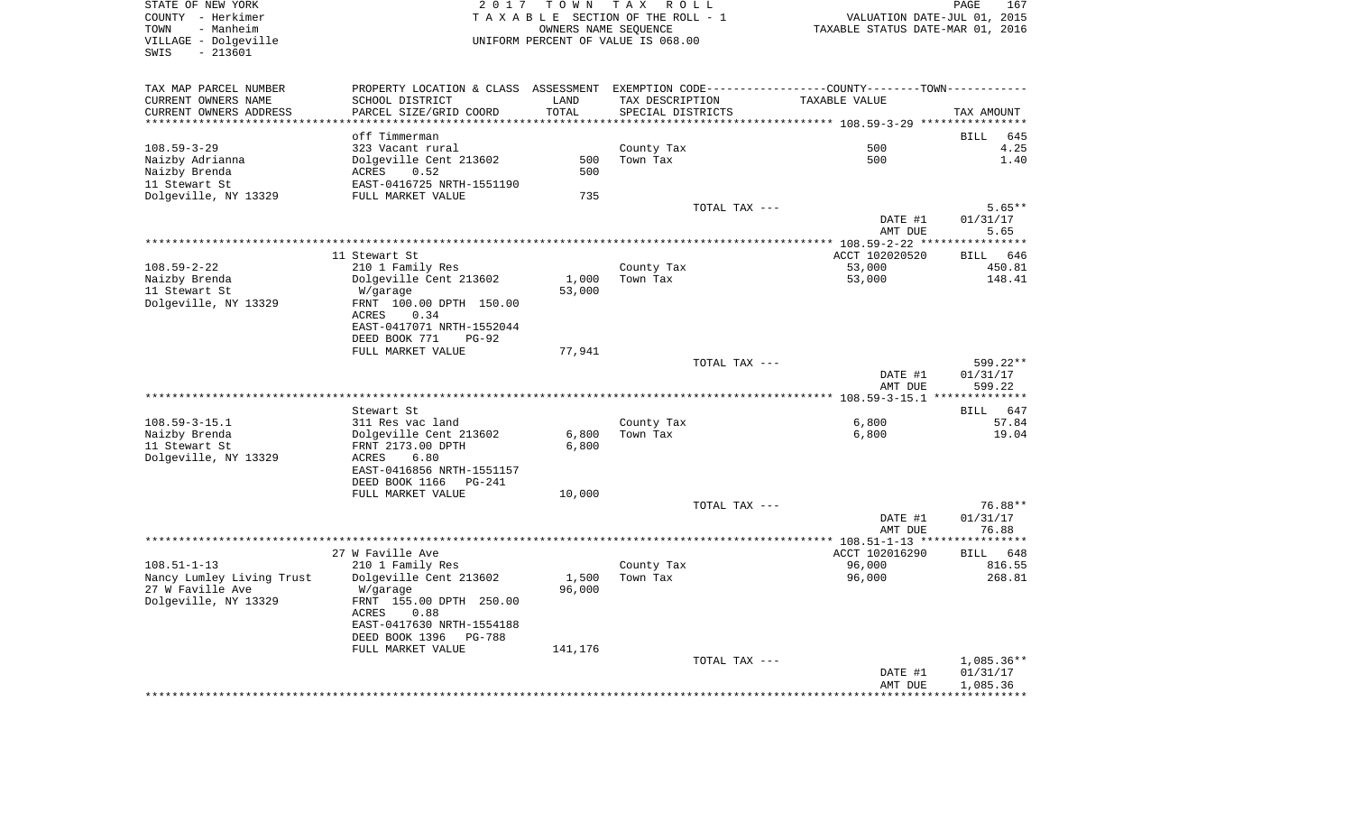STATE OF NEW YORK
COUNTY - Herkimer
TOWN - Manheim
VILLAGE - Dolgeville
SWIS - 213601

2 0 1 7 T O W N T A X R O L L
T A X A B L E SECTION OF THE ROLL - 1
OWNERS NAME SEQUENCE
UNIFORM PERCENT OF VALUE IS 068.00

VALUATION DATE-JUL 01, 2015
TAXABLE STATUS DATE-MAR 01, 2016

| TAX MAP PARCEL NUMBER<br>CURRENT OWNERS NAME<br>CURRENT OWNERS ADDRESS | PROPERTY LOCATION & CLASS<br>SCHOOL DISTRICT<br>PARCEL SIZE/GRID COORD | ASSESSMENT<br>LAND<br>TOTAL | EXEMPTION CODE<br>TAX DESCRIPTION<br>SPECIAL DISTRICTS | COUNTY--------TOWN<br>TAXABLE VALUE | TAX AMOUNT |
|---|---|---|---|---|---|
| 108.59-3-29 | off Timmerman | | | | BILL 645 |
| 108.59-3-29 | 323 Vacant rural | | County Tax | 500 | 4.25 |
| Naizby Adrianna | Dolgeville Cent 213602 | 500 | Town Tax | 500 | 1.40 |
| Naizby Brenda | ACRES 0.52 | 500 | | | |
| 11 Stewart St | EAST-0416725 NRTH-1551190 | | | | |
| Dolgeville, NY 13329 | FULL MARKET VALUE | 735 | | | |
| | | | TOTAL TAX --- | | 5.65** |
| | | | | DATE #1 | 01/31/17 |
| | | | | AMT DUE | 5.65 |
| 108.59-2-22 | 11 Stewart St | | | ACCT 102020520 | BILL 646 |
| 108.59-2-22 | 210 1 Family Res | | County Tax | 53,000 | 450.81 |
| Naizby Brenda | Dolgeville Cent 213602 | 1,000 | Town Tax | 53,000 | 148.41 |
| 11 Stewart St | W/garage | 53,000 | | | |
| Dolgeville, NY 13329 | FRNT 100.00 DPTH 150.00 | | | | |
| | ACRES 0.34 | | | | |
| | EAST-0417071 NRTH-1552044 | | | | |
| | DEED BOOK 771 PG-92 | | | | |
| | FULL MARKET VALUE | 77,941 | | | |
| | | | TOTAL TAX --- | | 599.22** |
| | | | | DATE #1 | 01/31/17 |
| | | | | AMT DUE | 599.22 |
| 108.59-3-15.1 | Stewart St | | | | BILL 647 |
| 108.59-3-15.1 | 311 Res vac land | | County Tax | 6,800 | 57.84 |
| Naizby Brenda | Dolgeville Cent 213602 | 6,800 | Town Tax | 6,800 | 19.04 |
| 11 Stewart St | FRNT 2173.00 DPTH | 6,800 | | | |
| Dolgeville, NY 13329 | ACRES 6.80 | | | | |
| | EAST-0416856 NRTH-1551157 | | | | |
| | DEED BOOK 1166 PG-241 | | | | |
| | FULL MARKET VALUE | 10,000 | | | |
| | | | TOTAL TAX --- | | 76.88** |
| | | | | DATE #1 | 01/31/17 |
| | | | | AMT DUE | 76.88 |
| 108.51-1-13 | 27 W Faville Ave | | | ACCT 102016290 | BILL 648 |
| 108.51-1-13 | 210 1 Family Res | | County Tax | 96,000 | 816.55 |
| Nancy Lumley Living Trust | Dolgeville Cent 213602 | 1,500 | Town Tax | 96,000 | 268.81 |
| 27 W Faville Ave | W/garage | 96,000 | | | |
| Dolgeville, NY 13329 | FRNT 155.00 DPTH 250.00 | | | | |
| | ACRES 0.88 | | | | |
| | EAST-0417630 NRTH-1554188 | | | | |
| | DEED BOOK 1396 PG-788 | | | | |
| | FULL MARKET VALUE | 141,176 | | | |
| | | | TOTAL TAX --- | | 1,085.36** |
| | | | | DATE #1 | 01/31/17 |
| | | | | AMT DUE | 1,085.36 |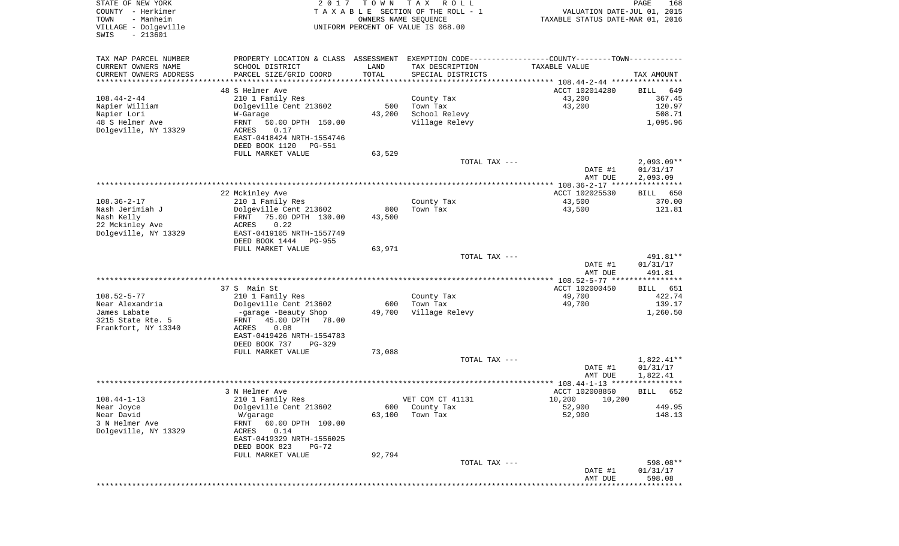STATE OF NEW YORK
COUNTY - Herkimer
TOWN - Manheim
VILLAGE - Dolgeville
SWIS - 213601

2 0 1 7 T O W N T A X R O L L
T A X A B L E SECTION OF THE ROLL - 1
OWNERS NAME SEQUENCE
UNIFORM PERCENT OF VALUE IS 068.00

VALUATION DATE-JUL 01, 2015
TAXABLE STATUS DATE-MAR 01, 2016

| TAX MAP PARCEL NUMBER<br>CURRENT OWNERS NAME<br>CURRENT OWNERS ADDRESS | PROPERTY LOCATION & CLASS<br>SCHOOL DISTRICT<br>PARCEL SIZE/GRID COORD | ASSESSMENT<br>LAND<br>TOTAL | EXEMPTION CODE<br>TAX DESCRIPTION<br>SPECIAL DISTRICTS | COUNTY--------TOWN<br>TAXABLE VALUE | TAX AMOUNT |
|---|---|---|---|---|---|
| 108.44-2-44 | 48 S Helmer Ave | | | ACCT 102014280 | BILL 649 |
| 108.44-2-44 | 210 1 Family Res | | County Tax | 43,200 | 367.45 |
| Napier William | Dolgeville Cent 213602 | 500 | Town Tax | 43,200 | 120.97 |
| Napier Lori | W-Garage | 43,200 | School Relevy | | 508.71 |
| 48 S Helmer Ave | FRNT 50.00 DPTH 150.00 | | Village Relevy | | 1,095.96 |
| Dolgeville, NY 13329 | ACRES 0.17 | | | | |
| | EAST-0418424 NRTH-1554746 | | | | |
| | DEED BOOK 1120 PG-551 | | | | |
| | FULL MARKET VALUE | 63,529 | | | |
| | | | TOTAL TAX --- | | 2,093.09** |
| | | | | DATE #1 | 01/31/17 |
| | | | | AMT DUE | 2,093.09 |
| 108.36-2-17 | 22 Mckinley Ave | | | ACCT 102025530 | BILL 650 |
| 108.36-2-17 | 210 1 Family Res | | County Tax | 43,500 | 370.00 |
| Nash Jerimiah J | Dolgeville Cent 213602 | 800 | Town Tax | 43,500 | 121.81 |
| Nash Kelly | FRNT 75.00 DPTH 130.00 | 43,500 | | | |
| 22 Mckinley Ave | ACRES 0.22 | | | | |
| Dolgeville, NY 13329 | EAST-0419105 NRTH-1557749 | | | | |
| | DEED BOOK 1444 PG-955 | | | | |
| | FULL MARKET VALUE | 63,971 | | | |
| | | | TOTAL TAX --- | | 491.81** |
| | | | | DATE #1 | 01/31/17 |
| | | | | AMT DUE | 491.81 |
| 108.52-5-77 | 37 S Main St | | | ACCT 102000450 | BILL 651 |
| 108.52-5-77 | 210 1 Family Res | | County Tax | 49,700 | 422.74 |
| Near Alexandria | Dolgeville Cent 213602 | 600 | Town Tax | 49,700 | 139.17 |
| James Labate | -garage -Beauty Shop | 49,700 | Village Relevy | | 1,260.50 |
| 3215 State Rte. 5 | FRNT 45.00 DPTH 78.00 | | | | |
| Frankfort, NY 13340 | ACRES 0.08 | | | | |
| | EAST-0419426 NRTH-1554783 | | | | |
| | DEED BOOK 737 PG-329 | | | | |
| | FULL MARKET VALUE | 73,088 | | | |
| | | | TOTAL TAX --- | | 1,822.41** |
| | | | | DATE #1 | 01/31/17 |
| | | | | AMT DUE | 1,822.41 |
| 108.44-1-13 | 3 N Helmer Ave | | | ACCT 102008850 | BILL 652 |
| 108.44-1-13 | 210 1 Family Res | | VET COM CT 41131 | 10,200 10,200 | |
| Near Joyce | Dolgeville Cent 213602 | 600 | County Tax | 52,900 | 449.95 |
| Near David | W/garage | 63,100 | Town Tax | 52,900 | 148.13 |
| 3 N Helmer Ave | FRNT 60.00 DPTH 100.00 | | | | |
| Dolgeville, NY 13329 | ACRES 0.14 | | | | |
| | EAST-0419329 NRTH-1556025 | | | | |
| | DEED BOOK 823 PG-72 | | | | |
| | FULL MARKET VALUE | 92,794 | | | |
| | | | TOTAL TAX --- | | 598.08** |
| | | | | DATE #1 | 01/31/17 |
| | | | | AMT DUE | 598.08 |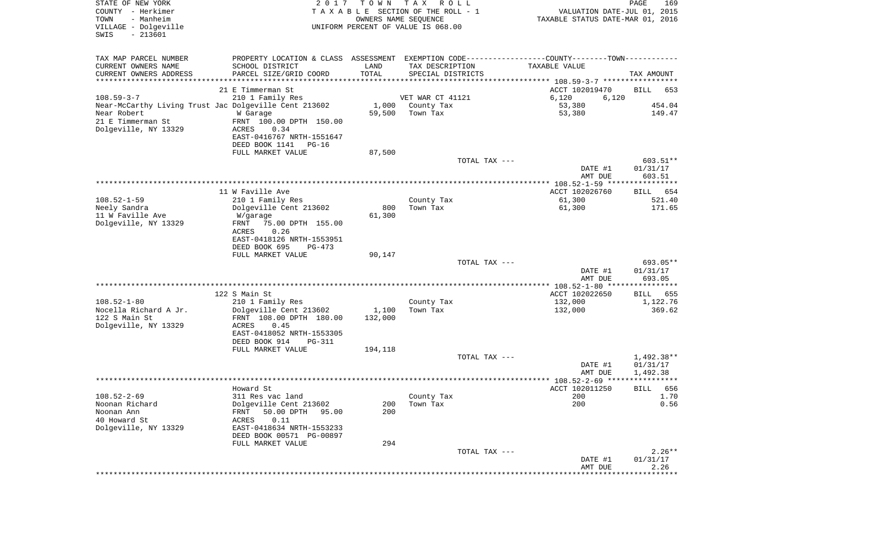STATE OF NEW YORK
COUNTY - Herkimer
TOWN - Manheim
VILLAGE - Dolgeville
SWIS - 213601

2017 TOWN TAX ROLL
TAXABLE SECTION OF THE ROLL - 1
OWNERS NAME SEQUENCE
UNIFORM PERCENT OF VALUE IS 068.00

VALUATION DATE-JUL 01, 2015
TAXABLE STATUS DATE-MAR 01, 2016

| TAX MAP PARCEL NUMBER / CURRENT OWNERS NAME / CURRENT OWNERS ADDRESS | PROPERTY LOCATION & CLASS / SCHOOL DISTRICT / PARCEL SIZE/GRID COORD | ASSESSMENT LAND / TOTAL | EXEMPTION CODE / TAX DESCRIPTION / SPECIAL DISTRICTS | COUNTY / TOWN TAXABLE VALUE | TAX AMOUNT |
|---|---|---|---|---|---|
| 108.59-3-7 | 21 E Timmerman St | | | ACCT 102019470 | BILL 653 |
| | 210 1 Family Res | | VET WAR CT 41121 | 6,120 6,120 | |
| Near-McCarthy Living Trust Jac | Dolgeville Cent 213602 | 1,000 | County Tax | 53,380 | 454.04 |
| Near Robert | W Garage | 59,500 | Town Tax | 53,380 | 149.47 |
| 21 E Timmerman St | FRNT 100.00 DPTH 150.00 | | | | |
| Dolgeville, NY 13329 | ACRES 0.34 | | | | |
| | EAST-0416767 NRTH-1551647 | | | | |
| | DEED BOOK 1141 PG-16 | | | | |
| | FULL MARKET VALUE | 87,500 | | | |
| | | | TOTAL TAX --- | | 603.51** |
| | | | | DATE #1 | 01/31/17 |
| | | | | AMT DUE | 603.51 |
| 108.52-1-59 | 11 W Faville Ave | | | ACCT 102026760 | BILL 654 |
| | 210 1 Family Res | | County Tax | 61,300 | 521.40 |
| Neely Sandra | Dolgeville Cent 213602 | 800 | Town Tax | 61,300 | 171.65 |
| 11 W Faville Ave | W/garage | 61,300 | | | |
| Dolgeville, NY 13329 | FRNT 75.00 DPTH 155.00 | | | | |
| | ACRES 0.26 | | | | |
| | EAST-0418126 NRTH-1553951 | | | | |
| | DEED BOOK 695 PG-473 | | | | |
| | FULL MARKET VALUE | 90,147 | | | |
| | | | TOTAL TAX --- | | 693.05** |
| | | | | DATE #1 | 01/31/17 |
| | | | | AMT DUE | 693.05 |
| 108.52-1-80 | 122 S Main St | | | ACCT 102022650 | BILL 655 |
| | 210 1 Family Res | | County Tax | 132,000 | 1,122.76 |
| Nocella Richard A Jr. | Dolgeville Cent 213602 | 1,100 | Town Tax | 132,000 | 369.62 |
| 122 S Main St | FRNT 108.00 DPTH 180.00 | 132,000 | | | |
| Dolgeville, NY 13329 | ACRES 0.45 | | | | |
| | EAST-0418052 NRTH-1553305 | | | | |
| | DEED BOOK 914 PG-311 | | | | |
| | FULL MARKET VALUE | 194,118 | | | |
| | | | TOTAL TAX --- | | 1,492.38** |
| | | | | DATE #1 | 01/31/17 |
| | | | | AMT DUE | 1,492.38 |
| 108.52-2-69 | Howard St | | | ACCT 102011250 | BILL 656 |
| | 311 Res vac land | | County Tax | 200 | 1.70 |
| Noonan Richard | Dolgeville Cent 213602 | 200 | Town Tax | 200 | 0.56 |
| Noonan Ann | FRNT 50.00 DPTH 95.00 | 200 | | | |
| 40 Howard St | ACRES 0.11 | | | | |
| Dolgeville, NY 13329 | EAST-0418634 NRTH-1553233 | | | | |
| | DEED BOOK 00571 PG-00897 | | | | |
| | FULL MARKET VALUE | 294 | | | |
| | | | TOTAL TAX --- | | 2.26** |
| | | | | DATE #1 | 01/31/17 |
| | | | | AMT DUE | 2.26 |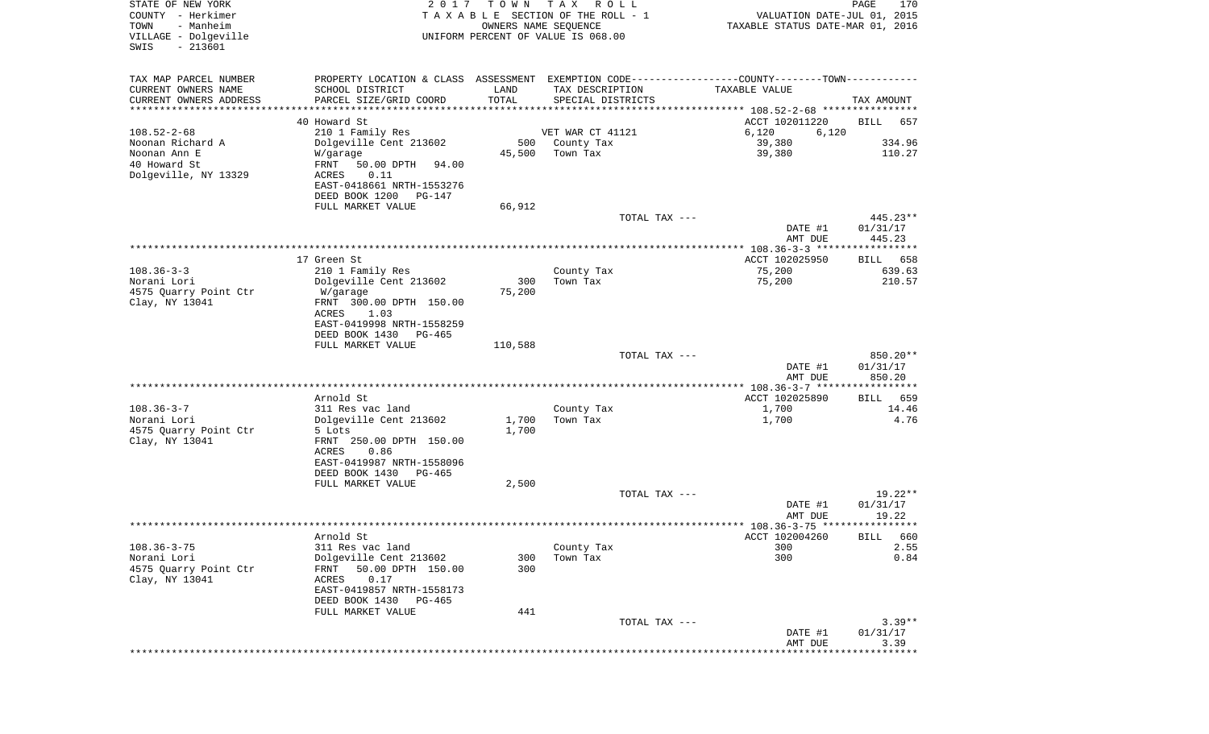STATE OF NEW YORK
COUNTY - Herkimer
TOWN - Manheim
VILLAGE - Dolgeville
SWIS - 213601

2 0 1 7 T O W N T A X R O L L
T A X A B L E SECTION OF THE ROLL - 1
OWNERS NAME SEQUENCE
UNIFORM PERCENT OF VALUE IS 068.00

VALUATION DATE-JUL 01, 2015
TAXABLE STATUS DATE-MAR 01, 2016

| TAX MAP PARCEL NUMBER / CURRENT OWNERS NAME / CURRENT OWNERS ADDRESS | PROPERTY LOCATION & CLASS / SCHOOL DISTRICT / PARCEL SIZE/GRID COORD | ASSESSMENT LAND / TOTAL | EXEMPTION CODE / TAX DESCRIPTION / SPECIAL DISTRICTS | COUNTY / TOWN TAXABLE VALUE | TAX AMOUNT |
|---|---|---|---|---|---|
| 108.52-2-68 | 40 Howard St | | | ACCT 102011220 | BILL 657 |
| Noonan Richard A | 210 1 Family Res | | VET WAR CT 41121 | 6,120 6,120 | |
| Noonan Ann E | Dolgeville Cent 213602 | 500 | County Tax | 39,380 | 334.96 |
| 40 Howard St | W/garage | 45,500 | Town Tax | 39,380 | 110.27 |
| Dolgeville, NY 13329 | FRNT 50.00 DPTH 94.00 | | | | |
| | ACRES 0.11 | | | | |
| | EAST-0418661 NRTH-1553276 | | | | |
| | DEED BOOK 1200 PG-147 | | | | |
| | FULL MARKET VALUE | 66,912 | | | |
| | | | TOTAL TAX --- | | 445.23** |
| | | | | DATE #1 | 01/31/17 |
| | | | | AMT DUE | 445.23 |
| 108.36-3-3 | 17 Green St | | | ACCT 102025950 | BILL 658 |
| Norani Lori | 210 1 Family Res | | County Tax | 75,200 | 639.63 |
| 4575 Quarry Point Ctr | Dolgeville Cent 213602 | 300 | Town Tax | 75,200 | 210.57 |
| Clay, NY 13041 | W/garage | 75,200 | | | |
| | FRNT 300.00 DPTH 150.00 | | | | |
| | ACRES 1.03 | | | | |
| | EAST-0419998 NRTH-1558259 | | | | |
| | DEED BOOK 1430 PG-465 | | | | |
| | FULL MARKET VALUE | 110,588 | | | |
| | | | TOTAL TAX --- | | 850.20** |
| | | | | DATE #1 | 01/31/17 |
| | | | | AMT DUE | 850.20 |
| 108.36-3-7 | Arnold St | | | ACCT 102025890 | BILL 659 |
| Norani Lori | 311 Res vac land | | County Tax | 1,700 | 14.46 |
| 4575 Quarry Point Ctr | Dolgeville Cent 213602 | 1,700 | Town Tax | 1,700 | 4.76 |
| Clay, NY 13041 | 5 Lots | 1,700 | | | |
| | FRNT 250.00 DPTH 150.00 | | | | |
| | ACRES 0.86 | | | | |
| | EAST-0419987 NRTH-1558096 | | | | |
| | DEED BOOK 1430 PG-465 | | | | |
| | FULL MARKET VALUE | 2,500 | | | |
| | | | TOTAL TAX --- | | 19.22** |
| | | | | DATE #1 | 01/31/17 |
| | | | | AMT DUE | 19.22 |
| 108.36-3-75 | Arnold St | | | ACCT 102004260 | BILL 660 |
| Norani Lori | 311 Res vac land | | County Tax | 300 | 2.55 |
| 4575 Quarry Point Ctr | Dolgeville Cent 213602 | 300 | Town Tax | 300 | 0.84 |
| Clay, NY 13041 | FRNT 50.00 DPTH 150.00 | 300 | | | |
| | ACRES 0.17 | | | | |
| | EAST-0419857 NRTH-1558173 | | | | |
| | DEED BOOK 1430 PG-465 | | | | |
| | FULL MARKET VALUE | 441 | | | |
| | | | TOTAL TAX --- | | 3.39** |
| | | | | DATE #1 | 01/31/17 |
| | | | | AMT DUE | 3.39 |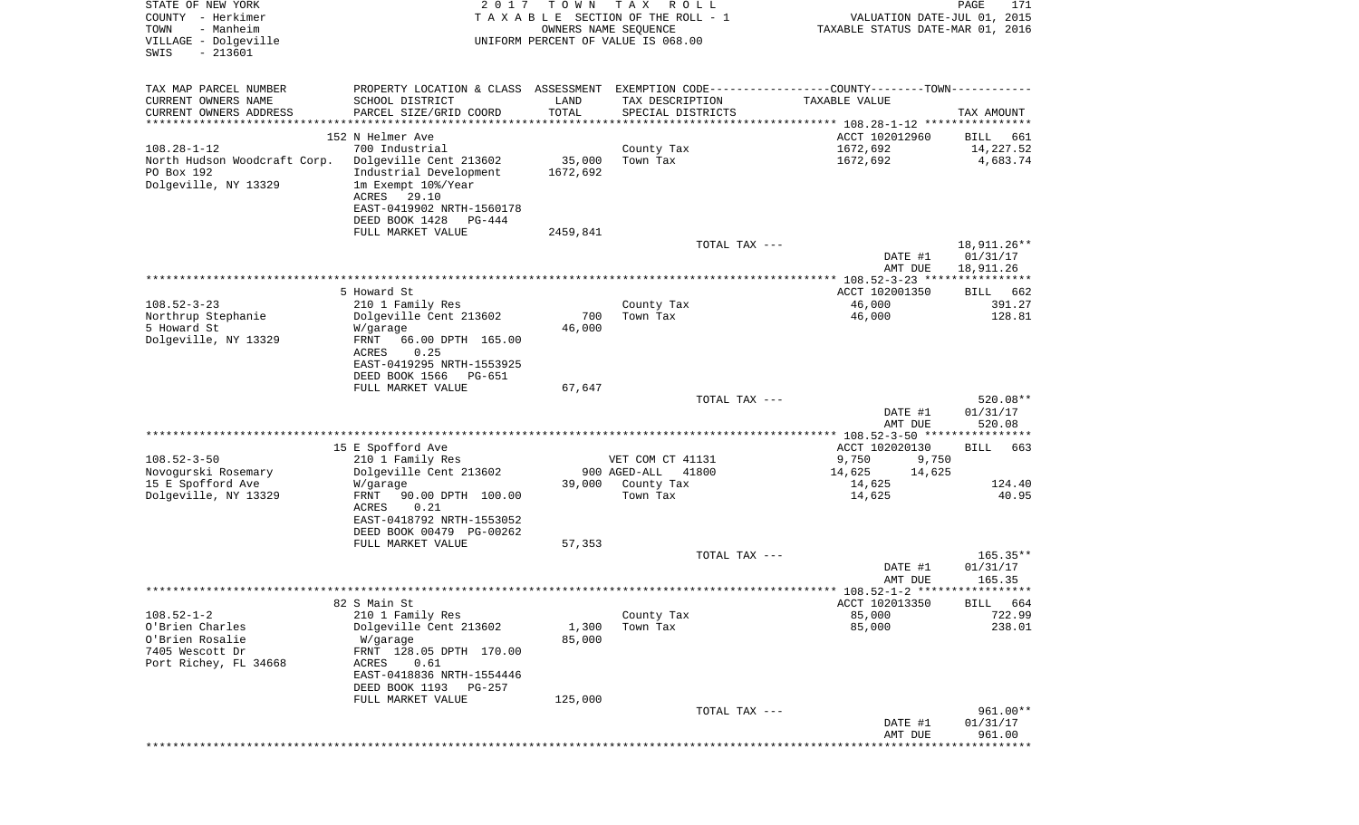STATE OF NEW YORK
COUNTY - Herkimer
TOWN - Manheim
VILLAGE - Dolgeville
SWIS - 213601

2017 TOWN TAX ROLL
TAXABLE SECTION OF THE ROLL - 1
OWNERS NAME SEQUENCE
UNIFORM PERCENT OF VALUE IS 068.00

VALUATION DATE-JUL 01, 2015
TAXABLE STATUS DATE-MAR 01, 2016

| TAX MAP PARCEL NUMBER / CURRENT OWNERS NAME / CURRENT OWNERS ADDRESS | PROPERTY LOCATION & CLASS / SCHOOL DISTRICT / PARCEL SIZE/GRID COORD | ASSESSMENT LAND / TOTAL | EXEMPTION CODE / TAX DESCRIPTION / SPECIAL DISTRICTS | COUNTY--------TOWN / TAXABLE VALUE | TAX AMOUNT |
|---|---|---|---|---|---|
| | 152 N Helmer Ave | | | ACCT 102012960 | BILL 661 |
| 108.28-1-12 | 700 Industrial | | County Tax | 1672,692 | 14,227.52 |
| North Hudson Woodcraft Corp. | Dolgeville Cent 213602 | 35,000 | Town Tax | 1672,692 | 4,683.74 |
| PO Box 192 | Industrial Development | 1672,692 | | | |
| Dolgeville, NY 13329 | 1m Exempt 10%/Year | | | | |
| | ACRES 29.10 | | | | |
| | EAST-0419902 NRTH-1560178 | | | | |
| | DEED BOOK 1428 PG-444 | | | | |
| | FULL MARKET VALUE | 2459,841 | | | |
| | | | TOTAL TAX --- | | 18,911.26** |
| | | | | DATE #1 | 01/31/17 |
| | | | | AMT DUE | 18,911.26 |
| | 5 Howard St | | | ACCT 102001350 | BILL 662 |
| 108.52-3-23 | 210 1 Family Res | | County Tax | 46,000 | 391.27 |
| Northrup Stephanie | Dolgeville Cent 213602 | 700 | Town Tax | 46,000 | 128.81 |
| 5 Howard St | W/garage | 46,000 | | | |
| Dolgeville, NY 13329 | FRNT 66.00 DPTH 165.00 | | | | |
| | ACRES 0.25 | | | | |
| | EAST-0419295 NRTH-1553925 | | | | |
| | DEED BOOK 1566 PG-651 | | | | |
| | FULL MARKET VALUE | 67,647 | | | |
| | | | TOTAL TAX --- | | 520.08** |
| | | | | DATE #1 | 01/31/17 |
| | | | | AMT DUE | 520.08 |
| | 15 E Spofford Ave | | | ACCT 102020130 | BILL 663 |
| 108.52-3-50 | 210 1 Family Res | | VET COM CT 41131 | 9,750 9,750 | |
| Novogurski Rosemary | Dolgeville Cent 213602 | 900 | AGED-ALL 41800 | 14,625 14,625 | |
| 15 E Spofford Ave | W/garage | 39,000 | County Tax | 14,625 | 124.40 |
| Dolgeville, NY 13329 | FRNT 90.00 DPTH 100.00 | | Town Tax | 14,625 | 40.95 |
| | ACRES 0.21 | | | | |
| | EAST-0418792 NRTH-1553052 | | | | |
| | DEED BOOK 00479 PG-00262 | | | | |
| | FULL MARKET VALUE | 57,353 | | | |
| | | | TOTAL TAX --- | | 165.35** |
| | | | | DATE #1 | 01/31/17 |
| | | | | AMT DUE | 165.35 |
| | 82 S Main St | | | ACCT 102013350 | BILL 664 |
| 108.52-1-2 | 210 1 Family Res | | County Tax | 85,000 | 722.99 |
| O'Brien Charles | Dolgeville Cent 213602 | 1,300 | Town Tax | 85,000 | 238.01 |
| O'Brien Rosalie | W/garage | 85,000 | | | |
| 7405 Wescott Dr | FRNT 128.05 DPTH 170.00 | | | | |
| Port Richey, FL 34668 | ACRES 0.61 | | | | |
| | EAST-0418836 NRTH-1554446 | | | | |
| | DEED BOOK 1193 PG-257 | | | | |
| | FULL MARKET VALUE | 125,000 | | | |
| | | | TOTAL TAX --- | | 961.00** |
| | | | | DATE #1 | 01/31/17 |
| | | | | AMT DUE | 961.00 |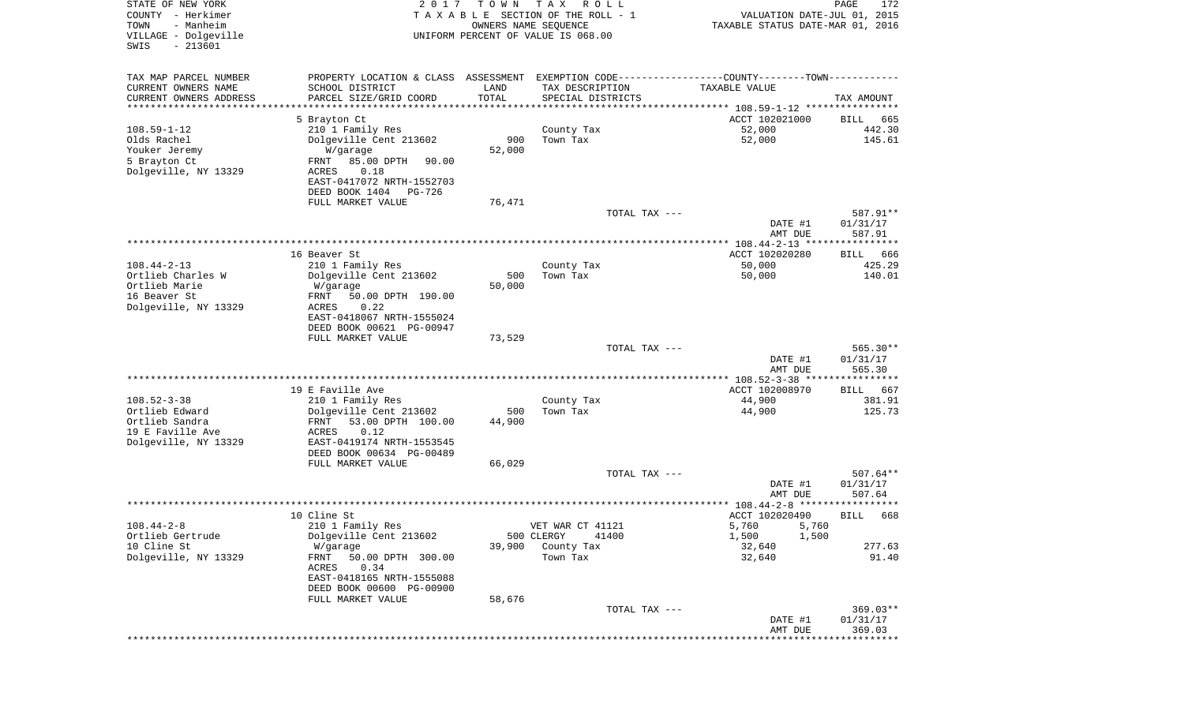STATE OF NEW YORK
COUNTY - Herkimer
TOWN - Manheim
VILLAGE - Dolgeville
SWIS - 213601

2 0 1 7 T O W N T A X R O L L
T A X A B L E SECTION OF THE ROLL - 1
OWNERS NAME SEQUENCE
UNIFORM PERCENT OF VALUE IS 068.00

VALUATION DATE-JUL 01, 2015
TAXABLE STATUS DATE-MAR 01, 2016

| TAX MAP PARCEL NUMBER / CURRENT OWNERS NAME / CURRENT OWNERS ADDRESS | PROPERTY LOCATION & CLASS / SCHOOL DISTRICT / PARCEL SIZE/GRID COORD | ASSESSMENT LAND / TOTAL | EXEMPTION CODE / TAX DESCRIPTION / SPECIAL DISTRICTS | COUNTY / TOWN TAXABLE VALUE | TAX AMOUNT |
|---|---|---|---|---|---|
| 108.59-1-12 | 5 Brayton Ct | | | ACCT 102021000 | BILL 665 |
| Olds Rachel | 210 1 Family Res | | County Tax | 52,000 | 442.30 |
| Youker Jeremy | Dolgeville Cent 213602 | 900 | Town Tax | 52,000 | 145.61 |
| 5 Brayton Ct | W/garage | 52,000 | | | |
| Dolgeville, NY 13329 | FRNT 85.00 DPTH 90.00 | | | | |
| | ACRES 0.18 | | | | |
| | EAST-0417072 NRTH-1552703 | | | | |
| | DEED BOOK 1404 PG-726 | | | | |
| | FULL MARKET VALUE | 76,471 | | | |
| | | | TOTAL TAX --- | | 587.91** |
| | | | | DATE #1 | 01/31/17 |
| | | | | AMT DUE | 587.91 |
| 108.44-2-13 | 16 Beaver St | | | ACCT 102020280 | BILL 666 |
| Ortlieb Charles W | 210 1 Family Res | | County Tax | 50,000 | 425.29 |
| Ortlieb Marie | Dolgeville Cent 213602 | 500 | Town Tax | 50,000 | 140.01 |
| 16 Beaver St | W/garage | 50,000 | | | |
| Dolgeville, NY 13329 | FRNT 50.00 DPTH 190.00 | | | | |
| | ACRES 0.22 | | | | |
| | EAST-0418067 NRTH-1555024 | | | | |
| | DEED BOOK 00621 PG-00947 | | | | |
| | FULL MARKET VALUE | 73,529 | | | |
| | | | TOTAL TAX --- | | 565.30** |
| | | | | DATE #1 | 01/31/17 |
| | | | | AMT DUE | 565.30 |
| 108.52-3-38 | 19 E Faville Ave | | | ACCT 102008970 | BILL 667 |
| Ortlieb Edward | 210 1 Family Res | | County Tax | 44,900 | 381.91 |
| Ortlieb Sandra | Dolgeville Cent 213602 | 500 | Town Tax | 44,900 | 125.73 |
| 19 E Faville Ave | FRNT 53.00 DPTH 100.00 | 44,900 | | | |
| Dolgeville, NY 13329 | ACRES 0.12 | | | | |
| | EAST-0419174 NRTH-1553545 | | | | |
| | DEED BOOK 00634 PG-00489 | | | | |
| | FULL MARKET VALUE | 66,029 | | | |
| | | | TOTAL TAX --- | | 507.64** |
| | | | | DATE #1 | 01/31/17 |
| | | | | AMT DUE | 507.64 |
| 108.44-2-8 | 10 Cline St | | | ACCT 102020490 | BILL 668 |
| Ortlieb Gertrude | 210 1 Family Res | | VET WAR CT 41121 | 5,760 5,760 | |
| 10 Cline St | Dolgeville Cent 213602 | 500 | CLERGY 41400 | 1,500 1,500 | |
| Dolgeville, NY 13329 | W/garage | 39,900 | County Tax | 32,640 | 277.63 |
| | FRNT 50.00 DPTH 300.00 | | Town Tax | 32,640 | 91.40 |
| | ACRES 0.34 | | | | |
| | EAST-0418165 NRTH-1555088 | | | | |
| | DEED BOOK 00600 PG-00900 | | | | |
| | FULL MARKET VALUE | 58,676 | | | |
| | | | TOTAL TAX --- | | 369.03** |
| | | | | DATE #1 | 01/31/17 |
| | | | | AMT DUE | 369.03 |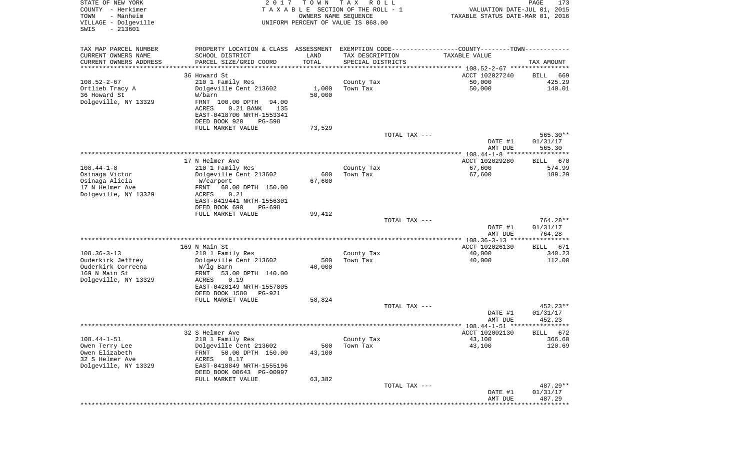STATE OF NEW YORK
COUNTY - Herkimer
TOWN - Manheim
VILLAGE - Dolgeville
SWIS - 213601

2017 TOWN TAX ROLL
TAXABLE SECTION OF THE ROLL - 1
OWNERS NAME SEQUENCE
UNIFORM PERCENT OF VALUE IS 068.00

VALUATION DATE-JUL 01, 2015
TAXABLE STATUS DATE-MAR 01, 2016

| TAX MAP PARCEL NUMBER / CURRENT OWNERS NAME / CURRENT OWNERS ADDRESS | PROPERTY LOCATION & CLASS / SCHOOL DISTRICT / PARCEL SIZE/GRID COORD | ASSESSMENT LAND / TOTAL | EXEMPTION CODE / TAX DESCRIPTION / SPECIAL DISTRICTS | TAXABLE VALUE | TAX AMOUNT |
|---|---|---|---|---|---|
| | 36 Howard St | | | ACCT 102027240 | BILL 669 |
| 108.52-2-67 | 210 1 Family Res | | County Tax | 50,000 | 425.29 |
| Ortlieb Tracy A | Dolgeville Cent 213602 | 1,000 | Town Tax | 50,000 | 140.01 |
| 36 Howard St | W/barn | 50,000 | | | |
| Dolgeville, NY 13329 | FRNT 100.00 DPTH 94.00 | | | | |
| | ACRES 0.21 BANK 135 | | | | |
| | EAST-0418700 NRTH-1553341 | | | | |
| | DEED BOOK 920 PG-598 | | | | |
| | FULL MARKET VALUE | 73,529 | | | |
| | | | TOTAL TAX --- | | 565.30** |
| | | | | DATE #1 | 01/31/17 |
| | | | | AMT DUE | 565.30 |
| | 17 N Helmer Ave | | | ACCT 102029280 | BILL 670 |
| 108.44-1-8 | 210 1 Family Res | | County Tax | 67,600 | 574.99 |
| Osinaga Victor | Dolgeville Cent 213602 | 600 | Town Tax | 67,600 | 189.29 |
| Osinaga Alicia | W/carport | 67,600 | | | |
| 17 N Helmer Ave | FRNT 60.00 DPTH 150.00 | | | | |
| Dolgeville, NY 13329 | ACRES 0.21 | | | | |
| | EAST-0419441 NRTH-1556301 | | | | |
| | DEED BOOK 690 PG-698 | | | | |
| | FULL MARKET VALUE | 99,412 | | | |
| | | | TOTAL TAX --- | | 764.28** |
| | | | | DATE #1 | 01/31/17 |
| | | | | AMT DUE | 764.28 |
| | 169 N Main St | | | ACCT 102026130 | BILL 671 |
| 108.36-3-13 | 210 1 Family Res | | County Tax | 40,000 | 340.23 |
| Ouderkirk Jeffrey | Dolgeville Cent 213602 | 500 | Town Tax | 40,000 | 112.00 |
| Ouderkirk Correena | W/lg Barn | 40,000 | | | |
| 169 N Main St | FRNT 53.00 DPTH 140.00 | | | | |
| Dolgeville, NY 13329 | ACRES 0.19 | | | | |
| | EAST-0420149 NRTH-1557805 | | | | |
| | DEED BOOK 1580 PG-921 | | | | |
| | FULL MARKET VALUE | 58,824 | | | |
| | | | TOTAL TAX --- | | 452.23** |
| | | | | DATE #1 | 01/31/17 |
| | | | | AMT DUE | 452.23 |
| | 32 S Helmer Ave | | | ACCT 102002130 | BILL 672 |
| 108.44-1-51 | 210 1 Family Res | | County Tax | 43,100 | 366.60 |
| Owen Terry Lee | Dolgeville Cent 213602 | 500 | Town Tax | 43,100 | 120.69 |
| Owen Elizabeth | FRNT 50.00 DPTH 150.00 | 43,100 | | | |
| 32 S Helmer Ave | ACRES 0.17 | | | | |
| Dolgeville, NY 13329 | EAST-0418849 NRTH-1555196 | | | | |
| | DEED BOOK 00643 PG-00997 | | | | |
| | FULL MARKET VALUE | 63,382 | | | |
| | | | TOTAL TAX --- | | 487.29** |
| | | | | DATE #1 | 01/31/17 |
| | | | | AMT DUE | 487.29 |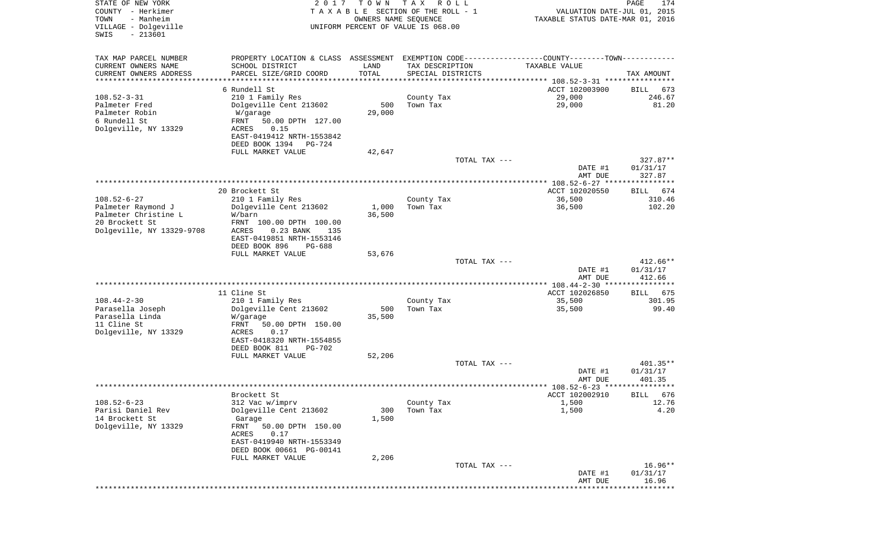STATE OF NEW YORK
COUNTY - Herkimer
TOWN - Manheim
VILLAGE - Dolgeville
SWIS - 213601

2017 TOWN TAX ROLL
TAXABLE SECTION OF THE ROLL - 1
OWNERS NAME SEQUENCE
UNIFORM PERCENT OF VALUE IS 068.00

VALUATION DATE-JUL 01, 2015
TAXABLE STATUS DATE-MAR 01, 2016

| TAX MAP PARCEL NUMBER / CURRENT OWNERS NAME / CURRENT OWNERS ADDRESS | PROPERTY LOCATION & CLASS / SCHOOL DISTRICT / PARCEL SIZE/GRID COORD | ASSESSMENT LAND / TOTAL | EXEMPTION CODE / TAX DESCRIPTION / SPECIAL DISTRICTS | COUNTY--------TOWN TAXABLE VALUE | TAX AMOUNT |
|---|---|---|---|---|---|
| | 6 Rundell St | | | ACCT 102003900 | BILL 673 |
| 108.52-3-31 | 210 1 Family Res | | County Tax | 29,000 | 246.67 |
| Palmeter Fred | Dolgeville Cent 213602 | 500 | Town Tax | 29,000 | 81.20 |
| Palmeter Robin | W/garage | 29,000 | | | |
| 6 Rundell St | FRNT 50.00 DPTH 127.00 | | | | |
| Dolgeville, NY 13329 | ACRES 0.15 | | | | |
| | EAST-0419412 NRTH-1553842 | | | | |
| | DEED BOOK 1394 PG-724 | | | | |
| | FULL MARKET VALUE | 42,647 | | | |
| | | | TOTAL TAX --- | | 327.87** |
| | | | | DATE #1 | 01/31/17 |
| | | | | AMT DUE | 327.87 |
| | 20 Brockett St | | | ACCT 102020550 | BILL 674 |
| 108.52-6-27 | 210 1 Family Res | | County Tax | 36,500 | 310.46 |
| Palmeter Raymond J | Dolgeville Cent 213602 | 1,000 | Town Tax | 36,500 | 102.20 |
| Palmeter Christine L | W/barn | 36,500 | | | |
| 20 Brockett St | FRNT 100.00 DPTH 100.00 | | | | |
| Dolgeville, NY 13329-9708 | ACRES 0.23 BANK 135 | | | | |
| | EAST-0419851 NRTH-1553146 | | | | |
| | DEED BOOK 896 PG-688 | | | | |
| | FULL MARKET VALUE | 53,676 | | | |
| | | | TOTAL TAX --- | | 412.66** |
| | | | | DATE #1 | 01/31/17 |
| | | | | AMT DUE | 412.66 |
| | 11 Cline St | | | ACCT 102026850 | BILL 675 |
| 108.44-2-30 | 210 1 Family Res | | County Tax | 35,500 | 301.95 |
| Parasella Joseph | Dolgeville Cent 213602 | 500 | Town Tax | 35,500 | 99.40 |
| Parasella Linda | W/garage | 35,500 | | | |
| 11 Cline St | FRNT 50.00 DPTH 150.00 | | | | |
| Dolgeville, NY 13329 | ACRES 0.17 | | | | |
| | EAST-0418320 NRTH-1554855 | | | | |
| | DEED BOOK 811 PG-702 | | | | |
| | FULL MARKET VALUE | 52,206 | | | |
| | | | TOTAL TAX --- | | 401.35** |
| | | | | DATE #1 | 01/31/17 |
| | | | | AMT DUE | 401.35 |
| | Brockett St | | | ACCT 102002910 | BILL 676 |
| 108.52-6-23 | 312 Vac w/imprv | | County Tax | 1,500 | 12.76 |
| Parisi Daniel Rev | Dolgeville Cent 213602 | 300 | Town Tax | 1,500 | 4.20 |
| 14 Brockett St | Garage | 1,500 | | | |
| Dolgeville, NY 13329 | FRNT 50.00 DPTH 150.00 | | | | |
| | ACRES 0.17 | | | | |
| | EAST-0419940 NRTH-1553349 | | | | |
| | DEED BOOK 00661 PG-00141 | | | | |
| | FULL MARKET VALUE | 2,206 | | | |
| | | | TOTAL TAX --- | | 16.96** |
| | | | | DATE #1 | 01/31/17 |
| | | | | AMT DUE | 16.96 |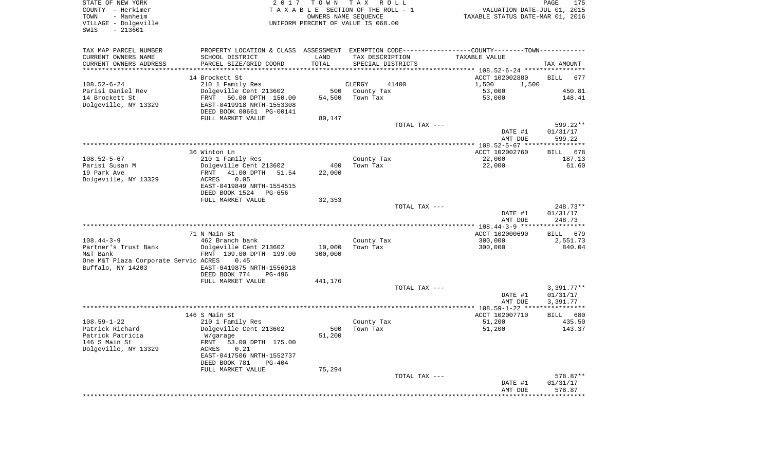STATE OF NEW YORK
COUNTY - Herkimer
TOWN - Manheim
VILLAGE - Dolgeville
SWIS - 213601

2017 TOWN TAX ROLL
TAXABLE SECTION OF THE ROLL - 1
OWNERS NAME SEQUENCE
UNIFORM PERCENT OF VALUE IS 068.00

VALUATION DATE-JUL 01, 2015
TAXABLE STATUS DATE-MAR 01, 2016

| TAX MAP PARCEL NUMBER / CURRENT OWNERS NAME / CURRENT OWNERS ADDRESS | PROPERTY LOCATION & CLASS / SCHOOL DISTRICT / PARCEL SIZE/GRID COORD | ASSESSMENT LAND | TOTAL | EXEMPTION CODE / TAX DESCRIPTION / SPECIAL DISTRICTS | COUNTY TAXABLE VALUE | TOWN TAXABLE VALUE | TAX AMOUNT |
|---|---|---|---|---|---|---|---|
| 108.52-6-24 | 14 Brockett St | | | | ACCT 102002880 | | BILL 677 |
| Parisi Daniel Rev | 210 1 Family Res | | | CLERGY 41400 | 1,500 | 1,500 | |
| 14 Brockett St | Dolgeville Cent 213602 | 500 | | County Tax | 53,000 | | 450.81 |
| Dolgeville, NY 13329 | FRNT 50.00 DPTH 150.00 | | 54,500 | Town Tax | 53,000 | | 148.41 |
| | EAST-0419918 NRTH-1553308 | | | | | | |
| | DEED BOOK 00661 PG-00141 | | | | | | |
| | FULL MARKET VALUE | | 80,147 | | | | |
| | | | | TOTAL TAX --- | | | 599.22** |
| | | | | | DATE #1 | | 01/31/17 |
| | | | | | AMT DUE | | 599.22 |
| 108.52-5-67 | 36 Winton Ln | | | | ACCT 102002760 | | BILL 678 |
| Parisi Susan M | 210 1 Family Res | | | County Tax | 22,000 | | 187.13 |
| 19 Park Ave | Dolgeville Cent 213602 | 400 | | Town Tax | 22,000 | | 61.60 |
| Dolgeville, NY 13329 | FRNT 41.00 DPTH 51.54 | | 22,000 | | | | |
| | ACRES 0.05 | | | | | | |
| | EAST-0419849 NRTH-1554515 | | | | | | |
| | DEED BOOK 1524 PG-656 | | | | | | |
| | FULL MARKET VALUE | | 32,353 | | | | |
| | | | | TOTAL TAX --- | | | 248.73** |
| | | | | | DATE #1 | | 01/31/17 |
| | | | | | AMT DUE | | 248.73 |
| 108.44-3-9 | 71 N Main St | | | | ACCT 102000690 | | BILL 679 |
| Partner's Trust Bank | 462 Branch bank | | | County Tax | 300,000 | | 2,551.73 |
| M&T Bank | Dolgeville Cent 213602 | 10,000 | | Town Tax | 300,000 | | 840.04 |
| One M&T Plaza Corporate Servic | FRNT 109.00 DPTH 199.00 | | 300,000 | | | | |
| Buffalo, NY 14203 | ACRES 0.45 | | | | | | |
| | EAST-0419875 NRTH-1556018 | | | | | | |
| | DEED BOOK 774 PG-496 | | | | | | |
| | FULL MARKET VALUE | | 441,176 | | | | |
| | | | | TOTAL TAX --- | | | 3,391.77** |
| | | | | | DATE #1 | | 01/31/17 |
| | | | | | AMT DUE | | 3,391.77 |
| 108.59-1-22 | 146 S Main St | | | | ACCT 102007710 | | BILL 680 |
| Patrick Richard | 210 1 Family Res | | | County Tax | 51,200 | | 435.50 |
| Patrick Patricia | Dolgeville Cent 213602 | 500 | | Town Tax | 51,200 | | 143.37 |
| 146 S Main St | W/garage | | 51,200 | | | | |
| Dolgeville, NY 13329 | FRNT 53.00 DPTH 175.00 | | | | | | |
| | ACRES 0.21 | | | | | | |
| | EAST-0417506 NRTH-1552737 | | | | | | |
| | DEED BOOK 781 PG-404 | | | | | | |
| | FULL MARKET VALUE | | 75,294 | | | | |
| | | | | TOTAL TAX --- | | | 578.87** |
| | | | | | DATE #1 | | 01/31/17 |
| | | | | | AMT DUE | | 578.87 |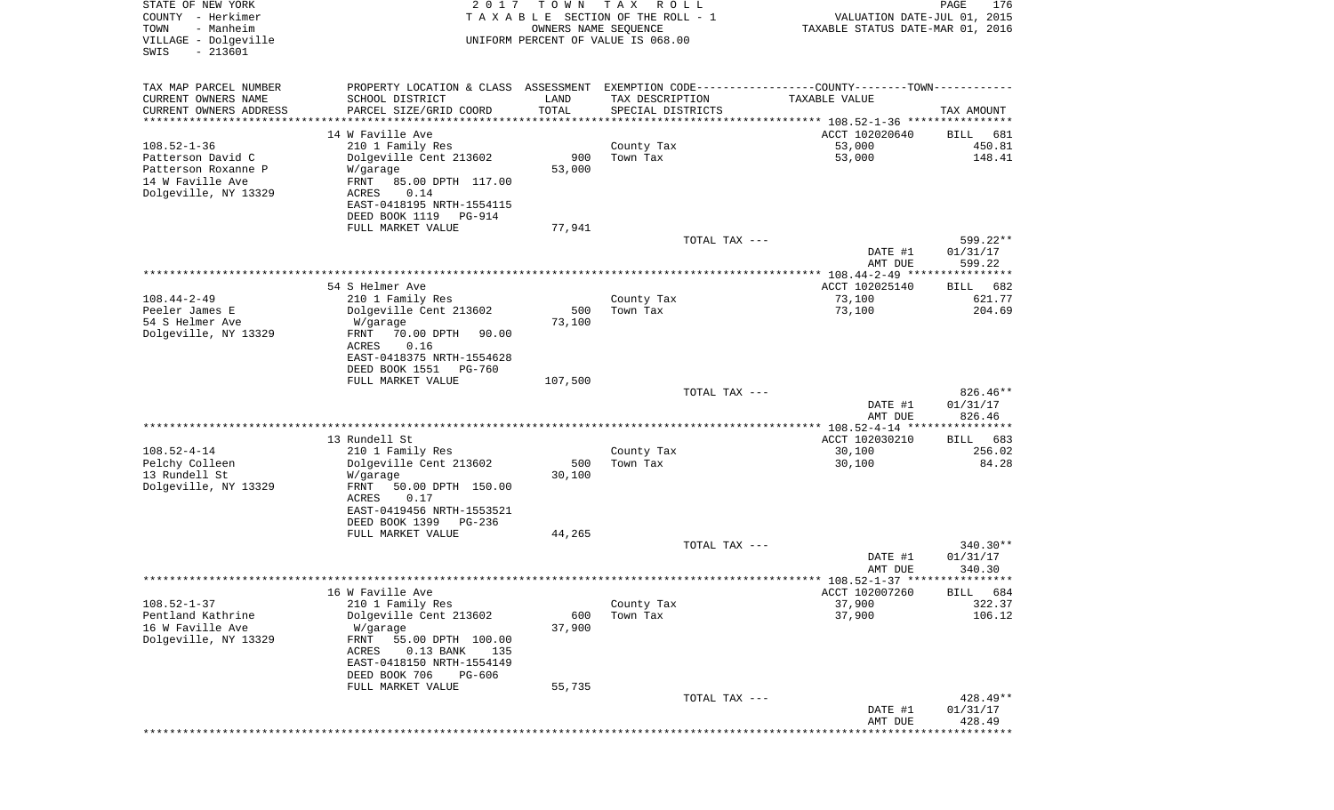STATE OF NEW YORK
COUNTY - Herkimer
TOWN - Manheim
VILLAGE - Dolgeville
SWIS - 213601

2017 TOWN TAX ROLL
TAXABLE SECTION OF THE ROLL - 1
OWNERS NAME SEQUENCE
UNIFORM PERCENT OF VALUE IS 068.00

VALUATION DATE-JUL 01, 2015
TAXABLE STATUS DATE-MAR 01, 2016

| TAX MAP PARCEL NUMBER / CURRENT OWNERS NAME / CURRENT OWNERS ADDRESS | PROPERTY LOCATION & CLASS / SCHOOL DISTRICT / PARCEL SIZE/GRID COORD | ASSESSMENT LAND / TOTAL | EXEMPTION CODE / TAX DESCRIPTION / SPECIAL DISTRICTS | TAXABLE VALUE | TAX AMOUNT |
|---|---|---|---|---|---|
| **108.52-1-36** | 14 W Faville Ave | | | ACCT 102020640 | BILL 681 |
| Patterson David C | 210 1 Family Res | | County Tax | 53,000 | 450.81 |
| Patterson Roxanne P | Dolgeville Cent 213602 | 900 | Town Tax | 53,000 | 148.41 |
| 14 W Faville Ave | W/garage | 53,000 | | | |
| Dolgeville, NY 13329 | FRNT 85.00 DPTH 117.00 | | | | |
| | ACRES 0.14 | | | | |
| | EAST-0418195 NRTH-1554115 | | | | |
| | DEED BOOK 1119 PG-914 | | | | |
| | FULL MARKET VALUE | 77,941 | | | |
| | | | TOTAL TAX --- | | 599.22** |
| | | | | DATE #1 | 01/31/17 |
| | | | | AMT DUE | 599.22 |
| **108.44-2-49** | 54 S Helmer Ave | | | ACCT 102025140 | BILL 682 |
| Peeler James E | 210 1 Family Res | | County Tax | 73,100 | 621.77 |
| 54 S Helmer Ave | Dolgeville Cent 213602 | 500 | Town Tax | 73,100 | 204.69 |
| Dolgeville, NY 13329 | W/garage | 73,100 | | | |
| | FRNT 70.00 DPTH 90.00 | | | | |
| | ACRES 0.16 | | | | |
| | EAST-0418375 NRTH-1554628 | | | | |
| | DEED BOOK 1551 PG-760 | | | | |
| | FULL MARKET VALUE | 107,500 | | | |
| | | | TOTAL TAX --- | | 826.46** |
| | | | | DATE #1 | 01/31/17 |
| | | | | AMT DUE | 826.46 |
| **108.52-4-14** | 13 Rundell St | | | ACCT 102030210 | BILL 683 |
| Pelchy Colleen | 210 1 Family Res | | County Tax | 30,100 | 256.02 |
| 13 Rundell St | Dolgeville Cent 213602 | 500 | Town Tax | 30,100 | 84.28 |
| Dolgeville, NY 13329 | W/garage | 30,100 | | | |
| | FRNT 50.00 DPTH 150.00 | | | | |
| | ACRES 0.17 | | | | |
| | EAST-0419456 NRTH-1553521 | | | | |
| | DEED BOOK 1399 PG-236 | | | | |
| | FULL MARKET VALUE | 44,265 | | | |
| | | | TOTAL TAX --- | | 340.30** |
| | | | | DATE #1 | 01/31/17 |
| | | | | AMT DUE | 340.30 |
| **108.52-1-37** | 16 W Faville Ave | | | ACCT 102007260 | BILL 684 |
| Pentland Kathrine | 210 1 Family Res | | County Tax | 37,900 | 322.37 |
| 16 W Faville Ave | Dolgeville Cent 213602 | 600 | Town Tax | 37,900 | 106.12 |
| Dolgeville, NY 13329 | W/garage | 37,900 | | | |
| | FRNT 55.00 DPTH 100.00 | | | | |
| | ACRES 0.13 BANK 135 | | | | |
| | EAST-0418150 NRTH-1554149 | | | | |
| | DEED BOOK 706 PG-606 | | | | |
| | FULL MARKET VALUE | 55,735 | | | |
| | | | TOTAL TAX --- | | 428.49** |
| | | | | DATE #1 | 01/31/17 |
| | | | | AMT DUE | 428.49 |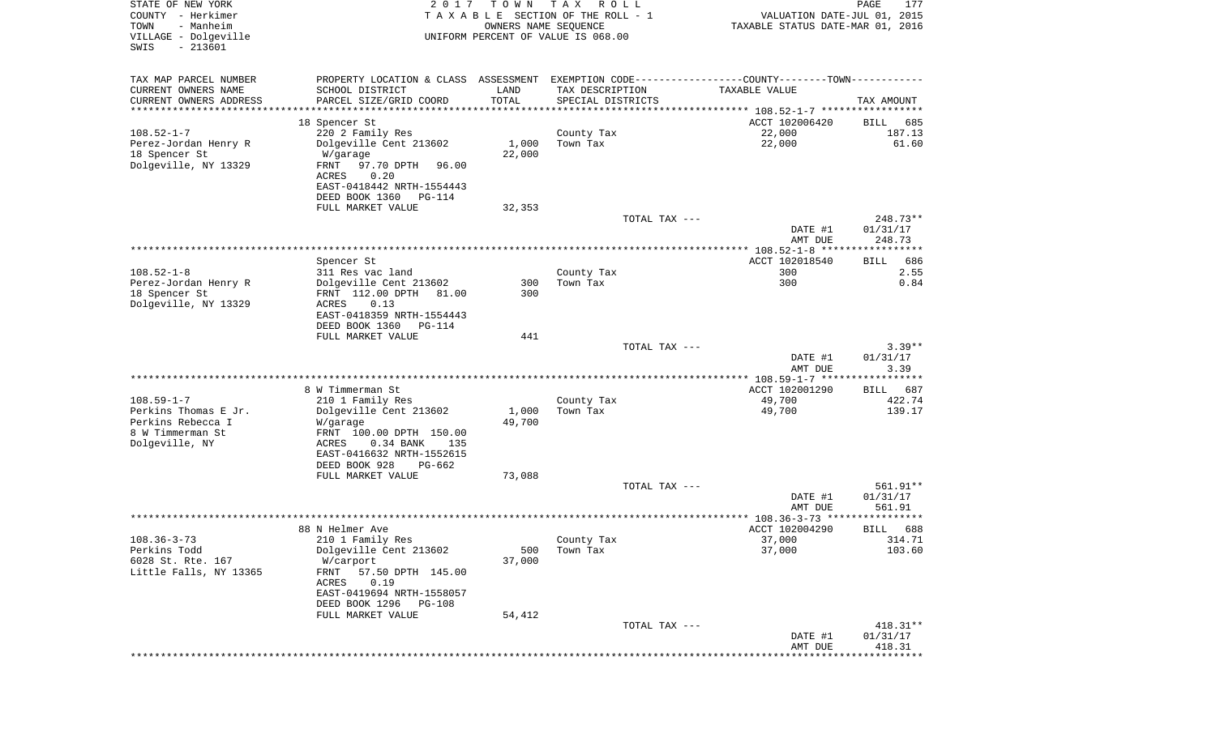STATE OF NEW YORK
COUNTY - Herkimer
TOWN - Manheim
VILLAGE - Dolgeville
SWIS - 213601

2 0 1 7 T O W N T A X R O L L
T A X A B L E SECTION OF THE ROLL - 1
OWNERS NAME SEQUENCE
UNIFORM PERCENT OF VALUE IS 068.00

VALUATION DATE-JUL 01, 2015
TAXABLE STATUS DATE-MAR 01, 2016

| TAX MAP PARCEL NUMBER<br>CURRENT OWNERS NAME<br>CURRENT OWNERS ADDRESS | PROPERTY LOCATION & CLASS<br>SCHOOL DISTRICT<br>PARCEL SIZE/GRID COORD | ASSESSMENT<br>LAND<br>TOTAL | EXEMPTION CODE----COUNTY----TOWN<br>TAX DESCRIPTION<br>SPECIAL DISTRICTS | TAXABLE VALUE | TAX AMOUNT |
|---|---|---|---|---|---|
| **108.52-1-7** | 18 Spencer St | | | ACCT 102006420 | BILL 685 |
| 108.52-1-7 | 220 2 Family Res | | County Tax | 22,000 | 187.13 |
| Perez-Jordan Henry R | Dolgeville Cent 213602 | 1,000 | Town Tax | 22,000 | 61.60 |
| 18 Spencer St | W/garage | 22,000 | | | |
| Dolgeville, NY 13329 | FRNT 97.70 DPTH 96.00 | | | | |
| | ACRES 0.20 | | | | |
| | EAST-0418442 NRTH-1554443 | | | | |
| | DEED BOOK 1360 PG-114 | | | | |
| | FULL MARKET VALUE | 32,353 | | | |
| | | | TOTAL TAX --- | | 248.73** |
| | | | | DATE #1 | 01/31/17 |
| | | | | AMT DUE | 248.73 |
| **108.52-1-8** | Spencer St | | | ACCT 102018540 | BILL 686 |
| 108.52-1-8 | 311 Res vac land | | County Tax | 300 | 2.55 |
| Perez-Jordan Henry R | Dolgeville Cent 213602 | 300 | Town Tax | 300 | 0.84 |
| 18 Spencer St | FRNT 112.00 DPTH 81.00 | 300 | | | |
| Dolgeville, NY 13329 | ACRES 0.13 | | | | |
| | EAST-0418359 NRTH-1554443 | | | | |
| | DEED BOOK 1360 PG-114 | | | | |
| | FULL MARKET VALUE | 441 | | | |
| | | | TOTAL TAX --- | | 3.39** |
| | | | | DATE #1 | 01/31/17 |
| | | | | AMT DUE | 3.39 |
| **108.59-1-7** | 8 W Timmerman St | | | ACCT 102001290 | BILL 687 |
| 108.59-1-7 | 210 1 Family Res | | County Tax | 49,700 | 422.74 |
| Perkins Thomas E Jr. | Dolgeville Cent 213602 | 1,000 | Town Tax | 49,700 | 139.17 |
| Perkins Rebecca I | W/garage | 49,700 | | | |
| 8 W Timmerman St | FRNT 100.00 DPTH 150.00 | | | | |
| Dolgeville, NY | ACRES 0.34 BANK 135 | | | | |
| | EAST-0416632 NRTH-1552615 | | | | |
| | DEED BOOK 928 PG-662 | | | | |
| | FULL MARKET VALUE | 73,088 | | | |
| | | | TOTAL TAX --- | | 561.91** |
| | | | | DATE #1 | 01/31/17 |
| | | | | AMT DUE | 561.91 |
| **108.36-3-73** | 88 N Helmer Ave | | | ACCT 102004290 | BILL 688 |
| 108.36-3-73 | 210 1 Family Res | | County Tax | 37,000 | 314.71 |
| Perkins Todd | Dolgeville Cent 213602 | 500 | Town Tax | 37,000 | 103.60 |
| 6028 St. Rte. 167 | W/carport | 37,000 | | | |
| Little Falls, NY 13365 | FRNT 57.50 DPTH 145.00 | | | | |
| | ACRES 0.19 | | | | |
| | EAST-0419694 NRTH-1558057 | | | | |
| | DEED BOOK 1296 PG-108 | | | | |
| | FULL MARKET VALUE | 54,412 | | | |
| | | | TOTAL TAX --- | | 418.31** |
| | | | | DATE #1 | 01/31/17 |
| | | | | AMT DUE | 418.31 |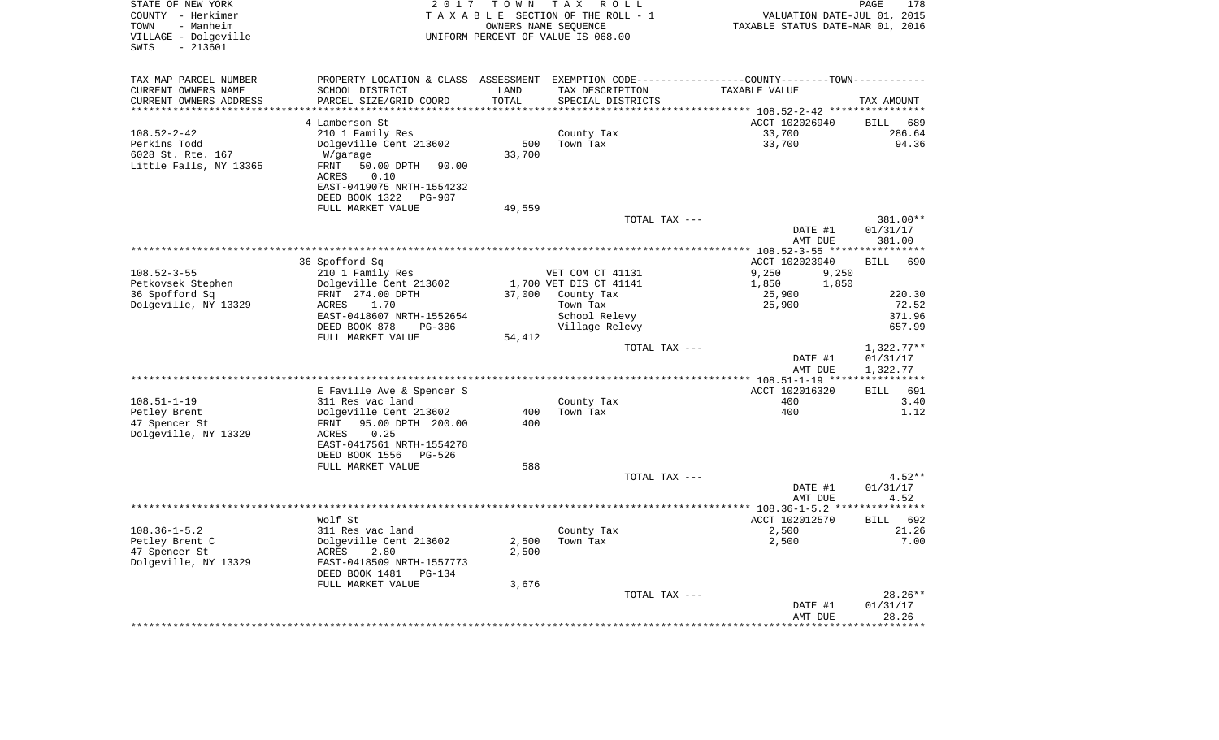STATE OF NEW YORK — 2017 TOWN TAX ROLL
COUNTY - Herkimer — TAXABLE SECTION OF THE ROLL - 1 — VALUATION DATE-JUL 01, 2015
TOWN - Manheim — OWNERS NAME SEQUENCE — TAXABLE STATUS DATE-MAR 01, 2016
VILLAGE - Dolgeville — UNIFORM PERCENT OF VALUE IS 068.00
SWIS - 213601

| TAX MAP PARCEL NUMBER / CURRENT OWNERS NAME / CURRENT OWNERS ADDRESS | PROPERTY LOCATION & CLASS / SCHOOL DISTRICT / PARCEL SIZE/GRID COORD | ASSESSMENT LAND / TOTAL | EXEMPTION CODE / TAX DESCRIPTION / SPECIAL DISTRICTS | COUNTY | TOWN / TAXABLE VALUE | TAX AMOUNT |
|---|---|---|---|---|---|---|
| **108.52-2-42** | 4 Lamberson St | | | ACCT 102026940 | | BILL 689 |
| Perkins Todd | 210 1 Family Res | | County Tax | 33,700 | | 286.64 |
| 6028 St. Rte. 167 | Dolgeville Cent 213602 | 500 | Town Tax | 33,700 | | 94.36 |
| Little Falls, NY 13365 | W/garage | 33,700 | | | | |
| | FRNT 50.00 DPTH 90.00 | | | | | |
| | ACRES 0.10 | | | | | |
| | EAST-0419075 NRTH-1554232 | | | | | |
| | DEED BOOK 1322 PG-907 | | | | | |
| | FULL MARKET VALUE | 49,559 | | | | |
| | | | TOTAL TAX --- | | | 381.00** |
| | | | | | DATE #1 | 01/31/17 |
| | | | | | AMT DUE | 381.00 |
| **108.52-3-55** | 36 Spofford Sq | | | ACCT 102023940 | | BILL 690 |
| Petkovsek Stephen | 210 1 Family Res | | VET COM CT 41131 | 9,250 | 9,250 | |
| 36 Spofford Sq | Dolgeville Cent 213602 | 1,700 | VET DIS CT 41141 | 1,850 | 1,850 | |
| Dolgeville, NY 13329 | FRNT 274.00 DPTH | 37,000 | County Tax | 25,900 | | 220.30 |
| | ACRES 1.70 | | Town Tax | 25,900 | | 72.52 |
| | EAST-0418607 NRTH-1552654 | | School Relevy | | | 371.96 |
| | DEED BOOK 878 PG-386 | | Village Relevy | | | 657.99 |
| | FULL MARKET VALUE | 54,412 | | | | |
| | | | TOTAL TAX --- | | | 1,322.77** |
| | | | | | DATE #1 | 01/31/17 |
| | | | | | AMT DUE | 1,322.77 |
| **108.51-1-19** | E Faville Ave & Spencer S | | | ACCT 102016320 | | BILL 691 |
| Petley Brent | 311 Res vac land | | County Tax | 400 | | 3.40 |
| 47 Spencer St | Dolgeville Cent 213602 | 400 | Town Tax | 400 | | 1.12 |
| Dolgeville, NY 13329 | FRNT 95.00 DPTH 200.00 | 400 | | | | |
| | ACRES 0.25 | | | | | |
| | EAST-0417561 NRTH-1554278 | | | | | |
| | DEED BOOK 1556 PG-526 | | | | | |
| | FULL MARKET VALUE | 588 | | | | |
| | | | TOTAL TAX --- | | | 4.52** |
| | | | | | DATE #1 | 01/31/17 |
| | | | | | AMT DUE | 4.52 |
| **108.36-1-5.2** | Wolf St | | | ACCT 102012570 | | BILL 692 |
| Petley Brent C | 311 Res vac land | | County Tax | 2,500 | | 21.26 |
| 47 Spencer St | Dolgeville Cent 213602 | 2,500 | Town Tax | 2,500 | | 7.00 |
| Dolgeville, NY 13329 | ACRES 2.80 | 2,500 | | | | |
| | EAST-0418509 NRTH-1557773 | | | | | |
| | DEED BOOK 1481 PG-134 | | | | | |
| | FULL MARKET VALUE | 3,676 | | | | |
| | | | TOTAL TAX --- | | | 28.26** |
| | | | | | DATE #1 | 01/31/17 |
| | | | | | AMT DUE | 28.26 |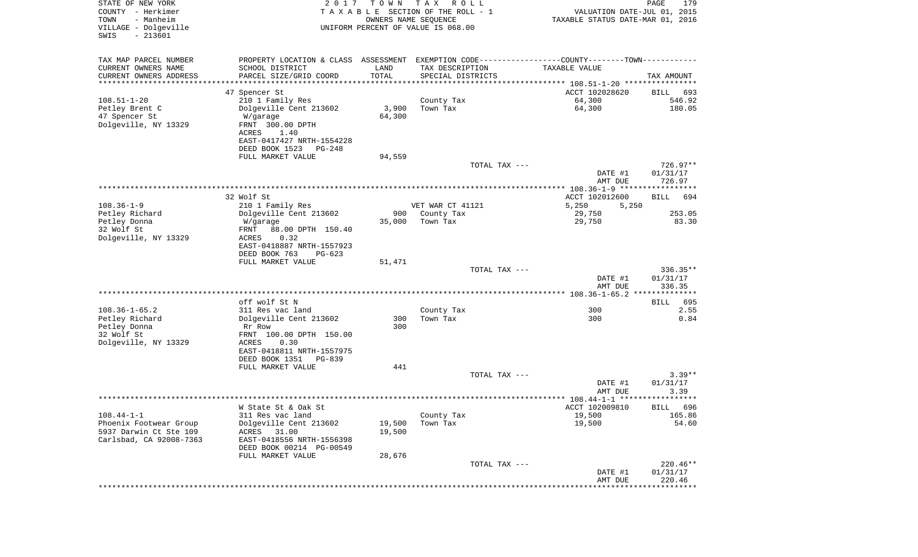STATE OF NEW YORK
COUNTY - Herkimer
TOWN - Manheim
VILLAGE - Dolgeville
SWIS - 213601

2017 TOWN TAX ROLL
TAXABLE SECTION OF THE ROLL - 1
OWNERS NAME SEQUENCE
UNIFORM PERCENT OF VALUE IS 068.00

VALUATION DATE-JUL 01, 2015
TAXABLE STATUS DATE-MAR 01, 2016

| TAX MAP PARCEL NUMBER<br>CURRENT OWNERS NAME<br>CURRENT OWNERS ADDRESS | PROPERTY LOCATION & CLASS<br>SCHOOL DISTRICT<br>PARCEL SIZE/GRID COORD | ASSESSMENT<br>LAND<br>TOTAL | EXEMPTION CODE<br>TAX DESCRIPTION<br>SPECIAL DISTRICTS | COUNTY--------TOWN<br>TAXABLE VALUE | TAX AMOUNT |
|---|---|---|---|---|---|
| | 47 Spencer St | | | ACCT 102028620 | BILL 693 |
| 108.51-1-20 | 210 1 Family Res | | County Tax | 64,300 | 546.92 |
| Petley Brent C | Dolgeville Cent 213602 | 3,900 | Town Tax | 64,300 | 180.05 |
| 47 Spencer St | W/garage | 64,300 | | | |
| Dolgeville, NY 13329 | FRNT 300.00 DPTH | | | | |
| | ACRES 1.40 | | | | |
| | EAST-0417427 NRTH-1554228 | | | | |
| | DEED BOOK 1523 PG-248 | | | | |
| | FULL MARKET VALUE | 94,559 | | | |
| | | | TOTAL TAX --- | | 726.97** |
| | | | | DATE #1 | 01/31/17 |
| | | | | AMT DUE | 726.97 |
| | 32 Wolf St | | | ACCT 102012600 | BILL 694 |
| 108.36-1-9 | 210 1 Family Res | | VET WAR CT 41121 | 5,250 5,250 | |
| Petley Richard | Dolgeville Cent 213602 | 900 | County Tax | 29,750 | 253.05 |
| Petley Donna | W/garage | 35,000 | Town Tax | 29,750 | 83.30 |
| 32 Wolf St | FRNT 88.00 DPTH 150.40 | | | | |
| Dolgeville, NY 13329 | ACRES 0.32 | | | | |
| | EAST-0418887 NRTH-1557923 | | | | |
| | DEED BOOK 763 PG-623 | | | | |
| | FULL MARKET VALUE | 51,471 | | | |
| | | | TOTAL TAX --- | | 336.35** |
| | | | | DATE #1 | 01/31/17 |
| | | | | AMT DUE | 336.35 |
| | off wolf St N | | | | BILL 695 |
| 108.36-1-65.2 | 311 Res vac land | | County Tax | 300 | 2.55 |
| Petley Richard | Dolgeville Cent 213602 | 300 | Town Tax | 300 | 0.84 |
| Petley Donna | Rr Row | 300 | | | |
| 32 Wolf St | FRNT 100.00 DPTH 150.00 | | | | |
| Dolgeville, NY 13329 | ACRES 0.30 | | | | |
| | EAST-0418811 NRTH-1557975 | | | | |
| | DEED BOOK 1351 PG-839 | | | | |
| | FULL MARKET VALUE | 441 | | | |
| | | | TOTAL TAX --- | | 3.39** |
| | | | | DATE #1 | 01/31/17 |
| | | | | AMT DUE | 3.39 |
| | W State St & Oak St | | | ACCT 102009810 | BILL 696 |
| 108.44-1-1 | 311 Res vac land | | County Tax | 19,500 | 165.86 |
| Phoenix Footwear Group | Dolgeville Cent 213602 | 19,500 | Town Tax | 19,500 | 54.60 |
| 5937 Darwin Ct Ste 109 | ACRES 31.00 | 19,500 | | | |
| Carlsbad, CA 92008-7363 | EAST-0418556 NRTH-1556398 | | | | |
| | DEED BOOK 00214 PG-00549 | | | | |
| | FULL MARKET VALUE | 28,676 | | | |
| | | | TOTAL TAX --- | | 220.46** |
| | | | | DATE #1 | 01/31/17 |
| | | | | AMT DUE | 220.46 |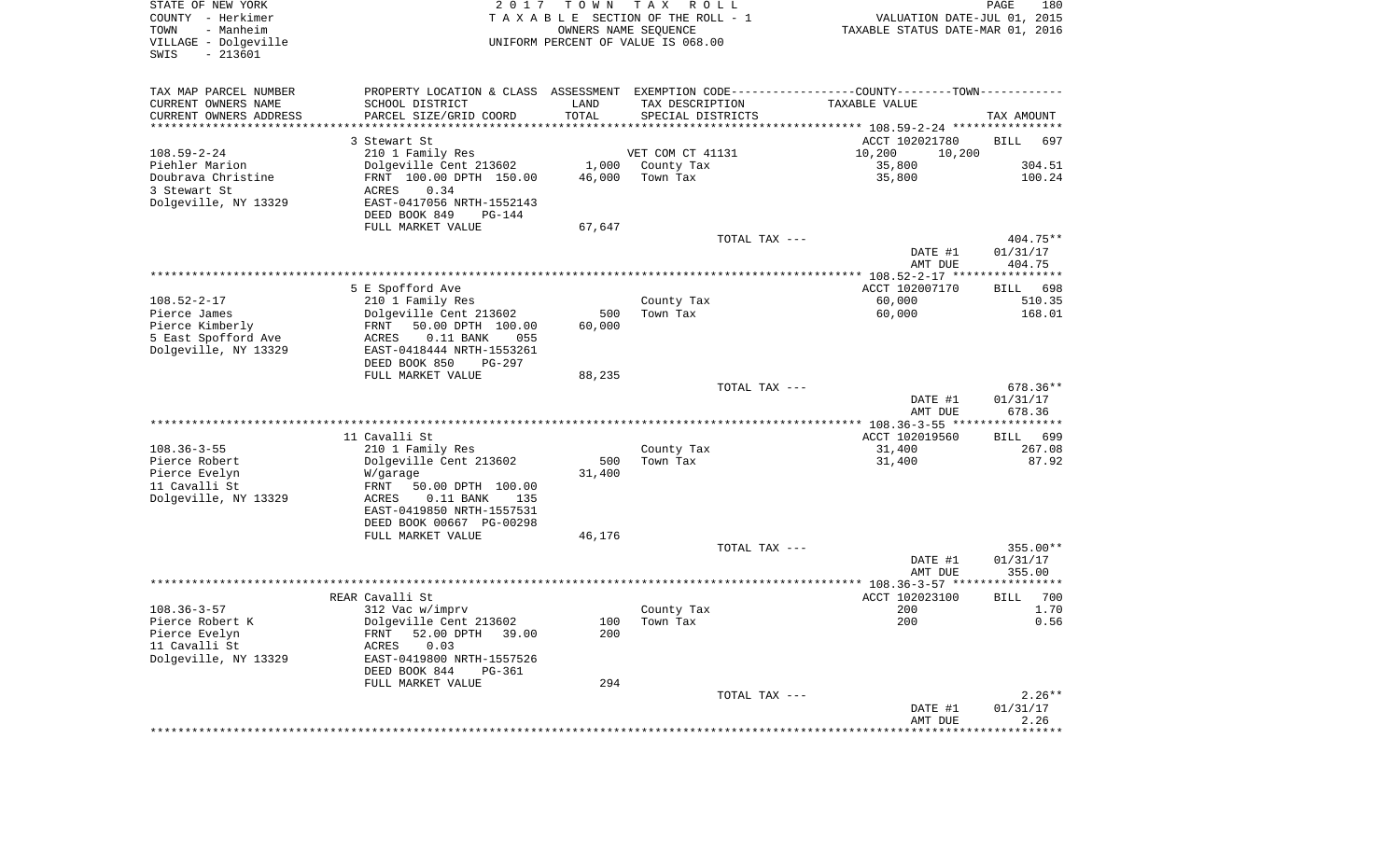STATE OF NEW YORK
COUNTY - Herkimer
TOWN - Manheim
VILLAGE - Dolgeville
SWIS - 213601

2017 TOWN TAX ROLL
TAXABLE SECTION OF THE ROLL - 1
OWNERS NAME SEQUENCE
UNIFORM PERCENT OF VALUE IS 068.00

VALUATION DATE-JUL 01, 2015
TAXABLE STATUS DATE-MAR 01, 2016

| TAX MAP PARCEL NUMBER / CURRENT OWNERS NAME / CURRENT OWNERS ADDRESS | PROPERTY LOCATION & CLASS / SCHOOL DISTRICT / PARCEL SIZE/GRID COORD | ASSESSMENT LAND / TOTAL | EXEMPTION CODE / TAX DESCRIPTION / SPECIAL DISTRICTS | COUNTY--------TOWN / TAXABLE VALUE | TAX AMOUNT |
|---|---|---|---|---|---|
| **108.59-2-24** | 3 Stewart St | | | ACCT 102021780 | BILL 697 |
| 108.59-2-24 | 210 1 Family Res | | VET COM CT 41131 | 10,200 10,200 | |
| Piehler Marion | Dolgeville Cent 213602 | 1,000 | County Tax | 35,800 | 304.51 |
| Doubrava Christine | FRNT 100.00 DPTH 150.00 | 46,000 | Town Tax | 35,800 | 100.24 |
| 3 Stewart St | ACRES 0.34 | | | | |
| Dolgeville, NY 13329 | EAST-0417056 NRTH-1552143 | | | | |
| | DEED BOOK 849 PG-144 | | | | |
| | FULL MARKET VALUE | 67,647 | | | |
| | | | TOTAL TAX --- | | 404.75** |
| | | | | DATE #1 | 01/31/17 |
| | | | | AMT DUE | 404.75 |
| **108.52-2-17** | 5 E Spofford Ave | | | ACCT 102007170 | BILL 698 |
| 108.52-2-17 | 210 1 Family Res | | County Tax | 60,000 | 510.35 |
| Pierce James | Dolgeville Cent 213602 | 500 | Town Tax | 60,000 | 168.01 |
| Pierce Kimberly | FRNT 50.00 DPTH 100.00 | 60,000 | | | |
| 5 East Spofford Ave | ACRES 0.11 BANK 055 | | | | |
| Dolgeville, NY 13329 | EAST-0418444 NRTH-1553261 | | | | |
| | DEED BOOK 850 PG-297 | | | | |
| | FULL MARKET VALUE | 88,235 | | | |
| | | | TOTAL TAX --- | | 678.36** |
| | | | | DATE #1 | 01/31/17 |
| | | | | AMT DUE | 678.36 |
| **108.36-3-55** | 11 Cavalli St | | | ACCT 102019560 | BILL 699 |
| 108.36-3-55 | 210 1 Family Res | | County Tax | 31,400 | 267.08 |
| Pierce Robert | Dolgeville Cent 213602 | 500 | Town Tax | 31,400 | 87.92 |
| Pierce Evelyn | W/garage | 31,400 | | | |
| 11 Cavalli St | FRNT 50.00 DPTH 100.00 | | | | |
| Dolgeville, NY 13329 | ACRES 0.11 BANK 135 | | | | |
| | EAST-0419850 NRTH-1557531 | | | | |
| | DEED BOOK 00667 PG-00298 | | | | |
| | FULL MARKET VALUE | 46,176 | | | |
| | | | TOTAL TAX --- | | 355.00** |
| | | | | DATE #1 | 01/31/17 |
| | | | | AMT DUE | 355.00 |
| **108.36-3-57** | REAR Cavalli St | | | ACCT 102023100 | BILL 700 |
| 108.36-3-57 | 312 Vac w/imprv | | County Tax | 200 | 1.70 |
| Pierce Robert K | Dolgeville Cent 213602 | 100 | Town Tax | 200 | 0.56 |
| Pierce Evelyn | FRNT 52.00 DPTH 39.00 | 200 | | | |
| 11 Cavalli St | ACRES 0.03 | | | | |
| Dolgeville, NY 13329 | EAST-0419800 NRTH-1557526 | | | | |
| | DEED BOOK 844 PG-361 | | | | |
| | FULL MARKET VALUE | 294 | | | |
| | | | TOTAL TAX --- | | 2.26** |
| | | | | DATE #1 | 01/31/17 |
| | | | | AMT DUE | 2.26 |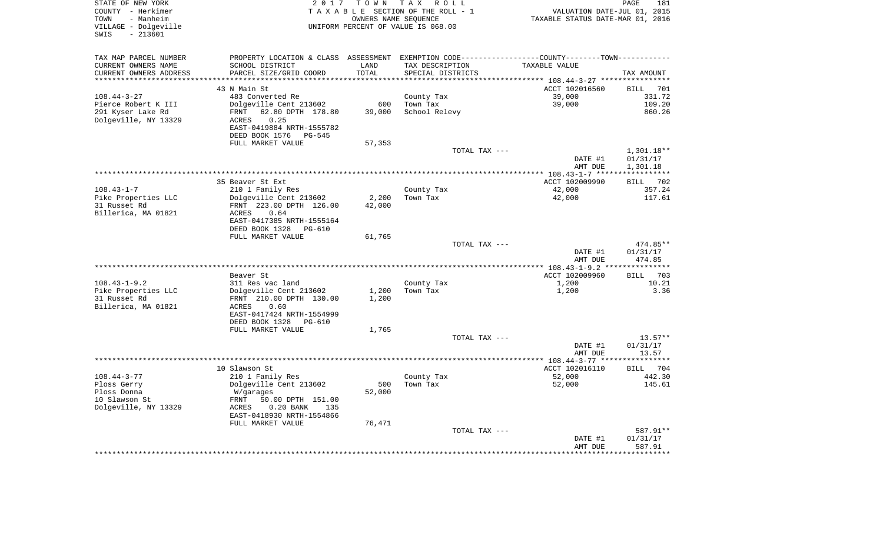STATE OF NEW YORK
COUNTY - Herkimer
TOWN - Manheim
VILLAGE - Dolgeville
SWIS - 213601

2017 TOWN TAX ROLL
TAXABLE SECTION OF THE ROLL - 1
OWNERS NAME SEQUENCE
UNIFORM PERCENT OF VALUE IS 068.00

VALUATION DATE-JUL 01, 2015
TAXABLE STATUS DATE-MAR 01, 2016

| TAX MAP PARCEL NUMBER<br>CURRENT OWNERS NAME<br>CURRENT OWNERS ADDRESS | PROPERTY LOCATION & CLASS<br>SCHOOL DISTRICT<br>PARCEL SIZE/GRID COORD | ASSESSMENT<br>LAND<br>TOTAL | EXEMPTION CODE<br>TAX DESCRIPTION<br>SPECIAL DISTRICTS | COUNTY--------TOWN<br>TAXABLE VALUE | TAX AMOUNT |
|---|---|---|---|---|---|
| | 43 N Main St | | | ACCT 102016560 | BILL 701 |
| 108.44-3-27 | 483 Converted Re | | County Tax | 39,000 | 331.72 |
| Pierce Robert K III | Dolgeville Cent 213602 | 600 | Town Tax | 39,000 | 109.20 |
| 291 Kyser Lake Rd | FRNT 62.80 DPTH 178.80 | 39,000 | School Relevy | | 860.26 |
| Dolgeville, NY 13329 | ACRES 0.25 | | | | |
| | EAST-0419884 NRTH-1555782 | | | | |
| | DEED BOOK 1576 PG-545 | | | | |
| | FULL MARKET VALUE | 57,353 | | | |
| | | | TOTAL TAX --- | | 1,301.18** |
| | | | | DATE #1 | 01/31/17 |
| | | | | AMT DUE | 1,301.18 |
| | 35 Beaver St Ext | | | ACCT 102009990 | BILL 702 |
| 108.43-1-7 | 210 1 Family Res | | County Tax | 42,000 | 357.24 |
| Pike Properties LLC | Dolgeville Cent 213602 | 2,200 | Town Tax | 42,000 | 117.61 |
| 31 Russet Rd | FRNT 223.00 DPTH 126.00 | 42,000 | | | |
| Billerica, MA 01821 | ACRES 0.64 | | | | |
| | EAST-0417385 NRTH-1555164 | | | | |
| | DEED BOOK 1328 PG-610 | | | | |
| | FULL MARKET VALUE | 61,765 | | | |
| | | | TOTAL TAX --- | | 474.85** |
| | | | | DATE #1 | 01/31/17 |
| | | | | AMT DUE | 474.85 |
| | Beaver St | | | ACCT 102009960 | BILL 703 |
| 108.43-1-9.2 | 311 Res vac land | | County Tax | 1,200 | 10.21 |
| Pike Properties LLC | Dolgeville Cent 213602 | 1,200 | Town Tax | 1,200 | 3.36 |
| 31 Russet Rd | FRNT 210.00 DPTH 130.00 | 1,200 | | | |
| Billerica, MA 01821 | ACRES 0.60 | | | | |
| | EAST-0417424 NRTH-1554999 | | | | |
| | DEED BOOK 1328 PG-610 | | | | |
| | FULL MARKET VALUE | 1,765 | | | |
| | | | TOTAL TAX --- | | 13.57** |
| | | | | DATE #1 | 01/31/17 |
| | | | | AMT DUE | 13.57 |
| | 10 Slawson St | | | ACCT 102016110 | BILL 704 |
| 108.44-3-77 | 210 1 Family Res | | County Tax | 52,000 | 442.30 |
| Ploss Gerry | Dolgeville Cent 213602 | 500 | Town Tax | 52,000 | 145.61 |
| Ploss Donna | W/garages | 52,000 | | | |
| 10 Slawson St | FRNT 50.00 DPTH 151.00 | | | | |
| Dolgeville, NY 13329 | ACRES 0.20 BANK 135 | | | | |
| | EAST-0418930 NRTH-1554866 | | | | |
| | FULL MARKET VALUE | 76,471 | | | |
| | | | TOTAL TAX --- | | 587.91** |
| | | | | DATE #1 | 01/31/17 |
| | | | | AMT DUE | 587.91 |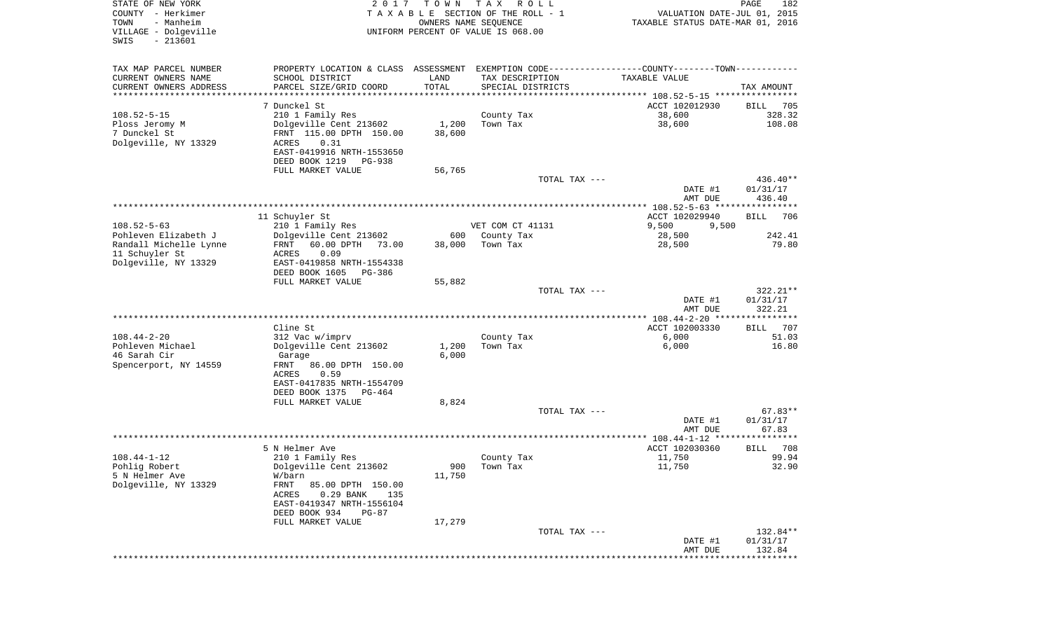STATE OF NEW YORK | 2017 TOWN TAX ROLL | VALUATION DATE-JUL 01, 2015
COUNTY - Herkimer | TAXABLE SECTION OF THE ROLL - 1 | TAXABLE STATUS DATE-MAR 01, 2016
TOWN - Manheim | OWNERS NAME SEQUENCE
VILLAGE - Dolgeville | UNIFORM PERCENT OF VALUE IS 068.00
SWIS - 213601

| TAX MAP PARCEL NUMBER / CURRENT OWNERS NAME / CURRENT OWNERS ADDRESS | PROPERTY LOCATION & CLASS / SCHOOL DISTRICT / PARCEL SIZE/GRID COORD | ASSESSMENT LAND / TOTAL | EXEMPTION CODE / TAX DESCRIPTION / SPECIAL DISTRICTS | COUNTY--TOWN TAXABLE VALUE | TAX AMOUNT |
|---|---|---|---|---|---|
| 108.52-5-15 | 7 Dunckel St | | | ACCT 102012930 | BILL 705 |
| Ploss Jeromy M | 210 1 Family Res | | County Tax | 38,600 | 328.32 |
| 7 Dunckel St | Dolgeville Cent 213602 | 1,200 | Town Tax | 38,600 | 108.08 |
| Dolgeville, NY 13329 | FRNT 115.00 DPTH 150.00 | 38,600 | | | |
| | ACRES 0.31 | | | | |
| | EAST-0419916 NRTH-1553650 | | | | |
| | DEED BOOK 1219 PG-938 | | | | |
| | FULL MARKET VALUE | 56,765 | | | |
| | | | TOTAL TAX --- | | 436.40** |
| | | | | DATE #1 | 01/31/17 |
| | | | | AMT DUE | 436.40 |
| 108.52-5-63 | 11 Schuyler St | | | ACCT 102029940 | BILL 706 |
| Pohleven Elizabeth J | 210 1 Family Res | | VET COM CT 41131 | 9,500 9,500 | |
| Randall Michelle Lynne | Dolgeville Cent 213602 | 600 | County Tax | 28,500 | 242.41 |
| 11 Schuyler St | FRNT 60.00 DPTH 73.00 | 38,000 | Town Tax | 28,500 | 79.80 |
| Dolgeville, NY 13329 | ACRES 0.09 | | | | |
| | EAST-0419858 NRTH-1554338 | | | | |
| | DEED BOOK 1605 PG-386 | | | | |
| | FULL MARKET VALUE | 55,882 | | | |
| | | | TOTAL TAX --- | | 322.21** |
| | | | | DATE #1 | 01/31/17 |
| | | | | AMT DUE | 322.21 |
| 108.44-2-20 | Cline St | | | ACCT 102003330 | BILL 707 |
| Pohleven Michael | 312 Vac w/imprv | | County Tax | 6,000 | 51.03 |
| 46 Sarah Cir | Dolgeville Cent 213602 | 1,200 | Town Tax | 6,000 | 16.80 |
| Spencerport, NY 14559 | Garage | 6,000 | | | |
| | FRNT 86.00 DPTH 150.00 | | | | |
| | ACRES 0.59 | | | | |
| | EAST-0417835 NRTH-1554709 | | | | |
| | DEED BOOK 1375 PG-464 | | | | |
| | FULL MARKET VALUE | 8,824 | | | |
| | | | TOTAL TAX --- | | 67.83** |
| | | | | DATE #1 | 01/31/17 |
| | | | | AMT DUE | 67.83 |
| 108.44-1-12 | 5 N Helmer Ave | | | ACCT 102030360 | BILL 708 |
| Pohlig Robert | 210 1 Family Res | | County Tax | 11,750 | 99.94 |
| 5 N Helmer Ave | Dolgeville Cent 213602 | 900 | Town Tax | 11,750 | 32.90 |
| Dolgeville, NY 13329 | W/barn | 11,750 | | | |
| | FRNT 85.00 DPTH 150.00 | | | | |
| | ACRES 0.29 BANK 135 | | | | |
| | EAST-0419347 NRTH-1556104 | | | | |
| | DEED BOOK 934 PG-87 | | | | |
| | FULL MARKET VALUE | 17,279 | | | |
| | | | TOTAL TAX --- | | 132.84** |
| | | | | DATE #1 | 01/31/17 |
| | | | | AMT DUE | 132.84 |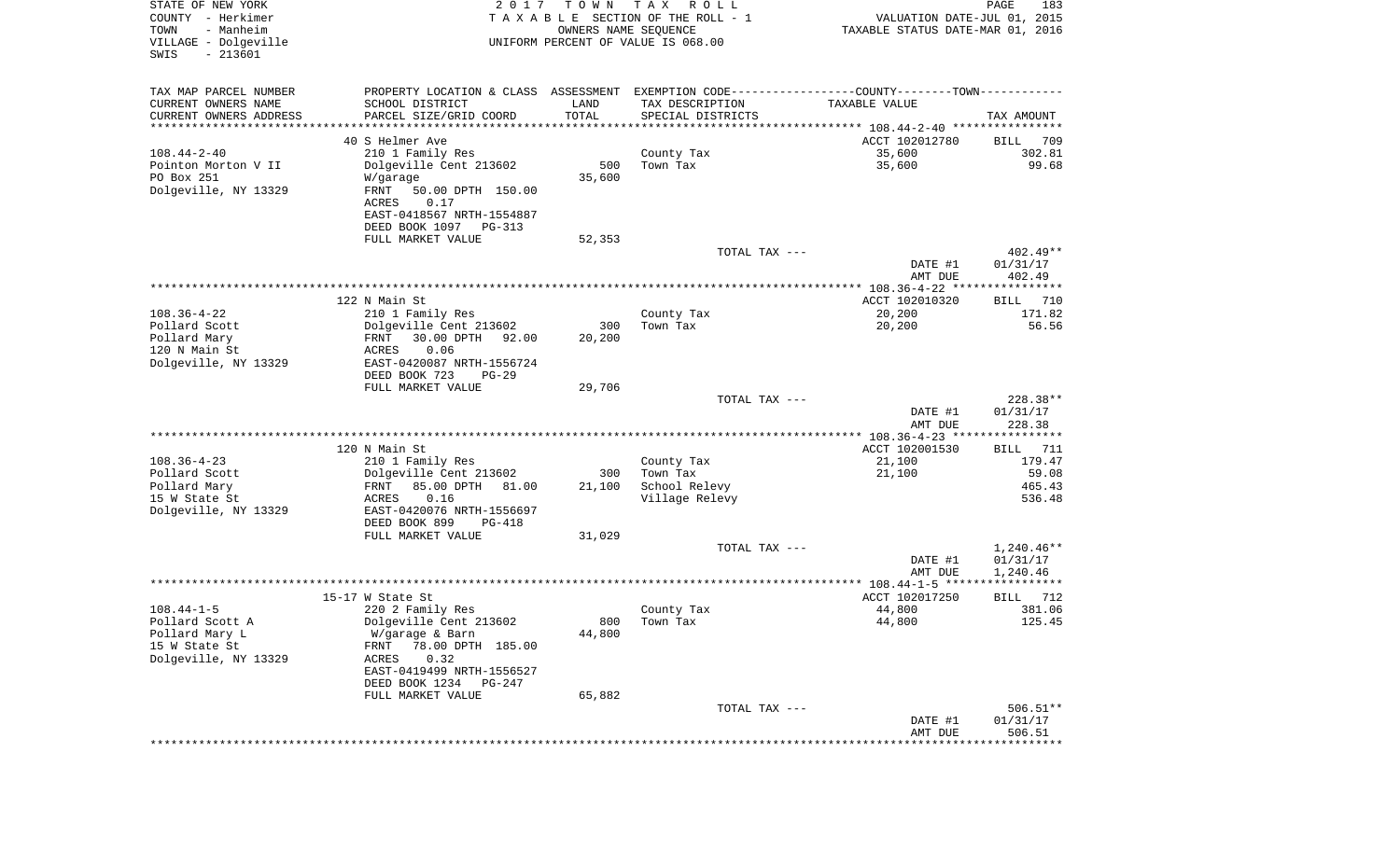STATE OF NEW YORK
COUNTY - Herkimer
TOWN - Manheim
VILLAGE - Dolgeville
SWIS - 213601

2017 TOWN TAX ROLL
TAXABLE SECTION OF THE ROLL - 1
OWNERS NAME SEQUENCE
UNIFORM PERCENT OF VALUE IS 068.00

VALUATION DATE-JUL 01, 2015
TAXABLE STATUS DATE-MAR 01, 2016

| TAX MAP PARCEL NUMBER / CURRENT OWNERS NAME / CURRENT OWNERS ADDRESS | PROPERTY LOCATION & CLASS / SCHOOL DISTRICT / PARCEL SIZE/GRID COORD | ASSESSMENT LAND | TOTAL | EXEMPTION CODE / TAX DESCRIPTION / SPECIAL DISTRICTS | TAXABLE VALUE | TAX AMOUNT |
|---|---|---|---|---|---|---|
| | 40 S Helmer Ave | | | | ACCT 102012780 | BILL 709 |
| 108.44-2-40 | 210 1 Family Res | | | County Tax | 35,600 | 302.81 |
| Pointon Morton V II | Dolgeville Cent 213602 | 500 | | Town Tax | 35,600 | 99.68 |
| PO Box 251 | W/garage | | 35,600 | | | |
| Dolgeville, NY 13329 | FRNT 50.00 DPTH 150.00 | | | | | |
| | ACRES 0.17 | | | | | |
| | EAST-0418567 NRTH-1554887 | | | | | |
| | DEED BOOK 1097 PG-313 | | | | | |
| | FULL MARKET VALUE | | 52,353 | | | |
| | | | | TOTAL TAX --- | | 402.49** |
| | | | | | DATE #1 | 01/31/17 |
| | | | | | AMT DUE | 402.49 |
| | 122 N Main St | | | | ACCT 102010320 | BILL 710 |
| 108.36-4-22 | 210 1 Family Res | | | County Tax | 20,200 | 171.82 |
| Pollard Scott | Dolgeville Cent 213602 | 300 | | Town Tax | 20,200 | 56.56 |
| Pollard Mary | FRNT 30.00 DPTH 92.00 | | 20,200 | | | |
| 120 N Main St | ACRES 0.06 | | | | | |
| Dolgeville, NY 13329 | EAST-0420087 NRTH-1556724 | | | | | |
| | DEED BOOK 723 PG-29 | | | | | |
| | FULL MARKET VALUE | | 29,706 | | | |
| | | | | TOTAL TAX --- | | 228.38** |
| | | | | | DATE #1 | 01/31/17 |
| | | | | | AMT DUE | 228.38 |
| | 120 N Main St | | | | ACCT 102001530 | BILL 711 |
| 108.36-4-23 | 210 1 Family Res | | | County Tax | 21,100 | 179.47 |
| Pollard Scott | Dolgeville Cent 213602 | 300 | | Town Tax | 21,100 | 59.08 |
| Pollard Mary | FRNT 85.00 DPTH 81.00 | | 21,100 | School Relevy | | 465.43 |
| 15 W State St | ACRES 0.16 | | | Village Relevy | | 536.48 |
| Dolgeville, NY 13329 | EAST-0420076 NRTH-1556697 | | | | | |
| | DEED BOOK 899 PG-418 | | | | | |
| | FULL MARKET VALUE | | 31,029 | | | |
| | | | | TOTAL TAX --- | | 1,240.46** |
| | | | | | DATE #1 | 01/31/17 |
| | | | | | AMT DUE | 1,240.46 |
| | 15-17 W State St | | | | ACCT 102017250 | BILL 712 |
| 108.44-1-5 | 220 2 Family Res | | | County Tax | 44,800 | 381.06 |
| Pollard Scott A | Dolgeville Cent 213602 | 800 | | Town Tax | 44,800 | 125.45 |
| Pollard Mary L | W/garage & Barn | | 44,800 | | | |
| 15 W State St | FRNT 78.00 DPTH 185.00 | | | | | |
| Dolgeville, NY 13329 | ACRES 0.32 | | | | | |
| | EAST-0419499 NRTH-1556527 | | | | | |
| | DEED BOOK 1234 PG-247 | | | | | |
| | FULL MARKET VALUE | | 65,882 | | | |
| | | | | TOTAL TAX --- | | 506.51** |
| | | | | | DATE #1 | 01/31/17 |
| | | | | | AMT DUE | 506.51 |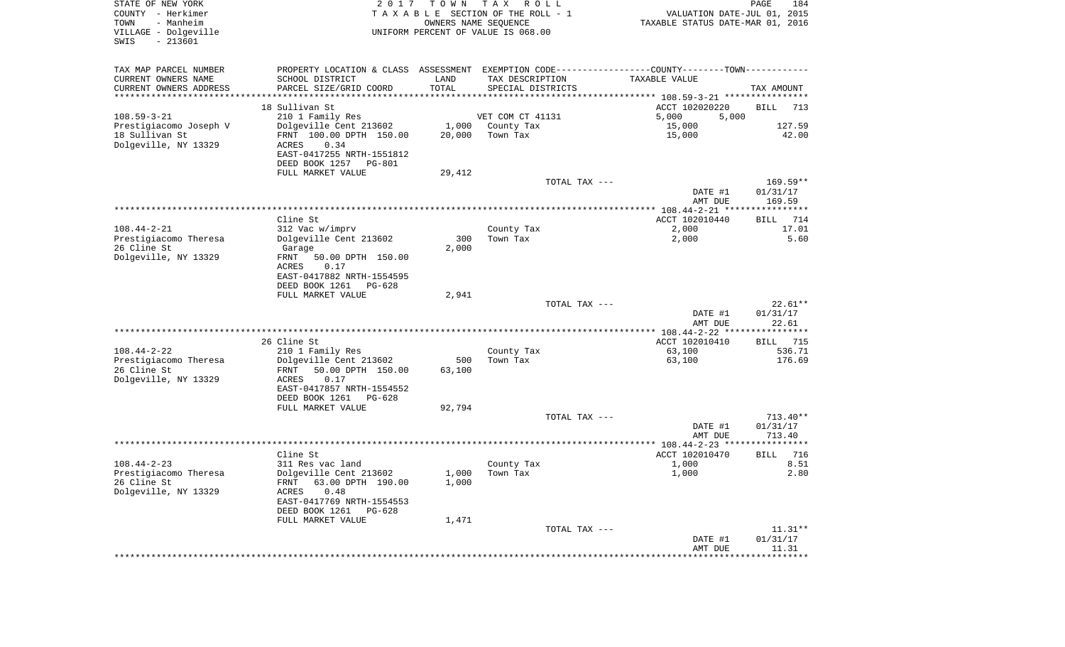STATE OF NEW YORK | 2017 TOWN TAX ROLL | PAGE 184
COUNTY - Herkimer | TAXABLE SECTION OF THE ROLL - 1 | VALUATION DATE-JUL 01, 2015
TOWN - Manheim | OWNERS NAME SEQUENCE | TAXABLE STATUS DATE-MAR 01, 2016
VILLAGE - Dolgeville | UNIFORM PERCENT OF VALUE IS 068.00
SWIS - 213601

| TAX MAP PARCEL NUMBER / CURRENT OWNERS NAME / CURRENT OWNERS ADDRESS | PROPERTY LOCATION & CLASS / SCHOOL DISTRICT / PARCEL SIZE/GRID COORD | ASSESSMENT LAND / TOTAL | EXEMPTION CODE / TAX DESCRIPTION / SPECIAL DISTRICTS | COUNTY--------TOWN / TAXABLE VALUE | TAX AMOUNT |
|---|---|---|---|---|---|
| | 18 Sullivan St | | | ACCT 102020220 | BILL 713 |
| 108.59-3-21 | 210 1 Family Res | | VET COM CT 41131 | 5,000 5,000 | |
| Prestigiacomo Joseph V | Dolgeville Cent 213602 | 1,000 | County Tax | 15,000 | 127.59 |
| 18 Sullivan St | FRNT 100.00 DPTH 150.00 | 20,000 | Town Tax | 15,000 | 42.00 |
| Dolgeville, NY 13329 | ACRES 0.34 | | | | |
| | EAST-0417255 NRTH-1551812 | | | | |
| | DEED BOOK 1257 PG-801 | | | | |
| | FULL MARKET VALUE | 29,412 | | | |
| | | | TOTAL TAX --- | | 169.59** |
| | | | | DATE #1 | 01/31/17 |
| | | | | AMT DUE | 169.59 |
| | Cline St | | | ACCT 102010440 | BILL 714 |
| 108.44-2-21 | 312 Vac w/imprv | | County Tax | 2,000 | 17.01 |
| Prestigiacomo Theresa | Dolgeville Cent 213602 | 300 | Town Tax | 2,000 | 5.60 |
| 26 Cline St | Garage | 2,000 | | | |
| Dolgeville, NY 13329 | FRNT 50.00 DPTH 150.00 | | | | |
| | ACRES 0.17 | | | | |
| | EAST-0417882 NRTH-1554595 | | | | |
| | DEED BOOK 1261 PG-628 | | | | |
| | FULL MARKET VALUE | 2,941 | | | |
| | | | TOTAL TAX --- | | 22.61** |
| | | | | DATE #1 | 01/31/17 |
| | | | | AMT DUE | 22.61 |
| | 26 Cline St | | | ACCT 102010410 | BILL 715 |
| 108.44-2-22 | 210 1 Family Res | | County Tax | 63,100 | 536.71 |
| Prestigiacomo Theresa | Dolgeville Cent 213602 | 500 | Town Tax | 63,100 | 176.69 |
| 26 Cline St | FRNT 50.00 DPTH 150.00 | 63,100 | | | |
| Dolgeville, NY 13329 | ACRES 0.17 | | | | |
| | EAST-0417857 NRTH-1554552 | | | | |
| | DEED BOOK 1261 PG-628 | | | | |
| | FULL MARKET VALUE | 92,794 | | | |
| | | | TOTAL TAX --- | | 713.40** |
| | | | | DATE #1 | 01/31/17 |
| | | | | AMT DUE | 713.40 |
| | Cline St | | | ACCT 102010470 | BILL 716 |
| 108.44-2-23 | 311 Res vac land | | County Tax | 1,000 | 8.51 |
| Prestigiacomo Theresa | Dolgeville Cent 213602 | 1,000 | Town Tax | 1,000 | 2.80 |
| 26 Cline St | FRNT 63.00 DPTH 190.00 | 1,000 | | | |
| Dolgeville, NY 13329 | ACRES 0.48 | | | | |
| | EAST-0417769 NRTH-1554553 | | | | |
| | DEED BOOK 1261 PG-628 | | | | |
| | FULL MARKET VALUE | 1,471 | | | |
| | | | TOTAL TAX --- | | 11.31** |
| | | | | DATE #1 | 01/31/17 |
| | | | | AMT DUE | 11.31 |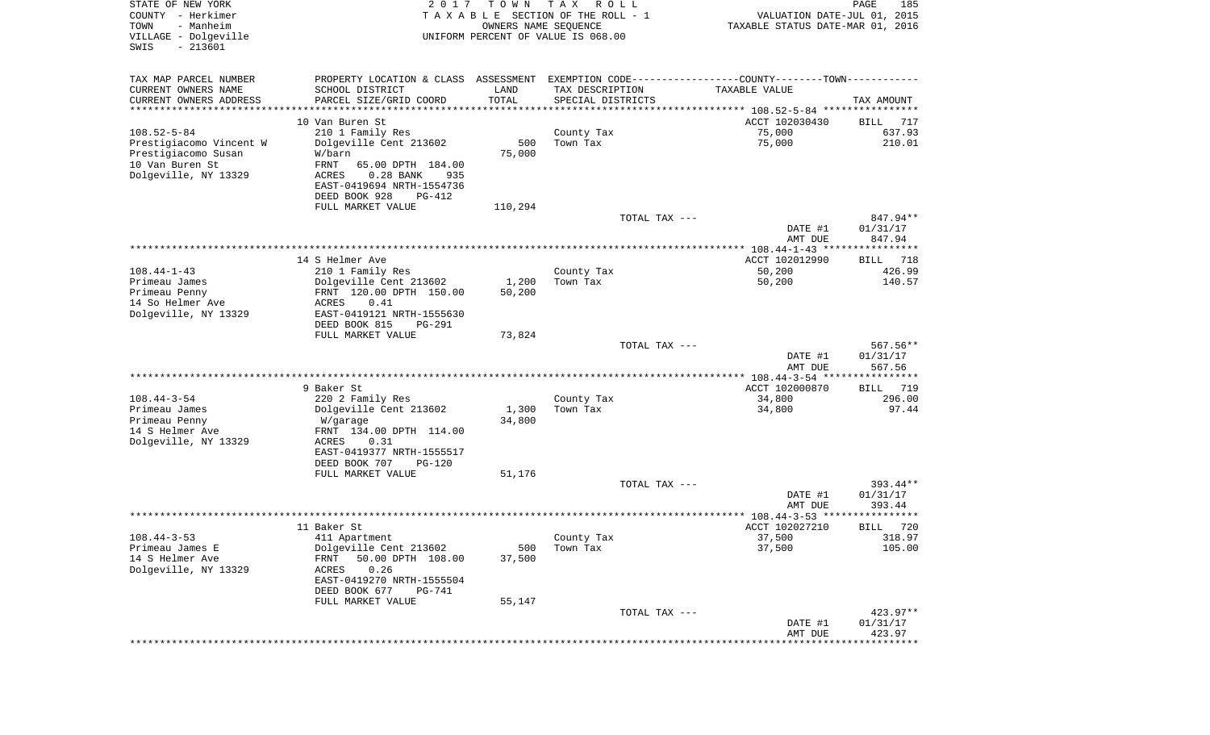STATE OF NEW YORK | 2017 TOWN TAX ROLL | PAGE 185
COUNTY - Herkimer | TAXABLE SECTION OF THE ROLL - 1 | VALUATION DATE-JUL 01, 2015
TOWN - Manheim | OWNERS NAME SEQUENCE | TAXABLE STATUS DATE-MAR 01, 2016
VILLAGE - Dolgeville | UNIFORM PERCENT OF VALUE IS 068.00
SWIS - 213601

| TAX MAP PARCEL NUMBER<br>CURRENT OWNERS NAME<br>CURRENT OWNERS ADDRESS | PROPERTY LOCATION & CLASS<br>SCHOOL DISTRICT<br>PARCEL SIZE/GRID COORD | ASSESSMENT<br>LAND<br>TOTAL | EXEMPTION CODE<br>TAX DESCRIPTION<br>SPECIAL DISTRICTS | COUNTY--------TOWN<br>TAXABLE VALUE | TAX AMOUNT |
|---|---|---|---|---|---|
| 108.52-5-84 | 10 Van Buren St | | | ACCT 102030430 | BILL 717 |
| 108.52-5-84 | 210 1 Family Res | | County Tax | 75,000 | 637.93 |
| Prestigiacomo Vincent W | Dolgeville Cent 213602 | 500 | Town Tax | 75,000 | 210.01 |
| Prestigiacomo Susan | W/barn | 75,000 | | | |
| 10 Van Buren St | FRNT 65.00 DPTH 184.00 | | | | |
| Dolgeville, NY 13329 | ACRES 0.28 BANK 935 | | | | |
| | EAST-0419694 NRTH-1554736 | | | | |
| | DEED BOOK 928 PG-412 | | | | |
| | FULL MARKET VALUE | 110,294 | | | |
| | | | TOTAL TAX --- | | 847.94** |
| | | | | DATE #1 | 01/31/17 |
| | | | | AMT DUE | 847.94 |
| 108.44-1-43 | 14 S Helmer Ave | | | ACCT 102012990 | BILL 718 |
| 108.44-1-43 | 210 1 Family Res | | County Tax | 50,200 | 426.99 |
| Primeau James | Dolgeville Cent 213602 | 1,200 | Town Tax | 50,200 | 140.57 |
| Primeau Penny | FRNT 120.00 DPTH 150.00 | 50,200 | | | |
| 14 So Helmer Ave | ACRES 0.41 | | | | |
| Dolgeville, NY 13329 | EAST-0419121 NRTH-1555630 | | | | |
| | DEED BOOK 815 PG-291 | | | | |
| | FULL MARKET VALUE | 73,824 | | | |
| | | | TOTAL TAX --- | | 567.56** |
| | | | | DATE #1 | 01/31/17 |
| | | | | AMT DUE | 567.56 |
| 108.44-3-54 | 9 Baker St | | | ACCT 102000870 | BILL 719 |
| 108.44-3-54 | 220 2 Family Res | | County Tax | 34,800 | 296.00 |
| Primeau James | Dolgeville Cent 213602 | 1,300 | Town Tax | 34,800 | 97.44 |
| Primeau Penny | W/garage | 34,800 | | | |
| 14 S Helmer Ave | FRNT 134.00 DPTH 114.00 | | | | |
| Dolgeville, NY 13329 | ACRES 0.31 | | | | |
| | EAST-0419377 NRTH-1555517 | | | | |
| | DEED BOOK 707 PG-120 | | | | |
| | FULL MARKET VALUE | 51,176 | | | |
| | | | TOTAL TAX --- | | 393.44** |
| | | | | DATE #1 | 01/31/17 |
| | | | | AMT DUE | 393.44 |
| 108.44-3-53 | 11 Baker St | | | ACCT 102027210 | BILL 720 |
| 108.44-3-53 | 411 Apartment | | County Tax | 37,500 | 318.97 |
| Primeau James E | Dolgeville Cent 213602 | 500 | Town Tax | 37,500 | 105.00 |
| 14 S Helmer Ave | FRNT 50.00 DPTH 108.00 | 37,500 | | | |
| Dolgeville, NY 13329 | ACRES 0.26 | | | | |
| | EAST-0419270 NRTH-1555504 | | | | |
| | DEED BOOK 677 PG-741 | | | | |
| | FULL MARKET VALUE | 55,147 | | | |
| | | | TOTAL TAX --- | | 423.97** |
| | | | | DATE #1 | 01/31/17 |
| | | | | AMT DUE | 423.97 |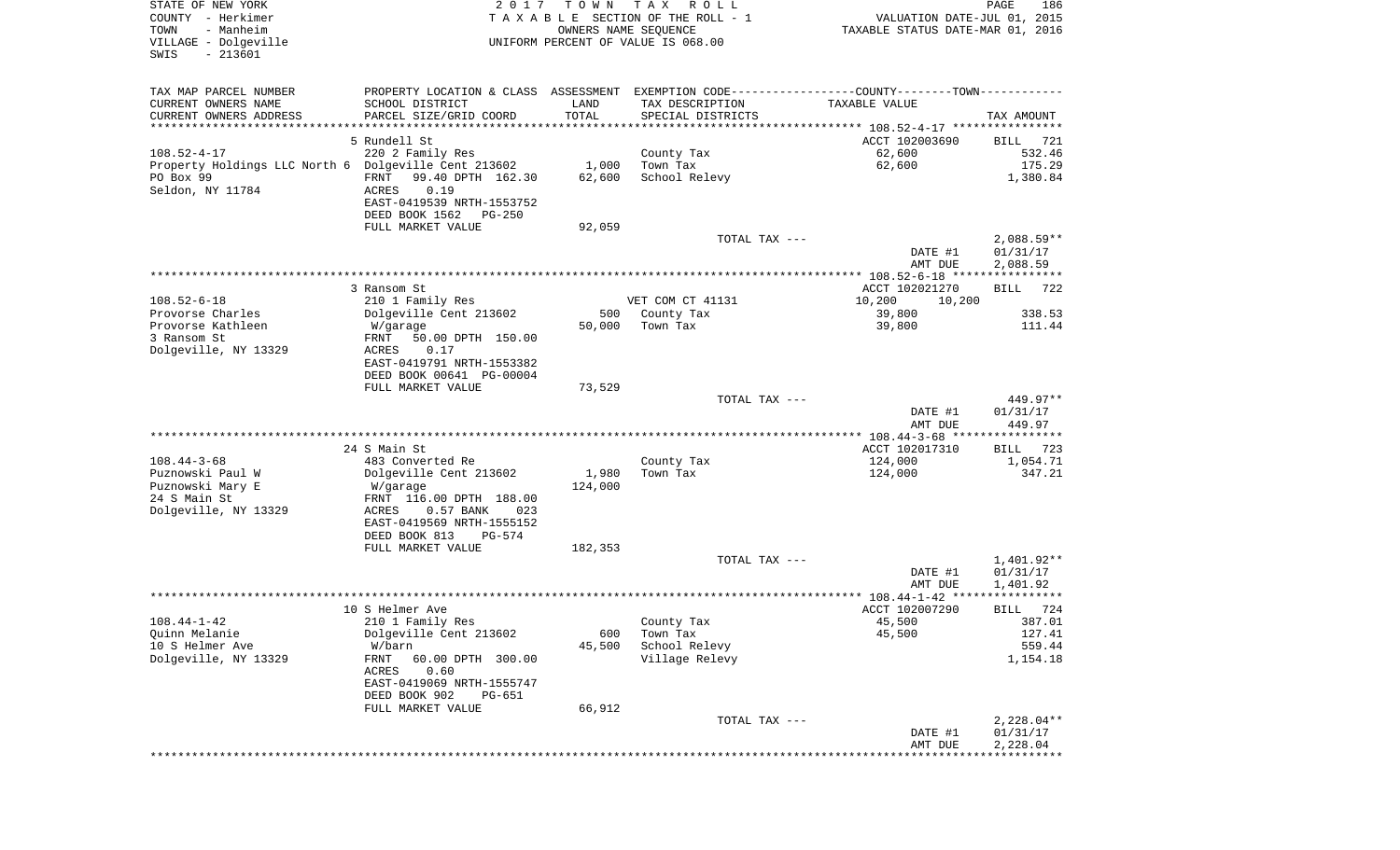STATE OF NEW YORK | 2017 TOWN TAX ROLL | PAGE 186
COUNTY - Herkimer | TAXABLE SECTION OF THE ROLL - 1 | VALUATION DATE-JUL 01, 2015
TOWN - Manheim | OWNERS NAME SEQUENCE | TAXABLE STATUS DATE-MAR 01, 2016
VILLAGE - Dolgeville | UNIFORM PERCENT OF VALUE IS 068.00
SWIS - 213601

| TAX MAP PARCEL NUMBER / CURRENT OWNERS NAME / CURRENT OWNERS ADDRESS | PROPERTY LOCATION & CLASS / SCHOOL DISTRICT / PARCEL SIZE/GRID COORD | ASSESSMENT LAND / TOTAL | EXEMPTION CODE / TAX DESCRIPTION / SPECIAL DISTRICTS | COUNTY--------TOWN / TAXABLE VALUE | TAX AMOUNT |
|---|---|---|---|---|---|
| 108.52-4-17 | 5 Rundell St | | | ACCT 102003690 | BILL 721 |
| 108.52-4-17 | 220 2 Family Res | | County Tax | 62,600 | 532.46 |
| Property Holdings LLC North 6 | Dolgeville Cent 213602 | 1,000 | Town Tax | 62,600 | 175.29 |
| PO Box 99 | FRNT 99.40 DPTH 162.30 | 62,600 | School Relevy | | 1,380.84 |
| Seldon, NY 11784 | ACRES 0.19 | | | | |
| | EAST-0419539 NRTH-1553752 | | | | |
| | DEED BOOK 1562 PG-250 | | | | |
| | FULL MARKET VALUE | 92,059 | | | |
| | | | TOTAL TAX --- | | 2,088.59** |
| | | | | DATE #1 | 01/31/17 |
| | | | | AMT DUE | 2,088.59 |
| 108.52-6-18 | 3 Ransom St | | | ACCT 102021270 | BILL 722 |
| 108.52-6-18 | 210 1 Family Res | | VET COM CT 41131 | 10,200 10,200 | |
| Provorse Charles | Dolgeville Cent 213602 | 500 | County Tax | 39,800 | 338.53 |
| Provorse Kathleen | W/garage | 50,000 | Town Tax | 39,800 | 111.44 |
| 3 Ransom St | FRNT 50.00 DPTH 150.00 | | | | |
| Dolgeville, NY 13329 | ACRES 0.17 | | | | |
| | EAST-0419791 NRTH-1553382 | | | | |
| | DEED BOOK 00641 PG-00004 | | | | |
| | FULL MARKET VALUE | 73,529 | | | |
| | | | TOTAL TAX --- | | 449.97** |
| | | | | DATE #1 | 01/31/17 |
| | | | | AMT DUE | 449.97 |
| 108.44-3-68 | 24 S Main St | | | ACCT 102017310 | BILL 723 |
| 108.44-3-68 | 483 Converted Re | | County Tax | 124,000 | 1,054.71 |
| Puznowski Paul W | Dolgeville Cent 213602 | 1,980 | Town Tax | 124,000 | 347.21 |
| Puznowski Mary E | W/garage | 124,000 | | | |
| 24 S Main St | FRNT 116.00 DPTH 188.00 | | | | |
| Dolgeville, NY 13329 | ACRES 0.57 BANK 023 | | | | |
| | EAST-0419569 NRTH-1555152 | | | | |
| | DEED BOOK 813 PG-574 | | | | |
| | FULL MARKET VALUE | 182,353 | | | |
| | | | TOTAL TAX --- | | 1,401.92** |
| | | | | DATE #1 | 01/31/17 |
| | | | | AMT DUE | 1,401.92 |
| 108.44-1-42 | 10 S Helmer Ave | | | ACCT 102007290 | BILL 724 |
| 108.44-1-42 | 210 1 Family Res | | County Tax | 45,500 | 387.01 |
| Quinn Melanie | Dolgeville Cent 213602 | 600 | Town Tax | 45,500 | 127.41 |
| 10 S Helmer Ave | W/barn | 45,500 | School Relevy | | 559.44 |
| Dolgeville, NY 13329 | FRNT 60.00 DPTH 300.00 | | Village Relevy | | 1,154.18 |
| | ACRES 0.60 | | | | |
| | EAST-0419069 NRTH-1555747 | | | | |
| | DEED BOOK 902 PG-651 | | | | |
| | FULL MARKET VALUE | 66,912 | | | |
| | | | TOTAL TAX --- | | 2,228.04** |
| | | | | DATE #1 | 01/31/17 |
| | | | | AMT DUE | 2,228.04 |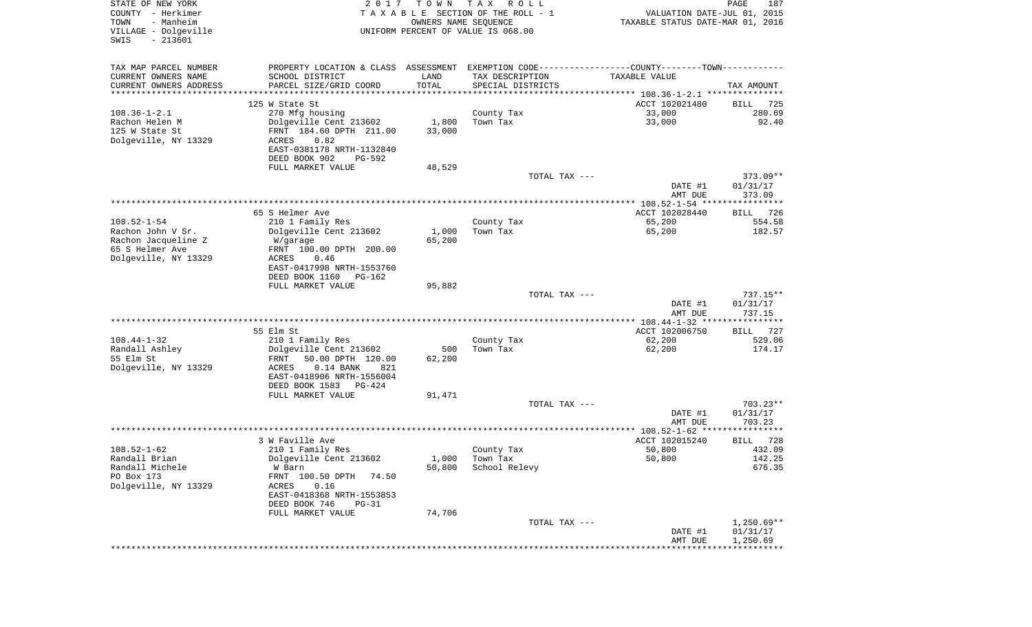STATE OF NEW YORK
COUNTY - Herkimer
TOWN - Manheim
VILLAGE - Dolgeville
SWIS - 213601

2 0 1 7 T O W N T A X R O L L
T A X A B L E SECTION OF THE ROLL - 1
OWNERS NAME SEQUENCE
UNIFORM PERCENT OF VALUE IS 068.00

VALUATION DATE-JUL 01, 2015
TAXABLE STATUS DATE-MAR 01, 2016

| TAX MAP PARCEL NUMBER / CURRENT OWNERS NAME / CURRENT OWNERS ADDRESS | PROPERTY LOCATION & CLASS / SCHOOL DISTRICT / PARCEL SIZE/GRID COORD | ASSESSMENT LAND / TOTAL | EXEMPTION CODE / TAX DESCRIPTION / SPECIAL DISTRICTS | TAXABLE VALUE | TAX AMOUNT |
|---|---|---|---|---|---|
| | 125 W State St | | | ACCT 102021480 | BILL 725 |
| 108.36-1-2.1 | 270 Mfg housing | | County Tax | 33,000 | 280.69 |
| Rachon Helen M | Dolgeville Cent 213602 | 1,800 | Town Tax | 33,000 | 92.40 |
| 125 W State St | FRNT 184.60 DPTH 211.00 | 33,000 | | | |
| Dolgeville, NY 13329 | ACRES 0.82 | | | | |
| | EAST-0381178 NRTH-1132840 | | | | |
| | DEED BOOK 902 PG-592 | | | | |
| | FULL MARKET VALUE | 48,529 | | | |
| | | | TOTAL TAX --- | | 373.09** |
| | | | | DATE #1 | 01/31/17 |
| | | | | AMT DUE | 373.09 |
| | 65 S Helmer Ave | | | ACCT 102028440 | BILL 726 |
| 108.52-1-54 | 210 1 Family Res | | County Tax | 65,200 | 554.58 |
| Rachon John V Sr. | Dolgeville Cent 213602 | 1,000 | Town Tax | 65,200 | 182.57 |
| Rachon Jacqueline Z | W/garage | 65,200 | | | |
| 65 S Helmer Ave | FRNT 100.00 DPTH 200.00 | | | | |
| Dolgeville, NY 13329 | ACRES 0.46 | | | | |
| | EAST-0417998 NRTH-1553760 | | | | |
| | DEED BOOK 1160 PG-162 | | | | |
| | FULL MARKET VALUE | 95,882 | | | |
| | | | TOTAL TAX --- | | 737.15** |
| | | | | DATE #1 | 01/31/17 |
| | | | | AMT DUE | 737.15 |
| | 55 Elm St | | | ACCT 102006750 | BILL 727 |
| 108.44-1-32 | 210 1 Family Res | | County Tax | 62,200 | 529.06 |
| Randall Ashley | Dolgeville Cent 213602 | 500 | Town Tax | 62,200 | 174.17 |
| 55 Elm St | FRNT 50.00 DPTH 120.00 | 62,200 | | | |
| Dolgeville, NY 13329 | ACRES 0.14 BANK 821 | | | | |
| | EAST-0418906 NRTH-1556004 | | | | |
| | DEED BOOK 1583 PG-424 | | | | |
| | FULL MARKET VALUE | 91,471 | | | |
| | | | TOTAL TAX --- | | 703.23** |
| | | | | DATE #1 | 01/31/17 |
| | | | | AMT DUE | 703.23 |
| | 3 W Faville Ave | | | ACCT 102015240 | BILL 728 |
| 108.52-1-62 | 210 1 Family Res | | County Tax | 50,800 | 432.09 |
| Randall Brian | Dolgeville Cent 213602 | 1,000 | Town Tax | 50,800 | 142.25 |
| Randall Michele | W Barn | 50,800 | School Relevy | | 676.35 |
| PO Box 173 | FRNT 100.50 DPTH 74.50 | | | | |
| Dolgeville, NY 13329 | ACRES 0.16 | | | | |
| | EAST-0418368 NRTH-1553853 | | | | |
| | DEED BOOK 746 PG-31 | | | | |
| | FULL MARKET VALUE | 74,706 | | | |
| | | | TOTAL TAX --- | | 1,250.69** |
| | | | | DATE #1 | 01/31/17 |
| | | | | AMT DUE | 1,250.69 |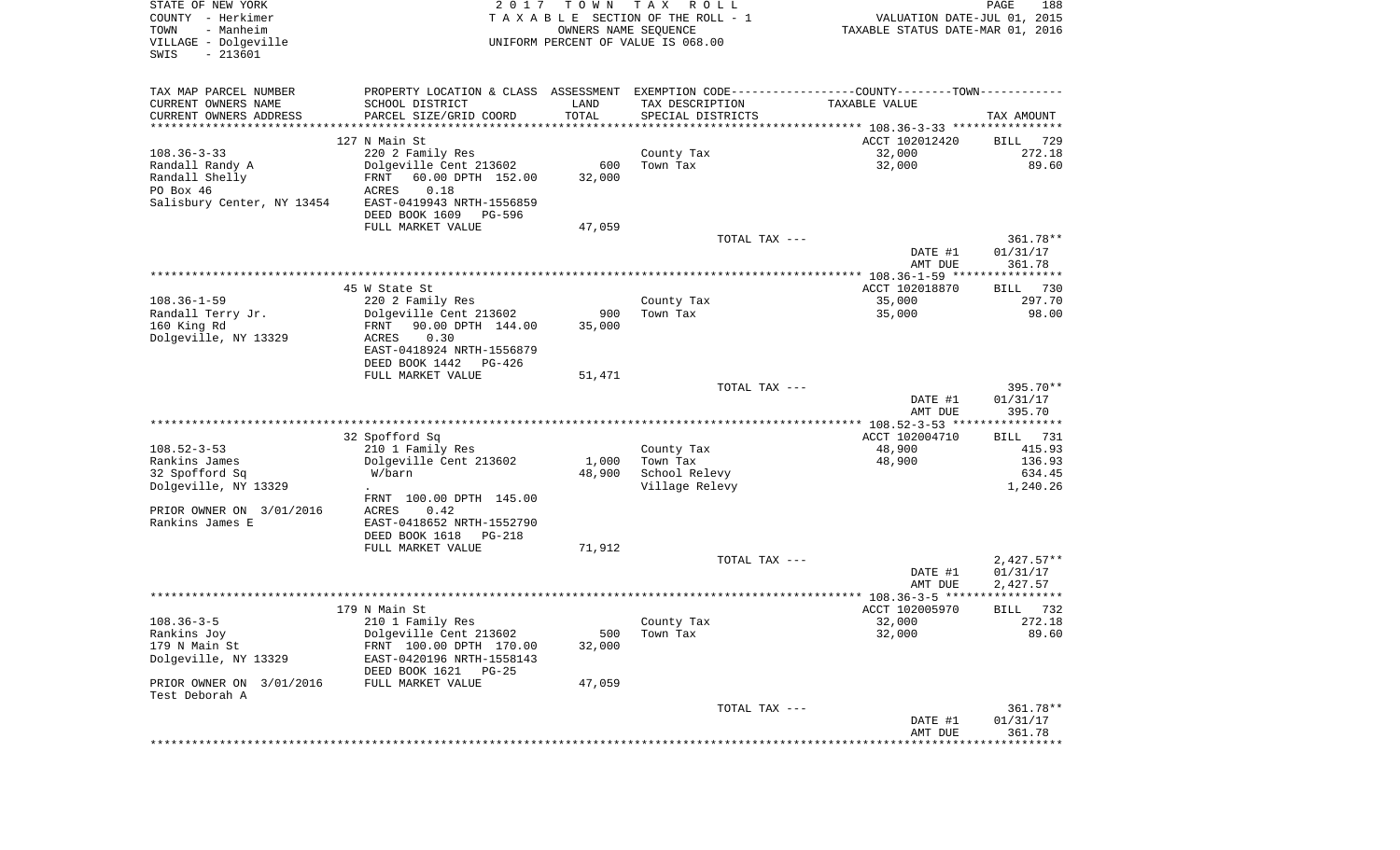STATE OF NEW YORK                    2 0 1 7   T O W N   T A X   R O L L
COUNTY - Herkimer                    T A X A B L E  SECTION OF THE ROLL - 1          VALUATION DATE-JUL 01, 2015
TOWN - Manheim                       OWNERS NAME SEQUENCE                            TAXABLE STATUS DATE-MAR 01, 2016
VILLAGE - Dolgeville                 UNIFORM PERCENT OF VALUE IS 068.00
SWIS - 213601

| TAX MAP PARCEL NUMBER / CURRENT OWNERS NAME / CURRENT OWNERS ADDRESS | PROPERTY LOCATION & CLASS / SCHOOL DISTRICT / PARCEL SIZE/GRID COORD | ASSESSMENT LAND / TOTAL | EXEMPTION CODE / TAX DESCRIPTION / SPECIAL DISTRICTS | COUNTY--------TOWN / TAXABLE VALUE | TAX AMOUNT |
|---|---|---|---|---|---|
| **108.36-3-33** | 127 N Main St | | | ACCT 102012420 | BILL 729 |
| Randall Randy A | 220 2 Family Res | | County Tax | 32,000 | 272.18 |
| Randall Shelly | Dolgeville Cent 213602 | 600 | Town Tax | 32,000 | 89.60 |
| PO Box 46 | FRNT 60.00 DPTH 152.00 | 32,000 | | | |
| Salisbury Center, NY 13454 | ACRES 0.18 | | | | |
| | EAST-0419943 NRTH-1556859 | | | | |
| | DEED BOOK 1609 PG-596 | | | | |
| | FULL MARKET VALUE | 47,059 | | | |
| | | | TOTAL TAX --- | | 361.78** |
| | | | | DATE #1 | 01/31/17 |
| | | | | AMT DUE | 361.78 |
| **108.36-1-59** | 45 W State St | | | ACCT 102018870 | BILL 730 |
| Randall Terry Jr. | 220 2 Family Res | | County Tax | 35,000 | 297.70 |
| 160 King Rd | Dolgeville Cent 213602 | 900 | Town Tax | 35,000 | 98.00 |
| Dolgeville, NY 13329 | FRNT 90.00 DPTH 144.00 | 35,000 | | | |
| | ACRES 0.30 | | | | |
| | EAST-0418924 NRTH-1556879 | | | | |
| | DEED BOOK 1442 PG-426 | | | | |
| | FULL MARKET VALUE | 51,471 | | | |
| | | | TOTAL TAX --- | | 395.70** |
| | | | | DATE #1 | 01/31/17 |
| | | | | AMT DUE | 395.70 |
| **108.52-3-53** | 32 Spofford Sq | | | ACCT 102004710 | BILL 731 |
| Rankins James | 210 1 Family Res | | County Tax | 48,900 | 415.93 |
| 32 Spofford Sq | Dolgeville Cent 213602 | 1,000 | Town Tax | 48,900 | 136.93 |
| Dolgeville, NY 13329 | W/barn | 48,900 | School Relevy | | 634.45 |
| | . | | Village Relevy | | 1,240.26 |
| | FRNT 100.00 DPTH 145.00 | | | | |
| PRIOR OWNER ON 3/01/2016 | ACRES 0.42 | | | | |
| Rankins James E | EAST-0418652 NRTH-1552790 | | | | |
| | DEED BOOK 1618 PG-218 | | | | |
| | FULL MARKET VALUE | 71,912 | | | |
| | | | TOTAL TAX --- | | 2,427.57** |
| | | | | DATE #1 | 01/31/17 |
| | | | | AMT DUE | 2,427.57 |
| **108.36-3-5** | 179 N Main St | | | ACCT 102005970 | BILL 732 |
| Rankins Joy | 210 1 Family Res | | County Tax | 32,000 | 272.18 |
| 179 N Main St | Dolgeville Cent 213602 | 500 | Town Tax | 32,000 | 89.60 |
| Dolgeville, NY 13329 | FRNT 100.00 DPTH 170.00 | 32,000 | | | |
| | EAST-0420196 NRTH-1558143 | | | | |
| | DEED BOOK 1621 PG-25 | | | | |
| PRIOR OWNER ON 3/01/2016 | FULL MARKET VALUE | 47,059 | | | |
| Test Deborah A | | | | | |
| | | | TOTAL TAX --- | | 361.78** |
| | | | | DATE #1 | 01/31/17 |
| | | | | AMT DUE | 361.78 |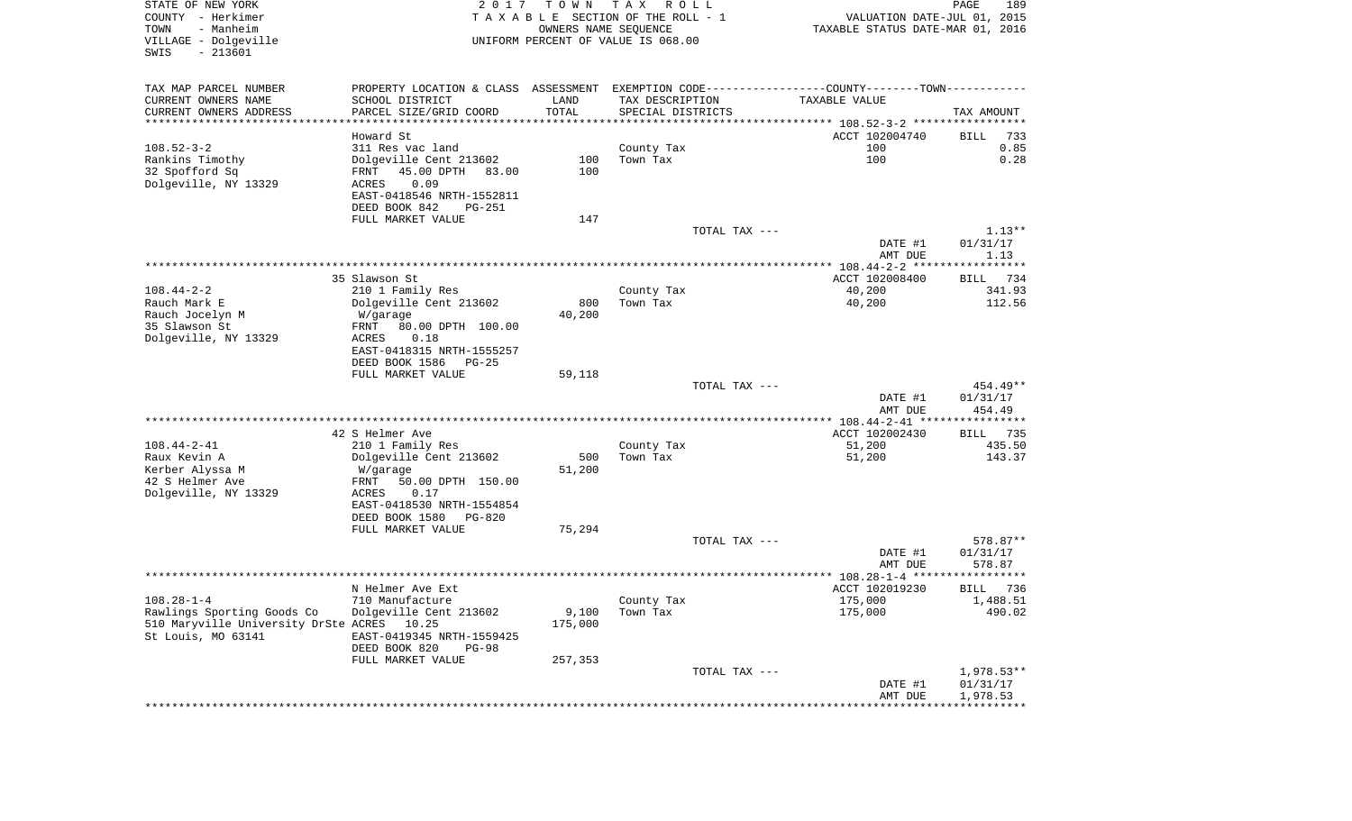STATE OF NEW YORK
COUNTY - Herkimer
TOWN - Manheim
VILLAGE - Dolgeville
SWIS - 213601

2 0 1 7 T O W N T A X R O L L
T A X A B L E SECTION OF THE ROLL - 1
OWNERS NAME SEQUENCE
UNIFORM PERCENT OF VALUE IS 068.00

VALUATION DATE-JUL 01, 2015
TAXABLE STATUS DATE-MAR 01, 2016

| TAX MAP PARCEL NUMBER / CURRENT OWNERS NAME / CURRENT OWNERS ADDRESS | PROPERTY LOCATION & CLASS / SCHOOL DISTRICT / PARCEL SIZE/GRID COORD | ASSESSMENT LAND / TOTAL | EXEMPTION CODE / TAX DESCRIPTION / SPECIAL DISTRICTS | TAXABLE VALUE | TAX AMOUNT |
|---|---|---|---|---|---|
| 108.52-3-2 | Howard St | | | ACCT 102004740 | BILL 733 |
| Rankins Timothy | 311 Res vac land | | County Tax | 100 | 0.85 |
| 32 Spofford Sq | Dolgeville Cent 213602 | 100 | Town Tax | 100 | 0.28 |
| Dolgeville, NY 13329 | FRNT 45.00 DPTH 83.00 | 100 | | | |
| | ACRES 0.09 | | | | |
| | EAST-0418546 NRTH-1552811 | | | | |
| | DEED BOOK 842 PG-251 | | | | |
| | FULL MARKET VALUE | 147 | | | |
| | | | TOTAL TAX --- | | 1.13** |
| | | | | DATE #1 | 01/31/17 |
| | | | | AMT DUE | 1.13 |
| 108.44-2-2 | 35 Slawson St | | | ACCT 102008400 | BILL 734 |
| Rauch Mark E | 210 1 Family Res | | County Tax | 40,200 | 341.93 |
| Rauch Jocelyn M | Dolgeville Cent 213602 | 800 | Town Tax | 40,200 | 112.56 |
| 35 Slawson St | W/garage | 40,200 | | | |
| Dolgeville, NY 13329 | FRNT 80.00 DPTH 100.00 | | | | |
| | ACRES 0.18 | | | | |
| | EAST-0418315 NRTH-1555257 | | | | |
| | DEED BOOK 1586 PG-25 | | | | |
| | FULL MARKET VALUE | 59,118 | | | |
| | | | TOTAL TAX --- | | 454.49** |
| | | | | DATE #1 | 01/31/17 |
| | | | | AMT DUE | 454.49 |
| 108.44-2-41 | 42 S Helmer Ave | | | ACCT 102002430 | BILL 735 |
| Raux Kevin A | 210 1 Family Res | | County Tax | 51,200 | 435.50 |
| Kerber Alyssa M | Dolgeville Cent 213602 | 500 | Town Tax | 51,200 | 143.37 |
| 42 S Helmer Ave | W/garage | 51,200 | | | |
| Dolgeville, NY 13329 | FRNT 50.00 DPTH 150.00 | | | | |
| | ACRES 0.17 | | | | |
| | EAST-0418530 NRTH-1554854 | | | | |
| | DEED BOOK 1580 PG-820 | | | | |
| | FULL MARKET VALUE | 75,294 | | | |
| | | | TOTAL TAX --- | | 578.87** |
| | | | | DATE #1 | 01/31/17 |
| | | | | AMT DUE | 578.87 |
| 108.28-1-4 | N Helmer Ave Ext | | | ACCT 102019230 | BILL 736 |
| Rawlings Sporting Goods Co | 710 Manufacture | | County Tax | 175,000 | 1,488.51 |
| 510 Maryville University DrSte | Dolgeville Cent 213602 | 9,100 | Town Tax | 175,000 | 490.02 |
| St Louis, MO 63141 | ACRES 10.25 | 175,000 | | | |
| | EAST-0419345 NRTH-1559425 | | | | |
| | DEED BOOK 820 PG-98 | | | | |
| | FULL MARKET VALUE | 257,353 | | | |
| | | | TOTAL TAX --- | | 1,978.53** |
| | | | | DATE #1 | 01/31/17 |
| | | | | AMT DUE | 1,978.53 |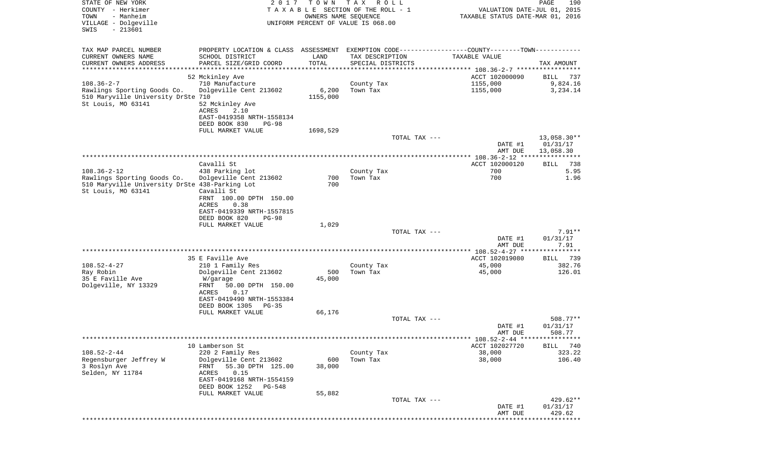STATE OF NEW YORK
COUNTY - Herkimer
TOWN - Manheim
VILLAGE - Dolgeville
SWIS - 213601

2017 TOWN TAX ROLL
TAXABLE SECTION OF THE ROLL - 1
OWNERS NAME SEQUENCE
UNIFORM PERCENT OF VALUE IS 068.00

VALUATION DATE-JUL 01, 2015
TAXABLE STATUS DATE-MAR 01, 2016

| TAX MAP PARCEL NUMBER / CURRENT OWNERS NAME / CURRENT OWNERS ADDRESS | PROPERTY LOCATION & CLASS / SCHOOL DISTRICT / PARCEL SIZE/GRID COORD | ASSESSMENT LAND / TOTAL | EXEMPTION CODE / TAX DESCRIPTION / SPECIAL DISTRICTS | TAXABLE VALUE | TAX AMOUNT |
|---|---|---|---|---|---|
| | 52 Mckinley Ave | | | ACCT 102000090 | BILL 737 |
| 108.36-2-7 | 710 Manufacture | | County Tax | 1155,000 | 9,824.16 |
| Rawlings Sporting Goods Co. | Dolgeville Cent 213602 | 6,200 | Town Tax | 1155,000 | 3,234.14 |
| 510 Maryville University DrSte 710 | | 1155,000 | | | |
| St Louis, MO 63141 | 52 Mckinley Ave | | | | |
| | ACRES 2.10 | | | | |
| | EAST-0419358 NRTH-1558134 | | | | |
| | DEED BOOK 830 PG-98 | | | | |
| | FULL MARKET VALUE | 1698,529 | | | |
| | | | TOTAL TAX --- | | 13,058.30** |
| | | | | DATE #1 | 01/31/17 |
| | | | | AMT DUE | 13,058.30 |
| | Cavalli St | | | ACCT 102000120 | BILL 738 |
| 108.36-2-12 | 438 Parking lot | | County Tax | 700 | 5.95 |
| Rawlings Sporting Goods Co. | Dolgeville Cent 213602 | 700 | Town Tax | 700 | 1.96 |
| 510 Maryville University DrSte 438-Parking Lot | | 700 | | | |
| St Louis, MO 63141 | Cavalli St | | | | |
| | FRNT 100.00 DPTH 150.00 | | | | |
| | ACRES 0.38 | | | | |
| | EAST-0419339 NRTH-1557815 | | | | |
| | DEED BOOK 820 PG-98 | | | | |
| | FULL MARKET VALUE | 1,029 | | | |
| | | | TOTAL TAX --- | | 7.91** |
| | | | | DATE #1 | 01/31/17 |
| | | | | AMT DUE | 7.91 |
| | 35 E Faville Ave | | | ACCT 102019080 | BILL 739 |
| 108.52-4-27 | 210 1 Family Res | | County Tax | 45,000 | 382.76 |
| Ray Robin | Dolgeville Cent 213602 | 500 | Town Tax | 45,000 | 126.01 |
| 35 E Faville Ave | W/garage | 45,000 | | | |
| Dolgeville, NY 13329 | FRNT 50.00 DPTH 150.00 | | | | |
| | ACRES 0.17 | | | | |
| | EAST-0419490 NRTH-1553384 | | | | |
| | DEED BOOK 1305 PG-35 | | | | |
| | FULL MARKET VALUE | 66,176 | | | |
| | | | TOTAL TAX --- | | 508.77** |
| | | | | DATE #1 | 01/31/17 |
| | | | | AMT DUE | 508.77 |
| | 10 Lamberson St | | | ACCT 102027720 | BILL 740 |
| 108.52-2-44 | 220 2 Family Res | | County Tax | 38,000 | 323.22 |
| Regensburger Jeffrey W | Dolgeville Cent 213602 | 600 | Town Tax | 38,000 | 106.40 |
| 3 Roslyn Ave | FRNT 55.30 DPTH 125.00 | 38,000 | | | |
| Selden, NY 11784 | ACRES 0.15 | | | | |
| | EAST-0419168 NRTH-1554159 | | | | |
| | DEED BOOK 1252 PG-548 | | | | |
| | FULL MARKET VALUE | 55,882 | | | |
| | | | TOTAL TAX --- | | 429.62** |
| | | | | DATE #1 | 01/31/17 |
| | | | | AMT DUE | 429.62 |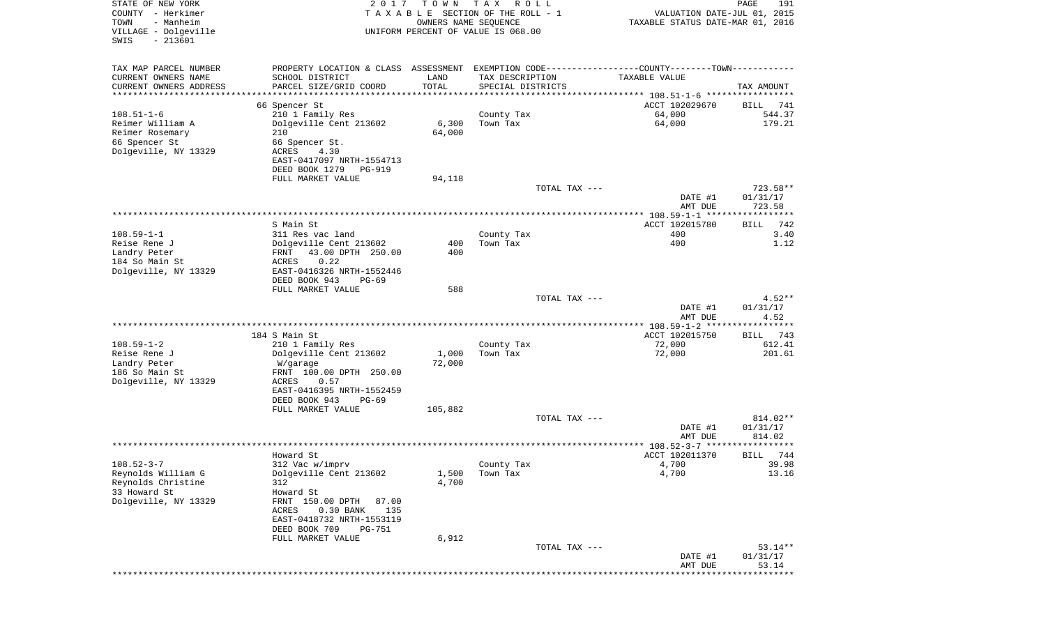STATE OF NEW YORK
COUNTY - Herkimer
TOWN - Manheim
VILLAGE - Dolgeville
SWIS - 213601

2017 TOWN TAX ROLL
TAXABLE SECTION OF THE ROLL - 1
OWNERS NAME SEQUENCE
UNIFORM PERCENT OF VALUE IS 068.00

VALUATION DATE-JUL 01, 2015
TAXABLE STATUS DATE-MAR 01, 2016

| TAX MAP PARCEL NUMBER / CURRENT OWNERS NAME / CURRENT OWNERS ADDRESS | PROPERTY LOCATION & CLASS / SCHOOL DISTRICT / PARCEL SIZE/GRID COORD | ASSESSMENT LAND | TOTAL | TAX DESCRIPTION / SPECIAL DISTRICTS | TAXABLE VALUE | TAX AMOUNT |
|---|---|---|---|---|---|---|
| | 66 Spencer St | | | | ACCT 102029670 | BILL 741 |
| 108.51-1-6 | 210 1 Family Res | | | County Tax | 64,000 | 544.37 |
| Reimer William A | Dolgeville Cent 213602 | 6,300 | | Town Tax | 64,000 | 179.21 |
| Reimer Rosemary | 210 | | 64,000 | | | |
| 66 Spencer St | 66 Spencer St. | | | | | |
| Dolgeville, NY 13329 | ACRES 4.30 | | | | | |
| | EAST-0417097 NRTH-1554713 | | | | | |
| | DEED BOOK 1279 PG-919 | | | | | |
| | FULL MARKET VALUE | | 94,118 | | | |
| | | | | TOTAL TAX --- | | 723.58** |
| | | | | | DATE #1 | 01/31/17 |
| | | | | | AMT DUE | 723.58 |
| | S Main St | | | | ACCT 102015780 | BILL 742 |
| 108.59-1-1 | 311 Res vac land | | | County Tax | 400 | 3.40 |
| Reise Rene J | Dolgeville Cent 213602 | 400 | | Town Tax | 400 | 1.12 |
| Landry Peter | FRNT 43.00 DPTH 250.00 | | 400 | | | |
| 184 So Main St | ACRES 0.22 | | | | | |
| Dolgeville, NY 13329 | EAST-0416326 NRTH-1552446 | | | | | |
| | DEED BOOK 943 PG-69 | | | | | |
| | FULL MARKET VALUE | | 588 | | | |
| | | | | TOTAL TAX --- | | 4.52** |
| | | | | | DATE #1 | 01/31/17 |
| | | | | | AMT DUE | 4.52 |
| | 184 S Main St | | | | ACCT 102015750 | BILL 743 |
| 108.59-1-2 | 210 1 Family Res | | | County Tax | 72,000 | 612.41 |
| Reise Rene J | Dolgeville Cent 213602 | 1,000 | | Town Tax | 72,000 | 201.61 |
| Landry Peter | W/garage | | 72,000 | | | |
| 186 So Main St | FRNT 100.00 DPTH 250.00 | | | | | |
| Dolgeville, NY 13329 | ACRES 0.57 | | | | | |
| | EAST-0416395 NRTH-1552459 | | | | | |
| | DEED BOOK 943 PG-69 | | | | | |
| | FULL MARKET VALUE | | 105,882 | | | |
| | | | | TOTAL TAX --- | | 814.02** |
| | | | | | DATE #1 | 01/31/17 |
| | | | | | AMT DUE | 814.02 |
| | Howard St | | | | ACCT 102011370 | BILL 744 |
| 108.52-3-7 | 312 Vac w/imprv | | | County Tax | 4,700 | 39.98 |
| Reynolds William G | Dolgeville Cent 213602 | 1,500 | | Town Tax | 4,700 | 13.16 |
| Reynolds Christine | 312 | | 4,700 | | | |
| 33 Howard St | Howard St | | | | | |
| Dolgeville, NY 13329 | FRNT 150.00 DPTH 87.00 | | | | | |
| | ACRES 0.30 BANK 135 | | | | | |
| | EAST-0418732 NRTH-1553119 | | | | | |
| | DEED BOOK 709 PG-751 | | | | | |
| | FULL MARKET VALUE | | 6,912 | | | |
| | | | | TOTAL TAX --- | | 53.14** |
| | | | | | DATE #1 | 01/31/17 |
| | | | | | AMT DUE | 53.14 |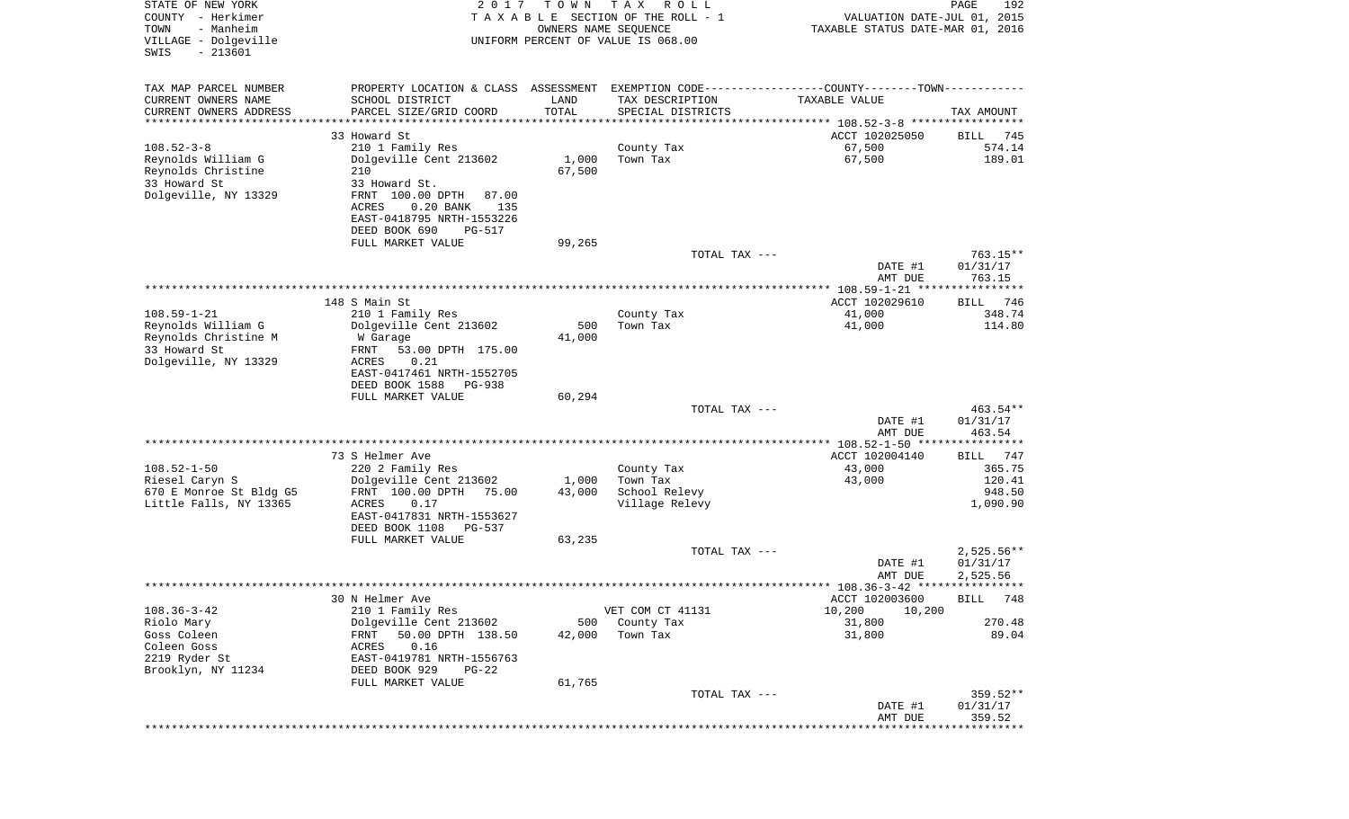STATE OF NEW YORK
COUNTY - Herkimer
TOWN - Manheim
VILLAGE - Dolgeville
SWIS - 213601

2017 TOWN TAX ROLL
TAXABLE SECTION OF THE ROLL - 1
OWNERS NAME SEQUENCE
UNIFORM PERCENT OF VALUE IS 068.00

VALUATION DATE-JUL 01, 2015
TAXABLE STATUS DATE-MAR 01, 2016

| TAX MAP PARCEL NUMBER / CURRENT OWNERS NAME / CURRENT OWNERS ADDRESS | PROPERTY LOCATION & CLASS / SCHOOL DISTRICT / PARCEL SIZE/GRID COORD | ASSESSMENT LAND / TOTAL | EXEMPTION CODE / TAX DESCRIPTION / SPECIAL DISTRICTS | COUNTY--------TOWN / TAXABLE VALUE | TAX AMOUNT |
|---|---|---|---|---|---|
| | 33 Howard St | | | ACCT 102025050 | BILL 745 |
| 108.52-3-8 | 210 1 Family Res | | County Tax | 67,500 | 574.14 |
| Reynolds William G | Dolgeville Cent 213602 | 1,000 | Town Tax | 67,500 | 189.01 |
| Reynolds Christine | 210 | 67,500 | | | |
| 33 Howard St | 33 Howard St. | | | | |
| Dolgeville, NY 13329 | FRNT 100.00 DPTH 87.00 | | | | |
| | ACRES 0.20 BANK 135 | | | | |
| | EAST-0418795 NRTH-1553226 | | | | |
| | DEED BOOK 690 PG-517 | | | | |
| | FULL MARKET VALUE | 99,265 | | | |
| | | | TOTAL TAX --- | | 763.15** |
| | | | | DATE #1 | 01/31/17 |
| | | | | AMT DUE | 763.15 |
| | 148 S Main St | | | ACCT 102029610 | BILL 746 |
| 108.59-1-21 | 210 1 Family Res | | County Tax | 41,000 | 348.74 |
| Reynolds William G | Dolgeville Cent 213602 | 500 | Town Tax | 41,000 | 114.80 |
| Reynolds Christine M | W Garage | 41,000 | | | |
| 33 Howard St | FRNT 53.00 DPTH 175.00 | | | | |
| Dolgeville, NY 13329 | ACRES 0.21 | | | | |
| | EAST-0417461 NRTH-1552705 | | | | |
| | DEED BOOK 1588 PG-938 | | | | |
| | FULL MARKET VALUE | 60,294 | | | |
| | | | TOTAL TAX --- | | 463.54** |
| | | | | DATE #1 | 01/31/17 |
| | | | | AMT DUE | 463.54 |
| | 73 S Helmer Ave | | | ACCT 102004140 | BILL 747 |
| 108.52-1-50 | 220 2 Family Res | | County Tax | 43,000 | 365.75 |
| Riesel Caryn S | Dolgeville Cent 213602 | 1,000 | Town Tax | 43,000 | 120.41 |
| 670 E Monroe St Bldg G5 | FRNT 100.00 DPTH 75.00 | 43,000 | School Relevy | | 948.50 |
| Little Falls, NY 13365 | ACRES 0.17 | | Village Relevy | | 1,090.90 |
| | EAST-0417831 NRTH-1553627 | | | | |
| | DEED BOOK 1108 PG-537 | | | | |
| | FULL MARKET VALUE | 63,235 | | | |
| | | | TOTAL TAX --- | | 2,525.56** |
| | | | | DATE #1 | 01/31/17 |
| | | | | AMT DUE | 2,525.56 |
| | 30 N Helmer Ave | | | ACCT 102003600 | BILL 748 |
| 108.36-3-42 | 210 1 Family Res | | VET COM CT 41131 | 10,200 10,200 | |
| Riolo Mary | Dolgeville Cent 213602 | 500 | County Tax | 31,800 | 270.48 |
| Goss Coleen | FRNT 50.00 DPTH 138.50 | 42,000 | Town Tax | 31,800 | 89.04 |
| Coleen Goss | ACRES 0.16 | | | | |
| 2219 Ryder St | EAST-0419781 NRTH-1556763 | | | | |
| Brooklyn, NY 11234 | DEED BOOK 929 PG-22 | | | | |
| | FULL MARKET VALUE | 61,765 | | | |
| | | | TOTAL TAX --- | | 359.52** |
| | | | | DATE #1 | 01/31/17 |
| | | | | AMT DUE | 359.52 |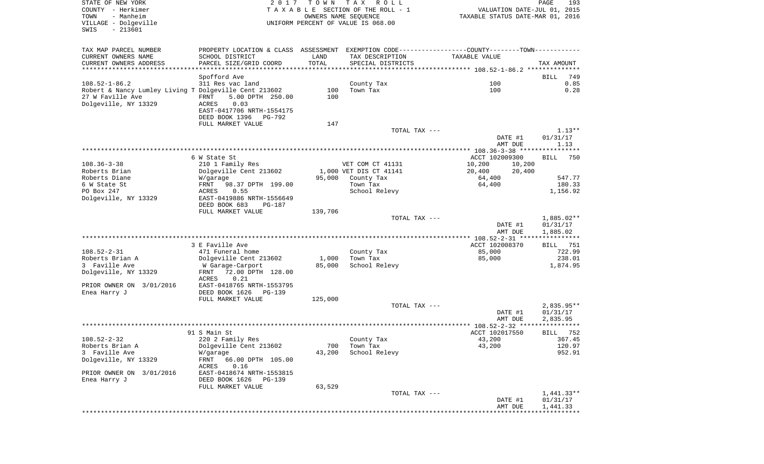STATE OF NEW YORK
COUNTY - Herkimer
TOWN - Manheim
VILLAGE - Dolgeville
SWIS - 213601

2017 TOWN TAX ROLL
TAXABLE SECTION OF THE ROLL - 1
OWNERS NAME SEQUENCE
UNIFORM PERCENT OF VALUE IS 068.00

VALUATION DATE-JUL 01, 2015
TAXABLE STATUS DATE-MAR 01, 2016

| TAX MAP PARCEL NUMBER / CURRENT OWNERS NAME / CURRENT OWNERS ADDRESS | PROPERTY LOCATION & CLASS / SCHOOL DISTRICT / PARCEL SIZE/GRID COORD | ASSESSMENT LAND / TOTAL | EXEMPTION CODE / TAX DESCRIPTION / SPECIAL DISTRICTS | COUNTY / TOWN TAXABLE VALUE | TAX AMOUNT |
|---|---|---|---|---|---|
| **108.52-1-86.2** | Spofford Ave | | | | BILL 749 |
| Robert & Nancy Lumley Living T | 311 Res vac land | | | | |
| 27 W Faville Ave | Dolgeville Cent 213602 | 100 | County Tax | 100 | 0.85 |
| Dolgeville, NY 13329 | FRNT 5.00 DPTH 250.00 | 100 | Town Tax | 100 | 0.28 |
| | ACRES 0.03 | | | | |
| | EAST-0417706 NRTH-1554175 | | | | |
| | DEED BOOK 1396 PG-792 | | | | |
| | FULL MARKET VALUE | 147 | | | |
| | | | TOTAL TAX --- | | 1.13** |
| | | | | DATE #1 | 01/31/17 |
| | | | | AMT DUE | 1.13 |
| **108.36-3-38** | 6 W State St | | | ACCT 102009300 | BILL 750 |
| Roberts Brian | 210 1 Family Res | | VET COM CT 41131 | 10,200 10,200 | |
| Roberts Diane | Dolgeville Cent 213602 | 1,000 | VET DIS CT 41141 | 20,400 20,400 | |
| 6 W State St | W/garage | 95,000 | County Tax | 64,400 | 547.77 |
| PO Box 247 | FRNT 98.37 DPTH 199.00 | | Town Tax | 64,400 | 180.33 |
| Dolgeville, NY 13329 | ACRES 0.55 | | School Relevy | | 1,156.92 |
| | EAST-0419886 NRTH-1556649 | | | | |
| | DEED BOOK 683 PG-187 | | | | |
| | FULL MARKET VALUE | 139,706 | | | |
| | | | TOTAL TAX --- | | 1,885.02** |
| | | | | DATE #1 | 01/31/17 |
| | | | | AMT DUE | 1,885.02 |
| **108.52-2-31** | 3 E Faville Ave | | | ACCT 102008370 | BILL 751 |
| Roberts Brian A | 471 Funeral home | | County Tax | 85,000 | 722.99 |
| 3 Faville Ave | Dolgeville Cent 213602 | 1,000 | Town Tax | 85,000 | 238.01 |
| Dolgeville, NY 13329 | W Garage-Carport | 85,000 | School Relevy | | 1,874.95 |
| | FRNT 72.00 DPTH 128.00 | | | | |
| | ACRES 0.21 | | | | |
| PRIOR OWNER ON 3/01/2016 | EAST-0418765 NRTH-1553795 | | | | |
| Enea Harry J | DEED BOOK 1626 PG-139 | | | | |
| | FULL MARKET VALUE | 125,000 | | | |
| | | | TOTAL TAX --- | | 2,835.95** |
| | | | | DATE #1 | 01/31/17 |
| | | | | AMT DUE | 2,835.95 |
| **108.52-2-32** | 91 S Main St | | | ACCT 102017550 | BILL 752 |
| Roberts Brian A | 220 2 Family Res | | County Tax | 43,200 | 367.45 |
| 3 Faville Ave | Dolgeville Cent 213602 | 700 | Town Tax | 43,200 | 120.97 |
| Dolgeville, NY 13329 | W/garage | 43,200 | School Relevy | | 952.91 |
| | FRNT 66.00 DPTH 105.00 | | | | |
| | ACRES 0.16 | | | | |
| PRIOR OWNER ON 3/01/2016 | EAST-0418674 NRTH-1553815 | | | | |
| Enea Harry J | DEED BOOK 1626 PG-139 | | | | |
| | FULL MARKET VALUE | 63,529 | | | |
| | | | TOTAL TAX --- | | 1,441.33** |
| | | | | DATE #1 | 01/31/17 |
| | | | | AMT DUE | 1,441.33 |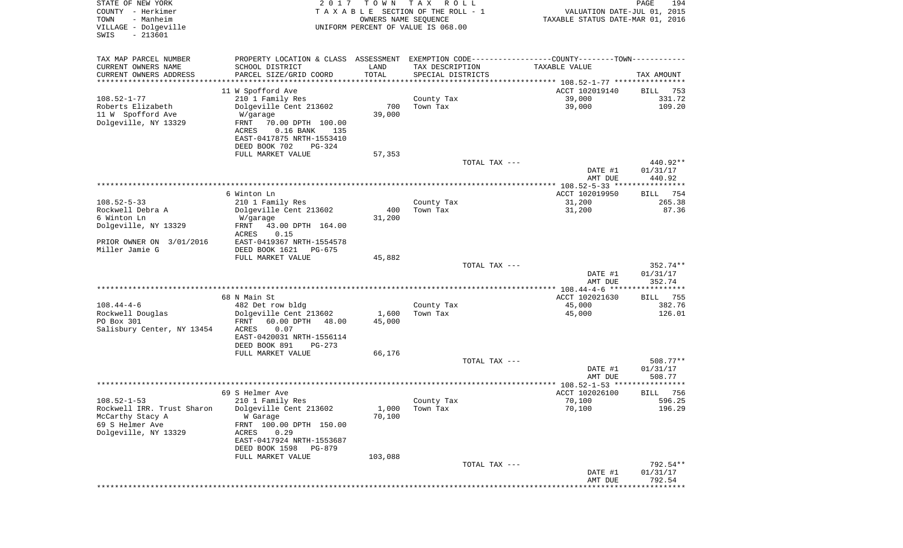STATE OF NEW YORK
COUNTY - Herkimer
TOWN - Manheim
VILLAGE - Dolgeville
SWIS - 213601

2017 TOWN TAX ROLL
TAXABLE SECTION OF THE ROLL - 1
OWNERS NAME SEQUENCE
UNIFORM PERCENT OF VALUE IS 068.00

VALUATION DATE-JUL 01, 2015
TAXABLE STATUS DATE-MAR 01, 2016

| TAX MAP PARCEL NUMBER / CURRENT OWNERS NAME / CURRENT OWNERS ADDRESS | PROPERTY LOCATION & CLASS / SCHOOL DISTRICT / PARCEL SIZE/GRID COORD | ASSESSMENT LAND / TOTAL | EXEMPTION CODE / TAX DESCRIPTION / SPECIAL DISTRICTS | TAXABLE VALUE | TAX AMOUNT |
|---|---|---|---|---|---|
| **108.52-1-77** | 11 W Spofford Ave | | | ACCT 102019140 | BILL 753 |
| 108.52-1-77 | 210 1 Family Res | | County Tax | 39,000 | 331.72 |
| Roberts Elizabeth | Dolgeville Cent 213602 | 700 | Town Tax | 39,000 | 109.20 |
| 11 W Spofford Ave | W/garage | 39,000 | | | |
| Dolgeville, NY 13329 | FRNT 70.00 DPTH 100.00 | | | | |
| | ACRES 0.16 BANK 135 | | | | |
| | EAST-0417875 NRTH-1553410 | | | | |
| | DEED BOOK 702 PG-324 | | | | |
| | FULL MARKET VALUE | 57,353 | | | |
| | | | TOTAL TAX --- | | 440.92** |
| | | | | DATE #1 | 01/31/17 |
| | | | | AMT DUE | 440.92 |
| **108.52-5-33** | 6 Winton Ln | | | ACCT 102019950 | BILL 754 |
| 108.52-5-33 | 210 1 Family Res | | County Tax | 31,200 | 265.38 |
| Rockwell Debra A | Dolgeville Cent 213602 | 400 | Town Tax | 31,200 | 87.36 |
| 6 Winton Ln | W/garage | 31,200 | | | |
| Dolgeville, NY 13329 | FRNT 43.00 DPTH 164.00 | | | | |
| | ACRES 0.15 | | | | |
| PRIOR OWNER ON 3/01/2016 | EAST-0419367 NRTH-1554578 | | | | |
| Miller Jamie G | DEED BOOK 1621 PG-675 | | | | |
| | FULL MARKET VALUE | 45,882 | | | |
| | | | TOTAL TAX --- | | 352.74** |
| | | | | DATE #1 | 01/31/17 |
| | | | | AMT DUE | 352.74 |
| **108.44-4-6** | 68 N Main St | | | ACCT 102021630 | BILL 755 |
| 108.44-4-6 | 482 Det row bldg | | County Tax | 45,000 | 382.76 |
| Rockwell Douglas | Dolgeville Cent 213602 | 1,600 | Town Tax | 45,000 | 126.01 |
| PO Box 301 | FRNT 60.00 DPTH 48.00 | 45,000 | | | |
| Salisbury Center, NY 13454 | ACRES 0.07 | | | | |
| | EAST-0420031 NRTH-1556114 | | | | |
| | DEED BOOK 891 PG-273 | | | | |
| | FULL MARKET VALUE | 66,176 | | | |
| | | | TOTAL TAX --- | | 508.77** |
| | | | | DATE #1 | 01/31/17 |
| | | | | AMT DUE | 508.77 |
| **108.52-1-53** | 69 S Helmer Ave | | | ACCT 102026100 | BILL 756 |
| 108.52-1-53 | 210 1 Family Res | | County Tax | 70,100 | 596.25 |
| Rockwell IRR. Trust Sharon | Dolgeville Cent 213602 | 1,000 | Town Tax | 70,100 | 196.29 |
| McCarthy Stacy A | W Garage | 70,100 | | | |
| 69 S Helmer Ave | FRNT 100.00 DPTH 150.00 | | | | |
| Dolgeville, NY 13329 | ACRES 0.29 | | | | |
| | EAST-0417924 NRTH-1553687 | | | | |
| | DEED BOOK 1598 PG-879 | | | | |
| | FULL MARKET VALUE | 103,088 | | | |
| | | | TOTAL TAX --- | | 792.54** |
| | | | | DATE #1 | 01/31/17 |
| | | | | AMT DUE | 792.54 |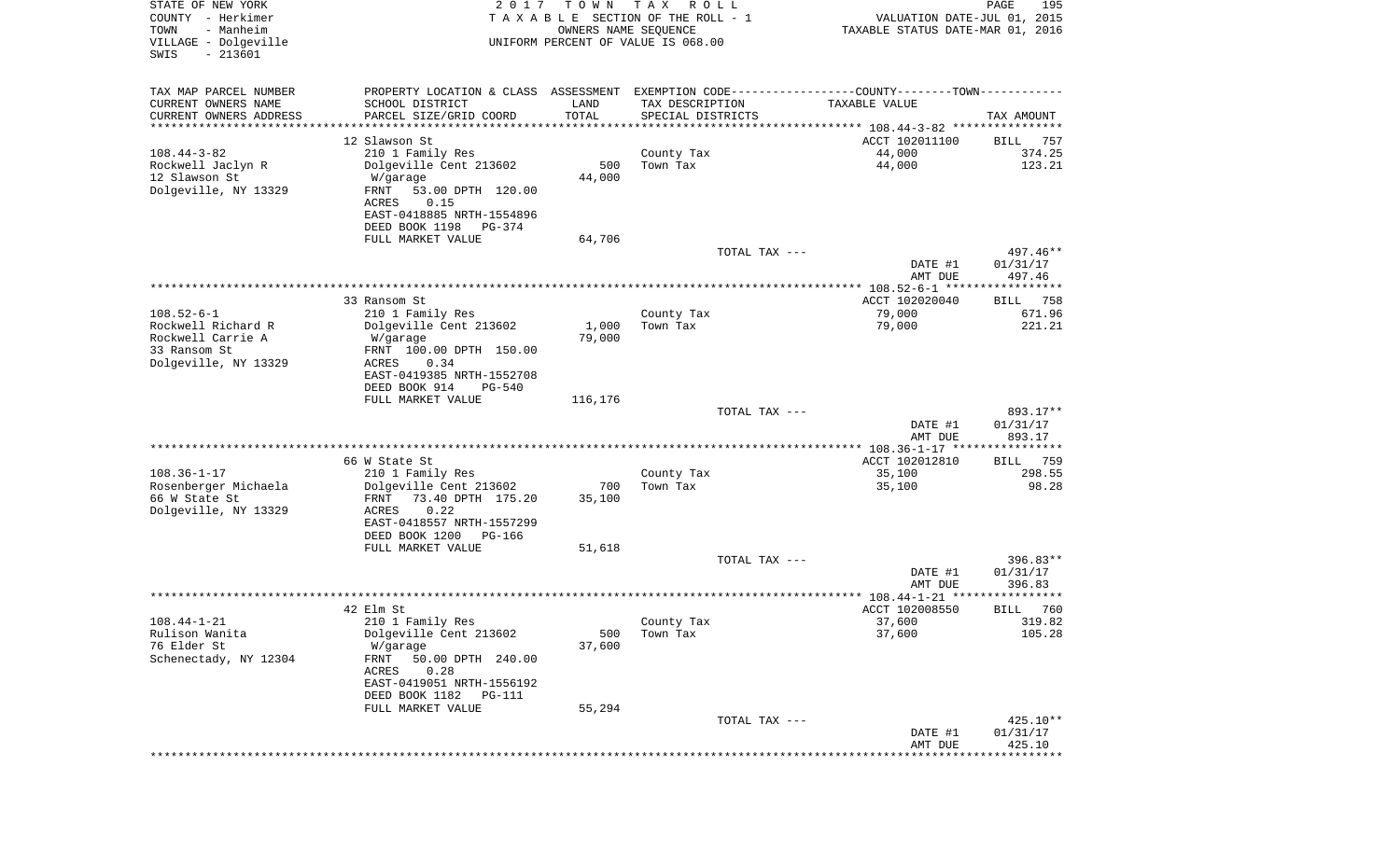STATE OF NEW YORK — 2017 TOWN TAX ROLL — PAGE 195
COUNTY - Herkimer — TAXABLE SECTION OF THE ROLL - 1 — VALUATION DATE-JUL 01, 2015
TOWN - Manheim — OWNERS NAME SEQUENCE — TAXABLE STATUS DATE-MAR 01, 2016
VILLAGE - Dolgeville — UNIFORM PERCENT OF VALUE IS 068.00
SWIS - 213601

| TAX MAP PARCEL NUMBER / CURRENT OWNERS NAME / CURRENT OWNERS ADDRESS | PROPERTY LOCATION & CLASS / SCHOOL DISTRICT / PARCEL SIZE/GRID COORD | ASSESSMENT LAND / TOTAL | EXEMPTION CODE / TAX DESCRIPTION / SPECIAL DISTRICTS | COUNTY--------TOWN / TAXABLE VALUE | TAX AMOUNT |
|---|---|---|---|---|---|
| | 12 Slawson St | | | ACCT 102011100 | BILL 757 |
| 108.44-3-82 | 210 1 Family Res | | County Tax | 44,000 | 374.25 |
| Rockwell Jaclyn R | Dolgeville Cent 213602 | 500 | Town Tax | 44,000 | 123.21 |
| 12 Slawson St | W/garage | 44,000 | | | |
| Dolgeville, NY 13329 | FRNT 53.00 DPTH 120.00 | | | | |
| | ACRES 0.15 | | | | |
| | EAST-0418885 NRTH-1554896 | | | | |
| | DEED BOOK 1198 PG-374 | | | | |
| | FULL MARKET VALUE | 64,706 | | | |
| | | | TOTAL TAX --- | | 497.46** |
| | | | | DATE #1 | 01/31/17 |
| | | | | AMT DUE | 497.46 |
| | 33 Ransom St | | | ACCT 102020040 | BILL 758 |
| 108.52-6-1 | 210 1 Family Res | | County Tax | 79,000 | 671.96 |
| Rockwell Richard R | Dolgeville Cent 213602 | 1,000 | Town Tax | 79,000 | 221.21 |
| Rockwell Carrie A | W/garage | 79,000 | | | |
| 33 Ransom St | FRNT 100.00 DPTH 150.00 | | | | |
| Dolgeville, NY 13329 | ACRES 0.34 | | | | |
| | EAST-0419385 NRTH-1552708 | | | | |
| | DEED BOOK 914 PG-540 | | | | |
| | FULL MARKET VALUE | 116,176 | | | |
| | | | TOTAL TAX --- | | 893.17** |
| | | | | DATE #1 | 01/31/17 |
| | | | | AMT DUE | 893.17 |
| | 66 W State St | | | ACCT 102012810 | BILL 759 |
| 108.36-1-17 | 210 1 Family Res | | County Tax | 35,100 | 298.55 |
| Rosenberger Michaela | Dolgeville Cent 213602 | 700 | Town Tax | 35,100 | 98.28 |
| 66 W State St | FRNT 73.40 DPTH 175.20 | 35,100 | | | |
| Dolgeville, NY 13329 | ACRES 0.22 | | | | |
| | EAST-0418557 NRTH-1557299 | | | | |
| | DEED BOOK 1200 PG-166 | | | | |
| | FULL MARKET VALUE | 51,618 | | | |
| | | | TOTAL TAX --- | | 396.83** |
| | | | | DATE #1 | 01/31/17 |
| | | | | AMT DUE | 396.83 |
| | 42 Elm St | | | ACCT 102008550 | BILL 760 |
| 108.44-1-21 | 210 1 Family Res | | County Tax | 37,600 | 319.82 |
| Rulison Wanita | Dolgeville Cent 213602 | 500 | Town Tax | 37,600 | 105.28 |
| 76 Elder St | W/garage | 37,600 | | | |
| Schenectady, NY 12304 | FRNT 50.00 DPTH 240.00 | | | | |
| | ACRES 0.28 | | | | |
| | EAST-0419051 NRTH-1556192 | | | | |
| | DEED BOOK 1182 PG-111 | | | | |
| | FULL MARKET VALUE | 55,294 | | | |
| | | | TOTAL TAX --- | | 425.10** |
| | | | | DATE #1 | 01/31/17 |
| | | | | AMT DUE | 425.10 |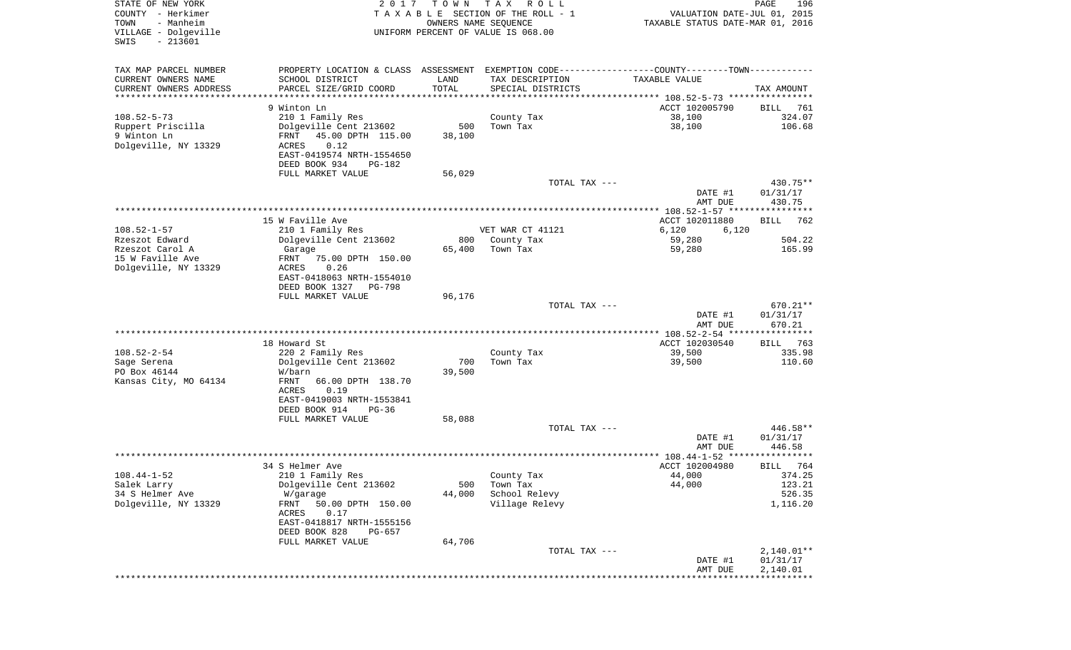STATE OF NEW YORK
COUNTY - Herkimer
TOWN - Manheim
VILLAGE - Dolgeville
SWIS - 213601

2017 TOWN TAX ROLL
TAXABLE SECTION OF THE ROLL - 1
OWNERS NAME SEQUENCE
UNIFORM PERCENT OF VALUE IS 068.00

VALUATION DATE-JUL 01, 2015
TAXABLE STATUS DATE-MAR 01, 2016

| TAX MAP PARCEL NUMBER / CURRENT OWNERS NAME / CURRENT OWNERS ADDRESS | PROPERTY LOCATION & CLASS / SCHOOL DISTRICT / PARCEL SIZE/GRID COORD | ASSESSMENT LAND / TOTAL | EXEMPTION CODE / TAX DESCRIPTION / SPECIAL DISTRICTS | COUNTY / TOWN TAXABLE VALUE | TAX AMOUNT |
|---|---|---|---|---|---|
| 108.52-5-73 | 9 Winton Ln | | | ACCT 102005790 | BILL 761 |
| Ruppert Priscilla | 210 1 Family Res | | County Tax | 38,100 | 324.07 |
| 9 Winton Ln | Dolgeville Cent 213602 | 500 | Town Tax | 38,100 | 106.68 |
| Dolgeville, NY 13329 | FRNT 45.00 DPTH 115.00 | 38,100 | | | |
| | ACRES 0.12 | | | | |
| | EAST-0419574 NRTH-1554650 | | | | |
| | DEED BOOK 934 PG-182 | | | | |
| | FULL MARKET VALUE | 56,029 | | | |
| | | | TOTAL TAX --- | | 430.75** |
| | | | | DATE #1 | 01/31/17 |
| | | | | AMT DUE | 430.75 |
| 108.52-1-57 | 15 W Faville Ave | | | ACCT 102011880 | BILL 762 |
| Rzeszot Edward | 210 1 Family Res | | VET WAR CT 41121 | 6,120 6,120 | |
| Rzeszot Carol A | Dolgeville Cent 213602 | 800 | County Tax | 59,280 | 504.22 |
| 15 W Faville Ave | Garage | 65,400 | Town Tax | 59,280 | 165.99 |
| Dolgeville, NY 13329 | FRNT 75.00 DPTH 150.00 | | | | |
| | ACRES 0.26 | | | | |
| | EAST-0418063 NRTH-1554010 | | | | |
| | DEED BOOK 1327 PG-798 | | | | |
| | FULL MARKET VALUE | 96,176 | | | |
| | | | TOTAL TAX --- | | 670.21** |
| | | | | DATE #1 | 01/31/17 |
| | | | | AMT DUE | 670.21 |
| 108.52-2-54 | 18 Howard St | | | ACCT 102030540 | BILL 763 |
| Sage Serena | 220 2 Family Res | | County Tax | 39,500 | 335.98 |
| PO Box 46144 | Dolgeville Cent 213602 | 700 | Town Tax | 39,500 | 110.60 |
| Kansas City, MO 64134 | W/barn | 39,500 | | | |
| | FRNT 66.00 DPTH 138.70 | | | | |
| | ACRES 0.19 | | | | |
| | EAST-0419003 NRTH-1553841 | | | | |
| | DEED BOOK 914 PG-36 | | | | |
| | FULL MARKET VALUE | 58,088 | | | |
| | | | TOTAL TAX --- | | 446.58** |
| | | | | DATE #1 | 01/31/17 |
| | | | | AMT DUE | 446.58 |
| 108.44-1-52 | 34 S Helmer Ave | | | ACCT 102004980 | BILL 764 |
| Salek Larry | 210 1 Family Res | | County Tax | 44,000 | 374.25 |
| 34 S Helmer Ave | Dolgeville Cent 213602 | 500 | Town Tax | 44,000 | 123.21 |
| Dolgeville, NY 13329 | W/garage | 44,000 | School Relevy | | 526.35 |
| | FRNT 50.00 DPTH 150.00 | | Village Relevy | | 1,116.20 |
| | ACRES 0.17 | | | | |
| | EAST-0418817 NRTH-1555156 | | | | |
| | DEED BOOK 828 PG-657 | | | | |
| | FULL MARKET VALUE | 64,706 | | | |
| | | | TOTAL TAX --- | | 2,140.01** |
| | | | | DATE #1 | 01/31/17 |
| | | | | AMT DUE | 2,140.01 |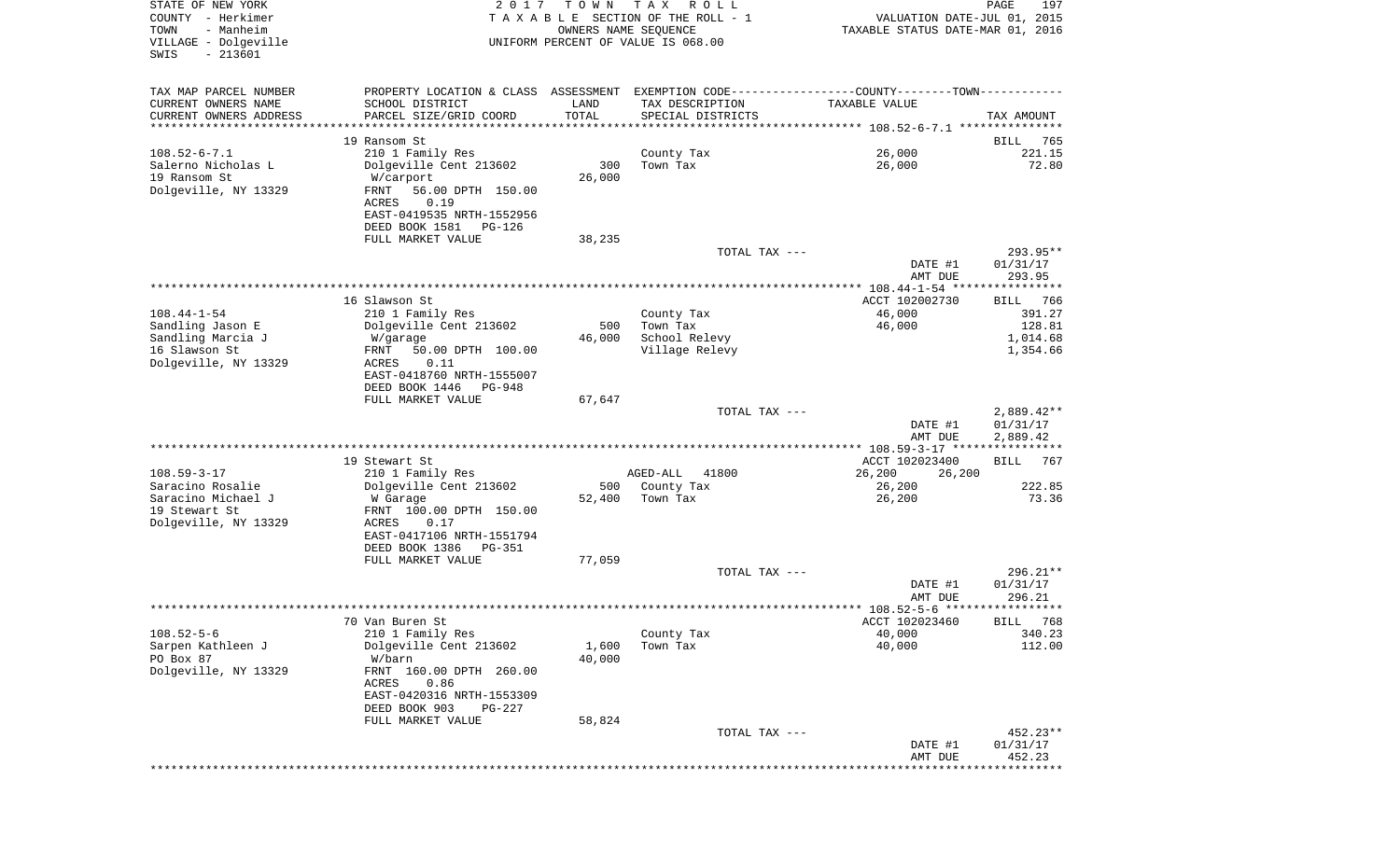STATE OF NEW YORK
COUNTY - Herkimer
TOWN - Manheim
VILLAGE - Dolgeville
SWIS - 213601

2 0 1 7 T O W N T A X R O L L
T A X A B L E SECTION OF THE ROLL - 1
OWNERS NAME SEQUENCE
UNIFORM PERCENT OF VALUE IS 068.00

VALUATION DATE-JUL 01, 2015
TAXABLE STATUS DATE-MAR 01, 2016

| TAX MAP PARCEL NUMBER / CURRENT OWNERS NAME / CURRENT OWNERS ADDRESS | PROPERTY LOCATION & CLASS / SCHOOL DISTRICT / PARCEL SIZE/GRID COORD | ASSESSMENT LAND / TOTAL | EXEMPTION CODE / TAX DESCRIPTION / SPECIAL DISTRICTS | COUNTY--------TOWN / TAXABLE VALUE | TAX AMOUNT |
|---|---|---|---|---|---|
| | 19 Ransom St | | | | BILL 765 |
| 108.52-6-7.1 | 210 1 Family Res | | County Tax | 26,000 | 221.15 |
| Salerno Nicholas L | Dolgeville Cent 213602 | 300 | Town Tax | 26,000 | 72.80 |
| 19 Ransom St | W/carport | 26,000 | | | |
| Dolgeville, NY 13329 | FRNT 56.00 DPTH 150.00 | | | | |
| | ACRES 0.19 | | | | |
| | EAST-0419535 NRTH-1552956 | | | | |
| | DEED BOOK 1581 PG-126 | | | | |
| | FULL MARKET VALUE | 38,235 | | | |
| | | | TOTAL TAX --- | | 293.95** |
| | | | | DATE #1 | 01/31/17 |
| | | | | AMT DUE | 293.95 |
| | 16 Slawson St | | | ACCT 102002730 | BILL 766 |
| 108.44-1-54 | 210 1 Family Res | | County Tax | 46,000 | 391.27 |
| Sandling Jason E | Dolgeville Cent 213602 | 500 | Town Tax | 46,000 | 128.81 |
| Sandling Marcia J | W/garage | 46,000 | School Relevy | | 1,014.68 |
| 16 Slawson St | FRNT 50.00 DPTH 100.00 | | Village Relevy | | 1,354.66 |
| Dolgeville, NY 13329 | ACRES 0.11 | | | | |
| | EAST-0418760 NRTH-1555007 | | | | |
| | DEED BOOK 1446 PG-948 | | | | |
| | FULL MARKET VALUE | 67,647 | | | |
| | | | TOTAL TAX --- | | 2,889.42** |
| | | | | DATE #1 | 01/31/17 |
| | | | | AMT DUE | 2,889.42 |
| | 19 Stewart St | | | ACCT 102023400 | BILL 767 |
| 108.59-3-17 | 210 1 Family Res | | AGED-ALL 41800 | 26,200 26,200 | |
| Saracino Rosalie | Dolgeville Cent 213602 | 500 | County Tax | 26,200 | 222.85 |
| Saracino Michael J | W Garage | 52,400 | Town Tax | 26,200 | 73.36 |
| 19 Stewart St | FRNT 100.00 DPTH 150.00 | | | | |
| Dolgeville, NY 13329 | ACRES 0.17 | | | | |
| | EAST-0417106 NRTH-1551794 | | | | |
| | DEED BOOK 1386 PG-351 | | | | |
| | FULL MARKET VALUE | 77,059 | | | |
| | | | TOTAL TAX --- | | 296.21** |
| | | | | DATE #1 | 01/31/17 |
| | | | | AMT DUE | 296.21 |
| | 70 Van Buren St | | | ACCT 102023460 | BILL 768 |
| 108.52-5-6 | 210 1 Family Res | | County Tax | 40,000 | 340.23 |
| Sarpen Kathleen J | Dolgeville Cent 213602 | 1,600 | Town Tax | 40,000 | 112.00 |
| PO Box 87 | W/barn | 40,000 | | | |
| Dolgeville, NY 13329 | FRNT 160.00 DPTH 260.00 | | | | |
| | ACRES 0.86 | | | | |
| | EAST-0420316 NRTH-1553309 | | | | |
| | DEED BOOK 903 PG-227 | | | | |
| | FULL MARKET VALUE | 58,824 | | | |
| | | | TOTAL TAX --- | | 452.23** |
| | | | | DATE #1 | 01/31/17 |
| | | | | AMT DUE | 452.23 |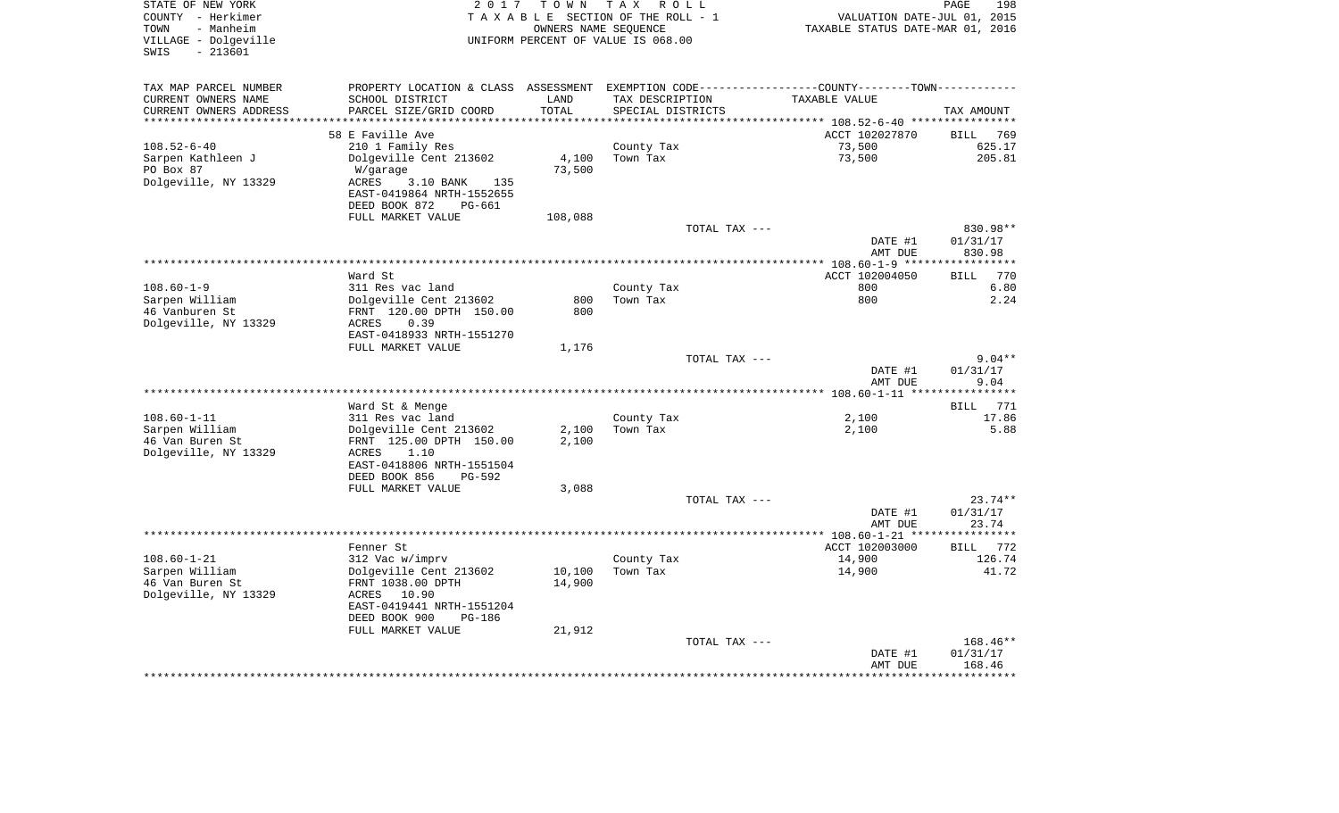STATE OF NEW YORK
COUNTY - Herkimer
TOWN - Manheim
VILLAGE - Dolgeville
SWIS - 213601

2017 TOWN TAX ROLL
TAXABLE SECTION OF THE ROLL - 1
OWNERS NAME SEQUENCE
UNIFORM PERCENT OF VALUE IS 068.00

VALUATION DATE-JUL 01, 2015
TAXABLE STATUS DATE-MAR 01, 2016

| TAX MAP PARCEL NUMBER / CURRENT OWNERS NAME / CURRENT OWNERS ADDRESS | PROPERTY LOCATION & CLASS / SCHOOL DISTRICT / PARCEL SIZE/GRID COORD | ASSESSMENT LAND / TOTAL | EXEMPTION CODE / TAX DESCRIPTION / SPECIAL DISTRICTS | COUNTY--------TOWN TAXABLE VALUE | TAX AMOUNT |
|---|---|---|---|---|---|
| | 58 E Faville Ave | | | ACCT 102027870 | BILL 769 |
| 108.52-6-40 | 210 1 Family Res | | County Tax | 73,500 | 625.17 |
| Sarpen Kathleen J | Dolgeville Cent 213602 | 4,100 | Town Tax | 73,500 | 205.81 |
| PO Box 87 | W/garage | 73,500 | | | |
| Dolgeville, NY 13329 | ACRES 3.10 BANK 135 | | | | |
| | EAST-0419864 NRTH-1552655 | | | | |
| | DEED BOOK 872 PG-661 | | | | |
| | FULL MARKET VALUE | 108,088 | | | |
| | | | TOTAL TAX --- | | 830.98** |
| | | | | DATE #1 | 01/31/17 |
| | | | | AMT DUE | 830.98 |
| | Ward St | | | ACCT 102004050 | BILL 770 |
| 108.60-1-9 | 311 Res vac land | | County Tax | 800 | 6.80 |
| Sarpen William | Dolgeville Cent 213602 | 800 | Town Tax | 800 | 2.24 |
| 46 Vanburen St | FRNT 120.00 DPTH 150.00 | 800 | | | |
| Dolgeville, NY 13329 | ACRES 0.39 | | | | |
| | EAST-0418933 NRTH-1551270 | | | | |
| | FULL MARKET VALUE | 1,176 | | | |
| | | | TOTAL TAX --- | | 9.04** |
| | | | | DATE #1 | 01/31/17 |
| | | | | AMT DUE | 9.04 |
| | Ward St & Menge | | | | BILL 771 |
| 108.60-1-11 | 311 Res vac land | | County Tax | 2,100 | 17.86 |
| Sarpen William | Dolgeville Cent 213602 | 2,100 | Town Tax | 2,100 | 5.88 |
| 46 Van Buren St | FRNT 125.00 DPTH 150.00 | 2,100 | | | |
| Dolgeville, NY 13329 | ACRES 1.10 | | | | |
| | EAST-0418806 NRTH-1551504 | | | | |
| | DEED BOOK 856 PG-592 | | | | |
| | FULL MARKET VALUE | 3,088 | | | |
| | | | TOTAL TAX --- | | 23.74** |
| | | | | DATE #1 | 01/31/17 |
| | | | | AMT DUE | 23.74 |
| | Fenner St | | | ACCT 102003000 | BILL 772 |
| 108.60-1-21 | 312 Vac w/imprv | | County Tax | 14,900 | 126.74 |
| Sarpen William | Dolgeville Cent 213602 | 10,100 | Town Tax | 14,900 | 41.72 |
| 46 Van Buren St | FRNT 1038.00 DPTH | 14,900 | | | |
| Dolgeville, NY 13329 | ACRES 10.90 | | | | |
| | EAST-0419441 NRTH-1551204 | | | | |
| | DEED BOOK 900 PG-186 | | | | |
| | FULL MARKET VALUE | 21,912 | | | |
| | | | TOTAL TAX --- | | 168.46** |
| | | | | DATE #1 | 01/31/17 |
| | | | | AMT DUE | 168.46 |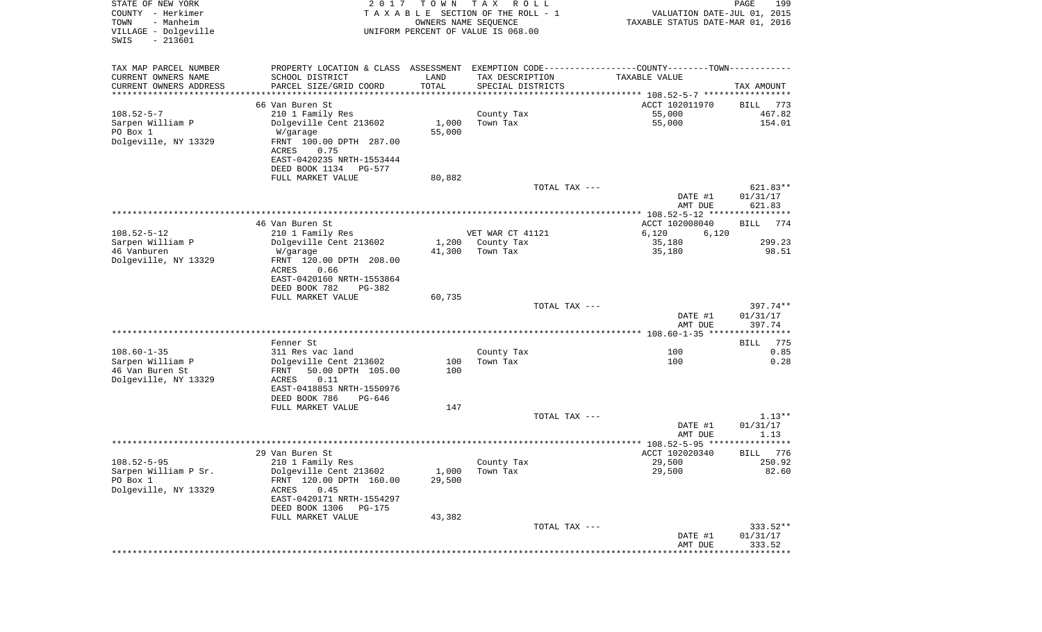STATE OF NEW YORK | 2017 TOWN TAX ROLL
COUNTY - Herkimer | TAXABLE SECTION OF THE ROLL - 1 | VALUATION DATE-JUL 01, 2015
TOWN - Manheim | OWNERS NAME SEQUENCE | TAXABLE STATUS DATE-MAR 01, 2016
VILLAGE - Dolgeville | UNIFORM PERCENT OF VALUE IS 068.00
SWIS - 213601

| TAX MAP PARCEL NUMBER / CURRENT OWNERS NAME / CURRENT OWNERS ADDRESS | PROPERTY LOCATION & CLASS / SCHOOL DISTRICT / PARCEL SIZE/GRID COORD | ASSESSMENT LAND / TOTAL | EXEMPTION CODE / TAX DESCRIPTION / SPECIAL DISTRICTS | COUNTY--------TOWN / TAXABLE VALUE | TAX AMOUNT |
|---|---|---|---|---|---|
| | 66 Van Buren St | | | ACCT 102011970 | BILL 773 |
| 108.52-5-7 | 210 1 Family Res | | County Tax | 55,000 | 467.82 |
| Sarpen William P | Dolgeville Cent 213602 | 1,000 | Town Tax | 55,000 | 154.01 |
| PO Box 1 | W/garage | 55,000 | | | |
| Dolgeville, NY 13329 | FRNT 100.00 DPTH 287.00 | | | | |
| | ACRES 0.75 | | | | |
| | EAST-0420235 NRTH-1553444 | | | | |
| | DEED BOOK 1134 PG-577 | | | | |
| | FULL MARKET VALUE | 80,882 | | | |
| | | | TOTAL TAX --- | | 621.83** |
| | | | | DATE #1 | 01/31/17 |
| | | | | AMT DUE | 621.83 |
| | 46 Van Buren St | | | ACCT 102008040 | BILL 774 |
| 108.52-5-12 | 210 1 Family Res | | VET WAR CT 41121 | 6,120 6,120 | |
| Sarpen William P | Dolgeville Cent 213602 | 1,200 | County Tax | 35,180 | 299.23 |
| 46 Vanburen | W/garage | 41,300 | Town Tax | 35,180 | 98.51 |
| Dolgeville, NY 13329 | FRNT 120.00 DPTH 208.00 | | | | |
| | ACRES 0.66 | | | | |
| | EAST-0420160 NRTH-1553864 | | | | |
| | DEED BOOK 782 PG-382 | | | | |
| | FULL MARKET VALUE | 60,735 | | | |
| | | | TOTAL TAX --- | | 397.74** |
| | | | | DATE #1 | 01/31/17 |
| | | | | AMT DUE | 397.74 |
| | Fenner St | | | | BILL 775 |
| 108.60-1-35 | 311 Res vac land | | County Tax | 100 | 0.85 |
| Sarpen William P | Dolgeville Cent 213602 | 100 | Town Tax | 100 | 0.28 |
| 46 Van Buren St | FRNT 50.00 DPTH 105.00 | 100 | | | |
| Dolgeville, NY 13329 | ACRES 0.11 | | | | |
| | EAST-0418853 NRTH-1550976 | | | | |
| | DEED BOOK 786 PG-646 | | | | |
| | FULL MARKET VALUE | 147 | | | |
| | | | TOTAL TAX --- | | 1.13** |
| | | | | DATE #1 | 01/31/17 |
| | | | | AMT DUE | 1.13 |
| | 29 Van Buren St | | | ACCT 102020340 | BILL 776 |
| 108.52-5-95 | 210 1 Family Res | | County Tax | 29,500 | 250.92 |
| Sarpen William P Sr. | Dolgeville Cent 213602 | 1,000 | Town Tax | 29,500 | 82.60 |
| PO Box 1 | FRNT 120.00 DPTH 160.00 | 29,500 | | | |
| Dolgeville, NY 13329 | ACRES 0.45 | | | | |
| | EAST-0420171 NRTH-1554297 | | | | |
| | DEED BOOK 1306 PG-175 | | | | |
| | FULL MARKET VALUE | 43,382 | | | |
| | | | TOTAL TAX --- | | 333.52** |
| | | | | DATE #1 | 01/31/17 |
| | | | | AMT DUE | 333.52 |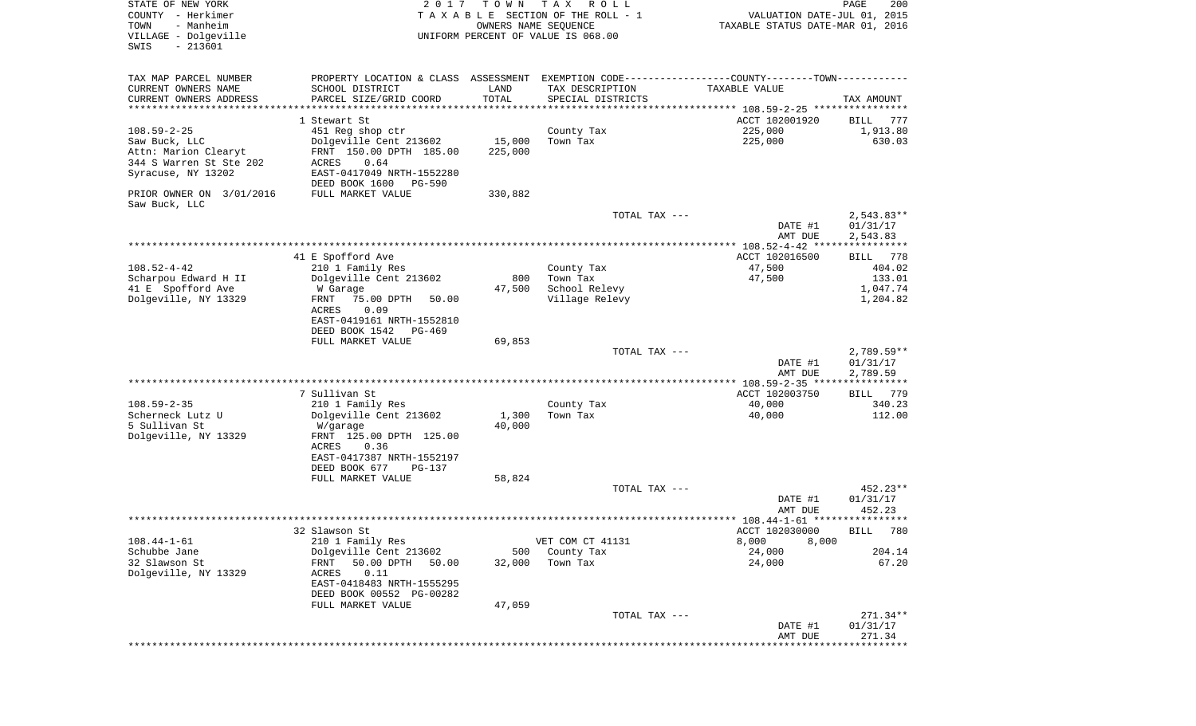STATE OF NEW YORK
COUNTY - Herkimer
TOWN - Manheim
VILLAGE - Dolgeville
SWIS - 213601

2017 TOWN TAX ROLL
TAXABLE SECTION OF THE ROLL - 1
OWNERS NAME SEQUENCE
UNIFORM PERCENT OF VALUE IS 068.00

VALUATION DATE-JUL 01, 2015
TAXABLE STATUS DATE-MAR 01, 2016

| TAX MAP PARCEL NUMBER / CURRENT OWNERS NAME / CURRENT OWNERS ADDRESS | PROPERTY LOCATION & CLASS / SCHOOL DISTRICT / PARCEL SIZE/GRID COORD | ASSESSMENT LAND | TOTAL | EXEMPTION CODE / TAX DESCRIPTION / SPECIAL DISTRICTS | COUNTY--------TOWN TAXABLE VALUE | TAX AMOUNT |
|---|---|---|---|---|---|---|
| **108.59-2-25** | 1 Stewart St | | | | ACCT 102001920 | BILL 777 |
| 108.59-2-25 | 451 Reg shop ctr | | | County Tax | 225,000 | 1,913.80 |
| Saw Buck, LLC | Dolgeville Cent 213602 | 15,000 | | Town Tax | 225,000 | 630.03 |
| Attn: Marion Clearyt | FRNT 150.00 DPTH 185.00 | | 225,000 | | | |
| 344 S Warren St Ste 202 | ACRES 0.64 | | | | | |
| Syracuse, NY 13202 | EAST-0417049 NRTH-1552280 | | | | | |
| | DEED BOOK 1600 PG-590 | | | | | |
| PRIOR OWNER ON 3/01/2016 | FULL MARKET VALUE | | 330,882 | | | |
| Saw Buck, LLC | | | | | | |
| | | | | TOTAL TAX --- | | 2,543.83** |
| | | | | | DATE #1 | 01/31/17 |
| | | | | | AMT DUE | 2,543.83 |
| **108.52-4-42** | 41 E Spofford Ave | | | | ACCT 102016500 | BILL 778 |
| 108.52-4-42 | 210 1 Family Res | | | County Tax | 47,500 | 404.02 |
| Scharpou Edward H II | Dolgeville Cent 213602 | 800 | | Town Tax | 47,500 | 133.01 |
| 41 E Spofford Ave | W Garage | | 47,500 | School Relevy | | 1,047.74 |
| Dolgeville, NY 13329 | FRNT 75.00 DPTH 50.00 | | | Village Relevy | | 1,204.82 |
| | ACRES 0.09 | | | | | |
| | EAST-0419161 NRTH-1552810 | | | | | |
| | DEED BOOK 1542 PG-469 | | | | | |
| | FULL MARKET VALUE | | 69,853 | | | |
| | | | | TOTAL TAX --- | | 2,789.59** |
| | | | | | DATE #1 | 01/31/17 |
| | | | | | AMT DUE | 2,789.59 |
| **108.59-2-35** | 7 Sullivan St | | | | ACCT 102003750 | BILL 779 |
| 108.59-2-35 | 210 1 Family Res | | | County Tax | 40,000 | 340.23 |
| Scherneck Lutz U | Dolgeville Cent 213602 | 1,300 | | Town Tax | 40,000 | 112.00 |
| 5 Sullivan St | W/garage | | 40,000 | | | |
| Dolgeville, NY 13329 | FRNT 125.00 DPTH 125.00 | | | | | |
| | ACRES 0.36 | | | | | |
| | EAST-0417387 NRTH-1552197 | | | | | |
| | DEED BOOK 677 PG-137 | | | | | |
| | FULL MARKET VALUE | | 58,824 | | | |
| | | | | TOTAL TAX --- | | 452.23** |
| | | | | | DATE #1 | 01/31/17 |
| | | | | | AMT DUE | 452.23 |
| **108.44-1-61** | 32 Slawson St | | | | ACCT 102030000 | BILL 780 |
| 108.44-1-61 | 210 1 Family Res | | | VET COM CT 41131 | 8,000 8,000 | |
| Schubbe Jane | Dolgeville Cent 213602 | 500 | | County Tax | 24,000 | 204.14 |
| 32 Slawson St | FRNT 50.00 DPTH 50.00 | | 32,000 | Town Tax | 24,000 | 67.20 |
| Dolgeville, NY 13329 | ACRES 0.11 | | | | | |
| | EAST-0418483 NRTH-1555295 | | | | | |
| | DEED BOOK 00552 PG-00282 | | | | | |
| | FULL MARKET VALUE | | 47,059 | | | |
| | | | | TOTAL TAX --- | | 271.34** |
| | | | | | DATE #1 | 01/31/17 |
| | | | | | AMT DUE | 271.34 |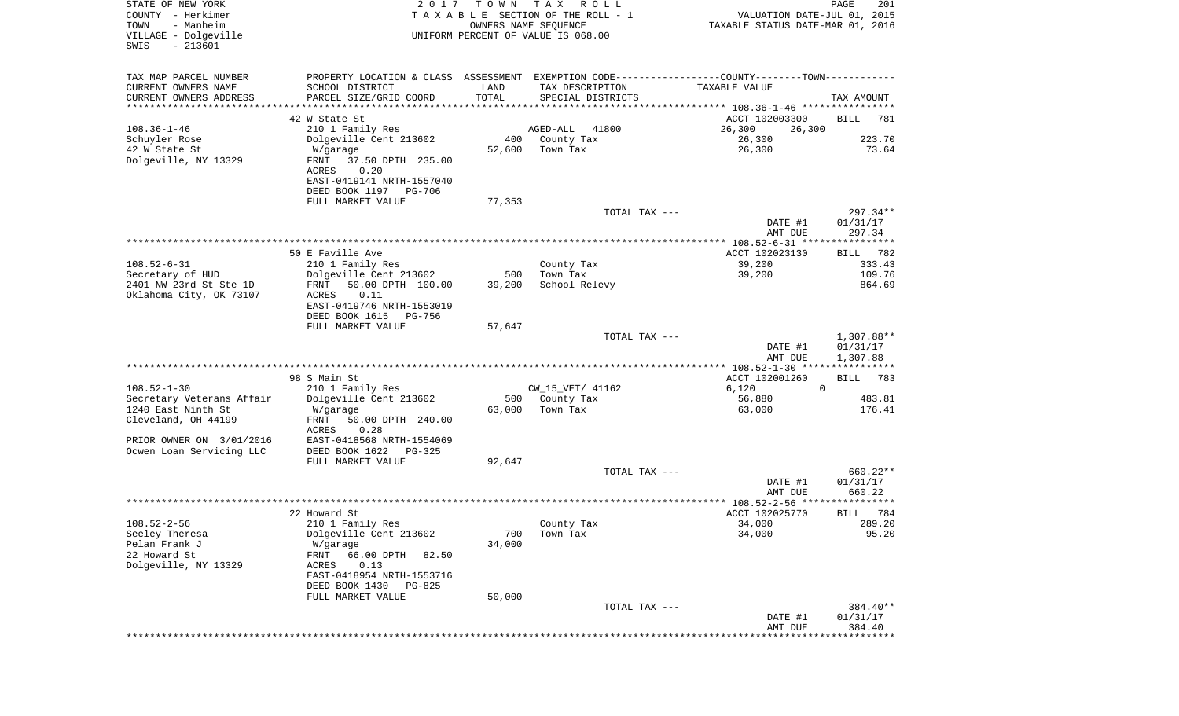STATE OF NEW YORK
COUNTY - Herkimer
TOWN - Manheim
VILLAGE - Dolgeville
SWIS - 213601

2017 TOWN TAX ROLL
TAXABLE SECTION OF THE ROLL - 1
OWNERS NAME SEQUENCE
UNIFORM PERCENT OF VALUE IS 068.00

VALUATION DATE-JUL 01, 2015
TAXABLE STATUS DATE-MAR 01, 2016

| TAX MAP PARCEL NUMBER / CURRENT OWNERS NAME / CURRENT OWNERS ADDRESS | PROPERTY LOCATION & CLASS / SCHOOL DISTRICT / PARCEL SIZE/GRID COORD | ASSESSMENT LAND / TOTAL | EXEMPTION CODE / TAX DESCRIPTION / SPECIAL DISTRICTS | COUNTY / TOWN TAXABLE VALUE | TAX AMOUNT |
|---|---|---|---|---|---|
| 108.36-1-46 | 42 W State St | | | ACCT 102003300 | BILL 781 |
| 108.36-1-46 | 210 1 Family Res | | AGED-ALL 41800 | 26,300 26,300 | |
| Schuyler Rose | Dolgeville Cent 213602 | 400 | County Tax | 26,300 | 223.70 |
| 42 W State St | W/garage | 52,600 | Town Tax | 26,300 | 73.64 |
| Dolgeville, NY 13329 | FRNT 37.50 DPTH 235.00 | | | | |
| | ACRES 0.20 | | | | |
| | EAST-0419141 NRTH-1557040 | | | | |
| | DEED BOOK 1197 PG-706 | | | | |
| | FULL MARKET VALUE | 77,353 | | | |
| | | | TOTAL TAX --- | | 297.34** |
| | | | | DATE #1 | 01/31/17 |
| | | | | AMT DUE | 297.34 |
| 108.52-6-31 | 50 E Faville Ave | | | ACCT 102023130 | BILL 782 |
| 108.52-6-31 | 210 1 Family Res | | County Tax | 39,200 | 333.43 |
| Secretary of HUD | Dolgeville Cent 213602 | 500 | Town Tax | 39,200 | 109.76 |
| 2401 NW 23rd St Ste 1D | FRNT 50.00 DPTH 100.00 | 39,200 | School Relevy | | 864.69 |
| Oklahoma City, OK 73107 | ACRES 0.11 | | | | |
| | EAST-0419746 NRTH-1553019 | | | | |
| | DEED BOOK 1615 PG-756 | | | | |
| | FULL MARKET VALUE | 57,647 | | | |
| | | | TOTAL TAX --- | | 1,307.88** |
| | | | | DATE #1 | 01/31/17 |
| | | | | AMT DUE | 1,307.88 |
| 108.52-1-30 | 98 S Main St | | | ACCT 102001260 | BILL 783 |
| 108.52-1-30 | 210 1 Family Res | | CW_15_VET/ 41162 | 6,120 0 | |
| Secretary Veterans Affair | Dolgeville Cent 213602 | 500 | County Tax | 56,880 | 483.81 |
| 1240 East Ninth St | W/garage | 63,000 | Town Tax | 63,000 | 176.41 |
| Cleveland, OH 44199 | FRNT 50.00 DPTH 240.00 | | | | |
| | ACRES 0.28 | | | | |
| PRIOR OWNER ON 3/01/2016 | EAST-0418568 NRTH-1554069 | | | | |
| Ocwen Loan Servicing LLC | DEED BOOK 1622 PG-325 | | | | |
| | FULL MARKET VALUE | 92,647 | | | |
| | | | TOTAL TAX --- | | 660.22** |
| | | | | DATE #1 | 01/31/17 |
| | | | | AMT DUE | 660.22 |
| 108.52-2-56 | 22 Howard St | | | ACCT 102025770 | BILL 784 |
| 108.52-2-56 | 210 1 Family Res | | County Tax | 34,000 | 289.20 |
| Seeley Theresa | Dolgeville Cent 213602 | 700 | Town Tax | 34,000 | 95.20 |
| Pelan Frank J | W/garage | 34,000 | | | |
| 22 Howard St | FRNT 66.00 DPTH 82.50 | | | | |
| Dolgeville, NY 13329 | ACRES 0.13 | | | | |
| | EAST-0418954 NRTH-1553716 | | | | |
| | DEED BOOK 1430 PG-825 | | | | |
| | FULL MARKET VALUE | 50,000 | | | |
| | | | TOTAL TAX --- | | 384.40** |
| | | | | DATE #1 | 01/31/17 |
| | | | | AMT DUE | 384.40 |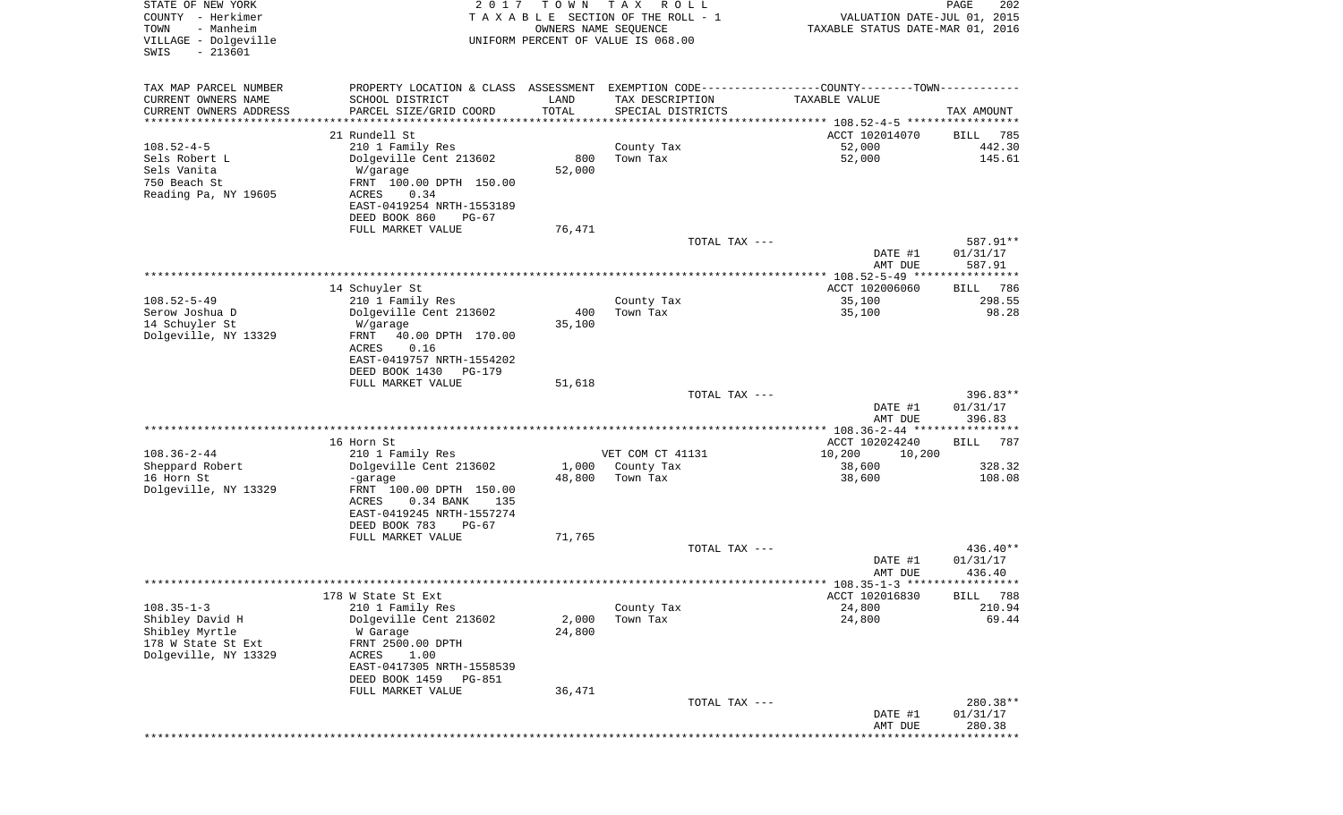STATE OF NEW YORK
COUNTY - Herkimer
TOWN - Manheim
VILLAGE - Dolgeville
SWIS - 213601

2 0 1 7 T O W N T A X R O L L
T A X A B L E SECTION OF THE ROLL - 1
OWNERS NAME SEQUENCE
UNIFORM PERCENT OF VALUE IS 068.00

VALUATION DATE-JUL 01, 2015
TAXABLE STATUS DATE-MAR 01, 2016

| TAX MAP PARCEL NUMBER / CURRENT OWNERS NAME / CURRENT OWNERS ADDRESS | PROPERTY LOCATION & CLASS / SCHOOL DISTRICT / PARCEL SIZE/GRID COORD | ASSESSMENT LAND / TOTAL | EXEMPTION CODE / TAX DESCRIPTION / SPECIAL DISTRICTS | COUNTY / TOWN TAXABLE VALUE | TAX AMOUNT |
|---|---|---|---|---|---|
| **108.52-4-5** | 21 Rundell St | | | ACCT 102014070 | BILL 785 |
| Sels Robert L | 210 1 Family Res | | County Tax | 52,000 | 442.30 |
| Sels Vanita | Dolgeville Cent 213602 | 800 | Town Tax | 52,000 | 145.61 |
| 750 Beach St | W/garage | 52,000 | | | |
| Reading Pa, NY 19605 | FRNT 100.00 DPTH 150.00 | | | | |
| | ACRES 0.34 | | | | |
| | EAST-0419254 NRTH-1553189 | | | | |
| | DEED BOOK 860 PG-67 | | | | |
| | FULL MARKET VALUE | 76,471 | | | |
| | | | TOTAL TAX --- | | 587.91** |
| | | | | DATE #1 | 01/31/17 |
| | | | | AMT DUE | 587.91 |
| **108.52-5-49** | 14 Schuyler St | | | ACCT 102006060 | BILL 786 |
| Serow Joshua D | 210 1 Family Res | | County Tax | 35,100 | 298.55 |
| 14 Schuyler St | Dolgeville Cent 213602 | 400 | Town Tax | 35,100 | 98.28 |
| Dolgeville, NY 13329 | W/garage | 35,100 | | | |
| | FRNT 40.00 DPTH 170.00 | | | | |
| | ACRES 0.16 | | | | |
| | EAST-0419757 NRTH-1554202 | | | | |
| | DEED BOOK 1430 PG-179 | | | | |
| | FULL MARKET VALUE | 51,618 | | | |
| | | | TOTAL TAX --- | | 396.83** |
| | | | | DATE #1 | 01/31/17 |
| | | | | AMT DUE | 396.83 |
| **108.36-2-44** | 16 Horn St | | | ACCT 102024240 | BILL 787 |
| Sheppard Robert | 210 1 Family Res | | VET COM CT 41131 | 10,200 10,200 | |
| 16 Horn St | Dolgeville Cent 213602 | 1,000 | County Tax | 38,600 | 328.32 |
| Dolgeville, NY 13329 | -garage | 48,800 | Town Tax | 38,600 | 108.08 |
| | FRNT 100.00 DPTH 150.00 | | | | |
| | ACRES 0.34 BANK 135 | | | | |
| | EAST-0419245 NRTH-1557274 | | | | |
| | DEED BOOK 783 PG-67 | | | | |
| | FULL MARKET VALUE | 71,765 | | | |
| | | | TOTAL TAX --- | | 436.40** |
| | | | | DATE #1 | 01/31/17 |
| | | | | AMT DUE | 436.40 |
| **108.35-1-3** | 178 W State St Ext | | | ACCT 102016830 | BILL 788 |
| Shibley David H | 210 1 Family Res | | County Tax | 24,800 | 210.94 |
| Shibley Myrtle | Dolgeville Cent 213602 | 2,000 | Town Tax | 24,800 | 69.44 |
| 178 W State St Ext | W Garage | 24,800 | | | |
| Dolgeville, NY 13329 | FRNT 2500.00 DPTH | | | | |
| | ACRES 1.00 | | | | |
| | EAST-0417305 NRTH-1558539 | | | | |
| | DEED BOOK 1459 PG-851 | | | | |
| | FULL MARKET VALUE | 36,471 | | | |
| | | | TOTAL TAX --- | | 280.38** |
| | | | | DATE #1 | 01/31/17 |
| | | | | AMT DUE | 280.38 |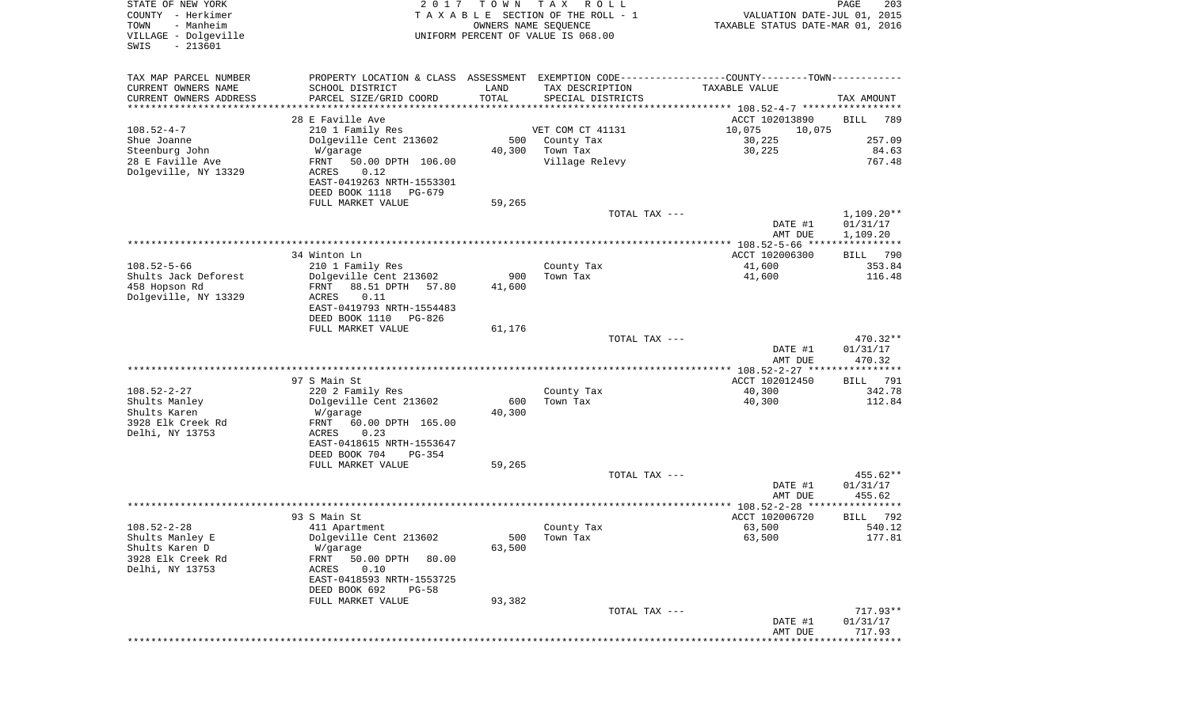STATE OF NEW YORK　　　　　　　　2 0 1 7　T O W N　T A X　R O L L
COUNTY - Herkimer　　　　　　　T A X A B L E SECTION OF THE ROLL - 1　　　VALUATION DATE-JUL 01, 2015
TOWN - Manheim　　　　　　　　　OWNERS NAME SEQUENCE　　　　　　TAXABLE STATUS DATE-MAR 01, 2016
VILLAGE - Dolgeville　　　　　　UNIFORM PERCENT OF VALUE IS 068.00
SWIS - 213601

| TAX MAP PARCEL NUMBER / CURRENT OWNERS NAME / CURRENT OWNERS ADDRESS | PROPERTY LOCATION & CLASS / SCHOOL DISTRICT / PARCEL SIZE/GRID COORD | ASSESSMENT LAND / TOTAL | EXEMPTION CODE / TAX DESCRIPTION / SPECIAL DISTRICTS | COUNTY--------TOWN / TAXABLE VALUE | TAX AMOUNT |
|---|---|---|---|---|---|
| **108.52-4-7** | 28 E Faville Ave | | | ACCT 102013890 | BILL 789 |
| 108.52-4-7 | 210 1 Family Res | | VET COM CT 41131 | 10,075 10,075 | |
| Shue Joanne | Dolgeville Cent 213602 | 500 | County Tax | 30,225 | 257.09 |
| Steenburg John | W/garage | 40,300 | Town Tax | 30,225 | 84.63 |
| 28 E Faville Ave | FRNT 50.00 DPTH 106.00 | | Village Relevy | | 767.48 |
| Dolgeville, NY 13329 | ACRES 0.12 | | | | |
| | EAST-0419263 NRTH-1553301 | | | | |
| | DEED BOOK 1118 PG-679 | | | | |
| | FULL MARKET VALUE | 59,265 | | | |
| | | | TOTAL TAX --- | | 1,109.20** |
| | | | | DATE #1 | 01/31/17 |
| | | | | AMT DUE | 1,109.20 |
| **108.52-5-66** | 34 Winton Ln | | | ACCT 102006300 | BILL 790 |
| 108.52-5-66 | 210 1 Family Res | | County Tax | 41,600 | 353.84 |
| Shults Jack Deforest | Dolgeville Cent 213602 | 900 | Town Tax | 41,600 | 116.48 |
| 458 Hopson Rd | FRNT 38.51 DPTH 57.80 | 41,600 | | | |
| Dolgeville, NY 13329 | ACRES 0.11 | | | | |
| | EAST-0419793 NRTH-1554483 | | | | |
| | DEED BOOK 1110 PG-826 | | | | |
| | FULL MARKET VALUE | 61,176 | | | |
| | | | TOTAL TAX --- | | 470.32** |
| | | | | DATE #1 | 01/31/17 |
| | | | | AMT DUE | 470.32 |
| **108.52-2-27** | 97 S Main St | | | ACCT 102012450 | BILL 791 |
| 108.52-2-27 | 220 2 Family Res | | County Tax | 40,300 | 342.78 |
| Shults Manley | Dolgeville Cent 213602 | 600 | Town Tax | 40,300 | 112.84 |
| Shults Karen | W/garage | 40,300 | | | |
| 3928 Elk Creek Rd | FRNT 60.00 DPTH 165.00 | | | | |
| Delhi, NY 13753 | ACRES 0.23 | | | | |
| | EAST-0418615 NRTH-1553647 | | | | |
| | DEED BOOK 704 PG-354 | | | | |
| | FULL MARKET VALUE | 59,265 | | | |
| | | | TOTAL TAX --- | | 455.62** |
| | | | | DATE #1 | 01/31/17 |
| | | | | AMT DUE | 455.62 |
| **108.52-2-28** | 93 S Main St | | | ACCT 102006720 | BILL 792 |
| 108.52-2-28 | 411 Apartment | | County Tax | 63,500 | 540.12 |
| Shults Manley E | Dolgeville Cent 213602 | 500 | Town Tax | 63,500 | 177.81 |
| Shults Karen D | W/garage | 63,500 | | | |
| 3928 Elk Creek Rd | FRNT 50.00 DPTH 80.00 | | | | |
| Delhi, NY 13753 | ACRES 0.10 | | | | |
| | EAST-0418593 NRTH-1553725 | | | | |
| | DEED BOOK 692 PG-58 | | | | |
| | FULL MARKET VALUE | 93,382 | | | |
| | | | TOTAL TAX --- | | 717.93** |
| | | | | DATE #1 | 01/31/17 |
| | | | | AMT DUE | 717.93 |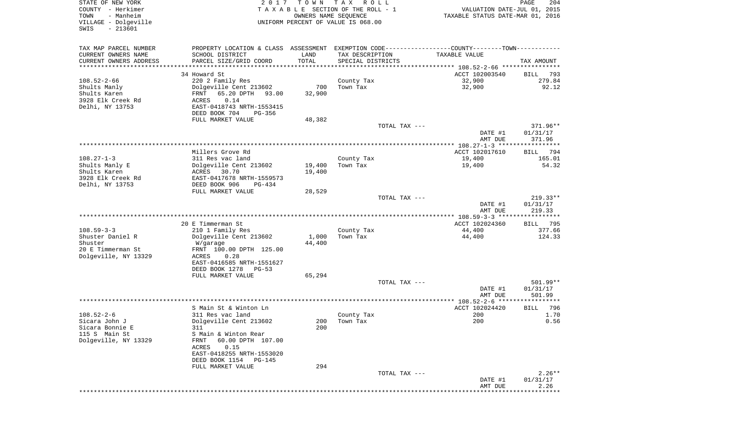STATE OF NEW YORK
COUNTY - Herkimer
TOWN - Manheim
VILLAGE - Dolgeville
SWIS - 213601

2 0 1 7 T O W N T A X R O L L
T A X A B L E SECTION OF THE ROLL - 1
OWNERS NAME SEQUENCE
UNIFORM PERCENT OF VALUE IS 068.00

VALUATION DATE-JUL 01, 2015
TAXABLE STATUS DATE-MAR 01, 2016

| TAX MAP PARCEL NUMBER / CURRENT OWNERS NAME / CURRENT OWNERS ADDRESS | PROPERTY LOCATION & CLASS / SCHOOL DISTRICT / PARCEL SIZE/GRID COORD | ASSESSMENT LAND | TOTAL | EXEMPTION CODE / TAX DESCRIPTION / SPECIAL DISTRICTS | TAXABLE VALUE | TAX AMOUNT |
|---|---|---|---|---|---|---|
| | 34 Howard St | | | | ACCT 102003540 | BILL 793 |
| 108.52-2-66 | 220 2 Family Res | | | County Tax | 32,900 | 279.84 |
| Shults Manly | Dolgeville Cent 213602 | 700 | | Town Tax | 32,900 | 92.12 |
| Shults Karen | FRNT 65.20 DPTH 93.00 | | 32,900 | | | |
| 3928 Elk Creek Rd | ACRES 0.14 | | | | | |
| Delhi, NY 13753 | EAST-0418743 NRTH-1553415 | | | | | |
| | DEED BOOK 704 PG-356 | | | | | |
| | FULL MARKET VALUE | | 48,382 | | | |
| | | | | TOTAL TAX --- | | 371.96** |
| | | | | | DATE #1 | 01/31/17 |
| | | | | | AMT DUE | 371.96 |
| | Millers Grove Rd | | | | ACCT 102017610 | BILL 794 |
| 108.27-1-3 | 311 Res vac land | | | County Tax | 19,400 | 165.01 |
| Shults Manly E | Dolgeville Cent 213602 | 19,400 | | Town Tax | 19,400 | 54.32 |
| Shults Karen | ACRES 30.70 | | 19,400 | | | |
| 3928 Elk Creek Rd | EAST-0417678 NRTH-1559573 | | | | | |
| Delhi, NY 13753 | DEED BOOK 906 PG-434 | | | | | |
| | FULL MARKET VALUE | | 28,529 | | | |
| | | | | TOTAL TAX --- | | 219.33** |
| | | | | | DATE #1 | 01/31/17 |
| | | | | | AMT DUE | 219.33 |
| | 20 E Timmerman St | | | | ACCT 102024360 | BILL 795 |
| 108.59-3-3 | 210 1 Family Res | | | County Tax | 44,400 | 377.66 |
| Shuster Daniel R | Dolgeville Cent 213602 | 1,000 | | Town Tax | 44,400 | 124.33 |
| Shuster | W/garage | | 44,400 | | | |
| 20 E Timmerman St | FRNT 100.00 DPTH 125.00 | | | | | |
| Dolgeville, NY 13329 | ACRES 0.28 | | | | | |
| | EAST-0416585 NRTH-1551627 | | | | | |
| | DEED BOOK 1278 PG-53 | | | | | |
| | FULL MARKET VALUE | | 65,294 | | | |
| | | | | TOTAL TAX --- | | 501.99** |
| | | | | | DATE #1 | 01/31/17 |
| | | | | | AMT DUE | 501.99 |
| | S Main St & Winton Ln | | | | ACCT 102024420 | BILL 796 |
| 108.52-2-6 | 311 Res vac land | | | County Tax | 200 | 1.70 |
| Sicara John J | Dolgeville Cent 213602 | 200 | | Town Tax | 200 | 0.56 |
| Sicara Bonnie E | 311 | | 200 | | | |
| 115 S Main St | S Main & Winton Rear | | | | | |
| Dolgeville, NY 13329 | FRNT 60.00 DPTH 107.00 | | | | | |
| | ACRES 0.15 | | | | | |
| | EAST-0418255 NRTH-1553020 | | | | | |
| | DEED BOOK 1154 PG-145 | | | | | |
| | FULL MARKET VALUE | | 294 | | | |
| | | | | TOTAL TAX --- | | 2.26** |
| | | | | | DATE #1 | 01/31/17 |
| | | | | | AMT DUE | 2.26 |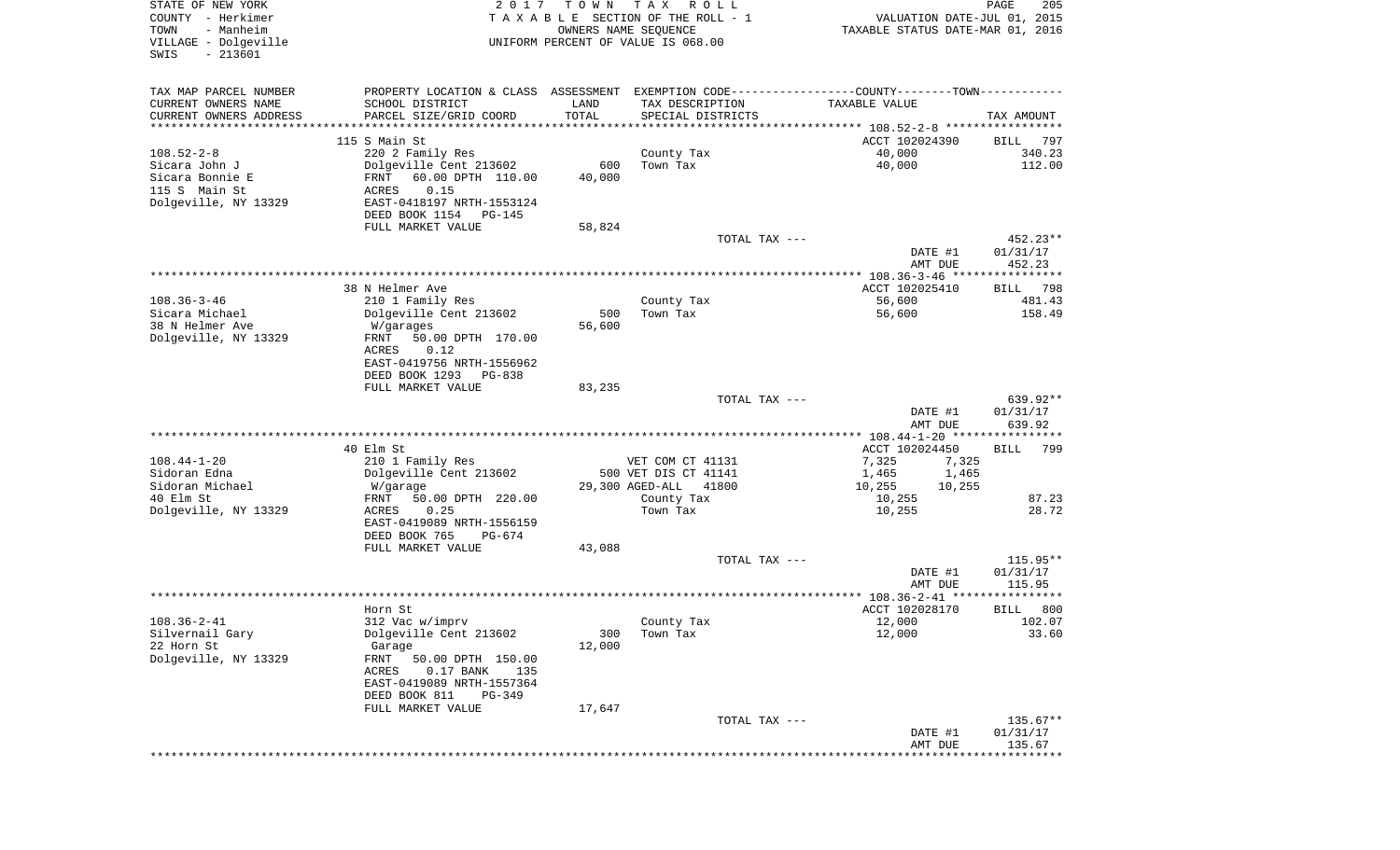STATE OF NEW YORK
COUNTY - Herkimer
TOWN - Manheim
VILLAGE - Dolgeville
SWIS - 213601

2 0 1 7 T O W N T A X R O L L
T A X A B L E SECTION OF THE ROLL - 1
OWNERS NAME SEQUENCE
UNIFORM PERCENT OF VALUE IS 068.00

VALUATION DATE-JUL 01, 2015
TAXABLE STATUS DATE-MAR 01, 2016

| TAX MAP PARCEL NUMBER<br>CURRENT OWNERS NAME<br>CURRENT OWNERS ADDRESS | PROPERTY LOCATION & CLASS<br>SCHOOL DISTRICT<br>PARCEL SIZE/GRID COORD | ASSESSMENT<br>LAND<br>TOTAL | EXEMPTION CODE<br>TAX DESCRIPTION<br>SPECIAL DISTRICTS | COUNTY--------TOWN<br>TAXABLE VALUE | TAX AMOUNT |
|---|---|---|---|---|---|
| | 115 S Main St | | | ACCT 102024390 | BILL 797 |
| 108.52-2-8 | 220 2 Family Res | | County Tax | 40,000 | 340.23 |
| Sicara John J | Dolgeville Cent 213602 | 600 | Town Tax | 40,000 | 112.00 |
| Sicara Bonnie E | FRNT 60.00 DPTH 110.00 | 40,000 | | | |
| 115 S Main St | ACRES 0.15 | | | | |
| Dolgeville, NY 13329 | EAST-0418197 NRTH-1553124 | | | | |
| | DEED BOOK 1154 PG-145 | | | | |
| | FULL MARKET VALUE | 58,824 | | | |
| | | | TOTAL TAX --- | | 452.23** |
| | | | | DATE #1 | 01/31/17 |
| | | | | AMT DUE | 452.23 |
| | 38 N Helmer Ave | | | ACCT 102025410 | BILL 798 |
| 108.36-3-46 | 210 1 Family Res | | County Tax | 56,600 | 481.43 |
| Sicara Michael | Dolgeville Cent 213602 | 500 | Town Tax | 56,600 | 158.49 |
| 38 N Helmer Ave | W/garages | 56,600 | | | |
| Dolgeville, NY 13329 | FRNT 50.00 DPTH 170.00 | | | | |
| | ACRES 0.12 | | | | |
| | EAST-0419756 NRTH-1556962 | | | | |
| | DEED BOOK 1293 PG-838 | | | | |
| | FULL MARKET VALUE | 83,235 | | | |
| | | | TOTAL TAX --- | | 639.92** |
| | | | | DATE #1 | 01/31/17 |
| | | | | AMT DUE | 639.92 |
| | 40 Elm St | | | ACCT 102024450 | BILL 799 |
| 108.44-1-20 | 210 1 Family Res | | VET COM CT 41131 | 7,325 7,325 | |
| Sidoran Edna | Dolgeville Cent 213602 | 500 | VET DIS CT 41141 | 1,465 1,465 | |
| Sidoran Michael | W/garage | 29,300 | AGED-ALL 41800 | 10,255 10,255 | |
| 40 Elm St | FRNT 50.00 DPTH 220.00 | | County Tax | 10,255 | 87.23 |
| Dolgeville, NY 13329 | ACRES 0.25 | | Town Tax | 10,255 | 28.72 |
| | EAST-0419089 NRTH-1556159 | | | | |
| | DEED BOOK 765 PG-674 | | | | |
| | FULL MARKET VALUE | 43,088 | | | |
| | | | TOTAL TAX --- | | 115.95** |
| | | | | DATE #1 | 01/31/17 |
| | | | | AMT DUE | 115.95 |
| | Horn St | | | ACCT 102028170 | BILL 800 |
| 108.36-2-41 | 312 Vac w/imprv | | County Tax | 12,000 | 102.07 |
| Silvernail Gary | Dolgeville Cent 213602 | 300 | Town Tax | 12,000 | 33.60 |
| 22 Horn St | Garage | 12,000 | | | |
| Dolgeville, NY 13329 | FRNT 50.00 DPTH 150.00 | | | | |
| | ACRES 0.17 BANK 135 | | | | |
| | EAST-0419089 NRTH-1557364 | | | | |
| | DEED BOOK 811 PG-349 | | | | |
| | FULL MARKET VALUE | 17,647 | | | |
| | | | TOTAL TAX --- | | 135.67** |
| | | | | DATE #1 | 01/31/17 |
| | | | | AMT DUE | 135.67 |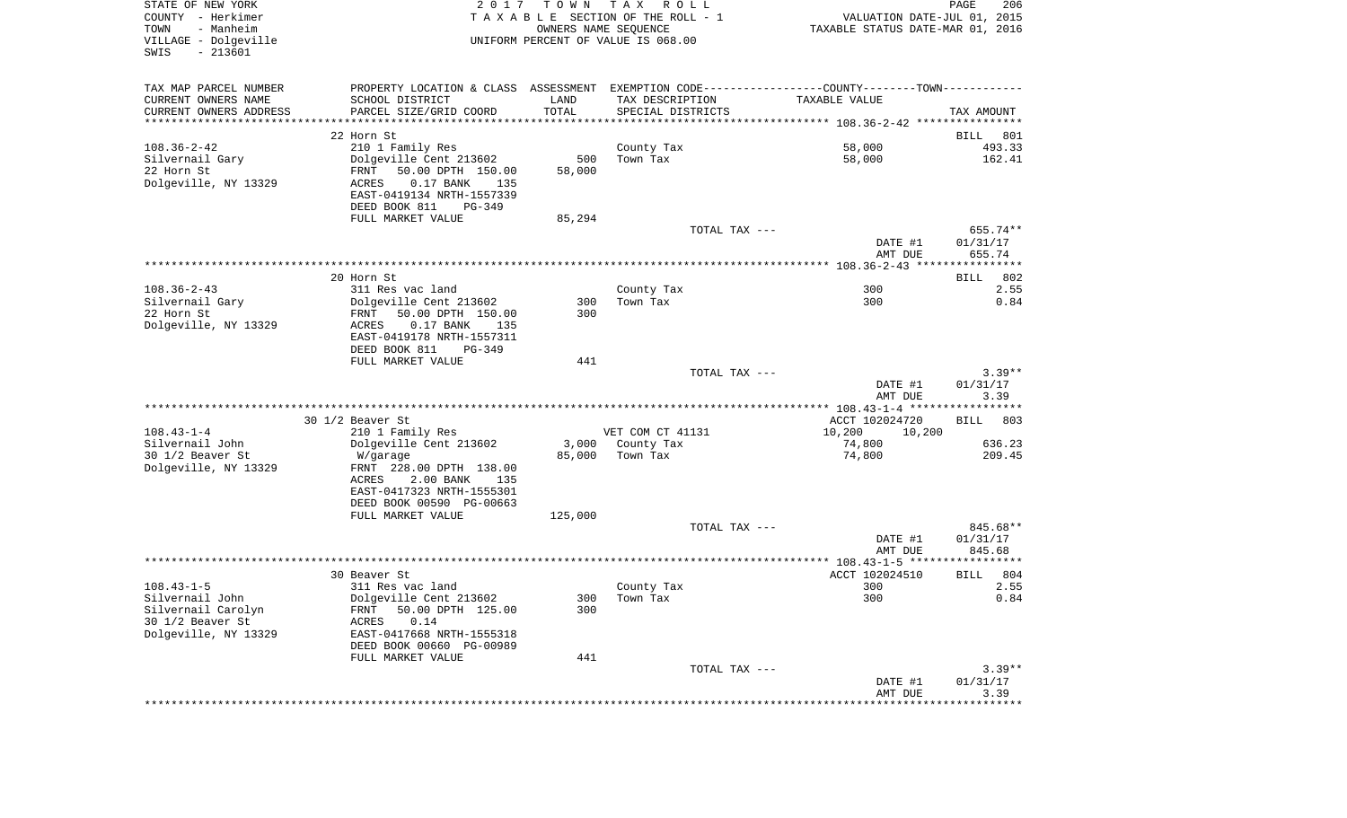STATE OF NEW YORK
COUNTY - Herkimer
TOWN - Manheim
VILLAGE - Dolgeville
SWIS - 213601

2 0 1 7 T O W N T A X R O L L
T A X A B L E SECTION OF THE ROLL - 1
OWNERS NAME SEQUENCE
UNIFORM PERCENT OF VALUE IS 068.00

VALUATION DATE-JUL 01, 2015
TAXABLE STATUS DATE-MAR 01, 2016

| TAX MAP PARCEL NUMBER<br>CURRENT OWNERS NAME<br>CURRENT OWNERS ADDRESS | PROPERTY LOCATION & CLASS<br>SCHOOL DISTRICT<br>PARCEL SIZE/GRID COORD | ASSESSMENT<br>LAND<br>TOTAL | EXEMPTION CODE<br>TAX DESCRIPTION<br>SPECIAL DISTRICTS | COUNTY--------TOWN<br>TAXABLE VALUE | TAX AMOUNT |
|---|---|---|---|---|---|
| **108.36-2-42** | 22 Horn St | | | | BILL 801 |
| 108.36-2-42 | 210 1 Family Res | | County Tax | 58,000 | 493.33 |
| Silvernail Gary | Dolgeville Cent 213602 | 500 | Town Tax | 58,000 | 162.41 |
| 22 Horn St | FRNT 50.00 DPTH 150.00 | 58,000 | | | |
| Dolgeville, NY 13329 | ACRES 0.17 BANK 135 | | | | |
| | EAST-0419134 NRTH-1557339 | | | | |
| | DEED BOOK 811 PG-349 | | | | |
| | FULL MARKET VALUE | 85,294 | | | |
| | | | TOTAL TAX --- | | 655.74** |
| | | | | DATE #1 | 01/31/17 |
| | | | | AMT DUE | 655.74 |
| **108.36-2-43** | 20 Horn St | | | | BILL 802 |
| 108.36-2-43 | 311 Res vac land | | County Tax | 300 | 2.55 |
| Silvernail Gary | Dolgeville Cent 213602 | 300 | Town Tax | 300 | 0.84 |
| 22 Horn St | FRNT 50.00 DPTH 150.00 | 300 | | | |
| Dolgeville, NY 13329 | ACRES 0.17 BANK 135 | | | | |
| | EAST-0419178 NRTH-1557311 | | | | |
| | DEED BOOK 811 PG-349 | | | | |
| | FULL MARKET VALUE | 441 | | | |
| | | | TOTAL TAX --- | | 3.39** |
| | | | | DATE #1 | 01/31/17 |
| | | | | AMT DUE | 3.39 |
| **108.43-1-4** | 30 1/2 Beaver St | | | ACCT 102024720 | BILL 803 |
| 108.43-1-4 | 210 1 Family Res | | VET COM CT 41131 | 10,200 10,200 | |
| Silvernail John | Dolgeville Cent 213602 | 3,000 | County Tax | 74,800 | 636.23 |
| 30 1/2 Beaver St | W/garage | 85,000 | Town Tax | 74,800 | 209.45 |
| Dolgeville, NY 13329 | FRNT 228.00 DPTH 138.00 | | | | |
| | ACRES 2.00 BANK 135 | | | | |
| | EAST-0417323 NRTH-1555301 | | | | |
| | DEED BOOK 00590 PG-00663 | | | | |
| | FULL MARKET VALUE | 125,000 | | | |
| | | | TOTAL TAX --- | | 845.68** |
| | | | | DATE #1 | 01/31/17 |
| | | | | AMT DUE | 845.68 |
| **108.43-1-5** | 30 Beaver St | | | ACCT 102024510 | BILL 804 |
| 108.43-1-5 | 311 Res vac land | | County Tax | 300 | 2.55 |
| Silvernail John | Dolgeville Cent 213602 | 300 | Town Tax | 300 | 0.84 |
| Silvernail Carolyn | FRNT 50.00 DPTH 125.00 | 300 | | | |
| 30 1/2 Beaver St | ACRES 0.14 | | | | |
| Dolgeville, NY 13329 | EAST-0417668 NRTH-1555318 | | | | |
| | DEED BOOK 00660 PG-00989 | | | | |
| | FULL MARKET VALUE | 441 | | | |
| | | | TOTAL TAX --- | | 3.39** |
| | | | | DATE #1 | 01/31/17 |
| | | | | AMT DUE | 3.39 |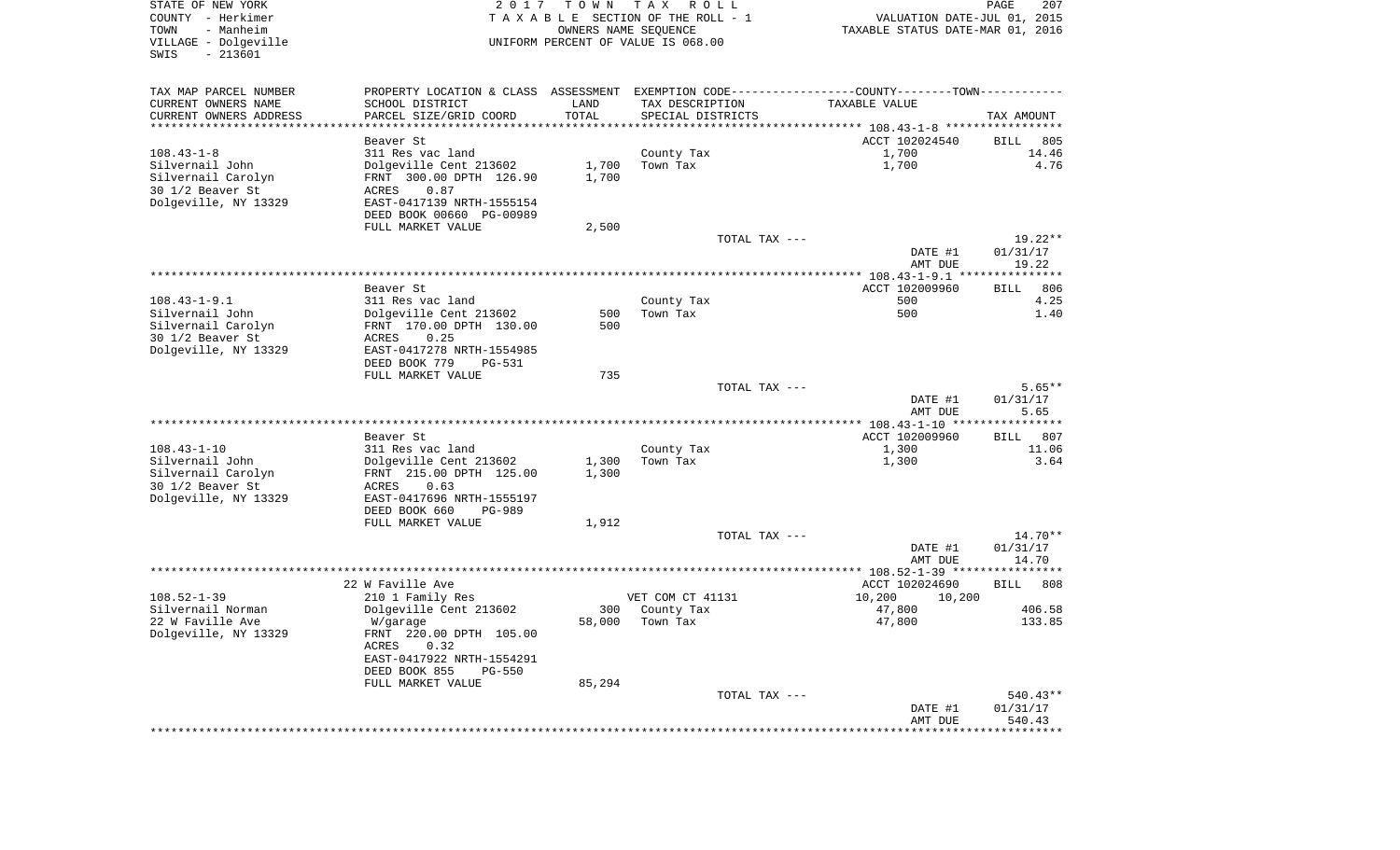STATE OF NEW YORK
COUNTY - Herkimer
TOWN - Manheim
VILLAGE - Dolgeville
SWIS - 213601

2 0 1 7 T O W N T A X R O L L
T A X A B L E SECTION OF THE ROLL - 1
OWNERS NAME SEQUENCE
UNIFORM PERCENT OF VALUE IS 068.00

VALUATION DATE-JUL 01, 2015
TAXABLE STATUS DATE-MAR 01, 2016

| TAX MAP PARCEL NUMBER / CURRENT OWNERS NAME / CURRENT OWNERS ADDRESS | PROPERTY LOCATION & CLASS / SCHOOL DISTRICT / PARCEL SIZE/GRID COORD | ASSESSMENT LAND / TOTAL | EXEMPTION CODE / TAX DESCRIPTION / SPECIAL DISTRICTS | COUNTY--------TOWN / TAXABLE VALUE | TAX AMOUNT |
|---|---|---|---|---|---|
| 108.43-1-8 | Beaver St | | | ACCT 102024540 | BILL 805 |
| Silvernail John | 311 Res vac land | | County Tax | 1,700 | 14.46 |
| Silvernail Carolyn | Dolgeville Cent 213602 | 1,700 | Town Tax | 1,700 | 4.76 |
| 30 1/2 Beaver St | FRNT 300.00 DPTH 126.90 | 1,700 | | | |
| Dolgeville, NY 13329 | ACRES 0.87 | | | | |
| | EAST-0417139 NRTH-1555154 | | | | |
| | DEED BOOK 00660 PG-00989 | | | | |
| | FULL MARKET VALUE | 2,500 | | | |
| | | | TOTAL TAX --- | | 19.22** |
| | | | | DATE #1 | 01/31/17 |
| | | | | AMT DUE | 19.22 |
| 108.43-1-9.1 | Beaver St | | | ACCT 102009960 | BILL 806 |
| Silvernail John | 311 Res vac land | | County Tax | 500 | 4.25 |
| Silvernail Carolyn | Dolgeville Cent 213602 | 500 | Town Tax | 500 | 1.40 |
| 30 1/2 Beaver St | FRNT 170.00 DPTH 130.00 | 500 | | | |
| Dolgeville, NY 13329 | ACRES 0.25 | | | | |
| | EAST-0417278 NRTH-1554985 | | | | |
| | DEED BOOK 779 PG-531 | | | | |
| | FULL MARKET VALUE | 735 | | | |
| | | | TOTAL TAX --- | | 5.65** |
| | | | | DATE #1 | 01/31/17 |
| | | | | AMT DUE | 5.65 |
| 108.43-1-10 | Beaver St | | | ACCT 102009960 | BILL 807 |
| Silvernail John | 311 Res vac land | | County Tax | 1,300 | 11.06 |
| Silvernail Carolyn | Dolgeville Cent 213602 | 1,300 | Town Tax | 1,300 | 3.64 |
| 30 1/2 Beaver St | FRNT 215.00 DPTH 125.00 | 1,300 | | | |
| Dolgeville, NY 13329 | ACRES 0.63 | | | | |
| | EAST-0417696 NRTH-1555197 | | | | |
| | DEED BOOK 660 PG-989 | | | | |
| | FULL MARKET VALUE | 1,912 | | | |
| | | | TOTAL TAX --- | | 14.70** |
| | | | | DATE #1 | 01/31/17 |
| | | | | AMT DUE | 14.70 |
| 108.52-1-39 | 22 W Faville Ave | | | ACCT 102024690 | BILL 808 |
| Silvernail Norman | 210 1 Family Res | | VET COM CT 41131 | 10,200 10,200 | |
| 22 W Faville Ave | Dolgeville Cent 213602 | 300 | County Tax | 47,800 | 406.58 |
| Dolgeville, NY 13329 | W/garage | 58,000 | Town Tax | 47,800 | 133.85 |
| | FRNT 220.00 DPTH 105.00 | | | | |
| | ACRES 0.32 | | | | |
| | EAST-0417922 NRTH-1554291 | | | | |
| | DEED BOOK 855 PG-550 | | | | |
| | FULL MARKET VALUE | 85,294 | | | |
| | | | TOTAL TAX --- | | 540.43** |
| | | | | DATE #1 | 01/31/17 |
| | | | | AMT DUE | 540.43 |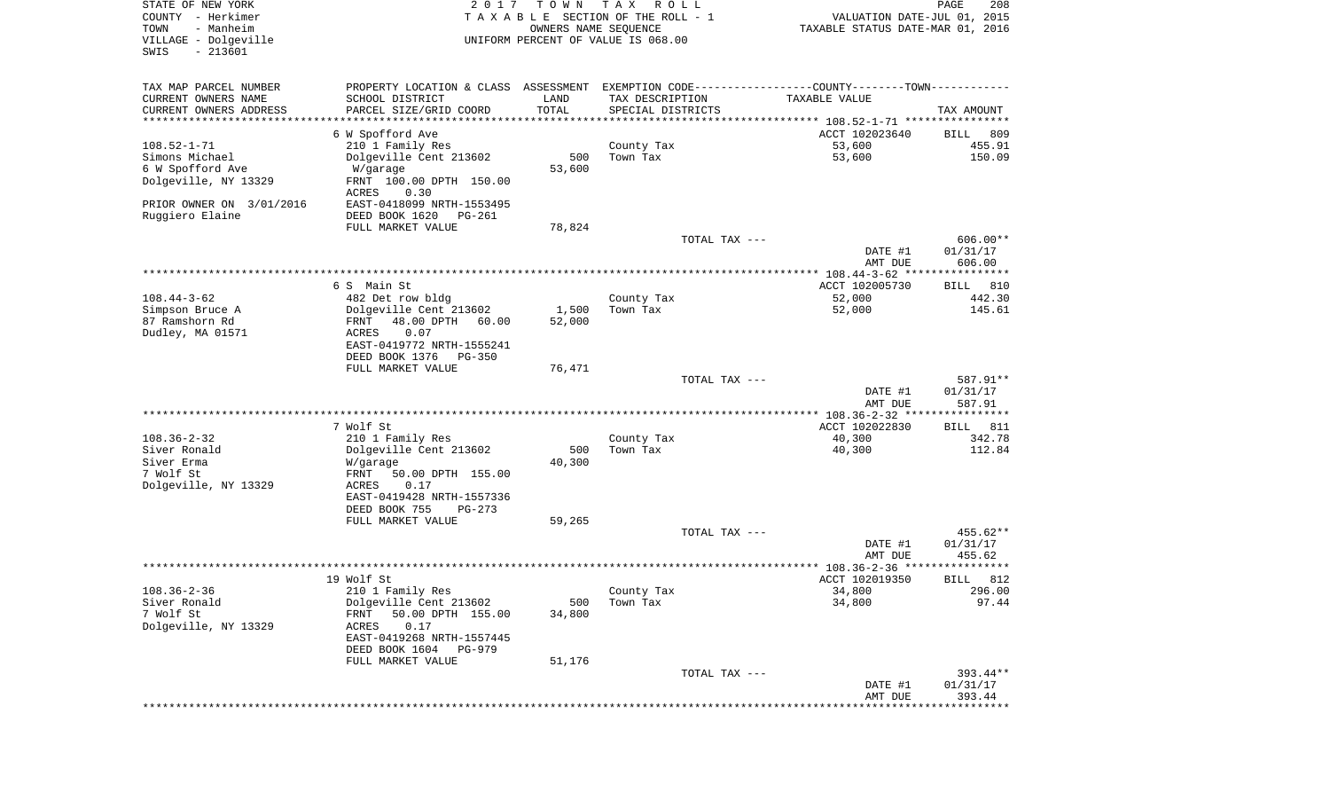STATE OF NEW YORK
COUNTY - Herkimer
TOWN - Manheim
VILLAGE - Dolgeville
SWIS - 213601

2017 TOWN TAX ROLL
TAXABLE SECTION OF THE ROLL - 1
OWNERS NAME SEQUENCE
UNIFORM PERCENT OF VALUE IS 068.00

VALUATION DATE-JUL 01, 2015
TAXABLE STATUS DATE-MAR 01, 2016

| TAX MAP PARCEL NUMBER / CURRENT OWNERS NAME / CURRENT OWNERS ADDRESS | PROPERTY LOCATION & CLASS / SCHOOL DISTRICT / PARCEL SIZE/GRID COORD | ASSESSMENT LAND / TOTAL | EXEMPTION CODE / TAX DESCRIPTION / SPECIAL DISTRICTS | COUNTY--------TOWN / TAXABLE VALUE | TAX AMOUNT |
|---|---|---|---|---|---|
| | 6 W Spofford Ave | | | ACCT 102023640 | BILL 809 |
| 108.52-1-71 | 210 1 Family Res | | County Tax | 53,600 | 455.91 |
| Simons Michael | Dolgeville Cent 213602 | 500 | Town Tax | 53,600 | 150.09 |
| 6 W Spofford Ave | W/garage | 53,600 | | | |
| Dolgeville, NY 13329 | FRNT 100.00 DPTH 150.00 | | | | |
| | ACRES 0.30 | | | | |
| PRIOR OWNER ON 3/01/2016 | EAST-0418099 NRTH-1553495 | | | | |
| Ruggiero Elaine | DEED BOOK 1620 PG-261 | | | | |
| | FULL MARKET VALUE | 78,824 | | | |
| | | | TOTAL TAX --- | | 606.00** |
| | | | | DATE #1 | 01/31/17 |
| | | | | AMT DUE | 606.00 |
| | 6 S Main St | | | ACCT 102005730 | BILL 810 |
| 108.44-3-62 | 482 Det row bldg | | County Tax | 52,000 | 442.30 |
| Simpson Bruce A | Dolgeville Cent 213602 | 1,500 | Town Tax | 52,000 | 145.61 |
| 87 Ramshorn Rd | FRNT 48.00 DPTH 60.00 | 52,000 | | | |
| Dudley, MA 01571 | ACRES 0.07 | | | | |
| | EAST-0419772 NRTH-1555241 | | | | |
| | DEED BOOK 1376 PG-350 | | | | |
| | FULL MARKET VALUE | 76,471 | | | |
| | | | TOTAL TAX --- | | 587.91** |
| | | | | DATE #1 | 01/31/17 |
| | | | | AMT DUE | 587.91 |
| | 7 Wolf St | | | ACCT 102022830 | BILL 811 |
| 108.36-2-32 | 210 1 Family Res | | County Tax | 40,300 | 342.78 |
| Siver Ronald | Dolgeville Cent 213602 | 500 | Town Tax | 40,300 | 112.84 |
| Siver Erma | W/garage | 40,300 | | | |
| 7 Wolf St | FRNT 50.00 DPTH 155.00 | | | | |
| Dolgeville, NY 13329 | ACRES 0.17 | | | | |
| | EAST-0419428 NRTH-1557336 | | | | |
| | DEED BOOK 755 PG-273 | | | | |
| | FULL MARKET VALUE | 59,265 | | | |
| | | | TOTAL TAX --- | | 455.62** |
| | | | | DATE #1 | 01/31/17 |
| | | | | AMT DUE | 455.62 |
| | 19 Wolf St | | | ACCT 102019350 | BILL 812 |
| 108.36-2-36 | 210 1 Family Res | | County Tax | 34,800 | 296.00 |
| Siver Ronald | Dolgeville Cent 213602 | 500 | Town Tax | 34,800 | 97.44 |
| 7 Wolf St | FRNT 50.00 DPTH 155.00 | 34,800 | | | |
| Dolgeville, NY 13329 | ACRES 0.17 | | | | |
| | EAST-0419268 NRTH-1557445 | | | | |
| | DEED BOOK 1604 PG-979 | | | | |
| | FULL MARKET VALUE | 51,176 | | | |
| | | | TOTAL TAX --- | | 393.44** |
| | | | | DATE #1 | 01/31/17 |
| | | | | AMT DUE | 393.44 |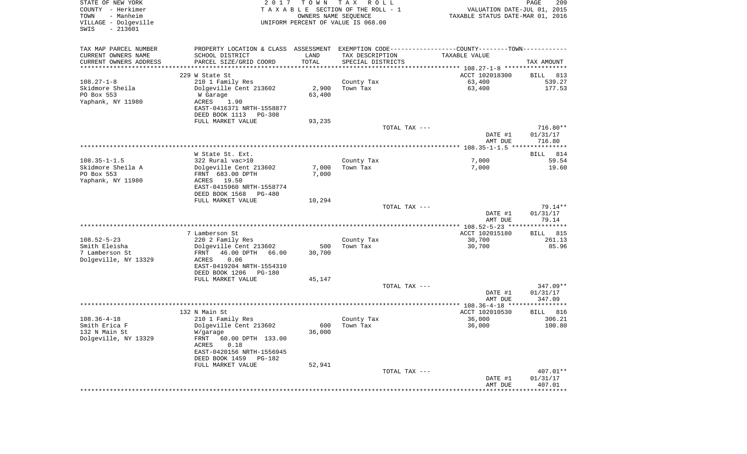STATE OF NEW YORK
COUNTY - Herkimer
TOWN - Manheim
VILLAGE - Dolgeville
SWIS - 213601

2 0 1 7 T O W N T A X R O L L
T A X A B L E SECTION OF THE ROLL - 1
OWNERS NAME SEQUENCE
UNIFORM PERCENT OF VALUE IS 068.00

VALUATION DATE-JUL 01, 2015
TAXABLE STATUS DATE-MAR 01, 2016

| TAX MAP PARCEL NUMBER / CURRENT OWNERS NAME / CURRENT OWNERS ADDRESS | PROPERTY LOCATION & CLASS / SCHOOL DISTRICT / PARCEL SIZE/GRID COORD | ASSESSMENT LAND / TOTAL | EXEMPTION CODE / TAX DESCRIPTION / SPECIAL DISTRICTS | COUNTY--------TOWN / TAXABLE VALUE | TAX AMOUNT |
|---|---|---|---|---|---|
| | 229 W State St | | | ACCT 102018300 | BILL 813 |
| 108.27-1-8 | 210 1 Family Res | | County Tax | 63,400 | 539.27 |
| Skidmore Sheila | Dolgeville Cent 213602 | 2,900 | Town Tax | 63,400 | 177.53 |
| PO Box 553 | W Garage | 63,400 | | | |
| Yaphank, NY 11980 | ACRES 1.90 | | | | |
| | EAST-0416371 NRTH-1558877 | | | | |
| | DEED BOOK 1113 PG-308 | | | | |
| | FULL MARKET VALUE | 93,235 | | | |
| | | | TOTAL TAX --- | | 716.80** |
| | | | | DATE #1 | 01/31/17 |
| | | | | AMT DUE | 716.80 |
| | W State St. Ext. | | | | BILL 814 |
| 108.35-1-1.5 | 322 Rural vac>10 | | County Tax | 7,000 | 59.54 |
| Skidmore Sheila A | Dolgeville Cent 213602 | 7,000 | Town Tax | 7,000 | 19.60 |
| PO Box 553 | FRNT 683.00 DPTH | 7,000 | | | |
| Yaphank, NY 11980 | ACRES 19.50 | | | | |
| | EAST-0415960 NRTH-1558774 | | | | |
| | DEED BOOK 1568 PG-480 | | | | |
| | FULL MARKET VALUE | 10,294 | | | |
| | | | TOTAL TAX --- | | 79.14** |
| | | | | DATE #1 | 01/31/17 |
| | | | | AMT DUE | 79.14 |
| | 7 Lamberson St | | | ACCT 102015180 | BILL 815 |
| 108.52-5-23 | 220 2 Family Res | | County Tax | 30,700 | 261.13 |
| Smith Eleisha | Dolgeville Cent 213602 | 500 | Town Tax | 30,700 | 85.96 |
| 7 Lamberson St | FRNT 46.00 DPTH 66.00 | 30,700 | | | |
| Dolgeville, NY 13329 | ACRES 0.06 | | | | |
| | EAST-0419204 NRTH-1554310 | | | | |
| | DEED BOOK 1206 PG-180 | | | | |
| | FULL MARKET VALUE | 45,147 | | | |
| | | | TOTAL TAX --- | | 347.09** |
| | | | | DATE #1 | 01/31/17 |
| | | | | AMT DUE | 347.09 |
| | 132 N Main St | | | ACCT 102010530 | BILL 816 |
| 108.36-4-18 | 210 1 Family Res | | County Tax | 36,000 | 306.21 |
| Smith Erica F | Dolgeville Cent 213602 | 600 | Town Tax | 36,000 | 100.80 |
| 132 N Main St | W/garage | 36,000 | | | |
| Dolgeville, NY 13329 | FRNT 60.00 DPTH 133.00 | | | | |
| | ACRES 0.18 | | | | |
| | EAST-0420156 NRTH-1556945 | | | | |
| | DEED BOOK 1459 PG-182 | | | | |
| | FULL MARKET VALUE | 52,941 | | | |
| | | | TOTAL TAX --- | | 407.01** |
| | | | | DATE #1 | 01/31/17 |
| | | | | AMT DUE | 407.01 |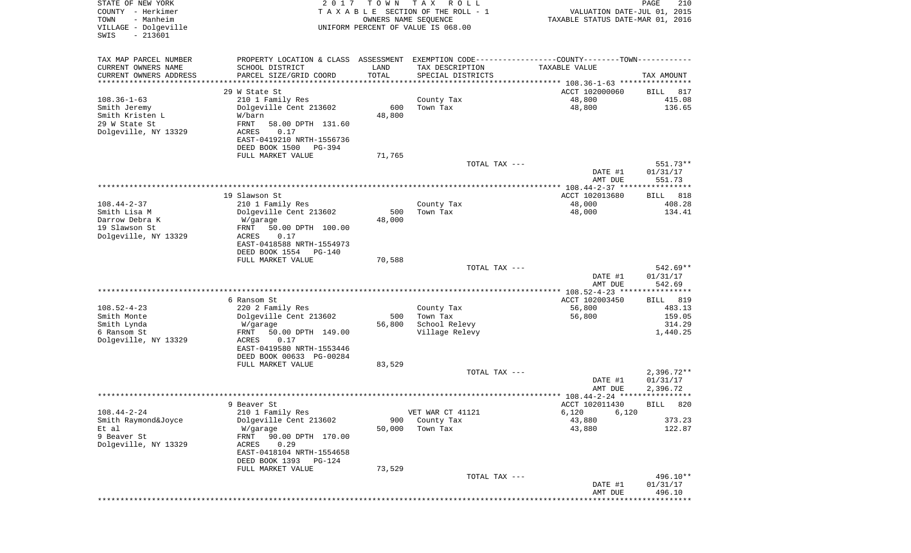STATE OF NEW YORK
COUNTY - Herkimer
TOWN - Manheim
VILLAGE - Dolgeville
SWIS - 213601

2017 TOWN TAX ROLL
TAXABLE SECTION OF THE ROLL - 1
OWNERS NAME SEQUENCE
UNIFORM PERCENT OF VALUE IS 068.00

VALUATION DATE-JUL 01, 2015
TAXABLE STATUS DATE-MAR 01, 2016

| TAX MAP PARCEL NUMBER<br>CURRENT OWNERS NAME<br>CURRENT OWNERS ADDRESS | PROPERTY LOCATION & CLASS<br>SCHOOL DISTRICT<br>PARCEL SIZE/GRID COORD | ASSESSMENT LAND<br>TOTAL | EXEMPTION CODE<br>TAX DESCRIPTION<br>SPECIAL DISTRICTS | COUNTY--------TOWN<br>TAXABLE VALUE | TAX AMOUNT |
|---|---|---|---|---|---|
| | 29 W State St | | | ACCT 102000060 | BILL 817 |
| 108.36-1-63 | 210 1 Family Res | | County Tax | 48,800 | 415.08 |
| Smith Jeremy | Dolgeville Cent 213602 | 600 | Town Tax | 48,800 | 136.65 |
| Smith Kristen L | W/barn | 48,800 | | | |
| 29 W State St | FRNT 58.00 DPTH 131.60 | | | | |
| Dolgeville, NY 13329 | ACRES 0.17 | | | | |
| | EAST-0419210 NRTH-1556736 | | | | |
| | DEED BOOK 1500 PG-394 | | | | |
| | FULL MARKET VALUE | 71,765 | | | |
| | | | TOTAL TAX --- | | 551.73** |
| | | | | DATE #1 | 01/31/17 |
| | | | | AMT DUE | 551.73 |
| | 19 Slawson St | | | ACCT 102013680 | BILL 818 |
| 108.44-2-37 | 210 1 Family Res | | County Tax | 48,000 | 408.28 |
| Smith Lisa M | Dolgeville Cent 213602 | 500 | Town Tax | 48,000 | 134.41 |
| Darrow Debra K | W/garage | 48,000 | | | |
| 19 Slawson St | FRNT 50.00 DPTH 100.00 | | | | |
| Dolgeville, NY 13329 | ACRES 0.17 | | | | |
| | EAST-0418588 NRTH-1554973 | | | | |
| | DEED BOOK 1554 PG-140 | | | | |
| | FULL MARKET VALUE | 70,588 | | | |
| | | | TOTAL TAX --- | | 542.69** |
| | | | | DATE #1 | 01/31/17 |
| | | | | AMT DUE | 542.69 |
| | 6 Ransom St | | | ACCT 102003450 | BILL 819 |
| 108.52-4-23 | 220 2 Family Res | | County Tax | 56,800 | 483.13 |
| Smith Monte | Dolgeville Cent 213602 | 500 | Town Tax | 56,800 | 159.05 |
| Smith Lynda | W/garage | 56,800 | School Relevy | | 314.29 |
| 6 Ransom St | FRNT 50.00 DPTH 149.00 | | Village Relevy | | 1,440.25 |
| Dolgeville, NY 13329 | ACRES 0.17 | | | | |
| | EAST-0419580 NRTH-1553446 | | | | |
| | DEED BOOK 00633 PG-00284 | | | | |
| | FULL MARKET VALUE | 83,529 | | | |
| | | | TOTAL TAX --- | | 2,396.72** |
| | | | | DATE #1 | 01/31/17 |
| | | | | AMT DUE | 2,396.72 |
| | 9 Beaver St | | | ACCT 102011430 | BILL 820 |
| 108.44-2-24 | 210 1 Family Res | | VET WAR CT 41121 | 6,120 6,120 | |
| Smith Raymond&Joyce | Dolgeville Cent 213602 | 900 | County Tax | 43,880 | 373.23 |
| Et al | W/garage | 50,000 | Town Tax | 43,880 | 122.87 |
| 9 Beaver St | FRNT 90.00 DPTH 170.00 | | | | |
| Dolgeville, NY 13329 | ACRES 0.29 | | | | |
| | EAST-0418104 NRTH-1554658 | | | | |
| | DEED BOOK 1393 PG-124 | | | | |
| | FULL MARKET VALUE | 73,529 | | | |
| | | | TOTAL TAX --- | | 496.10** |
| | | | | DATE #1 | 01/31/17 |
| | | | | AMT DUE | 496.10 |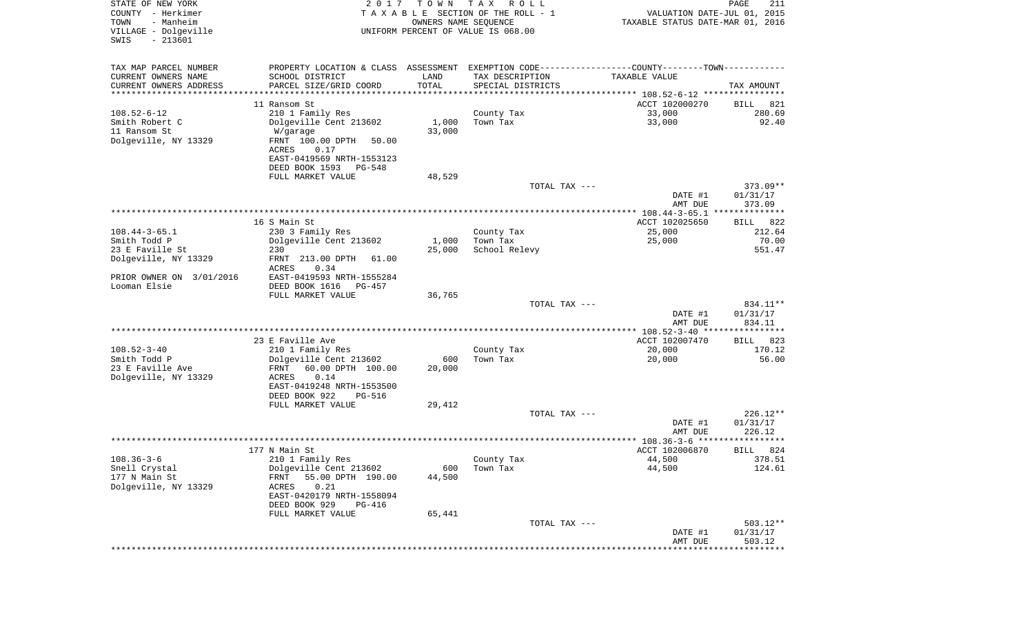STATE OF NEW YORK | COUNTY - Herkimer | TOWN - Manheim | VILLAGE - Dolgeville | SWIS - 213601

2 0 1 7 T O W N T A X R O L L
T A X A B L E SECTION OF THE ROLL - 1
OWNERS NAME SEQUENCE
UNIFORM PERCENT OF VALUE IS 068.00

VALUATION DATE-JUL 01, 2015
TAXABLE STATUS DATE-MAR 01, 2016

| TAX MAP PARCEL NUMBER / CURRENT OWNERS NAME / CURRENT OWNERS ADDRESS | PROPERTY LOCATION & CLASS / SCHOOL DISTRICT / PARCEL SIZE/GRID COORD | ASSESSMENT LAND / TOTAL | EXEMPTION CODE / TAX DESCRIPTION / SPECIAL DISTRICTS | COUNTY--------TOWN / TAXABLE VALUE | TAX AMOUNT |
|---|---|---|---|---|---|
| 108.52-6-12 | 11 Ransom St | | | ACCT 102000270 | BILL 821 |
| Smith Robert C | 210 1 Family Res | | County Tax | 33,000 | 280.69 |
| 11 Ransom St | Dolgeville Cent 213602 | 1,000 | Town Tax | 33,000 | 92.40 |
| Dolgeville, NY 13329 | W/garage | 33,000 | | | |
| | FRNT 100.00 DPTH 50.00 | | | | |
| | ACRES 0.17 | | | | |
| | EAST-0419569 NRTH-1553123 | | | | |
| | DEED BOOK 1593 PG-548 | | | | |
| | FULL MARKET VALUE | 48,529 | | | |
| | | | TOTAL TAX --- | | 373.09** |
| | | | | DATE #1 | 01/31/17 |
| | | | | AMT DUE | 373.09 |
| 108.44-3-65.1 | 16 S Main St | | | ACCT 102025650 | BILL 822 |
| Smith Todd P | 230 3 Family Res | | County Tax | 25,000 | 212.64 |
| 23 E Faville St | Dolgeville Cent 213602 | 1,000 | Town Tax | 25,000 | 70.00 |
| Dolgeville, NY 13329 | 230 | 25,000 | School Relevy | | 551.47 |
| | FRNT 213.00 DPTH 61.00 | | | | |
| | ACRES 0.34 | | | | |
| PRIOR OWNER ON 3/01/2016 | EAST-0419593 NRTH-1555284 | | | | |
| Looman Elsie | DEED BOOK 1616 PG-457 | | | | |
| | FULL MARKET VALUE | 36,765 | | | |
| | | | TOTAL TAX --- | | 834.11** |
| | | | | DATE #1 | 01/31/17 |
| | | | | AMT DUE | 834.11 |
| 108.52-3-40 | 23 E Faville Ave | | | ACCT 102007470 | BILL 823 |
| Smith Todd P | 210 1 Family Res | | County Tax | 20,000 | 170.12 |
| 23 E Faville Ave | Dolgeville Cent 213602 | 600 | Town Tax | 20,000 | 56.00 |
| Dolgeville, NY 13329 | FRNT 60.00 DPTH 100.00 | 20,000 | | | |
| | ACRES 0.14 | | | | |
| | EAST-0419248 NRTH-1553500 | | | | |
| | DEED BOOK 922 PG-516 | | | | |
| | FULL MARKET VALUE | 29,412 | | | |
| | | | TOTAL TAX --- | | 226.12** |
| | | | | DATE #1 | 01/31/17 |
| | | | | AMT DUE | 226.12 |
| 108.36-3-6 | 177 N Main St | | | ACCT 102006870 | BILL 824 |
| Snell Crystal | 210 1 Family Res | | County Tax | 44,500 | 378.51 |
| 177 N Main St | Dolgeville Cent 213602 | 600 | Town Tax | 44,500 | 124.61 |
| Dolgeville, NY 13329 | FRNT 55.00 DPTH 190.00 | 44,500 | | | |
| | ACRES 0.21 | | | | |
| | EAST-0420179 NRTH-1558094 | | | | |
| | DEED BOOK 929 PG-416 | | | | |
| | FULL MARKET VALUE | 65,441 | | | |
| | | | TOTAL TAX --- | | 503.12** |
| | | | | DATE #1 | 01/31/17 |
| | | | | AMT DUE | 503.12 |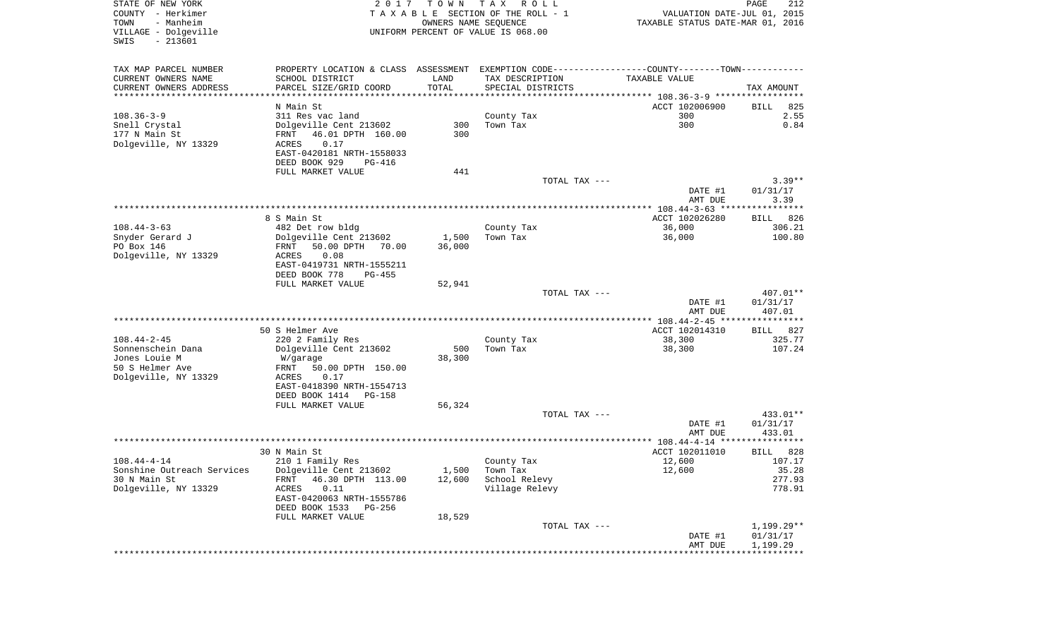STATE OF NEW YORK
COUNTY - Herkimer
TOWN - Manheim
VILLAGE - Dolgeville
SWIS - 213601

2 0 1 7 T O W N T A X R O L L
T A X A B L E SECTION OF THE ROLL - 1
OWNERS NAME SEQUENCE
UNIFORM PERCENT OF VALUE IS 068.00

VALUATION DATE-JUL 01, 2015
TAXABLE STATUS DATE-MAR 01, 2016

| TAX MAP PARCEL NUMBER<br>CURRENT OWNERS NAME<br>CURRENT OWNERS ADDRESS | PROPERTY LOCATION & CLASS<br>SCHOOL DISTRICT<br>PARCEL SIZE/GRID COORD | ASSESSMENT<br>LAND<br>TOTAL | EXEMPTION CODE<br>TAX DESCRIPTION<br>SPECIAL DISTRICTS | COUNTY--------TOWN<br>TAXABLE VALUE | TAX AMOUNT |
|---|---|---|---|---|---|
| **108.36-3-9** | N Main St | | | ACCT 102006900 | BILL 825 |
| 108.36-3-9 | 311 Res vac land | | County Tax | 300 | 2.55 |
| Snell Crystal | Dolgeville Cent 213602 | 300 | Town Tax | 300 | 0.84 |
| 177 N Main St | FRNT 46.01 DPTH 160.00 | 300 | | | |
| Dolgeville, NY 13329 | ACRES 0.17 | | | | |
| | EAST-0420181 NRTH-1558033 | | | | |
| | DEED BOOK 929 PG-416 | | | | |
| | FULL MARKET VALUE | 441 | | | |
| | | | TOTAL TAX --- | | 3.39** |
| | | | | DATE #1 | 01/31/17 |
| | | | | AMT DUE | 3.39 |
| **108.44-3-63** | 8 S Main St | | | ACCT 102026280 | BILL 826 |
| 108.44-3-63 | 482 Det row bldg | | County Tax | 36,000 | 306.21 |
| Snyder Gerard J | Dolgeville Cent 213602 | 1,500 | Town Tax | 36,000 | 100.80 |
| PO Box 146 | FRNT 50.00 DPTH 70.00 | 36,000 | | | |
| Dolgeville, NY 13329 | ACRES 0.08 | | | | |
| | EAST-0419731 NRTH-1555211 | | | | |
| | DEED BOOK 778 PG-455 | | | | |
| | FULL MARKET VALUE | 52,941 | | | |
| | | | TOTAL TAX --- | | 407.01** |
| | | | | DATE #1 | 01/31/17 |
| | | | | AMT DUE | 407.01 |
| **108.44-2-45** | 50 S Helmer Ave | | | ACCT 102014310 | BILL 827 |
| 108.44-2-45 | 220 2 Family Res | | County Tax | 38,300 | 325.77 |
| Sonnenschein Dana | Dolgeville Cent 213602 | 500 | Town Tax | 38,300 | 107.24 |
| Jones Louie M | W/garage | 38,300 | | | |
| 50 S Helmer Ave | FRNT 50.00 DPTH 150.00 | | | | |
| Dolgeville, NY 13329 | ACRES 0.17 | | | | |
| | EAST-0418390 NRTH-1554713 | | | | |
| | DEED BOOK 1414 PG-158 | | | | |
| | FULL MARKET VALUE | 56,324 | | | |
| | | | TOTAL TAX --- | | 433.01** |
| | | | | DATE #1 | 01/31/17 |
| | | | | AMT DUE | 433.01 |
| **108.44-4-14** | 30 N Main St | | | ACCT 102011010 | BILL 828 |
| 108.44-4-14 | 210 1 Family Res | | County Tax | 12,600 | 107.17 |
| Sonshine Outreach Services | Dolgeville Cent 213602 | 1,500 | Town Tax | 12,600 | 35.28 |
| 30 N Main St | FRNT 46.30 DPTH 113.00 | 12,600 | School Relevy | | 277.93 |
| Dolgeville, NY 13329 | ACRES 0.11 | | Village Relevy | | 778.91 |
| | EAST-0420063 NRTH-1555786 | | | | |
| | DEED BOOK 1533 PG-256 | | | | |
| | FULL MARKET VALUE | 18,529 | | | |
| | | | TOTAL TAX --- | | 1,199.29** |
| | | | | DATE #1 | 01/31/17 |
| | | | | AMT DUE | 1,199.29 |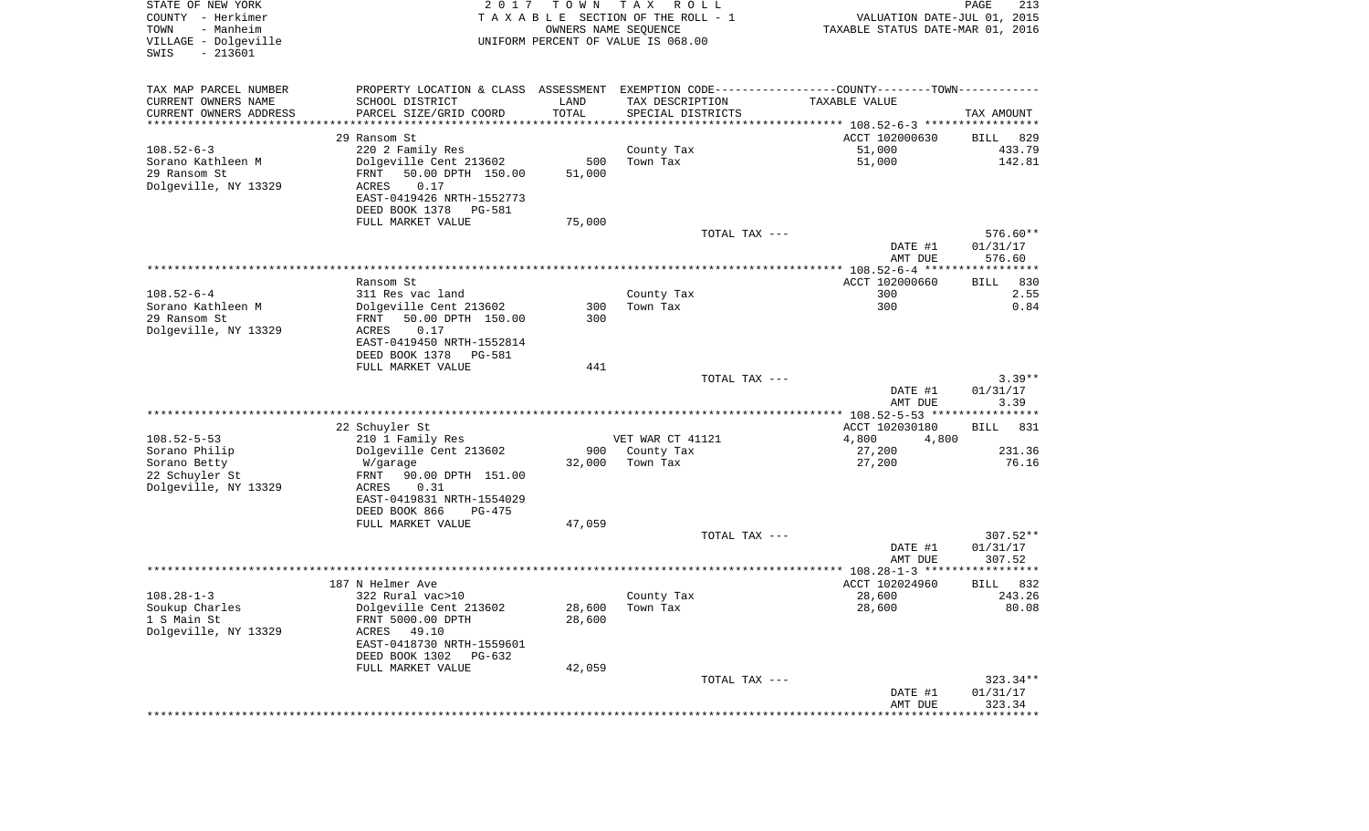STATE OF NEW YORK
COUNTY - Herkimer
TOWN - Manheim
VILLAGE - Dolgeville
SWIS - 213601

2017 TOWN TAX ROLL
TAXABLE SECTION OF THE ROLL - 1
OWNERS NAME SEQUENCE
UNIFORM PERCENT OF VALUE IS 068.00

VALUATION DATE-JUL 01, 2015
TAXABLE STATUS DATE-MAR 01, 2016

| TAX MAP PARCEL NUMBER<br>CURRENT OWNERS NAME<br>CURRENT OWNERS ADDRESS | PROPERTY LOCATION & CLASS<br>SCHOOL DISTRICT<br>PARCEL SIZE/GRID COORD | ASSESSMENT<br>LAND<br>TOTAL | EXEMPTION CODE<br>TAX DESCRIPTION<br>SPECIAL DISTRICTS | COUNTY--------TOWN<br>TAXABLE VALUE | TAX AMOUNT |
|---|---|---|---|---|---|
| | 29 Ransom St | | | ACCT 102000630 | BILL 829 |
| 108.52-6-3 | 220 2 Family Res | | County Tax | 51,000 | 433.79 |
| Sorano Kathleen M | Dolgeville Cent 213602 | 500 | Town Tax | 51,000 | 142.81 |
| 29 Ransom St | FRNT 50.00 DPTH 150.00 | 51,000 | | | |
| Dolgeville, NY 13329 | ACRES 0.17 | | | | |
| | EAST-0419426 NRTH-1552773 | | | | |
| | DEED BOOK 1378 PG-581 | | | | |
| | FULL MARKET VALUE | 75,000 | | | |
| | | | TOTAL TAX --- | | 576.60** |
| | | | | DATE #1 | 01/31/17 |
| | | | | AMT DUE | 576.60 |
| | Ransom St | | | ACCT 102000660 | BILL 830 |
| 108.52-6-4 | 311 Res vac land | | County Tax | 300 | 2.55 |
| Sorano Kathleen M | Dolgeville Cent 213602 | 300 | Town Tax | 300 | 0.84 |
| 29 Ransom St | FRNT 50.00 DPTH 150.00 | 300 | | | |
| Dolgeville, NY 13329 | ACRES 0.17 | | | | |
| | EAST-0419450 NRTH-1552814 | | | | |
| | DEED BOOK 1378 PG-581 | | | | |
| | FULL MARKET VALUE | 441 | | | |
| | | | TOTAL TAX --- | | 3.39** |
| | | | | DATE #1 | 01/31/17 |
| | | | | AMT DUE | 3.39 |
| | 22 Schuyler St | | | ACCT 102030180 | BILL 831 |
| 108.52-5-53 | 210 1 Family Res | | VET WAR CT 41121 | 4,800 4,800 | |
| Sorano Philip | Dolgeville Cent 213602 | 900 | County Tax | 27,200 | 231.36 |
| Sorano Betty | W/garage | 32,000 | Town Tax | 27,200 | 76.16 |
| 22 Schuyler St | FRNT 90.00 DPTH 151.00 | | | | |
| Dolgeville, NY 13329 | ACRES 0.31 | | | | |
| | EAST-0419831 NRTH-1554029 | | | | |
| | DEED BOOK 866 PG-475 | | | | |
| | FULL MARKET VALUE | 47,059 | | | |
| | | | TOTAL TAX --- | | 307.52** |
| | | | | DATE #1 | 01/31/17 |
| | | | | AMT DUE | 307.52 |
| | 187 N Helmer Ave | | | ACCT 102024960 | BILL 832 |
| 108.28-1-3 | 322 Rural vac>10 | | County Tax | 28,600 | 243.26 |
| Soukup Charles | Dolgeville Cent 213602 | 28,600 | Town Tax | 28,600 | 80.08 |
| 1 S Main St | FRNT 5000.00 DPTH | 28,600 | | | |
| Dolgeville, NY 13329 | ACRES 49.10 | | | | |
| | EAST-0418730 NRTH-1559601 | | | | |
| | DEED BOOK 1302 PG-632 | | | | |
| | FULL MARKET VALUE | 42,059 | | | |
| | | | TOTAL TAX --- | | 323.34** |
| | | | | DATE #1 | 01/31/17 |
| | | | | AMT DUE | 323.34 |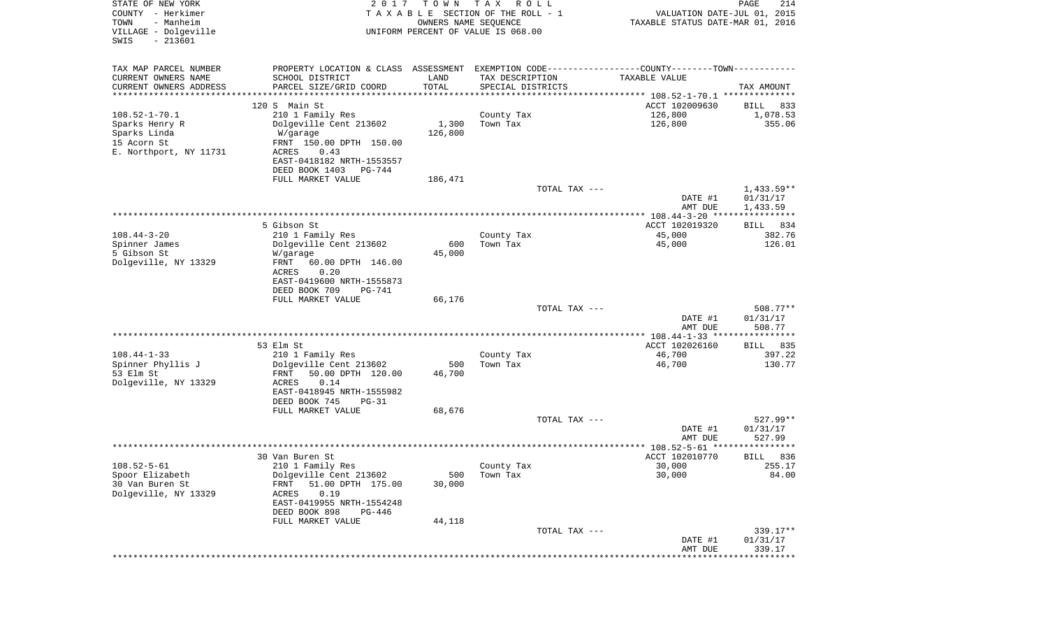STATE OF NEW YORK
COUNTY - Herkimer
TOWN - Manheim
VILLAGE - Dolgeville
SWIS - 213601

2017 TOWN TAX ROLL
TAXABLE SECTION OF THE ROLL - 1
OWNERS NAME SEQUENCE
UNIFORM PERCENT OF VALUE IS 068.00

VALUATION DATE-JUL 01, 2015
TAXABLE STATUS DATE-MAR 01, 2016

| TAX MAP PARCEL NUMBER<br>CURRENT OWNERS NAME<br>CURRENT OWNERS ADDRESS | PROPERTY LOCATION & CLASS<br>SCHOOL DISTRICT<br>PARCEL SIZE/GRID COORD | ASSESSMENT<br>LAND<br>TOTAL | EXEMPTION CODE<br>TAX DESCRIPTION<br>SPECIAL DISTRICTS | COUNTY--------TOWN<br>TAXABLE VALUE | TAX AMOUNT |
|---|---|---|---|---|---|
| | 120 S Main St | | | ACCT 102009630 | BILL 833 |
| 108.52-1-70.1 | 210 1 Family Res | | County Tax | 126,800 | 1,078.53 |
| Sparks Henry R | Dolgeville Cent 213602 | 1,300 | Town Tax | 126,800 | 355.06 |
| Sparks Linda | W/garage | 126,800 | | | |
| 15 Acorn St | FRNT 150.00 DPTH 150.00 | | | | |
| E. Northport, NY 11731 | ACRES 0.43 | | | | |
| | EAST-0418182 NRTH-1553557 | | | | |
| | DEED BOOK 1403 PG-744 | | | | |
| | FULL MARKET VALUE | 186,471 | | | |
| | | | TOTAL TAX --- | | 1,433.59** |
| | | | | DATE #1 | 01/31/17 |
| | | | | AMT DUE | 1,433.59 |
| | 5 Gibson St | | | ACCT 102019320 | BILL 834 |
| 108.44-3-20 | 210 1 Family Res | | County Tax | 45,000 | 382.76 |
| Spinner James | Dolgeville Cent 213602 | 600 | Town Tax | 45,000 | 126.01 |
| 5 Gibson St | W/garage | 45,000 | | | |
| Dolgeville, NY 13329 | FRNT 60.00 DPTH 146.00 | | | | |
| | ACRES 0.20 | | | | |
| | EAST-0419600 NRTH-1555873 | | | | |
| | DEED BOOK 709 PG-741 | | | | |
| | FULL MARKET VALUE | 66,176 | | | |
| | | | TOTAL TAX --- | | 508.77** |
| | | | | DATE #1 | 01/31/17 |
| | | | | AMT DUE | 508.77 |
| | 53 Elm St | | | ACCT 102026160 | BILL 835 |
| 108.44-1-33 | 210 1 Family Res | | County Tax | 46,700 | 397.22 |
| Spinner Phyllis J | Dolgeville Cent 213602 | 500 | Town Tax | 46,700 | 130.77 |
| 53 Elm St | FRNT 50.00 DPTH 120.00 | 46,700 | | | |
| Dolgeville, NY 13329 | ACRES 0.14 | | | | |
| | EAST-0418945 NRTH-1555982 | | | | |
| | DEED BOOK 745 PG-31 | | | | |
| | FULL MARKET VALUE | 68,676 | | | |
| | | | TOTAL TAX --- | | 527.99** |
| | | | | DATE #1 | 01/31/17 |
| | | | | AMT DUE | 527.99 |
| | 30 Van Buren St | | | ACCT 102010770 | BILL 836 |
| 108.52-5-61 | 210 1 Family Res | | County Tax | 30,000 | 255.17 |
| Spoor Elizabeth | Dolgeville Cent 213602 | 500 | Town Tax | 30,000 | 84.00 |
| 30 Van Buren St | FRNT 51.00 DPTH 175.00 | 30,000 | | | |
| Dolgeville, NY 13329 | ACRES 0.19 | | | | |
| | EAST-0419955 NRTH-1554248 | | | | |
| | DEED BOOK 898 PG-446 | | | | |
| | FULL MARKET VALUE | 44,118 | | | |
| | | | TOTAL TAX --- | | 339.17** |
| | | | | DATE #1 | 01/31/17 |
| | | | | AMT DUE | 339.17 |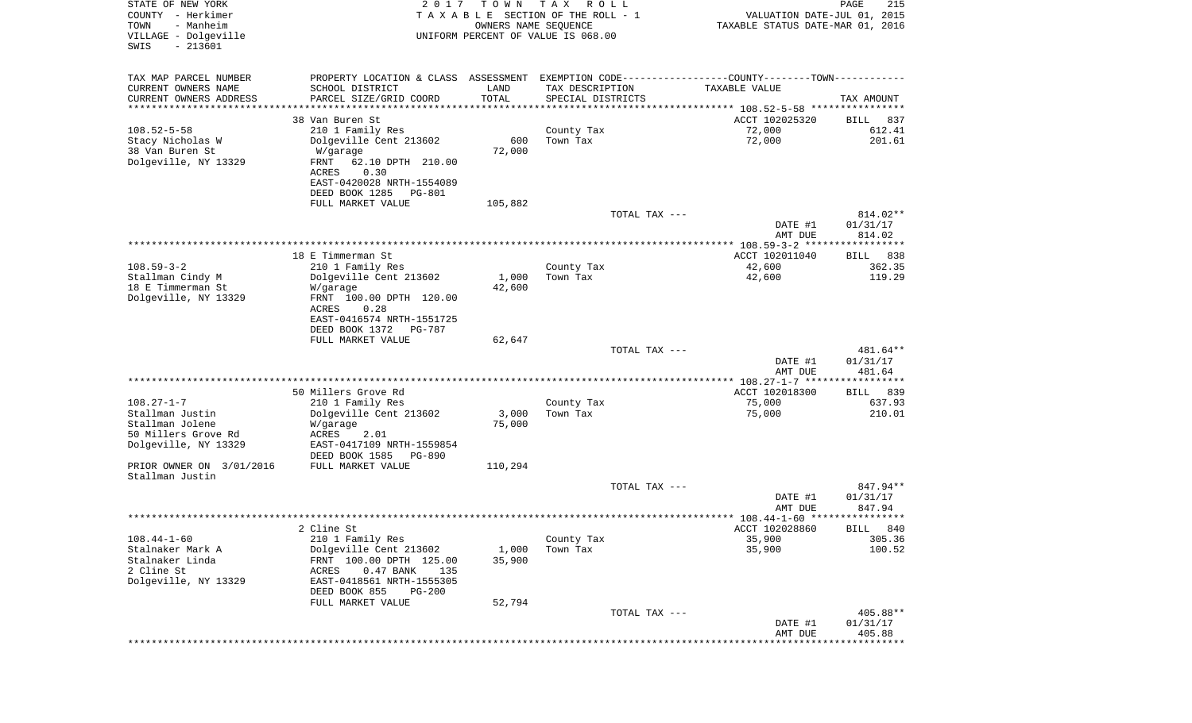STATE OF NEW YORK &nbsp;&nbsp;&nbsp;&nbsp;&nbsp;&nbsp;&nbsp;&nbsp;&nbsp;&nbsp;&nbsp;&nbsp;&nbsp;&nbsp;&nbsp;&nbsp;&nbsp;&nbsp;&nbsp;&nbsp;&nbsp;&nbsp;&nbsp;&nbsp;&nbsp;&nbsp;&nbsp;&nbsp;&nbsp;&nbsp;&nbsp;&nbsp;&nbsp;&nbsp;&nbsp;&nbsp;&nbsp;&nbsp;2 0 1 7 &nbsp;&nbsp; T O W N &nbsp;&nbsp; T A X &nbsp;&nbsp; R O L L

COUNTY - Herkimer &nbsp;&nbsp;&nbsp; T A X A B L E SECTION OF THE ROLL - 1 &nbsp;&nbsp;&nbsp; VALUATION DATE-JUL 01, 2015

TOWN - Manheim &nbsp;&nbsp;&nbsp; OWNERS NAME SEQUENCE &nbsp;&nbsp;&nbsp; TAXABLE STATUS DATE-MAR 01, 2016

VILLAGE - Dolgeville &nbsp;&nbsp;&nbsp; UNIFORM PERCENT OF VALUE IS 068.00

SWIS - 213601

| TAX MAP PARCEL NUMBER<br>CURRENT OWNERS NAME<br>CURRENT OWNERS ADDRESS | PROPERTY LOCATION & CLASS<br>SCHOOL DISTRICT<br>PARCEL SIZE/GRID COORD | ASSESSMENT<br>LAND<br>TOTAL | EXEMPTION CODE<br>TAX DESCRIPTION<br>SPECIAL DISTRICTS | COUNTY--------TOWN<br>TAXABLE VALUE | TAX AMOUNT |
|---|---|---|---|---|---|
| | 38 Van Buren St | | | ACCT 102025320 | BILL 837 |
| 108.52-5-58 | 210 1 Family Res | | County Tax | 72,000 | 612.41 |
| Stacy Nicholas W | Dolgeville Cent 213602 | 600 | Town Tax | 72,000 | 201.61 |
| 38 Van Buren St | W/garage | 72,000 | | | |
| Dolgeville, NY 13329 | FRNT 62.10 DPTH 210.00 | | | | |
| | ACRES 0.30 | | | | |
| | EAST-0420028 NRTH-1554089 | | | | |
| | DEED BOOK 1285 PG-801 | | | | |
| | FULL MARKET VALUE | 105,882 | | | |
| | | | TOTAL TAX --- | | 814.02** |
| | | | | DATE #1 | 01/31/17 |
| | | | | AMT DUE | 814.02 |
| | 18 E Timmerman St | | | ACCT 102011040 | BILL 838 |
| 108.59-3-2 | 210 1 Family Res | | County Tax | 42,600 | 362.35 |
| Stallman Cindy M | Dolgeville Cent 213602 | 1,000 | Town Tax | 42,600 | 119.29 |
| 18 E Timmerman St | W/garage | 42,600 | | | |
| Dolgeville, NY 13329 | FRNT 100.00 DPTH 120.00 | | | | |
| | ACRES 0.28 | | | | |
| | EAST-0416574 NRTH-1551725 | | | | |
| | DEED BOOK 1372 PG-787 | | | | |
| | FULL MARKET VALUE | 62,647 | | | |
| | | | TOTAL TAX --- | | 481.64** |
| | | | | DATE #1 | 01/31/17 |
| | | | | AMT DUE | 481.64 |
| | 50 Millers Grove Rd | | | ACCT 102018300 | BILL 839 |
| 108.27-1-7 | 210 1 Family Res | | County Tax | 75,000 | 637.93 |
| Stallman Justin | Dolgeville Cent 213602 | 3,000 | Town Tax | 75,000 | 210.01 |
| Stallman Jolene | W/garage | 75,000 | | | |
| 50 Millers Grove Rd | ACRES 2.01 | | | | |
| Dolgeville, NY 13329 | EAST-0417109 NRTH-1559854 | | | | |
| | DEED BOOK 1585 PG-890 | | | | |
| PRIOR OWNER ON 3/01/2016 | FULL MARKET VALUE | 110,294 | | | |
| Stallman Justin | | | | | |
| | | | TOTAL TAX --- | | 847.94** |
| | | | | DATE #1 | 01/31/17 |
| | | | | AMT DUE | 847.94 |
| | 2 Cline St | | | ACCT 102028860 | BILL 840 |
| 108.44-1-60 | 210 1 Family Res | | County Tax | 35,900 | 305.36 |
| Stalnaker Mark A | Dolgeville Cent 213602 | 1,000 | Town Tax | 35,900 | 100.52 |
| Stalnaker Linda | FRNT 100.00 DPTH 125.00 | 35,900 | | | |
| 2 Cline St | ACRES 0.47 BANK 135 | | | | |
| Dolgeville, NY 13329 | EAST-0418561 NRTH-1555305 | | | | |
| | DEED BOOK 855 PG-200 | | | | |
| | FULL MARKET VALUE | 52,794 | | | |
| | | | TOTAL TAX --- | | 405.88** |
| | | | | DATE #1 | 01/31/17 |
| | | | | AMT DUE | 405.88 |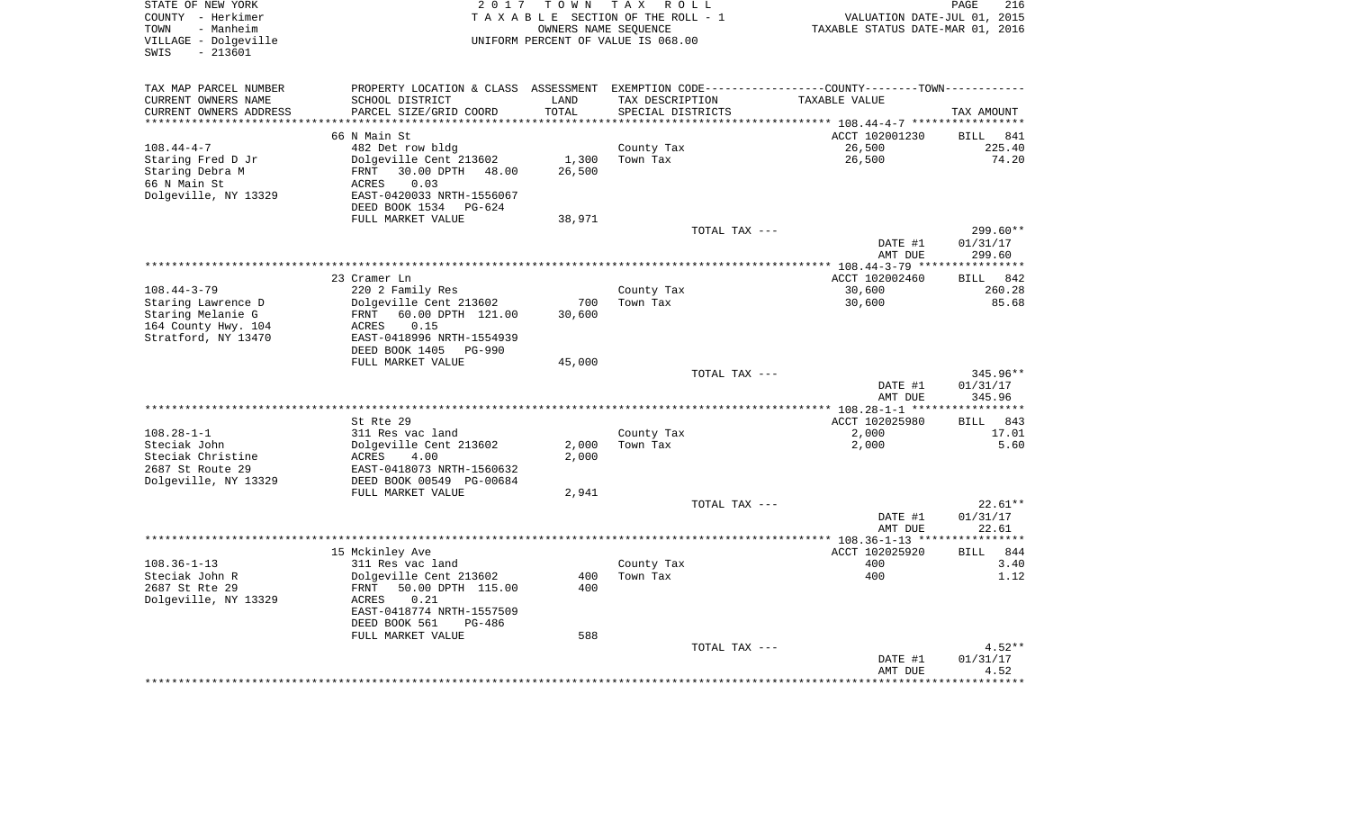STATE OF NEW YORK
COUNTY - Herkimer
TOWN - Manheim
VILLAGE - Dolgeville
SWIS - 213601

2 0 1 7 T O W N T A X R O L L
T A X A B L E SECTION OF THE ROLL - 1
OWNERS NAME SEQUENCE
UNIFORM PERCENT OF VALUE IS 068.00

VALUATION DATE-JUL 01, 2015
TAXABLE STATUS DATE-MAR 01, 2016

| TAX MAP PARCEL NUMBER<br>CURRENT OWNERS NAME<br>CURRENT OWNERS ADDRESS | PROPERTY LOCATION & CLASS<br>SCHOOL DISTRICT<br>PARCEL SIZE/GRID COORD | ASSESSMENT<br>LAND<br>TOTAL | EXEMPTION CODE<br>TAX DESCRIPTION<br>SPECIAL DISTRICTS | COUNTY--------TOWN<br>TAXABLE VALUE | TAX AMOUNT |
|---|---|---|---|---|---|
| | 66 N Main St | | | ACCT 102001230 | BILL 841 |
| 108.44-4-7 | 482 Det row bldg | | County Tax | 26,500 | 225.40 |
| Staring Fred D Jr | Dolgeville Cent 213602 | 1,300 | Town Tax | 26,500 | 74.20 |
| Staring Debra M | FRNT 30.00 DPTH 48.00 | 26,500 | | | |
| 66 N Main St | ACRES 0.03 | | | | |
| Dolgeville, NY 13329 | EAST-0420033 NRTH-1556067 | | | | |
| | DEED BOOK 1534 PG-624 | | | | |
| | FULL MARKET VALUE | 38,971 | | | |
| | | | TOTAL TAX --- | | 299.60** |
| | | | | DATE #1 | 01/31/17 |
| | | | | AMT DUE | 299.60 |
| | 23 Cramer Ln | | | ACCT 102002460 | BILL 842 |
| 108.44-3-79 | 220 2 Family Res | | County Tax | 30,600 | 260.28 |
| Staring Lawrence D | Dolgeville Cent 213602 | 700 | Town Tax | 30,600 | 85.68 |
| Staring Melanie G | FRNT 60.00 DPTH 121.00 | 30,600 | | | |
| 164 County Hwy. 104 | ACRES 0.15 | | | | |
| Stratford, NY 13470 | EAST-0418996 NRTH-1554939 | | | | |
| | DEED BOOK 1405 PG-990 | | | | |
| | FULL MARKET VALUE | 45,000 | | | |
| | | | TOTAL TAX --- | | 345.96** |
| | | | | DATE #1 | 01/31/17 |
| | | | | AMT DUE | 345.96 |
| | St Rte 29 | | | ACCT 102025980 | BILL 843 |
| 108.28-1-1 | 311 Res vac land | | County Tax | 2,000 | 17.01 |
| Steciak John | Dolgeville Cent 213602 | 2,000 | Town Tax | 2,000 | 5.60 |
| Steciak Christine | ACRES 4.00 | 2,000 | | | |
| 2687 St Route 29 | EAST-0418073 NRTH-1560632 | | | | |
| Dolgeville, NY 13329 | DEED BOOK 00549 PG-00684 | | | | |
| | FULL MARKET VALUE | 2,941 | | | |
| | | | TOTAL TAX --- | | 22.61** |
| | | | | DATE #1 | 01/31/17 |
| | | | | AMT DUE | 22.61 |
| | 15 Mckinley Ave | | | ACCT 102025920 | BILL 844 |
| 108.36-1-13 | 311 Res vac land | | County Tax | 400 | 3.40 |
| Steciak John R | Dolgeville Cent 213602 | 400 | Town Tax | 400 | 1.12 |
| 2687 St Rte 29 | FRNT 50.00 DPTH 115.00 | 400 | | | |
| Dolgeville, NY 13329 | ACRES 0.21 | | | | |
| | EAST-0418774 NRTH-1557509 | | | | |
| | DEED BOOK 561 PG-486 | | | | |
| | FULL MARKET VALUE | 588 | | | |
| | | | TOTAL TAX --- | | 4.52** |
| | | | | DATE #1 | 01/31/17 |
| | | | | AMT DUE | 4.52 |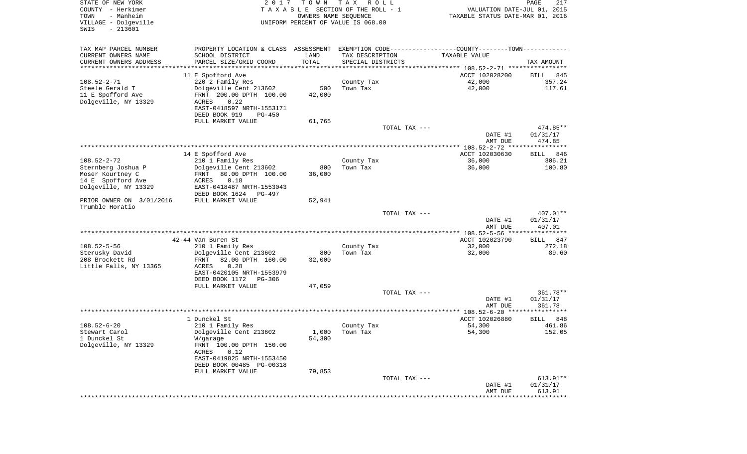STATE OF NEW YORK
COUNTY - Herkimer
TOWN - Manheim
VILLAGE - Dolgeville
SWIS - 213601

2 0 1 7 T O W N T A X R O L L
T A X A B L E SECTION OF THE ROLL - 1
OWNERS NAME SEQUENCE
UNIFORM PERCENT OF VALUE IS 068.00

VALUATION DATE-JUL 01, 2015
TAXABLE STATUS DATE-MAR 01, 2016

| TAX MAP PARCEL NUMBER / CURRENT OWNERS NAME / CURRENT OWNERS ADDRESS | PROPERTY LOCATION & CLASS / SCHOOL DISTRICT / PARCEL SIZE/GRID COORD | ASSESSMENT LAND / TOTAL | EXEMPTION CODE / TAX DESCRIPTION / SPECIAL DISTRICTS | TAXABLE VALUE | TAX AMOUNT |
|---|---|---|---|---|---|
| 108.52-2-71 | 11 E Spofford Ave | | | ACCT 102028200 | BILL 845 |
| | 220 2 Family Res | | County Tax | 42,000 | 357.24 |
| Steele Gerald T | Dolgeville Cent 213602 | 500 | Town Tax | 42,000 | 117.61 |
| 11 E Spofford Ave | FRNT 200.00 DPTH 100.00 | 42,000 | | | |
| Dolgeville, NY 13329 | ACRES 0.22 | | | | |
| | EAST-0418597 NRTH-1553171 | | | | |
| | DEED BOOK 919 PG-450 | | | | |
| | FULL MARKET VALUE | 61,765 | | | |
| | | | TOTAL TAX --- | | 474.85** |
| | | | | DATE #1 | 01/31/17 |
| | | | | AMT DUE | 474.85 |
| 108.52-2-72 | 14 E Spofford Ave | | | ACCT 102030630 | BILL 846 |
| | 210 1 Family Res | | County Tax | 36,000 | 306.21 |
| Sternberg Joshua P | Dolgeville Cent 213602 | 800 | Town Tax | 36,000 | 100.80 |
| Moser Kourtney C | FRNT 80.00 DPTH 100.00 | 36,000 | | | |
| 14 E Spofford Ave | ACRES 0.18 | | | | |
| Dolgeville, NY 13329 | EAST-0418487 NRTH-1553043 | | | | |
| | DEED BOOK 1624 PG-497 | | | | |
| PRIOR OWNER ON 3/01/2016 | FULL MARKET VALUE | 52,941 | | | |
| Trumble Horatio | | | | | |
| | | | TOTAL TAX --- | | 407.01** |
| | | | | DATE #1 | 01/31/17 |
| | | | | AMT DUE | 407.01 |
| 108.52-5-56 | 42-44 Van Buren St | | | ACCT 102023790 | BILL 847 |
| | 210 1 Family Res | | County Tax | 32,000 | 272.18 |
| Sterusky David | Dolgeville Cent 213602 | 800 | Town Tax | 32,000 | 89.60 |
| 208 Brockett Rd | FRNT 82.00 DPTH 160.00 | 32,000 | | | |
| Little Falls, NY 13365 | ACRES 0.28 | | | | |
| | EAST-0420105 NRTH-1553979 | | | | |
| | DEED BOOK 1172 PG-306 | | | | |
| | FULL MARKET VALUE | 47,059 | | | |
| | | | TOTAL TAX --- | | 361.78** |
| | | | | DATE #1 | 01/31/17 |
| | | | | AMT DUE | 361.78 |
| 108.52-6-20 | 1 Dunckel St | | | ACCT 102026880 | BILL 848 |
| | 210 1 Family Res | | County Tax | 54,300 | 461.86 |
| Stewart Carol | Dolgeville Cent 213602 | 1,000 | Town Tax | 54,300 | 152.05 |
| 1 Dunckel St | W/garage | 54,300 | | | |
| Dolgeville, NY 13329 | FRNT 100.00 DPTH 150.00 | | | | |
| | ACRES 0.12 | | | | |
| | EAST-0419825 NRTH-1553450 | | | | |
| | DEED BOOK 00485 PG-00318 | | | | |
| | FULL MARKET VALUE | 79,853 | | | |
| | | | TOTAL TAX --- | | 613.91** |
| | | | | DATE #1 | 01/31/17 |
| | | | | AMT DUE | 613.91 |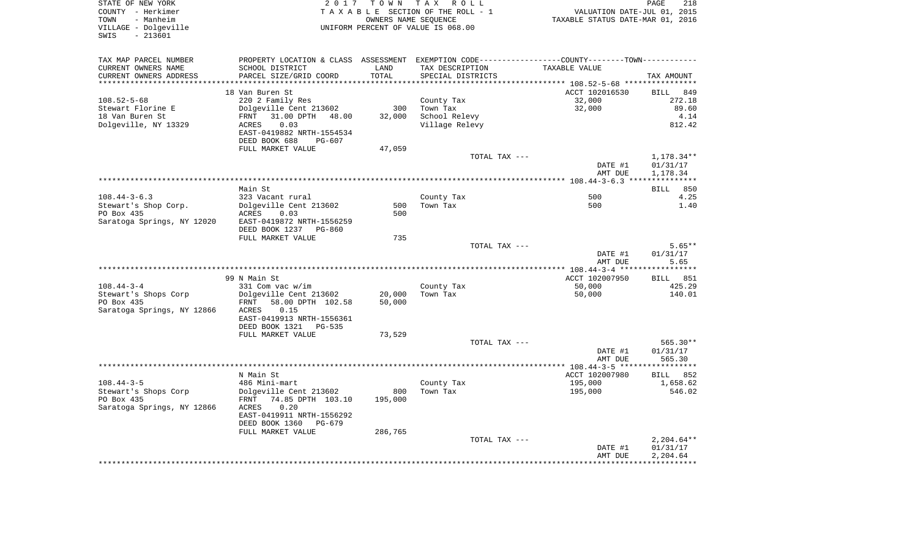STATE OF NEW YORK
COUNTY - Herkimer
TOWN - Manheim
VILLAGE - Dolgeville
SWIS - 213601

2017 TOWN TAX ROLL
TAXABLE SECTION OF THE ROLL - 1
OWNERS NAME SEQUENCE
UNIFORM PERCENT OF VALUE IS 068.00

VALUATION DATE-JUL 01, 2015
TAXABLE STATUS DATE-MAR 01, 2016

| TAX MAP PARCEL NUMBER / CURRENT OWNERS NAME / CURRENT OWNERS ADDRESS | PROPERTY LOCATION & CLASS / SCHOOL DISTRICT / PARCEL SIZE/GRID COORD | ASSESSMENT LAND / TOTAL | EXEMPTION CODE / TAX DESCRIPTION / SPECIAL DISTRICTS | COUNTY--------TOWN TAXABLE VALUE | TAX AMOUNT |
|---|---|---|---|---|---|
| | 18 Van Buren St | | | ACCT 102016530 | BILL 849 |
| 108.52-5-68 | 220 2 Family Res | | County Tax | 32,000 | 272.18 |
| Stewart Florine E | Dolgeville Cent 213602 | 300 | Town Tax | 32,000 | 89.60 |
| 18 Van Buren St | FRNT 31.00 DPTH 48.00 | 32,000 | School Relevy | | 4.14 |
| Dolgeville, NY 13329 | ACRES 0.03 | | Village Relevy | | 812.42 |
| | EAST-0419882 NRTH-1554534 | | | | |
| | DEED BOOK 688 PG-607 | | | | |
| | FULL MARKET VALUE | 47,059 | | | |
| | | | TOTAL TAX --- | | 1,178.34** |
| | | | | DATE #1 | 01/31/17 |
| | | | | AMT DUE | 1,178.34 |
| | Main St | | | | BILL 850 |
| 108.44-3-6.3 | 323 Vacant rural | | County Tax | 500 | 4.25 |
| Stewart's Shop Corp. | Dolgeville Cent 213602 | 500 | Town Tax | 500 | 1.40 |
| PO Box 435 | ACRES 0.03 | 500 | | | |
| Saratoga Springs, NY 12020 | EAST-0419872 NRTH-1556259 | | | | |
| | DEED BOOK 1237 PG-860 | | | | |
| | FULL MARKET VALUE | 735 | | | |
| | | | TOTAL TAX --- | | 5.65** |
| | | | | DATE #1 | 01/31/17 |
| | | | | AMT DUE | 5.65 |
| | 99 N Main St | | | ACCT 102007950 | BILL 851 |
| 108.44-3-4 | 331 Com vac w/im | | County Tax | 50,000 | 425.29 |
| Stewart's Shops Corp | Dolgeville Cent 213602 | 20,000 | Town Tax | 50,000 | 140.01 |
| PO Box 435 | FRNT 58.00 DPTH 102.58 | 50,000 | | | |
| Saratoga Springs, NY 12866 | ACRES 0.15 | | | | |
| | EAST-0419913 NRTH-1556361 | | | | |
| | DEED BOOK 1321 PG-535 | | | | |
| | FULL MARKET VALUE | 73,529 | | | |
| | | | TOTAL TAX --- | | 565.30** |
| | | | | DATE #1 | 01/31/17 |
| | | | | AMT DUE | 565.30 |
| | N Main St | | | ACCT 102007980 | BILL 852 |
| 108.44-3-5 | 486 Mini-mart | | County Tax | 195,000 | 1,658.62 |
| Stewart's Shops Corp | Dolgeville Cent 213602 | 800 | Town Tax | 195,000 | 546.02 |
| PO Box 435 | FRNT 74.85 DPTH 103.10 | 195,000 | | | |
| Saratoga Springs, NY 12866 | ACRES 0.20 | | | | |
| | EAST-0419911 NRTH-1556292 | | | | |
| | DEED BOOK 1360 PG-679 | | | | |
| | FULL MARKET VALUE | 286,765 | | | |
| | | | TOTAL TAX --- | | 2,204.64** |
| | | | | DATE #1 | 01/31/17 |
| | | | | AMT DUE | 2,204.64 |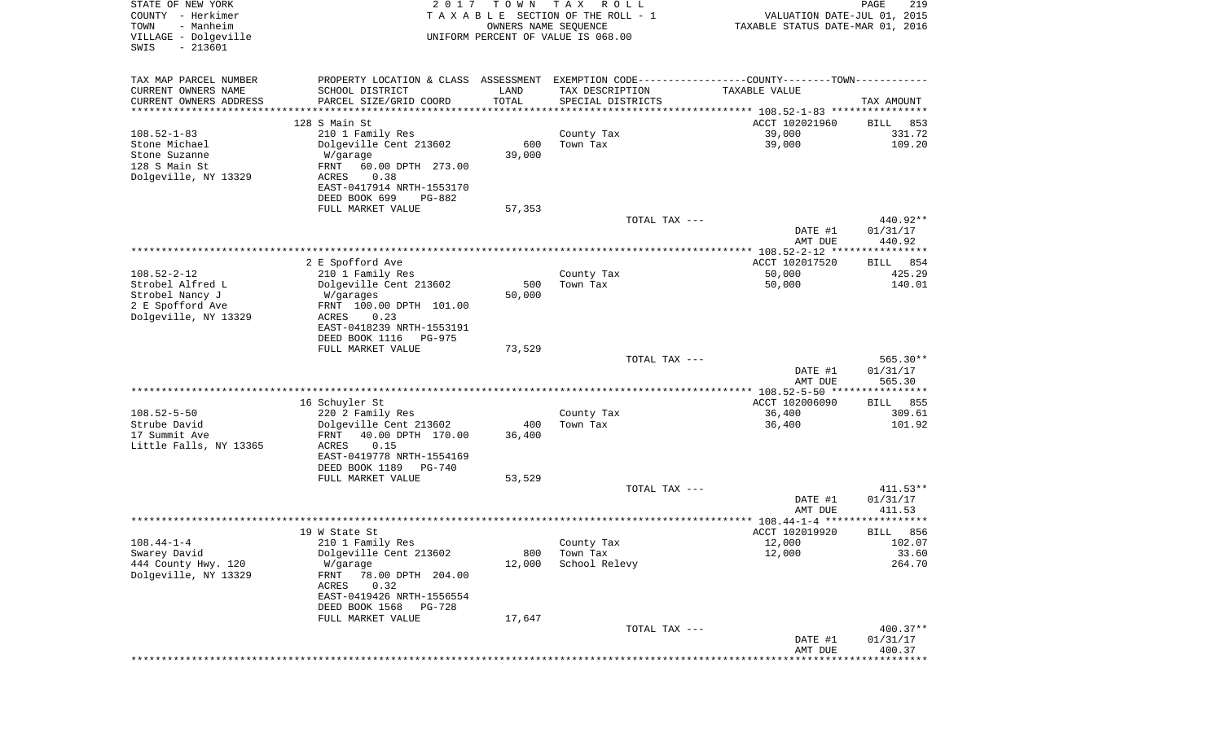STATE OF NEW YORK
COUNTY - Herkimer
TOWN - Manheim
VILLAGE - Dolgeville
SWIS - 213601

2 0 1 7 T O W N T A X R O L L
T A X A B L E SECTION OF THE ROLL - 1
OWNERS NAME SEQUENCE
UNIFORM PERCENT OF VALUE IS 068.00

VALUATION DATE-JUL 01, 2015
TAXABLE STATUS DATE-MAR 01, 2016

| TAX MAP PARCEL NUMBER / CURRENT OWNERS NAME / CURRENT OWNERS ADDRESS | PROPERTY LOCATION & CLASS / SCHOOL DISTRICT / PARCEL SIZE/GRID COORD | ASSESSMENT LAND / TOTAL | EXEMPTION CODE / TAX DESCRIPTION / SPECIAL DISTRICTS | COUNTY--------TOWN / TAXABLE VALUE | TAX AMOUNT |
|---|---|---|---|---|---|
| 108.52-1-83 | 128 S Main St | | | ACCT 102021960 | BILL 853 |
| Stone Michael | 210 1 Family Res | | County Tax | 39,000 | 331.72 |
| Stone Suzanne | Dolgeville Cent 213602 | 600 | Town Tax | 39,000 | 109.20 |
| 128 S Main St | W/garage | 39,000 | | | |
| Dolgeville, NY 13329 | FRNT 60.00 DPTH 273.00 | | | | |
| | ACRES 0.38 | | | | |
| | EAST-0417914 NRTH-1553170 | | | | |
| | DEED BOOK 699 PG-882 | | | | |
| | FULL MARKET VALUE | 57,353 | | | |
| | | | TOTAL TAX --- | | 440.92** |
| | | | | DATE #1 | 01/31/17 |
| | | | | AMT DUE | 440.92 |
| 108.52-2-12 | 2 E Spofford Ave | | | ACCT 102017520 | BILL 854 |
| Strobel Alfred L | 210 1 Family Res | | County Tax | 50,000 | 425.29 |
| Strobel Nancy J | Dolgeville Cent 213602 | 500 | Town Tax | 50,000 | 140.01 |
| 2 E Spofford Ave | W/garages | 50,000 | | | |
| Dolgeville, NY 13329 | FRNT 100.00 DPTH 101.00 | | | | |
| | ACRES 0.23 | | | | |
| | EAST-0418239 NRTH-1553191 | | | | |
| | DEED BOOK 1116 PG-975 | | | | |
| | FULL MARKET VALUE | 73,529 | | | |
| | | | TOTAL TAX --- | | 565.30** |
| | | | | DATE #1 | 01/31/17 |
| | | | | AMT DUE | 565.30 |
| 108.52-5-50 | 16 Schuyler St | | | ACCT 102006090 | BILL 855 |
| Strube David | 220 2 Family Res | | County Tax | 36,400 | 309.61 |
| 17 Summit Ave | Dolgeville Cent 213602 | 400 | Town Tax | 36,400 | 101.92 |
| Little Falls, NY 13365 | FRNT 40.00 DPTH 170.00 | 36,400 | | | |
| | ACRES 0.15 | | | | |
| | EAST-0419778 NRTH-1554169 | | | | |
| | DEED BOOK 1189 PG-740 | | | | |
| | FULL MARKET VALUE | 53,529 | | | |
| | | | TOTAL TAX --- | | 411.53** |
| | | | | DATE #1 | 01/31/17 |
| | | | | AMT DUE | 411.53 |
| 108.44-1-4 | 19 W State St | | | ACCT 102019920 | BILL 856 |
| Swarey David | 210 1 Family Res | | County Tax | 12,000 | 102.07 |
| 444 County Hwy. 120 | Dolgeville Cent 213602 | 800 | Town Tax | 12,000 | 33.60 |
| Dolgeville, NY 13329 | W/garage | 12,000 | School Relevy | | 264.70 |
| | FRNT 78.00 DPTH 204.00 | | | | |
| | ACRES 0.32 | | | | |
| | EAST-0419426 NRTH-1556554 | | | | |
| | DEED BOOK 1568 PG-728 | | | | |
| | FULL MARKET VALUE | 17,647 | | | |
| | | | TOTAL TAX --- | | 400.37** |
| | | | | DATE #1 | 01/31/17 |
| | | | | AMT DUE | 400.37 |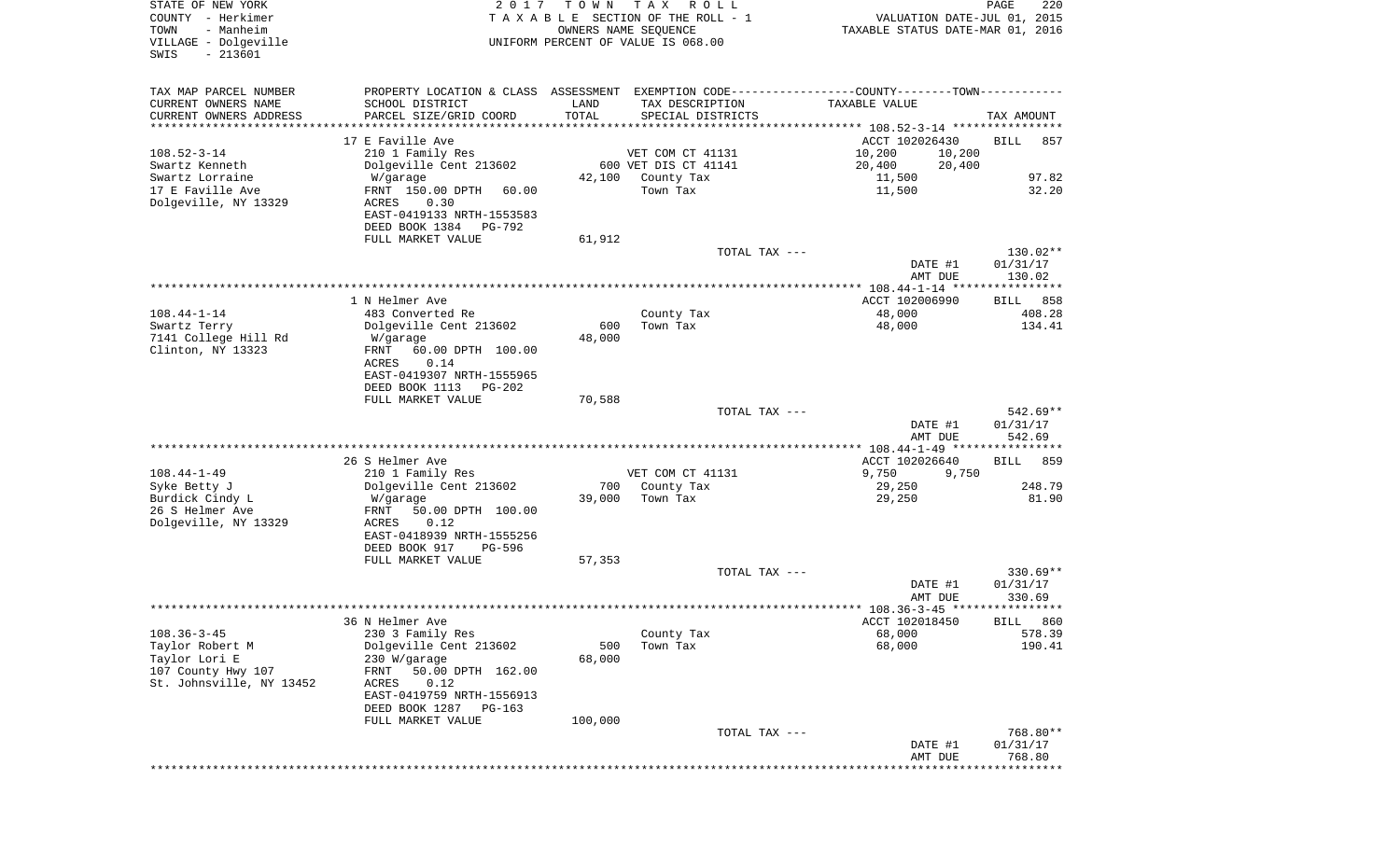STATE OF NEW YORK
COUNTY - Herkimer
TOWN - Manheim
VILLAGE - Dolgeville
SWIS - 213601

2017 TOWN TAX ROLL
TAXABLE SECTION OF THE ROLL - 1
OWNERS NAME SEQUENCE
UNIFORM PERCENT OF VALUE IS 068.00

VALUATION DATE-JUL 01, 2015
TAXABLE STATUS DATE-MAR 01, 2016

| TAX MAP PARCEL NUMBER / CURRENT OWNERS NAME / CURRENT OWNERS ADDRESS | PROPERTY LOCATION & CLASS / SCHOOL DISTRICT / PARCEL SIZE/GRID COORD | ASSESSMENT LAND / TOTAL | EXEMPTION CODE / TAX DESCRIPTION / SPECIAL DISTRICTS | COUNTY / TAXABLE VALUE | TOWN | TAX AMOUNT |
|---|---|---|---|---|---|---|
| **108.52-3-14** | 17 E Faville Ave | | | ACCT 102026430 | | BILL 857 |
| Swartz Kenneth | 210 1 Family Res | | VET COM CT 41131 | 10,200 | 10,200 | |
| Swartz Lorraine | Dolgeville Cent 213602 | 600 | VET DIS CT 41141 | 20,400 | 20,400 | |
| 17 E Faville Ave | W/garage | 42,100 | County Tax | 11,500 | | 97.82 |
| Dolgeville, NY 13329 | FRNT 150.00 DPTH 60.00 | | Town Tax | 11,500 | | 32.20 |
| | ACRES 0.30 | | | | | |
| | EAST-0419133 NRTH-1553583 | | | | | |
| | DEED BOOK 1384 PG-792 | | | | | |
| | FULL MARKET VALUE | 61,912 | | | | |
| | | | TOTAL TAX --- | | | 130.02** |
| | | | | DATE #1 | | 01/31/17 |
| | | | | AMT DUE | | 130.02 |
| **108.44-1-14** | 1 N Helmer Ave | | | ACCT 102006990 | | BILL 858 |
| Swartz Terry | 483 Converted Re | | County Tax | 48,000 | | 408.28 |
| 7141 College Hill Rd | Dolgeville Cent 213602 | 600 | Town Tax | 48,000 | | 134.41 |
| Clinton, NY 13323 | W/garage | 48,000 | | | | |
| | FRNT 60.00 DPTH 100.00 | | | | | |
| | ACRES 0.14 | | | | | |
| | EAST-0419307 NRTH-1555965 | | | | | |
| | DEED BOOK 1113 PG-202 | | | | | |
| | FULL MARKET VALUE | 70,588 | | | | |
| | | | TOTAL TAX --- | | | 542.69** |
| | | | | DATE #1 | | 01/31/17 |
| | | | | AMT DUE | | 542.69 |
| **108.44-1-49** | 26 S Helmer Ave | | | ACCT 102026640 | | BILL 859 |
| Syke Betty J | 210 1 Family Res | | VET COM CT 41131 | 9,750 | 9,750 | |
| Burdick Cindy L | Dolgeville Cent 213602 | 700 | County Tax | 29,250 | | 248.79 |
| 26 S Helmer Ave | W/garage | 39,000 | Town Tax | 29,250 | | 81.90 |
| Dolgeville, NY 13329 | FRNT 50.00 DPTH 100.00 | | | | | |
| | ACRES 0.12 | | | | | |
| | EAST-0418939 NRTH-1555256 | | | | | |
| | DEED BOOK 917 PG-596 | | | | | |
| | FULL MARKET VALUE | 57,353 | | | | |
| | | | TOTAL TAX --- | | | 330.69** |
| | | | | DATE #1 | | 01/31/17 |
| | | | | AMT DUE | | 330.69 |
| **108.36-3-45** | 36 N Helmer Ave | | | ACCT 102018450 | | BILL 860 |
| Taylor Robert M | 230 3 Family Res | | County Tax | 68,000 | | 578.39 |
| Taylor Lori E | Dolgeville Cent 213602 | 500 | Town Tax | 68,000 | | 190.41 |
| 107 County Hwy 107 | 230 W/garage | 68,000 | | | | |
| St. Johnsville, NY 13452 | FRNT 50.00 DPTH 162.00 | | | | | |
| | ACRES 0.12 | | | | | |
| | EAST-0419759 NRTH-1556913 | | | | | |
| | DEED BOOK 1287 PG-163 | | | | | |
| | FULL MARKET VALUE | 100,000 | | | | |
| | | | TOTAL TAX --- | | | 768.80** |
| | | | | DATE #1 | | 01/31/17 |
| | | | | AMT DUE | | 768.80 |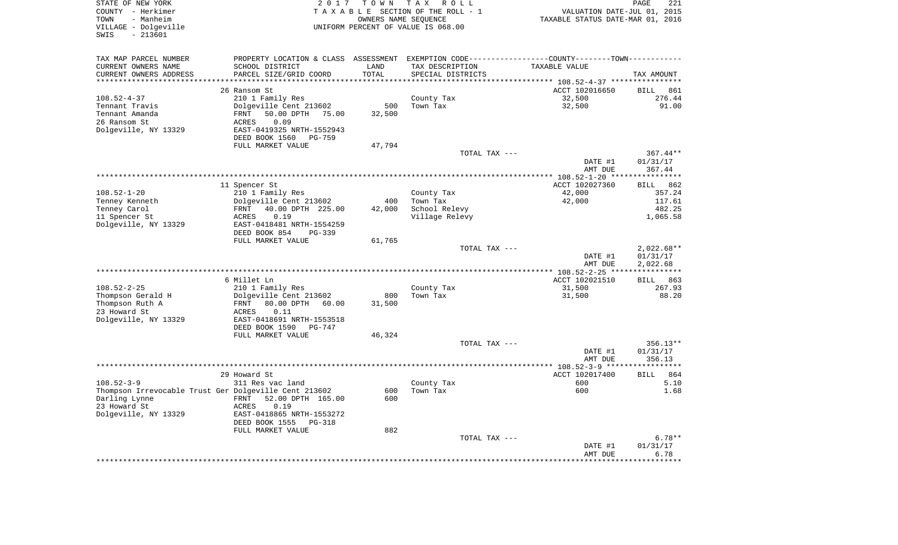STATE OF NEW YORK
COUNTY - Herkimer
TOWN - Manheim
VILLAGE - Dolgeville
SWIS - 213601

2 0 1 7 T O W N T A X R O L L
T A X A B L E SECTION OF THE ROLL - 1
OWNERS NAME SEQUENCE
UNIFORM PERCENT OF VALUE IS 068.00

VALUATION DATE-JUL 01, 2015
TAXABLE STATUS DATE-MAR 01, 2016

| TAX MAP PARCEL NUMBER / CURRENT OWNERS NAME / CURRENT OWNERS ADDRESS | PROPERTY LOCATION & CLASS / SCHOOL DISTRICT / PARCEL SIZE/GRID COORD | ASSESSMENT LAND / TOTAL | EXEMPTION CODE / TAX DESCRIPTION / SPECIAL DISTRICTS | TAXABLE VALUE | TAX AMOUNT |
|---|---|---|---|---|---|
| | 26 Ransom St | | | ACCT 102016650 | BILL 861 |
| 108.52-4-37 | 210 1 Family Res | | County Tax | 32,500 | 276.44 |
| Tennant Travis | Dolgeville Cent 213602 | 500 | Town Tax | 32,500 | 91.00 |
| Tennant Amanda | FRNT 50.00 DPTH 75.00 | 32,500 | | | |
| 26 Ransom St | ACRES 0.09 | | | | |
| Dolgeville, NY 13329 | EAST-0419325 NRTH-1552943 | | | | |
| | DEED BOOK 1560 PG-759 | | | | |
| | FULL MARKET VALUE | 47,794 | | | |
| | | | TOTAL TAX --- | | 367.44** |
| | | | | DATE #1 | 01/31/17 |
| | | | | AMT DUE | 367.44 |
| | 11 Spencer St | | | ACCT 102027360 | BILL 862 |
| 108.52-1-20 | 210 1 Family Res | | County Tax | 42,000 | 357.24 |
| Tenney Kenneth | Dolgeville Cent 213602 | 400 | Town Tax | 42,000 | 117.61 |
| Tenney Carol | FRNT 40.00 DPTH 225.00 | 42,000 | School Relevy | | 482.25 |
| 11 Spencer St | ACRES 0.19 | | Village Relevy | | 1,065.58 |
| Dolgeville, NY 13329 | EAST-0418481 NRTH-1554259 | | | | |
| | DEED BOOK 854 PG-339 | | | | |
| | FULL MARKET VALUE | 61,765 | | | |
| | | | TOTAL TAX --- | | 2,022.68** |
| | | | | DATE #1 | 01/31/17 |
| | | | | AMT DUE | 2,022.68 |
| | 6 Millet Ln | | | ACCT 102021510 | BILL 863 |
| 108.52-2-25 | 210 1 Family Res | | County Tax | 31,500 | 267.93 |
| Thompson Gerald H | Dolgeville Cent 213602 | 800 | Town Tax | 31,500 | 88.20 |
| Thompson Ruth A | FRNT 80.00 DPTH 60.00 | 31,500 | | | |
| 23 Howard St | ACRES 0.11 | | | | |
| Dolgeville, NY 13329 | EAST-0418691 NRTH-1553518 | | | | |
| | DEED BOOK 1590 PG-747 | | | | |
| | FULL MARKET VALUE | 46,324 | | | |
| | | | TOTAL TAX --- | | 356.13** |
| | | | | DATE #1 | 01/31/17 |
| | | | | AMT DUE | 356.13 |
| | 29 Howard St | | | ACCT 102017400 | BILL 864 |
| 108.52-3-9 | 311 Res vac land | | County Tax | 600 | 5.10 |
| Thompson Irrevocable Trust Ger | Dolgeville Cent 213602 | 600 | Town Tax | 600 | 1.68 |
| Darling Lynne | FRNT 52.00 DPTH 165.00 | 600 | | | |
| 23 Howard St | ACRES 0.19 | | | | |
| Dolgeville, NY 13329 | EAST-0418865 NRTH-1553272 | | | | |
| | DEED BOOK 1555 PG-318 | | | | |
| | FULL MARKET VALUE | 882 | | | |
| | | | TOTAL TAX --- | | 6.78** |
| | | | | DATE #1 | 01/31/17 |
| | | | | AMT DUE | 6.78 |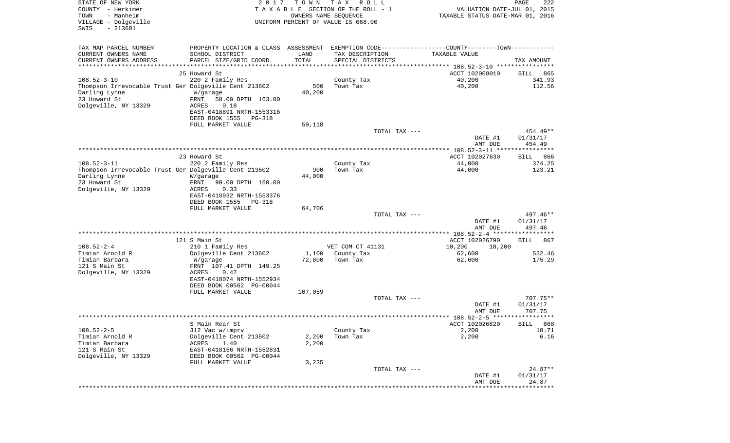STATE OF NEW YORK
COUNTY - Herkimer
TOWN - Manheim
VILLAGE - Dolgeville
SWIS - 213601

2 0 1 7 T O W N T A X R O L L
T A X A B L E SECTION OF THE ROLL - 1
OWNERS NAME SEQUENCE
UNIFORM PERCENT OF VALUE IS 068.00

VALUATION DATE-JUL 01, 2015
TAXABLE STATUS DATE-MAR 01, 2016

| TAX MAP PARCEL NUMBER / CURRENT OWNERS NAME / CURRENT OWNERS ADDRESS | PROPERTY LOCATION & CLASS / SCHOOL DISTRICT / PARCEL SIZE/GRID COORD | ASSESSMENT LAND / TOTAL | EXEMPTION CODE / TAX DESCRIPTION / SPECIAL DISTRICTS | COUNTY--------TOWN TAXABLE VALUE | TAX AMOUNT |
|---|---|---|---|---|---|
| | 25 Howard St | | | ACCT 102008010 | BILL 865 |
| 108.52-3-10 | 220 2 Family Res | | County Tax | 40,200 | 341.93 |
| Thompson Irrevocable Trust Ger | Dolgeville Cent 213602 | 500 | Town Tax | 40,200 | 112.56 |
| Darling Lynne | W/garage | 40,200 | | | |
| 23 Howard St | FRNT 50.00 DPTH 163.00 | | | | |
| Dolgeville, NY 13329 | ACRES 0.18 | | | | |
| | EAST-0418891 NRTH-1553316 | | | | |
| | DEED BOOK 1555 PG-318 | | | | |
| | FULL MARKET VALUE | 59,118 | | | |
| | | | TOTAL TAX --- | | 454.49** |
| | | | | DATE #1 | 01/31/17 |
| | | | | AMT DUE | 454.49 |
| | 23 Howard St | | | ACCT 102027630 | BILL 866 |
| 108.52-3-11 | 220 2 Family Res | | County Tax | 44,000 | 374.25 |
| Thompson Irrevocable Trust Ger | Dolgeville Cent 213602 | 900 | Town Tax | 44,000 | 123.21 |
| Darling Lynne | W/garage | 44,000 | | | |
| 23 Howard St | FRNT 90.00 DPTH 160.00 | | | | |
| Dolgeville, NY 13329 | ACRES 0.33 | | | | |
| | EAST-0418932 NRTH-1553376 | | | | |
| | DEED BOOK 1555 PG-318 | | | | |
| | FULL MARKET VALUE | 64,706 | | | |
| | | | TOTAL TAX --- | | 497.46** |
| | | | | DATE #1 | 01/31/17 |
| | | | | AMT DUE | 497.46 |
| | 121 S Main St | | | ACCT 102026790 | BILL 867 |
| 108.52-2-4 | 210 1 Family Res | | VET COM CT 41131 | 10,200 10,200 | |
| Timian Arnold R | Dolgeville Cent 213602 | 1,100 | County Tax | 62,600 | 532.46 |
| Timian Barbara | W/garage | 72,800 | Town Tax | 62,600 | 175.29 |
| 121 S Main St | FRNT 107.41 DPTH 149.25 | | | | |
| Dolgeville, NY 13329 | ACRES 0.47 | | | | |
| | EAST-0418074 NRTH-1552934 | | | | |
| | DEED BOOK 00562 PG-00044 | | | | |
| | FULL MARKET VALUE | 107,059 | | | |
| | | | TOTAL TAX --- | | 707.75** |
| | | | | DATE #1 | 01/31/17 |
| | | | | AMT DUE | 707.75 |
| | S Main Rear St | | | ACCT 102026820 | BILL 868 |
| 108.52-2-5 | 312 Vac w/imprv | | County Tax | 2,200 | 18.71 |
| Timian Arnold R | Dolgeville Cent 213602 | 2,200 | Town Tax | 2,200 | 6.16 |
| Timian Barbara | ACRES 1.40 | 2,200 | | | |
| 121 S Main St | EAST-0418156 NRTH-1552831 | | | | |
| Dolgeville, NY 13329 | DEED BOOK 00562 PG-00044 | | | | |
| | FULL MARKET VALUE | 3,235 | | | |
| | | | TOTAL TAX --- | | 24.87** |
| | | | | DATE #1 | 01/31/17 |
| | | | | AMT DUE | 24.87 |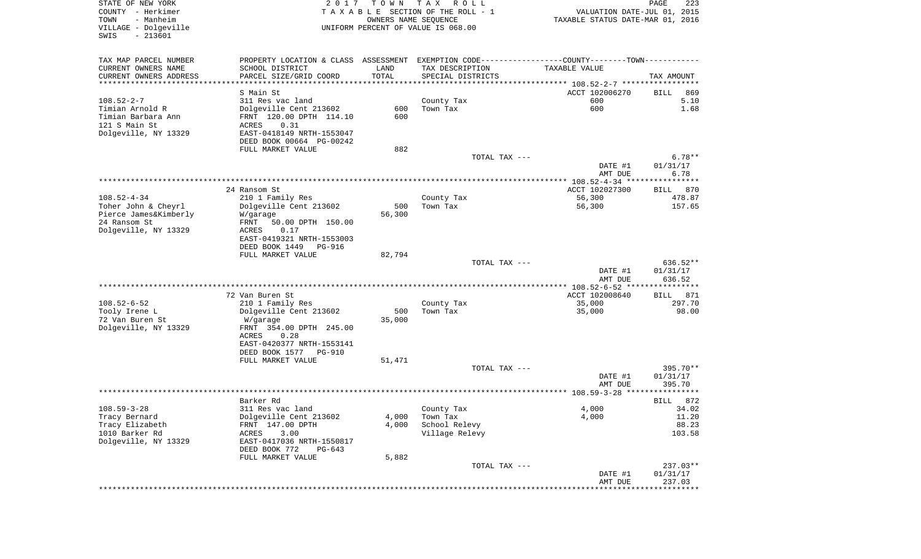STATE OF NEW YORK
COUNTY - Herkimer
TOWN - Manheim
VILLAGE - Dolgeville
SWIS - 213601

2017 TOWN TAX ROLL
TAXABLE SECTION OF THE ROLL - 1
OWNERS NAME SEQUENCE
UNIFORM PERCENT OF VALUE IS 068.00

VALUATION DATE-JUL 01, 2015
TAXABLE STATUS DATE-MAR 01, 2016

| TAX MAP PARCEL NUMBER / CURRENT OWNERS NAME / CURRENT OWNERS ADDRESS | PROPERTY LOCATION & CLASS / SCHOOL DISTRICT / PARCEL SIZE/GRID COORD | ASSESSMENT LAND / TOTAL | EXEMPTION CODE / TAX DESCRIPTION / SPECIAL DISTRICTS | TAXABLE VALUE | TAX AMOUNT |
|---|---|---|---|---|---|
| | S Main St | | | ACCT 102006270 | BILL 869 |
| 108.52-2-7 | 311 Res vac land | | County Tax | 600 | 5.10 |
| Timian Arnold R | Dolgeville Cent 213602 | 600 | Town Tax | 600 | 1.68 |
| Timian Barbara Ann | FRNT 120.00 DPTH 114.10 | 600 | | | |
| 121 S Main St | ACRES 0.31 | | | | |
| Dolgeville, NY 13329 | EAST-0418149 NRTH-1553047 | | | | |
| | DEED BOOK 00664 PG-00242 | | | | |
| | FULL MARKET VALUE | 882 | | | |
| | | | TOTAL TAX --- | | 6.78** |
| | | | | DATE #1 | 01/31/17 |
| | | | | AMT DUE | 6.78 |
| | 24 Ransom St | | | ACCT 102027300 | BILL 870 |
| 108.52-4-34 | 210 1 Family Res | | County Tax | 56,300 | 478.87 |
| Toher John & Cheyrl | Dolgeville Cent 213602 | 500 | Town Tax | 56,300 | 157.65 |
| Pierce James&Kimberly | W/garage | 56,300 | | | |
| 24 Ransom St | FRNT 50.00 DPTH 150.00 | | | | |
| Dolgeville, NY 13329 | ACRES 0.17 | | | | |
| | EAST-0419321 NRTH-1553003 | | | | |
| | DEED BOOK 1449 PG-916 | | | | |
| | FULL MARKET VALUE | 82,794 | | | |
| | | | TOTAL TAX --- | | 636.52** |
| | | | | DATE #1 | 01/31/17 |
| | | | | AMT DUE | 636.52 |
| | 72 Van Buren St | | | ACCT 102008640 | BILL 871 |
| 108.52-6-52 | 210 1 Family Res | | County Tax | 35,000 | 297.70 |
| Tooly Irene L | Dolgeville Cent 213602 | 500 | Town Tax | 35,000 | 98.00 |
| 72 Van Buren St | W/garage | 35,000 | | | |
| Dolgeville, NY 13329 | FRNT 354.00 DPTH 245.00 | | | | |
| | ACRES 0.28 | | | | |
| | EAST-0420377 NRTH-1553141 | | | | |
| | DEED BOOK 1577 PG-910 | | | | |
| | FULL MARKET VALUE | 51,471 | | | |
| | | | TOTAL TAX --- | | 395.70** |
| | | | | DATE #1 | 01/31/17 |
| | | | | AMT DUE | 395.70 |
| | Barker Rd | | | | BILL 872 |
| 108.59-3-28 | 311 Res vac land | | County Tax | 4,000 | 34.02 |
| Tracy Bernard | Dolgeville Cent 213602 | 4,000 | Town Tax | 4,000 | 11.20 |
| Tracy Elizabeth | FRNT 147.00 DPTH | 4,000 | School Relevy | | 88.23 |
| 1010 Barker Rd | ACRES 3.00 | | Village Relevy | | 103.58 |
| Dolgeville, NY 13329 | EAST-0417036 NRTH-1550817 | | | | |
| | DEED BOOK 772 PG-643 | | | | |
| | FULL MARKET VALUE | 5,882 | | | |
| | | | TOTAL TAX --- | | 237.03** |
| | | | | DATE #1 | 01/31/17 |
| | | | | AMT DUE | 237.03 |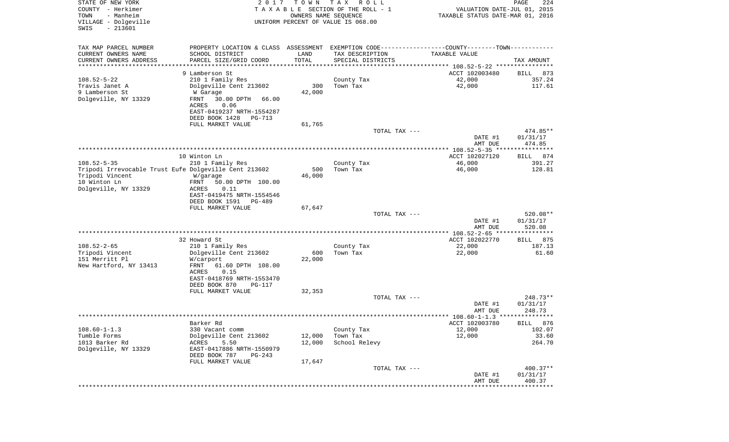STATE OF NEW YORK
COUNTY - Herkimer
TOWN - Manheim
VILLAGE - Dolgeville
SWIS - 213601

2 0 1 7 T O W N T A X R O L L
T A X A B L E SECTION OF THE ROLL - 1
OWNERS NAME SEQUENCE
UNIFORM PERCENT OF VALUE IS 068.00

VALUATION DATE-JUL 01, 2015
TAXABLE STATUS DATE-MAR 01, 2016

| TAX MAP PARCEL NUMBER<br>CURRENT OWNERS NAME<br>CURRENT OWNERS ADDRESS | PROPERTY LOCATION & CLASS<br>SCHOOL DISTRICT<br>PARCEL SIZE/GRID COORD | ASSESSMENT<br>LAND<br>TOTAL | EXEMPTION CODE<br>TAX DESCRIPTION<br>SPECIAL DISTRICTS | COUNTY--------TOWN<br>TAXABLE VALUE | TAX AMOUNT |
|---|---|---|---|---|---|
| | 9 Lamberson St | | | ACCT 102003480 | BILL 873 |
| 108.52-5-22 | 210 1 Family Res | | County Tax | 42,000 | 357.24 |
| Travis Janet A | Dolgeville Cent 213602 | 300 | Town Tax | 42,000 | 117.61 |
| 9 Lamberson St | W Garage | 42,000 | | | |
| Dolgeville, NY 13329 | FRNT 30.00 DPTH 66.00 | | | | |
| | ACRES 0.06 | | | | |
| | EAST-0419237 NRTH-1554287 | | | | |
| | DEED BOOK 1428 PG-713 | | | | |
| | FULL MARKET VALUE | 61,765 | | | |
| | | | TOTAL TAX --- | | 474.85** |
| | | | | DATE #1 | 01/31/17 |
| | | | | AMT DUE | 474.85 |
| | 10 Winton Ln | | | ACCT 102027120 | BILL 874 |
| 108.52-5-35 | 210 1 Family Res | | County Tax | 46,000 | 391.27 |
| Tripodi Irrevocable Trust Eufe | Dolgeville Cent 213602 | 500 | Town Tax | 46,000 | 128.81 |
| Tripodi Vincent | W/garage | 46,000 | | | |
| 10 Winton Ln | FRNT 50.00 DPTH 100.00 | | | | |
| Dolgeville, NY 13329 | ACRES 0.11 | | | | |
| | EAST-0419475 NRTH-1554546 | | | | |
| | DEED BOOK 1591 PG-489 | | | | |
| | FULL MARKET VALUE | 67,647 | | | |
| | | | TOTAL TAX --- | | 520.08** |
| | | | | DATE #1 | 01/31/17 |
| | | | | AMT DUE | 520.08 |
| | 32 Howard St | | | ACCT 102022770 | BILL 875 |
| 108.52-2-65 | 210 1 Family Res | | County Tax | 22,000 | 187.13 |
| Tripodi Vincent | Dolgeville Cent 213602 | 600 | Town Tax | 22,000 | 61.60 |
| 151 Merritt Pl | W/carport | 22,000 | | | |
| New Hartford, NY 13413 | FRNT 61.60 DPTH 108.00 | | | | |
| | ACRES 0.15 | | | | |
| | EAST-0418769 NRTH-1553470 | | | | |
| | DEED BOOK 870 PG-117 | | | | |
| | FULL MARKET VALUE | 32,353 | | | |
| | | | TOTAL TAX --- | | 248.73** |
| | | | | DATE #1 | 01/31/17 |
| | | | | AMT DUE | 248.73 |
| | Barker Rd | | | ACCT 102003780 | BILL 876 |
| 108.60-1-1.3 | 330 Vacant comm | | County Tax | 12,000 | 102.07 |
| Tumble Forms | Dolgeville Cent 213602 | 12,000 | Town Tax | 12,000 | 33.60 |
| 1013 Barker Rd | ACRES 5.50 | 12,000 | School Relevy | | 264.70 |
| Dolgeville, NY 13329 | EAST-0417886 NRTH-1550979 | | | | |
| | DEED BOOK 787 PG-243 | | | | |
| | FULL MARKET VALUE | 17,647 | | | |
| | | | TOTAL TAX --- | | 400.37** |
| | | | | DATE #1 | 01/31/17 |
| | | | | AMT DUE | 400.37 |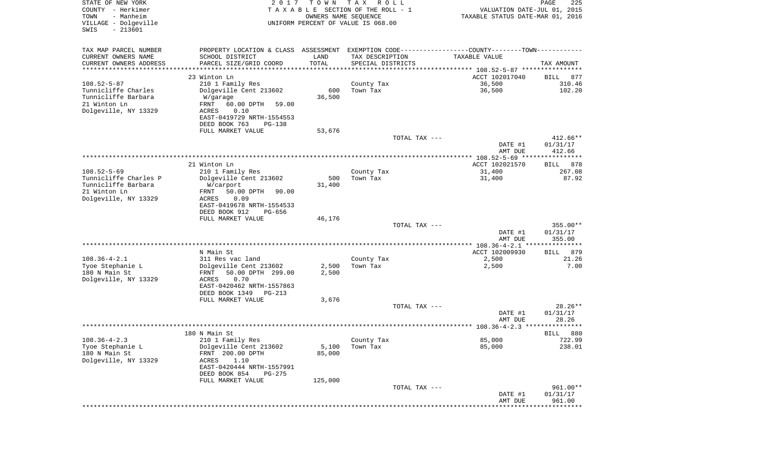STATE OF NEW YORK
COUNTY - Herkimer
TOWN - Manheim
VILLAGE - Dolgeville
SWIS - 213601

2017 TOWN TAX ROLL
TAXABLE SECTION OF THE ROLL - 1
OWNERS NAME SEQUENCE
UNIFORM PERCENT OF VALUE IS 068.00

VALUATION DATE-JUL 01, 2015
TAXABLE STATUS DATE-MAR 01, 2016

| TAX MAP PARCEL NUMBER / CURRENT OWNERS NAME / CURRENT OWNERS ADDRESS | PROPERTY LOCATION & CLASS / SCHOOL DISTRICT / PARCEL SIZE/GRID COORD | ASSESSMENT LAND / TOTAL | EXEMPTION CODE / TAX DESCRIPTION / SPECIAL DISTRICTS | TAXABLE VALUE | TAX AMOUNT |
|---|---|---|---|---|---|
| | 23 Winton Ln | | | ACCT 102017040 | BILL 877 |
| 108.52-5-87 | 210 1 Family Res | | County Tax | 36,500 | 310.46 |
| Tunnicliffe Charles | Dolgeville Cent 213602 | 600 | Town Tax | 36,500 | 102.20 |
| Tunnicliffe Barbara | W/garage | 36,500 | | | |
| 21 Winton Ln | FRNT 60.00 DPTH 59.00 | | | | |
| Dolgeville, NY 13329 | ACRES 0.10 | | | | |
| | EAST-0419729 NRTH-1554553 | | | | |
| | DEED BOOK 763 PG-138 | | | | |
| | FULL MARKET VALUE | 53,676 | | | |
| | | | TOTAL TAX --- | | 412.66** |
| | | | | DATE #1 | 01/31/17 |
| | | | | AMT DUE | 412.66 |
| | 21 Winton Ln | | | ACCT 102021570 | BILL 878 |
| 108.52-5-69 | 210 1 Family Res | | County Tax | 31,400 | 267.08 |
| Tunnicliffe Charles P | Dolgeville Cent 213602 | 500 | Town Tax | 31,400 | 87.92 |
| Tunnicliffe Barbara | W/carport | 31,400 | | | |
| 21 Winton Ln | FRNT 50.00 DPTH 90.00 | | | | |
| Dolgeville, NY 13329 | ACRES 0.09 | | | | |
| | EAST-0419678 NRTH-1554533 | | | | |
| | DEED BOOK 912 PG-656 | | | | |
| | FULL MARKET VALUE | 46,176 | | | |
| | | | TOTAL TAX --- | | 355.00** |
| | | | | DATE #1 | 01/31/17 |
| | | | | AMT DUE | 355.00 |
| | N Main St | | | ACCT 102009930 | BILL 879 |
| 108.36-4-2.1 | 311 Res vac land | | County Tax | 2,500 | 21.26 |
| Tyoe Stephanie L | Dolgeville Cent 213602 | 2,500 | Town Tax | 2,500 | 7.00 |
| 180 N Main St | FRNT 50.00 DPTH 299.00 | 2,500 | | | |
| Dolgeville, NY 13329 | ACRES 0.70 | | | | |
| | EAST-0420462 NRTH-1557863 | | | | |
| | DEED BOOK 1349 PG-213 | | | | |
| | FULL MARKET VALUE | 3,676 | | | |
| | | | TOTAL TAX --- | | 28.26** |
| | | | | DATE #1 | 01/31/17 |
| | | | | AMT DUE | 28.26 |
| | 180 N Main St | | | | BILL 880 |
| 108.36-4-2.3 | 210 1 Family Res | | County Tax | 85,000 | 722.99 |
| Tyoe Stephanie L | Dolgeville Cent 213602 | 5,100 | Town Tax | 85,000 | 238.01 |
| 180 N Main St | FRNT 200.00 DPTH | 85,000 | | | |
| Dolgeville, NY 13329 | ACRES 1.10 | | | | |
| | EAST-0420444 NRTH-1557991 | | | | |
| | DEED BOOK 854 PG-275 | | | | |
| | FULL MARKET VALUE | 125,000 | | | |
| | | | TOTAL TAX --- | | 961.00** |
| | | | | DATE #1 | 01/31/17 |
| | | | | AMT DUE | 961.00 |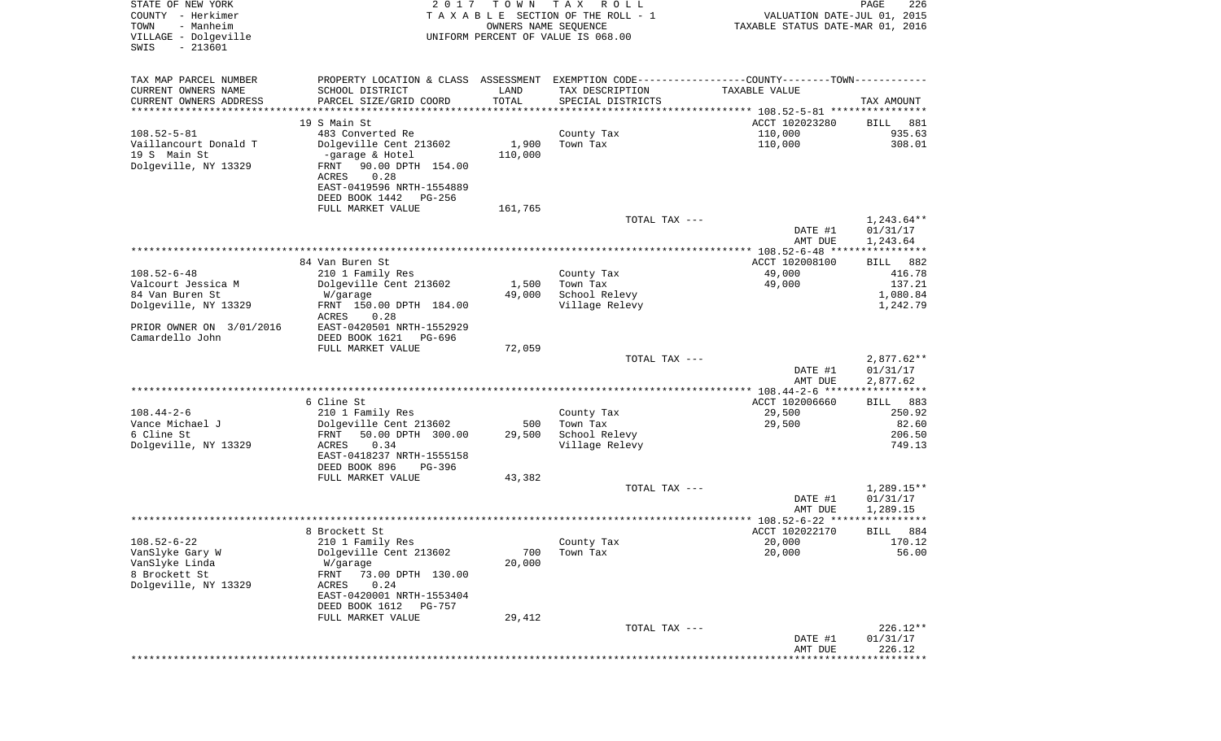STATE OF NEW YORK
COUNTY - Herkimer
TOWN - Manheim
VILLAGE - Dolgeville
SWIS - 213601

2017 TOWN TAX ROLL
TAXABLE SECTION OF THE ROLL - 1
OWNERS NAME SEQUENCE
UNIFORM PERCENT OF VALUE IS 068.00

VALUATION DATE-JUL 01, 2015
TAXABLE STATUS DATE-MAR 01, 2016

| TAX MAP PARCEL NUMBER / CURRENT OWNERS NAME / CURRENT OWNERS ADDRESS | PROPERTY LOCATION & CLASS / SCHOOL DISTRICT / PARCEL SIZE/GRID COORD | ASSESSMENT LAND | TOTAL | EXEMPTION CODE / TAX DESCRIPTION / SPECIAL DISTRICTS | TAXABLE VALUE | TAX AMOUNT |
|---|---|---|---|---|---|---|
| 108.52-5-81 | 19 S Main St | | | | ACCT 102023280 | BILL 881 |
| Vaillancourt Donald T | 483 Converted Re | | | County Tax | 110,000 | 935.63 |
| 19 S Main St | Dolgeville Cent 213602 | 1,900 | | Town Tax | 110,000 | 308.01 |
| Dolgeville, NY 13329 | -garage & Hotel | | 110,000 | | | |
| | FRNT 90.00 DPTH 154.00 | | | | | |
| | ACRES 0.28 | | | | | |
| | EAST-0419596 NRTH-1554889 | | | | | |
| | DEED BOOK 1442 PG-256 | | | | | |
| | FULL MARKET VALUE | | 161,765 | | | |
| | | | | TOTAL TAX --- | | 1,243.64** |
| | | | | | DATE #1 | 01/31/17 |
| | | | | | AMT DUE | 1,243.64 |
| 108.52-6-48 | 84 Van Buren St | | | | ACCT 102008100 | BILL 882 |
| Valcourt Jessica M | 210 1 Family Res | | | County Tax | 49,000 | 416.78 |
| 84 Van Buren St | Dolgeville Cent 213602 | 1,500 | | Town Tax | 49,000 | 137.21 |
| Dolgeville, NY 13329 | W/garage | | 49,000 | School Relevy | | 1,080.84 |
| | FRNT 150.00 DPTH 184.00 | | | Village Relevy | | 1,242.79 |
| | ACRES 0.28 | | | | | |
| PRIOR OWNER ON 3/01/2016 | EAST-0420501 NRTH-1552929 | | | | | |
| Camardello John | DEED BOOK 1621 PG-696 | | | | | |
| | FULL MARKET VALUE | | 72,059 | | | |
| | | | | TOTAL TAX --- | | 2,877.62** |
| | | | | | DATE #1 | 01/31/17 |
| | | | | | AMT DUE | 2,877.62 |
| 108.44-2-6 | 6 Cline St | | | | ACCT 102006660 | BILL 883 |
| Vance Michael J | 210 1 Family Res | | | County Tax | 29,500 | 250.92 |
| 6 Cline St | Dolgeville Cent 213602 | 500 | | Town Tax | 29,500 | 82.60 |
| Dolgeville, NY 13329 | FRNT 50.00 DPTH 300.00 | | 29,500 | School Relevy | | 206.50 |
| | ACRES 0.34 | | | Village Relevy | | 749.13 |
| | EAST-0418237 NRTH-1555158 | | | | | |
| | DEED BOOK 896 PG-396 | | | | | |
| | FULL MARKET VALUE | | 43,382 | | | |
| | | | | TOTAL TAX --- | | 1,289.15** |
| | | | | | DATE #1 | 01/31/17 |
| | | | | | AMT DUE | 1,289.15 |
| 108.52-6-22 | 8 Brockett St | | | | ACCT 102022170 | BILL 884 |
| VanSlyke Gary W | 210 1 Family Res | | | County Tax | 20,000 | 170.12 |
| VanSlyke Linda | Dolgeville Cent 213602 | 700 | | Town Tax | 20,000 | 56.00 |
| 8 Brockett St | W/garage | | 20,000 | | | |
| Dolgeville, NY 13329 | FRNT 73.00 DPTH 130.00 | | | | | |
| | ACRES 0.24 | | | | | |
| | EAST-0420001 NRTH-1553404 | | | | | |
| | DEED BOOK 1612 PG-757 | | | | | |
| | FULL MARKET VALUE | | 29,412 | | | |
| | | | | TOTAL TAX --- | | 226.12** |
| | | | | | DATE #1 | 01/31/17 |
| | | | | | AMT DUE | 226.12 |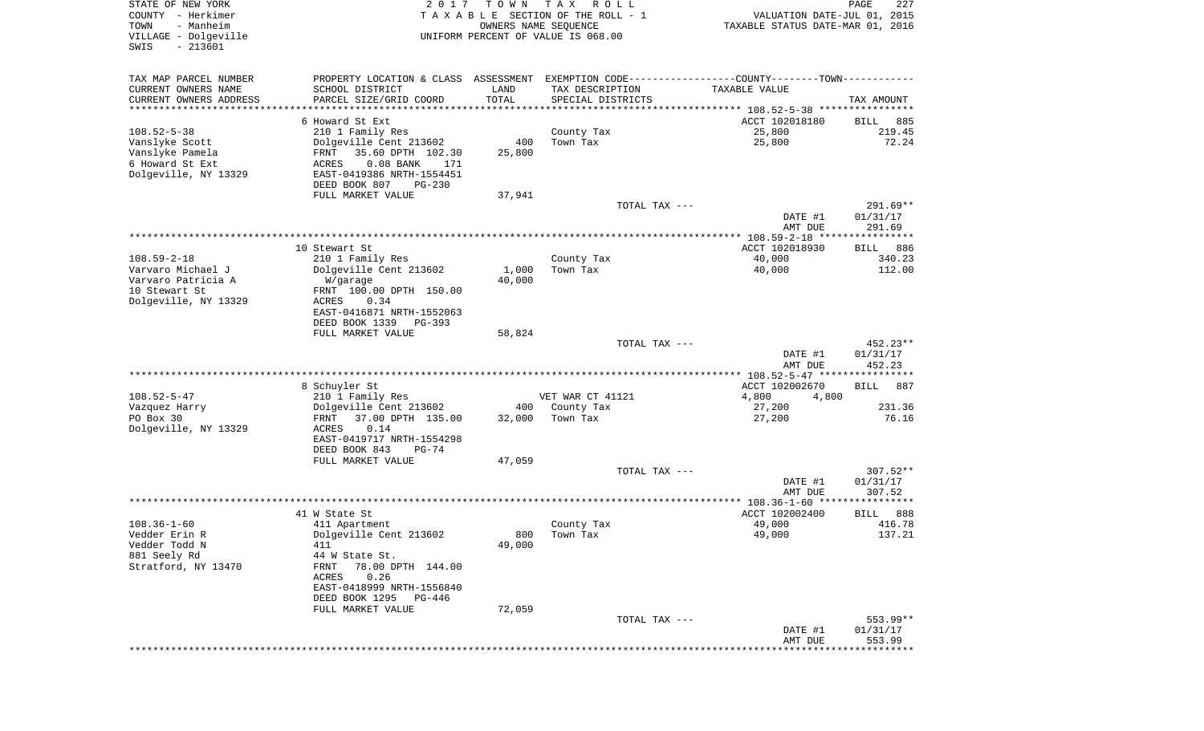STATE OF NEW YORK
COUNTY - Herkimer
TOWN - Manheim
VILLAGE - Dolgeville
SWIS - 213601

2017 TOWN TAX ROLL
TAXABLE SECTION OF THE ROLL - 1
OWNERS NAME SEQUENCE
UNIFORM PERCENT OF VALUE IS 068.00

VALUATION DATE-JUL 01, 2015
TAXABLE STATUS DATE-MAR 01, 2016

| TAX MAP PARCEL NUMBER<br>CURRENT OWNERS NAME<br>CURRENT OWNERS ADDRESS | PROPERTY LOCATION & CLASS<br>SCHOOL DISTRICT<br>PARCEL SIZE/GRID COORD | ASSESSMENT<br>LAND<br>TOTAL | EXEMPTION CODE<br>TAX DESCRIPTION<br>SPECIAL DISTRICTS | COUNTY--------TOWN<br>TAXABLE VALUE | TAX AMOUNT |
|---|---|---|---|---|---|
| | 6 Howard St Ext | | | ACCT 102018180 | BILL 885 |
| 108.52-5-38 | 210 1 Family Res | | County Tax | 25,800 | 219.45 |
| Vanslyke Scott | Dolgeville Cent 213602 | 400 | Town Tax | 25,800 | 72.24 |
| Vanslyke Pamela | FRNT 35.60 DPTH 102.30 | 25,800 | | | |
| 6 Howard St Ext | ACRES 0.08 BANK 171 | | | | |
| Dolgeville, NY 13329 | EAST-0419386 NRTH-1554451 | | | | |
| | DEED BOOK 807 PG-230 | | | | |
| | FULL MARKET VALUE | 37,941 | | | |
| | | | TOTAL TAX --- | | 291.69** |
| | | | | DATE #1 | 01/31/17 |
| | | | | AMT DUE | 291.69 |
| | 10 Stewart St | | | ACCT 102018930 | BILL 886 |
| 108.59-2-18 | 210 1 Family Res | | County Tax | 40,000 | 340.23 |
| Varvaro Michael J | Dolgeville Cent 213602 | 1,000 | Town Tax | 40,000 | 112.00 |
| Varvaro Patricia A | W/garage | 40,000 | | | |
| 10 Stewart St | FRNT 100.00 DPTH 150.00 | | | | |
| Dolgeville, NY 13329 | ACRES 0.34 | | | | |
| | EAST-0416871 NRTH-1552063 | | | | |
| | DEED BOOK 1339 PG-393 | | | | |
| | FULL MARKET VALUE | 58,824 | | | |
| | | | TOTAL TAX --- | | 452.23** |
| | | | | DATE #1 | 01/31/17 |
| | | | | AMT DUE | 452.23 |
| | 8 Schuyler St | | | ACCT 102002670 | BILL 887 |
| 108.52-5-47 | 210 1 Family Res | | VET WAR CT 41121 | 4,800 4,800 | |
| Vazquez Harry | Dolgeville Cent 213602 | 400 | County Tax | 27,200 | 231.36 |
| PO Box 30 | FRNT 37.00 DPTH 135.00 | 32,000 | Town Tax | 27,200 | 76.16 |
| Dolgeville, NY 13329 | ACRES 0.14 | | | | |
| | EAST-0419717 NRTH-1554298 | | | | |
| | DEED BOOK 843 PG-74 | | | | |
| | FULL MARKET VALUE | 47,059 | | | |
| | | | TOTAL TAX --- | | 307.52** |
| | | | | DATE #1 | 01/31/17 |
| | | | | AMT DUE | 307.52 |
| | 41 W State St | | | ACCT 102002400 | BILL 888 |
| 108.36-1-60 | 411 Apartment | | County Tax | 49,000 | 416.78 |
| Vedder Erin R | Dolgeville Cent 213602 | 800 | Town Tax | 49,000 | 137.21 |
| Vedder Todd N | 411 | 49,000 | | | |
| 881 Seely Rd | 44 W State St. | | | | |
| Stratford, NY 13470 | FRNT 78.00 DPTH 144.00 | | | | |
| | ACRES 0.26 | | | | |
| | EAST-0418999 NRTH-1556840 | | | | |
| | DEED BOOK 1295 PG-446 | | | | |
| | FULL MARKET VALUE | 72,059 | | | |
| | | | TOTAL TAX --- | | 553.99** |
| | | | | DATE #1 | 01/31/17 |
| | | | | AMT DUE | 553.99 |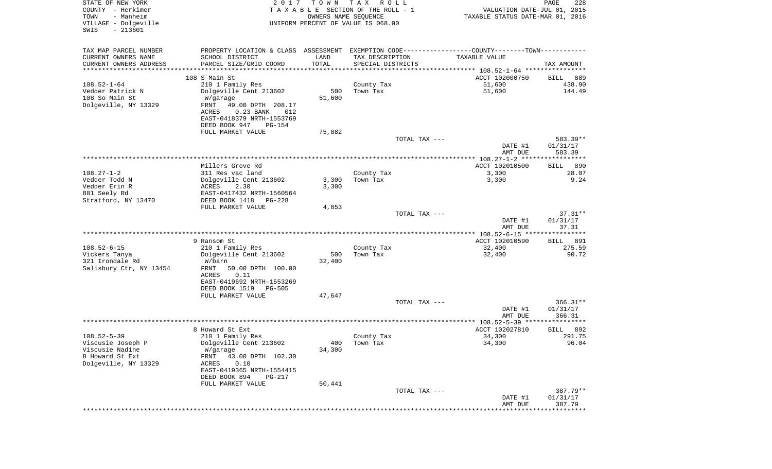STATE OF NEW YORK
COUNTY - Herkimer
TOWN - Manheim
VILLAGE - Dolgeville
SWIS - 213601

2 0 1 7 T O W N T A X R O L L
T A X A B L E SECTION OF THE ROLL - 1
OWNERS NAME SEQUENCE
UNIFORM PERCENT OF VALUE IS 068.00

VALUATION DATE-JUL 01, 2015
TAXABLE STATUS DATE-MAR 01, 2016

| TAX MAP PARCEL NUMBER / CURRENT OWNERS NAME / CURRENT OWNERS ADDRESS | PROPERTY LOCATION & CLASS / SCHOOL DISTRICT / PARCEL SIZE/GRID COORD | ASSESSMENT LAND / TOTAL | EXEMPTION CODE / TAX DESCRIPTION / SPECIAL DISTRICTS | COUNTY--------TOWN / TAXABLE VALUE | TAX AMOUNT |
|---|---|---|---|---|---|
| 108.52-1-64 | 108 S Main St | | | ACCT 102000750 | BILL 889 |
| | 210 1 Family Res | | County Tax | 51,600 | 438.90 |
| Vedder Patrick N | Dolgeville Cent 213602 | 500 | Town Tax | 51,600 | 144.49 |
| 108 So Main St | W/garage | 51,600 | | | |
| Dolgeville, NY 13329 | FRNT 49.00 DPTH 208.17 | | | | |
| | ACRES 0.23 BANK 012 | | | | |
| | EAST-0418379 NRTH-1553769 | | | | |
| | DEED BOOK 947 PG-154 | | | | |
| | FULL MARKET VALUE | 75,882 | | | |
| | | | TOTAL TAX --- | | 583.39** |
| | | | | DATE #1 | 01/31/17 |
| | | | | AMT DUE | 583.39 |
| 108.27-1-2 | Millers Grove Rd | | | ACCT 102010500 | BILL 890 |
| | 311 Res vac land | | County Tax | 3,300 | 28.07 |
| Vedder Todd N | Dolgeville Cent 213602 | 3,300 | Town Tax | 3,300 | 9.24 |
| Vedder Erin R | ACRES 2.30 | 3,300 | | | |
| 881 Seely Rd | EAST-0417432 NRTH-1560564 | | | | |
| Stratford, NY 13470 | DEED BOOK 1418 PG-228 | | | | |
| | FULL MARKET VALUE | 4,853 | | | |
| | | | TOTAL TAX --- | | 37.31** |
| | | | | DATE #1 | 01/31/17 |
| | | | | AMT DUE | 37.31 |
| 108.52-6-15 | 9 Ransom St | | | ACCT 102010590 | BILL 891 |
| | 210 1 Family Res | | County Tax | 32,400 | 275.59 |
| Vickers Tanya | Dolgeville Cent 213602 | 500 | Town Tax | 32,400 | 90.72 |
| 321 Irondale Rd | W/barn | 32,400 | | | |
| Salisbury Ctr, NY 13454 | FRNT 50.00 DPTH 100.00 | | | | |
| | ACRES 0.11 | | | | |
| | EAST-0419692 NRTH-1553269 | | | | |
| | DEED BOOK 1519 PG-505 | | | | |
| | FULL MARKET VALUE | 47,647 | | | |
| | | | TOTAL TAX --- | | 366.31** |
| | | | | DATE #1 | 01/31/17 |
| | | | | AMT DUE | 366.31 |
| 108.52-5-39 | 8 Howard St Ext | | | ACCT 102027810 | BILL 892 |
| | 210 1 Family Res | | County Tax | 34,300 | 291.75 |
| Viscusie Joseph P | Dolgeville Cent 213602 | 400 | Town Tax | 34,300 | 96.04 |
| Viscusie Nadine | W/garage | 34,300 | | | |
| 8 Howard St Ext | FRNT 43.00 DPTH 102.30 | | | | |
| Dolgeville, NY 13329 | ACRES 0.10 | | | | |
| | EAST-0419365 NRTH-1554415 | | | | |
| | DEED BOOK 894 PG-217 | | | | |
| | FULL MARKET VALUE | 50,441 | | | |
| | | | TOTAL TAX --- | | 387.79** |
| | | | | DATE #1 | 01/31/17 |
| | | | | AMT DUE | 387.79 |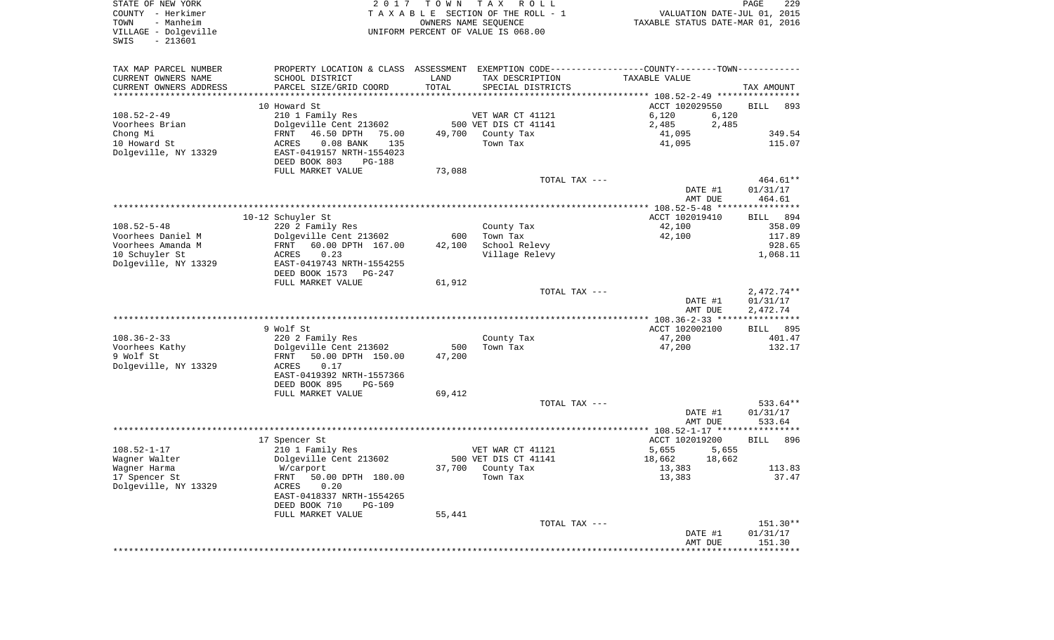STATE OF NEW YORK
COUNTY - Herkimer
TOWN - Manheim
VILLAGE - Dolgeville
SWIS - 213601

2017 TOWN TAX ROLL
TAXABLE SECTION OF THE ROLL - 1
OWNERS NAME SEQUENCE
UNIFORM PERCENT OF VALUE IS 068.00

VALUATION DATE-JUL 01, 2015
TAXABLE STATUS DATE-MAR 01, 2016

| TAX MAP PARCEL NUMBER<br>CURRENT OWNERS NAME<br>CURRENT OWNERS ADDRESS | PROPERTY LOCATION & CLASS<br>SCHOOL DISTRICT<br>PARCEL SIZE/GRID COORD | ASSESSMENT<br>LAND<br>TOTAL | EXEMPTION CODE<br>TAX DESCRIPTION<br>SPECIAL DISTRICTS | COUNTY TAXABLE VALUE | TOWN | TAX AMOUNT |
|---|---|---|---|---|---|---|
| **108.52-2-49** | 10 Howard St | | | ACCT 102029550 | | BILL 893 |
| | 210 1 Family Res | | VET WAR CT 41121 | 6,120 | 6,120 | |
| Voorhees Brian | Dolgeville Cent 213602 | 500 | VET DIS CT 41141 | 2,485 | 2,485 | |
| Chong Mi | FRNT 46.50 DPTH 75.00 | 49,700 | County Tax | 41,095 | | 349.54 |
| 10 Howard St | ACRES 0.08 BANK 135 | | Town Tax | 41,095 | | 115.07 |
| Dolgeville, NY 13329 | EAST-0419157 NRTH-1554023 | | | | | |
| | DEED BOOK 803 PG-188 | | | | | |
| | FULL MARKET VALUE | 73,088 | | | | |
| | | | TOTAL TAX --- | | | 464.61** |
| | | | | | DATE #1 | 01/31/17 |
| | | | | | AMT DUE | 464.61 |
| **108.52-5-48** | 10-12 Schuyler St | | | ACCT 102019410 | | BILL 894 |
| | 220 2 Family Res | | County Tax | 42,100 | | 358.09 |
| Voorhees Daniel M | Dolgeville Cent 213602 | 600 | Town Tax | 42,100 | | 117.89 |
| Voorhees Amanda M | FRNT 60.00 DPTH 167.00 | 42,100 | School Relevy | | | 928.65 |
| 10 Schuyler St | ACRES 0.23 | | Village Relevy | | | 1,068.11 |
| Dolgeville, NY 13329 | EAST-0419743 NRTH-1554255 | | | | | |
| | DEED BOOK 1573 PG-247 | | | | | |
| | FULL MARKET VALUE | 61,912 | | | | |
| | | | TOTAL TAX --- | | | 2,472.74** |
| | | | | | DATE #1 | 01/31/17 |
| | | | | | AMT DUE | 2,472.74 |
| **108.36-2-33** | 9 Wolf St | | | ACCT 102002100 | | BILL 895 |
| | 220 2 Family Res | | County Tax | 47,200 | | 401.47 |
| Voorhees Kathy | Dolgeville Cent 213602 | 500 | Town Tax | 47,200 | | 132.17 |
| 9 Wolf St | FRNT 50.00 DPTH 150.00 | 47,200 | | | | |
| Dolgeville, NY 13329 | ACRES 0.17 | | | | | |
| | EAST-0419392 NRTH-1557366 | | | | | |
| | DEED BOOK 895 PG-569 | | | | | |
| | FULL MARKET VALUE | 69,412 | | | | |
| | | | TOTAL TAX --- | | | 533.64** |
| | | | | | DATE #1 | 01/31/17 |
| | | | | | AMT DUE | 533.64 |
| **108.52-1-17** | 17 Spencer St | | | ACCT 102019200 | | BILL 896 |
| | 210 1 Family Res | | VET WAR CT 41121 | 5,655 | 5,655 | |
| Wagner Walter | Dolgeville Cent 213602 | 500 | VET DIS CT 41141 | 18,662 | 18,662 | |
| Wagner Harma | W/carport | 37,700 | County Tax | 13,383 | | 113.83 |
| 17 Spencer St | FRNT 50.00 DPTH 180.00 | | Town Tax | 13,383 | | 37.47 |
| Dolgeville, NY 13329 | ACRES 0.20 | | | | | |
| | EAST-0418337 NRTH-1554265 | | | | | |
| | DEED BOOK 710 PG-109 | | | | | |
| | FULL MARKET VALUE | 55,441 | | | | |
| | | | TOTAL TAX --- | | | 151.30** |
| | | | | | DATE #1 | 01/31/17 |
| | | | | | AMT DUE | 151.30 |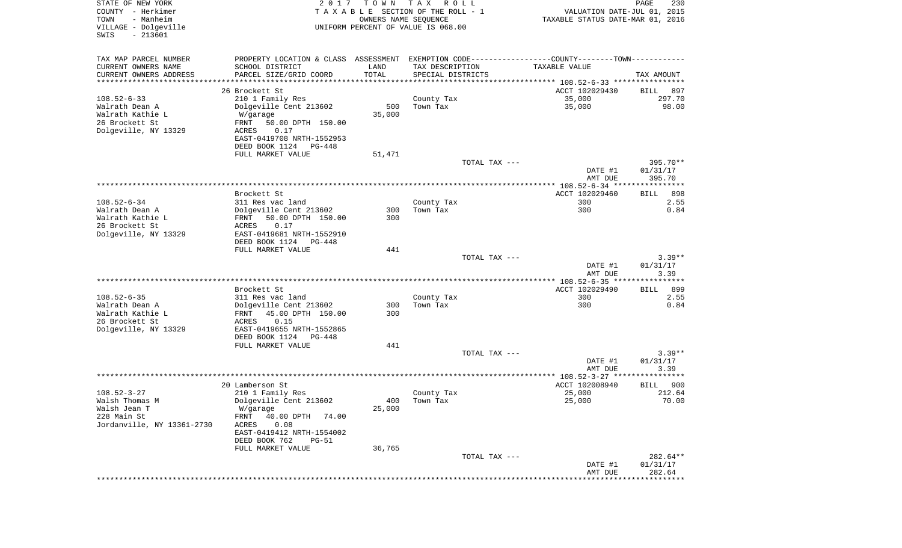STATE OF NEW YORK
COUNTY - Herkimer
TOWN - Manheim
VILLAGE - Dolgeville
SWIS - 213601

2017 TOWN TAX ROLL
TAXABLE SECTION OF THE ROLL - 1
OWNERS NAME SEQUENCE
UNIFORM PERCENT OF VALUE IS 068.00

VALUATION DATE-JUL 01, 2015
TAXABLE STATUS DATE-MAR 01, 2016

| TAX MAP PARCEL NUMBER / CURRENT OWNERS NAME / CURRENT OWNERS ADDRESS | PROPERTY LOCATION & CLASS / SCHOOL DISTRICT / PARCEL SIZE/GRID COORD | ASSESSMENT LAND / TOTAL | EXEMPTION CODE / TAX DESCRIPTION / SPECIAL DISTRICTS | COUNTY--------TOWN / TAXABLE VALUE | TAX AMOUNT |
|---|---|---|---|---|---|
| 108.52-6-33 | 26 Brockett St | | | ACCT 102029430 | BILL 897 |
| Walrath Dean A | 210 1 Family Res | | County Tax | 35,000 | 297.70 |
| Walrath Kathie L | Dolgeville Cent 213602 | 500 | Town Tax | 35,000 | 98.00 |
| 26 Brockett St | W/garage | 35,000 | | | |
| Dolgeville, NY 13329 | FRNT 50.00 DPTH 150.00 | | | | |
| | ACRES 0.17 | | | | |
| | EAST-0419708 NRTH-1552953 | | | | |
| | DEED BOOK 1124 PG-448 | | | | |
| | FULL MARKET VALUE | 51,471 | | | |
| | | | TOTAL TAX --- | | 395.70** |
| | | | | DATE #1 | 01/31/17 |
| | | | | AMT DUE | 395.70 |
| 108.52-6-34 | Brockett St | | | ACCT 102029460 | BILL 898 |
| Walrath Dean A | 311 Res vac land | | County Tax | 300 | 2.55 |
| Walrath Kathie L | Dolgeville Cent 213602 | 300 | Town Tax | 300 | 0.84 |
| 26 Brockett St | FRNT 50.00 DPTH 150.00 | 300 | | | |
| Dolgeville, NY 13329 | ACRES 0.17 | | | | |
| | EAST-0419681 NRTH-1552910 | | | | |
| | DEED BOOK 1124 PG-448 | | | | |
| | FULL MARKET VALUE | 441 | | | |
| | | | TOTAL TAX --- | | 3.39** |
| | | | | DATE #1 | 01/31/17 |
| | | | | AMT DUE | 3.39 |
| 108.52-6-35 | Brockett St | | | ACCT 102029490 | BILL 899 |
| Walrath Dean A | 311 Res vac land | | County Tax | 300 | 2.55 |
| Walrath Kathie L | Dolgeville Cent 213602 | 300 | Town Tax | 300 | 0.84 |
| 26 Brockett St | FRNT 45.00 DPTH 150.00 | 300 | | | |
| Dolgeville, NY 13329 | ACRES 0.15 | | | | |
| | EAST-0419655 NRTH-1552865 | | | | |
| | DEED BOOK 1124 PG-448 | | | | |
| | FULL MARKET VALUE | 441 | | | |
| | | | TOTAL TAX --- | | 3.39** |
| | | | | DATE #1 | 01/31/17 |
| | | | | AMT DUE | 3.39 |
| 108.52-3-27 | 20 Lamberson St | | | ACCT 102008940 | BILL 900 |
| Walsh Thomas M | 210 1 Family Res | | County Tax | 25,000 | 212.64 |
| Walsh Jean T | Dolgeville Cent 213602 | 400 | Town Tax | 25,000 | 70.00 |
| 228 Main St | W/garage | 25,000 | | | |
| Jordanville, NY 13361-2730 | FRNT 40.00 DPTH 74.00 | | | | |
| | ACRES 0.08 | | | | |
| | EAST-0419412 NRTH-1554002 | | | | |
| | DEED BOOK 762 PG-51 | | | | |
| | FULL MARKET VALUE | 36,765 | | | |
| | | | TOTAL TAX --- | | 282.64** |
| | | | | DATE #1 | 01/31/17 |
| | | | | AMT DUE | 282.64 |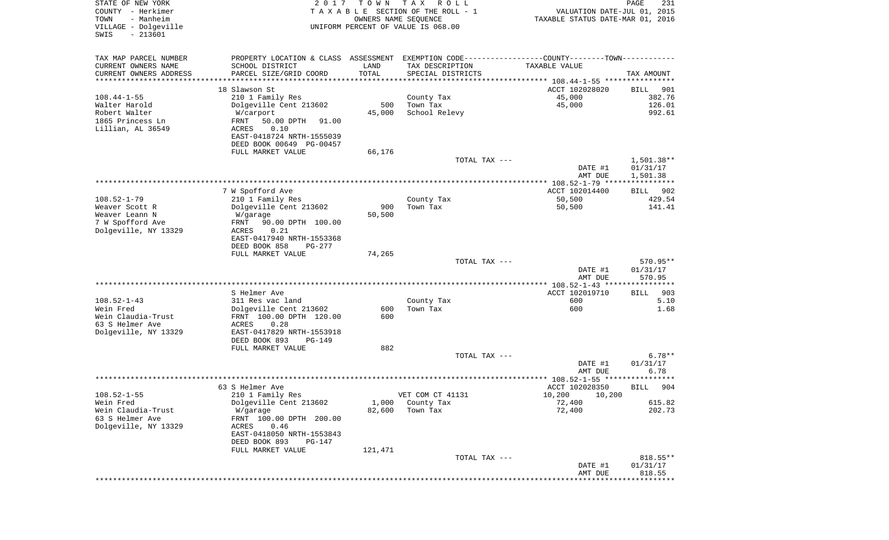STATE OF NEW YORK
COUNTY - Herkimer
TOWN - Manheim
VILLAGE - Dolgeville
SWIS - 213601

2 0 1 7 T O W N T A X R O L L
T A X A B L E SECTION OF THE ROLL - 1
OWNERS NAME SEQUENCE
UNIFORM PERCENT OF VALUE IS 068.00

VALUATION DATE-JUL 01, 2015
TAXABLE STATUS DATE-MAR 01, 2016

| TAX MAP PARCEL NUMBER<br>CURRENT OWNERS NAME<br>CURRENT OWNERS ADDRESS | PROPERTY LOCATION & CLASS<br>SCHOOL DISTRICT<br>PARCEL SIZE/GRID COORD | ASSESSMENT<br>LAND<br>TOTAL | EXEMPTION CODE<br>TAX DESCRIPTION<br>SPECIAL DISTRICTS | COUNTY--------TOWN<br>TAXABLE VALUE | TAX AMOUNT |
|---|---|---|---|---|---|
| | 18 Slawson St | | | ACCT 102028020 | BILL 901 |
| 108.44-1-55 | 210 1 Family Res | | County Tax | 45,000 | 382.76 |
| Walter Harold | Dolgeville Cent 213602 | 500 | Town Tax | 45,000 | 126.01 |
| Robert Walter | W/carport | 45,000 | School Relevy | | 992.61 |
| 1865 Princess Ln | FRNT 50.00 DPTH 91.00 | | | | |
| Lillian, AL 36549 | ACRES 0.10 | | | | |
| | EAST-0418724 NRTH-1555039 | | | | |
| | DEED BOOK 00649 PG-00457 | | | | |
| | FULL MARKET VALUE | 66,176 | | | |
| | | | TOTAL TAX --- | | 1,501.38** |
| | | | | DATE #1 | 01/31/17 |
| | | | | AMT DUE | 1,501.38 |
| | 7 W Spofford Ave | | | ACCT 102014400 | BILL 902 |
| 108.52-1-79 | 210 1 Family Res | | County Tax | 50,500 | 429.54 |
| Weaver Scott R | Dolgeville Cent 213602 | 900 | Town Tax | 50,500 | 141.41 |
| Weaver Leann N | W/garage | 50,500 | | | |
| 7 W Spofford Ave | FRNT 90.00 DPTH 100.00 | | | | |
| Dolgeville, NY 13329 | ACRES 0.21 | | | | |
| | EAST-0417940 NRTH-1553368 | | | | |
| | DEED BOOK 858 PG-277 | | | | |
| | FULL MARKET VALUE | 74,265 | | | |
| | | | TOTAL TAX --- | | 570.95** |
| | | | | DATE #1 | 01/31/17 |
| | | | | AMT DUE | 570.95 |
| | S Helmer Ave | | | ACCT 102019710 | BILL 903 |
| 108.52-1-43 | 311 Res vac land | | County Tax | 600 | 5.10 |
| Wein Fred | Dolgeville Cent 213602 | 600 | Town Tax | 600 | 1.68 |
| Wein Claudia-Trust | FRNT 100.00 DPTH 120.00 | 600 | | | |
| 63 S Helmer Ave | ACRES 0.28 | | | | |
| Dolgeville, NY 13329 | EAST-0417829 NRTH-1553918 | | | | |
| | DEED BOOK 893 PG-149 | | | | |
| | FULL MARKET VALUE | 882 | | | |
| | | | TOTAL TAX --- | | 6.78** |
| | | | | DATE #1 | 01/31/17 |
| | | | | AMT DUE | 6.78 |
| | 63 S Helmer Ave | | | ACCT 102028350 | BILL 904 |
| 108.52-1-55 | 210 1 Family Res | | VET COM CT 41131 | 10,200 10,200 | |
| Wein Fred | Dolgeville Cent 213602 | 1,000 | County Tax | 72,400 | 615.82 |
| Wein Claudia-Trust | W/garage | 82,600 | Town Tax | 72,400 | 202.73 |
| 63 S Helmer Ave | FRNT 100.00 DPTH 200.00 | | | | |
| Dolgeville, NY 13329 | ACRES 0.46 | | | | |
| | EAST-0418050 NRTH-1553843 | | | | |
| | DEED BOOK 893 PG-147 | | | | |
| | FULL MARKET VALUE | 121,471 | | | |
| | | | TOTAL TAX --- | | 818.55** |
| | | | | DATE #1 | 01/31/17 |
| | | | | AMT DUE | 818.55 |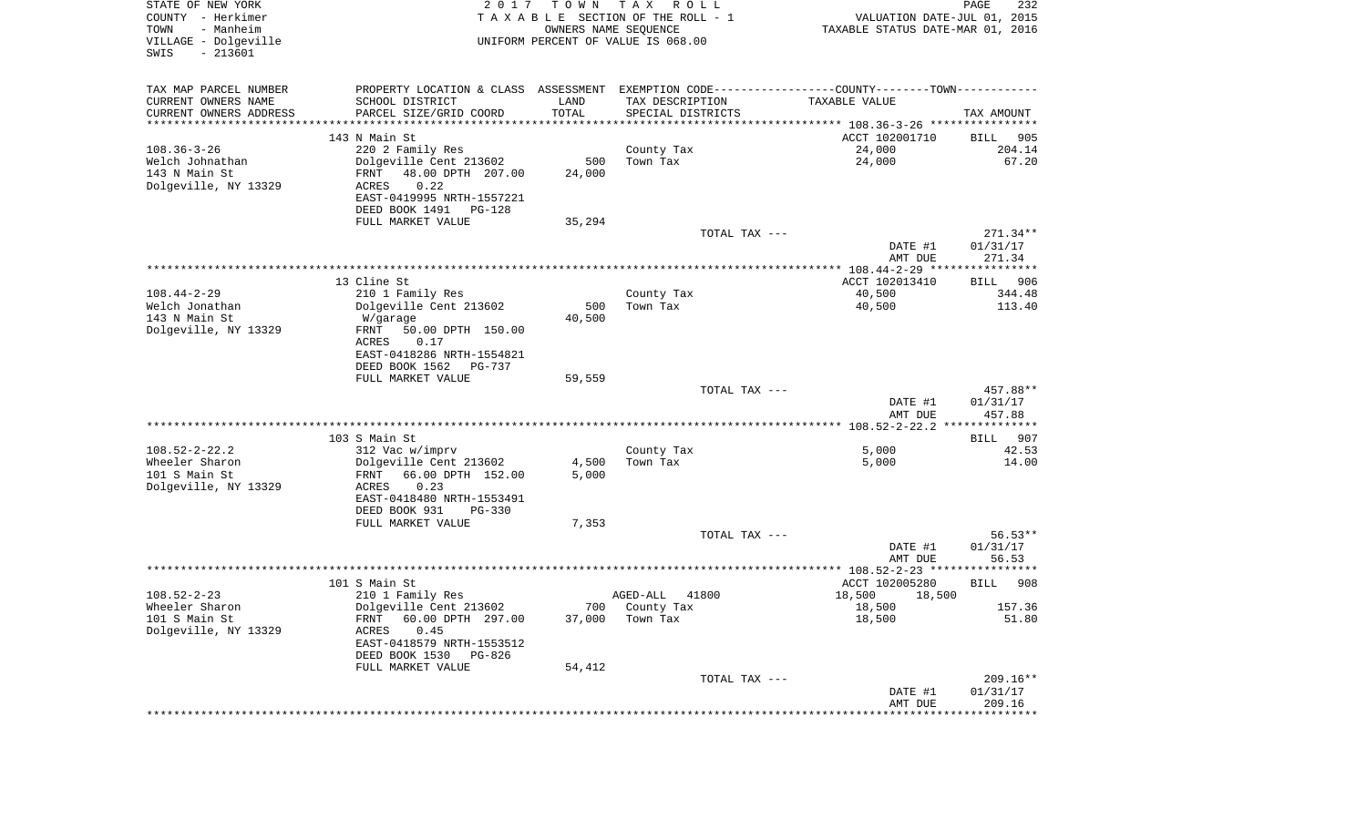STATE OF NEW YORK
COUNTY - Herkimer
TOWN - Manheim
VILLAGE - Dolgeville
SWIS - 213601

2 0 1 7 T O W N T A X R O L L
T A X A B L E SECTION OF THE ROLL - 1
OWNERS NAME SEQUENCE
UNIFORM PERCENT OF VALUE IS 068.00

VALUATION DATE-JUL 01, 2015
TAXABLE STATUS DATE-MAR 01, 2016

| TAX MAP PARCEL NUMBER<br>CURRENT OWNERS NAME<br>CURRENT OWNERS ADDRESS | PROPERTY LOCATION & CLASS<br>SCHOOL DISTRICT<br>PARCEL SIZE/GRID COORD | ASSESSMENT<br>LAND<br>TOTAL | EXEMPTION CODE<br>TAX DESCRIPTION<br>SPECIAL DISTRICTS | COUNTY--------TOWN<br>TAXABLE VALUE | TAX AMOUNT |
|---|---|---|---|---|---|
| | 143 N Main St | | | ACCT 102001710 | BILL 905 |
| 108.36-3-26 | 220 2 Family Res | | County Tax | 24,000 | 204.14 |
| Welch Johnathan | Dolgeville Cent 213602 | 500 | Town Tax | 24,000 | 67.20 |
| 143 N Main St | FRNT 48.00 DPTH 207.00 | 24,000 | | | |
| Dolgeville, NY 13329 | ACRES 0.22 | | | | |
| | EAST-0419995 NRTH-1557221 | | | | |
| | DEED BOOK 1491 PG-128 | | | | |
| | FULL MARKET VALUE | 35,294 | | | |
| | | | TOTAL TAX --- | | 271.34** |
| | | | | DATE #1 | 01/31/17 |
| | | | | AMT DUE | 271.34 |
| | 13 Cline St | | | ACCT 102013410 | BILL 906 |
| 108.44-2-29 | 210 1 Family Res | | County Tax | 40,500 | 344.48 |
| Welch Jonathan | Dolgeville Cent 213602 | 500 | Town Tax | 40,500 | 113.40 |
| 143 N Main St | W/garage | 40,500 | | | |
| Dolgeville, NY 13329 | FRNT 50.00 DPTH 150.00 | | | | |
| | ACRES 0.17 | | | | |
| | EAST-0418286 NRTH-1554821 | | | | |
| | DEED BOOK 1562 PG-737 | | | | |
| | FULL MARKET VALUE | 59,559 | | | |
| | | | TOTAL TAX --- | | 457.88** |
| | | | | DATE #1 | 01/31/17 |
| | | | | AMT DUE | 457.88 |
| | 103 S Main St | | | | BILL 907 |
| 108.52-2-22.2 | 312 Vac w/imprv | | County Tax | 5,000 | 42.53 |
| Wheeler Sharon | Dolgeville Cent 213602 | 4,500 | Town Tax | 5,000 | 14.00 |
| 101 S Main St | FRNT 66.00 DPTH 152.00 | 5,000 | | | |
| Dolgeville, NY 13329 | ACRES 0.23 | | | | |
| | EAST-0418480 NRTH-1553491 | | | | |
| | DEED BOOK 931 PG-330 | | | | |
| | FULL MARKET VALUE | 7,353 | | | |
| | | | TOTAL TAX --- | | 56.53** |
| | | | | DATE #1 | 01/31/17 |
| | | | | AMT DUE | 56.53 |
| | 101 S Main St | | | ACCT 102005280 | BILL 908 |
| 108.52-2-23 | 210 1 Family Res | | AGED-ALL 41800 | 18,500 18,500 | |
| Wheeler Sharon | Dolgeville Cent 213602 | 700 | County Tax | 18,500 | 157.36 |
| 101 S Main St | FRNT 60.00 DPTH 297.00 | 37,000 | Town Tax | 18,500 | 51.80 |
| Dolgeville, NY 13329 | ACRES 0.45 | | | | |
| | EAST-0418579 NRTH-1553512 | | | | |
| | DEED BOOK 1530 PG-826 | | | | |
| | FULL MARKET VALUE | 54,412 | | | |
| | | | TOTAL TAX --- | | 209.16** |
| | | | | DATE #1 | 01/31/17 |
| | | | | AMT DUE | 209.16 |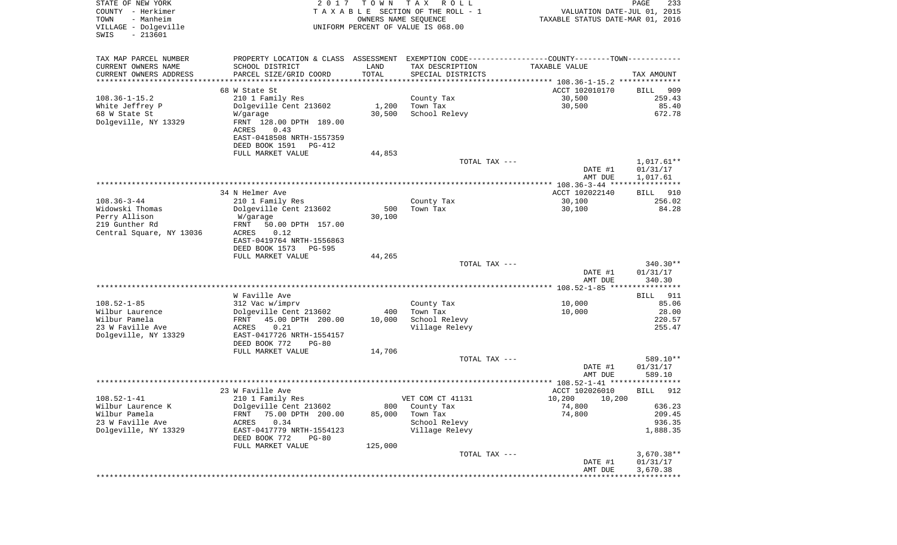STATE OF NEW YORK
COUNTY - Herkimer
TOWN - Manheim
VILLAGE - Dolgeville
SWIS - 213601

2017 TOWN TAX ROLL
TAXABLE SECTION OF THE ROLL - 1
OWNERS NAME SEQUENCE
UNIFORM PERCENT OF VALUE IS 068.00

VALUATION DATE-JUL 01, 2015
TAXABLE STATUS DATE-MAR 01, 2016

| TAX MAP PARCEL NUMBER / CURRENT OWNERS NAME / CURRENT OWNERS ADDRESS | PROPERTY LOCATION & CLASS / SCHOOL DISTRICT / PARCEL SIZE/GRID COORD | ASSESSMENT LAND / TOTAL | EXEMPTION CODE / TAX DESCRIPTION / SPECIAL DISTRICTS | TAXABLE VALUE | TAX AMOUNT |
|---|---|---|---|---|---|
| 108.36-1-15.2 | 68 W State St | | | ACCT 102010170 | BILL 909 |
| 108.36-1-15.2 | 210 1 Family Res | | County Tax | 30,500 | 259.43 |
| White Jeffrey P | Dolgeville Cent 213602 | 1,200 | Town Tax | 30,500 | 85.40 |
| 68 W State St | W/garage | 30,500 | School Relevy | | 672.78 |
| Dolgeville, NY 13329 | FRNT 128.00 DPTH 189.00 | | | | |
| | ACRES 0.43 | | | | |
| | EAST-0418508 NRTH-1557359 | | | | |
| | DEED BOOK 1591 PG-412 | | | | |
| | FULL MARKET VALUE | 44,853 | | | |
| | | | TOTAL TAX --- | | 1,017.61** |
| | | | | DATE #1 | 01/31/17 |
| | | | | AMT DUE | 1,017.61 |
| 108.36-3-44 | 34 N Helmer Ave | | | ACCT 102022140 | BILL 910 |
| 108.36-3-44 | 210 1 Family Res | | County Tax | 30,100 | 256.02 |
| Widowski Thomas | Dolgeville Cent 213602 | 500 | Town Tax | 30,100 | 84.28 |
| Perry Allison | W/garage | 30,100 | | | |
| 219 Gunther Rd | FRNT 50.00 DPTH 157.00 | | | | |
| Central Square, NY 13036 | ACRES 0.12 | | | | |
| | EAST-0419764 NRTH-1556863 | | | | |
| | DEED BOOK 1573 PG-595 | | | | |
| | FULL MARKET VALUE | 44,265 | | | |
| | | | TOTAL TAX --- | | 340.30** |
| | | | | DATE #1 | 01/31/17 |
| | | | | AMT DUE | 340.30 |
| 108.52-1-85 | W Faville Ave | | | | BILL 911 |
| 108.52-1-85 | 312 Vac w/imprv | | County Tax | 10,000 | 85.06 |
| Wilbur Laurence | Dolgeville Cent 213602 | 400 | Town Tax | 10,000 | 28.00 |
| Wilbur Pamela | FRNT 45.00 DPTH 200.00 | 10,000 | School Relevy | | 220.57 |
| 23 W Faville Ave | ACRES 0.21 | | Village Relevy | | 255.47 |
| Dolgeville, NY 13329 | EAST-0417726 NRTH-1554157 | | | | |
| | DEED BOOK 772 PG-80 | | | | |
| | FULL MARKET VALUE | 14,706 | | | |
| | | | TOTAL TAX --- | | 589.10** |
| | | | | DATE #1 | 01/31/17 |
| | | | | AMT DUE | 589.10 |
| 108.52-1-41 | 23 W Faville Ave | | | ACCT 102026010 | BILL 912 |
| 108.52-1-41 | 210 1 Family Res | | VET COM CT 41131 | 10,200 10,200 | |
| Wilbur Laurence K | Dolgeville Cent 213602 | 800 | County Tax | 74,800 | 636.23 |
| Wilbur Pamela | FRNT 75.00 DPTH 200.00 | 85,000 | Town Tax | 74,800 | 209.45 |
| 23 W Faville Ave | ACRES 0.34 | | School Relevy | | 936.35 |
| Dolgeville, NY 13329 | EAST-0417779 NRTH-1554123 | | Village Relevy | | 1,888.35 |
| | DEED BOOK 772 PG-80 | | | | |
| | FULL MARKET VALUE | 125,000 | | | |
| | | | TOTAL TAX --- | | 3,670.38** |
| | | | | DATE #1 | 01/31/17 |
| | | | | AMT DUE | 3,670.38 |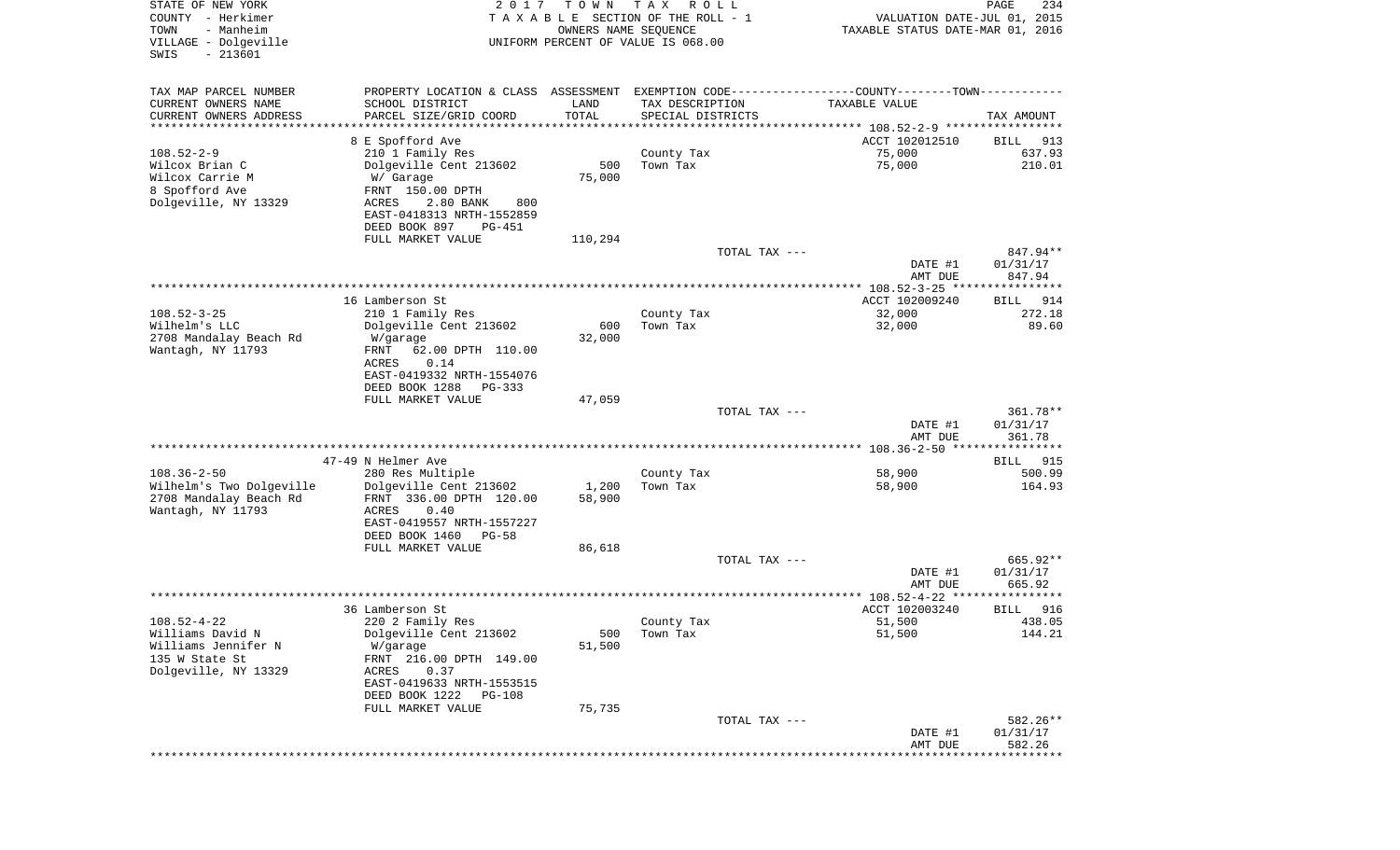STATE OF NEW YORK
COUNTY - Herkimer
TOWN - Manheim
VILLAGE - Dolgeville
SWIS - 213601

2017 TOWN TAX ROLL
TAXABLE SECTION OF THE ROLL - 1
OWNERS NAME SEQUENCE
UNIFORM PERCENT OF VALUE IS 068.00

VALUATION DATE-JUL 01, 2015
TAXABLE STATUS DATE-MAR 01, 2016

| TAX MAP PARCEL NUMBER / CURRENT OWNERS NAME / CURRENT OWNERS ADDRESS | PROPERTY LOCATION & CLASS / SCHOOL DISTRICT / PARCEL SIZE/GRID COORD | ASSESSMENT LAND | TOTAL | EXEMPTION CODE / TAX DESCRIPTION / SPECIAL DISTRICTS | TAXABLE VALUE | TAX AMOUNT |
|---|---|---|---|---|---|---|
| | 8 E Spofford Ave | | | | ACCT 102012510 | BILL 913 |
| 108.52-2-9 | 210 1 Family Res | | | County Tax | 75,000 | 637.93 |
| Wilcox Brian C | Dolgeville Cent 213602 | 500 | | Town Tax | 75,000 | 210.01 |
| Wilcox Carrie M | W/ Garage | | 75,000 | | | |
| 8 Spofford Ave | FRNT 150.00 DPTH | | | | | |
| Dolgeville, NY 13329 | ACRES 2.80 BANK 800 | | | | | |
| | EAST-0418313 NRTH-1552859 | | | | | |
| | DEED BOOK 897 PG-451 | | | | | |
| | FULL MARKET VALUE | | 110,294 | | | |
| | | | | TOTAL TAX --- | | 847.94** |
| | | | | | DATE #1 | 01/31/17 |
| | | | | | AMT DUE | 847.94 |
| | 16 Lamberson St | | | | ACCT 102009240 | BILL 914 |
| 108.52-3-25 | 210 1 Family Res | | | County Tax | 32,000 | 272.18 |
| Wilhelm's LLC | Dolgeville Cent 213602 | 600 | | Town Tax | 32,000 | 89.60 |
| 2708 Mandalay Beach Rd | W/garage | | 32,000 | | | |
| Wantagh, NY 11793 | FRNT 62.00 DPTH 110.00 | | | | | |
| | ACRES 0.14 | | | | | |
| | EAST-0419332 NRTH-1554076 | | | | | |
| | DEED BOOK 1288 PG-333 | | | | | |
| | FULL MARKET VALUE | | 47,059 | | | |
| | | | | TOTAL TAX --- | | 361.78** |
| | | | | | DATE #1 | 01/31/17 |
| | | | | | AMT DUE | 361.78 |
| | 47-49 N Helmer Ave | | | | | BILL 915 |
| 108.36-2-50 | 280 Res Multiple | | | County Tax | 58,900 | 500.99 |
| Wilhelm's Two Dolgeville | Dolgeville Cent 213602 | 1,200 | | Town Tax | 58,900 | 164.93 |
| 2708 Mandalay Beach Rd | FRNT 336.00 DPTH 120.00 | | 58,900 | | | |
| Wantagh, NY 11793 | ACRES 0.40 | | | | | |
| | EAST-0419557 NRTH-1557227 | | | | | |
| | DEED BOOK 1460 PG-58 | | | | | |
| | FULL MARKET VALUE | | 86,618 | | | |
| | | | | TOTAL TAX --- | | 665.92** |
| | | | | | DATE #1 | 01/31/17 |
| | | | | | AMT DUE | 665.92 |
| | 36 Lamberson St | | | | ACCT 102003240 | BILL 916 |
| 108.52-4-22 | 220 2 Family Res | | | County Tax | 51,500 | 438.05 |
| Williams David N | Dolgeville Cent 213602 | 500 | | Town Tax | 51,500 | 144.21 |
| Williams Jennifer N | W/garage | | 51,500 | | | |
| 135 W State St | FRNT 216.00 DPTH 149.00 | | | | | |
| Dolgeville, NY 13329 | ACRES 0.37 | | | | | |
| | EAST-0419633 NRTH-1553515 | | | | | |
| | DEED BOOK 1222 PG-108 | | | | | |
| | FULL MARKET VALUE | | 75,735 | | | |
| | | | | TOTAL TAX --- | | 582.26** |
| | | | | | DATE #1 | 01/31/17 |
| | | | | | AMT DUE | 582.26 |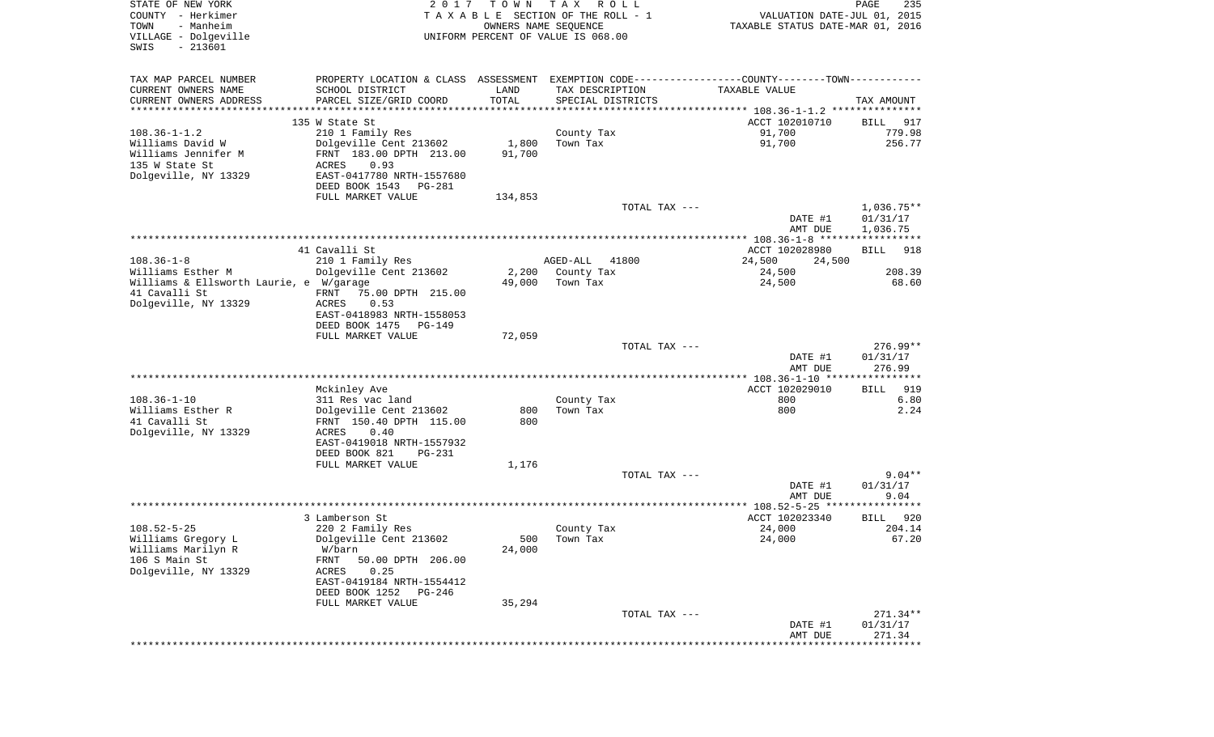STATE OF NEW YORK
COUNTY - Herkimer
TOWN - Manheim
VILLAGE - Dolgeville
SWIS - 213601

2017 TOWN TAX ROLL
TAXABLE SECTION OF THE ROLL - 1
OWNERS NAME SEQUENCE
UNIFORM PERCENT OF VALUE IS 068.00

VALUATION DATE-JUL 01, 2015
TAXABLE STATUS DATE-MAR 01, 2016

| TAX MAP PARCEL NUMBER<br>CURRENT OWNERS NAME<br>CURRENT OWNERS ADDRESS | PROPERTY LOCATION & CLASS<br>SCHOOL DISTRICT<br>PARCEL SIZE/GRID COORD | ASSESSMENT<br>LAND<br>TOTAL | EXEMPTION CODE<br>TAX DESCRIPTION<br>SPECIAL DISTRICTS | COUNTY--------TOWN<br>TAXABLE VALUE | TAX AMOUNT |
|---|---|---|---|---|---|
| | 135 W State St | | | ACCT 102010710 | BILL 917 |
| 108.36-1-1.2 | 210 1 Family Res | | County Tax | 91,700 | 779.98 |
| Williams David W | Dolgeville Cent 213602 | 1,800 | Town Tax | 91,700 | 256.77 |
| Williams Jennifer M | FRNT 183.00 DPTH 213.00 | 91,700 | | | |
| 135 W State St | ACRES 0.93 | | | | |
| Dolgeville, NY 13329 | EAST-0417780 NRTH-1557680 | | | | |
| | DEED BOOK 1543 PG-281 | | | | |
| | FULL MARKET VALUE | 134,853 | | | |
| | | | TOTAL TAX --- | | 1,036.75** |
| | | | | DATE #1 | 01/31/17 |
| | | | | AMT DUE | 1,036.75 |
| | 41 Cavalli St | | | ACCT 102028980 | BILL 918 |
| 108.36-1-8 | 210 1 Family Res | | AGED-ALL 41800 | 24,500 24,500 | |
| Williams Esther M | Dolgeville Cent 213602 | 2,200 | County Tax | 24,500 | 208.39 |
| Williams & Ellsworth Laurie, e | W/garage | 49,000 | Town Tax | 24,500 | 68.60 |
| 41 Cavalli St | FRNT 75.00 DPTH 215.00 | | | | |
| Dolgeville, NY 13329 | ACRES 0.53 | | | | |
| | EAST-0418983 NRTH-1558053 | | | | |
| | DEED BOOK 1475 PG-149 | | | | |
| | FULL MARKET VALUE | 72,059 | | | |
| | | | TOTAL TAX --- | | 276.99** |
| | | | | DATE #1 | 01/31/17 |
| | | | | AMT DUE | 276.99 |
| | Mckinley Ave | | | ACCT 102029010 | BILL 919 |
| 108.36-1-10 | 311 Res vac land | | County Tax | 800 | 6.80 |
| Williams Esther R | Dolgeville Cent 213602 | 800 | Town Tax | 800 | 2.24 |
| 41 Cavalli St | FRNT 150.40 DPTH 115.00 | 800 | | | |
| Dolgeville, NY 13329 | ACRES 0.40 | | | | |
| | EAST-0419018 NRTH-1557932 | | | | |
| | DEED BOOK 821 PG-231 | | | | |
| | FULL MARKET VALUE | 1,176 | | | |
| | | | TOTAL TAX --- | | 9.04** |
| | | | | DATE #1 | 01/31/17 |
| | | | | AMT DUE | 9.04 |
| | 3 Lamberson St | | | ACCT 102023340 | BILL 920 |
| 108.52-5-25 | 220 2 Family Res | | County Tax | 24,000 | 204.14 |
| Williams Gregory L | Dolgeville Cent 213602 | 500 | Town Tax | 24,000 | 67.20 |
| Williams Marilyn R | W/barn | 24,000 | | | |
| 106 S Main St | FRNT 50.00 DPTH 206.00 | | | | |
| Dolgeville, NY 13329 | ACRES 0.25 | | | | |
| | EAST-0419184 NRTH-1554412 | | | | |
| | DEED BOOK 1252 PG-246 | | | | |
| | FULL MARKET VALUE | 35,294 | | | |
| | | | TOTAL TAX --- | | 271.34** |
| | | | | DATE #1 | 01/31/17 |
| | | | | AMT DUE | 271.34 |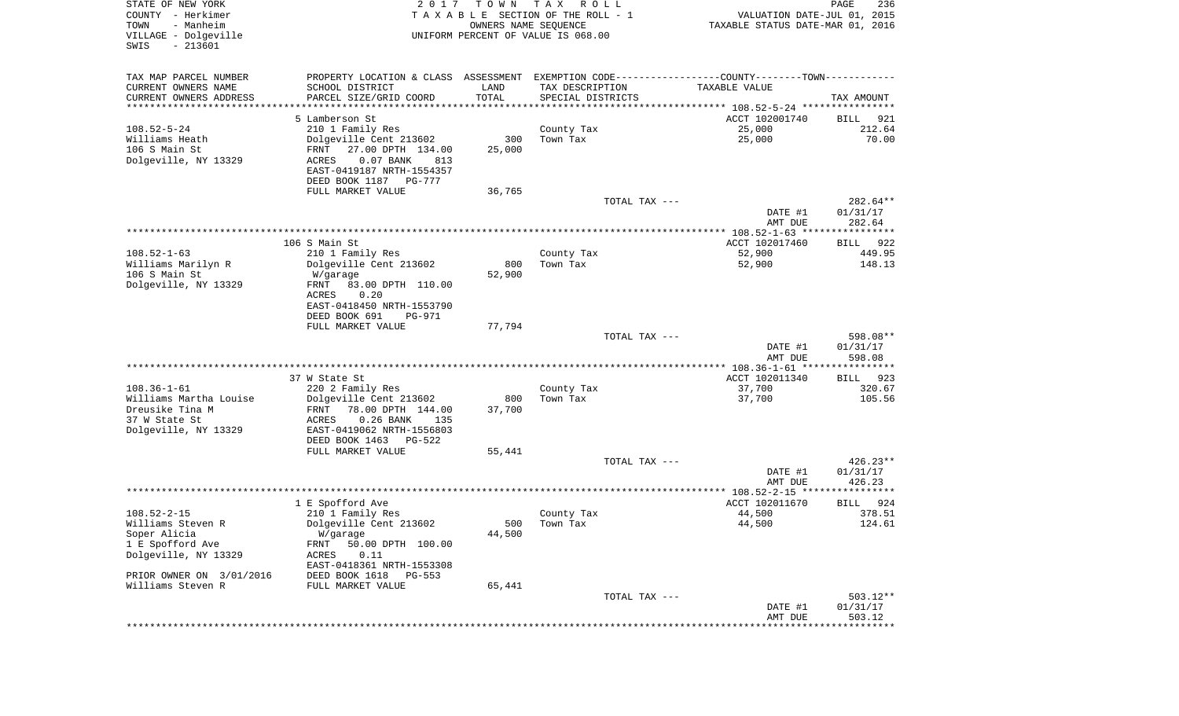STATE OF NEW YORK
COUNTY - Herkimer
TOWN - Manheim
VILLAGE - Dolgeville
SWIS - 213601

2017 TOWN TAX ROLL
TAXABLE SECTION OF THE ROLL - 1
OWNERS NAME SEQUENCE
UNIFORM PERCENT OF VALUE IS 068.00

VALUATION DATE-JUL 01, 2015
TAXABLE STATUS DATE-MAR 01, 2016

| TAX MAP PARCEL NUMBER / CURRENT OWNERS NAME / CURRENT OWNERS ADDRESS | PROPERTY LOCATION & CLASS / SCHOOL DISTRICT / PARCEL SIZE/GRID COORD | ASSESSMENT LAND | TOTAL | EXEMPTION CODE / TAX DESCRIPTION / SPECIAL DISTRICTS | TAXABLE VALUE | TAX AMOUNT |
|---|---|---|---|---|---|---|
| 108.52-5-24 | 5 Lamberson St | | | | ACCT 102001740 | BILL 921 |
| Williams Heath | 210 1 Family Res | | | County Tax | 25,000 | 212.64 |
| 106 S Main St | Dolgeville Cent 213602 | 300 | 25,000 | Town Tax | 25,000 | 70.00 |
| Dolgeville, NY 13329 | FRNT 27.00 DPTH 134.00 | | | | | |
| | ACRES 0.07 BANK 813 | | | | | |
| | EAST-0419187 NRTH-1554357 | | | | | |
| | DEED BOOK 1187 PG-777 | | | | | |
| | FULL MARKET VALUE | 36,765 | | | | |
| | | | | TOTAL TAX --- | | 282.64** |
| | | | | | DATE #1 | 01/31/17 |
| | | | | | AMT DUE | 282.64 |
| 108.52-1-63 | 106 S Main St | | | | ACCT 102017460 | BILL 922 |
| Williams Marilyn R | 210 1 Family Res | | | County Tax | 52,900 | 449.95 |
| 106 S Main St | Dolgeville Cent 213602 | 800 | 52,900 | Town Tax | 52,900 | 148.13 |
| Dolgeville, NY 13329 | W/garage | | | | | |
| | FRNT 83.00 DPTH 110.00 | | | | | |
| | ACRES 0.20 | | | | | |
| | EAST-0418450 NRTH-1553790 | | | | | |
| | DEED BOOK 691 PG-971 | | | | | |
| | FULL MARKET VALUE | 77,794 | | | | |
| | | | | TOTAL TAX --- | | 598.08** |
| | | | | | DATE #1 | 01/31/17 |
| | | | | | AMT DUE | 598.08 |
| 108.36-1-61 | 37 W State St | | | | ACCT 102011340 | BILL 923 |
| Williams Martha Louise | 220 2 Family Res | | | County Tax | 37,700 | 320.67 |
| Dreusike Tina M | Dolgeville Cent 213602 | 800 | 37,700 | Town Tax | 37,700 | 105.56 |
| 37 W State St | FRNT 78.00 DPTH 144.00 | | | | | |
| Dolgeville, NY 13329 | ACRES 0.26 BANK 135 | | | | | |
| | EAST-0419062 NRTH-1556803 | | | | | |
| | DEED BOOK 1463 PG-522 | | | | | |
| | FULL MARKET VALUE | 55,441 | | | | |
| | | | | TOTAL TAX --- | | 426.23** |
| | | | | | DATE #1 | 01/31/17 |
| | | | | | AMT DUE | 426.23 |
| 108.52-2-15 | 1 E Spofford Ave | | | | ACCT 102011670 | BILL 924 |
| Williams Steven R | 210 1 Family Res | | | County Tax | 44,500 | 378.51 |
| Soper Alicia | Dolgeville Cent 213602 | 500 | 44,500 | Town Tax | 44,500 | 124.61 |
| 1 E Spofford Ave | W/garage | | | | | |
| Dolgeville, NY 13329 | FRNT 50.00 DPTH 100.00 | | | | | |
| | ACRES 0.11 | | | | | |
| PRIOR OWNER ON 3/01/2016 | EAST-0418361 NRTH-1553308 | | | | | |
| Williams Steven R | DEED BOOK 1618 PG-553 | | | | | |
| | FULL MARKET VALUE | 65,441 | | | | |
| | | | | TOTAL TAX --- | | 503.12** |
| | | | | | DATE #1 | 01/31/17 |
| | | | | | AMT DUE | 503.12 |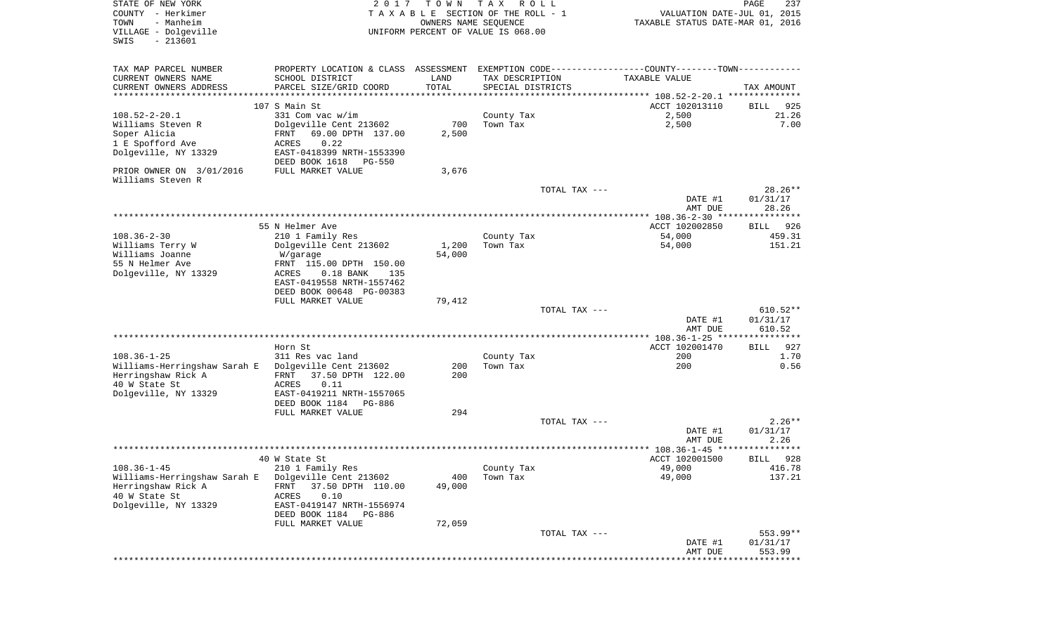STATE OF NEW YORK  
COUNTY - Herkimer  
TOWN - Manheim  
VILLAGE - Dolgeville  
SWIS - 213601

2017 TOWN TAX ROLL  
TAXABLE SECTION OF THE ROLL - 1  
OWNERS NAME SEQUENCE  
UNIFORM PERCENT OF VALUE IS 068.00

VALUATION DATE-JUL 01, 2015  
TAXABLE STATUS DATE-MAR 01, 2016

| TAX MAP PARCEL NUMBER / CURRENT OWNERS NAME / CURRENT OWNERS ADDRESS | PROPERTY LOCATION & CLASS / SCHOOL DISTRICT / PARCEL SIZE/GRID COORD | ASSESSMENT LAND | TOTAL | EXEMPTION CODE / TAX DESCRIPTION / SPECIAL DISTRICTS | TAXABLE VALUE | TAX AMOUNT |
|---|---|---|---|---|---|---|
| | 107 S Main St | | | | ACCT 102013110 | BILL 925 |
| 108.52-2-20.1 | 331 Com vac w/im | | | County Tax | 2,500 | 21.26 |
| Williams Steven R | Dolgeville Cent 213602 | 700 | | Town Tax | 2,500 | 7.00 |
| Soper Alicia | FRNT 69.00 DPTH 137.00 | | 2,500 | | | |
| 1 E Spofford Ave | ACRES 0.22 | | | | | |
| Dolgeville, NY 13329 | EAST-0418399 NRTH-1553390 | | | | | |
| | DEED BOOK 1618 PG-550 | | | | | |
| PRIOR OWNER ON 3/01/2016 | FULL MARKET VALUE | | 3,676 | | | |
| Williams Steven R | | | | | | |
| | | | | TOTAL TAX --- | | 28.26** |
| | | | | | DATE #1 | 01/31/17 |
| | | | | | AMT DUE | 28.26 |
| | 55 N Helmer Ave | | | | ACCT 102002850 | BILL 926 |
| 108.36-2-30 | 210 1 Family Res | | | County Tax | 54,000 | 459.31 |
| Williams Terry W | Dolgeville Cent 213602 | 1,200 | | Town Tax | 54,000 | 151.21 |
| Williams Joanne | W/garage | | 54,000 | | | |
| 55 N Helmer Ave | FRNT 115.00 DPTH 150.00 | | | | | |
| Dolgeville, NY 13329 | ACRES 0.18 BANK 135 | | | | | |
| | EAST-0419558 NRTH-1557462 | | | | | |
| | DEED BOOK 00648 PG-00383 | | | | | |
| | FULL MARKET VALUE | | 79,412 | | | |
| | | | | TOTAL TAX --- | | 610.52** |
| | | | | | DATE #1 | 01/31/17 |
| | | | | | AMT DUE | 610.52 |
| | Horn St | | | | ACCT 102001470 | BILL 927 |
| 108.36-1-25 | 311 Res vac land | | | County Tax | 200 | 1.70 |
| Williams-Herringshaw Sarah E | Dolgeville Cent 213602 | 200 | | Town Tax | 200 | 0.56 |
| Herringshaw Rick A | FRNT 37.50 DPTH 122.00 | | 200 | | | |
| 40 W State St | ACRES 0.11 | | | | | |
| Dolgeville, NY 13329 | EAST-0419211 NRTH-1557065 | | | | | |
| | DEED BOOK 1184 PG-886 | | | | | |
| | FULL MARKET VALUE | | 294 | | | |
| | | | | TOTAL TAX --- | | 2.26** |
| | | | | | DATE #1 | 01/31/17 |
| | | | | | AMT DUE | 2.26 |
| | 40 W State St | | | | ACCT 102001500 | BILL 928 |
| 108.36-1-45 | 210 1 Family Res | | | County Tax | 49,000 | 416.78 |
| Williams-Herringshaw Sarah E | Dolgeville Cent 213602 | 400 | | Town Tax | 49,000 | 137.21 |
| Herringshaw Rick A | FRNT 37.50 DPTH 110.00 | | 49,000 | | | |
| 40 W State St | ACRES 0.10 | | | | | |
| Dolgeville, NY 13329 | EAST-0419147 NRTH-1556974 | | | | | |
| | DEED BOOK 1184 PG-886 | | | | | |
| | FULL MARKET VALUE | | 72,059 | | | |
| | | | | TOTAL TAX --- | | 553.99** |
| | | | | | DATE #1 | 01/31/17 |
| | | | | | AMT DUE | 553.99 |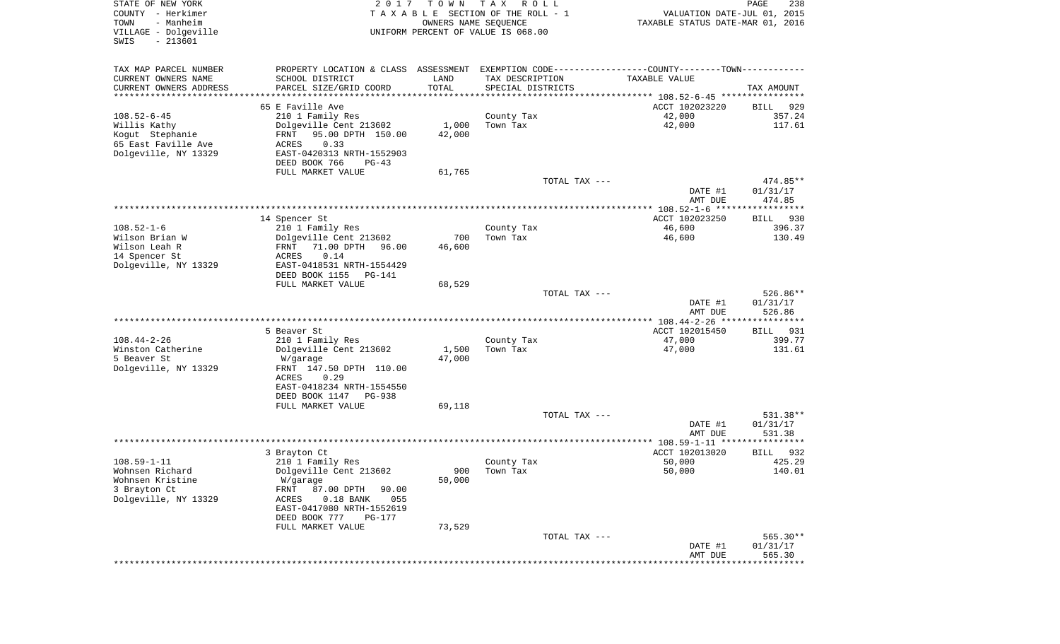STATE OF NEW YORK
COUNTY - Herkimer
TOWN - Manheim
VILLAGE - Dolgeville
SWIS - 213601

2017 TOWN TAX ROLL
TAXABLE SECTION OF THE ROLL - 1
OWNERS NAME SEQUENCE
UNIFORM PERCENT OF VALUE IS 068.00

VALUATION DATE-JUL 01, 2015
TAXABLE STATUS DATE-MAR 01, 2016

| TAX MAP PARCEL NUMBER / CURRENT OWNERS NAME / CURRENT OWNERS ADDRESS | PROPERTY LOCATION & CLASS / SCHOOL DISTRICT / PARCEL SIZE/GRID COORD | ASSESSMENT LAND | ASSESSMENT TOTAL | EXEMPTION CODE / TAX DESCRIPTION / SPECIAL DISTRICTS | TAXABLE VALUE | TAX AMOUNT |
|---|---|---|---|---|---|---|
| 108.52-6-45 | 65 E Faville Ave | | | | ACCT 102023220 | BILL 929 |
| Willis Kathy | 210 1 Family Res | | | County Tax | 42,000 | 357.24 |
| Kogut Stephanie | Dolgeville Cent 213602 | 1,000 | | Town Tax | 42,000 | 117.61 |
| 65 East Faville Ave | FRNT 95.00 DPTH 150.00 | | 42,000 | | | |
| Dolgeville, NY 13329 | ACRES 0.33 | | | | | |
| | EAST-0420313 NRTH-1552903 | | | | | |
| | DEED BOOK 766 PG-43 | | | | | |
| | FULL MARKET VALUE | 61,765 | | | | |
| | | | | TOTAL TAX --- | | 474.85** |
| | | | | | DATE #1 | 01/31/17 |
| | | | | | AMT DUE | 474.85 |
| 108.52-1-6 | 14 Spencer St | | | | ACCT 102023250 | BILL 930 |
| Wilson Brian W | 210 1 Family Res | | | County Tax | 46,600 | 396.37 |
| Wilson Leah R | Dolgeville Cent 213602 | 700 | | Town Tax | 46,600 | 130.49 |
| 14 Spencer St | FRNT 71.00 DPTH 96.00 | | 46,600 | | | |
| Dolgeville, NY 13329 | ACRES 0.14 | | | | | |
| | EAST-0418531 NRTH-1554429 | | | | | |
| | DEED BOOK 1155 PG-141 | | | | | |
| | FULL MARKET VALUE | 68,529 | | | | |
| | | | | TOTAL TAX --- | | 526.86** |
| | | | | | DATE #1 | 01/31/17 |
| | | | | | AMT DUE | 526.86 |
| 108.44-2-26 | 5 Beaver St | | | | ACCT 102015450 | BILL 931 |
| Winston Catherine | 210 1 Family Res | | | County Tax | 47,000 | 399.77 |
| 5 Beaver St | Dolgeville Cent 213602 | 1,500 | | Town Tax | 47,000 | 131.61 |
| Dolgeville, NY 13329 | W/garage | | 47,000 | | | |
| | FRNT 147.50 DPTH 110.00 | | | | | |
| | ACRES 0.29 | | | | | |
| | EAST-0418234 NRTH-1554550 | | | | | |
| | DEED BOOK 1147 PG-938 | | | | | |
| | FULL MARKET VALUE | 69,118 | | | | |
| | | | | TOTAL TAX --- | | 531.38** |
| | | | | | DATE #1 | 01/31/17 |
| | | | | | AMT DUE | 531.38 |
| 108.59-1-11 | 3 Brayton Ct | | | | ACCT 102013020 | BILL 932 |
| Wohnsen Richard | 210 1 Family Res | | | County Tax | 50,000 | 425.29 |
| Wohnsen Kristine | Dolgeville Cent 213602 | 900 | | Town Tax | 50,000 | 140.01 |
| 3 Brayton Ct | W/garage | | 50,000 | | | |
| Dolgeville, NY 13329 | FRNT 87.00 DPTH 90.00 | | | | | |
| | ACRES 0.18 BANK 055 | | | | | |
| | EAST-0417080 NRTH-1552619 | | | | | |
| | DEED BOOK 777 PG-177 | | | | | |
| | FULL MARKET VALUE | 73,529 | | | | |
| | | | | TOTAL TAX --- | | 565.30** |
| | | | | | DATE #1 | 01/31/17 |
| | | | | | AMT DUE | 565.30 |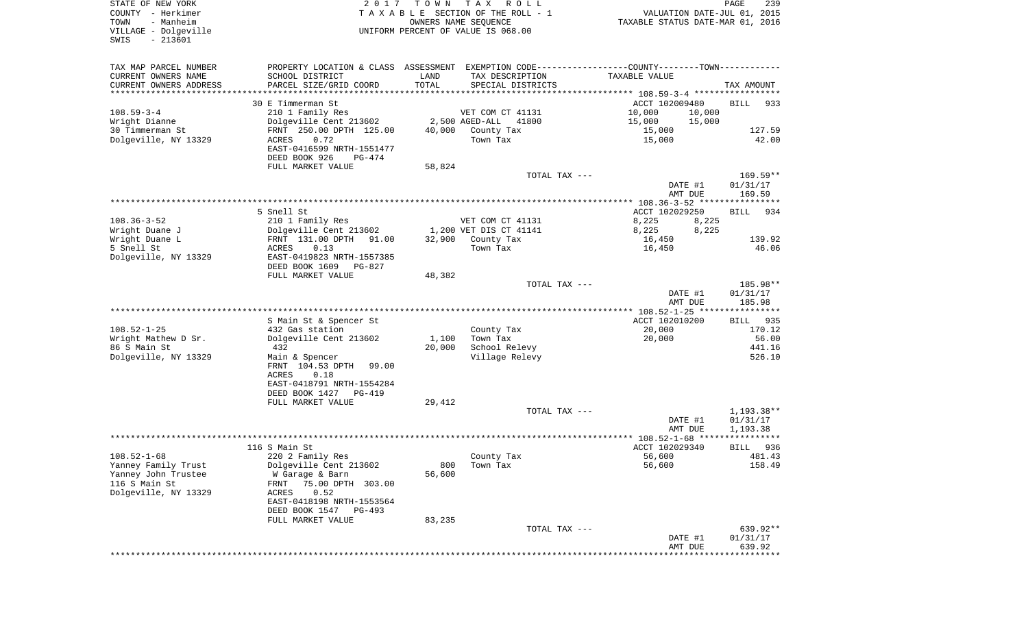STATE OF NEW YORK — 2017 TOWN TAX ROLL
COUNTY - Herkimer — TAXABLE SECTION OF THE ROLL - 1 — VALUATION DATE-JUL 01, 2015
TOWN - Manheim — OWNERS NAME SEQUENCE — TAXABLE STATUS DATE-MAR 01, 2016
VILLAGE - Dolgeville — UNIFORM PERCENT OF VALUE IS 068.00
SWIS - 213601

| TAX MAP PARCEL NUMBER / CURRENT OWNERS NAME / CURRENT OWNERS ADDRESS | PROPERTY LOCATION & CLASS / SCHOOL DISTRICT / PARCEL SIZE/GRID COORD | ASSESSMENT LAND | TOTAL | EXEMPTION CODE / TAX DESCRIPTION / SPECIAL DISTRICTS | COUNTY | TOWN | TAXABLE VALUE | TAX AMOUNT |
|---|---|---|---|---|---|---|---|---|
| | 30 E Timmerman St | | | | | | ACCT 102009480 | BILL 933 |
| 108.59-3-4 | 210 1 Family Res | | | VET COM CT 41131 | 10,000 | 10,000 | | |
| Wright Dianne | Dolgeville Cent 213602 | 2,500 | | AGED-ALL 41800 | 15,000 | 15,000 | | |
| 30 Timmerman St | FRNT 250.00 DPTH 125.00 | | 40,000 | County Tax | | | 15,000 | 127.59 |
| Dolgeville, NY 13329 | ACRES 0.72 | | | Town Tax | | | 15,000 | 42.00 |
| | EAST-0416599 NRTH-1551477 | | | | | | | |
| | DEED BOOK 926 PG-474 | | | | | | | |
| | FULL MARKET VALUE | | 58,824 | | | | | |
| | | | | TOTAL TAX --- | | | | 169.59** |
| | | | | | | | DATE #1 | 01/31/17 |
| | | | | | | | AMT DUE | 169.59 |
| | 5 Snell St | | | | | | ACCT 102029250 | BILL 934 |
| 108.36-3-52 | 210 1 Family Res | | | VET COM CT 41131 | 8,225 | 8,225 | | |
| Wright Duane J | Dolgeville Cent 213602 | 1,200 | | VET DIS CT 41141 | 8,225 | 8,225 | | |
| Wright Duane L | FRNT 131.00 DPTH 91.00 | | 32,900 | County Tax | | | 16,450 | 139.92 |
| 5 Snell St | ACRES 0.13 | | | Town Tax | | | 16,450 | 46.06 |
| Dolgeville, NY 13329 | EAST-0419823 NRTH-1557385 | | | | | | | |
| | DEED BOOK 1609 PG-827 | | | | | | | |
| | FULL MARKET VALUE | | 48,382 | | | | | |
| | | | | TOTAL TAX --- | | | | 185.98** |
| | | | | | | | DATE #1 | 01/31/17 |
| | | | | | | | AMT DUE | 185.98 |
| | S Main St & Spencer St | | | | | | ACCT 102010200 | BILL 935 |
| 108.52-1-25 | 432 Gas station | | | County Tax | | | 20,000 | 170.12 |
| Wright Mathew D Sr. | Dolgeville Cent 213602 | 1,100 | | Town Tax | | | 20,000 | 56.00 |
| 86 S Main St | 432 | | 20,000 | School Relevy | | | | 441.16 |
| Dolgeville, NY 13329 | Main & Spencer | | | Village Relevy | | | | 526.10 |
| | FRNT 104.53 DPTH 99.00 | | | | | | | |
| | ACRES 0.18 | | | | | | | |
| | EAST-0418791 NRTH-1554284 | | | | | | | |
| | DEED BOOK 1427 PG-419 | | | | | | | |
| | FULL MARKET VALUE | | 29,412 | | | | | |
| | | | | TOTAL TAX --- | | | | 1,193.38** |
| | | | | | | | DATE #1 | 01/31/17 |
| | | | | | | | AMT DUE | 1,193.38 |
| | 116 S Main St | | | | | | ACCT 102029340 | BILL 936 |
| 108.52-1-68 | 220 2 Family Res | | | County Tax | | | 56,600 | 481.43 |
| Yanney Family Trust | Dolgeville Cent 213602 | 800 | | Town Tax | | | 56,600 | 158.49 |
| Yanney John Trustee | W Garage & Barn | | 56,600 | | | | | |
| 116 S Main St | FRNT 75.00 DPTH 303.00 | | | | | | | |
| Dolgeville, NY 13329 | ACRES 0.52 | | | | | | | |
| | EAST-0418198 NRTH-1553564 | | | | | | | |
| | DEED BOOK 1547 PG-493 | | | | | | | |
| | FULL MARKET VALUE | | 83,235 | | | | | |
| | | | | TOTAL TAX --- | | | | 639.92** |
| | | | | | | | DATE #1 | 01/31/17 |
| | | | | | | | AMT DUE | 639.92 |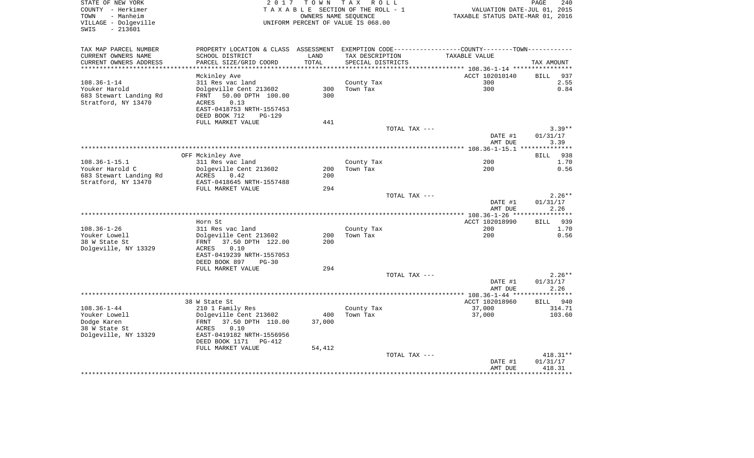STATE OF NEW YORK
COUNTY - Herkimer
TOWN - Manheim
VILLAGE - Dolgeville
SWIS - 213601

2 0 1 7 T O W N T A X R O L L
T A X A B L E SECTION OF THE ROLL - 1
OWNERS NAME SEQUENCE
UNIFORM PERCENT OF VALUE IS 068.00

VALUATION DATE-JUL 01, 2015
TAXABLE STATUS DATE-MAR 01, 2016

| TAX MAP PARCEL NUMBER / CURRENT OWNERS NAME / CURRENT OWNERS ADDRESS | PROPERTY LOCATION & CLASS / SCHOOL DISTRICT / PARCEL SIZE/GRID COORD | ASSESSMENT LAND / TOTAL | EXEMPTION CODE / TAX DESCRIPTION / SPECIAL DISTRICTS | COUNTY--------TOWN TAXABLE VALUE | TAX AMOUNT |
|---|---|---|---|---|---|
| 108.36-1-14 | Mckinley Ave | | | ACCT 102010140 | BILL 937 |
| Youker Harold | 311 Res vac land | | County Tax | 300 | 2.55 |
| 683 Stewart Landing Rd | Dolgeville Cent 213602 | 300 | Town Tax | 300 | 0.84 |
| Stratford, NY 13470 | FRNT 50.00 DPTH 100.00 | 300 | | | |
| | ACRES 0.13 | | | | |
| | EAST-0418753 NRTH-1557453 | | | | |
| | DEED BOOK 712 PG-129 | | | | |
| | FULL MARKET VALUE | 441 | | | |
| | | | TOTAL TAX --- | | 3.39** |
| | | | | DATE #1 | 01/31/17 |
| | | | | AMT DUE | 3.39 |
| 108.36-1-15.1 | OFF Mckinley Ave | | | | BILL 938 |
| Youker Harold C | 311 Res vac land | | County Tax | 200 | 1.70 |
| 683 Stewart Landing Rd | Dolgeville Cent 213602 | 200 | Town Tax | 200 | 0.56 |
| Stratford, NY 13470 | ACRES 0.42 | 200 | | | |
| | EAST-0418645 NRTH-1557488 | | | | |
| | FULL MARKET VALUE | 294 | | | |
| | | | TOTAL TAX --- | | 2.26** |
| | | | | DATE #1 | 01/31/17 |
| | | | | AMT DUE | 2.26 |
| 108.36-1-26 | Horn St | | | ACCT 102018990 | BILL 939 |
| Youker Lowell | 311 Res vac land | | County Tax | 200 | 1.70 |
| 38 W State St | Dolgeville Cent 213602 | 200 | Town Tax | 200 | 0.56 |
| Dolgeville, NY 13329 | FRNT 37.50 DPTH 122.00 | 200 | | | |
| | ACRES 0.10 | | | | |
| | EAST-0419239 NRTH-1557053 | | | | |
| | DEED BOOK 897 PG-30 | | | | |
| | FULL MARKET VALUE | 294 | | | |
| | | | TOTAL TAX --- | | 2.26** |
| | | | | DATE #1 | 01/31/17 |
| | | | | AMT DUE | 2.26 |
| 108.36-1-44 | 38 W State St | | | ACCT 102018960 | BILL 940 |
| Youker Lowell | 210 1 Family Res | | County Tax | 37,000 | 314.71 |
| Dodge Karen | Dolgeville Cent 213602 | 400 | Town Tax | 37,000 | 103.60 |
| 38 W State St | FRNT 37.50 DPTH 110.00 | 37,000 | | | |
| Dolgeville, NY 13329 | ACRES 0.10 | | | | |
| | EAST-0419182 NRTH-1556956 | | | | |
| | DEED BOOK 1171 PG-412 | | | | |
| | FULL MARKET VALUE | 54,412 | | | |
| | | | TOTAL TAX --- | | 418.31** |
| | | | | DATE #1 | 01/31/17 |
| | | | | AMT DUE | 418.31 |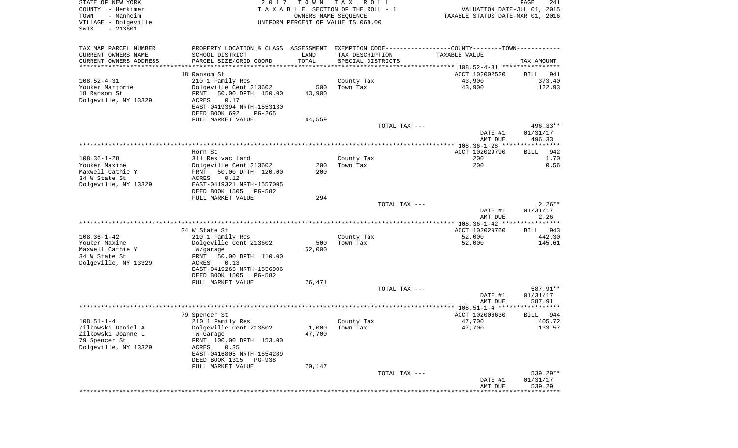STATE OF NEW YORK
COUNTY - Herkimer
TOWN - Manheim
VILLAGE - Dolgeville
SWIS - 213601

2017 TOWN TAX ROLL
TAXABLE SECTION OF THE ROLL - 1
OWNERS NAME SEQUENCE
UNIFORM PERCENT OF VALUE IS 068.00

VALUATION DATE-JUL 01, 2015
TAXABLE STATUS DATE-MAR 01, 2016

| TAX MAP PARCEL NUMBER<br>CURRENT OWNERS NAME<br>CURRENT OWNERS ADDRESS | PROPERTY LOCATION & CLASS<br>SCHOOL DISTRICT<br>PARCEL SIZE/GRID COORD | ASSESSMENT LAND | ASSESSMENT TOTAL | EXEMPTION CODE / TAX DESCRIPTION / SPECIAL DISTRICTS | TAXABLE VALUE | TAX AMOUNT |
|---|---|---|---|---|---|---|
| | 18 Ransom St | | | | ACCT 102002520 | BILL 941 |
| 108.52-4-31 | 210 1 Family Res | | | County Tax | 43,900 | 373.40 |
| Youker Marjorie | Dolgeville Cent 213602 | 500 | | Town Tax | 43,900 | 122.93 |
| 18 Ransom St | FRNT 50.00 DPTH 150.00 | | 43,900 | | | |
| Dolgeville, NY 13329 | ACRES 0.17 | | | | | |
| | EAST-0419394 NRTH-1553130 | | | | | |
| | DEED BOOK 692 PG-265 | | | | | |
| | FULL MARKET VALUE | | 64,559 | | | |
| | | | | TOTAL TAX --- | | 496.33** |
| | | | | | DATE #1 | 01/31/17 |
| | | | | | AMT DUE | 496.33 |
| | Horn St | | | | ACCT 102029790 | BILL 942 |
| 108.36-1-28 | 311 Res vac land | | | County Tax | 200 | 1.70 |
| Youker Maxine | Dolgeville Cent 213602 | 200 | | Town Tax | 200 | 0.56 |
| Maxwell Cathie Y | FRNT 50.00 DPTH 120.00 | | 200 | | | |
| 34 W State St | ACRES 0.12 | | | | | |
| Dolgeville, NY 13329 | EAST-0419321 NRTH-1557005 | | | | | |
| | DEED BOOK 1505 PG-582 | | | | | |
| | FULL MARKET VALUE | | 294 | | | |
| | | | | TOTAL TAX --- | | 2.26** |
| | | | | | DATE #1 | 01/31/17 |
| | | | | | AMT DUE | 2.26 |
| | 34 W State St | | | | ACCT 102029760 | BILL 943 |
| 108.36-1-42 | 210 1 Family Res | | | County Tax | 52,000 | 442.30 |
| Youker Maxine | Dolgeville Cent 213602 | 500 | | Town Tax | 52,000 | 145.61 |
| Maxwell Cathie Y | W/garage | | 52,000 | | | |
| 34 W State St | FRNT 50.00 DPTH 110.00 | | | | | |
| Dolgeville, NY 13329 | ACRES 0.13 | | | | | |
| | EAST-0419265 NRTH-1556906 | | | | | |
| | DEED BOOK 1505 PG-582 | | | | | |
| | FULL MARKET VALUE | | 76,471 | | | |
| | | | | TOTAL TAX --- | | 587.91** |
| | | | | | DATE #1 | 01/31/17 |
| | | | | | AMT DUE | 587.91 |
| | 79 Spencer St | | | | ACCT 102006630 | BILL 944 |
| 108.51-1-4 | 210 1 Family Res | | | County Tax | 47,700 | 405.72 |
| Zilkowski Daniel A | Dolgeville Cent 213602 | 1,000 | | Town Tax | 47,700 | 133.57 |
| Zilkowski Joanne L | W Garage | | 47,700 | | | |
| 79 Spencer St | FRNT 100.00 DPTH 153.00 | | | | | |
| Dolgeville, NY 13329 | ACRES 0.35 | | | | | |
| | EAST-0416805 NRTH-1554289 | | | | | |
| | DEED BOOK 1315 PG-938 | | | | | |
| | FULL MARKET VALUE | | 70,147 | | | |
| | | | | TOTAL TAX --- | | 539.29** |
| | | | | | DATE #1 | 01/31/17 |
| | | | | | AMT DUE | 539.29 |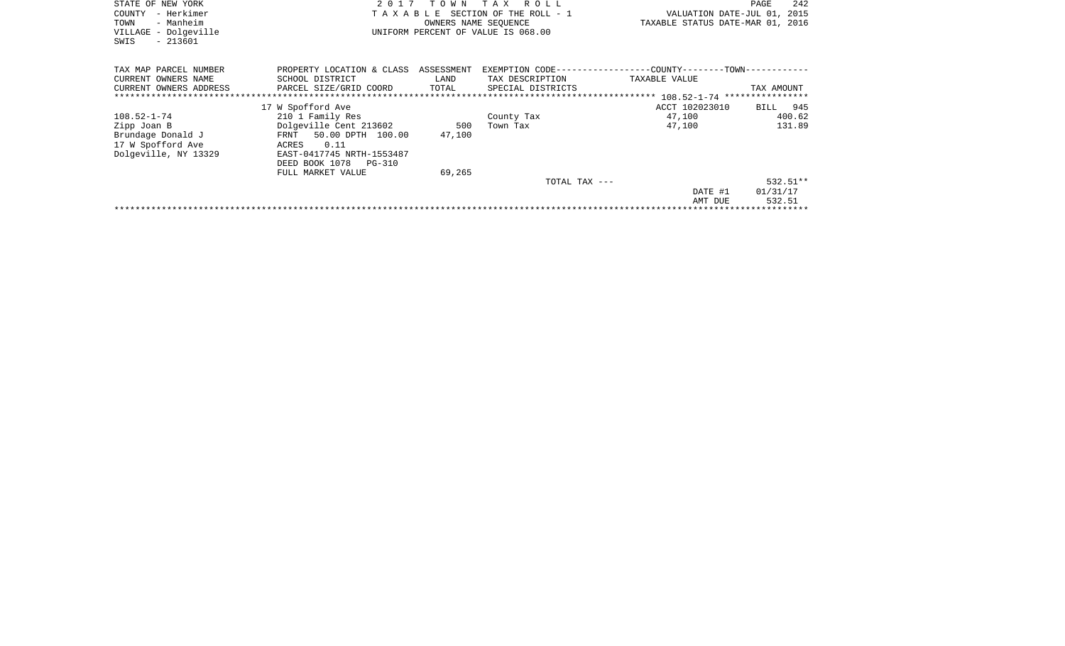STATE OF NEW YORK
COUNTY - Herkimer
TOWN - Manheim
VILLAGE - Dolgeville
SWIS - 213601

2 0 1 7 T O W N T A X R O L L
T A X A B L E SECTION OF THE ROLL - 1
OWNERS NAME SEQUENCE
UNIFORM PERCENT OF VALUE IS 068.00

VALUATION DATE-JUL 01, 2015
TAXABLE STATUS DATE-MAR 01, 2016

| TAX MAP PARCEL NUMBER / CURRENT OWNERS NAME / CURRENT OWNERS ADDRESS | PROPERTY LOCATION & CLASS / SCHOOL DISTRICT / PARCEL SIZE/GRID COORD | ASSESSMENT LAND / TOTAL | EXEMPTION CODE / TAX DESCRIPTION / SPECIAL DISTRICTS | COUNTY--------TOWN / TAXABLE VALUE | TAX AMOUNT |
|---|---|---|---|---|---|
| 108.52-1-74 | 17 W Spofford Ave | | | ACCT 102023010 | BILL 945 |
| 108.52-1-74 | 210 1 Family Res | | County Tax | 47,100 | 400.62 |
| Zipp Joan B | Dolgeville Cent 213602 | 500 | Town Tax | 47,100 | 131.89 |
| Brundage Donald J | FRNT 50.00 DPTH 100.00 | 47,100 | | | |
| 17 W Spofford Ave | ACRES 0.11 | | | | |
| Dolgeville, NY 13329 | EAST-0417745 NRTH-1553487 | | | | |
| | DEED BOOK 1078 PG-310 | | | | |
| | FULL MARKET VALUE | 69,265 | | | |
| | | | TOTAL TAX --- | | 532.51** |
| | | | | DATE #1 | 01/31/17 |
| | | | | AMT DUE | 532.51 |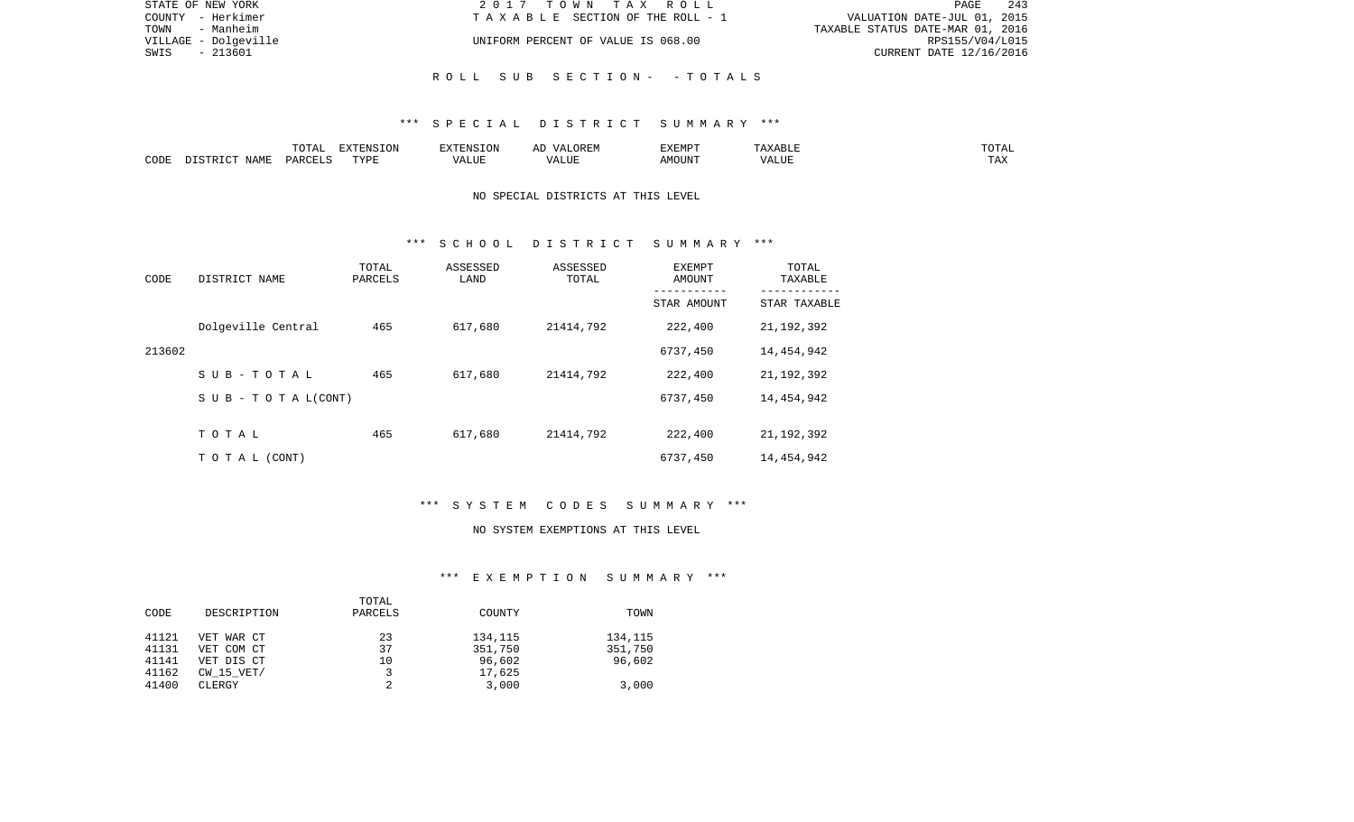STATE OF NEW YORK
COUNTY - Herkimer
TOWN - Manheim
VILLAGE - Dolgeville
SWIS - 213601

2017 TOWN TAX ROLL
TAXABLE SECTION OF THE ROLL - 1
UNIFORM PERCENT OF VALUE IS 068.00

VALUATION DATE-JUL 01, 2015
TAXABLE STATUS DATE-MAR 01, 2016
RPS155/V04/L015
CURRENT DATE 12/16/2016

## ROLL SUB SECTION - - TOTALS

### *** SPECIAL DISTRICT SUMMARY ***

| CODE | DISTRICT NAME | TOTAL PARCELS | EXTENSION TYPE | EXTENSION VALUE | AD VALOREM VALUE | EXEMPT AMOUNT | TAXABLE VALUE | TOTAL TAX |
|---|---|---|---|---|---|---|---|---|

NO SPECIAL DISTRICTS AT THIS LEVEL

### *** SCHOOL DISTRICT SUMMARY ***

| CODE | DISTRICT NAME | TOTAL PARCELS | ASSESSED LAND | ASSESSED TOTAL | EXEMPT AMOUNT / STAR AMOUNT | TOTAL TAXABLE / STAR TAXABLE |
|---|---|---|---|---|---|---|
| | Dolgeville Central | 465 | 617,680 | 21414,792 | 222,400 | 21,192,392 |
| 213602 | | | | | 6737,450 | 14,454,942 |
| | SUB-TOTAL | 465 | 617,680 | 21414,792 | 222,400 | 21,192,392 |
| | SUB-TOTAL(CONT) | | | | 6737,450 | 14,454,942 |
| | TOTAL | 465 | 617,680 | 21414,792 | 222,400 | 21,192,392 |
| | TOTAL (CONT) | | | | 6737,450 | 14,454,942 |

### *** SYSTEM CODES SUMMARY ***

NO SYSTEM EXEMPTIONS AT THIS LEVEL

### *** EXEMPTION SUMMARY ***

| CODE | DESCRIPTION | TOTAL PARCELS | COUNTY | TOWN |
|---|---|---|---|---|
| 41121 | VET WAR CT | 23 | 134,115 | 134,115 |
| 41131 | VET COM CT | 37 | 351,750 | 351,750 |
| 41141 | VET DIS CT | 10 | 96,602 | 96,602 |
| 41162 | CW_15_VET/ | 3 | 17,625 | |
| 41400 | CLERGY | 2 | 3,000 | 3,000 |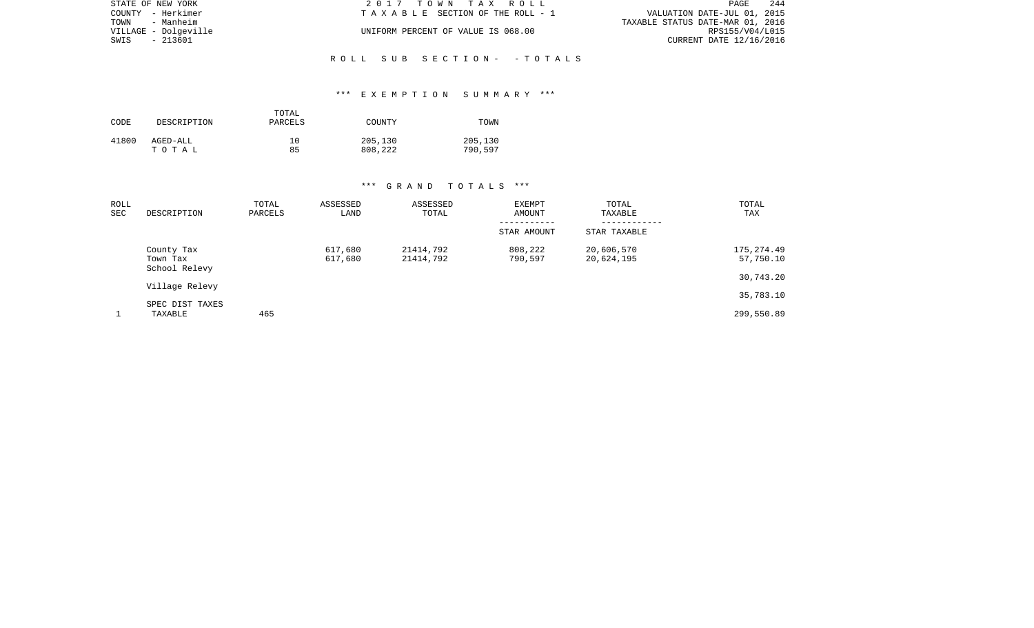STATE OF NEW YORK | 2017 TOWN TAX ROLL | VALUATION DATE-JUL 01, 2015
COUNTY - Herkimer | TAXABLE SECTION OF THE ROLL - 1 | TAXABLE STATUS DATE-MAR 01, 2016
TOWN - Manheim | | RPS155/V04/L015
VILLAGE - Dolgeville | UNIFORM PERCENT OF VALUE IS 068.00 | CURRENT DATE 12/16/2016
SWIS - 213601

## ROLL SUB SECTION- - TOTALS

### *** EXEMPTION SUMMARY ***

| CODE | DESCRIPTION | TOTAL PARCELS | COUNTY | TOWN |
|---|---|---|---|---|
| 41800 | AGED-ALL | 10 | 205,130 | 205,130 |
| | T O T A L | 85 | 808,222 | 790,597 |

### *** GRAND TOTALS ***

| ROLL SEC | DESCRIPTION | TOTAL PARCELS | ASSESSED LAND | ASSESSED TOTAL | EXEMPT AMOUNT / STAR AMOUNT | TOTAL TAXABLE / STAR TAXABLE | TOTAL TAX |
|---|---|---|---|---|---|---|---|
| 1 | TAXABLE | 465 | | | | | |
| | County Tax | | 617,680 | 21414,792 | 808,222 | 20,606,570 | 175,274.49 |
| | Town Tax | | 617,680 | 21414,792 | 790,597 | 20,624,195 | 57,750.10 |
| | School Relevy | | | | | | 30,743.20 |
| | Village Relevy | | | | | | 35,783.10 |
| | SPEC DIST TAXES | | | | | | |
| | | | | | | | 299,550.89 |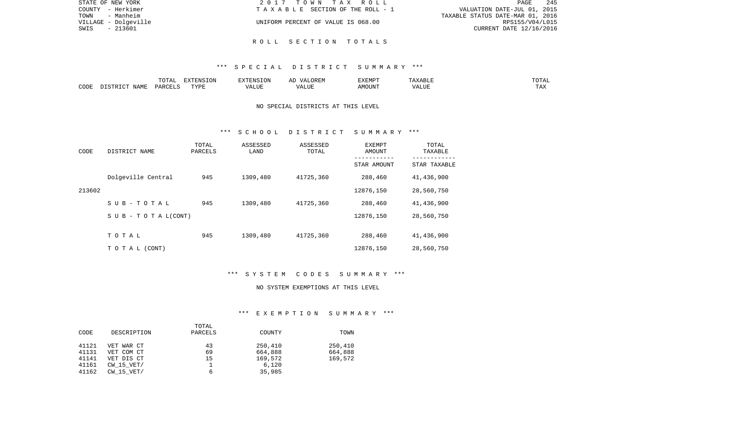STATE OF NEW YORK | 2017 TOWN TAX ROLL | VALUATION DATE-JUL 01, 2015
COUNTY - Herkimer | TAXABLE SECTION OF THE ROLL - 1 | TAXABLE STATUS DATE-MAR 01, 2016
TOWN - Manheim | | RPS155/V04/L015
VILLAGE - Dolgeville | UNIFORM PERCENT OF VALUE IS 068.00 | CURRENT DATE 12/16/2016
SWIS - 213601

## ROLL SECTION TOTALS

### *** SPECIAL DISTRICT SUMMARY ***

| CODE | DISTRICT NAME | TOTAL PARCELS | EXTENSION TYPE | EXTENSION VALUE | AD VALOREM VALUE | EXEMPT AMOUNT | TAXABLE VALUE | TOTAL TAX |
|---|---|---|---|---|---|---|---|---|

NO SPECIAL DISTRICTS AT THIS LEVEL

### *** SCHOOL DISTRICT SUMMARY ***

| CODE | DISTRICT NAME | TOTAL PARCELS | ASSESSED LAND | ASSESSED TOTAL | EXEMPT AMOUNT / STAR AMOUNT | TOTAL TAXABLE / STAR TAXABLE |
|---|---|---|---|---|---|---|
| | Dolgeville Central | 945 | 1309,480 | 41725,360 | 288,460 | 41,436,900 |
| 213602 | | | | | 12876,150 | 28,560,750 |
| | SUB-TOTAL | 945 | 1309,480 | 41725,360 | 288,460 | 41,436,900 |
| | SUB-TOTAL(CONT) | | | | 12876,150 | 28,560,750 |
| | TOTAL | 945 | 1309,480 | 41725,360 | 288,460 | 41,436,900 |
| | TOTAL (CONT) | | | | 12876,150 | 28,560,750 |

### *** SYSTEM CODES SUMMARY ***

NO SYSTEM EXEMPTIONS AT THIS LEVEL

### *** EXEMPTION SUMMARY ***

| CODE | DESCRIPTION | TOTAL PARCELS | COUNTY | TOWN |
|---|---|---|---|---|
| 41121 | VET WAR CT | 43 | 250,410 | 250,410 |
| 41131 | VET COM CT | 69 | 664,888 | 664,888 |
| 41141 | VET DIS CT | 15 | 169,572 | 169,572 |
| 41161 | CW_15_VET/ | 1 | 6,120 | |
| 41162 | CW_15_VET/ | 6 | 35,985 | |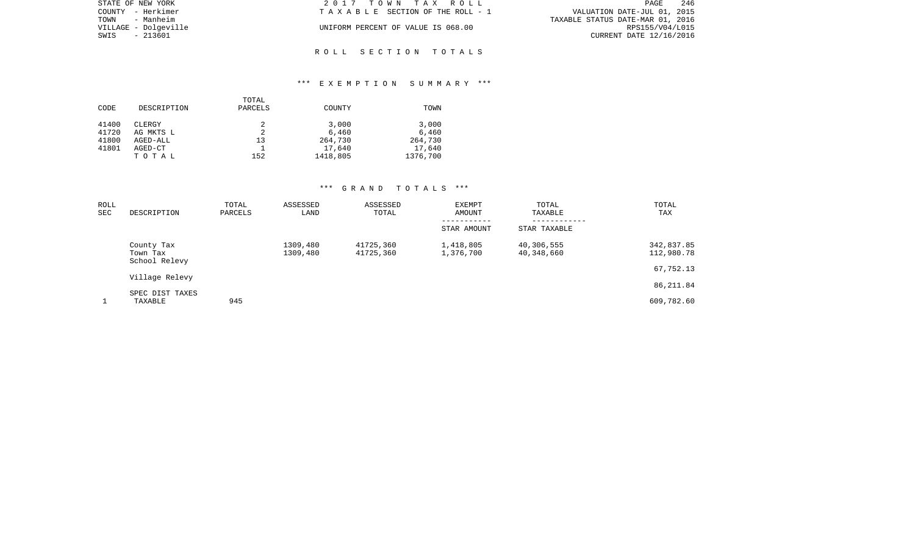STATE OF NEW YORK
COUNTY - Herkimer
TOWN - Manheim
VILLAGE - Dolgeville
SWIS - 213601

2 0 1 7 T O W N T A X R O L L
T A X A B L E SECTION OF THE ROLL - 1

UNIFORM PERCENT OF VALUE IS 068.00

VALUATION DATE-JUL 01, 2015
TAXABLE STATUS DATE-MAR 01, 2016
RPS155/V04/L015
CURRENT DATE 12/16/2016

## R O L L S E C T I O N T O T A L S

### *** E X E M P T I O N S U M M A R Y ***

| CODE | DESCRIPTION | TOTAL PARCELS | COUNTY | TOWN |
|---|---|---|---|---|
| 41400 | CLERGY | 2 | 3,000 | 3,000 |
| 41720 | AG MKTS L | 2 | 6,460 | 6,460 |
| 41800 | AGED-ALL | 13 | 264,730 | 264,730 |
| 41801 | AGED-CT | 1 | 17,640 | 17,640 |
| | T O T A L | 152 | 1418,805 | 1376,700 |

### *** G R A N D T O T A L S ***

| ROLL SEC | DESCRIPTION | TOTAL PARCELS | ASSESSED LAND | ASSESSED TOTAL | EXEMPT AMOUNT / STAR AMOUNT | TOTAL TAXABLE / STAR TAXABLE | TOTAL TAX |
|---|---|---|---|---|---|---|---|
| | County Tax | | 1309,480 | 41725,360 | 1,418,805 | 40,306,555 | 342,837.85 |
| | Town Tax | | 1309,480 | 41725,360 | 1,376,700 | 40,348,660 | 112,980.78 |
| | School Relevy | | | | | | 67,752.13 |
| | Village Relevy | | | | | | 86,211.84 |
| | SPEC DIST TAXES | | | | | | |
| 1 | TAXABLE | 945 | | | | | 609,782.60 |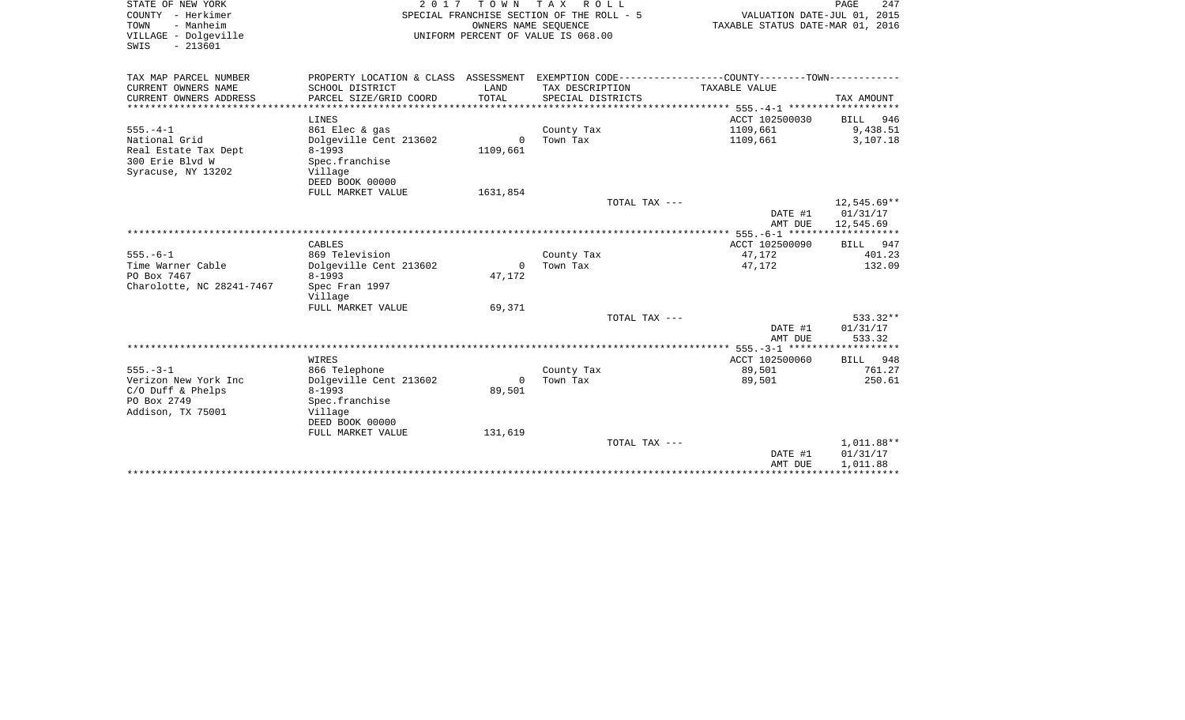STATE OF NEW YORK
COUNTY - Herkimer
TOWN - Manheim
VILLAGE - Dolgeville
SWIS - 213601

2017 TOWN TAX ROLL
SPECIAL FRANCHISE SECTION OF THE ROLL - 5
OWNERS NAME SEQUENCE
UNIFORM PERCENT OF VALUE IS 068.00

VALUATION DATE-JUL 01, 2015
TAXABLE STATUS DATE-MAR 01, 2016

| TAX MAP PARCEL NUMBER<br>CURRENT OWNERS NAME<br>CURRENT OWNERS ADDRESS | PROPERTY LOCATION & CLASS<br>SCHOOL DISTRICT<br>PARCEL SIZE/GRID COORD | ASSESSMENT<br>LAND<br>TOTAL | EXEMPTION CODE<br>TAX DESCRIPTION<br>SPECIAL DISTRICTS | COUNTY--------TOWN<br>TAXABLE VALUE | TAX AMOUNT |
|---|---|---|---|---|---|
| 555.-4-1 | LINES | | | ACCT 102500030 | BILL 946 |
| 555.-4-1 | 861 Elec & gas | | County Tax | 1109,661 | 9,438.51 |
| National Grid | Dolgeville Cent 213602 | 0 | Town Tax | 1109,661 | 3,107.18 |
| Real Estate Tax Dept | 8-1993 | 1109,661 | | | |
| 300 Erie Blvd W | Spec.franchise | | | | |
| Syracuse, NY 13202 | Village | | | | |
| | DEED BOOK 00000 | | | | |
| | FULL MARKET VALUE | 1631,854 | | | |
| | | | TOTAL TAX --- | | 12,545.69** |
| | | | | DATE #1 | 01/31/17 |
| | | | | AMT DUE | 12,545.69 |
| 555.-6-1 | CABLES | | | ACCT 102500090 | BILL 947 |
| 555.-6-1 | 869 Television | | County Tax | 47,172 | 401.23 |
| Time Warner Cable | Dolgeville Cent 213602 | 0 | Town Tax | 47,172 | 132.09 |
| PO Box 7467 | 8-1993 | 47,172 | | | |
| Charolotte, NC 28241-7467 | Spec Fran 1997 | | | | |
| | Village | | | | |
| | FULL MARKET VALUE | 69,371 | | | |
| | | | TOTAL TAX --- | | 533.32** |
| | | | | DATE #1 | 01/31/17 |
| | | | | AMT DUE | 533.32 |
| 555.-3-1 | WIRES | | | ACCT 102500060 | BILL 948 |
| 555.-3-1 | 866 Telephone | | County Tax | 89,501 | 761.27 |
| Verizon New York Inc | Dolgeville Cent 213602 | 0 | Town Tax | 89,501 | 250.61 |
| C/O Duff & Phelps | 8-1993 | 89,501 | | | |
| PO Box 2749 | Spec.franchise | | | | |
| Addison, TX 75001 | Village | | | | |
| | DEED BOOK 00000 | | | | |
| | FULL MARKET VALUE | 131,619 | | | |
| | | | TOTAL TAX --- | | 1,011.88** |
| | | | | DATE #1 | 01/31/17 |
| | | | | AMT DUE | 1,011.88 |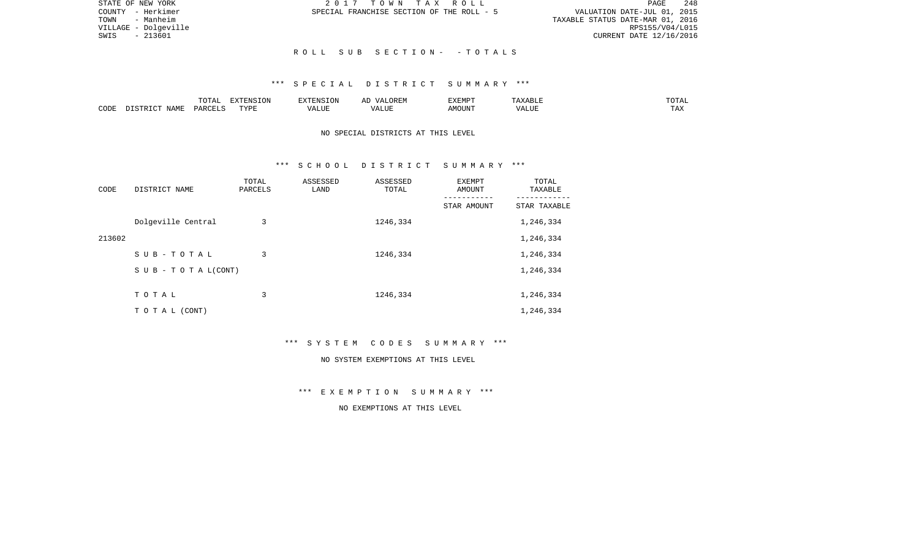STATE OF NEW YORK | 2017 TOWN TAX ROLL
COUNTY - Herkimer | SPECIAL FRANCHISE SECTION OF THE ROLL - 5 | VALUATION DATE-JUL 01, 2015
TOWN - Manheim | TAXABLE STATUS DATE-MAR 01, 2016
VILLAGE - Dolgeville | RPS155/V04/L015
SWIS - 213601 | CURRENT DATE 12/16/2016

## ROLL SUB SECTION- -TOTALS

### *** SPECIAL DISTRICT SUMMARY ***

| CODE | DISTRICT NAME | TOTAL PARCELS | EXTENSION TYPE | EXTENSION VALUE | AD VALOREM VALUE | EXEMPT AMOUNT | TAXABLE VALUE | TOTAL TAX |
|---|---|---|---|---|---|---|---|---|

NO SPECIAL DISTRICTS AT THIS LEVEL

### *** SCHOOL DISTRICT SUMMARY ***

| CODE | DISTRICT NAME | TOTAL PARCELS | ASSESSED LAND | ASSESSED TOTAL | EXEMPT AMOUNT / STAR AMOUNT | TOTAL TAXABLE / STAR TAXABLE |
|---|---|---|---|---|---|---|
| | Dolgeville Central | 3 | | 1246,334 | | 1,246,334 |
| 213602 | | | | | | 1,246,334 |
| | SUB-TOTAL | 3 | | 1246,334 | | 1,246,334 |
| | SUB - TOTAL(CONT) | | | | | 1,246,334 |
| | TOTAL | 3 | | 1246,334 | | 1,246,334 |
| | TOTAL (CONT) | | | | | 1,246,334 |

### *** SYSTEM CODES SUMMARY ***

NO SYSTEM EXEMPTIONS AT THIS LEVEL

### *** EXEMPTION SUMMARY ***

NO EXEMPTIONS AT THIS LEVEL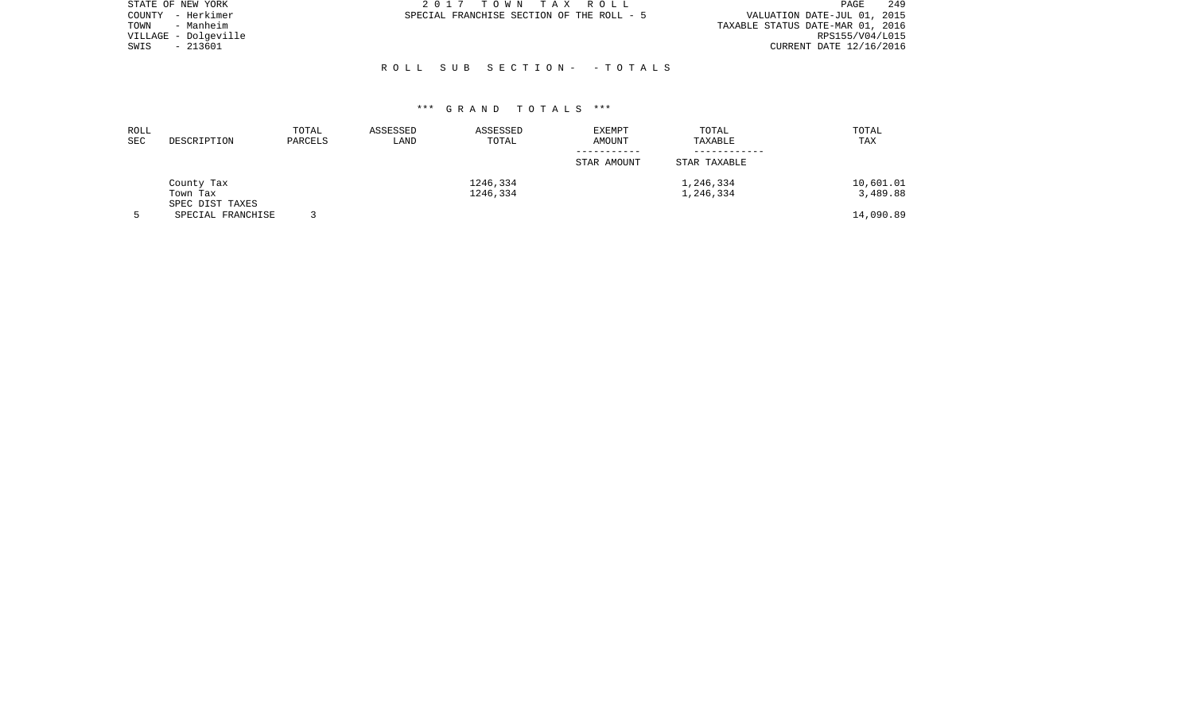STATE OF NEW YORK
COUNTY - Herkimer
TOWN - Manheim
VILLAGE - Dolgeville
SWIS - 213601

2 0 1 7 T O W N T A X R O L L
SPECIAL FRANCHISE SECTION OF THE ROLL - 5

VALUATION DATE-JUL 01, 2015
TAXABLE STATUS DATE-MAR 01, 2016
RPS155/V04/L015
CURRENT DATE 12/16/2016

R O L L S U B S E C T I O N - - T O T A L S

*** G R A N D T O T A L S ***

| ROLL SEC | DESCRIPTION | TOTAL PARCELS | ASSESSED LAND | ASSESSED TOTAL | EXEMPT AMOUNT / STAR AMOUNT | TOTAL TAXABLE / STAR TAXABLE | TOTAL TAX |
|---|---|---|---|---|---|---|---|
| | County Tax | | | 1246,334 | | 1,246,334 | 10,601.01 |
| | Town Tax | | | 1246,334 | | 1,246,334 | 3,489.88 |
| | SPEC DIST TAXES | | | | | | |
| 5 | SPECIAL FRANCHISE | 3 | | | | | 14,090.89 |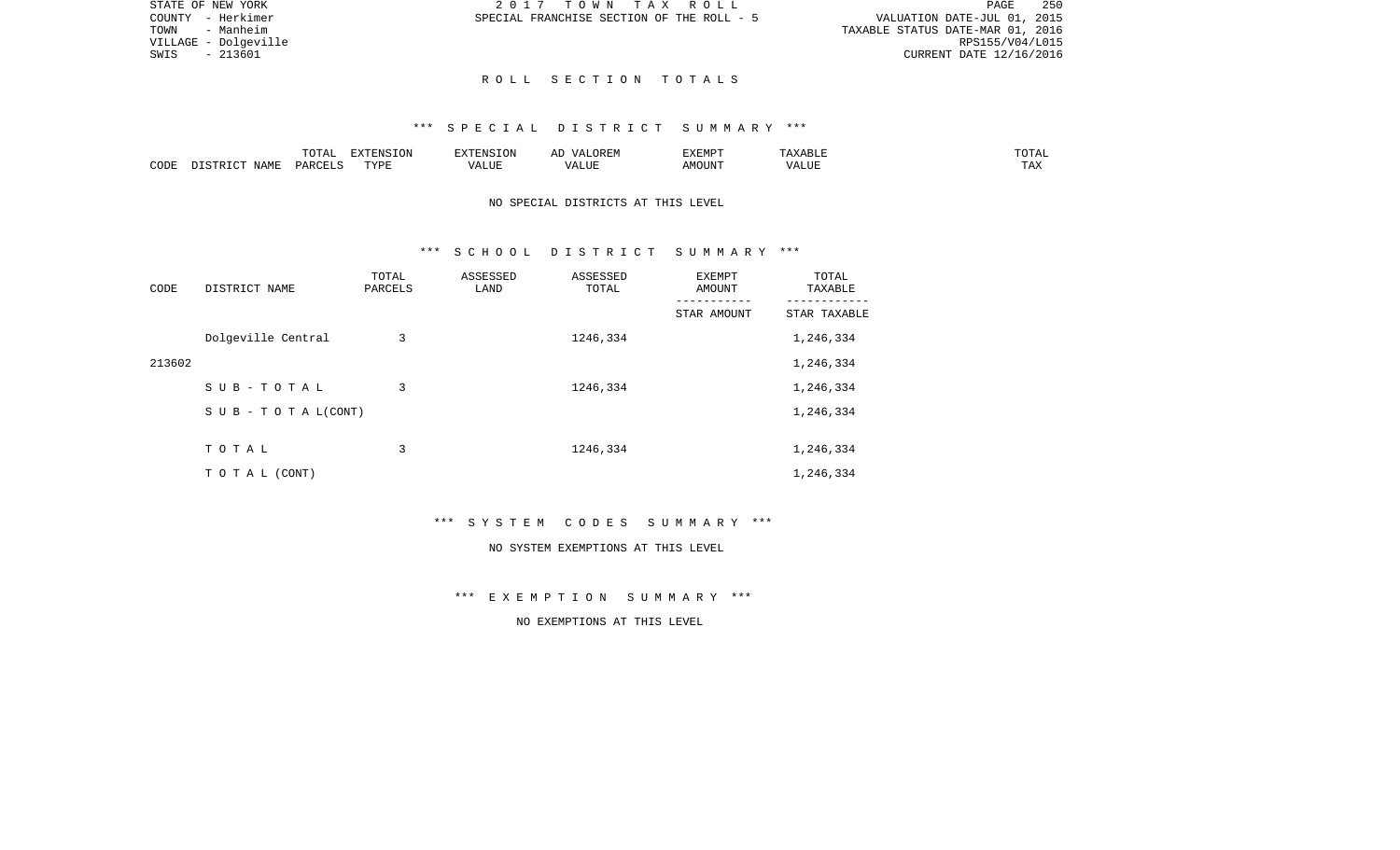STATE OF NEW YORK
COUNTY - Herkimer
TOWN - Manheim
VILLAGE - Dolgeville
SWIS - 213601

2017 TOWN TAX ROLL
SPECIAL FRANCHISE SECTION OF THE ROLL - 5

VALUATION DATE-JUL 01, 2015
TAXABLE STATUS DATE-MAR 01, 2016
RPS155/V04/L015
CURRENT DATE 12/16/2016

## ROLL SECTION TOTALS

### *** SPECIAL DISTRICT SUMMARY ***

| CODE | DISTRICT NAME | TOTAL PARCELS | EXTENSION TYPE | EXTENSION VALUE | AD VALOREM VALUE | EXEMPT AMOUNT | TAXABLE VALUE | TOTAL TAX |
|---|---|---|---|---|---|---|---|---|

NO SPECIAL DISTRICTS AT THIS LEVEL

### *** SCHOOL DISTRICT SUMMARY ***

| CODE | DISTRICT NAME | TOTAL PARCELS | ASSESSED LAND | ASSESSED TOTAL | EXEMPT AMOUNT / STAR AMOUNT | TOTAL TAXABLE / STAR TAXABLE |
|---|---|---|---|---|---|---|
| | Dolgeville Central | 3 | | 1246,334 | | 1,246,334 |
| 213602 | | | | | | 1,246,334 |
| | SUB-TOTAL | 3 | | 1246,334 | | 1,246,334 |
| | SUB - TOTAL(CONT) | | | | | 1,246,334 |
| | TOTAL | 3 | | 1246,334 | | 1,246,334 |
| | TOTAL (CONT) | | | | | 1,246,334 |

### *** SYSTEM CODES SUMMARY ***

NO SYSTEM EXEMPTIONS AT THIS LEVEL

### *** EXEMPTION SUMMARY ***

NO EXEMPTIONS AT THIS LEVEL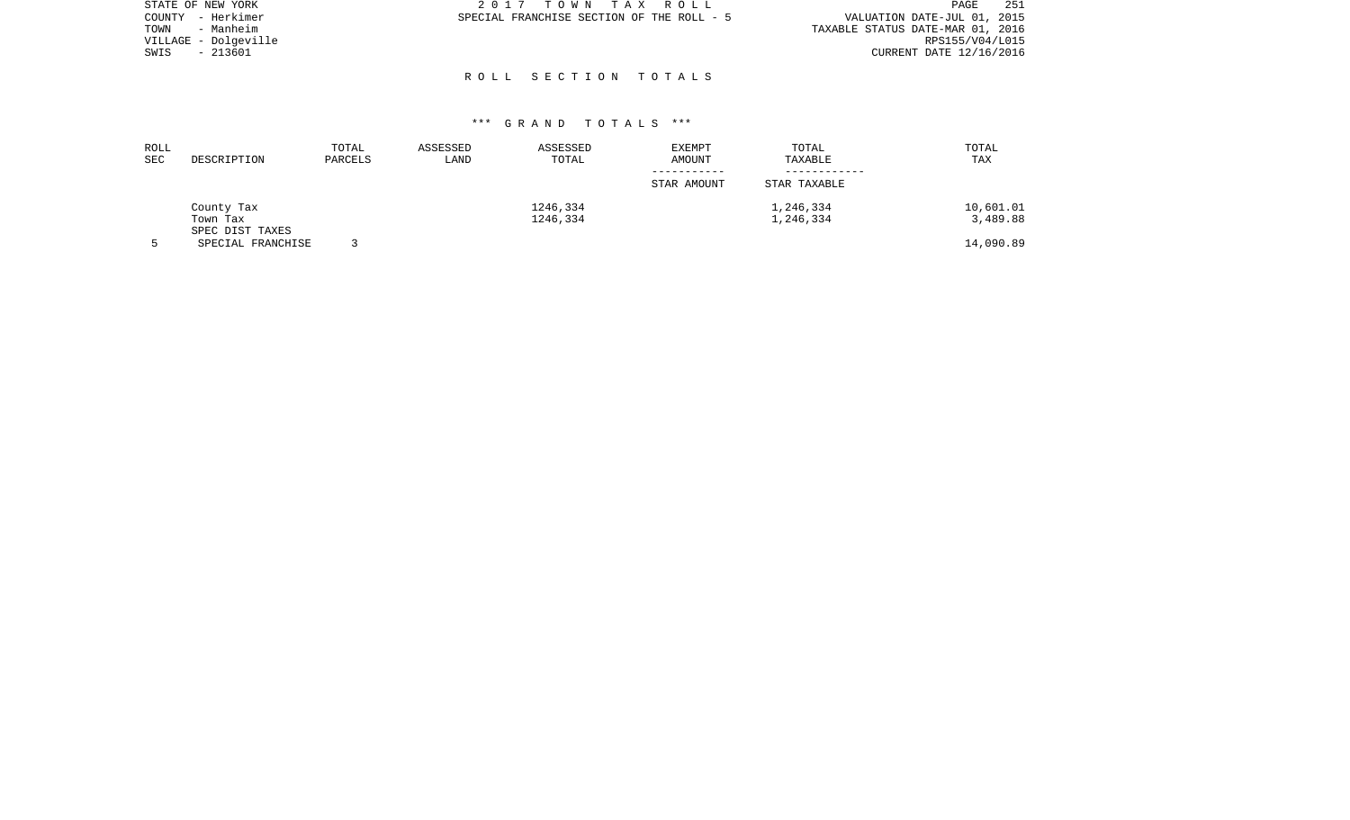STATE OF NEW YORK
COUNTY - Herkimer
TOWN - Manheim
VILLAGE - Dolgeville
SWIS - 213601

2 0 1 7 T O W N T A X R O L L
SPECIAL FRANCHISE SECTION OF THE ROLL - 5

VALUATION DATE-JUL 01, 2015
TAXABLE STATUS DATE-MAR 01, 2016
RPS155/V04/L015
CURRENT DATE 12/16/2016

## R O L L S E C T I O N T O T A L S

### *** G R A N D T O T A L S ***

| ROLL SEC | DESCRIPTION | TOTAL PARCELS | ASSESSED LAND | ASSESSED TOTAL | EXEMPT AMOUNT<br>-----------<br>STAR AMOUNT | TOTAL TAXABLE<br>------------<br>STAR TAXABLE | TOTAL TAX |
|---|---|---|---|---|---|---|---|
| | County Tax | | | 1246,334 | | 1,246,334 | 10,601.01 |
| | Town Tax | | | 1246,334 | | 1,246,334 | 3,489.88 |
| | SPEC DIST TAXES | | | | | | |
| 5 | SPECIAL FRANCHISE | 3 | | | | | 14,090.89 |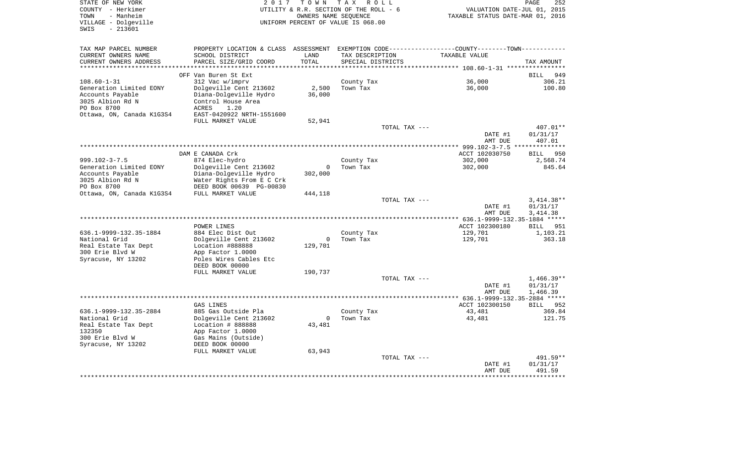STATE OF NEW YORK — 2017 TOWN TAX ROLL
COUNTY - Herkimer — UTILITY & R.R. SECTION OF THE ROLL - 6 — VALUATION DATE-JUL 01, 2015
TOWN - Manheim — OWNERS NAME SEQUENCE — TAXABLE STATUS DATE-MAR 01, 2016
VILLAGE - Dolgeville — UNIFORM PERCENT OF VALUE IS 068.00
SWIS - 213601

| TAX MAP PARCEL NUMBER / CURRENT OWNERS NAME / CURRENT OWNERS ADDRESS | PROPERTY LOCATION & CLASS / SCHOOL DISTRICT / PARCEL SIZE/GRID COORD | ASSESSMENT LAND / TOTAL | EXEMPTION CODE / TAX DESCRIPTION / SPECIAL DISTRICTS | COUNTY--------TOWN / TAXABLE VALUE | TAX AMOUNT |
|---|---|---|---|---|---|
| **108.60-1-31** | OFF Van Buren St Ext | | | | BILL 949 |
| 108.60-1-31 | 312 Vac w/imprv | | County Tax | 36,000 | 306.21 |
| Generation Limited EONY | Dolgeville Cent 213602 | 2,500 | Town Tax | 36,000 | 100.80 |
| Accounts Payable | Diana-Dolgeville Hydro | 36,000 | | | |
| 3025 Albion Rd N | Control House Area | | | | |
| PO Box 8700 | ACRES 1.20 | | | | |
| Ottawa, ON, Canada K1G3S4 | EAST-0420922 NRTH-1551600 | | | | |
| | FULL MARKET VALUE | 52,941 | | | |
| | | | TOTAL TAX --- | | 407.01** |
| | | | | DATE #1 | 01/31/17 |
| | | | | AMT DUE | 407.01 |
| **999.102-3-7.5** | DAM E CANADA Crk | | | ACCT 102030750 | BILL 950 |
| 999.102-3-7.5 | 874 Elec-hydro | | County Tax | 302,000 | 2,568.74 |
| Generation Limited EONY | Dolgeville Cent 213602 | 0 | Town Tax | 302,000 | 845.64 |
| Accounts Payable | Diana-Dolgeville Hydro | 302,000 | | | |
| 3025 Albion Rd N | Water Rights From E C Crk | | | | |
| PO Box 8700 | DEED BOOK 00639 PG-00830 | | | | |
| Ottawa, ON, Canada K1G3S4 | FULL MARKET VALUE | 444,118 | | | |
| | | | TOTAL TAX --- | | 3,414.38** |
| | | | | DATE #1 | 01/31/17 |
| | | | | AMT DUE | 3,414.38 |
| **636.1-9999-132.35-1884** | POWER LINES | | | ACCT 102300180 | BILL 951 |
| 636.1-9999-132.35-1884 | 884 Elec Dist Out | | County Tax | 129,701 | 1,103.21 |
| National Grid | Dolgeville Cent 213602 | 0 | Town Tax | 129,701 | 363.18 |
| Real Estate Tax Dept | Location #888888 | 129,701 | | | |
| 300 Erie Blvd W | App Factor 1.0000 | | | | |
| Syracuse, NY 13202 | Poles Wires Cables Etc | | | | |
| | DEED BOOK 00000 | | | | |
| | FULL MARKET VALUE | 190,737 | | | |
| | | | TOTAL TAX --- | | 1,466.39** |
| | | | | DATE #1 | 01/31/17 |
| | | | | AMT DUE | 1,466.39 |
| **636.1-9999-132.35-2884** | GAS LINES | | | ACCT 102300150 | BILL 952 |
| 636.1-9999-132.35-2884 | 885 Gas Outside Pla | | County Tax | 43,481 | 369.84 |
| National Grid | Dolgeville Cent 213602 | 0 | Town Tax | 43,481 | 121.75 |
| Real Estate Tax Dept | Location # 888888 | 43,481 | | | |
| 132350 | App Factor 1.0000 | | | | |
| 300 Erie Blvd W | Gas Mains (Outside) | | | | |
| Syracuse, NY 13202 | DEED BOOK 00000 | | | | |
| | FULL MARKET VALUE | 63,943 | | | |
| | | | TOTAL TAX --- | | 491.59** |
| | | | | DATE #1 | 01/31/17 |
| | | | | AMT DUE | 491.59 |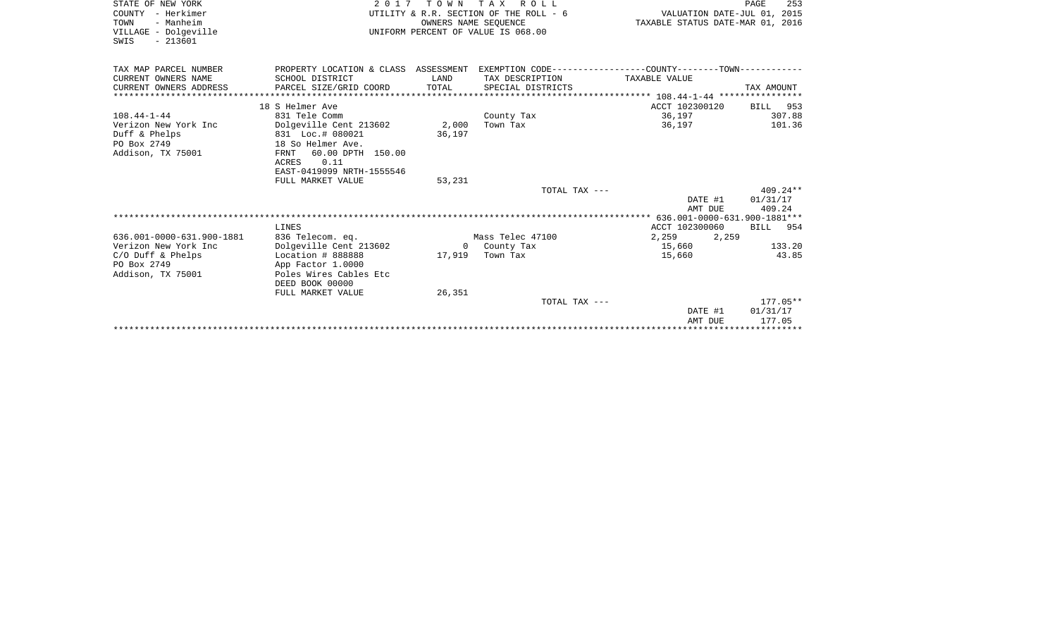STATE OF NEW YORK
COUNTY - Herkimer
TOWN - Manheim
VILLAGE - Dolgeville
SWIS - 213601

2 0 1 7 T O W N T A X R O L L
UTILITY & R.R. SECTION OF THE ROLL - 6
OWNERS NAME SEQUENCE
UNIFORM PERCENT OF VALUE IS 068.00

VALUATION DATE-JUL 01, 2015
TAXABLE STATUS DATE-MAR 01, 2016

| TAX MAP PARCEL NUMBER / CURRENT OWNERS NAME / CURRENT OWNERS ADDRESS | PROPERTY LOCATION & CLASS / SCHOOL DISTRICT / PARCEL SIZE/GRID COORD | ASSESSMENT LAND / TOTAL | EXEMPTION CODE / TAX DESCRIPTION / SPECIAL DISTRICTS | COUNTY / TOWN TAXABLE VALUE | TAX AMOUNT |
|---|---|---|---|---|---|
| | 18 S Helmer Ave | | | ACCT 102300120 | BILL 953 |
| 108.44-1-44 | 831 Tele Comm | | County Tax | 36,197 | 307.88 |
| Verizon New York Inc | Dolgeville Cent 213602 | 2,000 | Town Tax | 36,197 | 101.36 |
| Duff & Phelps | 831 Loc.# 080021 | 36,197 | | | |
| PO Box 2749 | 18 So Helmer Ave. | | | | |
| Addison, TX 75001 | FRNT 60.00 DPTH 150.00 | | | | |
| | ACRES 0.11 | | | | |
| | EAST-0419099 NRTH-1555546 | | | | |
| | FULL MARKET VALUE | 53,231 | | | |
| | | | TOTAL TAX --- | | 409.24** |
| | | | | DATE #1 | 01/31/17 |
| | | | | AMT DUE | 409.24 |
| | LINES | | | ACCT 102300060 | BILL 954 |
| 636.001-0000-631.900-1881 | 836 Telecom. eq. | | Mass Telec 47100 | 2,259 2,259 | |
| Verizon New York Inc | Dolgeville Cent 213602 | 0 | County Tax | 15,660 | 133.20 |
| C/O Duff & Phelps | Location # 888888 | 17,919 | Town Tax | 15,660 | 43.85 |
| PO Box 2749 | App Factor 1.0000 | | | | |
| Addison, TX 75001 | Poles Wires Cables Etc | | | | |
| | DEED BOOK 00000 | | | | |
| | FULL MARKET VALUE | 26,351 | | | |
| | | | TOTAL TAX --- | | 177.05** |
| | | | | DATE #1 | 01/31/17 |
| | | | | AMT DUE | 177.05 |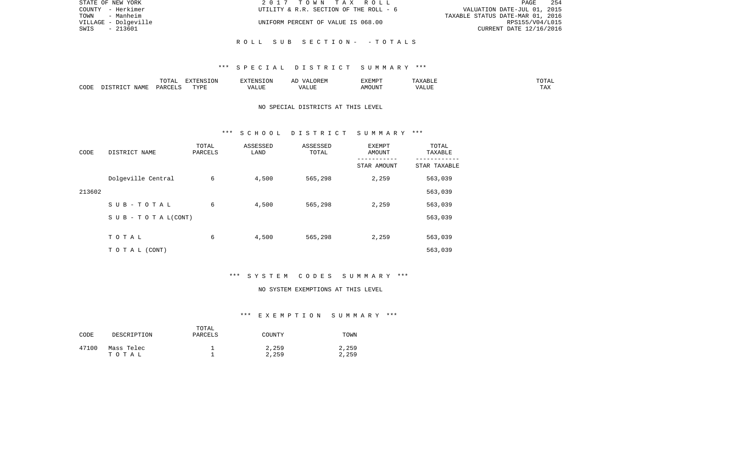STATE OF NEW YORK | 2017 TOWN TAX ROLL | VALUATION DATE-JUL 01, 2015
COUNTY - Herkimer | UTILITY & R.R. SECTION OF THE ROLL - 6 | TAXABLE STATUS DATE-MAR 01, 2016
TOWN - Manheim | | RPS155/V04/L015
VILLAGE - Dolgeville | UNIFORM PERCENT OF VALUE IS 068.00 | CURRENT DATE 12/16/2016
SWIS - 213601

## R O L L S U B S E C T I O N - - T O T A L S

### *** S P E C I A L D I S T R I C T S U M M A R Y ***

| CODE | DISTRICT NAME | TOTAL PARCELS | EXTENSION TYPE | EXTENSION VALUE | AD VALOREM VALUE | EXEMPT AMOUNT | TAXABLE VALUE | TOTAL TAX |
|---|---|---|---|---|---|---|---|---|

NO SPECIAL DISTRICTS AT THIS LEVEL

### *** S C H O O L D I S T R I C T S U M M A R Y ***

| CODE | DISTRICT NAME | TOTAL PARCELS | ASSESSED LAND | ASSESSED TOTAL | EXEMPT AMOUNT / STAR AMOUNT | TOTAL TAXABLE / STAR TAXABLE |
|---|---|---|---|---|---|---|
| | Dolgeville Central | 6 | 4,500 | 565,298 | 2,259 | 563,039 |
| 213602 | | | | | | 563,039 |
| | S U B - T O T A L | 6 | 4,500 | 565,298 | 2,259 | 563,039 |
| | S U B - T O T A L (CONT) | | | | | 563,039 |
| | T O T A L | 6 | 4,500 | 565,298 | 2,259 | 563,039 |
| | T O T A L (CONT) | | | | | 563,039 |

### *** S Y S T E M C O D E S S U M M A R Y ***

NO SYSTEM EXEMPTIONS AT THIS LEVEL

### *** E X E M P T I O N S U M M A R Y ***

| CODE | DESCRIPTION | TOTAL PARCELS | COUNTY | TOWN |
|---|---|---|---|---|
| 47100 | Mass Telec | 1 | 2,259 | 2,259 |
| | T O T A L | 1 | 2,259 | 2,259 |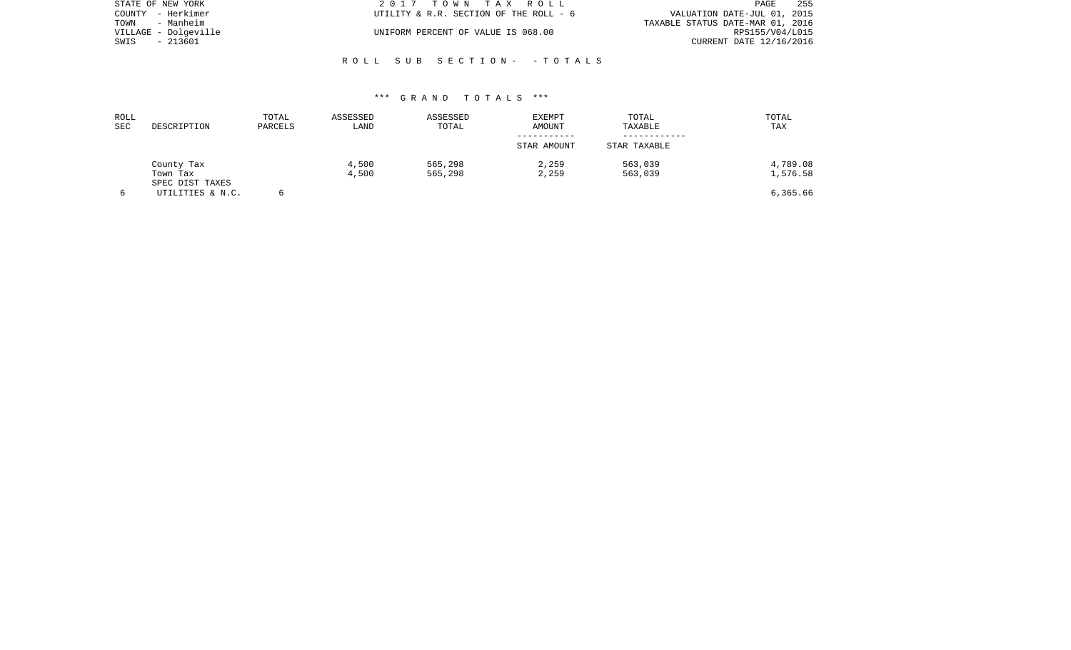STATE OF NEW YORK — 2017 TOWN TAX ROLL — PAGE 255
COUNTY - Herkimer — UTILITY & R.R. SECTION OF THE ROLL - 6 — VALUATION DATE-JUL 01, 2015
TOWN - Manheim — TAXABLE STATUS DATE-MAR 01, 2016
VILLAGE - Dolgeville — UNIFORM PERCENT OF VALUE IS 068.00 — RPS155/V04/L015
SWIS - 213601 — CURRENT DATE 12/16/2016

ROLL SUB SECTION- - TOTALS

*** GRAND TOTALS ***

| ROLL SEC | DESCRIPTION | TOTAL PARCELS | ASSESSED LAND | ASSESSED TOTAL | EXEMPT AMOUNT / STAR AMOUNT | TOTAL TAXABLE / STAR TAXABLE | TOTAL TAX |
|---|---|---|---|---|---|---|---|
| | County Tax | | 4,500 | 565,298 | 2,259 | 563,039 | 4,789.08 |
| | Town Tax | | 4,500 | 565,298 | 2,259 | 563,039 | 1,576.58 |
| | SPEC DIST TAXES | | | | | | |
| 6 | UTILITIES & N.C. | 6 | | | | | 6,365.66 |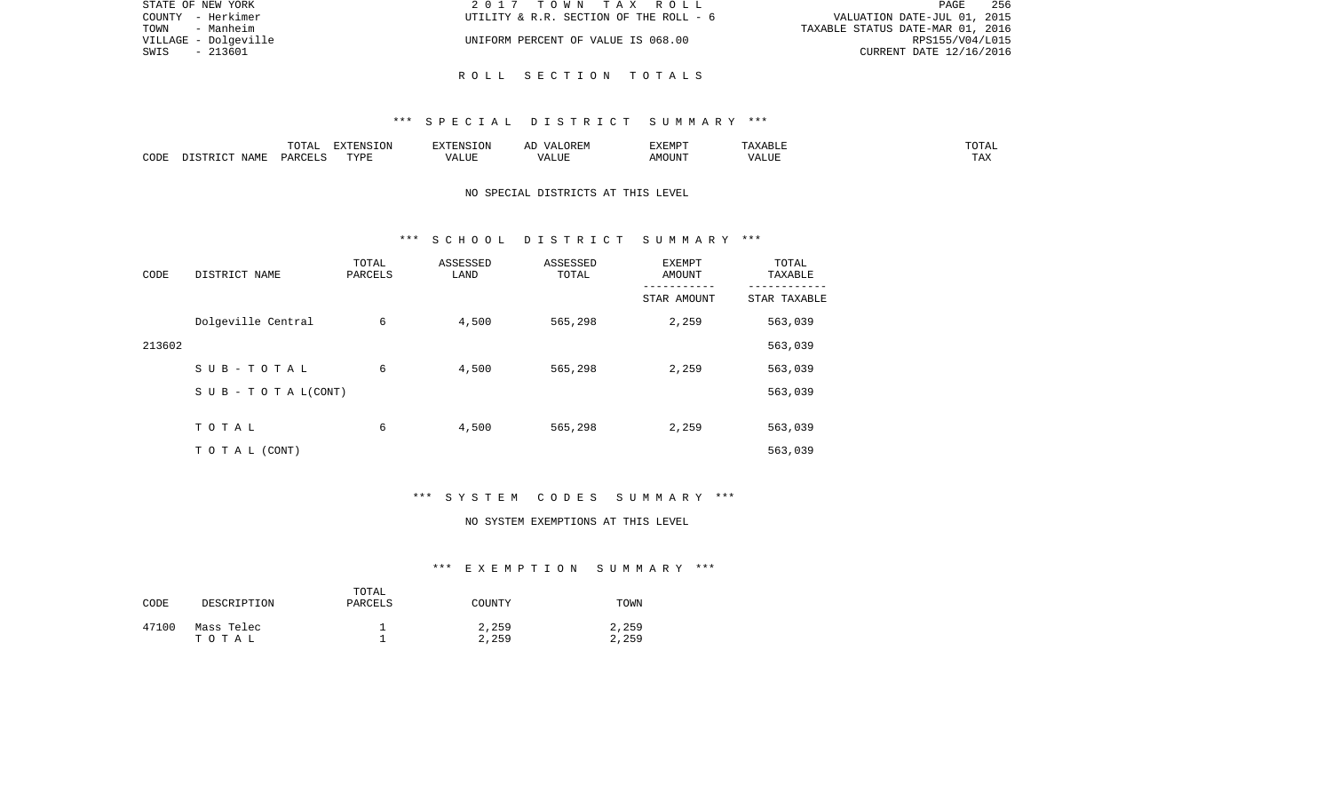# ROLL SECTION TOTALS

## *** SPECIAL DISTRICT SUMMARY ***

| CODE | DISTRICT NAME | TOTAL PARCELS | EXTENSION TYPE | EXTENSION VALUE | AD VALOREM VALUE | EXEMPT AMOUNT | TAXABLE VALUE | TOTAL TAX |
|---|---|---|---|---|---|---|---|---|

NO SPECIAL DISTRICTS AT THIS LEVEL

## *** SCHOOL DISTRICT SUMMARY ***

| CODE | DISTRICT NAME | TOTAL PARCELS | ASSESSED LAND | ASSESSED TOTAL | EXEMPT AMOUNT<br>-----------<br>STAR AMOUNT | TOTAL TAXABLE<br>------------<br>STAR TAXABLE |
|---|---|---|---|---|---|---|
| | Dolgeville Central | 6 | 4,500 | 565,298 | 2,259 | 563,039 |
| 213602 | | | | | | 563,039 |
| | S U B - T O T A L | 6 | 4,500 | 565,298 | 2,259 | 563,039 |
| | S U B - T O T A L(CONT) | | | | | 563,039 |
| | T O T A L | 6 | 4,500 | 565,298 | 2,259 | 563,039 |
| | T O T A L (CONT) | | | | | 563,039 |

## *** SYSTEM CODES SUMMARY ***

NO SYSTEM EXEMPTIONS AT THIS LEVEL

## *** EXEMPTION SUMMARY ***

| CODE | DESCRIPTION | TOTAL PARCELS | COUNTY | TOWN |
|---|---|---|---|---|
| 47100 | Mass Telec | 1 | 2,259 | 2,259 |
| | T O T A L | 1 | 2,259 | 2,259 |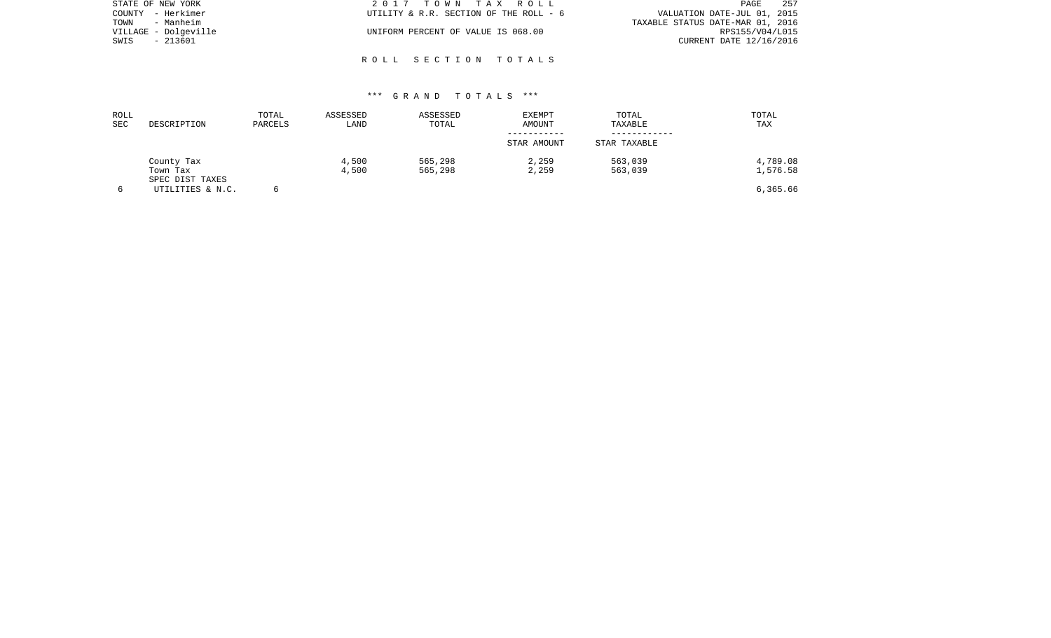STATE OF NEW YORK | 2 0 1 7 T O W N T A X R O L L | PAGE 257
COUNTY - Herkimer | UTILITY & R.R. SECTION OF THE ROLL - 6 | VALUATION DATE-JUL 01, 2015
TOWN - Manheim | | TAXABLE STATUS DATE-MAR 01, 2016
VILLAGE - Dolgeville | UNIFORM PERCENT OF VALUE IS 068.00 | RPS155/V04/L015
SWIS - 213601 | | CURRENT DATE 12/16/2016

## R O L L S E C T I O N T O T A L S

### *** G R A N D T O T A L S ***

| ROLL SEC | DESCRIPTION | TOTAL PARCELS | ASSESSED LAND | ASSESSED TOTAL | EXEMPT AMOUNT / STAR AMOUNT | TOTAL TAXABLE / STAR TAXABLE | TOTAL TAX |
|---|---|---|---|---|---|---|---|
| | County Tax | | 4,500 | 565,298 | 2,259 | 563,039 | 4,789.08 |
| | Town Tax | | 4,500 | 565,298 | 2,259 | 563,039 | 1,576.58 |
| | SPEC DIST TAXES | | | | | | |
| 6 | UTILITIES & N.C. | 6 | | | | | 6,365.66 |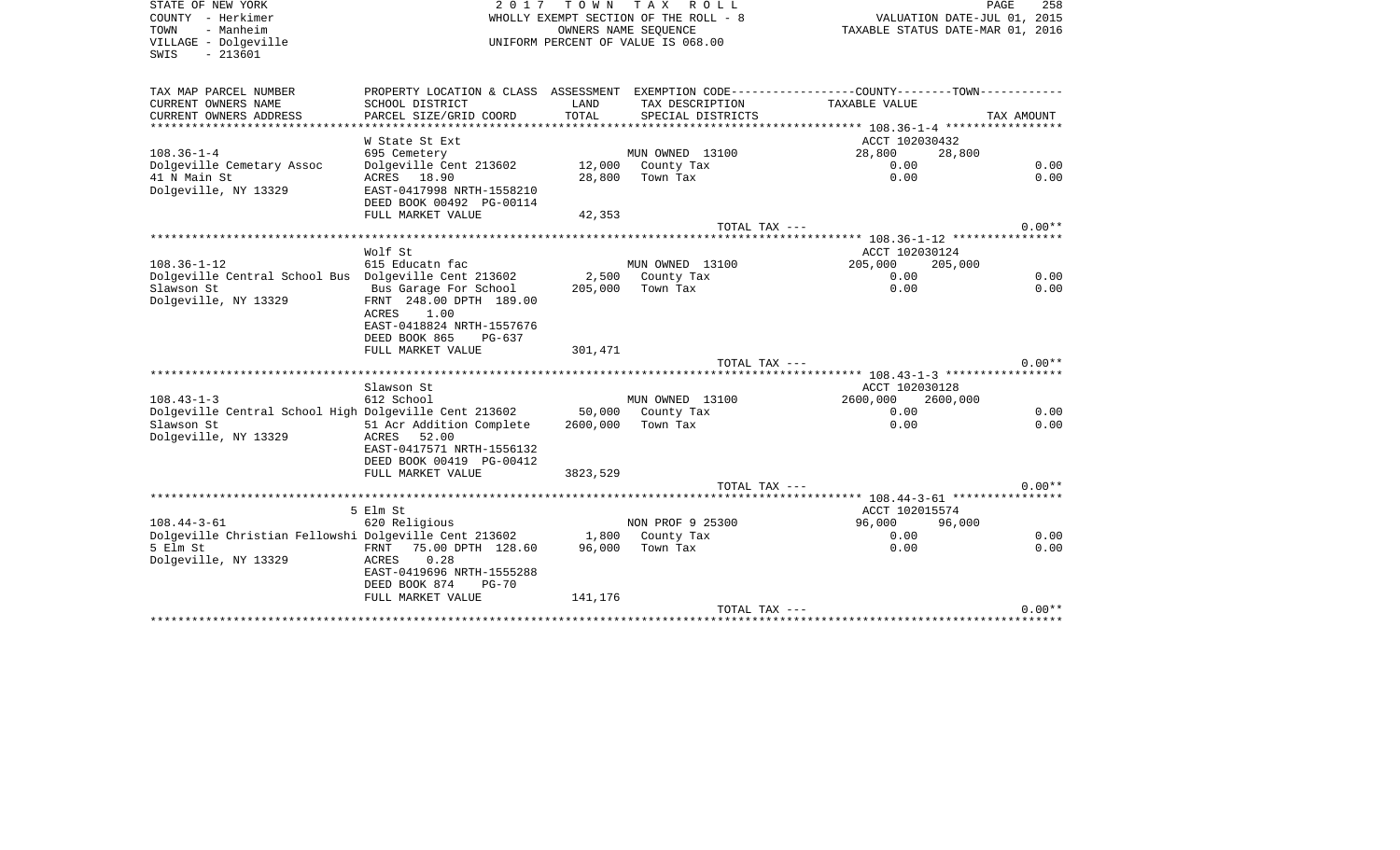STATE OF NEW YORK
COUNTY - Herkimer
TOWN - Manheim
VILLAGE - Dolgeville
SWIS - 213601

2017 TOWN TAX ROLL
WHOLLY EXEMPT SECTION OF THE ROLL - 8
OWNERS NAME SEQUENCE
UNIFORM PERCENT OF VALUE IS 068.00

VALUATION DATE-JUL 01, 2015
TAXABLE STATUS DATE-MAR 01, 2016

| TAX MAP PARCEL NUMBER / CURRENT OWNERS NAME / CURRENT OWNERS ADDRESS | PROPERTY LOCATION & CLASS / SCHOOL DISTRICT / PARCEL SIZE/GRID COORD | ASSESSMENT LAND / TOTAL | EXEMPTION CODE / TAX DESCRIPTION / SPECIAL DISTRICTS | COUNTY TAXABLE VALUE | TOWN TAXABLE VALUE | TAX AMOUNT |
|---|---|---|---|---|---|---|
| 108.36-1-4 | W State St Ext | | | ACCT 102030432 | | |
| | 695 Cemetery | | MUN OWNED 13100 | 28,800 | 28,800 | |
| Dolgeville Cemetary Assoc | Dolgeville Cent 213602 | 12,000 | County Tax | 0.00 | | 0.00 |
| 41 N Main St | ACRES 18.90 | 28,800 | Town Tax | 0.00 | | 0.00 |
| Dolgeville, NY 13329 | EAST-0417998 NRTH-1558210 | | | | | |
| | DEED BOOK 00492 PG-00114 | | | | | |
| | FULL MARKET VALUE | 42,353 | | | | |
| | | | TOTAL TAX --- | | | 0.00** |
| 108.36-1-12 | Wolf St | | | ACCT 102030124 | | |
| | 615 Educatn fac | | MUN OWNED 13100 | 205,000 | 205,000 | |
| Dolgeville Central School Bus | Dolgeville Cent 213602 | 2,500 | County Tax | 0.00 | | 0.00 |
| Slawson St | Bus Garage For School | 205,000 | Town Tax | 0.00 | | 0.00 |
| Dolgeville, NY 13329 | FRNT 248.00 DPTH 189.00 | | | | | |
| | ACRES 1.00 | | | | | |
| | EAST-0418824 NRTH-1557676 | | | | | |
| | DEED BOOK 865 PG-637 | | | | | |
| | FULL MARKET VALUE | 301,471 | | | | |
| | | | TOTAL TAX --- | | | 0.00** |
| 108.43-1-3 | Slawson St | | | ACCT 102030128 | | |
| | 612 School | | MUN OWNED 13100 | 2600,000 | 2600,000 | |
| Dolgeville Central School High | Dolgeville Cent 213602 | 50,000 | County Tax | 0.00 | | 0.00 |
| Slawson St | 51 Acr Addition Complete | 2600,000 | Town Tax | 0.00 | | 0.00 |
| Dolgeville, NY 13329 | ACRES 52.00 | | | | | |
| | EAST-0417571 NRTH-1556132 | | | | | |
| | DEED BOOK 00419 PG-00412 | | | | | |
| | FULL MARKET VALUE | 3823,529 | | | | |
| | | | TOTAL TAX --- | | | 0.00** |
| 108.44-3-61 | 5 Elm St | | | ACCT 102015574 | | |
| | 620 Religious | | NON PROF 9 25300 | 96,000 | 96,000 | |
| Dolgeville Christian Fellowshi | Dolgeville Cent 213602 | 1,800 | County Tax | 0.00 | | 0.00 |
| 5 Elm St | FRNT 75.00 DPTH 128.60 | 96,000 | Town Tax | 0.00 | | 0.00 |
| Dolgeville, NY 13329 | ACRES 0.28 | | | | | |
| | EAST-0419696 NRTH-1555288 | | | | | |
| | DEED BOOK 874 PG-70 | | | | | |
| | FULL MARKET VALUE | 141,176 | | | | |
| | | | TOTAL TAX --- | | | 0.00** |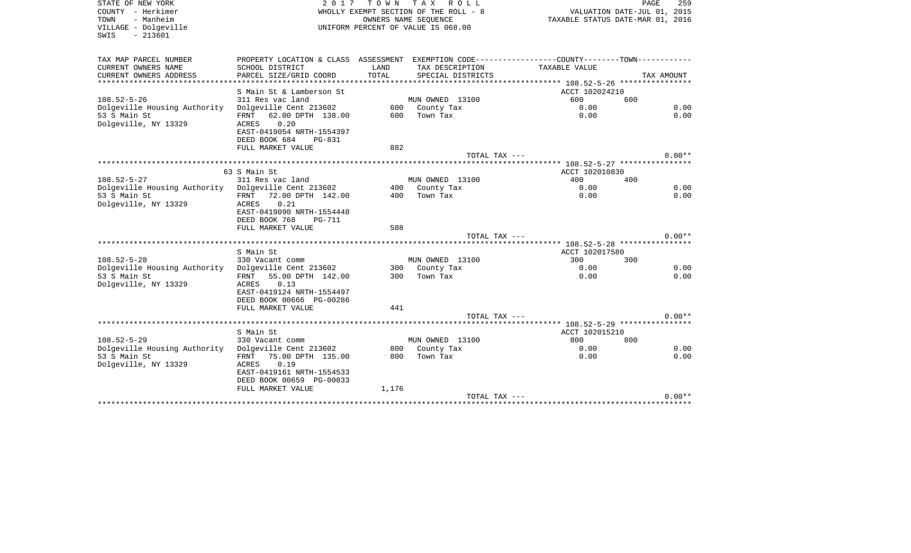STATE OF NEW YORK
COUNTY - Herkimer
TOWN - Manheim
VILLAGE - Dolgeville
SWIS - 213601

2 0 1 7 T O W N T A X R O L L
WHOLLY EXEMPT SECTION OF THE ROLL - 8
OWNERS NAME SEQUENCE
UNIFORM PERCENT OF VALUE IS 068.00

VALUATION DATE-JUL 01, 2015
TAXABLE STATUS DATE-MAR 01, 2016

| TAX MAP PARCEL NUMBER / CURRENT OWNERS NAME / CURRENT OWNERS ADDRESS | PROPERTY LOCATION & CLASS / SCHOOL DISTRICT / PARCEL SIZE/GRID COORD | ASSESSMENT LAND / TOTAL | EXEMPTION CODE / TAX DESCRIPTION / SPECIAL DISTRICTS | COUNTY TAXABLE VALUE | TOWN | TAX AMOUNT |
|---|---|---|---|---|---|---|
| 108.52-5-26 | S Main St & Lamberson St | | | ACCT 102024210 | | |
| 108.52-5-26 | 311 Res vac land | | MUN OWNED 13100 | 600 | 600 | |
| Dolgeville Housing Authority | Dolgeville Cent 213602 | 600 | County Tax | 0.00 | | 0.00 |
| 53 S Main St | FRNT 62.00 DPTH 138.00 | 600 | Town Tax | 0.00 | | 0.00 |
| Dolgeville, NY 13329 | ACRES 0.20 | | | | | |
| | EAST-0419054 NRTH-1554397 | | | | | |
| | DEED BOOK 684 PG-831 | | | | | |
| | FULL MARKET VALUE | 882 | | | | |
| | | | TOTAL TAX --- | | | 0.00** |
| 108.52-5-27 | 63 S Main St | | | ACCT 102010830 | | |
| 108.52-5-27 | 311 Res vac land | | MUN OWNED 13100 | 400 | 400 | |
| Dolgeville Housing Authority | Dolgeville Cent 213602 | 400 | County Tax | 0.00 | | 0.00 |
| 53 S Main St | FRNT 72.00 DPTH 142.00 | 400 | Town Tax | 0.00 | | 0.00 |
| Dolgeville, NY 13329 | ACRES 0.21 | | | | | |
| | EAST-0419090 NRTH-1554448 | | | | | |
| | DEED BOOK 768 PG-711 | | | | | |
| | FULL MARKET VALUE | 588 | | | | |
| | | | TOTAL TAX --- | | | 0.00** |
| 108.52-5-28 | S Main St | | | ACCT 102017580 | | |
| 108.52-5-28 | 330 Vacant comm | | MUN OWNED 13100 | 300 | 300 | |
| Dolgeville Housing Authority | Dolgeville Cent 213602 | 300 | County Tax | 0.00 | | 0.00 |
| 53 S Main St | FRNT 55.00 DPTH 142.00 | 300 | Town Tax | 0.00 | | 0.00 |
| Dolgeville, NY 13329 | ACRES 0.13 | | | | | |
| | EAST-0419124 NRTH-1554497 | | | | | |
| | DEED BOOK 00666 PG-00286 | | | | | |
| | FULL MARKET VALUE | 441 | | | | |
| | | | TOTAL TAX --- | | | 0.00** |
| 108.52-5-29 | S Main St | | | ACCT 102015210 | | |
| 108.52-5-29 | 330 Vacant comm | | MUN OWNED 13100 | 800 | 800 | |
| Dolgeville Housing Authority | Dolgeville Cent 213602 | 800 | County Tax | 0.00 | | 0.00 |
| 53 S Main St | FRNT 75.00 DPTH 135.00 | 800 | Town Tax | 0.00 | | 0.00 |
| Dolgeville, NY 13329 | ACRES 0.19 | | | | | |
| | EAST-0419161 NRTH-1554533 | | | | | |
| | DEED BOOK 00659 PG-00833 | | | | | |
| | FULL MARKET VALUE | 1,176 | | | | |
| | | | TOTAL TAX --- | | | 0.00** |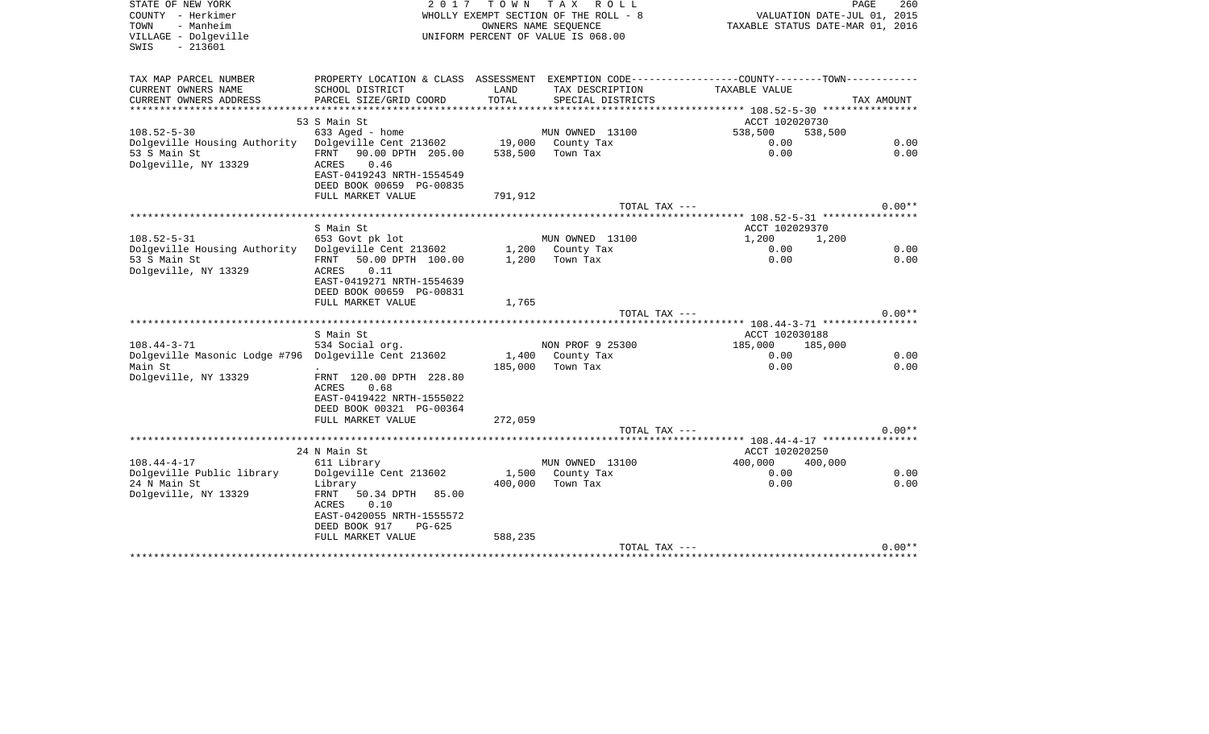STATE OF NEW YORK
COUNTY - Herkimer
TOWN - Manheim
VILLAGE - Dolgeville
SWIS - 213601

2017 TOWN TAX ROLL
WHOLLY EXEMPT SECTION OF THE ROLL - 8
OWNERS NAME SEQUENCE
UNIFORM PERCENT OF VALUE IS 068.00

VALUATION DATE-JUL 01, 2015
TAXABLE STATUS DATE-MAR 01, 2016

| TAX MAP PARCEL NUMBER<br>CURRENT OWNERS NAME<br>CURRENT OWNERS ADDRESS | PROPERTY LOCATION & CLASS<br>SCHOOL DISTRICT<br>PARCEL SIZE/GRID COORD | ASSESSMENT<br>LAND<br>TOTAL | EXEMPTION CODE<br>TAX DESCRIPTION<br>SPECIAL DISTRICTS | COUNTY<br>TAXABLE VALUE | TOWN | TAX AMOUNT |
|---|---|---|---|---|---|---|
| | 53 S Main St | | | ACCT 102020730 | | |
| 108.52-5-30 | 633 Aged - home | | MUN OWNED 13100 | 538,500 | 538,500 | |
| Dolgeville Housing Authority | Dolgeville Cent 213602 | 19,000 | County Tax | 0.00 | | 0.00 |
| 53 S Main St | FRNT 90.00 DPTH 205.00 | 538,500 | Town Tax | 0.00 | | 0.00 |
| Dolgeville, NY 13329 | ACRES 0.46 | | | | | |
| | EAST-0419243 NRTH-1554549 | | | | | |
| | DEED BOOK 00659 PG-00835 | | | | | |
| | FULL MARKET VALUE | 791,912 | | | | |
| | | | TOTAL TAX --- | | | 0.00** |
| | S Main St | | | ACCT 102029370 | | |
| 108.52-5-31 | 653 Govt pk lot | | MUN OWNED 13100 | 1,200 | 1,200 | |
| Dolgeville Housing Authority | Dolgeville Cent 213602 | 1,200 | County Tax | 0.00 | | 0.00 |
| 53 S Main St | FRNT 50.00 DPTH 100.00 | 1,200 | Town Tax | 0.00 | | 0.00 |
| Dolgeville, NY 13329 | ACRES 0.11 | | | | | |
| | EAST-0419271 NRTH-1554639 | | | | | |
| | DEED BOOK 00659 PG-00831 | | | | | |
| | FULL MARKET VALUE | 1,765 | | | | |
| | | | TOTAL TAX --- | | | 0.00** |
| | S Main St | | | ACCT 102030188 | | |
| 108.44-3-71 | 534 Social org. | | NON PROF 9 25300 | 185,000 | 185,000 | |
| Dolgeville Masonic Lodge #796 | Dolgeville Cent 213602 | 1,400 | County Tax | 0.00 | | 0.00 |
| Main St | . | 185,000 | Town Tax | 0.00 | | 0.00 |
| Dolgeville, NY 13329 | FRNT 120.00 DPTH 228.80 | | | | | |
| | ACRES 0.68 | | | | | |
| | EAST-0419422 NRTH-1555022 | | | | | |
| | DEED BOOK 00321 PG-00364 | | | | | |
| | FULL MARKET VALUE | 272,059 | | | | |
| | | | TOTAL TAX --- | | | 0.00** |
| | 24 N Main St | | | ACCT 102020250 | | |
| 108.44-4-17 | 611 Library | | MUN OWNED 13100 | 400,000 | 400,000 | |
| Dolgeville Public library | Dolgeville Cent 213602 | 1,500 | County Tax | 0.00 | | 0.00 |
| 24 N Main St | Library | 400,000 | Town Tax | 0.00 | | 0.00 |
| Dolgeville, NY 13329 | FRNT 50.34 DPTH 85.00 | | | | | |
| | ACRES 0.10 | | | | | |
| | EAST-0420055 NRTH-1555572 | | | | | |
| | DEED BOOK 917 PG-625 | | | | | |
| | FULL MARKET VALUE | 588,235 | | | | |
| | | | TOTAL TAX --- | | | 0.00** |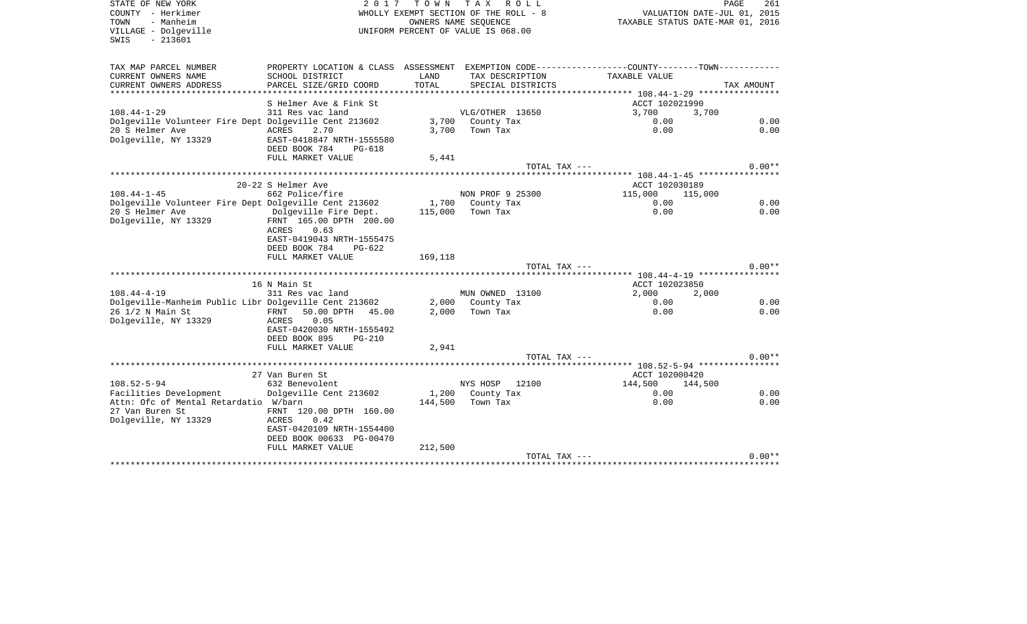STATE OF NEW YORK
COUNTY - Herkimer
TOWN - Manheim
VILLAGE - Dolgeville
SWIS - 213601

2017 TOWN TAX ROLL
WHOLLY EXEMPT SECTION OF THE ROLL - 8
OWNERS NAME SEQUENCE
UNIFORM PERCENT OF VALUE IS 068.00

VALUATION DATE-JUL 01, 2015
TAXABLE STATUS DATE-MAR 01, 2016

| TAX MAP PARCEL NUMBER / CURRENT OWNERS NAME / CURRENT OWNERS ADDRESS | PROPERTY LOCATION & CLASS / SCHOOL DISTRICT / PARCEL SIZE/GRID COORD | ASSESSMENT LAND / TOTAL | EXEMPTION CODE / TAX DESCRIPTION / SPECIAL DISTRICTS | COUNTY / TAXABLE VALUE | TOWN | TAX AMOUNT |
|---|---|---|---|---|---|---|
| | S Helmer Ave & Fink St | | | ACCT 102021990 | | |
| 108.44-1-29 | 311 Res vac land | | VLG/OTHER 13650 | 3,700 | 3,700 | |
| Dolgeville Volunteer Fire Dept | Dolgeville Cent 213602 | 3,700 | County Tax | 0.00 | | 0.00 |
| 20 S Helmer Ave | ACRES 2.70 | 3,700 | Town Tax | 0.00 | | 0.00 |
| Dolgeville, NY 13329 | EAST-0418847 NRTH-1555580 | | | | | |
| | DEED BOOK 784 PG-618 | | | | | |
| | FULL MARKET VALUE | 5,441 | | | | |
| | | | TOTAL TAX --- | | | 0.00** |
| | 20-22 S Helmer Ave | | | ACCT 102030189 | | |
| 108.44-1-45 | 662 Police/fire | | NON PROF 9 25300 | 115,000 | 115,000 | |
| Dolgeville Volunteer Fire Dept | Dolgeville Cent 213602 | 1,700 | County Tax | 0.00 | | 0.00 |
| 20 S Helmer Ave | Dolgeville Fire Dept. | 115,000 | Town Tax | 0.00 | | 0.00 |
| Dolgeville, NY 13329 | FRNT 165.00 DPTH 200.00 | | | | | |
| | ACRES 0.63 | | | | | |
| | EAST-0419043 NRTH-1555475 | | | | | |
| | DEED BOOK 784 PG-622 | | | | | |
| | FULL MARKET VALUE | 169,118 | | | | |
| | | | TOTAL TAX --- | | | 0.00** |
| | 16 N Main St | | | ACCT 102023850 | | |
| 108.44-4-19 | 311 Res vac land | | MUN OWNED 13100 | 2,000 | 2,000 | |
| Dolgeville-Manheim Public Libr | Dolgeville Cent 213602 | 2,000 | County Tax | 0.00 | | 0.00 |
| 26 1/2 N Main St | FRNT 50.00 DPTH 45.00 | 2,000 | Town Tax | 0.00 | | 0.00 |
| Dolgeville, NY 13329 | ACRES 0.05 | | | | | |
| | EAST-0420030 NRTH-1555492 | | | | | |
| | DEED BOOK 895 PG-210 | | | | | |
| | FULL MARKET VALUE | 2,941 | | | | |
| | | | TOTAL TAX --- | | | 0.00** |
| | 27 Van Buren St | | | ACCT 102000420 | | |
| 108.52-5-94 | 632 Benevolent | | NYS HOSP 12100 | 144,500 | 144,500 | |
| Facilities Development | Dolgeville Cent 213602 | 1,200 | County Tax | 0.00 | | 0.00 |
| Attn: Ofc of Mental Retardatio | W/barn | 144,500 | Town Tax | 0.00 | | 0.00 |
| 27 Van Buren St | FRNT 120.00 DPTH 160.00 | | | | | |
| Dolgeville, NY 13329 | ACRES 0.42 | | | | | |
| | EAST-0420109 NRTH-1554400 | | | | | |
| | DEED BOOK 00633 PG-00470 | | | | | |
| | FULL MARKET VALUE | 212,500 | | | | |
| | | | TOTAL TAX --- | | | 0.00** |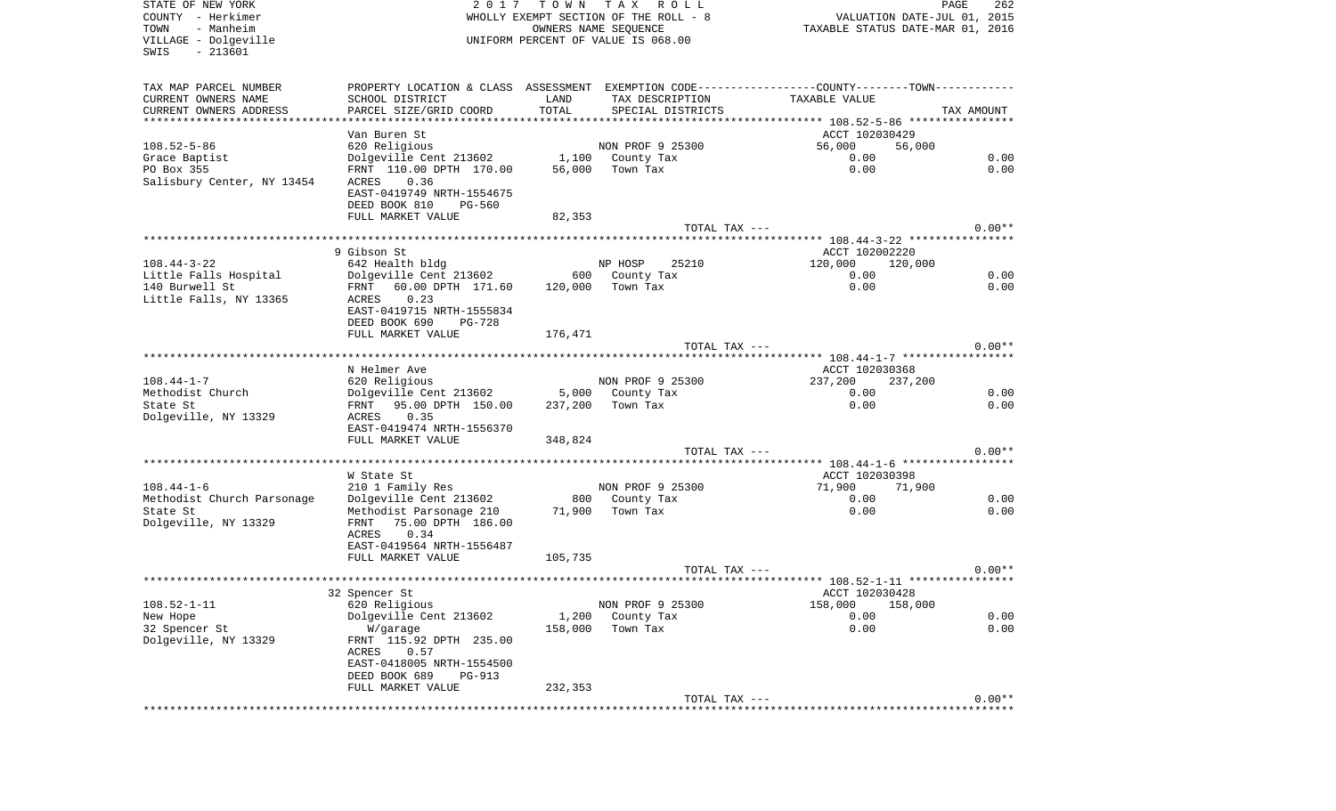STATE OF NEW YORK
COUNTY - Herkimer
TOWN - Manheim
VILLAGE - Dolgeville
SWIS - 213601

2 0 1 7 T O W N T A X R O L L
WHOLLY EXEMPT SECTION OF THE ROLL - 8
OWNERS NAME SEQUENCE
UNIFORM PERCENT OF VALUE IS 068.00

VALUATION DATE-JUL 01, 2015
TAXABLE STATUS DATE-MAR 01, 2016

| TAX MAP PARCEL NUMBER / CURRENT OWNERS NAME / CURRENT OWNERS ADDRESS | PROPERTY LOCATION & CLASS / SCHOOL DISTRICT / PARCEL SIZE/GRID COORD | ASSESSMENT LAND / TOTAL | EXEMPTION CODE / TAX DESCRIPTION / SPECIAL DISTRICTS | COUNTY / TOWN TAXABLE VALUE | TAX AMOUNT |
|---|---|---|---|---|---|
| **108.52-5-86** | Van Buren St | | | ACCT 102030429 | |
| 108.52-5-86 | 620 Religious | | NON PROF 9 25300 | 56,000 56,000 | |
| Grace Baptist | Dolgeville Cent 213602 | 1,100 | County Tax | 0.00 | 0.00 |
| PO Box 355 | FRNT 110.00 DPTH 170.00 | 56,000 | Town Tax | 0.00 | 0.00 |
| Salisbury Center, NY 13454 | ACRES 0.36 | | | | |
| | EAST-0419749 NRTH-1554675 | | | | |
| | DEED BOOK 810 PG-560 | | | | |
| | FULL MARKET VALUE | 82,353 | | | |
| | | | TOTAL TAX --- | | 0.00** |
| **108.44-3-22** | 9 Gibson St | | | ACCT 102002220 | |
| 108.44-3-22 | 642 Health bldg | | NP HOSP 25210 | 120,000 120,000 | |
| Little Falls Hospital | Dolgeville Cent 213602 | 600 | County Tax | 0.00 | 0.00 |
| 140 Burwell St | FRNT 60.00 DPTH 171.60 | 120,000 | Town Tax | 0.00 | 0.00 |
| Little Falls, NY 13365 | ACRES 0.23 | | | | |
| | EAST-0419715 NRTH-1555834 | | | | |
| | DEED BOOK 690 PG-728 | | | | |
| | FULL MARKET VALUE | 176,471 | | | |
| | | | TOTAL TAX --- | | 0.00** |
| **108.44-1-7** | N Helmer Ave | | | ACCT 102030368 | |
| 108.44-1-7 | 620 Religious | | NON PROF 9 25300 | 237,200 237,200 | |
| Methodist Church | Dolgeville Cent 213602 | 5,000 | County Tax | 0.00 | 0.00 |
| State St | FRNT 95.00 DPTH 150.00 | 237,200 | Town Tax | 0.00 | 0.00 |
| Dolgeville, NY 13329 | ACRES 0.35 | | | | |
| | EAST-0419474 NRTH-1556370 | | | | |
| | FULL MARKET VALUE | 348,824 | | | |
| | | | TOTAL TAX --- | | 0.00** |
| **108.44-1-6** | W State St | | | ACCT 102030398 | |
| 108.44-1-6 | 210 1 Family Res | | NON PROF 9 25300 | 71,900 71,900 | |
| Methodist Church Parsonage | Dolgeville Cent 213602 | 800 | County Tax | 0.00 | 0.00 |
| State St | Methodist Parsonage 210 | 71,900 | Town Tax | 0.00 | 0.00 |
| Dolgeville, NY 13329 | FRNT 75.00 DPTH 186.00 | | | | |
| | ACRES 0.34 | | | | |
| | EAST-0419564 NRTH-1556487 | | | | |
| | FULL MARKET VALUE | 105,735 | | | |
| | | | TOTAL TAX --- | | 0.00** |
| **108.52-1-11** | 32 Spencer St | | | ACCT 102030428 | |
| 108.52-1-11 | 620 Religious | | NON PROF 9 25300 | 158,000 158,000 | |
| New Hope | Dolgeville Cent 213602 | 1,200 | County Tax | 0.00 | 0.00 |
| 32 Spencer St | W/garage | 158,000 | Town Tax | 0.00 | 0.00 |
| Dolgeville, NY 13329 | FRNT 115.92 DPTH 235.00 | | | | |
| | ACRES 0.57 | | | | |
| | EAST-0418005 NRTH-1554500 | | | | |
| | DEED BOOK 689 PG-913 | | | | |
| | FULL MARKET VALUE | 232,353 | | | |
| | | | TOTAL TAX --- | | 0.00** |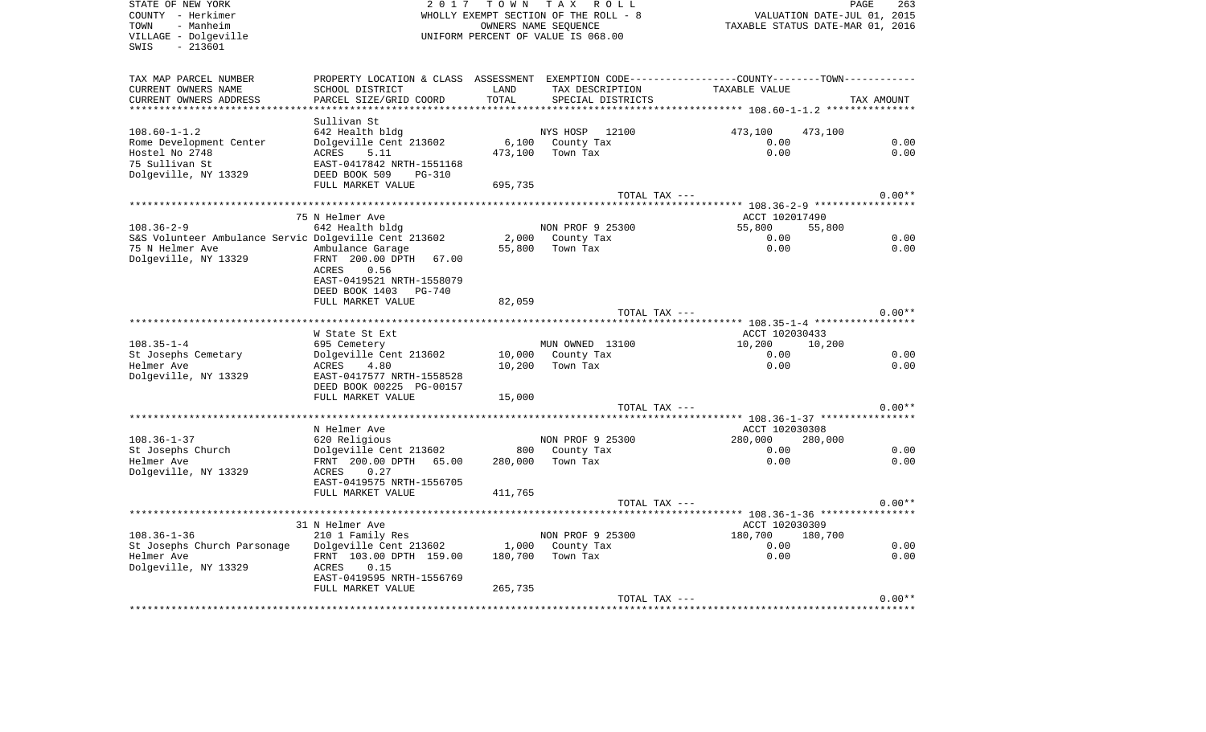STATE OF NEW YORK
COUNTY - Herkimer
TOWN - Manheim
VILLAGE - Dolgeville
SWIS - 213601

2 0 1 7 T O W N T A X R O L L
WHOLLY EXEMPT SECTION OF THE ROLL - 8
OWNERS NAME SEQUENCE
UNIFORM PERCENT OF VALUE IS 068.00

VALUATION DATE-JUL 01, 2015
TAXABLE STATUS DATE-MAR 01, 2016

| TAX MAP PARCEL NUMBER / CURRENT OWNERS NAME / CURRENT OWNERS ADDRESS | PROPERTY LOCATION & CLASS / SCHOOL DISTRICT / PARCEL SIZE/GRID COORD | ASSESSMENT LAND / TOTAL | EXEMPTION CODE / TAX DESCRIPTION / SPECIAL DISTRICTS | COUNTY TAXABLE VALUE | TOWN | TAX AMOUNT |
|---|---|---|---|---|---|---|
| **108.60-1-1.2** | Sullivan St | | | | | |
| 108.60-1-1.2 | 642 Health bldg | | NYS HOSP 12100 | 473,100 | 473,100 | |
| Rome Development Center | Dolgeville Cent 213602 | 6,100 | County Tax | 0.00 | | 0.00 |
| Hostel No 2748 | ACRES 5.11 | 473,100 | Town Tax | 0.00 | | 0.00 |
| 75 Sullivan St | EAST-0417842 NRTH-1551168 | | | | | |
| Dolgeville, NY 13329 | DEED BOOK 509 PG-310 | | | | | |
| | FULL MARKET VALUE | 695,735 | | | | |
| | | | TOTAL TAX --- | | | 0.00** |
| **108.36-2-9** | 75 N Helmer Ave | | | ACCT 102017490 | | |
| 108.36-2-9 | 642 Health bldg | | NON PROF 9 25300 | 55,800 | 55,800 | |
| S&S Volunteer Ambulance Servic | Dolgeville Cent 213602 | 2,000 | County Tax | 0.00 | | 0.00 |
| 75 N Helmer Ave | Ambulance Garage | 55,800 | Town Tax | 0.00 | | 0.00 |
| Dolgeville, NY 13329 | FRNT 200.00 DPTH 67.00 | | | | | |
| | ACRES 0.56 | | | | | |
| | EAST-0419521 NRTH-1558079 | | | | | |
| | DEED BOOK 1403 PG-740 | | | | | |
| | FULL MARKET VALUE | 82,059 | | | | |
| | | | TOTAL TAX --- | | | 0.00** |
| **108.35-1-4** | W State St Ext | | | ACCT 102030433 | | |
| 108.35-1-4 | 695 Cemetery | | MUN OWNED 13100 | 10,200 | 10,200 | |
| St Josephs Cemetary | Dolgeville Cent 213602 | 10,000 | County Tax | 0.00 | | 0.00 |
| Helmer Ave | ACRES 4.80 | 10,200 | Town Tax | 0.00 | | 0.00 |
| Dolgeville, NY 13329 | EAST-0417577 NRTH-1558528 | | | | | |
| | DEED BOOK 00225 PG-00157 | | | | | |
| | FULL MARKET VALUE | 15,000 | | | | |
| | | | TOTAL TAX --- | | | 0.00** |
| **108.36-1-37** | N Helmer Ave | | | ACCT 102030308 | | |
| 108.36-1-37 | 620 Religious | | NON PROF 9 25300 | 280,000 | 280,000 | |
| St Josephs Church | Dolgeville Cent 213602 | 800 | County Tax | 0.00 | | 0.00 |
| Helmer Ave | FRNT 200.00 DPTH 65.00 | 280,000 | Town Tax | 0.00 | | 0.00 |
| Dolgeville, NY 13329 | ACRES 0.27 | | | | | |
| | EAST-0419575 NRTH-1556705 | | | | | |
| | FULL MARKET VALUE | 411,765 | | | | |
| | | | TOTAL TAX --- | | | 0.00** |
| **108.36-1-36** | 31 N Helmer Ave | | | ACCT 102030309 | | |
| 108.36-1-36 | 210 1 Family Res | | NON PROF 9 25300 | 180,700 | 180,700 | |
| St Josephs Church Parsonage | Dolgeville Cent 213602 | 1,000 | County Tax | 0.00 | | 0.00 |
| Helmer Ave | FRNT 103.00 DPTH 159.00 | 180,700 | Town Tax | 0.00 | | 0.00 |
| Dolgeville, NY 13329 | ACRES 0.15 | | | | | |
| | EAST-0419595 NRTH-1556769 | | | | | |
| | FULL MARKET VALUE | 265,735 | | | | |
| | | | TOTAL TAX --- | | | 0.00** |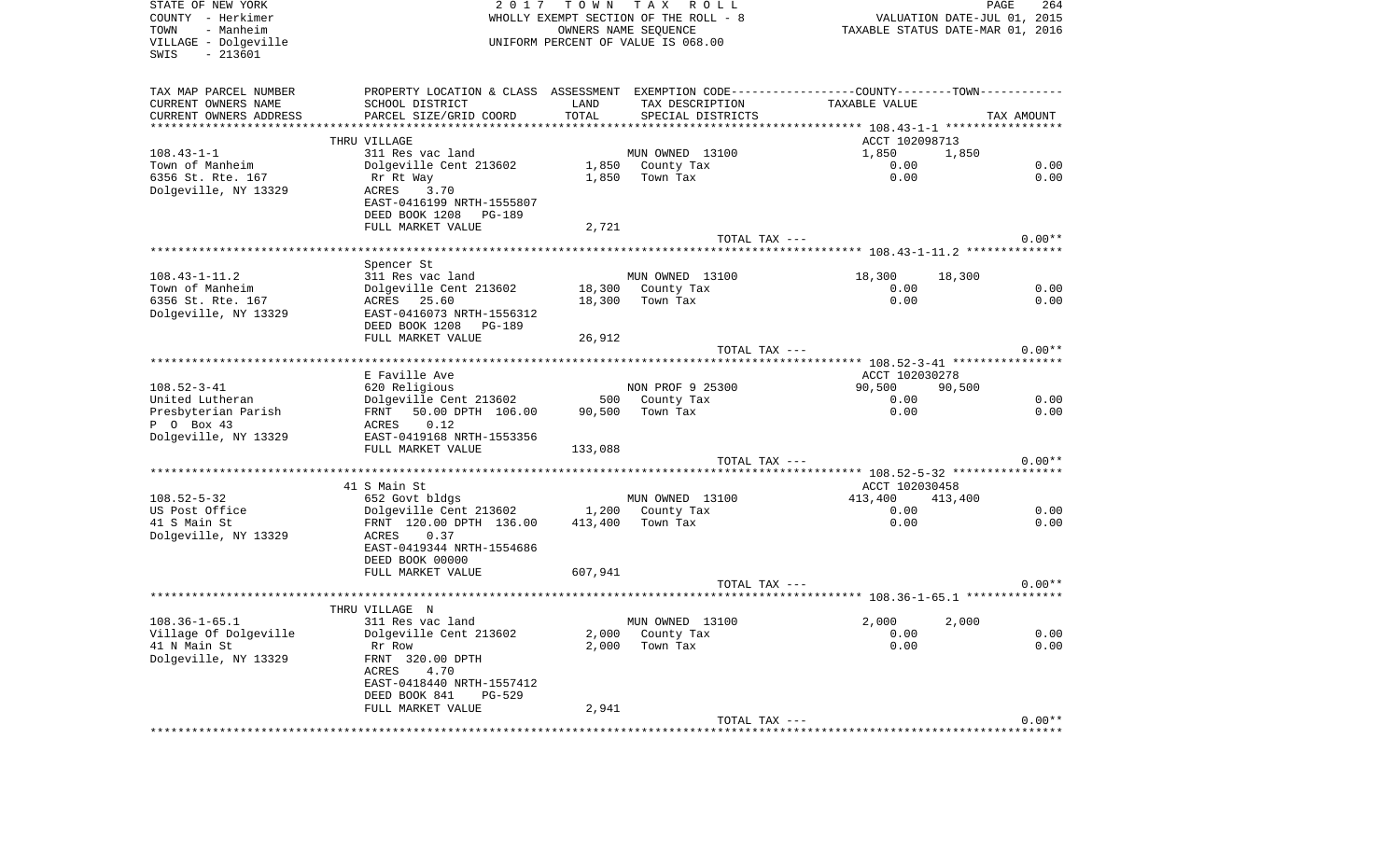STATE OF NEW YORK
COUNTY - Herkimer
TOWN - Manheim
VILLAGE - Dolgeville
SWIS - 213601

2017 TOWN TAX ROLL
WHOLLY EXEMPT SECTION OF THE ROLL - 8
OWNERS NAME SEQUENCE
UNIFORM PERCENT OF VALUE IS 068.00

VALUATION DATE-JUL 01, 2015
TAXABLE STATUS DATE-MAR 01, 2016

| TAX MAP PARCEL NUMBER<br>CURRENT OWNERS NAME<br>CURRENT OWNERS ADDRESS | PROPERTY LOCATION & CLASS<br>SCHOOL DISTRICT<br>PARCEL SIZE/GRID COORD | ASSESSMENT<br>LAND<br>TOTAL | EXEMPTION CODE<br>TAX DESCRIPTION<br>SPECIAL DISTRICTS | COUNTY / TOWN<br>TAXABLE VALUE | TAX AMOUNT |
|---|---|---|---|---|---|
| | THRU VILLAGE | | | ACCT 102098713 | |
| 108.43-1-1 | 311 Res vac land | | MUN OWNED 13100 | 1,850 1,850 | |
| Town of Manheim | Dolgeville Cent 213602 | 1,850 | County Tax | 0.00 | 0.00 |
| 6356 St. Rte. 167 | Rr Rt Way | 1,850 | Town Tax | 0.00 | 0.00 |
| Dolgeville, NY 13329 | ACRES 3.70 | | | | |
| | EAST-0416199 NRTH-1555807 | | | | |
| | DEED BOOK 1208 PG-189 | | | | |
| | FULL MARKET VALUE | 2,721 | | | |
| | | | TOTAL TAX --- | | 0.00** |
| | Spencer St | | | | |
| 108.43-1-11.2 | 311 Res vac land | | MUN OWNED 13100 | 18,300 18,300 | |
| Town of Manheim | Dolgeville Cent 213602 | 18,300 | County Tax | 0.00 | 0.00 |
| 6356 St. Rte. 167 | ACRES 25.60 | 18,300 | Town Tax | 0.00 | 0.00 |
| Dolgeville, NY 13329 | EAST-0416073 NRTH-1556312 | | | | |
| | DEED BOOK 1208 PG-189 | | | | |
| | FULL MARKET VALUE | 26,912 | | | |
| | | | TOTAL TAX --- | | 0.00** |
| | E Faville Ave | | | ACCT 102030278 | |
| 108.52-3-41 | 620 Religious | | NON PROF 9 25300 | 90,500 90,500 | |
| United Lutheran | Dolgeville Cent 213602 | 500 | County Tax | 0.00 | 0.00 |
| Presbyterian Parish | FRNT 50.00 DPTH 106.00 | 90,500 | Town Tax | 0.00 | 0.00 |
| P O Box 43 | ACRES 0.12 | | | | |
| Dolgeville, NY 13329 | EAST-0419168 NRTH-1553356 | | | | |
| | FULL MARKET VALUE | 133,088 | | | |
| | | | TOTAL TAX --- | | 0.00** |
| | 41 S Main St | | | ACCT 102030458 | |
| 108.52-5-32 | 652 Govt bldgs | | MUN OWNED 13100 | 413,400 413,400 | |
| US Post Office | Dolgeville Cent 213602 | 1,200 | County Tax | 0.00 | 0.00 |
| 41 S Main St | FRNT 120.00 DPTH 136.00 | 413,400 | Town Tax | 0.00 | 0.00 |
| Dolgeville, NY 13329 | ACRES 0.37 | | | | |
| | EAST-0419344 NRTH-1554686 | | | | |
| | DEED BOOK 00000 | | | | |
| | FULL MARKET VALUE | 607,941 | | | |
| | | | TOTAL TAX --- | | 0.00** |
| | THRU VILLAGE N | | | | |
| 108.36-1-65.1 | 311 Res vac land | | MUN OWNED 13100 | 2,000 2,000 | |
| Village Of Dolgeville | Dolgeville Cent 213602 | 2,000 | County Tax | 0.00 | 0.00 |
| 41 N Main St | Rr Row | 2,000 | Town Tax | 0.00 | 0.00 |
| Dolgeville, NY 13329 | FRNT 320.00 DPTH | | | | |
| | ACRES 4.70 | | | | |
| | EAST-0418440 NRTH-1557412 | | | | |
| | DEED BOOK 841 PG-529 | | | | |
| | FULL MARKET VALUE | 2,941 | | | |
| | | | TOTAL TAX --- | | 0.00** |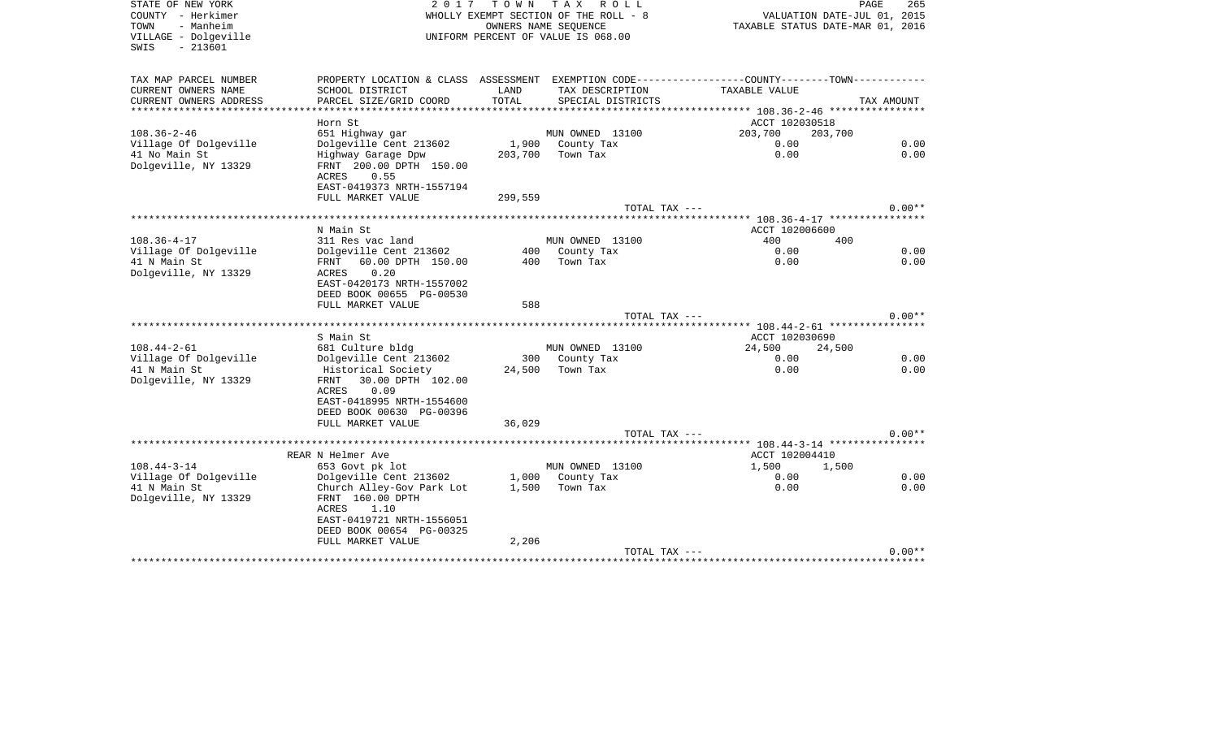STATE OF NEW YORK
COUNTY - Herkimer
TOWN - Manheim
VILLAGE - Dolgeville
SWIS - 213601

2 0 1 7 T O W N T A X R O L L
WHOLLY EXEMPT SECTION OF THE ROLL - 8
OWNERS NAME SEQUENCE
UNIFORM PERCENT OF VALUE IS 068.00

VALUATION DATE-JUL 01, 2015
TAXABLE STATUS DATE-MAR 01, 2016

| TAX MAP PARCEL NUMBER / CURRENT OWNERS NAME / CURRENT OWNERS ADDRESS | PROPERTY LOCATION & CLASS / SCHOOL DISTRICT / PARCEL SIZE/GRID COORD | ASSESSMENT LAND / TOTAL | EXEMPTION CODE / TAX DESCRIPTION / SPECIAL DISTRICTS | COUNTY / TAXABLE VALUE | TOWN | TAX AMOUNT |
|---|---|---|---|---|---|---|
| 108.36-2-46 | Horn St | | | ACCT 102030518 | | |
| | 651 Highway gar | | MUN OWNED 13100 | 203,700 | 203,700 | |
| Village Of Dolgeville | Dolgeville Cent 213602 | 1,900 | County Tax | 0.00 | | 0.00 |
| 41 No Main St | Highway Garage Dpw | 203,700 | Town Tax | 0.00 | | 0.00 |
| Dolgeville, NY 13329 | FRNT 200.00 DPTH 150.00 | | | | | |
| | ACRES 0.55 | | | | | |
| | EAST-0419373 NRTH-1557194 | | | | | |
| | FULL MARKET VALUE | 299,559 | | | | |
| | | | TOTAL TAX --- | | | 0.00** |
| 108.36-4-17 | N Main St | | | ACCT 102006600 | | |
| | 311 Res vac land | | MUN OWNED 13100 | 400 | 400 | |
| Village Of Dolgeville | Dolgeville Cent 213602 | 400 | County Tax | 0.00 | | 0.00 |
| 41 N Main St | FRNT 60.00 DPTH 150.00 | 400 | Town Tax | 0.00 | | 0.00 |
| Dolgeville, NY 13329 | ACRES 0.20 | | | | | |
| | EAST-0420173 NRTH-1557002 | | | | | |
| | DEED BOOK 00655 PG-00530 | | | | | |
| | FULL MARKET VALUE | 588 | | | | |
| | | | TOTAL TAX --- | | | 0.00** |
| 108.44-2-61 | S Main St | | | ACCT 102030690 | | |
| | 681 Culture bldg | | MUN OWNED 13100 | 24,500 | 24,500 | |
| Village Of Dolgeville | Dolgeville Cent 213602 | 300 | County Tax | 0.00 | | 0.00 |
| 41 N Main St | Historical Society | 24,500 | Town Tax | 0.00 | | 0.00 |
| Dolgeville, NY 13329 | FRNT 30.00 DPTH 102.00 | | | | | |
| | ACRES 0.09 | | | | | |
| | EAST-0418995 NRTH-1554600 | | | | | |
| | DEED BOOK 00630 PG-00396 | | | | | |
| | FULL MARKET VALUE | 36,029 | | | | |
| | | | TOTAL TAX --- | | | 0.00** |
| 108.44-3-14 | REAR N Helmer Ave | | | ACCT 102004410 | | |
| | 653 Govt pk lot | | MUN OWNED 13100 | 1,500 | 1,500 | |
| Village Of Dolgeville | Dolgeville Cent 213602 | 1,000 | County Tax | 0.00 | | 0.00 |
| 41 N Main St | Church Alley-Gov Park Lot | 1,500 | Town Tax | 0.00 | | 0.00 |
| Dolgeville, NY 13329 | FRNT 160.00 DPTH | | | | | |
| | ACRES 1.10 | | | | | |
| | EAST-0419721 NRTH-1556051 | | | | | |
| | DEED BOOK 00654 PG-00325 | | | | | |
| | FULL MARKET VALUE | 2,206 | | | | |
| | | | TOTAL TAX --- | | | 0.00** |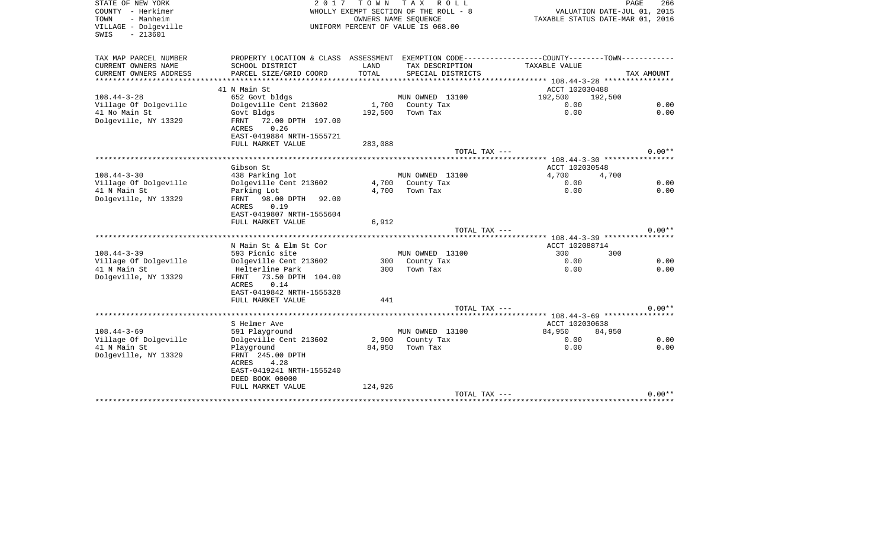STATE OF NEW YORK
COUNTY - Herkimer
TOWN - Manheim
VILLAGE - Dolgeville
SWIS - 213601

2 0 1 7 T O W N T A X R O L L
WHOLLY EXEMPT SECTION OF THE ROLL - 8
OWNERS NAME SEQUENCE
UNIFORM PERCENT OF VALUE IS 068.00

VALUATION DATE-JUL 01, 2015
TAXABLE STATUS DATE-MAR 01, 2016

| TAX MAP PARCEL NUMBER / CURRENT OWNERS NAME / CURRENT OWNERS ADDRESS | PROPERTY LOCATION & CLASS / SCHOOL DISTRICT / PARCEL SIZE/GRID COORD | ASSESSMENT LAND / TOTAL | EXEMPTION CODE / TAX DESCRIPTION / SPECIAL DISTRICTS | COUNTY / TOWN TAXABLE VALUE | TAX AMOUNT |
|---|---|---|---|---|---|
| | 41 N Main St | | | ACCT 102030488 | |
| 108.44-3-28 | 652 Govt bldgs | | MUN OWNED 13100 | 192,500 192,500 | |
| Village Of Dolgeville | Dolgeville Cent 213602 | 1,700 | County Tax | 0.00 | 0.00 |
| 41 No Main St | Govt Bldgs | 192,500 | Town Tax | 0.00 | 0.00 |
| Dolgeville, NY 13329 | FRNT 72.00 DPTH 197.00 | | | | |
| | ACRES 0.26 | | | | |
| | EAST-0419884 NRTH-1555721 | | | | |
| | FULL MARKET VALUE | 283,088 | | | |
| | | | TOTAL TAX --- | | 0.00** |
| | Gibson St | | | ACCT 102030548 | |
| 108.44-3-30 | 438 Parking lot | | MUN OWNED 13100 | 4,700 4,700 | |
| Village Of Dolgeville | Dolgeville Cent 213602 | 4,700 | County Tax | 0.00 | 0.00 |
| 41 N Main St | Parking Lot | 4,700 | Town Tax | 0.00 | 0.00 |
| Dolgeville, NY 13329 | FRNT 98.00 DPTH 92.00 | | | | |
| | ACRES 0.19 | | | | |
| | EAST-0419807 NRTH-1555604 | | | | |
| | FULL MARKET VALUE | 6,912 | | | |
| | | | TOTAL TAX --- | | 0.00** |
| | N Main St & Elm St Cor | | | ACCT 102088714 | |
| 108.44-3-39 | 593 Picnic site | | MUN OWNED 13100 | 300 300 | |
| Village Of Dolgeville | Dolgeville Cent 213602 | 300 | County Tax | 0.00 | 0.00 |
| 41 N Main St | Helterline Park | 300 | Town Tax | 0.00 | 0.00 |
| Dolgeville, NY 13329 | FRNT 73.50 DPTH 104.00 | | | | |
| | ACRES 0.14 | | | | |
| | EAST-0419842 NRTH-1555328 | | | | |
| | FULL MARKET VALUE | 441 | | | |
| | | | TOTAL TAX --- | | 0.00** |
| | S Helmer Ave | | | ACCT 102030638 | |
| 108.44-3-69 | 591 Playground | | MUN OWNED 13100 | 84,950 84,950 | |
| Village Of Dolgeville | Dolgeville Cent 213602 | 2,900 | County Tax | 0.00 | 0.00 |
| 41 N Main St | Playground | 84,950 | Town Tax | 0.00 | 0.00 |
| Dolgeville, NY 13329 | FRNT 245.00 DPTH | | | | |
| | ACRES 4.28 | | | | |
| | EAST-0419241 NRTH-1555240 | | | | |
| | DEED BOOK 00000 | | | | |
| | FULL MARKET VALUE | 124,926 | | | |
| | | | TOTAL TAX --- | | 0.00** |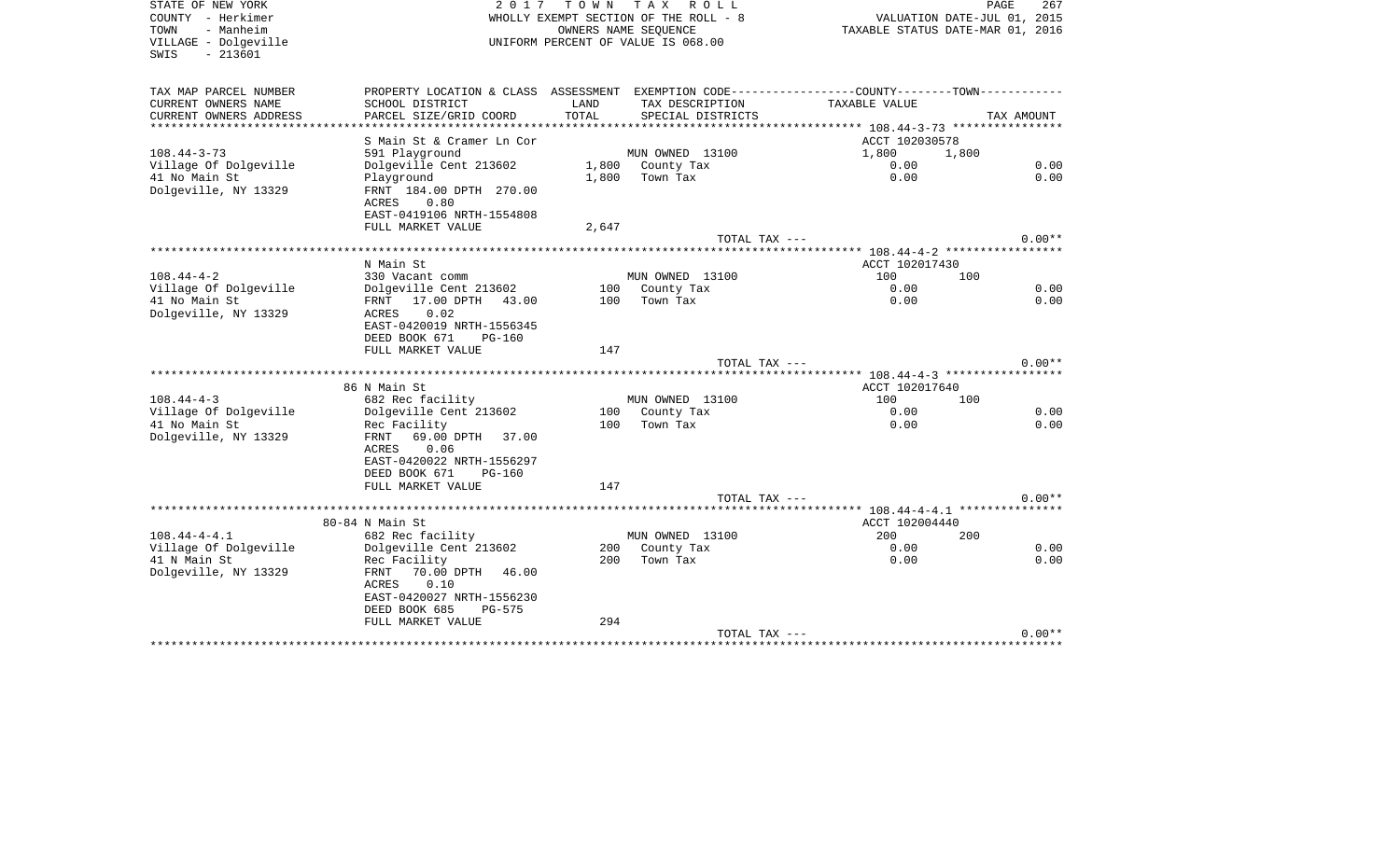STATE OF NEW YORK
COUNTY - Herkimer
TOWN - Manheim
VILLAGE - Dolgeville
SWIS - 213601

2 0 1 7 T O W N T A X R O L L
WHOLLY EXEMPT SECTION OF THE ROLL - 8
OWNERS NAME SEQUENCE
UNIFORM PERCENT OF VALUE IS 068.00

VALUATION DATE-JUL 01, 2015
TAXABLE STATUS DATE-MAR 01, 2016

| TAX MAP PARCEL NUMBER / CURRENT OWNERS NAME / CURRENT OWNERS ADDRESS | PROPERTY LOCATION & CLASS / SCHOOL DISTRICT / PARCEL SIZE/GRID COORD | ASSESSMENT LAND / TOTAL | EXEMPTION CODE / TAX DESCRIPTION / SPECIAL DISTRICTS | COUNTY / TAXABLE VALUE | TOWN | TAX AMOUNT |
|---|---|---|---|---|---|---|
| 108.44-3-73 | S Main St & Cramer Ln Cor | | | ACCT 102030578 | | |
| 108.44-3-73 | 591 Playground | | MUN OWNED 13100 | 1,800 | 1,800 | |
| Village Of Dolgeville | Dolgeville Cent 213602 | 1,800 | County Tax | 0.00 | | 0.00 |
| 41 No Main St | Playground | 1,800 | Town Tax | 0.00 | | 0.00 |
| Dolgeville, NY 13329 | FRNT 184.00 DPTH 270.00 | | | | | |
| | ACRES 0.80 | | | | | |
| | EAST-0419106 NRTH-1554808 | | | | | |
| | FULL MARKET VALUE | 2,647 | | | | |
| | | | TOTAL TAX --- | | | 0.00** |
| 108.44-4-2 | N Main St | | | ACCT 102017430 | | |
| 108.44-4-2 | 330 Vacant comm | | MUN OWNED 13100 | 100 | 100 | |
| Village Of Dolgeville | Dolgeville Cent 213602 | 100 | County Tax | 0.00 | | 0.00 |
| 41 No Main St | FRNT 17.00 DPTH 43.00 | 100 | Town Tax | 0.00 | | 0.00 |
| Dolgeville, NY 13329 | ACRES 0.02 | | | | | |
| | EAST-0420019 NRTH-1556345 | | | | | |
| | DEED BOOK 671 PG-160 | | | | | |
| | FULL MARKET VALUE | 147 | | | | |
| | | | TOTAL TAX --- | | | 0.00** |
| 108.44-4-3 | 86 N Main St | | | ACCT 102017640 | | |
| 108.44-4-3 | 682 Rec facility | | MUN OWNED 13100 | 100 | 100 | |
| Village Of Dolgeville | Dolgeville Cent 213602 | 100 | County Tax | 0.00 | | 0.00 |
| 41 No Main St | Rec Facility | 100 | Town Tax | 0.00 | | 0.00 |
| Dolgeville, NY 13329 | FRNT 69.00 DPTH 37.00 | | | | | |
| | ACRES 0.06 | | | | | |
| | EAST-0420022 NRTH-1556297 | | | | | |
| | DEED BOOK 671 PG-160 | | | | | |
| | FULL MARKET VALUE | 147 | | | | |
| | | | TOTAL TAX --- | | | 0.00** |
| 108.44-4-4.1 | 80-84 N Main St | | | ACCT 102004440 | | |
| 108.44-4-4.1 | 682 Rec facility | | MUN OWNED 13100 | 200 | 200 | |
| Village Of Dolgeville | Dolgeville Cent 213602 | 200 | County Tax | 0.00 | | 0.00 |
| 41 N Main St | Rec Facility | 200 | Town Tax | 0.00 | | 0.00 |
| Dolgeville, NY 13329 | FRNT 70.00 DPTH 46.00 | | | | | |
| | ACRES 0.10 | | | | | |
| | EAST-0420027 NRTH-1556230 | | | | | |
| | DEED BOOK 685 PG-575 | | | | | |
| | FULL MARKET VALUE | 294 | | | | |
| | | | TOTAL TAX --- | | | 0.00** |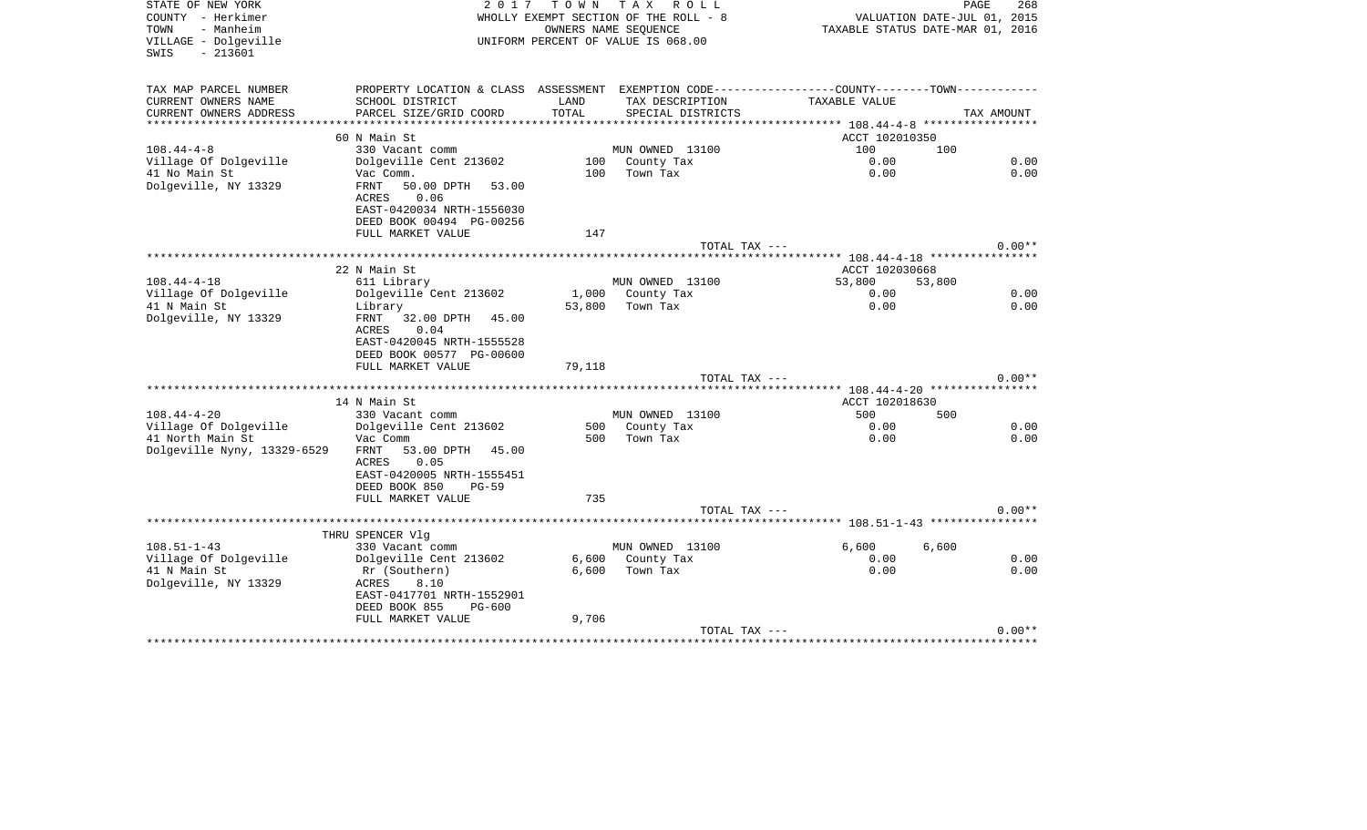STATE OF NEW YORK
COUNTY - Herkimer
TOWN - Manheim
VILLAGE - Dolgeville
SWIS - 213601

2 0 1 7 T O W N T A X R O L L
WHOLLY EXEMPT SECTION OF THE ROLL - 8
OWNERS NAME SEQUENCE
UNIFORM PERCENT OF VALUE IS 068.00

VALUATION DATE-JUL 01, 2015
TAXABLE STATUS DATE-MAR 01, 2016

| TAX MAP PARCEL NUMBER / CURRENT OWNERS NAME / CURRENT OWNERS ADDRESS | PROPERTY LOCATION & CLASS / SCHOOL DISTRICT / PARCEL SIZE/GRID COORD | ASSESSMENT LAND / TOTAL | EXEMPTION CODE / TAX DESCRIPTION / SPECIAL DISTRICTS | COUNTY TAXABLE VALUE | TOWN | TAX AMOUNT |
|---|---|---|---|---|---|---|
| | 60 N Main St | | | ACCT 102010350 | | |
| 108.44-4-8 | 330 Vacant comm | | MUN OWNED 13100 | 100 | 100 | |
| Village Of Dolgeville | Dolgeville Cent 213602 | 100 | County Tax | 0.00 | | 0.00 |
| 41 No Main St | Vac Comm. | 100 | Town Tax | 0.00 | | 0.00 |
| Dolgeville, NY 13329 | FRNT 50.00 DPTH 53.00 | | | | | |
| | ACRES 0.06 | | | | | |
| | EAST-0420034 NRTH-1556030 | | | | | |
| | DEED BOOK 00494 PG-00256 | | | | | |
| | FULL MARKET VALUE | 147 | | | | |
| | | | TOTAL TAX --- | | | 0.00** |
| | 22 N Main St | | | ACCT 102030668 | | |
| 108.44-4-18 | 611 Library | | MUN OWNED 13100 | 53,800 | 53,800 | |
| Village Of Dolgeville | Dolgeville Cent 213602 | 1,000 | County Tax | 0.00 | | 0.00 |
| 41 N Main St | Library | 53,800 | Town Tax | 0.00 | | 0.00 |
| Dolgeville, NY 13329 | FRNT 32.00 DPTH 45.00 | | | | | |
| | ACRES 0.04 | | | | | |
| | EAST-0420045 NRTH-1555528 | | | | | |
| | DEED BOOK 00577 PG-00600 | | | | | |
| | FULL MARKET VALUE | 79,118 | | | | |
| | | | TOTAL TAX --- | | | 0.00** |
| | 14 N Main St | | | ACCT 102018630 | | |
| 108.44-4-20 | 330 Vacant comm | | MUN OWNED 13100 | 500 | 500 | |
| Village Of Dolgeville | Dolgeville Cent 213602 | 500 | County Tax | 0.00 | | 0.00 |
| 41 North Main St | Vac Comm | 500 | Town Tax | 0.00 | | 0.00 |
| Dolgeville Nyny, 13329-6529 | FRNT 53.00 DPTH 45.00 | | | | | |
| | ACRES 0.05 | | | | | |
| | EAST-0420005 NRTH-1555451 | | | | | |
| | DEED BOOK 850 PG-59 | | | | | |
| | FULL MARKET VALUE | 735 | | | | |
| | | | TOTAL TAX --- | | | 0.00** |
| | THRU SPENCER Vlg | | | | | |
| 108.51-1-43 | 330 Vacant comm | | MUN OWNED 13100 | 6,600 | 6,600 | |
| Village Of Dolgeville | Dolgeville Cent 213602 | 6,600 | County Tax | 0.00 | | 0.00 |
| 41 N Main St | Rr (Southern) | 6,600 | Town Tax | 0.00 | | 0.00 |
| Dolgeville, NY 13329 | ACRES 8.10 | | | | | |
| | EAST-0417701 NRTH-1552901 | | | | | |
| | DEED BOOK 855 PG-600 | | | | | |
| | FULL MARKET VALUE | 9,706 | | | | |
| | | | TOTAL TAX --- | | | 0.00** |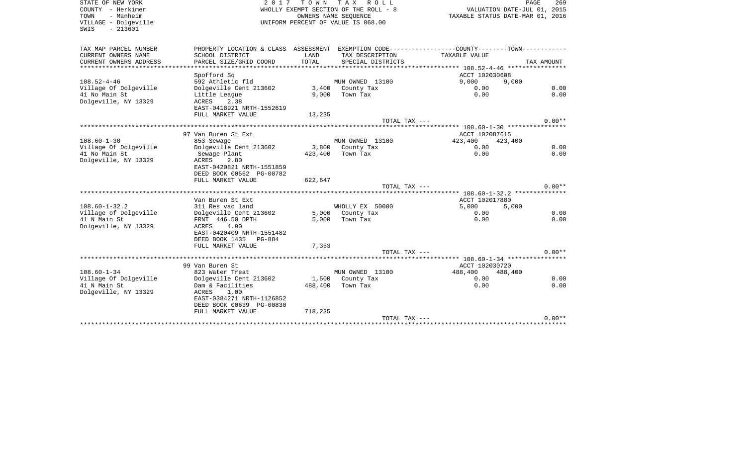STATE OF NEW YORK
COUNTY - Herkimer
TOWN - Manheim
VILLAGE - Dolgeville
SWIS - 213601

2 0 1 7 T O W N T A X R O L L
WHOLLY EXEMPT SECTION OF THE ROLL - 8
OWNERS NAME SEQUENCE
UNIFORM PERCENT OF VALUE IS 068.00

VALUATION DATE-JUL 01, 2015
TAXABLE STATUS DATE-MAR 01, 2016

| TAX MAP PARCEL NUMBER / CURRENT OWNERS NAME / CURRENT OWNERS ADDRESS | PROPERTY LOCATION & CLASS / SCHOOL DISTRICT / PARCEL SIZE/GRID COORD | ASSESSMENT LAND / TOTAL | EXEMPTION CODE / TAX DESCRIPTION / SPECIAL DISTRICTS | COUNTY TAXABLE VALUE | TOWN | TAX AMOUNT |
|---|---|---|---|---|---|---|
| 108.52-4-46 | Spofford Sq | | | ACCT 102030608 | | |
| 108.52-4-46 | 592 Athletic fld | | MUN OWNED 13100 | 9,000 | 9,000 | |
| Village Of Dolgeville | Dolgeville Cent 213602 | 3,400 | County Tax | 0.00 | | 0.00 |
| 41 No Main St | Little League | 9,000 | Town Tax | 0.00 | | 0.00 |
| Dolgeville, NY 13329 | ACRES 2.38 | | | | | |
| | EAST-0418921 NRTH-1552619 | | | | | |
| | FULL MARKET VALUE | 13,235 | | | | |
| | | | TOTAL TAX --- | | | 0.00** |
| 108.60-1-30 | 97 Van Buren St Ext | | | ACCT 102087615 | | |
| 108.60-1-30 | 853 Sewage | | MUN OWNED 13100 | 423,400 | 423,400 | |
| Village Of Dolgeville | Dolgeville Cent 213602 | 3,800 | County Tax | 0.00 | | 0.00 |
| 41 No Main St | Sewage Plant | 423,400 | Town Tax | 0.00 | | 0.00 |
| Dolgeville, NY 13329 | ACRES 2.80 | | | | | |
| | EAST-0420821 NRTH-1551859 | | | | | |
| | DEED BOOK 00562 PG-00782 | | | | | |
| | FULL MARKET VALUE | 622,647 | | | | |
| | | | TOTAL TAX --- | | | 0.00** |
| 108.60-1-32.2 | Van Buren St Ext | | | ACCT 102017880 | | |
| 108.60-1-32.2 | 311 Res vac land | | WHOLLY EX 50000 | 5,000 | 5,000 | |
| Village of Dolgeville | Dolgeville Cent 213602 | 5,000 | County Tax | 0.00 | | 0.00 |
| 41 N Main St | FRNT 446.50 DPTH | 5,000 | Town Tax | 0.00 | | 0.00 |
| Dolgeville, NY 13329 | ACRES 4.90 | | | | | |
| | EAST-0420409 NRTH-1551482 | | | | | |
| | DEED BOOK 1435 PG-884 | | | | | |
| | FULL MARKET VALUE | 7,353 | | | | |
| | | | TOTAL TAX --- | | | 0.00** |
| 108.60-1-34 | 99 Van Buren St | | | ACCT 102030720 | | |
| 108.60-1-34 | 823 Water Treat | | MUN OWNED 13100 | 488,400 | 488,400 | |
| Village Of Dolgeville | Dolgeville Cent 213602 | 1,500 | County Tax | 0.00 | | 0.00 |
| 41 N Main St | Dam & Facilities | 488,400 | Town Tax | 0.00 | | 0.00 |
| Dolgeville, NY 13329 | ACRES 1.00 | | | | | |
| | EAST-0384271 NRTH-1126852 | | | | | |
| | DEED BOOK 00639 PG-00830 | | | | | |
| | FULL MARKET VALUE | 718,235 | | | | |
| | | | TOTAL TAX --- | | | 0.00** |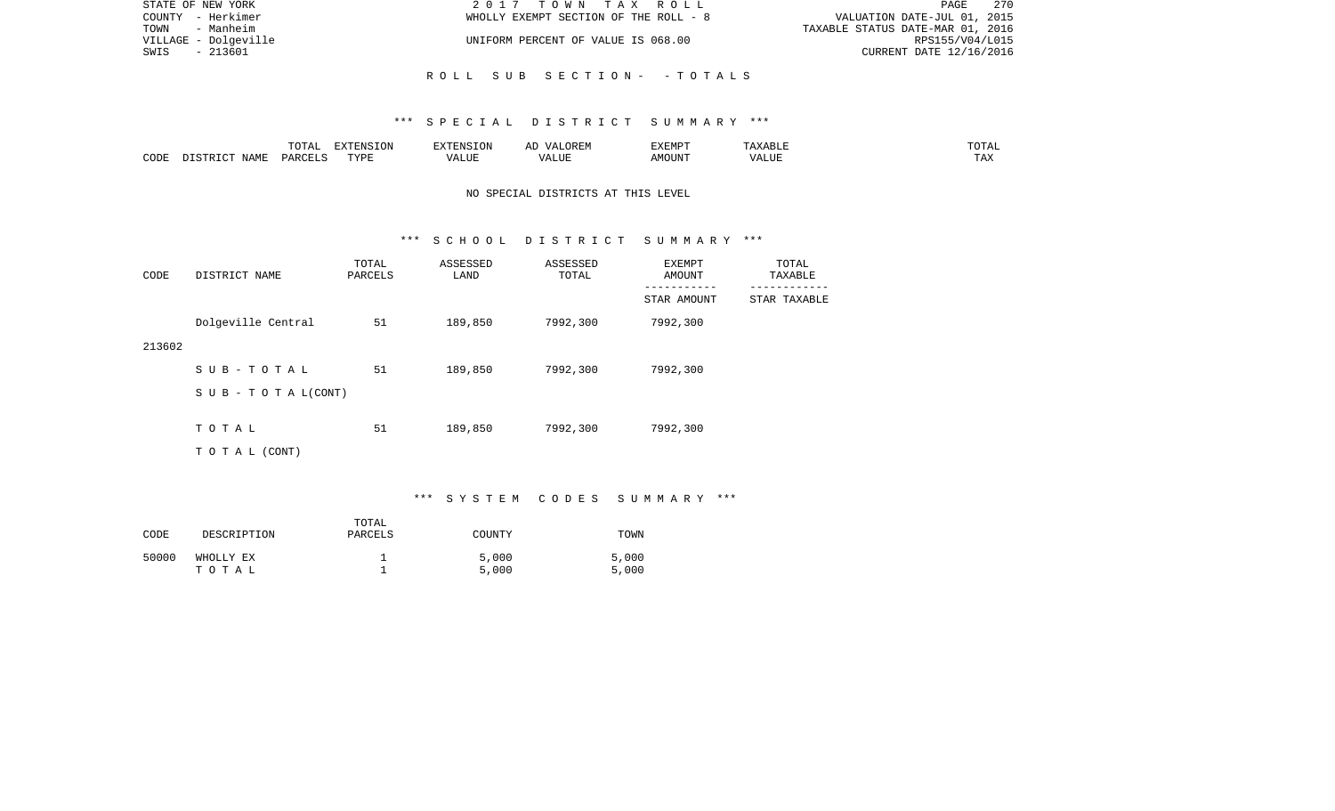STATE OF NEW YORK | COUNTY - Herkimer | TOWN - Manheim | VILLAGE - Dolgeville | SWIS - 213601

2017 TOWN TAX ROLL
WHOLLY EXEMPT SECTION OF THE ROLL - 8
UNIFORM PERCENT OF VALUE IS 068.00

VALUATION DATE-JUL 01, 2015
TAXABLE STATUS DATE-MAR 01, 2016
RPS155/V04/L015
CURRENT DATE 12/16/2016

## ROLL SUB SECTION- - TOTALS

### *** SPECIAL DISTRICT SUMMARY ***

| CODE | DISTRICT NAME | TOTAL PARCELS | EXTENSION TYPE | EXTENSION VALUE | AD VALOREM VALUE | EXEMPT AMOUNT | TAXABLE VALUE | TOTAL TAX |
|---|---|---|---|---|---|---|---|---|

NO SPECIAL DISTRICTS AT THIS LEVEL

### *** SCHOOL DISTRICT SUMMARY ***

| CODE | DISTRICT NAME | TOTAL PARCELS | ASSESSED LAND | ASSESSED TOTAL | EXEMPT AMOUNT / STAR AMOUNT | TOTAL TAXABLE / STAR TAXABLE |
|---|---|---|---|---|---|---|
| 213602 | Dolgeville Central | 51 | 189,850 | 7992,300 | 7992,300 | |
| | SUB-TOTAL | 51 | 189,850 | 7992,300 | 7992,300 | |
| | SUB-TOTAL(CONT) | | | | | |
| | TOTAL | 51 | 189,850 | 7992,300 | 7992,300 | |
| | TOTAL (CONT) | | | | | |

### *** SYSTEM CODES SUMMARY ***

| CODE | DESCRIPTION | TOTAL PARCELS | COUNTY | TOWN |
|---|---|---|---|---|
| 50000 | WHOLLY EX | 1 | 5,000 | 5,000 |
| | TOTAL | 1 | 5,000 | 5,000 |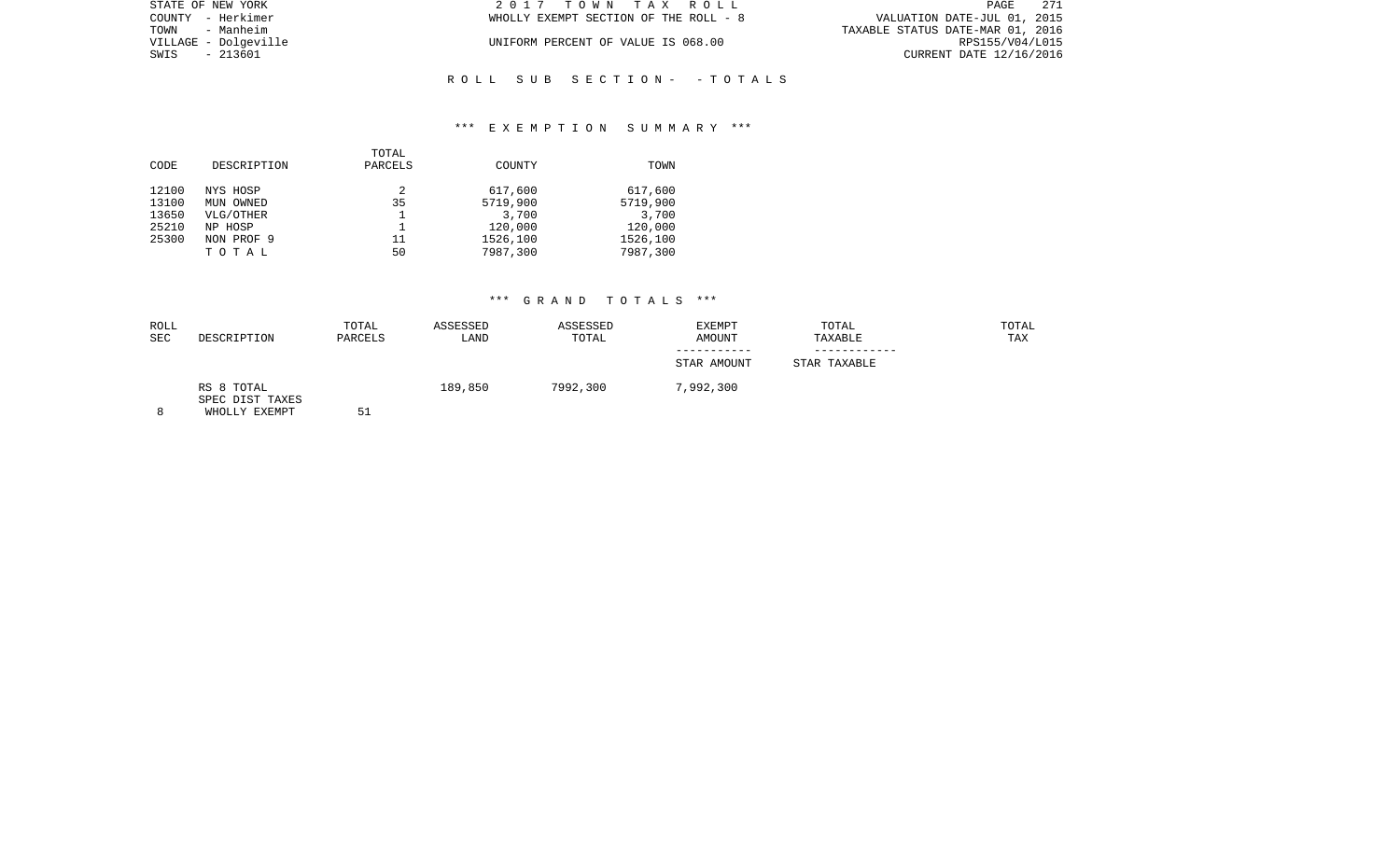STATE OF NEW YORK
COUNTY - Herkimer
TOWN - Manheim
VILLAGE - Dolgeville
SWIS - 213601

2017 TOWN TAX ROLL
WHOLLY EXEMPT SECTION OF THE ROLL - 8

UNIFORM PERCENT OF VALUE IS 068.00

VALUATION DATE-JUL 01, 2015
TAXABLE STATUS DATE-MAR 01, 2016
RPS155/V04/L015
CURRENT DATE 12/16/2016

## ROLL SUB SECTION- - TOTALS

### *** EXEMPTION SUMMARY ***

| CODE | DESCRIPTION | TOTAL PARCELS | COUNTY | TOWN |
|---|---|---|---|---|
| 12100 | NYS HOSP | 2 | 617,600 | 617,600 |
| 13100 | MUN OWNED | 35 | 5719,900 | 5719,900 |
| 13650 | VLG/OTHER | 1 | 3,700 | 3,700 |
| 25210 | NP HOSP | 1 | 120,000 | 120,000 |
| 25300 | NON PROF 9 | 11 | 1526,100 | 1526,100 |
| | T O T A L | 50 | 7987,300 | 7987,300 |

### *** GRAND TOTALS ***

| ROLL SEC | DESCRIPTION | TOTAL PARCELS | ASSESSED LAND | ASSESSED TOTAL | EXEMPT AMOUNT / STAR AMOUNT | TOTAL TAXABLE / STAR TAXABLE | TOTAL TAX |
|---|---|---|---|---|---|---|---|
| 8 | RS 8 TOTAL SPEC DIST TAXES WHOLLY EXEMPT | 51 | 189,850 | 7992,300 | 7,992,300 | | |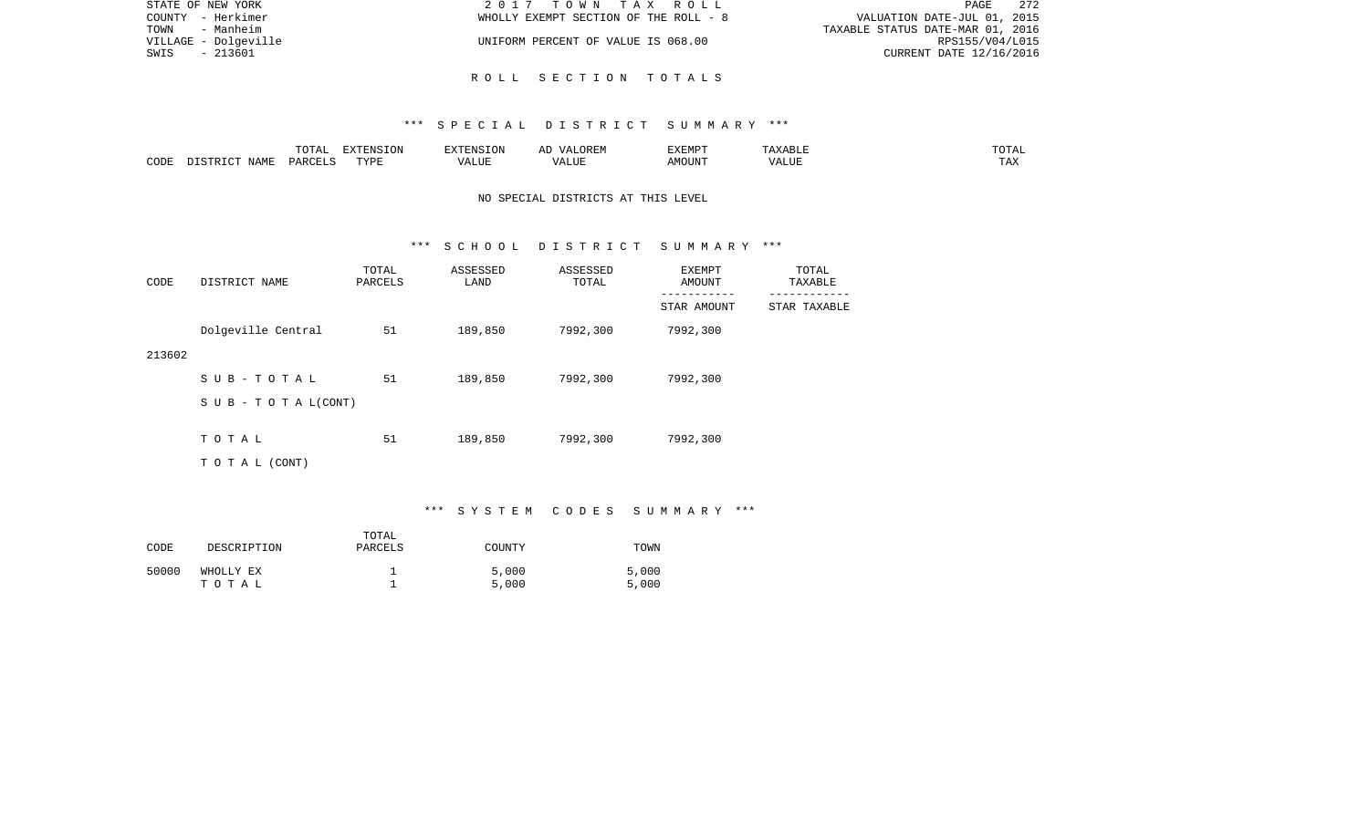STATE OF NEW YORK
COUNTY - Herkimer
TOWN - Manheim
VILLAGE - Dolgeville
SWIS - 213601

2 0 1 7 T O W N T A X R O L L
WHOLLY EXEMPT SECTION OF THE ROLL - 8
UNIFORM PERCENT OF VALUE IS 068.00

VALUATION DATE-JUL 01, 2015
TAXABLE STATUS DATE-MAR 01, 2016
RPS155/V04/L015
CURRENT DATE 12/16/2016

## R O L L S E C T I O N T O T A L S

### *** S P E C I A L D I S T R I C T S U M M A R Y ***

| CODE | DISTRICT NAME | TOTAL PARCELS | EXTENSION TYPE | EXTENSION VALUE | AD VALOREM VALUE | EXEMPT AMOUNT | TAXABLE VALUE | TOTAL TAX |
|---|---|---|---|---|---|---|---|---|

NO SPECIAL DISTRICTS AT THIS LEVEL

### *** S C H O O L D I S T R I C T S U M M A R Y ***

| CODE | DISTRICT NAME | TOTAL PARCELS | ASSESSED LAND | ASSESSED TOTAL | EXEMPT AMOUNT / STAR AMOUNT | TOTAL TAXABLE / STAR TAXABLE |
|---|---|---|---|---|---|---|
| 213602 | Dolgeville Central | 51 | 189,850 | 7992,300 | 7992,300 | |
| | S U B - T O T A L | 51 | 189,850 | 7992,300 | 7992,300 | |
| | S U B - T O T A L(CONT) | | | | | |
| | T O T A L | 51 | 189,850 | 7992,300 | 7992,300 | |
| | T O T A L (CONT) | | | | | |

### *** S Y S T E M C O D E S S U M M A R Y ***

| CODE | DESCRIPTION | TOTAL PARCELS | COUNTY | TOWN |
|---|---|---|---|---|
| 50000 | WHOLLY EX | 1 | 5,000 | 5,000 |
| | T O T A L | 1 | 5,000 | 5,000 |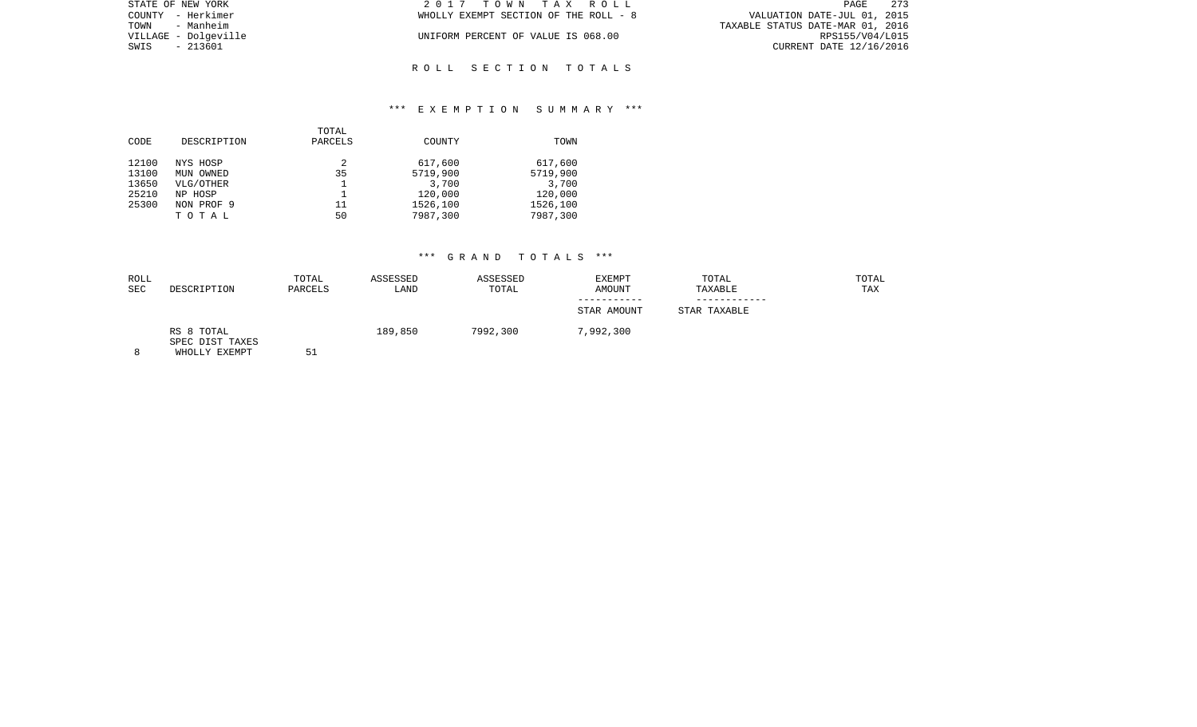STATE OF NEW YORK
COUNTY - Herkimer
TOWN - Manheim
VILLAGE - Dolgeville
SWIS - 213601

2 0 1 7 T O W N T A X R O L L
WHOLLY EXEMPT SECTION OF THE ROLL - 8

UNIFORM PERCENT OF VALUE IS 068.00

VALUATION DATE-JUL 01, 2015
TAXABLE STATUS DATE-MAR 01, 2016
RPS155/V04/L015
CURRENT DATE 12/16/2016

## R O L L S E C T I O N T O T A L S

### *** E X E M P T I O N S U M M A R Y ***

| CODE | DESCRIPTION | TOTAL PARCELS | COUNTY | TOWN |
|---|---|---|---|---|
| 12100 | NYS HOSP | 2 | 617,600 | 617,600 |
| 13100 | MUN OWNED | 35 | 5719,900 | 5719,900 |
| 13650 | VLG/OTHER | 1 | 3,700 | 3,700 |
| 25210 | NP HOSP | 1 | 120,000 | 120,000 |
| 25300 | NON PROF 9 | 11 | 1526,100 | 1526,100 |
| | T O T A L | 50 | 7987,300 | 7987,300 |

### *** G R A N D T O T A L S ***

| ROLL SEC | DESCRIPTION | TOTAL PARCELS | ASSESSED LAND | ASSESSED TOTAL | EXEMPT AMOUNT / STAR AMOUNT | TOTAL TAXABLE / STAR TAXABLE | TOTAL TAX |
|---|---|---|---|---|---|---|---|
| | RS 8 TOTAL | | 189,850 | 7992,300 | 7,992,300 | | |
| | SPEC DIST TAXES | | | | | | |
| 8 | WHOLLY EXEMPT | 51 | | | | | |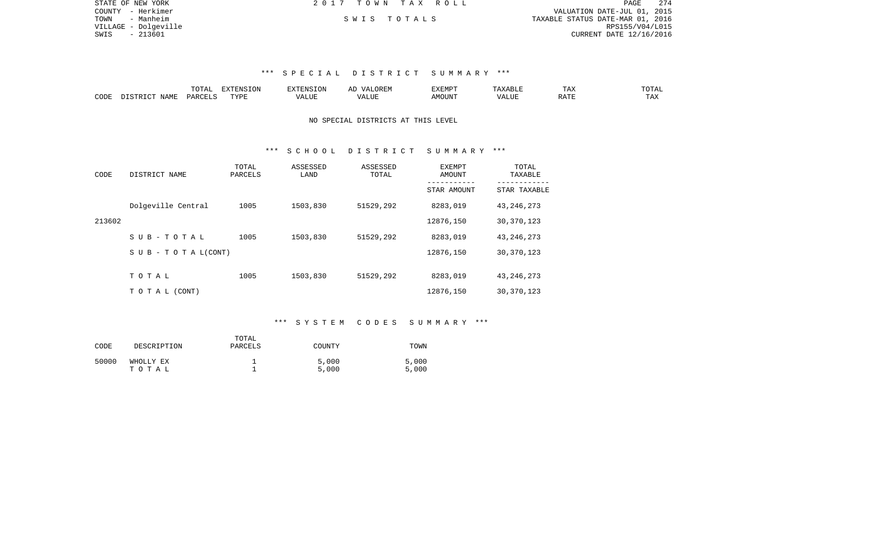STATE OF NEW YORK
COUNTY - Herkimer
TOWN - Manheim
VILLAGE - Dolgeville
SWIS - 213601

2 0 1 7 T O W N T A X R O L L

S W I S T O T A L S

VALUATION DATE-JUL 01, 2015
TAXABLE STATUS DATE-MAR 01, 2016
RPS155/V04/L015
CURRENT DATE 12/16/2016

### *** S P E C I A L D I S T R I C T S U M M A R Y ***

| CODE | DISTRICT NAME | TOTAL PARCELS | EXTENSION TYPE | EXTENSION VALUE | AD VALOREM VALUE | EXEMPT AMOUNT | TAXABLE VALUE | TAX RATE | TOTAL TAX |
|---|---|---|---|---|---|---|---|---|---|

NO SPECIAL DISTRICTS AT THIS LEVEL

### *** S C H O O L D I S T R I C T S U M M A R Y ***

| CODE | DISTRICT NAME | TOTAL PARCELS | ASSESSED LAND | ASSESSED TOTAL | EXEMPT AMOUNT / STAR AMOUNT | TOTAL TAXABLE / STAR TAXABLE |
|---|---|---|---|---|---|---|
| | Dolgeville Central | 1005 | 1503,830 | 51529,292 | 8283,019 | 43,246,273 |
| 213602 | | | | | 12876,150 | 30,370,123 |
| | S U B - T O T A L | 1005 | 1503,830 | 51529,292 | 8283,019 | 43,246,273 |
| | S U B - T O T A L(CONT) | | | | 12876,150 | 30,370,123 |
| | T O T A L | 1005 | 1503,830 | 51529,292 | 8283,019 | 43,246,273 |
| | T O T A L (CONT) | | | | 12876,150 | 30,370,123 |

### *** S Y S T E M C O D E S S U M M A R Y ***

| CODE | DESCRIPTION | TOTAL PARCELS | COUNTY | TOWN |
|---|---|---|---|---|
| 50000 | WHOLLY EX | 1 | 5,000 | 5,000 |
| | T O T A L | 1 | 5,000 | 5,000 |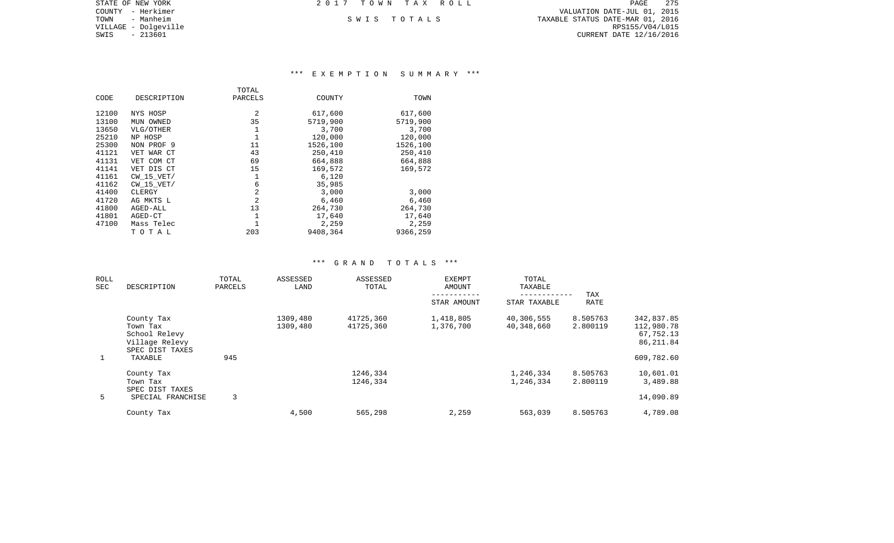STATE OF NEW YORK
COUNTY - Herkimer
TOWN - Manheim
VILLAGE - Dolgeville
SWIS - 213601

2 0 1 7 T O W N T A X R O L L

S W I S T O T A L S

VALUATION DATE-JUL 01, 2015
TAXABLE STATUS DATE-MAR 01, 2016
RPS155/V04/L015
CURRENT DATE 12/16/2016

## *** E X E M P T I O N S U M M A R Y ***

| CODE | DESCRIPTION | TOTAL PARCELS | COUNTY | TOWN |
|---|---|---|---|---|
| 12100 | NYS HOSP | 2 | 617,600 | 617,600 |
| 13100 | MUN OWNED | 35 | 5719,900 | 5719,900 |
| 13650 | VLG/OTHER | 1 | 3,700 | 3,700 |
| 25210 | NP HOSP | 1 | 120,000 | 120,000 |
| 25300 | NON PROF 9 | 11 | 1526,100 | 1526,100 |
| 41121 | VET WAR CT | 43 | 250,410 | 250,410 |
| 41131 | VET COM CT | 69 | 664,888 | 664,888 |
| 41141 | VET DIS CT | 15 | 169,572 | 169,572 |
| 41161 | CW_15_VET/ | 1 | 6,120 | |
| 41162 | CW_15_VET/ | 6 | 35,985 | |
| 41400 | CLERGY | 2 | 3,000 | 3,000 |
| 41720 | AG MKTS L | 2 | 6,460 | 6,460 |
| 41800 | AGED-ALL | 13 | 264,730 | 264,730 |
| 41801 | AGED-CT | 1 | 17,640 | 17,640 |
| 47100 | Mass Telec | 1 | 2,259 | 2,259 |
| | T O T A L | 203 | 9408,364 | 9366,259 |

## *** G R A N D T O T A L S ***

| ROLL SEC | DESCRIPTION | TOTAL PARCELS | ASSESSED LAND | ASSESSED TOTAL | EXEMPT AMOUNT / STAR AMOUNT | TOTAL TAXABLE / STAR TAXABLE | TAX RATE | |
|---|---|---|---|---|---|---|---|---|
| | County Tax | | 1309,480 | 41725,360 | 1,418,805 | 40,306,555 | 8.505763 | 342,837.85 |
| | Town Tax | | 1309,480 | 41725,360 | 1,376,700 | 40,348,660 | 2.800119 | 112,980.78 |
| | School Relevy | | | | | | | 67,752.13 |
| | Village Relevy | | | | | | | 86,211.84 |
| | SPEC DIST TAXES | | | | | | | |
| 1 | TAXABLE | 945 | | | | | | 609,782.60 |
| | County Tax | | | 1246,334 | | 1,246,334 | 8.505763 | 10,601.01 |
| | Town Tax | | | 1246,334 | | 1,246,334 | 2.800119 | 3,489.88 |
| | SPEC DIST TAXES | | | | | | | |
| 5 | SPECIAL FRANCHISE | 3 | | | | | | 14,090.89 |
| | County Tax | | 4,500 | 565,298 | 2,259 | 563,039 | 8.505763 | 4,789.08 |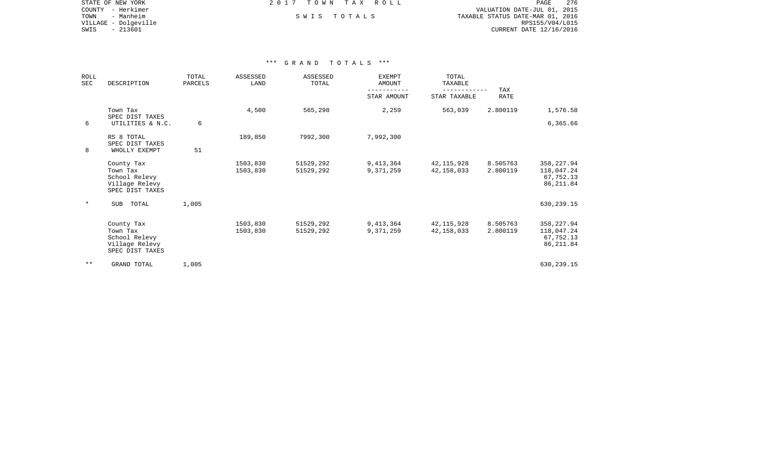STATE OF NEW YORK
COUNTY - Herkimer
TOWN - Manheim
VILLAGE - Dolgeville
SWIS - 213601

2 0 1 7 T O W N T A X R O L L

S W I S T O T A L S

VALUATION DATE-JUL 01, 2015
TAXABLE STATUS DATE-MAR 01, 2016
RPS155/V04/L015
CURRENT DATE 12/16/2016

### *** G R A N D T O T A L S ***

| ROLL SEC | DESCRIPTION | TOTAL PARCELS | ASSESSED LAND | ASSESSED TOTAL | EXEMPT AMOUNT / STAR AMOUNT | TOTAL TAXABLE / STAR TAXABLE | TAX RATE | |
|---|---|---|---|---|---|---|---|---|
| | Town Tax | | 4,500 | 565,298 | 2,259 | 563,039 | 2.800119 | 1,576.58 |
| | SPEC DIST TAXES | | | | | | | |
| 6 | UTILITIES & N.C. | 6 | | | | | | 6,365.66 |
| | RS 8 TOTAL | | 189,850 | 7992,300 | 7,992,300 | | | |
| | SPEC DIST TAXES | | | | | | | |
| 8 | WHOLLY EXEMPT | 51 | | | | | | |
| | County Tax | | 1503,830 | 51529,292 | 9,413,364 | 42,115,928 | 8.505763 | 358,227.94 |
| | Town Tax | | 1503,830 | 51529,292 | 9,371,259 | 42,158,033 | 2.800119 | 118,047.24 |
| | School Relevy | | | | | | | 67,752.13 |
| | Village Relevy | | | | | | | 86,211.84 |
| | SPEC DIST TAXES | | | | | | | |
| * | SUB TOTAL | 1,005 | | | | | | 630,239.15 |
| | County Tax | | 1503,830 | 51529,292 | 9,413,364 | 42,115,928 | 8.505763 | 358,227.94 |
| | Town Tax | | 1503,830 | 51529,292 | 9,371,259 | 42,158,033 | 2.800119 | 118,047.24 |
| | School Relevy | | | | | | | 67,752.13 |
| | Village Relevy | | | | | | | 86,211.84 |
| | SPEC DIST TAXES | | | | | | | |
| ** | GRAND TOTAL | 1,005 | | | | | | 630,239.15 |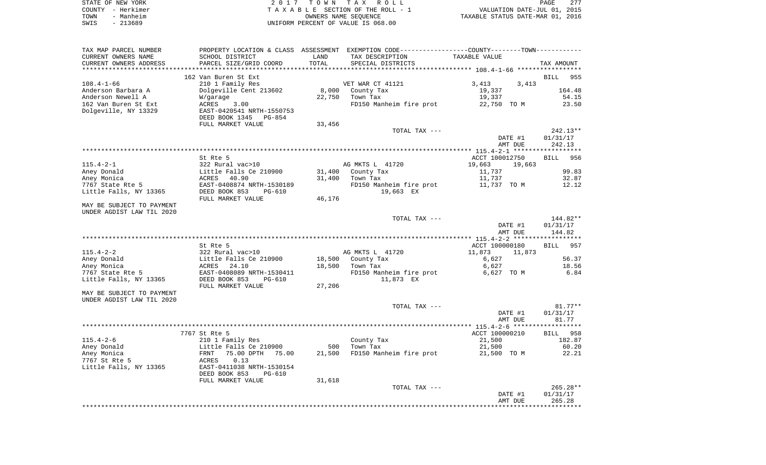STATE OF NEW YORK | 2017 TOWN TAX ROLL | PAGE 277
COUNTY - Herkimer | TAXABLE SECTION OF THE ROLL - 1 | VALUATION DATE-JUL 01, 2015
TOWN - Manheim | OWNERS NAME SEQUENCE | TAXABLE STATUS DATE-MAR 01, 2016
SWIS - 213689 | UNIFORM PERCENT OF VALUE IS 068.00

| TAX MAP PARCEL NUMBER / CURRENT OWNERS NAME / CURRENT OWNERS ADDRESS | PROPERTY LOCATION & CLASS / SCHOOL DISTRICT / PARCEL SIZE/GRID COORD | ASSESSMENT LAND / TOTAL | EXEMPTION CODE / TAX DESCRIPTION / SPECIAL DISTRICTS | COUNTY / TOWN TAXABLE VALUE | TAX AMOUNT |
|---|---|---|---|---|---|
| | 162 Van Buren St Ext | | | | BILL 955 |
| 108.4-1-66 | 210 1 Family Res | | VET WAR CT 41121 | 3,413 3,413 | |
| Anderson Barbara A | Dolgeville Cent 213602 | 8,000 | County Tax | 19,337 | 164.48 |
| Anderson Newell A | W/garage | 22,750 | Town Tax | 19,337 | 54.15 |
| 162 Van Buren St Ext | ACRES 3.00 | | FD150 Manheim fire prot | 22,750 TO M | 23.50 |
| Dolgeville, NY 13329 | EAST-0420541 NRTH-1550753 | | | | |
| | DEED BOOK 1345 PG-854 | | | | |
| | FULL MARKET VALUE | 33,456 | | | |
| | | | TOTAL TAX --- | | 242.13** |
| | | | | DATE #1 | 01/31/17 |
| | | | | AMT DUE | 242.13 |
| | St Rte 5 | | | ACCT 100012750 | BILL 956 |
| 115.4-2-1 | 322 Rural vac>10 | | AG MKTS L 41720 | 19,663 19,663 | |
| Aney Donald | Little Falls Ce 210900 | 31,400 | County Tax | 11,737 | 99.83 |
| Aney Monica | ACRES 40.90 | 31,400 | Town Tax | 11,737 | 32.87 |
| 7767 State Rte 5 | EAST-0408874 NRTH-1530189 | | FD150 Manheim fire prot | 11,737 TO M | 12.12 |
| Little Falls, NY 13365 | DEED BOOK 853 PG-610 | | 19,663 EX | | |
| | FULL MARKET VALUE | 46,176 | | | |
| MAY BE SUBJECT TO PAYMENT UNDER AGDIST LAW TIL 2020 | | | | | |
| | | | TOTAL TAX --- | | 144.82** |
| | | | | DATE #1 | 01/31/17 |
| | | | | AMT DUE | 144.82 |
| | St Rte 5 | | | ACCT 100000180 | BILL 957 |
| 115.4-2-2 | 322 Rural vac>10 | | AG MKTS L 41720 | 11,873 11,873 | |
| Aney Donald | Little Falls Ce 210900 | 18,500 | County Tax | 6,627 | 56.37 |
| Aney Monica | ACRES 24.10 | 18,500 | Town Tax | 6,627 | 18.56 |
| 7767 State Rte 5 | EAST-0408089 NRTH-1530411 | | FD150 Manheim fire prot | 6,627 TO M | 6.84 |
| Little Falls, NY 13365 | DEED BOOK 853 PG-610 | | 11,873 EX | | |
| | FULL MARKET VALUE | 27,206 | | | |
| MAY BE SUBJECT TO PAYMENT UNDER AGDIST LAW TIL 2020 | | | | | |
| | | | TOTAL TAX --- | | 81.77** |
| | | | | DATE #1 | 01/31/17 |
| | | | | AMT DUE | 81.77 |
| | 7767 St Rte 5 | | | ACCT 100000210 | BILL 958 |
| 115.4-2-6 | 210 1 Family Res | | County Tax | 21,500 | 182.87 |
| Aney Donald | Little Falls Ce 210900 | 500 | Town Tax | 21,500 | 60.20 |
| Aney Monica | FRNT 75.00 DPTH 75.00 | 21,500 | FD150 Manheim fire prot | 21,500 TO M | 22.21 |
| 7767 St Rte 5 | ACRES 0.13 | | | | |
| Little Falls, NY 13365 | EAST-0411038 NRTH-1530154 | | | | |
| | DEED BOOK 853 PG-610 | | | | |
| | FULL MARKET VALUE | 31,618 | | | |
| | | | TOTAL TAX --- | | 265.28** |
| | | | | DATE #1 | 01/31/17 |
| | | | | AMT DUE | 265.28 |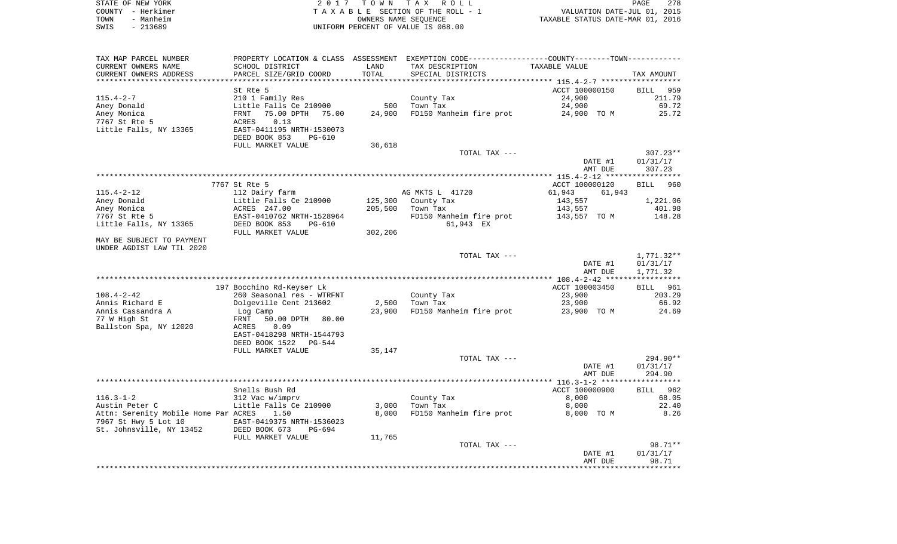STATE OF NEW YORK — 2017 TOWN TAX ROLL
COUNTY - Herkimer — TAXABLE SECTION OF THE ROLL - 1 — VALUATION DATE-JUL 01, 2015
TOWN - Manheim — OWNERS NAME SEQUENCE — TAXABLE STATUS DATE-MAR 01, 2016
SWIS - 213689 — UNIFORM PERCENT OF VALUE IS 068.00

| TAX MAP PARCEL NUMBER / CURRENT OWNERS NAME / CURRENT OWNERS ADDRESS | PROPERTY LOCATION & CLASS / SCHOOL DISTRICT / PARCEL SIZE/GRID COORD | ASSESSMENT LAND | TOTAL | EXEMPTION CODE / TAX DESCRIPTION / SPECIAL DISTRICTS | COUNTY--------TOWN TAXABLE VALUE | TAX AMOUNT |
|---|---|---|---|---|---|---|
| **115.4-2-7** | St Rte 5 | | | | ACCT 100000150 | BILL 959 |
| Aney Donald | 210 1 Family Res | | | County Tax | 24,900 | 211.79 |
| Aney Monica | Little Falls Ce 210900 | 500 | | Town Tax | 24,900 | 69.72 |
| 7767 St Rte 5 | FRNT 75.00 DPTH 75.00 | | 24,900 | FD150 Manheim fire prot | 24,900 TO M | 25.72 |
| Little Falls, NY 13365 | ACRES 0.13 | | | | | |
| | EAST-0411195 NRTH-1530073 | | | | | |
| | DEED BOOK 853 PG-610 | | | | | |
| | FULL MARKET VALUE | 36,618 | | | | |
| | | | | TOTAL TAX --- | | 307.23** |
| | | | | | DATE #1 | 01/31/17 |
| | | | | | AMT DUE | 307.23 |
| **115.4-2-12** | 7767 St Rte 5 | | | | ACCT 100000120 | BILL 960 |
| Aney Donald | 112 Dairy farm | | | AG MKTS L 41720 | 61,943 61,943 | |
| Aney Monica | Little Falls Ce 210900 | 125,300 | | County Tax | 143,557 | 1,221.06 |
| 7767 St Rte 5 | ACRES 247.00 | | 205,500 | Town Tax | 143,557 | 401.98 |
| Little Falls, NY 13365 | EAST-0410762 NRTH-1528964 | | | FD150 Manheim fire prot | 143,557 TO M | 148.28 |
| | DEED BOOK 853 PG-610 | | | 61,943 EX | | |
| MAY BE SUBJECT TO PAYMENT | FULL MARKET VALUE | 302,206 | | | | |
| UNDER AGDIST LAW TIL 2020 | | | | | | |
| | | | | TOTAL TAX --- | | 1,771.32** |
| | | | | | DATE #1 | 01/31/17 |
| | | | | | AMT DUE | 1,771.32 |
| **108.4-2-42** | 197 Bocchino Rd-Keyser Lk | | | | ACCT 100003450 | BILL 961 |
| Annis Richard E | 260 Seasonal res - WTRFNT | | | County Tax | 23,900 | 203.29 |
| Annis Cassandra A | Dolgeville Cent 213602 | 2,500 | | Town Tax | 23,900 | 66.92 |
| 77 W High St | Log Camp | | 23,900 | FD150 Manheim fire prot | 23,900 TO M | 24.69 |
| Ballston Spa, NY 12020 | FRNT 50.00 DPTH 80.00 | | | | | |
| | ACRES 0.09 | | | | | |
| | EAST-0418298 NRTH-1544793 | | | | | |
| | DEED BOOK 1522 PG-544 | | | | | |
| | FULL MARKET VALUE | 35,147 | | | | |
| | | | | TOTAL TAX --- | | 294.90** |
| | | | | | DATE #1 | 01/31/17 |
| | | | | | AMT DUE | 294.90 |
| **116.3-1-2** | Snells Bush Rd | | | | ACCT 100000900 | BILL 962 |
| Austin Peter C | 312 Vac w/imprv | | | County Tax | 8,000 | 68.05 |
| Attn: Serenity Mobile Home Par | Little Falls Ce 210900 | 3,000 | | Town Tax | 8,000 | 22.40 |
| 7967 St Hwy 5 Lot 10 | ACRES 1.50 | | 8,000 | FD150 Manheim fire prot | 8,000 TO M | 8.26 |
| St. Johnsville, NY 13452 | EAST-0419375 NRTH-1536023 | | | | | |
| | DEED BOOK 673 PG-694 | | | | | |
| | FULL MARKET VALUE | 11,765 | | | | |
| | | | | TOTAL TAX --- | | 98.71** |
| | | | | | DATE #1 | 01/31/17 |
| | | | | | AMT DUE | 98.71 |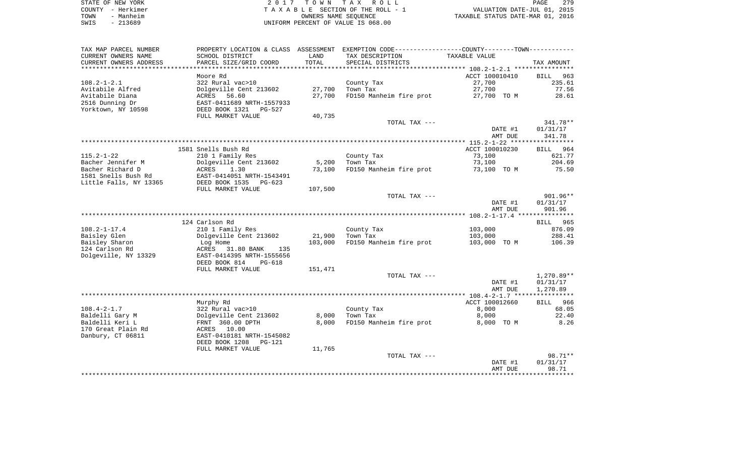STATE OF NEW YORK | 2017 TOWN TAX ROLL
COUNTY - Herkimer | TAXABLE SECTION OF THE ROLL - 1 | VALUATION DATE-JUL 01, 2015
TOWN - Manheim | OWNERS NAME SEQUENCE | TAXABLE STATUS DATE-MAR 01, 2016
SWIS - 213689 | UNIFORM PERCENT OF VALUE IS 068.00

| TAX MAP PARCEL NUMBER / CURRENT OWNERS NAME / CURRENT OWNERS ADDRESS | PROPERTY LOCATION & CLASS / SCHOOL DISTRICT / PARCEL SIZE/GRID COORD | ASSESSMENT LAND | TOTAL | EXEMPTION CODE / TAX DESCRIPTION / SPECIAL DISTRICTS | TAXABLE VALUE | TAX AMOUNT |
|---|---|---|---|---|---|---|
| **108.2-1-2.1** | Moore Rd | | | | ACCT 100010410 | BILL 963 |
| 108.2-1-2.1 | 322 Rural vac>10 | | | County Tax | 27,700 | 235.61 |
| Avitabile Alfred | Dolgeville Cent 213602 | 27,700 | | Town Tax | 27,700 | 77.56 |
| Avitabile Diana | ACRES 56.60 | | 27,700 | FD150 Manheim fire prot | 27,700 TO M | 28.61 |
| 2516 Dunning Dr | EAST-0411689 NRTH-1557933 | | | | | |
| Yorktown, NY 10598 | DEED BOOK 1321 PG-527 | | | | | |
| | FULL MARKET VALUE | 40,735 | | | | |
| | | | | TOTAL TAX --- | | 341.78** |
| | | | | | DATE #1 | 01/31/17 |
| | | | | | AMT DUE | 341.78 |
| **115.2-1-22** | 1581 Snells Bush Rd | | | | ACCT 100010230 | BILL 964 |
| 115.2-1-22 | 210 1 Family Res | | | County Tax | 73,100 | 621.77 |
| Bacher Jennifer M | Dolgeville Cent 213602 | 5,200 | | Town Tax | 73,100 | 204.69 |
| Bacher Richard D | ACRES 1.30 | | 73,100 | FD150 Manheim fire prot | 73,100 TO M | 75.50 |
| 1581 Snells Bush Rd | EAST-0414051 NRTH-1543491 | | | | | |
| Little Falls, NY 13365 | DEED BOOK 1535 PG-623 | | | | | |
| | FULL MARKET VALUE | 107,500 | | | | |
| | | | | TOTAL TAX --- | | 901.96** |
| | | | | | DATE #1 | 01/31/17 |
| | | | | | AMT DUE | 901.96 |
| **108.2-1-17.4** | 124 Carlson Rd | | | | | BILL 965 |
| 108.2-1-17.4 | 210 1 Family Res | | | County Tax | 103,000 | 876.09 |
| Baisley Glen | Dolgeville Cent 213602 | 21,900 | | Town Tax | 103,000 | 288.41 |
| Baisley Sharon | Log Home | | 103,000 | FD150 Manheim fire prot | 103,000 TO M | 106.39 |
| 124 Carlson Rd | ACRES 31.80 BANK 135 | | | | | |
| Dolgeville, NY 13329 | EAST-0414395 NRTH-1555656 | | | | | |
| | DEED BOOK 814 PG-618 | | | | | |
| | FULL MARKET VALUE | 151,471 | | | | |
| | | | | TOTAL TAX --- | | 1,270.89** |
| | | | | | DATE #1 | 01/31/17 |
| | | | | | AMT DUE | 1,270.89 |
| **108.4-2-1.7** | Murphy Rd | | | | ACCT 100012660 | BILL 966 |
| 108.4-2-1.7 | 322 Rural vac>10 | | | County Tax | 8,000 | 68.05 |
| Baldelli Gary M | Dolgeville Cent 213602 | 8,000 | | Town Tax | 8,000 | 22.40 |
| Baldelli Keri L | FRNT 360.00 DPTH | | 8,000 | FD150 Manheim fire prot | 8,000 TO M | 8.26 |
| 170 Great Plain Rd | ACRES 10.00 | | | | | |
| Danbury, CT 06811 | EAST-0410181 NRTH-1545082 | | | | | |
| | DEED BOOK 1208 PG-121 | | | | | |
| | FULL MARKET VALUE | 11,765 | | | | |
| | | | | TOTAL TAX --- | | 98.71** |
| | | | | | DATE #1 | 01/31/17 |
| | | | | | AMT DUE | 98.71 |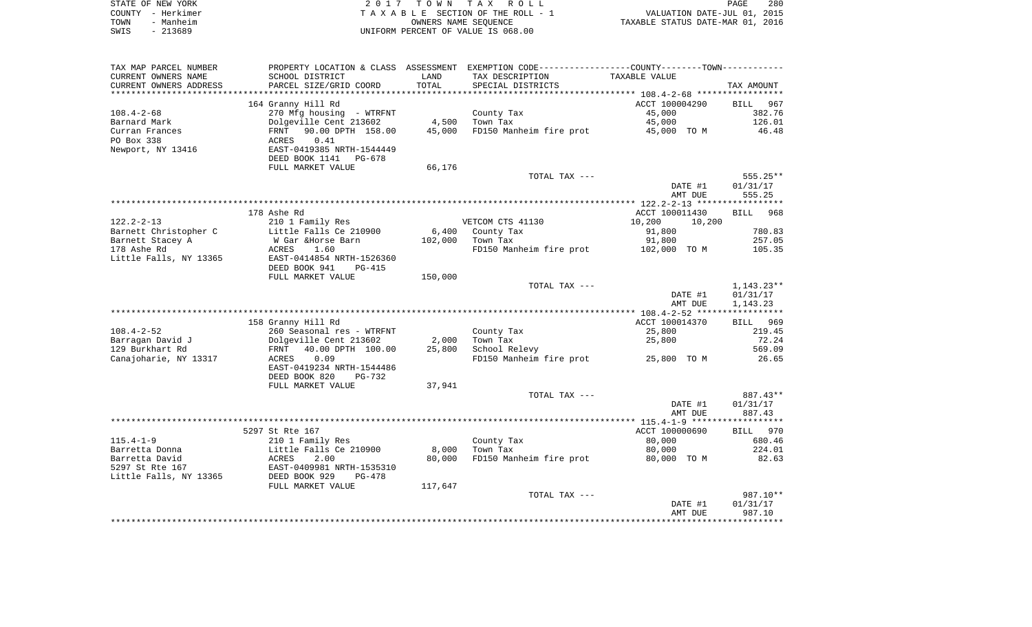STATE OF NEW YORK
COUNTY - Herkimer
TOWN - Manheim
SWIS - 213689

2 0 1 7 T O W N T A X R O L L
T A X A B L E SECTION OF THE ROLL - 1
OWNERS NAME SEQUENCE
UNIFORM PERCENT OF VALUE IS 068.00

VALUATION DATE-JUL 01, 2015
TAXABLE STATUS DATE-MAR 01, 2016

| TAX MAP PARCEL NUMBER / CURRENT OWNERS NAME / CURRENT OWNERS ADDRESS | PROPERTY LOCATION & CLASS / SCHOOL DISTRICT / PARCEL SIZE/GRID COORD | ASSESSMENT LAND | ASSESSMENT TOTAL | EXEMPTION CODE / TAX DESCRIPTION / SPECIAL DISTRICTS | COUNTY--------TOWN / TAXABLE VALUE | TAX AMOUNT |
|---|---|---|---|---|---|---|
| **108.4-2-68** | 164 Granny Hill Rd | | | | ACCT 100004290 | BILL 967 |
| 108.4-2-68 | 270 Mfg housing - WTRFNT | | | County Tax | 45,000 | 382.76 |
| Barnard Mark | Dolgeville Cent 213602 | 4,500 | | Town Tax | 45,000 | 126.01 |
| Curran Frances | FRNT 90.00 DPTH 158.00 | | 45,000 | FD150 Manheim fire prot | 45,000 TO M | 46.48 |
| PO Box 338 | ACRES 0.41 | | | | | |
| Newport, NY 13416 | EAST-0419385 NRTH-1544449 | | | | | |
| | DEED BOOK 1141 PG-678 | | | | | |
| | FULL MARKET VALUE | 66,176 | | | | |
| | | | | TOTAL TAX --- | | 555.25** |
| | | | | | DATE #1 | 01/31/17 |
| | | | | | AMT DUE | 555.25 |
| **122.2-2-13** | 178 Ashe Rd | | | | ACCT 100011430 | BILL 968 |
| 122.2-2-13 | 210 1 Family Res | | | VETCOM CTS 41130 | 10,200 10,200 | |
| Barnett Christopher C | Little Falls Ce 210900 | 6,400 | | County Tax | 91,800 | 780.83 |
| Barnett Stacey A | W Gar &Horse Barn | | 102,000 | Town Tax | 91,800 | 257.05 |
| 178 Ashe Rd | ACRES 1.60 | | | FD150 Manheim fire prot | 102,000 TO M | 105.35 |
| Little Falls, NY 13365 | EAST-0414854 NRTH-1526360 | | | | | |
| | DEED BOOK 941 PG-415 | | | | | |
| | FULL MARKET VALUE | 150,000 | | | | |
| | | | | TOTAL TAX --- | | 1,143.23** |
| | | | | | DATE #1 | 01/31/17 |
| | | | | | AMT DUE | 1,143.23 |
| **108.4-2-52** | 158 Granny Hill Rd | | | | ACCT 100014370 | BILL 969 |
| 108.4-2-52 | 260 Seasonal res - WTRFNT | | | County Tax | 25,800 | 219.45 |
| Barragan David J | Dolgeville Cent 213602 | 2,000 | | Town Tax | 25,800 | 72.24 |
| 129 Burkhart Rd | FRNT 40.00 DPTH 100.00 | | 25,800 | School Relevy | | 569.09 |
| Canajoharie, NY 13317 | ACRES 0.09 | | | FD150 Manheim fire prot | 25,800 TO M | 26.65 |
| | EAST-0419234 NRTH-1544486 | | | | | |
| | DEED BOOK 820 PG-732 | | | | | |
| | FULL MARKET VALUE | 37,941 | | | | |
| | | | | TOTAL TAX --- | | 887.43** |
| | | | | | DATE #1 | 01/31/17 |
| | | | | | AMT DUE | 887.43 |
| **115.4-1-9** | 5297 St Rte 167 | | | | ACCT 100000690 | BILL 970 |
| 115.4-1-9 | 210 1 Family Res | | | County Tax | 80,000 | 680.46 |
| Barretta Donna | Little Falls Ce 210900 | 8,000 | | Town Tax | 80,000 | 224.01 |
| Barretta David | ACRES 2.00 | | 80,000 | FD150 Manheim fire prot | 80,000 TO M | 82.63 |
| 5297 St Rte 167 | EAST-0409981 NRTH-1535310 | | | | | |
| Little Falls, NY 13365 | DEED BOOK 929 PG-478 | | | | | |
| | FULL MARKET VALUE | 117,647 | | | | |
| | | | | TOTAL TAX --- | | 987.10** |
| | | | | | DATE #1 | 01/31/17 |
| | | | | | AMT DUE | 987.10 |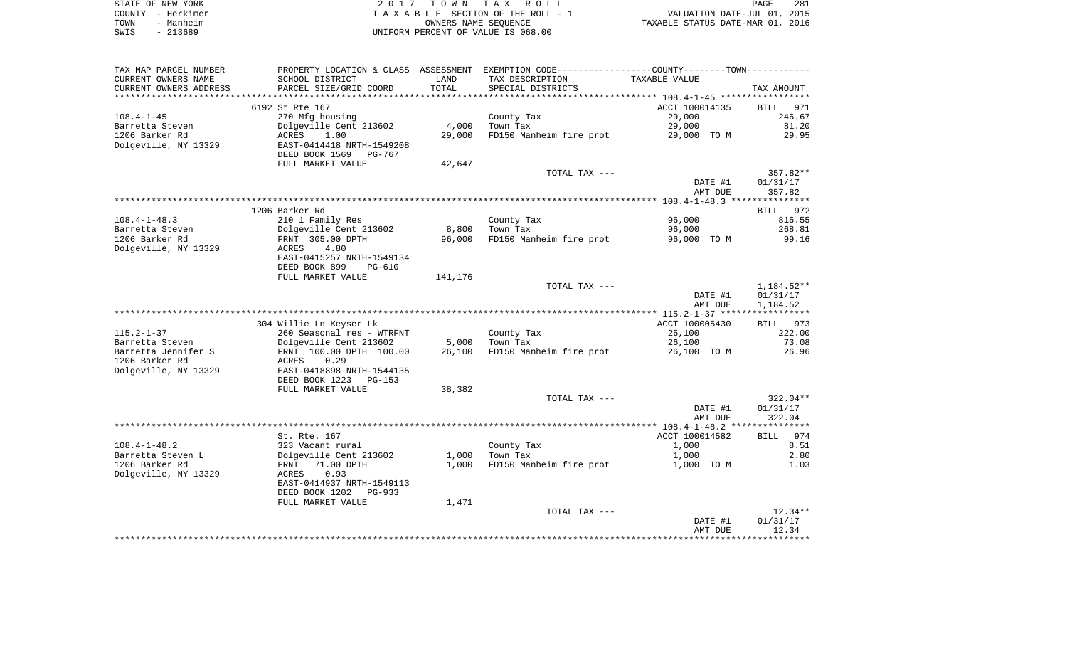STATE OF NEW YORK — 2017 TOWN TAX ROLL
COUNTY - Herkimer — TAXABLE SECTION OF THE ROLL - 1 — VALUATION DATE-JUL 01, 2015
TOWN - Manheim — OWNERS NAME SEQUENCE — TAXABLE STATUS DATE-MAR 01, 2016
SWIS - 213689 — UNIFORM PERCENT OF VALUE IS 068.00

| TAX MAP PARCEL NUMBER / CURRENT OWNERS NAME / CURRENT OWNERS ADDRESS | PROPERTY LOCATION & CLASS / SCHOOL DISTRICT / PARCEL SIZE/GRID COORD | ASSESSMENT LAND / TOTAL | EXEMPTION CODE / TAX DESCRIPTION / SPECIAL DISTRICTS | COUNTY--------TOWN TAXABLE VALUE | TAX AMOUNT |
|---|---|---|---|---|---|
| 108.4-1-45 | 6192 St Rte 167 | | | ACCT 100014135 | BILL 971 |
| | 270 Mfg housing | | County Tax | 29,000 | 246.67 |
| Barretta Steven | Dolgeville Cent 213602 | 4,000 | Town Tax | 29,000 | 81.20 |
| 1206 Barker Rd | ACRES 1.00 | 29,000 | FD150 Manheim fire prot | 29,000 TO M | 29.95 |
| Dolgeville, NY 13329 | EAST-0414418 NRTH-1549208 | | | | |
| | DEED BOOK 1569 PG-767 | | | | |
| | FULL MARKET VALUE | 42,647 | | | |
| | | | TOTAL TAX --- | | 357.82** |
| | | | | DATE #1 | 01/31/17 |
| | | | | AMT DUE | 357.82 |
| 108.4-1-48.3 | 1206 Barker Rd | | | | BILL 972 |
| | 210 1 Family Res | | County Tax | 96,000 | 816.55 |
| Barretta Steven | Dolgeville Cent 213602 | 8,800 | Town Tax | 96,000 | 268.81 |
| 1206 Barker Rd | FRNT 305.00 DPTH | 96,000 | FD150 Manheim fire prot | 96,000 TO M | 99.16 |
| Dolgeville, NY 13329 | ACRES 4.80 | | | | |
| | EAST-0415257 NRTH-1549134 | | | | |
| | DEED BOOK 899 PG-610 | | | | |
| | FULL MARKET VALUE | 141,176 | | | |
| | | | TOTAL TAX --- | | 1,184.52** |
| | | | | DATE #1 | 01/31/17 |
| | | | | AMT DUE | 1,184.52 |
| 115.2-1-37 | 304 Willie Ln Keyser Lk | | | ACCT 100005430 | BILL 973 |
| | 260 Seasonal res - WTRFNT | | County Tax | 26,100 | 222.00 |
| Barretta Steven | Dolgeville Cent 213602 | 5,000 | Town Tax | 26,100 | 73.08 |
| Barretta Jennifer S | FRNT 100.00 DPTH 100.00 | 26,100 | FD150 Manheim fire prot | 26,100 TO M | 26.96 |
| 1206 Barker Rd | ACRES 0.29 | | | | |
| Dolgeville, NY 13329 | EAST-0418898 NRTH-1544135 | | | | |
| | DEED BOOK 1223 PG-153 | | | | |
| | FULL MARKET VALUE | 38,382 | | | |
| | | | TOTAL TAX --- | | 322.04** |
| | | | | DATE #1 | 01/31/17 |
| | | | | AMT DUE | 322.04 |
| 108.4-1-48.2 | St. Rte. 167 | | | ACCT 100014582 | BILL 974 |
| | 323 Vacant rural | | County Tax | 1,000 | 8.51 |
| Barretta Steven L | Dolgeville Cent 213602 | 1,000 | Town Tax | 1,000 | 2.80 |
| 1206 Barker Rd | FRNT 71.00 DPTH | 1,000 | FD150 Manheim fire prot | 1,000 TO M | 1.03 |
| Dolgeville, NY 13329 | ACRES 0.93 | | | | |
| | EAST-0414937 NRTH-1549113 | | | | |
| | DEED BOOK 1202 PG-933 | | | | |
| | FULL MARKET VALUE | 1,471 | | | |
| | | | TOTAL TAX --- | | 12.34** |
| | | | | DATE #1 | 01/31/17 |
| | | | | AMT DUE | 12.34 |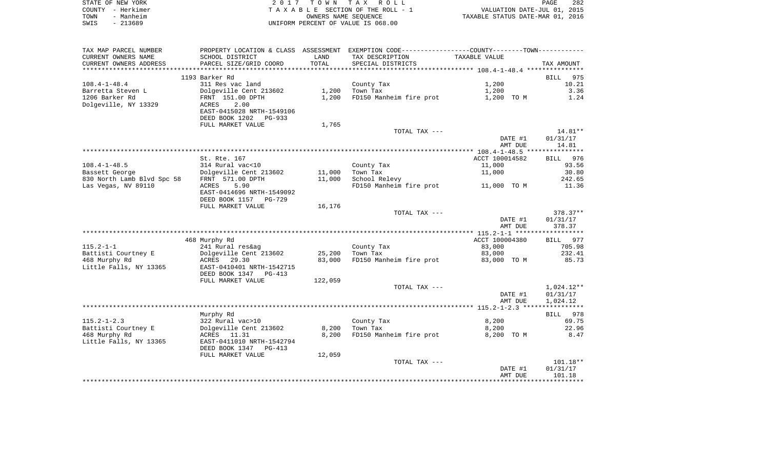STATE OF NEW YORK — COUNTY - Herkimer — TOWN - Manheim — SWIS - 213689

2017 TOWN TAX ROLL
TAXABLE SECTION OF THE ROLL - 1
OWNERS NAME SEQUENCE
UNIFORM PERCENT OF VALUE IS 068.00

VALUATION DATE-JUL 01, 2015
TAXABLE STATUS DATE-MAR 01, 2016

| TAX MAP PARCEL NUMBER / CURRENT OWNERS NAME / CURRENT OWNERS ADDRESS | PROPERTY LOCATION & CLASS / SCHOOL DISTRICT / PARCEL SIZE/GRID COORD | ASSESSMENT LAND | ASSESSMENT TOTAL | EXEMPTION CODE / TAX DESCRIPTION / SPECIAL DISTRICTS | COUNTY--------TOWN TAXABLE VALUE | TAX AMOUNT |
|---|---|---|---|---|---|---|
| **108.4-1-48.4** | 1193 Barker Rd | | | | | BILL 975 |
| 108.4-1-48.4 | 311 Res vac land | | | County Tax | 1,200 | 10.21 |
| Barretta Steven L | Dolgeville Cent 213602 | 1,200 | | Town Tax | 1,200 | 3.36 |
| 1206 Barker Rd | FRNT 151.00 DPTH | | 1,200 | FD150 Manheim fire prot | 1,200 TO M | 1.24 |
| Dolgeville, NY 13329 | ACRES 2.00 | | | | | |
| | EAST-0415028 NRTH-1549106 | | | | | |
| | DEED BOOK 1202 PG-933 | | | | | |
| | FULL MARKET VALUE | 1,765 | | | | |
| | | | | TOTAL TAX --- | | 14.81** |
| | | | | | DATE #1 | 01/31/17 |
| | | | | | AMT DUE | 14.81 |
| **108.4-1-48.5** | St. Rte. 167 | | | | ACCT 100014582 | BILL 976 |
| 108.4-1-48.5 | 314 Rural vac<10 | | | County Tax | 11,000 | 93.56 |
| Bassett George | Dolgeville Cent 213602 | 11,000 | | Town Tax | 11,000 | 30.80 |
| 830 North Lamb Blvd Spc 58 | FRNT 571.00 DPTH | | 11,000 | School Relevy | | 242.65 |
| Las Vegas, NV 89110 | ACRES 5.90 | | | FD150 Manheim fire prot | 11,000 TO M | 11.36 |
| | EAST-0414696 NRTH-1549092 | | | | | |
| | DEED BOOK 1157 PG-729 | | | | | |
| | FULL MARKET VALUE | 16,176 | | | | |
| | | | | TOTAL TAX --- | | 378.37** |
| | | | | | DATE #1 | 01/31/17 |
| | | | | | AMT DUE | 378.37 |
| **115.2-1-1** | 468 Murphy Rd | | | | ACCT 100004380 | BILL 977 |
| 115.2-1-1 | 241 Rural res&ag | | | County Tax | 83,000 | 705.98 |
| Battisti Courtney E | Dolgeville Cent 213602 | 25,200 | | Town Tax | 83,000 | 232.41 |
| 468 Murphy Rd | ACRES 29.30 | | 83,000 | FD150 Manheim fire prot | 83,000 TO M | 85.73 |
| Little Falls, NY 13365 | EAST-0410401 NRTH-1542715 | | | | | |
| | DEED BOOK 1347 PG-413 | | | | | |
| | FULL MARKET VALUE | 122,059 | | | | |
| | | | | TOTAL TAX --- | | 1,024.12** |
| | | | | | DATE #1 | 01/31/17 |
| | | | | | AMT DUE | 1,024.12 |
| **115.2-1-2.3** | Murphy Rd | | | | | BILL 978 |
| 115.2-1-2.3 | 322 Rural vac>10 | | | County Tax | 8,200 | 69.75 |
| Battisti Courtney E | Dolgeville Cent 213602 | 8,200 | | Town Tax | 8,200 | 22.96 |
| 468 Murphy Rd | ACRES 11.31 | | 8,200 | FD150 Manheim fire prot | 8,200 TO M | 8.47 |
| Little Falls, NY 13365 | EAST-0411010 NRTH-1542794 | | | | | |
| | DEED BOOK 1347 PG-413 | | | | | |
| | FULL MARKET VALUE | 12,059 | | | | |
| | | | | TOTAL TAX --- | | 101.18** |
| | | | | | DATE #1 | 01/31/17 |
| | | | | | AMT DUE | 101.18 |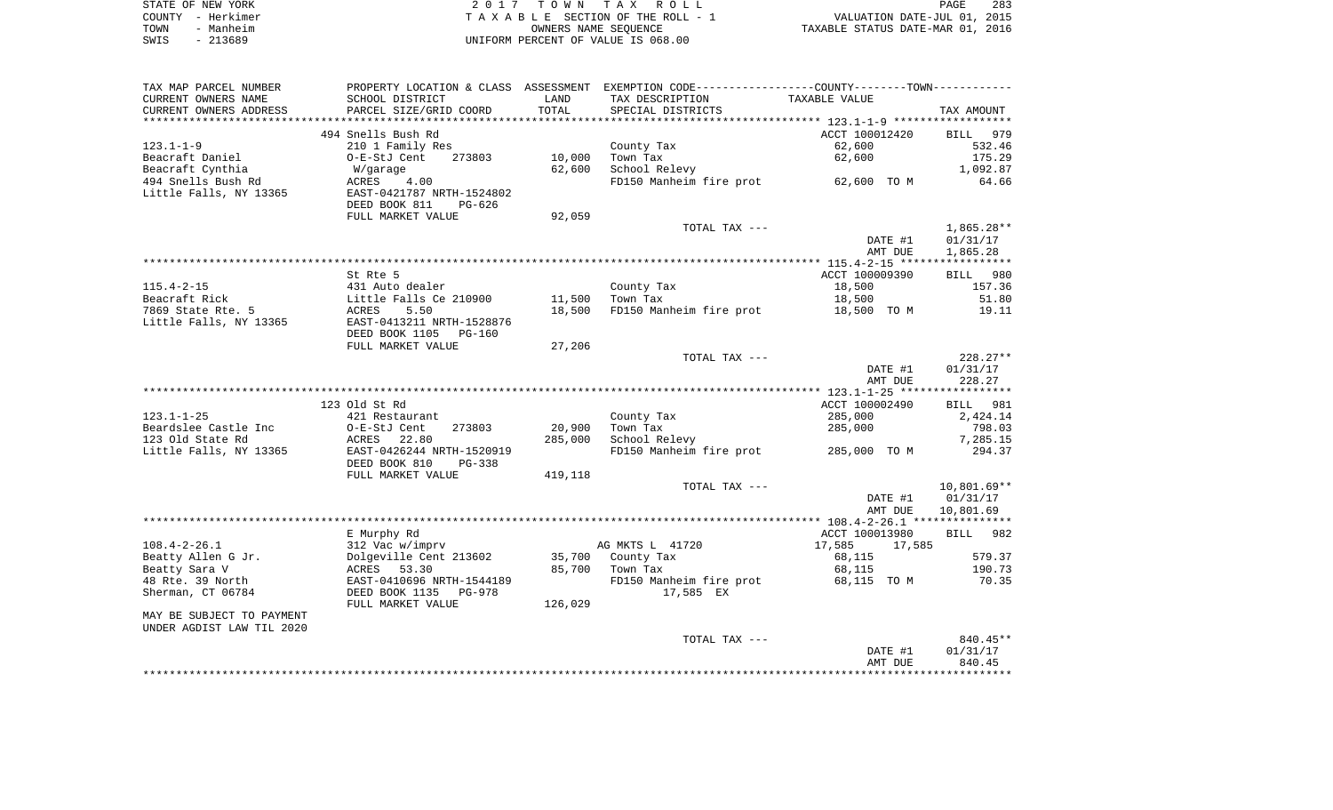STATE OF NEW YORK  
COUNTY - Herkimer  
TOWN - Manheim  
SWIS - 213689

2017 TOWN TAX ROLL  
TAXABLE SECTION OF THE ROLL - 1  
OWNERS NAME SEQUENCE  
UNIFORM PERCENT OF VALUE IS 068.00

VALUATION DATE-JUL 01, 2015  
TAXABLE STATUS DATE-MAR 01, 2016

| TAX MAP PARCEL NUMBER / CURRENT OWNERS NAME / CURRENT OWNERS ADDRESS | PROPERTY LOCATION & CLASS / SCHOOL DISTRICT / PARCEL SIZE/GRID COORD | ASSESSMENT LAND / TOTAL | EXEMPTION CODE / TAX DESCRIPTION / SPECIAL DISTRICTS | COUNTY--------TOWN TAXABLE VALUE | TAX AMOUNT |
|---|---|---|---|---|---|
| | 494 Snells Bush Rd | | | ACCT 100012420 | BILL 979 |
| 123.1-1-9 | 210 1 Family Res | | County Tax | 62,600 | 532.46 |
| Beacraft Daniel | O-E-StJ Cent 273803 | 10,000 | Town Tax | 62,600 | 175.29 |
| Beacraft Cynthia | W/garage | 62,600 | School Relevy | | 1,092.87 |
| 494 Snells Bush Rd | ACRES 4.00 | | FD150 Manheim fire prot | 62,600 TO M | 64.66 |
| Little Falls, NY 13365 | EAST-0421787 NRTH-1524802 | | | | |
| | DEED BOOK 811 PG-626 | | | | |
| | FULL MARKET VALUE | 92,059 | | | |
| | | | TOTAL TAX --- | | 1,865.28** |
| | | | | DATE #1 | 01/31/17 |
| | | | | AMT DUE | 1,865.28 |
| | St Rte 5 | | | ACCT 100009390 | BILL 980 |
| 115.4-2-15 | 431 Auto dealer | | County Tax | 18,500 | 157.36 |
| Beacraft Rick | Little Falls Ce 210900 | 11,500 | Town Tax | 18,500 | 51.80 |
| 7869 State Rte. 5 | ACRES 5.50 | 18,500 | FD150 Manheim fire prot | 18,500 TO M | 19.11 |
| Little Falls, NY 13365 | EAST-0413211 NRTH-1528876 | | | | |
| | DEED BOOK 1105 PG-160 | | | | |
| | FULL MARKET VALUE | 27,206 | | | |
| | | | TOTAL TAX --- | | 228.27** |
| | | | | DATE #1 | 01/31/17 |
| | | | | AMT DUE | 228.27 |
| | 123 Old St Rd | | | ACCT 100002490 | BILL 981 |
| 123.1-1-25 | 421 Restaurant | | County Tax | 285,000 | 2,424.14 |
| Beardslee Castle Inc | O-E-StJ Cent 273803 | 20,900 | Town Tax | 285,000 | 798.03 |
| 123 Old State Rd | ACRES 22.80 | 285,000 | School Relevy | | 7,285.15 |
| Little Falls, NY 13365 | EAST-0426244 NRTH-1520919 | | FD150 Manheim fire prot | 285,000 TO M | 294.37 |
| | DEED BOOK 810 PG-338 | | | | |
| | FULL MARKET VALUE | 419,118 | | | |
| | | | TOTAL TAX --- | | 10,801.69** |
| | | | | DATE #1 | 01/31/17 |
| | | | | AMT DUE | 10,801.69 |
| | E Murphy Rd | | | ACCT 100013980 | BILL 982 |
| 108.4-2-26.1 | 312 Vac w/imprv | | AG MKTS L 41720 | 17,585 17,585 | |
| Beatty Allen G Jr. | Dolgeville Cent 213602 | 35,700 | County Tax | 68,115 | 579.37 |
| Beatty Sara V | ACRES 53.30 | 85,700 | Town Tax | 68,115 | 190.73 |
| 48 Rte. 39 North | EAST-0410696 NRTH-1544189 | | FD150 Manheim fire prot | 68,115 TO M | 70.35 |
| Sherman, CT 06784 | DEED BOOK 1135 PG-978 | | 17,585 EX | | |
| | FULL MARKET VALUE | 126,029 | | | |
| MAY BE SUBJECT TO PAYMENT | | | | | |
| UNDER AGDIST LAW TIL 2020 | | | | | |
| | | | TOTAL TAX --- | | 840.45** |
| | | | | DATE #1 | 01/31/17 |
| | | | | AMT DUE | 840.45 |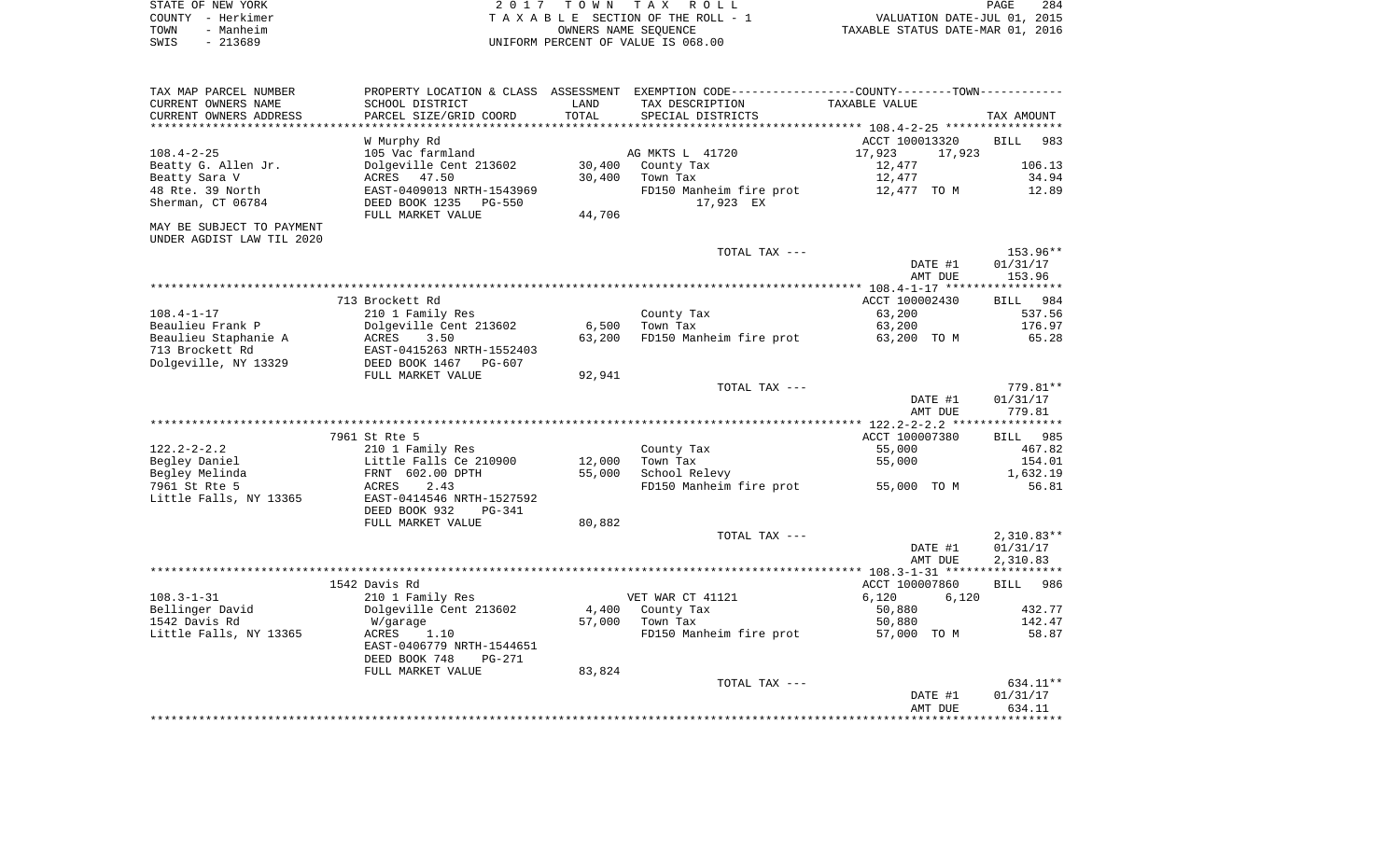STATE OF NEW YORK | COUNTY - Herkimer | TOWN - Manheim | SWIS - 213689

2017 TOWN TAX ROLL
TAXABLE SECTION OF THE ROLL - 1
OWNERS NAME SEQUENCE
UNIFORM PERCENT OF VALUE IS 068.00

VALUATION DATE-JUL 01, 2015
TAXABLE STATUS DATE-MAR 01, 2016

| TAX MAP PARCEL NUMBER / CURRENT OWNERS NAME / CURRENT OWNERS ADDRESS | PROPERTY LOCATION & CLASS / SCHOOL DISTRICT / PARCEL SIZE/GRID COORD | ASSESSMENT LAND / TOTAL | EXEMPTION CODE / TAX DESCRIPTION / SPECIAL DISTRICTS | COUNTY / TOWN TAXABLE VALUE | TAX AMOUNT |
|---|---|---|---|---|---|
| 108.4-2-25 | W Murphy Rd | | | ACCT 100013320 | BILL 983 |
| | 105 Vac farmland | | AG MKTS L 41720 | 17,923 17,923 | |
| Beatty G. Allen Jr. | Dolgeville Cent 213602 | 30,400 | County Tax | 12,477 | 106.13 |
| Beatty Sara V | ACRES 47.50 | 30,400 | Town Tax | 12,477 | 34.94 |
| 48 Rte. 39 North | EAST-0409013 NRTH-1543969 | | FD150 Manheim fire prot | 12,477 TO M | 12.89 |
| Sherman, CT 06784 | DEED BOOK 1235 PG-550 | | 17,923 EX | | |
| | FULL MARKET VALUE | 44,706 | | | |
| MAY BE SUBJECT TO PAYMENT UNDER AGDIST LAW TIL 2020 | | | | | |
| | | | TOTAL TAX --- | | 153.96** |
| | | | | DATE #1 | 01/31/17 |
| | | | | AMT DUE | 153.96 |
| 108.4-1-17 | 713 Brockett Rd | | | ACCT 100002430 | BILL 984 |
| | 210 1 Family Res | | County Tax | 63,200 | 537.56 |
| Beaulieu Frank P | Dolgeville Cent 213602 | 6,500 | Town Tax | 63,200 | 176.97 |
| Beaulieu Staphanie A | ACRES 3.50 | 63,200 | FD150 Manheim fire prot | 63,200 TO M | 65.28 |
| 713 Brockett Rd | EAST-0415263 NRTH-1552403 | | | | |
| Dolgeville, NY 13329 | DEED BOOK 1467 PG-607 | | | | |
| | FULL MARKET VALUE | 92,941 | | | |
| | | | TOTAL TAX --- | | 779.81** |
| | | | | DATE #1 | 01/31/17 |
| | | | | AMT DUE | 779.81 |
| 122.2-2-2.2 | 7961 St Rte 5 | | | ACCT 100007380 | BILL 985 |
| | 210 1 Family Res | | County Tax | 55,000 | 467.82 |
| Begley Daniel | Little Falls Ce 210900 | 12,000 | Town Tax | 55,000 | 154.01 |
| Begley Melinda | FRNT 602.00 DPTH | 55,000 | School Relevy | | 1,632.19 |
| 7961 St Rte 5 | ACRES 2.43 | | FD150 Manheim fire prot | 55,000 TO M | 56.81 |
| Little Falls, NY 13365 | EAST-0414546 NRTH-1527592 | | | | |
| | DEED BOOK 932 PG-341 | | | | |
| | FULL MARKET VALUE | 80,882 | | | |
| | | | TOTAL TAX --- | | 2,310.83** |
| | | | | DATE #1 | 01/31/17 |
| | | | | AMT DUE | 2,310.83 |
| 108.3-1-31 | 1542 Davis Rd | | | ACCT 100007860 | BILL 986 |
| | 210 1 Family Res | | VET WAR CT 41121 | 6,120 6,120 | |
| Bellinger David | Dolgeville Cent 213602 | 4,400 | County Tax | 50,880 | 432.77 |
| 1542 Davis Rd | W/garage | 57,000 | Town Tax | 50,880 | 142.47 |
| Little Falls, NY 13365 | ACRES 1.10 | | FD150 Manheim fire prot | 57,000 TO M | 58.87 |
| | EAST-0406779 NRTH-1544651 | | | | |
| | DEED BOOK 748 PG-271 | | | | |
| | FULL MARKET VALUE | 83,824 | | | |
| | | | TOTAL TAX --- | | 634.11** |
| | | | | DATE #1 | 01/31/17 |
| | | | | AMT DUE | 634.11 |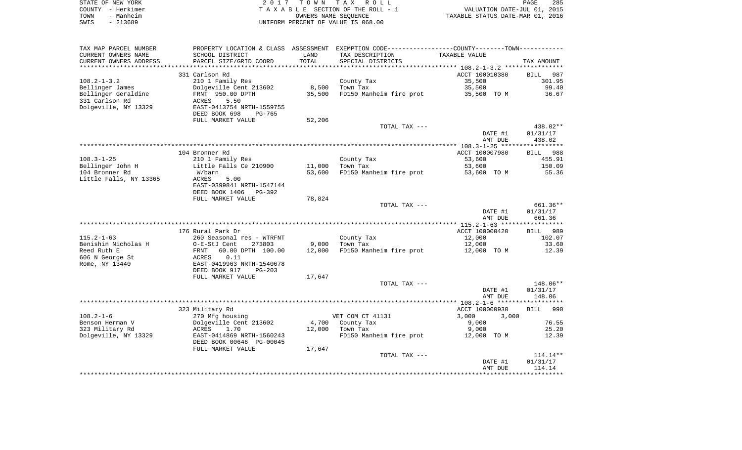STATE OF NEW YORK | 2017 TOWN TAX ROLL | PAGE 285
COUNTY - Herkimer | TAXABLE SECTION OF THE ROLL - 1 | VALUATION DATE-JUL 01, 2015
TOWN - Manheim | OWNERS NAME SEQUENCE | TAXABLE STATUS DATE-MAR 01, 2016
SWIS - 213689 | UNIFORM PERCENT OF VALUE IS 068.00

| TAX MAP PARCEL NUMBER / CURRENT OWNERS NAME / CURRENT OWNERS ADDRESS | PROPERTY LOCATION & CLASS / SCHOOL DISTRICT / PARCEL SIZE/GRID COORD | ASSESSMENT LAND / TOTAL | EXEMPTION CODE / TAX DESCRIPTION / SPECIAL DISTRICTS | COUNTY--------TOWN TAXABLE VALUE | TAX AMOUNT |
|---|---|---|---|---|---|
| | 331 Carlson Rd | | | ACCT 100010380 | BILL 987 |
| 108.2-1-3.2 | 210 1 Family Res | | County Tax | 35,500 | 301.95 |
| Bellinger James | Dolgeville Cent 213602 | 8,500 | Town Tax | 35,500 | 99.40 |
| Bellinger Geraldine | FRNT 950.00 DPTH | 35,500 | FD150 Manheim fire prot | 35,500 TO M | 36.67 |
| 331 Carlson Rd | ACRES 5.50 | | | | |
| Dolgeville, NY 13329 | EAST-0413754 NRTH-1559755 | | | | |
| | DEED BOOK 698 PG-765 | | | | |
| | FULL MARKET VALUE | 52,206 | | | |
| | | | TOTAL TAX --- | | 438.02** |
| | | | | DATE #1 | 01/31/17 |
| | | | | AMT DUE | 438.02 |
| | 104 Bronner Rd | | | ACCT 100007980 | BILL 988 |
| 108.3-1-25 | 210 1 Family Res | | County Tax | 53,600 | 455.91 |
| Bellinger John H | Little Falls Ce 210900 | 11,000 | Town Tax | 53,600 | 150.09 |
| 104 Bronner Rd | W/barn | 53,600 | FD150 Manheim fire prot | 53,600 TO M | 55.36 |
| Little Falls, NY 13365 | ACRES 5.00 | | | | |
| | EAST-0399841 NRTH-1547144 | | | | |
| | DEED BOOK 1406 PG-392 | | | | |
| | FULL MARKET VALUE | 78,824 | | | |
| | | | TOTAL TAX --- | | 661.36** |
| | | | | DATE #1 | 01/31/17 |
| | | | | AMT DUE | 661.36 |
| | 176 Rural Park Dr | | | ACCT 100000420 | BILL 989 |
| 115.2-1-63 | 260 Seasonal res - WTRFNT | | County Tax | 12,000 | 102.07 |
| Benishin Nicholas H | O-E-StJ Cent 273803 | 9,000 | Town Tax | 12,000 | 33.60 |
| Reed Ruth E | FRNT 60.00 DPTH 100.00 | 12,000 | FD150 Manheim fire prot | 12,000 TO M | 12.39 |
| 606 N George St | ACRES 0.11 | | | | |
| Rome, NY 13440 | EAST-0419963 NRTH-1540678 | | | | |
| | DEED BOOK 917 PG-203 | | | | |
| | FULL MARKET VALUE | 17,647 | | | |
| | | | TOTAL TAX --- | | 148.06** |
| | | | | DATE #1 | 01/31/17 |
| | | | | AMT DUE | 148.06 |
| | 323 Military Rd | | | ACCT 100000930 | BILL 990 |
| 108.2-1-6 | 270 Mfg housing | | VET COM CT 41131 | 3,000 3,000 | |
| Benson Herman V | Dolgeville Cent 213602 | 4,700 | County Tax | 9,000 | 76.55 |
| 323 Military Rd | ACRES 1.70 | 12,000 | Town Tax | 9,000 | 25.20 |
| Dolgeville, NY 13329 | EAST-0414869 NRTH-1560243 | | FD150 Manheim fire prot | 12,000 TO M | 12.39 |
| | DEED BOOK 00646 PG-00045 | | | | |
| | FULL MARKET VALUE | 17,647 | | | |
| | | | TOTAL TAX --- | | 114.14** |
| | | | | DATE #1 | 01/31/17 |
| | | | | AMT DUE | 114.14 |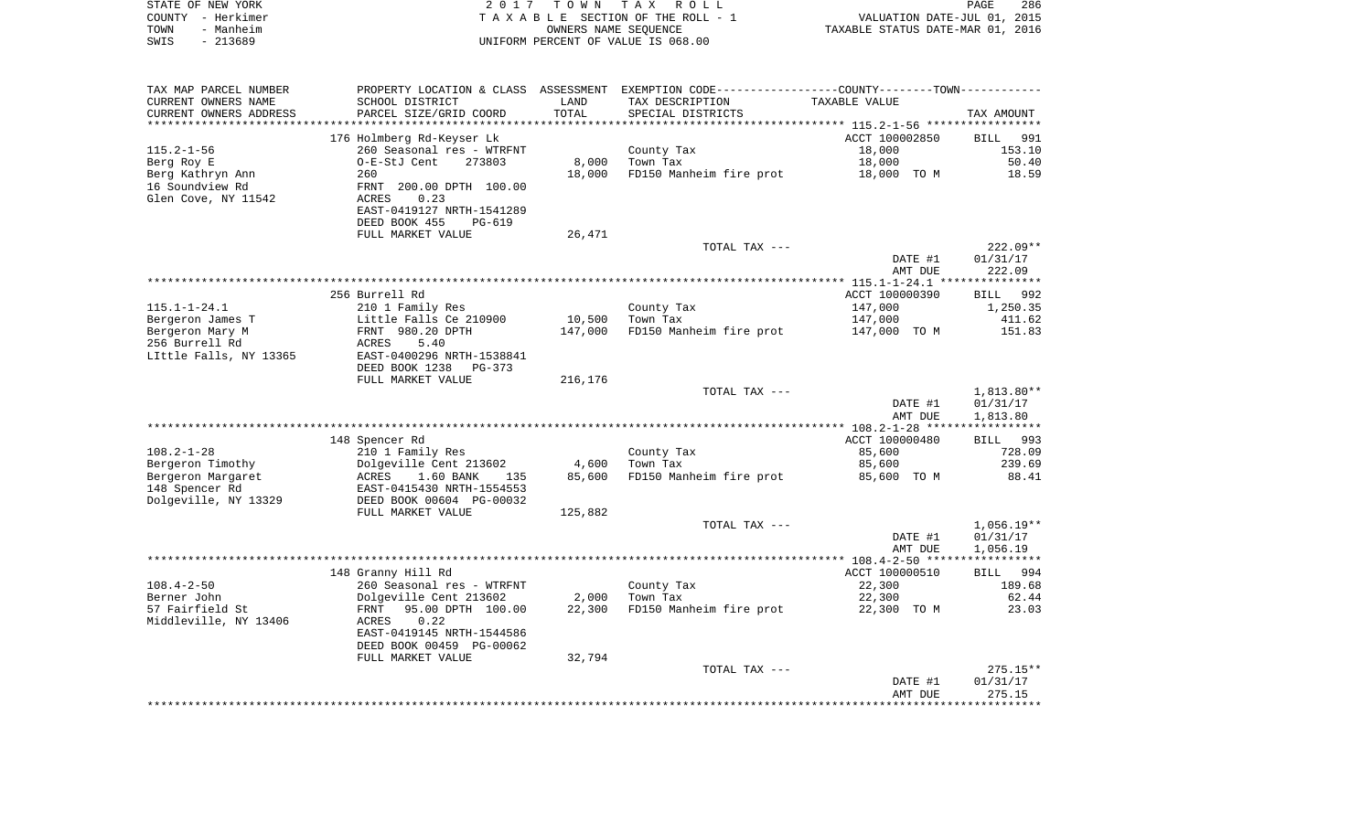STATE OF NEW YORK
COUNTY - Herkimer
TOWN - Manheim
SWIS - 213689

2 0 1 7 T O W N T A X R O L L
T A X A B L E SECTION OF THE ROLL - 1
OWNERS NAME SEQUENCE
UNIFORM PERCENT OF VALUE IS 068.00

VALUATION DATE-JUL 01, 2015
TAXABLE STATUS DATE-MAR 01, 2016

| TAX MAP PARCEL NUMBER / CURRENT OWNERS NAME / CURRENT OWNERS ADDRESS | PROPERTY LOCATION & CLASS / SCHOOL DISTRICT / PARCEL SIZE/GRID COORD | ASSESSMENT LAND / TOTAL | EXEMPTION CODE / TAX DESCRIPTION / SPECIAL DISTRICTS | COUNTY/TOWN TAXABLE VALUE | TAX AMOUNT |
|---|---|---|---|---|---|
| 115.2-1-56 | 176 Holmberg Rd-Keyser Lk | | | ACCT 100002850 | BILL 991 |
| | 260 Seasonal res - WTRFNT | | County Tax | 18,000 | 153.10 |
| Berg Roy E | O-E-StJ Cent 273803 | 8,000 | Town Tax | 18,000 | 50.40 |
| Berg Kathryn Ann | 260 | 18,000 | FD150 Manheim fire prot | 18,000 TO M | 18.59 |
| 16 Soundview Rd | FRNT 200.00 DPTH 100.00 | | | | |
| Glen Cove, NY 11542 | ACRES 0.23 | | | | |
| | EAST-0419127 NRTH-1541289 | | | | |
| | DEED BOOK 455 PG-619 | | | | |
| | FULL MARKET VALUE | 26,471 | | | |
| | | | TOTAL TAX --- | | 222.09** |
| | | | | DATE #1 | 01/31/17 |
| | | | | AMT DUE | 222.09 |
| 115.1-1-24.1 | 256 Burrell Rd | | | ACCT 100000390 | BILL 992 |
| | 210 1 Family Res | | County Tax | 147,000 | 1,250.35 |
| Bergeron James T | Little Falls Ce 210900 | 10,500 | Town Tax | 147,000 | 411.62 |
| Bergeron Mary M | FRNT 980.20 DPTH | 147,000 | FD150 Manheim fire prot | 147,000 TO M | 151.83 |
| 256 Burrell Rd | ACRES 5.40 | | | | |
| LIttle Falls, NY 13365 | EAST-0400296 NRTH-1538841 | | | | |
| | DEED BOOK 1238 PG-373 | | | | |
| | FULL MARKET VALUE | 216,176 | | | |
| | | | TOTAL TAX --- | | 1,813.80** |
| | | | | DATE #1 | 01/31/17 |
| | | | | AMT DUE | 1,813.80 |
| 108.2-1-28 | 148 Spencer Rd | | | ACCT 100000480 | BILL 993 |
| | 210 1 Family Res | | County Tax | 85,600 | 728.09 |
| Bergeron Timothy | Dolgeville Cent 213602 | 4,600 | Town Tax | 85,600 | 239.69 |
| Bergeron Margaret | ACRES 1.60 BANK 135 | 85,600 | FD150 Manheim fire prot | 85,600 TO M | 88.41 |
| 148 Spencer Rd | EAST-0415430 NRTH-1554553 | | | | |
| Dolgeville, NY 13329 | DEED BOOK 00604 PG-00032 | | | | |
| | FULL MARKET VALUE | 125,882 | | | |
| | | | TOTAL TAX --- | | 1,056.19** |
| | | | | DATE #1 | 01/31/17 |
| | | | | AMT DUE | 1,056.19 |
| 108.4-2-50 | 148 Granny Hill Rd | | | ACCT 100000510 | BILL 994 |
| | 260 Seasonal res - WTRFNT | | County Tax | 22,300 | 189.68 |
| Berner John | Dolgeville Cent 213602 | 2,000 | Town Tax | 22,300 | 62.44 |
| 57 Fairfield St | FRNT 95.00 DPTH 100.00 | 22,300 | FD150 Manheim fire prot | 22,300 TO M | 23.03 |
| Middleville, NY 13406 | ACRES 0.22 | | | | |
| | EAST-0419145 NRTH-1544586 | | | | |
| | DEED BOOK 00459 PG-00062 | | | | |
| | FULL MARKET VALUE | 32,794 | | | |
| | | | TOTAL TAX --- | | 275.15** |
| | | | | DATE #1 | 01/31/17 |
| | | | | AMT DUE | 275.15 |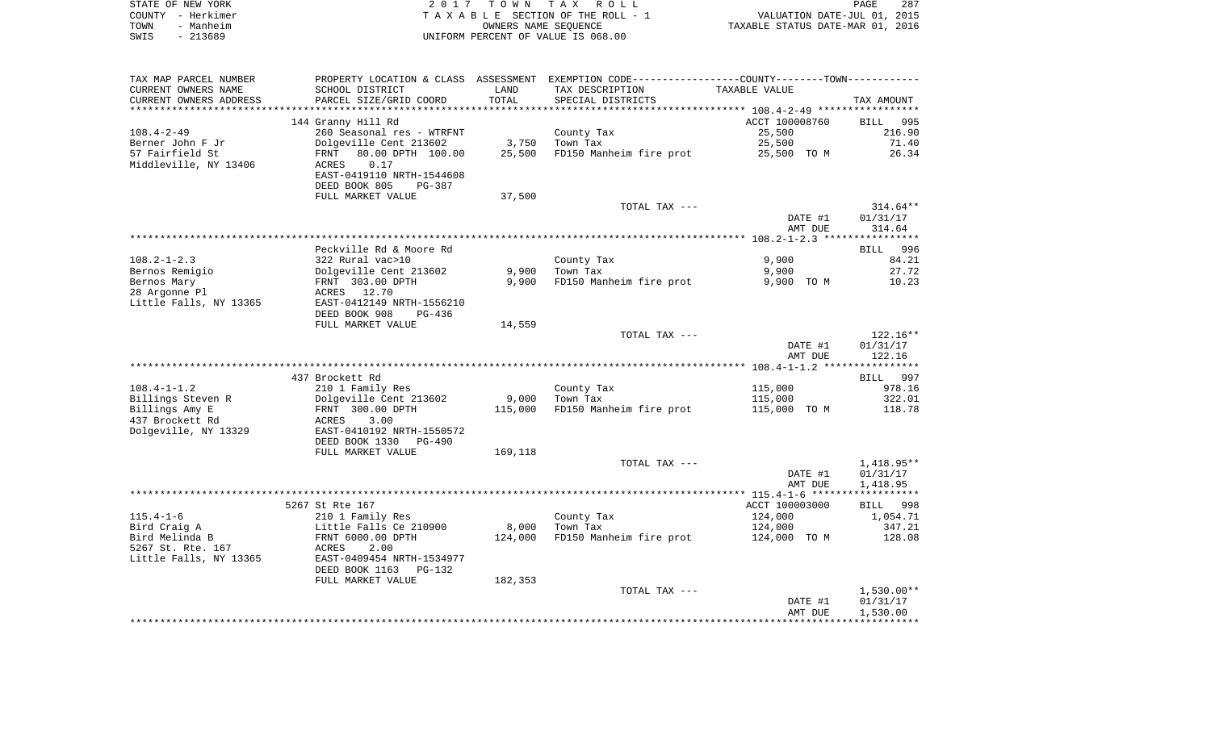STATE OF NEW YORK — 2017 TOWN TAX ROLL
COUNTY - Herkimer — TAXABLE SECTION OF THE ROLL - 1 — VALUATION DATE-JUL 01, 2015
TOWN - Manheim — OWNERS NAME SEQUENCE — TAXABLE STATUS DATE-MAR 01, 2016
SWIS - 213689 — UNIFORM PERCENT OF VALUE IS 068.00

| TAX MAP PARCEL NUMBER / CURRENT OWNERS NAME / CURRENT OWNERS ADDRESS | PROPERTY LOCATION & CLASS / SCHOOL DISTRICT / PARCEL SIZE/GRID COORD | ASSESSMENT LAND / TOTAL | EXEMPTION CODE / TAX DESCRIPTION / SPECIAL DISTRICTS | COUNTY--------TOWN / TAXABLE VALUE | TAX AMOUNT |
|---|---|---|---|---|---|
| 108.4-2-49 | 144 Granny Hill Rd | | | ACCT 100008760 | BILL 995 |
| 108.4-2-49 | 260 Seasonal res - WTRFNT | | County Tax | 25,500 | 216.90 |
| Berner John F Jr | Dolgeville Cent 213602 | 3,750 | Town Tax | 25,500 | 71.40 |
| 57 Fairfield St | FRNT 80.00 DPTH 100.00 | 25,500 | FD150 Manheim fire prot | 25,500 TO M | 26.34 |
| Middleville, NY 13406 | ACRES 0.17 | | | | |
| | EAST-0419110 NRTH-1544608 | | | | |
| | DEED BOOK 805 PG-387 | | | | |
| | FULL MARKET VALUE | 37,500 | | | |
| | | | TOTAL TAX --- | | 314.64** |
| | | | | DATE #1 | 01/31/17 |
| | | | | AMT DUE | 314.64 |
| 108.2-1-2.3 | Peckville Rd & Moore Rd | | | | BILL 996 |
| 108.2-1-2.3 | 322 Rural vac>10 | | County Tax | 9,900 | 84.21 |
| Bernos Remigio | Dolgeville Cent 213602 | 9,900 | Town Tax | 9,900 | 27.72 |
| Bernos Mary | FRNT 303.00 DPTH | 9,900 | FD150 Manheim fire prot | 9,900 TO M | 10.23 |
| 28 Argonne Pl | ACRES 12.70 | | | | |
| Little Falls, NY 13365 | EAST-0412149 NRTH-1556210 | | | | |
| | DEED BOOK 908 PG-436 | | | | |
| | FULL MARKET VALUE | 14,559 | | | |
| | | | TOTAL TAX --- | | 122.16** |
| | | | | DATE #1 | 01/31/17 |
| | | | | AMT DUE | 122.16 |
| 108.4-1-1.2 | 437 Brockett Rd | | | | BILL 997 |
| 108.4-1-1.2 | 210 1 Family Res | | County Tax | 115,000 | 978.16 |
| Billings Steven R | Dolgeville Cent 213602 | 9,000 | Town Tax | 115,000 | 322.01 |
| Billings Amy E | FRNT 300.00 DPTH | 115,000 | FD150 Manheim fire prot | 115,000 TO M | 118.78 |
| 437 Brockett Rd | ACRES 3.00 | | | | |
| Dolgeville, NY 13329 | EAST-0410192 NRTH-1550572 | | | | |
| | DEED BOOK 1330 PG-490 | | | | |
| | FULL MARKET VALUE | 169,118 | | | |
| | | | TOTAL TAX --- | | 1,418.95** |
| | | | | DATE #1 | 01/31/17 |
| | | | | AMT DUE | 1,418.95 |
| 115.4-1-6 | 5267 St Rte 167 | | | ACCT 100003000 | BILL 998 |
| 115.4-1-6 | 210 1 Family Res | | County Tax | 124,000 | 1,054.71 |
| Bird Craig A | Little Falls Ce 210900 | 8,000 | Town Tax | 124,000 | 347.21 |
| Bird Melinda B | FRNT 6000.00 DPTH | 124,000 | FD150 Manheim fire prot | 124,000 TO M | 128.08 |
| 5267 St. Rte. 167 | ACRES 2.00 | | | | |
| Little Falls, NY 13365 | EAST-0409454 NRTH-1534977 | | | | |
| | DEED BOOK 1163 PG-132 | | | | |
| | FULL MARKET VALUE | 182,353 | | | |
| | | | TOTAL TAX --- | | 1,530.00** |
| | | | | DATE #1 | 01/31/17 |
| | | | | AMT DUE | 1,530.00 |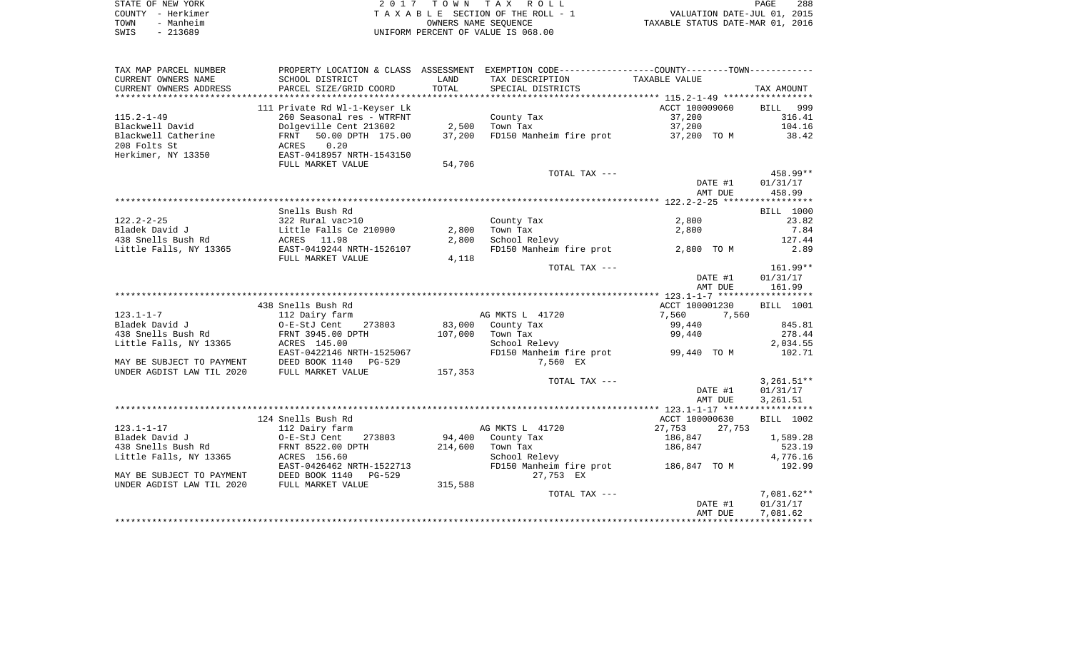STATE OF NEW YORK
COUNTY - Herkimer
TOWN - Manheim
SWIS - 213689

2 0 1 7 T O W N T A X R O L L
T A X A B L E SECTION OF THE ROLL - 1
OWNERS NAME SEQUENCE
UNIFORM PERCENT OF VALUE IS 068.00

VALUATION DATE-JUL 01, 2015
TAXABLE STATUS DATE-MAR 01, 2016

| TAX MAP PARCEL NUMBER / CURRENT OWNERS NAME / CURRENT OWNERS ADDRESS | PROPERTY LOCATION & CLASS / SCHOOL DISTRICT / PARCEL SIZE/GRID COORD | ASSESSMENT LAND / TOTAL | EXEMPTION CODE / TAX DESCRIPTION / SPECIAL DISTRICTS | COUNTY--------TOWN TAXABLE VALUE | TAX AMOUNT |
|---|---|---|---|---|---|
| **115.2-1-49** | 111 Private Rd Wl-1-Keyser Lk | | | ACCT 100009060 | BILL 999 |
| 115.2-1-49 | 260 Seasonal res - WTRFNT | | County Tax | 37,200 | 316.41 |
| Blackwell David | Dolgeville Cent 213602 | 2,500 | Town Tax | 37,200 | 104.16 |
| Blackwell Catherine | FRNT 50.00 DPTH 175.00 | 37,200 | FD150 Manheim fire prot | 37,200 TO M | 38.42 |
| 208 Folts St | ACRES 0.20 | | | | |
| Herkimer, NY 13350 | EAST-0418957 NRTH-1543150 | | | | |
| | FULL MARKET VALUE | 54,706 | | | |
| | | | TOTAL TAX --- | | 458.99** |
| | | | | DATE #1 | 01/31/17 |
| | | | | AMT DUE | 458.99 |
| **122.2-2-25** | Snells Bush Rd | | | | BILL 1000 |
| 122.2-2-25 | 322 Rural vac>10 | | County Tax | 2,800 | 23.82 |
| Bladek David J | Little Falls Ce 210900 | 2,800 | Town Tax | 2,800 | 7.84 |
| 438 Snells Bush Rd | ACRES 11.98 | 2,800 | School Relevy | | 127.44 |
| Little Falls, NY 13365 | EAST-0419244 NRTH-1526107 | | FD150 Manheim fire prot | 2,800 TO M | 2.89 |
| | FULL MARKET VALUE | 4,118 | | | |
| | | | TOTAL TAX --- | | 161.99** |
| | | | | DATE #1 | 01/31/17 |
| | | | | AMT DUE | 161.99 |
| **123.1-1-7** | 438 Snells Bush Rd | | | ACCT 100001230 | BILL 1001 |
| 123.1-1-7 | 112 Dairy farm | | AG MKTS L 41720 | 7,560 7,560 | |
| Bladek David J | O-E-StJ Cent 273803 | 83,000 | County Tax | 99,440 | 845.81 |
| 438 Snells Bush Rd | FRNT 3945.00 DPTH | 107,000 | Town Tax | 99,440 | 278.44 |
| Little Falls, NY 13365 | ACRES 145.00 | | School Relevy | | 2,034.55 |
| | EAST-0422146 NRTH-1525067 | | FD150 Manheim fire prot | 99,440 TO M | 102.71 |
| MAY BE SUBJECT TO PAYMENT | DEED BOOK 1140 PG-529 | | 7,560 EX | | |
| UNDER AGDIST LAW TIL 2020 | FULL MARKET VALUE | 157,353 | | | |
| | | | TOTAL TAX --- | | 3,261.51** |
| | | | | DATE #1 | 01/31/17 |
| | | | | AMT DUE | 3,261.51 |
| **123.1-1-17** | 124 Snells Bush Rd | | | ACCT 100000630 | BILL 1002 |
| 123.1-1-17 | 112 Dairy farm | | AG MKTS L 41720 | 27,753 27,753 | |
| Bladek David J | O-E-StJ Cent 273803 | 94,400 | County Tax | 186,847 | 1,589.28 |
| 438 Snells Bush Rd | FRNT 8522.00 DPTH | 214,600 | Town Tax | 186,847 | 523.19 |
| Little Falls, NY 13365 | ACRES 156.60 | | School Relevy | | 4,776.16 |
| | EAST-0426462 NRTH-1522713 | | FD150 Manheim fire prot | 186,847 TO M | 192.99 |
| MAY BE SUBJECT TO PAYMENT | DEED BOOK 1140 PG-529 | | 27,753 EX | | |
| UNDER AGDIST LAW TIL 2020 | FULL MARKET VALUE | 315,588 | | | |
| | | | TOTAL TAX --- | | 7,081.62** |
| | | | | DATE #1 | 01/31/17 |
| | | | | AMT DUE | 7,081.62 |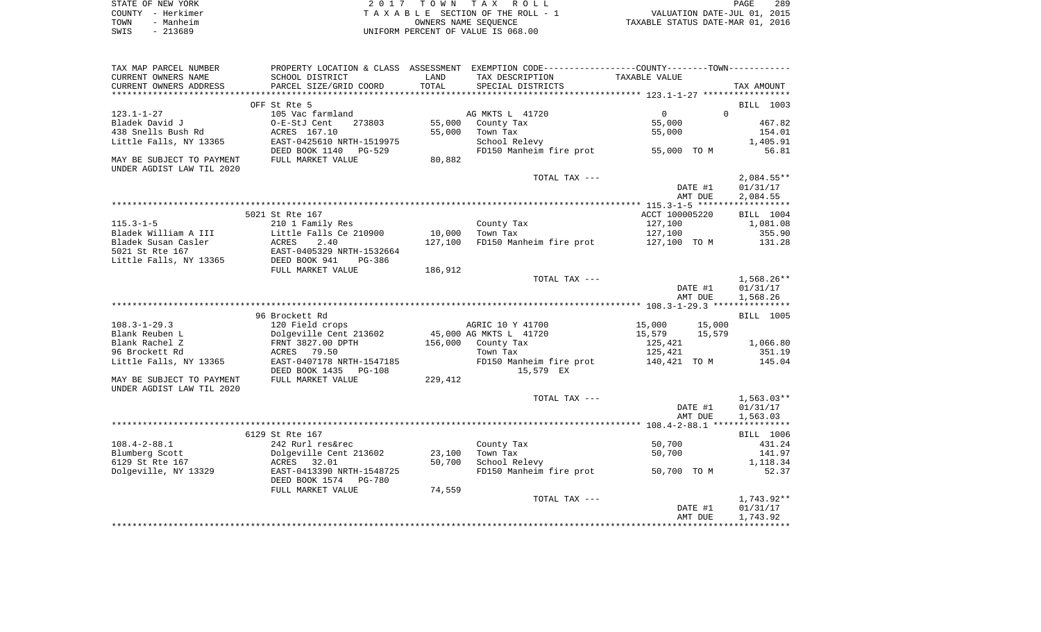STATE OF NEW YORK &nbsp;&nbsp;&nbsp;&nbsp; 2017 TOWN TAX ROLL &nbsp;&nbsp;&nbsp;&nbsp; PAGE 289
COUNTY - Herkimer &nbsp;&nbsp;&nbsp;&nbsp; TAXABLE SECTION OF THE ROLL - 1 &nbsp;&nbsp;&nbsp;&nbsp; VALUATION DATE-JUL 01, 2015
TOWN - Manheim &nbsp;&nbsp;&nbsp;&nbsp; OWNERS NAME SEQUENCE &nbsp;&nbsp;&nbsp;&nbsp; TAXABLE STATUS DATE-MAR 01, 2016
SWIS - 213689 &nbsp;&nbsp;&nbsp;&nbsp; UNIFORM PERCENT OF VALUE IS 068.00

| TAX MAP PARCEL NUMBER / CURRENT OWNERS NAME / CURRENT OWNERS ADDRESS | PROPERTY LOCATION & CLASS / SCHOOL DISTRICT / PARCEL SIZE/GRID COORD | ASSESSMENT LAND / TOTAL | EXEMPTION CODE / TAX DESCRIPTION / SPECIAL DISTRICTS | COUNTY TAXABLE VALUE | TOWN | TAX AMOUNT |
|---|---|---|---|---|---|---|
| | OFF St Rte 5 | | | | | BILL 1003 |
| 123.1-1-27 | 105 Vac farmland | | AG MKTS L 41720 | 0 | 0 | |
| Bladek David J | O-E-StJ Cent 273803 | 55,000 | County Tax | 55,000 | | 467.82 |
| 438 Snells Bush Rd | ACRES 167.10 | 55,000 | Town Tax | 55,000 | | 154.01 |
| Little Falls, NY 13365 | EAST-0425610 NRTH-1519975 | | School Relevy | | | 1,405.91 |
| | DEED BOOK 1140 PG-529 | | FD150 Manheim fire prot | 55,000 TO M | | 56.81 |
| MAY BE SUBJECT TO PAYMENT UNDER AGDIST LAW TIL 2020 | FULL MARKET VALUE | 80,882 | | | | |
| | | | TOTAL TAX --- | | | 2,084.55** |
| | | | | | DATE #1 | 01/31/17 |
| | | | | | AMT DUE | 2,084.55 |
| | 5021 St Rte 167 | | | ACCT 100005220 | | BILL 1004 |
| 115.3-1-5 | 210 1 Family Res | | County Tax | 127,100 | | 1,081.08 |
| Bladek William A III | Little Falls Ce 210900 | 10,000 | Town Tax | 127,100 | | 355.90 |
| Bladek Susan Casler | ACRES 2.40 | 127,100 | FD150 Manheim fire prot | 127,100 TO M | | 131.28 |
| 5021 St Rte 167 | EAST-0405329 NRTH-1532664 | | | | | |
| Little Falls, NY 13365 | DEED BOOK 941 PG-386 | | | | | |
| | FULL MARKET VALUE | 186,912 | | | | |
| | | | TOTAL TAX --- | | | 1,568.26** |
| | | | | | DATE #1 | 01/31/17 |
| | | | | | AMT DUE | 1,568.26 |
| | 96 Brockett Rd | | | | | BILL 1005 |
| 108.3-1-29.3 | 120 Field crops | | AGRIC 10 Y 41700 | 15,000 | 15,000 | |
| Blank Reuben L | Dolgeville Cent 213602 | 45,000 | AG MKTS L 41720 | 15,579 | 15,579 | |
| Blank Rachel Z | FRNT 3827.00 DPTH | 156,000 | County Tax | 125,421 | | 1,066.80 |
| 96 Brockett Rd | ACRES 79.50 | | Town Tax | 125,421 | | 351.19 |
| Little Falls, NY 13365 | EAST-0407178 NRTH-1547185 | | FD150 Manheim fire prot | 140,421 TO M | | 145.04 |
| | DEED BOOK 1435 PG-108 | | 15,579 EX | | | |
| MAY BE SUBJECT TO PAYMENT UNDER AGDIST LAW TIL 2020 | FULL MARKET VALUE | 229,412 | | | | |
| | | | TOTAL TAX --- | | | 1,563.03** |
| | | | | | DATE #1 | 01/31/17 |
| | | | | | AMT DUE | 1,563.03 |
| | 6129 St Rte 167 | | | | | BILL 1006 |
| 108.4-2-88.1 | 242 Rurl res&rec | | County Tax | 50,700 | | 431.24 |
| Blumberg Scott | Dolgeville Cent 213602 | 23,100 | Town Tax | 50,700 | | 141.97 |
| 6129 St Rte 167 | ACRES 32.01 | 50,700 | School Relevy | | | 1,118.34 |
| Dolgeville, NY 13329 | EAST-0413390 NRTH-1548725 | | FD150 Manheim fire prot | 50,700 TO M | | 52.37 |
| | DEED BOOK 1574 PG-780 | | | | | |
| | FULL MARKET VALUE | 74,559 | | | | |
| | | | TOTAL TAX --- | | | 1,743.92** |
| | | | | | DATE #1 | 01/31/17 |
| | | | | | AMT DUE | 1,743.92 |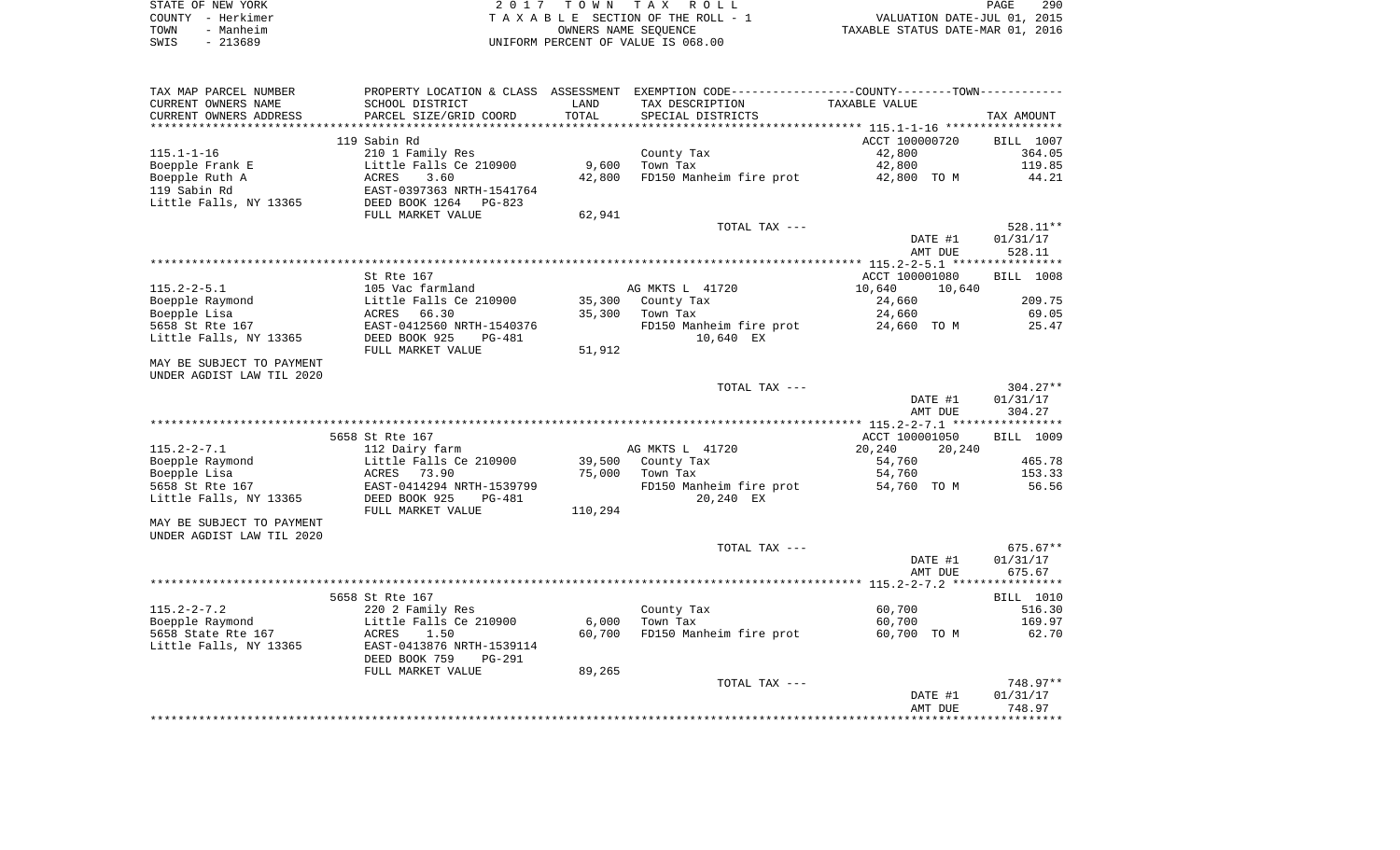STATE OF NEW YORK | COUNTY - Herkimer | TOWN - Manheim | SWIS - 213689

2 0 1 7 T O W N T A X R O L L
T A X A B L E SECTION OF THE ROLL - 1
OWNERS NAME SEQUENCE
UNIFORM PERCENT OF VALUE IS 068.00

VALUATION DATE-JUL 01, 2015
TAXABLE STATUS DATE-MAR 01, 2016

| TAX MAP PARCEL NUMBER / CURRENT OWNERS NAME / CURRENT OWNERS ADDRESS | PROPERTY LOCATION & CLASS / SCHOOL DISTRICT / PARCEL SIZE/GRID COORD | ASSESSMENT LAND | TOTAL | EXEMPTION CODE / TAX DESCRIPTION / SPECIAL DISTRICTS | COUNTY/TOWN TAXABLE VALUE | TAX AMOUNT |
|---|---|---|---|---|---|---|
| **115.1-1-16** | 119 Sabin Rd | | | | ACCT 100000720 | BILL 1007 |
| 115.1-1-16 | 210 1 Family Res | | | County Tax | 42,800 | 364.05 |
| Boepple Frank E | Little Falls Ce 210900 | 9,600 | | Town Tax | 42,800 | 119.85 |
| Boepple Ruth A | ACRES 3.60 | | 42,800 | FD150 Manheim fire prot | 42,800 TO M | 44.21 |
| 119 Sabin Rd | EAST-0397363 NRTH-1541764 | | | | | |
| Little Falls, NY 13365 | DEED BOOK 1264 PG-823 | | | | | |
| | FULL MARKET VALUE | | 62,941 | | | |
| | | | | TOTAL TAX --- | | 528.11** |
| | | | | | DATE #1 | 01/31/17 |
| | | | | | AMT DUE | 528.11 |
| **115.2-2-5.1** | St Rte 167 | | | | ACCT 100001080 | BILL 1008 |
| 115.2-2-5.1 | 105 Vac farmland | | | AG MKTS L 41720 | 10,640 10,640 | |
| Boepple Raymond | Little Falls Ce 210900 | 35,300 | | County Tax | 24,660 | 209.75 |
| Boepple Lisa | ACRES 66.30 | | 35,300 | Town Tax | 24,660 | 69.05 |
| 5658 St Rte 167 | EAST-0412560 NRTH-1540376 | | | FD150 Manheim fire prot | 24,660 TO M | 25.47 |
| Little Falls, NY 13365 | DEED BOOK 925 PG-481 | | | 10,640 EX | | |
| | FULL MARKET VALUE | | 51,912 | | | |
| MAY BE SUBJECT TO PAYMENT UNDER AGDIST LAW TIL 2020 | | | | | | |
| | | | | TOTAL TAX --- | | 304.27** |
| | | | | | DATE #1 | 01/31/17 |
| | | | | | AMT DUE | 304.27 |
| **115.2-2-7.1** | 5658 St Rte 167 | | | | ACCT 100001050 | BILL 1009 |
| 115.2-2-7.1 | 112 Dairy farm | | | AG MKTS L 41720 | 20,240 20,240 | |
| Boepple Raymond | Little Falls Ce 210900 | 39,500 | | County Tax | 54,760 | 465.78 |
| Boepple Lisa | ACRES 73.90 | | 75,000 | Town Tax | 54,760 | 153.33 |
| 5658 St Rte 167 | EAST-0414294 NRTH-1539799 | | | FD150 Manheim fire prot | 54,760 TO M | 56.56 |
| Little Falls, NY 13365 | DEED BOOK 925 PG-481 | | | 20,240 EX | | |
| | FULL MARKET VALUE | | 110,294 | | | |
| MAY BE SUBJECT TO PAYMENT UNDER AGDIST LAW TIL 2020 | | | | | | |
| | | | | TOTAL TAX --- | | 675.67** |
| | | | | | DATE #1 | 01/31/17 |
| | | | | | AMT DUE | 675.67 |
| **115.2-2-7.2** | 5658 St Rte 167 | | | | | BILL 1010 |
| 115.2-2-7.2 | 220 2 Family Res | | | County Tax | 60,700 | 516.30 |
| Boepple Raymond | Little Falls Ce 210900 | 6,000 | | Town Tax | 60,700 | 169.97 |
| 5658 State Rte 167 | ACRES 1.50 | | 60,700 | FD150 Manheim fire prot | 60,700 TO M | 62.70 |
| Little Falls, NY 13365 | EAST-0413876 NRTH-1539114 | | | | | |
| | DEED BOOK 759 PG-291 | | | | | |
| | FULL MARKET VALUE | | 89,265 | | | |
| | | | | TOTAL TAX --- | | 748.97** |
| | | | | | DATE #1 | 01/31/17 |
| | | | | | AMT DUE | 748.97 |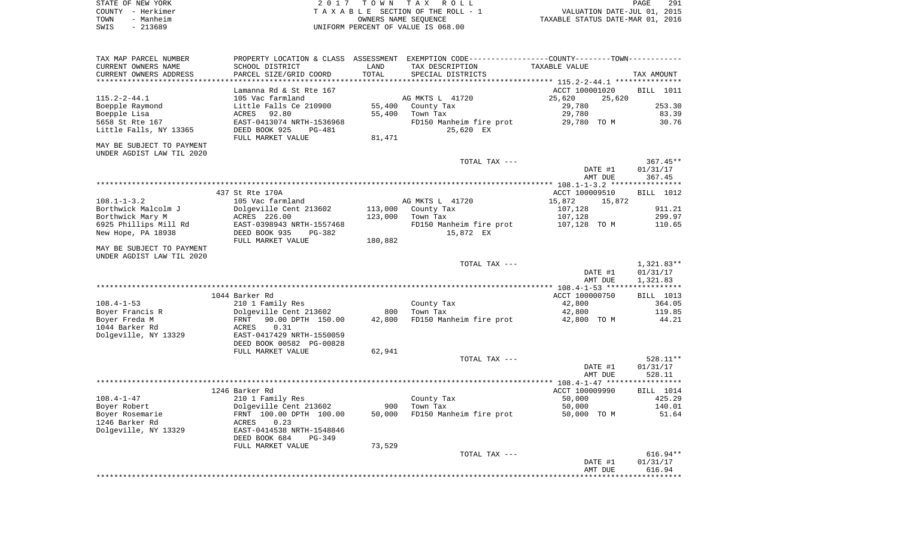STATE OF NEW YORK — 2017 TOWN TAX ROLL — PAGE 291
COUNTY - Herkimer — TAXABLE SECTION OF THE ROLL - 1 — VALUATION DATE-JUL 01, 2015
TOWN - Manheim — OWNERS NAME SEQUENCE — TAXABLE STATUS DATE-MAR 01, 2016
SWIS - 213689 — UNIFORM PERCENT OF VALUE IS 068.00

| TAX MAP PARCEL NUMBER / CURRENT OWNERS NAME / CURRENT OWNERS ADDRESS | PROPERTY LOCATION & CLASS / SCHOOL DISTRICT / PARCEL SIZE/GRID COORD | ASSESSMENT LAND / TOTAL | EXEMPTION CODE / TAX DESCRIPTION / SPECIAL DISTRICTS | COUNTY / TOWN TAXABLE VALUE | TAX AMOUNT |
|---|---|---|---|---|---|
| | Lamanna Rd & St Rte 167 | | | ACCT 100001020 | BILL 1011 |
| 115.2-2-44.1 | 105 Vac farmland | | AG MKTS L 41720 | 25,620 25,620 | |
| Boepple Raymond | Little Falls Ce 210900 | 55,400 | County Tax | 29,780 | 253.30 |
| Boepple Lisa | ACRES 92.80 | 55,400 | Town Tax | 29,780 | 83.39 |
| 5658 St Rte 167 | EAST-0413074 NRTH-1536968 | | FD150 Manheim fire prot | 29,780 TO M | 30.76 |
| Little Falls, NY 13365 | DEED BOOK 925 PG-481 | | 25,620 EX | | |
| | FULL MARKET VALUE | 81,471 | | | |
| MAY BE SUBJECT TO PAYMENT UNDER AGDIST LAW TIL 2020 | | | | | |
| | | | TOTAL TAX --- | | 367.45** |
| | | | | DATE #1 | 01/31/17 |
| | | | | AMT DUE | 367.45 |
| | 437 St Rte 170A | | | ACCT 100009510 | BILL 1012 |
| 108.1-1-3.2 | 105 Vac farmland | | AG MKTS L 41720 | 15,872 15,872 | |
| Borthwick Malcolm J | Dolgeville Cent 213602 | 113,000 | County Tax | 107,128 | 911.21 |
| Borthwick Mary M | ACRES 226.00 | 123,000 | Town Tax | 107,128 | 299.97 |
| 6925 Phillips Mill Rd | EAST-0398943 NRTH-1557468 | | FD150 Manheim fire prot | 107,128 TO M | 110.65 |
| New Hope, PA 18938 | DEED BOOK 935 PG-382 | | 15,872 EX | | |
| | FULL MARKET VALUE | 180,882 | | | |
| MAY BE SUBJECT TO PAYMENT UNDER AGDIST LAW TIL 2020 | | | | | |
| | | | TOTAL TAX --- | | 1,321.83** |
| | | | | DATE #1 | 01/31/17 |
| | | | | AMT DUE | 1,321.83 |
| | 1044 Barker Rd | | | ACCT 100000750 | BILL 1013 |
| 108.4-1-53 | 210 1 Family Res | | County Tax | 42,800 | 364.05 |
| Boyer Francis R | Dolgeville Cent 213602 | 800 | Town Tax | 42,800 | 119.85 |
| Boyer Freda M | FRNT 90.00 DPTH 150.00 | 42,800 | FD150 Manheim fire prot | 42,800 TO M | 44.21 |
| 1044 Barker Rd | ACRES 0.31 | | | | |
| Dolgeville, NY 13329 | EAST-0417429 NRTH-1550059 | | | | |
| | DEED BOOK 00582 PG-00828 | | | | |
| | FULL MARKET VALUE | 62,941 | | | |
| | | | TOTAL TAX --- | | 528.11** |
| | | | | DATE #1 | 01/31/17 |
| | | | | AMT DUE | 528.11 |
| | 1246 Barker Rd | | | ACCT 100009990 | BILL 1014 |
| 108.4-1-47 | 210 1 Family Res | | County Tax | 50,000 | 425.29 |
| Boyer Robert | Dolgeville Cent 213602 | 900 | Town Tax | 50,000 | 140.01 |
| Boyer Rosemarie | FRNT 100.00 DPTH 100.00 | 50,000 | FD150 Manheim fire prot | 50,000 TO M | 51.64 |
| 1246 Barker Rd | ACRES 0.23 | | | | |
| Dolgeville, NY 13329 | EAST-0414538 NRTH-1548846 | | | | |
| | DEED BOOK 684 PG-349 | | | | |
| | FULL MARKET VALUE | 73,529 | | | |
| | | | TOTAL TAX --- | | 616.94** |
| | | | | DATE #1 | 01/31/17 |
| | | | | AMT DUE | 616.94 |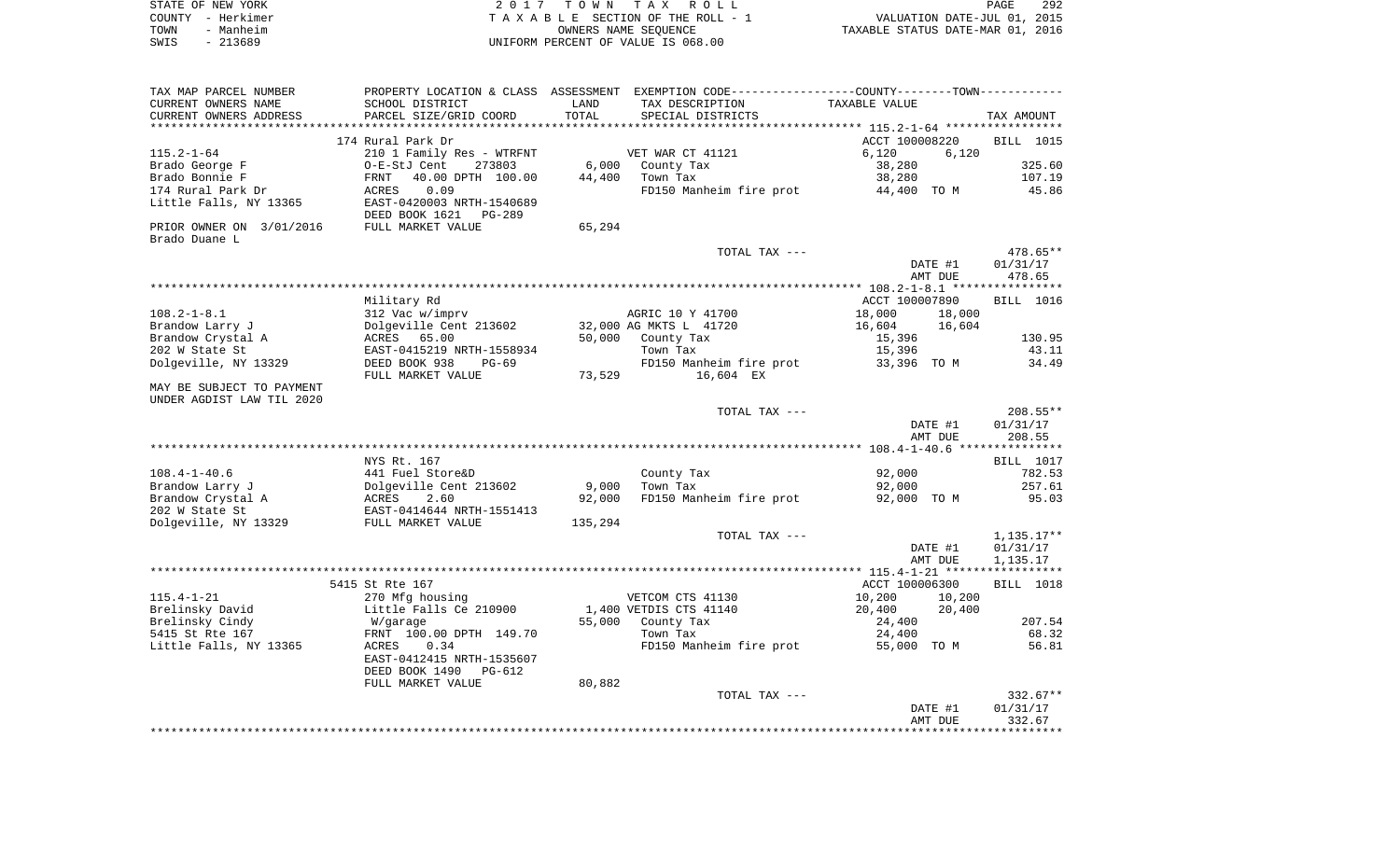STATE OF NEW YORK — COUNTY - Herkimer — TOWN - Manheim — SWIS - 213689

2017 TOWN TAX ROLL
TAXABLE SECTION OF THE ROLL - 1
OWNERS NAME SEQUENCE
UNIFORM PERCENT OF VALUE IS 068.00

VALUATION DATE-JUL 01, 2015
TAXABLE STATUS DATE-MAR 01, 2016

| TAX MAP PARCEL NUMBER / CURRENT OWNERS NAME / CURRENT OWNERS ADDRESS | PROPERTY LOCATION & CLASS / SCHOOL DISTRICT / PARCEL SIZE/GRID COORD | ASSESSMENT LAND / TOTAL | EXEMPTION CODE / TAX DESCRIPTION / SPECIAL DISTRICTS | COUNTY TAXABLE VALUE | TOWN TAXABLE VALUE | TAX AMOUNT |
|---|---|---|---|---|---|---|
| **115.2-1-64** | 174 Rural Park Dr | | | ACCT 100008220 | | BILL 1015 |
| 115.2-1-64 | 210 1 Family Res - WTRFNT | | VET WAR CT 41121 | 6,120 | 6,120 | |
| Brado George F | O-E-StJ Cent 273803 | 6,000 | County Tax | 38,280 | | 325.60 |
| Brado Bonnie F | FRNT 40.00 DPTH 100.00 | 44,400 | Town Tax | 38,280 | | 107.19 |
| 174 Rural Park Dr | ACRES 0.09 | | FD150 Manheim fire prot | 44,400 TO M | | 45.86 |
| Little Falls, NY 13365 | EAST-0420003 NRTH-1540689 | | | | | |
| | DEED BOOK 1621 PG-289 | | | | | |
| PRIOR OWNER ON 3/01/2016 | FULL MARKET VALUE | 65,294 | | | | |
| Brado Duane L | | | | | | |
| | | | TOTAL TAX --- | | | 478.65** |
| | | | | | DATE #1 | 01/31/17 |
| | | | | | AMT DUE | 478.65 |
| **108.2-1-8.1** | Military Rd | | | ACCT 100007890 | | BILL 1016 |
| 108.2-1-8.1 | 312 Vac w/imprv | | AGRIC 10 Y 41700 | 18,000 | 18,000 | |
| Brandow Larry J | Dolgeville Cent 213602 | 32,000 | AG MKTS L 41720 | 16,604 | 16,604 | |
| Brandow Crystal A | ACRES 65.00 | 50,000 | County Tax | 15,396 | | 130.95 |
| 202 W State St | EAST-0415219 NRTH-1558934 | | Town Tax | 15,396 | | 43.11 |
| Dolgeville, NY 13329 | DEED BOOK 938 PG-69 | | FD150 Manheim fire prot | 33,396 TO M | | 34.49 |
| | FULL MARKET VALUE | 73,529 | 16,604 EX | | | |
| MAY BE SUBJECT TO PAYMENT | | | | | | |
| UNDER AGDIST LAW TIL 2020 | | | | | | |
| | | | TOTAL TAX --- | | | 208.55** |
| | | | | | DATE #1 | 01/31/17 |
| | | | | | AMT DUE | 208.55 |
| **108.4-1-40.6** | NYS Rt. 167 | | | | | BILL 1017 |
| 108.4-1-40.6 | 441 Fuel Store&D | | County Tax | 92,000 | | 782.53 |
| Brandow Larry J | Dolgeville Cent 213602 | 9,000 | Town Tax | 92,000 | | 257.61 |
| Brandow Crystal A | ACRES 2.60 | 92,000 | FD150 Manheim fire prot | 92,000 TO M | | 95.03 |
| 202 W State St | EAST-0414644 NRTH-1551413 | | | | | |
| Dolgeville, NY 13329 | FULL MARKET VALUE | 135,294 | | | | |
| | | | TOTAL TAX --- | | | 1,135.17** |
| | | | | | DATE #1 | 01/31/17 |
| | | | | | AMT DUE | 1,135.17 |
| **115.4-1-21** | 5415 St Rte 167 | | | ACCT 100006300 | | BILL 1018 |
| 115.4-1-21 | 270 Mfg housing | | VETCOM CTS 41130 | 10,200 | 10,200 | |
| Brelinsky David | Little Falls Ce 210900 | 1,400 | VETDIS CTS 41140 | 20,400 | 20,400 | |
| Brelinsky Cindy | W/garage | 55,000 | County Tax | 24,400 | | 207.54 |
| 5415 St Rte 167 | FRNT 100.00 DPTH 149.70 | | Town Tax | 24,400 | | 68.32 |
| Little Falls, NY 13365 | ACRES 0.34 | | FD150 Manheim fire prot | 55,000 TO M | | 56.81 |
| | EAST-0412415 NRTH-1535607 | | | | | |
| | DEED BOOK 1490 PG-612 | | | | | |
| | FULL MARKET VALUE | 80,882 | | | | |
| | | | TOTAL TAX --- | | | 332.67** |
| | | | | | DATE #1 | 01/31/17 |
| | | | | | AMT DUE | 332.67 |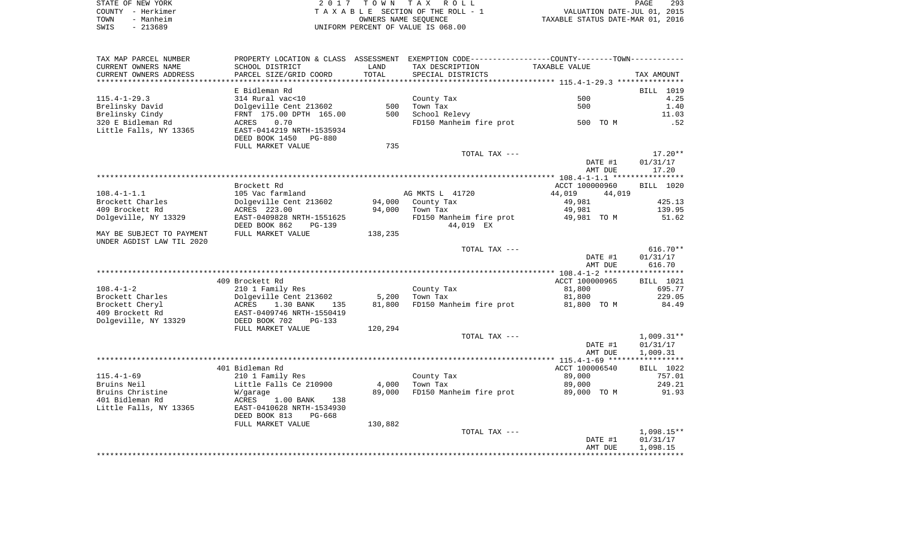STATE OF NEW YORK — COUNTY - Herkimer — TOWN - Manheim — SWIS - 213689

2017 TOWN TAX ROLL
TAXABLE SECTION OF THE ROLL - 1
OWNERS NAME SEQUENCE
UNIFORM PERCENT OF VALUE IS 068.00

VALUATION DATE-JUL 01, 2015
TAXABLE STATUS DATE-MAR 01, 2016

| TAX MAP PARCEL NUMBER / CURRENT OWNERS NAME / CURRENT OWNERS ADDRESS | PROPERTY LOCATION & CLASS / SCHOOL DISTRICT / PARCEL SIZE/GRID COORD | ASSESSMENT LAND / TOTAL | EXEMPTION CODE / TAX DESCRIPTION / SPECIAL DISTRICTS | COUNTY--------TOWN / TAXABLE VALUE | TAX AMOUNT |
|---|---|---|---|---|---|
| **115.4-1-29.3** | E Bidleman Rd | | | | BILL 1019 |
| 115.4-1-29.3 | 314 Rural vac<10 | | County Tax | 500 | 4.25 |
| Brelinsky David | Dolgeville Cent 213602 | 500 | Town Tax | 500 | 1.40 |
| Brelinsky Cindy | FRNT 175.00 DPTH 165.00 | 500 | School Relevy | | 11.03 |
| 320 E Bidleman Rd | ACRES 0.70 | | FD150 Manheim fire prot | 500 TO M | .52 |
| Little Falls, NY 13365 | EAST-0414219 NRTH-1535934 | | | | |
| | DEED BOOK 1450 PG-880 | | | | |
| | FULL MARKET VALUE | 735 | | | |
| | | | TOTAL TAX --- | | 17.20** |
| | | | | DATE #1 | 01/31/17 |
| | | | | AMT DUE | 17.20 |
| **108.4-1-1.1** | Brockett Rd | | | ACCT 100000960 | BILL 1020 |
| 108.4-1-1.1 | 105 Vac farmland | | AG MKTS L 41720 | 44,019 44,019 | |
| Brockett Charles | Dolgeville Cent 213602 | 94,000 | County Tax | 49,981 | 425.13 |
| 409 Brockett Rd | ACRES 223.00 | 94,000 | Town Tax | 49,981 | 139.95 |
| Dolgeville, NY 13329 | EAST-0409828 NRTH-1551625 | | FD150 Manheim fire prot | 49,981 TO M | 51.62 |
| | DEED BOOK 862 PG-139 | | 44,019 EX | | |
| MAY BE SUBJECT TO PAYMENT UNDER AGDIST LAW TIL 2020 | FULL MARKET VALUE | 138,235 | | | |
| | | | TOTAL TAX --- | | 616.70** |
| | | | | DATE #1 | 01/31/17 |
| | | | | AMT DUE | 616.70 |
| **108.4-1-2** | 409 Brockett Rd | | | ACCT 100000965 | BILL 1021 |
| 108.4-1-2 | 210 1 Family Res | | County Tax | 81,800 | 695.77 |
| Brockett Charles | Dolgeville Cent 213602 | 5,200 | Town Tax | 81,800 | 229.05 |
| Brockett Cheryl | ACRES 1.30 BANK 135 | 81,800 | FD150 Manheim fire prot | 81,800 TO M | 84.49 |
| 409 Brockett Rd | EAST-0409746 NRTH-1550419 | | | | |
| Dolgeville, NY 13329 | DEED BOOK 702 PG-133 | | | | |
| | FULL MARKET VALUE | 120,294 | | | |
| | | | TOTAL TAX --- | | 1,009.31** |
| | | | | DATE #1 | 01/31/17 |
| | | | | AMT DUE | 1,009.31 |
| **115.4-1-69** | 401 Bidleman Rd | | | ACCT 100006540 | BILL 1022 |
| 115.4-1-69 | 210 1 Family Res | | County Tax | 89,000 | 757.01 |
| Bruins Neil | Little Falls Ce 210900 | 4,000 | Town Tax | 89,000 | 249.21 |
| Bruins Christine | W/garage | 89,000 | FD150 Manheim fire prot | 89,000 TO M | 91.93 |
| 401 Bidleman Rd | ACRES 1.00 BANK 138 | | | | |
| Little Falls, NY 13365 | EAST-0410628 NRTH-1534930 | | | | |
| | DEED BOOK 813 PG-668 | | | | |
| | FULL MARKET VALUE | 130,882 | | | |
| | | | TOTAL TAX --- | | 1,098.15** |
| | | | | DATE #1 | 01/31/17 |
| | | | | AMT DUE | 1,098.15 |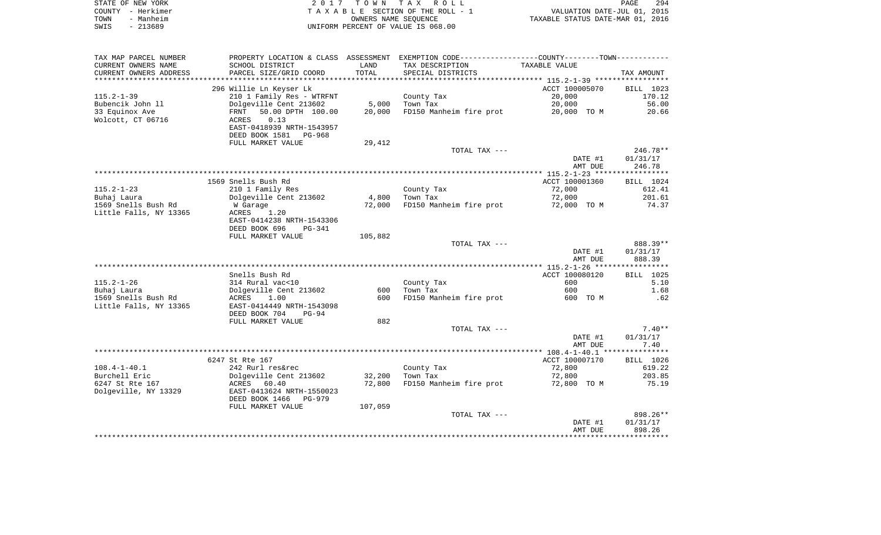STATE OF NEW YORK | COUNTY - Herkimer | TOWN - Manheim | SWIS - 213689

2017 TOWN TAX ROLL
TAXABLE SECTION OF THE ROLL - 1
OWNERS NAME SEQUENCE
UNIFORM PERCENT OF VALUE IS 068.00

VALUATION DATE-JUL 01, 2015
TAXABLE STATUS DATE-MAR 01, 2016

| TAX MAP PARCEL NUMBER / CURRENT OWNERS NAME / CURRENT OWNERS ADDRESS | PROPERTY LOCATION & CLASS / SCHOOL DISTRICT / PARCEL SIZE/GRID COORD | ASSESSMENT LAND | TOTAL | EXEMPTION CODE / TAX DESCRIPTION / SPECIAL DISTRICTS | TAXABLE VALUE | TAX AMOUNT |
|---|---|---|---|---|---|---|
| 115.2-1-39 | 296 Willie Ln Keyser Lk | | | | ACCT 100005070 | BILL 1023 |
| Bubencik John ll | 210 1 Family Res - WTRFNT | | | County Tax | 20,000 | 170.12 |
| 33 Equinox Ave | Dolgeville Cent 213602 | 5,000 | | Town Tax | 20,000 | 56.00 |
| Wolcott, CT 06716 | FRNT 50.00 DPTH 100.00 | | 20,000 | FD150 Manheim fire prot | 20,000 TO M | 20.66 |
| | ACRES 0.13 | | | | | |
| | EAST-0418939 NRTH-1543957 | | | | | |
| | DEED BOOK 1581 PG-968 | | | | | |
| | FULL MARKET VALUE | 29,412 | | | | |
| | | | | TOTAL TAX --- | | 246.78** |
| | | | | | DATE #1 | 01/31/17 |
| | | | | | AMT DUE | 246.78 |
| 115.2-1-23 | 1569 Snells Bush Rd | | | | ACCT 100001360 | BILL 1024 |
| Buhaj Laura | 210 1 Family Res | | | County Tax | 72,000 | 612.41 |
| 1569 Snells Bush Rd | Dolgeville Cent 213602 | 4,800 | | Town Tax | 72,000 | 201.61 |
| Little Falls, NY 13365 | W Garage | | 72,000 | FD150 Manheim fire prot | 72,000 TO M | 74.37 |
| | ACRES 1.20 | | | | | |
| | EAST-0414238 NRTH-1543306 | | | | | |
| | DEED BOOK 696 PG-341 | | | | | |
| | FULL MARKET VALUE | 105,882 | | | | |
| | | | | TOTAL TAX --- | | 888.39** |
| | | | | | DATE #1 | 01/31/17 |
| | | | | | AMT DUE | 888.39 |
| 115.2-1-26 | Snells Bush Rd | | | | ACCT 100080120 | BILL 1025 |
| Buhaj Laura | 314 Rural vac<10 | | | County Tax | 600 | 5.10 |
| 1569 Snells Bush Rd | Dolgeville Cent 213602 | 600 | | Town Tax | 600 | 1.68 |
| Little Falls, NY 13365 | ACRES 1.00 | | 600 | FD150 Manheim fire prot | 600 TO M | .62 |
| | EAST-0414449 NRTH-1543098 | | | | | |
| | DEED BOOK 704 PG-94 | | | | | |
| | FULL MARKET VALUE | 882 | | | | |
| | | | | TOTAL TAX --- | | 7.40** |
| | | | | | DATE #1 | 01/31/17 |
| | | | | | AMT DUE | 7.40 |
| 108.4-1-40.1 | 6247 St Rte 167 | | | | ACCT 100007170 | BILL 1026 |
| Burchell Eric | 242 Rurl res&rec | | | County Tax | 72,800 | 619.22 |
| 6247 St Rte 167 | Dolgeville Cent 213602 | 32,200 | | Town Tax | 72,800 | 203.85 |
| Dolgeville, NY 13329 | ACRES 60.40 | | 72,800 | FD150 Manheim fire prot | 72,800 TO M | 75.19 |
| | EAST-0413624 NRTH-1550023 | | | | | |
| | DEED BOOK 1466 PG-979 | | | | | |
| | FULL MARKET VALUE | 107,059 | | | | |
| | | | | TOTAL TAX --- | | 898.26** |
| | | | | | DATE #1 | 01/31/17 |
| | | | | | AMT DUE | 898.26 |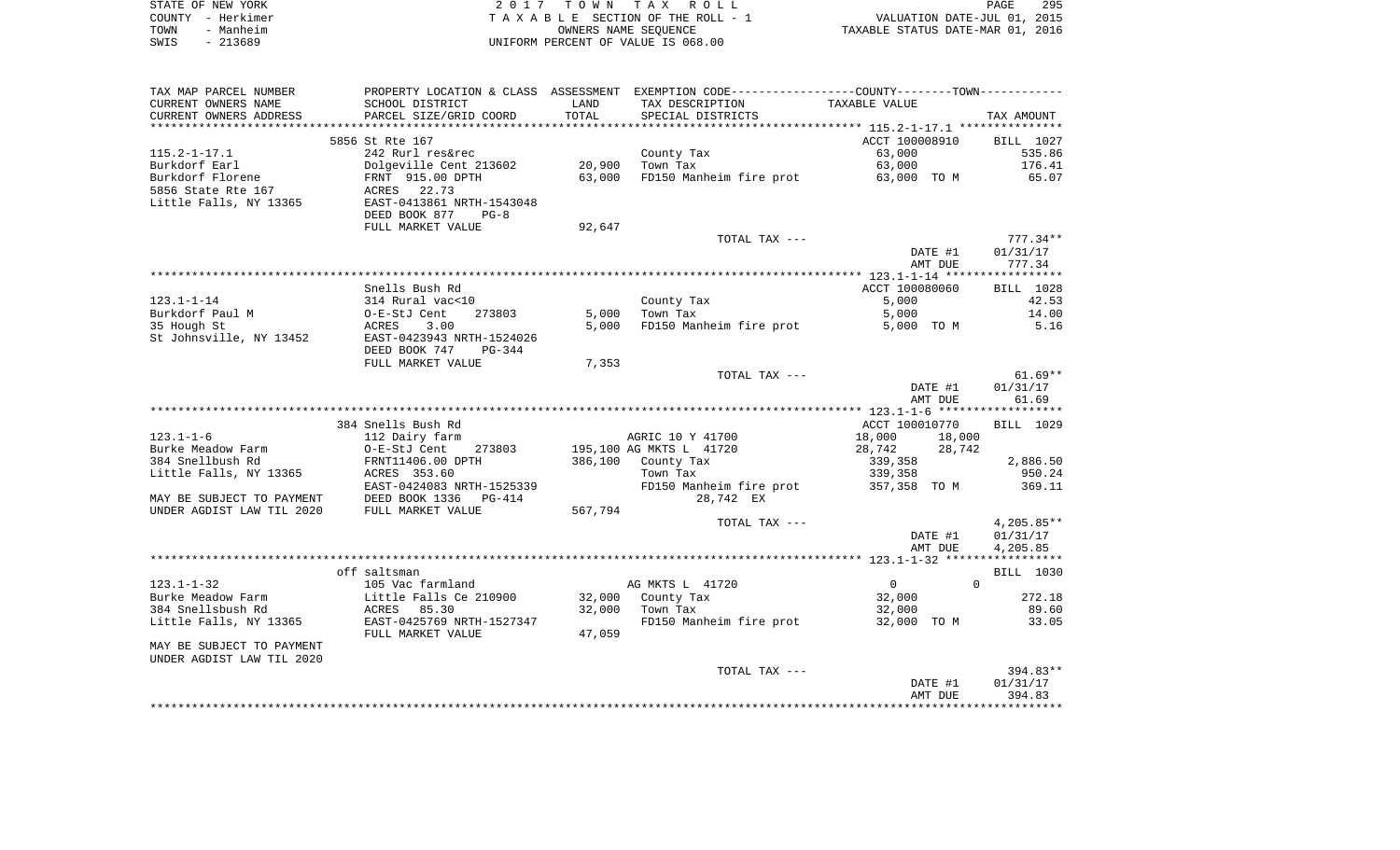STATE OF NEW YORK | 2017 TOWN TAX ROLL | VALUATION DATE-JUL 01, 2015
COUNTY - Herkimer | TAXABLE SECTION OF THE ROLL - 1 | TAXABLE STATUS DATE-MAR 01, 2016
TOWN - Manheim | OWNERS NAME SEQUENCE
SWIS - 213689 | UNIFORM PERCENT OF VALUE IS 068.00

| TAX MAP PARCEL NUMBER / CURRENT OWNERS NAME / CURRENT OWNERS ADDRESS | PROPERTY LOCATION & CLASS / SCHOOL DISTRICT / PARCEL SIZE/GRID COORD | ASSESSMENT LAND / TOTAL | EXEMPTION CODE / TAX DESCRIPTION / SPECIAL DISTRICTS | COUNTY/TOWN TAXABLE VALUE | TAX AMOUNT |
|---|---|---|---|---|---|
| 115.2-1-17.1 | 5856 St Rte 167 | | | ACCT 100008910 | BILL 1027 |
| 115.2-1-17.1 | 242 Rurl res&rec | | County Tax | 63,000 | 535.86 |
| Burkdorf Earl | Dolgeville Cent 213602 | 20,900 | Town Tax | 63,000 | 176.41 |
| Burkdorf Florene | FRNT 915.00 DPTH | 63,000 | FD150 Manheim fire prot | 63,000 TO M | 65.07 |
| 5856 State Rte 167 | ACRES 22.73 | | | | |
| Little Falls, NY 13365 | EAST-0413861 NRTH-1543048 | | | | |
| | DEED BOOK 877 PG-8 | | | | |
| | FULL MARKET VALUE | 92,647 | | | |
| | | | TOTAL TAX --- | | 777.34** |
| | | | | DATE #1 | 01/31/17 |
| | | | | AMT DUE | 777.34 |
| 123.1-1-14 | Snells Bush Rd | | | ACCT 100080060 | BILL 1028 |
| 123.1-1-14 | 314 Rural vac<10 | | County Tax | 5,000 | 42.53 |
| Burkdorf Paul M | O-E-StJ Cent 273803 | 5,000 | Town Tax | 5,000 | 14.00 |
| 35 Hough St | ACRES 3.00 | 5,000 | FD150 Manheim fire prot | 5,000 TO M | 5.16 |
| St Johnsville, NY 13452 | EAST-0423943 NRTH-1524026 | | | | |
| | DEED BOOK 747 PG-344 | | | | |
| | FULL MARKET VALUE | 7,353 | | | |
| | | | TOTAL TAX --- | | 61.69** |
| | | | | DATE #1 | 01/31/17 |
| | | | | AMT DUE | 61.69 |
| 123.1-1-6 | 384 Snells Bush Rd | | | ACCT 100010770 | BILL 1029 |
| 123.1-1-6 | 112 Dairy farm | | AGRIC 10 Y 41700 | 18,000 18,000 | |
| Burke Meadow Farm | O-E-StJ Cent 273803 | 195,100 | AG MKTS L 41720 | 28,742 28,742 | |
| 384 Snellbush Rd | FRNT11406.00 DPTH | 386,100 | County Tax | 339,358 | 2,886.50 |
| Little Falls, NY 13365 | ACRES 353.60 | | Town Tax | 339,358 | 950.24 |
| | EAST-0424083 NRTH-1525339 | | FD150 Manheim fire prot | 357,358 TO M | 369.11 |
| MAY BE SUBJECT TO PAYMENT | DEED BOOK 1336 PG-414 | | 28,742 EX | | |
| UNDER AGDIST LAW TIL 2020 | FULL MARKET VALUE | 567,794 | | | |
| | | | TOTAL TAX --- | | 4,205.85** |
| | | | | DATE #1 | 01/31/17 |
| | | | | AMT DUE | 4,205.85 |
| 123.1-1-32 | off saltsman | | | | BILL 1030 |
| 123.1-1-32 | 105 Vac farmland | | AG MKTS L 41720 | 0 0 | |
| Burke Meadow Farm | Little Falls Ce 210900 | 32,000 | County Tax | 32,000 | 272.18 |
| 384 Snellsbush Rd | ACRES 85.30 | 32,000 | Town Tax | 32,000 | 89.60 |
| Little Falls, NY 13365 | EAST-0425769 NRTH-1527347 | | FD150 Manheim fire prot | 32,000 TO M | 33.05 |
| | FULL MARKET VALUE | 47,059 | | | |
| MAY BE SUBJECT TO PAYMENT | | | | | |
| UNDER AGDIST LAW TIL 2020 | | | | | |
| | | | TOTAL TAX --- | | 394.83** |
| | | | | DATE #1 | 01/31/17 |
| | | | | AMT DUE | 394.83 |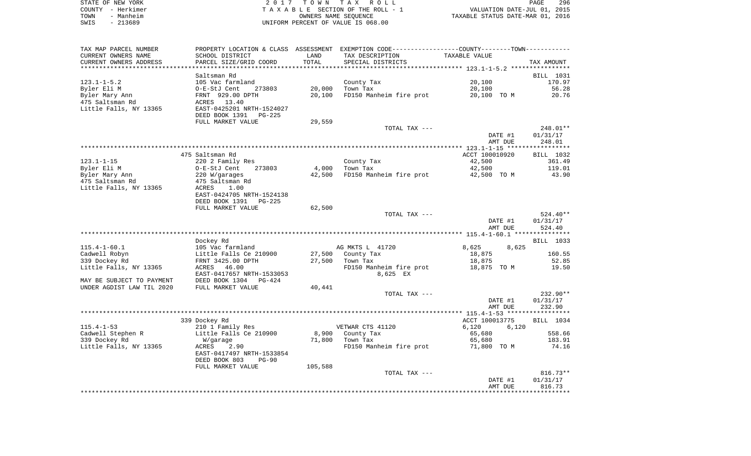STATE OF NEW YORK
COUNTY - Herkimer
TOWN - Manheim
SWIS - 213689

2017 TOWN TAX ROLL
TAXABLE SECTION OF THE ROLL - 1
OWNERS NAME SEQUENCE
UNIFORM PERCENT OF VALUE IS 068.00

VALUATION DATE-JUL 01, 2015
TAXABLE STATUS DATE-MAR 01, 2016

| TAX MAP PARCEL NUMBER / CURRENT OWNERS NAME / CURRENT OWNERS ADDRESS | PROPERTY LOCATION & CLASS / SCHOOL DISTRICT / PARCEL SIZE/GRID COORD | ASSESSMENT LAND / TOTAL | EXEMPTION CODE / TAX DESCRIPTION / SPECIAL DISTRICTS | COUNTY / TOWN TAXABLE VALUE | TAX AMOUNT |
|---|---|---|---|---|---|
| 123.1-1-5.2 | Saltsman Rd | | | | BILL 1031 |
| | 105 Vac farmland | | County Tax | 20,100 | 170.97 |
| Byler Eli M | O-E-StJ Cent 273803 | 20,000 | Town Tax | 20,100 | 56.28 |
| Byler Mary Ann | FRNT 929.00 DPTH | 20,100 | FD150 Manheim fire prot | 20,100 TO M | 20.76 |
| 475 Saltsman Rd | ACRES 13.40 | | | | |
| Little Falls, NY 13365 | EAST-0425201 NRTH-1524027 | | | | |
| | DEED BOOK 1391 PG-225 | | | | |
| | FULL MARKET VALUE | 29,559 | | | |
| | | | TOTAL TAX --- | | 248.01** |
| | | | | DATE #1 | 01/31/17 |
| | | | | AMT DUE | 248.01 |
| 123.1-1-15 | 475 Saltsman Rd | | | ACCT 100010920 | BILL 1032 |
| | 220 2 Family Res | | County Tax | 42,500 | 361.49 |
| Byler Eli M | O-E-StJ Cent 273803 | 4,000 | Town Tax | 42,500 | 119.01 |
| Byler Mary Ann | 220 W/garages | 42,500 | FD150 Manheim fire prot | 42,500 TO M | 43.90 |
| 475 Saltsman Rd | 475 Saltsman Rd | | | | |
| Little Falls, NY 13365 | ACRES 1.00 | | | | |
| | EAST-0424705 NRTH-1524138 | | | | |
| | DEED BOOK 1391 PG-225 | | | | |
| | FULL MARKET VALUE | 62,500 | | | |
| | | | TOTAL TAX --- | | 524.40** |
| | | | | DATE #1 | 01/31/17 |
| | | | | AMT DUE | 524.40 |
| 115.4-1-60.1 | Dockey Rd | | | | BILL 1033 |
| | 105 Vac farmland | | AG MKTS L 41720 | 8,625 8,625 | |
| Cadwell Robyn | Little Falls Ce 210900 | 27,500 | County Tax | 18,875 | 160.55 |
| 339 Dockey Rd | FRNT 3425.00 DPTH | 27,500 | Town Tax | 18,875 | 52.85 |
| Little Falls, NY 13365 | ACRES 46.00 | | FD150 Manheim fire prot | 18,875 TO M | 19.50 |
| | EAST-0417657 NRTH-1533053 | | 8,625 EX | | |
| MAY BE SUBJECT TO PAYMENT | DEED BOOK 1304 PG-424 | | | | |
| UNDER AGDIST LAW TIL 2020 | FULL MARKET VALUE | 40,441 | | | |
| | | | TOTAL TAX --- | | 232.90** |
| | | | | DATE #1 | 01/31/17 |
| | | | | AMT DUE | 232.90 |
| 115.4-1-53 | 339 Dockey Rd | | | ACCT 100013775 | BILL 1034 |
| | 210 1 Family Res | | VETWAR CTS 41120 | 6,120 6,120 | |
| Cadwell Stephen R | Little Falls Ce 210900 | 8,900 | County Tax | 65,680 | 558.66 |
| 339 Dockey Rd | W/garage | 71,800 | Town Tax | 65,680 | 183.91 |
| Little Falls, NY 13365 | ACRES 2.90 | | FD150 Manheim fire prot | 71,800 TO M | 74.16 |
| | EAST-0417497 NRTH-1533854 | | | | |
| | DEED BOOK 803 PG-90 | | | | |
| | FULL MARKET VALUE | 105,588 | | | |
| | | | TOTAL TAX --- | | 816.73** |
| | | | | DATE #1 | 01/31/17 |
| | | | | AMT DUE | 816.73 |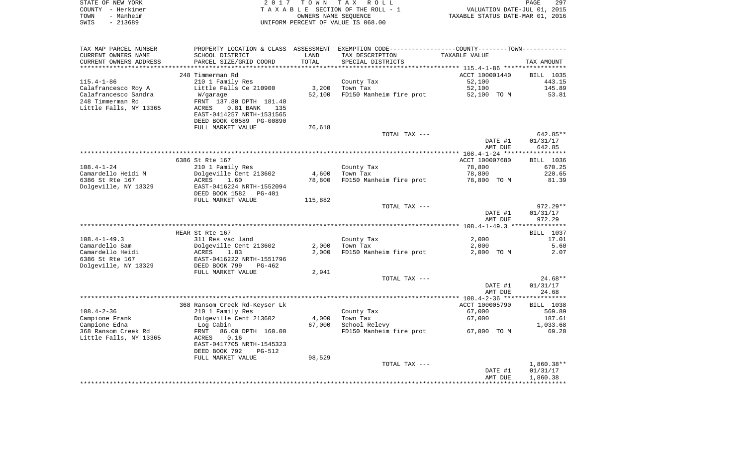STATE OF NEW YORK | COUNTY - Herkimer | TOWN - Manheim | SWIS - 213689

# 2017 TOWN TAX ROLL
TAXABLE SECTION OF THE ROLL - 1
OWNERS NAME SEQUENCE
UNIFORM PERCENT OF VALUE IS 068.00

VALUATION DATE-JUL 01, 2015
TAXABLE STATUS DATE-MAR 01, 2016

| TAX MAP PARCEL NUMBER / CURRENT OWNERS NAME / CURRENT OWNERS ADDRESS | PROPERTY LOCATION & CLASS / SCHOOL DISTRICT / PARCEL SIZE/GRID COORD | ASSESSMENT LAND | ASSESSMENT TOTAL | EXEMPTION CODE / TAX DESCRIPTION / SPECIAL DISTRICTS | COUNTY--------TOWN TAXABLE VALUE | TAX AMOUNT |
|---|---|---|---|---|---|---|
| 115.4-1-86 | 248 Timmerman Rd | | | | ACCT 100001440 | BILL 1035 |
| | 210 1 Family Res | | | County Tax | 52,100 | 443.15 |
| Calafrancesco Roy A | Little Falls Ce 210900 | 3,200 | | Town Tax | 52,100 | 145.89 |
| Calafrancesco Sandra | W/garage | | 52,100 | FD150 Manheim fire prot | 52,100 TO M | 53.81 |
| 248 Timmerman Rd | FRNT 137.80 DPTH 181.40 | | | | | |
| Little Falls, NY 13365 | ACRES 0.81 BANK 135 | | | | | |
| | EAST-0414257 NRTH-1531565 | | | | | |
| | DEED BOOK 00589 PG-00890 | | | | | |
| | FULL MARKET VALUE | | 76,618 | | | |
| | | | | TOTAL TAX --- | | 642.85** |
| | | | | | DATE #1 | 01/31/17 |
| | | | | | AMT DUE | 642.85 |
| 108.4-1-24 | 6386 St Rte 167 | | | | ACCT 100007680 | BILL 1036 |
| | 210 1 Family Res | | | County Tax | 78,800 | 670.25 |
| Camardello Heidi M | Dolgeville Cent 213602 | 4,600 | | Town Tax | 78,800 | 220.65 |
| 6386 St Rte 167 | ACRES 1.60 | | 78,800 | FD150 Manheim fire prot | 78,800 TO M | 81.39 |
| Dolgeville, NY 13329 | EAST-0416224 NRTH-1552094 | | | | | |
| | DEED BOOK 1582 PG-401 | | | | | |
| | FULL MARKET VALUE | | 115,882 | | | |
| | | | | TOTAL TAX --- | | 972.29** |
| | | | | | DATE #1 | 01/31/17 |
| | | | | | AMT DUE | 972.29 |
| 108.4-1-49.3 | REAR St Rte 167 | | | | | BILL 1037 |
| | 311 Res vac land | | | County Tax | 2,000 | 17.01 |
| Camardello Sam | Dolgeville Cent 213602 | 2,000 | | Town Tax | 2,000 | 5.60 |
| Camardello Heidi | ACRES 1.83 | | 2,000 | FD150 Manheim fire prot | 2,000 TO M | 2.07 |
| 6386 St Rte 167 | EAST-0416222 NRTH-1551796 | | | | | |
| Dolgeville, NY 13329 | DEED BOOK 799 PG-462 | | | | | |
| | FULL MARKET VALUE | | 2,941 | | | |
| | | | | TOTAL TAX --- | | 24.68** |
| | | | | | DATE #1 | 01/31/17 |
| | | | | | AMT DUE | 24.68 |
| 108.4-2-36 | 368 Ransom Creek Rd-Keyser Lk | | | | ACCT 100005790 | BILL 1038 |
| | 210 1 Family Res | | | County Tax | 67,000 | 569.89 |
| Campione Frank | Dolgeville Cent 213602 | 4,000 | | Town Tax | 67,000 | 187.61 |
| Campione Edna | Log Cabin | | 67,000 | School Relevy | | 1,033.68 |
| 368 Ransom Creek Rd | FRNT 86.00 DPTH 160.00 | | | FD150 Manheim fire prot | 67,000 TO M | 69.20 |
| Little Falls, NY 13365 | ACRES 0.16 | | | | | |
| | EAST-0417705 NRTH-1545323 | | | | | |
| | DEED BOOK 792 PG-512 | | | | | |
| | FULL MARKET VALUE | | 98,529 | | | |
| | | | | TOTAL TAX --- | | 1,860.38** |
| | | | | | DATE #1 | 01/31/17 |
| | | | | | AMT DUE | 1,860.38 |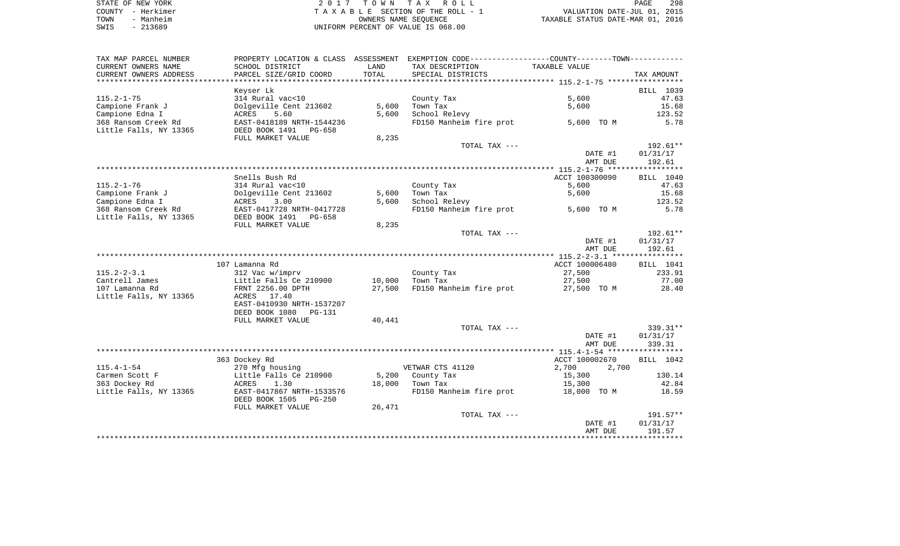STATE OF NEW YORK — 2017 TOWN TAX ROLL — PAGE 298
COUNTY - Herkimer — TAXABLE SECTION OF THE ROLL - 1 — VALUATION DATE-JUL 01, 2015
TOWN - Manheim — OWNERS NAME SEQUENCE — TAXABLE STATUS DATE-MAR 01, 2016
SWIS - 213689 — UNIFORM PERCENT OF VALUE IS 068.00

| TAX MAP PARCEL NUMBER / CURRENT OWNERS NAME / CURRENT OWNERS ADDRESS | PROPERTY LOCATION & CLASS / SCHOOL DISTRICT / PARCEL SIZE/GRID COORD | ASSESSMENT LAND | TOTAL | EXEMPTION CODE / TAX DESCRIPTION / SPECIAL DISTRICTS | COUNTY / TOWN TAXABLE VALUE | TAX AMOUNT |
|---|---|---|---|---|---|---|
| 115.2-1-75 | Keyser Lk | | | | | BILL 1039 |
| Campione Frank J | 314 Rural vac<10 | | | County Tax | 5,600 | 47.63 |
| Campione Edna I | Dolgeville Cent 213602 | 5,600 | | Town Tax | 5,600 | 15.68 |
| 368 Ransom Creek Rd | ACRES 5.60 | | 5,600 | School Relevy | | 123.52 |
| Little Falls, NY 13365 | EAST-0418189 NRTH-1544236 | | | FD150 Manheim fire prot | 5,600 TO M | 5.78 |
| | DEED BOOK 1491 PG-658 | | | | | |
| | FULL MARKET VALUE | | 8,235 | | | |
| | | | | TOTAL TAX --- | | 192.61** |
| | | | | | DATE #1 | 01/31/17 |
| | | | | | AMT DUE | 192.61 |
| 115.2-1-76 | Snells Bush Rd | | | | ACCT 100300090 | BILL 1040 |
| Campione Frank J | 314 Rural vac<10 | | | County Tax | 5,600 | 47.63 |
| Campione Edna I | Dolgeville Cent 213602 | 5,600 | | Town Tax | 5,600 | 15.68 |
| 368 Ransom Creek Rd | ACRES 3.00 | | 5,600 | School Relevy | | 123.52 |
| Little Falls, NY 13365 | EAST-0417728 NRTH-0417728 | | | FD150 Manheim fire prot | 5,600 TO M | 5.78 |
| | DEED BOOK 1491 PG-658 | | | | | |
| | FULL MARKET VALUE | | 8,235 | | | |
| | | | | TOTAL TAX --- | | 192.61** |
| | | | | | DATE #1 | 01/31/17 |
| | | | | | AMT DUE | 192.61 |
| 115.2-2-3.1 | 107 Lamanna Rd | | | | ACCT 100006480 | BILL 1041 |
| Cantrell James | 312 Vac w/imprv | | | County Tax | 27,500 | 233.91 |
| 107 Lamanna Rd | Little Falls Ce 210900 | 10,000 | | Town Tax | 27,500 | 77.00 |
| Little Falls, NY 13365 | FRNT 2256.00 DPTH | | 27,500 | FD150 Manheim fire prot | 27,500 TO M | 28.40 |
| | ACRES 17.40 | | | | | |
| | EAST-0410930 NRTH-1537207 | | | | | |
| | DEED BOOK 1080 PG-131 | | | | | |
| | FULL MARKET VALUE | | 40,441 | | | |
| | | | | TOTAL TAX --- | | 339.31** |
| | | | | | DATE #1 | 01/31/17 |
| | | | | | AMT DUE | 339.31 |
| 115.4-1-54 | 363 Dockey Rd | | | | ACCT 100002670 | BILL 1042 |
| Carmen Scott F | 270 Mfg housing | | | VETWAR CTS 41120 | 2,700 2,700 | |
| 363 Dockey Rd | Little Falls Ce 210900 | 5,200 | | County Tax | 15,300 | 130.14 |
| Little Falls, NY 13365 | ACRES 1.30 | | 18,000 | Town Tax | 15,300 | 42.84 |
| | EAST-0417867 NRTH-1533576 | | | FD150 Manheim fire prot | 18,000 TO M | 18.59 |
| | DEED BOOK 1505 PG-250 | | | | | |
| | FULL MARKET VALUE | | 26,471 | | | |
| | | | | TOTAL TAX --- | | 191.57** |
| | | | | | DATE #1 | 01/31/17 |
| | | | | | AMT DUE | 191.57 |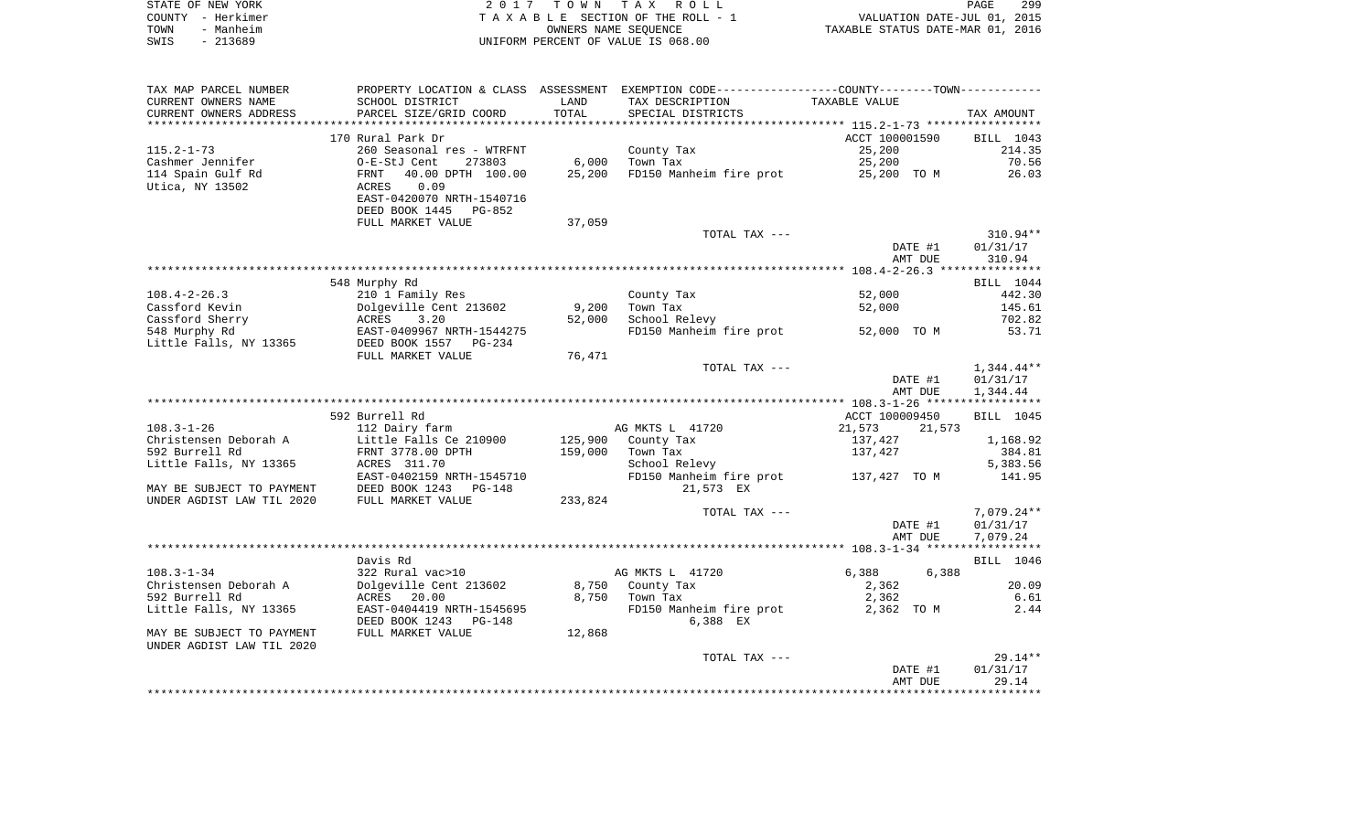STATE OF NEW YORK — 2017 TOWN TAX ROLL
COUNTY - Herkimer — TAXABLE SECTION OF THE ROLL - 1 — VALUATION DATE-JUL 01, 2015
TOWN - Manheim — OWNERS NAME SEQUENCE — TAXABLE STATUS DATE-MAR 01, 2016
SWIS - 213689 — UNIFORM PERCENT OF VALUE IS 068.00

| TAX MAP PARCEL NUMBER / CURRENT OWNERS NAME / CURRENT OWNERS ADDRESS | PROPERTY LOCATION & CLASS / SCHOOL DISTRICT / PARCEL SIZE/GRID COORD | ASSESSMENT LAND / TOTAL | EXEMPTION CODE / TAX DESCRIPTION / SPECIAL DISTRICTS | TAXABLE VALUE | TAX AMOUNT |
|---|---|---|---|---|---|
| | 170 Rural Park Dr | | | ACCT 100001590 | BILL 1043 |
| 115.2-1-73 | 260 Seasonal res - WTRFNT | | County Tax | 25,200 | 214.35 |
| Cashmer Jennifer | O-E-StJ Cent 273803 | 6,000 | Town Tax | 25,200 | 70.56 |
| 114 Spain Gulf Rd | FRNT 40.00 DPTH 100.00 | 25,200 | FD150 Manheim fire prot | 25,200 TO M | 26.03 |
| Utica, NY 13502 | ACRES 0.09 | | | | |
| | EAST-0420070 NRTH-1540716 | | | | |
| | DEED BOOK 1445 PG-852 | | | | |
| | FULL MARKET VALUE | 37,059 | | | |
| | | | TOTAL TAX --- | | 310.94** |
| | | | | DATE #1 | 01/31/17 |
| | | | | AMT DUE | 310.94 |
| | 548 Murphy Rd | | | | BILL 1044 |
| 108.4-2-26.3 | 210 1 Family Res | | County Tax | 52,000 | 442.30 |
| Cassford Kevin | Dolgeville Cent 213602 | 9,200 | Town Tax | 52,000 | 145.61 |
| Cassford Sherry | ACRES 3.20 | 52,000 | School Relevy | | 702.82 |
| 548 Murphy Rd | EAST-0409967 NRTH-1544275 | | FD150 Manheim fire prot | 52,000 TO M | 53.71 |
| Little Falls, NY 13365 | DEED BOOK 1557 PG-234 | | | | |
| | FULL MARKET VALUE | 76,471 | | | |
| | | | TOTAL TAX --- | | 1,344.44** |
| | | | | DATE #1 | 01/31/17 |
| | | | | AMT DUE | 1,344.44 |
| | 592 Burrell Rd | | | ACCT 100009450 | BILL 1045 |
| 108.3-1-26 | 112 Dairy farm | | AG MKTS L 41720 | 21,573 21,573 | |
| Christensen Deborah A | Little Falls Ce 210900 | 125,900 | County Tax | 137,427 | 1,168.92 |
| 592 Burrell Rd | FRNT 3778.00 DPTH | 159,000 | Town Tax | 137,427 | 384.81 |
| Little Falls, NY 13365 | ACRES 311.70 | | School Relevy | | 5,383.56 |
| | EAST-0402159 NRTH-1545710 | | FD150 Manheim fire prot | 137,427 TO M | 141.95 |
| MAY BE SUBJECT TO PAYMENT | DEED BOOK 1243 PG-148 | | 21,573 EX | | |
| UNDER AGDIST LAW TIL 2020 | FULL MARKET VALUE | 233,824 | | | |
| | | | TOTAL TAX --- | | 7,079.24** |
| | | | | DATE #1 | 01/31/17 |
| | | | | AMT DUE | 7,079.24 |
| | Davis Rd | | | | BILL 1046 |
| 108.3-1-34 | 322 Rural vac>10 | | AG MKTS L 41720 | 6,388 6,388 | |
| Christensen Deborah A | Dolgeville Cent 213602 | 8,750 | County Tax | 2,362 | 20.09 |
| 592 Burrell Rd | ACRES 20.00 | 8,750 | Town Tax | 2,362 | 6.61 |
| Little Falls, NY 13365 | EAST-0404419 NRTH-1545695 | | FD150 Manheim fire prot | 2,362 TO M | 2.44 |
| | DEED BOOK 1243 PG-148 | | 6,388 EX | | |
| MAY BE SUBJECT TO PAYMENT | FULL MARKET VALUE | 12,868 | | | |
| UNDER AGDIST LAW TIL 2020 | | | | | |
| | | | TOTAL TAX --- | | 29.14** |
| | | | | DATE #1 | 01/31/17 |
| | | | | AMT DUE | 29.14 |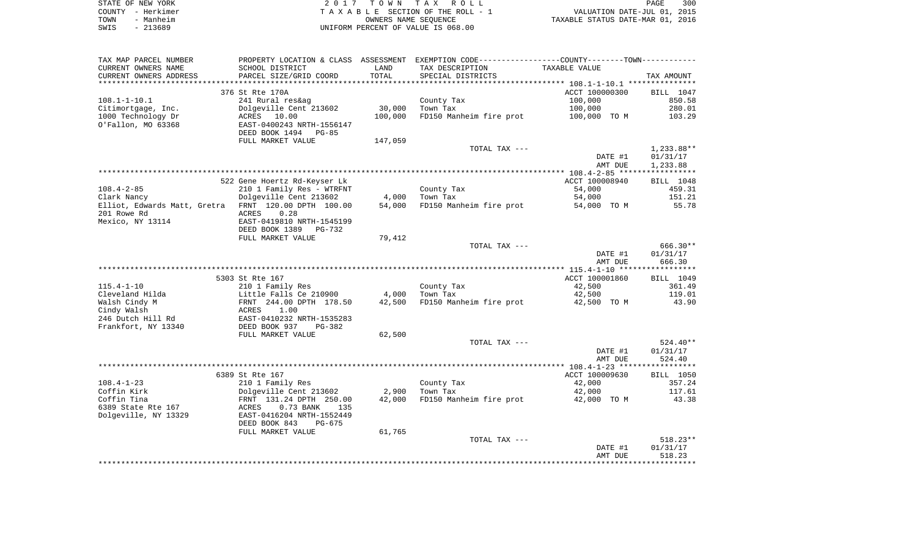STATE OF NEW YORK — 2017 TOWN TAX ROLL
COUNTY - Herkimer — TAXABLE SECTION OF THE ROLL - 1 — VALUATION DATE-JUL 01, 2015
TOWN - Manheim — OWNERS NAME SEQUENCE — TAXABLE STATUS DATE-MAR 01, 2016
SWIS - 213689 — UNIFORM PERCENT OF VALUE IS 068.00

| TAX MAP PARCEL NUMBER / CURRENT OWNERS NAME / CURRENT OWNERS ADDRESS | PROPERTY LOCATION & CLASS / SCHOOL DISTRICT / PARCEL SIZE/GRID COORD | ASSESSMENT LAND | TOTAL | EXEMPTION CODE / TAX DESCRIPTION / SPECIAL DISTRICTS | TAXABLE VALUE | TAX AMOUNT |
|---|---|---|---|---|---|---|
| | 376 St Rte 170A | | | | ACCT 100000300 | BILL 1047 |
| 108.1-1-10.1 | 241 Rural res&ag | | | County Tax | 100,000 | 850.58 |
| Citimortgage, Inc. | Dolgeville Cent 213602 | 30,000 | | Town Tax | 100,000 | 280.01 |
| 1000 Technology Dr | ACRES 10.00 | | 100,000 | FD150 Manheim fire prot | 100,000 TO M | 103.29 |
| O'Fallon, MO 63368 | EAST-0400243 NRTH-1556147 | | | | | |
| | DEED BOOK 1494 PG-85 | | | | | |
| | FULL MARKET VALUE | 147,059 | | | | |
| | | | | TOTAL TAX --- | | 1,233.88** |
| | | | | | DATE #1 | 01/31/17 |
| | | | | | AMT DUE | 1,233.88 |
| | 522 Gene Hoertz Rd-Keyser Lk | | | | ACCT 100008940 | BILL 1048 |
| 108.4-2-85 | 210 1 Family Res - WTRFNT | | | County Tax | 54,000 | 459.31 |
| Clark Nancy | Dolgeville Cent 213602 | 4,000 | | Town Tax | 54,000 | 151.21 |
| Elliot, Edwards Matt, Gretra | FRNT 120.00 DPTH 100.00 | | 54,000 | FD150 Manheim fire prot | 54,000 TO M | 55.78 |
| 201 Rowe Rd | ACRES 0.28 | | | | | |
| Mexico, NY 13114 | EAST-0419810 NRTH-1545199 | | | | | |
| | DEED BOOK 1389 PG-732 | | | | | |
| | FULL MARKET VALUE | 79,412 | | | | |
| | | | | TOTAL TAX --- | | 666.30** |
| | | | | | DATE #1 | 01/31/17 |
| | | | | | AMT DUE | 666.30 |
| | 5303 St Rte 167 | | | | ACCT 100001860 | BILL 1049 |
| 115.4-1-10 | 210 1 Family Res | | | County Tax | 42,500 | 361.49 |
| Cleveland Hilda | Little Falls Ce 210900 | 4,000 | | Town Tax | 42,500 | 119.01 |
| Walsh Cindy M | FRNT 244.00 DPTH 178.50 | | 42,500 | FD150 Manheim fire prot | 42,500 TO M | 43.90 |
| Cindy Walsh | ACRES 1.00 | | | | | |
| 246 Dutch Hill Rd | EAST-0410232 NRTH-1535283 | | | | | |
| Frankfort, NY 13340 | DEED BOOK 937 PG-382 | | | | | |
| | FULL MARKET VALUE | 62,500 | | | | |
| | | | | TOTAL TAX --- | | 524.40** |
| | | | | | DATE #1 | 01/31/17 |
| | | | | | AMT DUE | 524.40 |
| | 6389 St Rte 167 | | | | ACCT 100009630 | BILL 1050 |
| 108.4-1-23 | 210 1 Family Res | | | County Tax | 42,000 | 357.24 |
| Coffin Kirk | Dolgeville Cent 213602 | 2,900 | | Town Tax | 42,000 | 117.61 |
| Coffin Tina | FRNT 131.24 DPTH 250.00 | | 42,000 | FD150 Manheim fire prot | 42,000 TO M | 43.38 |
| 6389 State Rte 167 | ACRES 0.73 BANK 135 | | | | | |
| Dolgeville, NY 13329 | EAST-0416204 NRTH-1552449 | | | | | |
| | DEED BOOK 843 PG-675 | | | | | |
| | FULL MARKET VALUE | 61,765 | | | | |
| | | | | TOTAL TAX --- | | 518.23** |
| | | | | | DATE #1 | 01/31/17 |
| | | | | | AMT DUE | 518.23 |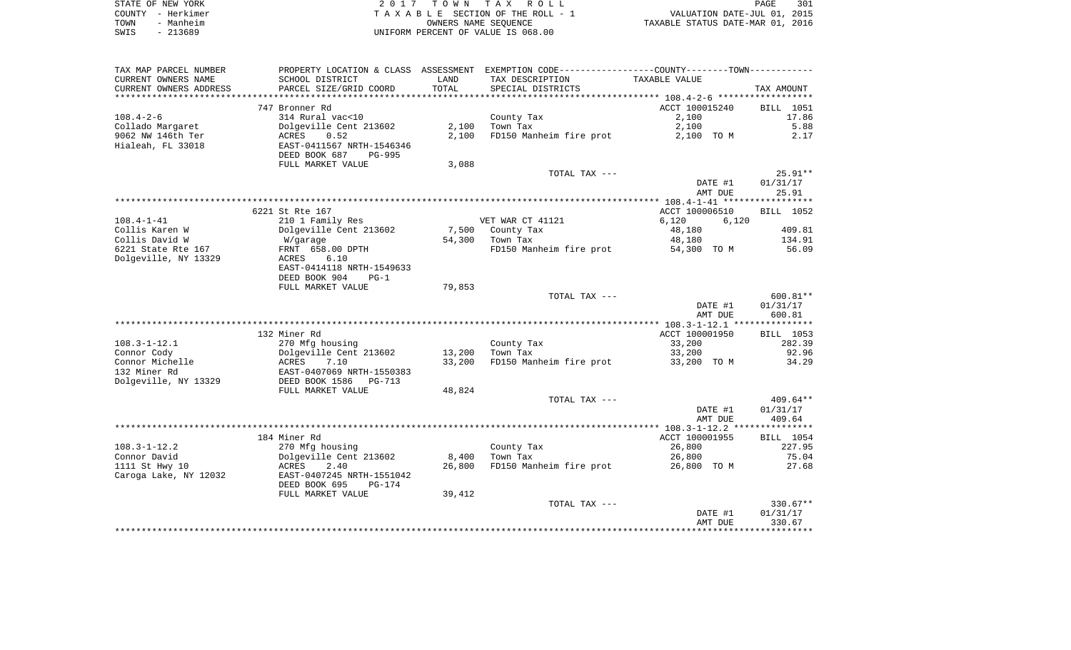STATE OF NEW YORK
COUNTY - Herkimer
TOWN - Manheim
SWIS - 213689

**2017 TOWN TAX ROLL**
TAXABLE SECTION OF THE ROLL - 1
OWNERS NAME SEQUENCE
UNIFORM PERCENT OF VALUE IS 068.00

VALUATION DATE-JUL 01, 2015
TAXABLE STATUS DATE-MAR 01, 2016

| TAX MAP PARCEL NUMBER / CURRENT OWNERS NAME / CURRENT OWNERS ADDRESS | PROPERTY LOCATION & CLASS / SCHOOL DISTRICT / PARCEL SIZE/GRID COORD | ASSESSMENT LAND | TOTAL | EXEMPTION CODE / TAX DESCRIPTION / SPECIAL DISTRICTS | TAXABLE VALUE | TAX AMOUNT |
|---|---|---|---|---|---|---|
| **108.4-2-6** | 747 Bronner Rd | | | | ACCT 100015240 | BILL 1051 |
| Collado Margaret | 314 Rural vac<10 | | | County Tax | 2,100 | 17.86 |
| 9062 NW 146th Ter | Dolgeville Cent 213602 | 2,100 | | Town Tax | 2,100 | 5.88 |
| Hialeah, FL 33018 | ACRES 0.52 | | 2,100 | FD150 Manheim fire prot | 2,100 TO M | 2.17 |
| | EAST-0411567 NRTH-1546346 | | | | | |
| | DEED BOOK 687 PG-995 | | | | | |
| | FULL MARKET VALUE | 3,088 | | | | |
| | | | | TOTAL TAX --- | | 25.91** |
| | | | | | DATE #1 | 01/31/17 |
| | | | | | AMT DUE | 25.91 |
| **108.4-1-41** | 6221 St Rte 167 | | | | ACCT 100006510 | BILL 1052 |
| Collis Karen W | 210 1 Family Res | | | VET WAR CT 41121 | 6,120 6,120 | |
| Collis David W | Dolgeville Cent 213602 | 7,500 | | County Tax | 48,180 | 409.81 |
| 6221 State Rte 167 | W/garage | | 54,300 | Town Tax | 48,180 | 134.91 |
| Dolgeville, NY 13329 | FRNT 658.00 DPTH | | | FD150 Manheim fire prot | 54,300 TO M | 56.09 |
| | ACRES 6.10 | | | | | |
| | EAST-0414118 NRTH-1549633 | | | | | |
| | DEED BOOK 904 PG-1 | | | | | |
| | FULL MARKET VALUE | 79,853 | | | | |
| | | | | TOTAL TAX --- | | 600.81** |
| | | | | | DATE #1 | 01/31/17 |
| | | | | | AMT DUE | 600.81 |
| **108.3-1-12.1** | 132 Miner Rd | | | | ACCT 100001950 | BILL 1053 |
| Connor Cody | 270 Mfg housing | | | County Tax | 33,200 | 282.39 |
| Connor Michelle | Dolgeville Cent 213602 | 13,200 | | Town Tax | 33,200 | 92.96 |
| 132 Miner Rd | ACRES 7.10 | | 33,200 | FD150 Manheim fire prot | 33,200 TO M | 34.29 |
| Dolgeville, NY 13329 | EAST-0407069 NRTH-1550383 | | | | | |
| | DEED BOOK 1586 PG-713 | | | | | |
| | FULL MARKET VALUE | 48,824 | | | | |
| | | | | TOTAL TAX --- | | 409.64** |
| | | | | | DATE #1 | 01/31/17 |
| | | | | | AMT DUE | 409.64 |
| **108.3-1-12.2** | 184 Miner Rd | | | | ACCT 100001955 | BILL 1054 |
| Connor David | 270 Mfg housing | | | County Tax | 26,800 | 227.95 |
| 1111 St Hwy 10 | Dolgeville Cent 213602 | 8,400 | | Town Tax | 26,800 | 75.04 |
| Caroga Lake, NY 12032 | ACRES 2.40 | | 26,800 | FD150 Manheim fire prot | 26,800 TO M | 27.68 |
| | EAST-0407245 NRTH-1551042 | | | | | |
| | DEED BOOK 695 PG-174 | | | | | |
| | FULL MARKET VALUE | 39,412 | | | | |
| | | | | TOTAL TAX --- | | 330.67** |
| | | | | | DATE #1 | 01/31/17 |
| | | | | | AMT DUE | 330.67 |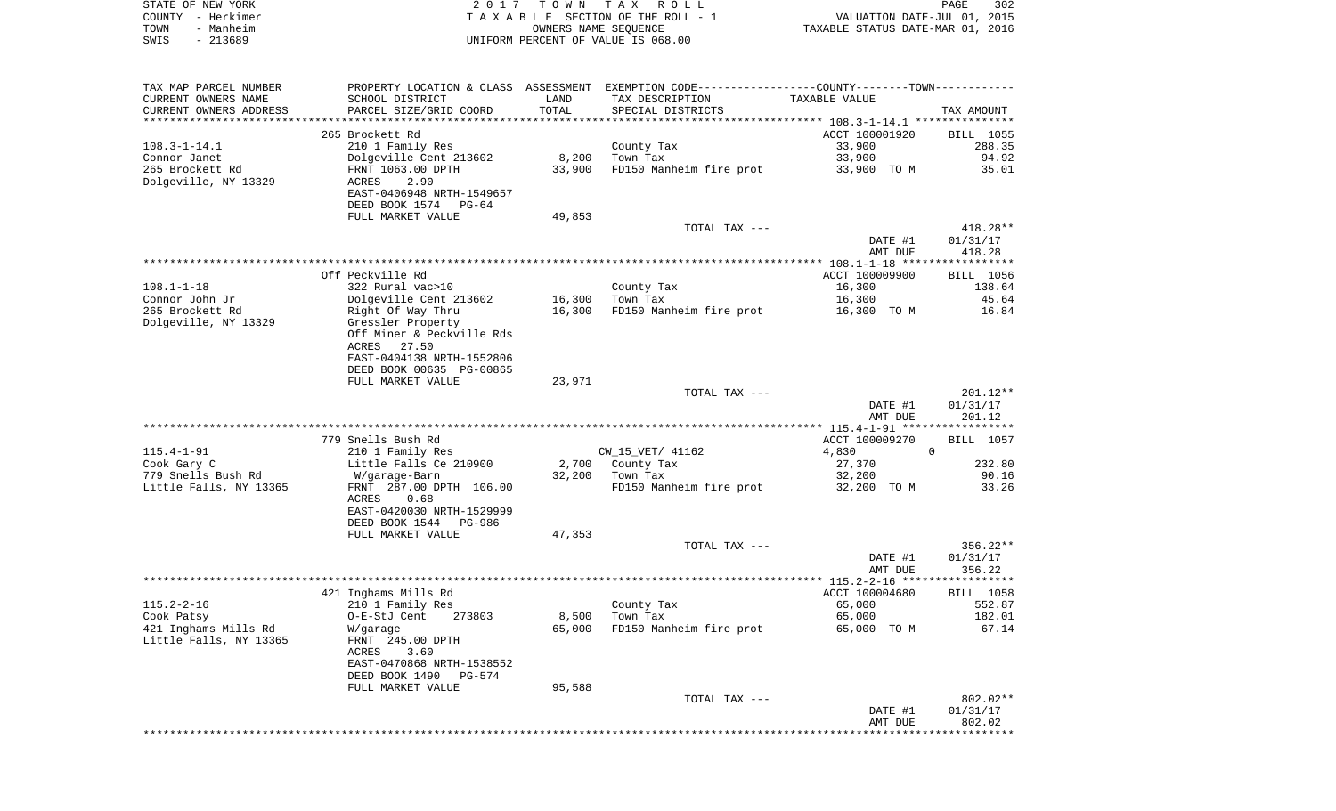STATE OF NEW YORK
COUNTY - Herkimer
TOWN - Manheim
SWIS - 213689

2017 TOWN TAX ROLL
TAXABLE SECTION OF THE ROLL - 1
OWNERS NAME SEQUENCE
UNIFORM PERCENT OF VALUE IS 068.00

VALUATION DATE-JUL 01, 2015
TAXABLE STATUS DATE-MAR 01, 2016

| TAX MAP PARCEL NUMBER / CURRENT OWNERS NAME / CURRENT OWNERS ADDRESS | PROPERTY LOCATION & CLASS / SCHOOL DISTRICT / PARCEL SIZE/GRID COORD | ASSESSMENT LAND | TOTAL | EXEMPTION CODE / TAX DESCRIPTION / SPECIAL DISTRICTS | TAXABLE VALUE (COUNTY--------TOWN) | TAX AMOUNT |
|---|---|---|---|---|---|---|
| | 265 Brockett Rd | | | | ACCT 100001920 | BILL 1055 |
| 108.3-1-14.1 | 210 1 Family Res | | | County Tax | 33,900 | 288.35 |
| Connor Janet | Dolgeville Cent 213602 | 8,200 | | Town Tax | 33,900 | 94.92 |
| 265 Brockett Rd | FRNT 1063.00 DPTH | | 33,900 | FD150 Manheim fire prot | 33,900 TO M | 35.01 |
| Dolgeville, NY 13329 | ACRES 2.90 | | | | | |
| | EAST-0406948 NRTH-1549657 | | | | | |
| | DEED BOOK 1574 PG-64 | | | | | |
| | FULL MARKET VALUE | 49,853 | | | | |
| | | | | TOTAL TAX --- | | 418.28** |
| | | | | | DATE #1 | 01/31/17 |
| | | | | | AMT DUE | 418.28 |
| | Off Peckville Rd | | | | ACCT 100009900 | BILL 1056 |
| 108.1-1-18 | 322 Rural vac>10 | | | County Tax | 16,300 | 138.64 |
| Connor John Jr | Dolgeville Cent 213602 | 16,300 | | Town Tax | 16,300 | 45.64 |
| 265 Brockett Rd | Right Of Way Thru | | 16,300 | FD150 Manheim fire prot | 16,300 TO M | 16.84 |
| Dolgeville, NY 13329 | Gressler Property | | | | | |
| | Off Miner & Peckville Rds | | | | | |
| | ACRES 27.50 | | | | | |
| | EAST-0404138 NRTH-1552806 | | | | | |
| | DEED BOOK 00635 PG-00865 | | | | | |
| | FULL MARKET VALUE | 23,971 | | | | |
| | | | | TOTAL TAX --- | | 201.12** |
| | | | | | DATE #1 | 01/31/17 |
| | | | | | AMT DUE | 201.12 |
| | 779 Snells Bush Rd | | | | ACCT 100009270 | BILL 1057 |
| 115.4-1-91 | 210 1 Family Res | | | CW_15_VET/ 41162 | 4,830 0 | |
| Cook Gary C | Little Falls Ce 210900 | 2,700 | | County Tax | 27,370 | 232.80 |
| 779 Snells Bush Rd | W/garage-Barn | | 32,200 | Town Tax | 32,200 | 90.16 |
| Little Falls, NY 13365 | FRNT 287.00 DPTH 106.00 | | | FD150 Manheim fire prot | 32,200 TO M | 33.26 |
| | ACRES 0.68 | | | | | |
| | EAST-0420030 NRTH-1529999 | | | | | |
| | DEED BOOK 1544 PG-986 | | | | | |
| | FULL MARKET VALUE | 47,353 | | | | |
| | | | | TOTAL TAX --- | | 356.22** |
| | | | | | DATE #1 | 01/31/17 |
| | | | | | AMT DUE | 356.22 |
| | 421 Inghams Mills Rd | | | | ACCT 100004680 | BILL 1058 |
| 115.2-2-16 | 210 1 Family Res | | | County Tax | 65,000 | 552.87 |
| Cook Patsy | O-E-StJ Cent 273803 | 8,500 | | Town Tax | 65,000 | 182.01 |
| 421 Inghams Mills Rd | W/garage | | 65,000 | FD150 Manheim fire prot | 65,000 TO M | 67.14 |
| Little Falls, NY 13365 | FRNT 245.00 DPTH | | | | | |
| | ACRES 3.60 | | | | | |
| | EAST-0470868 NRTH-1538552 | | | | | |
| | DEED BOOK 1490 PG-574 | | | | | |
| | FULL MARKET VALUE | 95,588 | | | | |
| | | | | TOTAL TAX --- | | 802.02** |
| | | | | | DATE #1 | 01/31/17 |
| | | | | | AMT DUE | 802.02 |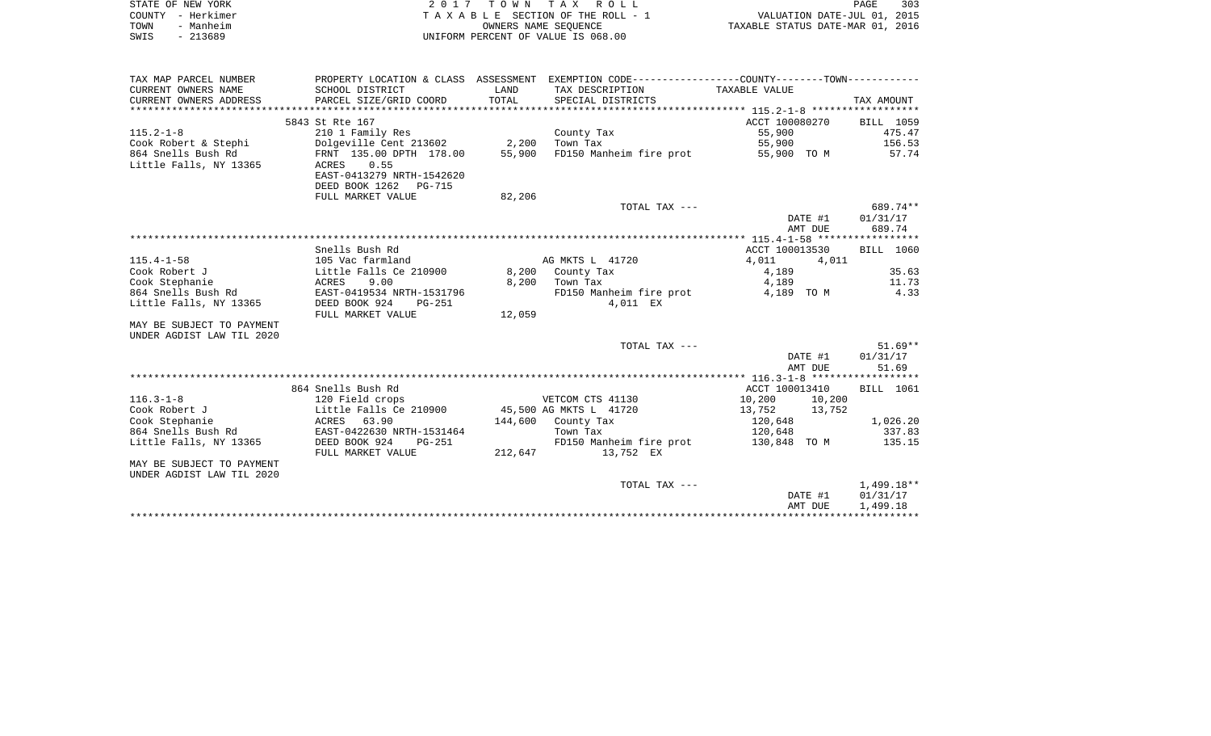STATE OF NEW YORK — 2 0 1 7 T O W N T A X R O L L
COUNTY - Herkimer — T A X A B L E SECTION OF THE ROLL - 1 — VALUATION DATE-JUL 01, 2015
TOWN - Manheim — OWNERS NAME SEQUENCE — TAXABLE STATUS DATE-MAR 01, 2016
SWIS - 213689 — UNIFORM PERCENT OF VALUE IS 068.00

| TAX MAP PARCEL NUMBER<br>CURRENT OWNERS NAME<br>CURRENT OWNERS ADDRESS | PROPERTY LOCATION & CLASS<br>SCHOOL DISTRICT<br>PARCEL SIZE/GRID COORD | ASSESSMENT<br>LAND<br>TOTAL | EXEMPTION CODE<br>TAX DESCRIPTION<br>SPECIAL DISTRICTS | COUNTY / TOWN<br>TAXABLE VALUE | TAX AMOUNT |
|---|---|---|---|---|---|
| | 5843 St Rte 167 | | | ACCT 100080270 | BILL 1059 |
| 115.2-1-8 | 210 1 Family Res | | County Tax | 55,900 | 475.47 |
| Cook Robert & Stephi | Dolgeville Cent 213602 | 2,200 | Town Tax | 55,900 | 156.53 |
| 864 Snells Bush Rd | FRNT 135.00 DPTH 178.00 | 55,900 | FD150 Manheim fire prot | 55,900 TO M | 57.74 |
| Little Falls, NY 13365 | ACRES 0.55 | | | | |
| | EAST-0413279 NRTH-1542620 | | | | |
| | DEED BOOK 1262 PG-715 | | | | |
| | FULL MARKET VALUE | 82,206 | | | |
| | | | TOTAL TAX --- | | 689.74** |
| | | | | DATE #1 | 01/31/17 |
| | | | | AMT DUE | 689.74 |
| | Snells Bush Rd | | | ACCT 100013530 | BILL 1060 |
| 115.4-1-58 | 105 Vac farmland | | AG MKTS L 41720 | 4,011 4,011 | |
| Cook Robert J | Little Falls Ce 210900 | 8,200 | County Tax | 4,189 | 35.63 |
| Cook Stephanie | ACRES 9.00 | 8,200 | Town Tax | 4,189 | 11.73 |
| 864 Snells Bush Rd | EAST-0419534 NRTH-1531796 | | FD150 Manheim fire prot | 4,189 TO M | 4.33 |
| Little Falls, NY 13365 | DEED BOOK 924 PG-251 | | 4,011 EX | | |
| | FULL MARKET VALUE | 12,059 | | | |
| MAY BE SUBJECT TO PAYMENT | | | | | |
| UNDER AGDIST LAW TIL 2020 | | | | | |
| | | | TOTAL TAX --- | | 51.69** |
| | | | | DATE #1 | 01/31/17 |
| | | | | AMT DUE | 51.69 |
| | 864 Snells Bush Rd | | | ACCT 100013410 | BILL 1061 |
| 116.3-1-8 | 120 Field crops | | VETCOM CTS 41130 | 10,200 10,200 | |
| Cook Robert J | Little Falls Ce 210900 | 45,500 | AG MKTS L 41720 | 13,752 13,752 | |
| Cook Stephanie | ACRES 63.90 | 144,600 | County Tax | 120,648 | 1,026.20 |
| 864 Snells Bush Rd | EAST-0422630 NRTH-1531464 | | Town Tax | 120,648 | 337.83 |
| Little Falls, NY 13365 | DEED BOOK 924 PG-251 | | FD150 Manheim fire prot | 130,848 TO M | 135.15 |
| | FULL MARKET VALUE | 212,647 | 13,752 EX | | |
| MAY BE SUBJECT TO PAYMENT | | | | | |
| UNDER AGDIST LAW TIL 2020 | | | | | |
| | | | TOTAL TAX --- | | 1,499.18** |
| | | | | DATE #1 | 01/31/17 |
| | | | | AMT DUE | 1,499.18 |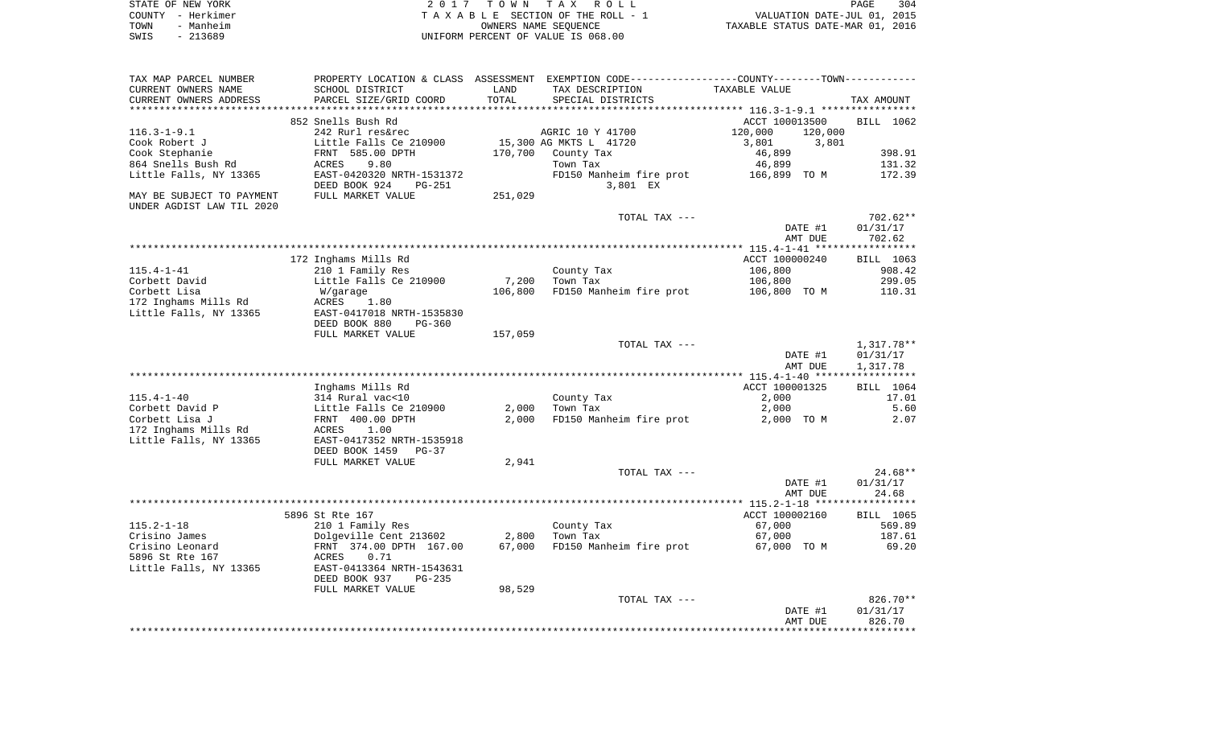STATE OF NEW YORK | COUNTY - Herkimer | TOWN - Manheim | SWIS - 213689

2 0 1 7 T O W N T A X R O L L
T A X A B L E SECTION OF THE ROLL - 1
OWNERS NAME SEQUENCE
UNIFORM PERCENT OF VALUE IS 068.00

VALUATION DATE-JUL 01, 2015
TAXABLE STATUS DATE-MAR 01, 2016

| TAX MAP PARCEL NUMBER / CURRENT OWNERS NAME / CURRENT OWNERS ADDRESS | PROPERTY LOCATION & CLASS / SCHOOL DISTRICT / PARCEL SIZE/GRID COORD | ASSESSMENT LAND / TOTAL | EXEMPTION CODE / TAX DESCRIPTION / SPECIAL DISTRICTS | COUNTY / TOWN TAXABLE VALUE | TAX AMOUNT |
|---|---|---|---|---|---|
| | 852 Snells Bush Rd | | | ACCT 100013500 | BILL 1062 |
| 116.3-1-9.1 | 242 Rurl res&rec | | AGRIC 10 Y 41700 | 120,000 120,000 | |
| Cook Robert J | Little Falls Ce 210900 | 15,300 | AG MKTS L 41720 | 3,801 3,801 | |
| Cook Stephanie | FRNT 585.00 DPTH | 170,700 | County Tax | 46,899 | 398.91 |
| 864 Snells Bush Rd | ACRES 9.80 | | Town Tax | 46,899 | 131.32 |
| Little Falls, NY 13365 | EAST-0420320 NRTH-1531372 | | FD150 Manheim fire prot | 166,899 TO M | 172.39 |
| | DEED BOOK 924 PG-251 | | 3,801 EX | | |
| MAY BE SUBJECT TO PAYMENT | FULL MARKET VALUE | 251,029 | | | |
| UNDER AGDIST LAW TIL 2020 | | | | | |
| | | | TOTAL TAX --- | | 702.62** |
| | | | | DATE #1 | 01/31/17 |
| | | | | AMT DUE | 702.62 |
| | 172 Inghams Mills Rd | | | ACCT 100000240 | BILL 1063 |
| 115.4-1-41 | 210 1 Family Res | | County Tax | 106,800 | 908.42 |
| Corbett David | Little Falls Ce 210900 | 7,200 | Town Tax | 106,800 | 299.05 |
| Corbett Lisa | W/garage | 106,800 | FD150 Manheim fire prot | 106,800 TO M | 110.31 |
| 172 Inghams Mills Rd | ACRES 1.80 | | | | |
| Little Falls, NY 13365 | EAST-0417018 NRTH-1535830 | | | | |
| | DEED BOOK 880 PG-360 | | | | |
| | FULL MARKET VALUE | 157,059 | | | |
| | | | TOTAL TAX --- | | 1,317.78** |
| | | | | DATE #1 | 01/31/17 |
| | | | | AMT DUE | 1,317.78 |
| | Inghams Mills Rd | | | ACCT 100001325 | BILL 1064 |
| 115.4-1-40 | 314 Rural vac<10 | | County Tax | 2,000 | 17.01 |
| Corbett David P | Little Falls Ce 210900 | 2,000 | Town Tax | 2,000 | 5.60 |
| Corbett Lisa J | FRNT 400.00 DPTH | 2,000 | FD150 Manheim fire prot | 2,000 TO M | 2.07 |
| 172 Inghams Mills Rd | ACRES 1.00 | | | | |
| Little Falls, NY 13365 | EAST-0417352 NRTH-1535918 | | | | |
| | DEED BOOK 1459 PG-37 | | | | |
| | FULL MARKET VALUE | 2,941 | | | |
| | | | TOTAL TAX --- | | 24.68** |
| | | | | DATE #1 | 01/31/17 |
| | | | | AMT DUE | 24.68 |
| | 5896 St Rte 167 | | | ACCT 100002160 | BILL 1065 |
| 115.2-1-18 | 210 1 Family Res | | County Tax | 67,000 | 569.89 |
| Crisino James | Dolgeville Cent 213602 | 2,800 | Town Tax | 67,000 | 187.61 |
| Crisino Leonard | FRNT 374.00 DPTH 167.00 | 67,000 | FD150 Manheim fire prot | 67,000 TO M | 69.20 |
| 5896 St Rte 167 | ACRES 0.71 | | | | |
| Little Falls, NY 13365 | EAST-0413364 NRTH-1543631 | | | | |
| | DEED BOOK 937 PG-235 | | | | |
| | FULL MARKET VALUE | 98,529 | | | |
| | | | TOTAL TAX --- | | 826.70** |
| | | | | DATE #1 | 01/31/17 |
| | | | | AMT DUE | 826.70 |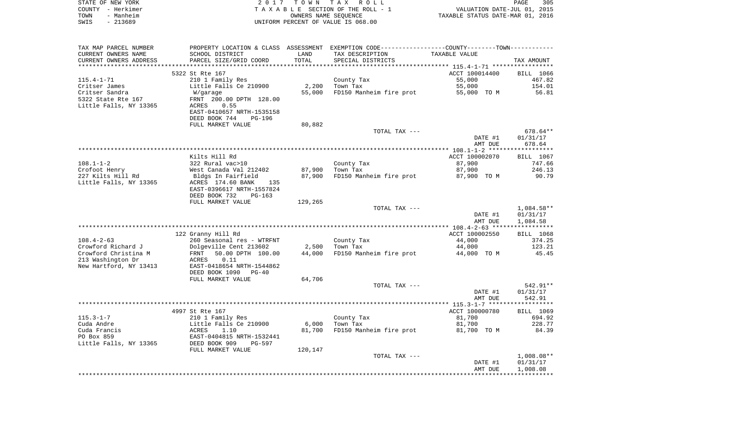STATE OF NEW YORK — COUNTY - Herkimer — TOWN - Manheim — SWIS - 213689

2017 TOWN TAX ROLL
TAXABLE SECTION OF THE ROLL - 1
OWNERS NAME SEQUENCE
UNIFORM PERCENT OF VALUE IS 068.00

VALUATION DATE-JUL 01, 2015
TAXABLE STATUS DATE-MAR 01, 2016

| TAX MAP PARCEL NUMBER / CURRENT OWNERS NAME / CURRENT OWNERS ADDRESS | PROPERTY LOCATION & CLASS / SCHOOL DISTRICT / PARCEL SIZE/GRID COORD | ASSESSMENT LAND | TOTAL | EXEMPTION CODE / TAX DESCRIPTION / SPECIAL DISTRICTS | COUNTY--------TOWN TAXABLE VALUE | TAX AMOUNT |
|---|---|---|---|---|---|---|
| 115.4-1-71 | 5322 St Rte 167 | | | | ACCT 100014400 | BILL 1066 |
| Critser James | 210 1 Family Res | | | County Tax | 55,000 | 467.82 |
| Critser Sandra | Little Falls Ce 210900 | 2,200 | | Town Tax | 55,000 | 154.01 |
| 5322 State Rte 167 | W/garage | | 55,000 | FD150 Manheim fire prot | 55,000 TO M | 56.81 |
| Little Falls, NY 13365 | FRNT 200.00 DPTH 128.00 | | | | | |
| | ACRES 0.55 | | | | | |
| | EAST-0410657 NRTH-1535158 | | | | | |
| | DEED BOOK 744 PG-196 | | | | | |
| | FULL MARKET VALUE | 80,882 | | | | |
| | | | | TOTAL TAX --- | | 678.64** |
| | | | | | DATE #1 | 01/31/17 |
| | | | | | AMT DUE | 678.64 |
| 108.1-1-2 | Kilts Hill Rd | | | | ACCT 100002070 | BILL 1067 |
| Crofoot Henry | 322 Rural vac>10 | | | County Tax | 87,900 | 747.66 |
| 227 Kilts Hill Rd | West Canada Val 212402 | 87,900 | | Town Tax | 87,900 | 246.13 |
| Little Falls, NY 13365 | Bldgs In Fairfield | | 87,900 | FD150 Manheim fire prot | 87,900 TO M | 90.79 |
| | ACRES 174.60 BANK 135 | | | | | |
| | EAST-0396617 NRTH-1557824 | | | | | |
| | DEED BOOK 732 PG-163 | | | | | |
| | FULL MARKET VALUE | 129,265 | | | | |
| | | | | TOTAL TAX --- | | 1,084.58** |
| | | | | | DATE #1 | 01/31/17 |
| | | | | | AMT DUE | 1,084.58 |
| 108.4-2-63 | 122 Granny Hill Rd | | | | ACCT 100002550 | BILL 1068 |
| Crowford Richard J | 260 Seasonal res - WTRFNT | | | County Tax | 44,000 | 374.25 |
| Crowford Christina M | Dolgeville Cent 213602 | 2,500 | | Town Tax | 44,000 | 123.21 |
| 213 Washington Dr | FRNT 50.00 DPTH 100.00 | | 44,000 | FD150 Manheim fire prot | 44,000 TO M | 45.45 |
| New Hartford, NY 13413 | ACRES 0.11 | | | | | |
| | EAST-0418654 NRTH-1544862 | | | | | |
| | DEED BOOK 1090 PG-40 | | | | | |
| | FULL MARKET VALUE | 64,706 | | | | |
| | | | | TOTAL TAX --- | | 542.91** |
| | | | | | DATE #1 | 01/31/17 |
| | | | | | AMT DUE | 542.91 |
| 115.3-1-7 | 4997 St Rte 167 | | | | ACCT 100000780 | BILL 1069 |
| Cuda Andre | 210 1 Family Res | | | County Tax | 81,700 | 694.92 |
| Cuda Francis | Little Falls Ce 210900 | 6,000 | | Town Tax | 81,700 | 228.77 |
| PO Box 859 | ACRES 1.10 | | 81,700 | FD150 Manheim fire prot | 81,700 TO M | 84.39 |
| Little Falls, NY 13365 | EAST-0404815 NRTH-1532441 | | | | | |
| | DEED BOOK 909 PG-597 | | | | | |
| | FULL MARKET VALUE | 120,147 | | | | |
| | | | | TOTAL TAX --- | | 1,008.08** |
| | | | | | DATE #1 | 01/31/17 |
| | | | | | AMT DUE | 1,008.08 |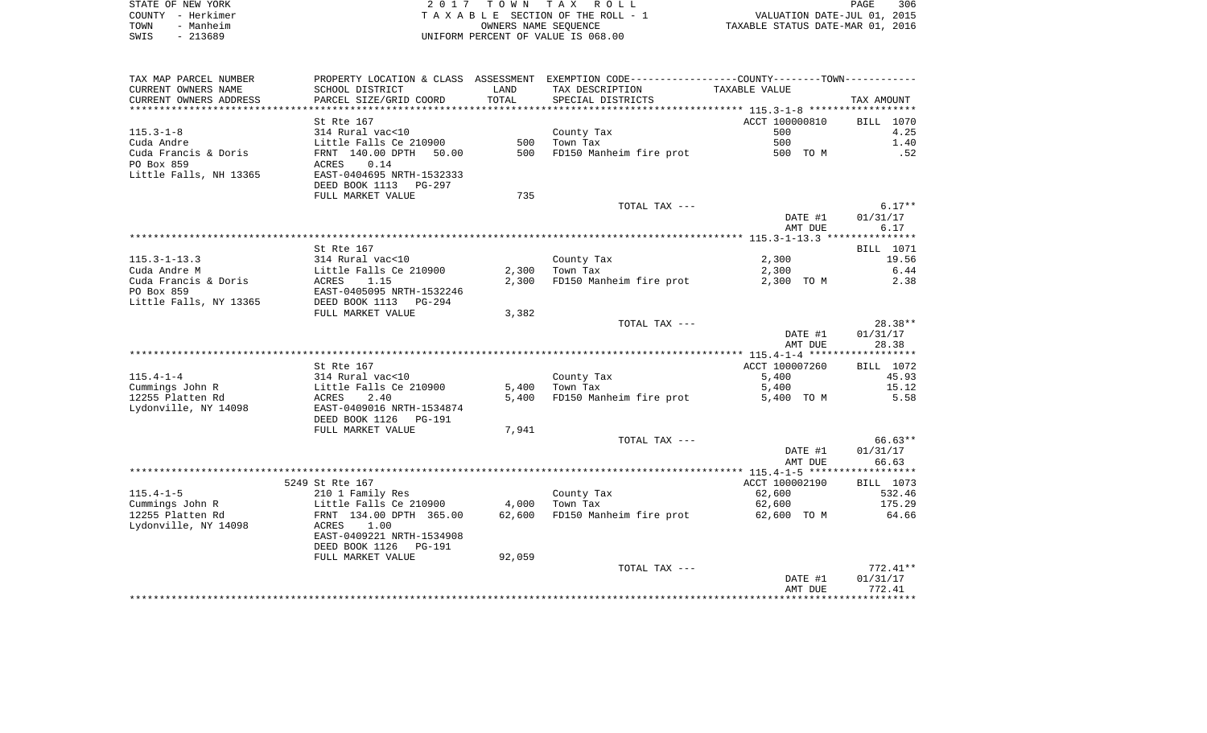STATE OF NEW YORK
COUNTY - Herkimer
TOWN - Manheim
SWIS - 213689

2 0 1 7 T O W N T A X R O L L
T A X A B L E SECTION OF THE ROLL - 1
OWNERS NAME SEQUENCE
UNIFORM PERCENT OF VALUE IS 068.00

VALUATION DATE-JUL 01, 2015
TAXABLE STATUS DATE-MAR 01, 2016

| TAX MAP PARCEL NUMBER / CURRENT OWNERS NAME / CURRENT OWNERS ADDRESS | PROPERTY LOCATION & CLASS / SCHOOL DISTRICT / PARCEL SIZE/GRID COORD | ASSESSMENT LAND / TOTAL | EXEMPTION CODE / TAX DESCRIPTION / SPECIAL DISTRICTS | COUNTY--------TOWN / TAXABLE VALUE | TAX AMOUNT |
|---|---|---|---|---|---|
| **115.3-1-8** | St Rte 167 | | | ACCT 100000810 | BILL 1070 |
| 115.3-1-8 | 314 Rural vac<10 | | County Tax | 500 | 4.25 |
| Cuda Andre | Little Falls Ce 210900 | 500 | Town Tax | 500 | 1.40 |
| Cuda Francis & Doris | FRNT 140.00 DPTH 50.00 | 500 | FD150 Manheim fire prot | 500 TO M | .52 |
| PO Box 859 | ACRES 0.14 | | | | |
| Little Falls, NH 13365 | EAST-0404695 NRTH-1532333 | | | | |
| | DEED BOOK 1113 PG-297 | | | | |
| | FULL MARKET VALUE | 735 | | | |
| | | | TOTAL TAX --- | | 6.17** |
| | | | | DATE #1 | 01/31/17 |
| | | | | AMT DUE | 6.17 |
| **115.3-1-13.3** | St Rte 167 | | | | BILL 1071 |
| 115.3-1-13.3 | 314 Rural vac<10 | | County Tax | 2,300 | 19.56 |
| Cuda Andre M | Little Falls Ce 210900 | 2,300 | Town Tax | 2,300 | 6.44 |
| Cuda Francis & Doris | ACRES 1.15 | 2,300 | FD150 Manheim fire prot | 2,300 TO M | 2.38 |
| PO Box 859 | EAST-0405095 NRTH-1532246 | | | | |
| Little Falls, NY 13365 | DEED BOOK 1113 PG-294 | | | | |
| | FULL MARKET VALUE | 3,382 | | | |
| | | | TOTAL TAX --- | | 28.38** |
| | | | | DATE #1 | 01/31/17 |
| | | | | AMT DUE | 28.38 |
| **115.4-1-4** | St Rte 167 | | | ACCT 100007260 | BILL 1072 |
| 115.4-1-4 | 314 Rural vac<10 | | County Tax | 5,400 | 45.93 |
| Cummings John R | Little Falls Ce 210900 | 5,400 | Town Tax | 5,400 | 15.12 |
| 12255 Platten Rd | ACRES 2.40 | 5,400 | FD150 Manheim fire prot | 5,400 TO M | 5.58 |
| Lydonville, NY 14098 | EAST-0409016 NRTH-1534874 | | | | |
| | DEED BOOK 1126 PG-191 | | | | |
| | FULL MARKET VALUE | 7,941 | | | |
| | | | TOTAL TAX --- | | 66.63** |
| | | | | DATE #1 | 01/31/17 |
| | | | | AMT DUE | 66.63 |
| **115.4-1-5** | 5249 St Rte 167 | | | ACCT 100002190 | BILL 1073 |
| 115.4-1-5 | 210 1 Family Res | | County Tax | 62,600 | 532.46 |
| Cummings John R | Little Falls Ce 210900 | 4,000 | Town Tax | 62,600 | 175.29 |
| 12255 Platten Rd | FRNT 134.00 DPTH 365.00 | 62,600 | FD150 Manheim fire prot | 62,600 TO M | 64.66 |
| Lydonville, NY 14098 | ACRES 1.00 | | | | |
| | EAST-0409221 NRTH-1534908 | | | | |
| | DEED BOOK 1126 PG-191 | | | | |
| | FULL MARKET VALUE | 92,059 | | | |
| | | | TOTAL TAX --- | | 772.41** |
| | | | | DATE #1 | 01/31/17 |
| | | | | AMT DUE | 772.41 |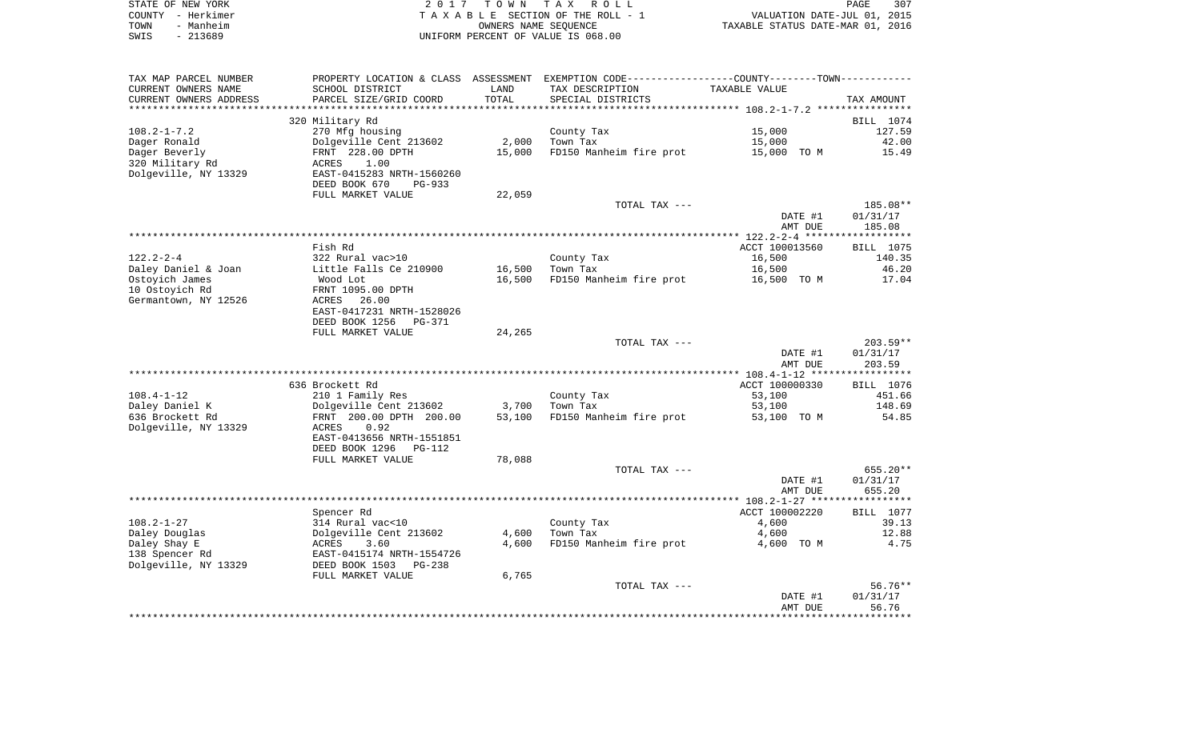STATE OF NEW YORK — COUNTY - Herkimer — TOWN - Manheim — SWIS - 213689

2017 TOWN TAX ROLL
TAXABLE SECTION OF THE ROLL - 1
OWNERS NAME SEQUENCE
UNIFORM PERCENT OF VALUE IS 068.00

VALUATION DATE-JUL 01, 2015
TAXABLE STATUS DATE-MAR 01, 2016

| TAX MAP PARCEL NUMBER / CURRENT OWNERS NAME / CURRENT OWNERS ADDRESS | PROPERTY LOCATION & CLASS / SCHOOL DISTRICT / PARCEL SIZE/GRID COORD | ASSESSMENT LAND | TOTAL | EXEMPTION CODE / TAX DESCRIPTION / SPECIAL DISTRICTS | TAXABLE VALUE | TAX AMOUNT |
|---|---|---|---|---|---|---|
| **108.2-1-7.2** | 320 Military Rd | | | | | BILL 1074 |
| 108.2-1-7.2 | 270 Mfg housing | | | County Tax | 15,000 | 127.59 |
| Dager Ronald | Dolgeville Cent 213602 | 2,000 | | Town Tax | 15,000 | 42.00 |
| Dager Beverly | FRNT 228.00 DPTH | | 15,000 | FD150 Manheim fire prot | 15,000 TO M | 15.49 |
| 320 Military Rd | ACRES 1.00 | | | | | |
| Dolgeville, NY 13329 | EAST-0415283 NRTH-1560260 | | | | | |
| | DEED BOOK 670 PG-933 | | | | | |
| | FULL MARKET VALUE | | 22,059 | | | |
| | | | | TOTAL TAX --- | | 185.08** |
| | | | | | DATE #1 | 01/31/17 |
| | | | | | AMT DUE | 185.08 |
| **122.2-2-4** | Fish Rd | | | | ACCT 100013560 | BILL 1075 |
| 122.2-2-4 | 322 Rural vac>10 | | | County Tax | 16,500 | 140.35 |
| Daley Daniel & Joan | Little Falls Ce 210900 | 16,500 | | Town Tax | 16,500 | 46.20 |
| Ostoyich James | Wood Lot | | 16,500 | FD150 Manheim fire prot | 16,500 TO M | 17.04 |
| 10 Ostoyich Rd | FRNT 1095.00 DPTH | | | | | |
| Germantown, NY 12526 | ACRES 26.00 | | | | | |
| | EAST-0417231 NRTH-1528026 | | | | | |
| | DEED BOOK 1256 PG-371 | | | | | |
| | FULL MARKET VALUE | | 24,265 | | | |
| | | | | TOTAL TAX --- | | 203.59** |
| | | | | | DATE #1 | 01/31/17 |
| | | | | | AMT DUE | 203.59 |
| **108.4-1-12** | 636 Brockett Rd | | | | ACCT 100000330 | BILL 1076 |
| 108.4-1-12 | 210 1 Family Res | | | County Tax | 53,100 | 451.66 |
| Daley Daniel K | Dolgeville Cent 213602 | 3,700 | | Town Tax | 53,100 | 148.69 |
| 636 Brockett Rd | FRNT 200.00 DPTH 200.00 | | 53,100 | FD150 Manheim fire prot | 53,100 TO M | 54.85 |
| Dolgeville, NY 13329 | ACRES 0.92 | | | | | |
| | EAST-0413656 NRTH-1551851 | | | | | |
| | DEED BOOK 1296 PG-112 | | | | | |
| | FULL MARKET VALUE | | 78,088 | | | |
| | | | | TOTAL TAX --- | | 655.20** |
| | | | | | DATE #1 | 01/31/17 |
| | | | | | AMT DUE | 655.20 |
| **108.2-1-27** | Spencer Rd | | | | ACCT 100002220 | BILL 1077 |
| 108.2-1-27 | 314 Rural vac<10 | | | County Tax | 4,600 | 39.13 |
| Daley Douglas | Dolgeville Cent 213602 | 4,600 | | Town Tax | 4,600 | 12.88 |
| Daley Shay E | ACRES 3.60 | | 4,600 | FD150 Manheim fire prot | 4,600 TO M | 4.75 |
| 138 Spencer Rd | EAST-0415174 NRTH-1554726 | | | | | |
| Dolgeville, NY 13329 | DEED BOOK 1503 PG-238 | | | | | |
| | FULL MARKET VALUE | | 6,765 | | | |
| | | | | TOTAL TAX --- | | 56.76** |
| | | | | | DATE #1 | 01/31/17 |
| | | | | | AMT DUE | 56.76 |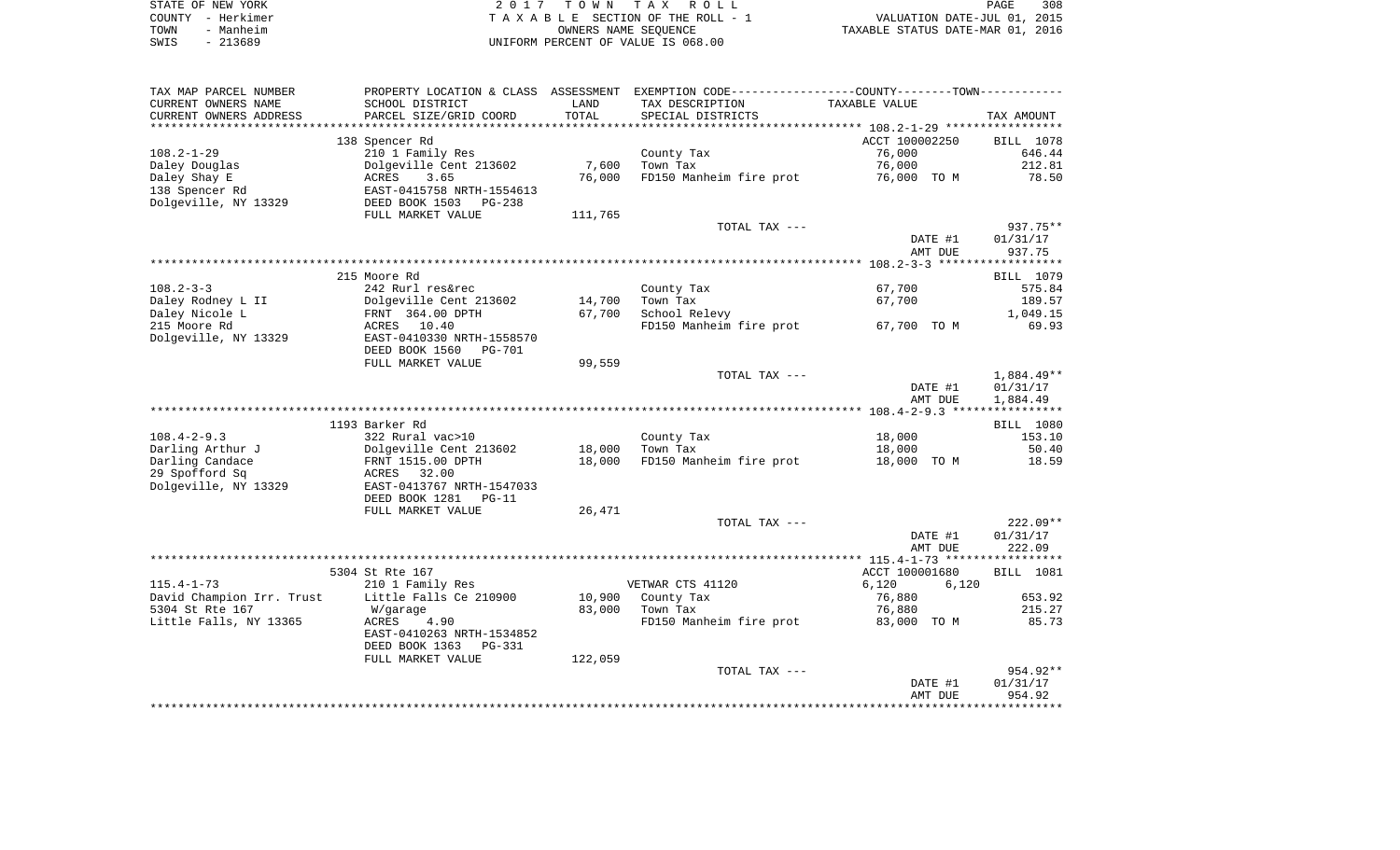STATE OF NEW YORK　　　　2 0 1 7　T O W N　T A X　R O L L　　　　PAGE 308
COUNTY - Herkimer　　　　T A X A B L E SECTION OF THE ROLL - 1　　　　VALUATION DATE-JUL 01, 2015
TOWN - Manheim　　　　OWNERS NAME SEQUENCE　　　　TAXABLE STATUS DATE-MAR 01, 2016
SWIS - 213689　　　　UNIFORM PERCENT OF VALUE IS 068.00

| TAX MAP PARCEL NUMBER<br>CURRENT OWNERS NAME<br>CURRENT OWNERS ADDRESS | PROPERTY LOCATION & CLASS<br>SCHOOL DISTRICT<br>PARCEL SIZE/GRID COORD | ASSESSMENT<br>LAND<br>TOTAL | EXEMPTION CODE-----COUNTY-----TOWN-----<br>TAX DESCRIPTION<br>SPECIAL DISTRICTS | TAXABLE VALUE | TAX AMOUNT |
|---|---|---|---|---|---|
| **108.2-1-29** | 138 Spencer Rd | | | ACCT 100002250 | BILL 1078 |
| 108.2-1-29 | 210 1 Family Res | | County Tax | 76,000 | 646.44 |
| Daley Douglas | Dolgeville Cent 213602 | 7,600 | Town Tax | 76,000 | 212.81 |
| Daley Shay E | ACRES 3.65 | 76,000 | FD150 Manheim fire prot | 76,000 TO M | 78.50 |
| 138 Spencer Rd | EAST-0415758 NRTH-1554613 | | | | |
| Dolgeville, NY 13329 | DEED BOOK 1503 PG-238 | | | | |
| | FULL MARKET VALUE | 111,765 | | | |
| | | | TOTAL TAX --- | | 937.75** |
| | | | | DATE #1 | 01/31/17 |
| | | | | AMT DUE | 937.75 |
| **108.2-3-3** | 215 Moore Rd | | | | BILL 1079 |
| 108.2-3-3 | 242 Rurl res&rec | | County Tax | 67,700 | 575.84 |
| Daley Rodney L II | Dolgeville Cent 213602 | 14,700 | Town Tax | 67,700 | 189.57 |
| Daley Nicole L | FRNT 364.00 DPTH | 67,700 | School Relevy | | 1,049.15 |
| 215 Moore Rd | ACRES 10.40 | | FD150 Manheim fire prot | 67,700 TO M | 69.93 |
| Dolgeville, NY 13329 | EAST-0410330 NRTH-1558570 | | | | |
| | DEED BOOK 1560 PG-701 | | | | |
| | FULL MARKET VALUE | 99,559 | | | |
| | | | TOTAL TAX --- | | 1,884.49** |
| | | | | DATE #1 | 01/31/17 |
| | | | | AMT DUE | 1,884.49 |
| **108.4-2-9.3** | 1193 Barker Rd | | | | BILL 1080 |
| 108.4-2-9.3 | 322 Rural vac>10 | | County Tax | 18,000 | 153.10 |
| Darling Arthur J | Dolgeville Cent 213602 | 18,000 | Town Tax | 18,000 | 50.40 |
| Darling Candace | FRNT 1515.00 DPTH | 18,000 | FD150 Manheim fire prot | 18,000 TO M | 18.59 |
| 29 Spofford Sq | ACRES 32.00 | | | | |
| Dolgeville, NY 13329 | EAST-0413767 NRTH-1547033 | | | | |
| | DEED BOOK 1281 PG-11 | | | | |
| | FULL MARKET VALUE | 26,471 | | | |
| | | | TOTAL TAX --- | | 222.09** |
| | | | | DATE #1 | 01/31/17 |
| | | | | AMT DUE | 222.09 |
| **115.4-1-73** | 5304 St Rte 167 | | | ACCT 100001680 | BILL 1081 |
| 115.4-1-73 | 210 1 Family Res | | VETWAR CTS 41120 | 6,120 6,120 | |
| David Champion Irr. Trust | Little Falls Ce 210900 | 10,900 | County Tax | 76,880 | 653.92 |
| 5304 St Rte 167 | W/garage | 83,000 | Town Tax | 76,880 | 215.27 |
| Little Falls, NY 13365 | ACRES 4.90 | | FD150 Manheim fire prot | 83,000 TO M | 85.73 |
| | EAST-0410263 NRTH-1534852 | | | | |
| | DEED BOOK 1363 PG-331 | | | | |
| | FULL MARKET VALUE | 122,059 | | | |
| | | | TOTAL TAX --- | | 954.92** |
| | | | | DATE #1 | 01/31/17 |
| | | | | AMT DUE | 954.92 |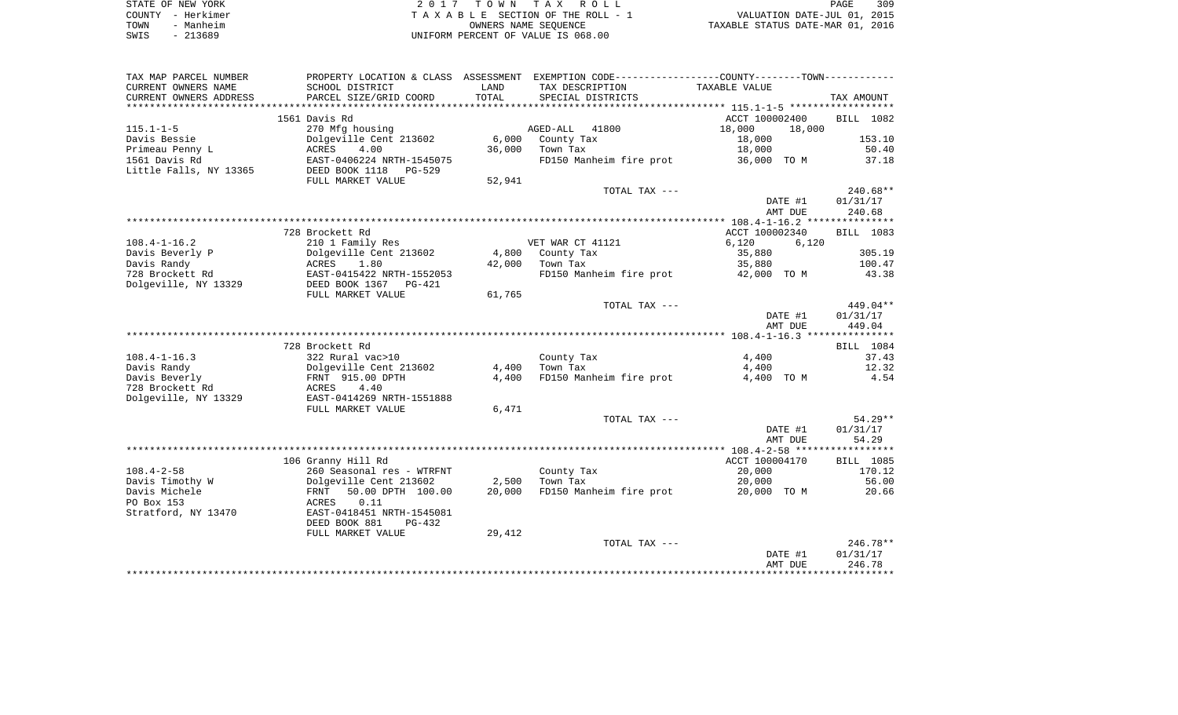STATE OF NEW YORK
COUNTY - Herkimer
TOWN - Manheim
SWIS - 213689

2 0 1 7 T O W N T A X R O L L
T A X A B L E SECTION OF THE ROLL - 1
OWNERS NAME SEQUENCE
UNIFORM PERCENT OF VALUE IS 068.00

VALUATION DATE-JUL 01, 2015
TAXABLE STATUS DATE-MAR 01, 2016

| TAX MAP PARCEL NUMBER<br>CURRENT OWNERS NAME<br>CURRENT OWNERS ADDRESS | PROPERTY LOCATION & CLASS<br>SCHOOL DISTRICT<br>PARCEL SIZE/GRID COORD | ASSESSMENT<br>LAND<br>TOTAL | EXEMPTION CODE-----COUNTY--------TOWN------<br>TAX DESCRIPTION<br>SPECIAL DISTRICTS | TAXABLE VALUE | TAX AMOUNT |
|---|---|---|---|---|---|
| 115.1-1-5 | 1561 Davis Rd | | | ACCT 100002400 | BILL 1082 |
| 115.1-1-5 | 270 Mfg housing | | AGED-ALL 41800 | 18,000 18,000 | |
| Davis Bessie | Dolgeville Cent 213602 | 6,000 | County Tax | 18,000 | 153.10 |
| Primeau Penny L | ACRES 4.00 | 36,000 | Town Tax | 18,000 | 50.40 |
| 1561 Davis Rd | EAST-0406224 NRTH-1545075 | | FD150 Manheim fire prot | 36,000 TO M | 37.18 |
| Little Falls, NY 13365 | DEED BOOK 1118 PG-529 | | | | |
| | FULL MARKET VALUE | 52,941 | | | |
| | | | TOTAL TAX --- | | 240.68** |
| | | | | DATE #1 | 01/31/17 |
| | | | | AMT DUE | 240.68 |
| 108.4-1-16.2 | 728 Brockett Rd | | | ACCT 100002340 | BILL 1083 |
| 108.4-1-16.2 | 210 1 Family Res | | VET WAR CT 41121 | 6,120 6,120 | |
| Davis Beverly P | Dolgeville Cent 213602 | 4,800 | County Tax | 35,880 | 305.19 |
| Davis Randy | ACRES 1.80 | 42,000 | Town Tax | 35,880 | 100.47 |
| 728 Brockett Rd | EAST-0415422 NRTH-1552053 | | FD150 Manheim fire prot | 42,000 TO M | 43.38 |
| Dolgeville, NY 13329 | DEED BOOK 1367 PG-421 | | | | |
| | FULL MARKET VALUE | 61,765 | | | |
| | | | TOTAL TAX --- | | 449.04** |
| | | | | DATE #1 | 01/31/17 |
| | | | | AMT DUE | 449.04 |
| 108.4-1-16.3 | 728 Brockett Rd | | | | BILL 1084 |
| 108.4-1-16.3 | 322 Rural vac>10 | | County Tax | 4,400 | 37.43 |
| Davis Randy | Dolgeville Cent 213602 | 4,400 | Town Tax | 4,400 | 12.32 |
| Davis Beverly | FRNT 915.00 DPTH | 4,400 | FD150 Manheim fire prot | 4,400 TO M | 4.54 |
| 728 Brockett Rd | ACRES 4.40 | | | | |
| Dolgeville, NY 13329 | EAST-0414269 NRTH-1551888 | | | | |
| | FULL MARKET VALUE | 6,471 | | | |
| | | | TOTAL TAX --- | | 54.29** |
| | | | | DATE #1 | 01/31/17 |
| | | | | AMT DUE | 54.29 |
| 108.4-2-58 | 106 Granny Hill Rd | | | ACCT 100004170 | BILL 1085 |
| 108.4-2-58 | 260 Seasonal res - WTRFNT | | County Tax | 20,000 | 170.12 |
| Davis Timothy W | Dolgeville Cent 213602 | 2,500 | Town Tax | 20,000 | 56.00 |
| Davis Michele | FRNT 50.00 DPTH 100.00 | 20,000 | FD150 Manheim fire prot | 20,000 TO M | 20.66 |
| PO Box 153 | ACRES 0.11 | | | | |
| Stratford, NY 13470 | EAST-0418451 NRTH-1545081 | | | | |
| | DEED BOOK 881 PG-432 | | | | |
| | FULL MARKET VALUE | 29,412 | | | |
| | | | TOTAL TAX --- | | 246.78** |
| | | | | DATE #1 | 01/31/17 |
| | | | | AMT DUE | 246.78 |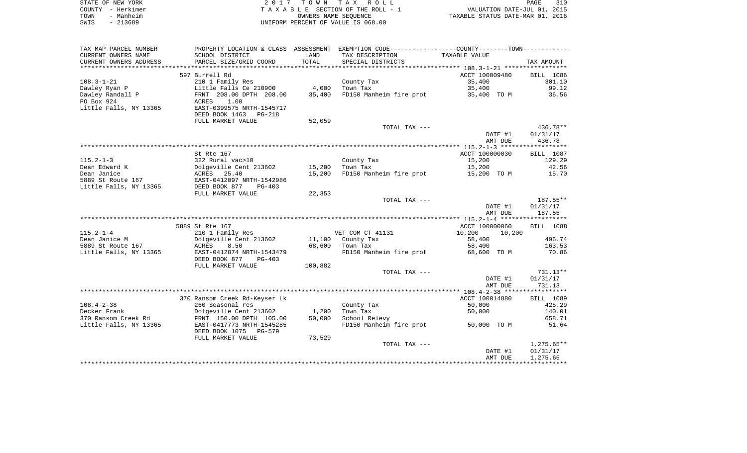STATE OF NEW YORK
COUNTY - Herkimer
TOWN - Manheim
SWIS - 213689

2017 TOWN TAX ROLL
TAXABLE SECTION OF THE ROLL - 1
OWNERS NAME SEQUENCE
UNIFORM PERCENT OF VALUE IS 068.00

VALUATION DATE-JUL 01, 2015
TAXABLE STATUS DATE-MAR 01, 2016

| TAX MAP PARCEL NUMBER / CURRENT OWNERS NAME / CURRENT OWNERS ADDRESS | PROPERTY LOCATION & CLASS / SCHOOL DISTRICT / PARCEL SIZE/GRID COORD | ASSESSMENT LAND / TOTAL | EXEMPTION CODE / TAX DESCRIPTION / SPECIAL DISTRICTS | COUNTY / TOWN TAXABLE VALUE | TAX AMOUNT |
|---|---|---|---|---|---|
| | 597 Burrell Rd | | | ACCT 100009480 | BILL 1086 |
| 108.3-1-21 | 210 1 Family Res | | County Tax | 35,400 | 301.10 |
| Dawley Ryan P | Little Falls Ce 210900 | 4,000 | Town Tax | 35,400 | 99.12 |
| Dawley Randall P | FRNT 208.00 DPTH 208.00 | 35,400 | FD150 Manheim fire prot | 35,400 TO M | 36.56 |
| PO Box 924 | ACRES 1.00 | | | | |
| Little Falls, NY 13365 | EAST-0399575 NRTH-1545717 | | | | |
| | DEED BOOK 1463 PG-218 | | | | |
| | FULL MARKET VALUE | 52,059 | | | |
| | | | TOTAL TAX --- | | 436.78** |
| | | | | DATE #1 | 01/31/17 |
| | | | | AMT DUE | 436.78 |
| | St Rte 167 | | | ACCT 100000030 | BILL 1087 |
| 115.2-1-3 | 322 Rural vac>10 | | County Tax | 15,200 | 129.29 |
| Dean Edward K | Dolgeville Cent 213602 | 15,200 | Town Tax | 15,200 | 42.56 |
| Dean Janice | ACRES 25.40 | 15,200 | FD150 Manheim fire prot | 15,200 TO M | 15.70 |
| 5889 St Route 167 | EAST-0412097 NRTH-1542986 | | | | |
| Little Falls, NY 13365 | DEED BOOK 877 PG-403 | | | | |
| | FULL MARKET VALUE | 22,353 | | | |
| | | | TOTAL TAX --- | | 187.55** |
| | | | | DATE #1 | 01/31/17 |
| | | | | AMT DUE | 187.55 |
| | 5889 St Rte 167 | | | ACCT 100000060 | BILL 1088 |
| 115.2-1-4 | 210 1 Family Res | | VET COM CT 41131 | 10,200 10,200 | |
| Dean Janice M | Dolgeville Cent 213602 | 11,100 | County Tax | 58,400 | 496.74 |
| 5889 St Route 167 | ACRES 8.50 | 68,600 | Town Tax | 58,400 | 163.53 |
| Little Falls, NY 13365 | EAST-0412874 NRTH-1543479 | | FD150 Manheim fire prot | 68,600 TO M | 70.86 |
| | DEED BOOK 877 PG-403 | | | | |
| | FULL MARKET VALUE | 100,882 | | | |
| | | | TOTAL TAX --- | | 731.13** |
| | | | | DATE #1 | 01/31/17 |
| | | | | AMT DUE | 731.13 |
| | 370 Ransom Creek Rd-Keyser Lk | | | ACCT 100014880 | BILL 1089 |
| 108.4-2-38 | 260 Seasonal res | | County Tax | 50,000 | 425.29 |
| Decker Frank | Dolgeville Cent 213602 | 1,200 | Town Tax | 50,000 | 140.01 |
| 370 Ransom Creek Rd | FRNT 150.00 DPTH 105.00 | 50,000 | School Relevy | | 658.71 |
| Little Falls, NY 13365 | EAST-0417773 NRTH-1545285 | | FD150 Manheim fire prot | 50,000 TO M | 51.64 |
| | DEED BOOK 1075 PG-579 | | | | |
| | FULL MARKET VALUE | 73,529 | | | |
| | | | TOTAL TAX --- | | 1,275.65** |
| | | | | DATE #1 | 01/31/17 |
| | | | | AMT DUE | 1,275.65 |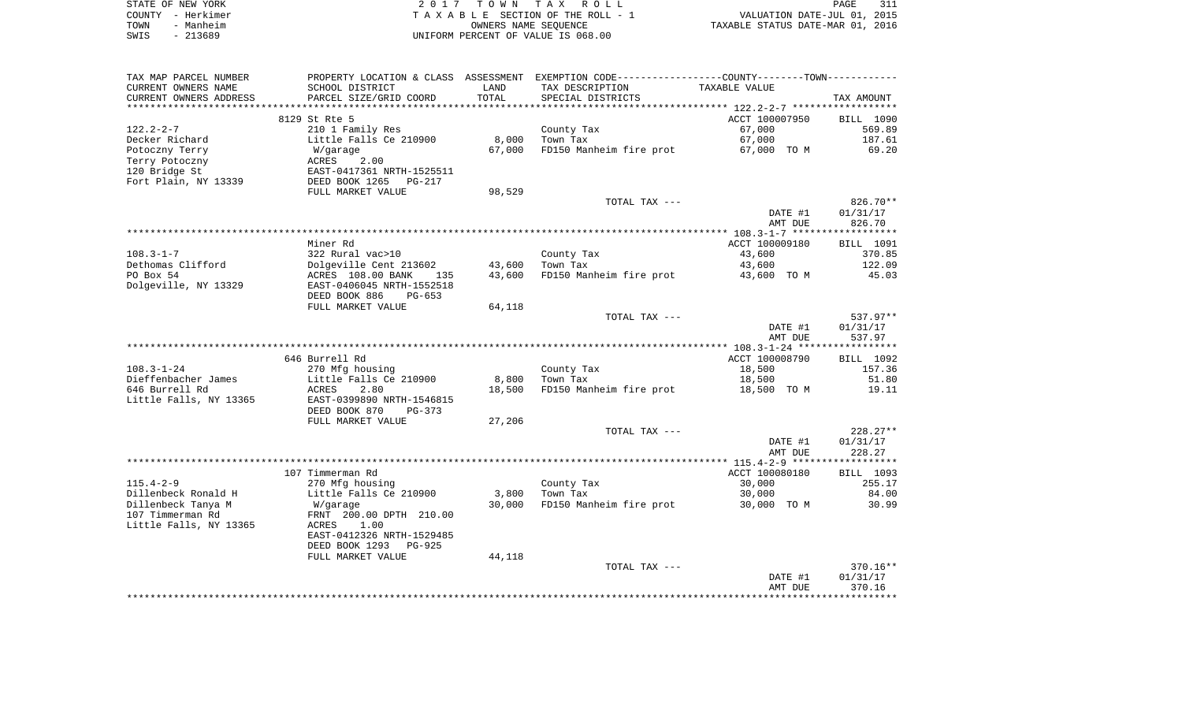STATE OF NEW YORK
COUNTY - Herkimer
TOWN - Manheim
SWIS - 213689

2017 TOWN TAX ROLL
TAXABLE SECTION OF THE ROLL - 1
OWNERS NAME SEQUENCE
UNIFORM PERCENT OF VALUE IS 068.00

VALUATION DATE-JUL 01, 2015
TAXABLE STATUS DATE-MAR 01, 2016

| TAX MAP PARCEL NUMBER / CURRENT OWNERS NAME / CURRENT OWNERS ADDRESS | PROPERTY LOCATION & CLASS / SCHOOL DISTRICT / PARCEL SIZE/GRID COORD | ASSESSMENT LAND / TOTAL | EXEMPTION CODE / TAX DESCRIPTION / SPECIAL DISTRICTS | TAXABLE VALUE | TAX AMOUNT |
|---|---|---|---|---|---|
| 122.2-2-7 | 8129 St Rte 5 | | | ACCT 100007950 | BILL 1090 |
| 122.2-2-7 | 210 1 Family Res | | County Tax | 67,000 | 569.89 |
| Decker Richard | Little Falls Ce 210900 | 8,000 | Town Tax | 67,000 | 187.61 |
| Potoczny Terry | W/garage | 67,000 | FD150 Manheim fire prot | 67,000 TO M | 69.20 |
| Terry Potoczny | ACRES 2.00 | | | | |
| 120 Bridge St | EAST-0417361 NRTH-1525511 | | | | |
| Fort Plain, NY 13339 | DEED BOOK 1265 PG-217 | | | | |
| | FULL MARKET VALUE | 98,529 | | | |
| | | | TOTAL TAX --- | | 826.70** |
| | | | | DATE #1 | 01/31/17 |
| | | | | AMT DUE | 826.70 |
| 108.3-1-7 | Miner Rd | | | ACCT 100009180 | BILL 1091 |
| 108.3-1-7 | 322 Rural vac>10 | | County Tax | 43,600 | 370.85 |
| Dethomas Clifford | Dolgeville Cent 213602 | 43,600 | Town Tax | 43,600 | 122.09 |
| PO Box 54 | ACRES 108.00 BANK 135 | 43,600 | FD150 Manheim fire prot | 43,600 TO M | 45.03 |
| Dolgeville, NY 13329 | EAST-0406045 NRTH-1552518 | | | | |
| | DEED BOOK 886 PG-653 | | | | |
| | FULL MARKET VALUE | 64,118 | | | |
| | | | TOTAL TAX --- | | 537.97** |
| | | | | DATE #1 | 01/31/17 |
| | | | | AMT DUE | 537.97 |
| 108.3-1-24 | 646 Burrell Rd | | | ACCT 100008790 | BILL 1092 |
| 108.3-1-24 | 270 Mfg housing | | County Tax | 18,500 | 157.36 |
| Dieffenbacher James | Little Falls Ce 210900 | 8,800 | Town Tax | 18,500 | 51.80 |
| 646 Burrell Rd | ACRES 2.80 | 18,500 | FD150 Manheim fire prot | 18,500 TO M | 19.11 |
| Little Falls, NY 13365 | EAST-0399890 NRTH-1546815 | | | | |
| | DEED BOOK 870 PG-373 | | | | |
| | FULL MARKET VALUE | 27,206 | | | |
| | | | TOTAL TAX --- | | 228.27** |
| | | | | DATE #1 | 01/31/17 |
| | | | | AMT DUE | 228.27 |
| 115.4-2-9 | 107 Timmerman Rd | | | ACCT 100080180 | BILL 1093 |
| 115.4-2-9 | 270 Mfg housing | | County Tax | 30,000 | 255.17 |
| Dillenbeck Ronald H | Little Falls Ce 210900 | 3,800 | Town Tax | 30,000 | 84.00 |
| Dillenbeck Tanya M | W/garage | 30,000 | FD150 Manheim fire prot | 30,000 TO M | 30.99 |
| 107 Timmerman Rd | FRNT 200.00 DPTH 210.00 | | | | |
| Little Falls, NY 13365 | ACRES 1.00 | | | | |
| | EAST-0412326 NRTH-1529485 | | | | |
| | DEED BOOK 1293 PG-925 | | | | |
| | FULL MARKET VALUE | 44,118 | | | |
| | | | TOTAL TAX --- | | 370.16** |
| | | | | DATE #1 | 01/31/17 |
| | | | | AMT DUE | 370.16 |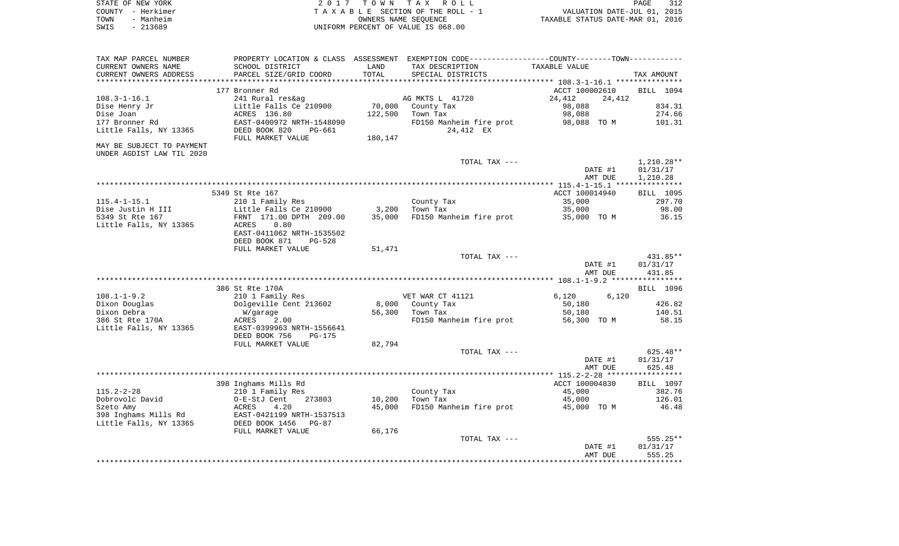STATE OF NEW YORK
COUNTY - Herkimer
TOWN - Manheim
SWIS - 213689

2017 TOWN TAX ROLL
TAXABLE SECTION OF THE ROLL - 1
OWNERS NAME SEQUENCE
UNIFORM PERCENT OF VALUE IS 068.00

VALUATION DATE-JUL 01, 2015
TAXABLE STATUS DATE-MAR 01, 2016

| TAX MAP PARCEL NUMBER / CURRENT OWNERS NAME / CURRENT OWNERS ADDRESS | PROPERTY LOCATION & CLASS / SCHOOL DISTRICT / PARCEL SIZE/GRID COORD | ASSESSMENT LAND / TOTAL | EXEMPTION CODE / TAX DESCRIPTION / SPECIAL DISTRICTS | COUNTY / TOWN TAXABLE VALUE | TAX AMOUNT |
|---|---|---|---|---|---|
| 108.3-1-16.1 | 177 Bronner Rd | | | ACCT 100002610 | BILL 1094 |
| 108.3-1-16.1 | 241 Rural res&ag | | AG MKTS L 41720 | 24,412 24,412 | |
| Dise Henry Jr | Little Falls Ce 210900 | 70,000 | County Tax | 98,088 | 834.31 |
| Dise Joan | ACRES 136.80 | 122,500 | Town Tax | 98,088 | 274.66 |
| 177 Bronner Rd | EAST-0400972 NRTH-1548090 | | FD150 Manheim fire prot | 98,088 TO M | 101.31 |
| Little Falls, NY 13365 | DEED BOOK 820 PG-661 | | 24,412 EX | | |
| | FULL MARKET VALUE | 180,147 | | | |
| MAY BE SUBJECT TO PAYMENT UNDER AGDIST LAW TIL 2020 | | | | | |
| | | | TOTAL TAX --- | | 1,210.28** |
| | | | | DATE #1 | 01/31/17 |
| | | | | AMT DUE | 1,210.28 |
| 115.4-1-15.1 | 5349 St Rte 167 | | | ACCT 100014940 | BILL 1095 |
| 115.4-1-15.1 | 210 1 Family Res | | County Tax | 35,000 | 297.70 |
| Dise Justin H III | Little Falls Ce 210900 | 3,200 | Town Tax | 35,000 | 98.00 |
| 5349 St Rte 167 | FRNT 171.00 DPTH 209.00 | 35,000 | FD150 Manheim fire prot | 35,000 TO M | 36.15 |
| Little Falls, NY 13365 | ACRES 0.80 | | | | |
| | EAST-0411062 NRTH-1535502 | | | | |
| | DEED BOOK 871 PG-528 | | | | |
| | FULL MARKET VALUE | 51,471 | | | |
| | | | TOTAL TAX --- | | 431.85** |
| | | | | DATE #1 | 01/31/17 |
| | | | | AMT DUE | 431.85 |
| 108.1-1-9.2 | 386 St Rte 170A | | | | BILL 1096 |
| 108.1-1-9.2 | 210 1 Family Res | | VET WAR CT 41121 | 6,120 6,120 | |
| Dixon Douglas | Dolgeville Cent 213602 | 8,000 | County Tax | 50,180 | 426.82 |
| Dixon Debra | W/garage | 56,300 | Town Tax | 50,180 | 140.51 |
| 386 St Rte 170A | ACRES 2.00 | | FD150 Manheim fire prot | 56,300 TO M | 58.15 |
| Little Falls, NY 13365 | EAST-0399963 NRTH-1556641 | | | | |
| | DEED BOOK 756 PG-175 | | | | |
| | FULL MARKET VALUE | 82,794 | | | |
| | | | TOTAL TAX --- | | 625.48** |
| | | | | DATE #1 | 01/31/17 |
| | | | | AMT DUE | 625.48 |
| 115.2-2-28 | 398 Inghams Mills Rd | | | ACCT 100004830 | BILL 1097 |
| 115.2-2-28 | 210 1 Family Res | | County Tax | 45,000 | 382.76 |
| Dobrovolc David | O-E-StJ Cent 273803 | 10,200 | Town Tax | 45,000 | 126.01 |
| Szeto Amy | ACRES 4.20 | 45,000 | FD150 Manheim fire prot | 45,000 TO M | 46.48 |
| 398 Inghams Mills Rd | EAST-0421199 NRTH-1537513 | | | | |
| Little Falls, NY 13365 | DEED BOOK 1456 PG-87 | | | | |
| | FULL MARKET VALUE | 66,176 | | | |
| | | | TOTAL TAX --- | | 555.25** |
| | | | | DATE #1 | 01/31/17 |
| | | | | AMT DUE | 555.25 |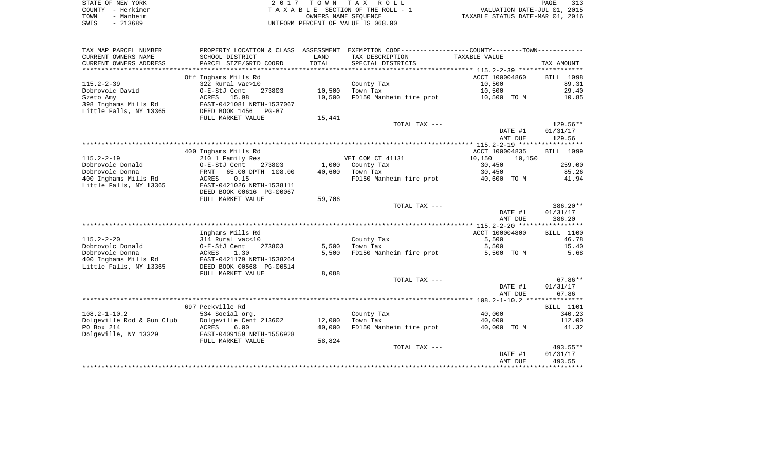STATE OF NEW YORK | COUNTY - Herkimer | TOWN - Manheim | SWIS - 213689

2 0 1 7 T O W N T A X R O L L
T A X A B L E SECTION OF THE ROLL - 1
OWNERS NAME SEQUENCE
UNIFORM PERCENT OF VALUE IS 068.00

VALUATION DATE-JUL 01, 2015
TAXABLE STATUS DATE-MAR 01, 2016

| TAX MAP PARCEL NUMBER / CURRENT OWNERS NAME / CURRENT OWNERS ADDRESS | PROPERTY LOCATION & CLASS / SCHOOL DISTRICT / PARCEL SIZE/GRID COORD | ASSESSMENT LAND / TOTAL | EXEMPTION CODE / TAX DESCRIPTION / SPECIAL DISTRICTS | COUNTY / TOWN TAXABLE VALUE | TAX AMOUNT |
|---|---|---|---|---|---|
| | Off Inghams Mills Rd | | | ACCT 100004860 | BILL 1098 |
| 115.2-2-39 | 322 Rural vac>10 | | County Tax | 10,500 | 89.31 |
| Dobrovolc David | O-E-StJ Cent 273803 | 10,500 | Town Tax | 10,500 | 29.40 |
| Szeto Amy | ACRES 15.98 | 10,500 | FD150 Manheim fire prot | 10,500 TO M | 10.85 |
| 398 Inghams Mills Rd | EAST-0421081 NRTH-1537067 | | | | |
| Little Falls, NY 13365 | DEED BOOK 1456 PG-87 | | | | |
| | FULL MARKET VALUE | 15,441 | | | |
| | | | TOTAL TAX --- | | 129.56** |
| | | | | DATE #1 | 01/31/17 |
| | | | | AMT DUE | 129.56 |
| | 400 Inghams Mills Rd | | | ACCT 100004835 | BILL 1099 |
| 115.2-2-19 | 210 1 Family Res | | VET COM CT 41131 | 10,150 10,150 | |
| Dobrovolc Donald | O-E-StJ Cent 273803 | 1,000 | County Tax | 30,450 | 259.00 |
| Dobrovolc Donna | FRNT 65.00 DPTH 108.00 | 40,600 | Town Tax | 30,450 | 85.26 |
| 400 Inghams Mills Rd | ACRES 0.15 | | FD150 Manheim fire prot | 40,600 TO M | 41.94 |
| Little Falls, NY 13365 | EAST-0421026 NRTH-1538111 | | | | |
| | DEED BOOK 00616 PG-00067 | | | | |
| | FULL MARKET VALUE | 59,706 | | | |
| | | | TOTAL TAX --- | | 386.20** |
| | | | | DATE #1 | 01/31/17 |
| | | | | AMT DUE | 386.20 |
| | Inghams Mills Rd | | | ACCT 100004800 | BILL 1100 |
| 115.2-2-20 | 314 Rural vac<10 | | County Tax | 5,500 | 46.78 |
| Dobrovolc Donald | O-E-StJ Cent 273803 | 5,500 | Town Tax | 5,500 | 15.40 |
| Dobrovolc Donna | ACRES 1.30 | 5,500 | FD150 Manheim fire prot | 5,500 TO M | 5.68 |
| 400 Inghams Mills Rd | EAST-0421179 NRTH-1538264 | | | | |
| Little Falls, NY 13365 | DEED BOOK 00568 PG-00514 | | | | |
| | FULL MARKET VALUE | 8,088 | | | |
| | | | TOTAL TAX --- | | 67.86** |
| | | | | DATE #1 | 01/31/17 |
| | | | | AMT DUE | 67.86 |
| | 697 Peckville Rd | | | | BILL 1101 |
| 108.2-1-10.2 | 534 Social org. | | County Tax | 40,000 | 340.23 |
| Dolgeville Rod & Gun Club | Dolgeville Cent 213602 | 12,000 | Town Tax | 40,000 | 112.00 |
| PO Box 214 | ACRES 6.00 | 40,000 | FD150 Manheim fire prot | 40,000 TO M | 41.32 |
| Dolgeville, NY 13329 | EAST-0409159 NRTH-1556928 | | | | |
| | FULL MARKET VALUE | 58,824 | | | |
| | | | TOTAL TAX --- | | 493.55** |
| | | | | DATE #1 | 01/31/17 |
| | | | | AMT DUE | 493.55 |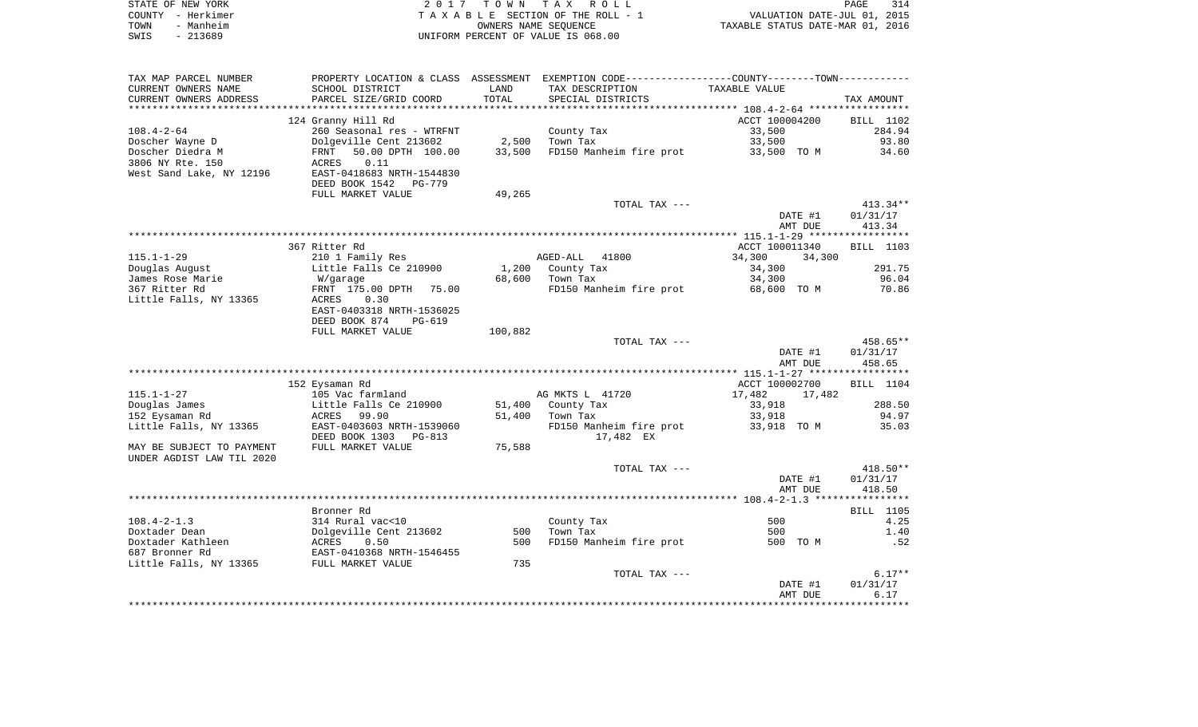STATE OF NEW YORK
COUNTY - Herkimer
TOWN - Manheim
SWIS - 213689

2017 TOWN TAX ROLL
TAXABLE SECTION OF THE ROLL - 1
OWNERS NAME SEQUENCE
UNIFORM PERCENT OF VALUE IS 068.00

VALUATION DATE-JUL 01, 2015
TAXABLE STATUS DATE-MAR 01, 2016

| TAX MAP PARCEL NUMBER / CURRENT OWNERS NAME / CURRENT OWNERS ADDRESS | PROPERTY LOCATION & CLASS / SCHOOL DISTRICT / PARCEL SIZE/GRID COORD | ASSESSMENT LAND / TOTAL | EXEMPTION CODE / TAX DESCRIPTION / SPECIAL DISTRICTS | COUNTY / TOWN TAXABLE VALUE | TAX AMOUNT |
|---|---|---|---|---|---|
| | 124 Granny Hill Rd | | | ACCT 100004200 | BILL 1102 |
| 108.4-2-64 | 260 Seasonal res - WTRFNT | | County Tax | 33,500 | 284.94 |
| Doscher Wayne D | Dolgeville Cent 213602 | 2,500 | Town Tax | 33,500 | 93.80 |
| Doscher Diedra M | FRNT 50.00 DPTH 100.00 | 33,500 | FD150 Manheim fire prot | 33,500 TO M | 34.60 |
| 3806 NY Rte. 150 | ACRES 0.11 | | | | |
| West Sand Lake, NY 12196 | EAST-0418683 NRTH-1544830 | | | | |
| | DEED BOOK 1542 PG-779 | | | | |
| | FULL MARKET VALUE | 49,265 | | | |
| | | | TOTAL TAX --- | | 413.34** |
| | | | | DATE #1 | 01/31/17 |
| | | | | AMT DUE | 413.34 |
| | 367 Ritter Rd | | | ACCT 100011340 | BILL 1103 |
| 115.1-1-29 | 210 1 Family Res | | AGED-ALL 41800 | 34,300 34,300 | |
| Douglas August | Little Falls Ce 210900 | 1,200 | County Tax | 34,300 | 291.75 |
| James Rose Marie | W/garage | 68,600 | Town Tax | 34,300 | 96.04 |
| 367 Ritter Rd | FRNT 175.00 DPTH 75.00 | | FD150 Manheim fire prot | 68,600 TO M | 70.86 |
| Little Falls, NY 13365 | ACRES 0.30 | | | | |
| | EAST-0403318 NRTH-1536025 | | | | |
| | DEED BOOK 874 PG-619 | | | | |
| | FULL MARKET VALUE | 100,882 | | | |
| | | | TOTAL TAX --- | | 458.65** |
| | | | | DATE #1 | 01/31/17 |
| | | | | AMT DUE | 458.65 |
| | 152 Eysaman Rd | | | ACCT 100002700 | BILL 1104 |
| 115.1-1-27 | 105 Vac farmland | | AG MKTS L 41720 | 17,482 17,482 | |
| Douglas James | Little Falls Ce 210900 | 51,400 | County Tax | 33,918 | 288.50 |
| 152 Eysaman Rd | ACRES 99.90 | 51,400 | Town Tax | 33,918 | 94.97 |
| Little Falls, NY 13365 | EAST-0403603 NRTH-1539060 | | FD150 Manheim fire prot | 33,918 TO M | 35.03 |
| | DEED BOOK 1303 PG-813 | | 17,482 EX | | |
| MAY BE SUBJECT TO PAYMENT | FULL MARKET VALUE | 75,588 | | | |
| UNDER AGDIST LAW TIL 2020 | | | | | |
| | | | TOTAL TAX --- | | 418.50** |
| | | | | DATE #1 | 01/31/17 |
| | | | | AMT DUE | 418.50 |
| | Bronner Rd | | | | BILL 1105 |
| 108.4-2-1.3 | 314 Rural vac<10 | | County Tax | 500 | 4.25 |
| Doxtader Dean | Dolgeville Cent 213602 | 500 | Town Tax | 500 | 1.40 |
| Doxtader Kathleen | ACRES 0.50 | 500 | FD150 Manheim fire prot | 500 TO M | .52 |
| 687 Bronner Rd | EAST-0410368 NRTH-1546455 | | | | |
| Little Falls, NY 13365 | FULL MARKET VALUE | 735 | | | |
| | | | TOTAL TAX --- | | 6.17** |
| | | | | DATE #1 | 01/31/17 |
| | | | | AMT DUE | 6.17 |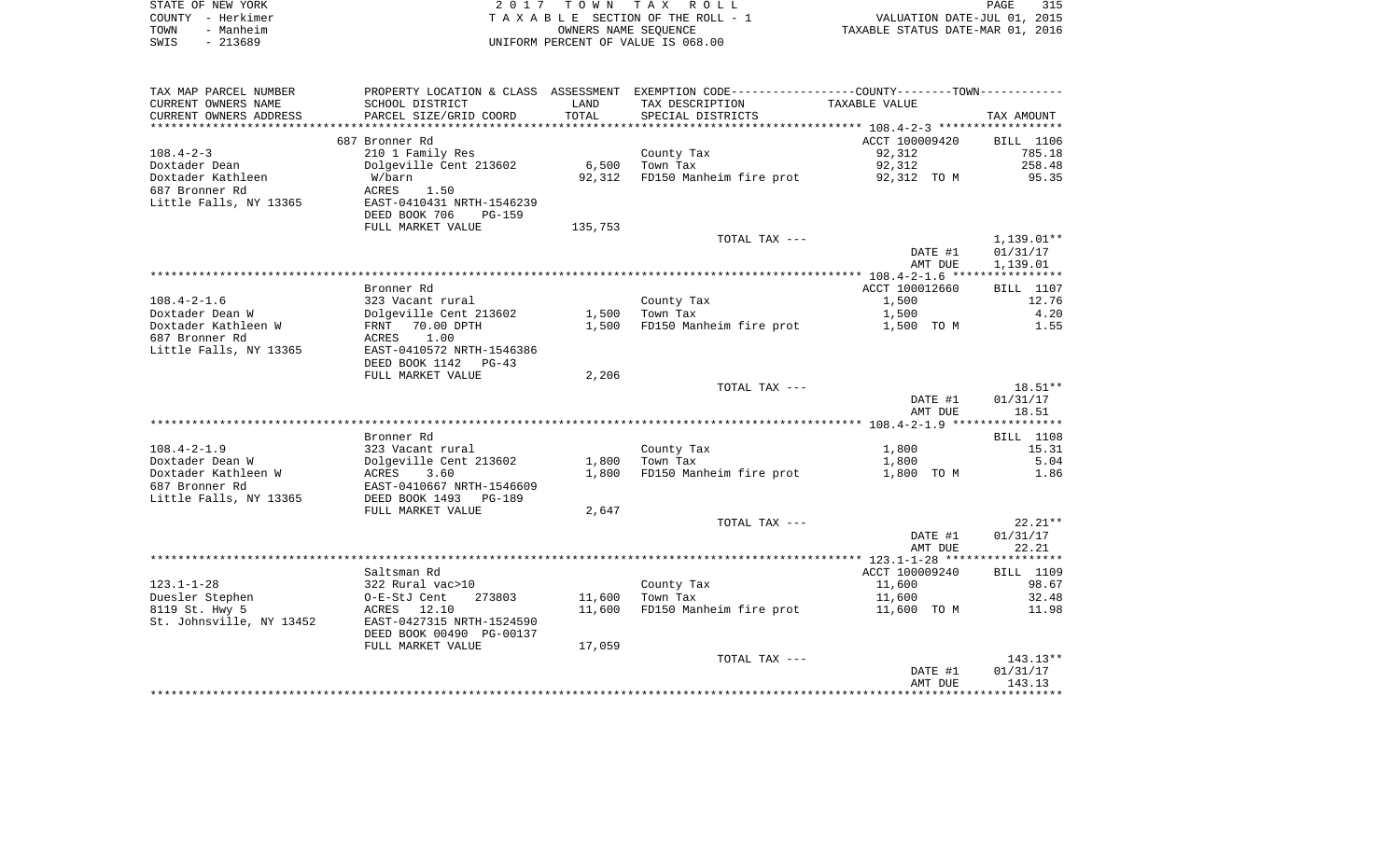STATE OF NEW YORK | 2017 TOWN TAX ROLL
COUNTY - Herkimer | TAXABLE SECTION OF THE ROLL - 1 | VALUATION DATE-JUL 01, 2015
TOWN - Manheim | OWNERS NAME SEQUENCE | TAXABLE STATUS DATE-MAR 01, 2016
SWIS - 213689 | UNIFORM PERCENT OF VALUE IS 068.00

| TAX MAP PARCEL NUMBER / CURRENT OWNERS NAME / CURRENT OWNERS ADDRESS | PROPERTY LOCATION & CLASS / SCHOOL DISTRICT / PARCEL SIZE/GRID COORD | ASSESSMENT LAND / TOTAL | EXEMPTION CODE / TAX DESCRIPTION / SPECIAL DISTRICTS | TAXABLE VALUE | TAX AMOUNT |
|---|---|---|---|---|---|
| 108.4-2-3 | 687 Bronner Rd | | | ACCT 100009420 | BILL 1106 |
| 108.4-2-3 | 210 1 Family Res | | County Tax | 92,312 | 785.18 |
| Doxtader Dean | Dolgeville Cent 213602 | 6,500 | Town Tax | 92,312 | 258.48 |
| Doxtader Kathleen | W/barn | 92,312 | FD150 Manheim fire prot | 92,312 TO M | 95.35 |
| 687 Bronner Rd | ACRES 1.50 | | | | |
| Little Falls, NY 13365 | EAST-0410431 NRTH-1546239 | | | | |
| | DEED BOOK 706 PG-159 | | | | |
| | FULL MARKET VALUE | 135,753 | | | |
| | | | TOTAL TAX --- | | 1,139.01** |
| | | | | DATE #1 | 01/31/17 |
| | | | | AMT DUE | 1,139.01 |
| 108.4-2-1.6 | Bronner Rd | | | ACCT 100012660 | BILL 1107 |
| 108.4-2-1.6 | 323 Vacant rural | | County Tax | 1,500 | 12.76 |
| Doxtader Dean W | Dolgeville Cent 213602 | 1,500 | Town Tax | 1,500 | 4.20 |
| Doxtader Kathleen W | FRNT 70.00 DPTH | 1,500 | FD150 Manheim fire prot | 1,500 TO M | 1.55 |
| 687 Bronner Rd | ACRES 1.00 | | | | |
| Little Falls, NY 13365 | EAST-0410572 NRTH-1546386 | | | | |
| | DEED BOOK 1142 PG-43 | | | | |
| | FULL MARKET VALUE | 2,206 | | | |
| | | | TOTAL TAX --- | | 18.51** |
| | | | | DATE #1 | 01/31/17 |
| | | | | AMT DUE | 18.51 |
| 108.4-2-1.9 | Bronner Rd | | | | BILL 1108 |
| 108.4-2-1.9 | 323 Vacant rural | | County Tax | 1,800 | 15.31 |
| Doxtader Dean W | Dolgeville Cent 213602 | 1,800 | Town Tax | 1,800 | 5.04 |
| Doxtader Kathleen W | ACRES 3.60 | 1,800 | FD150 Manheim fire prot | 1,800 TO M | 1.86 |
| 687 Bronner Rd | EAST-0410667 NRTH-1546609 | | | | |
| Little Falls, NY 13365 | DEED BOOK 1493 PG-189 | | | | |
| | FULL MARKET VALUE | 2,647 | | | |
| | | | TOTAL TAX --- | | 22.21** |
| | | | | DATE #1 | 01/31/17 |
| | | | | AMT DUE | 22.21 |
| 123.1-1-28 | Saltsman Rd | | | ACCT 100009240 | BILL 1109 |
| 123.1-1-28 | 322 Rural vac>10 | | County Tax | 11,600 | 98.67 |
| Duesler Stephen | O-E-StJ Cent 273803 | 11,600 | Town Tax | 11,600 | 32.48 |
| 8119 St. Hwy 5 | ACRES 12.10 | 11,600 | FD150 Manheim fire prot | 11,600 TO M | 11.98 |
| St. Johnsville, NY 13452 | EAST-0427315 NRTH-1524590 | | | | |
| | DEED BOOK 00490 PG-00137 | | | | |
| | FULL MARKET VALUE | 17,059 | | | |
| | | | TOTAL TAX --- | | 143.13** |
| | | | | DATE #1 | 01/31/17 |
| | | | | AMT DUE | 143.13 |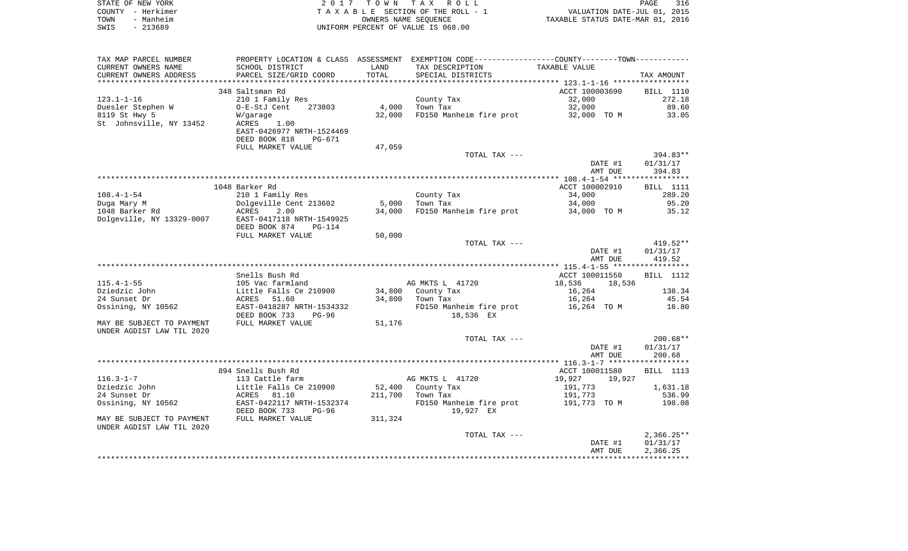STATE OF NEW YORK | 2017 TOWN TAX ROLL | PAGE 316
COUNTY - Herkimer | TAXABLE SECTION OF THE ROLL - 1 | VALUATION DATE-JUL 01, 2015
TOWN - Manheim | OWNERS NAME SEQUENCE | TAXABLE STATUS DATE-MAR 01, 2016
SWIS - 213689 | UNIFORM PERCENT OF VALUE IS 068.00

| TAX MAP PARCEL NUMBER / CURRENT OWNERS NAME / CURRENT OWNERS ADDRESS | PROPERTY LOCATION & CLASS / SCHOOL DISTRICT / PARCEL SIZE/GRID COORD | ASSESSMENT LAND / TOTAL | EXEMPTION CODE / TAX DESCRIPTION / SPECIAL DISTRICTS | COUNTY / TOWN TAXABLE VALUE | TAX AMOUNT |
|---|---|---|---|---|---|
| | 348 Saltsman Rd | | | ACCT 100003690 | BILL 1110 |
| 123.1-1-16 | 210 1 Family Res | | County Tax | 32,000 | 272.18 |
| Duesler Stephen W | O-E-StJ Cent 273803 | 4,000 | Town Tax | 32,000 | 89.60 |
| 8119 St Hwy 5 | W/garage | 32,000 | FD150 Manheim fire prot | 32,000 TO M | 33.05 |
| St Johnsville, NY 13452 | ACRES 1.00 | | | | |
| | EAST-0426977 NRTH-1524469 | | | | |
| | DEED BOOK 818 PG-671 | | | | |
| | FULL MARKET VALUE | 47,059 | | | |
| | | | TOTAL TAX --- | | 394.83** |
| | | | | DATE #1 | 01/31/17 |
| | | | | AMT DUE | 394.83 |
| | 1048 Barker Rd | | | ACCT 100002910 | BILL 1111 |
| 108.4-1-54 | 210 1 Family Res | | County Tax | 34,000 | 289.20 |
| Duga Mary M | Dolgeville Cent 213602 | 5,000 | Town Tax | 34,000 | 95.20 |
| 1048 Barker Rd | ACRES 2.00 | 34,000 | FD150 Manheim fire prot | 34,000 TO M | 35.12 |
| Dolgeville, NY 13329-0007 | EAST-0417118 NRTH-1549925 | | | | |
| | DEED BOOK 874 PG-114 | | | | |
| | FULL MARKET VALUE | 50,000 | | | |
| | | | TOTAL TAX --- | | 419.52** |
| | | | | DATE #1 | 01/31/17 |
| | | | | AMT DUE | 419.52 |
| | Snells Bush Rd | | | ACCT 100011550 | BILL 1112 |
| 115.4-1-55 | 105 Vac farmland | | AG MKTS L 41720 | 18,536 18,536 | |
| Dziedzic John | Little Falls Ce 210900 | 34,800 | County Tax | 16,264 | 138.34 |
| 24 Sunset Dr | ACRES 51.60 | 34,800 | Town Tax | 16,264 | 45.54 |
| Ossining, NY 10562 | EAST-0418287 NRTH-1534332 | | FD150 Manheim fire prot | 16,264 TO M | 16.80 |
| | DEED BOOK 733 PG-96 | | 18,536 EX | | |
| MAY BE SUBJECT TO PAYMENT | FULL MARKET VALUE | 51,176 | | | |
| UNDER AGDIST LAW TIL 2020 | | | | | |
| | | | TOTAL TAX --- | | 200.68** |
| | | | | DATE #1 | 01/31/17 |
| | | | | AMT DUE | 200.68 |
| | 894 Snells Bush Rd | | | ACCT 100011580 | BILL 1113 |
| 116.3-1-7 | 113 Cattle farm | | AG MKTS L 41720 | 19,927 19,927 | |
| Dziedzic John | Little Falls Ce 210900 | 52,400 | County Tax | 191,773 | 1,631.18 |
| 24 Sunset Dr | ACRES 81.10 | 211,700 | Town Tax | 191,773 | 536.99 |
| Ossining, NY 10562 | EAST-0422117 NRTH-1532374 | | FD150 Manheim fire prot | 191,773 TO M | 198.08 |
| | DEED BOOK 733 PG-96 | | 19,927 EX | | |
| MAY BE SUBJECT TO PAYMENT | FULL MARKET VALUE | 311,324 | | | |
| UNDER AGDIST LAW TIL 2020 | | | | | |
| | | | TOTAL TAX --- | | 2,366.25** |
| | | | | DATE #1 | 01/31/17 |
| | | | | AMT DUE | 2,366.25 |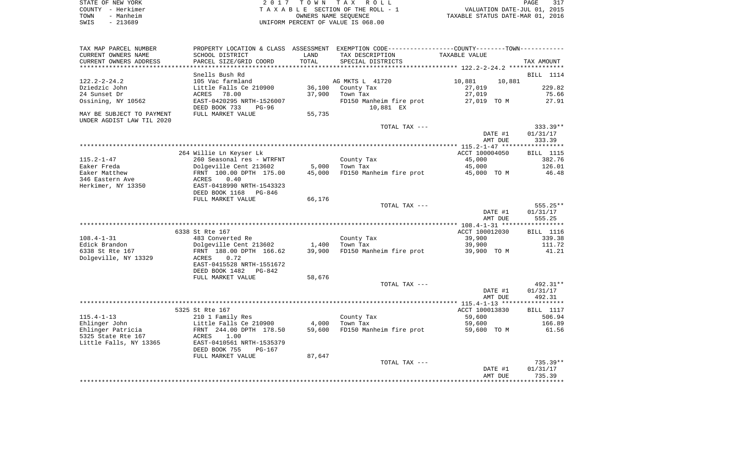STATE OF NEW YORK | COUNTY - Herkimer | TOWN - Manheim | SWIS - 213689

2 0 1 7  T O W N  T A X  R O L L
T A X A B L E SECTION OF THE ROLL - 1
OWNERS NAME SEQUENCE
UNIFORM PERCENT OF VALUE IS 068.00

VALUATION DATE-JUL 01, 2015
TAXABLE STATUS DATE-MAR 01, 2016

| TAX MAP PARCEL NUMBER / CURRENT OWNERS NAME / CURRENT OWNERS ADDRESS | PROPERTY LOCATION & CLASS / SCHOOL DISTRICT / PARCEL SIZE/GRID COORD | ASSESSMENT LAND / TOTAL | EXEMPTION CODE / TAX DESCRIPTION / SPECIAL DISTRICTS | COUNTY / TOWN TAXABLE VALUE | TAX AMOUNT |
|---|---|---|---|---|---|
| 122.2-2-24.2 | Snells Bush Rd | | | | BILL 1114 |
| | 105 Vac farmland | | AG MKTS L 41720 | 10,881  10,881 | |
| Dziedzic John | Little Falls Ce 210900 | 36,100 | County Tax | 27,019 | 229.82 |
| 24 Sunset Dr | ACRES 78.00 | 37,900 | Town Tax | 27,019 | 75.66 |
| Ossining, NY 10562 | EAST-0420295 NRTH-1526007 | | FD150 Manheim fire prot | 27,019 TO M | 27.91 |
| | DEED BOOK 733 PG-96 | | 10,881 EX | | |
| MAY BE SUBJECT TO PAYMENT UNDER AGDIST LAW TIL 2020 | FULL MARKET VALUE | 55,735 | | | |
| | | | TOTAL TAX --- | | 333.39** |
| | | | | DATE #1 | 01/31/17 |
| | | | | AMT DUE | 333.39 |
| 115.2-1-47 | 264 Willie Ln Keyser Lk | | | ACCT 100004050 | BILL 1115 |
| | 260 Seasonal res - WTRFNT | | County Tax | 45,000 | 382.76 |
| Eaker Freda | Dolgeville Cent 213602 | 5,000 | Town Tax | 45,000 | 126.01 |
| Eaker Matthew | FRNT 100.00 DPTH 175.00 | 45,000 | FD150 Manheim fire prot | 45,000 TO M | 46.48 |
| 346 Eastern Ave | ACRES 0.40 | | | | |
| Herkimer, NY 13350 | EAST-0418990 NRTH-1543323 | | | | |
| | DEED BOOK 1168 PG-846 | | | | |
| | FULL MARKET VALUE | 66,176 | | | |
| | | | TOTAL TAX --- | | 555.25** |
| | | | | DATE #1 | 01/31/17 |
| | | | | AMT DUE | 555.25 |
| 108.4-1-31 | 6338 St Rte 167 | | | ACCT 100012030 | BILL 1116 |
| | 483 Converted Re | | County Tax | 39,900 | 339.38 |
| Edick Brandon | Dolgeville Cent 213602 | 1,400 | Town Tax | 39,900 | 111.72 |
| 6338 St Rte 167 | FRNT 188.00 DPTH 166.62 | 39,900 | FD150 Manheim fire prot | 39,900 TO M | 41.21 |
| Dolgeville, NY 13329 | ACRES 0.72 | | | | |
| | EAST-0415528 NRTH-1551672 | | | | |
| | DEED BOOK 1482 PG-842 | | | | |
| | FULL MARKET VALUE | 58,676 | | | |
| | | | TOTAL TAX --- | | 492.31** |
| | | | | DATE #1 | 01/31/17 |
| | | | | AMT DUE | 492.31 |
| 115.4-1-13 | 5325 St Rte 167 | | | ACCT 100013830 | BILL 1117 |
| | 210 1 Family Res | | County Tax | 59,600 | 506.94 |
| Ehlinger John | Little Falls Ce 210900 | 4,000 | Town Tax | 59,600 | 166.89 |
| Ehlinger Patricia | FRNT 244.00 DPTH 178.50 | 59,600 | FD150 Manheim fire prot | 59,600 TO M | 61.56 |
| 5325 State Rte 167 | ACRES 1.00 | | | | |
| Little Falls, NY 13365 | EAST-0410561 NRTH-1535379 | | | | |
| | DEED BOOK 755 PG-167 | | | | |
| | FULL MARKET VALUE | 87,647 | | | |
| | | | TOTAL TAX --- | | 735.39** |
| | | | | DATE #1 | 01/31/17 |
| | | | | AMT DUE | 735.39 |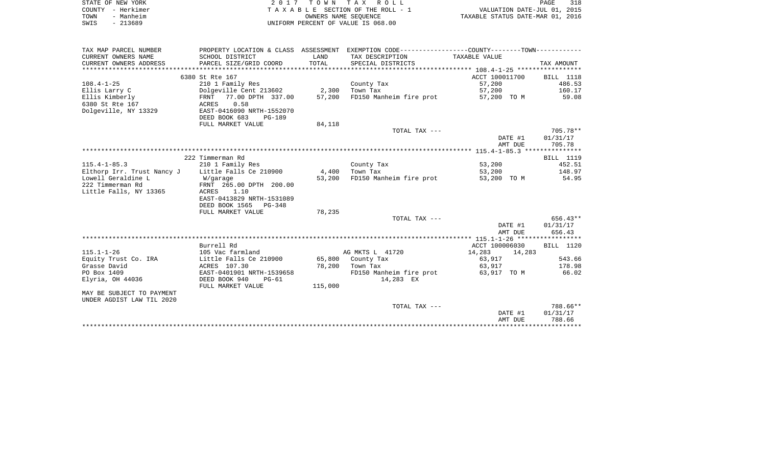STATE OF NEW YORK — COUNTY - Herkimer — TOWN - Manheim — SWIS - 213689

2 0 1 7 T O W N T A X R O L L
T A X A B L E SECTION OF THE ROLL - 1
OWNERS NAME SEQUENCE
UNIFORM PERCENT OF VALUE IS 068.00

VALUATION DATE-JUL 01, 2015
TAXABLE STATUS DATE-MAR 01, 2016

| TAX MAP PARCEL NUMBER / CURRENT OWNERS NAME / CURRENT OWNERS ADDRESS | PROPERTY LOCATION & CLASS / SCHOOL DISTRICT / PARCEL SIZE/GRID COORD | ASSESSMENT LAND / TOTAL | EXEMPTION CODE / TAX DESCRIPTION / SPECIAL DISTRICTS | COUNTY--------TOWN / TAXABLE VALUE | TAX AMOUNT |
|---|---|---|---|---|---|
| | 6380 St Rte 167 | | | ACCT 100011700 | BILL 1118 |
| 108.4-1-25 | 210 1 Family Res | | County Tax | 57,200 | 486.53 |
| Ellis Larry C | Dolgeville Cent 213602 | 2,300 | Town Tax | 57,200 | 160.17 |
| Ellis Kimberly | FRNT 77.00 DPTH 337.00 | 57,200 | FD150 Manheim fire prot | 57,200 TO M | 59.08 |
| 6380 St Rte 167 | ACRES 0.58 | | | | |
| Dolgeville, NY 13329 | EAST-0416090 NRTH-1552070 | | | | |
| | DEED BOOK 683 PG-189 | | | | |
| | FULL MARKET VALUE | 84,118 | | | |
| | | | TOTAL TAX --- | | 705.78** |
| | | | | DATE #1 | 01/31/17 |
| | | | | AMT DUE | 705.78 |
| | 222 Timmerman Rd | | | | BILL 1119 |
| 115.4-1-85.3 | 210 1 Family Res | | County Tax | 53,200 | 452.51 |
| Elthorp Irr. Trust Nancy J | Little Falls Ce 210900 | 4,400 | Town Tax | 53,200 | 148.97 |
| Lowell Geraldine L | W/garage | 53,200 | FD150 Manheim fire prot | 53,200 TO M | 54.95 |
| 222 Timmerman Rd | FRNT 265.00 DPTH 200.00 | | | | |
| Little Falls, NY 13365 | ACRES 1.10 | | | | |
| | EAST-0413829 NRTH-1531089 | | | | |
| | DEED BOOK 1565 PG-348 | | | | |
| | FULL MARKET VALUE | 78,235 | | | |
| | | | TOTAL TAX --- | | 656.43** |
| | | | | DATE #1 | 01/31/17 |
| | | | | AMT DUE | 656.43 |
| | Burrell Rd | | | ACCT 100006030 | BILL 1120 |
| 115.1-1-26 | 105 Vac farmland | | AG MKTS L 41720 | 14,283 14,283 | |
| Equity Trust Co. IRA | Little Falls Ce 210900 | 65,800 | County Tax | 63,917 | 543.66 |
| Grasse David | ACRES 107.30 | 78,200 | Town Tax | 63,917 | 178.98 |
| PO Box 1409 | EAST-0401901 NRTH-1539658 | | FD150 Manheim fire prot | 63,917 TO M | 66.02 |
| Elyria, OH 44036 | DEED BOOK 940 PG-61 | | 14,283 EX | | |
| | FULL MARKET VALUE | 115,000 | | | |
| MAY BE SUBJECT TO PAYMENT UNDER AGDIST LAW TIL 2020 | | | | | |
| | | | TOTAL TAX --- | | 788.66** |
| | | | | DATE #1 | 01/31/17 |
| | | | | AMT DUE | 788.66 |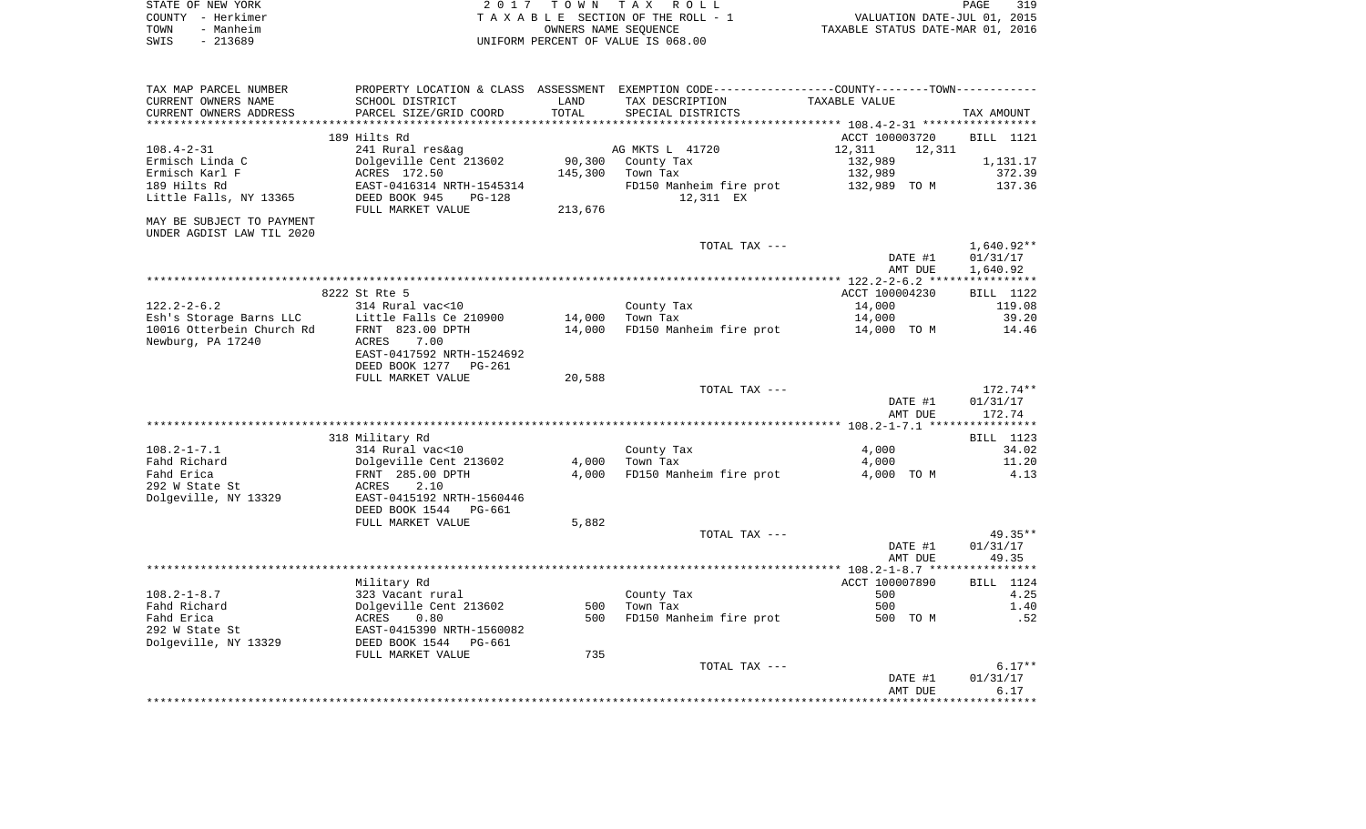STATE OF NEW YORK | COUNTY - Herkimer | TOWN - Manheim | SWIS - 213689

2017 TOWN TAX ROLL
TAXABLE SECTION OF THE ROLL - 1
OWNERS NAME SEQUENCE
UNIFORM PERCENT OF VALUE IS 068.00

VALUATION DATE-JUL 01, 2015
TAXABLE STATUS DATE-MAR 01, 2016

| TAX MAP PARCEL NUMBER / CURRENT OWNERS NAME / CURRENT OWNERS ADDRESS | PROPERTY LOCATION & CLASS / SCHOOL DISTRICT / PARCEL SIZE/GRID COORD | ASSESSMENT LAND / TOTAL | EXEMPTION CODE / TAX DESCRIPTION / SPECIAL DISTRICTS | COUNTY--------TOWN TAXABLE VALUE | TAX AMOUNT |
|---|---|---|---|---|---|
| **108.4-2-31** | 189 Hilts Rd | | | ACCT 100003720 | BILL 1121 |
| Ermisch Linda C | 241 Rural res&ag | | AG MKTS L 41720 | 12,311 12,311 | |
| Ermisch Karl F | Dolgeville Cent 213602 | 90,300 | County Tax | 132,989 | 1,131.17 |
| 189 Hilts Rd | ACRES 172.50 | 145,300 | Town Tax | 132,989 | 372.39 |
| Little Falls, NY 13365 | EAST-0416314 NRTH-1545314 | | FD150 Manheim fire prot | 132,989 TO M | 137.36 |
| MAY BE SUBJECT TO PAYMENT | DEED BOOK 945 PG-128 | | 12,311 EX | | |
| UNDER AGDIST LAW TIL 2020 | FULL MARKET VALUE | 213,676 | | | |
| | | | TOTAL TAX --- | | 1,640.92** |
| | | | | DATE #1 | 01/31/17 |
| | | | | AMT DUE | 1,640.92 |
| **122.2-2-6.2** | 8222 St Rte 5 | | | ACCT 100004230 | BILL 1122 |
| Esh's Storage Barns LLC | 314 Rural vac<10 | | County Tax | 14,000 | 119.08 |
| 10016 Otterbein Church Rd | Little Falls Ce 210900 | 14,000 | Town Tax | 14,000 | 39.20 |
| Newburg, PA 17240 | FRNT 823.00 DPTH | 14,000 | FD150 Manheim fire prot | 14,000 TO M | 14.46 |
| | ACRES 7.00 | | | | |
| | EAST-0417592 NRTH-1524692 | | | | |
| | DEED BOOK 1277 PG-261 | | | | |
| | FULL MARKET VALUE | 20,588 | | | |
| | | | TOTAL TAX --- | | 172.74** |
| | | | | DATE #1 | 01/31/17 |
| | | | | AMT DUE | 172.74 |
| **108.2-1-7.1** | 318 Military Rd | | | | BILL 1123 |
| Fahd Richard | 314 Rural vac<10 | | County Tax | 4,000 | 34.02 |
| Fahd Erica | Dolgeville Cent 213602 | 4,000 | Town Tax | 4,000 | 11.20 |
| 292 W State St | FRNT 285.00 DPTH | 4,000 | FD150 Manheim fire prot | 4,000 TO M | 4.13 |
| Dolgeville, NY 13329 | ACRES 2.10 | | | | |
| | EAST-0415192 NRTH-1560446 | | | | |
| | DEED BOOK 1544 PG-661 | | | | |
| | FULL MARKET VALUE | 5,882 | | | |
| | | | TOTAL TAX --- | | 49.35** |
| | | | | DATE #1 | 01/31/17 |
| | | | | AMT DUE | 49.35 |
| **108.2-1-8.7** | Military Rd | | | ACCT 100007890 | BILL 1124 |
| Fahd Richard | 323 Vacant rural | | County Tax | 500 | 4.25 |
| Fahd Erica | Dolgeville Cent 213602 | 500 | Town Tax | 500 | 1.40 |
| 292 W State St | ACRES 0.80 | 500 | FD150 Manheim fire prot | 500 TO M | .52 |
| Dolgeville, NY 13329 | EAST-0415390 NRTH-1560082 | | | | |
| | DEED BOOK 1544 PG-661 | | | | |
| | FULL MARKET VALUE | 735 | | | |
| | | | TOTAL TAX --- | | 6.17** |
| | | | | DATE #1 | 01/31/17 |
| | | | | AMT DUE | 6.17 |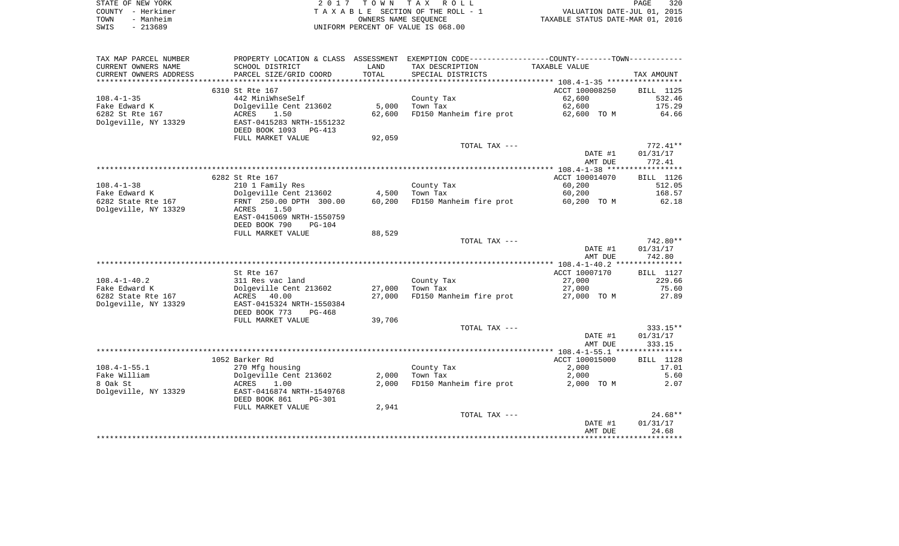STATE OF NEW YORK — 2017 TOWN TAX ROLL — PAGE 320
COUNTY - Herkimer — TAXABLE SECTION OF THE ROLL - 1 — VALUATION DATE-JUL 01, 2015
TOWN - Manheim — OWNERS NAME SEQUENCE — TAXABLE STATUS DATE-MAR 01, 2016
SWIS - 213689 — UNIFORM PERCENT OF VALUE IS 068.00

| TAX MAP PARCEL NUMBER / CURRENT OWNERS NAME / CURRENT OWNERS ADDRESS | PROPERTY LOCATION & CLASS / SCHOOL DISTRICT / PARCEL SIZE/GRID COORD | ASSESSMENT LAND | TOTAL | EXEMPTION CODE / TAX DESCRIPTION / SPECIAL DISTRICTS | TAXABLE VALUE | TAX AMOUNT |
|---|---|---|---|---|---|---|
| **108.4-1-35** | 6310 St Rte 167 | | | | ACCT 100008250 | BILL 1125 |
| Fake Edward K | 442 MiniWhseSelf | | | County Tax | 62,600 | 532.46 |
| 6282 St Rte 167 | Dolgeville Cent 213602 | 5,000 | | Town Tax | 62,600 | 175.29 |
| Dolgeville, NY 13329 | ACRES 1.50 | | 62,600 | FD150 Manheim fire prot | 62,600 TO M | 64.66 |
| | EAST-0415283 NRTH-1551232 | | | | | |
| | DEED BOOK 1093 PG-413 | | | | | |
| | FULL MARKET VALUE | 92,059 | | | | |
| | | | | TOTAL TAX --- | | 772.41** |
| | | | | | DATE #1 | 01/31/17 |
| | | | | | AMT DUE | 772.41 |
| **108.4-1-38** | 6282 St Rte 167 | | | | ACCT 100014070 | BILL 1126 |
| Fake Edward K | 210 1 Family Res | | | County Tax | 60,200 | 512.05 |
| 6282 State Rte 167 | Dolgeville Cent 213602 | 4,500 | | Town Tax | 60,200 | 168.57 |
| Dolgeville, NY 13329 | FRNT 250.00 DPTH 300.00 | | 60,200 | FD150 Manheim fire prot | 60,200 TO M | 62.18 |
| | ACRES 1.50 | | | | | |
| | EAST-0415069 NRTH-1550759 | | | | | |
| | DEED BOOK 790 PG-104 | | | | | |
| | FULL MARKET VALUE | 88,529 | | | | |
| | | | | TOTAL TAX --- | | 742.80** |
| | | | | | DATE #1 | 01/31/17 |
| | | | | | AMT DUE | 742.80 |
| **108.4-1-40.2** | St Rte 167 | | | | ACCT 10007170 | BILL 1127 |
| Fake Edward K | 311 Res vac land | | | County Tax | 27,000 | 229.66 |
| 6282 State Rte 167 | Dolgeville Cent 213602 | 27,000 | | Town Tax | 27,000 | 75.60 |
| Dolgeville, NY 13329 | ACRES 40.00 | | 27,000 | FD150 Manheim fire prot | 27,000 TO M | 27.89 |
| | EAST-0415324 NRTH-1550384 | | | | | |
| | DEED BOOK 773 PG-468 | | | | | |
| | FULL MARKET VALUE | 39,706 | | | | |
| | | | | TOTAL TAX --- | | 333.15** |
| | | | | | DATE #1 | 01/31/17 |
| | | | | | AMT DUE | 333.15 |
| **108.4-1-55.1** | 1052 Barker Rd | | | | ACCT 100015000 | BILL 1128 |
| Fake William | 270 Mfg housing | | | County Tax | 2,000 | 17.01 |
| 8 Oak St | Dolgeville Cent 213602 | 2,000 | | Town Tax | 2,000 | 5.60 |
| Dolgeville, NY 13329 | ACRES 1.00 | | 2,000 | FD150 Manheim fire prot | 2,000 TO M | 2.07 |
| | EAST-0416874 NRTH-1549768 | | | | | |
| | DEED BOOK 861 PG-301 | | | | | |
| | FULL MARKET VALUE | 2,941 | | | | |
| | | | | TOTAL TAX --- | | 24.68** |
| | | | | | DATE #1 | 01/31/17 |
| | | | | | AMT DUE | 24.68 |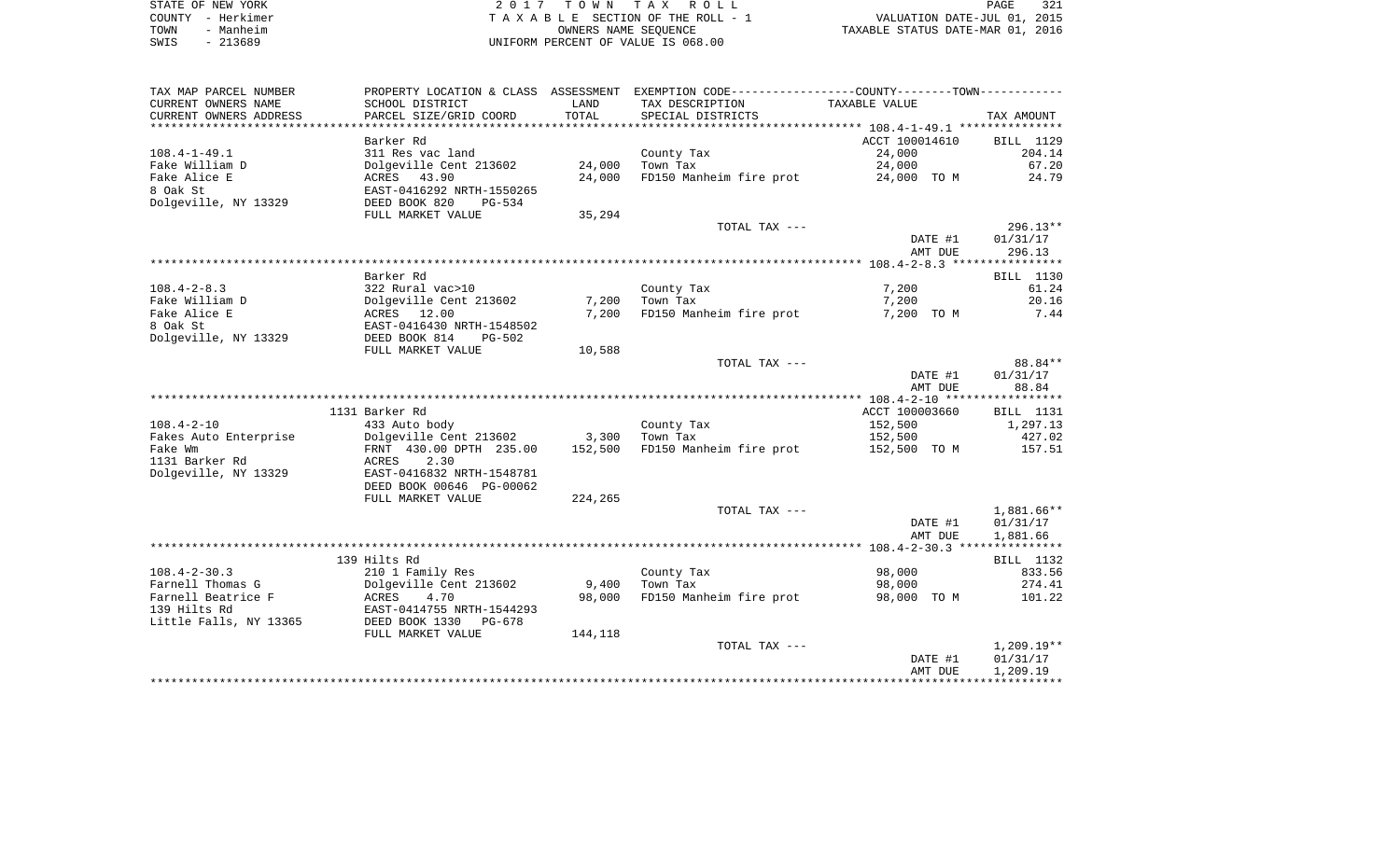STATE OF NEW YORK
COUNTY - Herkimer
TOWN - Manheim
SWIS - 213689

2 0 1 7 T O W N T A X R O L L
T A X A B L E SECTION OF THE ROLL - 1
OWNERS NAME SEQUENCE
UNIFORM PERCENT OF VALUE IS 068.00

VALUATION DATE-JUL 01, 2015
TAXABLE STATUS DATE-MAR 01, 2016

| TAX MAP PARCEL NUMBER / CURRENT OWNERS NAME / CURRENT OWNERS ADDRESS | PROPERTY LOCATION & CLASS / SCHOOL DISTRICT / PARCEL SIZE/GRID COORD | ASSESSMENT LAND / TOTAL | EXEMPTION CODE / TAX DESCRIPTION / SPECIAL DISTRICTS | TAXABLE VALUE | TAX AMOUNT |
|---|---|---|---|---|---|
| 108.4-1-49.1 | Barker Rd | | | ACCT 100014610 | BILL 1129 |
| | 311 Res vac land | | County Tax | 24,000 | 204.14 |
| Fake William D | Dolgeville Cent 213602 | 24,000 | Town Tax | 24,000 | 67.20 |
| Fake Alice E | ACRES 43.90 | 24,000 | FD150 Manheim fire prot | 24,000 TO M | 24.79 |
| 8 Oak St | EAST-0416292 NRTH-1550265 | | | | |
| Dolgeville, NY 13329 | DEED BOOK 820 PG-534 | | | | |
| | FULL MARKET VALUE | 35,294 | | | |
| | | | TOTAL TAX --- | | 296.13** |
| | | | | DATE #1 | 01/31/17 |
| | | | | AMT DUE | 296.13 |
| 108.4-2-8.3 | Barker Rd | | | | BILL 1130 |
| | 322 Rural vac>10 | | County Tax | 7,200 | 61.24 |
| Fake William D | Dolgeville Cent 213602 | 7,200 | Town Tax | 7,200 | 20.16 |
| Fake Alice E | ACRES 12.00 | 7,200 | FD150 Manheim fire prot | 7,200 TO M | 7.44 |
| 8 Oak St | EAST-0416430 NRTH-1548502 | | | | |
| Dolgeville, NY 13329 | DEED BOOK 814 PG-502 | | | | |
| | FULL MARKET VALUE | 10,588 | | | |
| | | | TOTAL TAX --- | | 88.84** |
| | | | | DATE #1 | 01/31/17 |
| | | | | AMT DUE | 88.84 |
| 108.4-2-10 | 1131 Barker Rd | | | ACCT 100003660 | BILL 1131 |
| | 433 Auto body | | County Tax | 152,500 | 1,297.13 |
| Fakes Auto Enterprise | Dolgeville Cent 213602 | 3,300 | Town Tax | 152,500 | 427.02 |
| Fake Wm | FRNT 430.00 DPTH 235.00 | 152,500 | FD150 Manheim fire prot | 152,500 TO M | 157.51 |
| 1131 Barker Rd | ACRES 2.30 | | | | |
| Dolgeville, NY 13329 | EAST-0416832 NRTH-1548781 | | | | |
| | DEED BOOK 00646 PG-00062 | | | | |
| | FULL MARKET VALUE | 224,265 | | | |
| | | | TOTAL TAX --- | | 1,881.66** |
| | | | | DATE #1 | 01/31/17 |
| | | | | AMT DUE | 1,881.66 |
| 108.4-2-30.3 | 139 Hilts Rd | | | | BILL 1132 |
| | 210 1 Family Res | | County Tax | 98,000 | 833.56 |
| Farnell Thomas G | Dolgeville Cent 213602 | 9,400 | Town Tax | 98,000 | 274.41 |
| Farnell Beatrice F | ACRES 4.70 | 98,000 | FD150 Manheim fire prot | 98,000 TO M | 101.22 |
| 139 Hilts Rd | EAST-0414755 NRTH-1544293 | | | | |
| Little Falls, NY 13365 | DEED BOOK 1330 PG-678 | | | | |
| | FULL MARKET VALUE | 144,118 | | | |
| | | | TOTAL TAX --- | | 1,209.19** |
| | | | | DATE #1 | 01/31/17 |
| | | | | AMT DUE | 1,209.19 |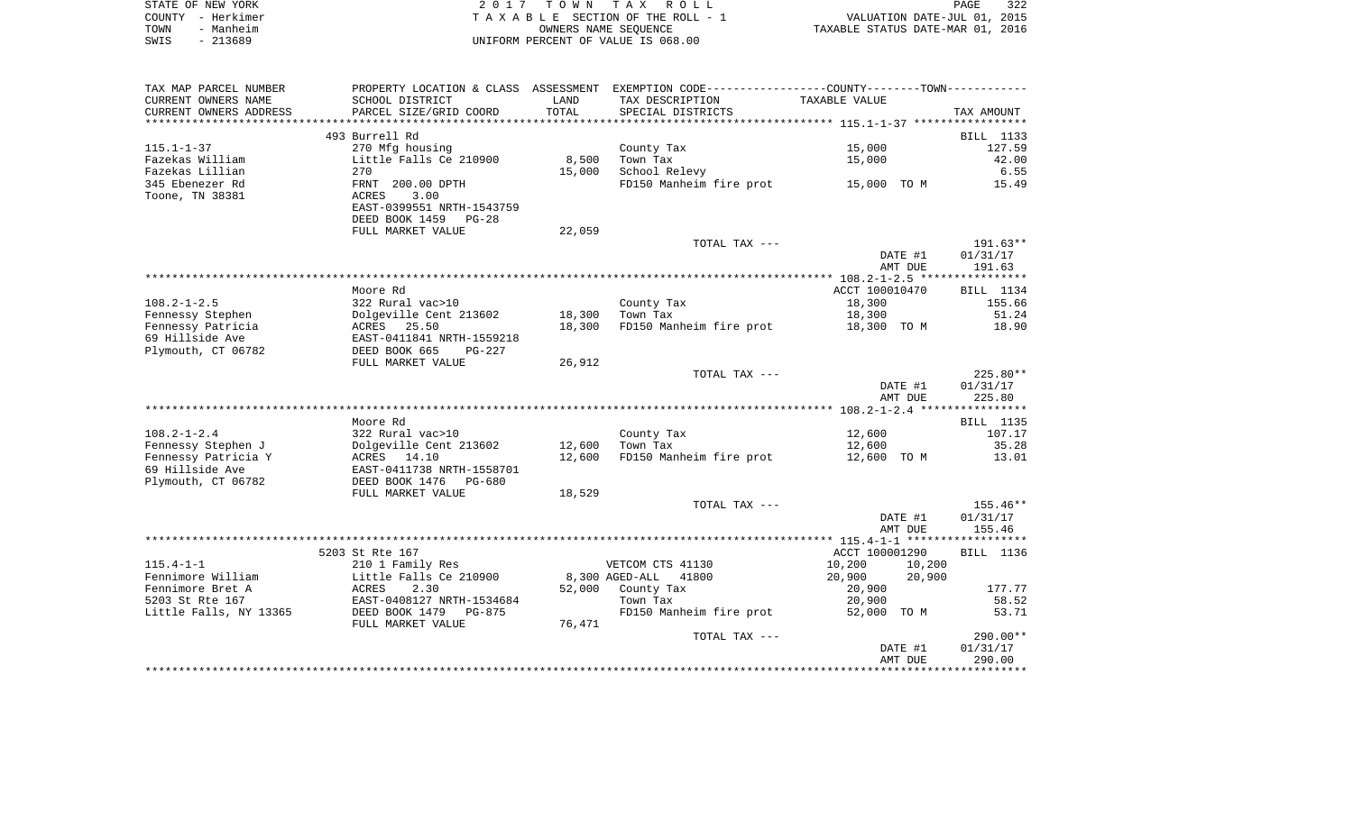STATE OF NEW YORK  
COUNTY - Herkimer  
TOWN - Manheim  
SWIS - 213689

**2017 TOWN TAX ROLL**  
TAXABLE SECTION OF THE ROLL - 1  
OWNERS NAME SEQUENCE  
UNIFORM PERCENT OF VALUE IS 068.00

VALUATION DATE-JUL 01, 2015  
TAXABLE STATUS DATE-MAR 01, 2016

| TAX MAP PARCEL NUMBER / CURRENT OWNERS NAME / CURRENT OWNERS ADDRESS | PROPERTY LOCATION & CLASS / SCHOOL DISTRICT / PARCEL SIZE/GRID COORD | ASSESSMENT LAND / TOTAL | EXEMPTION CODE / TAX DESCRIPTION / SPECIAL DISTRICTS | COUNTY / TOWN TAXABLE VALUE | TAX AMOUNT |
|---|---|---|---|---|---|
| | 493 Burrell Rd | | | | BILL 1133 |
| 115.1-1-37 | 270 Mfg housing | | County Tax | 15,000 | 127.59 |
| Fazekas William | Little Falls Ce 210900 | 8,500 | Town Tax | 15,000 | 42.00 |
| Fazekas Lillian | 270 | 15,000 | School Relevy | | 6.55 |
| 345 Ebenezer Rd | FRNT 200.00 DPTH | | FD150 Manheim fire prot | 15,000 TO M | 15.49 |
| Toone, TN 38381 | ACRES 3.00 | | | | |
| | EAST-0399551 NRTH-1543759 | | | | |
| | DEED BOOK 1459 PG-28 | | | | |
| | FULL MARKET VALUE | 22,059 | | | |
| | | | TOTAL TAX --- | | 191.63** |
| | | | | DATE #1 | 01/31/17 |
| | | | | AMT DUE | 191.63 |
| | Moore Rd | | | ACCT 100010470 | BILL 1134 |
| 108.2-1-2.5 | 322 Rural vac>10 | | County Tax | 18,300 | 155.66 |
| Fennessy Stephen | Dolgeville Cent 213602 | 18,300 | Town Tax | 18,300 | 51.24 |
| Fennessy Patricia | ACRES 25.50 | 18,300 | FD150 Manheim fire prot | 18,300 TO M | 18.90 |
| 69 Hillside Ave | EAST-0411841 NRTH-1559218 | | | | |
| Plymouth, CT 06782 | DEED BOOK 665 PG-227 | | | | |
| | FULL MARKET VALUE | 26,912 | | | |
| | | | TOTAL TAX --- | | 225.80** |
| | | | | DATE #1 | 01/31/17 |
| | | | | AMT DUE | 225.80 |
| | Moore Rd | | | | BILL 1135 |
| 108.2-1-2.4 | 322 Rural vac>10 | | County Tax | 12,600 | 107.17 |
| Fennessy Stephen J | Dolgeville Cent 213602 | 12,600 | Town Tax | 12,600 | 35.28 |
| Fennessy Patricia Y | ACRES 14.10 | 12,600 | FD150 Manheim fire prot | 12,600 TO M | 13.01 |
| 69 Hillside Ave | EAST-0411738 NRTH-1558701 | | | | |
| Plymouth, CT 06782 | DEED BOOK 1476 PG-680 | | | | |
| | FULL MARKET VALUE | 18,529 | | | |
| | | | TOTAL TAX --- | | 155.46** |
| | | | | DATE #1 | 01/31/17 |
| | | | | AMT DUE | 155.46 |
| | 5203 St Rte 167 | | | ACCT 100001290 | BILL 1136 |
| 115.4-1-1 | 210 1 Family Res | | VETCOM CTS 41130 | 10,200 10,200 | |
| Fennimore William | Little Falls Ce 210900 | 8,300 | AGED-ALL 41800 | 20,900 20,900 | |
| Fennimore Bret A | ACRES 2.30 | 52,000 | County Tax | 20,900 | 177.77 |
| 5203 St Rte 167 | EAST-0408127 NRTH-1534684 | | Town Tax | 20,900 | 58.52 |
| Little Falls, NY 13365 | DEED BOOK 1479 PG-875 | | FD150 Manheim fire prot | 52,000 TO M | 53.71 |
| | FULL MARKET VALUE | 76,471 | | | |
| | | | TOTAL TAX --- | | 290.00** |
| | | | | DATE #1 | 01/31/17 |
| | | | | AMT DUE | 290.00 |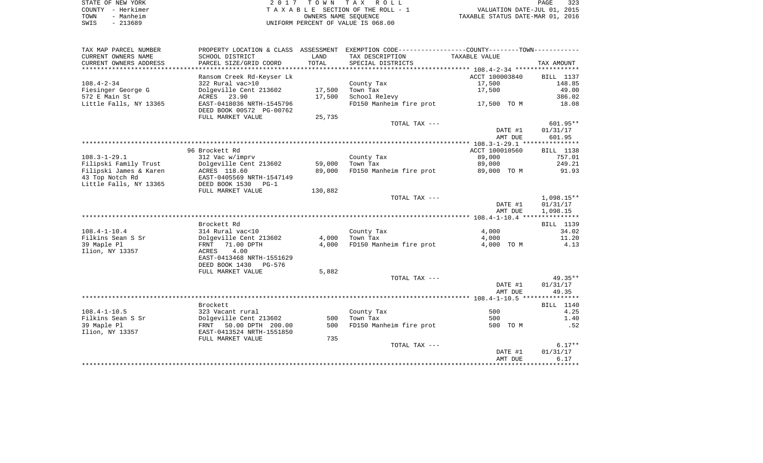STATE OF NEW YORK — 2017 TOWN TAX ROLL
COUNTY - Herkimer — TAXABLE SECTION OF THE ROLL - 1 — VALUATION DATE-JUL 01, 2015
TOWN - Manheim — OWNERS NAME SEQUENCE — TAXABLE STATUS DATE-MAR 01, 2016
SWIS - 213689 — UNIFORM PERCENT OF VALUE IS 068.00

| TAX MAP PARCEL NUMBER / CURRENT OWNERS NAME / CURRENT OWNERS ADDRESS | PROPERTY LOCATION & CLASS / SCHOOL DISTRICT / PARCEL SIZE/GRID COORD | ASSESSMENT LAND | TOTAL | EXEMPTION CODE / TAX DESCRIPTION / SPECIAL DISTRICTS | TAXABLE VALUE (COUNTY--TOWN) | TAX AMOUNT |
|---|---|---|---|---|---|---|
| **108.4-2-34** | Ransom Creek Rd-Keyser Lk | | | | ACCT 100003840 | BILL 1137 |
| 108.4-2-34 | 322 Rural vac>10 | | | County Tax | 17,500 | 148.85 |
| Fiesinger George G | Dolgeville Cent 213602 | 17,500 | | Town Tax | 17,500 | 49.00 |
| 572 E Main St | ACRES 23.90 | | 17,500 | School Relevy | | 386.02 |
| Little Falls, NY 13365 | EAST-0418036 NRTH-1545796 | | | FD150 Manheim fire prot | 17,500 TO M | 18.08 |
| | DEED BOOK 00572 PG-00762 | | | | | |
| | FULL MARKET VALUE | 25,735 | | | | |
| | | | | TOTAL TAX --- | | 601.95** |
| | | | | | DATE #1 | 01/31/17 |
| | | | | | AMT DUE | 601.95 |
| **108.3-1-29.1** | 96 Brockett Rd | | | | ACCT 100010560 | BILL 1138 |
| 108.3-1-29.1 | 312 Vac w/imprv | | | County Tax | 89,000 | 757.01 |
| Filipski Family Trust | Dolgeville Cent 213602 | 59,000 | | Town Tax | 89,000 | 249.21 |
| Filipski James & Karen | ACRES 118.60 | | 89,000 | FD150 Manheim fire prot | 89,000 TO M | 91.93 |
| 43 Top Notch Rd | EAST-0405569 NRTH-1547149 | | | | | |
| Little Falls, NY 13365 | DEED BOOK 1530 PG-1 | | | | | |
| | FULL MARKET VALUE | 130,882 | | | | |
| | | | | TOTAL TAX --- | | 1,098.15** |
| | | | | | DATE #1 | 01/31/17 |
| | | | | | AMT DUE | 1,098.15 |
| **108.4-1-10.4** | Brockett Rd | | | | | BILL 1139 |
| 108.4-1-10.4 | 314 Rural vac<10 | | | County Tax | 4,000 | 34.02 |
| Filkins Sean S Sr | Dolgeville Cent 213602 | 4,000 | | Town Tax | 4,000 | 11.20 |
| 39 Maple Pl | FRNT 71.00 DPTH | | 4,000 | FD150 Manheim fire prot | 4,000 TO M | 4.13 |
| Ilion, NY 13357 | ACRES 4.00 | | | | | |
| | EAST-0413468 NRTH-1551629 | | | | | |
| | DEED BOOK 1430 PG-576 | | | | | |
| | FULL MARKET VALUE | 5,882 | | | | |
| | | | | TOTAL TAX --- | | 49.35** |
| | | | | | DATE #1 | 01/31/17 |
| | | | | | AMT DUE | 49.35 |
| **108.4-1-10.5** | Brockett | | | | | BILL 1140 |
| 108.4-1-10.5 | 323 Vacant rural | | | County Tax | 500 | 4.25 |
| Filkins Sean S Sr | Dolgeville Cent 213602 | 500 | | Town Tax | 500 | 1.40 |
| 39 Maple Pl | FRNT 50.00 DPTH 200.00 | | 500 | FD150 Manheim fire prot | 500 TO M | .52 |
| Ilion, NY 13357 | EAST-0413524 NRTH-1551850 | | | | | |
| | FULL MARKET VALUE | 735 | | | | |
| | | | | TOTAL TAX --- | | 6.17** |
| | | | | | DATE #1 | 01/31/17 |
| | | | | | AMT DUE | 6.17 |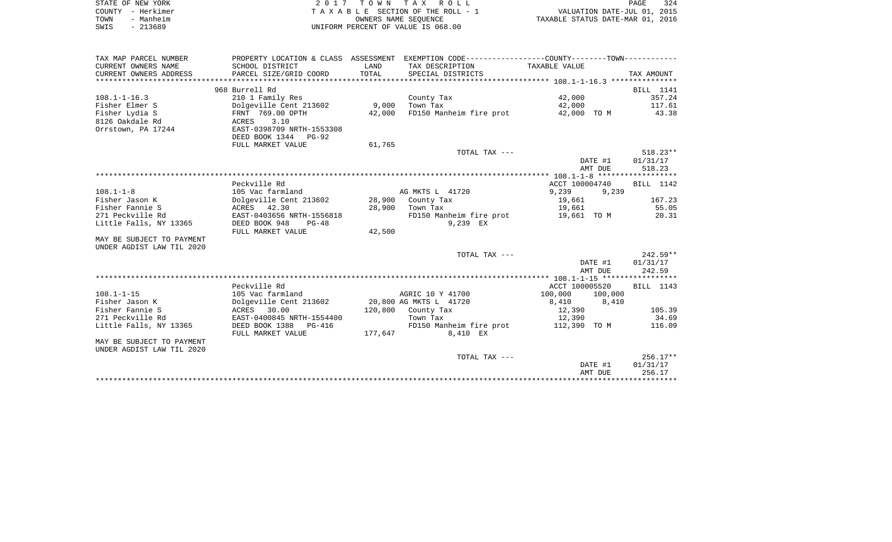STATE OF NEW YORK
COUNTY - Herkimer
TOWN - Manheim
SWIS - 213689

2 0 1 7 T O W N T A X R O L L
T A X A B L E SECTION OF THE ROLL - 1
OWNERS NAME SEQUENCE
UNIFORM PERCENT OF VALUE IS 068.00

VALUATION DATE-JUL 01, 2015
TAXABLE STATUS DATE-MAR 01, 2016

| TAX MAP PARCEL NUMBER / CURRENT OWNERS NAME / CURRENT OWNERS ADDRESS | PROPERTY LOCATION & CLASS / SCHOOL DISTRICT / PARCEL SIZE/GRID COORD | ASSESSMENT LAND / TOTAL | EXEMPTION CODE / TAX DESCRIPTION / SPECIAL DISTRICTS | COUNTY / TOWN TAXABLE VALUE | TAX AMOUNT |
|---|---|---|---|---|---|
| **108.1-1-16.3** | 968 Burrell Rd | | | | BILL 1141 |
| 108.1-1-16.3 | 210 1 Family Res | | County Tax | 42,000 | 357.24 |
| Fisher Elmer S | Dolgeville Cent 213602 | 9,000 | Town Tax | 42,000 | 117.61 |
| Fisher Lydia S | FRNT 769.00 DPTH | 42,000 | FD150 Manheim fire prot | 42,000 TO M | 43.38 |
| 8126 Oakdale Rd | ACRES 3.10 | | | | |
| Orrstown, PA 17244 | EAST-0398709 NRTH-1553308 | | | | |
| | DEED BOOK 1344 PG-92 | | | | |
| | FULL MARKET VALUE | 61,765 | | | |
| | | | TOTAL TAX --- | | 518.23** |
| | | | | DATE #1 | 01/31/17 |
| | | | | AMT DUE | 518.23 |
| **108.1-1-8** | Peckville Rd | | | ACCT 100004740 | BILL 1142 |
| 108.1-1-8 | 105 Vac farmland | | AG MKTS L 41720 | 9,239 9,239 | |
| Fisher Jason K | Dolgeville Cent 213602 | 28,900 | County Tax | 19,661 | 167.23 |
| Fisher Fannie S | ACRES 42.30 | 28,900 | Town Tax | 19,661 | 55.05 |
| 271 Peckville Rd | EAST-0403656 NRTH-1556818 | | FD150 Manheim fire prot | 19,661 TO M | 20.31 |
| Little Falls, NY 13365 | DEED BOOK 948 PG-48 | | 9,239 EX | | |
| | FULL MARKET VALUE | 42,500 | | | |
| MAY BE SUBJECT TO PAYMENT UNDER AGDIST LAW TIL 2020 | | | | | |
| | | | TOTAL TAX --- | | 242.59** |
| | | | | DATE #1 | 01/31/17 |
| | | | | AMT DUE | 242.59 |
| **108.1-1-15** | Peckville Rd | | | ACCT 100005520 | BILL 1143 |
| 108.1-1-15 | 105 Vac farmland | | AGRIC 10 Y 41700 | 100,000 100,000 | |
| Fisher Jason K | Dolgeville Cent 213602 | 20,800 | AG MKTS L 41720 | 8,410 8,410 | |
| Fisher Fannie S | ACRES 30.00 | 120,800 | County Tax | 12,390 | 105.39 |
| 271 Peckville Rd | EAST-0400845 NRTH-1554400 | | Town Tax | 12,390 | 34.69 |
| Little Falls, NY 13365 | DEED BOOK 1388 PG-416 | | FD150 Manheim fire prot | 112,390 TO M | 116.09 |
| | FULL MARKET VALUE | 177,647 | 8,410 EX | | |
| MAY BE SUBJECT TO PAYMENT UNDER AGDIST LAW TIL 2020 | | | | | |
| | | | TOTAL TAX --- | | 256.17** |
| | | | | DATE #1 | 01/31/17 |
| | | | | AMT DUE | 256.17 |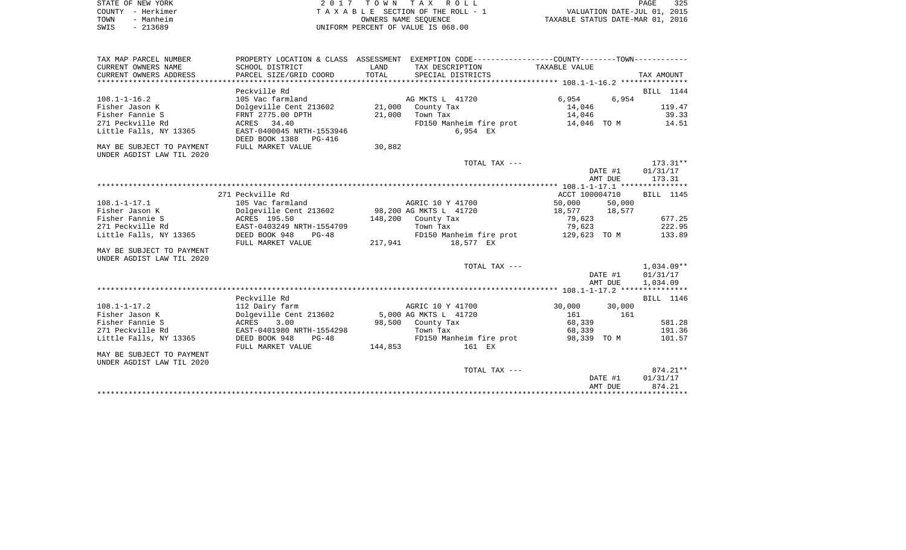STATE OF NEW YORK
COUNTY - Herkimer
TOWN - Manheim
SWIS - 213689

2 0 1 7 T O W N T A X R O L L
T A X A B L E SECTION OF THE ROLL - 1
OWNERS NAME SEQUENCE
UNIFORM PERCENT OF VALUE IS 068.00

VALUATION DATE-JUL 01, 2015
TAXABLE STATUS DATE-MAR 01, 2016

| TAX MAP PARCEL NUMBER / CURRENT OWNERS NAME / CURRENT OWNERS ADDRESS | PROPERTY LOCATION & CLASS / SCHOOL DISTRICT / PARCEL SIZE/GRID COORD | ASSESSMENT LAND / TOTAL | EXEMPTION CODE / TAX DESCRIPTION / SPECIAL DISTRICTS | COUNTY TAXABLE VALUE | TOWN | TAX AMOUNT |
|---|---|---|---|---|---|---|
| **108.1-1-16.2** | Peckville Rd | | | | | BILL 1144 |
| 108.1-1-16.2 | 105 Vac farmland | | AG MKTS L 41720 | 6,954 | 6,954 | |
| Fisher Jason K | Dolgeville Cent 213602 | 21,000 | County Tax | 14,046 | | 119.47 |
| Fisher Fannie S | FRNT 2775.00 DPTH | 21,000 | Town Tax | 14,046 | | 39.33 |
| 271 Peckville Rd | ACRES 34.40 | | FD150 Manheim fire prot | 14,046 TO M | | 14.51 |
| Little Falls, NY 13365 | EAST-0400045 NRTH-1553946 | | 6,954 EX | | | |
| | DEED BOOK 1388 PG-416 | | | | | |
| MAY BE SUBJECT TO PAYMENT | FULL MARKET VALUE | 30,882 | | | | |
| UNDER AGDIST LAW TIL 2020 | | | | | | |
| | | | TOTAL TAX --- | | | 173.31** |
| | | | | | DATE #1 | 01/31/17 |
| | | | | | AMT DUE | 173.31 |
| **108.1-1-17.1** | 271 Peckville Rd | | | ACCT 100004710 | | BILL 1145 |
| 108.1-1-17.1 | 105 Vac farmland | | AGRIC 10 Y 41700 | 50,000 | 50,000 | |
| Fisher Jason K | Dolgeville Cent 213602 | 98,200 | AG MKTS L 41720 | 18,577 | 18,577 | |
| Fisher Fannie S | ACRES 195.50 | 148,200 | County Tax | 79,623 | | 677.25 |
| 271 Peckville Rd | EAST-0403249 NRTH-1554709 | | Town Tax | 79,623 | | 222.95 |
| Little Falls, NY 13365 | DEED BOOK 948 PG-48 | | FD150 Manheim fire prot | 129,623 TO M | | 133.89 |
| | FULL MARKET VALUE | 217,941 | 18,577 EX | | | |
| MAY BE SUBJECT TO PAYMENT | | | | | | |
| UNDER AGDIST LAW TIL 2020 | | | | | | |
| | | | TOTAL TAX --- | | | 1,034.09** |
| | | | | | DATE #1 | 01/31/17 |
| | | | | | AMT DUE | 1,034.09 |
| **108.1-1-17.2** | Peckville Rd | | | | | BILL 1146 |
| 108.1-1-17.2 | 112 Dairy farm | | AGRIC 10 Y 41700 | 30,000 | 30,000 | |
| Fisher Jason K | Dolgeville Cent 213602 | 5,000 | AG MKTS L 41720 | 161 | 161 | |
| Fisher Fannie S | ACRES 3.00 | 98,500 | County Tax | 68,339 | | 581.28 |
| 271 Peckville Rd | EAST-0401980 NRTH-1554298 | | Town Tax | 68,339 | | 191.36 |
| Little Falls, NY 13365 | DEED BOOK 948 PG-48 | | FD150 Manheim fire prot | 98,339 TO M | | 101.57 |
| | FULL MARKET VALUE | 144,853 | 161 EX | | | |
| MAY BE SUBJECT TO PAYMENT | | | | | | |
| UNDER AGDIST LAW TIL 2020 | | | | | | |
| | | | TOTAL TAX --- | | | 874.21** |
| | | | | | DATE #1 | 01/31/17 |
| | | | | | AMT DUE | 874.21 |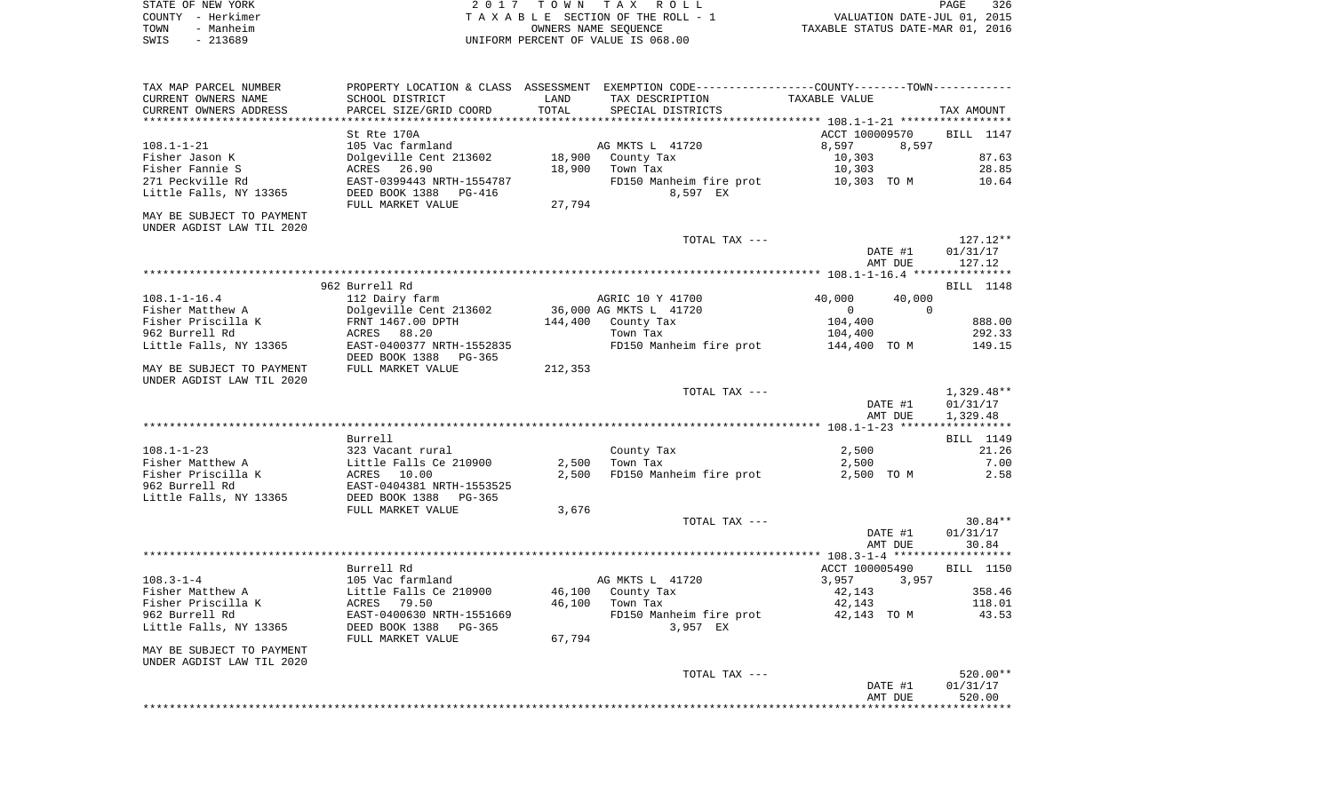STATE OF NEW YORK — 2017 TOWN TAX ROLL — PAGE 326
COUNTY - Herkimer — TAXABLE SECTION OF THE ROLL - 1 — VALUATION DATE-JUL 01, 2015
TOWN - Manheim — OWNERS NAME SEQUENCE — TAXABLE STATUS DATE-MAR 01, 2016
SWIS - 213689 — UNIFORM PERCENT OF VALUE IS 068.00

| TAX MAP PARCEL NUMBER / CURRENT OWNERS NAME / CURRENT OWNERS ADDRESS | PROPERTY LOCATION & CLASS / SCHOOL DISTRICT / PARCEL SIZE/GRID COORD | ASSESSMENT LAND | TOTAL | EXEMPTION CODE / TAX DESCRIPTION / SPECIAL DISTRICTS | COUNTY TAXABLE VALUE | TOWN | TAX AMOUNT |
|---|---|---|---|---|---|---|---|
| **108.1-1-21** | St Rte 170A | | | | ACCT 100009570 | | BILL 1147 |
| | 105 Vac farmland | | | AG MKTS L 41720 | 8,597 | 8,597 | |
| Fisher Jason K | Dolgeville Cent 213602 | 18,900 | | County Tax | 10,303 | | 87.63 |
| Fisher Fannie S | ACRES 26.90 | | 18,900 | Town Tax | 10,303 | | 28.85 |
| 271 Peckville Rd | EAST-0399443 NRTH-1554787 | | | FD150 Manheim fire prot | 10,303 TO M | | 10.64 |
| Little Falls, NY 13365 | DEED BOOK 1388 PG-416 | | | 8,597 EX | | | |
| | FULL MARKET VALUE | | 27,794 | | | | |
| MAY BE SUBJECT TO PAYMENT UNDER AGDIST LAW TIL 2020 | | | | | | | |
| | | | | TOTAL TAX --- | | | 127.12** |
| | | | | | DATE #1 | | 01/31/17 |
| | | | | | AMT DUE | | 127.12 |
| **108.1-1-16.4** | 962 Burrell Rd | | | | | | BILL 1148 |
| | 112 Dairy farm | | | AGRIC 10 Y 41700 | 40,000 | 40,000 | |
| Fisher Matthew A | Dolgeville Cent 213602 | 36,000 | | AG MKTS L 41720 | 0 | 0 | |
| Fisher Priscilla K | FRNT 1467.00 DPTH | | 144,400 | County Tax | 104,400 | | 888.00 |
| 962 Burrell Rd | ACRES 88.20 | | | Town Tax | 104,400 | | 292.33 |
| Little Falls, NY 13365 | EAST-0400377 NRTH-1552835 | | | FD150 Manheim fire prot | 144,400 TO M | | 149.15 |
| | DEED BOOK 1388 PG-365 | | | | | | |
| MAY BE SUBJECT TO PAYMENT UNDER AGDIST LAW TIL 2020 | FULL MARKET VALUE | | 212,353 | | | | |
| | | | | TOTAL TAX --- | | | 1,329.48** |
| | | | | | DATE #1 | | 01/31/17 |
| | | | | | AMT DUE | | 1,329.48 |
| **108.1-1-23** | Burrell | | | | | | BILL 1149 |
| | 323 Vacant rural | | | County Tax | 2,500 | | 21.26 |
| Fisher Matthew A | Little Falls Ce 210900 | 2,500 | | Town Tax | 2,500 | | 7.00 |
| Fisher Priscilla K | ACRES 10.00 | | 2,500 | FD150 Manheim fire prot | 2,500 TO M | | 2.58 |
| 962 Burrell Rd | EAST-0404381 NRTH-1553525 | | | | | | |
| Little Falls, NY 13365 | DEED BOOK 1388 PG-365 | | | | | | |
| | FULL MARKET VALUE | | 3,676 | | | | |
| | | | | TOTAL TAX --- | | | 30.84** |
| | | | | | DATE #1 | | 01/31/17 |
| | | | | | AMT DUE | | 30.84 |
| **108.3-1-4** | Burrell Rd | | | | ACCT 100005490 | | BILL 1150 |
| | 105 Vac farmland | | | AG MKTS L 41720 | 3,957 | 3,957 | |
| Fisher Matthew A | Little Falls Ce 210900 | 46,100 | | County Tax | 42,143 | | 358.46 |
| Fisher Priscilla K | ACRES 79.50 | | 46,100 | Town Tax | 42,143 | | 118.01 |
| 962 Burrell Rd | EAST-0400630 NRTH-1551669 | | | FD150 Manheim fire prot | 42,143 TO M | | 43.53 |
| Little Falls, NY 13365 | DEED BOOK 1388 PG-365 | | | 3,957 EX | | | |
| | FULL MARKET VALUE | | 67,794 | | | | |
| MAY BE SUBJECT TO PAYMENT UNDER AGDIST LAW TIL 2020 | | | | | | | |
| | | | | TOTAL TAX --- | | | 520.00** |
| | | | | | DATE #1 | | 01/31/17 |
| | | | | | AMT DUE | | 520.00 |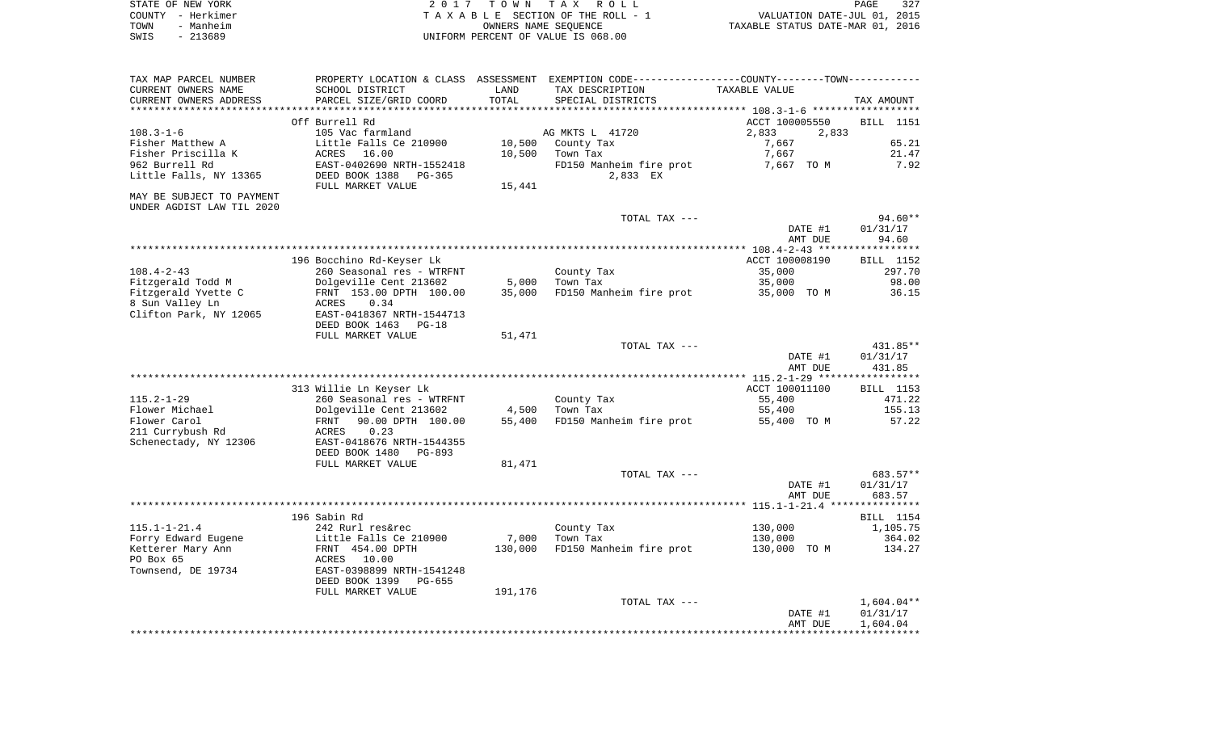STATE OF NEW YORK | COUNTY - Herkimer | TOWN - Manheim | SWIS - 213689

2017 TOWN TAX ROLL
TAXABLE SECTION OF THE ROLL - 1
OWNERS NAME SEQUENCE
UNIFORM PERCENT OF VALUE IS 068.00

VALUATION DATE-JUL 01, 2015
TAXABLE STATUS DATE-MAR 01, 2016

| TAX MAP PARCEL NUMBER / CURRENT OWNERS NAME / CURRENT OWNERS ADDRESS | PROPERTY LOCATION & CLASS / SCHOOL DISTRICT / PARCEL SIZE/GRID COORD | ASSESSMENT LAND / TOTAL | EXEMPTION CODE / TAX DESCRIPTION / SPECIAL DISTRICTS | TAXABLE VALUE (COUNTY / TOWN) | TAX AMOUNT |
|---|---|---|---|---|---|
| **108.3-1-6** | Off Burrell Rd | | | ACCT 100005550 | BILL 1151 |
| | 105 Vac farmland | | AG MKTS L 41720 | 2,833 2,833 | |
| Fisher Matthew A | Little Falls Ce 210900 | 10,500 | County Tax | 7,667 | 65.21 |
| Fisher Priscilla K | ACRES 16.00 | 10,500 | Town Tax | 7,667 | 21.47 |
| 962 Burrell Rd | EAST-0402690 NRTH-1552418 | | FD150 Manheim fire prot | 7,667 TO M | 7.92 |
| Little Falls, NY 13365 | DEED BOOK 1388 PG-365 | | 2,833 EX | | |
| | FULL MARKET VALUE | 15,441 | | | |
| MAY BE SUBJECT TO PAYMENT UNDER AGDIST LAW TIL 2020 | | | | | |
| | | | TOTAL TAX --- | | 94.60** |
| | | | | DATE #1 | 01/31/17 |
| | | | | AMT DUE | 94.60 |
| **108.4-2-43** | 196 Bocchino Rd-Keyser Lk | | | ACCT 100008190 | BILL 1152 |
| | 260 Seasonal res - WTRFNT | | County Tax | 35,000 | 297.70 |
| Fitzgerald Todd M | Dolgeville Cent 213602 | 5,000 | Town Tax | 35,000 | 98.00 |
| Fitzgerald Yvette C | FRNT 153.00 DPTH 100.00 | 35,000 | FD150 Manheim fire prot | 35,000 TO M | 36.15 |
| 8 Sun Valley Ln | ACRES 0.34 | | | | |
| Clifton Park, NY 12065 | EAST-0418367 NRTH-1544713 | | | | |
| | DEED BOOK 1463 PG-18 | | | | |
| | FULL MARKET VALUE | 51,471 | | | |
| | | | TOTAL TAX --- | | 431.85** |
| | | | | DATE #1 | 01/31/17 |
| | | | | AMT DUE | 431.85 |
| **115.2-1-29** | 313 Willie Ln Keyser Lk | | | ACCT 100011100 | BILL 1153 |
| | 260 Seasonal res - WTRFNT | | County Tax | 55,400 | 471.22 |
| Flower Michael | Dolgeville Cent 213602 | 4,500 | Town Tax | 55,400 | 155.13 |
| Flower Carol | FRNT 90.00 DPTH 100.00 | 55,400 | FD150 Manheim fire prot | 55,400 TO M | 57.22 |
| 211 Currybush Rd | ACRES 0.23 | | | | |
| Schenectady, NY 12306 | EAST-0418676 NRTH-1544355 | | | | |
| | DEED BOOK 1480 PG-893 | | | | |
| | FULL MARKET VALUE | 81,471 | | | |
| | | | TOTAL TAX --- | | 683.57** |
| | | | | DATE #1 | 01/31/17 |
| | | | | AMT DUE | 683.57 |
| **115.1-1-21.4** | 196 Sabin Rd | | | | BILL 1154 |
| | 242 Rurl res&rec | | County Tax | 130,000 | 1,105.75 |
| Forry Edward Eugene | Little Falls Ce 210900 | 7,000 | Town Tax | 130,000 | 364.02 |
| Ketterer Mary Ann | FRNT 454.00 DPTH | 130,000 | FD150 Manheim fire prot | 130,000 TO M | 134.27 |
| PO Box 65 | ACRES 10.00 | | | | |
| Townsend, DE 19734 | EAST-0398899 NRTH-1541248 | | | | |
| | DEED BOOK 1399 PG-655 | | | | |
| | FULL MARKET VALUE | 191,176 | | | |
| | | | TOTAL TAX --- | | 1,604.04** |
| | | | | DATE #1 | 01/31/17 |
| | | | | AMT DUE | 1,604.04 |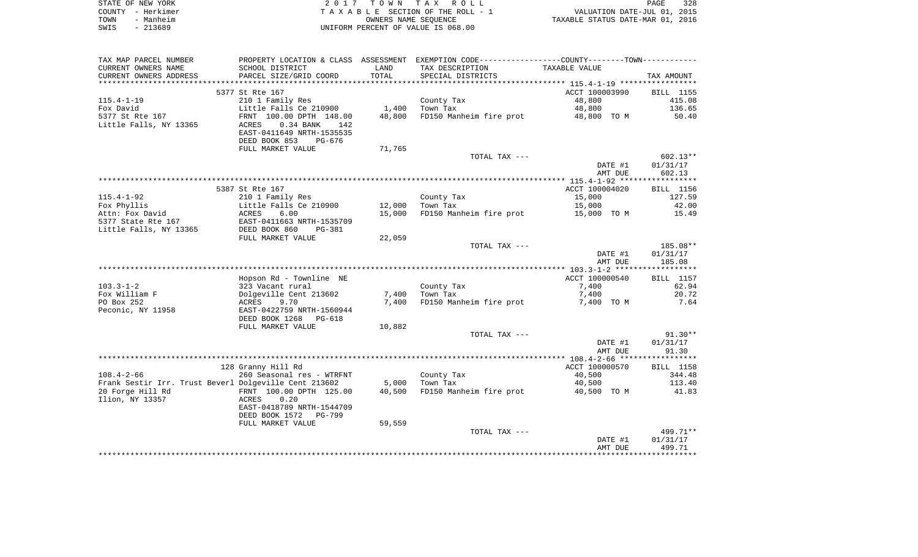STATE OF NEW YORK | COUNTY - Herkimer | TOWN - Manheim | SWIS - 213689

2 0 1 7 T O W N T A X R O L L
T A X A B L E SECTION OF THE ROLL - 1
OWNERS NAME SEQUENCE
UNIFORM PERCENT OF VALUE IS 068.00

VALUATION DATE-JUL 01, 2015
TAXABLE STATUS DATE-MAR 01, 2016

| TAX MAP PARCEL NUMBER / CURRENT OWNERS NAME / CURRENT OWNERS ADDRESS | PROPERTY LOCATION & CLASS / SCHOOL DISTRICT / PARCEL SIZE/GRID COORD | ASSESSMENT LAND | TOTAL | EXEMPTION CODE / TAX DESCRIPTION / SPECIAL DISTRICTS | TAXABLE VALUE (COUNTY/TOWN) | TAX AMOUNT |
|---|---|---|---|---|---|---|
| **115.4-1-19** | 5377 St Rte 167 | | | | ACCT 100003990 | BILL 1155 |
| Fox David | 210 1 Family Res | | | County Tax | 48,800 | 415.08 |
| 5377 St Rte 167 | Little Falls Ce 210900 | 1,400 | | Town Tax | 48,800 | 136.65 |
| Little Falls, NY 13365 | FRNT 100.00 DPTH 148.00 | | 48,800 | FD150 Manheim fire prot | 48,800 TO M | 50.40 |
| | ACRES 0.34 BANK 142 | | | | | |
| | EAST-0411649 NRTH-1535535 | | | | | |
| | DEED BOOK 853 PG-676 | | | | | |
| | FULL MARKET VALUE | | 71,765 | | | |
| | | | | TOTAL TAX --- | | 602.13** |
| | | | | | DATE #1 | 01/31/17 |
| | | | | | AMT DUE | 602.13 |
| **115.4-1-92** | 5387 St Rte 167 | | | | ACCT 100004020 | BILL 1156 |
| Fox Phyllis | 210 1 Family Res | | | County Tax | 15,000 | 127.59 |
| Attn: Fox David | Little Falls Ce 210900 | 12,000 | | Town Tax | 15,000 | 42.00 |
| 5377 State Rte 167 | ACRES 6.00 | | 15,000 | FD150 Manheim fire prot | 15,000 TO M | 15.49 |
| Little Falls, NY 13365 | EAST-0411663 NRTH-1535709 | | | | | |
| | DEED BOOK 860 PG-381 | | | | | |
| | FULL MARKET VALUE | | 22,059 | | | |
| | | | | TOTAL TAX --- | | 185.08** |
| | | | | | DATE #1 | 01/31/17 |
| | | | | | AMT DUE | 185.08 |
| **103.3-1-2** | Hopson Rd - Townline NE | | | | ACCT 100000540 | BILL 1157 |
| Fox William F | 323 Vacant rural | | | County Tax | 7,400 | 62.94 |
| PO Box 252 | Dolgeville Cent 213602 | 7,400 | | Town Tax | 7,400 | 20.72 |
| Peconic, NY 11958 | ACRES 9.70 | | 7,400 | FD150 Manheim fire prot | 7,400 TO M | 7.64 |
| | EAST-0422759 NRTH-1560944 | | | | | |
| | DEED BOOK 1268 PG-618 | | | | | |
| | FULL MARKET VALUE | | 10,882 | | | |
| | | | | TOTAL TAX --- | | 91.30** |
| | | | | | DATE #1 | 01/31/17 |
| | | | | | AMT DUE | 91.30 |
| **108.4-2-66** | 128 Granny Hill Rd | | | | ACCT 100000570 | BILL 1158 |
| Frank Sestir Irr. Trust Beverl | 260 Seasonal res - WTRFNT | | | County Tax | 40,500 | 344.48 |
| 20 Forge Hill Rd | Dolgeville Cent 213602 | 5,000 | | Town Tax | 40,500 | 113.40 |
| Ilion, NY 13357 | FRNT 100.00 DPTH 125.00 | | 40,500 | FD150 Manheim fire prot | 40,500 TO M | 41.83 |
| | ACRES 0.20 | | | | | |
| | EAST-0418789 NRTH-1544709 | | | | | |
| | DEED BOOK 1572 PG-799 | | | | | |
| | FULL MARKET VALUE | | 59,559 | | | |
| | | | | TOTAL TAX --- | | 499.71** |
| | | | | | DATE #1 | 01/31/17 |
| | | | | | AMT DUE | 499.71 |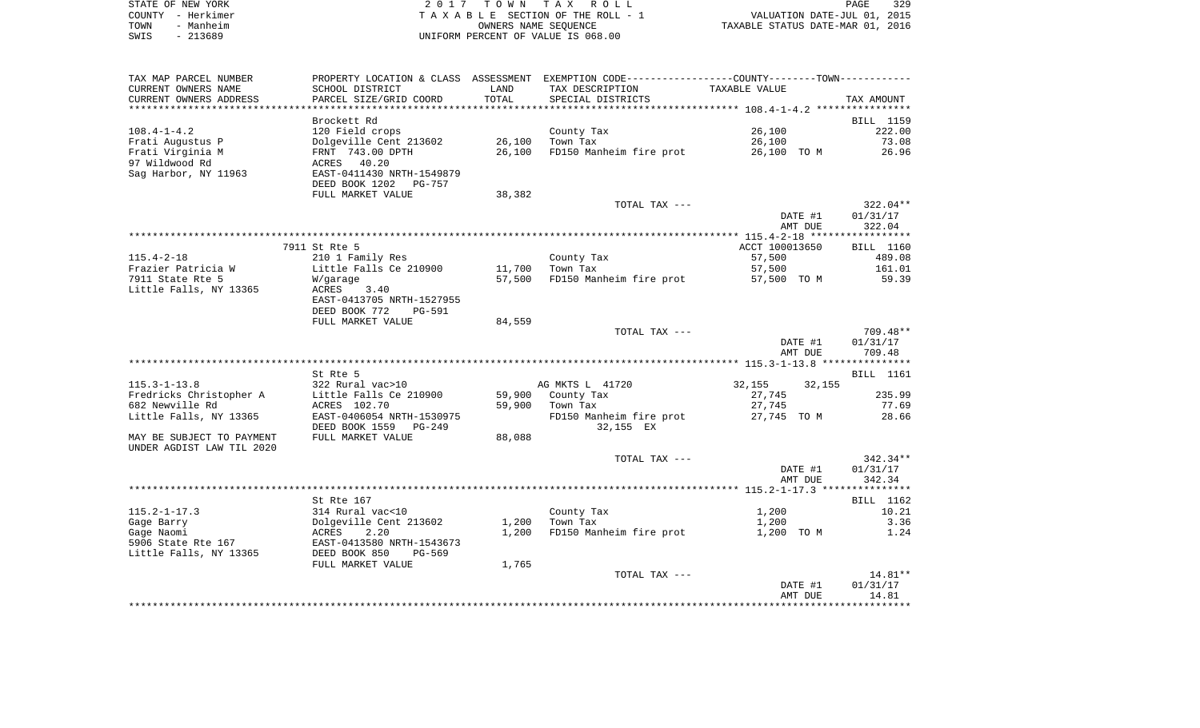STATE OF NEW YORK | 2017 TOWN TAX ROLL | PAGE 329
COUNTY - Herkimer | TAXABLE SECTION OF THE ROLL - 1 | VALUATION DATE-JUL 01, 2015
TOWN - Manheim | OWNERS NAME SEQUENCE | TAXABLE STATUS DATE-MAR 01, 2016
SWIS - 213689 | UNIFORM PERCENT OF VALUE IS 068.00

| TAX MAP PARCEL NUMBER / CURRENT OWNERS NAME / CURRENT OWNERS ADDRESS | PROPERTY LOCATION & CLASS / SCHOOL DISTRICT / PARCEL SIZE/GRID COORD | ASSESSMENT LAND / TOTAL | EXEMPTION CODE / TAX DESCRIPTION / SPECIAL DISTRICTS | COUNTY / TOWN TAXABLE VALUE | TAX AMOUNT |
|---|---|---|---|---|---|
| **108.4-1-4.2** | Brockett Rd | | | | BILL 1159 |
| 108.4-1-4.2 | 120 Field crops | | County Tax | 26,100 | 222.00 |
| Frati Augustus P | Dolgeville Cent 213602 | 26,100 | Town Tax | 26,100 | 73.08 |
| Frati Virginia M | FRNT 743.00 DPTH | 26,100 | FD150 Manheim fire prot | 26,100 TO M | 26.96 |
| 97 Wildwood Rd | ACRES 40.20 | | | | |
| Sag Harbor, NY 11963 | EAST-0411430 NRTH-1549879 | | | | |
| | DEED BOOK 1202 PG-757 | | | | |
| | FULL MARKET VALUE | 38,382 | | | |
| | | | TOTAL TAX --- | | 322.04** |
| | | | | DATE #1 | 01/31/17 |
| | | | | AMT DUE | 322.04 |
| **115.4-2-18** | 7911 St Rte 5 | | | ACCT 100013650 | BILL 1160 |
| 115.4-2-18 | 210 1 Family Res | | County Tax | 57,500 | 489.08 |
| Frazier Patricia W | Little Falls Ce 210900 | 11,700 | Town Tax | 57,500 | 161.01 |
| 7911 State Rte 5 | W/garage | 57,500 | FD150 Manheim fire prot | 57,500 TO M | 59.39 |
| Little Falls, NY 13365 | ACRES 3.40 | | | | |
| | EAST-0413705 NRTH-1527955 | | | | |
| | DEED BOOK 772 PG-591 | | | | |
| | FULL MARKET VALUE | 84,559 | | | |
| | | | TOTAL TAX --- | | 709.48** |
| | | | | DATE #1 | 01/31/17 |
| | | | | AMT DUE | 709.48 |
| **115.3-1-13.8** | St Rte 5 | | | | BILL 1161 |
| 115.3-1-13.8 | 322 Rural vac>10 | | AG MKTS L 41720 | 32,155 32,155 | |
| Fredricks Christopher A | Little Falls Ce 210900 | 59,900 | County Tax | 27,745 | 235.99 |
| 682 Newville Rd | ACRES 102.70 | 59,900 | Town Tax | 27,745 | 77.69 |
| Little Falls, NY 13365 | EAST-0406054 NRTH-1530975 | | FD150 Manheim fire prot | 27,745 TO M | 28.66 |
| | DEED BOOK 1559 PG-249 | | 32,155 EX | | |
| MAY BE SUBJECT TO PAYMENT | FULL MARKET VALUE | 88,088 | | | |
| UNDER AGDIST LAW TIL 2020 | | | | | |
| | | | TOTAL TAX --- | | 342.34** |
| | | | | DATE #1 | 01/31/17 |
| | | | | AMT DUE | 342.34 |
| **115.2-1-17.3** | St Rte 167 | | | | BILL 1162 |
| 115.2-1-17.3 | 314 Rural vac<10 | | County Tax | 1,200 | 10.21 |
| Gage Barry | Dolgeville Cent 213602 | 1,200 | Town Tax | 1,200 | 3.36 |
| Gage Naomi | ACRES 2.20 | 1,200 | FD150 Manheim fire prot | 1,200 TO M | 1.24 |
| 5906 State Rte 167 | EAST-0413580 NRTH-1543673 | | | | |
| Little Falls, NY 13365 | DEED BOOK 850 PG-569 | | | | |
| | FULL MARKET VALUE | 1,765 | | | |
| | | | TOTAL TAX --- | | 14.81** |
| | | | | DATE #1 | 01/31/17 |
| | | | | AMT DUE | 14.81 |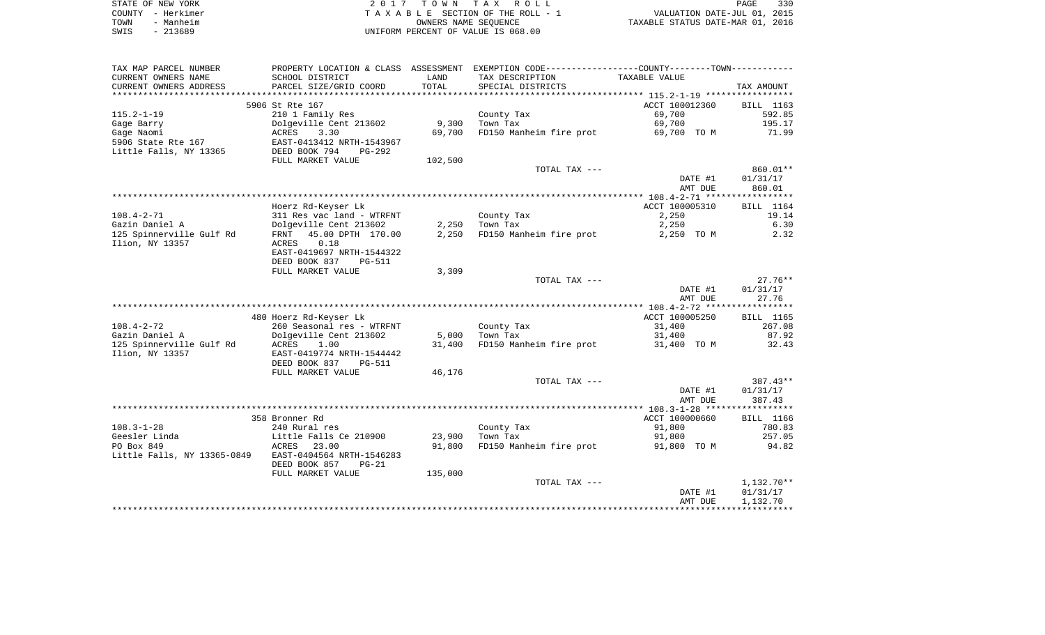STATE OF NEW YORK
COUNTY - Herkimer
TOWN - Manheim
SWIS - 213689

2 0 1 7 T O W N T A X R O L L
T A X A B L E SECTION OF THE ROLL - 1
OWNERS NAME SEQUENCE
UNIFORM PERCENT OF VALUE IS 068.00

VALUATION DATE-JUL 01, 2015
TAXABLE STATUS DATE-MAR 01, 2016

| TAX MAP PARCEL NUMBER / CURRENT OWNERS NAME / CURRENT OWNERS ADDRESS | PROPERTY LOCATION & CLASS / SCHOOL DISTRICT / PARCEL SIZE/GRID COORD | ASSESSMENT LAND / TOTAL | EXEMPTION CODE / TAX DESCRIPTION / SPECIAL DISTRICTS | TAXABLE VALUE | TAX AMOUNT |
|---|---|---|---|---|---|
| | 5906 St Rte 167 | | | ACCT 100012360 | BILL 1163 |
| 115.2-1-19 | 210 1 Family Res | | County Tax | 69,700 | 592.85 |
| Gage Barry | Dolgeville Cent 213602 | 9,300 | Town Tax | 69,700 | 195.17 |
| Gage Naomi | ACRES 3.30 | 69,700 | FD150 Manheim fire prot | 69,700 TO M | 71.99 |
| 5906 State Rte 167 | EAST-0413412 NRTH-1543967 | | | | |
| Little Falls, NY 13365 | DEED BOOK 794 PG-292 | | | | |
| | FULL MARKET VALUE | 102,500 | | | |
| | | | TOTAL TAX --- | | 860.01** |
| | | | | DATE #1 | 01/31/17 |
| | | | | AMT DUE | 860.01 |
| | Hoerz Rd-Keyser Lk | | | ACCT 100005310 | BILL 1164 |
| 108.4-2-71 | 311 Res vac land - WTRFNT | | County Tax | 2,250 | 19.14 |
| Gazin Daniel A | Dolgeville Cent 213602 | 2,250 | Town Tax | 2,250 | 6.30 |
| 125 Spinnerville Gulf Rd | FRNT 45.00 DPTH 170.00 | 2,250 | FD150 Manheim fire prot | 2,250 TO M | 2.32 |
| Ilion, NY 13357 | ACRES 0.18 | | | | |
| | EAST-0419697 NRTH-1544322 | | | | |
| | DEED BOOK 837 PG-511 | | | | |
| | FULL MARKET VALUE | 3,309 | | | |
| | | | TOTAL TAX --- | | 27.76** |
| | | | | DATE #1 | 01/31/17 |
| | | | | AMT DUE | 27.76 |
| | 480 Hoerz Rd-Keyser Lk | | | ACCT 100005250 | BILL 1165 |
| 108.4-2-72 | 260 Seasonal res - WTRFNT | | County Tax | 31,400 | 267.08 |
| Gazin Daniel A | Dolgeville Cent 213602 | 5,000 | Town Tax | 31,400 | 87.92 |
| 125 Spinnerville Gulf Rd | ACRES 1.00 | 31,400 | FD150 Manheim fire prot | 31,400 TO M | 32.43 |
| Ilion, NY 13357 | EAST-0419774 NRTH-1544442 | | | | |
| | DEED BOOK 837 PG-511 | | | | |
| | FULL MARKET VALUE | 46,176 | | | |
| | | | TOTAL TAX --- | | 387.43** |
| | | | | DATE #1 | 01/31/17 |
| | | | | AMT DUE | 387.43 |
| | 358 Bronner Rd | | | ACCT 100000660 | BILL 1166 |
| 108.3-1-28 | 240 Rural res | | County Tax | 91,800 | 780.83 |
| Geesler Linda | Little Falls Ce 210900 | 23,900 | Town Tax | 91,800 | 257.05 |
| PO Box 849 | ACRES 23.00 | 91,800 | FD150 Manheim fire prot | 91,800 TO M | 94.82 |
| Little Falls, NY 13365-0849 | EAST-0404564 NRTH-1546283 | | | | |
| | DEED BOOK 857 PG-21 | | | | |
| | FULL MARKET VALUE | 135,000 | | | |
| | | | TOTAL TAX --- | | 1,132.70** |
| | | | | DATE #1 | 01/31/17 |
| | | | | AMT DUE | 1,132.70 |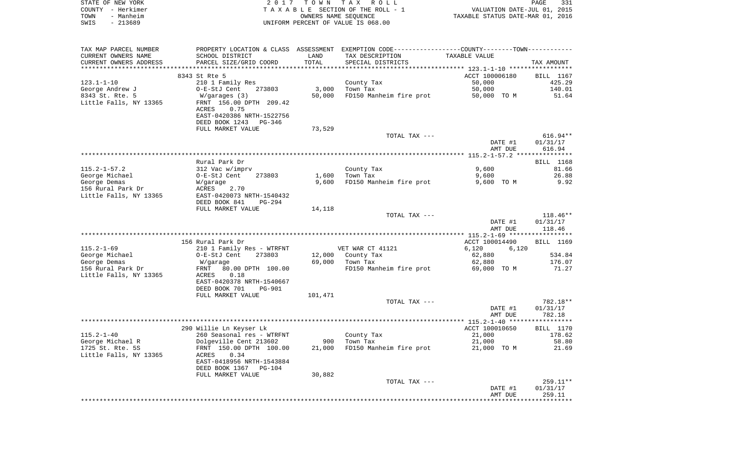STATE OF NEW YORK — 2017 TOWN TAX ROLL
COUNTY - Herkimer — TAXABLE SECTION OF THE ROLL - 1 — VALUATION DATE-JUL 01, 2015
TOWN - Manheim — OWNERS NAME SEQUENCE — TAXABLE STATUS DATE-MAR 01, 2016
SWIS - 213689 — UNIFORM PERCENT OF VALUE IS 068.00

| TAX MAP PARCEL NUMBER / CURRENT OWNERS NAME / CURRENT OWNERS ADDRESS | PROPERTY LOCATION & CLASS / SCHOOL DISTRICT / PARCEL SIZE/GRID COORD | ASSESSMENT LAND | TOTAL | EXEMPTION CODE / TAX DESCRIPTION / SPECIAL DISTRICTS | COUNTY/TOWN TAXABLE VALUE | TAX AMOUNT |
|---|---|---|---|---|---|---|
| 123.1-1-10 | 8343 St Rte 5 | | | | ACCT 100006180 | BILL 1167 |
| | 210 1 Family Res | | | County Tax | 50,000 | 425.29 |
| George Andrew J | O-E-StJ Cent 273803 | 3,000 | | Town Tax | 50,000 | 140.01 |
| 8343 St. Rte. 5 | W/garages (3) | | 50,000 | FD150 Manheim fire prot | 50,000 TO M | 51.64 |
| Little Falls, NY 13365 | FRNT 156.00 DPTH 209.42 | | | | | |
| | ACRES 0.75 | | | | | |
| | EAST-0420386 NRTH-1522756 | | | | | |
| | DEED BOOK 1243 PG-346 | | | | | |
| | FULL MARKET VALUE | | 73,529 | | | |
| | | | | TOTAL TAX --- | | 616.94** |
| | | | | | DATE #1 | 01/31/17 |
| | | | | | AMT DUE | 616.94 |
| 115.2-1-57.2 | Rural Park Dr | | | | | BILL 1168 |
| | 312 Vac w/imprv | | | County Tax | 9,600 | 81.66 |
| George Michael | O-E-StJ Cent 273803 | 1,600 | | Town Tax | 9,600 | 26.88 |
| George Demas | W/garage | | 9,600 | FD150 Manheim fire prot | 9,600 TO M | 9.92 |
| 156 Rural Park Dr | ACRES 2.70 | | | | | |
| Little Falls, NY 13365 | EAST-0420073 NRTH-1540432 | | | | | |
| | DEED BOOK 841 PG-294 | | | | | |
| | FULL MARKET VALUE | | 14,118 | | | |
| | | | | TOTAL TAX --- | | 118.46** |
| | | | | | DATE #1 | 01/31/17 |
| | | | | | AMT DUE | 118.46 |
| 115.2-1-69 | 156 Rural Park Dr | | | | ACCT 100014490 | BILL 1169 |
| | 210 1 Family Res - WTRFNT | | | VET WAR CT 41121 | 6,120 6,120 | |
| George Michael | O-E-StJ Cent 273803 | 12,000 | | County Tax | 62,880 | 534.84 |
| George Demas | W/garage | | 69,000 | Town Tax | 62,880 | 176.07 |
| 156 Rural Park Dr | FRNT 80.00 DPTH 100.00 | | | FD150 Manheim fire prot | 69,000 TO M | 71.27 |
| Little Falls, NY 13365 | ACRES 0.18 | | | | | |
| | EAST-0420378 NRTH-1540667 | | | | | |
| | DEED BOOK 701 PG-901 | | | | | |
| | FULL MARKET VALUE | | 101,471 | | | |
| | | | | TOTAL TAX --- | | 782.18** |
| | | | | | DATE #1 | 01/31/17 |
| | | | | | AMT DUE | 782.18 |
| 115.2-1-40 | 290 Willie Ln Keyser Lk | | | | ACCT 100010650 | BILL 1170 |
| | 260 Seasonal res - WTRFNT | | | County Tax | 21,000 | 178.62 |
| George Michael R | Dolgeville Cent 213602 | 900 | | Town Tax | 21,000 | 58.80 |
| 1725 St. Rte. 5S | FRNT 150.00 DPTH 100.00 | | 21,000 | FD150 Manheim fire prot | 21,000 TO M | 21.69 |
| Little Falls, NY 13365 | ACRES 0.34 | | | | | |
| | EAST-0418956 NRTH-1543884 | | | | | |
| | DEED BOOK 1367 PG-104 | | | | | |
| | FULL MARKET VALUE | | 30,882 | | | |
| | | | | TOTAL TAX --- | | 259.11** |
| | | | | | DATE #1 | 01/31/17 |
| | | | | | AMT DUE | 259.11 |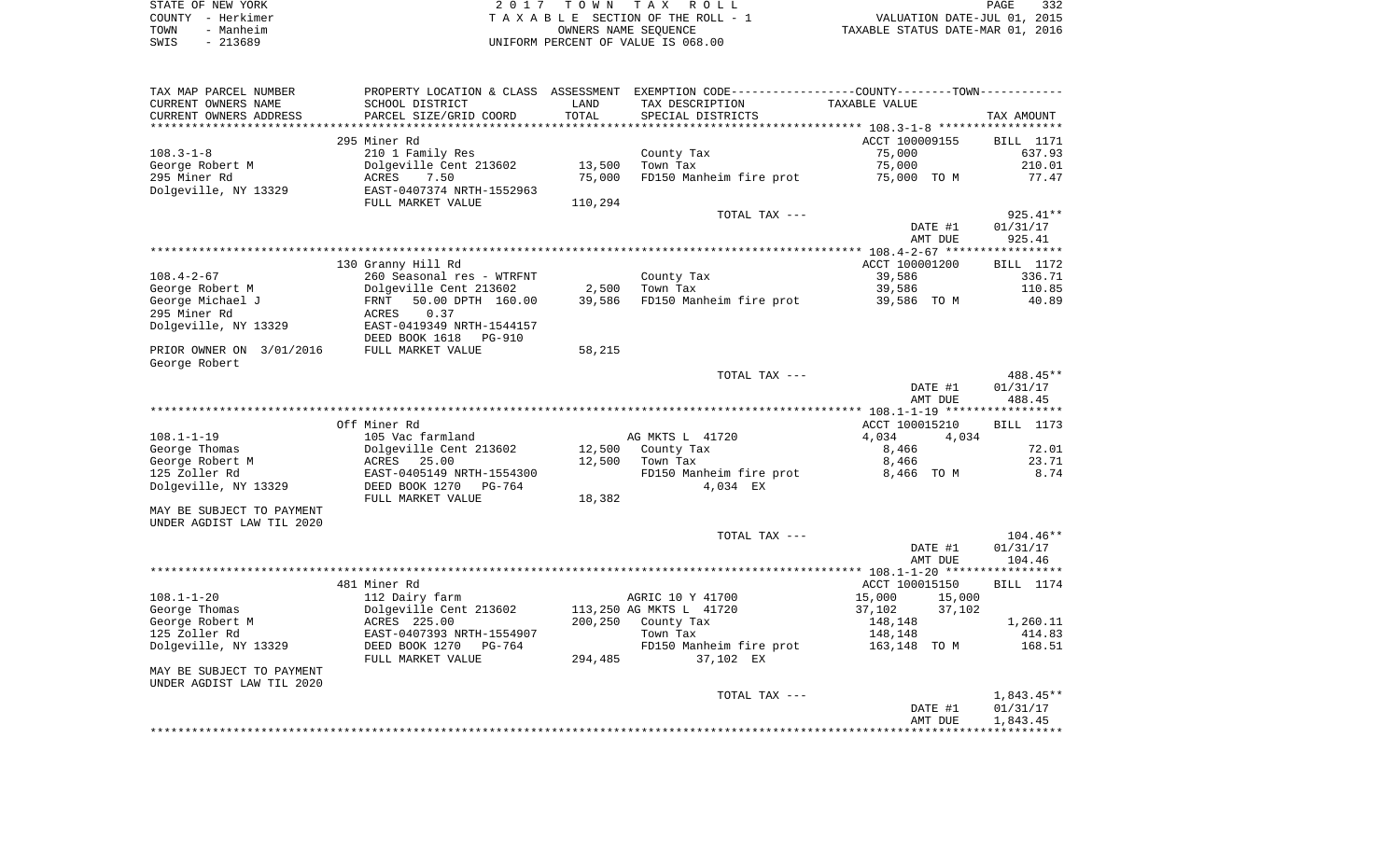STATE OF NEW YORK — 2017 TOWN TAX ROLL — PAGE 332
COUNTY - Herkimer — TAXABLE SECTION OF THE ROLL - 1 — VALUATION DATE-JUL 01, 2015
TOWN - Manheim — OWNERS NAME SEQUENCE — TAXABLE STATUS DATE-MAR 01, 2016
SWIS - 213689 — UNIFORM PERCENT OF VALUE IS 068.00

| TAX MAP PARCEL NUMBER / CURRENT OWNERS NAME / CURRENT OWNERS ADDRESS | PROPERTY LOCATION & CLASS / SCHOOL DISTRICT / PARCEL SIZE/GRID COORD | ASSESSMENT LAND | TOTAL | EXEMPTION CODE / TAX DESCRIPTION / SPECIAL DISTRICTS | TAXABLE VALUE (COUNTY) | (TOWN) | TAX AMOUNT |
|---|---|---|---|---|---|---|---|
| **108.3-1-8** | 295 Miner Rd | | | | ACCT 100009155 | | BILL 1171 |
| | 210 1 Family Res | | | | | | |
| George Robert M | Dolgeville Cent 213602 | 13,500 | | County Tax | 75,000 | | 637.93 |
| 295 Miner Rd | ACRES 7.50 | | 75,000 | Town Tax | 75,000 | | 210.01 |
| Dolgeville, NY 13329 | EAST-0407374 NRTH-1552963 | | | FD150 Manheim fire prot | 75,000 TO M | | 77.47 |
| | FULL MARKET VALUE | | 110,294 | | | | |
| | | | | TOTAL TAX --- | | | 925.41** |
| | | | | | DATE #1 | | 01/31/17 |
| | | | | | AMT DUE | | 925.41 |
| **108.4-2-67** | 130 Granny Hill Rd | | | | ACCT 100001200 | | BILL 1172 |
| | 260 Seasonal res - WTRFNT | | | | | | |
| George Robert M | Dolgeville Cent 213602 | 2,500 | | County Tax | 39,586 | | 336.71 |
| George Michael J | FRNT 50.00 DPTH 160.00 | | 39,586 | Town Tax | 39,586 | | 110.85 |
| 295 Miner Rd | ACRES 0.37 | | | FD150 Manheim fire prot | 39,586 TO M | | 40.89 |
| Dolgeville, NY 13329 | EAST-0419349 NRTH-1544157 | | | | | | |
| | DEED BOOK 1618 PG-910 | | | | | | |
| PRIOR OWNER ON 3/01/2016 | FULL MARKET VALUE | | 58,215 | | | | |
| George Robert | | | | | | | |
| | | | | TOTAL TAX --- | | | 488.45** |
| | | | | | DATE #1 | | 01/31/17 |
| | | | | | AMT DUE | | 488.45 |
| **108.1-1-19** | Off Miner Rd | | | | ACCT 100015210 | | BILL 1173 |
| | 105 Vac farmland | | | AG MKTS L 41720 | 4,034 | 4,034 | |
| George Thomas | Dolgeville Cent 213602 | 12,500 | | County Tax | 8,466 | | 72.01 |
| George Robert M | ACRES 25.00 | | 12,500 | Town Tax | 8,466 | | 23.71 |
| 125 Zoller Rd | EAST-0405149 NRTH-1554300 | | | FD150 Manheim fire prot | 8,466 TO M | | 8.74 |
| Dolgeville, NY 13329 | DEED BOOK 1270 PG-764 | | | 4,034 EX | | | |
| | FULL MARKET VALUE | | 18,382 | | | | |
| MAY BE SUBJECT TO PAYMENT UNDER AGDIST LAW TIL 2020 | | | | | | | |
| | | | | TOTAL TAX --- | | | 104.46** |
| | | | | | DATE #1 | | 01/31/17 |
| | | | | | AMT DUE | | 104.46 |
| **108.1-1-20** | 481 Miner Rd | | | | ACCT 100015150 | | BILL 1174 |
| | 112 Dairy farm | | | AGRIC 10 Y 41700 | 15,000 | 15,000 | |
| George Thomas | Dolgeville Cent 213602 | 113,250 | | AG MKTS L 41720 | 37,102 | 37,102 | |
| George Robert M | ACRES 225.00 | | 200,250 | County Tax | 148,148 | | 1,260.11 |
| 125 Zoller Rd | EAST-0407393 NRTH-1554907 | | | Town Tax | 148,148 | | 414.83 |
| Dolgeville, NY 13329 | DEED BOOK 1270 PG-764 | | | FD150 Manheim fire prot | 163,148 TO M | | 168.51 |
| | FULL MARKET VALUE | | 294,485 | 37,102 EX | | | |
| MAY BE SUBJECT TO PAYMENT UNDER AGDIST LAW TIL 2020 | | | | | | | |
| | | | | TOTAL TAX --- | | | 1,843.45** |
| | | | | | DATE #1 | | 01/31/17 |
| | | | | | AMT DUE | | 1,843.45 |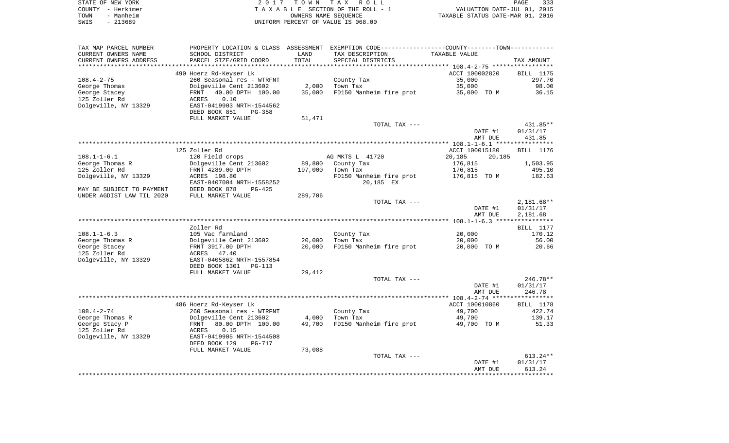STATE OF NEW YORK
COUNTY - Herkimer
TOWN - Manheim
SWIS - 213689

2 0 1 7 T O W N T A X R O L L
T A X A B L E SECTION OF THE ROLL - 1
OWNERS NAME SEQUENCE
UNIFORM PERCENT OF VALUE IS 068.00

VALUATION DATE-JUL 01, 2015
TAXABLE STATUS DATE-MAR 01, 2016

| TAX MAP PARCEL NUMBER / CURRENT OWNERS NAME / CURRENT OWNERS ADDRESS | PROPERTY LOCATION & CLASS / SCHOOL DISTRICT / PARCEL SIZE/GRID COORD | ASSESSMENT LAND / TOTAL | EXEMPTION CODE / TAX DESCRIPTION / SPECIAL DISTRICTS | COUNTY--------TOWN / TAXABLE VALUE | TAX AMOUNT |
|---|---|---|---|---|---|
| **108.4-2-75** | 490 Hoerz Rd-Keyser Lk | | | ACCT 100002820 | BILL 1175 |
| 108.4-2-75 | 260 Seasonal res - WTRFNT | | County Tax | 35,000 | 297.70 |
| George Thomas | Dolgeville Cent 213602 | 2,000 | Town Tax | 35,000 | 98.00 |
| George Stacey | FRNT 40.00 DPTH 100.00 | 35,000 | FD150 Manheim fire prot | 35,000 TO M | 36.15 |
| 125 Zoller Rd | ACRES 0.10 | | | | |
| Dolgeville, NY 13329 | EAST-0419903 NRTH-1544562 | | | | |
| | DEED BOOK 851 PG-358 | | | | |
| | FULL MARKET VALUE | 51,471 | | | |
| | | | TOTAL TAX --- | | 431.85** |
| | | | | DATE #1 | 01/31/17 |
| | | | | AMT DUE | 431.85 |
| **108.1-1-6.1** | 125 Zoller Rd | | | ACCT 100015180 | BILL 1176 |
| 108.1-1-6.1 | 120 Field crops | | AG MKTS L 41720 | 20,185 20,185 | |
| George Thomas R | Dolgeville Cent 213602 | 89,800 | County Tax | 176,815 | 1,503.95 |
| 125 Zoller Rd | FRNT 4289.00 DPTH | 197,000 | Town Tax | 176,815 | 495.10 |
| Dolgeville, NY 13329 | ACRES 198.80 | | FD150 Manheim fire prot | 176,815 TO M | 182.63 |
| | EAST-0407004 NRTH-1558252 | | 20,185 EX | | |
| MAY BE SUBJECT TO PAYMENT | DEED BOOK 878 PG-425 | | | | |
| UNDER AGDIST LAW TIL 2020 | FULL MARKET VALUE | 289,706 | | | |
| | | | TOTAL TAX --- | | 2,181.68** |
| | | | | DATE #1 | 01/31/17 |
| | | | | AMT DUE | 2,181.68 |
| **108.1-1-6.3** | Zoller Rd | | | | BILL 1177 |
| 108.1-1-6.3 | 105 Vac farmland | | County Tax | 20,000 | 170.12 |
| George Thomas R | Dolgeville Cent 213602 | 20,000 | Town Tax | 20,000 | 56.00 |
| George Stacey | FRNT 3917.00 DPTH | 20,000 | FD150 Manheim fire prot | 20,000 TO M | 20.66 |
| 125 Zoller Rd | ACRES 47.40 | | | | |
| Dolgeville, NY 13329 | EAST-0405862 NRTH-1557854 | | | | |
| | DEED BOOK 1301 PG-113 | | | | |
| | FULL MARKET VALUE | 29,412 | | | |
| | | | TOTAL TAX --- | | 246.78** |
| | | | | DATE #1 | 01/31/17 |
| | | | | AMT DUE | 246.78 |
| **108.4-2-74** | 486 Hoerz Rd-Keyser Lk | | | ACCT 100010860 | BILL 1178 |
| 108.4-2-74 | 260 Seasonal res - WTRFNT | | County Tax | 49,700 | 422.74 |
| George Thomas R | Dolgeville Cent 213602 | 4,000 | Town Tax | 49,700 | 139.17 |
| George Stacy P | FRNT 80.00 DPTH 100.00 | 49,700 | FD150 Manheim fire prot | 49,700 TO M | 51.33 |
| 125 Zoller Rd | ACRES 0.15 | | | | |
| Dolgeville, NY 13329 | EAST-0419905 NRTH-1544508 | | | | |
| | DEED BOOK 129 PG-717 | | | | |
| | FULL MARKET VALUE | 73,088 | | | |
| | | | TOTAL TAX --- | | 613.24** |
| | | | | DATE #1 | 01/31/17 |
| | | | | AMT DUE | 613.24 |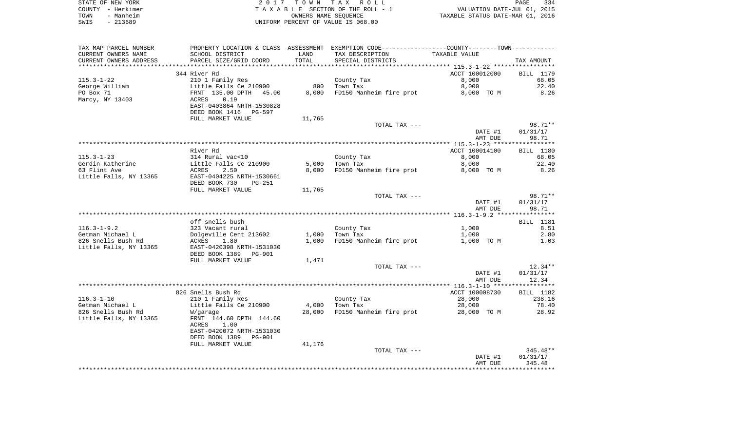STATE OF NEW YORK | COUNTY - Herkimer | TOWN - Manheim | SWIS - 213689

2017 TOWN TAX ROLL
TAXABLE SECTION OF THE ROLL - 1
OWNERS NAME SEQUENCE
UNIFORM PERCENT OF VALUE IS 068.00

VALUATION DATE-JUL 01, 2015
TAXABLE STATUS DATE-MAR 01, 2016

| TAX MAP PARCEL NUMBER / CURRENT OWNERS NAME / CURRENT OWNERS ADDRESS | PROPERTY LOCATION & CLASS / SCHOOL DISTRICT / PARCEL SIZE/GRID COORD | ASSESSMENT LAND | TOTAL | EXEMPTION CODE / TAX DESCRIPTION / SPECIAL DISTRICTS | COUNTY--------TOWN TAXABLE VALUE | TAX AMOUNT |
|---|---|---|---|---|---|---|
| 115.3-1-22 | 344 River Rd | | | | ACCT 100012000 | BILL 1179 |
| | 210 1 Family Res | | | County Tax | 8,000 | 68.05 |
| George William | Little Falls Ce 210900 | 800 | | Town Tax | 8,000 | 22.40 |
| PO Box 71 | FRNT 135.00 DPTH 45.00 | | 8,000 | FD150 Manheim fire prot | 8,000 TO M | 8.26 |
| Marcy, NY 13403 | ACRES 0.19 | | | | | |
| | EAST-0403864 NRTH-1530828 | | | | | |
| | DEED BOOK 1416 PG-597 | | | | | |
| | FULL MARKET VALUE | 11,765 | | | | |
| | | | | TOTAL TAX --- | | 98.71** |
| | | | | | DATE #1 | 01/31/17 |
| | | | | | AMT DUE | 98.71 |
| 115.3-1-23 | River Rd | | | | ACCT 100014100 | BILL 1180 |
| | 314 Rural vac<10 | | | County Tax | 8,000 | 68.05 |
| Gerdin Katherine | Little Falls Ce 210900 | 5,000 | | Town Tax | 8,000 | 22.40 |
| 63 Flint Ave | ACRES 2.50 | | 8,000 | FD150 Manheim fire prot | 8,000 TO M | 8.26 |
| Little Falls, NY 13365 | EAST-0404225 NRTH-1530661 | | | | | |
| | DEED BOOK 730 PG-251 | | | | | |
| | FULL MARKET VALUE | 11,765 | | | | |
| | | | | TOTAL TAX --- | | 98.71** |
| | | | | | DATE #1 | 01/31/17 |
| | | | | | AMT DUE | 98.71 |
| 116.3-1-9.2 | off snells bush | | | | | BILL 1181 |
| | 323 Vacant rural | | | County Tax | 1,000 | 8.51 |
| Getman Michael L | Dolgeville Cent 213602 | 1,000 | | Town Tax | 1,000 | 2.80 |
| 826 Snells Bush Rd | ACRES 1.80 | | 1,000 | FD150 Manheim fire prot | 1,000 TO M | 1.03 |
| Little Falls, NY 13365 | EAST-0420398 NRTH-1531030 | | | | | |
| | DEED BOOK 1389 PG-901 | | | | | |
| | FULL MARKET VALUE | 1,471 | | | | |
| | | | | TOTAL TAX --- | | 12.34** |
| | | | | | DATE #1 | 01/31/17 |
| | | | | | AMT DUE | 12.34 |
| 116.3-1-10 | 826 Snells Bush Rd | | | | ACCT 100008730 | BILL 1182 |
| | 210 1 Family Res | | | County Tax | 28,000 | 238.16 |
| Getman Michael L | Little Falls Ce 210900 | 4,000 | | Town Tax | 28,000 | 78.40 |
| 826 Snells Bush Rd | W/garage | | 28,000 | FD150 Manheim fire prot | 28,000 TO M | 28.92 |
| Little Falls, NY 13365 | FRNT 144.60 DPTH 144.60 | | | | | |
| | ACRES 1.00 | | | | | |
| | EAST-0420072 NRTH-1531030 | | | | | |
| | DEED BOOK 1389 PG-901 | | | | | |
| | FULL MARKET VALUE | 41,176 | | | | |
| | | | | TOTAL TAX --- | | 345.48** |
| | | | | | DATE #1 | 01/31/17 |
| | | | | | AMT DUE | 345.48 |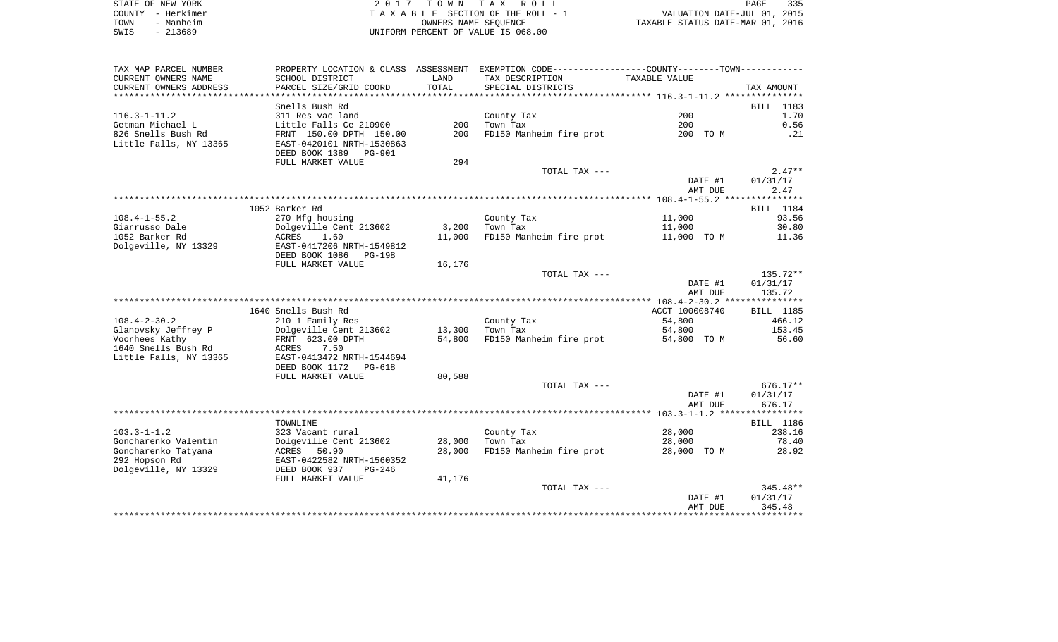STATE OF NEW YORK
COUNTY - Herkimer
TOWN - Manheim
SWIS - 213689

2 0 1 7 T O W N T A X R O L L
T A X A B L E SECTION OF THE ROLL - 1
OWNERS NAME SEQUENCE
UNIFORM PERCENT OF VALUE IS 068.00

VALUATION DATE-JUL 01, 2015
TAXABLE STATUS DATE-MAR 01, 2016

| TAX MAP PARCEL NUMBER<br>CURRENT OWNERS NAME<br>CURRENT OWNERS ADDRESS | PROPERTY LOCATION & CLASS<br>SCHOOL DISTRICT<br>PARCEL SIZE/GRID COORD | ASSESSMENT<br>LAND<br>TOTAL | EXEMPTION CODE-----COUNTY-----TOWN-----<br>TAX DESCRIPTION<br>SPECIAL DISTRICTS | TAXABLE VALUE | TAX AMOUNT |
|---|---|---|---|---|---|
| **116.3-1-11.2** | Snells Bush Rd | | | | BILL 1183 |
| 116.3-1-11.2 | 311 Res vac land | | County Tax | 200 | 1.70 |
| Getman Michael L | Little Falls Ce 210900 | 200 | Town Tax | 200 | 0.56 |
| 826 Snells Bush Rd | FRNT 150.00 DPTH 150.00 | 200 | FD150 Manheim fire prot | 200 TO M | .21 |
| Little Falls, NY 13365 | EAST-0420101 NRTH-1530863 | | | | |
| | DEED BOOK 1389 PG-901 | | | | |
| | FULL MARKET VALUE | 294 | | | |
| | | | TOTAL TAX --- | | 2.47** |
| | | | | DATE #1 | 01/31/17 |
| | | | | AMT DUE | 2.47 |
| **108.4-1-55.2** | 1052 Barker Rd | | | | BILL 1184 |
| 108.4-1-55.2 | 270 Mfg housing | | County Tax | 11,000 | 93.56 |
| Giarrusso Dale | Dolgeville Cent 213602 | 3,200 | Town Tax | 11,000 | 30.80 |
| 1052 Barker Rd | ACRES 1.60 | 11,000 | FD150 Manheim fire prot | 11,000 TO M | 11.36 |
| Dolgeville, NY 13329 | EAST-0417206 NRTH-1549812 | | | | |
| | DEED BOOK 1086 PG-198 | | | | |
| | FULL MARKET VALUE | 16,176 | | | |
| | | | TOTAL TAX --- | | 135.72** |
| | | | | DATE #1 | 01/31/17 |
| | | | | AMT DUE | 135.72 |
| **108.4-2-30.2** | 1640 Snells Bush Rd | | | ACCT 100008740 | BILL 1185 |
| 108.4-2-30.2 | 210 1 Family Res | | County Tax | 54,800 | 466.12 |
| Glanovsky Jeffrey P | Dolgeville Cent 213602 | 13,300 | Town Tax | 54,800 | 153.45 |
| Voorhees Kathy | FRNT 623.00 DPTH | 54,800 | FD150 Manheim fire prot | 54,800 TO M | 56.60 |
| 1640 Snells Bush Rd | ACRES 7.50 | | | | |
| Little Falls, NY 13365 | EAST-0413472 NRTH-1544694 | | | | |
| | DEED BOOK 1172 PG-618 | | | | |
| | FULL MARKET VALUE | 80,588 | | | |
| | | | TOTAL TAX --- | | 676.17** |
| | | | | DATE #1 | 01/31/17 |
| | | | | AMT DUE | 676.17 |
| **103.3-1-1.2** | TOWNLINE | | | | BILL 1186 |
| 103.3-1-1.2 | 323 Vacant rural | | County Tax | 28,000 | 238.16 |
| Goncharenko Valentin | Dolgeville Cent 213602 | 28,000 | Town Tax | 28,000 | 78.40 |
| Goncharenko Tatyana | ACRES 50.90 | 28,000 | FD150 Manheim fire prot | 28,000 TO M | 28.92 |
| 292 Hopson Rd | EAST-0422582 NRTH-1560352 | | | | |
| Dolgeville, NY 13329 | DEED BOOK 937 PG-246 | | | | |
| | FULL MARKET VALUE | 41,176 | | | |
| | | | TOTAL TAX --- | | 345.48** |
| | | | | DATE #1 | 01/31/17 |
| | | | | AMT DUE | 345.48 |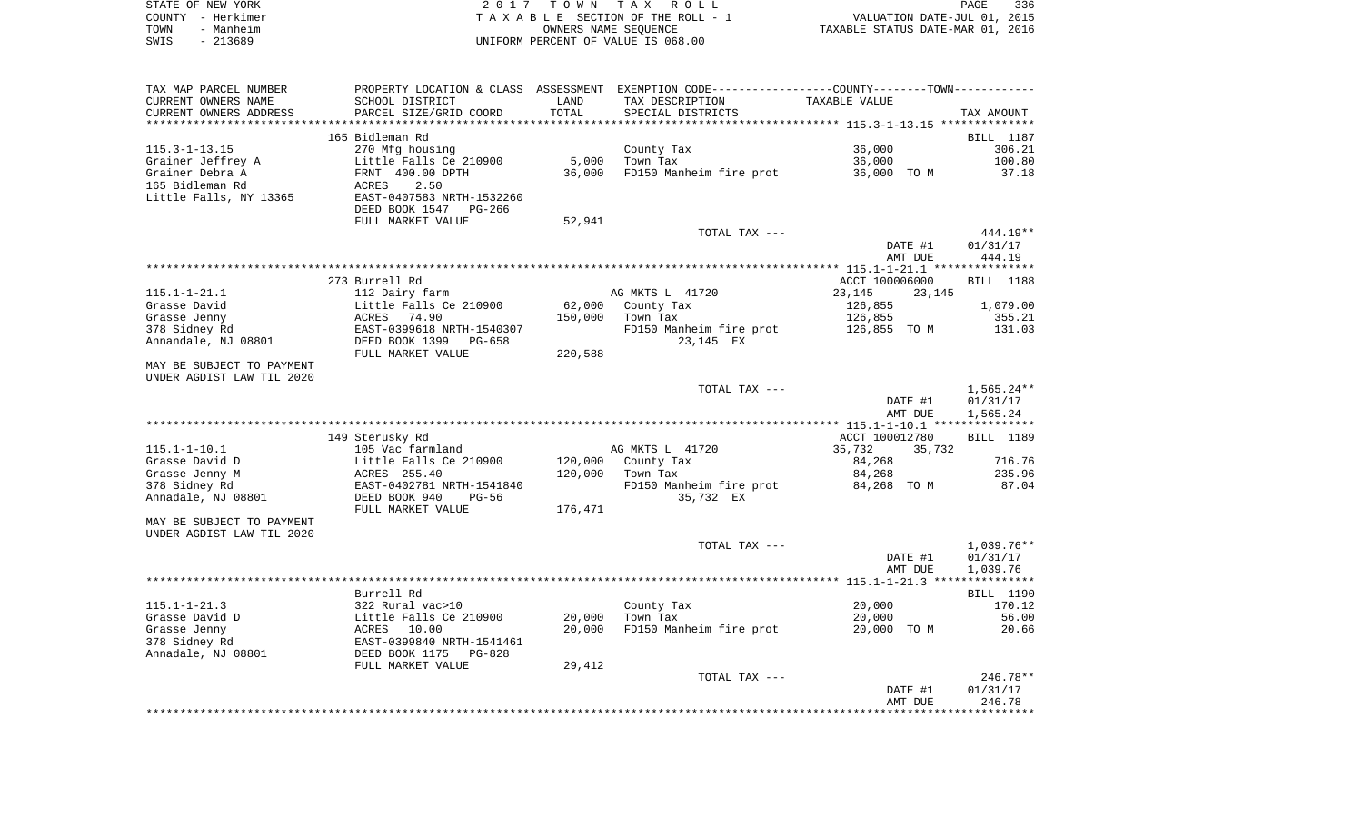STATE OF NEW YORK | COUNTY - Herkimer | TOWN - Manheim | SWIS - 213689

2017 TOWN TAX ROLL
TAXABLE SECTION OF THE ROLL - 1
OWNERS NAME SEQUENCE
UNIFORM PERCENT OF VALUE IS 068.00

VALUATION DATE-JUL 01, 2015
TAXABLE STATUS DATE-MAR 01, 2016

| TAX MAP PARCEL NUMBER / CURRENT OWNERS NAME / CURRENT OWNERS ADDRESS | PROPERTY LOCATION & CLASS / SCHOOL DISTRICT / PARCEL SIZE/GRID COORD | ASSESSMENT LAND / TOTAL | EXEMPTION CODE / TAX DESCRIPTION / SPECIAL DISTRICTS | COUNTY--------TOWN / TAXABLE VALUE | TAX AMOUNT |
|---|---|---|---|---|---|
| 115.3-1-13.15 | 165 Bidleman Rd | | | | BILL 1187 |
| | 270 Mfg housing | | County Tax | 36,000 | 306.21 |
| Grainer Jeffrey A | Little Falls Ce 210900 | 5,000 | Town Tax | 36,000 | 100.80 |
| Grainer Debra A | FRNT 400.00 DPTH | 36,000 | FD150 Manheim fire prot | 36,000 TO M | 37.18 |
| 165 Bidleman Rd | ACRES 2.50 | | | | |
| Little Falls, NY 13365 | EAST-0407583 NRTH-1532260 | | | | |
| | DEED BOOK 1547 PG-266 | | | | |
| | FULL MARKET VALUE | 52,941 | | | |
| | | | TOTAL TAX --- | | 444.19** |
| | | | | DATE #1 | 01/31/17 |
| | | | | AMT DUE | 444.19 |
| 115.1-1-21.1 | 273 Burrell Rd | | | ACCT 100006000 | BILL 1188 |
| | 112 Dairy farm | | AG MKTS L 41720 | 23,145 23,145 | |
| Grasse David | Little Falls Ce 210900 | 62,000 | County Tax | 126,855 | 1,079.00 |
| Grasse Jenny | ACRES 74.90 | 150,000 | Town Tax | 126,855 | 355.21 |
| 378 Sidney Rd | EAST-0399618 NRTH-1540307 | | FD150 Manheim fire prot | 126,855 TO M | 131.03 |
| Annandale, NJ 08801 | DEED BOOK 1399 PG-658 | | 23,145 EX | | |
| | FULL MARKET VALUE | 220,588 | | | |
| MAY BE SUBJECT TO PAYMENT UNDER AGDIST LAW TIL 2020 | | | | | |
| | | | TOTAL TAX --- | | 1,565.24** |
| | | | | DATE #1 | 01/31/17 |
| | | | | AMT DUE | 1,565.24 |
| 115.1-1-10.1 | 149 Sterusky Rd | | | ACCT 100012780 | BILL 1189 |
| | 105 Vac farmland | | AG MKTS L 41720 | 35,732 35,732 | |
| Grasse David D | Little Falls Ce 210900 | 120,000 | County Tax | 84,268 | 716.76 |
| Grasse Jenny M | ACRES 255.40 | 120,000 | Town Tax | 84,268 | 235.96 |
| 378 Sidney Rd | EAST-0402781 NRTH-1541840 | | FD150 Manheim fire prot | 84,268 TO M | 87.04 |
| Annadale, NJ 08801 | DEED BOOK 940 PG-56 | | 35,732 EX | | |
| | FULL MARKET VALUE | 176,471 | | | |
| MAY BE SUBJECT TO PAYMENT UNDER AGDIST LAW TIL 2020 | | | | | |
| | | | TOTAL TAX --- | | 1,039.76** |
| | | | | DATE #1 | 01/31/17 |
| | | | | AMT DUE | 1,039.76 |
| 115.1-1-21.3 | Burrell Rd | | | | BILL 1190 |
| | 322 Rural vac>10 | | County Tax | 20,000 | 170.12 |
| Grasse David D | Little Falls Ce 210900 | 20,000 | Town Tax | 20,000 | 56.00 |
| Grasse Jenny | ACRES 10.00 | 20,000 | FD150 Manheim fire prot | 20,000 TO M | 20.66 |
| 378 Sidney Rd | EAST-0399840 NRTH-1541461 | | | | |
| Annadale, NJ 08801 | DEED BOOK 1175 PG-828 | | | | |
| | FULL MARKET VALUE | 29,412 | | | |
| | | | TOTAL TAX --- | | 246.78** |
| | | | | DATE #1 | 01/31/17 |
| | | | | AMT DUE | 246.78 |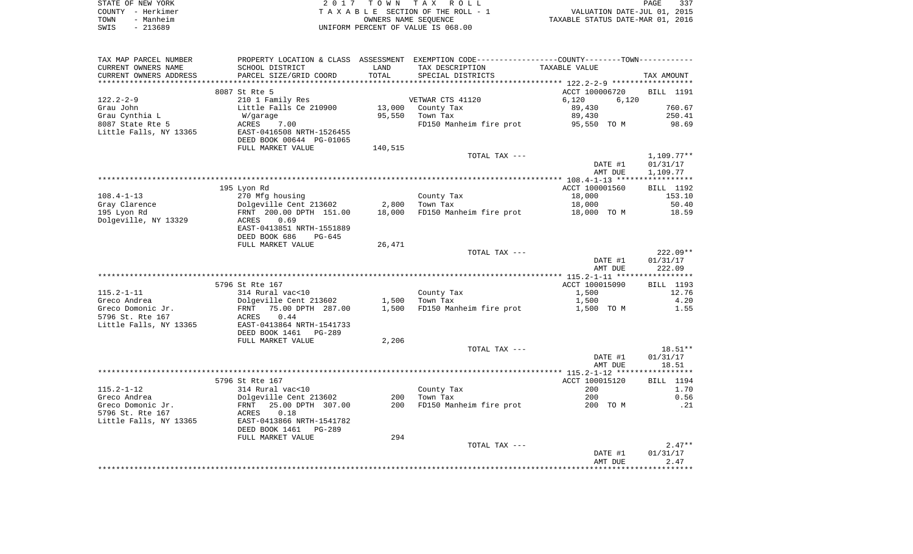STATE OF NEW YORK &nbsp;&nbsp;&nbsp;&nbsp; 2017 TOWN TAX ROLL &nbsp;&nbsp;&nbsp;&nbsp; PAGE 337
COUNTY - Herkimer &nbsp;&nbsp;&nbsp;&nbsp; TAXABLE SECTION OF THE ROLL - 1 &nbsp;&nbsp;&nbsp;&nbsp; VALUATION DATE-JUL 01, 2015
TOWN - Manheim &nbsp;&nbsp;&nbsp;&nbsp; OWNERS NAME SEQUENCE &nbsp;&nbsp;&nbsp;&nbsp; TAXABLE STATUS DATE-MAR 01, 2016
SWIS - 213689 &nbsp;&nbsp;&nbsp;&nbsp; UNIFORM PERCENT OF VALUE IS 068.00

| TAX MAP PARCEL NUMBER / CURRENT OWNERS NAME / CURRENT OWNERS ADDRESS | PROPERTY LOCATION & CLASS / SCHOOL DISTRICT / PARCEL SIZE/GRID COORD | ASSESSMENT LAND / TOTAL | EXEMPTION CODE / TAX DESCRIPTION / SPECIAL DISTRICTS | COUNTY--------TOWN / TAXABLE VALUE | TAX AMOUNT |
|---|---|---|---|---|---|
| | 8087 St Rte 5 | | | ACCT 100006720 | BILL 1191 |
| 122.2-2-9 | 210 1 Family Res | | VETWAR CTS 41120 | 6,120 6,120 | |
| Grau John | Little Falls Ce 210900 | 13,000 | County Tax | 89,430 | 760.67 |
| Grau Cynthia L | W/garage | 95,550 | Town Tax | 89,430 | 250.41 |
| 8087 State Rte 5 | ACRES 7.00 | | FD150 Manheim fire prot | 95,550 TO M | 98.69 |
| Little Falls, NY 13365 | EAST-0416508 NRTH-1526455 | | | | |
| | DEED BOOK 00644 PG-01065 | | | | |
| | FULL MARKET VALUE | 140,515 | | | |
| | | | TOTAL TAX --- | | 1,109.77** |
| | | | | DATE #1 | 01/31/17 |
| | | | | AMT DUE | 1,109.77 |
| | 195 Lyon Rd | | | ACCT 100001560 | BILL 1192 |
| 108.4-1-13 | 270 Mfg housing | | County Tax | 18,000 | 153.10 |
| Gray Clarence | Dolgeville Cent 213602 | 2,800 | Town Tax | 18,000 | 50.40 |
| 195 Lyon Rd | FRNT 200.00 DPTH 151.00 | 18,000 | FD150 Manheim fire prot | 18,000 TO M | 18.59 |
| Dolgeville, NY 13329 | ACRES 0.69 | | | | |
| | EAST-0413851 NRTH-1551889 | | | | |
| | DEED BOOK 686 PG-645 | | | | |
| | FULL MARKET VALUE | 26,471 | | | |
| | | | TOTAL TAX --- | | 222.09** |
| | | | | DATE #1 | 01/31/17 |
| | | | | AMT DUE | 222.09 |
| | 5796 St Rte 167 | | | ACCT 100015090 | BILL 1193 |
| 115.2-1-11 | 314 Rural vac<10 | | County Tax | 1,500 | 12.76 |
| Greco Andrea | Dolgeville Cent 213602 | 1,500 | Town Tax | 1,500 | 4.20 |
| Greco Domonic Jr. | FRNT 75.00 DPTH 287.00 | 1,500 | FD150 Manheim fire prot | 1,500 TO M | 1.55 |
| 5796 St. Rte 167 | ACRES 0.44 | | | | |
| Little Falls, NY 13365 | EAST-0413864 NRTH-1541733 | | | | |
| | DEED BOOK 1461 PG-289 | | | | |
| | FULL MARKET VALUE | 2,206 | | | |
| | | | TOTAL TAX --- | | 18.51** |
| | | | | DATE #1 | 01/31/17 |
| | | | | AMT DUE | 18.51 |
| | 5796 St Rte 167 | | | ACCT 100015120 | BILL 1194 |
| 115.2-1-12 | 314 Rural vac<10 | | County Tax | 200 | 1.70 |
| Greco Andrea | Dolgeville Cent 213602 | 200 | Town Tax | 200 | 0.56 |
| Greco Domonic Jr. | FRNT 25.00 DPTH 307.00 | 200 | FD150 Manheim fire prot | 200 TO M | .21 |
| 5796 St. Rte 167 | ACRES 0.18 | | | | |
| Little Falls, NY 13365 | EAST-0413866 NRTH-1541782 | | | | |
| | DEED BOOK 1461 PG-289 | | | | |
| | FULL MARKET VALUE | 294 | | | |
| | | | TOTAL TAX --- | | 2.47** |
| | | | | DATE #1 | 01/31/17 |
| | | | | AMT DUE | 2.47 |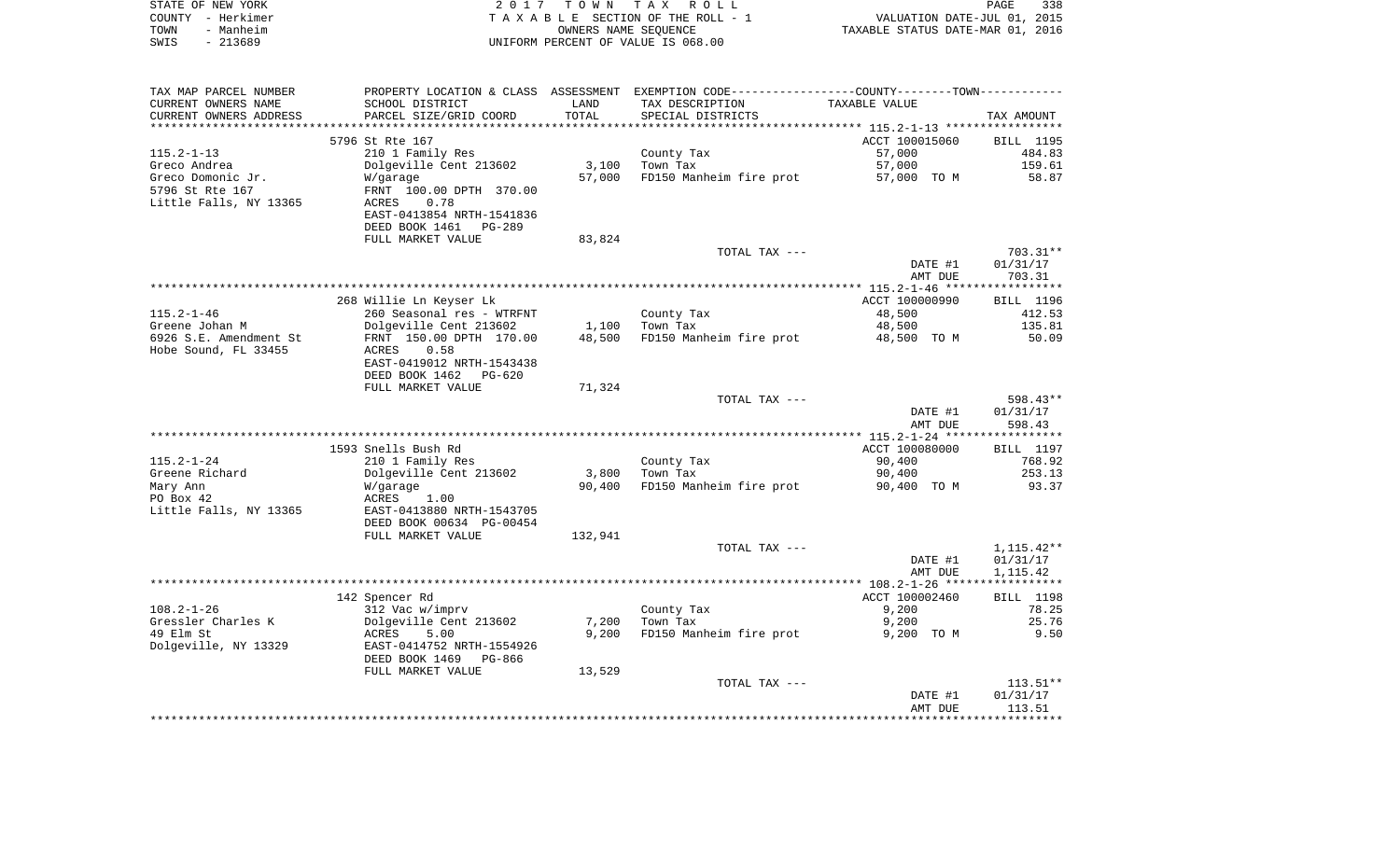STATE OF NEW YORK — 2017 TOWN TAX ROLL
COUNTY - Herkimer — TAXABLE SECTION OF THE ROLL - 1 — VALUATION DATE-JUL 01, 2015
TOWN - Manheim — OWNERS NAME SEQUENCE — TAXABLE STATUS DATE-MAR 01, 2016
SWIS - 213689 — UNIFORM PERCENT OF VALUE IS 068.00

| TAX MAP PARCEL NUMBER / CURRENT OWNERS NAME / CURRENT OWNERS ADDRESS | PROPERTY LOCATION & CLASS / SCHOOL DISTRICT / PARCEL SIZE/GRID COORD | ASSESSMENT LAND / TOTAL | EXEMPTION CODE / TAX DESCRIPTION / SPECIAL DISTRICTS | COUNTY--------TOWN / TAXABLE VALUE | TAX AMOUNT |
|---|---|---|---|---|---|
| | 5796 St Rte 167 | | | ACCT 100015060 | BILL 1195 |
| 115.2-1-13 | 210 1 Family Res | | County Tax | 57,000 | 484.83 |
| Greco Andrea | Dolgeville Cent 213602 | 3,100 | Town Tax | 57,000 | 159.61 |
| Greco Domonic Jr. | W/garage | 57,000 | FD150 Manheim fire prot | 57,000 TO M | 58.87 |
| 5796 St Rte 167 | FRNT 100.00 DPTH 370.00 | | | | |
| Little Falls, NY 13365 | ACRES 0.78 | | | | |
| | EAST-0413854 NRTH-1541836 | | | | |
| | DEED BOOK 1461 PG-289 | | | | |
| | FULL MARKET VALUE | 83,824 | | | |
| | | | TOTAL TAX --- | | 703.31** |
| | | | | DATE #1 | 01/31/17 |
| | | | | AMT DUE | 703.31 |
| | 268 Willie Ln Keyser Lk | | | ACCT 100000990 | BILL 1196 |
| 115.2-1-46 | 260 Seasonal res - WTRFNT | | County Tax | 48,500 | 412.53 |
| Greene Johan M | Dolgeville Cent 213602 | 1,100 | Town Tax | 48,500 | 135.81 |
| 6926 S.E. Amendment St | FRNT 150.00 DPTH 170.00 | 48,500 | FD150 Manheim fire prot | 48,500 TO M | 50.09 |
| Hobe Sound, FL 33455 | ACRES 0.58 | | | | |
| | EAST-0419012 NRTH-1543438 | | | | |
| | DEED BOOK 1462 PG-620 | | | | |
| | FULL MARKET VALUE | 71,324 | | | |
| | | | TOTAL TAX --- | | 598.43** |
| | | | | DATE #1 | 01/31/17 |
| | | | | AMT DUE | 598.43 |
| | 1593 Snells Bush Rd | | | ACCT 100080000 | BILL 1197 |
| 115.2-1-24 | 210 1 Family Res | | County Tax | 90,400 | 768.92 |
| Greene Richard | Dolgeville Cent 213602 | 3,800 | Town Tax | 90,400 | 253.13 |
| Mary Ann | W/garage | 90,400 | FD150 Manheim fire prot | 90,400 TO M | 93.37 |
| PO Box 42 | ACRES 1.00 | | | | |
| Little Falls, NY 13365 | EAST-0413880 NRTH-1543705 | | | | |
| | DEED BOOK 00634 PG-00454 | | | | |
| | FULL MARKET VALUE | 132,941 | | | |
| | | | TOTAL TAX --- | | 1,115.42** |
| | | | | DATE #1 | 01/31/17 |
| | | | | AMT DUE | 1,115.42 |
| | 142 Spencer Rd | | | ACCT 100002460 | BILL 1198 |
| 108.2-1-26 | 312 Vac w/imprv | | County Tax | 9,200 | 78.25 |
| Gressler Charles K | Dolgeville Cent 213602 | 7,200 | Town Tax | 9,200 | 25.76 |
| 49 Elm St | ACRES 5.00 | 9,200 | FD150 Manheim fire prot | 9,200 TO M | 9.50 |
| Dolgeville, NY 13329 | EAST-0414752 NRTH-1554926 | | | | |
| | DEED BOOK 1469 PG-866 | | | | |
| | FULL MARKET VALUE | 13,529 | | | |
| | | | TOTAL TAX --- | | 113.51** |
| | | | | DATE #1 | 01/31/17 |
| | | | | AMT DUE | 113.51 |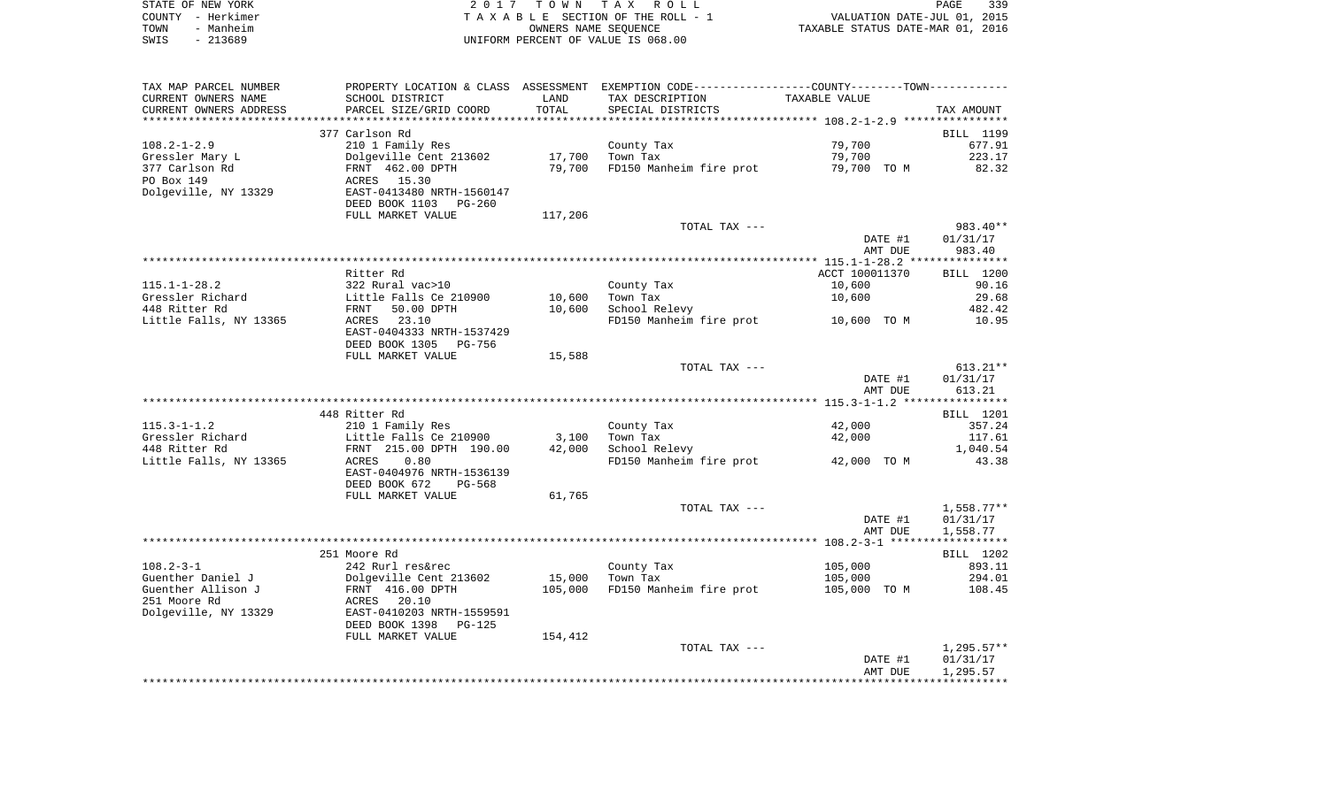STATE OF NEW YORK | COUNTY - Herkimer | TOWN - Manheim | SWIS - 213689

2 0 1 7 T O W N T A X R O L L
T A X A B L E SECTION OF THE ROLL - 1
OWNERS NAME SEQUENCE
UNIFORM PERCENT OF VALUE IS 068.00

VALUATION DATE-JUL 01, 2015
TAXABLE STATUS DATE-MAR 01, 2016

| TAX MAP PARCEL NUMBER / CURRENT OWNERS NAME / CURRENT OWNERS ADDRESS | PROPERTY LOCATION & CLASS / SCHOOL DISTRICT / PARCEL SIZE/GRID COORD | ASSESSMENT LAND | TOTAL | EXEMPTION CODE / TAX DESCRIPTION / SPECIAL DISTRICTS | COUNTY/TOWN TAXABLE VALUE | TAX AMOUNT |
|---|---|---|---|---|---|---|
| **108.2-1-2.9** | 377 Carlson Rd | | | | | BILL 1199 |
| 108.2-1-2.9 | 210 1 Family Res | | | County Tax | 79,700 | 677.91 |
| Gressler Mary L | Dolgeville Cent 213602 | 17,700 | | Town Tax | 79,700 | 223.17 |
| 377 Carlson Rd | FRNT 462.00 DPTH | | 79,700 | FD150 Manheim fire prot | 79,700 TO M | 82.32 |
| PO Box 149 | ACRES 15.30 | | | | | |
| Dolgeville, NY 13329 | EAST-0413480 NRTH-1560147 | | | | | |
| | DEED BOOK 1103 PG-260 | | | | | |
| | FULL MARKET VALUE | | 117,206 | | | |
| | | | | TOTAL TAX --- | | 983.40** |
| | | | | | DATE #1 | 01/31/17 |
| | | | | | AMT DUE | 983.40 |
| **115.1-1-28.2** | Ritter Rd | | | | ACCT 100011370 | BILL 1200 |
| 115.1-1-28.2 | 322 Rural vac>10 | | | County Tax | 10,600 | 90.16 |
| Gressler Richard | Little Falls Ce 210900 | 10,600 | | Town Tax | 10,600 | 29.68 |
| 448 Ritter Rd | FRNT 50.00 DPTH | | 10,600 | School Relevy | | 482.42 |
| Little Falls, NY 13365 | ACRES 23.10 | | | FD150 Manheim fire prot | 10,600 TO M | 10.95 |
| | EAST-0404333 NRTH-1537429 | | | | | |
| | DEED BOOK 1305 PG-756 | | | | | |
| | FULL MARKET VALUE | | 15,588 | | | |
| | | | | TOTAL TAX --- | | 613.21** |
| | | | | | DATE #1 | 01/31/17 |
| | | | | | AMT DUE | 613.21 |
| **115.3-1-1.2** | 448 Ritter Rd | | | | | BILL 1201 |
| 115.3-1-1.2 | 210 1 Family Res | | | County Tax | 42,000 | 357.24 |
| Gressler Richard | Little Falls Ce 210900 | 3,100 | | Town Tax | 42,000 | 117.61 |
| 448 Ritter Rd | FRNT 215.00 DPTH 190.00 | | 42,000 | School Relevy | | 1,040.54 |
| Little Falls, NY 13365 | ACRES 0.80 | | | FD150 Manheim fire prot | 42,000 TO M | 43.38 |
| | EAST-0404976 NRTH-1536139 | | | | | |
| | DEED BOOK 672 PG-568 | | | | | |
| | FULL MARKET VALUE | | 61,765 | | | |
| | | | | TOTAL TAX --- | | 1,558.77** |
| | | | | | DATE #1 | 01/31/17 |
| | | | | | AMT DUE | 1,558.77 |
| **108.2-3-1** | 251 Moore Rd | | | | | BILL 1202 |
| 108.2-3-1 | 242 Rurl res&rec | | | County Tax | 105,000 | 893.11 |
| Guenther Daniel J | Dolgeville Cent 213602 | 15,000 | | Town Tax | 105,000 | 294.01 |
| Guenther Allison J | FRNT 416.00 DPTH | | 105,000 | FD150 Manheim fire prot | 105,000 TO M | 108.45 |
| 251 Moore Rd | ACRES 20.10 | | | | | |
| Dolgeville, NY 13329 | EAST-0410203 NRTH-1559591 | | | | | |
| | DEED BOOK 1398 PG-125 | | | | | |
| | FULL MARKET VALUE | | 154,412 | | | |
| | | | | TOTAL TAX --- | | 1,295.57** |
| | | | | | DATE #1 | 01/31/17 |
| | | | | | AMT DUE | 1,295.57 |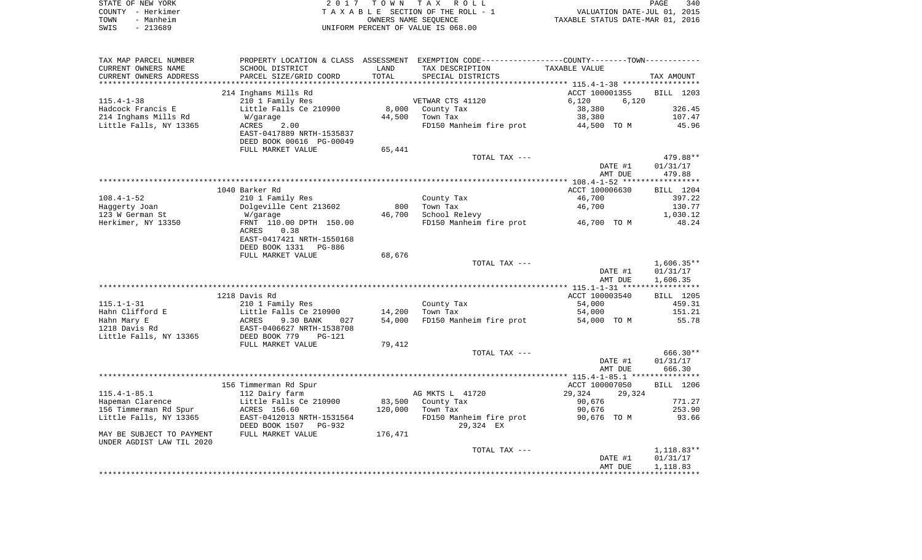STATE OF NEW YORK | COUNTY - Herkimer | TOWN - Manheim | SWIS - 213689

**2017 TOWN TAX ROLL**
TAXABLE SECTION OF THE ROLL - 1
OWNERS NAME SEQUENCE
UNIFORM PERCENT OF VALUE IS 068.00

VALUATION DATE-JUL 01, 2015
TAXABLE STATUS DATE-MAR 01, 2016

| TAX MAP PARCEL NUMBER / CURRENT OWNERS NAME / CURRENT OWNERS ADDRESS | PROPERTY LOCATION & CLASS / SCHOOL DISTRICT / PARCEL SIZE/GRID COORD | ASSESSMENT LAND / TOTAL | EXEMPTION CODE / TAX DESCRIPTION / SPECIAL DISTRICTS | TAXABLE VALUE | TAX AMOUNT |
|---|---|---|---|---|---|
| | 214 Inghams Mills Rd | | | ACCT 100001355 | BILL 1203 |
| 115.4-1-38 | 210 1 Family Res | | VETWAR CTS 41120 | 6,120 6,120 | |
| Hadcock Francis E | Little Falls Ce 210900 | 8,000 | County Tax | 38,380 | 326.45 |
| 214 Inghams Mills Rd | W/garage | 44,500 | Town Tax | 38,380 | 107.47 |
| Little Falls, NY 13365 | ACRES 2.00 | | FD150 Manheim fire prot | 44,500 TO M | 45.96 |
| | EAST-0417889 NRTH-1535837 | | | | |
| | DEED BOOK 00616 PG-00049 | | | | |
| | FULL MARKET VALUE | 65,441 | | | |
| | | | TOTAL TAX --- | | 479.88** |
| | | | | DATE #1 | 01/31/17 |
| | | | | AMT DUE | 479.88 |
| | 1040 Barker Rd | | | ACCT 100006630 | BILL 1204 |
| 108.4-1-52 | 210 1 Family Res | | County Tax | 46,700 | 397.22 |
| Haggerty Joan | Dolgeville Cent 213602 | 800 | Town Tax | 46,700 | 130.77 |
| 123 W German St | W/garage | 46,700 | School Relevy | | 1,030.12 |
| Herkimer, NY 13350 | FRNT 110.00 DPTH 150.00 | | FD150 Manheim fire prot | 46,700 TO M | 48.24 |
| | ACRES 0.38 | | | | |
| | EAST-0417421 NRTH-1550168 | | | | |
| | DEED BOOK 1331 PG-886 | | | | |
| | FULL MARKET VALUE | 68,676 | | | |
| | | | TOTAL TAX --- | | 1,606.35** |
| | | | | DATE #1 | 01/31/17 |
| | | | | AMT DUE | 1,606.35 |
| | 1218 Davis Rd | | | ACCT 100003540 | BILL 1205 |
| 115.1-1-31 | 210 1 Family Res | | County Tax | 54,000 | 459.31 |
| Hahn Clifford E | Little Falls Ce 210900 | 14,200 | Town Tax | 54,000 | 151.21 |
| Hahn Mary E | ACRES 9.30 BANK 027 | 54,000 | FD150 Manheim fire prot | 54,000 TO M | 55.78 |
| 1218 Davis Rd | EAST-0406627 NRTH-1538708 | | | | |
| Little Falls, NY 13365 | DEED BOOK 779 PG-121 | | | | |
| | FULL MARKET VALUE | 79,412 | | | |
| | | | TOTAL TAX --- | | 666.30** |
| | | | | DATE #1 | 01/31/17 |
| | | | | AMT DUE | 666.30 |
| | 156 Timmerman Rd Spur | | | ACCT 100007050 | BILL 1206 |
| 115.4-1-85.1 | 112 Dairy farm | | AG MKTS L 41720 | 29,324 29,324 | |
| Hapeman Clarence | Little Falls Ce 210900 | 83,500 | County Tax | 90,676 | 771.27 |
| 156 Timmerman Rd Spur | ACRES 156.60 | 120,000 | Town Tax | 90,676 | 253.90 |
| Little Falls, NY 13365 | EAST-0412013 NRTH-1531564 | | FD150 Manheim fire prot | 90,676 TO M | 93.66 |
| | DEED BOOK 1507 PG-932 | | 29,324 EX | | |
| MAY BE SUBJECT TO PAYMENT | FULL MARKET VALUE | 176,471 | | | |
| UNDER AGDIST LAW TIL 2020 | | | | | |
| | | | TOTAL TAX --- | | 1,118.83** |
| | | | | DATE #1 | 01/31/17 |
| | | | | AMT DUE | 1,118.83 |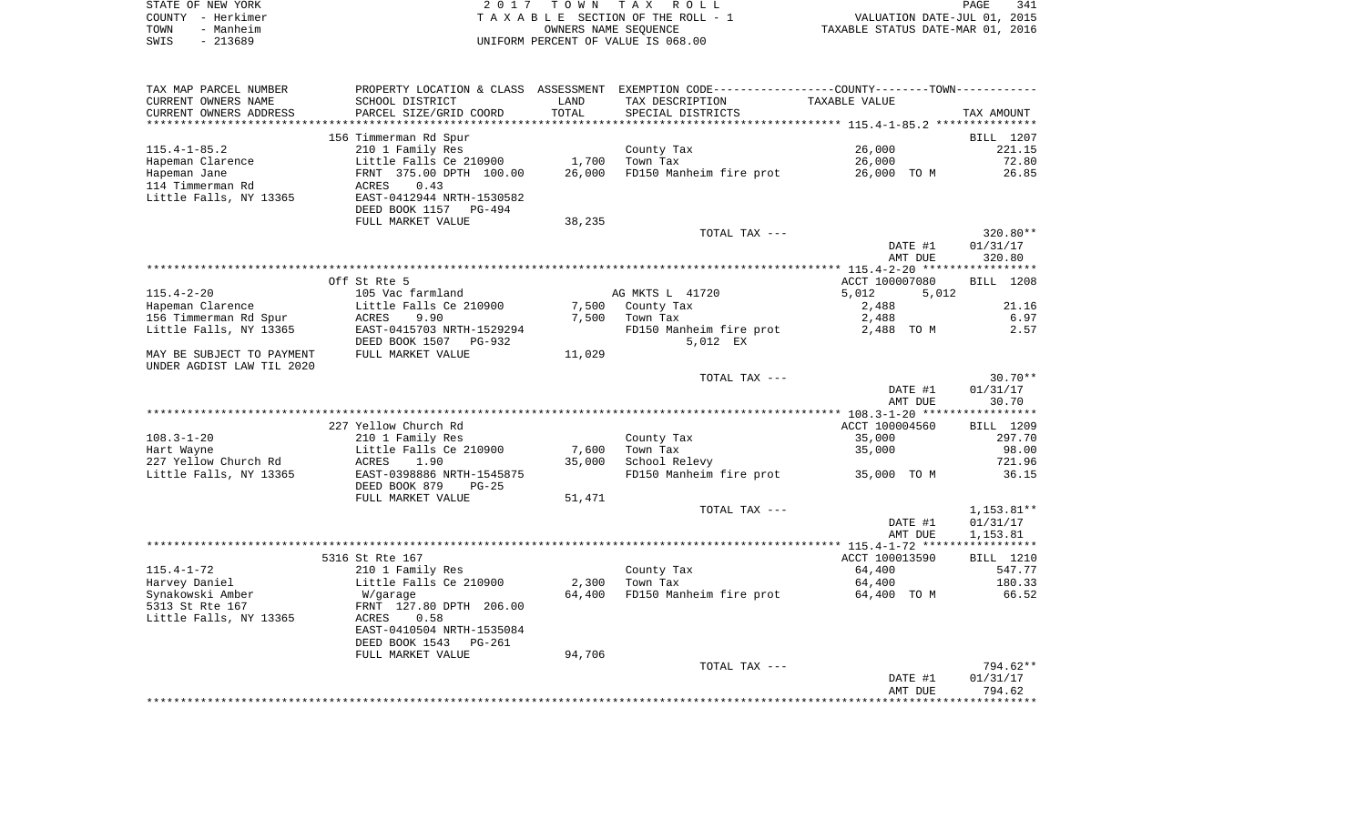STATE OF NEW YORK — 2017 TOWN TAX ROLL
COUNTY - Herkimer — TAXABLE SECTION OF THE ROLL - 1 — VALUATION DATE-JUL 01, 2015
TOWN - Manheim — OWNERS NAME SEQUENCE — TAXABLE STATUS DATE-MAR 01, 2016
SWIS - 213689 — UNIFORM PERCENT OF VALUE IS 068.00

| TAX MAP PARCEL NUMBER / CURRENT OWNERS NAME / CURRENT OWNERS ADDRESS | PROPERTY LOCATION & CLASS / SCHOOL DISTRICT / PARCEL SIZE/GRID COORD | ASSESSMENT LAND | ASSESSMENT TOTAL | EXEMPTION CODE / TAX DESCRIPTION / SPECIAL DISTRICTS | COUNTY/TOWN TAXABLE VALUE | TAX AMOUNT |
|---|---|---|---|---|---|---|
| **115.4-1-85.2** | 156 Timmerman Rd Spur | | | | | BILL 1207 |
| Hapeman Clarence | 210 1 Family Res | | | County Tax | 26,000 | 221.15 |
| Hapeman Jane | Little Falls Ce 210900 | 1,700 | | Town Tax | 26,000 | 72.80 |
| 114 Timmerman Rd | FRNT 375.00 DPTH 100.00 | | 26,000 | FD150 Manheim fire prot | 26,000 TO M | 26.85 |
| Little Falls, NY 13365 | ACRES 0.43 | | | | | |
| | EAST-0412944 NRTH-1530582 | | | | | |
| | DEED BOOK 1157 PG-494 | | | | | |
| | FULL MARKET VALUE | | 38,235 | | | |
| | | | | TOTAL TAX --- | | 320.80** |
| | | | | | DATE #1 | 01/31/17 |
| | | | | | AMT DUE | 320.80 |
| **115.4-2-20** | Off St Rte 5 | | | | ACCT 100007080 | BILL 1208 |
| Hapeman Clarence | 105 Vac farmland | | | AG MKTS L 41720 | 5,012 5,012 | |
| 156 Timmerman Rd Spur | Little Falls Ce 210900 | 7,500 | | County Tax | 2,488 | 21.16 |
| Little Falls, NY 13365 | ACRES 9.90 | | 7,500 | Town Tax | 2,488 | 6.97 |
| | EAST-0415703 NRTH-1529294 | | | FD150 Manheim fire prot | 2,488 TO M | 2.57 |
| | DEED BOOK 1507 PG-932 | | | 5,012 EX | | |
| MAY BE SUBJECT TO PAYMENT UNDER AGDIST LAW TIL 2020 | FULL MARKET VALUE | | 11,029 | | | |
| | | | | TOTAL TAX --- | | 30.70** |
| | | | | | DATE #1 | 01/31/17 |
| | | | | | AMT DUE | 30.70 |
| **108.3-1-20** | 227 Yellow Church Rd | | | | ACCT 100004560 | BILL 1209 |
| Hart Wayne | 210 1 Family Res | | | County Tax | 35,000 | 297.70 |
| 227 Yellow Church Rd | Little Falls Ce 210900 | 7,600 | | Town Tax | 35,000 | 98.00 |
| Little Falls, NY 13365 | ACRES 1.90 | | 35,000 | School Relevy | | 721.96 |
| | EAST-0398886 NRTH-1545875 | | | FD150 Manheim fire prot | 35,000 TO M | 36.15 |
| | DEED BOOK 879 PG-25 | | | | | |
| | FULL MARKET VALUE | | 51,471 | | | |
| | | | | TOTAL TAX --- | | 1,153.81** |
| | | | | | DATE #1 | 01/31/17 |
| | | | | | AMT DUE | 1,153.81 |
| **115.4-1-72** | 5316 St Rte 167 | | | | ACCT 100013590 | BILL 1210 |
| Harvey Daniel | 210 1 Family Res | | | County Tax | 64,400 | 547.77 |
| Synakowski Amber | Little Falls Ce 210900 | 2,300 | | Town Tax | 64,400 | 180.33 |
| 5313 St Rte 167 | W/garage | | 64,400 | FD150 Manheim fire prot | 64,400 TO M | 66.52 |
| Little Falls, NY 13365 | FRNT 127.80 DPTH 206.00 | | | | | |
| | ACRES 0.58 | | | | | |
| | EAST-0410504 NRTH-1535084 | | | | | |
| | DEED BOOK 1543 PG-261 | | | | | |
| | FULL MARKET VALUE | | 94,706 | | | |
| | | | | TOTAL TAX --- | | 794.62** |
| | | | | | DATE #1 | 01/31/17 |
| | | | | | AMT DUE | 794.62 |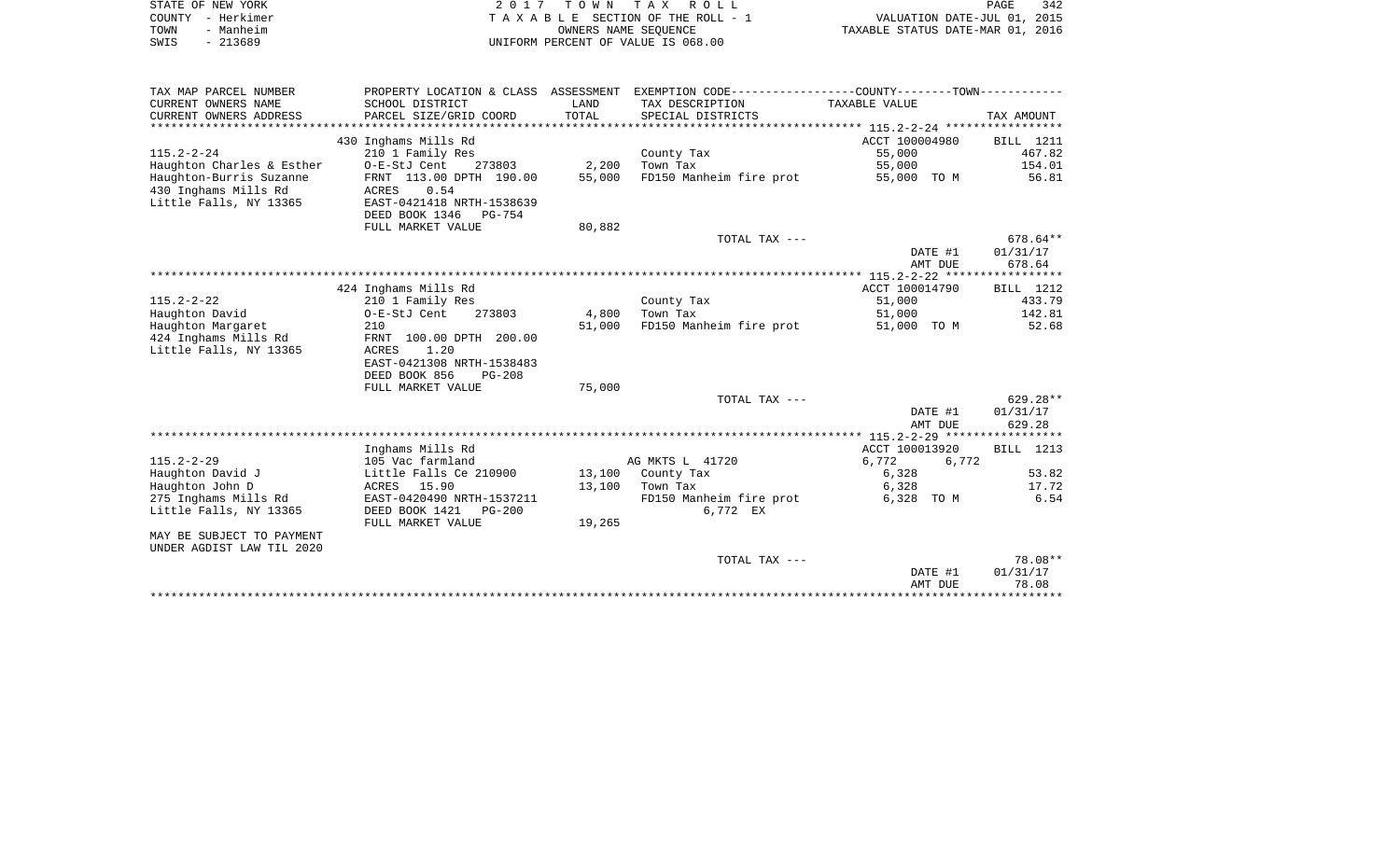STATE OF NEW YORK
COUNTY - Herkimer
TOWN - Manheim
SWIS - 213689

2 0 1 7 T O W N T A X R O L L
T A X A B L E SECTION OF THE ROLL - 1
OWNERS NAME SEQUENCE
UNIFORM PERCENT OF VALUE IS 068.00

VALUATION DATE-JUL 01, 2015
TAXABLE STATUS DATE-MAR 01, 2016

| TAX MAP PARCEL NUMBER / CURRENT OWNERS NAME / CURRENT OWNERS ADDRESS | PROPERTY LOCATION & CLASS / SCHOOL DISTRICT / PARCEL SIZE/GRID COORD | ASSESSMENT LAND / TOTAL | EXEMPTION CODE / TAX DESCRIPTION / SPECIAL DISTRICTS | COUNTY--------TOWN / TAXABLE VALUE | TAX AMOUNT |
|---|---|---|---|---|---|
| | 430 Inghams Mills Rd | | | ACCT 100004980 | BILL 1211 |
| 115.2-2-24 | 210 1 Family Res | | County Tax | 55,000 | 467.82 |
| Haughton Charles & Esther | O-E-StJ Cent 273803 | 2,200 | Town Tax | 55,000 | 154.01 |
| Haughton-Burris Suzanne | FRNT 113.00 DPTH 190.00 | 55,000 | FD150 Manheim fire prot | 55,000 TO M | 56.81 |
| 430 Inghams Mills Rd | ACRES 0.54 | | | | |
| Little Falls, NY 13365 | EAST-0421418 NRTH-1538639 | | | | |
| | DEED BOOK 1346 PG-754 | | | | |
| | FULL MARKET VALUE | 80,882 | | | |
| | | | TOTAL TAX --- | | 678.64** |
| | | | | DATE #1 | 01/31/17 |
| | | | | AMT DUE | 678.64 |
| | 424 Inghams Mills Rd | | | ACCT 100014790 | BILL 1212 |
| 115.2-2-22 | 210 1 Family Res | | County Tax | 51,000 | 433.79 |
| Haughton David | O-E-StJ Cent 273803 | 4,800 | Town Tax | 51,000 | 142.81 |
| Haughton Margaret | 210 | 51,000 | FD150 Manheim fire prot | 51,000 TO M | 52.68 |
| 424 Inghams Mills Rd | FRNT 100.00 DPTH 200.00 | | | | |
| Little Falls, NY 13365 | ACRES 1.20 | | | | |
| | EAST-0421308 NRTH-1538483 | | | | |
| | DEED BOOK 856 PG-208 | | | | |
| | FULL MARKET VALUE | 75,000 | | | |
| | | | TOTAL TAX --- | | 629.28** |
| | | | | DATE #1 | 01/31/17 |
| | | | | AMT DUE | 629.28 |
| | Inghams Mills Rd | | | ACCT 100013920 | BILL 1213 |
| 115.2-2-29 | 105 Vac farmland | | AG MKTS L 41720 | 6,772 6,772 | |
| Haughton David J | Little Falls Ce 210900 | 13,100 | County Tax | 6,328 | 53.82 |
| Haughton John D | ACRES 15.90 | 13,100 | Town Tax | 6,328 | 17.72 |
| 275 Inghams Mills Rd | EAST-0420490 NRTH-1537211 | | FD150 Manheim fire prot | 6,328 TO M | 6.54 |
| Little Falls, NY 13365 | DEED BOOK 1421 PG-200 | | 6,772 EX | | |
| | FULL MARKET VALUE | 19,265 | | | |
| MAY BE SUBJECT TO PAYMENT UNDER AGDIST LAW TIL 2020 | | | | | |
| | | | TOTAL TAX --- | | 78.08** |
| | | | | DATE #1 | 01/31/17 |
| | | | | AMT DUE | 78.08 |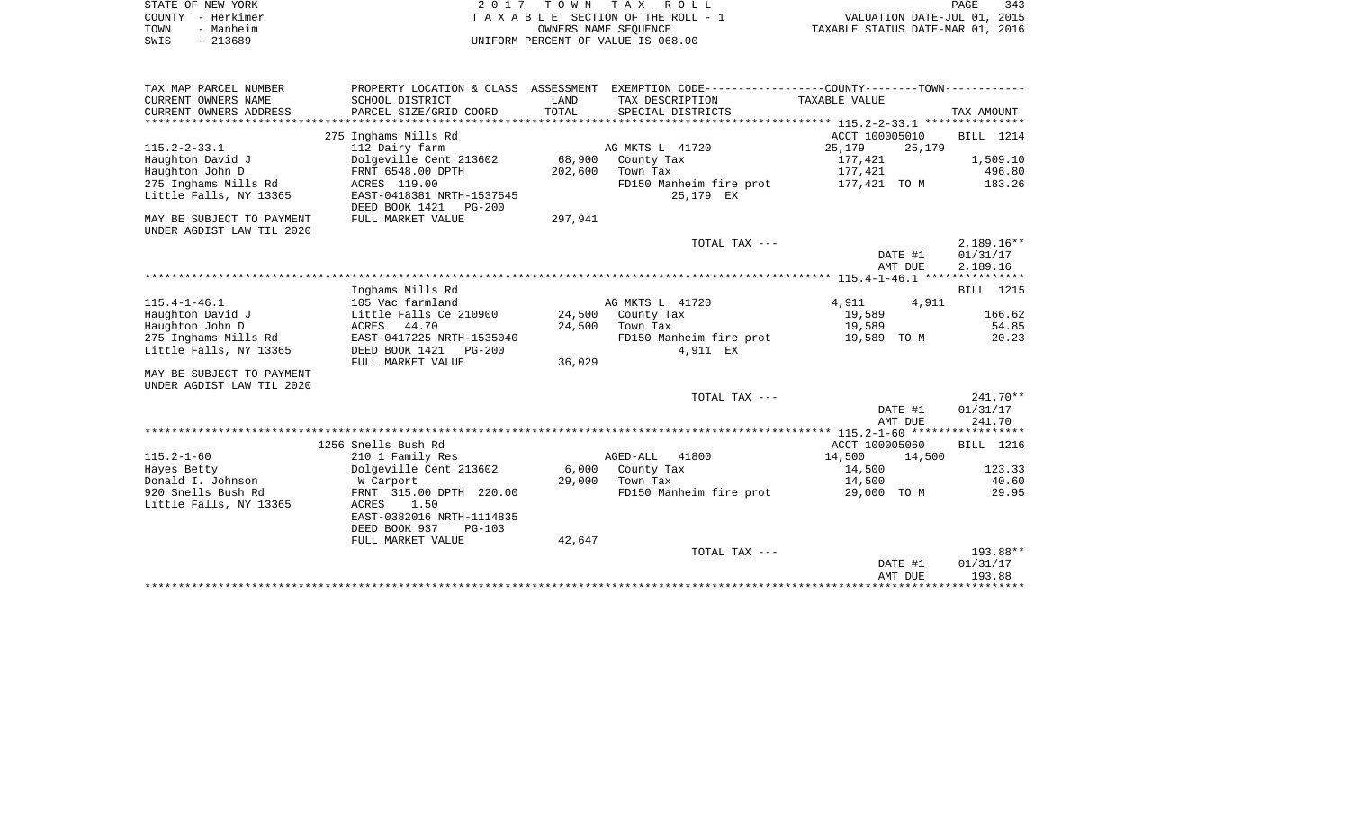STATE OF NEW YORK
COUNTY - Herkimer
TOWN - Manheim
SWIS - 213689

2 0 1 7 T O W N T A X R O L L
T A X A B L E SECTION OF THE ROLL - 1
OWNERS NAME SEQUENCE
UNIFORM PERCENT OF VALUE IS 068.00

VALUATION DATE-JUL 01, 2015
TAXABLE STATUS DATE-MAR 01, 2016

| TAX MAP PARCEL NUMBER / CURRENT OWNERS NAME / CURRENT OWNERS ADDRESS | PROPERTY LOCATION & CLASS / SCHOOL DISTRICT / PARCEL SIZE/GRID COORD | ASSESSMENT LAND / TOTAL | EXEMPTION CODE / TAX DESCRIPTION / SPECIAL DISTRICTS | COUNTY / TAXABLE VALUE | TOWN | TAX AMOUNT |
|---|---|---|---|---|---|---|
| | 275 Inghams Mills Rd | | | ACCT 100005010 | | BILL 1214 |
| 115.2-2-33.1 | 112 Dairy farm | | AG MKTS L 41720 | 25,179 | 25,179 | |
| Haughton David J | Dolgeville Cent 213602 | 68,900 | County Tax | 177,421 | | 1,509.10 |
| Haughton John D | FRNT 6548.00 DPTH | 202,600 | Town Tax | 177,421 | | 496.80 |
| 275 Inghams Mills Rd | ACRES 119.00 | | FD150 Manheim fire prot | 177,421 TO M | | 183.26 |
| Little Falls, NY 13365 | EAST-0418381 NRTH-1537545 | | 25,179 EX | | | |
| | DEED BOOK 1421 PG-200 | | | | | |
| MAY BE SUBJECT TO PAYMENT | FULL MARKET VALUE | 297,941 | | | | |
| UNDER AGDIST LAW TIL 2020 | | | | | | |
| | | | TOTAL TAX --- | | | 2,189.16** |
| | | | | | DATE #1 | 01/31/17 |
| | | | | | AMT DUE | 2,189.16 |
| | Inghams Mills Rd | | | | | BILL 1215 |
| 115.4-1-46.1 | 105 Vac farmland | | AG MKTS L 41720 | 4,911 | 4,911 | |
| Haughton David J | Little Falls Ce 210900 | 24,500 | County Tax | 19,589 | | 166.62 |
| Haughton John D | ACRES 44.70 | 24,500 | Town Tax | 19,589 | | 54.85 |
| 275 Inghams Mills Rd | EAST-0417225 NRTH-1535040 | | FD150 Manheim fire prot | 19,589 TO M | | 20.23 |
| Little Falls, NY 13365 | DEED BOOK 1421 PG-200 | | 4,911 EX | | | |
| | FULL MARKET VALUE | 36,029 | | | | |
| MAY BE SUBJECT TO PAYMENT | | | | | | |
| UNDER AGDIST LAW TIL 2020 | | | | | | |
| | | | TOTAL TAX --- | | | 241.70** |
| | | | | | DATE #1 | 01/31/17 |
| | | | | | AMT DUE | 241.70 |
| | 1256 Snells Bush Rd | | | ACCT 100005060 | | BILL 1216 |
| 115.2-1-60 | 210 1 Family Res | | AGED-ALL 41800 | 14,500 | 14,500 | |
| Hayes Betty | Dolgeville Cent 213602 | 6,000 | County Tax | 14,500 | | 123.33 |
| Donald I. Johnson | W Carport | 29,000 | Town Tax | 14,500 | | 40.60 |
| 920 Snells Bush Rd | FRNT 315.00 DPTH 220.00 | | FD150 Manheim fire prot | 29,000 TO M | | 29.95 |
| Little Falls, NY 13365 | ACRES 1.50 | | | | | |
| | EAST-0382016 NRTH-1114835 | | | | | |
| | DEED BOOK 937 PG-103 | | | | | |
| | FULL MARKET VALUE | 42,647 | | | | |
| | | | TOTAL TAX --- | | | 193.88** |
| | | | | | DATE #1 | 01/31/17 |
| | | | | | AMT DUE | 193.88 |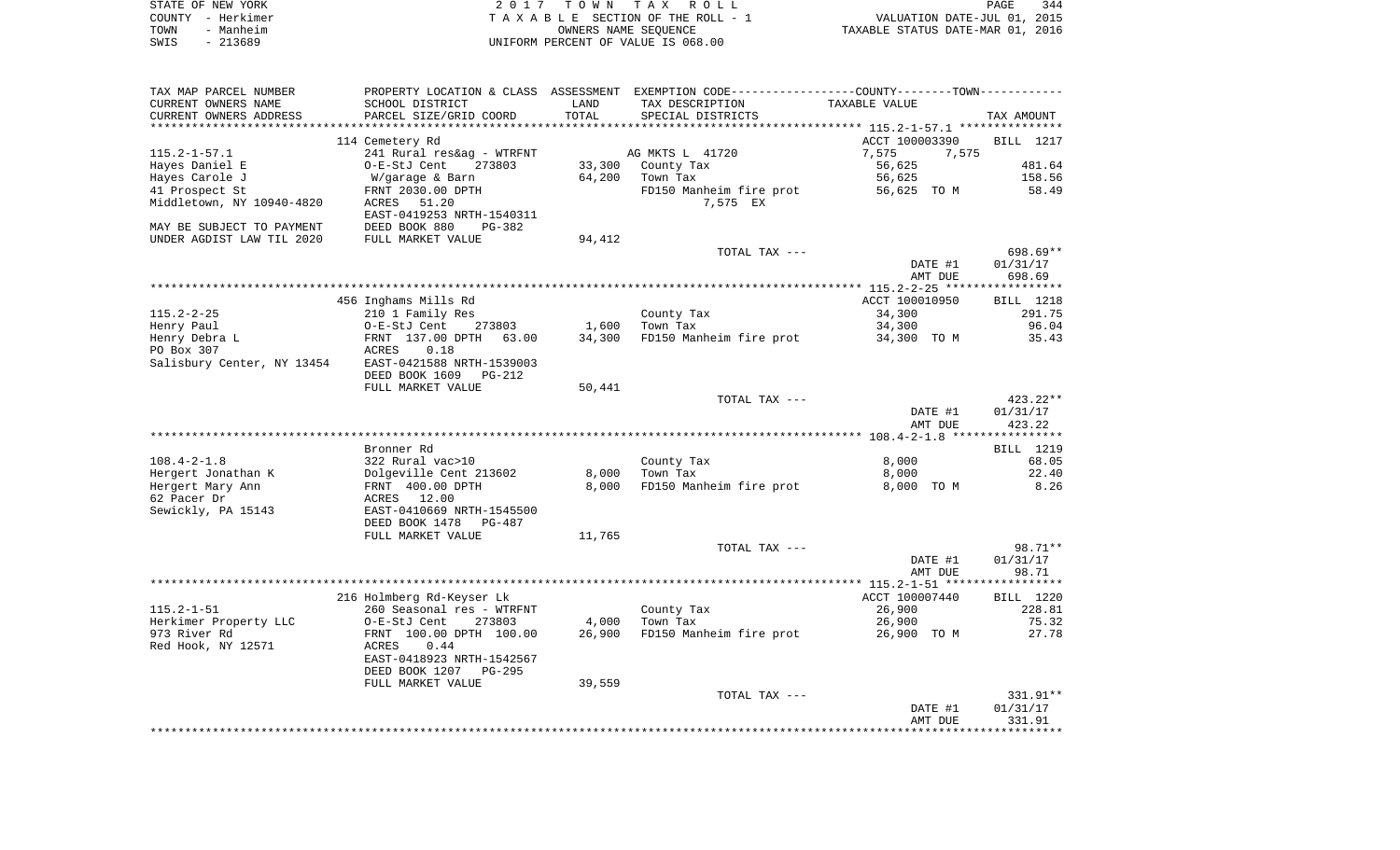STATE OF NEW YORK
COUNTY - Herkimer
TOWN - Manheim
SWIS - 213689

2 0 1 7 T O W N T A X R O L L
T A X A B L E SECTION OF THE ROLL - 1
OWNERS NAME SEQUENCE
UNIFORM PERCENT OF VALUE IS 068.00

VALUATION DATE-JUL 01, 2015
TAXABLE STATUS DATE-MAR 01, 2016

| TAX MAP PARCEL NUMBER<br>CURRENT OWNERS NAME<br>CURRENT OWNERS ADDRESS | PROPERTY LOCATION & CLASS<br>SCHOOL DISTRICT<br>PARCEL SIZE/GRID COORD | ASSESSMENT<br>LAND<br>TOTAL | EXEMPTION CODE-----COUNTY-----TOWN-----<br>TAX DESCRIPTION<br>SPECIAL DISTRICTS | TAXABLE VALUE | TAX AMOUNT |
|---|---|---|---|---|---|
| | 114 Cemetery Rd | | | ACCT 100003390 | BILL 1217 |
| 115.2-1-57.1 | 241 Rural res&ag - WTRFNT | | AG MKTS L 41720 | 7,575 7,575 | |
| Hayes Daniel E | O-E-StJ Cent 273803 | 33,300 | County Tax | 56,625 | 481.64 |
| Hayes Carole J | W/garage & Barn | 64,200 | Town Tax | 56,625 | 158.56 |
| 41 Prospect St | FRNT 2030.00 DPTH | | FD150 Manheim fire prot | 56,625 TO M | 58.49 |
| Middletown, NY 10940-4820 | ACRES 51.20 | | 7,575 EX | | |
| | EAST-0419253 NRTH-1540311 | | | | |
| MAY BE SUBJECT TO PAYMENT | DEED BOOK 880 PG-382 | | | | |
| UNDER AGDIST LAW TIL 2020 | FULL MARKET VALUE | 94,412 | | | |
| | | | TOTAL TAX --- | | 698.69** |
| | | | | DATE #1 | 01/31/17 |
| | | | | AMT DUE | 698.69 |
| | 456 Inghams Mills Rd | | | ACCT 100010950 | BILL 1218 |
| 115.2-2-25 | 210 1 Family Res | | County Tax | 34,300 | 291.75 |
| Henry Paul | O-E-StJ Cent 273803 | 1,600 | Town Tax | 34,300 | 96.04 |
| Henry Debra L | FRNT 137.00 DPTH 63.00 | 34,300 | FD150 Manheim fire prot | 34,300 TO M | 35.43 |
| PO Box 307 | ACRES 0.18 | | | | |
| Salisbury Center, NY 13454 | EAST-0421588 NRTH-1539003 | | | | |
| | DEED BOOK 1609 PG-212 | | | | |
| | FULL MARKET VALUE | 50,441 | | | |
| | | | TOTAL TAX --- | | 423.22** |
| | | | | DATE #1 | 01/31/17 |
| | | | | AMT DUE | 423.22 |
| | Bronner Rd | | | | BILL 1219 |
| 108.4-2-1.8 | 322 Rural vac>10 | | County Tax | 8,000 | 68.05 |
| Hergert Jonathan K | Dolgeville Cent 213602 | 8,000 | Town Tax | 8,000 | 22.40 |
| Hergert Mary Ann | FRNT 400.00 DPTH | 8,000 | FD150 Manheim fire prot | 8,000 TO M | 8.26 |
| 62 Pacer Dr | ACRES 12.00 | | | | |
| Sewickly, PA 15143 | EAST-0410669 NRTH-1545500 | | | | |
| | DEED BOOK 1478 PG-487 | | | | |
| | FULL MARKET VALUE | 11,765 | | | |
| | | | TOTAL TAX --- | | 98.71** |
| | | | | DATE #1 | 01/31/17 |
| | | | | AMT DUE | 98.71 |
| | 216 Holmberg Rd-Keyser Lk | | | ACCT 100007440 | BILL 1220 |
| 115.2-1-51 | 260 Seasonal res - WTRFNT | | County Tax | 26,900 | 228.81 |
| Herkimer Property LLC | O-E-StJ Cent 273803 | 4,000 | Town Tax | 26,900 | 75.32 |
| 973 River Rd | FRNT 100.00 DPTH 100.00 | 26,900 | FD150 Manheim fire prot | 26,900 TO M | 27.78 |
| Red Hook, NY 12571 | ACRES 0.44 | | | | |
| | EAST-0418923 NRTH-1542567 | | | | |
| | DEED BOOK 1207 PG-295 | | | | |
| | FULL MARKET VALUE | 39,559 | | | |
| | | | TOTAL TAX --- | | 331.91** |
| | | | | DATE #1 | 01/31/17 |
| | | | | AMT DUE | 331.91 |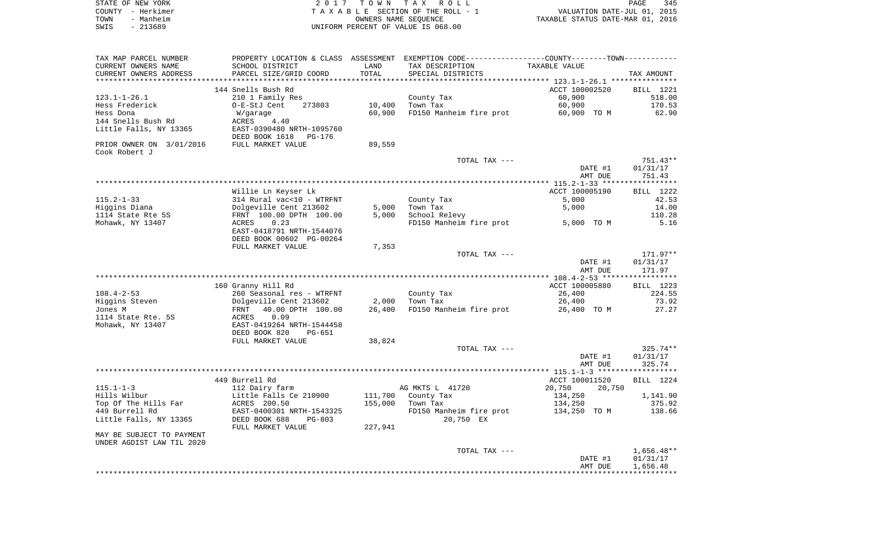STATE OF NEW YORK — 2017 TOWN TAX ROLL
COUNTY - Herkimer — TAXABLE SECTION OF THE ROLL - 1 — VALUATION DATE-JUL 01, 2015
TOWN - Manheim — OWNERS NAME SEQUENCE — TAXABLE STATUS DATE-MAR 01, 2016
SWIS - 213689 — UNIFORM PERCENT OF VALUE IS 068.00

| TAX MAP PARCEL NUMBER / CURRENT OWNERS NAME / CURRENT OWNERS ADDRESS | PROPERTY LOCATION & CLASS / SCHOOL DISTRICT / PARCEL SIZE/GRID COORD | ASSESSMENT LAND / TOTAL | EXEMPTION CODE / TAX DESCRIPTION / SPECIAL DISTRICTS | COUNTY / TOWN TAXABLE VALUE | TAX AMOUNT |
|---|---|---|---|---|---|
| **123.1-1-26.1** | 144 Snells Bush Rd | | | ACCT 100002520 | BILL 1221 |
| Hess Frederick | 210 1 Family Res | | County Tax | 60,900 | 518.00 |
| Hess Dona | O-E-StJ Cent 273803 | 10,400 | Town Tax | 60,900 | 170.53 |
| 144 Snells Bush Rd | W/garage | 60,900 | FD150 Manheim fire prot | 60,900 TO M | 62.90 |
| Little Falls, NY 13365 | ACRES 4.40 | | | | |
| | EAST-0390480 NRTH-1095760 | | | | |
| | DEED BOOK 1618 PG-176 | | | | |
| PRIOR OWNER ON 3/01/2016 | FULL MARKET VALUE | 89,559 | | | |
| Cook Robert J | | | | | |
| | | | TOTAL TAX --- | | 751.43** |
| | | | | DATE #1 | 01/31/17 |
| | | | | AMT DUE | 751.43 |
| **115.2-1-33** | Willie Ln Keyser Lk | | | ACCT 100005190 | BILL 1222 |
| Higgins Diana | 314 Rural vac<10 - WTRFNT | | County Tax | 5,000 | 42.53 |
| 1114 State Rte 5S | Dolgeville Cent 213602 | 5,000 | Town Tax | 5,000 | 14.00 |
| Mohawk, NY 13407 | FRNT 100.00 DPTH 100.00 | 5,000 | School Relevy | | 110.28 |
| | ACRES 0.23 | | FD150 Manheim fire prot | 5,000 TO M | 5.16 |
| | EAST-0418791 NRTH-1544076 | | | | |
| | DEED BOOK 00602 PG-00264 | | | | |
| | FULL MARKET VALUE | 7,353 | | | |
| | | | TOTAL TAX --- | | 171.97** |
| | | | | DATE #1 | 01/31/17 |
| | | | | AMT DUE | 171.97 |
| **108.4-2-53** | 160 Granny Hill Rd | | | ACCT 100005880 | BILL 1223 |
| Higgins Steven | 260 Seasonal res - WTRFNT | | County Tax | 26,400 | 224.55 |
| Jones M | Dolgeville Cent 213602 | 2,000 | Town Tax | 26,400 | 73.92 |
| 1114 State Rte. 5S | FRNT 40.00 DPTH 100.00 | 26,400 | FD150 Manheim fire prot | 26,400 TO M | 27.27 |
| Mohawk, NY 13407 | ACRES 0.09 | | | | |
| | EAST-0419264 NRTH-1544458 | | | | |
| | DEED BOOK 820 PG-651 | | | | |
| | FULL MARKET VALUE | 38,824 | | | |
| | | | TOTAL TAX --- | | 325.74** |
| | | | | DATE #1 | 01/31/17 |
| | | | | AMT DUE | 325.74 |
| **115.1-1-3** | 449 Burrell Rd | | | ACCT 100011520 | BILL 1224 |
| Hills Wilbur | 112 Dairy farm | | AG MKTS L 41720 | 20,750 20,750 | |
| Top Of The Hills Far | Little Falls Ce 210900 | 111,700 | County Tax | 134,250 | 1,141.90 |
| 449 Burrell Rd | ACRES 200.50 | 155,000 | Town Tax | 134,250 | 375.92 |
| Little Falls, NY 13365 | EAST-0400301 NRTH-1543325 | | FD150 Manheim fire prot | 134,250 TO M | 138.66 |
| | DEED BOOK 688 PG-803 | | 20,750 EX | | |
| | FULL MARKET VALUE | 227,941 | | | |
| MAY BE SUBJECT TO PAYMENT | | | | | |
| UNDER AGDIST LAW TIL 2020 | | | | | |
| | | | TOTAL TAX --- | | 1,656.48** |
| | | | | DATE #1 | 01/31/17 |
| | | | | AMT DUE | 1,656.48 |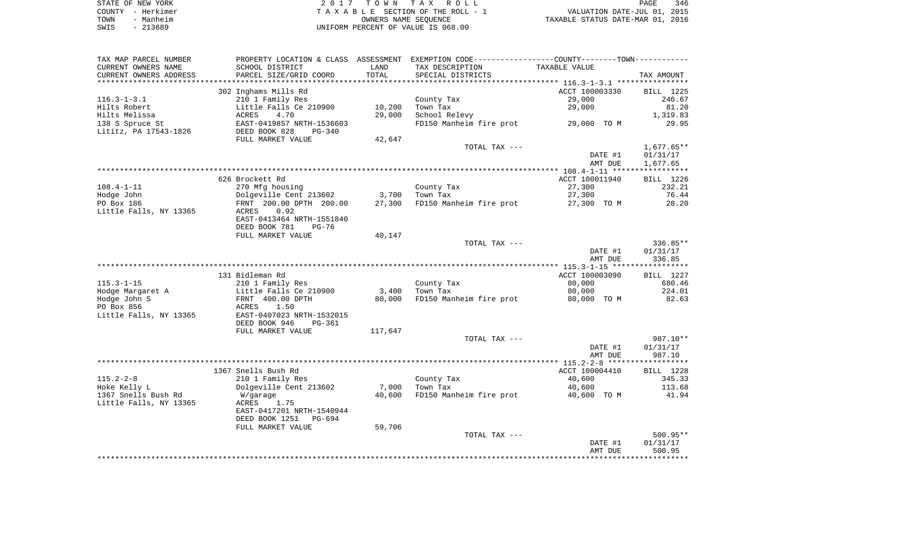STATE OF NEW YORK
COUNTY - Herkimer
TOWN - Manheim
SWIS - 213689

2 0 1 7 T O W N T A X R O L L
T A X A B L E SECTION OF THE ROLL - 1
OWNERS NAME SEQUENCE
UNIFORM PERCENT OF VALUE IS 068.00

VALUATION DATE-JUL 01, 2015
TAXABLE STATUS DATE-MAR 01, 2016

| TAX MAP PARCEL NUMBER / CURRENT OWNERS NAME / CURRENT OWNERS ADDRESS | PROPERTY LOCATION & CLASS / SCHOOL DISTRICT / PARCEL SIZE/GRID COORD | ASSESSMENT LAND / TOTAL | EXEMPTION CODE / TAX DESCRIPTION / SPECIAL DISTRICTS | COUNTY/TOWN TAXABLE VALUE | TAX AMOUNT |
|---|---|---|---|---|---|
| 116.3-1-3.1 | 302 Inghams Mills Rd | | | ACCT 100003330 | BILL 1225 |
| 116.3-1-3.1 | 210 1 Family Res | | County Tax | 29,000 | 246.67 |
| Hilts Robert | Little Falls Ce 210900 | 10,200 | Town Tax | 29,000 | 81.20 |
| Hilts Melissa | ACRES 4.70 | 29,000 | School Relevy | | 1,319.83 |
| 138 S Spruce St | EAST-0419857 NRTH-1536603 | | FD150 Manheim fire prot | 29,000 TO M | 29.95 |
| Lititz, PA 17543-1826 | DEED BOOK 828 PG-340 | | | | |
| | FULL MARKET VALUE | 42,647 | | | |
| | | | TOTAL TAX --- | | 1,677.65** |
| | | | | DATE #1 | 01/31/17 |
| | | | | AMT DUE | 1,677.65 |
| 108.4-1-11 | 626 Brockett Rd | | | ACCT 100011940 | BILL 1226 |
| 108.4-1-11 | 270 Mfg housing | | County Tax | 27,300 | 232.21 |
| Hodge John | Dolgeville Cent 213602 | 3,700 | Town Tax | 27,300 | 76.44 |
| PO Box 186 | FRNT 200.00 DPTH 200.00 | 27,300 | FD150 Manheim fire prot | 27,300 TO M | 28.20 |
| Little Falls, NY 13365 | ACRES 0.92 | | | | |
| | EAST-0413464 NRTH-1551840 | | | | |
| | DEED BOOK 781 PG-76 | | | | |
| | FULL MARKET VALUE | 40,147 | | | |
| | | | TOTAL TAX --- | | 336.85** |
| | | | | DATE #1 | 01/31/17 |
| | | | | AMT DUE | 336.85 |
| 115.3-1-15 | 131 Bidleman Rd | | | ACCT 100003090 | BILL 1227 |
| 115.3-1-15 | 210 1 Family Res | | County Tax | 80,000 | 680.46 |
| Hodge Margaret A | Little Falls Ce 210900 | 3,400 | Town Tax | 80,000 | 224.01 |
| Hodge John S | FRNT 400.00 DPTH | 80,000 | FD150 Manheim fire prot | 80,000 TO M | 82.63 |
| PO Box 856 | ACRES 1.50 | | | | |
| Little Falls, NY 13365 | EAST-0407023 NRTH-1532015 | | | | |
| | DEED BOOK 946 PG-361 | | | | |
| | FULL MARKET VALUE | 117,647 | | | |
| | | | TOTAL TAX --- | | 987.10** |
| | | | | DATE #1 | 01/31/17 |
| | | | | AMT DUE | 987.10 |
| 115.2-2-8 | 1367 Snells Bush Rd | | | ACCT 100004410 | BILL 1228 |
| 115.2-2-8 | 210 1 Family Res | | County Tax | 40,600 | 345.33 |
| Hoke Kelly L | Dolgeville Cent 213602 | 7,000 | Town Tax | 40,600 | 113.68 |
| 1367 Snells Bush Rd | W/garage | 40,600 | FD150 Manheim fire prot | 40,600 TO M | 41.94 |
| Little Falls, NY 13365 | ACRES 1.75 | | | | |
| | EAST-0417201 NRTH-1540944 | | | | |
| | DEED BOOK 1251 PG-694 | | | | |
| | FULL MARKET VALUE | 59,706 | | | |
| | | | TOTAL TAX --- | | 500.95** |
| | | | | DATE #1 | 01/31/17 |
| | | | | AMT DUE | 500.95 |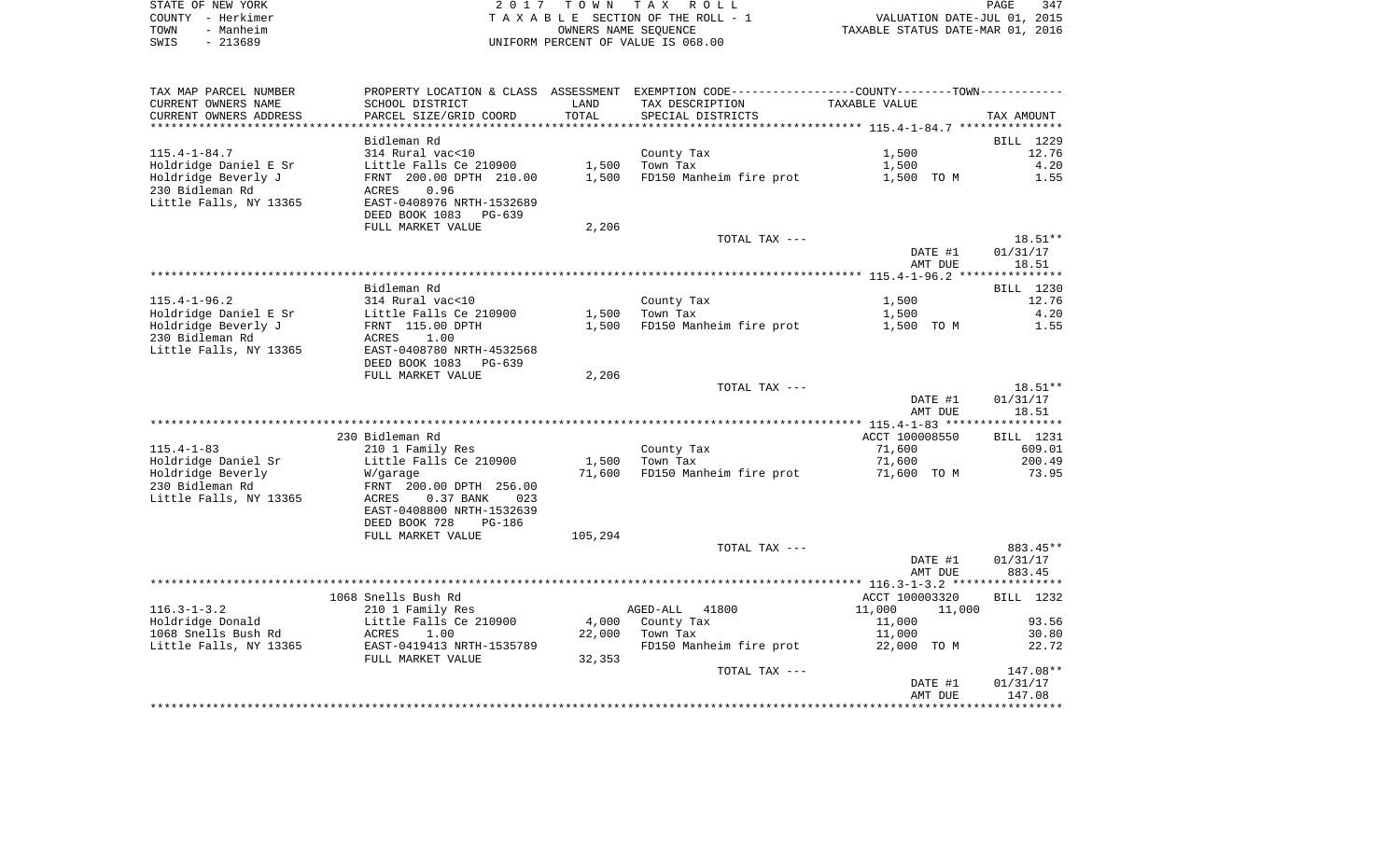STATE OF NEW YORK
COUNTY - Herkimer
TOWN - Manheim
SWIS - 213689

2 0 1 7 T O W N T A X R O L L
T A X A B L E SECTION OF THE ROLL - 1
OWNERS NAME SEQUENCE
UNIFORM PERCENT OF VALUE IS 068.00

VALUATION DATE-JUL 01, 2015
TAXABLE STATUS DATE-MAR 01, 2016

| TAX MAP PARCEL NUMBER / CURRENT OWNERS NAME / CURRENT OWNERS ADDRESS | PROPERTY LOCATION & CLASS / SCHOOL DISTRICT / PARCEL SIZE/GRID COORD | ASSESSMENT LAND / TOTAL | EXEMPTION CODE / TAX DESCRIPTION / SPECIAL DISTRICTS | COUNTY--------TOWN / TAXABLE VALUE | TAX AMOUNT |
|---|---|---|---|---|---|
| 115.4-1-84.7 | Bidleman Rd | | | | BILL 1229 |
| | 314 Rural vac<10 | | County Tax | 1,500 | 12.76 |
| Holdridge Daniel E Sr | Little Falls Ce 210900 | 1,500 | Town Tax | 1,500 | 4.20 |
| Holdridge Beverly J | FRNT 200.00 DPTH 210.00 | 1,500 | FD150 Manheim fire prot | 1,500 TO M | 1.55 |
| 230 Bidleman Rd | ACRES 0.96 | | | | |
| Little Falls, NY 13365 | EAST-0408976 NRTH-1532689 | | | | |
| | DEED BOOK 1083 PG-639 | | | | |
| | FULL MARKET VALUE | 2,206 | | | |
| | | | TOTAL TAX --- | | 18.51** |
| | | | | DATE #1 | 01/31/17 |
| | | | | AMT DUE | 18.51 |
| 115.4-1-96.2 | Bidleman Rd | | | | BILL 1230 |
| | 314 Rural vac<10 | | County Tax | 1,500 | 12.76 |
| Holdridge Daniel E Sr | Little Falls Ce 210900 | 1,500 | Town Tax | 1,500 | 4.20 |
| Holdridge Beverly J | FRNT 115.00 DPTH | 1,500 | FD150 Manheim fire prot | 1,500 TO M | 1.55 |
| 230 Bidleman Rd | ACRES 1.00 | | | | |
| Little Falls, NY 13365 | EAST-0408780 NRTH-4532568 | | | | |
| | DEED BOOK 1083 PG-639 | | | | |
| | FULL MARKET VALUE | 2,206 | | | |
| | | | TOTAL TAX --- | | 18.51** |
| | | | | DATE #1 | 01/31/17 |
| | | | | AMT DUE | 18.51 |
| 115.4-1-83 | 230 Bidleman Rd | | | ACCT 100008550 | BILL 1231 |
| | 210 1 Family Res | | County Tax | 71,600 | 609.01 |
| Holdridge Daniel Sr | Little Falls Ce 210900 | 1,500 | Town Tax | 71,600 | 200.49 |
| Holdridge Beverly | W/garage | 71,600 | FD150 Manheim fire prot | 71,600 TO M | 73.95 |
| 230 Bidleman Rd | FRNT 200.00 DPTH 256.00 | | | | |
| Little Falls, NY 13365 | ACRES 0.37 BANK 023 | | | | |
| | EAST-0408800 NRTH-1532639 | | | | |
| | DEED BOOK 728 PG-186 | | | | |
| | FULL MARKET VALUE | 105,294 | | | |
| | | | TOTAL TAX --- | | 883.45** |
| | | | | DATE #1 | 01/31/17 |
| | | | | AMT DUE | 883.45 |
| 116.3-1-3.2 | 1068 Snells Bush Rd | | | ACCT 100003320 | BILL 1232 |
| | 210 1 Family Res | | AGED-ALL 41800 | 11,000 11,000 | |
| Holdridge Donald | Little Falls Ce 210900 | 4,000 | County Tax | 11,000 | 93.56 |
| 1068 Snells Bush Rd | ACRES 1.00 | 22,000 | Town Tax | 11,000 | 30.80 |
| Little Falls, NY 13365 | EAST-0419413 NRTH-1535789 | | FD150 Manheim fire prot | 22,000 TO M | 22.72 |
| | FULL MARKET VALUE | 32,353 | | | |
| | | | TOTAL TAX --- | | 147.08** |
| | | | | DATE #1 | 01/31/17 |
| | | | | AMT DUE | 147.08 |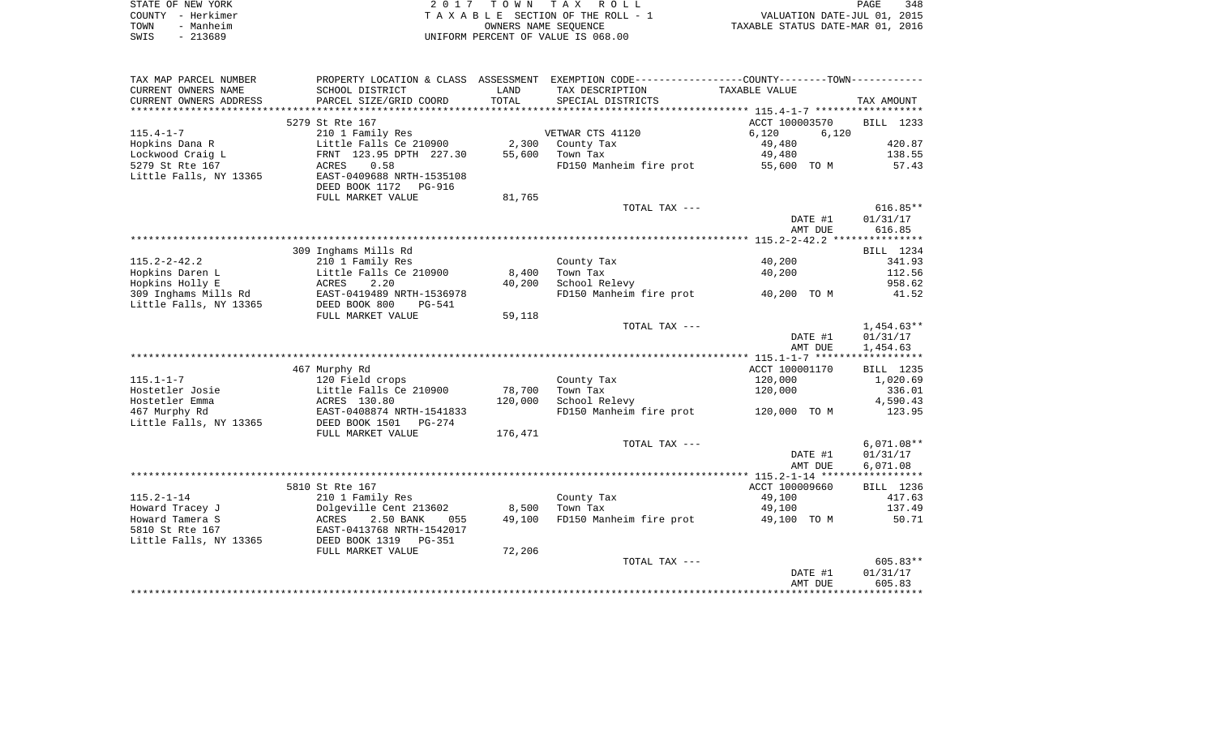STATE OF NEW YORK
COUNTY - Herkimer
TOWN - Manheim
SWIS - 213689

2 0 1 7 T O W N T A X R O L L
T A X A B L E SECTION OF THE ROLL - 1
OWNERS NAME SEQUENCE
UNIFORM PERCENT OF VALUE IS 068.00

VALUATION DATE-JUL 01, 2015
TAXABLE STATUS DATE-MAR 01, 2016

| TAX MAP PARCEL NUMBER<br>CURRENT OWNERS NAME<br>CURRENT OWNERS ADDRESS | PROPERTY LOCATION & CLASS<br>SCHOOL DISTRICT<br>PARCEL SIZE/GRID COORD | ASSESSMENT<br>LAND<br>TOTAL | EXEMPTION CODE-----COUNTY-----TOWN-----<br>TAX DESCRIPTION<br>SPECIAL DISTRICTS | TAXABLE VALUE | TAX AMOUNT |
|---|---|---|---|---|---|
| | 5279 St Rte 167 | | | ACCT 100003570 | BILL 1233 |
| 115.4-1-7 | 210 1 Family Res | | VETWAR CTS 41120 | 6,120 6,120 | |
| Hopkins Dana R | Little Falls Ce 210900 | 2,300 | County Tax | 49,480 | 420.87 |
| Lockwood Craig L | FRNT 123.95 DPTH 227.30 | 55,600 | Town Tax | 49,480 | 138.55 |
| 5279 St Rte 167 | ACRES 0.58 | | FD150 Manheim fire prot | 55,600 TO M | 57.43 |
| Little Falls, NY 13365 | EAST-0409688 NRTH-1535108 | | | | |
| | DEED BOOK 1172 PG-916 | | | | |
| | FULL MARKET VALUE | 81,765 | | | |
| | | | TOTAL TAX --- | | 616.85** |
| | | | | DATE #1 | 01/31/17 |
| | | | | AMT DUE | 616.85 |
| | 309 Inghams Mills Rd | | | | BILL 1234 |
| 115.2-2-42.2 | 210 1 Family Res | | County Tax | 40,200 | 341.93 |
| Hopkins Daren L | Little Falls Ce 210900 | 8,400 | Town Tax | 40,200 | 112.56 |
| Hopkins Holly E | ACRES 2.20 | 40,200 | School Relevy | | 958.62 |
| 309 Inghams Mills Rd | EAST-0419489 NRTH-1536978 | | FD150 Manheim fire prot | 40,200 TO M | 41.52 |
| Little Falls, NY 13365 | DEED BOOK 800 PG-541 | | | | |
| | FULL MARKET VALUE | 59,118 | | | |
| | | | TOTAL TAX --- | | 1,454.63** |
| | | | | DATE #1 | 01/31/17 |
| | | | | AMT DUE | 1,454.63 |
| | 467 Murphy Rd | | | ACCT 100001170 | BILL 1235 |
| 115.1-1-7 | 120 Field crops | | County Tax | 120,000 | 1,020.69 |
| Hostetler Josie | Little Falls Ce 210900 | 78,700 | Town Tax | 120,000 | 336.01 |
| Hostetler Emma | ACRES 130.80 | 120,000 | School Relevy | | 4,590.43 |
| 467 Murphy Rd | EAST-0408874 NRTH-1541833 | | FD150 Manheim fire prot | 120,000 TO M | 123.95 |
| Little Falls, NY 13365 | DEED BOOK 1501 PG-274 | | | | |
| | FULL MARKET VALUE | 176,471 | | | |
| | | | TOTAL TAX --- | | 6,071.08** |
| | | | | DATE #1 | 01/31/17 |
| | | | | AMT DUE | 6,071.08 |
| | 5810 St Rte 167 | | | ACCT 100009660 | BILL 1236 |
| 115.2-1-14 | 210 1 Family Res | | County Tax | 49,100 | 417.63 |
| Howard Tracey J | Dolgeville Cent 213602 | 8,500 | Town Tax | 49,100 | 137.49 |
| Howard Tamera S | ACRES 2.50 BANK 055 | 49,100 | FD150 Manheim fire prot | 49,100 TO M | 50.71 |
| 5810 St Rte 167 | EAST-0413768 NRTH-1542017 | | | | |
| Little Falls, NY 13365 | DEED BOOK 1319 PG-351 | | | | |
| | FULL MARKET VALUE | 72,206 | | | |
| | | | TOTAL TAX --- | | 605.83** |
| | | | | DATE #1 | 01/31/17 |
| | | | | AMT DUE | 605.83 |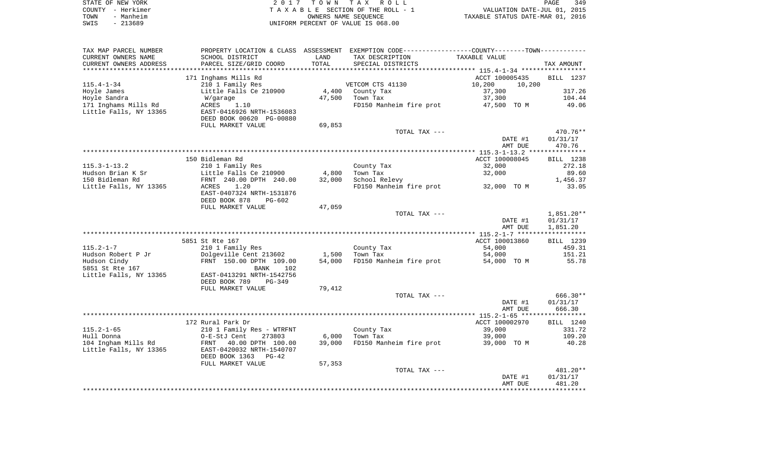STATE OF NEW YORK | 2017 TOWN TAX ROLL | PAGE 349
COUNTY - Herkimer | TAXABLE SECTION OF THE ROLL - 1 | VALUATION DATE-JUL 01, 2015
TOWN - Manheim | OWNERS NAME SEQUENCE | TAXABLE STATUS DATE-MAR 01, 2016
SWIS - 213689 | UNIFORM PERCENT OF VALUE IS 068.00

| TAX MAP PARCEL NUMBER<br>CURRENT OWNERS NAME<br>CURRENT OWNERS ADDRESS | PROPERTY LOCATION & CLASS<br>SCHOOL DISTRICT<br>PARCEL SIZE/GRID COORD | ASSESSMENT<br>LAND<br>TOTAL | EXEMPTION CODE<br>TAX DESCRIPTION<br>SPECIAL DISTRICTS | COUNTY / TOWN<br>TAXABLE VALUE | TAX AMOUNT |
|---|---|---|---|---|---|
| | 171 Inghams Mills Rd | | | ACCT 100005435 | BILL 1237 |
| 115.4-1-34 | 210 1 Family Res | | VETCOM CTS 41130 | 10,200 10,200 | |
| Hoyle James | Little Falls Ce 210900 | 4,400 | County Tax | 37,300 | 317.26 |
| Hoyle Sandra | W/garage | 47,500 | Town Tax | 37,300 | 104.44 |
| 171 Inghams Mills Rd | ACRES 1.10 | | FD150 Manheim fire prot | 47,500 TO M | 49.06 |
| Little Falls, NY 13365 | EAST-0416926 NRTH-1536083 | | | | |
| | DEED BOOK 00620 PG-00880 | | | | |
| | FULL MARKET VALUE | 69,853 | | | |
| | | | TOTAL TAX --- | | 470.76** |
| | | | | DATE #1 | 01/31/17 |
| | | | | AMT DUE | 470.76 |
| | 150 Bidleman Rd | | | ACCT 100008045 | BILL 1238 |
| 115.3-1-13.2 | 210 1 Family Res | | County Tax | 32,000 | 272.18 |
| Hudson Brian K Sr | Little Falls Ce 210900 | 4,800 | Town Tax | 32,000 | 89.60 |
| 150 Bidleman Rd | FRNT 240.00 DPTH 240.00 | 32,000 | School Relevy | | 1,456.37 |
| Little Falls, NY 13365 | ACRES 1.20 | | FD150 Manheim fire prot | 32,000 TO M | 33.05 |
| | EAST-0407324 NRTH-1531876 | | | | |
| | DEED BOOK 878 PG-602 | | | | |
| | FULL MARKET VALUE | 47,059 | | | |
| | | | TOTAL TAX --- | | 1,851.20** |
| | | | | DATE #1 | 01/31/17 |
| | | | | AMT DUE | 1,851.20 |
| | 5851 St Rte 167 | | | ACCT 100013860 | BILL 1239 |
| 115.2-1-7 | 210 1 Family Res | | County Tax | 54,000 | 459.31 |
| Hudson Robert P Jr | Dolgeville Cent 213602 | 1,500 | Town Tax | 54,000 | 151.21 |
| Hudson Cindy | FRNT 150.00 DPTH 109.00 | 54,000 | FD150 Manheim fire prot | 54,000 TO M | 55.78 |
| 5851 St Rte 167 | BANK 102 | | | | |
| Little Falls, NY 13365 | EAST-0413291 NRTH-1542756 | | | | |
| | DEED BOOK 789 PG-349 | | | | |
| | FULL MARKET VALUE | 79,412 | | | |
| | | | TOTAL TAX --- | | 666.30** |
| | | | | DATE #1 | 01/31/17 |
| | | | | AMT DUE | 666.30 |
| | 172 Rural Park Dr | | | ACCT 100002970 | BILL 1240 |
| 115.2-1-65 | 210 1 Family Res - WTRFNT | | County Tax | 39,000 | 331.72 |
| Hull Donna | O-E-StJ Cent 273803 | 6,000 | Town Tax | 39,000 | 109.20 |
| 104 Ingham Mills Rd | FRNT 40.00 DPTH 100.00 | 39,000 | FD150 Manheim fire prot | 39,000 TO M | 40.28 |
| Little Falls, NY 13365 | EAST-0420032 NRTH-1540707 | | | | |
| | DEED BOOK 1363 PG-42 | | | | |
| | FULL MARKET VALUE | 57,353 | | | |
| | | | TOTAL TAX --- | | 481.20** |
| | | | | DATE #1 | 01/31/17 |
| | | | | AMT DUE | 481.20 |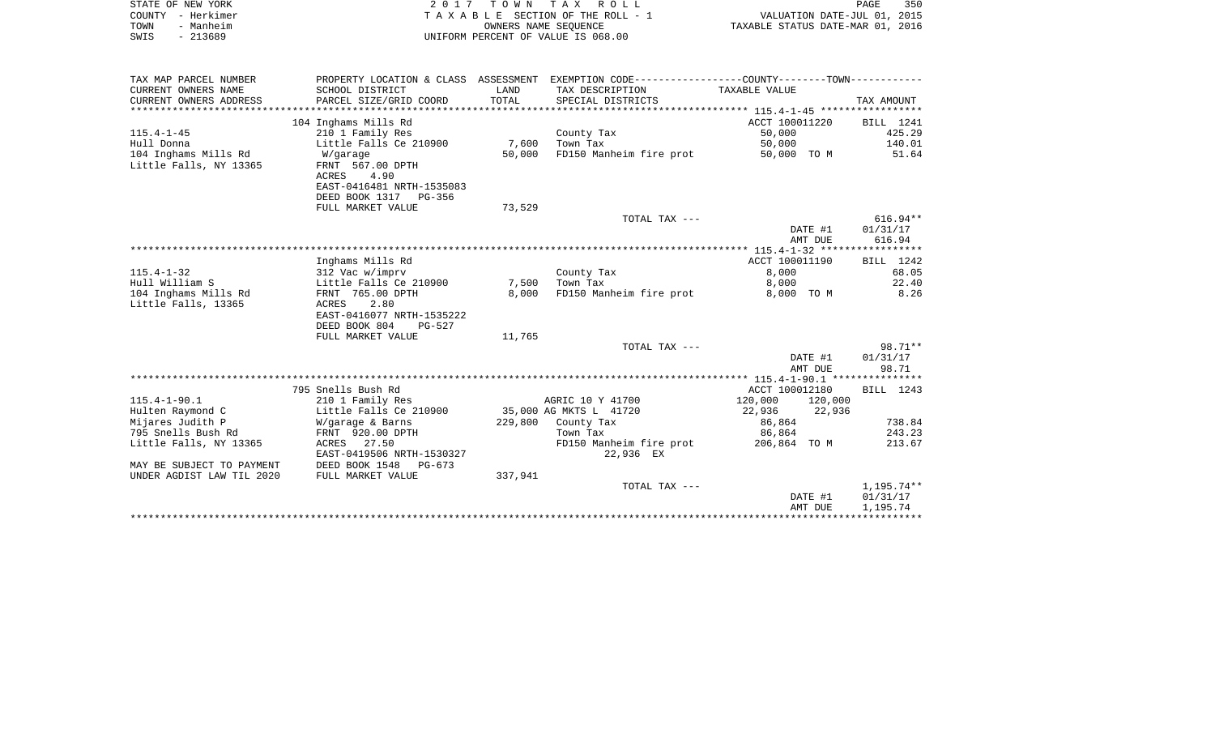STATE OF NEW YORK | COUNTY - Herkimer | TOWN - Manheim | SWIS - 213689

**2017 TOWN TAX ROLL**
TAXABLE SECTION OF THE ROLL - 1
OWNERS NAME SEQUENCE
UNIFORM PERCENT OF VALUE IS 068.00

VALUATION DATE-JUL 01, 2015
TAXABLE STATUS DATE-MAR 01, 2016

| TAX MAP PARCEL NUMBER / CURRENT OWNERS NAME / CURRENT OWNERS ADDRESS | PROPERTY LOCATION & CLASS / SCHOOL DISTRICT / PARCEL SIZE/GRID COORD | ASSESSMENT LAND / TOTAL | EXEMPTION CODE / TAX DESCRIPTION / SPECIAL DISTRICTS | TAXABLE VALUE | TAX AMOUNT |
|---|---|---|---|---|---|
| | 104 Inghams Mills Rd | | | ACCT 100011220 | BILL 1241 |
| 115.4-1-45 | 210 1 Family Res | | County Tax | 50,000 | 425.29 |
| Hull Donna | Little Falls Ce 210900 | 7,600 | Town Tax | 50,000 | 140.01 |
| 104 Inghams Mills Rd | W/garage | 50,000 | FD150 Manheim fire prot | 50,000 TO M | 51.64 |
| Little Falls, NY 13365 | FRNT 567.00 DPTH | | | | |
| | ACRES 4.90 | | | | |
| | EAST-0416481 NRTH-1535083 | | | | |
| | DEED BOOK 1317 PG-356 | | | | |
| | FULL MARKET VALUE | 73,529 | | | |
| | | | TOTAL TAX --- | | 616.94** |
| | | | | DATE #1 | 01/31/17 |
| | | | | AMT DUE | 616.94 |
| | Inghams Mills Rd | | | ACCT 100011190 | BILL 1242 |
| 115.4-1-32 | 312 Vac w/imprv | | County Tax | 8,000 | 68.05 |
| Hull William S | Little Falls Ce 210900 | 7,500 | Town Tax | 8,000 | 22.40 |
| 104 Inghams Mills Rd | FRNT 765.00 DPTH | 8,000 | FD150 Manheim fire prot | 8,000 TO M | 8.26 |
| Little Falls, 13365 | ACRES 2.80 | | | | |
| | EAST-0416077 NRTH-1535222 | | | | |
| | DEED BOOK 804 PG-527 | | | | |
| | FULL MARKET VALUE | 11,765 | | | |
| | | | TOTAL TAX --- | | 98.71** |
| | | | | DATE #1 | 01/31/17 |
| | | | | AMT DUE | 98.71 |
| | 795 Snells Bush Rd | | | ACCT 100012180 | BILL 1243 |
| 115.4-1-90.1 | 210 1 Family Res | | AGRIC 10 Y 41700 | 120,000 120,000 | |
| Hulten Raymond C | Little Falls Ce 210900 | 35,000 | AG MKTS L 41720 | 22,936 22,936 | |
| Mijares Judith P | W/garage & Barns | 229,800 | County Tax | 86,864 | 738.84 |
| 795 Snells Bush Rd | FRNT 920.00 DPTH | | Town Tax | 86,864 | 243.23 |
| Little Falls, NY 13365 | ACRES 27.50 | | FD150 Manheim fire prot | 206,864 TO M | 213.67 |
| | EAST-0419506 NRTH-1530327 | | 22,936 EX | | |
| MAY BE SUBJECT TO PAYMENT | DEED BOOK 1548 PG-673 | | | | |
| UNDER AGDIST LAW TIL 2020 | FULL MARKET VALUE | 337,941 | | | |
| | | | TOTAL TAX --- | | 1,195.74** |
| | | | | DATE #1 | 01/31/17 |
| | | | | AMT DUE | 1,195.74 |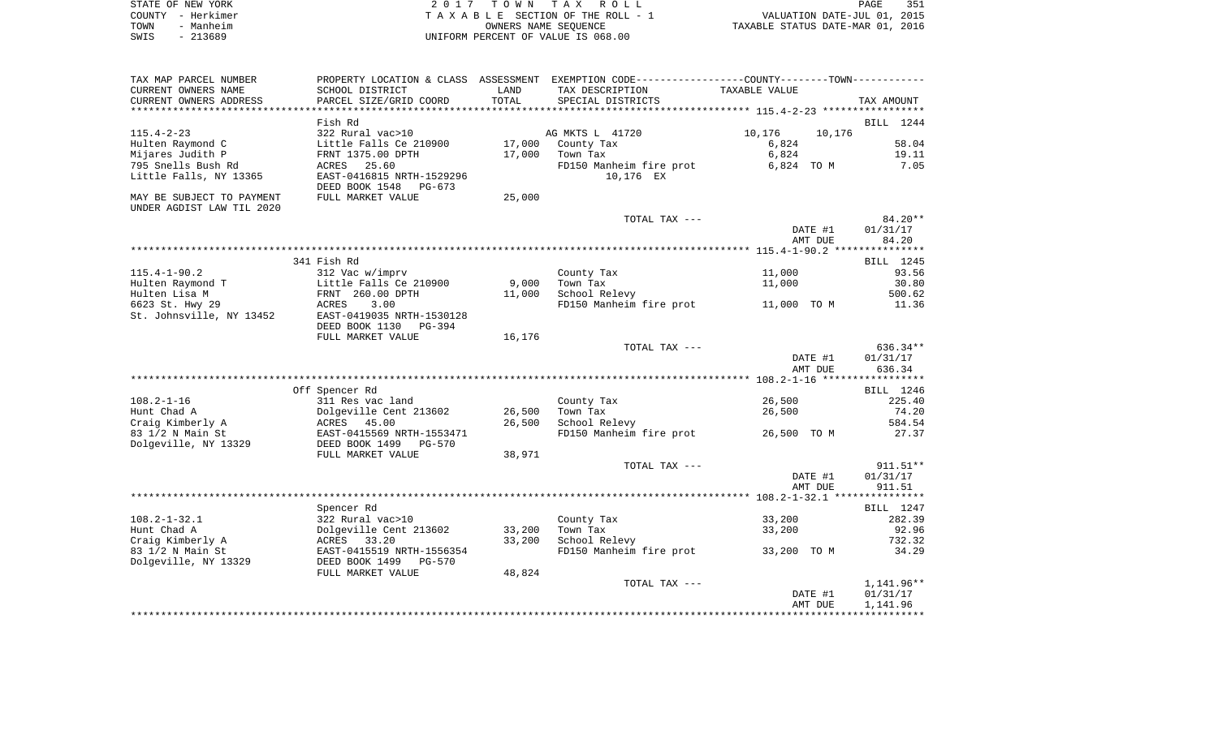STATE OF NEW YORK | COUNTY - Herkimer | TOWN - Manheim | SWIS - 213689

2017 TOWN TAX ROLL
TAXABLE SECTION OF THE ROLL - 1
OWNERS NAME SEQUENCE
UNIFORM PERCENT OF VALUE IS 068.00

VALUATION DATE-JUL 01, 2015
TAXABLE STATUS DATE-MAR 01, 2016

| TAX MAP PARCEL NUMBER / CURRENT OWNERS NAME / CURRENT OWNERS ADDRESS | PROPERTY LOCATION & CLASS / SCHOOL DISTRICT / PARCEL SIZE/GRID COORD | ASSESSMENT LAND / TOTAL | EXEMPTION CODE / TAX DESCRIPTION / SPECIAL DISTRICTS | COUNTY / TOWN TAXABLE VALUE | TAX AMOUNT |
|---|---|---|---|---|---|
| 115.4-2-23 | Fish Rd | | | | BILL 1244 |
| | 322 Rural vac>10 | | AG MKTS L 41720 | 10,176 10,176 | |
| Hulten Raymond C | Little Falls Ce 210900 | 17,000 | County Tax | 6,824 | 58.04 |
| Mijares Judith P | FRNT 1375.00 DPTH | 17,000 | Town Tax | 6,824 | 19.11 |
| 795 Snells Bush Rd | ACRES 25.60 | | FD150 Manheim fire prot | 6,824 TO M | 7.05 |
| Little Falls, NY 13365 | EAST-0416815 NRTH-1529296 | | 10,176 EX | | |
| | DEED BOOK 1548 PG-673 | | | | |
| MAY BE SUBJECT TO PAYMENT | FULL MARKET VALUE | 25,000 | | | |
| UNDER AGDIST LAW TIL 2020 | | | | | |
| | | | TOTAL TAX --- | | 84.20** |
| | | | | DATE #1 | 01/31/17 |
| | | | | AMT DUE | 84.20 |
| 115.4-1-90.2 | 341 Fish Rd | | | | BILL 1245 |
| | 312 Vac w/imprv | | County Tax | 11,000 | 93.56 |
| Hulten Raymond T | Little Falls Ce 210900 | 9,000 | Town Tax | 11,000 | 30.80 |
| Hulten Lisa M | FRNT 260.00 DPTH | 11,000 | School Relevy | | 500.62 |
| 6623 St. Hwy 29 | ACRES 3.00 | | FD150 Manheim fire prot | 11,000 TO M | 11.36 |
| St. Johnsville, NY 13452 | EAST-0419035 NRTH-1530128 | | | | |
| | DEED BOOK 1130 PG-394 | | | | |
| | FULL MARKET VALUE | 16,176 | | | |
| | | | TOTAL TAX --- | | 636.34** |
| | | | | DATE #1 | 01/31/17 |
| | | | | AMT DUE | 636.34 |
| 108.2-1-16 | Off Spencer Rd | | | | BILL 1246 |
| | 311 Res vac land | | County Tax | 26,500 | 225.40 |
| Hunt Chad A | Dolgeville Cent 213602 | 26,500 | Town Tax | 26,500 | 74.20 |
| Craig Kimberly A | ACRES 45.00 | 26,500 | School Relevy | | 584.54 |
| 83 1/2 N Main St | EAST-0415569 NRTH-1553471 | | FD150 Manheim fire prot | 26,500 TO M | 27.37 |
| Dolgeville, NY 13329 | DEED BOOK 1499 PG-570 | | | | |
| | FULL MARKET VALUE | 38,971 | | | |
| | | | TOTAL TAX --- | | 911.51** |
| | | | | DATE #1 | 01/31/17 |
| | | | | AMT DUE | 911.51 |
| 108.2-1-32.1 | Spencer Rd | | | | BILL 1247 |
| | 322 Rural vac>10 | | County Tax | 33,200 | 282.39 |
| Hunt Chad A | Dolgeville Cent 213602 | 33,200 | Town Tax | 33,200 | 92.96 |
| Craig Kimberly A | ACRES 33.20 | 33,200 | School Relevy | | 732.32 |
| 83 1/2 N Main St | EAST-0415519 NRTH-1556354 | | FD150 Manheim fire prot | 33,200 TO M | 34.29 |
| Dolgeville, NY 13329 | DEED BOOK 1499 PG-570 | | | | |
| | FULL MARKET VALUE | 48,824 | | | |
| | | | TOTAL TAX --- | | 1,141.96** |
| | | | | DATE #1 | 01/31/17 |
| | | | | AMT DUE | 1,141.96 |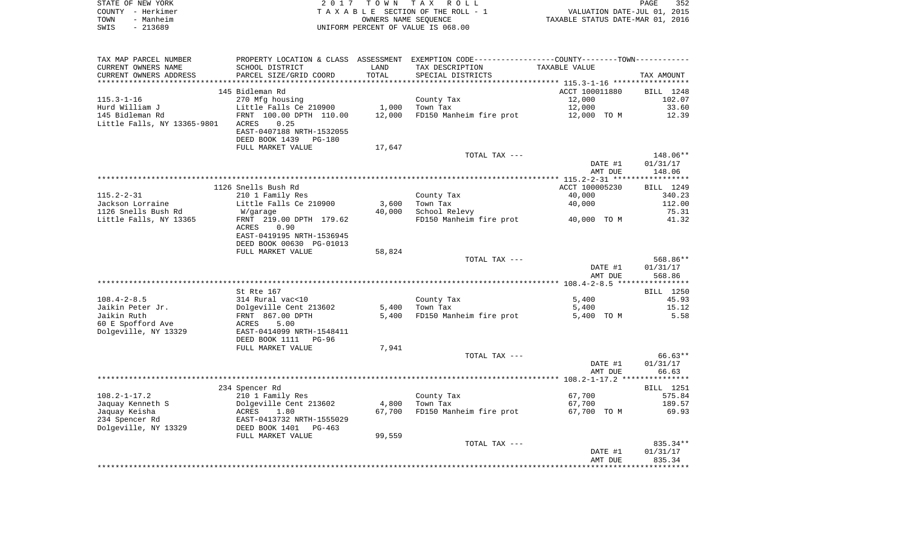STATE OF NEW YORK — 2017 TOWN TAX ROLL
COUNTY - Herkimer — TAXABLE SECTION OF THE ROLL - 1 — VALUATION DATE-JUL 01, 2015
TOWN - Manheim — OWNERS NAME SEQUENCE — TAXABLE STATUS DATE-MAR 01, 2016
SWIS - 213689 — UNIFORM PERCENT OF VALUE IS 068.00

| TAX MAP PARCEL NUMBER / CURRENT OWNERS NAME / CURRENT OWNERS ADDRESS | PROPERTY LOCATION & CLASS / SCHOOL DISTRICT / PARCEL SIZE/GRID COORD | ASSESSMENT LAND | TOTAL | EXEMPTION CODE / TAX DESCRIPTION / SPECIAL DISTRICTS | TAXABLE VALUE | TAX AMOUNT |
|---|---|---|---|---|---|---|
| | 145 Bidleman Rd | | | | ACCT 100011880 | BILL 1248 |
| 115.3-1-16 | 270 Mfg housing | | | County Tax | 12,000 | 102.07 |
| Hurd William J | Little Falls Ce 210900 | 1,000 | | Town Tax | 12,000 | 33.60 |
| 145 Bidleman Rd | FRNT 100.00 DPTH 110.00 | | 12,000 | FD150 Manheim fire prot | 12,000 TO M | 12.39 |
| Little Falls, NY 13365-9801 | ACRES 0.25 | | | | | |
| | EAST-0407188 NRTH-1532055 | | | | | |
| | DEED BOOK 1439 PG-180 | | | | | |
| | FULL MARKET VALUE | 17,647 | | | | |
| | | | | TOTAL TAX --- | | 148.06** |
| | | | | | DATE #1 | 01/31/17 |
| | | | | | AMT DUE | 148.06 |
| | 1126 Snells Bush Rd | | | | ACCT 100005230 | BILL 1249 |
| 115.2-2-31 | 210 1 Family Res | | | County Tax | 40,000 | 340.23 |
| Jackson Lorraine | Little Falls Ce 210900 | 3,600 | | Town Tax | 40,000 | 112.00 |
| 1126 Snells Bush Rd | W/garage | | 40,000 | School Relevy | | 75.31 |
| Little Falls, NY 13365 | FRNT 219.00 DPTH 179.62 | | | FD150 Manheim fire prot | 40,000 TO M | 41.32 |
| | ACRES 0.90 | | | | | |
| | EAST-0419195 NRTH-1536945 | | | | | |
| | DEED BOOK 00630 PG-01013 | | | | | |
| | FULL MARKET VALUE | 58,824 | | | | |
| | | | | TOTAL TAX --- | | 568.86** |
| | | | | | DATE #1 | 01/31/17 |
| | | | | | AMT DUE | 568.86 |
| | St Rte 167 | | | | | BILL 1250 |
| 108.4-2-8.5 | 314 Rural vac<10 | | | County Tax | 5,400 | 45.93 |
| Jaikin Peter Jr. | Dolgeville Cent 213602 | 5,400 | | Town Tax | 5,400 | 15.12 |
| Jaikin Ruth | FRNT 867.00 DPTH | | 5,400 | FD150 Manheim fire prot | 5,400 TO M | 5.58 |
| 60 E Spofford Ave | ACRES 5.00 | | | | | |
| Dolgeville, NY 13329 | EAST-0414099 NRTH-1548411 | | | | | |
| | DEED BOOK 1111 PG-96 | | | | | |
| | FULL MARKET VALUE | 7,941 | | | | |
| | | | | TOTAL TAX --- | | 66.63** |
| | | | | | DATE #1 | 01/31/17 |
| | | | | | AMT DUE | 66.63 |
| | 234 Spencer Rd | | | | | BILL 1251 |
| 108.2-1-17.2 | 210 1 Family Res | | | County Tax | 67,700 | 575.84 |
| Jaquay Kenneth S | Dolgeville Cent 213602 | 4,800 | | Town Tax | 67,700 | 189.57 |
| Jaquay Keisha | ACRES 1.80 | | 67,700 | FD150 Manheim fire prot | 67,700 TO M | 69.93 |
| 234 Spencer Rd | EAST-0413732 NRTH-1555029 | | | | | |
| Dolgeville, NY 13329 | DEED BOOK 1401 PG-463 | | | | | |
| | FULL MARKET VALUE | 99,559 | | | | |
| | | | | TOTAL TAX --- | | 835.34** |
| | | | | | DATE #1 | 01/31/17 |
| | | | | | AMT DUE | 835.34 |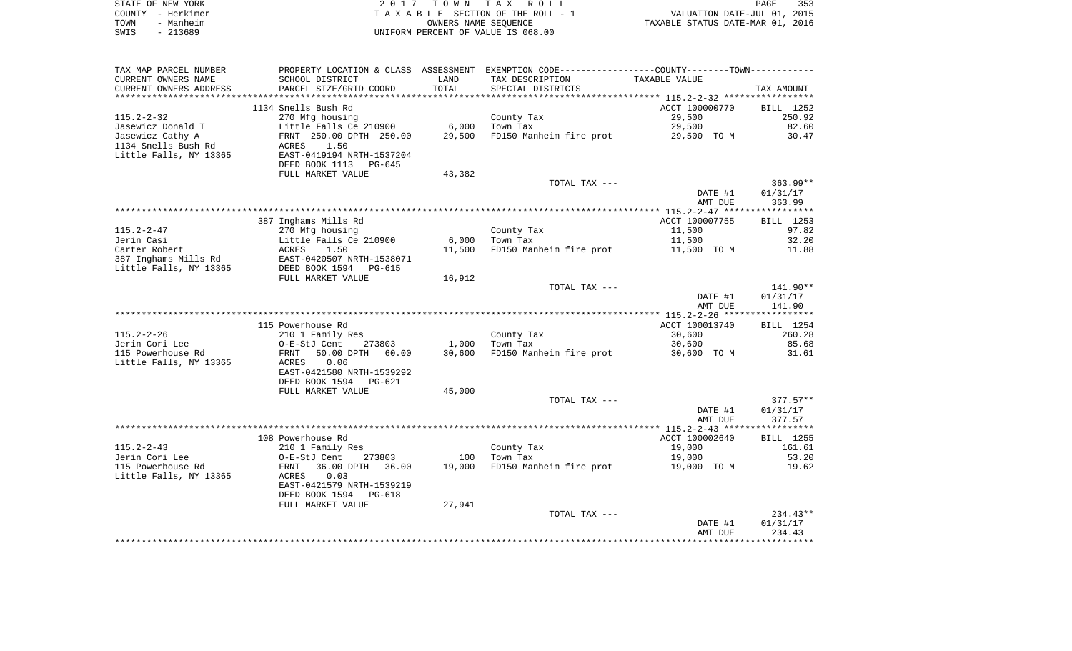STATE OF NEW YORK
COUNTY - Herkimer
TOWN - Manheim
SWIS - 213689

2 0 1 7 T O W N T A X R O L L
T A X A B L E SECTION OF THE ROLL - 1
OWNERS NAME SEQUENCE
UNIFORM PERCENT OF VALUE IS 068.00

VALUATION DATE-JUL 01, 2015
TAXABLE STATUS DATE-MAR 01, 2016

| TAX MAP PARCEL NUMBER / CURRENT OWNERS NAME / CURRENT OWNERS ADDRESS | PROPERTY LOCATION & CLASS / SCHOOL DISTRICT / PARCEL SIZE/GRID COORD | ASSESSMENT LAND / TOTAL | EXEMPTION CODE / TAX DESCRIPTION / SPECIAL DISTRICTS | COUNTY--------TOWN TAXABLE VALUE | TAX AMOUNT |
|---|---|---|---|---|---|
| 115.2-2-32 | 1134 Snells Bush Rd | | | ACCT 100000770 | BILL 1252 |
| Jasewicz Donald T | 270 Mfg housing | | County Tax | 29,500 | 250.92 |
| Jasewicz Cathy A | Little Falls Ce 210900 | 6,000 | Town Tax | 29,500 | 82.60 |
| 1134 Snells Bush Rd | FRNT 250.00 DPTH 250.00 | 29,500 | FD150 Manheim fire prot | 29,500 TO M | 30.47 |
| Little Falls, NY 13365 | ACRES 1.50 | | | | |
| | EAST-0419194 NRTH-1537204 | | | | |
| | DEED BOOK 1113 PG-645 | | | | |
| | FULL MARKET VALUE | 43,382 | | | |
| | | | TOTAL TAX --- | | 363.99** |
| | | | | DATE #1 | 01/31/17 |
| | | | | AMT DUE | 363.99 |
| 115.2-2-47 | 387 Inghams Mills Rd | | | ACCT 100007755 | BILL 1253 |
| Jerin Casi | 270 Mfg housing | | County Tax | 11,500 | 97.82 |
| Carter Robert | Little Falls Ce 210900 | 6,000 | Town Tax | 11,500 | 32.20 |
| 387 Inghams Mills Rd | ACRES 1.50 | 11,500 | FD150 Manheim fire prot | 11,500 TO M | 11.88 |
| Little Falls, NY 13365 | EAST-0420507 NRTH-1538071 | | | | |
| | DEED BOOK 1594 PG-615 | | | | |
| | FULL MARKET VALUE | 16,912 | | | |
| | | | TOTAL TAX --- | | 141.90** |
| | | | | DATE #1 | 01/31/17 |
| | | | | AMT DUE | 141.90 |
| 115.2-2-26 | 115 Powerhouse Rd | | | ACCT 100013740 | BILL 1254 |
| Jerin Cori Lee | 210 1 Family Res | | County Tax | 30,600 | 260.28 |
| 115 Powerhouse Rd | O-E-StJ Cent 273803 | 1,000 | Town Tax | 30,600 | 85.68 |
| Little Falls, NY 13365 | FRNT 50.00 DPTH 60.00 | 30,600 | FD150 Manheim fire prot | 30,600 TO M | 31.61 |
| | ACRES 0.06 | | | | |
| | EAST-0421580 NRTH-1539292 | | | | |
| | DEED BOOK 1594 PG-621 | | | | |
| | FULL MARKET VALUE | 45,000 | | | |
| | | | TOTAL TAX --- | | 377.57** |
| | | | | DATE #1 | 01/31/17 |
| | | | | AMT DUE | 377.57 |
| 115.2-2-43 | 108 Powerhouse Rd | | | ACCT 100002640 | BILL 1255 |
| Jerin Cori Lee | 210 1 Family Res | | County Tax | 19,000 | 161.61 |
| 115 Powerhouse Rd | O-E-StJ Cent 273803 | 100 | Town Tax | 19,000 | 53.20 |
| Little Falls, NY 13365 | FRNT 36.00 DPTH 36.00 | 19,000 | FD150 Manheim fire prot | 19,000 TO M | 19.62 |
| | ACRES 0.03 | | | | |
| | EAST-0421579 NRTH-1539219 | | | | |
| | DEED BOOK 1594 PG-618 | | | | |
| | FULL MARKET VALUE | 27,941 | | | |
| | | | TOTAL TAX --- | | 234.43** |
| | | | | DATE #1 | 01/31/17 |
| | | | | AMT DUE | 234.43 |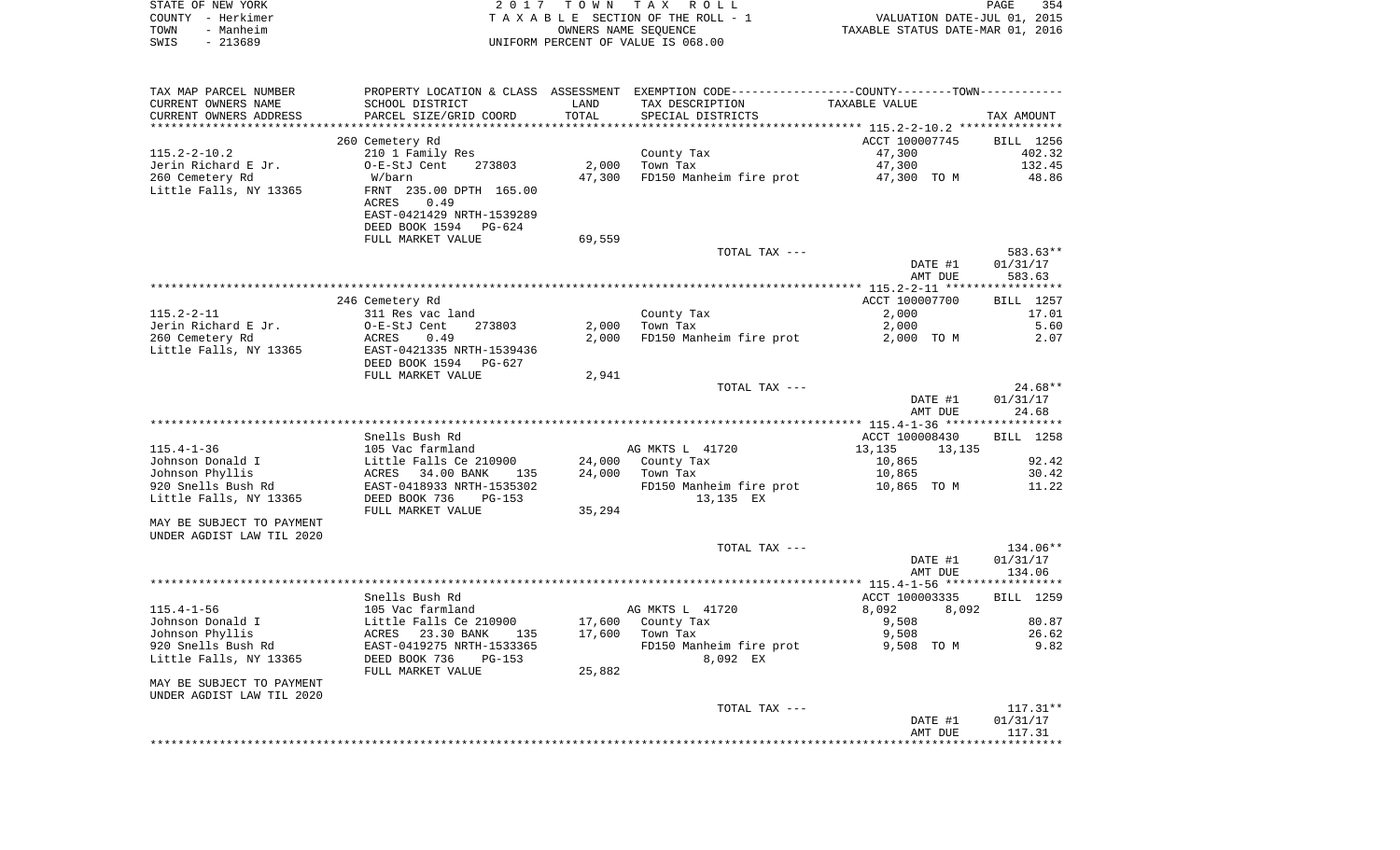STATE OF NEW YORK
COUNTY - Herkimer
TOWN - Manheim
SWIS - 213689

2017 TOWN TAX ROLL
TAXABLE SECTION OF THE ROLL - 1
OWNERS NAME SEQUENCE
UNIFORM PERCENT OF VALUE IS 068.00

VALUATION DATE-JUL 01, 2015
TAXABLE STATUS DATE-MAR 01, 2016

| TAX MAP PARCEL NUMBER / CURRENT OWNERS NAME / CURRENT OWNERS ADDRESS | PROPERTY LOCATION & CLASS / SCHOOL DISTRICT / PARCEL SIZE/GRID COORD | ASSESSMENT LAND / TOTAL | EXEMPTION CODE / TAX DESCRIPTION / SPECIAL DISTRICTS | COUNTY--------TOWN / TAXABLE VALUE | TAX AMOUNT |
|---|---|---|---|---|---|
| | 260 Cemetery Rd | | | ACCT 100007745 | BILL 1256 |
| 115.2-2-10.2 | 210 1 Family Res | | County Tax | 47,300 | 402.32 |
| Jerin Richard E Jr. | O-E-StJ Cent 273803 | 2,000 | Town Tax | 47,300 | 132.45 |
| 260 Cemetery Rd | W/barn | 47,300 | FD150 Manheim fire prot | 47,300 TO M | 48.86 |
| Little Falls, NY 13365 | FRNT 235.00 DPTH 165.00 | | | | |
| | ACRES 0.49 | | | | |
| | EAST-0421429 NRTH-1539289 | | | | |
| | DEED BOOK 1594 PG-624 | | | | |
| | FULL MARKET VALUE | 69,559 | | | |
| | | | TOTAL TAX --- | | 583.63** |
| | | | | DATE #1 | 01/31/17 |
| | | | | AMT DUE | 583.63 |
| | 246 Cemetery Rd | | | ACCT 100007700 | BILL 1257 |
| 115.2-2-11 | 311 Res vac land | | County Tax | 2,000 | 17.01 |
| Jerin Richard E Jr. | O-E-StJ Cent 273803 | 2,000 | Town Tax | 2,000 | 5.60 |
| 260 Cemetery Rd | ACRES 0.49 | 2,000 | FD150 Manheim fire prot | 2,000 TO M | 2.07 |
| Little Falls, NY 13365 | EAST-0421335 NRTH-1539436 | | | | |
| | DEED BOOK 1594 PG-627 | | | | |
| | FULL MARKET VALUE | 2,941 | | | |
| | | | TOTAL TAX --- | | 24.68** |
| | | | | DATE #1 | 01/31/17 |
| | | | | AMT DUE | 24.68 |
| | Snells Bush Rd | | | ACCT 100008430 | BILL 1258 |
| 115.4-1-36 | 105 Vac farmland | | AG MKTS L 41720 | 13,135 13,135 | |
| Johnson Donald I | Little Falls Ce 210900 | 24,000 | County Tax | 10,865 | 92.42 |
| Johnson Phyllis | ACRES 34.00 BANK 135 | 24,000 | Town Tax | 10,865 | 30.42 |
| 920 Snells Bush Rd | EAST-0418933 NRTH-1535302 | | FD150 Manheim fire prot | 10,865 TO M | 11.22 |
| Little Falls, NY 13365 | DEED BOOK 736 PG-153 | | 13,135 EX | | |
| | FULL MARKET VALUE | 35,294 | | | |
| MAY BE SUBJECT TO PAYMENT UNDER AGDIST LAW TIL 2020 | | | | | |
| | | | TOTAL TAX --- | | 134.06** |
| | | | | DATE #1 | 01/31/17 |
| | | | | AMT DUE | 134.06 |
| | Snells Bush Rd | | | ACCT 100003335 | BILL 1259 |
| 115.4-1-56 | 105 Vac farmland | | AG MKTS L 41720 | 8,092 8,092 | |
| Johnson Donald I | Little Falls Ce 210900 | 17,600 | County Tax | 9,508 | 80.87 |
| Johnson Phyllis | ACRES 23.30 BANK 135 | 17,600 | Town Tax | 9,508 | 26.62 |
| 920 Snells Bush Rd | EAST-0419275 NRTH-1533365 | | FD150 Manheim fire prot | 9,508 TO M | 9.82 |
| Little Falls, NY 13365 | DEED BOOK 736 PG-153 | | 8,092 EX | | |
| | FULL MARKET VALUE | 25,882 | | | |
| MAY BE SUBJECT TO PAYMENT UNDER AGDIST LAW TIL 2020 | | | | | |
| | | | TOTAL TAX --- | | 117.31** |
| | | | | DATE #1 | 01/31/17 |
| | | | | AMT DUE | 117.31 |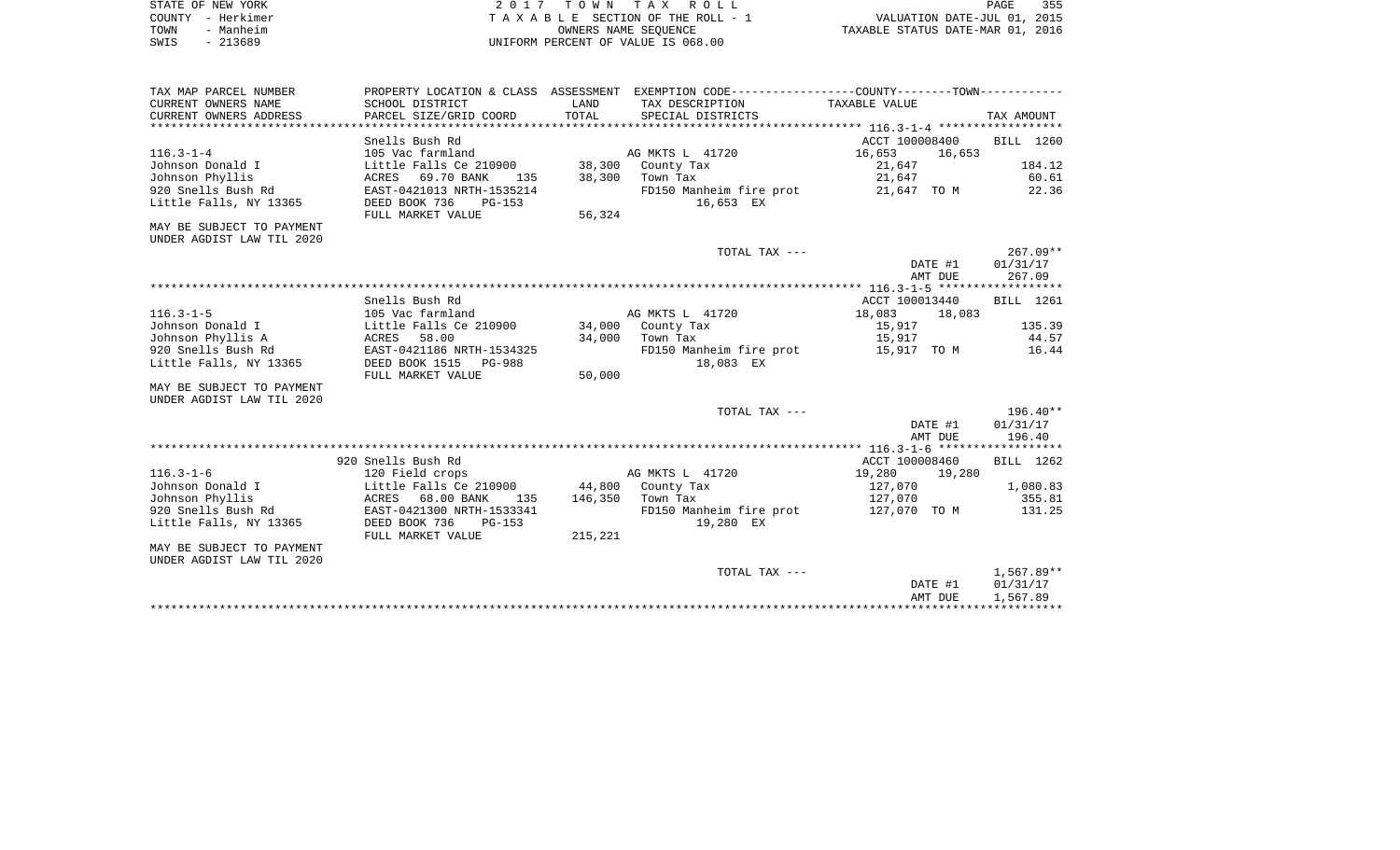STATE OF NEW YORK
COUNTY - Herkimer
TOWN - Manheim
SWIS - 213689

2 0 1 7 T O W N T A X R O L L
T A X A B L E SECTION OF THE ROLL - 1
OWNERS NAME SEQUENCE
UNIFORM PERCENT OF VALUE IS 068.00

VALUATION DATE-JUL 01, 2015
TAXABLE STATUS DATE-MAR 01, 2016

| TAX MAP PARCEL NUMBER / CURRENT OWNERS NAME / CURRENT OWNERS ADDRESS | PROPERTY LOCATION & CLASS / SCHOOL DISTRICT / PARCEL SIZE/GRID COORD | ASSESSMENT LAND / TOTAL | EXEMPTION CODE / TAX DESCRIPTION / SPECIAL DISTRICTS | COUNTY / TOWN TAXABLE VALUE | TAX AMOUNT |
|---|---|---|---|---|---|
| | Snells Bush Rd | | | ACCT 100008400 | BILL 1260 |
| 116.3-1-4 | 105 Vac farmland | | AG MKTS L 41720 | 16,653 16,653 | |
| Johnson Donald I | Little Falls Ce 210900 | 38,300 | County Tax | 21,647 | 184.12 |
| Johnson Phyllis | ACRES 69.70 BANK 135 | 38,300 | Town Tax | 21,647 | 60.61 |
| 920 Snells Bush Rd | EAST-0421013 NRTH-1535214 | | FD150 Manheim fire prot | 21,647 TO M | 22.36 |
| Little Falls, NY 13365 | DEED BOOK 736 PG-153 | | 16,653 EX | | |
| | FULL MARKET VALUE | 56,324 | | | |
| MAY BE SUBJECT TO PAYMENT UNDER AGDIST LAW TIL 2020 | | | | | |
| | | | TOTAL TAX --- | | 267.09** |
| | | | | DATE #1 | 01/31/17 |
| | | | | AMT DUE | 267.09 |
| | Snells Bush Rd | | | ACCT 100013440 | BILL 1261 |
| 116.3-1-5 | 105 Vac farmland | | AG MKTS L 41720 | 18,083 18,083 | |
| Johnson Donald I | Little Falls Ce 210900 | 34,000 | County Tax | 15,917 | 135.39 |
| Johnson Phyllis A | ACRES 58.00 | 34,000 | Town Tax | 15,917 | 44.57 |
| 920 Snells Bush Rd | EAST-0421186 NRTH-1534325 | | FD150 Manheim fire prot | 15,917 TO M | 16.44 |
| Little Falls, NY 13365 | DEED BOOK 1515 PG-988 | | 18,083 EX | | |
| | FULL MARKET VALUE | 50,000 | | | |
| MAY BE SUBJECT TO PAYMENT UNDER AGDIST LAW TIL 2020 | | | | | |
| | | | TOTAL TAX --- | | 196.40** |
| | | | | DATE #1 | 01/31/17 |
| | | | | AMT DUE | 196.40 |
| | 920 Snells Bush Rd | | | ACCT 100008460 | BILL 1262 |
| 116.3-1-6 | 120 Field crops | | AG MKTS L 41720 | 19,280 19,280 | |
| Johnson Donald I | Little Falls Ce 210900 | 44,800 | County Tax | 127,070 | 1,080.83 |
| Johnson Phyllis | ACRES 68.00 BANK 135 | 146,350 | Town Tax | 127,070 | 355.81 |
| 920 Snells Bush Rd | EAST-0421300 NRTH-1533341 | | FD150 Manheim fire prot | 127,070 TO M | 131.25 |
| Little Falls, NY 13365 | DEED BOOK 736 PG-153 | | 19,280 EX | | |
| | FULL MARKET VALUE | 215,221 | | | |
| MAY BE SUBJECT TO PAYMENT UNDER AGDIST LAW TIL 2020 | | | | | |
| | | | TOTAL TAX --- | | 1,567.89** |
| | | | | DATE #1 | 01/31/17 |
| | | | | AMT DUE | 1,567.89 |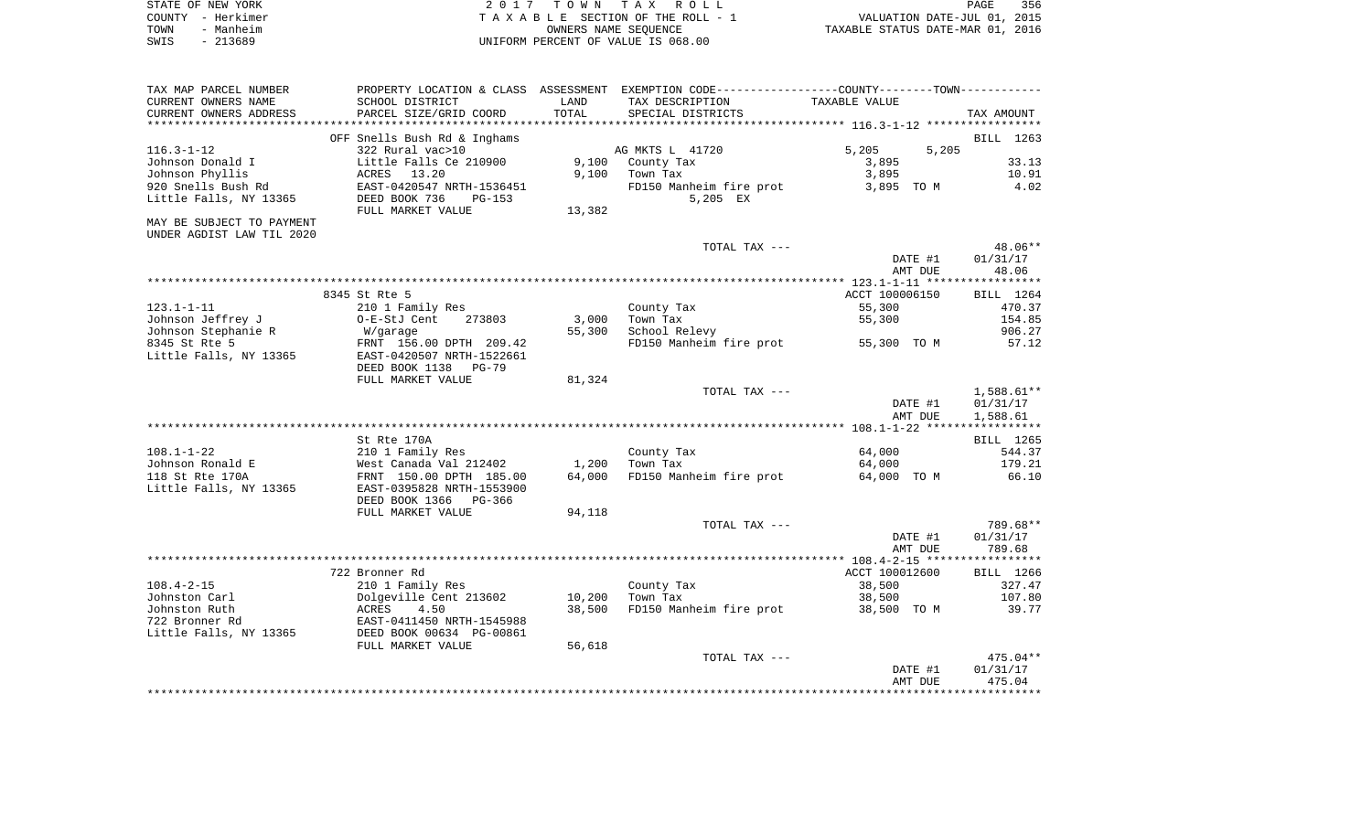STATE OF NEW YORK
COUNTY - Herkimer
TOWN - Manheim
SWIS - 213689

2 0 1 7 T O W N T A X R O L L
T A X A B L E SECTION OF THE ROLL - 1
OWNERS NAME SEQUENCE
UNIFORM PERCENT OF VALUE IS 068.00

VALUATION DATE-JUL 01, 2015
TAXABLE STATUS DATE-MAR 01, 2016

| TAX MAP PARCEL NUMBER / CURRENT OWNERS NAME / CURRENT OWNERS ADDRESS | PROPERTY LOCATION & CLASS / SCHOOL DISTRICT / PARCEL SIZE/GRID COORD | ASSESSMENT LAND / TOTAL | EXEMPTION CODE / TAX DESCRIPTION / SPECIAL DISTRICTS | COUNTY / TOWN TAXABLE VALUE | TAX AMOUNT |
|---|---|---|---|---|---|
| **116.3-1-12** | OFF Snells Bush Rd & Inghams | | | | BILL 1263 |
| | 322 Rural vac>10 | | AG MKTS L 41720 | 5,205 5,205 | |
| Johnson Donald I | Little Falls Ce 210900 | 9,100 | County Tax | 3,895 | 33.13 |
| Johnson Phyllis | ACRES 13.20 | 9,100 | Town Tax | 3,895 | 10.91 |
| 920 Snells Bush Rd | EAST-0420547 NRTH-1536451 | | FD150 Manheim fire prot | 3,895 TO M | 4.02 |
| Little Falls, NY 13365 | DEED BOOK 736 PG-153 | | 5,205 EX | | |
| | FULL MARKET VALUE | 13,382 | | | |
| MAY BE SUBJECT TO PAYMENT UNDER AGDIST LAW TIL 2020 | | | | | |
| | | | TOTAL TAX --- | | 48.06** |
| | | | | DATE #1 | 01/31/17 |
| | | | | AMT DUE | 48.06 |
| **123.1-1-11** | 8345 St Rte 5 | | | ACCT 100006150 | BILL 1264 |
| | 210 1 Family Res | | County Tax | 55,300 | 470.37 |
| Johnson Jeffrey J | O-E-StJ Cent 273803 | 3,000 | Town Tax | 55,300 | 154.85 |
| Johnson Stephanie R | W/garage | 55,300 | School Relevy | | 906.27 |
| 8345 St Rte 5 | FRNT 156.00 DPTH 209.42 | | FD150 Manheim fire prot | 55,300 TO M | 57.12 |
| Little Falls, NY 13365 | EAST-0420507 NRTH-1522661 | | | | |
| | DEED BOOK 1138 PG-79 | | | | |
| | FULL MARKET VALUE | 81,324 | | | |
| | | | TOTAL TAX --- | | 1,588.61** |
| | | | | DATE #1 | 01/31/17 |
| | | | | AMT DUE | 1,588.61 |
| **108.1-1-22** | St Rte 170A | | | | BILL 1265 |
| | 210 1 Family Res | | County Tax | 64,000 | 544.37 |
| Johnson Ronald E | West Canada Val 212402 | 1,200 | Town Tax | 64,000 | 179.21 |
| 118 St Rte 170A | FRNT 150.00 DPTH 185.00 | 64,000 | FD150 Manheim fire prot | 64,000 TO M | 66.10 |
| Little Falls, NY 13365 | EAST-0395828 NRTH-1553900 | | | | |
| | DEED BOOK 1366 PG-366 | | | | |
| | FULL MARKET VALUE | 94,118 | | | |
| | | | TOTAL TAX --- | | 789.68** |
| | | | | DATE #1 | 01/31/17 |
| | | | | AMT DUE | 789.68 |
| **108.4-2-15** | 722 Bronner Rd | | | ACCT 100012600 | BILL 1266 |
| | 210 1 Family Res | | County Tax | 38,500 | 327.47 |
| Johnston Carl | Dolgeville Cent 213602 | 10,200 | Town Tax | 38,500 | 107.80 |
| Johnston Ruth | ACRES 4.50 | 38,500 | FD150 Manheim fire prot | 38,500 TO M | 39.77 |
| 722 Bronner Rd | EAST-0411450 NRTH-1545988 | | | | |
| Little Falls, NY 13365 | DEED BOOK 00634 PG-00861 | | | | |
| | FULL MARKET VALUE | 56,618 | | | |
| | | | TOTAL TAX --- | | 475.04** |
| | | | | DATE #1 | 01/31/17 |
| | | | | AMT DUE | 475.04 |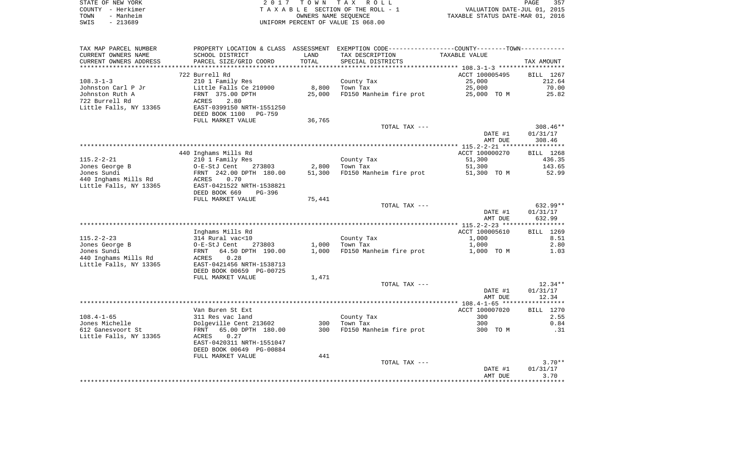STATE OF NEW YORK | COUNTY - Herkimer | TOWN - Manheim | SWIS - 213689

# 2017 TOWN TAX ROLL
TAXABLE SECTION OF THE ROLL - 1
OWNERS NAME SEQUENCE
UNIFORM PERCENT OF VALUE IS 068.00

VALUATION DATE-JUL 01, 2015
TAXABLE STATUS DATE-MAR 01, 2016

| TAX MAP PARCEL NUMBER / CURRENT OWNERS NAME / CURRENT OWNERS ADDRESS | PROPERTY LOCATION & CLASS / SCHOOL DISTRICT / PARCEL SIZE/GRID COORD | ASSESSMENT LAND | TOTAL | EXEMPTION CODE / TAX DESCRIPTION / SPECIAL DISTRICTS | TAXABLE VALUE | TAX AMOUNT |
|---|---|---|---|---|---|---|
| | 722 Burrell Rd | | | | ACCT 100005495 | BILL 1267 |
| 108.3-1-3 | 210 1 Family Res | | | County Tax | 25,000 | 212.64 |
| Johnston Carl P Jr | Little Falls Ce 210900 | 8,800 | | Town Tax | 25,000 | 70.00 |
| Johnston Ruth A | FRNT 375.00 DPTH | | 25,000 | FD150 Manheim fire prot | 25,000 TO M | 25.82 |
| 722 Burrell Rd | ACRES 2.80 | | | | | |
| Little Falls, NY 13365 | EAST-0399150 NRTH-1551250 | | | | | |
| | DEED BOOK 1100 PG-759 | | | | | |
| | FULL MARKET VALUE | 36,765 | | | | |
| | | | | TOTAL TAX --- | | 308.46** |
| | | | | | DATE #1 | 01/31/17 |
| | | | | | AMT DUE | 308.46 |
| | 440 Inghams Mills Rd | | | | ACCT 100000270 | BILL 1268 |
| 115.2-2-21 | 210 1 Family Res | | | County Tax | 51,300 | 436.35 |
| Jones George B | O-E-StJ Cent 273803 | 2,800 | | Town Tax | 51,300 | 143.65 |
| Jones Sundi | FRNT 242.00 DPTH 180.00 | | 51,300 | FD150 Manheim fire prot | 51,300 TO M | 52.99 |
| 440 Inghams Mills Rd | ACRES 0.70 | | | | | |
| Little Falls, NY 13365 | EAST-0421522 NRTH-1538821 | | | | | |
| | DEED BOOK 669 PG-396 | | | | | |
| | FULL MARKET VALUE | 75,441 | | | | |
| | | | | TOTAL TAX --- | | 632.99** |
| | | | | | DATE #1 | 01/31/17 |
| | | | | | AMT DUE | 632.99 |
| | Inghams Mills Rd | | | | ACCT 100005610 | BILL 1269 |
| 115.2-2-23 | 314 Rural vac<10 | | | County Tax | 1,000 | 8.51 |
| Jones George B | O-E-StJ Cent 273803 | 1,000 | | Town Tax | 1,000 | 2.80 |
| Jones Sundi | FRNT 64.50 DPTH 190.00 | | 1,000 | FD150 Manheim fire prot | 1,000 TO M | 1.03 |
| 440 Inghams Mills Rd | ACRES 0.28 | | | | | |
| Little Falls, NY 13365 | EAST-0421456 NRTH-1538713 | | | | | |
| | DEED BOOK 00659 PG-00725 | | | | | |
| | FULL MARKET VALUE | 1,471 | | | | |
| | | | | TOTAL TAX --- | | 12.34** |
| | | | | | DATE #1 | 01/31/17 |
| | | | | | AMT DUE | 12.34 |
| | Van Buren St Ext | | | | ACCT 100007020 | BILL 1270 |
| 108.4-1-65 | 311 Res vac land | | | County Tax | 300 | 2.55 |
| Jones Michelle | Dolgeville Cent 213602 | 300 | | Town Tax | 300 | 0.84 |
| 612 Ganesvoort St | FRNT 65.00 DPTH 180.00 | | 300 | FD150 Manheim fire prot | 300 TO M | .31 |
| Little Falls, NY 13365 | ACRES 0.27 | | | | | |
| | EAST-0420311 NRTH-1551047 | | | | | |
| | DEED BOOK 00649 PG-00884 | | | | | |
| | FULL MARKET VALUE | 441 | | | | |
| | | | | TOTAL TAX --- | | 3.70** |
| | | | | | DATE #1 | 01/31/17 |
| | | | | | AMT DUE | 3.70 |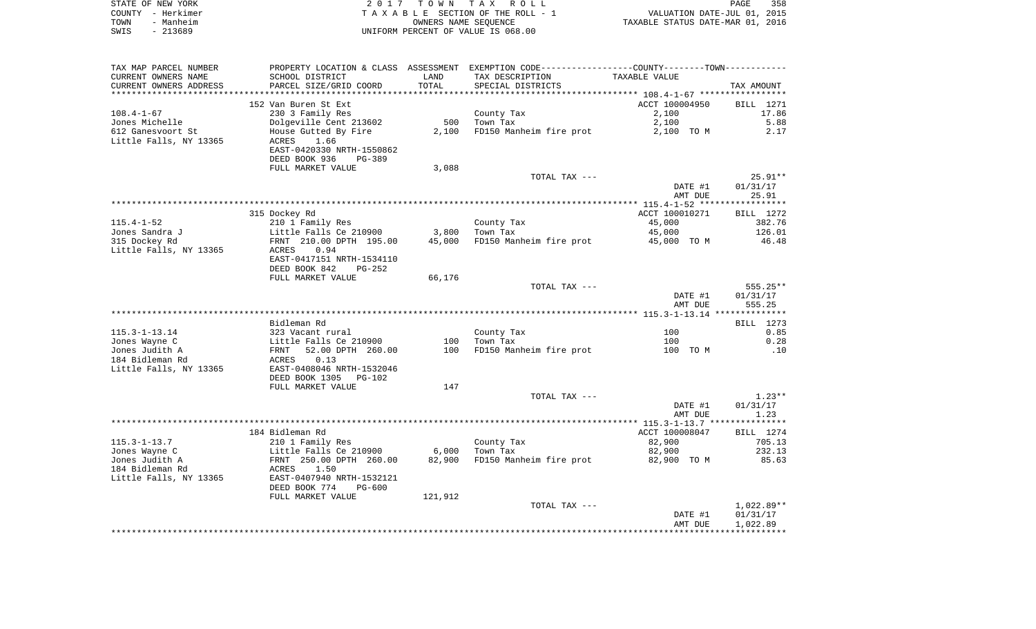STATE OF NEW YORK　　　　　2 0 1 7　T O W N　T A X　R O L L
COUNTY - Herkimer　　　　　T A X A B L E SECTION OF THE ROLL - 1　　　　VALUATION DATE-JUL 01, 2015
TOWN - Manheim　　　　　　　OWNERS NAME SEQUENCE　　　　　TAXABLE STATUS DATE-MAR 01, 2016
SWIS - 213689　　　　　　　UNIFORM PERCENT OF VALUE IS 068.00

| TAX MAP PARCEL NUMBER / CURRENT OWNERS NAME / CURRENT OWNERS ADDRESS | PROPERTY LOCATION & CLASS / SCHOOL DISTRICT / PARCEL SIZE/GRID COORD | ASSESSMENT LAND / TOTAL | EXEMPTION CODE / TAX DESCRIPTION / SPECIAL DISTRICTS | TAXABLE VALUE | TAX AMOUNT |
|---|---|---|---|---|---|
| | 152 Van Buren St Ext | | | ACCT 100004950 | BILL 1271 |
| 108.4-1-67 | 230 3 Family Res | | County Tax | 2,100 | 17.86 |
| Jones Michelle | Dolgeville Cent 213602 | 500 | Town Tax | 2,100 | 5.88 |
| 612 Ganesvoort St | House Gutted By Fire | 2,100 | FD150 Manheim fire prot | 2,100 TO M | 2.17 |
| Little Falls, NY 13365 | ACRES 1.66 | | | | |
| | EAST-0420330 NRTH-1550862 | | | | |
| | DEED BOOK 936 PG-389 | | | | |
| | FULL MARKET VALUE | 3,088 | | | |
| | | | TOTAL TAX --- | | 25.91** |
| | | | | DATE #1 | 01/31/17 |
| | | | | AMT DUE | 25.91 |
| | 315 Dockey Rd | | | ACCT 100010271 | BILL 1272 |
| 115.4-1-52 | 210 1 Family Res | | County Tax | 45,000 | 382.76 |
| Jones Sandra J | Little Falls Ce 210900 | 3,800 | Town Tax | 45,000 | 126.01 |
| 315 Dockey Rd | FRNT 210.00 DPTH 195.00 | 45,000 | FD150 Manheim fire prot | 45,000 TO M | 46.48 |
| Little Falls, NY 13365 | ACRES 0.94 | | | | |
| | EAST-0417151 NRTH-1534110 | | | | |
| | DEED BOOK 842 PG-252 | | | | |
| | FULL MARKET VALUE | 66,176 | | | |
| | | | TOTAL TAX --- | | 555.25** |
| | | | | DATE #1 | 01/31/17 |
| | | | | AMT DUE | 555.25 |
| | Bidleman Rd | | | | BILL 1273 |
| 115.3-1-13.14 | 323 Vacant rural | | County Tax | 100 | 0.85 |
| Jones Wayne C | Little Falls Ce 210900 | 100 | Town Tax | 100 | 0.28 |
| Jones Judith A | FRNT 52.00 DPTH 260.00 | 100 | FD150 Manheim fire prot | 100 TO M | .10 |
| 184 Bidleman Rd | ACRES 0.13 | | | | |
| Little Falls, NY 13365 | EAST-0408046 NRTH-1532046 | | | | |
| | DEED BOOK 1305 PG-102 | | | | |
| | FULL MARKET VALUE | 147 | | | |
| | | | TOTAL TAX --- | | 1.23** |
| | | | | DATE #1 | 01/31/17 |
| | | | | AMT DUE | 1.23 |
| | 184 Bidleman Rd | | | ACCT 100008047 | BILL 1274 |
| 115.3-1-13.7 | 210 1 Family Res | | County Tax | 82,900 | 705.13 |
| Jones Wayne C | Little Falls Ce 210900 | 6,000 | Town Tax | 82,900 | 232.13 |
| Jones Judith A | FRNT 250.00 DPTH 260.00 | 82,900 | FD150 Manheim fire prot | 82,900 TO M | 85.63 |
| 184 Bidleman Rd | ACRES 1.50 | | | | |
| Little Falls, NY 13365 | EAST-0407940 NRTH-1532121 | | | | |
| | DEED BOOK 774 PG-600 | | | | |
| | FULL MARKET VALUE | 121,912 | | | |
| | | | TOTAL TAX --- | | 1,022.89** |
| | | | | DATE #1 | 01/31/17 |
| | | | | AMT DUE | 1,022.89 |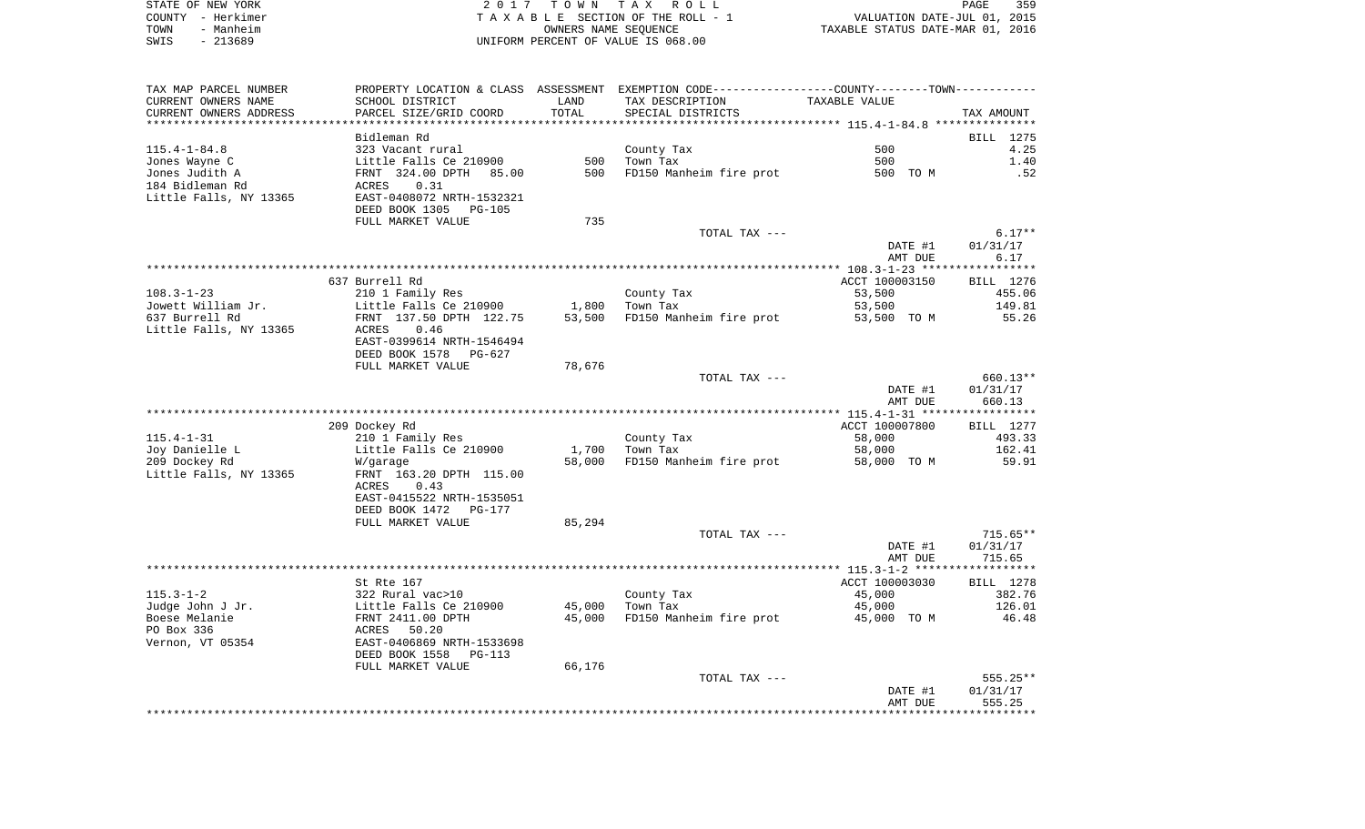STATE OF NEW YORK                                    2 0 1 7   T O W N   T A X   R O L L
COUNTY - Herkimer                              T A X A B L E  SECTION OF THE ROLL - 1                 VALUATION DATE-JUL 01, 2015
TOWN   - Manheim                                          OWNERS NAME SEQUENCE                      TAXABLE STATUS DATE-MAR 01, 2016
SWIS   - 213689                                   UNIFORM PERCENT OF VALUE IS 068.00

| TAX MAP PARCEL NUMBER / CURRENT OWNERS NAME / CURRENT OWNERS ADDRESS | PROPERTY LOCATION & CLASS / SCHOOL DISTRICT / PARCEL SIZE/GRID COORD | ASSESSMENT LAND / TOTAL | EXEMPTION CODE / TAX DESCRIPTION / SPECIAL DISTRICTS | COUNTY--------TOWN TAXABLE VALUE | TAX AMOUNT |
|---|---|---|---|---|---|
| **115.4-1-84.8** | Bidleman Rd | | | | BILL 1275 |
| 115.4-1-84.8 | 323 Vacant rural | | County Tax | 500 | 4.25 |
| Jones Wayne C | Little Falls Ce 210900 | 500 | Town Tax | 500 | 1.40 |
| Jones Judith A | FRNT 324.00 DPTH 85.00 | 500 | FD150 Manheim fire prot | 500 TO M | .52 |
| 184 Bidleman Rd | ACRES 0.31 | | | | |
| Little Falls, NY 13365 | EAST-0408072 NRTH-1532321 | | | | |
| | DEED BOOK 1305 PG-105 | | | | |
| | FULL MARKET VALUE | 735 | | | |
| | | | TOTAL TAX --- | | 6.17** |
| | | | | DATE #1 | 01/31/17 |
| | | | | AMT DUE | 6.17 |
| **108.3-1-23** | 637 Burrell Rd | | | ACCT 100003150 | BILL 1276 |
| 108.3-1-23 | 210 1 Family Res | | County Tax | 53,500 | 455.06 |
| Jowett William Jr. | Little Falls Ce 210900 | 1,800 | Town Tax | 53,500 | 149.81 |
| 637 Burrell Rd | FRNT 137.50 DPTH 122.75 | 53,500 | FD150 Manheim fire prot | 53,500 TO M | 55.26 |
| Little Falls, NY 13365 | ACRES 0.46 | | | | |
| | EAST-0399614 NRTH-1546494 | | | | |
| | DEED BOOK 1578 PG-627 | | | | |
| | FULL MARKET VALUE | 78,676 | | | |
| | | | TOTAL TAX --- | | 660.13** |
| | | | | DATE #1 | 01/31/17 |
| | | | | AMT DUE | 660.13 |
| **115.4-1-31** | 209 Dockey Rd | | | ACCT 100007800 | BILL 1277 |
| 115.4-1-31 | 210 1 Family Res | | County Tax | 58,000 | 493.33 |
| Joy Danielle L | Little Falls Ce 210900 | 1,700 | Town Tax | 58,000 | 162.41 |
| 209 Dockey Rd | W/garage | 58,000 | FD150 Manheim fire prot | 58,000 TO M | 59.91 |
| Little Falls, NY 13365 | FRNT 163.20 DPTH 115.00 | | | | |
| | ACRES 0.43 | | | | |
| | EAST-0415522 NRTH-1535051 | | | | |
| | DEED BOOK 1472 PG-177 | | | | |
| | FULL MARKET VALUE | 85,294 | | | |
| | | | TOTAL TAX --- | | 715.65** |
| | | | | DATE #1 | 01/31/17 |
| | | | | AMT DUE | 715.65 |
| **115.3-1-2** | St Rte 167 | | | ACCT 100003030 | BILL 1278 |
| 115.3-1-2 | 322 Rural vac>10 | | County Tax | 45,000 | 382.76 |
| Judge John J Jr. | Little Falls Ce 210900 | 45,000 | Town Tax | 45,000 | 126.01 |
| Boese Melanie | FRNT 2411.00 DPTH | 45,000 | FD150 Manheim fire prot | 45,000 TO M | 46.48 |
| PO Box 336 | ACRES 50.20 | | | | |
| Vernon, VT 05354 | EAST-0406869 NRTH-1533698 | | | | |
| | DEED BOOK 1558 PG-113 | | | | |
| | FULL MARKET VALUE | 66,176 | | | |
| | | | TOTAL TAX --- | | 555.25** |
| | | | | DATE #1 | 01/31/17 |
| | | | | AMT DUE | 555.25 |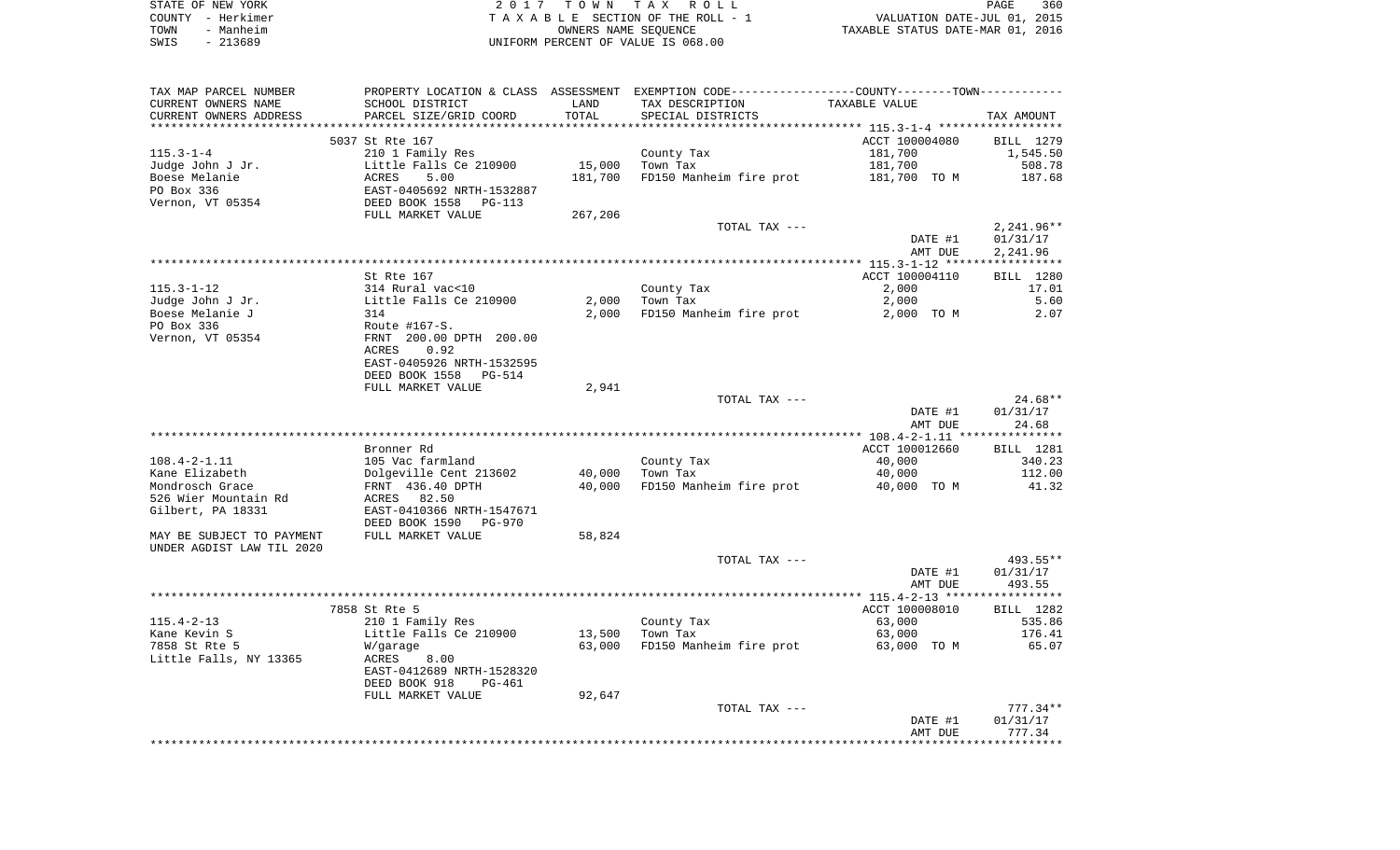STATE OF NEW YORK
COUNTY - Herkimer
TOWN - Manheim
SWIS - 213689

2 0 1 7 T O W N T A X R O L L
T A X A B L E SECTION OF THE ROLL - 1
OWNERS NAME SEQUENCE
UNIFORM PERCENT OF VALUE IS 068.00

VALUATION DATE-JUL 01, 2015
TAXABLE STATUS DATE-MAR 01, 2016

| TAX MAP PARCEL NUMBER<br>CURRENT OWNERS NAME<br>CURRENT OWNERS ADDRESS | PROPERTY LOCATION & CLASS<br>SCHOOL DISTRICT<br>PARCEL SIZE/GRID COORD | ASSESSMENT<br>LAND<br>TOTAL | EXEMPTION CODE<br>TAX DESCRIPTION<br>SPECIAL DISTRICTS | COUNTY--------TOWN<br>TAXABLE VALUE | TAX AMOUNT |
|---|---|---|---|---|---|
| | 5037 St Rte 167 | | | ACCT 100004080 | BILL 1279 |
| 115.3-1-4 | 210 1 Family Res | | County Tax | 181,700 | 1,545.50 |
| Judge John J Jr. | Little Falls Ce 210900 | 15,000 | Town Tax | 181,700 | 508.78 |
| Boese Melanie | ACRES 5.00 | 181,700 | FD150 Manheim fire prot | 181,700 TO M | 187.68 |
| PO Box 336 | EAST-0405692 NRTH-1532887 | | | | |
| Vernon, VT 05354 | DEED BOOK 1558 PG-113 | | | | |
| | FULL MARKET VALUE | 267,206 | | | |
| | | | TOTAL TAX --- | | 2,241.96** |
| | | | | DATE #1 | 01/31/17 |
| | | | | AMT DUE | 2,241.96 |
| | St Rte 167 | | | ACCT 100004110 | BILL 1280 |
| 115.3-1-12 | 314 Rural vac<10 | | County Tax | 2,000 | 17.01 |
| Judge John J Jr. | Little Falls Ce 210900 | 2,000 | Town Tax | 2,000 | 5.60 |
| Boese Melanie J | 314 | 2,000 | FD150 Manheim fire prot | 2,000 TO M | 2.07 |
| PO Box 336 | Route #167-S. | | | | |
| Vernon, VT 05354 | FRNT 200.00 DPTH 200.00 | | | | |
| | ACRES 0.92 | | | | |
| | EAST-0405926 NRTH-1532595 | | | | |
| | DEED BOOK 1558 PG-514 | | | | |
| | FULL MARKET VALUE | 2,941 | | | |
| | | | TOTAL TAX --- | | 24.68** |
| | | | | DATE #1 | 01/31/17 |
| | | | | AMT DUE | 24.68 |
| | Bronner Rd | | | ACCT 100012660 | BILL 1281 |
| 108.4-2-1.11 | 105 Vac farmland | | County Tax | 40,000 | 340.23 |
| Kane Elizabeth | Dolgeville Cent 213602 | 40,000 | Town Tax | 40,000 | 112.00 |
| Mondrosch Grace | FRNT 436.40 DPTH | 40,000 | FD150 Manheim fire prot | 40,000 TO M | 41.32 |
| 526 Wier Mountain Rd | ACRES 82.50 | | | | |
| Gilbert, PA 18331 | EAST-0410366 NRTH-1547671 | | | | |
| | DEED BOOK 1590 PG-970 | | | | |
| MAY BE SUBJECT TO PAYMENT | FULL MARKET VALUE | 58,824 | | | |
| UNDER AGDIST LAW TIL 2020 | | | | | |
| | | | TOTAL TAX --- | | 493.55** |
| | | | | DATE #1 | 01/31/17 |
| | | | | AMT DUE | 493.55 |
| | 7858 St Rte 5 | | | ACCT 100008010 | BILL 1282 |
| 115.4-2-13 | 210 1 Family Res | | County Tax | 63,000 | 535.86 |
| Kane Kevin S | Little Falls Ce 210900 | 13,500 | Town Tax | 63,000 | 176.41 |
| 7858 St Rte 5 | W/garage | 63,000 | FD150 Manheim fire prot | 63,000 TO M | 65.07 |
| Little Falls, NY 13365 | ACRES 8.00 | | | | |
| | EAST-0412689 NRTH-1528320 | | | | |
| | DEED BOOK 918 PG-461 | | | | |
| | FULL MARKET VALUE | 92,647 | | | |
| | | | TOTAL TAX --- | | 777.34** |
| | | | | DATE #1 | 01/31/17 |
| | | | | AMT DUE | 777.34 |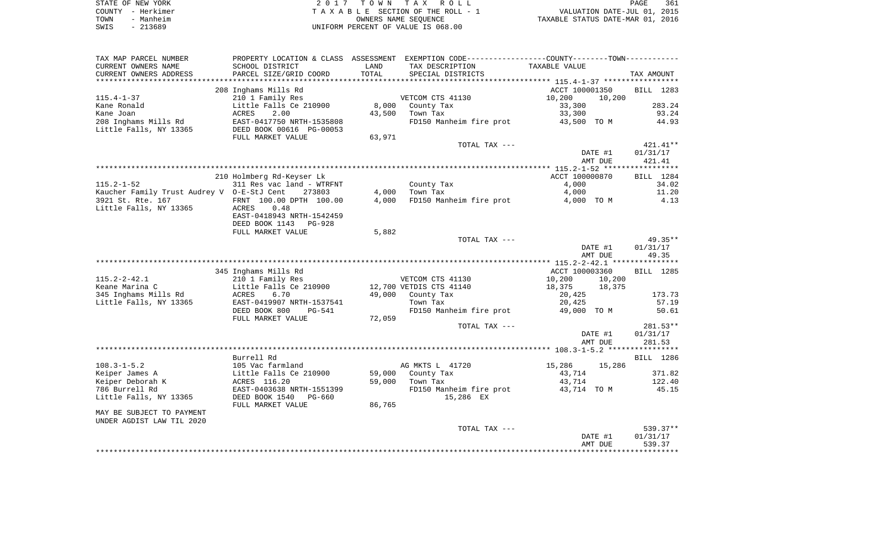STATE OF NEW YORK | COUNTY - Herkimer | TOWN - Manheim | SWIS - 213689

2017 TOWN TAX ROLL
TAXABLE SECTION OF THE ROLL - 1
OWNERS NAME SEQUENCE
UNIFORM PERCENT OF VALUE IS 068.00

VALUATION DATE-JUL 01, 2015
TAXABLE STATUS DATE-MAR 01, 2016

| TAX MAP PARCEL NUMBER / CURRENT OWNERS NAME / CURRENT OWNERS ADDRESS | PROPERTY LOCATION & CLASS / SCHOOL DISTRICT / PARCEL SIZE/GRID COORD | ASSESSMENT LAND | TOTAL | EXEMPTION CODE / TAX DESCRIPTION / SPECIAL DISTRICTS | COUNTY TAXABLE VALUE | TOWN | TAX AMOUNT |
|---|---|---|---|---|---|---|---|
| 115.4-1-37 | 208 Inghams Mills Rd | | | | ACCT 100001350 | | BILL 1283 |
| Kane Ronald | 210 1 Family Res | | | VETCOM CTS 41130 | 10,200 | 10,200 | |
| Kane Joan | Little Falls Ce 210900 | 8,000 | | County Tax | 33,300 | | 283.24 |
| 208 Inghams Mills Rd | ACRES 2.00 | | 43,500 | Town Tax | 33,300 | | 93.24 |
| Little Falls, NY 13365 | EAST-0417750 NRTH-1535808 | | | FD150 Manheim fire prot | 43,500 TO M | | 44.93 |
| | DEED BOOK 00616 PG-00053 | | | | | | |
| | FULL MARKET VALUE | 63,971 | | | | | |
| | | | | TOTAL TAX --- | | | 421.41** |
| | | | | | DATE #1 | | 01/31/17 |
| | | | | | AMT DUE | | 421.41 |
| 115.2-1-52 | 210 Holmberg Rd-Keyser Lk | | | | ACCT 100000870 | | BILL 1284 |
| Kaucher Family Trust Audrey V | 311 Res vac land - WTRFNT | | | County Tax | 4,000 | | 34.02 |
| 3921 St. Rte. 167 | O-E-StJ Cent 273803 | 4,000 | | Town Tax | 4,000 | | 11.20 |
| Little Falls, NY 13365 | FRNT 100.00 DPTH 100.00 | | 4,000 | FD150 Manheim fire prot | 4,000 TO M | | 4.13 |
| | ACRES 0.48 | | | | | | |
| | EAST-0418943 NRTH-1542459 | | | | | | |
| | DEED BOOK 1143 PG-928 | | | | | | |
| | FULL MARKET VALUE | 5,882 | | | | | |
| | | | | TOTAL TAX --- | | | 49.35** |
| | | | | | DATE #1 | | 01/31/17 |
| | | | | | AMT DUE | | 49.35 |
| 115.2-2-42.1 | 345 Inghams Mills Rd | | | | ACCT 100003360 | | BILL 1285 |
| Keane Marina C | 210 1 Family Res | | | VETCOM CTS 41130 | 10,200 | 10,200 | |
| 345 Inghams Mills Rd | Little Falls Ce 210900 | 12,700 | | VETDIS CTS 41140 | 18,375 | 18,375 | |
| Little Falls, NY 13365 | ACRES 6.70 | | 49,000 | County Tax | 20,425 | | 173.73 |
| | EAST-0419907 NRTH-1537541 | | | Town Tax | 20,425 | | 57.19 |
| | DEED BOOK 800 PG-541 | | | FD150 Manheim fire prot | 49,000 TO M | | 50.61 |
| | FULL MARKET VALUE | 72,059 | | | | | |
| | | | | TOTAL TAX --- | | | 281.53** |
| | | | | | DATE #1 | | 01/31/17 |
| | | | | | AMT DUE | | 281.53 |
| 108.3-1-5.2 | Burrell Rd | | | | | | BILL 1286 |
| Keiper James A | 105 Vac farmland | | | AG MKTS L 41720 | 15,286 | 15,286 | |
| Keiper Deborah K | Little Falls Ce 210900 | 59,000 | | County Tax | 43,714 | | 371.82 |
| 786 Burrell Rd | ACRES 116.20 | | 59,000 | Town Tax | 43,714 | | 122.40 |
| Little Falls, NY 13365 | EAST-0403638 NRTH-1551399 | | | FD150 Manheim fire prot | 43,714 TO M | | 45.15 |
| | DEED BOOK 1540 PG-660 | | | 15,286 EX | | | |
| | FULL MARKET VALUE | 86,765 | | | | | |
| MAY BE SUBJECT TO PAYMENT UNDER AGDIST LAW TIL 2020 | | | | | | | |
| | | | | TOTAL TAX --- | | | 539.37** |
| | | | | | DATE #1 | | 01/31/17 |
| | | | | | AMT DUE | | 539.37 |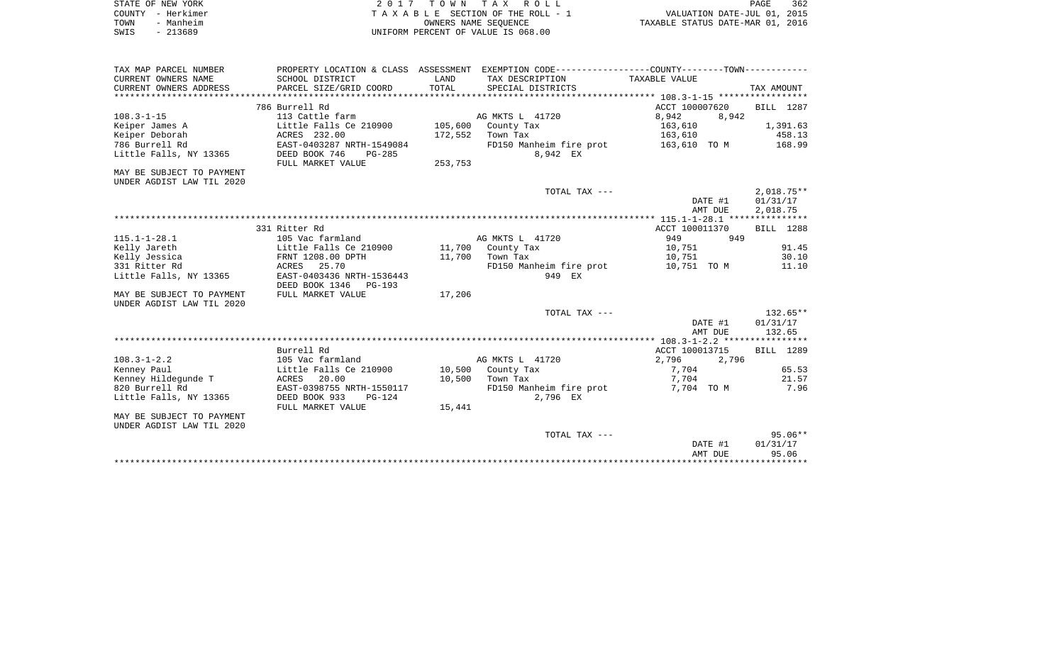STATE OF NEW YORK
COUNTY - Herkimer
TOWN - Manheim
SWIS - 213689

2 0 1 7 T O W N T A X R O L L
T A X A B L E SECTION OF THE ROLL - 1
OWNERS NAME SEQUENCE
UNIFORM PERCENT OF VALUE IS 068.00

VALUATION DATE-JUL 01, 2015
TAXABLE STATUS DATE-MAR 01, 2016

| TAX MAP PARCEL NUMBER / CURRENT OWNERS NAME / CURRENT OWNERS ADDRESS | PROPERTY LOCATION & CLASS / SCHOOL DISTRICT / PARCEL SIZE/GRID COORD | ASSESSMENT LAND / TOTAL | EXEMPTION CODE / TAX DESCRIPTION / SPECIAL DISTRICTS | COUNTY / TOWN TAXABLE VALUE | TAX AMOUNT |
|---|---|---|---|---|---|
| **108.3-1-15** | 786 Burrell Rd | | | ACCT 100007620 | BILL 1287 |
| 108.3-1-15 | 113 Cattle farm | | AG MKTS L 41720 | 8,942 8,942 | |
| Keiper James A | Little Falls Ce 210900 | 105,600 | County Tax | 163,610 | 1,391.63 |
| Keiper Deborah | ACRES 232.00 | 172,552 | Town Tax | 163,610 | 458.13 |
| 786 Burrell Rd | EAST-0403287 NRTH-1549084 | | FD150 Manheim fire prot | 163,610 TO M | 168.99 |
| Little Falls, NY 13365 | DEED BOOK 746 PG-285 | | 8,942 EX | | |
| | FULL MARKET VALUE | 253,753 | | | |
| MAY BE SUBJECT TO PAYMENT UNDER AGDIST LAW TIL 2020 | | | | | |
| | | | TOTAL TAX --- | | 2,018.75** |
| | | | | DATE #1 | 01/31/17 |
| | | | | AMT DUE | 2,018.75 |
| **115.1-1-28.1** | 331 Ritter Rd | | | ACCT 100011370 | BILL 1288 |
| 115.1-1-28.1 | 105 Vac farmland | | AG MKTS L 41720 | 949 949 | |
| Kelly Jareth | Little Falls Ce 210900 | 11,700 | County Tax | 10,751 | 91.45 |
| Kelly Jessica | FRNT 1208.00 DPTH | 11,700 | Town Tax | 10,751 | 30.10 |
| 331 Ritter Rd | ACRES 25.70 | | FD150 Manheim fire prot | 10,751 TO M | 11.10 |
| Little Falls, NY 13365 | EAST-0403436 NRTH-1536443 | | 949 EX | | |
| | DEED BOOK 1346 PG-193 | | | | |
| MAY BE SUBJECT TO PAYMENT UNDER AGDIST LAW TIL 2020 | FULL MARKET VALUE | 17,206 | | | |
| | | | TOTAL TAX --- | | 132.65** |
| | | | | DATE #1 | 01/31/17 |
| | | | | AMT DUE | 132.65 |
| **108.3-1-2.2** | Burrell Rd | | | ACCT 100013715 | BILL 1289 |
| 108.3-1-2.2 | 105 Vac farmland | | AG MKTS L 41720 | 2,796 2,796 | |
| Kenney Paul | Little Falls Ce 210900 | 10,500 | County Tax | 7,704 | 65.53 |
| Kenney Hildegunde T | ACRES 20.00 | 10,500 | Town Tax | 7,704 | 21.57 |
| 820 Burrell Rd | EAST-0398755 NRTH-1550117 | | FD150 Manheim fire prot | 7,704 TO M | 7.96 |
| Little Falls, NY 13365 | DEED BOOK 933 PG-124 | | 2,796 EX | | |
| | FULL MARKET VALUE | 15,441 | | | |
| MAY BE SUBJECT TO PAYMENT UNDER AGDIST LAW TIL 2020 | | | | | |
| | | | TOTAL TAX --- | | 95.06** |
| | | | | DATE #1 | 01/31/17 |
| | | | | AMT DUE | 95.06 |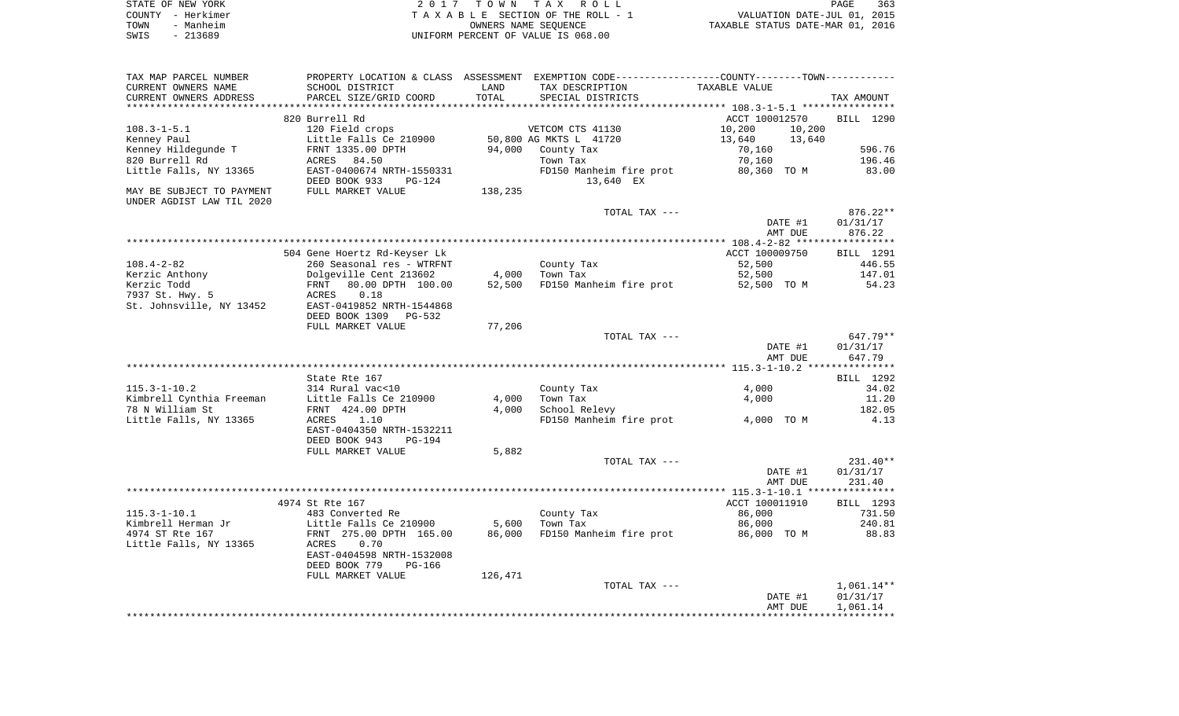STATE OF NEW YORK — 2 0 1 7 T O W N T A X R O L L — VALUATION DATE-JUL 01, 2015
COUNTY - Herkimer — T A X A B L E SECTION OF THE ROLL - 1 — TAXABLE STATUS DATE-MAR 01, 2016
TOWN - Manheim — OWNERS NAME SEQUENCE
SWIS - 213689 — UNIFORM PERCENT OF VALUE IS 068.00

| TAX MAP PARCEL NUMBER / CURRENT OWNERS NAME / CURRENT OWNERS ADDRESS | PROPERTY LOCATION & CLASS / SCHOOL DISTRICT / PARCEL SIZE/GRID COORD | ASSESSMENT LAND / TOTAL | EXEMPTION CODE / TAX DESCRIPTION / SPECIAL DISTRICTS | COUNTY / TOWN TAXABLE VALUE | TAX AMOUNT |
|---|---|---|---|---|---|
| | 820 Burrell Rd | | | ACCT 100012570 | BILL 1290 |
| 108.3-1-5.1 | 120 Field crops | | VETCOM CTS 41130 | 10,200 10,200 | |
| Kenney Paul | Little Falls Ce 210900 | 50,800 | AG MKTS L 41720 | 13,640 13,640 | |
| Kenney Hildegunde T | FRNT 1335.00 DPTH | 94,000 | County Tax | 70,160 | 596.76 |
| 820 Burrell Rd | ACRES 84.50 | | Town Tax | 70,160 | 196.46 |
| Little Falls, NY 13365 | EAST-0400674 NRTH-1550331 | | FD150 Manheim fire prot | 80,360 TO M | 83.00 |
| | DEED BOOK 933 PG-124 | | 13,640 EX | | |
| MAY BE SUBJECT TO PAYMENT UNDER AGDIST LAW TIL 2020 | FULL MARKET VALUE | 138,235 | | | |
| | | | TOTAL TAX --- | | 876.22** |
| | | | | DATE #1 | 01/31/17 |
| | | | | AMT DUE | 876.22 |
| | 504 Gene Hoertz Rd-Keyser Lk | | | ACCT 100009750 | BILL 1291 |
| 108.4-2-82 | 260 Seasonal res - WTRFNT | | County Tax | 52,500 | 446.55 |
| Kerzic Anthony | Dolgeville Cent 213602 | 4,000 | Town Tax | 52,500 | 147.01 |
| Kerzic Todd | FRNT 80.00 DPTH 100.00 | 52,500 | FD150 Manheim fire prot | 52,500 TO M | 54.23 |
| 7937 St. Hwy. 5 | ACRES 0.18 | | | | |
| St. Johnsville, NY 13452 | EAST-0419852 NRTH-1544868 | | | | |
| | DEED BOOK 1309 PG-532 | | | | |
| | FULL MARKET VALUE | 77,206 | | | |
| | | | TOTAL TAX --- | | 647.79** |
| | | | | DATE #1 | 01/31/17 |
| | | | | AMT DUE | 647.79 |
| | State Rte 167 | | | | BILL 1292 |
| 115.3-1-10.2 | 314 Rural vac<10 | | County Tax | 4,000 | 34.02 |
| Kimbrell Cynthia Freeman | Little Falls Ce 210900 | 4,000 | Town Tax | 4,000 | 11.20 |
| 78 N William St | FRNT 424.00 DPTH | 4,000 | School Relevy | | 182.05 |
| Little Falls, NY 13365 | ACRES 1.10 | | FD150 Manheim fire prot | 4,000 TO M | 4.13 |
| | EAST-0404350 NRTH-1532211 | | | | |
| | DEED BOOK 943 PG-194 | | | | |
| | FULL MARKET VALUE | 5,882 | | | |
| | | | TOTAL TAX --- | | 231.40** |
| | | | | DATE #1 | 01/31/17 |
| | | | | AMT DUE | 231.40 |
| | 4974 St Rte 167 | | | ACCT 100011910 | BILL 1293 |
| 115.3-1-10.1 | 483 Converted Re | | County Tax | 86,000 | 731.50 |
| Kimbrell Herman Jr | Little Falls Ce 210900 | 5,600 | Town Tax | 86,000 | 240.81 |
| 4974 ST Rte 167 | FRNT 275.00 DPTH 165.00 | 86,000 | FD150 Manheim fire prot | 86,000 TO M | 88.83 |
| Little Falls, NY 13365 | ACRES 0.70 | | | | |
| | EAST-0404598 NRTH-1532008 | | | | |
| | DEED BOOK 779 PG-166 | | | | |
| | FULL MARKET VALUE | 126,471 | | | |
| | | | TOTAL TAX --- | | 1,061.14** |
| | | | | DATE #1 | 01/31/17 |
| | | | | AMT DUE | 1,061.14 |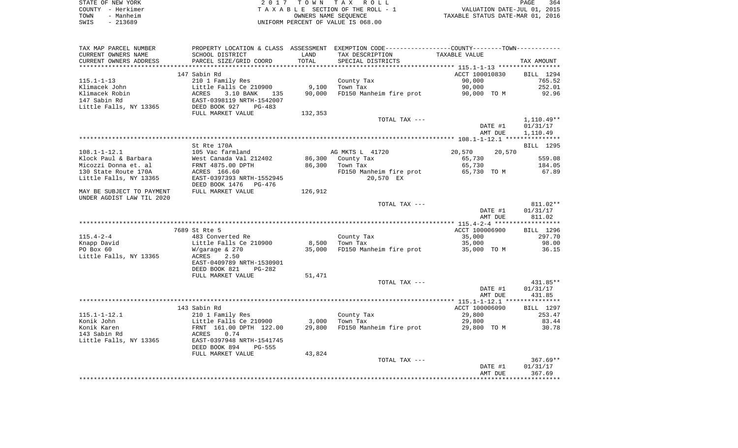STATE OF NEW YORK
COUNTY - Herkimer
TOWN - Manheim
SWIS - 213689

2 0 1 7 T O W N T A X R O L L
T A X A B L E SECTION OF THE ROLL - 1
OWNERS NAME SEQUENCE
UNIFORM PERCENT OF VALUE IS 068.00

VALUATION DATE-JUL 01, 2015
TAXABLE STATUS DATE-MAR 01, 2016

| TAX MAP PARCEL NUMBER<br>CURRENT OWNERS NAME<br>CURRENT OWNERS ADDRESS | PROPERTY LOCATION & CLASS<br>SCHOOL DISTRICT<br>PARCEL SIZE/GRID COORD | ASSESSMENT<br>LAND<br>TOTAL | EXEMPTION CODE-----COUNTY-----TOWN-----<br>TAX DESCRIPTION<br>SPECIAL DISTRICTS | TAXABLE VALUE | TAX AMOUNT |
|---|---|---|---|---|---|
| | 147 Sabin Rd | | | ACCT 100010830 | BILL 1294 |
| 115.1-1-13 | 210 1 Family Res | | County Tax | 90,000 | 765.52 |
| Klimacek John | Little Falls Ce 210900 | 9,100 | Town Tax | 90,000 | 252.01 |
| Klimacek Robin | ACRES 3.10 BANK 135 | 90,000 | FD150 Manheim fire prot | 90,000 TO M | 92.96 |
| 147 Sabin Rd | EAST-0398119 NRTH-1542007 | | | | |
| Little Falls, NY 13365 | DEED BOOK 927 PG-483 | | | | |
| | FULL MARKET VALUE | 132,353 | | | |
| | | | TOTAL TAX --- | | 1,110.49** |
| | | | | DATE #1 | 01/31/17 |
| | | | | AMT DUE | 1,110.49 |
| | St Rte 170A | | | | BILL 1295 |
| 108.1-1-12.1 | 105 Vac farmland | | AG MKTS L 41720 | 20,570 20,570 | |
| Klock Paul & Barbara | West Canada Val 212402 | 86,300 | County Tax | 65,730 | 559.08 |
| Micozzi Donna et. al | FRNT 4875.00 DPTH | 86,300 | Town Tax | 65,730 | 184.05 |
| 130 State Route 170A | ACRES 166.60 | | FD150 Manheim fire prot | 65,730 TO M | 67.89 |
| Little Falls, NY 13365 | EAST-0397393 NRTH-1552945 | | 20,570 EX | | |
| | DEED BOOK 1476 PG-476 | | | | |
| MAY BE SUBJECT TO PAYMENT | FULL MARKET VALUE | 126,912 | | | |
| UNDER AGDIST LAW TIL 2020 | | | | | |
| | | | TOTAL TAX --- | | 811.02** |
| | | | | DATE #1 | 01/31/17 |
| | | | | AMT DUE | 811.02 |
| | 7689 St Rte 5 | | | ACCT 100006900 | BILL 1296 |
| 115.4-2-4 | 483 Converted Re | | County Tax | 35,000 | 297.70 |
| Knapp David | Little Falls Ce 210900 | 8,500 | Town Tax | 35,000 | 98.00 |
| PO Box 60 | W/garage & 270 | 35,000 | FD150 Manheim fire prot | 35,000 TO M | 36.15 |
| Little Falls, NY 13365 | ACRES 2.50 | | | | |
| | EAST-0409789 NRTH-1530901 | | | | |
| | DEED BOOK 821 PG-282 | | | | |
| | FULL MARKET VALUE | 51,471 | | | |
| | | | TOTAL TAX --- | | 431.85** |
| | | | | DATE #1 | 01/31/17 |
| | | | | AMT DUE | 431.85 |
| | 143 Sabin Rd | | | ACCT 100006090 | BILL 1297 |
| 115.1-1-12.1 | 210 1 Family Res | | County Tax | 29,800 | 253.47 |
| Konik John | Little Falls Ce 210900 | 3,000 | Town Tax | 29,800 | 83.44 |
| Konik Karen | FRNT 161.00 DPTH 122.00 | 29,800 | FD150 Manheim fire prot | 29,800 TO M | 30.78 |
| 143 Sabin Rd | ACRES 0.74 | | | | |
| Little Falls, NY 13365 | EAST-0397948 NRTH-1541745 | | | | |
| | DEED BOOK 894 PG-555 | | | | |
| | FULL MARKET VALUE | 43,824 | | | |
| | | | TOTAL TAX --- | | 367.69** |
| | | | | DATE #1 | 01/31/17 |
| | | | | AMT DUE | 367.69 |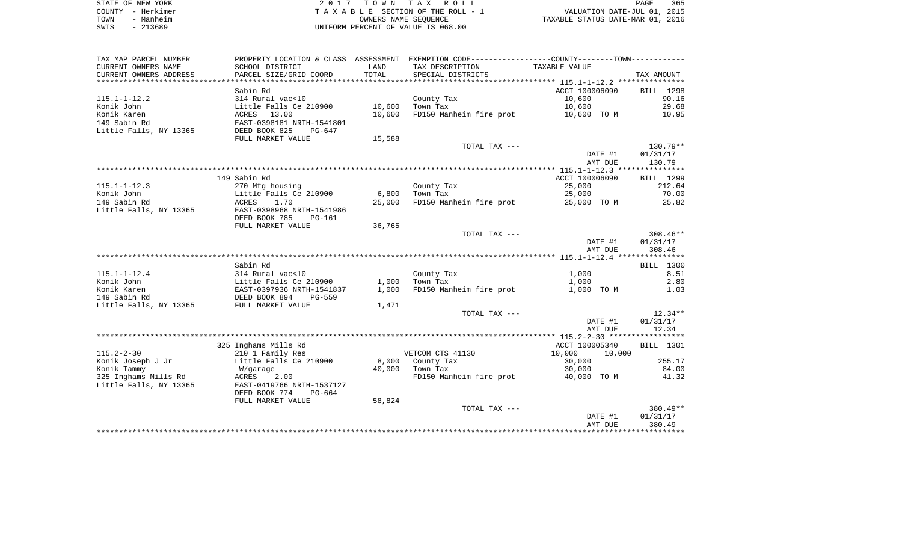STATE OF NEW YORK — 2017 TOWN TAX ROLL
COUNTY - Herkimer — TAXABLE SECTION OF THE ROLL - 1 — VALUATION DATE-JUL 01, 2015
TOWN - Manheim — OWNERS NAME SEQUENCE — TAXABLE STATUS DATE-MAR 01, 2016
SWIS - 213689 — UNIFORM PERCENT OF VALUE IS 068.00

| TAX MAP PARCEL NUMBER / CURRENT OWNERS NAME / CURRENT OWNERS ADDRESS | PROPERTY LOCATION & CLASS / SCHOOL DISTRICT / PARCEL SIZE/GRID COORD | ASSESSMENT LAND | ASSESSMENT TOTAL | EXEMPTION CODE / TAX DESCRIPTION / SPECIAL DISTRICTS | COUNTY/TOWN TAXABLE VALUE | TAX AMOUNT |
|---|---|---|---|---|---|---|
| 115.1-1-12.2 | Sabin Rd | | | | ACCT 100006090 | BILL 1298 |
| | 314 Rural vac<10 | | | County Tax | 10,600 | 90.16 |
| Konik John | Little Falls Ce 210900 | 10,600 | | Town Tax | 10,600 | 29.68 |
| Konik Karen | ACRES 13.00 | | 10,600 | FD150 Manheim fire prot | 10,600 TO M | 10.95 |
| 149 Sabin Rd | EAST-0398181 NRTH-1541801 | | | | | |
| Little Falls, NY 13365 | DEED BOOK 825 PG-647 | | | | | |
| | FULL MARKET VALUE | 15,588 | | | | |
| | | | | TOTAL TAX --- | | 130.79** |
| | | | | | DATE #1 | 01/31/17 |
| | | | | | AMT DUE | 130.79 |
| 115.1-1-12.3 | 149 Sabin Rd | | | | ACCT 100006090 | BILL 1299 |
| | 270 Mfg housing | | | County Tax | 25,000 | 212.64 |
| Konik John | Little Falls Ce 210900 | 6,800 | | Town Tax | 25,000 | 70.00 |
| 149 Sabin Rd | ACRES 1.70 | | 25,000 | FD150 Manheim fire prot | 25,000 TO M | 25.82 |
| Little Falls, NY 13365 | EAST-0398968 NRTH-1541986 | | | | | |
| | DEED BOOK 785 PG-161 | | | | | |
| | FULL MARKET VALUE | 36,765 | | | | |
| | | | | TOTAL TAX --- | | 308.46** |
| | | | | | DATE #1 | 01/31/17 |
| | | | | | AMT DUE | 308.46 |
| 115.1-1-12.4 | Sabin Rd | | | | | BILL 1300 |
| | 314 Rural vac<10 | | | County Tax | 1,000 | 8.51 |
| Konik John | Little Falls Ce 210900 | 1,000 | | Town Tax | 1,000 | 2.80 |
| Konik Karen | EAST-0397936 NRTH-1541837 | | 1,000 | FD150 Manheim fire prot | 1,000 TO M | 1.03 |
| 149 Sabin Rd | DEED BOOK 894 PG-559 | | | | | |
| Little Falls, NY 13365 | FULL MARKET VALUE | 1,471 | | | | |
| | | | | TOTAL TAX --- | | 12.34** |
| | | | | | DATE #1 | 01/31/17 |
| | | | | | AMT DUE | 12.34 |
| 115.2-2-30 | 325 Inghams Mills Rd | | | | ACCT 100005340 | BILL 1301 |
| | 210 1 Family Res | | | VETCOM CTS 41130 | 10,000 10,000 | |
| Konik Joseph J Jr | Little Falls Ce 210900 | 8,000 | | County Tax | 30,000 | 255.17 |
| Konik Tammy | W/garage | | 40,000 | Town Tax | 30,000 | 84.00 |
| 325 Inghams Mills Rd | ACRES 2.00 | | | FD150 Manheim fire prot | 40,000 TO M | 41.32 |
| Little Falls, NY 13365 | EAST-0419766 NRTH-1537127 | | | | | |
| | DEED BOOK 774 PG-664 | | | | | |
| | FULL MARKET VALUE | 58,824 | | | | |
| | | | | TOTAL TAX --- | | 380.49** |
| | | | | | DATE #1 | 01/31/17 |
| | | | | | AMT DUE | 380.49 |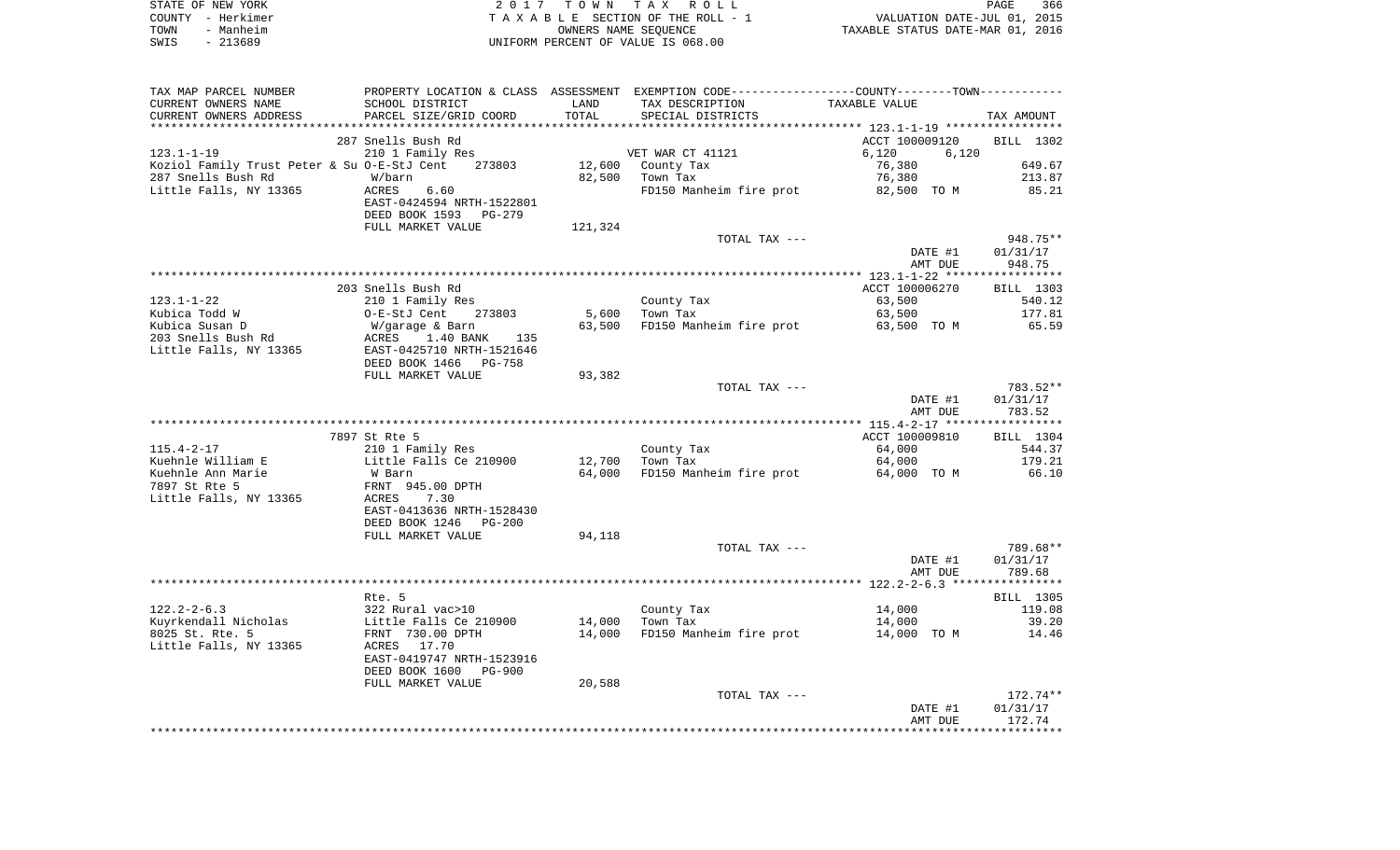STATE OF NEW YORK
COUNTY - Herkimer
TOWN - Manheim
SWIS - 213689

2 0 1 7 T O W N T A X R O L L
T A X A B L E SECTION OF THE ROLL - 1
OWNERS NAME SEQUENCE
UNIFORM PERCENT OF VALUE IS 068.00

VALUATION DATE-JUL 01, 2015
TAXABLE STATUS DATE-MAR 01, 2016

| TAX MAP PARCEL NUMBER<br>CURRENT OWNERS NAME<br>CURRENT OWNERS ADDRESS | PROPERTY LOCATION & CLASS<br>SCHOOL DISTRICT<br>PARCEL SIZE/GRID COORD | ASSESSMENT<br>LAND<br>TOTAL | EXEMPTION CODE------COUNTY--------TOWN------<br>TAX DESCRIPTION<br>SPECIAL DISTRICTS | TAXABLE VALUE | TAX AMOUNT |
|---|---|---|---|---|---|
| | 287 Snells Bush Rd | | | ACCT 100009120 | BILL 1302 |
| 123.1-1-19 | 210 1 Family Res | | VET WAR CT 41121 | 6,120 6,120 | |
| Koziol Family Trust Peter & Su | O-E-StJ Cent 273803 | 12,600 | County Tax | 76,380 | 649.67 |
| 287 Snells Bush Rd | W/barn | 82,500 | Town Tax | 76,380 | 213.87 |
| Little Falls, NY 13365 | ACRES 6.60 | | FD150 Manheim fire prot | 82,500 TO M | 85.21 |
| | EAST-0424594 NRTH-1522801 | | | | |
| | DEED BOOK 1593 PG-279 | | | | |
| | FULL MARKET VALUE | 121,324 | | | |
| | | | TOTAL TAX --- | | 948.75** |
| | | | | DATE #1 | 01/31/17 |
| | | | | AMT DUE | 948.75 |
| | 203 Snells Bush Rd | | | ACCT 100006270 | BILL 1303 |
| 123.1-1-22 | 210 1 Family Res | | County Tax | 63,500 | 540.12 |
| Kubica Todd W | O-E-StJ Cent 273803 | 5,600 | Town Tax | 63,500 | 177.81 |
| Kubica Susan D | W/garage & Barn | 63,500 | FD150 Manheim fire prot | 63,500 TO M | 65.59 |
| 203 Snells Bush Rd | ACRES 1.40 BANK 135 | | | | |
| Little Falls, NY 13365 | EAST-0425710 NRTH-1521646 | | | | |
| | DEED BOOK 1466 PG-758 | | | | |
| | FULL MARKET VALUE | 93,382 | | | |
| | | | TOTAL TAX --- | | 783.52** |
| | | | | DATE #1 | 01/31/17 |
| | | | | AMT DUE | 783.52 |
| | 7897 St Rte 5 | | | ACCT 100009810 | BILL 1304 |
| 115.4-2-17 | 210 1 Family Res | | County Tax | 64,000 | 544.37 |
| Kuehnle William E | Little Falls Ce 210900 | 12,700 | Town Tax | 64,000 | 179.21 |
| Kuehnle Ann Marie | W Barn | 64,000 | FD150 Manheim fire prot | 64,000 TO M | 66.10 |
| 7897 St Rte 5 | FRNT 945.00 DPTH | | | | |
| Little Falls, NY 13365 | ACRES 7.30 | | | | |
| | EAST-0413636 NRTH-1528430 | | | | |
| | DEED BOOK 1246 PG-200 | | | | |
| | FULL MARKET VALUE | 94,118 | | | |
| | | | TOTAL TAX --- | | 789.68** |
| | | | | DATE #1 | 01/31/17 |
| | | | | AMT DUE | 789.68 |
| | Rte. 5 | | | | BILL 1305 |
| 122.2-2-6.3 | 322 Rural vac>10 | | County Tax | 14,000 | 119.08 |
| Kuyrkendall Nicholas | Little Falls Ce 210900 | 14,000 | Town Tax | 14,000 | 39.20 |
| 8025 St. Rte. 5 | FRNT 730.00 DPTH | 14,000 | FD150 Manheim fire prot | 14,000 TO M | 14.46 |
| Little Falls, NY 13365 | ACRES 17.70 | | | | |
| | EAST-0419747 NRTH-1523916 | | | | |
| | DEED BOOK 1600 PG-900 | | | | |
| | FULL MARKET VALUE | 20,588 | | | |
| | | | TOTAL TAX --- | | 172.74** |
| | | | | DATE #1 | 01/31/17 |
| | | | | AMT DUE | 172.74 |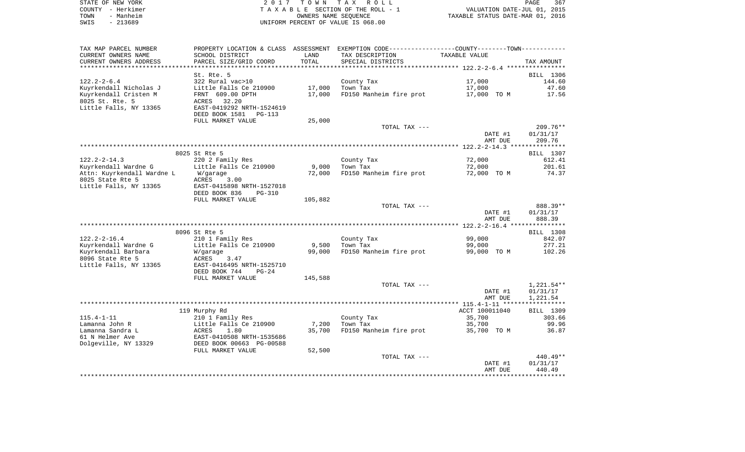STATE OF NEW YORK | COUNTY - Herkimer | TOWN - Manheim | SWIS - 213689

**2017 TOWN TAX ROLL**
TAXABLE SECTION OF THE ROLL - 1
OWNERS NAME SEQUENCE
UNIFORM PERCENT OF VALUE IS 068.00

VALUATION DATE-JUL 01, 2015
TAXABLE STATUS DATE-MAR 01, 2016

| TAX MAP PARCEL NUMBER / CURRENT OWNERS NAME / CURRENT OWNERS ADDRESS | PROPERTY LOCATION & CLASS / SCHOOL DISTRICT / PARCEL SIZE/GRID COORD | ASSESSMENT LAND / TOTAL | EXEMPTION CODE / TAX DESCRIPTION / SPECIAL DISTRICTS | COUNTY--------TOWN / TAXABLE VALUE | TAX AMOUNT |
|---|---|---|---|---|---|
| **122.2-2-6.4** | St. Rte. 5 | | | | BILL 1306 |
| 122.2-2-6.4 | 322 Rural vac>10 | | County Tax | 17,000 | 144.60 |
| Kuyrkendall Nicholas J | Little Falls Ce 210900 | 17,000 | Town Tax | 17,000 | 47.60 |
| Kuyrkendall Cristen M | FRNT 609.00 DPTH | 17,000 | FD150 Manheim fire prot | 17,000 TO M | 17.56 |
| 8025 St. Rte. 5 | ACRES 32.20 | | | | |
| Little Falls, NY 13365 | EAST-0419292 NRTH-1524619 | | | | |
| | DEED BOOK 1581 PG-113 | | | | |
| | FULL MARKET VALUE | 25,000 | | | |
| | | | TOTAL TAX --- | | 209.76** |
| | | | | DATE #1 | 01/31/17 |
| | | | | AMT DUE | 209.76 |
| **122.2-2-14.3** | 8025 St Rte 5 | | | | BILL 1307 |
| 122.2-2-14.3 | 220 2 Family Res | | County Tax | 72,000 | 612.41 |
| Kuyrkendall Wardne G | Little Falls Ce 210900 | 9,000 | Town Tax | 72,000 | 201.61 |
| Attn: Kuyrkendall Wardne L | W/garage | 72,000 | FD150 Manheim fire prot | 72,000 TO M | 74.37 |
| 8025 State Rte 5 | ACRES 3.00 | | | | |
| Little Falls, NY 13365 | EAST-0415898 NRTH-1527018 | | | | |
| | DEED BOOK 836 PG-310 | | | | |
| | FULL MARKET VALUE | 105,882 | | | |
| | | | TOTAL TAX --- | | 888.39** |
| | | | | DATE #1 | 01/31/17 |
| | | | | AMT DUE | 888.39 |
| **122.2-2-16.4** | 8096 St Rte 5 | | | | BILL 1308 |
| 122.2-2-16.4 | 210 1 Family Res | | County Tax | 99,000 | 842.07 |
| Kuyrkendall Wardne G | Little Falls Ce 210900 | 9,500 | Town Tax | 99,000 | 277.21 |
| Kuyrkendall Barbara | W/garage | 99,000 | FD150 Manheim fire prot | 99,000 TO M | 102.26 |
| 8096 State Rte 5 | ACRES 3.47 | | | | |
| Little Falls, NY 13365 | EAST-0416495 NRTH-1525710 | | | | |
| | DEED BOOK 744 PG-24 | | | | |
| | FULL MARKET VALUE | 145,588 | | | |
| | | | TOTAL TAX --- | | 1,221.54** |
| | | | | DATE #1 | 01/31/17 |
| | | | | AMT DUE | 1,221.54 |
| **115.4-1-11** | 119 Murphy Rd | | | ACCT 100011040 | BILL 1309 |
| 115.4-1-11 | 210 1 Family Res | | County Tax | 35,700 | 303.66 |
| Lamanna John R | Little Falls Ce 210900 | 7,200 | Town Tax | 35,700 | 99.96 |
| Lamanna Sandra L | ACRES 1.80 | 35,700 | FD150 Manheim fire prot | 35,700 TO M | 36.87 |
| 61 N Helmer Ave | EAST-0410508 NRTH-1535686 | | | | |
| Dolgeville, NY 13329 | DEED BOOK 00663 PG-00588 | | | | |
| | FULL MARKET VALUE | 52,500 | | | |
| | | | TOTAL TAX --- | | 440.49** |
| | | | | DATE #1 | 01/31/17 |
| | | | | AMT DUE | 440.49 |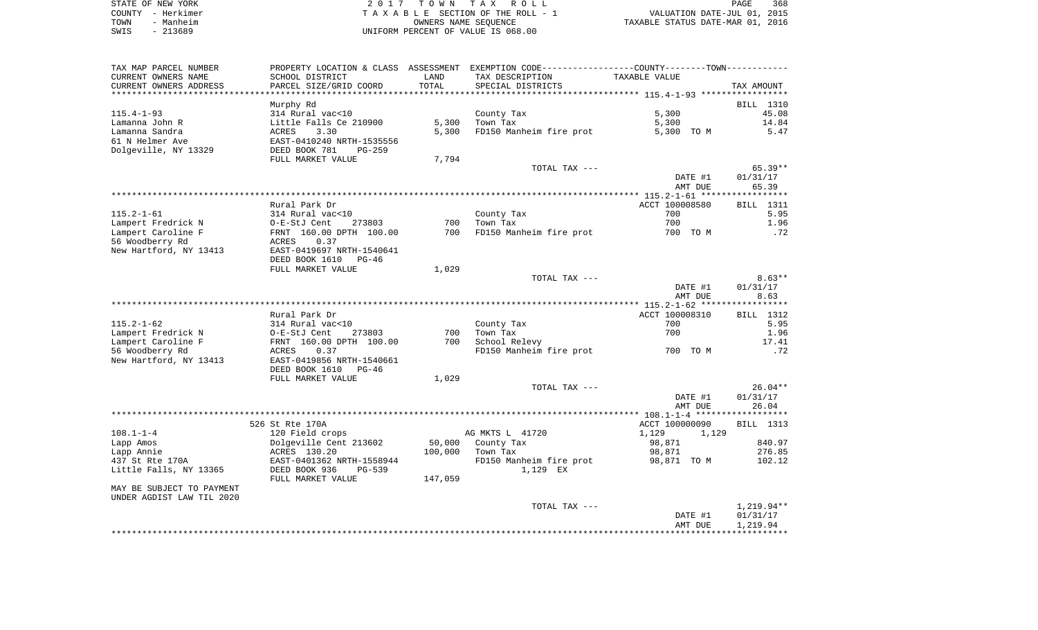STATE OF NEW YORK — 2 0 1 7 T O W N T A X R O L L
COUNTY - Herkimer — T A X A B L E SECTION OF THE ROLL - 1 — VALUATION DATE-JUL 01, 2015
TOWN - Manheim — OWNERS NAME SEQUENCE — TAXABLE STATUS DATE-MAR 01, 2016
SWIS - 213689 — UNIFORM PERCENT OF VALUE IS 068.00

| TAX MAP PARCEL NUMBER<br>CURRENT OWNERS NAME<br>CURRENT OWNERS ADDRESS | PROPERTY LOCATION & CLASS<br>SCHOOL DISTRICT<br>PARCEL SIZE/GRID COORD | ASSESSMENT<br>LAND<br>TOTAL | EXEMPTION CODE<br>TAX DESCRIPTION<br>SPECIAL DISTRICTS | COUNTY--------TOWN<br>TAXABLE VALUE | TAX AMOUNT |
|---|---|---|---|---|---|
| | Murphy Rd | | | | BILL 1310 |
| 115.4-1-93 | 314 Rural vac<10 | | County Tax | 5,300 | 45.08 |
| Lamanna John R | Little Falls Ce 210900 | 5,300 | Town Tax | 5,300 | 14.84 |
| Lamanna Sandra | ACRES 3.30 | 5,300 | FD150 Manheim fire prot | 5,300 TO M | 5.47 |
| 61 N Helmer Ave | EAST-0410240 NRTH-1535556 | | | | |
| Dolgeville, NY 13329 | DEED BOOK 781 PG-259 | | | | |
| | FULL MARKET VALUE | 7,794 | | | |
| | | | TOTAL TAX --- | | 65.39** |
| | | | | DATE #1 | 01/31/17 |
| | | | | AMT DUE | 65.39 |
| | Rural Park Dr | | | ACCT 100008580 | BILL 1311 |
| 115.2-1-61 | 314 Rural vac<10 | | County Tax | 700 | 5.95 |
| Lampert Fredrick N | O-E-StJ Cent 273803 | 700 | Town Tax | 700 | 1.96 |
| Lampert Caroline F | FRNT 160.00 DPTH 100.00 | 700 | FD150 Manheim fire prot | 700 TO M | .72 |
| 56 Woodberry Rd | ACRES 0.37 | | | | |
| New Hartford, NY 13413 | EAST-0419697 NRTH-1540641 | | | | |
| | DEED BOOK 1610 PG-46 | | | | |
| | FULL MARKET VALUE | 1,029 | | | |
| | | | TOTAL TAX --- | | 8.63** |
| | | | | DATE #1 | 01/31/17 |
| | | | | AMT DUE | 8.63 |
| | Rural Park Dr | | | ACCT 100008310 | BILL 1312 |
| 115.2-1-62 | 314 Rural vac<10 | | County Tax | 700 | 5.95 |
| Lampert Fredrick N | O-E-StJ Cent 273803 | 700 | Town Tax | 700 | 1.96 |
| Lampert Caroline F | FRNT 160.00 DPTH 100.00 | 700 | School Relevy | | 17.41 |
| 56 Woodberry Rd | ACRES 0.37 | | FD150 Manheim fire prot | 700 TO M | .72 |
| New Hartford, NY 13413 | EAST-0419856 NRTH-1540661 | | | | |
| | DEED BOOK 1610 PG-46 | | | | |
| | FULL MARKET VALUE | 1,029 | | | |
| | | | TOTAL TAX --- | | 26.04** |
| | | | | DATE #1 | 01/31/17 |
| | | | | AMT DUE | 26.04 |
| | 526 St Rte 170A | | | ACCT 100000090 | BILL 1313 |
| 108.1-1-4 | 120 Field crops | | AG MKTS L 41720 | 1,129 1,129 | |
| Lapp Amos | Dolgeville Cent 213602 | 50,000 | County Tax | 98,871 | 840.97 |
| Lapp Annie | ACRES 130.20 | 100,000 | Town Tax | 98,871 | 276.85 |
| 437 St Rte 170A | EAST-0401362 NRTH-1558944 | | FD150 Manheim fire prot | 98,871 TO M | 102.12 |
| Little Falls, NY 13365 | DEED BOOK 936 PG-539 | | 1,129 EX | | |
| | FULL MARKET VALUE | 147,059 | | | |
| MAY BE SUBJECT TO PAYMENT<br>UNDER AGDIST LAW TIL 2020 | | | | | |
| | | | TOTAL TAX --- | | 1,219.94** |
| | | | | DATE #1 | 01/31/17 |
| | | | | AMT DUE | 1,219.94 |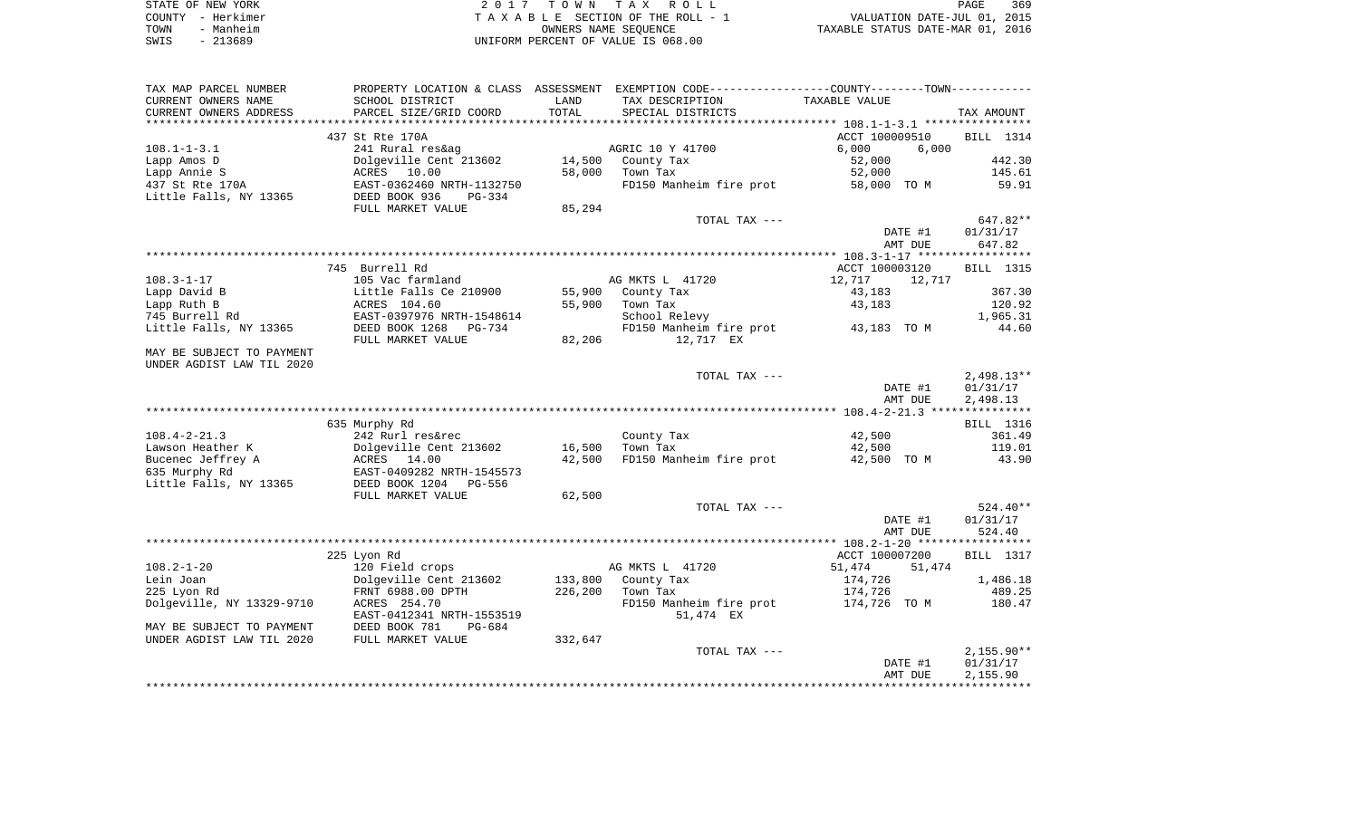STATE OF NEW YORK — 2017 TOWN TAX ROLL
COUNTY - Herkimer — TAXABLE SECTION OF THE ROLL - 1 — VALUATION DATE-JUL 01, 2015
TOWN - Manheim — OWNERS NAME SEQUENCE — TAXABLE STATUS DATE-MAR 01, 2016
SWIS - 213689 — UNIFORM PERCENT OF VALUE IS 068.00

| TAX MAP PARCEL NUMBER / CURRENT OWNERS NAME / CURRENT OWNERS ADDRESS | PROPERTY LOCATION & CLASS / SCHOOL DISTRICT / PARCEL SIZE/GRID COORD | ASSESSMENT LAND / TOTAL | EXEMPTION CODE / TAX DESCRIPTION / SPECIAL DISTRICTS | COUNTY / TOWN TAXABLE VALUE | TAX AMOUNT |
|---|---|---|---|---|---|
| **108.1-1-3.1** | 437 St Rte 170A | | | ACCT 100009510 | BILL 1314 |
| 108.1-1-3.1 | 241 Rural res&ag | | AGRIC 10 Y 41700 | 6,000 6,000 | |
| Lapp Amos D | Dolgeville Cent 213602 | 14,500 | County Tax | 52,000 | 442.30 |
| Lapp Annie S | ACRES 10.00 | 58,000 | Town Tax | 52,000 | 145.61 |
| 437 St Rte 170A | EAST-0362460 NRTH-1132750 | | FD150 Manheim fire prot | 58,000 TO M | 59.91 |
| Little Falls, NY 13365 | DEED BOOK 936 PG-334 | | | | |
| | FULL MARKET VALUE | 85,294 | | | |
| | | | TOTAL TAX --- | | 647.82** |
| | | | | DATE #1 | 01/31/17 |
| | | | | AMT DUE | 647.82 |
| **108.3-1-17** | 745 Burrell Rd | | | ACCT 100003120 | BILL 1315 |
| 108.3-1-17 | 105 Vac farmland | | AG MKTS L 41720 | 12,717 12,717 | |
| Lapp David B | Little Falls Ce 210900 | 55,900 | County Tax | 43,183 | 367.30 |
| Lapp Ruth B | ACRES 104.60 | 55,900 | Town Tax | 43,183 | 120.92 |
| 745 Burrell Rd | EAST-0397976 NRTH-1548614 | | School Relevy | | 1,965.31 |
| Little Falls, NY 13365 | DEED BOOK 1268 PG-734 | | FD150 Manheim fire prot | 43,183 TO M | 44.60 |
| | FULL MARKET VALUE | 82,206 | 12,717 EX | | |
| MAY BE SUBJECT TO PAYMENT UNDER AGDIST LAW TIL 2020 | | | | | |
| | | | TOTAL TAX --- | | 2,498.13** |
| | | | | DATE #1 | 01/31/17 |
| | | | | AMT DUE | 2,498.13 |
| **108.4-2-21.3** | 635 Murphy Rd | | | | BILL 1316 |
| 108.4-2-21.3 | 242 Rurl res&rec | | County Tax | 42,500 | 361.49 |
| Lawson Heather K | Dolgeville Cent 213602 | 16,500 | Town Tax | 42,500 | 119.01 |
| Bucenec Jeffrey A | ACRES 14.00 | 42,500 | FD150 Manheim fire prot | 42,500 TO M | 43.90 |
| 635 Murphy Rd | EAST-0409282 NRTH-1545573 | | | | |
| Little Falls, NY 13365 | DEED BOOK 1204 PG-556 | | | | |
| | FULL MARKET VALUE | 62,500 | | | |
| | | | TOTAL TAX --- | | 524.40** |
| | | | | DATE #1 | 01/31/17 |
| | | | | AMT DUE | 524.40 |
| **108.2-1-20** | 225 Lyon Rd | | | ACCT 100007200 | BILL 1317 |
| 108.2-1-20 | 120 Field crops | | AG MKTS L 41720 | 51,474 51,474 | |
| Lein Joan | Dolgeville Cent 213602 | 133,800 | County Tax | 174,726 | 1,486.18 |
| 225 Lyon Rd | FRNT 6988.00 DPTH | 226,200 | Town Tax | 174,726 | 489.25 |
| Dolgeville, NY 13329-9710 | ACRES 254.70 | | FD150 Manheim fire prot | 174,726 TO M | 180.47 |
| | EAST-0412341 NRTH-1553519 | | 51,474 EX | | |
| MAY BE SUBJECT TO PAYMENT | DEED BOOK 781 PG-684 | | | | |
| UNDER AGDIST LAW TIL 2020 | FULL MARKET VALUE | 332,647 | | | |
| | | | TOTAL TAX --- | | 2,155.90** |
| | | | | DATE #1 | 01/31/17 |
| | | | | AMT DUE | 2,155.90 |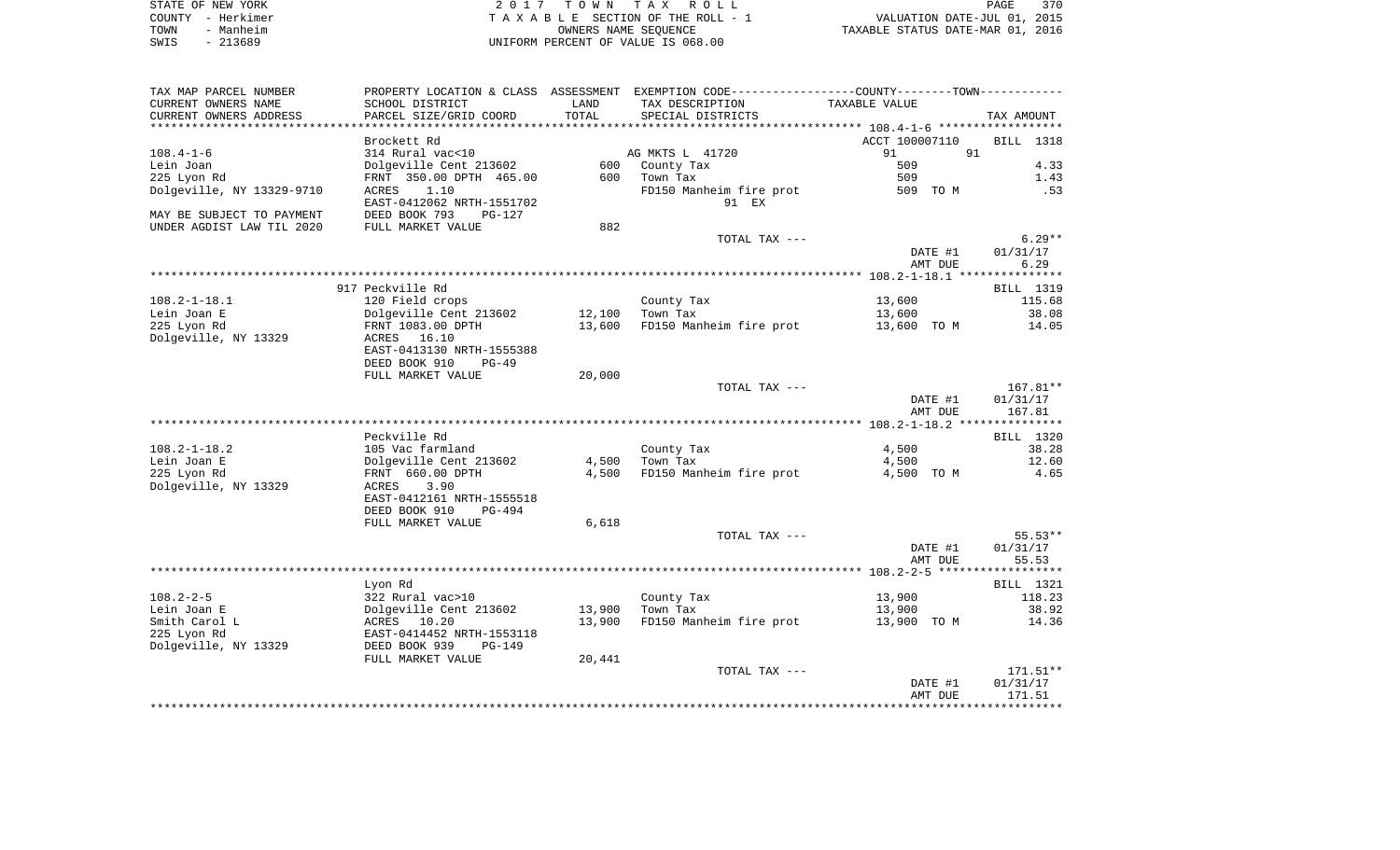| TAX MAP PARCEL NUMBER | PROPERTY LOCATION & CLASS | ASSESSMENT | EXEMPTION CODE-----------------COUNTY--------TOWN----------- | | |
|---|---|---|---|---|---|
| CURRENT OWNERS NAME | SCHOOL DISTRICT | LAND | TAX DESCRIPTION | TAXABLE VALUE | |
| CURRENT OWNERS ADDRESS | PARCEL SIZE/GRID COORD | TOTAL | SPECIAL DISTRICTS | | TAX AMOUNT |

******************************************************************************************************* 108.4-1-6 ******************

| | | | | | |
|---|---|---|---|---|---|
| | Brockett Rd | | | ACCT 100007110 | BILL 1318 |
| 108.4-1-6 | 314 Rural vac<10 | | AG MKTS L 41720 | 91 91 | |
| Lein Joan | Dolgeville Cent 213602 | 600 | County Tax | 509 | 4.33 |
| 225 Lyon Rd | FRNT 350.00 DPTH 465.00 | 600 | Town Tax | 509 | 1.43 |
| Dolgeville, NY 13329-9710 | ACRES 1.10 | | FD150 Manheim fire prot | 509 TO M | .53 |
| | EAST-0412062 NRTH-1551702 | | 91 EX | | |
| MAY BE SUBJECT TO PAYMENT | DEED BOOK 793 PG-127 | | | | |
| UNDER AGDIST LAW TIL 2020 | FULL MARKET VALUE | 882 | | | |
| | | | TOTAL TAX --- | | 6.29** |
| | | | | DATE #1 | 01/31/17 |
| | | | | AMT DUE | 6.29 |

******************************************************************************************************* 108.2-1-18.1 ***************

| | | | | | |
|---|---|---|---|---|---|
| | 917 Peckville Rd | | | | BILL 1319 |
| 108.2-1-18.1 | 120 Field crops | | County Tax | 13,600 | 115.68 |
| Lein Joan E | Dolgeville Cent 213602 | 12,100 | Town Tax | 13,600 | 38.08 |
| 225 Lyon Rd | FRNT 1083.00 DPTH | 13,600 | FD150 Manheim fire prot | 13,600 TO M | 14.05 |
| Dolgeville, NY 13329 | ACRES 16.10 | | | | |
| | EAST-0413130 NRTH-1555388 | | | | |
| | DEED BOOK 910 PG-49 | | | | |
| | FULL MARKET VALUE | 20,000 | | | |
| | | | TOTAL TAX --- | | 167.81** |
| | | | | DATE #1 | 01/31/17 |
| | | | | AMT DUE | 167.81 |

******************************************************************************************************* 108.2-1-18.2 ***************

| | | | | | |
|---|---|---|---|---|---|
| | Peckville Rd | | | | BILL 1320 |
| 108.2-1-18.2 | 105 Vac farmland | | County Tax | 4,500 | 38.28 |
| Lein Joan E | Dolgeville Cent 213602 | 4,500 | Town Tax | 4,500 | 12.60 |
| 225 Lyon Rd | FRNT 660.00 DPTH | 4,500 | FD150 Manheim fire prot | 4,500 TO M | 4.65 |
| Dolgeville, NY 13329 | ACRES 3.90 | | | | |
| | EAST-0412161 NRTH-1555518 | | | | |
| | DEED BOOK 910 PG-494 | | | | |
| | FULL MARKET VALUE | 6,618 | | | |
| | | | TOTAL TAX --- | | 55.53** |
| | | | | DATE #1 | 01/31/17 |
| | | | | AMT DUE | 55.53 |

******************************************************************************************************* 108.2-2-5 ******************

| | | | | | |
|---|---|---|---|---|---|
| | Lyon Rd | | | | BILL 1321 |
| 108.2-2-5 | 322 Rural vac>10 | | County Tax | 13,900 | 118.23 |
| Lein Joan E | Dolgeville Cent 213602 | 13,900 | Town Tax | 13,900 | 38.92 |
| Smith Carol L | ACRES 10.20 | 13,900 | FD150 Manheim fire prot | 13,900 TO M | 14.36 |
| 225 Lyon Rd | EAST-0414452 NRTH-1553118 | | | | |
| Dolgeville, NY 13329 | DEED BOOK 939 PG-149 | | | | |
| | FULL MARKET VALUE | 20,441 | | | |
| | | | TOTAL TAX --- | | 171.51** |
| | | | | DATE #1 | 01/31/17 |
| | | | | AMT DUE | 171.51 |

************************************************************************************************************************************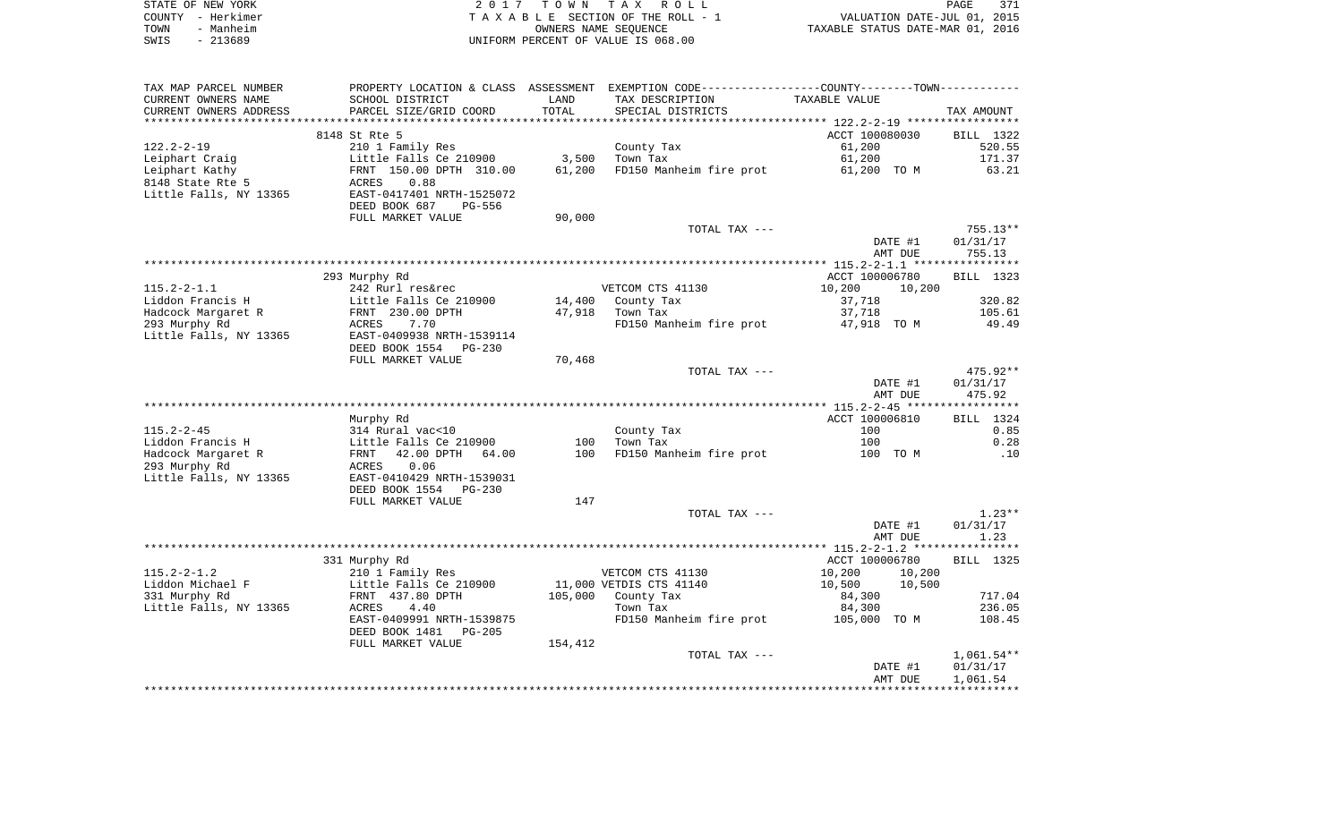STATE OF NEW YORK
COUNTY - Herkimer
TOWN - Manheim
SWIS - 213689

2 0 1 7 T O W N T A X R O L L
T A X A B L E SECTION OF THE ROLL - 1
OWNERS NAME SEQUENCE
UNIFORM PERCENT OF VALUE IS 068.00

VALUATION DATE-JUL 01, 2015
TAXABLE STATUS DATE-MAR 01, 2016

| TAX MAP PARCEL NUMBER / CURRENT OWNERS NAME / CURRENT OWNERS ADDRESS | PROPERTY LOCATION & CLASS / SCHOOL DISTRICT / PARCEL SIZE/GRID COORD | ASSESSMENT LAND / TOTAL | EXEMPTION CODE / TAX DESCRIPTION / SPECIAL DISTRICTS | COUNTY / TOWN TAXABLE VALUE | TAX AMOUNT |
|---|---|---|---|---|---|
| | 8148 St Rte 5 | | | ACCT 100080030 | BILL 1322 |
| 122.2-2-19 | 210 1 Family Res | | County Tax | 61,200 | 520.55 |
| Leiphart Craig | Little Falls Ce 210900 | 3,500 | Town Tax | 61,200 | 171.37 |
| Leiphart Kathy | FRNT 150.00 DPTH 310.00 | 61,200 | FD150 Manheim fire prot | 61,200 TO M | 63.21 |
| 8148 State Rte 5 | ACRES 0.88 | | | | |
| Little Falls, NY 13365 | EAST-0417401 NRTH-1525072 | | | | |
| | DEED BOOK 687 PG-556 | | | | |
| | FULL MARKET VALUE | 90,000 | | | |
| | | | TOTAL TAX --- | | 755.13** |
| | | | | DATE #1 | 01/31/17 |
| | | | | AMT DUE | 755.13 |
| | 293 Murphy Rd | | | ACCT 100006780 | BILL 1323 |
| 115.2-2-1.1 | 242 Rurl res&rec | | VETCOM CTS 41130 | 10,200 10,200 | |
| Liddon Francis H | Little Falls Ce 210900 | 14,400 | County Tax | 37,718 | 320.82 |
| Hadcock Margaret R | FRNT 230.00 DPTH | 47,918 | Town Tax | 37,718 | 105.61 |
| 293 Murphy Rd | ACRES 7.70 | | FD150 Manheim fire prot | 47,918 TO M | 49.49 |
| Little Falls, NY 13365 | EAST-0409938 NRTH-1539114 | | | | |
| | DEED BOOK 1554 PG-230 | | | | |
| | FULL MARKET VALUE | 70,468 | | | |
| | | | TOTAL TAX --- | | 475.92** |
| | | | | DATE #1 | 01/31/17 |
| | | | | AMT DUE | 475.92 |
| | Murphy Rd | | | ACCT 100006810 | BILL 1324 |
| 115.2-2-45 | 314 Rural vac<10 | | County Tax | 100 | 0.85 |
| Liddon Francis H | Little Falls Ce 210900 | 100 | Town Tax | 100 | 0.28 |
| Hadcock Margaret R | FRNT 42.00 DPTH 64.00 | 100 | FD150 Manheim fire prot | 100 TO M | .10 |
| 293 Murphy Rd | ACRES 0.06 | | | | |
| Little Falls, NY 13365 | EAST-0410429 NRTH-1539031 | | | | |
| | DEED BOOK 1554 PG-230 | | | | |
| | FULL MARKET VALUE | 147 | | | |
| | | | TOTAL TAX --- | | 1.23** |
| | | | | DATE #1 | 01/31/17 |
| | | | | AMT DUE | 1.23 |
| | 331 Murphy Rd | | | ACCT 100006780 | BILL 1325 |
| 115.2-2-1.2 | 210 1 Family Res | | VETCOM CTS 41130 | 10,200 10,200 | |
| Liddon Michael F | Little Falls Ce 210900 | 11,000 | VETDIS CTS 41140 | 10,500 10,500 | |
| 331 Murphy Rd | FRNT 437.80 DPTH | 105,000 | County Tax | 84,300 | 717.04 |
| Little Falls, NY 13365 | ACRES 4.40 | | Town Tax | 84,300 | 236.05 |
| | EAST-0409991 NRTH-1539875 | | FD150 Manheim fire prot | 105,000 TO M | 108.45 |
| | DEED BOOK 1481 PG-205 | | | | |
| | FULL MARKET VALUE | 154,412 | | | |
| | | | TOTAL TAX --- | | 1,061.54** |
| | | | | DATE #1 | 01/31/17 |
| | | | | AMT DUE | 1,061.54 |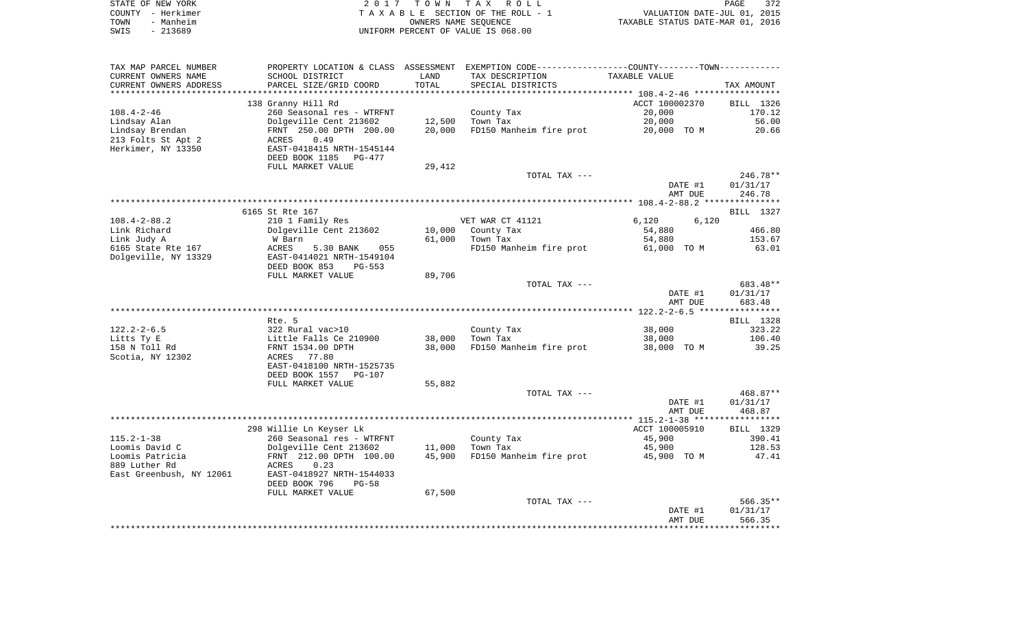STATE OF NEW YORK
COUNTY - Herkimer
TOWN - Manheim
SWIS - 213689

2 0 1 7 T O W N T A X R O L L
T A X A B L E SECTION OF THE ROLL - 1
OWNERS NAME SEQUENCE
UNIFORM PERCENT OF VALUE IS 068.00

VALUATION DATE-JUL 01, 2015
TAXABLE STATUS DATE-MAR 01, 2016

| TAX MAP PARCEL NUMBER<br>CURRENT OWNERS NAME<br>CURRENT OWNERS ADDRESS | PROPERTY LOCATION & CLASS<br>SCHOOL DISTRICT<br>PARCEL SIZE/GRID COORD | ASSESSMENT<br>LAND<br>TOTAL | EXEMPTION CODE<br>TAX DESCRIPTION<br>SPECIAL DISTRICTS | COUNTY--------TOWN<br>TAXABLE VALUE | TAX AMOUNT |
|---|---|---|---|---|---|
| 108.4-2-46 | 138 Granny Hill Rd | | | ACCT 100002370 | BILL 1326 |
| 108.4-2-46 | 260 Seasonal res - WTRFNT | | County Tax | 20,000 | 170.12 |
| Lindsay Alan | Dolgeville Cent 213602 | 12,500 | Town Tax | 20,000 | 56.00 |
| Lindsay Brendan | FRNT 250.00 DPTH 200.00 | 20,000 | FD150 Manheim fire prot | 20,000 TO M | 20.66 |
| 213 Folts St Apt 2 | ACRES 0.49 | | | | |
| Herkimer, NY 13350 | EAST-0418415 NRTH-1545144 | | | | |
| | DEED BOOK 1185 PG-477 | | | | |
| | FULL MARKET VALUE | 29,412 | | | |
| | | | TOTAL TAX --- | | 246.78** |
| | | | | DATE #1 | 01/31/17 |
| | | | | AMT DUE | 246.78 |
| 108.4-2-88.2 | 6165 St Rte 167 | | | | BILL 1327 |
| 108.4-2-88.2 | 210 1 Family Res | | VET WAR CT 41121 | 6,120 6,120 | |
| Link Richard | Dolgeville Cent 213602 | 10,000 | County Tax | 54,880 | 466.80 |
| Link Judy A | W Barn | 61,000 | Town Tax | 54,880 | 153.67 |
| 6165 State Rte 167 | ACRES 5.30 BANK 055 | | FD150 Manheim fire prot | 61,000 TO M | 63.01 |
| Dolgeville, NY 13329 | EAST-0414021 NRTH-1549104 | | | | |
| | DEED BOOK 853 PG-553 | | | | |
| | FULL MARKET VALUE | 89,706 | | | |
| | | | TOTAL TAX --- | | 683.48** |
| | | | | DATE #1 | 01/31/17 |
| | | | | AMT DUE | 683.48 |
| 122.2-2-6.5 | Rte. 5 | | | | BILL 1328 |
| 122.2-2-6.5 | 322 Rural vac>10 | | County Tax | 38,000 | 323.22 |
| Litts Ty E | Little Falls Ce 210900 | 38,000 | Town Tax | 38,000 | 106.40 |
| 158 N Toll Rd | FRNT 1534.00 DPTH | 38,000 | FD150 Manheim fire prot | 38,000 TO M | 39.25 |
| Scotia, NY 12302 | ACRES 77.80 | | | | |
| | EAST-0418100 NRTH-1525735 | | | | |
| | DEED BOOK 1557 PG-107 | | | | |
| | FULL MARKET VALUE | 55,882 | | | |
| | | | TOTAL TAX --- | | 468.87** |
| | | | | DATE #1 | 01/31/17 |
| | | | | AMT DUE | 468.87 |
| 115.2-1-38 | 298 Willie Ln Keyser Lk | | | ACCT 100005910 | BILL 1329 |
| 115.2-1-38 | 260 Seasonal res - WTRFNT | | County Tax | 45,900 | 390.41 |
| Loomis David C | Dolgeville Cent 213602 | 11,000 | Town Tax | 45,900 | 128.53 |
| Loomis Patricia | FRNT 212.00 DPTH 100.00 | 45,900 | FD150 Manheim fire prot | 45,900 TO M | 47.41 |
| 889 Luther Rd | ACRES 0.23 | | | | |
| East Greenbush, NY 12061 | EAST-0418927 NRTH-1544033 | | | | |
| | DEED BOOK 796 PG-58 | | | | |
| | FULL MARKET VALUE | 67,500 | | | |
| | | | TOTAL TAX --- | | 566.35** |
| | | | | DATE #1 | 01/31/17 |
| | | | | AMT DUE | 566.35 |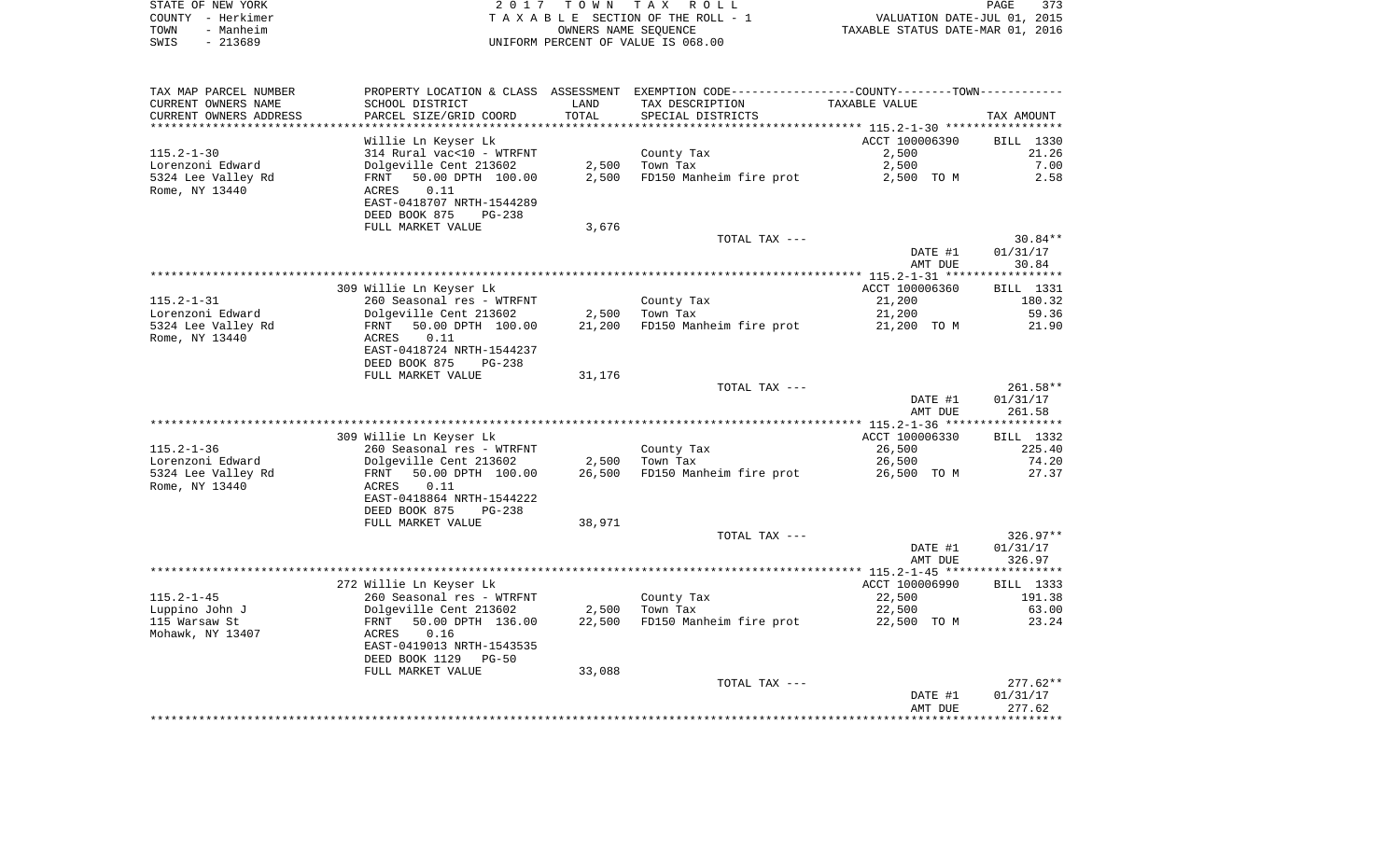STATE OF NEW YORK — COUNTY - Herkimer — TOWN - Manheim — SWIS - 213689

2017 TOWN TAX ROLL
TAXABLE SECTION OF THE ROLL - 1
OWNERS NAME SEQUENCE
UNIFORM PERCENT OF VALUE IS 068.00

VALUATION DATE-JUL 01, 2015
TAXABLE STATUS DATE-MAR 01, 2016

| TAX MAP PARCEL NUMBER<br>CURRENT OWNERS NAME<br>CURRENT OWNERS ADDRESS | PROPERTY LOCATION & CLASS<br>SCHOOL DISTRICT<br>PARCEL SIZE/GRID COORD | ASSESSMENT<br>LAND<br>TOTAL | EXEMPTION CODE-----COUNTY--------TOWN------<br>TAX DESCRIPTION<br>SPECIAL DISTRICTS | TAXABLE VALUE | TAX AMOUNT |
|---|---|---|---|---|---|
| | Willie Ln Keyser Lk | | | ACCT 100006390 | BILL 1330 |
| 115.2-1-30 | 314 Rural vac<10 - WTRFNT | | County Tax | 2,500 | 21.26 |
| Lorenzoni Edward | Dolgeville Cent 213602 | 2,500 | Town Tax | 2,500 | 7.00 |
| 5324 Lee Valley Rd | FRNT 50.00 DPTH 100.00 | 2,500 | FD150 Manheim fire prot | 2,500 TO M | 2.58 |
| Rome, NY 13440 | ACRES 0.11 | | | | |
| | EAST-0418707 NRTH-1544289 | | | | |
| | DEED BOOK 875 PG-238 | | | | |
| | FULL MARKET VALUE | 3,676 | | | |
| | | | TOTAL TAX --- | | 30.84** |
| | | | | DATE #1 | 01/31/17 |
| | | | | AMT DUE | 30.84 |
| | 309 Willie Ln Keyser Lk | | | ACCT 100006360 | BILL 1331 |
| 115.2-1-31 | 260 Seasonal res - WTRFNT | | County Tax | 21,200 | 180.32 |
| Lorenzoni Edward | Dolgeville Cent 213602 | 2,500 | Town Tax | 21,200 | 59.36 |
| 5324 Lee Valley Rd | FRNT 50.00 DPTH 100.00 | 21,200 | FD150 Manheim fire prot | 21,200 TO M | 21.90 |
| Rome, NY 13440 | ACRES 0.11 | | | | |
| | EAST-0418724 NRTH-1544237 | | | | |
| | DEED BOOK 875 PG-238 | | | | |
| | FULL MARKET VALUE | 31,176 | | | |
| | | | TOTAL TAX --- | | 261.58** |
| | | | | DATE #1 | 01/31/17 |
| | | | | AMT DUE | 261.58 |
| | 309 Willie Ln Keyser Lk | | | ACCT 100006330 | BILL 1332 |
| 115.2-1-36 | 260 Seasonal res - WTRFNT | | County Tax | 26,500 | 225.40 |
| Lorenzoni Edward | Dolgeville Cent 213602 | 2,500 | Town Tax | 26,500 | 74.20 |
| 5324 Lee Valley Rd | FRNT 50.00 DPTH 100.00 | 26,500 | FD150 Manheim fire prot | 26,500 TO M | 27.37 |
| Rome, NY 13440 | ACRES 0.11 | | | | |
| | EAST-0418864 NRTH-1544222 | | | | |
| | DEED BOOK 875 PG-238 | | | | |
| | FULL MARKET VALUE | 38,971 | | | |
| | | | TOTAL TAX --- | | 326.97** |
| | | | | DATE #1 | 01/31/17 |
| | | | | AMT DUE | 326.97 |
| | 272 Willie Ln Keyser Lk | | | ACCT 100006990 | BILL 1333 |
| 115.2-1-45 | 260 Seasonal res - WTRFNT | | County Tax | 22,500 | 191.38 |
| Luppino John J | Dolgeville Cent 213602 | 2,500 | Town Tax | 22,500 | 63.00 |
| 115 Warsaw St | FRNT 50.00 DPTH 136.00 | 22,500 | FD150 Manheim fire prot | 22,500 TO M | 23.24 |
| Mohawk, NY 13407 | ACRES 0.16 | | | | |
| | EAST-0419013 NRTH-1543535 | | | | |
| | DEED BOOK 1129 PG-50 | | | | |
| | FULL MARKET VALUE | 33,088 | | | |
| | | | TOTAL TAX --- | | 277.62** |
| | | | | DATE #1 | 01/31/17 |
| | | | | AMT DUE | 277.62 |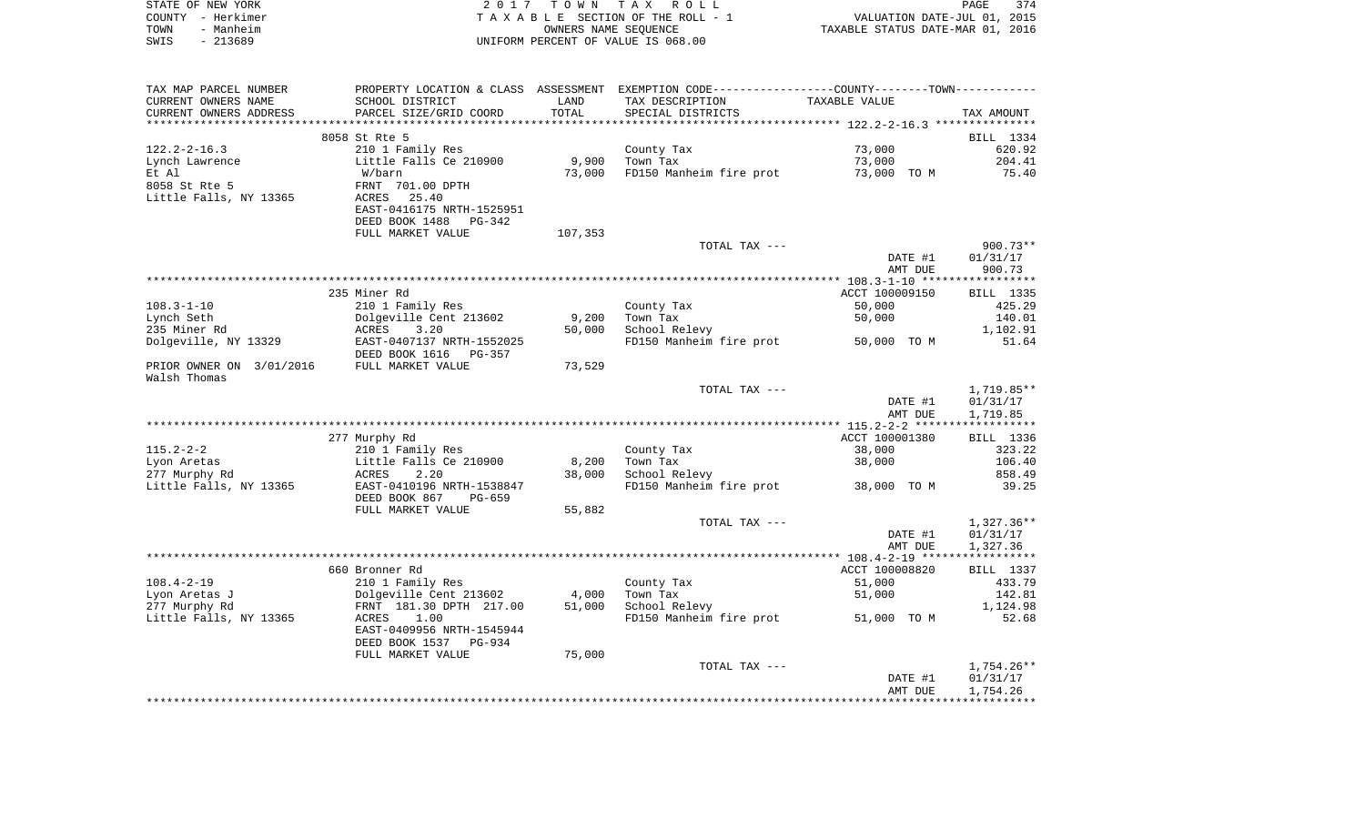STATE OF NEW YORK
COUNTY - Herkimer
TOWN - Manheim
SWIS - 213689

2 0 1 7 T O W N T A X R O L L
T A X A B L E SECTION OF THE ROLL - 1
OWNERS NAME SEQUENCE
UNIFORM PERCENT OF VALUE IS 068.00

VALUATION DATE-JUL 01, 2015
TAXABLE STATUS DATE-MAR 01, 2016

| TAX MAP PARCEL NUMBER / CURRENT OWNERS NAME / CURRENT OWNERS ADDRESS | PROPERTY LOCATION & CLASS / SCHOOL DISTRICT / PARCEL SIZE/GRID COORD | ASSESSMENT LAND | TOTAL | EXEMPTION CODE / TAX DESCRIPTION / SPECIAL DISTRICTS | COUNTY--------TOWN TAXABLE VALUE | TAX AMOUNT |
|---|---|---|---|---|---|---|
| 122.2-2-16.3 | 8058 St Rte 5 | | | | | BILL 1334 |
| Lynch Lawrence | 210 1 Family Res | | | County Tax | 73,000 | 620.92 |
| Et Al | Little Falls Ce 210900 | 9,900 | | Town Tax | 73,000 | 204.41 |
| 8058 St Rte 5 | W/barn | | 73,000 | FD150 Manheim fire prot | 73,000 TO M | 75.40 |
| Little Falls, NY 13365 | FRNT 701.00 DPTH | | | | | |
| | ACRES 25.40 | | | | | |
| | EAST-0416175 NRTH-1525951 | | | | | |
| | DEED BOOK 1488 PG-342 | | | | | |
| | FULL MARKET VALUE | | 107,353 | | | |
| | | | | TOTAL TAX --- | | 900.73** |
| | | | | | DATE #1 | 01/31/17 |
| | | | | | AMT DUE | 900.73 |
| 108.3-1-10 | 235 Miner Rd | | | | ACCT 100009150 | BILL 1335 |
| Lynch Seth | 210 1 Family Res | | | County Tax | 50,000 | 425.29 |
| 235 Miner Rd | Dolgeville Cent 213602 | 9,200 | | Town Tax | 50,000 | 140.01 |
| Dolgeville, NY 13329 | ACRES 3.20 | | 50,000 | School Relevy | | 1,102.91 |
| | EAST-0407137 NRTH-1552025 | | | FD150 Manheim fire prot | 50,000 TO M | 51.64 |
| | DEED BOOK 1616 PG-357 | | | | | |
| PRIOR OWNER ON 3/01/2016 | FULL MARKET VALUE | | 73,529 | | | |
| Walsh Thomas | | | | | | |
| | | | | TOTAL TAX --- | | 1,719.85** |
| | | | | | DATE #1 | 01/31/17 |
| | | | | | AMT DUE | 1,719.85 |
| 115.2-2-2 | 277 Murphy Rd | | | | ACCT 100001380 | BILL 1336 |
| Lyon Aretas | 210 1 Family Res | | | County Tax | 38,000 | 323.22 |
| 277 Murphy Rd | Little Falls Ce 210900 | 8,200 | | Town Tax | 38,000 | 106.40 |
| Little Falls, NY 13365 | ACRES 2.20 | | 38,000 | School Relevy | | 858.49 |
| | EAST-0410196 NRTH-1538847 | | | FD150 Manheim fire prot | 38,000 TO M | 39.25 |
| | DEED BOOK 867 PG-659 | | | | | |
| | FULL MARKET VALUE | | 55,882 | | | |
| | | | | TOTAL TAX --- | | 1,327.36** |
| | | | | | DATE #1 | 01/31/17 |
| | | | | | AMT DUE | 1,327.36 |
| 108.4-2-19 | 660 Bronner Rd | | | | ACCT 100008820 | BILL 1337 |
| Lyon Aretas J | 210 1 Family Res | | | County Tax | 51,000 | 433.79 |
| 277 Murphy Rd | Dolgeville Cent 213602 | 4,000 | | Town Tax | 51,000 | 142.81 |
| Little Falls, NY 13365 | FRNT 181.30 DPTH 217.00 | | 51,000 | School Relevy | | 1,124.98 |
| | ACRES 1.00 | | | FD150 Manheim fire prot | 51,000 TO M | 52.68 |
| | EAST-0409956 NRTH-1545944 | | | | | |
| | DEED BOOK 1537 PG-934 | | | | | |
| | FULL MARKET VALUE | | 75,000 | | | |
| | | | | TOTAL TAX --- | | 1,754.26** |
| | | | | | DATE #1 | 01/31/17 |
| | | | | | AMT DUE | 1,754.26 |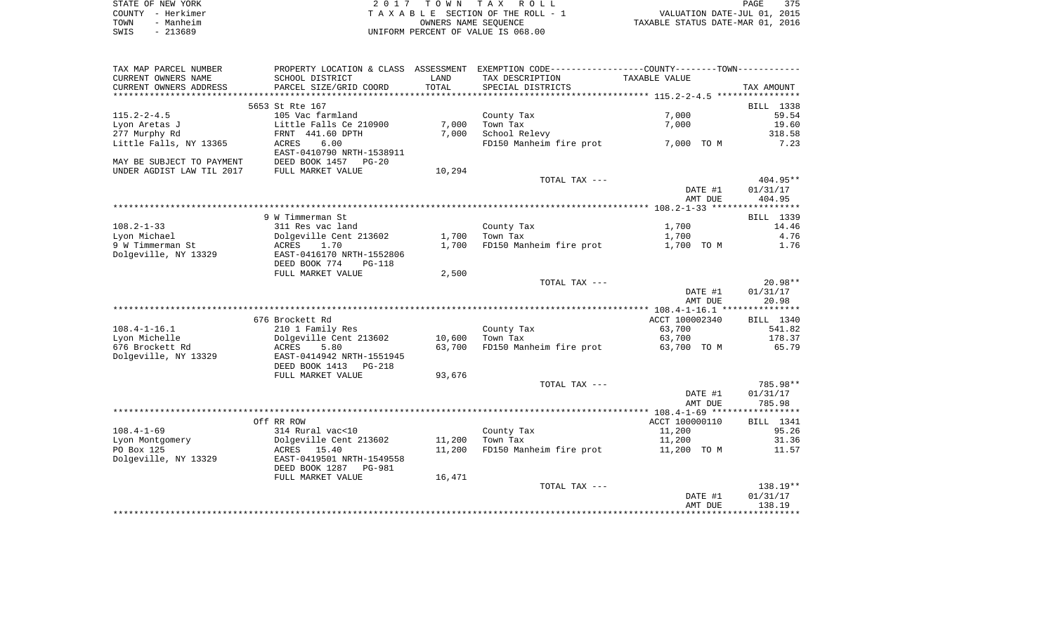STATE OF NEW YORK | COUNTY - Herkimer | TOWN - Manheim | SWIS - 213689

2017 TOWN TAX ROLL
TAXABLE SECTION OF THE ROLL - 1
OWNERS NAME SEQUENCE
UNIFORM PERCENT OF VALUE IS 068.00

VALUATION DATE-JUL 01, 2015
TAXABLE STATUS DATE-MAR 01, 2016

| TAX MAP PARCEL NUMBER / CURRENT OWNERS NAME / CURRENT OWNERS ADDRESS | PROPERTY LOCATION & CLASS / SCHOOL DISTRICT / PARCEL SIZE/GRID COORD | ASSESSMENT LAND | TOTAL | EXEMPTION CODE / TAX DESCRIPTION / SPECIAL DISTRICTS | TAXABLE VALUE | TAX AMOUNT |
|---|---|---|---|---|---|---|
| 115.2-2-4.5 | 5653 St Rte 167 | | | | | BILL 1338 |
| Lyon Aretas J | 105 Vac farmland | | | County Tax | 7,000 | 59.54 |
| 277 Murphy Rd | Little Falls Ce 210900 | 7,000 | | Town Tax | 7,000 | 19.60 |
| Little Falls, NY 13365 | FRNT 441.60 DPTH | | 7,000 | School Relevy | | 318.58 |
| | ACRES 6.00 | | | FD150 Manheim fire prot | 7,000 TO M | 7.23 |
| MAY BE SUBJECT TO PAYMENT | EAST-0410790 NRTH-1538911 | | | | | |
| UNDER AGDIST LAW TIL 2017 | DEED BOOK 1457 PG-20 | | | | | |
| | FULL MARKET VALUE | 10,294 | | | | |
| | | | | TOTAL TAX --- | | 404.95** |
| | | | | | DATE #1 | 01/31/17 |
| | | | | | AMT DUE | 404.95 |
| 108.2-1-33 | 9 W Timmerman St | | | | | BILL 1339 |
| Lyon Michael | 311 Res vac land | | | County Tax | 1,700 | 14.46 |
| 9 W Timmerman St | Dolgeville Cent 213602 | 1,700 | | Town Tax | 1,700 | 4.76 |
| Dolgeville, NY 13329 | ACRES 1.70 | | 1,700 | FD150 Manheim fire prot | 1,700 TO M | 1.76 |
| | EAST-0416170 NRTH-1552806 | | | | | |
| | DEED BOOK 774 PG-118 | | | | | |
| | FULL MARKET VALUE | 2,500 | | | | |
| | | | | TOTAL TAX --- | | 20.98** |
| | | | | | DATE #1 | 01/31/17 |
| | | | | | AMT DUE | 20.98 |
| 108.4-1-16.1 | 676 Brockett Rd | | | | ACCT 100002340 | BILL 1340 |
| Lyon Michelle | 210 1 Family Res | | | County Tax | 63,700 | 541.82 |
| 676 Brockett Rd | Dolgeville Cent 213602 | 10,600 | | Town Tax | 63,700 | 178.37 |
| Dolgeville, NY 13329 | ACRES 5.80 | | 63,700 | FD150 Manheim fire prot | 63,700 TO M | 65.79 |
| | EAST-0414942 NRTH-1551945 | | | | | |
| | DEED BOOK 1413 PG-218 | | | | | |
| | FULL MARKET VALUE | 93,676 | | | | |
| | | | | TOTAL TAX --- | | 785.98** |
| | | | | | DATE #1 | 01/31/17 |
| | | | | | AMT DUE | 785.98 |
| 108.4-1-69 | Off RR ROW | | | | ACCT 100000110 | BILL 1341 |
| Lyon Montgomery | 314 Rural vac<10 | | | County Tax | 11,200 | 95.26 |
| PO Box 125 | Dolgeville Cent 213602 | 11,200 | | Town Tax | 11,200 | 31.36 |
| Dolgeville, NY 13329 | ACRES 15.40 | | 11,200 | FD150 Manheim fire prot | 11,200 TO M | 11.57 |
| | EAST-0419501 NRTH-1549558 | | | | | |
| | DEED BOOK 1287 PG-981 | | | | | |
| | FULL MARKET VALUE | 16,471 | | | | |
| | | | | TOTAL TAX --- | | 138.19** |
| | | | | | DATE #1 | 01/31/17 |
| | | | | | AMT DUE | 138.19 |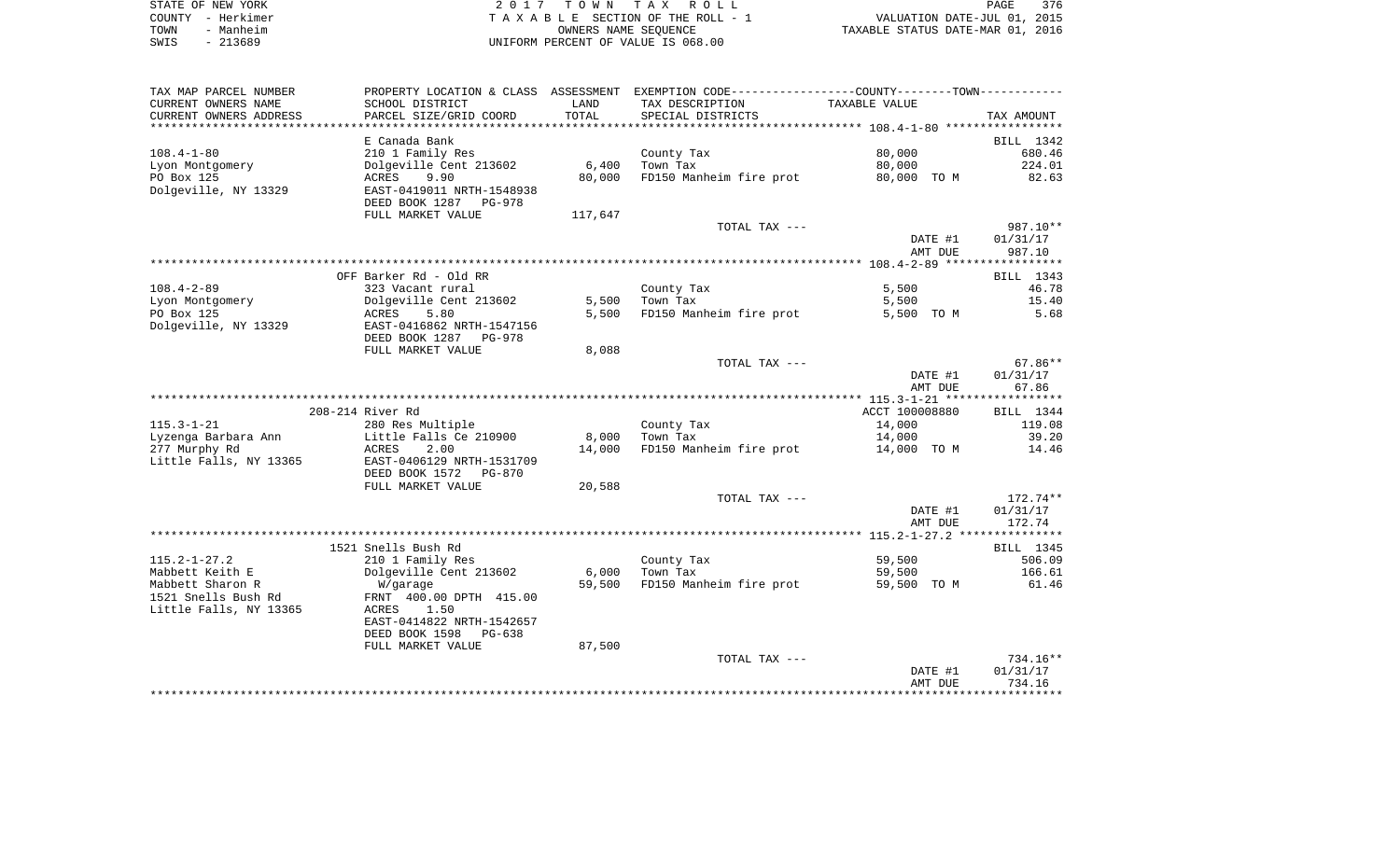STATE OF NEW YORK | 2 0 1 7 T O W N T A X R O L L
COUNTY - Herkimer | T A X A B L E SECTION OF THE ROLL - 1 | VALUATION DATE-JUL 01, 2015
TOWN - Manheim | OWNERS NAME SEQUENCE | TAXABLE STATUS DATE-MAR 01, 2016
SWIS - 213689 | UNIFORM PERCENT OF VALUE IS 068.00

| TAX MAP PARCEL NUMBER / CURRENT OWNERS NAME / CURRENT OWNERS ADDRESS | PROPERTY LOCATION & CLASS / SCHOOL DISTRICT / PARCEL SIZE/GRID COORD | ASSESSMENT LAND / TOTAL | EXEMPTION CODE / TAX DESCRIPTION / SPECIAL DISTRICTS | TAXABLE VALUE | TAX AMOUNT |
|---|---|---|---|---|---|
| **108.4-1-80** | E Canada Bank | | | | BILL 1342 |
| 108.4-1-80 | 210 1 Family Res | | County Tax | 80,000 | 680.46 |
| Lyon Montgomery | Dolgeville Cent 213602 | 6,400 | Town Tax | 80,000 | 224.01 |
| PO Box 125 | ACRES 9.90 | 80,000 | FD150 Manheim fire prot | 80,000 TO M | 82.63 |
| Dolgeville, NY 13329 | EAST-0419011 NRTH-1548938 | | | | |
| | DEED BOOK 1287 PG-978 | | | | |
| | FULL MARKET VALUE | 117,647 | | | |
| | | | TOTAL TAX --- | | 987.10** |
| | | | | DATE #1 | 01/31/17 |
| | | | | AMT DUE | 987.10 |
| **108.4-2-89** | OFF Barker Rd - Old RR | | | | BILL 1343 |
| 108.4-2-89 | 323 Vacant rural | | County Tax | 5,500 | 46.78 |
| Lyon Montgomery | Dolgeville Cent 213602 | 5,500 | Town Tax | 5,500 | 15.40 |
| PO Box 125 | ACRES 5.80 | 5,500 | FD150 Manheim fire prot | 5,500 TO M | 5.68 |
| Dolgeville, NY 13329 | EAST-0416862 NRTH-1547156 | | | | |
| | DEED BOOK 1287 PG-978 | | | | |
| | FULL MARKET VALUE | 8,088 | | | |
| | | | TOTAL TAX --- | | 67.86** |
| | | | | DATE #1 | 01/31/17 |
| | | | | AMT DUE | 67.86 |
| **115.3-1-21** | 208-214 River Rd | | | ACCT 100008880 | BILL 1344 |
| 115.3-1-21 | 280 Res Multiple | | County Tax | 14,000 | 119.08 |
| Lyzenga Barbara Ann | Little Falls Ce 210900 | 8,000 | Town Tax | 14,000 | 39.20 |
| 277 Murphy Rd | ACRES 2.00 | 14,000 | FD150 Manheim fire prot | 14,000 TO M | 14.46 |
| Little Falls, NY 13365 | EAST-0406129 NRTH-1531709 | | | | |
| | DEED BOOK 1572 PG-870 | | | | |
| | FULL MARKET VALUE | 20,588 | | | |
| | | | TOTAL TAX --- | | 172.74** |
| | | | | DATE #1 | 01/31/17 |
| | | | | AMT DUE | 172.74 |
| **115.2-1-27.2** | 1521 Snells Bush Rd | | | | BILL 1345 |
| 115.2-1-27.2 | 210 1 Family Res | | County Tax | 59,500 | 506.09 |
| Mabbett Keith E | Dolgeville Cent 213602 | 6,000 | Town Tax | 59,500 | 166.61 |
| Mabbett Sharon R | W/garage | 59,500 | FD150 Manheim fire prot | 59,500 TO M | 61.46 |
| 1521 Snells Bush Rd | FRNT 400.00 DPTH 415.00 | | | | |
| Little Falls, NY 13365 | ACRES 1.50 | | | | |
| | EAST-0414822 NRTH-1542657 | | | | |
| | DEED BOOK 1598 PG-638 | | | | |
| | FULL MARKET VALUE | 87,500 | | | |
| | | | TOTAL TAX --- | | 734.16** |
| | | | | DATE #1 | 01/31/17 |
| | | | | AMT DUE | 734.16 |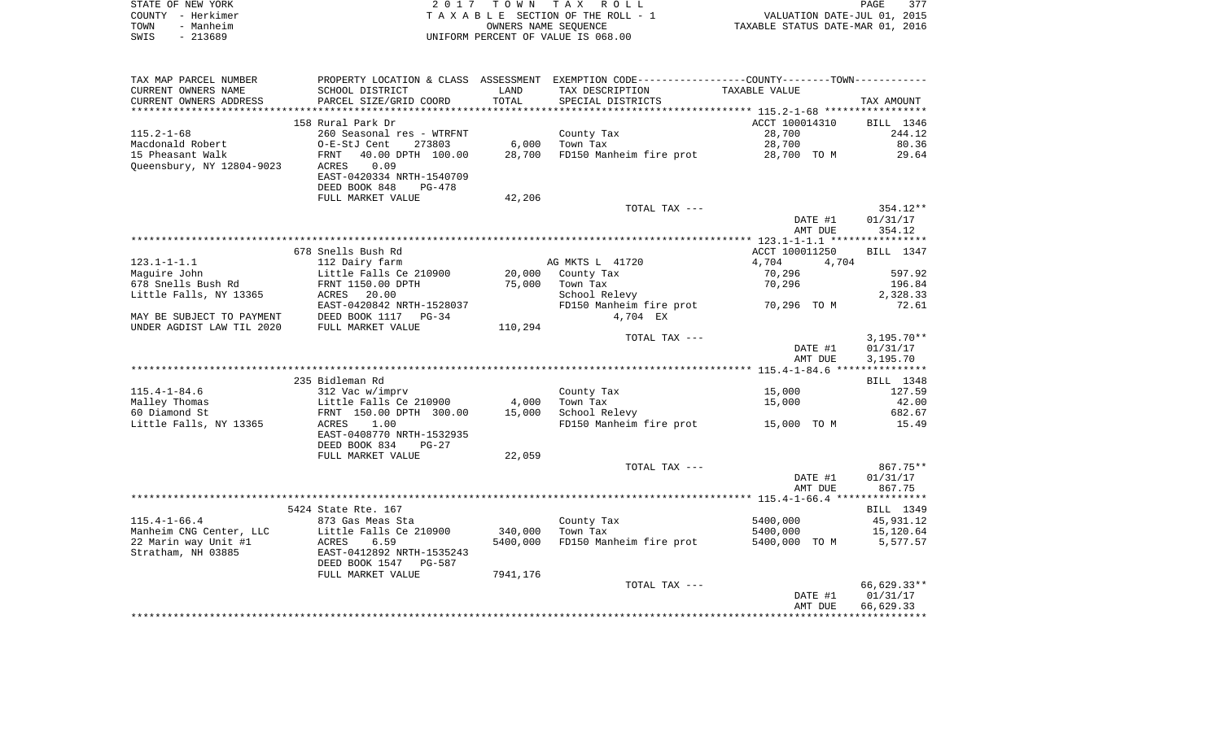STATE OF NEW YORK 2017 TOWN TAX ROLL
COUNTY - Herkimer TAXABLE SECTION OF THE ROLL - 1 VALUATION DATE-JUL 01, 2015
TOWN - Manheim OWNERS NAME SEQUENCE TAXABLE STATUS DATE-MAR 01, 2016
SWIS - 213689 UNIFORM PERCENT OF VALUE IS 068.00

| TAX MAP PARCEL NUMBER<br>CURRENT OWNERS NAME<br>CURRENT OWNERS ADDRESS | PROPERTY LOCATION & CLASS<br>SCHOOL DISTRICT<br>PARCEL SIZE/GRID COORD | ASSESSMENT<br>LAND<br>TOTAL | EXEMPTION CODE-----COUNTY--------TOWN------<br>TAX DESCRIPTION<br>SPECIAL DISTRICTS | TAXABLE VALUE | TAX AMOUNT |
|---|---|---|---|---|---|
| **115.2-1-68** | 158 Rural Park Dr | | | ACCT 100014310 | BILL 1346 |
| 115.2-1-68 | 260 Seasonal res - WTRFNT | | County Tax | 28,700 | 244.12 |
| Macdonald Robert | O-E-StJ Cent 273803 | 6,000 | Town Tax | 28,700 | 80.36 |
| 15 Pheasant Walk | FRNT 40.00 DPTH 100.00 | 28,700 | FD150 Manheim fire prot | 28,700 TO M | 29.64 |
| Queensbury, NY 12804-9023 | ACRES 0.09 | | | | |
| | EAST-0420334 NRTH-1540709 | | | | |
| | DEED BOOK 848 PG-478 | | | | |
| | FULL MARKET VALUE | 42,206 | | | |
| | | | TOTAL TAX --- | | 354.12** |
| | | | | DATE #1 | 01/31/17 |
| | | | | AMT DUE | 354.12 |
| **123.1-1-1.1** | 678 Snells Bush Rd | | | ACCT 100011250 | BILL 1347 |
| 123.1-1-1.1 | 112 Dairy farm | | AG MKTS L 41720 | 4,704 4,704 | |
| Maguire John | Little Falls Ce 210900 | 20,000 | County Tax | 70,296 | 597.92 |
| 678 Snells Bush Rd | FRNT 1150.00 DPTH | 75,000 | Town Tax | 70,296 | 196.84 |
| Little Falls, NY 13365 | ACRES 20.00 | | School Relevy | | 2,328.33 |
| | EAST-0420842 NRTH-1528037 | | FD150 Manheim fire prot | 70,296 TO M | 72.61 |
| MAY BE SUBJECT TO PAYMENT | DEED BOOK 1117 PG-34 | | 4,704 EX | | |
| UNDER AGDIST LAW TIL 2020 | FULL MARKET VALUE | 110,294 | | | |
| | | | TOTAL TAX --- | | 3,195.70** |
| | | | | DATE #1 | 01/31/17 |
| | | | | AMT DUE | 3,195.70 |
| **115.4-1-84.6** | 235 Bidleman Rd | | | | BILL 1348 |
| 115.4-1-84.6 | 312 Vac w/imprv | | County Tax | 15,000 | 127.59 |
| Malley Thomas | Little Falls Ce 210900 | 4,000 | Town Tax | 15,000 | 42.00 |
| 60 Diamond St | FRNT 150.00 DPTH 300.00 | 15,000 | School Relevy | | 682.67 |
| Little Falls, NY 13365 | ACRES 1.00 | | FD150 Manheim fire prot | 15,000 TO M | 15.49 |
| | EAST-0408770 NRTH-1532935 | | | | |
| | DEED BOOK 834 PG-27 | | | | |
| | FULL MARKET VALUE | 22,059 | | | |
| | | | TOTAL TAX --- | | 867.75** |
| | | | | DATE #1 | 01/31/17 |
| | | | | AMT DUE | 867.75 |
| **115.4-1-66.4** | 5424 State Rte. 167 | | | | BILL 1349 |
| 115.4-1-66.4 | 873 Gas Meas Sta | | County Tax | 5400,000 | 45,931.12 |
| Manheim CNG Center, LLC | Little Falls Ce 210900 | 340,000 | Town Tax | 5400,000 | 15,120.64 |
| 22 Marin way Unit #1 | ACRES 6.59 | 5400,000 | FD150 Manheim fire prot | 5400,000 TO M | 5,577.57 |
| Stratham, NH 03885 | EAST-0412892 NRTH-1535243 | | | | |
| | DEED BOOK 1547 PG-587 | | | | |
| | FULL MARKET VALUE | 7941,176 | | | |
| | | | TOTAL TAX --- | | 66,629.33** |
| | | | | DATE #1 | 01/31/17 |
| | | | | AMT DUE | 66,629.33 |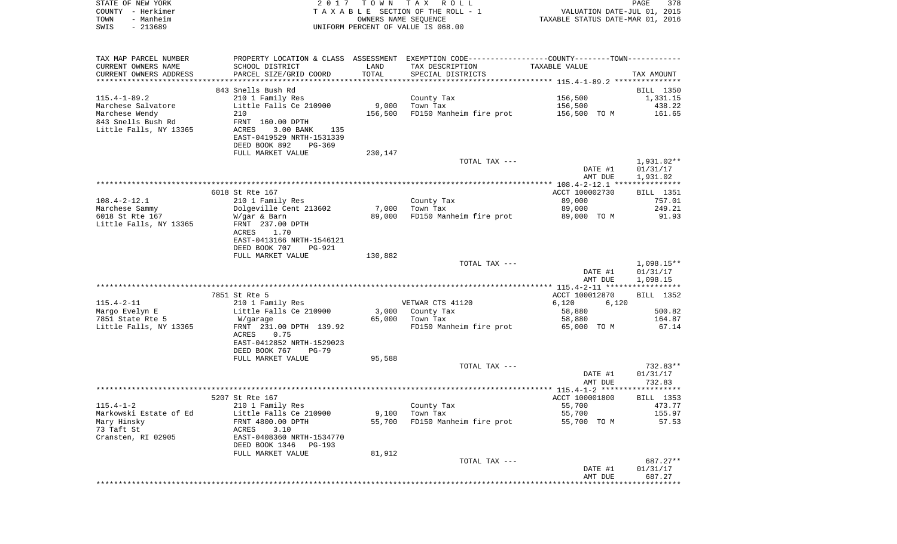STATE OF NEW YORK
COUNTY - Herkimer
TOWN - Manheim
SWIS - 213689

2017 TOWN TAX ROLL
TAXABLE SECTION OF THE ROLL - 1
OWNERS NAME SEQUENCE
UNIFORM PERCENT OF VALUE IS 068.00

VALUATION DATE-JUL 01, 2015
TAXABLE STATUS DATE-MAR 01, 2016

| TAX MAP PARCEL NUMBER / CURRENT OWNERS NAME / CURRENT OWNERS ADDRESS | PROPERTY LOCATION & CLASS / SCHOOL DISTRICT / PARCEL SIZE/GRID COORD | ASSESSMENT LAND | TOTAL | EXEMPTION CODE / TAX DESCRIPTION / SPECIAL DISTRICTS | TAXABLE VALUE | TAX AMOUNT |
|---|---|---|---|---|---|---|
| 115.4-1-89.2 | 843 Snells Bush Rd | | | | | BILL 1350 |
| Marchese Salvatore | 210 1 Family Res | | | County Tax | 156,500 | 1,331.15 |
| Marchese Wendy | Little Falls Ce 210900 | 9,000 | | Town Tax | 156,500 | 438.22 |
| 843 Snells Bush Rd | 210 | | 156,500 | FD150 Manheim fire prot | 156,500 TO M | 161.65 |
| Little Falls, NY 13365 | FRNT 160.00 DPTH | | | | | |
| | ACRES 3.00 BANK 135 | | | | | |
| | EAST-0419529 NRTH-1531339 | | | | | |
| | DEED BOOK 892 PG-369 | | | | | |
| | FULL MARKET VALUE | | 230,147 | | | |
| | | | | TOTAL TAX --- | | 1,931.02** |
| | | | | | DATE #1 | 01/31/17 |
| | | | | | AMT DUE | 1,931.02 |
| 108.4-2-12.1 | 6018 St Rte 167 | | | | ACCT 100002730 | BILL 1351 |
| Marchese Sammy | 210 1 Family Res | | | County Tax | 89,000 | 757.01 |
| 6018 St Rte 167 | Dolgeville Cent 213602 | 7,000 | | Town Tax | 89,000 | 249.21 |
| Little Falls, NY 13365 | W/gar & Barn | | 89,000 | FD150 Manheim fire prot | 89,000 TO M | 91.93 |
| | FRNT 237.00 DPTH | | | | | |
| | ACRES 1.70 | | | | | |
| | EAST-0413166 NRTH-1546121 | | | | | |
| | DEED BOOK 707 PG-921 | | | | | |
| | FULL MARKET VALUE | | 130,882 | | | |
| | | | | TOTAL TAX --- | | 1,098.15** |
| | | | | | DATE #1 | 01/31/17 |
| | | | | | AMT DUE | 1,098.15 |
| 115.4-2-11 | 7851 St Rte 5 | | | | ACCT 100012870 | BILL 1352 |
| Margo Evelyn E | 210 1 Family Res | | | VETWAR CTS 41120 | 6,120 6,120 | |
| 7851 State Rte 5 | Little Falls Ce 210900 | 3,000 | | County Tax | 58,880 | 500.82 |
| Little Falls, NY 13365 | W/garage | | 65,000 | Town Tax | 58,880 | 164.87 |
| | FRNT 231.00 DPTH 139.92 | | | FD150 Manheim fire prot | 65,000 TO M | 67.14 |
| | ACRES 0.75 | | | | | |
| | EAST-0412852 NRTH-1529023 | | | | | |
| | DEED BOOK 767 PG-79 | | | | | |
| | FULL MARKET VALUE | | 95,588 | | | |
| | | | | TOTAL TAX --- | | 732.83** |
| | | | | | DATE #1 | 01/31/17 |
| | | | | | AMT DUE | 732.83 |
| 115.4-1-2 | 5207 St Rte 167 | | | | ACCT 100001800 | BILL 1353 |
| Markowski Estate of Ed | 210 1 Family Res | | | County Tax | 55,700 | 473.77 |
| Mary Hinsky | Little Falls Ce 210900 | 9,100 | | Town Tax | 55,700 | 155.97 |
| 73 Taft St | FRNT 4800.00 DPTH | | 55,700 | FD150 Manheim fire prot | 55,700 TO M | 57.53 |
| Cransten, RI 02905 | ACRES 3.10 | | | | | |
| | EAST-0408360 NRTH-1534770 | | | | | |
| | DEED BOOK 1346 PG-193 | | | | | |
| | FULL MARKET VALUE | | 81,912 | | | |
| | | | | TOTAL TAX --- | | 687.27** |
| | | | | | DATE #1 | 01/31/17 |
| | | | | | AMT DUE | 687.27 |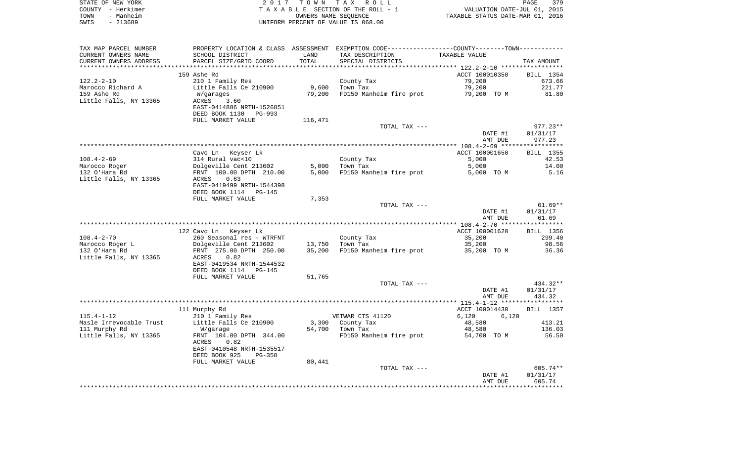STATE OF NEW YORK — COUNTY - Herkimer — TOWN - Manheim — SWIS - 213689

2017 TOWN TAX ROLL
TAXABLE SECTION OF THE ROLL - 1
OWNERS NAME SEQUENCE
UNIFORM PERCENT OF VALUE IS 068.00

VALUATION DATE-JUL 01, 2015
TAXABLE STATUS DATE-MAR 01, 2016

| TAX MAP PARCEL NUMBER / CURRENT OWNERS NAME / CURRENT OWNERS ADDRESS | PROPERTY LOCATION & CLASS / SCHOOL DISTRICT / PARCEL SIZE/GRID COORD | ASSESSMENT LAND / TOTAL | EXEMPTION CODE / TAX DESCRIPTION / SPECIAL DISTRICTS | COUNTY / TOWN TAXABLE VALUE | TAX AMOUNT |
|---|---|---|---|---|---|
| 122.2-2-10 | 159 Ashe Rd | | | ACCT 100010350 | BILL 1354 |
| Marocco Richard A | 210 1 Family Res | | County Tax | 79,200 | 673.66 |
| 159 Ashe Rd | Little Falls Ce 210900 | 9,600 | Town Tax | 79,200 | 221.77 |
| Little Falls, NY 13365 | W/garages | 79,200 | FD150 Manheim fire prot | 79,200 TO M | 81.80 |
| | ACRES 3.60 | | | | |
| | EAST-0414886 NRTH-1526851 | | | | |
| | DEED BOOK 1130 PG-993 | | | | |
| | FULL MARKET VALUE | 116,471 | | | |
| | | | TOTAL TAX --- | | 977.23** |
| | | | | DATE #1 | 01/31/17 |
| | | | | AMT DUE | 977.23 |
| 108.4-2-69 | Cavo Ln Keyser Lk | | | ACCT 100001650 | BILL 1355 |
| Marocco Roger | 314 Rural vac<10 | | County Tax | 5,000 | 42.53 |
| 132 O'Hara Rd | Dolgeville Cent 213602 | 5,000 | Town Tax | 5,000 | 14.00 |
| Little Falls, NY 13365 | FRNT 100.00 DPTH 210.00 | 5,000 | FD150 Manheim fire prot | 5,000 TO M | 5.16 |
| | ACRES 0.63 | | | | |
| | EAST-0419499 NRTH-1544398 | | | | |
| | DEED BOOK 1114 PG-145 | | | | |
| | FULL MARKET VALUE | 7,353 | | | |
| | | | TOTAL TAX --- | | 61.69** |
| | | | | DATE #1 | 01/31/17 |
| | | | | AMT DUE | 61.69 |
| 108.4-2-70 | 122 Cavo Ln Keyser Lk | | | ACCT 100001620 | BILL 1356 |
| Marocco Roger L | 260 Seasonal res - WTRFNT | | County Tax | 35,200 | 299.40 |
| 132 O'Hara Rd | Dolgeville Cent 213602 | 13,750 | Town Tax | 35,200 | 98.56 |
| Little Falls, NY 13365 | FRNT 275.00 DPTH 250.00 | 35,200 | FD150 Manheim fire prot | 35,200 TO M | 36.36 |
| | ACRES 0.82 | | | | |
| | EAST-0419534 NRTH-1544532 | | | | |
| | DEED BOOK 1114 PG-145 | | | | |
| | FULL MARKET VALUE | 51,765 | | | |
| | | | TOTAL TAX --- | | 434.32** |
| | | | | DATE #1 | 01/31/17 |
| | | | | AMT DUE | 434.32 |
| 115.4-1-12 | 111 Murphy Rd | | | ACCT 100014430 | BILL 1357 |
| Masle Irrevocable Trust | 210 1 Family Res | | VETWAR CTS 41120 | 6,120 6,120 | |
| 111 Murphy Rd | Little Falls Ce 210900 | 3,300 | County Tax | 48,580 | 413.21 |
| Little Falls, NY 13365 | W/garage | 54,700 | Town Tax | 48,580 | 136.03 |
| | FRNT 104.00 DPTH 344.00 | | FD150 Manheim fire prot | 54,700 TO M | 56.50 |
| | ACRES 0.82 | | | | |
| | EAST-0410548 NRTH-1535517 | | | | |
| | DEED BOOK 925 PG-358 | | | | |
| | FULL MARKET VALUE | 80,441 | | | |
| | | | TOTAL TAX --- | | 605.74** |
| | | | | DATE #1 | 01/31/17 |
| | | | | AMT DUE | 605.74 |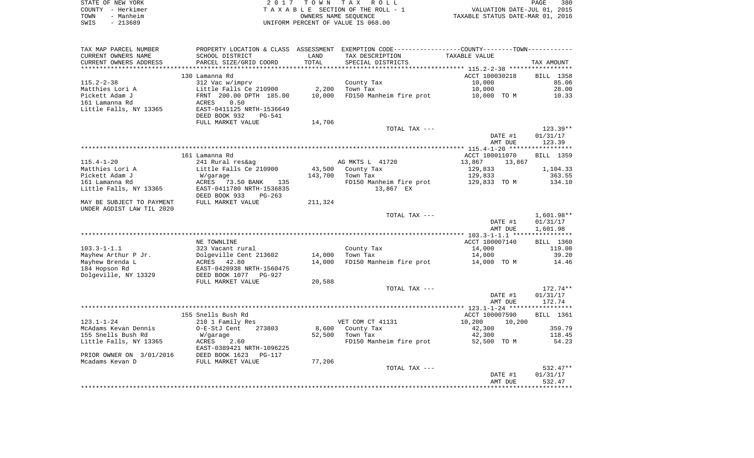STATE OF NEW YORK
COUNTY - Herkimer
TOWN - Manheim
SWIS - 213689

2017 TOWN TAX ROLL
TAXABLE SECTION OF THE ROLL - 1
OWNERS NAME SEQUENCE
UNIFORM PERCENT OF VALUE IS 068.00

VALUATION DATE-JUL 01, 2015
TAXABLE STATUS DATE-MAR 01, 2016

| TAX MAP PARCEL NUMBER / CURRENT OWNERS NAME / CURRENT OWNERS ADDRESS | PROPERTY LOCATION & CLASS / SCHOOL DISTRICT / PARCEL SIZE/GRID COORD | ASSESSMENT LAND | TOTAL | EXEMPTION CODE / TAX DESCRIPTION / SPECIAL DISTRICTS | TAXABLE VALUE | TAX AMOUNT |
|---|---|---|---|---|---|---|
| **115.2-2-38** | 130 Lamanna Rd | | | | ACCT 100030218 | BILL 1358 |
| Matthies Lori A | 312 Vac w/imprv | | | County Tax | 10,000 | 85.06 |
| Pickett Adam J | Little Falls Ce 210900 | 2,200 | | Town Tax | 10,000 | 28.00 |
| 161 Lamanna Rd | FRNT 200.00 DPTH 185.00 | | 10,000 | FD150 Manheim fire prot | 10,000 TO M | 10.33 |
| Little Falls, NY 13365 | ACRES 0.50 | | | | | |
| | EAST-0411125 NRTH-1536649 | | | | | |
| | DEED BOOK 932 PG-541 | | | | | |
| | FULL MARKET VALUE | 14,706 | | | | |
| | | | | TOTAL TAX --- | | 123.39** |
| | | | | | DATE #1 | 01/31/17 |
| | | | | | AMT DUE | 123.39 |
| **115.4-1-20** | 161 Lamanna Rd | | | | ACCT 100011070 | BILL 1359 |
| Matthies Lori A | 241 Rural res&ag | | | AG MKTS L 41720 | 13,867 13,867 | |
| Pickett Adam J | Little Falls Ce 210900 | 43,500 | | County Tax | 129,833 | 1,104.33 |
| 161 Lamanna Rd | W/garage | | 143,700 | Town Tax | 129,833 | 363.55 |
| Little Falls, NY 13365 | ACRES 73.50 BANK 135 | | | FD150 Manheim fire prot | 129,833 TO M | 134.10 |
| | EAST-0411780 NRTH-1536835 | | | 13,867 EX | | |
| | DEED BOOK 933 PG-263 | | | | | |
| MAY BE SUBJECT TO PAYMENT | FULL MARKET VALUE | 211,324 | | | | |
| UNDER AGDIST LAW TIL 2020 | | | | | | |
| | | | | TOTAL TAX --- | | 1,601.98** |
| | | | | | DATE #1 | 01/31/17 |
| | | | | | AMT DUE | 1,601.98 |
| **103.3-1-1.1** | NE TOWNLINE | | | | ACCT 100007140 | BILL 1360 |
| Mayhew Arthur P Jr. | 323 Vacant rural | | | County Tax | 14,000 | 119.08 |
| Mayhew Brenda L | Dolgeville Cent 213602 | 14,000 | | Town Tax | 14,000 | 39.20 |
| 184 Hopson Rd | ACRES 42.80 | | 14,000 | FD150 Manheim fire prot | 14,000 TO M | 14.46 |
| Dolgeville, NY 13329 | EAST-0420938 NRTH-1560475 | | | | | |
| | DEED BOOK 1077 PG-927 | | | | | |
| | FULL MARKET VALUE | 20,588 | | | | |
| | | | | TOTAL TAX --- | | 172.74** |
| | | | | | DATE #1 | 01/31/17 |
| | | | | | AMT DUE | 172.74 |
| **123.1-1-24** | 155 Snells Bush Rd | | | | ACCT 100007590 | BILL 1361 |
| McAdams Kevan Dennis | 210 1 Family Res | | | VET COM CT 41131 | 10,200 10,200 | |
| 155 Snells Bush Rd | O-E-StJ Cent 273803 | 8,600 | | County Tax | 42,300 | 359.79 |
| Little Falls, NY 13365 | W/garage | | 52,500 | Town Tax | 42,300 | 118.45 |
| | ACRES 2.60 | | | FD150 Manheim fire prot | 52,500 TO M | 54.23 |
| | EAST-0389421 NRTH-1096225 | | | | | |
| PRIOR OWNER ON 3/01/2016 | DEED BOOK 1623 PG-117 | | | | | |
| Mcadams Kevan D | FULL MARKET VALUE | 77,206 | | | | |
| | | | | TOTAL TAX --- | | 532.47** |
| | | | | | DATE #1 | 01/31/17 |
| | | | | | AMT DUE | 532.47 |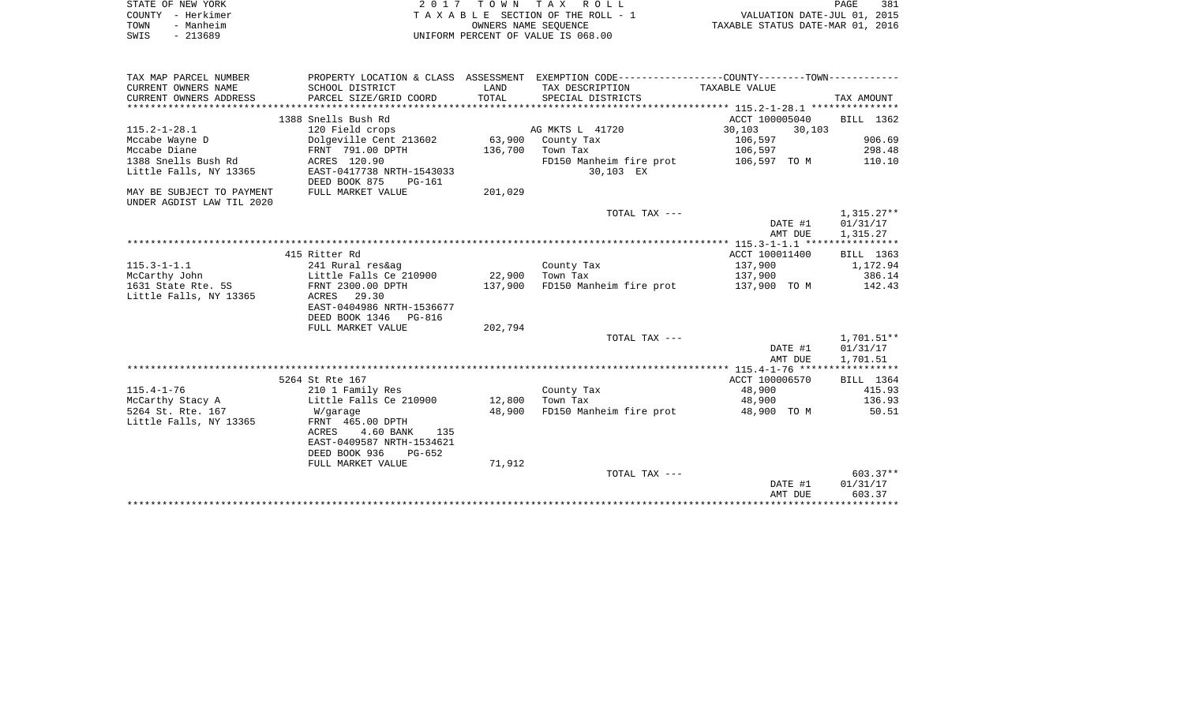STATE OF NEW YORK
COUNTY - Herkimer
TOWN - Manheim
SWIS - 213689

2 0 1 7 T O W N T A X R O L L
T A X A B L E SECTION OF THE ROLL - 1
OWNERS NAME SEQUENCE
UNIFORM PERCENT OF VALUE IS 068.00

VALUATION DATE-JUL 01, 2015
TAXABLE STATUS DATE-MAR 01, 2016

| TAX MAP PARCEL NUMBER / CURRENT OWNERS NAME / CURRENT OWNERS ADDRESS | PROPERTY LOCATION & CLASS / SCHOOL DISTRICT / PARCEL SIZE/GRID COORD | ASSESSMENT LAND / TOTAL | EXEMPTION CODE / TAX DESCRIPTION / SPECIAL DISTRICTS | COUNTY / TOWN TAXABLE VALUE | TAX AMOUNT |
|---|---|---|---|---|---|
| 115.2-1-28.1 | 1388 Snells Bush Rd | | | ACCT 100005040 | BILL 1362 |
| 115.2-1-28.1 | 120 Field crops | | AG MKTS L 41720 | 30,103 30,103 | |
| Mccabe Wayne D | Dolgeville Cent 213602 | 63,900 | County Tax | 106,597 | 906.69 |
| Mccabe Diane | FRNT 791.00 DPTH | 136,700 | Town Tax | 106,597 | 298.48 |
| 1388 Snells Bush Rd | ACRES 120.90 | | FD150 Manheim fire prot | 106,597 TO M | 110.10 |
| Little Falls, NY 13365 | EAST-0417738 NRTH-1543033 | | 30,103 EX | | |
| | DEED BOOK 875 PG-161 | | | | |
| MAY BE SUBJECT TO PAYMENT UNDER AGDIST LAW TIL 2020 | FULL MARKET VALUE | 201,029 | | | |
| | | | TOTAL TAX --- | | 1,315.27** |
| | | | | DATE #1 | 01/31/17 |
| | | | | AMT DUE | 1,315.27 |
| 115.3-1-1.1 | 415 Ritter Rd | | | ACCT 100011400 | BILL 1363 |
| 115.3-1-1.1 | 241 Rural res&ag | | County Tax | 137,900 | 1,172.94 |
| McCarthy John | Little Falls Ce 210900 | 22,900 | Town Tax | 137,900 | 386.14 |
| 1631 State Rte. 5S | FRNT 2300.00 DPTH | 137,900 | FD150 Manheim fire prot | 137,900 TO M | 142.43 |
| Little Falls, NY 13365 | ACRES 29.30 | | | | |
| | EAST-0404986 NRTH-1536677 | | | | |
| | DEED BOOK 1346 PG-816 | | | | |
| | FULL MARKET VALUE | 202,794 | | | |
| | | | TOTAL TAX --- | | 1,701.51** |
| | | | | DATE #1 | 01/31/17 |
| | | | | AMT DUE | 1,701.51 |
| 115.4-1-76 | 5264 St Rte 167 | | | ACCT 100006570 | BILL 1364 |
| 115.4-1-76 | 210 1 Family Res | | County Tax | 48,900 | 415.93 |
| McCarthy Stacy A | Little Falls Ce 210900 | 12,800 | Town Tax | 48,900 | 136.93 |
| 5264 St. Rte. 167 | W/garage | 48,900 | FD150 Manheim fire prot | 48,900 TO M | 50.51 |
| Little Falls, NY 13365 | FRNT 465.00 DPTH | | | | |
| | ACRES 4.60 BANK 135 | | | | |
| | EAST-0409587 NRTH-1534621 | | | | |
| | DEED BOOK 936 PG-652 | | | | |
| | FULL MARKET VALUE | 71,912 | | | |
| | | | TOTAL TAX --- | | 603.37** |
| | | | | DATE #1 | 01/31/17 |
| | | | | AMT DUE | 603.37 |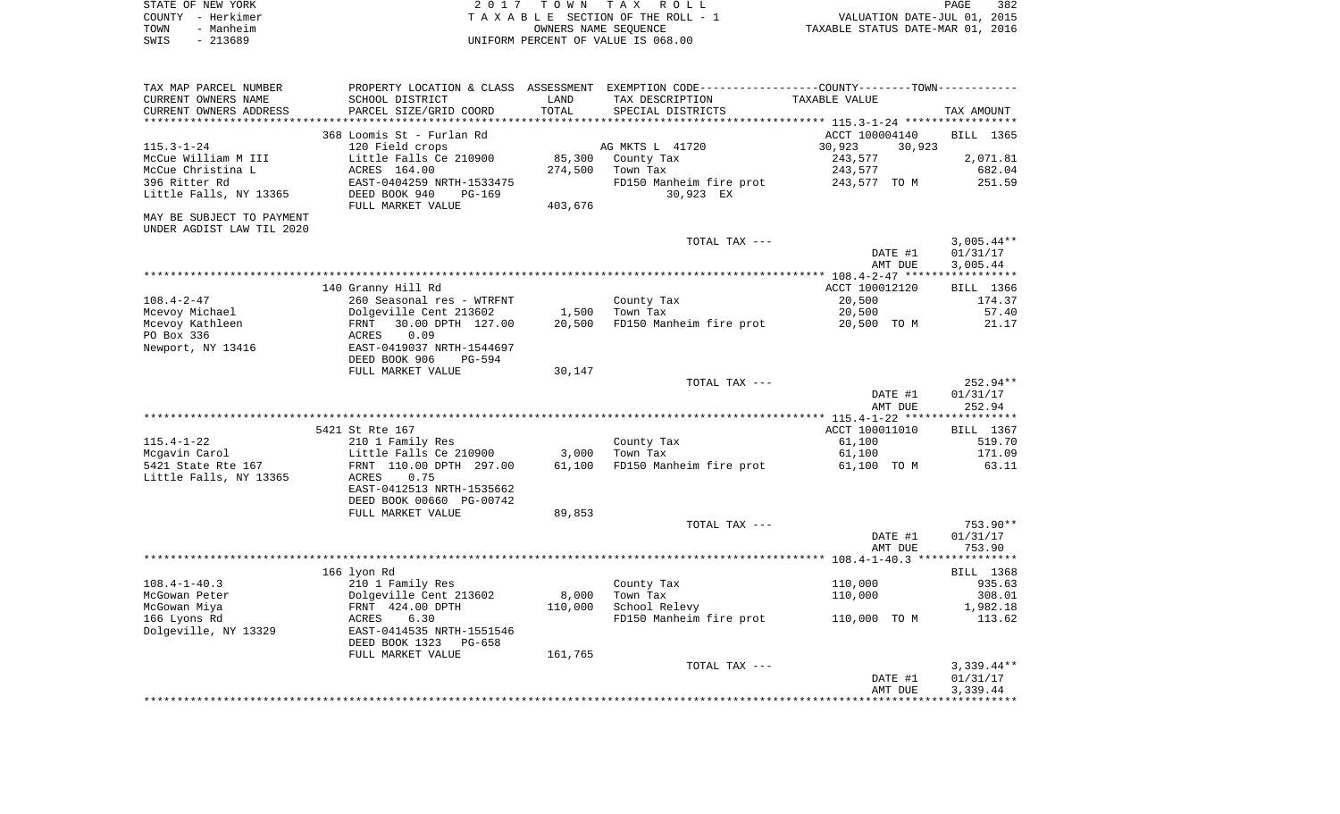STATE OF NEW YORK | 2017 TOWN TAX ROLL | PAGE 382
COUNTY - Herkimer | TAXABLE SECTION OF THE ROLL - 1 | VALUATION DATE-JUL 01, 2015
TOWN - Manheim | OWNERS NAME SEQUENCE | TAXABLE STATUS DATE-MAR 01, 2016
SWIS - 213689 | UNIFORM PERCENT OF VALUE IS 068.00

| TAX MAP PARCEL NUMBER / CURRENT OWNERS NAME / CURRENT OWNERS ADDRESS | PROPERTY LOCATION & CLASS / SCHOOL DISTRICT / PARCEL SIZE/GRID COORD | ASSESSMENT LAND / TOTAL | EXEMPTION CODE / TAX DESCRIPTION / SPECIAL DISTRICTS | COUNTY--------TOWN TAXABLE VALUE | TAX AMOUNT |
|---|---|---|---|---|---|
| 115.3-1-24 | 368 Loomis St - Furlan Rd | | | ACCT 100004140 | BILL 1365 |
| 115.3-1-24 | 120 Field crops | | AG MKTS L 41720 | 30,923 30,923 | |
| McCue William M III | Little Falls Ce 210900 | 85,300 | County Tax | 243,577 | 2,071.81 |
| McCue Christina L | ACRES 164.00 | 274,500 | Town Tax | 243,577 | 682.04 |
| 396 Ritter Rd | EAST-0404259 NRTH-1533475 | | FD150 Manheim fire prot | 243,577 TO M | 251.59 |
| Little Falls, NY 13365 | DEED BOOK 940 PG-169 | | 30,923 EX | | |
| | FULL MARKET VALUE | 403,676 | | | |
| MAY BE SUBJECT TO PAYMENT UNDER AGDIST LAW TIL 2020 | | | | | |
| | | | TOTAL TAX --- | | 3,005.44** |
| | | | | DATE #1 | 01/31/17 |
| | | | | AMT DUE | 3,005.44 |
| 108.4-2-47 | 140 Granny Hill Rd | | | ACCT 100012120 | BILL 1366 |
| 108.4-2-47 | 260 Seasonal res - WTRFNT | | County Tax | 20,500 | 174.37 |
| Mcevoy Michael | Dolgeville Cent 213602 | 1,500 | Town Tax | 20,500 | 57.40 |
| Mcevoy Kathleen | FRNT 30.00 DPTH 127.00 | 20,500 | FD150 Manheim fire prot | 20,500 TO M | 21.17 |
| PO Box 336 | ACRES 0.09 | | | | |
| Newport, NY 13416 | EAST-0419037 NRTH-1544697 | | | | |
| | DEED BOOK 906 PG-594 | | | | |
| | FULL MARKET VALUE | 30,147 | | | |
| | | | TOTAL TAX --- | | 252.94** |
| | | | | DATE #1 | 01/31/17 |
| | | | | AMT DUE | 252.94 |
| 115.4-1-22 | 5421 St Rte 167 | | | ACCT 100011010 | BILL 1367 |
| 115.4-1-22 | 210 1 Family Res | | County Tax | 61,100 | 519.70 |
| Mcgavin Carol | Little Falls Ce 210900 | 3,000 | Town Tax | 61,100 | 171.09 |
| 5421 State Rte 167 | FRNT 110.00 DPTH 297.00 | 61,100 | FD150 Manheim fire prot | 61,100 TO M | 63.11 |
| Little Falls, NY 13365 | ACRES 0.75 | | | | |
| | EAST-0412513 NRTH-1535662 | | | | |
| | DEED BOOK 00660 PG-00742 | | | | |
| | FULL MARKET VALUE | 89,853 | | | |
| | | | TOTAL TAX --- | | 753.90** |
| | | | | DATE #1 | 01/31/17 |
| | | | | AMT DUE | 753.90 |
| 108.4-1-40.3 | 166 lyon Rd | | | | BILL 1368 |
| 108.4-1-40.3 | 210 1 Family Res | | County Tax | 110,000 | 935.63 |
| McGowan Peter | Dolgeville Cent 213602 | 8,000 | Town Tax | 110,000 | 308.01 |
| McGowan Miya | FRNT 424.00 DPTH | 110,000 | School Relevy | | 1,982.18 |
| 166 Lyons Rd | ACRES 6.30 | | FD150 Manheim fire prot | 110,000 TO M | 113.62 |
| Dolgeville, NY 13329 | EAST-0414535 NRTH-1551546 | | | | |
| | DEED BOOK 1323 PG-658 | | | | |
| | FULL MARKET VALUE | 161,765 | | | |
| | | | TOTAL TAX --- | | 3,339.44** |
| | | | | DATE #1 | 01/31/17 |
| | | | | AMT DUE | 3,339.44 |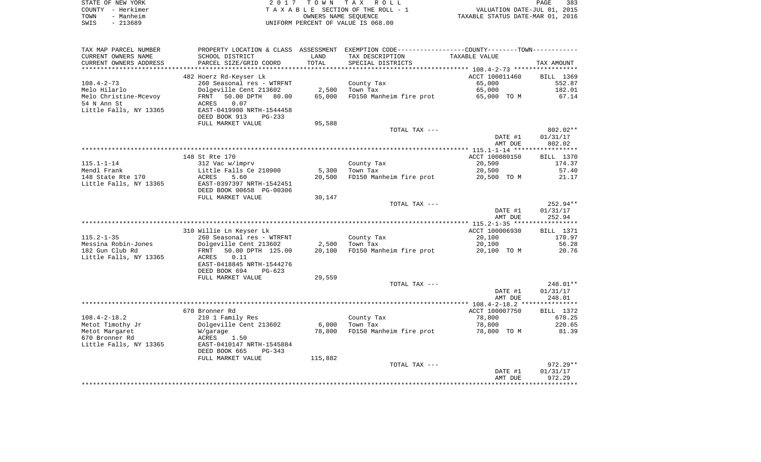STATE OF NEW YORK
COUNTY - Herkimer
TOWN - Manheim
SWIS - 213689

2 0 1 7 T O W N T A X R O L L
T A X A B L E SECTION OF THE ROLL - 1
OWNERS NAME SEQUENCE
UNIFORM PERCENT OF VALUE IS 068.00

VALUATION DATE-JUL 01, 2015
TAXABLE STATUS DATE-MAR 01, 2016

| TAX MAP PARCEL NUMBER / CURRENT OWNERS NAME / CURRENT OWNERS ADDRESS | PROPERTY LOCATION & CLASS / SCHOOL DISTRICT / PARCEL SIZE/GRID COORD | ASSESSMENT LAND | ASSESSMENT TOTAL | EXEMPTION CODE / TAX DESCRIPTION / SPECIAL DISTRICTS | TAXABLE VALUE | TAX AMOUNT |
|---|---|---|---|---|---|---|
| | 482 Hoerz Rd-Keyser Lk | | | | ACCT 100011460 | BILL 1369 |
| 108.4-2-73 | 260 Seasonal res - WTRFNT | | | County Tax | 65,000 | 552.87 |
| Melo Hilarlo | Dolgeville Cent 213602 | 2,500 | | Town Tax | 65,000 | 182.01 |
| Melo Christine-Mcevoy | FRNT 50.00 DPTH 80.00 | | 65,000 | FD150 Manheim fire prot | 65,000 TO M | 67.14 |
| 54 N Ann St | ACRES 0.07 | | | | | |
| Little Falls, NY 13365 | EAST-0419900 NRTH-1544458 | | | | | |
| | DEED BOOK 913 PG-233 | | | | | |
| | FULL MARKET VALUE | | 95,588 | | | |
| | | | | TOTAL TAX --- | | 802.02** |
| | | | | | DATE #1 | 01/31/17 |
| | | | | | AMT DUE | 802.02 |
| | 148 St Rte 170 | | | | ACCT 100080150 | BILL 1370 |
| 115.1-1-14 | 312 Vac w/imprv | | | County Tax | 20,500 | 174.37 |
| Mendl Frank | Little Falls Ce 210900 | 5,300 | | Town Tax | 20,500 | 57.40 |
| 148 State Rte 170 | ACRES 5.60 | | 20,500 | FD150 Manheim fire prot | 20,500 TO M | 21.17 |
| Little Falls, NY 13365 | EAST-0397397 NRTH-1542451 | | | | | |
| | DEED BOOK 00658 PG-00306 | | | | | |
| | FULL MARKET VALUE | | 30,147 | | | |
| | | | | TOTAL TAX --- | | 252.94** |
| | | | | | DATE #1 | 01/31/17 |
| | | | | | AMT DUE | 252.94 |
| | 310 Willie Ln Keyser Lk | | | | ACCT 100006930 | BILL 1371 |
| 115.2-1-35 | 260 Seasonal res - WTRFNT | | | County Tax | 20,100 | 170.97 |
| Messina Robin-Jones | Dolgeville Cent 213602 | 2,500 | | Town Tax | 20,100 | 56.28 |
| 182 Gun Club Rd | FRNT 50.00 DPTH 125.00 | | 20,100 | FD150 Manheim fire prot | 20,100 TO M | 20.76 |
| Little Falls, NY 13365 | ACRES 0.11 | | | | | |
| | EAST-0418845 NRTH-1544276 | | | | | |
| | DEED BOOK 694 PG-623 | | | | | |
| | FULL MARKET VALUE | | 29,559 | | | |
| | | | | TOTAL TAX --- | | 248.01** |
| | | | | | DATE #1 | 01/31/17 |
| | | | | | AMT DUE | 248.01 |
| | 670 Bronner Rd | | | | ACCT 100007750 | BILL 1372 |
| 108.4-2-18.2 | 210 1 Family Res | | | County Tax | 78,800 | 670.25 |
| Metot Timothy Jr | Dolgeville Cent 213602 | 6,000 | | Town Tax | 78,800 | 220.65 |
| Metot Margaret | W/garage | | 78,800 | FD150 Manheim fire prot | 78,800 TO M | 81.39 |
| 670 Bronner Rd | ACRES 1.50 | | | | | |
| Little Falls, NY 13365 | EAST-0410147 NRTH-1545884 | | | | | |
| | DEED BOOK 665 PG-343 | | | | | |
| | FULL MARKET VALUE | | 115,882 | | | |
| | | | | TOTAL TAX --- | | 972.29** |
| | | | | | DATE #1 | 01/31/17 |
| | | | | | AMT DUE | 972.29 |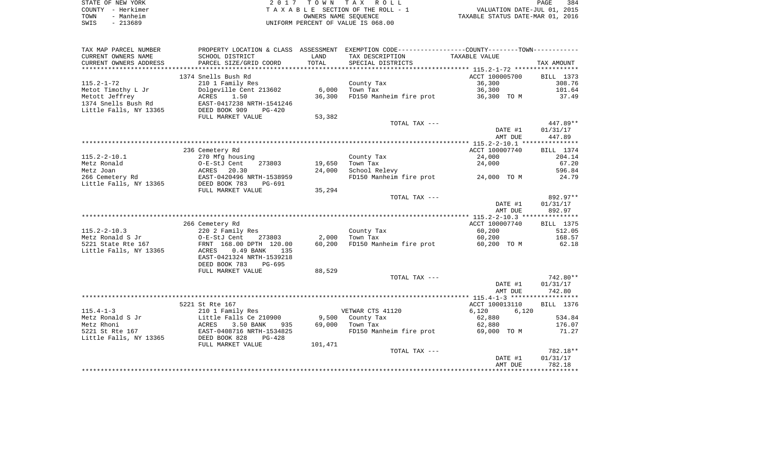STATE OF NEW YORK
COUNTY - Herkimer
TOWN - Manheim
SWIS - 213689

2 0 1 7 T O W N T A X R O L L
T A X A B L E SECTION OF THE ROLL - 1
OWNERS NAME SEQUENCE
UNIFORM PERCENT OF VALUE IS 068.00

VALUATION DATE-JUL 01, 2015
TAXABLE STATUS DATE-MAR 01, 2016

| TAX MAP PARCEL NUMBER / CURRENT OWNERS NAME / CURRENT OWNERS ADDRESS | PROPERTY LOCATION & CLASS / SCHOOL DISTRICT / PARCEL SIZE/GRID COORD | ASSESSMENT LAND | TOTAL | EXEMPTION CODE / TAX DESCRIPTION / SPECIAL DISTRICTS | TAXABLE VALUE | TAX AMOUNT |
|---|---|---|---|---|---|---|
| 115.2-1-72 | 1374 Snells Bush Rd | | | | ACCT 100005700 | BILL 1373 |
| Metot Timothy L Jr | 210 1 Family Res | | | County Tax | 36,300 | 308.76 |
| Metott Jeffrey | Dolgeville Cent 213602 | 6,000 | | Town Tax | 36,300 | 101.64 |
| 1374 Snells Bush Rd | ACRES 1.50 | | 36,300 | FD150 Manheim fire prot | 36,300 TO M | 37.49 |
| Little Falls, NY 13365 | EAST-0417238 NRTH-1541246 | | | | | |
| | DEED BOOK 909 PG-420 | | | | | |
| | FULL MARKET VALUE | 53,382 | | | | |
| | | | | TOTAL TAX --- | | 447.89** |
| | | | | | DATE #1 | 01/31/17 |
| | | | | | AMT DUE | 447.89 |
| 115.2-2-10.1 | 236 Cemetery Rd | | | | ACCT 100007740 | BILL 1374 |
| Metz Ronald | 270 Mfg housing | | | County Tax | 24,000 | 204.14 |
| Metz Joan | O-E-StJ Cent 273803 | 19,650 | | Town Tax | 24,000 | 67.20 |
| 266 Cemetery Rd | ACRES 20.30 | | 24,000 | School Relevy | | 596.84 |
| Little Falls, NY 13365 | EAST-0420496 NRTH-1538959 | | | FD150 Manheim fire prot | 24,000 TO M | 24.79 |
| | DEED BOOK 783 PG-691 | | | | | |
| | FULL MARKET VALUE | 35,294 | | | | |
| | | | | TOTAL TAX --- | | 892.97** |
| | | | | | DATE #1 | 01/31/17 |
| | | | | | AMT DUE | 892.97 |
| 115.2-2-10.3 | 266 Cemetery Rd | | | | ACCT 100007740 | BILL 1375 |
| Metz Ronald S Jr | 220 2 Family Res | | | County Tax | 60,200 | 512.05 |
| 5221 State Rte 167 | O-E-StJ Cent 273803 | 2,000 | | Town Tax | 60,200 | 168.57 |
| Little Falls, NY 13365 | FRNT 168.00 DPTH 120.00 | | 60,200 | FD150 Manheim fire prot | 60,200 TO M | 62.18 |
| | ACRES 0.49 BANK 135 | | | | | |
| | EAST-0421324 NRTH-1539218 | | | | | |
| | DEED BOOK 783 PG-695 | | | | | |
| | FULL MARKET VALUE | 88,529 | | | | |
| | | | | TOTAL TAX --- | | 742.80** |
| | | | | | DATE #1 | 01/31/17 |
| | | | | | AMT DUE | 742.80 |
| 115.4-1-3 | 5221 St Rte 167 | | | | ACCT 100013110 | BILL 1376 |
| Metz Ronald S Jr | 210 1 Family Res | | | VETWAR CTS 41120 | 6,120 6,120 | |
| Metz Rhoni | Little Falls Ce 210900 | 9,500 | | County Tax | 62,880 | 534.84 |
| 5221 St Rte 167 | ACRES 3.50 BANK 935 | | 69,000 | Town Tax | 62,880 | 176.07 |
| Little Falls, NY 13365 | EAST-0408716 NRTH-1534825 | | | FD150 Manheim fire prot | 69,000 TO M | 71.27 |
| | DEED BOOK 828 PG-428 | | | | | |
| | FULL MARKET VALUE | 101,471 | | | | |
| | | | | TOTAL TAX --- | | 782.18** |
| | | | | | DATE #1 | 01/31/17 |
| | | | | | AMT DUE | 782.18 |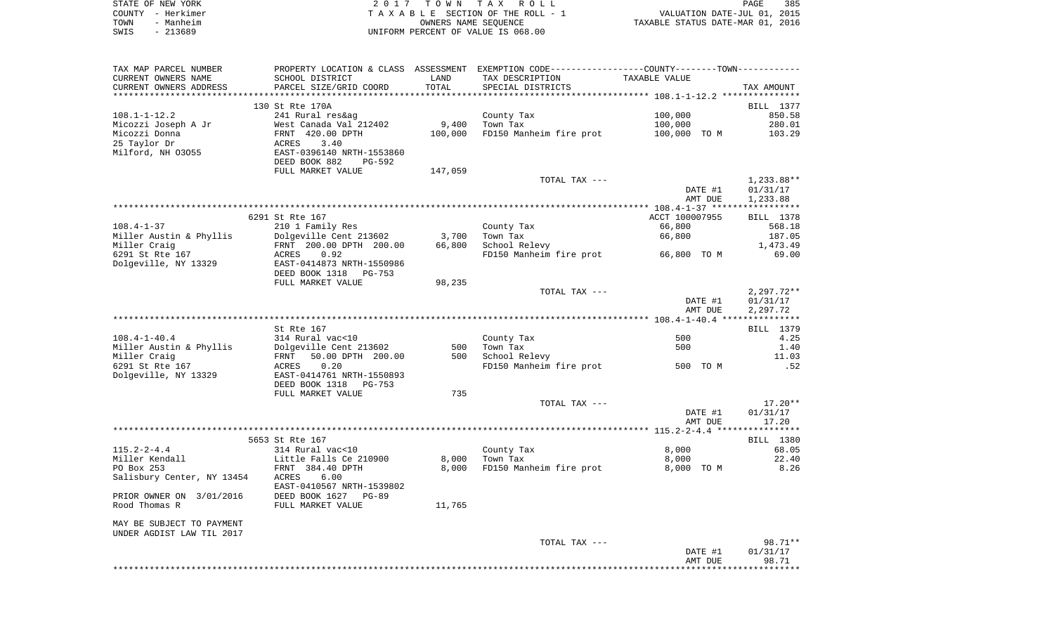STATE OF NEW YORK — 2017 TOWN TAX ROLL
COUNTY - Herkimer — TAXABLE SECTION OF THE ROLL - 1 — VALUATION DATE-JUL 01, 2015
TOWN - Manheim — OWNERS NAME SEQUENCE — TAXABLE STATUS DATE-MAR 01, 2016
SWIS - 213689 — UNIFORM PERCENT OF VALUE IS 068.00

| TAX MAP PARCEL NUMBER / CURRENT OWNERS NAME / CURRENT OWNERS ADDRESS | PROPERTY LOCATION & CLASS / SCHOOL DISTRICT / PARCEL SIZE/GRID COORD | ASSESSMENT LAND / TOTAL | EXEMPTION CODE / TAX DESCRIPTION / SPECIAL DISTRICTS | COUNTY--------TOWN / TAXABLE VALUE | TAX AMOUNT |
|---|---|---|---|---|---|
| **108.1-1-12.2** | 130 St Rte 170A | | | | BILL 1377 |
| 108.1-1-12.2 | 241 Rural res&ag | | County Tax | 100,000 | 850.58 |
| Micozzi Joseph A Jr | West Canada Val 212402 | 9,400 | Town Tax | 100,000 | 280.01 |
| Micozzi Donna | FRNT 420.00 DPTH | 100,000 | FD150 Manheim fire prot | 100,000 TO M | 103.29 |
| 25 Taylor Dr | ACRES 3.40 | | | | |
| Milford, NH 03055 | EAST-0396140 NRTH-1553860 | | | | |
| | DEED BOOK 882 PG-592 | | | | |
| | FULL MARKET VALUE | 147,059 | | | |
| | | | TOTAL TAX --- | | 1,233.88** |
| | | | | DATE #1 | 01/31/17 |
| | | | | AMT DUE | 1,233.88 |
| **108.4-1-37** | 6291 St Rte 167 | | | ACCT 100007955 | BILL 1378 |
| 108.4-1-37 | 210 1 Family Res | | County Tax | 66,800 | 568.18 |
| Miller Austin & Phyllis | Dolgeville Cent 213602 | 3,700 | Town Tax | 66,800 | 187.05 |
| Miller Craig | FRNT 200.00 DPTH 200.00 | 66,800 | School Relevy | | 1,473.49 |
| 6291 St Rte 167 | ACRES 0.92 | | FD150 Manheim fire prot | 66,800 TO M | 69.00 |
| Dolgeville, NY 13329 | EAST-0414873 NRTH-1550986 | | | | |
| | DEED BOOK 1318 PG-753 | | | | |
| | FULL MARKET VALUE | 98,235 | | | |
| | | | TOTAL TAX --- | | 2,297.72** |
| | | | | DATE #1 | 01/31/17 |
| | | | | AMT DUE | 2,297.72 |
| **108.4-1-40.4** | St Rte 167 | | | | BILL 1379 |
| 108.4-1-40.4 | 314 Rural vac<10 | | County Tax | 500 | 4.25 |
| Miller Austin & Phyllis | Dolgeville Cent 213602 | 500 | Town Tax | 500 | 1.40 |
| Miller Craig | FRNT 50.00 DPTH 200.00 | 500 | School Relevy | | 11.03 |
| 6291 St Rte 167 | ACRES 0.20 | | FD150 Manheim fire prot | 500 TO M | .52 |
| Dolgeville, NY 13329 | EAST-0414761 NRTH-1550893 | | | | |
| | DEED BOOK 1318 PG-753 | | | | |
| | FULL MARKET VALUE | 735 | | | |
| | | | TOTAL TAX --- | | 17.20** |
| | | | | DATE #1 | 01/31/17 |
| | | | | AMT DUE | 17.20 |
| **115.2-2-4.4** | 5653 St Rte 167 | | | | BILL 1380 |
| 115.2-2-4.4 | 314 Rural vac<10 | | County Tax | 8,000 | 68.05 |
| Miller Kendall | Little Falls Ce 210900 | 8,000 | Town Tax | 8,000 | 22.40 |
| PO Box 253 | FRNT 384.40 DPTH | 8,000 | FD150 Manheim fire prot | 8,000 TO M | 8.26 |
| Salisbury Center, NY 13454 | ACRES 6.00 | | | | |
| | EAST-0410567 NRTH-1539802 | | | | |
| PRIOR OWNER ON 3/01/2016 | DEED BOOK 1627 PG-89 | | | | |
| Rood Thomas R | FULL MARKET VALUE | 11,765 | | | |
| MAY BE SUBJECT TO PAYMENT | | | | | |
| UNDER AGDIST LAW TIL 2017 | | | | | |
| | | | TOTAL TAX --- | | 98.71** |
| | | | | DATE #1 | 01/31/17 |
| | | | | AMT DUE | 98.71 |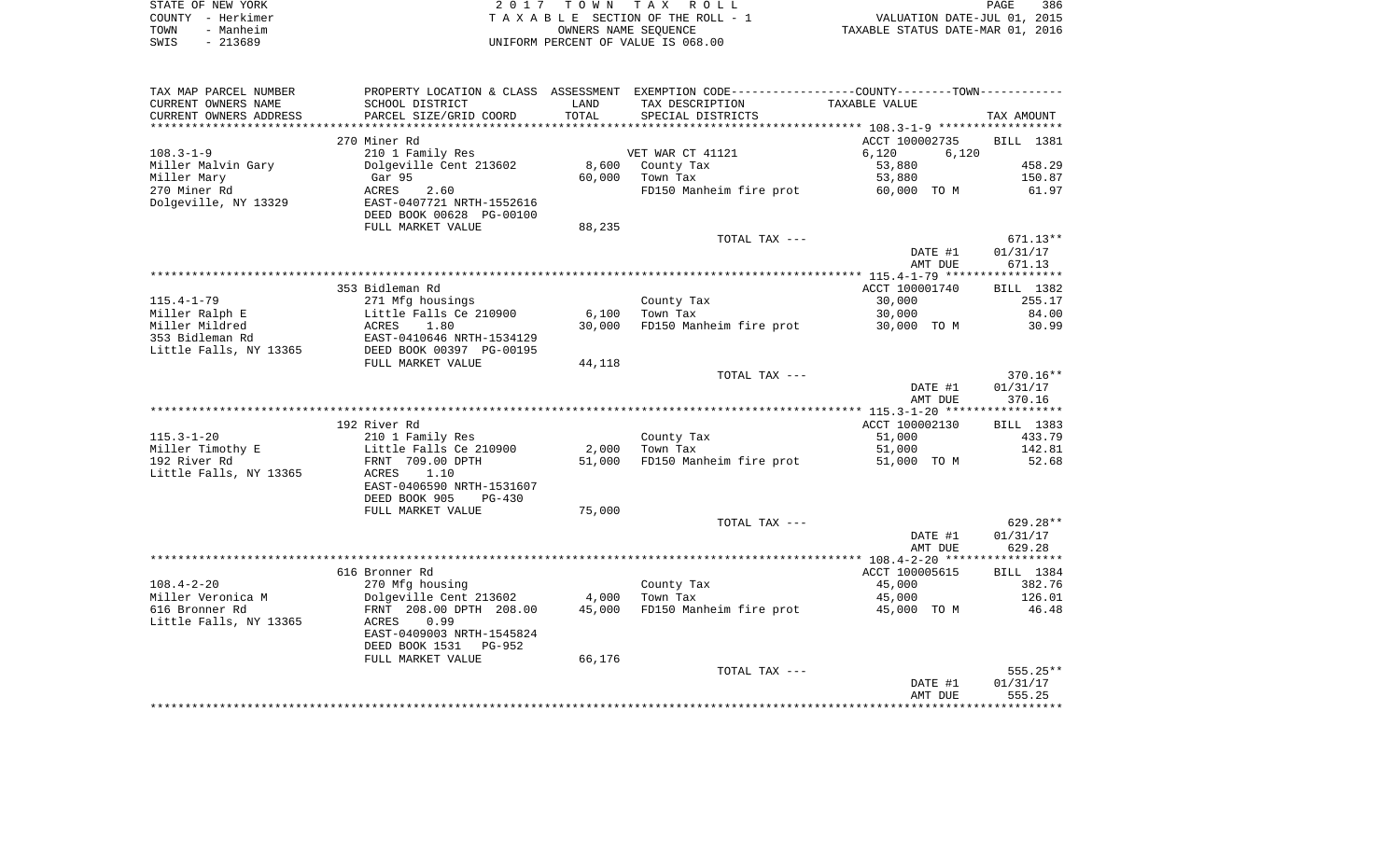STATE OF NEW YORK
COUNTY - Herkimer
TOWN - Manheim
SWIS - 213689

2017 TOWN TAX ROLL
TAXABLE SECTION OF THE ROLL - 1
OWNERS NAME SEQUENCE
UNIFORM PERCENT OF VALUE IS 068.00

VALUATION DATE-JUL 01, 2015
TAXABLE STATUS DATE-MAR 01, 2016

| TAX MAP PARCEL NUMBER<br>CURRENT OWNERS NAME<br>CURRENT OWNERS ADDRESS | PROPERTY LOCATION & CLASS<br>SCHOOL DISTRICT<br>PARCEL SIZE/GRID COORD | ASSESSMENT<br>LAND<br>TOTAL | EXEMPTION CODE-----COUNTY-----TOWN-----<br>TAX DESCRIPTION<br>SPECIAL DISTRICTS | TAXABLE VALUE | TAX AMOUNT |
|---|---|---|---|---|---|
| 108.3-1-9 | 270 Miner Rd | | | ACCT 100002735 | BILL 1381 |
| 108.3-1-9 | 210 1 Family Res | | VET WAR CT 41121 | 6,120 6,120 | |
| Miller Malvin Gary | Dolgeville Cent 213602 | 8,600 | County Tax | 53,880 | 458.29 |
| Miller Mary | Gar 95 | 60,000 | Town Tax | 53,880 | 150.87 |
| 270 Miner Rd | ACRES 2.60 | | FD150 Manheim fire prot | 60,000 TO M | 61.97 |
| Dolgeville, NY 13329 | EAST-0407721 NRTH-1552616 | | | | |
| | DEED BOOK 00628 PG-00100 | | | | |
| | FULL MARKET VALUE | 88,235 | | | |
| | | | TOTAL TAX --- | | 671.13** |
| | | | | DATE #1 | 01/31/17 |
| | | | | AMT DUE | 671.13 |
| 115.4-1-79 | 353 Bidleman Rd | | | ACCT 100001740 | BILL 1382 |
| 115.4-1-79 | 271 Mfg housings | | County Tax | 30,000 | 255.17 |
| Miller Ralph E | Little Falls Ce 210900 | 6,100 | Town Tax | 30,000 | 84.00 |
| Miller Mildred | ACRES 1.80 | 30,000 | FD150 Manheim fire prot | 30,000 TO M | 30.99 |
| 353 Bidleman Rd | EAST-0410646 NRTH-1534129 | | | | |
| Little Falls, NY 13365 | DEED BOOK 00397 PG-00195 | | | | |
| | FULL MARKET VALUE | 44,118 | | | |
| | | | TOTAL TAX --- | | 370.16** |
| | | | | DATE #1 | 01/31/17 |
| | | | | AMT DUE | 370.16 |
| 115.3-1-20 | 192 River Rd | | | ACCT 100002130 | BILL 1383 |
| 115.3-1-20 | 210 1 Family Res | | County Tax | 51,000 | 433.79 |
| Miller Timothy E | Little Falls Ce 210900 | 2,000 | Town Tax | 51,000 | 142.81 |
| 192 River Rd | FRNT 709.00 DPTH | 51,000 | FD150 Manheim fire prot | 51,000 TO M | 52.68 |
| Little Falls, NY 13365 | ACRES 1.10 | | | | |
| | EAST-0406590 NRTH-1531607 | | | | |
| | DEED BOOK 905 PG-430 | | | | |
| | FULL MARKET VALUE | 75,000 | | | |
| | | | TOTAL TAX --- | | 629.28** |
| | | | | DATE #1 | 01/31/17 |
| | | | | AMT DUE | 629.28 |
| 108.4-2-20 | 616 Bronner Rd | | | ACCT 100005615 | BILL 1384 |
| 108.4-2-20 | 270 Mfg housing | | County Tax | 45,000 | 382.76 |
| Miller Veronica M | Dolgeville Cent 213602 | 4,000 | Town Tax | 45,000 | 126.01 |
| 616 Bronner Rd | FRNT 208.00 DPTH 208.00 | 45,000 | FD150 Manheim fire prot | 45,000 TO M | 46.48 |
| Little Falls, NY 13365 | ACRES 0.99 | | | | |
| | EAST-0409003 NRTH-1545824 | | | | |
| | DEED BOOK 1531 PG-952 | | | | |
| | FULL MARKET VALUE | 66,176 | | | |
| | | | TOTAL TAX --- | | 555.25** |
| | | | | DATE #1 | 01/31/17 |
| | | | | AMT DUE | 555.25 |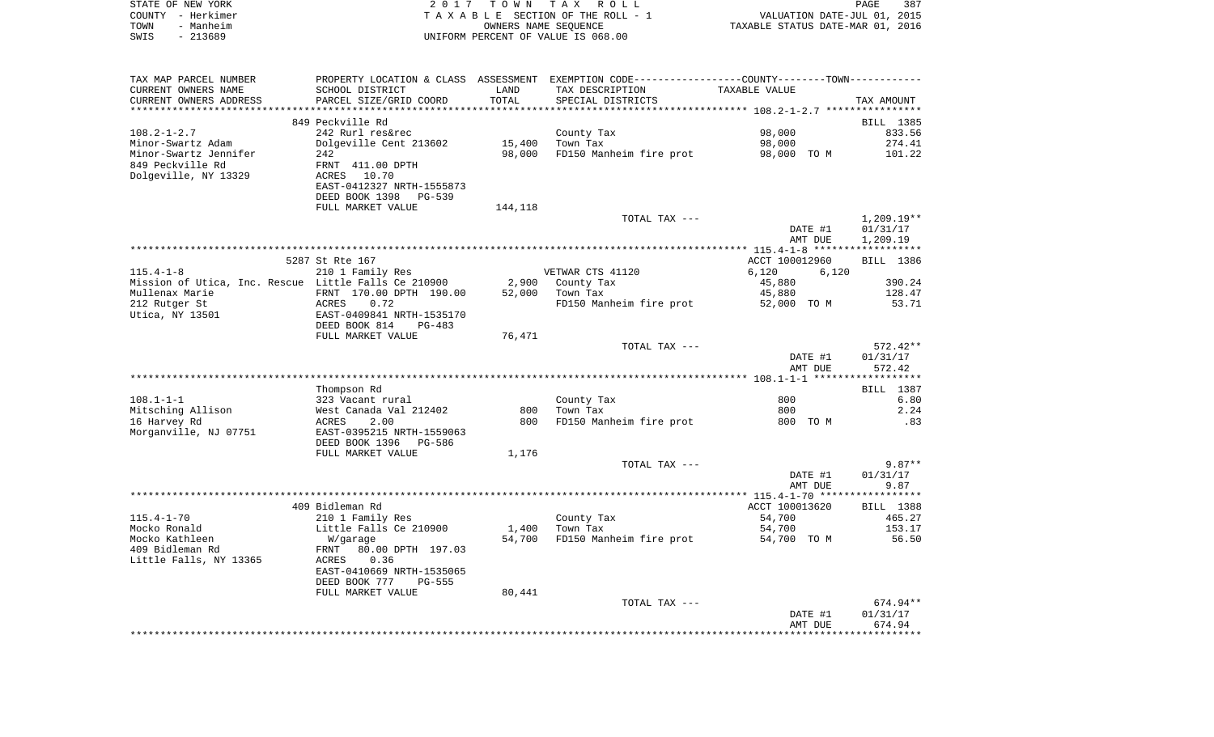STATE OF NEW YORK
COUNTY - Herkimer
TOWN - Manheim
SWIS - 213689

2017 TOWN TAX ROLL
TAXABLE SECTION OF THE ROLL - 1
OWNERS NAME SEQUENCE
UNIFORM PERCENT OF VALUE IS 068.00

VALUATION DATE-JUL 01, 2015
TAXABLE STATUS DATE-MAR 01, 2016

| TAX MAP PARCEL NUMBER / CURRENT OWNERS NAME / CURRENT OWNERS ADDRESS | PROPERTY LOCATION & CLASS / SCHOOL DISTRICT / PARCEL SIZE/GRID COORD | ASSESSMENT LAND / TOTAL | EXEMPTION CODE / TAX DESCRIPTION / SPECIAL DISTRICTS | COUNTY / TOWN TAXABLE VALUE | TAX AMOUNT |
|---|---|---|---|---|---|
| | 849 Peckville Rd | | | | BILL 1385 |
| 108.2-1-2.7 | 242 Rurl res&rec | | County Tax | 98,000 | 833.56 |
| Minor-Swartz Adam | Dolgeville Cent 213602 | 15,400 | Town Tax | 98,000 | 274.41 |
| Minor-Swartz Jennifer | 242 | 98,000 | FD150 Manheim fire prot | 98,000 TO M | 101.22 |
| 849 Peckville Rd | FRNT 411.00 DPTH | | | | |
| Dolgeville, NY 13329 | ACRES 10.70 | | | | |
| | EAST-0412327 NRTH-1555873 | | | | |
| | DEED BOOK 1398 PG-539 | | | | |
| | FULL MARKET VALUE | 144,118 | | | |
| | | | TOTAL TAX --- | | 1,209.19** |
| | | | | DATE #1 | 01/31/17 |
| | | | | AMT DUE | 1,209.19 |
| | 5287 St Rte 167 | | | ACCT 100012960 | BILL 1386 |
| 115.4-1-8 | 210 1 Family Res | | VETWAR CTS 41120 | 6,120 6,120 | |
| Mission of Utica, Inc. Rescue | Little Falls Ce 210900 | 2,900 | County Tax | 45,880 | 390.24 |
| Mullenax Marie | FRNT 170.00 DPTH 190.00 | 52,000 | Town Tax | 45,880 | 128.47 |
| 212 Rutger St | ACRES 0.72 | | FD150 Manheim fire prot | 52,000 TO M | 53.71 |
| Utica, NY 13501 | EAST-0409841 NRTH-1535170 | | | | |
| | DEED BOOK 814 PG-483 | | | | |
| | FULL MARKET VALUE | 76,471 | | | |
| | | | TOTAL TAX --- | | 572.42** |
| | | | | DATE #1 | 01/31/17 |
| | | | | AMT DUE | 572.42 |
| | Thompson Rd | | | | BILL 1387 |
| 108.1-1-1 | 323 Vacant rural | | County Tax | 800 | 6.80 |
| Mitsching Allison | West Canada Val 212402 | 800 | Town Tax | 800 | 2.24 |
| 16 Harvey Rd | ACRES 2.00 | 800 | FD150 Manheim fire prot | 800 TO M | .83 |
| Morganville, NJ 07751 | EAST-0395215 NRTH-1559063 | | | | |
| | DEED BOOK 1396 PG-586 | | | | |
| | FULL MARKET VALUE | 1,176 | | | |
| | | | TOTAL TAX --- | | 9.87** |
| | | | | DATE #1 | 01/31/17 |
| | | | | AMT DUE | 9.87 |
| | 409 Bidleman Rd | | | ACCT 100013620 | BILL 1388 |
| 115.4-1-70 | 210 1 Family Res | | County Tax | 54,700 | 465.27 |
| Mocko Ronald | Little Falls Ce 210900 | 1,400 | Town Tax | 54,700 | 153.17 |
| Mocko Kathleen | W/garage | 54,700 | FD150 Manheim fire prot | 54,700 TO M | 56.50 |
| 409 Bidleman Rd | FRNT 80.00 DPTH 197.03 | | | | |
| Little Falls, NY 13365 | ACRES 0.36 | | | | |
| | EAST-0410669 NRTH-1535065 | | | | |
| | DEED BOOK 777 PG-555 | | | | |
| | FULL MARKET VALUE | 80,441 | | | |
| | | | TOTAL TAX --- | | 674.94** |
| | | | | DATE #1 | 01/31/17 |
| | | | | AMT DUE | 674.94 |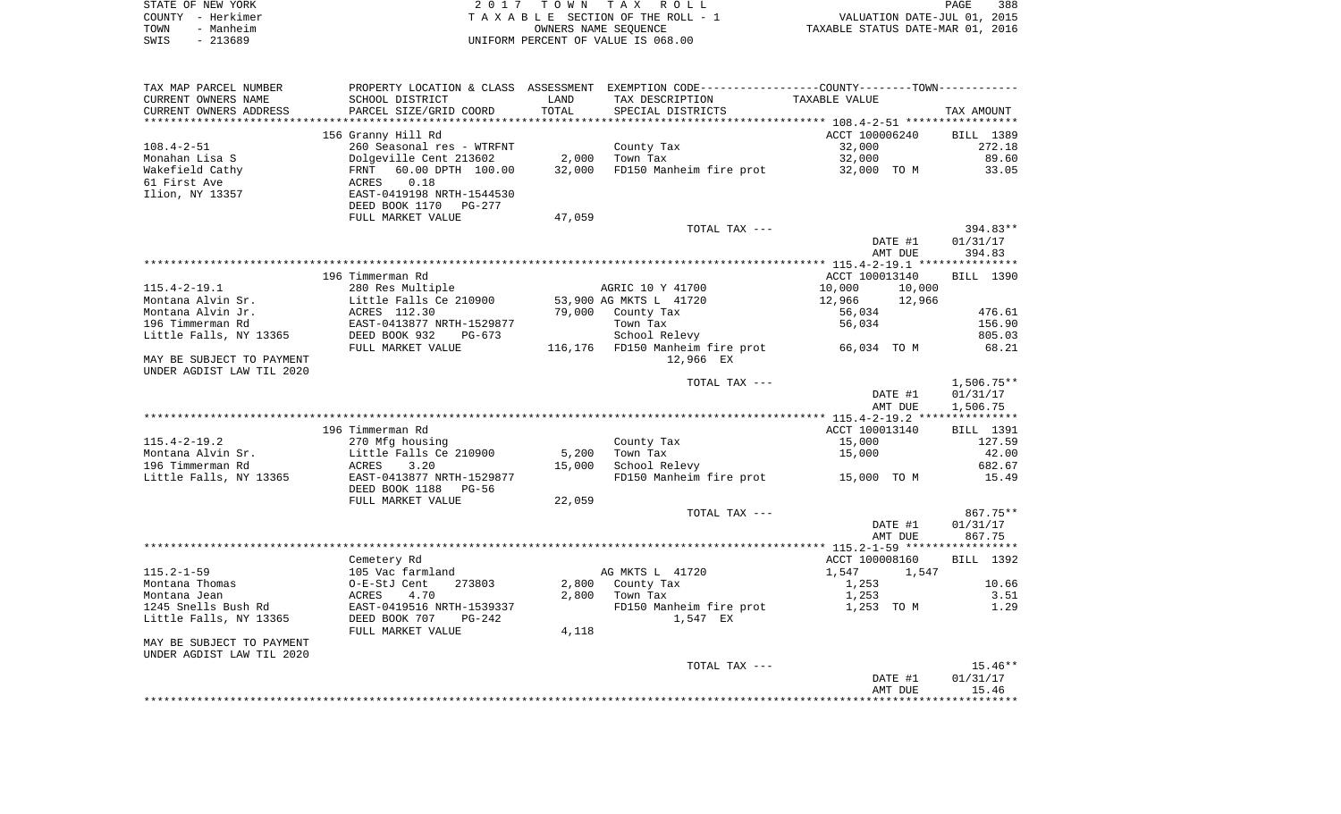STATE OF NEW YORK | COUNTY - Herkimer | TOWN - Manheim | SWIS - 213689

2017 TOWN TAX ROLL
TAXABLE SECTION OF THE ROLL - 1
OWNERS NAME SEQUENCE
UNIFORM PERCENT OF VALUE IS 068.00

VALUATION DATE-JUL 01, 2015
TAXABLE STATUS DATE-MAR 01, 2016

| TAX MAP PARCEL NUMBER / CURRENT OWNERS NAME / CURRENT OWNERS ADDRESS | PROPERTY LOCATION & CLASS / SCHOOL DISTRICT / PARCEL SIZE/GRID COORD | ASSESSMENT LAND / TOTAL | EXEMPTION CODE / TAX DESCRIPTION / SPECIAL DISTRICTS | COUNTY / TOWN TAXABLE VALUE | TAX AMOUNT |
|---|---|---|---|---|---|
| **108.4-2-51** | 156 Granny Hill Rd | | | ACCT 100006240 | BILL 1389 |
| Monahan Lisa S | 260 Seasonal res - WTRFNT | | County Tax | 32,000 | 272.18 |
| Wakefield Cathy | Dolgeville Cent 213602 | 2,000 | Town Tax | 32,000 | 89.60 |
| 61 First Ave | FRNT 60.00 DPTH 100.00 | 32,000 | FD150 Manheim fire prot | 32,000 TO M | 33.05 |
| Ilion, NY 13357 | ACRES 0.18 | | | | |
| | EAST-0419198 NRTH-1544530 | | | | |
| | DEED BOOK 1170 PG-277 | | | | |
| | FULL MARKET VALUE | 47,059 | | | |
| | | | TOTAL TAX --- | | 394.83** |
| | | | | DATE #1 | 01/31/17 |
| | | | | AMT DUE | 394.83 |
| **115.4-2-19.1** | 196 Timmerman Rd | | | ACCT 100013140 | BILL 1390 |
| Montana Alvin Sr. | 280 Res Multiple | | AGRIC 10 Y 41700 | 10,000 10,000 | |
| Montana Alvin Jr. | Little Falls Ce 210900 | 53,900 | AG MKTS L 41720 | 12,966 12,966 | |
| 196 Timmerman Rd | ACRES 112.30 | 79,000 | County Tax | 56,034 | 476.61 |
| Little Falls, NY 13365 | EAST-0413877 NRTH-1529877 | | Town Tax | 56,034 | 156.90 |
| | DEED BOOK 932 PG-673 | | School Relevy | | 805.03 |
| | FULL MARKET VALUE | 116,176 | FD150 Manheim fire prot | 66,034 TO M | 68.21 |
| MAY BE SUBJECT TO PAYMENT | | | 12,966 EX | | |
| UNDER AGDIST LAW TIL 2020 | | | | | |
| | | | TOTAL TAX --- | | 1,506.75** |
| | | | | DATE #1 | 01/31/17 |
| | | | | AMT DUE | 1,506.75 |
| **115.4-2-19.2** | 196 Timmerman Rd | | | ACCT 100013140 | BILL 1391 |
| Montana Alvin Sr. | 270 Mfg housing | | County Tax | 15,000 | 127.59 |
| 196 Timmerman Rd | Little Falls Ce 210900 | 5,200 | Town Tax | 15,000 | 42.00 |
| Little Falls, NY 13365 | ACRES 3.20 | 15,000 | School Relevy | | 682.67 |
| | EAST-0413877 NRTH-1529877 | | FD150 Manheim fire prot | 15,000 TO M | 15.49 |
| | DEED BOOK 1188 PG-56 | | | | |
| | FULL MARKET VALUE | 22,059 | | | |
| | | | TOTAL TAX --- | | 867.75** |
| | | | | DATE #1 | 01/31/17 |
| | | | | AMT DUE | 867.75 |
| **115.2-1-59** | Cemetery Rd | | | ACCT 100008160 | BILL 1392 |
| Montana Thomas | 105 Vac farmland | | AG MKTS L 41720 | 1,547 1,547 | |
| Montana Jean | O-E-StJ Cent 273803 | 2,800 | County Tax | 1,253 | 10.66 |
| 1245 Snells Bush Rd | ACRES 4.70 | 2,800 | Town Tax | 1,253 | 3.51 |
| Little Falls, NY 13365 | EAST-0419516 NRTH-1539337 | | FD150 Manheim fire prot | 1,253 TO M | 1.29 |
| | DEED BOOK 707 PG-242 | | 1,547 EX | | |
| | FULL MARKET VALUE | 4,118 | | | |
| MAY BE SUBJECT TO PAYMENT | | | | | |
| UNDER AGDIST LAW TIL 2020 | | | | | |
| | | | TOTAL TAX --- | | 15.46** |
| | | | | DATE #1 | 01/31/17 |
| | | | | AMT DUE | 15.46 |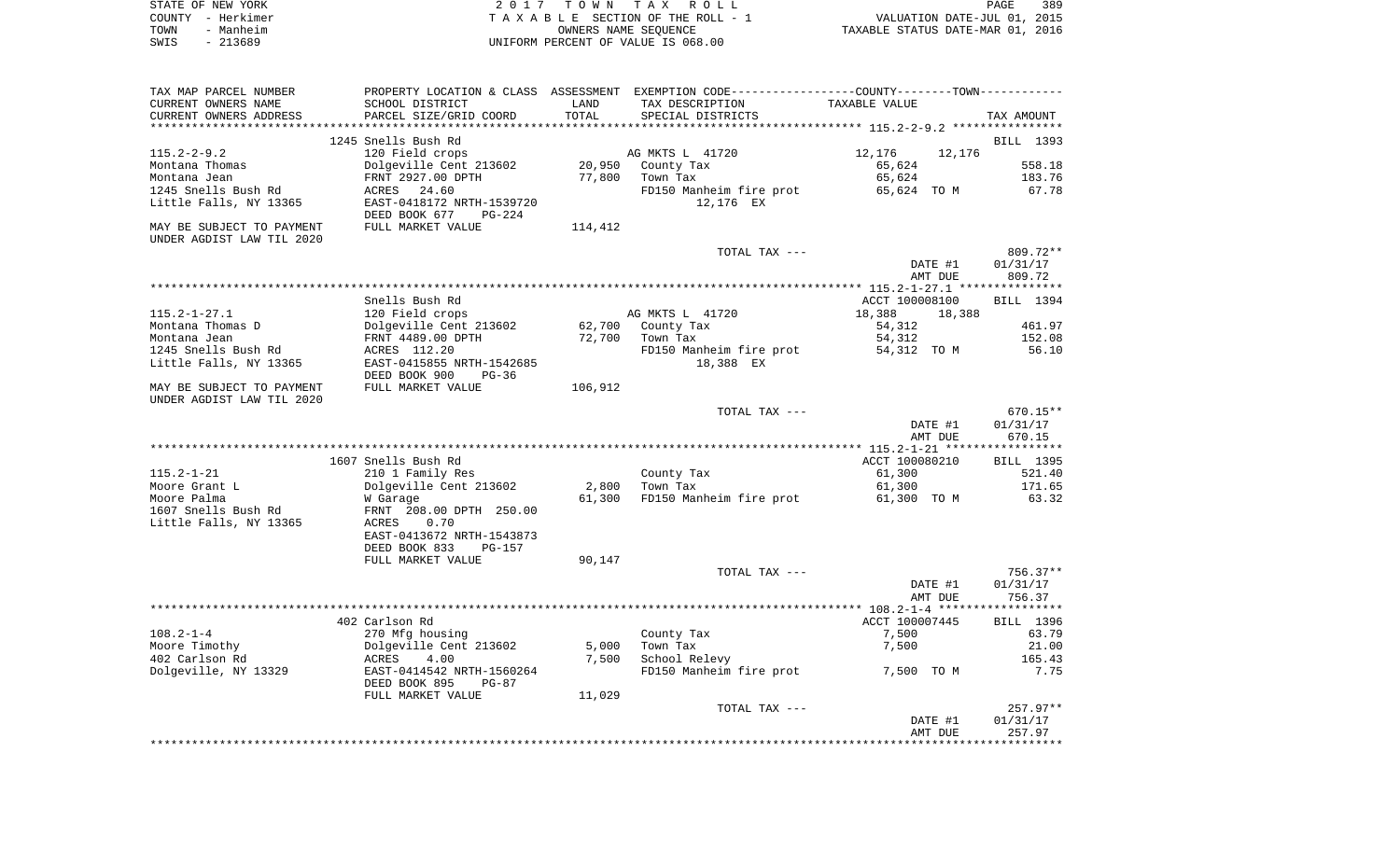STATE OF NEW YORK — COUNTY - Herkimer — TOWN - Manheim — SWIS - 213689

**2017 TOWN TAX ROLL**
TAXABLE SECTION OF THE ROLL - 1
OWNERS NAME SEQUENCE
UNIFORM PERCENT OF VALUE IS 068.00

VALUATION DATE-JUL 01, 2015
TAXABLE STATUS DATE-MAR 01, 2016

| TAX MAP PARCEL NUMBER / CURRENT OWNERS NAME / CURRENT OWNERS ADDRESS | PROPERTY LOCATION & CLASS / SCHOOL DISTRICT / PARCEL SIZE/GRID COORD | ASSESSMENT LAND / TOTAL | EXEMPTION CODE / TAX DESCRIPTION / SPECIAL DISTRICTS | COUNTY / TOWN TAXABLE VALUE | TAX AMOUNT |
|---|---|---|---|---|---|
| | 1245 Snells Bush Rd | | | | BILL 1393 |
| 115.2-2-9.2 | 120 Field crops | | AG MKTS L 41720 | 12,176 12,176 | |
| Montana Thomas | Dolgeville Cent 213602 | 20,950 | County Tax | 65,624 | 558.18 |
| Montana Jean | FRNT 2927.00 DPTH | 77,800 | Town Tax | 65,624 | 183.76 |
| 1245 Snells Bush Rd | ACRES 24.60 | | FD150 Manheim fire prot | 65,624 TO M | 67.78 |
| Little Falls, NY 13365 | EAST-0418172 NRTH-1539720 | | 12,176 EX | | |
| | DEED BOOK 677 PG-224 | | | | |
| MAY BE SUBJECT TO PAYMENT | FULL MARKET VALUE | 114,412 | | | |
| UNDER AGDIST LAW TIL 2020 | | | | | |
| | | | TOTAL TAX --- | | 809.72** |
| | | | | DATE #1 | 01/31/17 |
| | | | | AMT DUE | 809.72 |
| | Snells Bush Rd | | | ACCT 100008100 | BILL 1394 |
| 115.2-1-27.1 | 120 Field crops | | AG MKTS L 41720 | 18,388 18,388 | |
| Montana Thomas D | Dolgeville Cent 213602 | 62,700 | County Tax | 54,312 | 461.97 |
| Montana Jean | FRNT 4489.00 DPTH | 72,700 | Town Tax | 54,312 | 152.08 |
| 1245 Snells Bush Rd | ACRES 112.20 | | FD150 Manheim fire prot | 54,312 TO M | 56.10 |
| Little Falls, NY 13365 | EAST-0415855 NRTH-1542685 | | 18,388 EX | | |
| | DEED BOOK 900 PG-36 | | | | |
| MAY BE SUBJECT TO PAYMENT | FULL MARKET VALUE | 106,912 | | | |
| UNDER AGDIST LAW TIL 2020 | | | | | |
| | | | TOTAL TAX --- | | 670.15** |
| | | | | DATE #1 | 01/31/17 |
| | | | | AMT DUE | 670.15 |
| | 1607 Snells Bush Rd | | | ACCT 100080210 | BILL 1395 |
| 115.2-1-21 | 210 1 Family Res | | County Tax | 61,300 | 521.40 |
| Moore Grant L | Dolgeville Cent 213602 | 2,800 | Town Tax | 61,300 | 171.65 |
| Moore Palma | W Garage | 61,300 | FD150 Manheim fire prot | 61,300 TO M | 63.32 |
| 1607 Snells Bush Rd | FRNT 208.00 DPTH 250.00 | | | | |
| Little Falls, NY 13365 | ACRES 0.70 | | | | |
| | EAST-0413672 NRTH-1543873 | | | | |
| | DEED BOOK 833 PG-157 | | | | |
| | FULL MARKET VALUE | 90,147 | | | |
| | | | TOTAL TAX --- | | 756.37** |
| | | | | DATE #1 | 01/31/17 |
| | | | | AMT DUE | 756.37 |
| | 402 Carlson Rd | | | ACCT 100007445 | BILL 1396 |
| 108.2-1-4 | 270 Mfg housing | | County Tax | 7,500 | 63.79 |
| Moore Timothy | Dolgeville Cent 213602 | 5,000 | Town Tax | 7,500 | 21.00 |
| 402 Carlson Rd | ACRES 4.00 | 7,500 | School Relevy | | 165.43 |
| Dolgeville, NY 13329 | EAST-0414542 NRTH-1560264 | | FD150 Manheim fire prot | 7,500 TO M | 7.75 |
| | DEED BOOK 895 PG-87 | | | | |
| | FULL MARKET VALUE | 11,029 | | | |
| | | | TOTAL TAX --- | | 257.97** |
| | | | | DATE #1 | 01/31/17 |
| | | | | AMT DUE | 257.97 |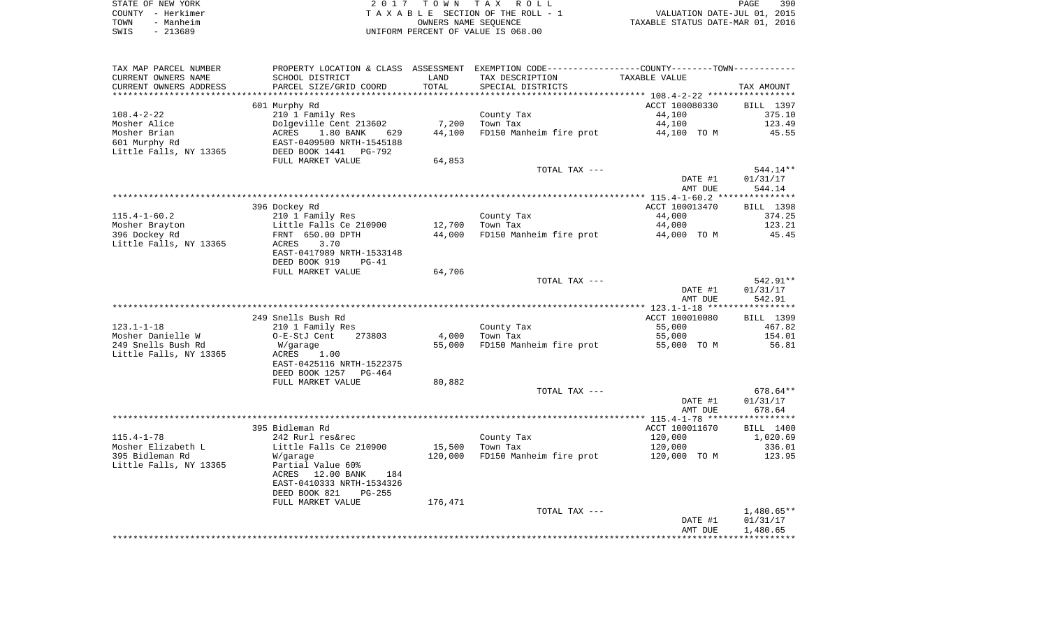STATE OF NEW YORK — 2017 TOWN TAX ROLL
COUNTY - Herkimer — TAXABLE SECTION OF THE ROLL - 1 — VALUATION DATE-JUL 01, 2015
TOWN - Manheim — OWNERS NAME SEQUENCE — TAXABLE STATUS DATE-MAR 01, 2016
SWIS - 213689 — UNIFORM PERCENT OF VALUE IS 068.00

| TAX MAP PARCEL NUMBER / CURRENT OWNERS NAME / CURRENT OWNERS ADDRESS | PROPERTY LOCATION & CLASS / SCHOOL DISTRICT / PARCEL SIZE/GRID COORD | ASSESSMENT LAND / TOTAL | EXEMPTION CODE / TAX DESCRIPTION / SPECIAL DISTRICTS | COUNTY--TOWN TAXABLE VALUE | TAX AMOUNT |
|---|---|---|---|---|---|
| | 601 Murphy Rd | | | ACCT 100080330 | BILL 1397 |
| 108.4-2-22 | 210 1 Family Res | | County Tax | 44,100 | 375.10 |
| Mosher Alice | Dolgeville Cent 213602 | 7,200 | Town Tax | 44,100 | 123.49 |
| Mosher Brian | ACRES 1.80 BANK 629 | 44,100 | FD150 Manheim fire prot | 44,100 TO M | 45.55 |
| 601 Murphy Rd | EAST-0409500 NRTH-1545188 | | | | |
| Little Falls, NY 13365 | DEED BOOK 1441 PG-792 | | | | |
| | FULL MARKET VALUE | 64,853 | | | |
| | | | TOTAL TAX --- | | 544.14** |
| | | | | DATE #1 | 01/31/17 |
| | | | | AMT DUE | 544.14 |
| | 396 Dockey Rd | | | ACCT 100013470 | BILL 1398 |
| 115.4-1-60.2 | 210 1 Family Res | | County Tax | 44,000 | 374.25 |
| Mosher Brayton | Little Falls Ce 210900 | 12,700 | Town Tax | 44,000 | 123.21 |
| 396 Dockey Rd | FRNT 650.00 DPTH | 44,000 | FD150 Manheim fire prot | 44,000 TO M | 45.45 |
| Little Falls, NY 13365 | ACRES 3.70 | | | | |
| | EAST-0417989 NRTH-1533148 | | | | |
| | DEED BOOK 919 PG-41 | | | | |
| | FULL MARKET VALUE | 64,706 | | | |
| | | | TOTAL TAX --- | | 542.91** |
| | | | | DATE #1 | 01/31/17 |
| | | | | AMT DUE | 542.91 |
| | 249 Snells Bush Rd | | | ACCT 100010080 | BILL 1399 |
| 123.1-1-18 | 210 1 Family Res | | County Tax | 55,000 | 467.82 |
| Mosher Danielle W | O-E-StJ Cent 273803 | 4,000 | Town Tax | 55,000 | 154.01 |
| 249 Snells Bush Rd | W/garage | 55,000 | FD150 Manheim fire prot | 55,000 TO M | 56.81 |
| Little Falls, NY 13365 | ACRES 1.00 | | | | |
| | EAST-0425116 NRTH-1522375 | | | | |
| | DEED BOOK 1257 PG-464 | | | | |
| | FULL MARKET VALUE | 80,882 | | | |
| | | | TOTAL TAX --- | | 678.64** |
| | | | | DATE #1 | 01/31/17 |
| | | | | AMT DUE | 678.64 |
| | 395 Bidleman Rd | | | ACCT 100011670 | BILL 1400 |
| 115.4-1-78 | 242 Rurl res&rec | | County Tax | 120,000 | 1,020.69 |
| Mosher Elizabeth L | Little Falls Ce 210900 | 15,500 | Town Tax | 120,000 | 336.01 |
| 395 Bidleman Rd | W/garage | 120,000 | FD150 Manheim fire prot | 120,000 TO M | 123.95 |
| Little Falls, NY 13365 | Partial Value 60% | | | | |
| | ACRES 12.00 BANK 184 | | | | |
| | EAST-0410333 NRTH-1534326 | | | | |
| | DEED BOOK 821 PG-255 | | | | |
| | FULL MARKET VALUE | 176,471 | | | |
| | | | TOTAL TAX --- | | 1,480.65** |
| | | | | DATE #1 | 01/31/17 |
| | | | | AMT DUE | 1,480.65 |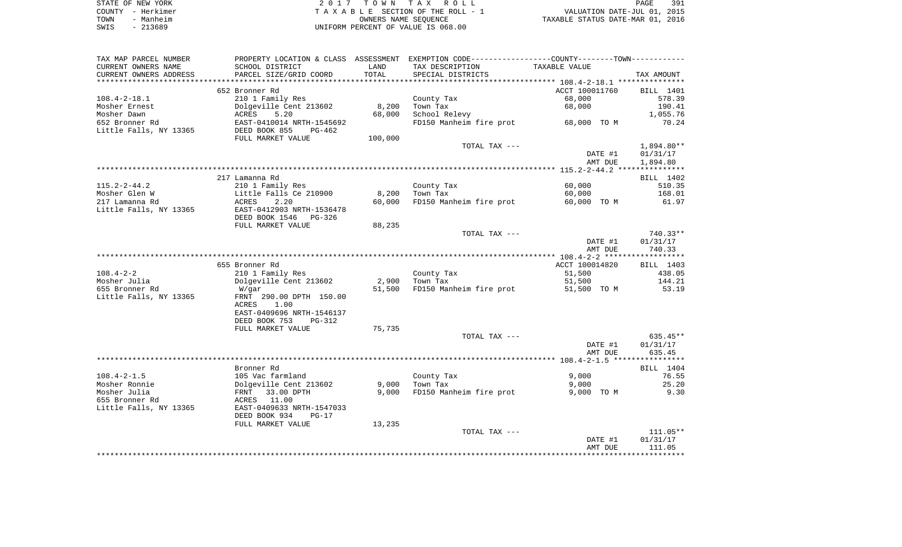STATE OF NEW YORK
COUNTY - Herkimer
TOWN - Manheim
SWIS - 213689

2 0 1 7 T O W N T A X R O L L
T A X A B L E SECTION OF THE ROLL - 1
OWNERS NAME SEQUENCE
UNIFORM PERCENT OF VALUE IS 068.00

VALUATION DATE-JUL 01, 2015
TAXABLE STATUS DATE-MAR 01, 2016

| TAX MAP PARCEL NUMBER / CURRENT OWNERS NAME / CURRENT OWNERS ADDRESS | PROPERTY LOCATION & CLASS / SCHOOL DISTRICT / PARCEL SIZE/GRID COORD | ASSESSMENT LAND / TOTAL | EXEMPTION CODE / TAX DESCRIPTION / SPECIAL DISTRICTS | COUNTY--------TOWN / TAXABLE VALUE | TAX AMOUNT |
|---|---|---|---|---|---|
| 108.4-2-18.1 | 652 Bronner Rd | | | ACCT 100011760 | BILL 1401 |
| | 210 1 Family Res | | County Tax | 68,000 | 578.39 |
| Mosher Ernest | Dolgeville Cent 213602 | 8,200 | Town Tax | 68,000 | 190.41 |
| Mosher Dawn | ACRES 5.20 | 68,000 | School Relevy | | 1,055.76 |
| 652 Bronner Rd | EAST-0410014 NRTH-1545692 | | FD150 Manheim fire prot | 68,000 TO M | 70.24 |
| Little Falls, NY 13365 | DEED BOOK 855 PG-462 | | | | |
| | FULL MARKET VALUE | 100,000 | | | |
| | | | TOTAL TAX --- | | 1,894.80** |
| | | | | DATE #1 | 01/31/17 |
| | | | | AMT DUE | 1,894.80 |
| 115.2-2-44.2 | 217 Lamanna Rd | | | | BILL 1402 |
| | 210 1 Family Res | | County Tax | 60,000 | 510.35 |
| Mosher Glen W | Little Falls Ce 210900 | 8,200 | Town Tax | 60,000 | 168.01 |
| 217 Lamanna Rd | ACRES 2.20 | 60,000 | FD150 Manheim fire prot | 60,000 TO M | 61.97 |
| Little Falls, NY 13365 | EAST-0412903 NRTH-1536478 | | | | |
| | DEED BOOK 1546 PG-326 | | | | |
| | FULL MARKET VALUE | 88,235 | | | |
| | | | TOTAL TAX --- | | 740.33** |
| | | | | DATE #1 | 01/31/17 |
| | | | | AMT DUE | 740.33 |
| 108.4-2-2 | 655 Bronner Rd | | | ACCT 100014820 | BILL 1403 |
| | 210 1 Family Res | | County Tax | 51,500 | 438.05 |
| Mosher Julia | Dolgeville Cent 213602 | 2,900 | Town Tax | 51,500 | 144.21 |
| 655 Bronner Rd | W/gar | 51,500 | FD150 Manheim fire prot | 51,500 TO M | 53.19 |
| Little Falls, NY 13365 | FRNT 290.00 DPTH 150.00 | | | | |
| | ACRES 1.00 | | | | |
| | EAST-0409696 NRTH-1546137 | | | | |
| | DEED BOOK 753 PG-312 | | | | |
| | FULL MARKET VALUE | 75,735 | | | |
| | | | TOTAL TAX --- | | 635.45** |
| | | | | DATE #1 | 01/31/17 |
| | | | | AMT DUE | 635.45 |
| 108.4-2-1.5 | Bronner Rd | | | | BILL 1404 |
| | 105 Vac farmland | | County Tax | 9,000 | 76.55 |
| Mosher Ronnie | Dolgeville Cent 213602 | 9,000 | Town Tax | 9,000 | 25.20 |
| Mosher Julia | FRNT 33.00 DPTH | 9,000 | FD150 Manheim fire prot | 9,000 TO M | 9.30 |
| 655 Bronner Rd | ACRES 11.00 | | | | |
| Little Falls, NY 13365 | EAST-0409633 NRTH-1547033 | | | | |
| | DEED BOOK 934 PG-17 | | | | |
| | FULL MARKET VALUE | 13,235 | | | |
| | | | TOTAL TAX --- | | 111.05** |
| | | | | DATE #1 | 01/31/17 |
| | | | | AMT DUE | 111.05 |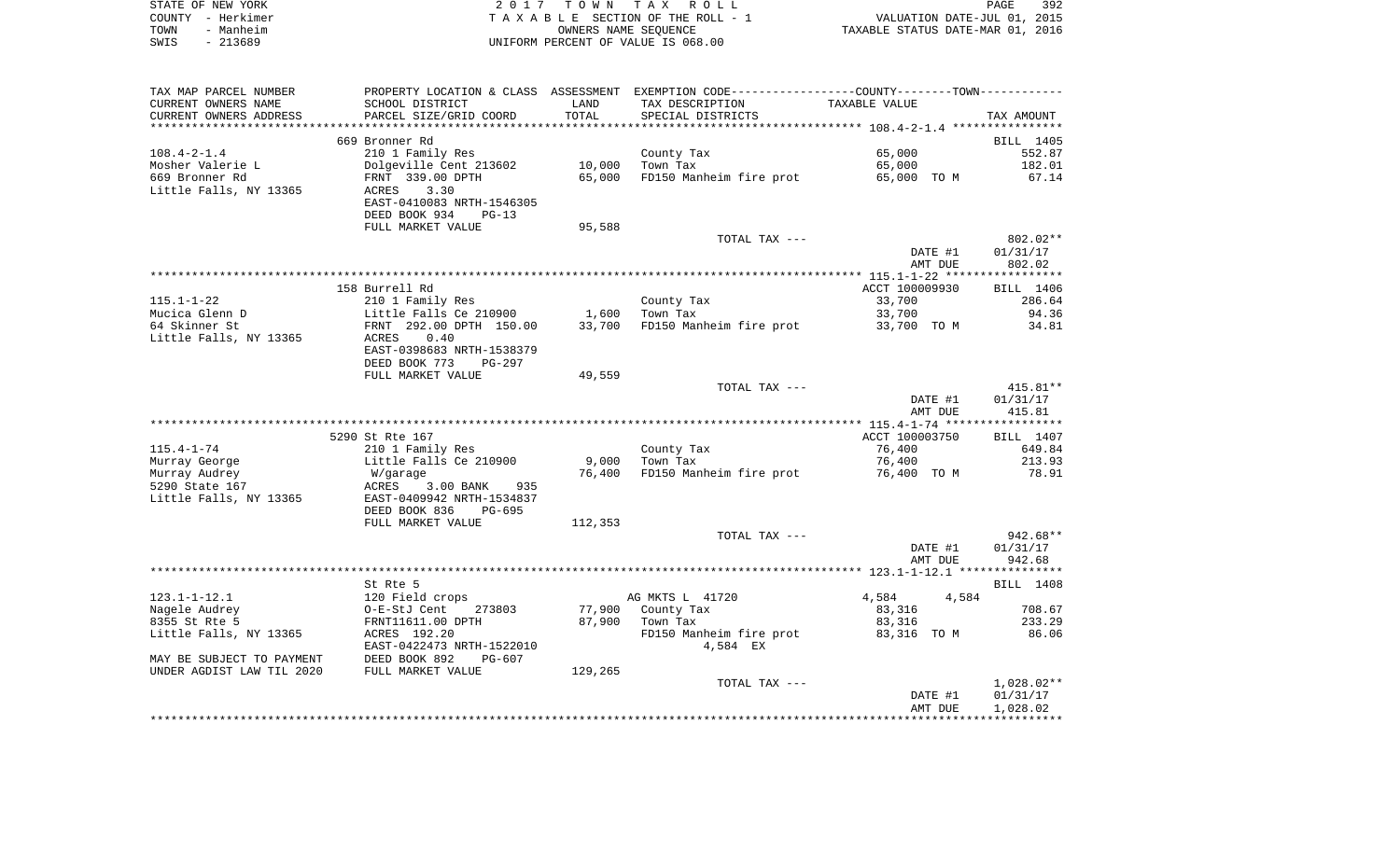STATE OF NEW YORK
COUNTY - Herkimer
TOWN - Manheim
SWIS - 213689

2 0 1 7 T O W N T A X R O L L
T A X A B L E SECTION OF THE ROLL - 1
OWNERS NAME SEQUENCE
UNIFORM PERCENT OF VALUE IS 068.00

VALUATION DATE-JUL 01, 2015
TAXABLE STATUS DATE-MAR 01, 2016

| TAX MAP PARCEL NUMBER<br>CURRENT OWNERS NAME<br>CURRENT OWNERS ADDRESS | PROPERTY LOCATION & CLASS<br>SCHOOL DISTRICT<br>PARCEL SIZE/GRID COORD | ASSESSMENT<br>LAND<br>TOTAL | EXEMPTION CODE<br>TAX DESCRIPTION<br>SPECIAL DISTRICTS | COUNTY--------TOWN<br>TAXABLE VALUE | TAX AMOUNT |
|---|---|---|---|---|---|
| **108.4-2-1.4** | 669 Bronner Rd | | | | BILL 1405 |
| 108.4-2-1.4 | 210 1 Family Res | | County Tax | 65,000 | 552.87 |
| Mosher Valerie L | Dolgeville Cent 213602 | 10,000 | Town Tax | 65,000 | 182.01 |
| 669 Bronner Rd | FRNT 339.00 DPTH | 65,000 | FD150 Manheim fire prot | 65,000 TO M | 67.14 |
| Little Falls, NY 13365 | ACRES 3.30 | | | | |
| | EAST-0410083 NRTH-1546305 | | | | |
| | DEED BOOK 934 PG-13 | | | | |
| | FULL MARKET VALUE | 95,588 | | | |
| | | | TOTAL TAX --- | | 802.02** |
| | | | | DATE #1 | 01/31/17 |
| | | | | AMT DUE | 802.02 |
| **115.1-1-22** | 158 Burrell Rd | | | ACCT 100009930 | BILL 1406 |
| 115.1-1-22 | 210 1 Family Res | | County Tax | 33,700 | 286.64 |
| Mucica Glenn D | Little Falls Ce 210900 | 1,600 | Town Tax | 33,700 | 94.36 |
| 64 Skinner St | FRNT 292.00 DPTH 150.00 | 33,700 | FD150 Manheim fire prot | 33,700 TO M | 34.81 |
| Little Falls, NY 13365 | ACRES 0.40 | | | | |
| | EAST-0398683 NRTH-1538379 | | | | |
| | DEED BOOK 773 PG-297 | | | | |
| | FULL MARKET VALUE | 49,559 | | | |
| | | | TOTAL TAX --- | | 415.81** |
| | | | | DATE #1 | 01/31/17 |
| | | | | AMT DUE | 415.81 |
| **115.4-1-74** | 5290 St Rte 167 | | | ACCT 100003750 | BILL 1407 |
| 115.4-1-74 | 210 1 Family Res | | County Tax | 76,400 | 649.84 |
| Murray George | Little Falls Ce 210900 | 9,000 | Town Tax | 76,400 | 213.93 |
| Murray Audrey | W/garage | 76,400 | FD150 Manheim fire prot | 76,400 TO M | 78.91 |
| 5290 State 167 | ACRES 3.00 BANK 935 | | | | |
| Little Falls, NY 13365 | EAST-0409942 NRTH-1534837 | | | | |
| | DEED BOOK 836 PG-695 | | | | |
| | FULL MARKET VALUE | 112,353 | | | |
| | | | TOTAL TAX --- | | 942.68** |
| | | | | DATE #1 | 01/31/17 |
| | | | | AMT DUE | 942.68 |
| **123.1-1-12.1** | St Rte 5 | | | | BILL 1408 |
| 123.1-1-12.1 | 120 Field crops | | AG MKTS L 41720 | 4,584 4,584 | |
| Nagele Audrey | O-E-StJ Cent 273803 | 77,900 | County Tax | 83,316 | 708.67 |
| 8355 St Rte 5 | FRNT11611.00 DPTH | 87,900 | Town Tax | 83,316 | 233.29 |
| Little Falls, NY 13365 | ACRES 192.20 | | FD150 Manheim fire prot | 83,316 TO M | 86.06 |
| | EAST-0422473 NRTH-1522010 | | 4,584 EX | | |
| MAY BE SUBJECT TO PAYMENT | DEED BOOK 892 PG-607 | | | | |
| UNDER AGDIST LAW TIL 2020 | FULL MARKET VALUE | 129,265 | | | |
| | | | TOTAL TAX --- | | 1,028.02** |
| | | | | DATE #1 | 01/31/17 |
| | | | | AMT DUE | 1,028.02 |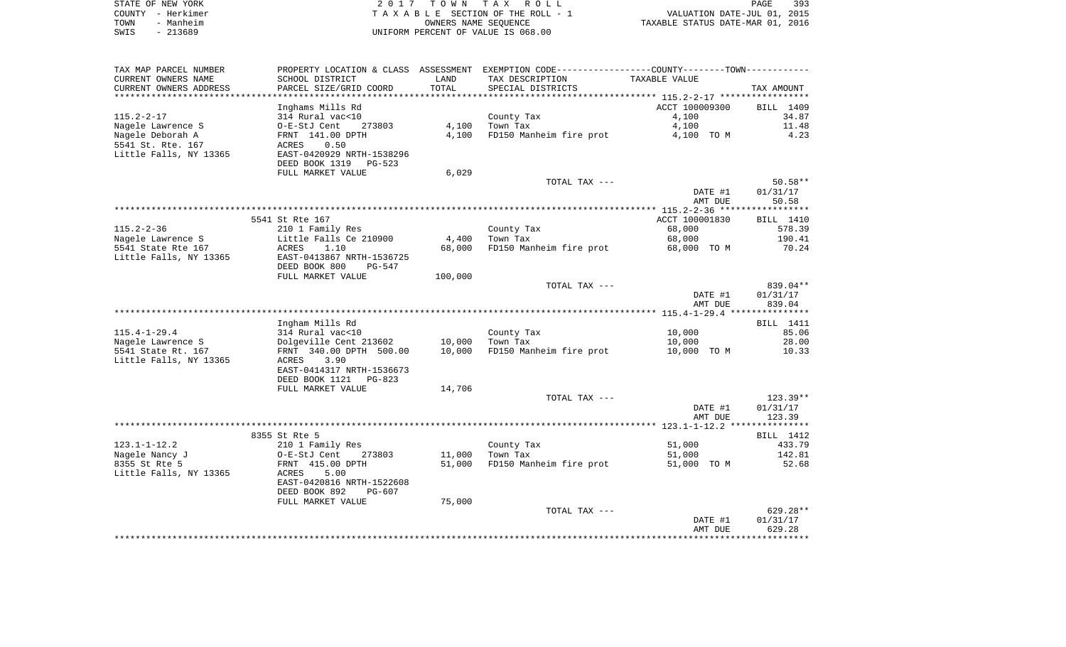STATE OF NEW YORK &nbsp;&nbsp;&nbsp;&nbsp;&nbsp; 2 0 1 7 &nbsp; T O W N &nbsp; T A X &nbsp; R O L L
COUNTY - Herkimer &nbsp;&nbsp;&nbsp;&nbsp;&nbsp; T A X A B L E &nbsp; SECTION OF THE ROLL - 1 &nbsp;&nbsp;&nbsp;&nbsp;&nbsp; VALUATION DATE-JUL 01, 2015
TOWN - Manheim &nbsp;&nbsp;&nbsp;&nbsp;&nbsp; OWNERS NAME SEQUENCE &nbsp;&nbsp;&nbsp;&nbsp;&nbsp; TAXABLE STATUS DATE-MAR 01, 2016
SWIS - 213689 &nbsp;&nbsp;&nbsp;&nbsp;&nbsp; UNIFORM PERCENT OF VALUE IS 068.00

| TAX MAP PARCEL NUMBER / CURRENT OWNERS NAME / CURRENT OWNERS ADDRESS | PROPERTY LOCATION & CLASS / SCHOOL DISTRICT / PARCEL SIZE/GRID COORD | ASSESSMENT LAND | TOTAL | EXEMPTION CODE / TAX DESCRIPTION / SPECIAL DISTRICTS | COUNTY--------TOWN TAXABLE VALUE | TAX AMOUNT |
|---|---|---|---|---|---|---|
| | Inghams Mills Rd | | | | ACCT 100009300 | BILL 1409 |
| 115.2-2-17 | 314 Rural vac<10 | | | County Tax | 4,100 | 34.87 |
| Nagele Lawrence S | O-E-StJ Cent 273803 | 4,100 | | Town Tax | 4,100 | 11.48 |
| Nagele Deborah A | FRNT 141.00 DPTH | | 4,100 | FD150 Manheim fire prot | 4,100 TO M | 4.23 |
| 5541 St. Rte. 167 | ACRES 0.50 | | | | | |
| Little Falls, NY 13365 | EAST-0420929 NRTH-1538296 | | | | | |
| | DEED BOOK 1319 PG-523 | | | | | |
| | FULL MARKET VALUE | 6,029 | | | | |
| | | | | TOTAL TAX --- | | 50.58** |
| | | | | | DATE #1 | 01/31/17 |
| | | | | | AMT DUE | 50.58 |
| | 5541 St Rte 167 | | | | ACCT 100001830 | BILL 1410 |
| 115.2-2-36 | 210 1 Family Res | | | County Tax | 68,000 | 578.39 |
| Nagele Lawrence S | Little Falls Ce 210900 | 4,400 | | Town Tax | 68,000 | 190.41 |
| 5541 State Rte 167 | ACRES 1.10 | | 68,000 | FD150 Manheim fire prot | 68,000 TO M | 70.24 |
| Little Falls, NY 13365 | EAST-0413867 NRTH-1536725 | | | | | |
| | DEED BOOK 800 PG-547 | | | | | |
| | FULL MARKET VALUE | 100,000 | | | | |
| | | | | TOTAL TAX --- | | 839.04** |
| | | | | | DATE #1 | 01/31/17 |
| | | | | | AMT DUE | 839.04 |
| | Ingham Mills Rd | | | | | BILL 1411 |
| 115.4-1-29.4 | 314 Rural vac<10 | | | County Tax | 10,000 | 85.06 |
| Nagele Lawrence S | Dolgeville Cent 213602 | 10,000 | | Town Tax | 10,000 | 28.00 |
| 5541 State Rt. 167 | FRNT 340.00 DPTH 500.00 | | 10,000 | FD150 Manheim fire prot | 10,000 TO M | 10.33 |
| Little Falls, NY 13365 | ACRES 3.90 | | | | | |
| | EAST-0414317 NRTH-1536673 | | | | | |
| | DEED BOOK 1121 PG-823 | | | | | |
| | FULL MARKET VALUE | 14,706 | | | | |
| | | | | TOTAL TAX --- | | 123.39** |
| | | | | | DATE #1 | 01/31/17 |
| | | | | | AMT DUE | 123.39 |
| | 8355 St Rte 5 | | | | | BILL 1412 |
| 123.1-1-12.2 | 210 1 Family Res | | | County Tax | 51,000 | 433.79 |
| Nagele Nancy J | O-E-StJ Cent 273803 | 11,000 | | Town Tax | 51,000 | 142.81 |
| 8355 St Rte 5 | FRNT 415.00 DPTH | | 51,000 | FD150 Manheim fire prot | 51,000 TO M | 52.68 |
| Little Falls, NY 13365 | ACRES 5.00 | | | | | |
| | EAST-0420816 NRTH-1522608 | | | | | |
| | DEED BOOK 892 PG-607 | | | | | |
| | FULL MARKET VALUE | 75,000 | | | | |
| | | | | TOTAL TAX --- | | 629.28** |
| | | | | | DATE #1 | 01/31/17 |
| | | | | | AMT DUE | 629.28 |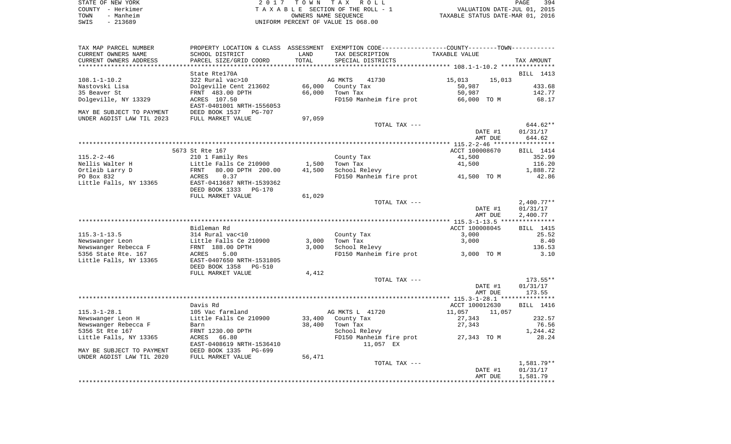STATE OF NEW YORK — COUNTY - Herkimer — TOWN - Manheim — SWIS - 213689

2017 TOWN TAX ROLL
TAXABLE SECTION OF THE ROLL - 1
OWNERS NAME SEQUENCE
UNIFORM PERCENT OF VALUE IS 068.00

VALUATION DATE-JUL 01, 2015
TAXABLE STATUS DATE-MAR 01, 2016

| TAX MAP PARCEL NUMBER / CURRENT OWNERS NAME / CURRENT OWNERS ADDRESS | PROPERTY LOCATION & CLASS / SCHOOL DISTRICT / PARCEL SIZE/GRID COORD | ASSESSMENT LAND / TOTAL | EXEMPTION CODE / TAX DESCRIPTION / SPECIAL DISTRICTS | COUNTY / TOWN TAXABLE VALUE | TAX AMOUNT |
|---|---|---|---|---|---|
| | State Rte170A | | | | BILL 1413 |
| 108.1-1-10.2 | 322 Rural vac>10 | | AG MKTS 41730 | 15,013 15,013 | |
| Nastovski Lisa | Dolgeville Cent 213602 | 66,000 | County Tax | 50,987 | 433.68 |
| 35 Beaver St | FRNT 483.00 DPTH | 66,000 | Town Tax | 50,987 | 142.77 |
| Dolgeville, NY 13329 | ACRES 107.50 | | FD150 Manheim fire prot | 66,000 TO M | 68.17 |
| | EAST-0401001 NRTH-1556053 | | | | |
| MAY BE SUBJECT TO PAYMENT | DEED BOOK 1537 PG-707 | | | | |
| UNDER AGDIST LAW TIL 2023 | FULL MARKET VALUE | 97,059 | | | |
| | | | TOTAL TAX --- | | 644.62** |
| | | | | DATE #1 | 01/31/17 |
| | | | | AMT DUE | 644.62 |
| | 5673 St Rte 167 | | | ACCT 100008670 | BILL 1414 |
| 115.2-2-46 | 210 1 Family Res | | County Tax | 41,500 | 352.99 |
| Nellis Walter H | Little Falls Ce 210900 | 1,500 | Town Tax | 41,500 | 116.20 |
| Ortleib Larry D | FRNT 80.00 DPTH 200.00 | 41,500 | School Relevy | | 1,888.72 |
| PO Box 832 | ACRES 0.37 | | FD150 Manheim fire prot | 41,500 TO M | 42.86 |
| Little Falls, NY 13365 | EAST-0413687 NRTH-1539362 | | | | |
| | DEED BOOK 1333 PG-170 | | | | |
| | FULL MARKET VALUE | 61,029 | | | |
| | | | TOTAL TAX --- | | 2,400.77** |
| | | | | DATE #1 | 01/31/17 |
| | | | | AMT DUE | 2,400.77 |
| | Bidleman Rd | | | ACCT 100008045 | BILL 1415 |
| 115.3-1-13.5 | 314 Rural vac<10 | | County Tax | 3,000 | 25.52 |
| Newswanger Leon | Little Falls Ce 210900 | 3,000 | Town Tax | 3,000 | 8.40 |
| Newswanger Rebecca F | FRNT 188.00 DPTH | 3,000 | School Relevy | | 136.53 |
| 5356 State Rte. 167 | ACRES 5.00 | | FD150 Manheim fire prot | 3,000 TO M | 3.10 |
| Little Falls, NY 13365 | EAST-0407650 NRTH-1531805 | | | | |
| | DEED BOOK 1358 PG-510 | | | | |
| | FULL MARKET VALUE | 4,412 | | | |
| | | | TOTAL TAX --- | | 173.55** |
| | | | | DATE #1 | 01/31/17 |
| | | | | AMT DUE | 173.55 |
| | Davis Rd | | | ACCT 100012630 | BILL 1416 |
| 115.3-1-28.1 | 105 Vac farmland | | AG MKTS L 41720 | 11,057 11,057 | |
| Newswanger Leon H | Little Falls Ce 210900 | 33,400 | County Tax | 27,343 | 232.57 |
| Newswanger Rebecca F | Barn | 38,400 | Town Tax | 27,343 | 76.56 |
| 5356 St Rte 167 | FRNT 1230.00 DPTH | | School Relevy | | 1,244.42 |
| Little Falls, NY 13365 | ACRES 66.80 | | FD150 Manheim fire prot | 27,343 TO M | 28.24 |
| | EAST-0408619 NRTH-1536410 | | 11,057 EX | | |
| MAY BE SUBJECT TO PAYMENT | DEED BOOK 1335 PG-699 | | | | |
| UNDER AGDIST LAW TIL 2020 | FULL MARKET VALUE | 56,471 | | | |
| | | | TOTAL TAX --- | | 1,581.79** |
| | | | | DATE #1 | 01/31/17 |
| | | | | AMT DUE | 1,581.79 |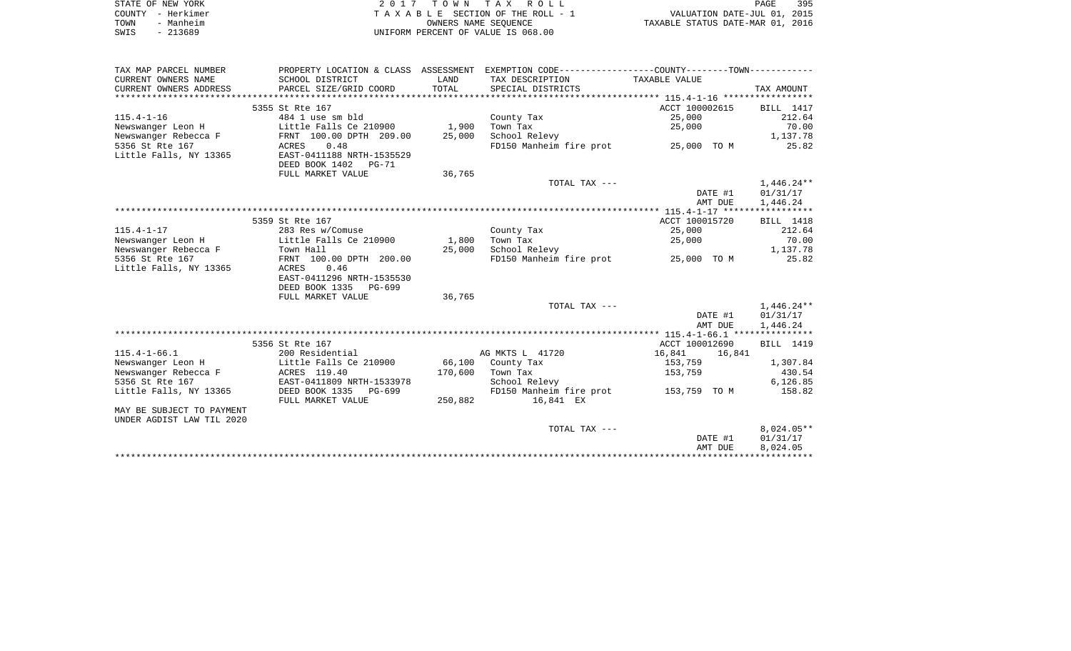STATE OF NEW YORK
COUNTY - Herkimer
TOWN - Manheim
SWIS - 213689

2 0 1 7 T O W N T A X R O L L
T A X A B L E SECTION OF THE ROLL - 1
OWNERS NAME SEQUENCE
UNIFORM PERCENT OF VALUE IS 068.00

VALUATION DATE-JUL 01, 2015
TAXABLE STATUS DATE-MAR 01, 2016

| TAX MAP PARCEL NUMBER / CURRENT OWNERS NAME / CURRENT OWNERS ADDRESS | PROPERTY LOCATION & CLASS / SCHOOL DISTRICT / PARCEL SIZE/GRID COORD | ASSESSMENT LAND / TOTAL | EXEMPTION CODE / TAX DESCRIPTION / SPECIAL DISTRICTS | COUNTY--------TOWN TAXABLE VALUE | TAX AMOUNT |
|---|---|---|---|---|---|
| | 5355 St Rte 167 | | | ACCT 100002615 | BILL 1417 |
| 115.4-1-16 | 484 1 use sm bld | | County Tax | 25,000 | 212.64 |
| Newswanger Leon H | Little Falls Ce 210900 | 1,900 | Town Tax | 25,000 | 70.00 |
| Newswanger Rebecca F | FRNT 100.00 DPTH 209.00 | 25,000 | School Relevy | | 1,137.78 |
| 5356 St Rte 167 | ACRES 0.48 | | FD150 Manheim fire prot | 25,000 TO M | 25.82 |
| Little Falls, NY 13365 | EAST-0411188 NRTH-1535529 | | | | |
| | DEED BOOK 1402 PG-71 | | | | |
| | FULL MARKET VALUE | 36,765 | | | |
| | | | TOTAL TAX --- | | 1,446.24** |
| | | | | DATE #1 | 01/31/17 |
| | | | | AMT DUE | 1,446.24 |
| | 5359 St Rte 167 | | | ACCT 100015720 | BILL 1418 |
| 115.4-1-17 | 283 Res w/Comuse | | County Tax | 25,000 | 212.64 |
| Newswanger Leon H | Little Falls Ce 210900 | 1,800 | Town Tax | 25,000 | 70.00 |
| Newswanger Rebecca F | Town Hall | 25,000 | School Relevy | | 1,137.78 |
| 5356 St Rte 167 | FRNT 100.00 DPTH 200.00 | | FD150 Manheim fire prot | 25,000 TO M | 25.82 |
| Little Falls, NY 13365 | ACRES 0.46 | | | | |
| | EAST-0411296 NRTH-1535530 | | | | |
| | DEED BOOK 1335 PG-699 | | | | |
| | FULL MARKET VALUE | 36,765 | | | |
| | | | TOTAL TAX --- | | 1,446.24** |
| | | | | DATE #1 | 01/31/17 |
| | | | | AMT DUE | 1,446.24 |
| | 5356 St Rte 167 | | | ACCT 100012690 | BILL 1419 |
| 115.4-1-66.1 | 200 Residential | | AG MKTS L 41720 | 16,841 16,841 | |
| Newswanger Leon H | Little Falls Ce 210900 | 66,100 | County Tax | 153,759 | 1,307.84 |
| Newswanger Rebecca F | ACRES 119.40 | 170,600 | Town Tax | 153,759 | 430.54 |
| 5356 St Rte 167 | EAST-0411809 NRTH-1533978 | | School Relevy | | 6,126.85 |
| Little Falls, NY 13365 | DEED BOOK 1335 PG-699 | | FD150 Manheim fire prot | 153,759 TO M | 158.82 |
| | FULL MARKET VALUE | 250,882 | 16,841 EX | | |
| MAY BE SUBJECT TO PAYMENT UNDER AGDIST LAW TIL 2020 | | | | | |
| | | | TOTAL TAX --- | | 8,024.05** |
| | | | | DATE #1 | 01/31/17 |
| | | | | AMT DUE | 8,024.05 |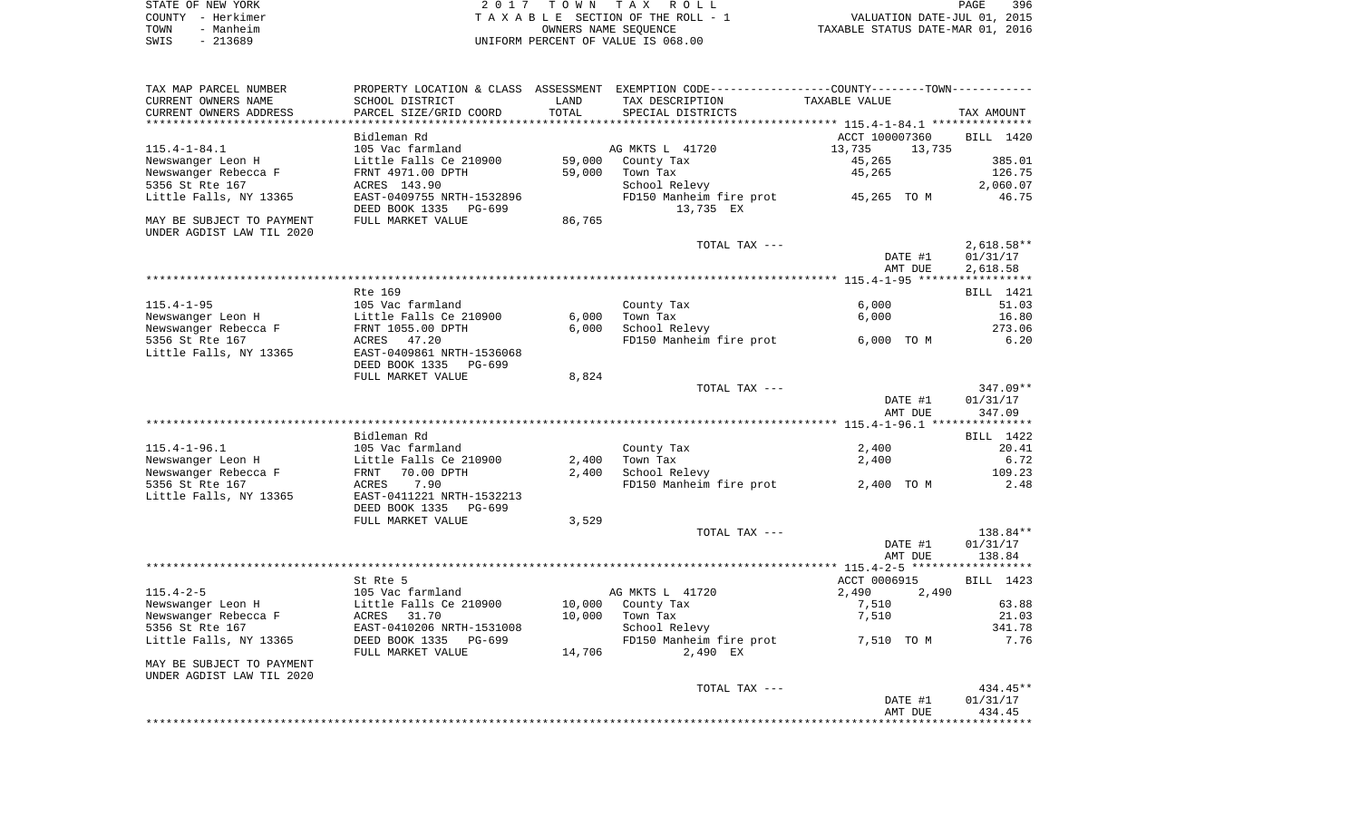STATE OF NEW YORK
COUNTY - Herkimer
TOWN - Manheim
SWIS - 213689

2 0 1 7 T O W N T A X R O L L
T A X A B L E SECTION OF THE ROLL - 1
OWNERS NAME SEQUENCE
UNIFORM PERCENT OF VALUE IS 068.00

VALUATION DATE-JUL 01, 2015
TAXABLE STATUS DATE-MAR 01, 2016

```
TAX MAP PARCEL NUMBER     PROPERTY LOCATION & CLASS  ASSESSMENT  EXEMPTION CODE-----------------COUNTY--------TOWN-----------
CURRENT OWNERS NAME       SCHOOL DISTRICT             LAND       TAX DESCRIPTION              TAXABLE VALUE
CURRENT OWNERS ADDRESS    PARCEL SIZE/GRID COORD      TOTAL      SPECIAL DISTRICTS                                        TAX AMOUNT
****************************************************************************************************** 115.4-1-84.1 ***************
                          Bidleman Rd                                                     ACCT 100007360       BILL  1420
115.4-1-84.1              105 Vac farmland                       AG MKTS L  41720          13,735      13,735
Newswanger Leon H         Little Falls Ce 210900      59,000     County Tax                     45,265                 385.01
Newswanger Rebecca F      FRNT 4971.00 DPTH           59,000     Town Tax                       45,265                 126.75
5356 St Rte 167           ACRES  143.90                          School Relevy                                       2,060.07
Little Falls, NY 13365    EAST-0409755 NRTH-1532896              FD150 Manheim fire prot        45,265 TO M             46.75
                          DEED BOOK 1335   PG-699                     13,735 EX
MAY BE SUBJECT TO PAYMENT FULL MARKET VALUE           86,765
UNDER AGDIST LAW TIL 2020
                                                                 TOTAL TAX ---                                      2,618.58**
                                                                                                DATE #1            01/31/17
                                                                                                AMT DUE            2,618.58
****************************************************************************************************** 115.4-1-95 *****************
                          Rte 169                                                                                BILL  1421
115.4-1-95                105 Vac farmland                       County Tax                      6,000                  51.03
Newswanger Leon H         Little Falls Ce 210900       6,000     Town Tax                        6,000                  16.80
Newswanger Rebecca F      FRNT 1055.00 DPTH            6,000     School Relevy                                         273.06
5356 St Rte 167           ACRES   47.20                          FD150 Manheim fire prot         6,000 TO M              6.20
Little Falls, NY 13365    EAST-0409861 NRTH-1536068
                          DEED BOOK 1335   PG-699
                          FULL MARKET VALUE            8,824
                                                                 TOTAL TAX ---                                        347.09**
                                                                                                DATE #1            01/31/17
                                                                                                AMT DUE              347.09
****************************************************************************************************** 115.4-1-96.1 ***************
                          Bidleman Rd                                                                            BILL  1422
115.4-1-96.1              105 Vac farmland                       County Tax                      2,400                  20.41
Newswanger Leon H         Little Falls Ce 210900       2,400     Town Tax                        2,400                   6.72
Newswanger Rebecca F      FRNT   70.00 DPTH            2,400     School Relevy                                         109.23
5356 St Rte 167           ACRES    7.90                          FD150 Manheim fire prot         2,400 TO M              2.48
Little Falls, NY 13365    EAST-0411221 NRTH-1532213
                          DEED BOOK 1335   PG-699
                          FULL MARKET VALUE            3,529
                                                                 TOTAL TAX ---                                        138.84**
                                                                                                DATE #1            01/31/17
                                                                                                AMT DUE              138.84
****************************************************************************************************** 115.4-2-5 ******************
                          St Rte 5                                                        ACCT 0006915         BILL  1423
115.4-2-5                 105 Vac farmland                       AG MKTS L  41720           2,490       2,490
Newswanger Leon H         Little Falls Ce 210900      10,000     County Tax                      7,510                  63.88
Newswanger Rebecca F      ACRES   31.70               10,000     Town Tax                        7,510                  21.03
5356 St Rte 167           EAST-0410206 NRTH-1531008              School Relevy                                         341.78
Little Falls, NY 13365    DEED BOOK 1335   PG-699                FD150 Manheim fire prot         7,510 TO M              7.76
                          FULL MARKET VALUE           14,706          2,490 EX
MAY BE SUBJECT TO PAYMENT
UNDER AGDIST LAW TIL 2020
                                                                 TOTAL TAX ---                                        434.45**
                                                                                                DATE #1            01/31/17
                                                                                                AMT DUE              434.45
************************************************************************************************************************************
```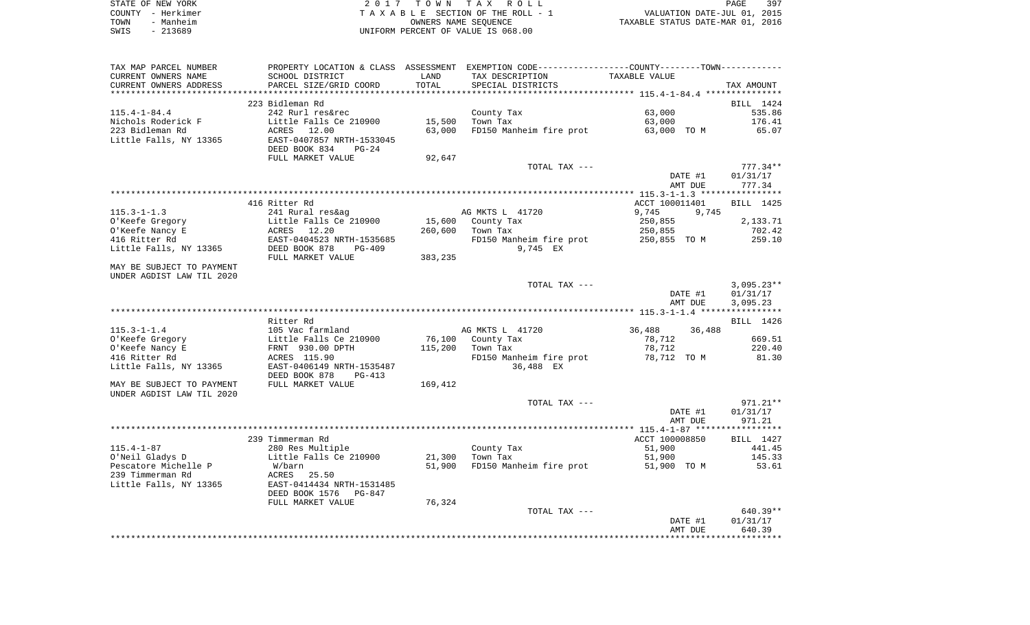STATE OF NEW YORK
COUNTY - Herkimer
TOWN - Manheim
SWIS - 213689

2 0 1 7 T O W N T A X R O L L
T A X A B L E SECTION OF THE ROLL - 1
OWNERS NAME SEQUENCE
UNIFORM PERCENT OF VALUE IS 068.00

VALUATION DATE-JUL 01, 2015
TAXABLE STATUS DATE-MAR 01, 2016

| TAX MAP PARCEL NUMBER / CURRENT OWNERS NAME / CURRENT OWNERS ADDRESS | PROPERTY LOCATION & CLASS / SCHOOL DISTRICT / PARCEL SIZE/GRID COORD | ASSESSMENT LAND / TOTAL | EXEMPTION CODE / TAX DESCRIPTION / SPECIAL DISTRICTS | COUNTY--------TOWN / TAXABLE VALUE | TAX AMOUNT |
|---|---|---|---|---|---|
| | 223 Bidleman Rd | | | | BILL 1424 |
| 115.4-1-84.4 | 242 Rurl res&rec | | County Tax | 63,000 | 535.86 |
| Nichols Roderick F | Little Falls Ce 210900 | 15,500 | Town Tax | 63,000 | 176.41 |
| 223 Bidleman Rd | ACRES 12.00 | 63,000 | FD150 Manheim fire prot | 63,000 TO M | 65.07 |
| Little Falls, NY 13365 | EAST-0407857 NRTH-1533045 | | | | |
| | DEED BOOK 834 PG-24 | | | | |
| | FULL MARKET VALUE | 92,647 | | | |
| | | | TOTAL TAX --- | | 777.34** |
| | | | | DATE #1 | 01/31/17 |
| | | | | AMT DUE | 777.34 |
| | 416 Ritter Rd | | | ACCT 100011401 | BILL 1425 |
| 115.3-1-1.3 | 241 Rural res&ag | | AG MKTS L 41720 | 9,745 9,745 | |
| O'Keefe Gregory | Little Falls Ce 210900 | 15,600 | County Tax | 250,855 | 2,133.71 |
| O'Keefe Nancy E | ACRES 12.20 | 260,600 | Town Tax | 250,855 | 702.42 |
| 416 Ritter Rd | EAST-0404523 NRTH-1535685 | | FD150 Manheim fire prot | 250,855 TO M | 259.10 |
| Little Falls, NY 13365 | DEED BOOK 878 PG-409 | | 9,745 EX | | |
| | FULL MARKET VALUE | 383,235 | | | |
| MAY BE SUBJECT TO PAYMENT UNDER AGDIST LAW TIL 2020 | | | | | |
| | | | TOTAL TAX --- | | 3,095.23** |
| | | | | DATE #1 | 01/31/17 |
| | | | | AMT DUE | 3,095.23 |
| | Ritter Rd | | | | BILL 1426 |
| 115.3-1-1.4 | 105 Vac farmland | | AG MKTS L 41720 | 36,488 36,488 | |
| O'Keefe Gregory | Little Falls Ce 210900 | 76,100 | County Tax | 78,712 | 669.51 |
| O'Keefe Nancy E | FRNT 930.00 DPTH | 115,200 | Town Tax | 78,712 | 220.40 |
| 416 Ritter Rd | ACRES 115.90 | | FD150 Manheim fire prot | 78,712 TO M | 81.30 |
| Little Falls, NY 13365 | EAST-0406149 NRTH-1535487 | | 36,488 EX | | |
| | DEED BOOK 878 PG-413 | | | | |
| MAY BE SUBJECT TO PAYMENT UNDER AGDIST LAW TIL 2020 | FULL MARKET VALUE | 169,412 | | | |
| | | | TOTAL TAX --- | | 971.21** |
| | | | | DATE #1 | 01/31/17 |
| | | | | AMT DUE | 971.21 |
| | 239 Timmerman Rd | | | ACCT 100008850 | BILL 1427 |
| 115.4-1-87 | 280 Res Multiple | | County Tax | 51,900 | 441.45 |
| O'Neil Gladys D | Little Falls Ce 210900 | 21,300 | Town Tax | 51,900 | 145.33 |
| Pescatore Michelle P | W/barn | 51,900 | FD150 Manheim fire prot | 51,900 TO M | 53.61 |
| 239 Timmerman Rd | ACRES 25.50 | | | | |
| Little Falls, NY 13365 | EAST-0414434 NRTH-1531485 | | | | |
| | DEED BOOK 1576 PG-847 | | | | |
| | FULL MARKET VALUE | 76,324 | | | |
| | | | TOTAL TAX --- | | 640.39** |
| | | | | DATE #1 | 01/31/17 |
| | | | | AMT DUE | 640.39 |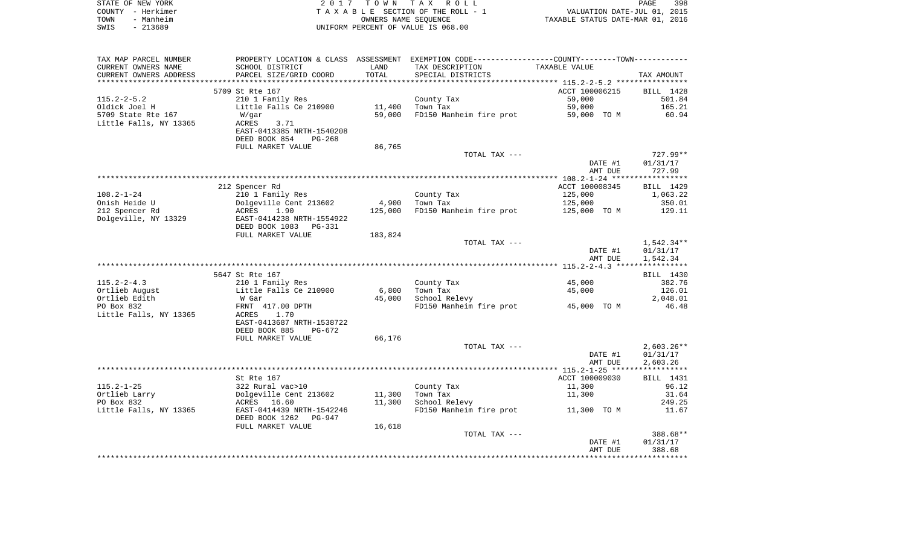STATE OF NEW YORK — 2017 TOWN TAX ROLL
COUNTY - Herkimer — TAXABLE SECTION OF THE ROLL - 1 — VALUATION DATE-JUL 01, 2015
TOWN - Manheim — OWNERS NAME SEQUENCE — TAXABLE STATUS DATE-MAR 01, 2016
SWIS - 213689 — UNIFORM PERCENT OF VALUE IS 068.00

| TAX MAP PARCEL NUMBER / CURRENT OWNERS NAME / CURRENT OWNERS ADDRESS | PROPERTY LOCATION & CLASS / SCHOOL DISTRICT / PARCEL SIZE/GRID COORD | ASSESSMENT LAND | TOTAL | EXEMPTION CODE / TAX DESCRIPTION / SPECIAL DISTRICTS | TAXABLE VALUE | TAX AMOUNT |
|---|---|---|---|---|---|---|
| | 5709 St Rte 167 | | | | ACCT 100006215 | BILL 1428 |
| 115.2-2-5.2 | 210 1 Family Res | | | County Tax | 59,000 | 501.84 |
| Oldick Joel H | Little Falls Ce 210900 | 11,400 | | Town Tax | 59,000 | 165.21 |
| 5709 State Rte 167 | W/gar | | 59,000 | FD150 Manheim fire prot | 59,000 TO M | 60.94 |
| Little Falls, NY 13365 | ACRES 3.71 | | | | | |
| | EAST-0413385 NRTH-1540208 | | | | | |
| | DEED BOOK 854 PG-268 | | | | | |
| | FULL MARKET VALUE | 86,765 | | | | |
| | | | | TOTAL TAX --- | | 727.99** |
| | | | | | DATE #1 | 01/31/17 |
| | | | | | AMT DUE | 727.99 |
| | 212 Spencer Rd | | | | ACCT 100008345 | BILL 1429 |
| 108.2-1-24 | 210 1 Family Res | | | County Tax | 125,000 | 1,063.22 |
| Onish Heide U | Dolgeville Cent 213602 | 4,900 | | Town Tax | 125,000 | 350.01 |
| 212 Spencer Rd | ACRES 1.90 | | 125,000 | FD150 Manheim fire prot | 125,000 TO M | 129.11 |
| Dolgeville, NY 13329 | EAST-0414238 NRTH-1554922 | | | | | |
| | DEED BOOK 1083 PG-331 | | | | | |
| | FULL MARKET VALUE | 183,824 | | | | |
| | | | | TOTAL TAX --- | | 1,542.34** |
| | | | | | DATE #1 | 01/31/17 |
| | | | | | AMT DUE | 1,542.34 |
| | 5647 St Rte 167 | | | | | BILL 1430 |
| 115.2-2-4.3 | 210 1 Family Res | | | County Tax | 45,000 | 382.76 |
| Ortlieb August | Little Falls Ce 210900 | 6,800 | | Town Tax | 45,000 | 126.01 |
| Ortlieb Edith | W Gar | | 45,000 | School Relevy | | 2,048.01 |
| PO Box 832 | FRNT 417.00 DPTH | | | FD150 Manheim fire prot | 45,000 TO M | 46.48 |
| Little Falls, NY 13365 | ACRES 1.70 | | | | | |
| | EAST-0413687 NRTH-1538722 | | | | | |
| | DEED BOOK 885 PG-672 | | | | | |
| | FULL MARKET VALUE | 66,176 | | | | |
| | | | | TOTAL TAX --- | | 2,603.26** |
| | | | | | DATE #1 | 01/31/17 |
| | | | | | AMT DUE | 2,603.26 |
| | St Rte 167 | | | | ACCT 100009030 | BILL 1431 |
| 115.2-1-25 | 322 Rural vac>10 | | | County Tax | 11,300 | 96.12 |
| Ortlieb Larry | Dolgeville Cent 213602 | 11,300 | | Town Tax | 11,300 | 31.64 |
| PO Box 832 | ACRES 16.60 | | 11,300 | School Relevy | | 249.25 |
| Little Falls, NY 13365 | EAST-0414439 NRTH-1542246 | | | FD150 Manheim fire prot | 11,300 TO M | 11.67 |
| | DEED BOOK 1262 PG-947 | | | | | |
| | FULL MARKET VALUE | 16,618 | | | | |
| | | | | TOTAL TAX --- | | 388.68** |
| | | | | | DATE #1 | 01/31/17 |
| | | | | | AMT DUE | 388.68 |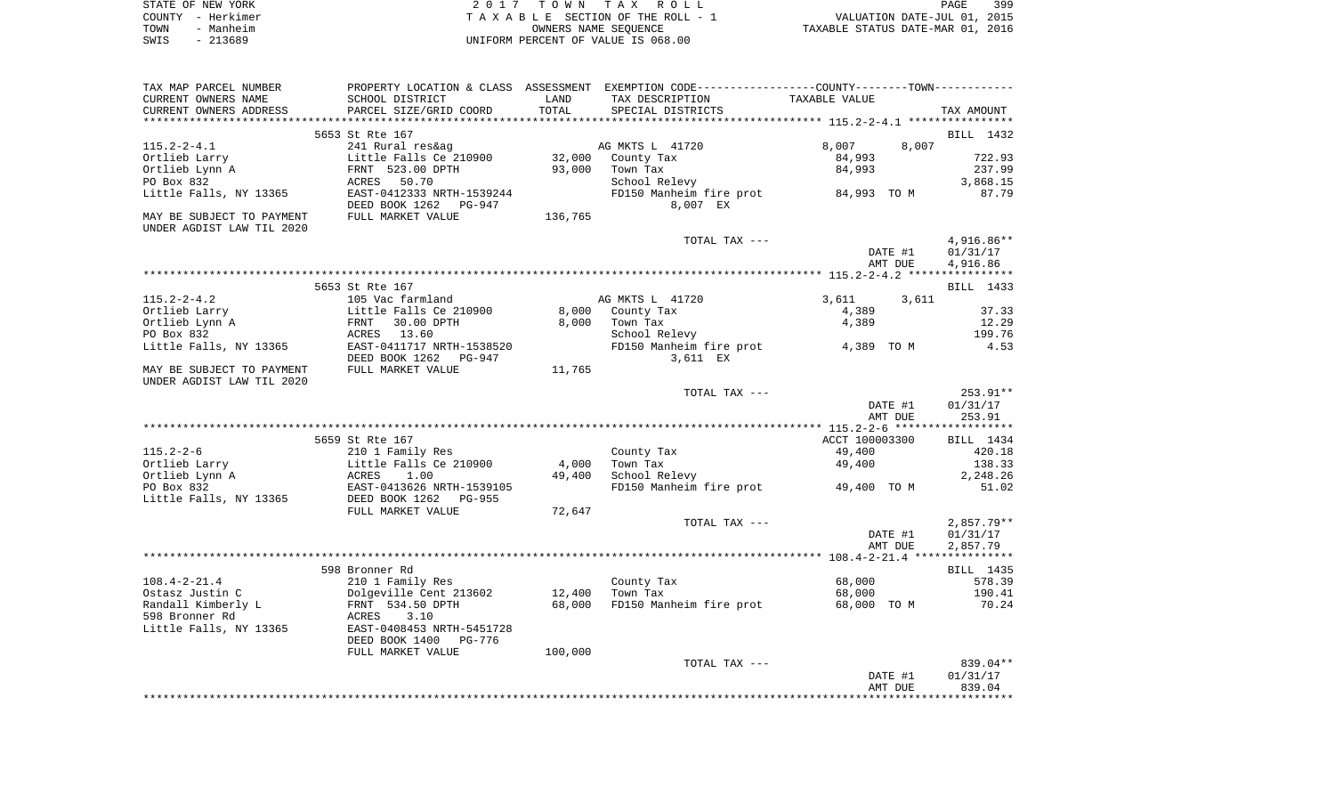STATE OF NEW YORK | COUNTY - Herkimer | TOWN - Manheim | SWIS - 213689

**2017 TOWN TAX ROLL**
TAXABLE SECTION OF THE ROLL - 1
OWNERS NAME SEQUENCE
UNIFORM PERCENT OF VALUE IS 068.00

VALUATION DATE-JUL 01, 2015
TAXABLE STATUS DATE-MAR 01, 2016

| TAX MAP PARCEL NUMBER / CURRENT OWNERS NAME / CURRENT OWNERS ADDRESS | PROPERTY LOCATION & CLASS / SCHOOL DISTRICT / PARCEL SIZE/GRID COORD | ASSESSMENT LAND / TOTAL | EXEMPTION CODE / TAX DESCRIPTION / SPECIAL DISTRICTS | COUNTY/TOWN TAXABLE VALUE | TAX AMOUNT |
|---|---|---|---|---|---|
| **115.2-2-4.1** | 5653 St Rte 167 | | | | BILL 1432 |
| | 241 Rural res&ag | | AG MKTS L 41720 | 8,007 8,007 | |
| Ortlieb Larry | Little Falls Ce 210900 | 32,000 | County Tax | 84,993 | 722.93 |
| Ortlieb Lynn A | FRNT 523.00 DPTH | 93,000 | Town Tax | 84,993 | 237.99 |
| PO Box 832 | ACRES 50.70 | | School Relevy | | 3,868.15 |
| Little Falls, NY 13365 | EAST-0412333 NRTH-1539244 | | FD150 Manheim fire prot | 84,993 TO M | 87.79 |
| | DEED BOOK 1262 PG-947 | | 8,007 EX | | |
| MAY BE SUBJECT TO PAYMENT UNDER AGDIST LAW TIL 2020 | FULL MARKET VALUE | 136,765 | | | |
| | | | TOTAL TAX --- | | 4,916.86** |
| | | | | DATE #1 | 01/31/17 |
| | | | | AMT DUE | 4,916.86 |
| **115.2-2-4.2** | 5653 St Rte 167 | | | | BILL 1433 |
| | 105 Vac farmland | | AG MKTS L 41720 | 3,611 3,611 | |
| Ortlieb Larry | Little Falls Ce 210900 | 8,000 | County Tax | 4,389 | 37.33 |
| Ortlieb Lynn A | FRNT 30.00 DPTH | 8,000 | Town Tax | 4,389 | 12.29 |
| PO Box 832 | ACRES 13.60 | | School Relevy | | 199.76 |
| Little Falls, NY 13365 | EAST-0411717 NRTH-1538520 | | FD150 Manheim fire prot | 4,389 TO M | 4.53 |
| | DEED BOOK 1262 PG-947 | | 3,611 EX | | |
| MAY BE SUBJECT TO PAYMENT UNDER AGDIST LAW TIL 2020 | FULL MARKET VALUE | 11,765 | | | |
| | | | TOTAL TAX --- | | 253.91** |
| | | | | DATE #1 | 01/31/17 |
| | | | | AMT DUE | 253.91 |
| **115.2-2-6** | 5659 St Rte 167 | | | ACCT 100003300 | BILL 1434 |
| | 210 1 Family Res | | County Tax | 49,400 | 420.18 |
| Ortlieb Larry | Little Falls Ce 210900 | 4,000 | Town Tax | 49,400 | 138.33 |
| Ortlieb Lynn A | ACRES 1.00 | 49,400 | School Relevy | | 2,248.26 |
| PO Box 832 | EAST-0413626 NRTH-1539105 | | FD150 Manheim fire prot | 49,400 TO M | 51.02 |
| Little Falls, NY 13365 | DEED BOOK 1262 PG-955 | | | | |
| | FULL MARKET VALUE | 72,647 | | | |
| | | | TOTAL TAX --- | | 2,857.79** |
| | | | | DATE #1 | 01/31/17 |
| | | | | AMT DUE | 2,857.79 |
| **108.4-2-21.4** | 598 Bronner Rd | | | | BILL 1435 |
| | 210 1 Family Res | | County Tax | 68,000 | 578.39 |
| Ostasz Justin C | Dolgeville Cent 213602 | 12,400 | Town Tax | 68,000 | 190.41 |
| Randall Kimberly L | FRNT 534.50 DPTH | 68,000 | FD150 Manheim fire prot | 68,000 TO M | 70.24 |
| 598 Bronner Rd | ACRES 3.10 | | | | |
| Little Falls, NY 13365 | EAST-0408453 NRTH-5451728 | | | | |
| | DEED BOOK 1400 PG-776 | | | | |
| | FULL MARKET VALUE | 100,000 | | | |
| | | | TOTAL TAX --- | | 839.04** |
| | | | | DATE #1 | 01/31/17 |
| | | | | AMT DUE | 839.04 |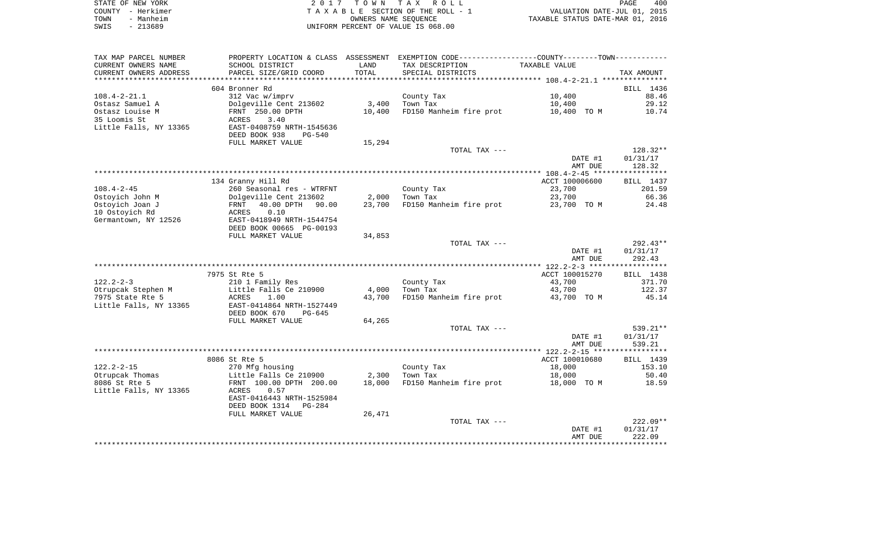STATE OF NEW YORK | COUNTY - Herkimer | TOWN - Manheim | SWIS - 213689

2017 TOWN TAX ROLL
TAXABLE SECTION OF THE ROLL - 1
OWNERS NAME SEQUENCE
UNIFORM PERCENT OF VALUE IS 068.00

VALUATION DATE-JUL 01, 2015
TAXABLE STATUS DATE-MAR 01, 2016

| TAX MAP PARCEL NUMBER / CURRENT OWNERS NAME / CURRENT OWNERS ADDRESS | PROPERTY LOCATION & CLASS / SCHOOL DISTRICT / PARCEL SIZE/GRID COORD | ASSESSMENT LAND / TOTAL | EXEMPTION CODE / TAX DESCRIPTION / SPECIAL DISTRICTS | TAXABLE VALUE | TAX AMOUNT |
|---|---|---|---|---|---|
| **108.4-2-21.1** | 604 Bronner Rd | | | | BILL 1436 |
| 108.4-2-21.1 | 312 Vac w/imprv | | County Tax | 10,400 | 88.46 |
| Ostasz Samuel A | Dolgeville Cent 213602 | 3,400 | Town Tax | 10,400 | 29.12 |
| Ostasz Louise M | FRNT 250.00 DPTH | 10,400 | FD150 Manheim fire prot | 10,400 TO M | 10.74 |
| 35 Loomis St | ACRES 3.40 | | | | |
| Little Falls, NY 13365 | EAST-0408759 NRTH-1545636 | | | | |
| | DEED BOOK 938 PG-540 | | | | |
| | FULL MARKET VALUE | 15,294 | | | |
| | | | TOTAL TAX --- | | 128.32** |
| | | | | DATE #1 | 01/31/17 |
| | | | | AMT DUE | 128.32 |
| **108.4-2-45** | 134 Granny Hill Rd | | | ACCT 100006600 | BILL 1437 |
| 108.4-2-45 | 260 Seasonal res - WTRFNT | | County Tax | 23,700 | 201.59 |
| Ostoyich John M | Dolgeville Cent 213602 | 2,000 | Town Tax | 23,700 | 66.36 |
| Ostoyich Joan J | FRNT 40.00 DPTH 90.00 | 23,700 | FD150 Manheim fire prot | 23,700 TO M | 24.48 |
| 10 Ostoyich Rd | ACRES 0.10 | | | | |
| Germantown, NY 12526 | EAST-0418949 NRTH-1544754 | | | | |
| | DEED BOOK 00665 PG-00193 | | | | |
| | FULL MARKET VALUE | 34,853 | | | |
| | | | TOTAL TAX --- | | 292.43** |
| | | | | DATE #1 | 01/31/17 |
| | | | | AMT DUE | 292.43 |
| **122.2-2-3** | 7975 St Rte 5 | | | ACCT 100015270 | BILL 1438 |
| 122.2-2-3 | 210 1 Family Res | | County Tax | 43,700 | 371.70 |
| Otrupcak Stephen M | Little Falls Ce 210900 | 4,000 | Town Tax | 43,700 | 122.37 |
| 7975 State Rte 5 | ACRES 1.00 | 43,700 | FD150 Manheim fire prot | 43,700 TO M | 45.14 |
| Little Falls, NY 13365 | EAST-0414864 NRTH-1527449 | | | | |
| | DEED BOOK 670 PG-645 | | | | |
| | FULL MARKET VALUE | 64,265 | | | |
| | | | TOTAL TAX --- | | 539.21** |
| | | | | DATE #1 | 01/31/17 |
| | | | | AMT DUE | 539.21 |
| **122.2-2-15** | 8086 St Rte 5 | | | ACCT 100010680 | BILL 1439 |
| 122.2-2-15 | 270 Mfg housing | | County Tax | 18,000 | 153.10 |
| Otrupcak Thomas | Little Falls Ce 210900 | 2,300 | Town Tax | 18,000 | 50.40 |
| 8086 St Rte 5 | FRNT 100.00 DPTH 200.00 | 18,000 | FD150 Manheim fire prot | 18,000 TO M | 18.59 |
| Little Falls, NY 13365 | ACRES 0.57 | | | | |
| | EAST-0416443 NRTH-1525984 | | | | |
| | DEED BOOK 1314 PG-284 | | | | |
| | FULL MARKET VALUE | 26,471 | | | |
| | | | TOTAL TAX --- | | 222.09** |
| | | | | DATE #1 | 01/31/17 |
| | | | | AMT DUE | 222.09 |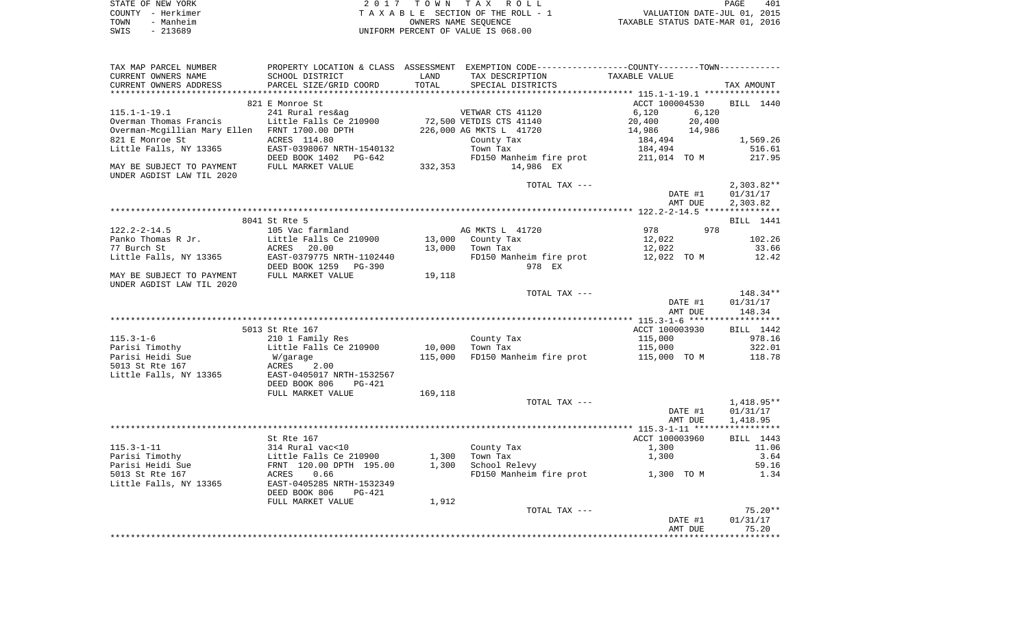STATE OF NEW YORK | COUNTY - Herkimer | TOWN - Manheim | SWIS - 213689

2017 TOWN TAX ROLL
TAXABLE SECTION OF THE ROLL - 1
OWNERS NAME SEQUENCE
UNIFORM PERCENT OF VALUE IS 068.00

VALUATION DATE-JUL 01, 2015
TAXABLE STATUS DATE-MAR 01, 2016

| TAX MAP PARCEL NUMBER / CURRENT OWNERS NAME / CURRENT OWNERS ADDRESS | PROPERTY LOCATION & CLASS / SCHOOL DISTRICT / PARCEL SIZE/GRID COORD | ASSESSMENT LAND / TOTAL | EXEMPTION CODE / TAX DESCRIPTION / SPECIAL DISTRICTS | COUNTY / TOWN TAXABLE VALUE | TAX AMOUNT |
|---|---|---|---|---|---|
| 115.1-1-19.1 | 821 E Monroe St | | | ACCT 100004530 | BILL 1440 |
| Overman Thomas Francis | 241 Rural res&ag | | VETWAR CTS 41120 | 6,120 / 6,120 | |
| Overman-Mcgillian Mary Ellen | Little Falls Ce 210900 | 72,500 | VETDIS CTS 41140 | 20,400 / 20,400 | |
| 821 E Monroe St | FRNT 1700.00 DPTH | 226,000 | AG MKTS L 41720 | 14,986 / 14,986 | |
| Little Falls, NY 13365 | ACRES 114.80 | | County Tax | 184,494 | 1,569.26 |
| | EAST-0398067 NRTH-1540132 | | Town Tax | 184,494 | 516.61 |
| | DEED BOOK 1402 PG-642 | | FD150 Manheim fire prot | 211,014 TO M | 217.95 |
| MAY BE SUBJECT TO PAYMENT UNDER AGDIST LAW TIL 2020 | FULL MARKET VALUE | 332,353 | 14,986 EX | | |
| | | | TOTAL TAX --- | | 2,303.82** |
| | | | | DATE #1 | 01/31/17 |
| | | | | AMT DUE | 2,303.82 |
| 122.2-2-14.5 | 8041 St Rte 5 | | | | BILL 1441 |
| Panko Thomas R Jr. | 105 Vac farmland | | AG MKTS L 41720 | 978 / 978 | |
| 77 Burch St | Little Falls Ce 210900 | 13,000 | County Tax | 12,022 | 102.26 |
| Little Falls, NY 13365 | ACRES 20.00 | 13,000 | Town Tax | 12,022 | 33.66 |
| | EAST-0379775 NRTH-1102440 | | FD150 Manheim fire prot | 12,022 TO M | 12.42 |
| | DEED BOOK 1259 PG-390 | | 978 EX | | |
| MAY BE SUBJECT TO PAYMENT UNDER AGDIST LAW TIL 2020 | FULL MARKET VALUE | 19,118 | | | |
| | | | TOTAL TAX --- | | 148.34** |
| | | | | DATE #1 | 01/31/17 |
| | | | | AMT DUE | 148.34 |
| 115.3-1-6 | 5013 St Rte 167 | | | ACCT 100003930 | BILL 1442 |
| Parisi Timothy | 210 1 Family Res | | County Tax | 115,000 | 978.16 |
| Parisi Heidi Sue | Little Falls Ce 210900 | 10,000 | Town Tax | 115,000 | 322.01 |
| 5013 St Rte 167 | W/garage | 115,000 | FD150 Manheim fire prot | 115,000 TO M | 118.78 |
| Little Falls, NY 13365 | ACRES 2.00 | | | | |
| | EAST-0405017 NRTH-1532567 | | | | |
| | DEED BOOK 806 PG-421 | | | | |
| | FULL MARKET VALUE | 169,118 | | | |
| | | | TOTAL TAX --- | | 1,418.95** |
| | | | | DATE #1 | 01/31/17 |
| | | | | AMT DUE | 1,418.95 |
| 115.3-1-11 | St Rte 167 | | | ACCT 100003960 | BILL 1443 |
| Parisi Timothy | 314 Rural vac<10 | | County Tax | 1,300 | 11.06 |
| Parisi Heidi Sue | Little Falls Ce 210900 | 1,300 | Town Tax | 1,300 | 3.64 |
| 5013 St Rte 167 | FRNT 120.00 DPTH 195.00 | 1,300 | School Relevy | | 59.16 |
| Little Falls, NY 13365 | ACRES 0.66 | | FD150 Manheim fire prot | 1,300 TO M | 1.34 |
| | EAST-0405285 NRTH-1532349 | | | | |
| | DEED BOOK 806 PG-421 | | | | |
| | FULL MARKET VALUE | 1,912 | | | |
| | | | TOTAL TAX --- | | 75.20** |
| | | | | DATE #1 | 01/31/17 |
| | | | | AMT DUE | 75.20 |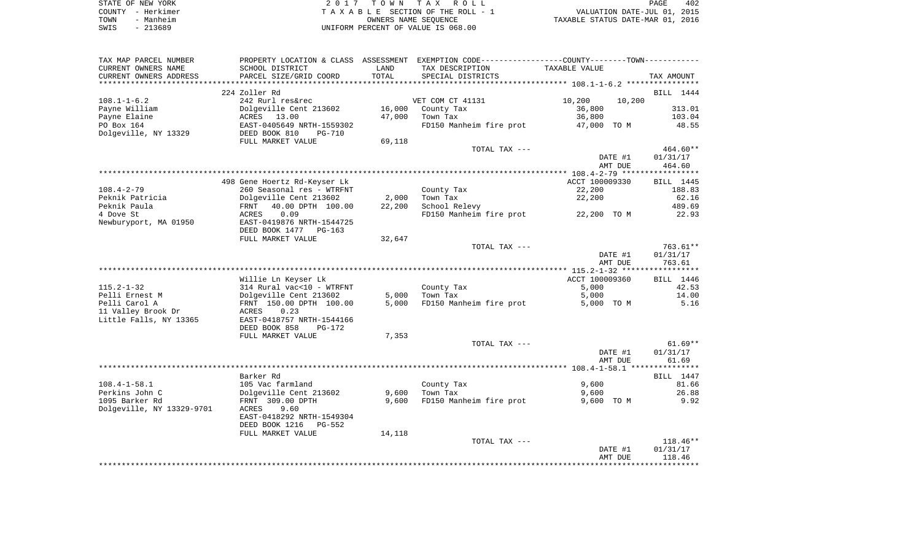STATE OF NEW YORK — 2017 TOWN TAX ROLL
COUNTY - Herkimer — TAXABLE SECTION OF THE ROLL - 1 — VALUATION DATE-JUL 01, 2015
TOWN - Manheim — OWNERS NAME SEQUENCE — TAXABLE STATUS DATE-MAR 01, 2016
SWIS - 213689 — UNIFORM PERCENT OF VALUE IS 068.00

| TAX MAP PARCEL NUMBER / CURRENT OWNERS NAME / CURRENT OWNERS ADDRESS | PROPERTY LOCATION & CLASS / SCHOOL DISTRICT / PARCEL SIZE/GRID COORD | ASSESSMENT LAND | TOTAL | EXEMPTION CODE / TAX DESCRIPTION / SPECIAL DISTRICTS | TAXABLE VALUE COUNTY | TOWN | TAX AMOUNT |
|---|---|---|---|---|---|---|---|
| **108.1-1-6.2** | 224 Zoller Rd | | | | | | BILL 1444 |
| 108.1-1-6.2 | 242 Rurl res&rec | | | VET COM CT 41131 | 10,200 | 10,200 | |
| Payne William | Dolgeville Cent 213602 | 16,000 | | County Tax | 36,800 | | 313.01 |
| Payne Elaine | ACRES 13.00 | | 47,000 | Town Tax | 36,800 | | 103.04 |
| PO Box 164 | EAST-0405649 NRTH-1559302 | | | FD150 Manheim fire prot | 47,000 TO M | | 48.55 |
| Dolgeville, NY 13329 | DEED BOOK 810 PG-710 | | | | | | |
| | FULL MARKET VALUE | 69,118 | | | | | |
| | | | | TOTAL TAX --- | | | 464.60** |
| | | | | | DATE #1 | | 01/31/17 |
| | | | | | AMT DUE | | 464.60 |
| **108.4-2-79** | 498 Gene Hoertz Rd-Keyser Lk | | | | ACCT 100009330 | | BILL 1445 |
| 108.4-2-79 | 260 Seasonal res - WTRFNT | | | County Tax | 22,200 | | 188.83 |
| Peknik Patricia | Dolgeville Cent 213602 | 2,000 | | Town Tax | 22,200 | | 62.16 |
| Peknik Paula | FRNT 40.00 DPTH 100.00 | | 22,200 | School Relevy | | | 489.69 |
| 4 Dove St | ACRES 0.09 | | | FD150 Manheim fire prot | 22,200 TO M | | 22.93 |
| Newburyport, MA 01950 | EAST-0419876 NRTH-1544725 | | | | | | |
| | DEED BOOK 1477 PG-163 | | | | | | |
| | FULL MARKET VALUE | 32,647 | | | | | |
| | | | | TOTAL TAX --- | | | 763.61** |
| | | | | | DATE #1 | | 01/31/17 |
| | | | | | AMT DUE | | 763.61 |
| **115.2-1-32** | Willie Ln Keyser Lk | | | | ACCT 100009360 | | BILL 1446 |
| 115.2-1-32 | 314 Rural vac<10 - WTRFNT | | | County Tax | 5,000 | | 42.53 |
| Pelli Ernest M | Dolgeville Cent 213602 | 5,000 | | Town Tax | 5,000 | | 14.00 |
| Pelli Carol A | FRNT 150.00 DPTH 100.00 | | 5,000 | FD150 Manheim fire prot | 5,000 TO M | | 5.16 |
| 11 Valley Brook Dr | ACRES 0.23 | | | | | | |
| Little Falls, NY 13365 | EAST-0418757 NRTH-1544166 | | | | | | |
| | DEED BOOK 858 PG-172 | | | | | | |
| | FULL MARKET VALUE | 7,353 | | | | | |
| | | | | TOTAL TAX --- | | | 61.69** |
| | | | | | DATE #1 | | 01/31/17 |
| | | | | | AMT DUE | | 61.69 |
| **108.4-1-58.1** | Barker Rd | | | | | | BILL 1447 |
| 108.4-1-58.1 | 105 Vac farmland | | | County Tax | 9,600 | | 81.66 |
| Perkins John C | Dolgeville Cent 213602 | 9,600 | | Town Tax | 9,600 | | 26.88 |
| 1095 Barker Rd | FRNT 309.00 DPTH | | 9,600 | FD150 Manheim fire prot | 9,600 TO M | | 9.92 |
| Dolgeville, NY 13329-9701 | ACRES 9.60 | | | | | | |
| | EAST-0418292 NRTH-1549304 | | | | | | |
| | DEED BOOK 1216 PG-552 | | | | | | |
| | FULL MARKET VALUE | 14,118 | | | | | |
| | | | | TOTAL TAX --- | | | 118.46** |
| | | | | | DATE #1 | | 01/31/17 |
| | | | | | AMT DUE | | 118.46 |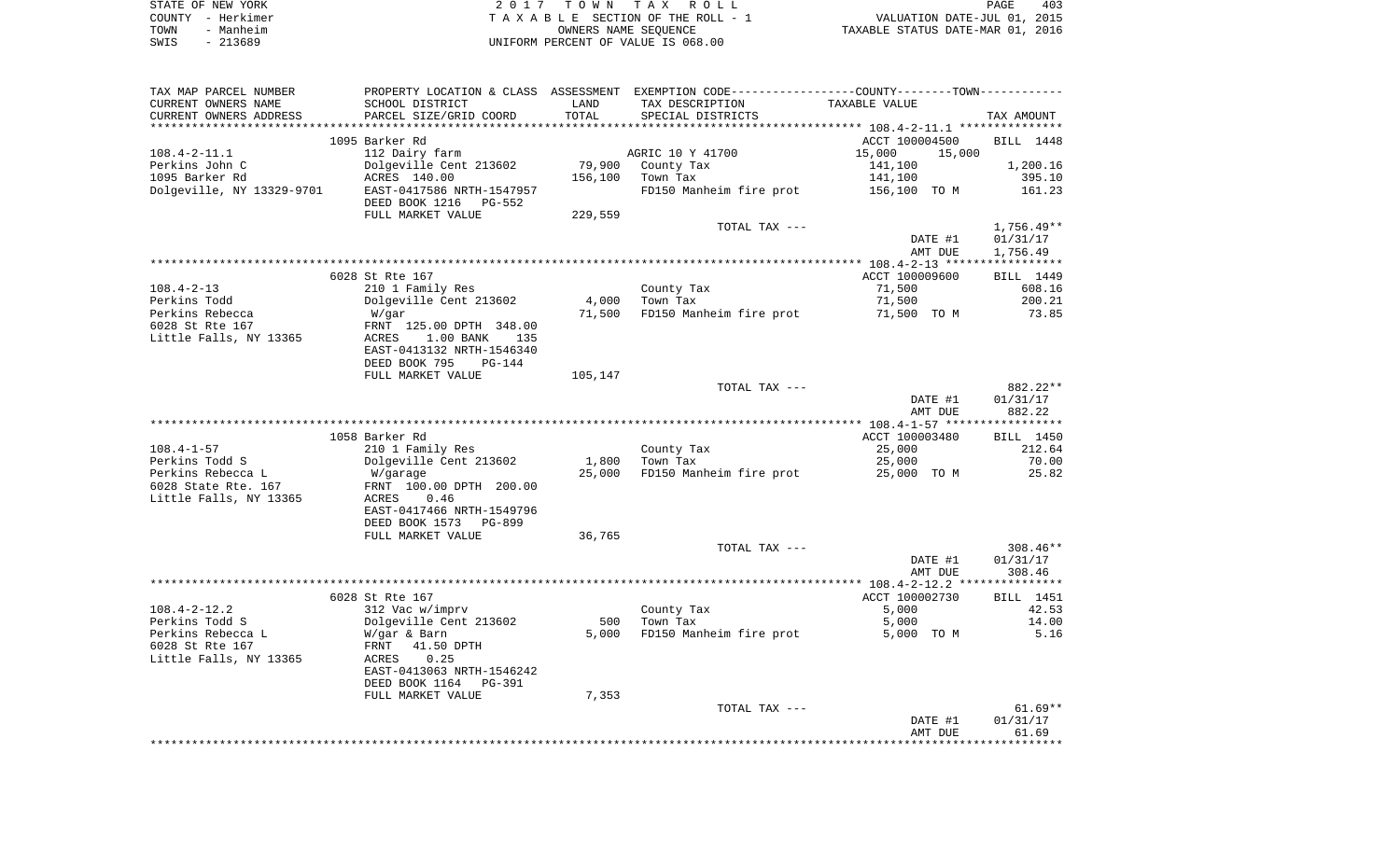STATE OF NEW YORK
COUNTY - Herkimer
TOWN - Manheim
SWIS - 213689

2017 TOWN TAX ROLL
TAXABLE SECTION OF THE ROLL - 1
OWNERS NAME SEQUENCE
UNIFORM PERCENT OF VALUE IS 068.00

VALUATION DATE-JUL 01, 2015
TAXABLE STATUS DATE-MAR 01, 2016

| TAX MAP PARCEL NUMBER / CURRENT OWNERS NAME / CURRENT OWNERS ADDRESS | PROPERTY LOCATION & CLASS / SCHOOL DISTRICT / PARCEL SIZE/GRID COORD | ASSESSMENT LAND / TOTAL | EXEMPTION CODE / TAX DESCRIPTION / SPECIAL DISTRICTS | COUNTY/TOWN TAXABLE VALUE | TAX AMOUNT |
|---|---|---|---|---|---|
| 108.4-2-11.1 | 1095 Barker Rd |  |  | ACCT 100004500 | BILL 1448 |
|  | 112 Dairy farm |  | AGRIC 10 Y 41700 | 15,000 15,000 |  |
| Perkins John C | Dolgeville Cent 213602 | 79,900 | County Tax | 141,100 | 1,200.16 |
| 1095 Barker Rd | ACRES 140.00 | 156,100 | Town Tax | 141,100 | 395.10 |
| Dolgeville, NY 13329-9701 | EAST-0417586 NRTH-1547957 |  | FD150 Manheim fire prot | 156,100 TO M | 161.23 |
|  | DEED BOOK 1216 PG-552 |  |  |  |  |
|  | FULL MARKET VALUE | 229,559 |  |  |  |
|  |  |  | TOTAL TAX --- |  | 1,756.49** |
|  |  |  |  | DATE #1 | 01/31/17 |
|  |  |  |  | AMT DUE | 1,756.49 |
| 108.4-2-13 | 6028 St Rte 167 |  |  | ACCT 100009600 | BILL 1449 |
|  | 210 1 Family Res |  | County Tax | 71,500 | 608.16 |
| Perkins Todd | Dolgeville Cent 213602 | 4,000 | Town Tax | 71,500 | 200.21 |
| Perkins Rebecca | W/gar | 71,500 | FD150 Manheim fire prot | 71,500 TO M | 73.85 |
| 6028 St Rte 167 | FRNT 125.00 DPTH 348.00 |  |  |  |  |
| Little Falls, NY 13365 | ACRES 1.00 BANK 135 |  |  |  |  |
|  | EAST-0413132 NRTH-1546340 |  |  |  |  |
|  | DEED BOOK 795 PG-144 |  |  |  |  |
|  | FULL MARKET VALUE | 105,147 |  |  |  |
|  |  |  | TOTAL TAX --- |  | 882.22** |
|  |  |  |  | DATE #1 | 01/31/17 |
|  |  |  |  | AMT DUE | 882.22 |
| 108.4-1-57 | 1058 Barker Rd |  |  | ACCT 100003480 | BILL 1450 |
|  | 210 1 Family Res |  | County Tax | 25,000 | 212.64 |
| Perkins Todd S | Dolgeville Cent 213602 | 1,800 | Town Tax | 25,000 | 70.00 |
| Perkins Rebecca L | W/garage | 25,000 | FD150 Manheim fire prot | 25,000 TO M | 25.82 |
| 6028 State Rte. 167 | FRNT 100.00 DPTH 200.00 |  |  |  |  |
| Little Falls, NY 13365 | ACRES 0.46 |  |  |  |  |
|  | EAST-0417466 NRTH-1549796 |  |  |  |  |
|  | DEED BOOK 1573 PG-899 |  |  |  |  |
|  | FULL MARKET VALUE | 36,765 |  |  |  |
|  |  |  | TOTAL TAX --- |  | 308.46** |
|  |  |  |  | DATE #1 | 01/31/17 |
|  |  |  |  | AMT DUE | 308.46 |
| 108.4-2-12.2 | 6028 St Rte 167 |  |  | ACCT 100002730 | BILL 1451 |
|  | 312 Vac w/imprv |  | County Tax | 5,000 | 42.53 |
| Perkins Todd S | Dolgeville Cent 213602 | 500 | Town Tax | 5,000 | 14.00 |
| Perkins Rebecca L | W/gar & Barn | 5,000 | FD150 Manheim fire prot | 5,000 TO M | 5.16 |
| 6028 St Rte 167 | FRNT 41.50 DPTH |  |  |  |  |
| Little Falls, NY 13365 | ACRES 0.25 |  |  |  |  |
|  | EAST-0413063 NRTH-1546242 |  |  |  |  |
|  | DEED BOOK 1164 PG-391 |  |  |  |  |
|  | FULL MARKET VALUE | 7,353 |  |  |  |
|  |  |  | TOTAL TAX --- |  | 61.69** |
|  |  |  |  | DATE #1 | 01/31/17 |
|  |  |  |  | AMT DUE | 61.69 |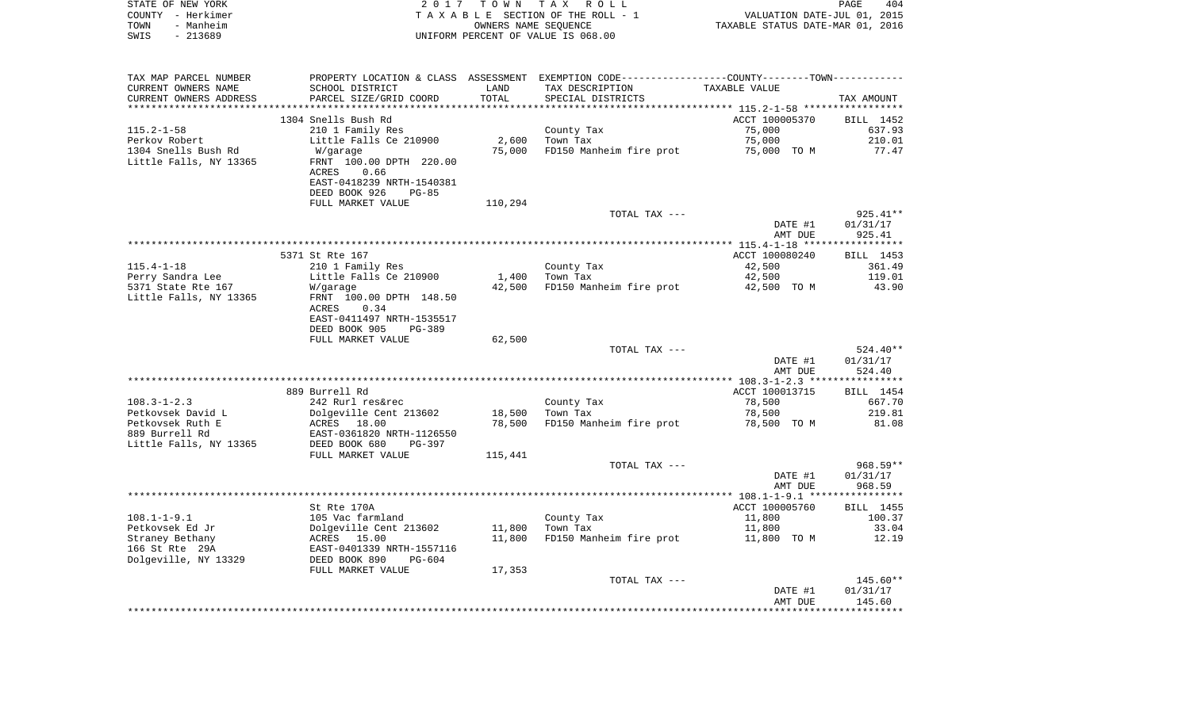STATE OF NEW YORK
COUNTY - Herkimer
TOWN - Manheim
SWIS - 213689

2 0 1 7 T O W N T A X R O L L
T A X A B L E SECTION OF THE ROLL - 1
OWNERS NAME SEQUENCE
UNIFORM PERCENT OF VALUE IS 068.00

VALUATION DATE-JUL 01, 2015
TAXABLE STATUS DATE-MAR 01, 2016

| TAX MAP PARCEL NUMBER / CURRENT OWNERS NAME / CURRENT OWNERS ADDRESS | PROPERTY LOCATION & CLASS / SCHOOL DISTRICT / PARCEL SIZE/GRID COORD | ASSESSMENT LAND / TOTAL | EXEMPTION CODE / TAX DESCRIPTION / SPECIAL DISTRICTS | TAXABLE VALUE | TAX AMOUNT |
|---|---|---|---|---|---|
| | 1304 Snells Bush Rd | | | ACCT 100005370 | BILL 1452 |
| 115.2-1-58 | 210 1 Family Res | | County Tax | 75,000 | 637.93 |
| Perkov Robert | Little Falls Ce 210900 | 2,600 | Town Tax | 75,000 | 210.01 |
| 1304 Snells Bush Rd | W/garage | 75,000 | FD150 Manheim fire prot | 75,000 TO M | 77.47 |
| Little Falls, NY 13365 | FRNT 100.00 DPTH 220.00 | | | | |
| | ACRES 0.66 | | | | |
| | EAST-0418239 NRTH-1540381 | | | | |
| | DEED BOOK 926 PG-85 | | | | |
| | FULL MARKET VALUE | 110,294 | | | |
| | | | TOTAL TAX --- | | 925.41** |
| | | | | DATE #1 | 01/31/17 |
| | | | | AMT DUE | 925.41 |
| | 5371 St Rte 167 | | | ACCT 100080240 | BILL 1453 |
| 115.4-1-18 | 210 1 Family Res | | County Tax | 42,500 | 361.49 |
| Perry Sandra Lee | Little Falls Ce 210900 | 1,400 | Town Tax | 42,500 | 119.01 |
| 5371 State Rte 167 | W/garage | 42,500 | FD150 Manheim fire prot | 42,500 TO M | 43.90 |
| Little Falls, NY 13365 | FRNT 100.00 DPTH 148.50 | | | | |
| | ACRES 0.34 | | | | |
| | EAST-0411497 NRTH-1535517 | | | | |
| | DEED BOOK 905 PG-389 | | | | |
| | FULL MARKET VALUE | 62,500 | | | |
| | | | TOTAL TAX --- | | 524.40** |
| | | | | DATE #1 | 01/31/17 |
| | | | | AMT DUE | 524.40 |
| | 889 Burrell Rd | | | ACCT 100013715 | BILL 1454 |
| 108.3-1-2.3 | 242 Rurl res&rec | | County Tax | 78,500 | 667.70 |
| Petkovsek David L | Dolgeville Cent 213602 | 18,500 | Town Tax | 78,500 | 219.81 |
| Petkovsek Ruth E | ACRES 18.00 | 78,500 | FD150 Manheim fire prot | 78,500 TO M | 81.08 |
| 889 Burrell Rd | EAST-0361820 NRTH-1126550 | | | | |
| Little Falls, NY 13365 | DEED BOOK 680 PG-397 | | | | |
| | FULL MARKET VALUE | 115,441 | | | |
| | | | TOTAL TAX --- | | 968.59** |
| | | | | DATE #1 | 01/31/17 |
| | | | | AMT DUE | 968.59 |
| | St Rte 170A | | | ACCT 100005760 | BILL 1455 |
| 108.1-1-9.1 | 105 Vac farmland | | County Tax | 11,800 | 100.37 |
| Petkovsek Ed Jr | Dolgeville Cent 213602 | 11,800 | Town Tax | 11,800 | 33.04 |
| Straney Bethany | ACRES 15.00 | 11,800 | FD150 Manheim fire prot | 11,800 TO M | 12.19 |
| 166 St Rte 29A | EAST-0401339 NRTH-1557116 | | | | |
| Dolgeville, NY 13329 | DEED BOOK 890 PG-604 | | | | |
| | FULL MARKET VALUE | 17,353 | | | |
| | | | TOTAL TAX --- | | 145.60** |
| | | | | DATE #1 | 01/31/17 |
| | | | | AMT DUE | 145.60 |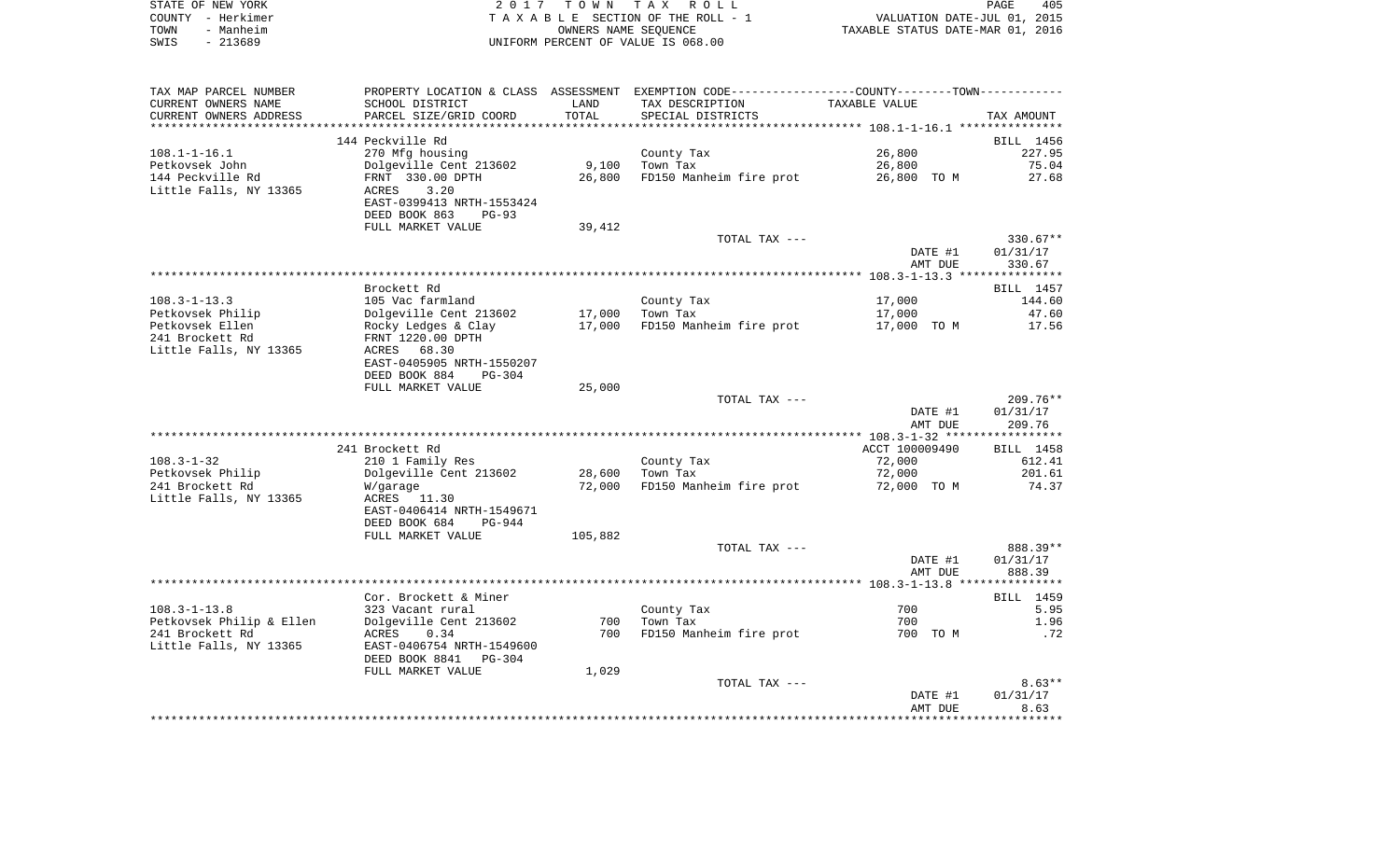STATE OF NEW YORK | COUNTY - Herkimer | TOWN - Manheim | SWIS - 213689

**2017 TOWN TAX ROLL**
TAXABLE SECTION OF THE ROLL - 1
OWNERS NAME SEQUENCE
UNIFORM PERCENT OF VALUE IS 068.00

VALUATION DATE-JUL 01, 2015
TAXABLE STATUS DATE-MAR 01, 2016

| TAX MAP PARCEL NUMBER / CURRENT OWNERS NAME / CURRENT OWNERS ADDRESS | PROPERTY LOCATION & CLASS / SCHOOL DISTRICT / PARCEL SIZE/GRID COORD | ASSESSMENT LAND / TOTAL | EXEMPTION CODE / TAX DESCRIPTION / SPECIAL DISTRICTS | TAXABLE VALUE (COUNTY--------TOWN) | TAX AMOUNT |
|---|---|---|---|---|---|
| **108.1-1-16.1** | 144 Peckville Rd | | | | BILL 1456 |
| 108.1-1-16.1 | 270 Mfg housing | | County Tax | 26,800 | 227.95 |
| Petkovsek John | Dolgeville Cent 213602 | 9,100 | Town Tax | 26,800 | 75.04 |
| 144 Peckville Rd | FRNT 330.00 DPTH | 26,800 | FD150 Manheim fire prot | 26,800 TO M | 27.68 |
| Little Falls, NY 13365 | ACRES 3.20 | | | | |
| | EAST-0399413 NRTH-1553424 | | | | |
| | DEED BOOK 863 PG-93 | | | | |
| | FULL MARKET VALUE | 39,412 | | | |
| | | | TOTAL TAX --- | | 330.67** |
| | | | | DATE #1 | 01/31/17 |
| | | | | AMT DUE | 330.67 |
| **108.3-1-13.3** | Brockett Rd | | | | BILL 1457 |
| 108.3-1-13.3 | 105 Vac farmland | | County Tax | 17,000 | 144.60 |
| Petkovsek Philip | Dolgeville Cent 213602 | 17,000 | Town Tax | 17,000 | 47.60 |
| Petkovsek Ellen | Rocky Ledges & Clay | 17,000 | FD150 Manheim fire prot | 17,000 TO M | 17.56 |
| 241 Brockett Rd | FRNT 1220.00 DPTH | | | | |
| Little Falls, NY 13365 | ACRES 68.30 | | | | |
| | EAST-0405905 NRTH-1550207 | | | | |
| | DEED BOOK 884 PG-304 | | | | |
| | FULL MARKET VALUE | 25,000 | | | |
| | | | TOTAL TAX --- | | 209.76** |
| | | | | DATE #1 | 01/31/17 |
| | | | | AMT DUE | 209.76 |
| **108.3-1-32** | 241 Brockett Rd | | | ACCT 100009490 | BILL 1458 |
| 108.3-1-32 | 210 1 Family Res | | County Tax | 72,000 | 612.41 |
| Petkovsek Philip | Dolgeville Cent 213602 | 28,600 | Town Tax | 72,000 | 201.61 |
| 241 Brockett Rd | W/garage | 72,000 | FD150 Manheim fire prot | 72,000 TO M | 74.37 |
| Little Falls, NY 13365 | ACRES 11.30 | | | | |
| | EAST-0406414 NRTH-1549671 | | | | |
| | DEED BOOK 684 PG-944 | | | | |
| | FULL MARKET VALUE | 105,882 | | | |
| | | | TOTAL TAX --- | | 888.39** |
| | | | | DATE #1 | 01/31/17 |
| | | | | AMT DUE | 888.39 |
| **108.3-1-13.8** | Cor. Brockett & Miner | | | | BILL 1459 |
| 108.3-1-13.8 | 323 Vacant rural | | County Tax | 700 | 5.95 |
| Petkovsek Philip & Ellen | Dolgeville Cent 213602 | 700 | Town Tax | 700 | 1.96 |
| 241 Brockett Rd | ACRES 0.34 | 700 | FD150 Manheim fire prot | 700 TO M | .72 |
| Little Falls, NY 13365 | EAST-0406754 NRTH-1549600 | | | | |
| | DEED BOOK 8841 PG-304 | | | | |
| | FULL MARKET VALUE | 1,029 | | | |
| | | | TOTAL TAX --- | | 8.63** |
| | | | | DATE #1 | 01/31/17 |
| | | | | AMT DUE | 8.63 |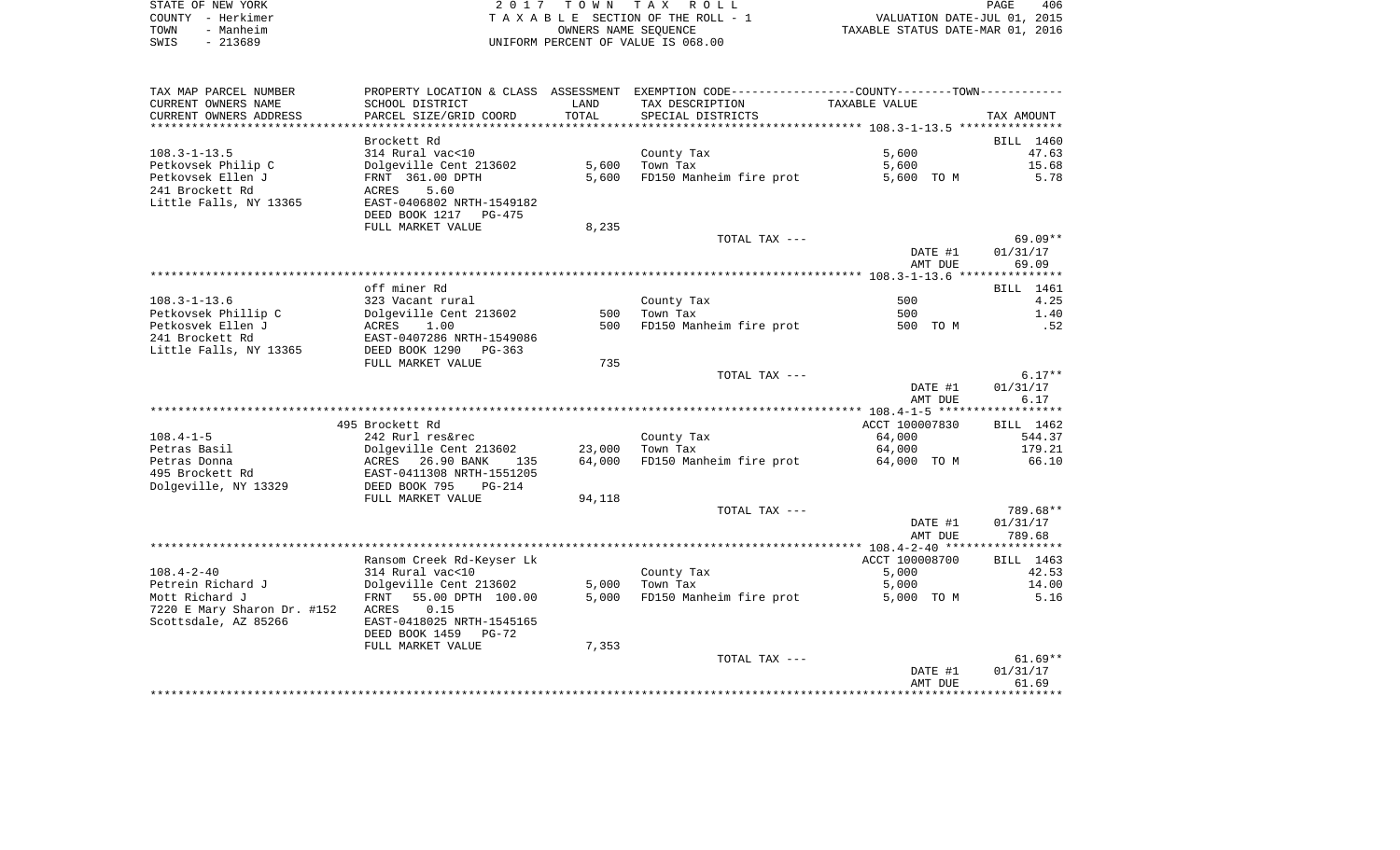STATE OF NEW YORK                    2017 TOWN TAX ROLL
COUNTY - Herkimer                    TAXABLE SECTION OF THE ROLL - 1                    VALUATION DATE-JUL 01, 2015
TOWN - Manheim                       OWNERS NAME SEQUENCE                               TAXABLE STATUS DATE-MAR 01, 2016
SWIS - 213689                        UNIFORM PERCENT OF VALUE IS 068.00

| TAX MAP PARCEL NUMBER / CURRENT OWNERS NAME / CURRENT OWNERS ADDRESS | PROPERTY LOCATION & CLASS / SCHOOL DISTRICT / PARCEL SIZE/GRID COORD | ASSESSMENT LAND / TOTAL | EXEMPTION CODE / TAX DESCRIPTION / SPECIAL DISTRICTS | COUNTY--------TOWN / TAXABLE VALUE | TAX AMOUNT |
|---|---|---|---|---|---|
| | Brockett Rd | | | | BILL 1460 |
| 108.3-1-13.5 | 314 Rural vac<10 | | County Tax | 5,600 | 47.63 |
| Petkovsek Philip C | Dolgeville Cent 213602 | 5,600 | Town Tax | 5,600 | 15.68 |
| Petkovsek Ellen J | FRNT 361.00 DPTH | 5,600 | FD150 Manheim fire prot | 5,600 TO M | 5.78 |
| 241 Brockett Rd | ACRES 5.60 | | | | |
| Little Falls, NY 13365 | EAST-0406802 NRTH-1549182 | | | | |
| | DEED BOOK 1217 PG-475 | | | | |
| | FULL MARKET VALUE | 8,235 | | | |
| | | | TOTAL TAX --- | | 69.09** |
| | | | | DATE #1 | 01/31/17 |
| | | | | AMT DUE | 69.09 |
| | off miner Rd | | | | BILL 1461 |
| 108.3-1-13.6 | 323 Vacant rural | | County Tax | 500 | 4.25 |
| Petkovsek Phillip C | Dolgeville Cent 213602 | 500 | Town Tax | 500 | 1.40 |
| Petkosvek Ellen J | ACRES 1.00 | 500 | FD150 Manheim fire prot | 500 TO M | .52 |
| 241 Brockett Rd | EAST-0407286 NRTH-1549086 | | | | |
| Little Falls, NY 13365 | DEED BOOK 1290 PG-363 | | | | |
| | FULL MARKET VALUE | 735 | | | |
| | | | TOTAL TAX --- | | 6.17** |
| | | | | DATE #1 | 01/31/17 |
| | | | | AMT DUE | 6.17 |
| | 495 Brockett Rd | | | ACCT 100007830 | BILL 1462 |
| 108.4-1-5 | 242 Rurl res&rec | | County Tax | 64,000 | 544.37 |
| Petras Basil | Dolgeville Cent 213602 | 23,000 | Town Tax | 64,000 | 179.21 |
| Petras Donna | ACRES 26.90 BANK 135 | 64,000 | FD150 Manheim fire prot | 64,000 TO M | 66.10 |
| 495 Brockett Rd | EAST-0411308 NRTH-1551205 | | | | |
| Dolgeville, NY 13329 | DEED BOOK 795 PG-214 | | | | |
| | FULL MARKET VALUE | 94,118 | | | |
| | | | TOTAL TAX --- | | 789.68** |
| | | | | DATE #1 | 01/31/17 |
| | | | | AMT DUE | 789.68 |
| | Ransom Creek Rd-Keyser Lk | | | ACCT 100008700 | BILL 1463 |
| 108.4-2-40 | 314 Rural vac<10 | | County Tax | 5,000 | 42.53 |
| Petrein Richard J | Dolgeville Cent 213602 | 5,000 | Town Tax | 5,000 | 14.00 |
| Mott Richard J | FRNT 55.00 DPTH 100.00 | 5,000 | FD150 Manheim fire prot | 5,000 TO M | 5.16 |
| 7220 E Mary Sharon Dr. #152 | ACRES 0.15 | | | | |
| Scottsdale, AZ 85266 | EAST-0418025 NRTH-1545165 | | | | |
| | DEED BOOK 1459 PG-72 | | | | |
| | FULL MARKET VALUE | 7,353 | | | |
| | | | TOTAL TAX --- | | 61.69** |
| | | | | DATE #1 | 01/31/17 |
| | | | | AMT DUE | 61.69 |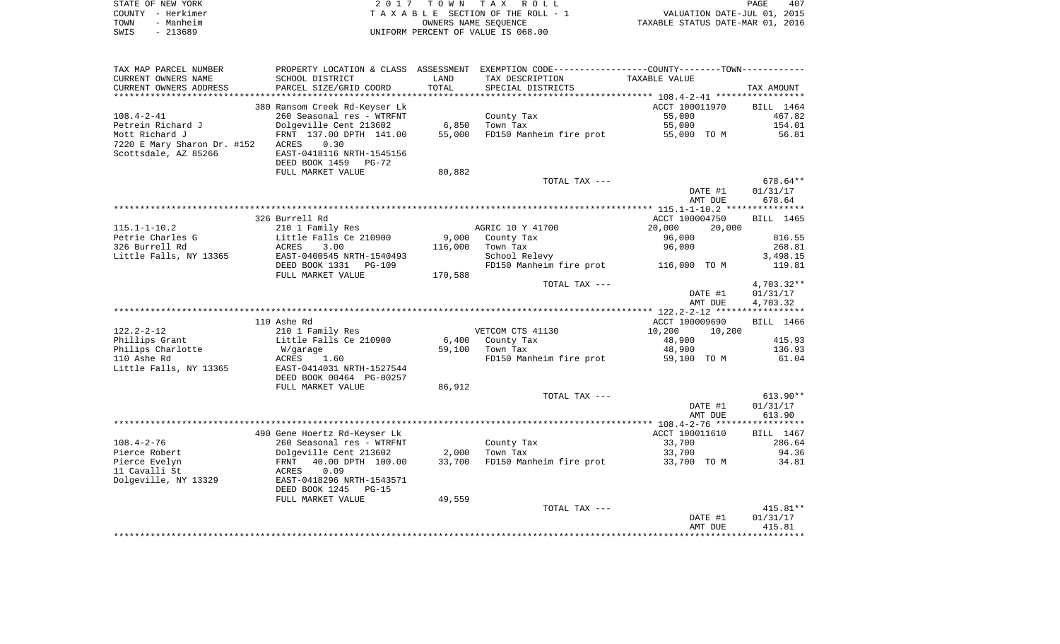STATE OF NEW YORK — 2017 TOWN TAX ROLL
COUNTY - Herkimer — TAXABLE SECTION OF THE ROLL - 1 — VALUATION DATE-JUL 01, 2015
TOWN - Manheim — OWNERS NAME SEQUENCE — TAXABLE STATUS DATE-MAR 01, 2016
SWIS - 213689 — UNIFORM PERCENT OF VALUE IS 068.00

| TAX MAP PARCEL NUMBER / CURRENT OWNERS NAME / CURRENT OWNERS ADDRESS | PROPERTY LOCATION & CLASS / SCHOOL DISTRICT / PARCEL SIZE/GRID COORD | ASSESSMENT LAND / TOTAL | EXEMPTION CODE / TAX DESCRIPTION / SPECIAL DISTRICTS | COUNTY / TOWN TAXABLE VALUE | TAX AMOUNT |
|---|---|---|---|---|---|
| | 380 Ransom Creek Rd-Keyser Lk | | | ACCT 100011970 | BILL 1464 |
| 108.4-2-41 | 260 Seasonal res - WTRFNT | | County Tax | 55,000 | 467.82 |
| Petrein Richard J | Dolgeville Cent 213602 | 6,850 | Town Tax | 55,000 | 154.01 |
| Mott Richard J | FRNT 137.00 DPTH 141.00 | 55,000 | FD150 Manheim fire prot | 55,000 TO M | 56.81 |
| 7220 E Mary Sharon Dr. #152 | ACRES 0.30 | | | | |
| Scottsdale, AZ 85266 | EAST-0418116 NRTH-1545156 | | | | |
| | DEED BOOK 1459 PG-72 | | | | |
| | FULL MARKET VALUE | 80,882 | | | |
| | | | TOTAL TAX --- | | 678.64** |
| | | | | DATE #1 | 01/31/17 |
| | | | | AMT DUE | 678.64 |
| | 326 Burrell Rd | | | ACCT 100004750 | BILL 1465 |
| 115.1-1-10.2 | 210 1 Family Res | | AGRIC 10 Y 41700 | 20,000 20,000 | |
| Petrie Charles G | Little Falls Ce 210900 | 9,000 | County Tax | 96,000 | 816.55 |
| 326 Burrell Rd | ACRES 3.00 | 116,000 | Town Tax | 96,000 | 268.81 |
| Little Falls, NY 13365 | EAST-0400545 NRTH-1540493 | | School Relevy | | 3,498.15 |
| | DEED BOOK 1331 PG-109 | | FD150 Manheim fire prot | 116,000 TO M | 119.81 |
| | FULL MARKET VALUE | 170,588 | | | |
| | | | TOTAL TAX --- | | 4,703.32** |
| | | | | DATE #1 | 01/31/17 |
| | | | | AMT DUE | 4,703.32 |
| | 110 Ashe Rd | | | ACCT 100009690 | BILL 1466 |
| 122.2-2-12 | 210 1 Family Res | | VETCOM CTS 41130 | 10,200 10,200 | |
| Phillips Grant | Little Falls Ce 210900 | 6,400 | County Tax | 48,900 | 415.93 |
| Philips Charlotte | W/garage | 59,100 | Town Tax | 48,900 | 136.93 |
| 110 Ashe Rd | ACRES 1.60 | | FD150 Manheim fire prot | 59,100 TO M | 61.04 |
| Little Falls, NY 13365 | EAST-0414031 NRTH-1527544 | | | | |
| | DEED BOOK 00464 PG-00257 | | | | |
| | FULL MARKET VALUE | 86,912 | | | |
| | | | TOTAL TAX --- | | 613.90** |
| | | | | DATE #1 | 01/31/17 |
| | | | | AMT DUE | 613.90 |
| | 490 Gene Hoertz Rd-Keyser Lk | | | ACCT 100011610 | BILL 1467 |
| 108.4-2-76 | 260 Seasonal res - WTRFNT | | County Tax | 33,700 | 286.64 |
| Pierce Robert | Dolgeville Cent 213602 | 2,000 | Town Tax | 33,700 | 94.36 |
| Pierce Evelyn | FRNT 40.00 DPTH 100.00 | 33,700 | FD150 Manheim fire prot | 33,700 TO M | 34.81 |
| 11 Cavalli St | ACRES 0.09 | | | | |
| Dolgeville, NY 13329 | EAST-0418296 NRTH-1543571 | | | | |
| | DEED BOOK 1245 PG-15 | | | | |
| | FULL MARKET VALUE | 49,559 | | | |
| | | | TOTAL TAX --- | | 415.81** |
| | | | | DATE #1 | 01/31/17 |
| | | | | AMT DUE | 415.81 |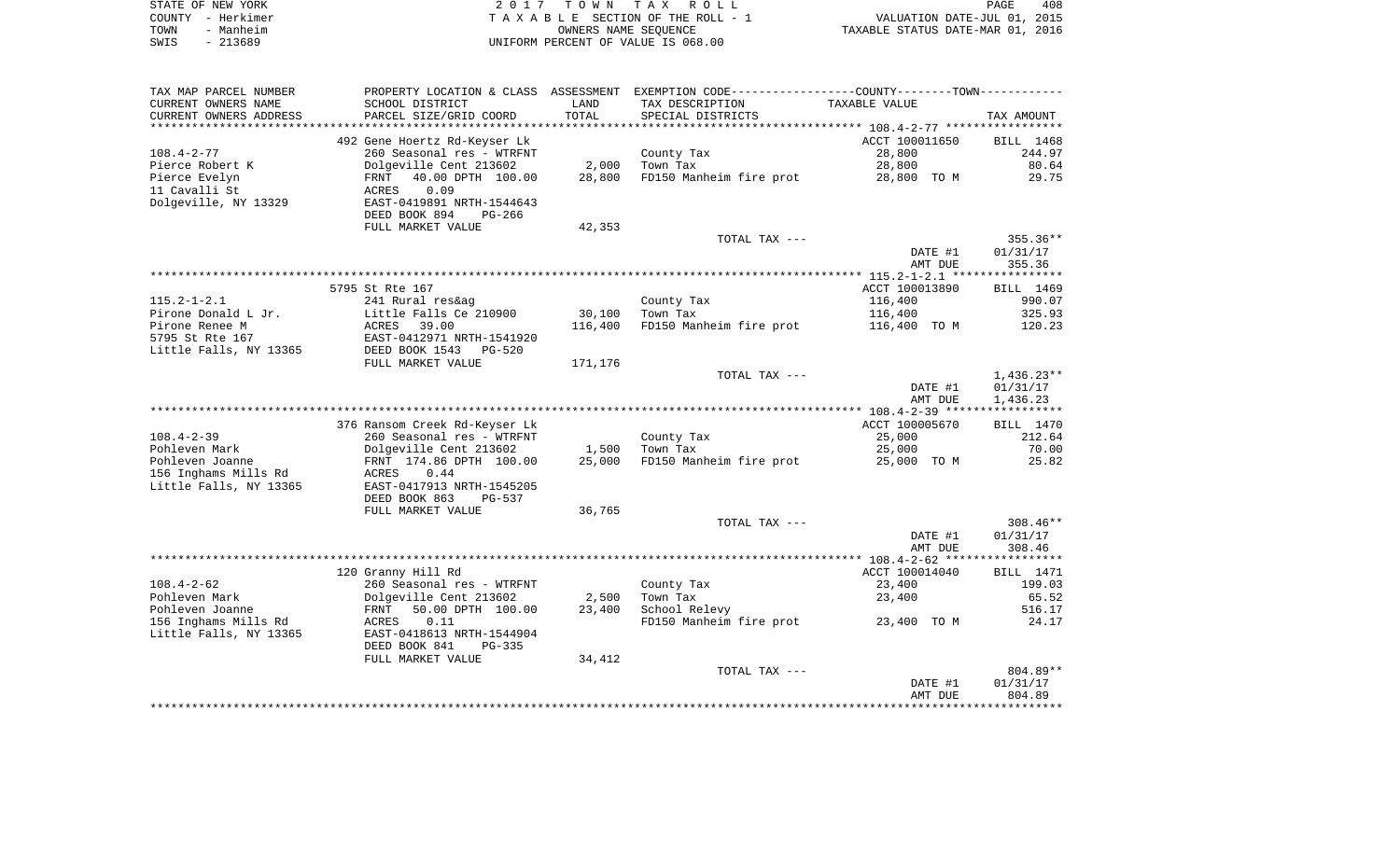STATE OF NEW YORK | COUNTY - Herkimer | TOWN - Manheim | SWIS - 213689

2017 TOWN TAX ROLL
TAXABLE SECTION OF THE ROLL - 1
OWNERS NAME SEQUENCE
UNIFORM PERCENT OF VALUE IS 068.00

VALUATION DATE-JUL 01, 2015
TAXABLE STATUS DATE-MAR 01, 2016

| TAX MAP PARCEL NUMBER<br>CURRENT OWNERS NAME<br>CURRENT OWNERS ADDRESS | PROPERTY LOCATION & CLASS<br>SCHOOL DISTRICT<br>PARCEL SIZE/GRID COORD | ASSESSMENT<br>LAND<br>TOTAL | EXEMPTION CODE-----COUNTY-----TOWN-----<br>TAX DESCRIPTION<br>SPECIAL DISTRICTS | TAXABLE VALUE | TAX AMOUNT |
|---|---|---|---|---|---|
| | 492 Gene Hoertz Rd-Keyser Lk | | | ACCT 100011650 | BILL 1468 |
| 108.4-2-77 | 260 Seasonal res - WTRFNT | | County Tax | 28,800 | 244.97 |
| Pierce Robert K | Dolgeville Cent 213602 | 2,000 | Town Tax | 28,800 | 80.64 |
| Pierce Evelyn | FRNT 40.00 DPTH 100.00 | 28,800 | FD150 Manheim fire prot | 28,800 TO M | 29.75 |
| 11 Cavalli St | ACRES 0.09 | | | | |
| Dolgeville, NY 13329 | EAST-0419891 NRTH-1544643 | | | | |
| | DEED BOOK 894 PG-266 | | | | |
| | FULL MARKET VALUE | 42,353 | | | |
| | | | TOTAL TAX --- | | 355.36** |
| | | | | DATE #1 | 01/31/17 |
| | | | | AMT DUE | 355.36 |
| | 5795 St Rte 167 | | | ACCT 100013890 | BILL 1469 |
| 115.2-1-2.1 | 241 Rural res&ag | | County Tax | 116,400 | 990.07 |
| Pirone Donald L Jr. | Little Falls Ce 210900 | 30,100 | Town Tax | 116,400 | 325.93 |
| Pirone Renee M | ACRES 39.00 | 116,400 | FD150 Manheim fire prot | 116,400 TO M | 120.23 |
| 5795 St Rte 167 | EAST-0412971 NRTH-1541920 | | | | |
| Little Falls, NY 13365 | DEED BOOK 1543 PG-520 | | | | |
| | FULL MARKET VALUE | 171,176 | | | |
| | | | TOTAL TAX --- | | 1,436.23** |
| | | | | DATE #1 | 01/31/17 |
| | | | | AMT DUE | 1,436.23 |
| | 376 Ransom Creek Rd-Keyser Lk | | | ACCT 100005670 | BILL 1470 |
| 108.4-2-39 | 260 Seasonal res - WTRFNT | | County Tax | 25,000 | 212.64 |
| Pohleven Mark | Dolgeville Cent 213602 | 1,500 | Town Tax | 25,000 | 70.00 |
| Pohleven Joanne | FRNT 174.86 DPTH 100.00 | 25,000 | FD150 Manheim fire prot | 25,000 TO M | 25.82 |
| 156 Inghams Mills Rd | ACRES 0.44 | | | | |
| Little Falls, NY 13365 | EAST-0417913 NRTH-1545205 | | | | |
| | DEED BOOK 863 PG-537 | | | | |
| | FULL MARKET VALUE | 36,765 | | | |
| | | | TOTAL TAX --- | | 308.46** |
| | | | | DATE #1 | 01/31/17 |
| | | | | AMT DUE | 308.46 |
| | 120 Granny Hill Rd | | | ACCT 100014040 | BILL 1471 |
| 108.4-2-62 | 260 Seasonal res - WTRFNT | | County Tax | 23,400 | 199.03 |
| Pohleven Mark | Dolgeville Cent 213602 | 2,500 | Town Tax | 23,400 | 65.52 |
| Pohleven Joanne | FRNT 50.00 DPTH 100.00 | 23,400 | School Relevy | | 516.17 |
| 156 Inghams Mills Rd | ACRES 0.11 | | FD150 Manheim fire prot | 23,400 TO M | 24.17 |
| Little Falls, NY 13365 | EAST-0418613 NRTH-1544904 | | | | |
| | DEED BOOK 841 PG-335 | | | | |
| | FULL MARKET VALUE | 34,412 | | | |
| | | | TOTAL TAX --- | | 804.89** |
| | | | | DATE #1 | 01/31/17 |
| | | | | AMT DUE | 804.89 |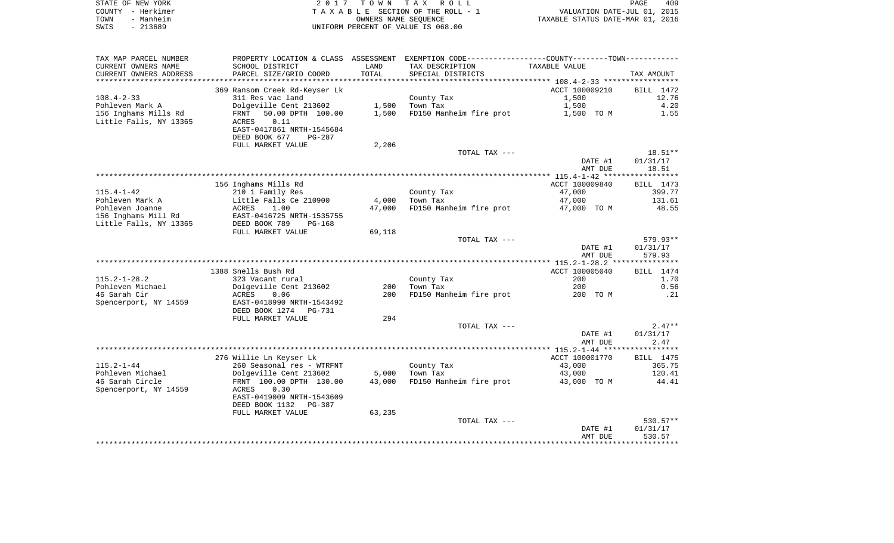STATE OF NEW YORK — 2017 TOWN TAX ROLL — PAGE 409
COUNTY - Herkimer — TAXABLE SECTION OF THE ROLL - 1 — VALUATION DATE-JUL 01, 2015
TOWN - Manheim — OWNERS NAME SEQUENCE — TAXABLE STATUS DATE-MAR 01, 2016
SWIS - 213689 — UNIFORM PERCENT OF VALUE IS 068.00

| TAX MAP PARCEL NUMBER / CURRENT OWNERS NAME / CURRENT OWNERS ADDRESS | PROPERTY LOCATION & CLASS / SCHOOL DISTRICT / PARCEL SIZE/GRID COORD | ASSESSMENT LAND / TOTAL | EXEMPTION CODE / TAX DESCRIPTION / SPECIAL DISTRICTS | COUNTY--------TOWN / TAXABLE VALUE | TAX AMOUNT |
|---|---|---|---|---|---|
| 108.4-2-33 | 369 Ransom Creek Rd-Keyser Lk | | | ACCT 100009210 | BILL 1472 |
| | 311 Res vac land | | County Tax | 1,500 | 12.76 |
| Pohleven Mark A | Dolgeville Cent 213602 | 1,500 | Town Tax | 1,500 | 4.20 |
| 156 Inghams Mills Rd | FRNT 50.00 DPTH 100.00 | 1,500 | FD150 Manheim fire prot | 1,500 TO M | 1.55 |
| Little Falls, NY 13365 | ACRES 0.11 | | | | |
| | EAST-0417861 NRTH-1545684 | | | | |
| | DEED BOOK 677 PG-287 | | | | |
| | FULL MARKET VALUE | 2,206 | | | |
| | | | TOTAL TAX --- | | 18.51** |
| | | | | DATE #1 | 01/31/17 |
| | | | | AMT DUE | 18.51 |
| 115.4-1-42 | 156 Inghams Mills Rd | | | ACCT 100009840 | BILL 1473 |
| | 210 1 Family Res | | County Tax | 47,000 | 399.77 |
| Pohleven Mark A | Little Falls Ce 210900 | 4,000 | Town Tax | 47,000 | 131.61 |
| Pohleven Joanne | ACRES 1.00 | 47,000 | FD150 Manheim fire prot | 47,000 TO M | 48.55 |
| 156 Inghams Mill Rd | EAST-0416725 NRTH-1535755 | | | | |
| Little Falls, NY 13365 | DEED BOOK 789 PG-168 | | | | |
| | FULL MARKET VALUE | 69,118 | | | |
| | | | TOTAL TAX --- | | 579.93** |
| | | | | DATE #1 | 01/31/17 |
| | | | | AMT DUE | 579.93 |
| 115.2-1-28.2 | 1388 Snells Bush Rd | | | ACCT 100005040 | BILL 1474 |
| | 323 Vacant rural | | County Tax | 200 | 1.70 |
| Pohleven Michael | Dolgeville Cent 213602 | 200 | Town Tax | 200 | 0.56 |
| 46 Sarah Cir | ACRES 0.06 | 200 | FD150 Manheim fire prot | 200 TO M | .21 |
| Spencerport, NY 14559 | EAST-0418990 NRTH-1543492 | | | | |
| | DEED BOOK 1274 PG-731 | | | | |
| | FULL MARKET VALUE | 294 | | | |
| | | | TOTAL TAX --- | | 2.47** |
| | | | | DATE #1 | 01/31/17 |
| | | | | AMT DUE | 2.47 |
| 115.2-1-44 | 276 Willie Ln Keyser Lk | | | ACCT 100001770 | BILL 1475 |
| | 260 Seasonal res - WTRFNT | | County Tax | 43,000 | 365.75 |
| Pohleven Michael | Dolgeville Cent 213602 | 5,000 | Town Tax | 43,000 | 120.41 |
| 46 Sarah Circle | FRNT 100.00 DPTH 130.00 | 43,000 | FD150 Manheim fire prot | 43,000 TO M | 44.41 |
| Spencerport, NY 14559 | ACRES 0.30 | | | | |
| | EAST-0419009 NRTH-1543609 | | | | |
| | DEED BOOK 1132 PG-387 | | | | |
| | FULL MARKET VALUE | 63,235 | | | |
| | | | TOTAL TAX --- | | 530.57** |
| | | | | DATE #1 | 01/31/17 |
| | | | | AMT DUE | 530.57 |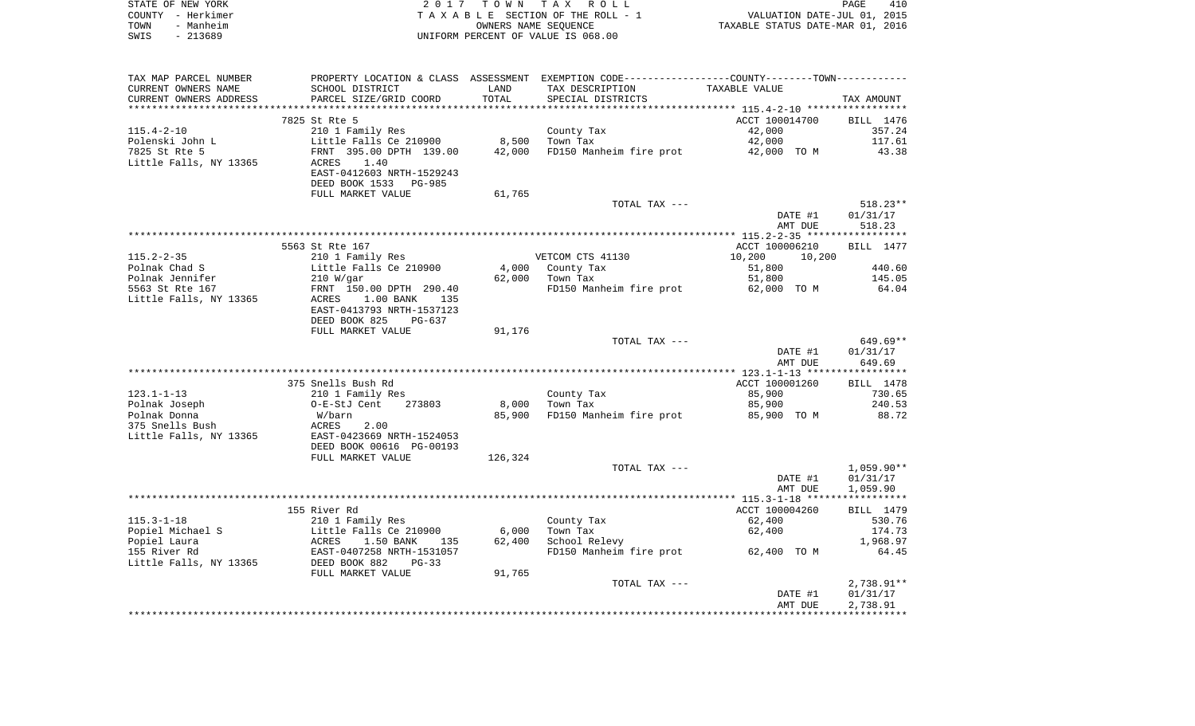STATE OF NEW YORK
COUNTY - Herkimer
TOWN - Manheim
SWIS - 213689

2017 TOWN TAX ROLL
TAXABLE SECTION OF THE ROLL - 1
OWNERS NAME SEQUENCE
UNIFORM PERCENT OF VALUE IS 068.00

VALUATION DATE-JUL 01, 2015
TAXABLE STATUS DATE-MAR 01, 2016

| TAX MAP PARCEL NUMBER / CURRENT OWNERS NAME / CURRENT OWNERS ADDRESS | PROPERTY LOCATION & CLASS / SCHOOL DISTRICT / PARCEL SIZE/GRID COORD | ASSESSMENT LAND / TOTAL | EXEMPTION CODE / TAX DESCRIPTION / SPECIAL DISTRICTS | COUNTY / TOWN TAXABLE VALUE | TAX AMOUNT |
|---|---|---|---|---|---|
| | 7825 St Rte 5 | | | ACCT 100014700 | BILL 1476 |
| 115.4-2-10 | 210 1 Family Res | | County Tax | 42,000 | 357.24 |
| Polenski John L | Little Falls Ce 210900 | 8,500 | Town Tax | 42,000 | 117.61 |
| 7825 St Rte 5 | FRNT 395.00 DPTH 139.00 | 42,000 | FD150 Manheim fire prot | 42,000 TO M | 43.38 |
| Little Falls, NY 13365 | ACRES 1.40 | | | | |
| | EAST-0412603 NRTH-1529243 | | | | |
| | DEED BOOK 1533 PG-985 | | | | |
| | FULL MARKET VALUE | 61,765 | | | |
| | | | TOTAL TAX --- | | 518.23** |
| | | | | DATE #1 | 01/31/17 |
| | | | | AMT DUE | 518.23 |
| | 5563 St Rte 167 | | | ACCT 100006210 | BILL 1477 |
| 115.2-2-35 | 210 1 Family Res | | VETCOM CTS 41130 | 10,200 10,200 | |
| Polnak Chad S | Little Falls Ce 210900 | 4,000 | County Tax | 51,800 | 440.60 |
| Polnak Jennifer | 210 W/gar | 62,000 | Town Tax | 51,800 | 145.05 |
| 5563 St Rte 167 | FRNT 150.00 DPTH 290.40 | | FD150 Manheim fire prot | 62,000 TO M | 64.04 |
| Little Falls, NY 13365 | ACRES 1.00 BANK 135 | | | | |
| | EAST-0413793 NRTH-1537123 | | | | |
| | DEED BOOK 825 PG-637 | | | | |
| | FULL MARKET VALUE | 91,176 | | | |
| | | | TOTAL TAX --- | | 649.69** |
| | | | | DATE #1 | 01/31/17 |
| | | | | AMT DUE | 649.69 |
| | 375 Snells Bush Rd | | | ACCT 100001260 | BILL 1478 |
| 123.1-1-13 | 210 1 Family Res | | County Tax | 85,900 | 730.65 |
| Polnak Joseph | O-E-StJ Cent 273803 | 8,000 | Town Tax | 85,900 | 240.53 |
| Polnak Donna | W/barn | 85,900 | FD150 Manheim fire prot | 85,900 TO M | 88.72 |
| 375 Snells Bush | ACRES 2.00 | | | | |
| Little Falls, NY 13365 | EAST-0423669 NRTH-1524053 | | | | |
| | DEED BOOK 00616 PG-00193 | | | | |
| | FULL MARKET VALUE | 126,324 | | | |
| | | | TOTAL TAX --- | | 1,059.90** |
| | | | | DATE #1 | 01/31/17 |
| | | | | AMT DUE | 1,059.90 |
| | 155 River Rd | | | ACCT 100004260 | BILL 1479 |
| 115.3-1-18 | 210 1 Family Res | | County Tax | 62,400 | 530.76 |
| Popiel Michael S | Little Falls Ce 210900 | 6,000 | Town Tax | 62,400 | 174.73 |
| Popiel Laura | ACRES 1.50 BANK 135 | 62,400 | School Relevy | | 1,968.97 |
| 155 River Rd | EAST-0407258 NRTH-1531057 | | FD150 Manheim fire prot | 62,400 TO M | 64.45 |
| Little Falls, NY 13365 | DEED BOOK 882 PG-33 | | | | |
| | FULL MARKET VALUE | 91,765 | | | |
| | | | TOTAL TAX --- | | 2,738.91** |
| | | | | DATE #1 | 01/31/17 |
| | | | | AMT DUE | 2,738.91 |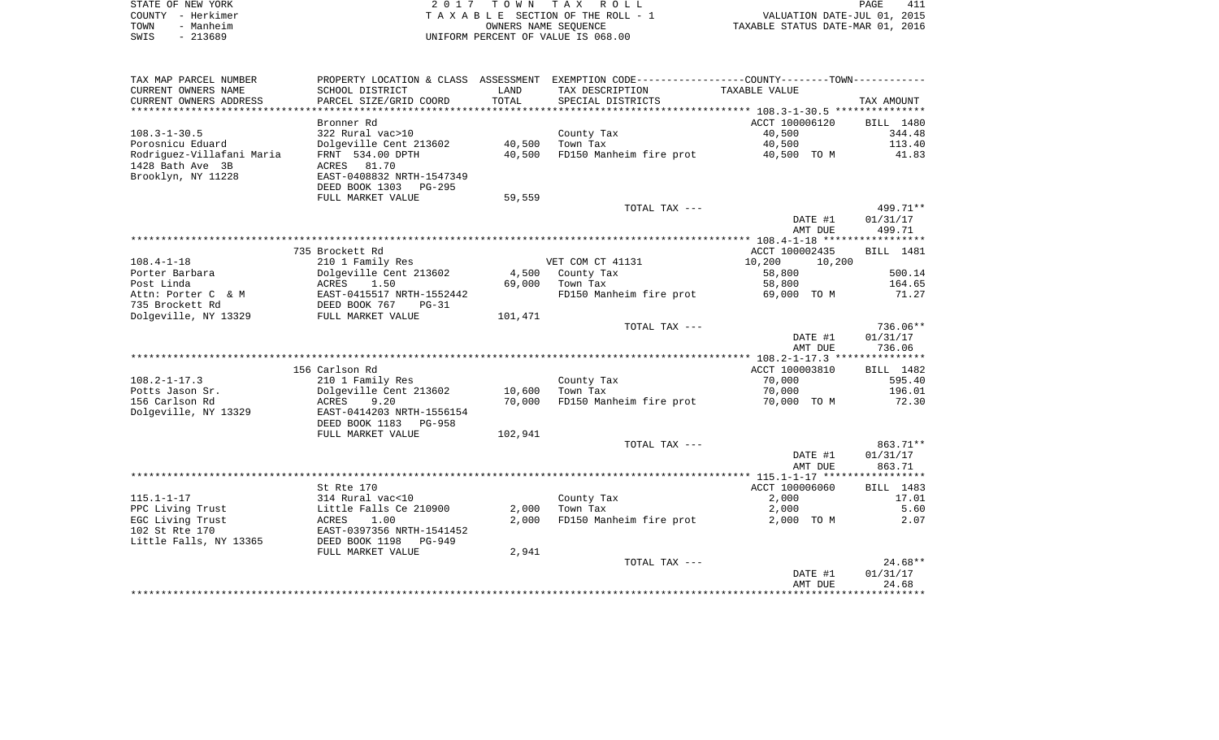STATE OF NEW YORK | COUNTY - Herkimer | TOWN - Manheim | SWIS - 213689

2017 TOWN TAX ROLL
TAXABLE SECTION OF THE ROLL - 1
OWNERS NAME SEQUENCE
UNIFORM PERCENT OF VALUE IS 068.00

VALUATION DATE-JUL 01, 2015
TAXABLE STATUS DATE-MAR 01, 2016

| TAX MAP PARCEL NUMBER<br>CURRENT OWNERS NAME<br>CURRENT OWNERS ADDRESS | PROPERTY LOCATION & CLASS<br>SCHOOL DISTRICT<br>PARCEL SIZE/GRID COORD | ASSESSMENT<br>LAND<br>TOTAL | EXEMPTION CODE<br>TAX DESCRIPTION<br>SPECIAL DISTRICTS | COUNTY--------TOWN<br>TAXABLE VALUE | TAX AMOUNT |
|---|---|---|---|---|---|
| **108.3-1-30.5** | Bronner Rd | | | ACCT 100006120 | BILL 1480 |
| 108.3-1-30.5 | 322 Rural vac>10 | | County Tax | 40,500 | 344.48 |
| Porosnicu Eduard | Dolgeville Cent 213602 | 40,500 | Town Tax | 40,500 | 113.40 |
| Rodriguez-Villafani Maria | FRNT 534.00 DPTH | 40,500 | FD150 Manheim fire prot | 40,500 TO M | 41.83 |
| 1428 Bath Ave 3B | ACRES 81.70 | | | | |
| Brooklyn, NY 11228 | EAST-0408832 NRTH-1547349 | | | | |
| | DEED BOOK 1303 PG-295 | | | | |
| | FULL MARKET VALUE | 59,559 | | | |
| | | | TOTAL TAX --- | | 499.71** |
| | | | | DATE #1 | 01/31/17 |
| | | | | AMT DUE | 499.71 |
| **108.4-1-18** | 735 Brockett Rd | | | ACCT 100002435 | BILL 1481 |
| 108.4-1-18 | 210 1 Family Res | | VET COM CT 41131 | 10,200 10,200 | |
| Porter Barbara | Dolgeville Cent 213602 | 4,500 | County Tax | 58,800 | 500.14 |
| Post Linda | ACRES 1.50 | 69,000 | Town Tax | 58,800 | 164.65 |
| Attn: Porter C & M | EAST-0415517 NRTH-1552442 | | FD150 Manheim fire prot | 69,000 TO M | 71.27 |
| 735 Brockett Rd | DEED BOOK 767 PG-31 | | | | |
| Dolgeville, NY 13329 | FULL MARKET VALUE | 101,471 | | | |
| | | | TOTAL TAX --- | | 736.06** |
| | | | | DATE #1 | 01/31/17 |
| | | | | AMT DUE | 736.06 |
| **108.2-1-17.3** | 156 Carlson Rd | | | ACCT 100003810 | BILL 1482 |
| 108.2-1-17.3 | 210 1 Family Res | | County Tax | 70,000 | 595.40 |
| Potts Jason Sr. | Dolgeville Cent 213602 | 10,600 | Town Tax | 70,000 | 196.01 |
| 156 Carlson Rd | ACRES 9.20 | 70,000 | FD150 Manheim fire prot | 70,000 TO M | 72.30 |
| Dolgeville, NY 13329 | EAST-0414203 NRTH-1556154 | | | | |
| | DEED BOOK 1183 PG-958 | | | | |
| | FULL MARKET VALUE | 102,941 | | | |
| | | | TOTAL TAX --- | | 863.71** |
| | | | | DATE #1 | 01/31/17 |
| | | | | AMT DUE | 863.71 |
| **115.1-1-17** | St Rte 170 | | | ACCT 100006060 | BILL 1483 |
| 115.1-1-17 | 314 Rural vac<10 | | County Tax | 2,000 | 17.01 |
| PPC Living Trust | Little Falls Ce 210900 | 2,000 | Town Tax | 2,000 | 5.60 |
| EGC Living Trust | ACRES 1.00 | 2,000 | FD150 Manheim fire prot | 2,000 TO M | 2.07 |
| 102 St Rte 170 | EAST-0397356 NRTH-1541452 | | | | |
| Little Falls, NY 13365 | DEED BOOK 1198 PG-949 | | | | |
| | FULL MARKET VALUE | 2,941 | | | |
| | | | TOTAL TAX --- | | 24.68** |
| | | | | DATE #1 | 01/31/17 |
| | | | | AMT DUE | 24.68 |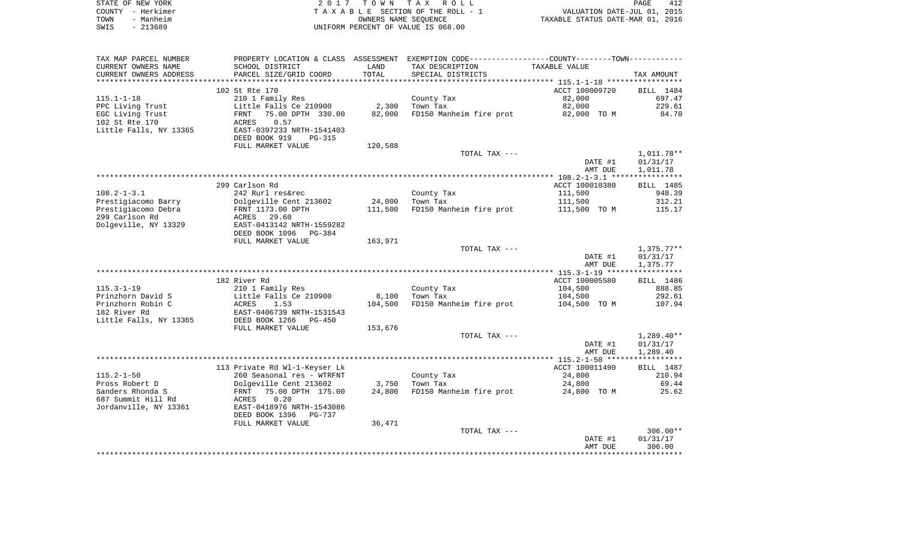STATE OF NEW YORK | COUNTY - Herkimer | TOWN - Manheim | SWIS - 213689

**2017 TOWN TAX ROLL**
TAXABLE SECTION OF THE ROLL - 1
OWNERS NAME SEQUENCE
UNIFORM PERCENT OF VALUE IS 068.00

VALUATION DATE-JUL 01, 2015
TAXABLE STATUS DATE-MAR 01, 2016

| TAX MAP PARCEL NUMBER / CURRENT OWNERS NAME / CURRENT OWNERS ADDRESS | PROPERTY LOCATION & CLASS / SCHOOL DISTRICT / PARCEL SIZE/GRID COORD | ASSESSMENT LAND | ASSESSMENT TOTAL | EXEMPTION CODE / TAX DESCRIPTION / SPECIAL DISTRICTS | TAXABLE VALUE | TAX AMOUNT |
|---|---|---|---|---|---|---|
| | 102 St Rte 170 | | | | ACCT 100009720 | BILL 1484 |
| 115.1-1-18 | 210 1 Family Res | | | County Tax | 82,000 | 697.47 |
| PPC Living Trust | Little Falls Ce 210900 | 2,300 | | Town Tax | 82,000 | 229.61 |
| EGC Living Trust | FRNT 75.00 DPTH 330.00 | | 82,000 | FD150 Manheim fire prot | 82,000 TO M | 84.70 |
| 102 St Rte 170 | ACRES 0.57 | | | | | |
| Little Falls, NY 13365 | EAST-0397233 NRTH-1541403 | | | | | |
| | DEED BOOK 919 PG-315 | | | | | |
| | FULL MARKET VALUE | 120,588 | | | | |
| | | | | TOTAL TAX --- | | 1,011.78** |
| | | | | | DATE #1 | 01/31/17 |
| | | | | | AMT DUE | 1,011.78 |
| | 299 Carlson Rd | | | | ACCT 100010380 | BILL 1485 |
| 108.2-1-3.1 | 242 Rurl res&rec | | | County Tax | 111,500 | 948.39 |
| Prestigiacomo Barry | Dolgeville Cent 213602 | 24,000 | | Town Tax | 111,500 | 312.21 |
| Prestigiacomo Debra | FRNT 1173.00 DPTH | | 111,500 | FD150 Manheim fire prot | 111,500 TO M | 115.17 |
| 299 Carlson Rd | ACRES 29.60 | | | | | |
| Dolgeville, NY 13329 | EAST-0413142 NRTH-1559282 | | | | | |
| | DEED BOOK 1096 PG-384 | | | | | |
| | FULL MARKET VALUE | 163,971 | | | | |
| | | | | TOTAL TAX --- | | 1,375.77** |
| | | | | | DATE #1 | 01/31/17 |
| | | | | | AMT DUE | 1,375.77 |
| | 182 River Rd | | | | ACCT 100005580 | BILL 1486 |
| 115.3-1-19 | 210 1 Family Res | | | County Tax | 104,500 | 888.85 |
| Prinzhorn David S | Little Falls Ce 210900 | 8,100 | | Town Tax | 104,500 | 292.61 |
| Prinzhorn Robin C | ACRES 1.53 | | 104,500 | FD150 Manheim fire prot | 104,500 TO M | 107.94 |
| 182 River Rd | EAST-0406739 NRTH-1531543 | | | | | |
| Little Falls, NY 13365 | DEED BOOK 1266 PG-450 | | | | | |
| | FULL MARKET VALUE | 153,676 | | | | |
| | | | | TOTAL TAX --- | | 1,289.40** |
| | | | | | DATE #1 | 01/31/17 |
| | | | | | AMT DUE | 1,289.40 |
| | 113 Private Rd Wl-1-Keyser Lk | | | | ACCT 100011490 | BILL 1487 |
| 115.2-1-50 | 260 Seasonal res - WTRFNT | | | County Tax | 24,800 | 210.94 |
| Pross Robert D | Dolgeville Cent 213602 | 3,750 | | Town Tax | 24,800 | 69.44 |
| Sanders Rhonda S | FRNT 75.00 DPTH 175.00 | | 24,800 | FD150 Manheim fire prot | 24,800 TO M | 25.62 |
| 687 Summit Hill Rd | ACRES 0.20 | | | | | |
| Jordanville, NY 13361 | EAST-0418976 NRTH-1543086 | | | | | |
| | DEED BOOK 1396 PG-737 | | | | | |
| | FULL MARKET VALUE | 36,471 | | | | |
| | | | | TOTAL TAX --- | | 306.00** |
| | | | | | DATE #1 | 01/31/17 |
| | | | | | AMT DUE | 306.00 |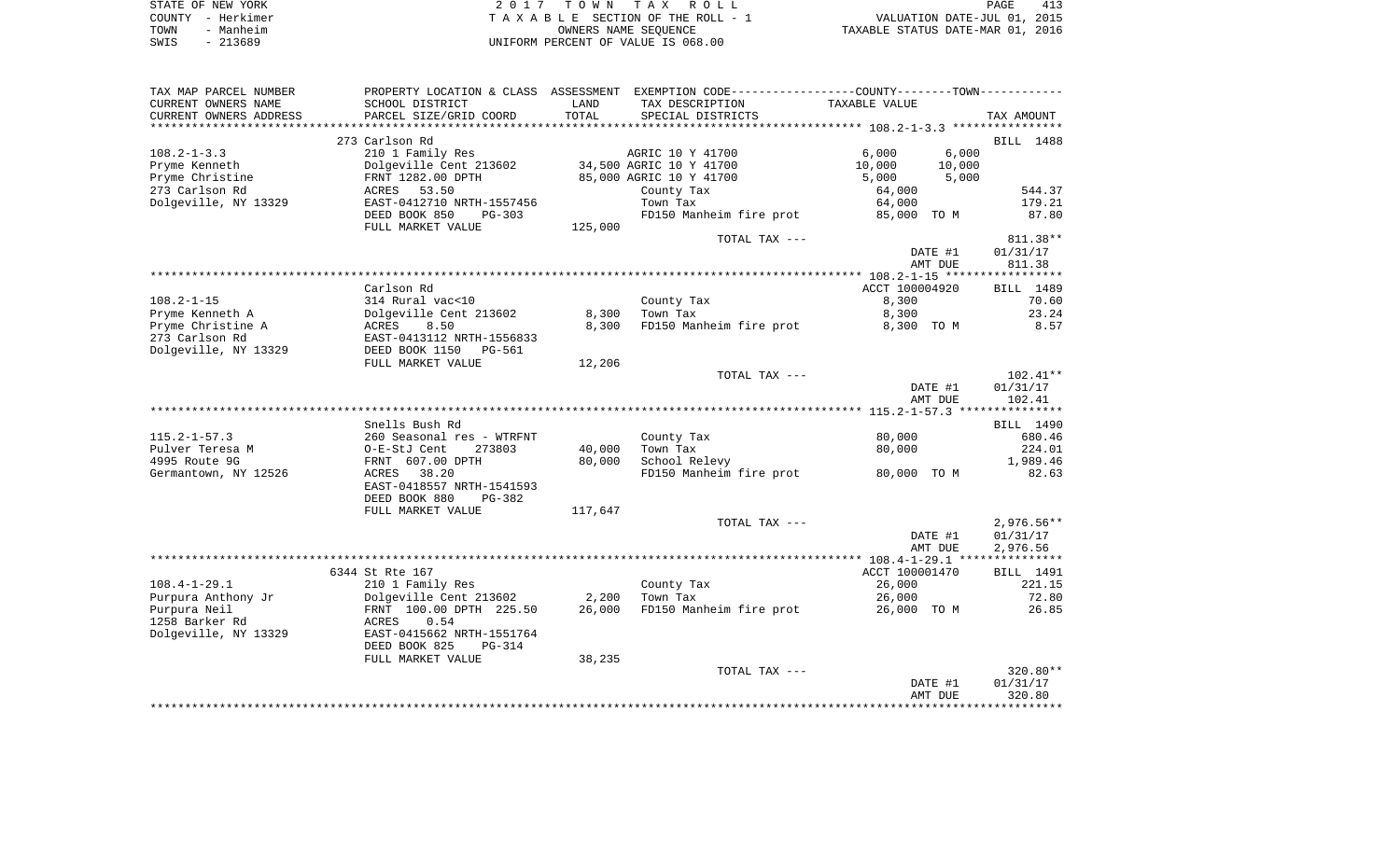STATE OF NEW YORK
COUNTY - Herkimer
TOWN - Manheim
SWIS - 213689

2 0 1 7 T O W N T A X R O L L
T A X A B L E SECTION OF THE ROLL - 1
OWNERS NAME SEQUENCE
UNIFORM PERCENT OF VALUE IS 068.00

VALUATION DATE-JUL 01, 2015
TAXABLE STATUS DATE-MAR 01, 2016

| TAX MAP PARCEL NUMBER<br>CURRENT OWNERS NAME<br>CURRENT OWNERS ADDRESS | PROPERTY LOCATION & CLASS<br>SCHOOL DISTRICT<br>PARCEL SIZE/GRID COORD | ASSESSMENT<br>LAND<br>TOTAL | EXEMPTION CODE-----COUNTY-----TOWN-----<br>TAX DESCRIPTION<br>SPECIAL DISTRICTS | TAXABLE VALUE | | TAX AMOUNT |
|---|---|---|---|---|---|---|
| **108.2-1-3.3** | 273 Carlson Rd | | | | | BILL 1488 |
| 108.2-1-3.3 | 210 1 Family Res | | AGRIC 10 Y 41700 | 6,000 | 6,000 | |
| Pryme Kenneth | Dolgeville Cent 213602 | 34,500 | AGRIC 10 Y 41700 | 10,000 | 10,000 | |
| Pryme Christine | FRNT 1282.00 DPTH | 85,000 | AGRIC 10 Y 41700 | 5,000 | 5,000 | |
| 273 Carlson Rd | ACRES 53.50 | | County Tax | 64,000 | | 544.37 |
| Dolgeville, NY 13329 | EAST-0412710 NRTH-1557456 | | Town Tax | 64,000 | | 179.21 |
| | DEED BOOK 850 PG-303 | | FD150 Manheim fire prot | 85,000 TO M | | 87.80 |
| | FULL MARKET VALUE | 125,000 | | | | |
| | | | TOTAL TAX --- | | | 811.38** |
| | | | | | DATE #1 | 01/31/17 |
| | | | | | AMT DUE | 811.38 |
| **108.2-1-15** | Carlson Rd | | | ACCT 100004920 | | BILL 1489 |
| 108.2-1-15 | 314 Rural vac<10 | | County Tax | 8,300 | | 70.60 |
| Pryme Kenneth A | Dolgeville Cent 213602 | 8,300 | Town Tax | 8,300 | | 23.24 |
| Pryme Christine A | ACRES 8.50 | 8,300 | FD150 Manheim fire prot | 8,300 TO M | | 8.57 |
| 273 Carlson Rd | EAST-0413112 NRTH-1556833 | | | | | |
| Dolgeville, NY 13329 | DEED BOOK 1150 PG-561 | | | | | |
| | FULL MARKET VALUE | 12,206 | | | | |
| | | | TOTAL TAX --- | | | 102.41** |
| | | | | | DATE #1 | 01/31/17 |
| | | | | | AMT DUE | 102.41 |
| **115.2-1-57.3** | Snells Bush Rd | | | | | BILL 1490 |
| 115.2-1-57.3 | 260 Seasonal res - WTRFNT | | County Tax | 80,000 | | 680.46 |
| Pulver Teresa M | O-E-StJ Cent 273803 | 40,000 | Town Tax | 80,000 | | 224.01 |
| 4995 Route 9G | FRNT 607.00 DPTH | 80,000 | School Relevy | | | 1,989.46 |
| Germantown, NY 12526 | ACRES 38.20 | | FD150 Manheim fire prot | 80,000 TO M | | 82.63 |
| | EAST-0418557 NRTH-1541593 | | | | | |
| | DEED BOOK 880 PG-382 | | | | | |
| | FULL MARKET VALUE | 117,647 | | | | |
| | | | TOTAL TAX --- | | | 2,976.56** |
| | | | | | DATE #1 | 01/31/17 |
| | | | | | AMT DUE | 2,976.56 |
| **108.4-1-29.1** | 6344 St Rte 167 | | | ACCT 100001470 | | BILL 1491 |
| 108.4-1-29.1 | 210 1 Family Res | | County Tax | 26,000 | | 221.15 |
| Purpura Anthony Jr | Dolgeville Cent 213602 | 2,200 | Town Tax | 26,000 | | 72.80 |
| Purpura Neil | FRNT 100.00 DPTH 225.50 | 26,000 | FD150 Manheim fire prot | 26,000 TO M | | 26.85 |
| 1258 Barker Rd | ACRES 0.54 | | | | | |
| Dolgeville, NY 13329 | EAST-0415662 NRTH-1551764 | | | | | |
| | DEED BOOK 825 PG-314 | | | | | |
| | FULL MARKET VALUE | 38,235 | | | | |
| | | | TOTAL TAX --- | | | 320.80** |
| | | | | | DATE #1 | 01/31/17 |
| | | | | | AMT DUE | 320.80 |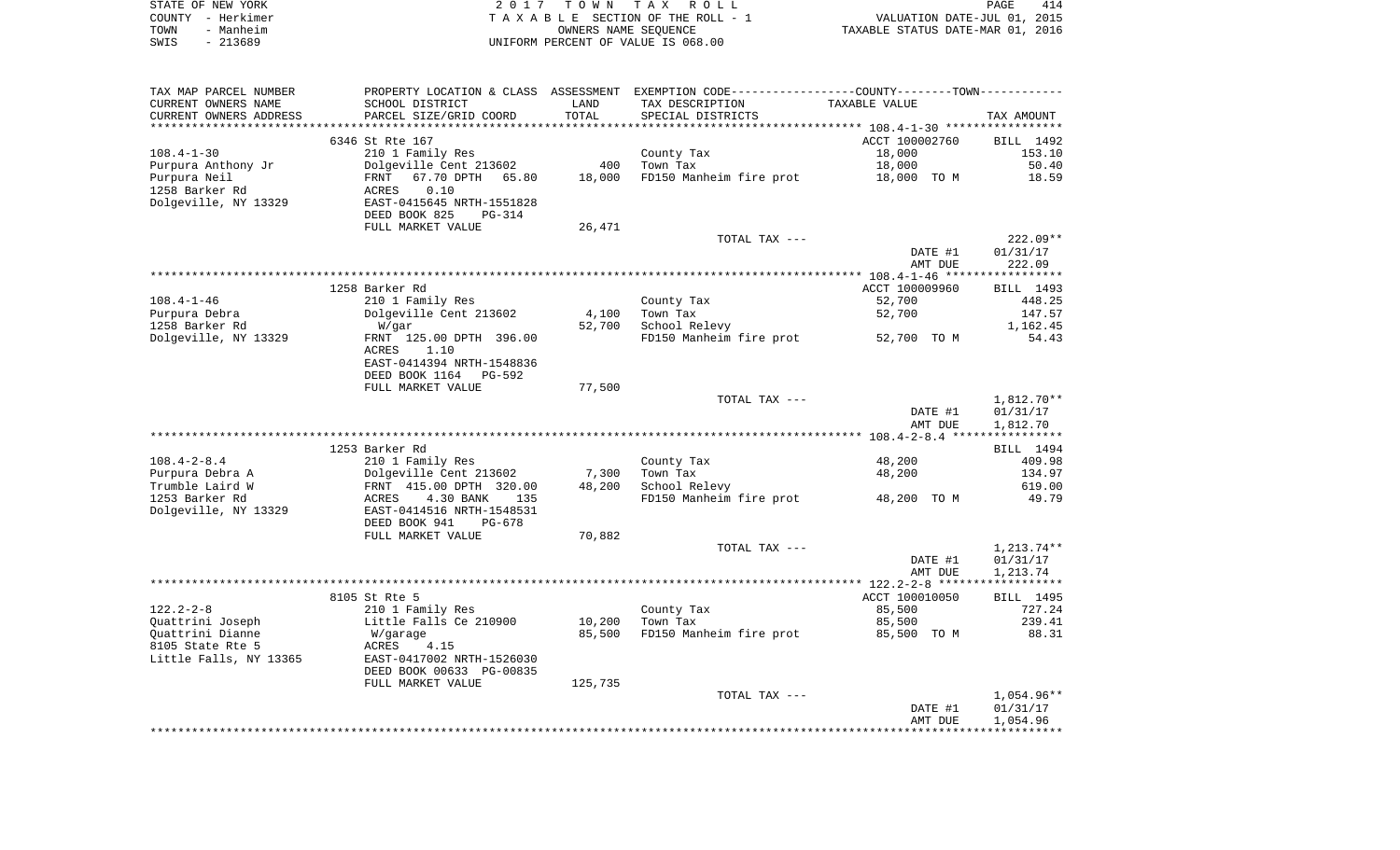STATE OF NEW YORK | COUNTY - Herkimer | TOWN - Manheim | SWIS - 213689

2 0 1 7 T O W N T A X R O L L
T A X A B L E SECTION OF THE ROLL - 1
OWNERS NAME SEQUENCE
UNIFORM PERCENT OF VALUE IS 068.00

VALUATION DATE-JUL 01, 2015
TAXABLE STATUS DATE-MAR 01, 2016

| TAX MAP PARCEL NUMBER / CURRENT OWNERS NAME / CURRENT OWNERS ADDRESS | PROPERTY LOCATION & CLASS / SCHOOL DISTRICT / PARCEL SIZE/GRID COORD | ASSESSMENT LAND | TOTAL | EXEMPTION CODE / TAX DESCRIPTION / SPECIAL DISTRICTS | TAXABLE VALUE | TAX AMOUNT |
|---|---|---|---|---|---|---|
| 108.4-1-30 | 6346 St Rte 167 | | | | ACCT 100002760 | BILL 1492 |
| Purpura Anthony Jr | 210 1 Family Res | | | County Tax | 18,000 | 153.10 |
| Purpura Neil | Dolgeville Cent 213602 | 400 | | Town Tax | 18,000 | 50.40 |
| 1258 Barker Rd | FRNT 67.70 DPTH 65.80 | | 18,000 | FD150 Manheim fire prot | 18,000 TO M | 18.59 |
| Dolgeville, NY 13329 | ACRES 0.10 | | | | | |
| | EAST-0415645 NRTH-1551828 | | | | | |
| | DEED BOOK 825 PG-314 | | | | | |
| | FULL MARKET VALUE | 26,471 | | | | |
| | | | | TOTAL TAX --- | | 222.09** |
| | | | | | DATE #1 | 01/31/17 |
| | | | | | AMT DUE | 222.09 |
| 108.4-1-46 | 1258 Barker Rd | | | | ACCT 100009960 | BILL 1493 |
| Purpura Debra | 210 1 Family Res | | | County Tax | 52,700 | 448.25 |
| 1258 Barker Rd | Dolgeville Cent 213602 | 4,100 | | Town Tax | 52,700 | 147.57 |
| Dolgeville, NY 13329 | W/gar | | 52,700 | School Relevy | | 1,162.45 |
| | FRNT 125.00 DPTH 396.00 | | | FD150 Manheim fire prot | 52,700 TO M | 54.43 |
| | ACRES 1.10 | | | | | |
| | EAST-0414394 NRTH-1548836 | | | | | |
| | DEED BOOK 1164 PG-592 | | | | | |
| | FULL MARKET VALUE | 77,500 | | | | |
| | | | | TOTAL TAX --- | | 1,812.70** |
| | | | | | DATE #1 | 01/31/17 |
| | | | | | AMT DUE | 1,812.70 |
| 108.4-2-8.4 | 1253 Barker Rd | | | | | BILL 1494 |
| Purpura Debra A | 210 1 Family Res | | | County Tax | 48,200 | 409.98 |
| Trumble Laird W | Dolgeville Cent 213602 | 7,300 | | Town Tax | 48,200 | 134.97 |
| 1253 Barker Rd | FRNT 415.00 DPTH 320.00 | | 48,200 | School Relevy | | 619.00 |
| Dolgeville, NY 13329 | ACRES 4.30 BANK 135 | | | FD150 Manheim fire prot | 48,200 TO M | 49.79 |
| | EAST-0414516 NRTH-1548531 | | | | | |
| | DEED BOOK 941 PG-678 | | | | | |
| | FULL MARKET VALUE | 70,882 | | | | |
| | | | | TOTAL TAX --- | | 1,213.74** |
| | | | | | DATE #1 | 01/31/17 |
| | | | | | AMT DUE | 1,213.74 |
| 122.2-2-8 | 8105 St Rte 5 | | | | ACCT 100010050 | BILL 1495 |
| Quattrini Joseph | 210 1 Family Res | | | County Tax | 85,500 | 727.24 |
| Quattrini Dianne | Little Falls Ce 210900 | 10,200 | | Town Tax | 85,500 | 239.41 |
| 8105 State Rte 5 | W/garage | | 85,500 | FD150 Manheim fire prot | 85,500 TO M | 88.31 |
| Little Falls, NY 13365 | ACRES 4.15 | | | | | |
| | EAST-0417002 NRTH-1526030 | | | | | |
| | DEED BOOK 00633 PG-00835 | | | | | |
| | FULL MARKET VALUE | 125,735 | | | | |
| | | | | TOTAL TAX --- | | 1,054.96** |
| | | | | | DATE #1 | 01/31/17 |
| | | | | | AMT DUE | 1,054.96 |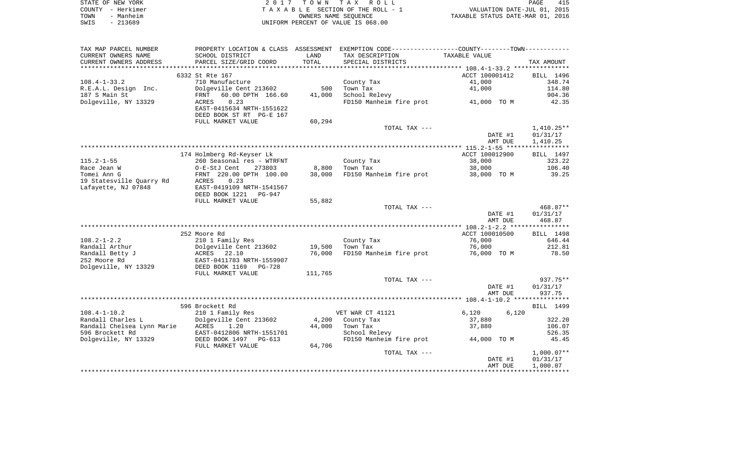STATE OF NEW YORK — 2017 TOWN TAX ROLL
COUNTY - Herkimer — TAXABLE SECTION OF THE ROLL - 1 — VALUATION DATE-JUL 01, 2015
TOWN - Manheim — OWNERS NAME SEQUENCE — TAXABLE STATUS DATE-MAR 01, 2016
SWIS - 213689 — UNIFORM PERCENT OF VALUE IS 068.00

| TAX MAP PARCEL NUMBER / CURRENT OWNERS NAME / CURRENT OWNERS ADDRESS | PROPERTY LOCATION & CLASS / SCHOOL DISTRICT / PARCEL SIZE/GRID COORD | ASSESSMENT LAND | TOTAL | EXEMPTION CODE / TAX DESCRIPTION / SPECIAL DISTRICTS | COUNTY / TOWN TAXABLE VALUE | TAX AMOUNT |
|---|---|---|---|---|---|---|
| **108.4-1-33.2** | 6332 St Rte 167 | | | | ACCT 100001412 | BILL 1496 |
| 108.4-1-33.2 | 710 Manufacture | | | County Tax | 41,000 | 348.74 |
| R.E.A.L. Design Inc. | Dolgeville Cent 213602 | 500 | | Town Tax | 41,000 | 114.80 |
| 187 S Main St | FRNT 60.00 DPTH 166.60 | | 41,000 | School Relevy | | 904.36 |
| Dolgeville, NY 13329 | ACRES 0.23 | | | FD150 Manheim fire prot | 41,000 TO M | 42.35 |
| | EAST-0415634 NRTH-1551622 | | | | | |
| | DEED BOOK ST RT PG-E 167 | | | | | |
| | FULL MARKET VALUE | 60,294 | | | | |
| | | | | TOTAL TAX --- | | 1,410.25** |
| | | | | | DATE #1 | 01/31/17 |
| | | | | | AMT DUE | 1,410.25 |
| **115.2-1-55** | 174 Holmberg Rd-Keyser Lk | | | | ACCT 100012900 | BILL 1497 |
| 115.2-1-55 | 260 Seasonal res - WTRFNT | | | County Tax | 38,000 | 323.22 |
| Race Jean W | O-E-StJ Cent 273803 | 8,800 | | Town Tax | 38,000 | 106.40 |
| Tomei Ann G | FRNT 220.00 DPTH 100.00 | | 38,000 | FD150 Manheim fire prot | 38,000 TO M | 39.25 |
| 19 Statesville Quarry Rd | ACRES 0.23 | | | | | |
| Lafayette, NJ 07848 | EAST-0419109 NRTH-1541567 | | | | | |
| | DEED BOOK 1221 PG-947 | | | | | |
| | FULL MARKET VALUE | 55,882 | | | | |
| | | | | TOTAL TAX --- | | 468.87** |
| | | | | | DATE #1 | 01/31/17 |
| | | | | | AMT DUE | 468.87 |
| **108.2-1-2.2** | 252 Moore Rd | | | | ACCT 100010500 | BILL 1498 |
| 108.2-1-2.2 | 210 1 Family Res | | | County Tax | 76,000 | 646.44 |
| Randall Arthur | Dolgeville Cent 213602 | 19,500 | | Town Tax | 76,000 | 212.81 |
| Randall Betty J | ACRES 22.10 | | 76,000 | FD150 Manheim fire prot | 76,000 TO M | 78.50 |
| 252 Moore Rd | EAST-0411783 NRTH-1559907 | | | | | |
| Dolgeville, NY 13329 | DEED BOOK 1169 PG-728 | | | | | |
| | FULL MARKET VALUE | 111,765 | | | | |
| | | | | TOTAL TAX --- | | 937.75** |
| | | | | | DATE #1 | 01/31/17 |
| | | | | | AMT DUE | 937.75 |
| **108.4-1-10.2** | 596 Brockett Rd | | | | | BILL 1499 |
| 108.4-1-10.2 | 210 1 Family Res | | | VET WAR CT 41121 | 6,120 6,120 | |
| Randall Charles L | Dolgeville Cent 213602 | 4,200 | | County Tax | 37,880 | 322.20 |
| Randall Chelsea Lynn Marie | ACRES 1.20 | | 44,000 | Town Tax | 37,880 | 106.07 |
| 596 Brockett Rd | EAST-0412806 NRTH-1551701 | | | School Relevy | | 526.35 |
| Dolgeville, NY 13329 | DEED BOOK 1497 PG-613 | | | FD150 Manheim fire prot | 44,000 TO M | 45.45 |
| | FULL MARKET VALUE | 64,706 | | | | |
| | | | | TOTAL TAX --- | | 1,000.07** |
| | | | | | DATE #1 | 01/31/17 |
| | | | | | AMT DUE | 1,000.07 |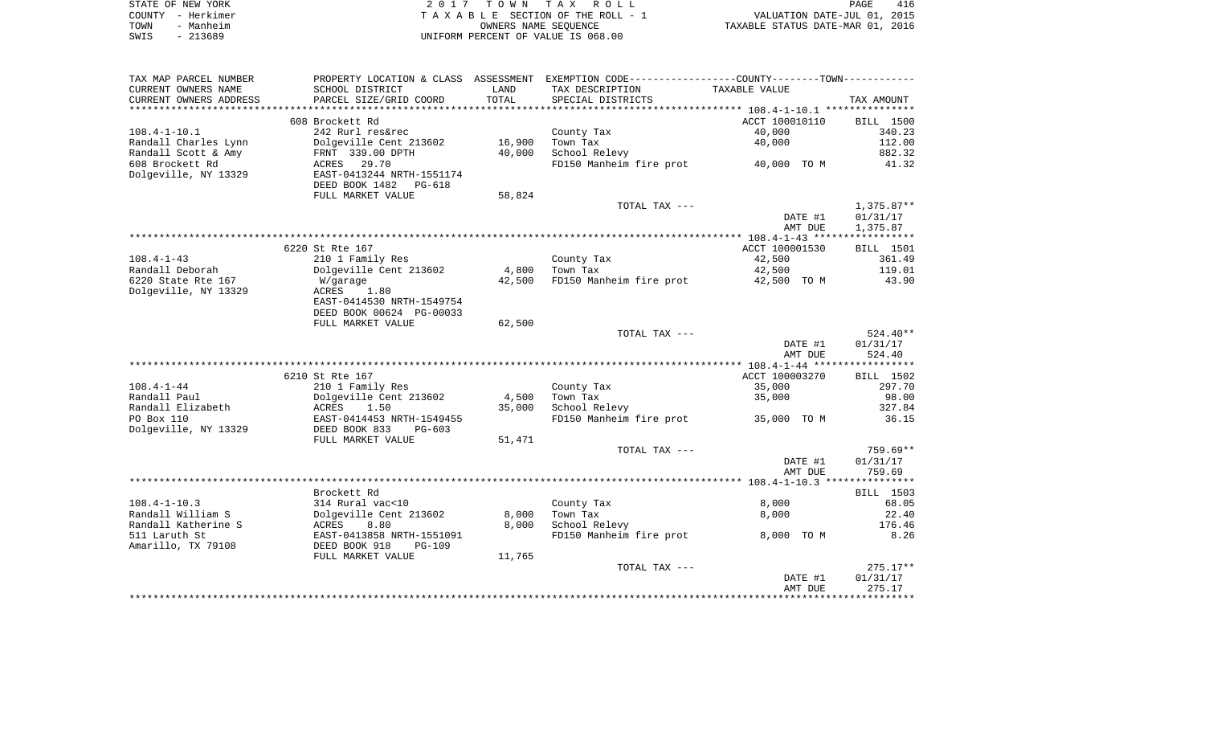STATE OF NEW YORK — COUNTY - Herkimer — TOWN - Manheim — SWIS - 213689

2017 TOWN TAX ROLL
TAXABLE SECTION OF THE ROLL - 1
OWNERS NAME SEQUENCE
UNIFORM PERCENT OF VALUE IS 068.00

VALUATION DATE-JUL 01, 2015
TAXABLE STATUS DATE-MAR 01, 2016

| TAX MAP PARCEL NUMBER / CURRENT OWNERS NAME / CURRENT OWNERS ADDRESS | PROPERTY LOCATION & CLASS / SCHOOL DISTRICT / PARCEL SIZE/GRID COORD | ASSESSMENT LAND / TOTAL | EXEMPTION CODE / TAX DESCRIPTION / SPECIAL DISTRICTS | COUNTY--------TOWN / TAXABLE VALUE | TAX AMOUNT |
|---|---|---|---|---|---|
| 108.4-1-10.1 | 608 Brockett Rd | | | ACCT 100010110 | BILL 1500 |
| Randall Charles Lynn | 242 Rurl res&rec | | County Tax | 40,000 | 340.23 |
| Randall Scott & Amy | Dolgeville Cent 213602 | 16,900 | Town Tax | 40,000 | 112.00 |
| 608 Brockett Rd | FRNT 339.00 DPTH | 40,000 | School Relevy | | 882.32 |
| Dolgeville, NY 13329 | ACRES 29.70 | | FD150 Manheim fire prot | 40,000 TO M | 41.32 |
| | EAST-0413244 NRTH-1551174 | | | | |
| | DEED BOOK 1482 PG-618 | | | | |
| | FULL MARKET VALUE | 58,824 | | | |
| | | | TOTAL TAX --- | | 1,375.87** |
| | | | | DATE #1 | 01/31/17 |
| | | | | AMT DUE | 1,375.87 |
| 108.4-1-43 | 6220 St Rte 167 | | | ACCT 100001530 | BILL 1501 |
| Randall Deborah | 210 1 Family Res | | County Tax | 42,500 | 361.49 |
| 6220 State Rte 167 | Dolgeville Cent 213602 | 4,800 | Town Tax | 42,500 | 119.01 |
| Dolgeville, NY 13329 | W/garage | 42,500 | FD150 Manheim fire prot | 42,500 TO M | 43.90 |
| | ACRES 1.80 | | | | |
| | EAST-0414530 NRTH-1549754 | | | | |
| | DEED BOOK 00624 PG-00033 | | | | |
| | FULL MARKET VALUE | 62,500 | | | |
| | | | TOTAL TAX --- | | 524.40** |
| | | | | DATE #1 | 01/31/17 |
| | | | | AMT DUE | 524.40 |
| 108.4-1-44 | 6210 St Rte 167 | | | ACCT 100003270 | BILL 1502 |
| Randall Paul | 210 1 Family Res | | County Tax | 35,000 | 297.70 |
| Randall Elizabeth | Dolgeville Cent 213602 | 4,500 | Town Tax | 35,000 | 98.00 |
| PO Box 110 | ACRES 1.50 | 35,000 | School Relevy | | 327.84 |
| Dolgeville, NY 13329 | EAST-0414453 NRTH-1549455 | | FD150 Manheim fire prot | 35,000 TO M | 36.15 |
| | DEED BOOK 833 PG-603 | | | | |
| | FULL MARKET VALUE | 51,471 | | | |
| | | | TOTAL TAX --- | | 759.69** |
| | | | | DATE #1 | 01/31/17 |
| | | | | AMT DUE | 759.69 |
| 108.4-1-10.3 | Brockett Rd | | | | BILL 1503 |
| Randall William S | 314 Rural vac<10 | | County Tax | 8,000 | 68.05 |
| Randall Katherine S | Dolgeville Cent 213602 | 8,000 | Town Tax | 8,000 | 22.40 |
| 511 Laruth St | ACRES 8.80 | 8,000 | School Relevy | | 176.46 |
| Amarillo, TX 79108 | EAST-0413858 NRTH-1551091 | | FD150 Manheim fire prot | 8,000 TO M | 8.26 |
| | DEED BOOK 918 PG-109 | | | | |
| | FULL MARKET VALUE | 11,765 | | | |
| | | | TOTAL TAX --- | | 275.17** |
| | | | | DATE #1 | 01/31/17 |
| | | | | AMT DUE | 275.17 |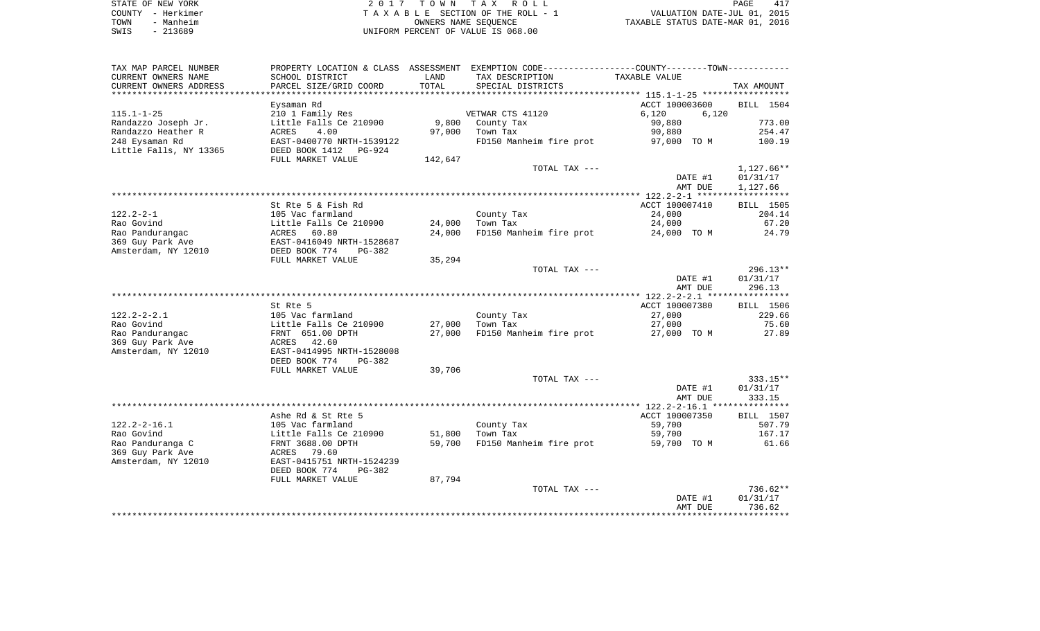STATE OF NEW YORK
COUNTY - Herkimer
TOWN - Manheim
SWIS - 213689

2 0 1 7 T O W N T A X R O L L
T A X A B L E SECTION OF THE ROLL - 1
OWNERS NAME SEQUENCE
UNIFORM PERCENT OF VALUE IS 068.00

VALUATION DATE-JUL 01, 2015
TAXABLE STATUS DATE-MAR 01, 2016

| TAX MAP PARCEL NUMBER<br>CURRENT OWNERS NAME<br>CURRENT OWNERS ADDRESS | PROPERTY LOCATION & CLASS<br>SCHOOL DISTRICT<br>PARCEL SIZE/GRID COORD | ASSESSMENT<br>LAND<br>TOTAL | EXEMPTION CODE------COUNTY-----TOWN------<br>TAX DESCRIPTION<br>SPECIAL DISTRICTS | TAXABLE VALUE | TAX AMOUNT |
|---|---|---|---|---|---|
| 115.1-1-25 | Eysaman Rd | | | ACCT 100003600 | BILL 1504 |
| | 210 1 Family Res | | VETWAR CTS 41120 | 6,120 6,120 | |
| Randazzo Joseph Jr. | Little Falls Ce 210900 | 9,800 | County Tax | 90,880 | 773.00 |
| Randazzo Heather R | ACRES 4.00 | 97,000 | Town Tax | 90,880 | 254.47 |
| 248 Eysaman Rd | EAST-0400770 NRTH-1539122 | | FD150 Manheim fire prot | 97,000 TO M | 100.19 |
| Little Falls, NY 13365 | DEED BOOK 1412 PG-924 | | | | |
| | FULL MARKET VALUE | 142,647 | | | |
| | | | TOTAL TAX --- | | 1,127.66** |
| | | | | DATE #1 | 01/31/17 |
| | | | | AMT DUE | 1,127.66 |
| 122.2-2-1 | St Rte 5 & Fish Rd | | | ACCT 100007410 | BILL 1505 |
| | 105 Vac farmland | | County Tax | 24,000 | 204.14 |
| Rao Govind | Little Falls Ce 210900 | 24,000 | Town Tax | 24,000 | 67.20 |
| Rao Pandurangac | ACRES 60.80 | 24,000 | FD150 Manheim fire prot | 24,000 TO M | 24.79 |
| 369 Guy Park Ave | EAST-0416049 NRTH-1528687 | | | | |
| Amsterdam, NY 12010 | DEED BOOK 774 PG-382 | | | | |
| | FULL MARKET VALUE | 35,294 | | | |
| | | | TOTAL TAX --- | | 296.13** |
| | | | | DATE #1 | 01/31/17 |
| | | | | AMT DUE | 296.13 |
| 122.2-2-2.1 | St Rte 5 | | | ACCT 100007380 | BILL 1506 |
| | 105 Vac farmland | | County Tax | 27,000 | 229.66 |
| Rao Govind | Little Falls Ce 210900 | 27,000 | Town Tax | 27,000 | 75.60 |
| Rao Pandurangac | FRNT 651.00 DPTH | 27,000 | FD150 Manheim fire prot | 27,000 TO M | 27.89 |
| 369 Guy Park Ave | ACRES 42.60 | | | | |
| Amsterdam, NY 12010 | EAST-0414995 NRTH-1528008 | | | | |
| | DEED BOOK 774 PG-382 | | | | |
| | FULL MARKET VALUE | 39,706 | | | |
| | | | TOTAL TAX --- | | 333.15** |
| | | | | DATE #1 | 01/31/17 |
| | | | | AMT DUE | 333.15 |
| 122.2-2-16.1 | Ashe Rd & St Rte 5 | | | ACCT 100007350 | BILL 1507 |
| | 105 Vac farmland | | County Tax | 59,700 | 507.79 |
| Rao Govind | Little Falls Ce 210900 | 51,800 | Town Tax | 59,700 | 167.17 |
| Rao Panduranga C | FRNT 3688.00 DPTH | 59,700 | FD150 Manheim fire prot | 59,700 TO M | 61.66 |
| 369 Guy Park Ave | ACRES 79.60 | | | | |
| Amsterdam, NY 12010 | EAST-0415751 NRTH-1524239 | | | | |
| | DEED BOOK 774 PG-382 | | | | |
| | FULL MARKET VALUE | 87,794 | | | |
| | | | TOTAL TAX --- | | 736.62** |
| | | | | DATE #1 | 01/31/17 |
| | | | | AMT DUE | 736.62 |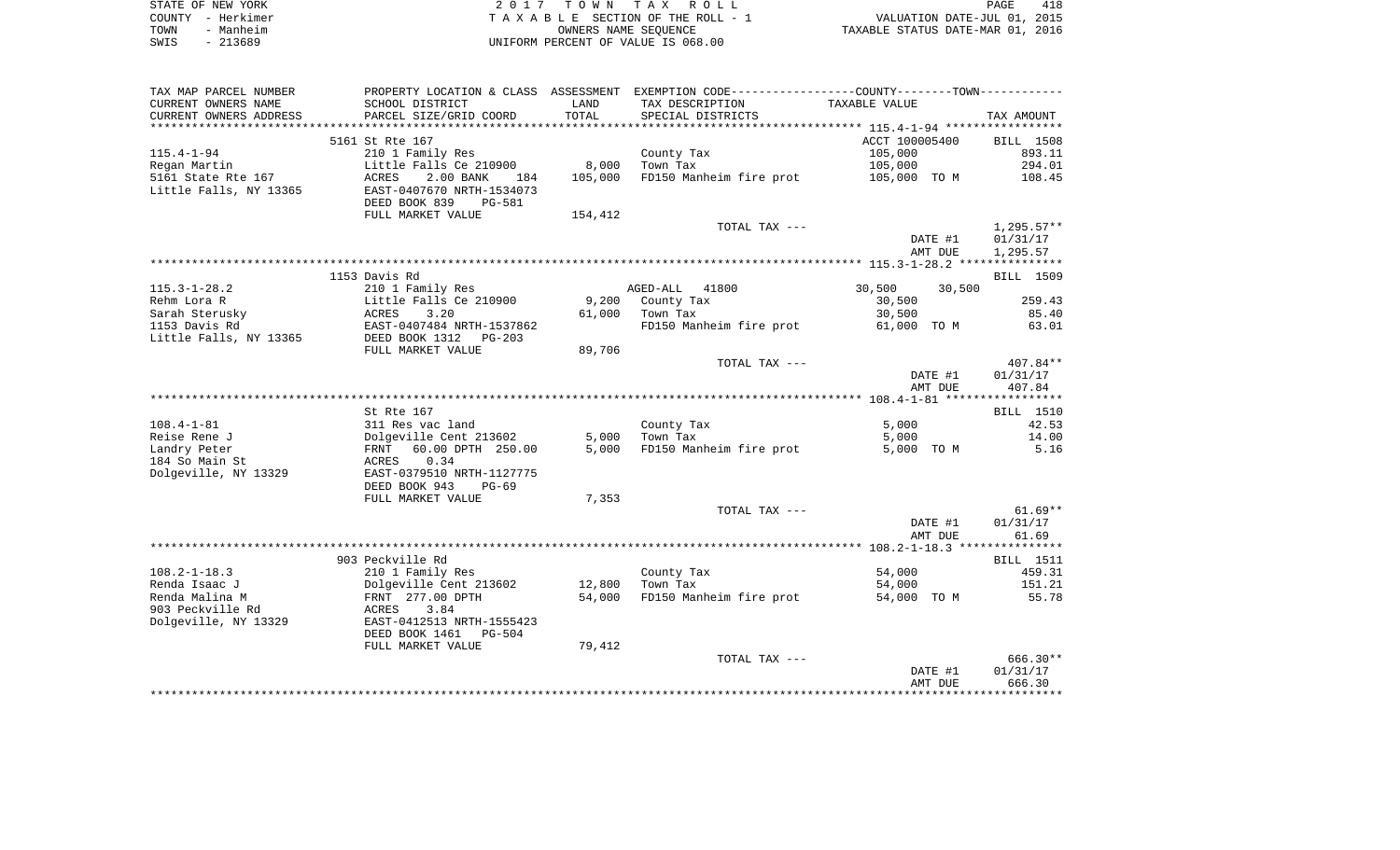STATE OF NEW YORK | COUNTY - Herkimer | TOWN - Manheim | SWIS - 213689

**2017 TOWN TAX ROLL**
TAXABLE SECTION OF THE ROLL - 1
OWNERS NAME SEQUENCE
UNIFORM PERCENT OF VALUE IS 068.00

VALUATION DATE-JUL 01, 2015
TAXABLE STATUS DATE-MAR 01, 2016

| TAX MAP PARCEL NUMBER / CURRENT OWNERS NAME / CURRENT OWNERS ADDRESS | PROPERTY LOCATION & CLASS / SCHOOL DISTRICT / PARCEL SIZE/GRID COORD | ASSESSMENT LAND | TOTAL | EXEMPTION CODE / TAX DESCRIPTION / SPECIAL DISTRICTS | COUNTY TAXABLE VALUE | TOWN TAXABLE VALUE | TAX AMOUNT |
|---|---|---|---|---|---|---|---|
| **115.4-1-94** | 5161 St Rte 167 | | | | ACCT 100005400 | | BILL 1508 |
| Regan Martin | 210 1 Family Res | | | County Tax | 105,000 | | 893.11 |
| 5161 State Rte 167 | Little Falls Ce 210900 | 8,000 | | Town Tax | 105,000 | | 294.01 |
| Little Falls, NY 13365 | ACRES 2.00 BANK 184 | | 105,000 | FD150 Manheim fire prot | 105,000 TO M | | 108.45 |
| | EAST-0407670 NRTH-1534073 | | | | | | |
| | DEED BOOK 839 PG-581 | | | | | | |
| | FULL MARKET VALUE | | 154,412 | | | | |
| | | | | TOTAL TAX --- | | | 1,295.57** |
| | | | | | | DATE #1 | 01/31/17 |
| | | | | | | AMT DUE | 1,295.57 |
| **115.3-1-28.2** | 1153 Davis Rd | | | | | | BILL 1509 |
| Rehm Lora R | 210 1 Family Res | | | AGED-ALL 41800 | 30,500 | 30,500 | |
| Sarah Sterusky | Little Falls Ce 210900 | 9,200 | | County Tax | 30,500 | | 259.43 |
| 1153 Davis Rd | ACRES 3.20 | | 61,000 | Town Tax | 30,500 | | 85.40 |
| Little Falls, NY 13365 | EAST-0407484 NRTH-1537862 | | | FD150 Manheim fire prot | 61,000 TO M | | 63.01 |
| | DEED BOOK 1312 PG-203 | | | | | | |
| | FULL MARKET VALUE | | 89,706 | | | | |
| | | | | TOTAL TAX --- | | | 407.84** |
| | | | | | | DATE #1 | 01/31/17 |
| | | | | | | AMT DUE | 407.84 |
| **108.4-1-81** | St Rte 167 | | | | | | BILL 1510 |
| Reise Rene J | 311 Res vac land | | | County Tax | 5,000 | | 42.53 |
| Landry Peter | Dolgeville Cent 213602 | 5,000 | | Town Tax | 5,000 | | 14.00 |
| 184 So Main St | FRNT 60.00 DPTH 250.00 | | 5,000 | FD150 Manheim fire prot | 5,000 TO M | | 5.16 |
| Dolgeville, NY 13329 | ACRES 0.34 | | | | | | |
| | EAST-0379510 NRTH-1127775 | | | | | | |
| | DEED BOOK 943 PG-69 | | | | | | |
| | FULL MARKET VALUE | | 7,353 | | | | |
| | | | | TOTAL TAX --- | | | 61.69** |
| | | | | | | DATE #1 | 01/31/17 |
| | | | | | | AMT DUE | 61.69 |
| **108.2-1-18.3** | 903 Peckville Rd | | | | | | BILL 1511 |
| Renda Isaac J | 210 1 Family Res | | | County Tax | 54,000 | | 459.31 |
| Renda Malina M | Dolgeville Cent 213602 | 12,800 | | Town Tax | 54,000 | | 151.21 |
| 903 Peckville Rd | FRNT 277.00 DPTH | | 54,000 | FD150 Manheim fire prot | 54,000 TO M | | 55.78 |
| Dolgeville, NY 13329 | ACRES 3.84 | | | | | | |
| | EAST-0412513 NRTH-1555423 | | | | | | |
| | DEED BOOK 1461 PG-504 | | | | | | |
| | FULL MARKET VALUE | | 79,412 | | | | |
| | | | | TOTAL TAX --- | | | 666.30** |
| | | | | | | DATE #1 | 01/31/17 |
| | | | | | | AMT DUE | 666.30 |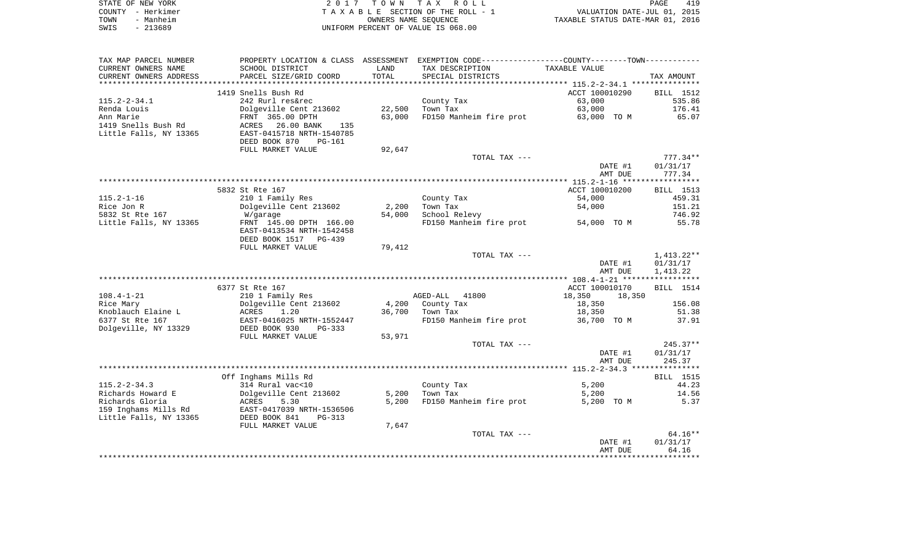STATE OF NEW YORK
COUNTY - Herkimer
TOWN - Manheim
SWIS - 213689

2017 TOWN TAX ROLL
TAXABLE SECTION OF THE ROLL - 1
OWNERS NAME SEQUENCE
UNIFORM PERCENT OF VALUE IS 068.00

VALUATION DATE-JUL 01, 2015
TAXABLE STATUS DATE-MAR 01, 2016

| TAX MAP PARCEL NUMBER / CURRENT OWNERS NAME / CURRENT OWNERS ADDRESS | PROPERTY LOCATION & CLASS / SCHOOL DISTRICT / PARCEL SIZE/GRID COORD | ASSESSMENT LAND / TOTAL | EXEMPTION CODE / TAX DESCRIPTION / SPECIAL DISTRICTS | COUNTY--------TOWN / TAXABLE VALUE | TAX AMOUNT |
|---|---|---|---|---|---|
| | 1419 Snells Bush Rd | | | ACCT 100010290 | BILL 1512 |
| 115.2-2-34.1 | 242 Rurl res&rec | | County Tax | 63,000 | 535.86 |
| Renda Louis | Dolgeville Cent 213602 | 22,500 | Town Tax | 63,000 | 176.41 |
| Ann Marie | FRNT 365.00 DPTH | 63,000 | FD150 Manheim fire prot | 63,000 TO M | 65.07 |
| 1419 Snells Bush Rd | ACRES 26.00 BANK 135 | | | | |
| Little Falls, NY 13365 | EAST-0415718 NRTH-1540785 | | | | |
| | DEED BOOK 870 PG-161 | | | | |
| | FULL MARKET VALUE | 92,647 | | | |
| | | | TOTAL TAX --- | | 777.34** |
| | | | | DATE #1 | 01/31/17 |
| | | | | AMT DUE | 777.34 |
| | 5832 St Rte 167 | | | ACCT 100010200 | BILL 1513 |
| 115.2-1-16 | 210 1 Family Res | | County Tax | 54,000 | 459.31 |
| Rice Jon R | Dolgeville Cent 213602 | 2,200 | Town Tax | 54,000 | 151.21 |
| 5832 St Rte 167 | W/garage | 54,000 | School Relevy | | 746.92 |
| Little Falls, NY 13365 | FRNT 145.00 DPTH 166.00 | | FD150 Manheim fire prot | 54,000 TO M | 55.78 |
| | EAST-0413534 NRTH-1542458 | | | | |
| | DEED BOOK 1517 PG-439 | | | | |
| | FULL MARKET VALUE | 79,412 | | | |
| | | | TOTAL TAX --- | | 1,413.22** |
| | | | | DATE #1 | 01/31/17 |
| | | | | AMT DUE | 1,413.22 |
| | 6377 St Rte 167 | | | ACCT 100010170 | BILL 1514 |
| 108.4-1-21 | 210 1 Family Res | | AGED-ALL 41800 | 18,350 18,350 | |
| Rice Mary | Dolgeville Cent 213602 | 4,200 | County Tax | 18,350 | 156.08 |
| Knoblauch Elaine L | ACRES 1.20 | 36,700 | Town Tax | 18,350 | 51.38 |
| 6377 St Rte 167 | EAST-0416025 NRTH-1552447 | | FD150 Manheim fire prot | 36,700 TO M | 37.91 |
| Dolgeville, NY 13329 | DEED BOOK 930 PG-333 | | | | |
| | FULL MARKET VALUE | 53,971 | | | |
| | | | TOTAL TAX --- | | 245.37** |
| | | | | DATE #1 | 01/31/17 |
| | | | | AMT DUE | 245.37 |
| | Off Inghams Mills Rd | | | | BILL 1515 |
| 115.2-2-34.3 | 314 Rural vac<10 | | County Tax | 5,200 | 44.23 |
| Richards Howard E | Dolgeville Cent 213602 | 5,200 | Town Tax | 5,200 | 14.56 |
| Richards Gloria | ACRES 5.30 | 5,200 | FD150 Manheim fire prot | 5,200 TO M | 5.37 |
| 159 Inghams Mills Rd | EAST-0417039 NRTH-1536506 | | | | |
| Little Falls, NY 13365 | DEED BOOK 841 PG-313 | | | | |
| | FULL MARKET VALUE | 7,647 | | | |
| | | | TOTAL TAX --- | | 64.16** |
| | | | | DATE #1 | 01/31/17 |
| | | | | AMT DUE | 64.16 |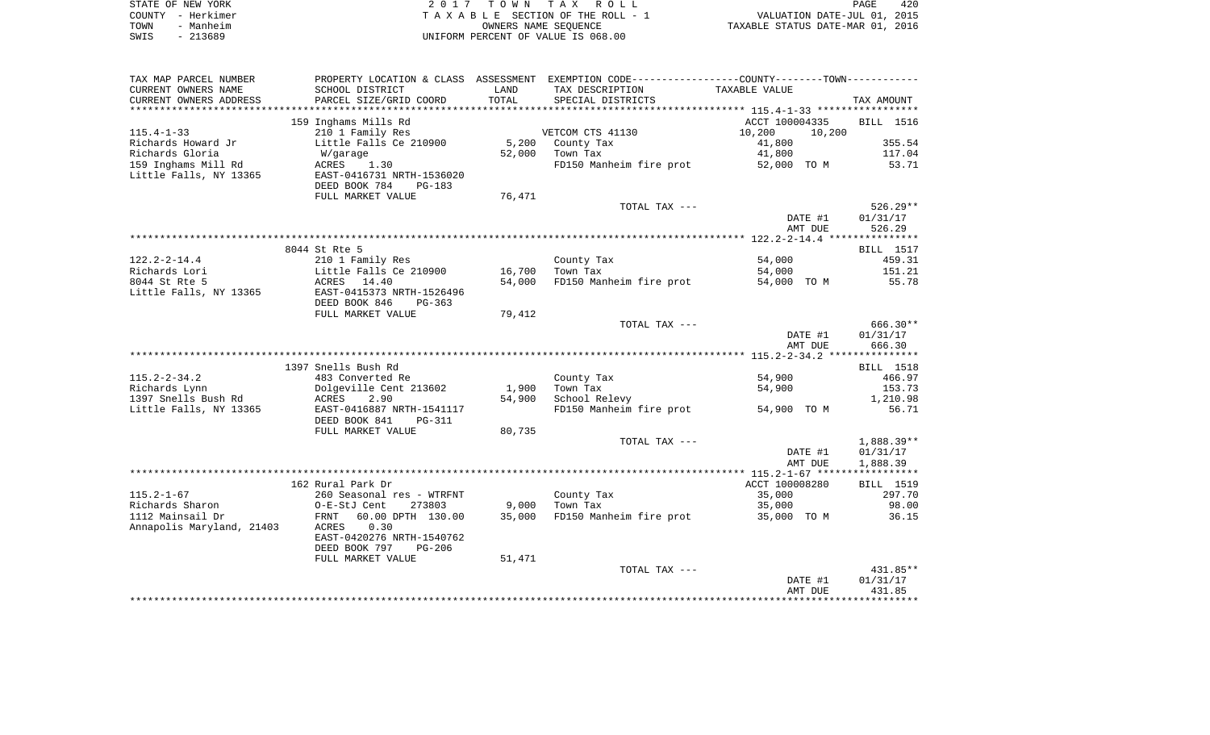STATE OF NEW YORK
COUNTY - Herkimer
TOWN - Manheim
SWIS - 213689

2017 TOWN TAX ROLL
TAXABLE SECTION OF THE ROLL - 1
OWNERS NAME SEQUENCE
UNIFORM PERCENT OF VALUE IS 068.00

VALUATION DATE-JUL 01, 2015
TAXABLE STATUS DATE-MAR 01, 2016

| TAX MAP PARCEL NUMBER / CURRENT OWNERS NAME / CURRENT OWNERS ADDRESS | PROPERTY LOCATION & CLASS / SCHOOL DISTRICT / PARCEL SIZE/GRID COORD | ASSESSMENT LAND / TOTAL | EXEMPTION CODE / TAX DESCRIPTION / SPECIAL DISTRICTS | TAXABLE VALUE | TAX AMOUNT |
|---|---|---|---|---|---|
| **115.4-1-33** | 159 Inghams Mills Rd | | | ACCT 100004335 | BILL 1516 |
| | 210 1 Family Res | | VETCOM CTS 41130 | 10,200 10,200 | |
| Richards Howard Jr | Little Falls Ce 210900 | 5,200 | County Tax | 41,800 | 355.54 |
| Richards Gloria | W/garage | 52,000 | Town Tax | 41,800 | 117.04 |
| 159 Inghams Mill Rd | ACRES 1.30 | | FD150 Manheim fire prot | 52,000 TO M | 53.71 |
| Little Falls, NY 13365 | EAST-0416731 NRTH-1536020 | | | | |
| | DEED BOOK 784 PG-183 | | | | |
| | FULL MARKET VALUE | 76,471 | | | |
| | | | TOTAL TAX --- | | 526.29** |
| | | | | DATE #1 | 01/31/17 |
| | | | | AMT DUE | 526.29 |
| **122.2-2-14.4** | 8044 St Rte 5 | | | | BILL 1517 |
| | 210 1 Family Res | | County Tax | 54,000 | 459.31 |
| Richards Lori | Little Falls Ce 210900 | 16,700 | Town Tax | 54,000 | 151.21 |
| 8044 St Rte 5 | ACRES 14.40 | 54,000 | FD150 Manheim fire prot | 54,000 TO M | 55.78 |
| Little Falls, NY 13365 | EAST-0415373 NRTH-1526496 | | | | |
| | DEED BOOK 846 PG-363 | | | | |
| | FULL MARKET VALUE | 79,412 | | | |
| | | | TOTAL TAX --- | | 666.30** |
| | | | | DATE #1 | 01/31/17 |
| | | | | AMT DUE | 666.30 |
| **115.2-2-34.2** | 1397 Snells Bush Rd | | | | BILL 1518 |
| | 483 Converted Re | | County Tax | 54,900 | 466.97 |
| Richards Lynn | Dolgeville Cent 213602 | 1,900 | Town Tax | 54,900 | 153.73 |
| 1397 Snells Bush Rd | ACRES 2.90 | 54,900 | School Relevy | | 1,210.98 |
| Little Falls, NY 13365 | EAST-0416887 NRTH-1541117 | | FD150 Manheim fire prot | 54,900 TO M | 56.71 |
| | DEED BOOK 841 PG-311 | | | | |
| | FULL MARKET VALUE | 80,735 | | | |
| | | | TOTAL TAX --- | | 1,888.39** |
| | | | | DATE #1 | 01/31/17 |
| | | | | AMT DUE | 1,888.39 |
| **115.2-1-67** | 162 Rural Park Dr | | | ACCT 100008280 | BILL 1519 |
| | 260 Seasonal res - WTRFNT | | County Tax | 35,000 | 297.70 |
| Richards Sharon | O-E-StJ Cent 273803 | 9,000 | Town Tax | 35,000 | 98.00 |
| 1112 Mainsail Dr | FRNT 60.00 DPTH 130.00 | 35,000 | FD150 Manheim fire prot | 35,000 TO M | 36.15 |
| Annapolis Maryland, 21403 | ACRES 0.30 | | | | |
| | EAST-0420276 NRTH-1540762 | | | | |
| | DEED BOOK 797 PG-206 | | | | |
| | FULL MARKET VALUE | 51,471 | | | |
| | | | TOTAL TAX --- | | 431.85** |
| | | | | DATE #1 | 01/31/17 |
| | | | | AMT DUE | 431.85 |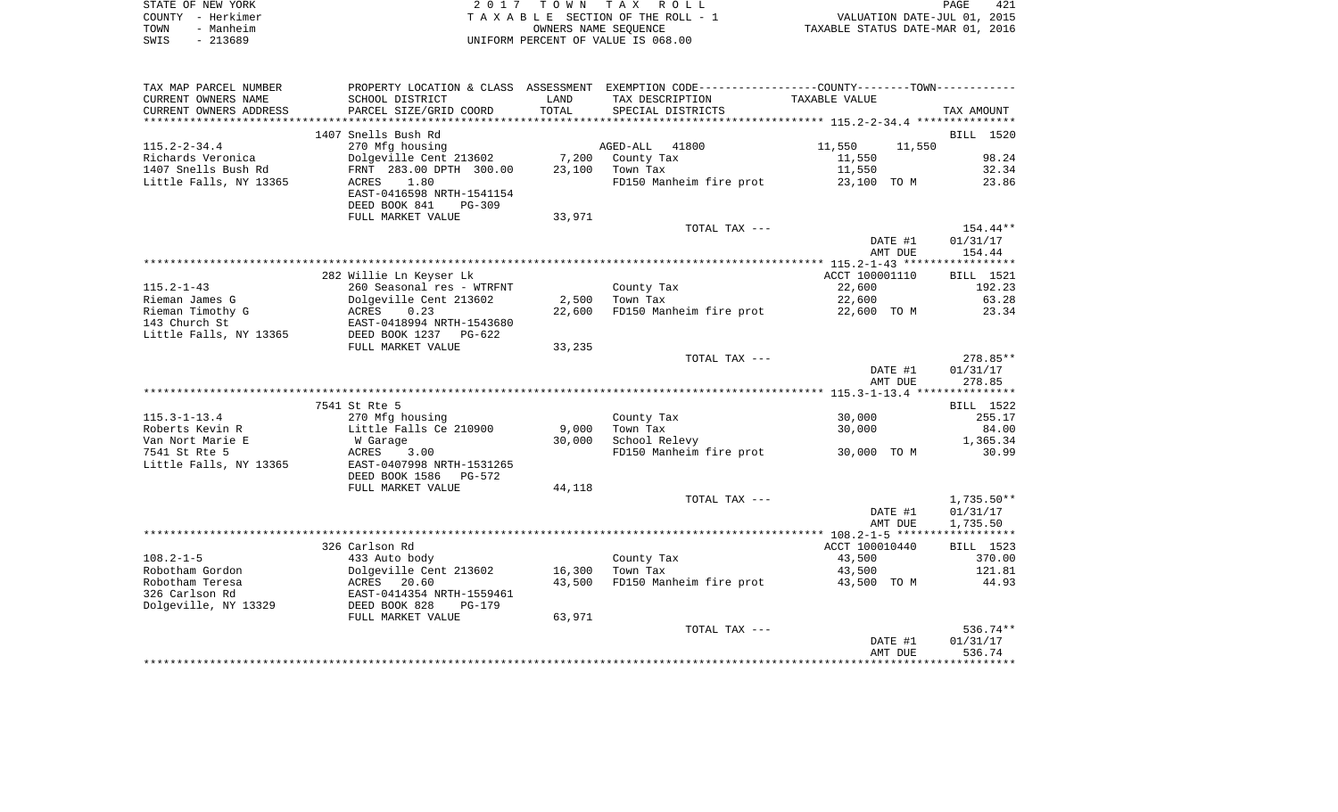STATE OF NEW YORK                    2 0 1 7   T O W N   T A X   R O L L
COUNTY - Herkimer                    T A X A B L E  SECTION OF THE ROLL - 1                    VALUATION DATE-JUL 01, 2015
TOWN - Manheim                       OWNERS NAME SEQUENCE                                       TAXABLE STATUS DATE-MAR 01, 2016
SWIS - 213689                        UNIFORM PERCENT OF VALUE IS 068.00

| TAX MAP PARCEL NUMBER / CURRENT OWNERS NAME / CURRENT OWNERS ADDRESS | PROPERTY LOCATION & CLASS / SCHOOL DISTRICT / PARCEL SIZE/GRID COORD | ASSESSMENT LAND | ASSESSMENT TOTAL | EXEMPTION CODE / TAX DESCRIPTION / SPECIAL DISTRICTS | COUNTY TAXABLE VALUE | TOWN TAXABLE VALUE | TAX AMOUNT |
|---|---|---|---|---|---|---|---|
| | 1407 Snells Bush Rd | | | | | | BILL 1520 |
| 115.2-2-34.4 | 270 Mfg housing | | | AGED-ALL 41800 | 11,550 | 11,550 | |
| Richards Veronica | Dolgeville Cent 213602 | 7,200 | | County Tax | 11,550 | | 98.24 |
| 1407 Snells Bush Rd | FRNT 283.00 DPTH 300.00 | | 23,100 | Town Tax | 11,550 | | 32.34 |
| Little Falls, NY 13365 | ACRES 1.80 | | | FD150 Manheim fire prot | 23,100 TO M | | 23.86 |
| | EAST-0416598 NRTH-1541154 | | | | | | |
| | DEED BOOK 841 PG-309 | | | | | | |
| | FULL MARKET VALUE | 33,971 | | | | | |
| | | | | TOTAL TAX --- | | | 154.44** |
| | | | | | | DATE #1 | 01/31/17 |
| | | | | | | AMT DUE | 154.44 |
| | 282 Willie Ln Keyser Lk | | | | ACCT 100001110 | | BILL 1521 |
| 115.2-1-43 | 260 Seasonal res - WTRFNT | | | County Tax | 22,600 | | 192.23 |
| Rieman James G | Dolgeville Cent 213602 | 2,500 | | Town Tax | 22,600 | | 63.28 |
| Rieman Timothy G | ACRES 0.23 | | 22,600 | FD150 Manheim fire prot | 22,600 TO M | | 23.34 |
| 143 Church St | EAST-0418994 NRTH-1543680 | | | | | | |
| Little Falls, NY 13365 | DEED BOOK 1237 PG-622 | | | | | | |
| | FULL MARKET VALUE | 33,235 | | | | | |
| | | | | TOTAL TAX --- | | | 278.85** |
| | | | | | | DATE #1 | 01/31/17 |
| | | | | | | AMT DUE | 278.85 |
| | 7541 St Rte 5 | | | | | | BILL 1522 |
| 115.3-1-13.4 | 270 Mfg housing | | | County Tax | 30,000 | | 255.17 |
| Roberts Kevin R | Little Falls Ce 210900 | 9,000 | | Town Tax | 30,000 | | 84.00 |
| Van Nort Marie E | W Garage | | 30,000 | School Relevy | | | 1,365.34 |
| 7541 St Rte 5 | ACRES 3.00 | | | FD150 Manheim fire prot | 30,000 TO M | | 30.99 |
| Little Falls, NY 13365 | EAST-0407998 NRTH-1531265 | | | | | | |
| | DEED BOOK 1586 PG-572 | | | | | | |
| | FULL MARKET VALUE | 44,118 | | | | | |
| | | | | TOTAL TAX --- | | | 1,735.50** |
| | | | | | | DATE #1 | 01/31/17 |
| | | | | | | AMT DUE | 1,735.50 |
| | 326 Carlson Rd | | | | ACCT 100010440 | | BILL 1523 |
| 108.2-1-5 | 433 Auto body | | | County Tax | 43,500 | | 370.00 |
| Robotham Gordon | Dolgeville Cent 213602 | 16,300 | | Town Tax | 43,500 | | 121.81 |
| Robotham Teresa | ACRES 20.60 | | 43,500 | FD150 Manheim fire prot | 43,500 TO M | | 44.93 |
| 326 Carlson Rd | EAST-0414354 NRTH-1559461 | | | | | | |
| Dolgeville, NY 13329 | DEED BOOK 828 PG-179 | | | | | | |
| | FULL MARKET VALUE | 63,971 | | | | | |
| | | | | TOTAL TAX --- | | | 536.74** |
| | | | | | | DATE #1 | 01/31/17 |
| | | | | | | AMT DUE | 536.74 |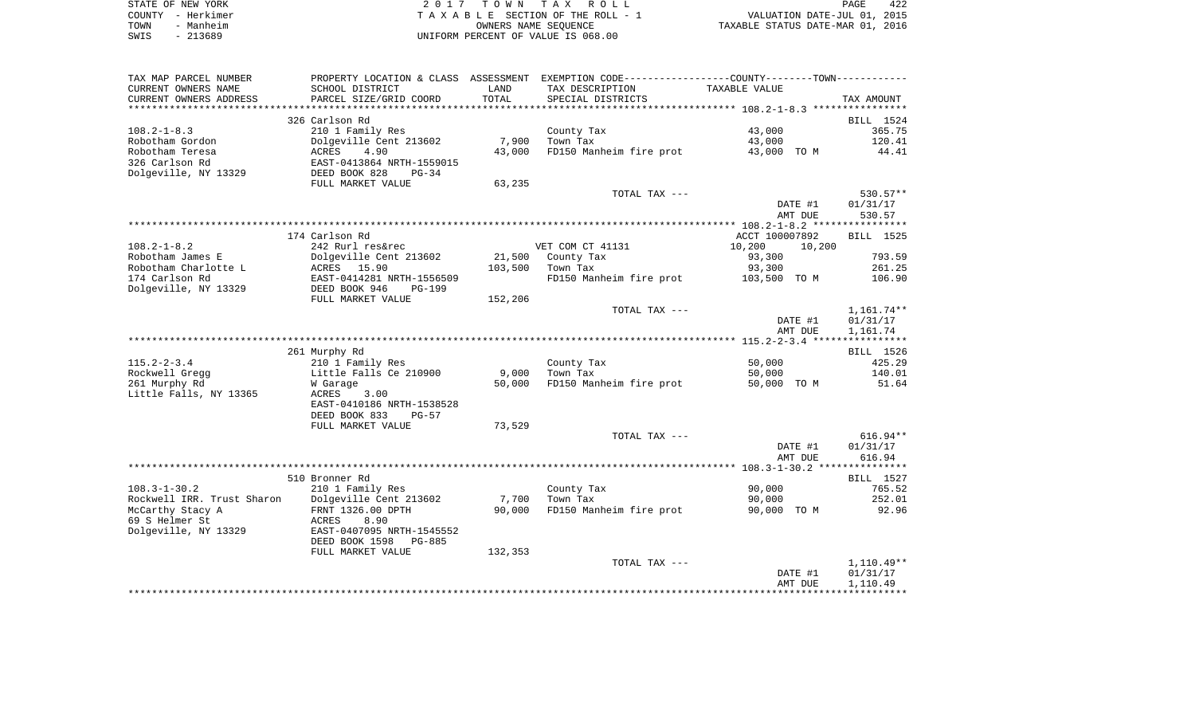STATE OF NEW YORK | 2017 TOWN TAX ROLL | PAGE 422
COUNTY - Herkimer | TAXABLE SECTION OF THE ROLL - 1 | VALUATION DATE-JUL 01, 2015
TOWN - Manheim | OWNERS NAME SEQUENCE | TAXABLE STATUS DATE-MAR 01, 2016
SWIS - 213689 | UNIFORM PERCENT OF VALUE IS 068.00

| TAX MAP PARCEL NUMBER / CURRENT OWNERS NAME / CURRENT OWNERS ADDRESS | PROPERTY LOCATION & CLASS / SCHOOL DISTRICT / PARCEL SIZE/GRID COORD | ASSESSMENT LAND / TOTAL | EXEMPTION CODE / TAX DESCRIPTION / SPECIAL DISTRICTS | COUNTY--------TOWN / TAXABLE VALUE | TAX AMOUNT |
|---|---|---|---|---|---|
| **108.2-1-8.3** | 326 Carlson Rd | | | | BILL 1524 |
| 108.2-1-8.3 | 210 1 Family Res | | County Tax | 43,000 | 365.75 |
| Robotham Gordon | Dolgeville Cent 213602 | 7,900 | Town Tax | 43,000 | 120.41 |
| Robotham Teresa | ACRES 4.90 | 43,000 | FD150 Manheim fire prot | 43,000 TO M | 44.41 |
| 326 Carlson Rd | EAST-0413864 NRTH-1559015 | | | | |
| Dolgeville, NY 13329 | DEED BOOK 828 PG-34 | | | | |
| | FULL MARKET VALUE | 63,235 | | | |
| | | | TOTAL TAX --- | | 530.57** |
| | | | | DATE #1 | 01/31/17 |
| | | | | AMT DUE | 530.57 |
| **108.2-1-8.2** | 174 Carlson Rd | | | ACCT 100007892 | BILL 1525 |
| 108.2-1-8.2 | 242 Rurl res&rec | | VET COM CT 41131 | 10,200 10,200 | |
| Robotham James E | Dolgeville Cent 213602 | 21,500 | County Tax | 93,300 | 793.59 |
| Robotham Charlotte L | ACRES 15.90 | 103,500 | Town Tax | 93,300 | 261.25 |
| 174 Carlson Rd | EAST-0414281 NRTH-1556509 | | FD150 Manheim fire prot | 103,500 TO M | 106.90 |
| Dolgeville, NY 13329 | DEED BOOK 946 PG-199 | | | | |
| | FULL MARKET VALUE | 152,206 | | | |
| | | | TOTAL TAX --- | | 1,161.74** |
| | | | | DATE #1 | 01/31/17 |
| | | | | AMT DUE | 1,161.74 |
| **115.2-2-3.4** | 261 Murphy Rd | | | | BILL 1526 |
| 115.2-2-3.4 | 210 1 Family Res | | County Tax | 50,000 | 425.29 |
| Rockwell Gregg | Little Falls Ce 210900 | 9,000 | Town Tax | 50,000 | 140.01 |
| 261 Murphy Rd | W Garage | 50,000 | FD150 Manheim fire prot | 50,000 TO M | 51.64 |
| Little Falls, NY 13365 | ACRES 3.00 | | | | |
| | EAST-0410186 NRTH-1538528 | | | | |
| | DEED BOOK 833 PG-57 | | | | |
| | FULL MARKET VALUE | 73,529 | | | |
| | | | TOTAL TAX --- | | 616.94** |
| | | | | DATE #1 | 01/31/17 |
| | | | | AMT DUE | 616.94 |
| **108.3-1-30.2** | 510 Bronner Rd | | | | BILL 1527 |
| 108.3-1-30.2 | 210 1 Family Res | | County Tax | 90,000 | 765.52 |
| Rockwell IRR. Trust Sharon | Dolgeville Cent 213602 | 7,700 | Town Tax | 90,000 | 252.01 |
| McCarthy Stacy A | FRNT 1326.00 DPTH | 90,000 | FD150 Manheim fire prot | 90,000 TO M | 92.96 |
| 69 S Helmer St | ACRES 8.90 | | | | |
| Dolgeville, NY 13329 | EAST-0407095 NRTH-1545552 | | | | |
| | DEED BOOK 1598 PG-885 | | | | |
| | FULL MARKET VALUE | 132,353 | | | |
| | | | TOTAL TAX --- | | 1,110.49** |
| | | | | DATE #1 | 01/31/17 |
| | | | | AMT DUE | 1,110.49 |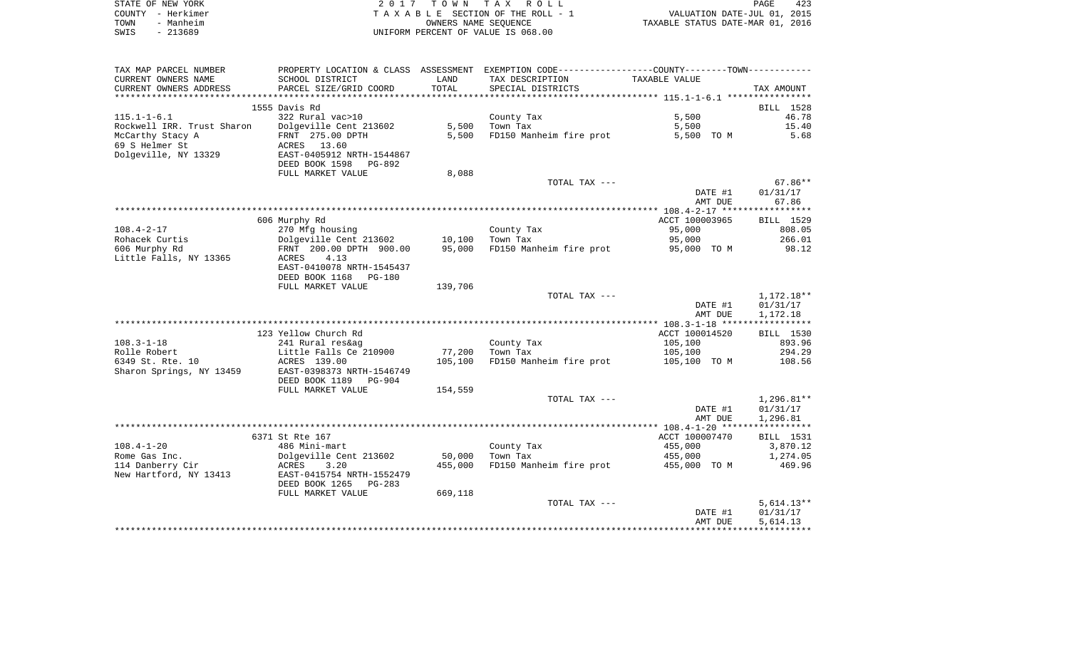STATE OF NEW YORK
COUNTY - Herkimer
TOWN - Manheim
SWIS - 213689

2017 TOWN TAX ROLL
TAXABLE SECTION OF THE ROLL - 1
OWNERS NAME SEQUENCE
UNIFORM PERCENT OF VALUE IS 068.00

VALUATION DATE-JUL 01, 2015
TAXABLE STATUS DATE-MAR 01, 2016

| TAX MAP PARCEL NUMBER / CURRENT OWNERS NAME / CURRENT OWNERS ADDRESS | PROPERTY LOCATION & CLASS / SCHOOL DISTRICT / PARCEL SIZE/GRID COORD | ASSESSMENT LAND | TOTAL | EXEMPTION CODE / TAX DESCRIPTION / SPECIAL DISTRICTS | TAXABLE VALUE | TAX AMOUNT |
|---|---|---|---|---|---|---|
| 115.1-1-6.1 | 1555 Davis Rd | | | | | BILL 1528 |
| Rockwell IRR. Trust Sharon | 322 Rural vac>10 | | | County Tax | 5,500 | 46.78 |
| McCarthy Stacy A | Dolgeville Cent 213602 | 5,500 | | Town Tax | 5,500 | 15.40 |
| 69 S Helmer St | FRNT 275.00 DPTH | | 5,500 | FD150 Manheim fire prot | 5,500 TO M | 5.68 |
| Dolgeville, NY 13329 | ACRES 13.60 | | | | | |
| | EAST-0405912 NRTH-1544867 | | | | | |
| | DEED BOOK 1598 PG-892 | | | | | |
| | FULL MARKET VALUE | 8,088 | | | | |
| | | | | TOTAL TAX --- | | 67.86** |
| | | | | | DATE #1 | 01/31/17 |
| | | | | | AMT DUE | 67.86 |
| 108.4-2-17 | 606 Murphy Rd | | | | ACCT 100003965 | BILL 1529 |
| Rohacek Curtis | 270 Mfg housing | | | County Tax | 95,000 | 808.05 |
| 606 Murphy Rd | Dolgeville Cent 213602 | 10,100 | | Town Tax | 95,000 | 266.01 |
| Little Falls, NY 13365 | FRNT 200.00 DPTH 900.00 | | 95,000 | FD150 Manheim fire prot | 95,000 TO M | 98.12 |
| | ACRES 4.13 | | | | | |
| | EAST-0410078 NRTH-1545437 | | | | | |
| | DEED BOOK 1168 PG-180 | | | | | |
| | FULL MARKET VALUE | 139,706 | | | | |
| | | | | TOTAL TAX --- | | 1,172.18** |
| | | | | | DATE #1 | 01/31/17 |
| | | | | | AMT DUE | 1,172.18 |
| 108.3-1-18 | 123 Yellow Church Rd | | | | ACCT 100014520 | BILL 1530 |
| Rolle Robert | 241 Rural res&ag | | | County Tax | 105,100 | 893.96 |
| 6349 St. Rte. 10 | Little Falls Ce 210900 | 77,200 | | Town Tax | 105,100 | 294.29 |
| Sharon Springs, NY 13459 | ACRES 139.00 | | 105,100 | FD150 Manheim fire prot | 105,100 TO M | 108.56 |
| | EAST-0398373 NRTH-1546749 | | | | | |
| | DEED BOOK 1189 PG-904 | | | | | |
| | FULL MARKET VALUE | 154,559 | | | | |
| | | | | TOTAL TAX --- | | 1,296.81** |
| | | | | | DATE #1 | 01/31/17 |
| | | | | | AMT DUE | 1,296.81 |
| 108.4-1-20 | 6371 St Rte 167 | | | | ACCT 100007470 | BILL 1531 |
| Rome Gas Inc. | 486 Mini-mart | | | County Tax | 455,000 | 3,870.12 |
| 114 Danberry Cir | Dolgeville Cent 213602 | 50,000 | | Town Tax | 455,000 | 1,274.05 |
| New Hartford, NY 13413 | ACRES 3.20 | | 455,000 | FD150 Manheim fire prot | 455,000 TO M | 469.96 |
| | EAST-0415754 NRTH-1552479 | | | | | |
| | DEED BOOK 1265 PG-283 | | | | | |
| | FULL MARKET VALUE | 669,118 | | | | |
| | | | | TOTAL TAX --- | | 5,614.13** |
| | | | | | DATE #1 | 01/31/17 |
| | | | | | AMT DUE | 5,614.13 |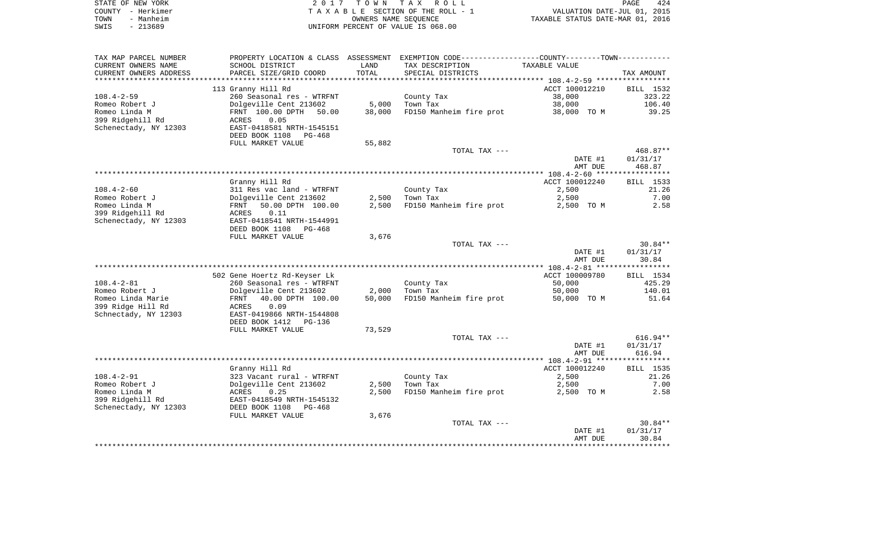STATE OF NEW YORK | 2017 TOWN TAX ROLL | PAGE 424
COUNTY - Herkimer | TAXABLE SECTION OF THE ROLL - 1 | VALUATION DATE-JUL 01, 2015
TOWN - Manheim | OWNERS NAME SEQUENCE | TAXABLE STATUS DATE-MAR 01, 2016
SWIS - 213689 | UNIFORM PERCENT OF VALUE IS 068.00

| TAX MAP PARCEL NUMBER<br>CURRENT OWNERS NAME<br>CURRENT OWNERS ADDRESS | PROPERTY LOCATION & CLASS<br>SCHOOL DISTRICT<br>PARCEL SIZE/GRID COORD | ASSESSMENT<br>LAND<br>TOTAL | EXEMPTION CODE-----COUNTY-----TOWN-----<br>TAX DESCRIPTION<br>SPECIAL DISTRICTS | TAXABLE VALUE | TAX AMOUNT |
|---|---|---|---|---|---|
| **108.4-2-59** | 113 Granny Hill Rd | | | ACCT 100012210 | BILL 1532 |
| 108.4-2-59 | 260 Seasonal res - WTRFNT | | County Tax | 38,000 | 323.22 |
| Romeo Robert J | Dolgeville Cent 213602 | 5,000 | Town Tax | 38,000 | 106.40 |
| Romeo Linda M | FRNT 100.00 DPTH 50.00 | 38,000 | FD150 Manheim fire prot | 38,000 TO M | 39.25 |
| 399 Ridgehill Rd | ACRES 0.05 | | | | |
| Schenectady, NY 12303 | EAST-0418581 NRTH-1545151 | | | | |
| | DEED BOOK 1108 PG-468 | | | | |
| | FULL MARKET VALUE | 55,882 | | | |
| | | | TOTAL TAX --- | | 468.87** |
| | | | | DATE #1 | 01/31/17 |
| | | | | AMT DUE | 468.87 |
| **108.4-2-60** | Granny Hill Rd | | | ACCT 100012240 | BILL 1533 |
| 108.4-2-60 | 311 Res vac land - WTRFNT | | County Tax | 2,500 | 21.26 |
| Romeo Robert J | Dolgeville Cent 213602 | 2,500 | Town Tax | 2,500 | 7.00 |
| Romeo Linda M | FRNT 50.00 DPTH 100.00 | 2,500 | FD150 Manheim fire prot | 2,500 TO M | 2.58 |
| 399 Ridgehill Rd | ACRES 0.11 | | | | |
| Schenectady, NY 12303 | EAST-0418541 NRTH-1544991 | | | | |
| | DEED BOOK 1108 PG-468 | | | | |
| | FULL MARKET VALUE | 3,676 | | | |
| | | | TOTAL TAX --- | | 30.84** |
| | | | | DATE #1 | 01/31/17 |
| | | | | AMT DUE | 30.84 |
| **108.4-2-81** | 502 Gene Hoertz Rd-Keyser Lk | | | ACCT 100009780 | BILL 1534 |
| 108.4-2-81 | 260 Seasonal res - WTRFNT | | County Tax | 50,000 | 425.29 |
| Romeo Robert J | Dolgeville Cent 213602 | 2,000 | Town Tax | 50,000 | 140.01 |
| Romeo Linda Marie | FRNT 40.00 DPTH 100.00 | 50,000 | FD150 Manheim fire prot | 50,000 TO M | 51.64 |
| 399 Ridge Hill Rd | ACRES 0.09 | | | | |
| Schnectady, NY 12303 | EAST-0419866 NRTH-1544808 | | | | |
| | DEED BOOK 1412 PG-136 | | | | |
| | FULL MARKET VALUE | 73,529 | | | |
| | | | TOTAL TAX --- | | 616.94** |
| | | | | DATE #1 | 01/31/17 |
| | | | | AMT DUE | 616.94 |
| **108.4-2-91** | Granny Hill Rd | | | ACCT 100012240 | BILL 1535 |
| 108.4-2-91 | 323 Vacant rural - WTRFNT | | County Tax | 2,500 | 21.26 |
| Romeo Robert J | Dolgeville Cent 213602 | 2,500 | Town Tax | 2,500 | 7.00 |
| Romeo Linda M | ACRES 0.25 | 2,500 | FD150 Manheim fire prot | 2,500 TO M | 2.58 |
| 399 Ridgehill Rd | EAST-0418549 NRTH-1545132 | | | | |
| Schenectady, NY 12303 | DEED BOOK 1108 PG-468 | | | | |
| | FULL MARKET VALUE | 3,676 | | | |
| | | | TOTAL TAX --- | | 30.84** |
| | | | | DATE #1 | 01/31/17 |
| | | | | AMT DUE | 30.84 |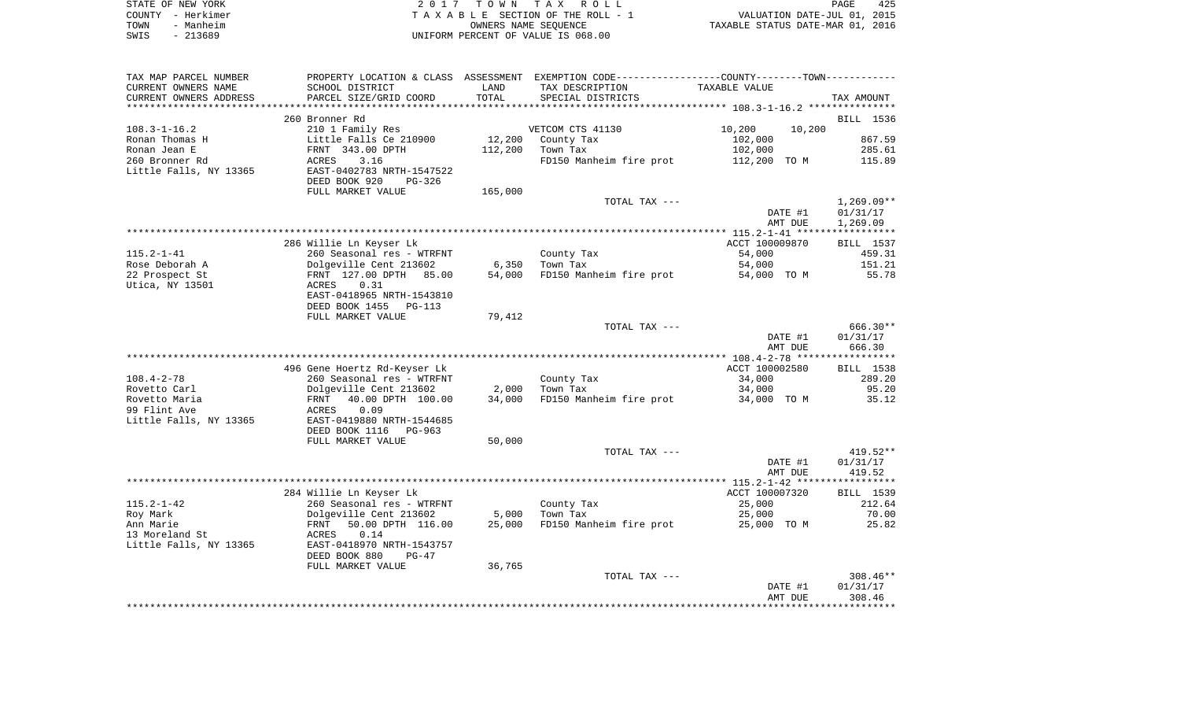STATE OF NEW YORK — COUNTY - Herkimer — TOWN - Manheim — SWIS - 213689

2 0 1 7 T O W N T A X R O L L
T A X A B L E SECTION OF THE ROLL - 1
OWNERS NAME SEQUENCE
UNIFORM PERCENT OF VALUE IS 068.00

VALUATION DATE-JUL 01, 2015
TAXABLE STATUS DATE-MAR 01, 2016

| TAX MAP PARCEL NUMBER / CURRENT OWNERS NAME / CURRENT OWNERS ADDRESS | PROPERTY LOCATION & CLASS / SCHOOL DISTRICT / PARCEL SIZE/GRID COORD | ASSESSMENT LAND / TOTAL | EXEMPTION CODE / TAX DESCRIPTION / SPECIAL DISTRICTS | COUNTY--------TOWN TAXABLE VALUE | TAX AMOUNT |
|---|---|---|---|---|---|
| 108.3-1-16.2 | 260 Bronner Rd | | | | BILL 1536 |
| | 210 1 Family Res | | VETCOM CTS 41130 | 10,200 10,200 | |
| Ronan Thomas H | Little Falls Ce 210900 | 12,200 | County Tax | 102,000 | 867.59 |
| Ronan Jean E | FRNT 343.00 DPTH | 112,200 | Town Tax | 102,000 | 285.61 |
| 260 Bronner Rd | ACRES 3.16 | | FD150 Manheim fire prot | 112,200 TO M | 115.89 |
| Little Falls, NY 13365 | EAST-0402783 NRTH-1547522 | | | | |
| | DEED BOOK 920 PG-326 | | | | |
| | FULL MARKET VALUE | 165,000 | | | |
| | | | TOTAL TAX --- | | 1,269.09** |
| | | | | DATE #1 | 01/31/17 |
| | | | | AMT DUE | 1,269.09 |
| 115.2-1-41 | 286 Willie Ln Keyser Lk | | | ACCT 100009870 | BILL 1537 |
| | 260 Seasonal res - WTRFNT | | County Tax | 54,000 | 459.31 |
| Rose Deborah A | Dolgeville Cent 213602 | 6,350 | Town Tax | 54,000 | 151.21 |
| 22 Prospect St | FRNT 127.00 DPTH 85.00 | 54,000 | FD150 Manheim fire prot | 54,000 TO M | 55.78 |
| Utica, NY 13501 | ACRES 0.31 | | | | |
| | EAST-0418965 NRTH-1543810 | | | | |
| | DEED BOOK 1455 PG-113 | | | | |
| | FULL MARKET VALUE | 79,412 | | | |
| | | | TOTAL TAX --- | | 666.30** |
| | | | | DATE #1 | 01/31/17 |
| | | | | AMT DUE | 666.30 |
| 108.4-2-78 | 496 Gene Hoertz Rd-Keyser Lk | | | ACCT 100002580 | BILL 1538 |
| | 260 Seasonal res - WTRFNT | | County Tax | 34,000 | 289.20 |
| Rovetto Carl | Dolgeville Cent 213602 | 2,000 | Town Tax | 34,000 | 95.20 |
| Rovetto Maria | FRNT 40.00 DPTH 100.00 | 34,000 | FD150 Manheim fire prot | 34,000 TO M | 35.12 |
| 99 Flint Ave | ACRES 0.09 | | | | |
| Little Falls, NY 13365 | EAST-0419880 NRTH-1544685 | | | | |
| | DEED BOOK 1116 PG-963 | | | | |
| | FULL MARKET VALUE | 50,000 | | | |
| | | | TOTAL TAX --- | | 419.52** |
| | | | | DATE #1 | 01/31/17 |
| | | | | AMT DUE | 419.52 |
| 115.2-1-42 | 284 Willie Ln Keyser Lk | | | ACCT 100007320 | BILL 1539 |
| | 260 Seasonal res - WTRFNT | | County Tax | 25,000 | 212.64 |
| Roy Mark | Dolgeville Cent 213602 | 5,000 | Town Tax | 25,000 | 70.00 |
| Ann Marie | FRNT 50.00 DPTH 116.00 | 25,000 | FD150 Manheim fire prot | 25,000 TO M | 25.82 |
| 13 Moreland St | ACRES 0.14 | | | | |
| Little Falls, NY 13365 | EAST-0418970 NRTH-1543757 | | | | |
| | DEED BOOK 880 PG-47 | | | | |
| | FULL MARKET VALUE | 36,765 | | | |
| | | | TOTAL TAX --- | | 308.46** |
| | | | | DATE #1 | 01/31/17 |
| | | | | AMT DUE | 308.46 |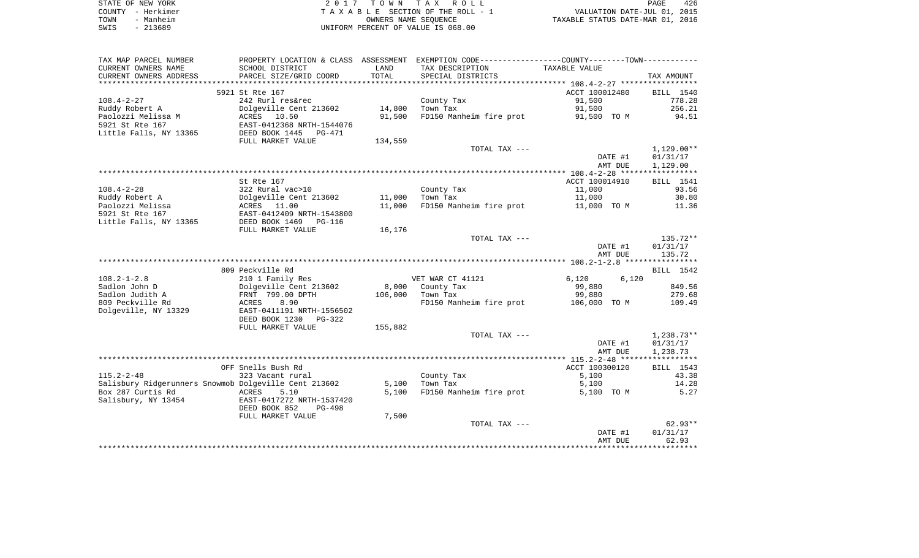STATE OF NEW YORK | 2017 TOWN TAX ROLL
COUNTY - Herkimer | TAXABLE SECTION OF THE ROLL - 1 | VALUATION DATE-JUL 01, 2015
TOWN - Manheim | OWNERS NAME SEQUENCE | TAXABLE STATUS DATE-MAR 01, 2016
SWIS - 213689 | UNIFORM PERCENT OF VALUE IS 068.00

| TAX MAP PARCEL NUMBER / CURRENT OWNERS NAME / CURRENT OWNERS ADDRESS | PROPERTY LOCATION & CLASS / SCHOOL DISTRICT / PARCEL SIZE/GRID COORD | ASSESSMENT LAND / TOTAL | EXEMPTION CODE / TAX DESCRIPTION / SPECIAL DISTRICTS | TAXABLE VALUE (COUNTY--------TOWN) | TAX AMOUNT |
|---|---|---|---|---|---|
| **108.4-2-27** | 5921 St Rte 167 | | | ACCT 100012480 | BILL 1540 |
| | 242 Rurl res&rec | | County Tax | 91,500 | 778.28 |
| Ruddy Robert A | Dolgeville Cent 213602 | 14,800 | Town Tax | 91,500 | 256.21 |
| Paolozzi Melissa M | ACRES 10.50 | 91,500 | FD150 Manheim fire prot | 91,500 TO M | 94.51 |
| 5921 St Rte 167 | EAST-0412368 NRTH-1544076 | | | | |
| Little Falls, NY 13365 | DEED BOOK 1445 PG-471 | | | | |
| | FULL MARKET VALUE | 134,559 | | | |
| | | | TOTAL TAX --- | | 1,129.00** |
| | | | | DATE #1 | 01/31/17 |
| | | | | AMT DUE | 1,129.00 |
| **108.4-2-28** | St Rte 167 | | | ACCT 100014910 | BILL 1541 |
| | 322 Rural vac>10 | | County Tax | 11,000 | 93.56 |
| Ruddy Robert A | Dolgeville Cent 213602 | 11,000 | Town Tax | 11,000 | 30.80 |
| Paolozzi Melissa | ACRES 11.00 | 11,000 | FD150 Manheim fire prot | 11,000 TO M | 11.36 |
| 5921 St Rte 167 | EAST-0412409 NRTH-1543800 | | | | |
| Little Falls, NY 13365 | DEED BOOK 1469 PG-116 | | | | |
| | FULL MARKET VALUE | 16,176 | | | |
| | | | TOTAL TAX --- | | 135.72** |
| | | | | DATE #1 | 01/31/17 |
| | | | | AMT DUE | 135.72 |
| **108.2-1-2.8** | 809 Peckville Rd | | | | BILL 1542 |
| | 210 1 Family Res | | VET WAR CT 41121 | 6,120 6,120 | |
| Sadlon John D | Dolgeville Cent 213602 | 8,000 | County Tax | 99,880 | 849.56 |
| Sadlon Judith A | FRNT 799.00 DPTH | 106,000 | Town Tax | 99,880 | 279.68 |
| 809 Peckville Rd | ACRES 8.90 | | FD150 Manheim fire prot | 106,000 TO M | 109.49 |
| Dolgeville, NY 13329 | EAST-0411191 NRTH-1556502 | | | | |
| | DEED BOOK 1230 PG-322 | | | | |
| | FULL MARKET VALUE | 155,882 | | | |
| | | | TOTAL TAX --- | | 1,238.73** |
| | | | | DATE #1 | 01/31/17 |
| | | | | AMT DUE | 1,238.73 |
| **115.2-2-48** | OFF Snells Bush Rd | | | ACCT 100300120 | BILL 1543 |
| | 323 Vacant rural | | County Tax | 5,100 | 43.38 |
| Salisbury Ridgerunners Snowmob | Dolgeville Cent 213602 | 5,100 | Town Tax | 5,100 | 14.28 |
| Box 287 Curtis Rd | ACRES 5.10 | 5,100 | FD150 Manheim fire prot | 5,100 TO M | 5.27 |
| Salisbury, NY 13454 | EAST-0417272 NRTH-1537420 | | | | |
| | DEED BOOK 852 PG-498 | | | | |
| | FULL MARKET VALUE | 7,500 | | | |
| | | | TOTAL TAX --- | | 62.93** |
| | | | | DATE #1 | 01/31/17 |
| | | | | AMT DUE | 62.93 |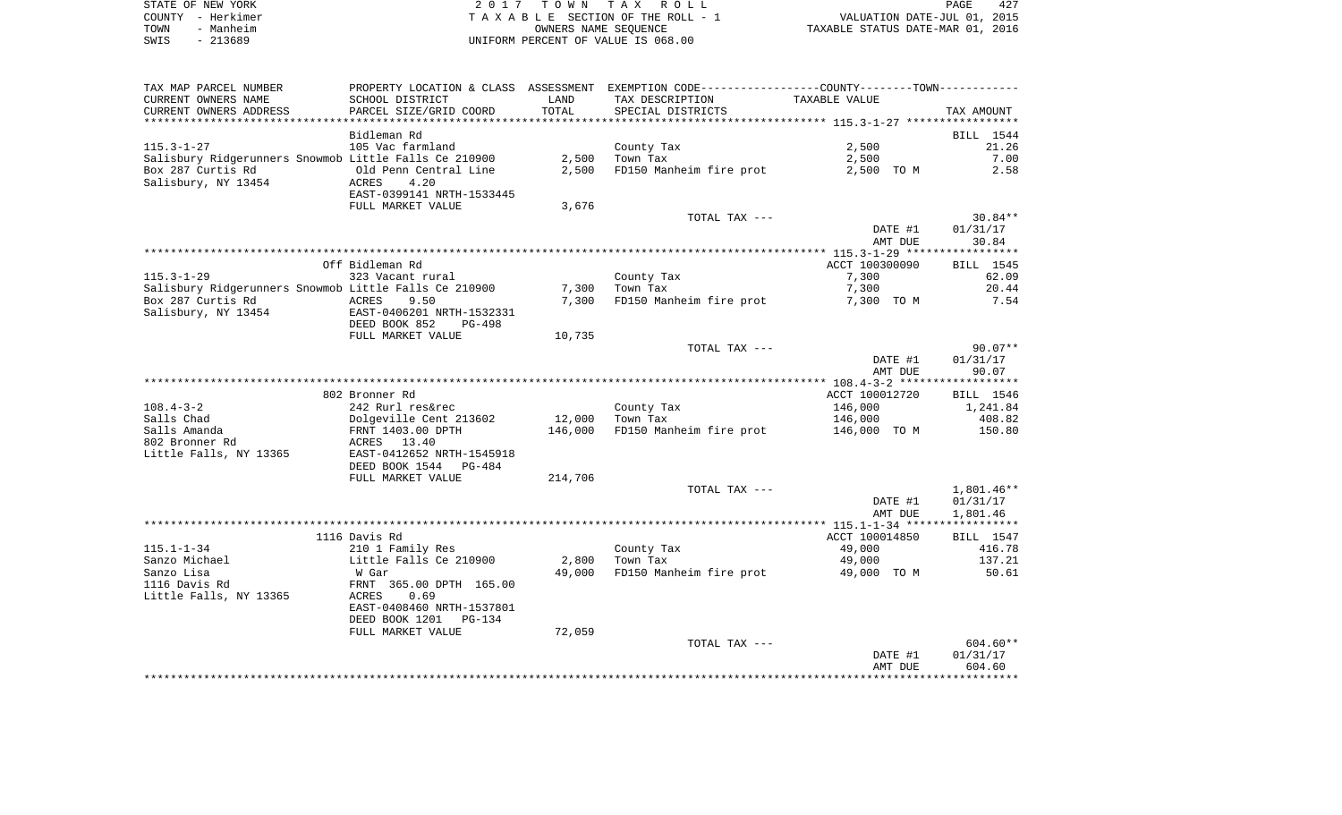STATE OF NEW YORK | COUNTY - Herkimer | TOWN - Manheim | SWIS - 213689

2017 TOWN TAX ROLL
TAXABLE SECTION OF THE ROLL - 1
OWNERS NAME SEQUENCE
UNIFORM PERCENT OF VALUE IS 068.00

VALUATION DATE-JUL 01, 2015
TAXABLE STATUS DATE-MAR 01, 2016

| TAX MAP PARCEL NUMBER / CURRENT OWNERS NAME / CURRENT OWNERS ADDRESS | PROPERTY LOCATION & CLASS / SCHOOL DISTRICT / PARCEL SIZE/GRID COORD | ASSESSMENT LAND / TOTAL | EXEMPTION CODE / TAX DESCRIPTION / SPECIAL DISTRICTS | COUNTY/TOWN TAXABLE VALUE | TAX AMOUNT |
|---|---|---|---|---|---|
| **115.3-1-27** | Bidleman Rd | | | | BILL 1544 |
| | 105 Vac farmland | | County Tax | 2,500 | 21.26 |
| Salisbury Ridgerunners Snowmob | Little Falls Ce 210900 | 2,500 | Town Tax | 2,500 | 7.00 |
| Box 287 Curtis Rd | Old Penn Central Line | 2,500 | FD150 Manheim fire prot | 2,500 TO M | 2.58 |
| Salisbury, NY 13454 | ACRES 4.20 | | | | |
| | EAST-0399141 NRTH-1533445 | | | | |
| | FULL MARKET VALUE | 3,676 | | | |
| | | | TOTAL TAX --- | | 30.84** |
| | | | | DATE #1 | 01/31/17 |
| | | | | AMT DUE | 30.84 |
| **115.3-1-29** | Off Bidleman Rd | | | ACCT 100300090 | BILL 1545 |
| | 323 Vacant rural | | County Tax | 7,300 | 62.09 |
| Salisbury Ridgerunners Snowmob | Little Falls Ce 210900 | 7,300 | Town Tax | 7,300 | 20.44 |
| Box 287 Curtis Rd | ACRES 9.50 | 7,300 | FD150 Manheim fire prot | 7,300 TO M | 7.54 |
| Salisbury, NY 13454 | EAST-0406201 NRTH-1532331 | | | | |
| | DEED BOOK 852 PG-498 | | | | |
| | FULL MARKET VALUE | 10,735 | | | |
| | | | TOTAL TAX --- | | 90.07** |
| | | | | DATE #1 | 01/31/17 |
| | | | | AMT DUE | 90.07 |
| **108.4-3-2** | 802 Bronner Rd | | | ACCT 100012720 | BILL 1546 |
| | 242 Rurl res&rec | | County Tax | 146,000 | 1,241.84 |
| Salls Chad | Dolgeville Cent 213602 | 12,000 | Town Tax | 146,000 | 408.82 |
| Salls Amanda | FRNT 1403.00 DPTH | 146,000 | FD150 Manheim fire prot | 146,000 TO M | 150.80 |
| 802 Bronner Rd | ACRES 13.40 | | | | |
| Little Falls, NY 13365 | EAST-0412652 NRTH-1545918 | | | | |
| | DEED BOOK 1544 PG-484 | | | | |
| | FULL MARKET VALUE | 214,706 | | | |
| | | | TOTAL TAX --- | | 1,801.46** |
| | | | | DATE #1 | 01/31/17 |
| | | | | AMT DUE | 1,801.46 |
| **115.1-1-34** | 1116 Davis Rd | | | ACCT 100014850 | BILL 1547 |
| | 210 1 Family Res | | County Tax | 49,000 | 416.78 |
| Sanzo Michael | Little Falls Ce 210900 | 2,800 | Town Tax | 49,000 | 137.21 |
| Sanzo Lisa | W Gar | 49,000 | FD150 Manheim fire prot | 49,000 TO M | 50.61 |
| 1116 Davis Rd | FRNT 365.00 DPTH 165.00 | | | | |
| Little Falls, NY 13365 | ACRES 0.69 | | | | |
| | EAST-0408460 NRTH-1537801 | | | | |
| | DEED BOOK 1201 PG-134 | | | | |
| | FULL MARKET VALUE | 72,059 | | | |
| | | | TOTAL TAX --- | | 604.60** |
| | | | | DATE #1 | 01/31/17 |
| | | | | AMT DUE | 604.60 |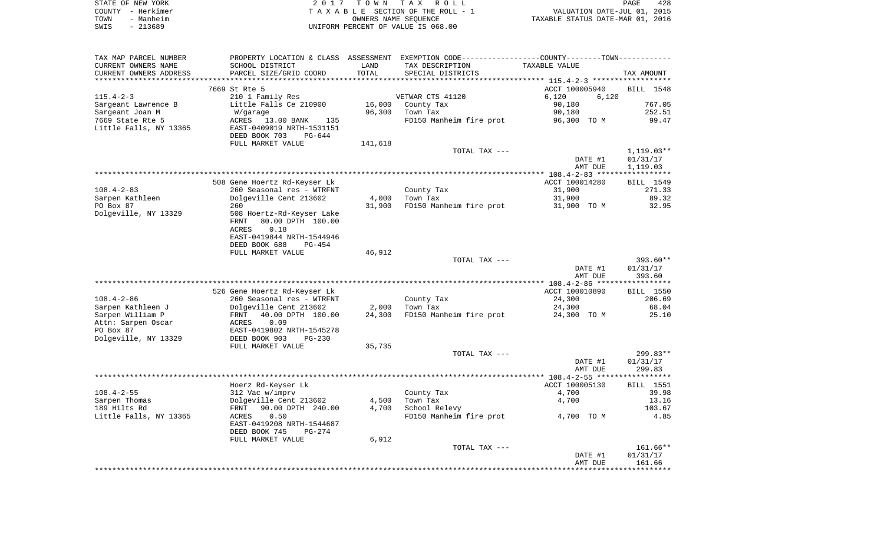STATE OF NEW YORK
COUNTY - Herkimer
TOWN - Manheim
SWIS - 213689

2 0 1 7 T O W N T A X R O L L
T A X A B L E SECTION OF THE ROLL - 1
OWNERS NAME SEQUENCE
UNIFORM PERCENT OF VALUE IS 068.00

VALUATION DATE-JUL 01, 2015
TAXABLE STATUS DATE-MAR 01, 2016

| TAX MAP PARCEL NUMBER<br>CURRENT OWNERS NAME<br>CURRENT OWNERS ADDRESS | PROPERTY LOCATION & CLASS<br>SCHOOL DISTRICT<br>PARCEL SIZE/GRID COORD | ASSESSMENT<br>LAND<br>TOTAL | EXEMPTION CODE-----COUNTY-----TOWN-----<br>TAX DESCRIPTION<br>SPECIAL DISTRICTS | TAXABLE VALUE | TAX AMOUNT |
|---|---|---|---|---|---|
| 115.4-2-3 | 7669 St Rte 5 | | | ACCT 100005940 | BILL 1548 |
| | 210 1 Family Res | | VETWAR CTS 41120 | 6,120 6,120 | |
| Sargeant Lawrence B | Little Falls Ce 210900 | 16,000 | County Tax | 90,180 | 767.05 |
| Sargeant Joan M | W/garage | 96,300 | Town Tax | 90,180 | 252.51 |
| 7669 State Rte 5 | ACRES 13.00 BANK 135 | | FD150 Manheim fire prot | 96,300 TO M | 99.47 |
| Little Falls, NY 13365 | EAST-0409019 NRTH-1531151 | | | | |
| | DEED BOOK 703 PG-644 | | | | |
| | FULL MARKET VALUE | 141,618 | | | |
| | | | TOTAL TAX --- | | 1,119.03** |
| | | | | DATE #1 | 01/31/17 |
| | | | | AMT DUE | 1,119.03 |
| 108.4-2-83 | 508 Gene Hoertz Rd-Keyser Lk | | | ACCT 100014280 | BILL 1549 |
| | 260 Seasonal res - WTRFNT | | County Tax | 31,900 | 271.33 |
| Sarpen Kathleen | Dolgeville Cent 213602 | 4,000 | Town Tax | 31,900 | 89.32 |
| PO Box 87 | 260 | 31,900 | FD150 Manheim fire prot | 31,900 TO M | 32.95 |
| Dolgeville, NY 13329 | 508 Hoertz-Rd-Keyser Lake | | | | |
| | FRNT 80.00 DPTH 100.00 | | | | |
| | ACRES 0.18 | | | | |
| | EAST-0419844 NRTH-1544946 | | | | |
| | DEED BOOK 688 PG-454 | | | | |
| | FULL MARKET VALUE | 46,912 | | | |
| | | | TOTAL TAX --- | | 393.60** |
| | | | | DATE #1 | 01/31/17 |
| | | | | AMT DUE | 393.60 |
| 108.4-2-86 | 526 Gene Hoertz Rd-Keyser Lk | | | ACCT 100010890 | BILL 1550 |
| | 260 Seasonal res - WTRFNT | | County Tax | 24,300 | 206.69 |
| Sarpen Kathleen J | Dolgeville Cent 213602 | 2,000 | Town Tax | 24,300 | 68.04 |
| Sarpen William P | FRNT 40.00 DPTH 100.00 | 24,300 | FD150 Manheim fire prot | 24,300 TO M | 25.10 |
| Attn: Sarpen Oscar | ACRES 0.09 | | | | |
| PO Box 87 | EAST-0419802 NRTH-1545278 | | | | |
| Dolgeville, NY 13329 | DEED BOOK 903 PG-230 | | | | |
| | FULL MARKET VALUE | 35,735 | | | |
| | | | TOTAL TAX --- | | 299.83** |
| | | | | DATE #1 | 01/31/17 |
| | | | | AMT DUE | 299.83 |
| 108.4-2-55 | Hoerz Rd-Keyser Lk | | | ACCT 100005130 | BILL 1551 |
| | 312 Vac w/imprv | | County Tax | 4,700 | 39.98 |
| Sarpen Thomas | Dolgeville Cent 213602 | 4,500 | Town Tax | 4,700 | 13.16 |
| 189 Hilts Rd | FRNT 90.00 DPTH 240.00 | 4,700 | School Relevy | | 103.67 |
| Little Falls, NY 13365 | ACRES 0.50 | | FD150 Manheim fire prot | 4,700 TO M | 4.85 |
| | EAST-0419208 NRTH-1544687 | | | | |
| | DEED BOOK 745 PG-274 | | | | |
| | FULL MARKET VALUE | 6,912 | | | |
| | | | TOTAL TAX --- | | 161.66** |
| | | | | DATE #1 | 01/31/17 |
| | | | | AMT DUE | 161.66 |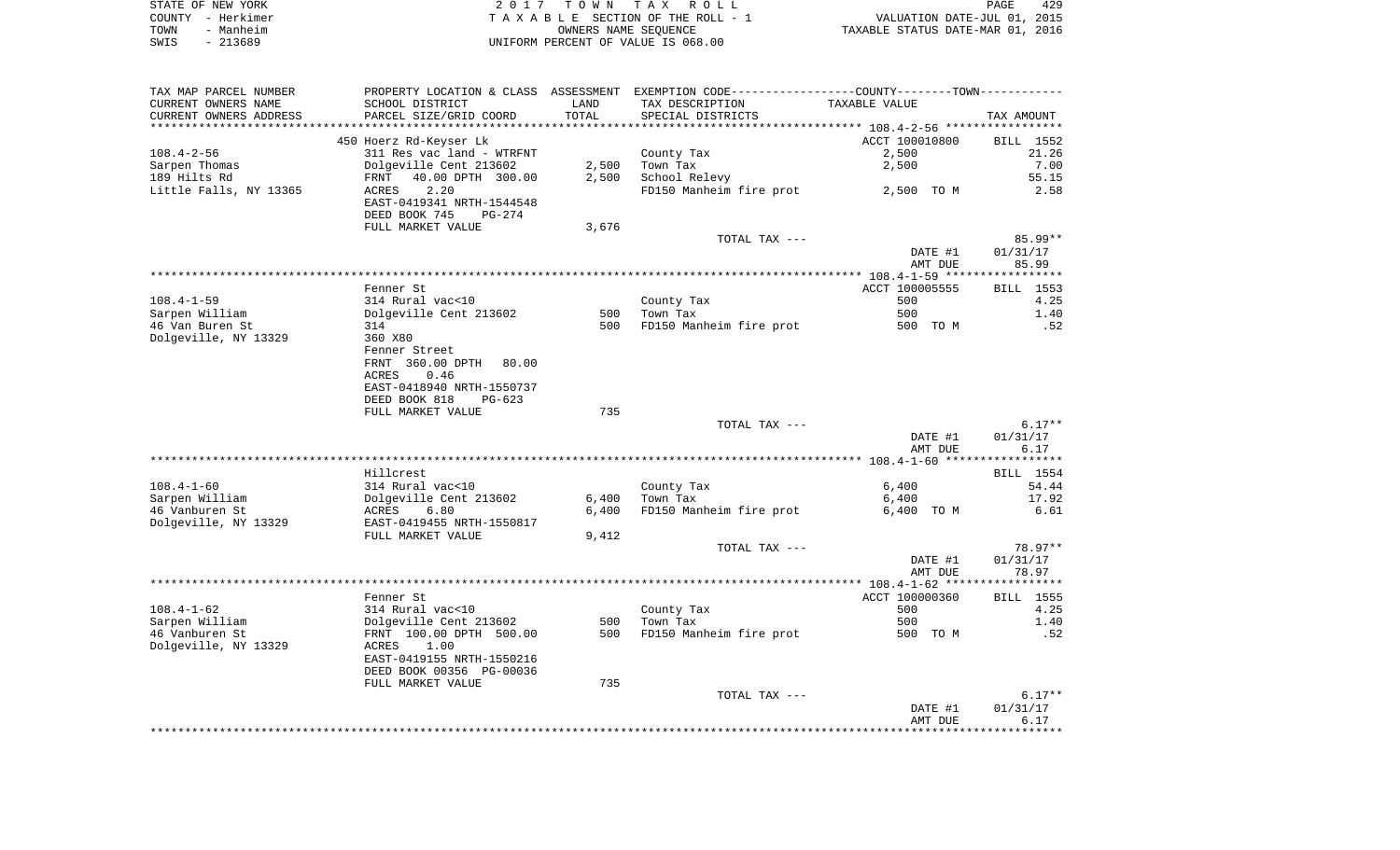STATE OF NEW YORK | COUNTY - Herkimer | TOWN - Manheim | SWIS - 213689

2017 TOWN TAX ROLL
TAXABLE SECTION OF THE ROLL - 1
OWNERS NAME SEQUENCE
UNIFORM PERCENT OF VALUE IS 068.00

VALUATION DATE-JUL 01, 2015
TAXABLE STATUS DATE-MAR 01, 2016

| TAX MAP PARCEL NUMBER / CURRENT OWNERS NAME / CURRENT OWNERS ADDRESS | PROPERTY LOCATION & CLASS / SCHOOL DISTRICT / PARCEL SIZE/GRID COORD | ASSESSMENT LAND | TOTAL | EXEMPTION CODE / TAX DESCRIPTION / SPECIAL DISTRICTS | COUNTY/TOWN TAXABLE VALUE | TAX AMOUNT |
|---|---|---|---|---|---|---|
| **108.4-2-56** | 450 Hoerz Rd-Keyser Lk | | | | ACCT 100010800 | BILL 1552 |
| Sarpen Thomas | 311 Res vac land - WTRFNT | | | County Tax | 2,500 | 21.26 |
| 189 Hilts Rd | Dolgeville Cent 213602 | 2,500 | | Town Tax | 2,500 | 7.00 |
| Little Falls, NY 13365 | FRNT 40.00 DPTH 300.00 | | 2,500 | School Relevy | | 55.15 |
| | ACRES 2.20 | | | FD150 Manheim fire prot | 2,500 TO M | 2.58 |
| | EAST-0419341 NRTH-1544548 | | | | | |
| | DEED BOOK 745 PG-274 | | | | | |
| | FULL MARKET VALUE | 3,676 | | | | |
| | | | | TOTAL TAX --- | | 85.99** |
| | | | | | DATE #1 | 01/31/17 |
| | | | | | AMT DUE | 85.99 |
| **108.4-1-59** | Fenner St | | | | ACCT 100005555 | BILL 1553 |
| Sarpen William | 314 Rural vac<10 | | | County Tax | 500 | 4.25 |
| 46 Van Buren St | Dolgeville Cent 213602 | 500 | | Town Tax | 500 | 1.40 |
| Dolgeville, NY 13329 | 314 | | 500 | FD150 Manheim fire prot | 500 TO M | .52 |
| | 360 X80 | | | | | |
| | Fenner Street | | | | | |
| | FRNT 360.00 DPTH 80.00 | | | | | |
| | ACRES 0.46 | | | | | |
| | EAST-0418940 NRTH-1550737 | | | | | |
| | DEED BOOK 818 PG-623 | | | | | |
| | FULL MARKET VALUE | 735 | | | | |
| | | | | TOTAL TAX --- | | 6.17** |
| | | | | | DATE #1 | 01/31/17 |
| | | | | | AMT DUE | 6.17 |
| **108.4-1-60** | Hillcrest | | | | | BILL 1554 |
| Sarpen William | 314 Rural vac<10 | | | County Tax | 6,400 | 54.44 |
| 46 Vanburen St | Dolgeville Cent 213602 | 6,400 | | Town Tax | 6,400 | 17.92 |
| Dolgeville, NY 13329 | ACRES 6.80 | | 6,400 | FD150 Manheim fire prot | 6,400 TO M | 6.61 |
| | EAST-0419455 NRTH-1550817 | | | | | |
| | FULL MARKET VALUE | 9,412 | | | | |
| | | | | TOTAL TAX --- | | 78.97** |
| | | | | | DATE #1 | 01/31/17 |
| | | | | | AMT DUE | 78.97 |
| **108.4-1-62** | Fenner St | | | | ACCT 100000360 | BILL 1555 |
| Sarpen William | 314 Rural vac<10 | | | County Tax | 500 | 4.25 |
| 46 Vanburen St | Dolgeville Cent 213602 | 500 | | Town Tax | 500 | 1.40 |
| Dolgeville, NY 13329 | FRNT 100.00 DPTH 500.00 | | 500 | FD150 Manheim fire prot | 500 TO M | .52 |
| | ACRES 1.00 | | | | | |
| | EAST-0419155 NRTH-1550216 | | | | | |
| | DEED BOOK 00356 PG-00036 | | | | | |
| | FULL MARKET VALUE | 735 | | | | |
| | | | | TOTAL TAX --- | | 6.17** |
| | | | | | DATE #1 | 01/31/17 |
| | | | | | AMT DUE | 6.17 |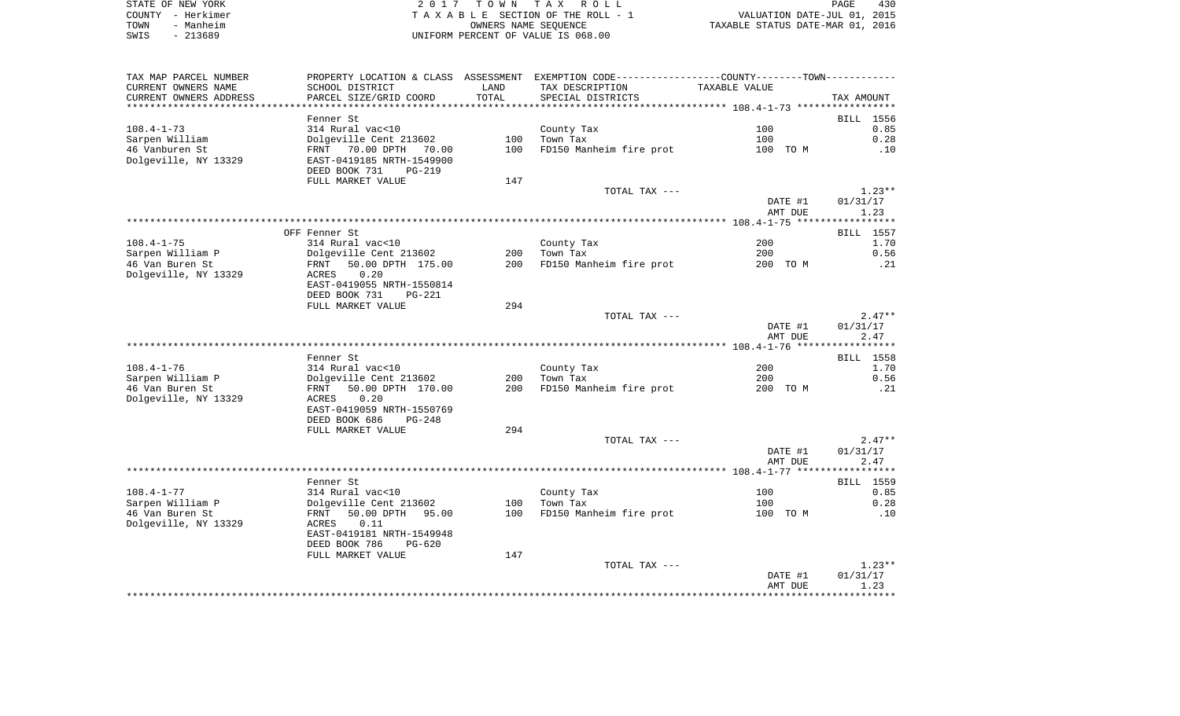STATE OF NEW YORK — 2017 TOWN TAX ROLL — PAGE 430
COUNTY - Herkimer — TAXABLE SECTION OF THE ROLL - 1 — VALUATION DATE-JUL 01, 2015
TOWN - Manheim — OWNERS NAME SEQUENCE — TAXABLE STATUS DATE-MAR 01, 2016
SWIS - 213689 — UNIFORM PERCENT OF VALUE IS 068.00

| TAX MAP PARCEL NUMBER / CURRENT OWNERS NAME / CURRENT OWNERS ADDRESS | PROPERTY LOCATION & CLASS / SCHOOL DISTRICT / PARCEL SIZE/GRID COORD | ASSESSMENT LAND | TOTAL | EXEMPTION CODE / TAX DESCRIPTION / SPECIAL DISTRICTS | TAXABLE VALUE (COUNTY--------TOWN) | TAX AMOUNT |
|---|---|---|---|---|---|---|
| | Fenner St | | | | | BILL 1556 |
| 108.4-1-73 | 314 Rural vac<10 | | | County Tax | 100 | 0.85 |
| Sarpen William | Dolgeville Cent 213602 | 100 | | Town Tax | 100 | 0.28 |
| 46 Vanburen St | FRNT 70.00 DPTH 70.00 | | 100 | FD150 Manheim fire prot | 100 TO M | .10 |
| Dolgeville, NY 13329 | EAST-0419185 NRTH-1549900 | | | | | |
| | DEED BOOK 731 PG-219 | | | | | |
| | FULL MARKET VALUE | | 147 | | | |
| | | | | TOTAL TAX --- | | 1.23** |
| | | | | | DATE #1 | 01/31/17 |
| | | | | | AMT DUE | 1.23 |
| | OFF Fenner St | | | | | BILL 1557 |
| 108.4-1-75 | 314 Rural vac<10 | | | County Tax | 200 | 1.70 |
| Sarpen William P | Dolgeville Cent 213602 | 200 | | Town Tax | 200 | 0.56 |
| 46 Van Buren St | FRNT 50.00 DPTH 175.00 | | 200 | FD150 Manheim fire prot | 200 TO M | .21 |
| Dolgeville, NY 13329 | ACRES 0.20 | | | | | |
| | EAST-0419055 NRTH-1550814 | | | | | |
| | DEED BOOK 731 PG-221 | | | | | |
| | FULL MARKET VALUE | | 294 | | | |
| | | | | TOTAL TAX --- | | 2.47** |
| | | | | | DATE #1 | 01/31/17 |
| | | | | | AMT DUE | 2.47 |
| | Fenner St | | | | | BILL 1558 |
| 108.4-1-76 | 314 Rural vac<10 | | | County Tax | 200 | 1.70 |
| Sarpen William P | Dolgeville Cent 213602 | 200 | | Town Tax | 200 | 0.56 |
| 46 Van Buren St | FRNT 50.00 DPTH 170.00 | | 200 | FD150 Manheim fire prot | 200 TO M | .21 |
| Dolgeville, NY 13329 | ACRES 0.20 | | | | | |
| | EAST-0419059 NRTH-1550769 | | | | | |
| | DEED BOOK 686 PG-248 | | | | | |
| | FULL MARKET VALUE | | 294 | | | |
| | | | | TOTAL TAX --- | | 2.47** |
| | | | | | DATE #1 | 01/31/17 |
| | | | | | AMT DUE | 2.47 |
| | Fenner St | | | | | BILL 1559 |
| 108.4-1-77 | 314 Rural vac<10 | | | County Tax | 100 | 0.85 |
| Sarpen William P | Dolgeville Cent 213602 | 100 | | Town Tax | 100 | 0.28 |
| 46 Van Buren St | FRNT 50.00 DPTH 95.00 | | 100 | FD150 Manheim fire prot | 100 TO M | .10 |
| Dolgeville, NY 13329 | ACRES 0.11 | | | | | |
| | EAST-0419181 NRTH-1549948 | | | | | |
| | DEED BOOK 786 PG-620 | | | | | |
| | FULL MARKET VALUE | | 147 | | | |
| | | | | TOTAL TAX --- | | 1.23** |
| | | | | | DATE #1 | 01/31/17 |
| | | | | | AMT DUE | 1.23 |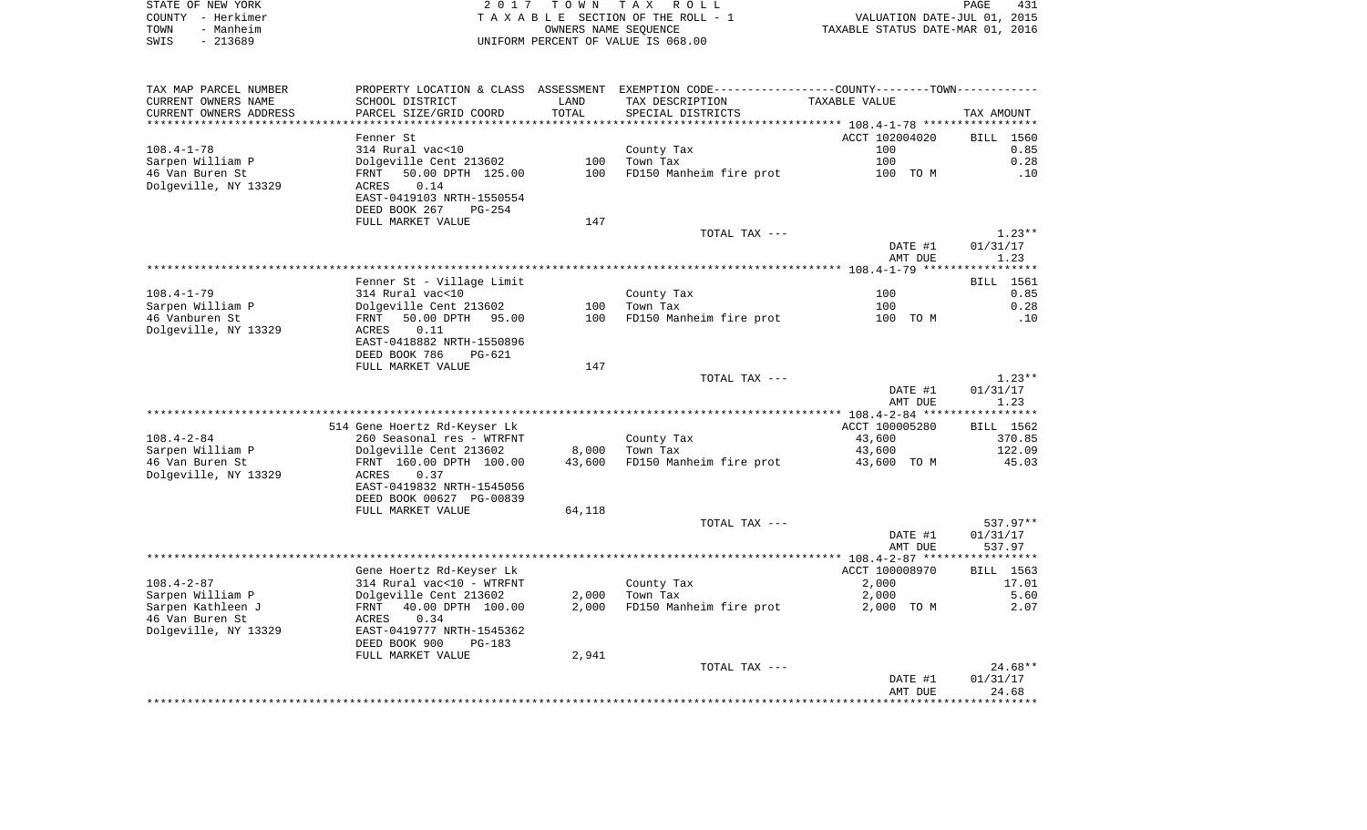STATE OF NEW YORK 2 0 1 7 T O W N T A X R O L L
COUNTY - Herkimer T A X A B L E SECTION OF THE ROLL - 1 VALUATION DATE-JUL 01, 2015
TOWN - Manheim OWNERS NAME SEQUENCE TAXABLE STATUS DATE-MAR 01, 2016
SWIS - 213689 UNIFORM PERCENT OF VALUE IS 068.00

| TAX MAP PARCEL NUMBER / CURRENT OWNERS NAME / CURRENT OWNERS ADDRESS | PROPERTY LOCATION & CLASS / SCHOOL DISTRICT / PARCEL SIZE/GRID COORD | ASSESSMENT LAND / TOTAL | EXEMPTION CODE / TAX DESCRIPTION / SPECIAL DISTRICTS | TAXABLE VALUE | TAX AMOUNT |
|---|---|---|---|---|---|
| 108.4-1-78 | Fenner St | | | ACCT 102004020 | BILL 1560 |
| Sarpen William P | 314 Rural vac<10 | | County Tax | 100 | 0.85 |
| 46 Van Buren St | Dolgeville Cent 213602 | 100 | Town Tax | 100 | 0.28 |
| Dolgeville, NY 13329 | FRNT 50.00 DPTH 125.00 | 100 | FD150 Manheim fire prot | 100 TO M | .10 |
| | ACRES 0.14 | | | | |
| | EAST-0419103 NRTH-1550554 | | | | |
| | DEED BOOK 267 PG-254 | | | | |
| | FULL MARKET VALUE | 147 | | | |
| | | | TOTAL TAX --- | | 1.23** |
| | | | | DATE #1 | 01/31/17 |
| | | | | AMT DUE | 1.23 |
| 108.4-1-79 | Fenner St - Village Limit | | | | BILL 1561 |
| Sarpen William P | 314 Rural vac<10 | | County Tax | 100 | 0.85 |
| 46 Vanburen St | Dolgeville Cent 213602 | 100 | Town Tax | 100 | 0.28 |
| Dolgeville, NY 13329 | FRNT 50.00 DPTH 95.00 | 100 | FD150 Manheim fire prot | 100 TO M | .10 |
| | ACRES 0.11 | | | | |
| | EAST-0418882 NRTH-1550896 | | | | |
| | DEED BOOK 786 PG-621 | | | | |
| | FULL MARKET VALUE | 147 | | | |
| | | | TOTAL TAX --- | | 1.23** |
| | | | | DATE #1 | 01/31/17 |
| | | | | AMT DUE | 1.23 |
| 108.4-2-84 | 514 Gene Hoertz Rd-Keyser Lk | | | ACCT 100005280 | BILL 1562 |
| Sarpen William P | 260 Seasonal res - WTRFNT | | County Tax | 43,600 | 370.85 |
| 46 Van Buren St | Dolgeville Cent 213602 | 8,000 | Town Tax | 43,600 | 122.09 |
| Dolgeville, NY 13329 | FRNT 160.00 DPTH 100.00 | 43,600 | FD150 Manheim fire prot | 43,600 TO M | 45.03 |
| | ACRES 0.37 | | | | |
| | EAST-0419832 NRTH-1545056 | | | | |
| | DEED BOOK 00627 PG-00839 | | | | |
| | FULL MARKET VALUE | 64,118 | | | |
| | | | TOTAL TAX --- | | 537.97** |
| | | | | DATE #1 | 01/31/17 |
| | | | | AMT DUE | 537.97 |
| 108.4-2-87 | Gene Hoertz Rd-Keyser Lk | | | ACCT 100008970 | BILL 1563 |
| Sarpen William P | 314 Rural vac<10 - WTRFNT | | County Tax | 2,000 | 17.01 |
| Sarpen Kathleen J | Dolgeville Cent 213602 | 2,000 | Town Tax | 2,000 | 5.60 |
| 46 Van Buren St | FRNT 40.00 DPTH 100.00 | 2,000 | FD150 Manheim fire prot | 2,000 TO M | 2.07 |
| Dolgeville, NY 13329 | ACRES 0.34 | | | | |
| | EAST-0419777 NRTH-1545362 | | | | |
| | DEED BOOK 900 PG-183 | | | | |
| | FULL MARKET VALUE | 2,941 | | | |
| | | | TOTAL TAX --- | | 24.68** |
| | | | | DATE #1 | 01/31/17 |
| | | | | AMT DUE | 24.68 |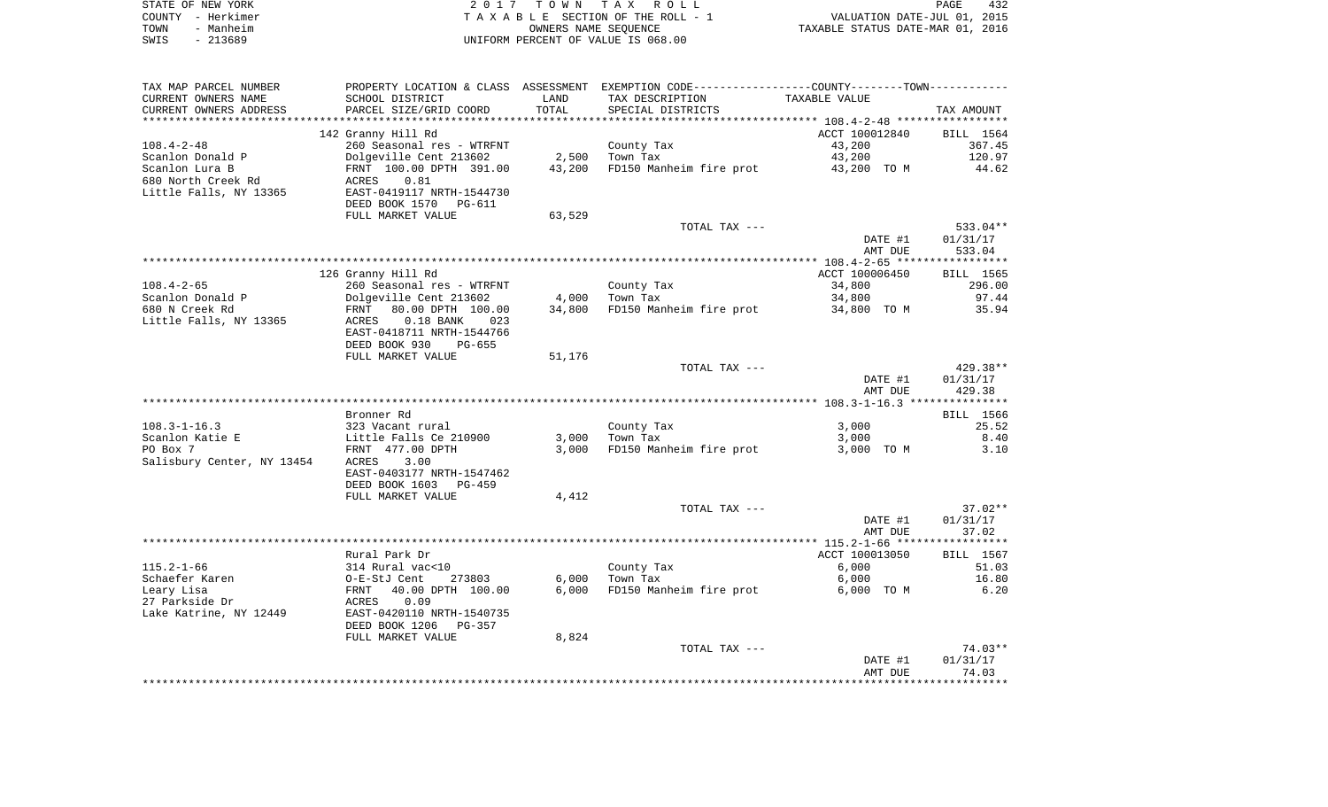STATE OF NEW YORK
COUNTY - Herkimer
TOWN - Manheim
SWIS - 213689

2 0 1 7 T O W N T A X R O L L
T A X A B L E SECTION OF THE ROLL - 1
OWNERS NAME SEQUENCE
UNIFORM PERCENT OF VALUE IS 068.00

VALUATION DATE-JUL 01, 2015
TAXABLE STATUS DATE-MAR 01, 2016

| TAX MAP PARCEL NUMBER / CURRENT OWNERS NAME / CURRENT OWNERS ADDRESS | PROPERTY LOCATION & CLASS / SCHOOL DISTRICT / PARCEL SIZE/GRID COORD | ASSESSMENT LAND / TOTAL | EXEMPTION CODE / TAX DESCRIPTION / SPECIAL DISTRICTS | TAXABLE VALUE | TAX AMOUNT |
|---|---|---|---|---|---|
| | 142 Granny Hill Rd | | | ACCT 100012840 | BILL 1564 |
| 108.4-2-48 | 260 Seasonal res - WTRFNT | | County Tax | 43,200 | 367.45 |
| Scanlon Donald P | Dolgeville Cent 213602 | 2,500 | Town Tax | 43,200 | 120.97 |
| Scanlon Lura B | FRNT 100.00 DPTH 391.00 | 43,200 | FD150 Manheim fire prot | 43,200 TO M | 44.62 |
| 680 North Creek Rd | ACRES 0.81 | | | | |
| Little Falls, NY 13365 | EAST-0419117 NRTH-1544730 | | | | |
| | DEED BOOK 1570 PG-611 | | | | |
| | FULL MARKET VALUE | 63,529 | | | |
| | | | TOTAL TAX --- | | 533.04** |
| | | | | DATE #1 | 01/31/17 |
| | | | | AMT DUE | 533.04 |
| | 126 Granny Hill Rd | | | ACCT 100006450 | BILL 1565 |
| 108.4-2-65 | 260 Seasonal res - WTRFNT | | County Tax | 34,800 | 296.00 |
| Scanlon Donald P | Dolgeville Cent 213602 | 4,000 | Town Tax | 34,800 | 97.44 |
| 680 N Creek Rd | FRNT 80.00 DPTH 100.00 | 34,800 | FD150 Manheim fire prot | 34,800 TO M | 35.94 |
| Little Falls, NY 13365 | ACRES 0.18 BANK 023 | | | | |
| | EAST-0418711 NRTH-1544766 | | | | |
| | DEED BOOK 930 PG-655 | | | | |
| | FULL MARKET VALUE | 51,176 | | | |
| | | | TOTAL TAX --- | | 429.38** |
| | | | | DATE #1 | 01/31/17 |
| | | | | AMT DUE | 429.38 |
| | Bronner Rd | | | | BILL 1566 |
| 108.3-1-16.3 | 323 Vacant rural | | County Tax | 3,000 | 25.52 |
| Scanlon Katie E | Little Falls Ce 210900 | 3,000 | Town Tax | 3,000 | 8.40 |
| PO Box 7 | FRNT 477.00 DPTH | 3,000 | FD150 Manheim fire prot | 3,000 TO M | 3.10 |
| Salisbury Center, NY 13454 | ACRES 3.00 | | | | |
| | EAST-0403177 NRTH-1547462 | | | | |
| | DEED BOOK 1603 PG-459 | | | | |
| | FULL MARKET VALUE | 4,412 | | | |
| | | | TOTAL TAX --- | | 37.02** |
| | | | | DATE #1 | 01/31/17 |
| | | | | AMT DUE | 37.02 |
| | Rural Park Dr | | | ACCT 100013050 | BILL 1567 |
| 115.2-1-66 | 314 Rural vac<10 | | County Tax | 6,000 | 51.03 |
| Schaefer Karen | O-E-StJ Cent 273803 | 6,000 | Town Tax | 6,000 | 16.80 |
| Leary Lisa | FRNT 40.00 DPTH 100.00 | 6,000 | FD150 Manheim fire prot | 6,000 TO M | 6.20 |
| 27 Parkside Dr | ACRES 0.09 | | | | |
| Lake Katrine, NY 12449 | EAST-0420110 NRTH-1540735 | | | | |
| | DEED BOOK 1206 PG-357 | | | | |
| | FULL MARKET VALUE | 8,824 | | | |
| | | | TOTAL TAX --- | | 74.03** |
| | | | | DATE #1 | 01/31/17 |
| | | | | AMT DUE | 74.03 |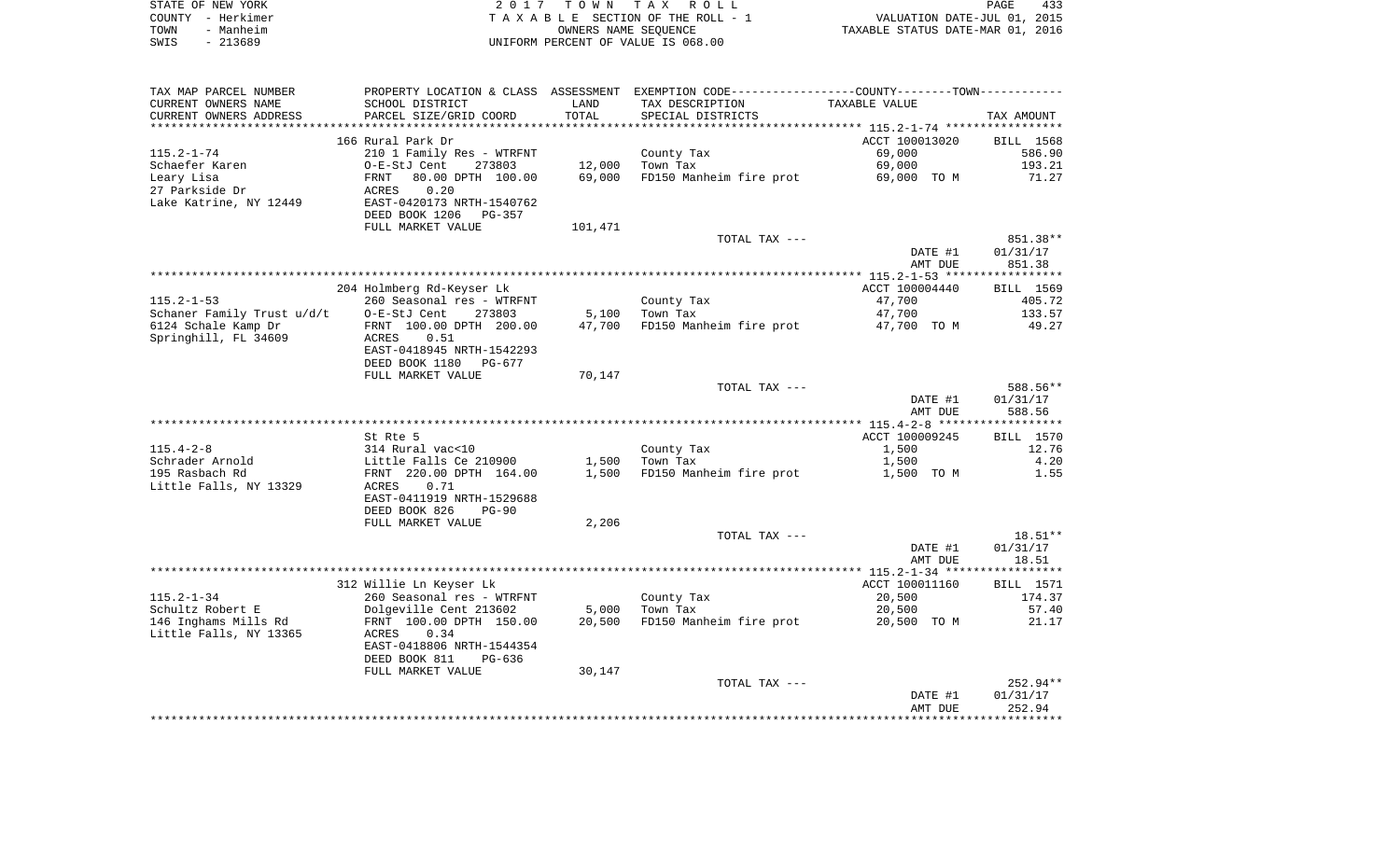STATE OF NEW YORK | 2017 TOWN TAX ROLL | PAGE 433
COUNTY - Herkimer | TAXABLE SECTION OF THE ROLL - 1 | VALUATION DATE-JUL 01, 2015
TOWN - Manheim | OWNERS NAME SEQUENCE | TAXABLE STATUS DATE-MAR 01, 2016
SWIS - 213689 | UNIFORM PERCENT OF VALUE IS 068.00

| TAX MAP PARCEL NUMBER / CURRENT OWNERS NAME / CURRENT OWNERS ADDRESS | PROPERTY LOCATION & CLASS / SCHOOL DISTRICT / PARCEL SIZE/GRID COORD | ASSESSMENT LAND / TOTAL | EXEMPTION CODE / TAX DESCRIPTION / SPECIAL DISTRICTS | COUNTY/TOWN TAXABLE VALUE | TAX AMOUNT |
|---|---|---|---|---|---|
| 115.2-1-74 | 166 Rural Park Dr | | | ACCT 100013020 | BILL 1568 |
| | 210 1 Family Res - WTRFNT | | County Tax | 69,000 | 586.90 |
| Schaefer Karen | O-E-StJ Cent 273803 | 12,000 | Town Tax | 69,000 | 193.21 |
| Leary Lisa | FRNT 80.00 DPTH 100.00 | 69,000 | FD150 Manheim fire prot | 69,000 TO M | 71.27 |
| 27 Parkside Dr | ACRES 0.20 | | | | |
| Lake Katrine, NY 12449 | EAST-0420173 NRTH-1540762 | | | | |
| | DEED BOOK 1206 PG-357 | | | | |
| | FULL MARKET VALUE | 101,471 | | | |
| | | | TOTAL TAX --- | | 851.38** |
| | | | | DATE #1 | 01/31/17 |
| | | | | AMT DUE | 851.38 |
| 115.2-1-53 | 204 Holmberg Rd-Keyser Lk | | | ACCT 100004440 | BILL 1569 |
| | 260 Seasonal res - WTRFNT | | County Tax | 47,700 | 405.72 |
| Schaner Family Trust u/d/t | O-E-StJ Cent 273803 | 5,100 | Town Tax | 47,700 | 133.57 |
| 6124 Schale Kamp Dr | FRNT 100.00 DPTH 200.00 | 47,700 | FD150 Manheim fire prot | 47,700 TO M | 49.27 |
| Springhill, FL 34609 | ACRES 0.51 | | | | |
| | EAST-0418945 NRTH-1542293 | | | | |
| | DEED BOOK 1180 PG-677 | | | | |
| | FULL MARKET VALUE | 70,147 | | | |
| | | | TOTAL TAX --- | | 588.56** |
| | | | | DATE #1 | 01/31/17 |
| | | | | AMT DUE | 588.56 |
| 115.4-2-8 | St Rte 5 | | | ACCT 100009245 | BILL 1570 |
| | 314 Rural vac<10 | | County Tax | 1,500 | 12.76 |
| Schrader Arnold | Little Falls Ce 210900 | 1,500 | Town Tax | 1,500 | 4.20 |
| 195 Rasbach Rd | FRNT 220.00 DPTH 164.00 | 1,500 | FD150 Manheim fire prot | 1,500 TO M | 1.55 |
| Little Falls, NY 13329 | ACRES 0.71 | | | | |
| | EAST-0411919 NRTH-1529688 | | | | |
| | DEED BOOK 826 PG-90 | | | | |
| | FULL MARKET VALUE | 2,206 | | | |
| | | | TOTAL TAX --- | | 18.51** |
| | | | | DATE #1 | 01/31/17 |
| | | | | AMT DUE | 18.51 |
| 115.2-1-34 | 312 Willie Ln Keyser Lk | | | ACCT 100011160 | BILL 1571 |
| | 260 Seasonal res - WTRFNT | | County Tax | 20,500 | 174.37 |
| Schultz Robert E | Dolgeville Cent 213602 | 5,000 | Town Tax | 20,500 | 57.40 |
| 146 Inghams Mills Rd | FRNT 100.00 DPTH 150.00 | 20,500 | FD150 Manheim fire prot | 20,500 TO M | 21.17 |
| Little Falls, NY 13365 | ACRES 0.34 | | | | |
| | EAST-0418806 NRTH-1544354 | | | | |
| | DEED BOOK 811 PG-636 | | | | |
| | FULL MARKET VALUE | 30,147 | | | |
| | | | TOTAL TAX --- | | 252.94** |
| | | | | DATE #1 | 01/31/17 |
| | | | | AMT DUE | 252.94 |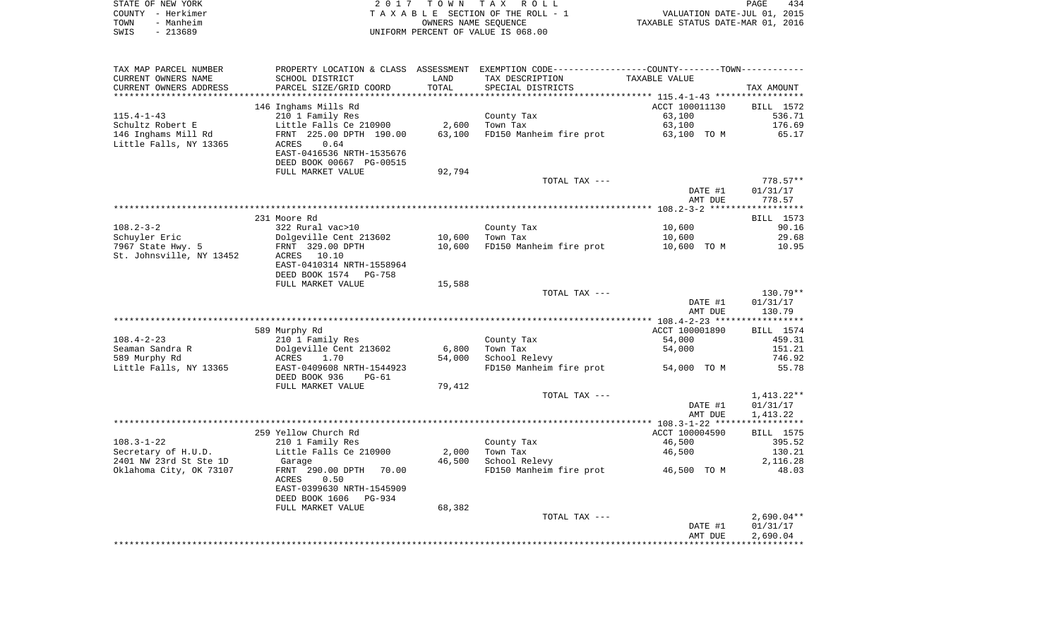STATE OF NEW YORK
COUNTY - Herkimer
TOWN - Manheim
SWIS - 213689

2 0 1 7 T O W N T A X R O L L
T A X A B L E SECTION OF THE ROLL - 1
OWNERS NAME SEQUENCE
UNIFORM PERCENT OF VALUE IS 068.00

VALUATION DATE-JUL 01, 2015
TAXABLE STATUS DATE-MAR 01, 2016

| TAX MAP PARCEL NUMBER<br>CURRENT OWNERS NAME<br>CURRENT OWNERS ADDRESS | PROPERTY LOCATION & CLASS<br>SCHOOL DISTRICT<br>PARCEL SIZE/GRID COORD | ASSESSMENT<br>LAND<br>TOTAL | EXEMPTION CODE-----COUNTY-----TOWN-----<br>TAX DESCRIPTION<br>SPECIAL DISTRICTS | TAXABLE VALUE | TAX AMOUNT |
|---|---|---|---|---|---|
| ******* 115.4-1-43 ******* | | | | | |
| | 146 Inghams Mills Rd | | | ACCT 100011130 | BILL 1572 |
| 115.4-1-43 | 210 1 Family Res | | County Tax | 63,100 | 536.71 |
| Schultz Robert E | Little Falls Ce 210900 | 2,600 | Town Tax | 63,100 | 176.69 |
| 146 Inghams Mill Rd | FRNT 225.00 DPTH 190.00 | 63,100 | FD150 Manheim fire prot | 63,100 TO M | 65.17 |
| Little Falls, NY 13365 | ACRES 0.64 | | | | |
| | EAST-0416536 NRTH-1535676 | | | | |
| | DEED BOOK 00667 PG-00515 | | | | |
| | FULL MARKET VALUE | 92,794 | | | |
| | | | TOTAL TAX --- | | 778.57** |
| | | | | DATE #1 | 01/31/17 |
| | | | | AMT DUE | 778.57 |
| ******* 108.2-3-2 ******* | | | | | |
| | 231 Moore Rd | | | | BILL 1573 |
| 108.2-3-2 | 322 Rural vac>10 | | County Tax | 10,600 | 90.16 |
| Schuyler Eric | Dolgeville Cent 213602 | 10,600 | Town Tax | 10,600 | 29.68 |
| 7967 State Hwy. 5 | FRNT 329.00 DPTH | 10,600 | FD150 Manheim fire prot | 10,600 TO M | 10.95 |
| St. Johnsville, NY 13452 | ACRES 10.10 | | | | |
| | EAST-0410314 NRTH-1558964 | | | | |
| | DEED BOOK 1574 PG-758 | | | | |
| | FULL MARKET VALUE | 15,588 | | | |
| | | | TOTAL TAX --- | | 130.79** |
| | | | | DATE #1 | 01/31/17 |
| | | | | AMT DUE | 130.79 |
| ******* 108.4-2-23 ******* | | | | | |
| | 589 Murphy Rd | | | ACCT 100001890 | BILL 1574 |
| 108.4-2-23 | 210 1 Family Res | | County Tax | 54,000 | 459.31 |
| Seaman Sandra R | Dolgeville Cent 213602 | 6,800 | Town Tax | 54,000 | 151.21 |
| 589 Murphy Rd | ACRES 1.70 | 54,000 | School Relevy | | 746.92 |
| Little Falls, NY 13365 | EAST-0409608 NRTH-1544923 | | FD150 Manheim fire prot | 54,000 TO M | 55.78 |
| | DEED BOOK 936 PG-61 | | | | |
| | FULL MARKET VALUE | 79,412 | | | |
| | | | TOTAL TAX --- | | 1,413.22** |
| | | | | DATE #1 | 01/31/17 |
| | | | | AMT DUE | 1,413.22 |
| ******* 108.3-1-22 ******* | | | | | |
| | 259 Yellow Church Rd | | | ACCT 100004590 | BILL 1575 |
| 108.3-1-22 | 210 1 Family Res | | County Tax | 46,500 | 395.52 |
| Secretary of H.U.D. | Little Falls Ce 210900 | 2,000 | Town Tax | 46,500 | 130.21 |
| 2401 NW 23rd St Ste 1D | Garage | 46,500 | School Relevy | | 2,116.28 |
| Oklahoma City, OK 73107 | FRNT 290.00 DPTH 70.00 | | FD150 Manheim fire prot | 46,500 TO M | 48.03 |
| | ACRES 0.50 | | | | |
| | EAST-0399630 NRTH-1545909 | | | | |
| | DEED BOOK 1606 PG-934 | | | | |
| | FULL MARKET VALUE | 68,382 | | | |
| | | | TOTAL TAX --- | | 2,690.04** |
| | | | | DATE #1 | 01/31/17 |
| | | | | AMT DUE | 2,690.04 |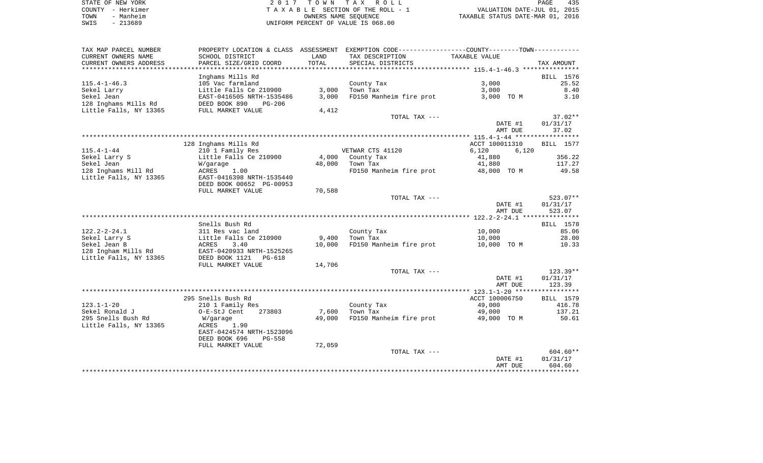STATE OF NEW YORK
COUNTY - Herkimer
TOWN - Manheim
SWIS - 213689

2 0 1 7  T O W N  T A X  R O L L
T A X A B L E SECTION OF THE ROLL - 1
OWNERS NAME SEQUENCE
UNIFORM PERCENT OF VALUE IS 068.00

VALUATION DATE-JUL 01, 2015
TAXABLE STATUS DATE-MAR 01, 2016

| TAX MAP PARCEL NUMBER / CURRENT OWNERS NAME / CURRENT OWNERS ADDRESS | PROPERTY LOCATION & CLASS / SCHOOL DISTRICT / PARCEL SIZE/GRID COORD | ASSESSMENT LAND | TOTAL | EXEMPTION CODE / TAX DESCRIPTION / SPECIAL DISTRICTS | COUNTY / TOWN TAXABLE VALUE | TAX AMOUNT |
|---|---|---|---|---|---|---|
| 115.4-1-46.3 | Inghams Mills Rd | | | | | BILL 1576 |
| 115.4-1-46.3 | 105 Vac farmland | | | County Tax | 3,000 | 25.52 |
| Sekel Larry | Little Falls Ce 210900 | 3,000 | | Town Tax | 3,000 | 8.40 |
| Sekel Jean | EAST-0416505 NRTH-1535486 | | 3,000 | FD150 Manheim fire prot | 3,000 TO M | 3.10 |
| 128 Inghams Mills Rd | DEED BOOK 890 PG-206 | | | | | |
| Little Falls, NY 13365 | FULL MARKET VALUE | 4,412 | | | | |
| | | | | TOTAL TAX --- | | 37.02** |
| | | | | | DATE #1 | 01/31/17 |
| | | | | | AMT DUE | 37.02 |
| 115.4-1-44 | 128 Inghams Mills Rd | | | | ACCT 100011310 | BILL 1577 |
| 115.4-1-44 | 210 1 Family Res | | | VETWAR CTS 41120 | 6,120 6,120 | |
| Sekel Larry S | Little Falls Ce 210900 | 4,000 | | County Tax | 41,880 | 356.22 |
| Sekel Jean | W/garage | | 48,000 | Town Tax | 41,880 | 117.27 |
| 128 Inghams Mill Rd | ACRES 1.00 | | | FD150 Manheim fire prot | 48,000 TO M | 49.58 |
| Little Falls, NY 13365 | EAST-0416398 NRTH-1535440 | | | | | |
| | DEED BOOK 00652 PG-00953 | | | | | |
| | FULL MARKET VALUE | 70,588 | | | | |
| | | | | TOTAL TAX --- | | 523.07** |
| | | | | | DATE #1 | 01/31/17 |
| | | | | | AMT DUE | 523.07 |
| 122.2-2-24.1 | Snells Bush Rd | | | | | BILL 1578 |
| 122.2-2-24.1 | 311 Res vac land | | | County Tax | 10,000 | 85.06 |
| Sekel Larry S | Little Falls Ce 210900 | 9,400 | | Town Tax | 10,000 | 28.00 |
| Sekel Jean B | ACRES 3.40 | | 10,000 | FD150 Manheim fire prot | 10,000 TO M | 10.33 |
| 128 Ingham Mills Rd | EAST-0420933 NRTH-1525265 | | | | | |
| Little Falls, NY 13365 | DEED BOOK 1121 PG-618 | | | | | |
| | FULL MARKET VALUE | 14,706 | | | | |
| | | | | TOTAL TAX --- | | 123.39** |
| | | | | | DATE #1 | 01/31/17 |
| | | | | | AMT DUE | 123.39 |
| 123.1-1-20 | 295 Snells Bush Rd | | | | ACCT 100006750 | BILL 1579 |
| 123.1-1-20 | 210 1 Family Res | | | County Tax | 49,000 | 416.78 |
| Sekel Ronald J | O-E-StJ Cent 273803 | 7,600 | | Town Tax | 49,000 | 137.21 |
| 295 Snells Bush Rd | W/garage | | 49,000 | FD150 Manheim fire prot | 49,000 TO M | 50.61 |
| Little Falls, NY 13365 | ACRES 1.90 | | | | | |
| | EAST-0424574 NRTH-1523096 | | | | | |
| | DEED BOOK 696 PG-558 | | | | | |
| | FULL MARKET VALUE | 72,059 | | | | |
| | | | | TOTAL TAX --- | | 604.60** |
| | | | | | DATE #1 | 01/31/17 |
| | | | | | AMT DUE | 604.60 |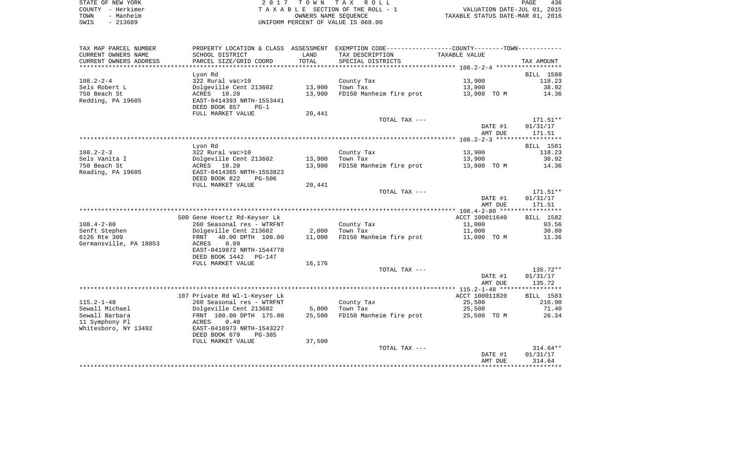STATE OF NEW YORK | 2017 TOWN TAX ROLL
COUNTY - Herkimer | TAXABLE SECTION OF THE ROLL - 1 | VALUATION DATE-JUL 01, 2015
TOWN - Manheim | OWNERS NAME SEQUENCE | TAXABLE STATUS DATE-MAR 01, 2016
SWIS - 213689 | UNIFORM PERCENT OF VALUE IS 068.00

| TAX MAP PARCEL NUMBER / CURRENT OWNERS NAME / CURRENT OWNERS ADDRESS | PROPERTY LOCATION & CLASS / SCHOOL DISTRICT / PARCEL SIZE/GRID COORD | ASSESSMENT LAND / TOTAL | EXEMPTION CODE / TAX DESCRIPTION / SPECIAL DISTRICTS | TAXABLE VALUE | TAX AMOUNT |
|---|---|---|---|---|---|
| **108.2-2-4** | Lyon Rd | | | | BILL 1580 |
| 108.2-2-4 | 322 Rural vac>10 | | County Tax | 13,900 | 118.23 |
| Sels Robert L | Dolgeville Cent 213602 | 13,900 | Town Tax | 13,900 | 38.92 |
| 750 Beach St | ACRES 10.20 | 13,900 | FD150 Manheim fire prot | 13,900 TO M | 14.36 |
| Redding, PA 19605 | EAST-0414393 NRTH-1553441 | | | | |
| | DEED BOOK 857 PG-1 | | | | |
| | FULL MARKET VALUE | 20,441 | | | |
| | | | TOTAL TAX --- | | 171.51** |
| | | | | DATE #1 | 01/31/17 |
| | | | | AMT DUE | 171.51 |
| **108.2-2-3** | Lyon Rd | | | | BILL 1581 |
| 108.2-2-3 | 322 Rural vac>10 | | County Tax | 13,900 | 118.23 |
| Sels Vanita I | Dolgeville Cent 213602 | 13,900 | Town Tax | 13,900 | 38.92 |
| 750 Beach St | ACRES 10.20 | 13,900 | FD150 Manheim fire prot | 13,900 TO M | 14.36 |
| Reading, PA 19605 | EAST-0414365 NRTH-1553823 | | | | |
| | DEED BOOK 822 PG-506 | | | | |
| | FULL MARKET VALUE | 20,441 | | | |
| | | | TOTAL TAX --- | | 171.51** |
| | | | | DATE #1 | 01/31/17 |
| | | | | AMT DUE | 171.51 |
| **108.4-2-80** | 500 Gene Hoertz Rd-Keyser Lk | | | ACCT 100011640 | BILL 1582 |
| 108.4-2-80 | 260 Seasonal res - WTRFNT | | County Tax | 11,000 | 93.56 |
| Senft Stephen | Dolgeville Cent 213602 | 2,000 | Town Tax | 11,000 | 30.80 |
| 6126 Rte 309 | FRNT 40.00 DPTH 100.00 | 11,000 | FD150 Manheim fire prot | 11,000 TO M | 11.36 |
| Germansville, PA 18053 | ACRES 0.09 | | | | |
| | EAST-0419872 NRTH-1544770 | | | | |
| | DEED BOOK 1442 PG-147 | | | | |
| | FULL MARKET VALUE | 16,176 | | | |
| | | | TOTAL TAX --- | | 135.72** |
| | | | | DATE #1 | 01/31/17 |
| | | | | AMT DUE | 135.72 |
| **115.2-1-48** | 107 Private Rd Wl-1-Keyser Lk | | | ACCT 100011820 | BILL 1583 |
| 115.2-1-48 | 260 Seasonal res - WTRFNT | | County Tax | 25,500 | 216.90 |
| Sewall Michael | Dolgeville Cent 213602 | 5,000 | Town Tax | 25,500 | 71.40 |
| Sewall Barbara | FRNT 100.00 DPTH 175.00 | 25,500 | FD150 Manheim fire prot | 25,500 TO M | 26.34 |
| 11 Symphony Pl | ACRES 0.40 | | | | |
| Whitesboro, NY 13492 | EAST-0418973 NRTH-1543227 | | | | |
| | DEED BOOK 679 PG-385 | | | | |
| | FULL MARKET VALUE | 37,500 | | | |
| | | | TOTAL TAX --- | | 314.64** |
| | | | | DATE #1 | 01/31/17 |
| | | | | AMT DUE | 314.64 |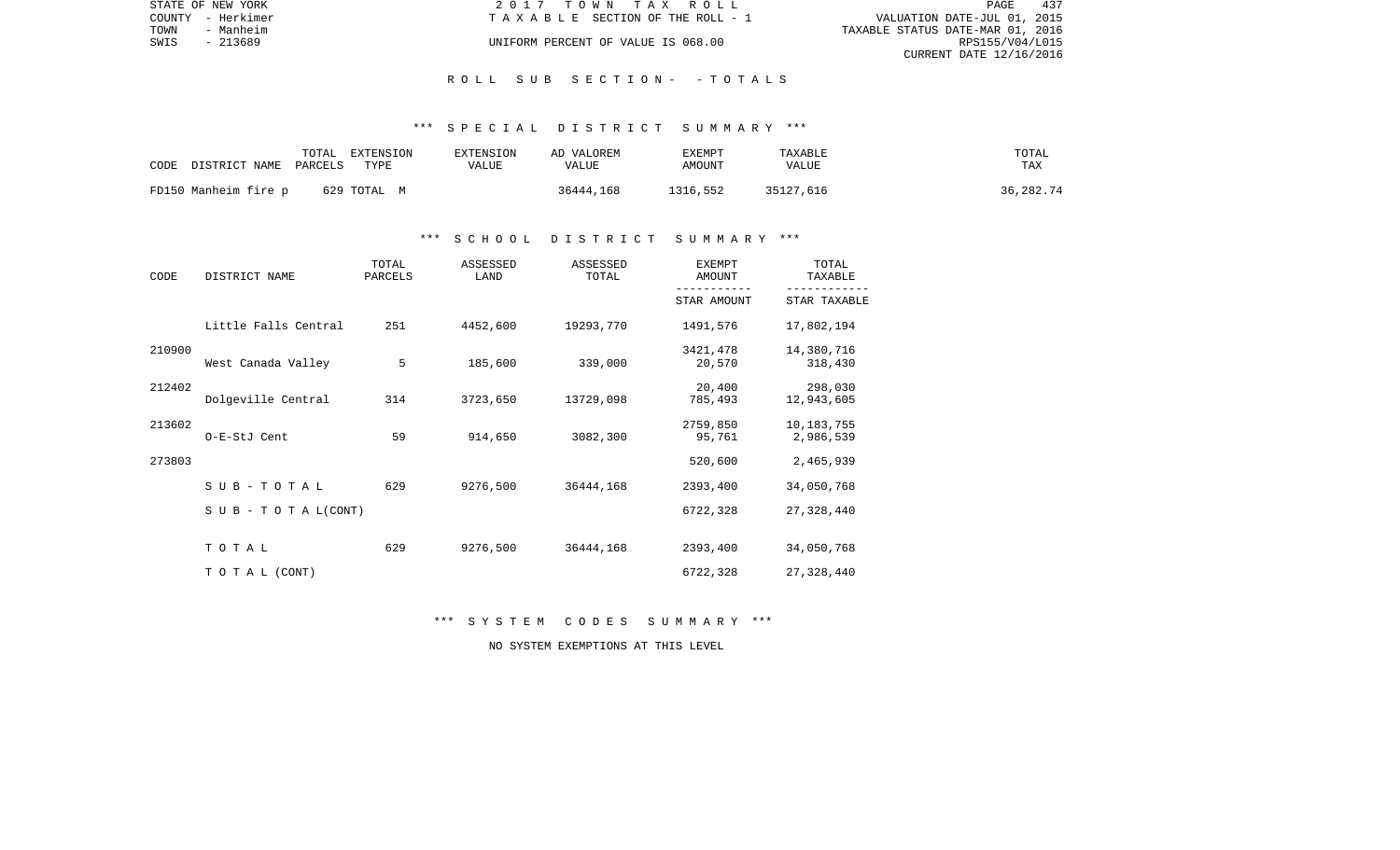STATE OF NEW YORK
COUNTY - Herkimer
TOWN - Manheim
SWIS - 213689

2 0 1 7 T O W N T A X R O L L
T A X A B L E SECTION OF THE ROLL - 1
UNIFORM PERCENT OF VALUE IS 068.00

VALUATION DATE-JUL 01, 2015
TAXABLE STATUS DATE-MAR 01, 2016
RPS155/V04/L015
CURRENT DATE 12/16/2016

R O L L S U B S E C T I O N - - T O T A L S

*** S P E C I A L D I S T R I C T S U M M A R Y ***

| CODE | DISTRICT NAME | TOTAL PARCELS | EXTENSION TYPE | EXTENSION VALUE | AD VALOREM VALUE | EXEMPT AMOUNT | TAXABLE VALUE | TOTAL TAX |
|---|---|---|---|---|---|---|---|---|
| FD150 | Manheim fire p | 629 | TOTAL M | | 36444,168 | 1316,552 | 35127,616 | 36,282.74 |

*** S C H O O L D I S T R I C T S U M M A R Y ***

| CODE | DISTRICT NAME | TOTAL PARCELS | ASSESSED LAND | ASSESSED TOTAL | EXEMPT AMOUNT / STAR AMOUNT | TOTAL TAXABLE / STAR TAXABLE |
|---|---|---|---|---|---|---|
| | Little Falls Central | 251 | 4452,600 | 19293,770 | 1491,576 | 17,802,194 |
| 210900 | | | | | 3421,478 | 14,380,716 |
| | West Canada Valley | 5 | 185,600 | 339,000 | 20,570 | 318,430 |
| 212402 | | | | | 20,400 | 298,030 |
| | Dolgeville Central | 314 | 3723,650 | 13729,098 | 785,493 | 12,943,605 |
| 213602 | | | | | 2759,850 | 10,183,755 |
| | O-E-StJ Cent | 59 | 914,650 | 3082,300 | 95,761 | 2,986,539 |
| 273803 | | | | | 520,600 | 2,465,939 |
| | S U B - T O T A L | 629 | 9276,500 | 36444,168 | 2393,400 | 34,050,768 |
| | S U B - T O T A L(CONT) | | | | 6722,328 | 27,328,440 |
| | T O T A L | 629 | 9276,500 | 36444,168 | 2393,400 | 34,050,768 |
| | T O T A L (CONT) | | | | 6722,328 | 27,328,440 |

*** S Y S T E M C O D E S S U M M A R Y ***

NO SYSTEM EXEMPTIONS AT THIS LEVEL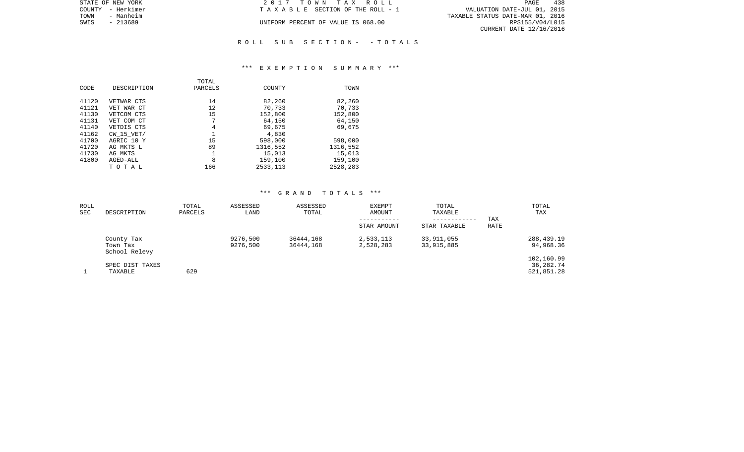STATE OF NEW YORK
COUNTY - Herkimer
TOWN - Manheim
SWIS - 213689

2017 TOWN TAX ROLL
TAXABLE SECTION OF THE ROLL - 1
UNIFORM PERCENT OF VALUE IS 068.00

VALUATION DATE-JUL 01, 2015
TAXABLE STATUS DATE-MAR 01, 2016
RPS155/V04/L015
CURRENT DATE 12/16/2016

ROLL SUB SECTION- - TOTALS

*** EXEMPTION SUMMARY ***

| CODE | DESCRIPTION | TOTAL PARCELS | COUNTY | TOWN |
|---|---|---|---|---|
| 41120 | VETWAR CTS | 14 | 82,260 | 82,260 |
| 41121 | VET WAR CT | 12 | 70,733 | 70,733 |
| 41130 | VETCOM CTS | 15 | 152,800 | 152,800 |
| 41131 | VET COM CT | 7 | 64,150 | 64,150 |
| 41140 | VETDIS CTS | 4 | 69,675 | 69,675 |
| 41162 | CW_15_VET/ | 1 | 4,830 | |
| 41700 | AGRIC 10 Y | 15 | 598,000 | 598,000 |
| 41720 | AG MKTS L | 89 | 1316,552 | 1316,552 |
| 41730 | AG MKTS | 1 | 15,013 | 15,013 |
| 41800 | AGED-ALL | 8 | 159,100 | 159,100 |
| | TOTAL | 166 | 2533,113 | 2528,283 |

*** GRAND TOTALS ***

| ROLL SEC | DESCRIPTION | TOTAL PARCELS | ASSESSED LAND | ASSESSED TOTAL | EXEMPT AMOUNT / STAR AMOUNT | TOTAL TAXABLE / STAR TAXABLE | TAX RATE | TOTAL TAX |
|---|---|---|---|---|---|---|---|---|
| | County Tax | | 9276,500 | 36444,168 | 2,533,113 | 33,911,055 | | 288,439.19 |
| | Town Tax | | 9276,500 | 36444,168 | 2,528,283 | 33,915,885 | | 94,968.36 |
| | School Relevy | | | | | | | 102,160.99 |
| | SPEC DIST TAXES | | | | | | | 36,282.74 |
| 1 | TAXABLE | 629 | | | | | | 521,851.28 |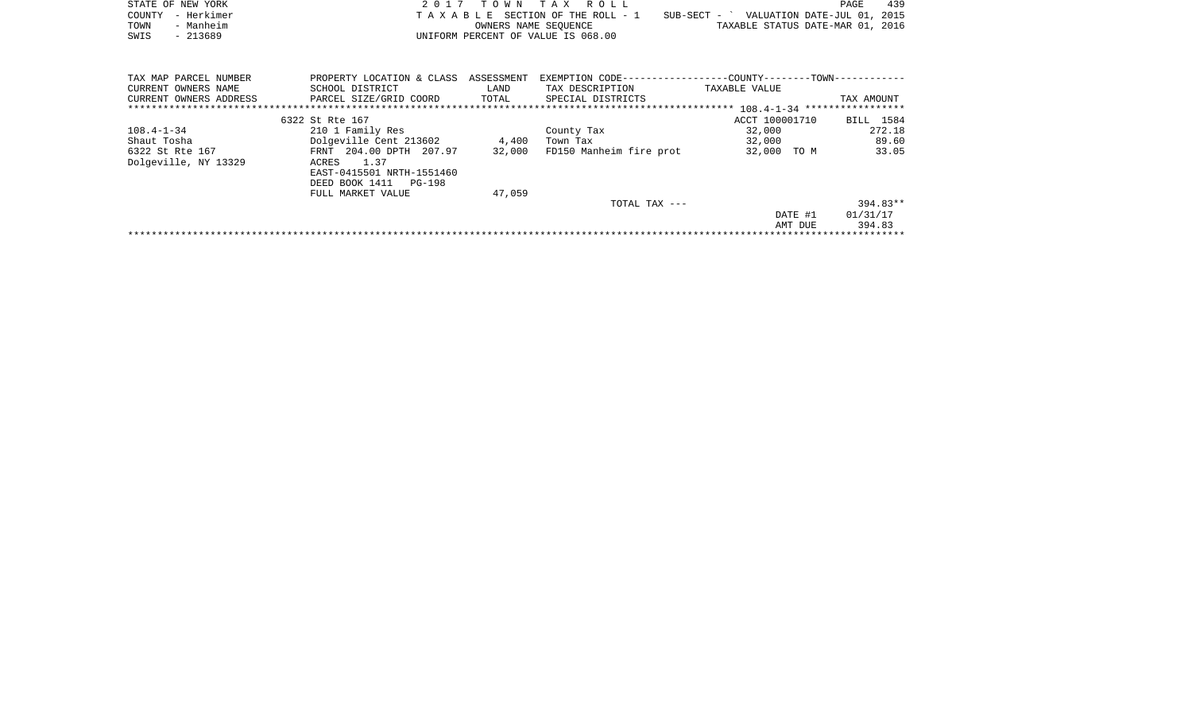STATE OF NEW YORK
COUNTY - Herkimer
TOWN - Manheim
SWIS - 213689

2017 TOWN TAX ROLL
TAXABLE SECTION OF THE ROLL - 1
OWNERS NAME SEQUENCE
UNIFORM PERCENT OF VALUE IS 068.00

SUB-SECT - ` VALUATION DATE-JUL 01, 2015
TAXABLE STATUS DATE-MAR 01, 2016

| TAX MAP PARCEL NUMBER / CURRENT OWNERS NAME / CURRENT OWNERS ADDRESS | PROPERTY LOCATION & CLASS / SCHOOL DISTRICT / PARCEL SIZE/GRID COORD | ASSESSMENT LAND / TOTAL | EXEMPTION CODE / TAX DESCRIPTION / SPECIAL DISTRICTS | TAXABLE VALUE | TAX AMOUNT |
|---|---|---|---|---|---|
| | 6322 St Rte 167 | | | ACCT 100001710 | BILL 1584 |
| 108.4-1-34 | 210 1 Family Res | | County Tax | 32,000 | 272.18 |
| Shaut Tosha | Dolgeville Cent 213602 | 4,400 | Town Tax | 32,000 | 89.60 |
| 6322 St Rte 167 | FRNT 204.00 DPTH 207.97 | 32,000 | FD150 Manheim fire prot | 32,000 TO M | 33.05 |
| Dolgeville, NY 13329 | ACRES 1.37 | | | | |
| | EAST-0415501 NRTH-1551460 | | | | |
| | DEED BOOK 1411 PG-198 | | | | |
| | FULL MARKET VALUE | 47,059 | | | |
| | | | TOTAL TAX --- | | 394.83** |
| | | | | DATE #1 | 01/31/17 |
| | | | | AMT DUE | 394.83 |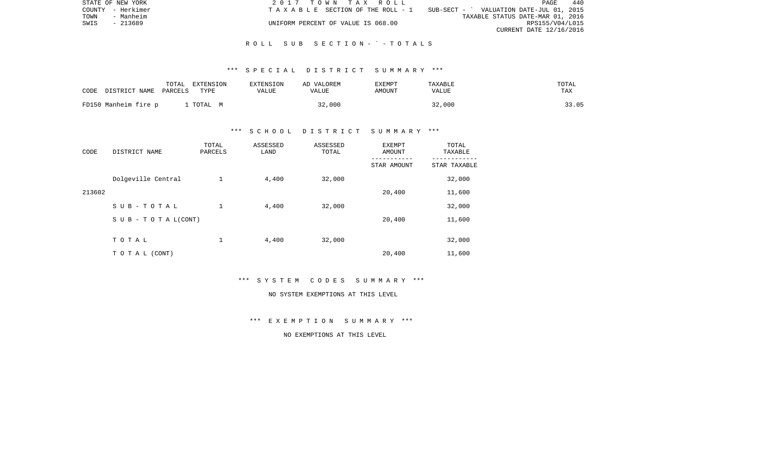STATE OF NEW YORK | 2017 TOWN TAX ROLL | PAGE 440
COUNTY - Herkimer | TAXABLE SECTION OF THE ROLL - 1 | SUB-SECT - ` VALUATION DATE-JUL 01, 2015
TOWN - Manheim | | TAXABLE STATUS DATE-MAR 01, 2016
SWIS - 213689 | UNIFORM PERCENT OF VALUE IS 068.00 | RPS155/V04/L015
CURRENT DATE 12/16/2016

## ROLL SUB SECTION - ` - TOTALS

### *** SPECIAL DISTRICT SUMMARY ***

| CODE DISTRICT NAME | TOTAL PARCELS | EXTENSION TYPE | EXTENSION VALUE | AD VALOREM VALUE | EXEMPT AMOUNT | TAXABLE VALUE | TOTAL TAX |
|---|---|---|---|---|---|---|---|
| FD150 Manheim fire p | 1 | TOTAL M | | 32,000 | | 32,000 | 33.05 |

### *** SCHOOL DISTRICT SUMMARY ***

| CODE | DISTRICT NAME | TOTAL PARCELS | ASSESSED LAND | ASSESSED TOTAL | EXEMPT AMOUNT / STAR AMOUNT | TOTAL TAXABLE / STAR TAXABLE |
|---|---|---|---|---|---|---|
| | Dolgeville Central | 1 | 4,400 | 32,000 | | 32,000 |
| 213602 | | | | | 20,400 | 11,600 |
| | S U B - T O T A L | 1 | 4,400 | 32,000 | | 32,000 |
| | S U B - T O T A L(CONT) | | | | 20,400 | 11,600 |
| | T O T A L | 1 | 4,400 | 32,000 | | 32,000 |
| | T O T A L (CONT) | | | | 20,400 | 11,600 |

### *** SYSTEM CODES SUMMARY ***

NO SYSTEM EXEMPTIONS AT THIS LEVEL

### *** EXEMPTION SUMMARY ***

NO EXEMPTIONS AT THIS LEVEL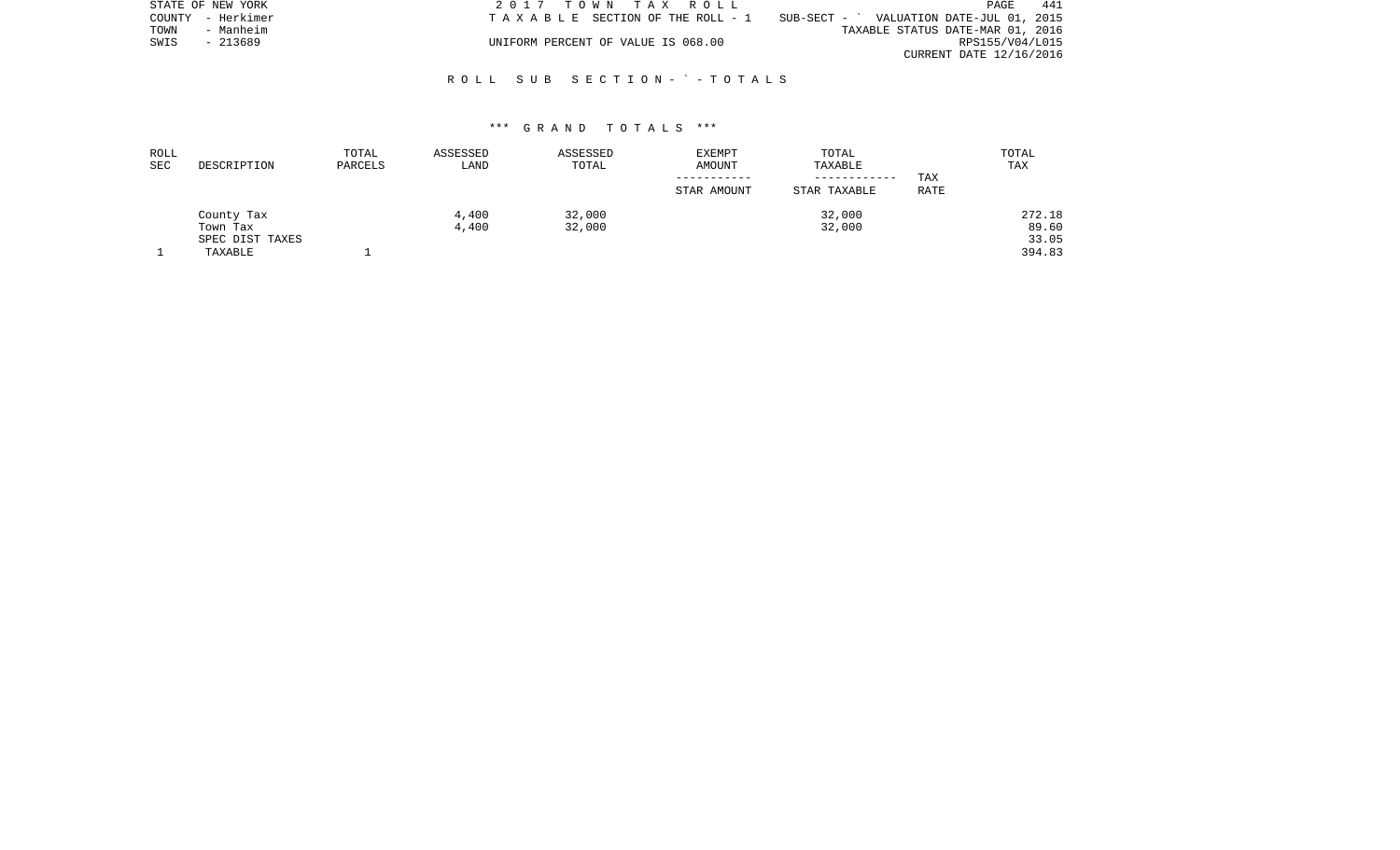STATE OF NEW YORK
COUNTY - Herkimer
TOWN - Manheim
SWIS - 213689

2 0 1 7 T O W N T A X R O L L
T A X A B L E SECTION OF THE ROLL - 1 SUB-SECT - ` VALUATION DATE-JUL 01, 2015
TAXABLE STATUS DATE-MAR 01, 2016
UNIFORM PERCENT OF VALUE IS 068.00 RPS155/V04/L015
CURRENT DATE 12/16/2016

R O L L S U B S E C T I O N - ` - T O T A L S

\*\*\* G R A N D T O T A L S \*\*\*

| ROLL SEC | DESCRIPTION | TOTAL PARCELS | ASSESSED LAND | ASSESSED TOTAL | EXEMPT AMOUNT ----------- STAR AMOUNT | TOTAL TAXABLE ------------ STAR TAXABLE | TAX RATE | TOTAL TAX |
|---|---|---|---|---|---|---|---|---|
| | County Tax | | 4,400 | 32,000 | | 32,000 | | 272.18 |
| | Town Tax | | 4,400 | 32,000 | | 32,000 | | 89.60 |
| | SPEC DIST TAXES | | | | | | | 33.05 |
| 1 | TAXABLE | 1 | | | | | | 394.83 |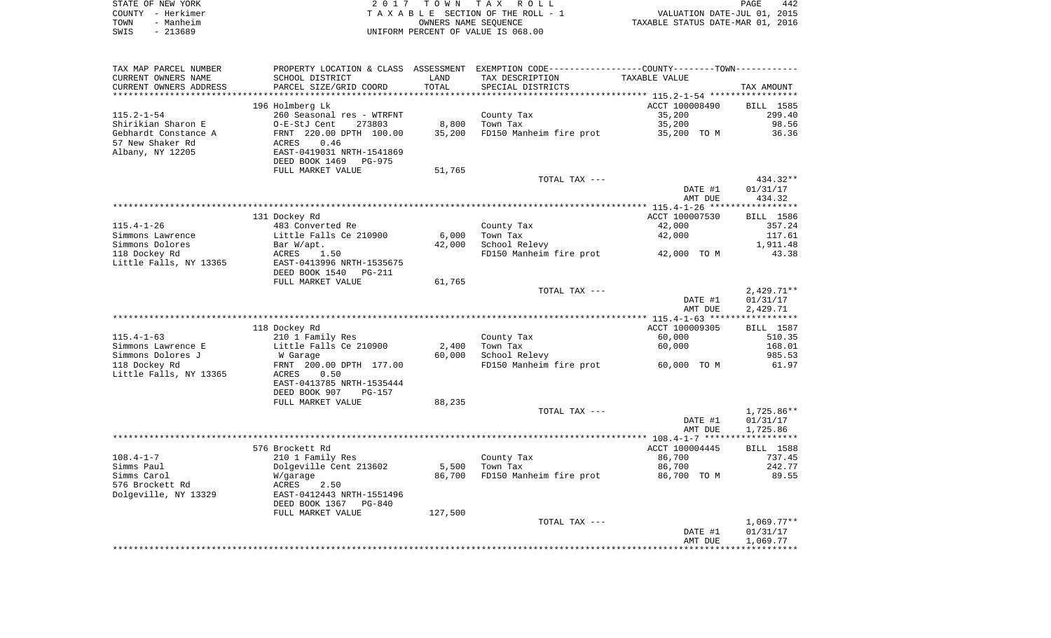STATE OF NEW YORK
COUNTY - Herkimer
TOWN - Manheim
SWIS - 213689

2 0 1 7 T O W N T A X R O L L
T A X A B L E SECTION OF THE ROLL - 1
OWNERS NAME SEQUENCE
UNIFORM PERCENT OF VALUE IS 068.00

VALUATION DATE-JUL 01, 2015
TAXABLE STATUS DATE-MAR 01, 2016

| TAX MAP PARCEL NUMBER<br>CURRENT OWNERS NAME<br>CURRENT OWNERS ADDRESS | PROPERTY LOCATION & CLASS<br>SCHOOL DISTRICT<br>PARCEL SIZE/GRID COORD | ASSESSMENT<br>LAND<br>TOTAL | EXEMPTION CODE-----COUNTY-----TOWN-----<br>TAX DESCRIPTION<br>SPECIAL DISTRICTS | TAXABLE VALUE | TAX AMOUNT |
|---|---|---|---|---|---|
| ******* 115.2-1-54 ******* | | | | | |
| | 196 Holmberg Lk | | | ACCT 100008490 | BILL 1585 |
| 115.2-1-54 | 260 Seasonal res - WTRFNT | | County Tax | 35,200 | 299.40 |
| Shirikian Sharon E | O-E-StJ Cent 273803 | 8,800 | Town Tax | 35,200 | 98.56 |
| Gebhardt Constance A | FRNT 220.00 DPTH 100.00 | 35,200 | FD150 Manheim fire prot | 35,200 TO M | 36.36 |
| 57 New Shaker Rd | ACRES 0.46 | | | | |
| Albany, NY 12205 | EAST-0419031 NRTH-1541869 | | | | |
| | DEED BOOK 1469 PG-975 | | | | |
| | FULL MARKET VALUE | 51,765 | | | |
| | | | TOTAL TAX --- | | 434.32** |
| | | | | DATE #1 | 01/31/17 |
| | | | | AMT DUE | 434.32 |
| ******* 115.4-1-26 ******* | | | | | |
| | 131 Dockey Rd | | | ACCT 100007530 | BILL 1586 |
| 115.4-1-26 | 483 Converted Re | | County Tax | 42,000 | 357.24 |
| Simmons Lawrence | Little Falls Ce 210900 | 6,000 | Town Tax | 42,000 | 117.61 |
| Simmons Dolores | Bar W/apt. | 42,000 | School Relevy | | 1,911.48 |
| 118 Dockey Rd | ACRES 1.50 | | FD150 Manheim fire prot | 42,000 TO M | 43.38 |
| Little Falls, NY 13365 | EAST-0413996 NRTH-1535675 | | | | |
| | DEED BOOK 1540 PG-211 | | | | |
| | FULL MARKET VALUE | 61,765 | | | |
| | | | TOTAL TAX --- | | 2,429.71** |
| | | | | DATE #1 | 01/31/17 |
| | | | | AMT DUE | 2,429.71 |
| ******* 115.4-1-63 ******* | | | | | |
| | 118 Dockey Rd | | | ACCT 100009305 | BILL 1587 |
| 115.4-1-63 | 210 1 Family Res | | County Tax | 60,000 | 510.35 |
| Simmons Lawrence E | Little Falls Ce 210900 | 2,400 | Town Tax | 60,000 | 168.01 |
| Simmons Dolores J | W Garage | 60,000 | School Relevy | | 985.53 |
| 118 Dockey Rd | FRNT 200.00 DPTH 177.00 | | FD150 Manheim fire prot | 60,000 TO M | 61.97 |
| Little Falls, NY 13365 | ACRES 0.50 | | | | |
| | EAST-0413785 NRTH-1535444 | | | | |
| | DEED BOOK 907 PG-157 | | | | |
| | FULL MARKET VALUE | 88,235 | | | |
| | | | TOTAL TAX --- | | 1,725.86** |
| | | | | DATE #1 | 01/31/17 |
| | | | | AMT DUE | 1,725.86 |
| ******* 108.4-1-7 ******* | | | | | |
| | 576 Brockett Rd | | | ACCT 100004445 | BILL 1588 |
| 108.4-1-7 | 210 1 Family Res | | County Tax | 86,700 | 737.45 |
| Simms Paul | Dolgeville Cent 213602 | 5,500 | Town Tax | 86,700 | 242.77 |
| Simms Carol | W/garage | 86,700 | FD150 Manheim fire prot | 86,700 TO M | 89.55 |
| 576 Brockett Rd | ACRES 2.50 | | | | |
| Dolgeville, NY 13329 | EAST-0412443 NRTH-1551496 | | | | |
| | DEED BOOK 1367 PG-840 | | | | |
| | FULL MARKET VALUE | 127,500 | | | |
| | | | TOTAL TAX --- | | 1,069.77** |
| | | | | DATE #1 | 01/31/17 |
| | | | | AMT DUE | 1,069.77 |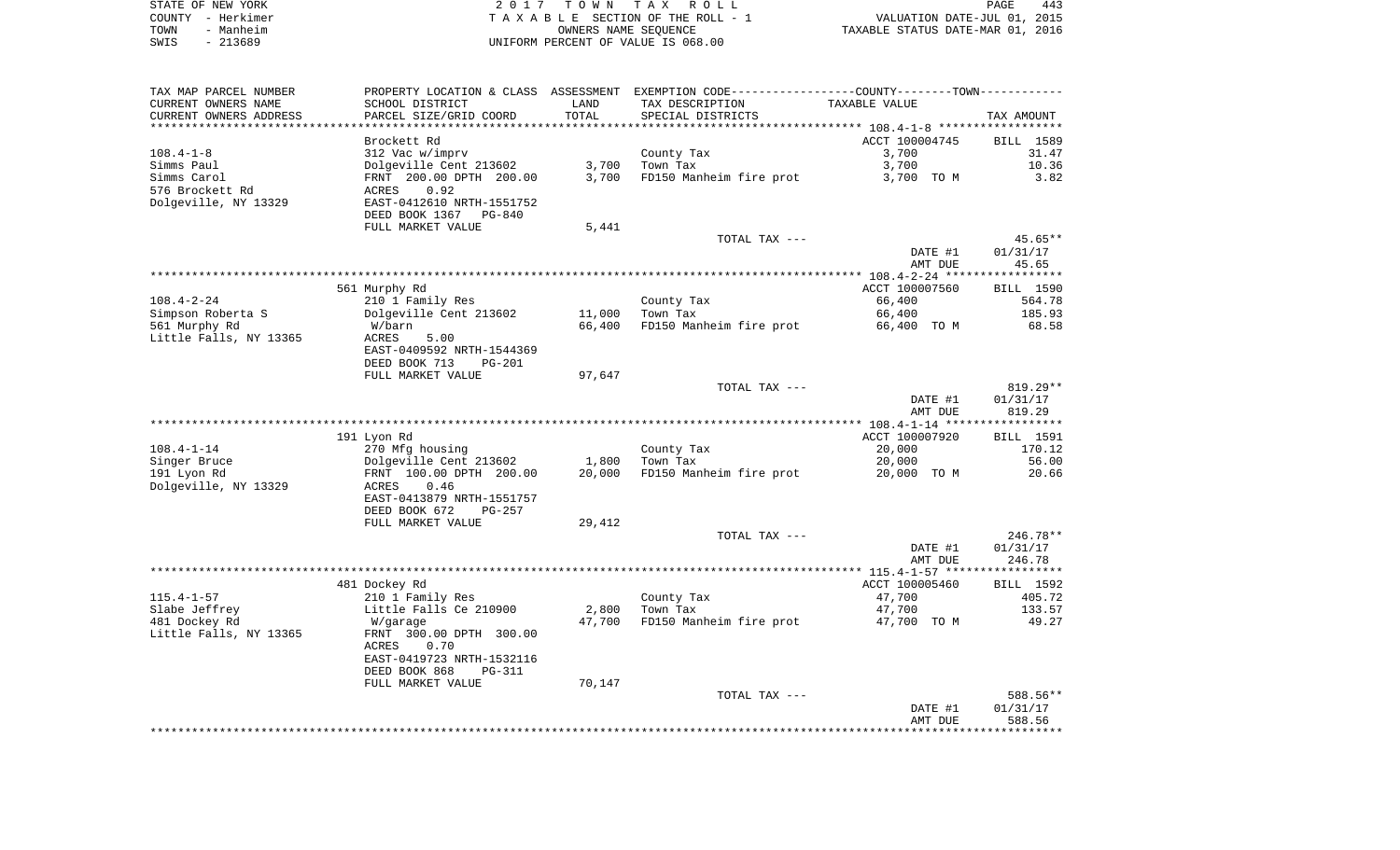STATE OF NEW YORK
COUNTY - Herkimer
TOWN - Manheim
SWIS - 213689

2 0 1 7 T O W N T A X R O L L
T A X A B L E SECTION OF THE ROLL - 1
OWNERS NAME SEQUENCE
UNIFORM PERCENT OF VALUE IS 068.00

VALUATION DATE-JUL 01, 2015
TAXABLE STATUS DATE-MAR 01, 2016

| TAX MAP PARCEL NUMBER / CURRENT OWNERS NAME / CURRENT OWNERS ADDRESS | PROPERTY LOCATION & CLASS / SCHOOL DISTRICT / PARCEL SIZE/GRID COORD | ASSESSMENT LAND / TOTAL | EXEMPTION CODE / TAX DESCRIPTION / SPECIAL DISTRICTS | COUNTY--------TOWN / TAXABLE VALUE | TAX AMOUNT |
|---|---|---|---|---|---|
| | Brockett Rd | | | ACCT 100004745 | BILL 1589 |
| 108.4-1-8 | 312 Vac w/imprv | | County Tax | 3,700 | 31.47 |
| Simms Paul | Dolgeville Cent 213602 | 3,700 | Town Tax | 3,700 | 10.36 |
| Simms Carol | FRNT 200.00 DPTH 200.00 | 3,700 | FD150 Manheim fire prot | 3,700 TO M | 3.82 |
| 576 Brockett Rd | ACRES 0.92 | | | | |
| Dolgeville, NY 13329 | EAST-0412610 NRTH-1551752 | | | | |
| | DEED BOOK 1367 PG-840 | | | | |
| | FULL MARKET VALUE | 5,441 | | | |
| | | | TOTAL TAX --- | | 45.65** |
| | | | | DATE #1 | 01/31/17 |
| | | | | AMT DUE | 45.65 |
| | 561 Murphy Rd | | | ACCT 100007560 | BILL 1590 |
| 108.4-2-24 | 210 1 Family Res | | County Tax | 66,400 | 564.78 |
| Simpson Roberta S | Dolgeville Cent 213602 | 11,000 | Town Tax | 66,400 | 185.93 |
| 561 Murphy Rd | W/barn | 66,400 | FD150 Manheim fire prot | 66,400 TO M | 68.58 |
| Little Falls, NY 13365 | ACRES 5.00 | | | | |
| | EAST-0409592 NRTH-1544369 | | | | |
| | DEED BOOK 713 PG-201 | | | | |
| | FULL MARKET VALUE | 97,647 | | | |
| | | | TOTAL TAX --- | | 819.29** |
| | | | | DATE #1 | 01/31/17 |
| | | | | AMT DUE | 819.29 |
| | 191 Lyon Rd | | | ACCT 100007920 | BILL 1591 |
| 108.4-1-14 | 270 Mfg housing | | County Tax | 20,000 | 170.12 |
| Singer Bruce | Dolgeville Cent 213602 | 1,800 | Town Tax | 20,000 | 56.00 |
| 191 Lyon Rd | FRNT 100.00 DPTH 200.00 | 20,000 | FD150 Manheim fire prot | 20,000 TO M | 20.66 |
| Dolgeville, NY 13329 | ACRES 0.46 | | | | |
| | EAST-0413879 NRTH-1551757 | | | | |
| | DEED BOOK 672 PG-257 | | | | |
| | FULL MARKET VALUE | 29,412 | | | |
| | | | TOTAL TAX --- | | 246.78** |
| | | | | DATE #1 | 01/31/17 |
| | | | | AMT DUE | 246.78 |
| | 481 Dockey Rd | | | ACCT 100005460 | BILL 1592 |
| 115.4-1-57 | 210 1 Family Res | | County Tax | 47,700 | 405.72 |
| Slabe Jeffrey | Little Falls Ce 210900 | 2,800 | Town Tax | 47,700 | 133.57 |
| 481 Dockey Rd | W/garage | 47,700 | FD150 Manheim fire prot | 47,700 TO M | 49.27 |
| Little Falls, NY 13365 | FRNT 300.00 DPTH 300.00 | | | | |
| | ACRES 0.70 | | | | |
| | EAST-0419723 NRTH-1532116 | | | | |
| | DEED BOOK 868 PG-311 | | | | |
| | FULL MARKET VALUE | 70,147 | | | |
| | | | TOTAL TAX --- | | 588.56** |
| | | | | DATE #1 | 01/31/17 |
| | | | | AMT DUE | 588.56 |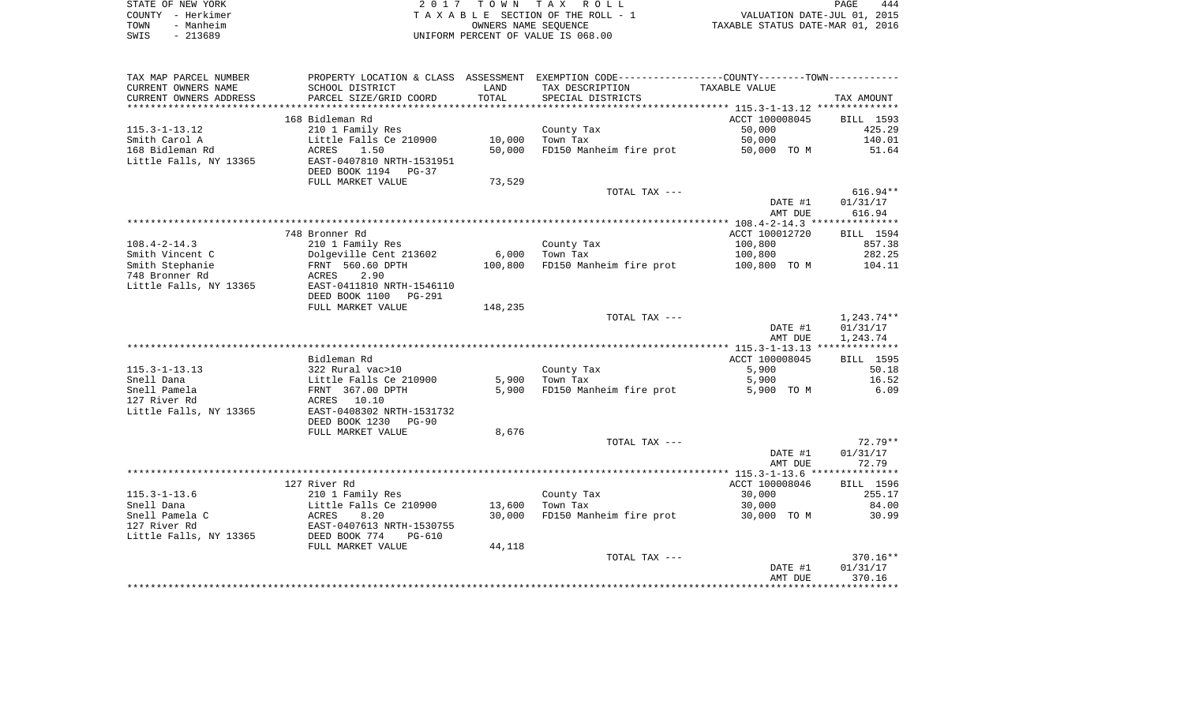STATE OF NEW YORK — 2017 TOWN TAX ROLL
COUNTY - Herkimer — TAXABLE SECTION OF THE ROLL - 1 — VALUATION DATE-JUL 01, 2015
TOWN - Manheim — OWNERS NAME SEQUENCE — TAXABLE STATUS DATE-MAR 01, 2016
SWIS - 213689 — UNIFORM PERCENT OF VALUE IS 068.00

| TAX MAP PARCEL NUMBER / CURRENT OWNERS NAME / CURRENT OWNERS ADDRESS | PROPERTY LOCATION & CLASS / SCHOOL DISTRICT / PARCEL SIZE/GRID COORD | ASSESSMENT LAND / TOTAL | EXEMPTION CODE / TAX DESCRIPTION / SPECIAL DISTRICTS | COUNTY--------TOWN / TAXABLE VALUE | TAX AMOUNT |
|---|---|---|---|---|---|
| | 168 Bidleman Rd | | | ACCT 100008045 | BILL 1593 |
| 115.3-1-13.12 | 210 1 Family Res | | County Tax | 50,000 | 425.29 |
| Smith Carol A | Little Falls Ce 210900 | 10,000 | Town Tax | 50,000 | 140.01 |
| 168 Bidleman Rd | ACRES 1.50 | 50,000 | FD150 Manheim fire prot | 50,000 TO M | 51.64 |
| Little Falls, NY 13365 | EAST-0407810 NRTH-1531951 | | | | |
| | DEED BOOK 1194 PG-37 | | | | |
| | FULL MARKET VALUE | 73,529 | | | |
| | | | TOTAL TAX --- | | 616.94** |
| | | | | DATE #1 | 01/31/17 |
| | | | | AMT DUE | 616.94 |
| | 748 Bronner Rd | | | ACCT 100012720 | BILL 1594 |
| 108.4-2-14.3 | 210 1 Family Res | | County Tax | 100,800 | 857.38 |
| Smith Vincent C | Dolgeville Cent 213602 | 6,000 | Town Tax | 100,800 | 282.25 |
| Smith Stephanie | FRNT 560.60 DPTH | 100,800 | FD150 Manheim fire prot | 100,800 TO M | 104.11 |
| 748 Bronner Rd | ACRES 2.90 | | | | |
| Little Falls, NY 13365 | EAST-0411810 NRTH-1546110 | | | | |
| | DEED BOOK 1100 PG-291 | | | | |
| | FULL MARKET VALUE | 148,235 | | | |
| | | | TOTAL TAX --- | | 1,243.74** |
| | | | | DATE #1 | 01/31/17 |
| | | | | AMT DUE | 1,243.74 |
| | Bidleman Rd | | | ACCT 100008045 | BILL 1595 |
| 115.3-1-13.13 | 322 Rural vac>10 | | County Tax | 5,900 | 50.18 |
| Snell Dana | Little Falls Ce 210900 | 5,900 | Town Tax | 5,900 | 16.52 |
| Snell Pamela | FRNT 367.00 DPTH | 5,900 | FD150 Manheim fire prot | 5,900 TO M | 6.09 |
| 127 River Rd | ACRES 10.10 | | | | |
| Little Falls, NY 13365 | EAST-0408302 NRTH-1531732 | | | | |
| | DEED BOOK 1230 PG-90 | | | | |
| | FULL MARKET VALUE | 8,676 | | | |
| | | | TOTAL TAX --- | | 72.79** |
| | | | | DATE #1 | 01/31/17 |
| | | | | AMT DUE | 72.79 |
| | 127 River Rd | | | ACCT 100008046 | BILL 1596 |
| 115.3-1-13.6 | 210 1 Family Res | | County Tax | 30,000 | 255.17 |
| Snell Dana | Little Falls Ce 210900 | 13,600 | Town Tax | 30,000 | 84.00 |
| Snell Pamela C | ACRES 8.20 | 30,000 | FD150 Manheim fire prot | 30,000 TO M | 30.99 |
| 127 River Rd | EAST-0407613 NRTH-1530755 | | | | |
| Little Falls, NY 13365 | DEED BOOK 774 PG-610 | | | | |
| | FULL MARKET VALUE | 44,118 | | | |
| | | | TOTAL TAX --- | | 370.16** |
| | | | | DATE #1 | 01/31/17 |
| | | | | AMT DUE | 370.16 |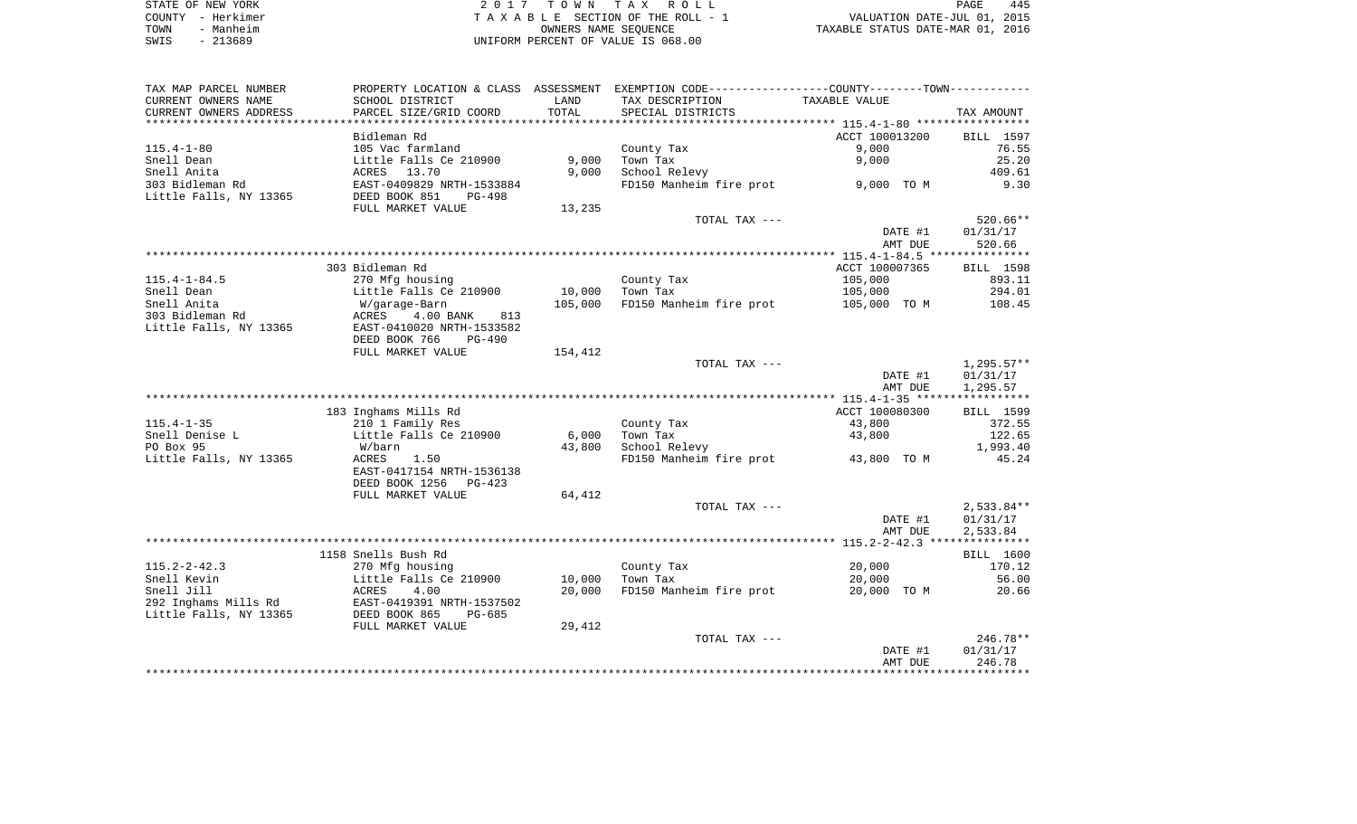STATE OF NEW YORK — 2017 TOWN TAX ROLL
COUNTY - Herkimer — TAXABLE SECTION OF THE ROLL - 1 — VALUATION DATE-JUL 01, 2015
TOWN - Manheim — OWNERS NAME SEQUENCE — TAXABLE STATUS DATE-MAR 01, 2016
SWIS - 213689 — UNIFORM PERCENT OF VALUE IS 068.00

| TAX MAP PARCEL NUMBER / CURRENT OWNERS NAME / CURRENT OWNERS ADDRESS | PROPERTY LOCATION & CLASS / SCHOOL DISTRICT / PARCEL SIZE/GRID COORD | ASSESSMENT LAND / TOTAL | EXEMPTION CODE / TAX DESCRIPTION / SPECIAL DISTRICTS | COUNTY--TOWN TAXABLE VALUE | TAX AMOUNT |
|---|---|---|---|---|---|
| | Bidleman Rd | | | ACCT 100013200 | BILL 1597 |
| 115.4-1-80 | 105 Vac farmland | | County Tax | 9,000 | 76.55 |
| Snell Dean | Little Falls Ce 210900 | 9,000 | Town Tax | 9,000 | 25.20 |
| Snell Anita | ACRES 13.70 | 9,000 | School Relevy | | 409.61 |
| 303 Bidleman Rd | EAST-0409829 NRTH-1533884 | | FD150 Manheim fire prot | 9,000 TO M | 9.30 |
| Little Falls, NY 13365 | DEED BOOK 851 PG-498 | | | | |
| | FULL MARKET VALUE | 13,235 | | | |
| | | | TOTAL TAX --- | | 520.66** |
| | | | | DATE #1 | 01/31/17 |
| | | | | AMT DUE | 520.66 |
| | 303 Bidleman Rd | | | ACCT 100007365 | BILL 1598 |
| 115.4-1-84.5 | 270 Mfg housing | | County Tax | 105,000 | 893.11 |
| Snell Dean | Little Falls Ce 210900 | 10,000 | Town Tax | 105,000 | 294.01 |
| Snell Anita | W/garage-Barn | 105,000 | FD150 Manheim fire prot | 105,000 TO M | 108.45 |
| 303 Bidleman Rd | ACRES 4.00 BANK 813 | | | | |
| Little Falls, NY 13365 | EAST-0410020 NRTH-1533582 | | | | |
| | DEED BOOK 766 PG-490 | | | | |
| | FULL MARKET VALUE | 154,412 | | | |
| | | | TOTAL TAX --- | | 1,295.57** |
| | | | | DATE #1 | 01/31/17 |
| | | | | AMT DUE | 1,295.57 |
| | 183 Inghams Mills Rd | | | ACCT 100080300 | BILL 1599 |
| 115.4-1-35 | 210 1 Family Res | | County Tax | 43,800 | 372.55 |
| Snell Denise L | Little Falls Ce 210900 | 6,000 | Town Tax | 43,800 | 122.65 |
| PO Box 95 | W/barn | 43,800 | School Relevy | | 1,993.40 |
| Little Falls, NY 13365 | ACRES 1.50 | | FD150 Manheim fire prot | 43,800 TO M | 45.24 |
| | EAST-0417154 NRTH-1536138 | | | | |
| | DEED BOOK 1256 PG-423 | | | | |
| | FULL MARKET VALUE | 64,412 | | | |
| | | | TOTAL TAX --- | | 2,533.84** |
| | | | | DATE #1 | 01/31/17 |
| | | | | AMT DUE | 2,533.84 |
| | 1158 Snells Bush Rd | | | | BILL 1600 |
| 115.2-2-42.3 | 270 Mfg housing | | County Tax | 20,000 | 170.12 |
| Snell Kevin | Little Falls Ce 210900 | 10,000 | Town Tax | 20,000 | 56.00 |
| Snell Jill | ACRES 4.00 | 20,000 | FD150 Manheim fire prot | 20,000 TO M | 20.66 |
| 292 Inghams Mills Rd | EAST-0419391 NRTH-1537502 | | | | |
| Little Falls, NY 13365 | DEED BOOK 865 PG-685 | | | | |
| | FULL MARKET VALUE | 29,412 | | | |
| | | | TOTAL TAX --- | | 246.78** |
| | | | | DATE #1 | 01/31/17 |
| | | | | AMT DUE | 246.78 |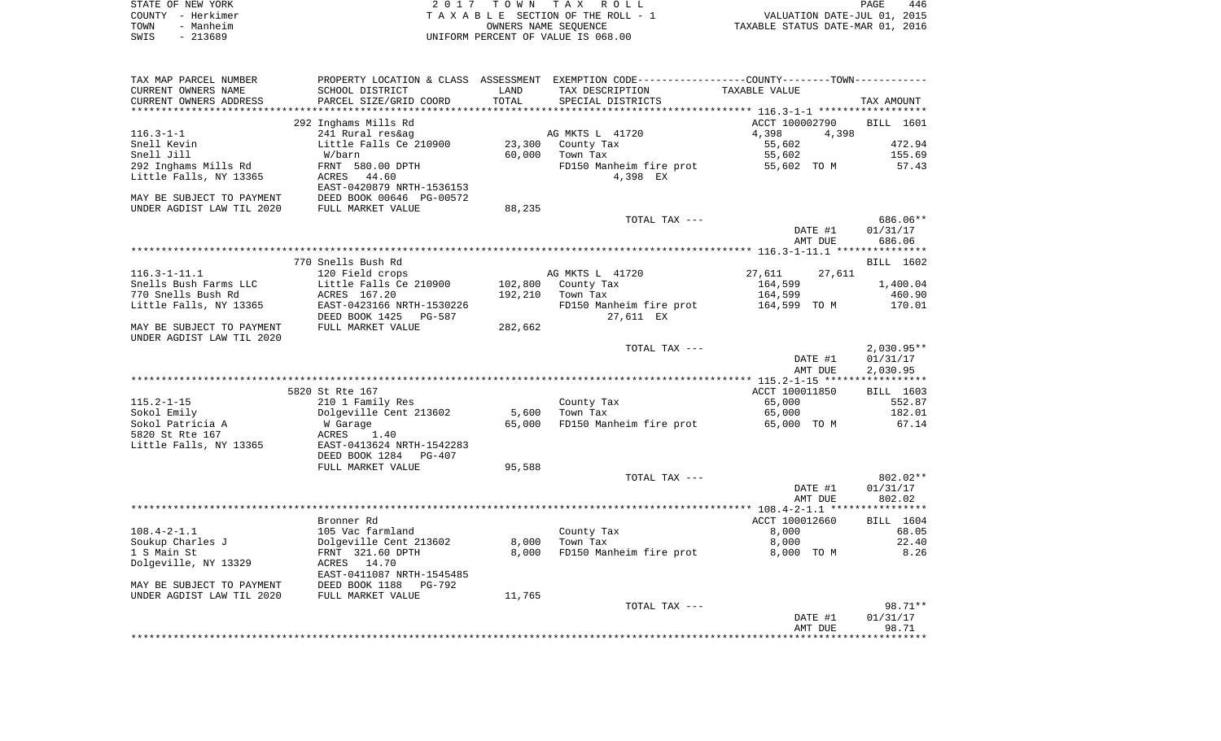STATE OF NEW YORK
COUNTY - Herkimer
TOWN - Manheim
SWIS - 213689

2 0 1 7 T O W N T A X R O L L
T A X A B L E SECTION OF THE ROLL - 1
OWNERS NAME SEQUENCE
UNIFORM PERCENT OF VALUE IS 068.00

VALUATION DATE-JUL 01, 2015
TAXABLE STATUS DATE-MAR 01, 2016

| TAX MAP PARCEL NUMBER<br>CURRENT OWNERS NAME<br>CURRENT OWNERS ADDRESS | PROPERTY LOCATION & CLASS<br>SCHOOL DISTRICT<br>PARCEL SIZE/GRID COORD | ASSESSMENT<br>LAND<br>TOTAL | EXEMPTION CODE-----------------COUNTY--------TOWN-----------<br>TAX DESCRIPTION<br>SPECIAL DISTRICTS | TAXABLE VALUE | TAX AMOUNT |
|---|---|---|---|---|---|
| ******************* 116.3-1-1 ******************* | | | | | |
| | 292 Inghams Mills Rd | | | ACCT 100002790 | BILL 1601 |
| 116.3-1-1 | 241 Rural res&ag | | AG MKTS L 41720 | 4,398 4,398 | |
| Snell Kevin | Little Falls Ce 210900 | 23,300 | County Tax | 55,602 | 472.94 |
| Snell Jill | W/barn | 60,000 | Town Tax | 55,602 | 155.69 |
| 292 Inghams Mills Rd | FRNT 580.00 DPTH | | FD150 Manheim fire prot | 55,602 TO M | 57.43 |
| Little Falls, NY 13365 | ACRES 44.60 | | 4,398 EX | | |
| | EAST-0420879 NRTH-1536153 | | | | |
| MAY BE SUBJECT TO PAYMENT | DEED BOOK 00646 PG-00572 | | | | |
| UNDER AGDIST LAW TIL 2020 | FULL MARKET VALUE | 88,235 | | | |
| | | | TOTAL TAX --- | | 686.06** |
| | | | | DATE #1 | 01/31/17 |
| | | | | AMT DUE | 686.06 |
| ******************* 116.3-1-11.1 ******************* | | | | | |
| | 770 Snells Bush Rd | | | | BILL 1602 |
| 116.3-1-11.1 | 120 Field crops | | AG MKTS L 41720 | 27,611 27,611 | |
| Snells Bush Farms LLC | Little Falls Ce 210900 | 102,800 | County Tax | 164,599 | 1,400.04 |
| 770 Snells Bush Rd | ACRES 167.20 | 192,210 | Town Tax | 164,599 | 460.90 |
| Little Falls, NY 13365 | EAST-0423166 NRTH-1530226 | | FD150 Manheim fire prot | 164,599 TO M | 170.01 |
| | DEED BOOK 1425 PG-587 | | 27,611 EX | | |
| MAY BE SUBJECT TO PAYMENT | FULL MARKET VALUE | 282,662 | | | |
| UNDER AGDIST LAW TIL 2020 | | | | | |
| | | | TOTAL TAX --- | | 2,030.95** |
| | | | | DATE #1 | 01/31/17 |
| | | | | AMT DUE | 2,030.95 |
| ******************* 115.2-1-15 ******************* | | | | | |
| | 5820 St Rte 167 | | | ACCT 100011850 | BILL 1603 |
| 115.2-1-15 | 210 1 Family Res | | County Tax | 65,000 | 552.87 |
| Sokol Emily | Dolgeville Cent 213602 | 5,600 | Town Tax | 65,000 | 182.01 |
| Sokol Patricia A | W Garage | 65,000 | FD150 Manheim fire prot | 65,000 TO M | 67.14 |
| 5820 St Rte 167 | ACRES 1.40 | | | | |
| Little Falls, NY 13365 | EAST-0413624 NRTH-1542283 | | | | |
| | DEED BOOK 1284 PG-407 | | | | |
| | FULL MARKET VALUE | 95,588 | | | |
| | | | TOTAL TAX --- | | 802.02** |
| | | | | DATE #1 | 01/31/17 |
| | | | | AMT DUE | 802.02 |
| ******************* 108.4-2-1.1 ******************* | | | | | |
| | Bronner Rd | | | ACCT 100012660 | BILL 1604 |
| 108.4-2-1.1 | 105 Vac farmland | | County Tax | 8,000 | 68.05 |
| Soukup Charles J | Dolgeville Cent 213602 | 8,000 | Town Tax | 8,000 | 22.40 |
| 1 S Main St | FRNT 321.60 DPTH | 8,000 | FD150 Manheim fire prot | 8,000 TO M | 8.26 |
| Dolgeville, NY 13329 | ACRES 14.70 | | | | |
| | EAST-0411087 NRTH-1545485 | | | | |
| MAY BE SUBJECT TO PAYMENT | DEED BOOK 1188 PG-792 | | | | |
| UNDER AGDIST LAW TIL 2020 | FULL MARKET VALUE | 11,765 | | | |
| | | | TOTAL TAX --- | | 98.71** |
| | | | | DATE #1 | 01/31/17 |
| | | | | AMT DUE | 98.71 |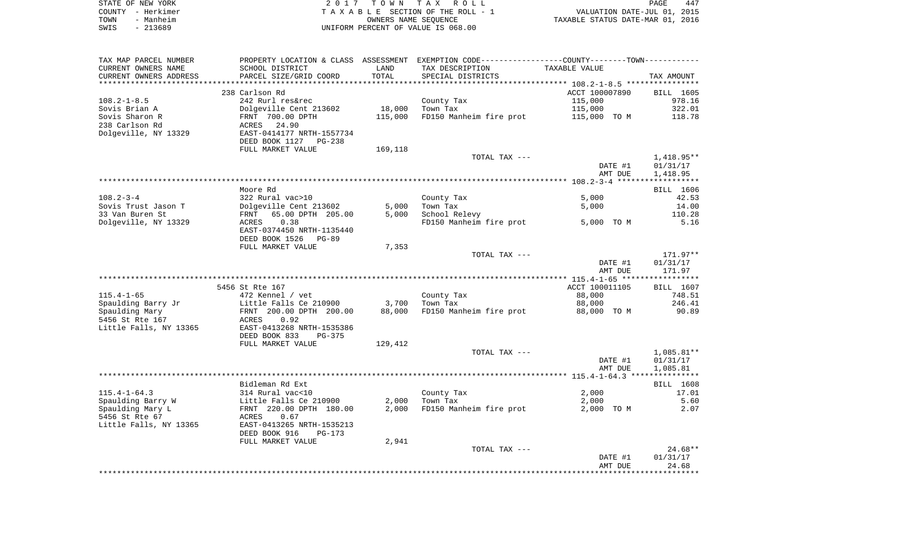STATE OF NEW YORK | COUNTY - Herkimer | TOWN - Manheim | SWIS - 213689

**2017 TOWN TAX ROLL**
TAXABLE SECTION OF THE ROLL - 1
OWNERS NAME SEQUENCE
UNIFORM PERCENT OF VALUE IS 068.00

VALUATION DATE-JUL 01, 2015
TAXABLE STATUS DATE-MAR 01, 2016

| TAX MAP PARCEL NUMBER / CURRENT OWNERS NAME / CURRENT OWNERS ADDRESS | PROPERTY LOCATION & CLASS / SCHOOL DISTRICT / PARCEL SIZE/GRID COORD | ASSESSMENT LAND | TOTAL | EXEMPTION CODE / TAX DESCRIPTION / SPECIAL DISTRICTS | TAXABLE VALUE | TAX AMOUNT |
|---|---|---|---|---|---|---|
| | 238 Carlson Rd | | | | ACCT 100007890 | BILL 1605 |
| 108.2-1-8.5 | 242 Rurl res&rec | | | County Tax | 115,000 | 978.16 |
| Sovis Brian A | Dolgeville Cent 213602 | 18,000 | | Town Tax | 115,000 | 322.01 |
| Sovis Sharon R | FRNT 700.00 DPTH | | 115,000 | FD150 Manheim fire prot | 115,000 TO M | 118.78 |
| 238 Carlson Rd | ACRES 24.90 | | | | | |
| Dolgeville, NY 13329 | EAST-0414177 NRTH-1557734 | | | | | |
| | DEED BOOK 1127 PG-238 | | | | | |
| | FULL MARKET VALUE | 169,118 | | | | |
| | | | | TOTAL TAX --- | | 1,418.95** |
| | | | | | DATE #1 | 01/31/17 |
| | | | | | AMT DUE | 1,418.95 |
| | Moore Rd | | | | | BILL 1606 |
| 108.2-3-4 | 322 Rural vac>10 | | | County Tax | 5,000 | 42.53 |
| Sovis Trust Jason T | Dolgeville Cent 213602 | 5,000 | | Town Tax | 5,000 | 14.00 |
| 33 Van Buren St | FRNT 65.00 DPTH 205.00 | | 5,000 | School Relevy | | 110.28 |
| Dolgeville, NY 13329 | ACRES 0.38 | | | FD150 Manheim fire prot | 5,000 TO M | 5.16 |
| | EAST-0374450 NRTH-1135440 | | | | | |
| | DEED BOOK 1526 PG-89 | | | | | |
| | FULL MARKET VALUE | 7,353 | | | | |
| | | | | TOTAL TAX --- | | 171.97** |
| | | | | | DATE #1 | 01/31/17 |
| | | | | | AMT DUE | 171.97 |
| | 5456 St Rte 167 | | | | ACCT 100011105 | BILL 1607 |
| 115.4-1-65 | 472 Kennel / vet | | | County Tax | 88,000 | 748.51 |
| Spaulding Barry Jr | Little Falls Ce 210900 | 3,700 | | Town Tax | 88,000 | 246.41 |
| Spaulding Mary | FRNT 200.00 DPTH 200.00 | | 88,000 | FD150 Manheim fire prot | 88,000 TO M | 90.89 |
| 5456 St Rte 167 | ACRES 0.92 | | | | | |
| Little Falls, NY 13365 | EAST-0413268 NRTH-1535386 | | | | | |
| | DEED BOOK 833 PG-375 | | | | | |
| | FULL MARKET VALUE | 129,412 | | | | |
| | | | | TOTAL TAX --- | | 1,085.81** |
| | | | | | DATE #1 | 01/31/17 |
| | | | | | AMT DUE | 1,085.81 |
| | Bidleman Rd Ext | | | | | BILL 1608 |
| 115.4-1-64.3 | 314 Rural vac<10 | | | County Tax | 2,000 | 17.01 |
| Spaulding Barry W | Little Falls Ce 210900 | 2,000 | | Town Tax | 2,000 | 5.60 |
| Spaulding Mary L | FRNT 220.00 DPTH 180.00 | | 2,000 | FD150 Manheim fire prot | 2,000 TO M | 2.07 |
| 5456 St Rte 67 | ACRES 0.67 | | | | | |
| Little Falls, NY 13365 | EAST-0413265 NRTH-1535213 | | | | | |
| | DEED BOOK 916 PG-173 | | | | | |
| | FULL MARKET VALUE | 2,941 | | | | |
| | | | | TOTAL TAX --- | | 24.68** |
| | | | | | DATE #1 | 01/31/17 |
| | | | | | AMT DUE | 24.68 |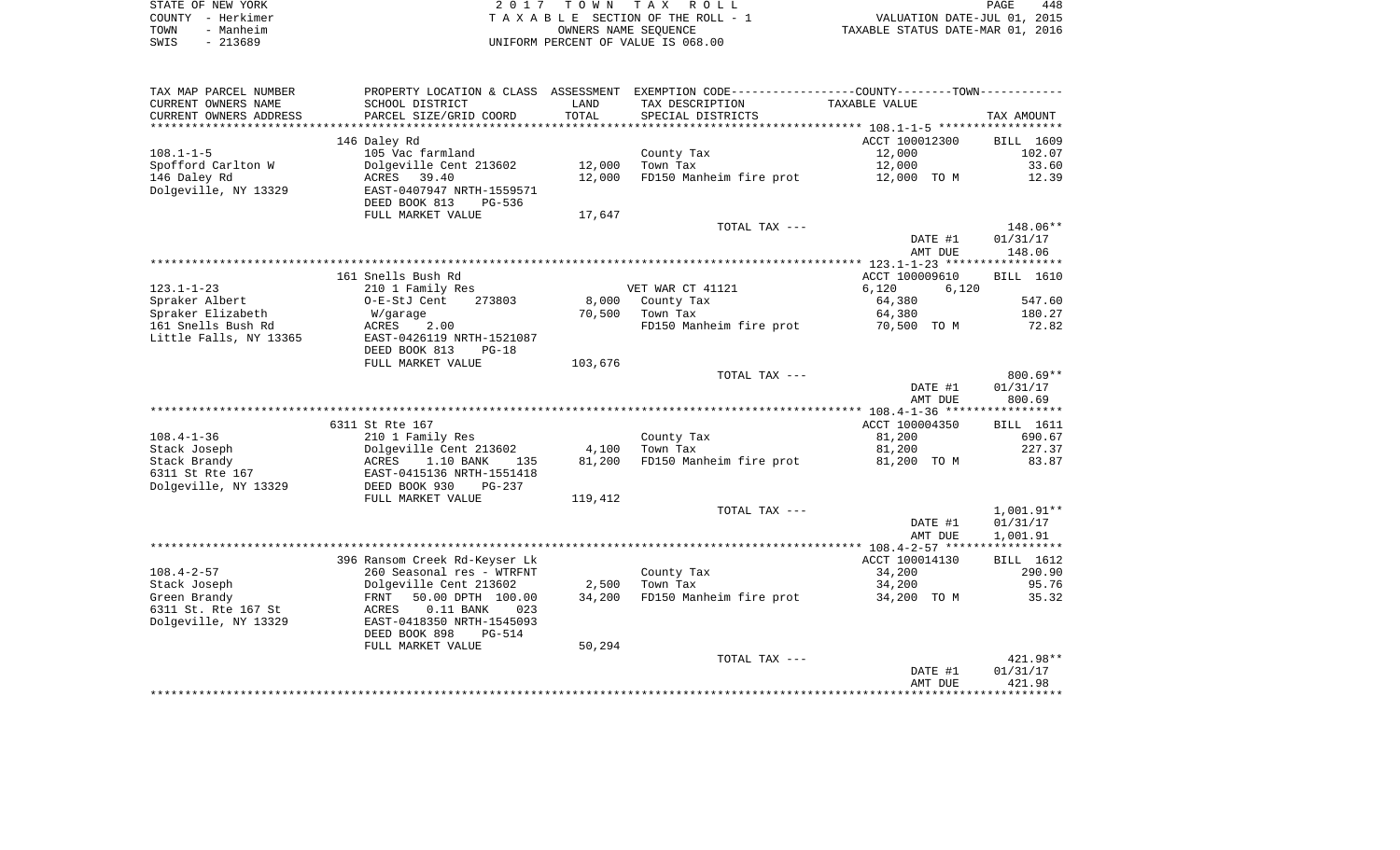STATE OF NEW YORK | 2 0 1 7 T O W N T A X R O L L
COUNTY - Herkimer | T A X A B L E SECTION OF THE ROLL - 1 | VALUATION DATE-JUL 01, 2015
TOWN - Manheim | OWNERS NAME SEQUENCE | TAXABLE STATUS DATE-MAR 01, 2016
SWIS - 213689 | UNIFORM PERCENT OF VALUE IS 068.00

| TAX MAP PARCEL NUMBER / CURRENT OWNERS NAME / CURRENT OWNERS ADDRESS | PROPERTY LOCATION & CLASS / SCHOOL DISTRICT / PARCEL SIZE/GRID COORD | ASSESSMENT LAND / TOTAL | EXEMPTION CODE / TAX DESCRIPTION / SPECIAL DISTRICTS | COUNTY / TOWN TAXABLE VALUE | TAX AMOUNT |
|---|---|---|---|---|---|
| 108.1-1-5 | 146 Daley Rd | | | ACCT 100012300 | BILL 1609 |
| Spofford Carlton W | 105 Vac farmland | | County Tax | 12,000 | 102.07 |
| 146 Daley Rd | Dolgeville Cent 213602 | 12,000 | Town Tax | 12,000 | 33.60 |
| Dolgeville, NY 13329 | ACRES 39.40 | 12,000 | FD150 Manheim fire prot | 12,000 TO M | 12.39 |
| | EAST-0407947 NRTH-1559571 | | | | |
| | DEED BOOK 813 PG-536 | | | | |
| | FULL MARKET VALUE | 17,647 | | | |
| | | | TOTAL TAX --- | | 148.06** |
| | | | | DATE #1 | 01/31/17 |
| | | | | AMT DUE | 148.06 |
| 123.1-1-23 | 161 Snells Bush Rd | | | ACCT 100009610 | BILL 1610 |
| Spraker Albert | 210 1 Family Res | | VET WAR CT 41121 | 6,120 6,120 | |
| Spraker Elizabeth | O-E-StJ Cent 273803 | 8,000 | County Tax | 64,380 | 547.60 |
| 161 Snells Bush Rd | W/garage | 70,500 | Town Tax | 64,380 | 180.27 |
| Little Falls, NY 13365 | ACRES 2.00 | | FD150 Manheim fire prot | 70,500 TO M | 72.82 |
| | EAST-0426119 NRTH-1521087 | | | | |
| | DEED BOOK 813 PG-18 | | | | |
| | FULL MARKET VALUE | 103,676 | | | |
| | | | TOTAL TAX --- | | 800.69** |
| | | | | DATE #1 | 01/31/17 |
| | | | | AMT DUE | 800.69 |
| 108.4-1-36 | 6311 St Rte 167 | | | ACCT 100004350 | BILL 1611 |
| Stack Joseph | 210 1 Family Res | | County Tax | 81,200 | 690.67 |
| Stack Brandy | Dolgeville Cent 213602 | 4,100 | Town Tax | 81,200 | 227.37 |
| 6311 St Rte 167 | ACRES 1.10 BANK 135 | 81,200 | FD150 Manheim fire prot | 81,200 TO M | 83.87 |
| Dolgeville, NY 13329 | EAST-0415136 NRTH-1551418 | | | | |
| | DEED BOOK 930 PG-237 | | | | |
| | FULL MARKET VALUE | 119,412 | | | |
| | | | TOTAL TAX --- | | 1,001.91** |
| | | | | DATE #1 | 01/31/17 |
| | | | | AMT DUE | 1,001.91 |
| 108.4-2-57 | 396 Ransom Creek Rd-Keyser Lk | | | ACCT 100014130 | BILL 1612 |
| Stack Joseph | 260 Seasonal res - WTRFNT | | County Tax | 34,200 | 290.90 |
| Green Brandy | Dolgeville Cent 213602 | 2,500 | Town Tax | 34,200 | 95.76 |
| 6311 St. Rte 167 St | FRNT 50.00 DPTH 100.00 | 34,200 | FD150 Manheim fire prot | 34,200 TO M | 35.32 |
| Dolgeville, NY 13329 | ACRES 0.11 BANK 023 | | | | |
| | EAST-0418350 NRTH-1545093 | | | | |
| | DEED BOOK 898 PG-514 | | | | |
| | FULL MARKET VALUE | 50,294 | | | |
| | | | TOTAL TAX --- | | 421.98** |
| | | | | DATE #1 | 01/31/17 |
| | | | | AMT DUE | 421.98 |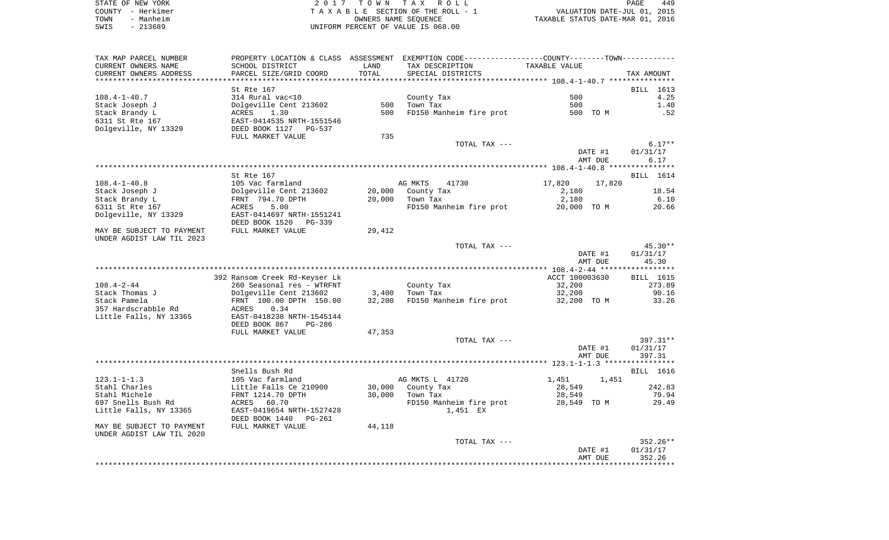STATE OF NEW YORK — 2017 TOWN TAX ROLL — PAGE 449
COUNTY - Herkimer — TAXABLE SECTION OF THE ROLL - 1 — VALUATION DATE-JUL 01, 2015
TOWN - Manheim — OWNERS NAME SEQUENCE — TAXABLE STATUS DATE-MAR 01, 2016
SWIS - 213689 — UNIFORM PERCENT OF VALUE IS 068.00

| TAX MAP PARCEL NUMBER / CURRENT OWNERS NAME / CURRENT OWNERS ADDRESS | PROPERTY LOCATION & CLASS / SCHOOL DISTRICT / PARCEL SIZE/GRID COORD | ASSESSMENT LAND / TOTAL | EXEMPTION CODE / TAX DESCRIPTION / SPECIAL DISTRICTS | COUNTY / TOWN TAXABLE VALUE | TAX AMOUNT |
|---|---|---|---|---|---|
| **108.4-1-40.7** | St Rte 167 | | | | BILL 1613 |
| 108.4-1-40.7 | 314 Rural vac<10 | | County Tax | 500 | 4.25 |
| Stack Joseph J | Dolgeville Cent 213602 | 500 | Town Tax | 500 | 1.40 |
| Stack Brandy L | ACRES 1.30 | 500 | FD150 Manheim fire prot | 500 TO M | .52 |
| 6311 St Rte 167 | EAST-0414535 NRTH-1551546 | | | | |
| Dolgeville, NY 13329 | DEED BOOK 1127 PG-537 | | | | |
| | FULL MARKET VALUE | 735 | | | |
| | | | TOTAL TAX --- | | 6.17** |
| | | | | DATE #1 | 01/31/17 |
| | | | | AMT DUE | 6.17 |
| **108.4-1-40.8** | St Rte 167 | | | | BILL 1614 |
| 108.4-1-40.8 | 105 Vac farmland | | AG MKTS 41730 | 17,820 17,820 | |
| Stack Joseph J | Dolgeville Cent 213602 | 20,000 | County Tax | 2,180 | 18.54 |
| Stack Brandy L | FRNT 794.70 DPTH | 20,000 | Town Tax | 2,180 | 6.10 |
| 6311 St Rte 167 | ACRES 5.00 | | FD150 Manheim fire prot | 20,000 TO M | 20.66 |
| Dolgeville, NY 13329 | EAST-0414697 NRTH-1551241 | | | | |
| | DEED BOOK 1520 PG-339 | | | | |
| MAY BE SUBJECT TO PAYMENT UNDER AGDIST LAW TIL 2023 | FULL MARKET VALUE | 29,412 | | | |
| | | | TOTAL TAX --- | | 45.30** |
| | | | | DATE #1 | 01/31/17 |
| | | | | AMT DUE | 45.30 |
| **108.4-2-44** | 392 Ransom Creek Rd-Keyser Lk | | | ACCT 100003630 | BILL 1615 |
| 108.4-2-44 | 260 Seasonal res - WTRFNT | | County Tax | 32,200 | 273.89 |
| Stack Thomas J | Dolgeville Cent 213602 | 3,400 | Town Tax | 32,200 | 90.16 |
| Stack Pamela | FRNT 100.00 DPTH 150.00 | 32,200 | FD150 Manheim fire prot | 32,200 TO M | 33.26 |
| 357 Hardscrabble Rd | ACRES 0.34 | | | | |
| Little Falls, NY 13365 | EAST-0418238 NRTH-1545144 | | | | |
| | DEED BOOK 867 PG-286 | | | | |
| | FULL MARKET VALUE | 47,353 | | | |
| | | | TOTAL TAX --- | | 397.31** |
| | | | | DATE #1 | 01/31/17 |
| | | | | AMT DUE | 397.31 |
| **123.1-1-1.3** | Snells Bush Rd | | | | BILL 1616 |
| 123.1-1-1.3 | 105 Vac farmland | | AG MKTS L 41720 | 1,451 1,451 | |
| Stahl Charles | Little Falls Ce 210900 | 30,000 | County Tax | 28,549 | 242.83 |
| Stahl Michele | FRNT 1214.70 DPTH | 30,000 | Town Tax | 28,549 | 79.94 |
| 697 Snells Bush Rd | ACRES 60.70 | | FD150 Manheim fire prot | 28,549 TO M | 29.49 |
| Little Falls, NY 13365 | EAST-0419654 NRTH-1527428 | | 1,451 EX | | |
| | DEED BOOK 1440 PG-261 | | | | |
| MAY BE SUBJECT TO PAYMENT UNDER AGDIST LAW TIL 2020 | FULL MARKET VALUE | 44,118 | | | |
| | | | TOTAL TAX --- | | 352.26** |
| | | | | DATE #1 | 01/31/17 |
| | | | | AMT DUE | 352.26 |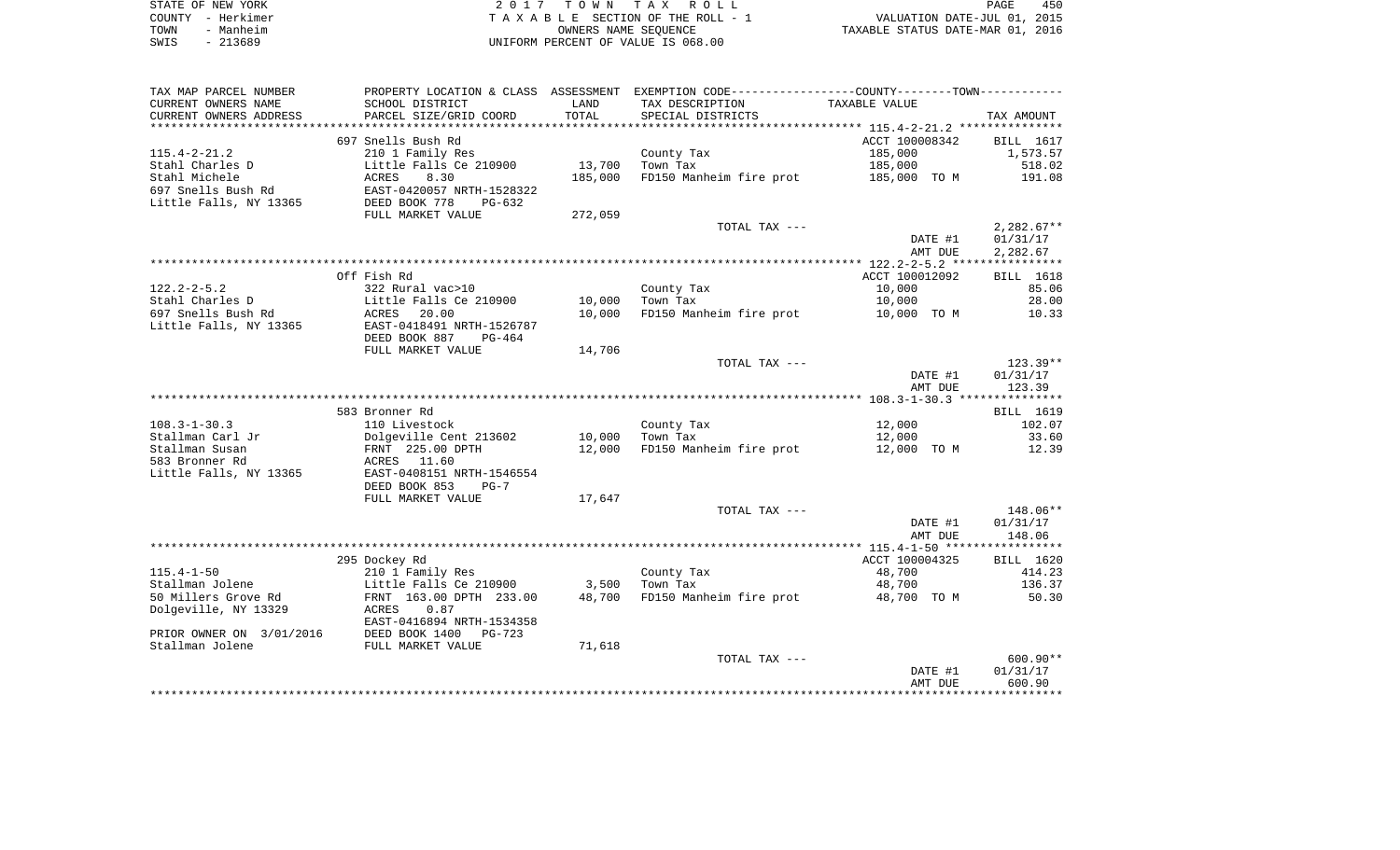STATE OF NEW YORK  
COUNTY - Herkimer  
TOWN - Manheim  
SWIS - 213689

2 0 1 7 T O W N T A X R O L L  
T A X A B L E SECTION OF THE ROLL - 1  
OWNERS NAME SEQUENCE  
UNIFORM PERCENT OF VALUE IS 068.00

VALUATION DATE-JUL 01, 2015  
TAXABLE STATUS DATE-MAR 01, 2016

| TAX MAP PARCEL NUMBER / CURRENT OWNERS NAME / CURRENT OWNERS ADDRESS | PROPERTY LOCATION & CLASS / SCHOOL DISTRICT / PARCEL SIZE/GRID COORD | ASSESSMENT LAND / TOTAL | EXEMPTION CODE / TAX DESCRIPTION / SPECIAL DISTRICTS | COUNTY / TOWN TAXABLE VALUE | TAX AMOUNT |
|---|---|---|---|---|---|
| | 697 Snells Bush Rd | | | ACCT 100008342 | BILL 1617 |
| 115.4-2-21.2 | 210 1 Family Res | | County Tax | 185,000 | 1,573.57 |
| Stahl Charles D | Little Falls Ce 210900 | 13,700 | Town Tax | 185,000 | 518.02 |
| Stahl Michele | ACRES 8.30 | 185,000 | FD150 Manheim fire prot | 185,000 TO M | 191.08 |
| 697 Snells Bush Rd | EAST-0420057 NRTH-1528322 | | | | |
| Little Falls, NY 13365 | DEED BOOK 778 PG-632 | | | | |
| | FULL MARKET VALUE | 272,059 | | | |
| | | | TOTAL TAX --- | | 2,282.67** |
| | | | | DATE #1 | 01/31/17 |
| | | | | AMT DUE | 2,282.67 |
| | Off Fish Rd | | | ACCT 100012092 | BILL 1618 |
| 122.2-2-5.2 | 322 Rural vac>10 | | County Tax | 10,000 | 85.06 |
| Stahl Charles D | Little Falls Ce 210900 | 10,000 | Town Tax | 10,000 | 28.00 |
| 697 Snells Bush Rd | ACRES 20.00 | 10,000 | FD150 Manheim fire prot | 10,000 TO M | 10.33 |
| Little Falls, NY 13365 | EAST-0418491 NRTH-1526787 | | | | |
| | DEED BOOK 887 PG-464 | | | | |
| | FULL MARKET VALUE | 14,706 | | | |
| | | | TOTAL TAX --- | | 123.39** |
| | | | | DATE #1 | 01/31/17 |
| | | | | AMT DUE | 123.39 |
| | 583 Bronner Rd | | | | BILL 1619 |
| 108.3-1-30.3 | 110 Livestock | | County Tax | 12,000 | 102.07 |
| Stallman Carl Jr | Dolgeville Cent 213602 | 10,000 | Town Tax | 12,000 | 33.60 |
| Stallman Susan | FRNT 225.00 DPTH | 12,000 | FD150 Manheim fire prot | 12,000 TO M | 12.39 |
| 583 Bronner Rd | ACRES 11.60 | | | | |
| Little Falls, NY 13365 | EAST-0408151 NRTH-1546554 | | | | |
| | DEED BOOK 853 PG-7 | | | | |
| | FULL MARKET VALUE | 17,647 | | | |
| | | | TOTAL TAX --- | | 148.06** |
| | | | | DATE #1 | 01/31/17 |
| | | | | AMT DUE | 148.06 |
| | 295 Dockey Rd | | | ACCT 100004325 | BILL 1620 |
| 115.4-1-50 | 210 1 Family Res | | County Tax | 48,700 | 414.23 |
| Stallman Jolene | Little Falls Ce 210900 | 3,500 | Town Tax | 48,700 | 136.37 |
| 50 Millers Grove Rd | FRNT 163.00 DPTH 233.00 | 48,700 | FD150 Manheim fire prot | 48,700 TO M | 50.30 |
| Dolgeville, NY 13329 | ACRES 0.87 | | | | |
| | EAST-0416894 NRTH-1534358 | | | | |
| PRIOR OWNER ON 3/01/2016 | DEED BOOK 1400 PG-723 | | | | |
| Stallman Jolene | FULL MARKET VALUE | 71,618 | | | |
| | | | TOTAL TAX --- | | 600.90** |
| | | | | DATE #1 | 01/31/17 |
| | | | | AMT DUE | 600.90 |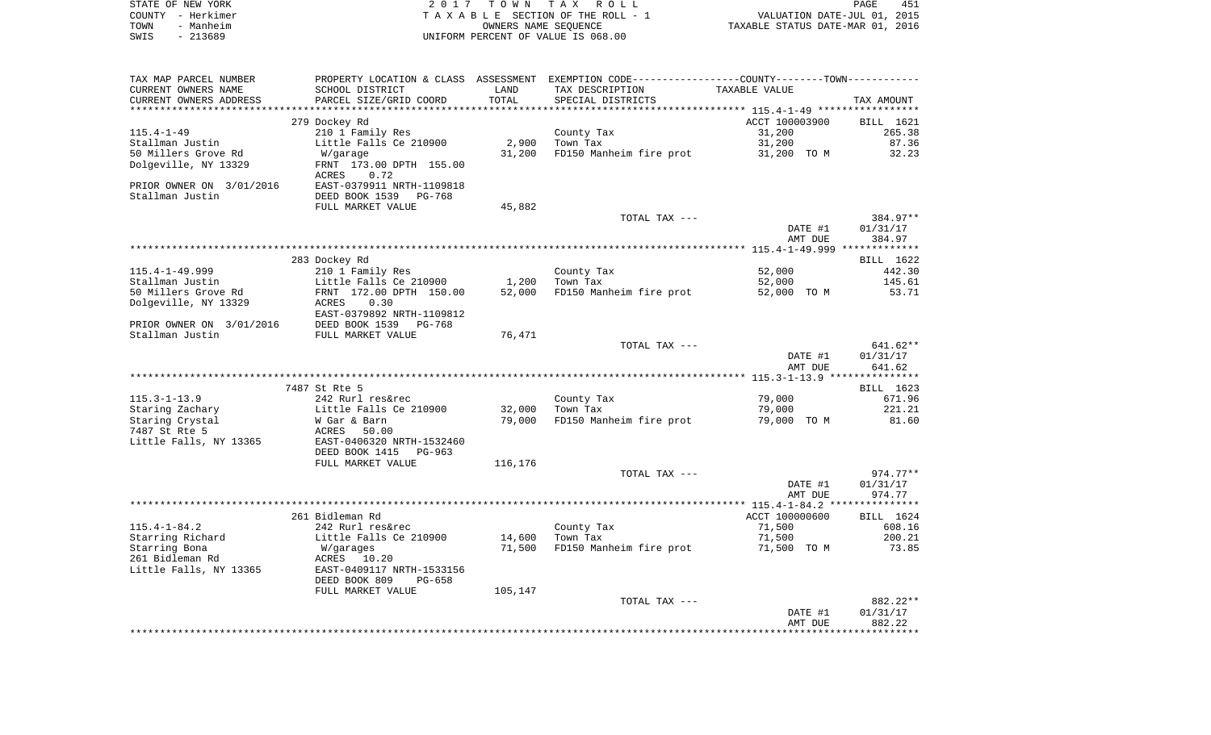STATE OF NEW YORK | 2 0 1 7 T O W N T A X R O L L | PAGE 451
COUNTY - Herkimer | T A X A B L E SECTION OF THE ROLL - 1 | VALUATION DATE-JUL 01, 2015
TOWN - Manheim | OWNERS NAME SEQUENCE | TAXABLE STATUS DATE-MAR 01, 2016
SWIS - 213689 | UNIFORM PERCENT OF VALUE IS 068.00

| TAX MAP PARCEL NUMBER / CURRENT OWNERS NAME / CURRENT OWNERS ADDRESS | PROPERTY LOCATION & CLASS / SCHOOL DISTRICT / PARCEL SIZE/GRID COORD | ASSESSMENT LAND / TOTAL | EXEMPTION CODE / TAX DESCRIPTION / SPECIAL DISTRICTS | COUNTY / TOWN TAXABLE VALUE | TAX AMOUNT |
|---|---|---|---|---|---|
| **115.4-1-49** | 279 Dockey Rd | | | ACCT 100003900 | BILL 1621 |
| | 210 1 Family Res | | County Tax | 31,200 | 265.38 |
| Stallman Justin | Little Falls Ce 210900 | 2,900 | Town Tax | 31,200 | 87.36 |
| 50 Millers Grove Rd | W/garage | 31,200 | FD150 Manheim fire prot | 31,200 TO M | 32.23 |
| Dolgeville, NY 13329 | FRNT 173.00 DPTH 155.00 | | | | |
| | ACRES 0.72 | | | | |
| PRIOR OWNER ON 3/01/2016 | EAST-0379911 NRTH-1109818 | | | | |
| Stallman Justin | DEED BOOK 1539 PG-768 | | | | |
| | FULL MARKET VALUE | 45,882 | | | |
| | | | TOTAL TAX --- | | 384.97** |
| | | | | DATE #1 | 01/31/17 |
| | | | | AMT DUE | 384.97 |
| **115.4-1-49.999** | 283 Dockey Rd | | | | BILL 1622 |
| | 210 1 Family Res | | County Tax | 52,000 | 442.30 |
| Stallman Justin | Little Falls Ce 210900 | 1,200 | Town Tax | 52,000 | 145.61 |
| 50 Millers Grove Rd | FRNT 172.00 DPTH 150.00 | 52,000 | FD150 Manheim fire prot | 52,000 TO M | 53.71 |
| Dolgeville, NY 13329 | ACRES 0.30 | | | | |
| | EAST-0379892 NRTH-1109812 | | | | |
| PRIOR OWNER ON 3/01/2016 | DEED BOOK 1539 PG-768 | | | | |
| Stallman Justin | FULL MARKET VALUE | 76,471 | | | |
| | | | TOTAL TAX --- | | 641.62** |
| | | | | DATE #1 | 01/31/17 |
| | | | | AMT DUE | 641.62 |
| **115.3-1-13.9** | 7487 St Rte 5 | | | | BILL 1623 |
| | 242 Rurl res&rec | | County Tax | 79,000 | 671.96 |
| Staring Zachary | Little Falls Ce 210900 | 32,000 | Town Tax | 79,000 | 221.21 |
| Staring Crystal | W Gar & Barn | 79,000 | FD150 Manheim fire prot | 79,000 TO M | 81.60 |
| 7487 St Rte 5 | ACRES 50.00 | | | | |
| Little Falls, NY 13365 | EAST-0406320 NRTH-1532460 | | | | |
| | DEED BOOK 1415 PG-963 | | | | |
| | FULL MARKET VALUE | 116,176 | | | |
| | | | TOTAL TAX --- | | 974.77** |
| | | | | DATE #1 | 01/31/17 |
| | | | | AMT DUE | 974.77 |
| **115.4-1-84.2** | 261 Bidleman Rd | | | ACCT 100000600 | BILL 1624 |
| | 242 Rurl res&rec | | County Tax | 71,500 | 608.16 |
| Starring Richard | Little Falls Ce 210900 | 14,600 | Town Tax | 71,500 | 200.21 |
| Starring Bona | W/garages | 71,500 | FD150 Manheim fire prot | 71,500 TO M | 73.85 |
| 261 Bidleman Rd | ACRES 10.20 | | | | |
| Little Falls, NY 13365 | EAST-0409117 NRTH-1533156 | | | | |
| | DEED BOOK 809 PG-658 | | | | |
| | FULL MARKET VALUE | 105,147 | | | |
| | | | TOTAL TAX --- | | 882.22** |
| | | | | DATE #1 | 01/31/17 |
| | | | | AMT DUE | 882.22 |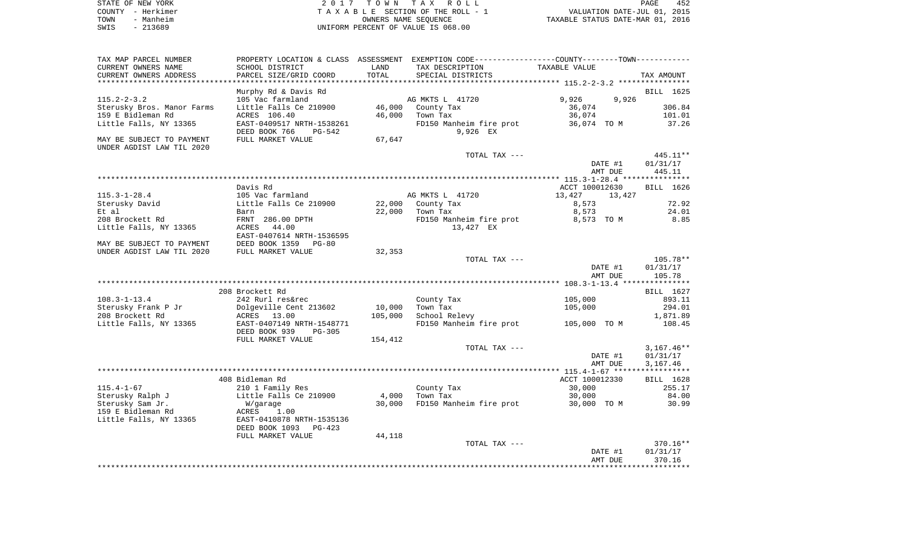STATE OF NEW YORK — COUNTY - Herkimer — TOWN - Manheim — SWIS - 213689

2017 TOWN TAX ROLL
TAXABLE SECTION OF THE ROLL - 1
OWNERS NAME SEQUENCE
UNIFORM PERCENT OF VALUE IS 068.00

VALUATION DATE-JUL 01, 2015
TAXABLE STATUS DATE-MAR 01, 2016

| TAX MAP PARCEL NUMBER / CURRENT OWNERS NAME / CURRENT OWNERS ADDRESS | PROPERTY LOCATION & CLASS / SCHOOL DISTRICT / PARCEL SIZE/GRID COORD | ASSESSMENT LAND / TOTAL | EXEMPTION CODE / TAX DESCRIPTION / SPECIAL DISTRICTS | COUNTY--------TOWN TAXABLE VALUE | TAX AMOUNT |
|---|---|---|---|---|---|
| | Murphy Rd & Davis Rd | | | | BILL 1625 |
| 115.2-2-3.2 | 105 Vac farmland | | AG MKTS L 41720 | 9,926 9,926 | |
| Sterusky Bros. Manor Farms | Little Falls Ce 210900 | 46,000 | County Tax | 36,074 | 306.84 |
| 159 E Bidleman Rd | ACRES 106.40 | 46,000 | Town Tax | 36,074 | 101.01 |
| Little Falls, NY 13365 | EAST-0409517 NRTH-1538261 | | FD150 Manheim fire prot | 36,074 TO M | 37.26 |
| | DEED BOOK 766 PG-542 | | 9,926 EX | | |
| MAY BE SUBJECT TO PAYMENT | FULL MARKET VALUE | 67,647 | | | |
| UNDER AGDIST LAW TIL 2020 | | | | | |
| | | | TOTAL TAX --- | | 445.11** |
| | | | | DATE #1 | 01/31/17 |
| | | | | AMT DUE | 445.11 |
| | Davis Rd | | | ACCT 100012630 | BILL 1626 |
| 115.3-1-28.4 | 105 Vac farmland | | AG MKTS L 41720 | 13,427 13,427 | |
| Sterusky David | Little Falls Ce 210900 | 22,000 | County Tax | 8,573 | 72.92 |
| Et al | Barn | 22,000 | Town Tax | 8,573 | 24.01 |
| 208 Brockett Rd | FRNT 286.00 DPTH | | FD150 Manheim fire prot | 8,573 TO M | 8.85 |
| Little Falls, NY 13365 | ACRES 44.00 | | 13,427 EX | | |
| | EAST-0407614 NRTH-1536595 | | | | |
| MAY BE SUBJECT TO PAYMENT | DEED BOOK 1359 PG-80 | | | | |
| UNDER AGDIST LAW TIL 2020 | FULL MARKET VALUE | 32,353 | | | |
| | | | TOTAL TAX --- | | 105.78** |
| | | | | DATE #1 | 01/31/17 |
| | | | | AMT DUE | 105.78 |
| | 208 Brockett Rd | | | | BILL 1627 |
| 108.3-1-13.4 | 242 Rurl res&rec | | County Tax | 105,000 | 893.11 |
| Sterusky Frank P Jr | Dolgeville Cent 213602 | 10,000 | Town Tax | 105,000 | 294.01 |
| 208 Brockett Rd | ACRES 13.00 | 105,000 | School Relevy | | 1,871.89 |
| Little Falls, NY 13365 | EAST-0407149 NRTH-1548771 | | FD150 Manheim fire prot | 105,000 TO M | 108.45 |
| | DEED BOOK 939 PG-305 | | | | |
| | FULL MARKET VALUE | 154,412 | | | |
| | | | TOTAL TAX --- | | 3,167.46** |
| | | | | DATE #1 | 01/31/17 |
| | | | | AMT DUE | 3,167.46 |
| | 408 Bidleman Rd | | | ACCT 100012330 | BILL 1628 |
| 115.4-1-67 | 210 1 Family Res | | County Tax | 30,000 | 255.17 |
| Sterusky Ralph J | Little Falls Ce 210900 | 4,000 | Town Tax | 30,000 | 84.00 |
| Sterusky Sam Jr. | W/garage | 30,000 | FD150 Manheim fire prot | 30,000 TO M | 30.99 |
| 159 E Bidleman Rd | ACRES 1.00 | | | | |
| Little Falls, NY 13365 | EAST-0410878 NRTH-1535136 | | | | |
| | DEED BOOK 1093 PG-423 | | | | |
| | FULL MARKET VALUE | 44,118 | | | |
| | | | TOTAL TAX --- | | 370.16** |
| | | | | DATE #1 | 01/31/17 |
| | | | | AMT DUE | 370.16 |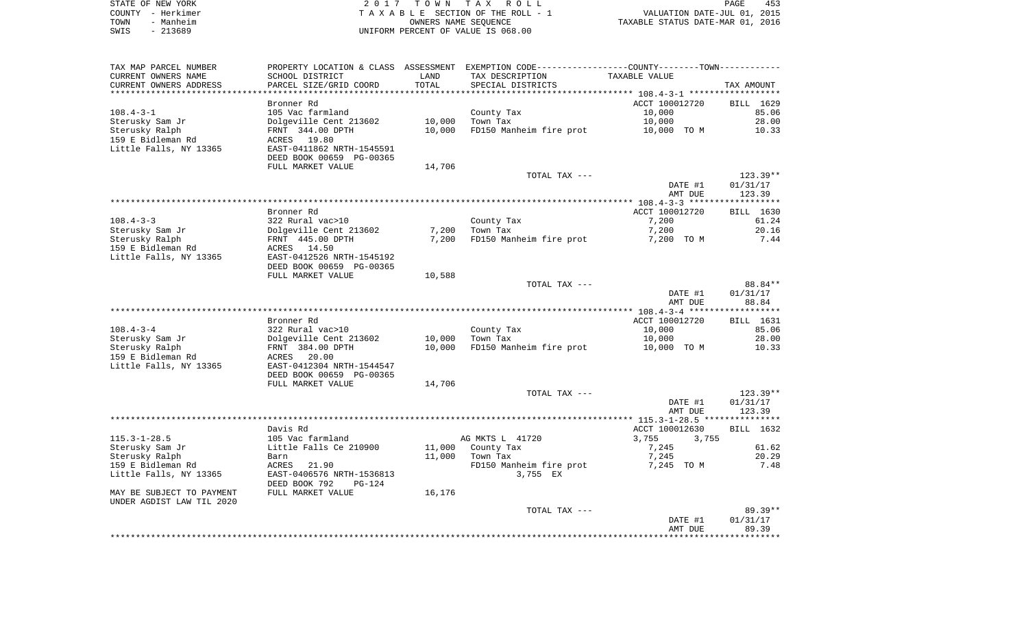STATE OF NEW YORK — 2017 TOWN TAX ROLL
COUNTY - Herkimer — TAXABLE SECTION OF THE ROLL - 1 — VALUATION DATE-JUL 01, 2015
TOWN - Manheim — OWNERS NAME SEQUENCE — TAXABLE STATUS DATE-MAR 01, 2016
SWIS - 213689 — UNIFORM PERCENT OF VALUE IS 068.00

| TAX MAP PARCEL NUMBER / CURRENT OWNERS NAME / CURRENT OWNERS ADDRESS | PROPERTY LOCATION & CLASS / SCHOOL DISTRICT / PARCEL SIZE/GRID COORD | ASSESSMENT LAND / TOTAL | EXEMPTION CODE / TAX DESCRIPTION / SPECIAL DISTRICTS | COUNTY-TOWN TAXABLE VALUE | TAX AMOUNT |
|---|---|---|---|---|---|
| **108.4-3-1** | Bronner Rd | | | ACCT 100012720 | BILL 1629 |
| Sterusky Sam Jr | 105 Vac farmland | | County Tax | 10,000 | 85.06 |
| Sterusky Ralph | Dolgeville Cent 213602 | 10,000 | Town Tax | 10,000 | 28.00 |
| 159 E Bidleman Rd | FRNT 344.00 DPTH | 10,000 | FD150 Manheim fire prot | 10,000 TO M | 10.33 |
| Little Falls, NY 13365 | ACRES 19.80 | | | | |
| | EAST-0411862 NRTH-1545591 | | | | |
| | DEED BOOK 00659 PG-00365 | | | | |
| | FULL MARKET VALUE | 14,706 | | | |
| | | | TOTAL TAX --- | | 123.39** |
| | | | | DATE #1 | 01/31/17 |
| | | | | AMT DUE | 123.39 |
| **108.4-3-3** | Bronner Rd | | | ACCT 100012720 | BILL 1630 |
| Sterusky Sam Jr | 322 Rural vac>10 | | County Tax | 7,200 | 61.24 |
| Sterusky Ralph | Dolgeville Cent 213602 | 7,200 | Town Tax | 7,200 | 20.16 |
| 159 E Bidleman Rd | FRNT 445.00 DPTH | 7,200 | FD150 Manheim fire prot | 7,200 TO M | 7.44 |
| Little Falls, NY 13365 | ACRES 14.50 | | | | |
| | EAST-0412526 NRTH-1545192 | | | | |
| | DEED BOOK 00659 PG-00365 | | | | |
| | FULL MARKET VALUE | 10,588 | | | |
| | | | TOTAL TAX --- | | 88.84** |
| | | | | DATE #1 | 01/31/17 |
| | | | | AMT DUE | 88.84 |
| **108.4-3-4** | Bronner Rd | | | ACCT 100012720 | BILL 1631 |
| Sterusky Sam Jr | 322 Rural vac>10 | | County Tax | 10,000 | 85.06 |
| Sterusky Ralph | Dolgeville Cent 213602 | 10,000 | Town Tax | 10,000 | 28.00 |
| 159 E Bidleman Rd | FRNT 384.00 DPTH | 10,000 | FD150 Manheim fire prot | 10,000 TO M | 10.33 |
| Little Falls, NY 13365 | ACRES 20.00 | | | | |
| | EAST-0412304 NRTH-1544547 | | | | |
| | DEED BOOK 00659 PG-00365 | | | | |
| | FULL MARKET VALUE | 14,706 | | | |
| | | | TOTAL TAX --- | | 123.39** |
| | | | | DATE #1 | 01/31/17 |
| | | | | AMT DUE | 123.39 |
| **115.3-1-28.5** | Davis Rd | | | ACCT 100012630 | BILL 1632 |
| Sterusky Sam Jr | 105 Vac farmland | | AG MKTS L 41720 | 3,755 3,755 | |
| Sterusky Ralph | Little Falls Ce 210900 | 11,000 | County Tax | 7,245 | 61.62 |
| 159 E Bidleman Rd | Barn | 11,000 | Town Tax | 7,245 | 20.29 |
| Little Falls, NY 13365 | ACRES 21.90 | | FD150 Manheim fire prot | 7,245 TO M | 7.48 |
| | EAST-0406576 NRTH-1536813 | | 3,755 EX | | |
| | DEED BOOK 792 PG-124 | | | | |
| MAY BE SUBJECT TO PAYMENT UNDER AGDIST LAW TIL 2020 | FULL MARKET VALUE | 16,176 | | | |
| | | | TOTAL TAX --- | | 89.39** |
| | | | | DATE #1 | 01/31/17 |
| | | | | AMT DUE | 89.39 |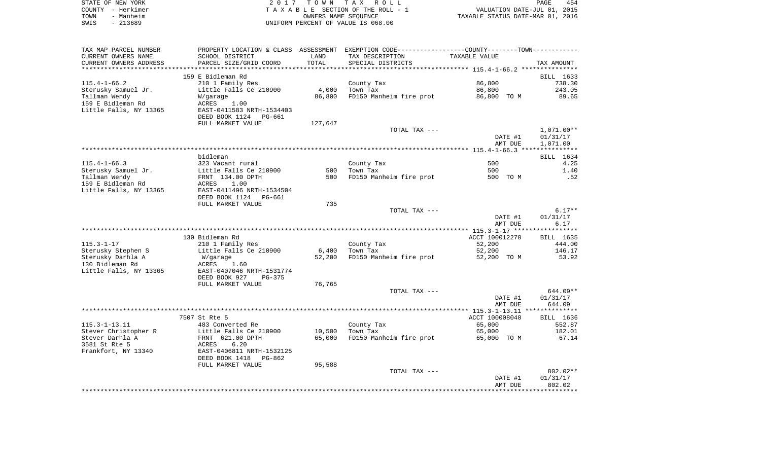STATE OF NEW YORK
COUNTY - Herkimer
TOWN - Manheim
SWIS - 213689

2 0 1 7 T O W N T A X R O L L
T A X A B L E SECTION OF THE ROLL - 1
OWNERS NAME SEQUENCE
UNIFORM PERCENT OF VALUE IS 068.00

VALUATION DATE-JUL 01, 2015
TAXABLE STATUS DATE-MAR 01, 2016

| TAX MAP PARCEL NUMBER / CURRENT OWNERS NAME / CURRENT OWNERS ADDRESS | PROPERTY LOCATION & CLASS / SCHOOL DISTRICT / PARCEL SIZE/GRID COORD | ASSESSMENT LAND / TOTAL | EXEMPTION CODE / TAX DESCRIPTION / SPECIAL DISTRICTS | COUNTY--------TOWN / TAXABLE VALUE | TAX AMOUNT |
|---|---|---|---|---|---|
| 115.4-1-66.2 | 159 E Bidleman Rd | | | | BILL 1633 |
| Sterusky Samuel Jr. | 210 1 Family Res | | County Tax | 86,800 | 738.30 |
| Tallman Wendy | Little Falls Ce 210900 | 4,000 | Town Tax | 86,800 | 243.05 |
| 159 E Bidleman Rd | W/garage | 86,800 | FD150 Manheim fire prot | 86,800 TO M | 89.65 |
| Little Falls, NY 13365 | ACRES 1.00 | | | | |
| | EAST-0411583 NRTH-1534403 | | | | |
| | DEED BOOK 1124 PG-661 | | | | |
| | FULL MARKET VALUE | 127,647 | | | |
| | | | TOTAL TAX --- | | 1,071.00** |
| | | | | DATE #1 | 01/31/17 |
| | | | | AMT DUE | 1,071.00 |
| 115.4-1-66.3 | bidleman | | | | BILL 1634 |
| Sterusky Samuel Jr. | 323 Vacant rural | | County Tax | 500 | 4.25 |
| Tallman Wendy | Little Falls Ce 210900 | 500 | Town Tax | 500 | 1.40 |
| 159 E Bidleman Rd | FRNT 134.00 DPTH | 500 | FD150 Manheim fire prot | 500 TO M | .52 |
| Little Falls, NY 13365 | ACRES 1.00 | | | | |
| | EAST-0411496 NRTH-1534504 | | | | |
| | DEED BOOK 1124 PG-661 | | | | |
| | FULL MARKET VALUE | 735 | | | |
| | | | TOTAL TAX --- | | 6.17** |
| | | | | DATE #1 | 01/31/17 |
| | | | | AMT DUE | 6.17 |
| 115.3-1-17 | 130 Bidleman Rd | | | ACCT 100012270 | BILL 1635 |
| Sterusky Stephen S | 210 1 Family Res | | County Tax | 52,200 | 444.00 |
| Sterusky Darhla A | Little Falls Ce 210900 | 6,400 | Town Tax | 52,200 | 146.17 |
| 130 Bidleman Rd | W/garage | 52,200 | FD150 Manheim fire prot | 52,200 TO M | 53.92 |
| Little Falls, NY 13365 | ACRES 1.60 | | | | |
| | EAST-0407046 NRTH-1531774 | | | | |
| | DEED BOOK 927 PG-375 | | | | |
| | FULL MARKET VALUE | 76,765 | | | |
| | | | TOTAL TAX --- | | 644.09** |
| | | | | DATE #1 | 01/31/17 |
| | | | | AMT DUE | 644.09 |
| 115.3-1-13.11 | 7507 St Rte 5 | | | ACCT 100008040 | BILL 1636 |
| Stever Christopher R | 483 Converted Re | | County Tax | 65,000 | 552.87 |
| Stever Darhla A | Little Falls Ce 210900 | 10,500 | Town Tax | 65,000 | 182.01 |
| 3581 St Rte 5 | FRNT 621.00 DPTH | 65,000 | FD150 Manheim fire prot | 65,000 TO M | 67.14 |
| Frankfort, NY 13340 | ACRES 6.20 | | | | |
| | EAST-0406811 NRTH-1532125 | | | | |
| | DEED BOOK 1418 PG-862 | | | | |
| | FULL MARKET VALUE | 95,588 | | | |
| | | | TOTAL TAX --- | | 802.02** |
| | | | | DATE #1 | 01/31/17 |
| | | | | AMT DUE | 802.02 |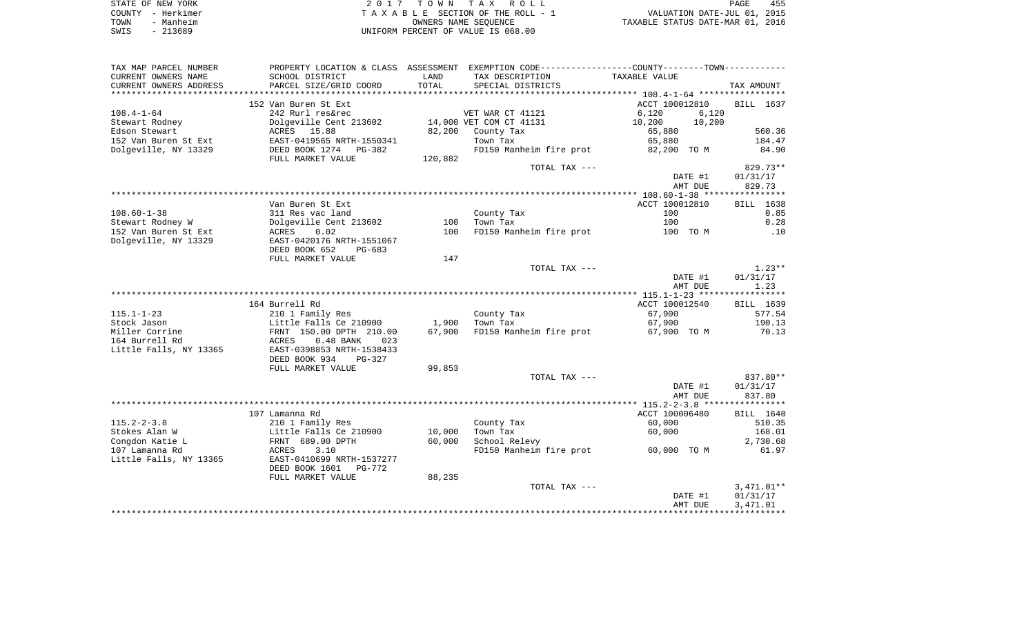STATE OF NEW YORK | COUNTY - Herkimer | TOWN - Manheim | SWIS - 213689

2017 TOWN TAX ROLL
TAXABLE SECTION OF THE ROLL - 1
OWNERS NAME SEQUENCE
UNIFORM PERCENT OF VALUE IS 068.00

VALUATION DATE-JUL 01, 2015
TAXABLE STATUS DATE-MAR 01, 2016

| TAX MAP PARCEL NUMBER / CURRENT OWNERS NAME / CURRENT OWNERS ADDRESS | PROPERTY LOCATION & CLASS / SCHOOL DISTRICT / PARCEL SIZE/GRID COORD | ASSESSMENT LAND / TOTAL | EXEMPTION CODE / TAX DESCRIPTION / SPECIAL DISTRICTS | COUNTY TAXABLE VALUE | TOWN | TAX AMOUNT |
|---|---|---|---|---|---|---|
| | 152 Van Buren St Ext | | | ACCT 100012810 | | BILL 1637 |
| 108.4-1-64 | 242 Rurl res&rec | | VET WAR CT 41121 | 6,120 | 6,120 | |
| Stewart Rodney | Dolgeville Cent 213602 | 14,000 | VET COM CT 41131 | 10,200 | 10,200 | |
| Edson Stewart | ACRES 15.88 | 82,200 | County Tax | 65,880 | | 560.36 |
| 152 Van Buren St Ext | EAST-0419565 NRTH-1550341 | | Town Tax | 65,880 | | 184.47 |
| Dolgeville, NY 13329 | DEED BOOK 1274 PG-382 | | FD150 Manheim fire prot | 82,200 TO M | | 84.90 |
| | FULL MARKET VALUE | 120,882 | | | | |
| | | | TOTAL TAX --- | | | 829.73** |
| | | | | DATE #1 | | 01/31/17 |
| | | | | AMT DUE | | 829.73 |
| | Van Buren St Ext | | | ACCT 100012810 | | BILL 1638 |
| 108.60-1-38 | 311 Res vac land | | County Tax | 100 | | 0.85 |
| Stewart Rodney W | Dolgeville Cent 213602 | 100 | Town Tax | 100 | | 0.28 |
| 152 Van Buren St Ext | ACRES 0.02 | 100 | FD150 Manheim fire prot | 100 TO M | | .10 |
| Dolgeville, NY 13329 | EAST-0420176 NRTH-1551067 | | | | | |
| | DEED BOOK 652 PG-683 | | | | | |
| | FULL MARKET VALUE | 147 | | | | |
| | | | TOTAL TAX --- | | | 1.23** |
| | | | | DATE #1 | | 01/31/17 |
| | | | | AMT DUE | | 1.23 |
| | 164 Burrell Rd | | | ACCT 100012540 | | BILL 1639 |
| 115.1-1-23 | 210 1 Family Res | | County Tax | 67,900 | | 577.54 |
| Stock Jason | Little Falls Ce 210900 | 1,900 | Town Tax | 67,900 | | 190.13 |
| Miller Corrine | FRNT 150.00 DPTH 210.00 | 67,900 | FD150 Manheim fire prot | 67,900 TO M | | 70.13 |
| 164 Burrell Rd | ACRES 0.48 BANK 023 | | | | | |
| Little Falls, NY 13365 | EAST-0398853 NRTH-1538433 | | | | | |
| | DEED BOOK 934 PG-327 | | | | | |
| | FULL MARKET VALUE | 99,853 | | | | |
| | | | TOTAL TAX --- | | | 837.80** |
| | | | | DATE #1 | | 01/31/17 |
| | | | | AMT DUE | | 837.80 |
| | 107 Lamanna Rd | | | ACCT 100006480 | | BILL 1640 |
| 115.2-2-3.8 | 210 1 Family Res | | County Tax | 60,000 | | 510.35 |
| Stokes Alan W | Little Falls Ce 210900 | 10,000 | Town Tax | 60,000 | | 168.01 |
| Congdon Katie L | FRNT 689.00 DPTH | 60,000 | School Relevy | | | 2,730.68 |
| 107 Lamanna Rd | ACRES 3.10 | | FD150 Manheim fire prot | 60,000 TO M | | 61.97 |
| Little Falls, NY 13365 | EAST-0410699 NRTH-1537277 | | | | | |
| | DEED BOOK 1601 PG-772 | | | | | |
| | FULL MARKET VALUE | 88,235 | | | | |
| | | | TOTAL TAX --- | | | 3,471.01** |
| | | | | DATE #1 | | 01/31/17 |
| | | | | AMT DUE | | 3,471.01 |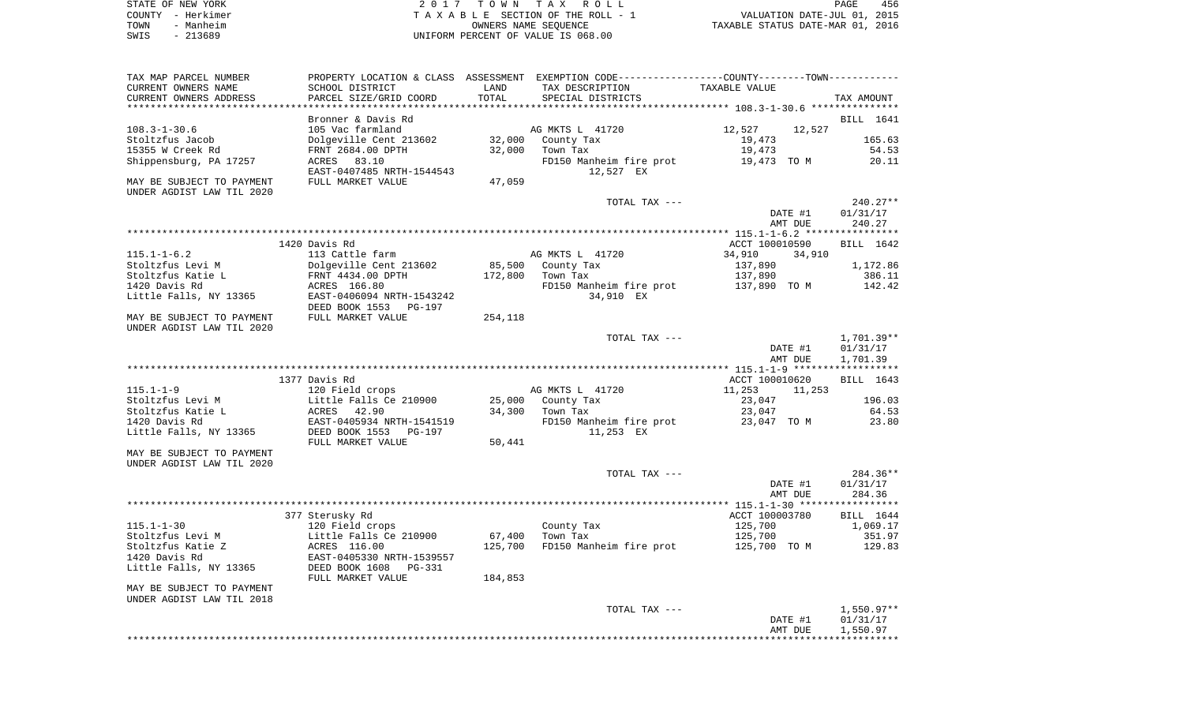STATE OF NEW YORK
COUNTY - Herkimer
TOWN - Manheim
SWIS - 213689

2 0 1 7 T O W N T A X R O L L
T A X A B L E SECTION OF THE ROLL - 1
OWNERS NAME SEQUENCE
UNIFORM PERCENT OF VALUE IS 068.00

VALUATION DATE-JUL 01, 2015
TAXABLE STATUS DATE-MAR 01, 2016

| TAX MAP PARCEL NUMBER / CURRENT OWNERS NAME / CURRENT OWNERS ADDRESS | PROPERTY LOCATION & CLASS / SCHOOL DISTRICT / PARCEL SIZE/GRID COORD | ASSESSMENT LAND / TOTAL | EXEMPTION CODE / TAX DESCRIPTION / SPECIAL DISTRICTS | COUNTY TAXABLE VALUE | TOWN | TAX AMOUNT |
|---|---|---|---|---|---|---|
| 108.3-1-30.6 | Bronner & Davis Rd | | | | | BILL 1641 |
| | 105 Vac farmland | | AG MKTS L 41720 | 12,527 | 12,527 | |
| Stoltzfus Jacob | Dolgeville Cent 213602 | 32,000 | County Tax | 19,473 | | 165.63 |
| 15355 W Creek Rd | FRNT 2684.00 DPTH | 32,000 | Town Tax | 19,473 | | 54.53 |
| Shippensburg, PA 17257 | ACRES 83.10 | | FD150 Manheim fire prot | 19,473 TO M | | 20.11 |
| | EAST-0407485 NRTH-1544543 | | 12,527 EX | | | |
| MAY BE SUBJECT TO PAYMENT UNDER AGDIST LAW TIL 2020 | FULL MARKET VALUE | 47,059 | | | | |
| | | | TOTAL TAX --- | | | 240.27** |
| | | | | DATE #1 | | 01/31/17 |
| | | | | AMT DUE | | 240.27 |
| 115.1-1-6.2 | 1420 Davis Rd | | | ACCT 100010590 | | BILL 1642 |
| | 113 Cattle farm | | AG MKTS L 41720 | 34,910 | 34,910 | |
| Stoltzfus Levi M | Dolgeville Cent 213602 | 85,500 | County Tax | 137,890 | | 1,172.86 |
| Stoltzfus Katie L | FRNT 4434.00 DPTH | 172,800 | Town Tax | 137,890 | | 386.11 |
| 1420 Davis Rd | ACRES 166.80 | | FD150 Manheim fire prot | 137,890 TO M | | 142.42 |
| Little Falls, NY 13365 | EAST-0406094 NRTH-1543242 | | 34,910 EX | | | |
| | DEED BOOK 1553 PG-197 | | | | | |
| MAY BE SUBJECT TO PAYMENT UNDER AGDIST LAW TIL 2020 | FULL MARKET VALUE | 254,118 | | | | |
| | | | TOTAL TAX --- | | | 1,701.39** |
| | | | | DATE #1 | | 01/31/17 |
| | | | | AMT DUE | | 1,701.39 |
| 115.1-1-9 | 1377 Davis Rd | | | ACCT 100010620 | | BILL 1643 |
| | 120 Field crops | | AG MKTS L 41720 | 11,253 | 11,253 | |
| Stoltzfus Levi M | Little Falls Ce 210900 | 25,000 | County Tax | 23,047 | | 196.03 |
| Stoltzfus Katie L | ACRES 42.90 | 34,300 | Town Tax | 23,047 | | 64.53 |
| 1420 Davis Rd | EAST-0405934 NRTH-1541519 | | FD150 Manheim fire prot | 23,047 TO M | | 23.80 |
| Little Falls, NY 13365 | DEED BOOK 1553 PG-197 | | 11,253 EX | | | |
| | FULL MARKET VALUE | 50,441 | | | | |
| MAY BE SUBJECT TO PAYMENT UNDER AGDIST LAW TIL 2020 | | | | | | |
| | | | TOTAL TAX --- | | | 284.36** |
| | | | | DATE #1 | | 01/31/17 |
| | | | | AMT DUE | | 284.36 |
| 115.1-1-30 | 377 Sterusky Rd | | | ACCT 100003780 | | BILL 1644 |
| | 120 Field crops | | County Tax | 125,700 | | 1,069.17 |
| Stoltzfus Levi M | Little Falls Ce 210900 | 67,400 | Town Tax | 125,700 | | 351.97 |
| Stoltzfus Katie Z | ACRES 116.00 | 125,700 | FD150 Manheim fire prot | 125,700 TO M | | 129.83 |
| 1420 Davis Rd | EAST-0405330 NRTH-1539557 | | | | | |
| Little Falls, NY 13365 | DEED BOOK 1608 PG-331 | | | | | |
| | FULL MARKET VALUE | 184,853 | | | | |
| MAY BE SUBJECT TO PAYMENT UNDER AGDIST LAW TIL 2018 | | | | | | |
| | | | TOTAL TAX --- | | | 1,550.97** |
| | | | | DATE #1 | | 01/31/17 |
| | | | | AMT DUE | | 1,550.97 |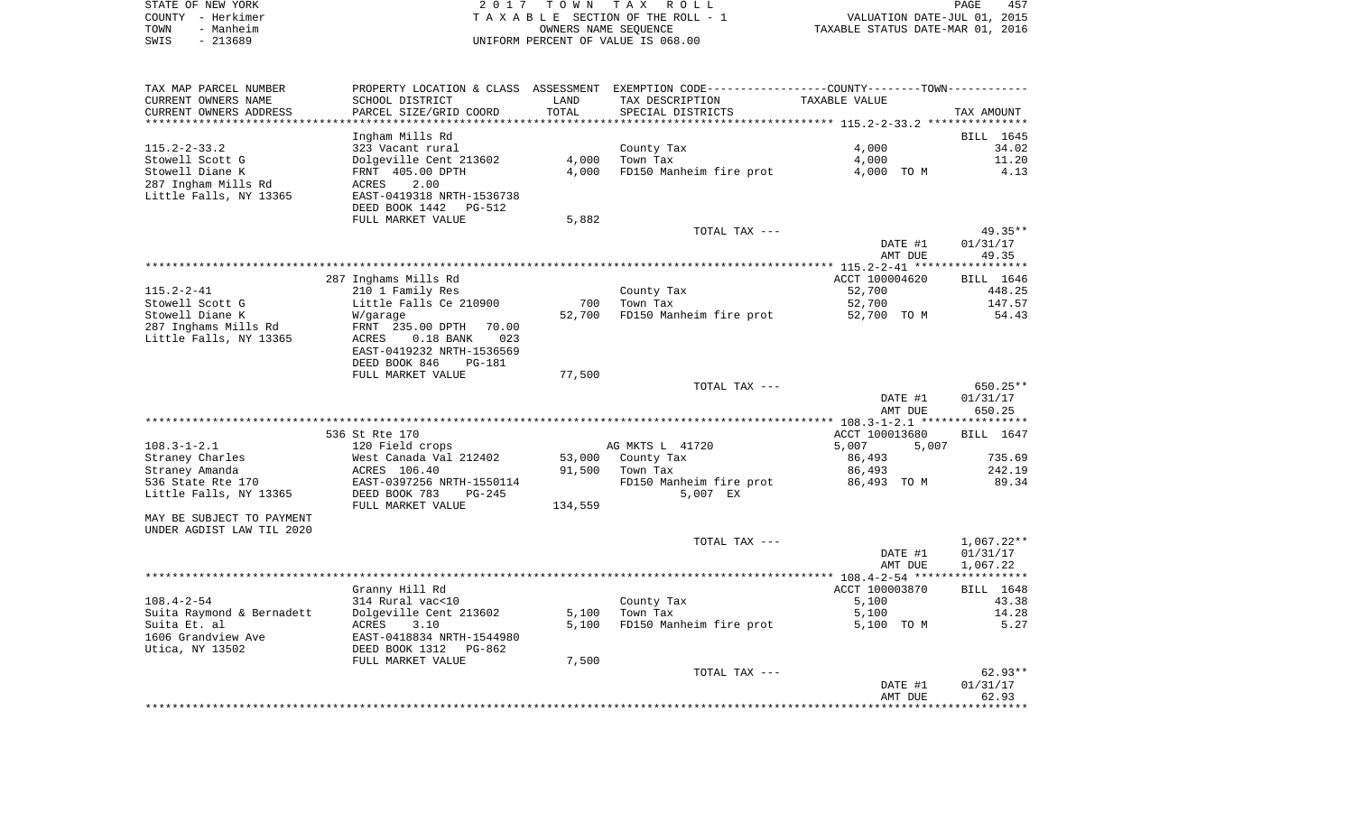| TAX MAP PARCEL NUMBER<br>CURRENT OWNERS NAME<br>CURRENT OWNERS ADDRESS | PROPERTY LOCATION & CLASS<br>SCHOOL DISTRICT<br>PARCEL SIZE/GRID COORD | ASSESSMENT<br>LAND<br>TOTAL | EXEMPTION CODE------COUNTY--------TOWN------<br>TAX DESCRIPTION<br>SPECIAL DISTRICTS | TAXABLE VALUE | TAX AMOUNT |
|---|---|---|---|---|---|
| | Ingham Mills Rd | | | | BILL 1645 |
| 115.2-2-33.2 | 323 Vacant rural | | County Tax | 4,000 | 34.02 |
| Stowell Scott G | Dolgeville Cent 213602 | 4,000 | Town Tax | 4,000 | 11.20 |
| Stowell Diane K | FRNT 405.00 DPTH | 4,000 | FD150 Manheim fire prot | 4,000 TO M | 4.13 |
| 287 Ingham Mills Rd | ACRES 2.00 | | | | |
| Little Falls, NY 13365 | EAST-0419318 NRTH-1536738 | | | | |
| | DEED BOOK 1442 PG-512 | | | | |
| | FULL MARKET VALUE | 5,882 | | | |
| | | | TOTAL TAX --- | | 49.35** |
| | | | | DATE #1 | 01/31/17 |
| | | | | AMT DUE | 49.35 |
| | 287 Inghams Mills Rd | | | ACCT 100004620 | BILL 1646 |
| 115.2-2-41 | 210 1 Family Res | | County Tax | 52,700 | 448.25 |
| Stowell Scott G | Little Falls Ce 210900 | 700 | Town Tax | 52,700 | 147.57 |
| Stowell Diane K | W/garage | 52,700 | FD150 Manheim fire prot | 52,700 TO M | 54.43 |
| 287 Inghams Mills Rd | FRNT 235.00 DPTH 70.00 | | | | |
| Little Falls, NY 13365 | ACRES 0.18 BANK 023 | | | | |
| | EAST-0419232 NRTH-1536569 | | | | |
| | DEED BOOK 846 PG-181 | | | | |
| | FULL MARKET VALUE | 77,500 | | | |
| | | | TOTAL TAX --- | | 650.25** |
| | | | | DATE #1 | 01/31/17 |
| | | | | AMT DUE | 650.25 |
| | 536 St Rte 170 | | | ACCT 100013680 | BILL 1647 |
| 108.3-1-2.1 | 120 Field crops | | AG MKTS L 41720 | 5,007 5,007 | |
| Straney Charles | West Canada Val 212402 | 53,000 | County Tax | 86,493 | 735.69 |
| Straney Amanda | ACRES 106.40 | 91,500 | Town Tax | 86,493 | 242.19 |
| 536 State Rte 170 | EAST-0397256 NRTH-1550114 | | FD150 Manheim fire prot | 86,493 TO M | 89.34 |
| Little Falls, NY 13365 | DEED BOOK 783 PG-245 | | 5,007 EX | | |
| | FULL MARKET VALUE | 134,559 | | | |
| MAY BE SUBJECT TO PAYMENT | | | | | |
| UNDER AGDIST LAW TIL 2020 | | | | | |
| | | | TOTAL TAX --- | | 1,067.22** |
| | | | | DATE #1 | 01/31/17 |
| | | | | AMT DUE | 1,067.22 |
| | Granny Hill Rd | | | ACCT 100003870 | BILL 1648 |
| 108.4-2-54 | 314 Rural vac<10 | | County Tax | 5,100 | 43.38 |
| Suita Raymond & Bernadett | Dolgeville Cent 213602 | 5,100 | Town Tax | 5,100 | 14.28 |
| Suita Et. al | ACRES 3.10 | 5,100 | FD150 Manheim fire prot | 5,100 TO M | 5.27 |
| 1606 Grandview Ave | EAST-0418834 NRTH-1544980 | | | | |
| Utica, NY 13502 | DEED BOOK 1312 PG-862 | | | | |
| | FULL MARKET VALUE | 7,500 | | | |
| | | | TOTAL TAX --- | | 62.93** |
| | | | | DATE #1 | 01/31/17 |
| | | | | AMT DUE | 62.93 |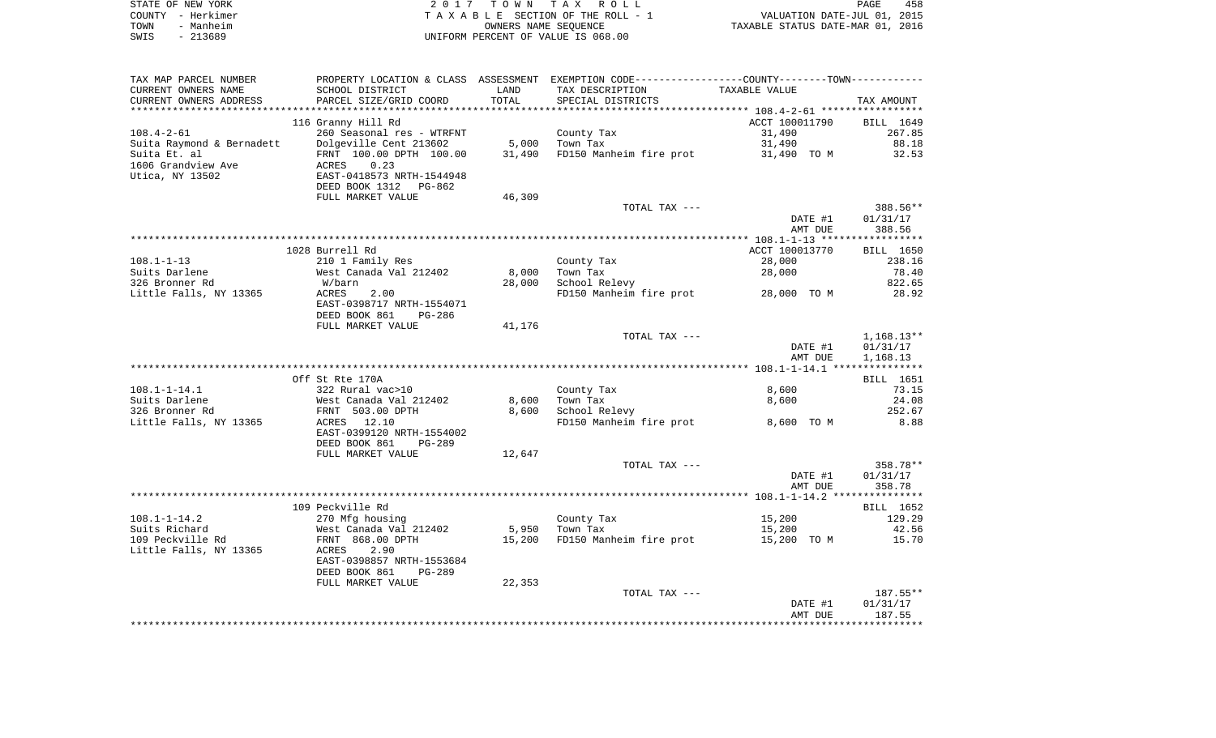STATE OF NEW YORK — COUNTY - Herkimer — TOWN - Manheim — SWIS - 213689

2017 TOWN TAX ROLL
TAXABLE SECTION OF THE ROLL - 1
OWNERS NAME SEQUENCE
UNIFORM PERCENT OF VALUE IS 068.00

VALUATION DATE-JUL 01, 2015
TAXABLE STATUS DATE-MAR 01, 2016

| TAX MAP PARCEL NUMBER / CURRENT OWNERS NAME / CURRENT OWNERS ADDRESS | PROPERTY LOCATION & CLASS / SCHOOL DISTRICT / PARCEL SIZE/GRID COORD | ASSESSMENT LAND / TOTAL | EXEMPTION CODE / TAX DESCRIPTION / SPECIAL DISTRICTS | COUNTY--------TOWN TAXABLE VALUE | TAX AMOUNT |
|---|---|---|---|---|---|
| **108.4-2-61** | 116 Granny Hill Rd | | | ACCT 100011790 | BILL 1649 |
| Suita Raymond & Bernadett | 260 Seasonal res - WTRFNT | 5,000 | County Tax | 31,490 | 267.85 |
| Suita Et. al | Dolgeville Cent 213602 | 31,490 | Town Tax | 31,490 | 88.18 |
| 1606 Grandview Ave | FRNT 100.00 DPTH 100.00 | | FD150 Manheim fire prot | 31,490 TO M | 32.53 |
| Utica, NY 13502 | ACRES 0.23 | | | | |
| | EAST-0418573 NRTH-1544948 | | | | |
| | DEED BOOK 1312 PG-862 | | | | |
| | FULL MARKET VALUE | 46,309 | | | |
| | | | TOTAL TAX --- | | 388.56** |
| | | | | DATE #1 | 01/31/17 |
| | | | | AMT DUE | 388.56 |
| **108.1-1-13** | 1028 Burrell Rd | | | ACCT 100013770 | BILL 1650 |
| Suits Darlene | 210 1 Family Res | 8,000 | County Tax | 28,000 | 238.16 |
| 326 Bronner Rd | West Canada Val 212402 | 28,000 | Town Tax | 28,000 | 78.40 |
| Little Falls, NY 13365 | W/barn | | School Relevy | | 822.65 |
| | ACRES 2.00 | | FD150 Manheim fire prot | 28,000 TO M | 28.92 |
| | EAST-0398717 NRTH-1554071 | | | | |
| | DEED BOOK 861 PG-286 | | | | |
| | FULL MARKET VALUE | 41,176 | | | |
| | | | TOTAL TAX --- | | 1,168.13** |
| | | | | DATE #1 | 01/31/17 |
| | | | | AMT DUE | 1,168.13 |
| **108.1-1-14.1** | Off St Rte 170A | | | | BILL 1651 |
| Suits Darlene | 322 Rural vac>10 | 8,600 | County Tax | 8,600 | 73.15 |
| 326 Bronner Rd | West Canada Val 212402 | 8,600 | Town Tax | 8,600 | 24.08 |
| Little Falls, NY 13365 | FRNT 503.00 DPTH | | School Relevy | | 252.67 |
| | ACRES 12.10 | | FD150 Manheim fire prot | 8,600 TO M | 8.88 |
| | EAST-0399120 NRTH-1554002 | | | | |
| | DEED BOOK 861 PG-289 | | | | |
| | FULL MARKET VALUE | 12,647 | | | |
| | | | TOTAL TAX --- | | 358.78** |
| | | | | DATE #1 | 01/31/17 |
| | | | | AMT DUE | 358.78 |
| **108.1-1-14.2** | 109 Peckville Rd | | | | BILL 1652 |
| Suits Richard | 270 Mfg housing | 5,950 | County Tax | 15,200 | 129.29 |
| 109 Peckville Rd | West Canada Val 212402 | 15,200 | Town Tax | 15,200 | 42.56 |
| Little Falls, NY 13365 | FRNT 868.00 DPTH | | FD150 Manheim fire prot | 15,200 TO M | 15.70 |
| | ACRES 2.90 | | | | |
| | EAST-0398857 NRTH-1553684 | | | | |
| | DEED BOOK 861 PG-289 | | | | |
| | FULL MARKET VALUE | 22,353 | | | |
| | | | TOTAL TAX --- | | 187.55** |
| | | | | DATE #1 | 01/31/17 |
| | | | | AMT DUE | 187.55 |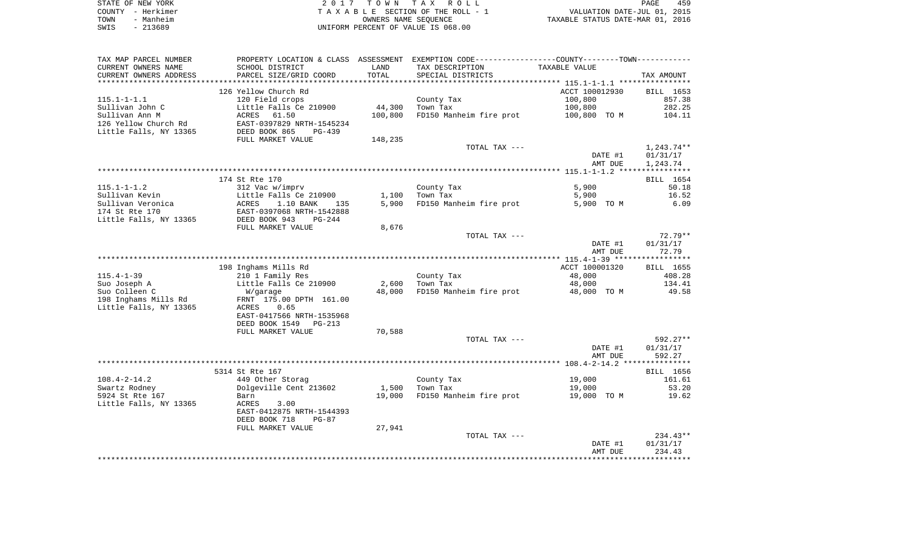STATE OF NEW YORK
COUNTY - Herkimer
TOWN - Manheim
SWIS - 213689

2017 TOWN TAX ROLL
TAXABLE SECTION OF THE ROLL - 1
OWNERS NAME SEQUENCE
UNIFORM PERCENT OF VALUE IS 068.00

VALUATION DATE-JUL 01, 2015
TAXABLE STATUS DATE-MAR 01, 2016

| TAX MAP PARCEL NUMBER / CURRENT OWNERS NAME / CURRENT OWNERS ADDRESS | PROPERTY LOCATION & CLASS / SCHOOL DISTRICT / PARCEL SIZE/GRID COORD | ASSESSMENT LAND / TOTAL | EXEMPTION CODE / TAX DESCRIPTION / SPECIAL DISTRICTS | COUNTY--------TOWN TAXABLE VALUE | TAX AMOUNT |
|---|---|---|---|---|---|
| | 126 Yellow Church Rd | | | ACCT 100012930 | BILL 1653 |
| 115.1-1-1.1 | 120 Field crops | | County Tax | 100,800 | 857.38 |
| Sullivan John C | Little Falls Ce 210900 | 44,300 | Town Tax | 100,800 | 282.25 |
| Sullivan Ann M | ACRES 61.50 | 100,800 | FD150 Manheim fire prot | 100,800 TO M | 104.11 |
| 126 Yellow Church Rd | EAST-0397829 NRTH-1545234 | | | | |
| Little Falls, NY 13365 | DEED BOOK 865 PG-439 | | | | |
| | FULL MARKET VALUE | 148,235 | | | |
| | | | TOTAL TAX --- | | 1,243.74** |
| | | | | DATE #1 | 01/31/17 |
| | | | | AMT DUE | 1,243.74 |
| | 174 St Rte 170 | | | | BILL 1654 |
| 115.1-1-1.2 | 312 Vac w/imprv | | County Tax | 5,900 | 50.18 |
| Sullivan Kevin | Little Falls Ce 210900 | 1,100 | Town Tax | 5,900 | 16.52 |
| Sullivan Veronica | ACRES 1.10 BANK 135 | 5,900 | FD150 Manheim fire prot | 5,900 TO M | 6.09 |
| 174 St Rte 170 | EAST-0397068 NRTH-1542888 | | | | |
| Little Falls, NY 13365 | DEED BOOK 943 PG-244 | | | | |
| | FULL MARKET VALUE | 8,676 | | | |
| | | | TOTAL TAX --- | | 72.79** |
| | | | | DATE #1 | 01/31/17 |
| | | | | AMT DUE | 72.79 |
| | 198 Inghams Mills Rd | | | ACCT 100001320 | BILL 1655 |
| 115.4-1-39 | 210 1 Family Res | | County Tax | 48,000 | 408.28 |
| Suo Joseph A | Little Falls Ce 210900 | 2,600 | Town Tax | 48,000 | 134.41 |
| Suo Colleen C | W/garage | 48,000 | FD150 Manheim fire prot | 48,000 TO M | 49.58 |
| 198 Inghams Mills Rd | FRNT 175.00 DPTH 161.00 | | | | |
| Little Falls, NY 13365 | ACRES 0.65 | | | | |
| | EAST-0417566 NRTH-1535968 | | | | |
| | DEED BOOK 1549 PG-213 | | | | |
| | FULL MARKET VALUE | 70,588 | | | |
| | | | TOTAL TAX --- | | 592.27** |
| | | | | DATE #1 | 01/31/17 |
| | | | | AMT DUE | 592.27 |
| | 5314 St Rte 167 | | | | BILL 1656 |
| 108.4-2-14.2 | 449 Other Storag | | County Tax | 19,000 | 161.61 |
| Swartz Rodney | Dolgeville Cent 213602 | 1,500 | Town Tax | 19,000 | 53.20 |
| 5924 St Rte 167 | Barn | 19,000 | FD150 Manheim fire prot | 19,000 TO M | 19.62 |
| Little Falls, NY 13365 | ACRES 3.00 | | | | |
| | EAST-0412875 NRTH-1544393 | | | | |
| | DEED BOOK 718 PG-87 | | | | |
| | FULL MARKET VALUE | 27,941 | | | |
| | | | TOTAL TAX --- | | 234.43** |
| | | | | DATE #1 | 01/31/17 |
| | | | | AMT DUE | 234.43 |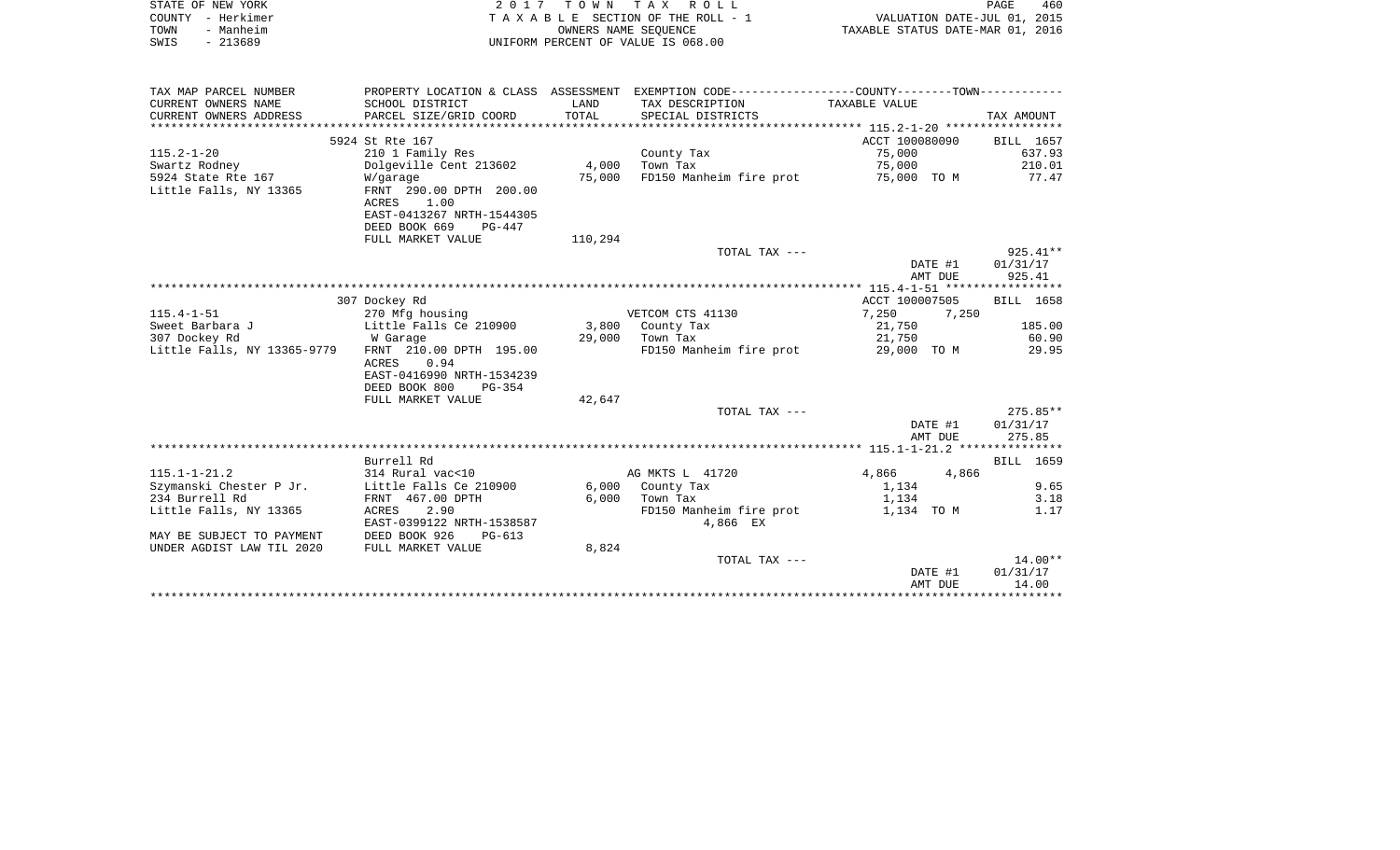STATE OF NEW YORK | 2017 TOWN TAX ROLL
COUNTY - Herkimer | TAXABLE SECTION OF THE ROLL - 1 | VALUATION DATE-JUL 01, 2015
TOWN - Manheim | OWNERS NAME SEQUENCE | TAXABLE STATUS DATE-MAR 01, 2016
SWIS - 213689 | UNIFORM PERCENT OF VALUE IS 068.00

| TAX MAP PARCEL NUMBER / CURRENT OWNERS NAME / CURRENT OWNERS ADDRESS | PROPERTY LOCATION & CLASS / SCHOOL DISTRICT / PARCEL SIZE/GRID COORD | ASSESSMENT LAND / TOTAL | EXEMPTION CODE / TAX DESCRIPTION / SPECIAL DISTRICTS | COUNTY / TOWN TAXABLE VALUE | TAX AMOUNT |
|---|---|---|---|---|---|
| **115.2-1-20** | 5924 St Rte 167 | | | ACCT 100080090 | BILL 1657 |
| 115.2-1-20 | 210 1 Family Res | | County Tax | 75,000 | 637.93 |
| Swartz Rodney | Dolgeville Cent 213602 | 4,000 | Town Tax | 75,000 | 210.01 |
| 5924 State Rte 167 | W/garage | 75,000 | FD150 Manheim fire prot | 75,000 TO M | 77.47 |
| Little Falls, NY 13365 | FRNT 290.00 DPTH 200.00 | | | | |
| | ACRES 1.00 | | | | |
| | EAST-0413267 NRTH-1544305 | | | | |
| | DEED BOOK 669 PG-447 | | | | |
| | FULL MARKET VALUE | 110,294 | | | |
| | | | TOTAL TAX --- | | 925.41** |
| | | | | DATE #1 | 01/31/17 |
| | | | | AMT DUE | 925.41 |
| **115.4-1-51** | 307 Dockey Rd | | | ACCT 100007505 | BILL 1658 |
| 115.4-1-51 | 270 Mfg housing | | VETCOM CTS 41130 | 7,250 7,250 | |
| Sweet Barbara J | Little Falls Ce 210900 | 3,800 | County Tax | 21,750 | 185.00 |
| 307 Dockey Rd | W Garage | 29,000 | Town Tax | 21,750 | 60.90 |
| Little Falls, NY 13365-9779 | FRNT 210.00 DPTH 195.00 | | FD150 Manheim fire prot | 29,000 TO M | 29.95 |
| | ACRES 0.94 | | | | |
| | EAST-0416990 NRTH-1534239 | | | | |
| | DEED BOOK 800 PG-354 | | | | |
| | FULL MARKET VALUE | 42,647 | | | |
| | | | TOTAL TAX --- | | 275.85** |
| | | | | DATE #1 | 01/31/17 |
| | | | | AMT DUE | 275.85 |
| **115.1-1-21.2** | Burrell Rd | | | | BILL 1659 |
| 115.1-1-21.2 | 314 Rural vac<10 | | AG MKTS L 41720 | 4,866 4,866 | |
| Szymanski Chester P Jr. | Little Falls Ce 210900 | 6,000 | County Tax | 1,134 | 9.65 |
| 234 Burrell Rd | FRNT 467.00 DPTH | 6,000 | Town Tax | 1,134 | 3.18 |
| Little Falls, NY 13365 | ACRES 2.90 | | FD150 Manheim fire prot | 1,134 TO M | 1.17 |
| | EAST-0399122 NRTH-1538587 | | 4,866 EX | | |
| MAY BE SUBJECT TO PAYMENT | DEED BOOK 926 PG-613 | | | | |
| UNDER AGDIST LAW TIL 2020 | FULL MARKET VALUE | 8,824 | | | |
| | | | TOTAL TAX --- | | 14.00** |
| | | | | DATE #1 | 01/31/17 |
| | | | | AMT DUE | 14.00 |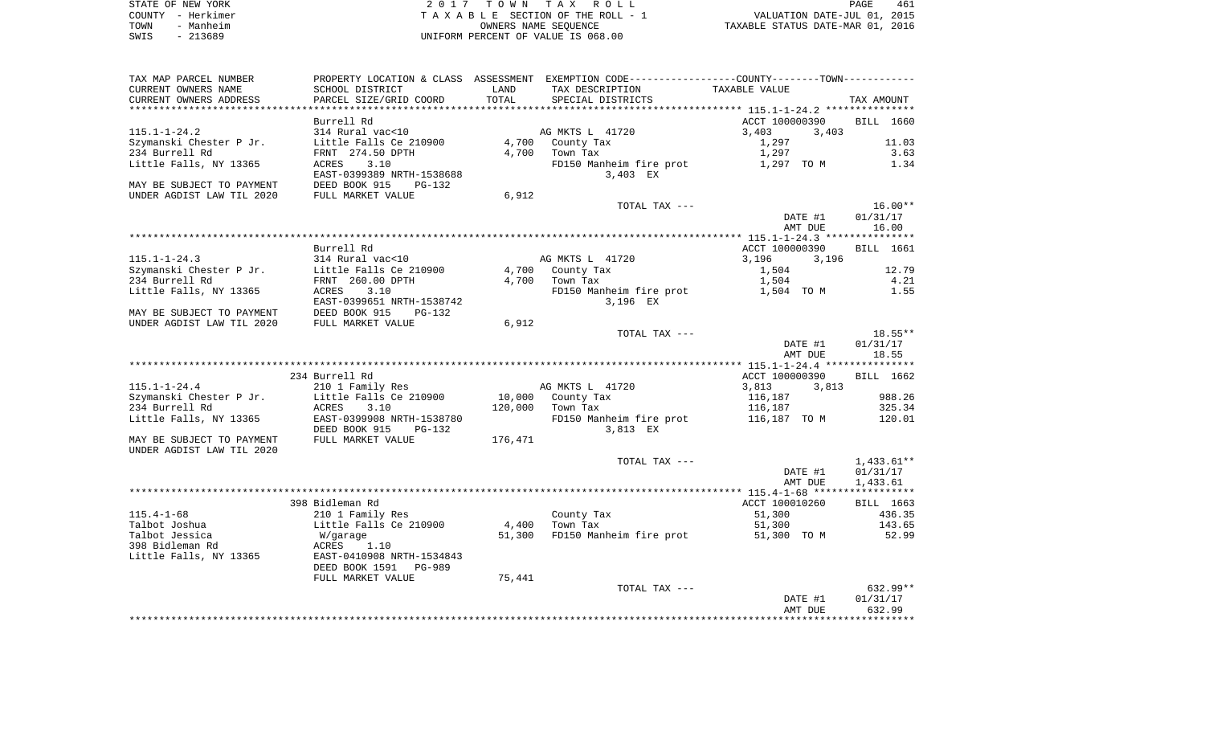STATE OF NEW YORK | 2017 TOWN TAX ROLL | PAGE 461
COUNTY - Herkimer | TAXABLE SECTION OF THE ROLL - 1 | VALUATION DATE-JUL 01, 2015
TOWN - Manheim | OWNERS NAME SEQUENCE | TAXABLE STATUS DATE-MAR 01, 2016
SWIS - 213689 | UNIFORM PERCENT OF VALUE IS 068.00

| TAX MAP PARCEL NUMBER<br>CURRENT OWNERS NAME<br>CURRENT OWNERS ADDRESS | PROPERTY LOCATION & CLASS<br>SCHOOL DISTRICT<br>PARCEL SIZE/GRID COORD | ASSESSMENT<br>LAND<br>TOTAL | EXEMPTION CODE<br>TAX DESCRIPTION<br>SPECIAL DISTRICTS | COUNTY--------TOWN<br>TAXABLE VALUE | TAX AMOUNT |
|---|---|---|---|---|---|
| 115.1-1-24.2 | Burrell Rd | | | ACCT 100000390 | BILL 1660 |
| | 314 Rural vac<10 | | AG MKTS L 41720 | 3,403 3,403 | |
| Szymanski Chester P Jr. | Little Falls Ce 210900 | 4,700 | County Tax | 1,297 | 11.03 |
| 234 Burrell Rd | FRNT 274.50 DPTH | 4,700 | Town Tax | 1,297 | 3.63 |
| Little Falls, NY 13365 | ACRES 3.10 | | FD150 Manheim fire prot | 1,297 TO M | 1.34 |
| | EAST-0399389 NRTH-1538688 | | 3,403 EX | | |
| MAY BE SUBJECT TO PAYMENT | DEED BOOK 915 PG-132 | | | | |
| UNDER AGDIST LAW TIL 2020 | FULL MARKET VALUE | 6,912 | | | |
| | | | TOTAL TAX --- | | 16.00** |
| | | | | DATE #1 | 01/31/17 |
| | | | | AMT DUE | 16.00 |
| 115.1-1-24.3 | Burrell Rd | | | ACCT 100000390 | BILL 1661 |
| | 314 Rural vac<10 | | AG MKTS L 41720 | 3,196 3,196 | |
| Szymanski Chester P Jr. | Little Falls Ce 210900 | 4,700 | County Tax | 1,504 | 12.79 |
| 234 Burrell Rd | FRNT 260.00 DPTH | 4,700 | Town Tax | 1,504 | 4.21 |
| Little Falls, NY 13365 | ACRES 3.10 | | FD150 Manheim fire prot | 1,504 TO M | 1.55 |
| | EAST-0399651 NRTH-1538742 | | 3,196 EX | | |
| MAY BE SUBJECT TO PAYMENT | DEED BOOK 915 PG-132 | | | | |
| UNDER AGDIST LAW TIL 2020 | FULL MARKET VALUE | 6,912 | | | |
| | | | TOTAL TAX --- | | 18.55** |
| | | | | DATE #1 | 01/31/17 |
| | | | | AMT DUE | 18.55 |
| 115.1-1-24.4 | 234 Burrell Rd | | | ACCT 100000390 | BILL 1662 |
| | 210 1 Family Res | | AG MKTS L 41720 | 3,813 3,813 | |
| Szymanski Chester P Jr. | Little Falls Ce 210900 | 10,000 | County Tax | 116,187 | 988.26 |
| 234 Burrell Rd | ACRES 3.10 | 120,000 | Town Tax | 116,187 | 325.34 |
| Little Falls, NY 13365 | EAST-0399908 NRTH-1538780 | | FD150 Manheim fire prot | 116,187 TO M | 120.01 |
| | DEED BOOK 915 PG-132 | | 3,813 EX | | |
| MAY BE SUBJECT TO PAYMENT | FULL MARKET VALUE | 176,471 | | | |
| UNDER AGDIST LAW TIL 2020 | | | | | |
| | | | TOTAL TAX --- | | 1,433.61** |
| | | | | DATE #1 | 01/31/17 |
| | | | | AMT DUE | 1,433.61 |
| 115.4-1-68 | 398 Bidleman Rd | | | ACCT 100010260 | BILL 1663 |
| | 210 1 Family Res | | County Tax | 51,300 | 436.35 |
| Talbot Joshua | Little Falls Ce 210900 | 4,400 | Town Tax | 51,300 | 143.65 |
| Talbot Jessica | W/garage | 51,300 | FD150 Manheim fire prot | 51,300 TO M | 52.99 |
| 398 Bidleman Rd | ACRES 1.10 | | | | |
| Little Falls, NY 13365 | EAST-0410908 NRTH-1534843 | | | | |
| | DEED BOOK 1591 PG-989 | | | | |
| | FULL MARKET VALUE | 75,441 | | | |
| | | | TOTAL TAX --- | | 632.99** |
| | | | | DATE #1 | 01/31/17 |
| | | | | AMT DUE | 632.99 |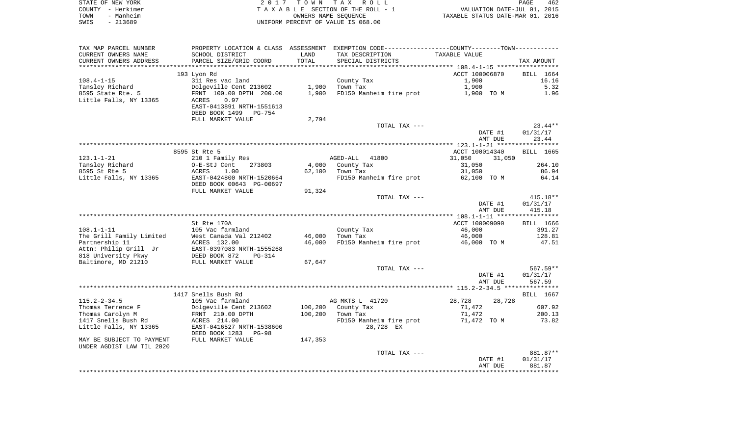STATE OF NEW YORK　　　　2 0 1 7　T O W N　T A X　R O L L　　　　PAGE 462
COUNTY - Herkimer　　　　T A X A B L E SECTION OF THE ROLL - 1　　　　VALUATION DATE-JUL 01, 2015
TOWN - Manheim　　　　OWNERS NAME SEQUENCE　　　　TAXABLE STATUS DATE-MAR 01, 2016
SWIS - 213689　　　　UNIFORM PERCENT OF VALUE IS 068.00

| TAX MAP PARCEL NUMBER / CURRENT OWNERS NAME / CURRENT OWNERS ADDRESS | PROPERTY LOCATION & CLASS / SCHOOL DISTRICT / PARCEL SIZE/GRID COORD | ASSESSMENT LAND / TOTAL | EXEMPTION CODE / TAX DESCRIPTION / SPECIAL DISTRICTS | COUNTY / TOWN TAXABLE VALUE | TAX AMOUNT |
|---|---|---|---|---|---|
| | 193 Lyon Rd | | | ACCT 100006870 | BILL 1664 |
| 108.4-1-15 | 311 Res vac land | | County Tax | 1,900 | 16.16 |
| Tansley Richard | Dolgeville Cent 213602 | 1,900 | Town Tax | 1,900 | 5.32 |
| 8595 State Rte. 5 | FRNT 100.00 DPTH 200.00 | 1,900 | FD150 Manheim fire prot | 1,900 TO M | 1.96 |
| Little Falls, NY 13365 | ACRES 0.97 | | | | |
| | EAST-0413891 NRTH-1551613 | | | | |
| | DEED BOOK 1499 PG-754 | | | | |
| | FULL MARKET VALUE | 2,794 | | | |
| | | | TOTAL TAX --- | | 23.44** |
| | | | | DATE #1 | 01/31/17 |
| | | | | AMT DUE | 23.44 |
| | 8595 St Rte 5 | | | ACCT 100014340 | BILL 1665 |
| 123.1-1-21 | 210 1 Family Res | | AGED-ALL 41800 | 31,050 31,050 | |
| Tansley Richard | O-E-StJ Cent 273803 | 4,000 | County Tax | 31,050 | 264.10 |
| 8595 St Rte 5 | ACRES 1.00 | 62,100 | Town Tax | 31,050 | 86.94 |
| Little Falls, NY 13365 | EAST-0424800 NRTH-1520664 | | FD150 Manheim fire prot | 62,100 TO M | 64.14 |
| | DEED BOOK 00643 PG-00697 | | | | |
| | FULL MARKET VALUE | 91,324 | | | |
| | | | TOTAL TAX --- | | 415.18** |
| | | | | DATE #1 | 01/31/17 |
| | | | | AMT DUE | 415.18 |
| | St Rte 170A | | | ACCT 100009090 | BILL 1666 |
| 108.1-1-11 | 105 Vac farmland | | County Tax | 46,000 | 391.27 |
| The Grill Family Limited | West Canada Val 212402 | 46,000 | Town Tax | 46,000 | 128.81 |
| Partnership 11 | ACRES 132.00 | 46,000 | FD150 Manheim fire prot | 46,000 TO M | 47.51 |
| Attn: Philip Grill Jr | EAST-0397083 NRTH-1555268 | | | | |
| 818 University Pkwy | DEED BOOK 872 PG-314 | | | | |
| Baltimore, MD 21210 | FULL MARKET VALUE | 67,647 | | | |
| | | | TOTAL TAX --- | | 567.59** |
| | | | | DATE #1 | 01/31/17 |
| | | | | AMT DUE | 567.59 |
| | 1417 Snells Bush Rd | | | | BILL 1667 |
| 115.2-2-34.5 | 105 Vac farmland | | AG MKTS L 41720 | 28,728 28,728 | |
| Thomas Terrence F | Dolgeville Cent 213602 | 100,200 | County Tax | 71,472 | 607.92 |
| Thomas Carolyn M | FRNT 210.00 DPTH | 100,200 | Town Tax | 71,472 | 200.13 |
| 1417 Snells Bush Rd | ACRES 214.00 | | FD150 Manheim fire prot | 71,472 TO M | 73.82 |
| Little Falls, NY 13365 | EAST-0416527 NRTH-1538600 | | 28,728 EX | | |
| | DEED BOOK 1283 PG-98 | | | | |
| MAY BE SUBJECT TO PAYMENT | FULL MARKET VALUE | 147,353 | | | |
| UNDER AGDIST LAW TIL 2020 | | | | | |
| | | | TOTAL TAX --- | | 881.87** |
| | | | | DATE #1 | 01/31/17 |
| | | | | AMT DUE | 881.87 |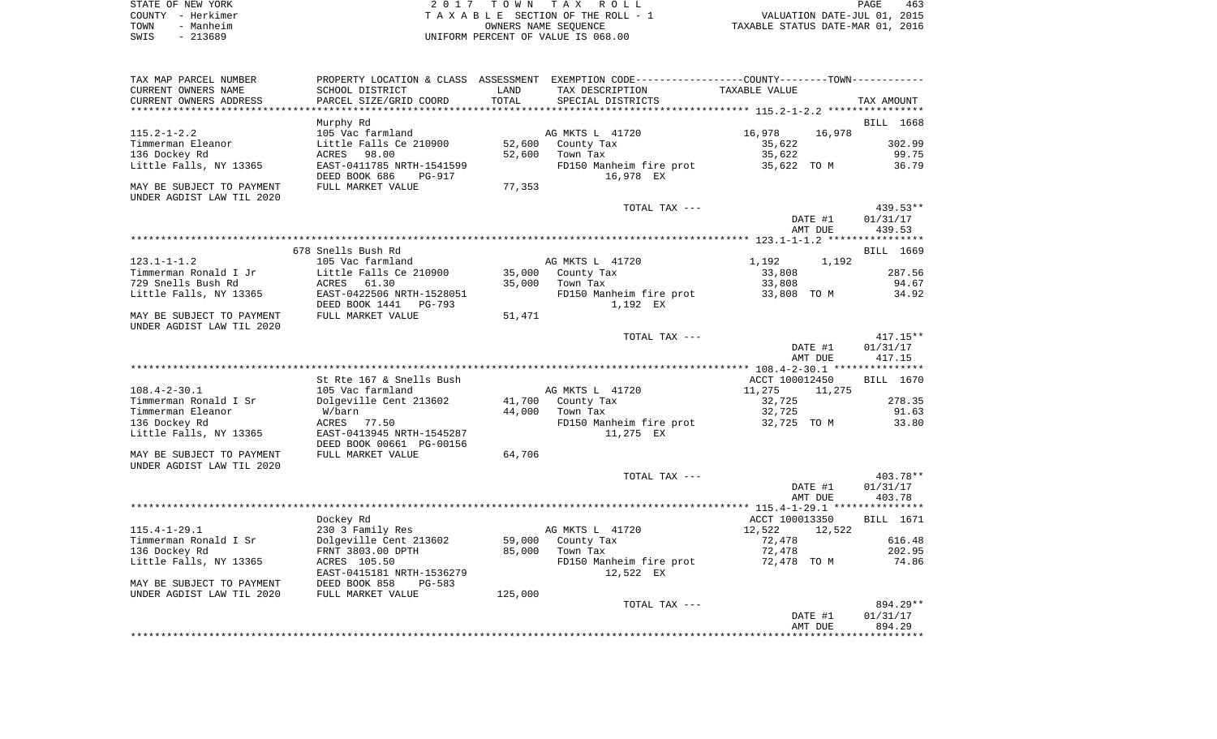STATE OF NEW YORK
COUNTY - Herkimer
TOWN - Manheim
SWIS - 213689

2017 TOWN TAX ROLL
TAXABLE SECTION OF THE ROLL - 1
OWNERS NAME SEQUENCE
UNIFORM PERCENT OF VALUE IS 068.00

VALUATION DATE-JUL 01, 2015
TAXABLE STATUS DATE-MAR 01, 2016

| TAX MAP PARCEL NUMBER / CURRENT OWNERS NAME / CURRENT OWNERS ADDRESS | PROPERTY LOCATION & CLASS / SCHOOL DISTRICT / PARCEL SIZE/GRID COORD | ASSESSMENT LAND / TOTAL | EXEMPTION CODE / TAX DESCRIPTION / SPECIAL DISTRICTS | COUNTY / TOWN TAXABLE VALUE | TAX AMOUNT |
|---|---|---|---|---|---|
| 115.2-1-2.2 | Murphy Rd | | | | BILL 1668 |
| | 105 Vac farmland | | AG MKTS L 41720 | 16,978 16,978 | |
| Timmerman Eleanor | Little Falls Ce 210900 | 52,600 | County Tax | 35,622 | 302.99 |
| 136 Dockey Rd | ACRES 98.00 | 52,600 | Town Tax | 35,622 | 99.75 |
| Little Falls, NY 13365 | EAST-0411785 NRTH-1541599 | | FD150 Manheim fire prot | 35,622 TO M | 36.79 |
| | DEED BOOK 686 PG-917 | | 16,978 EX | | |
| MAY BE SUBJECT TO PAYMENT | FULL MARKET VALUE | 77,353 | | | |
| UNDER AGDIST LAW TIL 2020 | | | | | |
| | | | TOTAL TAX --- | | 439.53** |
| | | | | DATE #1 | 01/31/17 |
| | | | | AMT DUE | 439.53 |
| 123.1-1-1.2 | 678 Snells Bush Rd | | | | BILL 1669 |
| | 105 Vac farmland | | AG MKTS L 41720 | 1,192 1,192 | |
| Timmerman Ronald I Jr | Little Falls Ce 210900 | 35,000 | County Tax | 33,808 | 287.56 |
| 729 Snells Bush Rd | ACRES 61.30 | 35,000 | Town Tax | 33,808 | 94.67 |
| Little Falls, NY 13365 | EAST-0422506 NRTH-1528051 | | FD150 Manheim fire prot | 33,808 TO M | 34.92 |
| | DEED BOOK 1441 PG-793 | | 1,192 EX | | |
| MAY BE SUBJECT TO PAYMENT | FULL MARKET VALUE | 51,471 | | | |
| UNDER AGDIST LAW TIL 2020 | | | | | |
| | | | TOTAL TAX --- | | 417.15** |
| | | | | DATE #1 | 01/31/17 |
| | | | | AMT DUE | 417.15 |
| 108.4-2-30.1 | St Rte 167 & Snells Bush | | | ACCT 100012450 | BILL 1670 |
| | 105 Vac farmland | | AG MKTS L 41720 | 11,275 11,275 | |
| Timmerman Ronald I Sr | Dolgeville Cent 213602 | 41,700 | County Tax | 32,725 | 278.35 |
| Timmerman Eleanor | W/barn | 44,000 | Town Tax | 32,725 | 91.63 |
| 136 Dockey Rd | ACRES 77.50 | | FD150 Manheim fire prot | 32,725 TO M | 33.80 |
| Little Falls, NY 13365 | EAST-0413945 NRTH-1545287 | | 11,275 EX | | |
| | DEED BOOK 00661 PG-00156 | | | | |
| MAY BE SUBJECT TO PAYMENT | FULL MARKET VALUE | 64,706 | | | |
| UNDER AGDIST LAW TIL 2020 | | | | | |
| | | | TOTAL TAX --- | | 403.78** |
| | | | | DATE #1 | 01/31/17 |
| | | | | AMT DUE | 403.78 |
| 115.4-1-29.1 | Dockey Rd | | | ACCT 100013350 | BILL 1671 |
| | 230 3 Family Res | | AG MKTS L 41720 | 12,522 12,522 | |
| Timmerman Ronald I Sr | Dolgeville Cent 213602 | 59,000 | County Tax | 72,478 | 616.48 |
| 136 Dockey Rd | FRNT 3803.00 DPTH | 85,000 | Town Tax | 72,478 | 202.95 |
| Little Falls, NY 13365 | ACRES 105.50 | | FD150 Manheim fire prot | 72,478 TO M | 74.86 |
| | EAST-0415181 NRTH-1536279 | | 12,522 EX | | |
| MAY BE SUBJECT TO PAYMENT | DEED BOOK 858 PG-583 | | | | |
| UNDER AGDIST LAW TIL 2020 | FULL MARKET VALUE | 125,000 | | | |
| | | | TOTAL TAX --- | | 894.29** |
| | | | | DATE #1 | 01/31/17 |
| | | | | AMT DUE | 894.29 |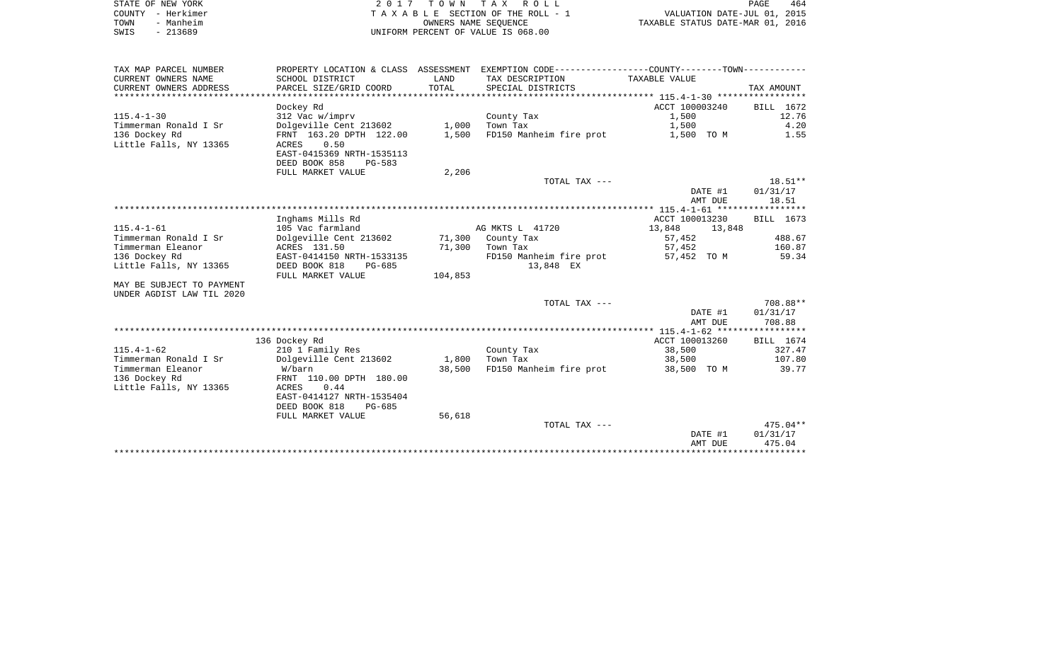STATE OF NEW YORK  
COUNTY - Herkimer  
TOWN - Manheim  
SWIS - 213689

**2 0 1 7 T O W N T A X R O L L**  
T A X A B L E SECTION OF THE ROLL - 1  
OWNERS NAME SEQUENCE  
UNIFORM PERCENT OF VALUE IS 068.00

VALUATION DATE-JUL 01, 2015  
TAXABLE STATUS DATE-MAR 01, 2016

| TAX MAP PARCEL NUMBER / CURRENT OWNERS NAME / CURRENT OWNERS ADDRESS | PROPERTY LOCATION & CLASS / SCHOOL DISTRICT / PARCEL SIZE/GRID COORD | ASSESSMENT LAND / TOTAL | EXEMPTION CODE / TAX DESCRIPTION / SPECIAL DISTRICTS | COUNTY / TOWN TAXABLE VALUE | TAX AMOUNT |
|---|---|---|---|---|---|
| | Dockey Rd | | | ACCT 100003240 | BILL 1672 |
| 115.4-1-30 | 312 Vac w/imprv | | County Tax | 1,500 | 12.76 |
| Timmerman Ronald I Sr | Dolgeville Cent 213602 | 1,000 | Town Tax | 1,500 | 4.20 |
| 136 Dockey Rd | FRNT 163.20 DPTH 122.00 | 1,500 | FD150 Manheim fire prot | 1,500 TO M | 1.55 |
| Little Falls, NY 13365 | ACRES 0.50 | | | | |
| | EAST-0415369 NRTH-1535113 | | | | |
| | DEED BOOK 858 PG-583 | | | | |
| | FULL MARKET VALUE | 2,206 | | | |
| | | | TOTAL TAX --- | | 18.51** |
| | | | | DATE #1 | 01/31/17 |
| | | | | AMT DUE | 18.51 |
| | Inghams Mills Rd | | | ACCT 100013230 | BILL 1673 |
| 115.4-1-61 | 105 Vac farmland | | AG MKTS L 41720 | 13,848 13,848 | |
| Timmerman Ronald I Sr | Dolgeville Cent 213602 | 71,300 | County Tax | 57,452 | 488.67 |
| Timmerman Eleanor | ACRES 131.50 | 71,300 | Town Tax | 57,452 | 160.87 |
| 136 Dockey Rd | EAST-0414150 NRTH-1533135 | | FD150 Manheim fire prot | 57,452 TO M | 59.34 |
| Little Falls, NY 13365 | DEED BOOK 818 PG-685 | | 13,848 EX | | |
| | FULL MARKET VALUE | 104,853 | | | |
| MAY BE SUBJECT TO PAYMENT | | | | | |
| UNDER AGDIST LAW TIL 2020 | | | | | |
| | | | TOTAL TAX --- | | 708.88** |
| | | | | DATE #1 | 01/31/17 |
| | | | | AMT DUE | 708.88 |
| | 136 Dockey Rd | | | ACCT 100013260 | BILL 1674 |
| 115.4-1-62 | 210 1 Family Res | | County Tax | 38,500 | 327.47 |
| Timmerman Ronald I Sr | Dolgeville Cent 213602 | 1,800 | Town Tax | 38,500 | 107.80 |
| Timmerman Eleanor | W/barn | 38,500 | FD150 Manheim fire prot | 38,500 TO M | 39.77 |
| 136 Dockey Rd | FRNT 110.00 DPTH 180.00 | | | | |
| Little Falls, NY 13365 | ACRES 0.44 | | | | |
| | EAST-0414127 NRTH-1535404 | | | | |
| | DEED BOOK 818 PG-685 | | | | |
| | FULL MARKET VALUE | 56,618 | | | |
| | | | TOTAL TAX --- | | 475.04** |
| | | | | DATE #1 | 01/31/17 |
| | | | | AMT DUE | 475.04 |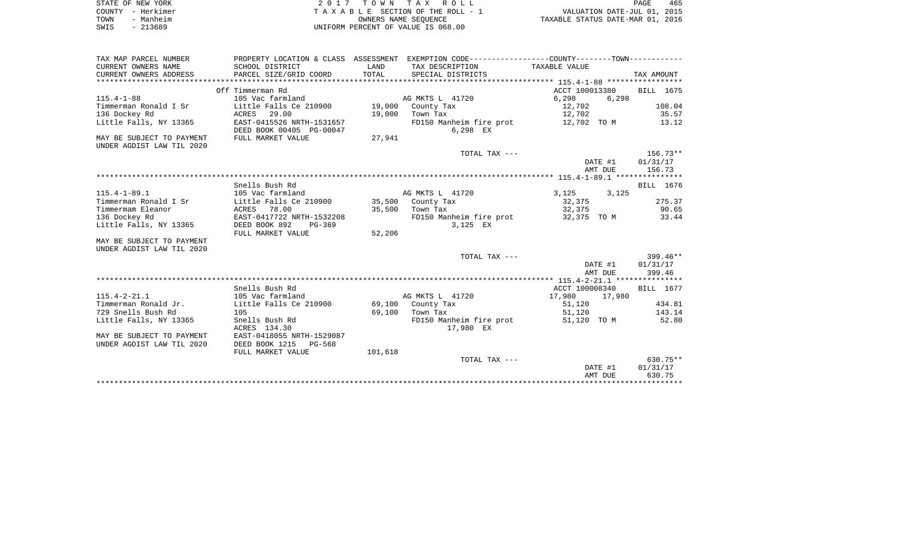STATE OF NEW YORK
COUNTY - Herkimer
TOWN - Manheim
SWIS - 213689

2 0 1 7 T O W N T A X R O L L
T A X A B L E SECTION OF THE ROLL - 1
OWNERS NAME SEQUENCE
UNIFORM PERCENT OF VALUE IS 068.00

VALUATION DATE-JUL 01, 2015
TAXABLE STATUS DATE-MAR 01, 2016

| TAX MAP PARCEL NUMBER / CURRENT OWNERS NAME / CURRENT OWNERS ADDRESS | PROPERTY LOCATION & CLASS / SCHOOL DISTRICT / PARCEL SIZE/GRID COORD | ASSESSMENT LAND / TOTAL | EXEMPTION CODE / TAX DESCRIPTION / SPECIAL DISTRICTS | COUNTY / TAXABLE VALUE | TOWN | TAX AMOUNT |
|---|---|---|---|---|---|---|
| **115.4-1-88** | Off Timmerman Rd | | | ACCT 100013380 | | BILL 1675 |
| 115.4-1-88 | 105 Vac farmland | | AG MKTS L 41720 | 6,298 | 6,298 | |
| Timmerman Ronald I Sr | Little Falls Ce 210900 | 19,000 | County Tax | 12,702 | | 108.04 |
| 136 Dockey Rd | ACRES 29.00 | 19,000 | Town Tax | 12,702 | | 35.57 |
| Little Falls, NY 13365 | EAST-0415526 NRTH-1531657 | | FD150 Manheim fire prot | 12,702 TO M | | 13.12 |
| | DEED BOOK 00405 PG-00047 | | 6,298 EX | | | |
| MAY BE SUBJECT TO PAYMENT | FULL MARKET VALUE | 27,941 | | | | |
| UNDER AGDIST LAW TIL 2020 | | | | | | |
| | | | TOTAL TAX --- | | | 156.73** |
| | | | | | DATE #1 | 01/31/17 |
| | | | | | AMT DUE | 156.73 |
| **115.4-1-89.1** | Snells Bush Rd | | | | | BILL 1676 |
| 115.4-1-89.1 | 105 Vac farmland | | AG MKTS L 41720 | 3,125 | 3,125 | |
| Timmerman Ronald I Sr | Little Falls Ce 210900 | 35,500 | County Tax | 32,375 | | 275.37 |
| Timmerman Eleanor | ACRES 78.00 | 35,500 | Town Tax | 32,375 | | 90.65 |
| 136 Dockey Rd | EAST-0417722 NRTH-1532208 | | FD150 Manheim fire prot | 32,375 TO M | | 33.44 |
| Little Falls, NY 13365 | DEED BOOK 892 PG-369 | | 3,125 EX | | | |
| | FULL MARKET VALUE | 52,206 | | | | |
| MAY BE SUBJECT TO PAYMENT | | | | | | |
| UNDER AGDIST LAW TIL 2020 | | | | | | |
| | | | TOTAL TAX --- | | | 399.46** |
| | | | | | DATE #1 | 01/31/17 |
| | | | | | AMT DUE | 399.46 |
| **115.4-2-21.1** | Snells Bush Rd | | | ACCT 100008340 | | BILL 1677 |
| 115.4-2-21.1 | 105 Vac farmland | | AG MKTS L 41720 | 17,980 | 17,980 | |
| Timmerman Ronald Jr. | Little Falls Ce 210900 | 69,100 | County Tax | 51,120 | | 434.81 |
| 729 Snells Bush Rd | 105 | 69,100 | Town Tax | 51,120 | | 143.14 |
| Little Falls, NY 13365 | Snells Bush Rd | | FD150 Manheim fire prot | 51,120 TO M | | 52.80 |
| | ACRES 134.30 | | 17,980 EX | | | |
| MAY BE SUBJECT TO PAYMENT | EAST-0418055 NRTH-1529087 | | | | | |
| UNDER AGDIST LAW TIL 2020 | DEED BOOK 1215 PG-568 | | | | | |
| | FULL MARKET VALUE | 101,618 | | | | |
| | | | TOTAL TAX --- | | | 630.75** |
| | | | | | DATE #1 | 01/31/17 |
| | | | | | AMT DUE | 630.75 |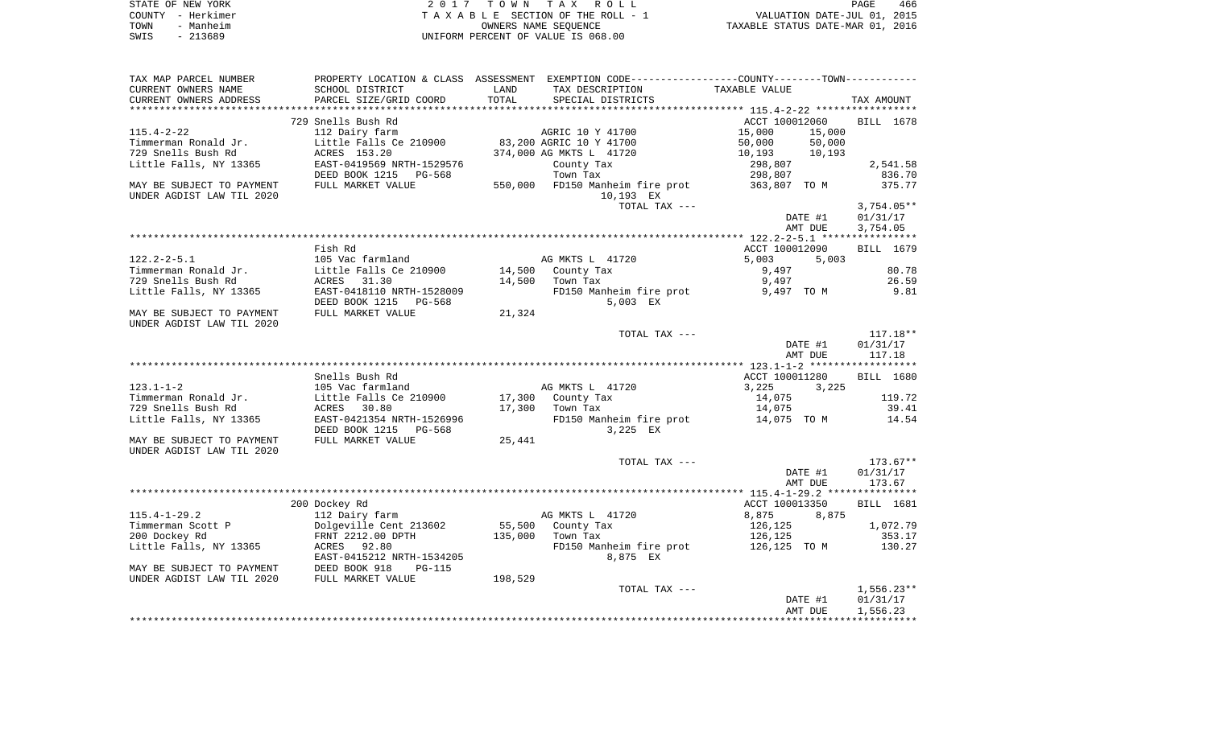STATE OF NEW YORK
COUNTY - Herkimer
TOWN - Manheim
SWIS - 213689

2 0 1 7 T O W N T A X R O L L
T A X A B L E SECTION OF THE ROLL - 1
OWNERS NAME SEQUENCE
UNIFORM PERCENT OF VALUE IS 068.00

VALUATION DATE-JUL 01, 2015
TAXABLE STATUS DATE-MAR 01, 2016

```
TAX MAP PARCEL NUMBER       PROPERTY LOCATION & CLASS  ASSESSMENT  EXEMPTION CODE------------------COUNTY--------TOWN-----------
CURRENT OWNERS NAME         SCHOOL DISTRICT             LAND       TAX DESCRIPTION              TAXABLE VALUE
CURRENT OWNERS ADDRESS      PARCEL SIZE/GRID COORD      TOTAL      SPECIAL DISTRICTS                                    TAX AMOUNT
********************************************************************************************* 115.4-2-22 *****************
                            729 Snells Bush Rd                                                  ACCT 100012060      BILL  1678
115.4-2-22                  112 Dairy farm                         AGRIC 10 Y 41700            15,000      15,000
Timmerman Ronald Jr.        Little Falls Ce 210900       83,200 AGRIC 10 Y 41700               50,000      50,000
729 Snells Bush Rd          ACRES  153.20               374,000 AG MKTS L  41720               10,193      10,193
Little Falls, NY 13365      EAST-0419569 NRTH-1529576           County Tax                    298,807                 2,541.58
                            DEED BOOK 1215   PG-568             Town Tax                      298,807                   836.70
MAY BE SUBJECT TO PAYMENT   FULL MARKET VALUE           550,000 FD150 Manheim fire prot       363,807 TO M              375.77
UNDER AGDIST LAW TIL 2020                                           10,193 EX
                                                                    TOTAL TAX ---                                    3,754.05**
                                                                                                  DATE #1           01/31/17
                                                                                                  AMT DUE            3,754.05
********************************************************************************************* 122.2-2-5.1 ****************
                            Fish Rd                                                             ACCT 100012090      BILL  1679
122.2-2-5.1                 105 Vac farmland                       AG MKTS L  41720             5,003       5,003
Timmerman Ronald Jr.        Little Falls Ce 210900       14,500    County Tax                   9,497                    80.78
729 Snells Bush Rd          ACRES   31.30                14,500    Town Tax                     9,497                    26.59
Little Falls, NY 13365      EAST-0418110 NRTH-1528009              FD150 Manheim fire prot      9,497 TO M                9.81
                            DEED BOOK 1215   PG-568                    5,003 EX
MAY BE SUBJECT TO PAYMENT   FULL MARKET VALUE            21,324
UNDER AGDIST LAW TIL 2020
                                                                    TOTAL TAX ---                                      117.18**
                                                                                                  DATE #1           01/31/17
                                                                                                  AMT DUE              117.18
********************************************************************************************* 123.1-1-2 ******************
                            Snells Bush Rd                                                      ACCT 100011280      BILL  1680
123.1-1-2                   105 Vac farmland                       AG MKTS L  41720             3,225       3,225
Timmerman Ronald Jr.        Little Falls Ce 210900       17,300    County Tax                  14,075                   119.72
729 Snells Bush Rd          ACRES   30.80                17,300    Town Tax                    14,075                    39.41
Little Falls, NY 13365      EAST-0421354 NRTH-1526996              FD150 Manheim fire prot     14,075 TO M               14.54
                            DEED BOOK 1215   PG-568                    3,225 EX
MAY BE SUBJECT TO PAYMENT   FULL MARKET VALUE            25,441
UNDER AGDIST LAW TIL 2020
                                                                    TOTAL TAX ---                                      173.67**
                                                                                                  DATE #1           01/31/17
                                                                                                  AMT DUE              173.67
********************************************************************************************* 115.4-1-29.2 ***************
                            200 Dockey Rd                                                       ACCT 100013350      BILL  1681
115.4-1-29.2                112 Dairy farm                         AG MKTS L  41720             8,875       8,875
Timmerman Scott P           Dolgeville Cent 213602       55,500    County Tax                 126,125                 1,072.79
200 Dockey Rd               FRNT 2212.00 DPTH           135,000    Town Tax                   126,125                   353.17
Little Falls, NY 13365      ACRES   92.80                          FD150 Manheim fire prot    126,125 TO M              130.27
                            EAST-0415212 NRTH-1534205                  8,875 EX
MAY BE SUBJECT TO PAYMENT   DEED BOOK 918    PG-115
UNDER AGDIST LAW TIL 2020   FULL MARKET VALUE           198,529
                                                                    TOTAL TAX ---                                    1,556.23**
                                                                                                  DATE #1           01/31/17
                                                                                                  AMT DUE            1,556.23
**************************************************************************************************************************
```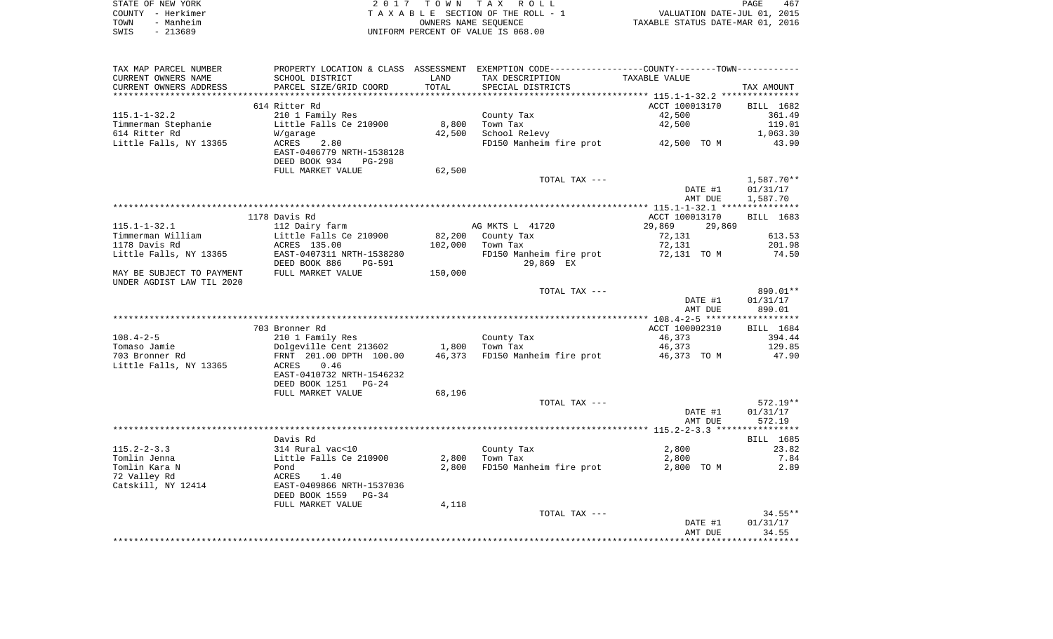STATE OF NEW YORK
COUNTY - Herkimer
TOWN - Manheim
SWIS - 213689

2 0 1 7 T O W N T A X R O L L
T A X A B L E SECTION OF THE ROLL - 1
OWNERS NAME SEQUENCE
UNIFORM PERCENT OF VALUE IS 068.00

VALUATION DATE-JUL 01, 2015
TAXABLE STATUS DATE-MAR 01, 2016

| TAX MAP PARCEL NUMBER / CURRENT OWNERS NAME / CURRENT OWNERS ADDRESS | PROPERTY LOCATION & CLASS / SCHOOL DISTRICT / PARCEL SIZE/GRID COORD | ASSESSMENT LAND / TOTAL | EXEMPTION CODE / TAX DESCRIPTION / SPECIAL DISTRICTS | COUNTY/TOWN TAXABLE VALUE | TAX AMOUNT |
|---|---|---|---|---|---|
| 115.1-1-32.2 | 614 Ritter Rd | | | ACCT 100013170 | BILL 1682 |
| | 210 1 Family Res | | County Tax | 42,500 | 361.49 |
| Timmerman Stephanie | Little Falls Ce 210900 | 8,800 | Town Tax | 42,500 | 119.01 |
| 614 Ritter Rd | W/garage | 42,500 | School Relevy | | 1,063.30 |
| Little Falls, NY 13365 | ACRES 2.80 | | FD150 Manheim fire prot | 42,500 TO M | 43.90 |
| | EAST-0406779 NRTH-1538128 | | | | |
| | DEED BOOK 934 PG-298 | | | | |
| | FULL MARKET VALUE | 62,500 | | | |
| | | | TOTAL TAX --- | | 1,587.70** |
| | | | | DATE #1 | 01/31/17 |
| | | | | AMT DUE | 1,587.70 |
| 115.1-1-32.1 | 1178 Davis Rd | | | ACCT 100013170 | BILL 1683 |
| | 112 Dairy farm | | AG MKTS L 41720 | 29,869 29,869 | |
| Timmerman William | Little Falls Ce 210900 | 82,200 | County Tax | 72,131 | 613.53 |
| 1178 Davis Rd | ACRES 135.00 | 102,000 | Town Tax | 72,131 | 201.98 |
| Little Falls, NY 13365 | EAST-0407311 NRTH-1538280 | | FD150 Manheim fire prot | 72,131 TO M | 74.50 |
| | DEED BOOK 886 PG-591 | | 29,869 EX | | |
| MAY BE SUBJECT TO PAYMENT UNDER AGDIST LAW TIL 2020 | FULL MARKET VALUE | 150,000 | | | |
| | | | TOTAL TAX --- | | 890.01** |
| | | | | DATE #1 | 01/31/17 |
| | | | | AMT DUE | 890.01 |
| 108.4-2-5 | 703 Bronner Rd | | | ACCT 100002310 | BILL 1684 |
| | 210 1 Family Res | | County Tax | 46,373 | 394.44 |
| Tomaso Jamie | Dolgeville Cent 213602 | 1,800 | Town Tax | 46,373 | 129.85 |
| 703 Bronner Rd | FRNT 201.00 DPTH 100.00 | 46,373 | FD150 Manheim fire prot | 46,373 TO M | 47.90 |
| Little Falls, NY 13365 | ACRES 0.46 | | | | |
| | EAST-0410732 NRTH-1546232 | | | | |
| | DEED BOOK 1251 PG-24 | | | | |
| | FULL MARKET VALUE | 68,196 | | | |
| | | | TOTAL TAX --- | | 572.19** |
| | | | | DATE #1 | 01/31/17 |
| | | | | AMT DUE | 572.19 |
| 115.2-2-3.3 | Davis Rd | | | | BILL 1685 |
| | 314 Rural vac<10 | | County Tax | 2,800 | 23.82 |
| Tomlin Jenna | Little Falls Ce 210900 | 2,800 | Town Tax | 2,800 | 7.84 |
| Tomlin Kara N | Pond | 2,800 | FD150 Manheim fire prot | 2,800 TO M | 2.89 |
| 72 Valley Rd | ACRES 1.40 | | | | |
| Catskill, NY 12414 | EAST-0409866 NRTH-1537036 | | | | |
| | DEED BOOK 1559 PG-34 | | | | |
| | FULL MARKET VALUE | 4,118 | | | |
| | | | TOTAL TAX --- | | 34.55** |
| | | | | DATE #1 | 01/31/17 |
| | | | | AMT DUE | 34.55 |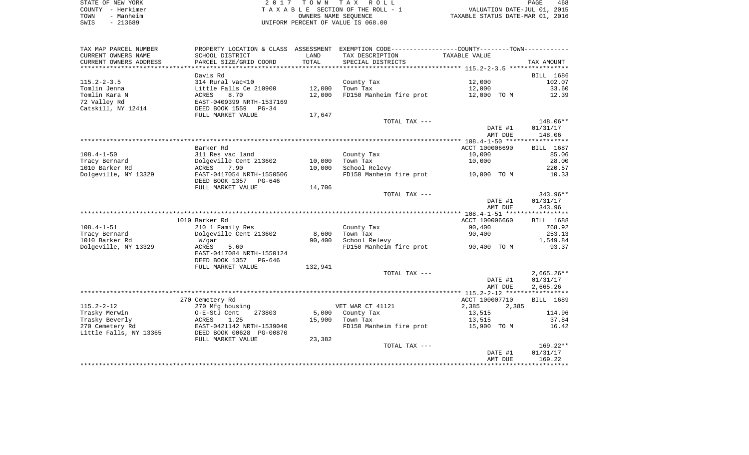STATE OF NEW YORK
COUNTY - Herkimer
TOWN - Manheim
SWIS - 213689

2 0 1 7 T O W N T A X R O L L
T A X A B L E SECTION OF THE ROLL - 1
OWNERS NAME SEQUENCE
UNIFORM PERCENT OF VALUE IS 068.00

VALUATION DATE-JUL 01, 2015
TAXABLE STATUS DATE-MAR 01, 2016

| TAX MAP PARCEL NUMBER<br>CURRENT OWNERS NAME<br>CURRENT OWNERS ADDRESS | PROPERTY LOCATION & CLASS<br>SCHOOL DISTRICT<br>PARCEL SIZE/GRID COORD | ASSESSMENT<br>LAND<br>TOTAL | EXEMPTION CODE-----COUNTY-----TOWN------<br>TAX DESCRIPTION<br>SPECIAL DISTRICTS | TAXABLE VALUE | TAX AMOUNT |
|---|---|---|---|---|---|
| **115.2-2-3.5** | Davis Rd | | | | BILL 1686 |
| 115.2-2-3.5 | 314 Rural vac<10 | | County Tax | 12,000 | 102.07 |
| Tomlin Jenna | Little Falls Ce 210900 | 12,000 | Town Tax | 12,000 | 33.60 |
| Tomlin Kara N | ACRES 8.70 | 12,000 | FD150 Manheim fire prot | 12,000 TO M | 12.39 |
| 72 Valley Rd | EAST-0409399 NRTH-1537169 | | | | |
| Catskill, NY 12414 | DEED BOOK 1559 PG-34 | | | | |
| | FULL MARKET VALUE | 17,647 | | | |
| | | | TOTAL TAX --- | | 148.06** |
| | | | | DATE #1 | 01/31/17 |
| | | | | AMT DUE | 148.06 |
| **108.4-1-50** | Barker Rd | | | ACCT 100006690 | BILL 1687 |
| 108.4-1-50 | 311 Res vac land | | County Tax | 10,000 | 85.06 |
| Tracy Bernard | Dolgeville Cent 213602 | 10,000 | Town Tax | 10,000 | 28.00 |
| 1010 Barker Rd | ACRES 7.90 | 10,000 | School Relevy | | 220.57 |
| Dolgeville, NY 13329 | EAST-0417054 NRTH-1550506 | | FD150 Manheim fire prot | 10,000 TO M | 10.33 |
| | DEED BOOK 1357 PG-646 | | | | |
| | FULL MARKET VALUE | 14,706 | | | |
| | | | TOTAL TAX --- | | 343.96** |
| | | | | DATE #1 | 01/31/17 |
| | | | | AMT DUE | 343.96 |
| **108.4-1-51** | 1010 Barker Rd | | | ACCT 100006660 | BILL 1688 |
| 108.4-1-51 | 210 1 Family Res | | County Tax | 90,400 | 768.92 |
| Tracy Bernard | Dolgeville Cent 213602 | 8,600 | Town Tax | 90,400 | 253.13 |
| 1010 Barker Rd | W/gar | 90,400 | School Relevy | | 1,549.84 |
| Dolgeville, NY 13329 | ACRES 5.60 | | FD150 Manheim fire prot | 90,400 TO M | 93.37 |
| | EAST-0417084 NRTH-1550124 | | | | |
| | DEED BOOK 1357 PG-646 | | | | |
| | FULL MARKET VALUE | 132,941 | | | |
| | | | TOTAL TAX --- | | 2,665.26** |
| | | | | DATE #1 | 01/31/17 |
| | | | | AMT DUE | 2,665.26 |
| **115.2-2-12** | 270 Cemetery Rd | | | ACCT 100007710 | BILL 1689 |
| 115.2-2-12 | 270 Mfg housing | | VET WAR CT 41121 | 2,385 2,385 | |
| Trasky Merwin | O-E-StJ Cent 273803 | 5,000 | County Tax | 13,515 | 114.96 |
| Trasky Beverly | ACRES 1.25 | 15,900 | Town Tax | 13,515 | 37.84 |
| 270 Cemetery Rd | EAST-0421142 NRTH-1539040 | | FD150 Manheim fire prot | 15,900 TO M | 16.42 |
| Little Falls, NY 13365 | DEED BOOK 00628 PG-00870 | | | | |
| | FULL MARKET VALUE | 23,382 | | | |
| | | | TOTAL TAX --- | | 169.22** |
| | | | | DATE #1 | 01/31/17 |
| | | | | AMT DUE | 169.22 |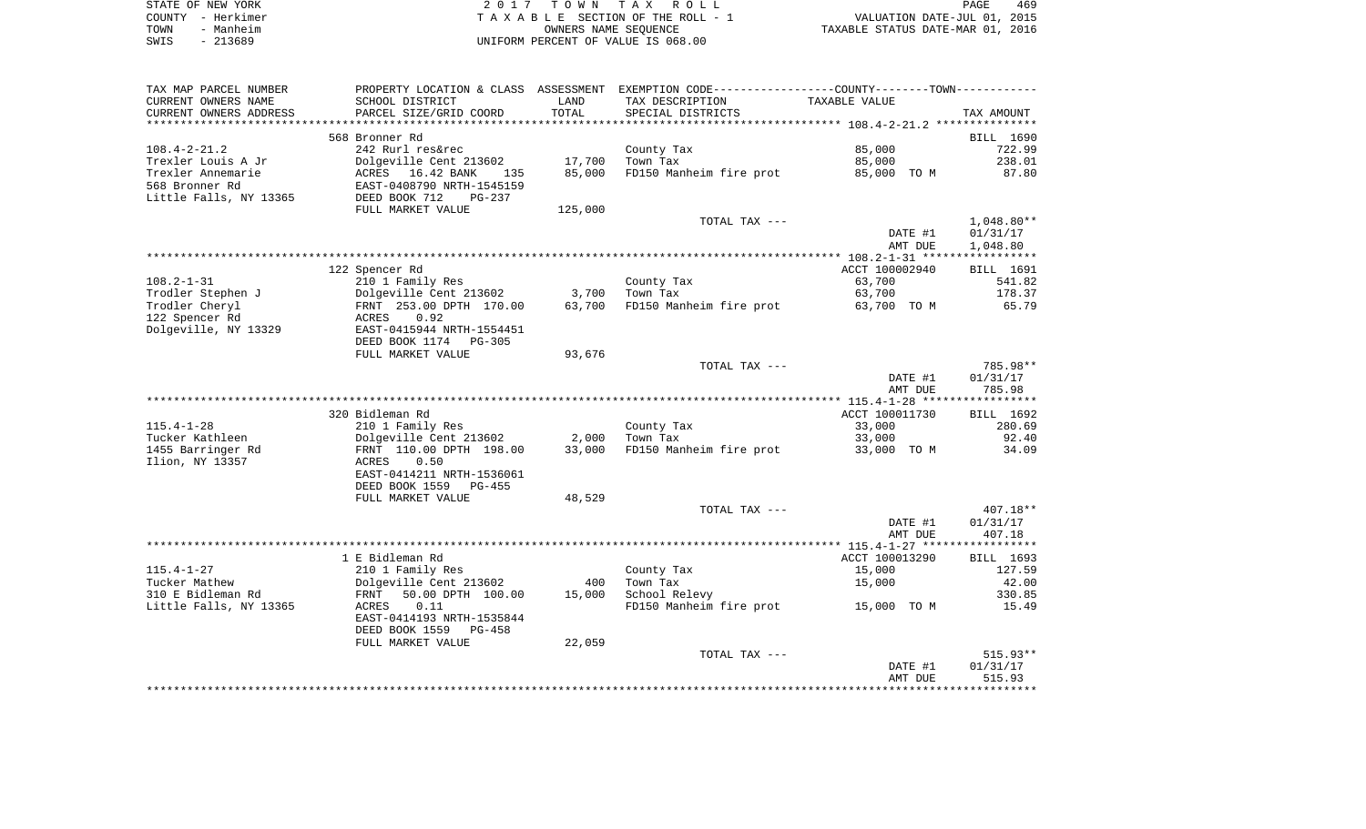STATE OF NEW YORK — COUNTY - Herkimer — TOWN - Manheim — SWIS - 213689

2017 TOWN TAX ROLL
TAXABLE SECTION OF THE ROLL - 1
OWNERS NAME SEQUENCE
UNIFORM PERCENT OF VALUE IS 068.00

VALUATION DATE-JUL 01, 2015
TAXABLE STATUS DATE-MAR 01, 2016

| TAX MAP PARCEL NUMBER / CURRENT OWNERS NAME / CURRENT OWNERS ADDRESS | PROPERTY LOCATION & CLASS / SCHOOL DISTRICT / PARCEL SIZE/GRID COORD | ASSESSMENT LAND / TOTAL | EXEMPTION CODE / TAX DESCRIPTION / SPECIAL DISTRICTS | COUNTY/TOWN TAXABLE VALUE | TAX AMOUNT |
|---|---|---|---|---|---|
| | 568 Bronner Rd | | | | BILL 1690 |
| 108.4-2-21.2 | 242 Rurl res&rec | | County Tax | 85,000 | 722.99 |
| Trexler Louis A Jr | Dolgeville Cent 213602 | 17,700 | Town Tax | 85,000 | 238.01 |
| Trexler Annemarie | ACRES 16.42 BANK 135 | 85,000 | FD150 Manheim fire prot | 85,000 TO M | 87.80 |
| 568 Bronner Rd | EAST-0408790 NRTH-1545159 | | | | |
| Little Falls, NY 13365 | DEED BOOK 712 PG-237 | | | | |
| | FULL MARKET VALUE | 125,000 | | | |
| | | | TOTAL TAX --- | | 1,048.80** |
| | | | | DATE #1 | 01/31/17 |
| | | | | AMT DUE | 1,048.80 |
| | 122 Spencer Rd | | | ACCT 100002940 | BILL 1691 |
| 108.2-1-31 | 210 1 Family Res | | County Tax | 63,700 | 541.82 |
| Trodler Stephen J | Dolgeville Cent 213602 | 3,700 | Town Tax | 63,700 | 178.37 |
| Trodler Cheryl | FRNT 253.00 DPTH 170.00 | 63,700 | FD150 Manheim fire prot | 63,700 TO M | 65.79 |
| 122 Spencer Rd | ACRES 0.92 | | | | |
| Dolgeville, NY 13329 | EAST-0415944 NRTH-1554451 | | | | |
| | DEED BOOK 1174 PG-305 | | | | |
| | FULL MARKET VALUE | 93,676 | | | |
| | | | TOTAL TAX --- | | 785.98** |
| | | | | DATE #1 | 01/31/17 |
| | | | | AMT DUE | 785.98 |
| | 320 Bidleman Rd | | | ACCT 100011730 | BILL 1692 |
| 115.4-1-28 | 210 1 Family Res | | County Tax | 33,000 | 280.69 |
| Tucker Kathleen | Dolgeville Cent 213602 | 2,000 | Town Tax | 33,000 | 92.40 |
| 1455 Barringer Rd | FRNT 110.00 DPTH 198.00 | 33,000 | FD150 Manheim fire prot | 33,000 TO M | 34.09 |
| Ilion, NY 13357 | ACRES 0.50 | | | | |
| | EAST-0414211 NRTH-1536061 | | | | |
| | DEED BOOK 1559 PG-455 | | | | |
| | FULL MARKET VALUE | 48,529 | | | |
| | | | TOTAL TAX --- | | 407.18** |
| | | | | DATE #1 | 01/31/17 |
| | | | | AMT DUE | 407.18 |
| | 1 E Bidleman Rd | | | ACCT 100013290 | BILL 1693 |
| 115.4-1-27 | 210 1 Family Res | | County Tax | 15,000 | 127.59 |
| Tucker Mathew | Dolgeville Cent 213602 | 400 | Town Tax | 15,000 | 42.00 |
| 310 E Bidleman Rd | FRNT 50.00 DPTH 100.00 | 15,000 | School Relevy | | 330.85 |
| Little Falls, NY 13365 | ACRES 0.11 | | FD150 Manheim fire prot | 15,000 TO M | 15.49 |
| | EAST-0414193 NRTH-1535844 | | | | |
| | DEED BOOK 1559 PG-458 | | | | |
| | FULL MARKET VALUE | 22,059 | | | |
| | | | TOTAL TAX --- | | 515.93** |
| | | | | DATE #1 | 01/31/17 |
| | | | | AMT DUE | 515.93 |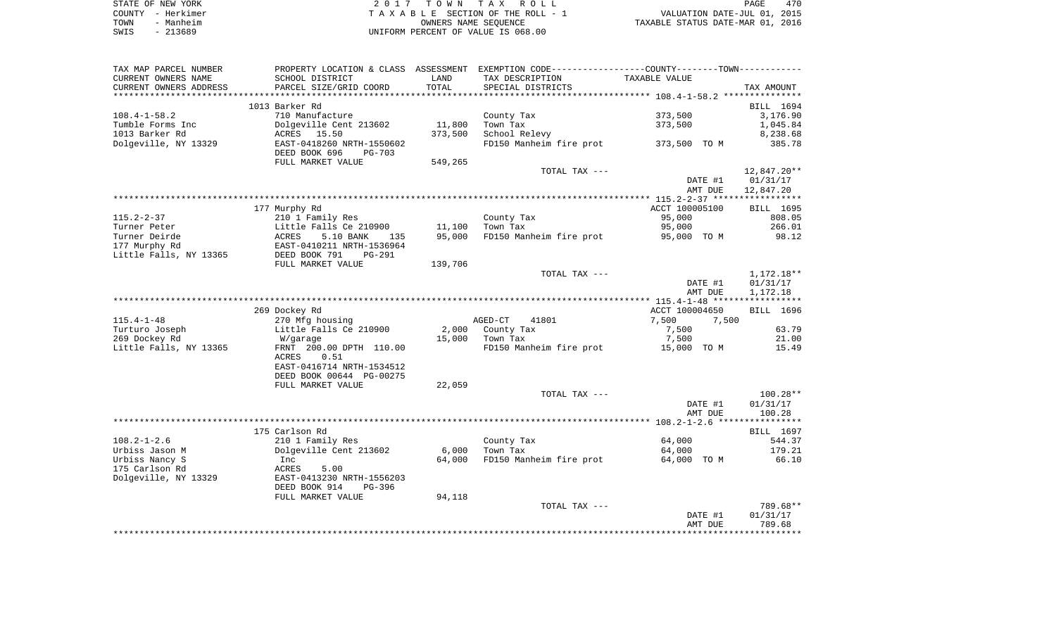STATE OF NEW YORK — 2017 TOWN TAX ROLL
COUNTY - Herkimer — TAXABLE SECTION OF THE ROLL - 1 — VALUATION DATE-JUL 01, 2015
TOWN - Manheim — OWNERS NAME SEQUENCE — TAXABLE STATUS DATE-MAR 01, 2016
SWIS - 213689 — UNIFORM PERCENT OF VALUE IS 068.00

| TAX MAP PARCEL NUMBER / CURRENT OWNERS NAME / CURRENT OWNERS ADDRESS | PROPERTY LOCATION & CLASS / SCHOOL DISTRICT / PARCEL SIZE/GRID COORD | ASSESSMENT LAND / TOTAL | EXEMPTION CODE / TAX DESCRIPTION / SPECIAL DISTRICTS | COUNTY/TOWN TAXABLE VALUE | TAX AMOUNT |
|---|---|---|---|---|---|
| 108.4-1-58.2 | 1013 Barker Rd | | | | BILL 1694 |
| | 710 Manufacture | | County Tax | 373,500 | 3,176.90 |
| Tumble Forms Inc | Dolgeville Cent 213602 | 11,800 | Town Tax | 373,500 | 1,045.84 |
| 1013 Barker Rd | ACRES 15.50 | 373,500 | School Relevy | | 8,238.68 |
| Dolgeville, NY 13329 | EAST-0418260 NRTH-1550602 | | FD150 Manheim fire prot | 373,500 TO M | 385.78 |
| | DEED BOOK 696 PG-703 | | | | |
| | FULL MARKET VALUE | 549,265 | | | |
| | | | TOTAL TAX --- | | 12,847.20** |
| | | | | DATE #1 | 01/31/17 |
| | | | | AMT DUE | 12,847.20 |
| 115.2-2-37 | 177 Murphy Rd | | | ACCT 100005100 | BILL 1695 |
| | 210 1 Family Res | | County Tax | 95,000 | 808.05 |
| Turner Peter | Little Falls Ce 210900 | 11,100 | Town Tax | 95,000 | 266.01 |
| Turner Deirde | ACRES 5.10 BANK 135 | 95,000 | FD150 Manheim fire prot | 95,000 TO M | 98.12 |
| 177 Murphy Rd | EAST-0410211 NRTH-1536964 | | | | |
| Little Falls, NY 13365 | DEED BOOK 791 PG-291 | | | | |
| | FULL MARKET VALUE | 139,706 | | | |
| | | | TOTAL TAX --- | | 1,172.18** |
| | | | | DATE #1 | 01/31/17 |
| | | | | AMT DUE | 1,172.18 |
| 115.4-1-48 | 269 Dockey Rd | | | ACCT 100004650 | BILL 1696 |
| | 270 Mfg housing | | AGED-CT 41801 | 7,500 7,500 | |
| Turturo Joseph | Little Falls Ce 210900 | 2,000 | County Tax | 7,500 | 63.79 |
| 269 Dockey Rd | W/garage | 15,000 | Town Tax | 7,500 | 21.00 |
| Little Falls, NY 13365 | FRNT 200.00 DPTH 110.00 | | FD150 Manheim fire prot | 15,000 TO M | 15.49 |
| | ACRES 0.51 | | | | |
| | EAST-0416714 NRTH-1534512 | | | | |
| | DEED BOOK 00644 PG-00275 | | | | |
| | FULL MARKET VALUE | 22,059 | | | |
| | | | TOTAL TAX --- | | 100.28** |
| | | | | DATE #1 | 01/31/17 |
| | | | | AMT DUE | 100.28 |
| 108.2-1-2.6 | 175 Carlson Rd | | | | BILL 1697 |
| | 210 1 Family Res | | County Tax | 64,000 | 544.37 |
| Urbiss Jason M | Dolgeville Cent 213602 | 6,000 | Town Tax | 64,000 | 179.21 |
| Urbiss Nancy S | Inc | 64,000 | FD150 Manheim fire prot | 64,000 TO M | 66.10 |
| 175 Carlson Rd | ACRES 5.00 | | | | |
| Dolgeville, NY 13329 | EAST-0413230 NRTH-1556203 | | | | |
| | DEED BOOK 914 PG-396 | | | | |
| | FULL MARKET VALUE | 94,118 | | | |
| | | | TOTAL TAX --- | | 789.68** |
| | | | | DATE #1 | 01/31/17 |
| | | | | AMT DUE | 789.68 |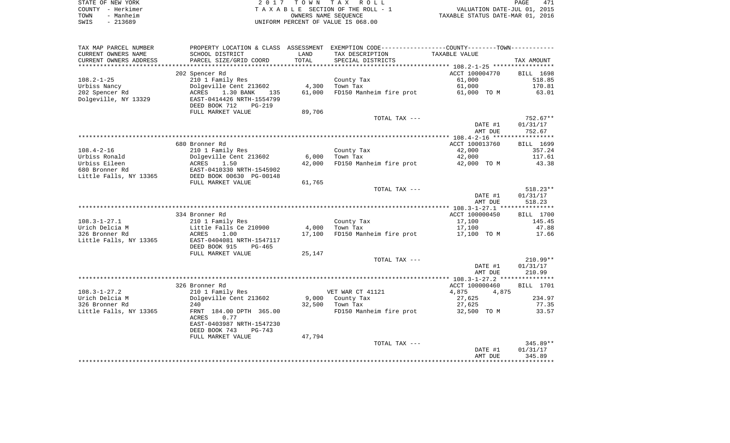STATE OF NEW YORK — COUNTY - Herkimer — TOWN - Manheim — SWIS - 213689

2017 TOWN TAX ROLL
TAXABLE SECTION OF THE ROLL - 1
OWNERS NAME SEQUENCE
UNIFORM PERCENT OF VALUE IS 068.00

VALUATION DATE-JUL 01, 2015
TAXABLE STATUS DATE-MAR 01, 2016

| TAX MAP PARCEL NUMBER / CURRENT OWNERS NAME / CURRENT OWNERS ADDRESS | PROPERTY LOCATION & CLASS / SCHOOL DISTRICT / PARCEL SIZE/GRID COORD | ASSESSMENT LAND / TOTAL | EXEMPTION CODE / TAX DESCRIPTION / SPECIAL DISTRICTS | COUNTY--TOWN TAXABLE VALUE | TAX AMOUNT |
|---|---|---|---|---|---|
| **108.2-1-25** | 202 Spencer Rd | | | ACCT 100004770 | BILL 1698 |
| Urbiss Nancy | 210 1 Family Res | | County Tax | 61,000 | 518.85 |
| 202 Spencer Rd | Dolgeville Cent 213602 | 4,300 | Town Tax | 61,000 | 170.81 |
| Dolgeville, NY 13329 | ACRES 1.30 BANK 135 | 61,000 | FD150 Manheim fire prot | 61,000 TO M | 63.01 |
| | EAST-0414426 NRTH-1554799 | | | | |
| | DEED BOOK 712 PG-219 | | | | |
| | FULL MARKET VALUE | 89,706 | | | |
| | | | TOTAL TAX --- | | 752.67** |
| | | | | DATE #1 | 01/31/17 |
| | | | | AMT DUE | 752.67 |
| **108.4-2-16** | 680 Bronner Rd | | | ACCT 100013760 | BILL 1699 |
| Urbiss Ronald | 210 1 Family Res | | County Tax | 42,000 | 357.24 |
| Urbiss Eileen | Dolgeville Cent 213602 | 6,000 | Town Tax | 42,000 | 117.61 |
| 680 Bronner Rd | ACRES 1.50 | 42,000 | FD150 Manheim fire prot | 42,000 TO M | 43.38 |
| Little Falls, NY 13365 | EAST-0410330 NRTH-1545902 | | | | |
| | DEED BOOK 00630 PG-00148 | | | | |
| | FULL MARKET VALUE | 61,765 | | | |
| | | | TOTAL TAX --- | | 518.23** |
| | | | | DATE #1 | 01/31/17 |
| | | | | AMT DUE | 518.23 |
| **108.3-1-27.1** | 334 Bronner Rd | | | ACCT 100000450 | BILL 1700 |
| Urich Delcia M | 210 1 Family Res | | County Tax | 17,100 | 145.45 |
| 326 Bronner Rd | Little Falls Ce 210900 | 4,000 | Town Tax | 17,100 | 47.88 |
| Little Falls, NY 13365 | ACRES 1.00 | 17,100 | FD150 Manheim fire prot | 17,100 TO M | 17.66 |
| | EAST-0404081 NRTH-1547117 | | | | |
| | DEED BOOK 915 PG-465 | | | | |
| | FULL MARKET VALUE | 25,147 | | | |
| | | | TOTAL TAX --- | | 210.99** |
| | | | | DATE #1 | 01/31/17 |
| | | | | AMT DUE | 210.99 |
| **108.3-1-27.2** | 326 Bronner Rd | | | ACCT 100000460 | BILL 1701 |
| Urich Delcia M | 210 1 Family Res | | VET WAR CT 41121 | 4,875 4,875 | |
| 326 Bronner Rd | Dolgeville Cent 213602 | 9,000 | County Tax | 27,625 | 234.97 |
| Little Falls, NY 13365 | 240 | 32,500 | Town Tax | 27,625 | 77.35 |
| | FRNT 184.00 DPTH 365.00 | | FD150 Manheim fire prot | 32,500 TO M | 33.57 |
| | ACRES 0.77 | | | | |
| | EAST-0403987 NRTH-1547230 | | | | |
| | DEED BOOK 743 PG-743 | | | | |
| | FULL MARKET VALUE | 47,794 | | | |
| | | | TOTAL TAX --- | | 345.89** |
| | | | | DATE #1 | 01/31/17 |
| | | | | AMT DUE | 345.89 |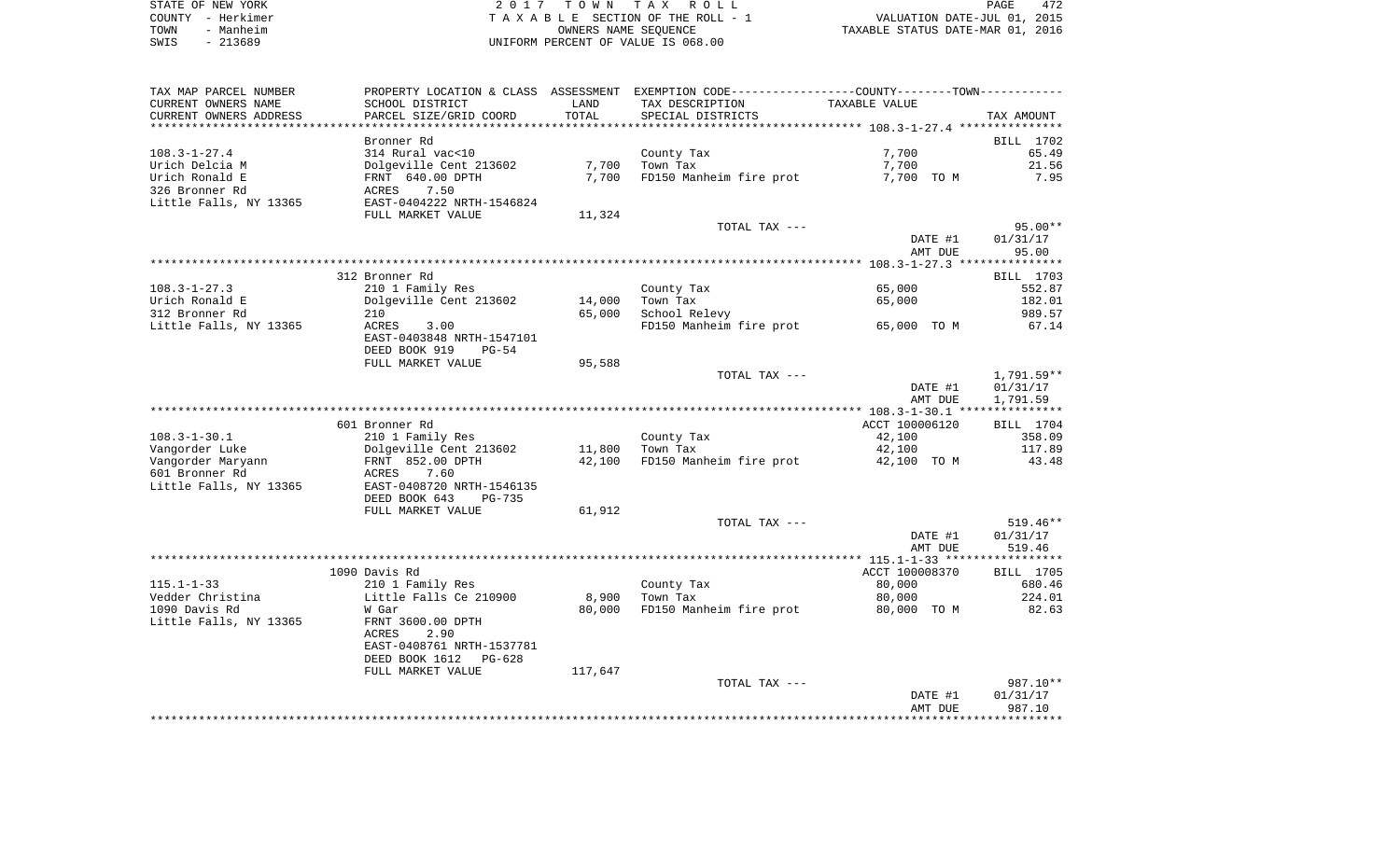STATE OF NEW YORK — COUNTY - Herkimer — TOWN - Manheim — SWIS - 213689

2017 TOWN TAX ROLL
TAXABLE SECTION OF THE ROLL - 1
OWNERS NAME SEQUENCE
UNIFORM PERCENT OF VALUE IS 068.00

VALUATION DATE-JUL 01, 2015
TAXABLE STATUS DATE-MAR 01, 2016

| TAX MAP PARCEL NUMBER / CURRENT OWNERS NAME / CURRENT OWNERS ADDRESS | PROPERTY LOCATION & CLASS / SCHOOL DISTRICT / PARCEL SIZE/GRID COORD | ASSESSMENT LAND / TOTAL | EXEMPTION CODE / TAX DESCRIPTION / SPECIAL DISTRICTS | TAXABLE VALUE | TAX AMOUNT |
|---|---|---|---|---|---|
| | Bronner Rd | | | | BILL 1702 |
| 108.3-1-27.4 | 314 Rural vac<10 | | County Tax | 7,700 | 65.49 |
| Urich Delcia M | Dolgeville Cent 213602 | 7,700 | Town Tax | 7,700 | 21.56 |
| Urich Ronald E | FRNT 640.00 DPTH | 7,700 | FD150 Manheim fire prot | 7,700 TO M | 7.95 |
| 326 Bronner Rd | ACRES 7.50 | | | | |
| Little Falls, NY 13365 | EAST-0404222 NRTH-1546824 | | | | |
| | FULL MARKET VALUE | 11,324 | | | |
| | | | TOTAL TAX --- | | 95.00** |
| | | | | DATE #1 | 01/31/17 |
| | | | | AMT DUE | 95.00 |
| | 312 Bronner Rd | | | | BILL 1703 |
| 108.3-1-27.3 | 210 1 Family Res | | County Tax | 65,000 | 552.87 |
| Urich Ronald E | Dolgeville Cent 213602 | 14,000 | Town Tax | 65,000 | 182.01 |
| 312 Bronner Rd | 210 | 65,000 | School Relevy | | 989.57 |
| Little Falls, NY 13365 | ACRES 3.00 | | FD150 Manheim fire prot | 65,000 TO M | 67.14 |
| | EAST-0403848 NRTH-1547101 | | | | |
| | DEED BOOK 919 PG-54 | | | | |
| | FULL MARKET VALUE | 95,588 | | | |
| | | | TOTAL TAX --- | | 1,791.59** |
| | | | | DATE #1 | 01/31/17 |
| | | | | AMT DUE | 1,791.59 |
| | 601 Bronner Rd | | | ACCT 100006120 | BILL 1704 |
| 108.3-1-30.1 | 210 1 Family Res | | County Tax | 42,100 | 358.09 |
| Vangorder Luke | Dolgeville Cent 213602 | 11,800 | Town Tax | 42,100 | 117.89 |
| Vangorder Maryann | FRNT 852.00 DPTH | 42,100 | FD150 Manheim fire prot | 42,100 TO M | 43.48 |
| 601 Bronner Rd | ACRES 7.60 | | | | |
| Little Falls, NY 13365 | EAST-0408720 NRTH-1546135 | | | | |
| | DEED BOOK 643 PG-735 | | | | |
| | FULL MARKET VALUE | 61,912 | | | |
| | | | TOTAL TAX --- | | 519.46** |
| | | | | DATE #1 | 01/31/17 |
| | | | | AMT DUE | 519.46 |
| | 1090 Davis Rd | | | ACCT 100008370 | BILL 1705 |
| 115.1-1-33 | 210 1 Family Res | | County Tax | 80,000 | 680.46 |
| Vedder Christina | Little Falls Ce 210900 | 8,900 | Town Tax | 80,000 | 224.01 |
| 1090 Davis Rd | W Gar | 80,000 | FD150 Manheim fire prot | 80,000 TO M | 82.63 |
| Little Falls, NY 13365 | FRNT 3600.00 DPTH | | | | |
| | ACRES 2.90 | | | | |
| | EAST-0408761 NRTH-1537781 | | | | |
| | DEED BOOK 1612 PG-628 | | | | |
| | FULL MARKET VALUE | 117,647 | | | |
| | | | TOTAL TAX --- | | 987.10** |
| | | | | DATE #1 | 01/31/17 |
| | | | | AMT DUE | 987.10 |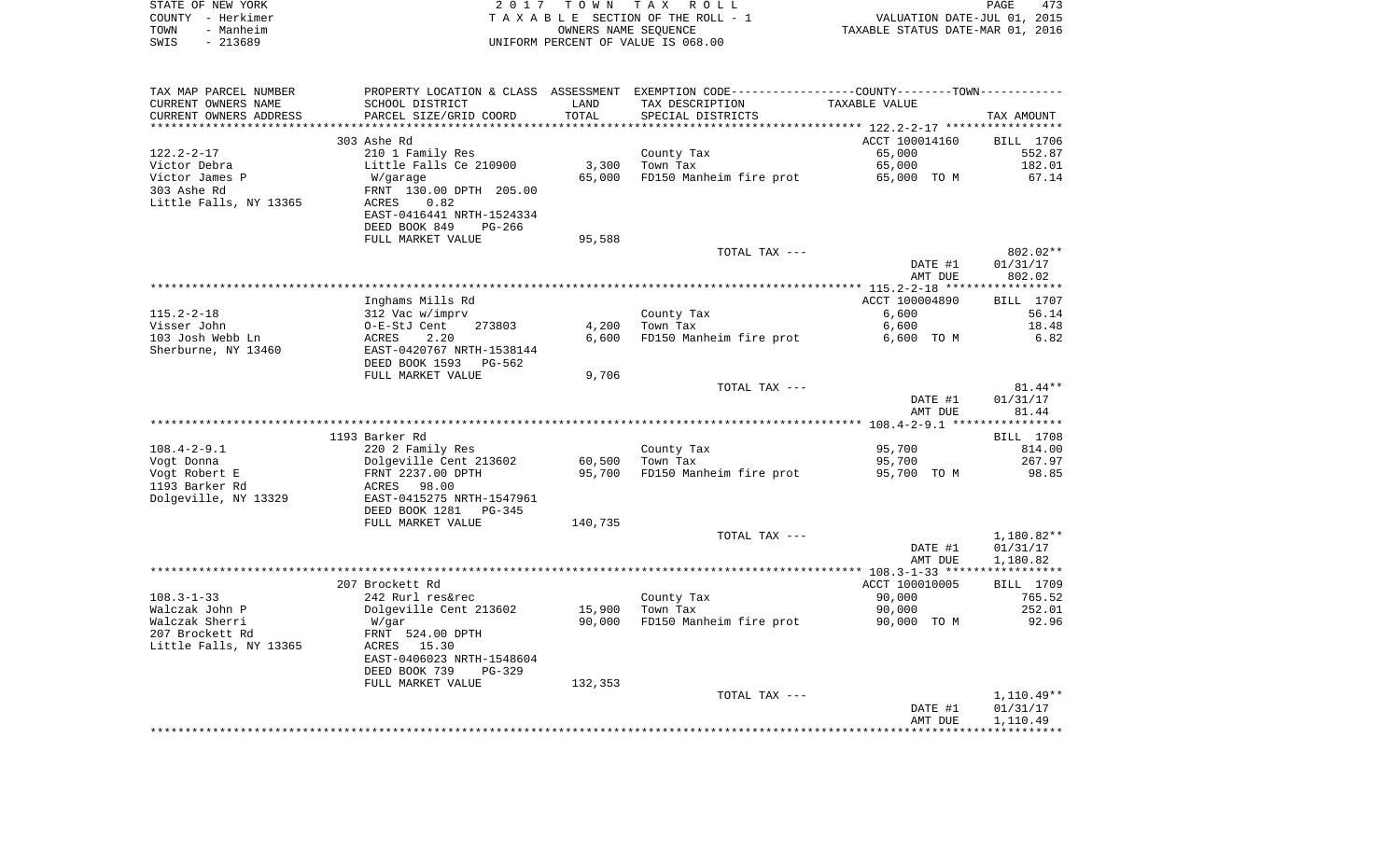STATE OF NEW YORK
COUNTY - Herkimer
TOWN - Manheim
SWIS - 213689

2 0 1 7 T O W N T A X R O L L
T A X A B L E SECTION OF THE ROLL - 1
OWNERS NAME SEQUENCE
UNIFORM PERCENT OF VALUE IS 068.00

VALUATION DATE-JUL 01, 2015
TAXABLE STATUS DATE-MAR 01, 2016

| TAX MAP PARCEL NUMBER<br>CURRENT OWNERS NAME<br>CURRENT OWNERS ADDRESS | PROPERTY LOCATION & CLASS<br>SCHOOL DISTRICT<br>PARCEL SIZE/GRID COORD | ASSESSMENT<br>LAND<br>TOTAL | EXEMPTION CODE<br>TAX DESCRIPTION<br>SPECIAL DISTRICTS | COUNTY--------TOWN<br>TAXABLE VALUE | TAX AMOUNT |
|---|---|---|---|---|---|
| **122.2-2-17** | 303 Ashe Rd | | | ACCT 100014160 | BILL 1706 |
| 122.2-2-17 | 210 1 Family Res | | County Tax | 65,000 | 552.87 |
| Victor Debra | Little Falls Ce 210900 | 3,300 | Town Tax | 65,000 | 182.01 |
| Victor James P | W/garage | 65,000 | FD150 Manheim fire prot | 65,000 TO M | 67.14 |
| 303 Ashe Rd | FRNT 130.00 DPTH 205.00 | | | | |
| Little Falls, NY 13365 | ACRES 0.82 | | | | |
| | EAST-0416441 NRTH-1524334 | | | | |
| | DEED BOOK 849 PG-266 | | | | |
| | FULL MARKET VALUE | 95,588 | | | |
| | | | TOTAL TAX --- | | 802.02** |
| | | | | DATE #1 | 01/31/17 |
| | | | | AMT DUE | 802.02 |
| **115.2-2-18** | Inghams Mills Rd | | | ACCT 100004890 | BILL 1707 |
| 115.2-2-18 | 312 Vac w/imprv | | County Tax | 6,600 | 56.14 |
| Visser John | O-E-StJ Cent 273803 | 4,200 | Town Tax | 6,600 | 18.48 |
| 103 Josh Webb Ln | ACRES 2.20 | 6,600 | FD150 Manheim fire prot | 6,600 TO M | 6.82 |
| Sherburne, NY 13460 | EAST-0420767 NRTH-1538144 | | | | |
| | DEED BOOK 1593 PG-562 | | | | |
| | FULL MARKET VALUE | 9,706 | | | |
| | | | TOTAL TAX --- | | 81.44** |
| | | | | DATE #1 | 01/31/17 |
| | | | | AMT DUE | 81.44 |
| **108.4-2-9.1** | 1193 Barker Rd | | | | BILL 1708 |
| 108.4-2-9.1 | 220 2 Family Res | | County Tax | 95,700 | 814.00 |
| Vogt Donna | Dolgeville Cent 213602 | 60,500 | Town Tax | 95,700 | 267.97 |
| Vogt Robert E | FRNT 2237.00 DPTH | 95,700 | FD150 Manheim fire prot | 95,700 TO M | 98.85 |
| 1193 Barker Rd | ACRES 98.00 | | | | |
| Dolgeville, NY 13329 | EAST-0415275 NRTH-1547961 | | | | |
| | DEED BOOK 1281 PG-345 | | | | |
| | FULL MARKET VALUE | 140,735 | | | |
| | | | TOTAL TAX --- | | 1,180.82** |
| | | | | DATE #1 | 01/31/17 |
| | | | | AMT DUE | 1,180.82 |
| **108.3-1-33** | 207 Brockett Rd | | | ACCT 100010005 | BILL 1709 |
| 108.3-1-33 | 242 Rurl res&rec | | County Tax | 90,000 | 765.52 |
| Walczak John P | Dolgeville Cent 213602 | 15,900 | Town Tax | 90,000 | 252.01 |
| Walczak Sherri | W/gar | 90,000 | FD150 Manheim fire prot | 90,000 TO M | 92.96 |
| 207 Brockett Rd | FRNT 524.00 DPTH | | | | |
| Little Falls, NY 13365 | ACRES 15.30 | | | | |
| | EAST-0406023 NRTH-1548604 | | | | |
| | DEED BOOK 739 PG-329 | | | | |
| | FULL MARKET VALUE | 132,353 | | | |
| | | | TOTAL TAX --- | | 1,110.49** |
| | | | | DATE #1 | 01/31/17 |
| | | | | AMT DUE | 1,110.49 |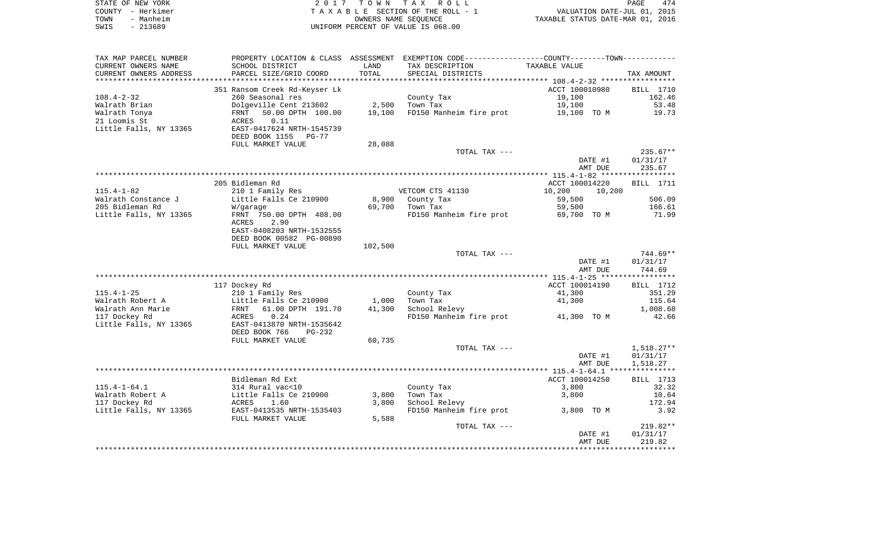STATE OF NEW YORK — 2 0 1 7 T O W N T A X R O L L — PAGE 474
COUNTY - Herkimer — T A X A B L E SECTION OF THE ROLL - 1 — VALUATION DATE-JUL 01, 2015
TOWN - Manheim — OWNERS NAME SEQUENCE — TAXABLE STATUS DATE-MAR 01, 2016
SWIS - 213689 — UNIFORM PERCENT OF VALUE IS 068.00

| TAX MAP PARCEL NUMBER / CURRENT OWNERS NAME / CURRENT OWNERS ADDRESS | PROPERTY LOCATION & CLASS / SCHOOL DISTRICT / PARCEL SIZE/GRID COORD | ASSESSMENT LAND / TOTAL | EXEMPTION CODE / TAX DESCRIPTION / SPECIAL DISTRICTS | COUNTY / TOWN TAXABLE VALUE | TAX AMOUNT |
|---|---|---|---|---|---|
| | 351 Ransom Creek Rd-Keyser Lk | | | ACCT 100010980 | BILL 1710 |
| 108.4-2-32 | 260 Seasonal res | | County Tax | 19,100 | 162.46 |
| Walrath Brian | Dolgeville Cent 213602 | 2,500 | Town Tax | 19,100 | 53.48 |
| Walrath Tonya | FRNT 50.00 DPTH 100.00 | 19,100 | FD150 Manheim fire prot | 19,100 TO M | 19.73 |
| 21 Loomis St | ACRES 0.11 | | | | |
| Little Falls, NY 13365 | EAST-0417624 NRTH-1545739 | | | | |
| | DEED BOOK 1155 PG-77 | | | | |
| | FULL MARKET VALUE | 28,088 | | | |
| | | | TOTAL TAX --- | | 235.67** |
| | | | | DATE #1 | 01/31/17 |
| | | | | AMT DUE | 235.67 |
| | 205 Bidleman Rd | | | ACCT 100014220 | BILL 1711 |
| 115.4-1-82 | 210 1 Family Res | | VETCOM CTS 41130 | 10,200 10,200 | |
| Walrath Constance J | Little Falls Ce 210900 | 8,900 | County Tax | 59,500 | 506.09 |
| 205 Bidleman Rd | W/garage | 69,700 | Town Tax | 59,500 | 166.61 |
| Little Falls, NY 13365 | FRNT 750.00 DPTH 408.00 | | FD150 Manheim fire prot | 69,700 TO M | 71.99 |
| | ACRES 2.90 | | | | |
| | EAST-0408203 NRTH-1532555 | | | | |
| | DEED BOOK 00582 PG-00890 | | | | |
| | FULL MARKET VALUE | 102,500 | | | |
| | | | TOTAL TAX --- | | 744.69** |
| | | | | DATE #1 | 01/31/17 |
| | | | | AMT DUE | 744.69 |
| | 117 Dockey Rd | | | ACCT 100014190 | BILL 1712 |
| 115.4-1-25 | 210 1 Family Res | | County Tax | 41,300 | 351.29 |
| Walrath Robert A | Little Falls Ce 210900 | 1,000 | Town Tax | 41,300 | 115.64 |
| Walrath Ann Marie | FRNT 61.00 DPTH 191.70 | 41,300 | School Relevy | | 1,008.68 |
| 117 Dockey Rd | ACRES 0.24 | | FD150 Manheim fire prot | 41,300 TO M | 42.66 |
| Little Falls, NY 13365 | EAST-0413870 NRTH-1535642 | | | | |
| | DEED BOOK 766 PG-232 | | | | |
| | FULL MARKET VALUE | 60,735 | | | |
| | | | TOTAL TAX --- | | 1,518.27** |
| | | | | DATE #1 | 01/31/17 |
| | | | | AMT DUE | 1,518.27 |
| | Bidleman Rd Ext | | | ACCT 100014250 | BILL 1713 |
| 115.4-1-64.1 | 314 Rural vac<10 | | County Tax | 3,800 | 32.32 |
| Walrath Robert A | Little Falls Ce 210900 | 3,800 | Town Tax | 3,800 | 10.64 |
| 117 Dockey Rd | ACRES 1.60 | 3,800 | School Relevy | | 172.94 |
| Little Falls, NY 13365 | EAST-0413535 NRTH-1535403 | | FD150 Manheim fire prot | 3,800 TO M | 3.92 |
| | FULL MARKET VALUE | 5,588 | | | |
| | | | TOTAL TAX --- | | 219.82** |
| | | | | DATE #1 | 01/31/17 |
| | | | | AMT DUE | 219.82 |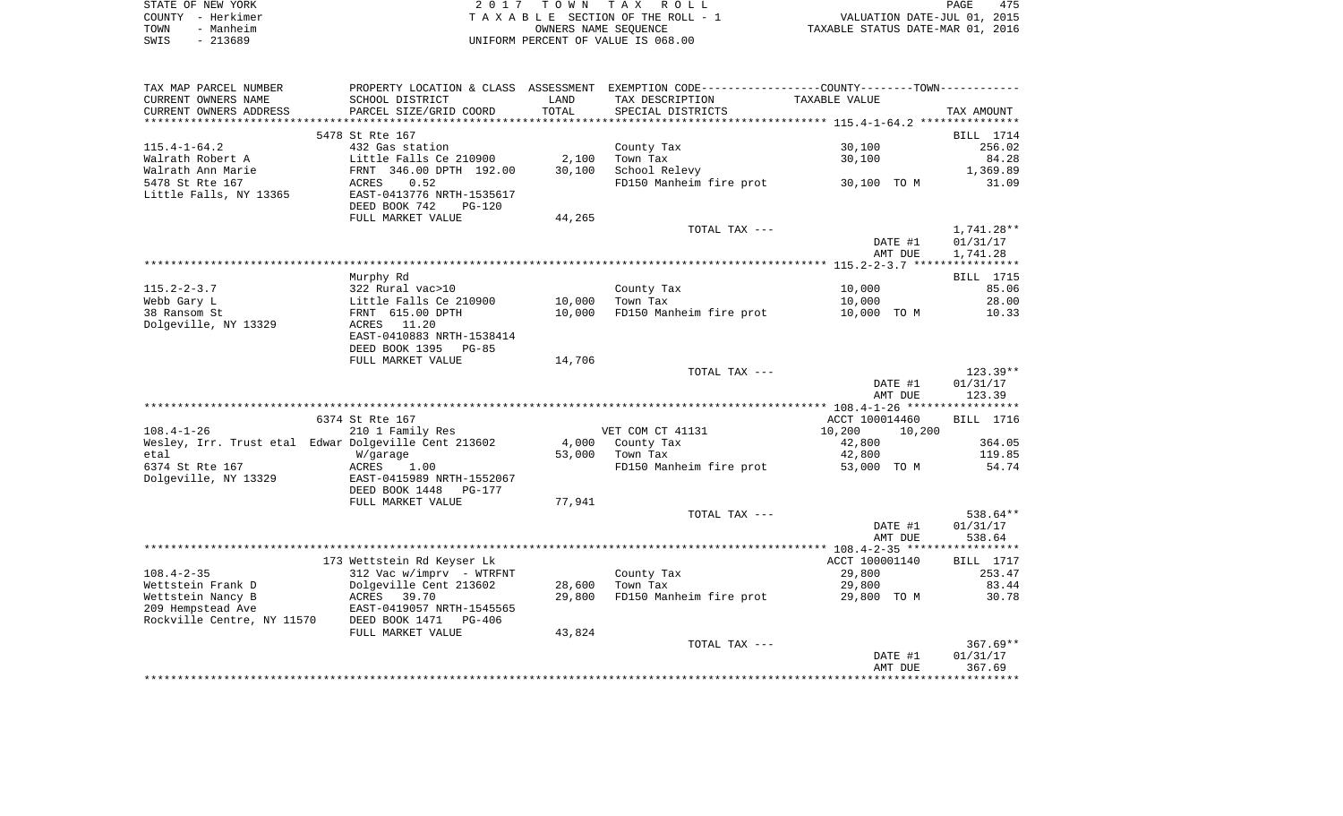STATE OF NEW YORK | COUNTY - Herkimer | TOWN - Manheim | SWIS - 213689

2017 TOWN TAX ROLL
TAXABLE SECTION OF THE ROLL - 1
OWNERS NAME SEQUENCE
UNIFORM PERCENT OF VALUE IS 068.00

VALUATION DATE-JUL 01, 2015
TAXABLE STATUS DATE-MAR 01, 2016

| TAX MAP PARCEL NUMBER / CURRENT OWNERS NAME / CURRENT OWNERS ADDRESS | PROPERTY LOCATION & CLASS / SCHOOL DISTRICT / PARCEL SIZE/GRID COORD | ASSESSMENT LAND / TOTAL | EXEMPTION CODE / TAX DESCRIPTION / SPECIAL DISTRICTS | COUNTY / TOWN TAXABLE VALUE | TAX AMOUNT |
|---|---|---|---|---|---|
| 115.4-1-64.2 | 5478 St Rte 167 | | | | BILL 1714 |
| | 432 Gas station | | County Tax | 30,100 | 256.02 |
| Walrath Robert A | Little Falls Ce 210900 | 2,100 | Town Tax | 30,100 | 84.28 |
| Walrath Ann Marie | FRNT 346.00 DPTH 192.00 | 30,100 | School Relevy | | 1,369.89 |
| 5478 St Rte 167 | ACRES 0.52 | | FD150 Manheim fire prot | 30,100 TO M | 31.09 |
| Little Falls, NY 13365 | EAST-0413776 NRTH-1535617 | | | | |
| | DEED BOOK 742 PG-120 | | | | |
| | FULL MARKET VALUE | 44,265 | | | |
| | | | TOTAL TAX --- | | 1,741.28** |
| | | | | DATE #1 | 01/31/17 |
| | | | | AMT DUE | 1,741.28 |
| 115.2-2-3.7 | Murphy Rd | | | | BILL 1715 |
| | 322 Rural vac>10 | | County Tax | 10,000 | 85.06 |
| Webb Gary L | Little Falls Ce 210900 | 10,000 | Town Tax | 10,000 | 28.00 |
| 38 Ransom St | FRNT 615.00 DPTH | 10,000 | FD150 Manheim fire prot | 10,000 TO M | 10.33 |
| Dolgeville, NY 13329 | ACRES 11.20 | | | | |
| | EAST-0410883 NRTH-1538414 | | | | |
| | DEED BOOK 1395 PG-85 | | | | |
| | FULL MARKET VALUE | 14,706 | | | |
| | | | TOTAL TAX --- | | 123.39** |
| | | | | DATE #1 | 01/31/17 |
| | | | | AMT DUE | 123.39 |
| 108.4-1-26 | 6374 St Rte 167 | | | ACCT 100014460 | BILL 1716 |
| | 210 1 Family Res | | VET COM CT 41131 | 10,200 10,200 | |
| Wesley, Irr. Trust etal Edwar | Dolgeville Cent 213602 | 4,000 | County Tax | 42,800 | 364.05 |
| etal | W/garage | 53,000 | Town Tax | 42,800 | 119.85 |
| 6374 St Rte 167 | ACRES 1.00 | | FD150 Manheim fire prot | 53,000 TO M | 54.74 |
| Dolgeville, NY 13329 | EAST-0415989 NRTH-1552067 | | | | |
| | DEED BOOK 1448 PG-177 | | | | |
| | FULL MARKET VALUE | 77,941 | | | |
| | | | TOTAL TAX --- | | 538.64** |
| | | | | DATE #1 | 01/31/17 |
| | | | | AMT DUE | 538.64 |
| 108.4-2-35 | 173 Wettstein Rd Keyser Lk | | | ACCT 100001140 | BILL 1717 |
| | 312 Vac w/imprv - WTRFNT | | County Tax | 29,800 | 253.47 |
| Wettstein Frank D | Dolgeville Cent 213602 | 28,600 | Town Tax | 29,800 | 83.44 |
| Wettstein Nancy B | ACRES 39.70 | 29,800 | FD150 Manheim fire prot | 29,800 TO M | 30.78 |
| 209 Hempstead Ave | EAST-0419057 NRTH-1545565 | | | | |
| Rockville Centre, NY 11570 | DEED BOOK 1471 PG-406 | | | | |
| | FULL MARKET VALUE | 43,824 | | | |
| | | | TOTAL TAX --- | | 367.69** |
| | | | | DATE #1 | 01/31/17 |
| | | | | AMT DUE | 367.69 |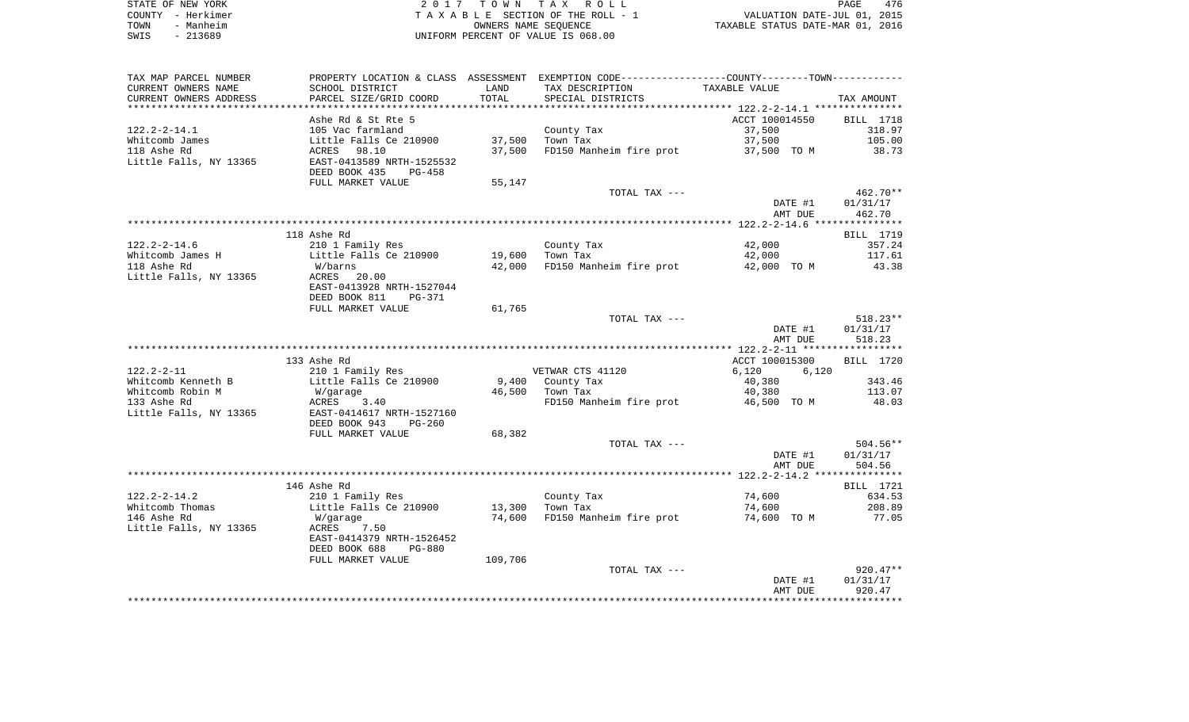STATE OF NEW YORK
COUNTY - Herkimer
TOWN - Manheim
SWIS - 213689

2 0 1 7 T O W N T A X R O L L
T A X A B L E SECTION OF THE ROLL - 1
OWNERS NAME SEQUENCE
UNIFORM PERCENT OF VALUE IS 068.00

VALUATION DATE-JUL 01, 2015
TAXABLE STATUS DATE-MAR 01, 2016

| TAX MAP PARCEL NUMBER<br>CURRENT OWNERS NAME<br>CURRENT OWNERS ADDRESS | PROPERTY LOCATION & CLASS<br>SCHOOL DISTRICT<br>PARCEL SIZE/GRID COORD | ASSESSMENT<br>LAND<br>TOTAL | EXEMPTION CODE<br>TAX DESCRIPTION<br>SPECIAL DISTRICTS | COUNTY--------TOWN<br>TAXABLE VALUE | TAX AMOUNT |
|---|---|---|---|---|---|
| 122.2-2-14.1 | Ashe Rd & St Rte 5 | | | ACCT 100014550 | BILL 1718 |
| 122.2-2-14.1 | 105 Vac farmland | | County Tax | 37,500 | 318.97 |
| Whitcomb James | Little Falls Ce 210900 | 37,500 | Town Tax | 37,500 | 105.00 |
| 118 Ashe Rd | ACRES 98.10 | 37,500 | FD150 Manheim fire prot | 37,500 TO M | 38.73 |
| Little Falls, NY 13365 | EAST-0413589 NRTH-1525532 | | | | |
| | DEED BOOK 435 PG-458 | | | | |
| | FULL MARKET VALUE | 55,147 | | | |
| | | | TOTAL TAX --- | | 462.70** |
| | | | | DATE #1 | 01/31/17 |
| | | | | AMT DUE | 462.70 |
| 122.2-2-14.6 | 118 Ashe Rd | | | | BILL 1719 |
| 122.2-2-14.6 | 210 1 Family Res | | County Tax | 42,000 | 357.24 |
| Whitcomb James H | Little Falls Ce 210900 | 19,600 | Town Tax | 42,000 | 117.61 |
| 118 Ashe Rd | W/barns | 42,000 | FD150 Manheim fire prot | 42,000 TO M | 43.38 |
| Little Falls, NY 13365 | ACRES 20.00 | | | | |
| | EAST-0413928 NRTH-1527044 | | | | |
| | DEED BOOK 811 PG-371 | | | | |
| | FULL MARKET VALUE | 61,765 | | | |
| | | | TOTAL TAX --- | | 518.23** |
| | | | | DATE #1 | 01/31/17 |
| | | | | AMT DUE | 518.23 |
| 122.2-2-11 | 133 Ashe Rd | | | ACCT 100015300 | BILL 1720 |
| 122.2-2-11 | 210 1 Family Res | | VETWAR CTS 41120 | 6,120 6,120 | |
| Whitcomb Kenneth B | Little Falls Ce 210900 | 9,400 | County Tax | 40,380 | 343.46 |
| Whitcomb Robin M | W/garage | 46,500 | Town Tax | 40,380 | 113.07 |
| 133 Ashe Rd | ACRES 3.40 | | FD150 Manheim fire prot | 46,500 TO M | 48.03 |
| Little Falls, NY 13365 | EAST-0414617 NRTH-1527160 | | | | |
| | DEED BOOK 943 PG-260 | | | | |
| | FULL MARKET VALUE | 68,382 | | | |
| | | | TOTAL TAX --- | | 504.56** |
| | | | | DATE #1 | 01/31/17 |
| | | | | AMT DUE | 504.56 |
| 122.2-2-14.2 | 146 Ashe Rd | | | | BILL 1721 |
| 122.2-2-14.2 | 210 1 Family Res | | County Tax | 74,600 | 634.53 |
| Whitcomb Thomas | Little Falls Ce 210900 | 13,300 | Town Tax | 74,600 | 208.89 |
| 146 Ashe Rd | W/garage | 74,600 | FD150 Manheim fire prot | 74,600 TO M | 77.05 |
| Little Falls, NY 13365 | ACRES 7.50 | | | | |
| | EAST-0414379 NRTH-1526452 | | | | |
| | DEED BOOK 688 PG-880 | | | | |
| | FULL MARKET VALUE | 109,706 | | | |
| | | | TOTAL TAX --- | | 920.47** |
| | | | | DATE #1 | 01/31/17 |
| | | | | AMT DUE | 920.47 |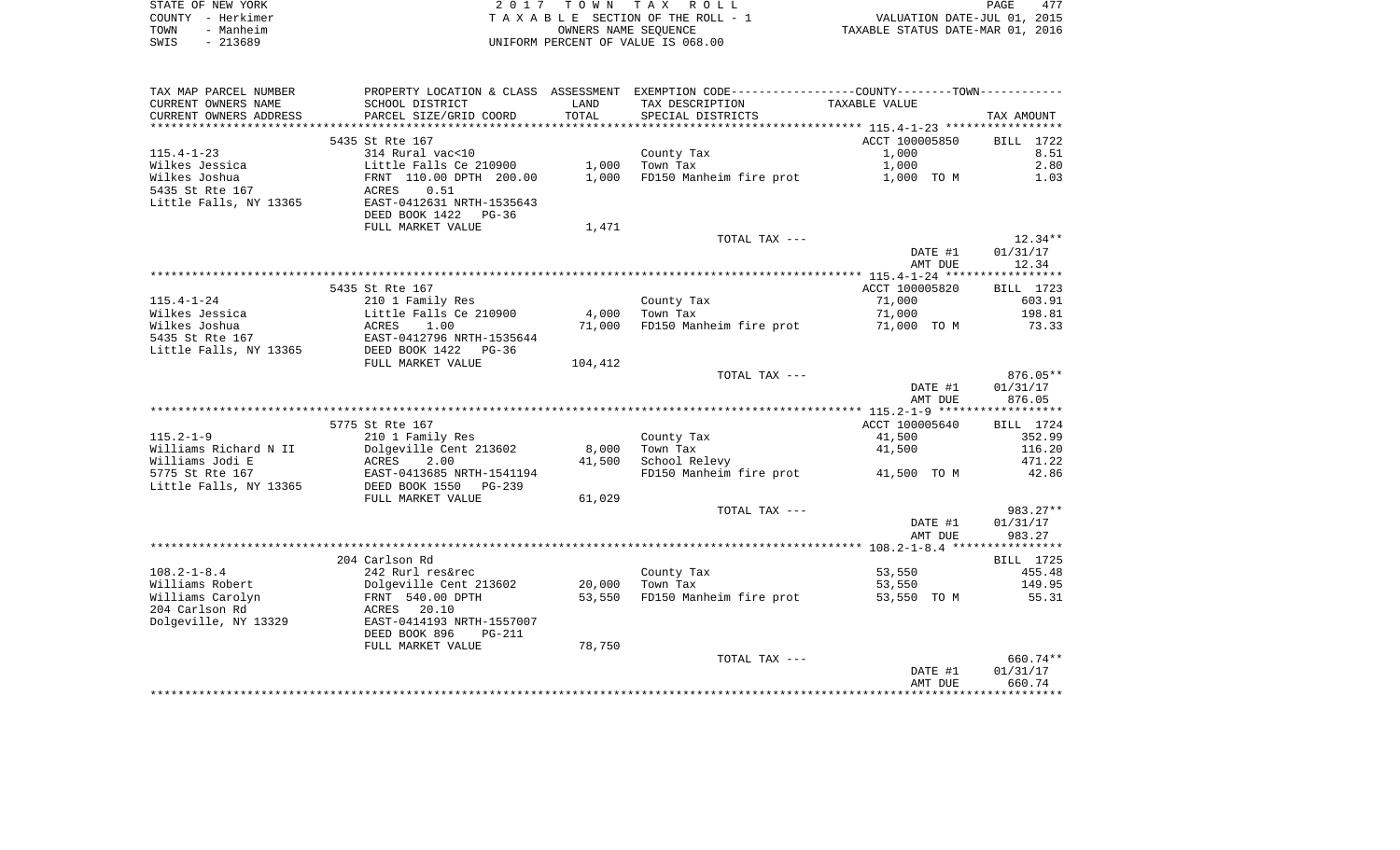STATE OF NEW YORK
COUNTY - Herkimer
TOWN - Manheim
SWIS - 213689

2017 TOWN TAX ROLL
TAXABLE SECTION OF THE ROLL - 1
OWNERS NAME SEQUENCE
UNIFORM PERCENT OF VALUE IS 068.00

VALUATION DATE-JUL 01, 2015
TAXABLE STATUS DATE-MAR 01, 2016

| TAX MAP PARCEL NUMBER / CURRENT OWNERS NAME / CURRENT OWNERS ADDRESS | PROPERTY LOCATION & CLASS / SCHOOL DISTRICT / PARCEL SIZE/GRID COORD | ASSESSMENT LAND / TOTAL | EXEMPTION CODE / TAX DESCRIPTION / SPECIAL DISTRICTS | TAXABLE VALUE | TAX AMOUNT |
|---|---|---|---|---|---|
| | 5435 St Rte 167 | | | ACCT 100005850 | BILL 1722 |
| 115.4-1-23 | 314 Rural vac<10 | | County Tax | 1,000 | 8.51 |
| Wilkes Jessica | Little Falls Ce 210900 | 1,000 | Town Tax | 1,000 | 2.80 |
| Wilkes Joshua | FRNT 110.00 DPTH 200.00 | 1,000 | FD150 Manheim fire prot | 1,000 TO M | 1.03 |
| 5435 St Rte 167 | ACRES 0.51 | | | | |
| Little Falls, NY 13365 | EAST-0412631 NRTH-1535643 | | | | |
| | DEED BOOK 1422 PG-36 | | | | |
| | FULL MARKET VALUE | 1,471 | | | |
| | | | TOTAL TAX --- | | 12.34** |
| | | | | DATE #1 | 01/31/17 |
| | | | | AMT DUE | 12.34 |
| | 5435 St Rte 167 | | | ACCT 100005820 | BILL 1723 |
| 115.4-1-24 | 210 1 Family Res | | County Tax | 71,000 | 603.91 |
| Wilkes Jessica | Little Falls Ce 210900 | 4,000 | Town Tax | 71,000 | 198.81 |
| Wilkes Joshua | ACRES 1.00 | 71,000 | FD150 Manheim fire prot | 71,000 TO M | 73.33 |
| 5435 St Rte 167 | EAST-0412796 NRTH-1535644 | | | | |
| Little Falls, NY 13365 | DEED BOOK 1422 PG-36 | | | | |
| | FULL MARKET VALUE | 104,412 | | | |
| | | | TOTAL TAX --- | | 876.05** |
| | | | | DATE #1 | 01/31/17 |
| | | | | AMT DUE | 876.05 |
| | 5775 St Rte 167 | | | ACCT 100005640 | BILL 1724 |
| 115.2-1-9 | 210 1 Family Res | | County Tax | 41,500 | 352.99 |
| Williams Richard N II | Dolgeville Cent 213602 | 8,000 | Town Tax | 41,500 | 116.20 |
| Williams Jodi E | ACRES 2.00 | 41,500 | School Relevy | | 471.22 |
| 5775 St Rte 167 | EAST-0413685 NRTH-1541194 | | FD150 Manheim fire prot | 41,500 TO M | 42.86 |
| Little Falls, NY 13365 | DEED BOOK 1550 PG-239 | | | | |
| | FULL MARKET VALUE | 61,029 | | | |
| | | | TOTAL TAX --- | | 983.27** |
| | | | | DATE #1 | 01/31/17 |
| | | | | AMT DUE | 983.27 |
| | 204 Carlson Rd | | | | BILL 1725 |
| 108.2-1-8.4 | 242 Rurl res&rec | | County Tax | 53,550 | 455.48 |
| Williams Robert | Dolgeville Cent 213602 | 20,000 | Town Tax | 53,550 | 149.95 |
| Williams Carolyn | FRNT 540.00 DPTH | 53,550 | FD150 Manheim fire prot | 53,550 TO M | 55.31 |
| 204 Carlson Rd | ACRES 20.10 | | | | |
| Dolgeville, NY 13329 | EAST-0414193 NRTH-1557007 | | | | |
| | DEED BOOK 896 PG-211 | | | | |
| | FULL MARKET VALUE | 78,750 | | | |
| | | | TOTAL TAX --- | | 660.74** |
| | | | | DATE #1 | 01/31/17 |
| | | | | AMT DUE | 660.74 |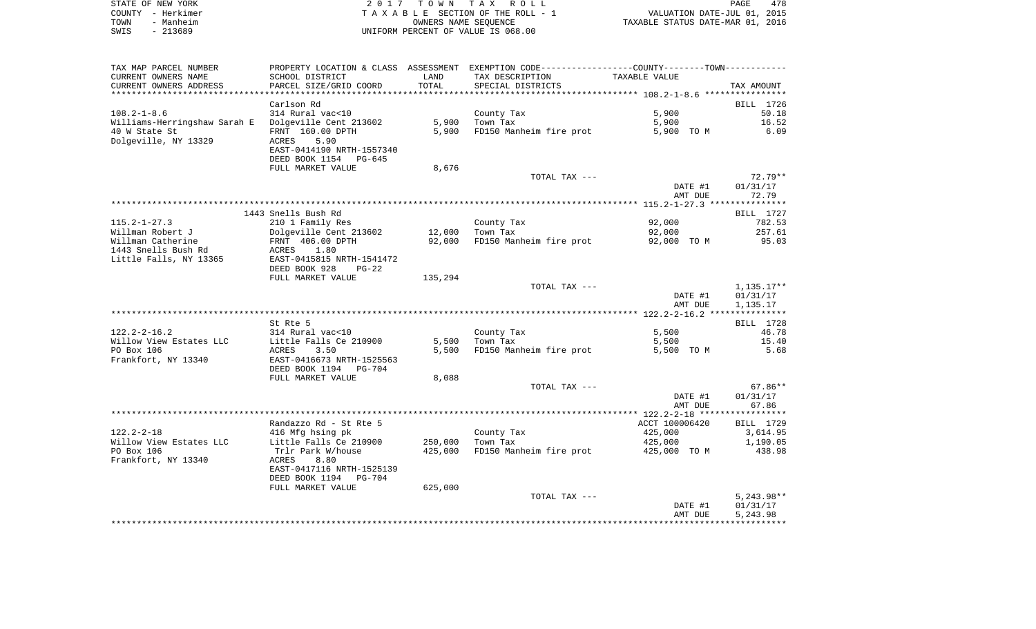STATE OF NEW YORK — COUNTY - Herkimer — TOWN - Manheim — SWIS - 213689

2017 TOWN TAX ROLL
TAXABLE SECTION OF THE ROLL - 1
OWNERS NAME SEQUENCE
UNIFORM PERCENT OF VALUE IS 068.00

VALUATION DATE-JUL 01, 2015
TAXABLE STATUS DATE-MAR 01, 2016

| TAX MAP PARCEL NUMBER / CURRENT OWNERS NAME / CURRENT OWNERS ADDRESS | PROPERTY LOCATION & CLASS / SCHOOL DISTRICT / PARCEL SIZE/GRID COORD | ASSESSMENT LAND / TOTAL | EXEMPTION CODE / TAX DESCRIPTION / SPECIAL DISTRICTS | COUNTY/TOWN TAXABLE VALUE | TAX AMOUNT |
|---|---|---|---|---|---|
| **108.2-1-8.6** | Carlson Rd | | | | BILL 1726 |
| Williams-Herringshaw Sarah E | 314 Rural vac<10 | | County Tax | 5,900 | 50.18 |
| 40 W State St | Dolgeville Cent 213602 | 5,900 | Town Tax | 5,900 | 16.52 |
| Dolgeville, NY 13329 | FRNT 160.00 DPTH | 5,900 | FD150 Manheim fire prot | 5,900 TO M | 6.09 |
| | ACRES 5.90 | | | | |
| | EAST-0414190 NRTH-1557340 | | | | |
| | DEED BOOK 1154 PG-645 | | | | |
| | FULL MARKET VALUE | 8,676 | | | |
| | | | TOTAL TAX --- | | 72.79** |
| | | | | DATE #1 | 01/31/17 |
| | | | | AMT DUE | 72.79 |
| **115.2-1-27.3** | 1443 Snells Bush Rd | | | | BILL 1727 |
| Willman Robert J | 210 1 Family Res | | County Tax | 92,000 | 782.53 |
| Willman Catherine | Dolgeville Cent 213602 | 12,000 | Town Tax | 92,000 | 257.61 |
| 1443 Snells Bush Rd | FRNT 406.00 DPTH | 92,000 | FD150 Manheim fire prot | 92,000 TO M | 95.03 |
| Little Falls, NY 13365 | ACRES 1.80 | | | | |
| | EAST-0415815 NRTH-1541472 | | | | |
| | DEED BOOK 928 PG-22 | | | | |
| | FULL MARKET VALUE | 135,294 | | | |
| | | | TOTAL TAX --- | | 1,135.17** |
| | | | | DATE #1 | 01/31/17 |
| | | | | AMT DUE | 1,135.17 |
| **122.2-2-16.2** | St Rte 5 | | | | BILL 1728 |
| Willow View Estates LLC | 314 Rural vac<10 | | County Tax | 5,500 | 46.78 |
| PO Box 106 | Little Falls Ce 210900 | 5,500 | Town Tax | 5,500 | 15.40 |
| Frankfort, NY 13340 | ACRES 3.50 | 5,500 | FD150 Manheim fire prot | 5,500 TO M | 5.68 |
| | EAST-0416673 NRTH-1525563 | | | | |
| | DEED BOOK 1194 PG-704 | | | | |
| | FULL MARKET VALUE | 8,088 | | | |
| | | | TOTAL TAX --- | | 67.86** |
| | | | | DATE #1 | 01/31/17 |
| | | | | AMT DUE | 67.86 |
| **122.2-2-18** | Randazzo Rd - St Rte 5 | | | ACCT 100006420 | BILL 1729 |
| Willow View Estates LLC | 416 Mfg hsing pk | | County Tax | 425,000 | 3,614.95 |
| PO Box 106 | Little Falls Ce 210900 | 250,000 | Town Tax | 425,000 | 1,190.05 |
| Frankfort, NY 13340 | Trlr Park W/house | 425,000 | FD150 Manheim fire prot | 425,000 TO M | 438.98 |
| | ACRES 8.80 | | | | |
| | EAST-0417116 NRTH-1525139 | | | | |
| | DEED BOOK 1194 PG-704 | | | | |
| | FULL MARKET VALUE | 625,000 | | | |
| | | | TOTAL TAX --- | | 5,243.98** |
| | | | | DATE #1 | 01/31/17 |
| | | | | AMT DUE | 5,243.98 |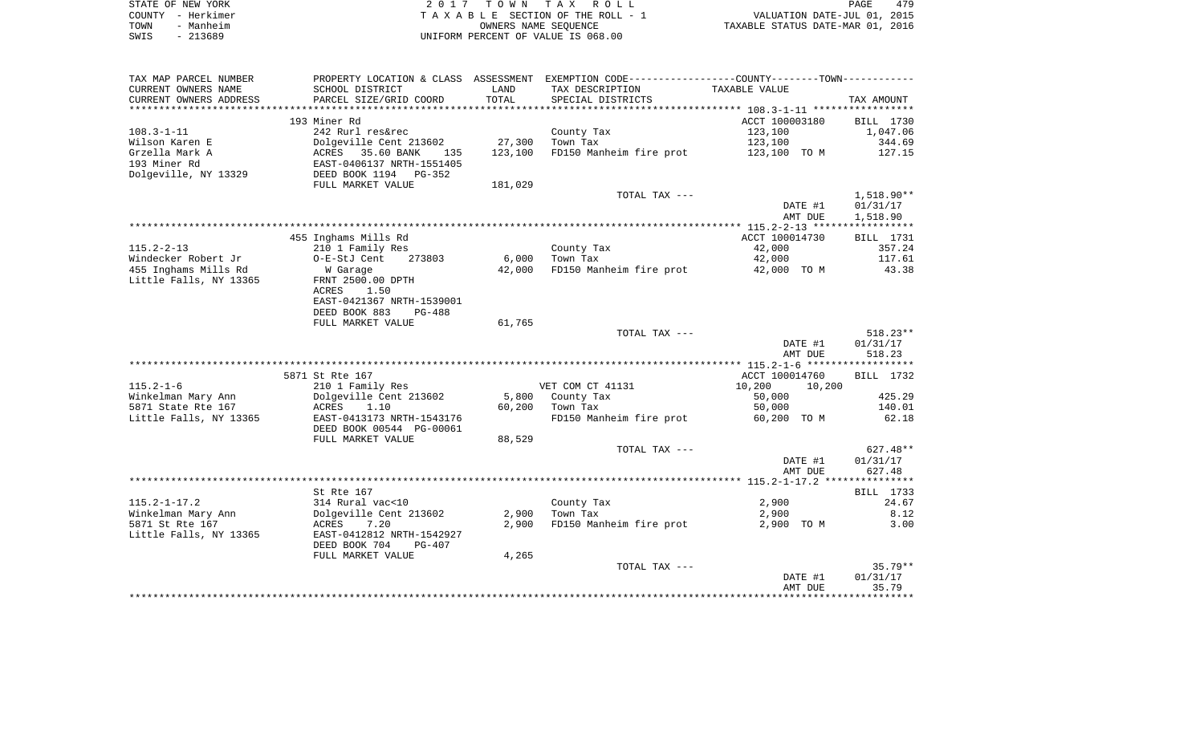STATE OF NEW YORK　　　　　　　2 0 1 7　T O W N　T A X　R O L L
COUNTY - Herkimer　　　　　　T A X A B L E SECTION OF THE ROLL - 1　　　　VALUATION DATE-JUL 01, 2015
TOWN - Manheim　　　　　　　　OWNERS NAME SEQUENCE　　　　　　TAXABLE STATUS DATE-MAR 01, 2016
SWIS - 213689　　　　　　　　UNIFORM PERCENT OF VALUE IS 068.00

| TAX MAP PARCEL NUMBER / CURRENT OWNERS NAME / CURRENT OWNERS ADDRESS | PROPERTY LOCATION & CLASS / SCHOOL DISTRICT / PARCEL SIZE/GRID COORD | ASSESSMENT LAND / TOTAL | EXEMPTION CODE / TAX DESCRIPTION / SPECIAL DISTRICTS | TAXABLE VALUE (COUNTY / TOWN) | TAX AMOUNT |
|---|---|---|---|---|---|
| **108.3-1-11** | 193 Miner Rd | | | ACCT 100003180 | BILL 1730 |
| 108.3-1-11 | 242 Rurl res&rec | | County Tax | 123,100 | 1,047.06 |
| Wilson Karen E | Dolgeville Cent 213602 | 27,300 | Town Tax | 123,100 | 344.69 |
| Grzella Mark A | ACRES 35.60 BANK 135 | 123,100 | FD150 Manheim fire prot | 123,100 TO M | 127.15 |
| 193 Miner Rd | EAST-0406137 NRTH-1551405 | | | | |
| Dolgeville, NY 13329 | DEED BOOK 1194 PG-352 | | | | |
| | FULL MARKET VALUE | 181,029 | | | |
| | | | TOTAL TAX --- | | 1,518.90** |
| | | | | DATE #1 | 01/31/17 |
| | | | | AMT DUE | 1,518.90 |
| **115.2-2-13** | 455 Inghams Mills Rd | | | ACCT 100014730 | BILL 1731 |
| 115.2-2-13 | 210 1 Family Res | | County Tax | 42,000 | 357.24 |
| Windecker Robert Jr | O-E-StJ Cent 273803 | 6,000 | Town Tax | 42,000 | 117.61 |
| 455 Inghams Mills Rd | W Garage | 42,000 | FD150 Manheim fire prot | 42,000 TO M | 43.38 |
| Little Falls, NY 13365 | FRNT 2500.00 DPTH | | | | |
| | ACRES 1.50 | | | | |
| | EAST-0421367 NRTH-1539001 | | | | |
| | DEED BOOK 883 PG-488 | | | | |
| | FULL MARKET VALUE | 61,765 | | | |
| | | | TOTAL TAX --- | | 518.23** |
| | | | | DATE #1 | 01/31/17 |
| | | | | AMT DUE | 518.23 |
| **115.2-1-6** | 5871 St Rte 167 | | | ACCT 100014760 | BILL 1732 |
| 115.2-1-6 | 210 1 Family Res | | VET COM CT 41131 | 10,200 10,200 | |
| Winkelman Mary Ann | Dolgeville Cent 213602 | 5,800 | County Tax | 50,000 | 425.29 |
| 5871 State Rte 167 | ACRES 1.10 | 60,200 | Town Tax | 50,000 | 140.01 |
| Little Falls, NY 13365 | EAST-0413173 NRTH-1543176 | | FD150 Manheim fire prot | 60,200 TO M | 62.18 |
| | DEED BOOK 00544 PG-00061 | | | | |
| | FULL MARKET VALUE | 88,529 | | | |
| | | | TOTAL TAX --- | | 627.48** |
| | | | | DATE #1 | 01/31/17 |
| | | | | AMT DUE | 627.48 |
| **115.2-1-17.2** | St Rte 167 | | | | BILL 1733 |
| 115.2-1-17.2 | 314 Rural vac<10 | | County Tax | 2,900 | 24.67 |
| Winkelman Mary Ann | Dolgeville Cent 213602 | 2,900 | Town Tax | 2,900 | 8.12 |
| 5871 St Rte 167 | ACRES 7.20 | 2,900 | FD150 Manheim fire prot | 2,900 TO M | 3.00 |
| Little Falls, NY 13365 | EAST-0412812 NRTH-1542927 | | | | |
| | DEED BOOK 704 PG-407 | | | | |
| | FULL MARKET VALUE | 4,265 | | | |
| | | | TOTAL TAX --- | | 35.79** |
| | | | | DATE #1 | 01/31/17 |
| | | | | AMT DUE | 35.79 |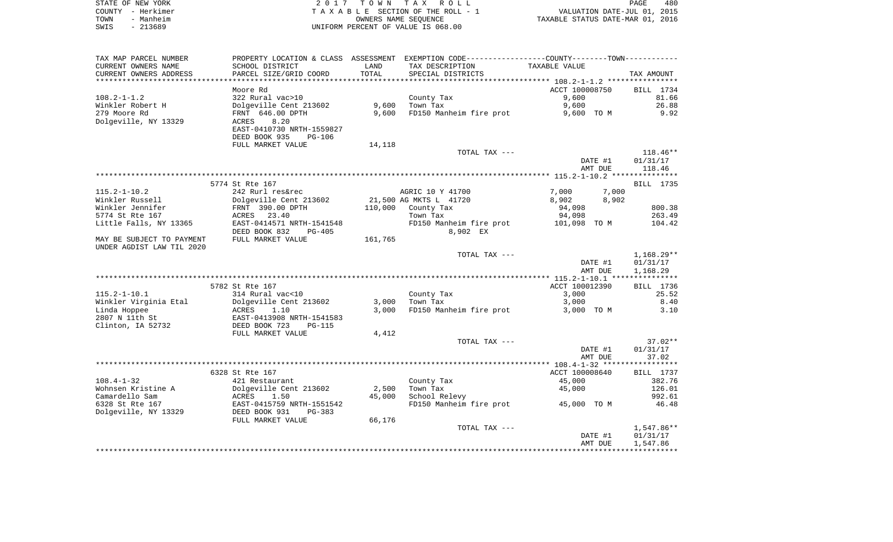STATE OF NEW YORK · COUNTY - Herkimer · TOWN - Manheim · SWIS - 213689

2017 TOWN TAX ROLL
TAXABLE SECTION OF THE ROLL - 1
OWNERS NAME SEQUENCE
UNIFORM PERCENT OF VALUE IS 068.00

VALUATION DATE-JUL 01, 2015
TAXABLE STATUS DATE-MAR 01, 2016

| TAX MAP PARCEL NUMBER / CURRENT OWNERS NAME / CURRENT OWNERS ADDRESS | PROPERTY LOCATION & CLASS / SCHOOL DISTRICT / PARCEL SIZE/GRID COORD | ASSESSMENT LAND / TOTAL | EXEMPTION CODE / TAX DESCRIPTION / SPECIAL DISTRICTS | COUNTY / TOWN TAXABLE VALUE | TAX AMOUNT |
|---|---|---|---|---|---|
| | Moore Rd | | | ACCT 100008750 | BILL 1734 |
| 108.2-1-1.2 | 322 Rural vac>10 | | County Tax | 9,600 | 81.66 |
| Winkler Robert H | Dolgeville Cent 213602 | 9,600 | Town Tax | 9,600 | 26.88 |
| 279 Moore Rd | FRNT 646.00 DPTH | 9,600 | FD150 Manheim fire prot | 9,600 TO M | 9.92 |
| Dolgeville, NY 13329 | ACRES 8.20 | | | | |
| | EAST-0410730 NRTH-1559827 | | | | |
| | DEED BOOK 935 PG-106 | | | | |
| | FULL MARKET VALUE | 14,118 | | | |
| | | | TOTAL TAX --- | | 118.46** |
| | | | | DATE #1 | 01/31/17 |
| | | | | AMT DUE | 118.46 |
| | 5774 St Rte 167 | | | | BILL 1735 |
| 115.2-1-10.2 | 242 Rurl res&rec | | AGRIC 10 Y 41700 | 7,000 7,000 | |
| Winkler Russell | Dolgeville Cent 213602 | 21,500 | AG MKTS L 41720 | 8,902 8,902 | |
| Winkler Jennifer | FRNT 390.00 DPTH | 110,000 | County Tax | 94,098 | 800.38 |
| 5774 St Rte 167 | ACRES 23.40 | | Town Tax | 94,098 | 263.49 |
| Little Falls, NY 13365 | EAST-0414571 NRTH-1541548 | | FD150 Manheim fire prot | 101,098 TO M | 104.42 |
| | DEED BOOK 832 PG-405 | | 8,902 EX | | |
| MAY BE SUBJECT TO PAYMENT | FULL MARKET VALUE | 161,765 | | | |
| UNDER AGDIST LAW TIL 2020 | | | | | |
| | | | TOTAL TAX --- | | 1,168.29** |
| | | | | DATE #1 | 01/31/17 |
| | | | | AMT DUE | 1,168.29 |
| | 5782 St Rte 167 | | | ACCT 100012390 | BILL 1736 |
| 115.2-1-10.1 | 314 Rural vac<10 | | County Tax | 3,000 | 25.52 |
| Winkler Virginia Etal | Dolgeville Cent 213602 | 3,000 | Town Tax | 3,000 | 8.40 |
| Linda Hoppee | ACRES 1.10 | 3,000 | FD150 Manheim fire prot | 3,000 TO M | 3.10 |
| 2807 N 11th St | EAST-0413908 NRTH-1541583 | | | | |
| Clinton, IA 52732 | DEED BOOK 723 PG-115 | | | | |
| | FULL MARKET VALUE | 4,412 | | | |
| | | | TOTAL TAX --- | | 37.02** |
| | | | | DATE #1 | 01/31/17 |
| | | | | AMT DUE | 37.02 |
| | 6328 St Rte 167 | | | ACCT 100008640 | BILL 1737 |
| 108.4-1-32 | 421 Restaurant | | County Tax | 45,000 | 382.76 |
| Wohnsen Kristine A | Dolgeville Cent 213602 | 2,500 | Town Tax | 45,000 | 126.01 |
| Camardello Sam | ACRES 1.50 | 45,000 | School Relevy | | 992.61 |
| 6328 St Rte 167 | EAST-0415759 NRTH-1551542 | | FD150 Manheim fire prot | 45,000 TO M | 46.48 |
| Dolgeville, NY 13329 | DEED BOOK 931 PG-383 | | | | |
| | FULL MARKET VALUE | 66,176 | | | |
| | | | TOTAL TAX --- | | 1,547.86** |
| | | | | DATE #1 | 01/31/17 |
| | | | | AMT DUE | 1,547.86 |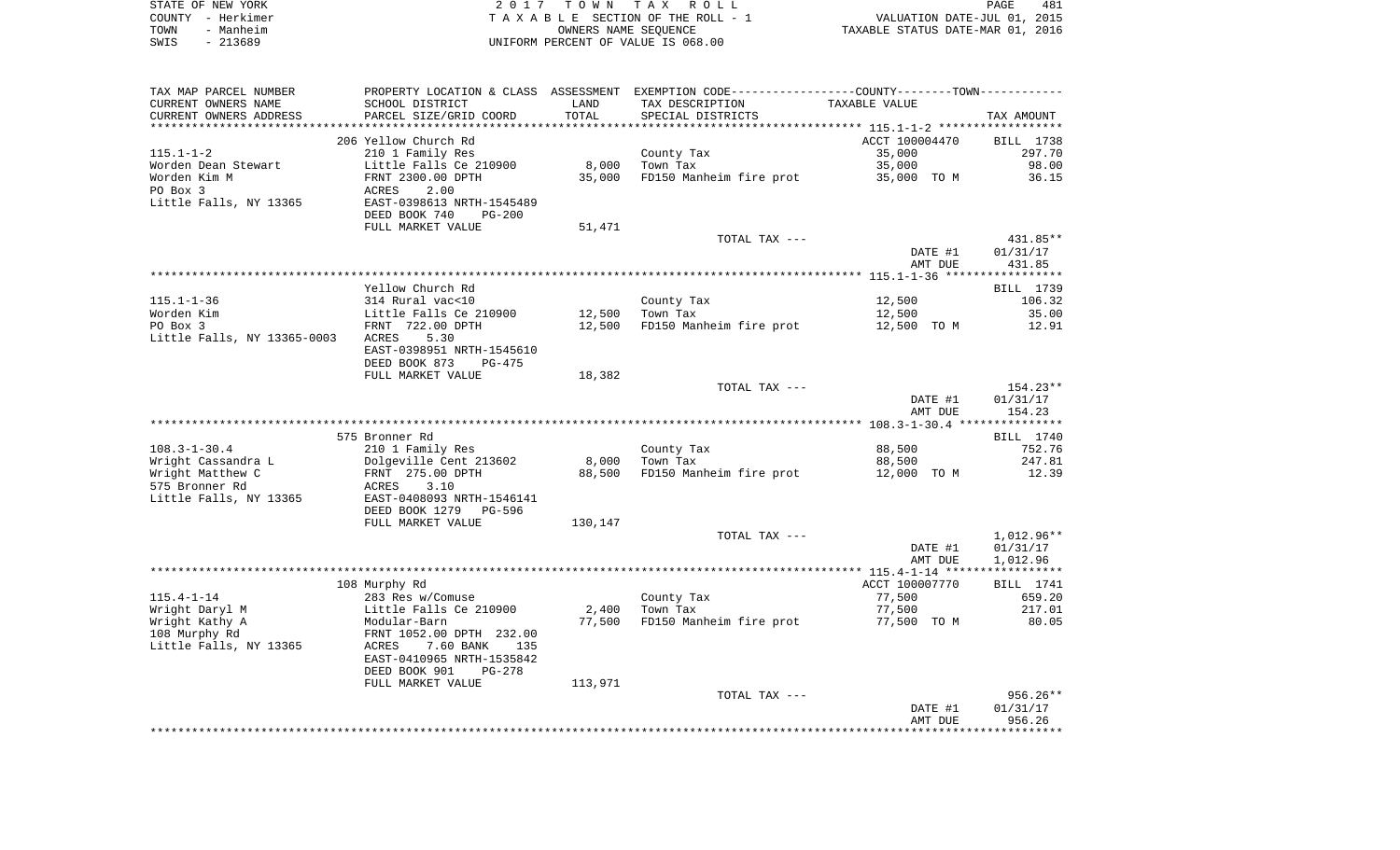STATE OF NEW YORK — COUNTY - Herkimer — TOWN - Manheim — SWIS - 213689

2017 TOWN TAX ROLL
TAXABLE SECTION OF THE ROLL - 1
OWNERS NAME SEQUENCE
UNIFORM PERCENT OF VALUE IS 068.00

VALUATION DATE-JUL 01, 2015
TAXABLE STATUS DATE-MAR 01, 2016

| TAX MAP PARCEL NUMBER / CURRENT OWNERS NAME / CURRENT OWNERS ADDRESS | PROPERTY LOCATION & CLASS / SCHOOL DISTRICT / PARCEL SIZE/GRID COORD | ASSESSMENT LAND / TOTAL | EXEMPTION CODE / TAX DESCRIPTION / SPECIAL DISTRICTS | COUNTY--------TOWN TAXABLE VALUE | TAX AMOUNT |
|---|---|---|---|---|---|
| **115.1-1-2** | 206 Yellow Church Rd | | | ACCT 100004470 | BILL 1738 |
| Worden Dean Stewart | 210 1 Family Res | | County Tax | 35,000 | 297.70 |
| Worden Kim M | Little Falls Ce 210900 | 8,000 | Town Tax | 35,000 | 98.00 |
| PO Box 3 | FRNT 2300.00 DPTH | 35,000 | FD150 Manheim fire prot | 35,000 TO M | 36.15 |
| Little Falls, NY 13365 | ACRES 2.00 | | | | |
| | EAST-0398613 NRTH-1545489 | | | | |
| | DEED BOOK 740 PG-200 | | | | |
| | FULL MARKET VALUE | 51,471 | | | |
| | | | TOTAL TAX --- | | 431.85** |
| | | | | DATE #1 | 01/31/17 |
| | | | | AMT DUE | 431.85 |
| **115.1-1-36** | Yellow Church Rd | | | | BILL 1739 |
| Worden Kim | 314 Rural vac<10 | | County Tax | 12,500 | 106.32 |
| PO Box 3 | Little Falls Ce 210900 | 12,500 | Town Tax | 12,500 | 35.00 |
| Little Falls, NY 13365-0003 | FRNT 722.00 DPTH | 12,500 | FD150 Manheim fire prot | 12,500 TO M | 12.91 |
| | ACRES 5.30 | | | | |
| | EAST-0398951 NRTH-1545610 | | | | |
| | DEED BOOK 873 PG-475 | | | | |
| | FULL MARKET VALUE | 18,382 | | | |
| | | | TOTAL TAX --- | | 154.23** |
| | | | | DATE #1 | 01/31/17 |
| | | | | AMT DUE | 154.23 |
| **108.3-1-30.4** | 575 Bronner Rd | | | | BILL 1740 |
| Wright Cassandra L | 210 1 Family Res | | County Tax | 88,500 | 752.76 |
| Wright Matthew C | Dolgeville Cent 213602 | 8,000 | Town Tax | 88,500 | 247.81 |
| 575 Bronner Rd | FRNT 275.00 DPTH | 88,500 | FD150 Manheim fire prot | 12,000 TO M | 12.39 |
| Little Falls, NY 13365 | ACRES 3.10 | | | | |
| | EAST-0408093 NRTH-1546141 | | | | |
| | DEED BOOK 1279 PG-596 | | | | |
| | FULL MARKET VALUE | 130,147 | | | |
| | | | TOTAL TAX --- | | 1,012.96** |
| | | | | DATE #1 | 01/31/17 |
| | | | | AMT DUE | 1,012.96 |
| **115.4-1-14** | 108 Murphy Rd | | | ACCT 100007770 | BILL 1741 |
| Wright Daryl M | 283 Res w/Comuse | | County Tax | 77,500 | 659.20 |
| Wright Kathy A | Little Falls Ce 210900 | 2,400 | Town Tax | 77,500 | 217.01 |
| 108 Murphy Rd | Modular-Barn | 77,500 | FD150 Manheim fire prot | 77,500 TO M | 80.05 |
| Little Falls, NY 13365 | FRNT 1052.00 DPTH 232.00 | | | | |
| | ACRES 7.60 BANK 135 | | | | |
| | EAST-0410965 NRTH-1535842 | | | | |
| | DEED BOOK 901 PG-278 | | | | |
| | FULL MARKET VALUE | 113,971 | | | |
| | | | TOTAL TAX --- | | 956.26** |
| | | | | DATE #1 | 01/31/17 |
| | | | | AMT DUE | 956.26 |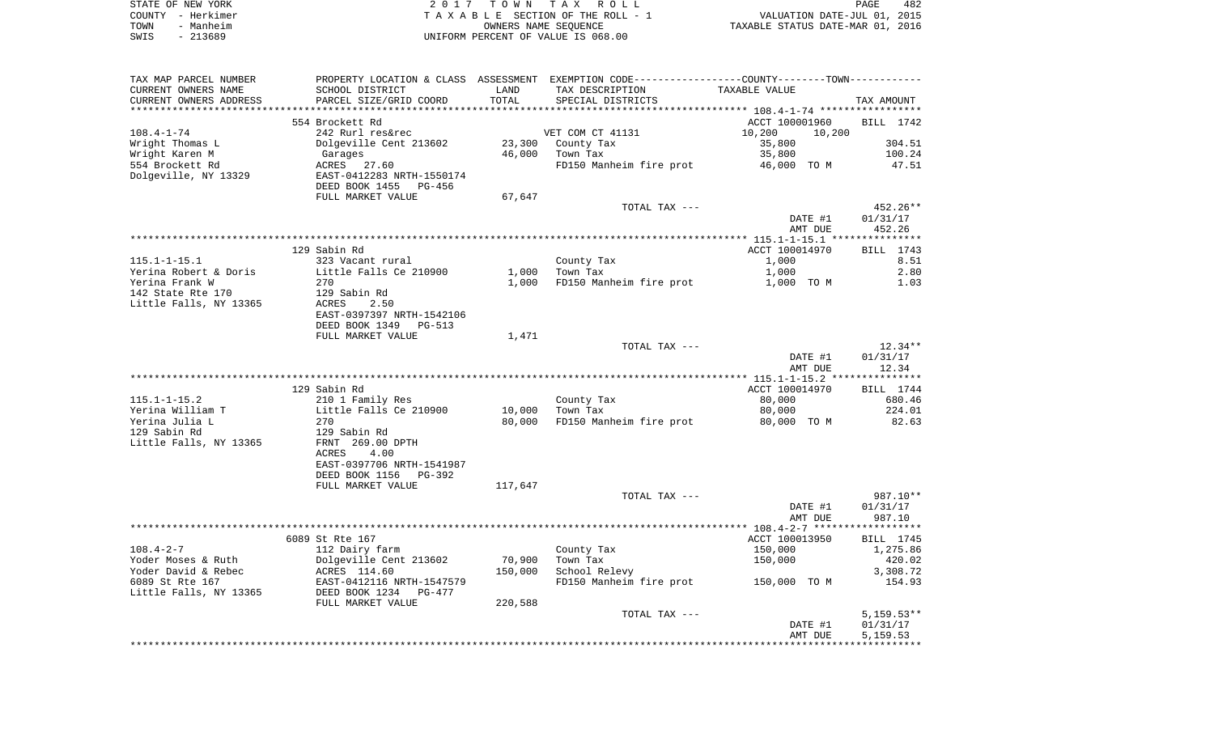STATE OF NEW YORK
COUNTY - Herkimer
TOWN - Manheim
SWIS - 213689

2 0 1 7 T O W N T A X R O L L
T A X A B L E SECTION OF THE ROLL - 1
OWNERS NAME SEQUENCE
UNIFORM PERCENT OF VALUE IS 068.00

VALUATION DATE-JUL 01, 2015
TAXABLE STATUS DATE-MAR 01, 2016

| TAX MAP PARCEL NUMBER / CURRENT OWNERS NAME / CURRENT OWNERS ADDRESS | PROPERTY LOCATION & CLASS / SCHOOL DISTRICT / PARCEL SIZE/GRID COORD | ASSESSMENT LAND | TOTAL | EXEMPTION CODE / TAX DESCRIPTION / SPECIAL DISTRICTS | COUNTY-------TOWN TAXABLE VALUE | TAX AMOUNT |
|---|---|---|---|---|---|---|
| | 554 Brockett Rd | | | | ACCT 100001960 | BILL 1742 |
| 108.4-1-74 | 242 Rurl res&rec | | | VET COM CT 41131 | 10,200 10,200 | |
| Wright Thomas L | Dolgeville Cent 213602 | 23,300 | | County Tax | 35,800 | 304.51 |
| Wright Karen M | Garages | | 46,000 | Town Tax | 35,800 | 100.24 |
| 554 Brockett Rd | ACRES 27.60 | | | FD150 Manheim fire prot | 46,000 TO M | 47.51 |
| Dolgeville, NY 13329 | EAST-0412283 NRTH-1550174 | | | | | |
| | DEED BOOK 1455 PG-456 | | | | | |
| | FULL MARKET VALUE | | 67,647 | | | |
| | | | | TOTAL TAX --- | | 452.26** |
| | | | | | DATE #1 | 01/31/17 |
| | | | | | AMT DUE | 452.26 |
| | 129 Sabin Rd | | | | ACCT 100014970 | BILL 1743 |
| 115.1-1-15.1 | 323 Vacant rural | | | County Tax | 1,000 | 8.51 |
| Yerina Robert & Doris | Little Falls Ce 210900 | 1,000 | | Town Tax | 1,000 | 2.80 |
| Yerina Frank W | 270 | | 1,000 | FD150 Manheim fire prot | 1,000 TO M | 1.03 |
| 142 State Rte 170 | 129 Sabin Rd | | | | | |
| Little Falls, NY 13365 | ACRES 2.50 | | | | | |
| | EAST-0397397 NRTH-1542106 | | | | | |
| | DEED BOOK 1349 PG-513 | | | | | |
| | FULL MARKET VALUE | | 1,471 | | | |
| | | | | TOTAL TAX --- | | 12.34** |
| | | | | | DATE #1 | 01/31/17 |
| | | | | | AMT DUE | 12.34 |
| | 129 Sabin Rd | | | | ACCT 100014970 | BILL 1744 |
| 115.1-1-15.2 | 210 1 Family Res | | | County Tax | 80,000 | 680.46 |
| Yerina William T | Little Falls Ce 210900 | 10,000 | | Town Tax | 80,000 | 224.01 |
| Yerina Julia L | 270 | | 80,000 | FD150 Manheim fire prot | 80,000 TO M | 82.63 |
| 129 Sabin Rd | 129 Sabin Rd | | | | | |
| Little Falls, NY 13365 | FRNT 269.00 DPTH | | | | | |
| | ACRES 4.00 | | | | | |
| | EAST-0397706 NRTH-1541987 | | | | | |
| | DEED BOOK 1156 PG-392 | | | | | |
| | FULL MARKET VALUE | | 117,647 | | | |
| | | | | TOTAL TAX --- | | 987.10** |
| | | | | | DATE #1 | 01/31/17 |
| | | | | | AMT DUE | 987.10 |
| | 6089 St Rte 167 | | | | ACCT 100013950 | BILL 1745 |
| 108.4-2-7 | 112 Dairy farm | | | County Tax | 150,000 | 1,275.86 |
| Yoder Moses & Ruth | Dolgeville Cent 213602 | 70,900 | | Town Tax | 150,000 | 420.02 |
| Yoder David & Rebec | ACRES 114.60 | | 150,000 | School Relevy | | 3,308.72 |
| 6089 St Rte 167 | EAST-0412116 NRTH-1547579 | | | FD150 Manheim fire prot | 150,000 TO M | 154.93 |
| Little Falls, NY 13365 | DEED BOOK 1234 PG-477 | | | | | |
| | FULL MARKET VALUE | | 220,588 | | | |
| | | | | TOTAL TAX --- | | 5,159.53** |
| | | | | | DATE #1 | 01/31/17 |
| | | | | | AMT DUE | 5,159.53 |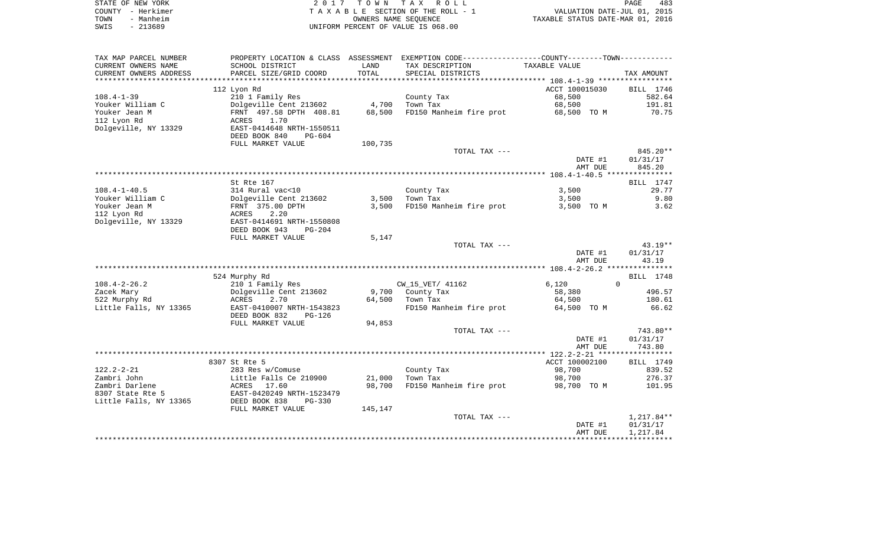STATE OF NEW YORK
COUNTY - Herkimer
TOWN - Manheim
SWIS - 213689

2 0 1 7 T O W N T A X R O L L
T A X A B L E SECTION OF THE ROLL - 1
OWNERS NAME SEQUENCE
UNIFORM PERCENT OF VALUE IS 068.00

VALUATION DATE-JUL 01, 2015
TAXABLE STATUS DATE-MAR 01, 2016

| TAX MAP PARCEL NUMBER / CURRENT OWNERS NAME / CURRENT OWNERS ADDRESS | PROPERTY LOCATION & CLASS / SCHOOL DISTRICT / PARCEL SIZE/GRID COORD | ASSESSMENT LAND | TOTAL | EXEMPTION CODE / TAX DESCRIPTION / SPECIAL DISTRICTS | COUNTY--------TOWN TAXABLE VALUE | TAX AMOUNT |
|---|---|---|---|---|---|---|
| 108.4-1-39 | 112 Lyon Rd | | | | ACCT 100015030 | BILL 1746 |
| | 210 1 Family Res | | | County Tax | 68,500 | 582.64 |
| Youker William C | Dolgeville Cent 213602 | 4,700 | | Town Tax | 68,500 | 191.81 |
| Youker Jean M | FRNT 497.58 DPTH 408.81 | | 68,500 | FD150 Manheim fire prot | 68,500 TO M | 70.75 |
| 112 Lyon Rd | ACRES 1.70 | | | | | |
| Dolgeville, NY 13329 | EAST-0414648 NRTH-1550511 | | | | | |
| | DEED BOOK 840 PG-604 | | | | | |
| | FULL MARKET VALUE | 100,735 | | | | |
| | | | | TOTAL TAX --- | | 845.20** |
| | | | | | DATE #1 | 01/31/17 |
| | | | | | AMT DUE | 845.20 |
| 108.4-1-40.5 | St Rte 167 | | | | | BILL 1747 |
| | 314 Rural vac<10 | | | County Tax | 3,500 | 29.77 |
| Youker William C | Dolgeville Cent 213602 | 3,500 | | Town Tax | 3,500 | 9.80 |
| Youker Jean M | FRNT 375.00 DPTH | | 3,500 | FD150 Manheim fire prot | 3,500 TO M | 3.62 |
| 112 Lyon Rd | ACRES 2.20 | | | | | |
| Dolgeville, NY 13329 | EAST-0414691 NRTH-1550808 | | | | | |
| | DEED BOOK 943 PG-204 | | | | | |
| | FULL MARKET VALUE | 5,147 | | | | |
| | | | | TOTAL TAX --- | | 43.19** |
| | | | | | DATE #1 | 01/31/17 |
| | | | | | AMT DUE | 43.19 |
| 108.4-2-26.2 | 524 Murphy Rd | | | | | BILL 1748 |
| | 210 1 Family Res | | | CW_15_VET/ 41162 | 6,120 0 | |
| Zacek Mary | Dolgeville Cent 213602 | 9,700 | | County Tax | 58,380 | 496.57 |
| 522 Murphy Rd | ACRES 2.70 | | 64,500 | Town Tax | 64,500 | 180.61 |
| Little Falls, NY 13365 | EAST-0410007 NRTH-1543823 | | | FD150 Manheim fire prot | 64,500 TO M | 66.62 |
| | DEED BOOK 832 PG-126 | | | | | |
| | FULL MARKET VALUE | 94,853 | | | | |
| | | | | TOTAL TAX --- | | 743.80** |
| | | | | | DATE #1 | 01/31/17 |
| | | | | | AMT DUE | 743.80 |
| 122.2-2-21 | 8307 St Rte 5 | | | | ACCT 100002100 | BILL 1749 |
| | 283 Res w/Comuse | | | County Tax | 98,700 | 839.52 |
| Zambri John | Little Falls Ce 210900 | 21,000 | | Town Tax | 98,700 | 276.37 |
| Zambri Darlene | ACRES 17.60 | | 98,700 | FD150 Manheim fire prot | 98,700 TO M | 101.95 |
| 8307 State Rte 5 | EAST-0420249 NRTH-1523479 | | | | | |
| Little Falls, NY 13365 | DEED BOOK 838 PG-330 | | | | | |
| | FULL MARKET VALUE | 145,147 | | | | |
| | | | | TOTAL TAX --- | | 1,217.84** |
| | | | | | DATE #1 | 01/31/17 |
| | | | | | AMT DUE | 1,217.84 |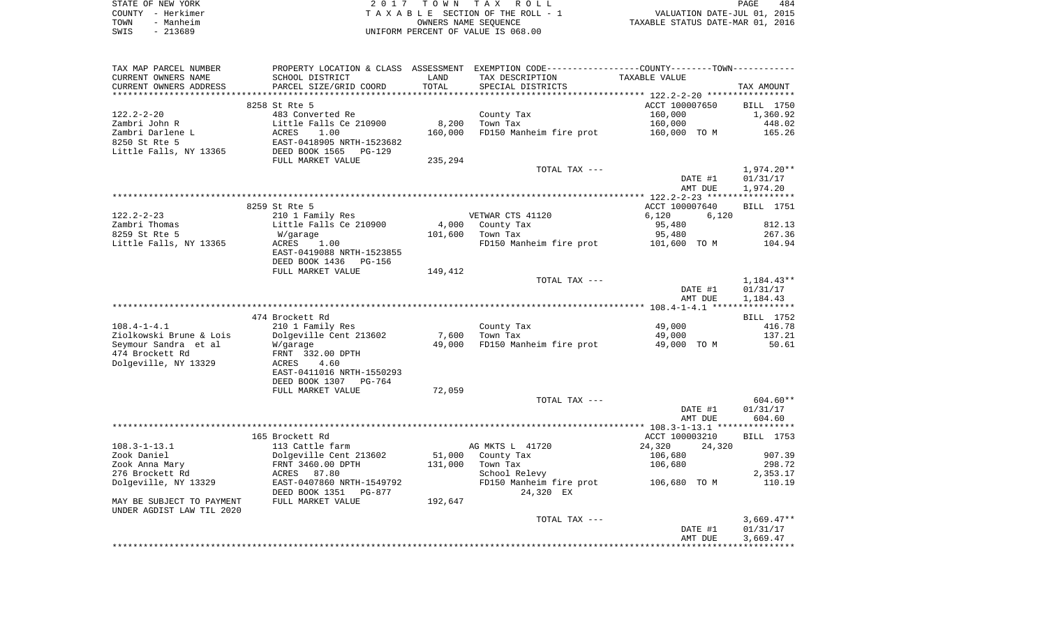STATE OF NEW YORK | COUNTY - Herkimer | TOWN - Manheim | SWIS - 213689

2 0 1 7 T O W N T A X R O L L
T A X A B L E SECTION OF THE ROLL - 1
OWNERS NAME SEQUENCE
UNIFORM PERCENT OF VALUE IS 068.00

VALUATION DATE-JUL 01, 2015
TAXABLE STATUS DATE-MAR 01, 2016

| TAX MAP PARCEL NUMBER / CURRENT OWNERS NAME / CURRENT OWNERS ADDRESS | PROPERTY LOCATION & CLASS / SCHOOL DISTRICT / PARCEL SIZE/GRID COORD | ASSESSMENT LAND | TOTAL | EXEMPTION CODE / TAX DESCRIPTION / SPECIAL DISTRICTS | COUNTY--------TOWN TAXABLE VALUE | TAX AMOUNT |
|---|---|---|---|---|---|---|
| 122.2-2-20 | 8258 St Rte 5 | | | | ACCT 100007650 | BILL 1750 |
| Zambri John R | 483 Converted Re | | | County Tax | 160,000 | 1,360.92 |
| Zambri Darlene L | Little Falls Ce 210900 | 8,200 | | Town Tax | 160,000 | 448.02 |
| 8250 St Rte 5 | ACRES 1.00 | | 160,000 | FD150 Manheim fire prot | 160,000 TO M | 165.26 |
| Little Falls, NY 13365 | EAST-0418905 NRTH-1523682 | | | | | |
| | DEED BOOK 1565 PG-129 | | | | | |
| | FULL MARKET VALUE | 235,294 | | | | |
| | | | | TOTAL TAX --- | | 1,974.20** |
| | | | | | DATE #1 | 01/31/17 |
| | | | | | AMT DUE | 1,974.20 |
| 122.2-2-23 | 8259 St Rte 5 | | | | ACCT 100007640 | BILL 1751 |
| Zambri Thomas | 210 1 Family Res | | | VETWAR CTS 41120 | 6,120 6,120 | |
| 8259 St Rte 5 | Little Falls Ce 210900 | 4,000 | | County Tax | 95,480 | 812.13 |
| Little Falls, NY 13365 | W/garage | | 101,600 | Town Tax | 95,480 | 267.36 |
| | ACRES 1.00 | | | FD150 Manheim fire prot | 101,600 TO M | 104.94 |
| | EAST-0419088 NRTH-1523855 | | | | | |
| | DEED BOOK 1436 PG-156 | | | | | |
| | FULL MARKET VALUE | 149,412 | | | | |
| | | | | TOTAL TAX --- | | 1,184.43** |
| | | | | | DATE #1 | 01/31/17 |
| | | | | | AMT DUE | 1,184.43 |
| 108.4-1-4.1 | 474 Brockett Rd | | | | | BILL 1752 |
| Ziolkowski Brune & Lois | 210 1 Family Res | | | County Tax | 49,000 | 416.78 |
| Seymour Sandra et al | Dolgeville Cent 213602 | 7,600 | | Town Tax | 49,000 | 137.21 |
| 474 Brockett Rd | W/garage | | 49,000 | FD150 Manheim fire prot | 49,000 TO M | 50.61 |
| Dolgeville, NY 13329 | FRNT 332.00 DPTH | | | | | |
| | ACRES 4.60 | | | | | |
| | EAST-0411016 NRTH-1550293 | | | | | |
| | DEED BOOK 1307 PG-764 | | | | | |
| | FULL MARKET VALUE | 72,059 | | | | |
| | | | | TOTAL TAX --- | | 604.60** |
| | | | | | DATE #1 | 01/31/17 |
| | | | | | AMT DUE | 604.60 |
| 108.3-1-13.1 | 165 Brockett Rd | | | | ACCT 100003210 | BILL 1753 |
| Zook Daniel | 113 Cattle farm | | | AG MKTS L 41720 | 24,320 24,320 | |
| Zook Anna Mary | Dolgeville Cent 213602 | 51,000 | | County Tax | 106,680 | 907.39 |
| 276 Brockett Rd | FRNT 3460.00 DPTH | | 131,000 | Town Tax | 106,680 | 298.72 |
| Dolgeville, NY 13329 | ACRES 87.80 | | | School Relevy | | 2,353.17 |
| | EAST-0407860 NRTH-1549792 | | | FD150 Manheim fire prot | 106,680 TO M | 110.19 |
| | DEED BOOK 1351 PG-877 | | | 24,320 EX | | |
| MAY BE SUBJECT TO PAYMENT | FULL MARKET VALUE | 192,647 | | | | |
| UNDER AGDIST LAW TIL 2020 | | | | | | |
| | | | | TOTAL TAX --- | | 3,669.47** |
| | | | | | DATE #1 | 01/31/17 |
| | | | | | AMT DUE | 3,669.47 |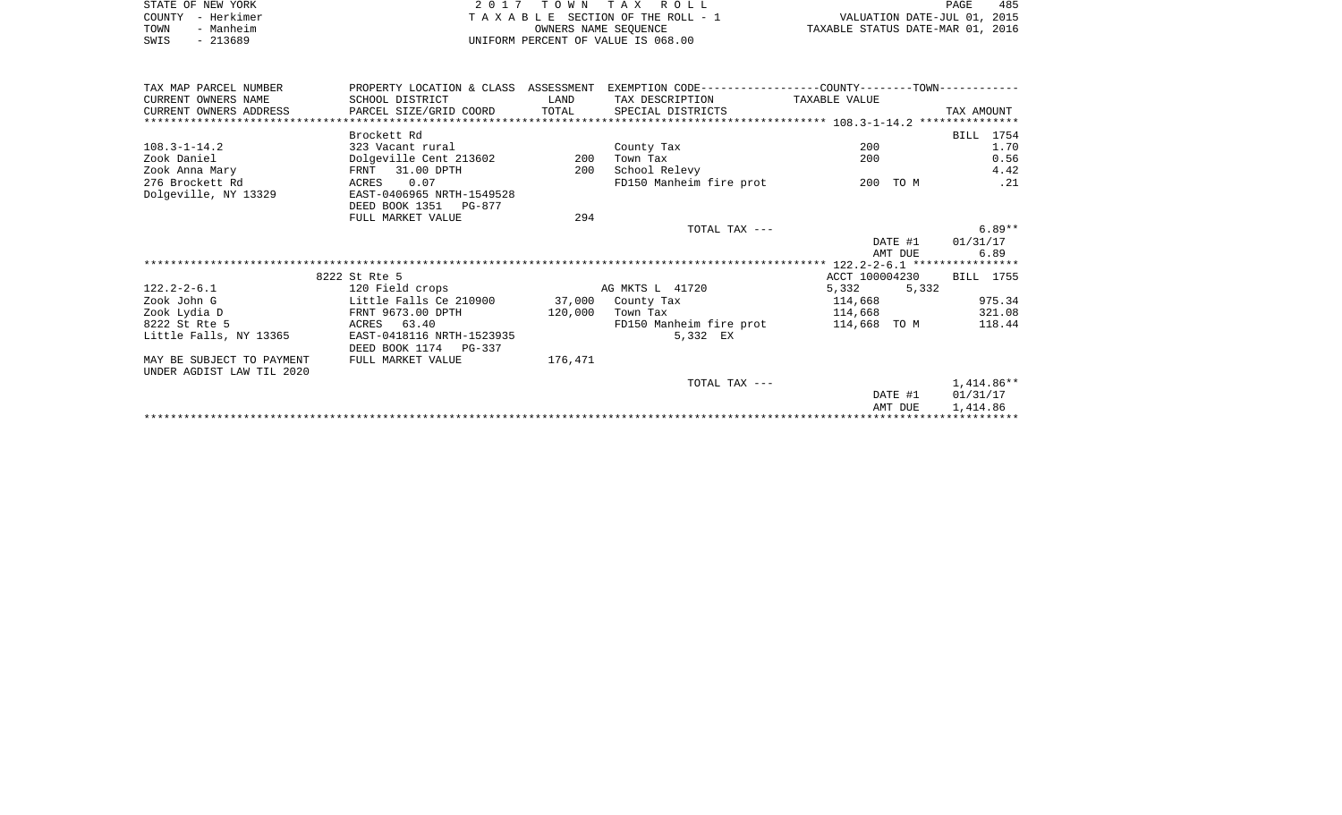STATE OF NEW YORK
COUNTY - Herkimer
TOWN - Manheim
SWIS - 213689

2 0 1 7 T O W N T A X R O L L
T A X A B L E SECTION OF THE ROLL - 1
OWNERS NAME SEQUENCE
UNIFORM PERCENT OF VALUE IS 068.00

VALUATION DATE-JUL 01, 2015
TAXABLE STATUS DATE-MAR 01, 2016

| TAX MAP PARCEL NUMBER<br>CURRENT OWNERS NAME<br>CURRENT OWNERS ADDRESS | PROPERTY LOCATION & CLASS<br>SCHOOL DISTRICT<br>PARCEL SIZE/GRID COORD | ASSESSMENT<br>LAND<br>TOTAL | EXEMPTION CODE-----COUNTY-----TOWN-----<br>TAX DESCRIPTION<br>SPECIAL DISTRICTS | TAXABLE VALUE | | TAX AMOUNT |
|---|---|---|---|---|---|---|
| **108.3-1-14.2** | Brockett Rd | | | | | BILL 1754 |
| 108.3-1-14.2 | 323 Vacant rural | | County Tax | 200 | | 1.70 |
| Zook Daniel | Dolgeville Cent 213602 | 200 | Town Tax | 200 | | 0.56 |
| Zook Anna Mary | FRNT 31.00 DPTH | 200 | School Relevy | | | 4.42 |
| 276 Brockett Rd | ACRES 0.07 | | FD150 Manheim fire prot | 200 TO M | | .21 |
| Dolgeville, NY 13329 | EAST-0406965 NRTH-1549528 | | | | | |
| | DEED BOOK 1351 PG-877 | | | | | |
| | FULL MARKET VALUE | 294 | | | | |
| | | | TOTAL TAX --- | | | 6.89** |
| | | | | | DATE #1 | 01/31/17 |
| | | | | | AMT DUE | 6.89 |
| **122.2-2-6.1** | 8222 St Rte 5 | | | ACCT 100004230 | | BILL 1755 |
| 122.2-2-6.1 | 120 Field crops | | AG MKTS L 41720 | 5,332 | 5,332 | |
| Zook John G | Little Falls Ce 210900 | 37,000 | County Tax | 114,668 | | 975.34 |
| Zook Lydia D | FRNT 9673.00 DPTH | 120,000 | Town Tax | 114,668 | | 321.08 |
| 8222 St Rte 5 | ACRES 63.40 | | FD150 Manheim fire prot | 114,668 TO M | | 118.44 |
| Little Falls, NY 13365 | EAST-0418116 NRTH-1523935 | | 5,332 EX | | | |
| | DEED BOOK 1174 PG-337 | | | | | |
| MAY BE SUBJECT TO PAYMENT | FULL MARKET VALUE | 176,471 | | | | |
| UNDER AGDIST LAW TIL 2020 | | | | | | |
| | | | TOTAL TAX --- | | | 1,414.86** |
| | | | | | DATE #1 | 01/31/17 |
| | | | | | AMT DUE | 1,414.86 |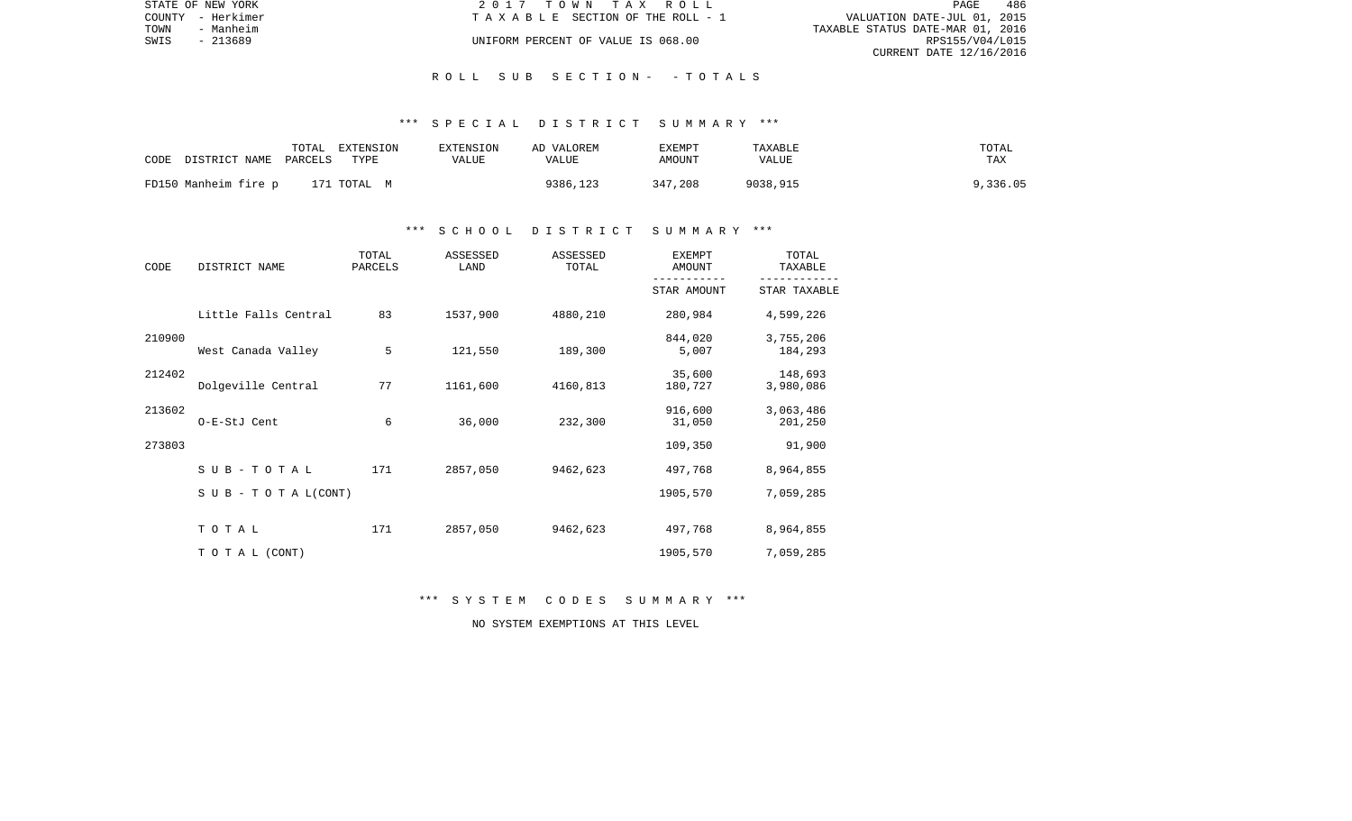STATE OF NEW YORK
COUNTY - Herkimer
TOWN - Manheim
SWIS - 213689

2 0 1 7 T O W N T A X R O L L
T A X A B L E SECTION OF THE ROLL - 1
UNIFORM PERCENT OF VALUE IS 068.00

VALUATION DATE-JUL 01, 2015
TAXABLE STATUS DATE-MAR 01, 2016
RPS155/V04/L015
CURRENT DATE 12/16/2016

R O L L S U B S E C T I O N - - T O T A L S

\*\*\* S P E C I A L D I S T R I C T S U M M A R Y \*\*\*

| CODE | DISTRICT NAME | TOTAL PARCELS | EXTENSION TYPE | EXTENSION VALUE | AD VALOREM VALUE | EXEMPT AMOUNT | TAXABLE VALUE | TOTAL TAX |
|---|---|---|---|---|---|---|---|---|
| FD150 | Manheim fire p | 171 | TOTAL M | | 9386,123 | 347,208 | 9038,915 | 9,336.05 |

\*\*\* S C H O O L D I S T R I C T S U M M A R Y \*\*\*

| CODE | DISTRICT NAME | TOTAL PARCELS | ASSESSED LAND | ASSESSED TOTAL | EXEMPT AMOUNT / STAR AMOUNT | TOTAL TAXABLE / STAR TAXABLE |
|---|---|---|---|---|---|---|
| | Little Falls Central | 83 | 1537,900 | 4880,210 | 280,984 | 4,599,226 |
| 210900 | | | | | 844,020 | 3,755,206 |
| | West Canada Valley | 5 | 121,550 | 189,300 | 5,007 | 184,293 |
| 212402 | | | | | 35,600 | 148,693 |
| | Dolgeville Central | 77 | 1161,600 | 4160,813 | 180,727 | 3,980,086 |
| 213602 | | | | | 916,600 | 3,063,486 |
| | O-E-StJ Cent | 6 | 36,000 | 232,300 | 31,050 | 201,250 |
| 273803 | | | | | 109,350 | 91,900 |
| | S U B - T O T A L | 171 | 2857,050 | 9462,623 | 497,768 | 8,964,855 |
| | S U B - T O T A L(CONT) | | | | 1905,570 | 7,059,285 |
| | T O T A L | 171 | 2857,050 | 9462,623 | 497,768 | 8,964,855 |
| | T O T A L (CONT) | | | | 1905,570 | 7,059,285 |

\*\*\* S Y S T E M C O D E S S U M M A R Y \*\*\*

NO SYSTEM EXEMPTIONS AT THIS LEVEL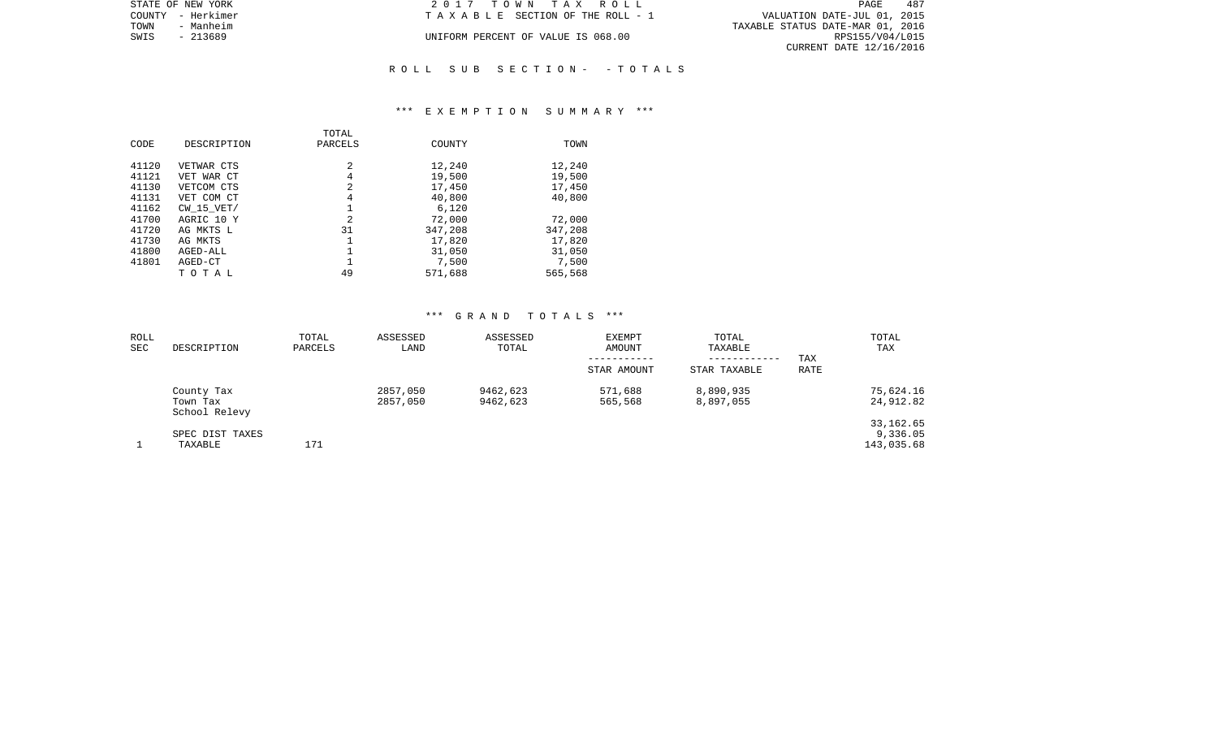STATE OF NEW YORK | 2017 TOWN TAX ROLL
COUNTY - Herkimer | TAXABLE SECTION OF THE ROLL - 1 | VALUATION DATE-JUL 01, 2015
TOWN - Manheim | TAXABLE STATUS DATE-MAR 01, 2016
SWIS - 213689 | UNIFORM PERCENT OF VALUE IS 068.00 | RPS155/V04/L015
CURRENT DATE 12/16/2016

## ROLL SUB SECTION - - TOTALS

### *** EXEMPTION SUMMARY ***

| CODE | DESCRIPTION | TOTAL PARCELS | COUNTY | TOWN |
|---|---|---|---|---|
| 41120 | VETWAR CTS | 2 | 12,240 | 12,240 |
| 41121 | VET WAR CT | 4 | 19,500 | 19,500 |
| 41130 | VETCOM CTS | 2 | 17,450 | 17,450 |
| 41131 | VET COM CT | 4 | 40,800 | 40,800 |
| 41162 | CW_15_VET/ | 1 | 6,120 | |
| 41700 | AGRIC 10 Y | 2 | 72,000 | 72,000 |
| 41720 | AG MKTS L | 31 | 347,208 | 347,208 |
| 41730 | AG MKTS | 1 | 17,820 | 17,820 |
| 41800 | AGED-ALL | 1 | 31,050 | 31,050 |
| 41801 | AGED-CT | 1 | 7,500 | 7,500 |
| | TOTAL | 49 | 571,688 | 565,568 |

### *** GRAND TOTALS ***

| ROLL SEC | DESCRIPTION | TOTAL PARCELS | ASSESSED LAND | ASSESSED TOTAL | EXEMPT AMOUNT / STAR AMOUNT | TOTAL TAXABLE / STAR TAXABLE | TAX RATE | TOTAL TAX |
|---|---|---|---|---|---|---|---|---|
| | County Tax | | 2857,050 | 9462,623 | 571,688 | 8,890,935 | | 75,624.16 |
| | Town Tax | | 2857,050 | 9462,623 | 565,568 | 8,897,055 | | 24,912.82 |
| | School Relevy | | | | | | | 33,162.65 |
| | SPEC DIST TAXES | | | | | | | 9,336.05 |
| 1 | TAXABLE | 171 | | | | | | 143,035.68 |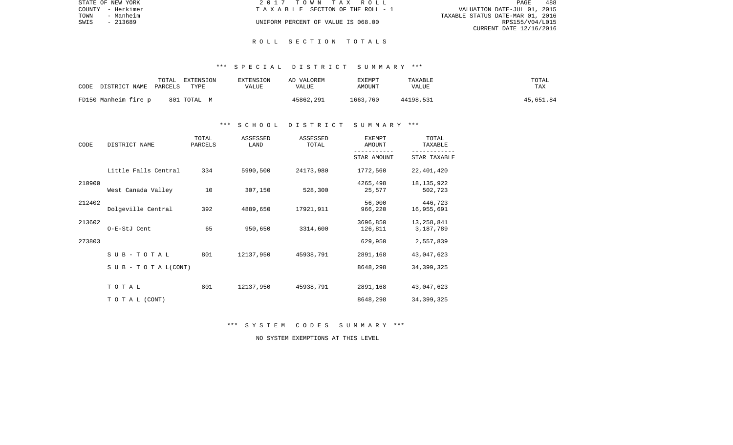STATE OF NEW YORK — 2 0 1 7 T O W N T A X R O L L
COUNTY - Herkimer — T A X A B L E SECTION OF THE ROLL - 1 — VALUATION DATE-JUL 01, 2015
TOWN - Manheim — TAXABLE STATUS DATE-MAR 01, 2016
SWIS - 213689 — UNIFORM PERCENT OF VALUE IS 068.00 — RPS155/V04/L015
CURRENT DATE 12/16/2016

## R O L L S E C T I O N T O T A L S

### *** S P E C I A L D I S T R I C T S U M M A R Y ***

| CODE | DISTRICT NAME | TOTAL PARCELS | EXTENSION TYPE | EXTENSION VALUE | AD VALOREM VALUE | EXEMPT AMOUNT | TAXABLE VALUE | TOTAL TAX |
|---|---|---|---|---|---|---|---|---|
| FD150 | Manheim fire p | 801 | TOTAL M | | 45862,291 | 1663,760 | 44198,531 | 45,651.84 |

### *** S C H O O L D I S T R I C T S U M M A R Y ***

| CODE | DISTRICT NAME | TOTAL PARCELS | ASSESSED LAND | ASSESSED TOTAL | EXEMPT AMOUNT / STAR AMOUNT | TOTAL TAXABLE / STAR TAXABLE |
|---|---|---|---|---|---|---|
| | Little Falls Central | 334 | 5990,500 | 24173,980 | 1772,560 | 22,401,420 |
| 210900 | | | | | 4265,498 | 18,135,922 |
| | West Canada Valley | 10 | 307,150 | 528,300 | 25,577 | 502,723 |
| 212402 | | | | | 56,000 | 446,723 |
| | Dolgeville Central | 392 | 4889,650 | 17921,911 | 966,220 | 16,955,691 |
| 213602 | | | | | 3696,850 | 13,258,841 |
| | O-E-StJ Cent | 65 | 950,650 | 3314,600 | 126,811 | 3,187,789 |
| 273803 | | | | | 629,950 | 2,557,839 |
| | S U B - T O T A L | 801 | 12137,950 | 45938,791 | 2891,168 | 43,047,623 |
| | S U B - T O T A L(CONT) | | | | 8648,298 | 34,399,325 |
| | T O T A L | 801 | 12137,950 | 45938,791 | 2891,168 | 43,047,623 |
| | T O T A L (CONT) | | | | 8648,298 | 34,399,325 |

### *** S Y S T E M C O D E S S U M M A R Y ***

NO SYSTEM EXEMPTIONS AT THIS LEVEL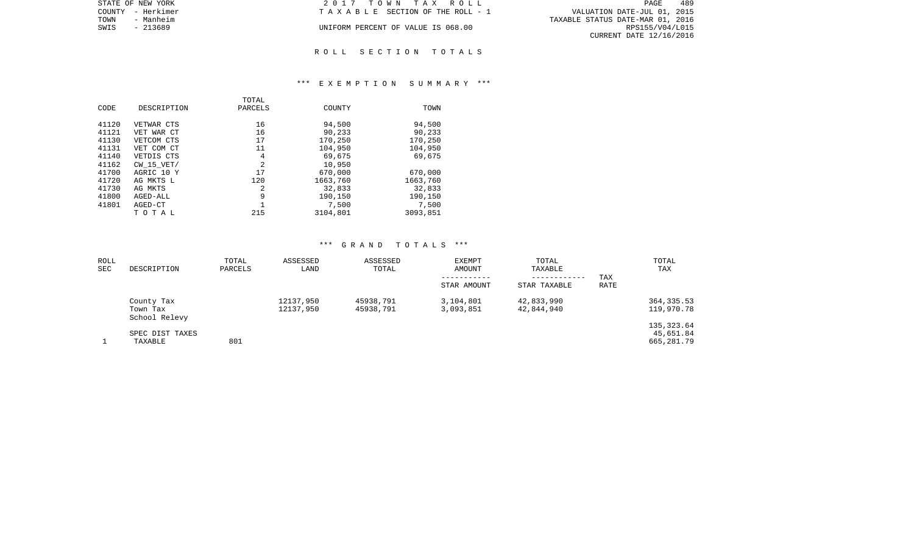STATE OF NEW YORK
COUNTY - Herkimer
TOWN - Manheim
SWIS - 213689

2 0 1 7 T O W N T A X R O L L
T A X A B L E SECTION OF THE ROLL - 1
UNIFORM PERCENT OF VALUE IS 068.00

VALUATION DATE-JUL 01, 2015
TAXABLE STATUS DATE-MAR 01, 2016
RPS155/V04/L015
CURRENT DATE 12/16/2016

## R O L L S E C T I O N T O T A L S

### *** E X E M P T I O N S U M M A R Y ***

| CODE | DESCRIPTION | TOTAL PARCELS | COUNTY | TOWN |
|---|---|---|---|---|
| 41120 | VETWAR CTS | 16 | 94,500 | 94,500 |
| 41121 | VET WAR CT | 16 | 90,233 | 90,233 |
| 41130 | VETCOM CTS | 17 | 170,250 | 170,250 |
| 41131 | VET COM CT | 11 | 104,950 | 104,950 |
| 41140 | VETDIS CTS | 4 | 69,675 | 69,675 |
| 41162 | CW_15_VET/ | 2 | 10,950 | |
| 41700 | AGRIC 10 Y | 17 | 670,000 | 670,000 |
| 41720 | AG MKTS L | 120 | 1663,760 | 1663,760 |
| 41730 | AG MKTS | 2 | 32,833 | 32,833 |
| 41800 | AGED-ALL | 9 | 190,150 | 190,150 |
| 41801 | AGED-CT | 1 | 7,500 | 7,500 |
| | T O T A L | 215 | 3104,801 | 3093,851 |

### *** G R A N D T O T A L S ***

| ROLL SEC | DESCRIPTION | TOTAL PARCELS | ASSESSED LAND | ASSESSED TOTAL | EXEMPT AMOUNT / STAR AMOUNT | TOTAL TAXABLE / STAR TAXABLE | TAX RATE | TOTAL TAX |
|---|---|---|---|---|---|---|---|---|
| | County Tax | | 12137,950 | 45938,791 | 3,104,801 | 42,833,990 | | 364,335.53 |
| | Town Tax | | 12137,950 | 45938,791 | 3,093,851 | 42,844,940 | | 119,970.78 |
| | School Relevy | | | | | | | 135,323.64 |
| | SPEC DIST TAXES | | | | | | | 45,651.84 |
| 1 | TAXABLE | 801 | | | | | | 665,281.79 |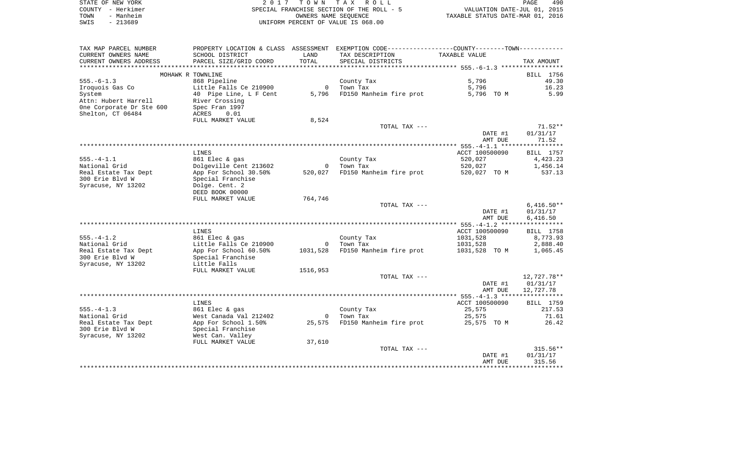STATE OF NEW YORK
COUNTY - Herkimer
TOWN - Manheim
SWIS - 213689

2017 TOWN TAX ROLL
SPECIAL FRANCHISE SECTION OF THE ROLL - 5
OWNERS NAME SEQUENCE
UNIFORM PERCENT OF VALUE IS 068.00

VALUATION DATE-JUL 01, 2015
TAXABLE STATUS DATE-MAR 01, 2016

| TAX MAP PARCEL NUMBER / CURRENT OWNERS NAME / CURRENT OWNERS ADDRESS | PROPERTY LOCATION & CLASS / SCHOOL DISTRICT / PARCEL SIZE/GRID COORD | ASSESSMENT LAND / TOTAL | EXEMPTION CODE / TAX DESCRIPTION / SPECIAL DISTRICTS | COUNTY--------TOWN / TAXABLE VALUE | TAX AMOUNT |
|---|---|---|---|---|---|
| | MOHAWK R TOWNLINE | | | | BILL 1756 |
| 555.-6-1.3 | 868 Pipeline | | County Tax | 5,796 | 49.30 |
| Iroquois Gas Co | Little Falls Ce 210900 | 0 | Town Tax | 5,796 | 16.23 |
| System | 40 Pipe Line, L F Cent | 5,796 | FD150 Manheim fire prot | 5,796 TO M | 5.99 |
| Attn: Hubert Harrell | River Crossing | | | | |
| One Corporate Dr Ste 600 | Spec Fran 1997 | | | | |
| Shelton, CT 06484 | ACRES 0.01 | | | | |
| | FULL MARKET VALUE | 8,524 | | | |
| | | | TOTAL TAX --- | | 71.52** |
| | | | | DATE #1 | 01/31/17 |
| | | | | AMT DUE | 71.52 |
| | LINES | | | ACCT 100500090 | BILL 1757 |
| 555.-4-1.1 | 861 Elec & gas | | County Tax | 520,027 | 4,423.23 |
| National Grid | Dolgeville Cent 213602 | 0 | Town Tax | 520,027 | 1,456.14 |
| Real Estate Tax Dept | App For School 30.50% | 520,027 | FD150 Manheim fire prot | 520,027 TO M | 537.13 |
| 300 Erie Blvd W | Special Franchise | | | | |
| Syracuse, NY 13202 | Dolge. Cent. 2 | | | | |
| | DEED BOOK 00000 | | | | |
| | FULL MARKET VALUE | 764,746 | | | |
| | | | TOTAL TAX --- | | 6,416.50** |
| | | | | DATE #1 | 01/31/17 |
| | | | | AMT DUE | 6,416.50 |
| | LINES | | | ACCT 100500090 | BILL 1758 |
| 555.-4-1.2 | 861 Elec & gas | | County Tax | 1031,528 | 8,773.93 |
| National Grid | Little Falls Ce 210900 | 0 | Town Tax | 1031,528 | 2,888.40 |
| Real Estate Tax Dept | App For School 60.50% | 1031,528 | FD150 Manheim fire prot | 1031,528 TO M | 1,065.45 |
| 300 Erie Blvd W | Special Franchise | | | | |
| Syracuse, NY 13202 | Little Falls | | | | |
| | FULL MARKET VALUE | 1516,953 | | | |
| | | | TOTAL TAX --- | | 12,727.78** |
| | | | | DATE #1 | 01/31/17 |
| | | | | AMT DUE | 12,727.78 |
| | LINES | | | ACCT 100500090 | BILL 1759 |
| 555.-4-1.3 | 861 Elec & gas | | County Tax | 25,575 | 217.53 |
| National Grid | West Canada Val 212402 | 0 | Town Tax | 25,575 | 71.61 |
| Real Estate Tax Dept | App For School 1.50% | 25,575 | FD150 Manheim fire prot | 25,575 TO M | 26.42 |
| 300 Erie Blvd W | Special Franchise | | | | |
| Syracuse, NY 13202 | West Can. Valley | | | | |
| | FULL MARKET VALUE | 37,610 | | | |
| | | | TOTAL TAX --- | | 315.56** |
| | | | | DATE #1 | 01/31/17 |
| | | | | AMT DUE | 315.56 |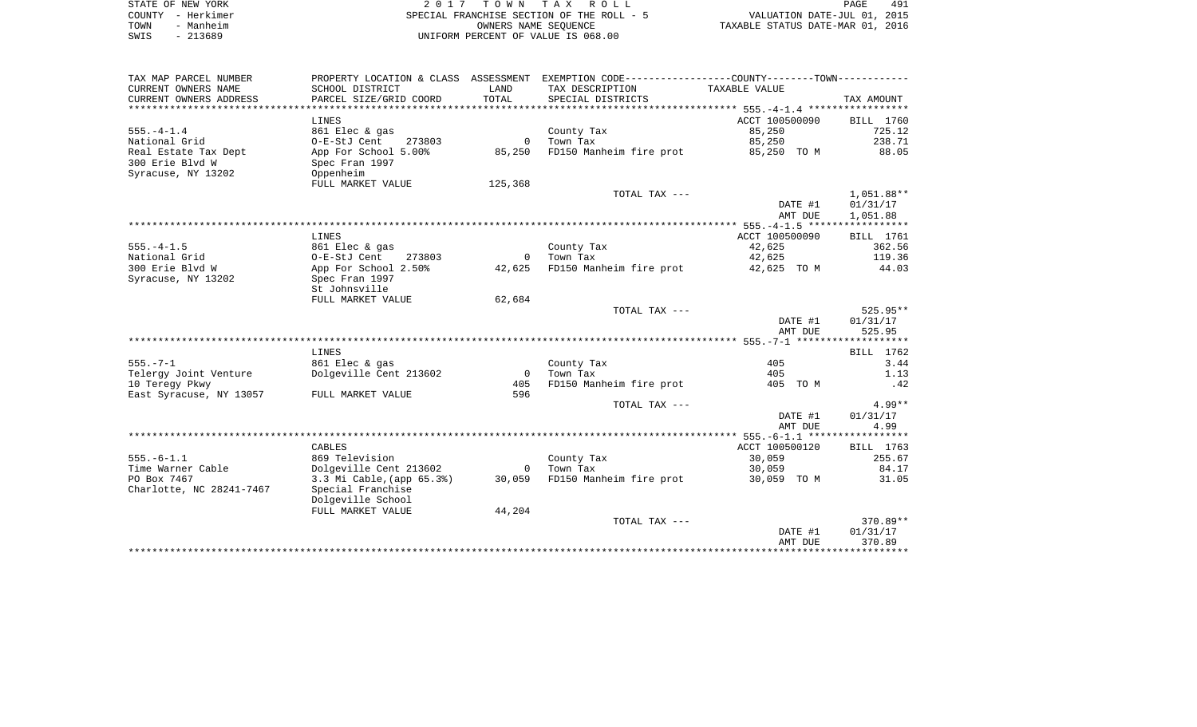STATE OF NEW YORK
COUNTY - Herkimer
TOWN - Manheim
SWIS - 213689

2 0 1 7 T O W N T A X R O L L
SPECIAL FRANCHISE SECTION OF THE ROLL - 5
OWNERS NAME SEQUENCE
UNIFORM PERCENT OF VALUE IS 068.00

VALUATION DATE-JUL 01, 2015
TAXABLE STATUS DATE-MAR 01, 2016

| TAX MAP PARCEL NUMBER / CURRENT OWNERS NAME / CURRENT OWNERS ADDRESS | PROPERTY LOCATION & CLASS / SCHOOL DISTRICT / PARCEL SIZE/GRID COORD | ASSESSMENT LAND / TOTAL | EXEMPTION CODE / TAX DESCRIPTION / SPECIAL DISTRICTS | COUNTY--------TOWN TAXABLE VALUE | TAX AMOUNT |
|---|---|---|---|---|---|
| | LINES | | | ACCT 100500090 | BILL 1760 |
| 555.-4-1.4 | 861 Elec & gas | | County Tax | 85,250 | 725.12 |
| National Grid | O-E-StJ Cent 273803 | 0 | Town Tax | 85,250 | 238.71 |
| Real Estate Tax Dept | App For School 5.00% | 85,250 | FD150 Manheim fire prot | 85,250 TO M | 88.05 |
| 300 Erie Blvd W | Spec Fran 1997 | | | | |
| Syracuse, NY 13202 | Oppenheim | | | | |
| | FULL MARKET VALUE | 125,368 | | | |
| | | | TOTAL TAX --- | | 1,051.88** |
| | | | | DATE #1 | 01/31/17 |
| | | | | AMT DUE | 1,051.88 |
| | LINES | | | ACCT 100500090 | BILL 1761 |
| 555.-4-1.5 | 861 Elec & gas | | County Tax | 42,625 | 362.56 |
| National Grid | O-E-StJ Cent 273803 | 0 | Town Tax | 42,625 | 119.36 |
| 300 Erie Blvd W | App For School 2.50% | 42,625 | FD150 Manheim fire prot | 42,625 TO M | 44.03 |
| Syracuse, NY 13202 | Spec Fran 1997 | | | | |
| | St Johnsville | | | | |
| | FULL MARKET VALUE | 62,684 | | | |
| | | | TOTAL TAX --- | | 525.95** |
| | | | | DATE #1 | 01/31/17 |
| | | | | AMT DUE | 525.95 |
| | LINES | | | | BILL 1762 |
| 555.-7-1 | 861 Elec & gas | | County Tax | 405 | 3.44 |
| Telergy Joint Venture | Dolgeville Cent 213602 | 0 | Town Tax | 405 | 1.13 |
| 10 Teregy Pkwy | | 405 | FD150 Manheim fire prot | 405 TO M | .42 |
| East Syracuse, NY 13057 | FULL MARKET VALUE | 596 | | | |
| | | | TOTAL TAX --- | | 4.99** |
| | | | | DATE #1 | 01/31/17 |
| | | | | AMT DUE | 4.99 |
| | CABLES | | | ACCT 100500120 | BILL 1763 |
| 555.-6-1.1 | 869 Television | | County Tax | 30,059 | 255.67 |
| Time Warner Cable | Dolgeville Cent 213602 | 0 | Town Tax | 30,059 | 84.17 |
| PO Box 7467 | 3.3 Mi Cable,(app 65.3%) | 30,059 | FD150 Manheim fire prot | 30,059 TO M | 31.05 |
| Charlotte, NC 28241-7467 | Special Franchise | | | | |
| | Dolgeville School | | | | |
| | FULL MARKET VALUE | 44,204 | | | |
| | | | TOTAL TAX --- | | 370.89** |
| | | | | DATE #1 | 01/31/17 |
| | | | | AMT DUE | 370.89 |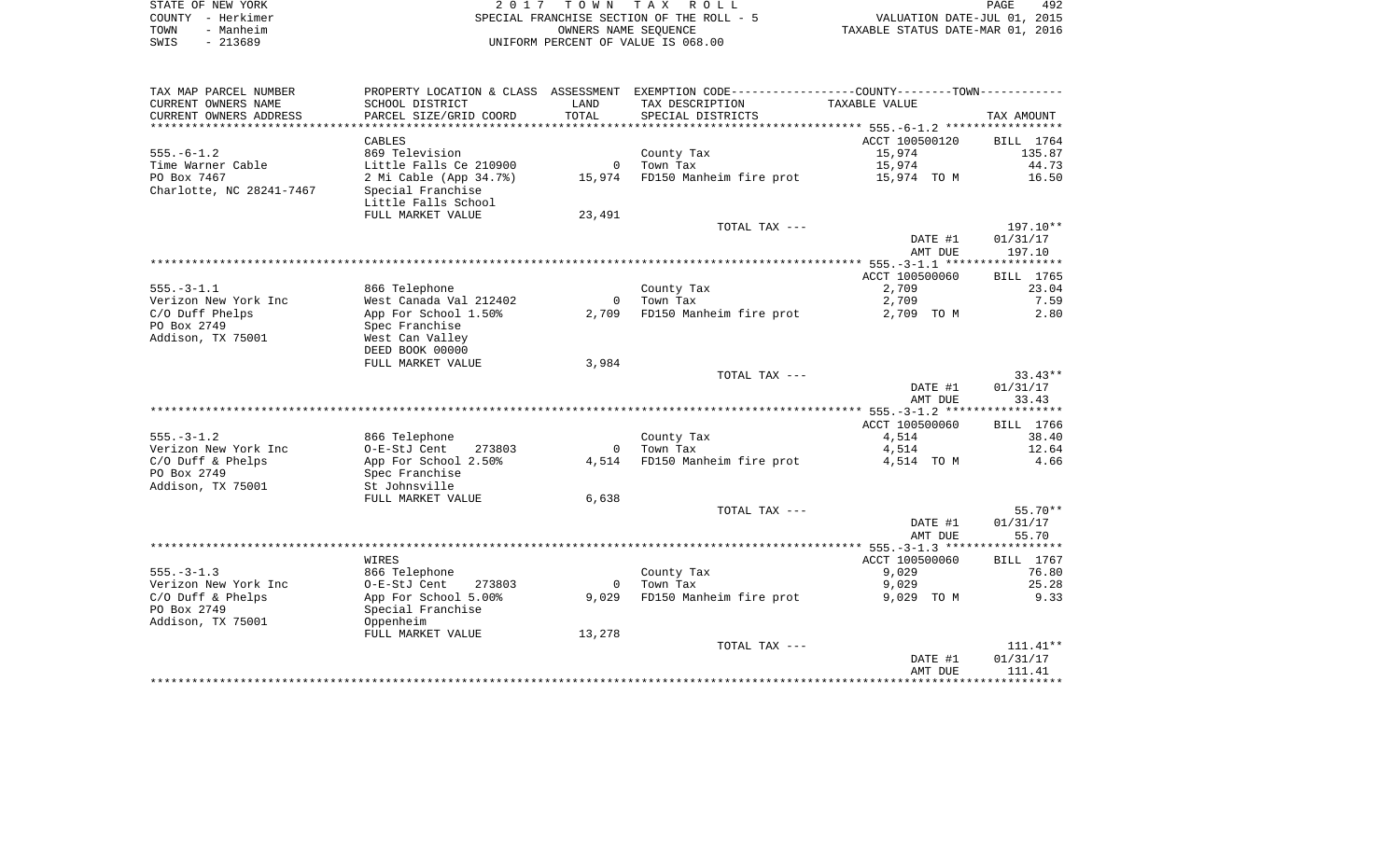STATE OF NEW YORK
COUNTY - Herkimer
TOWN - Manheim
SWIS - 213689

2017 TOWN TAX ROLL
SPECIAL FRANCHISE SECTION OF THE ROLL - 5
OWNERS NAME SEQUENCE
UNIFORM PERCENT OF VALUE IS 068.00

VALUATION DATE-JUL 01, 2015
TAXABLE STATUS DATE-MAR 01, 2016

| TAX MAP PARCEL NUMBER / CURRENT OWNERS NAME / CURRENT OWNERS ADDRESS | PROPERTY LOCATION & CLASS / SCHOOL DISTRICT / PARCEL SIZE/GRID COORD | ASSESSMENT LAND / TOTAL | EXEMPTION CODE / TAX DESCRIPTION / SPECIAL DISTRICTS | TAXABLE VALUE | TAX AMOUNT |
|---|---|---|---|---|---|
| **555.-6-1.2** | CABLES | | | ACCT 100500120 | BILL 1764 |
| 555.-6-1.2 | 869 Television | | County Tax | 15,974 | 135.87 |
| Time Warner Cable | Little Falls Ce 210900 | 0 | Town Tax | 15,974 | 44.73 |
| PO Box 7467 | 2 Mi Cable (App 34.7%) | 15,974 | FD150 Manheim fire prot | 15,974 TO M | 16.50 |
| Charlotte, NC 28241-7467 | Special Franchise | | | | |
| | Little Falls School | | | | |
| | FULL MARKET VALUE | 23,491 | | | |
| | | | TOTAL TAX --- | | 197.10** |
| | | | | DATE #1 | 01/31/17 |
| | | | | AMT DUE | 197.10 |
| **555.-3-1.1** | | | | ACCT 100500060 | BILL 1765 |
| 555.-3-1.1 | 866 Telephone | | County Tax | 2,709 | 23.04 |
| Verizon New York Inc | West Canada Val 212402 | 0 | Town Tax | 2,709 | 7.59 |
| C/O Duff Phelps | App For School 1.50% | 2,709 | FD150 Manheim fire prot | 2,709 TO M | 2.80 |
| PO Box 2749 | Spec Franchise | | | | |
| Addison, TX 75001 | West Can Valley | | | | |
| | DEED BOOK 00000 | | | | |
| | FULL MARKET VALUE | 3,984 | | | |
| | | | TOTAL TAX --- | | 33.43** |
| | | | | DATE #1 | 01/31/17 |
| | | | | AMT DUE | 33.43 |
| **555.-3-1.2** | | | | ACCT 100500060 | BILL 1766 |
| 555.-3-1.2 | 866 Telephone | | County Tax | 4,514 | 38.40 |
| Verizon New York Inc | O-E-StJ Cent 273803 | 0 | Town Tax | 4,514 | 12.64 |
| C/O Duff & Phelps | App For School 2.50% | 4,514 | FD150 Manheim fire prot | 4,514 TO M | 4.66 |
| PO Box 2749 | Spec Franchise | | | | |
| Addison, TX 75001 | St Johnsville | | | | |
| | FULL MARKET VALUE | 6,638 | | | |
| | | | TOTAL TAX --- | | 55.70** |
| | | | | DATE #1 | 01/31/17 |
| | | | | AMT DUE | 55.70 |
| **555.-3-1.3** | WIRES | | | ACCT 100500060 | BILL 1767 |
| 555.-3-1.3 | 866 Telephone | | County Tax | 9,029 | 76.80 |
| Verizon New York Inc | O-E-StJ Cent 273803 | 0 | Town Tax | 9,029 | 25.28 |
| C/O Duff & Phelps | App For School 5.00% | 9,029 | FD150 Manheim fire prot | 9,029 TO M | 9.33 |
| PO Box 2749 | Special Franchise | | | | |
| Addison, TX 75001 | Oppenheim | | | | |
| | FULL MARKET VALUE | 13,278 | | | |
| | | | TOTAL TAX --- | | 111.41** |
| | | | | DATE #1 | 01/31/17 |
| | | | | AMT DUE | 111.41 |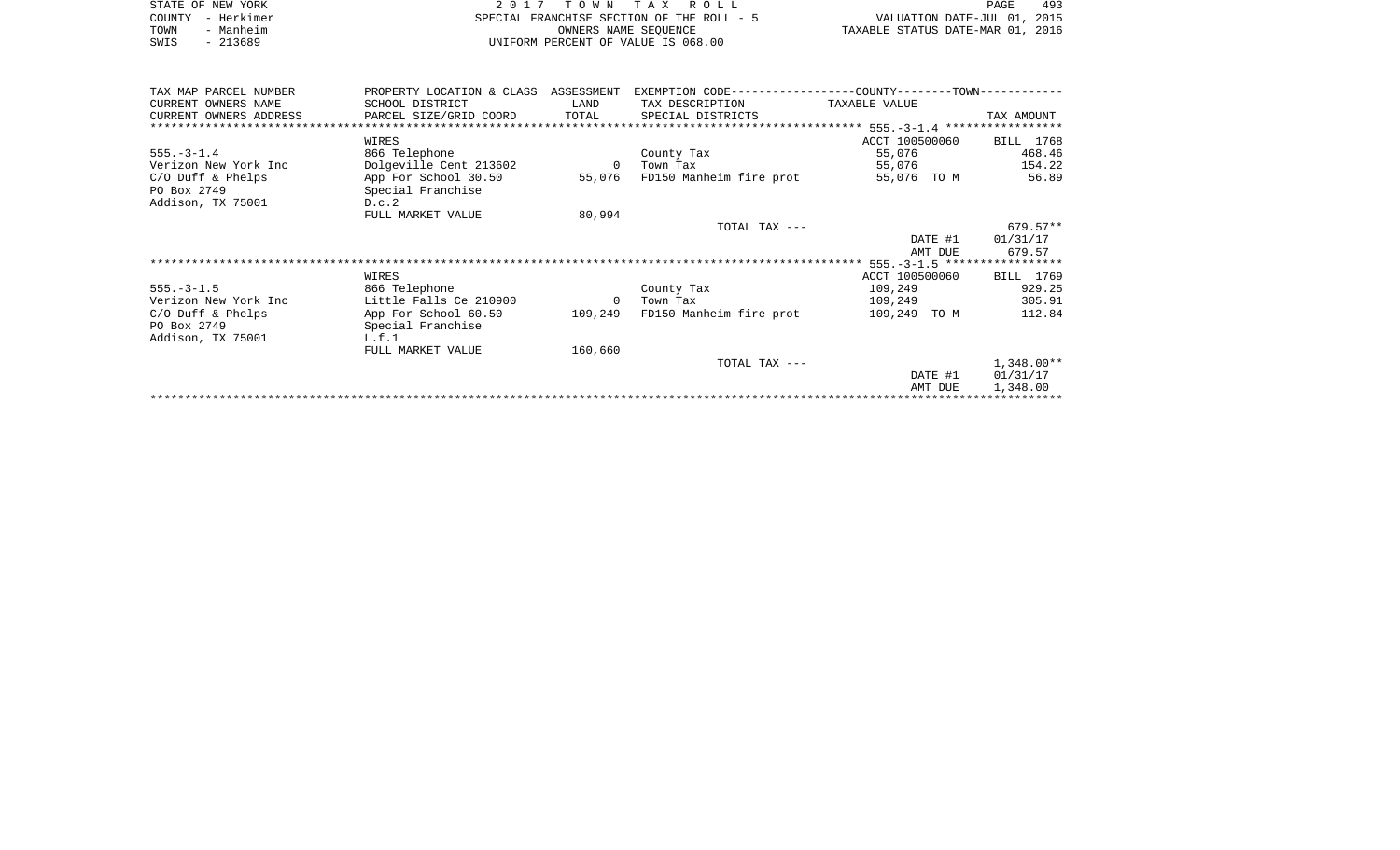STATE OF NEW YORK
COUNTY - Herkimer
TOWN - Manheim
SWIS - 213689

2 0 1 7 T O W N T A X R O L L
SPECIAL FRANCHISE SECTION OF THE ROLL - 5
OWNERS NAME SEQUENCE
UNIFORM PERCENT OF VALUE IS 068.00

VALUATION DATE-JUL 01, 2015
TAXABLE STATUS DATE-MAR 01, 2016

| TAX MAP PARCEL NUMBER<br>CURRENT OWNERS NAME<br>CURRENT OWNERS ADDRESS | PROPERTY LOCATION & CLASS<br>SCHOOL DISTRICT<br>PARCEL SIZE/GRID COORD | ASSESSMENT<br>LAND<br>TOTAL | EXEMPTION CODE<br>TAX DESCRIPTION<br>SPECIAL DISTRICTS | COUNTY--------TOWN<br>TAXABLE VALUE | TAX AMOUNT |
|---|---|---|---|---|---|
| ******* 555.-3-1.4 ******* | | | | | |
| | WIRES | | | ACCT 100500060 | BILL 1768 |
| 555.-3-1.4 | 866 Telephone | | County Tax | 55,076 | 468.46 |
| Verizon New York Inc | Dolgeville Cent 213602 | 0 | Town Tax | 55,076 | 154.22 |
| C/O Duff & Phelps | App For School 30.50 | 55,076 | FD150 Manheim fire prot | 55,076 TO M | 56.89 |
| PO Box 2749 | Special Franchise | | | | |
| Addison, TX 75001 | D.c.2 | | | | |
| | FULL MARKET VALUE | 80,994 | | | |
| | | | TOTAL TAX --- | | 679.57** |
| | | | | DATE #1 | 01/31/17 |
| | | | | AMT DUE | 679.57 |
| ******* 555.-3-1.5 ******* | | | | | |
| | WIRES | | | ACCT 100500060 | BILL 1769 |
| 555.-3-1.5 | 866 Telephone | | County Tax | 109,249 | 929.25 |
| Verizon New York Inc | Little Falls Ce 210900 | 0 | Town Tax | 109,249 | 305.91 |
| C/O Duff & Phelps | App For School 60.50 | 109,249 | FD150 Manheim fire prot | 109,249 TO M | 112.84 |
| PO Box 2749 | Special Franchise | | | | |
| Addison, TX 75001 | L.f.1 | | | | |
| | FULL MARKET VALUE | 160,660 | | | |
| | | | TOTAL TAX --- | | 1,348.00** |
| | | | | DATE #1 | 01/31/17 |
| | | | | AMT DUE | 1,348.00 |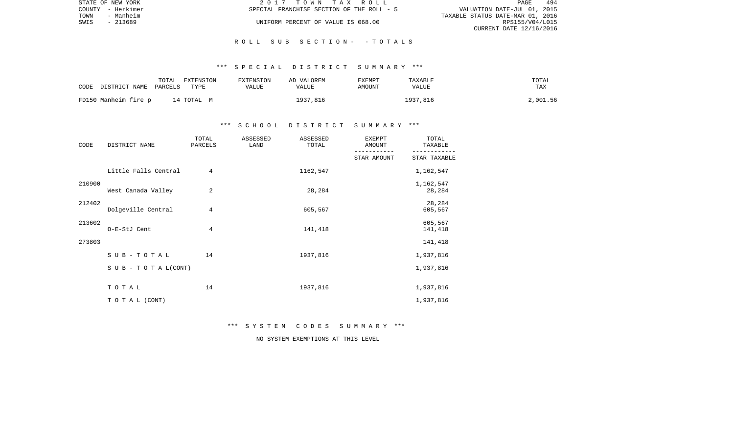STATE OF NEW YORK — 2017 TOWN TAX ROLL
COUNTY - Herkimer — SPECIAL FRANCHISE SECTION OF THE ROLL - 5 — VALUATION DATE-JUL 01, 2015
TOWN - Manheim — TAXABLE STATUS DATE-MAR 01, 2016
SWIS - 213689 — UNIFORM PERCENT OF VALUE IS 068.00 — RPS155/V04/L015
CURRENT DATE 12/16/2016

## ROLL SUB SECTION - - TOTALS

### *** SPECIAL DISTRICT SUMMARY ***

| CODE DISTRICT NAME | TOTAL PARCELS | EXTENSION TYPE | EXTENSION VALUE | AD VALOREM VALUE | EXEMPT AMOUNT | TAXABLE VALUE | TOTAL TAX |
|---|---|---|---|---|---|---|---|
| FD150 Manheim fire p | 14 | TOTAL M | | 1937,816 | | 1937,816 | 2,001.56 |

### *** SCHOOL DISTRICT SUMMARY ***

| CODE | DISTRICT NAME | TOTAL PARCELS | ASSESSED LAND | ASSESSED TOTAL | EXEMPT AMOUNT / STAR AMOUNT | TOTAL TAXABLE / STAR TAXABLE |
|---|---|---|---|---|---|---|
| 210900 | Little Falls Central | 4 | | 1162,547 | | 1,162,547 / 1,162,547 |
| 212402 | West Canada Valley | 2 | | 28,284 | | 28,284 / 28,284 |
| 213602 | Dolgeville Central | 4 | | 605,567 | | 605,567 / 605,567 |
| 273803 | O-E-StJ Cent | 4 | | 141,418 | | 141,418 / 141,418 |
| | SUB-TOTAL | 14 | | 1937,816 | | 1,937,816 |
| | SUB-TOTAL(CONT) | | | | | 1,937,816 |
| | TOTAL | 14 | | 1937,816 | | 1,937,816 |
| | TOTAL (CONT) | | | | | 1,937,816 |

### *** SYSTEM CODES SUMMARY ***

NO SYSTEM EXEMPTIONS AT THIS LEVEL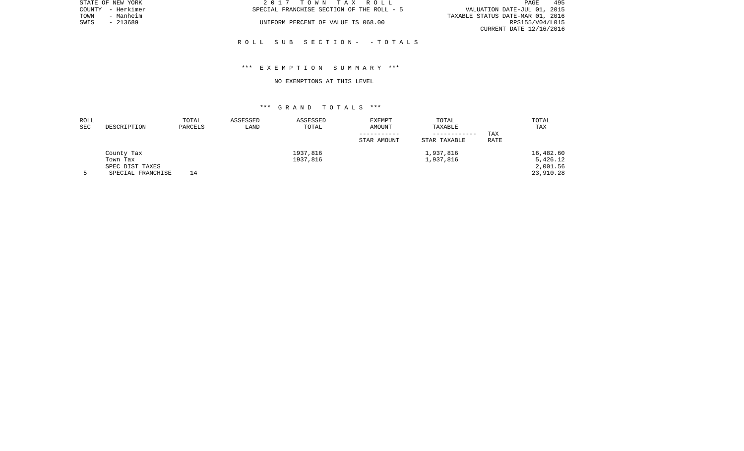STATE OF NEW YORK — 2 0 1 7 T O W N T A X R O L L
COUNTY - Herkimer — SPECIAL FRANCHISE SECTION OF THE ROLL - 5 — VALUATION DATE-JUL 01, 2015
TOWN - Manheim — TAXABLE STATUS DATE-MAR 01, 2016
SWIS - 213689 — UNIFORM PERCENT OF VALUE IS 068.00 — RPS155/V04/L015
CURRENT DATE 12/16/2016

R O L L S U B S E C T I O N - - T O T A L S

\*\*\* E X E M P T I O N S U M M A R Y \*\*\*

NO EXEMPTIONS AT THIS LEVEL

\*\*\* G R A N D T O T A L S \*\*\*

| ROLL SEC | DESCRIPTION | TOTAL PARCELS | ASSESSED LAND | ASSESSED TOTAL | EXEMPT AMOUNT / STAR AMOUNT | TOTAL TAXABLE / STAR TAXABLE | TAX RATE | TOTAL TAX |
|---|---|---|---|---|---|---|---|---|
| | County Tax | | | 1937,816 | | 1,937,816 | | 16,482.60 |
| | Town Tax | | | 1937,816 | | 1,937,816 | | 5,426.12 |
| | SPEC DIST TAXES | | | | | | | 2,001.56 |
| 5 | SPECIAL FRANCHISE | 14 | | | | | | 23,910.28 |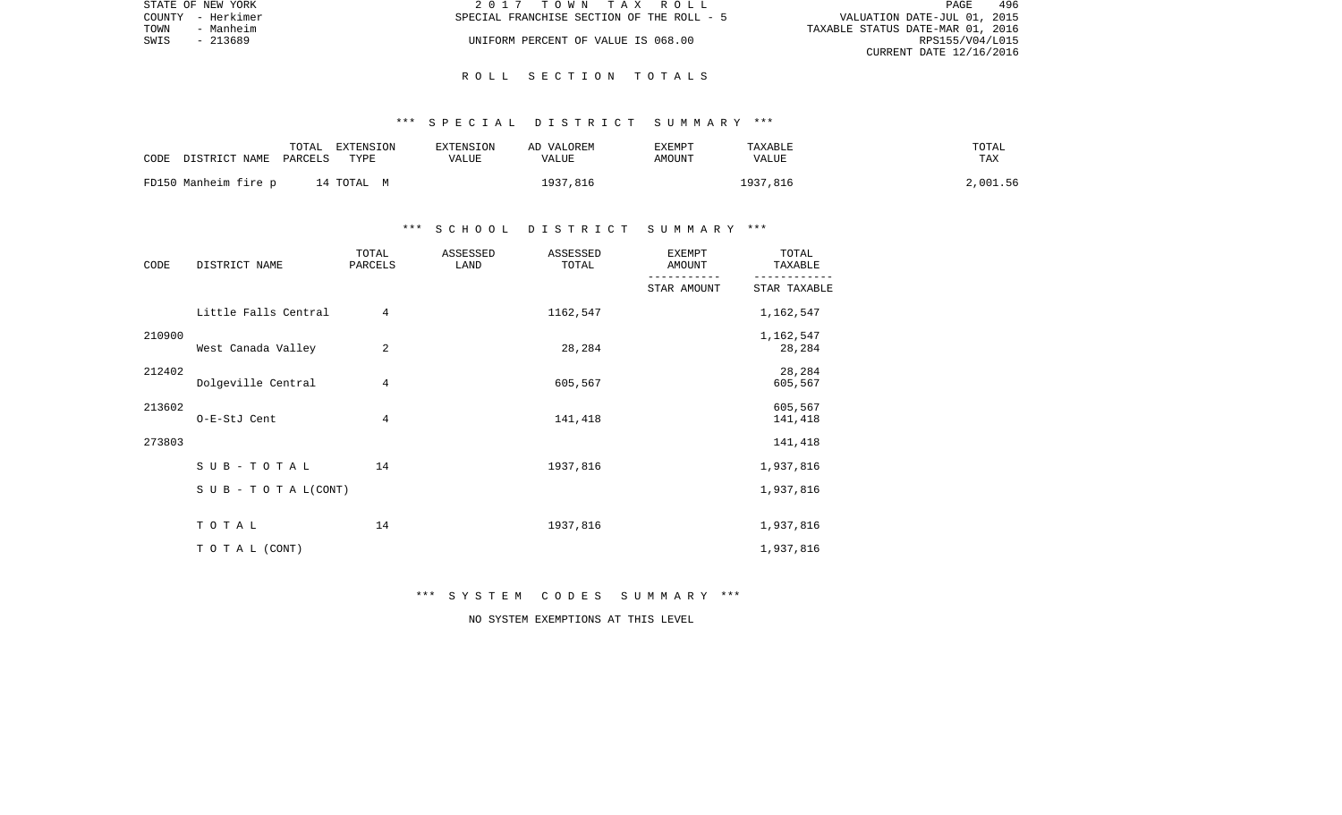STATE OF NEW YORK
COUNTY - Herkimer
TOWN - Manheim
SWIS - 213689

2 0 1 7 T O W N T A X R O L L
SPECIAL FRANCHISE SECTION OF THE ROLL - 5
UNIFORM PERCENT OF VALUE IS 068.00

VALUATION DATE-JUL 01, 2015
TAXABLE STATUS DATE-MAR 01, 2016
RPS155/V04/L015
CURRENT DATE 12/16/2016

## R O L L S E C T I O N T O T A L S

### *** S P E C I A L D I S T R I C T S U M M A R Y ***

| CODE DISTRICT NAME | TOTAL PARCELS | EXTENSION TYPE | EXTENSION VALUE | AD VALOREM VALUE | EXEMPT AMOUNT | TAXABLE VALUE | TOTAL TAX |
|---|---|---|---|---|---|---|---|
| FD150 Manheim fire p | 14 | TOTAL M | | 1937,816 | | 1937,816 | 2,001.56 |

### *** S C H O O L D I S T R I C T S U M M A R Y ***

| CODE | DISTRICT NAME | TOTAL PARCELS | ASSESSED LAND | ASSESSED TOTAL | EXEMPT AMOUNT / STAR AMOUNT | TOTAL TAXABLE / STAR TAXABLE |
|---|---|---|---|---|---|---|
| 210900 | Little Falls Central | 4 | | 1162,547 | | 1,162,547 / 1,162,547 |
| 212402 | West Canada Valley | 2 | | 28,284 | | 28,284 / 28,284 |
| 213602 | Dolgeville Central | 4 | | 605,567 | | 605,567 / 605,567 |
| 273803 | O-E-StJ Cent | 4 | | 141,418 | | 141,418 / 141,418 |
| | S U B - T O T A L | 14 | | 1937,816 | | 1,937,816 |
| | S U B - T O T A L(CONT) | | | | | 1,937,816 |
| | T O T A L | 14 | | 1937,816 | | 1,937,816 |
| | T O T A L (CONT) | | | | | 1,937,816 |

### *** S Y S T E M C O D E S S U M M A R Y ***

NO SYSTEM EXEMPTIONS AT THIS LEVEL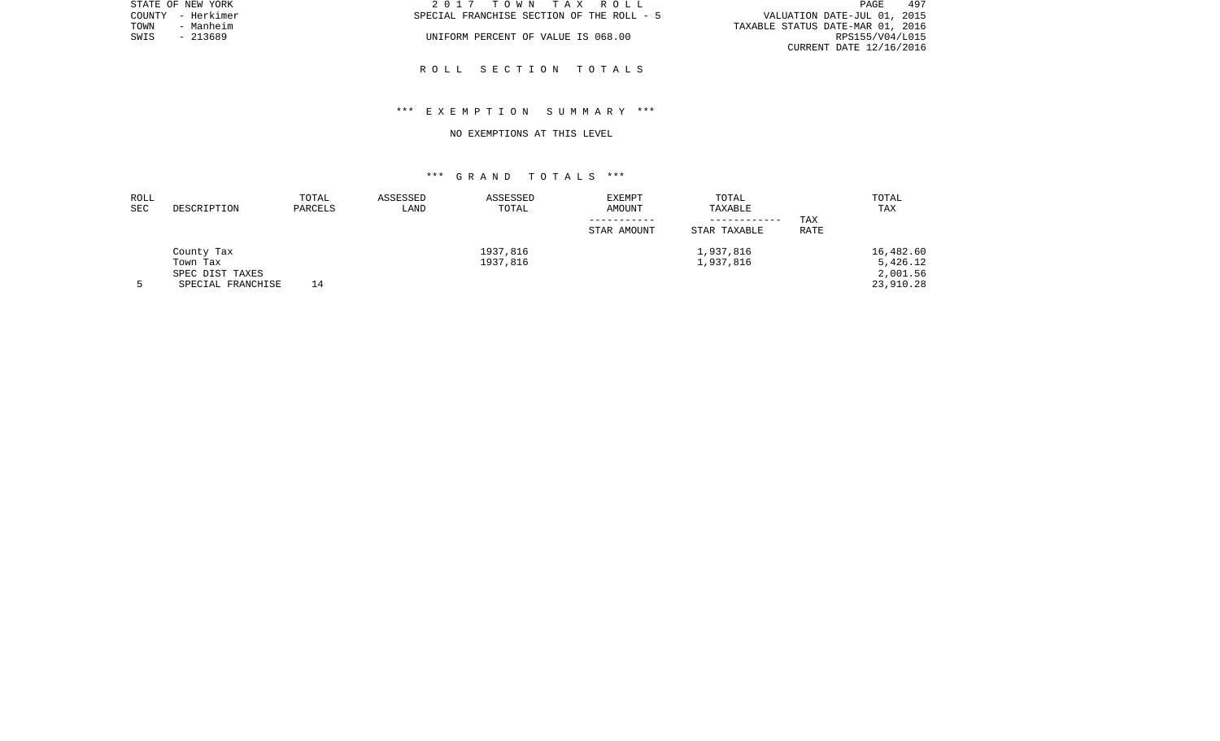STATE OF NEW YORK
COUNTY - Herkimer
TOWN - Manheim
SWIS - 213689

2 0 1 7 T O W N T A X R O L L
SPECIAL FRANCHISE SECTION OF THE ROLL - 5
UNIFORM PERCENT OF VALUE IS 068.00

VALUATION DATE-JUL 01, 2015
TAXABLE STATUS DATE-MAR 01, 2016
RPS155/V04/L015
CURRENT DATE 12/16/2016

## R O L L S E C T I O N T O T A L S

### *** E X E M P T I O N S U M M A R Y ***

NO EXEMPTIONS AT THIS LEVEL

### *** G R A N D T O T A L S ***

| ROLL SEC | DESCRIPTION | TOTAL PARCELS | ASSESSED LAND | ASSESSED TOTAL | EXEMPT AMOUNT<br>-----------<br>STAR AMOUNT | TOTAL TAXABLE<br>------------<br>STAR TAXABLE | TAX RATE | TOTAL TAX |
|---|---|---|---|---|---|---|---|---|
| | County Tax | | | 1937,816 | | 1,937,816 | | 16,482.60 |
| | Town Tax | | | 1937,816 | | 1,937,816 | | 5,426.12 |
| | SPEC DIST TAXES | | | | | | | 2,001.56 |
| 5 | SPECIAL FRANCHISE | 14 | | | | | | 23,910.28 |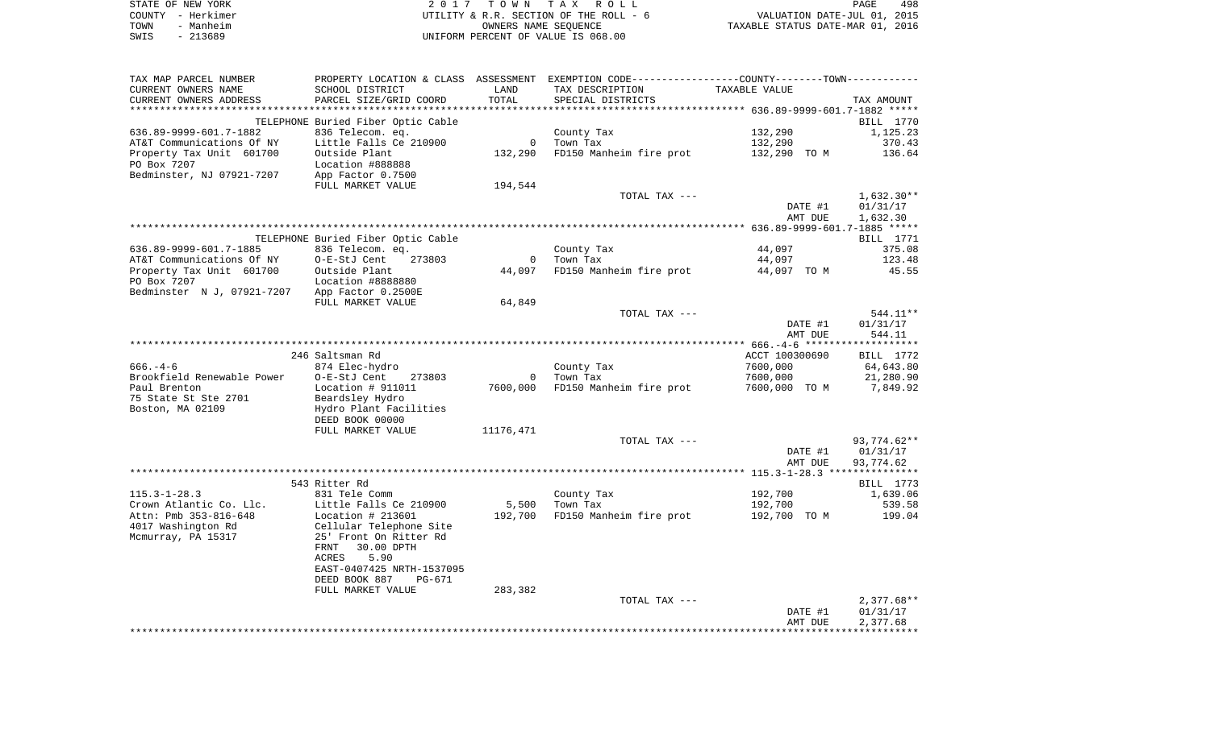STATE OF NEW YORK
COUNTY - Herkimer
TOWN - Manheim
SWIS - 213689

2 0 1 7 T O W N T A X R O L L
UTILITY & R.R. SECTION OF THE ROLL - 6
OWNERS NAME SEQUENCE
UNIFORM PERCENT OF VALUE IS 068.00

VALUATION DATE-JUL 01, 2015
TAXABLE STATUS DATE-MAR 01, 2016

| TAX MAP PARCEL NUMBER / CURRENT OWNERS NAME / CURRENT OWNERS ADDRESS | PROPERTY LOCATION & CLASS / SCHOOL DISTRICT / PARCEL SIZE/GRID COORD | ASSESSMENT LAND / TOTAL | EXEMPTION CODE / TAX DESCRIPTION / SPECIAL DISTRICTS | TAXABLE VALUE | TAX AMOUNT |
|---|---|---|---|---|---|
| **636.89-9999-601.7-1882** | TELEPHONE Buried Fiber Optic Cable | | | | BILL 1770 |
| 636.89-9999-601.7-1882 | 836 Telecom. eq. | | County Tax | 132,290 | 1,125.23 |
| AT&T Communications Of NY | Little Falls Ce 210900 | 0 | Town Tax | 132,290 | 370.43 |
| Property Tax Unit 601700 | Outside Plant | 132,290 | FD150 Manheim fire prot | 132,290 TO M | 136.64 |
| PO Box 7207 | Location #888888 | | | | |
| Bedminster, NJ 07921-7207 | App Factor 0.7500 | | | | |
| | FULL MARKET VALUE | 194,544 | | | |
| | | | TOTAL TAX --- | | 1,632.30** |
| | | | | DATE #1 | 01/31/17 |
| | | | | AMT DUE | 1,632.30 |
| **636.89-9999-601.7-1885** | TELEPHONE Buried Fiber Optic Cable | | | | BILL 1771 |
| 636.89-9999-601.7-1885 | 836 Telecom. eq. | | County Tax | 44,097 | 375.08 |
| AT&T Communications Of NY | O-E-StJ Cent 273803 | 0 | Town Tax | 44,097 | 123.48 |
| Property Tax Unit 601700 | Outside Plant | 44,097 | FD150 Manheim fire prot | 44,097 TO M | 45.55 |
| PO Box 7207 | Location #8888880 | | | | |
| Bedminster N J, 07921-7207 | App Factor 0.2500E | | | | |
| | FULL MARKET VALUE | 64,849 | | | |
| | | | TOTAL TAX --- | | 544.11** |
| | | | | DATE #1 | 01/31/17 |
| | | | | AMT DUE | 544.11 |
| **666.-4-6** | 246 Saltsman Rd | | | ACCT 100300690 | BILL 1772 |
| 666.-4-6 | 874 Elec-hydro | | County Tax | 7600,000 | 64,643.80 |
| Brookfield Renewable Power | O-E-StJ Cent 273803 | 0 | Town Tax | 7600,000 | 21,280.90 |
| Paul Brenton | Location # 911011 | 7600,000 | FD150 Manheim fire prot | 7600,000 TO M | 7,849.92 |
| 75 State St Ste 2701 | Beardsley Hydro | | | | |
| Boston, MA 02109 | Hydro Plant Facilities | | | | |
| | DEED BOOK 00000 | | | | |
| | FULL MARKET VALUE | 11176,471 | | | |
| | | | TOTAL TAX --- | | 93,774.62** |
| | | | | DATE #1 | 01/31/17 |
| | | | | AMT DUE | 93,774.62 |
| **115.3-1-28.3** | 543 Ritter Rd | | | | BILL 1773 |
| 115.3-1-28.3 | 831 Tele Comm | | County Tax | 192,700 | 1,639.06 |
| Crown Atlantic Co. Llc. | Little Falls Ce 210900 | 5,500 | Town Tax | 192,700 | 539.58 |
| Attn: Pmb 353-816-648 | Location # 213601 | 192,700 | FD150 Manheim fire prot | 192,700 TO M | 199.04 |
| 4017 Washington Rd | Cellular Telephone Site | | | | |
| Mcmurray, PA 15317 | 25' Front On Ritter Rd | | | | |
| | FRNT 30.00 DPTH | | | | |
| | ACRES 5.90 | | | | |
| | EAST-0407425 NRTH-1537095 | | | | |
| | DEED BOOK 887 PG-671 | | | | |
| | FULL MARKET VALUE | 283,382 | | | |
| | | | TOTAL TAX --- | | 2,377.68** |
| | | | | DATE #1 | 01/31/17 |
| | | | | AMT DUE | 2,377.68 |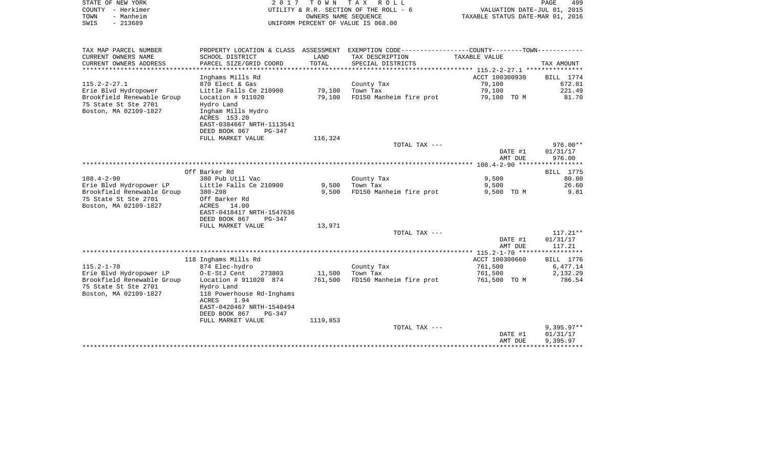STATE OF NEW YORK
COUNTY - Herkimer
TOWN - Manheim
SWIS - 213689

2 0 1 7 T O W N T A X R O L L
UTILITY & R.R. SECTION OF THE ROLL - 6
OWNERS NAME SEQUENCE
UNIFORM PERCENT OF VALUE IS 068.00

VALUATION DATE-JUL 01, 2015
TAXABLE STATUS DATE-MAR 01, 2016

| TAX MAP PARCEL NUMBER<br>CURRENT OWNERS NAME<br>CURRENT OWNERS ADDRESS | PROPERTY LOCATION & CLASS<br>SCHOOL DISTRICT<br>PARCEL SIZE/GRID COORD | ASSESSMENT<br>LAND<br>TOTAL | EXEMPTION CODE-----COUNTY-----TOWN-----<br>TAX DESCRIPTION<br>SPECIAL DISTRICTS | TAXABLE VALUE | TAX AMOUNT |
|---|---|---|---|---|---|
| **115.2-2-27.1** | Inghams Mills Rd | | | ACCT 100300930 | BILL 1774 |
| 115.2-2-27.1 | 870 Elect & Gas | | County Tax | 79,100 | 672.81 |
| Erie Blvd Hydropower | Little Falls Ce 210900 | 79,100 | Town Tax | 79,100 | 221.49 |
| Brookfield Renewable Group | Location # 911020 | 79,100 | FD150 Manheim fire prot | 79,100 TO M | 81.70 |
| 75 State St Ste 2701 | Hydro Land | | | | |
| Boston, MA 02109-1827 | Ingham Mills Hydro | | | | |
| | ACRES 153.20 | | | | |
| | EAST-0384667 NRTH-1113541 | | | | |
| | DEED BOOK 867 PG-347 | | | | |
| | FULL MARKET VALUE | 116,324 | | | |
| | | | TOTAL TAX --- | | 976.00** |
| | | | | DATE #1 | 01/31/17 |
| | | | | AMT DUE | 976.00 |
| **108.4-2-90** | Off Barker Rd | | | | BILL 1775 |
| 108.4-2-90 | 380 Pub Util Vac | | County Tax | 9,500 | 80.80 |
| Erie Blvd Hydropower LP | Little Falls Ce 210900 | 9,500 | Town Tax | 9,500 | 26.60 |
| Brookfield Renewable Group | 380-Z98 | 9,500 | FD150 Manheim fire prot | 9,500 TO M | 9.81 |
| 75 State St Ste 2701 | Off Barker Rd | | | | |
| Boston, MA 02109-1827 | ACRES 14.00 | | | | |
| | EAST-0418417 NRTH-1547636 | | | | |
| | DEED BOOK 867 PG-347 | | | | |
| | FULL MARKET VALUE | 13,971 | | | |
| | | | TOTAL TAX --- | | 117.21** |
| | | | | DATE #1 | 01/31/17 |
| | | | | AMT DUE | 117.21 |
| **115.2-1-70** | 118 Inghams Mills Rd | | | ACCT 100300660 | BILL 1776 |
| 115.2-1-70 | 874 Elec-hydro | | County Tax | 761,500 | 6,477.14 |
| Erie Blvd Hydropower LP | O-E-StJ Cent 273803 | 11,500 | Town Tax | 761,500 | 2,132.29 |
| Brookfield Renewable Group | Location # 911020 874 | 761,500 | FD150 Manheim fire prot | 761,500 TO M | 786.54 |
| 75 State St Ste 2701 | Hydro Land | | | | |
| Boston, MA 02109-1827 | 118 Powerhouse Rd-Inghams | | | | |
| | ACRES 1.94 | | | | |
| | EAST-0420467 NRTH-1540494 | | | | |
| | DEED BOOK 867 PG-347 | | | | |
| | FULL MARKET VALUE | 1119,853 | | | |
| | | | TOTAL TAX --- | | 9,395.97** |
| | | | | DATE #1 | 01/31/17 |
| | | | | AMT DUE | 9,395.97 |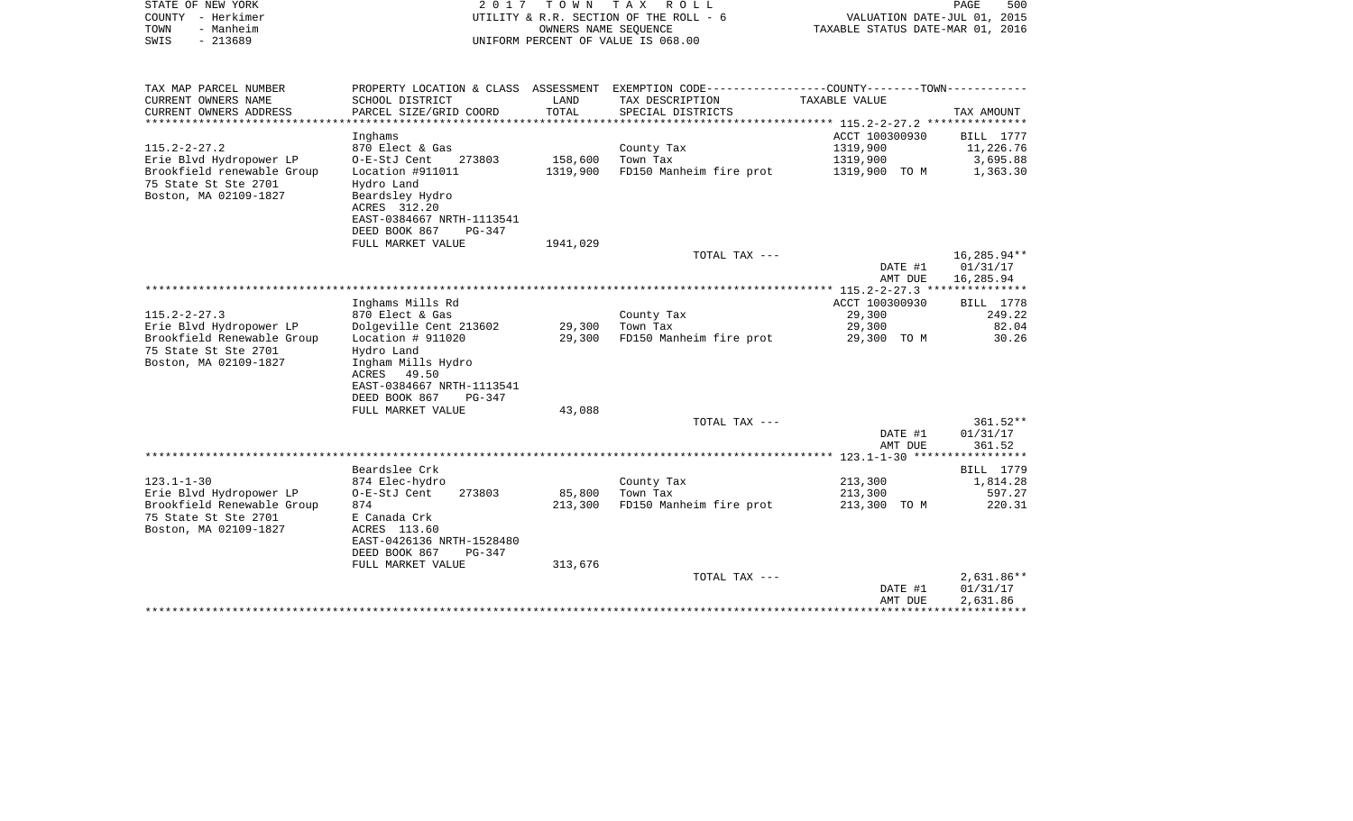STATE OF NEW YORK
COUNTY - Herkimer
TOWN - Manheim
SWIS - 213689

2 0 1 7 T O W N T A X R O L L
UTILITY & R.R. SECTION OF THE ROLL - 6
OWNERS NAME SEQUENCE
UNIFORM PERCENT OF VALUE IS 068.00

VALUATION DATE-JUL 01, 2015
TAXABLE STATUS DATE-MAR 01, 2016

| TAX MAP PARCEL NUMBER / CURRENT OWNERS NAME / CURRENT OWNERS ADDRESS | PROPERTY LOCATION & CLASS / SCHOOL DISTRICT / PARCEL SIZE/GRID COORD | ASSESSMENT LAND / TOTAL | EXEMPTION CODE / TAX DESCRIPTION / SPECIAL DISTRICTS | TAXABLE VALUE | TAX AMOUNT |
|---|---|---|---|---|---|
| 115.2-2-27.2 | Inghams | | | ACCT 100300930 | BILL 1777 |
| 115.2-2-27.2 | 870 Elect & Gas | | County Tax | 1319,900 | 11,226.76 |
| Erie Blvd Hydropower LP | O-E-StJ Cent 273803 | 158,600 | Town Tax | 1319,900 | 3,695.88 |
| Brookfield renewable Group | Location #911011 | 1319,900 | FD150 Manheim fire prot | 1319,900 TO M | 1,363.30 |
| 75 State St Ste 2701 | Hydro Land | | | | |
| Boston, MA 02109-1827 | Beardsley Hydro | | | | |
| | ACRES 312.20 | | | | |
| | EAST-0384667 NRTH-1113541 | | | | |
| | DEED BOOK 867 PG-347 | | | | |
| | FULL MARKET VALUE | 1941,029 | | | |
| | | | TOTAL TAX --- | | 16,285.94** |
| | | | | DATE #1 | 01/31/17 |
| | | | | AMT DUE | 16,285.94 |
| 115.2-2-27.3 | Inghams Mills Rd | | | ACCT 100300930 | BILL 1778 |
| 115.2-2-27.3 | 870 Elect & Gas | | County Tax | 29,300 | 249.22 |
| Erie Blvd Hydropower LP | Dolgeville Cent 213602 | 29,300 | Town Tax | 29,300 | 82.04 |
| Brookfield Renewable Group | Location # 911020 | 29,300 | FD150 Manheim fire prot | 29,300 TO M | 30.26 |
| 75 State St Ste 2701 | Hydro Land | | | | |
| Boston, MA 02109-1827 | Ingham Mills Hydro | | | | |
| | ACRES 49.50 | | | | |
| | EAST-0384667 NRTH-1113541 | | | | |
| | DEED BOOK 867 PG-347 | | | | |
| | FULL MARKET VALUE | 43,088 | | | |
| | | | TOTAL TAX --- | | 361.52** |
| | | | | DATE #1 | 01/31/17 |
| | | | | AMT DUE | 361.52 |
| 123.1-1-30 | Beardslee Crk | | | | BILL 1779 |
| 123.1-1-30 | 874 Elec-hydro | | County Tax | 213,300 | 1,814.28 |
| Erie Blvd Hydropower LP | O-E-StJ Cent 273803 | 85,800 | Town Tax | 213,300 | 597.27 |
| Brookfield Renewable Group | 874 | 213,300 | FD150 Manheim fire prot | 213,300 TO M | 220.31 |
| 75 State St Ste 2701 | E Canada Crk | | | | |
| Boston, MA 02109-1827 | ACRES 113.60 | | | | |
| | EAST-0426136 NRTH-1528480 | | | | |
| | DEED BOOK 867 PG-347 | | | | |
| | FULL MARKET VALUE | 313,676 | | | |
| | | | TOTAL TAX --- | | 2,631.86** |
| | | | | DATE #1 | 01/31/17 |
| | | | | AMT DUE | 2,631.86 |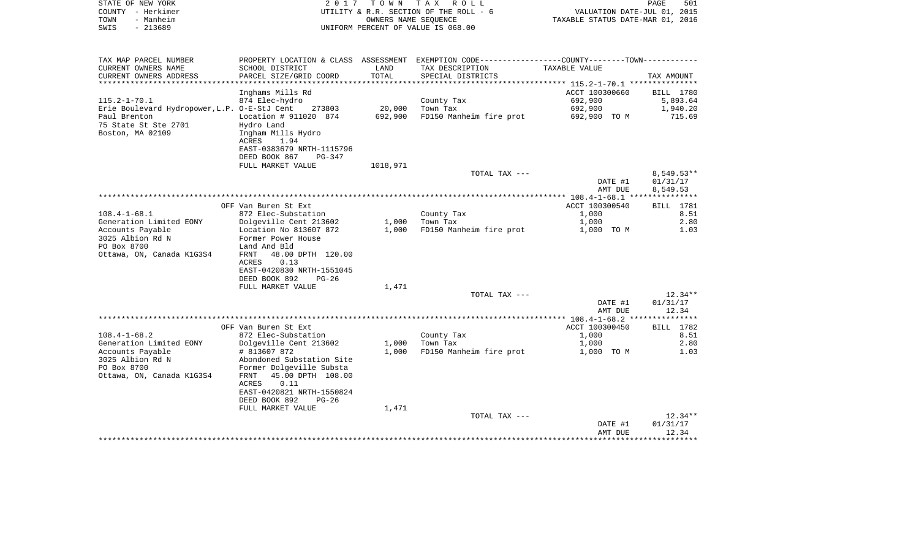STATE OF NEW YORK
COUNTY - Herkimer
TOWN - Manheim
SWIS - 213689

2 0 1 7 T O W N T A X R O L L
UTILITY & R.R. SECTION OF THE ROLL - 6
OWNERS NAME SEQUENCE
UNIFORM PERCENT OF VALUE IS 068.00

VALUATION DATE-JUL 01, 2015
TAXABLE STATUS DATE-MAR 01, 2016

| TAX MAP PARCEL NUMBER / CURRENT OWNERS NAME / CURRENT OWNERS ADDRESS | PROPERTY LOCATION & CLASS / SCHOOL DISTRICT / PARCEL SIZE/GRID COORD | ASSESSMENT LAND | ASSESSMENT TOTAL | EXEMPTION CODE / TAX DESCRIPTION / SPECIAL DISTRICTS | TAXABLE VALUE | TAX AMOUNT |
|---|---|---|---|---|---|---|
| | Inghams Mills Rd | | | | ACCT 100300660 | BILL 1780 |
| 115.2-1-70.1 | 874 Elec-hydro | | | County Tax | 692,900 | 5,893.64 |
| Erie Boulevard Hydropower,L.P. | O-E-StJ Cent 273803 | 20,000 | | Town Tax | 692,900 | 1,940.20 |
| Paul Brenton | Location # 911020 874 | | 692,900 | FD150 Manheim fire prot | 692,900 TO M | 715.69 |
| 75 State St Ste 2701 | Hydro Land | | | | | |
| Boston, MA 02109 | Ingham Mills Hydro | | | | | |
| | ACRES 1.94 | | | | | |
| | EAST-0383679 NRTH-1115796 | | | | | |
| | DEED BOOK 867 PG-347 | | | | | |
| | FULL MARKET VALUE | | 1018,971 | | | |
| | | | | TOTAL TAX --- | | 8,549.53** |
| | | | | | DATE #1 | 01/31/17 |
| | | | | | AMT DUE | 8,549.53 |
| | OFF Van Buren St Ext | | | | ACCT 100300540 | BILL 1781 |
| 108.4-1-68.1 | 872 Elec-Substation | | | County Tax | 1,000 | 8.51 |
| Generation Limited EONY | Dolgeville Cent 213602 | 1,000 | | Town Tax | 1,000 | 2.80 |
| Accounts Payable | Location No 813607 872 | | 1,000 | FD150 Manheim fire prot | 1,000 TO M | 1.03 |
| 3025 Albion Rd N | Former Power House | | | | | |
| PO Box 8700 | Land And Bld | | | | | |
| Ottawa, ON, Canada K1G3S4 | FRNT 48.00 DPTH 120.00 | | | | | |
| | ACRES 0.13 | | | | | |
| | EAST-0420830 NRTH-1551045 | | | | | |
| | DEED BOOK 892 PG-26 | | | | | |
| | FULL MARKET VALUE | | 1,471 | | | |
| | | | | TOTAL TAX --- | | 12.34** |
| | | | | | DATE #1 | 01/31/17 |
| | | | | | AMT DUE | 12.34 |
| | OFF Van Buren St Ext | | | | ACCT 100300450 | BILL 1782 |
| 108.4-1-68.2 | 872 Elec-Substation | | | County Tax | 1,000 | 8.51 |
| Generation Limited EONY | Dolgeville Cent 213602 | 1,000 | | Town Tax | 1,000 | 2.80 |
| Accounts Payable | # 813607 872 | | 1,000 | FD150 Manheim fire prot | 1,000 TO M | 1.03 |
| 3025 Albion Rd N | Abondoned Substation Site | | | | | |
| PO Box 8700 | Former Dolgeville Substa | | | | | |
| Ottawa, ON, Canada K1G3S4 | FRNT 45.00 DPTH 108.00 | | | | | |
| | ACRES 0.11 | | | | | |
| | EAST-0420821 NRTH-1550824 | | | | | |
| | DEED BOOK 892 PG-26 | | | | | |
| | FULL MARKET VALUE | | 1,471 | | | |
| | | | | TOTAL TAX --- | | 12.34** |
| | | | | | DATE #1 | 01/31/17 |
| | | | | | AMT DUE | 12.34 |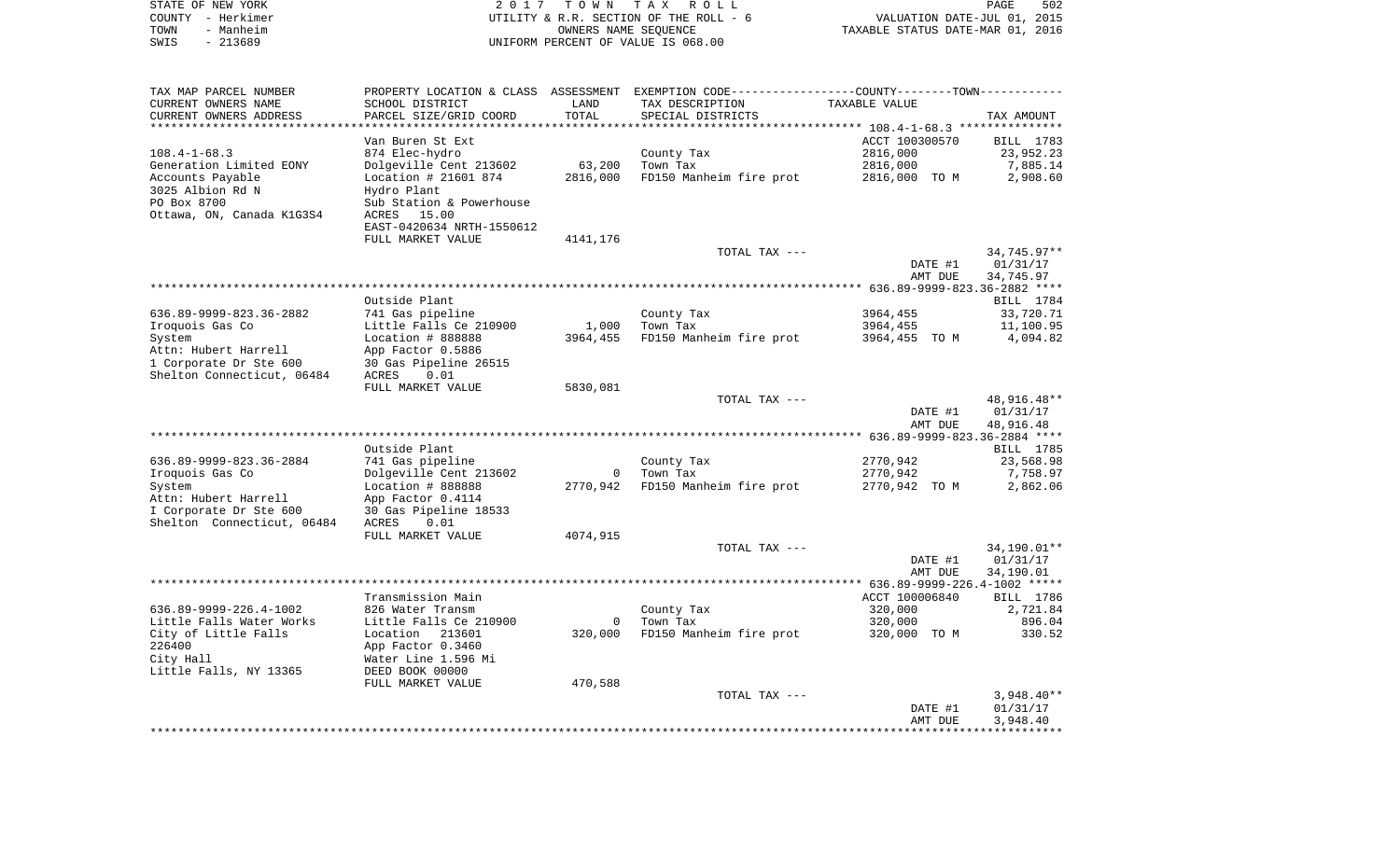STATE OF NEW YORK
COUNTY - Herkimer
TOWN - Manheim
SWIS - 213689

2 0 1 7 T O W N T A X R O L L
UTILITY & R.R. SECTION OF THE ROLL - 6
OWNERS NAME SEQUENCE
UNIFORM PERCENT OF VALUE IS 068.00

VALUATION DATE-JUL 01, 2015
TAXABLE STATUS DATE-MAR 01, 2016

| TAX MAP PARCEL NUMBER<br>CURRENT OWNERS NAME<br>CURRENT OWNERS ADDRESS | PROPERTY LOCATION & CLASS<br>SCHOOL DISTRICT<br>PARCEL SIZE/GRID COORD | ASSESSMENT<br>LAND<br>TOTAL | EXEMPTION CODE<br>TAX DESCRIPTION<br>SPECIAL DISTRICTS | COUNTY--------TOWN<br>TAXABLE VALUE | TAX AMOUNT |
|---|---|---|---|---|---|
| 108.4-1-68.3 | Van Buren St Ext | | | ACCT 100300570 | BILL 1783 |
| 108.4-1-68.3 | 874 Elec-hydro | | County Tax | 2816,000 | 23,952.23 |
| Generation Limited EONY | Dolgeville Cent 213602 | 63,200 | Town Tax | 2816,000 | 7,885.14 |
| Accounts Payable | Location # 21601 874 | 2816,000 | FD150 Manheim fire prot | 2816,000 TO M | 2,908.60 |
| 3025 Albion Rd N | Hydro Plant | | | | |
| PO Box 8700 | Sub Station & Powerhouse | | | | |
| Ottawa, ON, Canada K1G3S4 | ACRES 15.00 | | | | |
| | EAST-0420634 NRTH-1550612 | | | | |
| | FULL MARKET VALUE | 4141,176 | | | |
| | | | TOTAL TAX --- | | 34,745.97** |
| | | | | DATE #1 | 01/31/17 |
| | | | | AMT DUE | 34,745.97 |
| 636.89-9999-823.36-2882 | Outside Plant | | | | BILL 1784 |
| 636.89-9999-823.36-2882 | 741 Gas pipeline | | County Tax | 3964,455 | 33,720.71 |
| Iroquois Gas Co | Little Falls Ce 210900 | 1,000 | Town Tax | 3964,455 | 11,100.95 |
| System | Location # 888888 | 3964,455 | FD150 Manheim fire prot | 3964,455 TO M | 4,094.82 |
| Attn: Hubert Harrell | App Factor 0.5886 | | | | |
| 1 Corporate Dr Ste 600 | 30 Gas Pipeline 26515 | | | | |
| Shelton Connecticut, 06484 | ACRES 0.01 | | | | |
| | FULL MARKET VALUE | 5830,081 | | | |
| | | | TOTAL TAX --- | | 48,916.48** |
| | | | | DATE #1 | 01/31/17 |
| | | | | AMT DUE | 48,916.48 |
| 636.89-9999-823.36-2884 | Outside Plant | | | | BILL 1785 |
| 636.89-9999-823.36-2884 | 741 Gas pipeline | | County Tax | 2770,942 | 23,568.98 |
| Iroquois Gas Co | Dolgeville Cent 213602 | 0 | Town Tax | 2770,942 | 7,758.97 |
| System | Location # 888888 | 2770,942 | FD150 Manheim fire prot | 2770,942 TO M | 2,862.06 |
| Attn: Hubert Harrell | App Factor 0.4114 | | | | |
| I Corporate Dr Ste 600 | 30 Gas Pipeline 18533 | | | | |
| Shelton Connecticut, 06484 | ACRES 0.01 | | | | |
| | FULL MARKET VALUE | 4074,915 | | | |
| | | | TOTAL TAX --- | | 34,190.01** |
| | | | | DATE #1 | 01/31/17 |
| | | | | AMT DUE | 34,190.01 |
| 636.89-9999-226.4-1002 | Transmission Main | | | ACCT 100006840 | BILL 1786 |
| 636.89-9999-226.4-1002 | 826 Water Transm | | County Tax | 320,000 | 2,721.84 |
| Little Falls Water Works | Little Falls Ce 210900 | 0 | Town Tax | 320,000 | 896.04 |
| City of Little Falls | Location 213601 | 320,000 | FD150 Manheim fire prot | 320,000 TO M | 330.52 |
| 226400 | App Factor 0.3460 | | | | |
| City Hall | Water Line 1.596 Mi | | | | |
| Little Falls, NY 13365 | DEED BOOK 00000 | | | | |
| | FULL MARKET VALUE | 470,588 | | | |
| | | | TOTAL TAX --- | | 3,948.40** |
| | | | | DATE #1 | 01/31/17 |
| | | | | AMT DUE | 3,948.40 |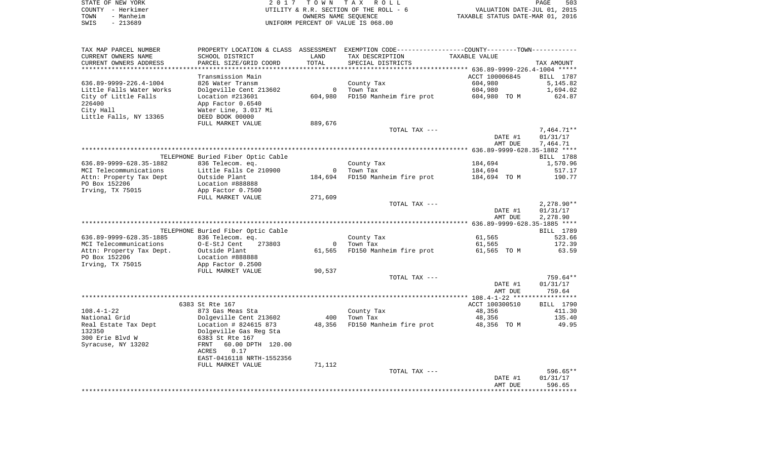STATE OF NEW YORK
COUNTY - Herkimer
TOWN - Manheim
SWIS - 213689

2 0 1 7 T O W N T A X R O L L
UTILITY & R.R. SECTION OF THE ROLL - 6
OWNERS NAME SEQUENCE
UNIFORM PERCENT OF VALUE IS 068.00

VALUATION DATE-JUL 01, 2015
TAXABLE STATUS DATE-MAR 01, 2016

| TAX MAP PARCEL NUMBER / CURRENT OWNERS NAME / CURRENT OWNERS ADDRESS | PROPERTY LOCATION & CLASS / SCHOOL DISTRICT / PARCEL SIZE/GRID COORD | ASSESSMENT LAND / TOTAL | EXEMPTION CODE / TAX DESCRIPTION / SPECIAL DISTRICTS | COUNTY--------TOWN / TAXABLE VALUE | TAX AMOUNT |
|---|---|---|---|---|---|
| **636.89-9999-226.4-1004** | Transmission Main | | | ACCT 100006845 | BILL 1787 |
| 636.89-9999-226.4-1004 | 826 Water Transm | | County Tax | 604,980 | 5,145.82 |
| Little Falls Water Works | Dolgeville Cent 213602 | 0 | Town Tax | 604,980 | 1,694.02 |
| City of Little Falls | Location #213601 | 604,980 | FD150 Manheim fire prot | 604,980 TO M | 624.87 |
| 226400 | App Factor 0.6540 | | | | |
| City Hall | Water Line, 3.017 Mi | | | | |
| Little Falls, NY 13365 | DEED BOOK 00000 | | | | |
| | FULL MARKET VALUE | 889,676 | | | |
| | | | TOTAL TAX --- | | 7,464.71** |
| | | | | DATE #1 | 01/31/17 |
| | | | | AMT DUE | 7,464.71 |
| **636.89-9999-628.35-1882** | TELEPHONE Buried Fiber Optic Cable | | | | BILL 1788 |
| 636.89-9999-628.35-1882 | 836 Telecom. eq. | | County Tax | 184,694 | 1,570.96 |
| MCI Telecommunications | Little Falls Ce 210900 | 0 | Town Tax | 184,694 | 517.17 |
| Attn: Property Tax Dept | Outside Plant | 184,694 | FD150 Manheim fire prot | 184,694 TO M | 190.77 |
| PO Box 152206 | Location #888888 | | | | |
| Irving, TX 75015 | App Factor 0.7500 | | | | |
| | FULL MARKET VALUE | 271,609 | | | |
| | | | TOTAL TAX --- | | 2,278.90** |
| | | | | DATE #1 | 01/31/17 |
| | | | | AMT DUE | 2,278.90 |
| **636.89-9999-628.35-1885** | TELEPHONE Buried Fiber Optic Cable | | | | BILL 1789 |
| 636.89-9999-628.35-1885 | 836 Telecom. eq. | | County Tax | 61,565 | 523.66 |
| MCI Telecommunications | O-E-StJ Cent 273803 | 0 | Town Tax | 61,565 | 172.39 |
| Attn: Property Tax Dept. | Outside Plant | 61,565 | FD150 Manheim fire prot | 61,565 TO M | 63.59 |
| PO Box 152206 | Location #888888 | | | | |
| Irving, TX 75015 | App Factor 0.2500 | | | | |
| | FULL MARKET VALUE | 90,537 | | | |
| | | | TOTAL TAX --- | | 759.64** |
| | | | | DATE #1 | 01/31/17 |
| | | | | AMT DUE | 759.64 |
| **108.4-1-22** | 6383 St Rte 167 | | | ACCT 100300510 | BILL 1790 |
| 108.4-1-22 | 873 Gas Meas Sta | | County Tax | 48,356 | 411.30 |
| National Grid | Dolgeville Cent 213602 | 400 | Town Tax | 48,356 | 135.40 |
| Real Estate Tax Dept | Location # 824615 873 | 48,356 | FD150 Manheim fire prot | 48,356 TO M | 49.95 |
| 132350 | Dolgeville Gas Reg Sta | | | | |
| 300 Erie Blvd W | 6383 St Rte 167 | | | | |
| Syracuse, NY 13202 | FRNT 60.00 DPTH 120.00 | | | | |
| | ACRES 0.17 | | | | |
| | EAST-0416118 NRTH-1552356 | | | | |
| | FULL MARKET VALUE | 71,112 | | | |
| | | | TOTAL TAX --- | | 596.65** |
| | | | | DATE #1 | 01/31/17 |
| | | | | AMT DUE | 596.65 |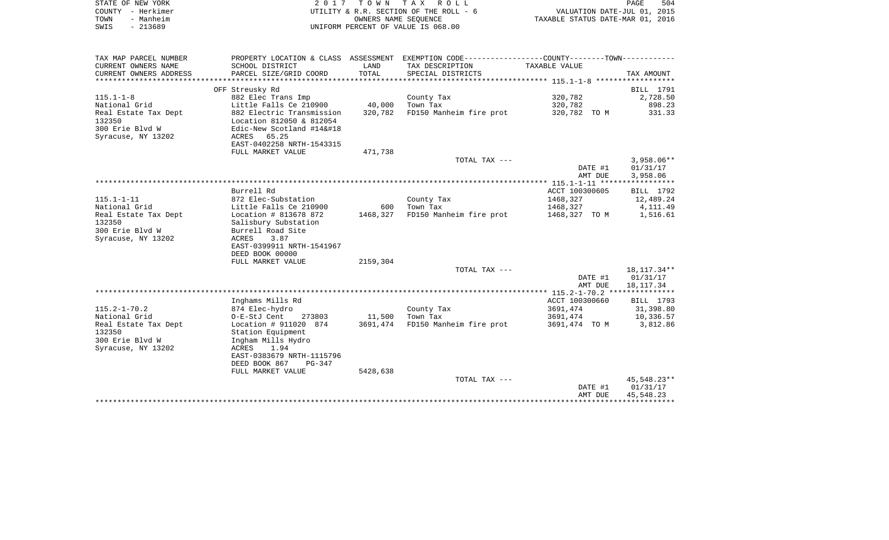STATE OF NEW YORK
COUNTY - Herkimer
TOWN - Manheim
SWIS - 213689

2 0 1 7 T O W N T A X R O L L
UTILITY & R.R. SECTION OF THE ROLL - 6
OWNERS NAME SEQUENCE
UNIFORM PERCENT OF VALUE IS 068.00

VALUATION DATE-JUL 01, 2015
TAXABLE STATUS DATE-MAR 01, 2016

| TAX MAP PARCEL NUMBER<br>CURRENT OWNERS NAME<br>CURRENT OWNERS ADDRESS | PROPERTY LOCATION & CLASS<br>SCHOOL DISTRICT<br>PARCEL SIZE/GRID COORD | ASSESSMENT<br>LAND<br>TOTAL | EXEMPTION CODE<br>TAX DESCRIPTION<br>SPECIAL DISTRICTS | COUNTY--------TOWN<br>TAXABLE VALUE | TAX AMOUNT |
|---|---|---|---|---|---|
| | OFF Streusky Rd | | | | BILL 1791 |
| 115.1-1-8 | 882 Elec Trans Imp | | County Tax | 320,782 | 2,728.50 |
| National Grid | Little Falls Ce 210900 | 40,000 | Town Tax | 320,782 | 898.23 |
| Real Estate Tax Dept | 882 Electric Transmission | 320,782 | FD150 Manheim fire prot | 320,782 TO M | 331.33 |
| 132350 | Location 812050 & 812054 | | | | |
| 300 Erie Blvd W | Edic-New Scotland #14&#18 | | | | |
| Syracuse, NY 13202 | ACRES 65.25 | | | | |
| | EAST-0402258 NRTH-1543315 | | | | |
| | FULL MARKET VALUE | 471,738 | | | |
| | | | TOTAL TAX --- | | 3,958.06** |
| | | | | DATE #1 | 01/31/17 |
| | | | | AMT DUE | 3,958.06 |
| | Burrell Rd | | | ACCT 100300605 | BILL 1792 |
| 115.1-1-11 | 872 Elec-Substation | | County Tax | 1468,327 | 12,489.24 |
| National Grid | Little Falls Ce 210900 | 600 | Town Tax | 1468,327 | 4,111.49 |
| Real Estate Tax Dept | Location # 813678 872 | 1468,327 | FD150 Manheim fire prot | 1468,327 TO M | 1,516.61 |
| 132350 | Salisbury Substation | | | | |
| 300 Erie Blvd W | Burrell Road Site | | | | |
| Syracuse, NY 13202 | ACRES 3.87 | | | | |
| | EAST-0399911 NRTH-1541967 | | | | |
| | DEED BOOK 00000 | | | | |
| | FULL MARKET VALUE | 2159,304 | | | |
| | | | TOTAL TAX --- | | 18,117.34** |
| | | | | DATE #1 | 01/31/17 |
| | | | | AMT DUE | 18,117.34 |
| | Inghams Mills Rd | | | ACCT 100300660 | BILL 1793 |
| 115.2-1-70.2 | 874 Elec-hydro | | County Tax | 3691,474 | 31,398.80 |
| National Grid | O-E-StJ Cent 273803 | 11,500 | Town Tax | 3691,474 | 10,336.57 |
| Real Estate Tax Dept | Location # 911020 874 | 3691,474 | FD150 Manheim fire prot | 3691,474 TO M | 3,812.86 |
| 132350 | Station Equipment | | | | |
| 300 Erie Blvd W | Ingham Mills Hydro | | | | |
| Syracuse, NY 13202 | ACRES 1.94 | | | | |
| | EAST-0383679 NRTH-1115796 | | | | |
| | DEED BOOK 867 PG-347 | | | | |
| | FULL MARKET VALUE | 5428,638 | | | |
| | | | TOTAL TAX --- | | 45,548.23** |
| | | | | DATE #1 | 01/31/17 |
| | | | | AMT DUE | 45,548.23 |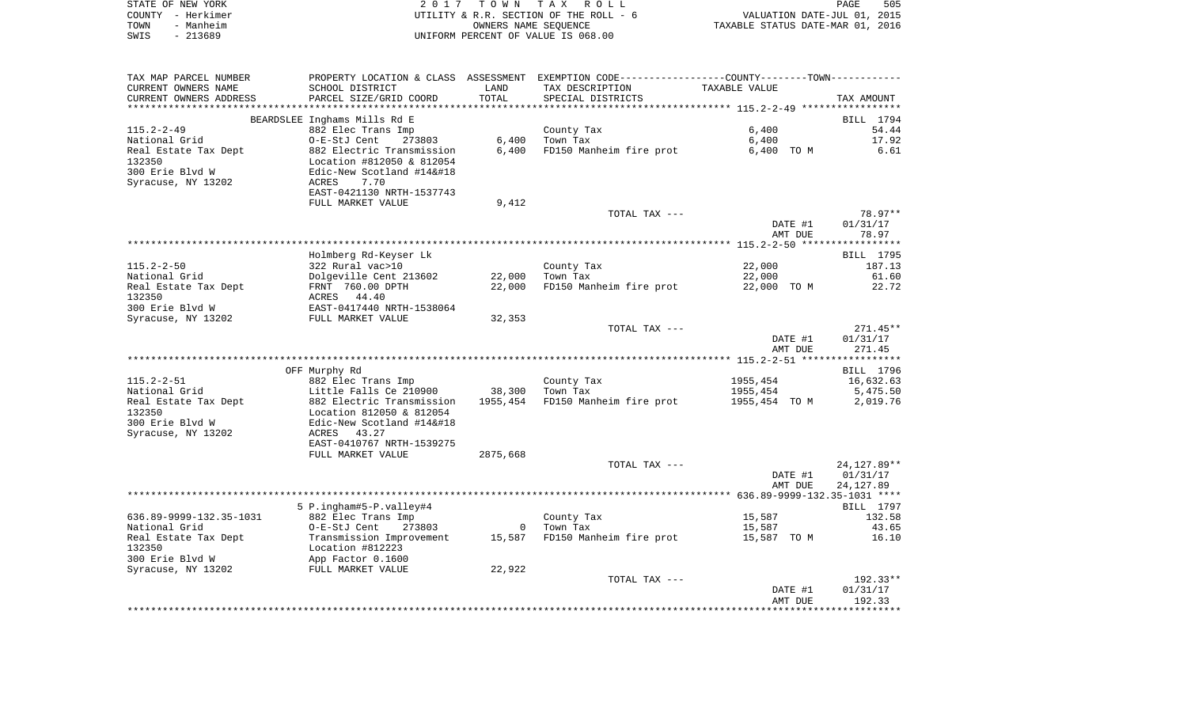STATE OF NEW YORK — 2017 TOWN TAX ROLL — PAGE 505
COUNTY - Herkimer — UTILITY & R.R. SECTION OF THE ROLL - 6 — VALUATION DATE-JUL 01, 2015
TOWN - Manheim — OWNERS NAME SEQUENCE — TAXABLE STATUS DATE-MAR 01, 2016
SWIS - 213689 — UNIFORM PERCENT OF VALUE IS 068.00

| TAX MAP PARCEL NUMBER / CURRENT OWNERS NAME / CURRENT OWNERS ADDRESS | PROPERTY LOCATION & CLASS / SCHOOL DISTRICT / PARCEL SIZE/GRID COORD | ASSESSMENT LAND / TOTAL | EXEMPTION CODE / TAX DESCRIPTION / SPECIAL DISTRICTS | COUNTY--------TOWN / TAXABLE VALUE | TAX AMOUNT |
|---|---|---|---|---|---|
| ***** 115.2-2-49 ***** | | | | | |
| | BEARDSLEE Inghams Mills Rd E | | | | BILL 1794 |
| 115.2-2-49 | 882 Elec Trans Imp | | County Tax | 6,400 | 54.44 |
| National Grid | O-E-StJ Cent 273803 | 6,400 | Town Tax | 6,400 | 17.92 |
| Real Estate Tax Dept | 882 Electric Transmission | 6,400 | FD150 Manheim fire prot | 6,400 TO M | 6.61 |
| 132350 | Location #812050 & 812054 | | | | |
| 300 Erie Blvd W | Edic-New Scotland #14&#18 | | | | |
| Syracuse, NY 13202 | ACRES 7.70 | | | | |
| | EAST-0421130 NRTH-1537743 | | | | |
| | FULL MARKET VALUE | 9,412 | | | |
| | | | TOTAL TAX --- | | 78.97** |
| | | | | DATE #1 | 01/31/17 |
| | | | | AMT DUE | 78.97 |
| ***** 115.2-2-50 ***** | | | | | |
| | Holmberg Rd-Keyser Lk | | | | BILL 1795 |
| 115.2-2-50 | 322 Rural vac>10 | | County Tax | 22,000 | 187.13 |
| National Grid | Dolgeville Cent 213602 | 22,000 | Town Tax | 22,000 | 61.60 |
| Real Estate Tax Dept | FRNT 760.00 DPTH | 22,000 | FD150 Manheim fire prot | 22,000 TO M | 22.72 |
| 132350 | ACRES 44.40 | | | | |
| 300 Erie Blvd W | EAST-0417440 NRTH-1538064 | | | | |
| Syracuse, NY 13202 | FULL MARKET VALUE | 32,353 | | | |
| | | | TOTAL TAX --- | | 271.45** |
| | | | | DATE #1 | 01/31/17 |
| | | | | AMT DUE | 271.45 |
| ***** 115.2-2-51 ***** | | | | | |
| | OFF Murphy Rd | | | | BILL 1796 |
| 115.2-2-51 | 882 Elec Trans Imp | | County Tax | 1955,454 | 16,632.63 |
| National Grid | Little Falls Ce 210900 | 38,300 | Town Tax | 1955,454 | 5,475.50 |
| Real Estate Tax Dept | 882 Electric Transmission | 1955,454 | FD150 Manheim fire prot | 1955,454 TO M | 2,019.76 |
| 132350 | Location 812050 & 812054 | | | | |
| 300 Erie Blvd W | Edic-New Scotland #14&#18 | | | | |
| Syracuse, NY 13202 | ACRES 43.27 | | | | |
| | EAST-0410767 NRTH-1539275 | | | | |
| | FULL MARKET VALUE | 2875,668 | | | |
| | | | TOTAL TAX --- | | 24,127.89** |
| | | | | DATE #1 | 01/31/17 |
| | | | | AMT DUE | 24,127.89 |
| ***** 636.89-9999-132.35-1031 ***** | | | | | |
| | 5 P.ingham#5-P.valley#4 | | | | BILL 1797 |
| 636.89-9999-132.35-1031 | 882 Elec Trans Imp | | County Tax | 15,587 | 132.58 |
| National Grid | O-E-StJ Cent 273803 | 0 | Town Tax | 15,587 | 43.65 |
| Real Estate Tax Dept | Transmission Improvement | 15,587 | FD150 Manheim fire prot | 15,587 TO M | 16.10 |
| 132350 | Location #812223 | | | | |
| 300 Erie Blvd W | App Factor 0.1600 | | | | |
| Syracuse, NY 13202 | FULL MARKET VALUE | 22,922 | | | |
| | | | TOTAL TAX --- | | 192.33** |
| | | | | DATE #1 | 01/31/17 |
| | | | | AMT DUE | 192.33 |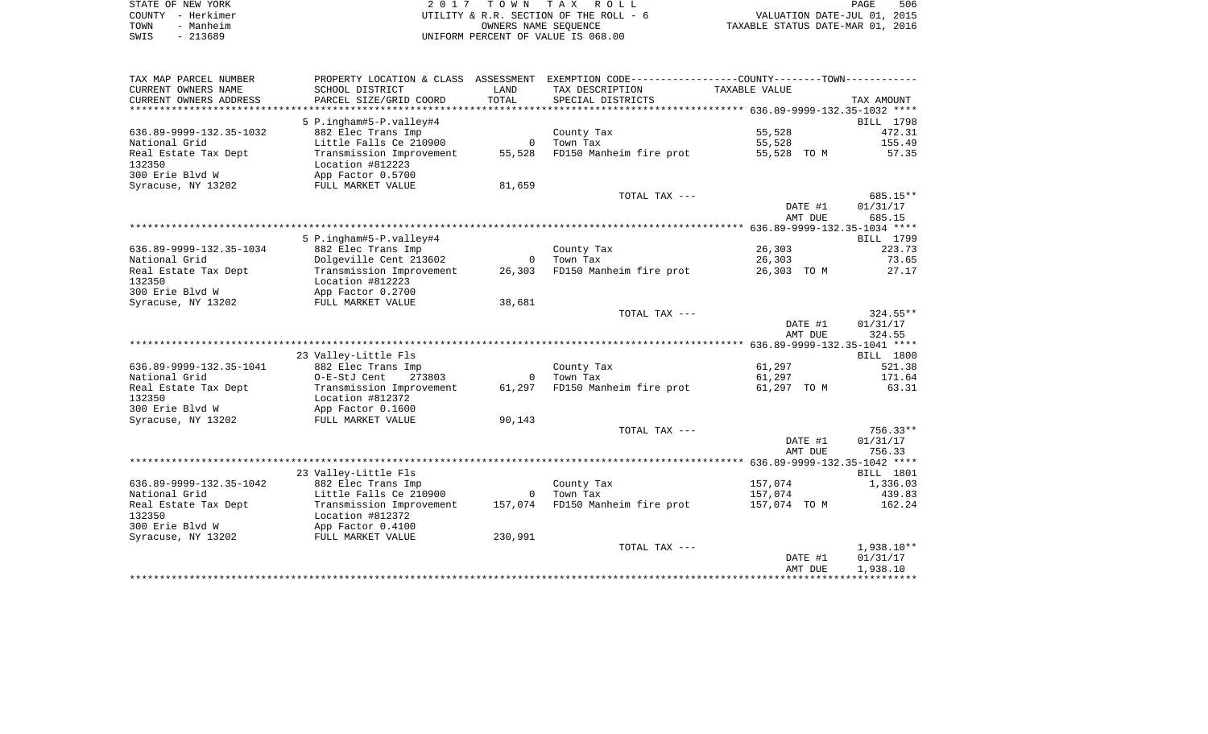STATE OF NEW YORK | COUNTY - Herkimer | TOWN - Manheim | SWIS - 213689

2 0 1 7 T O W N T A X R O L L
UTILITY & R.R. SECTION OF THE ROLL - 6
OWNERS NAME SEQUENCE
UNIFORM PERCENT OF VALUE IS 068.00

VALUATION DATE-JUL 01, 2015
TAXABLE STATUS DATE-MAR 01, 2016

| TAX MAP PARCEL NUMBER / CURRENT OWNERS NAME / CURRENT OWNERS ADDRESS | PROPERTY LOCATION & CLASS / SCHOOL DISTRICT / PARCEL SIZE/GRID COORD | ASSESSMENT LAND / TOTAL | EXEMPTION CODE / TAX DESCRIPTION / SPECIAL DISTRICTS | TAXABLE VALUE | TAX AMOUNT |
|---|---|---|---|---|---|
| 636.89-9999-132.35-1032 | 5 P.ingham#5-P.valley#4 | | | | BILL 1798 |
| 636.89-9999-132.35-1032 | 882 Elec Trans Imp | | County Tax | 55,528 | 472.31 |
| National Grid | Little Falls Ce 210900 | 0 | Town Tax | 55,528 | 155.49 |
| Real Estate Tax Dept | Transmission Improvement | 55,528 | FD150 Manheim fire prot | 55,528 TO M | 57.35 |
| 132350 | Location #812223 | | | | |
| 300 Erie Blvd W | App Factor 0.5700 | | | | |
| Syracuse, NY 13202 | FULL MARKET VALUE | 81,659 | | | |
| | | | TOTAL TAX --- | | 685.15** |
| | | | | DATE #1 | 01/31/17 |
| | | | | AMT DUE | 685.15 |
| 636.89-9999-132.35-1034 | 5 P.ingham#5-P.valley#4 | | | | BILL 1799 |
| 636.89-9999-132.35-1034 | 882 Elec Trans Imp | | County Tax | 26,303 | 223.73 |
| National Grid | Dolgeville Cent 213602 | 0 | Town Tax | 26,303 | 73.65 |
| Real Estate Tax Dept | Transmission Improvement | 26,303 | FD150 Manheim fire prot | 26,303 TO M | 27.17 |
| 132350 | Location #812223 | | | | |
| 300 Erie Blvd W | App Factor 0.2700 | | | | |
| Syracuse, NY 13202 | FULL MARKET VALUE | 38,681 | | | |
| | | | TOTAL TAX --- | | 324.55** |
| | | | | DATE #1 | 01/31/17 |
| | | | | AMT DUE | 324.55 |
| 636.89-9999-132.35-1041 | 23 Valley-Little Fls | | | | BILL 1800 |
| 636.89-9999-132.35-1041 | 882 Elec Trans Imp | | County Tax | 61,297 | 521.38 |
| National Grid | O-E-StJ Cent 273803 | 0 | Town Tax | 61,297 | 171.64 |
| Real Estate Tax Dept | Transmission Improvement | 61,297 | FD150 Manheim fire prot | 61,297 TO M | 63.31 |
| 132350 | Location #812372 | | | | |
| 300 Erie Blvd W | App Factor 0.1600 | | | | |
| Syracuse, NY 13202 | FULL MARKET VALUE | 90,143 | | | |
| | | | TOTAL TAX --- | | 756.33** |
| | | | | DATE #1 | 01/31/17 |
| | | | | AMT DUE | 756.33 |
| 636.89-9999-132.35-1042 | 23 Valley-Little Fls | | | | BILL 1801 |
| 636.89-9999-132.35-1042 | 882 Elec Trans Imp | | County Tax | 157,074 | 1,336.03 |
| National Grid | Little Falls Ce 210900 | 0 | Town Tax | 157,074 | 439.83 |
| Real Estate Tax Dept | Transmission Improvement | 157,074 | FD150 Manheim fire prot | 157,074 TO M | 162.24 |
| 132350 | Location #812372 | | | | |
| 300 Erie Blvd W | App Factor 0.4100 | | | | |
| Syracuse, NY 13202 | FULL MARKET VALUE | 230,991 | | | |
| | | | TOTAL TAX --- | | 1,938.10** |
| | | | | DATE #1 | 01/31/17 |
| | | | | AMT DUE | 1,938.10 |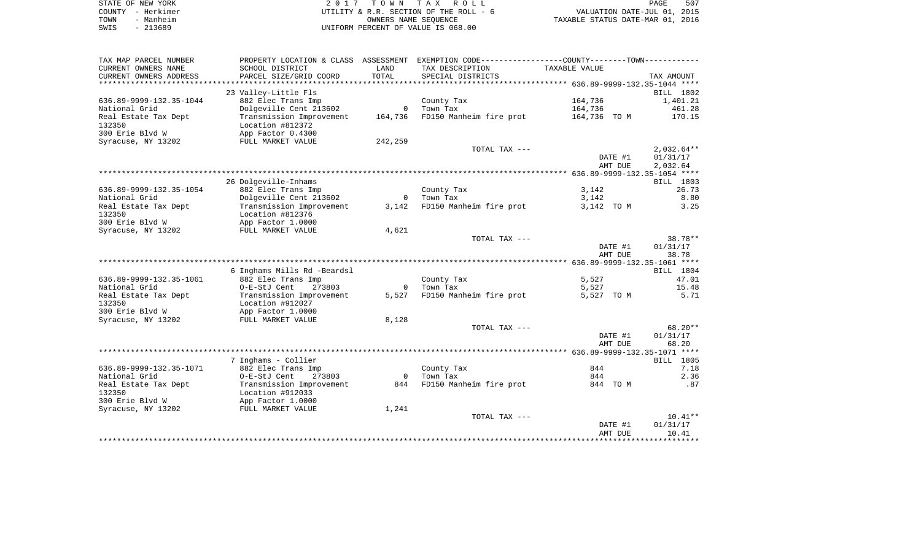STATE OF NEW YORK
COUNTY - Herkimer
TOWN - Manheim
SWIS - 213689

2 0 1 7 T O W N T A X R O L L
UTILITY & R.R. SECTION OF THE ROLL - 6
OWNERS NAME SEQUENCE
UNIFORM PERCENT OF VALUE IS 068.00

VALUATION DATE-JUL 01, 2015
TAXABLE STATUS DATE-MAR 01, 2016

| TAX MAP PARCEL NUMBER / CURRENT OWNERS NAME / CURRENT OWNERS ADDRESS | PROPERTY LOCATION & CLASS / SCHOOL DISTRICT / PARCEL SIZE/GRID COORD | ASSESSMENT LAND / TOTAL | EXEMPTION CODE / TAX DESCRIPTION / SPECIAL DISTRICTS | TAXABLE VALUE | TAX AMOUNT |
|---|---|---|---|---|---|
| **636.89-9999-132.35-1044** | 23 Valley-Little Fls | | | | BILL 1802 |
| 636.89-9999-132.35-1044 | 882 Elec Trans Imp | | County Tax | 164,736 | 1,401.21 |
| National Grid | Dolgeville Cent 213602 | 0 | Town Tax | 164,736 | 461.28 |
| Real Estate Tax Dept | Transmission Improvement | 164,736 | FD150 Manheim fire prot | 164,736 TO M | 170.15 |
| 132350 | Location #812372 | | | | |
| 300 Erie Blvd W | App Factor 0.4300 | | | | |
| Syracuse, NY 13202 | FULL MARKET VALUE | 242,259 | | | |
| | | | TOTAL TAX --- | | 2,032.64** |
| | | | | DATE #1 | 01/31/17 |
| | | | | AMT DUE | 2,032.64 |
| **636.89-9999-132.35-1054** | 26 Dolgeville-Inhams | | | | BILL 1803 |
| 636.89-9999-132.35-1054 | 882 Elec Trans Imp | | County Tax | 3,142 | 26.73 |
| National Grid | Dolgeville Cent 213602 | 0 | Town Tax | 3,142 | 8.80 |
| Real Estate Tax Dept | Transmission Improvement | 3,142 | FD150 Manheim fire prot | 3,142 TO M | 3.25 |
| 132350 | Location #812376 | | | | |
| 300 Erie Blvd W | App Factor 1.0000 | | | | |
| Syracuse, NY 13202 | FULL MARKET VALUE | 4,621 | | | |
| | | | TOTAL TAX --- | | 38.78** |
| | | | | DATE #1 | 01/31/17 |
| | | | | AMT DUE | 38.78 |
| **636.89-9999-132.35-1061** | 6 Inghams Mills Rd -Beardsl | | | | BILL 1804 |
| 636.89-9999-132.35-1061 | 882 Elec Trans Imp | | County Tax | 5,527 | 47.01 |
| National Grid | O-E-StJ Cent 273803 | 0 | Town Tax | 5,527 | 15.48 |
| Real Estate Tax Dept | Transmission Improvement | 5,527 | FD150 Manheim fire prot | 5,527 TO M | 5.71 |
| 132350 | Location #912027 | | | | |
| 300 Erie Blvd W | App Factor 1.0000 | | | | |
| Syracuse, NY 13202 | FULL MARKET VALUE | 8,128 | | | |
| | | | TOTAL TAX --- | | 68.20** |
| | | | | DATE #1 | 01/31/17 |
| | | | | AMT DUE | 68.20 |
| **636.89-9999-132.35-1071** | 7 Inghams - Collier | | | | BILL 1805 |
| 636.89-9999-132.35-1071 | 882 Elec Trans Imp | | County Tax | 844 | 7.18 |
| National Grid | O-E-StJ Cent 273803 | 0 | Town Tax | 844 | 2.36 |
| Real Estate Tax Dept | Transmission Improvement | 844 | FD150 Manheim fire prot | 844 TO M | .87 |
| 132350 | Location #912033 | | | | |
| 300 Erie Blvd W | App Factor 1.0000 | | | | |
| Syracuse, NY 13202 | FULL MARKET VALUE | 1,241 | | | |
| | | | TOTAL TAX --- | | 10.41** |
| | | | | DATE #1 | 01/31/17 |
| | | | | AMT DUE | 10.41 |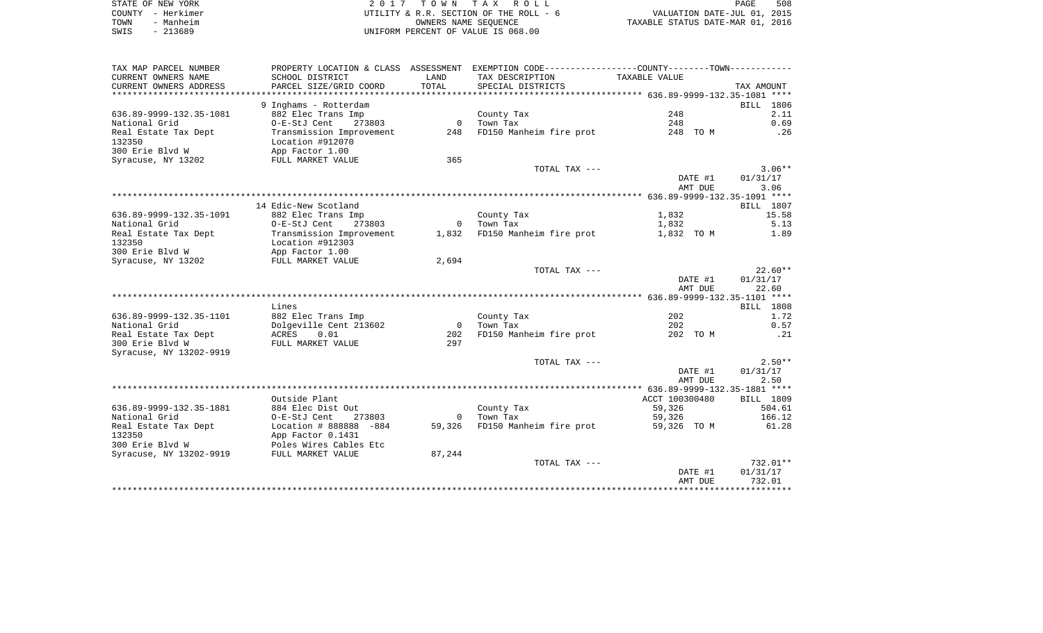STATE OF NEW YORK
COUNTY - Herkimer
TOWN - Manheim
SWIS - 213689

2 0 1 7 T O W N T A X R O L L
UTILITY & R.R. SECTION OF THE ROLL - 6
OWNERS NAME SEQUENCE
UNIFORM PERCENT OF VALUE IS 068.00

VALUATION DATE-JUL 01, 2015
TAXABLE STATUS DATE-MAR 01, 2016

| TAX MAP PARCEL NUMBER / CURRENT OWNERS NAME / CURRENT OWNERS ADDRESS | PROPERTY LOCATION & CLASS / SCHOOL DISTRICT / PARCEL SIZE/GRID COORD | ASSESSMENT LAND / TOTAL | EXEMPTION CODE / TAX DESCRIPTION / SPECIAL DISTRICTS | COUNTY--------TOWN TAXABLE VALUE | TAX AMOUNT |
|---|---|---|---|---|---|
| 636.89-9999-132.35-1081 | 9 Inghams - Rotterdam | | | | BILL 1806 |
| 636.89-9999-132.35-1081 | 882 Elec Trans Imp | | County Tax | 248 | 2.11 |
| National Grid | O-E-StJ Cent 273803 | 0 | Town Tax | 248 | 0.69 |
| Real Estate Tax Dept | Transmission Improvement | 248 | FD150 Manheim fire prot | 248 TO M | .26 |
| 132350 | Location #912070 | | | | |
| 300 Erie Blvd W | App Factor 1.00 | | | | |
| Syracuse, NY 13202 | FULL MARKET VALUE | 365 | | | |
| | | | TOTAL TAX --- | | 3.06** |
| | | | | DATE #1 | 01/31/17 |
| | | | | AMT DUE | 3.06 |
| 636.89-9999-132.35-1091 | 14 Edic-New Scotland | | | | BILL 1807 |
| 636.89-9999-132.35-1091 | 882 Elec Trans Imp | | County Tax | 1,832 | 15.58 |
| National Grid | O-E-StJ Cent 273803 | 0 | Town Tax | 1,832 | 5.13 |
| Real Estate Tax Dept | Transmission Improvement | 1,832 | FD150 Manheim fire prot | 1,832 TO M | 1.89 |
| 132350 | Location #912303 | | | | |
| 300 Erie Blvd W | App Factor 1.00 | | | | |
| Syracuse, NY 13202 | FULL MARKET VALUE | 2,694 | | | |
| | | | TOTAL TAX --- | | 22.60** |
| | | | | DATE #1 | 01/31/17 |
| | | | | AMT DUE | 22.60 |
| 636.89-9999-132.35-1101 | Lines | | | | BILL 1808 |
| 636.89-9999-132.35-1101 | 882 Elec Trans Imp | | County Tax | 202 | 1.72 |
| National Grid | Dolgeville Cent 213602 | 0 | Town Tax | 202 | 0.57 |
| Real Estate Tax Dept | ACRES 0.01 | 202 | FD150 Manheim fire prot | 202 TO M | .21 |
| 300 Erie Blvd W | FULL MARKET VALUE | 297 | | | |
| Syracuse, NY 13202-9919 | | | | | |
| | | | TOTAL TAX --- | | 2.50** |
| | | | | DATE #1 | 01/31/17 |
| | | | | AMT DUE | 2.50 |
| 636.89-9999-132.35-1881 | Outside Plant | | | ACCT 100300480 | BILL 1809 |
| 636.89-9999-132.35-1881 | 884 Elec Dist Out | | County Tax | 59,326 | 504.61 |
| National Grid | O-E-StJ Cent 273803 | 0 | Town Tax | 59,326 | 166.12 |
| Real Estate Tax Dept | Location # 888888 -884 | 59,326 | FD150 Manheim fire prot | 59,326 TO M | 61.28 |
| 132350 | App Factor 0.1431 | | | | |
| 300 Erie Blvd W | Poles Wires Cables Etc | | | | |
| Syracuse, NY 13202-9919 | FULL MARKET VALUE | 87,244 | | | |
| | | | TOTAL TAX --- | | 732.01** |
| | | | | DATE #1 | 01/31/17 |
| | | | | AMT DUE | 732.01 |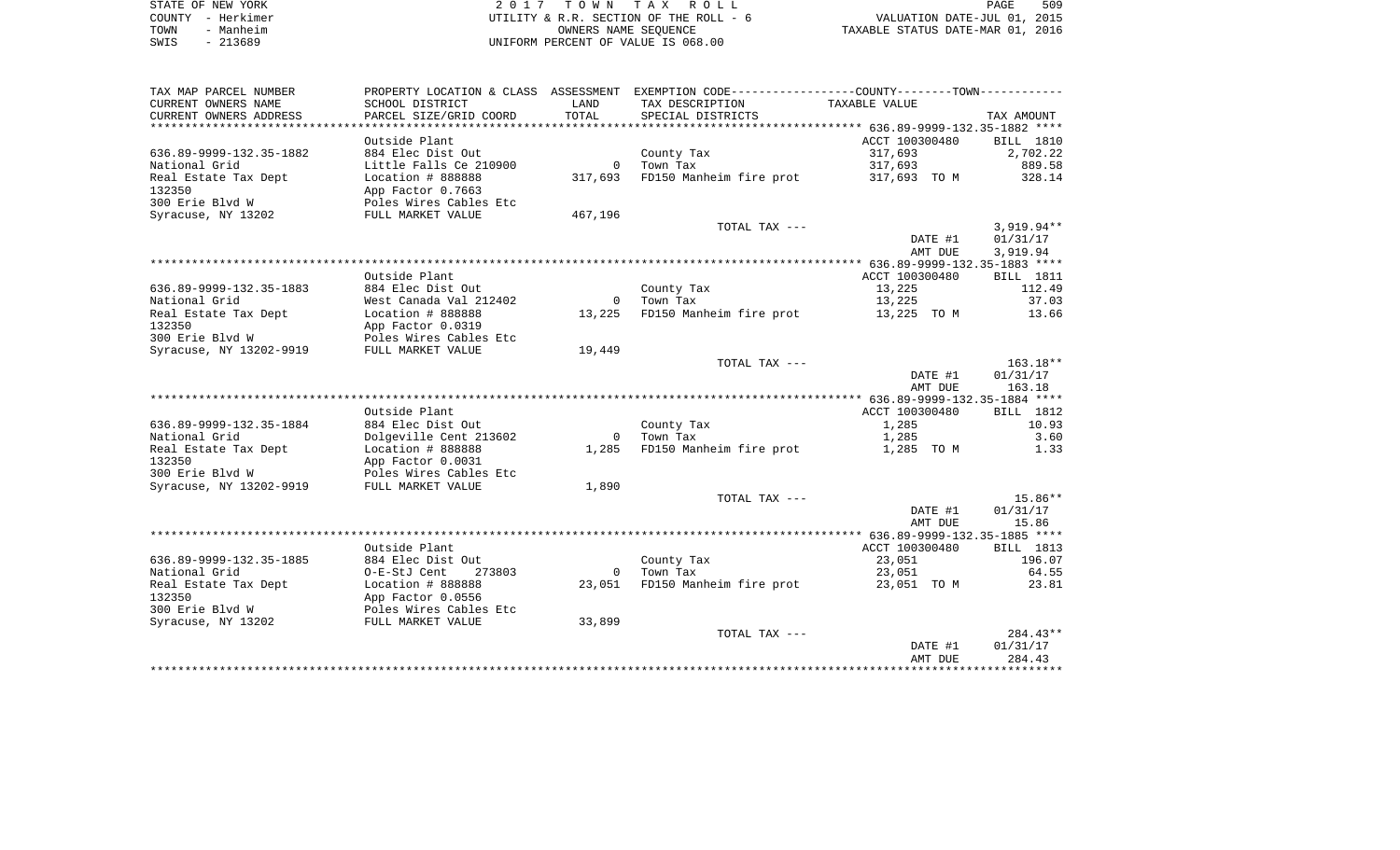STATE OF NEW YORK
COUNTY - Herkimer
TOWN - Manheim
SWIS - 213689

2 0 1 7 T O W N T A X R O L L
UTILITY & R.R. SECTION OF THE ROLL - 6
OWNERS NAME SEQUENCE
UNIFORM PERCENT OF VALUE IS 068.00

VALUATION DATE-JUL 01, 2015
TAXABLE STATUS DATE-MAR 01, 2016

| TAX MAP PARCEL NUMBER / CURRENT OWNERS NAME / CURRENT OWNERS ADDRESS | PROPERTY LOCATION & CLASS / SCHOOL DISTRICT / PARCEL SIZE/GRID COORD | ASSESSMENT LAND / TOTAL | EXEMPTION CODE / TAX DESCRIPTION / SPECIAL DISTRICTS | TAXABLE VALUE | TAX AMOUNT |
|---|---|---|---|---|---|
| **636.89-9999-132.35-1882** | Outside Plant | | | ACCT 100300480 | BILL 1810 |
| 636.89-9999-132.35-1882 | 884 Elec Dist Out | | County Tax | 317,693 | 2,702.22 |
| National Grid | Little Falls Ce 210900 | 0 | Town Tax | 317,693 | 889.58 |
| Real Estate Tax Dept | Location # 888888 | 317,693 | FD150 Manheim fire prot | 317,693 TO M | 328.14 |
| 132350 | App Factor 0.7663 | | | | |
| 300 Erie Blvd W | Poles Wires Cables Etc | | | | |
| Syracuse, NY 13202 | FULL MARKET VALUE | 467,196 | | | |
| | | | TOTAL TAX --- | | 3,919.94** |
| | | | | DATE #1 | 01/31/17 |
| | | | | AMT DUE | 3,919.94 |
| **636.89-9999-132.35-1883** | Outside Plant | | | ACCT 100300480 | BILL 1811 |
| 636.89-9999-132.35-1883 | 884 Elec Dist Out | | County Tax | 13,225 | 112.49 |
| National Grid | West Canada Val 212402 | 0 | Town Tax | 13,225 | 37.03 |
| Real Estate Tax Dept | Location # 888888 | 13,225 | FD150 Manheim fire prot | 13,225 TO M | 13.66 |
| 132350 | App Factor 0.0319 | | | | |
| 300 Erie Blvd W | Poles Wires Cables Etc | | | | |
| Syracuse, NY 13202-9919 | FULL MARKET VALUE | 19,449 | | | |
| | | | TOTAL TAX --- | | 163.18** |
| | | | | DATE #1 | 01/31/17 |
| | | | | AMT DUE | 163.18 |
| **636.89-9999-132.35-1884** | Outside Plant | | | ACCT 100300480 | BILL 1812 |
| 636.89-9999-132.35-1884 | 884 Elec Dist Out | | County Tax | 1,285 | 10.93 |
| National Grid | Dolgeville Cent 213602 | 0 | Town Tax | 1,285 | 3.60 |
| Real Estate Tax Dept | Location # 888888 | 1,285 | FD150 Manheim fire prot | 1,285 TO M | 1.33 |
| 132350 | App Factor 0.0031 | | | | |
| 300 Erie Blvd W | Poles Wires Cables Etc | | | | |
| Syracuse, NY 13202-9919 | FULL MARKET VALUE | 1,890 | | | |
| | | | TOTAL TAX --- | | 15.86** |
| | | | | DATE #1 | 01/31/17 |
| | | | | AMT DUE | 15.86 |
| **636.89-9999-132.35-1885** | Outside Plant | | | ACCT 100300480 | BILL 1813 |
| 636.89-9999-132.35-1885 | 884 Elec Dist Out | | County Tax | 23,051 | 196.07 |
| National Grid | O-E-StJ Cent 273803 | 0 | Town Tax | 23,051 | 64.55 |
| Real Estate Tax Dept | Location # 888888 | 23,051 | FD150 Manheim fire prot | 23,051 TO M | 23.81 |
| 132350 | App Factor 0.0556 | | | | |
| 300 Erie Blvd W | Poles Wires Cables Etc | | | | |
| Syracuse, NY 13202 | FULL MARKET VALUE | 33,899 | | | |
| | | | TOTAL TAX --- | | 284.43** |
| | | | | DATE #1 | 01/31/17 |
| | | | | AMT DUE | 284.43 |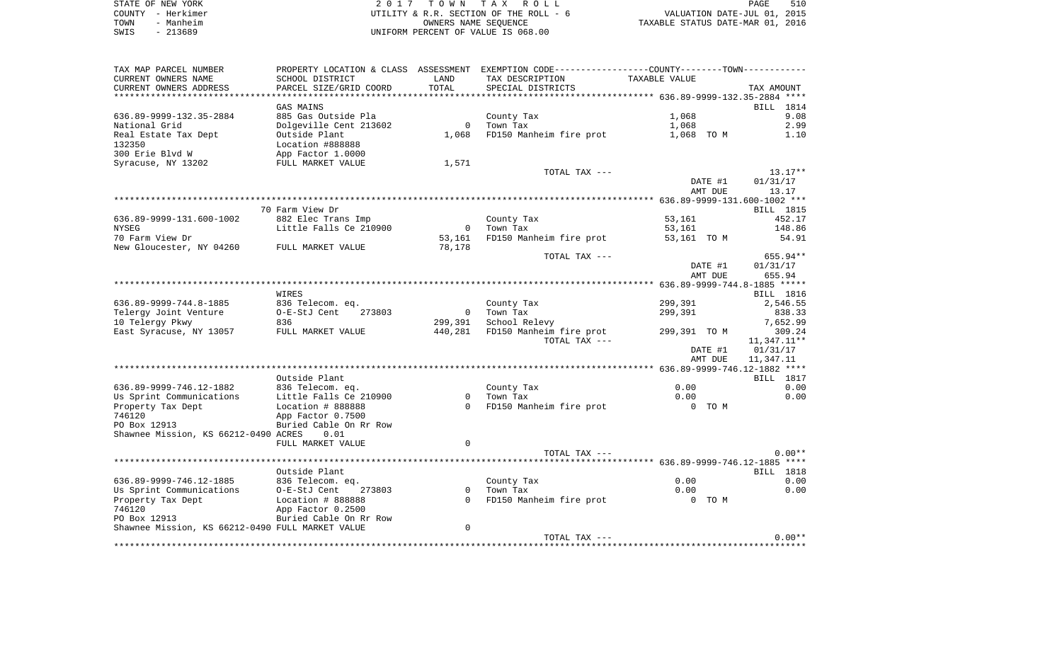STATE OF NEW YORK — 2017 TOWN TAX ROLL — PAGE 510
COUNTY - Herkimer — UTILITY & R.R. SECTION OF THE ROLL - 6 — VALUATION DATE-JUL 01, 2015
TOWN - Manheim — OWNERS NAME SEQUENCE — TAXABLE STATUS DATE-MAR 01, 2016
SWIS - 213689 — UNIFORM PERCENT OF VALUE IS 068.00

| TAX MAP PARCEL NUMBER / CURRENT OWNERS NAME / CURRENT OWNERS ADDRESS | PROPERTY LOCATION & CLASS / SCHOOL DISTRICT / PARCEL SIZE/GRID COORD | ASSESSMENT LAND | TOTAL | EXEMPTION CODE / TAX DESCRIPTION / SPECIAL DISTRICTS | COUNTY/TOWN TAXABLE VALUE | TAX AMOUNT |
|---|---|---|---|---|---|---|
| **636.89-9999-132.35-2884** | GAS MAINS | | | | | BILL 1814 |
| 636.89-9999-132.35-2884 | 885 Gas Outside Pla | | | County Tax | 1,068 | 9.08 |
| National Grid | Dolgeville Cent 213602 | 0 | | Town Tax | 1,068 | 2.99 |
| Real Estate Tax Dept | Outside Plant | | 1,068 | FD150 Manheim fire prot | 1,068 TO M | 1.10 |
| 132350 | Location #888888 | | | | | |
| 300 Erie Blvd W | App Factor 1.0000 | | | | | |
| Syracuse, NY 13202 | FULL MARKET VALUE | | 1,571 | | | |
| | | | | TOTAL TAX --- | | 13.17** |
| | | | | | DATE #1 | 01/31/17 |
| | | | | | AMT DUE | 13.17 |
| **636.89-9999-131.600-1002** | 70 Farm View Dr | | | | | BILL 1815 |
| 636.89-9999-131.600-1002 | 882 Elec Trans Imp | | | County Tax | 53,161 | 452.17 |
| NYSEG | Little Falls Ce 210900 | 0 | | Town Tax | 53,161 | 148.86 |
| 70 Farm View Dr | | | 53,161 | FD150 Manheim fire prot | 53,161 TO M | 54.91 |
| New Gloucester, NY 04260 | FULL MARKET VALUE | | 78,178 | | | |
| | | | | TOTAL TAX --- | | 655.94** |
| | | | | | DATE #1 | 01/31/17 |
| | | | | | AMT DUE | 655.94 |
| **636.89-9999-744.8-1885** | WIRES | | | | | BILL 1816 |
| 636.89-9999-744.8-1885 | 836 Telecom. eq. | | | County Tax | 299,391 | 2,546.55 |
| Telergy Joint Venture | O-E-StJ Cent 273803 | 0 | | Town Tax | 299,391 | 838.33 |
| 10 Telergy Pkwy | 836 | | 299,391 | School Relevy | | 7,652.99 |
| East Syracuse, NY 13057 | FULL MARKET VALUE | | 440,281 | FD150 Manheim fire prot | 299,391 TO M | 309.24 |
| | | | | TOTAL TAX --- | | 11,347.11** |
| | | | | | DATE #1 | 01/31/17 |
| | | | | | AMT DUE | 11,347.11 |
| **636.89-9999-746.12-1882** | Outside Plant | | | | | BILL 1817 |
| 636.89-9999-746.12-1882 | 836 Telecom. eq. | | | County Tax | 0.00 | 0.00 |
| Us Sprint Communications | Little Falls Ce 210900 | 0 | | Town Tax | 0.00 | 0.00 |
| Property Tax Dept | Location # 888888 | | 0 | FD150 Manheim fire prot | 0 TO M | |
| 746120 | App Factor 0.7500 | | | | | |
| PO Box 12913 | Buried Cable On Rr Row | | | | | |
| Shawnee Mission, KS 66212-0490 | ACRES 0.01 | | | | | |
| | FULL MARKET VALUE | | 0 | | | |
| | | | | TOTAL TAX --- | | 0.00** |
| **636.89-9999-746.12-1885** | Outside Plant | | | | | BILL 1818 |
| 636.89-9999-746.12-1885 | 836 Telecom. eq. | | | County Tax | 0.00 | 0.00 |
| Us Sprint Communications | O-E-StJ Cent 273803 | 0 | | Town Tax | 0.00 | 0.00 |
| Property Tax Dept | Location # 888888 | | 0 | FD150 Manheim fire prot | 0 TO M | |
| 746120 | App Factor 0.2500 | | | | | |
| PO Box 12913 | Buried Cable On Rr Row | | | | | |
| Shawnee Mission, KS 66212-0490 | FULL MARKET VALUE | | 0 | | | |
| | | | | TOTAL TAX --- | | 0.00** |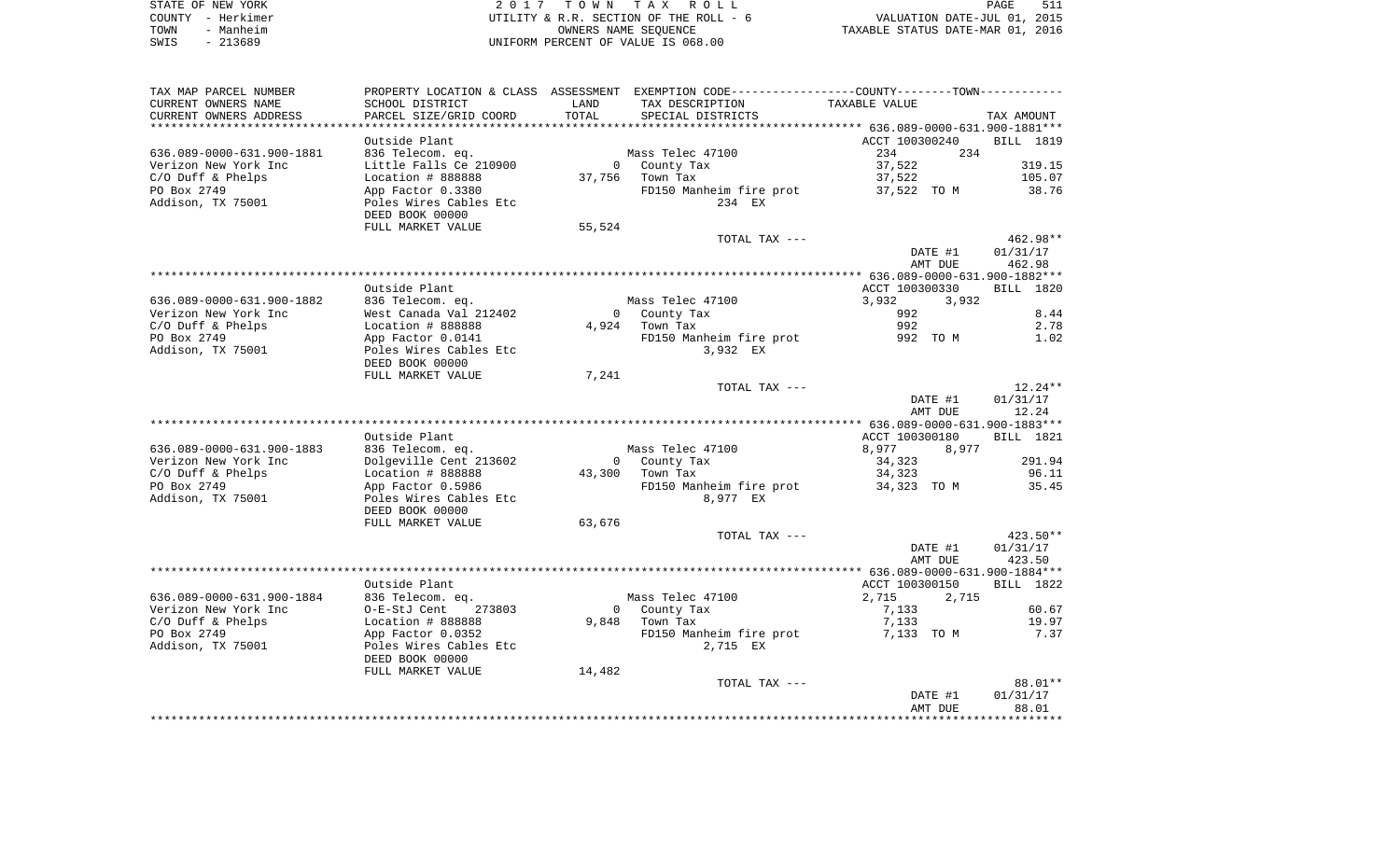STATE OF NEW YORK
COUNTY - Herkimer
TOWN - Manheim
SWIS - 213689

2 0 1 7 T O W N T A X R O L L
UTILITY & R.R. SECTION OF THE ROLL - 6
OWNERS NAME SEQUENCE
UNIFORM PERCENT OF VALUE IS 068.00

VALUATION DATE-JUL 01, 2015
TAXABLE STATUS DATE-MAR 01, 2016

| TAX MAP PARCEL NUMBER / CURRENT OWNERS NAME / CURRENT OWNERS ADDRESS | PROPERTY LOCATION & CLASS / SCHOOL DISTRICT / PARCEL SIZE/GRID COORD | ASSESSMENT LAND / TOTAL | EXEMPTION CODE / TAX DESCRIPTION / SPECIAL DISTRICTS | COUNTY / TOWN TAXABLE VALUE | TAX AMOUNT |
|---|---|---|---|---|---|
| **636.089-0000-631.900-1881** | Outside Plant | | | ACCT 100300240 | BILL 1819 |
| 636.089-0000-631.900-1881 | 836 Telecom. eq. | | Mass Telec 47100 | 234 234 | |
| Verizon New York Inc | Little Falls Ce 210900 | 0 | County Tax | 37,522 | 319.15 |
| C/O Duff & Phelps | Location # 888888 | 37,756 | Town Tax | 37,522 | 105.07 |
| PO Box 2749 | App Factor 0.3380 | | FD150 Manheim fire prot | 37,522 TO M | 38.76 |
| Addison, TX 75001 | Poles Wires Cables Etc | | 234 EX | | |
| | DEED BOOK 00000 | | | | |
| | FULL MARKET VALUE | 55,524 | | | |
| | | | TOTAL TAX --- | | 462.98** |
| | | | | DATE #1 | 01/31/17 |
| | | | | AMT DUE | 462.98 |
| **636.089-0000-631.900-1882** | Outside Plant | | | ACCT 100300330 | BILL 1820 |
| 636.089-0000-631.900-1882 | 836 Telecom. eq. | | Mass Telec 47100 | 3,932 3,932 | |
| Verizon New York Inc | West Canada Val 212402 | 0 | County Tax | 992 | 8.44 |
| C/O Duff & Phelps | Location # 888888 | 4,924 | Town Tax | 992 | 2.78 |
| PO Box 2749 | App Factor 0.0141 | | FD150 Manheim fire prot | 992 TO M | 1.02 |
| Addison, TX 75001 | Poles Wires Cables Etc | | 3,932 EX | | |
| | DEED BOOK 00000 | | | | |
| | FULL MARKET VALUE | 7,241 | | | |
| | | | TOTAL TAX --- | | 12.24** |
| | | | | DATE #1 | 01/31/17 |
| | | | | AMT DUE | 12.24 |
| **636.089-0000-631.900-1883** | Outside Plant | | | ACCT 100300180 | BILL 1821 |
| 636.089-0000-631.900-1883 | 836 Telecom. eq. | | Mass Telec 47100 | 8,977 8,977 | |
| Verizon New York Inc | Dolgeville Cent 213602 | 0 | County Tax | 34,323 | 291.94 |
| C/O Duff & Phelps | Location # 888888 | 43,300 | Town Tax | 34,323 | 96.11 |
| PO Box 2749 | App Factor 0.5986 | | FD150 Manheim fire prot | 34,323 TO M | 35.45 |
| Addison, TX 75001 | Poles Wires Cables Etc | | 8,977 EX | | |
| | DEED BOOK 00000 | | | | |
| | FULL MARKET VALUE | 63,676 | | | |
| | | | TOTAL TAX --- | | 423.50** |
| | | | | DATE #1 | 01/31/17 |
| | | | | AMT DUE | 423.50 |
| **636.089-0000-631.900-1884** | Outside Plant | | | ACCT 100300150 | BILL 1822 |
| 636.089-0000-631.900-1884 | 836 Telecom. eq. | | Mass Telec 47100 | 2,715 2,715 | |
| Verizon New York Inc | O-E-StJ Cent 273803 | 0 | County Tax | 7,133 | 60.67 |
| C/O Duff & Phelps | Location # 888888 | 9,848 | Town Tax | 7,133 | 19.97 |
| PO Box 2749 | App Factor 0.0352 | | FD150 Manheim fire prot | 7,133 TO M | 7.37 |
| Addison, TX 75001 | Poles Wires Cables Etc | | 2,715 EX | | |
| | DEED BOOK 00000 | | | | |
| | FULL MARKET VALUE | 14,482 | | | |
| | | | TOTAL TAX --- | | 88.01** |
| | | | | DATE #1 | 01/31/17 |
| | | | | AMT DUE | 88.01 |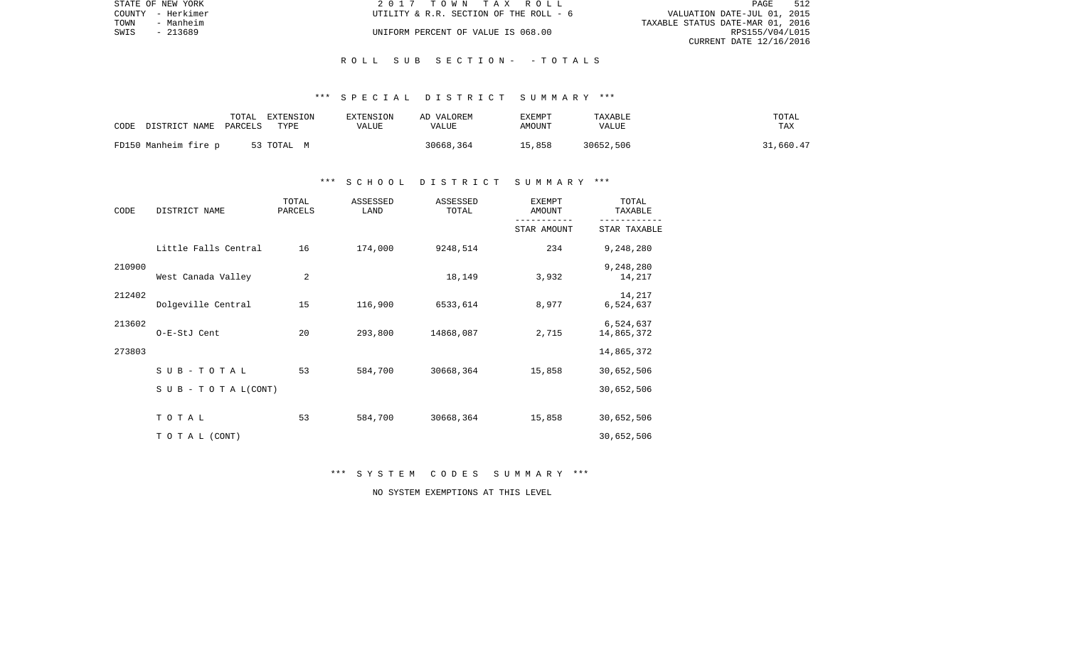STATE OF NEW YORK | COUNTY - Herkimer | TOWN - Manheim | SWIS - 213689

2 0 1 7 T O W N T A X R O L L
UTILITY & R.R. SECTION OF THE ROLL - 6
UNIFORM PERCENT OF VALUE IS 068.00

VALUATION DATE-JUL 01, 2015
TAXABLE STATUS DATE-MAR 01, 2016
RPS155/V04/L015
CURRENT DATE 12/16/2016

## R O L L S U B S E C T I O N - - T O T A L S

### *** S P E C I A L D I S T R I C T S U M M A R Y ***

| CODE | DISTRICT NAME | TOTAL PARCELS | EXTENSION TYPE | EXTENSION VALUE | AD VALOREM VALUE | EXEMPT AMOUNT | TAXABLE VALUE | TOTAL TAX |
|---|---|---|---|---|---|---|---|---|
| FD150 | Manheim fire p | 53 | TOTAL M | | 30668,364 | 15,858 | 30652,506 | 31,660.47 |

### *** S C H O O L D I S T R I C T S U M M A R Y ***

| CODE | DISTRICT NAME | TOTAL PARCELS | ASSESSED LAND | ASSESSED TOTAL | EXEMPT AMOUNT / STAR AMOUNT | TOTAL TAXABLE / STAR TAXABLE |
|---|---|---|---|---|---|---|
| 210900 | Little Falls Central | 16 | 174,000 | 9248,514 | 234 | 9,248,280 |
| | | | | | | 9,248,280 |
| 212402 | West Canada Valley | 2 | | 18,149 | 3,932 | 14,217 |
| | | | | | | 14,217 |
| 213602 | Dolgeville Central | 15 | 116,900 | 6533,614 | 8,977 | 6,524,637 |
| | | | | | | 6,524,637 |
| 273803 | O-E-StJ Cent | 20 | 293,800 | 14868,087 | 2,715 | 14,865,372 |
| | | | | | | 14,865,372 |
| | S U B - T O T A L | 53 | 584,700 | 30668,364 | 15,858 | 30,652,506 |
| | S U B - T O T A L (CONT) | | | | | 30,652,506 |
| | T O T A L | 53 | 584,700 | 30668,364 | 15,858 | 30,652,506 |
| | T O T A L (CONT) | | | | | 30,652,506 |

### *** S Y S T E M C O D E S S U M M A R Y ***

NO SYSTEM EXEMPTIONS AT THIS LEVEL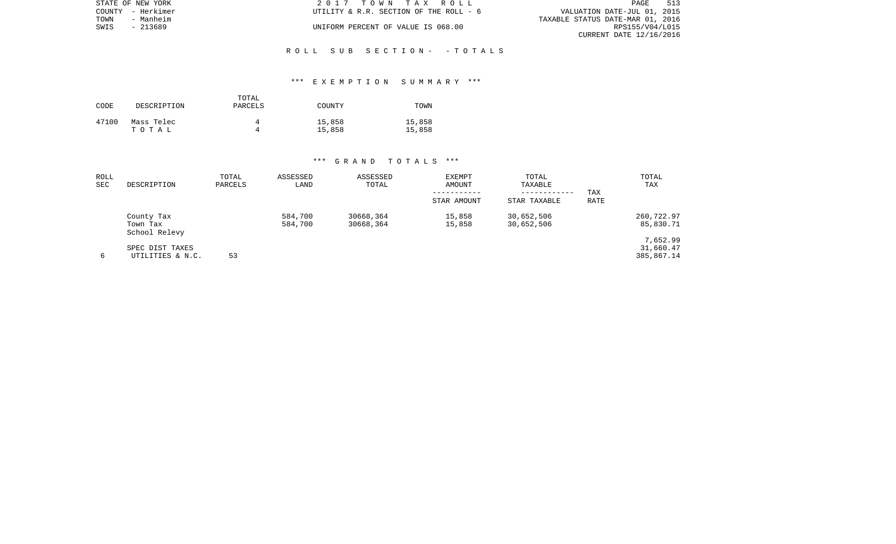STATE OF NEW YORK | 2 0 1 7 T O W N T A X R O L L | PAGE 513
COUNTY - Herkimer | UTILITY & R.R. SECTION OF THE ROLL - 6 | VALUATION DATE-JUL 01, 2015
TOWN - Manheim | | TAXABLE STATUS DATE-MAR 01, 2016
SWIS - 213689 | UNIFORM PERCENT OF VALUE IS 068.00 | RPS155/V04/L015
CURRENT DATE 12/16/2016

## R O L L S U B S E C T I O N - - T O T A L S

### \*\*\* E X E M P T I O N S U M M A R Y \*\*\*

| CODE | DESCRIPTION | TOTAL PARCELS | COUNTY | TOWN |
|---|---|---|---|---|
| 47100 | Mass Telec | 4 | 15,858 | 15,858 |
| | T O T A L | 4 | 15,858 | 15,858 |

### \*\*\* G R A N D T O T A L S \*\*\*

| ROLL SEC | DESCRIPTION | TOTAL PARCELS | ASSESSED LAND | ASSESSED TOTAL | EXEMPT AMOUNT<br>-----------<br>STAR AMOUNT | TOTAL TAXABLE<br>------------<br>STAR TAXABLE | TAX RATE | TOTAL TAX |
|---|---|---|---|---|---|---|---|---|
| | County Tax | | 584,700 | 30668,364 | 15,858 | 30,652,506 | | 260,722.97 |
| | Town Tax | | 584,700 | 30668,364 | 15,858 | 30,652,506 | | 85,830.71 |
| | School Relevy | | | | | | | 7,652.99 |
| | SPEC DIST TAXES | | | | | | | 31,660.47 |
| 6 | UTILITIES & N.C. | 53 | | | | | | 385,867.14 |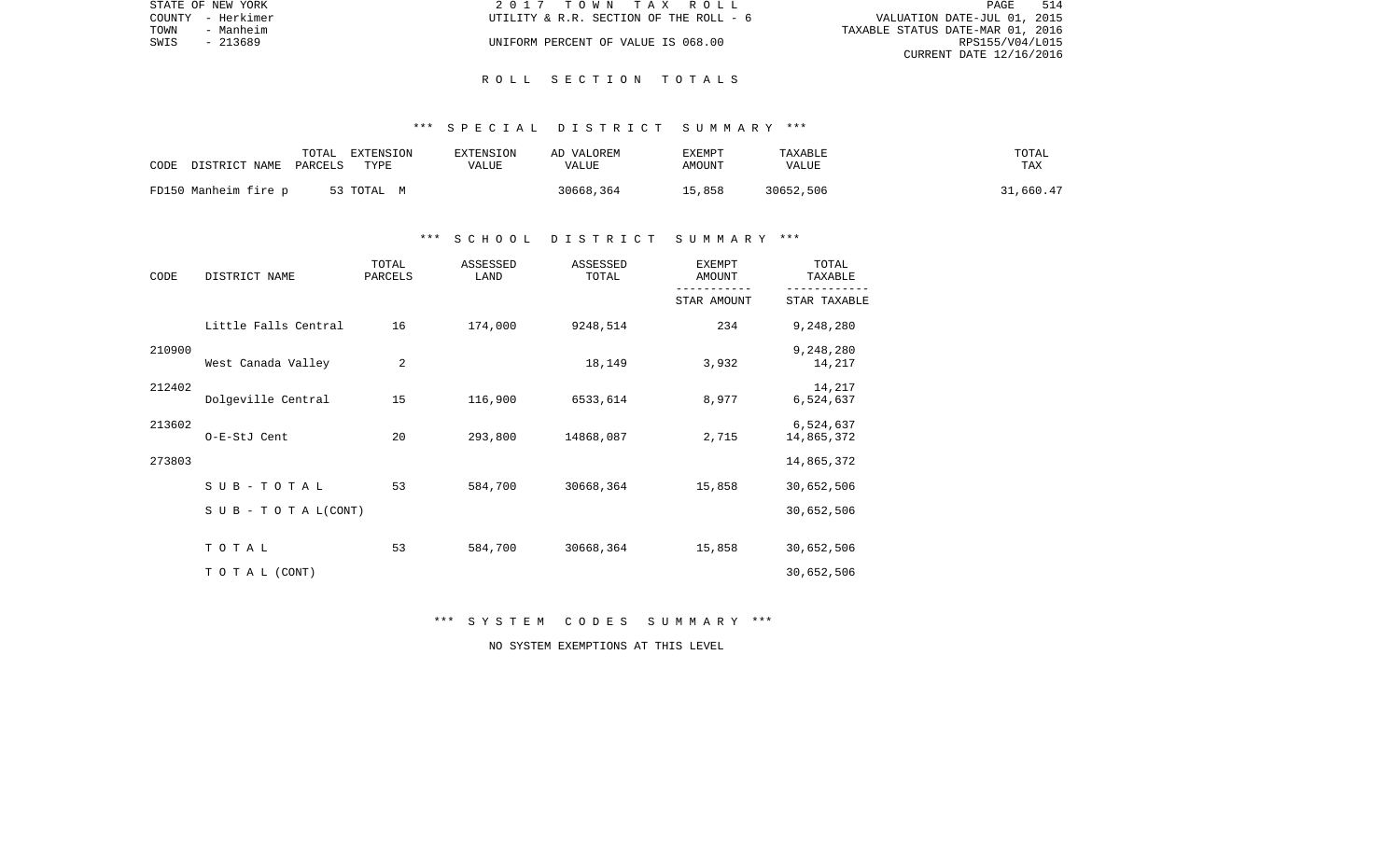STATE OF NEW YORK
COUNTY - Herkimer
TOWN - Manheim
SWIS - 213689

2 0 1 7 T O W N T A X R O L L
UTILITY & R.R. SECTION OF THE ROLL - 6
UNIFORM PERCENT OF VALUE IS 068.00

VALUATION DATE-JUL 01, 2015
TAXABLE STATUS DATE-MAR 01, 2016
RPS155/V04/L015
CURRENT DATE 12/16/2016

# R O L L S E C T I O N T O T A L S

## *** S P E C I A L D I S T R I C T S U M M A R Y ***

| CODE DISTRICT NAME | TOTAL PARCELS | EXTENSION TYPE | EXTENSION VALUE | AD VALOREM VALUE | EXEMPT AMOUNT | TAXABLE VALUE | TOTAL TAX |
|---|---|---|---|---|---|---|---|
| FD150 Manheim fire p | 53 | TOTAL M | | 30668,364 | 15,858 | 30652,506 | 31,660.47 |

## *** S C H O O L D I S T R I C T S U M M A R Y ***

| CODE | DISTRICT NAME | TOTAL PARCELS | ASSESSED LAND | ASSESSED TOTAL | EXEMPT AMOUNT / STAR AMOUNT | TOTAL TAXABLE / STAR TAXABLE |
|---|---|---|---|---|---|---|
| 210900 | Little Falls Central | 16 | 174,000 | 9248,514 | 234 | 9,248,280 |
| | | | | | | 9,248,280 |
| 212402 | West Canada Valley | 2 | | 18,149 | 3,932 | 14,217 |
| | | | | | | 14,217 |
| 213602 | Dolgeville Central | 15 | 116,900 | 6533,614 | 8,977 | 6,524,637 |
| | | | | | | 6,524,637 |
| 273803 | O-E-StJ Cent | 20 | 293,800 | 14868,087 | 2,715 | 14,865,372 |
| | | | | | | 14,865,372 |
| | S U B - T O T A L | 53 | 584,700 | 30668,364 | 15,858 | 30,652,506 |
| | S U B - T O T A L (CONT) | | | | | 30,652,506 |
| | T O T A L | 53 | 584,700 | 30668,364 | 15,858 | 30,652,506 |
| | T O T A L (CONT) | | | | | 30,652,506 |

## *** S Y S T E M C O D E S S U M M A R Y ***

NO SYSTEM EXEMPTIONS AT THIS LEVEL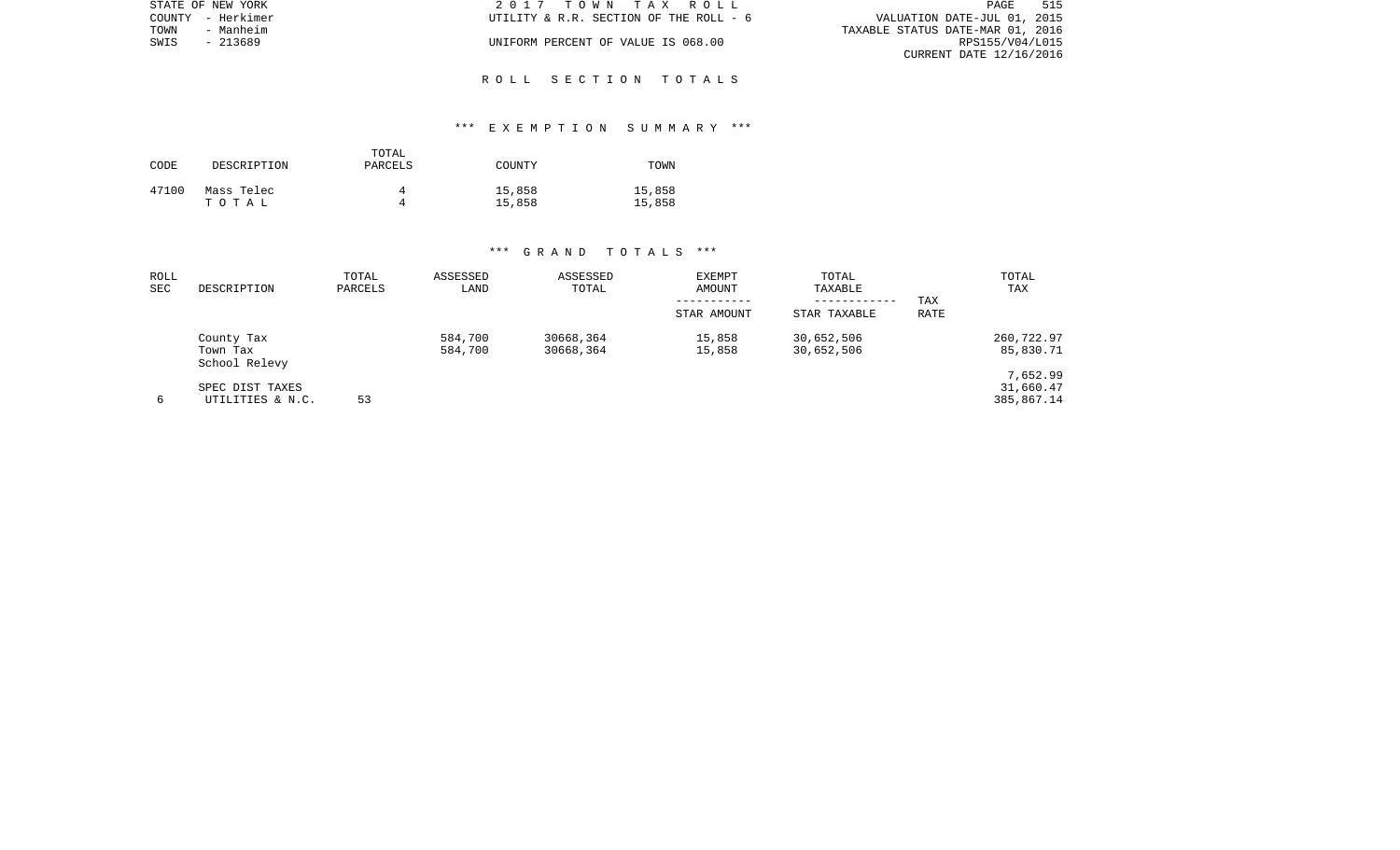STATE OF NEW YORK
COUNTY - Herkimer
TOWN - Manheim
SWIS - 213689

2 0 1 7 T O W N T A X R O L L
UTILITY & R.R. SECTION OF THE ROLL - 6
UNIFORM PERCENT OF VALUE IS 068.00

VALUATION DATE-JUL 01, 2015
TAXABLE STATUS DATE-MAR 01, 2016
RPS155/V04/L015
CURRENT DATE 12/16/2016

## R O L L S E C T I O N T O T A L S

### *** E X E M P T I O N S U M M A R Y ***

| CODE | DESCRIPTION | TOTAL PARCELS | COUNTY | TOWN |
|---|---|---|---|---|
| 47100 | Mass Telec | 4 | 15,858 | 15,858 |
| | T O T A L | 4 | 15,858 | 15,858 |

### *** G R A N D T O T A L S ***

| ROLL SEC | DESCRIPTION | TOTAL PARCELS | ASSESSED LAND | ASSESSED TOTAL | EXEMPT AMOUNT<br>-----------<br>STAR AMOUNT | TOTAL TAXABLE<br>------------<br>STAR TAXABLE | TAX RATE | TOTAL TAX |
|---|---|---|---|---|---|---|---|---|
| | County Tax | | 584,700 | 30668,364 | 15,858 | 30,652,506 | | 260,722.97 |
| | Town Tax | | 584,700 | 30668,364 | 15,858 | 30,652,506 | | 85,830.71 |
| | School Relevy | | | | | | | 7,652.99 |
| | SPEC DIST TAXES | | | | | | | 31,660.47 |
| 6 | UTILITIES & N.C. | 53 | | | | | | 385,867.14 |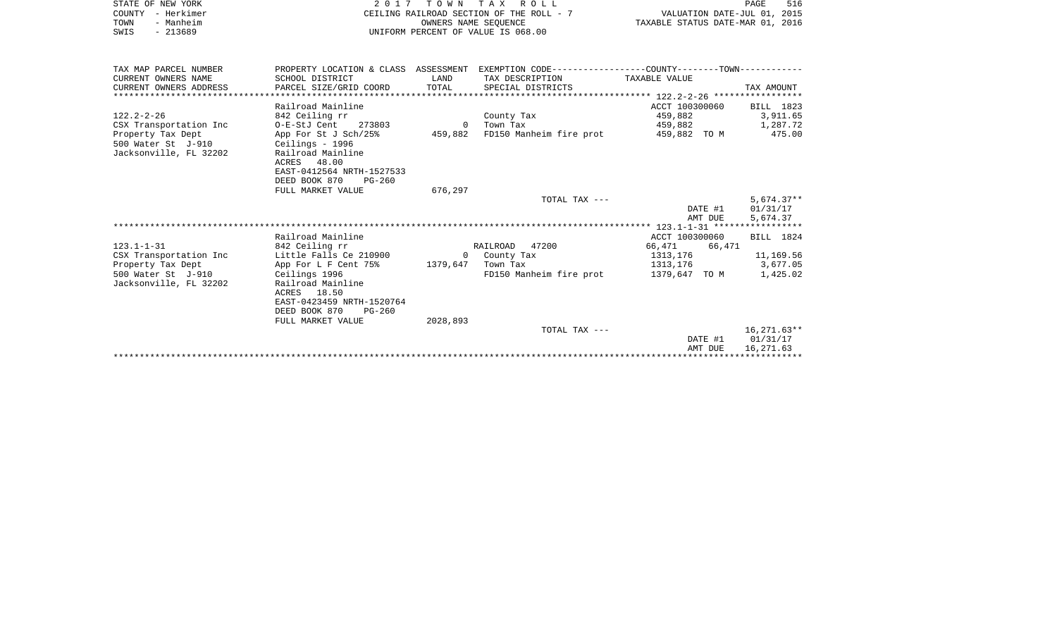STATE OF NEW YORK — 2017 TOWN TAX ROLL — PAGE 516
COUNTY - Herkimer — CEILING RAILROAD SECTION OF THE ROLL - 7 — VALUATION DATE-JUL 01, 2015
TOWN - Manheim — OWNERS NAME SEQUENCE — TAXABLE STATUS DATE-MAR 01, 2016
SWIS - 213689 — UNIFORM PERCENT OF VALUE IS 068.00

| TAX MAP PARCEL NUMBER / CURRENT OWNERS NAME / CURRENT OWNERS ADDRESS | PROPERTY LOCATION & CLASS / SCHOOL DISTRICT / PARCEL SIZE/GRID COORD | ASSESSMENT LAND / TOTAL | EXEMPTION CODE / TAX DESCRIPTION / SPECIAL DISTRICTS | COUNTY / TOWN TAXABLE VALUE | TAX AMOUNT |
|---|---|---|---|---|---|
| | Railroad Mainline | | | ACCT 100300060 | BILL 1823 |
| 122.2-2-26 | 842 Ceiling rr | | County Tax | 459,882 | 3,911.65 |
| CSX Transportation Inc | O-E-StJ Cent 273803 | 0 | Town Tax | 459,882 | 1,287.72 |
| Property Tax Dept | App For St J Sch/25% | 459,882 | FD150 Manheim fire prot | 459,882 TO M | 475.00 |
| 500 Water St J-910 | Ceilings - 1996 | | | | |
| Jacksonville, FL 32202 | Railroad Mainline | | | | |
| | ACRES 48.00 | | | | |
| | EAST-0412564 NRTH-1527533 | | | | |
| | DEED BOOK 870 PG-260 | | | | |
| | FULL MARKET VALUE | 676,297 | | | |
| | | | TOTAL TAX --- | | 5,674.37** |
| | | | | DATE #1 | 01/31/17 |
| | | | | AMT DUE | 5,674.37 |
| | Railroad Mainline | | | ACCT 100300060 | BILL 1824 |
| 123.1-1-31 | 842 Ceiling rr | | RAILROAD 47200 | 66,471 66,471 | |
| CSX Transportation Inc | Little Falls Ce 210900 | 0 | County Tax | 1313,176 | 11,169.56 |
| Property Tax Dept | App For L F Cent 75% | 1379,647 | Town Tax | 1313,176 | 3,677.05 |
| 500 Water St J-910 | Ceilings 1996 | | FD150 Manheim fire prot | 1379,647 TO M | 1,425.02 |
| Jacksonville, FL 32202 | Railroad Mainline | | | | |
| | ACRES 18.50 | | | | |
| | EAST-0423459 NRTH-1520764 | | | | |
| | DEED BOOK 870 PG-260 | | | | |
| | FULL MARKET VALUE | 2028,893 | | | |
| | | | TOTAL TAX --- | | 16,271.63** |
| | | | | DATE #1 | 01/31/17 |
| | | | | AMT DUE | 16,271.63 |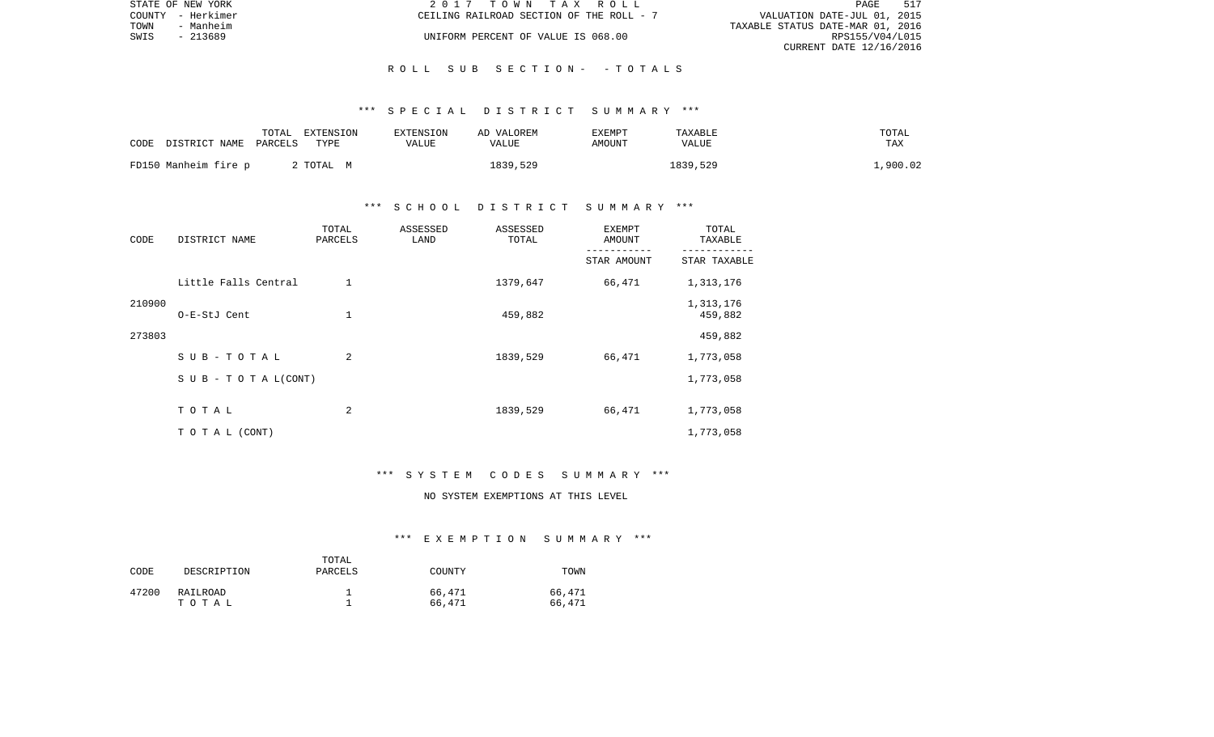STATE OF NEW YORK | 2017 TOWN TAX ROLL | PAGE 517
COUNTY - Herkimer | CEILING RAILROAD SECTION OF THE ROLL - 7 | VALUATION DATE-JUL 01, 2015
TOWN - Manheim | | TAXABLE STATUS DATE-MAR 01, 2016
SWIS - 213689 | UNIFORM PERCENT OF VALUE IS 068.00 | RPS155/V04/L015
CURRENT DATE 12/16/2016

## ROLL SUB SECTION - - TOTALS

### *** SPECIAL DISTRICT SUMMARY ***

| CODE DISTRICT NAME | TOTAL PARCELS | EXTENSION TYPE | EXTENSION VALUE | AD VALOREM VALUE | EXEMPT AMOUNT | TAXABLE VALUE | TOTAL TAX |
|---|---|---|---|---|---|---|---|
| FD150 Manheim fire p | 2 | TOTAL M | | 1839,529 | | 1839,529 | 1,900.02 |

### *** SCHOOL DISTRICT SUMMARY ***

| CODE | DISTRICT NAME | TOTAL PARCELS | ASSESSED LAND | ASSESSED TOTAL | EXEMPT AMOUNT / STAR AMOUNT | TOTAL TAXABLE / STAR TAXABLE |
|---|---|---|---|---|---|---|
| 210900 | Little Falls Central | 1 | | 1379,647 | 66,471 | 1,313,176 |
| | | | | | | 1,313,176 |
| 273803 | O-E-StJ Cent | 1 | | 459,882 | | 459,882 |
| | | | | | | 459,882 |
| | SUB-TOTAL | 2 | | 1839,529 | 66,471 | 1,773,058 |
| | SUB - TOTAL(CONT) | | | | | 1,773,058 |
| | TOTAL | 2 | | 1839,529 | 66,471 | 1,773,058 |
| | TOTAL (CONT) | | | | | 1,773,058 |

### *** SYSTEM CODES SUMMARY ***

NO SYSTEM EXEMPTIONS AT THIS LEVEL

### *** EXEMPTION SUMMARY ***

| CODE | DESCRIPTION | TOTAL PARCELS | COUNTY | TOWN |
|---|---|---|---|---|
| 47200 | RAILROAD | 1 | 66,471 | 66,471 |
| | TOTAL | 1 | 66,471 | 66,471 |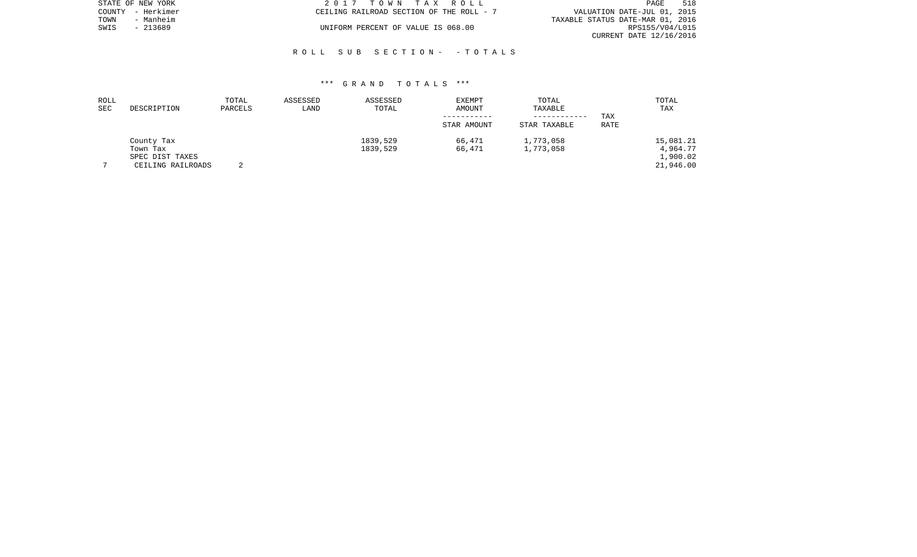STATE OF NEW YORK
COUNTY - Herkimer
TOWN - Manheim
SWIS - 213689

2 0 1 7 T O W N T A X R O L L
CEILING RAILROAD SECTION OF THE ROLL - 7

UNIFORM PERCENT OF VALUE IS 068.00

VALUATION DATE-JUL 01, 2015
TAXABLE STATUS DATE-MAR 01, 2016
RPS155/V04/L015
CURRENT DATE 12/16/2016

R O L L S U B S E C T I O N - - T O T A L S

*** G R A N D T O T A L S ***

| ROLL SEC | DESCRIPTION | TOTAL PARCELS | ASSESSED LAND | ASSESSED TOTAL | EXEMPT AMOUNT / STAR AMOUNT | TOTAL TAXABLE / STAR TAXABLE | TAX RATE | TOTAL TAX |
|---|---|---|---|---|---|---|---|---|
| | County Tax | | | 1839,529 | 66,471 | 1,773,058 | | 15,081.21 |
| | Town Tax | | | 1839,529 | 66,471 | 1,773,058 | | 4,964.77 |
| | SPEC DIST TAXES | | | | | | | 1,900.02 |
| 7 | CEILING RAILROADS | 2 | | | | | | 21,946.00 |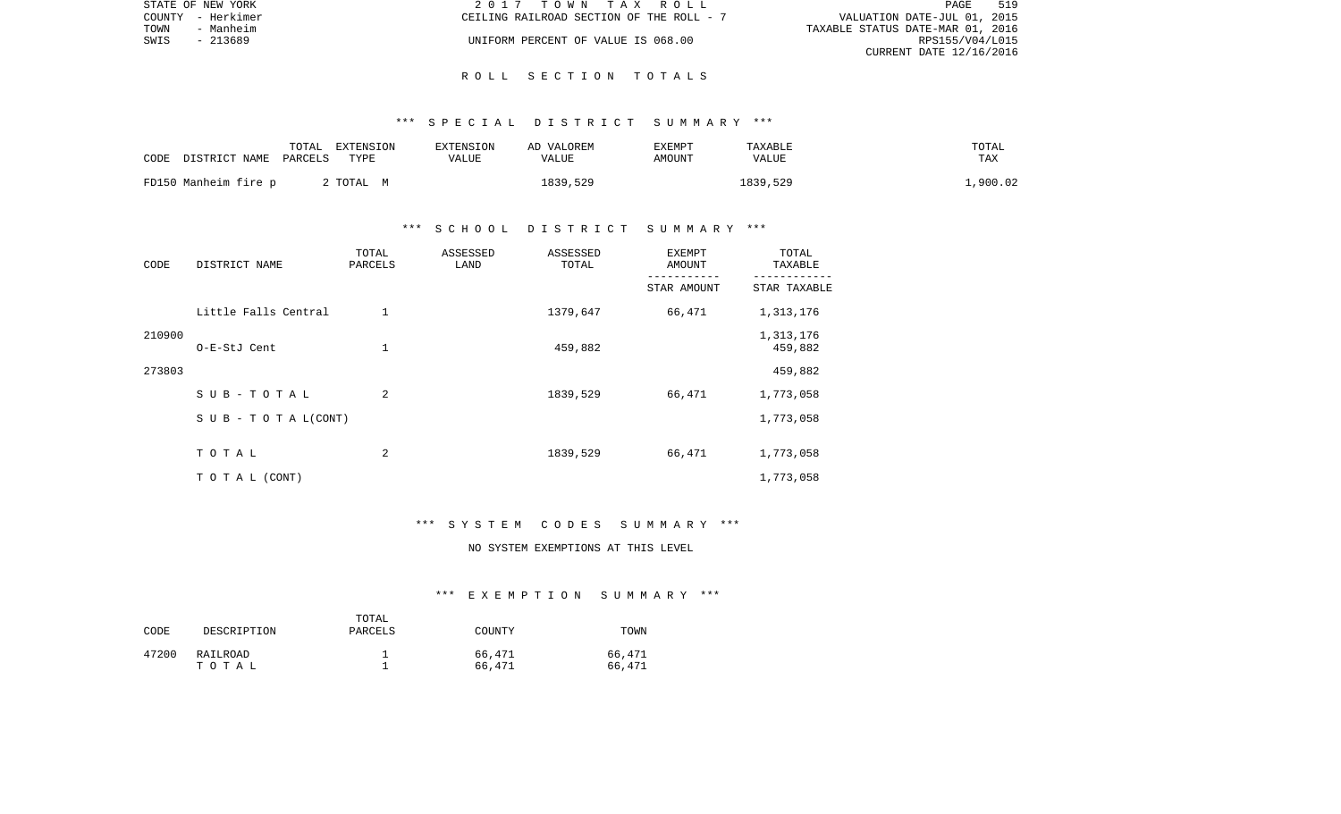STATE OF NEW YORK — 2 0 1 7 T O W N T A X R O L L

COUNTY - Herkimer — CEILING RAILROAD SECTION OF THE ROLL - 7 — VALUATION DATE-JUL 01, 2015

TOWN - Manheim — TAXABLE STATUS DATE-MAR 01, 2016

SWIS - 213689 — UNIFORM PERCENT OF VALUE IS 068.00 — RPS155/V04/L015

CURRENT DATE 12/16/2016

## R O L L S E C T I O N T O T A L S

### *** S P E C I A L D I S T R I C T S U M M A R Y ***

| CODE DISTRICT NAME | TOTAL PARCELS | EXTENSION TYPE | EXTENSION VALUE | AD VALOREM VALUE | EXEMPT AMOUNT | TAXABLE VALUE | TOTAL TAX |
|---|---|---|---|---|---|---|---|
| FD150 Manheim fire p | 2 | TOTAL M | | 1839,529 | | 1839,529 | 1,900.02 |

### *** S C H O O L D I S T R I C T S U M M A R Y ***

| CODE | DISTRICT NAME | TOTAL PARCELS | ASSESSED LAND | ASSESSED TOTAL | EXEMPT AMOUNT / STAR AMOUNT | TOTAL TAXABLE / STAR TAXABLE |
|---|---|---|---|---|---|---|
| 210900 | Little Falls Central | 1 | | 1379,647 | 66,471 | 1,313,176 |
| | | | | | | 1,313,176 |
| 273803 | O-E-StJ Cent | 1 | | 459,882 | | 459,882 |
| | | | | | | 459,882 |
| | S U B - T O T A L | 2 | | 1839,529 | 66,471 | 1,773,058 |
| | S U B - T O T A L(CONT) | | | | | 1,773,058 |
| | T O T A L | 2 | | 1839,529 | 66,471 | 1,773,058 |
| | T O T A L (CONT) | | | | | 1,773,058 |

### *** S Y S T E M C O D E S S U M M A R Y ***

NO SYSTEM EXEMPTIONS AT THIS LEVEL

### *** E X E M P T I O N S U M M A R Y ***

| CODE | DESCRIPTION | TOTAL PARCELS | COUNTY | TOWN |
|---|---|---|---|---|
| 47200 | RAILROAD | 1 | 66,471 | 66,471 |
| | T O T A L | 1 | 66,471 | 66,471 |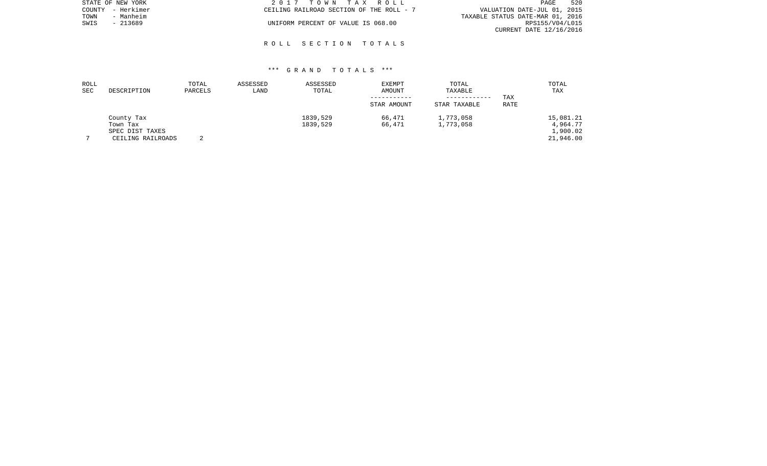STATE OF NEW YORK
COUNTY - Herkimer
TOWN - Manheim
SWIS - 213689

2 0 1 7 T O W N T A X R O L L
CEILING RAILROAD SECTION OF THE ROLL - 7

UNIFORM PERCENT OF VALUE IS 068.00

VALUATION DATE-JUL 01, 2015
TAXABLE STATUS DATE-MAR 01, 2016
RPS155/V04/L015
CURRENT DATE 12/16/2016

## R O L L S E C T I O N T O T A L S

### *** G R A N D T O T A L S ***

| ROLL SEC | DESCRIPTION | TOTAL PARCELS | ASSESSED LAND | ASSESSED TOTAL | EXEMPT AMOUNT / STAR AMOUNT | TOTAL TAXABLE / STAR TAXABLE | TAX RATE | TOTAL TAX |
|---|---|---|---|---|---|---|---|---|
| 7 | CEILING RAILROADS | 2 | | | | | | |
| | County Tax | | | 1839,529 | 66,471 | 1,773,058 | | 15,081.21 |
| | Town Tax | | | 1839,529 | 66,471 | 1,773,058 | | 4,964.77 |
| | SPEC DIST TAXES | | | | | | | 1,900.02 |
| | | | | | | | | 21,946.00 |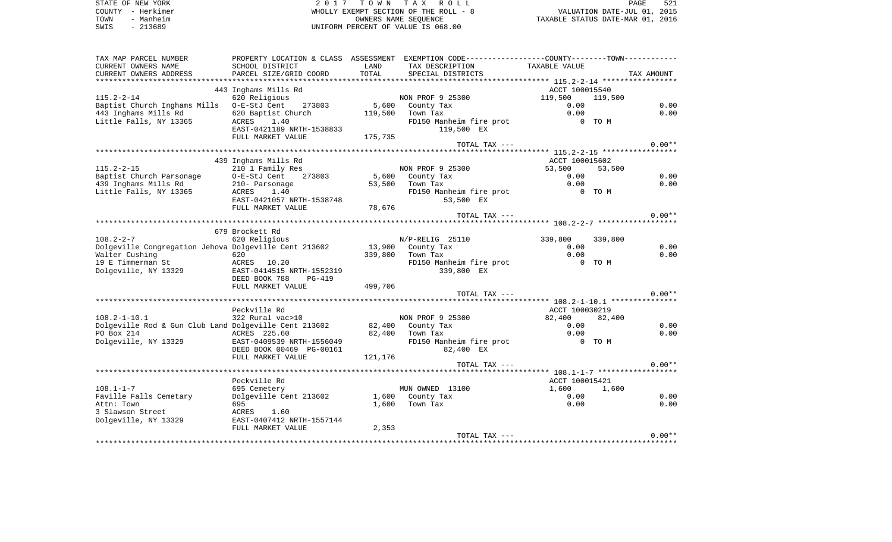STATE OF NEW YORK — 2017 TOWN TAX ROLL — PAGE 521
COUNTY - Herkimer — WHOLLY EXEMPT SECTION OF THE ROLL - 8 — VALUATION DATE-JUL 01, 2015
TOWN - Manheim — OWNERS NAME SEQUENCE — TAXABLE STATUS DATE-MAR 01, 2016
SWIS - 213689 — UNIFORM PERCENT OF VALUE IS 068.00

| TAX MAP PARCEL NUMBER / CURRENT OWNERS NAME / CURRENT OWNERS ADDRESS | PROPERTY LOCATION & CLASS / SCHOOL DISTRICT / PARCEL SIZE/GRID COORD | ASSESSMENT LAND / TOTAL | EXEMPTION CODE / TAX DESCRIPTION / SPECIAL DISTRICTS | COUNTY TAXABLE VALUE | TOWN | TAX AMOUNT |
|---|---|---|---|---|---|---|
| | 443 Inghams Mills Rd | | | ACCT 100015540 | | |
| 115.2-2-14 | 620 Religious | | NON PROF 9 25300 | 119,500 | 119,500 | |
| Baptist Church Inghams Mills | O-E-StJ Cent 273803 | 5,600 | County Tax | 0.00 | | 0.00 |
| 443 Inghams Mills Rd | 620 Baptist Church | 119,500 | Town Tax | 0.00 | | 0.00 |
| Little Falls, NY 13365 | ACRES 1.40 | | FD150 Manheim fire prot | 0 TO M | | |
| | EAST-0421189 NRTH-1538833 | | 119,500 EX | | | |
| | FULL MARKET VALUE | 175,735 | | | | |
| | | | TOTAL TAX --- | | | 0.00** |
| | 439 Inghams Mills Rd | | | ACCT 100015602 | | |
| 115.2-2-15 | 210 1 Family Res | | NON PROF 9 25300 | 53,500 | 53,500 | |
| Baptist Church Parsonage | O-E-StJ Cent 273803 | 5,600 | County Tax | 0.00 | | 0.00 |
| 439 Inghams Mills Rd | 210- Parsonage | 53,500 | Town Tax | 0.00 | | 0.00 |
| Little Falls, NY 13365 | ACRES 1.40 | | FD150 Manheim fire prot | 0 TO M | | |
| | EAST-0421057 NRTH-1538748 | | 53,500 EX | | | |
| | FULL MARKET VALUE | 78,676 | | | | |
| | | | TOTAL TAX --- | | | 0.00** |
| | 679 Brockett Rd | | | | | |
| 108.2-2-7 | 620 Religious | | N/P-RELIG 25110 | 339,800 | 339,800 | |
| Dolgeville Congregation Jehova | Dolgeville Cent 213602 | 13,900 | County Tax | 0.00 | | 0.00 |
| Walter Cushing | 620 | 339,800 | Town Tax | 0.00 | | 0.00 |
| 19 E Timmerman St | ACRES 10.20 | | FD150 Manheim fire prot | 0 TO M | | |
| Dolgeville, NY 13329 | EAST-0414515 NRTH-1552319 | | 339,800 EX | | | |
| | DEED BOOK 788 PG-419 | | | | | |
| | FULL MARKET VALUE | 499,706 | | | | |
| | | | TOTAL TAX --- | | | 0.00** |
| | Peckville Rd | | | ACCT 100030219 | | |
| 108.2-1-10.1 | 322 Rural vac>10 | | NON PROF 9 25300 | 82,400 | 82,400 | |
| Dolgeville Rod & Gun Club Land | Dolgeville Cent 213602 | 82,400 | County Tax | 0.00 | | 0.00 |
| PO Box 214 | ACRES 225.60 | 82,400 | Town Tax | 0.00 | | 0.00 |
| Dolgeville, NY 13329 | EAST-0409539 NRTH-1556049 | | FD150 Manheim fire prot | 0 TO M | | |
| | DEED BOOK 00469 PG-00161 | | 82,400 EX | | | |
| | FULL MARKET VALUE | 121,176 | | | | |
| | | | TOTAL TAX --- | | | 0.00** |
| | Peckville Rd | | | ACCT 100015421 | | |
| 108.1-1-7 | 695 Cemetery | | MUN OWNED 13100 | 1,600 | 1,600 | |
| Faville Falls Cemetary | Dolgeville Cent 213602 | 1,600 | County Tax | 0.00 | | 0.00 |
| Attn: Town | 695 | 1,600 | Town Tax | 0.00 | | 0.00 |
| 3 Slawson Street | ACRES 1.60 | | | | | |
| Dolgeville, NY 13329 | EAST-0407412 NRTH-1557144 | | | | | |
| | FULL MARKET VALUE | 2,353 | | | | |
| | | | TOTAL TAX --- | | | 0.00** |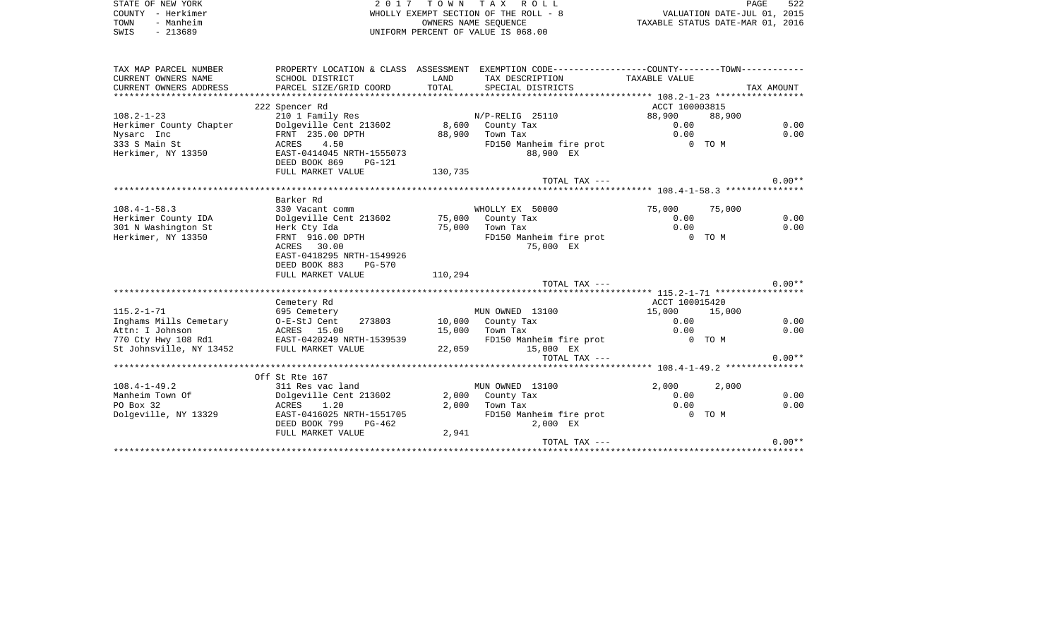STATE OF NEW YORK — 2 0 1 7 T O W N T A X R O L L
COUNTY - Herkimer — WHOLLY EXEMPT SECTION OF THE ROLL - 8 — VALUATION DATE-JUL 01, 2015
TOWN - Manheim — OWNERS NAME SEQUENCE — TAXABLE STATUS DATE-MAR 01, 2016
SWIS - 213689 — UNIFORM PERCENT OF VALUE IS 068.00

| TAX MAP PARCEL NUMBER / CURRENT OWNERS NAME / CURRENT OWNERS ADDRESS | PROPERTY LOCATION & CLASS / SCHOOL DISTRICT / PARCEL SIZE/GRID COORD | ASSESSMENT LAND / TOTAL | EXEMPTION CODE / TAX DESCRIPTION / SPECIAL DISTRICTS | COUNTY TAXABLE VALUE | TOWN | TAX AMOUNT |
|---|---|---|---|---|---|---|
| **108.2-1-23** | 222 Spencer Rd | | | ACCT 100003815 | | |
| 108.2-1-23 | 210 1 Family Res | | N/P-RELIG 25110 | 88,900 | 88,900 | |
| Herkimer County Chapter | Dolgeville Cent 213602 | 8,600 | County Tax | 0.00 | | 0.00 |
| Nysarc Inc | FRNT 235.00 DPTH | 88,900 | Town Tax | 0.00 | | 0.00 |
| 333 S Main St | ACRES 4.50 | | FD150 Manheim fire prot | 0 TO M | | |
| Herkimer, NY 13350 | EAST-0414045 NRTH-1555073 | | 88,900 EX | | | |
| | DEED BOOK 869 PG-121 | | | | | |
| | FULL MARKET VALUE | 130,735 | | | | |
| | | | TOTAL TAX --- | | | 0.00** |
| **108.4-1-58.3** | Barker Rd | | | | | |
| 108.4-1-58.3 | 330 Vacant comm | | WHOLLY EX 50000 | 75,000 | 75,000 | |
| Herkimer County IDA | Dolgeville Cent 213602 | 75,000 | County Tax | 0.00 | | 0.00 |
| 301 N Washington St | Herk Cty Ida | 75,000 | Town Tax | 0.00 | | 0.00 |
| Herkimer, NY 13350 | FRNT 916.00 DPTH | | FD150 Manheim fire prot | 0 TO M | | |
| | ACRES 30.00 | | 75,000 EX | | | |
| | EAST-0418295 NRTH-1549926 | | | | | |
| | DEED BOOK 883 PG-570 | | | | | |
| | FULL MARKET VALUE | 110,294 | | | | |
| | | | TOTAL TAX --- | | | 0.00** |
| **115.2-1-71** | Cemetery Rd | | | ACCT 100015420 | | |
| 115.2-1-71 | 695 Cemetery | | MUN OWNED 13100 | 15,000 | 15,000 | |
| Inghams Mills Cemetary | O-E-StJ Cent 273803 | 10,000 | County Tax | 0.00 | | 0.00 |
| Attn: I Johnson | ACRES 15.00 | 15,000 | Town Tax | 0.00 | | 0.00 |
| 770 Cty Hwy 108 Rd1 | EAST-0420249 NRTH-1539539 | | FD150 Manheim fire prot | 0 TO M | | |
| St Johnsville, NY 13452 | FULL MARKET VALUE | 22,059 | 15,000 EX | | | |
| | | | TOTAL TAX --- | | | 0.00** |
| **108.4-1-49.2** | Off St Rte 167 | | | | | |
| 108.4-1-49.2 | 311 Res vac land | | MUN OWNED 13100 | 2,000 | 2,000 | |
| Manheim Town Of | Dolgeville Cent 213602 | 2,000 | County Tax | 0.00 | | 0.00 |
| PO Box 32 | ACRES 1.20 | 2,000 | Town Tax | 0.00 | | 0.00 |
| Dolgeville, NY 13329 | EAST-0416025 NRTH-1551705 | | FD150 Manheim fire prot | 0 TO M | | |
| | DEED BOOK 799 PG-462 | | 2,000 EX | | | |
| | FULL MARKET VALUE | 2,941 | | | | |
| | | | TOTAL TAX --- | | | 0.00** |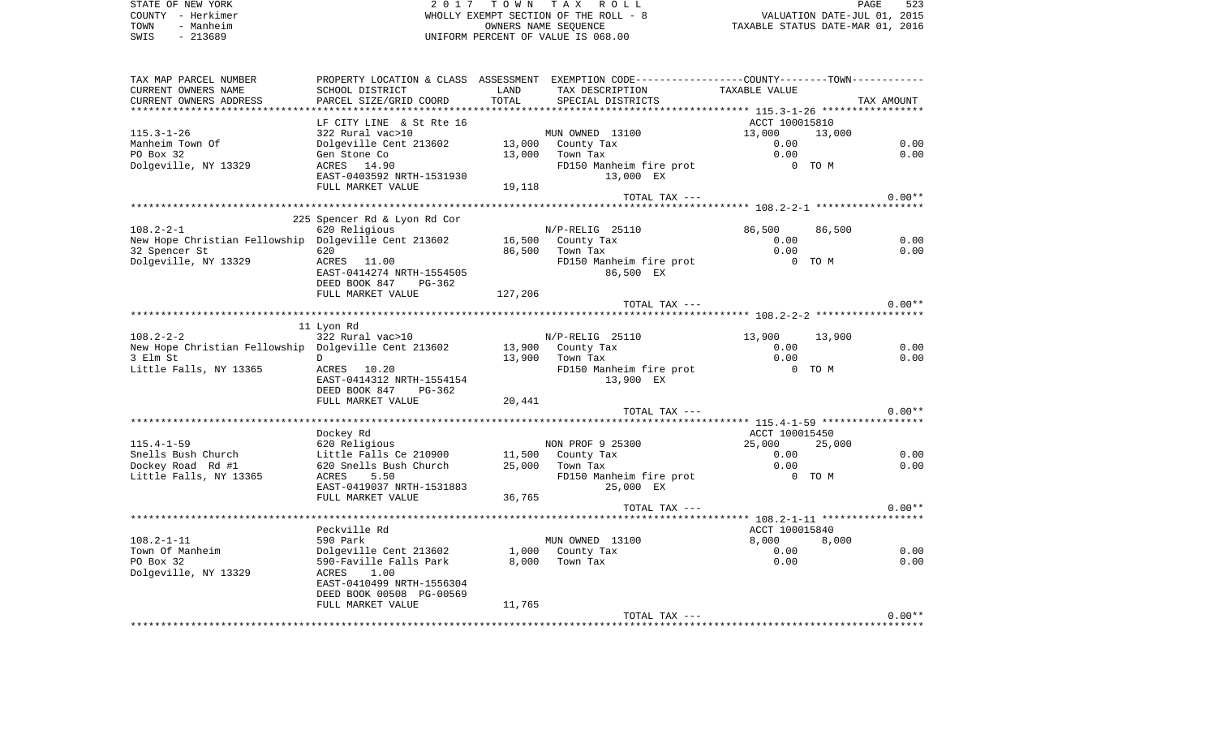STATE OF NEW YORK
COUNTY - Herkimer
TOWN - Manheim
SWIS - 213689

2 0 1 7 T O W N T A X R O L L
WHOLLY EXEMPT SECTION OF THE ROLL - 8
OWNERS NAME SEQUENCE
UNIFORM PERCENT OF VALUE IS 068.00

VALUATION DATE-JUL 01, 2015
TAXABLE STATUS DATE-MAR 01, 2016

| TAX MAP PARCEL NUMBER<br>CURRENT OWNERS NAME<br>CURRENT OWNERS ADDRESS | PROPERTY LOCATION & CLASS<br>SCHOOL DISTRICT<br>PARCEL SIZE/GRID COORD | ASSESSMENT<br>LAND<br>TOTAL | EXEMPTION CODE-----COUNTY-----TOWN-----<br>TAX DESCRIPTION<br>SPECIAL DISTRICTS | TAXABLE VALUE | | TAX AMOUNT |
|---|---|---|---|---|---|---|
| 115.3-1-26 | LF CITY LINE & St Rte 16 | | | ACCT 100015810 | | |
| | 322 Rural vac>10 | | MUN OWNED 13100 | 13,000 | 13,000 | |
| Manheim Town Of | Dolgeville Cent 213602 | 13,000 | County Tax | 0.00 | | 0.00 |
| PO Box 32 | Gen Stone Co | 13,000 | Town Tax | 0.00 | | 0.00 |
| Dolgeville, NY 13329 | ACRES 14.90 | | FD150 Manheim fire prot | 0 TO M | | |
| | EAST-0403592 NRTH-1531930 | | 13,000 EX | | | |
| | FULL MARKET VALUE | 19,118 | | | | |
| | | | TOTAL TAX --- | | | 0.00** |
| 108.2-2-1 | 225 Spencer Rd & Lyon Rd Cor | | | | | |
| | 620 Religious | | N/P-RELIG 25110 | 86,500 | 86,500 | |
| New Hope Christian Fellowship | Dolgeville Cent 213602 | 16,500 | County Tax | 0.00 | | 0.00 |
| 32 Spencer St | 620 | 86,500 | Town Tax | 0.00 | | 0.00 |
| Dolgeville, NY 13329 | ACRES 11.00 | | FD150 Manheim fire prot | 0 TO M | | |
| | EAST-0414274 NRTH-1554505 | | 86,500 EX | | | |
| | DEED BOOK 847 PG-362 | | | | | |
| | FULL MARKET VALUE | 127,206 | | | | |
| | | | TOTAL TAX --- | | | 0.00** |
| 108.2-2-2 | 11 Lyon Rd | | | | | |
| | 322 Rural vac>10 | | N/P-RELIG 25110 | 13,900 | 13,900 | |
| New Hope Christian Fellowship | Dolgeville Cent 213602 | 13,900 | County Tax | 0.00 | | 0.00 |
| 3 Elm St | D | 13,900 | Town Tax | 0.00 | | 0.00 |
| Little Falls, NY 13365 | ACRES 10.20 | | FD150 Manheim fire prot | 0 TO M | | |
| | EAST-0414312 NRTH-1554154 | | 13,900 EX | | | |
| | DEED BOOK 847 PG-362 | | | | | |
| | FULL MARKET VALUE | 20,441 | | | | |
| | | | TOTAL TAX --- | | | 0.00** |
| 115.4-1-59 | Dockey Rd | | | ACCT 100015450 | | |
| | 620 Religious | | NON PROF 9 25300 | 25,000 | 25,000 | |
| Snells Bush Church | Little Falls Ce 210900 | 11,500 | County Tax | 0.00 | | 0.00 |
| Dockey Road Rd #1 | 620 Snells Bush Church | 25,000 | Town Tax | 0.00 | | 0.00 |
| Little Falls, NY 13365 | ACRES 5.50 | | FD150 Manheim fire prot | 0 TO M | | |
| | EAST-0419037 NRTH-1531883 | | 25,000 EX | | | |
| | FULL MARKET VALUE | 36,765 | | | | |
| | | | TOTAL TAX --- | | | 0.00** |
| 108.2-1-11 | Peckville Rd | | | ACCT 100015840 | | |
| | 590 Park | | MUN OWNED 13100 | 8,000 | 8,000 | |
| Town Of Manheim | Dolgeville Cent 213602 | 1,000 | County Tax | 0.00 | | 0.00 |
| PO Box 32 | 590-Faville Falls Park | 8,000 | Town Tax | 0.00 | | 0.00 |
| Dolgeville, NY 13329 | ACRES 1.00 | | | | | |
| | EAST-0410499 NRTH-1556304 | | | | | |
| | DEED BOOK 00508 PG-00569 | | | | | |
| | FULL MARKET VALUE | 11,765 | | | | |
| | | | TOTAL TAX --- | | | 0.00** |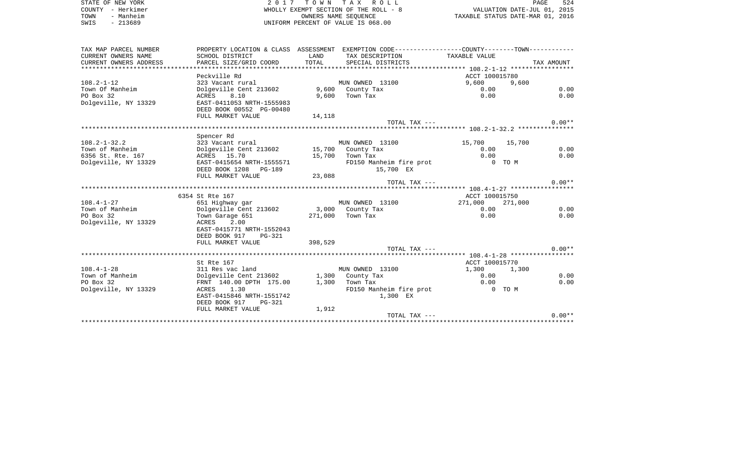STATE OF NEW YORK — 2017 TOWN TAX ROLL
COUNTY - Herkimer — WHOLLY EXEMPT SECTION OF THE ROLL - 8 — VALUATION DATE-JUL 01, 2015
TOWN - Manheim — OWNERS NAME SEQUENCE — TAXABLE STATUS DATE-MAR 01, 2016
SWIS - 213689 — UNIFORM PERCENT OF VALUE IS 068.00

| TAX MAP PARCEL NUMBER / CURRENT OWNERS NAME / CURRENT OWNERS ADDRESS | PROPERTY LOCATION & CLASS / SCHOOL DISTRICT / PARCEL SIZE/GRID COORD | ASSESSMENT LAND / TOTAL | EXEMPTION CODE / TAX DESCRIPTION / SPECIAL DISTRICTS | COUNTY TAXABLE VALUE | TOWN | TAX AMOUNT |
|---|---|---|---|---|---|---|
| **108.2-1-12** | Peckville Rd | | | ACCT 100015780 | | |
| 108.2-1-12 | 323 Vacant rural | | MUN OWNED 13100 | 9,600 | 9,600 | |
| Town Of Manheim | Dolgeville Cent 213602 | 9,600 | County Tax | 0.00 | | 0.00 |
| PO Box 32 | ACRES 8.10 | 9,600 | Town Tax | 0.00 | | 0.00 |
| Dolgeville, NY 13329 | EAST-0411053 NRTH-1555983 | | | | | |
| | DEED BOOK 00552 PG-00480 | | | | | |
| | FULL MARKET VALUE | 14,118 | | | | |
| | | | TOTAL TAX --- | | | 0.00** |
| **108.2-1-32.2** | Spencer Rd | | | | | |
| 108.2-1-32.2 | 323 Vacant rural | | MUN OWNED 13100 | 15,700 | 15,700 | |
| Town of Manheim | Dolgeville Cent 213602 | 15,700 | County Tax | 0.00 | | 0.00 |
| 6356 St. Rte. 167 | ACRES 15.70 | 15,700 | Town Tax | 0.00 | | 0.00 |
| Dolgeville, NY 13329 | EAST-0415654 NRTH-1555571 | | FD150 Manheim fire prot | 0 TO M | | |
| | DEED BOOK 1208 PG-189 | | 15,700 EX | | | |
| | FULL MARKET VALUE | 23,088 | | | | |
| | | | TOTAL TAX --- | | | 0.00** |
| **108.4-1-27** | 6354 St Rte 167 | | | ACCT 100015750 | | |
| 108.4-1-27 | 651 Highway gar | | MUN OWNED 13100 | 271,000 | 271,000 | |
| Town of Manheim | Dolgeville Cent 213602 | 3,000 | County Tax | 0.00 | | 0.00 |
| PO Box 32 | Town Garage 651 | 271,000 | Town Tax | 0.00 | | 0.00 |
| Dolgeville, NY 13329 | ACRES 2.00 | | | | | |
| | EAST-0415771 NRTH-1552043 | | | | | |
| | DEED BOOK 917 PG-321 | | | | | |
| | FULL MARKET VALUE | 398,529 | | | | |
| | | | TOTAL TAX --- | | | 0.00** |
| **108.4-1-28** | St Rte 167 | | | ACCT 100015770 | | |
| 108.4-1-28 | 311 Res vac land | | MUN OWNED 13100 | 1,300 | 1,300 | |
| Town of Manheim | Dolgeville Cent 213602 | 1,300 | County Tax | 0.00 | | 0.00 |
| PO Box 32 | FRNT 140.00 DPTH 175.00 | 1,300 | Town Tax | 0.00 | | 0.00 |
| Dolgeville, NY 13329 | ACRES 1.30 | | FD150 Manheim fire prot | 0 TO M | | |
| | EAST-0415846 NRTH-1551742 | | 1,300 EX | | | |
| | DEED BOOK 917 PG-321 | | | | | |
| | FULL MARKET VALUE | 1,912 | | | | |
| | | | TOTAL TAX --- | | | 0.00** |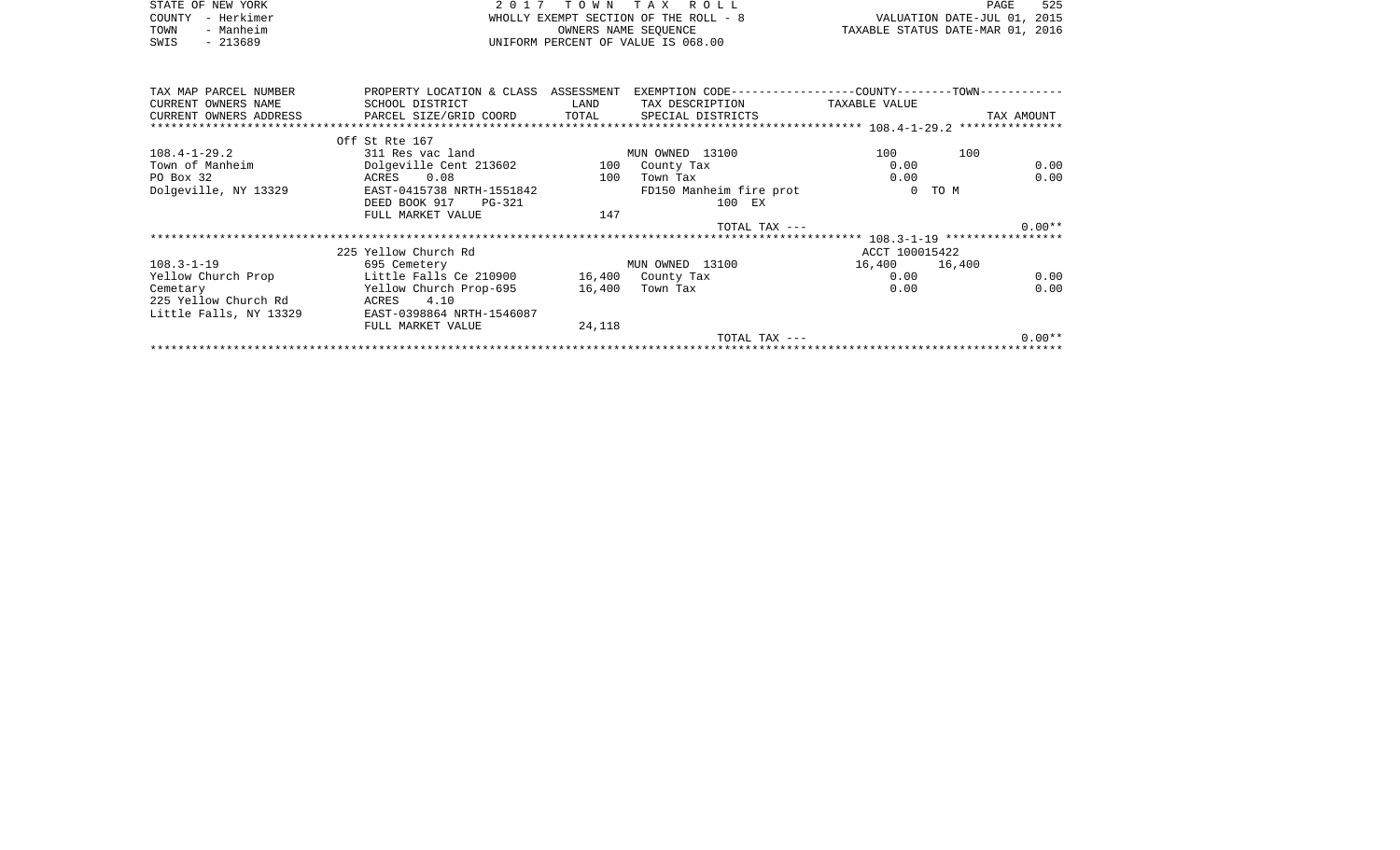STATE OF NEW YORK
COUNTY - Herkimer
TOWN - Manheim
SWIS - 213689

2 0 1 7 T O W N T A X R O L L
WHOLLY EXEMPT SECTION OF THE ROLL - 8
OWNERS NAME SEQUENCE
UNIFORM PERCENT OF VALUE IS 068.00

VALUATION DATE-JUL 01, 2015
TAXABLE STATUS DATE-MAR 01, 2016

| TAX MAP PARCEL NUMBER / CURRENT OWNERS NAME / CURRENT OWNERS ADDRESS | PROPERTY LOCATION & CLASS / SCHOOL DISTRICT / PARCEL SIZE/GRID COORD | ASSESSMENT LAND / TOTAL | EXEMPTION CODE / TAX DESCRIPTION / SPECIAL DISTRICTS | COUNTY TAXABLE VALUE | TOWN | TAX AMOUNT |
|---|---|---|---|---|---|---|
| **108.4-1-29.2** | Off St Rte 167 | | | | | |
| 108.4-1-29.2 | 311 Res vac land | | MUN OWNED 13100 | 100 | 100 | |
| Town of Manheim | Dolgeville Cent 213602 | 100 | County Tax | 0.00 | | 0.00 |
| PO Box 32 | ACRES 0.08 | 100 | Town Tax | 0.00 | | 0.00 |
| Dolgeville, NY 13329 | EAST-0415738 NRTH-1551842 | | FD150 Manheim fire prot | 0 | TO M | |
| | DEED BOOK 917 PG-321 | | 100 EX | | | |
| | FULL MARKET VALUE | 147 | | | | |
| | | | TOTAL TAX --- | | | 0.00** |
| **108.3-1-19** | 225 Yellow Church Rd | | | ACCT 100015422 | | |
| 108.3-1-19 | 695 Cemetery | | MUN OWNED 13100 | 16,400 | 16,400 | |
| Yellow Church Prop | Little Falls Ce 210900 | 16,400 | County Tax | 0.00 | | 0.00 |
| Cemetary | Yellow Church Prop-695 | 16,400 | Town Tax | 0.00 | | 0.00 |
| 225 Yellow Church Rd | ACRES 4.10 | | | | | |
| Little Falls, NY 13329 | EAST-0398864 NRTH-1546087 | | | | | |
| | FULL MARKET VALUE | 24,118 | | | | |
| | | | TOTAL TAX --- | | | 0.00** |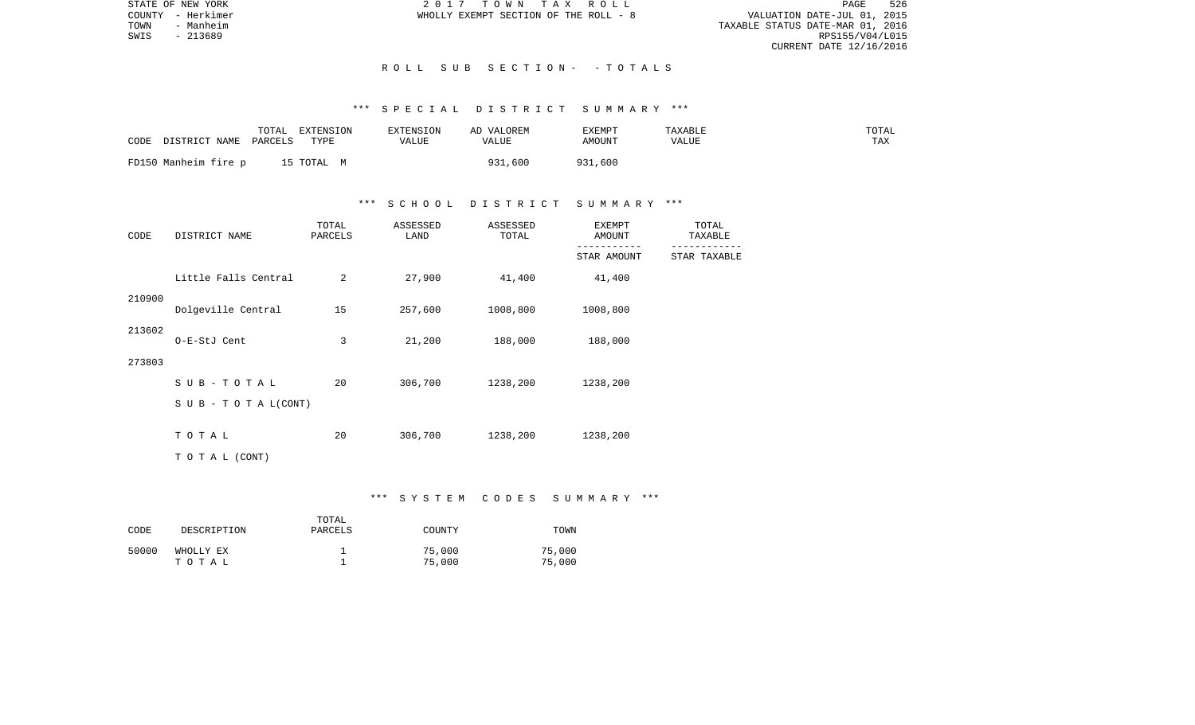STATE OF NEW YORK
COUNTY - Herkimer
TOWN - Manheim
SWIS - 213689

2 0 1 7 T O W N T A X R O L L
WHOLLY EXEMPT SECTION OF THE ROLL - 8

VALUATION DATE-JUL 01, 2015
TAXABLE STATUS DATE-MAR 01, 2016
RPS155/V04/L015
CURRENT DATE 12/16/2016

## R O L L S U B S E C T I O N - - T O T A L S

### *** S P E C I A L D I S T R I C T S U M M A R Y ***

| CODE | DISTRICT NAME | TOTAL PARCELS | EXTENSION TYPE | EXTENSION VALUE | AD VALOREM VALUE | EXEMPT AMOUNT | TAXABLE VALUE | TOTAL TAX |
|---|---|---|---|---|---|---|---|---|
| FD150 | Manheim fire p | 15 | TOTAL M | | 931,600 | 931,600 | | |

### *** S C H O O L D I S T R I C T S U M M A R Y ***

| CODE | DISTRICT NAME | TOTAL PARCELS | ASSESSED LAND | ASSESSED TOTAL | EXEMPT AMOUNT / STAR AMOUNT | TOTAL TAXABLE / STAR TAXABLE |
|---|---|---|---|---|---|---|
| 210900 | Little Falls Central | 2 | 27,900 | 41,400 | 41,400 | |
| 213602 | Dolgeville Central | 15 | 257,600 | 1008,800 | 1008,800 | |
| 273803 | O-E-StJ Cent | 3 | 21,200 | 188,000 | 188,000 | |
| | S U B - T O T A L | 20 | 306,700 | 1238,200 | 1238,200 | |
| | S U B - T O T A L(CONT) | | | | | |
| | T O T A L | 20 | 306,700 | 1238,200 | 1238,200 | |
| | T O T A L (CONT) | | | | | |

### *** S Y S T E M C O D E S S U M M A R Y ***

| CODE | DESCRIPTION | TOTAL PARCELS | COUNTY | TOWN |
|---|---|---|---|---|
| 50000 | WHOLLY EX | 1 | 75,000 | 75,000 |
| | T O T A L | 1 | 75,000 | 75,000 |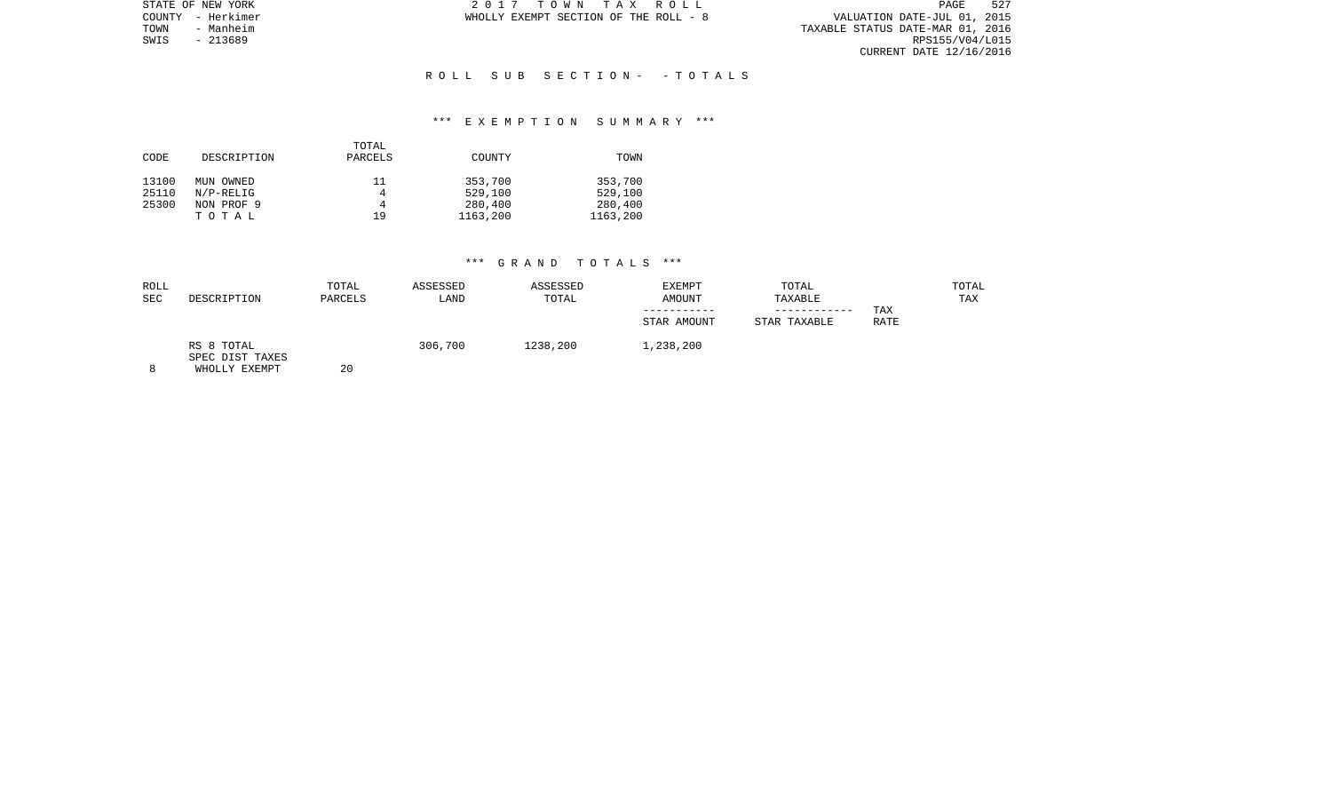STATE OF NEW YORK
COUNTY - Herkimer
TOWN - Manheim
SWIS - 213689

2 0 1 7 T O W N T A X R O L L
WHOLLY EXEMPT SECTION OF THE ROLL - 8

VALUATION DATE-JUL 01, 2015
TAXABLE STATUS DATE-MAR 01, 2016
RPS155/V04/L015
CURRENT DATE 12/16/2016

R O L L S U B S E C T I O N - - T O T A L S

*** E X E M P T I O N S U M M A R Y ***

| CODE | DESCRIPTION | TOTAL PARCELS | COUNTY | TOWN |
|---|---|---|---|---|
| 13100 | MUN OWNED | 11 | 353,700 | 353,700 |
| 25110 | N/P-RELIG | 4 | 529,100 | 529,100 |
| 25300 | NON PROF 9 | 4 | 280,400 | 280,400 |
| | T O T A L | 19 | 1163,200 | 1163,200 |

*** G R A N D T O T A L S ***

| ROLL SEC | DESCRIPTION | TOTAL PARCELS | ASSESSED LAND | ASSESSED TOTAL | EXEMPT AMOUNT / STAR AMOUNT | TOTAL TAXABLE / STAR TAXABLE | TAX RATE | TOTAL TAX |
|---|---|---|---|---|---|---|---|---|
| | RS 8 TOTAL SPEC DIST TAXES | | 306,700 | 1238,200 | 1,238,200 | | | |
| 8 | WHOLLY EXEMPT | 20 | | | | | | |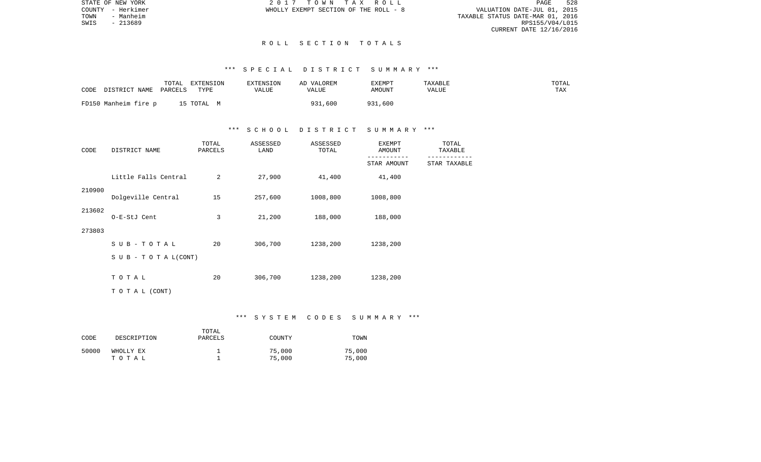STATE OF NEW YORK
COUNTY - Herkimer
TOWN - Manheim
SWIS - 213689

2 0 1 7 T O W N T A X R O L L
WHOLLY EXEMPT SECTION OF THE ROLL - 8

VALUATION DATE-JUL 01, 2015
TAXABLE STATUS DATE-MAR 01, 2016
RPS155/V04/L015
CURRENT DATE 12/16/2016

## R O L L S E C T I O N T O T A L S

### *** S P E C I A L D I S T R I C T S U M M A R Y ***

| CODE | DISTRICT NAME | TOTAL PARCELS | EXTENSION TYPE | EXTENSION VALUE | AD VALOREM VALUE | EXEMPT AMOUNT | TAXABLE VALUE | TOTAL TAX |
|---|---|---|---|---|---|---|---|---|
| FD150 | Manheim fire p | 15 | TOTAL M | | 931,600 | 931,600 | | |

### *** S C H O O L D I S T R I C T S U M M A R Y ***

| CODE | DISTRICT NAME | TOTAL PARCELS | ASSESSED LAND | ASSESSED TOTAL | EXEMPT AMOUNT / STAR AMOUNT | TOTAL TAXABLE / STAR TAXABLE |
|---|---|---|---|---|---|---|
| 210900 | Little Falls Central | 2 | 27,900 | 41,400 | 41,400 | |
| 213602 | Dolgeville Central | 15 | 257,600 | 1008,800 | 1008,800 | |
| 273803 | O-E-StJ Cent | 3 | 21,200 | 188,000 | 188,000 | |
| | S U B - T O T A L | 20 | 306,700 | 1238,200 | 1238,200 | |
| | S U B - T O T A L(CONT) | | | | | |
| | T O T A L | 20 | 306,700 | 1238,200 | 1238,200 | |
| | T O T A L (CONT) | | | | | |

### *** S Y S T E M C O D E S S U M M A R Y ***

| CODE | DESCRIPTION | TOTAL PARCELS | COUNTY | TOWN |
|---|---|---|---|---|
| 50000 | WHOLLY EX | 1 | 75,000 | 75,000 |
| | T O T A L | 1 | 75,000 | 75,000 |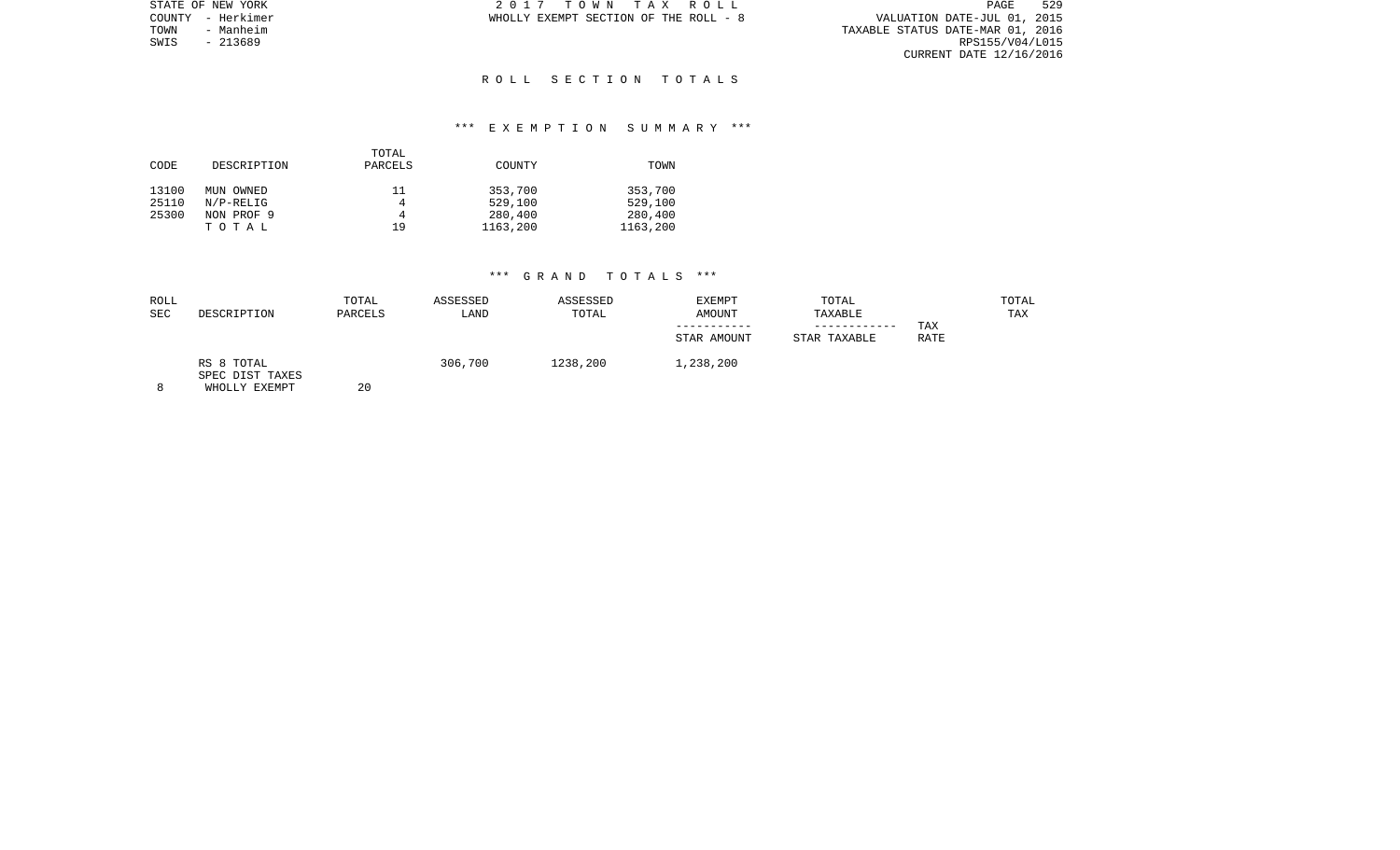STATE OF NEW YORK
COUNTY - Herkimer
TOWN - Manheim
SWIS - 213689

2 0 1 7 T O W N T A X R O L L
WHOLLY EXEMPT SECTION OF THE ROLL - 8

VALUATION DATE-JUL 01, 2015
TAXABLE STATUS DATE-MAR 01, 2016
RPS155/V04/L015
CURRENT DATE 12/16/2016

# R O L L S E C T I O N T O T A L S

## *** E X E M P T I O N S U M M A R Y ***

| CODE | DESCRIPTION | TOTAL PARCELS | COUNTY | TOWN |
|---|---|---|---|---|
| 13100 | MUN OWNED | 11 | 353,700 | 353,700 |
| 25110 | N/P-RELIG | 4 | 529,100 | 529,100 |
| 25300 | NON PROF 9 | 4 | 280,400 | 280,400 |
| | T O T A L | 19 | 1163,200 | 1163,200 |

## *** G R A N D T O T A L S ***

| ROLL SEC | DESCRIPTION | TOTAL PARCELS | ASSESSED LAND | ASSESSED TOTAL | EXEMPT AMOUNT / STAR AMOUNT | TOTAL TAXABLE / STAR TAXABLE | TAX RATE | TOTAL TAX |
|---|---|---|---|---|---|---|---|---|
| 8 | RS 8 TOTAL SPEC DIST TAXES WHOLLY EXEMPT | 20 | 306,700 | 1238,200 | 1,238,200 | | | |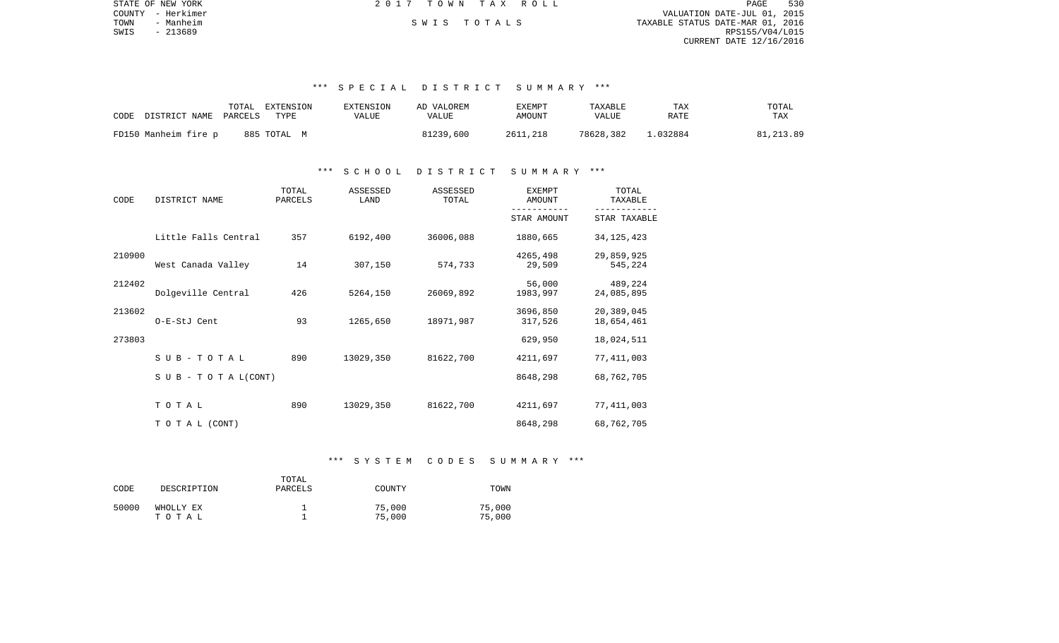STATE OF NEW YORK
COUNTY - Herkimer
TOWN - Manheim
SWIS - 213689

2017 TOWN TAX ROLL

SWIS TOTALS

VALUATION DATE-JUL 01, 2015
TAXABLE STATUS DATE-MAR 01, 2016
RPS155/V04/L015
CURRENT DATE 12/16/2016

### *** SPECIAL DISTRICT SUMMARY ***

| CODE DISTRICT NAME | TOTAL PARCELS | EXTENSION TYPE | EXTENSION VALUE | AD VALOREM VALUE | EXEMPT AMOUNT | TAXABLE VALUE | TAX RATE | TOTAL TAX |
|---|---|---|---|---|---|---|---|---|
| FD150 Manheim fire p | 885 | TOTAL M | | 81239,600 | 2611,218 | 78628,382 | 1.032884 | 81,213.89 |

### *** SCHOOL DISTRICT SUMMARY ***

| CODE | DISTRICT NAME | TOTAL PARCELS | ASSESSED LAND | ASSESSED TOTAL | EXEMPT AMOUNT / STAR AMOUNT | TOTAL TAXABLE / STAR TAXABLE |
|---|---|---|---|---|---|---|
| | Little Falls Central | 357 | 6192,400 | 36006,088 | 1880,665 | 34,125,423 |
| 210900 | | | | | 4265,498 | 29,859,925 |
| | West Canada Valley | 14 | 307,150 | 574,733 | 29,509 | 545,224 |
| 212402 | | | | | 56,000 | 489,224 |
| | Dolgeville Central | 426 | 5264,150 | 26069,892 | 1983,997 | 24,085,895 |
| 213602 | | | | | 3696,850 | 20,389,045 |
| | O-E-StJ Cent | 93 | 1265,650 | 18971,987 | 317,526 | 18,654,461 |
| 273803 | | | | | 629,950 | 18,024,511 |
| | SUB-TOTAL | 890 | 13029,350 | 81622,700 | 4211,697 | 77,411,003 |
| | SUB-TOTAL(CONT) | | | | 8648,298 | 68,762,705 |
| | TOTAL | 890 | 13029,350 | 81622,700 | 4211,697 | 77,411,003 |
| | TOTAL (CONT) | | | | 8648,298 | 68,762,705 |

### *** SYSTEM CODES SUMMARY ***

| CODE | DESCRIPTION | TOTAL PARCELS | COUNTY | TOWN |
|---|---|---|---|---|
| 50000 | WHOLLY EX | 1 | 75,000 | 75,000 |
| | TOTAL | 1 | 75,000 | 75,000 |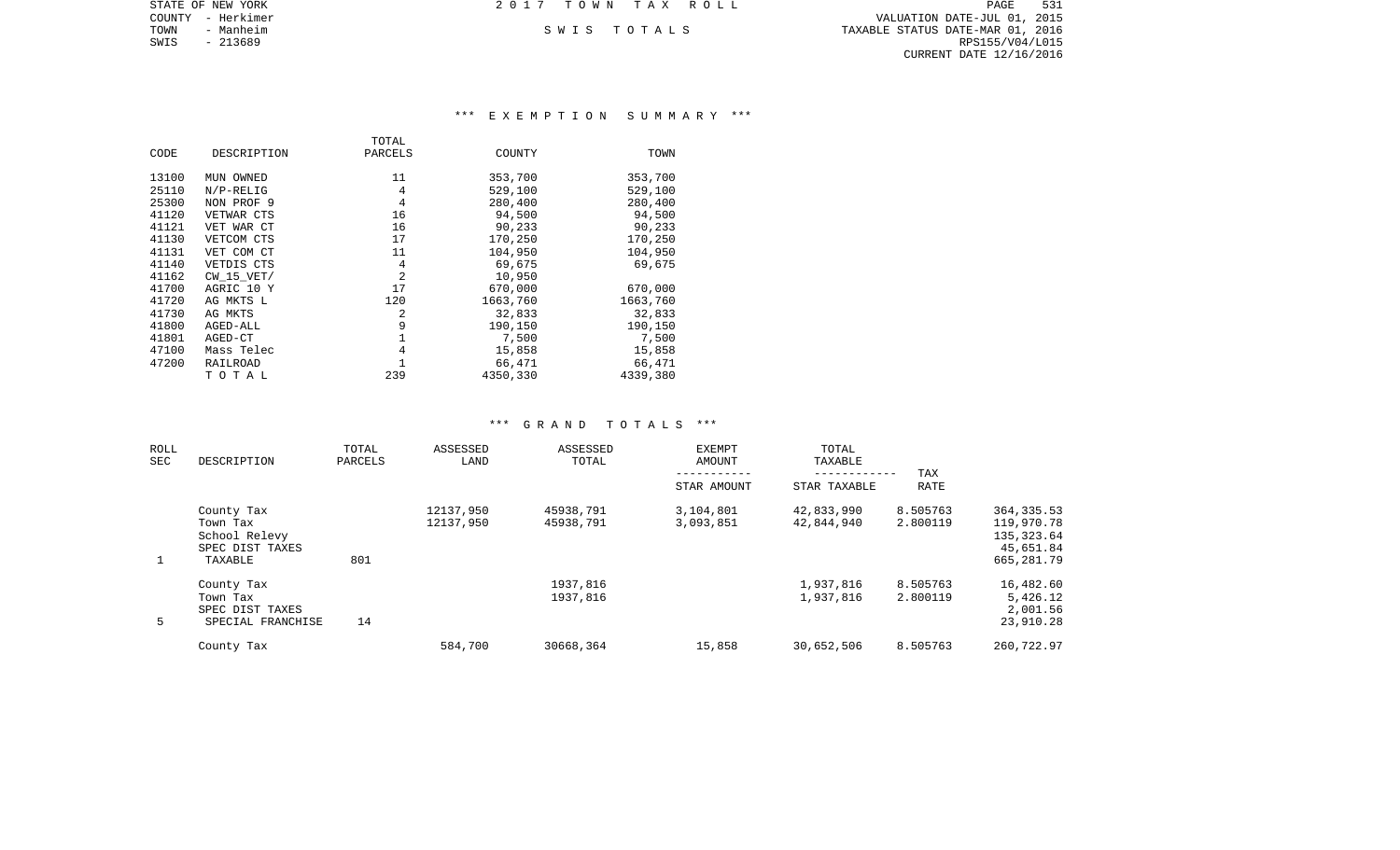STATE OF NEW YORK
COUNTY - Herkimer
TOWN - Manheim
SWIS - 213689

2 0 1 7 T O W N T A X R O L L

S W I S T O T A L S

VALUATION DATE-JUL 01, 2015
TAXABLE STATUS DATE-MAR 01, 2016
RPS155/V04/L015
CURRENT DATE 12/16/2016

### *** E X E M P T I O N S U M M A R Y ***

| CODE | DESCRIPTION | TOTAL PARCELS | COUNTY | TOWN |
|---|---|---|---|---|
| 13100 | MUN OWNED | 11 | 353,700 | 353,700 |
| 25110 | N/P-RELIG | 4 | 529,100 | 529,100 |
| 25300 | NON PROF 9 | 4 | 280,400 | 280,400 |
| 41120 | VETWAR CTS | 16 | 94,500 | 94,500 |
| 41121 | VET WAR CT | 16 | 90,233 | 90,233 |
| 41130 | VETCOM CTS | 17 | 170,250 | 170,250 |
| 41131 | VET COM CT | 11 | 104,950 | 104,950 |
| 41140 | VETDIS CTS | 4 | 69,675 | 69,675 |
| 41162 | CW_15_VET/ | 2 | 10,950 | |
| 41700 | AGRIC 10 Y | 17 | 670,000 | 670,000 |
| 41720 | AG MKTS L | 120 | 1663,760 | 1663,760 |
| 41730 | AG MKTS | 2 | 32,833 | 32,833 |
| 41800 | AGED-ALL | 9 | 190,150 | 190,150 |
| 41801 | AGED-CT | 1 | 7,500 | 7,500 |
| 47100 | Mass Telec | 4 | 15,858 | 15,858 |
| 47200 | RAILROAD | 1 | 66,471 | 66,471 |
| | T O T A L | 239 | 4350,330 | 4339,380 |

### *** G R A N D T O T A L S ***

| ROLL SEC | DESCRIPTION | TOTAL PARCELS | ASSESSED LAND | ASSESSED TOTAL | EXEMPT AMOUNT ----------- STAR AMOUNT | TOTAL TAXABLE ------------ STAR TAXABLE | TAX RATE | |
|---|---|---|---|---|---|---|---|---|
| | County Tax | | 12137,950 | 45938,791 | 3,104,801 | 42,833,990 | 8.505763 | 364,335.53 |
| | Town Tax | | 12137,950 | 45938,791 | 3,093,851 | 42,844,940 | 2.800119 | 119,970.78 |
| | School Relevy | | | | | | | 135,323.64 |
| | SPEC DIST TAXES | | | | | | | 45,651.84 |
| 1 | TAXABLE | 801 | | | | | | 665,281.79 |
| | County Tax | | | 1937,816 | | 1,937,816 | 8.505763 | 16,482.60 |
| | Town Tax | | | 1937,816 | | 1,937,816 | 2.800119 | 5,426.12 |
| | SPEC DIST TAXES | | | | | | | 2,001.56 |
| 5 | SPECIAL FRANCHISE | 14 | | | | | | 23,910.28 |
| | County Tax | | 584,700 | 30668,364 | 15,858 | 30,652,506 | 8.505763 | 260,722.97 |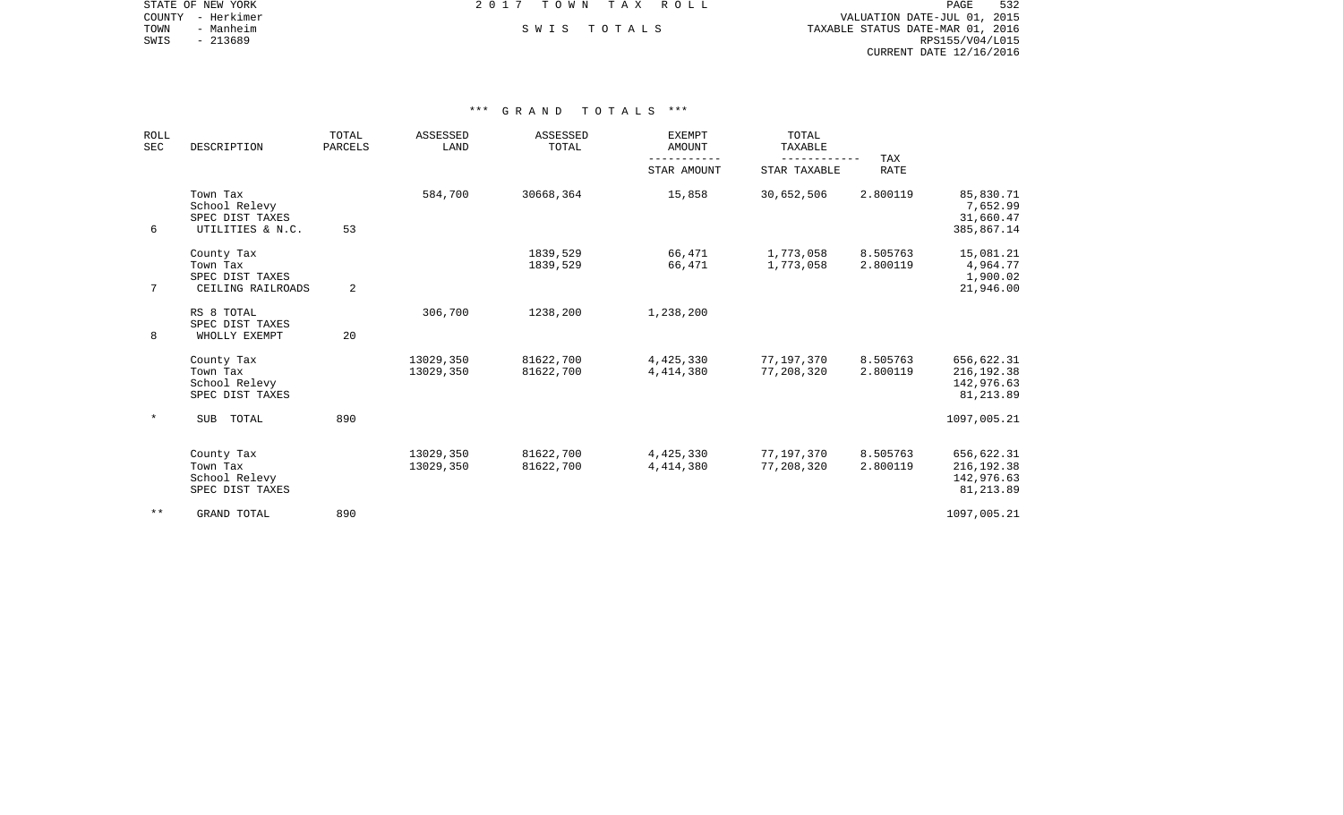STATE OF NEW YORK
COUNTY - Herkimer
TOWN - Manheim
SWIS - 213689

2017 TOWN TAX ROLL

SWIS TOTALS

VALUATION DATE-JUL 01, 2015
TAXABLE STATUS DATE-MAR 01, 2016
RPS155/V04/L015
CURRENT DATE 12/16/2016

*** GRAND TOTALS ***

| ROLL SEC | DESCRIPTION | TOTAL PARCELS | ASSESSED LAND | ASSESSED TOTAL | EXEMPT AMOUNT / STAR AMOUNT | TOTAL TAXABLE / STAR TAXABLE | TAX RATE | |
|---|---|---|---|---|---|---|---|---|
| | Town Tax | | 584,700 | 30668,364 | 15,858 | 30,652,506 | 2.800119 | 85,830.71 |
| | School Relevy | | | | | | | 7,652.99 |
| | SPEC DIST TAXES | | | | | | | 31,660.47 |
| 6 | UTILITIES & N.C. | 53 | | | | | | 385,867.14 |
| | County Tax | | | 1839,529 | 66,471 | 1,773,058 | 8.505763 | 15,081.21 |
| | Town Tax | | | 1839,529 | 66,471 | 1,773,058 | 2.800119 | 4,964.77 |
| | SPEC DIST TAXES | | | | | | | 1,900.02 |
| 7 | CEILING RAILROADS | 2 | | | | | | 21,946.00 |
| | RS 8 TOTAL | | 306,700 | 1238,200 | 1,238,200 | | | |
| | SPEC DIST TAXES | | | | | | | |
| 8 | WHOLLY EXEMPT | 20 | | | | | | |
| | County Tax | | 13029,350 | 81622,700 | 4,425,330 | 77,197,370 | 8.505763 | 656,622.31 |
| | Town Tax | | 13029,350 | 81622,700 | 4,414,380 | 77,208,320 | 2.800119 | 216,192.38 |
| | School Relevy | | | | | | | 142,976.63 |
| | SPEC DIST TAXES | | | | | | | 81,213.89 |
| * | SUB TOTAL | 890 | | | | | | 1097,005.21 |
| | County Tax | | 13029,350 | 81622,700 | 4,425,330 | 77,197,370 | 8.505763 | 656,622.31 |
| | Town Tax | | 13029,350 | 81622,700 | 4,414,380 | 77,208,320 | 2.800119 | 216,192.38 |
| | School Relevy | | | | | | | 142,976.63 |
| | SPEC DIST TAXES | | | | | | | 81,213.89 |
| ** | GRAND TOTAL | 890 | | | | | | 1097,005.21 |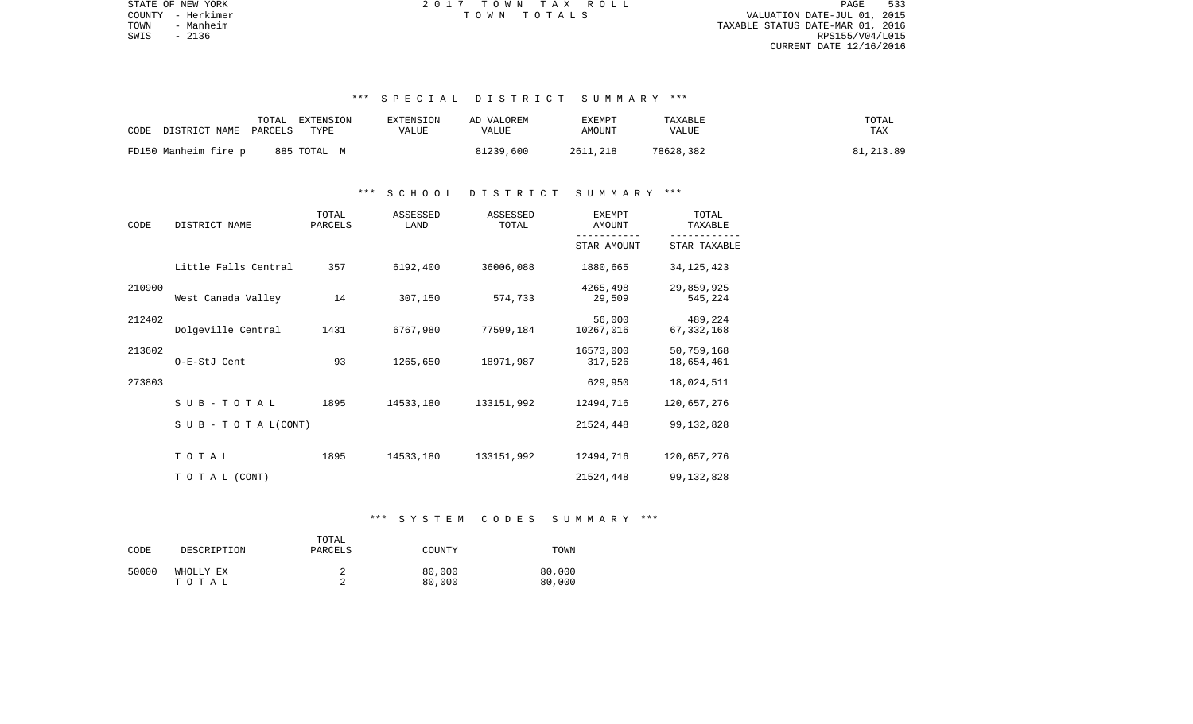STATE OF NEW YORK — COUNTY - Herkimer — TOWN - Manheim — SWIS - 2136

2017 TOWN TAX ROLL — TOWN TOTALS

VALUATION DATE-JUL 01, 2015
TAXABLE STATUS DATE-MAR 01, 2016
RPS155/V04/L015
CURRENT DATE 12/16/2016

### *** SPECIAL DISTRICT SUMMARY ***

| CODE | DISTRICT NAME | TOTAL PARCELS | EXTENSION TYPE | EXTENSION VALUE | AD VALOREM VALUE | EXEMPT AMOUNT | TAXABLE VALUE | TOTAL TAX |
|---|---|---|---|---|---|---|---|---|
| FD150 | Manheim fire p | 885 | TOTAL M | | 81239,600 | 2611,218 | 78628,382 | 81,213.89 |

### *** SCHOOL DISTRICT SUMMARY ***

| CODE | DISTRICT NAME | TOTAL PARCELS | ASSESSED LAND | ASSESSED TOTAL | EXEMPT AMOUNT / STAR AMOUNT | TOTAL TAXABLE / STAR TAXABLE |
|---|---|---|---|---|---|---|
| 210900 | Little Falls Central | 357 | 6192,400 | 36006,088 | 1880,665 | 34,125,423 |
| | | | | | 4265,498 | 29,859,925 |
| 212402 | West Canada Valley | 14 | 307,150 | 574,733 | 29,509 | 545,224 |
| | | | | | 56,000 | 489,224 |
| 213602 | Dolgeville Central | 1431 | 6767,980 | 77599,184 | 10267,016 | 67,332,168 |
| | | | | | 16573,000 | 50,759,168 |
| 273803 | O-E-StJ Cent | 93 | 1265,650 | 18971,987 | 317,526 | 18,654,461 |
| | | | | | 629,950 | 18,024,511 |
| | SUB-TOTAL | 1895 | 14533,180 | 133151,992 | 12494,716 | 120,657,276 |
| | SUB-TOTAL(CONT) | | | | 21524,448 | 99,132,828 |
| | TOTAL | 1895 | 14533,180 | 133151,992 | 12494,716 | 120,657,276 |
| | TOTAL (CONT) | | | | 21524,448 | 99,132,828 |

### *** SYSTEM CODES SUMMARY ***

| CODE | DESCRIPTION | TOTAL PARCELS | COUNTY | TOWN |
|---|---|---|---|---|
| 50000 | WHOLLY EX | 2 | 80,000 | 80,000 |
| | TOTAL | 2 | 80,000 | 80,000 |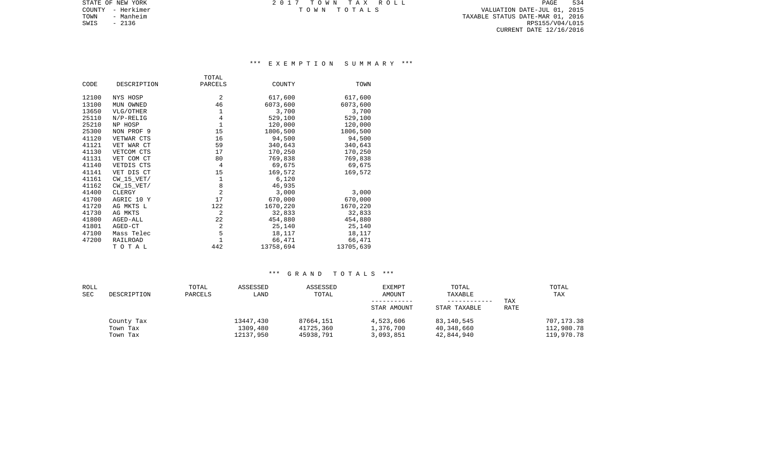STATE OF NEW YORK
COUNTY - Herkimer
TOWN - Manheim
SWIS - 2136

2 0 1 7 T O W N T A X R O L L
T O W N T O T A L S

VALUATION DATE-JUL 01, 2015
TAXABLE STATUS DATE-MAR 01, 2016
RPS155/V04/L015
CURRENT DATE 12/16/2016

## *** E X E M P T I O N S U M M A R Y ***

| CODE | DESCRIPTION | TOTAL PARCELS | COUNTY | TOWN |
|---|---|---|---|---|
| 12100 | NYS HOSP | 2 | 617,600 | 617,600 |
| 13100 | MUN OWNED | 46 | 6073,600 | 6073,600 |
| 13650 | VLG/OTHER | 1 | 3,700 | 3,700 |
| 25110 | N/P-RELIG | 4 | 529,100 | 529,100 |
| 25210 | NP HOSP | 1 | 120,000 | 120,000 |
| 25300 | NON PROF 9 | 15 | 1806,500 | 1806,500 |
| 41120 | VETWAR CTS | 16 | 94,500 | 94,500 |
| 41121 | VET WAR CT | 59 | 340,643 | 340,643 |
| 41130 | VETCOM CTS | 17 | 170,250 | 170,250 |
| 41131 | VET COM CT | 80 | 769,838 | 769,838 |
| 41140 | VETDIS CTS | 4 | 69,675 | 69,675 |
| 41141 | VET DIS CT | 15 | 169,572 | 169,572 |
| 41161 | CW_15_VET/ | 1 | 6,120 | |
| 41162 | CW_15_VET/ | 8 | 46,935 | |
| 41400 | CLERGY | 2 | 3,000 | 3,000 |
| 41700 | AGRIC 10 Y | 17 | 670,000 | 670,000 |
| 41720 | AG MKTS L | 122 | 1670,220 | 1670,220 |
| 41730 | AG MKTS | 2 | 32,833 | 32,833 |
| 41800 | AGED-ALL | 22 | 454,880 | 454,880 |
| 41801 | AGED-CT | 2 | 25,140 | 25,140 |
| 47100 | Mass Telec | 5 | 18,117 | 18,117 |
| 47200 | RAILROAD | 1 | 66,471 | 66,471 |
| | T O T A L | 442 | 13758,694 | 13705,639 |

## *** G R A N D T O T A L S ***

| ROLL SEC | DESCRIPTION | TOTAL PARCELS | ASSESSED LAND | ASSESSED TOTAL | EXEMPT AMOUNT ----------- STAR AMOUNT | TOTAL TAXABLE ------------ STAR TAXABLE | TAX RATE | TOTAL TAX |
|---|---|---|---|---|---|---|---|---|
| | County Tax | | 13447,430 | 87664,151 | 4,523,606 | 83,140,545 | | 707,173.38 |
| | Town Tax | | 1309,480 | 41725,360 | 1,376,700 | 40,348,660 | | 112,980.78 |
| | Town Tax | | 12137,950 | 45938,791 | 3,093,851 | 42,844,940 | | 119,970.78 |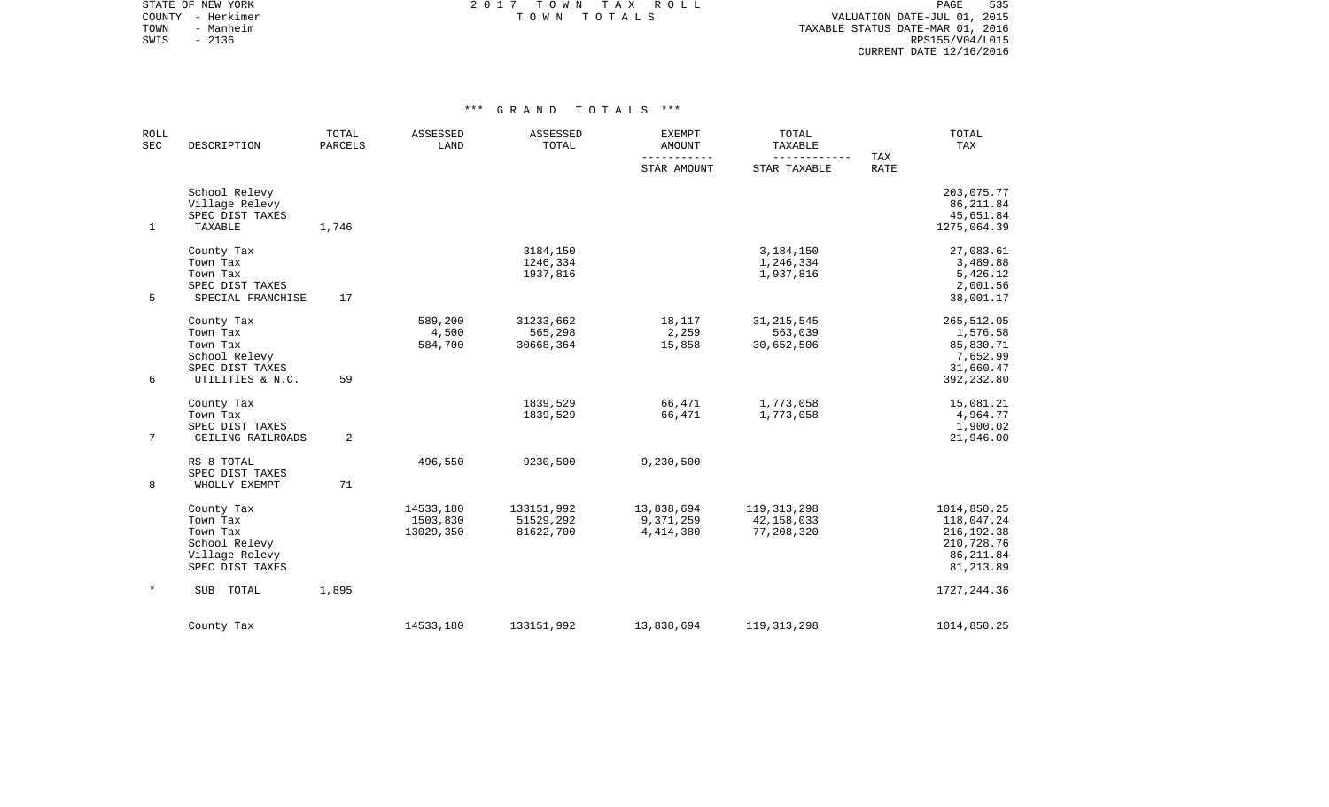STATE OF NEW YORK
COUNTY - Herkimer
TOWN - Manheim
SWIS - 2136

2 0 1 7 T O W N T A X R O L L
T O W N T O T A L S

VALUATION DATE-JUL 01, 2015
TAXABLE STATUS DATE-MAR 01, 2016
RPS155/V04/L015
CURRENT DATE 12/16/2016

### *** G R A N D T O T A L S ***

| ROLL SEC | DESCRIPTION | TOTAL PARCELS | ASSESSED LAND | ASSESSED TOTAL | EXEMPT AMOUNT / STAR AMOUNT | TOTAL TAXABLE / STAR TAXABLE | TAX RATE | TOTAL TAX |
|---|---|---|---|---|---|---|---|---|
| | School Relevy | | | | | | | 203,075.77 |
| | Village Relevy | | | | | | | 86,211.84 |
| | SPEC DIST TAXES | | | | | | | 45,651.84 |
| 1 | TAXABLE | 1,746 | | | | | | 1275,064.39 |
| | County Tax | | | 3184,150 | | 3,184,150 | | 27,083.61 |
| | Town Tax | | | 1246,334 | | 1,246,334 | | 3,489.88 |
| | Town Tax | | | 1937,816 | | 1,937,816 | | 5,426.12 |
| | SPEC DIST TAXES | | | | | | | 2,001.56 |
| 5 | SPECIAL FRANCHISE | 17 | | | | | | 38,001.17 |
| | County Tax | | 589,200 | 31233,662 | 18,117 | 31,215,545 | | 265,512.05 |
| | Town Tax | | 4,500 | 565,298 | 2,259 | 563,039 | | 1,576.58 |
| | Town Tax | | 584,700 | 30668,364 | 15,858 | 30,652,506 | | 85,830.71 |
| | School Relevy | | | | | | | 7,652.99 |
| | SPEC DIST TAXES | | | | | | | 31,660.47 |
| 6 | UTILITIES & N.C. | 59 | | | | | | 392,232.80 |
| | County Tax | | | 1839,529 | 66,471 | 1,773,058 | | 15,081.21 |
| | Town Tax | | | 1839,529 | 66,471 | 1,773,058 | | 4,964.77 |
| | SPEC DIST TAXES | | | | | | | 1,900.02 |
| 7 | CEILING RAILROADS | 2 | | | | | | 21,946.00 |
| | RS 8 TOTAL | | 496,550 | 9230,500 | 9,230,500 | | | |
| | SPEC DIST TAXES | | | | | | | |
| 8 | WHOLLY EXEMPT | 71 | | | | | | |
| | County Tax | | 14533,180 | 133151,992 | 13,838,694 | 119,313,298 | | 1014,850.25 |
| | Town Tax | | 1503,830 | 51529,292 | 9,371,259 | 42,158,033 | | 118,047.24 |
| | Town Tax | | 13029,350 | 81622,700 | 4,414,380 | 77,208,320 | | 216,192.38 |
| | School Relevy | | | | | | | 210,728.76 |
| | Village Relevy | | | | | | | 86,211.84 |
| | SPEC DIST TAXES | | | | | | | 81,213.89 |
| * | SUB TOTAL | 1,895 | | | | | | 1727,244.36 |
| | County Tax | | 14533,180 | 133151,992 | 13,838,694 | 119,313,298 | | 1014,850.25 |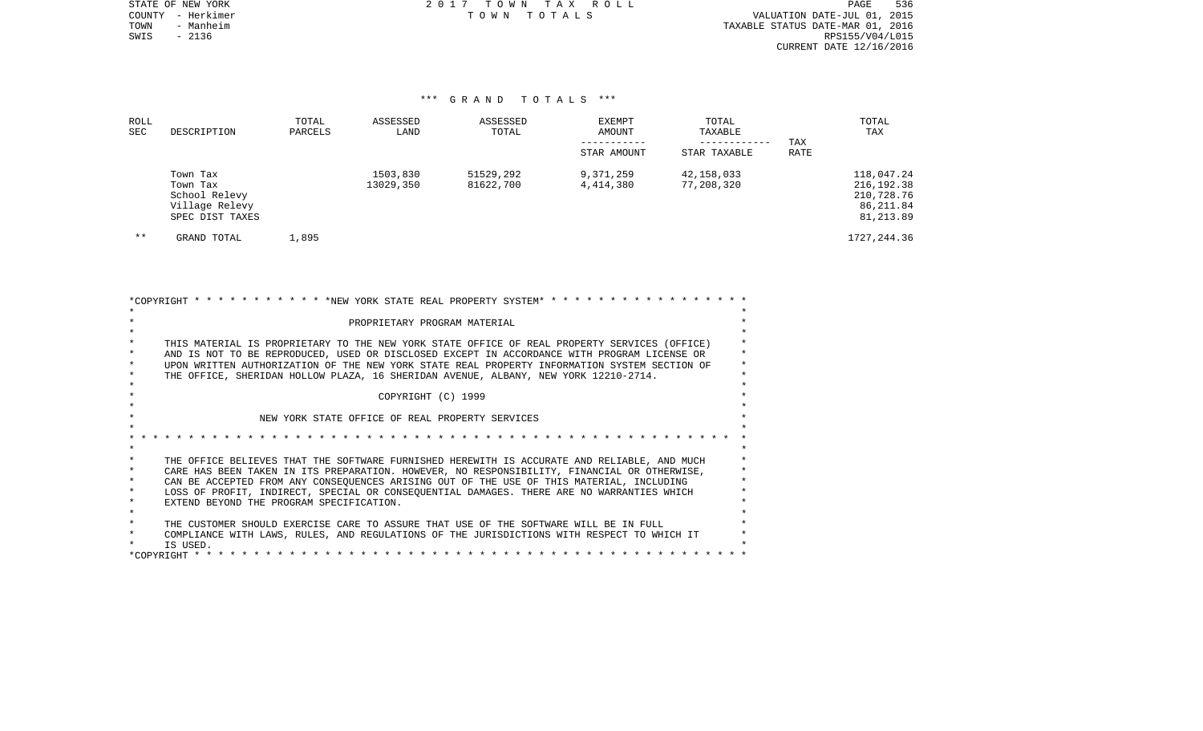STATE OF NEW YORK
COUNTY - Herkimer
TOWN - Manheim
SWIS - 2136

2 0 1 7 T O W N T A X R O L L
T O W N T O T A L S

VALUATION DATE-JUL 01, 2015
TAXABLE STATUS DATE-MAR 01, 2016
RPS155/V04/L015
CURRENT DATE 12/16/2016

*** G R A N D T O T A L S ***

| ROLL SEC | DESCRIPTION | TOTAL PARCELS | ASSESSED LAND | ASSESSED TOTAL | EXEMPT AMOUNT / STAR AMOUNT | TOTAL TAXABLE / STAR TAXABLE | TAX RATE | TOTAL TAX |
|---|---|---|---|---|---|---|---|---|
| | Town Tax | | 1503,830 | 51529,292 | 9,371,259 | 42,158,033 | | 118,047.24 |
| | Town Tax | | 13029,350 | 81622,700 | 4,414,380 | 77,208,320 | | 216,192.38 |
| | School Relevy | | | | | | | 210,728.76 |
| | Village Relevy | | | | | | | 86,211.84 |
| | SPEC DIST TAXES | | | | | | | 81,213.89 |
| ** | GRAND TOTAL | 1,895 | | | | | | 1727,244.36 |

*COPYRIGHT * * * * * * * * * * * *NEW YORK STATE REAL PROPERTY SYSTEM* * * * * * * * * * * * * * * * * *

PROPRIETARY PROGRAM MATERIAL

THIS MATERIAL IS PROPRIETARY TO THE NEW YORK STATE OFFICE OF REAL PROPERTY SERVICES (OFFICE) AND IS NOT TO BE REPRODUCED, USED OR DISCLOSED EXCEPT IN ACCORDANCE WITH PROGRAM LICENSE OR UPON WRITTEN AUTHORIZATION OF THE NEW YORK STATE REAL PROPERTY INFORMATION SYSTEM SECTION OF THE OFFICE, SHERIDAN HOLLOW PLAZA, 16 SHERIDAN AVENUE, ALBANY, NEW YORK 12210-2714.

COPYRIGHT (C) 1999

NEW YORK STATE OFFICE OF REAL PROPERTY SERVICES

THE OFFICE BELIEVES THAT THE SOFTWARE FURNISHED HEREWITH IS ACCURATE AND RELIABLE, AND MUCH CARE HAS BEEN TAKEN IN ITS PREPARATION. HOWEVER, NO RESPONSIBILITY, FINANCIAL OR OTHERWISE, CAN BE ACCEPTED FROM ANY CONSEQUENCES ARISING OUT OF THE USE OF THIS MATERIAL, INCLUDING LOSS OF PROFIT, INDIRECT, SPECIAL OR CONSEQUENTIAL DAMAGES. THERE ARE NO WARRANTIES WHICH EXTEND BEYOND THE PROGRAM SPECIFICATION.

THE CUSTOMER SHOULD EXERCISE CARE TO ASSURE THAT USE OF THE SOFTWARE WILL BE IN FULL COMPLIANCE WITH LAWS, RULES, AND REGULATIONS OF THE JURISDICTIONS WITH RESPECT TO WHICH IT IS USED.

*COPYRIGHT * * * * * * * * * * * * * * * * * * * * * * * * * * * * * * * * * * * * * * * * * * * * * *